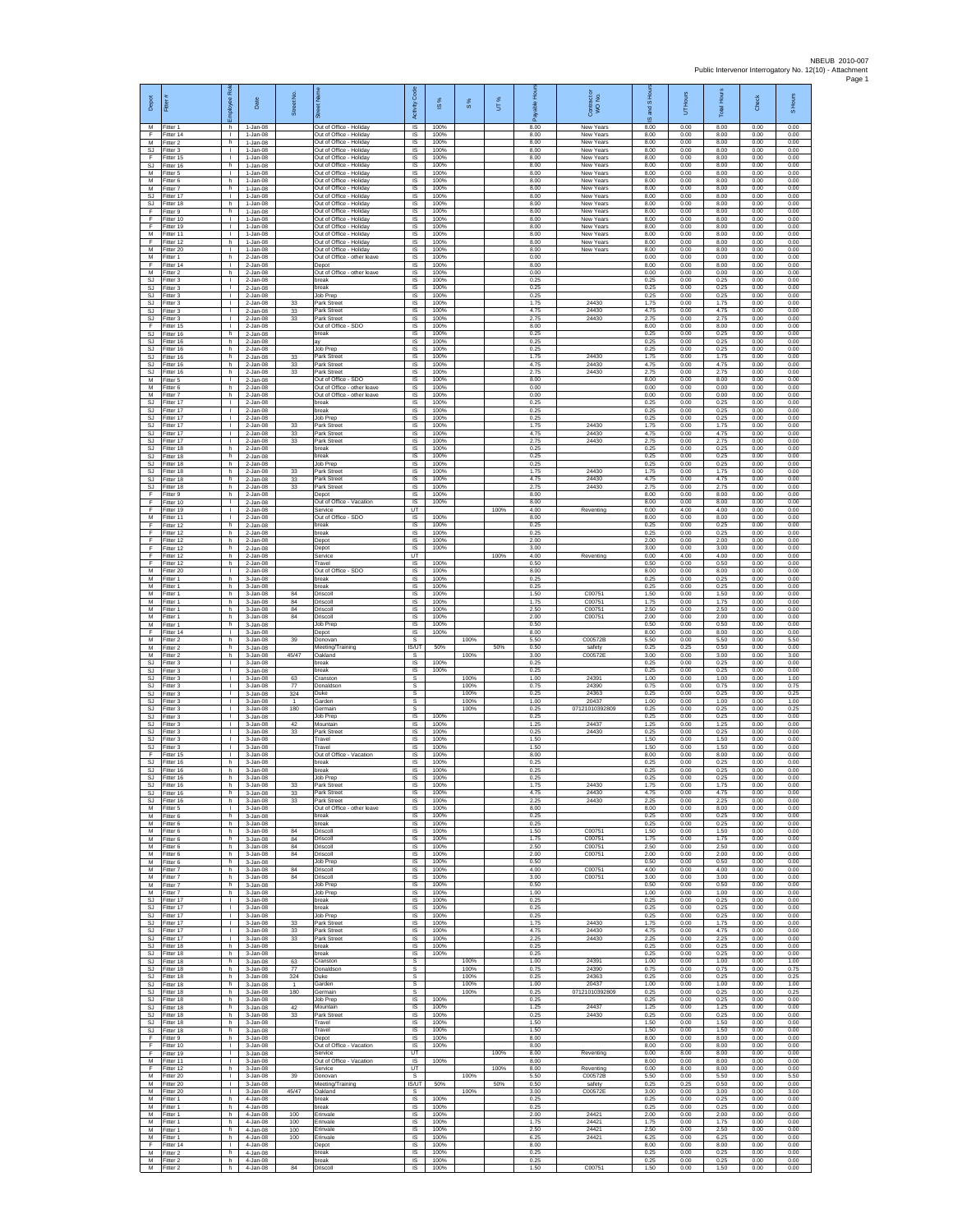| Depot | Fitter # | Employee Role | Date | Street No. | Street Name | Activity Code | IS % | S % | UT % | Payable Hours | Contract or WO No. | IS and S Hours | UT Hours | Total Hours | Check | S Hours |
|---|---|---|---|---|---|---|---|---|---|---|---|---|---|---|---|---|
| M | Fitter 1 | h | 1-Jan-08 | | Out of Office - Holiday | IS | 100% | | | 8.00 | New Years | 8.00 | 0.00 | 8.00 | 0.00 | 0.00 |
| F | Fitter 14 | l | 1-Jan-08 | | Out of Office - Holiday | IS | 100% | | | 8.00 | New Years | 8.00 | 0.00 | 8.00 | 0.00 | 0.00 |
| M | Fitter 2 | h | 1-Jan-08 | | Out of Office - Holiday | IS | 100% | | | 8.00 | New Years | 8.00 | 0.00 | 8.00 | 0.00 | 0.00 |
| SJ | Fitter 3 | l | 1-Jan-08 | | Out of Office - Holiday | IS | 100% | | | 8.00 | New Years | 8.00 | 0.00 | 8.00 | 0.00 | 0.00 |
| F | Fitter 15 | l | 1-Jan-08 | | Out of Office - Holiday | IS | 100% | | | 8.00 | New Years | 8.00 | 0.00 | 8.00 | 0.00 | 0.00 |
| SJ | Fitter 16 | h | 1-Jan-08 | | Out of Office - Holiday | IS | 100% | | | 8.00 | New Years | 8.00 | 0.00 | 8.00 | 0.00 | 0.00 |
| M | Fitter 5 | l | 1-Jan-08 | | Out of Office - Holiday | IS | 100% | | | 8.00 | New Years | 8.00 | 0.00 | 8.00 | 0.00 | 0.00 |
| M | Fitter 6 | h | 1-Jan-08 | | Out of Office - Holiday | IS | 100% | | | 8.00 | New Years | 8.00 | 0.00 | 8.00 | 0.00 | 0.00 |
| M | Fitter 7 | h | 1-Jan-08 | | Out of Office - Holiday | IS | 100% | | | 8.00 | New Years | 8.00 | 0.00 | 8.00 | 0.00 | 0.00 |
| SJ | Fitter 17 | l | 1-Jan-08 | | Out of Office - Holiday | IS | 100% | | | 8.00 | New Years | 8.00 | 0.00 | 8.00 | 0.00 | 0.00 |
| SJ | Fitter 18 | h | 1-Jan-08 | | Out of Office - Holiday | IS | 100% | | | 8.00 | New Years | 8.00 | 0.00 | 8.00 | 0.00 | 0.00 |
| F | Fitter 9 | h | 1-Jan-08 | | Out of Office - Holiday | IS | 100% | | | 8.00 | New Years | 8.00 | 0.00 | 8.00 | 0.00 | 0.00 |
| F | Fitter 10 | l | 1-Jan-08 | | Out of Office - Holiday | IS | 100% | | | 8.00 | New Years | 8.00 | 0.00 | 8.00 | 0.00 | 0.00 |
| F | Fitter 19 | l | 1-Jan-08 | | Out of Office - Holiday | IS | 100% | | | 8.00 | New Years | 8.00 | 0.00 | 8.00 | 0.00 | 0.00 |
| M | Fitter 11 | l | 1-Jan-08 | | Out of Office - Holiday | IS | 100% | | | 8.00 | New Years | 8.00 | 0.00 | 8.00 | 0.00 | 0.00 |
| F | Fitter 12 | h | 1-Jan-08 | | Out of Office - Holiday | IS | 100% | | | 8.00 | New Years | 8.00 | 0.00 | 8.00 | 0.00 | 0.00 |
| M | Fitter 20 | l | 1-Jan-08 | | Out of Office - Holiday | IS | 100% | | | 8.00 | New Years | 8.00 | 0.00 | 8.00 | 0.00 | 0.00 |
| M | Fitter 1 | h | 2-Jan-08 | | Out of Office - other leave | IS | 100% | | | 0.00 | | 0.00 | 0.00 | 0.00 | 0.00 | 0.00 |
| F | Fitter 14 | l | 2-Jan-08 | | Depot | IS | 100% | | | 8.00 | | 8.00 | 0.00 | 8.00 | 0.00 | 0.00 |
| M | Fitter 2 | h | 2-Jan-08 | | Out of Office - other leave | IS | 100% | | | 0.00 | | 0.00 | 0.00 | 0.00 | 0.00 | 0.00 |
| SJ | Fitter 3 | l | 2-Jan-08 | | break | IS | 100% | | | 0.25 | | 0.25 | 0.00 | 0.25 | 0.00 | 0.00 |
| SJ | Fitter 3 | l | 2-Jan-08 | | break | IS | 100% | | | 0.25 | | 0.25 | 0.00 | 0.25 | 0.00 | 0.00 |
| SJ | Fitter 3 | l | 2-Jan-08 | | Job Prep | IS | 100% | | | 0.25 | | 0.25 | 0.00 | 0.25 | 0.00 | 0.00 |
| SJ | Fitter 3 | l | 2-Jan-08 | 33 | Park Street | IS | 100% | | | 1.75 | 24430 | 1.75 | 0.00 | 1.75 | 0.00 | 0.00 |
| SJ | Fitter 3 | l | 2-Jan-08 | 33 | Park Street | IS | 100% | | | 4.75 | 24430 | 4.75 | 0.00 | 4.75 | 0.00 | 0.00 |
| SJ | Fitter 3 | l | 2-Jan-08 | 33 | Park Street | IS | 100% | | | 2.75 | 24430 | 2.75 | 0.00 | 2.75 | 0.00 | 0.00 |
| F | Fitter 15 | l | 2-Jan-08 | | Out of Office - SDO | IS | 100% | | | 8.00 | | 8.00 | 0.00 | 8.00 | 0.00 | 0.00 |
| SJ | Fitter 16 | h | 2-Jan-08 | | break | IS | 100% | | | 0.25 | | 0.25 | 0.00 | 0.25 | 0.00 | 0.00 |
| SJ | Fitter 16 | h | 2-Jan-08 | | ay | IS | 100% | | | 0.25 | | 0.25 | 0.00 | 0.25 | 0.00 | 0.00 |
| SJ | Fitter 16 | h | 2-Jan-08 | | Job Prep | IS | 100% | | | 0.25 | | 0.25 | 0.00 | 0.25 | 0.00 | 0.00 |
| SJ | Fitter 16 | h | 2-Jan-08 | 33 | Park Street | IS | 100% | | | 1.75 | 24430 | 1.75 | 0.00 | 1.75 | 0.00 | 0.00 |
| SJ | Fitter 16 | h | 2-Jan-08 | 33 | Park Street | IS | 100% | | | 4.75 | 24430 | 4.75 | 0.00 | 4.75 | 0.00 | 0.00 |
| SJ | Fitter 16 | h | 2-Jan-08 | 33 | Park Street | IS | 100% | | | 2.75 | 24430 | 2.75 | 0.00 | 2.75 | 0.00 | 0.00 |
| M | Fitter 5 | l | 2-Jan-08 | | Out of Office - SDO | IS | 100% | | | 8.00 | | 8.00 | 0.00 | 8.00 | 0.00 | 0.00 |
| M | Fitter 6 | h | 2-Jan-08 | | Out of Office - other leave | IS | 100% | | | 0.00 | | 0.00 | 0.00 | 0.00 | 0.00 | 0.00 |
| M | Fitter 7 | h | 2-Jan-08 | | Out of Office - other leave | IS | 100% | | | 0.00 | | 0.00 | 0.00 | 0.00 | 0.00 | 0.00 |
| SJ | Fitter 17 | l | 2-Jan-08 | | break | IS | 100% | | | 0.25 | | 0.25 | 0.00 | 0.25 | 0.00 | 0.00 |
| SJ | Fitter 17 | l | 2-Jan-08 | | break | IS | 100% | | | 0.25 | | 0.25 | 0.00 | 0.25 | 0.00 | 0.00 |
| SJ | Fitter 17 | l | 2-Jan-08 | | Job Prep | IS | 100% | | | 0.25 | | 0.25 | 0.00 | 0.25 | 0.00 | 0.00 |
| SJ | Fitter 17 | l | 2-Jan-08 | 33 | Park Street | IS | 100% | | | 1.75 | 24430 | 1.75 | 0.00 | 1.75 | 0.00 | 0.00 |
| SJ | Fitter 17 | l | 2-Jan-08 | 33 | Park Street | IS | 100% | | | 4.75 | 24430 | 4.75 | 0.00 | 4.75 | 0.00 | 0.00 |
| SJ | Fitter 17 | l | 2-Jan-08 | 33 | Park Street | IS | 100% | | | 2.75 | 24430 | 2.75 | 0.00 | 2.75 | 0.00 | 0.00 |
| SJ | Fitter 18 | h | 2-Jan-08 | | break | IS | 100% | | | 0.25 | | 0.25 | 0.00 | 0.25 | 0.00 | 0.00 |
| SJ | Fitter 18 | h | 2-Jan-08 | | break | IS | 100% | | | 0.25 | | 0.25 | 0.00 | 0.25 | 0.00 | 0.00 |
| SJ | Fitter 18 | h | 2-Jan-08 | | Job Prep | IS | 100% | | | 0.25 | | 0.25 | 0.00 | 0.25 | 0.00 | 0.00 |
| SJ | Fitter 18 | h | 2-Jan-08 | 33 | Park Street | IS | 100% | | | 1.75 | 24430 | 1.75 | 0.00 | 1.75 | 0.00 | 0.00 |
| SJ | Fitter 18 | h | 2-Jan-08 | 33 | Park Street | IS | 100% | | | 4.75 | 24430 | 4.75 | 0.00 | 4.75 | 0.00 | 0.00 |
| SJ | Fitter 18 | h | 2-Jan-08 | 33 | Park Street | IS | 100% | | | 2.75 | 24430 | 2.75 | 0.00 | 2.75 | 0.00 | 0.00 |
| F | Fitter 9 | h | 2-Jan-08 | | Depot | IS | 100% | | | 8.00 | | 8.00 | 0.00 | 8.00 | 0.00 | 0.00 |
| F | Fitter 10 | l | 2-Jan-08 | | Out of Office - Vacation | IS | 100% | | | 8.00 | | 8.00 | 0.00 | 8.00 | 0.00 | 0.00 |
| F | Fitter 19 | l | 2-Jan-08 | | Service | UT | | | 100% | 4.00 | Reventing | 0.00 | 4.00 | 4.00 | 0.00 | 0.00 |
| M | Fitter 11 | l | 2-Jan-08 | | Out of Office - SDO | IS | 100% | | | 8.00 | | 8.00 | 0.00 | 8.00 | 0.00 | 0.00 |
| F | Fitter 12 | h | 2-Jan-08 | | break | IS | 100% | | | 0.25 | | 0.25 | 0.00 | 0.25 | 0.00 | 0.00 |
| F | Fitter 12 | h | 2-Jan-08 | | break | IS | 100% | | | 0.25 | | 0.25 | 0.00 | 0.25 | 0.00 | 0.00 |
| F | Fitter 12 | h | 2-Jan-08 | | Depot | IS | 100% | | | 2.00 | | 2.00 | 0.00 | 2.00 | 0.00 | 0.00 |
| F | Fitter 12 | h | 2-Jan-08 | | Depot | IS | 100% | | | 3.00 | | 3.00 | 0.00 | 3.00 | 0.00 | 0.00 |
| F | Fitter 12 | h | 2-Jan-08 | | Service | UT | | | 100% | 4.00 | Reventing | 0.00 | 4.00 | 4.00 | 0.00 | 0.00 |
| F | Fitter 12 | h | 2-Jan-08 | | Travel | IS | 100% | | | 0.50 | | 0.50 | 0.00 | 0.50 | 0.00 | 0.00 |
| M | Fitter 20 | l | 2-Jan-08 | | Out of Office - SDO | IS | 100% | | | 8.00 | | 8.00 | 0.00 | 8.00 | 0.00 | 0.00 |
| M | Fitter 1 | h | 3-Jan-08 | | break | IS | 100% | | | 0.25 | | 0.25 | 0.00 | 0.25 | 0.00 | 0.00 |
| M | Fitter 1 | h | 3-Jan-08 | | break | IS | 100% | | | 0.25 | | 0.25 | 0.00 | 0.25 | 0.00 | 0.00 |
| M | Fitter 1 | h | 3-Jan-08 | 84 | Driscoll | IS | 100% | | | 1.50 | C00751 | 1.50 | 0.00 | 1.50 | 0.00 | 0.00 |
| M | Fitter 1 | h | 3-Jan-08 | 84 | Driscoll | IS | 100% | | | 1.75 | C00751 | 1.75 | 0.00 | 1.75 | 0.00 | 0.00 |
| M | Fitter 1 | h | 3-Jan-08 | 84 | Driscoll | IS | 100% | | | 2.50 | C00751 | 2.50 | 0.00 | 2.50 | 0.00 | 0.00 |
| M | Fitter 1 | h | 3-Jan-08 | 84 | Driscoll | IS | 100% | | | 2.00 | C00751 | 2.00 | 0.00 | 2.00 | 0.00 | 0.00 |
| M | Fitter 1 | h | 3-Jan-08 | | Job Prep | IS | 100% | | | 0.50 | | 0.50 | 0.00 | 0.50 | 0.00 | 0.00 |
| F | Fitter 14 | l | 3-Jan-08 | | Depot | IS | 100% | | | 8.00 | | 8.00 | 0.00 | 8.00 | 0.00 | 0.00 |
| M | Fitter 2 | h | 3-Jan-08 | 39 | Donovan | S | | 100% | | 5.50 | C00572B | 5.50 | 0.00 | 5.50 | 0.00 | 5.50 |
| M | Fitter 2 | h | 3-Jan-08 | | Meeting/Training | IS/UT | 50% | | 50% | 0.50 | safety | 0.25 | 0.25 | 0.50 | 0.00 | 0.00 |
| M | Fitter 2 | h | 3-Jan-08 | 45/47 | Oakland | S | | 100% | | 3.00 | C00572E | 3.00 | 0.00 | 3.00 | 0.00 | 3.00 |
| SJ | Fitter 3 | l | 3-Jan-08 | | break | IS | 100% | | | 0.25 | | 0.25 | 0.00 | 0.25 | 0.00 | 0.00 |
| SJ | Fitter 3 | l | 3-Jan-08 | | break | IS | 100% | | | 0.25 | | 0.25 | 0.00 | 0.25 | 0.00 | 0.00 |
| SJ | Fitter 3 | l | 3-Jan-08 | 63 | Cranston | S | | 100% | | 1.00 | 24391 | 1.00 | 0.00 | 1.00 | 0.00 | 1.00 |
| SJ | Fitter 3 | l | 3-Jan-08 | 77 | Donaldson | S | | 100% | | 0.75 | 24390 | 0.75 | 0.00 | 0.75 | 0.00 | 0.75 |
| SJ | Fitter 3 | l | 3-Jan-08 | 324 | Duke | S | | 100% | | 0.25 | 24363 | 0.25 | 0.00 | 0.25 | 0.00 | 0.25 |
| SJ | Fitter 3 | l | 3-Jan-08 | 1 | Garden | S | | 100% | | 1.00 | 20437 | 1.00 | 0.00 | 1.00 | 0.00 | 1.00 |
| SJ | Fitter 3 | l | 3-Jan-08 | 180 | Germain | S | | 100% | | 0.25 | 07121010392809 | 0.25 | 0.00 | 0.25 | 0.00 | 0.25 |
| SJ | Fitter 3 | l | 3-Jan-08 | | Job Prep | IS | 100% | | | 0.25 | | 0.25 | 0.00 | 0.25 | 0.00 | 0.00 |
| SJ | Fitter 3 | l | 3-Jan-08 | 42 | Mountain | IS | 100% | | | 1.25 | 24437 | 1.25 | 0.00 | 1.25 | 0.00 | 0.00 |
| SJ | Fitter 3 | l | 3-Jan-08 | 33 | Park Street | IS | 100% | | | 0.25 | 24430 | 0.25 | 0.00 | 0.25 | 0.00 | 0.00 |
| SJ | Fitter 3 | l | 3-Jan-08 | | Travel | IS | 100% | | | 1.50 | | 1.50 | 0.00 | 1.50 | 0.00 | 0.00 |
| SJ | Fitter 3 | l | 3-Jan-08 | | Travel | IS | 100% | | | 1.50 | | 1.50 | 0.00 | 1.50 | 0.00 | 0.00 |
| F | Fitter 15 | l | 3-Jan-08 | | Out of Office - Vacation | IS | 100% | | | 8.00 | | 8.00 | 0.00 | 8.00 | 0.00 | 0.00 |
| SJ | Fitter 16 | h | 3-Jan-08 | | break | IS | 100% | | | 0.25 | | 0.25 | 0.00 | 0.25 | 0.00 | 0.00 |
| SJ | Fitter 16 | h | 3-Jan-08 | | break | IS | 100% | | | 0.25 | | 0.25 | 0.00 | 0.25 | 0.00 | 0.00 |
| SJ | Fitter 16 | h | 3-Jan-08 | | Job Prep | IS | 100% | | | 0.25 | | 0.25 | 0.00 | 0.25 | 0.00 | 0.00 |
| SJ | Fitter 16 | h | 3-Jan-08 | 33 | Park Street | IS | 100% | | | 1.75 | 24430 | 1.75 | 0.00 | 1.75 | 0.00 | 0.00 |
| SJ | Fitter 16 | h | 3-Jan-08 | 33 | Park Street | IS | 100% | | | 4.75 | 24430 | 4.75 | 0.00 | 4.75 | 0.00 | 0.00 |
| SJ | Fitter 16 | h | 3-Jan-08 | 33 | Park Street | IS | 100% | | | 2.25 | 24430 | 2.25 | 0.00 | 2.25 | 0.00 | 0.00 |
| M | Fitter 5 | l | 3-Jan-08 | | Out of Office - other leave | IS | 100% | | | 8.00 | | 8.00 | 0.00 | 8.00 | 0.00 | 0.00 |
| M | Fitter 6 | h | 3-Jan-08 | | break | IS | 100% | | | 0.25 | | 0.25 | 0.00 | 0.25 | 0.00 | 0.00 |
| M | Fitter 6 | h | 3-Jan-08 | | break | IS | 100% | | | 0.25 | | 0.25 | 0.00 | 0.25 | 0.00 | 0.00 |
| M | Fitter 6 | h | 3-Jan-08 | 84 | Driscoll | IS | 100% | | | 1.50 | C00751 | 1.50 | 0.00 | 1.50 | 0.00 | 0.00 |
| M | Fitter 6 | h | 3-Jan-08 | 84 | Driscoll | IS | 100% | | | 1.75 | C00751 | 1.75 | 0.00 | 1.75 | 0.00 | 0.00 |
| M | Fitter 6 | h | 3-Jan-08 | 84 | Driscoll | IS | 100% | | | 2.50 | C00751 | 2.50 | 0.00 | 2.50 | 0.00 | 0.00 |
| M | Fitter 6 | h | 3-Jan-08 | 84 | Driscoll | IS | 100% | | | 2.00 | C00751 | 2.00 | 0.00 | 2.00 | 0.00 | 0.00 |
| M | Fitter 6 | h | 3-Jan-08 | | Job Prep | IS | 100% | | | 0.50 | | 0.50 | 0.00 | 0.50 | 0.00 | 0.00 |
| M | Fitter 7 | h | 3-Jan-08 | 84 | Driscoll | IS | 100% | | | 4.00 | C00751 | 4.00 | 0.00 | 4.00 | 0.00 | 0.00 |
| M | Fitter 7 | h | 3-Jan-08 | 84 | Driscoll | IS | 100% | | | 3.00 | C00751 | 3.00 | 0.00 | 3.00 | 0.00 | 0.00 |
| M | Fitter 7 | h | 3-Jan-08 | | Job Prep | IS | 100% | | | 0.50 | | 0.50 | 0.00 | 0.50 | 0.00 | 0.00 |
| M | Fitter 7 | h | 3-Jan-08 | | Job Prep | IS | 100% | | | 1.00 | | 1.00 | 0.00 | 1.00 | 0.00 | 0.00 |
| SJ | Fitter 17 | l | 3-Jan-08 | | break | IS | 100% | | | 0.25 | | 0.25 | 0.00 | 0.25 | 0.00 | 0.00 |
| SJ | Fitter 17 | l | 3-Jan-08 | | break | IS | 100% | | | 0.25 | | 0.25 | 0.00 | 0.25 | 0.00 | 0.00 |
| SJ | Fitter 17 | l | 3-Jan-08 | | Job Prep | IS | 100% | | | 0.25 | | 0.25 | 0.00 | 0.25 | 0.00 | 0.00 |
| SJ | Fitter 17 | l | 3-Jan-08 | 33 | Park Street | IS | 100% | | | 1.75 | 24430 | 1.75 | 0.00 | 1.75 | 0.00 | 0.00 |
| SJ | Fitter 17 | l | 3-Jan-08 | 33 | Park Street | IS | 100% | | | 4.75 | 24430 | 4.75 | 0.00 | 4.75 | 0.00 | 0.00 |
| SJ | Fitter 17 | l | 3-Jan-08 | 33 | Park Street | IS | 100% | | | 2.25 | 24430 | 2.25 | 0.00 | 2.25 | 0.00 | 0.00 |
| SJ | Fitter 18 | h | 3-Jan-08 | | break | IS | 100% | | | 0.25 | | 0.25 | 0.00 | 0.25 | 0.00 | 0.00 |
| SJ | Fitter 18 | h | 3-Jan-08 | | break | IS | 100% | | | 0.25 | | 0.25 | 0.00 | 0.25 | 0.00 | 0.00 |
| SJ | Fitter 18 | h | 3-Jan-08 | 63 | Cranston | S | | 100% | | 1.00 | 24391 | 1.00 | 0.00 | 1.00 | 0.00 | 1.00 |
| SJ | Fitter 18 | h | 3-Jan-08 | 77 | Donaldson | S | | 100% | | 0.75 | 24390 | 0.75 | 0.00 | 0.75 | 0.00 | 0.75 |
| SJ | Fitter 18 | h | 3-Jan-08 | 324 | Duke | S | | 100% | | 0.25 | 24363 | 0.25 | 0.00 | 0.25 | 0.00 | 0.25 |
| SJ | Fitter 18 | h | 3-Jan-08 | 1 | Garden | S | | 100% | | 1.00 | 20437 | 1.00 | 0.00 | 1.00 | 0.00 | 1.00 |
| SJ | Fitter 18 | h | 3-Jan-08 | 180 | Germain | S | | 100% | | 0.25 | 07121010392809 | 0.25 | 0.00 | 0.25 | 0.00 | 0.25 |
| SJ | Fitter 18 | h | 3-Jan-08 | | Job Prep | IS | 100% | | | 0.25 | | 0.25 | 0.00 | 0.25 | 0.00 | 0.00 |
| SJ | Fitter 18 | h | 3-Jan-08 | 42 | Mountain | IS | 100% | | | 1.25 | 24437 | 1.25 | 0.00 | 1.25 | 0.00 | 0.00 |
| SJ | Fitter 18 | h | 3-Jan-08 | 33 | Park Street | IS | 100% | | | 0.25 | 24430 | 0.25 | 0.00 | 0.25 | 0.00 | 0.00 |
| SJ | Fitter 18 | h | 3-Jan-08 | | Travel | IS | 100% | | | 1.50 | | 1.50 | 0.00 | 1.50 | 0.00 | 0.00 |
| SJ | Fitter 18 | h | 3-Jan-08 | | Travel | IS | 100% | | | 1.50 | | 1.50 | 0.00 | 1.50 | 0.00 | 0.00 |
| F | Fitter 9 | h | 3-Jan-08 | | Depot | IS | 100% | | | 8.00 | | 8.00 | 0.00 | 8.00 | 0.00 | 0.00 |
| F | Fitter 10 | l | 3-Jan-08 | | Out of Office - Vacation | IS | 100% | | | 8.00 | | 8.00 | 0.00 | 8.00 | 0.00 | 0.00 |
| F | Fitter 19 | l | 3-Jan-08 | | Service | UT | | | 100% | 8.00 | Reventing | 0.00 | 8.00 | 8.00 | 0.00 | 0.00 |
| M | Fitter 11 | l | 3-Jan-08 | | Out of Office - Vacation | IS | 100% | | | 8.00 | | 8.00 | 0.00 | 8.00 | 0.00 | 0.00 |
| F | Fitter 12 | h | 3-Jan-08 | | Service | UT | | | 100% | 8.00 | Reventing | 0.00 | 8.00 | 8.00 | 0.00 | 0.00 |
| M | Fitter 20 | l | 3-Jan-08 | 39 | Donovan | S | | 100% | | 5.50 | C00572B | 5.50 | 0.00 | 5.50 | 0.00 | 5.50 |
| M | Fitter 20 | l | 3-Jan-08 | | Meeting/Training | IS/UT | 50% | | 50% | 0.50 | safety | 0.25 | 0.25 | 0.50 | 0.00 | 0.00 |
| M | Fitter 20 | l | 3-Jan-08 | 45/47 | Oakland | S | | 100% | | 3.00 | C00572E | 3.00 | 0.00 | 3.00 | 0.00 | 3.00 |
| M | Fitter 1 | h | 4-Jan-08 | | break | IS | 100% | | | 0.25 | | 0.25 | 0.00 | 0.25 | 0.00 | 0.00 |
| M | Fitter 1 | h | 4-Jan-08 | | break | IS | 100% | | | 0.25 | | 0.25 | 0.00 | 0.25 | 0.00 | 0.00 |
| M | Fitter 1 | h | 4-Jan-08 | 100 | Erinvale | IS | 100% | | | 2.00 | 24421 | 2.00 | 0.00 | 2.00 | 0.00 | 0.00 |
| M | Fitter 1 | h | 4-Jan-08 | 100 | Erinvale | IS | 100% | | | 1.75 | 24421 | 1.75 | 0.00 | 1.75 | 0.00 | 0.00 |
| M | Fitter 1 | h | 4-Jan-08 | 100 | Erinvale | IS | 100% | | | 2.50 | 24421 | 2.50 | 0.00 | 2.50 | 0.00 | 0.00 |
| M | Fitter 1 | h | 4-Jan-08 | 100 | Erinvale | IS | 100% | | | 6.25 | 24421 | 6.25 | 0.00 | 6.25 | 0.00 | 0.00 |
| F | Fitter 14 | l | 4-Jan-08 | | Depot | IS | 100% | | | 8.00 | | 8.00 | 0.00 | 8.00 | 0.00 | 0.00 |
| M | Fitter 2 | h | 4-Jan-08 | | break | IS | 100% | | | 0.25 | | 0.25 | 0.00 | 0.25 | 0.00 | 0.00 |
| M | Fitter 2 | h | 4-Jan-08 | | break | IS | 100% | | | 0.25 | | 0.25 | 0.00 | 0.25 | 0.00 | 0.00 |
| M | Fitter 2 | h | 4-Jan-08 | 84 | Driscoll | IS | 100% | | | 1.50 | C00751 | 1.50 | 0.00 | 1.50 | 0.00 | 0.00 |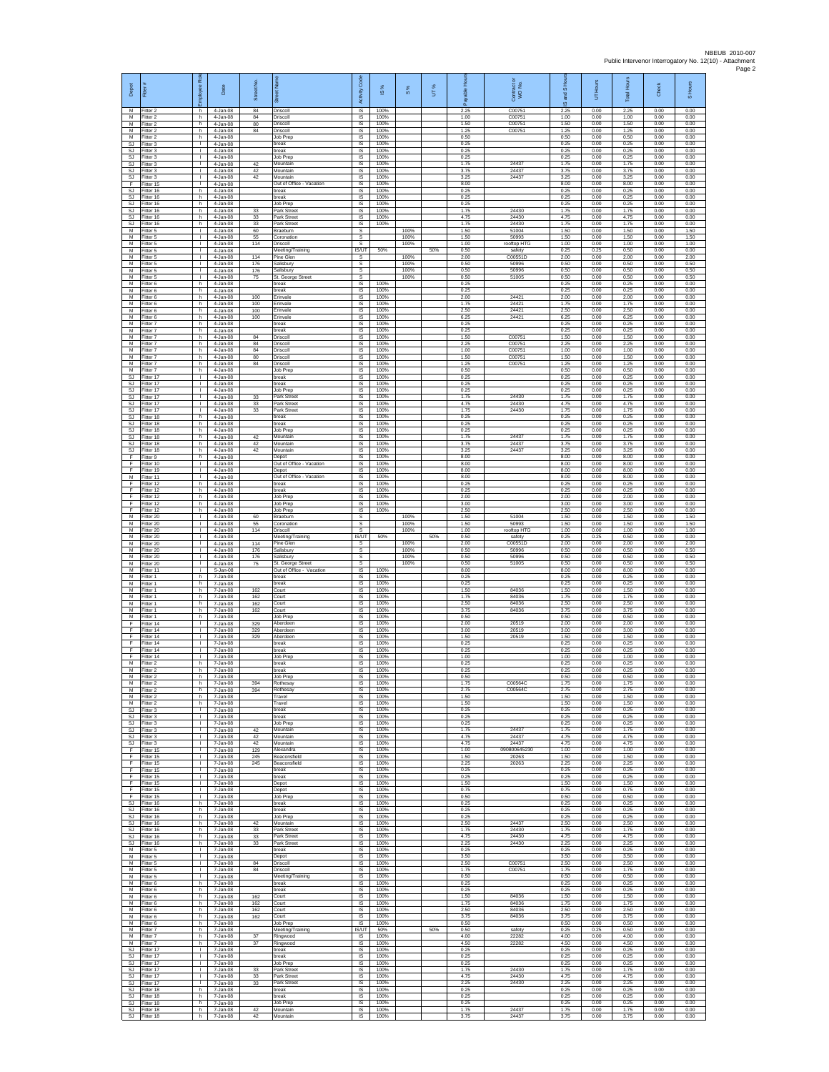| Depot | Fitter # | Employee Role | Date | Street No. | Street Name | Activity Code | IS % | S % | UT % | Payable Hours | Contract or WO No. | IS and S Hours | UT Hours | Total Hours | Check | S Hours |
|---|---|---|---|---|---|---|---|---|---|---|---|---|---|---|---|---|
| M | Fitter 2 | h | 4-Jan-08 | 84 | Driscoll | IS | 100% | | | 2.25 | C00751 | 2.25 | 0.00 | 2.25 | 0.00 | 0.00 |
| M | Fitter 2 | h | 4-Jan-08 | 84 | Driscoll | IS | 100% | | | 1.00 | C00751 | 1.00 | 0.00 | 1.00 | 0.00 | 0.00 |
| M | Fitter 2 | h | 4-Jan-08 | 80 | Driscoll | IS | 100% | | | 1.50 | C00751 | 1.50 | 0.00 | 1.50 | 0.00 | 0.00 |
| M | Fitter 2 | h | 4-Jan-08 | 84 | Driscoll | IS | 100% | | | 1.25 | C00751 | 1.25 | 0.00 | 1.25 | 0.00 | 0.00 |
| M | Fitter 2 | h | 4-Jan-08 | | Job Prep | IS | 100% | | | 0.50 | | 0.50 | 0.00 | 0.50 | 0.00 | 0.00 |
| SJ | Fitter 3 | l | 4-Jan-08 | | break | IS | 100% | | | 0.25 | | 0.25 | 0.00 | 0.25 | 0.00 | 0.00 |
| SJ | Fitter 3 | l | 4-Jan-08 | | break | IS | 100% | | | 0.25 | | 0.25 | 0.00 | 0.25 | 0.00 | 0.00 |
| SJ | Fitter 3 | l | 4-Jan-08 | | Job Prep | IS | 100% | | | 0.25 | | 0.25 | 0.00 | 0.25 | 0.00 | 0.00 |
| SJ | Fitter 3 | l | 4-Jan-08 | 42 | Mountain | IS | 100% | | | 1.75 | 24437 | 1.75 | 0.00 | 1.75 | 0.00 | 0.00 |
| SJ | Fitter 3 | l | 4-Jan-08 | 42 | Mountain | IS | 100% | | | 3.75 | 24437 | 3.75 | 0.00 | 3.75 | 0.00 | 0.00 |
| SJ | Fitter 3 | l | 4-Jan-08 | 42 | Mountain | IS | 100% | | | 3.25 | 24437 | 3.25 | 0.00 | 3.25 | 0.00 | 0.00 |
| F | Fitter 15 | l | 4-Jan-08 | | Out of Office - Vacation | IS | 100% | | | 8.00 | | 8.00 | 0.00 | 8.00 | 0.00 | 0.00 |
| SJ | Fitter 16 | h | 4-Jan-08 | | break | IS | 100% | | | 0.25 | | 0.25 | 0.00 | 0.25 | 0.00 | 0.00 |
| SJ | Fitter 16 | h | 4-Jan-08 | | break | IS | 100% | | | 0.25 | | 0.25 | 0.00 | 0.25 | 0.00 | 0.00 |
| SJ | Fitter 16 | h | 4-Jan-08 | | Job Prep | IS | 100% | | | 0.25 | | 0.25 | 0.00 | 0.25 | 0.00 | 0.00 |
| SJ | Fitter 16 | h | 4-Jan-08 | 33 | Park Street | IS | 100% | | | 1.75 | 24430 | 1.75 | 0.00 | 1.75 | 0.00 | 0.00 |
| SJ | Fitter 16 | h | 4-Jan-08 | 33 | Park Street | IS | 100% | | | 4.75 | 24430 | 4.75 | 0.00 | 4.75 | 0.00 | 0.00 |
| SJ | Fitter 16 | h | 4-Jan-08 | 33 | Park Street | IS | 100% | | | 1.75 | 24430 | 1.75 | 0.00 | 1.75 | 0.00 | 0.00 |
| M | Fitter 5 | l | 4-Jan-08 | 60 | Braeburn | S | | 100% | | 1.50 | 51004 | 1.50 | 0.00 | 1.50 | 0.00 | 1.50 |
| M | Fitter 5 | l | 4-Jan-08 | 55 | Coronation | S | | 100% | | 1.50 | 50993 | 1.50 | 0.00 | 1.50 | 0.00 | 1.50 |
| M | Fitter 5 | l | 4-Jan-08 | 114 | Driscoll | S | | 100% | | 1.00 | rooftop HTG | 1.00 | 0.00 | 1.00 | 0.00 | 1.00 |
| M | Fitter 5 | l | 4-Jan-08 | | Meeting/Training | IS/UT | 50% | | 50% | 0.50 | safety | 0.25 | 0.25 | 0.50 | 0.00 | 0.00 |
| M | Fitter 5 | l | 4-Jan-08 | 114 | Pine Glen | S | | 100% | | 2.00 | C00551D | 2.00 | 0.00 | 2.00 | 0.00 | 2.00 |
| M | Fitter 5 | l | 4-Jan-08 | 176 | Salisbury | S | | 100% | | 0.50 | 50996 | 0.50 | 0.00 | 0.50 | 0.00 | 0.50 |
| M | Fitter 5 | l | 4-Jan-08 | 176 | Salisbury | S | | 100% | | 0.50 | 50996 | 0.50 | 0.00 | 0.50 | 0.00 | 0.50 |
| M | Fitter 5 | l | 4-Jan-08 | 75 | St. George Street | S | | 100% | | 0.50 | 51005 | 0.50 | 0.00 | 0.50 | 0.00 | 0.50 |
| M | Fitter 6 | h | 4-Jan-08 | | break | IS | 100% | | | 0.25 | | 0.25 | 0.00 | 0.25 | 0.00 | 0.00 |
| M | Fitter 6 | h | 4-Jan-08 | | break | IS | 100% | | | 0.25 | | 0.25 | 0.00 | 0.25 | 0.00 | 0.00 |
| M | Fitter 6 | h | 4-Jan-08 | 100 | Erinvale | IS | 100% | | | 2.00 | 24421 | 2.00 | 0.00 | 2.00 | 0.00 | 0.00 |
| M | Fitter 6 | h | 4-Jan-08 | 100 | Erinvale | IS | 100% | | | 1.75 | 24421 | 1.75 | 0.00 | 1.75 | 0.00 | 0.00 |
| M | Fitter 6 | h | 4-Jan-08 | 100 | Erinvale | IS | 100% | | | 2.50 | 24421 | 2.50 | 0.00 | 2.50 | 0.00 | 0.00 |
| M | Fitter 6 | h | 4-Jan-08 | 100 | Erinvale | IS | 100% | | | 6.25 | 24421 | 6.25 | 0.00 | 6.25 | 0.00 | 0.00 |
| M | Fitter 7 | h | 4-Jan-08 | | break | IS | 100% | | | 0.25 | | 0.25 | 0.00 | 0.25 | 0.00 | 0.00 |
| M | Fitter 7 | h | 4-Jan-08 | | break | IS | 100% | | | 0.25 | | 0.25 | 0.00 | 0.25 | 0.00 | 0.00 |
| M | Fitter 7 | h | 4-Jan-08 | 84 | Driscoll | IS | 100% | | | 1.50 | C00751 | 1.50 | 0.00 | 1.50 | 0.00 | 0.00 |
| M | Fitter 7 | h | 4-Jan-08 | 84 | Driscoll | IS | 100% | | | 2.25 | C00751 | 2.25 | 0.00 | 2.25 | 0.00 | 0.00 |
| M | Fitter 7 | h | 4-Jan-08 | 84 | Driscoll | IS | 100% | | | 1.00 | C00751 | 1.00 | 0.00 | 1.00 | 0.00 | 0.00 |
| M | Fitter 7 | h | 4-Jan-08 | 80 | Driscoll | IS | 100% | | | 1.50 | C00751 | 1.50 | 0.00 | 1.50 | 0.00 | 0.00 |
| M | Fitter 7 | h | 4-Jan-08 | 84 | Driscoll | IS | 100% | | | 1.25 | C00751 | 1.25 | 0.00 | 1.25 | 0.00 | 0.00 |
| M | Fitter 7 | h | 4-Jan-08 | | Job Prep | IS | 100% | | | 0.50 | | 0.50 | 0.00 | 0.50 | 0.00 | 0.00 |
| SJ | Fitter 17 | l | 4-Jan-08 | | break | IS | 100% | | | 0.25 | | 0.25 | 0.00 | 0.25 | 0.00 | 0.00 |
| SJ | Fitter 17 | l | 4-Jan-08 | | break | IS | 100% | | | 0.25 | | 0.25 | 0.00 | 0.25 | 0.00 | 0.00 |
| SJ | Fitter 17 | l | 4-Jan-08 | | Job Prep | IS | 100% | | | 0.25 | | 0.25 | 0.00 | 0.25 | 0.00 | 0.00 |
| SJ | Fitter 17 | l | 4-Jan-08 | 33 | Park Street | IS | 100% | | | 1.75 | 24430 | 1.75 | 0.00 | 1.75 | 0.00 | 0.00 |
| SJ | Fitter 17 | l | 4-Jan-08 | 33 | Park Street | IS | 100% | | | 4.75 | 24430 | 4.75 | 0.00 | 4.75 | 0.00 | 0.00 |
| SJ | Fitter 17 | l | 4-Jan-08 | 33 | Park Street | IS | 100% | | | 1.75 | 24430 | 1.75 | 0.00 | 1.75 | 0.00 | 0.00 |
| SJ | Fitter 18 | h | 4-Jan-08 | | break | IS | 100% | | | 0.25 | | 0.25 | 0.00 | 0.25 | 0.00 | 0.00 |
| SJ | Fitter 18 | h | 4-Jan-08 | | break | IS | 100% | | | 0.25 | | 0.25 | 0.00 | 0.25 | 0.00 | 0.00 |
| SJ | Fitter 18 | h | 4-Jan-08 | | Job Prep | IS | 100% | | | 0.25 | | 0.25 | 0.00 | 0.25 | 0.00 | 0.00 |
| SJ | Fitter 18 | h | 4-Jan-08 | 42 | Mountain | IS | 100% | | | 1.75 | 24437 | 1.75 | 0.00 | 1.75 | 0.00 | 0.00 |
| SJ | Fitter 18 | h | 4-Jan-08 | 42 | Mountain | IS | 100% | | | 3.75 | 24437 | 3.75 | 0.00 | 3.75 | 0.00 | 0.00 |
| SJ | Fitter 18 | h | 4-Jan-08 | 42 | Mountain | IS | 100% | | | 3.25 | 24437 | 3.25 | 0.00 | 3.25 | 0.00 | 0.00 |
| F | Fitter 9 | h | 4-Jan-08 | | Depot | IS | 100% | | | 8.00 | | 8.00 | 0.00 | 8.00 | 0.00 | 0.00 |
| F | Fitter 10 | l | 4-Jan-08 | | Out of Office - Vacation | IS | 100% | | | 8.00 | | 8.00 | 0.00 | 8.00 | 0.00 | 0.00 |
| F | Fitter 19 | l | 4-Jan-08 | | Depot | IS | 100% | | | 8.00 | | 8.00 | 0.00 | 8.00 | 0.00 | 0.00 |
| M | Fitter 11 | l | 4-Jan-08 | | Out of Office - Vacation | IS | 100% | | | 8.00 | | 8.00 | 0.00 | 8.00 | 0.00 | 0.00 |
| F | Fitter 12 | h | 4-Jan-08 | | break | IS | 100% | | | 0.25 | | 0.25 | 0.00 | 0.25 | 0.00 | 0.00 |
| F | Fitter 12 | h | 4-Jan-08 | | break | IS | 100% | | | 0.25 | | 0.25 | 0.00 | 0.25 | 0.00 | 0.00 |
| F | Fitter 12 | h | 4-Jan-08 | | Job Prep | IS | 100% | | | 2.00 | | 2.00 | 0.00 | 2.00 | 0.00 | 0.00 |
| F | Fitter 12 | h | 4-Jan-08 | | Job Prep | IS | 100% | | | 3.00 | | 3.00 | 0.00 | 3.00 | 0.00 | 0.00 |
| F | Fitter 12 | h | 4-Jan-08 | | Job Prep | IS | 100% | | | 2.50 | | 2.50 | 0.00 | 2.50 | 0.00 | 0.00 |
| M | Fitter 20 | l | 4-Jan-08 | 60 | Braeburn | S | | 100% | | 1.50 | 51004 | 1.50 | 0.00 | 1.50 | 0.00 | 1.50 |
| M | Fitter 20 | l | 4-Jan-08 | 55 | Coronation | S | | 100% | | 1.50 | 50993 | 1.50 | 0.00 | 1.50 | 0.00 | 1.50 |
| M | Fitter 20 | l | 4-Jan-08 | 114 | Driscoll | S | | 100% | | 1.00 | rooftop HTG | 1.00 | 0.00 | 1.00 | 0.00 | 1.00 |
| M | Fitter 20 | l | 4-Jan-08 | | Meeting/Training | IS/UT | 50% | | 50% | 0.50 | safety | 0.25 | 0.25 | 0.50 | 0.00 | 0.00 |
| M | Fitter 20 | l | 4-Jan-08 | 114 | Pine Glen | S | | 100% | | 2.00 | C00551D | 2.00 | 0.00 | 2.00 | 0.00 | 2.00 |
| M | Fitter 20 | l | 4-Jan-08 | 176 | Salisbury | S | | 100% | | 0.50 | 50996 | 0.50 | 0.00 | 0.50 | 0.00 | 0.50 |
| M | Fitter 20 | l | 4-Jan-08 | 176 | Salisbury | S | | 100% | | 0.50 | 50996 | 0.50 | 0.00 | 0.50 | 0.00 | 0.50 |
| M | Fitter 20 | l | 4-Jan-08 | 75 | St. George Street | S | | 100% | | 0.50 | 51005 | 0.50 | 0.00 | 0.50 | 0.00 | 0.50 |
| M | Fitter 11 | l | 5-Jan-08 | | Out of Office - Vacation | IS | 100% | | | 8.00 | | 8.00 | 0.00 | 8.00 | 0.00 | 0.00 |
| M | Fitter 1 | h | 7-Jan-08 | | break | IS | 100% | | | 0.25 | | 0.25 | 0.00 | 0.25 | 0.00 | 0.00 |
| M | Fitter 1 | h | 7-Jan-08 | | break | IS | 100% | | | 0.25 | | 0.25 | 0.00 | 0.25 | 0.00 | 0.00 |
| M | Fitter 1 | h | 7-Jan-08 | 162 | Court | IS | 100% | | | 1.50 | 84036 | 1.50 | 0.00 | 1.50 | 0.00 | 0.00 |
| M | Fitter 1 | h | 7-Jan-08 | 162 | Court | IS | 100% | | | 1.75 | 84036 | 1.75 | 0.00 | 1.75 | 0.00 | 0.00 |
| M | Fitter 1 | h | 7-Jan-08 | 162 | Court | IS | 100% | | | 2.50 | 84036 | 2.50 | 0.00 | 2.50 | 0.00 | 0.00 |
| M | Fitter 1 | h | 7-Jan-08 | 162 | Court | IS | 100% | | | 3.75 | 84036 | 3.75 | 0.00 | 3.75 | 0.00 | 0.00 |
| M | Fitter 1 | h | 7-Jan-08 | | Job Prep | IS | 100% | | | 0.50 | | 0.50 | 0.00 | 0.50 | 0.00 | 0.00 |
| F | Fitter 14 | l | 7-Jan-08 | 329 | Aberdeen | IS | 100% | | | 2.00 | 20519 | 2.00 | 0.00 | 2.00 | 0.00 | 0.00 |
| F | Fitter 14 | l | 7-Jan-08 | 329 | Aberdeen | IS | 100% | | | 3.00 | 20519 | 3.00 | 0.00 | 3.00 | 0.00 | 0.00 |
| F | Fitter 14 | l | 7-Jan-08 | 329 | Aberdeen | IS | 100% | | | 1.50 | 20519 | 1.50 | 0.00 | 1.50 | 0.00 | 0.00 |
| F | Fitter 14 | l | 7-Jan-08 | | break | IS | 100% | | | 0.25 | | 0.25 | 0.00 | 0.25 | 0.00 | 0.00 |
| F | Fitter 14 | l | 7-Jan-08 | | break | IS | 100% | | | 0.25 | | 0.25 | 0.00 | 0.25 | 0.00 | 0.00 |
| F | Fitter 14 | l | 7-Jan-08 | | Job Prep | IS | 100% | | | 1.00 | | 1.00 | 0.00 | 1.00 | 0.00 | 0.00 |
| M | Fitter 2 | h | 7-Jan-08 | | break | IS | 100% | | | 0.25 | | 0.25 | 0.00 | 0.25 | 0.00 | 0.00 |
| M | Fitter 2 | h | 7-Jan-08 | | break | IS | 100% | | | 0.25 | | 0.25 | 0.00 | 0.25 | 0.00 | 0.00 |
| M | Fitter 2 | h | 7-Jan-08 | | Job Prep | IS | 100% | | | 0.50 | | 0.50 | 0.00 | 0.50 | 0.00 | 0.00 |
| M | Fitter 2 | h | 7-Jan-08 | 394 | Rothesay | IS | 100% | | | 1.75 | C00564C | 1.75 | 0.00 | 1.75 | 0.00 | 0.00 |
| M | Fitter 2 | h | 7-Jan-08 | 394 | Rothesay | IS | 100% | | | 2.75 | C00564C | 2.75 | 0.00 | 2.75 | 0.00 | 0.00 |
| M | Fitter 2 | h | 7-Jan-08 | | Travel | IS | 100% | | | 1.50 | | 1.50 | 0.00 | 1.50 | 0.00 | 0.00 |
| M | Fitter 2 | h | 7-Jan-08 | | Travel | IS | 100% | | | 1.50 | | 1.50 | 0.00 | 1.50 | 0.00 | 0.00 |
| SJ | Fitter 3 | l | 7-Jan-08 | | break | IS | 100% | | | 0.25 | | 0.25 | 0.00 | 0.25 | 0.00 | 0.00 |
| SJ | Fitter 3 | l | 7-Jan-08 | | break | IS | 100% | | | 0.25 | | 0.25 | 0.00 | 0.25 | 0.00 | 0.00 |
| SJ | Fitter 3 | l | 7-Jan-08 | | Job Prep | IS | 100% | | | 0.25 | | 0.25 | 0.00 | 0.25 | 0.00 | 0.00 |
| SJ | Fitter 3 | l | 7-Jan-08 | 42 | Mountain | IS | 100% | | | 1.75 | 24437 | 1.75 | 0.00 | 1.75 | 0.00 | 0.00 |
| SJ | Fitter 3 | l | 7-Jan-08 | 42 | Mountain | IS | 100% | | | 4.75 | 24437 | 4.75 | 0.00 | 4.75 | 0.00 | 0.00 |
| SJ | Fitter 3 | l | 7-Jan-08 | 42 | Mountain | IS | 100% | | | 4.75 | 24437 | 4.75 | 0.00 | 4.75 | 0.00 | 0.00 |
| F | Fitter 15 | l | 7-Jan-08 | 129 | Alexandra | IS | 100% | | | 1.00 | 090800645230 | 1.00 | 0.00 | 1.00 | 0.00 | 0.00 |
| F | Fitter 15 | l | 7-Jan-08 | 245 | Beaconsfield | IS | 100% | | | 1.50 | 20263 | 1.50 | 0.00 | 1.50 | 0.00 | 0.00 |
| F | Fitter 15 | l | 7-Jan-08 | 245 | Beaconsfield | IS | 100% | | | 2.25 | 20263 | 2.25 | 0.00 | 2.25 | 0.00 | 0.00 |
| F | Fitter 15 | l | 7-Jan-08 | | break | IS | 100% | | | 0.25 | | 0.25 | 0.00 | 0.25 | 0.00 | 0.00 |
| F | Fitter 15 | l | 7-Jan-08 | | break | IS | 100% | | | 0.25 | | 0.25 | 0.00 | 0.25 | 0.00 | 0.00 |
| F | Fitter 15 | l | 7-Jan-08 | | Depot | IS | 100% | | | 1.50 | | 1.50 | 0.00 | 1.50 | 0.00 | 0.00 |
| F | Fitter 15 | l | 7-Jan-08 | | Depot | IS | 100% | | | 0.75 | | 0.75 | 0.00 | 0.75 | 0.00 | 0.00 |
| F | Fitter 15 | l | 7-Jan-08 | | Job Prep | IS | 100% | | | 0.50 | | 0.50 | 0.00 | 0.50 | 0.00 | 0.00 |
| SJ | Fitter 16 | h | 7-Jan-08 | | break | IS | 100% | | | 0.25 | | 0.25 | 0.00 | 0.25 | 0.00 | 0.00 |
| SJ | Fitter 16 | h | 7-Jan-08 | | break | IS | 100% | | | 0.25 | | 0.25 | 0.00 | 0.25 | 0.00 | 0.00 |
| SJ | Fitter 16 | h | 7-Jan-08 | | Job Prep | IS | 100% | | | 0.25 | | 0.25 | 0.00 | 0.25 | 0.00 | 0.00 |
| SJ | Fitter 16 | h | 7-Jan-08 | 42 | Mountain | IS | 100% | | | 2.50 | 24437 | 2.50 | 0.00 | 2.50 | 0.00 | 0.00 |
| SJ | Fitter 16 | h | 7-Jan-08 | 33 | Park Street | IS | 100% | | | 1.75 | 24430 | 1.75 | 0.00 | 1.75 | 0.00 | 0.00 |
| SJ | Fitter 16 | h | 7-Jan-08 | 33 | Park Street | IS | 100% | | | 4.75 | 24430 | 4.75 | 0.00 | 4.75 | 0.00 | 0.00 |
| SJ | Fitter 16 | h | 7-Jan-08 | 33 | Park Street | IS | 100% | | | 2.25 | 24430 | 2.25 | 0.00 | 2.25 | 0.00 | 0.00 |
| M | Fitter 5 | l | 7-Jan-08 | | break | IS | 100% | | | 0.25 | | 0.25 | 0.00 | 0.25 | 0.00 | 0.00 |
| M | Fitter 5 | l | 7-Jan-08 | | Depot | IS | 100% | | | 3.50 | | 3.50 | 0.00 | 3.50 | 0.00 | 0.00 |
| M | Fitter 5 | l | 7-Jan-08 | 84 | Driscoll | IS | 100% | | | 2.50 | C00751 | 2.50 | 0.00 | 2.50 | 0.00 | 0.00 |
| M | Fitter 5 | l | 7-Jan-08 | 84 | Driscoll | IS | 100% | | | 1.75 | C00751 | 1.75 | 0.00 | 1.75 | 0.00 | 0.00 |
| M | Fitter 5 | l | 7-Jan-08 | | Meeting/Training | IS | 100% | | | 0.50 | | 0.50 | 0.00 | 0.50 | 0.00 | 0.00 |
| M | Fitter 6 | h | 7-Jan-08 | | break | IS | 100% | | | 0.25 | | 0.25 | 0.00 | 0.25 | 0.00 | 0.00 |
| M | Fitter 6 | h | 7-Jan-08 | | break | IS | 100% | | | 0.25 | | 0.25 | 0.00 | 0.25 | 0.00 | 0.00 |
| M | Fitter 6 | h | 7-Jan-08 | 162 | Court | IS | 100% | | | 1.50 | 84036 | 1.50 | 0.00 | 1.50 | 0.00 | 0.00 |
| M | Fitter 6 | h | 7-Jan-08 | 162 | Court | IS | 100% | | | 1.75 | 84036 | 1.75 | 0.00 | 1.75 | 0.00 | 0.00 |
| M | Fitter 6 | h | 7-Jan-08 | 162 | Court | IS | 100% | | | 2.50 | 84036 | 2.50 | 0.00 | 2.50 | 0.00 | 0.00 |
| M | Fitter 6 | h | 7-Jan-08 | 162 | Court | IS | 100% | | | 3.75 | 84036 | 3.75 | 0.00 | 3.75 | 0.00 | 0.00 |
| M | Fitter 6 | h | 7-Jan-08 | | Job Prep | IS | 100% | | | 0.50 | | 0.50 | 0.00 | 0.50 | 0.00 | 0.00 |
| M | Fitter 7 | h | 7-Jan-08 | | Meeting/Training | IS/UT | 50% | | 50% | 0.50 | safety | 0.25 | 0.25 | 0.50 | 0.00 | 0.00 |
| M | Fitter 7 | h | 7-Jan-08 | 37 | Ringwood | IS | 100% | | | 4.00 | 22282 | 4.00 | 0.00 | 4.00 | 0.00 | 0.00 |
| M | Fitter 7 | h | 7-Jan-08 | 37 | Ringwood | IS | 100% | | | 4.50 | 22282 | 4.50 | 0.00 | 4.50 | 0.00 | 0.00 |
| SJ | Fitter 17 | l | 7-Jan-08 | | break | IS | 100% | | | 0.25 | | 0.25 | 0.00 | 0.25 | 0.00 | 0.00 |
| SJ | Fitter 17 | l | 7-Jan-08 | | break | IS | 100% | | | 0.25 | | 0.25 | 0.00 | 0.25 | 0.00 | 0.00 |
| SJ | Fitter 17 | l | 7-Jan-08 | | Job Prep | IS | 100% | | | 0.25 | | 0.25 | 0.00 | 0.25 | 0.00 | 0.00 |
| SJ | Fitter 17 | l | 7-Jan-08 | 33 | Park Street | IS | 100% | | | 1.75 | 24430 | 1.75 | 0.00 | 1.75 | 0.00 | 0.00 |
| SJ | Fitter 17 | l | 7-Jan-08 | 33 | Park Street | IS | 100% | | | 4.75 | 24430 | 4.75 | 0.00 | 4.75 | 0.00 | 0.00 |
| SJ | Fitter 17 | l | 7-Jan-08 | 33 | Park Street | IS | 100% | | | 2.25 | 24430 | 2.25 | 0.00 | 2.25 | 0.00 | 0.00 |
| SJ | Fitter 18 | h | 7-Jan-08 | | break | IS | 100% | | | 0.25 | | 0.25 | 0.00 | 0.25 | 0.00 | 0.00 |
| SJ | Fitter 18 | h | 7-Jan-08 | | break | IS | 100% | | | 0.25 | | 0.25 | 0.00 | 0.25 | 0.00 | 0.00 |
| SJ | Fitter 18 | h | 7-Jan-08 | | Job Prep | IS | 100% | | | 0.25 | | 0.25 | 0.00 | 0.25 | 0.00 | 0.00 |
| SJ | Fitter 18 | h | 7-Jan-08 | 42 | Mountain | IS | 100% | | | 1.75 | 24437 | 1.75 | 0.00 | 1.75 | 0.00 | 0.00 |
| SJ | Fitter 18 | h | 7-Jan-08 | 42 | Mountain | IS | 100% | | | 3.75 | 24437 | 3.75 | 0.00 | 3.75 | 0.00 | 0.00 |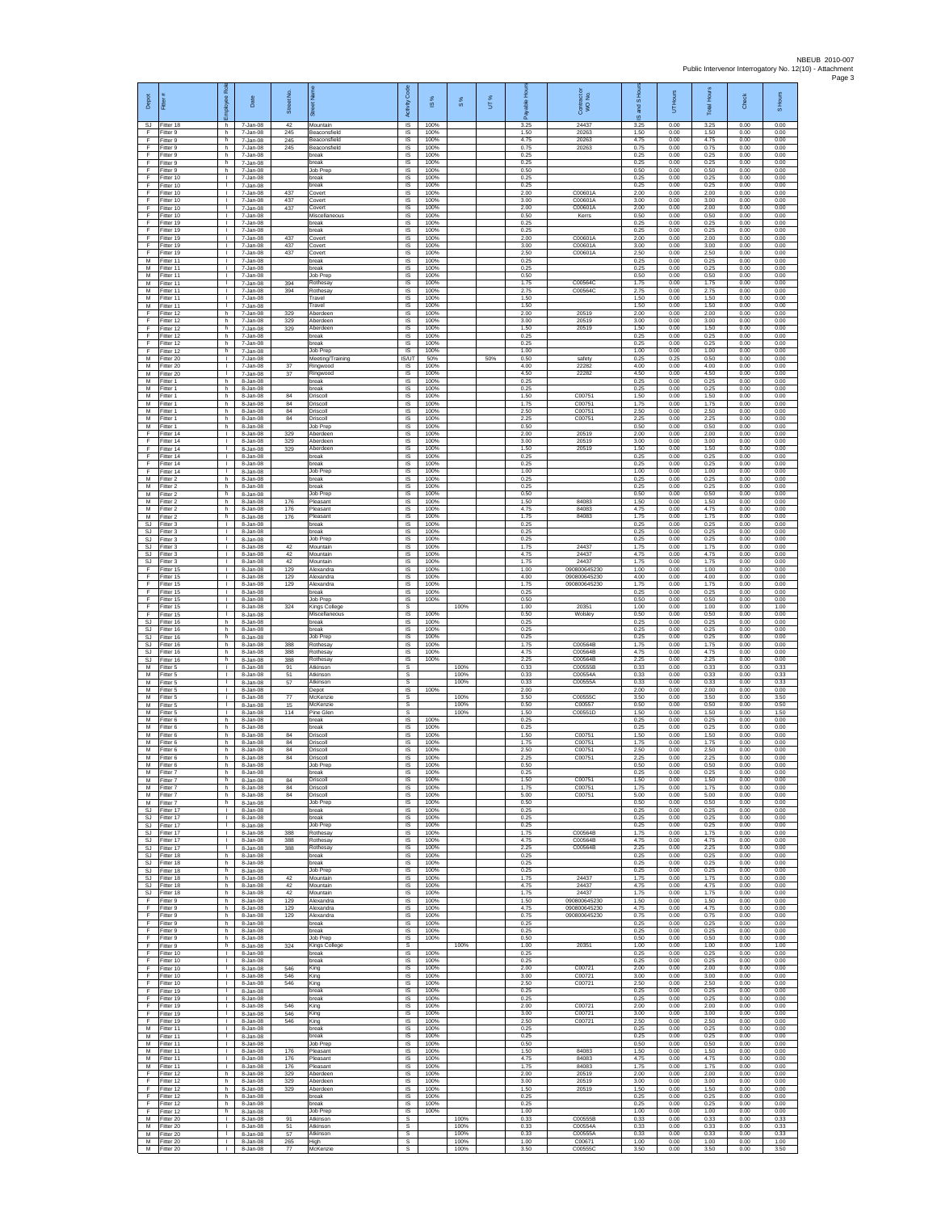| Depot | Fitter # | Employee Role | Date | Street No. | Street Name | Activity Code | IS % | S % | UT % | Payable Hours | Contractor or WO No. | IS and S Hours | UT Hours | Total Hours | Check | S Hours |
|---|---|---|---|---|---|---|---|---|---|---|---|---|---|---|---|---|
| SJ | Fitter 18 | h | 7-Jan-08 | 42 | Mountain | IS | 100% | | | 3.25 | 24437 | 3.25 | 0.00 | 3.25 | 0.00 | 0.00 |
| F | Fitter 9 | h | 7-Jan-08 | 245 | Beaconsfield | IS | 100% | | | 1.50 | 20263 | 1.50 | 0.00 | 1.50 | 0.00 | 0.00 |
| F | Fitter 9 | h | 7-Jan-08 | 245 | Beaconsfield | IS | 100% | | | 4.75 | 20263 | 4.75 | 0.00 | 4.75 | 0.00 | 0.00 |
| F | Fitter 9 | h | 7-Jan-08 | 245 | Beaconsfield | IS | 100% | | | 0.75 | 20263 | 0.75 | 0.00 | 0.75 | 0.00 | 0.00 |
| F | Fitter 9 | h | 7-Jan-08 | | break | IS | 100% | | | 0.25 | | 0.25 | 0.00 | 0.25 | 0.00 | 0.00 |
| F | Fitter 9 | h | 7-Jan-08 | | break | IS | 100% | | | 0.25 | | 0.25 | 0.00 | 0.25 | 0.00 | 0.00 |
| F | Fitter 9 | h | 7-Jan-08 | | Job Prep | IS | 100% | | | 0.50 | | 0.50 | 0.00 | 0.50 | 0.00 | 0.00 |
| F | Fitter 10 | I | 7-Jan-08 | | break | IS | 100% | | | 0.25 | | 0.25 | 0.00 | 0.25 | 0.00 | 0.00 |
| F | Fitter 10 | I | 7-Jan-08 | | break | IS | 100% | | | 0.25 | | 0.25 | 0.00 | 0.25 | 0.00 | 0.00 |
| F | Fitter 10 | I | 7-Jan-08 | 437 | Covert | IS | 100% | | | 2.00 | C00601A | 2.00 | 0.00 | 2.00 | 0.00 | 0.00 |
| F | Fitter 10 | I | 7-Jan-08 | 437 | Covert | IS | 100% | | | 3.00 | C00601A | 3.00 | 0.00 | 3.00 | 0.00 | 0.00 |
| F | Fitter 10 | I | 7-Jan-08 | 437 | Covert | IS | 100% | | | 2.00 | C00601A | 2.00 | 0.00 | 2.00 | 0.00 | 0.00 |
| F | Fitter 10 | I | 7-Jan-08 | | Miscellaneous | IS | 100% | | | 0.50 | Kerrs | 0.50 | 0.00 | 0.50 | 0.00 | 0.00 |
| F | Fitter 19 | I | 7-Jan-08 | | break | IS | 100% | | | 0.25 | | 0.25 | 0.00 | 0.25 | 0.00 | 0.00 |
| F | Fitter 19 | I | 7-Jan-08 | | break | IS | 100% | | | 0.25 | | 0.25 | 0.00 | 0.25 | 0.00 | 0.00 |
| F | Fitter 19 | I | 7-Jan-08 | 437 | Covert | IS | 100% | | | 2.00 | C00601A | 2.00 | 0.00 | 2.00 | 0.00 | 0.00 |
| F | Fitter 19 | I | 7-Jan-08 | 437 | Covert | IS | 100% | | | 3.00 | C00601A | 3.00 | 0.00 | 3.00 | 0.00 | 0.00 |
| F | Fitter 19 | I | 7-Jan-08 | 437 | Covert | IS | 100% | | | 2.50 | C00601A | 2.50 | 0.00 | 2.50 | 0.00 | 0.00 |
| M | Fitter 11 | I | 7-Jan-08 | | break | IS | 100% | | | 0.25 | | 0.25 | 0.00 | 0.25 | 0.00 | 0.00 |
| M | Fitter 11 | I | 7-Jan-08 | | break | IS | 100% | | | 0.25 | | 0.25 | 0.00 | 0.25 | 0.00 | 0.00 |
| M | Fitter 11 | I | 7-Jan-08 | | Job Prep | IS | 100% | | | 0.50 | | 0.50 | 0.00 | 0.50 | 0.00 | 0.00 |
| M | Fitter 11 | I | 7-Jan-08 | 394 | Rothesay | IS | 100% | | | 1.75 | C00564C | 1.75 | 0.00 | 1.75 | 0.00 | 0.00 |
| M | Fitter 11 | I | 7-Jan-08 | 394 | Rothesay | IS | 100% | | | 2.75 | C00564C | 2.75 | 0.00 | 2.75 | 0.00 | 0.00 |
| M | Fitter 11 | I | 7-Jan-08 | | Travel | IS | 100% | | | 1.50 | | 1.50 | 0.00 | 1.50 | 0.00 | 0.00 |
| M | Fitter 11 | I | 7-Jan-08 | | Travel | IS | 100% | | | 1.50 | | 1.50 | 0.00 | 1.50 | 0.00 | 0.00 |
| F | Fitter 12 | h | 7-Jan-08 | 329 | Aberdeen | IS | 100% | | | 2.00 | 20519 | 2.00 | 0.00 | 2.00 | 0.00 | 0.00 |
| F | Fitter 12 | h | 7-Jan-08 | 329 | Aberdeen | IS | 100% | | | 3.00 | 20519 | 3.00 | 0.00 | 3.00 | 0.00 | 0.00 |
| F | Fitter 12 | h | 7-Jan-08 | 329 | Aberdeen | IS | 100% | | | 1.50 | 20519 | 1.50 | 0.00 | 1.50 | 0.00 | 0.00 |
| F | Fitter 12 | h | 7-Jan-08 | | break | IS | 100% | | | 0.25 | | 0.25 | 0.00 | 0.25 | 0.00 | 0.00 |
| F | Fitter 12 | h | 7-Jan-08 | | break | IS | 100% | | | 0.25 | | 0.25 | 0.00 | 0.25 | 0.00 | 0.00 |
| F | Fitter 12 | h | 7-Jan-08 | | Job Prep | IS | 100% | | | 1.00 | | 1.00 | 0.00 | 1.00 | 0.00 | 0.00 |
| M | Fitter 20 | I | 7-Jan-08 | | Meeting/Training | IS/UT | 50% | | 50% | 0.50 | safety | 0.25 | 0.25 | 0.50 | 0.00 | 0.00 |
| M | Fitter 20 | I | 7-Jan-08 | 37 | Ringwood | IS | 100% | | | 4.00 | 22282 | 4.00 | 0.00 | 4.00 | 0.00 | 0.00 |
| M | Fitter 20 | I | 7-Jan-08 | 37 | Ringwood | IS | 100% | | | 4.50 | 22282 | 4.50 | 0.00 | 4.50 | 0.00 | 0.00 |
| M | Fitter 1 | h | 8-Jan-08 | | break | IS | 100% | | | 0.25 | | 0.25 | 0.00 | 0.25 | 0.00 | 0.00 |
| M | Fitter 1 | h | 8-Jan-08 | | break | IS | 100% | | | 0.25 | | 0.25 | 0.00 | 0.25 | 0.00 | 0.00 |
| M | Fitter 1 | h | 8-Jan-08 | 84 | Driscoll | IS | 100% | | | 1.50 | C00751 | 1.50 | 0.00 | 1.50 | 0.00 | 0.00 |
| M | Fitter 1 | h | 8-Jan-08 | 84 | Driscoll | IS | 100% | | | 1.75 | C00751 | 1.75 | 0.00 | 1.75 | 0.00 | 0.00 |
| M | Fitter 1 | h | 8-Jan-08 | 84 | Driscoll | IS | 100% | | | 2.50 | C00751 | 2.50 | 0.00 | 2.50 | 0.00 | 0.00 |
| M | Fitter 1 | h | 8-Jan-08 | 84 | Driscoll | IS | 100% | | | 2.25 | C00751 | 2.25 | 0.00 | 2.25 | 0.00 | 0.00 |
| M | Fitter 1 | h | 8-Jan-08 | | Job Prep | IS | 100% | | | 0.50 | | 0.50 | 0.00 | 0.50 | 0.00 | 0.00 |
| F | Fitter 14 | I | 8-Jan-08 | 329 | Aberdeen | IS | 100% | | | 2.00 | 20519 | 2.00 | 0.00 | 2.00 | 0.00 | 0.00 |
| F | Fitter 14 | I | 8-Jan-08 | 329 | Aberdeen | IS | 100% | | | 3.00 | 20519 | 3.00 | 0.00 | 3.00 | 0.00 | 0.00 |
| F | Fitter 14 | I | 8-Jan-08 | 329 | Aberdeen | IS | 100% | | | 1.50 | 20519 | 1.50 | 0.00 | 1.50 | 0.00 | 0.00 |
| F | Fitter 14 | I | 8-Jan-08 | | break | IS | 100% | | | 0.25 | | 0.25 | 0.00 | 0.25 | 0.00 | 0.00 |
| F | Fitter 14 | I | 8-Jan-08 | | break | IS | 100% | | | 0.25 | | 0.25 | 0.00 | 0.25 | 0.00 | 0.00 |
| F | Fitter 14 | I | 8-Jan-08 | | Job Prep | IS | 100% | | | 1.00 | | 1.00 | 0.00 | 1.00 | 0.00 | 0.00 |
| M | Fitter 2 | h | 8-Jan-08 | | break | IS | 100% | | | 0.25 | | 0.25 | 0.00 | 0.25 | 0.00 | 0.00 |
| M | Fitter 2 | h | 8-Jan-08 | | break | IS | 100% | | | 0.25 | | 0.25 | 0.00 | 0.25 | 0.00 | 0.00 |
| M | Fitter 2 | h | 8-Jan-08 | | Job Prep | IS | 100% | | | 0.50 | | 0.50 | 0.00 | 0.50 | 0.00 | 0.00 |
| M | Fitter 2 | h | 8-Jan-08 | 176 | Pleasant | IS | 100% | | | 1.50 | 84083 | 1.50 | 0.00 | 1.50 | 0.00 | 0.00 |
| M | Fitter 2 | h | 8-Jan-08 | 176 | Pleasant | IS | 100% | | | 4.75 | 84083 | 4.75 | 0.00 | 4.75 | 0.00 | 0.00 |
| M | Fitter 2 | h | 8-Jan-08 | 176 | Pleasant | IS | 100% | | | 1.75 | 84083 | 1.75 | 0.00 | 1.75 | 0.00 | 0.00 |
| SJ | Fitter 3 | I | 8-Jan-08 | | break | IS | 100% | | | 0.25 | | 0.25 | 0.00 | 0.25 | 0.00 | 0.00 |
| SJ | Fitter 3 | I | 8-Jan-08 | | break | IS | 100% | | | 0.25 | | 0.25 | 0.00 | 0.25 | 0.00 | 0.00 |
| SJ | Fitter 3 | I | 8-Jan-08 | | Job Prep | IS | 100% | | | 0.25 | | 0.25 | 0.00 | 0.25 | 0.00 | 0.00 |
| SJ | Fitter 3 | I | 8-Jan-08 | 42 | Mountain | IS | 100% | | | 1.75 | 24437 | 1.75 | 0.00 | 1.75 | 0.00 | 0.00 |
| SJ | Fitter 3 | I | 8-Jan-08 | 42 | Mountain | IS | 100% | | | 4.75 | 24437 | 4.75 | 0.00 | 4.75 | 0.00 | 0.00 |
| SJ | Fitter 3 | I | 8-Jan-08 | 42 | Mountain | IS | 100% | | | 1.75 | 24437 | 1.75 | 0.00 | 1.75 | 0.00 | 0.00 |
| F | Fitter 15 | I | 8-Jan-08 | 129 | Alexandra | IS | 100% | | | 1.00 | 090800645230 | 1.00 | 0.00 | 1.00 | 0.00 | 0.00 |
| F | Fitter 15 | I | 8-Jan-08 | 129 | Alexandra | IS | 100% | | | 4.00 | 090800645230 | 4.00 | 0.00 | 4.00 | 0.00 | 0.00 |
| F | Fitter 15 | I | 8-Jan-08 | 129 | Alexandra | IS | 100% | | | 1.75 | 090800645230 | 1.75 | 0.00 | 1.75 | 0.00 | 0.00 |
| F | Fitter 15 | I | 8-Jan-08 | | break | IS | 100% | | | 0.25 | | 0.25 | 0.00 | 0.25 | 0.00 | 0.00 |
| F | Fitter 15 | I | 8-Jan-08 | | Job Prep | IS | 100% | | | 0.50 | | 0.50 | 0.00 | 0.50 | 0.00 | 0.00 |
| F | Fitter 15 | I | 8-Jan-08 | 324 | Kings College | S | | 100% | | 1.00 | 20351 | 1.00 | 0.00 | 1.00 | 0.00 | 1.00 |
| F | Fitter 15 | I | 8-Jan-08 | | Miscellaneous | IS | 100% | | | 0.50 | Wolsley | 0.50 | 0.00 | 0.50 | 0.00 | 0.00 |
| SJ | Fitter 16 | h | 8-Jan-08 | | break | IS | 100% | | | 0.25 | | 0.25 | 0.00 | 0.25 | 0.00 | 0.00 |
| SJ | Fitter 16 | h | 8-Jan-08 | | break | IS | 100% | | | 0.25 | | 0.25 | 0.00 | 0.25 | 0.00 | 0.00 |
| SJ | Fitter 16 | h | 8-Jan-08 | | Job Prep | IS | 100% | | | 0.25 | | 0.25 | 0.00 | 0.25 | 0.00 | 0.00 |
| SJ | Fitter 16 | h | 8-Jan-08 | 388 | Rothesay | IS | 100% | | | 1.75 | C00564B | 1.75 | 0.00 | 1.75 | 0.00 | 0.00 |
| SJ | Fitter 16 | h | 8-Jan-08 | 388 | Rothesay | IS | 100% | | | 4.75 | C00564B | 4.75 | 0.00 | 4.75 | 0.00 | 0.00 |
| SJ | Fitter 16 | h | 8-Jan-08 | 388 | Rothesay | IS | 100% | | | 2.25 | C00564B | 2.25 | 0.00 | 2.25 | 0.00 | 0.00 |
| M | Fitter 5 | I | 8-Jan-08 | 91 | Atkinson | S | | 100% | | 0.33 | C00555B | 0.33 | 0.00 | 0.33 | 0.00 | 0.33 |
| M | Fitter 5 | I | 8-Jan-08 | 51 | Atkinson | S | | 100% | | 0.33 | C00554A | 0.33 | 0.00 | 0.33 | 0.00 | 0.33 |
| M | Fitter 5 | I | 8-Jan-08 | 57 | Atkinson | S | | 100% | | 0.33 | C00555A | 0.33 | 0.00 | 0.33 | 0.00 | 0.33 |
| M | Fitter 5 | I | 8-Jan-08 | | Depot | IS | 100% | | | 2.00 | | 2.00 | 0.00 | 2.00 | 0.00 | 0.00 |
| M | Fitter 5 | I | 8-Jan-08 | 77 | McKenzie | S | | 100% | | 3.50 | C00555C | 3.50 | 0.00 | 3.50 | 0.00 | 3.50 |
| M | Fitter 5 | I | 8-Jan-08 | 15 | McKenzie | S | | 100% | | 0.50 | C00557 | 0.50 | 0.00 | 0.50 | 0.00 | 0.50 |
| M | Fitter 5 | I | 8-Jan-08 | 114 | Pine Glen | S | | 100% | | 1.50 | C00551D | 1.50 | 0.00 | 1.50 | 0.00 | 1.50 |
| M | Fitter 6 | h | 8-Jan-08 | | break | IS | 100% | | | 0.25 | | 0.25 | 0.00 | 0.25 | 0.00 | 0.00 |
| M | Fitter 6 | h | 8-Jan-08 | | break | IS | 100% | | | 0.25 | | 0.25 | 0.00 | 0.25 | 0.00 | 0.00 |
| M | Fitter 6 | h | 8-Jan-08 | 84 | Driscoll | IS | 100% | | | 1.50 | C00751 | 1.50 | 0.00 | 1.50 | 0.00 | 0.00 |
| M | Fitter 6 | h | 8-Jan-08 | 84 | Driscoll | IS | 100% | | | 1.75 | C00751 | 1.75 | 0.00 | 1.75 | 0.00 | 0.00 |
| M | Fitter 6 | h | 8-Jan-08 | 84 | Driscoll | IS | 100% | | | 2.50 | C00751 | 2.50 | 0.00 | 2.50 | 0.00 | 0.00 |
| M | Fitter 6 | h | 8-Jan-08 | 84 | Driscoll | IS | 100% | | | 2.25 | C00751 | 2.25 | 0.00 | 2.25 | 0.00 | 0.00 |
| M | Fitter 6 | h | 8-Jan-08 | | Job Prep | IS | 100% | | | 0.50 | | 0.50 | 0.00 | 0.50 | 0.00 | 0.00 |
| M | Fitter 7 | h | 8-Jan-08 | | break | IS | 100% | | | 0.25 | | 0.25 | 0.00 | 0.25 | 0.00 | 0.00 |
| M | Fitter 7 | h | 8-Jan-08 | 84 | Driscoll | IS | 100% | | | 1.50 | C00751 | 1.50 | 0.00 | 1.50 | 0.00 | 0.00 |
| M | Fitter 7 | h | 8-Jan-08 | 84 | Driscoll | IS | 100% | | | 1.75 | C00751 | 1.75 | 0.00 | 1.75 | 0.00 | 0.00 |
| M | Fitter 7 | h | 8-Jan-08 | 84 | Driscoll | IS | 100% | | | 5.00 | C00751 | 5.00 | 0.00 | 5.00 | 0.00 | 0.00 |
| M | Fitter 7 | h | 8-Jan-08 | | Job Prep | IS | 100% | | | 0.50 | | 0.50 | 0.00 | 0.50 | 0.00 | 0.00 |
| SJ | Fitter 17 | I | 8-Jan-08 | | break | IS | 100% | | | 0.25 | | 0.25 | 0.00 | 0.25 | 0.00 | 0.00 |
| SJ | Fitter 17 | I | 8-Jan-08 | | break | IS | 100% | | | 0.25 | | 0.25 | 0.00 | 0.25 | 0.00 | 0.00 |
| SJ | Fitter 17 | I | 8-Jan-08 | | Job Prep | IS | 100% | | | 0.25 | | 0.25 | 0.00 | 0.25 | 0.00 | 0.00 |
| SJ | Fitter 17 | I | 8-Jan-08 | 388 | Rothesay | IS | 100% | | | 1.75 | C00564B | 1.75 | 0.00 | 1.75 | 0.00 | 0.00 |
| SJ | Fitter 17 | I | 8-Jan-08 | 388 | Rothesay | IS | 100% | | | 4.75 | C00564B | 4.75 | 0.00 | 4.75 | 0.00 | 0.00 |
| SJ | Fitter 17 | I | 8-Jan-08 | 388 | Rothesay | IS | 100% | | | 2.25 | C00564B | 2.25 | 0.00 | 2.25 | 0.00 | 0.00 |
| SJ | Fitter 18 | h | 8-Jan-08 | | break | IS | 100% | | | 0.25 | | 0.25 | 0.00 | 0.25 | 0.00 | 0.00 |
| SJ | Fitter 18 | h | 8-Jan-08 | | break | IS | 100% | | | 0.25 | | 0.25 | 0.00 | 0.25 | 0.00 | 0.00 |
| SJ | Fitter 18 | h | 8-Jan-08 | | Job Prep | IS | 100% | | | 0.25 | | 0.25 | 0.00 | 0.25 | 0.00 | 0.00 |
| SJ | Fitter 18 | h | 8-Jan-08 | 42 | Mountain | IS | 100% | | | 1.75 | 24437 | 1.75 | 0.00 | 1.75 | 0.00 | 0.00 |
| SJ | Fitter 18 | h | 8-Jan-08 | 42 | Mountain | IS | 100% | | | 4.75 | 24437 | 4.75 | 0.00 | 4.75 | 0.00 | 0.00 |
| SJ | Fitter 18 | h | 8-Jan-08 | 42 | Mountain | IS | 100% | | | 1.75 | 24437 | 1.75 | 0.00 | 1.75 | 0.00 | 0.00 |
| F | Fitter 9 | h | 8-Jan-08 | 129 | Alexandra | IS | 100% | | | 1.50 | 090800645230 | 1.50 | 0.00 | 1.50 | 0.00 | 0.00 |
| F | Fitter 9 | h | 8-Jan-08 | 129 | Alexandra | IS | 100% | | | 4.75 | 090800645230 | 4.75 | 0.00 | 4.75 | 0.00 | 0.00 |
| F | Fitter 9 | h | 8-Jan-08 | 129 | Alexandra | IS | 100% | | | 0.75 | 090800645230 | 0.75 | 0.00 | 0.75 | 0.00 | 0.00 |
| F | Fitter 9 | h | 8-Jan-08 | | break | IS | 100% | | | 0.25 | | 0.25 | 0.00 | 0.25 | 0.00 | 0.00 |
| F | Fitter 9 | h | 8-Jan-08 | | break | IS | 100% | | | 0.25 | | 0.25 | 0.00 | 0.25 | 0.00 | 0.00 |
| F | Fitter 9 | h | 8-Jan-08 | | Job Prep | IS | 100% | | | 0.50 | | 0.50 | 0.00 | 0.50 | 0.00 | 0.00 |
| F | Fitter 9 | h | 8-Jan-08 | 324 | Kings College | S | | 100% | | 1.00 | 20351 | 1.00 | 0.00 | 1.00 | 0.00 | 1.00 |
| F | Fitter 10 | I | 8-Jan-08 | | break | IS | 100% | | | 0.25 | | 0.25 | 0.00 | 0.25 | 0.00 | 0.00 |
| F | Fitter 10 | I | 8-Jan-08 | | break | IS | 100% | | | 0.25 | | 0.25 | 0.00 | 0.25 | 0.00 | 0.00 |
| F | Fitter 10 | I | 8-Jan-08 | 546 | King | IS | 100% | | | 2.00 | C00721 | 2.00 | 0.00 | 2.00 | 0.00 | 0.00 |
| F | Fitter 10 | I | 8-Jan-08 | 546 | King | IS | 100% | | | 3.00 | C00721 | 3.00 | 0.00 | 3.00 | 0.00 | 0.00 |
| F | Fitter 10 | I | 8-Jan-08 | 546 | King | IS | 100% | | | 2.50 | C00721 | 2.50 | 0.00 | 2.50 | 0.00 | 0.00 |
| F | Fitter 19 | I | 8-Jan-08 | | break | IS | 100% | | | 0.25 | | 0.25 | 0.00 | 0.25 | 0.00 | 0.00 |
| F | Fitter 19 | I | 8-Jan-08 | | break | IS | 100% | | | 0.25 | | 0.25 | 0.00 | 0.25 | 0.00 | 0.00 |
| F | Fitter 19 | I | 8-Jan-08 | 546 | King | IS | 100% | | | 2.00 | C00721 | 2.00 | 0.00 | 2.00 | 0.00 | 0.00 |
| F | Fitter 19 | I | 8-Jan-08 | 546 | King | IS | 100% | | | 3.00 | C00721 | 3.00 | 0.00 | 3.00 | 0.00 | 0.00 |
| F | Fitter 19 | I | 8-Jan-08 | 546 | King | IS | 100% | | | 2.50 | C00721 | 2.50 | 0.00 | 2.50 | 0.00 | 0.00 |
| M | Fitter 11 | I | 8-Jan-08 | | break | IS | 100% | | | 0.25 | | 0.25 | 0.00 | 0.25 | 0.00 | 0.00 |
| M | Fitter 11 | I | 8-Jan-08 | | break | IS | 100% | | | 0.25 | | 0.25 | 0.00 | 0.25 | 0.00 | 0.00 |
| M | Fitter 11 | I | 8-Jan-08 | | Job Prep | IS | 100% | | | 0.50 | | 0.50 | 0.00 | 0.50 | 0.00 | 0.00 |
| M | Fitter 11 | I | 8-Jan-08 | 176 | Pleasant | IS | 100% | | | 1.50 | 84083 | 1.50 | 0.00 | 1.50 | 0.00 | 0.00 |
| M | Fitter 11 | I | 8-Jan-08 | 176 | Pleasant | IS | 100% | | | 4.75 | 84083 | 4.75 | 0.00 | 4.75 | 0.00 | 0.00 |
| M | Fitter 11 | I | 8-Jan-08 | 176 | Pleasant | IS | 100% | | | 1.75 | 84083 | 1.75 | 0.00 | 1.75 | 0.00 | 0.00 |
| F | Fitter 12 | h | 8-Jan-08 | 329 | Aberdeen | IS | 100% | | | 2.00 | 20519 | 2.00 | 0.00 | 2.00 | 0.00 | 0.00 |
| F | Fitter 12 | h | 8-Jan-08 | 329 | Aberdeen | IS | 100% | | | 3.00 | 20519 | 3.00 | 0.00 | 3.00 | 0.00 | 0.00 |
| F | Fitter 12 | h | 8-Jan-08 | 329 | Aberdeen | IS | 100% | | | 1.50 | 20519 | 1.50 | 0.00 | 1.50 | 0.00 | 0.00 |
| F | Fitter 12 | h | 8-Jan-08 | | break | IS | 100% | | | 0.25 | | 0.25 | 0.00 | 0.25 | 0.00 | 0.00 |
| F | Fitter 12 | h | 8-Jan-08 | | break | IS | 100% | | | 0.25 | | 0.25 | 0.00 | 0.25 | 0.00 | 0.00 |
| F | Fitter 12 | h | 8-Jan-08 | | Job Prep | IS | 100% | | | 1.00 | | 1.00 | 0.00 | 1.00 | 0.00 | 0.00 |
| M | Fitter 20 | I | 8-Jan-08 | 91 | Atkinson | S | | 100% | | 0.33 | C00555B | 0.33 | 0.00 | 0.33 | 0.00 | 0.33 |
| M | Fitter 20 | I | 8-Jan-08 | 51 | Atkinson | S | | 100% | | 0.33 | C00554A | 0.33 | 0.00 | 0.33 | 0.00 | 0.33 |
| M | Fitter 20 | I | 8-Jan-08 | 57 | Atkinson | S | | 100% | | 0.33 | C00555A | 0.33 | 0.00 | 0.33 | 0.00 | 0.33 |
| M | Fitter 20 | I | 8-Jan-08 | 265 | High | S | | 100% | | 1.00 | C00671 | 1.00 | 0.00 | 1.00 | 0.00 | 1.00 |
| M | Fitter 20 | I | 8-Jan-08 | 77 | McKenzie | S | | 100% | | 3.50 | C00555C | 3.50 | 0.00 | 3.50 | 0.00 | 3.50 |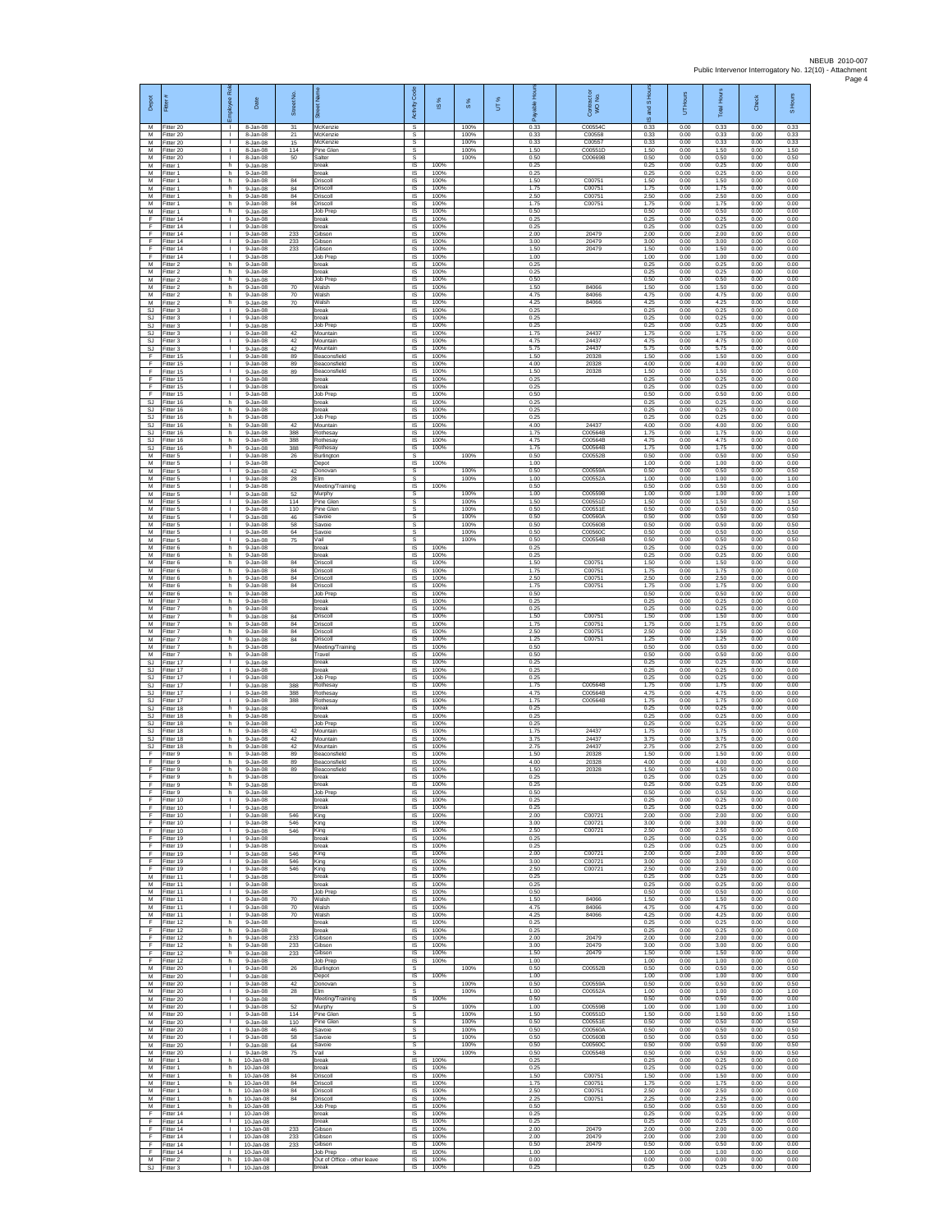| Depot | Fitter # | Employee Role | Date | Street No. | Street Name | Activity Code | IS % | S % | UT % | Payable Hours | Contract or WO No. | IS and S Hours | UT Hours | Total Hours | Check | S Hours |
|---|---|---|---|---|---|---|---|---|---|---|---|---|---|---|---|---|
| M | Fitter 20 | I | 8-Jan-08 | 31 | McKenzie | S | | 100% | | 0.33 | C00554C | 0.33 | 0.00 | 0.33 | 0.00 | 0.33 |
| M | Fitter 20 | I | 8-Jan-08 | 21 | McKenzie | S | | 100% | | 0.33 | C00558 | 0.33 | 0.00 | 0.33 | 0.00 | 0.33 |
| M | Fitter 20 | I | 8-Jan-08 | 15 | McKenzie | S | | 100% | | 0.33 | C00557 | 0.33 | 0.00 | 0.33 | 0.00 | 0.33 |
| M | Fitter 20 | I | 8-Jan-08 | 114 | Pine Glen | S | | 100% | | 1.50 | C00551D | 1.50 | 0.00 | 1.50 | 0.00 | 1.50 |
| M | Fitter 20 | I | 8-Jan-08 | 50 | Salter | S | | 100% | | 0.50 | C00669B | 0.50 | 0.00 | 0.50 | 0.00 | 0.50 |
| M | Fitter 1 | h | 9-Jan-08 | | break | IS | 100% | | | 0.25 | | 0.25 | 0.00 | 0.25 | 0.00 | 0.00 |
| M | Fitter 1 | h | 9-Jan-08 | | break | IS | 100% | | | 0.25 | | 0.25 | 0.00 | 0.25 | 0.00 | 0.00 |
| M | Fitter 1 | h | 9-Jan-08 | 84 | Driscoll | IS | 100% | | | 1.50 | C00751 | 1.50 | 0.00 | 1.50 | 0.00 | 0.00 |
| M | Fitter 1 | h | 9-Jan-08 | 84 | Driscoll | IS | 100% | | | 1.75 | C00751 | 1.75 | 0.00 | 1.75 | 0.00 | 0.00 |
| M | Fitter 1 | h | 9-Jan-08 | 84 | Driscoll | IS | 100% | | | 2.50 | C00751 | 2.50 | 0.00 | 2.50 | 0.00 | 0.00 |
| M | Fitter 1 | h | 9-Jan-08 | 84 | Driscoll | IS | 100% | | | 1.75 | C00751 | 1.75 | 0.00 | 1.75 | 0.00 | 0.00 |
| M | Fitter 1 | h | 9-Jan-08 | | Job Prep | IS | 100% | | | 0.50 | | 0.50 | 0.00 | 0.50 | 0.00 | 0.00 |
| F | Fitter 14 | I | 9-Jan-08 | | break | IS | 100% | | | 0.25 | | 0.25 | 0.00 | 0.25 | 0.00 | 0.00 |
| F | Fitter 14 | I | 9-Jan-08 | | break | IS | 100% | | | 0.25 | | 0.25 | 0.00 | 0.25 | 0.00 | 0.00 |
| F | Fitter 14 | I | 9-Jan-08 | 233 | Gibson | IS | 100% | | | 2.00 | 20479 | 2.00 | 0.00 | 2.00 | 0.00 | 0.00 |
| F | Fitter 14 | I | 9-Jan-08 | 233 | Gibson | IS | 100% | | | 3.00 | 20479 | 3.00 | 0.00 | 3.00 | 0.00 | 0.00 |
| F | Fitter 14 | I | 9-Jan-08 | 233 | Gibson | IS | 100% | | | 1.50 | 20479 | 1.50 | 0.00 | 1.50 | 0.00 | 0.00 |
| F | Fitter 14 | I | 9-Jan-08 | | Job Prep | IS | 100% | | | 1.00 | | 1.00 | 0.00 | 1.00 | 0.00 | 0.00 |
| M | Fitter 2 | h | 9-Jan-08 | | break | IS | 100% | | | 0.25 | | 0.25 | 0.00 | 0.25 | 0.00 | 0.00 |
| M | Fitter 2 | h | 9-Jan-08 | | break | IS | 100% | | | 0.25 | | 0.25 | 0.00 | 0.25 | 0.00 | 0.00 |
| M | Fitter 2 | h | 9-Jan-08 | | Job Prep | IS | 100% | | | 0.50 | | 0.50 | 0.00 | 0.50 | 0.00 | 0.00 |
| M | Fitter 2 | h | 9-Jan-08 | 70 | Walsh | IS | 100% | | | 1.50 | 84066 | 1.50 | 0.00 | 1.50 | 0.00 | 0.00 |
| M | Fitter 2 | h | 9-Jan-08 | 70 | Walsh | IS | 100% | | | 4.75 | 84066 | 4.75 | 0.00 | 4.75 | 0.00 | 0.00 |
| M | Fitter 2 | h | 9-Jan-08 | 70 | Walsh | IS | 100% | | | 4.25 | 84066 | 4.25 | 0.00 | 4.25 | 0.00 | 0.00 |
| SJ | Fitter 3 | I | 9-Jan-08 | | break | IS | 100% | | | 0.25 | | 0.25 | 0.00 | 0.25 | 0.00 | 0.00 |
| SJ | Fitter 3 | I | 9-Jan-08 | | break | IS | 100% | | | 0.25 | | 0.25 | 0.00 | 0.25 | 0.00 | 0.00 |
| SJ | Fitter 3 | I | 9-Jan-08 | | Job Prep | IS | 100% | | | 0.25 | | 0.25 | 0.00 | 0.25 | 0.00 | 0.00 |
| SJ | Fitter 3 | I | 9-Jan-08 | 42 | Mountain | IS | 100% | | | 1.75 | 24437 | 1.75 | 0.00 | 1.75 | 0.00 | 0.00 |
| SJ | Fitter 3 | I | 9-Jan-08 | 42 | Mountain | IS | 100% | | | 4.75 | 24437 | 4.75 | 0.00 | 4.75 | 0.00 | 0.00 |
| SJ | Fitter 3 | I | 9-Jan-08 | 42 | Mountain | IS | 100% | | | 5.75 | 24437 | 5.75 | 0.00 | 5.75 | 0.00 | 0.00 |
| F | Fitter 15 | I | 9-Jan-08 | 89 | Beaconsfield | IS | 100% | | | 1.50 | 20328 | 1.50 | 0.00 | 1.50 | 0.00 | 0.00 |
| F | Fitter 15 | I | 9-Jan-08 | 89 | Beaconsfield | IS | 100% | | | 4.00 | 20328 | 4.00 | 0.00 | 4.00 | 0.00 | 0.00 |
| F | Fitter 15 | I | 9-Jan-08 | 89 | Beaconsfield | IS | 100% | | | 1.50 | 20328 | 1.50 | 0.00 | 1.50 | 0.00 | 0.00 |
| F | Fitter 15 | I | 9-Jan-08 | | break | IS | 100% | | | 0.25 | | 0.25 | 0.00 | 0.25 | 0.00 | 0.00 |
| F | Fitter 15 | I | 9-Jan-08 | | break | IS | 100% | | | 0.25 | | 0.25 | 0.00 | 0.25 | 0.00 | 0.00 |
| F | Fitter 15 | I | 9-Jan-08 | | Job Prep | IS | 100% | | | 0.50 | | 0.50 | 0.00 | 0.50 | 0.00 | 0.00 |
| SJ | Fitter 16 | h | 9-Jan-08 | | break | IS | 100% | | | 0.25 | | 0.25 | 0.00 | 0.25 | 0.00 | 0.00 |
| SJ | Fitter 16 | h | 9-Jan-08 | | break | IS | 100% | | | 0.25 | | 0.25 | 0.00 | 0.25 | 0.00 | 0.00 |
| SJ | Fitter 16 | h | 9-Jan-08 | | Job Prep | IS | 100% | | | 0.25 | | 0.25 | 0.00 | 0.25 | 0.00 | 0.00 |
| SJ | Fitter 16 | h | 9-Jan-08 | 42 | Mountain | IS | 100% | | | 4.00 | 24437 | 4.00 | 0.00 | 4.00 | 0.00 | 0.00 |
| SJ | Fitter 16 | h | 9-Jan-08 | 388 | Rothesay | IS | 100% | | | 1.75 | C00564B | 1.75 | 0.00 | 1.75 | 0.00 | 0.00 |
| SJ | Fitter 16 | h | 9-Jan-08 | 388 | Rothesay | IS | 100% | | | 4.75 | C00564B | 4.75 | 0.00 | 4.75 | 0.00 | 0.00 |
| SJ | Fitter 16 | h | 9-Jan-08 | 388 | Rothesay | IS | 100% | | | 1.75 | C00564B | 1.75 | 0.00 | 1.75 | 0.00 | 0.00 |
| M | Fitter 5 | I | 9-Jan-08 | 26 | Burlington | S | | 100% | | 0.50 | C00552B | 0.50 | 0.00 | 0.50 | 0.00 | 0.50 |
| M | Fitter 5 | I | 9-Jan-08 | | Depot | IS | 100% | | | 1.00 | | 1.00 | 0.00 | 1.00 | 0.00 | 0.00 |
| M | Fitter 5 | I | 9-Jan-08 | 42 | Donovan | S | | 100% | | 0.50 | C00559A | 0.50 | 0.00 | 0.50 | 0.00 | 0.50 |
| M | Fitter 5 | I | 9-Jan-08 | 28 | Elm | S | | 100% | | 1.00 | C00552A | 1.00 | 0.00 | 1.00 | 0.00 | 1.00 |
| M | Fitter 5 | I | 9-Jan-08 | | Meeting/Training | IS | 100% | | | 0.50 | | 0.50 | 0.00 | 0.50 | 0.00 | 0.00 |
| M | Fitter 5 | I | 9-Jan-08 | 52 | Murphy | S | | 100% | | 1.00 | C00559B | 1.00 | 0.00 | 1.00 | 0.00 | 1.00 |
| M | Fitter 5 | I | 9-Jan-08 | 114 | Pine Glen | S | | 100% | | 1.50 | C00551D | 1.50 | 0.00 | 1.50 | 0.00 | 1.50 |
| M | Fitter 5 | I | 9-Jan-08 | 110 | Pine Glen | S | | 100% | | 0.50 | C00551E | 0.50 | 0.00 | 0.50 | 0.00 | 0.50 |
| M | Fitter 5 | I | 9-Jan-08 | 46 | Savoie | S | | 100% | | 0.50 | C00560A | 0.50 | 0.00 | 0.50 | 0.00 | 0.50 |
| M | Fitter 5 | I | 9-Jan-08 | 58 | Savoie | S | | 100% | | 0.50 | C00560B | 0.50 | 0.00 | 0.50 | 0.00 | 0.50 |
| M | Fitter 5 | I | 9-Jan-08 | 64 | Savoie | S | | 100% | | 0.50 | C00560C | 0.50 | 0.00 | 0.50 | 0.00 | 0.50 |
| M | Fitter 5 | I | 9-Jan-08 | 75 | Vail | S | | 100% | | 0.50 | C00554B | 0.50 | 0.00 | 0.50 | 0.00 | 0.50 |
| M | Fitter 6 | h | 9-Jan-08 | | break | IS | 100% | | | 0.25 | | 0.25 | 0.00 | 0.25 | 0.00 | 0.00 |
| M | Fitter 6 | h | 9-Jan-08 | | break | IS | 100% | | | 0.25 | | 0.25 | 0.00 | 0.25 | 0.00 | 0.00 |
| M | Fitter 6 | h | 9-Jan-08 | 84 | Driscoll | IS | 100% | | | 1.50 | C00751 | 1.50 | 0.00 | 1.50 | 0.00 | 0.00 |
| M | Fitter 6 | h | 9-Jan-08 | 84 | Driscoll | IS | 100% | | | 1.75 | C00751 | 1.75 | 0.00 | 1.75 | 0.00 | 0.00 |
| M | Fitter 6 | h | 9-Jan-08 | 84 | Driscoll | IS | 100% | | | 2.50 | C00751 | 2.50 | 0.00 | 2.50 | 0.00 | 0.00 |
| M | Fitter 6 | h | 9-Jan-08 | 84 | Driscoll | IS | 100% | | | 1.75 | C00751 | 1.75 | 0.00 | 1.75 | 0.00 | 0.00 |
| M | Fitter 6 | h | 9-Jan-08 | | Job Prep | IS | 100% | | | 0.50 | | 0.50 | 0.00 | 0.50 | 0.00 | 0.00 |
| M | Fitter 7 | h | 9-Jan-08 | | break | IS | 100% | | | 0.25 | | 0.25 | 0.00 | 0.25 | 0.00 | 0.00 |
| M | Fitter 7 | h | 9-Jan-08 | | break | IS | 100% | | | 0.25 | | 0.25 | 0.00 | 0.25 | 0.00 | 0.00 |
| M | Fitter 7 | h | 9-Jan-08 | 84 | Driscoll | IS | 100% | | | 1.50 | C00751 | 1.50 | 0.00 | 1.50 | 0.00 | 0.00 |
| M | Fitter 7 | h | 9-Jan-08 | 84 | Driscoll | IS | 100% | | | 1.75 | C00751 | 1.75 | 0.00 | 1.75 | 0.00 | 0.00 |
| M | Fitter 7 | h | 9-Jan-08 | 84 | Driscoll | IS | 100% | | | 2.50 | C00751 | 2.50 | 0.00 | 2.50 | 0.00 | 0.00 |
| M | Fitter 7 | h | 9-Jan-08 | 84 | Driscoll | IS | 100% | | | 1.25 | C00751 | 1.25 | 0.00 | 1.25 | 0.00 | 0.00 |
| M | Fitter 7 | h | 9-Jan-08 | | Meeting/Training | IS | 100% | | | 0.50 | | 0.50 | 0.00 | 0.50 | 0.00 | 0.00 |
| M | Fitter 7 | h | 9-Jan-08 | | Travel | IS | 100% | | | 0.50 | | 0.50 | 0.00 | 0.50 | 0.00 | 0.00 |
| SJ | Fitter 17 | I | 9-Jan-08 | | break | IS | 100% | | | 0.25 | | 0.25 | 0.00 | 0.25 | 0.00 | 0.00 |
| SJ | Fitter 17 | I | 9-Jan-08 | | break | IS | 100% | | | 0.25 | | 0.25 | 0.00 | 0.25 | 0.00 | 0.00 |
| SJ | Fitter 17 | I | 9-Jan-08 | | Job Prep | IS | 100% | | | 0.25 | | 0.25 | 0.00 | 0.25 | 0.00 | 0.00 |
| SJ | Fitter 17 | I | 9-Jan-08 | 388 | Rothesay | IS | 100% | | | 1.75 | C00564B | 1.75 | 0.00 | 1.75 | 0.00 | 0.00 |
| SJ | Fitter 17 | I | 9-Jan-08 | 388 | Rothesay | IS | 100% | | | 4.75 | C00564B | 4.75 | 0.00 | 4.75 | 0.00 | 0.00 |
| SJ | Fitter 17 | I | 9-Jan-08 | 388 | Rothesay | IS | 100% | | | 1.75 | C00564B | 1.75 | 0.00 | 1.75 | 0.00 | 0.00 |
| SJ | Fitter 18 | h | 9-Jan-08 | | break | IS | 100% | | | 0.25 | | 0.25 | 0.00 | 0.25 | 0.00 | 0.00 |
| SJ | Fitter 18 | h | 9-Jan-08 | | break | IS | 100% | | | 0.25 | | 0.25 | 0.00 | 0.25 | 0.00 | 0.00 |
| SJ | Fitter 18 | h | 9-Jan-08 | | Job Prep | IS | 100% | | | 0.25 | | 0.25 | 0.00 | 0.25 | 0.00 | 0.00 |
| SJ | Fitter 18 | h | 9-Jan-08 | 42 | Mountain | IS | 100% | | | 1.75 | 24437 | 1.75 | 0.00 | 1.75 | 0.00 | 0.00 |
| SJ | Fitter 18 | h | 9-Jan-08 | 42 | Mountain | IS | 100% | | | 3.75 | 24437 | 3.75 | 0.00 | 3.75 | 0.00 | 0.00 |
| SJ | Fitter 18 | h | 9-Jan-08 | 42 | Mountain | IS | 100% | | | 2.75 | 24437 | 2.75 | 0.00 | 2.75 | 0.00 | 0.00 |
| F | Fitter 9 | h | 9-Jan-08 | 89 | Beaconsfield | IS | 100% | | | 1.50 | 20328 | 1.50 | 0.00 | 1.50 | 0.00 | 0.00 |
| F | Fitter 9 | h | 9-Jan-08 | 89 | Beaconsfield | IS | 100% | | | 4.00 | 20328 | 4.00 | 0.00 | 4.00 | 0.00 | 0.00 |
| F | Fitter 9 | h | 9-Jan-08 | 89 | Beaconsfield | IS | 100% | | | 1.50 | 20328 | 1.50 | 0.00 | 1.50 | 0.00 | 0.00 |
| F | Fitter 9 | h | 9-Jan-08 | | break | IS | 100% | | | 0.25 | | 0.25 | 0.00 | 0.25 | 0.00 | 0.00 |
| F | Fitter 9 | h | 9-Jan-08 | | break | IS | 100% | | | 0.25 | | 0.25 | 0.00 | 0.25 | 0.00 | 0.00 |
| F | Fitter 9 | h | 9-Jan-08 | | Job Prep | IS | 100% | | | 0.50 | | 0.50 | 0.00 | 0.50 | 0.00 | 0.00 |
| F | Fitter 10 | I | 9-Jan-08 | | break | IS | 100% | | | 0.25 | | 0.25 | 0.00 | 0.25 | 0.00 | 0.00 |
| F | Fitter 10 | I | 9-Jan-08 | | break | IS | 100% | | | 0.25 | | 0.25 | 0.00 | 0.25 | 0.00 | 0.00 |
| F | Fitter 10 | I | 9-Jan-08 | 546 | King | IS | 100% | | | 2.00 | C00721 | 2.00 | 0.00 | 2.00 | 0.00 | 0.00 |
| F | Fitter 10 | I | 9-Jan-08 | 546 | King | IS | 100% | | | 3.00 | C00721 | 3.00 | 0.00 | 3.00 | 0.00 | 0.00 |
| F | Fitter 10 | I | 9-Jan-08 | 546 | King | IS | 100% | | | 2.50 | C00721 | 2.50 | 0.00 | 2.50 | 0.00 | 0.00 |
| F | Fitter 19 | I | 9-Jan-08 | | break | IS | 100% | | | 0.25 | | 0.25 | 0.00 | 0.25 | 0.00 | 0.00 |
| F | Fitter 19 | I | 9-Jan-08 | | break | IS | 100% | | | 0.25 | | 0.25 | 0.00 | 0.25 | 0.00 | 0.00 |
| F | Fitter 19 | I | 9-Jan-08 | 546 | King | IS | 100% | | | 2.00 | C00721 | 2.00 | 0.00 | 2.00 | 0.00 | 0.00 |
| F | Fitter 19 | I | 9-Jan-08 | 546 | King | IS | 100% | | | 3.00 | C00721 | 3.00 | 0.00 | 3.00 | 0.00 | 0.00 |
| F | Fitter 19 | I | 9-Jan-08 | 546 | King | IS | 100% | | | 2.50 | C00721 | 2.50 | 0.00 | 2.50 | 0.00 | 0.00 |
| M | Fitter 11 | I | 9-Jan-08 | | break | IS | 100% | | | 0.25 | | 0.25 | 0.00 | 0.25 | 0.00 | 0.00 |
| M | Fitter 11 | I | 9-Jan-08 | | break | IS | 100% | | | 0.25 | | 0.25 | 0.00 | 0.25 | 0.00 | 0.00 |
| M | Fitter 11 | I | 9-Jan-08 | | Job Prep | IS | 100% | | | 0.50 | | 0.50 | 0.00 | 0.50 | 0.00 | 0.00 |
| M | Fitter 11 | I | 9-Jan-08 | 70 | Walsh | IS | 100% | | | 1.50 | 84066 | 1.50 | 0.00 | 1.50 | 0.00 | 0.00 |
| M | Fitter 11 | I | 9-Jan-08 | 70 | Walsh | IS | 100% | | | 4.75 | 84066 | 4.75 | 0.00 | 4.75 | 0.00 | 0.00 |
| M | Fitter 11 | I | 9-Jan-08 | 70 | Walsh | IS | 100% | | | 4.25 | 84066 | 4.25 | 0.00 | 4.25 | 0.00 | 0.00 |
| F | Fitter 12 | h | 9-Jan-08 | | break | IS | 100% | | | 0.25 | | 0.25 | 0.00 | 0.25 | 0.00 | 0.00 |
| F | Fitter 12 | h | 9-Jan-08 | | break | IS | 100% | | | 0.25 | | 0.25 | 0.00 | 0.25 | 0.00 | 0.00 |
| F | Fitter 12 | h | 9-Jan-08 | 233 | Gibson | IS | 100% | | | 2.00 | 20479 | 2.00 | 0.00 | 2.00 | 0.00 | 0.00 |
| F | Fitter 12 | h | 9-Jan-08 | 233 | Gibson | IS | 100% | | | 3.00 | 20479 | 3.00 | 0.00 | 3.00 | 0.00 | 0.00 |
| F | Fitter 12 | h | 9-Jan-08 | 233 | Gibson | IS | 100% | | | 1.50 | 20479 | 1.50 | 0.00 | 1.50 | 0.00 | 0.00 |
| F | Fitter 12 | h | 9-Jan-08 | | Job Prep | IS | 100% | | | 1.00 | | 1.00 | 0.00 | 1.00 | 0.00 | 0.00 |
| M | Fitter 20 | I | 9-Jan-08 | 26 | Burlington | S | | 100% | | 0.50 | C00552B | 0.50 | 0.00 | 0.50 | 0.00 | 0.50 |
| M | Fitter 20 | I | 9-Jan-08 | | Depot | IS | 100% | | | 1.00 | | 1.00 | 0.00 | 1.00 | 0.00 | 0.00 |
| M | Fitter 20 | I | 9-Jan-08 | 42 | Donovan | S | | 100% | | 0.50 | C00559A | 0.50 | 0.00 | 0.50 | 0.00 | 0.50 |
| M | Fitter 20 | I | 9-Jan-08 | 28 | Elm | S | | 100% | | 1.00 | C00552A | 1.00 | 0.00 | 1.00 | 0.00 | 1.00 |
| M | Fitter 20 | I | 9-Jan-08 | | Meeting/Training | IS | 100% | | | 0.50 | | 0.50 | 0.00 | 0.50 | 0.00 | 0.00 |
| M | Fitter 20 | I | 9-Jan-08 | 52 | Murphy | S | | 100% | | 1.00 | C00559B | 1.00 | 0.00 | 1.00 | 0.00 | 1.00 |
| M | Fitter 20 | I | 9-Jan-08 | 114 | Pine Glen | S | | 100% | | 1.50 | C00551D | 1.50 | 0.00 | 1.50 | 0.00 | 1.50 |
| M | Fitter 20 | I | 9-Jan-08 | 110 | Pine Glen | S | | 100% | | 0.50 | C00551E | 0.50 | 0.00 | 0.50 | 0.00 | 0.50 |
| M | Fitter 20 | I | 9-Jan-08 | 46 | Savoie | S | | 100% | | 0.50 | C00560A | 0.50 | 0.00 | 0.50 | 0.00 | 0.50 |
| M | Fitter 20 | I | 9-Jan-08 | 58 | Savoie | S | | 100% | | 0.50 | C00560B | 0.50 | 0.00 | 0.50 | 0.00 | 0.50 |
| M | Fitter 20 | I | 9-Jan-08 | 64 | Savoie | S | | 100% | | 0.50 | C00560C | 0.50 | 0.00 | 0.50 | 0.00 | 0.50 |
| M | Fitter 20 | I | 9-Jan-08 | 75 | Vail | S | | 100% | | 0.50 | C00554B | 0.50 | 0.00 | 0.50 | 0.00 | 0.50 |
| M | Fitter 1 | h | 10-Jan-08 | | break | IS | 100% | | | 0.25 | | 0.25 | 0.00 | 0.25 | 0.00 | 0.00 |
| M | Fitter 1 | h | 10-Jan-08 | | break | IS | 100% | | | 0.25 | | 0.25 | 0.00 | 0.25 | 0.00 | 0.00 |
| M | Fitter 1 | h | 10-Jan-08 | 84 | Driscoll | IS | 100% | | | 1.50 | C00751 | 1.50 | 0.00 | 1.50 | 0.00 | 0.00 |
| M | Fitter 1 | h | 10-Jan-08 | 84 | Driscoll | IS | 100% | | | 1.75 | C00751 | 1.75 | 0.00 | 1.75 | 0.00 | 0.00 |
| M | Fitter 1 | h | 10-Jan-08 | 84 | Driscoll | IS | 100% | | | 2.50 | C00751 | 2.50 | 0.00 | 2.50 | 0.00 | 0.00 |
| M | Fitter 1 | h | 10-Jan-08 | 84 | Driscoll | IS | 100% | | | 2.25 | C00751 | 2.25 | 0.00 | 2.25 | 0.00 | 0.00 |
| M | Fitter 1 | h | 10-Jan-08 | | Job Prep | IS | 100% | | | 0.50 | | 0.50 | 0.00 | 0.50 | 0.00 | 0.00 |
| F | Fitter 14 | I | 10-Jan-08 | | break | IS | 100% | | | 0.25 | | 0.25 | 0.00 | 0.25 | 0.00 | 0.00 |
| F | Fitter 14 | I | 10-Jan-08 | | break | IS | 100% | | | 0.25 | | 0.25 | 0.00 | 0.25 | 0.00 | 0.00 |
| F | Fitter 14 | I | 10-Jan-08 | 233 | Gibson | IS | 100% | | | 2.00 | 20479 | 2.00 | 0.00 | 2.00 | 0.00 | 0.00 |
| F | Fitter 14 | I | 10-Jan-08 | 233 | Gibson | IS | 100% | | | 2.00 | 20479 | 2.00 | 0.00 | 2.00 | 0.00 | 0.00 |
| F | Fitter 14 | I | 10-Jan-08 | 233 | Gibson | IS | 100% | | | 0.50 | 20479 | 0.50 | 0.00 | 0.50 | 0.00 | 0.00 |
| F | Fitter 14 | I | 10-Jan-08 | | Job Prep | IS | 100% | | | 1.00 | | 1.00 | 0.00 | 1.00 | 0.00 | 0.00 |
| M | Fitter 2 | h | 10-Jan-08 | | Out of Office - other leave | IS | 100% | | | 0.00 | | 0.00 | 0.00 | 0.00 | 0.00 | 0.00 |
| SJ | Fitter 3 | I | 10-Jan-08 | | break | IS | 100% | | | 0.25 | | 0.25 | 0.00 | 0.25 | 0.00 | 0.00 |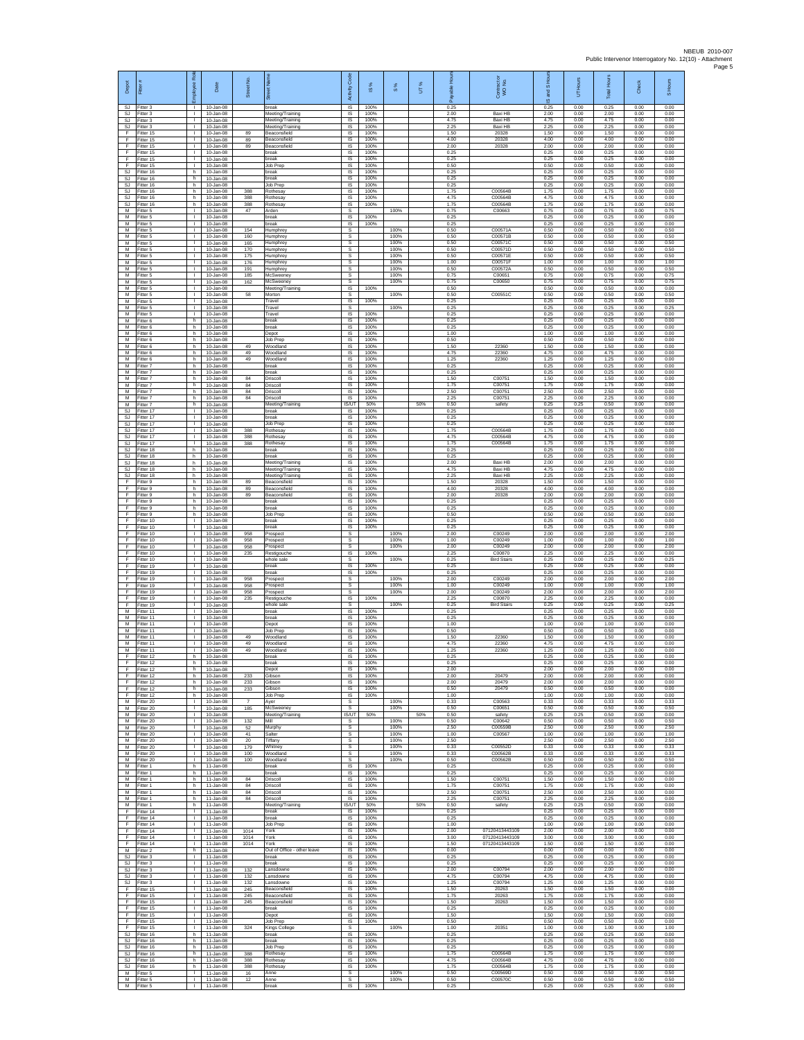| Depot | Fitter # | Employee Role | Date | Street No. | Street Name | Activity Code | IS % | S % | UT % | Payable Hours | Contract or WO No. | IS and S Hours | UT Hours | Total Hours | Check | S Hours |
|---|---|---|---|---|---|---|---|---|---|---|---|---|---|---|---|---|
| SJ | Fitter 3 | I | 10-Jan-08 | | break | IS | 100% | | | 0.25 | | 0.25 | 0.00 | 0.25 | 0.00 | 0.00 |
| SJ | Fitter 3 | I | 10-Jan-08 | | Meeting/Training | IS | 100% | | | 2.00 | Baxi HB | 2.00 | 0.00 | 2.00 | 0.00 | 0.00 |
| SJ | Fitter 3 | I | 10-Jan-08 | | Meeting/Training | IS | 100% | | | 4.75 | Baxi HB | 4.75 | 0.00 | 4.75 | 0.00 | 0.00 |
| SJ | Fitter 3 | I | 10-Jan-08 | | Meeting/Training | IS | 100% | | | 2.25 | Baxi HB | 2.25 | 0.00 | 2.25 | 0.00 | 0.00 |
| F | Fitter 15 | I | 10-Jan-08 | 89 | Beaconsfield | IS | 100% | | | 1.50 | 20328 | 1.50 | 0.00 | 1.50 | 0.00 | 0.00 |
| F | Fitter 15 | I | 10-Jan-08 | 89 | Beaconsfield | IS | 100% | | | 4.00 | 20328 | 4.00 | 0.00 | 4.00 | 0.00 | 0.00 |
| F | Fitter 15 | I | 10-Jan-08 | 89 | Beaconsfield | IS | 100% | | | 2.00 | 20328 | 2.00 | 0.00 | 2.00 | 0.00 | 0.00 |
| F | Fitter 15 | I | 10-Jan-08 | | break | IS | 100% | | | 0.25 | | 0.25 | 0.00 | 0.25 | 0.00 | 0.00 |
| F | Fitter 15 | I | 10-Jan-08 | | break | IS | 100% | | | 0.25 | | 0.25 | 0.00 | 0.25 | 0.00 | 0.00 |
| F | Fitter 15 | I | 10-Jan-08 | | Job Prep | IS | 100% | | | 0.50 | | 0.50 | 0.00 | 0.50 | 0.00 | 0.00 |
| SJ | Fitter 16 | h | 10-Jan-08 | | break | IS | 100% | | | 0.25 | | 0.25 | 0.00 | 0.25 | 0.00 | 0.00 |
| SJ | Fitter 16 | h | 10-Jan-08 | | break | IS | 100% | | | 0.25 | | 0.25 | 0.00 | 0.25 | 0.00 | 0.00 |
| SJ | Fitter 16 | h | 10-Jan-08 | | Job Prep | IS | 100% | | | 0.25 | | 0.25 | 0.00 | 0.25 | 0.00 | 0.00 |
| SJ | Fitter 16 | h | 10-Jan-08 | 388 | Rothesay | IS | 100% | | | 1.75 | C00564B | 1.75 | 0.00 | 1.75 | 0.00 | 0.00 |
| SJ | Fitter 16 | h | 10-Jan-08 | 388 | Rothesay | IS | 100% | | | 4.75 | C00564B | 4.75 | 0.00 | 4.75 | 0.00 | 0.00 |
| SJ | Fitter 16 | h | 10-Jan-08 | 388 | Rothesay | IS | 100% | | | 1.75 | C00564B | 1.75 | 0.00 | 1.75 | 0.00 | 0.00 |
| M | Fitter 5 | I | 10-Jan-08 | 47 | Arden | S | | 100% | | 0.75 | C00663 | 0.75 | 0.00 | 0.75 | 0.00 | 0.75 |
| M | Fitter 5 | I | 10-Jan-08 | | break | IS | 100% | | | 0.25 | | 0.25 | 0.00 | 0.25 | 0.00 | 0.00 |
| M | Fitter 5 | I | 10-Jan-08 | | break | IS | 100% | | | 0.25 | | 0.25 | 0.00 | 0.25 | 0.00 | 0.00 |
| M | Fitter 5 | I | 10-Jan-08 | 154 | Humphrey | S | | 100% | | 0.50 | C00571A | 0.50 | 0.00 | 0.50 | 0.00 | 0.50 |
| M | Fitter 5 | I | 10-Jan-08 | 160 | Humphrey | S | | 100% | | 0.50 | C00571B | 0.50 | 0.00 | 0.50 | 0.00 | 0.50 |
| M | Fitter 5 | I | 10-Jan-08 | 165 | Humphrey | S | | 100% | | 0.50 | C00571C | 0.50 | 0.00 | 0.50 | 0.00 | 0.50 |
| M | Fitter 5 | I | 10-Jan-08 | 170 | Humphrey | S | | 100% | | 0.50 | C00571D | 0.50 | 0.00 | 0.50 | 0.00 | 0.50 |
| M | Fitter 5 | I | 10-Jan-08 | 175 | Humphrey | S | | 100% | | 0.50 | C00571E | 0.50 | 0.00 | 0.50 | 0.00 | 0.50 |
| M | Fitter 5 | I | 10-Jan-08 | 176 | Humphrey | S | | 100% | | 1.00 | C00571F | 1.00 | 0.00 | 1.00 | 0.00 | 1.00 |
| M | Fitter 5 | I | 10-Jan-08 | 191 | Humphrey | S | | 100% | | 0.50 | C00572A | 0.50 | 0.00 | 0.50 | 0.00 | 0.50 |
| M | Fitter 5 | I | 10-Jan-08 | 185 | McSweeney | S | | 100% | | 0.75 | C00651 | 0.75 | 0.00 | 0.75 | 0.00 | 0.75 |
| M | Fitter 5 | I | 10-Jan-08 | 162 | MCSweeney | S | | 100% | | 0.75 | C00650 | 0.75 | 0.00 | 0.75 | 0.00 | 0.75 |
| M | Fitter 5 | I | 10-Jan-08 | | Meeting/Training | IS | 100% | | | 0.50 | | 0.50 | 0.00 | 0.50 | 0.00 | 0.00 |
| M | Fitter 5 | I | 10-Jan-08 | 58 | Morton | S | | 100% | | 0.50 | C00551C | 0.50 | 0.00 | 0.50 | 0.00 | 0.50 |
| M | Fitter 5 | I | 10-Jan-08 | | Travel | IS | 100% | | | 0.25 | | 0.25 | 0.00 | 0.25 | 0.00 | 0.00 |
| M | Fitter 5 | I | 10-Jan-08 | | Travel | S | | 100% | | 0.25 | | 0.25 | 0.00 | 0.25 | 0.00 | 0.25 |
| M | Fitter 5 | I | 10-Jan-08 | | Travel | IS | 100% | | | 0.25 | | 0.25 | 0.00 | 0.25 | 0.00 | 0.00 |
| M | Fitter 6 | h | 10-Jan-08 | | break | IS | 100% | | | 0.25 | | 0.25 | 0.00 | 0.25 | 0.00 | 0.00 |
| M | Fitter 6 | h | 10-Jan-08 | | break | IS | 100% | | | 0.25 | | 0.25 | 0.00 | 0.25 | 0.00 | 0.00 |
| M | Fitter 6 | h | 10-Jan-08 | | Depot | IS | 100% | | | 1.00 | | 1.00 | 0.00 | 1.00 | 0.00 | 0.00 |
| M | Fitter 6 | h | 10-Jan-08 | | Job Prep | IS | 100% | | | 0.50 | | 0.50 | 0.00 | 0.50 | 0.00 | 0.00 |
| M | Fitter 6 | h | 10-Jan-08 | 49 | Woodland | IS | 100% | | | 1.50 | 22360 | 1.50 | 0.00 | 1.50 | 0.00 | 0.00 |
| M | Fitter 6 | h | 10-Jan-08 | 49 | Woodland | IS | 100% | | | 4.75 | 22360 | 4.75 | 0.00 | 4.75 | 0.00 | 0.00 |
| M | Fitter 6 | h | 10-Jan-08 | 49 | Woodland | IS | 100% | | | 1.25 | 22360 | 1.25 | 0.00 | 1.25 | 0.00 | 0.00 |
| M | Fitter 7 | h | 10-Jan-08 | | break | IS | 100% | | | 0.25 | | 0.25 | 0.00 | 0.25 | 0.00 | 0.00 |
| M | Fitter 7 | h | 10-Jan-08 | | break | IS | 100% | | | 0.25 | | 0.25 | 0.00 | 0.25 | 0.00 | 0.00 |
| M | Fitter 7 | h | 10-Jan-08 | 84 | Driscoll | IS | 100% | | | 1.50 | C00751 | 1.50 | 0.00 | 1.50 | 0.00 | 0.00 |
| M | Fitter 7 | h | 10-Jan-08 | 84 | Driscoll | IS | 100% | | | 1.75 | C00751 | 1.75 | 0.00 | 1.75 | 0.00 | 0.00 |
| M | Fitter 7 | h | 10-Jan-08 | 84 | Driscoll | IS | 100% | | | 2.50 | C00751 | 2.50 | 0.00 | 2.50 | 0.00 | 0.00 |
| M | Fitter 7 | h | 10-Jan-08 | 84 | Driscoll | IS | 100% | | | 2.25 | C00751 | 2.25 | 0.00 | 2.25 | 0.00 | 0.00 |
| M | Fitter 7 | h | 10-Jan-08 | | Meeting/Training | IS/UT | 50% | | 50% | 0.50 | safety | 0.25 | 0.25 | 0.50 | 0.00 | 0.00 |
| SJ | Fitter 17 | I | 10-Jan-08 | | break | IS | 100% | | | 0.25 | | 0.25 | 0.00 | 0.25 | 0.00 | 0.00 |
| SJ | Fitter 17 | I | 10-Jan-08 | | break | IS | 100% | | | 0.25 | | 0.25 | 0.00 | 0.25 | 0.00 | 0.00 |
| SJ | Fitter 17 | I | 10-Jan-08 | | Job Prep | IS | 100% | | | 0.25 | | 0.25 | 0.00 | 0.25 | 0.00 | 0.00 |
| SJ | Fitter 17 | I | 10-Jan-08 | 388 | Rothesay | IS | 100% | | | 1.75 | C00564B | 1.75 | 0.00 | 1.75 | 0.00 | 0.00 |
| SJ | Fitter 17 | I | 10-Jan-08 | 388 | Rothesay | IS | 100% | | | 4.75 | C00564B | 4.75 | 0.00 | 4.75 | 0.00 | 0.00 |
| SJ | Fitter 17 | I | 10-Jan-08 | 388 | Rothesay | IS | 100% | | | 1.75 | C00564B | 1.75 | 0.00 | 1.75 | 0.00 | 0.00 |
| SJ | Fitter 18 | h | 10-Jan-08 | | break | IS | 100% | | | 0.25 | | 0.25 | 0.00 | 0.25 | 0.00 | 0.00 |
| SJ | Fitter 18 | h | 10-Jan-08 | | break | IS | 100% | | | 0.25 | | 0.25 | 0.00 | 0.25 | 0.00 | 0.00 |
| SJ | Fitter 18 | h | 10-Jan-08 | | Meeting/Training | IS | 100% | | | 2.00 | Baxi HB | 2.00 | 0.00 | 2.00 | 0.00 | 0.00 |
| SJ | Fitter 18 | h | 10-Jan-08 | | Meeting/Training | IS | 100% | | | 4.75 | Baxi HB | 4.75 | 0.00 | 4.75 | 0.00 | 0.00 |
| SJ | Fitter 18 | h | 10-Jan-08 | | Meeting/Training | IS | 100% | | | 2.25 | Baxi HB | 2.25 | 0.00 | 2.25 | 0.00 | 0.00 |
| F | Fitter 9 | h | 10-Jan-08 | 89 | Beaconsfield | IS | 100% | | | 1.50 | 20328 | 1.50 | 0.00 | 1.50 | 0.00 | 0.00 |
| F | Fitter 9 | h | 10-Jan-08 | 89 | Beaconsfield | IS | 100% | | | 4.00 | 20328 | 4.00 | 0.00 | 4.00 | 0.00 | 0.00 |
| F | Fitter 9 | h | 10-Jan-08 | 89 | Beaconsfield | IS | 100% | | | 2.00 | 20328 | 2.00 | 0.00 | 2.00 | 0.00 | 0.00 |
| F | Fitter 9 | h | 10-Jan-08 | | break | IS | 100% | | | 0.25 | | 0.25 | 0.00 | 0.25 | 0.00 | 0.00 |
| F | Fitter 9 | h | 10-Jan-08 | | break | IS | 100% | | | 0.25 | | 0.25 | 0.00 | 0.25 | 0.00 | 0.00 |
| F | Fitter 9 | h | 10-Jan-08 | | Job Prep | IS | 100% | | | 0.50 | | 0.50 | 0.00 | 0.50 | 0.00 | 0.00 |
| F | Fitter 10 | I | 10-Jan-08 | | break | IS | 100% | | | 0.25 | | 0.25 | 0.00 | 0.25 | 0.00 | 0.00 |
| F | Fitter 10 | I | 10-Jan-08 | | break | IS | 100% | | | 0.25 | | 0.25 | 0.00 | 0.25 | 0.00 | 0.00 |
| F | Fitter 10 | I | 10-Jan-08 | 958 | Prospect | S | | 100% | | 2.00 | C00249 | 2.00 | 0.00 | 2.00 | 0.00 | 2.00 |
| F | Fitter 10 | I | 10-Jan-08 | 958 | Prospect | S | | 100% | | 1.00 | C00249 | 1.00 | 0.00 | 1.00 | 0.00 | 1.00 |
| F | Fitter 10 | I | 10-Jan-08 | 958 | Prospect | S | | 100% | | 2.00 | C00249 | 2.00 | 0.00 | 2.00 | 0.00 | 2.00 |
| F | Fitter 10 | I | 10-Jan-08 | 235 | Restigouche | IS | 100% | | | 2.25 | C00870 | 2.25 | 0.00 | 2.25 | 0.00 | 0.00 |
| F | Fitter 10 | I | 10-Jan-08 | | whole sale | S | | 100% | | 0.25 | Bird Stairs | 0.25 | 0.00 | 0.25 | 0.00 | 0.25 |
| F | Fitter 19 | I | 10-Jan-08 | | break | IS | 100% | | | 0.25 | | 0.25 | 0.00 | 0.25 | 0.00 | 0.00 |
| F | Fitter 19 | I | 10-Jan-08 | | break | IS | 100% | | | 0.25 | | 0.25 | 0.00 | 0.25 | 0.00 | 0.00 |
| F | Fitter 19 | I | 10-Jan-08 | 958 | Prospect | S | | 100% | | 2.00 | C00249 | 2.00 | 0.00 | 2.00 | 0.00 | 2.00 |
| F | Fitter 19 | I | 10-Jan-08 | 958 | Prospect | S | | 100% | | 1.00 | C00249 | 1.00 | 0.00 | 1.00 | 0.00 | 1.00 |
| F | Fitter 19 | I | 10-Jan-08 | 958 | Prospect | S | | 100% | | 2.00 | C00249 | 2.00 | 0.00 | 2.00 | 0.00 | 2.00 |
| F | Fitter 19 | I | 10-Jan-08 | 235 | Restigouche | IS | 100% | | | 2.25 | C00870 | 2.25 | 0.00 | 2.25 | 0.00 | 0.00 |
| F | Fitter 19 | I | 10-Jan-08 | | whole sale | S | | 100% | | 0.25 | Bird Stairs | 0.25 | 0.00 | 0.25 | 0.00 | 0.25 |
| M | Fitter 11 | I | 10-Jan-08 | | break | IS | 100% | | | 0.25 | | 0.25 | 0.00 | 0.25 | 0.00 | 0.00 |
| M | Fitter 11 | I | 10-Jan-08 | | break | IS | 100% | | | 0.25 | | 0.25 | 0.00 | 0.25 | 0.00 | 0.00 |
| M | Fitter 11 | I | 10-Jan-08 | | Depot | IS | 100% | | | 1.00 | | 1.00 | 0.00 | 1.00 | 0.00 | 0.00 |
| M | Fitter 11 | I | 10-Jan-08 | | Job Prep | IS | 100% | | | 0.50 | | 0.50 | 0.00 | 0.50 | 0.00 | 0.00 |
| M | Fitter 11 | I | 10-Jan-08 | 49 | Woodland | IS | 100% | | | 1.50 | 22360 | 1.50 | 0.00 | 1.50 | 0.00 | 0.00 |
| M | Fitter 11 | I | 10-Jan-08 | 49 | Woodland | IS | 100% | | | 4.75 | 22360 | 4.75 | 0.00 | 4.75 | 0.00 | 0.00 |
| M | Fitter 11 | I | 10-Jan-08 | 49 | Woodland | IS | 100% | | | 1.25 | 22360 | 1.25 | 0.00 | 1.25 | 0.00 | 0.00 |
| F | Fitter 12 | h | 10-Jan-08 | | break | IS | 100% | | | 0.25 | | 0.25 | 0.00 | 0.25 | 0.00 | 0.00 |
| F | Fitter 12 | h | 10-Jan-08 | | break | IS | 100% | | | 0.25 | | 0.25 | 0.00 | 0.25 | 0.00 | 0.00 |
| F | Fitter 12 | h | 10-Jan-08 | | Depot | IS | 100% | | | 2.00 | | 2.00 | 0.00 | 2.00 | 0.00 | 0.00 |
| F | Fitter 12 | h | 10-Jan-08 | 233 | Gibson | IS | 100% | | | 2.00 | 20479 | 2.00 | 0.00 | 2.00 | 0.00 | 0.00 |
| F | Fitter 12 | h | 10-Jan-08 | 233 | Gibson | IS | 100% | | | 2.00 | 20479 | 2.00 | 0.00 | 2.00 | 0.00 | 0.00 |
| F | Fitter 12 | h | 10-Jan-08 | 233 | Gibson | IS | 100% | | | 0.50 | 20479 | 0.50 | 0.00 | 0.50 | 0.00 | 0.00 |
| F | Fitter 12 | h | 10-Jan-08 | | Job Prep | IS | 100% | | | 1.00 | | 1.00 | 0.00 | 1.00 | 0.00 | 0.00 |
| M | Fitter 20 | I | 10-Jan-08 | 7 | Ayer | S | | 100% | | 0.33 | C00563 | 0.33 | 0.00 | 0.33 | 0.00 | 0.33 |
| M | Fitter 20 | I | 10-Jan-08 | 185 | McSweeney | S | | 100% | | 0.50 | C00651 | 0.50 | 0.00 | 0.50 | 0.00 | 0.50 |
| M | Fitter 20 | I | 10-Jan-08 | | Meeting/Training | IS/UT | 50% | | 50% | 0.50 | safety | 0.25 | 0.25 | 0.50 | 0.00 | 0.00 |
| M | Fitter 20 | I | 10-Jan-08 | 132 | Mill | S | | 100% | | 0.50 | C00642 | 0.50 | 0.00 | 0.50 | 0.00 | 0.50 |
| M | Fitter 20 | I | 10-Jan-08 | 52 | Murphy | S | | 100% | | 2.50 | C00559B | 2.50 | 0.00 | 2.50 | 0.00 | 2.50 |
| M | Fitter 20 | I | 10-Jan-08 | 41 | Salter | S | | 100% | | 1.00 | C00567 | 1.00 | 0.00 | 1.00 | 0.00 | 1.00 |
| M | Fitter 20 | I | 10-Jan-08 | 20 | Tiffany | S | | 100% | | 2.50 | | 2.50 | 0.00 | 2.50 | 0.00 | 2.50 |
| M | Fitter 20 | I | 10-Jan-08 | 179 | Whitney | S | | 100% | | 0.33 | C00552D | 0.33 | 0.00 | 0.33 | 0.00 | 0.33 |
| M | Fitter 20 | I | 10-Jan-08 | 100 | Woodland | S | | 100% | | 0.33 | C00562B | 0.33 | 0.00 | 0.33 | 0.00 | 0.33 |
| M | Fitter 20 | I | 10-Jan-08 | 100 | Woodland | S | | 100% | | 0.50 | C00562B | 0.50 | 0.00 | 0.50 | 0.00 | 0.50 |
| M | Fitter 1 | h | 11-Jan-08 | | break | IS | 100% | | | 0.25 | | 0.25 | 0.00 | 0.25 | 0.00 | 0.00 |
| M | Fitter 1 | h | 11-Jan-08 | | break | IS | 100% | | | 0.25 | | 0.25 | 0.00 | 0.25 | 0.00 | 0.00 |
| M | Fitter 1 | h | 11-Jan-08 | 84 | Driscoll | IS | 100% | | | 1.50 | C00751 | 1.50 | 0.00 | 1.50 | 0.00 | 0.00 |
| M | Fitter 1 | h | 11-Jan-08 | 84 | Driscoll | IS | 100% | | | 1.75 | C00751 | 1.75 | 0.00 | 1.75 | 0.00 | 0.00 |
| M | Fitter 1 | h | 11-Jan-08 | 84 | Driscoll | IS | 100% | | | 2.50 | C00751 | 2.50 | 0.00 | 2.50 | 0.00 | 0.00 |
| M | Fitter 1 | h | 11-Jan-08 | 84 | Driscoll | IS | 100% | | | 2.25 | C00751 | 2.25 | 0.00 | 2.25 | 0.00 | 0.00 |
| M | Fitter 1 | h | 11-Jan-08 | | Meeting/Training | IS/UT | 50% | | 50% | 0.50 | safety | 0.25 | 0.25 | 0.50 | 0.00 | 0.00 |
| F | Fitter 14 | I | 11-Jan-08 | | break | IS | 100% | | | 0.25 | | 0.25 | 0.00 | 0.25 | 0.00 | 0.00 |
| F | Fitter 14 | I | 11-Jan-08 | | break | IS | 100% | | | 0.25 | | 0.25 | 0.00 | 0.25 | 0.00 | 0.00 |
| F | Fitter 14 | I | 11-Jan-08 | | Job Prep | IS | 100% | | | 1.00 | | 1.00 | 0.00 | 1.00 | 0.00 | 0.00 |
| F | Fitter 14 | I | 11-Jan-08 | 1014 | York | IS | 100% | | | 2.00 | 07120413443109 | 2.00 | 0.00 | 2.00 | 0.00 | 0.00 |
| F | Fitter 14 | I | 11-Jan-08 | 1014 | York | IS | 100% | | | 3.00 | 07120413443109 | 3.00 | 0.00 | 3.00 | 0.00 | 0.00 |
| F | Fitter 14 | I | 11-Jan-08 | 1014 | York | IS | 100% | | | 1.50 | 07120413443109 | 1.50 | 0.00 | 1.50 | 0.00 | 0.00 |
| M | Fitter 2 | h | 11-Jan-08 | | Out of Office - other leave | IS | 100% | | | 0.00 | | 0.00 | 0.00 | 0.00 | 0.00 | 0.00 |
| SJ | Fitter 3 | I | 11-Jan-08 | | break | IS | 100% | | | 0.25 | | 0.25 | 0.00 | 0.25 | 0.00 | 0.00 |
| SJ | Fitter 3 | I | 11-Jan-08 | | break | IS | 100% | | | 0.25 | | 0.25 | 0.00 | 0.25 | 0.00 | 0.00 |
| SJ | Fitter 3 | I | 11-Jan-08 | 132 | Lansdowne | IS | 100% | | | 2.00 | C00794 | 2.00 | 0.00 | 2.00 | 0.00 | 0.00 |
| SJ | Fitter 3 | I | 11-Jan-08 | 132 | Lansdowne | IS | 100% | | | 4.75 | C00794 | 4.75 | 0.00 | 4.75 | 0.00 | 0.00 |
| SJ | Fitter 3 | I | 11-Jan-08 | 132 | Lansdowne | IS | 100% | | | 1.25 | C00794 | 1.25 | 0.00 | 1.25 | 0.00 | 0.00 |
| F | Fitter 15 | I | 11-Jan-08 | 245 | Beaconsfield | IS | 100% | | | 1.50 | 20263 | 1.50 | 0.00 | 1.50 | 0.00 | 0.00 |
| F | Fitter 15 | I | 11-Jan-08 | 245 | Beaconsfield | IS | 100% | | | 1.75 | 20263 | 1.75 | 0.00 | 1.75 | 0.00 | 0.00 |
| F | Fitter 15 | I | 11-Jan-08 | 245 | Beaconsfield | IS | 100% | | | 1.50 | 20263 | 1.50 | 0.00 | 1.50 | 0.00 | 0.00 |
| F | Fitter 15 | I | 11-Jan-08 | | break | IS | 100% | | | 0.25 | | 0.25 | 0.00 | 0.25 | 0.00 | 0.00 |
| F | Fitter 15 | I | 11-Jan-08 | | Depot | IS | 100% | | | 1.50 | | 1.50 | 0.00 | 1.50 | 0.00 | 0.00 |
| F | Fitter 15 | I | 11-Jan-08 | | Job Prep | IS | 100% | | | 0.50 | | 0.50 | 0.00 | 0.50 | 0.00 | 0.00 |
| F | Fitter 15 | I | 11-Jan-08 | 324 | Kings College | S | | 100% | | 1.00 | 20351 | 1.00 | 0.00 | 1.00 | 0.00 | 1.00 |
| SJ | Fitter 16 | h | 11-Jan-08 | | break | IS | 100% | | | 0.25 | | 0.25 | 0.00 | 0.25 | 0.00 | 0.00 |
| SJ | Fitter 16 | h | 11-Jan-08 | | break | IS | 100% | | | 0.25 | | 0.25 | 0.00 | 0.25 | 0.00 | 0.00 |
| SJ | Fitter 16 | h | 11-Jan-08 | | Job Prep | IS | 100% | | | 0.25 | | 0.25 | 0.00 | 0.25 | 0.00 | 0.00 |
| SJ | Fitter 16 | h | 11-Jan-08 | 388 | Rothesay | IS | 100% | | | 1.75 | C00564B | 1.75 | 0.00 | 1.75 | 0.00 | 0.00 |
| SJ | Fitter 16 | h | 11-Jan-08 | 388 | Rothesay | IS | 100% | | | 4.75 | C00564B | 4.75 | 0.00 | 4.75 | 0.00 | 0.00 |
| SJ | Fitter 16 | h | 11-Jan-08 | 388 | Rothesay | IS | 100% | | | 1.75 | C00564B | 1.75 | 0.00 | 1.75 | 0.00 | 0.00 |
| M | Fitter 5 | I | 11-Jan-08 | 16 | Anne | S | | 100% | | 0.50 | C00569D | 0.50 | 0.00 | 0.50 | 0.00 | 0.50 |
| M | Fitter 5 | I | 11-Jan-08 | 12 | Anne | S | | 100% | | 0.50 | C00570C | 0.50 | 0.00 | 0.50 | 0.00 | 0.50 |
| M | Fitter 5 | I | 11-Jan-08 | | break | IS | 100% | | | 0.25 | | 0.25 | 0.00 | 0.25 | 0.00 | 0.00 |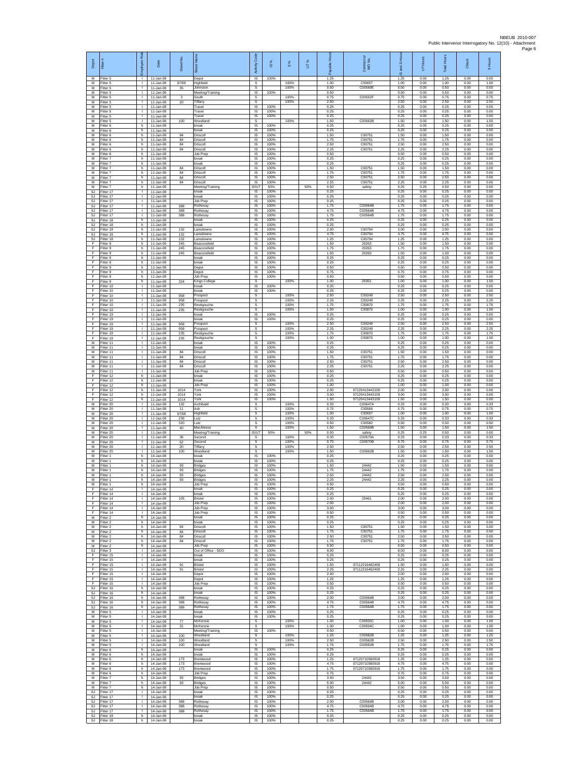| Depot | Fitter # | Employee Role | Date | Street No. | Street Name | Activity Code | IS % | S % | UT % | Payable Hours | Contractor or WO No. | IS and S Hours | UT Hours | Total Hours | Check | S Hours |
|---|---|---|---|---|---|---|---|---|---|---|---|---|---|---|---|---|
| M | Fitter 5 | I | 11-Jan-08 | | Depot | IS | 100% | | | 1.25 | | 1.25 | 0.00 | 1.25 | 0.00 | 0.00 |
| M | Fitter 5 | I | 11-Jan-08 | 67/69 | Highfield | S | | 100% | | 1.00 | C00657 | 1.00 | 0.00 | 1.00 | 0.00 | 1.00 |
| M | Fitter 5 | I | 11-Jan-08 | 35 | Johnston | S | | 100% | | 0.50 | C00569E | 0.50 | 0.00 | 0.50 | 0.00 | 0.50 |
| M | Fitter 5 | I | 11-Jan-08 | | Meeting/Training | IS | 100% | | | 0.50 | | 0.50 | 0.00 | 0.50 | 0.00 | 0.00 |
| M | Fitter 5 | I | 11-Jan-08 | 3 | South | S | | 100% | | 0.75 | C00552F | 0.75 | 0.00 | 0.75 | 0.00 | 0.75 |
| M | Fitter 5 | I | 11-Jan-08 | 20 | Tiffany | S | | 100% | | 2.50 | | 2.50 | 0.00 | 2.50 | 0.00 | 2.50 |
| M | Fitter 5 | I | 11-Jan-08 | | Travel | IS | 100% | | | 0.25 | | 0.25 | 0.00 | 0.25 | 0.00 | 0.00 |
| M | Fitter 5 | I | 11-Jan-08 | | Travel | IS | 100% | | | 0.25 | | 0.25 | 0.00 | 0.25 | 0.00 | 0.00 |
| M | Fitter 5 | I | 11-Jan-08 | | Travel | IS | 100% | | | 0.25 | | 0.25 | 0.00 | 0.25 | 0.00 | 0.00 |
| M | Fitter 5 | I | 11-Jan-08 | 100 | Woodland | S | | 100% | | 1.50 | C00562B | 1.50 | 0.00 | 1.50 | 0.00 | 1.50 |
| M | Fitter 6 | h | 11-Jan-08 | | break | IS | 100% | | | 0.25 | | 0.25 | 0.00 | 0.25 | 0.00 | 0.00 |
| M | Fitter 6 | h | 11-Jan-08 | | break | IS | 100% | | | 0.25 | | 0.25 | 0.00 | 0.25 | 0.00 | 0.00 |
| M | Fitter 6 | h | 11-Jan-08 | 84 | Driscoll | IS | 100% | | | 1.50 | C00751 | 1.50 | 0.00 | 1.50 | 0.00 | 0.00 |
| M | Fitter 6 | h | 11-Jan-08 | 84 | Driscoll | IS | 100% | | | 1.75 | C00751 | 1.75 | 0.00 | 1.75 | 0.00 | 0.00 |
| M | Fitter 6 | h | 11-Jan-08 | 84 | Driscoll | IS | 100% | | | 2.50 | C00751 | 2.50 | 0.00 | 2.50 | 0.00 | 0.00 |
| M | Fitter 6 | h | 11-Jan-08 | 84 | Driscoll | IS | 100% | | | 2.25 | C00751 | 2.25 | 0.00 | 2.25 | 0.00 | 0.00 |
| M | Fitter 6 | h | 11-Jan-08 | | Job Prep | IS | 100% | | | 0.50 | | 0.50 | 0.00 | 0.50 | 0.00 | 0.00 |
| M | Fitter 7 | h | 11-Jan-08 | | break | IS | 100% | | | 0.25 | | 0.25 | 0.00 | 0.25 | 0.00 | 0.00 |
| M | Fitter 7 | h | 11-Jan-08 | | break | IS | 100% | | | 0.25 | | 0.25 | 0.00 | 0.25 | 0.00 | 0.00 |
| M | Fitter 7 | h | 11-Jan-08 | 84 | Driscoll | IS | 100% | | | 1.50 | C00751 | 1.50 | 0.00 | 1.50 | 0.00 | 0.00 |
| M | Fitter 7 | h | 11-Jan-08 | 84 | Driscoll | IS | 100% | | | 1.75 | C00751 | 1.75 | 0.00 | 1.75 | 0.00 | 0.00 |
| M | Fitter 7 | h | 11-Jan-08 | 84 | Driscoll | IS | 100% | | | 2.50 | C00751 | 2.50 | 0.00 | 2.50 | 0.00 | 0.00 |
| M | Fitter 7 | h | 11-Jan-08 | 84 | Driscoll | IS | 100% | | | 2.25 | C00751 | 2.25 | 0.00 | 2.25 | 0.00 | 0.00 |
| M | Fitter 7 | h | 11-Jan-08 | | Meeting/Training | IS/UT | 50% | | 50% | 0.50 | safety | 0.25 | 0.25 | 0.50 | 0.00 | 0.00 |
| SJ | Fitter 17 | I | 11-Jan-08 | | break | IS | 100% | | | 0.25 | | 0.25 | 0.00 | 0.25 | 0.00 | 0.00 |
| SJ | Fitter 17 | I | 11-Jan-08 | | break | IS | 100% | | | 0.25 | | 0.25 | 0.00 | 0.25 | 0.00 | 0.00 |
| SJ | Fitter 17 | I | 11-Jan-08 | | Job Prep | IS | 100% | | | 0.25 | | 0.25 | 0.00 | 0.25 | 0.00 | 0.00 |
| SJ | Fitter 17 | I | 11-Jan-08 | 388 | Rothesay | IS | 100% | | | 1.75 | C00564B | 1.75 | 0.00 | 1.75 | 0.00 | 0.00 |
| SJ | Fitter 17 | I | 11-Jan-08 | 388 | Rothesay | IS | 100% | | | 4.75 | C00564B | 4.75 | 0.00 | 4.75 | 0.00 | 0.00 |
| SJ | Fitter 17 | I | 11-Jan-08 | 388 | Rothesay | IS | 100% | | | 1.75 | C00564B | 1.75 | 0.00 | 1.75 | 0.00 | 0.00 |
| SJ | Fitter 18 | h | 11-Jan-08 | | break | IS | 100% | | | 0.25 | | 0.25 | 0.00 | 0.25 | 0.00 | 0.00 |
| SJ | Fitter 18 | h | 11-Jan-08 | | break | IS | 100% | | | 0.25 | | 0.25 | 0.00 | 0.25 | 0.00 | 0.00 |
| SJ | Fitter 18 | h | 11-Jan-08 | 132 | Lansdowne | IS | 100% | | | 2.00 | C00794 | 2.00 | 0.00 | 2.00 | 0.00 | 0.00 |
| SJ | Fitter 18 | h | 11-Jan-08 | 132 | Lansdowne | IS | 100% | | | 4.75 | C00794 | 4.75 | 0.00 | 4.75 | 0.00 | 0.00 |
| SJ | Fitter 18 | h | 11-Jan-08 | 132 | Lansdowne | IS | 100% | | | 1.25 | C00794 | 1.25 | 0.00 | 1.25 | 0.00 | 0.00 |
| F | Fitter 9 | h | 11-Jan-08 | 245 | Beaconsfield | IS | 100% | | | 1.50 | 20263 | 1.50 | 0.00 | 1.50 | 0.00 | 0.00 |
| F | Fitter 9 | h | 11-Jan-08 | 245 | Beaconsfield | IS | 100% | | | 1.75 | 20263 | 1.75 | 0.00 | 1.75 | 0.00 | 0.00 |
| F | Fitter 9 | h | 11-Jan-08 | 245 | Beaconsfield | IS | 100% | | | 1.50 | 20263 | 1.50 | 0.00 | 1.50 | 0.00 | 0.00 |
| F | Fitter 9 | h | 11-Jan-08 | | break | IS | 100% | | | 0.25 | | 0.25 | 0.00 | 0.25 | 0.00 | 0.00 |
| F | Fitter 9 | h | 11-Jan-08 | | break | IS | 100% | | | 0.25 | | 0.25 | 0.00 | 0.25 | 0.00 | 0.00 |
| F | Fitter 9 | h | 11-Jan-08 | | Depot | IS | 100% | | | 0.50 | | 0.50 | 0.00 | 0.50 | 0.00 | 0.00 |
| F | Fitter 9 | h | 11-Jan-08 | | Depot | IS | 100% | | | 0.75 | | 0.75 | 0.00 | 0.75 | 0.00 | 0.00 |
| F | Fitter 9 | h | 11-Jan-08 | | Job Prep | IS | 100% | | | 0.50 | | 0.50 | 0.00 | 0.50 | 0.00 | 0.00 |
| F | Fitter 9 | h | 11-Jan-08 | 324 | Kings College | S | | 100% | | 1.00 | 20351 | 1.00 | 0.00 | 1.00 | 0.00 | 1.00 |
| F | Fitter 10 | I | 11-Jan-08 | | break | IS | 100% | | | 0.25 | | 0.25 | 0.00 | 0.25 | 0.00 | 0.00 |
| F | Fitter 10 | I | 11-Jan-08 | | break | IS | 100% | | | 0.25 | | 0.25 | 0.00 | 0.25 | 0.00 | 0.00 |
| F | Fitter 10 | I | 11-Jan-08 | 958 | Prospect | S | | 100% | | 2.50 | C00249 | 2.50 | 0.00 | 2.50 | 0.00 | 2.50 |
| F | Fitter 10 | I | 11-Jan-08 | 958 | Prospect | S | | 100% | | 2.25 | C00249 | 2.25 | 0.00 | 2.25 | 0.00 | 2.25 |
| F | Fitter 10 | I | 11-Jan-08 | 235 | Restigouche | S | | 100% | | 1.75 | C00870 | 1.75 | 0.00 | 1.75 | 0.00 | 1.75 |
| F | Fitter 10 | I | 11-Jan-08 | 235 | Restigouche | S | | 100% | | 1.00 | C00870 | 1.00 | 0.00 | 1.00 | 0.00 | 1.00 |
| F | Fitter 19 | I | 11-Jan-08 | | break | IS | 100% | | | 0.25 | | 0.25 | 0.00 | 0.25 | 0.00 | 0.00 |
| F | Fitter 19 | I | 11-Jan-08 | | break | IS | 100% | | | 0.25 | | 0.25 | 0.00 | 0.25 | 0.00 | 0.00 |
| F | Fitter 19 | I | 11-Jan-08 | 958 | Prospect | S | | 100% | | 2.50 | C00249 | 2.50 | 0.00 | 2.50 | 0.00 | 2.50 |
| F | Fitter 19 | I | 11-Jan-08 | 958 | Prospect | S | | 100% | | 2.25 | C00249 | 2.25 | 0.00 | 2.25 | 0.00 | 2.25 |
| F | Fitter 19 | I | 11-Jan-08 | 235 | Restigouche | S | | 100% | | 1.75 | C00870 | 1.75 | 0.00 | 1.75 | 0.00 | 1.75 |
| F | Fitter 19 | I | 11-Jan-08 | 235 | Restigouche | S | | 100% | | 1.00 | C00870 | 1.00 | 0.00 | 1.00 | 0.00 | 1.00 |
| M | Fitter 11 | I | 11-Jan-08 | | break | IS | 100% | | | 0.25 | | 0.25 | 0.00 | 0.25 | 0.00 | 0.00 |
| M | Fitter 11 | I | 11-Jan-08 | | break | IS | 100% | | | 0.25 | | 0.25 | 0.00 | 0.25 | 0.00 | 0.00 |
| M | Fitter 11 | I | 11-Jan-08 | 84 | Driscoll | IS | 100% | | | 1.50 | C00751 | 1.50 | 0.00 | 1.50 | 0.00 | 0.00 |
| M | Fitter 11 | I | 11-Jan-08 | 84 | Driscoll | IS | 100% | | | 1.75 | C00751 | 1.75 | 0.00 | 1.75 | 0.00 | 0.00 |
| M | Fitter 11 | I | 11-Jan-08 | 84 | Driscoll | IS | 100% | | | 2.50 | C00751 | 2.50 | 0.00 | 2.50 | 0.00 | 0.00 |
| M | Fitter 11 | I | 11-Jan-08 | 84 | Driscoll | IS | 100% | | | 2.25 | C00751 | 2.25 | 0.00 | 2.25 | 0.00 | 0.00 |
| M | Fitter 11 | I | 11-Jan-08 | | Job Prep | IS | 100% | | | 0.50 | | 0.50 | 0.00 | 0.50 | 0.00 | 0.00 |
| F | Fitter 12 | h | 11-Jan-08 | | break | IS | 100% | | | 0.25 | | 0.25 | 0.00 | 0.25 | 0.00 | 0.00 |
| F | Fitter 12 | h | 11-Jan-08 | | break | IS | 100% | | | 0.25 | | 0.25 | 0.00 | 0.25 | 0.00 | 0.00 |
| F | Fitter 12 | h | 11-Jan-08 | | Job Prep | IS | 100% | | | 1.00 | | 1.00 | 0.00 | 1.00 | 0.00 | 0.00 |
| F | Fitter 12 | h | 11-Jan-08 | 1014 | York | IS | 100% | | | 2.00 | 07120413443109 | 2.00 | 0.00 | 2.00 | 0.00 | 0.00 |
| F | Fitter 12 | h | 11-Jan-08 | 1014 | York | IS | 100% | | | 3.00 | 07120413443109 | 3.00 | 0.00 | 3.00 | 0.00 | 0.00 |
| F | Fitter 12 | h | 11-Jan-08 | 1014 | York | IS | 100% | | | 1.50 | 07120413443109 | 1.50 | 0.00 | 1.50 | 0.00 | 0.00 |
| M | Fitter 20 | I | 11-Jan-08 | 132 | Archibald | S | | 100% | | 0.33 | C00647A | 0.33 | 0.00 | 0.33 | 0.00 | 0.33 |
| M | Fitter 20 | I | 11-Jan-08 | 11 | Ash | S | | 100% | | 0.75 | C00566 | 0.75 | 0.00 | 0.75 | 0.00 | 0.75 |
| M | Fitter 20 | I | 11-Jan-08 | 67/69 | Highfield | S | | 100% | | 1.00 | C00657 | 1.00 | 0.00 | 1.00 | 0.00 | 1.00 |
| M | Fitter 20 | I | 11-Jan-08 | 239 | Lutz | S | | 100% | | 0.33 | C00647C | 0.33 | 0.00 | 0.33 | 0.00 | 0.33 |
| M | Fitter 20 | I | 11-Jan-08 | 320 | Lutz | S | | 100% | | 0.50 | C00582 | 0.50 | 0.00 | 0.50 | 0.00 | 0.50 |
| M | Fitter 20 | I | 11-Jan-08 | 40 | MacAleese | S | | 100% | | 1.50 | C00569B | 1.50 | 0.00 | 1.50 | 0.00 | 1.50 |
| M | Fitter 20 | I | 11-Jan-08 | | Meeting/Training | IS/UT | 50% | | 50% | 0.50 | safety | 0.25 | 0.25 | 0.50 | 0.00 | 0.00 |
| M | Fitter 20 | I | 11-Jan-08 | 36 | Second | S | | 100% | | 0.33 | C00570A | 0.33 | 0.00 | 0.33 | 0.00 | 0.33 |
| M | Fitter 20 | I | 11-Jan-08 | 62 | Second | S | | 100% | | 0.75 | C00570B | 0.75 | 0.00 | 0.75 | 0.00 | 0.75 |
| M | Fitter 20 | I | 11-Jan-08 | 20 | Tiffany | S | | 100% | | 2.50 | | 2.50 | 0.00 | 2.50 | 0.00 | 2.50 |
| M | Fitter 20 | I | 11-Jan-08 | 100 | Woodland | S | | 100% | | 1.50 | C00562B | 1.50 | 0.00 | 1.50 | 0.00 | 1.50 |
| M | Fitter 1 | h | 14-Jan-08 | | break | IS | 100% | | | 0.25 | | 0.25 | 0.00 | 0.25 | 0.00 | 0.00 |
| M | Fitter 1 | h | 14-Jan-08 | | break | IS | 100% | | | 0.25 | | 0.25 | 0.00 | 0.25 | 0.00 | 0.00 |
| M | Fitter 1 | h | 14-Jan-08 | 93 | Bridges | IS | 100% | | | 1.50 | 24442 | 1.50 | 0.00 | 1.50 | 0.00 | 0.00 |
| M | Fitter 1 | h | 14-Jan-08 | 93 | Bridges | IS | 100% | | | 1.75 | 24442 | 1.75 | 0.00 | 1.75 | 0.00 | 0.00 |
| M | Fitter 1 | h | 14-Jan-08 | 93 | Bridges | IS | 100% | | | 2.50 | 24442 | 2.50 | 0.00 | 2.50 | 0.00 | 0.00 |
| M | Fitter 1 | h | 14-Jan-08 | 93 | Bridges | IS | 100% | | | 2.25 | 24442 | 2.25 | 0.00 | 2.25 | 0.00 | 0.00 |
| M | Fitter 1 | h | 14-Jan-08 | | Job Prep | IS | 100% | | | 0.50 | | 0.50 | 0.00 | 0.50 | 0.00 | 0.00 |
| F | Fitter 14 | I | 14-Jan-08 | | break | IS | 100% | | | 0.25 | | 0.25 | 0.00 | 0.25 | 0.00 | 0.00 |
| F | Fitter 14 | I | 14-Jan-08 | | break | IS | 100% | | | 0.25 | | 0.25 | 0.00 | 0.25 | 0.00 | 0.00 |
| F | Fitter 14 | I | 14-Jan-08 | 105 | Bristol | IS | 100% | | | 2.00 | 20461 | 2.00 | 0.00 | 2.00 | 0.00 | 0.00 |
| F | Fitter 14 | I | 14-Jan-08 | | Job Prep | IS | 100% | | | 2.00 | | 2.00 | 0.00 | 2.00 | 0.00 | 0.00 |
| F | Fitter 14 | I | 14-Jan-08 | | Job Prep | IS | 100% | | | 3.00 | | 3.00 | 0.00 | 3.00 | 0.00 | 0.00 |
| F | Fitter 14 | I | 14-Jan-08 | | Job Prep | IS | 100% | | | 0.50 | | 0.50 | 0.00 | 0.50 | 0.00 | 0.00 |
| M | Fitter 2 | h | 14-Jan-08 | | break | IS | 100% | | | 0.25 | | 0.25 | 0.00 | 0.25 | 0.00 | 0.00 |
| M | Fitter 2 | h | 14-Jan-08 | | break | IS | 100% | | | 0.25 | | 0.25 | 0.00 | 0.25 | 0.00 | 0.00 |
| M | Fitter 2 | h | 14-Jan-08 | 84 | Driscoll | IS | 100% | | | 1.50 | C00751 | 1.50 | 0.00 | 1.50 | 0.00 | 0.00 |
| M | Fitter 2 | h | 14-Jan-08 | 84 | Driscoll | IS | 100% | | | 1.75 | C00751 | 1.75 | 0.00 | 1.75 | 0.00 | 0.00 |
| M | Fitter 2 | h | 14-Jan-08 | 84 | Driscoll | IS | 100% | | | 2.50 | C00751 | 2.50 | 0.00 | 2.50 | 0.00 | 0.00 |
| M | Fitter 2 | h | 14-Jan-08 | 84 | Driscoll | IS | 100% | | | 1.75 | C00751 | 1.75 | 0.00 | 1.75 | 0.00 | 0.00 |
| M | Fitter 2 | h | 14-Jan-08 | | Job Prep | IS | 100% | | | 0.50 | | 0.50 | 0.00 | 0.50 | 0.00 | 0.00 |
| SJ | Fitter 3 | I | 14-Jan-08 | | Out of Office - SDO | IS | 100% | | | 8.00 | | 8.00 | 0.00 | 8.00 | 0.00 | 0.00 |
| F | Fitter 15 | I | 14-Jan-08 | | break | IS | 100% | | | 0.25 | | 0.25 | 0.00 | 0.25 | 0.00 | 0.00 |
| F | Fitter 15 | I | 14-Jan-08 | | break | IS | 100% | | | 0.25 | | 0.25 | 0.00 | 0.25 | 0.00 | 0.00 |
| F | Fitter 15 | I | 14-Jan-08 | 91 | Bristol | IS | 100% | | | 1.50 | 07112216462409 | 1.50 | 0.00 | 1.50 | 0.00 | 0.00 |
| F | Fitter 15 | I | 14-Jan-08 | 91 | Bristol | IS | 100% | | | 2.25 | 07112216462409 | 2.25 | 0.00 | 2.25 | 0.00 | 0.00 |
| F | Fitter 15 | I | 14-Jan-08 | | Depot | IS | 100% | | | 2.00 | | 2.00 | 0.00 | 2.00 | 0.00 | 0.00 |
| F | Fitter 15 | I | 14-Jan-08 | | Depot | IS | 100% | | | 1.25 | | 1.25 | 0.00 | 1.25 | 0.00 | 0.00 |
| F | Fitter 15 | I | 14-Jan-08 | | Job Prep | IS | 100% | | | 0.50 | | 0.50 | 0.00 | 0.50 | 0.00 | 0.00 |
| SJ | Fitter 16 | h | 14-Jan-08 | | break | IS | 100% | | | 0.25 | | 0.25 | 0.00 | 0.25 | 0.00 | 0.00 |
| SJ | Fitter 16 | h | 14-Jan-08 | | break | IS | 100% | | | 0.25 | | 0.25 | 0.00 | 0.25 | 0.00 | 0.00 |
| SJ | Fitter 16 | h | 14-Jan-08 | 388 | Rothesay | IS | 100% | | | 2.00 | C00564B | 2.00 | 0.00 | 2.00 | 0.00 | 0.00 |
| SJ | Fitter 16 | h | 14-Jan-08 | 388 | Rothesay | IS | 100% | | | 4.75 | C00564B | 4.75 | 0.00 | 4.75 | 0.00 | 0.00 |
| SJ | Fitter 16 | h | 14-Jan-08 | 388 | Rothesay | IS | 100% | | | 1.75 | C00564B | 1.75 | 0.00 | 1.75 | 0.00 | 0.00 |
| M | Fitter 5 | I | 14-Jan-08 | | break | IS | 100% | | | 0.25 | | 0.25 | 0.00 | 0.25 | 0.00 | 0.00 |
| M | Fitter 5 | I | 14-Jan-08 | | break | IS | 100% | | | 0.25 | | 0.25 | 0.00 | 0.25 | 0.00 | 0.00 |
| M | Fitter 5 | I | 14-Jan-08 | 77 | McKenzie | S | | 100% | | 1.00 | C00555C | 1.00 | 0.00 | 1.00 | 0.00 | 1.00 |
| M | Fitter 5 | I | 14-Jan-08 | 31 | McKenzie | S | | 100% | | 1.00 | C00554C | 1.00 | 0.00 | 1.00 | 0.00 | 1.00 |
| M | Fitter 5 | I | 14-Jan-08 | | Meeting/Training | IS | 100% | | | 0.50 | | 0.50 | 0.00 | 0.50 | 0.00 | 0.00 |
| M | Fitter 5 | I | 14-Jan-08 | 100 | Woodland | S | | 100% | | 1.25 | C00562B | 1.25 | 0.00 | 1.25 | 0.00 | 1.25 |
| M | Fitter 5 | I | 14-Jan-08 | 100 | Woodland | S | | 100% | | 2.50 | C00562B | 2.50 | 0.00 | 2.50 | 0.00 | 2.50 |
| M | Fitter 5 | I | 14-Jan-08 | 100 | Woodland | S | | 100% | | 1.75 | C00562B | 1.75 | 0.00 | 1.75 | 0.00 | 1.75 |
| M | Fitter 6 | h | 14-Jan-08 | | break | IS | 100% | | | 0.25 | | 0.25 | 0.00 | 0.25 | 0.00 | 0.00 |
| M | Fitter 6 | h | 14-Jan-08 | | break | IS | 100% | | | 0.25 | | 0.25 | 0.00 | 0.25 | 0.00 | 0.00 |
| M | Fitter 6 | h | 14-Jan-08 | 173 | Brentwood | IS | 100% | | | 1.25 | 07120710360918 | 1.25 | 0.00 | 1.25 | 0.00 | 0.00 |
| M | Fitter 6 | h | 14-Jan-08 | 173 | Brentwood | IS | 100% | | | 4.75 | 07120710360918 | 4.75 | 0.00 | 4.75 | 0.00 | 0.00 |
| M | Fitter 6 | h | 14-Jan-08 | 173 | Brentwood | IS | 100% | | | 1.75 | 07120710360918 | 1.75 | 0.00 | 1.75 | 0.00 | 0.00 |
| M | Fitter 6 | h | 14-Jan-08 | | Job Prep | IS | 100% | | | 0.75 | | 0.75 | 0.00 | 0.75 | 0.00 | 0.00 |
| M | Fitter 7 | h | 14-Jan-08 | 93 | Bridges | IS | 100% | | | 3.50 | 24442 | 3.50 | 0.00 | 3.50 | 0.00 | 0.00 |
| M | Fitter 7 | h | 14-Jan-08 | 93 | Bridges | IS | 100% | | | 5.00 | 24442 | 5.00 | 0.00 | 5.00 | 0.00 | 0.00 |
| M | Fitter 7 | h | 14-Jan-08 | | Job Prep | IS | 100% | | | 0.50 | | 0.50 | 0.00 | 0.50 | 0.00 | 0.00 |
| SJ | Fitter 17 | I | 14-Jan-08 | | break | IS | 100% | | | 0.25 | | 0.25 | 0.00 | 0.25 | 0.00 | 0.00 |
| SJ | Fitter 17 | I | 14-Jan-08 | | break | IS | 100% | | | 0.25 | | 0.25 | 0.00 | 0.25 | 0.00 | 0.00 |
| SJ | Fitter 17 | I | 14-Jan-08 | 388 | Rothesay | IS | 100% | | | 2.00 | C00564B | 2.00 | 0.00 | 2.00 | 0.00 | 0.00 |
| SJ | Fitter 17 | I | 14-Jan-08 | 388 | Rothesay | IS | 100% | | | 4.75 | C00564B | 4.75 | 0.00 | 4.75 | 0.00 | 0.00 |
| SJ | Fitter 17 | I | 14-Jan-08 | 388 | Rothesay | IS | 100% | | | 1.75 | C00564B | 1.75 | 0.00 | 1.75 | 0.00 | 0.00 |
| SJ | Fitter 18 | h | 14-Jan-08 | | break | IS | 100% | | | 0.25 | | 0.25 | 0.00 | 0.25 | 0.00 | 0.00 |
| SJ | Fitter 18 | h | 14-Jan-08 | | break | IS | 100% | | | 0.25 | | 0.25 | 0.00 | 0.25 | 0.00 | 0.00 |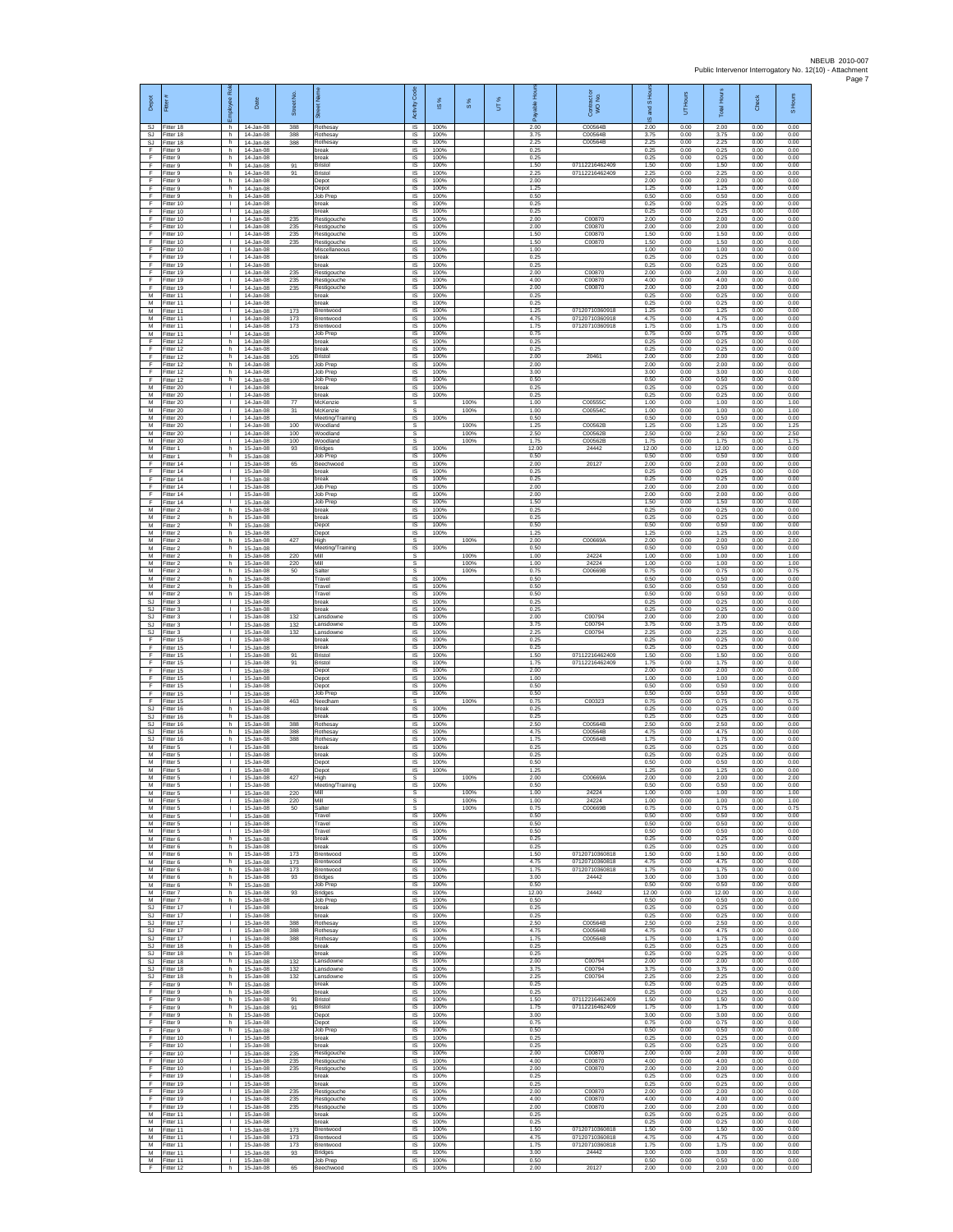| Depot | Fitter # | Employee Role | Date | Street No. | Street Name | Activity Code | IS % | S % | UT % | Payable Hours | Contract or WO No. | IS and S Hours | UT Hours | Total Hours | Check | S Hours |
|---|---|---|---|---|---|---|---|---|---|---|---|---|---|---|---|---|
| SJ | Fitter 18 | h | 14-Jan-08 | 388 | Rothesay | IS | 100% | | | 2.00 | C00564B | 2.00 | 0.00 | 2.00 | 0.00 | 0.00 |
| SJ | Fitter 18 | h | 14-Jan-08 | 388 | Rothesay | IS | 100% | | | 3.75 | C00564B | 3.75 | 0.00 | 3.75 | 0.00 | 0.00 |
| SJ | Fitter 18 | h | 14-Jan-08 | 388 | Rothesay | IS | 100% | | | 2.25 | C00564B | 2.25 | 0.00 | 2.25 | 0.00 | 0.00 |
| F | Fitter 9 | h | 14-Jan-08 | | break | IS | 100% | | | 0.25 | | 0.25 | 0.00 | 0.25 | 0.00 | 0.00 |
| F | Fitter 9 | h | 14-Jan-08 | | break | IS | 100% | | | 0.25 | | 0.25 | 0.00 | 0.25 | 0.00 | 0.00 |
| F | Fitter 9 | h | 14-Jan-08 | 91 | Bristol | IS | 100% | | | 1.50 | 07112216462409 | 1.50 | 0.00 | 1.50 | 0.00 | 0.00 |
| F | Fitter 9 | h | 14-Jan-08 | 91 | Bristol | IS | 100% | | | 2.25 | 07112216462409 | 2.25 | 0.00 | 2.25 | 0.00 | 0.00 |
| F | Fitter 9 | h | 14-Jan-08 | | Depot | IS | 100% | | | 2.00 | | 2.00 | 0.00 | 2.00 | 0.00 | 0.00 |
| F | Fitter 9 | h | 14-Jan-08 | | Depot | IS | 100% | | | 1.25 | | 1.25 | 0.00 | 1.25 | 0.00 | 0.00 |
| F | Fitter 9 | h | 14-Jan-08 | | Job Prep | IS | 100% | | | 0.50 | | 0.50 | 0.00 | 0.50 | 0.00 | 0.00 |
| F | Fitter 10 | l | 14-Jan-08 | | break | IS | 100% | | | 0.25 | | 0.25 | 0.00 | 0.25 | 0.00 | 0.00 |
| F | Fitter 10 | l | 14-Jan-08 | | break | IS | 100% | | | 0.25 | | 0.25 | 0.00 | 0.25 | 0.00 | 0.00 |
| F | Fitter 10 | l | 14-Jan-08 | 235 | Restigouche | IS | 100% | | | 2.00 | C00870 | 2.00 | 0.00 | 2.00 | 0.00 | 0.00 |
| F | Fitter 10 | l | 14-Jan-08 | 235 | Restigouche | IS | 100% | | | 2.00 | C00870 | 2.00 | 0.00 | 2.00 | 0.00 | 0.00 |
| F | Fitter 10 | l | 14-Jan-08 | 235 | Restigouche | IS | 100% | | | 1.50 | C00870 | 1.50 | 0.00 | 1.50 | 0.00 | 0.00 |
| F | Fitter 10 | l | 14-Jan-08 | 235 | Restigouche | IS | 100% | | | 1.50 | C00870 | 1.50 | 0.00 | 1.50 | 0.00 | 0.00 |
| F | Fitter 10 | l | 14-Jan-08 | | Miscellaneous | IS | 100% | | | 1.00 | | 1.00 | 0.00 | 1.00 | 0.00 | 0.00 |
| F | Fitter 19 | l | 14-Jan-08 | | break | IS | 100% | | | 0.25 | | 0.25 | 0.00 | 0.25 | 0.00 | 0.00 |
| F | Fitter 19 | l | 14-Jan-08 | | break | IS | 100% | | | 0.25 | | 0.25 | 0.00 | 0.25 | 0.00 | 0.00 |
| F | Fitter 19 | l | 14-Jan-08 | 235 | Restigouche | IS | 100% | | | 2.00 | C00870 | 2.00 | 0.00 | 2.00 | 0.00 | 0.00 |
| F | Fitter 19 | l | 14-Jan-08 | 235 | Restigouche | IS | 100% | | | 4.00 | C00870 | 4.00 | 0.00 | 4.00 | 0.00 | 0.00 |
| F | Fitter 19 | l | 14-Jan-08 | 235 | Restigouche | IS | 100% | | | 2.00 | C00870 | 2.00 | 0.00 | 2.00 | 0.00 | 0.00 |
| M | Fitter 11 | l | 14-Jan-08 | | break | IS | 100% | | | 0.25 | | 0.25 | 0.00 | 0.25 | 0.00 | 0.00 |
| M | Fitter 11 | l | 14-Jan-08 | | break | IS | 100% | | | 0.25 | | 0.25 | 0.00 | 0.25 | 0.00 | 0.00 |
| M | Fitter 11 | l | 14-Jan-08 | 173 | Brentwood | IS | 100% | | | 1.25 | 07120710360918 | 1.25 | 0.00 | 1.25 | 0.00 | 0.00 |
| M | Fitter 11 | l | 14-Jan-08 | 173 | Brentwood | IS | 100% | | | 4.75 | 07120710360918 | 4.75 | 0.00 | 4.75 | 0.00 | 0.00 |
| M | Fitter 11 | l | 14-Jan-08 | 173 | Brentwood | IS | 100% | | | 1.75 | 07120710360918 | 1.75 | 0.00 | 1.75 | 0.00 | 0.00 |
| M | Fitter 11 | l | 14-Jan-08 | | Job Prep | IS | 100% | | | 0.75 | | 0.75 | 0.00 | 0.75 | 0.00 | 0.00 |
| F | Fitter 12 | h | 14-Jan-08 | | break | IS | 100% | | | 0.25 | | 0.25 | 0.00 | 0.25 | 0.00 | 0.00 |
| F | Fitter 12 | h | 14-Jan-08 | | break | IS | 100% | | | 0.25 | | 0.25 | 0.00 | 0.25 | 0.00 | 0.00 |
| F | Fitter 12 | h | 14-Jan-08 | 105 | Bristol | IS | 100% | | | 2.00 | 20461 | 2.00 | 0.00 | 2.00 | 0.00 | 0.00 |
| F | Fitter 12 | h | 14-Jan-08 | | Job Prep | IS | 100% | | | 2.00 | | 2.00 | 0.00 | 2.00 | 0.00 | 0.00 |
| F | Fitter 12 | h | 14-Jan-08 | | Job Prep | IS | 100% | | | 3.00 | | 3.00 | 0.00 | 3.00 | 0.00 | 0.00 |
| F | Fitter 12 | h | 14-Jan-08 | | Job Prep | IS | 100% | | | 0.50 | | 0.50 | 0.00 | 0.50 | 0.00 | 0.00 |
| M | Fitter 20 | l | 14-Jan-08 | | break | IS | 100% | | | 0.25 | | 0.25 | 0.00 | 0.25 | 0.00 | 0.00 |
| M | Fitter 20 | l | 14-Jan-08 | | break | IS | 100% | | | 0.25 | | 0.25 | 0.00 | 0.25 | 0.00 | 0.00 |
| M | Fitter 20 | l | 14-Jan-08 | 77 | McKenzie | S | | 100% | | 1.00 | C00555C | 1.00 | 0.00 | 1.00 | 0.00 | 1.00 |
| M | Fitter 20 | l | 14-Jan-08 | 31 | McKenzie | S | | 100% | | 1.00 | C00554C | 1.00 | 0.00 | 1.00 | 0.00 | 1.00 |
| M | Fitter 20 | l | 14-Jan-08 | | Meeting/Training | IS | 100% | | | 0.50 | | 0.50 | 0.00 | 0.50 | 0.00 | 0.00 |
| M | Fitter 20 | l | 14-Jan-08 | 100 | Woodland | S | | 100% | | 1.25 | C00562B | 1.25 | 0.00 | 1.25 | 0.00 | 1.25 |
| M | Fitter 20 | l | 14-Jan-08 | 100 | Woodland | S | | 100% | | 2.50 | C00562B | 2.50 | 0.00 | 2.50 | 0.00 | 2.50 |
| M | Fitter 20 | l | 14-Jan-08 | 100 | Woodland | S | | 100% | | 1.75 | C00562B | 1.75 | 0.00 | 1.75 | 0.00 | 1.75 |
| M | Fitter 1 | h | 15-Jan-08 | 93 | Bridges | IS | 100% | | | 12.00 | 24442 | 12.00 | 0.00 | 12.00 | 0.00 | 0.00 |
| M | Fitter 1 | h | 15-Jan-08 | | Job Prep | IS | 100% | | | 0.50 | | 0.50 | 0.00 | 0.50 | 0.00 | 0.00 |
| F | Fitter 14 | l | 15-Jan-08 | 65 | Beechwood | IS | 100% | | | 2.00 | 20127 | 2.00 | 0.00 | 2.00 | 0.00 | 0.00 |
| F | Fitter 14 | l | 15-Jan-08 | | break | IS | 100% | | | 0.25 | | 0.25 | 0.00 | 0.25 | 0.00 | 0.00 |
| F | Fitter 14 | l | 15-Jan-08 | | break | IS | 100% | | | 0.25 | | 0.25 | 0.00 | 0.25 | 0.00 | 0.00 |
| F | Fitter 14 | l | 15-Jan-08 | | Job Prep | IS | 100% | | | 2.00 | | 2.00 | 0.00 | 2.00 | 0.00 | 0.00 |
| F | Fitter 14 | l | 15-Jan-08 | | Job Prep | IS | 100% | | | 2.00 | | 2.00 | 0.00 | 2.00 | 0.00 | 0.00 |
| F | Fitter 14 | l | 15-Jan-08 | | Job Prep | IS | 100% | | | 1.50 | | 1.50 | 0.00 | 1.50 | 0.00 | 0.00 |
| M | Fitter 2 | h | 15-Jan-08 | | break | IS | 100% | | | 0.25 | | 0.25 | 0.00 | 0.25 | 0.00 | 0.00 |
| M | Fitter 2 | h | 15-Jan-08 | | break | IS | 100% | | | 0.25 | | 0.25 | 0.00 | 0.25 | 0.00 | 0.00 |
| M | Fitter 2 | h | 15-Jan-08 | | Depot | IS | 100% | | | 0.50 | | 0.50 | 0.00 | 0.50 | 0.00 | 0.00 |
| M | Fitter 2 | h | 15-Jan-08 | | Depot | IS | 100% | | | 1.25 | | 1.25 | 0.00 | 1.25 | 0.00 | 0.00 |
| M | Fitter 2 | h | 15-Jan-08 | 427 | High | S | | 100% | | 2.00 | C00669A | 2.00 | 0.00 | 2.00 | 0.00 | 2.00 |
| M | Fitter 2 | h | 15-Jan-08 | | Meeting/Training | IS | 100% | | | 0.50 | | 0.50 | 0.00 | 0.50 | 0.00 | 0.00 |
| M | Fitter 2 | h | 15-Jan-08 | 220 | Mill | S | | 100% | | 1.00 | 24224 | 1.00 | 0.00 | 1.00 | 0.00 | 1.00 |
| M | Fitter 2 | h | 15-Jan-08 | 220 | Mill | S | | 100% | | 1.00 | 24224 | 1.00 | 0.00 | 1.00 | 0.00 | 1.00 |
| M | Fitter 2 | h | 15-Jan-08 | 50 | Salter | S | | 100% | | 0.75 | C00669B | 0.75 | 0.00 | 0.75 | 0.00 | 0.75 |
| M | Fitter 2 | h | 15-Jan-08 | | Travel | IS | 100% | | | 0.50 | | 0.50 | 0.00 | 0.50 | 0.00 | 0.00 |
| M | Fitter 2 | h | 15-Jan-08 | | Travel | IS | 100% | | | 0.50 | | 0.50 | 0.00 | 0.50 | 0.00 | 0.00 |
| M | Fitter 2 | h | 15-Jan-08 | | Travel | IS | 100% | | | 0.50 | | 0.50 | 0.00 | 0.50 | 0.00 | 0.00 |
| SJ | Fitter 3 | l | 15-Jan-08 | | break | IS | 100% | | | 0.25 | | 0.25 | 0.00 | 0.25 | 0.00 | 0.00 |
| SJ | Fitter 3 | l | 15-Jan-08 | | break | IS | 100% | | | 0.25 | | 0.25 | 0.00 | 0.25 | 0.00 | 0.00 |
| SJ | Fitter 3 | l | 15-Jan-08 | 132 | Lansdowne | IS | 100% | | | 2.00 | C00794 | 2.00 | 0.00 | 2.00 | 0.00 | 0.00 |
| SJ | Fitter 3 | l | 15-Jan-08 | 132 | Lansdowne | IS | 100% | | | 3.75 | C00794 | 3.75 | 0.00 | 3.75 | 0.00 | 0.00 |
| SJ | Fitter 3 | l | 15-Jan-08 | 132 | Lansdowne | IS | 100% | | | 2.25 | C00794 | 2.25 | 0.00 | 2.25 | 0.00 | 0.00 |
| F | Fitter 15 | l | 15-Jan-08 | | break | IS | 100% | | | 0.25 | | 0.25 | 0.00 | 0.25 | 0.00 | 0.00 |
| F | Fitter 15 | l | 15-Jan-08 | | break | IS | 100% | | | 0.25 | | 0.25 | 0.00 | 0.25 | 0.00 | 0.00 |
| F | Fitter 15 | l | 15-Jan-08 | 91 | Bristol | IS | 100% | | | 1.50 | 07112216462409 | 1.50 | 0.00 | 1.50 | 0.00 | 0.00 |
| F | Fitter 15 | l | 15-Jan-08 | 91 | Bristol | IS | 100% | | | 1.75 | 07112216462409 | 1.75 | 0.00 | 1.75 | 0.00 | 0.00 |
| F | Fitter 15 | l | 15-Jan-08 | | Depot | IS | 100% | | | 2.00 | | 2.00 | 0.00 | 2.00 | 0.00 | 0.00 |
| F | Fitter 15 | l | 15-Jan-08 | | Depot | IS | 100% | | | 1.00 | | 1.00 | 0.00 | 1.00 | 0.00 | 0.00 |
| F | Fitter 15 | l | 15-Jan-08 | | Depot | IS | 100% | | | 0.50 | | 0.50 | 0.00 | 0.50 | 0.00 | 0.00 |
| F | Fitter 15 | l | 15-Jan-08 | | Job Prep | IS | 100% | | | 0.50 | | 0.50 | 0.00 | 0.50 | 0.00 | 0.00 |
| F | Fitter 15 | l | 15-Jan-08 | 463 | Needham | S | | 100% | | 0.75 | C00323 | 0.75 | 0.00 | 0.75 | 0.00 | 0.75 |
| SJ | Fitter 16 | h | 15-Jan-08 | | break | IS | 100% | | | 0.25 | | 0.25 | 0.00 | 0.25 | 0.00 | 0.00 |
| SJ | Fitter 16 | h | 15-Jan-08 | | break | IS | 100% | | | 0.25 | | 0.25 | 0.00 | 0.25 | 0.00 | 0.00 |
| SJ | Fitter 16 | h | 15-Jan-08 | 388 | Rothesay | IS | 100% | | | 2.50 | C00564B | 2.50 | 0.00 | 2.50 | 0.00 | 0.00 |
| SJ | Fitter 16 | h | 15-Jan-08 | 388 | Rothesay | IS | 100% | | | 4.75 | C00564B | 4.75 | 0.00 | 4.75 | 0.00 | 0.00 |
| SJ | Fitter 16 | h | 15-Jan-08 | 388 | Rothesay | IS | 100% | | | 1.75 | C00564B | 1.75 | 0.00 | 1.75 | 0.00 | 0.00 |
| M | Fitter 5 | l | 15-Jan-08 | | break | IS | 100% | | | 0.25 | | 0.25 | 0.00 | 0.25 | 0.00 | 0.00 |
| M | Fitter 5 | l | 15-Jan-08 | | break | IS | 100% | | | 0.25 | | 0.25 | 0.00 | 0.25 | 0.00 | 0.00 |
| M | Fitter 5 | l | 15-Jan-08 | | Depot | IS | 100% | | | 0.50 | | 0.50 | 0.00 | 0.50 | 0.00 | 0.00 |
| M | Fitter 5 | l | 15-Jan-08 | | Depot | IS | 100% | | | 1.25 | | 1.25 | 0.00 | 1.25 | 0.00 | 0.00 |
| M | Fitter 5 | l | 15-Jan-08 | 427 | High | S | | 100% | | 2.00 | C00669A | 2.00 | 0.00 | 2.00 | 0.00 | 2.00 |
| M | Fitter 5 | l | 15-Jan-08 | | Meeting/Training | IS | 100% | | | 0.50 | | 0.50 | 0.00 | 0.50 | 0.00 | 0.00 |
| M | Fitter 5 | l | 15-Jan-08 | 220 | Mill | S | | 100% | | 1.00 | 24224 | 1.00 | 0.00 | 1.00 | 0.00 | 1.00 |
| M | Fitter 5 | l | 15-Jan-08 | 220 | Mill | S | | 100% | | 1.00 | 24224 | 1.00 | 0.00 | 1.00 | 0.00 | 1.00 |
| M | Fitter 5 | l | 15-Jan-08 | 50 | Salter | S | | 100% | | 0.75 | C00669B | 0.75 | 0.00 | 0.75 | 0.00 | 0.75 |
| M | Fitter 5 | l | 15-Jan-08 | | Travel | IS | 100% | | | 0.50 | | 0.50 | 0.00 | 0.50 | 0.00 | 0.00 |
| M | Fitter 5 | l | 15-Jan-08 | | Travel | IS | 100% | | | 0.50 | | 0.50 | 0.00 | 0.50 | 0.00 | 0.00 |
| M | Fitter 5 | l | 15-Jan-08 | | Travel | IS | 100% | | | 0.50 | | 0.50 | 0.00 | 0.50 | 0.00 | 0.00 |
| M | Fitter 6 | h | 15-Jan-08 | | break | IS | 100% | | | 0.25 | | 0.25 | 0.00 | 0.25 | 0.00 | 0.00 |
| M | Fitter 6 | h | 15-Jan-08 | | break | IS | 100% | | | 0.25 | | 0.25 | 0.00 | 0.25 | 0.00 | 0.00 |
| M | Fitter 6 | h | 15-Jan-08 | 173 | Brentwood | IS | 100% | | | 1.50 | 07120710360818 | 1.50 | 0.00 | 1.50 | 0.00 | 0.00 |
| M | Fitter 6 | h | 15-Jan-08 | 173 | Brentwood | IS | 100% | | | 4.75 | 07120710360818 | 4.75 | 0.00 | 4.75 | 0.00 | 0.00 |
| M | Fitter 6 | h | 15-Jan-08 | 173 | Brentwood | IS | 100% | | | 1.75 | 07120710360818 | 1.75 | 0.00 | 1.75 | 0.00 | 0.00 |
| M | Fitter 6 | h | 15-Jan-08 | 93 | Bridges | IS | 100% | | | 3.00 | 24442 | 3.00 | 0.00 | 3.00 | 0.00 | 0.00 |
| M | Fitter 6 | h | 15-Jan-08 | | Job Prep | IS | 100% | | | 0.50 | | 0.50 | 0.00 | 0.50 | 0.00 | 0.00 |
| M | Fitter 7 | h | 15-Jan-08 | 93 | Bridges | IS | 100% | | | 12.00 | 24442 | 12.00 | 0.00 | 12.00 | 0.00 | 0.00 |
| M | Fitter 7 | h | 15-Jan-08 | | Job Prep | IS | 100% | | | 0.50 | | 0.50 | 0.00 | 0.50 | 0.00 | 0.00 |
| SJ | Fitter 17 | l | 15-Jan-08 | | break | IS | 100% | | | 0.25 | | 0.25 | 0.00 | 0.25 | 0.00 | 0.00 |
| SJ | Fitter 17 | l | 15-Jan-08 | | break | IS | 100% | | | 0.25 | | 0.25 | 0.00 | 0.25 | 0.00 | 0.00 |
| SJ | Fitter 17 | l | 15-Jan-08 | 388 | Rothesay | IS | 100% | | | 2.50 | C00564B | 2.50 | 0.00 | 2.50 | 0.00 | 0.00 |
| SJ | Fitter 17 | l | 15-Jan-08 | 388 | Rothesay | IS | 100% | | | 4.75 | C00564B | 4.75 | 0.00 | 4.75 | 0.00 | 0.00 |
| SJ | Fitter 17 | l | 15-Jan-08 | 388 | Rothesay | IS | 100% | | | 1.75 | C00564B | 1.75 | 0.00 | 1.75 | 0.00 | 0.00 |
| SJ | Fitter 18 | h | 15-Jan-08 | | break | IS | 100% | | | 0.25 | | 0.25 | 0.00 | 0.25 | 0.00 | 0.00 |
| SJ | Fitter 18 | h | 15-Jan-08 | | break | IS | 100% | | | 0.25 | | 0.25 | 0.00 | 0.25 | 0.00 | 0.00 |
| SJ | Fitter 18 | h | 15-Jan-08 | 132 | Lansdowne | IS | 100% | | | 2.00 | C00794 | 2.00 | 0.00 | 2.00 | 0.00 | 0.00 |
| SJ | Fitter 18 | h | 15-Jan-08 | 132 | Lansdowne | IS | 100% | | | 3.75 | C00794 | 3.75 | 0.00 | 3.75 | 0.00 | 0.00 |
| SJ | Fitter 18 | h | 15-Jan-08 | 132 | Lansdowne | IS | 100% | | | 2.25 | C00794 | 2.25 | 0.00 | 2.25 | 0.00 | 0.00 |
| F | Fitter 9 | h | 15-Jan-08 | | break | IS | 100% | | | 0.25 | | 0.25 | 0.00 | 0.25 | 0.00 | 0.00 |
| F | Fitter 9 | h | 15-Jan-08 | | break | IS | 100% | | | 0.25 | | 0.25 | 0.00 | 0.25 | 0.00 | 0.00 |
| F | Fitter 9 | h | 15-Jan-08 | 91 | Bristol | IS | 100% | | | 1.50 | 07112216462409 | 1.50 | 0.00 | 1.50 | 0.00 | 0.00 |
| F | Fitter 9 | h | 15-Jan-08 | 91 | Bristol | IS | 100% | | | 1.75 | 07112216462409 | 1.75 | 0.00 | 1.75 | 0.00 | 0.00 |
| F | Fitter 9 | h | 15-Jan-08 | | Depot | IS | 100% | | | 3.00 | | 3.00 | 0.00 | 3.00 | 0.00 | 0.00 |
| F | Fitter 9 | h | 15-Jan-08 | | Depot | IS | 100% | | | 0.75 | | 0.75 | 0.00 | 0.75 | 0.00 | 0.00 |
| F | Fitter 9 | h | 15-Jan-08 | | Job Prep | IS | 100% | | | 0.50 | | 0.50 | 0.00 | 0.50 | 0.00 | 0.00 |
| F | Fitter 10 | l | 15-Jan-08 | | break | IS | 100% | | | 0.25 | | 0.25 | 0.00 | 0.25 | 0.00 | 0.00 |
| F | Fitter 10 | l | 15-Jan-08 | | break | IS | 100% | | | 0.25 | | 0.25 | 0.00 | 0.25 | 0.00 | 0.00 |
| F | Fitter 10 | l | 15-Jan-08 | 235 | Restigouche | IS | 100% | | | 2.00 | C00870 | 2.00 | 0.00 | 2.00 | 0.00 | 0.00 |
| F | Fitter 10 | l | 15-Jan-08 | 235 | Restigouche | IS | 100% | | | 4.00 | C00870 | 4.00 | 0.00 | 4.00 | 0.00 | 0.00 |
| F | Fitter 10 | l | 15-Jan-08 | 235 | Restigouche | IS | 100% | | | 2.00 | C00870 | 2.00 | 0.00 | 2.00 | 0.00 | 0.00 |
| F | Fitter 19 | l | 15-Jan-08 | | break | IS | 100% | | | 0.25 | | 0.25 | 0.00 | 0.25 | 0.00 | 0.00 |
| F | Fitter 19 | l | 15-Jan-08 | | break | IS | 100% | | | 0.25 | | 0.25 | 0.00 | 0.25 | 0.00 | 0.00 |
| F | Fitter 19 | l | 15-Jan-08 | 235 | Restigouche | IS | 100% | | | 2.00 | C00870 | 2.00 | 0.00 | 2.00 | 0.00 | 0.00 |
| F | Fitter 19 | l | 15-Jan-08 | 235 | Restigouche | IS | 100% | | | 4.00 | C00870 | 4.00 | 0.00 | 4.00 | 0.00 | 0.00 |
| F | Fitter 19 | l | 15-Jan-08 | 235 | Restigouche | IS | 100% | | | 2.00 | C00870 | 2.00 | 0.00 | 2.00 | 0.00 | 0.00 |
| M | Fitter 11 | l | 15-Jan-08 | | break | IS | 100% | | | 0.25 | | 0.25 | 0.00 | 0.25 | 0.00 | 0.00 |
| M | Fitter 11 | l | 15-Jan-08 | | break | IS | 100% | | | 0.25 | | 0.25 | 0.00 | 0.25 | 0.00 | 0.00 |
| M | Fitter 11 | l | 15-Jan-08 | 173 | Brentwood | IS | 100% | | | 1.50 | 07120710360818 | 1.50 | 0.00 | 1.50 | 0.00 | 0.00 |
| M | Fitter 11 | l | 15-Jan-08 | 173 | Brentwood | IS | 100% | | | 4.75 | 07120710360818 | 4.75 | 0.00 | 4.75 | 0.00 | 0.00 |
| M | Fitter 11 | l | 15-Jan-08 | 173 | Brentwood | IS | 100% | | | 1.75 | 07120710360818 | 1.75 | 0.00 | 1.75 | 0.00 | 0.00 |
| M | Fitter 11 | l | 15-Jan-08 | 93 | Bridges | IS | 100% | | | 3.00 | 24442 | 3.00 | 0.00 | 3.00 | 0.00 | 0.00 |
| M | Fitter 11 | l | 15-Jan-08 | | Job Prep | IS | 100% | | | 0.50 | | 0.50 | 0.00 | 0.50 | 0.00 | 0.00 |
| F | Fitter 12 | h | 15-Jan-08 | 65 | Beechwood | IS | 100% | | | 2.00 | 20127 | 2.00 | 0.00 | 2.00 | 0.00 | 0.00 |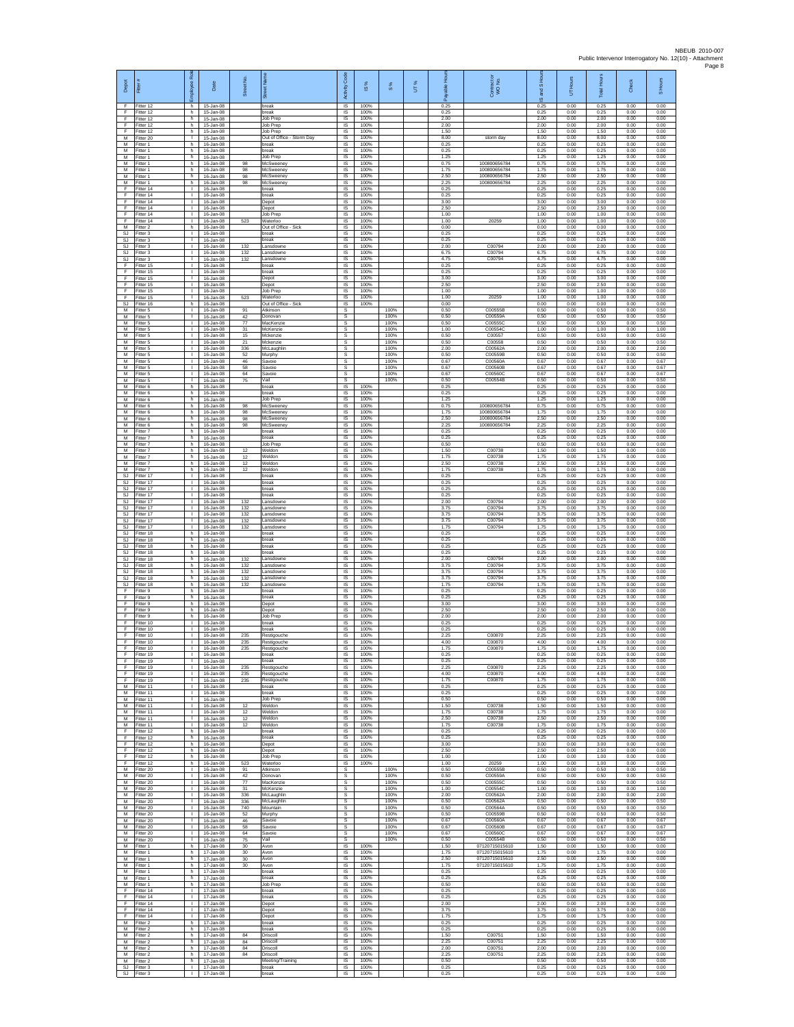| Depot | Fitter # | Employee Role | Date | Street No. | Street Name | Activity Code | IS % | S % | UT % | Payable Hours | Contractor or WO No. | IS and S Hours | UT Hours | Total Hours | Check | S Hours |
|---|---|---|---|---|---|---|---|---|---|---|---|---|---|---|---|---|
| F | Fitter 12 | h | 15-Jan-08 | | break | IS | 100% | | | 0.25 | | 0.25 | 0.00 | 0.25 | 0.00 | 0.00 |
| F | Fitter 12 | h | 15-Jan-08 | | break | IS | 100% | | | 0.25 | | 0.25 | 0.00 | 0.25 | 0.00 | 0.00 |
| F | Fitter 12 | h | 15-Jan-08 | | Job Prep | IS | 100% | | | 2.00 | | 2.00 | 0.00 | 2.00 | 0.00 | 0.00 |
| F | Fitter 12 | h | 15-Jan-08 | | Job Prep | IS | 100% | | | 2.00 | | 2.00 | 0.00 | 2.00 | 0.00 | 0.00 |
| F | Fitter 12 | h | 15-Jan-08 | | Job Prep | IS | 100% | | | 1.50 | | 1.50 | 0.00 | 1.50 | 0.00 | 0.00 |
| M | Fitter 20 | l | 15-Jan-08 | | Out of Office - Storm Day | IS | 100% | | | 8.00 | storm day | 8.00 | 0.00 | 8.00 | 0.00 | 0.00 |
| M | Fitter 1 | h | 16-Jan-08 | | break | IS | 100% | | | 0.25 | | 0.25 | 0.00 | 0.25 | 0.00 | 0.00 |
| M | Fitter 1 | h | 16-Jan-08 | | break | IS | 100% | | | 0.25 | | 0.25 | 0.00 | 0.25 | 0.00 | 0.00 |
| M | Fitter 1 | h | 16-Jan-08 | | Job Prep | IS | 100% | | | 1.25 | | 1.25 | 0.00 | 1.25 | 0.00 | 0.00 |
| M | Fitter 1 | h | 16-Jan-08 | 98 | McSweeney | IS | 100% | | | 0.75 | 100800656784 | 0.75 | 0.00 | 0.75 | 0.00 | 0.00 |
| M | Fitter 1 | h | 16-Jan-08 | 98 | McSweeney | IS | 100% | | | 1.75 | 100800656784 | 1.75 | 0.00 | 1.75 | 0.00 | 0.00 |
| M | Fitter 1 | h | 16-Jan-08 | 98 | McSweeney | IS | 100% | | | 2.50 | 100800656784 | 2.50 | 0.00 | 2.50 | 0.00 | 0.00 |
| M | Fitter 1 | h | 16-Jan-08 | 98 | McSweeney | IS | 100% | | | 2.25 | 100800656784 | 2.25 | 0.00 | 2.25 | 0.00 | 0.00 |
| F | Fitter 14 | l | 16-Jan-08 | | break | IS | 100% | | | 0.25 | | 0.25 | 0.00 | 0.25 | 0.00 | 0.00 |
| F | Fitter 14 | l | 16-Jan-08 | | break | IS | 100% | | | 0.25 | | 0.25 | 0.00 | 0.25 | 0.00 | 0.00 |
| F | Fitter 14 | l | 16-Jan-08 | | Depot | IS | 100% | | | 3.00 | | 3.00 | 0.00 | 3.00 | 0.00 | 0.00 |
| F | Fitter 14 | l | 16-Jan-08 | | Depot | IS | 100% | | | 2.50 | | 2.50 | 0.00 | 2.50 | 0.00 | 0.00 |
| F | Fitter 14 | l | 16-Jan-08 | | Job Prep | IS | 100% | | | 1.00 | | 1.00 | 0.00 | 1.00 | 0.00 | 0.00 |
| F | Fitter 14 | l | 16-Jan-08 | 523 | Waterloo | IS | 100% | | | 1.00 | 20259 | 1.00 | 0.00 | 1.00 | 0.00 | 0.00 |
| M | Fitter 2 | h | 16-Jan-08 | | Out of Office - Sick | IS | 100% | | | 0.00 | | 0.00 | 0.00 | 0.00 | 0.00 | 0.00 |
| SJ | Fitter 3 | l | 16-Jan-08 | | break | IS | 100% | | | 0.25 | | 0.25 | 0.00 | 0.25 | 0.00 | 0.00 |
| SJ | Fitter 3 | l | 16-Jan-08 | | break | IS | 100% | | | 0.25 | | 0.25 | 0.00 | 0.25 | 0.00 | 0.00 |
| SJ | Fitter 3 | l | 16-Jan-08 | 132 | Lansdowne | IS | 100% | | | 2.00 | C00794 | 2.00 | 0.00 | 2.00 | 0.00 | 0.00 |
| SJ | Fitter 3 | l | 16-Jan-08 | 132 | Lansdowne | IS | 100% | | | 6.75 | C00794 | 6.75 | 0.00 | 6.75 | 0.00 | 0.00 |
| SJ | Fitter 3 | l | 16-Jan-08 | 132 | Lansdowne | IS | 100% | | | 4.75 | C00794 | 4.75 | 0.00 | 4.75 | 0.00 | 0.00 |
| F | Fitter 15 | l | 16-Jan-08 | | break | IS | 100% | | | 0.25 | | 0.25 | 0.00 | 0.25 | 0.00 | 0.00 |
| F | Fitter 15 | l | 16-Jan-08 | | break | IS | 100% | | | 0.25 | | 0.25 | 0.00 | 0.25 | 0.00 | 0.00 |
| F | Fitter 15 | l | 16-Jan-08 | | Depot | IS | 100% | | | 3.00 | | 3.00 | 0.00 | 3.00 | 0.00 | 0.00 |
| F | Fitter 15 | l | 16-Jan-08 | | Depot | IS | 100% | | | 2.50 | | 2.50 | 0.00 | 2.50 | 0.00 | 0.00 |
| F | Fitter 15 | l | 16-Jan-08 | | Job Prep | IS | 100% | | | 1.00 | | 1.00 | 0.00 | 1.00 | 0.00 | 0.00 |
| F | Fitter 15 | l | 16-Jan-08 | 523 | Waterloo | IS | 100% | | | 1.00 | 20259 | 1.00 | 0.00 | 1.00 | 0.00 | 0.00 |
| SJ | Fitter 16 | h | 16-Jan-08 | | Out of Office - Sick | IS | 100% | | | 0.00 | | 0.00 | 0.00 | 0.00 | 0.00 | 0.00 |
| M | Fitter 5 | l | 16-Jan-08 | 91 | Atkinson | S | | 100% | | 0.50 | C00555B | 0.50 | 0.00 | 0.50 | 0.00 | 0.50 |
| M | Fitter 5 | l | 16-Jan-08 | 42 | Donovan | S | | 100% | | 0.50 | C00559A | 0.50 | 0.00 | 0.50 | 0.00 | 0.50 |
| M | Fitter 5 | l | 16-Jan-08 | 77 | MacKenzie | S | | 100% | | 0.50 | C00555C | 0.50 | 0.00 | 0.50 | 0.00 | 0.50 |
| M | Fitter 5 | l | 16-Jan-08 | 31 | McKenzie | S | | 100% | | 1.00 | C00554C | 1.00 | 0.00 | 1.00 | 0.00 | 1.00 |
| M | Fitter 5 | l | 16-Jan-08 | 15 | Mckenzie | S | | 100% | | 0.50 | C00557 | 0.50 | 0.00 | 0.50 | 0.00 | 0.50 |
| M | Fitter 5 | l | 16-Jan-08 | 21 | Mckenzie | S | | 100% | | 0.50 | C00558 | 0.50 | 0.00 | 0.50 | 0.00 | 0.50 |
| M | Fitter 5 | l | 16-Jan-08 | 336 | McLaughlin | S | | 100% | | 2.00 | C00562A | 2.00 | 0.00 | 2.00 | 0.00 | 2.00 |
| M | Fitter 5 | l | 16-Jan-08 | 52 | Murphy | S | | 100% | | 0.50 | C00559B | 0.50 | 0.00 | 0.50 | 0.00 | 0.50 |
| M | Fitter 5 | l | 16-Jan-08 | 46 | Savoie | S | | 100% | | 0.67 | C00560A | 0.67 | 0.00 | 0.67 | 0.00 | 0.67 |
| M | Fitter 5 | l | 16-Jan-08 | 58 | Savoie | S | | 100% | | 0.67 | C00560B | 0.67 | 0.00 | 0.67 | 0.00 | 0.67 |
| M | Fitter 5 | l | 16-Jan-08 | 64 | Savoie | S | | 100% | | 0.67 | C00560C | 0.67 | 0.00 | 0.67 | 0.00 | 0.67 |
| M | Fitter 5 | l | 16-Jan-08 | 75 | Vail | S | | 100% | | 0.50 | C00554B | 0.50 | 0.00 | 0.50 | 0.00 | 0.50 |
| M | Fitter 6 | h | 16-Jan-08 | | break | IS | 100% | | | 0.25 | | 0.25 | 0.00 | 0.25 | 0.00 | 0.00 |
| M | Fitter 6 | h | 16-Jan-08 | | break | IS | 100% | | | 0.25 | | 0.25 | 0.00 | 0.25 | 0.00 | 0.00 |
| M | Fitter 6 | h | 16-Jan-08 | | Job Prep | IS | 100% | | | 1.25 | | 1.25 | 0.00 | 1.25 | 0.00 | 0.00 |
| M | Fitter 6 | h | 16-Jan-08 | 98 | McSweeney | IS | 100% | | | 0.75 | 100800656784 | 0.75 | 0.00 | 0.75 | 0.00 | 0.00 |
| M | Fitter 6 | h | 16-Jan-08 | 98 | McSweeney | IS | 100% | | | 1.75 | 100800656784 | 1.75 | 0.00 | 1.75 | 0.00 | 0.00 |
| M | Fitter 6 | h | 16-Jan-08 | 98 | McSweeney | IS | 100% | | | 2.50 | 100800656784 | 2.50 | 0.00 | 2.50 | 0.00 | 0.00 |
| M | Fitter 6 | h | 16-Jan-08 | 98 | McSweeney | IS | 100% | | | 2.25 | 100800656784 | 2.25 | 0.00 | 2.25 | 0.00 | 0.00 |
| M | Fitter 7 | h | 16-Jan-08 | | break | IS | 100% | | | 0.25 | | 0.25 | 0.00 | 0.25 | 0.00 | 0.00 |
| M | Fitter 7 | h | 16-Jan-08 | | break | IS | 100% | | | 0.25 | | 0.25 | 0.00 | 0.25 | 0.00 | 0.00 |
| M | Fitter 7 | h | 16-Jan-08 | | Job Prep | IS | 100% | | | 0.50 | | 0.50 | 0.00 | 0.50 | 0.00 | 0.00 |
| M | Fitter 7 | h | 16-Jan-08 | 12 | Weldon | IS | 100% | | | 1.50 | C00738 | 1.50 | 0.00 | 1.50 | 0.00 | 0.00 |
| M | Fitter 7 | h | 16-Jan-08 | 12 | Weldon | IS | 100% | | | 1.75 | C00738 | 1.75 | 0.00 | 1.75 | 0.00 | 0.00 |
| M | Fitter 7 | h | 16-Jan-08 | 12 | Weldon | IS | 100% | | | 2.50 | C00738 | 2.50 | 0.00 | 2.50 | 0.00 | 0.00 |
| M | Fitter 7 | h | 16-Jan-08 | 12 | Weldon | IS | 100% | | | 1.75 | C00738 | 1.75 | 0.00 | 1.75 | 0.00 | 0.00 |
| SJ | Fitter 17 | l | 16-Jan-08 | | break | IS | 100% | | | 0.25 | | 0.25 | 0.00 | 0.25 | 0.00 | 0.00 |
| SJ | Fitter 17 | l | 16-Jan-08 | | break | IS | 100% | | | 0.25 | | 0.25 | 0.00 | 0.25 | 0.00 | 0.00 |
| SJ | Fitter 17 | l | 16-Jan-08 | | break | IS | 100% | | | 0.25 | | 0.25 | 0.00 | 0.25 | 0.00 | 0.00 |
| SJ | Fitter 17 | l | 16-Jan-08 | | break | IS | 100% | | | 0.25 | | 0.25 | 0.00 | 0.25 | 0.00 | 0.00 |
| SJ | Fitter 17 | l | 16-Jan-08 | 132 | Lansdowne | IS | 100% | | | 2.00 | C00794 | 2.00 | 0.00 | 2.00 | 0.00 | 0.00 |
| SJ | Fitter 17 | l | 16-Jan-08 | 132 | Lansdowne | IS | 100% | | | 3.75 | C00794 | 3.75 | 0.00 | 3.75 | 0.00 | 0.00 |
| SJ | Fitter 17 | l | 16-Jan-08 | 132 | Lansdowne | IS | 100% | | | 3.75 | C00794 | 3.75 | 0.00 | 3.75 | 0.00 | 0.00 |
| SJ | Fitter 17 | l | 16-Jan-08 | 132 | Lansdowne | IS | 100% | | | 3.75 | C00794 | 3.75 | 0.00 | 3.75 | 0.00 | 0.00 |
| SJ | Fitter 17 | l | 16-Jan-08 | 132 | Lansdowne | IS | 100% | | | 1.75 | C00794 | 1.75 | 0.00 | 1.75 | 0.00 | 0.00 |
| SJ | Fitter 18 | h | 16-Jan-08 | | break | IS | 100% | | | 0.25 | | 0.25 | 0.00 | 0.25 | 0.00 | 0.00 |
| SJ | Fitter 18 | h | 16-Jan-08 | | break | IS | 100% | | | 0.25 | | 0.25 | 0.00 | 0.25 | 0.00 | 0.00 |
| SJ | Fitter 18 | h | 16-Jan-08 | | break | IS | 100% | | | 0.25 | | 0.25 | 0.00 | 0.25 | 0.00 | 0.00 |
| SJ | Fitter 18 | h | 16-Jan-08 | | break | IS | 100% | | | 0.25 | | 0.25 | 0.00 | 0.25 | 0.00 | 0.00 |
| SJ | Fitter 18 | h | 16-Jan-08 | 132 | Lansdowne | IS | 100% | | | 2.00 | C00794 | 2.00 | 0.00 | 2.00 | 0.00 | 0.00 |
| SJ | Fitter 18 | h | 16-Jan-08 | 132 | Lansdowne | IS | 100% | | | 3.75 | C00794 | 3.75 | 0.00 | 3.75 | 0.00 | 0.00 |
| SJ | Fitter 18 | h | 16-Jan-08 | 132 | Lansdowne | IS | 100% | | | 3.75 | C00794 | 3.75 | 0.00 | 3.75 | 0.00 | 0.00 |
| SJ | Fitter 18 | h | 16-Jan-08 | 132 | Lansdowne | IS | 100% | | | 3.75 | C00794 | 3.75 | 0.00 | 3.75 | 0.00 | 0.00 |
| SJ | Fitter 18 | h | 16-Jan-08 | 132 | Lansdowne | IS | 100% | | | 1.75 | C00794 | 1.75 | 0.00 | 1.75 | 0.00 | 0.00 |
| F | Fitter 9 | h | 16-Jan-08 | | break | IS | 100% | | | 0.25 | | 0.25 | 0.00 | 0.25 | 0.00 | 0.00 |
| F | Fitter 9 | h | 16-Jan-08 | | break | IS | 100% | | | 0.25 | | 0.25 | 0.00 | 0.25 | 0.00 | 0.00 |
| F | Fitter 9 | h | 16-Jan-08 | | Depot | IS | 100% | | | 3.00 | | 3.00 | 0.00 | 3.00 | 0.00 | 0.00 |
| F | Fitter 9 | h | 16-Jan-08 | | Depot | IS | 100% | | | 2.50 | | 2.50 | 0.00 | 2.50 | 0.00 | 0.00 |
| F | Fitter 9 | h | 16-Jan-08 | | Job Prep | IS | 100% | | | 2.00 | | 2.00 | 0.00 | 2.00 | 0.00 | 0.00 |
| F | Fitter 10 | l | 16-Jan-08 | | break | IS | 100% | | | 0.25 | | 0.25 | 0.00 | 0.25 | 0.00 | 0.00 |
| F | Fitter 10 | l | 16-Jan-08 | | break | IS | 100% | | | 0.25 | | 0.25 | 0.00 | 0.25 | 0.00 | 0.00 |
| F | Fitter 10 | l | 16-Jan-08 | 235 | Restigouche | IS | 100% | | | 2.25 | C00870 | 2.25 | 0.00 | 2.25 | 0.00 | 0.00 |
| F | Fitter 10 | l | 16-Jan-08 | 235 | Restigouche | IS | 100% | | | 4.00 | C00870 | 4.00 | 0.00 | 4.00 | 0.00 | 0.00 |
| F | Fitter 10 | l | 16-Jan-08 | 235 | Restigouche | IS | 100% | | | 1.75 | C00870 | 1.75 | 0.00 | 1.75 | 0.00 | 0.00 |
| F | Fitter 19 | l | 16-Jan-08 | | break | IS | 100% | | | 0.25 | | 0.25 | 0.00 | 0.25 | 0.00 | 0.00 |
| F | Fitter 19 | l | 16-Jan-08 | | break | IS | 100% | | | 0.25 | | 0.25 | 0.00 | 0.25 | 0.00 | 0.00 |
| F | Fitter 19 | l | 16-Jan-08 | 235 | Restigouche | IS | 100% | | | 2.25 | C00870 | 2.25 | 0.00 | 2.25 | 0.00 | 0.00 |
| F | Fitter 19 | l | 16-Jan-08 | 235 | Restigouche | IS | 100% | | | 4.00 | C00870 | 4.00 | 0.00 | 4.00 | 0.00 | 0.00 |
| F | Fitter 19 | l | 16-Jan-08 | 235 | Restigouche | IS | 100% | | | 1.75 | C00870 | 1.75 | 0.00 | 1.75 | 0.00 | 0.00 |
| M | Fitter 11 | l | 16-Jan-08 | | break | IS | 100% | | | 0.25 | | 0.25 | 0.00 | 0.25 | 0.00 | 0.00 |
| M | Fitter 11 | l | 16-Jan-08 | | break | IS | 100% | | | 0.25 | | 0.25 | 0.00 | 0.25 | 0.00 | 0.00 |
| M | Fitter 11 | l | 16-Jan-08 | | Job Prep | IS | 100% | | | 0.50 | | 0.50 | 0.00 | 0.50 | 0.00 | 0.00 |
| M | Fitter 11 | l | 16-Jan-08 | 12 | Weldon | IS | 100% | | | 1.50 | C00738 | 1.50 | 0.00 | 1.50 | 0.00 | 0.00 |
| M | Fitter 11 | l | 16-Jan-08 | 12 | Weldon | IS | 100% | | | 1.75 | C00738 | 1.75 | 0.00 | 1.75 | 0.00 | 0.00 |
| M | Fitter 11 | l | 16-Jan-08 | 12 | Weldon | IS | 100% | | | 2.50 | C00738 | 2.50 | 0.00 | 2.50 | 0.00 | 0.00 |
| M | Fitter 11 | l | 16-Jan-08 | 12 | Weldon | IS | 100% | | | 1.75 | C00738 | 1.75 | 0.00 | 1.75 | 0.00 | 0.00 |
| F | Fitter 12 | h | 16-Jan-08 | | break | IS | 100% | | | 0.25 | | 0.25 | 0.00 | 0.25 | 0.00 | 0.00 |
| F | Fitter 12 | h | 16-Jan-08 | | break | IS | 100% | | | 0.25 | | 0.25 | 0.00 | 0.25 | 0.00 | 0.00 |
| F | Fitter 12 | h | 16-Jan-08 | | Depot | IS | 100% | | | 3.00 | | 3.00 | 0.00 | 3.00 | 0.00 | 0.00 |
| F | Fitter 12 | h | 16-Jan-08 | | Depot | IS | 100% | | | 2.50 | | 2.50 | 0.00 | 2.50 | 0.00 | 0.00 |
| F | Fitter 12 | h | 16-Jan-08 | | Job Prep | IS | 100% | | | 1.00 | | 1.00 | 0.00 | 1.00 | 0.00 | 0.00 |
| F | Fitter 12 | h | 16-Jan-08 | 523 | Waterloo | IS | 100% | | | 1.00 | 20259 | 1.00 | 0.00 | 1.00 | 0.00 | 0.00 |
| M | Fitter 20 | l | 16-Jan-08 | 91 | Atkinson | S | | 100% | | 0.50 | C00555B | 0.50 | 0.00 | 0.50 | 0.00 | 0.50 |
| M | Fitter 20 | l | 16-Jan-08 | 42 | Donovan | S | | 100% | | 0.50 | C00559A | 0.50 | 0.00 | 0.50 | 0.00 | 0.50 |
| M | Fitter 20 | l | 16-Jan-08 | 77 | MacKenzie | S | | 100% | | 0.50 | C00555C | 0.50 | 0.00 | 0.50 | 0.00 | 0.50 |
| M | Fitter 20 | l | 16-Jan-08 | 31 | McKenzie | S | | 100% | | 1.00 | C00554C | 1.00 | 0.00 | 1.00 | 0.00 | 1.00 |
| M | Fitter 20 | l | 16-Jan-08 | 336 | McLaughlin | S | | 100% | | 2.00 | C00562A | 2.00 | 0.00 | 2.00 | 0.00 | 2.00 |
| M | Fitter 20 | l | 16-Jan-08 | 336 | McLaughlin | S | | 100% | | 0.50 | C00562A | 0.50 | 0.00 | 0.50 | 0.00 | 0.50 |
| M | Fitter 20 | l | 16-Jan-08 | 740 | Mountain | S | | 100% | | 0.50 | C00564A | 0.50 | 0.00 | 0.50 | 0.00 | 0.50 |
| M | Fitter 20 | l | 16-Jan-08 | 52 | Murphy | S | | 100% | | 0.50 | C00559B | 0.50 | 0.00 | 0.50 | 0.00 | 0.50 |
| M | Fitter 20 | l | 16-Jan-08 | 46 | Savoie | S | | 100% | | 0.67 | C00560A | 0.67 | 0.00 | 0.67 | 0.00 | 0.67 |
| M | Fitter 20 | l | 16-Jan-08 | 58 | Savoie | S | | 100% | | 0.67 | C00560B | 0.67 | 0.00 | 0.67 | 0.00 | 0.67 |
| M | Fitter 20 | l | 16-Jan-08 | 64 | Savoie | S | | 100% | | 0.67 | C00560C | 0.67 | 0.00 | 0.67 | 0.00 | 0.67 |
| M | Fitter 20 | l | 16-Jan-08 | 75 | Vail | S | | 100% | | 0.50 | C00554B | 0.50 | 0.00 | 0.50 | 0.00 | 0.50 |
| M | Fitter 1 | h | 17-Jan-08 | 30 | Avon | IS | 100% | | | 1.50 | 07120715015610 | 1.50 | 0.00 | 1.50 | 0.00 | 0.00 |
| M | Fitter 1 | h | 17-Jan-08 | 30 | Avon | IS | 100% | | | 1.75 | 07120715015610 | 1.75 | 0.00 | 1.75 | 0.00 | 0.00 |
| M | Fitter 1 | h | 17-Jan-08 | 30 | Avon | IS | 100% | | | 2.50 | 07120715015610 | 2.50 | 0.00 | 2.50 | 0.00 | 0.00 |
| M | Fitter 1 | h | 17-Jan-08 | 30 | Avon | IS | 100% | | | 1.75 | 07120715015610 | 1.75 | 0.00 | 1.75 | 0.00 | 0.00 |
| M | Fitter 1 | h | 17-Jan-08 | | break | IS | 100% | | | 0.25 | | 0.25 | 0.00 | 0.25 | 0.00 | 0.00 |
| M | Fitter 1 | h | 17-Jan-08 | | break | IS | 100% | | | 0.25 | | 0.25 | 0.00 | 0.25 | 0.00 | 0.00 |
| M | Fitter 1 | h | 17-Jan-08 | | Job Prep | IS | 100% | | | 0.50 | | 0.50 | 0.00 | 0.50 | 0.00 | 0.00 |
| F | Fitter 14 | l | 17-Jan-08 | | break | IS | 100% | | | 0.25 | | 0.25 | 0.00 | 0.25 | 0.00 | 0.00 |
| F | Fitter 14 | l | 17-Jan-08 | | break | IS | 100% | | | 0.25 | | 0.25 | 0.00 | 0.25 | 0.00 | 0.00 |
| F | Fitter 14 | l | 17-Jan-08 | | Depot | IS | 100% | | | 2.00 | | 2.00 | 0.00 | 2.00 | 0.00 | 0.00 |
| F | Fitter 14 | l | 17-Jan-08 | | Depot | IS | 100% | | | 3.75 | | 3.75 | 0.00 | 3.75 | 0.00 | 0.00 |
| F | Fitter 14 | l | 17-Jan-08 | | Depot | IS | 100% | | | 1.75 | | 1.75 | 0.00 | 1.75 | 0.00 | 0.00 |
| M | Fitter 2 | h | 17-Jan-08 | | break | IS | 100% | | | 0.25 | | 0.25 | 0.00 | 0.25 | 0.00 | 0.00 |
| M | Fitter 2 | h | 17-Jan-08 | | break | IS | 100% | | | 0.25 | | 0.25 | 0.00 | 0.25 | 0.00 | 0.00 |
| M | Fitter 2 | h | 17-Jan-08 | 84 | Driscoll | IS | 100% | | | 1.50 | C00751 | 1.50 | 0.00 | 1.50 | 0.00 | 0.00 |
| M | Fitter 2 | h | 17-Jan-08 | 84 | Driscoll | IS | 100% | | | 2.25 | C00751 | 2.25 | 0.00 | 2.25 | 0.00 | 0.00 |
| M | Fitter 2 | h | 17-Jan-08 | 84 | Driscoll | IS | 100% | | | 2.00 | C00751 | 2.00 | 0.00 | 2.00 | 0.00 | 0.00 |
| M | Fitter 2 | h | 17-Jan-08 | 84 | Driscoll | IS | 100% | | | 2.25 | C00751 | 2.25 | 0.00 | 2.25 | 0.00 | 0.00 |
| M | Fitter 2 | h | 17-Jan-08 | | Meeting/Training | IS | 100% | | | 0.50 | | 0.50 | 0.00 | 0.50 | 0.00 | 0.00 |
| SJ | Fitter 3 | l | 17-Jan-08 | | break | IS | 100% | | | 0.25 | | 0.25 | 0.00 | 0.25 | 0.00 | 0.00 |
| SJ | Fitter 3 | l | 17-Jan-08 | | break | IS | 100% | | | 0.25 | | 0.25 | 0.00 | 0.25 | 0.00 | 0.00 |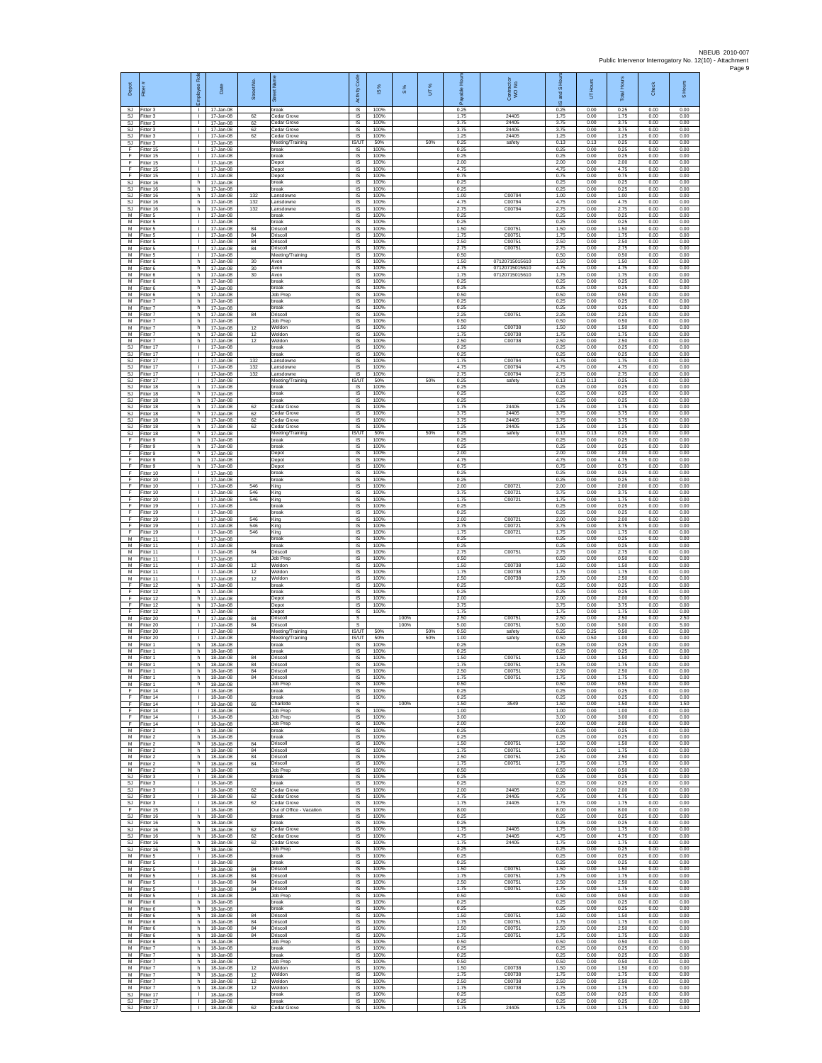| Depot | Fitter # | Employee Role | Date | Street No. | Street Name | Activity Code | IS % | S % | UT % | Payable Hours | Contractor or WO No. | IS and S Hours | UT Hours | Total Hours | Check | S Hours |
|---|---|---|---|---|---|---|---|---|---|---|---|---|---|---|---|---|
| SJ | Fitter 3 | I | 17-Jan-08 | | break | IS | 100% | | | 0.25 | | 0.25 | 0.00 | 0.25 | 0.00 | 0.00 |
| SJ | Fitter 3 | I | 17-Jan-08 | 62 | Cedar Grove | IS | 100% | | | 1.75 | 24405 | 1.75 | 0.00 | 1.75 | 0.00 | 0.00 |
| SJ | Fitter 3 | I | 17-Jan-08 | 62 | Cedar Grove | IS | 100% | | | 3.75 | 24405 | 3.75 | 0.00 | 3.75 | 0.00 | 0.00 |
| SJ | Fitter 3 | I | 17-Jan-08 | 62 | Cedar Grove | IS | 100% | | | 3.75 | 24405 | 3.75 | 0.00 | 3.75 | 0.00 | 0.00 |
| SJ | Fitter 3 | I | 17-Jan-08 | 62 | Cedar Grove | IS | 100% | | | 1.25 | 24405 | 1.25 | 0.00 | 1.25 | 0.00 | 0.00 |
| SJ | Fitter 3 | I | 17-Jan-08 | | Meeting/Training | IS/UT | 50% | | 50% | 0.25 | safety | 0.13 | 0.13 | 0.25 | 0.00 | 0.00 |
| F | Fitter 15 | I | 17-Jan-08 | | break | IS | 100% | | | 0.25 | | 0.25 | 0.00 | 0.25 | 0.00 | 0.00 |
| F | Fitter 15 | I | 17-Jan-08 | | break | IS | 100% | | | 0.25 | | 0.25 | 0.00 | 0.25 | 0.00 | 0.00 |
| F | Fitter 15 | I | 17-Jan-08 | | Depot | IS | 100% | | | 2.00 | | 2.00 | 0.00 | 2.00 | 0.00 | 0.00 |
| F | Fitter 15 | I | 17-Jan-08 | | Depot | IS | 100% | | | 4.75 | | 4.75 | 0.00 | 4.75 | 0.00 | 0.00 |
| F | Fitter 15 | I | 17-Jan-08 | | Depot | IS | 100% | | | 0.75 | | 0.75 | 0.00 | 0.75 | 0.00 | 0.00 |
| SJ | Fitter 16 | h | 17-Jan-08 | | break | IS | 100% | | | 0.25 | | 0.25 | 0.00 | 0.25 | 0.00 | 0.00 |
| SJ | Fitter 16 | h | 17-Jan-08 | | break | IS | 100% | | | 0.25 | | 0.25 | 0.00 | 0.25 | 0.00 | 0.00 |
| SJ | Fitter 16 | h | 17-Jan-08 | 132 | Lansdowne | IS | 100% | | | 1.00 | C00794 | 1.00 | 0.00 | 1.00 | 0.00 | 0.00 |
| SJ | Fitter 16 | h | 17-Jan-08 | 132 | Lansdowne | IS | 100% | | | 4.75 | C00794 | 4.75 | 0.00 | 4.75 | 0.00 | 0.00 |
| SJ | Fitter 16 | h | 17-Jan-08 | 132 | Lansdowne | IS | 100% | | | 2.75 | C00794 | 2.75 | 0.00 | 2.75 | 0.00 | 0.00 |
| M | Fitter 5 | I | 17-Jan-08 | | break | IS | 100% | | | 0.25 | | 0.25 | 0.00 | 0.25 | 0.00 | 0.00 |
| M | Fitter 5 | I | 17-Jan-08 | | break | IS | 100% | | | 0.25 | | 0.25 | 0.00 | 0.25 | 0.00 | 0.00 |
| M | Fitter 5 | I | 17-Jan-08 | 84 | Driscoll | IS | 100% | | | 1.50 | C00751 | 1.50 | 0.00 | 1.50 | 0.00 | 0.00 |
| M | Fitter 5 | I | 17-Jan-08 | 84 | Driscoll | IS | 100% | | | 1.75 | C00751 | 1.75 | 0.00 | 1.75 | 0.00 | 0.00 |
| M | Fitter 5 | I | 17-Jan-08 | 84 | Driscoll | IS | 100% | | | 2.50 | C00751 | 2.50 | 0.00 | 2.50 | 0.00 | 0.00 |
| M | Fitter 5 | I | 17-Jan-08 | 84 | Driscoll | IS | 100% | | | 2.75 | C00751 | 2.75 | 0.00 | 2.75 | 0.00 | 0.00 |
| M | Fitter 5 | I | 17-Jan-08 | | Meeting/Training | IS | 100% | | | 0.50 | | 0.50 | 0.00 | 0.50 | 0.00 | 0.00 |
| M | Fitter 6 | h | 17-Jan-08 | 30 | Avon | IS | 100% | | | 1.50 | 07120715015610 | 1.50 | 0.00 | 1.50 | 0.00 | 0.00 |
| M | Fitter 6 | h | 17-Jan-08 | 30 | Avon | IS | 100% | | | 4.75 | 07120715015610 | 4.75 | 0.00 | 4.75 | 0.00 | 0.00 |
| M | Fitter 6 | h | 17-Jan-08 | 30 | Avon | IS | 100% | | | 1.75 | 07120715015610 | 1.75 | 0.00 | 1.75 | 0.00 | 0.00 |
| M | Fitter 6 | h | 17-Jan-08 | | break | IS | 100% | | | 0.25 | | 0.25 | 0.00 | 0.25 | 0.00 | 0.00 |
| M | Fitter 6 | h | 17-Jan-08 | | break | IS | 100% | | | 0.25 | | 0.25 | 0.00 | 0.25 | 0.00 | 0.00 |
| M | Fitter 6 | h | 17-Jan-08 | | Job Prep | IS | 100% | | | 0.50 | | 0.50 | 0.00 | 0.50 | 0.00 | 0.00 |
| M | Fitter 7 | h | 17-Jan-08 | | break | IS | 100% | | | 0.25 | | 0.25 | 0.00 | 0.25 | 0.00 | 0.00 |
| M | Fitter 7 | h | 17-Jan-08 | | break | IS | 100% | | | 0.25 | | 0.25 | 0.00 | 0.25 | 0.00 | 0.00 |
| M | Fitter 7 | h | 17-Jan-08 | 84 | Driscoll | IS | 100% | | | 2.25 | C00751 | 2.25 | 0.00 | 2.25 | 0.00 | 0.00 |
| M | Fitter 7 | h | 17-Jan-08 | | Job Prep | IS | 100% | | | 0.50 | | 0.50 | 0.00 | 0.50 | 0.00 | 0.00 |
| M | Fitter 7 | h | 17-Jan-08 | 12 | Weldon | IS | 100% | | | 1.50 | C00738 | 1.50 | 0.00 | 1.50 | 0.00 | 0.00 |
| M | Fitter 7 | h | 17-Jan-08 | 12 | Weldon | IS | 100% | | | 1.75 | C00738 | 1.75 | 0.00 | 1.75 | 0.00 | 0.00 |
| M | Fitter 7 | h | 17-Jan-08 | 12 | Weldon | IS | 100% | | | 2.50 | C00738 | 2.50 | 0.00 | 2.50 | 0.00 | 0.00 |
| SJ | Fitter 17 | I | 17-Jan-08 | | break | IS | 100% | | | 0.25 | | 0.25 | 0.00 | 0.25 | 0.00 | 0.00 |
| SJ | Fitter 17 | I | 17-Jan-08 | | break | IS | 100% | | | 0.25 | | 0.25 | 0.00 | 0.25 | 0.00 | 0.00 |
| SJ | Fitter 17 | I | 17-Jan-08 | 132 | Lansdowne | IS | 100% | | | 1.75 | C00794 | 1.75 | 0.00 | 1.75 | 0.00 | 0.00 |
| SJ | Fitter 17 | I | 17-Jan-08 | 132 | Lansdowne | IS | 100% | | | 4.75 | C00794 | 4.75 | 0.00 | 4.75 | 0.00 | 0.00 |
| SJ | Fitter 17 | I | 17-Jan-08 | 132 | Lansdowne | IS | 100% | | | 2.75 | C00794 | 2.75 | 0.00 | 2.75 | 0.00 | 0.00 |
| SJ | Fitter 17 | I | 17-Jan-08 | | Meeting/Training | IS/UT | 50% | | 50% | 0.25 | safety | 0.13 | 0.13 | 0.25 | 0.00 | 0.00 |
| SJ | Fitter 18 | h | 17-Jan-08 | | break | IS | 100% | | | 0.25 | | 0.25 | 0.00 | 0.25 | 0.00 | 0.00 |
| SJ | Fitter 18 | h | 17-Jan-08 | | break | IS | 100% | | | 0.25 | | 0.25 | 0.00 | 0.25 | 0.00 | 0.00 |
| SJ | Fitter 18 | h | 17-Jan-08 | | break | IS | 100% | | | 0.25 | | 0.25 | 0.00 | 0.25 | 0.00 | 0.00 |
| SJ | Fitter 18 | h | 17-Jan-08 | 62 | Cedar Grove | IS | 100% | | | 1.75 | 24405 | 1.75 | 0.00 | 1.75 | 0.00 | 0.00 |
| SJ | Fitter 18 | h | 17-Jan-08 | 62 | Cedar Grove | IS | 100% | | | 3.75 | 24405 | 3.75 | 0.00 | 3.75 | 0.00 | 0.00 |
| SJ | Fitter 18 | h | 17-Jan-08 | 62 | Cedar Grove | IS | 100% | | | 3.75 | 24405 | 3.75 | 0.00 | 3.75 | 0.00 | 0.00 |
| SJ | Fitter 18 | h | 17-Jan-08 | 62 | Cedar Grove | IS | 100% | | | 1.25 | 24405 | 1.25 | 0.00 | 1.25 | 0.00 | 0.00 |
| SJ | Fitter 18 | h | 17-Jan-08 | | Meeting/Training | IS/UT | 50% | | 50% | 0.25 | safety | 0.13 | 0.13 | 0.25 | 0.00 | 0.00 |
| F | Fitter 9 | h | 17-Jan-08 | | break | IS | 100% | | | 0.25 | | 0.25 | 0.00 | 0.25 | 0.00 | 0.00 |
| F | Fitter 9 | h | 17-Jan-08 | | break | IS | 100% | | | 0.25 | | 0.25 | 0.00 | 0.25 | 0.00 | 0.00 |
| F | Fitter 9 | h | 17-Jan-08 | | Depot | IS | 100% | | | 2.00 | | 2.00 | 0.00 | 2.00 | 0.00 | 0.00 |
| F | Fitter 9 | h | 17-Jan-08 | | Depot | IS | 100% | | | 4.75 | | 4.75 | 0.00 | 4.75 | 0.00 | 0.00 |
| F | Fitter 9 | h | 17-Jan-08 | | Depot | IS | 100% | | | 0.75 | | 0.75 | 0.00 | 0.75 | 0.00 | 0.00 |
| F | Fitter 10 | I | 17-Jan-08 | | break | IS | 100% | | | 0.25 | | 0.25 | 0.00 | 0.25 | 0.00 | 0.00 |
| F | Fitter 10 | I | 17-Jan-08 | | break | IS | 100% | | | 0.25 | | 0.25 | 0.00 | 0.25 | 0.00 | 0.00 |
| F | Fitter 10 | I | 17-Jan-08 | 546 | King | IS | 100% | | | 2.00 | C00721 | 2.00 | 0.00 | 2.00 | 0.00 | 0.00 |
| F | Fitter 10 | I | 17-Jan-08 | 546 | King | IS | 100% | | | 3.75 | C00721 | 3.75 | 0.00 | 3.75 | 0.00 | 0.00 |
| F | Fitter 10 | I | 17-Jan-08 | 546 | King | IS | 100% | | | 1.75 | C00721 | 1.75 | 0.00 | 1.75 | 0.00 | 0.00 |
| F | Fitter 19 | I | 17-Jan-08 | | break | IS | 100% | | | 0.25 | | 0.25 | 0.00 | 0.25 | 0.00 | 0.00 |
| F | Fitter 19 | I | 17-Jan-08 | | break | IS | 100% | | | 0.25 | | 0.25 | 0.00 | 0.25 | 0.00 | 0.00 |
| F | Fitter 19 | I | 17-Jan-08 | 546 | King | IS | 100% | | | 2.00 | C00721 | 2.00 | 0.00 | 2.00 | 0.00 | 0.00 |
| F | Fitter 19 | I | 17-Jan-08 | 546 | King | IS | 100% | | | 3.75 | C00721 | 3.75 | 0.00 | 3.75 | 0.00 | 0.00 |
| F | Fitter 19 | I | 17-Jan-08 | 546 | King | IS | 100% | | | 1.75 | C00721 | 1.75 | 0.00 | 1.75 | 0.00 | 0.00 |
| M | Fitter 11 | I | 17-Jan-08 | | break | IS | 100% | | | 0.25 | | 0.25 | 0.00 | 0.25 | 0.00 | 0.00 |
| M | Fitter 11 | I | 17-Jan-08 | | break | IS | 100% | | | 0.25 | | 0.25 | 0.00 | 0.25 | 0.00 | 0.00 |
| M | Fitter 11 | I | 17-Jan-08 | 84 | Driscoll | IS | 100% | | | 2.75 | C00751 | 2.75 | 0.00 | 2.75 | 0.00 | 0.00 |
| M | Fitter 11 | I | 17-Jan-08 | | Job Prep | IS | 100% | | | 0.50 | | 0.50 | 0.00 | 0.50 | 0.00 | 0.00 |
| M | Fitter 11 | I | 17-Jan-08 | 12 | Weldon | IS | 100% | | | 1.50 | C00738 | 1.50 | 0.00 | 1.50 | 0.00 | 0.00 |
| M | Fitter 11 | I | 17-Jan-08 | 12 | Weldon | IS | 100% | | | 1.75 | C00738 | 1.75 | 0.00 | 1.75 | 0.00 | 0.00 |
| M | Fitter 11 | I | 17-Jan-08 | 12 | Weldon | IS | 100% | | | 2.50 | C00738 | 2.50 | 0.00 | 2.50 | 0.00 | 0.00 |
| F | Fitter 12 | h | 17-Jan-08 | | break | IS | 100% | | | 0.25 | | 0.25 | 0.00 | 0.25 | 0.00 | 0.00 |
| F | Fitter 12 | h | 17-Jan-08 | | break | IS | 100% | | | 0.25 | | 0.25 | 0.00 | 0.25 | 0.00 | 0.00 |
| F | Fitter 12 | h | 17-Jan-08 | | Depot | IS | 100% | | | 2.00 | | 2.00 | 0.00 | 2.00 | 0.00 | 0.00 |
| F | Fitter 12 | h | 17-Jan-08 | | Depot | IS | 100% | | | 3.75 | | 3.75 | 0.00 | 3.75 | 0.00 | 0.00 |
| F | Fitter 12 | h | 17-Jan-08 | | Depot | IS | 100% | | | 1.75 | | 1.75 | 0.00 | 1.75 | 0.00 | 0.00 |
| M | Fitter 20 | I | 17-Jan-08 | 84 | Driscoll | S | | 100% | | 2.50 | C00751 | 2.50 | 0.00 | 2.50 | 0.00 | 2.50 |
| M | Fitter 20 | I | 17-Jan-08 | 84 | Driscoll | S | | 100% | | 5.00 | C00751 | 5.00 | 0.00 | 5.00 | 0.00 | 5.00 |
| M | Fitter 20 | I | 17-Jan-08 | | Meeting/Training | IS/UT | 50% | | 50% | 0.50 | safety | 0.25 | 0.25 | 0.50 | 0.00 | 0.00 |
| M | Fitter 20 | I | 17-Jan-08 | | Meeting/Training | IS/UT | 50% | | 50% | 1.00 | safety | 0.50 | 0.50 | 1.00 | 0.00 | 0.00 |
| M | Fitter 1 | h | 18-Jan-08 | | break | IS | 100% | | | 0.25 | | 0.25 | 0.00 | 0.25 | 0.00 | 0.00 |
| M | Fitter 1 | h | 18-Jan-08 | | break | IS | 100% | | | 0.25 | | 0.25 | 0.00 | 0.25 | 0.00 | 0.00 |
| M | Fitter 1 | h | 18-Jan-08 | 84 | Driscoll | IS | 100% | | | 1.50 | C00751 | 1.50 | 0.00 | 1.50 | 0.00 | 0.00 |
| M | Fitter 1 | h | 18-Jan-08 | 84 | Driscoll | IS | 100% | | | 1.75 | C00751 | 1.75 | 0.00 | 1.75 | 0.00 | 0.00 |
| M | Fitter 1 | h | 18-Jan-08 | 84 | Driscoll | IS | 100% | | | 2.50 | C00751 | 2.50 | 0.00 | 2.50 | 0.00 | 0.00 |
| M | Fitter 1 | h | 18-Jan-08 | 84 | Driscoll | IS | 100% | | | 1.75 | C00751 | 1.75 | 0.00 | 1.75 | 0.00 | 0.00 |
| M | Fitter 1 | h | 18-Jan-08 | | Job Prep | IS | 100% | | | 0.50 | | 0.50 | 0.00 | 0.50 | 0.00 | 0.00 |
| F | Fitter 14 | I | 18-Jan-08 | | break | IS | 100% | | | 0.25 | | 0.25 | 0.00 | 0.25 | 0.00 | 0.00 |
| F | Fitter 14 | I | 18-Jan-08 | | break | IS | 100% | | | 0.25 | | 0.25 | 0.00 | 0.25 | 0.00 | 0.00 |
| F | Fitter 14 | I | 18-Jan-08 | 66 | Charlotte | S | | 100% | | 1.50 | 3549 | 1.50 | 0.00 | 1.50 | 0.00 | 1.50 |
| F | Fitter 14 | I | 18-Jan-08 | | Job Prep | IS | 100% | | | 1.00 | | 1.00 | 0.00 | 1.00 | 0.00 | 0.00 |
| F | Fitter 14 | I | 18-Jan-08 | | Job Prep | IS | 100% | | | 3.00 | | 3.00 | 0.00 | 3.00 | 0.00 | 0.00 |
| F | Fitter 14 | I | 18-Jan-08 | | Job Prep | IS | 100% | | | 2.00 | | 2.00 | 0.00 | 2.00 | 0.00 | 0.00 |
| M | Fitter 2 | h | 18-Jan-08 | | break | IS | 100% | | | 0.25 | | 0.25 | 0.00 | 0.25 | 0.00 | 0.00 |
| M | Fitter 2 | h | 18-Jan-08 | | break | IS | 100% | | | 0.25 | | 0.25 | 0.00 | 0.25 | 0.00 | 0.00 |
| M | Fitter 2 | h | 18-Jan-08 | 84 | Driscoll | IS | 100% | | | 1.50 | C00751 | 1.50 | 0.00 | 1.50 | 0.00 | 0.00 |
| M | Fitter 2 | h | 18-Jan-08 | 84 | Driscoll | IS | 100% | | | 1.75 | C00751 | 1.75 | 0.00 | 1.75 | 0.00 | 0.00 |
| M | Fitter 2 | h | 18-Jan-08 | 84 | Driscoll | IS | 100% | | | 2.50 | C00751 | 2.50 | 0.00 | 2.50 | 0.00 | 0.00 |
| M | Fitter 2 | h | 18-Jan-08 | 84 | Driscoll | IS | 100% | | | 1.75 | C00751 | 1.75 | 0.00 | 1.75 | 0.00 | 0.00 |
| M | Fitter 2 | h | 18-Jan-08 | | Job Prep | IS | 100% | | | 0.50 | | 0.50 | 0.00 | 0.50 | 0.00 | 0.00 |
| SJ | Fitter 3 | I | 18-Jan-08 | | break | IS | 100% | | | 0.25 | | 0.25 | 0.00 | 0.25 | 0.00 | 0.00 |
| SJ | Fitter 3 | I | 18-Jan-08 | | break | IS | 100% | | | 0.25 | | 0.25 | 0.00 | 0.25 | 0.00 | 0.00 |
| SJ | Fitter 3 | I | 18-Jan-08 | 62 | Cedar Grove | IS | 100% | | | 2.00 | 24405 | 2.00 | 0.00 | 2.00 | 0.00 | 0.00 |
| SJ | Fitter 3 | I | 18-Jan-08 | 62 | Cedar Grove | IS | 100% | | | 4.75 | 24405 | 4.75 | 0.00 | 4.75 | 0.00 | 0.00 |
| SJ | Fitter 3 | I | 18-Jan-08 | 62 | Cedar Grove | IS | 100% | | | 1.75 | 24405 | 1.75 | 0.00 | 1.75 | 0.00 | 0.00 |
| F | Fitter 15 | I | 18-Jan-08 | | Out of Office - Vacation | IS | 100% | | | 8.00 | | 8.00 | 0.00 | 8.00 | 0.00 | 0.00 |
| SJ | Fitter 16 | h | 18-Jan-08 | | break | IS | 100% | | | 0.25 | | 0.25 | 0.00 | 0.25 | 0.00 | 0.00 |
| SJ | Fitter 16 | h | 18-Jan-08 | | break | IS | 100% | | | 0.25 | | 0.25 | 0.00 | 0.25 | 0.00 | 0.00 |
| SJ | Fitter 16 | h | 18-Jan-08 | 62 | Cedar Grove | IS | 100% | | | 1.75 | 24405 | 1.75 | 0.00 | 1.75 | 0.00 | 0.00 |
| SJ | Fitter 16 | h | 18-Jan-08 | 62 | Cedar Grove | IS | 100% | | | 4.75 | 24405 | 4.75 | 0.00 | 4.75 | 0.00 | 0.00 |
| SJ | Fitter 16 | h | 18-Jan-08 | 62 | Cedar Grove | IS | 100% | | | 1.75 | 24405 | 1.75 | 0.00 | 1.75 | 0.00 | 0.00 |
| SJ | Fitter 16 | h | 18-Jan-08 | | Job Prep | IS | 100% | | | 0.25 | | 0.25 | 0.00 | 0.25 | 0.00 | 0.00 |
| M | Fitter 5 | I | 18-Jan-08 | | break | IS | 100% | | | 0.25 | | 0.25 | 0.00 | 0.25 | 0.00 | 0.00 |
| M | Fitter 5 | I | 18-Jan-08 | | break | IS | 100% | | | 0.25 | | 0.25 | 0.00 | 0.25 | 0.00 | 0.00 |
| M | Fitter 5 | I | 18-Jan-08 | 84 | Driscoll | IS | 100% | | | 1.50 | C00751 | 1.50 | 0.00 | 1.50 | 0.00 | 0.00 |
| M | Fitter 5 | I | 18-Jan-08 | 84 | Driscoll | IS | 100% | | | 1.75 | C00751 | 1.75 | 0.00 | 1.75 | 0.00 | 0.00 |
| M | Fitter 5 | I | 18-Jan-08 | 84 | Driscoll | IS | 100% | | | 2.50 | C00751 | 2.50 | 0.00 | 2.50 | 0.00 | 0.00 |
| M | Fitter 5 | I | 18-Jan-08 | 84 | Driscoll | IS | 100% | | | 1.75 | C00751 | 1.75 | 0.00 | 1.75 | 0.00 | 0.00 |
| M | Fitter 5 | I | 18-Jan-08 | | Job Prep | IS | 100% | | | 0.50 | | 0.50 | 0.00 | 0.50 | 0.00 | 0.00 |
| M | Fitter 6 | h | 18-Jan-08 | | break | IS | 100% | | | 0.25 | | 0.25 | 0.00 | 0.25 | 0.00 | 0.00 |
| M | Fitter 6 | h | 18-Jan-08 | | break | IS | 100% | | | 0.25 | | 0.25 | 0.00 | 0.25 | 0.00 | 0.00 |
| M | Fitter 6 | h | 18-Jan-08 | 84 | Driscoll | IS | 100% | | | 1.50 | C00751 | 1.50 | 0.00 | 1.50 | 0.00 | 0.00 |
| M | Fitter 6 | h | 18-Jan-08 | 84 | Driscoll | IS | 100% | | | 1.75 | C00751 | 1.75 | 0.00 | 1.75 | 0.00 | 0.00 |
| M | Fitter 6 | h | 18-Jan-08 | 84 | Driscoll | IS | 100% | | | 2.50 | C00751 | 2.50 | 0.00 | 2.50 | 0.00 | 0.00 |
| M | Fitter 6 | h | 18-Jan-08 | 84 | Driscoll | IS | 100% | | | 1.75 | C00751 | 1.75 | 0.00 | 1.75 | 0.00 | 0.00 |
| M | Fitter 6 | h | 18-Jan-08 | | Job Prep | IS | 100% | | | 0.50 | | 0.50 | 0.00 | 0.50 | 0.00 | 0.00 |
| M | Fitter 7 | h | 18-Jan-08 | | break | IS | 100% | | | 0.25 | | 0.25 | 0.00 | 0.25 | 0.00 | 0.00 |
| M | Fitter 7 | h | 18-Jan-08 | | break | IS | 100% | | | 0.25 | | 0.25 | 0.00 | 0.25 | 0.00 | 0.00 |
| M | Fitter 7 | h | 18-Jan-08 | | Job Prep | IS | 100% | | | 0.50 | | 0.50 | 0.00 | 0.50 | 0.00 | 0.00 |
| M | Fitter 7 | h | 18-Jan-08 | 12 | Weldon | IS | 100% | | | 1.50 | C00738 | 1.50 | 0.00 | 1.50 | 0.00 | 0.00 |
| M | Fitter 7 | h | 18-Jan-08 | 12 | Weldon | IS | 100% | | | 1.75 | C00738 | 1.75 | 0.00 | 1.75 | 0.00 | 0.00 |
| M | Fitter 7 | h | 18-Jan-08 | 12 | Weldon | IS | 100% | | | 2.50 | C00738 | 2.50 | 0.00 | 2.50 | 0.00 | 0.00 |
| M | Fitter 7 | h | 18-Jan-08 | 12 | Weldon | IS | 100% | | | 1.75 | C00738 | 1.75 | 0.00 | 1.75 | 0.00 | 0.00 |
| SJ | Fitter 17 | I | 18-Jan-08 | | break | IS | 100% | | | 0.25 | | 0.25 | 0.00 | 0.25 | 0.00 | 0.00 |
| SJ | Fitter 17 | I | 18-Jan-08 | | break | IS | 100% | | | 0.25 | | 0.25 | 0.00 | 0.25 | 0.00 | 0.00 |
| SJ | Fitter 17 | I | 18-Jan-08 | 62 | Cedar Grove | IS | 100% | | | 1.75 | 24405 | 1.75 | 0.00 | 1.75 | 0.00 | 0.00 |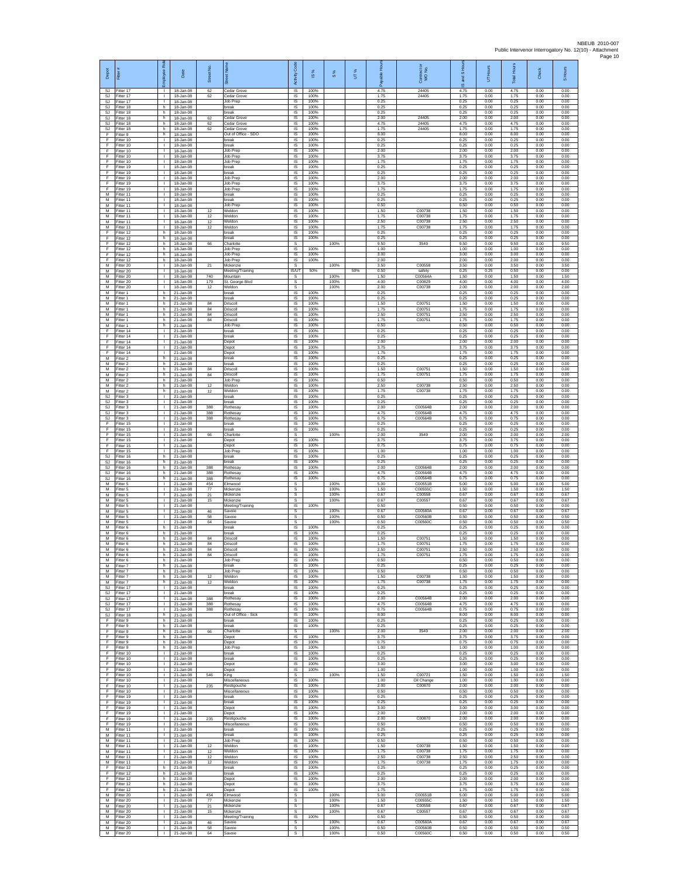| Depot | Fitter # | Employee Role | Date | Street No. | Street Name | Activity Code | IS % | S % | UT % | Payable Hours | Contractor or WO No. | IS and S Hours | UT Hours | Total Hours | Check | S Hours |
|---|---|---|---|---|---|---|---|---|---|---|---|---|---|---|---|---|
| SJ | Fitter 17 | I | 18-Jan-08 | 62 | Cedar Grove | IS | 100% | | | 4.75 | 24405 | 4.75 | 0.00 | 4.75 | 0.00 | 0.00 |
| SJ | Fitter 17 | I | 18-Jan-08 | 62 | Cedar Grove | IS | 100% | | | 1.75 | 24405 | 1.75 | 0.00 | 1.75 | 0.00 | 0.00 |
| SJ | Fitter 17 | I | 18-Jan-08 | | Job Prep | IS | 100% | | | 0.25 | | 0.25 | 0.00 | 0.25 | 0.00 | 0.00 |
| SJ | Fitter 18 | h | 18-Jan-08 | | break | IS | 100% | | | 0.25 | | 0.25 | 0.00 | 0.25 | 0.00 | 0.00 |
| SJ | Fitter 18 | h | 18-Jan-08 | | break | IS | 100% | | | 0.25 | | 0.25 | 0.00 | 0.25 | 0.00 | 0.00 |
| SJ | Fitter 18 | h | 18-Jan-08 | 62 | Cedar Grove | IS | 100% | | | 2.00 | 24405 | 2.00 | 0.00 | 2.00 | 0.00 | 0.00 |
| SJ | Fitter 18 | h | 18-Jan-08 | 62 | Cedar Grove | IS | 100% | | | 4.75 | 24405 | 4.75 | 0.00 | 4.75 | 0.00 | 0.00 |
| SJ | Fitter 18 | h | 18-Jan-08 | 62 | Cedar Grove | IS | 100% | | | 1.75 | 24405 | 1.75 | 0.00 | 1.75 | 0.00 | 0.00 |
| F | Fitter 9 | h | 18-Jan-08 | | Out of Office - SDO | IS | 100% | | | 8.00 | | 8.00 | 0.00 | 8.00 | 0.00 | 0.00 |
| F | Fitter 10 | I | 18-Jan-08 | | break | IS | 100% | | | 0.25 | | 0.25 | 0.00 | 0.25 | 0.00 | 0.00 |
| F | Fitter 10 | I | 18-Jan-08 | | break | IS | 100% | | | 0.25 | | 0.25 | 0.00 | 0.25 | 0.00 | 0.00 |
| F | Fitter 10 | I | 18-Jan-08 | | Job Prep | IS | 100% | | | 2.00 | | 2.00 | 0.00 | 2.00 | 0.00 | 0.00 |
| F | Fitter 10 | I | 18-Jan-08 | | Job Prep | IS | 100% | | | 3.75 | | 3.75 | 0.00 | 3.75 | 0.00 | 0.00 |
| F | Fitter 10 | I | 18-Jan-08 | | Job Prep | IS | 100% | | | 1.75 | | 1.75 | 0.00 | 1.75 | 0.00 | 0.00 |
| F | Fitter 19 | I | 18-Jan-08 | | break | IS | 100% | | | 0.25 | | 0.25 | 0.00 | 0.25 | 0.00 | 0.00 |
| F | Fitter 19 | I | 18-Jan-08 | | break | IS | 100% | | | 0.25 | | 0.25 | 0.00 | 0.25 | 0.00 | 0.00 |
| F | Fitter 19 | I | 18-Jan-08 | | Job Prep | IS | 100% | | | 2.00 | | 2.00 | 0.00 | 2.00 | 0.00 | 0.00 |
| F | Fitter 19 | I | 18-Jan-08 | | Job Prep | IS | 100% | | | 3.75 | | 3.75 | 0.00 | 3.75 | 0.00 | 0.00 |
| F | Fitter 19 | I | 18-Jan-08 | | Job Prep | IS | 100% | | | 1.75 | | 1.75 | 0.00 | 1.75 | 0.00 | 0.00 |
| M | Fitter 11 | I | 18-Jan-08 | | break | IS | 100% | | | 0.25 | | 0.25 | 0.00 | 0.25 | 0.00 | 0.00 |
| M | Fitter 11 | I | 18-Jan-08 | | break | IS | 100% | | | 0.25 | | 0.25 | 0.00 | 0.25 | 0.00 | 0.00 |
| M | Fitter 11 | I | 18-Jan-08 | | Job Prep | IS | 100% | | | 0.50 | | 0.50 | 0.00 | 0.50 | 0.00 | 0.00 |
| M | Fitter 11 | I | 18-Jan-08 | 12 | Weldon | IS | 100% | | | 1.50 | C00738 | 1.50 | 0.00 | 1.50 | 0.00 | 0.00 |
| M | Fitter 11 | I | 18-Jan-08 | 12 | Weldon | IS | 100% | | | 1.75 | C00738 | 1.75 | 0.00 | 1.75 | 0.00 | 0.00 |
| M | Fitter 11 | I | 18-Jan-08 | 12 | Weldon | IS | 100% | | | 2.50 | C00738 | 2.50 | 0.00 | 2.50 | 0.00 | 0.00 |
| M | Fitter 11 | I | 18-Jan-08 | 12 | Weldon | IS | 100% | | | 1.75 | C00738 | 1.75 | 0.00 | 1.75 | 0.00 | 0.00 |
| F | Fitter 12 | h | 18-Jan-08 | | break | IS | 100% | | | 0.25 | | 0.25 | 0.00 | 0.25 | 0.00 | 0.00 |
| F | Fitter 12 | h | 18-Jan-08 | | break | IS | 100% | | | 0.25 | | 0.25 | 0.00 | 0.25 | 0.00 | 0.00 |
| F | Fitter 12 | h | 18-Jan-08 | 66 | Charlotte | S | | 100% | | 9.50 | 3549 | 9.50 | 0.00 | 9.50 | 0.00 | 9.50 |
| F | Fitter 12 | h | 18-Jan-08 | | Job Prep | IS | 100% | | | 1.00 | | 1.00 | 0.00 | 1.00 | 0.00 | 0.00 |
| F | Fitter 12 | h | 18-Jan-08 | | Job Prep | IS | 100% | | | 3.00 | | 3.00 | 0.00 | 3.00 | 0.00 | 0.00 |
| F | Fitter 12 | h | 18-Jan-08 | | Job Prep | IS | 100% | | | 2.00 | | 2.00 | 0.00 | 2.00 | 0.00 | 0.00 |
| M | Fitter 20 | I | 18-Jan-08 | 21 | Mckenzie | S | | 100% | | 3.50 | C00558 | 3.50 | 0.00 | 3.50 | 0.00 | 3.50 |
| M | Fitter 20 | I | 18-Jan-08 | | Meeting/Training | IS/UT | 50% | | 50% | 0.50 | safety | 0.25 | 0.25 | 0.50 | 0.00 | 0.00 |
| M | Fitter 20 | I | 18-Jan-08 | 740 | Mountain | S | | 100% | | 1.50 | C00564A | 1.50 | 0.00 | 1.50 | 0.00 | 1.50 |
| M | Fitter 20 | I | 18-Jan-08 | 179 | St. George Blvd | S | | 100% | | 4.00 | C00829 | 4.00 | 0.00 | 4.00 | 0.00 | 4.00 |
| M | Fitter 20 | I | 18-Jan-08 | 12 | Weldon | S | | 100% | | 2.00 | C00738 | 2.00 | 0.00 | 2.00 | 0.00 | 2.00 |
| M | Fitter 1 | h | 21-Jan-08 | | break | IS | 100% | | | 0.25 | | 0.25 | 0.00 | 0.25 | 0.00 | 0.00 |
| M | Fitter 1 | h | 21-Jan-08 | | break | IS | 100% | | | 0.25 | | 0.25 | 0.00 | 0.25 | 0.00 | 0.00 |
| M | Fitter 1 | h | 21-Jan-08 | 84 | Driscoll | IS | 100% | | | 1.50 | C00751 | 1.50 | 0.00 | 1.50 | 0.00 | 0.00 |
| M | Fitter 1 | h | 21-Jan-08 | 84 | Driscoll | IS | 100% | | | 1.75 | C00751 | 1.75 | 0.00 | 1.75 | 0.00 | 0.00 |
| M | Fitter 1 | h | 21-Jan-08 | 84 | Driscoll | IS | 100% | | | 2.50 | C00751 | 2.50 | 0.00 | 2.50 | 0.00 | 0.00 |
| M | Fitter 1 | h | 21-Jan-08 | 84 | Driscoll | IS | 100% | | | 1.75 | C00751 | 1.75 | 0.00 | 1.75 | 0.00 | 0.00 |
| M | Fitter 1 | h | 21-Jan-08 | | Job Prep | IS | 100% | | | 0.50 | | 0.50 | 0.00 | 0.50 | 0.00 | 0.00 |
| F | Fitter 14 | I | 21-Jan-08 | | break | IS | 100% | | | 0.25 | | 0.25 | 0.00 | 0.25 | 0.00 | 0.00 |
| F | Fitter 14 | I | 21-Jan-08 | | break | IS | 100% | | | 0.25 | | 0.25 | 0.00 | 0.25 | 0.00 | 0.00 |
| F | Fitter 14 | I | 21-Jan-08 | | Depot | IS | 100% | | | 2.00 | | 2.00 | 0.00 | 2.00 | 0.00 | 0.00 |
| F | Fitter 14 | I | 21-Jan-08 | | Depot | IS | 100% | | | 3.75 | | 3.75 | 0.00 | 3.75 | 0.00 | 0.00 |
| F | Fitter 14 | I | 21-Jan-08 | | Depot | IS | 100% | | | 1.75 | | 1.75 | 0.00 | 1.75 | 0.00 | 0.00 |
| M | Fitter 2 | h | 21-Jan-08 | | break | IS | 100% | | | 0.25 | | 0.25 | 0.00 | 0.25 | 0.00 | 0.00 |
| M | Fitter 2 | h | 21-Jan-08 | | break | IS | 100% | | | 0.25 | | 0.25 | 0.00 | 0.25 | 0.00 | 0.00 |
| M | Fitter 2 | h | 21-Jan-08 | 84 | Driscoll | IS | 100% | | | 1.50 | C00751 | 1.50 | 0.00 | 1.50 | 0.00 | 0.00 |
| M | Fitter 2 | h | 21-Jan-08 | 84 | Driscoll | IS | 100% | | | 1.75 | C00751 | 1.75 | 0.00 | 1.75 | 0.00 | 0.00 |
| M | Fitter 2 | h | 21-Jan-08 | | Job Prep | IS | 100% | | | 0.50 | | 0.50 | 0.00 | 0.50 | 0.00 | 0.00 |
| M | Fitter 2 | h | 21-Jan-08 | 12 | Weldon | IS | 100% | | | 2.50 | C00738 | 2.50 | 0.00 | 2.50 | 0.00 | 0.00 |
| M | Fitter 2 | h | 21-Jan-08 | 12 | Weldon | IS | 100% | | | 1.75 | C00738 | 1.75 | 0.00 | 1.75 | 0.00 | 0.00 |
| SJ | Fitter 3 | I | 21-Jan-08 | | break | IS | 100% | | | 0.25 | | 0.25 | 0.00 | 0.25 | 0.00 | 0.00 |
| SJ | Fitter 3 | I | 21-Jan-08 | | break | IS | 100% | | | 0.25 | | 0.25 | 0.00 | 0.25 | 0.00 | 0.00 |
| SJ | Fitter 3 | I | 21-Jan-08 | 388 | Rothesay | IS | 100% | | | 2.00 | C00564B | 2.00 | 0.00 | 2.00 | 0.00 | 0.00 |
| SJ | Fitter 3 | I | 21-Jan-08 | 388 | Rothesay | IS | 100% | | | 4.75 | C00564B | 4.75 | 0.00 | 4.75 | 0.00 | 0.00 |
| SJ | Fitter 3 | I | 21-Jan-08 | 388 | Rothesay | IS | 100% | | | 0.75 | C00564B | 0.75 | 0.00 | 0.75 | 0.00 | 0.00 |
| F | Fitter 15 | I | 21-Jan-08 | | break | IS | 100% | | | 0.25 | | 0.25 | 0.00 | 0.25 | 0.00 | 0.00 |
| F | Fitter 15 | I | 21-Jan-08 | | break | IS | 100% | | | 0.25 | | 0.25 | 0.00 | 0.25 | 0.00 | 0.00 |
| F | Fitter 15 | I | 21-Jan-08 | 66 | Charlotte | S | | 100% | | 2.00 | 3549 | 2.00 | 0.00 | 2.00 | 0.00 | 2.00 |
| F | Fitter 15 | I | 21-Jan-08 | | Depot | IS | 100% | | | 3.75 | | 3.75 | 0.00 | 3.75 | 0.00 | 0.00 |
| F | Fitter 15 | I | 21-Jan-08 | | Depot | IS | 100% | | | 0.75 | | 0.75 | 0.00 | 0.75 | 0.00 | 0.00 |
| F | Fitter 15 | I | 21-Jan-08 | | Job Prep | IS | 100% | | | 1.00 | | 1.00 | 0.00 | 1.00 | 0.00 | 0.00 |
| SJ | Fitter 16 | h | 21-Jan-08 | | break | IS | 100% | | | 0.25 | | 0.25 | 0.00 | 0.25 | 0.00 | 0.00 |
| SJ | Fitter 16 | h | 21-Jan-08 | | break | IS | 100% | | | 0.25 | | 0.25 | 0.00 | 0.25 | 0.00 | 0.00 |
| SJ | Fitter 16 | h | 21-Jan-08 | 388 | Rothesay | IS | 100% | | | 2.00 | C00564B | 2.00 | 0.00 | 2.00 | 0.00 | 0.00 |
| SJ | Fitter 16 | h | 21-Jan-08 | 388 | Rothesay | IS | 100% | | | 4.75 | C00564B | 4.75 | 0.00 | 4.75 | 0.00 | 0.00 |
| SJ | Fitter 16 | h | 21-Jan-08 | 388 | Rothesay | IS | 100% | | | 0.75 | C00564B | 0.75 | 0.00 | 0.75 | 0.00 | 0.00 |
| M | Fitter 5 | I | 21-Jan-08 | 454 | Elmwood | S | | 100% | | 5.00 | C00551B | 5.00 | 0.00 | 5.00 | 0.00 | 5.00 |
| M | Fitter 5 | I | 21-Jan-08 | 77 | Mckenzie | S | | 100% | | 1.50 | C00555C | 1.50 | 0.00 | 1.50 | 0.00 | 1.50 |
| M | Fitter 5 | I | 21-Jan-08 | 21 | Mckenzie | S | | 100% | | 0.67 | C00558 | 0.67 | 0.00 | 0.67 | 0.00 | 0.67 |
| M | Fitter 5 | I | 21-Jan-08 | 15 | Mckenzie | S | | 100% | | 0.67 | C00557 | 0.67 | 0.00 | 0.67 | 0.00 | 0.67 |
| M | Fitter 5 | I | 21-Jan-08 | | Meeting/Training | IS | 100% | | | 0.50 | | 0.50 | 0.00 | 0.50 | 0.00 | 0.00 |
| M | Fitter 5 | I | 21-Jan-08 | 46 | Savoie | S | | 100% | | 0.67 | C00560A | 0.67 | 0.00 | 0.67 | 0.00 | 0.67 |
| M | Fitter 5 | I | 21-Jan-08 | 58 | Savoie | S | | 100% | | 0.50 | C00560B | 0.50 | 0.00 | 0.50 | 0.00 | 0.50 |
| M | Fitter 5 | I | 21-Jan-08 | 64 | Savoie | S | | 100% | | 0.50 | C00560C | 0.50 | 0.00 | 0.50 | 0.00 | 0.50 |
| M | Fitter 6 | h | 21-Jan-08 | | break | IS | 100% | | | 0.25 | | 0.25 | 0.00 | 0.25 | 0.00 | 0.00 |
| M | Fitter 6 | h | 21-Jan-08 | | break | IS | 100% | | | 0.25 | | 0.25 | 0.00 | 0.25 | 0.00 | 0.00 |
| M | Fitter 6 | h | 21-Jan-08 | 84 | Driscoll | IS | 100% | | | 1.50 | C00751 | 1.50 | 0.00 | 1.50 | 0.00 | 0.00 |
| M | Fitter 6 | h | 21-Jan-08 | 84 | Driscoll | IS | 100% | | | 1.75 | C00751 | 1.75 | 0.00 | 1.75 | 0.00 | 0.00 |
| M | Fitter 6 | h | 21-Jan-08 | 84 | Driscoll | IS | 100% | | | 2.50 | C00751 | 2.50 | 0.00 | 2.50 | 0.00 | 0.00 |
| M | Fitter 6 | h | 21-Jan-08 | 84 | Driscoll | IS | 100% | | | 1.75 | C00751 | 1.75 | 0.00 | 1.75 | 0.00 | 0.00 |
| M | Fitter 6 | h | 21-Jan-08 | | Job Prep | IS | 100% | | | 0.50 | | 0.50 | 0.00 | 0.50 | 0.00 | 0.00 |
| M | Fitter 7 | h | 21-Jan-08 | | break | IS | 100% | | | 0.25 | | 0.25 | 0.00 | 0.25 | 0.00 | 0.00 |
| M | Fitter 7 | h | 21-Jan-08 | | Job Prep | IS | 100% | | | 0.50 | | 0.50 | 0.00 | 0.50 | 0.00 | 0.00 |
| M | Fitter 7 | h | 21-Jan-08 | 12 | Weldon | IS | 100% | | | 1.50 | C00738 | 1.50 | 0.00 | 1.50 | 0.00 | 0.00 |
| M | Fitter 7 | h | 21-Jan-08 | 12 | Weldon | IS | 100% | | | 1.75 | C00738 | 1.75 | 0.00 | 1.75 | 0.00 | 0.00 |
| SJ | Fitter 17 | I | 21-Jan-08 | | break | IS | 100% | | | 0.25 | | 0.25 | 0.00 | 0.25 | 0.00 | 0.00 |
| SJ | Fitter 17 | I | 21-Jan-08 | | break | IS | 100% | | | 0.25 | | 0.25 | 0.00 | 0.25 | 0.00 | 0.00 |
| SJ | Fitter 17 | I | 21-Jan-08 | 388 | Rothesay | IS | 100% | | | 2.00 | C00564B | 2.00 | 0.00 | 2.00 | 0.00 | 0.00 |
| SJ | Fitter 17 | I | 21-Jan-08 | 388 | Rothesay | IS | 100% | | | 4.75 | C00564B | 4.75 | 0.00 | 4.75 | 0.00 | 0.00 |
| SJ | Fitter 17 | I | 21-Jan-08 | 388 | Rothesay | IS | 100% | | | 0.75 | C00564B | 0.75 | 0.00 | 0.75 | 0.00 | 0.00 |
| SJ | Fitter 18 | h | 21-Jan-08 | | Out of Office - Sick | IS | 100% | | | 8.00 | | 8.00 | 0.00 | 8.00 | 0.00 | 0.00 |
| F | Fitter 9 | h | 21-Jan-08 | | break | IS | 100% | | | 0.25 | | 0.25 | 0.00 | 0.25 | 0.00 | 0.00 |
| F | Fitter 9 | h | 21-Jan-08 | | break | IS | 100% | | | 0.25 | | 0.25 | 0.00 | 0.25 | 0.00 | 0.00 |
| F | Fitter 9 | h | 21-Jan-08 | 66 | Charlotte | S | | 100% | | 2.00 | 3549 | 2.00 | 0.00 | 2.00 | 0.00 | 2.00 |
| F | Fitter 9 | h | 21-Jan-08 | | Depot | IS | 100% | | | 3.75 | | 3.75 | 0.00 | 3.75 | 0.00 | 0.00 |
| F | Fitter 9 | h | 21-Jan-08 | | Depot | IS | 100% | | | 0.75 | | 0.75 | 0.00 | 0.75 | 0.00 | 0.00 |
| F | Fitter 9 | h | 21-Jan-08 | | Job Prep | IS | 100% | | | 1.00 | | 1.00 | 0.00 | 1.00 | 0.00 | 0.00 |
| F | Fitter 10 | I | 21-Jan-08 | | break | IS | 100% | | | 0.25 | | 0.25 | 0.00 | 0.25 | 0.00 | 0.00 |
| F | Fitter 10 | I | 21-Jan-08 | | break | IS | 100% | | | 0.25 | | 0.25 | 0.00 | 0.25 | 0.00 | 0.00 |
| F | Fitter 10 | I | 21-Jan-08 | | Depot | IS | 100% | | | 3.00 | | 3.00 | 0.00 | 3.00 | 0.00 | 0.00 |
| F | Fitter 10 | I | 21-Jan-08 | | Depot | IS | 100% | | | 1.00 | | 1.00 | 0.00 | 1.00 | 0.00 | 0.00 |
| F | Fitter 10 | I | 21-Jan-08 | 546 | King | S | | 100% | | 1.50 | C00721 | 1.50 | 0.00 | 1.50 | 0.00 | 1.50 |
| F | Fitter 10 | I | 21-Jan-08 | | Miscellaneous | IS | 100% | | | 1.00 | Oil Change | 1.00 | 0.00 | 1.00 | 0.00 | 0.00 |
| F | Fitter 10 | I | 21-Jan-08 | 235 | Restigouche | IS | 100% | | | 2.00 | C00870 | 2.00 | 0.00 | 2.00 | 0.00 | 0.00 |
| F | Fitter 10 | I | 21-Jan-08 | | Miscellaneous | IS | 100% | | | 0.50 | | 0.50 | 0.00 | 0.50 | 0.00 | 0.00 |
| F | Fitter 19 | I | 21-Jan-08 | | break | IS | 100% | | | 0.25 | | 0.25 | 0.00 | 0.25 | 0.00 | 0.00 |
| F | Fitter 19 | I | 21-Jan-08 | | break | IS | 100% | | | 0.25 | | 0.25 | 0.00 | 0.25 | 0.00 | 0.00 |
| F | Fitter 19 | I | 21-Jan-08 | | Depot | IS | 100% | | | 3.00 | | 3.00 | 0.00 | 3.00 | 0.00 | 0.00 |
| F | Fitter 19 | I | 21-Jan-08 | | Depot | IS | 100% | | | 2.00 | | 2.00 | 0.00 | 2.00 | 0.00 | 0.00 |
| F | Fitter 19 | I | 21-Jan-08 | 235 | Restigouche | IS | 100% | | | 2.00 | C00870 | 2.00 | 0.00 | 2.00 | 0.00 | 0.00 |
| F | Fitter 19 | I | 21-Jan-08 | | Miscellaneous | IS | 100% | | | 0.50 | | 0.50 | 0.00 | 0.50 | 0.00 | 0.00 |
| M | Fitter 11 | I | 21-Jan-08 | | break | IS | 100% | | | 0.25 | | 0.25 | 0.00 | 0.25 | 0.00 | 0.00 |
| M | Fitter 11 | I | 21-Jan-08 | | break | IS | 100% | | | 0.25 | | 0.25 | 0.00 | 0.25 | 0.00 | 0.00 |
| M | Fitter 11 | I | 21-Jan-08 | | Job Prep | IS | 100% | | | 0.50 | | 0.50 | 0.00 | 0.50 | 0.00 | 0.00 |
| M | Fitter 11 | I | 21-Jan-08 | 12 | Weldon | IS | 100% | | | 1.50 | C00738 | 1.50 | 0.00 | 1.50 | 0.00 | 0.00 |
| M | Fitter 11 | I | 21-Jan-08 | 12 | Weldon | IS | 100% | | | 1.75 | C00738 | 1.75 | 0.00 | 1.75 | 0.00 | 0.00 |
| M | Fitter 11 | I | 21-Jan-08 | 12 | Weldon | IS | 100% | | | 2.50 | C00738 | 2.50 | 0.00 | 2.50 | 0.00 | 0.00 |
| M | Fitter 11 | I | 21-Jan-08 | 12 | Weldon | IS | 100% | | | 1.75 | C00738 | 1.75 | 0.00 | 1.75 | 0.00 | 0.00 |
| F | Fitter 12 | h | 21-Jan-08 | | break | IS | 100% | | | 0.25 | | 0.25 | 0.00 | 0.25 | 0.00 | 0.00 |
| F | Fitter 12 | h | 21-Jan-08 | | break | IS | 100% | | | 0.25 | | 0.25 | 0.00 | 0.25 | 0.00 | 0.00 |
| F | Fitter 12 | h | 21-Jan-08 | | Depot | IS | 100% | | | 2.00 | | 2.00 | 0.00 | 2.00 | 0.00 | 0.00 |
| F | Fitter 12 | h | 21-Jan-08 | | Depot | IS | 100% | | | 3.75 | | 3.75 | 0.00 | 3.75 | 0.00 | 0.00 |
| F | Fitter 12 | h | 21-Jan-08 | | Depot | IS | 100% | | | 1.75 | | 1.75 | 0.00 | 1.75 | 0.00 | 0.00 |
| M | Fitter 20 | I | 21-Jan-08 | 454 | Elmwood | S | | 100% | | 5.00 | C00551B | 5.00 | 0.00 | 5.00 | 0.00 | 5.00 |
| M | Fitter 20 | I | 21-Jan-08 | 77 | Mckenzie | S | | 100% | | 1.50 | C00555C | 1.50 | 0.00 | 1.50 | 0.00 | 1.50 |
| M | Fitter 20 | I | 21-Jan-08 | 21 | Mckenzie | S | | 100% | | 0.67 | C00558 | 0.67 | 0.00 | 0.67 | 0.00 | 0.67 |
| M | Fitter 20 | I | 21-Jan-08 | 15 | Mckenzie | S | | 100% | | 0.67 | C00557 | 0.67 | 0.00 | 0.67 | 0.00 | 0.67 |
| M | Fitter 20 | I | 21-Jan-08 | | Meeting/Training | IS | 100% | | | 0.50 | | 0.50 | 0.00 | 0.50 | 0.00 | 0.00 |
| M | Fitter 20 | I | 21-Jan-08 | 46 | Savoie | S | | 100% | | 0.67 | C00560A | 0.67 | 0.00 | 0.67 | 0.00 | 0.67 |
| M | Fitter 20 | I | 21-Jan-08 | 58 | Savoie | S | | 100% | | 0.50 | C00560B | 0.50 | 0.00 | 0.50 | 0.00 | 0.50 |
| M | Fitter 20 | I | 21-Jan-08 | 64 | Savoie | S | | 100% | | 0.50 | C00560C | 0.50 | 0.00 | 0.50 | 0.00 | 0.50 |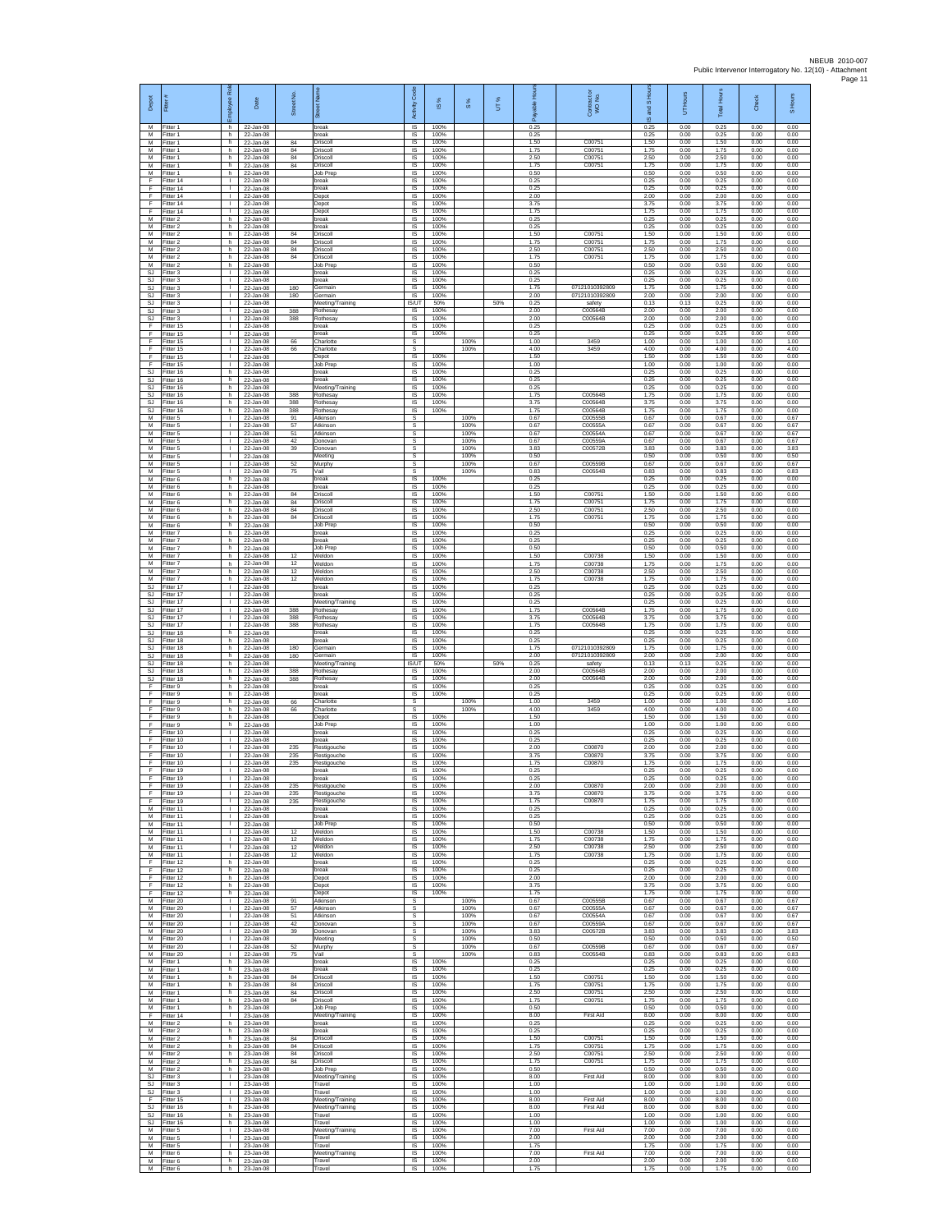| Depot | Fitter # | Employee Role | Date | Street No. | Street Name | Activity Code | IS % | S % | UT % | Payable Hours | Contract or WO No. | IS and S Hours | UT Hours | Total Hours | Check | S Hours |
|---|---|---|---|---|---|---|---|---|---|---|---|---|---|---|---|---|
| M | Fitter 1 | h | 22-Jan-08 | | break | IS | 100% | | | 0.25 | | 0.25 | 0.00 | 0.25 | 0.00 | 0.00 |
| M | Fitter 1 | h | 22-Jan-08 | | break | IS | 100% | | | 0.25 | | 0.25 | 0.00 | 0.25 | 0.00 | 0.00 |
| M | Fitter 1 | h | 22-Jan-08 | 84 | Driscoll | IS | 100% | | | 1.50 | C00751 | 1.50 | 0.00 | 1.50 | 0.00 | 0.00 |
| M | Fitter 1 | h | 22-Jan-08 | 84 | Driscoll | IS | 100% | | | 1.75 | C00751 | 1.75 | 0.00 | 1.75 | 0.00 | 0.00 |
| M | Fitter 1 | h | 22-Jan-08 | 84 | Driscoll | IS | 100% | | | 2.50 | C00751 | 2.50 | 0.00 | 2.50 | 0.00 | 0.00 |
| M | Fitter 1 | h | 22-Jan-08 | 84 | Driscoll | IS | 100% | | | 1.75 | C00751 | 1.75 | 0.00 | 1.75 | 0.00 | 0.00 |
| M | Fitter 1 | h | 22-Jan-08 | | Job Prep | IS | 100% | | | 0.50 | | 0.50 | 0.00 | 0.50 | 0.00 | 0.00 |
| F | Fitter 14 | I | 22-Jan-08 | | break | IS | 100% | | | 0.25 | | 0.25 | 0.00 | 0.25 | 0.00 | 0.00 |
| F | Fitter 14 | I | 22-Jan-08 | | break | IS | 100% | | | 0.25 | | 0.25 | 0.00 | 0.25 | 0.00 | 0.00 |
| F | Fitter 14 | I | 22-Jan-08 | | Depot | IS | 100% | | | 2.00 | | 2.00 | 0.00 | 2.00 | 0.00 | 0.00 |
| F | Fitter 14 | I | 22-Jan-08 | | Depot | IS | 100% | | | 3.75 | | 3.75 | 0.00 | 3.75 | 0.00 | 0.00 |
| F | Fitter 14 | I | 22-Jan-08 | | Depot | IS | 100% | | | 1.75 | | 1.75 | 0.00 | 1.75 | 0.00 | 0.00 |
| M | Fitter 2 | h | 22-Jan-08 | | break | IS | 100% | | | 0.25 | | 0.25 | 0.00 | 0.25 | 0.00 | 0.00 |
| M | Fitter 2 | h | 22-Jan-08 | | break | IS | 100% | | | 0.25 | | 0.25 | 0.00 | 0.25 | 0.00 | 0.00 |
| M | Fitter 2 | h | 22-Jan-08 | 84 | Driscoll | IS | 100% | | | 1.50 | C00751 | 1.50 | 0.00 | 1.50 | 0.00 | 0.00 |
| M | Fitter 2 | h | 22-Jan-08 | 84 | Driscoll | IS | 100% | | | 1.75 | C00751 | 1.75 | 0.00 | 1.75 | 0.00 | 0.00 |
| M | Fitter 2 | h | 22-Jan-08 | 84 | Driscoll | IS | 100% | | | 2.50 | C00751 | 2.50 | 0.00 | 2.50 | 0.00 | 0.00 |
| M | Fitter 2 | h | 22-Jan-08 | 84 | Driscoll | IS | 100% | | | 1.75 | C00751 | 1.75 | 0.00 | 1.75 | 0.00 | 0.00 |
| M | Fitter 2 | h | 22-Jan-08 | | Job Prep | IS | 100% | | | 0.50 | | 0.50 | 0.00 | 0.50 | 0.00 | 0.00 |
| SJ | Fitter 3 | I | 22-Jan-08 | | break | IS | 100% | | | 0.25 | | 0.25 | 0.00 | 0.25 | 0.00 | 0.00 |
| SJ | Fitter 3 | I | 22-Jan-08 | | break | IS | 100% | | | 0.25 | | 0.25 | 0.00 | 0.25 | 0.00 | 0.00 |
| SJ | Fitter 3 | I | 22-Jan-08 | 180 | Germain | IS | 100% | | | 1.75 | 07121010392809 | 1.75 | 0.00 | 1.75 | 0.00 | 0.00 |
| SJ | Fitter 3 | I | 22-Jan-08 | 180 | Germain | IS | 100% | | | 2.00 | 07121010392809 | 2.00 | 0.00 | 2.00 | 0.00 | 0.00 |
| SJ | Fitter 3 | I | 22-Jan-08 | | Meeting/Training | IS/UT | 50% | | 50% | 0.25 | safety | 0.13 | 0.13 | 0.25 | 0.00 | 0.00 |
| SJ | Fitter 3 | I | 22-Jan-08 | 388 | Rothesay | IS | 100% | | | 2.00 | C00564B | 2.00 | 0.00 | 2.00 | 0.00 | 0.00 |
| SJ | Fitter 3 | I | 22-Jan-08 | 388 | Rothesay | IS | 100% | | | 2.00 | C00564B | 2.00 | 0.00 | 2.00 | 0.00 | 0.00 |
| F | Fitter 15 | I | 22-Jan-08 | | break | IS | 100% | | | 0.25 | | 0.25 | 0.00 | 0.25 | 0.00 | 0.00 |
| F | Fitter 15 | I | 22-Jan-08 | | break | IS | 100% | | | 0.25 | | 0.25 | 0.00 | 0.25 | 0.00 | 0.00 |
| F | Fitter 15 | I | 22-Jan-08 | 66 | Charlotte | S | | 100% | | 1.00 | 3459 | 1.00 | 0.00 | 1.00 | 0.00 | 1.00 |
| F | Fitter 15 | I | 22-Jan-08 | 66 | Charlotte | S | | 100% | | 4.00 | 3459 | 4.00 | 0.00 | 4.00 | 0.00 | 4.00 |
| F | Fitter 15 | I | 22-Jan-08 | | Depot | IS | 100% | | | 1.50 | | 1.50 | 0.00 | 1.50 | 0.00 | 0.00 |
| F | Fitter 15 | I | 22-Jan-08 | | Job Prep | IS | 100% | | | 1.00 | | 1.00 | 0.00 | 1.00 | 0.00 | 0.00 |
| SJ | Fitter 16 | h | 22-Jan-08 | | break | IS | 100% | | | 0.25 | | 0.25 | 0.00 | 0.25 | 0.00 | 0.00 |
| SJ | Fitter 16 | h | 22-Jan-08 | | break | IS | 100% | | | 0.25 | | 0.25 | 0.00 | 0.25 | 0.00 | 0.00 |
| SJ | Fitter 16 | h | 22-Jan-08 | | Meeting/Training | IS | 100% | | | 0.25 | | 0.25 | 0.00 | 0.25 | 0.00 | 0.00 |
| SJ | Fitter 16 | h | 22-Jan-08 | 388 | Rothesay | IS | 100% | | | 1.75 | C00564B | 1.75 | 0.00 | 1.75 | 0.00 | 0.00 |
| SJ | Fitter 16 | h | 22-Jan-08 | 388 | Rothesay | IS | 100% | | | 3.75 | C00564B | 3.75 | 0.00 | 3.75 | 0.00 | 0.00 |
| SJ | Fitter 16 | h | 22-Jan-08 | 388 | Rothesay | IS | 100% | | | 1.75 | C00564B | 1.75 | 0.00 | 1.75 | 0.00 | 0.00 |
| M | Fitter 5 | I | 22-Jan-08 | 91 | Atkinson | S | | 100% | | 0.67 | C00555B | 0.67 | 0.00 | 0.67 | 0.00 | 0.67 |
| M | Fitter 5 | I | 22-Jan-08 | 57 | Atkinson | S | | 100% | | 0.67 | C00555A | 0.67 | 0.00 | 0.67 | 0.00 | 0.67 |
| M | Fitter 5 | I | 22-Jan-08 | 51 | Atkinson | S | | 100% | | 0.67 | C00554A | 0.67 | 0.00 | 0.67 | 0.00 | 0.67 |
| M | Fitter 5 | I | 22-Jan-08 | 42 | Donovan | S | | 100% | | 0.67 | C00559A | 0.67 | 0.00 | 0.67 | 0.00 | 0.67 |
| M | Fitter 5 | I | 22-Jan-08 | 39 | Donovan | S | | 100% | | 3.83 | C00572B | 3.83 | 0.00 | 3.83 | 0.00 | 3.83 |
| M | Fitter 5 | I | 22-Jan-08 | | Meeting | S | | 100% | | 0.50 | | 0.50 | 0.00 | 0.50 | 0.00 | 0.50 |
| M | Fitter 5 | I | 22-Jan-08 | 52 | Murphy | S | | 100% | | 0.67 | C00559B | 0.67 | 0.00 | 0.67 | 0.00 | 0.67 |
| M | Fitter 5 | I | 22-Jan-08 | 75 | Vail | S | | 100% | | 0.83 | C00554B | 0.83 | 0.00 | 0.83 | 0.00 | 0.83 |
| M | Fitter 6 | h | 22-Jan-08 | | break | IS | 100% | | | 0.25 | | 0.25 | 0.00 | 0.25 | 0.00 | 0.00 |
| M | Fitter 6 | h | 22-Jan-08 | | break | IS | 100% | | | 0.25 | | 0.25 | 0.00 | 0.25 | 0.00 | 0.00 |
| M | Fitter 6 | h | 22-Jan-08 | 84 | Driscoll | IS | 100% | | | 1.50 | C00751 | 1.50 | 0.00 | 1.50 | 0.00 | 0.00 |
| M | Fitter 6 | h | 22-Jan-08 | 84 | Driscoll | IS | 100% | | | 1.75 | C00751 | 1.75 | 0.00 | 1.75 | 0.00 | 0.00 |
| M | Fitter 6 | h | 22-Jan-08 | 84 | Driscoll | IS | 100% | | | 2.50 | C00751 | 2.50 | 0.00 | 2.50 | 0.00 | 0.00 |
| M | Fitter 6 | h | 22-Jan-08 | 84 | Driscoll | IS | 100% | | | 1.75 | C00751 | 1.75 | 0.00 | 1.75 | 0.00 | 0.00 |
| M | Fitter 6 | h | 22-Jan-08 | | Job Prep | IS | 100% | | | 0.50 | | 0.50 | 0.00 | 0.50 | 0.00 | 0.00 |
| M | Fitter 7 | h | 22-Jan-08 | | break | IS | 100% | | | 0.25 | | 0.25 | 0.00 | 0.25 | 0.00 | 0.00 |
| M | Fitter 7 | h | 22-Jan-08 | | break | IS | 100% | | | 0.25 | | 0.25 | 0.00 | 0.25 | 0.00 | 0.00 |
| M | Fitter 7 | h | 22-Jan-08 | | Job Prep | IS | 100% | | | 0.50 | | 0.50 | 0.00 | 0.50 | 0.00 | 0.00 |
| M | Fitter 7 | h | 22-Jan-08 | 12 | Weldon | IS | 100% | | | 1.50 | C00738 | 1.50 | 0.00 | 1.50 | 0.00 | 0.00 |
| M | Fitter 7 | h | 22-Jan-08 | 12 | Weldon | IS | 100% | | | 1.75 | C00738 | 1.75 | 0.00 | 1.75 | 0.00 | 0.00 |
| M | Fitter 7 | h | 22-Jan-08 | 12 | Weldon | IS | 100% | | | 2.50 | C00738 | 2.50 | 0.00 | 2.50 | 0.00 | 0.00 |
| M | Fitter 7 | h | 22-Jan-08 | 12 | Weldon | IS | 100% | | | 1.75 | C00738 | 1.75 | 0.00 | 1.75 | 0.00 | 0.00 |
| SJ | Fitter 17 | I | 22-Jan-08 | | break | IS | 100% | | | 0.25 | | 0.25 | 0.00 | 0.25 | 0.00 | 0.00 |
| SJ | Fitter 17 | I | 22-Jan-08 | | break | IS | 100% | | | 0.25 | | 0.25 | 0.00 | 0.25 | 0.00 | 0.00 |
| SJ | Fitter 17 | I | 22-Jan-08 | | Meeting/Training | IS | 100% | | | 0.25 | | 0.25 | 0.00 | 0.25 | 0.00 | 0.00 |
| SJ | Fitter 17 | I | 22-Jan-08 | 388 | Rothesay | IS | 100% | | | 1.75 | C00564B | 1.75 | 0.00 | 1.75 | 0.00 | 0.00 |
| SJ | Fitter 17 | I | 22-Jan-08 | 388 | Rothesay | IS | 100% | | | 3.75 | C00564B | 3.75 | 0.00 | 3.75 | 0.00 | 0.00 |
| SJ | Fitter 17 | I | 22-Jan-08 | 388 | Rothesay | IS | 100% | | | 1.75 | C00564B | 1.75 | 0.00 | 1.75 | 0.00 | 0.00 |
| SJ | Fitter 18 | h | 22-Jan-08 | | break | IS | 100% | | | 0.25 | | 0.25 | 0.00 | 0.25 | 0.00 | 0.00 |
| SJ | Fitter 18 | h | 22-Jan-08 | | break | IS | 100% | | | 0.25 | | 0.25 | 0.00 | 0.25 | 0.00 | 0.00 |
| SJ | Fitter 18 | h | 22-Jan-08 | 180 | Germain | IS | 100% | | | 1.75 | 07121010392809 | 1.75 | 0.00 | 1.75 | 0.00 | 0.00 |
| SJ | Fitter 18 | h | 22-Jan-08 | 180 | Germain | IS | 100% | | | 2.00 | 07121010392809 | 2.00 | 0.00 | 2.00 | 0.00 | 0.00 |
| SJ | Fitter 18 | h | 22-Jan-08 | | Meeting/Training | IS/UT | 50% | | 50% | 0.25 | safety | 0.13 | 0.13 | 0.25 | 0.00 | 0.00 |
| SJ | Fitter 18 | h | 22-Jan-08 | 388 | Rothesay | IS | 100% | | | 2.00 | C00564B | 2.00 | 0.00 | 2.00 | 0.00 | 0.00 |
| SJ | Fitter 18 | h | 22-Jan-08 | 388 | Rothesay | IS | 100% | | | 2.00 | C00564B | 2.00 | 0.00 | 2.00 | 0.00 | 0.00 |
| F | Fitter 9 | h | 22-Jan-08 | | break | IS | 100% | | | 0.25 | | 0.25 | 0.00 | 0.25 | 0.00 | 0.00 |
| F | Fitter 9 | h | 22-Jan-08 | | break | IS | 100% | | | 0.25 | | 0.25 | 0.00 | 0.25 | 0.00 | 0.00 |
| F | Fitter 9 | h | 22-Jan-08 | 66 | Charlotte | S | | 100% | | 1.00 | 3459 | 1.00 | 0.00 | 1.00 | 0.00 | 1.00 |
| F | Fitter 9 | h | 22-Jan-08 | 66 | Charlotte | S | | 100% | | 4.00 | 3459 | 4.00 | 0.00 | 4.00 | 0.00 | 4.00 |
| F | Fitter 9 | h | 22-Jan-08 | | Depot | IS | 100% | | | 1.50 | | 1.50 | 0.00 | 1.50 | 0.00 | 0.00 |
| F | Fitter 9 | h | 22-Jan-08 | | Job Prep | IS | 100% | | | 1.00 | | 1.00 | 0.00 | 1.00 | 0.00 | 0.00 |
| F | Fitter 10 | I | 22-Jan-08 | | break | IS | 100% | | | 0.25 | | 0.25 | 0.00 | 0.25 | 0.00 | 0.00 |
| F | Fitter 10 | I | 22-Jan-08 | | break | IS | 100% | | | 0.25 | | 0.25 | 0.00 | 0.25 | 0.00 | 0.00 |
| F | Fitter 10 | I | 22-Jan-08 | 235 | Restigouche | IS | 100% | | | 2.00 | C00870 | 2.00 | 0.00 | 2.00 | 0.00 | 0.00 |
| F | Fitter 10 | I | 22-Jan-08 | 235 | Restigouche | IS | 100% | | | 3.75 | C00870 | 3.75 | 0.00 | 3.75 | 0.00 | 0.00 |
| F | Fitter 10 | I | 22-Jan-08 | 235 | Restigouche | IS | 100% | | | 1.75 | C00870 | 1.75 | 0.00 | 1.75 | 0.00 | 0.00 |
| F | Fitter 19 | I | 22-Jan-08 | | break | IS | 100% | | | 0.25 | | 0.25 | 0.00 | 0.25 | 0.00 | 0.00 |
| F | Fitter 19 | I | 22-Jan-08 | | break | IS | 100% | | | 0.25 | | 0.25 | 0.00 | 0.25 | 0.00 | 0.00 |
| F | Fitter 19 | I | 22-Jan-08 | 235 | Restigouche | IS | 100% | | | 2.00 | C00870 | 2.00 | 0.00 | 2.00 | 0.00 | 0.00 |
| F | Fitter 19 | I | 22-Jan-08 | 235 | Restigouche | IS | 100% | | | 3.75 | C00870 | 3.75 | 0.00 | 3.75 | 0.00 | 0.00 |
| F | Fitter 19 | I | 22-Jan-08 | 235 | Restigouche | IS | 100% | | | 1.75 | C00870 | 1.75 | 0.00 | 1.75 | 0.00 | 0.00 |
| M | Fitter 11 | I | 22-Jan-08 | | break | IS | 100% | | | 0.25 | | 0.25 | 0.00 | 0.25 | 0.00 | 0.00 |
| M | Fitter 11 | I | 22-Jan-08 | | break | IS | 100% | | | 0.25 | | 0.25 | 0.00 | 0.25 | 0.00 | 0.00 |
| M | Fitter 11 | I | 22-Jan-08 | | Job Prep | IS | 100% | | | 0.50 | | 0.50 | 0.00 | 0.50 | 0.00 | 0.00 |
| M | Fitter 11 | I | 22-Jan-08 | 12 | Weldon | IS | 100% | | | 1.50 | C00738 | 1.50 | 0.00 | 1.50 | 0.00 | 0.00 |
| M | Fitter 11 | I | 22-Jan-08 | 12 | Weldon | IS | 100% | | | 1.75 | C00738 | 1.75 | 0.00 | 1.75 | 0.00 | 0.00 |
| M | Fitter 11 | I | 22-Jan-08 | 12 | Weldon | IS | 100% | | | 2.50 | C00738 | 2.50 | 0.00 | 2.50 | 0.00 | 0.00 |
| M | Fitter 11 | I | 22-Jan-08 | 12 | Weldon | IS | 100% | | | 1.75 | C00738 | 1.75 | 0.00 | 1.75 | 0.00 | 0.00 |
| F | Fitter 12 | h | 22-Jan-08 | | break | IS | 100% | | | 0.25 | | 0.25 | 0.00 | 0.25 | 0.00 | 0.00 |
| F | Fitter 12 | h | 22-Jan-08 | | break | IS | 100% | | | 0.25 | | 0.25 | 0.00 | 0.25 | 0.00 | 0.00 |
| F | Fitter 12 | h | 22-Jan-08 | | Depot | IS | 100% | | | 2.00 | | 2.00 | 0.00 | 2.00 | 0.00 | 0.00 |
| F | Fitter 12 | h | 22-Jan-08 | | Depot | IS | 100% | | | 3.75 | | 3.75 | 0.00 | 3.75 | 0.00 | 0.00 |
| F | Fitter 12 | h | 22-Jan-08 | | Depot | IS | 100% | | | 1.75 | | 1.75 | 0.00 | 1.75 | 0.00 | 0.00 |
| M | Fitter 20 | I | 22-Jan-08 | 91 | Atkinson | S | | 100% | | 0.67 | C00555B | 0.67 | 0.00 | 0.67 | 0.00 | 0.67 |
| M | Fitter 20 | I | 22-Jan-08 | 57 | Atkinson | S | | 100% | | 0.67 | C00555A | 0.67 | 0.00 | 0.67 | 0.00 | 0.67 |
| M | Fitter 20 | I | 22-Jan-08 | 51 | Atkinson | S | | 100% | | 0.67 | C00554A | 0.67 | 0.00 | 0.67 | 0.00 | 0.67 |
| M | Fitter 20 | I | 22-Jan-08 | 42 | Donovan | S | | 100% | | 0.67 | C00559A | 0.67 | 0.00 | 0.67 | 0.00 | 0.67 |
| M | Fitter 20 | I | 22-Jan-08 | 39 | Donovan | S | | 100% | | 3.83 | C00572B | 3.83 | 0.00 | 3.83 | 0.00 | 3.83 |
| M | Fitter 20 | I | 22-Jan-08 | | Meeting | S | | 100% | | 0.50 | | 0.50 | 0.00 | 0.50 | 0.00 | 0.50 |
| M | Fitter 20 | I | 22-Jan-08 | 52 | Murphy | S | | 100% | | 0.67 | C00559B | 0.67 | 0.00 | 0.67 | 0.00 | 0.67 |
| M | Fitter 20 | I | 22-Jan-08 | 75 | Vail | S | | 100% | | 0.83 | C00554B | 0.83 | 0.00 | 0.83 | 0.00 | 0.83 |
| M | Fitter 1 | h | 23-Jan-08 | | break | IS | 100% | | | 0.25 | | 0.25 | 0.00 | 0.25 | 0.00 | 0.00 |
| M | Fitter 1 | h | 23-Jan-08 | | break | IS | 100% | | | 0.25 | | 0.25 | 0.00 | 0.25 | 0.00 | 0.00 |
| M | Fitter 1 | h | 23-Jan-08 | 84 | Driscoll | IS | 100% | | | 1.50 | C00751 | 1.50 | 0.00 | 1.50 | 0.00 | 0.00 |
| M | Fitter 1 | h | 23-Jan-08 | 84 | Driscoll | IS | 100% | | | 1.75 | C00751 | 1.75 | 0.00 | 1.75 | 0.00 | 0.00 |
| M | Fitter 1 | h | 23-Jan-08 | 84 | Driscoll | IS | 100% | | | 2.50 | C00751 | 2.50 | 0.00 | 2.50 | 0.00 | 0.00 |
| M | Fitter 1 | h | 23-Jan-08 | 84 | Driscoll | IS | 100% | | | 1.75 | C00751 | 1.75 | 0.00 | 1.75 | 0.00 | 0.00 |
| M | Fitter 1 | h | 23-Jan-08 | | Job Prep | IS | 100% | | | 0.50 | | 0.50 | 0.00 | 0.50 | 0.00 | 0.00 |
| F | Fitter 14 | I | 23-Jan-08 | | Meeting/Training | IS | 100% | | | 8.00 | First Aid | 8.00 | 0.00 | 8.00 | 0.00 | 0.00 |
| M | Fitter 2 | h | 23-Jan-08 | | break | IS | 100% | | | 0.25 | | 0.25 | 0.00 | 0.25 | 0.00 | 0.00 |
| M | Fitter 2 | h | 23-Jan-08 | | break | IS | 100% | | | 0.25 | | 0.25 | 0.00 | 0.25 | 0.00 | 0.00 |
| M | Fitter 2 | h | 23-Jan-08 | 84 | Driscoll | IS | 100% | | | 1.50 | C00751 | 1.50 | 0.00 | 1.50 | 0.00 | 0.00 |
| M | Fitter 2 | h | 23-Jan-08 | 84 | Driscoll | IS | 100% | | | 1.75 | C00751 | 1.75 | 0.00 | 1.75 | 0.00 | 0.00 |
| M | Fitter 2 | h | 23-Jan-08 | 84 | Driscoll | IS | 100% | | | 2.50 | C00751 | 2.50 | 0.00 | 2.50 | 0.00 | 0.00 |
| M | Fitter 2 | h | 23-Jan-08 | 84 | Driscoll | IS | 100% | | | 1.75 | C00751 | 1.75 | 0.00 | 1.75 | 0.00 | 0.00 |
| M | Fitter 2 | h | 23-Jan-08 | | Job Prep | IS | 100% | | | 0.50 | | 0.50 | 0.00 | 0.50 | 0.00 | 0.00 |
| SJ | Fitter 3 | I | 23-Jan-08 | | Meeting/Training | IS | 100% | | | 8.00 | First Aid | 8.00 | 0.00 | 8.00 | 0.00 | 0.00 |
| SJ | Fitter 3 | I | 23-Jan-08 | | Travel | IS | 100% | | | 1.00 | | 1.00 | 0.00 | 1.00 | 0.00 | 0.00 |
| SJ | Fitter 3 | I | 23-Jan-08 | | Travel | IS | 100% | | | 1.00 | | 1.00 | 0.00 | 1.00 | 0.00 | 0.00 |
| F | Fitter 15 | I | 23-Jan-08 | | Meeting/Training | IS | 100% | | | 8.00 | First Aid | 8.00 | 0.00 | 8.00 | 0.00 | 0.00 |
| SJ | Fitter 16 | h | 23-Jan-08 | | Meeting/Training | IS | 100% | | | 8.00 | First Aid | 8.00 | 0.00 | 8.00 | 0.00 | 0.00 |
| SJ | Fitter 16 | h | 23-Jan-08 | | Travel | IS | 100% | | | 1.00 | | 1.00 | 0.00 | 1.00 | 0.00 | 0.00 |
| SJ | Fitter 16 | h | 23-Jan-08 | | Travel | IS | 100% | | | 1.00 | | 1.00 | 0.00 | 1.00 | 0.00 | 0.00 |
| M | Fitter 5 | I | 23-Jan-08 | | Meeting/Training | IS | 100% | | | 7.00 | First Aid | 7.00 | 0.00 | 7.00 | 0.00 | 0.00 |
| M | Fitter 5 | I | 23-Jan-08 | | Travel | IS | 100% | | | 2.00 | | 2.00 | 0.00 | 2.00 | 0.00 | 0.00 |
| M | Fitter 5 | I | 23-Jan-08 | | Travel | IS | 100% | | | 1.75 | | 1.75 | 0.00 | 1.75 | 0.00 | 0.00 |
| M | Fitter 6 | h | 23-Jan-08 | | Meeting/Training | IS | 100% | | | 7.00 | First Aid | 7.00 | 0.00 | 7.00 | 0.00 | 0.00 |
| M | Fitter 6 | h | 23-Jan-08 | | Travel | IS | 100% | | | 2.00 | | 2.00 | 0.00 | 2.00 | 0.00 | 0.00 |
| M | Fitter 6 | h | 23-Jan-08 | | Travel | IS | 100% | | | 1.75 | | 1.75 | 0.00 | 1.75 | 0.00 | 0.00 |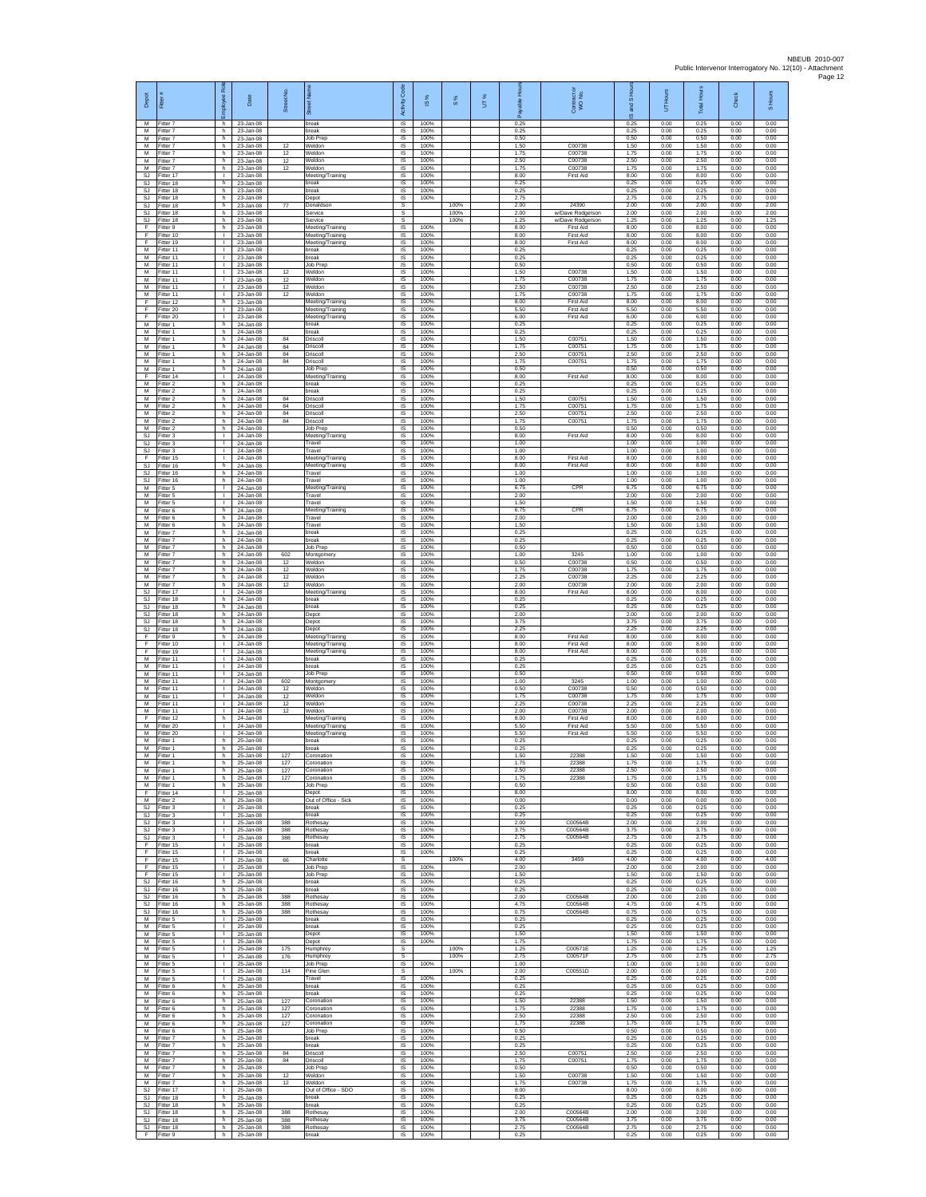NBEUB 2010-007
Public Intervenor Interrogatory No. 12(10) - Attachment

| Depot | Fitter # | Employee Role | Date | Street No. | Street Name | Activity Code | IS % | S % | UT % | Payable Hours | Contractor WO No. | IS and S Hours | UT Hours | Total Hours | Check | S Hours |
|---|---|---|---|---|---|---|---|---|---|---|---|---|---|---|---|---|
| M | Fitter 7 | h | 23-Jan-08 | | break | IS | 100% | | | 0.25 | | 0.25 | 0.00 | 0.25 | 0.00 | 0.00 |
| M | Fitter 7 | h | 23-Jan-08 | | break | IS | 100% | | | 0.25 | | 0.25 | 0.00 | 0.25 | 0.00 | 0.00 |
| M | Fitter 7 | h | 23-Jan-08 | | Job Prep | IS | 100% | | | 0.50 | | 0.50 | 0.00 | 0.50 | 0.00 | 0.00 |
| M | Fitter 7 | h | 23-Jan-08 | 12 | Weldon | IS | 100% | | | 1.50 | C00738 | 1.50 | 0.00 | 1.50 | 0.00 | 0.00 |
| M | Fitter 7 | h | 23-Jan-08 | 12 | Weldon | IS | 100% | | | 1.75 | C00738 | 1.75 | 0.00 | 1.75 | 0.00 | 0.00 |
| M | Fitter 7 | h | 23-Jan-08 | 12 | Weldon | IS | 100% | | | 2.50 | C00738 | 2.50 | 0.00 | 2.50 | 0.00 | 0.00 |
| M | Fitter 7 | h | 23-Jan-08 | 12 | Weldon | IS | 100% | | | 1.75 | C00738 | 1.75 | 0.00 | 1.75 | 0.00 | 0.00 |
| SJ | Fitter 17 | l | 23-Jan-08 | | Meeting/Training | IS | 100% | | | 8.00 | First Aid | 8.00 | 0.00 | 8.00 | 0.00 | 0.00 |
| SJ | Fitter 18 | h | 23-Jan-08 | | break | IS | 100% | | | 0.25 | | 0.25 | 0.00 | 0.25 | 0.00 | 0.00 |
| SJ | Fitter 18 | h | 23-Jan-08 | | break | IS | 100% | | | 0.25 | | 0.25 | 0.00 | 0.25 | 0.00 | 0.00 |
| SJ | Fitter 18 | h | 23-Jan-08 | | Depot | IS | 100% | | | 2.75 | | 2.75 | 0.00 | 2.75 | 0.00 | 0.00 |
| SJ | Fitter 18 | h | 23-Jan-08 | 77 | Donaldson | S | | 100% | | 2.00 | 24390 | 2.00 | 0.00 | 2.00 | 0.00 | 2.00 |
| SJ | Fitter 18 | h | 23-Jan-08 | | Service | S | | 100% | | 2.00 | w/Dave Rodgerson | 2.00 | 0.00 | 2.00 | 0.00 | 2.00 |
| SJ | Fitter 18 | h | 23-Jan-08 | | Service | S | | 100% | | 1.25 | w/Dave Rodgerson | 1.25 | 0.00 | 1.25 | 0.00 | 1.25 |
| F | Fitter 9 | h | 23-Jan-08 | | Meeting/Training | IS | 100% | | | 8.00 | First Aid | 8.00 | 0.00 | 8.00 | 0.00 | 0.00 |
| F | Fitter 10 | l | 23-Jan-08 | | Meeting/Training | IS | 100% | | | 8.00 | First Aid | 8.00 | 0.00 | 8.00 | 0.00 | 0.00 |
| F | Fitter 19 | l | 23-Jan-08 | | Meeting/Training | IS | 100% | | | 8.00 | First Aid | 8.00 | 0.00 | 8.00 | 0.00 | 0.00 |
| M | Fitter 11 | l | 23-Jan-08 | | break | IS | 100% | | | 0.25 | | 0.25 | 0.00 | 0.25 | 0.00 | 0.00 |
| M | Fitter 11 | l | 23-Jan-08 | | break | IS | 100% | | | 0.25 | | 0.25 | 0.00 | 0.25 | 0.00 | 0.00 |
| M | Fitter 11 | l | 23-Jan-08 | | Job Prep | IS | 100% | | | 0.50 | | 0.50 | 0.00 | 0.50 | 0.00 | 0.00 |
| M | Fitter 11 | l | 23-Jan-08 | 12 | Weldon | IS | 100% | | | 1.50 | C00738 | 1.50 | 0.00 | 1.50 | 0.00 | 0.00 |
| M | Fitter 11 | l | 23-Jan-08 | 12 | Weldon | IS | 100% | | | 1.75 | C00738 | 1.75 | 0.00 | 1.75 | 0.00 | 0.00 |
| M | Fitter 11 | l | 23-Jan-08 | 12 | Weldon | IS | 100% | | | 2.50 | C00738 | 2.50 | 0.00 | 2.50 | 0.00 | 0.00 |
| M | Fitter 11 | l | 23-Jan-08 | 12 | Weldon | IS | 100% | | | 1.75 | C00738 | 1.75 | 0.00 | 1.75 | 0.00 | 0.00 |
| F | Fitter 12 | h | 23-Jan-08 | | Meeting/Training | IS | 100% | | | 8.00 | First Aid | 8.00 | 0.00 | 8.00 | 0.00 | 0.00 |
| F | Fitter 20 | l | 23-Jan-08 | | Meeting/Training | IS | 100% | | | 5.50 | First Aid | 5.50 | 0.00 | 5.50 | 0.00 | 0.00 |
| F | Fitter 20 | l | 23-Jan-08 | | Meeting/Training | IS | 100% | | | 6.00 | First Aid | 6.00 | 0.00 | 6.00 | 0.00 | 0.00 |
| M | Fitter 1 | h | 24-Jan-08 | | break | IS | 100% | | | 0.25 | | 0.25 | 0.00 | 0.25 | 0.00 | 0.00 |
| M | Fitter 1 | h | 24-Jan-08 | | break | IS | 100% | | | 0.25 | | 0.25 | 0.00 | 0.25 | 0.00 | 0.00 |
| M | Fitter 1 | h | 24-Jan-08 | 84 | Driscoll | IS | 100% | | | 1.50 | C00751 | 1.50 | 0.00 | 1.50 | 0.00 | 0.00 |
| M | Fitter 1 | h | 24-Jan-08 | 84 | Driscoll | IS | 100% | | | 1.75 | C00751 | 1.75 | 0.00 | 1.75 | 0.00 | 0.00 |
| M | Fitter 1 | h | 24-Jan-08 | 84 | Driscoll | IS | 100% | | | 2.50 | C00751 | 2.50 | 0.00 | 2.50 | 0.00 | 0.00 |
| M | Fitter 1 | h | 24-Jan-08 | 84 | Driscoll | IS | 100% | | | 1.75 | C00751 | 1.75 | 0.00 | 1.75 | 0.00 | 0.00 |
| M | Fitter 1 | h | 24-Jan-08 | | Job Prep | IS | 100% | | | 0.50 | | 0.50 | 0.00 | 0.50 | 0.00 | 0.00 |
| F | Fitter 14 | l | 24-Jan-08 | | Meeting/Training | IS | 100% | | | 8.00 | First Aid | 8.00 | 0.00 | 8.00 | 0.00 | 0.00 |
| M | Fitter 2 | h | 24-Jan-08 | | break | IS | 100% | | | 0.25 | | 0.25 | 0.00 | 0.25 | 0.00 | 0.00 |
| M | Fitter 2 | h | 24-Jan-08 | | break | IS | 100% | | | 0.25 | | 0.25 | 0.00 | 0.25 | 0.00 | 0.00 |
| M | Fitter 2 | h | 24-Jan-08 | 84 | Driscoll | IS | 100% | | | 1.50 | C00751 | 1.50 | 0.00 | 1.50 | 0.00 | 0.00 |
| M | Fitter 2 | h | 24-Jan-08 | 84 | Driscoll | IS | 100% | | | 1.75 | C00751 | 1.75 | 0.00 | 1.75 | 0.00 | 0.00 |
| M | Fitter 2 | h | 24-Jan-08 | 84 | Driscoll | IS | 100% | | | 2.50 | C00751 | 2.50 | 0.00 | 2.50 | 0.00 | 0.00 |
| M | Fitter 2 | h | 24-Jan-08 | 84 | Driscoll | IS | 100% | | | 1.75 | C00751 | 1.75 | 0.00 | 1.75 | 0.00 | 0.00 |
| M | Fitter 2 | h | 24-Jan-08 | | Job Prep | IS | 100% | | | 0.50 | | 0.50 | 0.00 | 0.50 | 0.00 | 0.00 |
| SJ | Fitter 3 | l | 24-Jan-08 | | Meeting/Training | IS | 100% | | | 8.00 | First Aid | 8.00 | 0.00 | 8.00 | 0.00 | 0.00 |
| SJ | Fitter 3 | l | 24-Jan-08 | | Travel | IS | 100% | | | 1.00 | | 1.00 | 0.00 | 1.00 | 0.00 | 0.00 |
| SJ | Fitter 3 | l | 24-Jan-08 | | Travel | IS | 100% | | | 1.00 | | 1.00 | 0.00 | 1.00 | 0.00 | 0.00 |
| F | Fitter 15 | l | 24-Jan-08 | | Meeting/Training | IS | 100% | | | 8.00 | First Aid | 8.00 | 0.00 | 8.00 | 0.00 | 0.00 |
| SJ | Fitter 16 | h | 24-Jan-08 | | Meeting/Training | IS | 100% | | | 8.00 | First Aid | 8.00 | 0.00 | 8.00 | 0.00 | 0.00 |
| SJ | Fitter 16 | h | 24-Jan-08 | | Travel | IS | 100% | | | 1.00 | | 1.00 | 0.00 | 1.00 | 0.00 | 0.00 |
| SJ | Fitter 16 | h | 24-Jan-08 | | Travel | IS | 100% | | | 1.00 | | 1.00 | 0.00 | 1.00 | 0.00 | 0.00 |
| M | Fitter 5 | l | 24-Jan-08 | | Meeting/Training | IS | 100% | | | 6.75 | CPR | 6.75 | 0.00 | 6.75 | 0.00 | 0.00 |
| M | Fitter 5 | l | 24-Jan-08 | | Travel | IS | 100% | | | 2.00 | | 2.00 | 0.00 | 2.00 | 0.00 | 0.00 |
| M | Fitter 5 | l | 24-Jan-08 | | Travel | IS | 100% | | | 1.50 | | 1.50 | 0.00 | 1.50 | 0.00 | 0.00 |
| M | Fitter 6 | h | 24-Jan-08 | | Meeting/Training | IS | 100% | | | 6.75 | CPR | 6.75 | 0.00 | 6.75 | 0.00 | 0.00 |
| M | Fitter 6 | h | 24-Jan-08 | | Travel | IS | 100% | | | 2.00 | | 2.00 | 0.00 | 2.00 | 0.00 | 0.00 |
| M | Fitter 6 | h | 24-Jan-08 | | Travel | IS | 100% | | | 1.50 | | 1.50 | 0.00 | 1.50 | 0.00 | 0.00 |
| M | Fitter 7 | h | 24-Jan-08 | | break | IS | 100% | | | 0.25 | | 0.25 | 0.00 | 0.25 | 0.00 | 0.00 |
| M | Fitter 7 | h | 24-Jan-08 | | break | IS | 100% | | | 0.25 | | 0.25 | 0.00 | 0.25 | 0.00 | 0.00 |
| M | Fitter 7 | h | 24-Jan-08 | | Job Prep | IS | 100% | | | 0.50 | | 0.50 | 0.00 | 0.50 | 0.00 | 0.00 |
| M | Fitter 7 | h | 24-Jan-08 | 602 | Montgomery | IS | 100% | | | 1.00 | 3245 | 1.00 | 0.00 | 1.00 | 0.00 | 0.00 |
| M | Fitter 7 | h | 24-Jan-08 | 12 | Weldon | IS | 100% | | | 0.50 | C00738 | 0.50 | 0.00 | 0.50 | 0.00 | 0.00 |
| M | Fitter 7 | h | 24-Jan-08 | 12 | Weldon | IS | 100% | | | 1.75 | C00738 | 1.75 | 0.00 | 1.75 | 0.00 | 0.00 |
| M | Fitter 7 | h | 24-Jan-08 | 12 | Weldon | IS | 100% | | | 2.25 | C00738 | 2.25 | 0.00 | 2.25 | 0.00 | 0.00 |
| M | Fitter 7 | h | 24-Jan-08 | 12 | Weldon | IS | 100% | | | 2.00 | C00738 | 2.00 | 0.00 | 2.00 | 0.00 | 0.00 |
| SJ | Fitter 17 | l | 24-Jan-08 | | Meeting/Training | IS | 100% | | | 8.00 | First Aid | 8.00 | 0.00 | 8.00 | 0.00 | 0.00 |
| SJ | Fitter 18 | h | 24-Jan-08 | | break | IS | 100% | | | 0.25 | | 0.25 | 0.00 | 0.25 | 0.00 | 0.00 |
| SJ | Fitter 18 | h | 24-Jan-08 | | break | IS | 100% | | | 0.25 | | 0.25 | 0.00 | 0.25 | 0.00 | 0.00 |
| SJ | Fitter 18 | h | 24-Jan-08 | | Depot | IS | 100% | | | 2.00 | | 2.00 | 0.00 | 2.00 | 0.00 | 0.00 |
| SJ | Fitter 18 | h | 24-Jan-08 | | Depot | IS | 100% | | | 3.75 | | 3.75 | 0.00 | 3.75 | 0.00 | 0.00 |
| SJ | Fitter 18 | h | 24-Jan-08 | | Depot | IS | 100% | | | 2.25 | | 2.25 | 0.00 | 2.25 | 0.00 | 0.00 |
| F | Fitter 9 | h | 24-Jan-08 | | Meeting/Training | IS | 100% | | | 8.00 | First Aid | 8.00 | 0.00 | 8.00 | 0.00 | 0.00 |
| F | Fitter 10 | l | 24-Jan-08 | | Meeting/Training | IS | 100% | | | 8.00 | First Aid | 8.00 | 0.00 | 8.00 | 0.00 | 0.00 |
| F | Fitter 19 | l | 24-Jan-08 | | Meeting/Training | IS | 100% | | | 8.00 | First Aid | 8.00 | 0.00 | 8.00 | 0.00 | 0.00 |
| M | Fitter 11 | l | 24-Jan-08 | | break | IS | 100% | | | 0.25 | | 0.25 | 0.00 | 0.25 | 0.00 | 0.00 |
| M | Fitter 11 | l | 24-Jan-08 | | break | IS | 100% | | | 0.25 | | 0.25 | 0.00 | 0.25 | 0.00 | 0.00 |
| M | Fitter 11 | l | 24-Jan-08 | | Job Prep | IS | 100% | | | 0.50 | | 0.50 | 0.00 | 0.50 | 0.00 | 0.00 |
| M | Fitter 11 | l | 24-Jan-08 | 602 | Montgomery | IS | 100% | | | 1.00 | 3245 | 1.00 | 0.00 | 1.00 | 0.00 | 0.00 |
| M | Fitter 11 | l | 24-Jan-08 | 12 | Weldon | IS | 100% | | | 0.50 | C00738 | 0.50 | 0.00 | 0.50 | 0.00 | 0.00 |
| M | Fitter 11 | l | 24-Jan-08 | 12 | Weldon | IS | 100% | | | 1.75 | C00738 | 1.75 | 0.00 | 1.75 | 0.00 | 0.00 |
| M | Fitter 11 | l | 24-Jan-08 | 12 | Weldon | IS | 100% | | | 2.25 | C00738 | 2.25 | 0.00 | 2.25 | 0.00 | 0.00 |
| M | Fitter 11 | l | 24-Jan-08 | 12 | Weldon | IS | 100% | | | 2.00 | C00738 | 2.00 | 0.00 | 2.00 | 0.00 | 0.00 |
| F | Fitter 12 | h | 24-Jan-08 | | Meeting/Training | IS | 100% | | | 8.00 | First Aid | 8.00 | 0.00 | 8.00 | 0.00 | 0.00 |
| M | Fitter 20 | l | 24-Jan-08 | | Meeting/Training | IS | 100% | | | 5.50 | First Aid | 5.50 | 0.00 | 5.50 | 0.00 | 0.00 |
| M | Fitter 20 | l | 24-Jan-08 | | Meeting/Training | IS | 100% | | | 5.50 | First Aid | 5.50 | 0.00 | 5.50 | 0.00 | 0.00 |
| M | Fitter 1 | h | 25-Jan-08 | | break | IS | 100% | | | 0.25 | | 0.25 | 0.00 | 0.25 | 0.00 | 0.00 |
| M | Fitter 1 | h | 25-Jan-08 | | break | IS | 100% | | | 0.25 | | 0.25 | 0.00 | 0.25 | 0.00 | 0.00 |
| M | Fitter 1 | h | 25-Jan-08 | 127 | Coronation | IS | 100% | | | 1.50 | 22388 | 1.50 | 0.00 | 1.50 | 0.00 | 0.00 |
| M | Fitter 1 | h | 25-Jan-08 | 127 | Coronation | IS | 100% | | | 1.75 | 22388 | 1.75 | 0.00 | 1.75 | 0.00 | 0.00 |
| M | Fitter 1 | h | 25-Jan-08 | 127 | Coronation | IS | 100% | | | 2.50 | 22388 | 2.50 | 0.00 | 2.50 | 0.00 | 0.00 |
| M | Fitter 1 | h | 25-Jan-08 | 127 | Coronation | IS | 100% | | | 1.75 | 22388 | 1.75 | 0.00 | 1.75 | 0.00 | 0.00 |
| M | Fitter 1 | h | 25-Jan-08 | | Job Prep | IS | 100% | | | 0.50 | | 0.50 | 0.00 | 0.50 | 0.00 | 0.00 |
| F | Fitter 14 | l | 25-Jan-08 | | Depot | IS | 100% | | | 8.00 | | 8.00 | 0.00 | 8.00 | 0.00 | 0.00 |
| M | Fitter 2 | h | 25-Jan-08 | | Out of Office - Sick | IS | 100% | | | 0.00 | | 0.00 | 0.00 | 0.00 | 0.00 | 0.00 |
| SJ | Fitter 3 | l | 25-Jan-08 | | break | IS | 100% | | | 0.25 | | 0.25 | 0.00 | 0.25 | 0.00 | 0.00 |
| SJ | Fitter 3 | l | 25-Jan-08 | | break | IS | 100% | | | 0.25 | | 0.25 | 0.00 | 0.25 | 0.00 | 0.00 |
| SJ | Fitter 3 | l | 25-Jan-08 | 388 | Rothesay | IS | 100% | | | 2.00 | C00564B | 2.00 | 0.00 | 2.00 | 0.00 | 0.00 |
| SJ | Fitter 3 | l | 25-Jan-08 | 388 | Rothesay | IS | 100% | | | 3.75 | C00564B | 3.75 | 0.00 | 3.75 | 0.00 | 0.00 |
| SJ | Fitter 3 | l | 25-Jan-08 | 388 | Rothesay | IS | 100% | | | 2.75 | C00564B | 2.75 | 0.00 | 2.75 | 0.00 | 0.00 |
| F | Fitter 15 | l | 25-Jan-08 | | break | IS | 100% | | | 0.25 | | 0.25 | 0.00 | 0.25 | 0.00 | 0.00 |
| F | Fitter 15 | l | 25-Jan-08 | | break | IS | 100% | | | 0.25 | | 0.25 | 0.00 | 0.25 | 0.00 | 0.00 |
| F | Fitter 15 | l | 25-Jan-08 | 66 | Charlotte | S | | 100% | | 4.00 | 3459 | 4.00 | 0.00 | 4.00 | 0.00 | 4.00 |
| F | Fitter 15 | l | 25-Jan-08 | | Job Prep | IS | 100% | | | 2.00 | | 2.00 | 0.00 | 2.00 | 0.00 | 0.00 |
| F | Fitter 15 | l | 25-Jan-08 | | Job Prep | IS | 100% | | | 1.50 | | 1.50 | 0.00 | 1.50 | 0.00 | 0.00 |
| SJ | Fitter 16 | h | 25-Jan-08 | | break | IS | 100% | | | 0.25 | | 0.25 | 0.00 | 0.25 | 0.00 | 0.00 |
| SJ | Fitter 16 | h | 25-Jan-08 | | break | IS | 100% | | | 0.25 | | 0.25 | 0.00 | 0.25 | 0.00 | 0.00 |
| SJ | Fitter 16 | h | 25-Jan-08 | 388 | Rothesay | IS | 100% | | | 2.00 | C00564B | 2.00 | 0.00 | 2.00 | 0.00 | 0.00 |
| SJ | Fitter 16 | h | 25-Jan-08 | 388 | Rothesay | IS | 100% | | | 4.75 | C00564B | 4.75 | 0.00 | 4.75 | 0.00 | 0.00 |
| SJ | Fitter 16 | h | 25-Jan-08 | 388 | Rothesay | IS | 100% | | | 0.75 | C00564B | 0.75 | 0.00 | 0.75 | 0.00 | 0.00 |
| M | Fitter 5 | l | 25-Jan-08 | | break | IS | 100% | | | 0.25 | | 0.25 | 0.00 | 0.25 | 0.00 | 0.00 |
| M | Fitter 5 | l | 25-Jan-08 | | break | IS | 100% | | | 0.25 | | 0.25 | 0.00 | 0.25 | 0.00 | 0.00 |
| M | Fitter 5 | l | 25-Jan-08 | | Depot | IS | 100% | | | 1.50 | | 1.50 | 0.00 | 1.50 | 0.00 | 0.00 |
| M | Fitter 5 | l | 25-Jan-08 | | Depot | IS | 100% | | | 1.75 | | 1.75 | 0.00 | 1.75 | 0.00 | 0.00 |
| M | Fitter 5 | l | 25-Jan-08 | 175 | Humphrey | S | | 100% | | 1.25 | C00571E | 1.25 | 0.00 | 1.25 | 0.00 | 1.25 |
| M | Fitter 5 | l | 25-Jan-08 | 176 | Humphrey | S | | 100% | | 2.75 | C00571F | 2.75 | 0.00 | 2.75 | 0.00 | 2.75 |
| M | Fitter 5 | l | 25-Jan-08 | | Job Prep | IS | 100% | | | 1.00 | | 1.00 | 0.00 | 1.00 | 0.00 | 0.00 |
| M | Fitter 5 | l | 25-Jan-08 | 114 | Pine Glen | S | | 100% | | 2.00 | C00551D | 2.00 | 0.00 | 2.00 | 0.00 | 2.00 |
| M | Fitter 5 | l | 25-Jan-08 | | Travel | IS | 100% | | | 0.25 | | 0.25 | 0.00 | 0.25 | 0.00 | 0.00 |
| M | Fitter 6 | h | 25-Jan-08 | | break | IS | 100% | | | 0.25 | | 0.25 | 0.00 | 0.25 | 0.00 | 0.00 |
| M | Fitter 6 | h | 25-Jan-08 | | break | IS | 100% | | | 0.25 | | 0.25 | 0.00 | 0.25 | 0.00 | 0.00 |
| M | Fitter 6 | h | 25-Jan-08 | 127 | Coronation | IS | 100% | | | 1.50 | 22388 | 1.50 | 0.00 | 1.50 | 0.00 | 0.00 |
| M | Fitter 6 | h | 25-Jan-08 | 127 | Coronation | IS | 100% | | | 1.75 | 22388 | 1.75 | 0.00 | 1.75 | 0.00 | 0.00 |
| M | Fitter 6 | h | 25-Jan-08 | 127 | Coronation | IS | 100% | | | 2.50 | 22388 | 2.50 | 0.00 | 2.50 | 0.00 | 0.00 |
| M | Fitter 6 | h | 25-Jan-08 | 127 | Coronation | IS | 100% | | | 1.75 | 22388 | 1.75 | 0.00 | 1.75 | 0.00 | 0.00 |
| M | Fitter 6 | h | 25-Jan-08 | | Job Prep | IS | 100% | | | 0.50 | | 0.50 | 0.00 | 0.50 | 0.00 | 0.00 |
| M | Fitter 7 | h | 25-Jan-08 | | break | IS | 100% | | | 0.25 | | 0.25 | 0.00 | 0.25 | 0.00 | 0.00 |
| M | Fitter 7 | h | 25-Jan-08 | | break | IS | 100% | | | 0.25 | | 0.25 | 0.00 | 0.25 | 0.00 | 0.00 |
| M | Fitter 7 | h | 25-Jan-08 | 84 | Driscoll | IS | 100% | | | 2.50 | C00751 | 2.50 | 0.00 | 2.50 | 0.00 | 0.00 |
| M | Fitter 7 | h | 25-Jan-08 | 84 | Driscoll | IS | 100% | | | 1.75 | C00751 | 1.75 | 0.00 | 1.75 | 0.00 | 0.00 |
| M | Fitter 7 | h | 25-Jan-08 | | Job Prep | IS | 100% | | | 0.50 | | 0.50 | 0.00 | 0.50 | 0.00 | 0.00 |
| M | Fitter 7 | h | 25-Jan-08 | 12 | Weldon | IS | 100% | | | 1.50 | C00738 | 1.50 | 0.00 | 1.50 | 0.00 | 0.00 |
| M | Fitter 7 | h | 25-Jan-08 | 12 | Weldon | IS | 100% | | | 1.75 | C00738 | 1.75 | 0.00 | 1.75 | 0.00 | 0.00 |
| SJ | Fitter 17 | l | 25-Jan-08 | | Out of Office - SDO | IS | 100% | | | 8.00 | | 8.00 | 0.00 | 8.00 | 0.00 | 0.00 |
| SJ | Fitter 18 | h | 25-Jan-08 | | break | IS | 100% | | | 0.25 | | 0.25 | 0.00 | 0.25 | 0.00 | 0.00 |
| SJ | Fitter 18 | h | 25-Jan-08 | | break | IS | 100% | | | 0.25 | | 0.25 | 0.00 | 0.25 | 0.00 | 0.00 |
| SJ | Fitter 18 | h | 25-Jan-08 | 388 | Rothesay | IS | 100% | | | 2.00 | C00564B | 2.00 | 0.00 | 2.00 | 0.00 | 0.00 |
| SJ | Fitter 18 | h | 25-Jan-08 | 388 | Rothesay | IS | 100% | | | 3.75 | C00564B | 3.75 | 0.00 | 3.75 | 0.00 | 0.00 |
| SJ | Fitter 18 | h | 25-Jan-08 | 388 | Rothesay | IS | 100% | | | 2.75 | C00564B | 2.75 | 0.00 | 2.75 | 0.00 | 0.00 |
| F | Fitter 9 | h | 25-Jan-08 | | break | IS | 100% | | | 0.25 | | 0.25 | 0.00 | 0.25 | 0.00 | 0.00 |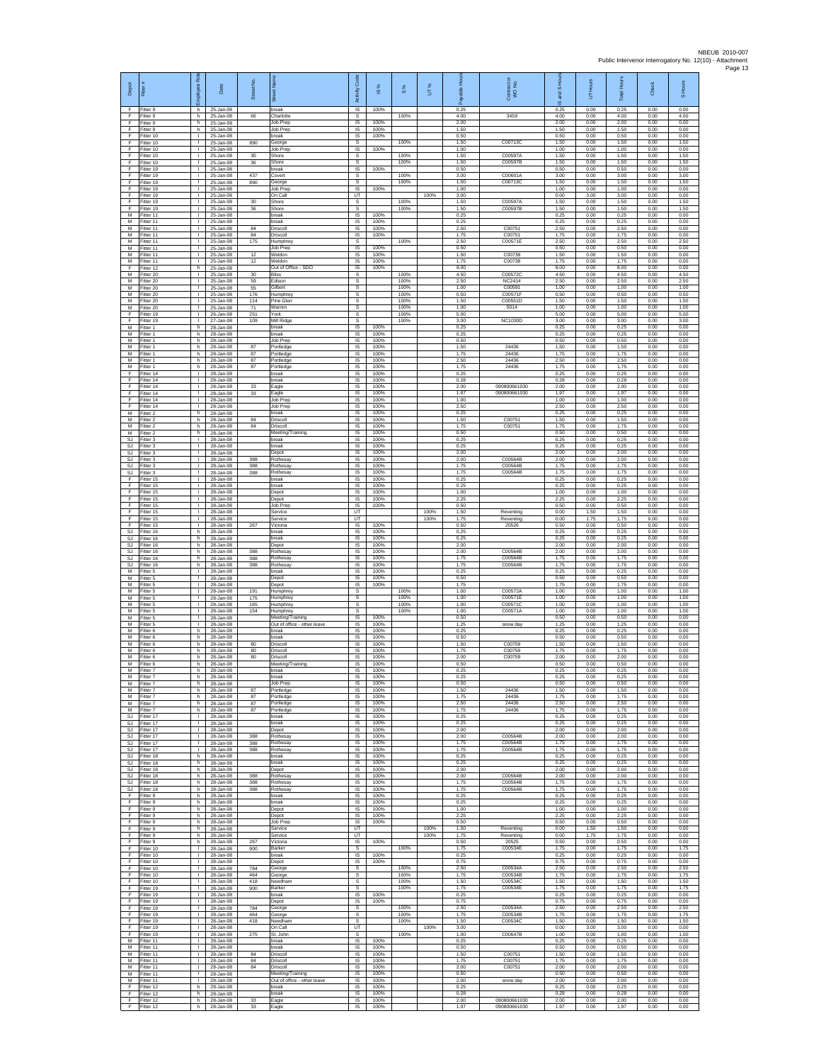| Depot | Fitter # | Employee Role | Date | Street No. | Street Name | Activity Code | IS % | S % | UT % | Payable Hours | Contract or WO No. | IS and S Hours | UT Hours | Total Hours | Check | S Hours |
|---|---|---|---|---|---|---|---|---|---|---|---|---|---|---|---|---|
| F | Fitter 9 | h | 25-Jan-08 | | break | IS | 100% | | | 0.25 | | 0.25 | 0.00 | 0.25 | 0.00 | 0.00 |
| F | Fitter 9 | h | 25-Jan-08 | 66 | Charlotte | S | | 100% | | 4.00 | 3459 | 4.00 | 0.00 | 4.00 | 0.00 | 4.00 |
| F | Fitter 9 | h | 25-Jan-08 | | Job Prep | IS | 100% | | | 2.00 | | 2.00 | 0.00 | 2.00 | 0.00 | 0.00 |
| F | Fitter 9 | h | 25-Jan-08 | | Job Prep | IS | 100% | | | 1.50 | | 1.50 | 0.00 | 1.50 | 0.00 | 0.00 |
| F | Fitter 10 | l | 25-Jan-08 | | break | IS | 100% | | | 0.50 | | 0.50 | 0.00 | 0.50 | 0.00 | 0.00 |
| F | Fitter 10 | l | 25-Jan-08 | 890 | George | S | | 100% | | 1.50 | C00713C | 1.50 | 0.00 | 1.50 | 0.00 | 1.50 |
| F | Fitter 10 | l | 25-Jan-08 | | Job Prep | IS | 100% | | | 1.00 | | 1.00 | 0.00 | 1.00 | 0.00 | 0.00 |
| F | Fitter 10 | l | 25-Jan-08 | 30 | Shore | S | | 100% | | 1.50 | C00597A | 1.50 | 0.00 | 1.50 | 0.00 | 1.50 |
| F | Fitter 10 | l | 25-Jan-08 | 36 | Shore | S | | 100% | | 1.50 | C00597B | 1.50 | 0.00 | 1.50 | 0.00 | 1.50 |
| F | Fitter 19 | l | 25-Jan-08 | | break | IS | 100% | | | 0.50 | | 0.50 | 0.00 | 0.50 | 0.00 | 0.00 |
| F | Fitter 19 | l | 25-Jan-08 | 437 | Covert | S | | 100% | | 3.00 | C00601A | 3.00 | 0.00 | 3.00 | 0.00 | 3.00 |
| F | Fitter 19 | l | 25-Jan-08 | 890 | George | S | | 100% | | 1.50 | C00713C | 1.50 | 0.00 | 1.50 | 0.00 | 1.50 |
| F | Fitter 19 | l | 25-Jan-08 | | Job Prep | IS | 100% | | | 1.00 | | 1.00 | 0.00 | 1.00 | 0.00 | 0.00 |
| F | Fitter 19 | l | 25-Jan-08 | | On Call | UT | | | 100% | 3.00 | | 0.00 | 3.00 | 3.00 | 0.00 | 0.00 |
| F | Fitter 19 | l | 25-Jan-08 | 30 | Shore | S | | 100% | | 1.50 | C00597A | 1.50 | 0.00 | 1.50 | 0.00 | 1.50 |
| F | Fitter 19 | l | 25-Jan-08 | 36 | Shore | S | | 100% | | 1.50 | C00597B | 1.50 | 0.00 | 1.50 | 0.00 | 1.50 |
| M | Fitter 11 | l | 25-Jan-08 | | break | IS | 100% | | | 0.25 | | 0.25 | 0.00 | 0.25 | 0.00 | 0.00 |
| M | Fitter 11 | l | 25-Jan-08 | | break | IS | 100% | | | 0.25 | | 0.25 | 0.00 | 0.25 | 0.00 | 0.00 |
| M | Fitter 11 | l | 25-Jan-08 | 84 | Driscoll | IS | 100% | | | 2.50 | C00751 | 2.50 | 0.00 | 2.50 | 0.00 | 0.00 |
| M | Fitter 11 | l | 25-Jan-08 | 84 | Driscoll | IS | 100% | | | 1.75 | C00751 | 1.75 | 0.00 | 1.75 | 0.00 | 0.00 |
| M | Fitter 11 | l | 25-Jan-08 | 175 | Humphrey | S | | 100% | | 2.50 | C00571E | 2.50 | 0.00 | 2.50 | 0.00 | 2.50 |
| M | Fitter 11 | l | 25-Jan-08 | | Job Prep | IS | 100% | | | 0.50 | | 0.50 | 0.00 | 0.50 | 0.00 | 0.00 |
| M | Fitter 11 | l | 25-Jan-08 | 12 | Weldon | IS | 100% | | | 1.50 | C00738 | 1.50 | 0.00 | 1.50 | 0.00 | 0.00 |
| M | Fitter 11 | l | 25-Jan-08 | 12 | Weldon | IS | 100% | | | 1.75 | C00738 | 1.75 | 0.00 | 1.75 | 0.00 | 0.00 |
| F | Fitter 12 | h | 25-Jan-08 | | Out of Office - SDO | IS | 100% | | | 8.00 | | 8.00 | 0.00 | 8.00 | 0.00 | 0.00 |
| M | Fitter 20 | l | 25-Jan-08 | 30 | Bliss | S | | 100% | | 4.50 | C00572C | 4.50 | 0.00 | 4.50 | 0.00 | 4.50 |
| M | Fitter 20 | l | 25-Jan-08 | 59 | Edison | S | | 100% | | 2.50 | NC2414 | 2.50 | 0.00 | 2.50 | 0.00 | 2.50 |
| M | Fitter 20 | l | 25-Jan-08 | 55 | Gilbert | S | | 100% | | 1.00 | C00591 | 1.00 | 0.00 | 1.00 | 0.00 | 1.00 |
| M | Fitter 20 | l | 25-Jan-08 | 176 | Humphrey | S | | 100% | | 0.50 | C00571F | 0.50 | 0.00 | 0.50 | 0.00 | 0.50 |
| M | Fitter 20 | l | 25-Jan-08 | 114 | Pine Glen | S | | 100% | | 1.50 | C00551D | 1.50 | 0.00 | 1.50 | 0.00 | 1.50 |
| M | Fitter 20 | l | 25-Jan-08 | 71 | Warren | S | | 100% | | 1.00 | 5014 | 1.00 | 0.00 | 1.00 | 0.00 | 1.00 |
| F | Fitter 19 | l | 26-Jan-08 | 251 | York | S | | 100% | | 5.00 | | 5.00 | 0.00 | 5.00 | 0.00 | 5.00 |
| F | Fitter 19 | l | 27-Jan-08 | 109 | Mill Ridge | S | | 100% | | 3.00 | NC1030D | 3.00 | 0.00 | 3.00 | 0.00 | 3.00 |
| M | Fitter 1 | h | 28-Jan-08 | | break | IS | 100% | | | 0.25 | | 0.25 | 0.00 | 0.25 | 0.00 | 0.00 |
| M | Fitter 1 | h | 28-Jan-08 | | break | IS | 100% | | | 0.25 | | 0.25 | 0.00 | 0.25 | 0.00 | 0.00 |
| M | Fitter 1 | h | 28-Jan-08 | | Job Prep | IS | 100% | | | 0.50 | | 0.50 | 0.00 | 0.50 | 0.00 | 0.00 |
| M | Fitter 1 | h | 28-Jan-08 | 87 | Portledge | IS | 100% | | | 1.50 | 24436 | 1.50 | 0.00 | 1.50 | 0.00 | 0.00 |
| M | Fitter 1 | h | 28-Jan-08 | 87 | Portledge | IS | 100% | | | 1.75 | 24436 | 1.75 | 0.00 | 1.75 | 0.00 | 0.00 |
| M | Fitter 1 | h | 28-Jan-08 | 87 | Portledge | IS | 100% | | | 2.50 | 24436 | 2.50 | 0.00 | 2.50 | 0.00 | 0.00 |
| M | Fitter 1 | h | 28-Jan-08 | 87 | Portledge | IS | 100% | | | 1.75 | 24436 | 1.75 | 0.00 | 1.75 | 0.00 | 0.00 |
| F | Fitter 14 | l | 28-Jan-08 | | break | IS | 100% | | | 0.25 | | 0.25 | 0.00 | 0.25 | 0.00 | 0.00 |
| F | Fitter 14 | l | 28-Jan-08 | | break | IS | 100% | | | 0.28 | | 0.28 | 0.00 | 0.28 | 0.00 | 0.00 |
| F | Fitter 14 | l | 28-Jan-08 | 33 | Eagle | IS | 100% | | | 2.00 | 090800661030 | 2.00 | 0.00 | 2.00 | 0.00 | 0.00 |
| F | Fitter 14 | l | 28-Jan-08 | 33 | Eagle | IS | 100% | | | 1.97 | 090800661030 | 1.97 | 0.00 | 1.97 | 0.00 | 0.00 |
| F | Fitter 14 | l | 28-Jan-08 | | Job Prep | IS | 100% | | | 1.00 | | 1.00 | 0.00 | 1.00 | 0.00 | 0.00 |
| F | Fitter 14 | l | 28-Jan-08 | | Job Prep | IS | 100% | | | 2.50 | | 2.50 | 0.00 | 2.50 | 0.00 | 0.00 |
| M | Fitter 2 | h | 28-Jan-08 | | break | IS | 100% | | | 0.25 | | 0.25 | 0.00 | 0.25 | 0.00 | 0.00 |
| M | Fitter 2 | h | 28-Jan-08 | 84 | Driscoll | IS | 100% | | | 1.50 | C00751 | 1.50 | 0.00 | 1.50 | 0.00 | 0.00 |
| M | Fitter 2 | h | 28-Jan-08 | 84 | Driscoll | IS | 100% | | | 1.75 | C00751 | 1.75 | 0.00 | 1.75 | 0.00 | 0.00 |
| M | Fitter 2 | h | 28-Jan-08 | | Meeting/Training | IS | 100% | | | 0.50 | | 0.50 | 0.00 | 0.50 | 0.00 | 0.00 |
| SJ | Fitter 3 | l | 28-Jan-08 | | break | IS | 100% | | | 0.25 | | 0.25 | 0.00 | 0.25 | 0.00 | 0.00 |
| SJ | Fitter 3 | l | 28-Jan-08 | | break | IS | 100% | | | 0.25 | | 0.25 | 0.00 | 0.25 | 0.00 | 0.00 |
| SJ | Fitter 3 | l | 28-Jan-08 | | Depot | IS | 100% | | | 2.00 | | 2.00 | 0.00 | 2.00 | 0.00 | 0.00 |
| SJ | Fitter 3 | l | 28-Jan-08 | 388 | Rothesay | IS | 100% | | | 2.00 | C00564B | 2.00 | 0.00 | 2.00 | 0.00 | 0.00 |
| SJ | Fitter 3 | l | 28-Jan-08 | 388 | Rothesay | IS | 100% | | | 1.75 | C00564B | 1.75 | 0.00 | 1.75 | 0.00 | 0.00 |
| SJ | Fitter 3 | l | 28-Jan-08 | 388 | Rothesay | IS | 100% | | | 1.75 | C00564B | 1.75 | 0.00 | 1.75 | 0.00 | 0.00 |
| F | Fitter 15 | l | 28-Jan-08 | | break | IS | 100% | | | 0.25 | | 0.25 | 0.00 | 0.25 | 0.00 | 0.00 |
| F | Fitter 15 | l | 28-Jan-08 | | break | IS | 100% | | | 0.25 | | 0.25 | 0.00 | 0.25 | 0.00 | 0.00 |
| F | Fitter 15 | l | 28-Jan-08 | | Depot | IS | 100% | | | 1.00 | | 1.00 | 0.00 | 1.00 | 0.00 | 0.00 |
| F | Fitter 15 | l | 28-Jan-08 | | Depot | IS | 100% | | | 2.25 | | 2.25 | 0.00 | 2.25 | 0.00 | 0.00 |
| F | Fitter 15 | l | 28-Jan-08 | | Job Prep | IS | 100% | | | 0.50 | | 0.50 | 0.00 | 0.50 | 0.00 | 0.00 |
| F | Fitter 15 | l | 28-Jan-08 | | Service | UT | | | 100% | 1.50 | Reventing | 0.00 | 1.50 | 1.50 | 0.00 | 0.00 |
| F | Fitter 15 | l | 28-Jan-08 | | Service | UT | | | 100% | 1.75 | Reventing | 0.00 | 1.75 | 1.75 | 0.00 | 0.00 |
| F | Fitter 15 | l | 28-Jan-08 | 267 | Victoria | IS | 100% | | | 0.50 | 20526 | 0.50 | 0.00 | 0.50 | 0.00 | 0.00 |
| SJ | Fitter 16 | h | 28-Jan-08 | | break | IS | 100% | | | 0.25 | | 0.25 | 0.00 | 0.25 | 0.00 | 0.00 |
| SJ | Fitter 16 | h | 28-Jan-08 | | break | IS | 100% | | | 0.25 | | 0.25 | 0.00 | 0.25 | 0.00 | 0.00 |
| SJ | Fitter 16 | h | 28-Jan-08 | | Depot | IS | 100% | | | 2.00 | | 2.00 | 0.00 | 2.00 | 0.00 | 0.00 |
| SJ | Fitter 16 | h | 28-Jan-08 | 388 | Rothesay | IS | 100% | | | 2.00 | C00564B | 2.00 | 0.00 | 2.00 | 0.00 | 0.00 |
| SJ | Fitter 16 | h | 28-Jan-08 | 388 | Rothesay | IS | 100% | | | 1.75 | C00564B | 1.75 | 0.00 | 1.75 | 0.00 | 0.00 |
| SJ | Fitter 16 | h | 28-Jan-08 | 388 | Rothesay | IS | 100% | | | 1.75 | C00564B | 1.75 | 0.00 | 1.75 | 0.00 | 0.00 |
| M | Fitter 5 | l | 28-Jan-08 | | break | IS | 100% | | | 0.25 | | 0.25 | 0.00 | 0.25 | 0.00 | 0.00 |
| M | Fitter 5 | l | 28-Jan-08 | | Depot | IS | 100% | | | 0.50 | | 0.50 | 0.00 | 0.50 | 0.00 | 0.00 |
| M | Fitter 5 | l | 28-Jan-08 | | Depot | IS | 100% | | | 1.75 | | 1.75 | 0.00 | 1.75 | 0.00 | 0.00 |
| M | Fitter 5 | l | 28-Jan-08 | 191 | Humphrey | S | | 100% | | 1.00 | C00572A | 1.00 | 0.00 | 1.00 | 0.00 | 1.00 |
| M | Fitter 5 | l | 28-Jan-08 | 175 | Humphrey | S | | 100% | | 1.00 | C00571E | 1.00 | 0.00 | 1.00 | 0.00 | 1.00 |
| M | Fitter 5 | l | 28-Jan-08 | 165 | Humphrey | S | | 100% | | 1.00 | C00571C | 1.00 | 0.00 | 1.00 | 0.00 | 1.00 |
| M | Fitter 5 | l | 28-Jan-08 | 154 | Humphrey | S | | 100% | | 1.00 | C00571A | 1.00 | 0.00 | 1.00 | 0.00 | 1.00 |
| M | Fitter 5 | l | 28-Jan-08 | | Meeting/Training | IS | 100% | | | 0.50 | | 0.50 | 0.00 | 0.50 | 0.00 | 0.00 |
| M | Fitter 5 | l | 28-Jan-08 | | Out of office - other leave | IS | 100% | | | 1.25 | snow day | 1.25 | 0.00 | 1.25 | 0.00 | 0.00 |
| M | Fitter 6 | h | 28-Jan-08 | | break | IS | 100% | | | 0.25 | | 0.25 | 0.00 | 0.25 | 0.00 | 0.00 |
| M | Fitter 6 | h | 28-Jan-08 | | break | IS | 100% | | | 0.50 | | 0.50 | 0.00 | 0.50 | 0.00 | 0.00 |
| M | Fitter 6 | h | 28-Jan-08 | 80 | Driscoll | IS | 100% | | | 1.50 | C00759 | 1.50 | 0.00 | 1.50 | 0.00 | 0.00 |
| M | Fitter 6 | h | 28-Jan-08 | 80 | Driscoll | IS | 100% | | | 1.75 | C00759 | 1.75 | 0.00 | 1.75 | 0.00 | 0.00 |
| M | Fitter 6 | h | 28-Jan-08 | 80 | Driscoll | IS | 100% | | | 2.00 | C00759 | 2.00 | 0.00 | 2.00 | 0.00 | 0.00 |
| M | Fitter 6 | h | 28-Jan-08 | | Meeting/Training | IS | 100% | | | 0.50 | | 0.50 | 0.00 | 0.50 | 0.00 | 0.00 |
| M | Fitter 7 | h | 28-Jan-08 | | break | IS | 100% | | | 0.25 | | 0.25 | 0.00 | 0.25 | 0.00 | 0.00 |
| M | Fitter 7 | h | 28-Jan-08 | | break | IS | 100% | | | 0.25 | | 0.25 | 0.00 | 0.25 | 0.00 | 0.00 |
| M | Fitter 7 | h | 28-Jan-08 | | Job Prep | IS | 100% | | | 0.50 | | 0.50 | 0.00 | 0.50 | 0.00 | 0.00 |
| M | Fitter 7 | h | 28-Jan-08 | 87 | Portledge | IS | 100% | | | 1.50 | 24436 | 1.50 | 0.00 | 1.50 | 0.00 | 0.00 |
| M | Fitter 7 | h | 28-Jan-08 | 87 | Portledge | IS | 100% | | | 1.75 | 24436 | 1.75 | 0.00 | 1.75 | 0.00 | 0.00 |
| M | Fitter 7 | h | 28-Jan-08 | 87 | Portledge | IS | 100% | | | 2.50 | 24436 | 2.50 | 0.00 | 2.50 | 0.00 | 0.00 |
| M | Fitter 7 | h | 28-Jan-08 | 87 | Portledge | IS | 100% | | | 1.75 | 24436 | 1.75 | 0.00 | 1.75 | 0.00 | 0.00 |
| SJ | Fitter 17 | l | 28-Jan-08 | | break | IS | 100% | | | 0.25 | | 0.25 | 0.00 | 0.25 | 0.00 | 0.00 |
| SJ | Fitter 17 | l | 28-Jan-08 | | break | IS | 100% | | | 0.25 | | 0.25 | 0.00 | 0.25 | 0.00 | 0.00 |
| SJ | Fitter 17 | l | 28-Jan-08 | | Depot | IS | 100% | | | 2.00 | | 2.00 | 0.00 | 2.00 | 0.00 | 0.00 |
| SJ | Fitter 17 | l | 28-Jan-08 | 388 | Rothesay | IS | 100% | | | 2.00 | C00564B | 2.00 | 0.00 | 2.00 | 0.00 | 0.00 |
| SJ | Fitter 17 | l | 28-Jan-08 | 388 | Rothesay | IS | 100% | | | 1.75 | C00564B | 1.75 | 0.00 | 1.75 | 0.00 | 0.00 |
| SJ | Fitter 17 | l | 28-Jan-08 | 388 | Rothesay | IS | 100% | | | 1.75 | C00564B | 1.75 | 0.00 | 1.75 | 0.00 | 0.00 |
| SJ | Fitter 18 | h | 28-Jan-08 | | break | IS | 100% | | | 0.25 | | 0.25 | 0.00 | 0.25 | 0.00 | 0.00 |
| SJ | Fitter 18 | h | 28-Jan-08 | | break | IS | 100% | | | 0.25 | | 0.25 | 0.00 | 0.25 | 0.00 | 0.00 |
| SJ | Fitter 18 | h | 28-Jan-08 | | Depot | IS | 100% | | | 2.00 | | 2.00 | 0.00 | 2.00 | 0.00 | 0.00 |
| SJ | Fitter 18 | h | 28-Jan-08 | 388 | Rothesay | IS | 100% | | | 2.00 | C00564B | 2.00 | 0.00 | 2.00 | 0.00 | 0.00 |
| SJ | Fitter 18 | h | 28-Jan-08 | 388 | Rothesay | IS | 100% | | | 1.75 | C00564B | 1.75 | 0.00 | 1.75 | 0.00 | 0.00 |
| SJ | Fitter 18 | h | 28-Jan-08 | 388 | Rothesay | IS | 100% | | | 1.75 | C00564B | 1.75 | 0.00 | 1.75 | 0.00 | 0.00 |
| F | Fitter 9 | h | 28-Jan-08 | | break | IS | 100% | | | 0.25 | | 0.25 | 0.00 | 0.25 | 0.00 | 0.00 |
| F | Fitter 9 | h | 28-Jan-08 | | break | IS | 100% | | | 0.25 | | 0.25 | 0.00 | 0.25 | 0.00 | 0.00 |
| F | Fitter 9 | h | 28-Jan-08 | | Depot | IS | 100% | | | 1.00 | | 1.00 | 0.00 | 1.00 | 0.00 | 0.00 |
| F | Fitter 9 | h | 28-Jan-08 | | Depot | IS | 100% | | | 2.25 | | 2.25 | 0.00 | 2.25 | 0.00 | 0.00 |
| F | Fitter 9 | h | 28-Jan-08 | | Job Prep | IS | 100% | | | 0.50 | | 0.50 | 0.00 | 0.50 | 0.00 | 0.00 |
| F | Fitter 9 | h | 28-Jan-08 | | Service | UT | | | 100% | 1.50 | Reventing | 0.00 | 1.50 | 1.50 | 0.00 | 0.00 |
| F | Fitter 9 | h | 28-Jan-08 | | Service | UT | | | 100% | 1.75 | Reventing | 0.00 | 1.75 | 1.75 | 0.00 | 0.00 |
| F | Fitter 9 | h | 28-Jan-08 | 267 | Victoria | IS | 100% | | | 0.50 | 20525 | 0.50 | 0.00 | 0.50 | 0.00 | 0.00 |
| F | Fitter 10 | l | 28-Jan-08 | 900 | Barker | S | | 100% | | 1.75 | C00534E | 1.75 | 0.00 | 1.75 | 0.00 | 1.75 |
| F | Fitter 10 | l | 28-Jan-08 | | break | IS | 100% | | | 0.25 | | 0.25 | 0.00 | 0.25 | 0.00 | 0.00 |
| F | Fitter 10 | l | 28-Jan-08 | | Depot | IS | 100% | | | 0.75 | | 0.75 | 0.00 | 0.75 | 0.00 | 0.00 |
| F | Fitter 10 | l | 28-Jan-08 | 784 | George | S | | 100% | | 2.50 | C00534A | 2.50 | 0.00 | 2.50 | 0.00 | 2.50 |
| F | Fitter 10 | l | 28-Jan-08 | 464 | George | S | | 100% | | 1.75 | C00534B | 1.75 | 0.00 | 1.75 | 0.00 | 1.75 |
| F | Fitter 10 | l | 28-Jan-08 | 418 | Needham | S | | 100% | | 1.50 | C00534C | 1.50 | 0.00 | 1.50 | 0.00 | 1.50 |
| F | Fitter 19 | l | 28-Jan-08 | 900 | Barker | S | | 100% | | 1.75 | C00534E | 1.75 | 0.00 | 1.75 | 0.00 | 1.75 |
| F | Fitter 19 | l | 28-Jan-08 | | break | IS | 100% | | | 0.25 | | 0.25 | 0.00 | 0.25 | 0.00 | 0.00 |
| F | Fitter 19 | l | 28-Jan-08 | | Depot | IS | 100% | | | 0.75 | | 0.75 | 0.00 | 0.75 | 0.00 | 0.00 |
| F | Fitter 19 | l | 28-Jan-08 | 784 | George | S | | 100% | | 2.50 | C00534A | 2.50 | 0.00 | 2.50 | 0.00 | 2.50 |
| F | Fitter 19 | l | 28-Jan-08 | 464 | George | S | | 100% | | 1.75 | C00534B | 1.75 | 0.00 | 1.75 | 0.00 | 1.75 |
| F | Fitter 19 | l | 28-Jan-08 | 418 | Needham | S | | 100% | | 1.50 | C00534C | 1.50 | 0.00 | 1.50 | 0.00 | 1.50 |
| F | Fitter 19 | l | 28-Jan-08 | | On Call | UT | | | 100% | 3.00 | | 0.00 | 3.00 | 3.00 | 0.00 | 0.00 |
| F | Fitter 19 | l | 28-Jan-08 | 275 | St. John | S | | 100% | | 1.00 | C00647B | 1.00 | 0.00 | 1.00 | 0.00 | 1.00 |
| M | Fitter 11 | l | 28-Jan-08 | | break | IS | 100% | | | 0.25 | | 0.25 | 0.00 | 0.25 | 0.00 | 0.00 |
| M | Fitter 11 | l | 28-Jan-08 | | break | IS | 100% | | | 0.50 | | 0.50 | 0.00 | 0.50 | 0.00 | 0.00 |
| M | Fitter 11 | l | 28-Jan-08 | 84 | Driscoll | IS | 100% | | | 1.50 | C00751 | 1.50 | 0.00 | 1.50 | 0.00 | 0.00 |
| M | Fitter 11 | l | 28-Jan-08 | 84 | Driscoll | IS | 100% | | | 1.75 | C00751 | 1.75 | 0.00 | 1.75 | 0.00 | 0.00 |
| M | Fitter 11 | l | 28-Jan-08 | 84 | Driscoll | IS | 100% | | | 2.00 | C00751 | 2.00 | 0.00 | 2.00 | 0.00 | 0.00 |
| M | Fitter 11 | l | 28-Jan-08 | | Meeting/Training | IS | 100% | | | 0.50 | | 0.50 | 0.00 | 0.50 | 0.00 | 0.00 |
| M | Fitter 11 | l | 28-Jan-08 | | Out of office - other leave | IS | 100% | | | 2.00 | snow day | 2.00 | 0.00 | 2.00 | 0.00 | 0.00 |
| F | Fitter 12 | h | 28-Jan-08 | | break | IS | 100% | | | 0.25 | | 0.25 | 0.00 | 0.25 | 0.00 | 0.00 |
| F | Fitter 12 | h | 28-Jan-08 | | break | IS | 100% | | | 0.28 | | 0.28 | 0.00 | 0.28 | 0.00 | 0.00 |
| F | Fitter 12 | h | 28-Jan-08 | 33 | Eagle | IS | 100% | | | 2.00 | 090800661030 | 2.00 | 0.00 | 2.00 | 0.00 | 0.00 |
| F | Fitter 12 | h | 28-Jan-08 | 33 | Eagle | IS | 100% | | | 1.97 | 090800661030 | 1.97 | 0.00 | 1.97 | 0.00 | 0.00 |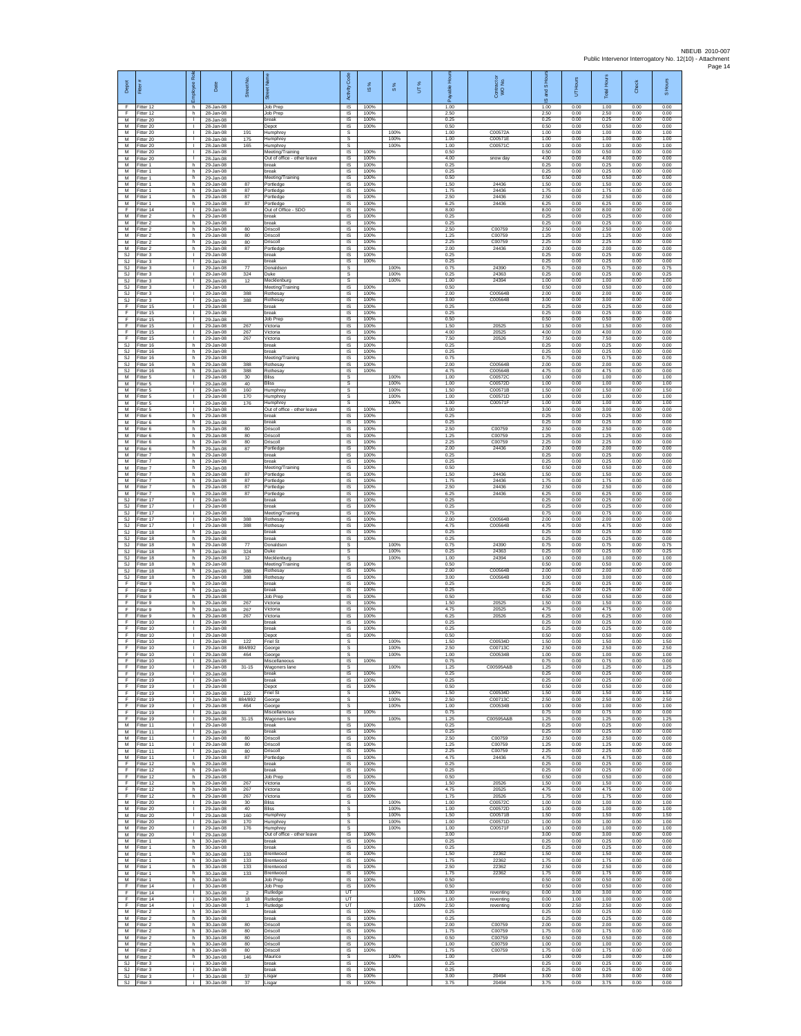| Depot | Fitter # | Employee Role | Date | Street No. | Street Name | Activity Code | IS % | S % | UT % | Payable Hours | Contractor or WO No. | IS and S Hours | UT Hours | Total Hours | Check | S Hours |
|---|---|---|---|---|---|---|---|---|---|---|---|---|---|---|---|---|
| F | Fitter 12 | h | 28-Jan-08 | | Job Prep | IS | 100% | | | 1.00 | | 1.00 | 0.00 | 1.00 | 0.00 | 0.00 |
| F | Fitter 12 | h | 28-Jan-08 | | Job Prep | IS | 100% | | | 2.50 | | 2.50 | 0.00 | 2.50 | 0.00 | 0.00 |
| M | Fitter 20 | I | 28-Jan-08 | | break | IS | 100% | | | 0.25 | | 0.25 | 0.00 | 0.25 | 0.00 | 0.00 |
| M | Fitter 20 | I | 28-Jan-08 | | Depot | IS | 100% | | | 0.50 | | 0.50 | 0.00 | 0.50 | 0.00 | 0.00 |
| M | Fitter 20 | I | 28-Jan-08 | 191 | Humphrey | S | | 100% | | 1.00 | C00572A | 1.00 | 0.00 | 1.00 | 0.00 | 1.00 |
| M | Fitter 20 | I | 28-Jan-08 | 175 | Humphrey | S | | 100% | | 1.00 | C00571E | 1.00 | 0.00 | 1.00 | 0.00 | 1.00 |
| M | Fitter 20 | I | 28-Jan-08 | 165 | Humphrey | S | | 100% | | 1.00 | C00571C | 1.00 | 0.00 | 1.00 | 0.00 | 1.00 |
| M | Fitter 20 | I | 28-Jan-08 | | Meeting/Training | IS | 100% | | | 0.50 | | 0.50 | 0.00 | 0.50 | 0.00 | 0.00 |
| M | Fitter 20 | I | 28-Jan-08 | | Out of office - other leave | IS | 100% | | | 4.00 | snow day | 4.00 | 0.00 | 4.00 | 0.00 | 0.00 |
| M | Fitter 1 | h | 29-Jan-08 | | break | IS | 100% | | | 0.25 | | 0.25 | 0.00 | 0.25 | 0.00 | 0.00 |
| M | Fitter 1 | h | 29-Jan-08 | | break | IS | 100% | | | 0.25 | | 0.25 | 0.00 | 0.25 | 0.00 | 0.00 |
| M | Fitter 1 | h | 29-Jan-08 | | Meeting/Training | IS | 100% | | | 0.50 | | 0.50 | 0.00 | 0.50 | 0.00 | 0.00 |
| M | Fitter 1 | h | 29-Jan-08 | 87 | Portledge | IS | 100% | | | 1.50 | 24436 | 1.50 | 0.00 | 1.50 | 0.00 | 0.00 |
| M | Fitter 1 | h | 29-Jan-08 | 87 | Portledge | IS | 100% | | | 1.75 | 24436 | 1.75 | 0.00 | 1.75 | 0.00 | 0.00 |
| M | Fitter 1 | h | 29-Jan-08 | 87 | Portledge | IS | 100% | | | 2.50 | 24436 | 2.50 | 0.00 | 2.50 | 0.00 | 0.00 |
| M | Fitter 1 | h | 29-Jan-08 | 87 | Portledge | IS | 100% | | | 6.25 | 24436 | 6.25 | 0.00 | 6.25 | 0.00 | 0.00 |
| F | Fitter 14 | I | 29-Jan-08 | | Out of Office - SDO | IS | 100% | | | 8.00 | | 8.00 | 0.00 | 8.00 | 0.00 | 0.00 |
| M | Fitter 2 | h | 29-Jan-08 | | break | IS | 100% | | | 0.25 | | 0.25 | 0.00 | 0.25 | 0.00 | 0.00 |
| M | Fitter 2 | h | 29-Jan-08 | | break | IS | 100% | | | 0.25 | | 0.25 | 0.00 | 0.25 | 0.00 | 0.00 |
| M | Fitter 2 | h | 29-Jan-08 | 80 | Driscoll | IS | 100% | | | 2.50 | C00759 | 2.50 | 0.00 | 2.50 | 0.00 | 0.00 |
| M | Fitter 2 | h | 29-Jan-08 | 80 | Driscoll | IS | 100% | | | 1.25 | C00759 | 1.25 | 0.00 | 1.25 | 0.00 | 0.00 |
| M | Fitter 2 | h | 29-Jan-08 | 80 | Driscoll | IS | 100% | | | 2.25 | C00759 | 2.25 | 0.00 | 2.25 | 0.00 | 0.00 |
| M | Fitter 2 | h | 29-Jan-08 | 87 | Portledge | IS | 100% | | | 2.00 | 24436 | 2.00 | 0.00 | 2.00 | 0.00 | 0.00 |
| SJ | Fitter 3 | I | 29-Jan-08 | | break | IS | 100% | | | 0.25 | | 0.25 | 0.00 | 0.25 | 0.00 | 0.00 |
| SJ | Fitter 3 | I | 29-Jan-08 | | break | IS | 100% | | | 0.25 | | 0.25 | 0.00 | 0.25 | 0.00 | 0.00 |
| SJ | Fitter 3 | I | 29-Jan-08 | 77 | Donaldson | S | | 100% | | 0.75 | 24390 | 0.75 | 0.00 | 0.75 | 0.00 | 0.75 |
| SJ | Fitter 3 | I | 29-Jan-08 | 324 | Duke | S | | 100% | | 0.25 | 24363 | 0.25 | 0.00 | 0.25 | 0.00 | 0.25 |
| SJ | Fitter 3 | I | 29-Jan-08 | 12 | Mecklenburg | S | | 100% | | 1.00 | 24394 | 1.00 | 0.00 | 1.00 | 0.00 | 1.00 |
| SJ | Fitter 3 | I | 29-Jan-08 | | Meeting/Training | IS | 100% | | | 0.50 | | 0.50 | 0.00 | 0.50 | 0.00 | 0.00 |
| SJ | Fitter 3 | I | 29-Jan-08 | 388 | Rothesay | IS | 100% | | | 2.00 | C00564B | 2.00 | 0.00 | 2.00 | 0.00 | 0.00 |
| SJ | Fitter 3 | I | 29-Jan-08 | 388 | Rothesay | IS | 100% | | | 3.00 | C00564B | 3.00 | 0.00 | 3.00 | 0.00 | 0.00 |
| F | Fitter 15 | I | 29-Jan-08 | | break | IS | 100% | | | 0.25 | | 0.25 | 0.00 | 0.25 | 0.00 | 0.00 |
| F | Fitter 15 | I | 29-Jan-08 | | break | IS | 100% | | | 0.25 | | 0.25 | 0.00 | 0.25 | 0.00 | 0.00 |
| F | Fitter 15 | I | 29-Jan-08 | | Job Prep | IS | 100% | | | 0.50 | | 0.50 | 0.00 | 0.50 | 0.00 | 0.00 |
| F | Fitter 15 | I | 29-Jan-08 | 267 | Victoria | IS | 100% | | | 1.50 | 20525 | 1.50 | 0.00 | 1.50 | 0.00 | 0.00 |
| F | Fitter 15 | I | 29-Jan-08 | 267 | Victoria | IS | 100% | | | 4.00 | 20525 | 4.00 | 0.00 | 4.00 | 0.00 | 0.00 |
| F | Fitter 15 | I | 29-Jan-08 | 267 | Victoria | IS | 100% | | | 7.50 | 20526 | 7.50 | 0.00 | 7.50 | 0.00 | 0.00 |
| SJ | Fitter 16 | h | 29-Jan-08 | | break | IS | 100% | | | 0.25 | | 0.25 | 0.00 | 0.25 | 0.00 | 0.00 |
| SJ | Fitter 16 | h | 29-Jan-08 | | break | IS | 100% | | | 0.25 | | 0.25 | 0.00 | 0.25 | 0.00 | 0.00 |
| SJ | Fitter 16 | h | 29-Jan-08 | | Meeting/Training | IS | 100% | | | 0.75 | | 0.75 | 0.00 | 0.75 | 0.00 | 0.00 |
| SJ | Fitter 16 | h | 29-Jan-08 | 388 | Rothesay | IS | 100% | | | 2.00 | C00564B | 2.00 | 0.00 | 2.00 | 0.00 | 0.00 |
| SJ | Fitter 16 | h | 29-Jan-08 | 388 | Rothesay | IS | 100% | | | 4.75 | C00564B | 4.75 | 0.00 | 4.75 | 0.00 | 0.00 |
| M | Fitter 5 | I | 29-Jan-08 | 30 | Bliss | S | | 100% | | 1.00 | C00572C | 1.00 | 0.00 | 1.00 | 0.00 | 1.00 |
| M | Fitter 5 | I | 29-Jan-08 | 40 | Bliss | S | | 100% | | 1.00 | C00572D | 1.00 | 0.00 | 1.00 | 0.00 | 1.00 |
| M | Fitter 5 | I | 29-Jan-08 | 160 | Humphrey | S | | 100% | | 1.50 | C00571B | 1.50 | 0.00 | 1.50 | 0.00 | 1.50 |
| M | Fitter 5 | I | 29-Jan-08 | 170 | Humphrey | S | | 100% | | 1.00 | C00571D | 1.00 | 0.00 | 1.00 | 0.00 | 1.00 |
| M | Fitter 5 | I | 29-Jan-08 | 176 | Humphrey | S | | 100% | | 1.00 | C00571F | 1.00 | 0.00 | 1.00 | 0.00 | 1.00 |
| M | Fitter 5 | I | 29-Jan-08 | | Out of office - other leave | IS | 100% | | | 3.00 | | 3.00 | 0.00 | 3.00 | 0.00 | 0.00 |
| M | Fitter 6 | h | 29-Jan-08 | | break | IS | 100% | | | 0.25 | | 0.25 | 0.00 | 0.25 | 0.00 | 0.00 |
| M | Fitter 6 | h | 29-Jan-08 | | break | IS | 100% | | | 0.25 | | 0.25 | 0.00 | 0.25 | 0.00 | 0.00 |
| M | Fitter 6 | h | 29-Jan-08 | 80 | Driscoll | IS | 100% | | | 2.50 | C00759 | 2.50 | 0.00 | 2.50 | 0.00 | 0.00 |
| M | Fitter 6 | h | 29-Jan-08 | 80 | Driscoll | IS | 100% | | | 1.25 | C00759 | 1.25 | 0.00 | 1.25 | 0.00 | 0.00 |
| M | Fitter 6 | h | 29-Jan-08 | 80 | Driscoll | IS | 100% | | | 2.25 | C00759 | 2.25 | 0.00 | 2.25 | 0.00 | 0.00 |
| M | Fitter 6 | h | 29-Jan-08 | 87 | Portledge | IS | 100% | | | 2.00 | 24436 | 2.00 | 0.00 | 2.00 | 0.00 | 0.00 |
| M | Fitter 7 | h | 29-Jan-08 | | break | IS | 100% | | | 0.25 | | 0.25 | 0.00 | 0.25 | 0.00 | 0.00 |
| M | Fitter 7 | h | 29-Jan-08 | | break | IS | 100% | | | 0.25 | | 0.25 | 0.00 | 0.25 | 0.00 | 0.00 |
| M | Fitter 7 | h | 29-Jan-08 | | Meeting/Training | IS | 100% | | | 0.50 | | 0.50 | 0.00 | 0.50 | 0.00 | 0.00 |
| M | Fitter 7 | h | 29-Jan-08 | 87 | Portledge | IS | 100% | | | 1.50 | 24436 | 1.50 | 0.00 | 1.50 | 0.00 | 0.00 |
| M | Fitter 7 | h | 29-Jan-08 | 87 | Portledge | IS | 100% | | | 1.75 | 24436 | 1.75 | 0.00 | 1.75 | 0.00 | 0.00 |
| M | Fitter 7 | h | 29-Jan-08 | 87 | Portledge | IS | 100% | | | 2.50 | 24436 | 2.50 | 0.00 | 2.50 | 0.00 | 0.00 |
| M | Fitter 7 | h | 29-Jan-08 | 87 | Portledge | IS | 100% | | | 6.25 | 24436 | 6.25 | 0.00 | 6.25 | 0.00 | 0.00 |
| SJ | Fitter 17 | I | 29-Jan-08 | | break | IS | 100% | | | 0.25 | | 0.25 | 0.00 | 0.25 | 0.00 | 0.00 |
| SJ | Fitter 17 | I | 29-Jan-08 | | break | IS | 100% | | | 0.25 | | 0.25 | 0.00 | 0.25 | 0.00 | 0.00 |
| SJ | Fitter 17 | I | 29-Jan-08 | | Meeting/Training | IS | 100% | | | 0.75 | | 0.75 | 0.00 | 0.75 | 0.00 | 0.00 |
| SJ | Fitter 17 | I | 29-Jan-08 | 388 | Rothesay | IS | 100% | | | 2.00 | C00564B | 2.00 | 0.00 | 2.00 | 0.00 | 0.00 |
| SJ | Fitter 17 | I | 29-Jan-08 | 388 | Rothesay | IS | 100% | | | 4.75 | C00564B | 4.75 | 0.00 | 4.75 | 0.00 | 0.00 |
| SJ | Fitter 18 | h | 29-Jan-08 | | break | IS | 100% | | | 0.25 | | 0.25 | 0.00 | 0.25 | 0.00 | 0.00 |
| SJ | Fitter 18 | h | 29-Jan-08 | | break | IS | 100% | | | 0.25 | | 0.25 | 0.00 | 0.25 | 0.00 | 0.00 |
| SJ | Fitter 18 | h | 29-Jan-08 | 77 | Donaldson | S | | 100% | | 0.75 | 24390 | 0.75 | 0.00 | 0.75 | 0.00 | 0.75 |
| SJ | Fitter 18 | h | 29-Jan-08 | 324 | Duke | S | | 100% | | 0.25 | 24363 | 0.25 | 0.00 | 0.25 | 0.00 | 0.25 |
| SJ | Fitter 18 | h | 29-Jan-08 | 12 | Mecklenburg | S | | 100% | | 1.00 | 24394 | 1.00 | 0.00 | 1.00 | 0.00 | 1.00 |
| SJ | Fitter 18 | h | 29-Jan-08 | | Meeting/Training | IS | 100% | | | 0.50 | | 0.50 | 0.00 | 0.50 | 0.00 | 0.00 |
| SJ | Fitter 18 | h | 29-Jan-08 | 388 | Rothesay | IS | 100% | | | 2.00 | C00564B | 2.00 | 0.00 | 2.00 | 0.00 | 0.00 |
| SJ | Fitter 18 | h | 29-Jan-08 | 388 | Rothesay | IS | 100% | | | 3.00 | C00564B | 3.00 | 0.00 | 3.00 | 0.00 | 0.00 |
| F | Fitter 9 | h | 29-Jan-08 | | break | IS | 100% | | | 0.25 | | 0.25 | 0.00 | 0.25 | 0.00 | 0.00 |
| F | Fitter 9 | h | 29-Jan-08 | | break | IS | 100% | | | 0.25 | | 0.25 | 0.00 | 0.25 | 0.00 | 0.00 |
| F | Fitter 9 | h | 29-Jan-08 | | Job Prep | IS | 100% | | | 0.50 | | 0.50 | 0.00 | 0.50 | 0.00 | 0.00 |
| F | Fitter 9 | h | 29-Jan-08 | 267 | Victoria | IS | 100% | | | 1.50 | 20525 | 1.50 | 0.00 | 1.50 | 0.00 | 0.00 |
| F | Fitter 9 | h | 29-Jan-08 | 267 | Victoria | IS | 100% | | | 4.75 | 20525 | 4.75 | 0.00 | 4.75 | 0.00 | 0.00 |
| F | Fitter 9 | h | 29-Jan-08 | 267 | Victoria | IS | 100% | | | 6.25 | 20526 | 6.25 | 0.00 | 6.25 | 0.00 | 0.00 |
| F | Fitter 10 | I | 29-Jan-08 | | break | IS | 100% | | | 0.25 | | 0.25 | 0.00 | 0.25 | 0.00 | 0.00 |
| F | Fitter 10 | I | 29-Jan-08 | | break | IS | 100% | | | 0.25 | | 0.25 | 0.00 | 0.25 | 0.00 | 0.00 |
| F | Fitter 10 | I | 29-Jan-08 | | Depot | IS | 100% | | | 0.50 | | 0.50 | 0.00 | 0.50 | 0.00 | 0.00 |
| F | Fitter 10 | I | 29-Jan-08 | 122 | Friel St | S | | 100% | | 1.50 | C00534D | 1.50 | 0.00 | 1.50 | 0.00 | 1.50 |
| F | Fitter 10 | I | 29-Jan-08 | 884/892 | George | S | | 100% | | 2.50 | C00713C | 2.50 | 0.00 | 2.50 | 0.00 | 2.50 |
| F | Fitter 10 | I | 29-Jan-08 | 464 | George | S | | 100% | | 1.00 | C00534B | 1.00 | 0.00 | 1.00 | 0.00 | 1.00 |
| F | Fitter 10 | I | 29-Jan-08 | | Miscellaneous | IS | 100% | | | 0.75 | | 0.75 | 0.00 | 0.75 | 0.00 | 0.00 |
| F | Fitter 10 | I | 29-Jan-08 | 31-15 | Wagoners lane | S | | 100% | | 1.25 | C00595A&B | 1.25 | 0.00 | 1.25 | 0.00 | 1.25 |
| F | Fitter 19 | I | 29-Jan-08 | | break | IS | 100% | | | 0.25 | | 0.25 | 0.00 | 0.25 | 0.00 | 0.00 |
| F | Fitter 19 | I | 29-Jan-08 | | break | IS | 100% | | | 0.25 | | 0.25 | 0.00 | 0.25 | 0.00 | 0.00 |
| F | Fitter 19 | I | 29-Jan-08 | | Depot | IS | 100% | | | 0.50 | | 0.50 | 0.00 | 0.50 | 0.00 | 0.00 |
| F | Fitter 19 | I | 29-Jan-08 | 122 | Friel St | S | | 100% | | 1.50 | C00534D | 1.50 | 0.00 | 1.50 | 0.00 | 1.50 |
| F | Fitter 19 | I | 29-Jan-08 | 884/892 | George | S | | 100% | | 2.50 | C00713C | 2.50 | 0.00 | 2.50 | 0.00 | 2.50 |
| F | Fitter 19 | I | 29-Jan-08 | 464 | George | S | | 100% | | 1.00 | C00534B | 1.00 | 0.00 | 1.00 | 0.00 | 1.00 |
| F | Fitter 19 | I | 29-Jan-08 | | Miscellaneous | IS | 100% | | | 0.75 | | 0.75 | 0.00 | 0.75 | 0.00 | 0.00 |
| F | Fitter 19 | I | 29-Jan-08 | 31-15 | Wagoners lane | S | | 100% | | 1.25 | C00595A&B | 1.25 | 0.00 | 1.25 | 0.00 | 1.25 |
| M | Fitter 11 | I | 29-Jan-08 | | break | IS | 100% | | | 0.25 | | 0.25 | 0.00 | 0.25 | 0.00 | 0.00 |
| M | Fitter 11 | I | 29-Jan-08 | | break | IS | 100% | | | 0.25 | | 0.25 | 0.00 | 0.25 | 0.00 | 0.00 |
| M | Fitter 11 | I | 29-Jan-08 | 80 | Driscoll | IS | 100% | | | 2.50 | C00759 | 2.50 | 0.00 | 2.50 | 0.00 | 0.00 |
| M | Fitter 11 | I | 29-Jan-08 | 80 | Driscoll | IS | 100% | | | 1.25 | C00759 | 1.25 | 0.00 | 1.25 | 0.00 | 0.00 |
| M | Fitter 11 | I | 29-Jan-08 | 80 | Driscoll | IS | 100% | | | 2.25 | C00759 | 2.25 | 0.00 | 2.25 | 0.00 | 0.00 |
| M | Fitter 11 | I | 29-Jan-08 | 87 | Portledge | IS | 100% | | | 4.75 | 24436 | 4.75 | 0.00 | 4.75 | 0.00 | 0.00 |
| F | Fitter 12 | h | 29-Jan-08 | | break | IS | 100% | | | 0.25 | | 0.25 | 0.00 | 0.25 | 0.00 | 0.00 |
| F | Fitter 12 | h | 29-Jan-08 | | break | IS | 100% | | | 0.25 | | 0.25 | 0.00 | 0.25 | 0.00 | 0.00 |
| F | Fitter 12 | h | 29-Jan-08 | | Job Prep | IS | 100% | | | 0.50 | | 0.50 | 0.00 | 0.50 | 0.00 | 0.00 |
| F | Fitter 12 | h | 29-Jan-08 | 267 | Victoria | IS | 100% | | | 1.50 | 20526 | 1.50 | 0.00 | 1.50 | 0.00 | 0.00 |
| F | Fitter 12 | h | 29-Jan-08 | 267 | Victoria | IS | 100% | | | 4.75 | 20525 | 4.75 | 0.00 | 4.75 | 0.00 | 0.00 |
| F | Fitter 12 | h | 29-Jan-08 | 267 | Victoria | IS | 100% | | | 1.75 | 20526 | 1.75 | 0.00 | 1.75 | 0.00 | 0.00 |
| M | Fitter 20 | I | 29-Jan-08 | 30 | Bliss | S | | 100% | | 1.00 | C00572C | 1.00 | 0.00 | 1.00 | 0.00 | 1.00 |
| M | Fitter 20 | I | 29-Jan-08 | 40 | Bliss | S | | 100% | | 1.00 | C00572D | 1.00 | 0.00 | 1.00 | 0.00 | 1.00 |
| M | Fitter 20 | I | 29-Jan-08 | 160 | Humphrey | S | | 100% | | 1.50 | C00571B | 1.50 | 0.00 | 1.50 | 0.00 | 1.50 |
| M | Fitter 20 | I | 29-Jan-08 | 170 | Humphrey | S | | 100% | | 1.00 | C00571D | 1.00 | 0.00 | 1.00 | 0.00 | 1.00 |
| M | Fitter 20 | I | 29-Jan-08 | 176 | Humphrey | S | | 100% | | 1.00 | C00571F | 1.00 | 0.00 | 1.00 | 0.00 | 1.00 |
| M | Fitter 20 | I | 29-Jan-08 | | Out of office - other leave | IS | 100% | | | 3.00 | | 3.00 | 0.00 | 3.00 | 0.00 | 0.00 |
| M | Fitter 1 | h | 30-Jan-08 | | break | IS | 100% | | | 0.25 | | 0.25 | 0.00 | 0.25 | 0.00 | 0.00 |
| M | Fitter 1 | h | 30-Jan-08 | | break | IS | 100% | | | 0.25 | | 0.25 | 0.00 | 0.25 | 0.00 | 0.00 |
| M | Fitter 1 | h | 30-Jan-08 | 133 | Brentwood | IS | 100% | | | 1.50 | 22362 | 1.50 | 0.00 | 1.50 | 0.00 | 0.00 |
| M | Fitter 1 | h | 30-Jan-08 | 133 | Brentwood | IS | 100% | | | 1.75 | 22362 | 1.75 | 0.00 | 1.75 | 0.00 | 0.00 |
| M | Fitter 1 | h | 30-Jan-08 | 133 | Brentwood | IS | 100% | | | 2.50 | 22362 | 2.50 | 0.00 | 2.50 | 0.00 | 0.00 |
| M | Fitter 1 | h | 30-Jan-08 | 133 | Brentwood | IS | 100% | | | 1.75 | 22362 | 1.75 | 0.00 | 1.75 | 0.00 | 0.00 |
| M | Fitter 1 | h | 30-Jan-08 | | Job Prep | IS | 100% | | | 0.50 | | 0.50 | 0.00 | 0.50 | 0.00 | 0.00 |
| F | Fitter 14 | I | 30-Jan-08 | | Job Prep | IS | 100% | | | 0.50 | | 0.50 | 0.00 | 0.50 | 0.00 | 0.00 |
| F | Fitter 14 | I | 30-Jan-08 | 2 | Rutledge | UT | | | 100% | 3.00 | reventing | 0.00 | 3.00 | 3.00 | 0.00 | 0.00 |
| F | Fitter 14 | I | 30-Jan-08 | 18 | Rutledge | UT | | | 100% | 1.00 | reventing | 0.00 | 1.00 | 1.00 | 0.00 | 0.00 |
| F | Fitter 14 | I | 30-Jan-08 | 1 | Rutledge | UT | | | 100% | 2.50 | reventing | 0.00 | 2.50 | 2.50 | 0.00 | 0.00 |
| M | Fitter 2 | h | 30-Jan-08 | | break | IS | 100% | | | 0.25 | | 0.25 | 0.00 | 0.25 | 0.00 | 0.00 |
| M | Fitter 2 | h | 30-Jan-08 | | break | IS | 100% | | | 0.25 | | 0.25 | 0.00 | 0.25 | 0.00 | 0.00 |
| M | Fitter 2 | h | 30-Jan-08 | 80 | Driscoll | IS | 100% | | | 2.00 | C00759 | 2.00 | 0.00 | 2.00 | 0.00 | 0.00 |
| M | Fitter 2 | h | 30-Jan-08 | 80 | Driscoll | IS | 100% | | | 1.75 | C00759 | 1.75 | 0.00 | 1.75 | 0.00 | 0.00 |
| M | Fitter 2 | h | 30-Jan-08 | 80 | Driscoll | IS | 100% | | | 0.50 | C00759 | 0.50 | 0.00 | 0.50 | 0.00 | 0.00 |
| M | Fitter 2 | h | 30-Jan-08 | 80 | Driscoll | IS | 100% | | | 1.00 | C00759 | 1.00 | 0.00 | 1.00 | 0.00 | 0.00 |
| M | Fitter 2 | h | 30-Jan-08 | 80 | Driscoll | IS | 100% | | | 1.75 | C00759 | 1.75 | 0.00 | 1.75 | 0.00 | 0.00 |
| M | Fitter 2 | h | 30-Jan-08 | 146 | Maurice | S | | 100% | | 1.00 | | 1.00 | 0.00 | 1.00 | 0.00 | 1.00 |
| SJ | Fitter 3 | I | 30-Jan-08 | | break | IS | 100% | | | 0.25 | | 0.25 | 0.00 | 0.25 | 0.00 | 0.00 |
| SJ | Fitter 3 | I | 30-Jan-08 | | break | IS | 100% | | | 0.25 | | 0.25 | 0.00 | 0.25 | 0.00 | 0.00 |
| SJ | Fitter 3 | I | 30-Jan-08 | 37 | Lisgar | IS | 100% | | | 3.00 | 20494 | 3.00 | 0.00 | 3.00 | 0.00 | 0.00 |
| SJ | Fitter 3 | I | 30-Jan-08 | 37 | Lisgar | IS | 100% | | | 3.75 | 20494 | 3.75 | 0.00 | 3.75 | 0.00 | 0.00 |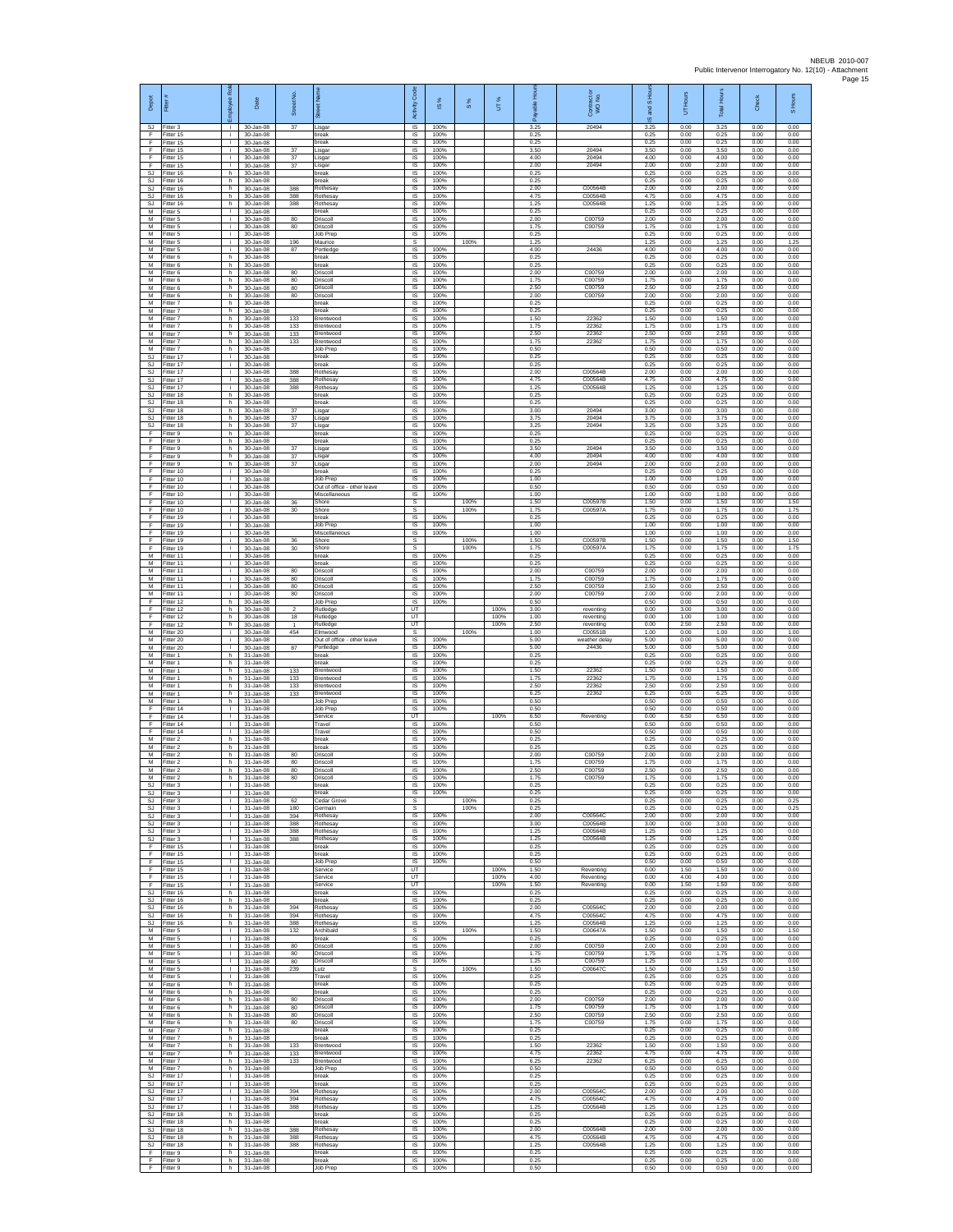| Depot | Fitter # | Employee Role | Date | Street No. | Street Name | Activity Code | IS % | S % | UT % | Payable Hours | Contract or WO No. | IS and S Hours | UT Hours | Total Hours | Check | S Hours |
|---|---|---|---|---|---|---|---|---|---|---|---|---|---|---|---|---|
| SJ | Fitter 3 | i | 30-Jan-08 | 37 | Lisgar | IS | 100% | | | 3.25 | 20494 | 3.25 | 0.00 | 3.25 | 0.00 | 0.00 |
| F | Fitter 15 | i | 30-Jan-08 | | break | IS | 100% | | | 0.25 | | 0.25 | 0.00 | 0.25 | 0.00 | 0.00 |
| F | Fitter 15 | i | 30-Jan-08 | | break | IS | 100% | | | 0.25 | | 0.25 | 0.00 | 0.25 | 0.00 | 0.00 |
| F | Fitter 15 | i | 30-Jan-08 | 37 | Lisgar | IS | 100% | | | 3.50 | 20494 | 3.50 | 0.00 | 3.50 | 0.00 | 0.00 |
| F | Fitter 15 | i | 30-Jan-08 | 37 | Lisgar | IS | 100% | | | 4.00 | 20494 | 4.00 | 0.00 | 4.00 | 0.00 | 0.00 |
| F | Fitter 15 | i | 30-Jan-08 | 37 | Lisgar | IS | 100% | | | 2.00 | 20494 | 2.00 | 0.00 | 2.00 | 0.00 | 0.00 |
| SJ | Fitter 16 | h | 30-Jan-08 | | break | IS | 100% | | | 0.25 | | 0.25 | 0.00 | 0.25 | 0.00 | 0.00 |
| SJ | Fitter 16 | h | 30-Jan-08 | | break | IS | 100% | | | 0.25 | | 0.25 | 0.00 | 0.25 | 0.00 | 0.00 |
| SJ | Fitter 16 | h | 30-Jan-08 | 388 | Rothesay | IS | 100% | | | 2.00 | C00564B | 2.00 | 0.00 | 2.00 | 0.00 | 0.00 |
| SJ | Fitter 16 | h | 30-Jan-08 | 388 | Rothesay | IS | 100% | | | 4.75 | C00564B | 4.75 | 0.00 | 4.75 | 0.00 | 0.00 |
| SJ | Fitter 16 | h | 30-Jan-08 | 388 | Rothesay | IS | 100% | | | 1.25 | C00564B | 1.25 | 0.00 | 1.25 | 0.00 | 0.00 |
| M | Fitter 5 | i | 30-Jan-08 | | break | IS | 100% | | | 0.25 | | 0.25 | 0.00 | 0.25 | 0.00 | 0.00 |
| M | Fitter 5 | i | 30-Jan-08 | 80 | Driscoll | IS | 100% | | | 2.00 | C00759 | 2.00 | 0.00 | 2.00 | 0.00 | 0.00 |
| M | Fitter 5 | i | 30-Jan-08 | 80 | Driscoll | IS | 100% | | | 1.75 | C00759 | 1.75 | 0.00 | 1.75 | 0.00 | 0.00 |
| M | Fitter 5 | i | 30-Jan-08 | | Job Prep | IS | 100% | | | 0.25 | | 0.25 | 0.00 | 0.25 | 0.00 | 0.00 |
| M | Fitter 5 | i | 30-Jan-08 | 196 | Maurice | S | | 100% | | 1.25 | | 1.25 | 0.00 | 1.25 | 0.00 | 1.25 |
| M | Fitter 5 | i | 30-Jan-08 | 87 | Portledge | IS | 100% | | | 4.00 | 24436 | 4.00 | 0.00 | 4.00 | 0.00 | 0.00 |
| M | Fitter 6 | h | 30-Jan-08 | | break | IS | 100% | | | 0.25 | | 0.25 | 0.00 | 0.25 | 0.00 | 0.00 |
| M | Fitter 6 | h | 30-Jan-08 | | break | IS | 100% | | | 0.25 | | 0.25 | 0.00 | 0.25 | 0.00 | 0.00 |
| M | Fitter 6 | h | 30-Jan-08 | 80 | Driscoll | IS | 100% | | | 2.00 | C00759 | 2.00 | 0.00 | 2.00 | 0.00 | 0.00 |
| M | Fitter 6 | h | 30-Jan-08 | 80 | Driscoll | IS | 100% | | | 1.75 | C00759 | 1.75 | 0.00 | 1.75 | 0.00 | 0.00 |
| M | Fitter 6 | h | 30-Jan-08 | 80 | Driscoll | IS | 100% | | | 2.50 | C00759 | 2.50 | 0.00 | 2.50 | 0.00 | 0.00 |
| M | Fitter 6 | h | 30-Jan-08 | 80 | Driscoll | IS | 100% | | | 2.00 | C00759 | 2.00 | 0.00 | 2.00 | 0.00 | 0.00 |
| M | Fitter 7 | h | 30-Jan-08 | | break | IS | 100% | | | 0.25 | | 0.25 | 0.00 | 0.25 | 0.00 | 0.00 |
| M | Fitter 7 | h | 30-Jan-08 | | break | IS | 100% | | | 0.25 | | 0.25 | 0.00 | 0.25 | 0.00 | 0.00 |
| M | Fitter 7 | h | 30-Jan-08 | 133 | Brentwood | IS | 100% | | | 1.50 | 22362 | 1.50 | 0.00 | 1.50 | 0.00 | 0.00 |
| M | Fitter 7 | h | 30-Jan-08 | 133 | Brentwood | IS | 100% | | | 1.75 | 22362 | 1.75 | 0.00 | 1.75 | 0.00 | 0.00 |
| M | Fitter 7 | h | 30-Jan-08 | 133 | Brentwood | IS | 100% | | | 2.50 | 22362 | 2.50 | 0.00 | 2.50 | 0.00 | 0.00 |
| M | Fitter 7 | h | 30-Jan-08 | 133 | Brentwood | IS | 100% | | | 1.75 | 22362 | 1.75 | 0.00 | 1.75 | 0.00 | 0.00 |
| M | Fitter 7 | h | 30-Jan-08 | | Job Prep | IS | 100% | | | 0.50 | | 0.50 | 0.00 | 0.50 | 0.00 | 0.00 |
| SJ | Fitter 17 | i | 30-Jan-08 | | break | IS | 100% | | | 0.25 | | 0.25 | 0.00 | 0.25 | 0.00 | 0.00 |
| SJ | Fitter 17 | i | 30-Jan-08 | | break | IS | 100% | | | 0.25 | | 0.25 | 0.00 | 0.25 | 0.00 | 0.00 |
| SJ | Fitter 17 | i | 30-Jan-08 | 388 | Rothesay | IS | 100% | | | 2.00 | C00564B | 2.00 | 0.00 | 2.00 | 0.00 | 0.00 |
| SJ | Fitter 17 | i | 30-Jan-08 | 388 | Rothesay | IS | 100% | | | 4.75 | C00564B | 4.75 | 0.00 | 4.75 | 0.00 | 0.00 |
| SJ | Fitter 17 | i | 30-Jan-08 | 388 | Rothesay | IS | 100% | | | 1.25 | C00564B | 1.25 | 0.00 | 1.25 | 0.00 | 0.00 |
| SJ | Fitter 18 | h | 30-Jan-08 | | break | IS | 100% | | | 0.25 | | 0.25 | 0.00 | 0.25 | 0.00 | 0.00 |
| SJ | Fitter 18 | h | 30-Jan-08 | | break | IS | 100% | | | 0.25 | | 0.25 | 0.00 | 0.25 | 0.00 | 0.00 |
| SJ | Fitter 18 | h | 30-Jan-08 | 37 | Lisgar | IS | 100% | | | 3.00 | 20494 | 3.00 | 0.00 | 3.00 | 0.00 | 0.00 |
| SJ | Fitter 18 | h | 30-Jan-08 | 37 | Lisgar | IS | 100% | | | 3.75 | 20494 | 3.75 | 0.00 | 3.75 | 0.00 | 0.00 |
| SJ | Fitter 18 | h | 30-Jan-08 | 37 | Lisgar | IS | 100% | | | 3.25 | 20494 | 3.25 | 0.00 | 3.25 | 0.00 | 0.00 |
| F | Fitter 9 | h | 30-Jan-08 | | break | IS | 100% | | | 0.25 | | 0.25 | 0.00 | 0.25 | 0.00 | 0.00 |
| F | Fitter 9 | h | 30-Jan-08 | | break | IS | 100% | | | 0.25 | | 0.25 | 0.00 | 0.25 | 0.00 | 0.00 |
| F | Fitter 9 | h | 30-Jan-08 | 37 | Lisgar | IS | 100% | | | 3.50 | 20494 | 3.50 | 0.00 | 3.50 | 0.00 | 0.00 |
| F | Fitter 9 | h | 30-Jan-08 | 37 | Lisgar | IS | 100% | | | 4.00 | 20494 | 4.00 | 0.00 | 4.00 | 0.00 | 0.00 |
| F | Fitter 9 | h | 30-Jan-08 | 37 | Lisgar | IS | 100% | | | 2.00 | 20494 | 2.00 | 0.00 | 2.00 | 0.00 | 0.00 |
| F | Fitter 10 | i | 30-Jan-08 | | break | IS | 100% | | | 0.25 | | 0.25 | 0.00 | 0.25 | 0.00 | 0.00 |
| F | Fitter 10 | i | 30-Jan-08 | | Job Prep | IS | 100% | | | 1.00 | | 1.00 | 0.00 | 1.00 | 0.00 | 0.00 |
| F | Fitter 10 | i | 30-Jan-08 | | Out of office - other leave | IS | 100% | | | 0.50 | | 0.50 | 0.00 | 0.50 | 0.00 | 0.00 |
| F | Fitter 10 | i | 30-Jan-08 | | Miscellaneous | IS | 100% | | | 1.00 | | 1.00 | 0.00 | 1.00 | 0.00 | 0.00 |
| F | Fitter 10 | i | 30-Jan-08 | 36 | Shore | S | | 100% | | 1.50 | C00597B | 1.50 | 0.00 | 1.50 | 0.00 | 1.50 |
| F | Fitter 10 | i | 30-Jan-08 | 30 | Shore | S | | 100% | | 1.75 | C00597A | 1.75 | 0.00 | 1.75 | 0.00 | 1.75 |
| F | Fitter 19 | i | 30-Jan-08 | | break | IS | 100% | | | 0.25 | | 0.25 | 0.00 | 0.25 | 0.00 | 0.00 |
| F | Fitter 19 | i | 30-Jan-08 | | Job Prep | IS | 100% | | | 1.00 | | 1.00 | 0.00 | 1.00 | 0.00 | 0.00 |
| F | Fitter 19 | i | 30-Jan-08 | | Miscellaneous | IS | 100% | | | 1.00 | | 1.00 | 0.00 | 1.00 | 0.00 | 0.00 |
| F | Fitter 19 | i | 30-Jan-08 | 36 | Shore | S | | 100% | | 1.50 | C00597B | 1.50 | 0.00 | 1.50 | 0.00 | 1.50 |
| F | Fitter 19 | i | 30-Jan-08 | 30 | Shore | S | | 100% | | 1.75 | C00597A | 1.75 | 0.00 | 1.75 | 0.00 | 1.75 |
| M | Fitter 11 | i | 30-Jan-08 | | break | IS | 100% | | | 0.25 | | 0.25 | 0.00 | 0.25 | 0.00 | 0.00 |
| M | Fitter 11 | i | 30-Jan-08 | | break | IS | 100% | | | 0.25 | | 0.25 | 0.00 | 0.25 | 0.00 | 0.00 |
| M | Fitter 11 | i | 30-Jan-08 | 80 | Driscoll | IS | 100% | | | 2.00 | C00759 | 2.00 | 0.00 | 2.00 | 0.00 | 0.00 |
| M | Fitter 11 | i | 30-Jan-08 | 80 | Driscoll | IS | 100% | | | 1.75 | C00759 | 1.75 | 0.00 | 1.75 | 0.00 | 0.00 |
| M | Fitter 11 | i | 30-Jan-08 | 80 | Driscoll | IS | 100% | | | 2.50 | C00759 | 2.50 | 0.00 | 2.50 | 0.00 | 0.00 |
| M | Fitter 11 | i | 30-Jan-08 | 80 | Driscoll | IS | 100% | | | 2.00 | C00759 | 2.00 | 0.00 | 2.00 | 0.00 | 0.00 |
| F | Fitter 12 | h | 30-Jan-08 | | Job Prep | IS | 100% | | | 0.50 | | 0.50 | 0.00 | 0.50 | 0.00 | 0.00 |
| F | Fitter 12 | h | 30-Jan-08 | 2 | Rutledge | UT | | | 100% | 3.00 | reventing | 0.00 | 3.00 | 3.00 | 0.00 | 0.00 |
| F | Fitter 12 | h | 30-Jan-08 | 18 | Rutledge | UT | | | 100% | 1.00 | reventing | 0.00 | 1.00 | 1.00 | 0.00 | 0.00 |
| F | Fitter 12 | h | 30-Jan-08 | 1 | Rutledge | UT | | | 100% | 2.50 | reventing | 0.00 | 2.50 | 2.50 | 0.00 | 0.00 |
| M | Fitter 20 | i | 30-Jan-08 | 454 | Elmwood | S | | 100% | | 1.00 | C00551B | 1.00 | 0.00 | 1.00 | 0.00 | 1.00 |
| M | Fitter 20 | i | 30-Jan-08 | | Out of office - other leave | IS | 100% | | | 5.00 | weather delay | 5.00 | 0.00 | 5.00 | 0.00 | 0.00 |
| M | Fitter 20 | i | 30-Jan-08 | 87 | Portledge | IS | 100% | | | 5.00 | 24436 | 5.00 | 0.00 | 5.00 | 0.00 | 0.00 |
| M | Fitter 1 | h | 31-Jan-08 | | break | IS | 100% | | | 0.25 | | 0.25 | 0.00 | 0.25 | 0.00 | 0.00 |
| M | Fitter 1 | h | 31-Jan-08 | | break | IS | 100% | | | 0.25 | | 0.25 | 0.00 | 0.25 | 0.00 | 0.00 |
| M | Fitter 1 | h | 31-Jan-08 | 133 | Brentwood | IS | 100% | | | 1.50 | 22362 | 1.50 | 0.00 | 1.50 | 0.00 | 0.00 |
| M | Fitter 1 | h | 31-Jan-08 | 133 | Brentwood | IS | 100% | | | 1.75 | 22362 | 1.75 | 0.00 | 1.75 | 0.00 | 0.00 |
| M | Fitter 1 | h | 31-Jan-08 | 133 | Brentwood | IS | 100% | | | 2.50 | 22362 | 2.50 | 0.00 | 2.50 | 0.00 | 0.00 |
| M | Fitter 1 | h | 31-Jan-08 | 133 | Brentwood | IS | 100% | | | 6.25 | 22362 | 6.25 | 0.00 | 6.25 | 0.00 | 0.00 |
| M | Fitter 1 | h | 31-Jan-08 | | Job Prep | IS | 100% | | | 0.50 | | 0.50 | 0.00 | 0.50 | 0.00 | 0.00 |
| F | Fitter 14 | i | 31-Jan-08 | | Job Prep | IS | 100% | | | 0.50 | | 0.50 | 0.00 | 0.50 | 0.00 | 0.00 |
| F | Fitter 14 | i | 31-Jan-08 | | Service | UT | | | 100% | 6.50 | Reventing | 0.00 | 6.50 | 6.50 | 0.00 | 0.00 |
| F | Fitter 14 | i | 31-Jan-08 | | Travel | IS | 100% | | | 0.50 | | 0.50 | 0.00 | 0.50 | 0.00 | 0.00 |
| F | Fitter 14 | i | 31-Jan-08 | | Travel | IS | 100% | | | 0.50 | | 0.50 | 0.00 | 0.50 | 0.00 | 0.00 |
| M | Fitter 2 | h | 31-Jan-08 | | break | IS | 100% | | | 0.25 | | 0.25 | 0.00 | 0.25 | 0.00 | 0.00 |
| M | Fitter 2 | h | 31-Jan-08 | | break | IS | 100% | | | 0.25 | | 0.25 | 0.00 | 0.25 | 0.00 | 0.00 |
| M | Fitter 2 | h | 31-Jan-08 | 80 | Driscoll | IS | 100% | | | 2.00 | C00759 | 2.00 | 0.00 | 2.00 | 0.00 | 0.00 |
| M | Fitter 2 | h | 31-Jan-08 | 80 | Driscoll | IS | 100% | | | 1.75 | C00759 | 1.75 | 0.00 | 1.75 | 0.00 | 0.00 |
| M | Fitter 2 | h | 31-Jan-08 | 80 | Driscoll | IS | 100% | | | 2.50 | C00759 | 2.50 | 0.00 | 2.50 | 0.00 | 0.00 |
| M | Fitter 2 | h | 31-Jan-08 | 80 | Driscoll | IS | 100% | | | 1.75 | C00759 | 1.75 | 0.00 | 1.75 | 0.00 | 0.00 |
| SJ | Fitter 3 | i | 31-Jan-08 | | break | IS | 100% | | | 0.25 | | 0.25 | 0.00 | 0.25 | 0.00 | 0.00 |
| SJ | Fitter 3 | i | 31-Jan-08 | | break | IS | 100% | | | 0.25 | | 0.25 | 0.00 | 0.25 | 0.00 | 0.00 |
| SJ | Fitter 3 | i | 31-Jan-08 | 62 | Cedar Grove | S | | 100% | | 0.25 | | 0.25 | 0.00 | 0.25 | 0.00 | 0.25 |
| SJ | Fitter 3 | i | 31-Jan-08 | 180 | Germain | S | | 100% | | 0.25 | | 0.25 | 0.00 | 0.25 | 0.00 | 0.25 |
| SJ | Fitter 3 | i | 31-Jan-08 | 394 | Rothesay | IS | 100% | | | 2.00 | C00564C | 2.00 | 0.00 | 2.00 | 0.00 | 0.00 |
| SJ | Fitter 3 | i | 31-Jan-08 | 388 | Rothesay | IS | 100% | | | 3.00 | C00564B | 3.00 | 0.00 | 3.00 | 0.00 | 0.00 |
| SJ | Fitter 3 | i | 31-Jan-08 | 388 | Rothesay | IS | 100% | | | 1.25 | C00564B | 1.25 | 0.00 | 1.25 | 0.00 | 0.00 |
| SJ | Fitter 3 | i | 31-Jan-08 | 388 | Rothesay | IS | 100% | | | 1.25 | C00564B | 1.25 | 0.00 | 1.25 | 0.00 | 0.00 |
| F | Fitter 15 | i | 31-Jan-08 | | break | IS | 100% | | | 0.25 | | 0.25 | 0.00 | 0.25 | 0.00 | 0.00 |
| F | Fitter 15 | i | 31-Jan-08 | | break | IS | 100% | | | 0.25 | | 0.25 | 0.00 | 0.25 | 0.00 | 0.00 |
| F | Fitter 15 | i | 31-Jan-08 | | Job Prep | IS | 100% | | | 0.50 | | 0.50 | 0.00 | 0.50 | 0.00 | 0.00 |
| F | Fitter 15 | i | 31-Jan-08 | | Service | UT | | | 100% | 1.50 | Reventing | 0.00 | 1.50 | 1.50 | 0.00 | 0.00 |
| F | Fitter 15 | i | 31-Jan-08 | | Service | UT | | | 100% | 4.00 | Reventing | 0.00 | 4.00 | 4.00 | 0.00 | 0.00 |
| F | Fitter 15 | i | 31-Jan-08 | | Service | UT | | | 100% | 1.50 | Reventing | 0.00 | 1.50 | 1.50 | 0.00 | 0.00 |
| SJ | Fitter 16 | h | 31-Jan-08 | | break | IS | 100% | | | 0.25 | | 0.25 | 0.00 | 0.25 | 0.00 | 0.00 |
| SJ | Fitter 16 | h | 31-Jan-08 | | break | IS | 100% | | | 0.25 | | 0.25 | 0.00 | 0.25 | 0.00 | 0.00 |
| SJ | Fitter 16 | h | 31-Jan-08 | 394 | Rothesay | IS | 100% | | | 2.00 | C00564C | 2.00 | 0.00 | 2.00 | 0.00 | 0.00 |
| SJ | Fitter 16 | h | 31-Jan-08 | 394 | Rothesay | IS | 100% | | | 4.75 | C00564C | 4.75 | 0.00 | 4.75 | 0.00 | 0.00 |
| SJ | Fitter 16 | h | 31-Jan-08 | 388 | Rothesay | IS | 100% | | | 1.25 | C00564B | 1.25 | 0.00 | 1.25 | 0.00 | 0.00 |
| M | Fitter 5 | i | 31-Jan-08 | 132 | Archibald | S | | 100% | | 1.50 | C00647A | 1.50 | 0.00 | 1.50 | 0.00 | 1.50 |
| M | Fitter 5 | i | 31-Jan-08 | | break | IS | 100% | | | 0.25 | | 0.25 | 0.00 | 0.25 | 0.00 | 0.00 |
| M | Fitter 5 | i | 31-Jan-08 | 80 | Driscoll | IS | 100% | | | 2.00 | C00759 | 2.00 | 0.00 | 2.00 | 0.00 | 0.00 |
| M | Fitter 5 | i | 31-Jan-08 | 80 | Driscoll | IS | 100% | | | 1.75 | C00759 | 1.75 | 0.00 | 1.75 | 0.00 | 0.00 |
| M | Fitter 5 | i | 31-Jan-08 | 80 | Driscoll | IS | 100% | | | 1.25 | C00759 | 1.25 | 0.00 | 1.25 | 0.00 | 0.00 |
| M | Fitter 5 | i | 31-Jan-08 | 239 | Lutz | S | | 100% | | 1.50 | C00647C | 1.50 | 0.00 | 1.50 | 0.00 | 1.50 |
| M | Fitter 5 | i | 31-Jan-08 | | Travel | IS | 100% | | | 0.25 | | 0.25 | 0.00 | 0.25 | 0.00 | 0.00 |
| M | Fitter 6 | h | 31-Jan-08 | | break | IS | 100% | | | 0.25 | | 0.25 | 0.00 | 0.25 | 0.00 | 0.00 |
| M | Fitter 6 | h | 31-Jan-08 | | break | IS | 100% | | | 0.25 | | 0.25 | 0.00 | 0.25 | 0.00 | 0.00 |
| M | Fitter 6 | h | 31-Jan-08 | 80 | Driscoll | IS | 100% | | | 2.00 | C00759 | 2.00 | 0.00 | 2.00 | 0.00 | 0.00 |
| M | Fitter 6 | h | 31-Jan-08 | 80 | Driscoll | IS | 100% | | | 1.75 | C00759 | 1.75 | 0.00 | 1.75 | 0.00 | 0.00 |
| M | Fitter 6 | h | 31-Jan-08 | 80 | Driscoll | IS | 100% | | | 2.50 | C00759 | 2.50 | 0.00 | 2.50 | 0.00 | 0.00 |
| M | Fitter 6 | h | 31-Jan-08 | 80 | Driscoll | IS | 100% | | | 1.75 | C00759 | 1.75 | 0.00 | 1.75 | 0.00 | 0.00 |
| M | Fitter 7 | h | 31-Jan-08 | | break | IS | 100% | | | 0.25 | | 0.25 | 0.00 | 0.25 | 0.00 | 0.00 |
| M | Fitter 7 | h | 31-Jan-08 | | break | IS | 100% | | | 0.25 | | 0.25 | 0.00 | 0.25 | 0.00 | 0.00 |
| M | Fitter 7 | h | 31-Jan-08 | 133 | Brentwood | IS | 100% | | | 1.50 | 22362 | 1.50 | 0.00 | 1.50 | 0.00 | 0.00 |
| M | Fitter 7 | h | 31-Jan-08 | 133 | Brentwood | IS | 100% | | | 4.75 | 22362 | 4.75 | 0.00 | 4.75 | 0.00 | 0.00 |
| M | Fitter 7 | h | 31-Jan-08 | 133 | Brentwood | IS | 100% | | | 6.25 | 22362 | 6.25 | 0.00 | 6.25 | 0.00 | 0.00 |
| M | Fitter 7 | h | 31-Jan-08 | | Job Prep | IS | 100% | | | 0.50 | | 0.50 | 0.00 | 0.50 | 0.00 | 0.00 |
| SJ | Fitter 17 | i | 31-Jan-08 | | break | IS | 100% | | | 0.25 | | 0.25 | 0.00 | 0.25 | 0.00 | 0.00 |
| SJ | Fitter 17 | i | 31-Jan-08 | | break | IS | 100% | | | 0.25 | | 0.25 | 0.00 | 0.25 | 0.00 | 0.00 |
| SJ | Fitter 17 | i | 31-Jan-08 | 394 | Rothesay | IS | 100% | | | 2.00 | C00564C | 2.00 | 0.00 | 2.00 | 0.00 | 0.00 |
| SJ | Fitter 17 | i | 31-Jan-08 | 394 | Rothesay | IS | 100% | | | 4.75 | C00564C | 4.75 | 0.00 | 4.75 | 0.00 | 0.00 |
| SJ | Fitter 17 | i | 31-Jan-08 | 388 | Rothesay | IS | 100% | | | 1.25 | C00564B | 1.25 | 0.00 | 1.25 | 0.00 | 0.00 |
| SJ | Fitter 18 | h | 31-Jan-08 | | break | IS | 100% | | | 0.25 | | 0.25 | 0.00 | 0.25 | 0.00 | 0.00 |
| SJ | Fitter 18 | h | 31-Jan-08 | | break | IS | 100% | | | 0.25 | | 0.25 | 0.00 | 0.25 | 0.00 | 0.00 |
| SJ | Fitter 18 | h | 31-Jan-08 | 388 | Rothesay | IS | 100% | | | 2.00 | C00564B | 2.00 | 0.00 | 2.00 | 0.00 | 0.00 |
| SJ | Fitter 18 | h | 31-Jan-08 | 388 | Rothesay | IS | 100% | | | 4.75 | C00564B | 4.75 | 0.00 | 4.75 | 0.00 | 0.00 |
| SJ | Fitter 18 | h | 31-Jan-08 | 388 | Rothesay | IS | 100% | | | 1.25 | C00564B | 1.25 | 0.00 | 1.25 | 0.00 | 0.00 |
| F | Fitter 9 | h | 31-Jan-08 | | break | IS | 100% | | | 0.25 | | 0.25 | 0.00 | 0.25 | 0.00 | 0.00 |
| F | Fitter 9 | h | 31-Jan-08 | | break | IS | 100% | | | 0.25 | | 0.25 | 0.00 | 0.25 | 0.00 | 0.00 |
| F | Fitter 9 | h | 31-Jan-08 | | Job Prep | IS | 100% | | | 0.50 | | 0.50 | 0.00 | 0.50 | 0.00 | 0.00 |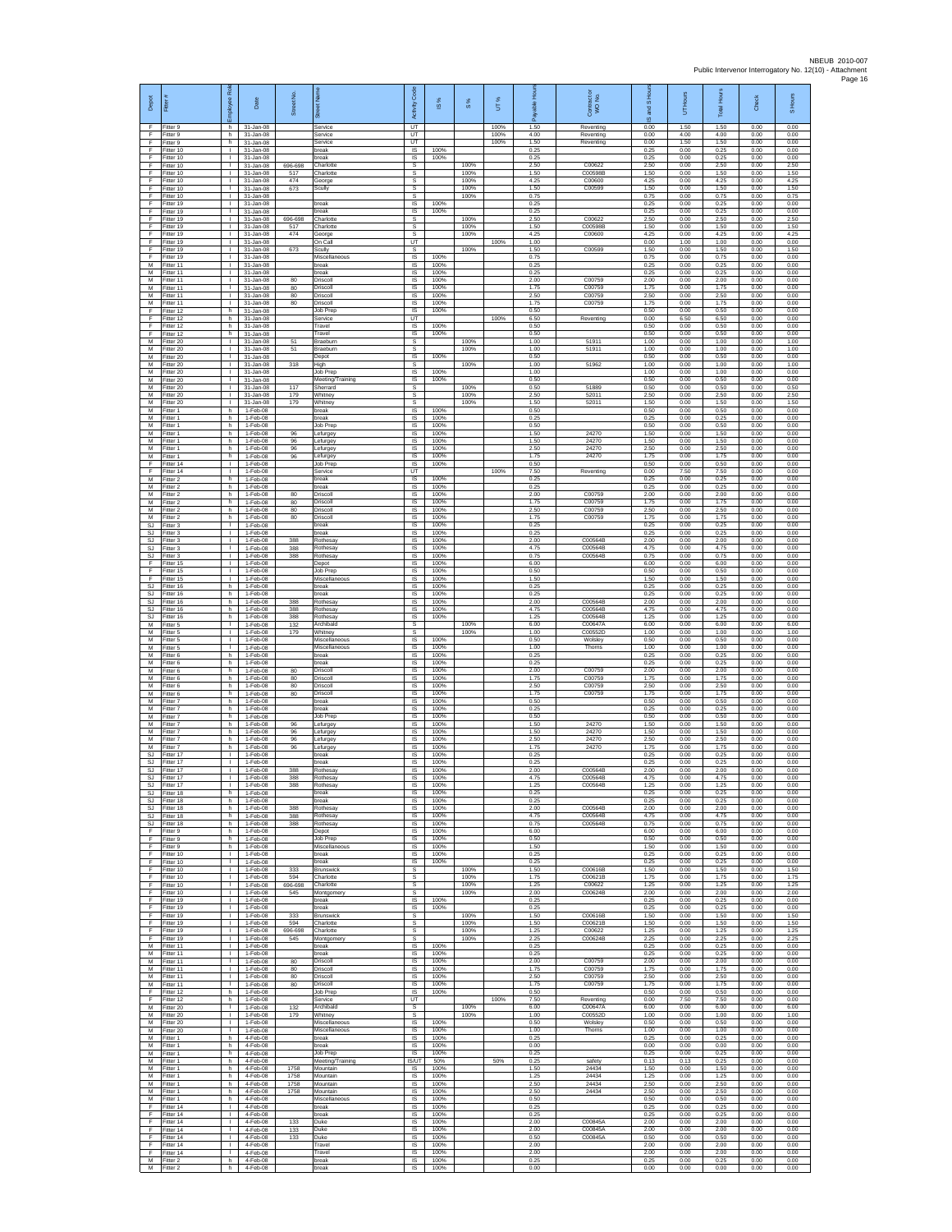| Depot | Fitter # | Employee Role | Date | Street No. | Street Name | Activity Code | IS % | S % | UT % | Payable Hours | Contractor WO No. | IS and S Hours | UT Hours | Total Hours | Check | S Hours |
|---|---|---|---|---|---|---|---|---|---|---|---|---|---|---|---|---|
| F | Fitter 9 | h | 31-Jan-08 | | Service | UT | | | 100% | 1.50 | Reventing | 0.00 | 1.50 | 1.50 | 0.00 | 0.00 |
| F | Fitter 9 | h | 31-Jan-08 | | Service | UT | | | 100% | 4.00 | Reventing | 0.00 | 4.00 | 4.00 | 0.00 | 0.00 |
| F | Fitter 9 | h | 31-Jan-08 | | Service | UT | | | 100% | 1.50 | Reventing | 0.00 | 1.50 | 1.50 | 0.00 | 0.00 |
| F | Fitter 10 | I | 31-Jan-08 | | break | IS | 100% | | | 0.25 | | 0.25 | 0.00 | 0.25 | 0.00 | 0.00 |
| F | Fitter 10 | I | 31-Jan-08 | | break | IS | 100% | | | 0.25 | | 0.25 | 0.00 | 0.25 | 0.00 | 0.00 |
| F | Fitter 10 | I | 31-Jan-08 | 696-698 | Charlotte | S | | 100% | | 2.50 | C00622 | 2.50 | 0.00 | 2.50 | 0.00 | 2.50 |
| F | Fitter 10 | I | 31-Jan-08 | 517 | Charlotte | S | | 100% | | 1.50 | C00598B | 1.50 | 0.00 | 1.50 | 0.00 | 1.50 |
| F | Fitter 10 | I | 31-Jan-08 | 474 | George | S | | 100% | | 4.25 | C00600 | 4.25 | 0.00 | 4.25 | 0.00 | 4.25 |
| F | Fitter 10 | I | 31-Jan-08 | 673 | Scully | S | | 100% | | 1.50 | C00599 | 1.50 | 0.00 | 1.50 | 0.00 | 1.50 |
| F | Fitter 10 | I | 31-Jan-08 | | | S | | 100% | | 0.75 | | 0.75 | 0.00 | 0.75 | 0.00 | 0.75 |
| F | Fitter 19 | I | 31-Jan-08 | | break | IS | 100% | | | 0.25 | | 0.25 | 0.00 | 0.25 | 0.00 | 0.00 |
| F | Fitter 19 | I | 31-Jan-08 | | break | IS | 100% | | | 0.25 | | 0.25 | 0.00 | 0.25 | 0.00 | 0.00 |
| F | Fitter 19 | I | 31-Jan-08 | 696-698 | Charlotte | S | | 100% | | 2.50 | C00622 | 2.50 | 0.00 | 2.50 | 0.00 | 2.50 |
| F | Fitter 19 | I | 31-Jan-08 | 517 | Charlotte | S | | 100% | | 1.50 | C00598B | 1.50 | 0.00 | 1.50 | 0.00 | 1.50 |
| F | Fitter 19 | I | 31-Jan-08 | 474 | George | S | | 100% | | 4.25 | C00600 | 4.25 | 0.00 | 4.25 | 0.00 | 4.25 |
| F | Fitter 19 | I | 31-Jan-08 | | On Call | UT | | | 100% | 1.00 | | 0.00 | 1.00 | 1.00 | 0.00 | 0.00 |
| F | Fitter 19 | I | 31-Jan-08 | 673 | Scully | S | | 100% | | 1.50 | C00599 | 1.50 | 0.00 | 1.50 | 0.00 | 1.50 |
| F | Fitter 19 | I | 31-Jan-08 | | Miscellaneous | IS | 100% | | | 0.75 | | 0.75 | 0.00 | 0.75 | 0.00 | 0.00 |
| M | Fitter 11 | I | 31-Jan-08 | | break | IS | 100% | | | 0.25 | | 0.25 | 0.00 | 0.25 | 0.00 | 0.00 |
| M | Fitter 11 | I | 31-Jan-08 | | break | IS | 100% | | | 0.25 | | 0.25 | 0.00 | 0.25 | 0.00 | 0.00 |
| M | Fitter 11 | I | 31-Jan-08 | 80 | Driscoll | IS | 100% | | | 2.00 | C00759 | 2.00 | 0.00 | 2.00 | 0.00 | 0.00 |
| M | Fitter 11 | I | 31-Jan-08 | 80 | Driscoll | IS | 100% | | | 1.75 | C00759 | 1.75 | 0.00 | 1.75 | 0.00 | 0.00 |
| M | Fitter 11 | I | 31-Jan-08 | 80 | Driscoll | IS | 100% | | | 2.50 | C00759 | 2.50 | 0.00 | 2.50 | 0.00 | 0.00 |
| M | Fitter 11 | I | 31-Jan-08 | 80 | Driscoll | IS | 100% | | | 1.75 | C00759 | 1.75 | 0.00 | 1.75 | 0.00 | 0.00 |
| F | Fitter 12 | h | 31-Jan-08 | | Job Prep | IS | 100% | | | 0.50 | | 0.50 | 0.00 | 0.50 | 0.00 | 0.00 |
| F | Fitter 12 | h | 31-Jan-08 | | Service | UT | | | 100% | 6.50 | Reventing | 0.00 | 6.50 | 6.50 | 0.00 | 0.00 |
| F | Fitter 12 | h | 31-Jan-08 | | Travel | IS | 100% | | | 0.50 | | 0.50 | 0.00 | 0.50 | 0.00 | 0.00 |
| F | Fitter 12 | h | 31-Jan-08 | | Travel | IS | 100% | | | 0.50 | | 0.50 | 0.00 | 0.50 | 0.00 | 0.00 |
| M | Fitter 20 | I | 31-Jan-08 | 51 | Braeburn | S | | 100% | | 1.00 | 51911 | 1.00 | 0.00 | 1.00 | 0.00 | 1.00 |
| M | Fitter 20 | I | 31-Jan-08 | 51 | Braeburn | S | | 100% | | 1.00 | 51911 | 1.00 | 0.00 | 1.00 | 0.00 | 1.00 |
| M | Fitter 20 | I | 31-Jan-08 | | Depot | IS | 100% | | | 0.50 | | 0.50 | 0.00 | 0.50 | 0.00 | 0.00 |
| M | Fitter 20 | I | 31-Jan-08 | 318 | High | S | | 100% | | 1.00 | 51962 | 1.00 | 0.00 | 1.00 | 0.00 | 1.00 |
| M | Fitter 20 | I | 31-Jan-08 | | Job Prep | IS | 100% | | | 1.00 | | 1.00 | 0.00 | 1.00 | 0.00 | 0.00 |
| M | Fitter 20 | I | 31-Jan-08 | | Meeting/Training | IS | 100% | | | 0.50 | | 0.50 | 0.00 | 0.50 | 0.00 | 0.00 |
| M | Fitter 20 | I | 31-Jan-08 | 117 | Sherrard | S | | 100% | | 0.50 | 51889 | 0.50 | 0.00 | 0.50 | 0.00 | 0.50 |
| M | Fitter 20 | I | 31-Jan-08 | 179 | Whitney | S | | 100% | | 2.50 | 52011 | 2.50 | 0.00 | 2.50 | 0.00 | 2.50 |
| M | Fitter 20 | I | 31-Jan-08 | 179 | Whitney | S | | 100% | | 1.50 | 52011 | 1.50 | 0.00 | 1.50 | 0.00 | 1.50 |
| M | Fitter 1 | h | 1-Feb-08 | | break | IS | 100% | | | 0.50 | | 0.50 | 0.00 | 0.50 | 0.00 | 0.00 |
| M | Fitter 1 | h | 1-Feb-08 | | break | IS | 100% | | | 0.25 | | 0.25 | 0.00 | 0.25 | 0.00 | 0.00 |
| M | Fitter 1 | h | 1-Feb-08 | | Job Prep | IS | 100% | | | 0.50 | | 0.50 | 0.00 | 0.50 | 0.00 | 0.00 |
| M | Fitter 1 | h | 1-Feb-08 | 96 | Lefurgey | IS | 100% | | | 1.50 | 24270 | 1.50 | 0.00 | 1.50 | 0.00 | 0.00 |
| M | Fitter 1 | h | 1-Feb-08 | 96 | Lefurgey | IS | 100% | | | 1.50 | 24270 | 1.50 | 0.00 | 1.50 | 0.00 | 0.00 |
| M | Fitter 1 | h | 1-Feb-08 | 96 | Lefurgey | IS | 100% | | | 2.50 | 24270 | 2.50 | 0.00 | 2.50 | 0.00 | 0.00 |
| M | Fitter 1 | h | 1-Feb-08 | 96 | Lefurgey | IS | 100% | | | 1.75 | 24270 | 1.75 | 0.00 | 1.75 | 0.00 | 0.00 |
| F | Fitter 14 | I | 1-Feb-08 | | Job Prep | IS | 100% | | | 0.50 | | 0.50 | 0.00 | 0.50 | 0.00 | 0.00 |
| F | Fitter 14 | I | 1-Feb-08 | | Service | UT | | | 100% | 7.50 | Reventing | 0.00 | 7.50 | 7.50 | 0.00 | 0.00 |
| M | Fitter 2 | h | 1-Feb-08 | | break | IS | 100% | | | 0.25 | | 0.25 | 0.00 | 0.25 | 0.00 | 0.00 |
| M | Fitter 2 | h | 1-Feb-08 | | break | IS | 100% | | | 0.25 | | 0.25 | 0.00 | 0.25 | 0.00 | 0.00 |
| M | Fitter 2 | h | 1-Feb-08 | 80 | Driscoll | IS | 100% | | | 2.00 | C00759 | 2.00 | 0.00 | 2.00 | 0.00 | 0.00 |
| M | Fitter 2 | h | 1-Feb-08 | 80 | Driscoll | IS | 100% | | | 1.75 | C00759 | 1.75 | 0.00 | 1.75 | 0.00 | 0.00 |
| M | Fitter 2 | h | 1-Feb-08 | 80 | Driscoll | IS | 100% | | | 2.50 | C00759 | 2.50 | 0.00 | 2.50 | 0.00 | 0.00 |
| M | Fitter 2 | h | 1-Feb-08 | 80 | Driscoll | IS | 100% | | | 1.75 | C00759 | 1.75 | 0.00 | 1.75 | 0.00 | 0.00 |
| SJ | Fitter 3 | I | 1-Feb-08 | | break | IS | 100% | | | 0.25 | | 0.25 | 0.00 | 0.25 | 0.00 | 0.00 |
| SJ | Fitter 3 | I | 1-Feb-08 | | break | IS | 100% | | | 0.25 | | 0.25 | 0.00 | 0.25 | 0.00 | 0.00 |
| SJ | Fitter 3 | I | 1-Feb-08 | 388 | Rothesay | IS | 100% | | | 2.00 | C00564B | 2.00 | 0.00 | 2.00 | 0.00 | 0.00 |
| SJ | Fitter 3 | I | 1-Feb-08 | 388 | Rothesay | IS | 100% | | | 4.75 | C00564B | 4.75 | 0.00 | 4.75 | 0.00 | 0.00 |
| SJ | Fitter 3 | I | 1-Feb-08 | 388 | Rothesay | IS | 100% | | | 0.75 | C00564B | 0.75 | 0.00 | 0.75 | 0.00 | 0.00 |
| F | Fitter 15 | I | 1-Feb-08 | | Depot | IS | 100% | | | 6.00 | | 6.00 | 0.00 | 6.00 | 0.00 | 0.00 |
| F | Fitter 15 | I | 1-Feb-08 | | Job Prep | IS | 100% | | | 0.50 | | 0.50 | 0.00 | 0.50 | 0.00 | 0.00 |
| F | Fitter 15 | I | 1-Feb-08 | | Miscellaneous | IS | 100% | | | 1.50 | | 1.50 | 0.00 | 1.50 | 0.00 | 0.00 |
| SJ | Fitter 16 | h | 1-Feb-08 | | break | IS | 100% | | | 0.25 | | 0.25 | 0.00 | 0.25 | 0.00 | 0.00 |
| SJ | Fitter 16 | h | 1-Feb-08 | | break | IS | 100% | | | 0.25 | | 0.25 | 0.00 | 0.25 | 0.00 | 0.00 |
| SJ | Fitter 16 | h | 1-Feb-08 | 388 | Rothesay | IS | 100% | | | 2.00 | C00564B | 2.00 | 0.00 | 2.00 | 0.00 | 0.00 |
| SJ | Fitter 16 | h | 1-Feb-08 | 388 | Rothesay | IS | 100% | | | 4.75 | C00564B | 4.75 | 0.00 | 4.75 | 0.00 | 0.00 |
| SJ | Fitter 16 | h | 1-Feb-08 | 388 | Rothesay | IS | 100% | | | 1.25 | C00564B | 1.25 | 0.00 | 1.25 | 0.00 | 0.00 |
| M | Fitter 5 | I | 1-Feb-08 | 132 | Archibald | S | | 100% | | 6.00 | C00647A | 6.00 | 0.00 | 6.00 | 0.00 | 6.00 |
| M | Fitter 5 | I | 1-Feb-08 | 179 | Whitney | S | | 100% | | 1.00 | C00552D | 1.00 | 0.00 | 1.00 | 0.00 | 1.00 |
| M | Fitter 5 | I | 1-Feb-08 | | Miscellaneous | IS | 100% | | | 0.50 | Wolsley | 0.50 | 0.00 | 0.50 | 0.00 | 0.00 |
| M | Fitter 5 | I | 1-Feb-08 | | Miscellaneous | IS | 100% | | | 1.00 | Thoms | 1.00 | 0.00 | 1.00 | 0.00 | 0.00 |
| M | Fitter 6 | h | 1-Feb-08 | | break | IS | 100% | | | 0.25 | | 0.25 | 0.00 | 0.25 | 0.00 | 0.00 |
| M | Fitter 6 | h | 1-Feb-08 | | break | IS | 100% | | | 0.25 | | 0.25 | 0.00 | 0.25 | 0.00 | 0.00 |
| M | Fitter 6 | h | 1-Feb-08 | 80 | Driscoll | IS | 100% | | | 2.00 | C00759 | 2.00 | 0.00 | 2.00 | 0.00 | 0.00 |
| M | Fitter 6 | h | 1-Feb-08 | 80 | Driscoll | IS | 100% | | | 1.75 | C00759 | 1.75 | 0.00 | 1.75 | 0.00 | 0.00 |
| M | Fitter 6 | h | 1-Feb-08 | 80 | Driscoll | IS | 100% | | | 2.50 | C00759 | 2.50 | 0.00 | 2.50 | 0.00 | 0.00 |
| M | Fitter 6 | h | 1-Feb-08 | 80 | Driscoll | IS | 100% | | | 1.75 | C00759 | 1.75 | 0.00 | 1.75 | 0.00 | 0.00 |
| M | Fitter 7 | h | 1-Feb-08 | | break | IS | 100% | | | 0.50 | | 0.50 | 0.00 | 0.50 | 0.00 | 0.00 |
| M | Fitter 7 | h | 1-Feb-08 | | break | IS | 100% | | | 0.25 | | 0.25 | 0.00 | 0.25 | 0.00 | 0.00 |
| M | Fitter 7 | h | 1-Feb-08 | | Job Prep | IS | 100% | | | 0.50 | | 0.50 | 0.00 | 0.50 | 0.00 | 0.00 |
| M | Fitter 7 | h | 1-Feb-08 | 96 | Lefurgey | IS | 100% | | | 1.50 | 24270 | 1.50 | 0.00 | 1.50 | 0.00 | 0.00 |
| M | Fitter 7 | h | 1-Feb-08 | 96 | Lefurgey | IS | 100% | | | 1.50 | 24270 | 1.50 | 0.00 | 1.50 | 0.00 | 0.00 |
| M | Fitter 7 | h | 1-Feb-08 | 96 | Lefurgey | IS | 100% | | | 2.50 | 24270 | 2.50 | 0.00 | 2.50 | 0.00 | 0.00 |
| M | Fitter 7 | h | 1-Feb-08 | 96 | Lefurgey | IS | 100% | | | 1.75 | 24270 | 1.75 | 0.00 | 1.75 | 0.00 | 0.00 |
| SJ | Fitter 17 | I | 1-Feb-08 | | break | IS | 100% | | | 0.25 | | 0.25 | 0.00 | 0.25 | 0.00 | 0.00 |
| SJ | Fitter 17 | I | 1-Feb-08 | | break | IS | 100% | | | 0.25 | | 0.25 | 0.00 | 0.25 | 0.00 | 0.00 |
| SJ | Fitter 17 | I | 1-Feb-08 | 388 | Rothesay | IS | 100% | | | 2.00 | C00564B | 2.00 | 0.00 | 2.00 | 0.00 | 0.00 |
| SJ | Fitter 17 | I | 1-Feb-08 | 388 | Rothesay | IS | 100% | | | 4.75 | C00564B | 4.75 | 0.00 | 4.75 | 0.00 | 0.00 |
| SJ | Fitter 17 | I | 1-Feb-08 | 388 | Rothesay | IS | 100% | | | 1.25 | C00564B | 1.25 | 0.00 | 1.25 | 0.00 | 0.00 |
| SJ | Fitter 18 | h | 1-Feb-08 | | break | IS | 100% | | | 0.25 | | 0.25 | 0.00 | 0.25 | 0.00 | 0.00 |
| SJ | Fitter 18 | h | 1-Feb-08 | | break | IS | 100% | | | 0.25 | | 0.25 | 0.00 | 0.25 | 0.00 | 0.00 |
| SJ | Fitter 18 | h | 1-Feb-08 | 388 | Rothesay | IS | 100% | | | 2.00 | C00564B | 2.00 | 0.00 | 2.00 | 0.00 | 0.00 |
| SJ | Fitter 18 | h | 1-Feb-08 | 388 | Rothesay | IS | 100% | | | 4.75 | C00564B | 4.75 | 0.00 | 4.75 | 0.00 | 0.00 |
| SJ | Fitter 18 | h | 1-Feb-08 | 388 | Rothesay | IS | 100% | | | 0.75 | C00564B | 0.75 | 0.00 | 0.75 | 0.00 | 0.00 |
| F | Fitter 9 | h | 1-Feb-08 | | Depot | IS | 100% | | | 6.00 | | 6.00 | 0.00 | 6.00 | 0.00 | 0.00 |
| F | Fitter 9 | h | 1-Feb-08 | | Job Prep | IS | 100% | | | 0.50 | | 0.50 | 0.00 | 0.50 | 0.00 | 0.00 |
| F | Fitter 9 | h | 1-Feb-08 | | Miscellaneous | IS | 100% | | | 1.50 | | 1.50 | 0.00 | 1.50 | 0.00 | 0.00 |
| F | Fitter 10 | I | 1-Feb-08 | | break | IS | 100% | | | 0.25 | | 0.25 | 0.00 | 0.25 | 0.00 | 0.00 |
| F | Fitter 10 | I | 1-Feb-08 | | break | IS | 100% | | | 0.25 | | 0.25 | 0.00 | 0.25 | 0.00 | 0.00 |
| F | Fitter 10 | I | 1-Feb-08 | 333 | Brunswick | S | | 100% | | 1.50 | C00616B | 1.50 | 0.00 | 1.50 | 0.00 | 1.50 |
| F | Fitter 10 | I | 1-Feb-08 | 594 | Charlotte | S | | 100% | | 1.75 | C00621B | 1.75 | 0.00 | 1.75 | 0.00 | 1.75 |
| F | Fitter 10 | I | 1-Feb-08 | 696-698 | Charlotte | S | | 100% | | 1.25 | C00622 | 1.25 | 0.00 | 1.25 | 0.00 | 1.25 |
| F | Fitter 10 | I | 1-Feb-08 | 545 | Montgomery | S | | 100% | | 2.00 | C00624B | 2.00 | 0.00 | 2.00 | 0.00 | 2.00 |
| F | Fitter 19 | I | 1-Feb-08 | | break | IS | 100% | | | 0.25 | | 0.25 | 0.00 | 0.25 | 0.00 | 0.00 |
| F | Fitter 19 | I | 1-Feb-08 | | break | IS | 100% | | | 0.25 | | 0.25 | 0.00 | 0.25 | 0.00 | 0.00 |
| F | Fitter 19 | I | 1-Feb-08 | 333 | Brunswick | S | | 100% | | 1.50 | C00616B | 1.50 | 0.00 | 1.50 | 0.00 | 1.50 |
| F | Fitter 19 | I | 1-Feb-08 | 594 | Charlotte | S | | 100% | | 1.50 | C00621B | 1.50 | 0.00 | 1.50 | 0.00 | 1.50 |
| F | Fitter 19 | I | 1-Feb-08 | 696-698 | Charlotte | S | | 100% | | 1.25 | C00622 | 1.25 | 0.00 | 1.25 | 0.00 | 1.25 |
| F | Fitter 19 | I | 1-Feb-08 | 545 | Montgomery | S | | 100% | | 2.25 | C00624B | 2.25 | 0.00 | 2.25 | 0.00 | 2.25 |
| M | Fitter 11 | I | 1-Feb-08 | | break | IS | 100% | | | 0.25 | | 0.25 | 0.00 | 0.25 | 0.00 | 0.00 |
| M | Fitter 11 | I | 1-Feb-08 | | break | IS | 100% | | | 0.25 | | 0.25 | 0.00 | 0.25 | 0.00 | 0.00 |
| M | Fitter 11 | I | 1-Feb-08 | 80 | Driscoll | IS | 100% | | | 2.00 | C00759 | 2.00 | 0.00 | 2.00 | 0.00 | 0.00 |
| M | Fitter 11 | I | 1-Feb-08 | 80 | Driscoll | IS | 100% | | | 1.75 | C00759 | 1.75 | 0.00 | 1.75 | 0.00 | 0.00 |
| M | Fitter 11 | I | 1-Feb-08 | 80 | Driscoll | IS | 100% | | | 2.50 | C00759 | 2.50 | 0.00 | 2.50 | 0.00 | 0.00 |
| M | Fitter 11 | I | 1-Feb-08 | 80 | Driscoll | IS | 100% | | | 1.75 | C00759 | 1.75 | 0.00 | 1.75 | 0.00 | 0.00 |
| F | Fitter 12 | h | 1-Feb-08 | | Job Prep | IS | 100% | | | 0.50 | | 0.50 | 0.00 | 0.50 | 0.00 | 0.00 |
| F | Fitter 12 | h | 1-Feb-08 | | Service | UT | | | 100% | 7.50 | Reventing | 0.00 | 7.50 | 7.50 | 0.00 | 0.00 |
| M | Fitter 20 | I | 1-Feb-08 | 132 | Archibald | S | | 100% | | 6.00 | C00647A | 6.00 | 0.00 | 6.00 | 0.00 | 6.00 |
| M | Fitter 20 | I | 1-Feb-08 | 179 | Whitney | S | | 100% | | 1.00 | C00552D | 1.00 | 0.00 | 1.00 | 0.00 | 1.00 |
| M | Fitter 20 | I | 1-Feb-08 | | Miscellaneous | IS | 100% | | | 0.50 | Wolsley | 0.50 | 0.00 | 0.50 | 0.00 | 0.00 |
| M | Fitter 20 | I | 1-Feb-08 | | Miscellaneous | IS | 100% | | | 1.00 | Thoms | 1.00 | 0.00 | 1.00 | 0.00 | 0.00 |
| M | Fitter 1 | h | 4-Feb-08 | | break | IS | 100% | | | 0.25 | | 0.25 | 0.00 | 0.25 | 0.00 | 0.00 |
| M | Fitter 1 | h | 4-Feb-08 | | break | IS | 100% | | | 0.00 | | 0.00 | 0.00 | 0.00 | 0.00 | 0.00 |
| M | Fitter 1 | h | 4-Feb-08 | | Job Prep | IS | 100% | | | 0.25 | | 0.25 | 0.00 | 0.25 | 0.00 | 0.00 |
| M | Fitter 1 | h | 4-Feb-08 | | Meeting/Training | IS/UT | 50% | | 50% | 0.25 | safety | 0.13 | 0.13 | 0.25 | 0.00 | 0.00 |
| M | Fitter 1 | h | 4-Feb-08 | 1758 | Mountain | IS | 100% | | | 1.50 | 24434 | 1.50 | 0.00 | 1.50 | 0.00 | 0.00 |
| M | Fitter 1 | h | 4-Feb-08 | 1758 | Mountain | IS | 100% | | | 1.25 | 24434 | 1.25 | 0.00 | 1.25 | 0.00 | 0.00 |
| M | Fitter 1 | h | 4-Feb-08 | 1758 | Mountain | IS | 100% | | | 2.50 | 24434 | 2.50 | 0.00 | 2.50 | 0.00 | 0.00 |
| M | Fitter 1 | h | 4-Feb-08 | 1758 | Mountain | IS | 100% | | | 2.50 | 24434 | 2.50 | 0.00 | 2.50 | 0.00 | 0.00 |
| M | Fitter 1 | h | 4-Feb-08 | | Miscellaneous | IS | 100% | | | 0.50 | | 0.50 | 0.00 | 0.50 | 0.00 | 0.00 |
| F | Fitter 14 | I | 4-Feb-08 | | break | IS | 100% | | | 0.25 | | 0.25 | 0.00 | 0.25 | 0.00 | 0.00 |
| F | Fitter 14 | I | 4-Feb-08 | | break | IS | 100% | | | 0.25 | | 0.25 | 0.00 | 0.25 | 0.00 | 0.00 |
| F | Fitter 14 | I | 4-Feb-08 | 133 | Duke | IS | 100% | | | 2.00 | C00845A | 2.00 | 0.00 | 2.00 | 0.00 | 0.00 |
| F | Fitter 14 | I | 4-Feb-08 | 133 | Duke | IS | 100% | | | 2.00 | C00845A | 2.00 | 0.00 | 2.00 | 0.00 | 0.00 |
| F | Fitter 14 | I | 4-Feb-08 | 133 | Duke | IS | 100% | | | 0.50 | C00845A | 0.50 | 0.00 | 0.50 | 0.00 | 0.00 |
| F | Fitter 14 | I | 4-Feb-08 | | Travel | IS | 100% | | | 2.00 | | 2.00 | 0.00 | 2.00 | 0.00 | 0.00 |
| F | Fitter 14 | I | 4-Feb-08 | | Travel | IS | 100% | | | 2.00 | | 2.00 | 0.00 | 2.00 | 0.00 | 0.00 |
| M | Fitter 2 | h | 4-Feb-08 | | break | IS | 100% | | | 0.25 | | 0.25 | 0.00 | 0.25 | 0.00 | 0.00 |
| M | Fitter 2 | h | 4-Feb-08 | | break | IS | 100% | | | 0.00 | | 0.00 | 0.00 | 0.00 | 0.00 | 0.00 |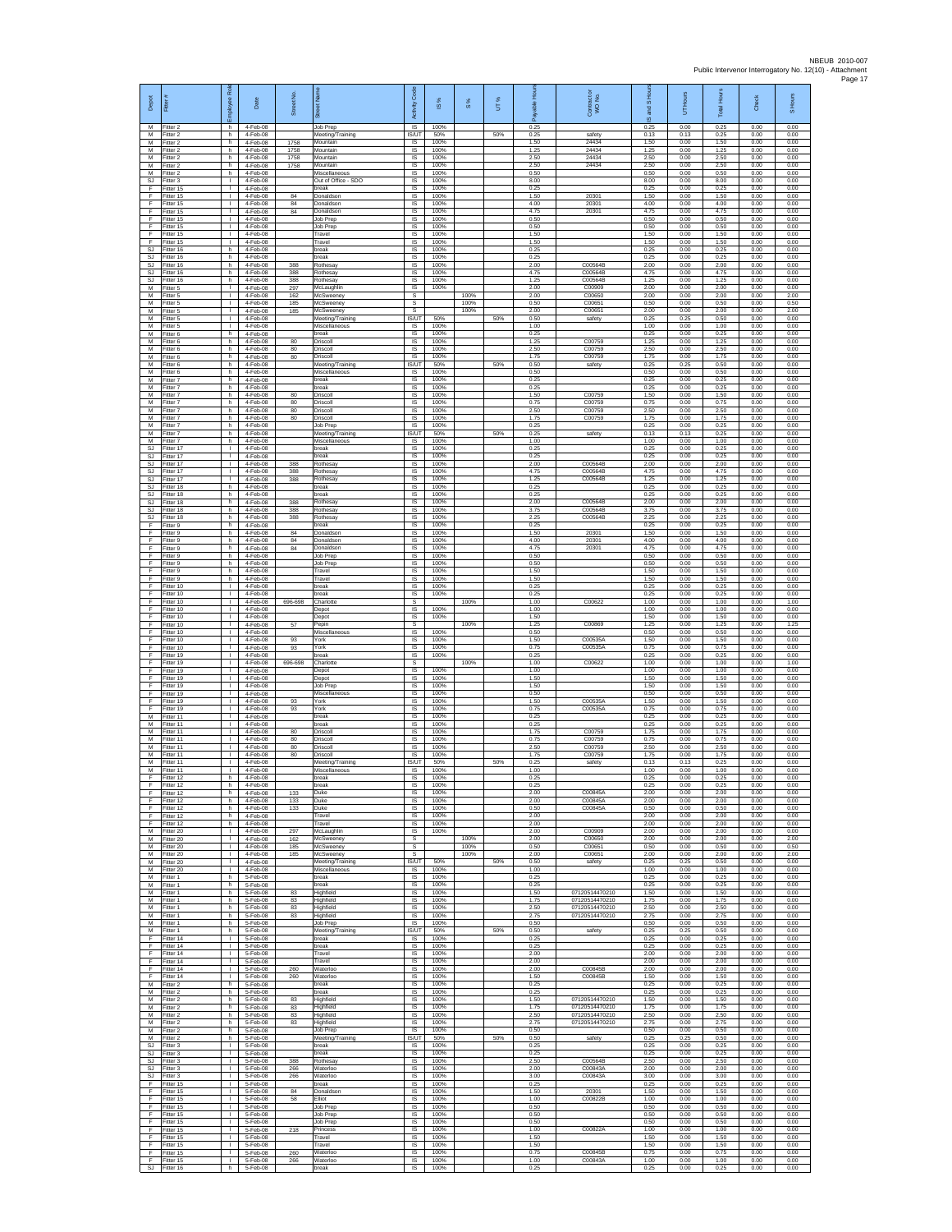| Depot | Fitter # | Employee Role | Date | Street No. | Street Name | Activity Code | IS % | S % | UT % | Payable Hours | Contractor WO No. | IS and S Hours | UT Hours | Total Hours | Check | S Hours |
|---|---|---|---|---|---|---|---|---|---|---|---|---|---|---|---|---|
| M | Fitter 2 | h | 4-Feb-08 | | Job Prep | IS | 100% | | | 0.25 | | 0.25 | 0.00 | 0.25 | 0.00 | 0.00 |
| M | Fitter 2 | h | 4-Feb-08 | | Meeting/Training | IS/UT | 50% | | 50% | 0.25 | safety | 0.13 | 0.13 | 0.25 | 0.00 | 0.00 |
| M | Fitter 2 | h | 4-Feb-08 | 1758 | Mountain | IS | 100% | | | 1.50 | 24434 | 1.50 | 0.00 | 1.50 | 0.00 | 0.00 |
| M | Fitter 2 | h | 4-Feb-08 | 1758 | Mountain | IS | 100% | | | 1.25 | 24434 | 1.25 | 0.00 | 1.25 | 0.00 | 0.00 |
| M | Fitter 2 | h | 4-Feb-08 | 1758 | Mountain | IS | 100% | | | 2.50 | 24434 | 2.50 | 0.00 | 2.50 | 0.00 | 0.00 |
| M | Fitter 2 | h | 4-Feb-08 | 1758 | Mountain | IS | 100% | | | 2.50 | 24434 | 2.50 | 0.00 | 2.50 | 0.00 | 0.00 |
| M | Fitter 2 | h | 4-Feb-08 | | Miscellaneous | IS | 100% | | | 0.50 | | 0.50 | 0.00 | 0.50 | 0.00 | 0.00 |
| SJ | Fitter 3 | l | 4-Feb-08 | | Out of Office - SDO | IS | 100% | | | 8.00 | | 8.00 | 0.00 | 8.00 | 0.00 | 0.00 |
| F | Fitter 15 | l | 4-Feb-08 | | break | IS | 100% | | | 0.25 | | 0.25 | 0.00 | 0.25 | 0.00 | 0.00 |
| F | Fitter 15 | l | 4-Feb-08 | 84 | Donaldson | IS | 100% | | | 1.50 | 20301 | 1.50 | 0.00 | 1.50 | 0.00 | 0.00 |
| F | Fitter 15 | l | 4-Feb-08 | 84 | Donaldson | IS | 100% | | | 4.00 | 20301 | 4.00 | 0.00 | 4.00 | 0.00 | 0.00 |
| F | Fitter 15 | l | 4-Feb-08 | 84 | Donaldson | IS | 100% | | | 4.75 | 20301 | 4.75 | 0.00 | 4.75 | 0.00 | 0.00 |
| F | Fitter 15 | l | 4-Feb-08 | | Job Prep | IS | 100% | | | 0.50 | | 0.50 | 0.00 | 0.50 | 0.00 | 0.00 |
| F | Fitter 15 | l | 4-Feb-08 | | Job Prep | IS | 100% | | | 0.50 | | 0.50 | 0.00 | 0.50 | 0.00 | 0.00 |
| F | Fitter 15 | l | 4-Feb-08 | | Travel | IS | 100% | | | 1.50 | | 1.50 | 0.00 | 1.50 | 0.00 | 0.00 |
| F | Fitter 15 | l | 4-Feb-08 | | Travel | IS | 100% | | | 1.50 | | 1.50 | 0.00 | 1.50 | 0.00 | 0.00 |
| SJ | Fitter 16 | h | 4-Feb-08 | | break | IS | 100% | | | 0.25 | | 0.25 | 0.00 | 0.25 | 0.00 | 0.00 |
| SJ | Fitter 16 | h | 4-Feb-08 | | break | IS | 100% | | | 0.25 | | 0.25 | 0.00 | 0.25 | 0.00 | 0.00 |
| SJ | Fitter 16 | h | 4-Feb-08 | 388 | Rothesay | IS | 100% | | | 2.00 | C00564B | 2.00 | 0.00 | 2.00 | 0.00 | 0.00 |
| SJ | Fitter 16 | h | 4-Feb-08 | 388 | Rothesay | IS | 100% | | | 4.75 | C00564B | 4.75 | 0.00 | 4.75 | 0.00 | 0.00 |
| SJ | Fitter 16 | h | 4-Feb-08 | 388 | Rothesay | IS | 100% | | | 1.25 | C00564B | 1.25 | 0.00 | 1.25 | 0.00 | 0.00 |
| M | Fitter 5 | l | 4-Feb-08 | 297 | McLaughlin | IS | 100% | | | 2.00 | C00909 | 2.00 | 0.00 | 2.00 | 0.00 | 0.00 |
| M | Fitter 5 | l | 4-Feb-08 | 162 | McSweeney | S | | 100% | | 2.00 | C00650 | 2.00 | 0.00 | 2.00 | 0.00 | 2.00 |
| M | Fitter 5 | l | 4-Feb-08 | 185 | McSweeney | S | | 100% | | 0.50 | C00651 | 0.50 | 0.00 | 0.50 | 0.00 | 0.50 |
| M | Fitter 5 | l | 4-Feb-08 | 185 | McSweeney | S | | 100% | | 2.00 | C00651 | 2.00 | 0.00 | 2.00 | 0.00 | 2.00 |
| M | Fitter 5 | l | 4-Feb-08 | | Meeting/Training | IS/UT | 50% | | 50% | 0.50 | safety | 0.25 | 0.25 | 0.50 | 0.00 | 0.00 |
| M | Fitter 5 | l | 4-Feb-08 | | Miscellaneous | IS | 100% | | | 1.00 | | 1.00 | 0.00 | 1.00 | 0.00 | 0.00 |
| M | Fitter 6 | h | 4-Feb-08 | | break | IS | 100% | | | 0.25 | | 0.25 | 0.00 | 0.25 | 0.00 | 0.00 |
| M | Fitter 6 | h | 4-Feb-08 | 80 | Driscoll | IS | 100% | | | 1.25 | C00759 | 1.25 | 0.00 | 1.25 | 0.00 | 0.00 |
| M | Fitter 6 | h | 4-Feb-08 | 80 | Driscoll | IS | 100% | | | 2.50 | C00759 | 2.50 | 0.00 | 2.50 | 0.00 | 0.00 |
| M | Fitter 6 | h | 4-Feb-08 | 80 | Driscoll | IS | 100% | | | 1.75 | C00759 | 1.75 | 0.00 | 1.75 | 0.00 | 0.00 |
| M | Fitter 6 | h | 4-Feb-08 | | Meeting/Training | IS/UT | 50% | | 50% | 0.50 | safety | 0.25 | 0.25 | 0.50 | 0.00 | 0.00 |
| M | Fitter 6 | h | 4-Feb-08 | | Miscellaneous | IS | 100% | | | 0.50 | | 0.50 | 0.00 | 0.50 | 0.00 | 0.00 |
| M | Fitter 7 | h | 4-Feb-08 | | break | IS | 100% | | | 0.25 | | 0.25 | 0.00 | 0.25 | 0.00 | 0.00 |
| M | Fitter 7 | h | 4-Feb-08 | | break | IS | 100% | | | 0.25 | | 0.25 | 0.00 | 0.25 | 0.00 | 0.00 |
| M | Fitter 7 | h | 4-Feb-08 | 80 | Driscoll | IS | 100% | | | 1.50 | C00759 | 1.50 | 0.00 | 1.50 | 0.00 | 0.00 |
| M | Fitter 7 | h | 4-Feb-08 | 80 | Driscoll | IS | 100% | | | 0.75 | C00759 | 0.75 | 0.00 | 0.75 | 0.00 | 0.00 |
| M | Fitter 7 | h | 4-Feb-08 | 80 | Driscoll | IS | 100% | | | 2.50 | C00759 | 2.50 | 0.00 | 2.50 | 0.00 | 0.00 |
| M | Fitter 7 | h | 4-Feb-08 | 80 | Driscoll | IS | 100% | | | 1.75 | C00759 | 1.75 | 0.00 | 1.75 | 0.00 | 0.00 |
| M | Fitter 7 | h | 4-Feb-08 | | Job Prep | IS | 100% | | | 0.25 | | 0.25 | 0.00 | 0.25 | 0.00 | 0.00 |
| M | Fitter 7 | h | 4-Feb-08 | | Meeting/Training | IS/UT | 50% | | 50% | 0.25 | safety | 0.13 | 0.13 | 0.25 | 0.00 | 0.00 |
| M | Fitter 7 | h | 4-Feb-08 | | Miscellaneous | IS | 100% | | | 1.00 | | 1.00 | 0.00 | 1.00 | 0.00 | 0.00 |
| SJ | Fitter 17 | l | 4-Feb-08 | | break | IS | 100% | | | 0.25 | | 0.25 | 0.00 | 0.25 | 0.00 | 0.00 |
| SJ | Fitter 17 | l | 4-Feb-08 | | break | IS | 100% | | | 0.25 | | 0.25 | 0.00 | 0.25 | 0.00 | 0.00 |
| SJ | Fitter 17 | l | 4-Feb-08 | 388 | Rothesay | IS | 100% | | | 2.00 | C00564B | 2.00 | 0.00 | 2.00 | 0.00 | 0.00 |
| SJ | Fitter 17 | l | 4-Feb-08 | 388 | Rothesay | IS | 100% | | | 4.75 | C00564B | 4.75 | 0.00 | 4.75 | 0.00 | 0.00 |
| SJ | Fitter 17 | l | 4-Feb-08 | 388 | Rothesay | IS | 100% | | | 1.25 | C00564B | 1.25 | 0.00 | 1.25 | 0.00 | 0.00 |
| SJ | Fitter 18 | h | 4-Feb-08 | | break | IS | 100% | | | 0.25 | | 0.25 | 0.00 | 0.25 | 0.00 | 0.00 |
| SJ | Fitter 18 | h | 4-Feb-08 | | break | IS | 100% | | | 0.25 | | 0.25 | 0.00 | 0.25 | 0.00 | 0.00 |
| SJ | Fitter 18 | h | 4-Feb-08 | 388 | Rothesay | IS | 100% | | | 2.00 | C00564B | 2.00 | 0.00 | 2.00 | 0.00 | 0.00 |
| SJ | Fitter 18 | h | 4-Feb-08 | 388 | Rothesay | IS | 100% | | | 3.75 | C00564B | 3.75 | 0.00 | 3.75 | 0.00 | 0.00 |
| SJ | Fitter 18 | h | 4-Feb-08 | 388 | Rothesay | IS | 100% | | | 2.25 | C00564B | 2.25 | 0.00 | 2.25 | 0.00 | 0.00 |
| F | Fitter 9 | h | 4-Feb-08 | | Break | IS | 100% | | | 0.25 | | 0.25 | 0.00 | 0.25 | 0.00 | 0.00 |
| F | Fitter 9 | h | 4-Feb-08 | 84 | Donaldson | IS | 100% | | | 1.50 | 20301 | 1.50 | 0.00 | 1.50 | 0.00 | 0.00 |
| F | Fitter 9 | h | 4-Feb-08 | 84 | Donaldson | IS | 100% | | | 4.00 | 20301 | 4.00 | 0.00 | 4.00 | 0.00 | 0.00 |
| F | Fitter 9 | h | 4-Feb-08 | 84 | Donaldson | IS | 100% | | | 4.75 | 20301 | 4.75 | 0.00 | 4.75 | 0.00 | 0.00 |
| F | Fitter 9 | h | 4-Feb-08 | | Job Prep | IS | 100% | | | 0.50 | | 0.50 | 0.00 | 0.50 | 0.00 | 0.00 |
| F | Fitter 9 | h | 4-Feb-08 | | Job Prep | IS | 100% | | | 0.50 | | 0.50 | 0.00 | 0.50 | 0.00 | 0.00 |
| F | Fitter 9 | h | 4-Feb-08 | | Travel | IS | 100% | | | 1.50 | | 1.50 | 0.00 | 1.50 | 0.00 | 0.00 |
| F | Fitter 9 | h | 4-Feb-08 | | Travel | IS | 100% | | | 1.50 | | 1.50 | 0.00 | 1.50 | 0.00 | 0.00 |
| F | Fitter 10 | l | 4-Feb-08 | | break | IS | 100% | | | 0.25 | | 0.25 | 0.00 | 0.25 | 0.00 | 0.00 |
| F | Fitter 10 | l | 4-Feb-08 | | break | IS | 100% | | | 0.25 | | 0.25 | 0.00 | 0.25 | 0.00 | 0.00 |
| F | Fitter 10 | l | 4-Feb-08 | 696-698 | Charlotte | S | | 100% | | 1.00 | C00622 | 1.00 | 0.00 | 1.00 | 0.00 | 1.00 |
| F | Fitter 10 | l | 4-Feb-08 | | Depot | IS | 100% | | | 1.00 | | 1.00 | 0.00 | 1.00 | 0.00 | 0.00 |
| F | Fitter 10 | l | 4-Feb-08 | | Depot | IS | 100% | | | 1.50 | | 1.50 | 0.00 | 1.50 | 0.00 | 0.00 |
| F | Fitter 10 | l | 4-Feb-08 | 57 | Pepin | S | | 100% | | 1.25 | C00869 | 1.25 | 0.00 | 1.25 | 0.00 | 1.25 |
| F | Fitter 10 | l | 4-Feb-08 | | Miscellaneous | IS | 100% | | | 0.50 | | 0.50 | 0.00 | 0.50 | 0.00 | 0.00 |
| F | Fitter 10 | l | 4-Feb-08 | 93 | York | IS | 100% | | | 1.50 | C00535A | 1.50 | 0.00 | 1.50 | 0.00 | 0.00 |
| F | Fitter 10 | l | 4-Feb-08 | 93 | York | IS | 100% | | | 0.75 | C00535A | 0.75 | 0.00 | 0.75 | 0.00 | 0.00 |
| F | Fitter 19 | l | 4-Feb-08 | | break | IS | 100% | | | 0.25 | | 0.25 | 0.00 | 0.25 | 0.00 | 0.00 |
| F | Fitter 19 | l | 4-Feb-08 | 696-698 | Charlotte | S | | 100% | | 1.00 | C00622 | 1.00 | 0.00 | 1.00 | 0.00 | 1.00 |
| F | Fitter 19 | l | 4-Feb-08 | | Depot | IS | 100% | | | 1.00 | | 1.00 | 0.00 | 1.00 | 0.00 | 0.00 |
| F | Fitter 19 | l | 4-Feb-08 | | Depot | IS | 100% | | | 1.50 | | 1.50 | 0.00 | 1.50 | 0.00 | 0.00 |
| F | Fitter 19 | l | 4-Feb-08 | | Job Prep | IS | 100% | | | 1.50 | | 1.50 | 0.00 | 1.50 | 0.00 | 0.00 |
| F | Fitter 19 | l | 4-Feb-08 | | Miscellaneous | IS | 100% | | | 0.50 | | 0.50 | 0.00 | 0.50 | 0.00 | 0.00 |
| F | Fitter 19 | l | 4-Feb-08 | 93 | York | IS | 100% | | | 1.50 | C00535A | 1.50 | 0.00 | 1.50 | 0.00 | 0.00 |
| F | Fitter 19 | l | 4-Feb-08 | 93 | York | IS | 100% | | | 0.75 | C00535A | 0.75 | 0.00 | 0.75 | 0.00 | 0.00 |
| M | Fitter 11 | l | 4-Feb-08 | | break | IS | 100% | | | 0.25 | | 0.25 | 0.00 | 0.25 | 0.00 | 0.00 |
| M | Fitter 11 | l | 4-Feb-08 | | break | IS | 100% | | | 0.25 | | 0.25 | 0.00 | 0.25 | 0.00 | 0.00 |
| M | Fitter 11 | l | 4-Feb-08 | 80 | Driscoll | IS | 100% | | | 1.75 | C00759 | 1.75 | 0.00 | 1.75 | 0.00 | 0.00 |
| M | Fitter 11 | l | 4-Feb-08 | 80 | Driscoll | IS | 100% | | | 0.75 | C00759 | 0.75 | 0.00 | 0.75 | 0.00 | 0.00 |
| M | Fitter 11 | l | 4-Feb-08 | 80 | Driscoll | IS | 100% | | | 2.50 | C00759 | 2.50 | 0.00 | 2.50 | 0.00 | 0.00 |
| M | Fitter 11 | l | 4-Feb-08 | 80 | Driscoll | IS | 100% | | | 1.75 | C00759 | 1.75 | 0.00 | 1.75 | 0.00 | 0.00 |
| M | Fitter 11 | l | 4-Feb-08 | | Meeting/Training | IS/UT | 50% | | 50% | 0.25 | safety | 0.13 | 0.13 | 0.25 | 0.00 | 0.00 |
| M | Fitter 11 | l | 4-Feb-08 | | Miscellaneous | IS | 100% | | | 1.00 | | 1.00 | 0.00 | 1.00 | 0.00 | 0.00 |
| F | Fitter 12 | h | 4-Feb-08 | | break | IS | 100% | | | 0.25 | | 0.25 | 0.00 | 0.25 | 0.00 | 0.00 |
| F | Fitter 12 | h | 4-Feb-08 | | break | IS | 100% | | | 0.25 | | 0.25 | 0.00 | 0.25 | 0.00 | 0.00 |
| F | Fitter 12 | h | 4-Feb-08 | 133 | Duke | IS | 100% | | | 2.00 | C00845A | 2.00 | 0.00 | 2.00 | 0.00 | 0.00 |
| F | Fitter 12 | h | 4-Feb-08 | 133 | Duke | IS | 100% | | | 2.00 | C00845A | 2.00 | 0.00 | 2.00 | 0.00 | 0.00 |
| F | Fitter 12 | h | 4-Feb-08 | 133 | Duke | IS | 100% | | | 0.50 | C00845A | 0.50 | 0.00 | 0.50 | 0.00 | 0.00 |
| F | Fitter 12 | h | 4-Feb-08 | | Travel | IS | 100% | | | 2.00 | | 2.00 | 0.00 | 2.00 | 0.00 | 0.00 |
| F | Fitter 12 | h | 4-Feb-08 | | Travel | IS | 100% | | | 2.00 | | 2.00 | 0.00 | 2.00 | 0.00 | 0.00 |
| M | Fitter 20 | l | 4-Feb-08 | 297 | McLaughlin | IS | 100% | | | 2.00 | C00909 | 2.00 | 0.00 | 2.00 | 0.00 | 0.00 |
| M | Fitter 20 | l | 4-Feb-08 | 162 | McSweeney | S | | 100% | | 2.00 | C00650 | 2.00 | 0.00 | 2.00 | 0.00 | 2.00 |
| M | Fitter 20 | l | 4-Feb-08 | 185 | McSweeney | S | | 100% | | 0.50 | C00651 | 0.50 | 0.00 | 0.50 | 0.00 | 0.50 |
| M | Fitter 20 | l | 4-Feb-08 | 185 | McSweeney | S | | 100% | | 2.00 | C00651 | 2.00 | 0.00 | 2.00 | 0.00 | 2.00 |
| M | Fitter 20 | l | 4-Feb-08 | | Meeting/Training | IS/UT | 50% | | 50% | 0.50 | safety | 0.25 | 0.25 | 0.50 | 0.00 | 0.00 |
| M | Fitter 20 | l | 4-Feb-08 | | Miscellaneous | IS | 100% | | | 1.00 | | 1.00 | 0.00 | 1.00 | 0.00 | 0.00 |
| M | Fitter 1 | h | 5-Feb-08 | | break | IS | 100% | | | 0.25 | | 0.25 | 0.00 | 0.25 | 0.00 | 0.00 |
| M | Fitter 1 | h | 5-Feb-08 | | break | IS | 100% | | | 0.25 | | 0.25 | 0.00 | 0.25 | 0.00 | 0.00 |
| M | Fitter 1 | h | 5-Feb-08 | 83 | Highfield | IS | 100% | | | 1.50 | 07120514470210 | 1.50 | 0.00 | 1.50 | 0.00 | 0.00 |
| M | Fitter 1 | h | 5-Feb-08 | 83 | Highfield | IS | 100% | | | 1.75 | 07120514470210 | 1.75 | 0.00 | 1.75 | 0.00 | 0.00 |
| M | Fitter 1 | h | 5-Feb-08 | 83 | Highfield | IS | 100% | | | 2.50 | 07120514470210 | 2.50 | 0.00 | 2.50 | 0.00 | 0.00 |
| M | Fitter 1 | h | 5-Feb-08 | 83 | Highfield | IS | 100% | | | 2.75 | 07120514470210 | 2.75 | 0.00 | 2.75 | 0.00 | 0.00 |
| M | Fitter 1 | h | 5-Feb-08 | | Job Prep | IS | 100% | | | 0.50 | | 0.50 | 0.00 | 0.50 | 0.00 | 0.00 |
| M | Fitter 1 | h | 5-Feb-08 | | Meeting/Training | IS/UT | 50% | | 50% | 0.50 | safety | 0.25 | 0.25 | 0.50 | 0.00 | 0.00 |
| F | Fitter 14 | l | 5-Feb-08 | | break | IS | 100% | | | 0.25 | | 0.25 | 0.00 | 0.25 | 0.00 | 0.00 |
| F | Fitter 14 | l | 5-Feb-08 | | break | IS | 100% | | | 0.25 | | 0.25 | 0.00 | 0.25 | 0.00 | 0.00 |
| F | Fitter 14 | l | 5-Feb-08 | | Travel | IS | 100% | | | 2.00 | | 2.00 | 0.00 | 2.00 | 0.00 | 0.00 |
| F | Fitter 14 | l | 5-Feb-08 | | Travel | IS | 100% | | | 2.00 | | 2.00 | 0.00 | 2.00 | 0.00 | 0.00 |
| F | Fitter 14 | l | 5-Feb-08 | 260 | Waterloo | IS | 100% | | | 2.00 | C00845B | 2.00 | 0.00 | 2.00 | 0.00 | 0.00 |
| F | Fitter 14 | l | 5-Feb-08 | 260 | Waterloo | IS | 100% | | | 1.50 | C00845B | 1.50 | 0.00 | 1.50 | 0.00 | 0.00 |
| M | Fitter 2 | h | 5-Feb-08 | | break | IS | 100% | | | 0.25 | | 0.25 | 0.00 | 0.25 | 0.00 | 0.00 |
| M | Fitter 2 | h | 5-Feb-08 | | break | IS | 100% | | | 0.25 | | 0.25 | 0.00 | 0.25 | 0.00 | 0.00 |
| M | Fitter 2 | h | 5-Feb-08 | 83 | Highfield | IS | 100% | | | 1.50 | 07120514470210 | 1.50 | 0.00 | 1.50 | 0.00 | 0.00 |
| M | Fitter 2 | h | 5-Feb-08 | 83 | Highfield | IS | 100% | | | 1.75 | 07120514470210 | 1.75 | 0.00 | 1.75 | 0.00 | 0.00 |
| M | Fitter 2 | h | 5-Feb-08 | 83 | Highfield | IS | 100% | | | 2.50 | 07120514470210 | 2.50 | 0.00 | 2.50 | 0.00 | 0.00 |
| M | Fitter 2 | h | 5-Feb-08 | 83 | Highfield | IS | 100% | | | 2.75 | 07120514470210 | 2.75 | 0.00 | 2.75 | 0.00 | 0.00 |
| M | Fitter 2 | h | 5-Feb-08 | | Job Prep | IS | 100% | | | 0.50 | | 0.50 | 0.00 | 0.50 | 0.00 | 0.00 |
| M | Fitter 2 | h | 5-Feb-08 | | Meeting/Training | IS/UT | 50% | | 50% | 0.50 | safety | 0.25 | 0.25 | 0.50 | 0.00 | 0.00 |
| SJ | Fitter 3 | l | 5-Feb-08 | | break | IS | 100% | | | 0.25 | | 0.25 | 0.00 | 0.25 | 0.00 | 0.00 |
| SJ | Fitter 3 | l | 5-Feb-08 | | break | IS | 100% | | | 0.25 | | 0.25 | 0.00 | 0.25 | 0.00 | 0.00 |
| SJ | Fitter 3 | l | 5-Feb-08 | 388 | Rothesay | IS | 100% | | | 2.50 | C00564B | 2.50 | 0.00 | 2.50 | 0.00 | 0.00 |
| SJ | Fitter 3 | l | 5-Feb-08 | 266 | Waterloo | IS | 100% | | | 2.00 | C00843A | 2.00 | 0.00 | 2.00 | 0.00 | 0.00 |
| SJ | Fitter 3 | l | 5-Feb-08 | 266 | Waterloo | IS | 100% | | | 3.00 | C00843A | 3.00 | 0.00 | 3.00 | 0.00 | 0.00 |
| F | Fitter 15 | l | 5-Feb-08 | | break | IS | 100% | | | 0.25 | | 0.25 | 0.00 | 0.25 | 0.00 | 0.00 |
| F | Fitter 15 | l | 5-Feb-08 | 84 | Donaldson | IS | 100% | | | 1.50 | 20301 | 1.50 | 0.00 | 1.50 | 0.00 | 0.00 |
| F | Fitter 15 | l | 5-Feb-08 | 58 | Elliot | IS | 100% | | | 1.00 | C00822B | 1.00 | 0.00 | 1.00 | 0.00 | 0.00 |
| F | Fitter 15 | l | 5-Feb-08 | | Job Prep | IS | 100% | | | 0.50 | | 0.50 | 0.00 | 0.50 | 0.00 | 0.00 |
| F | Fitter 15 | l | 5-Feb-08 | | Job Prep | IS | 100% | | | 0.50 | | 0.50 | 0.00 | 0.50 | 0.00 | 0.00 |
| F | Fitter 15 | l | 5-Feb-08 | | Job Prep | IS | 100% | | | 0.50 | | 0.50 | 0.00 | 0.50 | 0.00 | 0.00 |
| F | Fitter 15 | l | 5-Feb-08 | 218 | Princess | IS | 100% | | | 1.00 | C00822A | 1.00 | 0.00 | 1.00 | 0.00 | 0.00 |
| F | Fitter 15 | l | 5-Feb-08 | | Travel | IS | 100% | | | 1.50 | | 1.50 | 0.00 | 1.50 | 0.00 | 0.00 |
| F | Fitter 15 | l | 5-Feb-08 | | Travel | IS | 100% | | | 1.50 | | 1.50 | 0.00 | 1.50 | 0.00 | 0.00 |
| F | Fitter 15 | l | 5-Feb-08 | 260 | Waterloo | IS | 100% | | | 0.75 | C00845B | 0.75 | 0.00 | 0.75 | 0.00 | 0.00 |
| F | Fitter 15 | l | 5-Feb-08 | 266 | Waterloo | IS | 100% | | | 1.00 | C00843A | 1.00 | 0.00 | 1.00 | 0.00 | 0.00 |
| SJ | Fitter 16 | h | 5-Feb-08 | | break | IS | 100% | | | 0.25 | | 0.25 | 0.00 | 0.25 | 0.00 | 0.00 |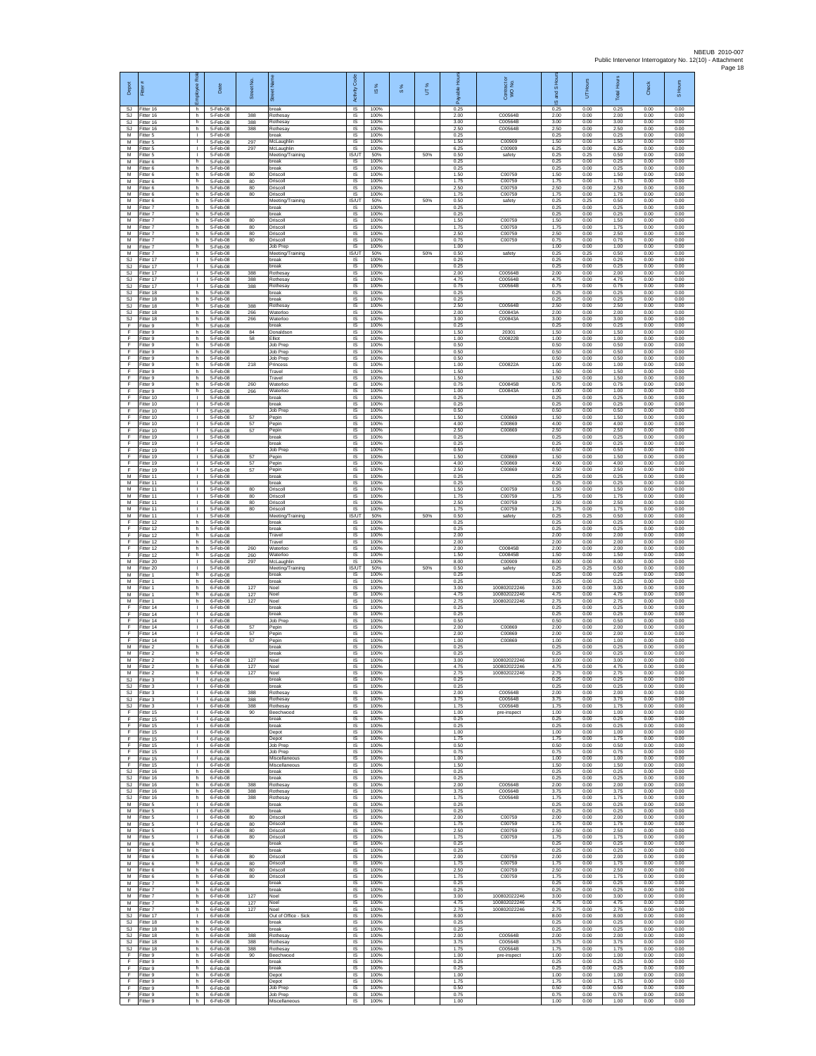| Depot | Fitter # | Employee Role | Date | Street No. | Street Name | Activity Code | IS % | S % | UT % | Payable Hours | Contractor or WO No. | IS and S Hours | UT Hours | Total Hours | Check | S Hours |
|---|---|---|---|---|---|---|---|---|---|---|---|---|---|---|---|---|
| SJ | Fitter 16 | h | 5-Feb-08 | | break | IS | 100% | | | 0.25 | | 0.25 | 0.00 | 0.25 | 0.00 | 0.00 |
| SJ | Fitter 16 | h | 5-Feb-08 | 388 | Rothesay | IS | 100% | | | 2.00 | C00564B | 2.00 | 0.00 | 2.00 | 0.00 | 0.00 |
| SJ | Fitter 16 | h | 5-Feb-08 | 388 | Rothesay | IS | 100% | | | 3.00 | C00564B | 3.00 | 0.00 | 3.00 | 0.00 | 0.00 |
| SJ | Fitter 16 | h | 5-Feb-08 | 388 | Rothesay | IS | 100% | | | 2.50 | C00564B | 2.50 | 0.00 | 2.50 | 0.00 | 0.00 |
| M | Fitter 5 | I | 5-Feb-08 | | break | IS | 100% | | | 0.25 | | 0.25 | 0.00 | 0.25 | 0.00 | 0.00 |
| M | Fitter 5 | I | 5-Feb-08 | 297 | McLaughlin | IS | 100% | | | 1.50 | C00909 | 1.50 | 0.00 | 1.50 | 0.00 | 0.00 |
| M | Fitter 5 | I | 5-Feb-08 | 297 | McLaughlin | IS | 100% | | | 6.25 | C00909 | 6.25 | 0.00 | 6.25 | 0.00 | 0.00 |
| M | Fitter 5 | I | 5-Feb-08 | | Meeting/Training | IS/UT | 50% | | 50% | 0.50 | safety | 0.25 | 0.25 | 0.50 | 0.00 | 0.00 |
| M | Fitter 6 | h | 5-Feb-08 | | break | IS | 100% | | | 0.25 | | 0.25 | 0.00 | 0.25 | 0.00 | 0.00 |
| M | Fitter 6 | h | 5-Feb-08 | | break | IS | 100% | | | 0.25 | | 0.25 | 0.00 | 0.25 | 0.00 | 0.00 |
| M | Fitter 6 | h | 5-Feb-08 | 80 | Driscoll | IS | 100% | | | 1.50 | C00759 | 1.50 | 0.00 | 1.50 | 0.00 | 0.00 |
| M | Fitter 6 | h | 5-Feb-08 | 80 | Driscoll | IS | 100% | | | 1.75 | C00759 | 1.75 | 0.00 | 1.75 | 0.00 | 0.00 |
| M | Fitter 6 | h | 5-Feb-08 | 80 | Driscoll | IS | 100% | | | 2.50 | C00759 | 2.50 | 0.00 | 2.50 | 0.00 | 0.00 |
| M | Fitter 6 | h | 5-Feb-08 | 80 | Driscoll | IS | 100% | | | 1.75 | C00759 | 1.75 | 0.00 | 1.75 | 0.00 | 0.00 |
| M | Fitter 6 | h | 5-Feb-08 | | Meeting/Training | IS/UT | 50% | | 50% | 0.50 | safety | 0.25 | 0.25 | 0.50 | 0.00 | 0.00 |
| M | Fitter 7 | h | 5-Feb-08 | | break | IS | 100% | | | 0.25 | | 0.25 | 0.00 | 0.25 | 0.00 | 0.00 |
| M | Fitter 7 | h | 5-Feb-08 | | break | IS | 100% | | | 0.25 | | 0.25 | 0.00 | 0.25 | 0.00 | 0.00 |
| M | Fitter 7 | h | 5-Feb-08 | 80 | Driscoll | IS | 100% | | | 1.50 | C00759 | 1.50 | 0.00 | 1.50 | 0.00 | 0.00 |
| M | Fitter 7 | h | 5-Feb-08 | 80 | Driscoll | IS | 100% | | | 1.75 | C00759 | 1.75 | 0.00 | 1.75 | 0.00 | 0.00 |
| M | Fitter 7 | h | 5-Feb-08 | 80 | Driscoll | IS | 100% | | | 2.50 | C00759 | 2.50 | 0.00 | 2.50 | 0.00 | 0.00 |
| M | Fitter 7 | h | 5-Feb-08 | 80 | Driscoll | IS | 100% | | | 0.75 | C00759 | 0.75 | 0.00 | 0.75 | 0.00 | 0.00 |
| M | Fitter 7 | h | 5-Feb-08 | | Job Prep | IS | 100% | | | 1.00 | | 1.00 | 0.00 | 1.00 | 0.00 | 0.00 |
| M | Fitter 7 | h | 5-Feb-08 | | Meeting/Training | IS/UT | 50% | | 50% | 0.50 | safety | 0.25 | 0.25 | 0.50 | 0.00 | 0.00 |
| SJ | Fitter 17 | I | 5-Feb-08 | | break | IS | 100% | | | 0.25 | | 0.25 | 0.00 | 0.25 | 0.00 | 0.00 |
| SJ | Fitter 17 | I | 5-Feb-08 | | break | IS | 100% | | | 0.25 | | 0.25 | 0.00 | 0.25 | 0.00 | 0.00 |
| SJ | Fitter 17 | I | 5-Feb-08 | 388 | Rothesay | IS | 100% | | | 2.00 | C00564B | 2.00 | 0.00 | 2.00 | 0.00 | 0.00 |
| SJ | Fitter 17 | I | 5-Feb-08 | 388 | Rothesay | IS | 100% | | | 4.75 | C00564B | 4.75 | 0.00 | 4.75 | 0.00 | 0.00 |
| SJ | Fitter 17 | I | 5-Feb-08 | 388 | Rothesay | IS | 100% | | | 0.75 | C00564B | 0.75 | 0.00 | 0.75 | 0.00 | 0.00 |
| SJ | Fitter 18 | h | 5-Feb-08 | | break | IS | 100% | | | 0.25 | | 0.25 | 0.00 | 0.25 | 0.00 | 0.00 |
| SJ | Fitter 18 | h | 5-Feb-08 | | break | IS | 100% | | | 0.25 | | 0.25 | 0.00 | 0.25 | 0.00 | 0.00 |
| SJ | Fitter 18 | h | 5-Feb-08 | 388 | Rothesay | IS | 100% | | | 2.50 | C00564B | 2.50 | 0.00 | 2.50 | 0.00 | 0.00 |
| SJ | Fitter 18 | h | 5-Feb-08 | 266 | Waterloo | IS | 100% | | | 2.00 | C00843A | 2.00 | 0.00 | 2.00 | 0.00 | 0.00 |
| SJ | Fitter 18 | h | 5-Feb-08 | 266 | Waterloo | IS | 100% | | | 3.00 | C00843A | 3.00 | 0.00 | 3.00 | 0.00 | 0.00 |
| F | Fitter 9 | h | 5-Feb-08 | | break | IS | 100% | | | 0.25 | | 0.25 | 0.00 | 0.25 | 0.00 | 0.00 |
| F | Fitter 9 | h | 5-Feb-08 | 84 | Donaldson | IS | 100% | | | 1.50 | 20301 | 1.50 | 0.00 | 1.50 | 0.00 | 0.00 |
| F | Fitter 9 | h | 5-Feb-08 | 58 | Elliot | IS | 100% | | | 1.00 | C00822B | 1.00 | 0.00 | 1.00 | 0.00 | 0.00 |
| F | Fitter 9 | h | 5-Feb-08 | | Job Prep | IS | 100% | | | 0.50 | | 0.50 | 0.00 | 0.50 | 0.00 | 0.00 |
| F | Fitter 9 | h | 5-Feb-08 | | Job Prep | IS | 100% | | | 0.50 | | 0.50 | 0.00 | 0.50 | 0.00 | 0.00 |
| F | Fitter 9 | h | 5-Feb-08 | | Job Prep | IS | 100% | | | 0.50 | | 0.50 | 0.00 | 0.50 | 0.00 | 0.00 |
| F | Fitter 9 | h | 5-Feb-08 | 218 | Princess | IS | 100% | | | 1.00 | C00822A | 1.00 | 0.00 | 1.00 | 0.00 | 0.00 |
| F | Fitter 9 | h | 5-Feb-08 | | Travel | IS | 100% | | | 1.50 | | 1.50 | 0.00 | 1.50 | 0.00 | 0.00 |
| F | Fitter 9 | h | 5-Feb-08 | | Travel | IS | 100% | | | 1.50 | | 1.50 | 0.00 | 1.50 | 0.00 | 0.00 |
| F | Fitter 9 | h | 5-Feb-08 | 260 | Waterloo | IS | 100% | | | 0.75 | C00845B | 0.75 | 0.00 | 0.75 | 0.00 | 0.00 |
| F | Fitter 9 | h | 5-Feb-08 | 266 | Waterloo | IS | 100% | | | 1.00 | C00843A | 1.00 | 0.00 | 1.00 | 0.00 | 0.00 |
| F | Fitter 10 | I | 5-Feb-08 | | break | IS | 100% | | | 0.25 | | 0.25 | 0.00 | 0.25 | 0.00 | 0.00 |
| F | Fitter 10 | I | 5-Feb-08 | | break | IS | 100% | | | 0.25 | | 0.25 | 0.00 | 0.25 | 0.00 | 0.00 |
| F | Fitter 10 | I | 5-Feb-08 | | Job Prep | IS | 100% | | | 0.50 | | 0.50 | 0.00 | 0.50 | 0.00 | 0.00 |
| F | Fitter 10 | I | 5-Feb-08 | 57 | Pepin | IS | 100% | | | 1.50 | C00869 | 1.50 | 0.00 | 1.50 | 0.00 | 0.00 |
| F | Fitter 10 | I | 5-Feb-08 | 57 | Pepin | IS | 100% | | | 4.00 | C00869 | 4.00 | 0.00 | 4.00 | 0.00 | 0.00 |
| F | Fitter 10 | I | 5-Feb-08 | 57 | Pepin | IS | 100% | | | 2.50 | C00869 | 2.50 | 0.00 | 2.50 | 0.00 | 0.00 |
| F | Fitter 19 | I | 5-Feb-08 | | break | IS | 100% | | | 0.25 | | 0.25 | 0.00 | 0.25 | 0.00 | 0.00 |
| F | Fitter 19 | I | 5-Feb-08 | | break | IS | 100% | | | 0.25 | | 0.25 | 0.00 | 0.25 | 0.00 | 0.00 |
| F | Fitter 19 | I | 5-Feb-08 | | Job Prep | IS | 100% | | | 0.50 | | 0.50 | 0.00 | 0.50 | 0.00 | 0.00 |
| F | Fitter 19 | I | 5-Feb-08 | 57 | Pepin | IS | 100% | | | 1.50 | C00869 | 1.50 | 0.00 | 1.50 | 0.00 | 0.00 |
| F | Fitter 19 | I | 5-Feb-08 | 57 | Pepin | IS | 100% | | | 4.00 | C00869 | 4.00 | 0.00 | 4.00 | 0.00 | 0.00 |
| F | Fitter 19 | I | 5-Feb-08 | 57 | Pepin | IS | 100% | | | 2.50 | C00869 | 2.50 | 0.00 | 2.50 | 0.00 | 0.00 |
| M | Fitter 11 | I | 5-Feb-08 | | break | IS | 100% | | | 0.25 | | 0.25 | 0.00 | 0.25 | 0.00 | 0.00 |
| M | Fitter 11 | I | 5-Feb-08 | | break | IS | 100% | | | 0.25 | | 0.25 | 0.00 | 0.25 | 0.00 | 0.00 |
| M | Fitter 11 | I | 5-Feb-08 | 80 | Driscoll | IS | 100% | | | 1.50 | C00759 | 1.50 | 0.00 | 1.50 | 0.00 | 0.00 |
| M | Fitter 11 | I | 5-Feb-08 | 80 | Driscoll | IS | 100% | | | 1.75 | C00759 | 1.75 | 0.00 | 1.75 | 0.00 | 0.00 |
| M | Fitter 11 | I | 5-Feb-08 | 80 | Driscoll | IS | 100% | | | 2.50 | C00759 | 2.50 | 0.00 | 2.50 | 0.00 | 0.00 |
| M | Fitter 11 | I | 5-Feb-08 | 80 | Driscoll | IS | 100% | | | 1.75 | C00759 | 1.75 | 0.00 | 1.75 | 0.00 | 0.00 |
| M | Fitter 11 | I | 5-Feb-08 | | Meeting/Training | IS/UT | 50% | | 50% | 0.50 | safety | 0.25 | 0.25 | 0.50 | 0.00 | 0.00 |
| F | Fitter 12 | h | 5-Feb-08 | | break | IS | 100% | | | 0.25 | | 0.25 | 0.00 | 0.25 | 0.00 | 0.00 |
| F | Fitter 12 | h | 5-Feb-08 | | break | IS | 100% | | | 0.25 | | 0.25 | 0.00 | 0.25 | 0.00 | 0.00 |
| F | Fitter 12 | h | 5-Feb-08 | | Travel | IS | 100% | | | 2.00 | | 2.00 | 0.00 | 2.00 | 0.00 | 0.00 |
| F | Fitter 12 | h | 5-Feb-08 | | Travel | IS | 100% | | | 2.00 | | 2.00 | 0.00 | 2.00 | 0.00 | 0.00 |
| F | Fitter 12 | h | 5-Feb-08 | 260 | Waterloo | IS | 100% | | | 2.00 | C00845B | 2.00 | 0.00 | 2.00 | 0.00 | 0.00 |
| F | Fitter 12 | h | 5-Feb-08 | 260 | Waterloo | IS | 100% | | | 1.50 | C00845B | 1.50 | 0.00 | 1.50 | 0.00 | 0.00 |
| M | Fitter 20 | I | 5-Feb-08 | 297 | McLaughlin | IS | 100% | | | 8.00 | C00909 | 8.00 | 0.00 | 8.00 | 0.00 | 0.00 |
| M | Fitter 20 | I | 5-Feb-08 | | Meeting/Training | IS/UT | 50% | | 50% | 0.50 | safety | 0.25 | 0.25 | 0.50 | 0.00 | 0.00 |
| M | Fitter 1 | h | 6-Feb-08 | | break | IS | 100% | | | 0.25 | | 0.25 | 0.00 | 0.25 | 0.00 | 0.00 |
| M | Fitter 1 | h | 6-Feb-08 | | break | IS | 100% | | | 0.25 | | 0.25 | 0.00 | 0.25 | 0.00 | 0.00 |
| M | Fitter 1 | h | 6-Feb-08 | 127 | Noel | IS | 100% | | | 3.00 | 100802022246 | 3.00 | 0.00 | 3.00 | 0.00 | 0.00 |
| M | Fitter 1 | h | 6-Feb-08 | 127 | Noel | IS | 100% | | | 4.75 | 100802022246 | 4.75 | 0.00 | 4.75 | 0.00 | 0.00 |
| M | Fitter 1 | h | 6-Feb-08 | 127 | Noel | IS | 100% | | | 2.75 | 100802022246 | 2.75 | 0.00 | 2.75 | 0.00 | 0.00 |
| F | Fitter 14 | I | 6-Feb-08 | | break | IS | 100% | | | 0.25 | | 0.25 | 0.00 | 0.25 | 0.00 | 0.00 |
| F | Fitter 14 | I | 6-Feb-08 | | break | IS | 100% | | | 0.25 | | 0.25 | 0.00 | 0.25 | 0.00 | 0.00 |
| F | Fitter 14 | I | 6-Feb-08 | | Job Prep | IS | 100% | | | 0.50 | | 0.50 | 0.00 | 0.50 | 0.00 | 0.00 |
| F | Fitter 14 | I | 6-Feb-08 | 57 | Pepin | IS | 100% | | | 2.00 | C00869 | 2.00 | 0.00 | 2.00 | 0.00 | 0.00 |
| F | Fitter 14 | I | 6-Feb-08 | 57 | Pepin | IS | 100% | | | 2.00 | C00869 | 2.00 | 0.00 | 2.00 | 0.00 | 0.00 |
| F | Fitter 14 | I | 6-Feb-08 | 57 | Pepin | IS | 100% | | | 1.00 | C00869 | 1.00 | 0.00 | 1.00 | 0.00 | 0.00 |
| M | Fitter 2 | h | 6-Feb-08 | | break | IS | 100% | | | 0.25 | | 0.25 | 0.00 | 0.25 | 0.00 | 0.00 |
| M | Fitter 2 | h | 6-Feb-08 | | break | IS | 100% | | | 0.25 | | 0.25 | 0.00 | 0.25 | 0.00 | 0.00 |
| M | Fitter 2 | h | 6-Feb-08 | 127 | Noel | IS | 100% | | | 3.00 | 100802022246 | 3.00 | 0.00 | 3.00 | 0.00 | 0.00 |
| M | Fitter 2 | h | 6-Feb-08 | 127 | Noel | IS | 100% | | | 4.75 | 100802022246 | 4.75 | 0.00 | 4.75 | 0.00 | 0.00 |
| M | Fitter 2 | h | 6-Feb-08 | 127 | Noel | IS | 100% | | | 2.75 | 100802022246 | 2.75 | 0.00 | 2.75 | 0.00 | 0.00 |
| SJ | Fitter 3 | I | 6-Feb-08 | | break | IS | 100% | | | 0.25 | | 0.25 | 0.00 | 0.25 | 0.00 | 0.00 |
| SJ | Fitter 3 | I | 6-Feb-08 | | break | IS | 100% | | | 0.25 | | 0.25 | 0.00 | 0.25 | 0.00 | 0.00 |
| SJ | Fitter 3 | I | 6-Feb-08 | 388 | Rothesay | IS | 100% | | | 2.00 | C00564B | 2.00 | 0.00 | 2.00 | 0.00 | 0.00 |
| SJ | Fitter 3 | I | 6-Feb-08 | 388 | Rothesay | IS | 100% | | | 3.75 | C00564B | 3.75 | 0.00 | 3.75 | 0.00 | 0.00 |
| SJ | Fitter 3 | I | 6-Feb-08 | 388 | Rothesay | IS | 100% | | | 1.75 | C00564B | 1.75 | 0.00 | 1.75 | 0.00 | 0.00 |
| F | Fitter 15 | I | 6-Feb-08 | 90 | Beechwood | IS | 100% | | | 1.00 | pre-inspect | 1.00 | 0.00 | 1.00 | 0.00 | 0.00 |
| F | Fitter 15 | I | 6-Feb-08 | | break | IS | 100% | | | 0.25 | | 0.25 | 0.00 | 0.25 | 0.00 | 0.00 |
| F | Fitter 15 | I | 6-Feb-08 | | break | IS | 100% | | | 0.25 | | 0.25 | 0.00 | 0.25 | 0.00 | 0.00 |
| F | Fitter 15 | I | 6-Feb-08 | | Depot | IS | 100% | | | 1.00 | | 1.00 | 0.00 | 1.00 | 0.00 | 0.00 |
| F | Fitter 15 | I | 6-Feb-08 | | Depot | IS | 100% | | | 1.75 | | 1.75 | 0.00 | 1.75 | 0.00 | 0.00 |
| F | Fitter 15 | I | 6-Feb-08 | | Job Prep | IS | 100% | | | 0.50 | | 0.50 | 0.00 | 0.50 | 0.00 | 0.00 |
| F | Fitter 15 | I | 6-Feb-08 | | Job Prep | IS | 100% | | | 0.75 | | 0.75 | 0.00 | 0.75 | 0.00 | 0.00 |
| F | Fitter 15 | I | 6-Feb-08 | | Miscellaneous | IS | 100% | | | 1.00 | | 1.00 | 0.00 | 1.00 | 0.00 | 0.00 |
| F | Fitter 15 | I | 6-Feb-08 | | Miscellaneous | IS | 100% | | | 1.50 | | 1.50 | 0.00 | 1.50 | 0.00 | 0.00 |
| SJ | Fitter 16 | h | 6-Feb-08 | | break | IS | 100% | | | 0.25 | | 0.25 | 0.00 | 0.25 | 0.00 | 0.00 |
| SJ | Fitter 16 | h | 6-Feb-08 | | break | IS | 100% | | | 0.25 | | 0.25 | 0.00 | 0.25 | 0.00 | 0.00 |
| SJ | Fitter 16 | h | 6-Feb-08 | 388 | Rothesay | IS | 100% | | | 2.00 | C00564B | 2.00 | 0.00 | 2.00 | 0.00 | 0.00 |
| SJ | Fitter 16 | h | 6-Feb-08 | 388 | Rothesay | IS | 100% | | | 3.75 | C00564B | 3.75 | 0.00 | 3.75 | 0.00 | 0.00 |
| SJ | Fitter 16 | h | 6-Feb-08 | 388 | Rothesay | IS | 100% | | | 1.75 | C00564B | 1.75 | 0.00 | 1.75 | 0.00 | 0.00 |
| M | Fitter 5 | I | 6-Feb-08 | | break | IS | 100% | | | 0.25 | | 0.25 | 0.00 | 0.25 | 0.00 | 0.00 |
| M | Fitter 5 | I | 6-Feb-08 | | break | IS | 100% | | | 0.25 | | 0.25 | 0.00 | 0.25 | 0.00 | 0.00 |
| M | Fitter 5 | I | 6-Feb-08 | 80 | Driscoll | IS | 100% | | | 2.00 | C00759 | 2.00 | 0.00 | 2.00 | 0.00 | 0.00 |
| M | Fitter 5 | I | 6-Feb-08 | 80 | Driscoll | IS | 100% | | | 1.75 | C00759 | 1.75 | 0.00 | 1.75 | 0.00 | 0.00 |
| M | Fitter 5 | I | 6-Feb-08 | 80 | Driscoll | IS | 100% | | | 2.50 | C00759 | 2.50 | 0.00 | 2.50 | 0.00 | 0.00 |
| M | Fitter 5 | I | 6-Feb-08 | 80 | Driscoll | IS | 100% | | | 1.75 | C00759 | 1.75 | 0.00 | 1.75 | 0.00 | 0.00 |
| M | Fitter 6 | h | 6-Feb-08 | | break | IS | 100% | | | 0.25 | | 0.25 | 0.00 | 0.25 | 0.00 | 0.00 |
| M | Fitter 6 | h | 6-Feb-08 | | break | IS | 100% | | | 0.25 | | 0.25 | 0.00 | 0.25 | 0.00 | 0.00 |
| M | Fitter 6 | h | 6-Feb-08 | 80 | Driscoll | IS | 100% | | | 2.00 | C00759 | 2.00 | 0.00 | 2.00 | 0.00 | 0.00 |
| M | Fitter 6 | h | 6-Feb-08 | 80 | Driscoll | IS | 100% | | | 1.75 | C00759 | 1.75 | 0.00 | 1.75 | 0.00 | 0.00 |
| M | Fitter 6 | h | 6-Feb-08 | 80 | Driscoll | IS | 100% | | | 2.50 | C00759 | 2.50 | 0.00 | 2.50 | 0.00 | 0.00 |
| M | Fitter 6 | h | 6-Feb-08 | 80 | Driscoll | IS | 100% | | | 1.75 | C00759 | 1.75 | 0.00 | 1.75 | 0.00 | 0.00 |
| M | Fitter 7 | h | 6-Feb-08 | | break | IS | 100% | | | 0.25 | | 0.25 | 0.00 | 0.25 | 0.00 | 0.00 |
| M | Fitter 7 | h | 6-Feb-08 | | break | IS | 100% | | | 0.25 | | 0.25 | 0.00 | 0.25 | 0.00 | 0.00 |
| M | Fitter 7 | h | 6-Feb-08 | 127 | Noel | IS | 100% | | | 3.00 | 100802022246 | 3.00 | 0.00 | 3.00 | 0.00 | 0.00 |
| M | Fitter 7 | h | 6-Feb-08 | 127 | Noel | IS | 100% | | | 4.75 | 100802022246 | 4.75 | 0.00 | 4.75 | 0.00 | 0.00 |
| M | Fitter 7 | h | 6-Feb-08 | 127 | Noel | IS | 100% | | | 2.75 | 100802022246 | 2.75 | 0.00 | 2.75 | 0.00 | 0.00 |
| SJ | Fitter 17 | I | 6-Feb-08 | | Out of Office - Sick | IS | 100% | | | 8.00 | | 8.00 | 0.00 | 8.00 | 0.00 | 0.00 |
| SJ | Fitter 18 | h | 6-Feb-08 | | break | IS | 100% | | | 0.25 | | 0.25 | 0.00 | 0.25 | 0.00 | 0.00 |
| SJ | Fitter 18 | h | 6-Feb-08 | | break | IS | 100% | | | 0.25 | | 0.25 | 0.00 | 0.25 | 0.00 | 0.00 |
| SJ | Fitter 18 | h | 6-Feb-08 | 388 | Rothesay | IS | 100% | | | 2.00 | C00564B | 2.00 | 0.00 | 2.00 | 0.00 | 0.00 |
| SJ | Fitter 18 | h | 6-Feb-08 | 388 | Rothesay | IS | 100% | | | 3.75 | C00564B | 3.75 | 0.00 | 3.75 | 0.00 | 0.00 |
| SJ | Fitter 18 | h | 6-Feb-08 | 388 | Rothesay | IS | 100% | | | 1.75 | C00564B | 1.75 | 0.00 | 1.75 | 0.00 | 0.00 |
| F | Fitter 9 | h | 6-Feb-08 | 90 | Beechwood | IS | 100% | | | 1.00 | pre-inspect | 1.00 | 0.00 | 1.00 | 0.00 | 0.00 |
| F | Fitter 9 | h | 6-Feb-08 | | break | IS | 100% | | | 0.25 | | 0.25 | 0.00 | 0.25 | 0.00 | 0.00 |
| F | Fitter 9 | h | 6-Feb-08 | | break | IS | 100% | | | 0.25 | | 0.25 | 0.00 | 0.25 | 0.00 | 0.00 |
| F | Fitter 9 | h | 6-Feb-08 | | Depot | IS | 100% | | | 1.00 | | 1.00 | 0.00 | 1.00 | 0.00 | 0.00 |
| F | Fitter 9 | h | 6-Feb-08 | | Depot | IS | 100% | | | 1.75 | | 1.75 | 0.00 | 1.75 | 0.00 | 0.00 |
| F | Fitter 9 | h | 6-Feb-08 | | Job Prep | IS | 100% | | | 0.50 | | 0.50 | 0.00 | 0.50 | 0.00 | 0.00 |
| F | Fitter 9 | h | 6-Feb-08 | | Job Prep | IS | 100% | | | 0.75 | | 0.75 | 0.00 | 0.75 | 0.00 | 0.00 |
| F | Fitter 9 | h | 6-Feb-08 | | Miscellaneous | IS | 100% | | | 1.00 | | 1.00 | 0.00 | 1.00 | 0.00 | 0.00 |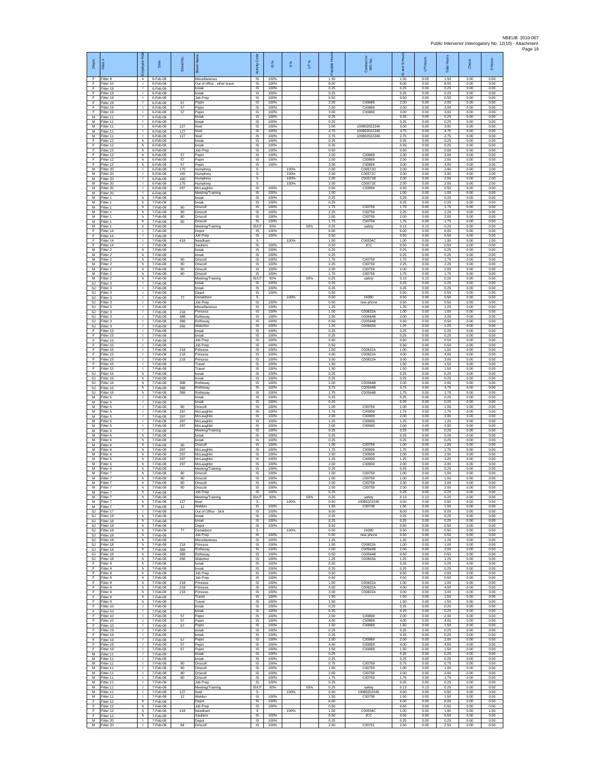| Depot | Fitter # | Employee Role | Date | Street No. | Street Name | Activity Code | IS % | S % | UT % | Payable Hours | Contractor or WO No. | IS and S Hours | UT Hours | Total Hours | Check | S Hours |
|---|---|---|---|---|---|---|---|---|---|---|---|---|---|---|---|---|
| F | Fitter 9 | h | 6-Feb-08 | | Miscellaneous | IS | 100% | | | 1.50 | | 1.50 | 0.00 | 1.50 | 0.00 | 0.00 |
| F | Fitter 10 | I | 6-Feb-08 | | Out of office - other leave | IS | 100% | | | 8.00 | | 8.00 | 0.00 | 8.00 | 0.00 | 0.00 |
| F | Fitter 19 | I | 6-Feb-08 | | break | IS | 100% | | | 0.25 | | 0.25 | 0.00 | 0.25 | 0.00 | 0.00 |
| F | Fitter 19 | I | 6-Feb-08 | | break | IS | 100% | | | 0.25 | | 0.25 | 0.00 | 0.25 | 0.00 | 0.00 |
| F | Fitter 19 | I | 6-Feb-08 | | Job Prep | IS | 100% | | | 0.50 | | 0.50 | 0.00 | 0.50 | 0.00 | 0.00 |
| F | Fitter 19 | I | 6-Feb-08 | 57 | Pepin | IS | 100% | | | 2.00 | C00869 | 2.00 | 0.00 | 2.00 | 0.00 | 0.00 |
| F | Fitter 19 | I | 6-Feb-08 | 57 | Pepin | IS | 100% | | | 2.00 | C00869 | 2.00 | 0.00 | 2.00 | 0.00 | 0.00 |
| F | Fitter 19 | I | 6-Feb-08 | 57 | Pepin | IS | 100% | | | 3.00 | C00869 | 3.00 | 0.00 | 3.00 | 0.00 | 0.00 |
| M | Fitter 11 | I | 6-Feb-08 | | break | IS | 100% | | | 0.25 | | 0.25 | 0.00 | 0.25 | 0.00 | 0.00 |
| M | Fitter 11 | I | 6-Feb-08 | | break | IS | 100% | | | 0.25 | | 0.25 | 0.00 | 0.25 | 0.00 | 0.00 |
| M | Fitter 11 | I | 6-Feb-08 | 127 | Noel | IS | 100% | | | 3.00 | 100802022246 | 3.00 | 0.00 | 3.00 | 0.00 | 0.00 |
| M | Fitter 11 | I | 6-Feb-08 | 127 | Noel | IS | 100% | | | 4.75 | 100802022246 | 4.75 | 0.00 | 4.75 | 0.00 | 0.00 |
| M | Fitter 11 | I | 6-Feb-08 | 127 | Noel | IS | 100% | | | 2.75 | 100802022246 | 2.75 | 0.00 | 2.75 | 0.00 | 0.00 |
| F | Fitter 12 | h | 6-Feb-08 | | break | IS | 100% | | | 0.25 | | 0.25 | 0.00 | 0.25 | 0.00 | 0.00 |
| F | Fitter 12 | h | 6-Feb-08 | | break | IS | 100% | | | 0.25 | | 0.25 | 0.00 | 0.25 | 0.00 | 0.00 |
| F | Fitter 12 | h | 6-Feb-08 | | Job Prep | IS | 100% | | | 0.50 | | 0.50 | 0.00 | 0.50 | 0.00 | 0.00 |
| F | Fitter 12 | h | 6-Feb-08 | 57 | Pepin | IS | 100% | | | 2.00 | C00869 | 2.00 | 0.00 | 2.00 | 0.00 | 0.00 |
| F | Fitter 12 | h | 6-Feb-08 | 57 | Pepin | IS | 100% | | | 2.00 | C00869 | 2.00 | 0.00 | 2.00 | 0.00 | 0.00 |
| F | Fitter 12 | h | 6-Feb-08 | 57 | Pepin | IS | 100% | | | 3.00 | C00869 | 3.00 | 0.00 | 3.00 | 0.00 | 0.00 |
| M | Fitter 20 | I | 6-Feb-08 | 170 | Humphrey | S | | 100% | | 2.00 | C00571D | 2.00 | 0.00 | 2.00 | 0.00 | 2.00 |
| M | Fitter 20 | I | 6-Feb-08 | 165 | Humphrey | S | | 100% | | 2.00 | C00571C | 2.00 | 0.00 | 2.00 | 0.00 | 2.00 |
| M | Fitter 20 | I | 6-Feb-08 | 160 | Humphrey | S | | 100% | | 2.00 | C00571B | 2.00 | 0.00 | 2.00 | 0.00 | 2.00 |
| M | Fitter 20 | I | 6-Feb-08 | 175 | Humphrey | S | | 100% | | 2.00 | C00571E | 2.00 | 0.00 | 2.00 | 0.00 | 2.00 |
| M | Fitter 20 | I | 6-Feb-08 | 297 | McLaughlin | IS | 100% | | | 0.50 | C00909 | 0.50 | 0.00 | 0.50 | 0.00 | 0.00 |
| M | Fitter 20 | I | 6-Feb-08 | | Meeting/Training | IS | 100% | | | 1.00 | | 1.00 | 0.00 | 1.00 | 0.00 | 0.00 |
| M | Fitter 1 | h | 7-Feb-08 | | break | IS | 100% | | | 0.25 | | 0.25 | 0.00 | 0.25 | 0.00 | 0.00 |
| M | Fitter 1 | h | 7-Feb-08 | | break | IS | 100% | | | 0.25 | | 0.25 | 0.00 | 0.25 | 0.00 | 0.00 |
| M | Fitter 1 | h | 7-Feb-08 | 80 | Driscoll | IS | 100% | | | 1.75 | C00759 | 1.75 | 0.00 | 1.75 | 0.00 | 0.00 |
| M | Fitter 1 | h | 7-Feb-08 | 80 | Driscoll | IS | 100% | | | 2.25 | C00759 | 2.25 | 0.00 | 2.25 | 0.00 | 0.00 |
| M | Fitter 1 | h | 7-Feb-08 | 80 | Driscoll | IS | 100% | | | 2.00 | C00759 | 2.00 | 0.00 | 2.00 | 0.00 | 0.00 |
| M | Fitter 1 | h | 7-Feb-08 | 80 | Driscoll | IS | 100% | | | 1.75 | C00759 | 1.75 | 0.00 | 1.75 | 0.00 | 0.00 |
| M | Fitter 1 | h | 7-Feb-08 | | Meeting/Training | IS/UT | 50% | | 50% | 0.25 | safety | 0.13 | 0.13 | 0.25 | 0.00 | 0.00 |
| F | Fitter 14 | I | 7-Feb-08 | | Depot | IS | 100% | | | 6.00 | | 6.00 | 0.00 | 6.00 | 0.00 | 0.00 |
| F | Fitter 14 | I | 7-Feb-08 | | Job Prep | IS | 100% | | | 0.50 | | 0.50 | 0.00 | 0.50 | 0.00 | 0.00 |
| F | Fitter 14 | I | 7-Feb-08 | 418 | Needham | S | | 100% | | 1.00 | C00534C | 1.00 | 0.00 | 1.00 | 0.00 | 1.00 |
| F | Fitter 14 | I | 7-Feb-08 | | Saubers | IS | 100% | | | 0.50 | JCC | 0.50 | 0.00 | 0.50 | 0.00 | 0.00 |
| M | Fitter 2 | h | 7-Feb-08 | | break | IS | 100% | | | 0.25 | | 0.25 | 0.00 | 0.25 | 0.00 | 0.00 |
| M | Fitter 2 | h | 7-Feb-08 | | break | IS | 100% | | | 0.25 | | 0.25 | 0.00 | 0.25 | 0.00 | 0.00 |
| M | Fitter 2 | h | 7-Feb-08 | 80 | Driscoll | IS | 100% | | | 1.75 | C00759 | 1.75 | 0.00 | 1.75 | 0.00 | 0.00 |
| M | Fitter 2 | h | 7-Feb-08 | 80 | Driscoll | IS | 100% | | | 2.25 | C00759 | 2.25 | 0.00 | 2.25 | 0.00 | 0.00 |
| M | Fitter 2 | h | 7-Feb-08 | 80 | Driscoll | IS | 100% | | | 2.00 | C00759 | 2.00 | 0.00 | 2.00 | 0.00 | 0.00 |
| M | Fitter 2 | h | 7-Feb-08 | 80 | Driscoll | IS | 100% | | | 1.75 | C00759 | 1.75 | 0.00 | 1.75 | 0.00 | 0.00 |
| M | Fitter 2 | h | 7-Feb-08 | | Meeting/Training | IS/UT | 50% | | 50% | 0.25 | safety | 0.13 | 0.13 | 0.25 | 0.00 | 0.00 |
| SJ | Fitter 3 | I | 7-Feb-08 | | break | IS | 100% | | | 0.25 | | 0.25 | 0.00 | 0.25 | 0.00 | 0.00 |
| SJ | Fitter 3 | I | 7-Feb-08 | | break | IS | 100% | | | 0.25 | | 0.25 | 0.00 | 0.25 | 0.00 | 0.00 |
| SJ | Fitter 3 | I | 7-Feb-08 | | Depot | IS | 100% | | | 0.50 | | 0.50 | 0.00 | 0.50 | 0.00 | 0.00 |
| SJ | Fitter 3 | I | 7-Feb-08 | 77 | Donaldson | S | | 100% | | 0.50 | 24390 | 0.50 | 0.00 | 0.50 | 0.00 | 0.50 |
| SJ | Fitter 3 | I | 7-Feb-08 | | Job Prep | IS | 100% | | | 0.50 | new phone | 0.50 | 0.00 | 0.50 | 0.00 | 0.00 |
| SJ | Fitter 3 | I | 7-Feb-08 | | Miscellaneous | IS | 100% | | | 1.25 | | 1.25 | 0.00 | 1.25 | 0.00 | 0.00 |
| SJ | Fitter 3 | I | 7-Feb-08 | 218 | Princess | IS | 100% | | | 1.00 | C00822A | 1.00 | 0.00 | 1.00 | 0.00 | 0.00 |
| SJ | Fitter 3 | I | 7-Feb-08 | 388 | Rothesay | IS | 100% | | | 2.00 | C00564B | 2.00 | 0.00 | 2.00 | 0.00 | 0.00 |
| SJ | Fitter 3 | I | 7-Feb-08 | 388 | Rothesay | IS | 100% | | | 0.50 | C00564B | 0.50 | 0.00 | 0.50 | 0.00 | 0.00 |
| SJ | Fitter 3 | I | 7-Feb-08 | 266 | Waterloo | IS | 100% | | | 1.25 | C00843A | 1.25 | 0.00 | 1.25 | 0.00 | 0.00 |
| F | Fitter 15 | I | 7-Feb-08 | | break | IS | 100% | | | 0.25 | | 0.25 | 0.00 | 0.25 | 0.00 | 0.00 |
| F | Fitter 15 | I | 7-Feb-08 | | break | IS | 100% | | | 0.25 | | 0.25 | 0.00 | 0.25 | 0.00 | 0.00 |
| F | Fitter 15 | I | 7-Feb-08 | | Job Prep | IS | 100% | | | 0.50 | | 0.50 | 0.00 | 0.50 | 0.00 | 0.00 |
| F | Fitter 15 | I | 7-Feb-08 | | Job Prep | IS | 100% | | | 0.50 | | 0.50 | 0.00 | 0.50 | 0.00 | 0.00 |
| F | Fitter 15 | I | 7-Feb-08 | 218 | Princess | IS | 100% | | | 1.00 | C00822A | 1.00 | 0.00 | 1.00 | 0.00 | 0.00 |
| F | Fitter 15 | I | 7-Feb-08 | 218 | Princess | IS | 100% | | | 4.00 | C00822A | 4.00 | 0.00 | 4.00 | 0.00 | 0.00 |
| F | Fitter 15 | I | 7-Feb-08 | 218 | Princess | IS | 100% | | | 3.00 | C00822A | 3.00 | 0.00 | 3.00 | 0.00 | 0.00 |
| F | Fitter 15 | I | 7-Feb-08 | | Travel | IS | 100% | | | 1.50 | | 1.50 | 0.00 | 1.50 | 0.00 | 0.00 |
| F | Fitter 15 | I | 7-Feb-08 | | Travel | IS | 100% | | | 1.50 | | 1.50 | 0.00 | 1.50 | 0.00 | 0.00 |
| SJ | Fitter 16 | h | 7-Feb-08 | | break | IS | 100% | | | 0.25 | | 0.25 | 0.00 | 0.25 | 0.00 | 0.00 |
| SJ | Fitter 16 | h | 7-Feb-08 | | break | IS | 100% | | | 0.25 | | 0.25 | 0.00 | 0.25 | 0.00 | 0.00 |
| SJ | Fitter 16 | h | 7-Feb-08 | 388 | Rothesay | IS | 100% | | | 2.00 | C00564B | 2.00 | 0.00 | 2.00 | 0.00 | 0.00 |
| SJ | Fitter 16 | h | 7-Feb-08 | 388 | Rothesay | IS | 100% | | | 3.75 | C00564B | 3.75 | 0.00 | 3.75 | 0.00 | 0.00 |
| SJ | Fitter 16 | h | 7-Feb-08 | 388 | Rothesay | IS | 100% | | | 1.75 | C00564B | 1.75 | 0.00 | 1.75 | 0.00 | 0.00 |
| M | Fitter 5 | I | 7-Feb-08 | | break | IS | 100% | | | 0.25 | | 0.25 | 0.00 | 0.25 | 0.00 | 0.00 |
| M | Fitter 5 | I | 7-Feb-08 | | break | IS | 100% | | | 0.25 | | 0.25 | 0.00 | 0.25 | 0.00 | 0.00 |
| M | Fitter 5 | I | 7-Feb-08 | 80 | Driscoll | IS | 100% | | | 1.00 | C00759 | 1.00 | 0.00 | 1.00 | 0.00 | 0.00 |
| M | Fitter 5 | I | 7-Feb-08 | 297 | McLaughlin | IS | 100% | | | 1.75 | C00909 | 1.75 | 0.00 | 1.75 | 0.00 | 0.00 |
| M | Fitter 5 | I | 7-Feb-08 | 297 | McLaughlin | IS | 100% | | | 2.00 | C00909 | 2.00 | 0.00 | 2.00 | 0.00 | 0.00 |
| M | Fitter 5 | I | 7-Feb-08 | 297 | McLaughlin | IS | 100% | | | 1.25 | C00909 | 1.25 | 0.00 | 1.25 | 0.00 | 0.00 |
| M | Fitter 5 | I | 7-Feb-08 | 297 | McLaughlin | IS | 100% | | | 2.00 | C00909 | 2.00 | 0.00 | 2.00 | 0.00 | 0.00 |
| M | Fitter 5 | I | 7-Feb-08 | | Meeting/Training | IS | 100% | | | 0.25 | | 0.25 | 0.00 | 0.25 | 0.00 | 0.00 |
| M | Fitter 6 | h | 7-Feb-08 | | break | IS | 100% | | | 0.25 | | 0.25 | 0.00 | 0.25 | 0.00 | 0.00 |
| M | Fitter 6 | h | 7-Feb-08 | | break | IS | 100% | | | 0.25 | | 0.25 | 0.00 | 0.25 | 0.00 | 0.00 |
| M | Fitter 6 | h | 7-Feb-08 | 80 | Driscoll | IS | 100% | | | 1.00 | C00759 | 1.00 | 0.00 | 1.00 | 0.00 | 0.00 |
| M | Fitter 6 | h | 7-Feb-08 | 297 | McLaughlin | IS | 100% | | | 1.75 | C00909 | 1.75 | 0.00 | 1.75 | 0.00 | 0.00 |
| M | Fitter 6 | h | 7-Feb-08 | 297 | McLaughlin | IS | 100% | | | 2.00 | C00909 | 2.00 | 0.00 | 2.00 | 0.00 | 0.00 |
| M | Fitter 6 | h | 7-Feb-08 | 297 | McLaughlin | IS | 100% | | | 1.25 | C00909 | 1.25 | 0.00 | 1.25 | 0.00 | 0.00 |
| M | Fitter 6 | h | 7-Feb-08 | 297 | McLaughlin | IS | 100% | | | 2.00 | C00909 | 2.00 | 0.00 | 2.00 | 0.00 | 0.00 |
| M | Fitter 6 | h | 7-Feb-08 | | Meeting/Training | IS | 100% | | | 0.25 | | 0.25 | 0.00 | 0.25 | 0.00 | 0.00 |
| M | Fitter 7 | h | 7-Feb-08 | 80 | Driscoll | IS | 100% | | | 1.00 | C00759 | 1.00 | 0.00 | 1.00 | 0.00 | 0.00 |
| M | Fitter 7 | h | 7-Feb-08 | 80 | Driscoll | IS | 100% | | | 1.00 | C00759 | 1.00 | 0.00 | 1.00 | 0.00 | 0.00 |
| M | Fitter 7 | h | 7-Feb-08 | 80 | Driscoll | IS | 100% | | | 2.00 | C00759 | 2.00 | 0.00 | 2.00 | 0.00 | 0.00 |
| M | Fitter 7 | h | 7-Feb-08 | 80 | Driscoll | IS | 100% | | | 2.00 | C00759 | 2.00 | 0.00 | 2.00 | 0.00 | 0.00 |
| M | Fitter 7 | h | 7-Feb-08 | | Job Prep | IS | 100% | | | 0.25 | | 0.25 | 0.00 | 0.25 | 0.00 | 0.00 |
| M | Fitter 7 | h | 7-Feb-08 | | Meeting/Training | IS/UT | 50% | | 50% | 0.25 | safety | 0.13 | 0.13 | 0.25 | 0.00 | 0.00 |
| M | Fitter 7 | h | 7-Feb-08 | 127 | Noel | S | | 100% | | 0.50 | 10080202246 | 0.50 | 0.00 | 0.50 | 0.00 | 0.50 |
| M | Fitter 7 | h | 7-Feb-08 | 12 | Weldon | IS | 100% | | | 1.50 | C00738 | 1.50 | 0.00 | 1.50 | 0.00 | 0.00 |
| SJ | Fitter 17 | I | 7-Feb-08 | | Out of Office - Sick | IS | 100% | | | 8.00 | | 8.00 | 0.00 | 8.00 | 0.00 | 0.00 |
| SJ | Fitter 18 | h | 7-Feb-08 | | break | IS | 100% | | | 0.25 | | 0.25 | 0.00 | 0.25 | 0.00 | 0.00 |
| SJ | Fitter 18 | h | 7-Feb-08 | | break | IS | 100% | | | 0.25 | | 0.25 | 0.00 | 0.25 | 0.00 | 0.00 |
| SJ | Fitter 18 | h | 7-Feb-08 | | Depot | IS | 100% | | | 0.50 | | 0.50 | 0.00 | 0.50 | 0.00 | 0.00 |
| SJ | Fitter 18 | h | 7-Feb-08 | 77 | Donaldson | S | | 100% | | 0.50 | 24390 | 0.50 | 0.00 | 0.50 | 0.00 | 0.50 |
| SJ | Fitter 18 | h | 7-Feb-08 | | Job Prep | IS | 100% | | | 0.50 | new phone | 0.50 | 0.00 | 0.50 | 0.00 | 0.00 |
| SJ | Fitter 18 | h | 7-Feb-08 | | Miscellaneous | IS | 100% | | | 1.25 | | 1.25 | 0.00 | 1.25 | 0.00 | 0.00 |
| SJ | Fitter 18 | h | 7-Feb-08 | 218 | Princess | IS | 100% | | | 1.00 | C00822A | 1.00 | 0.00 | 1.00 | 0.00 | 0.00 |
| SJ | Fitter 18 | h | 7-Feb-08 | 388 | Rothesay | IS | 100% | | | 2.00 | C00564B | 2.00 | 0.00 | 2.00 | 0.00 | 0.00 |
| SJ | Fitter 18 | h | 7-Feb-08 | 388 | Rothesay | IS | 100% | | | 0.50 | C00564B | 0.50 | 0.00 | 0.50 | 0.00 | 0.00 |
| SJ | Fitter 18 | h | 7-Feb-08 | 266 | Waterloo | IS | 100% | | | 1.25 | C00843A | 1.25 | 0.00 | 1.25 | 0.00 | 0.00 |
| F | Fitter 9 | h | 7-Feb-08 | | break | IS | 100% | | | 0.25 | | 0.25 | 0.00 | 0.25 | 0.00 | 0.00 |
| F | Fitter 9 | h | 7-Feb-08 | | break | IS | 100% | | | 0.25 | | 0.25 | 0.00 | 0.25 | 0.00 | 0.00 |
| F | Fitter 9 | h | 7-Feb-08 | | Job Prep | IS | 100% | | | 0.50 | | 0.50 | 0.00 | 0.50 | 0.00 | 0.00 |
| F | Fitter 9 | h | 7-Feb-08 | | Job Prep | IS | 100% | | | 0.50 | | 0.50 | 0.00 | 0.50 | 0.00 | 0.00 |
| F | Fitter 9 | h | 7-Feb-08 | 218 | Princess | IS | 100% | | | 1.00 | C00822A | 1.00 | 0.00 | 1.00 | 0.00 | 0.00 |
| F | Fitter 9 | h | 7-Feb-08 | 218 | Princess | IS | 100% | | | 4.00 | C00822A | 4.00 | 0.00 | 4.00 | 0.00 | 0.00 |
| F | Fitter 9 | h | 7-Feb-08 | 218 | Princess | IS | 100% | | | 3.00 | C00822A | 3.00 | 0.00 | 3.00 | 0.00 | 0.00 |
| F | Fitter 9 | h | 7-Feb-08 | | Travel | IS | 100% | | | 1.50 | | 1.50 | 0.00 | 1.50 | 0.00 | 0.00 |
| F | Fitter 9 | h | 7-Feb-08 | | Travel | IS | 100% | | | 1.50 | | 1.50 | 0.00 | 1.50 | 0.00 | 0.00 |
| F | Fitter 10 | I | 7-Feb-08 | | break | IS | 100% | | | 0.25 | | 0.25 | 0.00 | 0.25 | 0.00 | 0.00 |
| F | Fitter 10 | I | 7-Feb-08 | | break | IS | 100% | | | 0.25 | | 0.25 | 0.00 | 0.25 | 0.00 | 0.00 |
| F | Fitter 10 | I | 7-Feb-08 | 57 | Pepin | IS | 100% | | | 2.00 | C00869 | 2.00 | 0.00 | 2.00 | 0.00 | 0.00 |
| F | Fitter 10 | I | 7-Feb-08 | 57 | Pepin | IS | 100% | | | 4.00 | C00869 | 4.00 | 0.00 | 4.00 | 0.00 | 0.00 |
| F | Fitter 10 | I | 7-Feb-08 | 57 | Pepin | IS | 100% | | | 1.50 | C00869 | 1.50 | 0.00 | 1.50 | 0.00 | 0.00 |
| F | Fitter 19 | I | 7-Feb-08 | | break | IS | 100% | | | 0.25 | | 0.25 | 0.00 | 0.25 | 0.00 | 0.00 |
| F | Fitter 19 | I | 7-Feb-08 | | break | IS | 100% | | | 0.25 | | 0.25 | 0.00 | 0.25 | 0.00 | 0.00 |
| F | Fitter 19 | I | 7-Feb-08 | 57 | Pepin | IS | 100% | | | 2.00 | C00869 | 2.00 | 0.00 | 2.00 | 0.00 | 0.00 |
| F | Fitter 19 | I | 7-Feb-08 | 57 | Pepin | IS | 100% | | | 4.00 | C00869 | 4.00 | 0.00 | 4.00 | 0.00 | 0.00 |
| F | Fitter 19 | I | 7-Feb-08 | 57 | Pepin | IS | 100% | | | 1.50 | C00869 | 1.50 | 0.00 | 1.50 | 0.00 | 0.00 |
| M | Fitter 11 | I | 7-Feb-08 | | break | IS | 100% | | | 0.25 | | 0.25 | 0.00 | 0.25 | 0.00 | 0.00 |
| M | Fitter 11 | I | 7-Feb-08 | | break | IS | 100% | | | 0.25 | | 0.25 | 0.00 | 0.25 | 0.00 | 0.00 |
| M | Fitter 11 | I | 7-Feb-08 | 80 | Driscoll | IS | 100% | | | 0.75 | C00759 | 0.75 | 0.00 | 0.75 | 0.00 | 0.00 |
| M | Fitter 11 | I | 7-Feb-08 | 80 | Driscoll | IS | 100% | | | 1.00 | C00759 | 1.00 | 0.00 | 1.00 | 0.00 | 0.00 |
| M | Fitter 11 | I | 7-Feb-08 | 80 | Driscoll | IS | 100% | | | 2.00 | C00759 | 2.00 | 0.00 | 2.00 | 0.00 | 0.00 |
| M | Fitter 11 | I | 7-Feb-08 | 80 | Driscoll | IS | 100% | | | 1.75 | C00759 | 1.75 | 0.00 | 1.75 | 0.00 | 0.00 |
| M | Fitter 11 | I | 7-Feb-08 | | Job Prep | IS | 100% | | | 0.25 | | 0.25 | 0.00 | 0.25 | 0.00 | 0.00 |
| M | Fitter 11 | I | 7-Feb-08 | | Meeting/Training | IS/UT | 50% | | 50% | 0.25 | safety | 0.13 | 0.13 | 0.25 | 0.00 | 0.00 |
| M | Fitter 11 | I | 7-Feb-08 | 127 | Noel | S | | 100% | | 0.50 | 10080202246 | 0.50 | 0.00 | 0.50 | 0.00 | 0.50 |
| M | Fitter 11 | I | 7-Feb-08 | 12 | Weldon | IS | 100% | | | 1.50 | C00738 | 1.50 | 0.00 | 1.50 | 0.00 | 0.00 |
| F | Fitter 12 | h | 7-Feb-08 | | Depot | IS | 100% | | | 6.00 | | 6.00 | 0.00 | 6.00 | 0.00 | 0.00 |
| F | Fitter 12 | h | 7-Feb-08 | | Job Prep | IS | 100% | | | 0.50 | | 0.50 | 0.00 | 0.50 | 0.00 | 0.00 |
| F | Fitter 12 | h | 7-Feb-08 | 418 | Needham | S | | 100% | | 1.00 | C00534C | 1.00 | 0.00 | 1.00 | 0.00 | 1.00 |
| F | Fitter 12 | h | 7-Feb-08 | | Saubers | IS | 100% | | | 0.50 | JCC | 0.50 | 0.00 | 0.50 | 0.00 | 0.00 |
| M | Fitter 20 | I | 7-Feb-08 | | Depot | IS | 100% | | | 0.25 | | 0.25 | 0.00 | 0.25 | 0.00 | 0.00 |
| M | Fitter 20 | I | 7-Feb-08 | 84 | Driscoll | IS | 100% | | | 2.50 | C00751 | 2.50 | 0.00 | 2.50 | 0.00 | 0.00 |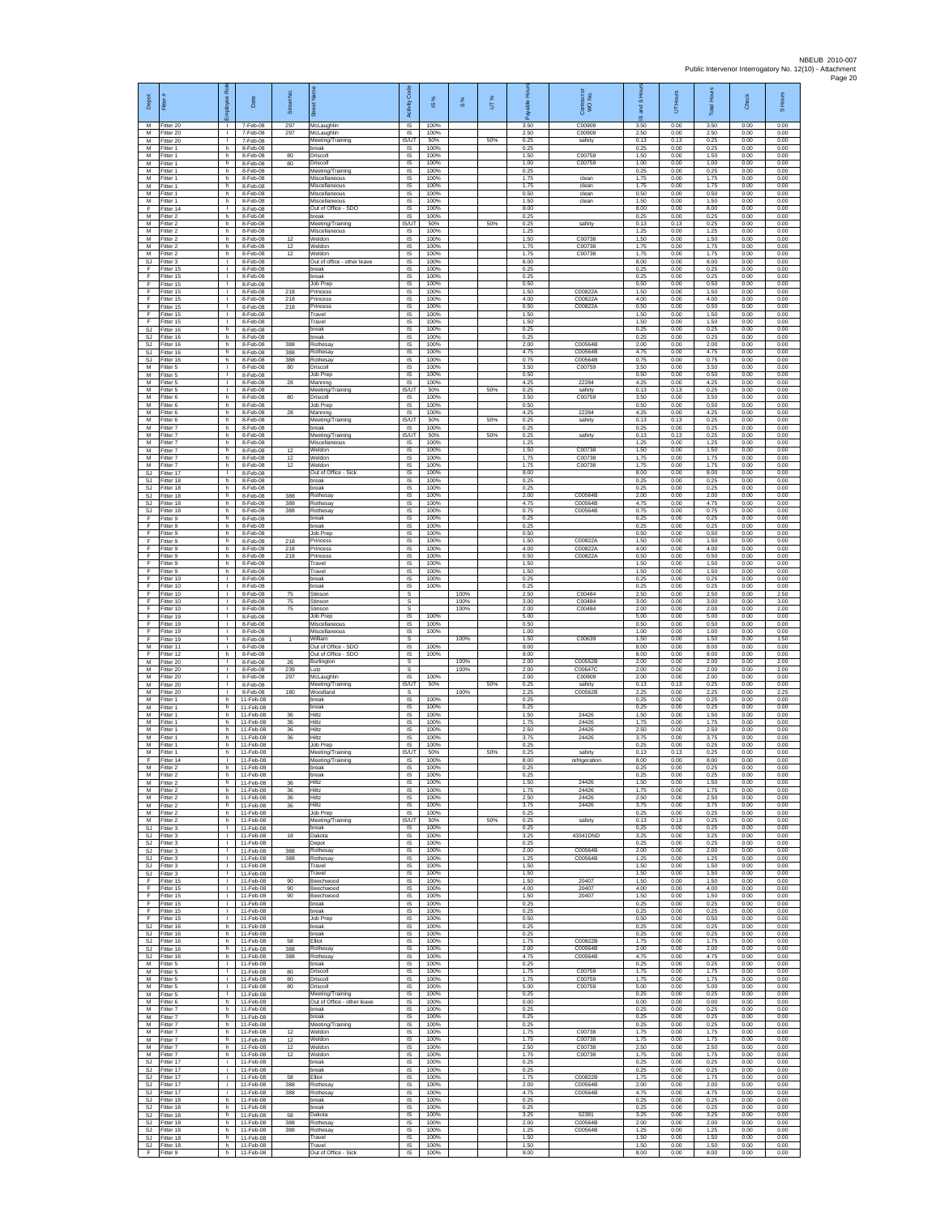| Depot | Fitter # | Employee Role | Date | Street No. | Street Name | Activity Code | IS % | S % | UT % | Payable Hours | Contractor or WO No. | IS and S Hours | UT Hours | Total Hours | Check | S Hours |
|---|---|---|---|---|---|---|---|---|---|---|---|---|---|---|---|---|
| M | Fitter 20 | I | 7-Feb-08 | 297 | McLaughlin | IS | 100% | | | 3.50 | C00909 | 3.50 | 0.00 | 3.50 | 0.00 | 0.00 |
| M | Fitter 20 | I | 7-Feb-08 | 297 | McLaughlin | IS | 100% | | | 2.50 | C00909 | 2.50 | 0.00 | 2.50 | 0.00 | 0.00 |
| M | Fitter 20 | I | 7-Feb-08 | | Meeting/Training | IS/UT | 50% | | 50% | 0.25 | safety | 0.13 | 0.13 | 0.25 | 0.00 | 0.00 |
| M | Fitter 1 | h | 8-Feb-08 | | break | IS | 100% | | | 0.25 | | 0.25 | 0.00 | 0.25 | 0.00 | 0.00 |
| M | Fitter 1 | h | 8-Feb-08 | 80 | Driscoll | IS | 100% | | | 1.50 | C00759 | 1.50 | 0.00 | 1.50 | 0.00 | 0.00 |
| M | Fitter 1 | h | 8-Feb-08 | 80 | Driscoll | IS | 100% | | | 1.00 | C00759 | 1.00 | 0.00 | 1.00 | 0.00 | 0.00 |
| M | Fitter 1 | h | 8-Feb-08 | | Meeting/Training | IS | 100% | | | 0.25 | | 0.25 | 0.00 | 0.25 | 0.00 | 0.00 |
| M | Fitter 1 | h | 8-Feb-08 | | Miscellaneous | IS | 100% | | | 1.75 | clean | 1.75 | 0.00 | 1.75 | 0.00 | 0.00 |
| M | Fitter 1 | h | 8-Feb-08 | | Miscellaneous | IS | 100% | | | 1.75 | clean | 1.75 | 0.00 | 1.75 | 0.00 | 0.00 |
| M | Fitter 1 | h | 8-Feb-08 | | Miscellaneous | IS | 100% | | | 0.50 | clean | 0.50 | 0.00 | 0.50 | 0.00 | 0.00 |
| M | Fitter 1 | h | 8-Feb-08 | | Miscellaneous | IS | 100% | | | 1.50 | clean | 1.50 | 0.00 | 1.50 | 0.00 | 0.00 |
| F | Fitter 14 | I | 8-Feb-08 | | Out of office - SDO | IS | 100% | | | 8.00 | | 8.00 | 0.00 | 8.00 | 0.00 | 0.00 |
| M | Fitter 2 | h | 8-Feb-08 | | break | IS | 100% | | | 0.25 | | 0.25 | 0.00 | 0.25 | 0.00 | 0.00 |
| M | Fitter 2 | h | 8-Feb-08 | | Meeting/Training | IS/UT | 50% | | 50% | 0.25 | safety | 0.13 | 0.13 | 0.25 | 0.00 | 0.00 |
| M | Fitter 2 | h | 8-Feb-08 | | Miscellaneous | IS | 100% | | | 1.25 | | 1.25 | 0.00 | 1.25 | 0.00 | 0.00 |
| M | Fitter 2 | h | 8-Feb-08 | 12 | Weldon | IS | 100% | | | 1.50 | C00738 | 1.50 | 0.00 | 1.50 | 0.00 | 0.00 |
| M | Fitter 2 | h | 8-Feb-08 | 12 | Weldon | IS | 100% | | | 1.75 | C00738 | 1.75 | 0.00 | 1.75 | 0.00 | 0.00 |
| M | Fitter 2 | h | 8-Feb-08 | 12 | Weldon | IS | 100% | | | 1.75 | C00738 | 1.75 | 0.00 | 1.75 | 0.00 | 0.00 |
| SJ | Fitter 3 | I | 8-Feb-08 | | Out of office - other leave | IS | 100% | | | 8.00 | | 8.00 | 0.00 | 8.00 | 0.00 | 0.00 |
| F | Fitter 15 | I | 8-Feb-08 | | break | IS | 100% | | | 0.25 | | 0.25 | 0.00 | 0.25 | 0.00 | 0.00 |
| F | Fitter 15 | I | 8-Feb-08 | | break | IS | 100% | | | 0.25 | | 0.25 | 0.00 | 0.25 | 0.00 | 0.00 |
| F | Fitter 15 | I | 8-Feb-08 | | Job Prep | IS | 100% | | | 0.50 | | 0.50 | 0.00 | 0.50 | 0.00 | 0.00 |
| F | Fitter 15 | I | 8-Feb-08 | 218 | Princess | IS | 100% | | | 1.50 | C00822A | 1.50 | 0.00 | 1.50 | 0.00 | 0.00 |
| F | Fitter 15 | I | 8-Feb-08 | 218 | Princess | IS | 100% | | | 4.00 | C00822A | 4.00 | 0.00 | 4.00 | 0.00 | 0.00 |
| F | Fitter 15 | I | 8-Feb-08 | 218 | Princess | IS | 100% | | | 0.50 | C00822A | 0.50 | 0.00 | 0.50 | 0.00 | 0.00 |
| F | Fitter 15 | I | 8-Feb-08 | | Travel | IS | 100% | | | 1.50 | | 1.50 | 0.00 | 1.50 | 0.00 | 0.00 |
| F | Fitter 15 | I | 8-Feb-08 | | Travel | IS | 100% | | | 1.50 | | 1.50 | 0.00 | 1.50 | 0.00 | 0.00 |
| SJ | Fitter 16 | h | 8-Feb-08 | | break | IS | 100% | | | 0.25 | | 0.25 | 0.00 | 0.25 | 0.00 | 0.00 |
| SJ | Fitter 16 | h | 8-Feb-08 | | break | IS | 100% | | | 0.25 | | 0.25 | 0.00 | 0.25 | 0.00 | 0.00 |
| SJ | Fitter 16 | h | 8-Feb-08 | 388 | Rothesay | IS | 100% | | | 2.00 | C00564B | 2.00 | 0.00 | 2.00 | 0.00 | 0.00 |
| SJ | Fitter 16 | h | 8-Feb-08 | 388 | Rothesay | IS | 100% | | | 4.75 | C00564B | 4.75 | 0.00 | 4.75 | 0.00 | 0.00 |
| SJ | Fitter 16 | h | 8-Feb-08 | 388 | Rothesay | IS | 100% | | | 0.75 | C00564B | 0.75 | 0.00 | 0.75 | 0.00 | 0.00 |
| M | Fitter 5 | I | 8-Feb-08 | 80 | Driscoll | IS | 100% | | | 3.50 | C00759 | 3.50 | 0.00 | 3.50 | 0.00 | 0.00 |
| M | Fitter 5 | I | 8-Feb-08 | | Job Prep | IS | 100% | | | 0.50 | | 0.50 | 0.00 | 0.50 | 0.00 | 0.00 |
| M | Fitter 5 | I | 8-Feb-08 | 28 | Manning | IS | 100% | | | 4.25 | 22284 | 4.25 | 0.00 | 4.25 | 0.00 | 0.00 |
| M | Fitter 5 | I | 8-Feb-08 | | Meeting/Training | IS/UT | 50% | | 50% | 0.25 | safety | 0.13 | 0.13 | 0.25 | 0.00 | 0.00 |
| M | Fitter 6 | h | 8-Feb-08 | 80 | Driscoll | IS | 100% | | | 3.50 | C00759 | 3.50 | 0.00 | 3.50 | 0.00 | 0.00 |
| M | Fitter 6 | h | 8-Feb-08 | | Job Prep | IS | 100% | | | 0.50 | | 0.50 | 0.00 | 0.50 | 0.00 | 0.00 |
| M | Fitter 6 | h | 8-Feb-08 | 28 | Manning | IS | 100% | | | 4.25 | 22284 | 4.25 | 0.00 | 4.25 | 0.00 | 0.00 |
| M | Fitter 6 | h | 8-Feb-08 | | Meeting/Training | IS/UT | 50% | | 50% | 0.25 | safety | 0.13 | 0.13 | 0.25 | 0.00 | 0.00 |
| M | Fitter 7 | h | 8-Feb-08 | | break | IS | 100% | | | 0.25 | | 0.25 | 0.00 | 0.25 | 0.00 | 0.00 |
| M | Fitter 7 | h | 8-Feb-08 | | Meeting/Training | IS/UT | 50% | | 50% | 0.25 | safety | 0.13 | 0.13 | 0.25 | 0.00 | 0.00 |
| M | Fitter 7 | h | 8-Feb-08 | | Miscellaneous | IS | 100% | | | 1.25 | | 1.25 | 0.00 | 1.25 | 0.00 | 0.00 |
| M | Fitter 7 | h | 8-Feb-08 | 12 | Weldon | IS | 100% | | | 1.50 | C00738 | 1.50 | 0.00 | 1.50 | 0.00 | 0.00 |
| M | Fitter 7 | h | 8-Feb-08 | 12 | Weldon | IS | 100% | | | 1.75 | C00738 | 1.75 | 0.00 | 1.75 | 0.00 | 0.00 |
| M | Fitter 7 | h | 8-Feb-08 | 12 | Weldon | IS | 100% | | | 1.75 | C00738 | 1.75 | 0.00 | 1.75 | 0.00 | 0.00 |
| SJ | Fitter 17 | I | 8-Feb-08 | | Out of Office - Sick | IS | 100% | | | 8.00 | | 8.00 | 0.00 | 8.00 | 0.00 | 0.00 |
| SJ | Fitter 18 | h | 8-Feb-08 | | break | IS | 100% | | | 0.25 | | 0.25 | 0.00 | 0.25 | 0.00 | 0.00 |
| SJ | Fitter 18 | h | 8-Feb-08 | | break | IS | 100% | | | 0.25 | | 0.25 | 0.00 | 0.25 | 0.00 | 0.00 |
| SJ | Fitter 18 | h | 8-Feb-08 | 388 | Rothesay | IS | 100% | | | 2.00 | C00564B | 2.00 | 0.00 | 2.00 | 0.00 | 0.00 |
| SJ | Fitter 18 | h | 8-Feb-08 | 388 | Rothesay | IS | 100% | | | 4.75 | C00564B | 4.75 | 0.00 | 4.75 | 0.00 | 0.00 |
| SJ | Fitter 18 | h | 8-Feb-08 | 388 | Rothesay | IS | 100% | | | 0.75 | C00564B | 0.75 | 0.00 | 0.75 | 0.00 | 0.00 |
| F | Fitter 9 | h | 8-Feb-08 | | break | IS | 100% | | | 0.25 | | 0.25 | 0.00 | 0.25 | 0.00 | 0.00 |
| F | Fitter 9 | h | 8-Feb-08 | | break | IS | 100% | | | 0.25 | | 0.25 | 0.00 | 0.25 | 0.00 | 0.00 |
| F | Fitter 9 | h | 8-Feb-08 | | Job Prep | IS | 100% | | | 0.50 | | 0.50 | 0.00 | 0.50 | 0.00 | 0.00 |
| F | Fitter 9 | h | 8-Feb-08 | 218 | Princess | IS | 100% | | | 1.50 | C00822A | 1.50 | 0.00 | 1.50 | 0.00 | 0.00 |
| F | Fitter 9 | h | 8-Feb-08 | 218 | Princess | IS | 100% | | | 4.00 | C00822A | 4.00 | 0.00 | 4.00 | 0.00 | 0.00 |
| F | Fitter 9 | h | 8-Feb-08 | 218 | Princess | IS | 100% | | | 0.50 | C00822A | 0.50 | 0.00 | 0.50 | 0.00 | 0.00 |
| F | Fitter 9 | h | 8-Feb-08 | | Travel | IS | 100% | | | 1.50 | | 1.50 | 0.00 | 1.50 | 0.00 | 0.00 |
| F | Fitter 9 | h | 8-Feb-08 | | Travel | IS | 100% | | | 1.50 | | 1.50 | 0.00 | 1.50 | 0.00 | 0.00 |
| F | Fitter 10 | I | 8-Feb-08 | | break | IS | 100% | | | 0.25 | | 0.25 | 0.00 | 0.25 | 0.00 | 0.00 |
| F | Fitter 10 | I | 8-Feb-08 | | break | IS | 100% | | | 0.25 | | 0.25 | 0.00 | 0.25 | 0.00 | 0.00 |
| F | Fitter 10 | I | 8-Feb-08 | 75 | Stinson | S | | 100% | | 2.50 | C00484 | 2.50 | 0.00 | 2.50 | 0.00 | 2.50 |
| F | Fitter 10 | I | 8-Feb-08 | 75 | Stinson | S | | 100% | | 3.00 | C00484 | 3.00 | 0.00 | 3.00 | 0.00 | 3.00 |
| F | Fitter 10 | I | 8-Feb-08 | 75 | Stinson | S | | 100% | | 2.00 | C00484 | 2.00 | 0.00 | 2.00 | 0.00 | 2.00 |
| F | Fitter 19 | I | 8-Feb-08 | | Job Prep | IS | 100% | | | 5.00 | | 5.00 | 0.00 | 5.00 | 0.00 | 0.00 |
| F | Fitter 19 | I | 8-Feb-08 | | Miscellaneous | IS | 100% | | | 0.50 | | 0.50 | 0.00 | 0.50 | 0.00 | 0.00 |
| F | Fitter 19 | I | 8-Feb-08 | | Miscellaneous | IS | 100% | | | 1.00 | | 1.00 | 0.00 | 1.00 | 0.00 | 0.00 |
| F | Fitter 19 | I | 8-Feb-08 | 1 | William | S | | 100% | | 1.50 | C00639 | 1.50 | 0.00 | 1.50 | 0.00 | 1.50 |
| M | Fitter 11 | I | 8-Feb-08 | | Out of Office - SDO | IS | 100% | | | 8.00 | | 8.00 | 0.00 | 8.00 | 0.00 | 0.00 |
| F | Fitter 12 | h | 8-Feb-08 | | Out of Office - SDO | IS | 100% | | | 8.00 | | 8.00 | 0.00 | 8.00 | 0.00 | 0.00 |
| M | Fitter 20 | I | 8-Feb-08 | 26 | Burlington | S | | 100% | | 2.00 | C00552B | 2.00 | 0.00 | 2.00 | 0.00 | 2.00 |
| M | Fitter 20 | I | 8-Feb-08 | 239 | Lutz | S | | 100% | | 2.00 | C00647C | 2.00 | 0.00 | 2.00 | 0.00 | 2.00 |
| M | Fitter 20 | I | 8-Feb-08 | 297 | McLaughlin | IS | 100% | | | 2.00 | C00909 | 2.00 | 0.00 | 2.00 | 0.00 | 0.00 |
| M | Fitter 20 | I | 8-Feb-08 | | Meeting/Training | IS/UT | 50% | | 50% | 0.25 | safety | 0.13 | 0.13 | 0.25 | 0.00 | 0.00 |
| M | Fitter 20 | I | 8-Feb-08 | 180 | Woodland | S | | 100% | | 2.25 | C00562B | 2.25 | 0.00 | 2.25 | 0.00 | 2.25 |
| M | Fitter 1 | h | 11-Feb-08 | | break | IS | 100% | | | 0.25 | | 0.25 | 0.00 | 0.25 | 0.00 | 0.00 |
| M | Fitter 1 | h | 11-Feb-08 | | break | IS | 100% | | | 0.25 | | 0.25 | 0.00 | 0.25 | 0.00 | 0.00 |
| M | Fitter 1 | h | 11-Feb-08 | 36 | Hiltz | IS | 100% | | | 1.50 | 24426 | 1.50 | 0.00 | 1.50 | 0.00 | 0.00 |
| M | Fitter 1 | h | 11-Feb-08 | 36 | Hiltz | IS | 100% | | | 1.75 | 24426 | 1.75 | 0.00 | 1.75 | 0.00 | 0.00 |
| M | Fitter 1 | h | 11-Feb-08 | 36 | Hiltz | IS | 100% | | | 2.50 | 24426 | 2.50 | 0.00 | 2.50 | 0.00 | 0.00 |
| M | Fitter 1 | h | 11-Feb-08 | 36 | Hiltz | IS | 100% | | | 3.75 | 24426 | 3.75 | 0.00 | 3.75 | 0.00 | 0.00 |
| M | Fitter 1 | h | 11-Feb-08 | | Job Prep | IS | 100% | | | 0.25 | | 0.25 | 0.00 | 0.25 | 0.00 | 0.00 |
| M | Fitter 1 | h | 11-Feb-08 | | Meeting/Training | IS/UT | 50% | | 50% | 0.25 | safety | 0.13 | 0.13 | 0.25 | 0.00 | 0.00 |
| F | Fitter 14 | I | 11-Feb-08 | | Meeting/Training | IS | 100% | | | 8.00 | refrigeration | 8.00 | 0.00 | 8.00 | 0.00 | 0.00 |
| M | Fitter 2 | h | 11-Feb-08 | | break | IS | 100% | | | 0.25 | | 0.25 | 0.00 | 0.25 | 0.00 | 0.00 |
| M | Fitter 2 | h | 11-Feb-08 | | break | IS | 100% | | | 0.25 | | 0.25 | 0.00 | 0.25 | 0.00 | 0.00 |
| M | Fitter 2 | h | 11-Feb-08 | 36 | Hiltz | IS | 100% | | | 1.50 | 24426 | 1.50 | 0.00 | 1.50 | 0.00 | 0.00 |
| M | Fitter 2 | h | 11-Feb-08 | 36 | Hiltz | IS | 100% | | | 1.75 | 24426 | 1.75 | 0.00 | 1.75 | 0.00 | 0.00 |
| M | Fitter 2 | h | 11-Feb-08 | 36 | Hiltz | IS | 100% | | | 2.50 | 24426 | 2.50 | 0.00 | 2.50 | 0.00 | 0.00 |
| M | Fitter 2 | h | 11-Feb-08 | 36 | Hiltz | IS | 100% | | | 3.75 | 24426 | 3.75 | 0.00 | 3.75 | 0.00 | 0.00 |
| M | Fitter 2 | h | 11-Feb-08 | | Job Prep | IS | 100% | | | 0.25 | | 0.25 | 0.00 | 0.25 | 0.00 | 0.00 |
| M | Fitter 2 | h | 11-Feb-08 | | Meeting/Training | IS/UT | 50% | | 50% | 0.25 | safety | 0.13 | 0.13 | 0.25 | 0.00 | 0.00 |
| SJ | Fitter 3 | I | 11-Feb-08 | | break | IS | 100% | | | 0.25 | | 0.25 | 0.00 | 0.25 | 0.00 | 0.00 |
| SJ | Fitter 3 | I | 11-Feb-08 | 18 | Dakota | IS | 100% | | | 3.25 | 43341DND | 3.25 | 0.00 | 3.25 | 0.00 | 0.00 |
| SJ | Fitter 3 | I | 11-Feb-08 | | Depot | IS | 100% | | | 0.25 | | 0.25 | 0.00 | 0.25 | 0.00 | 0.00 |
| SJ | Fitter 3 | I | 11-Feb-08 | 388 | Rothesay | IS | 100% | | | 2.00 | C00564B | 2.00 | 0.00 | 2.00 | 0.00 | 0.00 |
| SJ | Fitter 3 | I | 11-Feb-08 | 388 | Rothesay | IS | 100% | | | 1.25 | C00564B | 1.25 | 0.00 | 1.25 | 0.00 | 0.00 |
| SJ | Fitter 3 | I | 11-Feb-08 | | Travel | IS | 100% | | | 1.50 | | 1.50 | 0.00 | 1.50 | 0.00 | 0.00 |
| SJ | Fitter 3 | I | 11-Feb-08 | | Travel | IS | 100% | | | 1.50 | | 1.50 | 0.00 | 1.50 | 0.00 | 0.00 |
| F | Fitter 15 | I | 11-Feb-08 | 90 | Beechwood | IS | 100% | | | 1.50 | 20407 | 1.50 | 0.00 | 1.50 | 0.00 | 0.00 |
| F | Fitter 15 | I | 11-Feb-08 | 90 | Beechwood | IS | 100% | | | 4.00 | 20407 | 4.00 | 0.00 | 4.00 | 0.00 | 0.00 |
| F | Fitter 15 | I | 11-Feb-08 | 90 | Beechwood | IS | 100% | | | 1.50 | 20407 | 1.50 | 0.00 | 1.50 | 0.00 | 0.00 |
| F | Fitter 15 | I | 11-Feb-08 | | break | IS | 100% | | | 0.25 | | 0.25 | 0.00 | 0.25 | 0.00 | 0.00 |
| F | Fitter 15 | I | 11-Feb-08 | | break | IS | 100% | | | 0.25 | | 0.25 | 0.00 | 0.25 | 0.00 | 0.00 |
| F | Fitter 15 | I | 11-Feb-08 | | Job Prep | IS | 100% | | | 0.50 | | 0.50 | 0.00 | 0.50 | 0.00 | 0.00 |
| SJ | Fitter 16 | h | 11-Feb-08 | | break | IS | 100% | | | 0.25 | | 0.25 | 0.00 | 0.25 | 0.00 | 0.00 |
| SJ | Fitter 16 | h | 11-Feb-08 | | break | IS | 100% | | | 0.25 | | 0.25 | 0.00 | 0.25 | 0.00 | 0.00 |
| SJ | Fitter 16 | h | 11-Feb-08 | 58 | Elliot | IS | 100% | | | 1.75 | C00822B | 1.75 | 0.00 | 1.75 | 0.00 | 0.00 |
| SJ | Fitter 16 | h | 11-Feb-08 | 388 | Rothesay | IS | 100% | | | 2.00 | C00564B | 2.00 | 0.00 | 2.00 | 0.00 | 0.00 |
| SJ | Fitter 16 | h | 11-Feb-08 | 388 | Rothesay | IS | 100% | | | 4.75 | C00564B | 4.75 | 0.00 | 4.75 | 0.00 | 0.00 |
| M | Fitter 5 | I | 11-Feb-08 | | break | IS | 100% | | | 0.25 | | 0.25 | 0.00 | 0.25 | 0.00 | 0.00 |
| M | Fitter 5 | I | 11-Feb-08 | 80 | Driscoll | IS | 100% | | | 1.75 | C00759 | 1.75 | 0.00 | 1.75 | 0.00 | 0.00 |
| M | Fitter 5 | I | 11-Feb-08 | 80 | Driscoll | IS | 100% | | | 1.75 | C00759 | 1.75 | 0.00 | 1.75 | 0.00 | 0.00 |
| M | Fitter 5 | I | 11-Feb-08 | 80 | Driscoll | IS | 100% | | | 5.00 | C00759 | 5.00 | 0.00 | 5.00 | 0.00 | 0.00 |
| M | Fitter 5 | I | 11-Feb-08 | | Meeting/Training | IS | 100% | | | 0.25 | | 0.25 | 0.00 | 0.25 | 0.00 | 0.00 |
| M | Fitter 6 | h | 11-Feb-08 | | Out of office - other leave | IS | 100% | | | 0.00 | | 0.00 | 0.00 | 0.00 | 0.00 | 0.00 |
| M | Fitter 7 | h | 11-Feb-08 | | break | IS | 100% | | | 0.25 | | 0.25 | 0.00 | 0.25 | 0.00 | 0.00 |
| M | Fitter 7 | h | 11-Feb-08 | | break | IS | 100% | | | 0.25 | | 0.25 | 0.00 | 0.25 | 0.00 | 0.00 |
| M | Fitter 7 | h | 11-Feb-08 | | Meeting/Training | IS | 100% | | | 0.25 | | 0.25 | 0.00 | 0.25 | 0.00 | 0.00 |
| M | Fitter 7 | h | 11-Feb-08 | 12 | Weldon | IS | 100% | | | 1.75 | C00738 | 1.75 | 0.00 | 1.75 | 0.00 | 0.00 |
| M | Fitter 7 | h | 11-Feb-08 | 12 | Weldon | IS | 100% | | | 1.75 | C00738 | 1.75 | 0.00 | 1.75 | 0.00 | 0.00 |
| M | Fitter 7 | h | 11-Feb-08 | 12 | Weldon | IS | 100% | | | 2.50 | C00738 | 2.50 | 0.00 | 2.50 | 0.00 | 0.00 |
| M | Fitter 7 | h | 11-Feb-08 | 12 | Weldon | IS | 100% | | | 1.75 | C00738 | 1.75 | 0.00 | 1.75 | 0.00 | 0.00 |
| SJ | Fitter 17 | I | 11-Feb-08 | | break | IS | 100% | | | 0.25 | | 0.25 | 0.00 | 0.25 | 0.00 | 0.00 |
| SJ | Fitter 17 | I | 11-Feb-08 | | break | IS | 100% | | | 0.25 | | 0.25 | 0.00 | 0.25 | 0.00 | 0.00 |
| SJ | Fitter 17 | I | 11-Feb-08 | 58 | Elliot | IS | 100% | | | 1.75 | C00822B | 1.75 | 0.00 | 1.75 | 0.00 | 0.00 |
| SJ | Fitter 17 | I | 11-Feb-08 | 388 | Rothesay | IS | 100% | | | 2.00 | C00564B | 2.00 | 0.00 | 2.00 | 0.00 | 0.00 |
| SJ | Fitter 17 | I | 11-Feb-08 | 388 | Rothesay | IS | 100% | | | 4.75 | C00564B | 4.75 | 0.00 | 4.75 | 0.00 | 0.00 |
| SJ | Fitter 18 | h | 11-Feb-08 | | break | IS | 100% | | | 0.25 | | 0.25 | 0.00 | 0.25 | 0.00 | 0.00 |
| SJ | Fitter 18 | h | 11-Feb-08 | | break | IS | 100% | | | 0.25 | | 0.25 | 0.00 | 0.25 | 0.00 | 0.00 |
| SJ | Fitter 18 | h | 11-Feb-08 | 58 | Dakota | IS | 100% | | | 3.25 | 52381 | 3.25 | 0.00 | 3.25 | 0.00 | 0.00 |
| SJ | Fitter 18 | h | 11-Feb-08 | 388 | Rothesay | IS | 100% | | | 2.00 | C00564B | 2.00 | 0.00 | 2.00 | 0.00 | 0.00 |
| SJ | Fitter 18 | h | 11-Feb-08 | 388 | Rothesay | IS | 100% | | | 1.25 | C00564B | 1.25 | 0.00 | 1.25 | 0.00 | 0.00 |
| SJ | Fitter 18 | h | 11-Feb-08 | | Travel | IS | 100% | | | 1.50 | | 1.50 | 0.00 | 1.50 | 0.00 | 0.00 |
| SJ | Fitter 18 | h | 11-Feb-08 | | Travel | IS | 100% | | | 1.50 | | 1.50 | 0.00 | 1.50 | 0.00 | 0.00 |
| F | Fitter 9 | h | 11-Feb-08 | | Out of Office - Sick | IS | 100% | | | 8.00 | | 8.00 | 0.00 | 8.00 | 0.00 | 0.00 |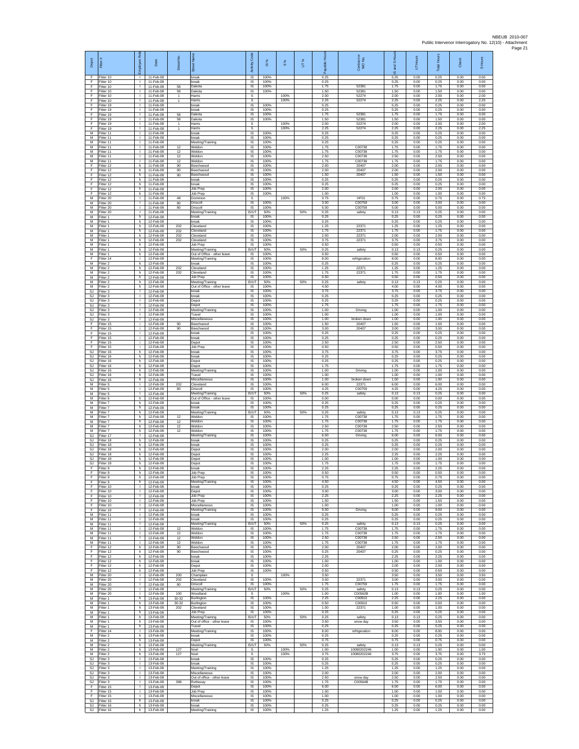| Depot | Fitter # | Employee Role | Date | Street No. | Street Name | Activity Code | IS % | S % | UT % | Payable Hours | Contract or WO No. | IS and S Hours | UT Hours | Total Hours | Check | S Hours |
|---|---|---|---|---|---|---|---|---|---|---|---|---|---|---|---|---|
| F | Fitter 10 | I | 11-Feb-08 | | break | IS | 100% | | | 0.25 | | 0.25 | 0.00 | 0.25 | 0.00 | 0.00 |
| F | Fitter 10 | I | 11-Feb-08 | | break | IS | 100% | | | 0.25 | | 0.25 | 0.00 | 0.25 | 0.00 | 0.00 |
| F | Fitter 10 | I | 11-Feb-08 | 58 | Dakota | IS | 100% | | | 1.75 | 52381 | 1.75 | 0.00 | 1.75 | 0.00 | 0.00 |
| F | Fitter 10 | I | 11-Feb-08 | 58 | Dakota | IS | 100% | | | 1.50 | 52381 | 1.50 | 0.00 | 1.50 | 0.00 | 0.00 |
| F | Fitter 10 | I | 11-Feb-08 | 1 | Harris | S | | 100% | | 2.00 | 52274 | 2.00 | 0.00 | 2.00 | 0.00 | 2.00 |
| F | Fitter 10 | I | 11-Feb-08 | 1 | Harris | S | | 100% | | 2.25 | 52274 | 2.25 | 0.00 | 2.25 | 0.00 | 2.25 |
| F | Fitter 19 | I | 11-Feb-08 | | break | IS | 100% | | | 0.25 | | 0.25 | 0.00 | 0.25 | 0.00 | 0.00 |
| F | Fitter 19 | I | 11-Feb-08 | | break | IS | 100% | | | 0.25 | | 0.25 | 0.00 | 0.25 | 0.00 | 0.00 |
| F | Fitter 19 | I | 11-Feb-08 | 58 | Dakota | IS | 100% | | | 1.75 | 52381 | 1.75 | 0.00 | 1.75 | 0.00 | 0.00 |
| F | Fitter 19 | I | 11-Feb-08 | 58 | Dakota | IS | 100% | | | 1.50 | 52381 | 1.50 | 0.00 | 1.50 | 0.00 | 0.00 |
| F | Fitter 19 | I | 11-Feb-08 | 1 | Harris | S | | 100% | | 2.00 | 52274 | 2.00 | 0.00 | 2.00 | 0.00 | 2.00 |
| F | Fitter 19 | I | 11-Feb-08 | 1 | Harris | S | | 100% | | 2.25 | 52274 | 2.25 | 0.00 | 2.25 | 0.00 | 2.25 |
| M | Fitter 11 | I | 11-Feb-08 | | break | IS | 100% | | | 0.25 | | 0.25 | 0.00 | 0.25 | 0.00 | 0.00 |
| M | Fitter 11 | I | 11-Feb-08 | | break | IS | 100% | | | 0.25 | | 0.25 | 0.00 | 0.25 | 0.00 | 0.00 |
| M | Fitter 11 | I | 11-Feb-08 | | Meeting/Training | IS | 100% | | | 0.25 | | 0.25 | 0.00 | 0.25 | 0.00 | 0.00 |
| M | Fitter 11 | I | 11-Feb-08 | 12 | Weldon | IS | 100% | | | 1.75 | C00738 | 1.75 | 0.00 | 1.75 | 0.00 | 0.00 |
| M | Fitter 11 | I | 11-Feb-08 | 12 | Weldon | IS | 100% | | | 1.75 | C00738 | 1.75 | 0.00 | 1.75 | 0.00 | 0.00 |
| M | Fitter 11 | I | 11-Feb-08 | 12 | Weldon | IS | 100% | | | 2.50 | C00738 | 2.50 | 0.00 | 2.50 | 0.00 | 0.00 |
| M | Fitter 11 | I | 11-Feb-08 | 12 | Weldon | IS | 100% | | | 1.75 | C00738 | 1.75 | 0.00 | 1.75 | 0.00 | 0.00 |
| F | Fitter 12 | h | 11-Feb-08 | 90 | Beechwood | IS | 100% | | | 2.00 | 20407 | 2.00 | 0.00 | 2.00 | 0.00 | 0.00 |
| F | Fitter 12 | h | 11-Feb-08 | 90 | Beechwood | IS | 100% | | | 2.00 | 20407 | 2.00 | 0.00 | 2.00 | 0.00 | 0.00 |
| F | Fitter 12 | h | 11-Feb-08 | 90 | Beechwood | IS | 100% | | | 1.50 | 20407 | 1.50 | 0.00 | 1.50 | 0.00 | 0.00 |
| F | Fitter 12 | h | 11-Feb-08 | | break | IS | 100% | | | 0.25 | | 0.25 | 0.00 | 0.25 | 0.00 | 0.00 |
| F | Fitter 12 | h | 11-Feb-08 | | break | IS | 100% | | | 0.25 | | 0.25 | 0.00 | 0.25 | 0.00 | 0.00 |
| F | Fitter 12 | h | 11-Feb-08 | | Job Prep | IS | 100% | | | 2.00 | | 2.00 | 0.00 | 2.00 | 0.00 | 0.00 |
| F | Fitter 12 | h | 11-Feb-08 | | Job Prep | IS | 100% | | | 1.00 | | 1.00 | 0.00 | 1.00 | 0.00 | 0.00 |
| M | Fitter 20 | I | 11-Feb-08 | 48 | Dominion | S | | 100% | | 0.75 | HF01 | 0.75 | 0.00 | 0.75 | 0.00 | 0.75 |
| M | Fitter 20 | I | 11-Feb-08 | 80 | Driscoll | IS | 100% | | | 3.00 | C00759 | 3.00 | 0.00 | 3.00 | 0.00 | 0.00 |
| M | Fitter 20 | I | 11-Feb-08 | 80 | Driscoll | IS | 100% | | | 5.00 | C00759 | 5.00 | 0.00 | 5.00 | 0.00 | 0.00 |
| M | Fitter 20 | I | 11-Feb-08 | | Meeting/Training | IS/UT | 50% | | 50% | 0.25 | safety | 0.13 | 0.13 | 0.25 | 0.00 | 0.00 |
| M | Fitter 1 | h | 12-Feb-08 | | break | IS | 100% | | | 0.25 | | 0.25 | 0.00 | 0.25 | 0.00 | 0.00 |
| M | Fitter 1 | h | 12-Feb-08 | | break | IS | 100% | | | 0.25 | | 0.25 | 0.00 | 0.25 | 0.00 | 0.00 |
| M | Fitter 1 | h | 12-Feb-08 | 202 | Cleveland | IS | 100% | | | 1.25 | 22371 | 1.25 | 0.00 | 1.25 | 0.00 | 0.00 |
| M | Fitter 1 | h | 12-Feb-08 | 202 | Cleveland | IS | 100% | | | 1.75 | 22371 | 1.75 | 0.00 | 1.75 | 0.00 | 0.00 |
| M | Fitter 1 | h | 12-Feb-08 | 202 | Cleveland | IS | 100% | | | 2.00 | 22371 | 2.00 | 0.00 | 2.00 | 0.00 | 0.00 |
| M | Fitter 1 | h | 12-Feb-08 | 202 | Cleveland | IS | 100% | | | 3.75 | 22371 | 3.75 | 0.00 | 3.75 | 0.00 | 0.00 |
| M | Fitter 1 | h | 12-Feb-08 | | Job Prep | IS | 100% | | | 0.50 | | 0.50 | 0.00 | 0.50 | 0.00 | 0.00 |
| M | Fitter 1 | h | 12-Feb-08 | | Meeting/Training | IS/UT | 50% | | 50% | 0.25 | safety | 0.13 | 0.13 | 0.25 | 0.00 | 0.00 |
| M | Fitter 1 | h | 12-Feb-08 | | Out of Office - other leave | IS | 100% | | | 0.50 | | 0.50 | 0.00 | 0.50 | 0.00 | 0.00 |
| F | Fitter 14 | I | 12-Feb-08 | | Meeting/Training | IS | 100% | | | 8.00 | refrigeration | 8.00 | 0.00 | 8.00 | 0.00 | 0.00 |
| M | Fitter 2 | h | 12-Feb-08 | | break | IS | 100% | | | 0.25 | | 0.25 | 0.00 | 0.25 | 0.00 | 0.00 |
| M | Fitter 2 | h | 12-Feb-08 | 202 | Cleveland | IS | 100% | | | 1.25 | 22371 | 1.25 | 0.00 | 1.25 | 0.00 | 0.00 |
| M | Fitter 2 | h | 12-Feb-08 | 202 | Cleveland | IS | 100% | | | 1.75 | 22371 | 1.75 | 0.00 | 1.75 | 0.00 | 0.00 |
| M | Fitter 2 | h | 12-Feb-08 | | Job Prep | IS | 100% | | | 0.50 | | 0.50 | 0.00 | 0.50 | 0.00 | 0.00 |
| M | Fitter 2 | h | 12-Feb-08 | | Meeting/Training | IS/UT | 50% | | 50% | 0.25 | safety | 0.13 | 0.13 | 0.25 | 0.00 | 0.00 |
| M | Fitter 2 | h | 12-Feb-08 | | Out of Office - other leave | IS | 100% | | | 4.00 | | 4.00 | 0.00 | 4.00 | 0.00 | 0.00 |
| SJ | Fitter 3 | I | 12-Feb-08 | | break | IS | 100% | | | 3.75 | | 3.75 | 0.00 | 3.75 | 0.00 | 0.00 |
| SJ | Fitter 3 | I | 12-Feb-08 | | break | IS | 100% | | | 0.25 | | 0.25 | 0.00 | 0.25 | 0.00 | 0.00 |
| SJ | Fitter 3 | I | 12-Feb-08 | | Depot | IS | 100% | | | 0.25 | | 0.25 | 0.00 | 0.25 | 0.00 | 0.00 |
| SJ | Fitter 3 | I | 12-Feb-08 | | Depot | IS | 100% | | | 1.75 | | 1.75 | 0.00 | 1.75 | 0.00 | 0.00 |
| SJ | Fitter 3 | I | 12-Feb-08 | | Meeting/Training | IS | 100% | | | 1.00 | Driving | 1.00 | 0.00 | 1.00 | 0.00 | 0.00 |
| SJ | Fitter 3 | I | 12-Feb-08 | | Travel | IS | 100% | | | 1.00 | | 1.00 | 0.00 | 1.00 | 0.00 | 0.00 |
| SJ | Fitter 3 | I | 12-Feb-08 | | Miscellaneous | IS | 100% | | | 1.00 | broken down | 1.00 | 0.00 | 1.00 | 0.00 | 0.00 |
| F | Fitter 15 | i | 12-Feb-08 | 90 | Beechwood | IS | 100% | | | 1.50 | 20407 | 1.50 | 0.00 | 1.50 | 0.00 | 0.00 |
| F | Fitter 15 | i | 12-Feb-08 | 90 | Beechwood | IS | 100% | | | 3.00 | 20407 | 3.00 | 0.00 | 3.00 | 0.00 | 0.00 |
| F | Fitter 15 | i | 12-Feb-08 | | break | IS | 100% | | | 0.25 | | 0.25 | 0.00 | 0.25 | 0.00 | 0.00 |
| F | Fitter 15 | i | 12-Feb-08 | | break | IS | 100% | | | 0.25 | | 0.25 | 0.00 | 0.25 | 0.00 | 0.00 |
| F | Fitter 15 | i | 12-Feb-08 | | Depot | IS | 100% | | | 2.50 | | 2.50 | 0.00 | 2.50 | 0.00 | 0.00 |
| F | Fitter 15 | i | 12-Feb-08 | | Job Prep | IS | 100% | | | 0.50 | | 0.50 | 0.00 | 0.50 | 0.00 | 0.00 |
| SJ | Fitter 16 | h | 12-Feb-08 | | break | IS | 100% | | | 3.75 | | 3.75 | 0.00 | 3.75 | 0.00 | 0.00 |
| SJ | Fitter 16 | h | 12-Feb-08 | | break | IS | 100% | | | 0.25 | | 0.25 | 0.00 | 0.25 | 0.00 | 0.00 |
| SJ | Fitter 16 | h | 12-Feb-08 | | Depot | IS | 100% | | | 0.25 | | 0.25 | 0.00 | 0.25 | 0.00 | 0.00 |
| SJ | Fitter 16 | h | 12-Feb-08 | | Depot | IS | 100% | | | 1.75 | | 1.75 | 0.00 | 1.75 | 0.00 | 0.00 |
| SJ | Fitter 16 | h | 12-Feb-08 | | Meeting/Training | IS | 100% | | | 1.00 | Driving | 1.00 | 0.00 | 1.00 | 0.00 | 0.00 |
| SJ | Fitter 16 | h | 12-Feb-08 | | Travel | IS | 100% | | | 1.00 | | 1.00 | 0.00 | 1.00 | 0.00 | 0.00 |
| SJ | Fitter 16 | h | 12-Feb-08 | | Miscellaneous | IS | 100% | | | 1.00 | broken down | 1.00 | 0.00 | 1.00 | 0.00 | 0.00 |
| M | Fitter 5 | I | 12-Feb-08 | 202 | Cleveland | IS | 100% | | | 6.00 | 22371 | 6.00 | 0.00 | 6.00 | 0.00 | 0.00 |
| M | Fitter 5 | I | 12-Feb-08 | 80 | Driscoll | IS | 100% | | | 4.25 | C00759 | 4.25 | 0.00 | 4.25 | 0.00 | 0.00 |
| M | Fitter 5 | I | 12-Feb-08 | | Meeting/Training | IS/UT | 50% | | 50% | 0.25 | safety | 0.13 | 0.13 | 0.25 | 0.00 | 0.00 |
| M | Fitter 6 | h | 12-Feb-08 | | Out of Office - other leave | IS | 100% | | | 0.00 | | 0.00 | 0.00 | 0.00 | 0.00 | 0.00 |
| M | Fitter 7 | h | 12-Feb-08 | | break | IS | 100% | | | 0.25 | | 0.25 | 0.00 | 0.25 | 0.00 | 0.00 |
| M | Fitter 7 | h | 12-Feb-08 | | break | IS | 100% | | | 0.25 | | 0.25 | 0.00 | 0.25 | 0.00 | 0.00 |
| M | Fitter 7 | h | 12-Feb-08 | | Meeting/Training | IS/UT | 50% | | 50% | 0.25 | safety | 0.13 | 0.13 | 0.25 | 0.00 | 0.00 |
| M | Fitter 7 | h | 12-Feb-08 | 12 | Weldon | IS | 100% | | | 1.75 | C00738 | 1.75 | 0.00 | 1.75 | 0.00 | 0.00 |
| M | Fitter 7 | h | 12-Feb-08 | 12 | Weldon | IS | 100% | | | 1.75 | C00738 | 1.75 | 0.00 | 1.75 | 0.00 | 0.00 |
| M | Fitter 7 | h | 12-Feb-08 | 12 | Weldon | IS | 100% | | | 2.50 | C00738 | 2.50 | 0.00 | 2.50 | 0.00 | 0.00 |
| M | Fitter 7 | h | 12-Feb-08 | 12 | Weldon | IS | 100% | | | 1.75 | C00738 | 1.75 | 0.00 | 1.75 | 0.00 | 0.00 |
| SJ | Fitter 17 | I | 12-Feb-08 | | Meeting/Training | IS | 100% | | | 6.00 | Driving | 6.00 | 0.00 | 6.00 | 0.00 | 0.00 |
| SJ | Fitter 18 | h | 12-Feb-08 | | break | IS | 100% | | | 0.25 | | 0.25 | 0.00 | 0.25 | 0.00 | 0.00 |
| SJ | Fitter 18 | h | 12-Feb-08 | | break | IS | 100% | | | 0.25 | | 0.25 | 0.00 | 0.25 | 0.00 | 0.00 |
| SJ | Fitter 18 | h | 12-Feb-08 | | Depot | IS | 100% | | | 2.00 | | 2.00 | 0.00 | 2.00 | 0.00 | 0.00 |
| SJ | Fitter 18 | h | 12-Feb-08 | | Depot | IS | 100% | | | 2.25 | | 2.25 | 0.00 | 2.25 | 0.00 | 0.00 |
| SJ | Fitter 18 | h | 12-Feb-08 | | Depot | IS | 100% | | | 1.00 | | 1.00 | 0.00 | 1.00 | 0.00 | 0.00 |
| SJ | Fitter 18 | h | 12-Feb-08 | | Depot | IS | 100% | | | 1.75 | | 1.75 | 0.00 | 1.75 | 0.00 | 0.00 |
| F | Fitter 9 | h | 12-Feb-08 | | break | IS | 100% | | | 2.25 | | 2.25 | 0.00 | 2.25 | 0.00 | 0.00 |
| F | Fitter 9 | h | 12-Feb-08 | | Job Prep | IS | 100% | | | 0.50 | | 0.50 | 0.00 | 0.50 | 0.00 | 0.00 |
| F | Fitter 9 | h | 12-Feb-08 | | Job Prep | IS | 100% | | | 0.75 | | 0.75 | 0.00 | 0.75 | 0.00 | 0.00 |
| F | Fitter 9 | h | 12-Feb-08 | | Meeting/Training | IS | 100% | | | 4.50 | | 4.50 | 0.00 | 4.50 | 0.00 | 0.00 |
| F | Fitter 10 | I | 12-Feb-08 | | break | IS | 100% | | | 0.25 | | 0.25 | 0.00 | 0.25 | 0.00 | 0.00 |
| F | Fitter 10 | I | 12-Feb-08 | | Depot | IS | 100% | | | 3.00 | | 3.00 | 0.00 | 3.00 | 0.00 | 0.00 |
| F | Fitter 10 | I | 12-Feb-08 | | Job Prep | IS | 100% | | | 2.25 | | 2.25 | 0.00 | 2.25 | 0.00 | 0.00 |
| F | Fitter 10 | I | 12-Feb-08 | | Job Prep | IS | 100% | | | 1.50 | | 1.50 | 0.00 | 1.50 | 0.00 | 0.00 |
| F | Fitter 10 | I | 12-Feb-08 | | Miscellaneous | IS | 100% | | | 1.00 | | 1.00 | 0.00 | 1.00 | 0.00 | 0.00 |
| F | Fitter 19 | I | 12-Feb-08 | | Meeting/Training | IS | 100% | | | 9.00 | Driving | 9.00 | 0.00 | 9.00 | 0.00 | 0.00 |
| M | Fitter 11 | I | 12-Feb-08 | | break | IS | 100% | | | 0.25 | | 0.25 | 0.00 | 0.25 | 0.00 | 0.00 |
| M | Fitter 11 | I | 12-Feb-08 | | break | IS | 100% | | | 0.25 | | 0.25 | 0.00 | 0.25 | 0.00 | 0.00 |
| M | Fitter 11 | I | 12-Feb-08 | | Meeting/Training | IS/UT | 50% | | 50% | 0.25 | safety | 0.13 | 0.13 | 0.25 | 0.00 | 0.00 |
| M | Fitter 11 | I | 12-Feb-08 | 12 | Weldon | IS | 100% | | | 1.75 | C00738 | 1.75 | 0.00 | 1.75 | 0.00 | 0.00 |
| M | Fitter 11 | I | 12-Feb-08 | 12 | Weldon | IS | 100% | | | 1.75 | C00738 | 1.75 | 0.00 | 1.75 | 0.00 | 0.00 |
| M | Fitter 11 | I | 12-Feb-08 | 12 | Weldon | IS | 100% | | | 2.50 | C00738 | 2.50 | 0.00 | 2.50 | 0.00 | 0.00 |
| M | Fitter 11 | I | 12-Feb-08 | 12 | Weldon | IS | 100% | | | 1.75 | C00738 | 1.75 | 0.00 | 1.75 | 0.00 | 0.00 |
| F | Fitter 12 | h | 12-Feb-08 | 90 | Beechwood | IS | 100% | | | 2.00 | 20407 | 2.00 | 0.00 | 2.00 | 0.00 | 0.00 |
| F | Fitter 12 | h | 12-Feb-08 | 90 | Beechwood | IS | 100% | | | 0.25 | 20407 | 0.25 | 0.00 | 0.25 | 0.00 | 0.00 |
| F | Fitter 12 | h | 12-Feb-08 | | break | IS | 100% | | | 2.25 | | 2.25 | 0.00 | 2.25 | 0.00 | 0.00 |
| F | Fitter 12 | h | 12-Feb-08 | | break | IS | 100% | | | 1.00 | | 1.00 | 0.00 | 1.00 | 0.00 | 0.00 |
| F | Fitter 12 | h | 12-Feb-08 | | Depot | IS | 100% | | | 2.00 | | 2.00 | 0.00 | 2.00 | 0.00 | 0.00 |
| F | Fitter 12 | h | 12-Feb-08 | | Job Prep | IS | 100% | | | 0.50 | | 0.50 | 0.00 | 0.50 | 0.00 | 0.00 |
| M | Fitter 20 | I | 12-Feb-08 | 200 | Champlain | S | | 100% | | 3.50 | | 3.50 | 0.00 | 3.50 | 0.00 | 3.50 |
| M | Fitter 20 | I | 12-Feb-08 | 202 | Cleveland | IS | 100% | | | 3.00 | 22371 | 3.00 | 0.00 | 3.00 | 0.00 | 0.00 |
| M | Fitter 20 | I | 12-Feb-08 | 80 | Driscoll | IS | 100% | | | 1.75 | C00759 | 1.75 | 0.00 | 1.75 | 0.00 | 0.00 |
| M | Fitter 20 | I | 12-Feb-08 | | Meeting/Training | IS/UT | 50% | | 50% | 0.25 | safety | 0.13 | 0.13 | 0.25 | 0.00 | 0.00 |
| M | Fitter 20 | I | 12-Feb-08 | 100 | Woodland | S | | 100% | | 1.00 | C005628 | 1.00 | 0.00 | 1.00 | 0.00 | 1.00 |
| M | Fitter 1 | h | 13-Feb-08 | 30-32 | Burlington | IS | 100% | | | 2.25 | C00910 | 2.25 | 0.00 | 2.25 | 0.00 | 0.00 |
| M | Fitter 1 | h | 13-Feb-08 | 30-32 | Burlington | IS | 100% | | | 0.50 | C00910 | 0.50 | 0.00 | 0.50 | 0.00 | 0.00 |
| M | Fitter 1 | h | 13-Feb-08 | 202 | Cleveland | IS | 100% | | | 1.00 | 22371 | 1.00 | 0.00 | 1.00 | 0.00 | 0.00 |
| M | Fitter 1 | h | 13-Feb-08 | | Job Prep | IS | 100% | | | 0.25 | | 0.25 | 0.00 | 0.25 | 0.00 | 0.00 |
| M | Fitter 1 | h | 13-Feb-08 | | Meeting/Training | IS/UT | 50% | | 50% | 0.25 | safety | 0.13 | 0.13 | 0.25 | 0.00 | 0.00 |
| M | Fitter 1 | h | 13-Feb-08 | | Out of office - other leave | IS | 100% | | | 3.50 | snow day | 3.50 | 0.00 | 3.50 | 0.00 | 0.00 |
| M | Fitter 1 | h | 13-Feb-08 | | Travel | IS | 100% | | | 0.25 | | 0.25 | 0.00 | 0.25 | 0.00 | 0.00 |
| F | Fitter 14 | I | 13-Feb-08 | | Meeting/Training | IS | 100% | | | 8.00 | refrigeration | 8.00 | 0.00 | 8.00 | 0.00 | 0.00 |
| M | Fitter 2 | h | 13-Feb-08 | | break | IS | 100% | | | 0.25 | | 0.25 | 0.00 | 0.25 | 0.00 | 0.00 |
| M | Fitter 2 | h | 13-Feb-08 | | Depot | IS | 100% | | | 0.75 | | 0.75 | 0.00 | 0.75 | 0.00 | 0.00 |
| M | Fitter 2 | h | 13-Feb-08 | | Meeting/Training | IS/UT | 50% | | 50% | 0.25 | safety | 0.13 | 0.13 | 0.25 | 0.00 | 0.00 |
| M | Fitter 2 | h | 13-Feb-08 | 127 | Noel | S | | 100% | | 1.00 | 10080202246 | 1.00 | 0.00 | 1.00 | 0.00 | 1.00 |
| M | Fitter 2 | h | 13-Feb-08 | 127 | Noel | S | | 100% | | 3.75 | 10080202246 | 3.75 | 0.00 | 3.75 | 0.00 | 3.75 |
| SJ | Fitter 3 | I | 13-Feb-08 | | break | IS | 100% | | | 0.25 | | 0.25 | 0.00 | 0.25 | 0.00 | 0.00 |
| SJ | Fitter 3 | I | 13-Feb-08 | | break | IS | 100% | | | 0.25 | | 0.25 | 0.00 | 0.25 | 0.00 | 0.00 |
| SJ | Fitter 3 | I | 13-Feb-08 | | Meeting/Training | IS | 100% | | | 1.25 | | 1.25 | 0.00 | 1.25 | 0.00 | 0.00 |
| SJ | Fitter 3 | I | 13-Feb-08 | | Miscellaneous | IS | 100% | | | 2.00 | | 2.00 | 0.00 | 2.00 | 0.00 | 0.00 |
| SJ | Fitter 3 | I | 13-Feb-08 | | Out of office - other leave | IS | 100% | | | 2.50 | snow day | 2.50 | 0.00 | 2.50 | 0.00 | 0.00 |
| SJ | Fitter 3 | I | 13-Feb-08 | 388 | Rothesay | IS | 100% | | | 1.75 | C00564B | 1.75 | 0.00 | 1.75 | 0.00 | 0.00 |
| F | Fitter 15 | I | 13-Feb-08 | | Depot | IS | 100% | | | 6.00 | | 6.00 | 0.00 | 6.00 | 0.00 | 0.00 |
| F | Fitter 15 | I | 13-Feb-08 | | Job Prep | IS | 100% | | | 1.00 | | 1.00 | 0.00 | 1.00 | 0.00 | 0.00 |
| F | Fitter 15 | I | 13-Feb-08 | | Miscellaneous | IS | 100% | | | 1.00 | | 1.00 | 0.00 | 1.00 | 0.00 | 0.00 |
| SJ | Fitter 16 | h | 13-Feb-08 | | break | IS | 100% | | | 0.25 | | 0.25 | 0.00 | 0.25 | 0.00 | 0.00 |
| SJ | Fitter 16 | h | 13-Feb-08 | | break | IS | 100% | | | 0.25 | | 0.25 | 0.00 | 0.25 | 0.00 | 0.00 |
| SJ | Fitter 16 | h | 13-Feb-08 | | Meeting/Training | IS | 100% | | | 1.25 | | 1.25 | 0.00 | 1.25 | 0.00 | 0.00 |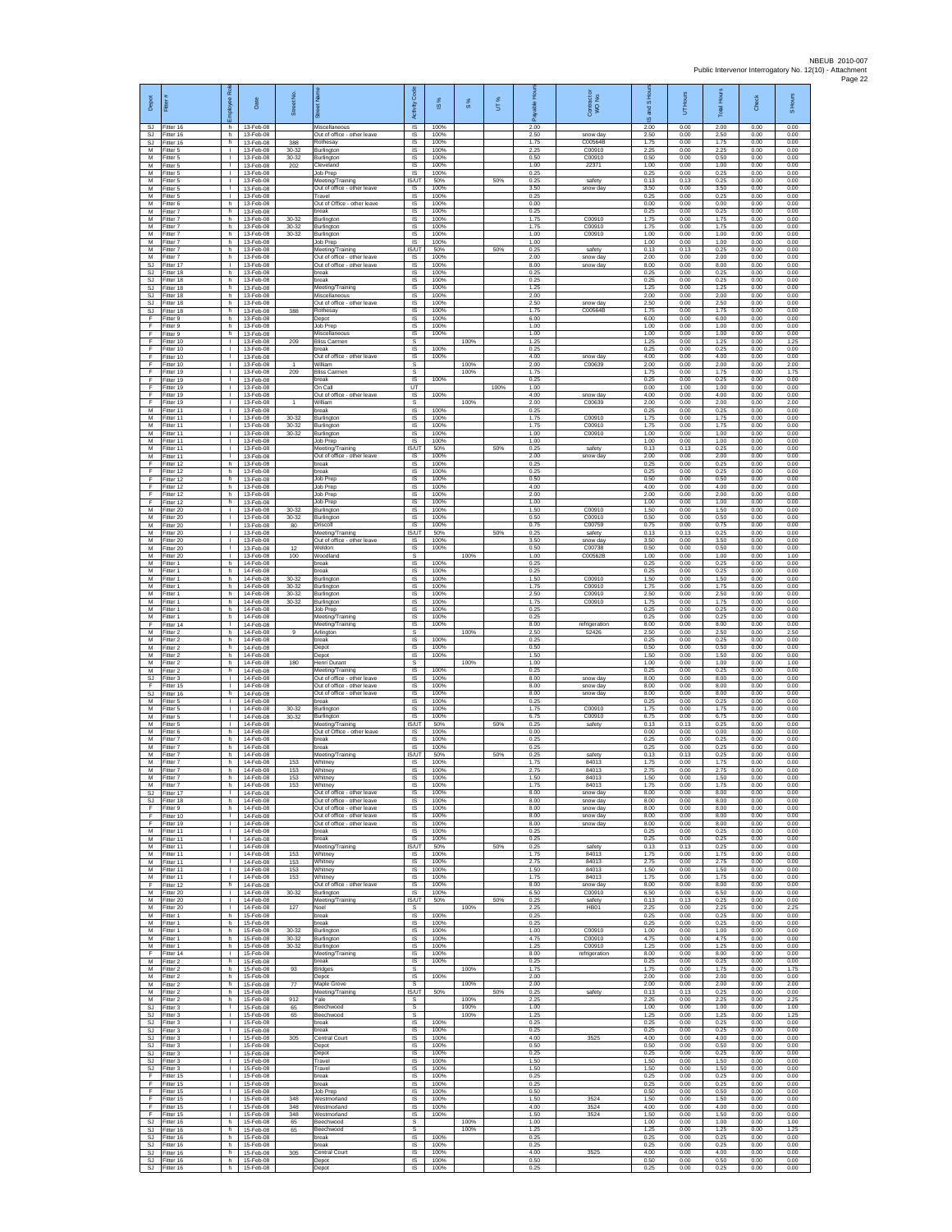NBEUB 2010-007
Public Intervenor Interrogatory No. 12(10) - Attachment

| Depot | Fitter # | Employee Role | Date | Street No. | Street Name | Activity Code | IS % | S % | UT % | Payable Hours | Contractor WO No. | IS and S Hours | UT Hours | Total Hours | Check | S Hours |
|---|---|---|---|---|---|---|---|---|---|---|---|---|---|---|---|---|
| SJ | Fitter 16 | h | 13-Feb-08 | | Miscellaneous | IS | 100% | | | 2.00 | | 2.00 | 0.00 | 2.00 | 0.00 | 0.00 |
| SJ | Fitter 16 | h | 13-Feb-08 | | Out of office - other leave | IS | 100% | | | 2.50 | snow day | 2.50 | 0.00 | 2.50 | 0.00 | 0.00 |
| SJ | Fitter 16 | h | 13-Feb-08 | 388 | Rothesay | IS | 100% | | | 1.75 | C005648 | 1.75 | 0.00 | 1.75 | 0.00 | 0.00 |
| M | Fitter 5 | I | 13-Feb-08 | 30-32 | Burlington | IS | 100% | | | 2.25 | C00910 | 2.25 | 0.00 | 2.25 | 0.00 | 0.00 |
| M | Fitter 5 | I | 13-Feb-08 | 30-32 | Burlington | IS | 100% | | | 0.50 | C00910 | 0.50 | 0.00 | 0.50 | 0.00 | 0.00 |
| M | Fitter 5 | I | 13-Feb-08 | 202 | Cleveland | IS | 100% | | | 1.00 | 22371 | 1.00 | 0.00 | 1.00 | 0.00 | 0.00 |
| M | Fitter 5 | I | 13-Feb-08 | | Job Prep | IS | 100% | | | 0.25 | | 0.25 | 0.00 | 0.25 | 0.00 | 0.00 |
| M | Fitter 5 | I | 13-Feb-08 | | Meeting/Training | IS/UT | 50% | | 50% | 0.25 | safety | 0.13 | 0.13 | 0.25 | 0.00 | 0.00 |
| M | Fitter 5 | I | 13-Feb-08 | | Out of office - other leave | IS | 100% | | | 3.50 | snow day | 3.50 | 0.00 | 3.50 | 0.00 | 0.00 |
| M | Fitter 5 | I | 13-Feb-08 | | Travel | IS | 100% | | | 0.25 | | 0.25 | 0.00 | 0.25 | 0.00 | 0.00 |
| M | Fitter 6 | h | 13-Feb-08 | | Out of Office - other leave | IS | 100% | | | 0.00 | | 0.00 | 0.00 | 0.00 | 0.00 | 0.00 |
| M | Fitter 7 | h | 13-Feb-08 | | break | IS | 100% | | | 0.25 | | 0.25 | 0.00 | 0.25 | 0.00 | 0.00 |
| M | Fitter 7 | h | 13-Feb-08 | 30-32 | Burlington | IS | 100% | | | 1.75 | C00910 | 1.75 | 0.00 | 1.75 | 0.00 | 0.00 |
| M | Fitter 7 | h | 13-Feb-08 | 30-32 | Burlington | IS | 100% | | | 1.75 | C00910 | 1.75 | 0.00 | 1.75 | 0.00 | 0.00 |
| M | Fitter 7 | h | 13-Feb-08 | 30-32 | Burlington | IS | 100% | | | 1.00 | C00910 | 1.00 | 0.00 | 1.00 | 0.00 | 0.00 |
| M | Fitter 7 | h | 13-Feb-08 | | Job Prep | IS | 100% | | | 1.00 | | 1.00 | 0.00 | 1.00 | 0.00 | 0.00 |
| M | Fitter 7 | h | 13-Feb-08 | | Meeting/Training | IS/UT | 50% | | 50% | 0.25 | safety | 0.13 | 0.13 | 0.25 | 0.00 | 0.00 |
| M | Fitter 7 | h | 13-Feb-08 | | Out of office - other leave | IS | 100% | | | 2.00 | snow day | 2.00 | 0.00 | 2.00 | 0.00 | 0.00 |
| SJ | Fitter 17 | I | 13-Feb-08 | | Out of office - other leave | IS | 100% | | | 8.00 | snow day | 8.00 | 0.00 | 8.00 | 0.00 | 0.00 |
| SJ | Fitter 18 | h | 13-Feb-08 | | break | IS | 100% | | | 0.25 | | 0.25 | 0.00 | 0.25 | 0.00 | 0.00 |
| SJ | Fitter 18 | h | 13-Feb-08 | | break | IS | 100% | | | 0.25 | | 0.25 | 0.00 | 0.25 | 0.00 | 0.00 |
| SJ | Fitter 18 | h | 13-Feb-08 | | Meeting/Training | IS | 100% | | | 1.25 | | 1.25 | 0.00 | 1.25 | 0.00 | 0.00 |
| SJ | Fitter 18 | h | 13-Feb-08 | | Miscellaneous | IS | 100% | | | 2.00 | | 2.00 | 0.00 | 2.00 | 0.00 | 0.00 |
| SJ | Fitter 18 | h | 13-Feb-08 | | Out of office - other leave | IS | 100% | | | 2.50 | snow day | 2.50 | 0.00 | 2.50 | 0.00 | 0.00 |
| SJ | Fitter 18 | h | 13-Feb-08 | 388 | Rothesay | IS | 100% | | | 1.75 | C005648 | 1.75 | 0.00 | 1.75 | 0.00 | 0.00 |
| F | Fitter 9 | h | 13-Feb-08 | | Depot | IS | 100% | | | 6.00 | | 6.00 | 0.00 | 6.00 | 0.00 | 0.00 |
| F | Fitter 9 | h | 13-Feb-08 | | Job Prep | IS | 100% | | | 1.00 | | 1.00 | 0.00 | 1.00 | 0.00 | 0.00 |
| F | Fitter 9 | h | 13-Feb-08 | | Miscellaneous | IS | 100% | | | 1.00 | | 1.00 | 0.00 | 1.00 | 0.00 | 0.00 |
| F | Fitter 10 | I | 13-Feb-08 | 209 | Bliss Carmen | S | | 100% | | 1.25 | | 1.25 | 0.00 | 1.25 | 0.00 | 1.25 |
| F | Fitter 10 | I | 13-Feb-08 | | break | IS | 100% | | | 0.25 | | 0.25 | 0.00 | 0.25 | 0.00 | 0.00 |
| F | Fitter 10 | I | 13-Feb-08 | | Out of office - other leave | IS | 100% | | | 4.00 | snow day | 4.00 | 0.00 | 4.00 | 0.00 | 0.00 |
| F | Fitter 10 | I | 13-Feb-08 | 1 | William | S | | 100% | | 2.00 | C00639 | 2.00 | 0.00 | 2.00 | 0.00 | 2.00 |
| F | Fitter 19 | I | 13-Feb-08 | 209 | Bliss Carmen | S | | 100% | | 1.75 | | 1.75 | 0.00 | 1.75 | 0.00 | 1.75 |
| F | Fitter 19 | I | 13-Feb-08 | | break | IS | 100% | | | 0.25 | | 0.25 | 0.00 | 0.25 | 0.00 | 0.00 |
| F | Fitter 19 | I | 13-Feb-08 | | On Call | UT | | | 100% | 1.00 | | 0.00 | 1.00 | 1.00 | 0.00 | 0.00 |
| F | Fitter 19 | I | 13-Feb-08 | | Out of office - other leave | IS | 100% | | | 4.00 | snow day | 4.00 | 0.00 | 4.00 | 0.00 | 0.00 |
| F | Fitter 19 | I | 13-Feb-08 | 1 | William | S | | 100% | | 2.00 | C00639 | 2.00 | 0.00 | 2.00 | 0.00 | 2.00 |
| M | Fitter 11 | I | 13-Feb-08 | | break | IS | 100% | | | 0.25 | | 0.25 | 0.00 | 0.25 | 0.00 | 0.00 |
| M | Fitter 11 | I | 13-Feb-08 | 30-32 | Burlington | IS | 100% | | | 1.75 | C00910 | 1.75 | 0.00 | 1.75 | 0.00 | 0.00 |
| M | Fitter 11 | I | 13-Feb-08 | 30-32 | Burlington | IS | 100% | | | 1.75 | C00910 | 1.75 | 0.00 | 1.75 | 0.00 | 0.00 |
| M | Fitter 11 | I | 13-Feb-08 | 30-32 | Burlington | IS | 100% | | | 1.00 | C00910 | 1.00 | 0.00 | 1.00 | 0.00 | 0.00 |
| M | Fitter 11 | I | 13-Feb-08 | | Job Prep | IS | 100% | | | 1.00 | | 1.00 | 0.00 | 1.00 | 0.00 | 0.00 |
| M | Fitter 11 | I | 13-Feb-08 | | Meeting/Training | IS/UT | 50% | | 50% | 0.25 | safety | 0.13 | 0.13 | 0.25 | 0.00 | 0.00 |
| M | Fitter 11 | I | 13-Feb-08 | | Out of office - other leave | IS | 100% | | | 2.00 | snow day | 2.00 | 0.00 | 2.00 | 0.00 | 0.00 |
| F | Fitter 12 | h | 13-Feb-08 | | break | IS | 100% | | | 0.25 | | 0.25 | 0.00 | 0.25 | 0.00 | 0.00 |
| F | Fitter 12 | h | 13-Feb-08 | | break | IS | 100% | | | 0.25 | | 0.25 | 0.00 | 0.25 | 0.00 | 0.00 |
| F | Fitter 12 | h | 13-Feb-08 | | Job Prep | IS | 100% | | | 0.50 | | 0.50 | 0.00 | 0.50 | 0.00 | 0.00 |
| F | Fitter 12 | h | 13-Feb-08 | | Job Prep | IS | 100% | | | 4.00 | | 4.00 | 0.00 | 4.00 | 0.00 | 0.00 |
| F | Fitter 12 | h | 13-Feb-08 | | Job Prep | IS | 100% | | | 2.00 | | 2.00 | 0.00 | 2.00 | 0.00 | 0.00 |
| F | Fitter 12 | h | 13-Feb-08 | | Job Prep | IS | 100% | | | 1.00 | | 1.00 | 0.00 | 1.00 | 0.00 | 0.00 |
| M | Fitter 20 | I | 13-Feb-08 | 30-32 | Burlington | IS | 100% | | | 1.50 | C00910 | 1.50 | 0.00 | 1.50 | 0.00 | 0.00 |
| M | Fitter 20 | I | 13-Feb-08 | 30-32 | Burlington | IS | 100% | | | 0.50 | C00910 | 0.50 | 0.00 | 0.50 | 0.00 | 0.00 |
| M | Fitter 20 | I | 13-Feb-08 | 80 | Driscoll | IS | 100% | | | 0.75 | C00759 | 0.75 | 0.00 | 0.75 | 0.00 | 0.00 |
| M | Fitter 20 | I | 13-Feb-08 | | Meeting/Training | IS/UT | 50% | | 50% | 0.25 | safety | 0.13 | 0.13 | 0.25 | 0.00 | 0.00 |
| M | Fitter 20 | I | 13-Feb-08 | | Out of office - other leave | IS | 100% | | | 3.50 | snow day | 3.50 | 0.00 | 3.50 | 0.00 | 0.00 |
| M | Fitter 20 | I | 13-Feb-08 | 12 | Weldon | IS | 100% | | | 0.50 | C00738 | 0.50 | 0.00 | 0.50 | 0.00 | 0.00 |
| M | Fitter 20 | I | 13-Feb-08 | 100 | Woodland | S | | 100% | | 1.00 | C00562B | 1.00 | 0.00 | 1.00 | 0.00 | 1.00 |
| M | Fitter 1 | h | 14-Feb-08 | | break | IS | 100% | | | 0.25 | | 0.25 | 0.00 | 0.25 | 0.00 | 0.00 |
| M | Fitter 1 | h | 14-Feb-08 | | break | IS | 100% | | | 0.25 | | 0.25 | 0.00 | 0.25 | 0.00 | 0.00 |
| M | Fitter 1 | h | 14-Feb-08 | 30-32 | Burlington | IS | 100% | | | 1.50 | C00910 | 1.50 | 0.00 | 1.50 | 0.00 | 0.00 |
| M | Fitter 1 | h | 14-Feb-08 | 30-32 | Burlington | IS | 100% | | | 1.75 | C00910 | 1.75 | 0.00 | 1.75 | 0.00 | 0.00 |
| M | Fitter 1 | h | 14-Feb-08 | 30-32 | Burlington | IS | 100% | | | 2.50 | C00910 | 2.50 | 0.00 | 2.50 | 0.00 | 0.00 |
| M | Fitter 1 | h | 14-Feb-08 | 30-32 | Burlington | IS | 100% | | | 1.75 | C00910 | 1.75 | 0.00 | 1.75 | 0.00 | 0.00 |
| M | Fitter 1 | h | 14-Feb-08 | | Job Prep | IS | 100% | | | 0.25 | | 0.25 | 0.00 | 0.25 | 0.00 | 0.00 |
| M | Fitter 1 | h | 14-Feb-08 | | Meeting/Training | IS | 100% | | | 0.25 | | 0.25 | 0.00 | 0.25 | 0.00 | 0.00 |
| F | Fitter 14 | I | 14-Feb-08 | | Meeting/Training | IS | 100% | | | 8.00 | refrigeration | 8.00 | 0.00 | 8.00 | 0.00 | 0.00 |
| M | Fitter 2 | h | 14-Feb-08 | 9 | Arlington | S | | 100% | | 2.50 | 52426 | 2.50 | 0.00 | 2.50 | 0.00 | 2.50 |
| M | Fitter 2 | h | 14-Feb-08 | | break | IS | 100% | | | 0.25 | | 0.25 | 0.00 | 0.25 | 0.00 | 0.00 |
| M | Fitter 2 | h | 14-Feb-08 | | Depot | IS | 100% | | | 0.50 | | 0.50 | 0.00 | 0.50 | 0.00 | 0.00 |
| M | Fitter 2 | h | 14-Feb-08 | | Depot | IS | 100% | | | 1.50 | | 1.50 | 0.00 | 1.50 | 0.00 | 0.00 |
| M | Fitter 2 | h | 14-Feb-08 | 180 | Henri Durant | S | | 100% | | 1.00 | | 1.00 | 0.00 | 1.00 | 0.00 | 1.00 |
| M | Fitter 2 | h | 14-Feb-08 | | Meeting/Training | IS | 100% | | | 0.25 | | 0.25 | 0.00 | 0.25 | 0.00 | 0.00 |
| SJ | Fitter 3 | I | 14-Feb-08 | | Out of office - other leave | IS | 100% | | | 8.00 | snow day | 8.00 | 0.00 | 8.00 | 0.00 | 0.00 |
| F | Fitter 15 | I | 14-Feb-08 | | Out of office - other leave | IS | 100% | | | 8.00 | snow day | 8.00 | 0.00 | 8.00 | 0.00 | 0.00 |
| SJ | Fitter 16 | h | 14-Feb-08 | | Out of office - other leave | IS | 100% | | | 8.00 | snow day | 8.00 | 0.00 | 8.00 | 0.00 | 0.00 |
| M | Fitter 5 | I | 14-Feb-08 | | break | IS | 100% | | | 0.25 | | 0.25 | 0.00 | 0.25 | 0.00 | 0.00 |
| M | Fitter 5 | I | 14-Feb-08 | 30-32 | Burlington | IS | 100% | | | 1.75 | C00910 | 1.75 | 0.00 | 1.75 | 0.00 | 0.00 |
| M | Fitter 5 | I | 14-Feb-08 | 30-32 | Burlington | IS | 100% | | | 6.75 | C00910 | 6.75 | 0.00 | 6.75 | 0.00 | 0.00 |
| M | Fitter 5 | I | 14-Feb-08 | | Meeting/Training | IS/UT | 50% | | 50% | 0.25 | safety | 0.13 | 0.13 | 0.25 | 0.00 | 0.00 |
| M | Fitter 6 | h | 14-Feb-08 | | Out of Office - other leave | IS | 100% | | | 0.00 | | 0.00 | 0.00 | 0.00 | 0.00 | 0.00 |
| M | Fitter 7 | h | 14-Feb-08 | | break | IS | 100% | | | 0.25 | | 0.25 | 0.00 | 0.25 | 0.00 | 0.00 |
| M | Fitter 7 | h | 14-Feb-08 | | break | IS | 100% | | | 0.25 | | 0.25 | 0.00 | 0.25 | 0.00 | 0.00 |
| M | Fitter 7 | h | 14-Feb-08 | | Meeting/Training | IS/UT | 50% | | 50% | 0.25 | safety | 0.13 | 0.13 | 0.25 | 0.00 | 0.00 |
| M | Fitter 7 | h | 14-Feb-08 | 153 | Whitney | IS | 100% | | | 1.75 | 84013 | 1.75 | 0.00 | 1.75 | 0.00 | 0.00 |
| M | Fitter 7 | h | 14-Feb-08 | 153 | Whitney | IS | 100% | | | 2.75 | 84013 | 2.75 | 0.00 | 2.75 | 0.00 | 0.00 |
| M | Fitter 7 | h | 14-Feb-08 | 153 | Whitney | IS | 100% | | | 1.50 | 84013 | 1.50 | 0.00 | 1.50 | 0.00 | 0.00 |
| M | Fitter 7 | h | 14-Feb-08 | 153 | Whitney | IS | 100% | | | 1.75 | 84013 | 1.75 | 0.00 | 1.75 | 0.00 | 0.00 |
| SJ | Fitter 17 | I | 14-Feb-08 | | Out of office - other leave | IS | 100% | | | 8.00 | snow day | 8.00 | 0.00 | 8.00 | 0.00 | 0.00 |
| SJ | Fitter 18 | h | 14-Feb-08 | | Out of office - other leave | IS | 100% | | | 8.00 | snow day | 8.00 | 0.00 | 8.00 | 0.00 | 0.00 |
| F | Fitter 9 | h | 14-Feb-08 | | Out of office - other leave | IS | 100% | | | 8.00 | snow day | 8.00 | 0.00 | 8.00 | 0.00 | 0.00 |
| F | Fitter 10 | I | 14-Feb-08 | | Out of office - other leave | IS | 100% | | | 8.00 | snow day | 8.00 | 0.00 | 8.00 | 0.00 | 0.00 |
| F | Fitter 19 | I | 14-Feb-08 | | Out of office - other leave | IS | 100% | | | 8.00 | snow day | 8.00 | 0.00 | 8.00 | 0.00 | 0.00 |
| M | Fitter 11 | I | 14-Feb-08 | | break | IS | 100% | | | 0.25 | | 0.25 | 0.00 | 0.25 | 0.00 | 0.00 |
| M | Fitter 11 | I | 14-Feb-08 | | break | IS | 100% | | | 0.25 | | 0.25 | 0.00 | 0.25 | 0.00 | 0.00 |
| M | Fitter 11 | I | 14-Feb-08 | | Meeting/Training | IS/UT | 50% | | 50% | 0.25 | safety | 0.13 | 0.13 | 0.25 | 0.00 | 0.00 |
| M | Fitter 11 | I | 14-Feb-08 | 153 | Whitney | IS | 100% | | | 1.75 | 84013 | 1.75 | 0.00 | 1.75 | 0.00 | 0.00 |
| M | Fitter 11 | I | 14-Feb-08 | 153 | Whitney | IS | 100% | | | 2.75 | 84013 | 2.75 | 0.00 | 2.75 | 0.00 | 0.00 |
| M | Fitter 11 | I | 14-Feb-08 | 153 | Whitney | IS | 100% | | | 1.50 | 84013 | 1.50 | 0.00 | 1.50 | 0.00 | 0.00 |
| M | Fitter 11 | I | 14-Feb-08 | 153 | Whitney | IS | 100% | | | 1.75 | 84013 | 1.75 | 0.00 | 1.75 | 0.00 | 0.00 |
| F | Fitter 12 | h | 14-Feb-08 | | Out of office - other leave | IS | 100% | | | 8.00 | snow day | 8.00 | 0.00 | 8.00 | 0.00 | 0.00 |
| M | Fitter 20 | I | 14-Feb-08 | 30-32 | Burlington | IS | 100% | | | 6.50 | C00910 | 6.50 | 0.00 | 6.50 | 0.00 | 0.00 |
| M | Fitter 20 | I | 14-Feb-08 | | Meeting/Training | IS/UT | 50% | | 50% | 0.25 | safety | 0.13 | 0.13 | 0.25 | 0.00 | 0.00 |
| M | Fitter 20 | I | 14-Feb-08 | 127 | Noel | S | | 100% | | 2.25 | HB01 | 2.25 | 0.00 | 2.25 | 0.00 | 2.25 |
| M | Fitter 1 | h | 15-Feb-08 | | break | IS | 100% | | | 0.25 | | 0.25 | 0.00 | 0.25 | 0.00 | 0.00 |
| M | Fitter 1 | h | 15-Feb-08 | | break | IS | 100% | | | 0.25 | | 0.25 | 0.00 | 0.25 | 0.00 | 0.00 |
| M | Fitter 1 | h | 15-Feb-08 | 30-32 | Burlington | IS | 100% | | | 1.00 | C00910 | 1.00 | 0.00 | 1.00 | 0.00 | 0.00 |
| M | Fitter 1 | h | 15-Feb-08 | 30-32 | Burlington | IS | 100% | | | 4.75 | C00910 | 4.75 | 0.00 | 4.75 | 0.00 | 0.00 |
| M | Fitter 1 | h | 15-Feb-08 | 30-32 | Burlington | IS | 100% | | | 1.25 | C00910 | 1.25 | 0.00 | 1.25 | 0.00 | 0.00 |
| F | Fitter 14 | I | 15-Feb-08 | | Meeting/Training | IS | 100% | | | 8.00 | refrigeration | 8.00 | 0.00 | 8.00 | 0.00 | 0.00 |
| M | Fitter 2 | h | 15-Feb-08 | | break | IS | 100% | | | 0.25 | | 0.25 | 0.00 | 0.25 | 0.00 | 0.00 |
| M | Fitter 2 | h | 15-Feb-08 | 93 | Bridges | S | | 100% | | 1.75 | | 1.75 | 0.00 | 1.75 | 0.00 | 1.75 |
| M | Fitter 2 | h | 15-Feb-08 | | Depot | IS | 100% | | | 2.00 | | 2.00 | 0.00 | 2.00 | 0.00 | 0.00 |
| M | Fitter 2 | h | 15-Feb-08 | 77 | Maple Grove | S | | 100% | | 2.00 | | 2.00 | 0.00 | 2.00 | 0.00 | 2.00 |
| M | Fitter 2 | h | 15-Feb-08 | | Meeting/Training | IS/UT | 50% | | 50% | 0.25 | safety | 0.13 | 0.13 | 0.25 | 0.00 | 0.00 |
| M | Fitter 2 | h | 15-Feb-08 | 912 | Yale | S | | 100% | | 2.25 | | 2.25 | 0.00 | 2.25 | 0.00 | 2.25 |
| SJ | Fitter 3 | I | 15-Feb-08 | 65 | Beechwood | S | | 100% | | 1.00 | | 1.00 | 0.00 | 1.00 | 0.00 | 1.00 |
| SJ | Fitter 3 | I | 15-Feb-08 | 65 | Beechwood | S | | 100% | | 1.25 | | 1.25 | 0.00 | 1.25 | 0.00 | 1.25 |
| SJ | Fitter 3 | I | 15-Feb-08 | | break | IS | 100% | | | 0.25 | | 0.25 | 0.00 | 0.25 | 0.00 | 0.00 |
| SJ | Fitter 3 | I | 15-Feb-08 | | break | IS | 100% | | | 0.25 | | 0.25 | 0.00 | 0.25 | 0.00 | 0.00 |
| SJ | Fitter 3 | I | 15-Feb-08 | 305 | Central Court | IS | 100% | | | 4.00 | 3525 | 4.00 | 0.00 | 4.00 | 0.00 | 0.00 |
| SJ | Fitter 3 | I | 15-Feb-08 | | Depot | IS | 100% | | | 0.50 | | 0.50 | 0.00 | 0.50 | 0.00 | 0.00 |
| SJ | Fitter 3 | I | 15-Feb-08 | | Depot | IS | 100% | | | 0.25 | | 0.25 | 0.00 | 0.25 | 0.00 | 0.00 |
| SJ | Fitter 3 | I | 15-Feb-08 | | Travel | IS | 100% | | | 1.50 | | 1.50 | 0.00 | 1.50 | 0.00 | 0.00 |
| SJ | Fitter 3 | I | 15-Feb-08 | | Travel | IS | 100% | | | 1.50 | | 1.50 | 0.00 | 1.50 | 0.00 | 0.00 |
| F | Fitter 15 | I | 15-Feb-08 | | break | IS | 100% | | | 0.25 | | 0.25 | 0.00 | 0.25 | 0.00 | 0.00 |
| F | Fitter 15 | I | 15-Feb-08 | | break | IS | 100% | | | 0.25 | | 0.25 | 0.00 | 0.25 | 0.00 | 0.00 |
| F | Fitter 15 | I | 15-Feb-08 | | Job Prep | IS | 100% | | | 0.50 | | 0.50 | 0.00 | 0.50 | 0.00 | 0.00 |
| F | Fitter 15 | I | 15-Feb-08 | 348 | Westmorland | IS | 100% | | | 1.50 | 3524 | 1.50 | 0.00 | 1.50 | 0.00 | 0.00 |
| F | Fitter 15 | I | 15-Feb-08 | 348 | Westmorland | IS | 100% | | | 4.00 | 3524 | 4.00 | 0.00 | 4.00 | 0.00 | 0.00 |
| F | Fitter 15 | I | 15-Feb-08 | 348 | Westmorland | IS | 100% | | | 1.50 | 3524 | 1.50 | 0.00 | 1.50 | 0.00 | 0.00 |
| SJ | Fitter 16 | h | 15-Feb-08 | 65 | Beechwood | S | | 100% | | 1.00 | | 1.00 | 0.00 | 1.00 | 0.00 | 1.00 |
| SJ | Fitter 16 | h | 15-Feb-08 | 65 | Beechwood | S | | 100% | | 1.25 | | 1.25 | 0.00 | 1.25 | 0.00 | 1.25 |
| SJ | Fitter 16 | h | 15-Feb-08 | | break | IS | 100% | | | 0.25 | | 0.25 | 0.00 | 0.25 | 0.00 | 0.00 |
| SJ | Fitter 16 | h | 15-Feb-08 | | break | IS | 100% | | | 0.25 | | 0.25 | 0.00 | 0.25 | 0.00 | 0.00 |
| SJ | Fitter 16 | h | 15-Feb-08 | 305 | Central Court | IS | 100% | | | 4.00 | 3525 | 4.00 | 0.00 | 4.00 | 0.00 | 0.00 |
| SJ | Fitter 16 | h | 15-Feb-08 | | Depot | IS | 100% | | | 0.50 | | 0.50 | 0.00 | 0.50 | 0.00 | 0.00 |
| SJ | Fitter 16 | h | 15-Feb-08 | | Depot | IS | 100% | | | 0.25 | | 0.25 | 0.00 | 0.25 | 0.00 | 0.00 |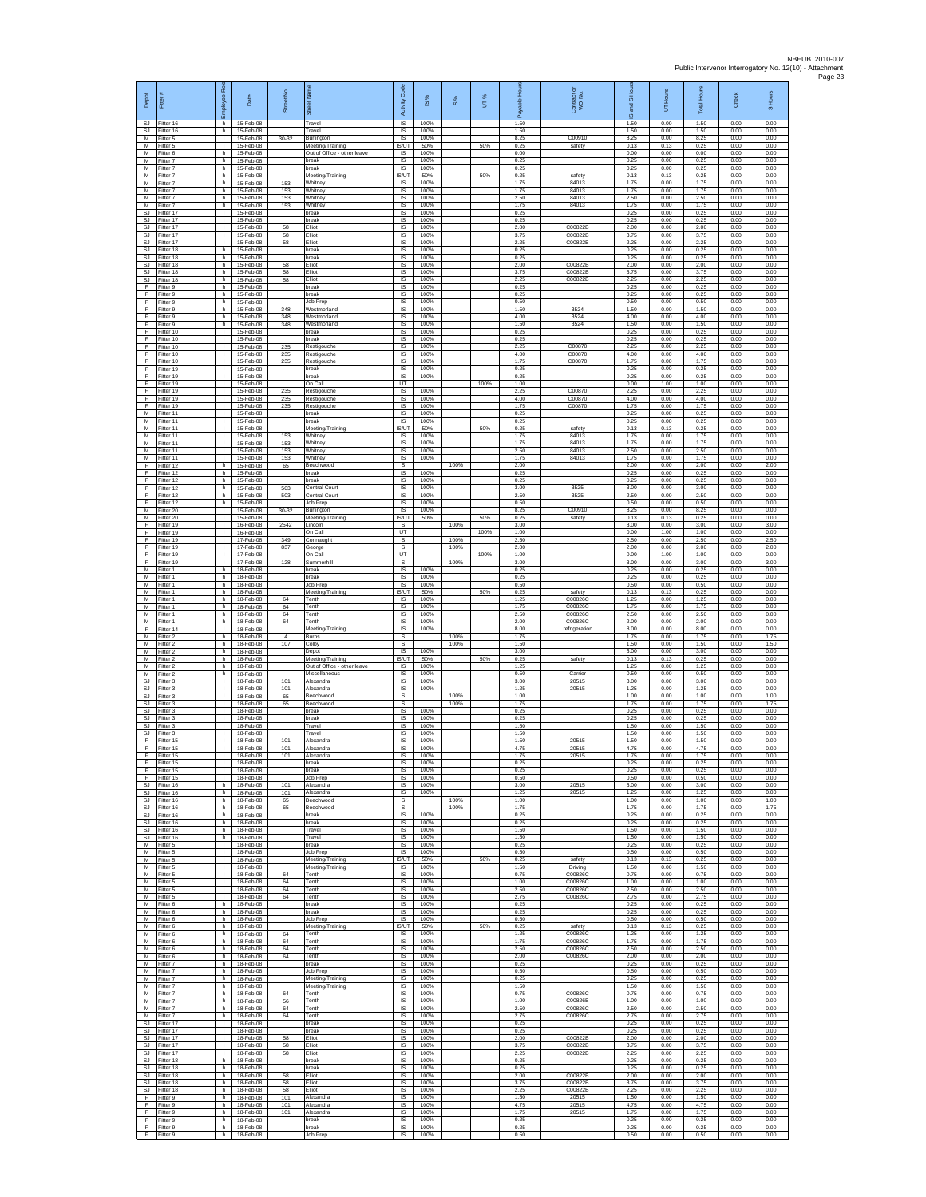| Depot | Fitter # | Employee Role | Date | Street No. | Street Name | Activity Code | IS % | S % | UT % | Payable Hours | Contractor or WO No. | IS and S Hours | UT Hours | Total Hours | Check | S Hours |
|---|---|---|---|---|---|---|---|---|---|---|---|---|---|---|---|---|
| SJ | Fitter 16 | h | 15-Feb-08 | | Travel | IS | 100% | | | 1.50 | | 1.50 | 0.00 | 1.50 | 0.00 | 0.00 |
| SJ | Fitter 16 | h | 15-Feb-08 | | Travel | IS | 100% | | | 1.50 | | 1.50 | 0.00 | 1.50 | 0.00 | 0.00 |
| M | Fitter 5 | I | 15-Feb-08 | 30-32 | Burlington | IS | 100% | | | 8.25 | C00910 | 8.25 | 0.00 | 8.25 | 0.00 | 0.00 |
| M | Fitter 5 | I | 15-Feb-08 | | Meeting/Training | IS/UT | 50% | | 50% | 0.25 | safety | 0.13 | 0.13 | 0.25 | 0.00 | 0.00 |
| M | Fitter 6 | h | 15-Feb-08 | | Out of Office - other leave | IS | 100% | | | 0.00 | | 0.00 | 0.00 | 0.00 | 0.00 | 0.00 |
| M | Fitter 7 | h | 15-Feb-08 | | break | IS | 100% | | | 0.25 | | 0.25 | 0.00 | 0.25 | 0.00 | 0.00 |
| M | Fitter 7 | h | 15-Feb-08 | | break | IS | 100% | | | 0.25 | | 0.25 | 0.00 | 0.25 | 0.00 | 0.00 |
| M | Fitter 7 | h | 15-Feb-08 | | Meeting/Training | IS/UT | 50% | | 50% | 0.25 | safety | 0.13 | 0.13 | 0.25 | 0.00 | 0.00 |
| M | Fitter 7 | h | 15-Feb-08 | 153 | Whitney | IS | 100% | | | 1.75 | 84013 | 1.75 | 0.00 | 1.75 | 0.00 | 0.00 |
| M | Fitter 7 | h | 15-Feb-08 | 153 | Whitney | IS | 100% | | | 1.75 | 84013 | 1.75 | 0.00 | 1.75 | 0.00 | 0.00 |
| M | Fitter 7 | h | 15-Feb-08 | 153 | Whitney | IS | 100% | | | 2.50 | 84013 | 2.50 | 0.00 | 2.50 | 0.00 | 0.00 |
| M | Fitter 7 | h | 15-Feb-08 | 153 | Whitney | IS | 100% | | | 1.75 | 84013 | 1.75 | 0.00 | 1.75 | 0.00 | 0.00 |
| SJ | Fitter 17 | I | 15-Feb-08 | | break | IS | 100% | | | 0.25 | | 0.25 | 0.00 | 0.25 | 0.00 | 0.00 |
| SJ | Fitter 17 | I | 15-Feb-08 | | break | IS | 100% | | | 0.25 | | 0.25 | 0.00 | 0.25 | 0.00 | 0.00 |
| SJ | Fitter 17 | I | 15-Feb-08 | 58 | Elliot | IS | 100% | | | 2.00 | C00822B | 2.00 | 0.00 | 2.00 | 0.00 | 0.00 |
| SJ | Fitter 17 | I | 15-Feb-08 | 58 | Elliot | IS | 100% | | | 3.75 | C00822B | 3.75 | 0.00 | 3.75 | 0.00 | 0.00 |
| SJ | Fitter 17 | I | 15-Feb-08 | 58 | Elliot | IS | 100% | | | 2.25 | C00822B | 2.25 | 0.00 | 2.25 | 0.00 | 0.00 |
| SJ | Fitter 18 | h | 15-Feb-08 | | break | IS | 100% | | | 0.25 | | 0.25 | 0.00 | 0.25 | 0.00 | 0.00 |
| SJ | Fitter 18 | h | 15-Feb-08 | | break | IS | 100% | | | 0.25 | | 0.25 | 0.00 | 0.25 | 0.00 | 0.00 |
| SJ | Fitter 18 | h | 15-Feb-08 | 58 | Elliot | IS | 100% | | | 2.00 | C00822B | 2.00 | 0.00 | 2.00 | 0.00 | 0.00 |
| SJ | Fitter 18 | h | 15-Feb-08 | 58 | Elliot | IS | 100% | | | 3.75 | C00822B | 3.75 | 0.00 | 3.75 | 0.00 | 0.00 |
| SJ | Fitter 18 | h | 15-Feb-08 | 58 | Elliot | IS | 100% | | | 2.25 | C00822B | 2.25 | 0.00 | 2.25 | 0.00 | 0.00 |
| F | Fitter 9 | h | 15-Feb-08 | | break | IS | 100% | | | 0.25 | | 0.25 | 0.00 | 0.25 | 0.00 | 0.00 |
| F | Fitter 9 | h | 15-Feb-08 | | break | IS | 100% | | | 0.25 | | 0.25 | 0.00 | 0.25 | 0.00 | 0.00 |
| F | Fitter 9 | h | 15-Feb-08 | | Job Prep | IS | 100% | | | 0.50 | | 0.50 | 0.00 | 0.50 | 0.00 | 0.00 |
| F | Fitter 9 | h | 15-Feb-08 | 348 | Westmorland | IS | 100% | | | 1.50 | 3524 | 1.50 | 0.00 | 1.50 | 0.00 | 0.00 |
| F | Fitter 9 | h | 15-Feb-08 | 348 | Westmorland | IS | 100% | | | 4.00 | 3524 | 4.00 | 0.00 | 4.00 | 0.00 | 0.00 |
| F | Fitter 9 | h | 15-Feb-08 | 348 | Westmorland | IS | 100% | | | 1.50 | 3524 | 1.50 | 0.00 | 1.50 | 0.00 | 0.00 |
| F | Fitter 10 | I | 15-Feb-08 | | break | IS | 100% | | | 0.25 | | 0.25 | 0.00 | 0.25 | 0.00 | 0.00 |
| F | Fitter 10 | I | 15-Feb-08 | | break | IS | 100% | | | 0.25 | | 0.25 | 0.00 | 0.25 | 0.00 | 0.00 |
| F | Fitter 10 | I | 15-Feb-08 | 235 | Restigouche | IS | 100% | | | 2.25 | C00870 | 2.25 | 0.00 | 2.25 | 0.00 | 0.00 |
| F | Fitter 10 | I | 15-Feb-08 | 235 | Restigouche | IS | 100% | | | 4.00 | C00870 | 4.00 | 0.00 | 4.00 | 0.00 | 0.00 |
| F | Fitter 10 | I | 15-Feb-08 | 235 | Restigouche | IS | 100% | | | 1.75 | C00870 | 1.75 | 0.00 | 1.75 | 0.00 | 0.00 |
| F | Fitter 19 | I | 15-Feb-08 | | break | IS | 100% | | | 0.25 | | 0.25 | 0.00 | 0.25 | 0.00 | 0.00 |
| F | Fitter 19 | I | 15-Feb-08 | | break | IS | 100% | | | 0.25 | | 0.25 | 0.00 | 0.25 | 0.00 | 0.00 |
| F | Fitter 19 | I | 15-Feb-08 | | On Call | UT | | | 100% | 1.00 | | 0.00 | 1.00 | 1.00 | 0.00 | 0.00 |
| F | Fitter 19 | I | 15-Feb-08 | 235 | Restigouche | IS | 100% | | | 2.25 | C00870 | 2.25 | 0.00 | 2.25 | 0.00 | 0.00 |
| F | Fitter 19 | I | 15-Feb-08 | 235 | Restigouche | IS | 100% | | | 4.00 | C00870 | 4.00 | 0.00 | 4.00 | 0.00 | 0.00 |
| F | Fitter 19 | I | 15-Feb-08 | 235 | Restigouche | IS | 100% | | | 1.75 | C00870 | 1.75 | 0.00 | 1.75 | 0.00 | 0.00 |
| M | Fitter 11 | I | 15-Feb-08 | | break | IS | 100% | | | 0.25 | | 0.25 | 0.00 | 0.25 | 0.00 | 0.00 |
| M | Fitter 11 | I | 15-Feb-08 | | break | IS | 100% | | | 0.25 | | 0.25 | 0.00 | 0.25 | 0.00 | 0.00 |
| M | Fitter 11 | I | 15-Feb-08 | | Meeting/Training | IS/UT | 50% | | 50% | 0.25 | safety | 0.13 | 0.13 | 0.25 | 0.00 | 0.00 |
| M | Fitter 11 | I | 15-Feb-08 | 153 | Whitney | IS | 100% | | | 1.75 | 84013 | 1.75 | 0.00 | 1.75 | 0.00 | 0.00 |
| M | Fitter 11 | I | 15-Feb-08 | 153 | Whitney | IS | 100% | | | 1.75 | 84013 | 1.75 | 0.00 | 1.75 | 0.00 | 0.00 |
| M | Fitter 11 | I | 15-Feb-08 | 153 | Whitney | IS | 100% | | | 2.50 | 84013 | 2.50 | 0.00 | 2.50 | 0.00 | 0.00 |
| M | Fitter 11 | I | 15-Feb-08 | 153 | Whitney | IS | 100% | | | 1.75 | 84013 | 1.75 | 0.00 | 1.75 | 0.00 | 0.00 |
| F | Fitter 12 | h | 15-Feb-08 | 65 | Beechwood | S | | 100% | | 2.00 | | 2.00 | 0.00 | 2.00 | 0.00 | 2.00 |
| F | Fitter 12 | h | 15-Feb-08 | | break | IS | 100% | | | 0.25 | | 0.25 | 0.00 | 0.25 | 0.00 | 0.00 |
| F | Fitter 12 | h | 15-Feb-08 | | break | IS | 100% | | | 0.25 | | 0.25 | 0.00 | 0.25 | 0.00 | 0.00 |
| F | Fitter 12 | h | 15-Feb-08 | 503 | Central Court | IS | 100% | | | 3.00 | 3525 | 3.00 | 0.00 | 3.00 | 0.00 | 0.00 |
| F | Fitter 12 | h | 15-Feb-08 | 503 | Central Court | IS | 100% | | | 2.50 | 3525 | 2.50 | 0.00 | 2.50 | 0.00 | 0.00 |
| F | Fitter 12 | h | 15-Feb-08 | | Job Prep | IS | 100% | | | 0.50 | | 0.50 | 0.00 | 0.50 | 0.00 | 0.00 |
| M | Fitter 20 | I | 15-Feb-08 | 30-32 | Burlington | IS | 100% | | | 8.25 | C00910 | 8.25 | 0.00 | 8.25 | 0.00 | 0.00 |
| M | Fitter 20 | I | 15-Feb-08 | | Meeting/Training | IS/UT | 50% | | 50% | 0.25 | safety | 0.13 | 0.13 | 0.25 | 0.00 | 0.00 |
| F | Fitter 19 | I | 16-Feb-08 | 2542 | Lincoln | S | | 100% | | 3.00 | | 3.00 | 0.00 | 3.00 | 0.00 | 3.00 |
| F | Fitter 19 | I | 16-Feb-08 | | On Call | UT | | | 100% | 1.00 | | 0.00 | 1.00 | 1.00 | 0.00 | 0.00 |
| F | Fitter 19 | I | 17-Feb-08 | 349 | Connaught | S | | 100% | | 2.50 | | 2.50 | 0.00 | 2.50 | 0.00 | 2.50 |
| F | Fitter 19 | I | 17-Feb-08 | 837 | George | S | | 100% | | 2.00 | | 2.00 | 0.00 | 2.00 | 0.00 | 2.00 |
| F | Fitter 19 | I | 17-Feb-08 | | On Call | UT | | | 100% | 1.00 | | 0.00 | 1.00 | 1.00 | 0.00 | 0.00 |
| F | Fitter 19 | I | 17-Feb-08 | 128 | Summerhill | S | | 100% | | 3.00 | | 3.00 | 0.00 | 3.00 | 0.00 | 3.00 |
| M | Fitter 1 | h | 18-Feb-08 | | break | IS | 100% | | | 0.25 | | 0.25 | 0.00 | 0.25 | 0.00 | 0.00 |
| M | Fitter 1 | h | 18-Feb-08 | | break | IS | 100% | | | 0.25 | | 0.25 | 0.00 | 0.25 | 0.00 | 0.00 |
| M | Fitter 1 | h | 18-Feb-08 | | Job Prep | IS | 100% | | | 0.50 | | 0.50 | 0.00 | 0.50 | 0.00 | 0.00 |
| M | Fitter 1 | h | 18-Feb-08 | | Meeting/Training | IS/UT | 50% | | 50% | 0.25 | safety | 0.13 | 0.13 | 0.25 | 0.00 | 0.00 |
| M | Fitter 1 | h | 18-Feb-08 | 64 | Tenth | IS | 100% | | | 1.25 | C00826C | 1.25 | 0.00 | 1.25 | 0.00 | 0.00 |
| M | Fitter 1 | h | 18-Feb-08 | 64 | Tenth | IS | 100% | | | 1.75 | C00826C | 1.75 | 0.00 | 1.75 | 0.00 | 0.00 |
| M | Fitter 1 | h | 18-Feb-08 | 64 | Tenth | IS | 100% | | | 2.50 | C00826C | 2.50 | 0.00 | 2.50 | 0.00 | 0.00 |
| M | Fitter 1 | h | 18-Feb-08 | 64 | Tenth | IS | 100% | | | 2.00 | C00826C | 2.00 | 0.00 | 2.00 | 0.00 | 0.00 |
| F | Fitter 14 | I | 18-Feb-08 | | Meeting/Training | IS | 100% | | | 8.00 | refrigeration | 8.00 | 0.00 | 8.00 | 0.00 | 0.00 |
| M | Fitter 2 | h | 18-Feb-08 | 4 | Burns | S | | 100% | | 1.75 | | 1.75 | 0.00 | 1.75 | 0.00 | 1.75 |
| M | Fitter 2 | h | 18-Feb-08 | 107 | Colby | S | | 100% | | 1.50 | | 1.50 | 0.00 | 1.50 | 0.00 | 1.50 |
| M | Fitter 2 | h | 18-Feb-08 | | Depot | IS | 100% | | | 3.00 | | 3.00 | 0.00 | 3.00 | 0.00 | 0.00 |
| M | Fitter 2 | h | 18-Feb-08 | | Meeting/Training | IS/UT | 50% | | 50% | 0.25 | safety | 0.13 | 0.13 | 0.25 | 0.00 | 0.00 |
| M | Fitter 2 | h | 18-Feb-08 | | Out of Office - other leave | IS | 100% | | | 1.25 | | 1.25 | 0.00 | 1.25 | 0.00 | 0.00 |
| M | Fitter 2 | h | 18-Feb-08 | | Miscellaneous | IS | 100% | | | 0.50 | Carrier | 0.50 | 0.00 | 0.50 | 0.00 | 0.00 |
| SJ | Fitter 3 | I | 18-Feb-08 | 101 | Alexandra | IS | 100% | | | 3.00 | 20515 | 3.00 | 0.00 | 3.00 | 0.00 | 0.00 |
| SJ | Fitter 3 | I | 18-Feb-08 | 101 | Alexandra | IS | 100% | | | 1.25 | 20515 | 1.25 | 0.00 | 1.25 | 0.00 | 0.00 |
| SJ | Fitter 3 | I | 18-Feb-08 | 65 | Beechwood | S | | 100% | | 1.00 | | 1.00 | 0.00 | 1.00 | 0.00 | 1.00 |
| SJ | Fitter 3 | I | 18-Feb-08 | 65 | Beechwood | S | | 100% | | 1.75 | | 1.75 | 0.00 | 1.75 | 0.00 | 1.75 |
| SJ | Fitter 3 | I | 18-Feb-08 | | break | IS | 100% | | | 0.25 | | 0.25 | 0.00 | 0.25 | 0.00 | 0.00 |
| SJ | Fitter 3 | I | 18-Feb-08 | | break | IS | 100% | | | 0.25 | | 0.25 | 0.00 | 0.25 | 0.00 | 0.00 |
| SJ | Fitter 3 | I | 18-Feb-08 | | Travel | IS | 100% | | | 1.50 | | 1.50 | 0.00 | 1.50 | 0.00 | 0.00 |
| SJ | Fitter 3 | I | 18-Feb-08 | | Travel | IS | 100% | | | 1.50 | | 1.50 | 0.00 | 1.50 | 0.00 | 0.00 |
| F | Fitter 15 | I | 18-Feb-08 | 101 | Alexandra | IS | 100% | | | 1.50 | 20515 | 1.50 | 0.00 | 1.50 | 0.00 | 0.00 |
| F | Fitter 15 | I | 18-Feb-08 | 101 | Alexandra | IS | 100% | | | 4.75 | 20515 | 4.75 | 0.00 | 4.75 | 0.00 | 0.00 |
| F | Fitter 15 | I | 18-Feb-08 | 101 | Alexandra | IS | 100% | | | 1.75 | 20515 | 1.75 | 0.00 | 1.75 | 0.00 | 0.00 |
| F | Fitter 15 | I | 18-Feb-08 | | break | IS | 100% | | | 0.25 | | 0.25 | 0.00 | 0.25 | 0.00 | 0.00 |
| F | Fitter 15 | I | 18-Feb-08 | | break | IS | 100% | | | 0.25 | | 0.25 | 0.00 | 0.25 | 0.00 | 0.00 |
| F | Fitter 15 | I | 18-Feb-08 | | Job Prep | IS | 100% | | | 0.50 | | 0.50 | 0.00 | 0.50 | 0.00 | 0.00 |
| SJ | Fitter 16 | h | 18-Feb-08 | 101 | Alexandra | IS | 100% | | | 3.00 | 20515 | 3.00 | 0.00 | 3.00 | 0.00 | 0.00 |
| SJ | Fitter 16 | h | 18-Feb-08 | 101 | Alexandra | IS | 100% | | | 1.25 | 20515 | 1.25 | 0.00 | 1.25 | 0.00 | 0.00 |
| SJ | Fitter 16 | h | 18-Feb-08 | 65 | Beechwood | S | | 100% | | 1.00 | | 1.00 | 0.00 | 1.00 | 0.00 | 1.00 |
| SJ | Fitter 16 | h | 18-Feb-08 | 65 | Beechwood | S | | 100% | | 1.75 | | 1.75 | 0.00 | 1.75 | 0.00 | 1.75 |
| SJ | Fitter 16 | h | 18-Feb-08 | | break | IS | 100% | | | 0.25 | | 0.25 | 0.00 | 0.25 | 0.00 | 0.00 |
| SJ | Fitter 16 | h | 18-Feb-08 | | break | IS | 100% | | | 0.25 | | 0.25 | 0.00 | 0.25 | 0.00 | 0.00 |
| SJ | Fitter 16 | h | 18-Feb-08 | | Travel | IS | 100% | | | 1.50 | | 1.50 | 0.00 | 1.50 | 0.00 | 0.00 |
| SJ | Fitter 16 | h | 18-Feb-08 | | Travel | IS | 100% | | | 1.50 | | 1.50 | 0.00 | 1.50 | 0.00 | 0.00 |
| M | Fitter 5 | I | 18-Feb-08 | | break | IS | 100% | | | 0.25 | | 0.25 | 0.00 | 0.25 | 0.00 | 0.00 |
| M | Fitter 5 | I | 18-Feb-08 | | Job Prep | IS | 100% | | | 0.50 | | 0.50 | 0.00 | 0.50 | 0.00 | 0.00 |
| M | Fitter 5 | I | 18-Feb-08 | | Meeting/Training | IS/UT | 50% | | 50% | 0.25 | safety | 0.13 | 0.13 | 0.25 | 0.00 | 0.00 |
| M | Fitter 5 | I | 18-Feb-08 | | Meeting/Training | IS | 100% | | | 1.50 | Driving | 1.50 | 0.00 | 1.50 | 0.00 | 0.00 |
| M | Fitter 5 | I | 18-Feb-08 | 64 | Tenth | IS | 100% | | | 0.75 | C00826C | 0.75 | 0.00 | 0.75 | 0.00 | 0.00 |
| M | Fitter 5 | I | 18-Feb-08 | 64 | Tenth | IS | 100% | | | 1.00 | C00826C | 1.00 | 0.00 | 1.00 | 0.00 | 0.00 |
| M | Fitter 5 | I | 18-Feb-08 | 64 | Tenth | IS | 100% | | | 2.50 | C00826C | 2.50 | 0.00 | 2.50 | 0.00 | 0.00 |
| M | Fitter 5 | I | 18-Feb-08 | 64 | Tenth | IS | 100% | | | 2.75 | C00826C | 2.75 | 0.00 | 2.75 | 0.00 | 0.00 |
| M | Fitter 6 | h | 18-Feb-08 | | break | IS | 100% | | | 0.25 | | 0.25 | 0.00 | 0.25 | 0.00 | 0.00 |
| M | Fitter 6 | h | 18-Feb-08 | | break | IS | 100% | | | 0.25 | | 0.25 | 0.00 | 0.25 | 0.00 | 0.00 |
| M | Fitter 6 | h | 18-Feb-08 | | Job Prep | IS | 100% | | | 0.50 | | 0.50 | 0.00 | 0.50 | 0.00 | 0.00 |
| M | Fitter 6 | h | 18-Feb-08 | | Meeting/Training | IS/UT | 50% | | 50% | 0.25 | safety | 0.13 | 0.13 | 0.25 | 0.00 | 0.00 |
| M | Fitter 6 | h | 18-Feb-08 | 64 | Tenth | IS | 100% | | | 1.25 | C00826C | 1.25 | 0.00 | 1.25 | 0.00 | 0.00 |
| M | Fitter 6 | h | 18-Feb-08 | 64 | Tenth | IS | 100% | | | 1.75 | C00826C | 1.75 | 0.00 | 1.75 | 0.00 | 0.00 |
| M | Fitter 6 | h | 18-Feb-08 | 64 | Tenth | IS | 100% | | | 2.50 | C00826C | 2.50 | 0.00 | 2.50 | 0.00 | 0.00 |
| M | Fitter 6 | h | 18-Feb-08 | 64 | Tenth | IS | 100% | | | 2.00 | C00826C | 2.00 | 0.00 | 2.00 | 0.00 | 0.00 |
| M | Fitter 7 | h | 18-Feb-08 | | break | IS | 100% | | | 0.25 | | 0.25 | 0.00 | 0.25 | 0.00 | 0.00 |
| M | Fitter 7 | h | 18-Feb-08 | | Job Prep | IS | 100% | | | 0.50 | | 0.50 | 0.00 | 0.50 | 0.00 | 0.00 |
| M | Fitter 7 | h | 18-Feb-08 | | Meeting/Training | IS | 100% | | | 0.25 | | 0.25 | 0.00 | 0.25 | 0.00 | 0.00 |
| M | Fitter 7 | h | 18-Feb-08 | | Meeting/Training | IS | 100% | | | 1.50 | | 1.50 | 0.00 | 1.50 | 0.00 | 0.00 |
| M | Fitter 7 | h | 18-Feb-08 | 64 | Tenth | IS | 100% | | | 0.75 | C00826C | 0.75 | 0.00 | 0.75 | 0.00 | 0.00 |
| M | Fitter 7 | h | 18-Feb-08 | 56 | Tenth | IS | 100% | | | 1.00 | C00826B | 1.00 | 0.00 | 1.00 | 0.00 | 0.00 |
| M | Fitter 7 | h | 18-Feb-08 | 64 | Tenth | IS | 100% | | | 2.50 | C00826C | 2.50 | 0.00 | 2.50 | 0.00 | 0.00 |
| M | Fitter 7 | h | 18-Feb-08 | 64 | Tenth | IS | 100% | | | 2.75 | C00826C | 2.75 | 0.00 | 2.75 | 0.00 | 0.00 |
| SJ | Fitter 17 | I | 18-Feb-08 | | break | IS | 100% | | | 0.25 | | 0.25 | 0.00 | 0.25 | 0.00 | 0.00 |
| SJ | Fitter 17 | I | 18-Feb-08 | | break | IS | 100% | | | 0.25 | | 0.25 | 0.00 | 0.25 | 0.00 | 0.00 |
| SJ | Fitter 17 | I | 18-Feb-08 | 58 | Elliot | IS | 100% | | | 2.00 | C00822B | 2.00 | 0.00 | 2.00 | 0.00 | 0.00 |
| SJ | Fitter 17 | I | 18-Feb-08 | 58 | Elliot | IS | 100% | | | 3.75 | C00822B | 3.75 | 0.00 | 3.75 | 0.00 | 0.00 |
| SJ | Fitter 17 | I | 18-Feb-08 | 58 | Elliot | IS | 100% | | | 2.25 | C00822B | 2.25 | 0.00 | 2.25 | 0.00 | 0.00 |
| SJ | Fitter 18 | h | 18-Feb-08 | | break | IS | 100% | | | 0.25 | | 0.25 | 0.00 | 0.25 | 0.00 | 0.00 |
| SJ | Fitter 18 | h | 18-Feb-08 | | break | IS | 100% | | | 0.25 | | 0.25 | 0.00 | 0.25 | 0.00 | 0.00 |
| SJ | Fitter 18 | h | 18-Feb-08 | 58 | Elliot | IS | 100% | | | 2.00 | C00822B | 2.00 | 0.00 | 2.00 | 0.00 | 0.00 |
| SJ | Fitter 18 | h | 18-Feb-08 | 58 | Elliot | IS | 100% | | | 3.75 | C00822B | 3.75 | 0.00 | 3.75 | 0.00 | 0.00 |
| SJ | Fitter 18 | h | 18-Feb-08 | 58 | Elliot | IS | 100% | | | 2.25 | C00822B | 2.25 | 0.00 | 2.25 | 0.00 | 0.00 |
| F | Fitter 9 | h | 18-Feb-08 | 101 | Alexandra | IS | 100% | | | 1.50 | 20515 | 1.50 | 0.00 | 1.50 | 0.00 | 0.00 |
| F | Fitter 9 | h | 18-Feb-08 | 101 | Alexandra | IS | 100% | | | 4.75 | 20515 | 4.75 | 0.00 | 4.75 | 0.00 | 0.00 |
| F | Fitter 9 | h | 18-Feb-08 | 101 | Alexandra | IS | 100% | | | 1.75 | 20515 | 1.75 | 0.00 | 1.75 | 0.00 | 0.00 |
| F | Fitter 9 | h | 18-Feb-08 | | break | IS | 100% | | | 0.25 | | 0.25 | 0.00 | 0.25 | 0.00 | 0.00 |
| F | Fitter 9 | h | 18-Feb-08 | | break | IS | 100% | | | 0.25 | | 0.25 | 0.00 | 0.25 | 0.00 | 0.00 |
| F | Fitter 9 | h | 18-Feb-08 | | Job Prep | IS | 100% | | | 0.50 | | 0.50 | 0.00 | 0.50 | 0.00 | 0.00 |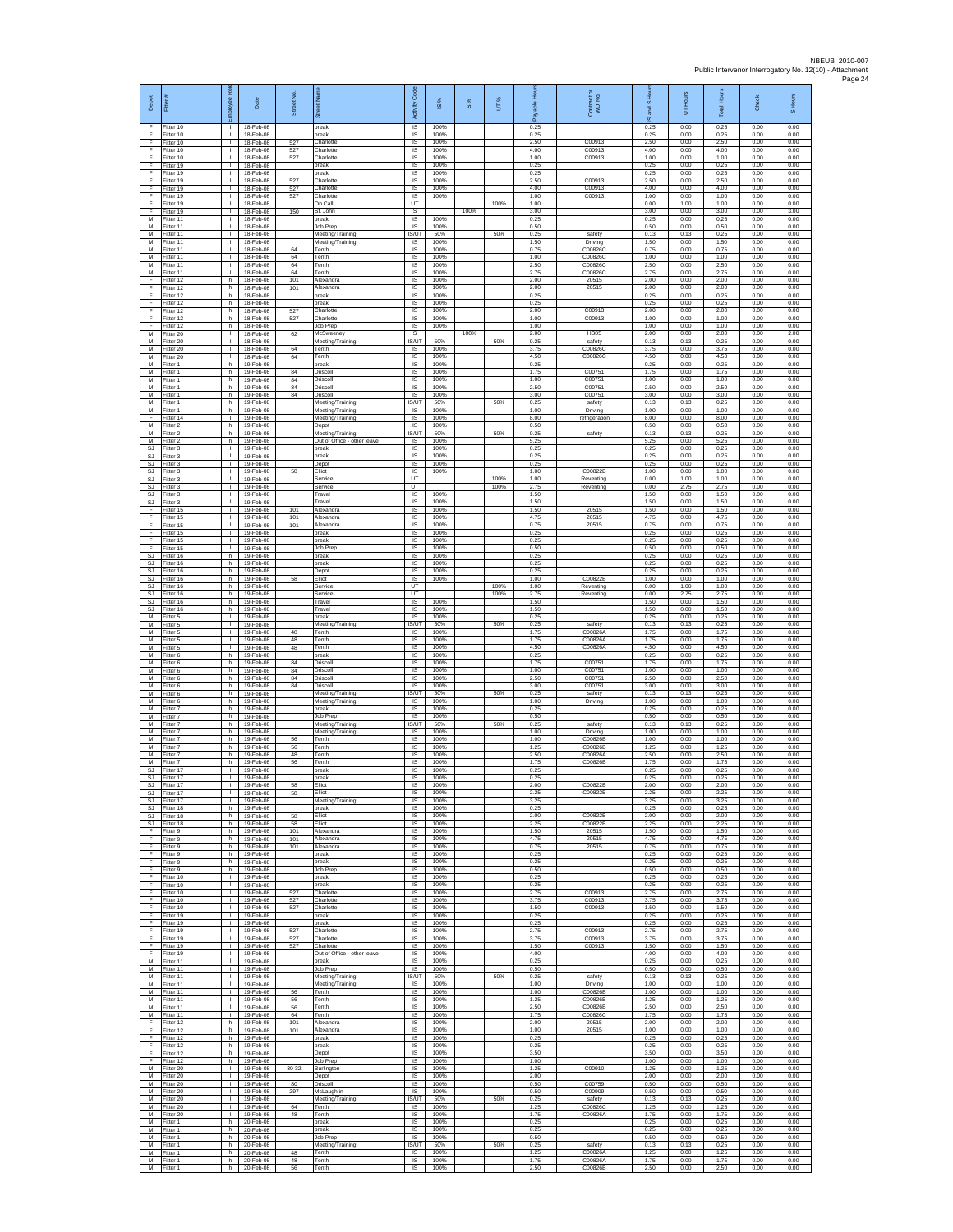| Depot | Fitter # | Employee Role | Date | Street No. | Street Name | Activity Code | IS % | S % | UT % | Payable Hours | Contract or WO No. | IS and S Hours | UT Hours | Total Hours | Check | S Hours |
|---|---|---|---|---|---|---|---|---|---|---|---|---|---|---|---|---|
| F | Fitter 10 | I | 18-Feb-08 | | break | IS | 100% | | | 0.25 | | 0.25 | 0.00 | 0.25 | 0.00 | 0.00 |
| F | Fitter 10 | I | 18-Feb-08 | | break | IS | 100% | | | 0.25 | | 0.25 | 0.00 | 0.25 | 0.00 | 0.00 |
| F | Fitter 10 | I | 18-Feb-08 | 527 | Charlotte | IS | 100% | | | 2.50 | C00913 | 2.50 | 0.00 | 2.50 | 0.00 | 0.00 |
| F | Fitter 10 | I | 18-Feb-08 | 527 | Charlotte | IS | 100% | | | 4.00 | C00913 | 4.00 | 0.00 | 4.00 | 0.00 | 0.00 |
| F | Fitter 10 | I | 18-Feb-08 | 527 | Charlotte | IS | 100% | | | 1.00 | C00913 | 1.00 | 0.00 | 1.00 | 0.00 | 0.00 |
| F | Fitter 19 | I | 18-Feb-08 | | break | IS | 100% | | | 0.25 | | 0.25 | 0.00 | 0.25 | 0.00 | 0.00 |
| F | Fitter 19 | I | 18-Feb-08 | | break | IS | 100% | | | 0.25 | | 0.25 | 0.00 | 0.25 | 0.00 | 0.00 |
| F | Fitter 19 | I | 18-Feb-08 | 527 | Charlotte | IS | 100% | | | 2.50 | C00913 | 2.50 | 0.00 | 2.50 | 0.00 | 0.00 |
| F | Fitter 19 | I | 18-Feb-08 | 527 | Charlotte | IS | 100% | | | 4.00 | C00913 | 4.00 | 0.00 | 4.00 | 0.00 | 0.00 |
| F | Fitter 19 | I | 18-Feb-08 | 527 | Charlotte | IS | 100% | | | 1.00 | C00913 | 1.00 | 0.00 | 1.00 | 0.00 | 0.00 |
| F | Fitter 19 | I | 18-Feb-08 | | On Call | UT | | | 100% | 1.00 | | 0.00 | 1.00 | 1.00 | 0.00 | 0.00 |
| F | Fitter 19 | I | 18-Feb-08 | 150 | St. John | S | | 100% | | 3.00 | | 3.00 | 0.00 | 3.00 | 0.00 | 3.00 |
| M | Fitter 11 | I | 18-Feb-08 | | break | IS | 100% | | | 0.25 | | 0.25 | 0.00 | 0.25 | 0.00 | 0.00 |
| M | Fitter 11 | I | 18-Feb-08 | | Job Prep | IS | 100% | | | 0.50 | | 0.50 | 0.00 | 0.50 | 0.00 | 0.00 |
| M | Fitter 11 | I | 18-Feb-08 | | Meeting/Training | IS/UT | 50% | | 50% | 0.25 | safety | 0.13 | 0.13 | 0.25 | 0.00 | 0.00 |
| M | Fitter 11 | I | 18-Feb-08 | | Meeting/Training | IS | 100% | | | 1.50 | Driving | 1.50 | 0.00 | 1.50 | 0.00 | 0.00 |
| M | Fitter 11 | I | 18-Feb-08 | 64 | Tenth | IS | 100% | | | 0.75 | C00826C | 0.75 | 0.00 | 0.75 | 0.00 | 0.00 |
| M | Fitter 11 | I | 18-Feb-08 | 64 | Tenth | IS | 100% | | | 1.00 | C00826C | 1.00 | 0.00 | 1.00 | 0.00 | 0.00 |
| M | Fitter 11 | I | 18-Feb-08 | 64 | Tenth | IS | 100% | | | 2.50 | C00826C | 2.50 | 0.00 | 2.50 | 0.00 | 0.00 |
| M | Fitter 11 | I | 18-Feb-08 | 64 | Tenth | IS | 100% | | | 2.75 | C00826C | 2.75 | 0.00 | 2.75 | 0.00 | 0.00 |
| F | Fitter 12 | h | 18-Feb-08 | 101 | Alexandra | IS | 100% | | | 2.00 | 20515 | 2.00 | 0.00 | 2.00 | 0.00 | 0.00 |
| F | Fitter 12 | h | 18-Feb-08 | 101 | Alexandra | IS | 100% | | | 2.00 | 20515 | 2.00 | 0.00 | 2.00 | 0.00 | 0.00 |
| F | Fitter 12 | h | 18-Feb-08 | | break | IS | 100% | | | 0.25 | | 0.25 | 0.00 | 0.25 | 0.00 | 0.00 |
| F | Fitter 12 | h | 18-Feb-08 | | break | IS | 100% | | | 0.25 | | 0.25 | 0.00 | 0.25 | 0.00 | 0.00 |
| F | Fitter 12 | h | 18-Feb-08 | 527 | Charlotte | IS | 100% | | | 2.00 | C00913 | 2.00 | 0.00 | 2.00 | 0.00 | 0.00 |
| F | Fitter 12 | h | 18-Feb-08 | 527 | Charlotte | IS | 100% | | | 1.00 | C00913 | 1.00 | 0.00 | 1.00 | 0.00 | 0.00 |
| F | Fitter 12 | h | 18-Feb-08 | | Job Prep | IS | 100% | | | 1.00 | | 1.00 | 0.00 | 1.00 | 0.00 | 0.00 |
| M | Fitter 20 | I | 18-Feb-08 | 62 | MCSweeney | S | | 100% | | 2.00 | HB05 | 2.00 | 0.00 | 2.00 | 0.00 | 2.00 |
| M | Fitter 20 | I | 18-Feb-08 | | Meeting/Training | IS/UT | 50% | | 50% | 0.25 | safety | 0.13 | 0.13 | 0.25 | 0.00 | 0.00 |
| M | Fitter 20 | I | 18-Feb-08 | 64 | Tenth | IS | 100% | | | 3.75 | C00826C | 3.75 | 0.00 | 3.75 | 0.00 | 0.00 |
| M | Fitter 20 | I | 18-Feb-08 | 64 | Tenth | IS | 100% | | | 4.50 | C00826C | 4.50 | 0.00 | 4.50 | 0.00 | 0.00 |
| M | Fitter 1 | h | 19-Feb-08 | | break | IS | 100% | | | 0.25 | | 0.25 | 0.00 | 0.25 | 0.00 | 0.00 |
| M | Fitter 1 | h | 19-Feb-08 | 84 | Driscoll | IS | 100% | | | 1.75 | C00751 | 1.75 | 0.00 | 1.75 | 0.00 | 0.00 |
| M | Fitter 1 | h | 19-Feb-08 | 84 | Driscoll | IS | 100% | | | 1.00 | C00751 | 1.00 | 0.00 | 1.00 | 0.00 | 0.00 |
| M | Fitter 1 | h | 19-Feb-08 | 84 | Driscoll | IS | 100% | | | 2.50 | C00751 | 2.50 | 0.00 | 2.50 | 0.00 | 0.00 |
| M | Fitter 1 | h | 19-Feb-08 | 84 | Driscoll | IS | 100% | | | 3.00 | C00751 | 3.00 | 0.00 | 3.00 | 0.00 | 0.00 |
| M | Fitter 1 | h | 19-Feb-08 | | Meeting/Training | IS/UT | 50% | | 50% | 0.25 | safety | 0.13 | 0.13 | 0.25 | 0.00 | 0.00 |
| M | Fitter 1 | h | 19-Feb-08 | | Meeting/Training | IS | 100% | | | 1.00 | Driving | 1.00 | 0.00 | 1.00 | 0.00 | 0.00 |
| F | Fitter 14 | I | 19-Feb-08 | | Meeting/Training | IS | 100% | | | 8.00 | refrigeration | 8.00 | 0.00 | 8.00 | 0.00 | 0.00 |
| M | Fitter 2 | h | 19-Feb-08 | | Depot | IS | 100% | | | 0.50 | | 0.50 | 0.00 | 0.50 | 0.00 | 0.00 |
| M | Fitter 2 | h | 19-Feb-08 | | Meeting/Training | IS/UT | 50% | | 50% | 0.25 | safety | 0.13 | 0.13 | 0.25 | 0.00 | 0.00 |
| M | Fitter 2 | h | 19-Feb-08 | | Out of Office - other leave | IS | 100% | | | 5.25 | | 5.25 | 0.00 | 5.25 | 0.00 | 0.00 |
| SJ | Fitter 3 | I | 19-Feb-08 | | break | IS | 100% | | | 0.25 | | 0.25 | 0.00 | 0.25 | 0.00 | 0.00 |
| SJ | Fitter 3 | I | 19-Feb-08 | | break | IS | 100% | | | 0.25 | | 0.25 | 0.00 | 0.25 | 0.00 | 0.00 |
| SJ | Fitter 3 | I | 19-Feb-08 | | Depot | IS | 100% | | | 0.25 | | 0.25 | 0.00 | 0.25 | 0.00 | 0.00 |
| SJ | Fitter 3 | I | 19-Feb-08 | 58 | Elliot | IS | 100% | | | 1.00 | C00822B | 1.00 | 0.00 | 1.00 | 0.00 | 0.00 |
| SJ | Fitter 3 | I | 19-Feb-08 | | Service | UT | | | 100% | 1.00 | Reventing | 0.00 | 1.00 | 1.00 | 0.00 | 0.00 |
| SJ | Fitter 3 | I | 19-Feb-08 | | Service | UT | | | 100% | 2.75 | Reventing | 0.00 | 2.75 | 2.75 | 0.00 | 0.00 |
| SJ | Fitter 3 | I | 19-Feb-08 | | Travel | IS | 100% | | | 1.50 | | 1.50 | 0.00 | 1.50 | 0.00 | 0.00 |
| SJ | Fitter 3 | I | 19-Feb-08 | | Travel | IS | 100% | | | 1.50 | | 1.50 | 0.00 | 1.50 | 0.00 | 0.00 |
| F | Fitter 15 | I | 19-Feb-08 | 101 | Alexandra | IS | 100% | | | 1.50 | 20515 | 1.50 | 0.00 | 1.50 | 0.00 | 0.00 |
| F | Fitter 15 | I | 19-Feb-08 | 101 | Alexandra | IS | 100% | | | 4.75 | 20515 | 4.75 | 0.00 | 4.75 | 0.00 | 0.00 |
| F | Fitter 15 | I | 19-Feb-08 | 101 | Alexandra | IS | 100% | | | 0.75 | 20515 | 0.75 | 0.00 | 0.75 | 0.00 | 0.00 |
| F | Fitter 15 | I | 19-Feb-08 | | break | IS | 100% | | | 0.25 | | 0.25 | 0.00 | 0.25 | 0.00 | 0.00 |
| F | Fitter 15 | I | 19-Feb-08 | | break | IS | 100% | | | 0.25 | | 0.25 | 0.00 | 0.25 | 0.00 | 0.00 |
| F | Fitter 15 | I | 19-Feb-08 | | Job Prep | IS | 100% | | | 0.50 | | 0.50 | 0.00 | 0.50 | 0.00 | 0.00 |
| SJ | Fitter 16 | h | 19-Feb-08 | | break | IS | 100% | | | 0.25 | | 0.25 | 0.00 | 0.25 | 0.00 | 0.00 |
| SJ | Fitter 16 | h | 19-Feb-08 | | break | IS | 100% | | | 0.25 | | 0.25 | 0.00 | 0.25 | 0.00 | 0.00 |
| SJ | Fitter 16 | h | 19-Feb-08 | | Depot | IS | 100% | | | 0.25 | | 0.25 | 0.00 | 0.25 | 0.00 | 0.00 |
| SJ | Fitter 16 | h | 19-Feb-08 | 58 | Elliot | IS | 100% | | | 1.00 | C00822B | 1.00 | 0.00 | 1.00 | 0.00 | 0.00 |
| SJ | Fitter 16 | h | 19-Feb-08 | | Service | UT | | | 100% | 1.00 | Reventing | 0.00 | 1.00 | 1.00 | 0.00 | 0.00 |
| SJ | Fitter 16 | h | 19-Feb-08 | | Service | UT | | | 100% | 2.75 | Reventing | 0.00 | 2.75 | 2.75 | 0.00 | 0.00 |
| SJ | Fitter 16 | h | 19-Feb-08 | | Travel | IS | 100% | | | 1.50 | | 1.50 | 0.00 | 1.50 | 0.00 | 0.00 |
| SJ | Fitter 16 | h | 19-Feb-08 | | Travel | IS | 100% | | | 1.50 | | 1.50 | 0.00 | 1.50 | 0.00 | 0.00 |
| M | Fitter 5 | I | 19-Feb-08 | | break | IS | 100% | | | 0.25 | | 0.25 | 0.00 | 0.25 | 0.00 | 0.00 |
| M | Fitter 5 | I | 19-Feb-08 | | Meeting/Training | IS/UT | 50% | | 50% | 0.25 | safety | 0.13 | 0.13 | 0.25 | 0.00 | 0.00 |
| M | Fitter 5 | I | 19-Feb-08 | 48 | Tenth | IS | 100% | | | 1.75 | C00826A | 1.75 | 0.00 | 1.75 | 0.00 | 0.00 |
| M | Fitter 5 | I | 19-Feb-08 | 48 | Tenth | IS | 100% | | | 1.75 | C00826A | 1.75 | 0.00 | 1.75 | 0.00 | 0.00 |
| M | Fitter 5 | I | 19-Feb-08 | 48 | Tenth | IS | 100% | | | 4.50 | C00826A | 4.50 | 0.00 | 4.50 | 0.00 | 0.00 |
| M | Fitter 6 | h | 19-Feb-08 | | break | IS | 100% | | | 0.25 | | 0.25 | 0.00 | 0.25 | 0.00 | 0.00 |
| M | Fitter 6 | h | 19-Feb-08 | 84 | Driscoll | IS | 100% | | | 1.75 | C00751 | 1.75 | 0.00 | 1.75 | 0.00 | 0.00 |
| M | Fitter 6 | h | 19-Feb-08 | 84 | Driscoll | IS | 100% | | | 1.00 | C00751 | 1.00 | 0.00 | 1.00 | 0.00 | 0.00 |
| M | Fitter 6 | h | 19-Feb-08 | 84 | Driscoll | IS | 100% | | | 2.50 | C00751 | 2.50 | 0.00 | 2.50 | 0.00 | 0.00 |
| M | Fitter 6 | h | 19-Feb-08 | 84 | Driscoll | IS | 100% | | | 3.00 | C00751 | 3.00 | 0.00 | 3.00 | 0.00 | 0.00 |
| M | Fitter 6 | h | 19-Feb-08 | | Meeting/Training | IS/UT | 50% | | 50% | 0.25 | safety | 0.13 | 0.13 | 0.25 | 0.00 | 0.00 |
| M | Fitter 6 | h | 19-Feb-08 | | Meeting/Training | IS | 100% | | | 1.00 | Driving | 1.00 | 0.00 | 1.00 | 0.00 | 0.00 |
| M | Fitter 7 | h | 19-Feb-08 | | break | IS | 100% | | | 0.25 | | 0.25 | 0.00 | 0.25 | 0.00 | 0.00 |
| M | Fitter 7 | h | 19-Feb-08 | | Job Prep | IS | 100% | | | 0.50 | | 0.50 | 0.00 | 0.50 | 0.00 | 0.00 |
| M | Fitter 7 | h | 19-Feb-08 | | Meeting/Training | IS/UT | 50% | | 50% | 0.25 | safety | 0.13 | 0.13 | 0.25 | 0.00 | 0.00 |
| M | Fitter 7 | h | 19-Feb-08 | | Meeting/Training | IS | 100% | | | 1.00 | Driving | 1.00 | 0.00 | 1.00 | 0.00 | 0.00 |
| M | Fitter 7 | h | 19-Feb-08 | 56 | Tenth | IS | 100% | | | 1.00 | C00826B | 1.00 | 0.00 | 1.00 | 0.00 | 0.00 |
| M | Fitter 7 | h | 19-Feb-08 | 56 | Tenth | IS | 100% | | | 1.25 | C00826B | 1.25 | 0.00 | 1.25 | 0.00 | 0.00 |
| M | Fitter 7 | h | 19-Feb-08 | 48 | Tenth | IS | 100% | | | 2.50 | C00826A | 2.50 | 0.00 | 2.50 | 0.00 | 0.00 |
| M | Fitter 7 | h | 19-Feb-08 | 56 | Tenth | IS | 100% | | | 1.75 | C00826B | 1.75 | 0.00 | 1.75 | 0.00 | 0.00 |
| SJ | Fitter 17 | I | 19-Feb-08 | | break | IS | 100% | | | 0.25 | | 0.25 | 0.00 | 0.25 | 0.00 | 0.00 |
| SJ | Fitter 17 | I | 19-Feb-08 | | break | IS | 100% | | | 0.25 | | 0.25 | 0.00 | 0.25 | 0.00 | 0.00 |
| SJ | Fitter 17 | I | 19-Feb-08 | 58 | Elliot | IS | 100% | | | 2.00 | C00822B | 2.00 | 0.00 | 2.00 | 0.00 | 0.00 |
| SJ | Fitter 17 | I | 19-Feb-08 | 58 | Elliot | IS | 100% | | | 2.25 | C00822B | 2.25 | 0.00 | 2.25 | 0.00 | 0.00 |
| SJ | Fitter 17 | I | 19-Feb-08 | | Meeting/Training | IS | 100% | | | 3.25 | | 3.25 | 0.00 | 3.25 | 0.00 | 0.00 |
| SJ | Fitter 18 | h | 19-Feb-08 | | break | IS | 100% | | | 0.25 | | 0.25 | 0.00 | 0.25 | 0.00 | 0.00 |
| SJ | Fitter 18 | h | 19-Feb-08 | 58 | Elliot | IS | 100% | | | 2.00 | C00822B | 2.00 | 0.00 | 2.00 | 0.00 | 0.00 |
| SJ | Fitter 18 | h | 19-Feb-08 | 58 | Elliot | IS | 100% | | | 2.25 | C00822B | 2.25 | 0.00 | 2.25 | 0.00 | 0.00 |
| F | Fitter 9 | h | 19-Feb-08 | 101 | Alexandra | IS | 100% | | | 1.50 | 20515 | 1.50 | 0.00 | 1.50 | 0.00 | 0.00 |
| F | Fitter 9 | h | 19-Feb-08 | 101 | Alexandra | IS | 100% | | | 4.75 | 20515 | 4.75 | 0.00 | 4.75 | 0.00 | 0.00 |
| F | Fitter 9 | h | 19-Feb-08 | 101 | Alexandra | IS | 100% | | | 0.75 | 20515 | 0.75 | 0.00 | 0.75 | 0.00 | 0.00 |
| F | Fitter 9 | h | 19-Feb-08 | | break | IS | 100% | | | 0.25 | | 0.25 | 0.00 | 0.25 | 0.00 | 0.00 |
| F | Fitter 9 | h | 19-Feb-08 | | break | IS | 100% | | | 0.25 | | 0.25 | 0.00 | 0.25 | 0.00 | 0.00 |
| F | Fitter 9 | h | 19-Feb-08 | | Job Prep | IS | 100% | | | 0.50 | | 0.50 | 0.00 | 0.50 | 0.00 | 0.00 |
| F | Fitter 10 | I | 19-Feb-08 | | break | IS | 100% | | | 0.25 | | 0.25 | 0.00 | 0.25 | 0.00 | 0.00 |
| F | Fitter 10 | I | 19-Feb-08 | | break | IS | 100% | | | 0.25 | | 0.25 | 0.00 | 0.25 | 0.00 | 0.00 |
| F | Fitter 10 | I | 19-Feb-08 | 527 | Charlotte | IS | 100% | | | 2.75 | C00913 | 2.75 | 0.00 | 2.75 | 0.00 | 0.00 |
| F | Fitter 10 | I | 19-Feb-08 | 527 | Charlotte | IS | 100% | | | 3.75 | C00913 | 3.75 | 0.00 | 3.75 | 0.00 | 0.00 |
| F | Fitter 10 | I | 19-Feb-08 | 527 | Charlotte | IS | 100% | | | 1.50 | C00913 | 1.50 | 0.00 | 1.50 | 0.00 | 0.00 |
| F | Fitter 19 | I | 19-Feb-08 | | break | IS | 100% | | | 0.25 | | 0.25 | 0.00 | 0.25 | 0.00 | 0.00 |
| F | Fitter 19 | I | 19-Feb-08 | | break | IS | 100% | | | 0.25 | | 0.25 | 0.00 | 0.25 | 0.00 | 0.00 |
| F | Fitter 19 | I | 19-Feb-08 | 527 | Charlotte | IS | 100% | | | 2.75 | C00913 | 2.75 | 0.00 | 2.75 | 0.00 | 0.00 |
| F | Fitter 19 | I | 19-Feb-08 | 527 | Charlotte | IS | 100% | | | 3.75 | C00913 | 3.75 | 0.00 | 3.75 | 0.00 | 0.00 |
| F | Fitter 19 | I | 19-Feb-08 | 527 | Charlotte | IS | 100% | | | 1.50 | C00913 | 1.50 | 0.00 | 1.50 | 0.00 | 0.00 |
| F | Fitter 19 | I | 19-Feb-08 | | Out of Office - other leave | IS | 100% | | | 4.00 | | 4.00 | 0.00 | 4.00 | 0.00 | 0.00 |
| M | Fitter 11 | I | 19-Feb-08 | | break | IS | 100% | | | 0.25 | | 0.25 | 0.00 | 0.25 | 0.00 | 0.00 |
| M | Fitter 11 | I | 19-Feb-08 | | Job Prep | IS | 100% | | | 0.50 | | 0.50 | 0.00 | 0.50 | 0.00 | 0.00 |
| M | Fitter 11 | I | 19-Feb-08 | | Meeting/Training | IS/UT | 50% | | 50% | 0.25 | safety | 0.13 | 0.13 | 0.25 | 0.00 | 0.00 |
| M | Fitter 11 | I | 19-Feb-08 | | Meeting/Training | IS | 100% | | | 1.00 | Driving | 1.00 | 0.00 | 1.00 | 0.00 | 0.00 |
| M | Fitter 11 | I | 19-Feb-08 | 56 | Tenth | IS | 100% | | | 1.00 | C00826B | 1.00 | 0.00 | 1.00 | 0.00 | 0.00 |
| M | Fitter 11 | I | 19-Feb-08 | 56 | Tenth | IS | 100% | | | 1.25 | C00826B | 1.25 | 0.00 | 1.25 | 0.00 | 0.00 |
| M | Fitter 11 | I | 19-Feb-08 | 56 | Tenth | IS | 100% | | | 2.50 | C00826B | 2.50 | 0.00 | 2.50 | 0.00 | 0.00 |
| M | Fitter 11 | I | 19-Feb-08 | 64 | Tenth | IS | 100% | | | 1.75 | C00826C | 1.75 | 0.00 | 1.75 | 0.00 | 0.00 |
| F | Fitter 12 | h | 19-Feb-08 | 101 | Alexandra | IS | 100% | | | 2.00 | 20515 | 2.00 | 0.00 | 2.00 | 0.00 | 0.00 |
| F | Fitter 12 | h | 19-Feb-08 | 101 | Alexandra | IS | 100% | | | 1.00 | 20515 | 1.00 | 0.00 | 1.00 | 0.00 | 0.00 |
| F | Fitter 12 | h | 19-Feb-08 | | break | IS | 100% | | | 0.25 | | 0.25 | 0.00 | 0.25 | 0.00 | 0.00 |
| F | Fitter 12 | h | 19-Feb-08 | | break | IS | 100% | | | 0.25 | | 0.25 | 0.00 | 0.25 | 0.00 | 0.00 |
| F | Fitter 12 | h | 19-Feb-08 | | Depot | IS | 100% | | | 3.50 | | 3.50 | 0.00 | 3.50 | 0.00 | 0.00 |
| F | Fitter 12 | h | 19-Feb-08 | | Job Prep | IS | 100% | | | 1.00 | | 1.00 | 0.00 | 1.00 | 0.00 | 0.00 |
| M | Fitter 20 | I | 19-Feb-08 | 30-32 | Burlington | IS | 100% | | | 1.25 | C00910 | 1.25 | 0.00 | 1.25 | 0.00 | 0.00 |
| M | Fitter 20 | I | 19-Feb-08 | | Depot | IS | 100% | | | 2.00 | | 2.00 | 0.00 | 2.00 | 0.00 | 0.00 |
| M | Fitter 20 | I | 19-Feb-08 | 80 | Driscoll | IS | 100% | | | 0.50 | C00759 | 0.50 | 0.00 | 0.50 | 0.00 | 0.00 |
| M | Fitter 20 | I | 19-Feb-08 | 297 | McLaughlin | IS | 100% | | | 0.50 | C00909 | 0.50 | 0.00 | 0.50 | 0.00 | 0.00 |
| M | Fitter 20 | I | 19-Feb-08 | | Meeting/Training | IS/UT | 50% | | 50% | 0.25 | safety | 0.13 | 0.13 | 0.25 | 0.00 | 0.00 |
| M | Fitter 20 | I | 19-Feb-08 | 64 | Tenth | IS | 100% | | | 1.25 | C00826C | 1.25 | 0.00 | 1.25 | 0.00 | 0.00 |
| M | Fitter 20 | I | 19-Feb-08 | 48 | Tenth | IS | 100% | | | 1.75 | C00826A | 1.75 | 0.00 | 1.75 | 0.00 | 0.00 |
| M | Fitter 1 | h | 20-Feb-08 | | break | IS | 100% | | | 0.25 | | 0.25 | 0.00 | 0.25 | 0.00 | 0.00 |
| M | Fitter 1 | h | 20-Feb-08 | | break | IS | 100% | | | 0.25 | | 0.25 | 0.00 | 0.25 | 0.00 | 0.00 |
| M | Fitter 1 | h | 20-Feb-08 | | Job Prep | IS | 100% | | | 0.50 | | 0.50 | 0.00 | 0.50 | 0.00 | 0.00 |
| M | Fitter 1 | h | 20-Feb-08 | | Meeting/Training | IS/UT | 50% | | 50% | 0.25 | safety | 0.13 | 0.13 | 0.25 | 0.00 | 0.00 |
| M | Fitter 1 | h | 20-Feb-08 | 48 | Tenth | IS | 100% | | | 1.25 | C00826A | 1.25 | 0.00 | 1.25 | 0.00 | 0.00 |
| M | Fitter 1 | h | 20-Feb-08 | 48 | Tenth | IS | 100% | | | 1.75 | C00826A | 1.75 | 0.00 | 1.75 | 0.00 | 0.00 |
| M | Fitter 1 | h | 20-Feb-08 | 56 | Tenth | IS | 100% | | | 2.50 | C00826B | 2.50 | 0.00 | 2.50 | 0.00 | 0.00 |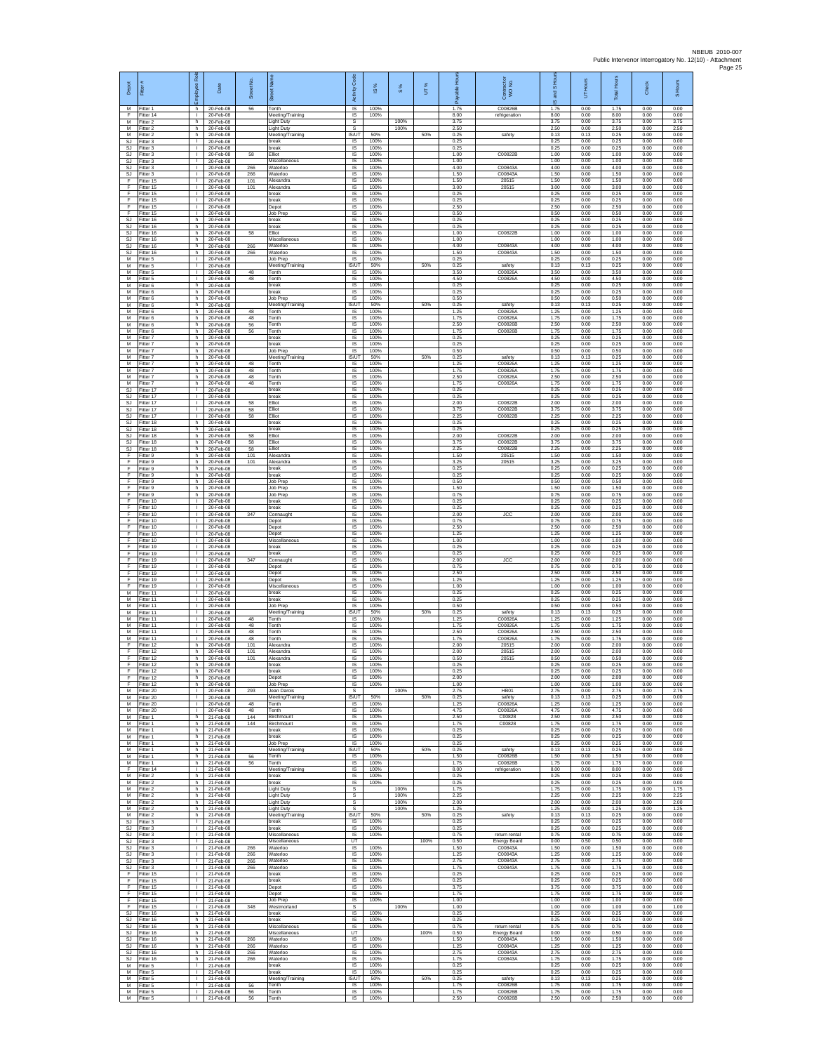| Depot | Fitter # | Employee Role | Date | Street No. | Street Name | Activity Code | IS % | S % | UT % | Payable Hours | Contractor or WO No. | IS and S Hours | UT Hours | Total Hours | Check | S Hours |
|---|---|---|---|---|---|---|---|---|---|---|---|---|---|---|---|---|
| M | Fitter 1 | h | 20-Feb-08 | 56 | Tenth | IS | 100% | | | 1.75 | C00826B | 1.75 | 0.00 | 1.75 | 0.00 | 0.00 |
| F | Fitter 14 | l | 20-Feb-08 | | Meeting/Training | IS | 100% | | | 8.00 | refrigeration | 8.00 | 0.00 | 8.00 | 0.00 | 0.00 |
| M | Fitter 2 | h | 20-Feb-08 | | Light Duty | S | | 100% | | 3.75 | | 3.75 | 0.00 | 3.75 | 0.00 | 3.75 |
| M | Fitter 2 | h | 20-Feb-08 | | Light Duty | S | | 100% | | 2.50 | | 2.50 | 0.00 | 2.50 | 0.00 | 2.50 |
| M | Fitter 2 | h | 20-Feb-08 | | Meeting/Training | IS/UT | 50% | | 50% | 0.25 | safety | 0.13 | 0.13 | 0.25 | 0.00 | 0.00 |
| SJ | Fitter 3 | l | 20-Feb-08 | | break | IS | 100% | | | 0.25 | | 0.25 | 0.00 | 0.25 | 0.00 | 0.00 |
| SJ | Fitter 3 | l | 20-Feb-08 | | break | IS | 100% | | | 0.25 | | 0.25 | 0.00 | 0.25 | 0.00 | 0.00 |
| SJ | Fitter 3 | l | 20-Feb-08 | 58 | Elliot | IS | 100% | | | 1.00 | C00822B | 1.00 | 0.00 | 1.00 | 0.00 | 0.00 |
| SJ | Fitter 3 | l | 20-Feb-08 | | Miscellaneous | IS | 100% | | | 1.00 | | 1.00 | 0.00 | 1.00 | 0.00 | 0.00 |
| SJ | Fitter 3 | l | 20-Feb-08 | 266 | Waterloo | IS | 100% | | | 4.00 | C00843A | 4.00 | 0.00 | 4.00 | 0.00 | 0.00 |
| SJ | Fitter 3 | l | 20-Feb-08 | 266 | Waterloo | IS | 100% | | | 1.50 | C00843A | 1.50 | 0.00 | 1.50 | 0.00 | 0.00 |
| F | Fitter 15 | l | 20-Feb-08 | 101 | Alexandra | IS | 100% | | | 1.50 | 20515 | 1.50 | 0.00 | 1.50 | 0.00 | 0.00 |
| F | Fitter 15 | l | 20-Feb-08 | 101 | Alexandra | IS | 100% | | | 3.00 | 20515 | 3.00 | 0.00 | 3.00 | 0.00 | 0.00 |
| F | Fitter 15 | l | 20-Feb-08 | | break | IS | 100% | | | 0.25 | | 0.25 | 0.00 | 0.25 | 0.00 | 0.00 |
| F | Fitter 15 | l | 20-Feb-08 | | break | IS | 100% | | | 0.25 | | 0.25 | 0.00 | 0.25 | 0.00 | 0.00 |
| F | Fitter 15 | l | 20-Feb-08 | | Depot | IS | 100% | | | 2.50 | | 2.50 | 0.00 | 2.50 | 0.00 | 0.00 |
| F | Fitter 15 | l | 20-Feb-08 | | Job Prep | IS | 100% | | | 0.50 | | 0.50 | 0.00 | 0.50 | 0.00 | 0.00 |
| SJ | Fitter 16 | h | 20-Feb-08 | | break | IS | 100% | | | 0.25 | | 0.25 | 0.00 | 0.25 | 0.00 | 0.00 |
| SJ | Fitter 16 | h | 20-Feb-08 | | break | IS | 100% | | | 0.25 | | 0.25 | 0.00 | 0.25 | 0.00 | 0.00 |
| SJ | Fitter 16 | h | 20-Feb-08 | 58 | Elliot | IS | 100% | | | 1.00 | C00822B | 1.00 | 0.00 | 1.00 | 0.00 | 0.00 |
| SJ | Fitter 16 | h | 20-Feb-08 | | Miscellaneous | IS | 100% | | | 1.00 | | 1.00 | 0.00 | 1.00 | 0.00 | 0.00 |
| SJ | Fitter 16 | h | 20-Feb-08 | 266 | Waterloo | IS | 100% | | | 4.00 | C00843A | 4.00 | 0.00 | 4.00 | 0.00 | 0.00 |
| SJ | Fitter 16 | h | 20-Feb-08 | 266 | Waterloo | IS | 100% | | | 1.50 | C00843A | 1.50 | 0.00 | 1.50 | 0.00 | 0.00 |
| M | Fitter 5 | l | 20-Feb-08 | | Job Prep | IS | 100% | | | 0.25 | | 0.25 | 0.00 | 0.25 | 0.00 | 0.00 |
| M | Fitter 5 | l | 20-Feb-08 | | Meeting/Training | IS/UT | 50% | | 50% | 0.25 | safety | 0.13 | 0.13 | 0.25 | 0.00 | 0.00 |
| M | Fitter 5 | l | 20-Feb-08 | 48 | Tenth | IS | 100% | | | 3.50 | C00826A | 3.50 | 0.00 | 3.50 | 0.00 | 0.00 |
| M | Fitter 5 | l | 20-Feb-08 | 48 | Tenth | IS | 100% | | | 4.50 | C00826A | 4.50 | 0.00 | 4.50 | 0.00 | 0.00 |
| M | Fitter 6 | h | 20-Feb-08 | | break | IS | 100% | | | 0.25 | | 0.25 | 0.00 | 0.25 | 0.00 | 0.00 |
| M | Fitter 6 | h | 20-Feb-08 | | break | IS | 100% | | | 0.25 | | 0.25 | 0.00 | 0.25 | 0.00 | 0.00 |
| M | Fitter 6 | h | 20-Feb-08 | | Job Prep | IS | 100% | | | 0.50 | | 0.50 | 0.00 | 0.50 | 0.00 | 0.00 |
| M | Fitter 6 | h | 20-Feb-08 | | Meeting/Training | IS/UT | 50% | | 50% | 0.25 | safety | 0.13 | 0.13 | 0.25 | 0.00 | 0.00 |
| M | Fitter 6 | h | 20-Feb-08 | 48 | Tenth | IS | 100% | | | 1.25 | C00826A | 1.25 | 0.00 | 1.25 | 0.00 | 0.00 |
| M | Fitter 6 | h | 20-Feb-08 | 48 | Tenth | IS | 100% | | | 1.75 | C00826A | 1.75 | 0.00 | 1.75 | 0.00 | 0.00 |
| M | Fitter 6 | h | 20-Feb-08 | 56 | Tenth | IS | 100% | | | 2.50 | C00826B | 2.50 | 0.00 | 2.50 | 0.00 | 0.00 |
| M | Fitter 6 | h | 20-Feb-08 | 56 | Tenth | IS | 100% | | | 1.75 | C00826B | 1.75 | 0.00 | 1.75 | 0.00 | 0.00 |
| M | Fitter 7 | h | 20-Feb-08 | | break | IS | 100% | | | 0.25 | | 0.25 | 0.00 | 0.25 | 0.00 | 0.00 |
| M | Fitter 7 | h | 20-Feb-08 | | break | IS | 100% | | | 0.25 | | 0.25 | 0.00 | 0.25 | 0.00 | 0.00 |
| M | Fitter 7 | h | 20-Feb-08 | | Job Prep | IS | 100% | | | 0.50 | | 0.50 | 0.00 | 0.50 | 0.00 | 0.00 |
| M | Fitter 7 | h | 20-Feb-08 | | Meeting/Training | IS/UT | 50% | | 50% | 0.25 | safety | 0.13 | 0.13 | 0.25 | 0.00 | 0.00 |
| M | Fitter 7 | h | 20-Feb-08 | 48 | Tenth | IS | 100% | | | 1.25 | C00826A | 1.25 | 0.00 | 1.25 | 0.00 | 0.00 |
| M | Fitter 7 | h | 20-Feb-08 | 48 | Tenth | IS | 100% | | | 1.75 | C00826A | 1.75 | 0.00 | 1.75 | 0.00 | 0.00 |
| M | Fitter 7 | h | 20-Feb-08 | 48 | Tenth | IS | 100% | | | 2.50 | C00826A | 2.50 | 0.00 | 2.50 | 0.00 | 0.00 |
| M | Fitter 7 | h | 20-Feb-08 | 48 | Tenth | IS | 100% | | | 1.75 | C00826A | 1.75 | 0.00 | 1.75 | 0.00 | 0.00 |
| SJ | Fitter 17 | l | 20-Feb-08 | | break | IS | 100% | | | 0.25 | | 0.25 | 0.00 | 0.25 | 0.00 | 0.00 |
| SJ | Fitter 17 | l | 20-Feb-08 | | break | IS | 100% | | | 0.25 | | 0.25 | 0.00 | 0.25 | 0.00 | 0.00 |
| SJ | Fitter 17 | l | 20-Feb-08 | 58 | Elliot | IS | 100% | | | 2.00 | C00822B | 2.00 | 0.00 | 2.00 | 0.00 | 0.00 |
| SJ | Fitter 17 | l | 20-Feb-08 | 58 | Elliot | IS | 100% | | | 3.75 | C00822B | 3.75 | 0.00 | 3.75 | 0.00 | 0.00 |
| SJ | Fitter 17 | l | 20-Feb-08 | 58 | Elliot | IS | 100% | | | 2.25 | C00822B | 2.25 | 0.00 | 2.25 | 0.00 | 0.00 |
| SJ | Fitter 18 | h | 20-Feb-08 | | break | IS | 100% | | | 0.25 | | 0.25 | 0.00 | 0.25 | 0.00 | 0.00 |
| SJ | Fitter 18 | h | 20-Feb-08 | | break | IS | 100% | | | 0.25 | | 0.25 | 0.00 | 0.25 | 0.00 | 0.00 |
| SJ | Fitter 18 | h | 20-Feb-08 | 58 | Elliot | IS | 100% | | | 2.00 | C00822B | 2.00 | 0.00 | 2.00 | 0.00 | 0.00 |
| SJ | Fitter 18 | h | 20-Feb-08 | 58 | Elliot | IS | 100% | | | 3.75 | C00822B | 3.75 | 0.00 | 3.75 | 0.00 | 0.00 |
| SJ | Fitter 18 | h | 20-Feb-08 | 58 | Elliot | IS | 100% | | | 2.25 | C00822B | 2.25 | 0.00 | 2.25 | 0.00 | 0.00 |
| F | Fitter 9 | h | 20-Feb-08 | 101 | Alexandra | IS | 100% | | | 1.50 | 20515 | 1.50 | 0.00 | 1.50 | 0.00 | 0.00 |
| F | Fitter 9 | h | 20-Feb-08 | 101 | Alexandra | IS | 100% | | | 3.25 | 20515 | 3.25 | 0.00 | 3.25 | 0.00 | 0.00 |
| F | Fitter 9 | h | 20-Feb-08 | | break | IS | 100% | | | 0.25 | | 0.25 | 0.00 | 0.25 | 0.00 | 0.00 |
| F | Fitter 9 | h | 20-Feb-08 | | break | IS | 100% | | | 0.25 | | 0.25 | 0.00 | 0.25 | 0.00 | 0.00 |
| F | Fitter 9 | h | 20-Feb-08 | | Job Prep | IS | 100% | | | 0.50 | | 0.50 | 0.00 | 0.50 | 0.00 | 0.00 |
| F | Fitter 9 | h | 20-Feb-08 | | Job Prep | IS | 100% | | | 1.50 | | 1.50 | 0.00 | 1.50 | 0.00 | 0.00 |
| F | Fitter 9 | h | 20-Feb-08 | | Job Prep | IS | 100% | | | 0.75 | | 0.75 | 0.00 | 0.75 | 0.00 | 0.00 |
| F | Fitter 10 | l | 20-Feb-08 | | break | IS | 100% | | | 0.25 | | 0.25 | 0.00 | 0.25 | 0.00 | 0.00 |
| F | Fitter 10 | l | 20-Feb-08 | | break | IS | 100% | | | 0.25 | | 0.25 | 0.00 | 0.25 | 0.00 | 0.00 |
| F | Fitter 10 | l | 20-Feb-08 | 347 | Connaught | IS | 100% | | | 2.00 | JCC | 2.00 | 0.00 | 2.00 | 0.00 | 0.00 |
| F | Fitter 10 | l | 20-Feb-08 | | Depot | IS | 100% | | | 0.75 | | 0.75 | 0.00 | 0.75 | 0.00 | 0.00 |
| F | Fitter 10 | l | 20-Feb-08 | | Depot | IS | 100% | | | 2.50 | | 2.50 | 0.00 | 2.50 | 0.00 | 0.00 |
| F | Fitter 10 | l | 20-Feb-08 | | Depot | IS | 100% | | | 1.25 | | 1.25 | 0.00 | 1.25 | 0.00 | 0.00 |
| F | Fitter 10 | l | 20-Feb-08 | | Miscellaneous | IS | 100% | | | 1.00 | | 1.00 | 0.00 | 1.00 | 0.00 | 0.00 |
| F | Fitter 19 | l | 20-Feb-08 | | break | IS | 100% | | | 0.25 | | 0.25 | 0.00 | 0.25 | 0.00 | 0.00 |
| F | Fitter 19 | l | 20-Feb-08 | | break | IS | 100% | | | 0.25 | | 0.25 | 0.00 | 0.25 | 0.00 | 0.00 |
| F | Fitter 19 | l | 20-Feb-08 | 347 | Connaught | IS | 100% | | | 2.00 | JCC | 2.00 | 0.00 | 2.00 | 0.00 | 0.00 |
| F | Fitter 19 | l | 20-Feb-08 | | Depot | IS | 100% | | | 0.75 | | 0.75 | 0.00 | 0.75 | 0.00 | 0.00 |
| F | Fitter 19 | l | 20-Feb-08 | | Depot | IS | 100% | | | 2.50 | | 2.50 | 0.00 | 2.50 | 0.00 | 0.00 |
| F | Fitter 19 | l | 20-Feb-08 | | Depot | IS | 100% | | | 1.25 | | 1.25 | 0.00 | 1.25 | 0.00 | 0.00 |
| F | Fitter 19 | l | 20-Feb-08 | | Miscellaneous | IS | 100% | | | 1.00 | | 1.00 | 0.00 | 1.00 | 0.00 | 0.00 |
| M | Fitter 11 | l | 20-Feb-08 | | break | IS | 100% | | | 0.25 | | 0.25 | 0.00 | 0.25 | 0.00 | 0.00 |
| M | Fitter 11 | l | 20-Feb-08 | | break | IS | 100% | | | 0.25 | | 0.25 | 0.00 | 0.25 | 0.00 | 0.00 |
| M | Fitter 11 | l | 20-Feb-08 | | Job Prep | IS | 100% | | | 0.50 | | 0.50 | 0.00 | 0.50 | 0.00 | 0.00 |
| M | Fitter 11 | l | 20-Feb-08 | | Meeting/Training | IS/UT | 50% | | 50% | 0.25 | safety | 0.13 | 0.13 | 0.25 | 0.00 | 0.00 |
| M | Fitter 11 | l | 20-Feb-08 | 48 | Tenth | IS | 100% | | | 1.25 | C00826A | 1.25 | 0.00 | 1.25 | 0.00 | 0.00 |
| M | Fitter 11 | l | 20-Feb-08 | 48 | Tenth | IS | 100% | | | 1.75 | C00826A | 1.75 | 0.00 | 1.75 | 0.00 | 0.00 |
| M | Fitter 11 | l | 20-Feb-08 | 48 | Tenth | IS | 100% | | | 2.50 | C00826A | 2.50 | 0.00 | 2.50 | 0.00 | 0.00 |
| M | Fitter 11 | l | 20-Feb-08 | 48 | Tenth | IS | 100% | | | 1.75 | C00826A | 1.75 | 0.00 | 1.75 | 0.00 | 0.00 |
| F | Fitter 12 | h | 20-Feb-08 | 101 | Alexandra | IS | 100% | | | 2.00 | 20515 | 2.00 | 0.00 | 2.00 | 0.00 | 0.00 |
| F | Fitter 12 | h | 20-Feb-08 | 101 | Alexandra | IS | 100% | | | 2.00 | 20515 | 2.00 | 0.00 | 2.00 | 0.00 | 0.00 |
| F | Fitter 12 | h | 20-Feb-08 | 101 | Alexandra | IS | 100% | | | 0.50 | 20515 | 0.50 | 0.00 | 0.50 | 0.00 | 0.00 |
| F | Fitter 12 | h | 20-Feb-08 | | break | IS | 100% | | | 0.25 | | 0.25 | 0.00 | 0.25 | 0.00 | 0.00 |
| F | Fitter 12 | h | 20-Feb-08 | | break | IS | 100% | | | 0.25 | | 0.25 | 0.00 | 0.25 | 0.00 | 0.00 |
| F | Fitter 12 | h | 20-Feb-08 | | Depot | IS | 100% | | | 2.00 | | 2.00 | 0.00 | 2.00 | 0.00 | 0.00 |
| F | Fitter 12 | h | 20-Feb-08 | | Job Prep | IS | 100% | | | 1.00 | | 1.00 | 0.00 | 1.00 | 0.00 | 0.00 |
| M | Fitter 20 | l | 20-Feb-08 | 293 | Jean Darois | S | | 100% | | 2.75 | HB01 | 2.75 | 0.00 | 2.75 | 0.00 | 2.75 |
| M | Fitter 20 | l | 20-Feb-08 | | Meeting/Training | IS/UT | 50% | | 50% | 0.25 | safety | 0.13 | 0.13 | 0.25 | 0.00 | 0.00 |
| M | Fitter 20 | l | 20-Feb-08 | 48 | Tenth | IS | 100% | | | 1.25 | C00826A | 1.25 | 0.00 | 1.25 | 0.00 | 0.00 |
| M | Fitter 20 | l | 20-Feb-08 | 48 | Tenth | IS | 100% | | | 4.75 | C00826A | 4.75 | 0.00 | 4.75 | 0.00 | 0.00 |
| M | Fitter 1 | h | 21-Feb-08 | 144 | Birchmount | IS | 100% | | | 2.50 | C00828 | 2.50 | 0.00 | 2.50 | 0.00 | 0.00 |
| M | Fitter 1 | h | 21-Feb-08 | 144 | Birchmount | IS | 100% | | | 1.75 | C00828 | 1.75 | 0.00 | 1.75 | 0.00 | 0.00 |
| M | Fitter 1 | h | 21-Feb-08 | | break | IS | 100% | | | 0.25 | | 0.25 | 0.00 | 0.25 | 0.00 | 0.00 |
| M | Fitter 1 | h | 21-Feb-08 | | break | IS | 100% | | | 0.25 | | 0.25 | 0.00 | 0.25 | 0.00 | 0.00 |
| M | Fitter 1 | h | 21-Feb-08 | | Job Prep | IS | 100% | | | 0.25 | | 0.25 | 0.00 | 0.25 | 0.00 | 0.00 |
| M | Fitter 1 | h | 21-Feb-08 | | Meeting/Training | IS/UT | 50% | | 50% | 0.25 | safety | 0.13 | 0.13 | 0.25 | 0.00 | 0.00 |
| M | Fitter 1 | h | 21-Feb-08 | 56 | Tenth | IS | 100% | | | 1.50 | C00826B | 1.50 | 0.00 | 1.50 | 0.00 | 0.00 |
| M | Fitter 1 | h | 21-Feb-08 | 56 | Tenth | IS | 100% | | | 1.75 | C00826B | 1.75 | 0.00 | 1.75 | 0.00 | 0.00 |
| F | Fitter 14 | l | 21-Feb-08 | | Meeting/Training | IS | 100% | | | 8.00 | refrigeration | 8.00 | 0.00 | 8.00 | 0.00 | 0.00 |
| M | Fitter 2 | h | 21-Feb-08 | | break | IS | 100% | | | 0.25 | | 0.25 | 0.00 | 0.25 | 0.00 | 0.00 |
| M | Fitter 2 | h | 21-Feb-08 | | break | IS | 100% | | | 0.25 | | 0.25 | 0.00 | 0.25 | 0.00 | 0.00 |
| M | Fitter 2 | h | 21-Feb-08 | | Light Duty | S | | 100% | | 1.75 | | 1.75 | 0.00 | 1.75 | 0.00 | 1.75 |
| M | Fitter 2 | h | 21-Feb-08 | | Light Duty | S | | 100% | | 2.25 | | 2.25 | 0.00 | 2.25 | 0.00 | 2.25 |
| M | Fitter 2 | h | 21-Feb-08 | | Light Duty | S | | 100% | | 2.00 | | 2.00 | 0.00 | 2.00 | 0.00 | 2.00 |
| M | Fitter 2 | h | 21-Feb-08 | | Light Duty | S | | 100% | | 1.25 | | 1.25 | 0.00 | 1.25 | 0.00 | 1.25 |
| M | Fitter 2 | h | 21-Feb-08 | | Meeting/Training | IS/UT | 50% | | 50% | 0.25 | safety | 0.13 | 0.13 | 0.25 | 0.00 | 0.00 |
| SJ | Fitter 3 | l | 21-Feb-08 | | break | IS | 100% | | | 0.25 | | 0.25 | 0.00 | 0.25 | 0.00 | 0.00 |
| SJ | Fitter 3 | l | 21-Feb-08 | | break | IS | 100% | | | 0.25 | | 0.25 | 0.00 | 0.25 | 0.00 | 0.00 |
| SJ | Fitter 3 | l | 21-Feb-08 | | Miscellaneous | IS | 100% | | | 0.75 | return rental | 0.75 | 0.00 | 0.75 | 0.00 | 0.00 |
| SJ | Fitter 3 | l | 21-Feb-08 | | Miscellaneous | UT | | | 100% | 0.50 | Energy Board | 0.00 | 0.50 | 0.50 | 0.00 | 0.00 |
| SJ | Fitter 3 | l | 21-Feb-08 | 266 | Waterloo | IS | 100% | | | 1.50 | C00843A | 1.50 | 0.00 | 1.50 | 0.00 | 0.00 |
| SJ | Fitter 3 | l | 21-Feb-08 | 266 | Waterloo | IS | 100% | | | 1.25 | C00843A | 1.25 | 0.00 | 1.25 | 0.00 | 0.00 |
| SJ | Fitter 3 | l | 21-Feb-08 | 266 | Waterloo | IS | 100% | | | 2.75 | C00843A | 2.75 | 0.00 | 2.75 | 0.00 | 0.00 |
| SJ | Fitter 3 | l | 21-Feb-08 | 266 | Waterloo | IS | 100% | | | 1.75 | C00843A | 1.75 | 0.00 | 1.75 | 0.00 | 0.00 |
| F | Fitter 15 | l | 21-Feb-08 | | break | IS | 100% | | | 0.25 | | 0.25 | 0.00 | 0.25 | 0.00 | 0.00 |
| F | Fitter 15 | l | 21-Feb-08 | | break | IS | 100% | | | 0.25 | | 0.25 | 0.00 | 0.25 | 0.00 | 0.00 |
| F | Fitter 15 | l | 21-Feb-08 | | Depot | IS | 100% | | | 3.75 | | 3.75 | 0.00 | 3.75 | 0.00 | 0.00 |
| F | Fitter 15 | l | 21-Feb-08 | | Depot | IS | 100% | | | 1.75 | | 1.75 | 0.00 | 1.75 | 0.00 | 0.00 |
| F | Fitter 15 | l | 21-Feb-08 | | Job Prep | IS | 100% | | | 1.00 | | 1.00 | 0.00 | 1.00 | 0.00 | 0.00 |
| F | Fitter 15 | l | 21-Feb-08 | 348 | Westmorland | S | | 100% | | 1.00 | | 1.00 | 0.00 | 1.00 | 0.00 | 1.00 |
| SJ | Fitter 16 | h | 21-Feb-08 | | break | IS | 100% | | | 0.25 | | 0.25 | 0.00 | 0.25 | 0.00 | 0.00 |
| SJ | Fitter 16 | h | 21-Feb-08 | | break | IS | 100% | | | 0.25 | | 0.25 | 0.00 | 0.25 | 0.00 | 0.00 |
| SJ | Fitter 16 | h | 21-Feb-08 | | Miscellaneous | IS | 100% | | | 0.75 | return rental | 0.75 | 0.00 | 0.75 | 0.00 | 0.00 |
| SJ | Fitter 16 | h | 21-Feb-08 | | Miscellaneous | UT | | | 100% | 0.50 | Energy Board | 0.00 | 0.50 | 0.50 | 0.00 | 0.00 |
| SJ | Fitter 16 | h | 21-Feb-08 | 266 | Waterloo | IS | 100% | | | 1.50 | C00843A | 1.50 | 0.00 | 1.50 | 0.00 | 0.00 |
| SJ | Fitter 16 | h | 21-Feb-08 | 266 | Waterloo | IS | 100% | | | 1.25 | C00843A | 1.25 | 0.00 | 1.25 | 0.00 | 0.00 |
| SJ | Fitter 16 | h | 21-Feb-08 | 266 | Waterloo | IS | 100% | | | 2.75 | C00843A | 2.75 | 0.00 | 2.75 | 0.00 | 0.00 |
| SJ | Fitter 16 | h | 21-Feb-08 | 266 | Waterloo | IS | 100% | | | 1.75 | C00843A | 1.75 | 0.00 | 1.75 | 0.00 | 0.00 |
| M | Fitter 5 | l | 21-Feb-08 | | break | IS | 100% | | | 0.25 | | 0.25 | 0.00 | 0.25 | 0.00 | 0.00 |
| M | Fitter 5 | l | 21-Feb-08 | | break | IS | 100% | | | 0.25 | | 0.25 | 0.00 | 0.25 | 0.00 | 0.00 |
| M | Fitter 5 | l | 21-Feb-08 | | Meeting/Training | IS/UT | 50% | | 50% | 0.25 | safety | 0.13 | 0.13 | 0.25 | 0.00 | 0.00 |
| M | Fitter 5 | l | 21-Feb-08 | 56 | Tenth | IS | 100% | | | 1.75 | C00826B | 1.75 | 0.00 | 1.75 | 0.00 | 0.00 |
| M | Fitter 5 | l | 21-Feb-08 | 56 | Tenth | IS | 100% | | | 1.75 | C00826B | 1.75 | 0.00 | 1.75 | 0.00 | 0.00 |
| M | Fitter 5 | l | 21-Feb-08 | 56 | Tenth | IS | 100% | | | 2.50 | C00826B | 2.50 | 0.00 | 2.50 | 0.00 | 0.00 |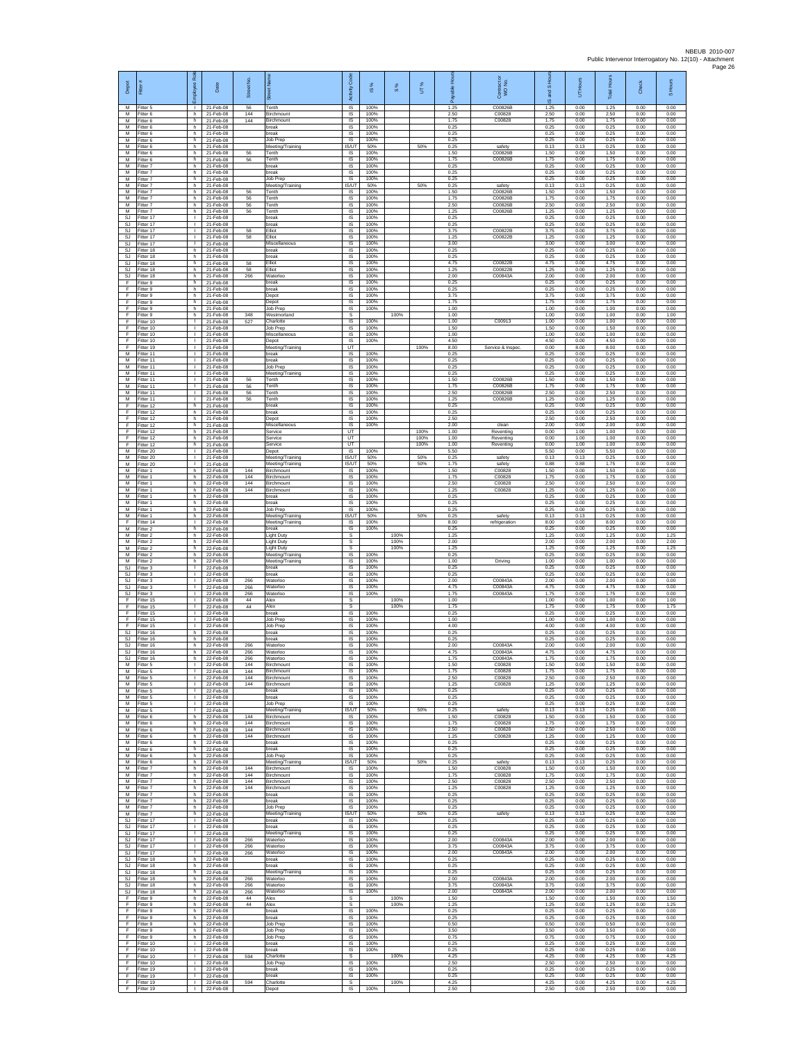NBEUB 2010-007
Public Intervenor Interrogatory No. 12(10) - Attachment
Page 26

| Depot | Fitter # | Employee Role | Date | Street No. | Street Name | Activity Code | IS % | S % | UT % | Payable Hours | Contractor or WO No. | IS and S Hours | UT Hours | Total Hours | Check | S Hours |
|---|---|---|---|---|---|---|---|---|---|---|---|---|---|---|---|---|
| M | Fitter 5 | l | 21-Feb-08 | 56 | Tenth | IS | 100% | | | 1.25 | C00826B | 1.25 | 0.00 | 1.25 | 0.00 | 0.00 |
| M | Fitter 6 | h | 21-Feb-08 | 144 | Birchmount | IS | 100% | | | 2.50 | C00828 | 2.50 | 0.00 | 2.50 | 0.00 | 0.00 |
| M | Fitter 6 | h | 21-Feb-08 | 144 | Birchmount | IS | 100% | | | 1.75 | C00828 | 1.75 | 0.00 | 1.75 | 0.00 | 0.00 |
| M | Fitter 6 | h | 21-Feb-08 | | break | IS | 100% | | | 0.25 | | 0.25 | 0.00 | 0.25 | 0.00 | 0.00 |
| M | Fitter 6 | h | 21-Feb-08 | | break | IS | 100% | | | 0.25 | | 0.25 | 0.00 | 0.25 | 0.00 | 0.00 |
| M | Fitter 6 | h | 21-Feb-08 | | Job Prep | IS | 100% | | | 0.25 | | 0.25 | 0.00 | 0.25 | 0.00 | 0.00 |
| M | Fitter 6 | h | 21-Feb-08 | | Meeting/Training | IS/UT | 50% | | 50% | 0.25 | safety | 0.13 | 0.13 | 0.25 | 0.00 | 0.00 |
| M | Fitter 6 | h | 21-Feb-08 | 56 | Tenth | IS | 100% | | | 1.50 | C00826B | 1.50 | 0.00 | 1.50 | 0.00 | 0.00 |
| M | Fitter 6 | h | 21-Feb-08 | 56 | Tenth | IS | 100% | | | 1.75 | C00826B | 1.75 | 0.00 | 1.75 | 0.00 | 0.00 |
| M | Fitter 7 | h | 21-Feb-08 | | break | IS | 100% | | | 0.25 | | 0.25 | 0.00 | 0.25 | 0.00 | 0.00 |
| M | Fitter 7 | h | 21-Feb-08 | | break | IS | 100% | | | 0.25 | | 0.25 | 0.00 | 0.25 | 0.00 | 0.00 |
| M | Fitter 7 | h | 21-Feb-08 | | Job Prep | IS | 100% | | | 0.25 | | 0.25 | 0.00 | 0.25 | 0.00 | 0.00 |
| M | Fitter 7 | h | 21-Feb-08 | | Meeting/Training | IS/UT | 50% | | 50% | 0.25 | safety | 0.13 | 0.13 | 0.25 | 0.00 | 0.00 |
| M | Fitter 7 | h | 21-Feb-08 | 56 | Tenth | IS | 100% | | | 1.50 | C00826B | 1.50 | 0.00 | 1.50 | 0.00 | 0.00 |
| M | Fitter 7 | h | 21-Feb-08 | 56 | Tenth | IS | 100% | | | 1.75 | C00826B | 1.75 | 0.00 | 1.75 | 0.00 | 0.00 |
| M | Fitter 7 | h | 21-Feb-08 | 56 | Tenth | IS | 100% | | | 2.50 | C00826B | 2.50 | 0.00 | 2.50 | 0.00 | 0.00 |
| M | Fitter 7 | h | 21-Feb-08 | 56 | Tenth | IS | 100% | | | 1.25 | C00826B | 1.25 | 0.00 | 1.25 | 0.00 | 0.00 |
| SJ | Fitter 17 | l | 21-Feb-08 | | break | IS | 100% | | | 0.25 | | 0.25 | 0.00 | 0.25 | 0.00 | 0.00 |
| SJ | Fitter 17 | l | 21-Feb-08 | | break | IS | 100% | | | 0.25 | | 0.25 | 0.00 | 0.25 | 0.00 | 0.00 |
| SJ | Fitter 17 | l | 21-Feb-08 | 58 | Elliot | IS | 100% | | | 3.75 | C00822B | 3.75 | 0.00 | 3.75 | 0.00 | 0.00 |
| SJ | Fitter 17 | l | 21-Feb-08 | 58 | Elliot | IS | 100% | | | 1.25 | C00822B | 1.25 | 0.00 | 1.25 | 0.00 | 0.00 |
| SJ | Fitter 17 | l | 21-Feb-08 | | Miscellaneous | IS | 100% | | | 3.00 | | 3.00 | 0.00 | 3.00 | 0.00 | 0.00 |
| SJ | Fitter 18 | h | 21-Feb-08 | | break | IS | 100% | | | 0.25 | | 0.25 | 0.00 | 0.25 | 0.00 | 0.00 |
| SJ | Fitter 18 | h | 21-Feb-08 | | break | IS | 100% | | | 0.25 | | 0.25 | 0.00 | 0.25 | 0.00 | 0.00 |
| SJ | Fitter 18 | h | 21-Feb-08 | 58 | Elliot | IS | 100% | | | 4.75 | C00822B | 4.75 | 0.00 | 4.75 | 0.00 | 0.00 |
| SJ | Fitter 18 | h | 21-Feb-08 | 58 | Elliot | IS | 100% | | | 1.25 | C00822B | 1.25 | 0.00 | 1.25 | 0.00 | 0.00 |
| SJ | Fitter 18 | h | 21-Feb-08 | 266 | Waterloo | IS | 100% | | | 2.00 | C00843A | 2.00 | 0.00 | 2.00 | 0.00 | 0.00 |
| F | Fitter 9 | h | 21-Feb-08 | | break | IS | 100% | | | 0.25 | | 0.25 | 0.00 | 0.25 | 0.00 | 0.00 |
| F | Fitter 9 | h | 21-Feb-08 | | break | IS | 100% | | | 0.25 | | 0.25 | 0.00 | 0.25 | 0.00 | 0.00 |
| F | Fitter 9 | h | 21-Feb-08 | | Depot | IS | 100% | | | 3.75 | | 3.75 | 0.00 | 3.75 | 0.00 | 0.00 |
| F | Fitter 9 | h | 21-Feb-08 | | Depot | IS | 100% | | | 1.75 | | 1.75 | 0.00 | 1.75 | 0.00 | 0.00 |
| F | Fitter 9 | h | 21-Feb-08 | | Job Prep | IS | 100% | | | 1.00 | | 1.00 | 0.00 | 1.00 | 0.00 | 0.00 |
| F | Fitter 9 | h | 21-Feb-08 | 348 | Westmorland | S | | 100% | | 1.00 | | 1.00 | 0.00 | 1.00 | 0.00 | 1.00 |
| F | Fitter 10 | l | 21-Feb-08 | 527 | Charlotte | IS | 100% | | | 1.00 | C00913 | 1.00 | 0.00 | 1.00 | 0.00 | 0.00 |
| F | Fitter 10 | l | 21-Feb-08 | | Job Prep | IS | 100% | | | 1.50 | | 1.50 | 0.00 | 1.50 | 0.00 | 0.00 |
| F | Fitter 10 | l | 21-Feb-08 | | Miscellaneous | IS | 100% | | | 1.00 | | 1.00 | 0.00 | 1.00 | 0.00 | 0.00 |
| F | Fitter 10 | l | 21-Feb-08 | | Depot | IS | 100% | | | 4.50 | | 4.50 | 0.00 | 4.50 | 0.00 | 0.00 |
| F | Fitter 19 | l | 21-Feb-08 | | Meeting/Training | UT | | | 100% | 8.00 | Service & Inspec. | 0.00 | 8.00 | 8.00 | 0.00 | 0.00 |
| M | Fitter 11 | l | 21-Feb-08 | | break | IS | 100% | | | 0.25 | | 0.25 | 0.00 | 0.25 | 0.00 | 0.00 |
| M | Fitter 11 | l | 21-Feb-08 | | break | IS | 100% | | | 0.25 | | 0.25 | 0.00 | 0.25 | 0.00 | 0.00 |
| M | Fitter 11 | l | 21-Feb-08 | | Job Prep | IS | 100% | | | 0.25 | | 0.25 | 0.00 | 0.25 | 0.00 | 0.00 |
| M | Fitter 11 | l | 21-Feb-08 | | Meeting/Training | IS | 100% | | | 0.25 | | 0.25 | 0.00 | 0.25 | 0.00 | 0.00 |
| M | Fitter 11 | l | 21-Feb-08 | 56 | Tenth | IS | 100% | | | 1.50 | C00826B | 1.50 | 0.00 | 1.50 | 0.00 | 0.00 |
| M | Fitter 11 | l | 21-Feb-08 | 56 | Tenth | IS | 100% | | | 1.75 | C00826B | 1.75 | 0.00 | 1.75 | 0.00 | 0.00 |
| M | Fitter 11 | l | 21-Feb-08 | 56 | Tenth | IS | 100% | | | 2.50 | C00826B | 2.50 | 0.00 | 2.50 | 0.00 | 0.00 |
| M | Fitter 11 | l | 21-Feb-08 | 56 | Tenth | IS | 100% | | | 1.25 | C00826B | 1.25 | 0.00 | 1.25 | 0.00 | 0.00 |
| F | Fitter 12 | h | 21-Feb-08 | | break | IS | 100% | | | 0.25 | | 0.25 | 0.00 | 0.25 | 0.00 | 0.00 |
| F | Fitter 12 | h | 21-Feb-08 | | break | IS | 100% | | | 0.25 | | 0.25 | 0.00 | 0.25 | 0.00 | 0.00 |
| F | Fitter 12 | h | 21-Feb-08 | | Depot | IS | 100% | | | 2.50 | | 2.50 | 0.00 | 2.50 | 0.00 | 0.00 |
| F | Fitter 12 | h | 21-Feb-08 | | Miscellaneous | IS | 100% | | | 2.00 | clean | 2.00 | 0.00 | 2.00 | 0.00 | 0.00 |
| F | Fitter 12 | h | 21-Feb-08 | | Service | UT | | | 100% | 1.00 | Reventing | 0.00 | 1.00 | 1.00 | 0.00 | 0.00 |
| F | Fitter 12 | h | 21-Feb-08 | | Service | UT | | | 100% | 1.00 | Reventing | 0.00 | 1.00 | 1.00 | 0.00 | 0.00 |
| F | Fitter 12 | h | 21-Feb-08 | | Service | UT | | | 100% | 1.00 | Reventing | 0.00 | 1.00 | 1.00 | 0.00 | 0.00 |
| M | Fitter 20 | l | 21-Feb-08 | | Depot | IS | 100% | | | 5.50 | | 5.50 | 0.00 | 5.50 | 0.00 | 0.00 |
| M | Fitter 20 | l | 21-Feb-08 | | Meeting/Training | IS/UT | 50% | | 50% | 0.25 | safety | 0.13 | 0.13 | 0.25 | 0.00 | 0.00 |
| M | Fitter 20 | l | 21-Feb-08 | | Meeting/Training | IS/UT | 50% | | 50% | 1.75 | safety | 0.88 | 0.88 | 1.75 | 0.00 | 0.00 |
| M | Fitter 1 | h | 22-Feb-08 | 144 | Birchmount | IS | 100% | | | 1.50 | C00828 | 1.50 | 0.00 | 1.50 | 0.00 | 0.00 |
| M | Fitter 1 | h | 22-Feb-08 | 144 | Birchmount | IS | 100% | | | 1.75 | C00828 | 1.75 | 0.00 | 1.75 | 0.00 | 0.00 |
| M | Fitter 1 | h | 22-Feb-08 | 144 | Birchmount | IS | 100% | | | 2.50 | C00828 | 2.50 | 0.00 | 2.50 | 0.00 | 0.00 |
| M | Fitter 1 | h | 22-Feb-08 | 144 | Birchmount | IS | 100% | | | 1.25 | C00828 | 1.25 | 0.00 | 1.25 | 0.00 | 0.00 |
| M | Fitter 1 | h | 22-Feb-08 | | break | IS | 100% | | | 0.25 | | 0.25 | 0.00 | 0.25 | 0.00 | 0.00 |
| M | Fitter 1 | h | 22-Feb-08 | | break | IS | 100% | | | 0.25 | | 0.25 | 0.00 | 0.25 | 0.00 | 0.00 |
| M | Fitter 1 | h | 22-Feb-08 | | Job Prep | IS | 100% | | | 0.25 | | 0.25 | 0.00 | 0.25 | 0.00 | 0.00 |
| M | Fitter 1 | h | 22-Feb-08 | | Meeting/Training | IS/UT | 50% | | 50% | 0.25 | safety | 0.13 | 0.13 | 0.25 | 0.00 | 0.00 |
| F | Fitter 14 | l | 22-Feb-08 | | Meeting/Training | IS | 100% | | | 8.00 | refrigeration | 8.00 | 0.00 | 8.00 | 0.00 | 0.00 |
| M | Fitter 2 | h | 22-Feb-08 | | break | IS | 100% | | | 0.25 | | 0.25 | 0.00 | 0.25 | 0.00 | 0.00 |
| M | Fitter 2 | h | 22-Feb-08 | | Light Duty | S | | 100% | | 1.25 | | 1.25 | 0.00 | 1.25 | 0.00 | 1.25 |
| M | Fitter 2 | h | 22-Feb-08 | | Light Duty | S | | 100% | | 2.00 | | 2.00 | 0.00 | 2.00 | 0.00 | 2.00 |
| M | Fitter 2 | h | 22-Feb-08 | | Light Duty | S | | 100% | | 1.25 | | 1.25 | 0.00 | 1.25 | 0.00 | 1.25 |
| M | Fitter 2 | h | 22-Feb-08 | | Meeting/Training | IS | 100% | | | 0.25 | | 0.25 | 0.00 | 0.25 | 0.00 | 0.00 |
| M | Fitter 2 | h | 22-Feb-08 | | Meeting/Training | IS | 100% | | | 1.00 | Driving | 1.00 | 0.00 | 1.00 | 0.00 | 0.00 |
| SJ | Fitter 3 | l | 22-Feb-08 | | break | IS | 100% | | | 0.25 | | 0.25 | 0.00 | 0.25 | 0.00 | 0.00 |
| SJ | Fitter 3 | l | 22-Feb-08 | | break | IS | 100% | | | 0.25 | | 0.25 | 0.00 | 0.25 | 0.00 | 0.00 |
| SJ | Fitter 3 | l | 22-Feb-08 | 266 | Waterloo | IS | 100% | | | 2.00 | C00843A | 2.00 | 0.00 | 2.00 | 0.00 | 0.00 |
| SJ | Fitter 3 | l | 22-Feb-08 | 266 | Waterloo | IS | 100% | | | 4.75 | C00843A | 4.75 | 0.00 | 4.75 | 0.00 | 0.00 |
| SJ | Fitter 3 | l | 22-Feb-08 | 266 | Waterloo | IS | 100% | | | 1.75 | C00843A | 1.75 | 0.00 | 1.75 | 0.00 | 0.00 |
| F | Fitter 15 | l | 22-Feb-08 | 44 | Alex | S | | 100% | | 1.00 | | 1.00 | 0.00 | 1.00 | 0.00 | 1.00 |
| F | Fitter 15 | l | 22-Feb-08 | 44 | Alex | S | | 100% | | 1.75 | | 1.75 | 0.00 | 1.75 | 0.00 | 1.75 |
| F | Fitter 15 | l | 22-Feb-08 | | break | IS | 100% | | | 0.25 | | 0.25 | 0.00 | 0.25 | 0.00 | 0.00 |
| F | Fitter 15 | l | 22-Feb-08 | | Job Prep | IS | 100% | | | 1.00 | | 1.00 | 0.00 | 1.00 | 0.00 | 0.00 |
| F | Fitter 15 | l | 22-Feb-08 | | Job Prep | IS | 100% | | | 4.00 | | 4.00 | 0.00 | 4.00 | 0.00 | 0.00 |
| SJ | Fitter 16 | h | 22-Feb-08 | | break | IS | 100% | | | 0.25 | | 0.25 | 0.00 | 0.25 | 0.00 | 0.00 |
| SJ | Fitter 16 | h | 22-Feb-08 | | break | IS | 100% | | | 0.25 | | 0.25 | 0.00 | 0.25 | 0.00 | 0.00 |
| SJ | Fitter 16 | h | 22-Feb-08 | 266 | Waterloo | IS | 100% | | | 2.00 | C00843A | 2.00 | 0.00 | 2.00 | 0.00 | 0.00 |
| SJ | Fitter 16 | h | 22-Feb-08 | 266 | Waterloo | IS | 100% | | | 4.75 | C00843A | 4.75 | 0.00 | 4.75 | 0.00 | 0.00 |
| SJ | Fitter 16 | h | 22-Feb-08 | 266 | Waterloo | IS | 100% | | | 1.75 | C00843A | 1.75 | 0.00 | 1.75 | 0.00 | 0.00 |
| M | Fitter 5 | l | 22-Feb-08 | 144 | Birchmount | IS | 100% | | | 1.50 | C00828 | 1.50 | 0.00 | 1.50 | 0.00 | 0.00 |
| M | Fitter 5 | l | 22-Feb-08 | 144 | Birchmount | IS | 100% | | | 1.75 | C00828 | 1.75 | 0.00 | 1.75 | 0.00 | 0.00 |
| M | Fitter 5 | l | 22-Feb-08 | 144 | Birchmount | IS | 100% | | | 2.50 | C00828 | 2.50 | 0.00 | 2.50 | 0.00 | 0.00 |
| M | Fitter 5 | l | 22-Feb-08 | 144 | Birchmount | IS | 100% | | | 1.25 | C00828 | 1.25 | 0.00 | 1.25 | 0.00 | 0.00 |
| M | Fitter 5 | l | 22-Feb-08 | | break | IS | 100% | | | 0.25 | | 0.25 | 0.00 | 0.25 | 0.00 | 0.00 |
| M | Fitter 5 | l | 22-Feb-08 | | break | IS | 100% | | | 0.25 | | 0.25 | 0.00 | 0.25 | 0.00 | 0.00 |
| M | Fitter 5 | l | 22-Feb-08 | | Job Prep | IS | 100% | | | 0.25 | | 0.25 | 0.00 | 0.25 | 0.00 | 0.00 |
| M | Fitter 5 | l | 22-Feb-08 | | Meeting/Training | IS/UT | 50% | | 50% | 0.25 | safety | 0.13 | 0.13 | 0.25 | 0.00 | 0.00 |
| M | Fitter 6 | h | 22-Feb-08 | 144 | Birchmount | IS | 100% | | | 1.50 | C00828 | 1.50 | 0.00 | 1.50 | 0.00 | 0.00 |
| M | Fitter 6 | h | 22-Feb-08 | 144 | Birchmount | IS | 100% | | | 1.75 | C00828 | 1.75 | 0.00 | 1.75 | 0.00 | 0.00 |
| M | Fitter 6 | h | 22-Feb-08 | 144 | Birchmount | IS | 100% | | | 2.50 | C00828 | 2.50 | 0.00 | 2.50 | 0.00 | 0.00 |
| M | Fitter 6 | h | 22-Feb-08 | 144 | Birchmount | IS | 100% | | | 1.25 | C00828 | 1.25 | 0.00 | 1.25 | 0.00 | 0.00 |
| M | Fitter 6 | h | 22-Feb-08 | | break | IS | 100% | | | 0.25 | | 0.25 | 0.00 | 0.25 | 0.00 | 0.00 |
| M | Fitter 6 | h | 22-Feb-08 | | break | IS | 100% | | | 0.25 | | 0.25 | 0.00 | 0.25 | 0.00 | 0.00 |
| M | Fitter 6 | h | 22-Feb-08 | | Job Prep | IS | 100% | | | 0.25 | | 0.25 | 0.00 | 0.25 | 0.00 | 0.00 |
| M | Fitter 6 | h | 22-Feb-08 | | Meeting/Training | IS/UT | 50% | | 50% | 0.25 | safety | 0.13 | 0.13 | 0.25 | 0.00 | 0.00 |
| M | Fitter 7 | h | 22-Feb-08 | 144 | Birchmount | IS | 100% | | | 1.50 | C00828 | 1.50 | 0.00 | 1.50 | 0.00 | 0.00 |
| M | Fitter 7 | h | 22-Feb-08 | 144 | Birchmount | IS | 100% | | | 1.75 | C00828 | 1.75 | 0.00 | 1.75 | 0.00 | 0.00 |
| M | Fitter 7 | h | 22-Feb-08 | 144 | Birchmount | IS | 100% | | | 2.50 | C00828 | 2.50 | 0.00 | 2.50 | 0.00 | 0.00 |
| M | Fitter 7 | h | 22-Feb-08 | 144 | Birchmount | IS | 100% | | | 1.25 | C00828 | 1.25 | 0.00 | 1.25 | 0.00 | 0.00 |
| M | Fitter 7 | h | 22-Feb-08 | | break | IS | 100% | | | 0.25 | | 0.25 | 0.00 | 0.25 | 0.00 | 0.00 |
| M | Fitter 7 | h | 22-Feb-08 | | break | IS | 100% | | | 0.25 | | 0.25 | 0.00 | 0.25 | 0.00 | 0.00 |
| M | Fitter 7 | h | 22-Feb-08 | | Job Prep | IS | 100% | | | 0.25 | | 0.25 | 0.00 | 0.25 | 0.00 | 0.00 |
| M | Fitter 7 | h | 22-Feb-08 | | Meeting/Training | IS/UT | 50% | | 50% | 0.25 | safety | 0.13 | 0.13 | 0.25 | 0.00 | 0.00 |
| SJ | Fitter 17 | l | 22-Feb-08 | | break | IS | 100% | | | 0.25 | | 0.25 | 0.00 | 0.25 | 0.00 | 0.00 |
| SJ | Fitter 17 | l | 22-Feb-08 | | break | IS | 100% | | | 0.25 | | 0.25 | 0.00 | 0.25 | 0.00 | 0.00 |
| SJ | Fitter 17 | l | 22-Feb-08 | | Meeting/Training | IS | 100% | | | 0.25 | | 0.25 | 0.00 | 0.25 | 0.00 | 0.00 |
| SJ | Fitter 17 | l | 22-Feb-08 | 266 | Waterloo | IS | 100% | | | 2.00 | C00843A | 2.00 | 0.00 | 2.00 | 0.00 | 0.00 |
| SJ | Fitter 17 | l | 22-Feb-08 | 266 | Waterloo | IS | 100% | | | 3.75 | C00843A | 3.75 | 0.00 | 3.75 | 0.00 | 0.00 |
| SJ | Fitter 17 | l | 22-Feb-08 | 266 | Waterloo | IS | 100% | | | 2.00 | C00843A | 2.00 | 0.00 | 2.00 | 0.00 | 0.00 |
| SJ | Fitter 18 | h | 22-Feb-08 | | break | IS | 100% | | | 0.25 | | 0.25 | 0.00 | 0.25 | 0.00 | 0.00 |
| SJ | Fitter 18 | h | 22-Feb-08 | | break | IS | 100% | | | 0.25 | | 0.25 | 0.00 | 0.25 | 0.00 | 0.00 |
| SJ | Fitter 18 | h | 22-Feb-08 | | Meeting/Training | IS | 100% | | | 0.25 | | 0.25 | 0.00 | 0.25 | 0.00 | 0.00 |
| SJ | Fitter 18 | h | 22-Feb-08 | 266 | Waterloo | IS | 100% | | | 2.00 | C00843A | 2.00 | 0.00 | 2.00 | 0.00 | 0.00 |
| SJ | Fitter 18 | h | 22-Feb-08 | 266 | Waterloo | IS | 100% | | | 3.75 | C00843A | 3.75 | 0.00 | 3.75 | 0.00 | 0.00 |
| SJ | Fitter 18 | h | 22-Feb-08 | 266 | Waterloo | IS | 100% | | | 2.00 | C00843A | 2.00 | 0.00 | 2.00 | 0.00 | 0.00 |
| F | Fitter 9 | h | 22-Feb-08 | 44 | Alex | S | | 100% | | 1.50 | | 1.50 | 0.00 | 1.50 | 0.00 | 1.50 |
| F | Fitter 9 | h | 22-Feb-08 | 44 | Alex | S | | 100% | | 1.25 | | 1.25 | 0.00 | 1.25 | 0.00 | 1.25 |
| F | Fitter 9 | h | 22-Feb-08 | | break | IS | 100% | | | 0.25 | | 0.25 | 0.00 | 0.25 | 0.00 | 0.00 |
| F | Fitter 9 | h | 22-Feb-08 | | break | IS | 100% | | | 0.25 | | 0.25 | 0.00 | 0.25 | 0.00 | 0.00 |
| F | Fitter 9 | h | 22-Feb-08 | | Job Prep | IS | 100% | | | 0.50 | | 0.50 | 0.00 | 0.50 | 0.00 | 0.00 |
| F | Fitter 9 | h | 22-Feb-08 | | Job Prep | IS | 100% | | | 3.50 | | 3.50 | 0.00 | 3.50 | 0.00 | 0.00 |
| F | Fitter 9 | h | 22-Feb-08 | | Job Prep | IS | 100% | | | 0.75 | | 0.75 | 0.00 | 0.75 | 0.00 | 0.00 |
| F | Fitter 10 | l | 22-Feb-08 | | break | IS | 100% | | | 0.25 | | 0.25 | 0.00 | 0.25 | 0.00 | 0.00 |
| F | Fitter 10 | l | 22-Feb-08 | | break | IS | 100% | | | 0.25 | | 0.25 | 0.00 | 0.25 | 0.00 | 0.00 |
| F | Fitter 10 | l | 22-Feb-08 | 594 | Charlotte | S | | 100% | | 4.25 | | 4.25 | 0.00 | 4.25 | 0.00 | 4.25 |
| F | Fitter 10 | l | 22-Feb-08 | | Job Prep | IS | 100% | | | 2.50 | | 2.50 | 0.00 | 2.50 | 0.00 | 0.00 |
| F | Fitter 19 | l | 22-Feb-08 | | break | IS | 100% | | | 0.25 | | 0.25 | 0.00 | 0.25 | 0.00 | 0.00 |
| F | Fitter 19 | l | 22-Feb-08 | | break | IS | 100% | | | 0.25 | | 0.25 | 0.00 | 0.25 | 0.00 | 0.00 |
| F | Fitter 19 | l | 22-Feb-08 | 594 | Charlotte | S | | 100% | | 4.25 | | 4.25 | 0.00 | 4.25 | 0.00 | 4.25 |
| F | Fitter 19 | l | 22-Feb-08 | | Depot | IS | 100% | | | 2.50 | | 2.50 | 0.00 | 2.50 | 0.00 | 0.00 |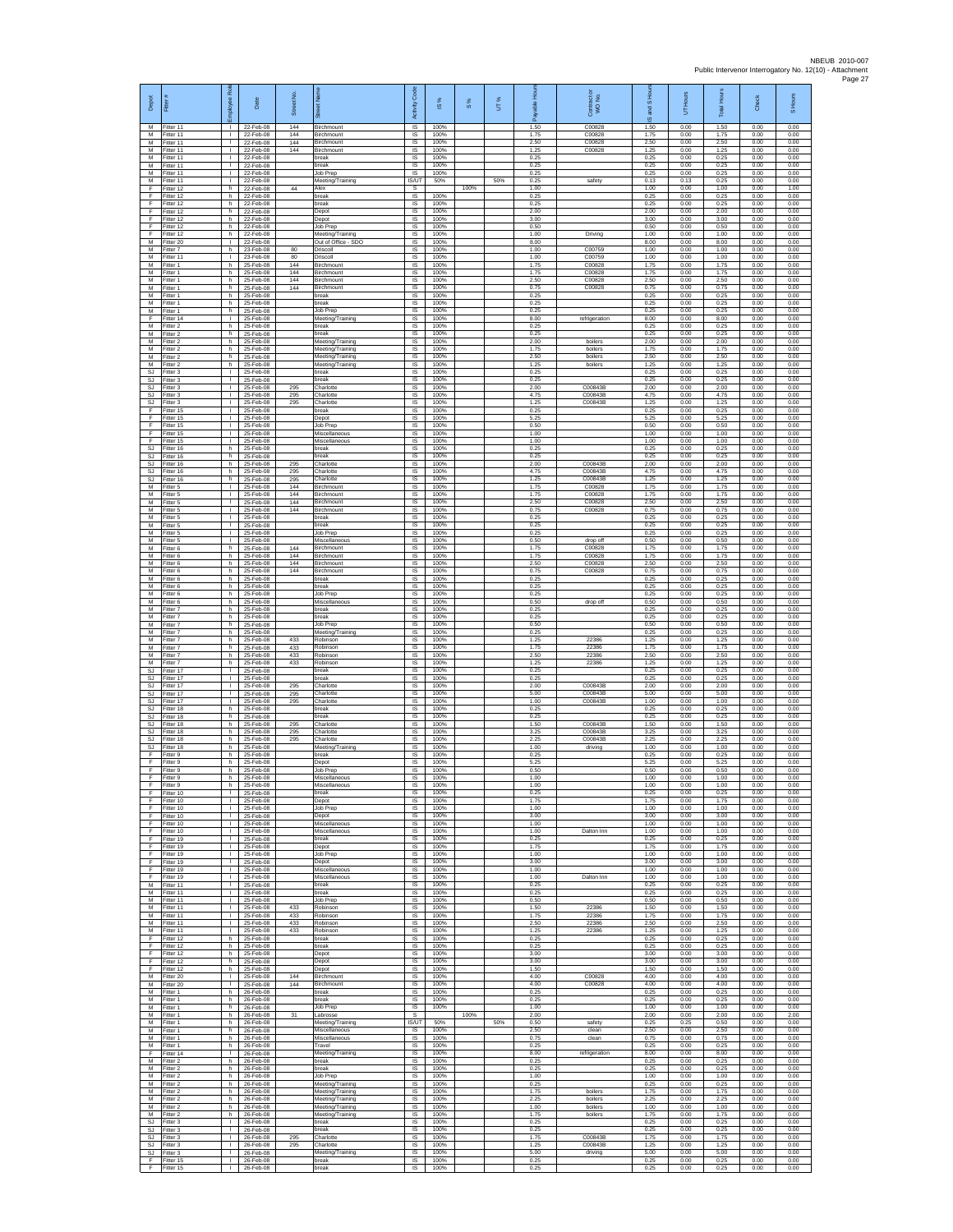NBEUB 2010-007
Public Intervenor Interrogatory No. 12(10) - Attachment

| Depot | Fitter # | Employee Role | Date | Street No. | Street Name | Activity Code | IS % | S % | UT % | Payable Hours | Contractor WO No. | IS and S Hours | UT Hours | Total Hours | Check | S Hours |
|---|---|---|---|---|---|---|---|---|---|---|---|---|---|---|---|---|
| M | Fitter 11 | I | 22-Feb-08 | 144 | Birchmount | IS | 100% | | | 1.50 | C00828 | 1.50 | 0.00 | 1.50 | 0.00 | 0.00 |
| M | Fitter 11 | I | 22-Feb-08 | 144 | Birchmount | IS | 100% | | | 1.75 | C00828 | 1.75 | 0.00 | 1.75 | 0.00 | 0.00 |
| M | Fitter 11 | I | 22-Feb-08 | 144 | Birchmount | IS | 100% | | | 2.50 | C00828 | 2.50 | 0.00 | 2.50 | 0.00 | 0.00 |
| M | Fitter 11 | I | 22-Feb-08 | 144 | Birchmount | IS | 100% | | | 1.25 | C00828 | 1.25 | 0.00 | 1.25 | 0.00 | 0.00 |
| M | Fitter 11 | I | 22-Feb-08 | | break | IS | 100% | | | 0.25 | | 0.25 | 0.00 | 0.25 | 0.00 | 0.00 |
| M | Fitter 11 | I | 22-Feb-08 | | break | IS | 100% | | | 0.25 | | 0.25 | 0.00 | 0.25 | 0.00 | 0.00 |
| M | Fitter 11 | I | 22-Feb-08 | | Job Prep | IS | 100% | | | 0.25 | | 0.25 | 0.00 | 0.25 | 0.00 | 0.00 |
| M | Fitter 11 | I | 22-Feb-08 | | Meeting/Training | IS/UT | 50% | | 50% | 0.25 | safety | 0.13 | 0.13 | 0.25 | 0.00 | 0.00 |
| F | Fitter 12 | h | 22-Feb-08 | 44 | Alex | S | | 100% | | 1.00 | | 1.00 | 0.00 | 1.00 | 0.00 | 1.00 |
| F | Fitter 12 | h | 22-Feb-08 | | break | IS | 100% | | | 0.25 | | 0.25 | 0.00 | 0.25 | 0.00 | 0.00 |
| F | Fitter 12 | h | 22-Feb-08 | | break | IS | 100% | | | 0.25 | | 0.25 | 0.00 | 0.25 | 0.00 | 0.00 |
| F | Fitter 12 | h | 22-Feb-08 | | Depot | IS | 100% | | | 2.00 | | 2.00 | 0.00 | 2.00 | 0.00 | 0.00 |
| F | Fitter 12 | h | 22-Feb-08 | | Depot | IS | 100% | | | 3.00 | | 3.00 | 0.00 | 3.00 | 0.00 | 0.00 |
| F | Fitter 12 | h | 22-Feb-08 | | Job Prep | IS | 100% | | | 0.50 | | 0.50 | 0.00 | 0.50 | 0.00 | 0.00 |
| F | Fitter 12 | h | 22-Feb-08 | | Meeting/Training | IS | 100% | | | 1.00 | Driving | 1.00 | 0.00 | 1.00 | 0.00 | 0.00 |
| M | Fitter 20 | I | 22-Feb-08 | | Out of Office - SDO | IS | 100% | | | 8.00 | | 8.00 | 0.00 | 8.00 | 0.00 | 0.00 |
| M | Fitter 7 | h | 23-Feb-08 | 80 | Driscoll | IS | 100% | | | 1.00 | C00759 | 1.00 | 0.00 | 1.00 | 0.00 | 0.00 |
| M | Fitter 11 | I | 23-Feb-08 | 80 | Driscoll | IS | 100% | | | 1.00 | C00759 | 1.00 | 0.00 | 1.00 | 0.00 | 0.00 |
| M | Fitter 1 | h | 25-Feb-08 | 144 | Birchmount | IS | 100% | | | 1.75 | C00828 | 1.75 | 0.00 | 1.75 | 0.00 | 0.00 |
| M | Fitter 1 | h | 25-Feb-08 | 144 | Birchmount | IS | 100% | | | 1.75 | C00828 | 1.75 | 0.00 | 1.75 | 0.00 | 0.00 |
| M | Fitter 1 | h | 25-Feb-08 | 144 | Birchmount | IS | 100% | | | 2.50 | C00828 | 2.50 | 0.00 | 2.50 | 0.00 | 0.00 |
| M | Fitter 1 | h | 25-Feb-08 | 144 | Birchmount | IS | 100% | | | 0.75 | C00828 | 0.75 | 0.00 | 0.75 | 0.00 | 0.00 |
| M | Fitter 1 | h | 25-Feb-08 | | break | IS | 100% | | | 0.25 | | 0.25 | 0.00 | 0.25 | 0.00 | 0.00 |
| M | Fitter 1 | h | 25-Feb-08 | | break | IS | 100% | | | 0.25 | | 0.25 | 0.00 | 0.25 | 0.00 | 0.00 |
| M | Fitter 1 | h | 25-Feb-08 | | Job Prep | IS | 100% | | | 0.25 | | 0.25 | 0.00 | 0.25 | 0.00 | 0.00 |
| F | Fitter 14 | I | 25-Feb-08 | | Meeting/Training | IS | 100% | | | 8.00 | refrigeration | 8.00 | 0.00 | 8.00 | 0.00 | 0.00 |
| M | Fitter 2 | h | 25-Feb-08 | | break | IS | 100% | | | 0.25 | | 0.25 | 0.00 | 0.25 | 0.00 | 0.00 |
| M | Fitter 2 | h | 25-Feb-08 | | break | IS | 100% | | | 0.25 | | 0.25 | 0.00 | 0.25 | 0.00 | 0.00 |
| M | Fitter 2 | h | 25-Feb-08 | | Meeting/Training | IS | 100% | | | 2.00 | boilers | 2.00 | 0.00 | 2.00 | 0.00 | 0.00 |
| M | Fitter 2 | h | 25-Feb-08 | | Meeting/Training | IS | 100% | | | 1.75 | boilers | 1.75 | 0.00 | 1.75 | 0.00 | 0.00 |
| M | Fitter 2 | h | 25-Feb-08 | | Meeting/Training | IS | 100% | | | 2.50 | boilers | 2.50 | 0.00 | 2.50 | 0.00 | 0.00 |
| M | Fitter 2 | h | 25-Feb-08 | | Meeting/Training | IS | 100% | | | 1.25 | boilers | 1.25 | 0.00 | 1.25 | 0.00 | 0.00 |
| SJ | Fitter 3 | I | 25-Feb-08 | | break | IS | 100% | | | 0.25 | | 0.25 | 0.00 | 0.25 | 0.00 | 0.00 |
| SJ | Fitter 3 | I | 25-Feb-08 | | break | IS | 100% | | | 0.25 | | 0.25 | 0.00 | 0.25 | 0.00 | 0.00 |
| SJ | Fitter 3 | I | 25-Feb-08 | 295 | Charlotte | IS | 100% | | | 2.00 | C00843B | 2.00 | 0.00 | 2.00 | 0.00 | 0.00 |
| SJ | Fitter 3 | I | 25-Feb-08 | 295 | Charlotte | IS | 100% | | | 4.75 | C00843B | 4.75 | 0.00 | 4.75 | 0.00 | 0.00 |
| SJ | Fitter 3 | I | 25-Feb-08 | 295 | Charlotte | IS | 100% | | | 1.25 | C00843B | 1.25 | 0.00 | 1.25 | 0.00 | 0.00 |
| F | Fitter 15 | I | 25-Feb-08 | | break | IS | 100% | | | 0.25 | | 0.25 | 0.00 | 0.25 | 0.00 | 0.00 |
| F | Fitter 15 | I | 25-Feb-08 | | Depot | IS | 100% | | | 5.25 | | 5.25 | 0.00 | 5.25 | 0.00 | 0.00 |
| F | Fitter 15 | I | 25-Feb-08 | | Job Prep | IS | 100% | | | 0.50 | | 0.50 | 0.00 | 0.50 | 0.00 | 0.00 |
| F | Fitter 15 | I | 25-Feb-08 | | Miscellaneous | IS | 100% | | | 1.00 | | 1.00 | 0.00 | 1.00 | 0.00 | 0.00 |
| F | Fitter 15 | I | 25-Feb-08 | | Miscellaneous | IS | 100% | | | 1.00 | | 1.00 | 0.00 | 1.00 | 0.00 | 0.00 |
| SJ | Fitter 16 | h | 25-Feb-08 | | break | IS | 100% | | | 0.25 | | 0.25 | 0.00 | 0.25 | 0.00 | 0.00 |
| SJ | Fitter 16 | h | 25-Feb-08 | | break | IS | 100% | | | 0.25 | | 0.25 | 0.00 | 0.25 | 0.00 | 0.00 |
| SJ | Fitter 16 | h | 25-Feb-08 | 295 | Charlotte | IS | 100% | | | 2.00 | C00843B | 2.00 | 0.00 | 2.00 | 0.00 | 0.00 |
| SJ | Fitter 16 | h | 25-Feb-08 | 295 | Charlotte | IS | 100% | | | 4.75 | C00843B | 4.75 | 0.00 | 4.75 | 0.00 | 0.00 |
| SJ | Fitter 16 | h | 25-Feb-08 | 295 | Charlotte | IS | 100% | | | 1.25 | C00843B | 1.25 | 0.00 | 1.25 | 0.00 | 0.00 |
| M | Fitter 5 | I | 25-Feb-08 | 144 | Birchmount | IS | 100% | | | 1.75 | C00828 | 1.75 | 0.00 | 1.75 | 0.00 | 0.00 |
| M | Fitter 5 | I | 25-Feb-08 | 144 | Birchmount | IS | 100% | | | 1.75 | C00828 | 1.75 | 0.00 | 1.75 | 0.00 | 0.00 |
| M | Fitter 5 | I | 25-Feb-08 | 144 | Birchmount | IS | 100% | | | 2.50 | C00828 | 2.50 | 0.00 | 2.50 | 0.00 | 0.00 |
| M | Fitter 5 | I | 25-Feb-08 | 144 | Birchmount | IS | 100% | | | 0.75 | C00828 | 0.75 | 0.00 | 0.75 | 0.00 | 0.00 |
| M | Fitter 5 | I | 25-Feb-08 | | break | IS | 100% | | | 0.25 | | 0.25 | 0.00 | 0.25 | 0.00 | 0.00 |
| M | Fitter 5 | I | 25-Feb-08 | | break | IS | 100% | | | 0.25 | | 0.25 | 0.00 | 0.25 | 0.00 | 0.00 |
| M | Fitter 5 | I | 25-Feb-08 | | Job Prep | IS | 100% | | | 0.25 | | 0.25 | 0.00 | 0.25 | 0.00 | 0.00 |
| M | Fitter 5 | I | 25-Feb-08 | | Miscellaneous | IS | 100% | | | 0.50 | drop off | 0.50 | 0.00 | 0.50 | 0.00 | 0.00 |
| M | Fitter 6 | h | 25-Feb-08 | 144 | Birchmount | IS | 100% | | | 1.75 | C00828 | 1.75 | 0.00 | 1.75 | 0.00 | 0.00 |
| M | Fitter 6 | h | 25-Feb-08 | 144 | Birchmount | IS | 100% | | | 1.75 | C00828 | 1.75 | 0.00 | 1.75 | 0.00 | 0.00 |
| M | Fitter 6 | h | 25-Feb-08 | 144 | Birchmount | IS | 100% | | | 2.50 | C00828 | 2.50 | 0.00 | 2.50 | 0.00 | 0.00 |
| M | Fitter 6 | h | 25-Feb-08 | 144 | Birchmount | IS | 100% | | | 0.75 | C00828 | 0.75 | 0.00 | 0.75 | 0.00 | 0.00 |
| M | Fitter 6 | h | 25-Feb-08 | | break | IS | 100% | | | 0.25 | | 0.25 | 0.00 | 0.25 | 0.00 | 0.00 |
| M | Fitter 6 | h | 25-Feb-08 | | break | IS | 100% | | | 0.25 | | 0.25 | 0.00 | 0.25 | 0.00 | 0.00 |
| M | Fitter 6 | h | 25-Feb-08 | | Job Prep | IS | 100% | | | 0.25 | | 0.25 | 0.00 | 0.25 | 0.00 | 0.00 |
| M | Fitter 6 | h | 25-Feb-08 | | Miscellaneous | IS | 100% | | | 0.50 | drop off | 0.50 | 0.00 | 0.50 | 0.00 | 0.00 |
| M | Fitter 7 | h | 25-Feb-08 | | break | IS | 100% | | | 0.25 | | 0.25 | 0.00 | 0.25 | 0.00 | 0.00 |
| M | Fitter 7 | h | 25-Feb-08 | | break | IS | 100% | | | 0.25 | | 0.25 | 0.00 | 0.25 | 0.00 | 0.00 |
| M | Fitter 7 | h | 25-Feb-08 | | Job Prep | IS | 100% | | | 0.50 | | 0.50 | 0.00 | 0.50 | 0.00 | 0.00 |
| M | Fitter 7 | h | 25-Feb-08 | | Meeting/Training | IS | 100% | | | 0.25 | | 0.25 | 0.00 | 0.25 | 0.00 | 0.00 |
| M | Fitter 7 | h | 25-Feb-08 | 433 | Robinson | IS | 100% | | | 1.25 | 22386 | 1.25 | 0.00 | 1.25 | 0.00 | 0.00 |
| M | Fitter 7 | h | 25-Feb-08 | 433 | Robinson | IS | 100% | | | 1.75 | 22386 | 1.75 | 0.00 | 1.75 | 0.00 | 0.00 |
| M | Fitter 7 | h | 25-Feb-08 | 433 | Robinson | IS | 100% | | | 2.50 | 22386 | 2.50 | 0.00 | 2.50 | 0.00 | 0.00 |
| M | Fitter 7 | h | 25-Feb-08 | 433 | Robinson | IS | 100% | | | 1.25 | 22386 | 1.25 | 0.00 | 1.25 | 0.00 | 0.00 |
| SJ | Fitter 17 | I | 25-Feb-08 | | break | IS | 100% | | | 0.25 | | 0.25 | 0.00 | 0.25 | 0.00 | 0.00 |
| SJ | Fitter 17 | I | 25-Feb-08 | | break | IS | 100% | | | 0.25 | | 0.25 | 0.00 | 0.25 | 0.00 | 0.00 |
| SJ | Fitter 17 | I | 25-Feb-08 | 295 | Charlotte | IS | 100% | | | 2.00 | C00843B | 2.00 | 0.00 | 2.00 | 0.00 | 0.00 |
| SJ | Fitter 17 | I | 25-Feb-08 | 295 | Charlotte | IS | 100% | | | 5.00 | C00843B | 5.00 | 0.00 | 5.00 | 0.00 | 0.00 |
| SJ | Fitter 17 | I | 25-Feb-08 | 295 | Charlotte | IS | 100% | | | 1.00 | C00843B | 1.00 | 0.00 | 1.00 | 0.00 | 0.00 |
| SJ | Fitter 18 | h | 25-Feb-08 | | break | IS | 100% | | | 0.25 | | 0.25 | 0.00 | 0.25 | 0.00 | 0.00 |
| SJ | Fitter 18 | h | 25-Feb-08 | | break | IS | 100% | | | 0.25 | | 0.25 | 0.00 | 0.25 | 0.00 | 0.00 |
| SJ | Fitter 18 | h | 25-Feb-08 | 295 | Charlotte | IS | 100% | | | 1.50 | C00843B | 1.50 | 0.00 | 1.50 | 0.00 | 0.00 |
| SJ | Fitter 18 | h | 25-Feb-08 | 295 | Charlotte | IS | 100% | | | 3.25 | C00843B | 3.25 | 0.00 | 3.25 | 0.00 | 0.00 |
| SJ | Fitter 18 | h | 25-Feb-08 | 295 | Charlotte | IS | 100% | | | 2.25 | C00843B | 2.25 | 0.00 | 2.25 | 0.00 | 0.00 |
| SJ | Fitter 18 | h | 25-Feb-08 | | Meeting/Training | IS | 100% | | | 1.00 | driving | 1.00 | 0.00 | 1.00 | 0.00 | 0.00 |
| F | Fitter 9 | h | 25-Feb-08 | | break | IS | 100% | | | 0.25 | | 0.25 | 0.00 | 0.25 | 0.00 | 0.00 |
| F | Fitter 9 | h | 25-Feb-08 | | Depot | IS | 100% | | | 5.25 | | 5.25 | 0.00 | 5.25 | 0.00 | 0.00 |
| F | Fitter 9 | h | 25-Feb-08 | | Job Prep | IS | 100% | | | 0.50 | | 0.50 | 0.00 | 0.50 | 0.00 | 0.00 |
| F | Fitter 9 | h | 25-Feb-08 | | Miscellaneous | IS | 100% | | | 1.00 | | 1.00 | 0.00 | 1.00 | 0.00 | 0.00 |
| F | Fitter 9 | h | 25-Feb-08 | | Miscellaneous | IS | 100% | | | 1.00 | | 1.00 | 0.00 | 1.00 | 0.00 | 0.00 |
| F | Fitter 10 | I | 25-Feb-08 | | break | IS | 100% | | | 0.25 | | 0.25 | 0.00 | 0.25 | 0.00 | 0.00 |
| F | Fitter 10 | I | 25-Feb-08 | | Depot | IS | 100% | | | 1.75 | | 1.75 | 0.00 | 1.75 | 0.00 | 0.00 |
| F | Fitter 10 | I | 25-Feb-08 | | Job Prep | IS | 100% | | | 1.00 | | 1.00 | 0.00 | 1.00 | 0.00 | 0.00 |
| F | Fitter 10 | I | 25-Feb-08 | | Depot | IS | 100% | | | 3.00 | | 3.00 | 0.00 | 3.00 | 0.00 | 0.00 |
| F | Fitter 10 | I | 25-Feb-08 | | Miscellaneous | IS | 100% | | | 1.00 | | 1.00 | 0.00 | 1.00 | 0.00 | 0.00 |
| F | Fitter 10 | I | 25-Feb-08 | | Miscellaneous | IS | 100% | | | 1.00 | Dalton Inn | 1.00 | 0.00 | 1.00 | 0.00 | 0.00 |
| F | Fitter 19 | I | 25-Feb-08 | | break | IS | 100% | | | 0.25 | | 0.25 | 0.00 | 0.25 | 0.00 | 0.00 |
| F | Fitter 19 | I | 25-Feb-08 | | Depot | IS | 100% | | | 1.75 | | 1.75 | 0.00 | 1.75 | 0.00 | 0.00 |
| F | Fitter 19 | I | 25-Feb-08 | | Job Prep | IS | 100% | | | 1.00 | | 1.00 | 0.00 | 1.00 | 0.00 | 0.00 |
| F | Fitter 19 | I | 25-Feb-08 | | Depot | IS | 100% | | | 3.00 | | 3.00 | 0.00 | 3.00 | 0.00 | 0.00 |
| F | Fitter 19 | I | 25-Feb-08 | | Miscellaneous | IS | 100% | | | 1.00 | | 1.00 | 0.00 | 1.00 | 0.00 | 0.00 |
| F | Fitter 19 | I | 25-Feb-08 | | Miscellaneous | IS | 100% | | | 1.00 | Dalton Inn | 1.00 | 0.00 | 1.00 | 0.00 | 0.00 |
| M | Fitter 11 | I | 25-Feb-08 | | break | IS | 100% | | | 0.25 | | 0.25 | 0.00 | 0.25 | 0.00 | 0.00 |
| M | Fitter 11 | I | 25-Feb-08 | | break | IS | 100% | | | 0.25 | | 0.25 | 0.00 | 0.25 | 0.00 | 0.00 |
| M | Fitter 11 | I | 25-Feb-08 | | Job Prep | IS | 100% | | | 0.50 | | 0.50 | 0.00 | 0.50 | 0.00 | 0.00 |
| M | Fitter 11 | I | 25-Feb-08 | 433 | Robinson | IS | 100% | | | 1.50 | 22386 | 1.50 | 0.00 | 1.50 | 0.00 | 0.00 |
| M | Fitter 11 | I | 25-Feb-08 | 433 | Robinson | IS | 100% | | | 1.75 | 22386 | 1.75 | 0.00 | 1.75 | 0.00 | 0.00 |
| M | Fitter 11 | I | 25-Feb-08 | 433 | Robinson | IS | 100% | | | 2.50 | 22386 | 2.50 | 0.00 | 2.50 | 0.00 | 0.00 |
| M | Fitter 11 | I | 25-Feb-08 | 433 | Robinson | IS | 100% | | | 1.25 | 22386 | 1.25 | 0.00 | 1.25 | 0.00 | 0.00 |
| F | Fitter 12 | h | 25-Feb-08 | | break | IS | 100% | | | 0.25 | | 0.25 | 0.00 | 0.25 | 0.00 | 0.00 |
| F | Fitter 12 | h | 25-Feb-08 | | break | IS | 100% | | | 0.25 | | 0.25 | 0.00 | 0.25 | 0.00 | 0.00 |
| F | Fitter 12 | h | 25-Feb-08 | | Depot | IS | 100% | | | 3.00 | | 3.00 | 0.00 | 3.00 | 0.00 | 0.00 |
| F | Fitter 12 | h | 25-Feb-08 | | Depot | IS | 100% | | | 3.00 | | 3.00 | 0.00 | 3.00 | 0.00 | 0.00 |
| F | Fitter 12 | h | 25-Feb-08 | | Depot | IS | 100% | | | 1.50 | | 1.50 | 0.00 | 1.50 | 0.00 | 0.00 |
| M | Fitter 20 | I | 25-Feb-08 | 144 | Birchmount | IS | 100% | | | 4.00 | C00828 | 4.00 | 0.00 | 4.00 | 0.00 | 0.00 |
| M | Fitter 20 | I | 25-Feb-08 | 144 | Birchmount | IS | 100% | | | 4.00 | C00828 | 4.00 | 0.00 | 4.00 | 0.00 | 0.00 |
| M | Fitter 1 | h | 26-Feb-08 | | break | IS | 100% | | | 0.25 | | 0.25 | 0.00 | 0.25 | 0.00 | 0.00 |
| M | Fitter 1 | h | 26-Feb-08 | | break | IS | 100% | | | 0.25 | | 0.25 | 0.00 | 0.25 | 0.00 | 0.00 |
| M | Fitter 1 | h | 26-Feb-08 | | Job Prep | IS | 100% | | | 1.00 | | 1.00 | 0.00 | 1.00 | 0.00 | 0.00 |
| M | Fitter 1 | h | 26-Feb-08 | 31 | Labrosse | S | | 100% | | 2.00 | | 2.00 | 0.00 | 2.00 | 0.00 | 2.00 |
| M | Fitter 1 | h | 26-Feb-08 | | Meeting/Training | IS/UT | 50% | | 50% | 0.50 | safety | 0.25 | 0.25 | 0.50 | 0.00 | 0.00 |
| M | Fitter 1 | h | 26-Feb-08 | | Miscellaneous | IS | 100% | | | 2.50 | clean | 2.50 | 0.00 | 2.50 | 0.00 | 0.00 |
| M | Fitter 1 | h | 26-Feb-08 | | Miscellaneous | IS | 100% | | | 0.75 | clean | 0.75 | 0.00 | 0.75 | 0.00 | 0.00 |
| M | Fitter 1 | h | 26-Feb-08 | | Travel | IS | 100% | | | 0.25 | | 0.25 | 0.00 | 0.25 | 0.00 | 0.00 |
| F | Fitter 14 | I | 26-Feb-08 | | Meeting/Training | IS | 100% | | | 8.00 | refrigeration | 8.00 | 0.00 | 8.00 | 0.00 | 0.00 |
| M | Fitter 2 | h | 26-Feb-08 | | break | IS | 100% | | | 0.25 | | 0.25 | 0.00 | 0.25 | 0.00 | 0.00 |
| M | Fitter 2 | h | 26-Feb-08 | | break | IS | 100% | | | 0.25 | | 0.25 | 0.00 | 0.25 | 0.00 | 0.00 |
| M | Fitter 2 | h | 26-Feb-08 | | Job Prep | IS | 100% | | | 1.00 | | 1.00 | 0.00 | 1.00 | 0.00 | 0.00 |
| M | Fitter 2 | h | 26-Feb-08 | | Meeting/Training | IS | 100% | | | 0.25 | | 0.25 | 0.00 | 0.25 | 0.00 | 0.00 |
| M | Fitter 2 | h | 26-Feb-08 | | Meeting/Training | IS | 100% | | | 1.75 | boilers | 1.75 | 0.00 | 1.75 | 0.00 | 0.00 |
| M | Fitter 2 | h | 26-Feb-08 | | Meeting/Training | IS | 100% | | | 2.25 | boilers | 2.25 | 0.00 | 2.25 | 0.00 | 0.00 |
| M | Fitter 2 | h | 26-Feb-08 | | Meeting/Training | IS | 100% | | | 1.00 | boilers | 1.00 | 0.00 | 1.00 | 0.00 | 0.00 |
| M | Fitter 2 | h | 26-Feb-08 | | Meeting/Training | IS | 100% | | | 1.75 | boilers | 1.75 | 0.00 | 1.75 | 0.00 | 0.00 |
| SJ | Fitter 3 | I | 26-Feb-08 | | break | IS | 100% | | | 0.25 | | 0.25 | 0.00 | 0.25 | 0.00 | 0.00 |
| SJ | Fitter 3 | I | 26-Feb-08 | | break | IS | 100% | | | 0.25 | | 0.25 | 0.00 | 0.25 | 0.00 | 0.00 |
| SJ | Fitter 3 | I | 26-Feb-08 | 295 | Charlotte | IS | 100% | | | 1.75 | C00843B | 1.75 | 0.00 | 1.75 | 0.00 | 0.00 |
| SJ | Fitter 3 | I | 26-Feb-08 | 295 | Charlotte | IS | 100% | | | 1.25 | C00843B | 1.25 | 0.00 | 1.25 | 0.00 | 0.00 |
| SJ | Fitter 3 | I | 26-Feb-08 | | Meeting/Training | IS | 100% | | | 5.00 | driving | 5.00 | 0.00 | 5.00 | 0.00 | 0.00 |
| F | Fitter 15 | I | 26-Feb-08 | | break | IS | 100% | | | 0.25 | | 0.25 | 0.00 | 0.25 | 0.00 | 0.00 |
| F | Fitter 15 | I | 26-Feb-08 | | break | IS | 100% | | | 0.25 | | 0.25 | 0.00 | 0.25 | 0.00 | 0.00 |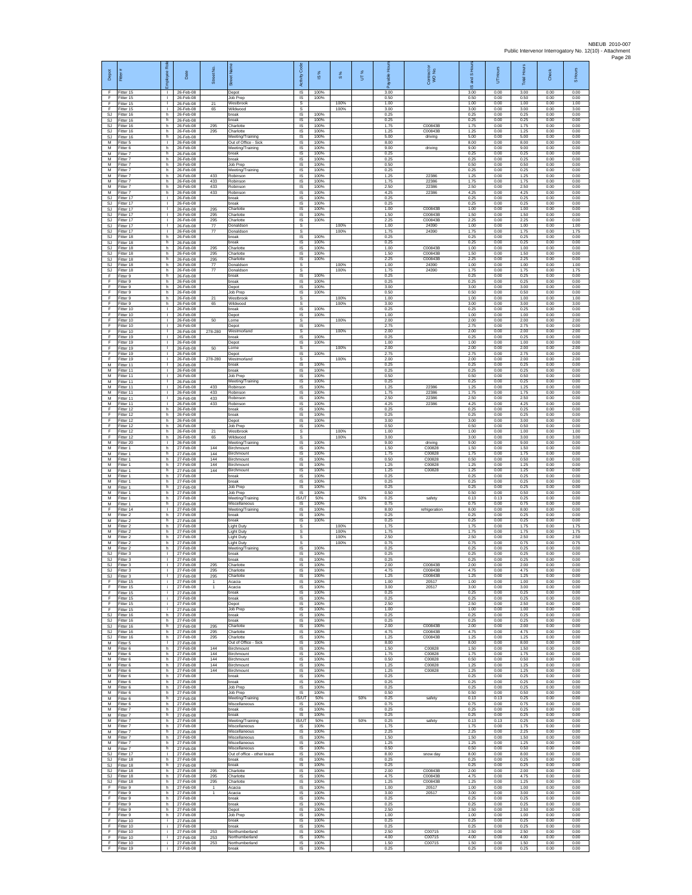| Depot | Fitter # | Employee Role | Date | Street No. | Street Name | Activity Code | IS % | S % | UT % | Payable Hours | Contractor or WO No. | IS and S Hours | UT Hours | Total Hours | Check | S Hours |
|---|---|---|---|---|---|---|---|---|---|---|---|---|---|---|---|---|
| F | Fitter 15 | i | 26-Feb-08 | | Depot | IS | 100% | | | 3.00 | | 3.00 | 0.00 | 3.00 | 0.00 | 0.00 |
| F | Fitter 15 | i | 26-Feb-08 | | Job Prep | IS | 100% | | | 0.50 | | 0.50 | 0.00 | 0.50 | 0.00 | 0.00 |
| F | Fitter 15 | i | 26-Feb-08 | 21 | Westbrook | S | | 100% | | 1.00 | | 1.00 | 0.00 | 1.00 | 0.00 | 1.00 |
| F | Fitter 15 | i | 26-Feb-08 | 65 | Wildwood | S | | 100% | | 3.00 | | 3.00 | 0.00 | 3.00 | 0.00 | 3.00 |
| SJ | Fitter 16 | h | 26-Feb-08 | | break | IS | 100% | | | 0.25 | | 0.25 | 0.00 | 0.25 | 0.00 | 0.00 |
| SJ | Fitter 16 | h | 26-Feb-08 | | break | IS | 100% | | | 0.25 | | 0.25 | 0.00 | 0.25 | 0.00 | 0.00 |
| SJ | Fitter 16 | h | 26-Feb-08 | 295 | Charlotte | IS | 100% | | | 1.75 | C00843B | 1.75 | 0.00 | 1.75 | 0.00 | 0.00 |
| SJ | Fitter 16 | h | 26-Feb-08 | 295 | Charlotte | IS | 100% | | | 1.25 | C00843B | 1.25 | 0.00 | 1.25 | 0.00 | 0.00 |
| SJ | Fitter 16 | h | 26-Feb-08 | | Meeting/Training | IS | 100% | | | 5.00 | driving | 5.00 | 0.00 | 5.00 | 0.00 | 0.00 |
| M | Fitter 5 | i | 26-Feb-08 | | Out of Office - Sick | IS | 100% | | | 8.00 | | 8.00 | 0.00 | 8.00 | 0.00 | 0.00 |
| M | Fitter 6 | h | 26-Feb-08 | | Meeting/Training | IS | 100% | | | 9.00 | driving | 9.00 | 0.00 | 9.00 | 0.00 | 0.00 |
| M | Fitter 7 | h | 26-Feb-08 | | break | IS | 100% | | | 0.25 | | 0.25 | 0.00 | 0.25 | 0.00 | 0.00 |
| M | Fitter 7 | h | 26-Feb-08 | | break | IS | 100% | | | 0.25 | | 0.25 | 0.00 | 0.25 | 0.00 | 0.00 |
| M | Fitter 7 | h | 26-Feb-08 | | Job Prep | IS | 100% | | | 0.50 | | 0.50 | 0.00 | 0.50 | 0.00 | 0.00 |
| M | Fitter 7 | h | 26-Feb-08 | | Meeting/Training | IS | 100% | | | 0.25 | | 0.25 | 0.00 | 0.25 | 0.00 | 0.00 |
| M | Fitter 7 | h | 26-Feb-08 | 433 | Robinson | IS | 100% | | | 1.25 | 22386 | 1.25 | 0.00 | 1.25 | 0.00 | 0.00 |
| M | Fitter 7 | h | 26-Feb-08 | 433 | Robinson | IS | 100% | | | 1.75 | 22386 | 1.75 | 0.00 | 1.75 | 0.00 | 0.00 |
| M | Fitter 7 | h | 26-Feb-08 | 433 | Robinson | IS | 100% | | | 2.50 | 22386 | 2.50 | 0.00 | 2.50 | 0.00 | 0.00 |
| M | Fitter 7 | h | 26-Feb-08 | 433 | Robinson | IS | 100% | | | 4.25 | 22386 | 4.25 | 0.00 | 4.25 | 0.00 | 0.00 |
| SJ | Fitter 17 | i | 26-Feb-08 | | break | IS | 100% | | | 0.25 | | 0.25 | 0.00 | 0.25 | 0.00 | 0.00 |
| SJ | Fitter 17 | i | 26-Feb-08 | | break | IS | 100% | | | 0.25 | | 0.25 | 0.00 | 0.25 | 0.00 | 0.00 |
| SJ | Fitter 17 | i | 26-Feb-08 | 295 | Charlotte | IS | 100% | | | 1.00 | C00843B | 1.00 | 0.00 | 1.00 | 0.00 | 0.00 |
| SJ | Fitter 17 | i | 26-Feb-08 | 295 | Charlotte | IS | 100% | | | 1.50 | C00843B | 1.50 | 0.00 | 1.50 | 0.00 | 0.00 |
| SJ | Fitter 17 | i | 26-Feb-08 | 295 | Charlotte | IS | 100% | | | 2.25 | C00843B | 2.25 | 0.00 | 2.25 | 0.00 | 0.00 |
| SJ | Fitter 17 | i | 26-Feb-08 | 77 | Donaldson | S | | 100% | | 1.00 | 24390 | 1.00 | 0.00 | 1.00 | 0.00 | 1.00 |
| SJ | Fitter 17 | i | 26-Feb-08 | 77 | Donaldson | S | | 100% | | 1.75 | 24390 | 1.75 | 0.00 | 1.75 | 0.00 | 1.75 |
| SJ | Fitter 18 | h | 26-Feb-08 | | break | IS | 100% | | | 0.25 | | 0.25 | 0.00 | 0.25 | 0.00 | 0.00 |
| SJ | Fitter 18 | h | 26-Feb-08 | | break | IS | 100% | | | 0.25 | | 0.25 | 0.00 | 0.25 | 0.00 | 0.00 |
| SJ | Fitter 18 | h | 26-Feb-08 | 295 | Charlotte | IS | 100% | | | 1.00 | C00843B | 1.00 | 0.00 | 1.00 | 0.00 | 0.00 |
| SJ | Fitter 18 | h | 26-Feb-08 | 295 | Charlotte | IS | 100% | | | 1.50 | C00843B | 1.50 | 0.00 | 1.50 | 0.00 | 0.00 |
| SJ | Fitter 18 | h | 26-Feb-08 | 295 | Charlotte | IS | 100% | | | 2.25 | C00843B | 2.25 | 0.00 | 2.25 | 0.00 | 0.00 |
| SJ | Fitter 18 | h | 26-Feb-08 | 77 | Donaldson | S | | 100% | | 1.00 | 24390 | 1.00 | 0.00 | 1.00 | 0.00 | 1.00 |
| SJ | Fitter 18 | h | 26-Feb-08 | 77 | Donaldson | S | | 100% | | 1.75 | 24390 | 1.75 | 0.00 | 1.75 | 0.00 | 1.75 |
| F | Fitter 9 | h | 26-Feb-08 | | break | IS | 100% | | | 0.25 | | 0.25 | 0.00 | 0.25 | 0.00 | 0.00 |
| F | Fitter 9 | h | 26-Feb-08 | | break | IS | 100% | | | 0.25 | | 0.25 | 0.00 | 0.25 | 0.00 | 0.00 |
| F | Fitter 9 | h | 26-Feb-08 | | Depot | IS | 100% | | | 3.00 | | 3.00 | 0.00 | 3.00 | 0.00 | 0.00 |
| F | Fitter 9 | h | 26-Feb-08 | | Job Prep | IS | 100% | | | 0.50 | | 0.50 | 0.00 | 0.50 | 0.00 | 0.00 |
| F | Fitter 9 | h | 26-Feb-08 | 21 | Westbrook | S | | 100% | | 1.00 | | 1.00 | 0.00 | 1.00 | 0.00 | 1.00 |
| F | Fitter 9 | h | 26-Feb-08 | 65 | Wildwood | S | | 100% | | 3.00 | | 3.00 | 0.00 | 3.00 | 0.00 | 3.00 |
| F | Fitter 10 | i | 26-Feb-08 | | break | IS | 100% | | | 0.25 | | 0.25 | 0.00 | 0.25 | 0.00 | 0.00 |
| F | Fitter 10 | i | 26-Feb-08 | | Depot | IS | 100% | | | 1.00 | | 1.00 | 0.00 | 1.00 | 0.00 | 0.00 |
| F | Fitter 10 | i | 26-Feb-08 | 50 | Lorne | S | | 100% | | 2.00 | | 2.00 | 0.00 | 2.00 | 0.00 | 2.00 |
| F | Fitter 10 | i | 26-Feb-08 | | Depot | IS | 100% | | | 2.75 | | 2.75 | 0.00 | 2.75 | 0.00 | 0.00 |
| F | Fitter 10 | i | 26-Feb-08 | 278-280 | Westmorland | S | | 100% | | 2.00 | | 2.00 | 0.00 | 2.00 | 0.00 | 2.00 |
| F | Fitter 19 | i | 26-Feb-08 | | break | IS | 100% | | | 0.25 | | 0.25 | 0.00 | 0.25 | 0.00 | 0.00 |
| F | Fitter 19 | i | 26-Feb-08 | | Depot | IS | 100% | | | 1.00 | | 1.00 | 0.00 | 1.00 | 0.00 | 0.00 |
| F | Fitter 19 | i | 26-Feb-08 | 50 | Lorne | S | | 100% | | 2.00 | | 2.00 | 0.00 | 2.00 | 0.00 | 2.00 |
| F | Fitter 19 | i | 26-Feb-08 | | Depot | IS | 100% | | | 2.75 | | 2.75 | 0.00 | 2.75 | 0.00 | 0.00 |
| F | Fitter 19 | i | 26-Feb-08 | 278-280 | Westmorland | S | | 100% | | 2.00 | | 2.00 | 0.00 | 2.00 | 0.00 | 2.00 |
| M | Fitter 11 | i | 26-Feb-08 | | break | IS | 100% | | | 0.25 | | 0.25 | 0.00 | 0.25 | 0.00 | 0.00 |
| M | Fitter 11 | i | 26-Feb-08 | | break | IS | 100% | | | 0.25 | | 0.25 | 0.00 | 0.25 | 0.00 | 0.00 |
| M | Fitter 11 | i | 26-Feb-08 | | Job Prep | IS | 100% | | | 0.50 | | 0.50 | 0.00 | 0.50 | 0.00 | 0.00 |
| M | Fitter 11 | i | 26-Feb-08 | | Meeting/Training | IS | 100% | | | 0.25 | | 0.25 | 0.00 | 0.25 | 0.00 | 0.00 |
| M | Fitter 11 | i | 26-Feb-08 | 433 | Robinson | IS | 100% | | | 1.25 | 22386 | 1.25 | 0.00 | 1.25 | 0.00 | 0.00 |
| M | Fitter 11 | i | 26-Feb-08 | 433 | Robinson | IS | 100% | | | 1.75 | 22386 | 1.75 | 0.00 | 1.75 | 0.00 | 0.00 |
| M | Fitter 11 | i | 26-Feb-08 | 433 | Robinson | IS | 100% | | | 2.50 | 22386 | 2.50 | 0.00 | 2.50 | 0.00 | 0.00 |
| M | Fitter 11 | i | 26-Feb-08 | 433 | Robinson | IS | 100% | | | 4.25 | 22386 | 4.25 | 0.00 | 4.25 | 0.00 | 0.00 |
| F | Fitter 12 | h | 26-Feb-08 | | break | IS | 100% | | | 0.25 | | 0.25 | 0.00 | 0.25 | 0.00 | 0.00 |
| F | Fitter 12 | h | 26-Feb-08 | | break | IS | 100% | | | 0.25 | | 0.25 | 0.00 | 0.25 | 0.00 | 0.00 |
| F | Fitter 12 | h | 26-Feb-08 | | Depot | IS | 100% | | | 3.00 | | 3.00 | 0.00 | 3.00 | 0.00 | 0.00 |
| F | Fitter 12 | h | 26-Feb-08 | | Job Prep | IS | 100% | | | 0.50 | | 0.50 | 0.00 | 0.50 | 0.00 | 0.00 |
| F | Fitter 12 | h | 26-Feb-08 | 21 | Westbrook | S | | 100% | | 1.00 | | 1.00 | 0.00 | 1.00 | 0.00 | 1.00 |
| F | Fitter 12 | h | 26-Feb-08 | 65 | Wildwood | S | | 100% | | 3.00 | | 3.00 | 0.00 | 3.00 | 0.00 | 3.00 |
| M | Fitter 20 | i | 26-Feb-08 | | Meeting/Training | IS | 100% | | | 9.00 | driving | 9.00 | 0.00 | 9.00 | 0.00 | 0.00 |
| M | Fitter 1 | h | 27-Feb-08 | 144 | Birchmount | IS | 100% | | | 1.50 | C00828 | 1.50 | 0.00 | 1.50 | 0.00 | 0.00 |
| M | Fitter 1 | h | 27-Feb-08 | 144 | Birchmount | IS | 100% | | | 1.75 | C00828 | 1.75 | 0.00 | 1.75 | 0.00 | 0.00 |
| M | Fitter 1 | h | 27-Feb-08 | 144 | Birchmount | IS | 100% | | | 0.50 | C00828 | 0.50 | 0.00 | 0.50 | 0.00 | 0.00 |
| M | Fitter 1 | h | 27-Feb-08 | 144 | Birchmount | IS | 100% | | | 1.25 | C00828 | 1.25 | 0.00 | 1.25 | 0.00 | 0.00 |
| M | Fitter 1 | h | 27-Feb-08 | 144 | Birchmount | IS | 100% | | | 1.25 | C00828 | 1.25 | 0.00 | 1.25 | 0.00 | 0.00 |
| M | Fitter 1 | h | 27-Feb-08 | | break | IS | 100% | | | 0.25 | | 0.25 | 0.00 | 0.25 | 0.00 | 0.00 |
| M | Fitter 1 | h | 27-Feb-08 | | break | IS | 100% | | | 0.25 | | 0.25 | 0.00 | 0.25 | 0.00 | 0.00 |
| M | Fitter 1 | h | 27-Feb-08 | | Job Prep | IS | 100% | | | 0.25 | | 0.25 | 0.00 | 0.25 | 0.00 | 0.00 |
| M | Fitter 1 | h | 27-Feb-08 | | Job Prep | IS | 100% | | | 0.50 | | 0.50 | 0.00 | 0.50 | 0.00 | 0.00 |
| M | Fitter 1 | h | 27-Feb-08 | | Meeting/Training | IS/UT | 50% | | 50% | 0.25 | safety | 0.13 | 0.13 | 0.25 | 0.00 | 0.00 |
| M | Fitter 1 | h | 27-Feb-08 | | Miscellaneous | IS | 100% | | | 0.75 | | 0.75 | 0.00 | 0.75 | 0.00 | 0.00 |
| F | Fitter 14 | i | 27-Feb-08 | | Meeting/Training | IS | 100% | | | 8.00 | refrigeration | 8.00 | 0.00 | 8.00 | 0.00 | 0.00 |
| M | Fitter 2 | h | 27-Feb-08 | | break | IS | 100% | | | 0.25 | | 0.25 | 0.00 | 0.25 | 0.00 | 0.00 |
| M | Fitter 2 | h | 27-Feb-08 | | break | IS | 100% | | | 0.25 | | 0.25 | 0.00 | 0.25 | 0.00 | 0.00 |
| M | Fitter 2 | h | 27-Feb-08 | | Light Duty | S | | 100% | | 1.75 | | 1.75 | 0.00 | 1.75 | 0.00 | 1.75 |
| M | Fitter 2 | h | 27-Feb-08 | | Light Duty | S | | 100% | | 1.75 | | 1.75 | 0.00 | 1.75 | 0.00 | 1.75 |
| M | Fitter 2 | h | 27-Feb-08 | | Light Duty | S | | 100% | | 2.50 | | 2.50 | 0.00 | 2.50 | 0.00 | 2.50 |
| M | Fitter 2 | h | 27-Feb-08 | | Light Duty | S | | 100% | | 0.75 | | 0.75 | 0.00 | 0.75 | 0.00 | 0.75 |
| M | Fitter 2 | h | 27-Feb-08 | | Meeting/Training | IS | 100% | | | 0.25 | | 0.25 | 0.00 | 0.25 | 0.00 | 0.00 |
| SJ | Fitter 3 | i | 27-Feb-08 | | break | IS | 100% | | | 0.25 | | 0.25 | 0.00 | 0.25 | 0.00 | 0.00 |
| SJ | Fitter 3 | i | 27-Feb-08 | | break | IS | 100% | | | 0.25 | | 0.25 | 0.00 | 0.25 | 0.00 | 0.00 |
| SJ | Fitter 3 | i | 27-Feb-08 | 295 | Charlotte | IS | 100% | | | 2.00 | C00843B | 2.00 | 0.00 | 2.00 | 0.00 | 0.00 |
| SJ | Fitter 3 | i | 27-Feb-08 | 295 | Charlotte | IS | 100% | | | 4.75 | C00843B | 4.75 | 0.00 | 4.75 | 0.00 | 0.00 |
| SJ | Fitter 3 | i | 27-Feb-08 | 295 | Charlotte | IS | 100% | | | 1.25 | C00843B | 1.25 | 0.00 | 1.25 | 0.00 | 0.00 |
| F | Fitter 15 | i | 27-Feb-08 | 1 | Acacia | IS | 100% | | | 1.00 | 20517 | 1.00 | 0.00 | 1.00 | 0.00 | 0.00 |
| F | Fitter 15 | i | 27-Feb-08 | 1 | Acacia | IS | 100% | | | 3.00 | 20517 | 3.00 | 0.00 | 3.00 | 0.00 | 0.00 |
| F | Fitter 15 | i | 27-Feb-08 | | break | IS | 100% | | | 0.25 | | 0.25 | 0.00 | 0.25 | 0.00 | 0.00 |
| F | Fitter 15 | i | 27-Feb-08 | | break | IS | 100% | | | 0.25 | | 0.25 | 0.00 | 0.25 | 0.00 | 0.00 |
| F | Fitter 15 | i | 27-Feb-08 | | Depot | IS | 100% | | | 2.50 | | 2.50 | 0.00 | 2.50 | 0.00 | 0.00 |
| F | Fitter 15 | i | 27-Feb-08 | | Job Prep | IS | 100% | | | 1.00 | | 1.00 | 0.00 | 1.00 | 0.00 | 0.00 |
| SJ | Fitter 16 | h | 27-Feb-08 | | break | IS | 100% | | | 0.25 | | 0.25 | 0.00 | 0.25 | 0.00 | 0.00 |
| SJ | Fitter 16 | h | 27-Feb-08 | | break | IS | 100% | | | 0.25 | | 0.25 | 0.00 | 0.25 | 0.00 | 0.00 |
| SJ | Fitter 16 | h | 27-Feb-08 | 295 | Charlotte | IS | 100% | | | 2.00 | C00843B | 2.00 | 0.00 | 2.00 | 0.00 | 0.00 |
| SJ | Fitter 16 | h | 27-Feb-08 | 295 | Charlotte | IS | 100% | | | 4.75 | C00843B | 4.75 | 0.00 | 4.75 | 0.00 | 0.00 |
| SJ | Fitter 16 | h | 27-Feb-08 | 295 | Charlotte | IS | 100% | | | 1.25 | C00843B | 1.25 | 0.00 | 1.25 | 0.00 | 0.00 |
| M | Fitter 5 | i | 27-Feb-08 | | Out of Office - Sick | IS | 100% | | | 8.00 | | 8.00 | 0.00 | 8.00 | 0.00 | 0.00 |
| M | Fitter 6 | h | 27-Feb-08 | 144 | Birchmount | IS | 100% | | | 1.50 | C00828 | 1.50 | 0.00 | 1.50 | 0.00 | 0.00 |
| M | Fitter 6 | h | 27-Feb-08 | 144 | Birchmount | IS | 100% | | | 1.75 | C00828 | 1.75 | 0.00 | 1.75 | 0.00 | 0.00 |
| M | Fitter 6 | h | 27-Feb-08 | 144 | Birchmount | IS | 100% | | | 0.50 | C00828 | 0.50 | 0.00 | 0.50 | 0.00 | 0.00 |
| M | Fitter 6 | h | 27-Feb-08 | 144 | Birchmount | IS | 100% | | | 1.25 | C00828 | 1.25 | 0.00 | 1.25 | 0.00 | 0.00 |
| M | Fitter 6 | h | 27-Feb-08 | 144 | Birchmount | IS | 100% | | | 1.25 | C00828 | 1.25 | 0.00 | 1.25 | 0.00 | 0.00 |
| M | Fitter 6 | h | 27-Feb-08 | | break | IS | 100% | | | 0.25 | | 0.25 | 0.00 | 0.25 | 0.00 | 0.00 |
| M | Fitter 6 | h | 27-Feb-08 | | break | IS | 100% | | | 0.25 | | 0.25 | 0.00 | 0.25 | 0.00 | 0.00 |
| M | Fitter 6 | h | 27-Feb-08 | | Job Prep | IS | 100% | | | 0.25 | | 0.25 | 0.00 | 0.25 | 0.00 | 0.00 |
| M | Fitter 6 | h | 27-Feb-08 | | Job Prep | IS | 100% | | | 0.50 | | 0.50 | 0.00 | 0.50 | 0.00 | 0.00 |
| M | Fitter 6 | h | 27-Feb-08 | | Meeting/Training | IS/UT | 50% | | 50% | 0.25 | safety | 0.13 | 0.13 | 0.25 | 0.00 | 0.00 |
| M | Fitter 6 | h | 27-Feb-08 | | Miscellaneous | IS | 100% | | | 0.75 | | 0.75 | 0.00 | 0.75 | 0.00 | 0.00 |
| M | Fitter 7 | h | 27-Feb-08 | | break | IS | 100% | | | 0.25 | | 0.25 | 0.00 | 0.25 | 0.00 | 0.00 |
| M | Fitter 7 | h | 27-Feb-08 | | break | IS | 100% | | | 0.25 | | 0.25 | 0.00 | 0.25 | 0.00 | 0.00 |
| M | Fitter 7 | h | 27-Feb-08 | | Meeting/Training | IS/UT | 50% | | 50% | 0.25 | safety | 0.13 | 0.13 | 0.25 | 0.00 | 0.00 |
| M | Fitter 7 | h | 27-Feb-08 | | Miscellaneous | IS | 100% | | | 1.75 | | 1.75 | 0.00 | 1.75 | 0.00 | 0.00 |
| M | Fitter 7 | h | 27-Feb-08 | | Miscellaneous | IS | 100% | | | 2.25 | | 2.25 | 0.00 | 2.25 | 0.00 | 0.00 |
| M | Fitter 7 | h | 27-Feb-08 | | Miscellaneous | IS | 100% | | | 1.50 | | 1.50 | 0.00 | 1.50 | 0.00 | 0.00 |
| M | Fitter 7 | h | 27-Feb-08 | | Miscellaneous | IS | 100% | | | 1.25 | | 1.25 | 0.00 | 1.25 | 0.00 | 0.00 |
| M | Fitter 7 | h | 27-Feb-08 | | Miscellaneous | IS | 100% | | | 0.50 | | 0.50 | 0.00 | 0.50 | 0.00 | 0.00 |
| SJ | Fitter 17 | i | 27-Feb-08 | | Out of office - other leave | IS | 100% | | | 8.00 | snow day | 8.00 | 0.00 | 8.00 | 0.00 | 0.00 |
| SJ | Fitter 18 | h | 27-Feb-08 | | break | IS | 100% | | | 0.25 | | 0.25 | 0.00 | 0.25 | 0.00 | 0.00 |
| SJ | Fitter 18 | h | 27-Feb-08 | | break | IS | 100% | | | 0.25 | | 0.25 | 0.00 | 0.25 | 0.00 | 0.00 |
| SJ | Fitter 18 | h | 27-Feb-08 | 295 | Charlotte | IS | 100% | | | 2.00 | C00843B | 2.00 | 0.00 | 2.00 | 0.00 | 0.00 |
| SJ | Fitter 18 | h | 27-Feb-08 | 295 | Charlotte | IS | 100% | | | 4.75 | C00843B | 4.75 | 0.00 | 4.75 | 0.00 | 0.00 |
| SJ | Fitter 18 | h | 27-Feb-08 | 295 | Charlotte | IS | 100% | | | 1.25 | C00843B | 1.25 | 0.00 | 1.25 | 0.00 | 0.00 |
| F | Fitter 9 | h | 27-Feb-08 | 1 | Acacia | IS | 100% | | | 1.00 | 20517 | 1.00 | 0.00 | 1.00 | 0.00 | 0.00 |
| F | Fitter 9 | h | 27-Feb-08 | 1 | Acacia | IS | 100% | | | 3.00 | 20517 | 3.00 | 0.00 | 3.00 | 0.00 | 0.00 |
| F | Fitter 9 | h | 27-Feb-08 | | break | IS | 100% | | | 0.25 | | 0.25 | 0.00 | 0.25 | 0.00 | 0.00 |
| F | Fitter 9 | h | 27-Feb-08 | | break | IS | 100% | | | 0.25 | | 0.25 | 0.00 | 0.25 | 0.00 | 0.00 |
| F | Fitter 9 | h | 27-Feb-08 | | Depot | IS | 100% | | | 2.50 | | 2.50 | 0.00 | 2.50 | 0.00 | 0.00 |
| F | Fitter 9 | h | 27-Feb-08 | | Job Prep | IS | 100% | | | 1.00 | | 1.00 | 0.00 | 1.00 | 0.00 | 0.00 |
| F | Fitter 10 | i | 27-Feb-08 | | break | IS | 100% | | | 0.25 | | 0.25 | 0.00 | 0.25 | 0.00 | 0.00 |
| F | Fitter 10 | i | 27-Feb-08 | | break | IS | 100% | | | 0.25 | | 0.25 | 0.00 | 0.25 | 0.00 | 0.00 |
| F | Fitter 10 | i | 27-Feb-08 | 253 | Northumberland | IS | 100% | | | 2.50 | C00715 | 2.50 | 0.00 | 2.50 | 0.00 | 0.00 |
| F | Fitter 10 | i | 27-Feb-08 | 253 | Northumberland | IS | 100% | | | 4.00 | C00715 | 4.00 | 0.00 | 4.00 | 0.00 | 0.00 |
| F | Fitter 10 | i | 27-Feb-08 | 253 | Northumberland | IS | 100% | | | 1.50 | C00715 | 1.50 | 0.00 | 1.50 | 0.00 | 0.00 |
| F | Fitter 19 | i | 27-Feb-08 | | break | IS | 100% | | | 0.25 | | 0.25 | 0.00 | 0.25 | 0.00 | 0.00 |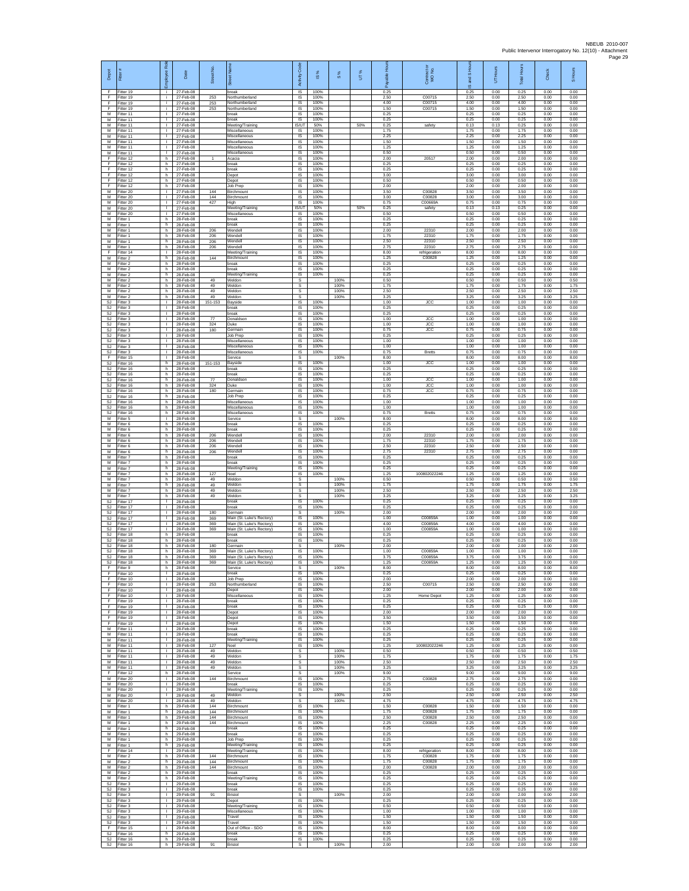| Depot | Fitter # | Employee Role | Date | Street No. | Street Name | Activity Code | IS % | S % | UT % | Payable Hours | Contractor or WO No. | IS and S Hours | UT Hours | Total Hours | Check | S Hours |
|---|---|---|---|---|---|---|---|---|---|---|---|---|---|---|---|---|
| F | Fitter 19 | i | 27-Feb-08 | | break | IS | 100% | | | 0.25 | | 0.25 | 0.00 | 0.25 | 0.00 | 0.00 |
| F | Fitter 19 | i | 27-Feb-08 | 253 | Northumberland | IS | 100% | | | 2.50 | C00715 | 2.50 | 0.00 | 2.50 | 0.00 | 0.00 |
| F | Fitter 19 | i | 27-Feb-08 | 253 | Northumberland | IS | 100% | | | 4.00 | C00715 | 4.00 | 0.00 | 4.00 | 0.00 | 0.00 |
| F | Fitter 19 | i | 27-Feb-08 | 253 | Northumberland | IS | 100% | | | 1.50 | C00715 | 1.50 | 0.00 | 1.50 | 0.00 | 0.00 |
| M | Fitter 11 | i | 27-Feb-08 | | break | IS | 100% | | | 0.25 | | 0.25 | 0.00 | 0.25 | 0.00 | 0.00 |
| M | Fitter 11 | i | 27-Feb-08 | | break | IS | 100% | | | 0.25 | | 0.25 | 0.00 | 0.25 | 0.00 | 0.00 |
| M | Fitter 11 | i | 27-Feb-08 | | Meeting/Training | IS/UT | 50% | | 50% | 0.25 | safety | 0.13 | 0.13 | 0.25 | 0.00 | 0.00 |
| M | Fitter 11 | i | 27-Feb-08 | | Miscellaneous | IS | 100% | | | 1.75 | | 1.75 | 0.00 | 1.75 | 0.00 | 0.00 |
| M | Fitter 11 | i | 27-Feb-08 | | Miscellaneous | IS | 100% | | | 2.25 | | 2.25 | 0.00 | 2.25 | 0.00 | 0.00 |
| M | Fitter 11 | i | 27-Feb-08 | | Miscellaneous | IS | 100% | | | 1.50 | | 1.50 | 0.00 | 1.50 | 0.00 | 0.00 |
| M | Fitter 11 | i | 27-Feb-08 | | Miscellaneous | IS | 100% | | | 1.25 | | 1.25 | 0.00 | 1.25 | 0.00 | 0.00 |
| M | Fitter 11 | i | 27-Feb-08 | | Miscellaneous | IS | 100% | | | 0.50 | | 0.50 | 0.00 | 0.50 | 0.00 | 0.00 |
| F | Fitter 12 | h | 27-Feb-08 | 1 | Acacia | IS | 100% | | | 2.00 | 20517 | 2.00 | 0.00 | 2.00 | 0.00 | 0.00 |
| F | Fitter 12 | h | 27-Feb-08 | | break | IS | 100% | | | 0.25 | | 0.25 | 0.00 | 0.25 | 0.00 | 0.00 |
| F | Fitter 12 | h | 27-Feb-08 | | break | IS | 100% | | | 0.25 | | 0.25 | 0.00 | 0.25 | 0.00 | 0.00 |
| F | Fitter 12 | h | 27-Feb-08 | | Depot | IS | 100% | | | 3.00 | | 3.00 | 0.00 | 3.00 | 0.00 | 0.00 |
| F | Fitter 12 | h | 27-Feb-08 | | Depot | IS | 100% | | | 0.50 | | 0.50 | 0.00 | 0.50 | 0.00 | 0.00 |
| F | Fitter 12 | h | 27-Feb-08 | | Job Prep | IS | 100% | | | 2.00 | | 2.00 | 0.00 | 2.00 | 0.00 | 0.00 |
| M | Fitter 20 | i | 27-Feb-08 | 144 | Birchmount | IS | 100% | | | 3.50 | C00828 | 3.50 | 0.00 | 3.50 | 0.00 | 0.00 |
| M | Fitter 20 | i | 27-Feb-08 | 144 | Birchmount | IS | 100% | | | 3.00 | C00828 | 3.00 | 0.00 | 3.00 | 0.00 | 0.00 |
| M | Fitter 20 | i | 27-Feb-08 | 427 | High | IS | 100% | | | 0.75 | C00669A | 0.75 | 0.00 | 0.75 | 0.00 | 0.00 |
| M | Fitter 20 | i | 27-Feb-08 | | Meeting/Training | IS/UT | 50% | | 50% | 0.25 | safety | 0.13 | 0.13 | 0.25 | 0.00 | 0.00 |
| M | Fitter 20 | i | 27-Feb-08 | | Miscellaneous | IS | 100% | | | 0.50 | | 0.50 | 0.00 | 0.50 | 0.00 | 0.00 |
| M | Fitter 1 | h | 28-Feb-08 | | break | IS | 100% | | | 0.25 | | 0.25 | 0.00 | 0.25 | 0.00 | 0.00 |
| M | Fitter 1 | h | 28-Feb-08 | | break | IS | 100% | | | 0.25 | | 0.25 | 0.00 | 0.25 | 0.00 | 0.00 |
| M | Fitter 1 | h | 28-Feb-08 | 206 | Wendell | IS | 100% | | | 2.00 | 22310 | 2.00 | 0.00 | 2.00 | 0.00 | 0.00 |
| M | Fitter 1 | h | 28-Feb-08 | 206 | Wendell | IS | 100% | | | 1.75 | 22310 | 1.75 | 0.00 | 1.75 | 0.00 | 0.00 |
| M | Fitter 1 | h | 28-Feb-08 | 206 | Wendell | IS | 100% | | | 2.50 | 22310 | 2.50 | 0.00 | 2.50 | 0.00 | 0.00 |
| M | Fitter 1 | h | 28-Feb-08 | 206 | Wendell | IS | 100% | | | 2.75 | 22310 | 2.75 | 0.00 | 2.75 | 0.00 | 0.00 |
| F | Fitter 14 | i | 28-Feb-08 | | Meeting/Training | IS | 100% | | | 8.00 | refrigeration | 8.00 | 0.00 | 8.00 | 0.00 | 0.00 |
| M | Fitter 2 | h | 28-Feb-08 | 144 | Birchmount | IS | 100% | | | 1.25 | C00828 | 1.25 | 0.00 | 1.25 | 0.00 | 0.00 |
| M | Fitter 2 | h | 28-Feb-08 | | break | IS | 100% | | | 0.25 | | 0.25 | 0.00 | 0.25 | 0.00 | 0.00 |
| M | Fitter 2 | h | 28-Feb-08 | | break | IS | 100% | | | 0.25 | | 0.25 | 0.00 | 0.25 | 0.00 | 0.00 |
| M | Fitter 2 | h | 28-Feb-08 | | Meeting/Training | IS | 100% | | | 0.25 | | 0.25 | 0.00 | 0.25 | 0.00 | 0.00 |
| M | Fitter 2 | h | 28-Feb-08 | 49 | Weldon | S | | 100% | | 0.50 | | 0.50 | 0.00 | 0.50 | 0.00 | 0.50 |
| M | Fitter 2 | h | 28-Feb-08 | 49 | Weldon | S | | 100% | | 1.75 | | 1.75 | 0.00 | 1.75 | 0.00 | 1.75 |
| M | Fitter 2 | h | 28-Feb-08 | 49 | Weldon | S | | 100% | | 2.50 | | 2.50 | 0.00 | 2.50 | 0.00 | 2.50 |
| M | Fitter 2 | h | 28-Feb-08 | 49 | Weldon | S | | 100% | | 3.25 | | 3.25 | 0.00 | 3.25 | 0.00 | 3.25 |
| SJ | Fitter 3 | i | 28-Feb-08 | 151-153 | Bayside | IS | 100% | | | 1.00 | JCC | 1.00 | 0.00 | 1.00 | 0.00 | 0.00 |
| SJ | Fitter 3 | i | 28-Feb-08 | | break | IS | 100% | | | 0.25 | | 0.25 | 0.00 | 0.25 | 0.00 | 0.00 |
| SJ | Fitter 3 | i | 28-Feb-08 | | break | IS | 100% | | | 0.25 | | 0.25 | 0.00 | 0.25 | 0.00 | 0.00 |
| SJ | Fitter 3 | i | 28-Feb-08 | 77 | Donaldson | IS | 100% | | | 1.00 | JCC | 1.00 | 0.00 | 1.00 | 0.00 | 0.00 |
| SJ | Fitter 3 | i | 28-Feb-08 | 324 | Duke | IS | 100% | | | 1.00 | JCC | 1.00 | 0.00 | 1.00 | 0.00 | 0.00 |
| SJ | Fitter 3 | i | 28-Feb-08 | 180 | Germain | IS | 100% | | | 0.75 | JCC | 0.75 | 0.00 | 0.75 | 0.00 | 0.00 |
| SJ | Fitter 3 | i | 28-Feb-08 | | Job Prep | IS | 100% | | | 0.25 | | 0.25 | 0.00 | 0.25 | 0.00 | 0.00 |
| SJ | Fitter 3 | i | 28-Feb-08 | | Miscellaneous | IS | 100% | | | 1.00 | | 1.00 | 0.00 | 1.00 | 0.00 | 0.00 |
| SJ | Fitter 3 | i | 28-Feb-08 | | Miscellaneous | IS | 100% | | | 1.00 | | 1.00 | 0.00 | 1.00 | 0.00 | 0.00 |
| SJ | Fitter 3 | i | 28-Feb-08 | | Miscellaneous | IS | 100% | | | 0.75 | Bretts | 0.75 | 0.00 | 0.75 | 0.00 | 0.00 |
| F | Fitter 15 | i | 28-Feb-08 | | Service | S | | 100% | | 8.00 | | 8.00 | 0.00 | 8.00 | 0.00 | 8.00 |
| SJ | Fitter 16 | h | 28-Feb-08 | 151-153 | Bayside | IS | 100% | | | 1.00 | JCC | 1.00 | 0.00 | 1.00 | 0.00 | 0.00 |
| SJ | Fitter 16 | h | 28-Feb-08 | | break | IS | 100% | | | 0.25 | | 0.25 | 0.00 | 0.25 | 0.00 | 0.00 |
| SJ | Fitter 16 | h | 28-Feb-08 | | break | IS | 100% | | | 0.25 | | 0.25 | 0.00 | 0.25 | 0.00 | 0.00 |
| SJ | Fitter 16 | h | 28-Feb-08 | 77 | Donaldson | IS | 100% | | | 1.00 | JCC | 1.00 | 0.00 | 1.00 | 0.00 | 0.00 |
| SJ | Fitter 16 | h | 28-Feb-08 | 324 | Duke | IS | 100% | | | 1.00 | JCC | 1.00 | 0.00 | 1.00 | 0.00 | 0.00 |
| SJ | Fitter 16 | h | 28-Feb-08 | 180 | Germain | IS | 100% | | | 0.75 | JCC | 0.75 | 0.00 | 0.75 | 0.00 | 0.00 |
| SJ | Fitter 16 | h | 28-Feb-08 | | Job Prep | IS | 100% | | | 0.25 | | 0.25 | 0.00 | 0.25 | 0.00 | 0.00 |
| SJ | Fitter 16 | h | 28-Feb-08 | | Miscellaneous | IS | 100% | | | 1.00 | | 1.00 | 0.00 | 1.00 | 0.00 | 0.00 |
| SJ | Fitter 16 | h | 28-Feb-08 | | Miscellaneous | IS | 100% | | | 1.00 | | 1.00 | 0.00 | 1.00 | 0.00 | 0.00 |
| SJ | Fitter 16 | h | 28-Feb-08 | | Miscellaneous | IS | 100% | | | 0.75 | Bretts | 0.75 | 0.00 | 0.75 | 0.00 | 0.00 |
| M | Fitter 5 | i | 28-Feb-08 | | Service | S | | 100% | | 8.00 | | 8.00 | 0.00 | 8.00 | 0.00 | 8.00 |
| M | Fitter 6 | h | 28-Feb-08 | | break | IS | 100% | | | 0.25 | | 0.25 | 0.00 | 0.25 | 0.00 | 0.00 |
| M | Fitter 6 | h | 28-Feb-08 | | break | IS | 100% | | | 0.25 | | 0.25 | 0.00 | 0.25 | 0.00 | 0.00 |
| M | Fitter 6 | h | 28-Feb-08 | 206 | Wendell | IS | 100% | | | 2.00 | 22310 | 2.00 | 0.00 | 2.00 | 0.00 | 0.00 |
| M | Fitter 6 | h | 28-Feb-08 | 206 | Wendell | IS | 100% | | | 1.75 | 22310 | 1.75 | 0.00 | 1.75 | 0.00 | 0.00 |
| M | Fitter 6 | h | 28-Feb-08 | 206 | Wendell | IS | 100% | | | 2.50 | 22310 | 2.50 | 0.00 | 2.50 | 0.00 | 0.00 |
| M | Fitter 6 | h | 28-Feb-08 | 206 | Wendell | IS | 100% | | | 2.75 | 22310 | 2.75 | 0.00 | 2.75 | 0.00 | 0.00 |
| M | Fitter 7 | h | 28-Feb-08 | | break | IS | 100% | | | 0.25 | | 0.25 | 0.00 | 0.25 | 0.00 | 0.00 |
| M | Fitter 7 | h | 28-Feb-08 | | break | IS | 100% | | | 0.25 | | 0.25 | 0.00 | 0.25 | 0.00 | 0.00 |
| M | Fitter 7 | h | 28-Feb-08 | | Meeting/Training | IS | 100% | | | 0.25 | | 0.25 | 0.00 | 0.25 | 0.00 | 0.00 |
| M | Fitter 7 | h | 28-Feb-08 | 127 | Noel | IS | 100% | | | 1.25 | 100802022246 | 1.25 | 0.00 | 1.25 | 0.00 | 0.00 |
| M | Fitter 7 | h | 28-Feb-08 | 49 | Weldon | S | | 100% | | 0.50 | | 0.50 | 0.00 | 0.50 | 0.00 | 0.50 |
| M | Fitter 7 | h | 28-Feb-08 | 49 | Weldon | S | | 100% | | 1.75 | | 1.75 | 0.00 | 1.75 | 0.00 | 1.75 |
| M | Fitter 7 | h | 28-Feb-08 | 49 | Weldon | S | | 100% | | 2.50 | | 2.50 | 0.00 | 2.50 | 0.00 | 2.50 |
| M | Fitter 7 | h | 28-Feb-08 | 49 | Weldon | S | | 100% | | 3.25 | | 3.25 | 0.00 | 3.25 | 0.00 | 3.25 |
| SJ | Fitter 17 | i | 28-Feb-08 | | break | IS | 100% | | | 0.25 | | 0.25 | 0.00 | 0.25 | 0.00 | 0.00 |
| SJ | Fitter 17 | i | 28-Feb-08 | | break | IS | 100% | | | 0.25 | | 0.25 | 0.00 | 0.25 | 0.00 | 0.00 |
| SJ | Fitter 17 | i | 28-Feb-08 | 180 | Germain | S | | 100% | | 2.00 | | 2.00 | 0.00 | 2.00 | 0.00 | 2.00 |
| SJ | Fitter 17 | i | 28-Feb-08 | 369 | Main (St. Luke's Rectory) | IS | 100% | | | 1.00 | C00859A | 1.00 | 0.00 | 1.00 | 0.00 | 0.00 |
| SJ | Fitter 17 | i | 28-Feb-08 | 369 | Main (St. Luke's Rectory) | IS | 100% | | | 4.00 | C00859A | 4.00 | 0.00 | 4.00 | 0.00 | 0.00 |
| SJ | Fitter 17 | i | 28-Feb-08 | 369 | Main (St. Luke's Rectory) | IS | 100% | | | 1.00 | C00859A | 1.00 | 0.00 | 1.00 | 0.00 | 0.00 |
| SJ | Fitter 18 | h | 28-Feb-08 | | break | IS | 100% | | | 0.25 | | 0.25 | 0.00 | 0.25 | 0.00 | 0.00 |
| SJ | Fitter 18 | h | 28-Feb-08 | | break | IS | 100% | | | 0.25 | | 0.25 | 0.00 | 0.25 | 0.00 | 0.00 |
| SJ | Fitter 18 | h | 28-Feb-08 | 180 | Germain | S | | 100% | | 2.00 | | 2.00 | 0.00 | 2.00 | 0.00 | 2.00 |
| SJ | Fitter 18 | h | 28-Feb-08 | 369 | Main (St. Luke's Rectory) | IS | 100% | | | 1.00 | C00859A | 1.00 | 0.00 | 1.00 | 0.00 | 0.00 |
| SJ | Fitter 18 | h | 28-Feb-08 | 369 | Main (St. Luke's Rectory) | IS | 100% | | | 3.75 | C00859A | 3.75 | 0.00 | 3.75 | 0.00 | 0.00 |
| SJ | Fitter 18 | h | 28-Feb-08 | 369 | Main (St. Luke's Rectory) | IS | 100% | | | 1.25 | C00859A | 1.25 | 0.00 | 1.25 | 0.00 | 0.00 |
| F | Fitter 9 | h | 28-Feb-08 | | Service | S | | 100% | | 8.00 | | 8.00 | 0.00 | 8.00 | 0.00 | 8.00 |
| F | Fitter 10 | i | 28-Feb-08 | | break | IS | 100% | | | 0.25 | | 0.25 | 0.00 | 0.25 | 0.00 | 0.00 |
| F | Fitter 10 | i | 28-Feb-08 | | Job Prep | IS | 100% | | | 2.00 | | 2.00 | 0.00 | 2.00 | 0.00 | 0.00 |
| F | Fitter 10 | i | 28-Feb-08 | 253 | Northumberland | IS | 100% | | | 2.50 | C00715 | 2.50 | 0.00 | 2.50 | 0.00 | 0.00 |
| F | Fitter 10 | i | 28-Feb-08 | | Depot | IS | 100% | | | 2.00 | | 2.00 | 0.00 | 2.00 | 0.00 | 0.00 |
| F | Fitter 10 | i | 28-Feb-08 | | Miscellaneous | IS | 100% | | | 1.25 | Home Depot | 1.25 | 0.00 | 1.25 | 0.00 | 0.00 |
| F | Fitter 19 | i | 28-Feb-08 | | break | IS | 100% | | | 0.25 | | 0.25 | 0.00 | 0.25 | 0.00 | 0.00 |
| F | Fitter 19 | i | 28-Feb-08 | | break | IS | 100% | | | 0.25 | | 0.25 | 0.00 | 0.25 | 0.00 | 0.00 |
| F | Fitter 19 | i | 28-Feb-08 | | Depot | IS | 100% | | | 2.00 | | 2.00 | 0.00 | 2.00 | 0.00 | 0.00 |
| F | Fitter 19 | i | 28-Feb-08 | | Depot | IS | 100% | | | 3.50 | | 3.50 | 0.00 | 3.50 | 0.00 | 0.00 |
| F | Fitter 19 | i | 28-Feb-08 | | Depot | IS | 100% | | | 1.50 | | 1.50 | 0.00 | 1.50 | 0.00 | 0.00 |
| M | Fitter 11 | i | 28-Feb-08 | | break | IS | 100% | | | 0.25 | | 0.25 | 0.00 | 0.25 | 0.00 | 0.00 |
| M | Fitter 11 | i | 28-Feb-08 | | break | IS | 100% | | | 0.25 | | 0.25 | 0.00 | 0.25 | 0.00 | 0.00 |
| M | Fitter 11 | i | 28-Feb-08 | | Meeting/Training | IS | 100% | | | 0.25 | | 0.25 | 0.00 | 0.25 | 0.00 | 0.00 |
| M | Fitter 11 | i | 28-Feb-08 | 127 | Noel | IS | 100% | | | 1.25 | 100802022246 | 1.25 | 0.00 | 1.25 | 0.00 | 0.00 |
| M | Fitter 11 | i | 28-Feb-08 | 49 | Weldon | S | | 100% | | 0.50 | | 0.50 | 0.00 | 0.50 | 0.00 | 0.50 |
| M | Fitter 11 | i | 28-Feb-08 | 49 | Weldon | S | | 100% | | 1.75 | | 1.75 | 0.00 | 1.75 | 0.00 | 1.75 |
| M | Fitter 11 | i | 28-Feb-08 | 49 | Weldon | S | | 100% | | 2.50 | | 2.50 | 0.00 | 2.50 | 0.00 | 2.50 |
| M | Fitter 11 | i | 28-Feb-08 | 49 | Weldon | S | | 100% | | 3.25 | | 3.25 | 0.00 | 3.25 | 0.00 | 3.25 |
| F | Fitter 12 | h | 28-Feb-08 | | Service | S | | 100% | | 9.00 | | 9.00 | 0.00 | 9.00 | 0.00 | 9.00 |
| M | Fitter 20 | i | 28-Feb-08 | 144 | Birchmount | IS | 100% | | | 2.75 | C00828 | 2.75 | 0.00 | 2.75 | 0.00 | 0.00 |
| M | Fitter 20 | i | 28-Feb-08 | | break | IS | 100% | | | 0.25 | | 0.25 | 0.00 | 0.25 | 0.00 | 0.00 |
| M | Fitter 20 | i | 28-Feb-08 | | Meeting/Training | IS | 100% | | | 0.25 | | 0.25 | 0.00 | 0.25 | 0.00 | 0.00 |
| M | Fitter 20 | i | 28-Feb-08 | 49 | Weldon | S | | 100% | | 2.50 | | 2.50 | 0.00 | 2.50 | 0.00 | 2.50 |
| M | Fitter 20 | i | 28-Feb-08 | 49 | Weldon | S | | 100% | | 4.75 | | 4.75 | 0.00 | 4.75 | 0.00 | 4.75 |
| M | Fitter 1 | h | 29-Feb-08 | 144 | Birchmount | IS | 100% | | | 1.50 | C00828 | 1.50 | 0.00 | 1.50 | 0.00 | 0.00 |
| M | Fitter 1 | h | 29-Feb-08 | 144 | Birchmount | IS | 100% | | | 1.75 | C00828 | 1.75 | 0.00 | 1.75 | 0.00 | 0.00 |
| M | Fitter 1 | h | 29-Feb-08 | 144 | Birchmount | IS | 100% | | | 2.50 | C00828 | 2.50 | 0.00 | 2.50 | 0.00 | 0.00 |
| M | Fitter 1 | h | 29-Feb-08 | 144 | Birchmount | IS | 100% | | | 2.25 | C00828 | 2.25 | 0.00 | 2.25 | 0.00 | 0.00 |
| M | Fitter 1 | h | 29-Feb-08 | | break | IS | 100% | | | 0.25 | | 0.25 | 0.00 | 0.25 | 0.00 | 0.00 |
| M | Fitter 1 | h | 29-Feb-08 | | break | IS | 100% | | | 0.25 | | 0.25 | 0.00 | 0.25 | 0.00 | 0.00 |
| M | Fitter 1 | h | 29-Feb-08 | | Job Prep | IS | 100% | | | 0.25 | | 0.25 | 0.00 | 0.25 | 0.00 | 0.00 |
| M | Fitter 1 | h | 29-Feb-08 | | Meeting/Training | IS | 100% | | | 0.25 | | 0.25 | 0.00 | 0.25 | 0.00 | 0.00 |
| F | Fitter 14 | i | 29-Feb-08 | | Meeting/Training | IS | 100% | | | 8.00 | refrigeration | 8.00 | 0.00 | 8.00 | 0.00 | 0.00 |
| M | Fitter 2 | h | 29-Feb-08 | 144 | Birchmount | IS | 100% | | | 1.75 | C00828 | 1.75 | 0.00 | 1.75 | 0.00 | 0.00 |
| M | Fitter 2 | h | 29-Feb-08 | 144 | Birchmount | IS | 100% | | | 1.75 | C00828 | 1.75 | 0.00 | 1.75 | 0.00 | 0.00 |
| M | Fitter 2 | h | 29-Feb-08 | 144 | Birchmount | IS | 100% | | | 2.00 | C00828 | 2.00 | 0.00 | 2.00 | 0.00 | 0.00 |
| M | Fitter 2 | h | 29-Feb-08 | | break | IS | 100% | | | 0.25 | | 0.25 | 0.00 | 0.25 | 0.00 | 0.00 |
| M | Fitter 2 | h | 29-Feb-08 | | Meeting/Training | IS | 100% | | | 0.25 | | 0.25 | 0.00 | 0.25 | 0.00 | 0.00 |
| SJ | Fitter 3 | i | 29-Feb-08 | | break | IS | 100% | | | 0.25 | | 0.25 | 0.00 | 0.25 | 0.00 | 0.00 |
| SJ | Fitter 3 | i | 29-Feb-08 | | break | IS | 100% | | | 0.25 | | 0.25 | 0.00 | 0.25 | 0.00 | 0.00 |
| SJ | Fitter 3 | i | 29-Feb-08 | 91 | Bristol | S | | 100% | | 2.00 | | 2.00 | 0.00 | 2.00 | 0.00 | 2.00 |
| SJ | Fitter 3 | i | 29-Feb-08 | | Depot | IS | 100% | | | 0.25 | | 0.25 | 0.00 | 0.25 | 0.00 | 0.00 |
| SJ | Fitter 3 | i | 29-Feb-08 | | Meeting/Training | IS | 100% | | | 0.50 | | 0.50 | 0.00 | 0.50 | 0.00 | 0.00 |
| SJ | Fitter 3 | i | 29-Feb-08 | | Miscellaneous | IS | 100% | | | 1.00 | | 1.00 | 0.00 | 1.00 | 0.00 | 0.00 |
| SJ | Fitter 3 | i | 29-Feb-08 | | Travel | IS | 100% | | | 1.50 | | 1.50 | 0.00 | 1.50 | 0.00 | 0.00 |
| SJ | Fitter 3 | i | 29-Feb-08 | | Travel | IS | 100% | | | 1.50 | | 1.50 | 0.00 | 1.50 | 0.00 | 0.00 |
| F | Fitter 15 | i | 29-Feb-08 | | Out of Office - SDO | IS | 100% | | | 8.00 | | 8.00 | 0.00 | 8.00 | 0.00 | 0.00 |
| SJ | Fitter 16 | h | 29-Feb-08 | | break | IS | 100% | | | 0.25 | | 0.25 | 0.00 | 0.25 | 0.00 | 0.00 |
| SJ | Fitter 16 | h | 29-Feb-08 | | break | IS | 100% | | | 0.25 | | 0.25 | 0.00 | 0.25 | 0.00 | 0.00 |
| SJ | Fitter 16 | h | 29-Feb-08 | 91 | Bristol | S | | 100% | | 2.00 | | 2.00 | 0.00 | 2.00 | 0.00 | 2.00 |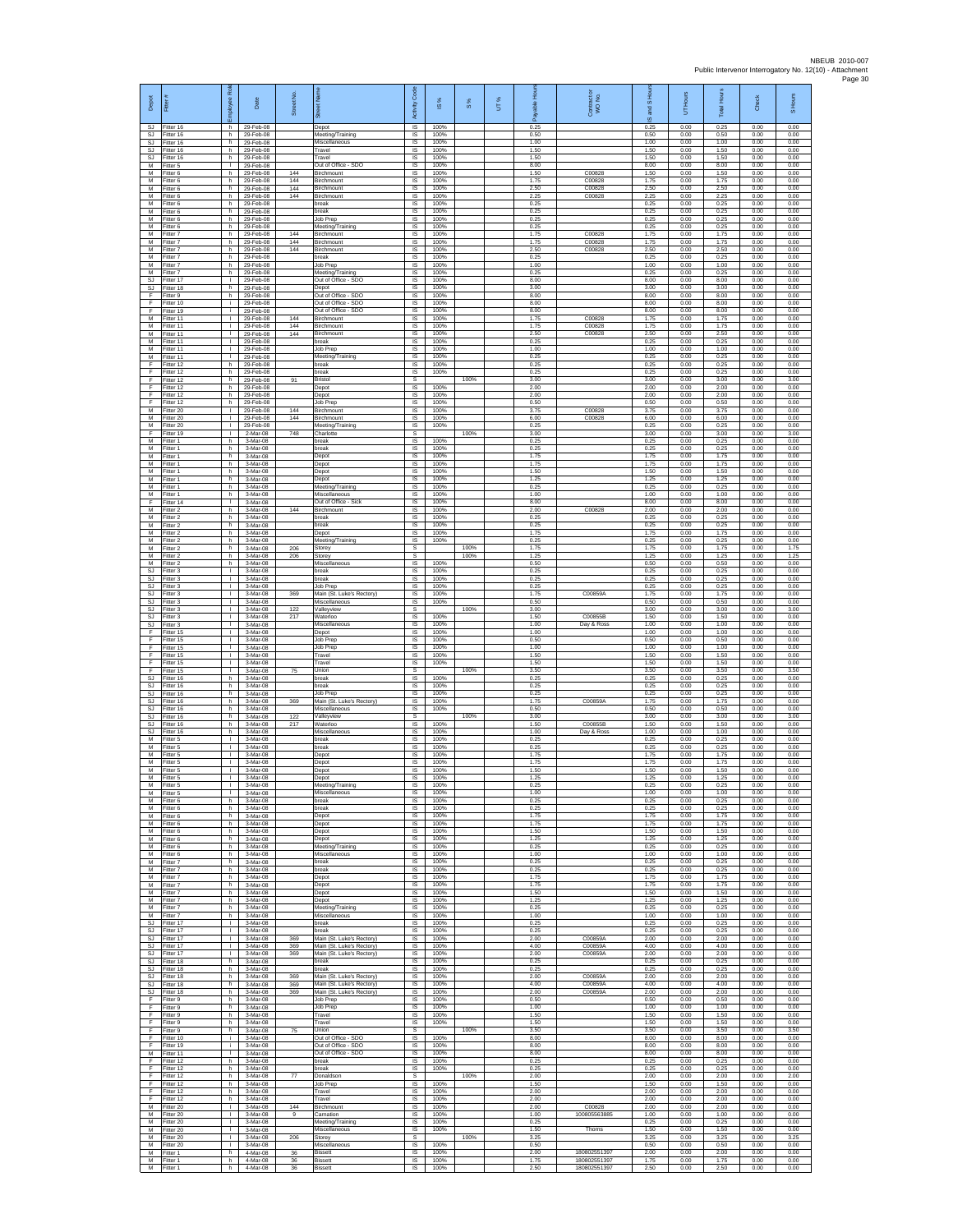| Depot | Fitter # | Employee Role | Date | Street No. | Street Name | Activity Code | IS % | S % | UT % | Payable Hours | Contractor or WO No. | IS and S Hours | UT Hours | Total Hours | Check | S Hours |
|---|---|---|---|---|---|---|---|---|---|---|---|---|---|---|---|---|
| SJ | Fitter 16 | h | 29-Feb-08 | | Depot | IS | 100% | | | 0.25 | | 0.25 | 0.00 | 0.25 | 0.00 | 0.00 |
| SJ | Fitter 16 | h | 29-Feb-08 | | Meeting/Training | IS | 100% | | | 0.50 | | 0.50 | 0.00 | 0.50 | 0.00 | 0.00 |
| SJ | Fitter 16 | h | 29-Feb-08 | | Miscellaneous | IS | 100% | | | 1.00 | | 1.00 | 0.00 | 1.00 | 0.00 | 0.00 |
| SJ | Fitter 16 | h | 29-Feb-08 | | Travel | IS | 100% | | | 1.50 | | 1.50 | 0.00 | 1.50 | 0.00 | 0.00 |
| SJ | Fitter 16 | h | 29-Feb-08 | | Travel | IS | 100% | | | 1.50 | | 1.50 | 0.00 | 1.50 | 0.00 | 0.00 |
| M | Fitter 5 | l | 29-Feb-08 | | Out of Office - SDO | IS | 100% | | | 8.00 | | 8.00 | 0.00 | 8.00 | 0.00 | 0.00 |
| M | Fitter 6 | h | 29-Feb-08 | 144 | Birchmount | IS | 100% | | | 1.50 | C00828 | 1.50 | 0.00 | 1.50 | 0.00 | 0.00 |
| M | Fitter 6 | h | 29-Feb-08 | 144 | Birchmount | IS | 100% | | | 1.75 | C00828 | 1.75 | 0.00 | 1.75 | 0.00 | 0.00 |
| M | Fitter 6 | h | 29-Feb-08 | 144 | Birchmount | IS | 100% | | | 2.50 | C00828 | 2.50 | 0.00 | 2.50 | 0.00 | 0.00 |
| M | Fitter 6 | h | 29-Feb-08 | 144 | Birchmount | IS | 100% | | | 2.25 | C00828 | 2.25 | 0.00 | 2.25 | 0.00 | 0.00 |
| M | Fitter 6 | h | 29-Feb-08 | | break | IS | 100% | | | 0.25 | | 0.25 | 0.00 | 0.25 | 0.00 | 0.00 |
| M | Fitter 6 | h | 29-Feb-08 | | break | IS | 100% | | | 0.25 | | 0.25 | 0.00 | 0.25 | 0.00 | 0.00 |
| M | Fitter 6 | h | 29-Feb-08 | | Job Prep | IS | 100% | | | 0.25 | | 0.25 | 0.00 | 0.25 | 0.00 | 0.00 |
| M | Fitter 6 | h | 29-Feb-08 | | Meeting/Training | IS | 100% | | | 0.25 | | 0.25 | 0.00 | 0.25 | 0.00 | 0.00 |
| M | Fitter 7 | h | 29-Feb-08 | 144 | Birchmount | IS | 100% | | | 1.75 | C00828 | 1.75 | 0.00 | 1.75 | 0.00 | 0.00 |
| M | Fitter 7 | h | 29-Feb-08 | 144 | Birchmount | IS | 100% | | | 1.75 | C00828 | 1.75 | 0.00 | 1.75 | 0.00 | 0.00 |
| M | Fitter 7 | h | 29-Feb-08 | 144 | Birchmount | IS | 100% | | | 2.50 | C00828 | 2.50 | 0.00 | 2.50 | 0.00 | 0.00 |
| M | Fitter 7 | h | 29-Feb-08 | | break | IS | 100% | | | 0.25 | | 0.25 | 0.00 | 0.25 | 0.00 | 0.00 |
| M | Fitter 7 | h | 29-Feb-08 | | Job Prep | IS | 100% | | | 1.00 | | 1.00 | 0.00 | 1.00 | 0.00 | 0.00 |
| M | Fitter 7 | h | 29-Feb-08 | | Meeting/Training | IS | 100% | | | 0.25 | | 0.25 | 0.00 | 0.25 | 0.00 | 0.00 |
| SJ | Fitter 17 | l | 29-Feb-08 | | Out of Office - SDO | IS | 100% | | | 8.00 | | 8.00 | 0.00 | 8.00 | 0.00 | 0.00 |
| SJ | Fitter 18 | h | 29-Feb-08 | | Depot | IS | 100% | | | 3.00 | | 3.00 | 0.00 | 3.00 | 0.00 | 0.00 |
| F | Fitter 9 | h | 29-Feb-08 | | Out of Office - SDO | IS | 100% | | | 8.00 | | 8.00 | 0.00 | 8.00 | 0.00 | 0.00 |
| F | Fitter 10 | i | 29-Feb-08 | | Out of Office - SDO | IS | 100% | | | 8.00 | | 8.00 | 0.00 | 8.00 | 0.00 | 0.00 |
| F | Fitter 19 | i | 29-Feb-08 | | Out of Office - SDO | IS | 100% | | | 8.00 | | 8.00 | 0.00 | 8.00 | 0.00 | 0.00 |
| M | Fitter 11 | l | 29-Feb-08 | 144 | Birchmount | IS | 100% | | | 1.75 | C00828 | 1.75 | 0.00 | 1.75 | 0.00 | 0.00 |
| M | Fitter 11 | l | 29-Feb-08 | 144 | Birchmount | IS | 100% | | | 1.75 | C00828 | 1.75 | 0.00 | 1.75 | 0.00 | 0.00 |
| M | Fitter 11 | l | 29-Feb-08 | 144 | Birchmount | IS | 100% | | | 2.50 | C00828 | 2.50 | 0.00 | 2.50 | 0.00 | 0.00 |
| M | Fitter 11 | l | 29-Feb-08 | | break | IS | 100% | | | 0.25 | | 0.25 | 0.00 | 0.25 | 0.00 | 0.00 |
| M | Fitter 11 | l | 29-Feb-08 | | Job Prep | IS | 100% | | | 1.00 | | 1.00 | 0.00 | 1.00 | 0.00 | 0.00 |
| M | Fitter 11 | l | 29-Feb-08 | | Meeting/Training | IS | 100% | | | 0.25 | | 0.25 | 0.00 | 0.25 | 0.00 | 0.00 |
| F | Fitter 12 | h | 29-Feb-08 | | break | IS | 100% | | | 0.25 | | 0.25 | 0.00 | 0.25 | 0.00 | 0.00 |
| F | Fitter 12 | h | 29-Feb-08 | | break | IS | 100% | | | 0.25 | | 0.25 | 0.00 | 0.25 | 0.00 | 0.00 |
| F | Fitter 12 | h | 29-Feb-08 | 91 | Bristol | S | | 100% | | 3.00 | | 3.00 | 0.00 | 3.00 | 0.00 | 3.00 |
| F | Fitter 12 | h | 29-Feb-08 | | Depot | IS | 100% | | | 2.00 | | 2.00 | 0.00 | 2.00 | 0.00 | 0.00 |
| F | Fitter 12 | h | 29-Feb-08 | | Depot | IS | 100% | | | 2.00 | | 2.00 | 0.00 | 2.00 | 0.00 | 0.00 |
| F | Fitter 12 | h | 29-Feb-08 | | Job Prep | IS | 100% | | | 0.50 | | 0.50 | 0.00 | 0.50 | 0.00 | 0.00 |
| M | Fitter 20 | l | 29-Feb-08 | 144 | Birchmount | IS | 100% | | | 3.75 | C00828 | 3.75 | 0.00 | 3.75 | 0.00 | 0.00 |
| M | Fitter 20 | l | 29-Feb-08 | 144 | Birchmount | IS | 100% | | | 6.00 | C00828 | 6.00 | 0.00 | 6.00 | 0.00 | 0.00 |
| M | Fitter 20 | l | 29-Feb-08 | | Meeting/Training | IS | 100% | | | 0.25 | | 0.25 | 0.00 | 0.25 | 0.00 | 0.00 |
| F | Fitter 19 | i | 2-Mar-08 | 748 | Charlotte | S | | 100% | | 3.00 | | 3.00 | 0.00 | 3.00 | 0.00 | 3.00 |
| M | Fitter 1 | h | 3-Mar-08 | | break | IS | 100% | | | 0.25 | | 0.25 | 0.00 | 0.25 | 0.00 | 0.00 |
| M | Fitter 1 | h | 3-Mar-08 | | break | IS | 100% | | | 0.25 | | 0.25 | 0.00 | 0.25 | 0.00 | 0.00 |
| M | Fitter 1 | h | 3-Mar-08 | | Depot | IS | 100% | | | 1.75 | | 1.75 | 0.00 | 1.75 | 0.00 | 0.00 |
| M | Fitter 1 | h | 3-Mar-08 | | Depot | IS | 100% | | | 1.75 | | 1.75 | 0.00 | 1.75 | 0.00 | 0.00 |
| M | Fitter 1 | h | 3-Mar-08 | | Depot | IS | 100% | | | 1.50 | | 1.50 | 0.00 | 1.50 | 0.00 | 0.00 |
| M | Fitter 1 | h | 3-Mar-08 | | Depot | IS | 100% | | | 1.25 | | 1.25 | 0.00 | 1.25 | 0.00 | 0.00 |
| M | Fitter 1 | h | 3-Mar-08 | | Meeting/Training | IS | 100% | | | 0.25 | | 0.25 | 0.00 | 0.25 | 0.00 | 0.00 |
| M | Fitter 1 | h | 3-Mar-08 | | Miscellaneous | IS | 100% | | | 1.00 | | 1.00 | 0.00 | 1.00 | 0.00 | 0.00 |
| F | Fitter 14 | l | 3-Mar-08 | | Out of Office - Sick | IS | 100% | | | 8.00 | | 8.00 | 0.00 | 8.00 | 0.00 | 0.00 |
| M | Fitter 2 | h | 3-Mar-08 | 144 | Birchmount | IS | 100% | | | 2.00 | C00828 | 2.00 | 0.00 | 2.00 | 0.00 | 0.00 |
| M | Fitter 2 | h | 3-Mar-08 | | break | IS | 100% | | | 0.25 | | 0.25 | 0.00 | 0.25 | 0.00 | 0.00 |
| M | Fitter 2 | h | 3-Mar-08 | | break | IS | 100% | | | 0.25 | | 0.25 | 0.00 | 0.25 | 0.00 | 0.00 |
| M | Fitter 2 | h | 3-Mar-08 | | Depot | IS | 100% | | | 1.75 | | 1.75 | 0.00 | 1.75 | 0.00 | 0.00 |
| M | Fitter 2 | h | 3-Mar-08 | | Meeting/Training | IS | 100% | | | 0.25 | | 0.25 | 0.00 | 0.25 | 0.00 | 0.00 |
| M | Fitter 2 | h | 3-Mar-08 | 206 | Storey | S | | 100% | | 1.75 | | 1.75 | 0.00 | 1.75 | 0.00 | 1.75 |
| M | Fitter 2 | h | 3-Mar-08 | 206 | Storey | S | | 100% | | 1.25 | | 1.25 | 0.00 | 1.25 | 0.00 | 1.25 |
| M | Fitter 2 | h | 3-Mar-08 | | Miscellaneous | IS | 100% | | | 0.50 | | 0.50 | 0.00 | 0.50 | 0.00 | 0.00 |
| SJ | Fitter 3 | l | 3-Mar-08 | | break | IS | 100% | | | 0.25 | | 0.25 | 0.00 | 0.25 | 0.00 | 0.00 |
| SJ | Fitter 3 | l | 3-Mar-08 | | break | IS | 100% | | | 0.25 | | 0.25 | 0.00 | 0.25 | 0.00 | 0.00 |
| SJ | Fitter 3 | l | 3-Mar-08 | | Job Prep | IS | 100% | | | 0.25 | | 0.25 | 0.00 | 0.25 | 0.00 | 0.00 |
| SJ | Fitter 3 | l | 3-Mar-08 | 369 | Main (St. Luke's Rectory) | IS | 100% | | | 1.75 | C00859A | 1.75 | 0.00 | 1.75 | 0.00 | 0.00 |
| SJ | Fitter 3 | l | 3-Mar-08 | | Miscellaneous | IS | 100% | | | 0.50 | | 0.50 | 0.00 | 0.50 | 0.00 | 0.00 |
| SJ | Fitter 3 | l | 3-Mar-08 | 122 | Valleyview | S | | 100% | | 3.00 | | 3.00 | 0.00 | 3.00 | 0.00 | 3.00 |
| SJ | Fitter 3 | l | 3-Mar-08 | 217 | Waterloo | IS | 100% | | | 1.50 | C00855B | 1.50 | 0.00 | 1.50 | 0.00 | 0.00 |
| SJ | Fitter 3 | l | 3-Mar-08 | | Miscellaneous | IS | 100% | | | 1.00 | Day & Ross | 1.00 | 0.00 | 1.00 | 0.00 | 0.00 |
| F | Fitter 15 | l | 3-Mar-08 | | Depot | IS | 100% | | | 1.00 | | 1.00 | 0.00 | 1.00 | 0.00 | 0.00 |
| F | Fitter 15 | l | 3-Mar-08 | | Job Prep | IS | 100% | | | 0.50 | | 0.50 | 0.00 | 0.50 | 0.00 | 0.00 |
| F | Fitter 15 | l | 3-Mar-08 | | Job Prep | IS | 100% | | | 1.00 | | 1.00 | 0.00 | 1.00 | 0.00 | 0.00 |
| F | Fitter 15 | l | 3-Mar-08 | | Travel | IS | 100% | | | 1.50 | | 1.50 | 0.00 | 1.50 | 0.00 | 0.00 |
| F | Fitter 15 | l | 3-Mar-08 | | Travel | IS | 100% | | | 1.50 | | 1.50 | 0.00 | 1.50 | 0.00 | 0.00 |
| F | Fitter 15 | l | 3-Mar-08 | 75 | Union | S | | 100% | | 3.50 | | 3.50 | 0.00 | 3.50 | 0.00 | 3.50 |
| SJ | Fitter 16 | h | 3-Mar-08 | | break | IS | 100% | | | 0.25 | | 0.25 | 0.00 | 0.25 | 0.00 | 0.00 |
| SJ | Fitter 16 | h | 3-Mar-08 | | break | IS | 100% | | | 0.25 | | 0.25 | 0.00 | 0.25 | 0.00 | 0.00 |
| SJ | Fitter 16 | h | 3-Mar-08 | | Job Prep | IS | 100% | | | 0.25 | | 0.25 | 0.00 | 0.25 | 0.00 | 0.00 |
| SJ | Fitter 16 | h | 3-Mar-08 | 369 | Main (St. Luke's Rectory) | IS | 100% | | | 1.75 | C00859A | 1.75 | 0.00 | 1.75 | 0.00 | 0.00 |
| SJ | Fitter 16 | h | 3-Mar-08 | | Miscellaneous | IS | 100% | | | 0.50 | | 0.50 | 0.00 | 0.50 | 0.00 | 0.00 |
| SJ | Fitter 16 | h | 3-Mar-08 | 122 | Valleyview | S | | 100% | | 3.00 | | 3.00 | 0.00 | 3.00 | 0.00 | 3.00 |
| SJ | Fitter 16 | h | 3-Mar-08 | 217 | Waterloo | IS | 100% | | | 1.50 | C00855B | 1.50 | 0.00 | 1.50 | 0.00 | 0.00 |
| SJ | Fitter 16 | h | 3-Mar-08 | | Miscellaneous | IS | 100% | | | 1.00 | Day & Ross | 1.00 | 0.00 | 1.00 | 0.00 | 0.00 |
| M | Fitter 5 | l | 3-Mar-08 | | break | IS | 100% | | | 0.25 | | 0.25 | 0.00 | 0.25 | 0.00 | 0.00 |
| M | Fitter 5 | l | 3-Mar-08 | | break | IS | 100% | | | 0.25 | | 0.25 | 0.00 | 0.25 | 0.00 | 0.00 |
| M | Fitter 5 | l | 3-Mar-08 | | Depot | IS | 100% | | | 1.75 | | 1.75 | 0.00 | 1.75 | 0.00 | 0.00 |
| M | Fitter 5 | l | 3-Mar-08 | | Depot | IS | 100% | | | 1.75 | | 1.75 | 0.00 | 1.75 | 0.00 | 0.00 |
| M | Fitter 5 | l | 3-Mar-08 | | Depot | IS | 100% | | | 1.50 | | 1.50 | 0.00 | 1.50 | 0.00 | 0.00 |
| M | Fitter 5 | l | 3-Mar-08 | | Depot | IS | 100% | | | 1.25 | | 1.25 | 0.00 | 1.25 | 0.00 | 0.00 |
| M | Fitter 5 | l | 3-Mar-08 | | Meeting/Training | IS | 100% | | | 0.25 | | 0.25 | 0.00 | 0.25 | 0.00 | 0.00 |
| M | Fitter 5 | l | 3-Mar-08 | | Miscellaneous | IS | 100% | | | 1.00 | | 1.00 | 0.00 | 1.00 | 0.00 | 0.00 |
| M | Fitter 6 | h | 3-Mar-08 | | break | IS | 100% | | | 0.25 | | 0.25 | 0.00 | 0.25 | 0.00 | 0.00 |
| M | Fitter 6 | h | 3-Mar-08 | | break | IS | 100% | | | 0.25 | | 0.25 | 0.00 | 0.25 | 0.00 | 0.00 |
| M | Fitter 6 | h | 3-Mar-08 | | Depot | IS | 100% | | | 1.75 | | 1.75 | 0.00 | 1.75 | 0.00 | 0.00 |
| M | Fitter 6 | h | 3-Mar-08 | | Depot | IS | 100% | | | 1.75 | | 1.75 | 0.00 | 1.75 | 0.00 | 0.00 |
| M | Fitter 6 | h | 3-Mar-08 | | Depot | IS | 100% | | | 1.50 | | 1.50 | 0.00 | 1.50 | 0.00 | 0.00 |
| M | Fitter 6 | h | 3-Mar-08 | | Depot | IS | 100% | | | 1.25 | | 1.25 | 0.00 | 1.25 | 0.00 | 0.00 |
| M | Fitter 6 | h | 3-Mar-08 | | Meeting/Training | IS | 100% | | | 0.25 | | 0.25 | 0.00 | 0.25 | 0.00 | 0.00 |
| M | Fitter 6 | h | 3-Mar-08 | | Miscellaneous | IS | 100% | | | 1.00 | | 1.00 | 0.00 | 1.00 | 0.00 | 0.00 |
| M | Fitter 7 | h | 3-Mar-08 | | break | IS | 100% | | | 0.25 | | 0.25 | 0.00 | 0.25 | 0.00 | 0.00 |
| M | Fitter 7 | h | 3-Mar-08 | | break | IS | 100% | | | 0.25 | | 0.25 | 0.00 | 0.25 | 0.00 | 0.00 |
| M | Fitter 7 | h | 3-Mar-08 | | Depot | IS | 100% | | | 1.75 | | 1.75 | 0.00 | 1.75 | 0.00 | 0.00 |
| M | Fitter 7 | h | 3-Mar-08 | | Depot | IS | 100% | | | 1.75 | | 1.75 | 0.00 | 1.75 | 0.00 | 0.00 |
| M | Fitter 7 | h | 3-Mar-08 | | Depot | IS | 100% | | | 1.50 | | 1.50 | 0.00 | 1.50 | 0.00 | 0.00 |
| M | Fitter 7 | h | 3-Mar-08 | | Depot | IS | 100% | | | 1.25 | | 1.25 | 0.00 | 1.25 | 0.00 | 0.00 |
| M | Fitter 7 | h | 3-Mar-08 | | Meeting/Training | IS | 100% | | | 0.25 | | 0.25 | 0.00 | 0.25 | 0.00 | 0.00 |
| M | Fitter 7 | h | 3-Mar-08 | | Miscellaneous | IS | 100% | | | 1.00 | | 1.00 | 0.00 | 1.00 | 0.00 | 0.00 |
| SJ | Fitter 17 | l | 3-Mar-08 | | break | IS | 100% | | | 0.25 | | 0.25 | 0.00 | 0.25 | 0.00 | 0.00 |
| SJ | Fitter 17 | l | 3-Mar-08 | | break | IS | 100% | | | 0.25 | | 0.25 | 0.00 | 0.25 | 0.00 | 0.00 |
| SJ | Fitter 17 | l | 3-Mar-08 | 369 | Main (St. Luke's Rectory) | IS | 100% | | | 2.00 | C00859A | 2.00 | 0.00 | 2.00 | 0.00 | 0.00 |
| SJ | Fitter 17 | l | 3-Mar-08 | 369 | Main (St. Luke's Rectory) | IS | 100% | | | 4.00 | C00859A | 4.00 | 0.00 | 4.00 | 0.00 | 0.00 |
| SJ | Fitter 17 | l | 3-Mar-08 | 369 | Main (St. Luke's Rectory) | IS | 100% | | | 2.00 | C00859A | 2.00 | 0.00 | 2.00 | 0.00 | 0.00 |
| SJ | Fitter 18 | h | 3-Mar-08 | | break | IS | 100% | | | 0.25 | | 0.25 | 0.00 | 0.25 | 0.00 | 0.00 |
| SJ | Fitter 18 | h | 3-Mar-08 | | break | IS | 100% | | | 0.25 | | 0.25 | 0.00 | 0.25 | 0.00 | 0.00 |
| SJ | Fitter 18 | h | 3-Mar-08 | 369 | Main (St. Luke's Rectory) | IS | 100% | | | 2.00 | C00859A | 2.00 | 0.00 | 2.00 | 0.00 | 0.00 |
| SJ | Fitter 18 | h | 3-Mar-08 | 369 | Main (St. Luke's Rectory) | IS | 100% | | | 4.00 | C00859A | 4.00 | 0.00 | 4.00 | 0.00 | 0.00 |
| SJ | Fitter 18 | h | 3-Mar-08 | 369 | Main (St. Luke's Rectory) | IS | 100% | | | 2.00 | C00859A | 2.00 | 0.00 | 2.00 | 0.00 | 0.00 |
| F | Fitter 9 | h | 3-Mar-08 | | Job Prep | IS | 100% | | | 0.50 | | 0.50 | 0.00 | 0.50 | 0.00 | 0.00 |
| F | Fitter 9 | h | 3-Mar-08 | | Job Prep | IS | 100% | | | 1.00 | | 1.00 | 0.00 | 1.00 | 0.00 | 0.00 |
| F | Fitter 9 | h | 3-Mar-08 | | Travel | IS | 100% | | | 1.50 | | 1.50 | 0.00 | 1.50 | 0.00 | 0.00 |
| F | Fitter 9 | h | 3-Mar-08 | | Travel | IS | 100% | | | 1.50 | | 1.50 | 0.00 | 1.50 | 0.00 | 0.00 |
| F | Fitter 9 | h | 3-Mar-08 | 75 | Union | S | | 100% | | 3.50 | | 3.50 | 0.00 | 3.50 | 0.00 | 3.50 |
| F | Fitter 10 | i | 3-Mar-08 | | Out of Office - SDO | IS | 100% | | | 8.00 | | 8.00 | 0.00 | 8.00 | 0.00 | 0.00 |
| F | Fitter 19 | i | 3-Mar-08 | | Out of Office - SDO | IS | 100% | | | 8.00 | | 8.00 | 0.00 | 8.00 | 0.00 | 0.00 |
| M | Fitter 11 | l | 3-Mar-08 | | Out of Office - SDO | IS | 100% | | | 8.00 | | 8.00 | 0.00 | 8.00 | 0.00 | 0.00 |
| F | Fitter 12 | h | 3-Mar-08 | | break | IS | 100% | | | 0.25 | | 0.25 | 0.00 | 0.25 | 0.00 | 0.00 |
| F | Fitter 12 | h | 3-Mar-08 | | break | IS | 100% | | | 0.25 | | 0.25 | 0.00 | 0.25 | 0.00 | 0.00 |
| F | Fitter 12 | h | 3-Mar-08 | 77 | Donaldson | S | | 100% | | 2.00 | | 2.00 | 0.00 | 2.00 | 0.00 | 2.00 |
| F | Fitter 12 | h | 3-Mar-08 | | Job Prep | IS | 100% | | | 1.50 | | 1.50 | 0.00 | 1.50 | 0.00 | 0.00 |
| F | Fitter 12 | h | 3-Mar-08 | | Travel | IS | 100% | | | 2.00 | | 2.00 | 0.00 | 2.00 | 0.00 | 0.00 |
| F | Fitter 12 | h | 3-Mar-08 | | Travel | IS | 100% | | | 2.00 | | 2.00 | 0.00 | 2.00 | 0.00 | 0.00 |
| M | Fitter 20 | l | 3-Mar-08 | 144 | Birchmount | IS | 100% | | | 2.00 | C00828 | 2.00 | 0.00 | 2.00 | 0.00 | 0.00 |
| M | Fitter 20 | l | 3-Mar-08 | 9 | Carnation | IS | 100% | | | 1.00 | 100805563885 | 1.00 | 0.00 | 1.00 | 0.00 | 0.00 |
| M | Fitter 20 | l | 3-Mar-08 | | Meeting/Training | IS | 100% | | | 0.25 | | 0.25 | 0.00 | 0.25 | 0.00 | 0.00 |
| M | Fitter 20 | l | 3-Mar-08 | | Miscellaneous | IS | 100% | | | 1.50 | Thoms | 1.50 | 0.00 | 1.50 | 0.00 | 0.00 |
| M | Fitter 20 | l | 3-Mar-08 | 206 | Storey | S | | 100% | | 3.25 | | 3.25 | 0.00 | 3.25 | 0.00 | 3.25 |
| M | Fitter 20 | l | 3-Mar-08 | | Miscellaneous | IS | 100% | | | 0.50 | | 0.50 | 0.00 | 0.50 | 0.00 | 0.00 |
| M | Fitter 1 | h | 4-Mar-08 | 36 | Bissett | IS | 100% | | | 2.00 | 180802551397 | 2.00 | 0.00 | 2.00 | 0.00 | 0.00 |
| M | Fitter 1 | h | 4-Mar-08 | 36 | Bissett | IS | 100% | | | 1.75 | 180802551397 | 1.75 | 0.00 | 1.75 | 0.00 | 0.00 |
| M | Fitter 1 | h | 4-Mar-08 | 36 | Bissett | IS | 100% | | | 2.50 | 180802551397 | 2.50 | 0.00 | 2.50 | 0.00 | 0.00 |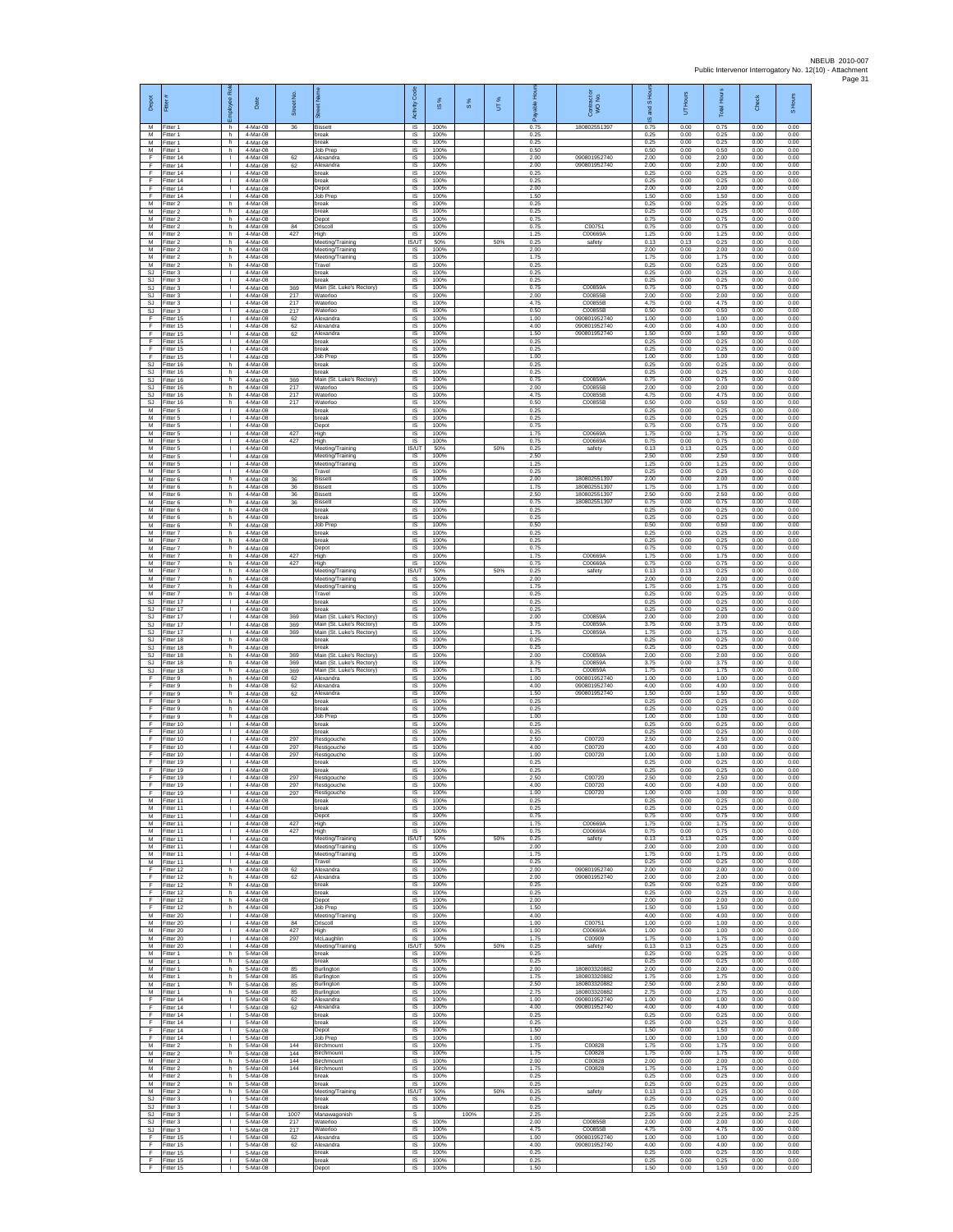NBEUB 2010-007
Public Intervenor Interrogatory No. 12(10) - Attachment
Page 31

| Depot | Fitter # | Employee Role | Date | Street No. | Street Name | Activity Code | IS % | S % | UT % | Payable Hours | Contract or WO No. | IS and S Hours | UT Hours | Total Hours | Check | S Hours |
|---|---|---|---|---|---|---|---|---|---|---|---|---|---|---|---|---|
| M | Fitter 1 | h | 4-Mar-08 | 36 | Bissett | IS | 100% | | | 0.75 | 180802551397 | 0.75 | 0.00 | 0.75 | 0.00 | 0.00 |
| M | Fitter 1 | h | 4-Mar-08 | | break | IS | 100% | | | 0.25 | | 0.25 | 0.00 | 0.25 | 0.00 | 0.00 |
| M | Fitter 1 | h | 4-Mar-08 | | break | IS | 100% | | | 0.25 | | 0.25 | 0.00 | 0.25 | 0.00 | 0.00 |
| M | Fitter 1 | h | 4-Mar-08 | | Job Prep | IS | 100% | | | 0.50 | | 0.50 | 0.00 | 0.50 | 0.00 | 0.00 |
| F | Fitter 14 | l | 4-Mar-08 | 62 | Alexandra | IS | 100% | | | 2.00 | 090801952740 | 2.00 | 0.00 | 2.00 | 0.00 | 0.00 |
| F | Fitter 14 | l | 4-Mar-08 | 62 | Alexandra | IS | 100% | | | 2.00 | 090801952740 | 2.00 | 0.00 | 2.00 | 0.00 | 0.00 |
| F | Fitter 14 | l | 4-Mar-08 | | break | IS | 100% | | | 0.25 | | 0.25 | 0.00 | 0.25 | 0.00 | 0.00 |
| F | Fitter 14 | l | 4-Mar-08 | | break | IS | 100% | | | 0.25 | | 0.25 | 0.00 | 0.25 | 0.00 | 0.00 |
| F | Fitter 14 | l | 4-Mar-08 | | Depot | IS | 100% | | | 2.00 | | 2.00 | 0.00 | 2.00 | 0.00 | 0.00 |
| F | Fitter 14 | l | 4-Mar-08 | | Job Prep | IS | 100% | | | 1.50 | | 1.50 | 0.00 | 1.50 | 0.00 | 0.00 |
| M | Fitter 2 | h | 4-Mar-08 | | break | IS | 100% | | | 0.25 | | 0.25 | 0.00 | 0.25 | 0.00 | 0.00 |
| M | Fitter 2 | h | 4-Mar-08 | | break | IS | 100% | | | 0.25 | | 0.25 | 0.00 | 0.25 | 0.00 | 0.00 |
| M | Fitter 2 | h | 4-Mar-08 | | Depot | IS | 100% | | | 0.75 | | 0.75 | 0.00 | 0.75 | 0.00 | 0.00 |
| M | Fitter 2 | h | 4-Mar-08 | 84 | Driscoll | IS | 100% | | | 0.75 | C00751 | 0.75 | 0.00 | 0.75 | 0.00 | 0.00 |
| M | Fitter 2 | h | 4-Mar-08 | 427 | High | IS | 100% | | | 1.25 | C00669A | 1.25 | 0.00 | 1.25 | 0.00 | 0.00 |
| M | Fitter 2 | h | 4-Mar-08 | | Meeting/Training | IS/UT | 50% | | 50% | 0.25 | safety | 0.13 | 0.13 | 0.25 | 0.00 | 0.00 |
| M | Fitter 2 | h | 4-Mar-08 | | Meeting/Training | IS | 100% | | | 2.00 | | 2.00 | 0.00 | 2.00 | 0.00 | 0.00 |
| M | Fitter 2 | h | 4-Mar-08 | | Meeting/Training | IS | 100% | | | 1.75 | | 1.75 | 0.00 | 1.75 | 0.00 | 0.00 |
| M | Fitter 2 | h | 4-Mar-08 | | Travel | IS | 100% | | | 0.25 | | 0.25 | 0.00 | 0.25 | 0.00 | 0.00 |
| SJ | Fitter 3 | l | 4-Mar-08 | | break | IS | 100% | | | 0.25 | | 0.25 | 0.00 | 0.25 | 0.00 | 0.00 |
| SJ | Fitter 3 | l | 4-Mar-08 | | break | IS | 100% | | | 0.25 | | 0.25 | 0.00 | 0.25 | 0.00 | 0.00 |
| SJ | Fitter 3 | l | 4-Mar-08 | 369 | Main (St. Luke's Rectory) | IS | 100% | | | 0.75 | C00859A | 0.75 | 0.00 | 0.75 | 0.00 | 0.00 |
| SJ | Fitter 3 | l | 4-Mar-08 | 217 | Waterloo | IS | 100% | | | 2.00 | C00855B | 2.00 | 0.00 | 2.00 | 0.00 | 0.00 |
| SJ | Fitter 3 | l | 4-Mar-08 | 217 | Waterloo | IS | 100% | | | 4.75 | C00855B | 4.75 | 0.00 | 4.75 | 0.00 | 0.00 |
| SJ | Fitter 3 | l | 4-Mar-08 | 217 | Waterloo | IS | 100% | | | 0.50 | C00855B | 0.50 | 0.00 | 0.50 | 0.00 | 0.00 |
| F | Fitter 15 | l | 4-Mar-08 | 62 | Alexandra | IS | 100% | | | 1.00 | 090801952740 | 1.00 | 0.00 | 1.00 | 0.00 | 0.00 |
| F | Fitter 15 | l | 4-Mar-08 | 62 | Alexandra | IS | 100% | | | 4.00 | 090801952740 | 4.00 | 0.00 | 4.00 | 0.00 | 0.00 |
| F | Fitter 15 | l | 4-Mar-08 | 62 | Alexandra | IS | 100% | | | 1.50 | 090801952740 | 1.50 | 0.00 | 1.50 | 0.00 | 0.00 |
| F | Fitter 15 | l | 4-Mar-08 | | break | IS | 100% | | | 0.25 | | 0.25 | 0.00 | 0.25 | 0.00 | 0.00 |
| F | Fitter 15 | l | 4-Mar-08 | | break | IS | 100% | | | 0.25 | | 0.25 | 0.00 | 0.25 | 0.00 | 0.00 |
| F | Fitter 15 | l | 4-Mar-08 | | Job Prep | IS | 100% | | | 1.00 | | 1.00 | 0.00 | 1.00 | 0.00 | 0.00 |
| SJ | Fitter 16 | h | 4-Mar-08 | | break | IS | 100% | | | 0.25 | | 0.25 | 0.00 | 0.25 | 0.00 | 0.00 |
| SJ | Fitter 16 | h | 4-Mar-08 | | break | IS | 100% | | | 0.25 | | 0.25 | 0.00 | 0.25 | 0.00 | 0.00 |
| SJ | Fitter 16 | h | 4-Mar-08 | 369 | Main (St. Luke's Rectory) | IS | 100% | | | 0.75 | C00859A | 0.75 | 0.00 | 0.75 | 0.00 | 0.00 |
| SJ | Fitter 16 | h | 4-Mar-08 | 217 | Waterloo | IS | 100% | | | 2.00 | C00855B | 2.00 | 0.00 | 2.00 | 0.00 | 0.00 |
| SJ | Fitter 16 | h | 4-Mar-08 | 217 | Waterloo | IS | 100% | | | 4.75 | C00855B | 4.75 | 0.00 | 4.75 | 0.00 | 0.00 |
| SJ | Fitter 16 | h | 4-Mar-08 | 217 | Waterloo | IS | 100% | | | 0.50 | C00855B | 0.50 | 0.00 | 0.50 | 0.00 | 0.00 |
| M | Fitter 5 | l | 4-Mar-08 | | break | IS | 100% | | | 0.25 | | 0.25 | 0.00 | 0.25 | 0.00 | 0.00 |
| M | Fitter 5 | l | 4-Mar-08 | | break | IS | 100% | | | 0.25 | | 0.25 | 0.00 | 0.25 | 0.00 | 0.00 |
| M | Fitter 5 | l | 4-Mar-08 | | Depot | IS | 100% | | | 0.75 | | 0.75 | 0.00 | 0.75 | 0.00 | 0.00 |
| M | Fitter 5 | l | 4-Mar-08 | 427 | High | IS | 100% | | | 1.75 | C00669A | 1.75 | 0.00 | 1.75 | 0.00 | 0.00 |
| M | Fitter 5 | l | 4-Mar-08 | 427 | High | IS | 100% | | | 0.75 | C00669A | 0.75 | 0.00 | 0.75 | 0.00 | 0.00 |
| M | Fitter 5 | l | 4-Mar-08 | | Meeting/Training | IS/UT | 50% | | 50% | 0.25 | safety | 0.13 | 0.13 | 0.25 | 0.00 | 0.00 |
| M | Fitter 5 | l | 4-Mar-08 | | Meeting/Training | IS | 100% | | | 2.50 | | 2.50 | 0.00 | 2.50 | 0.00 | 0.00 |
| M | Fitter 5 | l | 4-Mar-08 | | Meeting/Training | IS | 100% | | | 1.25 | | 1.25 | 0.00 | 1.25 | 0.00 | 0.00 |
| M | Fitter 5 | l | 4-Mar-08 | | Travel | IS | 100% | | | 0.25 | | 0.25 | 0.00 | 0.25 | 0.00 | 0.00 |
| M | Fitter 6 | h | 4-Mar-08 | 36 | Bissett | IS | 100% | | | 2.00 | 180802551397 | 2.00 | 0.00 | 2.00 | 0.00 | 0.00 |
| M | Fitter 6 | h | 4-Mar-08 | 36 | Bissett | IS | 100% | | | 1.75 | 180802551397 | 1.75 | 0.00 | 1.75 | 0.00 | 0.00 |
| M | Fitter 6 | h | 4-Mar-08 | 36 | Bissett | IS | 100% | | | 2.50 | 180802551397 | 2.50 | 0.00 | 2.50 | 0.00 | 0.00 |
| M | Fitter 6 | h | 4-Mar-08 | 36 | Bissett | IS | 100% | | | 0.75 | 180802551397 | 0.75 | 0.00 | 0.75 | 0.00 | 0.00 |
| M | Fitter 6 | h | 4-Mar-08 | | break | IS | 100% | | | 0.25 | | 0.25 | 0.00 | 0.25 | 0.00 | 0.00 |
| M | Fitter 6 | h | 4-Mar-08 | | break | IS | 100% | | | 0.25 | | 0.25 | 0.00 | 0.25 | 0.00 | 0.00 |
| M | Fitter 6 | h | 4-Mar-08 | | Job Prep | IS | 100% | | | 0.50 | | 0.50 | 0.00 | 0.50 | 0.00 | 0.00 |
| M | Fitter 7 | h | 4-Mar-08 | | break | IS | 100% | | | 0.25 | | 0.25 | 0.00 | 0.25 | 0.00 | 0.00 |
| M | Fitter 7 | h | 4-Mar-08 | | break | IS | 100% | | | 0.25 | | 0.25 | 0.00 | 0.25 | 0.00 | 0.00 |
| M | Fitter 7 | h | 4-Mar-08 | | Depot | IS | 100% | | | 0.75 | | 0.75 | 0.00 | 0.75 | 0.00 | 0.00 |
| M | Fitter 7 | h | 4-Mar-08 | 427 | High | IS | 100% | | | 1.75 | C00669A | 1.75 | 0.00 | 1.75 | 0.00 | 0.00 |
| M | Fitter 7 | h | 4-Mar-08 | 427 | High | IS | 100% | | | 0.75 | C00669A | 0.75 | 0.00 | 0.75 | 0.00 | 0.00 |
| M | Fitter 7 | h | 4-Mar-08 | | Meeting/Training | IS/UT | 50% | | 50% | 0.25 | safety | 0.13 | 0.13 | 0.25 | 0.00 | 0.00 |
| M | Fitter 7 | h | 4-Mar-08 | | Meeting/Training | IS | 100% | | | 2.00 | | 2.00 | 0.00 | 2.00 | 0.00 | 0.00 |
| M | Fitter 7 | h | 4-Mar-08 | | Meeting/Training | IS | 100% | | | 1.75 | | 1.75 | 0.00 | 1.75 | 0.00 | 0.00 |
| M | Fitter 7 | h | 4-Mar-08 | | Travel | IS | 100% | | | 0.25 | | 0.25 | 0.00 | 0.25 | 0.00 | 0.00 |
| SJ | Fitter 17 | l | 4-Mar-08 | | break | IS | 100% | | | 0.25 | | 0.25 | 0.00 | 0.25 | 0.00 | 0.00 |
| SJ | Fitter 17 | l | 4-Mar-08 | | break | IS | 100% | | | 0.25 | | 0.25 | 0.00 | 0.25 | 0.00 | 0.00 |
| SJ | Fitter 17 | l | 4-Mar-08 | 369 | Main (St. Luke's Rectory) | IS | 100% | | | 2.00 | C00859A | 2.00 | 0.00 | 2.00 | 0.00 | 0.00 |
| SJ | Fitter 17 | l | 4-Mar-08 | 369 | Main (St. Luke's Rectory) | IS | 100% | | | 3.75 | C00859A | 3.75 | 0.00 | 3.75 | 0.00 | 0.00 |
| SJ | Fitter 17 | l | 4-Mar-08 | 369 | Main (St. Luke's Rectory) | IS | 100% | | | 1.75 | C00859A | 1.75 | 0.00 | 1.75 | 0.00 | 0.00 |
| SJ | Fitter 18 | h | 4-Mar-08 | | break | IS | 100% | | | 0.25 | | 0.25 | 0.00 | 0.25 | 0.00 | 0.00 |
| SJ | Fitter 18 | h | 4-Mar-08 | | break | IS | 100% | | | 0.25 | | 0.25 | 0.00 | 0.25 | 0.00 | 0.00 |
| SJ | Fitter 18 | h | 4-Mar-08 | 369 | Main (St. Luke's Rectory) | IS | 100% | | | 2.00 | C00859A | 2.00 | 0.00 | 2.00 | 0.00 | 0.00 |
| SJ | Fitter 18 | h | 4-Mar-08 | 369 | Main (St. Luke's Rectory) | IS | 100% | | | 3.75 | C00859A | 3.75 | 0.00 | 3.75 | 0.00 | 0.00 |
| SJ | Fitter 18 | h | 4-Mar-08 | 369 | Main (St. Luke's Rectory) | IS | 100% | | | 1.75 | C00859A | 1.75 | 0.00 | 1.75 | 0.00 | 0.00 |
| F | Fitter 9 | h | 4-Mar-08 | 62 | Alexandra | IS | 100% | | | 1.00 | 090801952740 | 1.00 | 0.00 | 1.00 | 0.00 | 0.00 |
| F | Fitter 9 | h | 4-Mar-08 | 62 | Alexandra | IS | 100% | | | 4.00 | 090801952740 | 4.00 | 0.00 | 4.00 | 0.00 | 0.00 |
| F | Fitter 9 | h | 4-Mar-08 | 62 | Alexandra | IS | 100% | | | 1.50 | 090801952740 | 1.50 | 0.00 | 1.50 | 0.00 | 0.00 |
| F | Fitter 9 | h | 4-Mar-08 | | break | IS | 100% | | | 0.25 | | 0.25 | 0.00 | 0.25 | 0.00 | 0.00 |
| F | Fitter 9 | h | 4-Mar-08 | | break | IS | 100% | | | 0.25 | | 0.25 | 0.00 | 0.25 | 0.00 | 0.00 |
| F | Fitter 9 | h | 4-Mar-08 | | Job Prep | IS | 100% | | | 1.00 | | 1.00 | 0.00 | 1.00 | 0.00 | 0.00 |
| F | Fitter 10 | l | 4-Mar-08 | | break | IS | 100% | | | 0.25 | | 0.25 | 0.00 | 0.25 | 0.00 | 0.00 |
| F | Fitter 10 | l | 4-Mar-08 | | break | IS | 100% | | | 0.25 | | 0.25 | 0.00 | 0.25 | 0.00 | 0.00 |
| F | Fitter 10 | l | 4-Mar-08 | 297 | Restigouche | IS | 100% | | | 2.50 | C00720 | 2.50 | 0.00 | 2.50 | 0.00 | 0.00 |
| F | Fitter 10 | l | 4-Mar-08 | 297 | Restigouche | IS | 100% | | | 4.00 | C00720 | 4.00 | 0.00 | 4.00 | 0.00 | 0.00 |
| F | Fitter 10 | l | 4-Mar-08 | 297 | Restigouche | IS | 100% | | | 1.00 | C00720 | 1.00 | 0.00 | 1.00 | 0.00 | 0.00 |
| F | Fitter 19 | l | 4-Mar-08 | | break | IS | 100% | | | 0.25 | | 0.25 | 0.00 | 0.25 | 0.00 | 0.00 |
| F | Fitter 19 | l | 4-Mar-08 | | break | IS | 100% | | | 0.25 | | 0.25 | 0.00 | 0.25 | 0.00 | 0.00 |
| F | Fitter 19 | l | 4-Mar-08 | 297 | Restigouche | IS | 100% | | | 2.50 | C00720 | 2.50 | 0.00 | 2.50 | 0.00 | 0.00 |
| F | Fitter 19 | l | 4-Mar-08 | 297 | Restigouche | IS | 100% | | | 4.00 | C00720 | 4.00 | 0.00 | 4.00 | 0.00 | 0.00 |
| F | Fitter 19 | l | 4-Mar-08 | 297 | Restigouche | IS | 100% | | | 1.00 | C00720 | 1.00 | 0.00 | 1.00 | 0.00 | 0.00 |
| M | Fitter 11 | l | 4-Mar-08 | | break | IS | 100% | | | 0.25 | | 0.25 | 0.00 | 0.25 | 0.00 | 0.00 |
| M | Fitter 11 | l | 4-Mar-08 | | break | IS | 100% | | | 0.25 | | 0.25 | 0.00 | 0.25 | 0.00 | 0.00 |
| M | Fitter 11 | l | 4-Mar-08 | | Depot | IS | 100% | | | 0.75 | | 0.75 | 0.00 | 0.75 | 0.00 | 0.00 |
| M | Fitter 11 | l | 4-Mar-08 | 427 | High | IS | 100% | | | 1.75 | C00669A | 1.75 | 0.00 | 1.75 | 0.00 | 0.00 |
| M | Fitter 11 | l | 4-Mar-08 | 427 | High | IS | 100% | | | 0.75 | C00669A | 0.75 | 0.00 | 0.75 | 0.00 | 0.00 |
| M | Fitter 11 | l | 4-Mar-08 | | Meeting/Training | IS/UT | 50% | | 50% | 0.25 | safety | 0.13 | 0.13 | 0.25 | 0.00 | 0.00 |
| M | Fitter 11 | l | 4-Mar-08 | | Meeting/Training | IS | 100% | | | 2.00 | | 2.00 | 0.00 | 2.00 | 0.00 | 0.00 |
| M | Fitter 11 | l | 4-Mar-08 | | Meeting/Training | IS | 100% | | | 1.75 | | 1.75 | 0.00 | 1.75 | 0.00 | 0.00 |
| M | Fitter 11 | l | 4-Mar-08 | | Travel | IS | 100% | | | 0.25 | | 0.25 | 0.00 | 0.25 | 0.00 | 0.00 |
| F | Fitter 12 | h | 4-Mar-08 | 62 | Alexandra | IS | 100% | | | 2.00 | 090801952740 | 2.00 | 0.00 | 2.00 | 0.00 | 0.00 |
| F | Fitter 12 | h | 4-Mar-08 | 62 | Alexandra | IS | 100% | | | 2.00 | 090801952740 | 2.00 | 0.00 | 2.00 | 0.00 | 0.00 |
| F | Fitter 12 | h | 4-Mar-08 | | break | IS | 100% | | | 0.25 | | 0.25 | 0.00 | 0.25 | 0.00 | 0.00 |
| F | Fitter 12 | h | 4-Mar-08 | | break | IS | 100% | | | 0.25 | | 0.25 | 0.00 | 0.25 | 0.00 | 0.00 |
| F | Fitter 12 | h | 4-Mar-08 | | Depot | IS | 100% | | | 2.00 | | 2.00 | 0.00 | 2.00 | 0.00 | 0.00 |
| F | Fitter 12 | h | 4-Mar-08 | | Job Prep | IS | 100% | | | 1.50 | | 1.50 | 0.00 | 1.50 | 0.00 | 0.00 |
| M | Fitter 20 | l | 4-Mar-08 | | Meeting/Training | IS | 100% | | | 4.00 | | 4.00 | 0.00 | 4.00 | 0.00 | 0.00 |
| M | Fitter 20 | l | 4-Mar-08 | 84 | Driscoll | IS | 100% | | | 1.00 | C00751 | 1.00 | 0.00 | 1.00 | 0.00 | 0.00 |
| M | Fitter 20 | l | 4-Mar-08 | 427 | High | IS | 100% | | | 1.00 | C00669A | 1.00 | 0.00 | 1.00 | 0.00 | 0.00 |
| M | Fitter 20 | l | 4-Mar-08 | 297 | McLaughlin | IS | 100% | | | 1.75 | C00909 | 1.75 | 0.00 | 1.75 | 0.00 | 0.00 |
| M | Fitter 20 | l | 4-Mar-08 | | Meeting/Training | IS/UT | 50% | | 50% | 0.25 | safety | 0.13 | 0.13 | 0.25 | 0.00 | 0.00 |
| M | Fitter 1 | h | 5-Mar-08 | | break | IS | 100% | | | 0.25 | | 0.25 | 0.00 | 0.25 | 0.00 | 0.00 |
| M | Fitter 1 | h | 5-Mar-08 | | break | IS | 100% | | | 0.25 | | 0.25 | 0.00 | 0.25 | 0.00 | 0.00 |
| M | Fitter 1 | h | 5-Mar-08 | 85 | Burlington | IS | 100% | | | 2.00 | 180803320882 | 2.00 | 0.00 | 2.00 | 0.00 | 0.00 |
| M | Fitter 1 | h | 5-Mar-08 | 85 | Burlington | IS | 100% | | | 1.75 | 180803320882 | 1.75 | 0.00 | 1.75 | 0.00 | 0.00 |
| M | Fitter 1 | h | 5-Mar-08 | 85 | Burlington | IS | 100% | | | 2.50 | 180803320882 | 2.50 | 0.00 | 2.50 | 0.00 | 0.00 |
| M | Fitter 1 | h | 5-Mar-08 | 85 | Burlington | IS | 100% | | | 2.75 | 180803320882 | 2.75 | 0.00 | 2.75 | 0.00 | 0.00 |
| F | Fitter 14 | l | 5-Mar-08 | 62 | Alexandra | IS | 100% | | | 1.00 | 090801952740 | 1.00 | 0.00 | 1.00 | 0.00 | 0.00 |
| F | Fitter 14 | l | 5-Mar-08 | 62 | Alexandra | IS | 100% | | | 4.00 | 090801952740 | 4.00 | 0.00 | 4.00 | 0.00 | 0.00 |
| F | Fitter 14 | l | 5-Mar-08 | | break | IS | 100% | | | 0.25 | | 0.25 | 0.00 | 0.25 | 0.00 | 0.00 |
| F | Fitter 14 | l | 5-Mar-08 | | break | IS | 100% | | | 0.25 | | 0.25 | 0.00 | 0.25 | 0.00 | 0.00 |
| F | Fitter 14 | l | 5-Mar-08 | | Depot | IS | 100% | | | 1.50 | | 1.50 | 0.00 | 1.50 | 0.00 | 0.00 |
| F | Fitter 14 | l | 5-Mar-08 | | Job Prep | IS | 100% | | | 1.00 | | 1.00 | 0.00 | 1.00 | 0.00 | 0.00 |
| M | Fitter 2 | h | 5-Mar-08 | 144 | Birchmount | IS | 100% | | | 1.75 | C00828 | 1.75 | 0.00 | 1.75 | 0.00 | 0.00 |
| M | Fitter 2 | h | 5-Mar-08 | 144 | Birchmount | IS | 100% | | | 1.75 | C00828 | 1.75 | 0.00 | 1.75 | 0.00 | 0.00 |
| M | Fitter 2 | h | 5-Mar-08 | 144 | Birchmount | IS | 100% | | | 2.00 | C00828 | 2.00 | 0.00 | 2.00 | 0.00 | 0.00 |
| M | Fitter 2 | h | 5-Mar-08 | 144 | Birchmount | IS | 100% | | | 1.75 | C00828 | 1.75 | 0.00 | 1.75 | 0.00 | 0.00 |
| M | Fitter 2 | h | 5-Mar-08 | | break | IS | 100% | | | 0.25 | | 0.25 | 0.00 | 0.25 | 0.00 | 0.00 |
| M | Fitter 2 | h | 5-Mar-08 | | break | IS | 100% | | | 0.25 | | 0.25 | 0.00 | 0.25 | 0.00 | 0.00 |
| M | Fitter 2 | h | 5-Mar-08 | | Meeting/Training | IS/UT | 50% | | 50% | 0.25 | safety | 0.13 | 0.13 | 0.25 | 0.00 | 0.00 |
| SJ | Fitter 3 | l | 5-Mar-08 | | break | IS | 100% | | | 0.25 | | 0.25 | 0.00 | 0.25 | 0.00 | 0.00 |
| SJ | Fitter 3 | l | 5-Mar-08 | | break | IS | 100% | | | 0.25 | | 0.25 | 0.00 | 0.25 | 0.00 | 0.00 |
| SJ | Fitter 3 | l | 5-Mar-08 | 1007 | Manawagonish | S | | 100% | | 2.25 | | 2.25 | 0.00 | 2.25 | 0.00 | 2.25 |
| SJ | Fitter 3 | l | 5-Mar-08 | 217 | Waterloo | IS | 100% | | | 2.00 | C00855B | 2.00 | 0.00 | 2.00 | 0.00 | 0.00 |
| SJ | Fitter 3 | l | 5-Mar-08 | 217 | Waterloo | IS | 100% | | | 4.75 | C00855B | 4.75 | 0.00 | 4.75 | 0.00 | 0.00 |
| F | Fitter 15 | l | 5-Mar-08 | 62 | Alexandra | IS | 100% | | | 1.00 | 090801952740 | 1.00 | 0.00 | 1.00 | 0.00 | 0.00 |
| F | Fitter 15 | l | 5-Mar-08 | 62 | Alexandra | IS | 100% | | | 4.00 | 090801952740 | 4.00 | 0.00 | 4.00 | 0.00 | 0.00 |
| F | Fitter 15 | l | 5-Mar-08 | | break | IS | 100% | | | 0.25 | | 0.25 | 0.00 | 0.25 | 0.00 | 0.00 |
| F | Fitter 15 | l | 5-Mar-08 | | break | IS | 100% | | | 0.25 | | 0.25 | 0.00 | 0.25 | 0.00 | 0.00 |
| F | Fitter 15 | l | 5-Mar-08 | | Depot | IS | 100% | | | 1.50 | | 1.50 | 0.00 | 1.50 | 0.00 | 0.00 |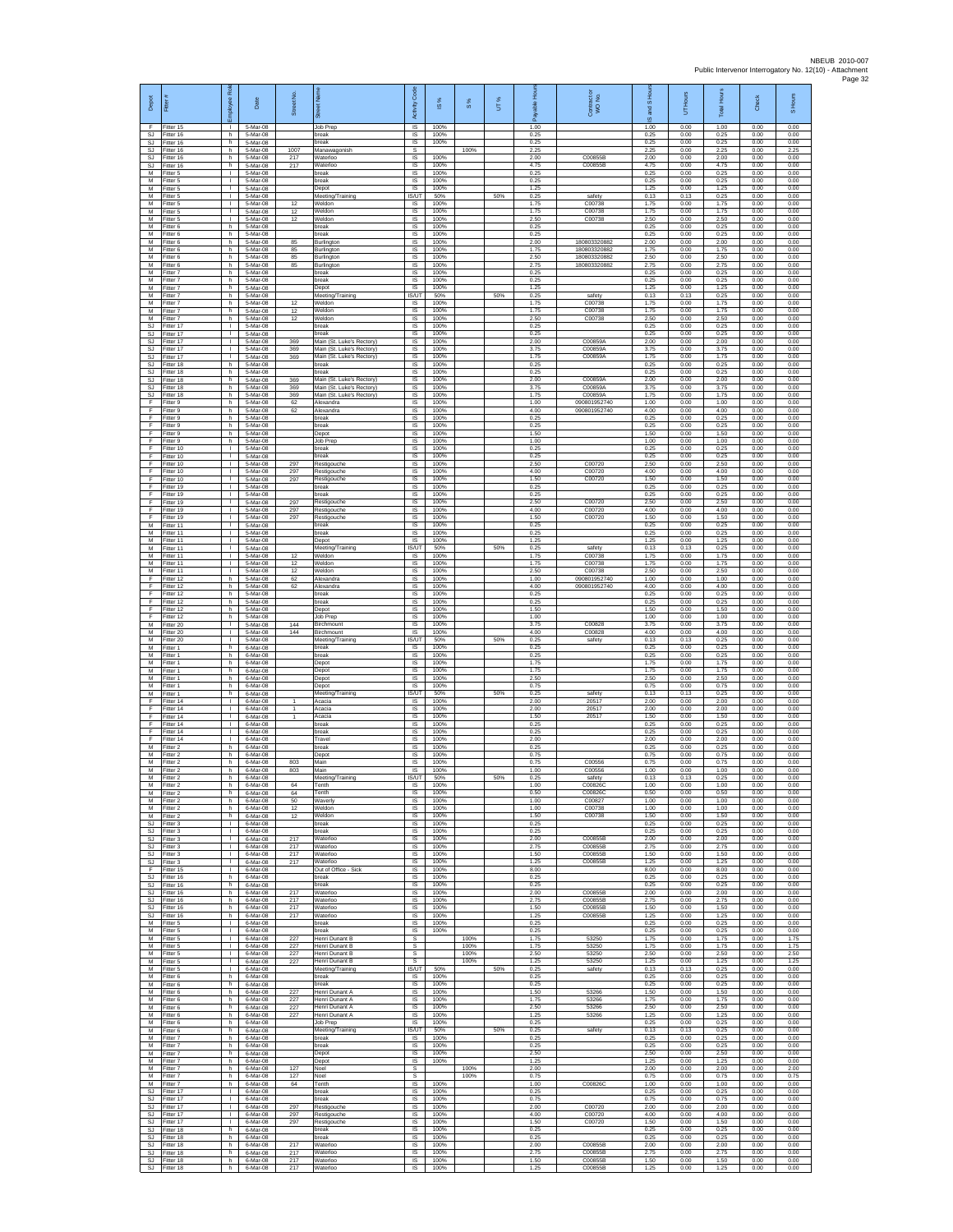| Depot | Fitter # | Employee Role | Date | Street No. | Street Name | Activity Code | IS % | S % | UT % | Payable Hours | Contractor or WO No. | IS and S Hours | UT Hours | Total Hours | Check | S Hours |
|---|---|---|---|---|---|---|---|---|---|---|---|---|---|---|---|---|
| F | Fitter 15 | I | 5-Mar-08 | | Job Prep | IS | 100% | | | 1.00 | | 1.00 | 0.00 | 1.00 | 0.00 | 0.00 |
| SJ | Fitter 16 | h | 5-Mar-08 | | break | IS | 100% | | | 0.25 | | 0.25 | 0.00 | 0.25 | 0.00 | 0.00 |
| SJ | Fitter 16 | h | 5-Mar-08 | | break | IS | 100% | | | 0.25 | | 0.25 | 0.00 | 0.25 | 0.00 | 0.00 |
| SJ | Fitter 16 | h | 5-Mar-08 | 1007 | Manawagonish | S | | 100% | | 2.25 | | 2.25 | 0.00 | 2.25 | 0.00 | 2.25 |
| SJ | Fitter 16 | h | 5-Mar-08 | 217 | Waterloo | IS | 100% | | | 2.00 | C00855B | 2.00 | 0.00 | 2.00 | 0.00 | 0.00 |
| SJ | Fitter 16 | h | 5-Mar-08 | 217 | Waterloo | IS | 100% | | | 4.75 | C00855B | 4.75 | 0.00 | 4.75 | 0.00 | 0.00 |
| M | Fitter 5 | I | 5-Mar-08 | | break | IS | 100% | | | 0.25 | | 0.25 | 0.00 | 0.25 | 0.00 | 0.00 |
| M | Fitter 5 | I | 5-Mar-08 | | break | IS | 100% | | | 0.25 | | 0.25 | 0.00 | 0.25 | 0.00 | 0.00 |
| M | Fitter 5 | I | 5-Mar-08 | | Depot | IS | 100% | | | 1.25 | | 1.25 | 0.00 | 1.25 | 0.00 | 0.00 |
| M | Fitter 5 | I | 5-Mar-08 | | Meeting/Training | IS/UT | 50% | | 50% | 0.25 | safety | 0.13 | 0.13 | 0.25 | 0.00 | 0.00 |
| M | Fitter 5 | I | 5-Mar-08 | 12 | Weldon | IS | 100% | | | 1.75 | C00738 | 1.75 | 0.00 | 1.75 | 0.00 | 0.00 |
| M | Fitter 5 | I | 5-Mar-08 | 12 | Weldon | IS | 100% | | | 1.75 | C00738 | 1.75 | 0.00 | 1.75 | 0.00 | 0.00 |
| M | Fitter 5 | I | 5-Mar-08 | 12 | Weldon | IS | 100% | | | 2.50 | C00738 | 2.50 | 0.00 | 2.50 | 0.00 | 0.00 |
| M | Fitter 6 | h | 5-Mar-08 | | break | IS | 100% | | | 0.25 | | 0.25 | 0.00 | 0.25 | 0.00 | 0.00 |
| M | Fitter 6 | h | 5-Mar-08 | | break | IS | 100% | | | 0.25 | | 0.25 | 0.00 | 0.25 | 0.00 | 0.00 |
| M | Fitter 6 | h | 5-Mar-08 | 85 | Burlington | IS | 100% | | | 2.00 | 180803320882 | 2.00 | 0.00 | 2.00 | 0.00 | 0.00 |
| M | Fitter 6 | h | 5-Mar-08 | 85 | Burlington | IS | 100% | | | 1.75 | 180803320882 | 1.75 | 0.00 | 1.75 | 0.00 | 0.00 |
| M | Fitter 6 | h | 5-Mar-08 | 85 | Burlington | IS | 100% | | | 2.50 | 180803320882 | 2.50 | 0.00 | 2.50 | 0.00 | 0.00 |
| M | Fitter 6 | h | 5-Mar-08 | 85 | Burlington | IS | 100% | | | 2.75 | 180803320882 | 2.75 | 0.00 | 2.75 | 0.00 | 0.00 |
| M | Fitter 7 | h | 5-Mar-08 | | break | IS | 100% | | | 0.25 | | 0.25 | 0.00 | 0.25 | 0.00 | 0.00 |
| M | Fitter 7 | h | 5-Mar-08 | | break | IS | 100% | | | 0.25 | | 0.25 | 0.00 | 0.25 | 0.00 | 0.00 |
| M | Fitter 7 | h | 5-Mar-08 | | Depot | IS | 100% | | | 1.25 | | 1.25 | 0.00 | 1.25 | 0.00 | 0.00 |
| M | Fitter 7 | h | 5-Mar-08 | | Meeting/Training | IS/UT | 50% | | 50% | 0.25 | safety | 0.13 | 0.13 | 0.25 | 0.00 | 0.00 |
| M | Fitter 7 | h | 5-Mar-08 | 12 | Weldon | IS | 100% | | | 1.75 | C00738 | 1.75 | 0.00 | 1.75 | 0.00 | 0.00 |
| M | Fitter 7 | h | 5-Mar-08 | 12 | Weldon | IS | 100% | | | 1.75 | C00738 | 1.75 | 0.00 | 1.75 | 0.00 | 0.00 |
| M | Fitter 7 | h | 5-Mar-08 | 12 | Weldon | IS | 100% | | | 2.50 | C00738 | 2.50 | 0.00 | 2.50 | 0.00 | 0.00 |
| SJ | Fitter 17 | I | 5-Mar-08 | | break | IS | 100% | | | 0.25 | | 0.25 | 0.00 | 0.25 | 0.00 | 0.00 |
| SJ | Fitter 17 | I | 5-Mar-08 | | break | IS | 100% | | | 0.25 | | 0.25 | 0.00 | 0.25 | 0.00 | 0.00 |
| SJ | Fitter 17 | I | 5-Mar-08 | 369 | Main (St. Luke's Rectory) | IS | 100% | | | 2.00 | C00859A | 2.00 | 0.00 | 2.00 | 0.00 | 0.00 |
| SJ | Fitter 17 | I | 5-Mar-08 | 369 | Main (St. Luke's Rectory) | IS | 100% | | | 3.75 | C00859A | 3.75 | 0.00 | 3.75 | 0.00 | 0.00 |
| SJ | Fitter 17 | I | 5-Mar-08 | 369 | Main (St. Luke's Rectory) | IS | 100% | | | 1.75 | C00859A | 1.75 | 0.00 | 1.75 | 0.00 | 0.00 |
| SJ | Fitter 18 | h | 5-Mar-08 | | break | IS | 100% | | | 0.25 | | 0.25 | 0.00 | 0.25 | 0.00 | 0.00 |
| SJ | Fitter 18 | h | 5-Mar-08 | | break | IS | 100% | | | 0.25 | | 0.25 | 0.00 | 0.25 | 0.00 | 0.00 |
| SJ | Fitter 18 | h | 5-Mar-08 | 369 | Main (St. Luke's Rectory) | IS | 100% | | | 2.00 | C00859A | 2.00 | 0.00 | 2.00 | 0.00 | 0.00 |
| SJ | Fitter 18 | h | 5-Mar-08 | 369 | Main (St. Luke's Rectory) | IS | 100% | | | 3.75 | C00859A | 3.75 | 0.00 | 3.75 | 0.00 | 0.00 |
| SJ | Fitter 18 | h | 5-Mar-08 | 369 | Main (St. Luke's Rectory) | IS | 100% | | | 1.75 | C00859A | 1.75 | 0.00 | 1.75 | 0.00 | 0.00 |
| F | Fitter 9 | h | 5-Mar-08 | 62 | Alexandra | IS | 100% | | | 1.00 | 090801952740 | 1.00 | 0.00 | 1.00 | 0.00 | 0.00 |
| F | Fitter 9 | h | 5-Mar-08 | 62 | Alexandra | IS | 100% | | | 4.00 | 090801952740 | 4.00 | 0.00 | 4.00 | 0.00 | 0.00 |
| F | Fitter 9 | h | 5-Mar-08 | | break | IS | 100% | | | 0.25 | | 0.25 | 0.00 | 0.25 | 0.00 | 0.00 |
| F | Fitter 9 | h | 5-Mar-08 | | break | IS | 100% | | | 0.25 | | 0.25 | 0.00 | 0.25 | 0.00 | 0.00 |
| F | Fitter 9 | h | 5-Mar-08 | | Depot | IS | 100% | | | 1.50 | | 1.50 | 0.00 | 1.50 | 0.00 | 0.00 |
| F | Fitter 9 | h | 5-Mar-08 | | Job Prep | IS | 100% | | | 1.00 | | 1.00 | 0.00 | 1.00 | 0.00 | 0.00 |
| F | Fitter 10 | I | 5-Mar-08 | | break | IS | 100% | | | 0.25 | | 0.25 | 0.00 | 0.25 | 0.00 | 0.00 |
| F | Fitter 10 | I | 5-Mar-08 | | break | IS | 100% | | | 0.25 | | 0.25 | 0.00 | 0.25 | 0.00 | 0.00 |
| F | Fitter 10 | I | 5-Mar-08 | 297 | Restigouche | IS | 100% | | | 2.50 | C00720 | 2.50 | 0.00 | 2.50 | 0.00 | 0.00 |
| F | Fitter 10 | I | 5-Mar-08 | 297 | Restigouche | IS | 100% | | | 4.00 | C00720 | 4.00 | 0.00 | 4.00 | 0.00 | 0.00 |
| F | Fitter 10 | I | 5-Mar-08 | 297 | Restigouche | IS | 100% | | | 1.50 | C00720 | 1.50 | 0.00 | 1.50 | 0.00 | 0.00 |
| F | Fitter 19 | I | 5-Mar-08 | | break | IS | 100% | | | 0.25 | | 0.25 | 0.00 | 0.25 | 0.00 | 0.00 |
| F | Fitter 19 | I | 5-Mar-08 | | break | IS | 100% | | | 0.25 | | 0.25 | 0.00 | 0.25 | 0.00 | 0.00 |
| F | Fitter 19 | I | 5-Mar-08 | 297 | Restigouche | IS | 100% | | | 2.50 | C00720 | 2.50 | 0.00 | 2.50 | 0.00 | 0.00 |
| F | Fitter 19 | I | 5-Mar-08 | 297 | Restigouche | IS | 100% | | | 4.00 | C00720 | 4.00 | 0.00 | 4.00 | 0.00 | 0.00 |
| F | Fitter 19 | I | 5-Mar-08 | 297 | Restigouche | IS | 100% | | | 1.50 | C00720 | 1.50 | 0.00 | 1.50 | 0.00 | 0.00 |
| M | Fitter 11 | I | 5-Mar-08 | | break | IS | 100% | | | 0.25 | | 0.25 | 0.00 | 0.25 | 0.00 | 0.00 |
| M | Fitter 11 | I | 5-Mar-08 | | break | IS | 100% | | | 0.25 | | 0.25 | 0.00 | 0.25 | 0.00 | 0.00 |
| M | Fitter 11 | I | 5-Mar-08 | | Depot | IS | 100% | | | 1.25 | | 1.25 | 0.00 | 1.25 | 0.00 | 0.00 |
| M | Fitter 11 | I | 5-Mar-08 | | Meeting/Training | IS/UT | 50% | | 50% | 0.25 | safety | 0.13 | 0.13 | 0.25 | 0.00 | 0.00 |
| M | Fitter 11 | I | 5-Mar-08 | 12 | Weldon | IS | 100% | | | 1.75 | C00738 | 1.75 | 0.00 | 1.75 | 0.00 | 0.00 |
| M | Fitter 11 | I | 5-Mar-08 | 12 | Weldon | IS | 100% | | | 1.75 | C00738 | 1.75 | 0.00 | 1.75 | 0.00 | 0.00 |
| M | Fitter 11 | I | 5-Mar-08 | 12 | Weldon | IS | 100% | | | 2.50 | C00738 | 2.50 | 0.00 | 2.50 | 0.00 | 0.00 |
| F | Fitter 12 | h | 5-Mar-08 | 62 | Alexandra | IS | 100% | | | 1.00 | 090801952740 | 1.00 | 0.00 | 1.00 | 0.00 | 0.00 |
| F | Fitter 12 | h | 5-Mar-08 | 62 | Alexandra | IS | 100% | | | 4.00 | 090801952740 | 4.00 | 0.00 | 4.00 | 0.00 | 0.00 |
| F | Fitter 12 | h | 5-Mar-08 | | break | IS | 100% | | | 0.25 | | 0.25 | 0.00 | 0.25 | 0.00 | 0.00 |
| F | Fitter 12 | h | 5-Mar-08 | | break | IS | 100% | | | 0.25 | | 0.25 | 0.00 | 0.25 | 0.00 | 0.00 |
| F | Fitter 12 | h | 5-Mar-08 | | Depot | IS | 100% | | | 1.50 | | 1.50 | 0.00 | 1.50 | 0.00 | 0.00 |
| F | Fitter 12 | h | 5-Mar-08 | | Job Prep | IS | 100% | | | 1.00 | | 1.00 | 0.00 | 1.00 | 0.00 | 0.00 |
| M | Fitter 20 | I | 5-Mar-08 | 144 | Birchmount | IS | 100% | | | 3.75 | C00828 | 3.75 | 0.00 | 3.75 | 0.00 | 0.00 |
| M | Fitter 20 | I | 5-Mar-08 | 144 | Birchmount | IS | 100% | | | 4.00 | C00828 | 4.00 | 0.00 | 4.00 | 0.00 | 0.00 |
| M | Fitter 20 | I | 5-Mar-08 | | Meeting/Training | IS/UT | 50% | | 50% | 0.25 | safety | 0.13 | 0.13 | 0.25 | 0.00 | 0.00 |
| M | Fitter 1 | h | 6-Mar-08 | | break | IS | 100% | | | 0.25 | | 0.25 | 0.00 | 0.25 | 0.00 | 0.00 |
| M | Fitter 1 | h | 6-Mar-08 | | break | IS | 100% | | | 0.25 | | 0.25 | 0.00 | 0.25 | 0.00 | 0.00 |
| M | Fitter 1 | h | 6-Mar-08 | | Depot | IS | 100% | | | 1.75 | | 1.75 | 0.00 | 1.75 | 0.00 | 0.00 |
| M | Fitter 1 | h | 6-Mar-08 | | Depot | IS | 100% | | | 1.75 | | 1.75 | 0.00 | 1.75 | 0.00 | 0.00 |
| M | Fitter 1 | h | 6-Mar-08 | | Depot | IS | 100% | | | 2.50 | | 2.50 | 0.00 | 2.50 | 0.00 | 0.00 |
| M | Fitter 1 | h | 6-Mar-08 | | Depot | IS | 100% | | | 0.75 | | 0.75 | 0.00 | 0.75 | 0.00 | 0.00 |
| M | Fitter 1 | h | 6-Mar-08 | | Meeting/Training | IS/UT | 50% | | 50% | 0.25 | safety | 0.13 | 0.13 | 0.25 | 0.00 | 0.00 |
| F | Fitter 14 | I | 6-Mar-08 | 1 | Acacia | IS | 100% | | | 2.00 | 20517 | 2.00 | 0.00 | 2.00 | 0.00 | 0.00 |
| F | Fitter 14 | I | 6-Mar-08 | 1 | Acacia | IS | 100% | | | 2.00 | 20517 | 2.00 | 0.00 | 2.00 | 0.00 | 0.00 |
| F | Fitter 14 | I | 6-Mar-08 | 1 | Acacia | IS | 100% | | | 1.50 | 20517 | 1.50 | 0.00 | 1.50 | 0.00 | 0.00 |
| F | Fitter 14 | I | 6-Mar-08 | | break | IS | 100% | | | 0.25 | | 0.25 | 0.00 | 0.25 | 0.00 | 0.00 |
| F | Fitter 14 | I | 6-Mar-08 | | break | IS | 100% | | | 0.25 | | 0.25 | 0.00 | 0.25 | 0.00 | 0.00 |
| F | Fitter 14 | I | 6-Mar-08 | | Travel | IS | 100% | | | 2.00 | | 2.00 | 0.00 | 2.00 | 0.00 | 0.00 |
| M | Fitter 2 | h | 6-Mar-08 | | break | IS | 100% | | | 0.25 | | 0.25 | 0.00 | 0.25 | 0.00 | 0.00 |
| M | Fitter 2 | h | 6-Mar-08 | | Depot | IS | 100% | | | 0.75 | | 0.75 | 0.00 | 0.75 | 0.00 | 0.00 |
| M | Fitter 2 | h | 6-Mar-08 | 803 | Main | IS | 100% | | | 0.75 | C00556 | 0.75 | 0.00 | 0.75 | 0.00 | 0.00 |
| M | Fitter 2 | h | 6-Mar-08 | 803 | Main | IS | 100% | | | 1.00 | C00556 | 1.00 | 0.00 | 1.00 | 0.00 | 0.00 |
| M | Fitter 2 | h | 6-Mar-08 | | Meeting/Training | IS/UT | 50% | | 50% | 0.25 | safety | 0.13 | 0.13 | 0.25 | 0.00 | 0.00 |
| M | Fitter 2 | h | 6-Mar-08 | 64 | Tenth | IS | 100% | | | 1.00 | C00826C | 1.00 | 0.00 | 1.00 | 0.00 | 0.00 |
| M | Fitter 2 | h | 6-Mar-08 | 64 | Tenth | IS | 100% | | | 0.50 | C00826C | 0.50 | 0.00 | 0.50 | 0.00 | 0.00 |
| M | Fitter 2 | h | 6-Mar-08 | 50 | Waverly | IS | 100% | | | 1.00 | C00827 | 1.00 | 0.00 | 1.00 | 0.00 | 0.00 |
| M | Fitter 2 | h | 6-Mar-08 | 12 | Weldon | IS | 100% | | | 1.00 | C00738 | 1.00 | 0.00 | 1.00 | 0.00 | 0.00 |
| M | Fitter 2 | h | 6-Mar-08 | 12 | Weldon | IS | 100% | | | 1.50 | C00738 | 1.50 | 0.00 | 1.50 | 0.00 | 0.00 |
| SJ | Fitter 3 | I | 6-Mar-08 | | break | IS | 100% | | | 0.25 | | 0.25 | 0.00 | 0.25 | 0.00 | 0.00 |
| SJ | Fitter 3 | I | 6-Mar-08 | | break | IS | 100% | | | 0.25 | | 0.25 | 0.00 | 0.25 | 0.00 | 0.00 |
| SJ | Fitter 3 | I | 6-Mar-08 | 217 | Waterloo | IS | 100% | | | 2.00 | C00855B | 2.00 | 0.00 | 2.00 | 0.00 | 0.00 |
| SJ | Fitter 3 | I | 6-Mar-08 | 217 | Waterloo | IS | 100% | | | 2.75 | C00855B | 2.75 | 0.00 | 2.75 | 0.00 | 0.00 |
| SJ | Fitter 3 | I | 6-Mar-08 | 217 | Waterloo | IS | 100% | | | 1.50 | C00855B | 1.50 | 0.00 | 1.50 | 0.00 | 0.00 |
| SJ | Fitter 3 | I | 6-Mar-08 | 217 | Waterloo | IS | 100% | | | 1.25 | C00855B | 1.25 | 0.00 | 1.25 | 0.00 | 0.00 |
| F | Fitter 15 | I | 6-Mar-08 | | Out of Office - Sick | IS | 100% | | | 8.00 | | 8.00 | 0.00 | 8.00 | 0.00 | 0.00 |
| SJ | Fitter 16 | h | 6-Mar-08 | | break | IS | 100% | | | 0.25 | | 0.25 | 0.00 | 0.25 | 0.00 | 0.00 |
| SJ | Fitter 16 | h | 6-Mar-08 | | break | IS | 100% | | | 0.25 | | 0.25 | 0.00 | 0.25 | 0.00 | 0.00 |
| SJ | Fitter 16 | h | 6-Mar-08 | 217 | Waterloo | IS | 100% | | | 2.00 | C00855B | 2.00 | 0.00 | 2.00 | 0.00 | 0.00 |
| SJ | Fitter 16 | h | 6-Mar-08 | 217 | Waterloo | IS | 100% | | | 2.75 | C00855B | 2.75 | 0.00 | 2.75 | 0.00 | 0.00 |
| SJ | Fitter 16 | h | 6-Mar-08 | 217 | Waterloo | IS | 100% | | | 1.50 | C00855B | 1.50 | 0.00 | 1.50 | 0.00 | 0.00 |
| SJ | Fitter 16 | h | 6-Mar-08 | 217 | Waterloo | IS | 100% | | | 1.25 | C00855B | 1.25 | 0.00 | 1.25 | 0.00 | 0.00 |
| M | Fitter 5 | I | 6-Mar-08 | | break | IS | 100% | | | 0.25 | | 0.25 | 0.00 | 0.25 | 0.00 | 0.00 |
| M | Fitter 5 | I | 6-Mar-08 | | break | IS | 100% | | | 0.25 | | 0.25 | 0.00 | 0.25 | 0.00 | 0.00 |
| M | Fitter 5 | I | 6-Mar-08 | 227 | Henri Dunant B | S | | 100% | | 1.75 | 53250 | 1.75 | 0.00 | 1.75 | 0.00 | 1.75 |
| M | Fitter 5 | I | 6-Mar-08 | 227 | Henri Dunant B | S | | 100% | | 1.75 | 53250 | 1.75 | 0.00 | 1.75 | 0.00 | 1.75 |
| M | Fitter 5 | I | 6-Mar-08 | 227 | Henri Dunant B | S | | 100% | | 2.50 | 53250 | 2.50 | 0.00 | 2.50 | 0.00 | 2.50 |
| M | Fitter 5 | I | 6-Mar-08 | 227 | Henri Dunant B | S | | 100% | | 1.25 | 53250 | 1.25 | 0.00 | 1.25 | 0.00 | 1.25 |
| M | Fitter 5 | I | 6-Mar-08 | | Meeting/Training | IS/UT | 50% | | 50% | 0.25 | safety | 0.13 | 0.13 | 0.25 | 0.00 | 0.00 |
| M | Fitter 6 | h | 6-Mar-08 | | break | IS | 100% | | | 0.25 | | 0.25 | 0.00 | 0.25 | 0.00 | 0.00 |
| M | Fitter 6 | h | 6-Mar-08 | | break | IS | 100% | | | 0.25 | | 0.25 | 0.00 | 0.25 | 0.00 | 0.00 |
| M | Fitter 6 | h | 6-Mar-08 | 227 | Henri Dunant A | IS | 100% | | | 1.50 | 53266 | 1.50 | 0.00 | 1.50 | 0.00 | 0.00 |
| M | Fitter 6 | h | 6-Mar-08 | 227 | Henri Dunant A | IS | 100% | | | 1.75 | 53266 | 1.75 | 0.00 | 1.75 | 0.00 | 0.00 |
| M | Fitter 6 | h | 6-Mar-08 | 227 | Henri Dunant A | IS | 100% | | | 2.50 | 53266 | 2.50 | 0.00 | 2.50 | 0.00 | 0.00 |
| M | Fitter 6 | h | 6-Mar-08 | 227 | Henri Dunant A | IS | 100% | | | 1.25 | 53266 | 1.25 | 0.00 | 1.25 | 0.00 | 0.00 |
| M | Fitter 6 | h | 6-Mar-08 | | Job Prep | IS | 100% | | | 0.25 | | 0.25 | 0.00 | 0.25 | 0.00 | 0.00 |
| M | Fitter 6 | h | 6-Mar-08 | | Meeting/Training | IS/UT | 50% | | 50% | 0.25 | safety | 0.13 | 0.13 | 0.25 | 0.00 | 0.00 |
| M | Fitter 7 | h | 6-Mar-08 | | break | IS | 100% | | | 0.25 | | 0.25 | 0.00 | 0.25 | 0.00 | 0.00 |
| M | Fitter 7 | h | 6-Mar-08 | | break | IS | 100% | | | 0.25 | | 0.25 | 0.00 | 0.25 | 0.00 | 0.00 |
| M | Fitter 7 | h | 6-Mar-08 | | Depot | IS | 100% | | | 2.50 | | 2.50 | 0.00 | 2.50 | 0.00 | 0.00 |
| M | Fitter 7 | h | 6-Mar-08 | | Depot | IS | 100% | | | 1.25 | | 1.25 | 0.00 | 1.25 | 0.00 | 0.00 |
| M | Fitter 7 | h | 6-Mar-08 | 127 | Noel | S | | 100% | | 2.00 | | 2.00 | 0.00 | 2.00 | 0.00 | 2.00 |
| M | Fitter 7 | h | 6-Mar-08 | 127 | Noel | S | | 100% | | 0.75 | | 0.75 | 0.00 | 0.75 | 0.00 | 0.75 |
| M | Fitter 7 | h | 6-Mar-08 | 64 | Tenth | IS | 100% | | | 1.00 | C00826C | 1.00 | 0.00 | 1.00 | 0.00 | 0.00 |
| SJ | Fitter 17 | I | 6-Mar-08 | | break | IS | 100% | | | 0.25 | | 0.25 | 0.00 | 0.25 | 0.00 | 0.00 |
| SJ | Fitter 17 | I | 6-Mar-08 | | break | IS | 100% | | | 0.75 | | 0.75 | 0.00 | 0.75 | 0.00 | 0.00 |
| SJ | Fitter 17 | I | 6-Mar-08 | 297 | Restigouche | IS | 100% | | | 2.00 | C00720 | 2.00 | 0.00 | 2.00 | 0.00 | 0.00 |
| SJ | Fitter 17 | I | 6-Mar-08 | 297 | Restigouche | IS | 100% | | | 4.00 | C00720 | 4.00 | 0.00 | 4.00 | 0.00 | 0.00 |
| SJ | Fitter 17 | I | 6-Mar-08 | 297 | Restigouche | IS | 100% | | | 1.50 | C00720 | 1.50 | 0.00 | 1.50 | 0.00 | 0.00 |
| SJ | Fitter 18 | h | 6-Mar-08 | | break | IS | 100% | | | 0.25 | | 0.25 | 0.00 | 0.25 | 0.00 | 0.00 |
| SJ | Fitter 18 | h | 6-Mar-08 | | break | IS | 100% | | | 0.25 | | 0.25 | 0.00 | 0.25 | 0.00 | 0.00 |
| SJ | Fitter 18 | h | 6-Mar-08 | 217 | Waterloo | IS | 100% | | | 2.00 | C00855B | 2.00 | 0.00 | 2.00 | 0.00 | 0.00 |
| SJ | Fitter 18 | h | 6-Mar-08 | 217 | Waterloo | IS | 100% | | | 2.75 | C00855B | 2.75 | 0.00 | 2.75 | 0.00 | 0.00 |
| SJ | Fitter 18 | h | 6-Mar-08 | 217 | Waterloo | IS | 100% | | | 1.50 | C00855B | 1.50 | 0.00 | 1.50 | 0.00 | 0.00 |
| SJ | Fitter 18 | h | 6-Mar-08 | 217 | Waterloo | IS | 100% | | | 1.25 | C00855B | 1.25 | 0.00 | 1.25 | 0.00 | 0.00 |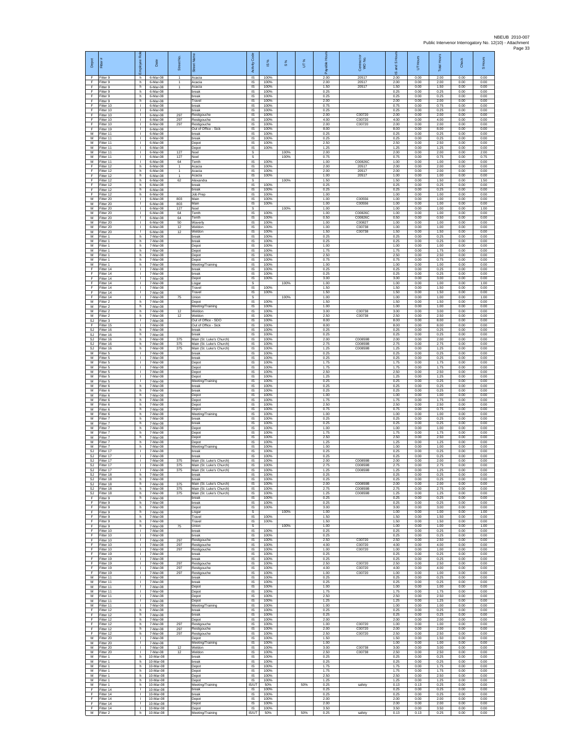| Depot | Fitter # | Employee Role | Date | Street No. | Street Name | Activity Code | IS % | S % | UT % | Payable Hours | Contractor WO No. | IS and S Hours | UT Hours | Total Hours | Check | S Hours |
|---|---|---|---|---|---|---|---|---|---|---|---|---|---|---|---|---|
| F | Fitter 9 | h | 6-Mar-08 | 1 | Acacia | IS | 100% | | | 2.00 | 20517 | 2.00 | 0.00 | 2.00 | 0.00 | 0.00 |
| F | Fitter 9 | h | 6-Mar-08 | 1 | Acacia | IS | 100% | | | 2.00 | 20517 | 2.00 | 0.00 | 2.00 | 0.00 | 0.00 |
| F | Fitter 9 | h | 6-Mar-08 | 1 | Acacia | IS | 100% | | | 1.50 | 20517 | 1.50 | 0.00 | 1.50 | 0.00 | 0.00 |
| F | Fitter 9 | h | 6-Mar-08 | | break | IS | 100% | | | 0.25 | | 0.25 | 0.00 | 0.25 | 0.00 | 0.00 |
| F | Fitter 9 | h | 6-Mar-08 | | break | IS | 100% | | | 0.25 | | 0.25 | 0.00 | 0.25 | 0.00 | 0.00 |
| F | Fitter 9 | h | 6-Mar-08 | | Travel | IS | 100% | | | 2.00 | | 2.00 | 0.00 | 2.00 | 0.00 | 0.00 |
| F | Fitter 10 | I | 6-Mar-08 | | break | IS | 100% | | | 0.75 | | 0.75 | 0.00 | 0.75 | 0.00 | 0.00 |
| F | Fitter 10 | I | 6-Mar-08 | | break | IS | 100% | | | 0.25 | | 0.25 | 0.00 | 0.25 | 0.00 | 0.00 |
| F | Fitter 10 | I | 6-Mar-08 | 297 | Restigouche | IS | 100% | | | 2.00 | C00720 | 2.00 | 0.00 | 2.00 | 0.00 | 0.00 |
| F | Fitter 10 | I | 6-Mar-08 | 297 | Restigouche | IS | 100% | | | 4.00 | C00720 | 4.00 | 0.00 | 4.00 | 0.00 | 0.00 |
| F | Fitter 10 | I | 6-Mar-08 | 297 | Restigouche | IS | 100% | | | 2.00 | C00720 | 2.00 | 0.00 | 2.00 | 0.00 | 0.00 |
| F | Fitter 19 | I | 6-Mar-08 | | Out of Office - Sick | IS | 100% | | | 8.00 | | 8.00 | 0.00 | 8.00 | 0.00 | 0.00 |
| M | Fitter 11 | I | 6-Mar-08 | | break | IS | 100% | | | 0.25 | | 0.25 | 0.00 | 0.25 | 0.00 | 0.00 |
| M | Fitter 11 | I | 6-Mar-08 | | break | IS | 100% | | | 0.25 | | 0.25 | 0.00 | 0.25 | 0.00 | 0.00 |
| M | Fitter 11 | I | 6-Mar-08 | | Depot | IS | 100% | | | 2.50 | | 2.50 | 0.00 | 2.50 | 0.00 | 0.00 |
| M | Fitter 11 | I | 6-Mar-08 | | Depot | IS | 100% | | | 1.25 | | 1.25 | 0.00 | 1.25 | 0.00 | 0.00 |
| M | Fitter 11 | I | 6-Mar-08 | 127 | Noel | S | | 100% | | 2.00 | | 2.00 | 0.00 | 2.00 | 0.00 | 2.00 |
| M | Fitter 11 | I | 6-Mar-08 | 127 | Noel | S | | 100% | | 0.75 | | 0.75 | 0.00 | 0.75 | 0.00 | 0.75 |
| M | Fitter 11 | I | 6-Mar-08 | 64 | Tenth | IS | 100% | | | 1.00 | C00826C | 1.00 | 0.00 | 1.00 | 0.00 | 0.00 |
| F | Fitter 12 | h | 6-Mar-08 | 1 | Acacia | IS | 100% | | | 2.00 | 20517 | 2.00 | 0.00 | 2.00 | 0.00 | 0.00 |
| F | Fitter 12 | h | 6-Mar-08 | 1 | Acacia | IS | 100% | | | 2.00 | 20517 | 2.00 | 0.00 | 2.00 | 0.00 | 0.00 |
| F | Fitter 12 | h | 6-Mar-08 | 1 | Acacia | IS | 100% | | | 1.00 | 20517 | 1.00 | 0.00 | 1.00 | 0.00 | 0.00 |
| F | Fitter 12 | h | 6-Mar-08 | 62 | Alexandra | S | | 100% | | 1.50 | | 1.50 | 0.00 | 1.50 | 0.00 | 1.50 |
| F | Fitter 12 | h | 6-Mar-08 | | break | IS | 100% | | | 0.25 | | 0.25 | 0.00 | 0.25 | 0.00 | 0.00 |
| F | Fitter 12 | h | 6-Mar-08 | | break | IS | 100% | | | 0.25 | | 0.25 | 0.00 | 0.25 | 0.00 | 0.00 |
| F | Fitter 12 | h | 6-Mar-08 | | Job Prep | IS | 100% | | | 1.00 | | 1.00 | 0.00 | 1.00 | 0.00 | 0.00 |
| M | Fitter 20 | I | 6-Mar-08 | 803 | Main | IS | 100% | | | 1.00 | C00556 | 1.00 | 0.00 | 1.00 | 0.00 | 0.00 |
| M | Fitter 20 | I | 6-Mar-08 | 803 | Main | IS | 100% | | | 1.00 | C00556 | 1.00 | 0.00 | 1.00 | 0.00 | 0.00 |
| M | Fitter 20 | I | 6-Mar-08 | 127 | Noel | S | | 100% | | 1.00 | | 1.00 | 0.00 | 1.00 | 0.00 | 1.00 |
| M | Fitter 20 | I | 6-Mar-08 | 64 | Tenth | IS | 100% | | | 1.00 | C00826C | 1.00 | 0.00 | 1.00 | 0.00 | 0.00 |
| M | Fitter 20 | I | 6-Mar-08 | 64 | Tenth | IS | 100% | | | 0.50 | C00826C | 0.50 | 0.00 | 0.50 | 0.00 | 0.00 |
| M | Fitter 20 | I | 6-Mar-08 | 50 | Waverly | IS | 100% | | | 1.00 | C00827 | 1.00 | 0.00 | 1.00 | 0.00 | 0.00 |
| M | Fitter 20 | I | 6-Mar-08 | 12 | Weldon | IS | 100% | | | 1.00 | C00738 | 1.00 | 0.00 | 1.00 | 0.00 | 0.00 |
| M | Fitter 20 | I | 6-Mar-08 | 12 | Weldon | IS | 100% | | | 1.50 | C00738 | 1.50 | 0.00 | 1.50 | 0.00 | 0.00 |
| M | Fitter 1 | h | 7-Mar-08 | | break | IS | 100% | | | 0.25 | | 0.25 | 0.00 | 0.25 | 0.00 | 0.00 |
| M | Fitter 1 | h | 7-Mar-08 | | break | IS | 100% | | | 0.25 | | 0.25 | 0.00 | 0.25 | 0.00 | 0.00 |
| M | Fitter 1 | h | 7-Mar-08 | | Depot | IS | 100% | | | 1.00 | | 1.00 | 0.00 | 1.00 | 0.00 | 0.00 |
| M | Fitter 1 | h | 7-Mar-08 | | Depot | IS | 100% | | | 1.75 | | 1.75 | 0.00 | 1.75 | 0.00 | 0.00 |
| M | Fitter 1 | h | 7-Mar-08 | | Depot | IS | 100% | | | 2.50 | | 2.50 | 0.00 | 2.50 | 0.00 | 0.00 |
| M | Fitter 1 | h | 7-Mar-08 | | Depot | IS | 100% | | | 0.75 | | 0.75 | 0.00 | 0.75 | 0.00 | 0.00 |
| M | Fitter 1 | h | 7-Mar-08 | | Meeting/Training | IS | 100% | | | 1.00 | | 1.00 | 0.00 | 1.00 | 0.00 | 0.00 |
| F | Fitter 14 | I | 7-Mar-08 | | break | IS | 100% | | | 0.25 | | 0.25 | 0.00 | 0.25 | 0.00 | 0.00 |
| F | Fitter 14 | I | 7-Mar-08 | | break | IS | 100% | | | 0.25 | | 0.25 | 0.00 | 0.25 | 0.00 | 0.00 |
| F | Fitter 14 | I | 7-Mar-08 | | Depot | IS | 100% | | | 3.00 | | 3.00 | 0.00 | 3.00 | 0.00 | 0.00 |
| F | Fitter 14 | I | 7-Mar-08 | | Lisgar | S | | 100% | | 1.00 | | 1.00 | 0.00 | 1.00 | 0.00 | 1.00 |
| F | Fitter 14 | I | 7-Mar-08 | | Travel | IS | 100% | | | 1.50 | | 1.50 | 0.00 | 1.50 | 0.00 | 0.00 |
| F | Fitter 14 | I | 7-Mar-08 | | Travel | IS | 100% | | | 1.50 | | 1.50 | 0.00 | 1.50 | 0.00 | 0.00 |
| F | Fitter 14 | I | 7-Mar-08 | 75 | Union | S | | 100% | | 1.00 | | 1.00 | 0.00 | 1.00 | 0.00 | 1.00 |
| M | Fitter 2 | h | 7-Mar-08 | | Depot | IS | 100% | | | 1.50 | | 1.50 | 0.00 | 1.50 | 0.00 | 0.00 |
| M | Fitter 2 | h | 7-Mar-08 | | Meeting/Training | IS | 100% | | | 1.00 | | 1.00 | 0.00 | 1.00 | 0.00 | 0.00 |
| M | Fitter 2 | h | 7-Mar-08 | 12 | Weldon | IS | 100% | | | 3.00 | C00738 | 3.00 | 0.00 | 3.00 | 0.00 | 0.00 |
| M | Fitter 2 | h | 7-Mar-08 | 12 | Weldon | IS | 100% | | | 2.50 | C00738 | 2.50 | 0.00 | 2.50 | 0.00 | 0.00 |
| SJ | Fitter 3 | I | 7-Mar-08 | | Out of Office - SDO | IS | 100% | | | 8.00 | | 8.00 | 0.00 | 8.00 | 0.00 | 0.00 |
| F | Fitter 15 | I | 7-Mar-08 | | Out of Office - Sick | IS | 100% | | | 8.00 | | 8.00 | 0.00 | 8.00 | 0.00 | 0.00 |
| SJ | Fitter 16 | h | 7-Mar-08 | | break | IS | 100% | | | 0.25 | | 0.25 | 0.00 | 0.25 | 0.00 | 0.00 |
| SJ | Fitter 16 | h | 7-Mar-08 | | break | IS | 100% | | | 0.25 | | 0.25 | 0.00 | 0.25 | 0.00 | 0.00 |
| SJ | Fitter 16 | h | 7-Mar-08 | 375 | Main (St. Luke's Church) | IS | 100% | | | 2.00 | C00859B | 2.00 | 0.00 | 2.00 | 0.00 | 0.00 |
| SJ | Fitter 16 | h | 7-Mar-08 | 375 | Main (St. Luke's Church) | IS | 100% | | | 2.75 | C00859B | 2.75 | 0.00 | 2.75 | 0.00 | 0.00 |
| SJ | Fitter 16 | h | 7-Mar-08 | 375 | Main (St. Luke's Church) | IS | 100% | | | 1.25 | C00859B | 1.25 | 0.00 | 1.25 | 0.00 | 0.00 |
| M | Fitter 5 | I | 7-Mar-08 | | break | IS | 100% | | | 0.25 | | 0.25 | 0.00 | 0.25 | 0.00 | 0.00 |
| M | Fitter 5 | I | 7-Mar-08 | | break | IS | 100% | | | 0.25 | | 0.25 | 0.00 | 0.25 | 0.00 | 0.00 |
| M | Fitter 5 | I | 7-Mar-08 | | Depot | IS | 100% | | | 1.75 | | 1.75 | 0.00 | 1.75 | 0.00 | 0.00 |
| M | Fitter 5 | I | 7-Mar-08 | | Depot | IS | 100% | | | 1.75 | | 1.75 | 0.00 | 1.75 | 0.00 | 0.00 |
| M | Fitter 5 | I | 7-Mar-08 | | Depot | IS | 100% | | | 2.50 | | 2.50 | 0.00 | 2.50 | 0.00 | 0.00 |
| M | Fitter 5 | I | 7-Mar-08 | | Depot | IS | 100% | | | 1.25 | | 1.25 | 0.00 | 1.25 | 0.00 | 0.00 |
| M | Fitter 5 | I | 7-Mar-08 | | Meeting/Training | IS | 100% | | | 0.25 | | 0.25 | 0.00 | 0.25 | 0.00 | 0.00 |
| M | Fitter 6 | h | 7-Mar-08 | | break | IS | 100% | | | 0.25 | | 0.25 | 0.00 | 0.25 | 0.00 | 0.00 |
| M | Fitter 6 | h | 7-Mar-08 | | break | IS | 100% | | | 0.25 | | 0.25 | 0.00 | 0.25 | 0.00 | 0.00 |
| M | Fitter 6 | h | 7-Mar-08 | | Depot | IS | 100% | | | 1.00 | | 1.00 | 0.00 | 1.00 | 0.00 | 0.00 |
| M | Fitter 6 | h | 7-Mar-08 | | Depot | IS | 100% | | | 1.75 | | 1.75 | 0.00 | 1.75 | 0.00 | 0.00 |
| M | Fitter 6 | h | 7-Mar-08 | | Depot | IS | 100% | | | 2.50 | | 2.50 | 0.00 | 2.50 | 0.00 | 0.00 |
| M | Fitter 6 | h | 7-Mar-08 | | Depot | IS | 100% | | | 0.75 | | 0.75 | 0.00 | 0.75 | 0.00 | 0.00 |
| M | Fitter 6 | h | 7-Mar-08 | | Meeting/Training | IS | 100% | | | 1.00 | | 1.00 | 0.00 | 1.00 | 0.00 | 0.00 |
| M | Fitter 7 | h | 7-Mar-08 | | break | IS | 100% | | | 0.25 | | 0.25 | 0.00 | 0.25 | 0.00 | 0.00 |
| M | Fitter 7 | h | 7-Mar-08 | | break | IS | 100% | | | 0.25 | | 0.25 | 0.00 | 0.25 | 0.00 | 0.00 |
| M | Fitter 7 | h | 7-Mar-08 | | Depot | IS | 100% | | | 1.00 | | 1.00 | 0.00 | 1.00 | 0.00 | 0.00 |
| M | Fitter 7 | h | 7-Mar-08 | | Depot | IS | 100% | | | 1.75 | | 1.75 | 0.00 | 1.75 | 0.00 | 0.00 |
| M | Fitter 7 | h | 7-Mar-08 | | Depot | IS | 100% | | | 2.50 | | 2.50 | 0.00 | 2.50 | 0.00 | 0.00 |
| M | Fitter 7 | h | 7-Mar-08 | | Depot | IS | 100% | | | 1.25 | | 1.25 | 0.00 | 1.25 | 0.00 | 0.00 |
| M | Fitter 7 | h | 7-Mar-08 | | Meeting/Training | IS | 100% | | | 1.00 | | 1.00 | 0.00 | 1.00 | 0.00 | 0.00 |
| SJ | Fitter 17 | I | 7-Mar-08 | | break | IS | 100% | | | 0.25 | | 0.25 | 0.00 | 0.25 | 0.00 | 0.00 |
| SJ | Fitter 17 | I | 7-Mar-08 | | break | IS | 100% | | | 0.25 | | 0.25 | 0.00 | 0.25 | 0.00 | 0.00 |
| SJ | Fitter 17 | I | 7-Mar-08 | 375 | Main (St. Luke's Church) | IS | 100% | | | 2.00 | C00859B | 2.00 | 0.00 | 2.00 | 0.00 | 0.00 |
| SJ | Fitter 17 | I | 7-Mar-08 | 375 | Main (St. Luke's Church) | IS | 100% | | | 2.75 | C00859B | 2.75 | 0.00 | 2.75 | 0.00 | 0.00 |
| SJ | Fitter 17 | I | 7-Mar-08 | 375 | Main (St. Luke's Church) | IS | 100% | | | 1.25 | C00859B | 1.25 | 0.00 | 1.25 | 0.00 | 0.00 |
| SJ | Fitter 18 | h | 7-Mar-08 | | break | IS | 100% | | | 0.25 | | 0.25 | 0.00 | 0.25 | 0.00 | 0.00 |
| SJ | Fitter 18 | h | 7-Mar-08 | | break | IS | 100% | | | 0.25 | | 0.25 | 0.00 | 0.25 | 0.00 | 0.00 |
| SJ | Fitter 18 | h | 7-Mar-08 | 375 | Main (St. Luke's Church) | IS | 100% | | | 2.00 | C00859B | 2.00 | 0.00 | 2.00 | 0.00 | 0.00 |
| SJ | Fitter 18 | h | 7-Mar-08 | 375 | Main (St. Luke's Church) | IS | 100% | | | 2.75 | C00859B | 2.75 | 0.00 | 2.75 | 0.00 | 0.00 |
| SJ | Fitter 18 | h | 7-Mar-08 | 375 | Main (St. Luke's Church) | IS | 100% | | | 1.25 | C00859B | 1.25 | 0.00 | 1.25 | 0.00 | 0.00 |
| F | Fitter 9 | h | 7-Mar-08 | | break | IS | 100% | | | 0.25 | | 0.25 | 0.00 | 0.25 | 0.00 | 0.00 |
| F | Fitter 9 | h | 7-Mar-08 | | break | IS | 100% | | | 0.25 | | 0.25 | 0.00 | 0.25 | 0.00 | 0.00 |
| F | Fitter 9 | h | 7-Mar-08 | | Depot | IS | 100% | | | 3.00 | | 3.00 | 0.00 | 3.00 | 0.00 | 0.00 |
| F | Fitter 9 | h | 7-Mar-08 | | Lisgar | S | | 100% | | 1.00 | | 1.00 | 0.00 | 1.00 | 0.00 | 1.00 |
| F | Fitter 9 | h | 7-Mar-08 | | Travel | IS | 100% | | | 1.50 | | 1.50 | 0.00 | 1.50 | 0.00 | 0.00 |
| F | Fitter 9 | h | 7-Mar-08 | | Travel | IS | 100% | | | 1.50 | | 1.50 | 0.00 | 1.50 | 0.00 | 0.00 |
| F | Fitter 9 | h | 7-Mar-08 | 75 | Union | S | | 100% | | 1.00 | | 1.00 | 0.00 | 1.00 | 0.00 | 1.00 |
| F | Fitter 10 | I | 7-Mar-08 | | break | IS | 100% | | | 0.25 | | 0.25 | 0.00 | 0.25 | 0.00 | 0.00 |
| F | Fitter 10 | I | 7-Mar-08 | | break | IS | 100% | | | 0.25 | | 0.25 | 0.00 | 0.25 | 0.00 | 0.00 |
| F | Fitter 10 | I | 7-Mar-08 | 297 | Restigouche | IS | 100% | | | 2.50 | C00720 | 2.50 | 0.00 | 2.50 | 0.00 | 0.00 |
| F | Fitter 10 | I | 7-Mar-08 | 297 | Restigouche | IS | 100% | | | 4.00 | C00720 | 4.00 | 0.00 | 4.00 | 0.00 | 0.00 |
| F | Fitter 10 | I | 7-Mar-08 | 297 | Restigouche | IS | 100% | | | 1.00 | C00720 | 1.00 | 0.00 | 1.00 | 0.00 | 0.00 |
| F | Fitter 19 | I | 7-Mar-08 | | break | IS | 100% | | | 0.25 | | 0.25 | 0.00 | 0.25 | 0.00 | 0.00 |
| F | Fitter 19 | I | 7-Mar-08 | | break | IS | 100% | | | 0.25 | | 0.25 | 0.00 | 0.25 | 0.00 | 0.00 |
| F | Fitter 19 | I | 7-Mar-08 | 297 | Restigouche | IS | 100% | | | 2.50 | C00720 | 2.50 | 0.00 | 2.50 | 0.00 | 0.00 |
| F | Fitter 19 | I | 7-Mar-08 | 297 | Restigouche | IS | 100% | | | 4.00 | C00720 | 4.00 | 0.00 | 4.00 | 0.00 | 0.00 |
| F | Fitter 19 | I | 7-Mar-08 | 297 | Restigouche | IS | 100% | | | 1.00 | C00720 | 1.00 | 0.00 | 1.00 | 0.00 | 0.00 |
| M | Fitter 11 | I | 7-Mar-08 | | break | IS | 100% | | | 0.25 | | 0.25 | 0.00 | 0.25 | 0.00 | 0.00 |
| M | Fitter 11 | I | 7-Mar-08 | | break | IS | 100% | | | 0.25 | | 0.25 | 0.00 | 0.25 | 0.00 | 0.00 |
| M | Fitter 11 | I | 7-Mar-08 | | Depot | IS | 100% | | | 1.00 | | 1.00 | 0.00 | 1.00 | 0.00 | 0.00 |
| M | Fitter 11 | I | 7-Mar-08 | | Depot | IS | 100% | | | 1.75 | | 1.75 | 0.00 | 1.75 | 0.00 | 0.00 |
| M | Fitter 11 | I | 7-Mar-08 | | Depot | IS | 100% | | | 2.50 | | 2.50 | 0.00 | 2.50 | 0.00 | 0.00 |
| M | Fitter 11 | I | 7-Mar-08 | | Depot | IS | 100% | | | 1.25 | | 1.25 | 0.00 | 1.25 | 0.00 | 0.00 |
| M | Fitter 11 | I | 7-Mar-08 | | Meeting/Training | IS | 100% | | | 1.00 | | 1.00 | 0.00 | 1.00 | 0.00 | 0.00 |
| F | Fitter 12 | h | 7-Mar-08 | | break | IS | 100% | | | 0.25 | | 0.25 | 0.00 | 0.25 | 0.00 | 0.00 |
| F | Fitter 12 | h | 7-Mar-08 | | break | IS | 100% | | | 0.25 | | 0.25 | 0.00 | 0.25 | 0.00 | 0.00 |
| F | Fitter 12 | h | 7-Mar-08 | | Depot | IS | 100% | | | 2.00 | | 2.00 | 0.00 | 2.00 | 0.00 | 0.00 |
| F | Fitter 12 | h | 7-Mar-08 | 297 | Restigouche | IS | 100% | | | 1.00 | C00720 | 1.00 | 0.00 | 1.00 | 0.00 | 0.00 |
| F | Fitter 12 | h | 7-Mar-08 | 297 | Restigouche | IS | 100% | | | 2.00 | C00720 | 2.00 | 0.00 | 2.00 | 0.00 | 0.00 |
| F | Fitter 12 | h | 7-Mar-08 | 297 | Restigouche | IS | 100% | | | 2.50 | C00720 | 2.50 | 0.00 | 2.50 | 0.00 | 0.00 |
| M | Fitter 20 | I | 7-Mar-08 | | Depot | IS | 100% | | | 1.50 | | 1.50 | 0.00 | 1.50 | 0.00 | 0.00 |
| M | Fitter 20 | I | 7-Mar-08 | | Meeting/Training | IS | 100% | | | 1.00 | | 1.00 | 0.00 | 1.00 | 0.00 | 0.00 |
| M | Fitter 20 | I | 7-Mar-08 | 12 | Weldon | IS | 100% | | | 3.00 | C00738 | 3.00 | 0.00 | 3.00 | 0.00 | 0.00 |
| M | Fitter 20 | I | 7-Mar-08 | 12 | Weldon | IS | 100% | | | 2.50 | C00738 | 2.50 | 0.00 | 2.50 | 0.00 | 0.00 |
| M | Fitter 1 | h | 10-Mar-08 | | break | IS | 100% | | | 0.25 | | 0.25 | 0.00 | 0.25 | 0.00 | 0.00 |
| M | Fitter 1 | h | 10-Mar-08 | | break | IS | 100% | | | 0.25 | | 0.25 | 0.00 | 0.25 | 0.00 | 0.00 |
| M | Fitter 1 | h | 10-Mar-08 | | Depot | IS | 100% | | | 1.75 | | 1.75 | 0.00 | 1.75 | 0.00 | 0.00 |
| M | Fitter 1 | h | 10-Mar-08 | | Depot | IS | 100% | | | 1.75 | | 1.75 | 0.00 | 1.75 | 0.00 | 0.00 |
| M | Fitter 1 | h | 10-Mar-08 | | Depot | IS | 100% | | | 2.50 | | 2.50 | 0.00 | 2.50 | 0.00 | 0.00 |
| M | Fitter 1 | h | 10-Mar-08 | | Depot | IS | 100% | | | 1.25 | | 1.25 | 0.00 | 1.25 | 0.00 | 0.00 |
| M | Fitter 1 | h | 10-Mar-08 | | Meeting/Training | IS/UT | 50% | | 50% | 0.25 | safety | 0.13 | 0.13 | 0.25 | 0.00 | 0.00 |
| F | Fitter 14 | I | 10-Mar-08 | | break | IS | 100% | | | 0.25 | | 0.25 | 0.00 | 0.25 | 0.00 | 0.00 |
| F | Fitter 14 | I | 10-Mar-08 | | break | IS | 100% | | | 0.25 | | 0.25 | 0.00 | 0.25 | 0.00 | 0.00 |
| F | Fitter 14 | I | 10-Mar-08 | | Depot | IS | 100% | | | 2.00 | | 2.00 | 0.00 | 2.00 | 0.00 | 0.00 |
| F | Fitter 14 | I | 10-Mar-08 | | Depot | IS | 100% | | | 2.00 | | 2.00 | 0.00 | 2.00 | 0.00 | 0.00 |
| F | Fitter 14 | I | 10-Mar-08 | | Depot | IS | 100% | | | 3.50 | | 3.50 | 0.00 | 3.50 | 0.00 | 0.00 |
| M | Fitter 2 | h | 10-Mar-08 | | Meeting/Training | IS/UT | 50% | | 50% | 0.25 | safety | 0.13 | 0.13 | 0.25 | 0.00 | 0.00 |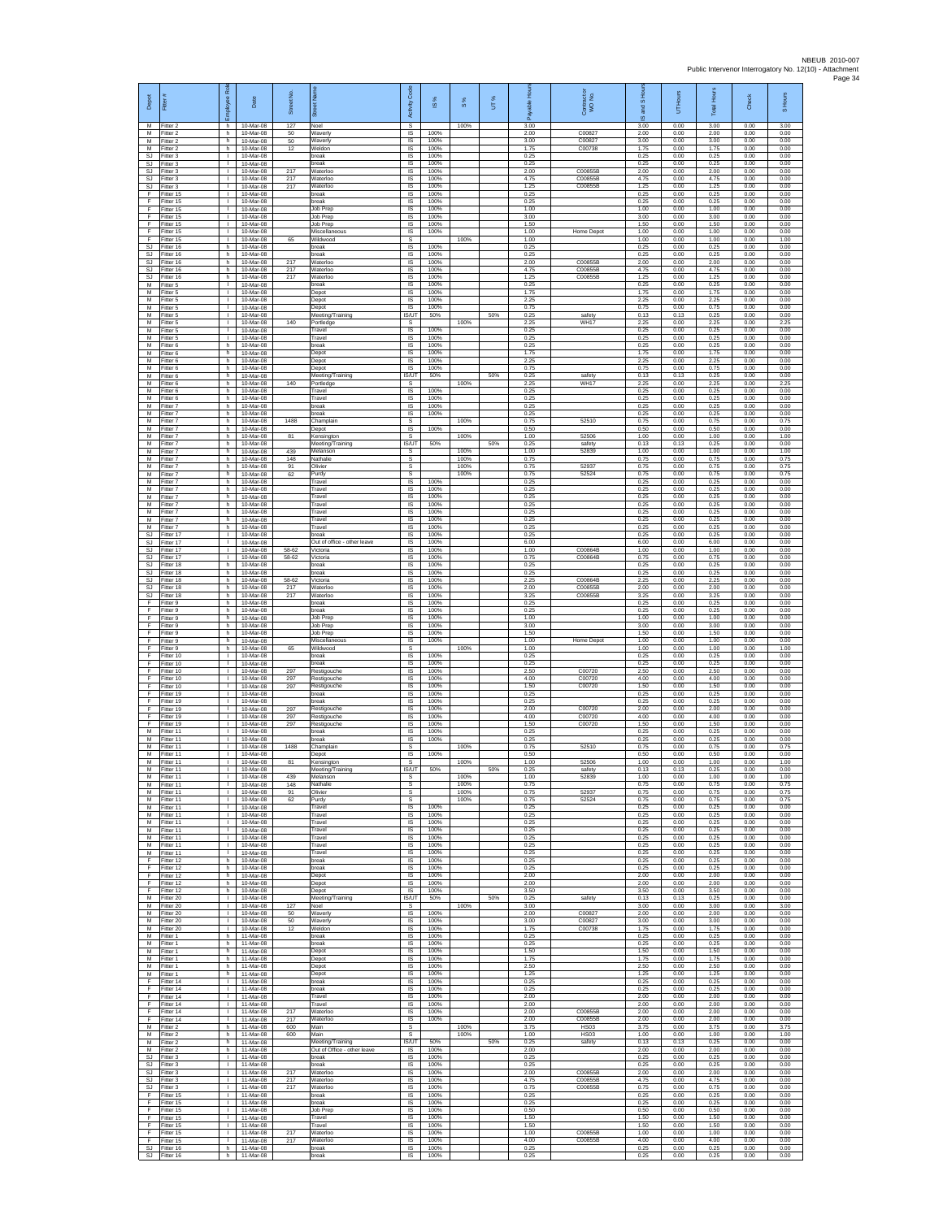NBEUB 2010-007
Public Intervenor Interrogatory No. 12(10) - Attachment

| Depot | Fitter # | Employee Role | Date | Street No. | Street Name | Activity Code | IS % | S % | UT % | Payable Hours | Contractor WO No. | IS and S Hours | UT Hours | Total Hours | Check | S Hours |
|---|---|---|---|---|---|---|---|---|---|---|---|---|---|---|---|---|
| M | Fitter 2 | h | 10-Mar-08 | 127 | Noel | S | | 100% | | 3.00 | | 3.00 | 0.00 | 3.00 | 0.00 | 3.00 |
| M | Fitter 2 | h | 10-Mar-08 | 50 | Waverly | IS | 100% | | | 2.00 | C00827 | 2.00 | 0.00 | 2.00 | 0.00 | 0.00 |
| M | Fitter 2 | h | 10-Mar-08 | 50 | Waverly | IS | 100% | | | 3.00 | C00827 | 3.00 | 0.00 | 3.00 | 0.00 | 0.00 |
| M | Fitter 2 | h | 10-Mar-08 | 12 | Weldon | IS | 100% | | | 1.75 | C00738 | 1.75 | 0.00 | 1.75 | 0.00 | 0.00 |
| SJ | Fitter 3 | I | 10-Mar-08 | | break | IS | 100% | | | 0.25 | | 0.25 | 0.00 | 0.25 | 0.00 | 0.00 |
| SJ | Fitter 3 | I | 10-Mar-08 | | break | IS | 100% | | | 0.25 | | 0.25 | 0.00 | 0.25 | 0.00 | 0.00 |
| SJ | Fitter 3 | I | 10-Mar-08 | 217 | Waterloo | IS | 100% | | | 2.00 | C00855B | 2.00 | 0.00 | 2.00 | 0.00 | 0.00 |
| SJ | Fitter 3 | I | 10-Mar-08 | 217 | Waterloo | IS | 100% | | | 4.75 | C00855B | 4.75 | 0.00 | 4.75 | 0.00 | 0.00 |
| SJ | Fitter 3 | I | 10-Mar-08 | 217 | Waterloo | IS | 100% | | | 1.25 | C00855B | 1.25 | 0.00 | 1.25 | 0.00 | 0.00 |
| F | Fitter 15 | I | 10-Mar-08 | | break | IS | 100% | | | 0.25 | | 0.25 | 0.00 | 0.25 | 0.00 | 0.00 |
| F | Fitter 15 | I | 10-Mar-08 | | break | IS | 100% | | | 0.25 | | 0.25 | 0.00 | 0.25 | 0.00 | 0.00 |
| F | Fitter 15 | I | 10-Mar-08 | | Job Prep | IS | 100% | | | 1.00 | | 1.00 | 0.00 | 1.00 | 0.00 | 0.00 |
| F | Fitter 15 | I | 10-Mar-08 | | Job Prep | IS | 100% | | | 3.00 | | 3.00 | 0.00 | 3.00 | 0.00 | 0.00 |
| F | Fitter 15 | I | 10-Mar-08 | | Job Prep | IS | 100% | | | 1.50 | | 1.50 | 0.00 | 1.50 | 0.00 | 0.00 |
| F | Fitter 15 | I | 10-Mar-08 | | Miscellaneous | IS | 100% | | | 1.00 | Home Depot | 1.00 | 0.00 | 1.00 | 0.00 | 0.00 |
| F | Fitter 15 | I | 10-Mar-08 | 65 | Wildwood | S | | 100% | | 1.00 | | 1.00 | 0.00 | 1.00 | 0.00 | 1.00 |
| SJ | Fitter 16 | h | 10-Mar-08 | | break | IS | 100% | | | 0.25 | | 0.25 | 0.00 | 0.25 | 0.00 | 0.00 |
| SJ | Fitter 16 | h | 10-Mar-08 | | break | IS | 100% | | | 0.25 | | 0.25 | 0.00 | 0.25 | 0.00 | 0.00 |
| SJ | Fitter 16 | h | 10-Mar-08 | 217 | Waterloo | IS | 100% | | | 2.00 | C00855B | 2.00 | 0.00 | 2.00 | 0.00 | 0.00 |
| SJ | Fitter 16 | h | 10-Mar-08 | 217 | Waterloo | IS | 100% | | | 4.75 | C00855B | 4.75 | 0.00 | 4.75 | 0.00 | 0.00 |
| SJ | Fitter 16 | h | 10-Mar-08 | 217 | Waterloo | IS | 100% | | | 1.25 | C00855B | 1.25 | 0.00 | 1.25 | 0.00 | 0.00 |
| M | Fitter 5 | I | 10-Mar-08 | | break | IS | 100% | | | 0.25 | | 0.25 | 0.00 | 0.25 | 0.00 | 0.00 |
| M | Fitter 5 | I | 10-Mar-08 | | Depot | IS | 100% | | | 1.75 | | 1.75 | 0.00 | 1.75 | 0.00 | 0.00 |
| M | Fitter 5 | I | 10-Mar-08 | | Depot | IS | 100% | | | 2.25 | | 2.25 | 0.00 | 2.25 | 0.00 | 0.00 |
| M | Fitter 5 | I | 10-Mar-08 | | Depot | IS | 100% | | | 0.75 | | 0.75 | 0.00 | 0.75 | 0.00 | 0.00 |
| M | Fitter 5 | I | 10-Mar-08 | | Meeting/Training | IS/UT | 50% | | 50% | 0.25 | safety | 0.13 | 0.13 | 0.25 | 0.00 | 0.00 |
| M | Fitter 5 | I | 10-Mar-08 | 140 | Portledge | S | | 100% | | 2.25 | WH17 | 2.25 | 0.00 | 2.25 | 0.00 | 2.25 |
| M | Fitter 5 | I | 10-Mar-08 | | Travel | IS | 100% | | | 0.25 | | 0.25 | 0.00 | 0.25 | 0.00 | 0.00 |
| M | Fitter 5 | I | 10-Mar-08 | | Travel | IS | 100% | | | 0.25 | | 0.25 | 0.00 | 0.25 | 0.00 | 0.00 |
| M | Fitter 6 | h | 10-Mar-08 | | break | IS | 100% | | | 0.25 | | 0.25 | 0.00 | 0.25 | 0.00 | 0.00 |
| M | Fitter 6 | h | 10-Mar-08 | | Depot | IS | 100% | | | 1.75 | | 1.75 | 0.00 | 1.75 | 0.00 | 0.00 |
| M | Fitter 6 | h | 10-Mar-08 | | Depot | IS | 100% | | | 2.25 | | 2.25 | 0.00 | 2.25 | 0.00 | 0.00 |
| M | Fitter 6 | h | 10-Mar-08 | | Depot | IS | 100% | | | 0.75 | | 0.75 | 0.00 | 0.75 | 0.00 | 0.00 |
| M | Fitter 6 | h | 10-Mar-08 | | Meeting/Training | IS/UT | 50% | | 50% | 0.25 | safety | 0.13 | 0.13 | 0.25 | 0.00 | 0.00 |
| M | Fitter 6 | h | 10-Mar-08 | 140 | Portledge | S | | 100% | | 2.25 | WH17 | 2.25 | 0.00 | 2.25 | 0.00 | 2.25 |
| M | Fitter 6 | h | 10-Mar-08 | | Travel | IS | 100% | | | 0.25 | | 0.25 | 0.00 | 0.25 | 0.00 | 0.00 |
| M | Fitter 6 | h | 10-Mar-08 | | Travel | IS | 100% | | | 0.25 | | 0.25 | 0.00 | 0.25 | 0.00 | 0.00 |
| M | Fitter 7 | h | 10-Mar-08 | | break | IS | 100% | | | 0.25 | | 0.25 | 0.00 | 0.25 | 0.00 | 0.00 |
| M | Fitter 7 | h | 10-Mar-08 | | break | IS | 100% | | | 0.25 | | 0.25 | 0.00 | 0.25 | 0.00 | 0.00 |
| M | Fitter 7 | h | 10-Mar-08 | 1488 | Champlain | S | | 100% | | 0.75 | 52510 | 0.75 | 0.00 | 0.75 | 0.00 | 0.75 |
| M | Fitter 7 | h | 10-Mar-08 | | Depot | IS | 100% | | | 0.50 | | 0.50 | 0.00 | 0.50 | 0.00 | 0.00 |
| M | Fitter 7 | h | 10-Mar-08 | 81 | Kensington | S | | 100% | | 1.00 | 52506 | 1.00 | 0.00 | 1.00 | 0.00 | 1.00 |
| M | Fitter 7 | h | 10-Mar-08 | | Meeting/Training | IS/UT | 50% | | 50% | 0.25 | safety | 0.13 | 0.13 | 0.25 | 0.00 | 0.00 |
| M | Fitter 7 | h | 10-Mar-08 | 439 | Melanson | S | | 100% | | 1.00 | 52839 | 1.00 | 0.00 | 1.00 | 0.00 | 1.00 |
| M | Fitter 7 | h | 10-Mar-08 | 148 | Nathalie | S | | 100% | | 0.75 | | 0.75 | 0.00 | 0.75 | 0.00 | 0.75 |
| M | Fitter 7 | h | 10-Mar-08 | 91 | Olivier | S | | 100% | | 0.75 | 52937 | 0.75 | 0.00 | 0.75 | 0.00 | 0.75 |
| M | Fitter 7 | h | 10-Mar-08 | 62 | Purdy | S | | 100% | | 0.75 | 52524 | 0.75 | 0.00 | 0.75 | 0.00 | 0.75 |
| M | Fitter 7 | h | 10-Mar-08 | | Travel | IS | 100% | | | 0.25 | | 0.25 | 0.00 | 0.25 | 0.00 | 0.00 |
| M | Fitter 7 | h | 10-Mar-08 | | Travel | IS | 100% | | | 0.25 | | 0.25 | 0.00 | 0.25 | 0.00 | 0.00 |
| M | Fitter 7 | h | 10-Mar-08 | | Travel | IS | 100% | | | 0.25 | | 0.25 | 0.00 | 0.25 | 0.00 | 0.00 |
| M | Fitter 7 | h | 10-Mar-08 | | Travel | IS | 100% | | | 0.25 | | 0.25 | 0.00 | 0.25 | 0.00 | 0.00 |
| M | Fitter 7 | h | 10-Mar-08 | | Travel | IS | 100% | | | 0.25 | | 0.25 | 0.00 | 0.25 | 0.00 | 0.00 |
| M | Fitter 7 | h | 10-Mar-08 | | Travel | IS | 100% | | | 0.25 | | 0.25 | 0.00 | 0.25 | 0.00 | 0.00 |
| M | Fitter 7 | h | 10-Mar-08 | | Travel | IS | 100% | | | 0.25 | | 0.25 | 0.00 | 0.25 | 0.00 | 0.00 |
| SJ | Fitter 17 | I | 10-Mar-08 | | break | IS | 100% | | | 0.25 | | 0.25 | 0.00 | 0.25 | 0.00 | 0.00 |
| SJ | Fitter 17 | I | 10-Mar-08 | | Out of office - other leave | IS | 100% | | | 6.00 | | 6.00 | 0.00 | 6.00 | 0.00 | 0.00 |
| SJ | Fitter 17 | I | 10-Mar-08 | 58-62 | Victoria | IS | 100% | | | 1.00 | C00864B | 1.00 | 0.00 | 1.00 | 0.00 | 0.00 |
| SJ | Fitter 17 | I | 10-Mar-08 | 58-62 | Victoria | IS | 100% | | | 0.75 | C00864B | 0.75 | 0.00 | 0.75 | 0.00 | 0.00 |
| SJ | Fitter 18 | h | 10-Mar-08 | | break | IS | 100% | | | 0.25 | | 0.25 | 0.00 | 0.25 | 0.00 | 0.00 |
| SJ | Fitter 18 | h | 10-Mar-08 | | break | IS | 100% | | | 0.25 | | 0.25 | 0.00 | 0.25 | 0.00 | 0.00 |
| SJ | Fitter 18 | h | 10-Mar-08 | 58-62 | Victoria | IS | 100% | | | 2.25 | C00864B | 2.25 | 0.00 | 2.25 | 0.00 | 0.00 |
| SJ | Fitter 18 | h | 10-Mar-08 | 217 | Waterloo | IS | 100% | | | 2.00 | C00855B | 2.00 | 0.00 | 2.00 | 0.00 | 0.00 |
| SJ | Fitter 18 | h | 10-Mar-08 | 217 | Waterloo | IS | 100% | | | 3.25 | C00855B | 3.25 | 0.00 | 3.25 | 0.00 | 0.00 |
| F | Fitter 9 | h | 10-Mar-08 | | break | IS | 100% | | | 0.25 | | 0.25 | 0.00 | 0.25 | 0.00 | 0.00 |
| F | Fitter 9 | h | 10-Mar-08 | | break | IS | 100% | | | 0.25 | | 0.25 | 0.00 | 0.25 | 0.00 | 0.00 |
| F | Fitter 9 | h | 10-Mar-08 | | Job Prep | IS | 100% | | | 1.00 | | 1.00 | 0.00 | 1.00 | 0.00 | 0.00 |
| F | Fitter 9 | h | 10-Mar-08 | | Job Prep | IS | 100% | | | 3.00 | | 3.00 | 0.00 | 3.00 | 0.00 | 0.00 |
| F | Fitter 9 | h | 10-Mar-08 | | Job Prep | IS | 100% | | | 1.50 | | 1.50 | 0.00 | 1.50 | 0.00 | 0.00 |
| F | Fitter 9 | h | 10-Mar-08 | | Miscellaneous | IS | 100% | | | 1.00 | Home Depot | 1.00 | 0.00 | 1.00 | 0.00 | 0.00 |
| F | Fitter 9 | h | 10-Mar-08 | 65 | Wildwood | S | | 100% | | 1.00 | | 1.00 | 0.00 | 1.00 | 0.00 | 1.00 |
| F | Fitter 10 | I | 10-Mar-08 | | break | IS | 100% | | | 0.25 | | 0.25 | 0.00 | 0.25 | 0.00 | 0.00 |
| F | Fitter 10 | I | 10-Mar-08 | | break | IS | 100% | | | 0.25 | | 0.25 | 0.00 | 0.25 | 0.00 | 0.00 |
| F | Fitter 10 | I | 10-Mar-08 | 297 | Restigouche | IS | 100% | | | 2.50 | C00720 | 2.50 | 0.00 | 2.50 | 0.00 | 0.00 |
| F | Fitter 10 | I | 10-Mar-08 | 297 | Restigouche | IS | 100% | | | 4.00 | C00720 | 4.00 | 0.00 | 4.00 | 0.00 | 0.00 |
| F | Fitter 10 | I | 10-Mar-08 | 297 | Restigouche | IS | 100% | | | 1.50 | C00720 | 1.50 | 0.00 | 1.50 | 0.00 | 0.00 |
| F | Fitter 19 | I | 10-Mar-08 | | break | IS | 100% | | | 0.25 | | 0.25 | 0.00 | 0.25 | 0.00 | 0.00 |
| F | Fitter 19 | I | 10-Mar-08 | | break | IS | 100% | | | 0.25 | | 0.25 | 0.00 | 0.25 | 0.00 | 0.00 |
| F | Fitter 19 | I | 10-Mar-08 | 297 | Restigouche | IS | 100% | | | 2.00 | C00720 | 2.00 | 0.00 | 2.00 | 0.00 | 0.00 |
| F | Fitter 19 | I | 10-Mar-08 | 297 | Restigouche | IS | 100% | | | 4.00 | C00720 | 4.00 | 0.00 | 4.00 | 0.00 | 0.00 |
| F | Fitter 19 | I | 10-Mar-08 | 297 | Restigouche | IS | 100% | | | 1.50 | C00720 | 1.50 | 0.00 | 1.50 | 0.00 | 0.00 |
| M | Fitter 11 | I | 10-Mar-08 | | break | IS | 100% | | | 0.25 | | 0.25 | 0.00 | 0.25 | 0.00 | 0.00 |
| M | Fitter 11 | I | 10-Mar-08 | | break | IS | 100% | | | 0.25 | | 0.25 | 0.00 | 0.25 | 0.00 | 0.00 |
| M | Fitter 11 | I | 10-Mar-08 | 1488 | Champlain | S | | 100% | | 0.75 | 52510 | 0.75 | 0.00 | 0.75 | 0.00 | 0.75 |
| M | Fitter 11 | I | 10-Mar-08 | | Depot | IS | 100% | | | 0.50 | | 0.50 | 0.00 | 0.50 | 0.00 | 0.00 |
| M | Fitter 11 | I | 10-Mar-08 | 81 | Kensington | S | | 100% | | 1.00 | 52506 | 1.00 | 0.00 | 1.00 | 0.00 | 1.00 |
| M | Fitter 11 | I | 10-Mar-08 | | Meeting/Training | IS/UT | 50% | | 50% | 0.25 | safety | 0.13 | 0.13 | 0.25 | 0.00 | 0.00 |
| M | Fitter 11 | I | 10-Mar-08 | 439 | Melanson | S | | 100% | | 1.00 | 52839 | 1.00 | 0.00 | 1.00 | 0.00 | 1.00 |
| M | Fitter 11 | I | 10-Mar-08 | 148 | Nathalie | S | | 100% | | 0.75 | | 0.75 | 0.00 | 0.75 | 0.00 | 0.75 |
| M | Fitter 11 | I | 10-Mar-08 | 91 | Olivier | S | | 100% | | 0.75 | 52937 | 0.75 | 0.00 | 0.75 | 0.00 | 0.75 |
| M | Fitter 11 | I | 10-Mar-08 | 62 | Purdy | S | | 100% | | 0.75 | 52524 | 0.75 | 0.00 | 0.75 | 0.00 | 0.75 |
| M | Fitter 11 | I | 10-Mar-08 | | Travel | IS | 100% | | | 0.25 | | 0.25 | 0.00 | 0.25 | 0.00 | 0.00 |
| M | Fitter 11 | I | 10-Mar-08 | | Travel | IS | 100% | | | 0.25 | | 0.25 | 0.00 | 0.25 | 0.00 | 0.00 |
| M | Fitter 11 | I | 10-Mar-08 | | Travel | IS | 100% | | | 0.25 | | 0.25 | 0.00 | 0.25 | 0.00 | 0.00 |
| M | Fitter 11 | I | 10-Mar-08 | | Travel | IS | 100% | | | 0.25 | | 0.25 | 0.00 | 0.25 | 0.00 | 0.00 |
| M | Fitter 11 | I | 10-Mar-08 | | Travel | IS | 100% | | | 0.25 | | 0.25 | 0.00 | 0.25 | 0.00 | 0.00 |
| M | Fitter 11 | I | 10-Mar-08 | | Travel | IS | 100% | | | 0.25 | | 0.25 | 0.00 | 0.25 | 0.00 | 0.00 |
| M | Fitter 11 | I | 10-Mar-08 | | Travel | IS | 100% | | | 0.25 | | 0.25 | 0.00 | 0.25 | 0.00 | 0.00 |
| F | Fitter 12 | h | 10-Mar-08 | | break | IS | 100% | | | 0.25 | | 0.25 | 0.00 | 0.25 | 0.00 | 0.00 |
| F | Fitter 12 | h | 10-Mar-08 | | break | IS | 100% | | | 0.25 | | 0.25 | 0.00 | 0.25 | 0.00 | 0.00 |
| F | Fitter 12 | h | 10-Mar-08 | | Depot | IS | 100% | | | 2.00 | | 2.00 | 0.00 | 2.00 | 0.00 | 0.00 |
| F | Fitter 12 | h | 10-Mar-08 | | Depot | IS | 100% | | | 2.00 | | 2.00 | 0.00 | 2.00 | 0.00 | 0.00 |
| F | Fitter 12 | h | 10-Mar-08 | | Depot | IS | 100% | | | 3.50 | | 3.50 | 0.00 | 3.50 | 0.00 | 0.00 |
| M | Fitter 20 | I | 10-Mar-08 | | Meeting/Training | IS/UT | 50% | | 50% | 0.25 | safety | 0.13 | 0.13 | 0.25 | 0.00 | 0.00 |
| M | Fitter 20 | I | 10-Mar-08 | 127 | Noel | S | | 100% | | 3.00 | | 3.00 | 0.00 | 3.00 | 0.00 | 3.00 |
| M | Fitter 20 | I | 10-Mar-08 | 50 | Waverly | IS | 100% | | | 2.00 | C00827 | 2.00 | 0.00 | 2.00 | 0.00 | 0.00 |
| M | Fitter 20 | I | 10-Mar-08 | 50 | Waverly | IS | 100% | | | 3.00 | C00827 | 3.00 | 0.00 | 3.00 | 0.00 | 0.00 |
| M | Fitter 20 | I | 10-Mar-08 | 12 | Weldon | IS | 100% | | | 1.75 | C00738 | 1.75 | 0.00 | 1.75 | 0.00 | 0.00 |
| M | Fitter 1 | h | 11-Mar-08 | | break | IS | 100% | | | 0.25 | | 0.25 | 0.00 | 0.25 | 0.00 | 0.00 |
| M | Fitter 1 | h | 11-Mar-08 | | break | IS | 100% | | | 0.25 | | 0.25 | 0.00 | 0.25 | 0.00 | 0.00 |
| M | Fitter 1 | h | 11-Mar-08 | | Depot | IS | 100% | | | 1.50 | | 1.50 | 0.00 | 1.50 | 0.00 | 0.00 |
| M | Fitter 1 | h | 11-Mar-08 | | Depot | IS | 100% | | | 1.75 | | 1.75 | 0.00 | 1.75 | 0.00 | 0.00 |
| M | Fitter 1 | h | 11-Mar-08 | | Depot | IS | 100% | | | 2.50 | | 2.50 | 0.00 | 2.50 | 0.00 | 0.00 |
| M | Fitter 1 | h | 11-Mar-08 | | Depot | IS | 100% | | | 1.25 | | 1.25 | 0.00 | 1.25 | 0.00 | 0.00 |
| F | Fitter 14 | I | 11-Mar-08 | | break | IS | 100% | | | 0.25 | | 0.25 | 0.00 | 0.25 | 0.00 | 0.00 |
| F | Fitter 14 | I | 11-Mar-08 | | break | IS | 100% | | | 0.25 | | 0.25 | 0.00 | 0.25 | 0.00 | 0.00 |
| F | Fitter 14 | I | 11-Mar-08 | | Travel | IS | 100% | | | 2.00 | | 2.00 | 0.00 | 2.00 | 0.00 | 0.00 |
| F | Fitter 14 | I | 11-Mar-08 | | Travel | IS | 100% | | | 2.00 | | 2.00 | 0.00 | 2.00 | 0.00 | 0.00 |
| F | Fitter 14 | I | 11-Mar-08 | 217 | Waterloo | IS | 100% | | | 2.00 | C00855B | 2.00 | 0.00 | 2.00 | 0.00 | 0.00 |
| F | Fitter 14 | I | 11-Mar-08 | 217 | Waterloo | IS | 100% | | | 2.00 | C00855B | 2.00 | 0.00 | 2.00 | 0.00 | 0.00 |
| M | Fitter 2 | h | 11-Mar-08 | 600 | Main | S | | 100% | | 3.75 | HS03 | 3.75 | 0.00 | 3.75 | 0.00 | 3.75 |
| M | Fitter 2 | h | 11-Mar-08 | 600 | Main | S | | 100% | | 1.00 | HS03 | 1.00 | 0.00 | 1.00 | 0.00 | 1.00 |
| M | Fitter 2 | h | 11-Mar-08 | | Meeting/Training | IS/UT | 50% | | 50% | 0.25 | safety | 0.13 | 0.13 | 0.25 | 0.00 | 0.00 |
| M | Fitter 2 | h | 11-Mar-08 | | Out of Office - other leave | IS | 100% | | | 2.00 | | 2.00 | 0.00 | 2.00 | 0.00 | 0.00 |
| SJ | Fitter 3 | I | 11-Mar-08 | | break | IS | 100% | | | 0.25 | | 0.25 | 0.00 | 0.25 | 0.00 | 0.00 |
| SJ | Fitter 3 | I | 11-Mar-08 | | break | IS | 100% | | | 0.25 | | 0.25 | 0.00 | 0.25 | 0.00 | 0.00 |
| SJ | Fitter 3 | I | 11-Mar-08 | 217 | Waterloo | IS | 100% | | | 2.00 | C00855B | 2.00 | 0.00 | 2.00 | 0.00 | 0.00 |
| SJ | Fitter 3 | I | 11-Mar-08 | 217 | Waterloo | IS | 100% | | | 4.75 | C00855B | 4.75 | 0.00 | 4.75 | 0.00 | 0.00 |
| SJ | Fitter 3 | I | 11-Mar-08 | 217 | Waterloo | IS | 100% | | | 0.75 | C00855B | 0.75 | 0.00 | 0.75 | 0.00 | 0.00 |
| F | Fitter 15 | I | 11-Mar-08 | | break | IS | 100% | | | 0.25 | | 0.25 | 0.00 | 0.25 | 0.00 | 0.00 |
| F | Fitter 15 | I | 11-Mar-08 | | break | IS | 100% | | | 0.25 | | 0.25 | 0.00 | 0.25 | 0.00 | 0.00 |
| F | Fitter 15 | I | 11-Mar-08 | | Job Prep | IS | 100% | | | 0.50 | | 0.50 | 0.00 | 0.50 | 0.00 | 0.00 |
| F | Fitter 15 | I | 11-Mar-08 | | Travel | IS | 100% | | | 1.50 | | 1.50 | 0.00 | 1.50 | 0.00 | 0.00 |
| F | Fitter 15 | I | 11-Mar-08 | | Travel | IS | 100% | | | 1.50 | | 1.50 | 0.00 | 1.50 | 0.00 | 0.00 |
| F | Fitter 15 | I | 11-Mar-08 | 217 | Waterloo | IS | 100% | | | 1.00 | C00855B | 1.00 | 0.00 | 1.00 | 0.00 | 0.00 |
| F | Fitter 15 | I | 11-Mar-08 | 217 | Waterloo | IS | 100% | | | 4.00 | C00855B | 4.00 | 0.00 | 4.00 | 0.00 | 0.00 |
| SJ | Fitter 16 | h | 11-Mar-08 | | break | IS | 100% | | | 0.25 | | 0.25 | 0.00 | 0.25 | 0.00 | 0.00 |
| SJ | Fitter 16 | h | 11-Mar-08 | | break | IS | 100% | | | 0.25 | | 0.25 | 0.00 | 0.25 | 0.00 | 0.00 |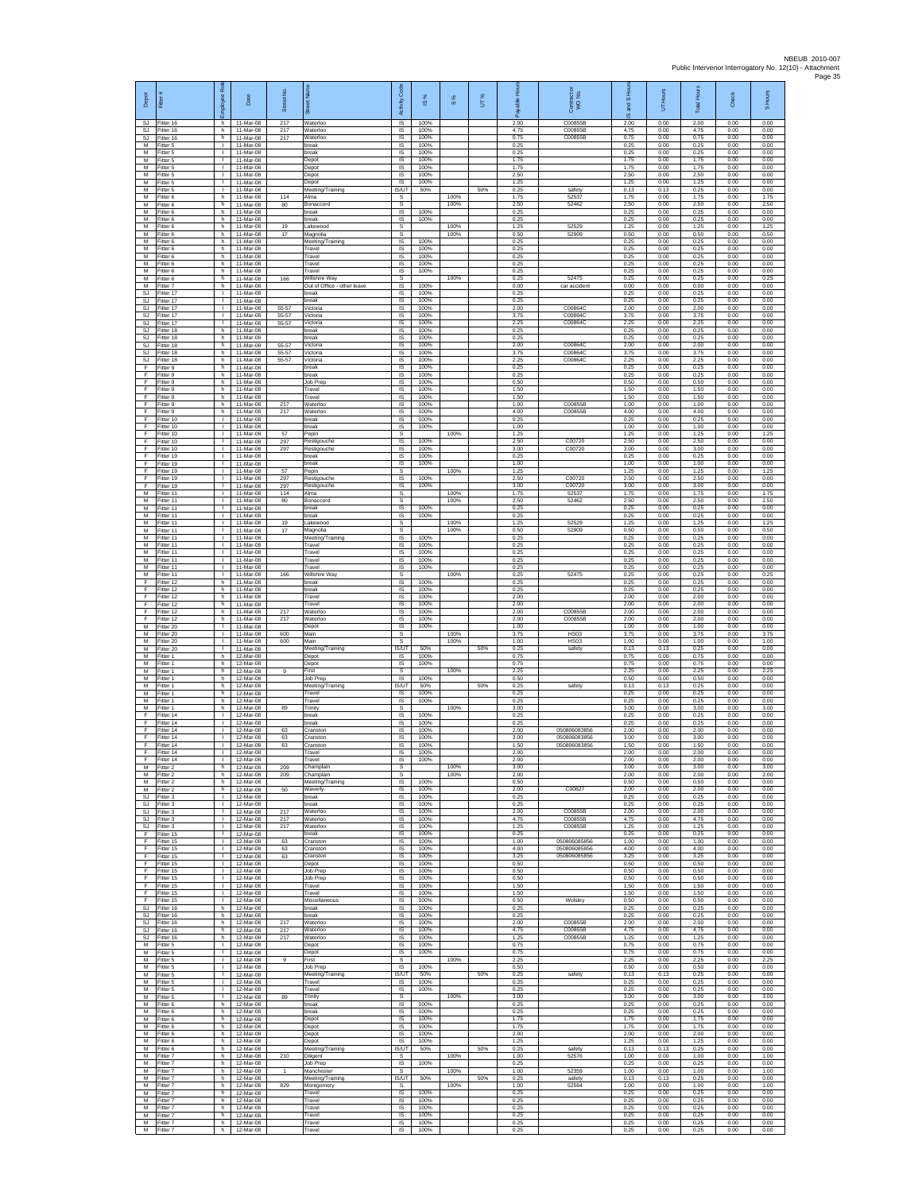| Depot | Fitter # | Employee Role | Date | Street No. | Street Name | Activity Code | IS % | S % | UT % | Payable Hours | Contractor or WO No. | IS and S Hours | UT Hours | Total Hours | Check | S Hours |
|---|---|---|---|---|---|---|---|---|---|---|---|---|---|---|---|---|
| SJ | Fitter 16 | h | 11-Mar-08 | 217 | Waterloo | IS | 100% | | | 2.00 | C00855B | 2.00 | 0.00 | 2.00 | 0.00 | 0.00 |
| SJ | Fitter 16 | h | 11-Mar-08 | 217 | Waterloo | IS | 100% | | | 4.75 | C00855B | 4.75 | 0.00 | 4.75 | 0.00 | 0.00 |
| SJ | Fitter 16 | h | 11-Mar-08 | 217 | Waterloo | IS | 100% | | | 0.75 | C00855B | 0.75 | 0.00 | 0.75 | 0.00 | 0.00 |
| M | Fitter 5 | l | 11-Mar-08 | | break | IS | 100% | | | 0.25 | | 0.25 | 0.00 | 0.25 | 0.00 | 0.00 |
| M | Fitter 5 | l | 11-Mar-08 | | break | IS | 100% | | | 0.25 | | 0.25 | 0.00 | 0.25 | 0.00 | 0.00 |
| M | Fitter 5 | l | 11-Mar-08 | | Depot | IS | 100% | | | 1.75 | | 1.75 | 0.00 | 1.75 | 0.00 | 0.00 |
| M | Fitter 5 | l | 11-Mar-08 | | Depot | IS | 100% | | | 1.75 | | 1.75 | 0.00 | 1.75 | 0.00 | 0.00 |
| M | Fitter 5 | l | 11-Mar-08 | | Depot | IS | 100% | | | 2.50 | | 2.50 | 0.00 | 2.50 | 0.00 | 0.00 |
| M | Fitter 5 | l | 11-Mar-08 | | Depot | IS | 100% | | | 1.25 | | 1.25 | 0.00 | 1.25 | 0.00 | 0.00 |
| M | Fitter 5 | l | 11-Mar-08 | | Meeting/Training | IS/UT | 50% | | 50% | 0.25 | safety | 0.13 | 0.13 | 0.25 | 0.00 | 0.00 |
| M | Fitter 6 | h | 11-Mar-08 | 114 | Alma | S | | 100% | | 1.75 | 52537 | 1.75 | 0.00 | 1.75 | 0.00 | 1.75 |
| M | Fitter 6 | h | 11-Mar-08 | 80 | Bonaccord | S | | 100% | | 2.50 | 52462 | 2.50 | 0.00 | 2.50 | 0.00 | 2.50 |
| M | Fitter 6 | h | 11-Mar-08 | | break | IS | 100% | | | 0.25 | | 0.25 | 0.00 | 0.25 | 0.00 | 0.00 |
| M | Fitter 6 | h | 11-Mar-08 | | break | IS | 100% | | | 0.25 | | 0.25 | 0.00 | 0.25 | 0.00 | 0.00 |
| M | Fitter 6 | h | 11-Mar-08 | 19 | Lakewood | S | | 100% | | 1.25 | 52529 | 1.25 | 0.00 | 1.25 | 0.00 | 1.25 |
| M | Fitter 6 | h | 11-Mar-08 | 17 | Magnolia | S | | 100% | | 0.50 | 52909 | 0.50 | 0.00 | 0.50 | 0.00 | 0.50 |
| M | Fitter 6 | h | 11-Mar-08 | | Meeting/Training | IS | 100% | | | 0.25 | | 0.25 | 0.00 | 0.25 | 0.00 | 0.00 |
| M | Fitter 6 | h | 11-Mar-08 | | Travel | IS | 100% | | | 0.25 | | 0.25 | 0.00 | 0.25 | 0.00 | 0.00 |
| M | Fitter 6 | h | 11-Mar-08 | | Travel | IS | 100% | | | 0.25 | | 0.25 | 0.00 | 0.25 | 0.00 | 0.00 |
| M | Fitter 6 | h | 11-Mar-08 | | Travel | IS | 100% | | | 0.25 | | 0.25 | 0.00 | 0.25 | 0.00 | 0.00 |
| M | Fitter 6 | h | 11-Mar-08 | | Travel | IS | 100% | | | 0.25 | | 0.25 | 0.00 | 0.25 | 0.00 | 0.00 |
| M | Fitter 6 | h | 11-Mar-08 | 166 | Wiltshire Way | S | | 100% | | 0.25 | 52475 | 0.25 | 0.00 | 0.25 | 0.00 | 0.25 |
| M | Fitter 7 | h | 11-Mar-08 | | Out of Office - other leave | IS | 100% | | | 0.00 | car accident | 0.00 | 0.00 | 0.00 | 0.00 | 0.00 |
| SJ | Fitter 17 | l | 11-Mar-08 | | break | IS | 100% | | | 0.25 | | 0.25 | 0.00 | 0.25 | 0.00 | 0.00 |
| SJ | Fitter 17 | l | 11-Mar-08 | | break | IS | 100% | | | 0.25 | | 0.25 | 0.00 | 0.25 | 0.00 | 0.00 |
| SJ | Fitter 17 | l | 11-Mar-08 | 55-57 | Victoria | IS | 100% | | | 2.00 | C00864C | 2.00 | 0.00 | 2.00 | 0.00 | 0.00 |
| SJ | Fitter 17 | l | 11-Mar-08 | 55-57 | Victoria | IS | 100% | | | 3.75 | C00864C | 3.75 | 0.00 | 3.75 | 0.00 | 0.00 |
| SJ | Fitter 17 | l | 11-Mar-08 | 55-57 | Victoria | IS | 100% | | | 2.25 | C00864C | 2.25 | 0.00 | 2.25 | 0.00 | 0.00 |
| SJ | Fitter 18 | h | 11-Mar-08 | | break | IS | 100% | | | 0.25 | | 0.25 | 0.00 | 0.25 | 0.00 | 0.00 |
| SJ | Fitter 18 | h | 11-Mar-08 | | break | IS | 100% | | | 0.25 | | 0.25 | 0.00 | 0.25 | 0.00 | 0.00 |
| SJ | Fitter 18 | h | 11-Mar-08 | 55-57 | Victoria | IS | 100% | | | 2.00 | C00864C | 2.00 | 0.00 | 2.00 | 0.00 | 0.00 |
| SJ | Fitter 18 | h | 11-Mar-08 | 55-57 | Victoria | IS | 100% | | | 3.75 | C00864C | 3.75 | 0.00 | 3.75 | 0.00 | 0.00 |
| SJ | Fitter 18 | h | 11-Mar-08 | 55-57 | Victoria | IS | 100% | | | 2.25 | C00864C | 2.25 | 0.00 | 2.25 | 0.00 | 0.00 |
| F | Fitter 9 | h | 11-Mar-08 | | break | IS | 100% | | | 0.25 | | 0.25 | 0.00 | 0.25 | 0.00 | 0.00 |
| F | Fitter 9 | h | 11-Mar-08 | | break | IS | 100% | | | 0.25 | | 0.25 | 0.00 | 0.25 | 0.00 | 0.00 |
| F | Fitter 9 | h | 11-Mar-08 | | Job Prep | IS | 100% | | | 0.50 | | 0.50 | 0.00 | 0.50 | 0.00 | 0.00 |
| F | Fitter 9 | h | 11-Mar-08 | | Travel | IS | 100% | | | 1.50 | | 1.50 | 0.00 | 1.50 | 0.00 | 0.00 |
| F | Fitter 9 | h | 11-Mar-08 | | Travel | IS | 100% | | | 1.50 | | 1.50 | 0.00 | 1.50 | 0.00 | 0.00 |
| F | Fitter 9 | h | 11-Mar-08 | 217 | Waterloo | IS | 100% | | | 1.00 | C00855B | 1.00 | 0.00 | 1.00 | 0.00 | 0.00 |
| F | Fitter 9 | h | 11-Mar-08 | 217 | Waterloo | IS | 100% | | | 4.00 | C00855B | 4.00 | 0.00 | 4.00 | 0.00 | 0.00 |
| F | Fitter 10 | l | 11-Mar-08 | | break | IS | 100% | | | 0.25 | | 0.25 | 0.00 | 0.25 | 0.00 | 0.00 |
| F | Fitter 10 | l | 11-Mar-08 | | break | IS | 100% | | | 1.00 | | 1.00 | 0.00 | 1.00 | 0.00 | 0.00 |
| F | Fitter 10 | l | 11-Mar-08 | 57 | Pepin | S | | 100% | | 1.25 | | 1.25 | 0.00 | 1.25 | 0.00 | 1.25 |
| F | Fitter 10 | l | 11-Mar-08 | 297 | Restigouche | IS | 100% | | | 2.50 | C00720 | 2.50 | 0.00 | 2.50 | 0.00 | 0.00 |
| F | Fitter 10 | l | 11-Mar-08 | 297 | Restigouche | IS | 100% | | | 3.00 | C00720 | 3.00 | 0.00 | 3.00 | 0.00 | 0.00 |
| F | Fitter 19 | l | 11-Mar-08 | | break | IS | 100% | | | 0.25 | | 0.25 | 0.00 | 0.25 | 0.00 | 0.00 |
| F | Fitter 19 | l | 11-Mar-08 | | break | IS | 100% | | | 1.00 | | 1.00 | 0.00 | 1.00 | 0.00 | 0.00 |
| F | Fitter 19 | l | 11-Mar-08 | 57 | Pepin | S | | 100% | | 1.25 | | 1.25 | 0.00 | 1.25 | 0.00 | 1.25 |
| F | Fitter 19 | l | 11-Mar-08 | 297 | Restigouche | IS | 100% | | | 2.50 | C00720 | 2.50 | 0.00 | 2.50 | 0.00 | 0.00 |
| F | Fitter 19 | l | 11-Mar-08 | 297 | Restigouche | IS | 100% | | | 3.00 | C00720 | 3.00 | 0.00 | 3.00 | 0.00 | 0.00 |
| M | Fitter 11 | l | 11-Mar-08 | 114 | Alma | S | | 100% | | 1.75 | 52537 | 1.75 | 0.00 | 1.75 | 0.00 | 1.75 |
| M | Fitter 11 | l | 11-Mar-08 | 80 | Bonaccord | S | | 100% | | 2.50 | 52462 | 2.50 | 0.00 | 2.50 | 0.00 | 2.50 |
| M | Fitter 11 | l | 11-Mar-08 | | break | IS | 100% | | | 0.25 | | 0.25 | 0.00 | 0.25 | 0.00 | 0.00 |
| M | Fitter 11 | l | 11-Mar-08 | | break | IS | 100% | | | 0.25 | | 0.25 | 0.00 | 0.25 | 0.00 | 0.00 |
| M | Fitter 11 | l | 11-Mar-08 | 19 | Lakewood | S | | 100% | | 1.25 | 52529 | 1.25 | 0.00 | 1.25 | 0.00 | 1.25 |
| M | Fitter 11 | l | 11-Mar-08 | 17 | Magnolia | S | | 100% | | 0.50 | 52909 | 0.50 | 0.00 | 0.50 | 0.00 | 0.50 |
| M | Fitter 11 | l | 11-Mar-08 | | Meeting/Training | IS | 100% | | | 0.25 | | 0.25 | 0.00 | 0.25 | 0.00 | 0.00 |
| M | Fitter 11 | l | 11-Mar-08 | | Travel | IS | 100% | | | 0.25 | | 0.25 | 0.00 | 0.25 | 0.00 | 0.00 |
| M | Fitter 11 | l | 11-Mar-08 | | Travel | IS | 100% | | | 0.25 | | 0.25 | 0.00 | 0.25 | 0.00 | 0.00 |
| M | Fitter 11 | l | 11-Mar-08 | | Travel | IS | 100% | | | 0.25 | | 0.25 | 0.00 | 0.25 | 0.00 | 0.00 |
| M | Fitter 11 | l | 11-Mar-08 | | Travel | IS | 100% | | | 0.25 | | 0.25 | 0.00 | 0.25 | 0.00 | 0.00 |
| M | Fitter 11 | l | 11-Mar-08 | 166 | Wiltshire Way | S | | 100% | | 0.25 | 52475 | 0.25 | 0.00 | 0.25 | 0.00 | 0.25 |
| F | Fitter 12 | h | 11-Mar-08 | | break | IS | 100% | | | 0.25 | | 0.25 | 0.00 | 0.25 | 0.00 | 0.00 |
| F | Fitter 12 | h | 11-Mar-08 | | break | IS | 100% | | | 0.25 | | 0.25 | 0.00 | 0.25 | 0.00 | 0.00 |
| F | Fitter 12 | h | 11-Mar-08 | | Travel | IS | 100% | | | 2.00 | | 2.00 | 0.00 | 2.00 | 0.00 | 0.00 |
| F | Fitter 12 | h | 11-Mar-08 | | Travel | IS | 100% | | | 2.00 | | 2.00 | 0.00 | 2.00 | 0.00 | 0.00 |
| F | Fitter 12 | h | 11-Mar-08 | 217 | Waterloo | IS | 100% | | | 2.00 | C00855B | 2.00 | 0.00 | 2.00 | 0.00 | 0.00 |
| F | Fitter 12 | h | 11-Mar-08 | 217 | Waterloo | IS | 100% | | | 2.00 | C00855B | 2.00 | 0.00 | 2.00 | 0.00 | 0.00 |
| M | Fitter 20 | l | 11-Mar-08 | | Depot | IS | 100% | | | 1.00 | | 1.00 | 0.00 | 1.00 | 0.00 | 0.00 |
| M | Fitter 20 | l | 11-Mar-08 | 600 | Main | S | | 100% | | 3.75 | HS03 | 3.75 | 0.00 | 3.75 | 0.00 | 3.75 |
| M | Fitter 20 | l | 11-Mar-08 | 600 | Main | S | | 100% | | 1.00 | HS03 | 1.00 | 0.00 | 1.00 | 0.00 | 1.00 |
| M | Fitter 20 | l | 11-Mar-08 | | Meeting/Training | IS/UT | 50% | | 50% | 0.25 | safety | 0.13 | 0.13 | 0.25 | 0.00 | 0.00 |
| M | Fitter 1 | h | 12-Mar-08 | | Depot | IS | 100% | | | 0.75 | | 0.75 | 0.00 | 0.75 | 0.00 | 0.00 |
| M | Fitter 1 | h | 12-Mar-08 | | Depot | IS | 100% | | | 0.75 | | 0.75 | 0.00 | 0.75 | 0.00 | 0.00 |
| M | Fitter 1 | h | 12-Mar-08 | 9 | First | S | | 100% | | 2.25 | | 2.25 | 0.00 | 2.25 | 0.00 | 2.25 |
| M | Fitter 1 | h | 12-Mar-08 | | Job Prep | IS | 100% | | | 0.50 | | 0.50 | 0.00 | 0.50 | 0.00 | 0.00 |
| M | Fitter 1 | h | 12-Mar-08 | | Meeting/Training | IS/UT | 50% | | 50% | 0.25 | safety | 0.13 | 0.13 | 0.25 | 0.00 | 0.00 |
| M | Fitter 1 | h | 12-Mar-08 | | Travel | IS | 100% | | | 0.25 | | 0.25 | 0.00 | 0.25 | 0.00 | 0.00 |
| M | Fitter 1 | h | 12-Mar-08 | | Travel | IS | 100% | | | 0.25 | | 0.25 | 0.00 | 0.25 | 0.00 | 0.00 |
| M | Fitter 1 | h | 12-Mar-08 | 89 | Trinity | S | | 100% | | 3.00 | | 3.00 | 0.00 | 3.00 | 0.00 | 3.00 |
| F | Fitter 14 | l | 12-Mar-08 | | break | IS | 100% | | | 0.25 | | 0.25 | 0.00 | 0.25 | 0.00 | 0.00 |
| F | Fitter 14 | l | 12-Mar-08 | | break | IS | 100% | | | 0.25 | | 0.25 | 0.00 | 0.25 | 0.00 | 0.00 |
| F | Fitter 14 | l | 12-Mar-08 | 63 | Cranston | IS | 100% | | | 2.00 | 050806083856 | 2.00 | 0.00 | 2.00 | 0.00 | 0.00 |
| F | Fitter 14 | l | 12-Mar-08 | 63 | Cranston | IS | 100% | | | 3.00 | 050806083856 | 3.00 | 0.00 | 3.00 | 0.00 | 0.00 |
| F | Fitter 14 | l | 12-Mar-08 | 63 | Cranston | IS | 100% | | | 1.50 | 050806083856 | 1.50 | 0.00 | 1.50 | 0.00 | 0.00 |
| F | Fitter 14 | l | 12-Mar-08 | | Travel | IS | 100% | | | 2.00 | | 2.00 | 0.00 | 2.00 | 0.00 | 0.00 |
| F | Fitter 14 | l | 12-Mar-08 | | Travel | IS | 100% | | | 2.00 | | 2.00 | 0.00 | 2.00 | 0.00 | 0.00 |
| M | Fitter 2 | h | 12-Mar-08 | 209 | Champlain | S | | 100% | | 3.00 | | 3.00 | 0.00 | 3.00 | 0.00 | 3.00 |
| M | Fitter 2 | h | 12-Mar-08 | 209 | Champlain | S | | 100% | | 2.00 | | 2.00 | 0.00 | 2.00 | 0.00 | 2.00 |
| M | Fitter 2 | h | 12-Mar-08 | | Meeting/Training | IS | 100% | | | 0.50 | | 0.50 | 0.00 | 0.50 | 0.00 | 0.00 |
| M | Fitter 2 | h | 12-Mar-08 | 50 | Waverly | IS | 100% | | | 2.00 | C00827 | 2.00 | 0.00 | 2.00 | 0.00 | 0.00 |
| SJ | Fitter 3 | l | 12-Mar-08 | | break | IS | 100% | | | 0.25 | | 0.25 | 0.00 | 0.25 | 0.00 | 0.00 |
| SJ | Fitter 3 | l | 12-Mar-08 | | break | IS | 100% | | | 0.25 | | 0.25 | 0.00 | 0.25 | 0.00 | 0.00 |
| SJ | Fitter 3 | l | 12-Mar-08 | 217 | Waterloo | IS | 100% | | | 2.00 | C00855B | 2.00 | 0.00 | 2.00 | 0.00 | 0.00 |
| SJ | Fitter 3 | l | 12-Mar-08 | 217 | Waterloo | IS | 100% | | | 4.75 | C00855B | 4.75 | 0.00 | 4.75 | 0.00 | 0.00 |
| SJ | Fitter 3 | l | 12-Mar-08 | 217 | Waterloo | IS | 100% | | | 1.25 | C00855B | 1.25 | 0.00 | 1.25 | 0.00 | 0.00 |
| F | Fitter 15 | l | 12-Mar-08 | | break | IS | 100% | | | 0.25 | | 0.25 | 0.00 | 0.25 | 0.00 | 0.00 |
| F | Fitter 15 | l | 12-Mar-08 | 63 | Cranston | IS | 100% | | | 1.00 | 050806085856 | 1.00 | 0.00 | 1.00 | 0.00 | 0.00 |
| F | Fitter 15 | l | 12-Mar-08 | 63 | Cranston | IS | 100% | | | 4.00 | 050806085856 | 4.00 | 0.00 | 4.00 | 0.00 | 0.00 |
| F | Fitter 15 | l | 12-Mar-08 | 63 | Cranston | IS | 100% | | | 3.25 | 050806085856 | 3.25 | 0.00 | 3.25 | 0.00 | 0.00 |
| F | Fitter 15 | l | 12-Mar-08 | | Depot | IS | 100% | | | 0.50 | | 0.50 | 0.00 | 0.50 | 0.00 | 0.00 |
| F | Fitter 15 | l | 12-Mar-08 | | Job Prep | IS | 100% | | | 0.50 | | 0.50 | 0.00 | 0.50 | 0.00 | 0.00 |
| F | Fitter 15 | l | 12-Mar-08 | | Job Prep | IS | 100% | | | 0.50 | | 0.50 | 0.00 | 0.50 | 0.00 | 0.00 |
| F | Fitter 15 | l | 12-Mar-08 | | Travel | IS | 100% | | | 1.50 | | 1.50 | 0.00 | 1.50 | 0.00 | 0.00 |
| F | Fitter 15 | l | 12-Mar-08 | | Travel | IS | 100% | | | 1.50 | | 1.50 | 0.00 | 1.50 | 0.00 | 0.00 |
| F | Fitter 15 | l | 12-Mar-08 | | Miscellaneous | IS | 100% | | | 0.50 | Wolsley | 0.50 | 0.00 | 0.50 | 0.00 | 0.00 |
| SJ | Fitter 16 | h | 12-Mar-08 | | break | IS | 100% | | | 0.25 | | 0.25 | 0.00 | 0.25 | 0.00 | 0.00 |
| SJ | Fitter 16 | h | 12-Mar-08 | | break | IS | 100% | | | 0.25 | | 0.25 | 0.00 | 0.25 | 0.00 | 0.00 |
| SJ | Fitter 16 | h | 12-Mar-08 | 217 | Waterloo | IS | 100% | | | 2.00 | C00855B | 2.00 | 0.00 | 2.00 | 0.00 | 0.00 |
| SJ | Fitter 16 | h | 12-Mar-08 | 217 | Waterloo | IS | 100% | | | 4.75 | C00855B | 4.75 | 0.00 | 4.75 | 0.00 | 0.00 |
| SJ | Fitter 16 | h | 12-Mar-08 | 217 | Waterloo | IS | 100% | | | 1.25 | C00855B | 1.25 | 0.00 | 1.25 | 0.00 | 0.00 |
| M | Fitter 5 | l | 12-Mar-08 | | Depot | IS | 100% | | | 0.75 | | 0.75 | 0.00 | 0.75 | 0.00 | 0.00 |
| M | Fitter 5 | l | 12-Mar-08 | | Depot | IS | 100% | | | 0.75 | | 0.75 | 0.00 | 0.75 | 0.00 | 0.00 |
| M | Fitter 5 | l | 12-Mar-08 | 9 | First | S | | 100% | | 2.25 | | 2.25 | 0.00 | 2.25 | 0.00 | 2.25 |
| M | Fitter 5 | l | 12-Mar-08 | | Job Prep | IS | 100% | | | 0.50 | | 0.50 | 0.00 | 0.50 | 0.00 | 0.00 |
| M | Fitter 5 | l | 12-Mar-08 | | Meeting/Training | IS/UT | 50% | | 50% | 0.25 | safety | 0.13 | 0.13 | 0.25 | 0.00 | 0.00 |
| M | Fitter 5 | l | 12-Mar-08 | | Travel | IS | 100% | | | 0.25 | | 0.25 | 0.00 | 0.25 | 0.00 | 0.00 |
| M | Fitter 5 | l | 12-Mar-08 | | Travel | IS | 100% | | | 0.25 | | 0.25 | 0.00 | 0.25 | 0.00 | 0.00 |
| M | Fitter 5 | l | 12-Mar-08 | 89 | Trinity | S | | 100% | | 3.00 | | 3.00 | 0.00 | 3.00 | 0.00 | 3.00 |
| M | Fitter 6 | h | 12-Mar-08 | | break | IS | 100% | | | 0.25 | | 0.25 | 0.00 | 0.25 | 0.00 | 0.00 |
| M | Fitter 6 | h | 12-Mar-08 | | break | IS | 100% | | | 0.25 | | 0.25 | 0.00 | 0.25 | 0.00 | 0.00 |
| M | Fitter 6 | h | 12-Mar-08 | | Depot | IS | 100% | | | 1.75 | | 1.75 | 0.00 | 1.75 | 0.00 | 0.00 |
| M | Fitter 6 | h | 12-Mar-08 | | Depot | IS | 100% | | | 1.75 | | 1.75 | 0.00 | 1.75 | 0.00 | 0.00 |
| M | Fitter 6 | h | 12-Mar-08 | | Depot | IS | 100% | | | 2.00 | | 2.00 | 0.00 | 2.00 | 0.00 | 0.00 |
| M | Fitter 6 | h | 12-Mar-08 | | Depot | IS | 100% | | | 1.25 | | 1.25 | 0.00 | 1.25 | 0.00 | 0.00 |
| M | Fitter 6 | h | 12-Mar-08 | | Meeting/Training | IS/UT | 50% | | 50% | 0.25 | safety | 0.13 | 0.13 | 0.25 | 0.00 | 0.00 |
| M | Fitter 7 | h | 12-Mar-08 | 210 | Diligent | S | | 100% | | 1.00 | 52576 | 1.00 | 0.00 | 1.00 | 0.00 | 1.00 |
| M | Fitter 7 | h | 12-Mar-08 | | Job Prep | IS | 100% | | | 0.25 | | 0.25 | 0.00 | 0.25 | 0.00 | 0.00 |
| M | Fitter 7 | h | 12-Mar-08 | 1 | Manchester | S | | 100% | | 1.00 | 52359 | 1.00 | 0.00 | 1.00 | 0.00 | 1.00 |
| M | Fitter 7 | h | 12-Mar-08 | | Meeting/Training | IS/UT | 50% | | 50% | 0.25 | safety | 0.13 | 0.13 | 0.25 | 0.00 | 0.00 |
| M | Fitter 7 | h | 12-Mar-08 | 829 | Montgomery | S | | 100% | | 1.00 | 52564 | 1.00 | 0.00 | 1.00 | 0.00 | 1.00 |
| M | Fitter 7 | h | 12-Mar-08 | | Travel | IS | 100% | | | 0.25 | | 0.25 | 0.00 | 0.25 | 0.00 | 0.00 |
| M | Fitter 7 | h | 12-Mar-08 | | Travel | IS | 100% | | | 0.25 | | 0.25 | 0.00 | 0.25 | 0.00 | 0.00 |
| M | Fitter 7 | h | 12-Mar-08 | | Travel | IS | 100% | | | 0.25 | | 0.25 | 0.00 | 0.25 | 0.00 | 0.00 |
| M | Fitter 7 | h | 12-Mar-08 | | Travel | IS | 100% | | | 0.25 | | 0.25 | 0.00 | 0.25 | 0.00 | 0.00 |
| M | Fitter 7 | h | 12-Mar-08 | | Travel | IS | 100% | | | 0.25 | | 0.25 | 0.00 | 0.25 | 0.00 | 0.00 |
| M | Fitter 7 | h | 12-Mar-08 | | Travel | IS | 100% | | | 0.25 | | 0.25 | 0.00 | 0.25 | 0.00 | 0.00 |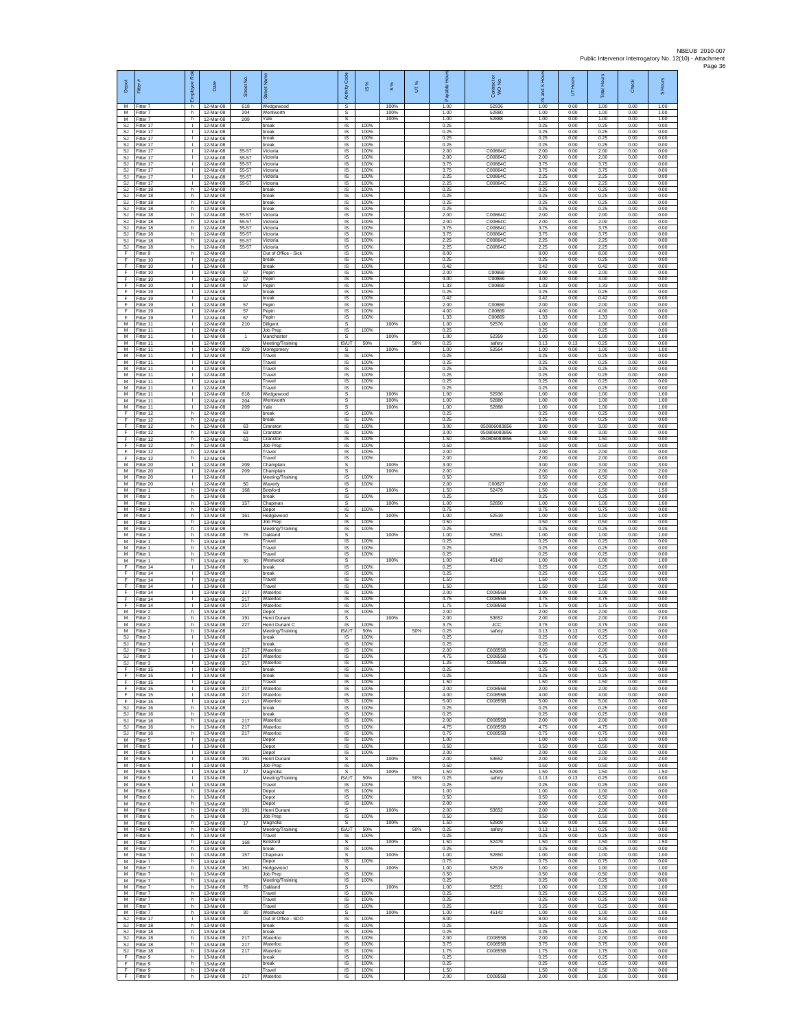NBEUB 2010-007
Public Intervenor Interrogatory No. 12(10) - Attachment

| Depot | Fitter # | Employee Role | Date | Street No. | Street Name | Activity Code | IS % | S % | UT % | Payable Hours | Contractor WO No. | IS and S Hours | UT Hours | Total Hours | Check | S Hours |
|---|---|---|---|---|---|---|---|---|---|---|---|---|---|---|---|---|
| M | Fitter 7 | h | 12-Mar-08 | 618 | Wedgewood | S | | 100% | | 1.00 | 52936 | 1.00 | 0.00 | 1.00 | 0.00 | 1.00 |
| M | Fitter 7 | h | 12-Mar-08 | 204 | Wentworth | S | | 100% | | 1.00 | 52880 | 1.00 | 0.00 | 1.00 | 0.00 | 1.00 |
| M | Fitter 7 | h | 12-Mar-08 | 209 | Yale | S | | 100% | | 1.00 | 52888 | 1.00 | 0.00 | 1.00 | 0.00 | 1.00 |
| SJ | Fitter 17 | l | 12-Mar-08 | | break | IS | 100% | | | 0.25 | | 0.25 | 0.00 | 0.25 | 0.00 | 0.00 |
| SJ | Fitter 17 | l | 12-Mar-08 | | break | IS | 100% | | | 0.25 | | 0.25 | 0.00 | 0.25 | 0.00 | 0.00 |
| SJ | Fitter 17 | l | 12-Mar-08 | | break | IS | 100% | | | 0.25 | | 0.25 | 0.00 | 0.25 | 0.00 | 0.00 |
| SJ | Fitter 17 | l | 12-Mar-08 | | break | IS | 100% | | | 0.25 | | 0.25 | 0.00 | 0.25 | 0.00 | 0.00 |
| SJ | Fitter 17 | l | 12-Mar-08 | 55-57 | Victoria | IS | 100% | | | 2.00 | C00864C | 2.00 | 0.00 | 2.00 | 0.00 | 0.00 |
| SJ | Fitter 17 | l | 12-Mar-08 | 55-57 | Victoria | IS | 100% | | | 2.00 | C00864C | 2.00 | 0.00 | 2.00 | 0.00 | 0.00 |
| SJ | Fitter 17 | l | 12-Mar-08 | 55-57 | Victoria | IS | 100% | | | 3.75 | C00864C | 3.75 | 0.00 | 3.75 | 0.00 | 0.00 |
| SJ | Fitter 17 | l | 12-Mar-08 | 55-57 | Victoria | IS | 100% | | | 3.75 | C00864C | 3.75 | 0.00 | 3.75 | 0.00 | 0.00 |
| SJ | Fitter 17 | l | 12-Mar-08 | 55-57 | Victoria | IS | 100% | | | 2.25 | C00864C | 2.25 | 0.00 | 2.25 | 0.00 | 0.00 |
| SJ | Fitter 17 | l | 12-Mar-08 | 55-57 | Victoria | IS | 100% | | | 2.25 | C00864C | 2.25 | 0.00 | 2.25 | 0.00 | 0.00 |
| SJ | Fitter 18 | h | 12-Mar-08 | | break | IS | 100% | | | 0.25 | | 0.25 | 0.00 | 0.25 | 0.00 | 0.00 |
| SJ | Fitter 18 | h | 12-Mar-08 | | break | IS | 100% | | | 0.25 | | 0.25 | 0.00 | 0.25 | 0.00 | 0.00 |
| SJ | Fitter 18 | h | 12-Mar-08 | | break | IS | 100% | | | 0.25 | | 0.25 | 0.00 | 0.25 | 0.00 | 0.00 |
| SJ | Fitter 18 | h | 12-Mar-08 | | break | IS | 100% | | | 0.25 | | 0.25 | 0.00 | 0.25 | 0.00 | 0.00 |
| SJ | Fitter 18 | h | 12-Mar-08 | 55-57 | Victoria | IS | 100% | | | 2.00 | C00864C | 2.00 | 0.00 | 2.00 | 0.00 | 0.00 |
| SJ | Fitter 18 | h | 12-Mar-08 | 55-57 | Victoria | IS | 100% | | | 2.00 | C00864C | 2.00 | 0.00 | 2.00 | 0.00 | 0.00 |
| SJ | Fitter 18 | h | 12-Mar-08 | 55-57 | Victoria | IS | 100% | | | 3.75 | C00864C | 3.75 | 0.00 | 3.75 | 0.00 | 0.00 |
| SJ | Fitter 18 | h | 12-Mar-08 | 55-57 | Victoria | IS | 100% | | | 3.75 | C00864C | 3.75 | 0.00 | 3.75 | 0.00 | 0.00 |
| SJ | Fitter 18 | h | 12-Mar-08 | 55-57 | Victoria | IS | 100% | | | 2.25 | C00864C | 2.25 | 0.00 | 2.25 | 0.00 | 0.00 |
| SJ | Fitter 18 | h | 12-Mar-08 | 55-57 | Victoria | IS | 100% | | | 2.25 | C00864C | 2.25 | 0.00 | 2.25 | 0.00 | 0.00 |
| F | Fitter 9 | h | 12-Mar-08 | | Out of Office - Sick | IS | 100% | | | 8.00 | | 8.00 | 0.00 | 8.00 | 0.00 | 0.00 |
| F | Fitter 10 | l | 12-Mar-08 | | break | IS | 100% | | | 0.25 | | 0.25 | 0.00 | 0.25 | 0.00 | 0.00 |
| F | Fitter 10 | l | 12-Mar-08 | | break | IS | 100% | | | 0.42 | | 0.42 | 0.00 | 0.42 | 0.00 | 0.00 |
| F | Fitter 10 | l | 12-Mar-08 | 57 | Pepin | IS | 100% | | | 2.00 | C00869 | 2.00 | 0.00 | 2.00 | 0.00 | 0.00 |
| F | Fitter 10 | l | 12-Mar-08 | 57 | Pepin | IS | 100% | | | 4.00 | C00869 | 4.00 | 0.00 | 4.00 | 0.00 | 0.00 |
| F | Fitter 10 | l | 12-Mar-08 | 57 | Pepin | IS | 100% | | | 1.33 | C00869 | 1.33 | 0.00 | 1.33 | 0.00 | 0.00 |
| F | Fitter 19 | l | 12-Mar-08 | | break | IS | 100% | | | 0.25 | | 0.25 | 0.00 | 0.25 | 0.00 | 0.00 |
| F | Fitter 19 | l | 12-Mar-08 | | break | IS | 100% | | | 0.42 | | 0.42 | 0.00 | 0.42 | 0.00 | 0.00 |
| F | Fitter 19 | l | 12-Mar-08 | 57 | Pepin | IS | 100% | | | 2.00 | C00869 | 2.00 | 0.00 | 2.00 | 0.00 | 0.00 |
| F | Fitter 19 | l | 12-Mar-08 | 57 | Pepin | IS | 100% | | | 4.00 | C00869 | 4.00 | 0.00 | 4.00 | 0.00 | 0.00 |
| F | Fitter 19 | l | 12-Mar-08 | 57 | Pepin | IS | 100% | | | 1.33 | C00869 | 1.33 | 0.00 | 1.33 | 0.00 | 0.00 |
| M | Fitter 11 | l | 12-Mar-08 | 210 | Diligent | S | | 100% | | 1.00 | 52576 | 1.00 | 0.00 | 1.00 | 0.00 | 1.00 |
| M | Fitter 11 | l | 12-Mar-08 | | Job Prep | IS | 100% | | | 0.25 | | 0.25 | 0.00 | 0.25 | 0.00 | 0.00 |
| M | Fitter 11 | l | 12-Mar-08 | 1 | Manchester | S | | 100% | | 1.00 | 52359 | 1.00 | 0.00 | 1.00 | 0.00 | 1.00 |
| M | Fitter 11 | l | 12-Mar-08 | | Meeting/Training | IS/UT | 50% | | 50% | 0.25 | safety | 0.13 | 0.13 | 0.25 | 0.00 | 0.00 |
| M | Fitter 11 | l | 12-Mar-08 | 829 | Montgomery | S | | 100% | | 1.00 | 52564 | 1.00 | 0.00 | 1.00 | 0.00 | 1.00 |
| M | Fitter 11 | l | 12-Mar-08 | | Travel | IS | 100% | | | 0.25 | | 0.25 | 0.00 | 0.25 | 0.00 | 0.00 |
| M | Fitter 11 | l | 12-Mar-08 | | Travel | IS | 100% | | | 0.25 | | 0.25 | 0.00 | 0.25 | 0.00 | 0.00 |
| M | Fitter 11 | l | 12-Mar-08 | | Travel | IS | 100% | | | 0.25 | | 0.25 | 0.00 | 0.25 | 0.00 | 0.00 |
| M | Fitter 11 | l | 12-Mar-08 | | Travel | IS | 100% | | | 0.25 | | 0.25 | 0.00 | 0.25 | 0.00 | 0.00 |
| M | Fitter 11 | l | 12-Mar-08 | | Travel | IS | 100% | | | 0.25 | | 0.25 | 0.00 | 0.25 | 0.00 | 0.00 |
| M | Fitter 11 | l | 12-Mar-08 | | Travel | IS | 100% | | | 0.25 | | 0.25 | 0.00 | 0.25 | 0.00 | 0.00 |
| M | Fitter 11 | l | 12-Mar-08 | 618 | Wedgewood | S | | 100% | | 1.00 | 52936 | 1.00 | 0.00 | 1.00 | 0.00 | 1.00 |
| M | Fitter 11 | l | 12-Mar-08 | 204 | Wentworth | S | | 100% | | 1.00 | 52880 | 1.00 | 0.00 | 1.00 | 0.00 | 1.00 |
| M | Fitter 11 | l | 12-Mar-08 | 209 | Yale | S | | 100% | | 1.00 | 52888 | 1.00 | 0.00 | 1.00 | 0.00 | 1.00 |
| F | Fitter 12 | h | 12-Mar-08 | | break | IS | 100% | | | 0.25 | | 0.25 | 0.00 | 0.25 | 0.00 | 0.00 |
| F | Fitter 12 | h | 12-Mar-08 | | break | IS | 100% | | | 0.25 | | 0.25 | 0.00 | 0.25 | 0.00 | 0.00 |
| F | Fitter 12 | h | 12-Mar-08 | 63 | Cranston | IS | 100% | | | 3.00 | 050806083856 | 3.00 | 0.00 | 3.00 | 0.00 | 0.00 |
| F | Fitter 12 | h | 12-Mar-08 | 63 | Cranston | IS | 100% | | | 3.00 | 050806083856 | 3.00 | 0.00 | 3.00 | 0.00 | 0.00 |
| F | Fitter 12 | h | 12-Mar-08 | 63 | Cranston | IS | 100% | | | 1.50 | 050806083856 | 1.50 | 0.00 | 1.50 | 0.00 | 0.00 |
| F | Fitter 12 | h | 12-Mar-08 | | Job Prep | IS | 100% | | | 0.50 | | 0.50 | 0.00 | 0.50 | 0.00 | 0.00 |
| F | Fitter 12 | h | 12-Mar-08 | | Travel | IS | 100% | | | 2.00 | | 2.00 | 0.00 | 2.00 | 0.00 | 0.00 |
| F | Fitter 12 | h | 12-Mar-08 | | Travel | IS | 100% | | | 2.00 | | 2.00 | 0.00 | 2.00 | 0.00 | 0.00 |
| M | Fitter 20 | l | 12-Mar-08 | 209 | Champlain | S | | 100% | | 3.00 | | 3.00 | 0.00 | 3.00 | 0.00 | 3.00 |
| M | Fitter 20 | l | 12-Mar-08 | 209 | Champlain | S | | 100% | | 2.00 | | 2.00 | 0.00 | 2.00 | 0.00 | 2.00 |
| M | Fitter 20 | l | 12-Mar-08 | | Meeting/Training | IS | 100% | | | 0.50 | | 0.50 | 0.00 | 0.50 | 0.00 | 0.00 |
| M | Fitter 20 | l | 12-Mar-08 | 50 | Waverly | IS | 100% | | | 2.00 | C00827 | 2.00 | 0.00 | 2.00 | 0.00 | 0.00 |
| M | Fitter 1 | h | 13-Mar-08 | 168 | Botsford | S | | 100% | | 1.50 | 52479 | 1.50 | 0.00 | 1.50 | 0.00 | 1.50 |
| M | Fitter 1 | h | 13-Mar-08 | | break | IS | 100% | | | 0.25 | | 0.25 | 0.00 | 0.25 | 0.00 | 0.00 |
| M | Fitter 1 | h | 13-Mar-08 | 157 | Chapman | S | | 100% | | 1.00 | 52850 | 1.00 | 0.00 | 1.00 | 0.00 | 1.00 |
| M | Fitter 1 | h | 13-Mar-08 | | Depot | IS | 100% | | | 0.75 | | 0.75 | 0.00 | 0.75 | 0.00 | 0.00 |
| M | Fitter 1 | h | 13-Mar-08 | 161 | Hedgewood | S | | 100% | | 1.00 | 52519 | 1.00 | 0.00 | 1.00 | 0.00 | 1.00 |
| M | Fitter 1 | h | 13-Mar-08 | | Job Prep | IS | 100% | | | 0.50 | | 0.50 | 0.00 | 0.50 | 0.00 | 0.00 |
| M | Fitter 1 | h | 13-Mar-08 | | Meeting/Training | IS | 100% | | | 0.25 | | 0.25 | 0.00 | 0.25 | 0.00 | 0.00 |
| M | Fitter 1 | h | 13-Mar-08 | 76 | Oakland | S | | 100% | | 1.00 | 52551 | 1.00 | 0.00 | 1.00 | 0.00 | 1.00 |
| M | Fitter 1 | h | 13-Mar-08 | | Travel | IS | 100% | | | 0.25 | | 0.25 | 0.00 | 0.25 | 0.00 | 0.00 |
| M | Fitter 1 | h | 13-Mar-08 | | Travel | IS | 100% | | | 0.25 | | 0.25 | 0.00 | 0.25 | 0.00 | 0.00 |
| M | Fitter 1 | h | 13-Mar-08 | | Travel | IS | 100% | | | 0.25 | | 0.25 | 0.00 | 0.25 | 0.00 | 0.00 |
| M | Fitter 1 | h | 13-Mar-08 | 30 | Westwood | S | | 100% | | 1.00 | 45142 | 1.00 | 0.00 | 1.00 | 0.00 | 1.00 |
| F | Fitter 14 | l | 13-Mar-08 | | break | IS | 100% | | | 0.25 | | 0.25 | 0.00 | 0.25 | 0.00 | 0.00 |
| F | Fitter 14 | l | 13-Mar-08 | | break | IS | 100% | | | 0.25 | | 0.25 | 0.00 | 0.25 | 0.00 | 0.00 |
| F | Fitter 14 | l | 13-Mar-08 | | Travel | IS | 100% | | | 1.50 | | 1.50 | 0.00 | 1.50 | 0.00 | 0.00 |
| F | Fitter 14 | l | 13-Mar-08 | | Travel | IS | 100% | | | 1.50 | | 1.50 | 0.00 | 1.50 | 0.00 | 0.00 |
| F | Fitter 14 | l | 13-Mar-08 | 217 | Waterloo | IS | 100% | | | 2.00 | C00855B | 2.00 | 0.00 | 2.00 | 0.00 | 0.00 |
| F | Fitter 14 | l | 13-Mar-08 | 217 | Waterloo | IS | 100% | | | 4.75 | C00855B | 4.75 | 0.00 | 4.75 | 0.00 | 0.00 |
| F | Fitter 14 | l | 13-Mar-08 | 217 | Waterloo | IS | 100% | | | 1.75 | C00855B | 1.75 | 0.00 | 1.75 | 0.00 | 0.00 |
| M | Fitter 2 | h | 13-Mar-08 | | Depot | IS | 100% | | | 2.00 | | 2.00 | 0.00 | 2.00 | 0.00 | 0.00 |
| M | Fitter 2 | h | 13-Mar-08 | 191 | Henri Dunant | S | | 100% | | 2.00 | 53652 | 2.00 | 0.00 | 2.00 | 0.00 | 2.00 |
| M | Fitter 2 | h | 13-Mar-08 | 227 | Henri Dunant C | IS | 100% | | | 3.75 | JCC | 3.75 | 0.00 | 3.75 | 0.00 | 0.00 |
| M | Fitter 2 | h | 13-Mar-08 | | Meeting/Training | IS/UT | 50% | | 50% | 0.25 | safety | 0.13 | 0.13 | 0.25 | 0.00 | 0.00 |
| SJ | Fitter 3 | l | 13-Mar-08 | | break | IS | 100% | | | 0.25 | | 0.25 | 0.00 | 0.25 | 0.00 | 0.00 |
| SJ | Fitter 3 | l | 13-Mar-08 | | break | IS | 100% | | | 0.25 | | 0.25 | 0.00 | 0.25 | 0.00 | 0.00 |
| SJ | Fitter 3 | l | 13-Mar-08 | 217 | Waterloo | IS | 100% | | | 2.00 | C00855B | 2.00 | 0.00 | 2.00 | 0.00 | 0.00 |
| SJ | Fitter 3 | l | 13-Mar-08 | 217 | Waterloo | IS | 100% | | | 4.75 | C00855B | 4.75 | 0.00 | 4.75 | 0.00 | 0.00 |
| SJ | Fitter 3 | l | 13-Mar-08 | 217 | Waterloo | IS | 100% | | | 1.25 | C00855B | 1.25 | 0.00 | 1.25 | 0.00 | 0.00 |
| F | Fitter 15 | l | 13-Mar-08 | | break | IS | 100% | | | 0.25 | | 0.25 | 0.00 | 0.25 | 0.00 | 0.00 |
| F | Fitter 15 | l | 13-Mar-08 | | break | IS | 100% | | | 0.25 | | 0.25 | 0.00 | 0.25 | 0.00 | 0.00 |
| F | Fitter 15 | l | 13-Mar-08 | | Travel | IS | 100% | | | 1.50 | | 1.50 | 0.00 | 1.50 | 0.00 | 0.00 |
| F | Fitter 15 | l | 13-Mar-08 | 217 | Waterloo | IS | 100% | | | 2.00 | C00855B | 2.00 | 0.00 | 2.00 | 0.00 | 0.00 |
| F | Fitter 15 | l | 13-Mar-08 | 217 | Waterloo | IS | 100% | | | 4.00 | C00855B | 4.00 | 0.00 | 4.00 | 0.00 | 0.00 |
| F | Fitter 15 | l | 13-Mar-08 | 217 | Waterloo | IS | 100% | | | 5.00 | C00855B | 5.00 | 0.00 | 5.00 | 0.00 | 0.00 |
| SJ | Fitter 16 | h | 13-Mar-08 | | break | IS | 100% | | | 0.25 | | 0.25 | 0.00 | 0.25 | 0.00 | 0.00 |
| SJ | Fitter 16 | h | 13-Mar-08 | | break | IS | 100% | | | 0.25 | | 0.25 | 0.00 | 0.25 | 0.00 | 0.00 |
| SJ | Fitter 16 | h | 13-Mar-08 | 217 | Waterloo | IS | 100% | | | 2.00 | C00855B | 2.00 | 0.00 | 2.00 | 0.00 | 0.00 |
| SJ | Fitter 16 | h | 13-Mar-08 | 217 | Waterloo | IS | 100% | | | 4.75 | C00855B | 4.75 | 0.00 | 4.75 | 0.00 | 0.00 |
| SJ | Fitter 16 | h | 13-Mar-08 | 217 | Waterloo | IS | 100% | | | 0.75 | C00855B | 0.75 | 0.00 | 0.75 | 0.00 | 0.00 |
| M | Fitter 5 | l | 13-Mar-08 | | Depot | IS | 100% | | | 1.00 | | 1.00 | 0.00 | 1.00 | 0.00 | 0.00 |
| M | Fitter 5 | l | 13-Mar-08 | | Depot | IS | 100% | | | 0.50 | | 0.50 | 0.00 | 0.50 | 0.00 | 0.00 |
| M | Fitter 5 | l | 13-Mar-08 | | Depot | IS | 100% | | | 2.00 | | 2.00 | 0.00 | 2.00 | 0.00 | 0.00 |
| M | Fitter 5 | l | 13-Mar-08 | 191 | Henri Dunant | S | | 100% | | 2.00 | 53652 | 2.00 | 0.00 | 2.00 | 0.00 | 2.00 |
| M | Fitter 5 | l | 13-Mar-08 | | Job Prep | IS | 100% | | | 0.50 | | 0.50 | 0.00 | 0.50 | 0.00 | 0.00 |
| M | Fitter 5 | l | 13-Mar-08 | 17 | Magnolia | S | | 100% | | 1.50 | 52909 | 1.50 | 0.00 | 1.50 | 0.00 | 1.50 |
| M | Fitter 5 | l | 13-Mar-08 | | Meeting/Training | IS/UT | 50% | | 50% | 0.25 | safety | 0.13 | 0.13 | 0.25 | 0.00 | 0.00 |
| M | Fitter 5 | l | 13-Mar-08 | | Travel | IS | 100% | | | 0.25 | | 0.25 | 0.00 | 0.25 | 0.00 | 0.00 |
| M | Fitter 6 | h | 13-Mar-08 | | Depot | IS | 100% | | | 1.00 | | 1.00 | 0.00 | 1.00 | 0.00 | 0.00 |
| M | Fitter 6 | h | 13-Mar-08 | | Depot | IS | 100% | | | 0.50 | | 0.50 | 0.00 | 0.50 | 0.00 | 0.00 |
| M | Fitter 6 | h | 13-Mar-08 | | Depot | IS | 100% | | | 2.00 | | 2.00 | 0.00 | 2.00 | 0.00 | 0.00 |
| M | Fitter 6 | h | 13-Mar-08 | 191 | Henri Dunant | S | | 100% | | 2.00 | 53652 | 2.00 | 0.00 | 2.00 | 0.00 | 2.00 |
| M | Fitter 6 | h | 13-Mar-08 | | Job Prep | IS | 100% | | | 0.50 | | 0.50 | 0.00 | 0.50 | 0.00 | 0.00 |
| M | Fitter 6 | h | 13-Mar-08 | 17 | Magnolia | S | | 100% | | 1.50 | 52909 | 1.50 | 0.00 | 1.50 | 0.00 | 1.50 |
| M | Fitter 6 | h | 13-Mar-08 | | Meeting/Training | IS/UT | 50% | | 50% | 0.25 | safety | 0.13 | 0.13 | 0.25 | 0.00 | 0.00 |
| M | Fitter 6 | h | 13-Mar-08 | | Travel | IS | 100% | | | 0.25 | | 0.25 | 0.00 | 0.25 | 0.00 | 0.00 |
| M | Fitter 7 | h | 13-Mar-08 | 168 | Botsford | S | | 100% | | 1.50 | 52479 | 1.50 | 0.00 | 1.50 | 0.00 | 1.50 |
| M | Fitter 7 | h | 13-Mar-08 | | break | IS | 100% | | | 0.25 | | 0.25 | 0.00 | 0.25 | 0.00 | 0.00 |
| M | Fitter 7 | h | 13-Mar-08 | 157 | Chapman | S | | 100% | | 1.00 | 52850 | 1.00 | 0.00 | 1.00 | 0.00 | 1.00 |
| M | Fitter 7 | h | 13-Mar-08 | | Depot | IS | 100% | | | 0.75 | | 0.75 | 0.00 | 0.75 | 0.00 | 0.00 |
| M | Fitter 7 | h | 13-Mar-08 | 161 | Hedgewood | S | | 100% | | 1.00 | 52519 | 1.00 | 0.00 | 1.00 | 0.00 | 1.00 |
| M | Fitter 7 | h | 13-Mar-08 | | Job Prep | IS | 100% | | | 0.50 | | 0.50 | 0.00 | 0.50 | 0.00 | 0.00 |
| M | Fitter 7 | h | 13-Mar-08 | | Meeting/Training | IS | 100% | | | 0.25 | | 0.25 | 0.00 | 0.25 | 0.00 | 0.00 |
| M | Fitter 7 | h | 13-Mar-08 | 76 | Oakland | S | | 100% | | 1.00 | 52551 | 1.00 | 0.00 | 1.00 | 0.00 | 1.00 |
| M | Fitter 7 | h | 13-Mar-08 | | Travel | IS | 100% | | | 0.25 | | 0.25 | 0.00 | 0.25 | 0.00 | 0.00 |
| M | Fitter 7 | h | 13-Mar-08 | | Travel | IS | 100% | | | 0.25 | | 0.25 | 0.00 | 0.25 | 0.00 | 0.00 |
| M | Fitter 7 | h | 13-Mar-08 | | Travel | IS | 100% | | | 0.25 | | 0.25 | 0.00 | 0.25 | 0.00 | 0.00 |
| M | Fitter 7 | h | 13-Mar-08 | 30 | Westwood | S | | 100% | | 1.00 | 45142 | 1.00 | 0.00 | 1.00 | 0.00 | 1.00 |
| SJ | Fitter 17 | l | 13-Mar-08 | | Out of Office - SDO | IS | 100% | | | 8.00 | | 8.00 | 0.00 | 8.00 | 0.00 | 0.00 |
| SJ | Fitter 18 | h | 13-Mar-08 | | break | IS | 100% | | | 0.25 | | 0.25 | 0.00 | 0.25 | 0.00 | 0.00 |
| SJ | Fitter 18 | h | 13-Mar-08 | | break | IS | 100% | | | 0.25 | | 0.25 | 0.00 | 0.25 | 0.00 | 0.00 |
| SJ | Fitter 18 | h | 13-Mar-08 | 217 | Waterloo | IS | 100% | | | 2.00 | C00855B | 2.00 | 0.00 | 2.00 | 0.00 | 0.00 |
| SJ | Fitter 18 | h | 13-Mar-08 | 217 | Waterloo | IS | 100% | | | 3.75 | C00855B | 3.75 | 0.00 | 3.75 | 0.00 | 0.00 |
| SJ | Fitter 18 | h | 13-Mar-08 | 217 | Waterloo | IS | 100% | | | 1.75 | C00855B | 1.75 | 0.00 | 1.75 | 0.00 | 0.00 |
| F | Fitter 9 | h | 13-Mar-08 | | break | IS | 100% | | | 0.25 | | 0.25 | 0.00 | 0.25 | 0.00 | 0.00 |
| F | Fitter 9 | h | 13-Mar-08 | | break | IS | 100% | | | 0.25 | | 0.25 | 0.00 | 0.25 | 0.00 | 0.00 |
| F | Fitter 9 | h | 13-Mar-08 | | Travel | IS | 100% | | | 1.50 | | 1.50 | 0.00 | 1.50 | 0.00 | 0.00 |
| F | Fitter 9 | h | 13-Mar-08 | 217 | Waterloo | IS | 100% | | | 2.00 | C00855B | 2.00 | 0.00 | 2.00 | 0.00 | 0.00 |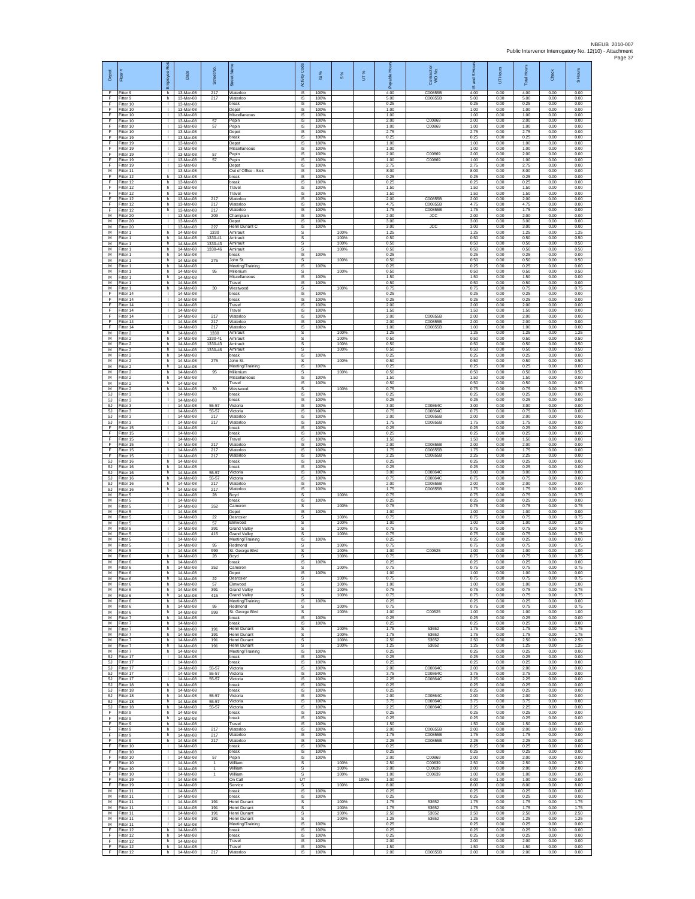| Depot | Fitter # | Employee Role | Date | Street No. | Street Name | Activity Code | IS % | S % | UT % | Payable Hours | Contractor WO No. | IS and S Hours | UT Hours | Total Hours | Check | S Hours |
|---|---|---|---|---|---|---|---|---|---|---|---|---|---|---|---|---|
| F | Fitter 9 | h | 13-Mar-08 | 217 | Waterloo | IS | 100% | | | 4.00 | C00855B | 4.00 | 0.00 | 4.00 | 0.00 | 0.00 |
| F | Fitter 9 | h | 13-Mar-08 | 217 | Waterloo | IS | 100% | | | 5.00 | C00855B | 5.00 | 0.00 | 5.00 | 0.00 | 0.00 |
| F | Fitter 10 | l | 13-Mar-08 | | break | IS | 100% | | | 0.25 | | 0.25 | 0.00 | 0.25 | 0.00 | 0.00 |
| F | Fitter 10 | l | 13-Mar-08 | | Depot | IS | 100% | | | 1.00 | | 1.00 | 0.00 | 1.00 | 0.00 | 0.00 |
| F | Fitter 10 | l | 13-Mar-08 | | Miscellaneous | IS | 100% | | | 1.00 | | 1.00 | 0.00 | 1.00 | 0.00 | 0.00 |
| F | Fitter 10 | l | 13-Mar-08 | 57 | Pepin | IS | 100% | | | 2.00 | C00869 | 2.00 | 0.00 | 2.00 | 0.00 | 0.00 |
| F | Fitter 10 | l | 13-Mar-08 | 57 | Pepin | IS | 100% | | | 1.00 | C00869 | 1.00 | 0.00 | 1.00 | 0.00 | 0.00 |
| F | Fitter 10 | l | 13-Mar-08 | | Depot | IS | 100% | | | 2.75 | | 2.75 | 0.00 | 2.75 | 0.00 | 0.00 |
| F | Fitter 19 | l | 13-Mar-08 | | break | IS | 100% | | | 0.25 | | 0.25 | 0.00 | 0.25 | 0.00 | 0.00 |
| F | Fitter 19 | l | 13-Mar-08 | | Depot | IS | 100% | | | 1.00 | | 1.00 | 0.00 | 1.00 | 0.00 | 0.00 |
| F | Fitter 19 | l | 13-Mar-08 | | Miscellaneous | IS | 100% | | | 1.00 | | 1.00 | 0.00 | 1.00 | 0.00 | 0.00 |
| F | Fitter 19 | l | 13-Mar-08 | 57 | Pepin | IS | 100% | | | 2.00 | C00869 | 2.00 | 0.00 | 2.00 | 0.00 | 0.00 |
| F | Fitter 19 | l | 13-Mar-08 | 57 | Pepin | IS | 100% | | | 1.00 | C00869 | 1.00 | 0.00 | 1.00 | 0.00 | 0.00 |
| F | Fitter 19 | l | 13-Mar-08 | | Depot | IS | 100% | | | 2.75 | | 2.75 | 0.00 | 2.75 | 0.00 | 0.00 |
| M | Fitter 11 | l | 13-Mar-08 | | Out of Office - Sick | IS | 100% | | | 8.00 | | 8.00 | 0.00 | 8.00 | 0.00 | 0.00 |
| F | Fitter 12 | h | 13-Mar-08 | | break | IS | 100% | | | 0.25 | | 0.25 | 0.00 | 0.25 | 0.00 | 0.00 |
| F | Fitter 12 | h | 13-Mar-08 | | break | IS | 100% | | | 0.25 | | 0.25 | 0.00 | 0.25 | 0.00 | 0.00 |
| F | Fitter 12 | h | 13-Mar-08 | | Travel | IS | 100% | | | 1.50 | | 1.50 | 0.00 | 1.50 | 0.00 | 0.00 |
| F | Fitter 12 | h | 13-Mar-08 | | Travel | IS | 100% | | | 1.50 | | 1.50 | 0.00 | 1.50 | 0.00 | 0.00 |
| F | Fitter 12 | h | 13-Mar-08 | 217 | Waterloo | IS | 100% | | | 2.00 | C00855B | 2.00 | 0.00 | 2.00 | 0.00 | 0.00 |
| F | Fitter 12 | h | 13-Mar-08 | 217 | Waterloo | IS | 100% | | | 4.75 | C00855B | 4.75 | 0.00 | 4.75 | 0.00 | 0.00 |
| F | Fitter 12 | h | 13-Mar-08 | 217 | Waterloo | IS | 100% | | | 1.75 | C00855B | 1.75 | 0.00 | 1.75 | 0.00 | 0.00 |
| M | Fitter 20 | l | 13-Mar-08 | 209 | Champlain | IS | 100% | | | 2.00 | JCC | 2.00 | 0.00 | 2.00 | 0.00 | 0.00 |
| M | Fitter 20 | l | 13-Mar-08 | | Depot | IS | 100% | | | 3.00 | | 3.00 | 0.00 | 3.00 | 0.00 | 0.00 |
| M | Fitter 20 | l | 13-Mar-08 | 227 | Henri Dunant C | IS | 100% | | | 3.00 | JCC | 3.00 | 0.00 | 3.00 | 0.00 | 0.00 |
| M | Fitter 1 | h | 14-Mar-08 | 1330 | Amirault | S | | 100% | | 1.25 | | 1.25 | 0.00 | 1.25 | 0.00 | 1.25 |
| M | Fitter 1 | h | 14-Mar-08 | 1330-41 | Amirault | S | | 100% | | 0.50 | | 0.50 | 0.00 | 0.50 | 0.00 | 0.50 |
| M | Fitter 1 | h | 14-Mar-08 | 1330-43 | Amirault | S | | 100% | | 0.50 | | 0.50 | 0.00 | 0.50 | 0.00 | 0.50 |
| M | Fitter 1 | h | 14-Mar-08 | 1330-46 | Amirault | S | | 100% | | 0.50 | | 0.50 | 0.00 | 0.50 | 0.00 | 0.50 |
| M | Fitter 1 | h | 14-Mar-08 | | break | IS | 100% | | | 0.25 | | 0.25 | 0.00 | 0.25 | 0.00 | 0.00 |
| M | Fitter 1 | h | 14-Mar-08 | 275 | John St. | S | | 100% | | 0.50 | | 0.50 | 0.00 | 0.50 | 0.00 | 0.50 |
| M | Fitter 1 | h | 14-Mar-08 | | Meeting/Training | IS | 100% | | | 0.25 | | 0.25 | 0.00 | 0.25 | 0.00 | 0.00 |
| M | Fitter 1 | h | 14-Mar-08 | 95 | Millenium | S | | 100% | | 0.50 | | 0.50 | 0.00 | 0.50 | 0.00 | 0.50 |
| M | Fitter 1 | h | 14-Mar-08 | | Miscellaneous | IS | 100% | | | 1.50 | | 1.50 | 0.00 | 1.50 | 0.00 | 0.00 |
| M | Fitter 1 | h | 14-Mar-08 | | Travel | IS | 100% | | | 0.50 | | 0.50 | 0.00 | 0.50 | 0.00 | 0.00 |
| M | Fitter 1 | h | 14-Mar-08 | 30 | Westwood | S | | 100% | | 0.75 | | 0.75 | 0.00 | 0.75 | 0.00 | 0.75 |
| F | Fitter 14 | l | 14-Mar-08 | | break | IS | 100% | | | 0.25 | | 0.25 | 0.00 | 0.25 | 0.00 | 0.00 |
| F | Fitter 14 | l | 14-Mar-08 | | break | IS | 100% | | | 0.25 | | 0.25 | 0.00 | 0.25 | 0.00 | 0.00 |
| F | Fitter 14 | l | 14-Mar-08 | | Travel | IS | 100% | | | 2.00 | | 2.00 | 0.00 | 2.00 | 0.00 | 0.00 |
| F | Fitter 14 | l | 14-Mar-08 | | Travel | IS | 100% | | | 1.50 | | 1.50 | 0.00 | 1.50 | 0.00 | 0.00 |
| F | Fitter 14 | l | 14-Mar-08 | 217 | Waterloo | IS | 100% | | | 2.00 | C00855B | 2.00 | 0.00 | 2.00 | 0.00 | 0.00 |
| F | Fitter 14 | l | 14-Mar-08 | 217 | Waterloo | IS | 100% | | | 2.00 | C00855B | 2.00 | 0.00 | 2.00 | 0.00 | 0.00 |
| F | Fitter 14 | l | 14-Mar-08 | 217 | Waterloo | IS | 100% | | | 1.00 | C00855B | 1.00 | 0.00 | 1.00 | 0.00 | 0.00 |
| M | Fitter 2 | h | 14-Mar-08 | 1330 | Amirault | S | | 100% | | 1.25 | | 1.25 | 0.00 | 1.25 | 0.00 | 1.25 |
| M | Fitter 2 | h | 14-Mar-08 | 1330-41 | Amirault | S | | 100% | | 0.50 | | 0.50 | 0.00 | 0.50 | 0.00 | 0.50 |
| M | Fitter 2 | h | 14-Mar-08 | 1330-43 | Amirault | S | | 100% | | 0.50 | | 0.50 | 0.00 | 0.50 | 0.00 | 0.50 |
| M | Fitter 2 | h | 14-Mar-08 | 1330-46 | Amirault | S | | 100% | | 0.50 | | 0.50 | 0.00 | 0.50 | 0.00 | 0.50 |
| M | Fitter 2 | h | 14-Mar-08 | | break | IS | 100% | | | 0.25 | | 0.25 | 0.00 | 0.25 | 0.00 | 0.00 |
| M | Fitter 2 | h | 14-Mar-08 | 275 | John St. | S | | 100% | | 0.50 | | 0.50 | 0.00 | 0.50 | 0.00 | 0.50 |
| M | Fitter 2 | h | 14-Mar-08 | | Meeting/Training | IS | 100% | | | 0.25 | | 0.25 | 0.00 | 0.25 | 0.00 | 0.00 |
| M | Fitter 2 | h | 14-Mar-08 | 95 | Millenium | S | | 100% | | 0.50 | | 0.50 | 0.00 | 0.50 | 0.00 | 0.50 |
| M | Fitter 2 | h | 14-Mar-08 | | Miscellaneous | IS | 100% | | | 1.50 | | 1.50 | 0.00 | 1.50 | 0.00 | 0.00 |
| M | Fitter 2 | h | 14-Mar-08 | | Travel | IS | 100% | | | 0.50 | | 0.50 | 0.00 | 0.50 | 0.00 | 0.00 |
| M | Fitter 2 | h | 14-Mar-08 | 30 | Westwood | S | | 100% | | 0.75 | | 0.75 | 0.00 | 0.75 | 0.00 | 0.75 |
| SJ | Fitter 3 | l | 14-Mar-08 | | break | IS | 100% | | | 0.25 | | 0.25 | 0.00 | 0.25 | 0.00 | 0.00 |
| SJ | Fitter 3 | l | 14-Mar-08 | | break | IS | 100% | | | 0.25 | | 0.25 | 0.00 | 0.25 | 0.00 | 0.00 |
| SJ | Fitter 3 | l | 14-Mar-08 | 55-57 | Victoria | IS | 100% | | | 3.00 | C00864C | 3.00 | 0.00 | 3.00 | 0.00 | 0.00 |
| SJ | Fitter 3 | l | 14-Mar-08 | 55-57 | Victoria | IS | 100% | | | 0.75 | C00864C | 0.75 | 0.00 | 0.75 | 0.00 | 0.00 |
| SJ | Fitter 3 | l | 14-Mar-08 | 217 | Waterloo | IS | 100% | | | 2.00 | C00855B | 2.00 | 0.00 | 2.00 | 0.00 | 0.00 |
| SJ | Fitter 3 | l | 14-Mar-08 | 217 | Waterloo | IS | 100% | | | 1.75 | C00855B | 1.75 | 0.00 | 1.75 | 0.00 | 0.00 |
| F | Fitter 15 | l | 14-Mar-08 | | break | IS | 100% | | | 0.25 | | 0.25 | 0.00 | 0.25 | 0.00 | 0.00 |
| F | Fitter 15 | l | 14-Mar-08 | | break | IS | 100% | | | 0.25 | | 0.25 | 0.00 | 0.25 | 0.00 | 0.00 |
| F | Fitter 15 | l | 14-Mar-08 | | Travel | IS | 100% | | | 1.50 | | 1.50 | 0.00 | 1.50 | 0.00 | 0.00 |
| F | Fitter 15 | l | 14-Mar-08 | 217 | Waterloo | IS | 100% | | | 2.00 | C00855B | 2.00 | 0.00 | 2.00 | 0.00 | 0.00 |
| F | Fitter 15 | l | 14-Mar-08 | 217 | Waterloo | IS | 100% | | | 1.75 | C00855B | 1.75 | 0.00 | 1.75 | 0.00 | 0.00 |
| F | Fitter 15 | l | 14-Mar-08 | 217 | Waterloo | IS | 100% | | | 2.25 | C00855B | 2.25 | 0.00 | 2.25 | 0.00 | 0.00 |
| SJ | Fitter 16 | h | 14-Mar-08 | | break | IS | 100% | | | 0.25 | | 0.25 | 0.00 | 0.25 | 0.00 | 0.00 |
| SJ | Fitter 16 | h | 14-Mar-08 | | break | IS | 100% | | | 0.25 | | 0.25 | 0.00 | 0.25 | 0.00 | 0.00 |
| SJ | Fitter 16 | h | 14-Mar-08 | 55-57 | Victoria | IS | 100% | | | 3.00 | C00864C | 3.00 | 0.00 | 3.00 | 0.00 | 0.00 |
| SJ | Fitter 16 | h | 14-Mar-08 | 55-57 | Victoria | IS | 100% | | | 0.75 | C00864C | 0.75 | 0.00 | 0.75 | 0.00 | 0.00 |
| SJ | Fitter 16 | h | 14-Mar-08 | 217 | Waterloo | IS | 100% | | | 2.00 | C00855B | 2.00 | 0.00 | 2.00 | 0.00 | 0.00 |
| SJ | Fitter 16 | h | 14-Mar-08 | 217 | Waterloo | IS | 100% | | | 1.75 | C00855B | 1.75 | 0.00 | 1.75 | 0.00 | 0.00 |
| M | Fitter 5 | l | 14-Mar-08 | 28 | Boyd | S | | 100% | | 0.75 | | 0.75 | 0.00 | 0.75 | 0.00 | 0.75 |
| M | Fitter 5 | l | 14-Mar-08 | | break | IS | 100% | | | 0.25 | | 0.25 | 0.00 | 0.25 | 0.00 | 0.00 |
| M | Fitter 5 | l | 14-Mar-08 | 352 | Cameron | S | | 100% | | 0.75 | | 0.75 | 0.00 | 0.75 | 0.00 | 0.75 |
| M | Fitter 5 | l | 14-Mar-08 | | Depot | IS | 100% | | | 1.00 | | 1.00 | 0.00 | 1.00 | 0.00 | 0.00 |
| M | Fitter 5 | l | 14-Mar-08 | 22 | Desrosier | S | | 100% | | 0.75 | | 0.75 | 0.00 | 0.75 | 0.00 | 0.75 |
| M | Fitter 5 | l | 14-Mar-08 | 57 | Elmwood | S | | 100% | | 1.00 | | 1.00 | 0.00 | 1.00 | 0.00 | 1.00 |
| M | Fitter 5 | l | 14-Mar-08 | 391 | Grand Valley | S | | 100% | | 0.75 | | 0.75 | 0.00 | 0.75 | 0.00 | 0.75 |
| M | Fitter 5 | l | 14-Mar-08 | 415 | Grand Valley | S | | 100% | | 0.75 | | 0.75 | 0.00 | 0.75 | 0.00 | 0.75 |
| M | Fitter 5 | l | 14-Mar-08 | | Meeting/Training | IS | 100% | | | 0.25 | | 0.25 | 0.00 | 0.25 | 0.00 | 0.00 |
| M | Fitter 5 | l | 14-Mar-08 | 95 | Redmond | S | | 100% | | 0.75 | | 0.75 | 0.00 | 0.75 | 0.00 | 0.75 |
| M | Fitter 5 | l | 14-Mar-08 | 999 | St. George Blvd | S | | 100% | | 1.00 | C00525 | 1.00 | 0.00 | 1.00 | 0.00 | 1.00 |
| M | Fitter 6 | h | 14-Mar-08 | 28 | Boyd | S | | 100% | | 0.75 | | 0.75 | 0.00 | 0.75 | 0.00 | 0.75 |
| M | Fitter 6 | h | 14-Mar-08 | | break | IS | 100% | | | 0.25 | | 0.25 | 0.00 | 0.25 | 0.00 | 0.00 |
| M | Fitter 6 | h | 14-Mar-08 | 352 | Cameron | S | | 100% | | 0.75 | | 0.75 | 0.00 | 0.75 | 0.00 | 0.75 |
| M | Fitter 6 | h | 14-Mar-08 | | Depot | IS | 100% | | | 1.00 | | 1.00 | 0.00 | 1.00 | 0.00 | 0.00 |
| M | Fitter 6 | h | 14-Mar-08 | 22 | Desrosier | S | | 100% | | 0.75 | | 0.75 | 0.00 | 0.75 | 0.00 | 0.75 |
| M | Fitter 6 | h | 14-Mar-08 | 57 | Elmwood | S | | 100% | | 1.00 | | 1.00 | 0.00 | 1.00 | 0.00 | 1.00 |
| M | Fitter 6 | h | 14-Mar-08 | 391 | Grand Valley | S | | 100% | | 0.75 | | 0.75 | 0.00 | 0.75 | 0.00 | 0.75 |
| M | Fitter 6 | h | 14-Mar-08 | 415 | Grand Valley | S | | 100% | | 0.75 | | 0.75 | 0.00 | 0.75 | 0.00 | 0.75 |
| M | Fitter 6 | h | 14-Mar-08 | | Meeting/Training | IS | 100% | | | 0.25 | | 0.25 | 0.00 | 0.25 | 0.00 | 0.00 |
| M | Fitter 6 | h | 14-Mar-08 | 95 | Redmond | S | | 100% | | 0.75 | | 0.75 | 0.00 | 0.75 | 0.00 | 0.75 |
| M | Fitter 6 | h | 14-Mar-08 | 999 | St. George Blvd | S | | 100% | | 1.00 | C00525 | 1.00 | 0.00 | 1.00 | 0.00 | 1.00 |
| M | Fitter 7 | h | 14-Mar-08 | | break | IS | 100% | | | 0.25 | | 0.25 | 0.00 | 0.25 | 0.00 | 0.00 |
| M | Fitter 7 | h | 14-Mar-08 | | break | IS | 100% | | | 0.25 | | 0.25 | 0.00 | 0.25 | 0.00 | 0.00 |
| M | Fitter 7 | h | 14-Mar-08 | 191 | Henri Dunant | S | | 100% | | 1.75 | 53652 | 1.75 | 0.00 | 1.75 | 0.00 | 1.75 |
| M | Fitter 7 | h | 14-Mar-08 | 191 | Henri Dunant | S | | 100% | | 1.75 | 53652 | 1.75 | 0.00 | 1.75 | 0.00 | 1.75 |
| M | Fitter 7 | h | 14-Mar-08 | 191 | Henri Dunant | S | | 100% | | 2.50 | 53652 | 2.50 | 0.00 | 2.50 | 0.00 | 2.50 |
| M | Fitter 7 | h | 14-Mar-08 | 191 | Henri Dunant | S | | 100% | | 1.25 | 53652 | 1.25 | 0.00 | 1.25 | 0.00 | 1.25 |
| M | Fitter 7 | h | 14-Mar-08 | | Meeting/Training | IS | 100% | | | 0.25 | | 0.25 | 0.00 | 0.25 | 0.00 | 0.00 |
| SJ | Fitter 17 | l | 14-Mar-08 | | break | IS | 100% | | | 0.25 | | 0.25 | 0.00 | 0.25 | 0.00 | 0.00 |
| SJ | Fitter 17 | l | 14-Mar-08 | | break | IS | 100% | | | 0.25 | | 0.25 | 0.00 | 0.25 | 0.00 | 0.00 |
| SJ | Fitter 17 | l | 14-Mar-08 | 55-57 | Victoria | IS | 100% | | | 2.00 | C00864C | 2.00 | 0.00 | 2.00 | 0.00 | 0.00 |
| SJ | Fitter 17 | l | 14-Mar-08 | 55-57 | Victoria | IS | 100% | | | 3.75 | C00864C | 3.75 | 0.00 | 3.75 | 0.00 | 0.00 |
| SJ | Fitter 17 | l | 14-Mar-08 | 55-57 | Victoria | IS | 100% | | | 2.25 | C00864C | 2.25 | 0.00 | 2.25 | 0.00 | 0.00 |
| SJ | Fitter 18 | h | 14-Mar-08 | | break | IS | 100% | | | 0.25 | | 0.25 | 0.00 | 0.25 | 0.00 | 0.00 |
| SJ | Fitter 18 | h | 14-Mar-08 | | break | IS | 100% | | | 0.25 | | 0.25 | 0.00 | 0.25 | 0.00 | 0.00 |
| SJ | Fitter 18 | h | 14-Mar-08 | 55-57 | Victoria | IS | 100% | | | 2.00 | C00864C | 2.00 | 0.00 | 2.00 | 0.00 | 0.00 |
| SJ | Fitter 18 | h | 14-Mar-08 | 55-57 | Victoria | IS | 100% | | | 3.75 | C00864C | 3.75 | 0.00 | 3.75 | 0.00 | 0.00 |
| SJ | Fitter 18 | h | 14-Mar-08 | 55-57 | Victoria | IS | 100% | | | 2.25 | C00864C | 2.25 | 0.00 | 2.25 | 0.00 | 0.00 |
| F | Fitter 9 | h | 14-Mar-08 | | break | IS | 100% | | | 0.25 | | 0.25 | 0.00 | 0.25 | 0.00 | 0.00 |
| F | Fitter 9 | h | 14-Mar-08 | | break | IS | 100% | | | 0.25 | | 0.25 | 0.00 | 0.25 | 0.00 | 0.00 |
| F | Fitter 9 | h | 14-Mar-08 | | Travel | IS | 100% | | | 1.50 | | 1.50 | 0.00 | 1.50 | 0.00 | 0.00 |
| F | Fitter 9 | h | 14-Mar-08 | 217 | Waterloo | IS | 100% | | | 2.00 | C00855B | 2.00 | 0.00 | 2.00 | 0.00 | 0.00 |
| F | Fitter 9 | h | 14-Mar-08 | 217 | Waterloo | IS | 100% | | | 1.75 | C00855B | 1.75 | 0.00 | 1.75 | 0.00 | 0.00 |
| F | Fitter 9 | h | 14-Mar-08 | 217 | Waterloo | IS | 100% | | | 2.25 | C00855B | 2.25 | 0.00 | 2.25 | 0.00 | 0.00 |
| F | Fitter 10 | l | 14-Mar-08 | | break | IS | 100% | | | 0.25 | | 0.25 | 0.00 | 0.25 | 0.00 | 0.00 |
| F | Fitter 10 | l | 14-Mar-08 | | break | IS | 100% | | | 0.25 | | 0.25 | 0.00 | 0.25 | 0.00 | 0.00 |
| F | Fitter 10 | l | 14-Mar-08 | 57 | Pepin | IS | 100% | | | 2.00 | C00869 | 2.00 | 0.00 | 2.00 | 0.00 | 0.00 |
| F | Fitter 10 | l | 14-Mar-08 | 1 | William | S | | 100% | | 2.50 | C00639 | 2.50 | 0.00 | 2.50 | 0.00 | 2.50 |
| F | Fitter 10 | l | 14-Mar-08 | 1 | William | S | | 100% | | 2.00 | C00639 | 2.00 | 0.00 | 2.00 | 0.00 | 2.00 |
| F | Fitter 10 | l | 14-Mar-08 | 1 | William | S | | 100% | | 1.00 | C00639 | 1.00 | 0.00 | 1.00 | 0.00 | 1.00 |
| F | Fitter 19 | l | 14-Mar-08 | | On Call | UT | | | 100% | 1.00 | | 0.00 | 1.00 | 1.00 | 0.00 | 0.00 |
| F | Fitter 19 | l | 14-Mar-08 | | Service | S | | 100% | | 8.00 | | 8.00 | 0.00 | 8.00 | 0.00 | 8.00 |
| M | Fitter 11 | l | 14-Mar-08 | | break | IS | 100% | | | 0.25 | | 0.25 | 0.00 | 0.25 | 0.00 | 0.00 |
| M | Fitter 11 | l | 14-Mar-08 | | break | IS | 100% | | | 0.25 | | 0.25 | 0.00 | 0.25 | 0.00 | 0.00 |
| M | Fitter 11 | l | 14-Mar-08 | 191 | Henri Dunant | S | | 100% | | 1.75 | 53652 | 1.75 | 0.00 | 1.75 | 0.00 | 1.75 |
| M | Fitter 11 | l | 14-Mar-08 | 191 | Henri Dunant | S | | 100% | | 1.75 | 53652 | 1.75 | 0.00 | 1.75 | 0.00 | 1.75 |
| M | Fitter 11 | l | 14-Mar-08 | 191 | Henri Dunant | S | | 100% | | 2.50 | 53652 | 2.50 | 0.00 | 2.50 | 0.00 | 2.50 |
| M | Fitter 11 | l | 14-Mar-08 | 191 | Henri Dunant | S | | 100% | | 1.25 | 53652 | 1.25 | 0.00 | 1.25 | 0.00 | 1.25 |
| M | Fitter 11 | l | 14-Mar-08 | | Meeting/Training | IS | 100% | | | 0.25 | | 0.25 | 0.00 | 0.25 | 0.00 | 0.00 |
| F | Fitter 12 | h | 14-Mar-08 | | break | IS | 100% | | | 0.25 | | 0.25 | 0.00 | 0.25 | 0.00 | 0.00 |
| F | Fitter 12 | h | 14-Mar-08 | | break | IS | 100% | | | 0.25 | | 0.25 | 0.00 | 0.25 | 0.00 | 0.00 |
| F | Fitter 12 | h | 14-Mar-08 | | Travel | IS | 100% | | | 2.00 | | 2.00 | 0.00 | 2.00 | 0.00 | 0.00 |
| F | Fitter 12 | h | 14-Mar-08 | | Travel | IS | 100% | | | 1.50 | | 1.50 | 0.00 | 1.50 | 0.00 | 0.00 |
| F | Fitter 12 | h | 14-Mar-08 | 217 | Waterloo | IS | 100% | | | 2.00 | C00855B | 2.00 | 0.00 | 2.00 | 0.00 | 0.00 |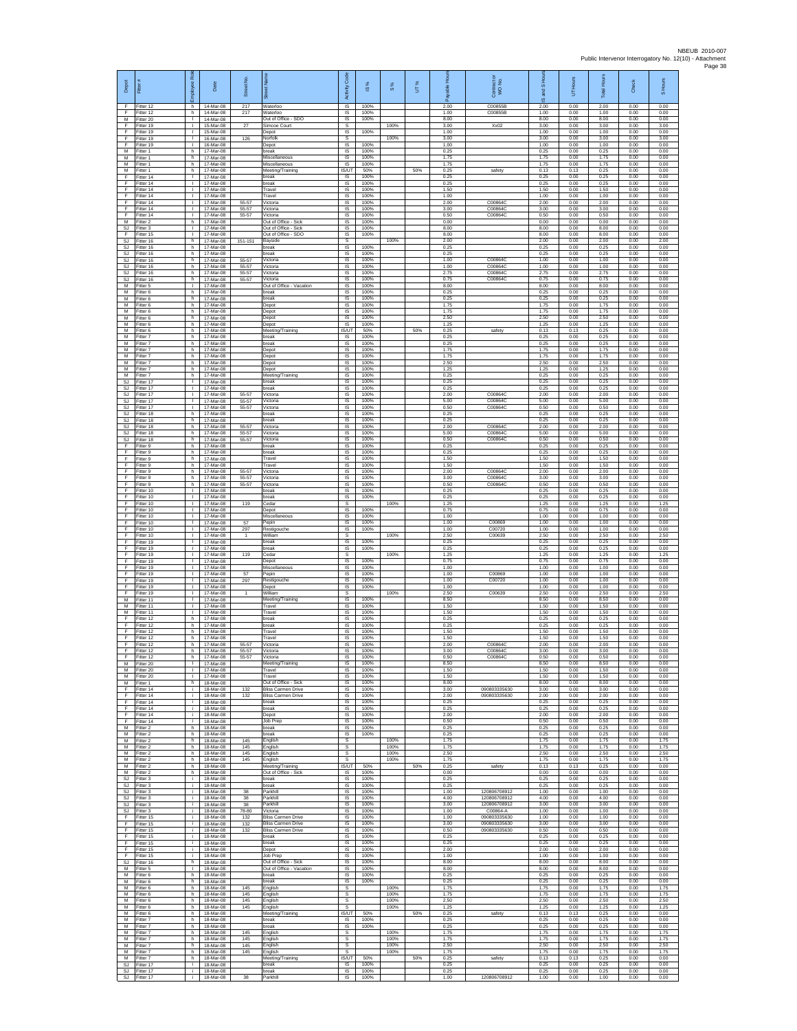NBEUB 2010-007
Public Intervenor Interrogatory No. 12(10) - Attachment

| Depot | Fitter # | Employee Role | Date | Street No. | Street Name | Activity Code | IS % | S % | UT % | Payable Hours | Contract or WO No. | IS and S Hours | UT Hours | Total Hours | Check | S Hours |
|---|---|---|---|---|---|---|---|---|---|---|---|---|---|---|---|---|
| F | Fitter 12 | h | 14-Mar-08 | 217 | Waterloo | IS | 100% | | | 2.00 | C00855B | 2.00 | 0.00 | 2.00 | 0.00 | 0.00 |
| F | Fitter 12 | h | 14-Mar-08 | 217 | Waterloo | IS | 100% | | | 1.00 | C00855B | 1.00 | 0.00 | 1.00 | 0.00 | 0.00 |
| M | Fitter 20 | l | 14-Mar-08 | | Out of Office - SDO | IS | 100% | | | 8.00 | | 8.00 | 0.00 | 8.00 | 0.00 | 0.00 |
| F | Fitter 19 | l | 15-Mar-08 | 27 | Simcoe Court | S | | 100% | | 3.00 | Xx02 | 3.00 | 0.00 | 3.00 | 0.00 | 3.00 |
| F | Fitter 19 | l | 15-Mar-08 | | Depot | IS | 100% | | | 1.00 | | 1.00 | 0.00 | 1.00 | 0.00 | 0.00 |
| F | Fitter 19 | l | 16-Mar-08 | 126 | Norfolk | S | | 100% | | 3.00 | | 3.00 | 0.00 | 3.00 | 0.00 | 3.00 |
| F | Fitter 19 | l | 16-Mar-08 | | Depot | IS | 100% | | | 1.00 | | 1.00 | 0.00 | 1.00 | 0.00 | 0.00 |
| M | Fitter 1 | h | 17-Mar-08 | | break | IS | 100% | | | 0.25 | | 0.25 | 0.00 | 0.25 | 0.00 | 0.00 |
| M | Fitter 1 | h | 17-Mar-08 | | Miscellaneous | IS | 100% | | | 1.75 | | 1.75 | 0.00 | 1.75 | 0.00 | 0.00 |
| M | Fitter 1 | h | 17-Mar-08 | | Miscellaneous | IS | 100% | | | 1.75 | | 1.75 | 0.00 | 1.75 | 0.00 | 0.00 |
| M | Fitter 1 | h | 17-Mar-08 | | Meeting/Training | IS/UT | 50% | | 50% | 0.25 | safety | 0.13 | 0.13 | 0.25 | 0.00 | 0.00 |
| F | Fitter 14 | l | 17-Mar-08 | | break | IS | 100% | | | 0.25 | | 0.25 | 0.00 | 0.25 | 0.00 | 0.00 |
| F | Fitter 14 | l | 17-Mar-08 | | break | IS | 100% | | | 0.25 | | 0.25 | 0.00 | 0.25 | 0.00 | 0.00 |
| F | Fitter 14 | l | 17-Mar-08 | | Travel | IS | 100% | | | 1.50 | | 1.50 | 0.00 | 1.50 | 0.00 | 0.00 |
| F | Fitter 14 | l | 17-Mar-08 | | Travel | IS | 100% | | | 1.00 | | 1.00 | 0.00 | 1.00 | 0.00 | 0.00 |
| F | Fitter 14 | l | 17-Mar-08 | 55-57 | Victoria | IS | 100% | | | 2.00 | C00864C | 2.00 | 0.00 | 2.00 | 0.00 | 0.00 |
| F | Fitter 14 | l | 17-Mar-08 | 55-57 | Victoria | IS | 100% | | | 3.00 | C00864C | 3.00 | 0.00 | 3.00 | 0.00 | 0.00 |
| F | Fitter 14 | l | 17-Mar-08 | 55-57 | Victoria | IS | 100% | | | 0.50 | C00864C | 0.50 | 0.00 | 0.50 | 0.00 | 0.00 |
| M | Fitter 2 | h | 17-Mar-08 | | Out of Office - Sick | IS | 100% | | | 0.00 | | 0.00 | 0.00 | 0.00 | 0.00 | 0.00 |
| SJ | Fitter 3 | i | 17-Mar-08 | | Out of Office - Sick | IS | 100% | | | 8.00 | | 8.00 | 0.00 | 8.00 | 0.00 | 0.00 |
| F | Fitter 15 | i | 17-Mar-08 | | Out of Office - SDO | IS | 100% | | | 8.00 | | 8.00 | 0.00 | 8.00 | 0.00 | 0.00 |
| SJ | Fitter 16 | h | 17-Mar-08 | 151-151 | Bayside | S | | 100% | | 2.00 | | 2.00 | 0.00 | 2.00 | 0.00 | 2.00 |
| SJ | Fitter 16 | h | 17-Mar-08 | | break | IS | 100% | | | 0.25 | | 0.25 | 0.00 | 0.25 | 0.00 | 0.00 |
| SJ | Fitter 16 | h | 17-Mar-08 | | break | IS | 100% | | | 0.25 | | 0.25 | 0.00 | 0.25 | 0.00 | 0.00 |
| SJ | Fitter 16 | h | 17-Mar-08 | 55-57 | Victoria | IS | 100% | | | 1.00 | C00864C | 1.00 | 0.00 | 1.00 | 0.00 | 0.00 |
| SJ | Fitter 16 | h | 17-Mar-08 | 55-57 | Victoria | IS | 100% | | | 1.00 | C00864C | 1.00 | 0.00 | 1.00 | 0.00 | 0.00 |
| SJ | Fitter 16 | h | 17-Mar-08 | 55-57 | Victoria | IS | 100% | | | 2.75 | C00864C | 2.75 | 0.00 | 2.75 | 0.00 | 0.00 |
| SJ | Fitter 16 | h | 17-Mar-08 | 55-57 | Victoria | IS | 100% | | | 0.75 | C00864C | 0.75 | 0.00 | 0.75 | 0.00 | 0.00 |
| M | Fitter 5 | i | 17-Mar-08 | | Out of Office - Vacation | IS | 100% | | | 8.00 | | 8.00 | 0.00 | 8.00 | 0.00 | 0.00 |
| M | Fitter 6 | h | 17-Mar-08 | | break | IS | 100% | | | 0.25 | | 0.25 | 0.00 | 0.25 | 0.00 | 0.00 |
| M | Fitter 6 | h | 17-Mar-08 | | break | IS | 100% | | | 0.25 | | 0.25 | 0.00 | 0.25 | 0.00 | 0.00 |
| M | Fitter 6 | h | 17-Mar-08 | | Depot | IS | 100% | | | 1.75 | | 1.75 | 0.00 | 1.75 | 0.00 | 0.00 |
| M | Fitter 6 | h | 17-Mar-08 | | Depot | IS | 100% | | | 1.75 | | 1.75 | 0.00 | 1.75 | 0.00 | 0.00 |
| M | Fitter 6 | h | 17-Mar-08 | | Depot | IS | 100% | | | 2.50 | | 2.50 | 0.00 | 2.50 | 0.00 | 0.00 |
| M | Fitter 6 | h | 17-Mar-08 | | Depot | IS | 100% | | | 1.25 | | 1.25 | 0.00 | 1.25 | 0.00 | 0.00 |
| M | Fitter 6 | h | 17-Mar-08 | | Meeting/Training | IS/UT | 50% | | 50% | 0.25 | safety | 0.13 | 0.13 | 0.25 | 0.00 | 0.00 |
| M | Fitter 7 | h | 17-Mar-08 | | break | IS | 100% | | | 0.25 | | 0.25 | 0.00 | 0.25 | 0.00 | 0.00 |
| M | Fitter 7 | h | 17-Mar-08 | | break | IS | 100% | | | 0.25 | | 0.25 | 0.00 | 0.25 | 0.00 | 0.00 |
| M | Fitter 7 | h | 17-Mar-08 | | Depot | IS | 100% | | | 1.75 | | 1.75 | 0.00 | 1.75 | 0.00 | 0.00 |
| M | Fitter 7 | h | 17-Mar-08 | | Depot | IS | 100% | | | 1.75 | | 1.75 | 0.00 | 1.75 | 0.00 | 0.00 |
| M | Fitter 7 | h | 17-Mar-08 | | Depot | IS | 100% | | | 2.50 | | 2.50 | 0.00 | 2.50 | 0.00 | 0.00 |
| M | Fitter 7 | h | 17-Mar-08 | | Depot | IS | 100% | | | 1.25 | | 1.25 | 0.00 | 1.25 | 0.00 | 0.00 |
| M | Fitter 7 | h | 17-Mar-08 | | Meeting/Training | IS | 100% | | | 0.25 | | 0.25 | 0.00 | 0.25 | 0.00 | 0.00 |
| SJ | Fitter 17 | i | 17-Mar-08 | | break | IS | 100% | | | 0.25 | | 0.25 | 0.00 | 0.25 | 0.00 | 0.00 |
| SJ | Fitter 17 | i | 17-Mar-08 | | break | IS | 100% | | | 0.25 | | 0.25 | 0.00 | 0.25 | 0.00 | 0.00 |
| SJ | Fitter 17 | i | 17-Mar-08 | 55-57 | Victoria | IS | 100% | | | 2.00 | C00864C | 2.00 | 0.00 | 2.00 | 0.00 | 0.00 |
| SJ | Fitter 17 | i | 17-Mar-08 | 55-57 | Victoria | IS | 100% | | | 5.00 | C00864C | 5.00 | 0.00 | 5.00 | 0.00 | 0.00 |
| SJ | Fitter 17 | i | 17-Mar-08 | 55-57 | Victoria | IS | 100% | | | 0.50 | C00864C | 0.50 | 0.00 | 0.50 | 0.00 | 0.00 |
| SJ | Fitter 18 | h | 17-Mar-08 | | break | IS | 100% | | | 0.25 | | 0.25 | 0.00 | 0.25 | 0.00 | 0.00 |
| SJ | Fitter 18 | h | 17-Mar-08 | | break | IS | 100% | | | 0.25 | | 0.25 | 0.00 | 0.25 | 0.00 | 0.00 |
| SJ | Fitter 18 | h | 17-Mar-08 | 55-57 | Victoria | IS | 100% | | | 2.00 | C00864C | 2.00 | 0.00 | 2.00 | 0.00 | 0.00 |
| SJ | Fitter 18 | h | 17-Mar-08 | 55-57 | Victoria | IS | 100% | | | 5.00 | C00864C | 5.00 | 0.00 | 5.00 | 0.00 | 0.00 |
| SJ | Fitter 18 | h | 17-Mar-08 | 55-57 | Victoria | IS | 100% | | | 0.50 | C00864C | 0.50 | 0.00 | 0.50 | 0.00 | 0.00 |
| F | Fitter 9 | h | 17-Mar-08 | | break | IS | 100% | | | 0.25 | | 0.25 | 0.00 | 0.25 | 0.00 | 0.00 |
| F | Fitter 9 | h | 17-Mar-08 | | break | IS | 100% | | | 0.25 | | 0.25 | 0.00 | 0.25 | 0.00 | 0.00 |
| F | Fitter 9 | h | 17-Mar-08 | | Travel | IS | 100% | | | 1.50 | | 1.50 | 0.00 | 1.50 | 0.00 | 0.00 |
| F | Fitter 9 | h | 17-Mar-08 | | Travel | IS | 100% | | | 1.50 | | 1.50 | 0.00 | 1.50 | 0.00 | 0.00 |
| F | Fitter 9 | h | 17-Mar-08 | 55-57 | Victoria | IS | 100% | | | 2.00 | C00864C | 2.00 | 0.00 | 2.00 | 0.00 | 0.00 |
| F | Fitter 9 | h | 17-Mar-08 | 55-57 | Victoria | IS | 100% | | | 3.00 | C00864C | 3.00 | 0.00 | 3.00 | 0.00 | 0.00 |
| F | Fitter 9 | h | 17-Mar-08 | 55-57 | Victoria | IS | 100% | | | 0.50 | C00864C | 0.50 | 0.00 | 0.50 | 0.00 | 0.00 |
| F | Fitter 10 | i | 17-Mar-08 | | break | IS | 100% | | | 0.25 | | 0.25 | 0.00 | 0.25 | 0.00 | 0.00 |
| F | Fitter 10 | i | 17-Mar-08 | | break | IS | 100% | | | 0.25 | | 0.25 | 0.00 | 0.25 | 0.00 | 0.00 |
| F | Fitter 10 | i | 17-Mar-08 | 119 | Cedar | S | | 100% | | 1.25 | | 1.25 | 0.00 | 1.25 | 0.00 | 1.25 |
| F | Fitter 10 | i | 17-Mar-08 | | Depot | IS | 100% | | | 0.75 | | 0.75 | 0.00 | 0.75 | 0.00 | 0.00 |
| F | Fitter 10 | i | 17-Mar-08 | | Miscellaneous | IS | 100% | | | 1.00 | | 1.00 | 0.00 | 1.00 | 0.00 | 0.00 |
| F | Fitter 10 | i | 17-Mar-08 | 57 | Pepin | IS | 100% | | | 1.00 | C00869 | 1.00 | 0.00 | 1.00 | 0.00 | 0.00 |
| F | Fitter 10 | i | 17-Mar-08 | 297 | Restigouche | IS | 100% | | | 1.00 | C00720 | 1.00 | 0.00 | 1.00 | 0.00 | 0.00 |
| F | Fitter 10 | i | 17-Mar-08 | 1 | William | S | | 100% | | 2.50 | C00639 | 2.50 | 0.00 | 2.50 | 0.00 | 2.50 |
| F | Fitter 19 | i | 17-Mar-08 | | break | IS | 100% | | | 0.25 | | 0.25 | 0.00 | 0.25 | 0.00 | 0.00 |
| F | Fitter 19 | i | 17-Mar-08 | | break | IS | 100% | | | 0.25 | | 0.25 | 0.00 | 0.25 | 0.00 | 0.00 |
| F | Fitter 19 | i | 17-Mar-08 | 119 | Cedar | S | | 100% | | 1.25 | | 1.25 | 0.00 | 1.25 | 0.00 | 1.25 |
| F | Fitter 19 | i | 17-Mar-08 | | Depot | IS | 100% | | | 0.75 | | 0.75 | 0.00 | 0.75 | 0.00 | 0.00 |
| F | Fitter 19 | i | 17-Mar-08 | | Miscellaneous | IS | 100% | | | 1.00 | | 1.00 | 0.00 | 1.00 | 0.00 | 0.00 |
| F | Fitter 19 | i | 17-Mar-08 | 57 | Pepin | IS | 100% | | | 1.00 | C00869 | 1.00 | 0.00 | 1.00 | 0.00 | 0.00 |
| F | Fitter 19 | i | 17-Mar-08 | 297 | Restigouche | IS | 100% | | | 1.00 | C00720 | 1.00 | 0.00 | 1.00 | 0.00 | 0.00 |
| F | Fitter 19 | i | 17-Mar-08 | | Depot | IS | 100% | | | 1.00 | | 1.00 | 0.00 | 1.00 | 0.00 | 0.00 |
| F | Fitter 19 | i | 17-Mar-08 | 1 | William | S | | 100% | | 2.50 | C00639 | 2.50 | 0.00 | 2.50 | 0.00 | 2.50 |
| M | Fitter 11 | i | 17-Mar-08 | | Meeting/Training | IS | 100% | | | 8.50 | | 8.50 | 0.00 | 8.50 | 0.00 | 0.00 |
| M | Fitter 11 | i | 17-Mar-08 | | Travel | IS | 100% | | | 1.50 | | 1.50 | 0.00 | 1.50 | 0.00 | 0.00 |
| M | Fitter 11 | i | 17-Mar-08 | | Travel | IS | 100% | | | 1.50 | | 1.50 | 0.00 | 1.50 | 0.00 | 0.00 |
| F | Fitter 12 | h | 17-Mar-08 | | break | IS | 100% | | | 0.25 | | 0.25 | 0.00 | 0.25 | 0.00 | 0.00 |
| F | Fitter 12 | h | 17-Mar-08 | | break | IS | 100% | | | 0.25 | | 0.25 | 0.00 | 0.25 | 0.00 | 0.00 |
| F | Fitter 12 | h | 17-Mar-08 | | Travel | IS | 100% | | | 1.50 | | 1.50 | 0.00 | 1.50 | 0.00 | 0.00 |
| F | Fitter 12 | h | 17-Mar-08 | | Travel | IS | 100% | | | 1.50 | | 1.50 | 0.00 | 1.50 | 0.00 | 0.00 |
| F | Fitter 12 | h | 17-Mar-08 | 55-57 | Victoria | IS | 100% | | | 2.00 | C00864C | 2.00 | 0.00 | 2.00 | 0.00 | 0.00 |
| F | Fitter 12 | h | 17-Mar-08 | 55-57 | Victoria | IS | 100% | | | 3.00 | C00864C | 3.00 | 0.00 | 3.00 | 0.00 | 0.00 |
| F | Fitter 12 | h | 17-Mar-08 | 55-57 | Victoria | IS | 100% | | | 0.50 | C00864C | 0.50 | 0.00 | 0.50 | 0.00 | 0.00 |
| M | Fitter 20 | l | 17-Mar-08 | | Meeting/Training | IS | 100% | | | 8.50 | | 8.50 | 0.00 | 8.50 | 0.00 | 0.00 |
| M | Fitter 20 | l | 17-Mar-08 | | Travel | IS | 100% | | | 1.50 | | 1.50 | 0.00 | 1.50 | 0.00 | 0.00 |
| M | Fitter 20 | l | 17-Mar-08 | | Travel | IS | 100% | | | 1.50 | | 1.50 | 0.00 | 1.50 | 0.00 | 0.00 |
| M | Fitter 1 | h | 18-Mar-08 | | Out of Office - Sick | IS | 100% | | | 8.00 | | 8.00 | 0.00 | 8.00 | 0.00 | 0.00 |
| F | Fitter 14 | i | 18-Mar-08 | 132 | Bliss Carmen Drive | IS | 100% | | | 3.00 | 090803335630 | 3.00 | 0.00 | 3.00 | 0.00 | 0.00 |
| F | Fitter 14 | i | 18-Mar-08 | 132 | Bliss Carmen Drive | IS | 100% | | | 2.00 | 090803335630 | 2.00 | 0.00 | 2.00 | 0.00 | 0.00 |
| F | Fitter 14 | i | 18-Mar-08 | | break | IS | 100% | | | 0.25 | | 0.25 | 0.00 | 0.25 | 0.00 | 0.00 |
| F | Fitter 14 | i | 18-Mar-08 | | break | IS | 100% | | | 0.25 | | 0.25 | 0.00 | 0.25 | 0.00 | 0.00 |
| F | Fitter 14 | i | 18-Mar-08 | | Depot | IS | 100% | | | 2.00 | | 2.00 | 0.00 | 2.00 | 0.00 | 0.00 |
| F | Fitter 14 | i | 18-Mar-08 | | Job Prep | IS | 100% | | | 0.50 | | 0.50 | 0.00 | 0.50 | 0.00 | 0.00 |
| M | Fitter 2 | h | 18-Mar-08 | | break | IS | 100% | | | 0.25 | | 0.25 | 0.00 | 0.25 | 0.00 | 0.00 |
| M | Fitter 2 | h | 18-Mar-08 | | break | IS | 100% | | | 0.25 | | 0.25 | 0.00 | 0.25 | 0.00 | 0.00 |
| M | Fitter 2 | h | 18-Mar-08 | 145 | English | S | | 100% | | 1.75 | | 1.75 | 0.00 | 1.75 | 0.00 | 1.75 |
| M | Fitter 2 | h | 18-Mar-08 | 145 | English | S | | 100% | | 1.75 | | 1.75 | 0.00 | 1.75 | 0.00 | 1.75 |
| M | Fitter 2 | h | 18-Mar-08 | 145 | English | S | | 100% | | 2.50 | | 2.50 | 0.00 | 2.50 | 0.00 | 2.50 |
| M | Fitter 2 | h | 18-Mar-08 | 145 | English | S | | 100% | | 1.75 | | 1.75 | 0.00 | 1.75 | 0.00 | 1.75 |
| M | Fitter 2 | h | 18-Mar-08 | | Meeting/Training | IS/UT | 50% | | 50% | 0.25 | safety | 0.13 | 0.13 | 0.25 | 0.00 | 0.00 |
| M | Fitter 2 | h | 18-Mar-08 | | Out of Office - Sick | IS | 100% | | | 0.00 | | 0.00 | 0.00 | 0.00 | 0.00 | 0.00 |
| SJ | Fitter 3 | i | 18-Mar-08 | | break | IS | 100% | | | 0.25 | | 0.25 | 0.00 | 0.25 | 0.00 | 0.00 |
| SJ | Fitter 3 | i | 18-Mar-08 | | break | IS | 100% | | | 0.25 | | 0.25 | 0.00 | 0.25 | 0.00 | 0.00 |
| SJ | Fitter 3 | i | 18-Mar-08 | 38 | Parkhill | IS | 100% | | | 1.00 | 120806708912 | 1.00 | 0.00 | 1.00 | 0.00 | 0.00 |
| SJ | Fitter 3 | i | 18-Mar-08 | 38 | Parkhill | IS | 100% | | | 4.00 | 120806708912 | 4.00 | 0.00 | 4.00 | 0.00 | 0.00 |
| SJ | Fitter 3 | i | 18-Mar-08 | 38 | Parkhill | IS | 100% | | | 3.00 | 120806708912 | 3.00 | 0.00 | 3.00 | 0.00 | 0.00 |
| SJ | Fitter 3 | i | 18-Mar-08 | 78-80 | Victoria | IS | 100% | | | 1.00 | C00864-A | 1.00 | 0.00 | 1.00 | 0.00 | 0.00 |
| F | Fitter 15 | i | 18-Mar-08 | 132 | Bliss Carmen Drive | IS | 100% | | | 1.00 | 090803335630 | 1.00 | 0.00 | 1.00 | 0.00 | 0.00 |
| F | Fitter 15 | i | 18-Mar-08 | 132 | Bliss Carmen Drive | IS | 100% | | | 3.00 | 090803335630 | 3.00 | 0.00 | 3.00 | 0.00 | 0.00 |
| F | Fitter 15 | i | 18-Mar-08 | 132 | Bliss Carmen Drive | IS | 100% | | | 0.50 | 090803335630 | 0.50 | 0.00 | 0.50 | 0.00 | 0.00 |
| F | Fitter 15 | i | 18-Mar-08 | | break | IS | 100% | | | 0.25 | | 0.25 | 0.00 | 0.25 | 0.00 | 0.00 |
| F | Fitter 15 | i | 18-Mar-08 | | break | IS | 100% | | | 0.25 | | 0.25 | 0.00 | 0.25 | 0.00 | 0.00 |
| F | Fitter 15 | i | 18-Mar-08 | | Depot | IS | 100% | | | 2.00 | | 2.00 | 0.00 | 2.00 | 0.00 | 0.00 |
| F | Fitter 15 | i | 18-Mar-08 | | Job Prep | IS | 100% | | | 1.00 | | 1.00 | 0.00 | 1.00 | 0.00 | 0.00 |
| SJ | Fitter 16 | h | 18-Mar-08 | | Out of Office - Sick | IS | 100% | | | 8.00 | | 8.00 | 0.00 | 8.00 | 0.00 | 0.00 |
| M | Fitter 5 | i | 18-Mar-08 | | Out of Office - Vacation | IS | 100% | | | 8.00 | | 8.00 | 0.00 | 8.00 | 0.00 | 0.00 |
| M | Fitter 6 | h | 18-Mar-08 | | break | IS | 100% | | | 0.25 | | 0.25 | 0.00 | 0.25 | 0.00 | 0.00 |
| M | Fitter 6 | h | 18-Mar-08 | | break | IS | 100% | | | 0.25 | | 0.25 | 0.00 | 0.25 | 0.00 | 0.00 |
| M | Fitter 6 | h | 18-Mar-08 | 145 | English | S | | 100% | | 1.75 | | 1.75 | 0.00 | 1.75 | 0.00 | 1.75 |
| M | Fitter 6 | h | 18-Mar-08 | 145 | English | S | | 100% | | 1.75 | | 1.75 | 0.00 | 1.75 | 0.00 | 1.75 |
| M | Fitter 6 | h | 18-Mar-08 | 145 | English | S | | 100% | | 2.50 | | 2.50 | 0.00 | 2.50 | 0.00 | 2.50 |
| M | Fitter 6 | h | 18-Mar-08 | 145 | English | S | | 100% | | 1.25 | | 1.25 | 0.00 | 1.25 | 0.00 | 1.25 |
| M | Fitter 6 | h | 18-Mar-08 | | Meeting/Training | IS/UT | 50% | | 50% | 0.25 | safety | 0.13 | 0.13 | 0.25 | 0.00 | 0.00 |
| M | Fitter 7 | h | 18-Mar-08 | | break | IS | 100% | | | 0.25 | | 0.25 | 0.00 | 0.25 | 0.00 | 0.00 |
| M | Fitter 7 | h | 18-Mar-08 | | break | IS | 100% | | | 0.25 | | 0.25 | 0.00 | 0.25 | 0.00 | 0.00 |
| M | Fitter 7 | h | 18-Mar-08 | 145 | English | S | | 100% | | 1.75 | | 1.75 | 0.00 | 1.75 | 0.00 | 1.75 |
| M | Fitter 7 | h | 18-Mar-08 | 145 | English | S | | 100% | | 1.75 | | 1.75 | 0.00 | 1.75 | 0.00 | 1.75 |
| M | Fitter 7 | h | 18-Mar-08 | 145 | English | S | | 100% | | 2.50 | | 2.50 | 0.00 | 2.50 | 0.00 | 2.50 |
| M | Fitter 7 | h | 18-Mar-08 | 145 | English | S | | 100% | | 1.75 | | 1.75 | 0.00 | 1.75 | 0.00 | 1.75 |
| M | Fitter 7 | h | 18-Mar-08 | | Meeting/Training | IS/UT | 50% | | 50% | 0.25 | safety | 0.13 | 0.13 | 0.25 | 0.00 | 0.00 |
| SJ | Fitter 17 | i | 18-Mar-08 | | break | IS | 100% | | | 0.25 | | 0.25 | 0.00 | 0.25 | 0.00 | 0.00 |
| SJ | Fitter 17 | i | 18-Mar-08 | | break | IS | 100% | | | 0.25 | | 0.25 | 0.00 | 0.25 | 0.00 | 0.00 |
| SJ | Fitter 17 | i | 18-Mar-08 | 38 | Parkhill | IS | 100% | | | 1.00 | 120806708912 | 1.00 | 0.00 | 1.00 | 0.00 | 0.00 |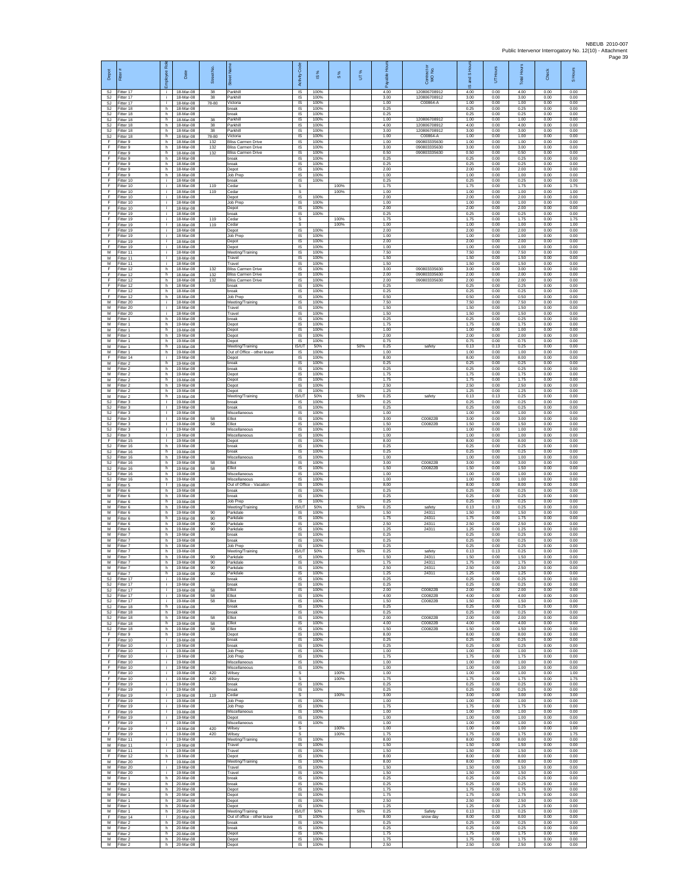| Depot | Fitter # | Employee Role | Date | Street No. | Street Name | Activity Code | IS % | S % | UT % | Payable Hours | Contract or WO No. | IS and S Hours | UT Hours | Total Hours | Check | S Hours |
|---|---|---|---|---|---|---|---|---|---|---|---|---|---|---|---|---|
| SJ | Fitter 17 | i | 18-Mar-08 | 38 | Parkhill | IS | 100% | | | 4.00 | 120806708912 | 4.00 | 0.00 | 4.00 | 0.00 | 0.00 |
| SJ | Fitter 17 | i | 18-Mar-08 | 38 | Parkhill | IS | 100% | | | 3.00 | 120806708912 | 3.00 | 0.00 | 3.00 | 0.00 | 0.00 |
| SJ | Fitter 17 | i | 18-Mar-08 | 78-80 | Victoria | IS | 100% | | | 1.00 | C00864-A | 1.00 | 0.00 | 1.00 | 0.00 | 0.00 |
| SJ | Fitter 18 | h | 18-Mar-08 | | break | IS | 100% | | | 0.25 | | 0.25 | 0.00 | 0.25 | 0.00 | 0.00 |
| SJ | Fitter 18 | h | 18-Mar-08 | | break | IS | 100% | | | 0.25 | | 0.25 | 0.00 | 0.25 | 0.00 | 0.00 |
| SJ | Fitter 18 | h | 18-Mar-08 | 38 | Parkhill | IS | 100% | | | 1.00 | 120806708912 | 1.00 | 0.00 | 1.00 | 0.00 | 0.00 |
| SJ | Fitter 18 | h | 18-Mar-08 | 38 | Parkhill | IS | 100% | | | 4.00 | 120806708912 | 4.00 | 0.00 | 4.00 | 0.00 | 0.00 |
| SJ | Fitter 18 | h | 18-Mar-08 | 38 | Parkhill | IS | 100% | | | 3.00 | 120806708912 | 3.00 | 0.00 | 3.00 | 0.00 | 0.00 |
| SJ | Fitter 18 | h | 18-Mar-08 | 78-80 | Victoria | IS | 100% | | | 1.00 | C00864-A | 1.00 | 0.00 | 1.00 | 0.00 | 0.00 |
| F | Fitter 9 | h | 18-Mar-08 | 132 | Bliss Carmen Drive | IS | 100% | | | 1.00 | 090803335630 | 1.00 | 0.00 | 1.00 | 0.00 | 0.00 |
| F | Fitter 9 | h | 18-Mar-08 | 132 | Bliss Carmen Drive | IS | 100% | | | 3.00 | 090803335630 | 3.00 | 0.00 | 3.00 | 0.00 | 0.00 |
| F | Fitter 9 | h | 18-Mar-08 | 132 | Bliss Carmen Drive | IS | 100% | | | 0.50 | 090803335630 | 0.50 | 0.00 | 0.50 | 0.00 | 0.00 |
| F | Fitter 9 | h | 18-Mar-08 | | break | IS | 100% | | | 0.25 | | 0.25 | 0.00 | 0.25 | 0.00 | 0.00 |
| F | Fitter 9 | h | 18-Mar-08 | | break | IS | 100% | | | 0.25 | | 0.25 | 0.00 | 0.25 | 0.00 | 0.00 |
| F | Fitter 9 | h | 18-Mar-08 | | Depot | IS | 100% | | | 2.00 | | 2.00 | 0.00 | 2.00 | 0.00 | 0.00 |
| F | Fitter 9 | h | 18-Mar-08 | | Job Prep | IS | 100% | | | 1.00 | | 1.00 | 0.00 | 1.00 | 0.00 | 0.00 |
| F | Fitter 10 | i | 18-Mar-08 | | break | IS | 100% | | | 0.25 | | 0.25 | 0.00 | 0.25 | 0.00 | 0.00 |
| F | Fitter 10 | i | 18-Mar-08 | 119 | Cedar | S | | 100% | | 1.75 | | 1.75 | 0.00 | 1.75 | 0.00 | 1.75 |
| F | Fitter 10 | i | 18-Mar-08 | 119 | Cedar | S | | 100% | | 1.00 | | 1.00 | 0.00 | 1.00 | 0.00 | 1.00 |
| F | Fitter 10 | i | 18-Mar-08 | | Depot | IS | 100% | | | 2.00 | | 2.00 | 0.00 | 2.00 | 0.00 | 0.00 |
| F | Fitter 10 | i | 18-Mar-08 | | Job Prep | IS | 100% | | | 1.00 | | 1.00 | 0.00 | 1.00 | 0.00 | 0.00 |
| F | Fitter 10 | i | 18-Mar-08 | | Depot | IS | 100% | | | 2.00 | | 2.00 | 0.00 | 2.00 | 0.00 | 0.00 |
| F | Fitter 19 | i | 18-Mar-08 | | break | IS | 100% | | | 0.25 | | 0.25 | 0.00 | 0.25 | 0.00 | 0.00 |
| F | Fitter 19 | i | 18-Mar-08 | 119 | Cedar | S | | 100% | | 1.75 | | 1.75 | 0.00 | 1.75 | 0.00 | 1.75 |
| F | Fitter 19 | i | 18-Mar-08 | 119 | Cedar | S | | 100% | | 1.00 | | 1.00 | 0.00 | 1.00 | 0.00 | 1.00 |
| F | Fitter 19 | i | 18-Mar-08 | | Depot | IS | 100% | | | 2.00 | | 2.00 | 0.00 | 2.00 | 0.00 | 0.00 |
| F | Fitter 19 | i | 18-Mar-08 | | Job Prep | IS | 100% | | | 1.00 | | 1.00 | 0.00 | 1.00 | 0.00 | 0.00 |
| F | Fitter 19 | i | 18-Mar-08 | | Depot | IS | 100% | | | 2.00 | | 2.00 | 0.00 | 2.00 | 0.00 | 0.00 |
| F | Fitter 19 | i | 18-Mar-08 | | Depot | IS | 100% | | | 1.00 | | 1.00 | 0.00 | 1.00 | 0.00 | 0.00 |
| M | Fitter 11 | i | 18-Mar-08 | | Meeting/Training | IS | 100% | | | 7.50 | | 7.50 | 0.00 | 7.50 | 0.00 | 0.00 |
| M | Fitter 11 | i | 18-Mar-08 | | Travel | IS | 100% | | | 1.50 | | 1.50 | 0.00 | 1.50 | 0.00 | 0.00 |
| M | Fitter 11 | i | 18-Mar-08 | | Travel | IS | 100% | | | 1.50 | | 1.50 | 0.00 | 1.50 | 0.00 | 0.00 |
| F | Fitter 12 | h | 18-Mar-08 | 132 | Bliss Carmen Drive | IS | 100% | | | 3.00 | 090803335630 | 3.00 | 0.00 | 3.00 | 0.00 | 0.00 |
| F | Fitter 12 | h | 18-Mar-08 | 132 | Bliss Carmen Drive | IS | 100% | | | 2.00 | 090803335630 | 2.00 | 0.00 | 2.00 | 0.00 | 0.00 |
| F | Fitter 12 | h | 18-Mar-08 | 132 | Bliss Carmen Drive | IS | 100% | | | 2.00 | 090803335630 | 2.00 | 0.00 | 2.00 | 0.00 | 0.00 |
| F | Fitter 12 | h | 18-Mar-08 | | break | IS | 100% | | | 0.25 | | 0.25 | 0.00 | 0.25 | 0.00 | 0.00 |
| F | Fitter 12 | h | 18-Mar-08 | | break | IS | 100% | | | 0.25 | | 0.25 | 0.00 | 0.25 | 0.00 | 0.00 |
| F | Fitter 12 | h | 18-Mar-08 | | Job Prep | IS | 100% | | | 0.50 | | 0.50 | 0.00 | 0.50 | 0.00 | 0.00 |
| M | Fitter 20 | i | 18-Mar-08 | | Meeting/Training | IS | 100% | | | 7.50 | | 7.50 | 0.00 | 7.50 | 0.00 | 0.00 |
| M | Fitter 20 | i | 18-Mar-08 | | Travel | IS | 100% | | | 1.50 | | 1.50 | 0.00 | 1.50 | 0.00 | 0.00 |
| M | Fitter 20 | i | 18-Mar-08 | | Travel | IS | 100% | | | 1.50 | | 1.50 | 0.00 | 1.50 | 0.00 | 0.00 |
| M | Fitter 1 | h | 19-Mar-08 | | break | IS | 100% | | | 0.25 | | 0.25 | 0.00 | 0.25 | 0.00 | 0.00 |
| M | Fitter 1 | h | 19-Mar-08 | | Depot | IS | 100% | | | 1.75 | | 1.75 | 0.00 | 1.75 | 0.00 | 0.00 |
| M | Fitter 1 | h | 19-Mar-08 | | Depot | IS | 100% | | | 1.00 | | 1.00 | 0.00 | 1.00 | 0.00 | 0.00 |
| M | Fitter 1 | h | 19-Mar-08 | | Depot | IS | 100% | | | 2.00 | | 2.00 | 0.00 | 2.00 | 0.00 | 0.00 |
| M | Fitter 1 | h | 19-Mar-08 | | Depot | IS | 100% | | | 0.75 | | 0.75 | 0.00 | 0.75 | 0.00 | 0.00 |
| M | Fitter 1 | h | 19-Mar-08 | | Meeting/Training | IS/UT | 50% | | 50% | 0.25 | safety | 0.13 | 0.13 | 0.25 | 0.00 | 0.00 |
| M | Fitter 1 | h | 19-Mar-08 | | Out of Office - other leave | IS | 100% | | | 1.00 | | 1.00 | 0.00 | 1.00 | 0.00 | 0.00 |
| F | Fitter 14 | i | 19-Mar-08 | | Depot | IS | 100% | | | 8.00 | | 8.00 | 0.00 | 8.00 | 0.00 | 0.00 |
| M | Fitter 2 | h | 19-Mar-08 | | break | IS | 100% | | | 0.25 | | 0.25 | 0.00 | 0.25 | 0.00 | 0.00 |
| M | Fitter 2 | h | 19-Mar-08 | | break | IS | 100% | | | 0.25 | | 0.25 | 0.00 | 0.25 | 0.00 | 0.00 |
| M | Fitter 2 | h | 19-Mar-08 | | Depot | IS | 100% | | | 1.75 | | 1.75 | 0.00 | 1.75 | 0.00 | 0.00 |
| M | Fitter 2 | h | 19-Mar-08 | | Depot | IS | 100% | | | 1.75 | | 1.75 | 0.00 | 1.75 | 0.00 | 0.00 |
| M | Fitter 2 | h | 19-Mar-08 | | Depot | IS | 100% | | | 2.50 | | 2.50 | 0.00 | 2.50 | 0.00 | 0.00 |
| M | Fitter 2 | h | 19-Mar-08 | | Depot | IS | 100% | | | 1.25 | | 1.25 | 0.00 | 1.25 | 0.00 | 0.00 |
| M | Fitter 2 | h | 19-Mar-08 | | Meeting/Training | IS/UT | 50% | | 50% | 0.25 | safety | 0.13 | 0.13 | 0.25 | 0.00 | 0.00 |
| SJ | Fitter 3 | i | 19-Mar-08 | | break | IS | 100% | | | 0.25 | | 0.25 | 0.00 | 0.25 | 0.00 | 0.00 |
| SJ | Fitter 3 | i | 19-Mar-08 | | break | IS | 100% | | | 0.25 | | 0.25 | 0.00 | 0.25 | 0.00 | 0.00 |
| SJ | Fitter 3 | i | 19-Mar-08 | | Miscellaneous | IS | 100% | | | 1.00 | | 1.00 | 0.00 | 1.00 | 0.00 | 0.00 |
| SJ | Fitter 3 | i | 19-Mar-08 | 58 | Elliot | IS | 100% | | | 3.00 | C00822B | 3.00 | 0.00 | 3.00 | 0.00 | 0.00 |
| SJ | Fitter 3 | i | 19-Mar-08 | 58 | Elliot | IS | 100% | | | 1.50 | C00822B | 1.50 | 0.00 | 1.50 | 0.00 | 0.00 |
| SJ | Fitter 3 | i | 19-Mar-08 | | Miscellaneous | IS | 100% | | | 1.00 | | 1.00 | 0.00 | 1.00 | 0.00 | 0.00 |
| SJ | Fitter 3 | i | 19-Mar-08 | | Miscellaneous | IS | 100% | | | 1.00 | | 1.00 | 0.00 | 1.00 | 0.00 | 0.00 |
| F | Fitter 15 | i | 19-Mar-08 | | Depot | IS | 100% | | | 8.00 | | 8.00 | 0.00 | 8.00 | 0.00 | 0.00 |
| SJ | Fitter 16 | h | 19-Mar-08 | | break | IS | 100% | | | 0.25 | | 0.25 | 0.00 | 0.25 | 0.00 | 0.00 |
| SJ | Fitter 16 | h | 19-Mar-08 | | break | IS | 100% | | | 0.25 | | 0.25 | 0.00 | 0.25 | 0.00 | 0.00 |
| SJ | Fitter 16 | h | 19-Mar-08 | | Miscellaneous | IS | 100% | | | 1.00 | | 1.00 | 0.00 | 1.00 | 0.00 | 0.00 |
| SJ | Fitter 16 | h | 19-Mar-08 | 58 | Elliot | IS | 100% | | | 3.00 | C00822B | 3.00 | 0.00 | 3.00 | 0.00 | 0.00 |
| SJ | Fitter 16 | h | 19-Mar-08 | 58 | Elliot | IS | 100% | | | 1.50 | C00822B | 1.50 | 0.00 | 1.50 | 0.00 | 0.00 |
| SJ | Fitter 16 | h | 19-Mar-08 | | Miscellaneous | IS | 100% | | | 1.00 | | 1.00 | 0.00 | 1.00 | 0.00 | 0.00 |
| SJ | Fitter 16 | h | 19-Mar-08 | | Miscellaneous | IS | 100% | | | 1.00 | | 1.00 | 0.00 | 1.00 | 0.00 | 0.00 |
| M | Fitter 5 | h | 19-Mar-08 | | Out of Office - Vacation | IS | 100% | | | 8.00 | | 8.00 | 0.00 | 8.00 | 0.00 | 0.00 |
| M | Fitter 6 | h | 19-Mar-08 | | break | IS | 100% | | | 0.25 | | 0.25 | 0.00 | 0.25 | 0.00 | 0.00 |
| M | Fitter 6 | h | 19-Mar-08 | | break | IS | 100% | | | 0.25 | | 0.25 | 0.00 | 0.25 | 0.00 | 0.00 |
| M | Fitter 6 | h | 19-Mar-08 | | Job Prep | IS | 100% | | | 0.25 | | 0.25 | 0.00 | 0.25 | 0.00 | 0.00 |
| M | Fitter 6 | h | 19-Mar-08 | | Meeting/Training | IS/UT | 50% | | 50% | 0.25 | safety | 0.13 | 0.13 | 0.25 | 0.00 | 0.00 |
| M | Fitter 6 | h | 19-Mar-08 | 90 | Parkdale | IS | 100% | | | 1.50 | 24311 | 1.50 | 0.00 | 1.50 | 0.00 | 0.00 |
| M | Fitter 6 | h | 19-Mar-08 | 90 | Parkdale | IS | 100% | | | 1.75 | 24311 | 1.75 | 0.00 | 1.75 | 0.00 | 0.00 |
| M | Fitter 6 | h | 19-Mar-08 | 90 | Parkdale | IS | 100% | | | 2.50 | 24311 | 2.50 | 0.00 | 2.50 | 0.00 | 0.00 |
| M | Fitter 6 | h | 19-Mar-08 | 90 | Parkdale | IS | 100% | | | 1.25 | 24311 | 1.25 | 0.00 | 1.25 | 0.00 | 0.00 |
| M | Fitter 7 | h | 19-Mar-08 | | break | IS | 100% | | | 0.25 | | 0.25 | 0.00 | 0.25 | 0.00 | 0.00 |
| M | Fitter 7 | h | 19-Mar-08 | | break | IS | 100% | | | 0.25 | | 0.25 | 0.00 | 0.25 | 0.00 | 0.00 |
| M | Fitter 7 | h | 19-Mar-08 | | Job Prep | IS | 100% | | | 0.25 | | 0.25 | 0.00 | 0.25 | 0.00 | 0.00 |
| M | Fitter 7 | h | 19-Mar-08 | | Meeting/Training | IS/UT | 50% | | 50% | 0.25 | safety | 0.13 | 0.13 | 0.25 | 0.00 | 0.00 |
| M | Fitter 7 | h | 19-Mar-08 | 90 | Parkdale | IS | 100% | | | 1.50 | 24311 | 1.50 | 0.00 | 1.50 | 0.00 | 0.00 |
| M | Fitter 7 | h | 19-Mar-08 | 90 | Parkdale | IS | 100% | | | 1.75 | 24311 | 1.75 | 0.00 | 1.75 | 0.00 | 0.00 |
| M | Fitter 7 | h | 19-Mar-08 | 90 | Parkdale | IS | 100% | | | 2.50 | 24311 | 2.50 | 0.00 | 2.50 | 0.00 | 0.00 |
| M | Fitter 7 | h | 19-Mar-08 | 90 | Parkdale | IS | 100% | | | 1.25 | 24311 | 1.25 | 0.00 | 1.25 | 0.00 | 0.00 |
| SJ | Fitter 17 | i | 19-Mar-08 | | break | IS | 100% | | | 0.25 | | 0.25 | 0.00 | 0.25 | 0.00 | 0.00 |
| SJ | Fitter 17 | i | 19-Mar-08 | | break | IS | 100% | | | 0.25 | | 0.25 | 0.00 | 0.25 | 0.00 | 0.00 |
| SJ | Fitter 17 | i | 19-Mar-08 | 58 | Elliot | IS | 100% | | | 2.00 | C00822B | 2.00 | 0.00 | 2.00 | 0.00 | 0.00 |
| SJ | Fitter 17 | i | 19-Mar-08 | 58 | Elliot | IS | 100% | | | 4.00 | C00822B | 4.00 | 0.00 | 4.00 | 0.00 | 0.00 |
| SJ | Fitter 17 | i | 19-Mar-08 | 58 | Elliot | IS | 100% | | | 1.50 | C00822B | 1.50 | 0.00 | 1.50 | 0.00 | 0.00 |
| SJ | Fitter 18 | h | 19-Mar-08 | | break | IS | 100% | | | 0.25 | | 0.25 | 0.00 | 0.25 | 0.00 | 0.00 |
| SJ | Fitter 18 | h | 19-Mar-08 | | break | IS | 100% | | | 0.25 | | 0.25 | 0.00 | 0.25 | 0.00 | 0.00 |
| SJ | Fitter 18 | h | 19-Mar-08 | 58 | Elliot | IS | 100% | | | 2.00 | C00822B | 2.00 | 0.00 | 2.00 | 0.00 | 0.00 |
| SJ | Fitter 18 | h | 19-Mar-08 | 58 | Elliot | IS | 100% | | | 4.00 | C00822B | 4.00 | 0.00 | 4.00 | 0.00 | 0.00 |
| SJ | Fitter 18 | h | 19-Mar-08 | 58 | Elliot | IS | 100% | | | 1.50 | C00822B | 1.50 | 0.00 | 1.50 | 0.00 | 0.00 |
| F | Fitter 9 | h | 19-Mar-08 | | Depot | IS | 100% | | | 8.00 | | 8.00 | 0.00 | 8.00 | 0.00 | 0.00 |
| F | Fitter 10 | i | 19-Mar-08 | | break | IS | 100% | | | 0.25 | | 0.25 | 0.00 | 0.25 | 0.00 | 0.00 |
| F | Fitter 10 | i | 19-Mar-08 | | break | IS | 100% | | | 0.25 | | 0.25 | 0.00 | 0.25 | 0.00 | 0.00 |
| F | Fitter 10 | i | 19-Mar-08 | | Job Prep | IS | 100% | | | 1.00 | | 1.00 | 0.00 | 1.00 | 0.00 | 0.00 |
| F | Fitter 10 | i | 19-Mar-08 | | Job Prep | IS | 100% | | | 1.75 | | 1.75 | 0.00 | 1.75 | 0.00 | 0.00 |
| F | Fitter 10 | i | 19-Mar-08 | | Miscellaneous | IS | 100% | | | 1.00 | | 1.00 | 0.00 | 1.00 | 0.00 | 0.00 |
| F | Fitter 10 | i | 19-Mar-08 | | Miscellaneous | IS | 100% | | | 1.00 | | 1.00 | 0.00 | 1.00 | 0.00 | 0.00 |
| F | Fitter 10 | i | 19-Mar-08 | 420 | Wilsey | S | | 100% | | 1.00 | | 1.00 | 0.00 | 1.00 | 0.00 | 1.00 |
| F | Fitter 10 | i | 19-Mar-08 | 420 | Wilsey | S | | 100% | | 1.75 | | 1.75 | 0.00 | 1.75 | 0.00 | 1.75 |
| F | Fitter 19 | i | 19-Mar-08 | | break | IS | 100% | | | 0.25 | | 0.25 | 0.00 | 0.25 | 0.00 | 0.00 |
| F | Fitter 19 | i | 19-Mar-08 | | break | IS | 100% | | | 0.25 | | 0.25 | 0.00 | 0.25 | 0.00 | 0.00 |
| F | Fitter 19 | i | 19-Mar-08 | 119 | Cedar | S | | 100% | | 3.00 | | 3.00 | 0.00 | 3.00 | 0.00 | 3.00 |
| F | Fitter 19 | i | 19-Mar-08 | | Job Prep | IS | 100% | | | 1.00 | | 1.00 | 0.00 | 1.00 | 0.00 | 0.00 |
| F | Fitter 19 | i | 19-Mar-08 | | Job Prep | IS | 100% | | | 1.75 | | 1.75 | 0.00 | 1.75 | 0.00 | 0.00 |
| F | Fitter 19 | i | 19-Mar-08 | | Miscellaneous | IS | 100% | | | 1.00 | | 1.00 | 0.00 | 1.00 | 0.00 | 0.00 |
| F | Fitter 19 | i | 19-Mar-08 | | Depot | IS | 100% | | | 1.00 | | 1.00 | 0.00 | 1.00 | 0.00 | 0.00 |
| F | Fitter 19 | i | 19-Mar-08 | | Miscellaneous | IS | 100% | | | 1.00 | | 1.00 | 0.00 | 1.00 | 0.00 | 0.00 |
| F | Fitter 19 | i | 19-Mar-08 | 420 | Wilsey | S | | 100% | | 1.00 | | 1.00 | 0.00 | 1.00 | 0.00 | 1.00 |
| F | Fitter 19 | i | 19-Mar-08 | 420 | Wilsey | S | | 100% | | 1.75 | | 1.75 | 0.00 | 1.75 | 0.00 | 1.75 |
| M | Fitter 11 | i | 19-Mar-08 | | Meeting/Training | IS | 100% | | | 8.00 | | 8.00 | 0.00 | 8.00 | 0.00 | 0.00 |
| M | Fitter 11 | i | 19-Mar-08 | | Travel | IS | 100% | | | 1.50 | | 1.50 | 0.00 | 1.50 | 0.00 | 0.00 |
| M | Fitter 11 | i | 19-Mar-08 | | Travel | IS | 100% | | | 1.50 | | 1.50 | 0.00 | 1.50 | 0.00 | 0.00 |
| F | Fitter 12 | h | 19-Mar-08 | | Depot | IS | 100% | | | 8.00 | | 8.00 | 0.00 | 8.00 | 0.00 | 0.00 |
| M | Fitter 20 | i | 19-Mar-08 | | Meeting/Training | IS | 100% | | | 8.00 | | 8.00 | 0.00 | 8.00 | 0.00 | 0.00 |
| M | Fitter 20 | i | 19-Mar-08 | | Travel | IS | 100% | | | 1.50 | | 1.50 | 0.00 | 1.50 | 0.00 | 0.00 |
| M | Fitter 20 | i | 19-Mar-08 | | Travel | IS | 100% | | | 1.50 | | 1.50 | 0.00 | 1.50 | 0.00 | 0.00 |
| M | Fitter 1 | h | 20-Mar-08 | | break | IS | 100% | | | 0.25 | | 0.25 | 0.00 | 0.25 | 0.00 | 0.00 |
| M | Fitter 1 | h | 20-Mar-08 | | break | IS | 100% | | | 0.25 | | 0.25 | 0.00 | 0.25 | 0.00 | 0.00 |
| M | Fitter 1 | h | 20-Mar-08 | | Depot | IS | 100% | | | 1.75 | | 1.75 | 0.00 | 1.75 | 0.00 | 0.00 |
| M | Fitter 1 | h | 20-Mar-08 | | Depot | IS | 100% | | | 1.75 | | 1.75 | 0.00 | 1.75 | 0.00 | 0.00 |
| M | Fitter 1 | h | 20-Mar-08 | | Depot | IS | 100% | | | 2.50 | | 2.50 | 0.00 | 2.50 | 0.00 | 0.00 |
| M | Fitter 1 | h | 20-Mar-08 | | Depot | IS | 100% | | | 1.25 | | 1.25 | 0.00 | 1.25 | 0.00 | 0.00 |
| M | Fitter 1 | h | 20-Mar-08 | | Meeting/Training | IS/UT | 50% | | 50% | 0.25 | Safety | 0.13 | 0.13 | 0.25 | 0.00 | 0.00 |
| F | Fitter 14 | i | 20-Mar-08 | | Out of office - other leave | IS | 100% | | | 8.00 | snow day | 8.00 | 0.00 | 8.00 | 0.00 | 0.00 |
| M | Fitter 2 | h | 20-Mar-08 | | break | IS | 100% | | | 0.25 | | 0.25 | 0.00 | 0.25 | 0.00 | 0.00 |
| M | Fitter 2 | h | 20-Mar-08 | | break | IS | 100% | | | 0.25 | | 0.25 | 0.00 | 0.25 | 0.00 | 0.00 |
| M | Fitter 2 | h | 20-Mar-08 | | Depot | IS | 100% | | | 1.75 | | 1.75 | 0.00 | 1.75 | 0.00 | 0.00 |
| M | Fitter 2 | h | 20-Mar-08 | | Depot | IS | 100% | | | 1.75 | | 1.75 | 0.00 | 1.75 | 0.00 | 0.00 |
| M | Fitter 2 | h | 20-Mar-08 | | Depot | IS | 100% | | | 2.50 | | 2.50 | 0.00 | 2.50 | 0.00 | 0.00 |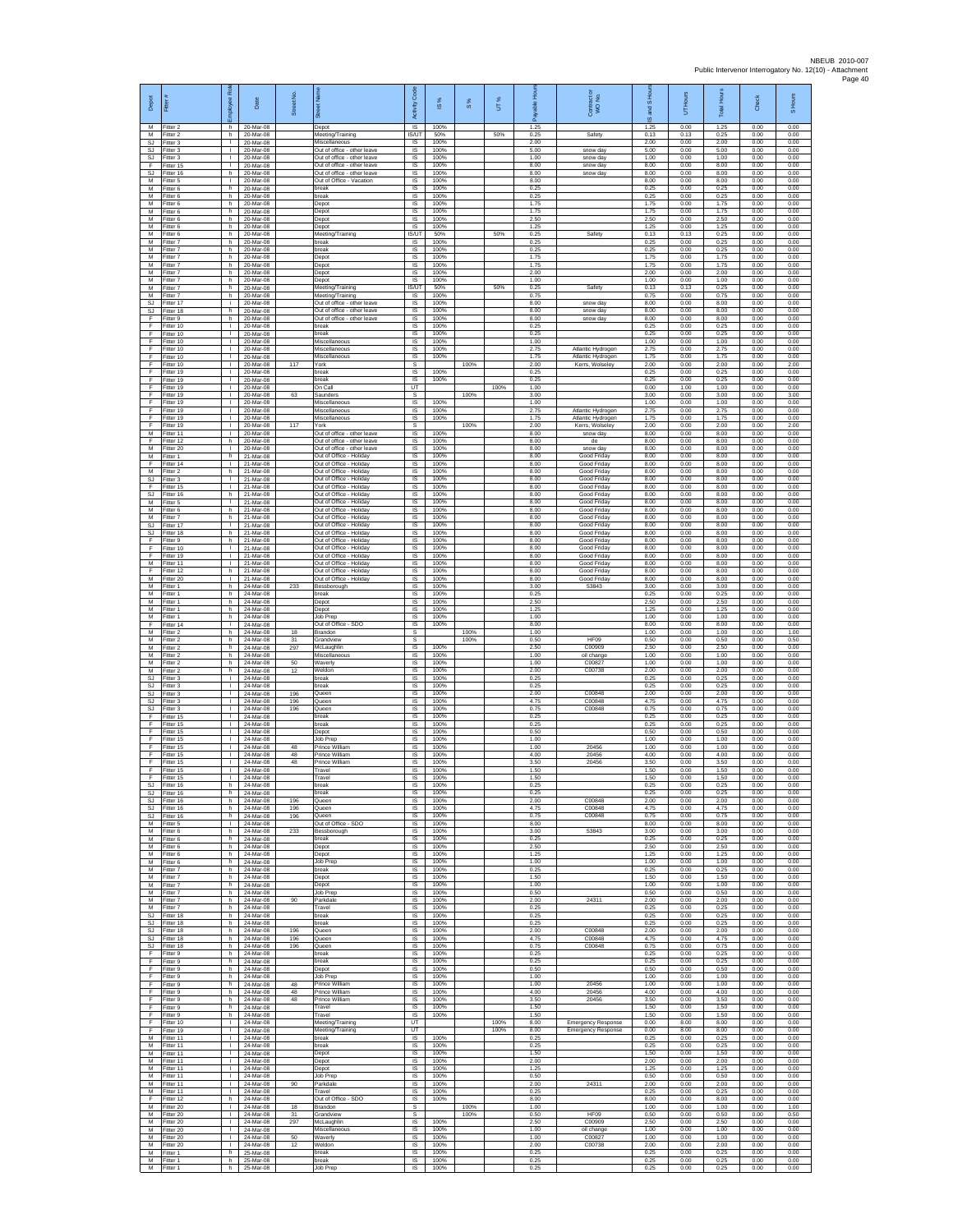| Depot | Fitter # | Employee Role | Date | Street No. | Street Name | Activity Code | IS % | S % | UT % | Payable Hours | Contractor or WO No. | IS and S Hours | UT Hours | Total Hours | Check | S Hours |
|---|---|---|---|---|---|---|---|---|---|---|---|---|---|---|---|---|
| M | Fitter 2 | h | 20-Mar-08 | | Depot | IS | 100% | | | 1.25 | | 1.25 | 0.00 | 1.25 | 0.00 | 0.00 |
| M | Fitter 2 | h | 20-Mar-08 | | Meeting/Training | IS/UT | 50% | | 50% | 0.25 | Safety | 0.13 | 0.13 | 0.25 | 0.00 | 0.00 |
| SJ | Fitter 3 | l | 20-Mar-08 | | Miscellaneous | IS | 100% | | | 2.00 | | 2.00 | 0.00 | 2.00 | 0.00 | 0.00 |
| SJ | Fitter 3 | l | 20-Mar-08 | | Out of office - other leave | IS | 100% | | | 5.00 | snow day | 5.00 | 0.00 | 5.00 | 0.00 | 0.00 |
| SJ | Fitter 3 | l | 20-Mar-08 | | Out of office - other leave | IS | 100% | | | 1.00 | snow day | 1.00 | 0.00 | 1.00 | 0.00 | 0.00 |
| F | Fitter 15 | l | 20-Mar-08 | | Out of office - other leave | IS | 100% | | | 8.00 | snow day | 8.00 | 0.00 | 8.00 | 0.00 | 0.00 |
| SJ | Fitter 16 | h | 20-Mar-08 | | Out of office - other leave | IS | 100% | | | 8.00 | snow day | 8.00 | 0.00 | 8.00 | 0.00 | 0.00 |
| M | Fitter 5 | l | 20-Mar-08 | | Out of Office - Vacation | IS | 100% | | | 8.00 | | 8.00 | 0.00 | 8.00 | 0.00 | 0.00 |
| M | Fitter 6 | h | 20-Mar-08 | | break | IS | 100% | | | 0.25 | | 0.25 | 0.00 | 0.25 | 0.00 | 0.00 |
| M | Fitter 6 | h | 20-Mar-08 | | break | IS | 100% | | | 0.25 | | 0.25 | 0.00 | 0.25 | 0.00 | 0.00 |
| M | Fitter 6 | h | 20-Mar-08 | | Depot | IS | 100% | | | 1.75 | | 1.75 | 0.00 | 1.75 | 0.00 | 0.00 |
| M | Fitter 6 | h | 20-Mar-08 | | Depot | IS | 100% | | | 1.75 | | 1.75 | 0.00 | 1.75 | 0.00 | 0.00 |
| M | Fitter 6 | h | 20-Mar-08 | | Depot | IS | 100% | | | 2.50 | | 2.50 | 0.00 | 2.50 | 0.00 | 0.00 |
| M | Fitter 6 | h | 20-Mar-08 | | Depot | IS | 100% | | | 1.25 | | 1.25 | 0.00 | 1.25 | 0.00 | 0.00 |
| M | Fitter 6 | h | 20-Mar-08 | | Meeting/Training | IS/UT | 50% | | 50% | 0.25 | Safety | 0.13 | 0.13 | 0.25 | 0.00 | 0.00 |
| M | Fitter 7 | h | 20-Mar-08 | | break | IS | 100% | | | 0.25 | | 0.25 | 0.00 | 0.25 | 0.00 | 0.00 |
| M | Fitter 7 | h | 20-Mar-08 | | break | IS | 100% | | | 0.25 | | 0.25 | 0.00 | 0.25 | 0.00 | 0.00 |
| M | Fitter 7 | h | 20-Mar-08 | | Depot | IS | 100% | | | 1.75 | | 1.75 | 0.00 | 1.75 | 0.00 | 0.00 |
| M | Fitter 7 | h | 20-Mar-08 | | Depot | IS | 100% | | | 1.75 | | 1.75 | 0.00 | 1.75 | 0.00 | 0.00 |
| M | Fitter 7 | h | 20-Mar-08 | | Depot | IS | 100% | | | 2.00 | | 2.00 | 0.00 | 2.00 | 0.00 | 0.00 |
| M | Fitter 7 | h | 20-Mar-08 | | Depot | IS | 100% | | | 1.00 | | 1.00 | 0.00 | 1.00 | 0.00 | 0.00 |
| M | Fitter 7 | h | 20-Mar-08 | | Meeting/Training | IS/UT | 50% | | 50% | 0.25 | Safety | 0.13 | 0.13 | 0.25 | 0.00 | 0.00 |
| M | Fitter 7 | h | 20-Mar-08 | | Meeting/Training | IS | 100% | | | 0.75 | | 0.75 | 0.00 | 0.75 | 0.00 | 0.00 |
| SJ | Fitter 17 | l | 20-Mar-08 | | Out of office - other leave | IS | 100% | | | 8.00 | snow day | 8.00 | 0.00 | 8.00 | 0.00 | 0.00 |
| SJ | Fitter 18 | h | 20-Mar-08 | | Out of office - other leave | IS | 100% | | | 8.00 | snow day | 8.00 | 0.00 | 8.00 | 0.00 | 0.00 |
| F | Fitter 9 | h | 20-Mar-08 | | Out of office - other leave | IS | 100% | | | 8.00 | snow day | 8.00 | 0.00 | 8.00 | 0.00 | 0.00 |
| F | Fitter 10 | l | 20-Mar-08 | | break | IS | 100% | | | 0.25 | | 0.25 | 0.00 | 0.25 | 0.00 | 0.00 |
| F | Fitter 10 | l | 20-Mar-08 | | break | IS | 100% | | | 0.25 | | 0.25 | 0.00 | 0.25 | 0.00 | 0.00 |
| F | Fitter 10 | l | 20-Mar-08 | | Miscellaneous | IS | 100% | | | 1.00 | | 1.00 | 0.00 | 1.00 | 0.00 | 0.00 |
| F | Fitter 10 | l | 20-Mar-08 | | Miscellaneous | IS | 100% | | | 2.75 | Atlantic Hydrogen | 2.75 | 0.00 | 2.75 | 0.00 | 0.00 |
| F | Fitter 10 | l | 20-Mar-08 | | Miscellaneous | IS | 100% | | | 1.75 | Atlantic Hydrogen | 1.75 | 0.00 | 1.75 | 0.00 | 0.00 |
| F | Fitter 10 | l | 20-Mar-08 | 117 | York | S | | 100% | | 2.00 | Kerrs, Wolseley | 2.00 | 0.00 | 2.00 | 0.00 | 2.00 |
| F | Fitter 19 | l | 20-Mar-08 | | break | IS | 100% | | | 0.25 | | 0.25 | 0.00 | 0.25 | 0.00 | 0.00 |
| F | Fitter 19 | l | 20-Mar-08 | | break | IS | 100% | | | 0.25 | | 0.25 | 0.00 | 0.25 | 0.00 | 0.00 |
| F | Fitter 19 | l | 20-Mar-08 | | On Call | UT | | | 100% | 1.00 | | 0.00 | 1.00 | 1.00 | 0.00 | 0.00 |
| F | Fitter 19 | l | 20-Mar-08 | 63 | Saunders | S | | 100% | | 3.00 | | 3.00 | 0.00 | 3.00 | 0.00 | 3.00 |
| F | Fitter 19 | l | 20-Mar-08 | | Miscellaneous | IS | 100% | | | 1.00 | | 1.00 | 0.00 | 1.00 | 0.00 | 0.00 |
| F | Fitter 19 | l | 20-Mar-08 | | Miscellaneous | IS | 100% | | | 2.75 | Atlantic Hydrogen | 2.75 | 0.00 | 2.75 | 0.00 | 0.00 |
| F | Fitter 19 | l | 20-Mar-08 | | Miscellaneous | IS | 100% | | | 1.75 | Atlantic Hydrogen | 1.75 | 0.00 | 1.75 | 0.00 | 0.00 |
| F | Fitter 19 | l | 20-Mar-08 | 117 | York | S | | 100% | | 2.00 | Kerrs, Wolseley | 2.00 | 0.00 | 2.00 | 0.00 | 2.00 |
| M | Fitter 11 | l | 20-Mar-08 | | Out of office - other leave | IS | 100% | | | 8.00 | snow day | 8.00 | 0.00 | 8.00 | 0.00 | 0.00 |
| F | Fitter 12 | h | 20-Mar-08 | | Out of office - other leave | IS | 100% | | | 8.00 | do | 8.00 | 0.00 | 8.00 | 0.00 | 0.00 |
| M | Fitter 20 | l | 20-Mar-08 | | Out of office - other leave | IS | 100% | | | 8.00 | snow day | 8.00 | 0.00 | 8.00 | 0.00 | 0.00 |
| M | Fitter 1 | h | 21-Mar-08 | | Out of Office - Holiday | IS | 100% | | | 8.00 | Good Friday | 8.00 | 0.00 | 8.00 | 0.00 | 0.00 |
| F | Fitter 14 | l | 21-Mar-08 | | Out of Office - Holiday | IS | 100% | | | 8.00 | Good Friday | 8.00 | 0.00 | 8.00 | 0.00 | 0.00 |
| M | Fitter 2 | h | 21-Mar-08 | | Out of Office - Holiday | IS | 100% | | | 8.00 | Good Friday | 8.00 | 0.00 | 8.00 | 0.00 | 0.00 |
| SJ | Fitter 3 | l | 21-Mar-08 | | Out of Office - Holiday | IS | 100% | | | 8.00 | Good Friday | 8.00 | 0.00 | 8.00 | 0.00 | 0.00 |
| F | Fitter 15 | l | 21-Mar-08 | | Out of Office - Holiday | IS | 100% | | | 8.00 | Good Friday | 8.00 | 0.00 | 8.00 | 0.00 | 0.00 |
| SJ | Fitter 16 | h | 21-Mar-08 | | Out of Office - Holiday | IS | 100% | | | 8.00 | Good Friday | 8.00 | 0.00 | 8.00 | 0.00 | 0.00 |
| M | Fitter 5 | l | 21-Mar-08 | | Out of Office - Holiday | IS | 100% | | | 8.00 | Good Friday | 8.00 | 0.00 | 8.00 | 0.00 | 0.00 |
| M | Fitter 6 | h | 21-Mar-08 | | Out of Office - Holiday | IS | 100% | | | 8.00 | Good Friday | 8.00 | 0.00 | 8.00 | 0.00 | 0.00 |
| M | Fitter 7 | h | 21-Mar-08 | | Out of Office - Holiday | IS | 100% | | | 8.00 | Good Friday | 8.00 | 0.00 | 8.00 | 0.00 | 0.00 |
| SJ | Fitter 17 | l | 21-Mar-08 | | Out of Office - Holiday | IS | 100% | | | 8.00 | Good Friday | 8.00 | 0.00 | 8.00 | 0.00 | 0.00 |
| SJ | Fitter 18 | h | 21-Mar-08 | | Out of Office - Holiday | IS | 100% | | | 8.00 | Good Friday | 8.00 | 0.00 | 8.00 | 0.00 | 0.00 |
| F | Fitter 9 | h | 21-Mar-08 | | Out of Office - Holiday | IS | 100% | | | 8.00 | Good Friday | 8.00 | 0.00 | 8.00 | 0.00 | 0.00 |
| F | Fitter 10 | l | 21-Mar-08 | | Out of Office - Holiday | IS | 100% | | | 8.00 | Good Friday | 8.00 | 0.00 | 8.00 | 0.00 | 0.00 |
| F | Fitter 19 | l | 21-Mar-08 | | Out of Office - Holiday | IS | 100% | | | 8.00 | Good Friday | 8.00 | 0.00 | 8.00 | 0.00 | 0.00 |
| M | Fitter 11 | l | 21-Mar-08 | | Out of Office - Holiday | IS | 100% | | | 8.00 | Good Friday | 8.00 | 0.00 | 8.00 | 0.00 | 0.00 |
| F | Fitter 12 | h | 21-Mar-08 | | Out of Office - Holiday | IS | 100% | | | 8.00 | Good Friday | 8.00 | 0.00 | 8.00 | 0.00 | 0.00 |
| M | Fitter 20 | l | 21-Mar-08 | | Out of Office - Holiday | IS | 100% | | | 8.00 | Good Friday | 8.00 | 0.00 | 8.00 | 0.00 | 0.00 |
| M | Fitter 1 | h | 24-Mar-08 | 233 | Bessborough | IS | 100% | | | 3.00 | 53843 | 3.00 | 0.00 | 3.00 | 0.00 | 0.00 |
| M | Fitter 1 | h | 24-Mar-08 | | break | IS | 100% | | | 0.25 | | 0.25 | 0.00 | 0.25 | 0.00 | 0.00 |
| M | Fitter 1 | h | 24-Mar-08 | | Depot | IS | 100% | | | 2.50 | | 2.50 | 0.00 | 2.50 | 0.00 | 0.00 |
| M | Fitter 1 | h | 24-Mar-08 | | Depot | IS | 100% | | | 1.25 | | 1.25 | 0.00 | 1.25 | 0.00 | 0.00 |
| M | Fitter 1 | h | 24-Mar-08 | | Job Prep | IS | 100% | | | 1.00 | | 1.00 | 0.00 | 1.00 | 0.00 | 0.00 |
| F | Fitter 14 | l | 24-Mar-08 | | Out of Office - SDO | IS | 100% | | | 8.00 | | 8.00 | 0.00 | 8.00 | 0.00 | 0.00 |
| M | Fitter 2 | h | 24-Mar-08 | 18 | Brandon | S | | 100% | | 1.00 | | 1.00 | 0.00 | 1.00 | 0.00 | 1.00 |
| M | Fitter 2 | h | 24-Mar-08 | 31 | Grandview | S | | 100% | | 0.50 | HF09 | 0.50 | 0.00 | 0.50 | 0.00 | 0.50 |
| M | Fitter 2 | h | 24-Mar-08 | 297 | McLaughlin | IS | 100% | | | 2.50 | C00909 | 2.50 | 0.00 | 2.50 | 0.00 | 0.00 |
| M | Fitter 2 | h | 24-Mar-08 | | Miscellaneous | IS | 100% | | | 1.00 | oil change | 1.00 | 0.00 | 1.00 | 0.00 | 0.00 |
| M | Fitter 2 | h | 24-Mar-08 | 50 | Waverly | IS | 100% | | | 1.00 | C00827 | 1.00 | 0.00 | 1.00 | 0.00 | 0.00 |
| M | Fitter 2 | h | 24-Mar-08 | 12 | Weldon | IS | 100% | | | 2.00 | C00738 | 2.00 | 0.00 | 2.00 | 0.00 | 0.00 |
| SJ | Fitter 3 | l | 24-Mar-08 | | break | IS | 100% | | | 0.25 | | 0.25 | 0.00 | 0.25 | 0.00 | 0.00 |
| SJ | Fitter 3 | l | 24-Mar-08 | | break | IS | 100% | | | 0.25 | | 0.25 | 0.00 | 0.25 | 0.00 | 0.00 |
| SJ | Fitter 3 | l | 24-Mar-08 | 196 | Queen | IS | 100% | | | 2.00 | C00848 | 2.00 | 0.00 | 2.00 | 0.00 | 0.00 |
| SJ | Fitter 3 | l | 24-Mar-08 | 196 | Queen | IS | 100% | | | 4.75 | C00848 | 4.75 | 0.00 | 4.75 | 0.00 | 0.00 |
| SJ | Fitter 3 | l | 24-Mar-08 | 196 | Queen | IS | 100% | | | 0.75 | C00848 | 0.75 | 0.00 | 0.75 | 0.00 | 0.00 |
| F | Fitter 15 | l | 24-Mar-08 | | break | IS | 100% | | | 0.25 | | 0.25 | 0.00 | 0.25 | 0.00 | 0.00 |
| F | Fitter 15 | l | 24-Mar-08 | | break | IS | 100% | | | 0.25 | | 0.25 | 0.00 | 0.25 | 0.00 | 0.00 |
| F | Fitter 15 | l | 24-Mar-08 | | Depot | IS | 100% | | | 0.50 | | 0.50 | 0.00 | 0.50 | 0.00 | 0.00 |
| F | Fitter 15 | l | 24-Mar-08 | | Job Prep | IS | 100% | | | 1.00 | | 1.00 | 0.00 | 1.00 | 0.00 | 0.00 |
| F | Fitter 15 | l | 24-Mar-08 | 48 | Prince William | IS | 100% | | | 1.00 | 20456 | 1.00 | 0.00 | 1.00 | 0.00 | 0.00 |
| F | Fitter 15 | l | 24-Mar-08 | 48 | Prince William | IS | 100% | | | 4.00 | 20456 | 4.00 | 0.00 | 4.00 | 0.00 | 0.00 |
| F | Fitter 15 | l | 24-Mar-08 | 48 | Prince William | IS | 100% | | | 3.50 | 20456 | 3.50 | 0.00 | 3.50 | 0.00 | 0.00 |
| F | Fitter 15 | l | 24-Mar-08 | | Travel | IS | 100% | | | 1.50 | | 1.50 | 0.00 | 1.50 | 0.00 | 0.00 |
| F | Fitter 15 | l | 24-Mar-08 | | Travel | IS | 100% | | | 1.50 | | 1.50 | 0.00 | 1.50 | 0.00 | 0.00 |
| SJ | Fitter 16 | h | 24-Mar-08 | | break | IS | 100% | | | 0.25 | | 0.25 | 0.00 | 0.25 | 0.00 | 0.00 |
| SJ | Fitter 16 | h | 24-Mar-08 | | break | IS | 100% | | | 0.25 | | 0.25 | 0.00 | 0.25 | 0.00 | 0.00 |
| SJ | Fitter 16 | h | 24-Mar-08 | 196 | Queen | IS | 100% | | | 2.00 | C00848 | 2.00 | 0.00 | 2.00 | 0.00 | 0.00 |
| SJ | Fitter 16 | h | 24-Mar-08 | 196 | Queen | IS | 100% | | | 4.75 | C00848 | 4.75 | 0.00 | 4.75 | 0.00 | 0.00 |
| SJ | Fitter 16 | h | 24-Mar-08 | 196 | Queen | IS | 100% | | | 0.75 | C00848 | 0.75 | 0.00 | 0.75 | 0.00 | 0.00 |
| M | Fitter 5 | l | 24-Mar-08 | | Out of Office - SDO | IS | 100% | | | 8.00 | | 8.00 | 0.00 | 8.00 | 0.00 | 0.00 |
| M | Fitter 6 | h | 24-Mar-08 | 233 | Bessborough | IS | 100% | | | 3.00 | 53843 | 3.00 | 0.00 | 3.00 | 0.00 | 0.00 |
| M | Fitter 6 | h | 24-Mar-08 | | break | IS | 100% | | | 0.25 | | 0.25 | 0.00 | 0.25 | 0.00 | 0.00 |
| M | Fitter 6 | h | 24-Mar-08 | | Depot | IS | 100% | | | 2.50 | | 2.50 | 0.00 | 2.50 | 0.00 | 0.00 |
| M | Fitter 6 | h | 24-Mar-08 | | Depot | IS | 100% | | | 1.25 | | 1.25 | 0.00 | 1.25 | 0.00 | 0.00 |
| M | Fitter 6 | h | 24-Mar-08 | | Job Prep | IS | 100% | | | 1.00 | | 1.00 | 0.00 | 1.00 | 0.00 | 0.00 |
| M | Fitter 7 | h | 24-Mar-08 | | break | IS | 100% | | | 0.25 | | 0.25 | 0.00 | 0.25 | 0.00 | 0.00 |
| M | Fitter 7 | h | 24-Mar-08 | | Depot | IS | 100% | | | 1.50 | | 1.50 | 0.00 | 1.50 | 0.00 | 0.00 |
| M | Fitter 7 | h | 24-Mar-08 | | Depot | IS | 100% | | | 1.00 | | 1.00 | 0.00 | 1.00 | 0.00 | 0.00 |
| M | Fitter 7 | h | 24-Mar-08 | | Job Prep | IS | 100% | | | 0.50 | | 0.50 | 0.00 | 0.50 | 0.00 | 0.00 |
| M | Fitter 7 | h | 24-Mar-08 | 90 | Parkdale | IS | 100% | | | 2.00 | 24311 | 2.00 | 0.00 | 2.00 | 0.00 | 0.00 |
| M | Fitter 7 | h | 24-Mar-08 | | Travel | IS | 100% | | | 0.25 | | 0.25 | 0.00 | 0.25 | 0.00 | 0.00 |
| SJ | Fitter 18 | h | 24-Mar-08 | | break | IS | 100% | | | 0.25 | | 0.25 | 0.00 | 0.25 | 0.00 | 0.00 |
| SJ | Fitter 18 | h | 24-Mar-08 | | break | IS | 100% | | | 0.25 | | 0.25 | 0.00 | 0.25 | 0.00 | 0.00 |
| SJ | Fitter 18 | h | 24-Mar-08 | 196 | Queen | IS | 100% | | | 2.00 | C00848 | 2.00 | 0.00 | 2.00 | 0.00 | 0.00 |
| SJ | Fitter 18 | h | 24-Mar-08 | 196 | Queen | IS | 100% | | | 4.75 | C00848 | 4.75 | 0.00 | 4.75 | 0.00 | 0.00 |
| SJ | Fitter 18 | h | 24-Mar-08 | 196 | Queen | IS | 100% | | | 0.75 | C00848 | 0.75 | 0.00 | 0.75 | 0.00 | 0.00 |
| F | Fitter 9 | h | 24-Mar-08 | | break | IS | 100% | | | 0.25 | | 0.25 | 0.00 | 0.25 | 0.00 | 0.00 |
| F | Fitter 9 | h | 24-Mar-08 | | break | IS | 100% | | | 0.25 | | 0.25 | 0.00 | 0.25 | 0.00 | 0.00 |
| F | Fitter 9 | h | 24-Mar-08 | | Depot | IS | 100% | | | 0.50 | | 0.50 | 0.00 | 0.50 | 0.00 | 0.00 |
| F | Fitter 9 | h | 24-Mar-08 | | Job Prep | IS | 100% | | | 1.00 | | 1.00 | 0.00 | 1.00 | 0.00 | 0.00 |
| F | Fitter 9 | h | 24-Mar-08 | 48 | Prince William | IS | 100% | | | 1.00 | 20456 | 1.00 | 0.00 | 1.00 | 0.00 | 0.00 |
| F | Fitter 9 | h | 24-Mar-08 | 48 | Prince William | IS | 100% | | | 4.00 | 20456 | 4.00 | 0.00 | 4.00 | 0.00 | 0.00 |
| F | Fitter 9 | h | 24-Mar-08 | 48 | Prince William | IS | 100% | | | 3.50 | 20456 | 3.50 | 0.00 | 3.50 | 0.00 | 0.00 |
| F | Fitter 9 | h | 24-Mar-08 | | Travel | IS | 100% | | | 1.50 | | 1.50 | 0.00 | 1.50 | 0.00 | 0.00 |
| F | Fitter 9 | h | 24-Mar-08 | | Travel | IS | 100% | | | 1.50 | | 1.50 | 0.00 | 1.50 | 0.00 | 0.00 |
| F | Fitter 10 | l | 24-Mar-08 | | Meeting/Training | UT | | | 100% | 8.00 | Emergency Response | 0.00 | 8.00 | 8.00 | 0.00 | 0.00 |
| F | Fitter 19 | l | 24-Mar-08 | | Meeting/Training | UT | | | 100% | 8.00 | Emergency Response | 0.00 | 8.00 | 8.00 | 0.00 | 0.00 |
| M | Fitter 11 | l | 24-Mar-08 | | break | IS | 100% | | | 0.25 | | 0.25 | 0.00 | 0.25 | 0.00 | 0.00 |
| M | Fitter 11 | l | 24-Mar-08 | | break | IS | 100% | | | 0.25 | | 0.25 | 0.00 | 0.25 | 0.00 | 0.00 |
| M | Fitter 11 | l | 24-Mar-08 | | Depot | IS | 100% | | | 1.50 | | 1.50 | 0.00 | 1.50 | 0.00 | 0.00 |
| M | Fitter 11 | l | 24-Mar-08 | | Depot | IS | 100% | | | 2.00 | | 2.00 | 0.00 | 2.00 | 0.00 | 0.00 |
| M | Fitter 11 | l | 24-Mar-08 | | Depot | IS | 100% | | | 1.25 | | 1.25 | 0.00 | 1.25 | 0.00 | 0.00 |
| M | Fitter 11 | l | 24-Mar-08 | | Job Prep | IS | 100% | | | 0.50 | | 0.50 | 0.00 | 0.50 | 0.00 | 0.00 |
| M | Fitter 11 | l | 24-Mar-08 | 90 | Parkdale | IS | 100% | | | 2.00 | 24311 | 2.00 | 0.00 | 2.00 | 0.00 | 0.00 |
| M | Fitter 11 | l | 24-Mar-08 | | Travel | IS | 100% | | | 0.25 | | 0.25 | 0.00 | 0.25 | 0.00 | 0.00 |
| F | Fitter 12 | h | 24-Mar-08 | | Out of Office - SDO | IS | 100% | | | 8.00 | | 8.00 | 0.00 | 8.00 | 0.00 | 0.00 |
| M | Fitter 20 | l | 24-Mar-08 | 18 | Brandon | S | | 100% | | 1.00 | | 1.00 | 0.00 | 1.00 | 0.00 | 1.00 |
| M | Fitter 20 | l | 24-Mar-08 | 31 | Grandview | S | | 100% | | 0.50 | HF09 | 0.50 | 0.00 | 0.50 | 0.00 | 0.50 |
| M | Fitter 20 | l | 24-Mar-08 | 297 | McLaughlin | IS | 100% | | | 2.50 | C00909 | 2.50 | 0.00 | 2.50 | 0.00 | 0.00 |
| M | Fitter 20 | l | 24-Mar-08 | | Miscellaneous | IS | 100% | | | 1.00 | oil change | 1.00 | 0.00 | 1.00 | 0.00 | 0.00 |
| M | Fitter 20 | l | 24-Mar-08 | 50 | Waverly | IS | 100% | | | 1.00 | C00827 | 1.00 | 0.00 | 1.00 | 0.00 | 0.00 |
| M | Fitter 20 | l | 24-Mar-08 | 12 | Weldon | IS | 100% | | | 2.00 | C00738 | 2.00 | 0.00 | 2.00 | 0.00 | 0.00 |
| M | Fitter 1 | h | 25-Mar-08 | | break | IS | 100% | | | 0.25 | | 0.25 | 0.00 | 0.25 | 0.00 | 0.00 |
| M | Fitter 1 | h | 25-Mar-08 | | break | IS | 100% | | | 0.25 | | 0.25 | 0.00 | 0.25 | 0.00 | 0.00 |
| M | Fitter 1 | h | 25-Mar-08 | | Job Prep | IS | 100% | | | 0.25 | | 0.25 | 0.00 | 0.25 | 0.00 | 0.00 |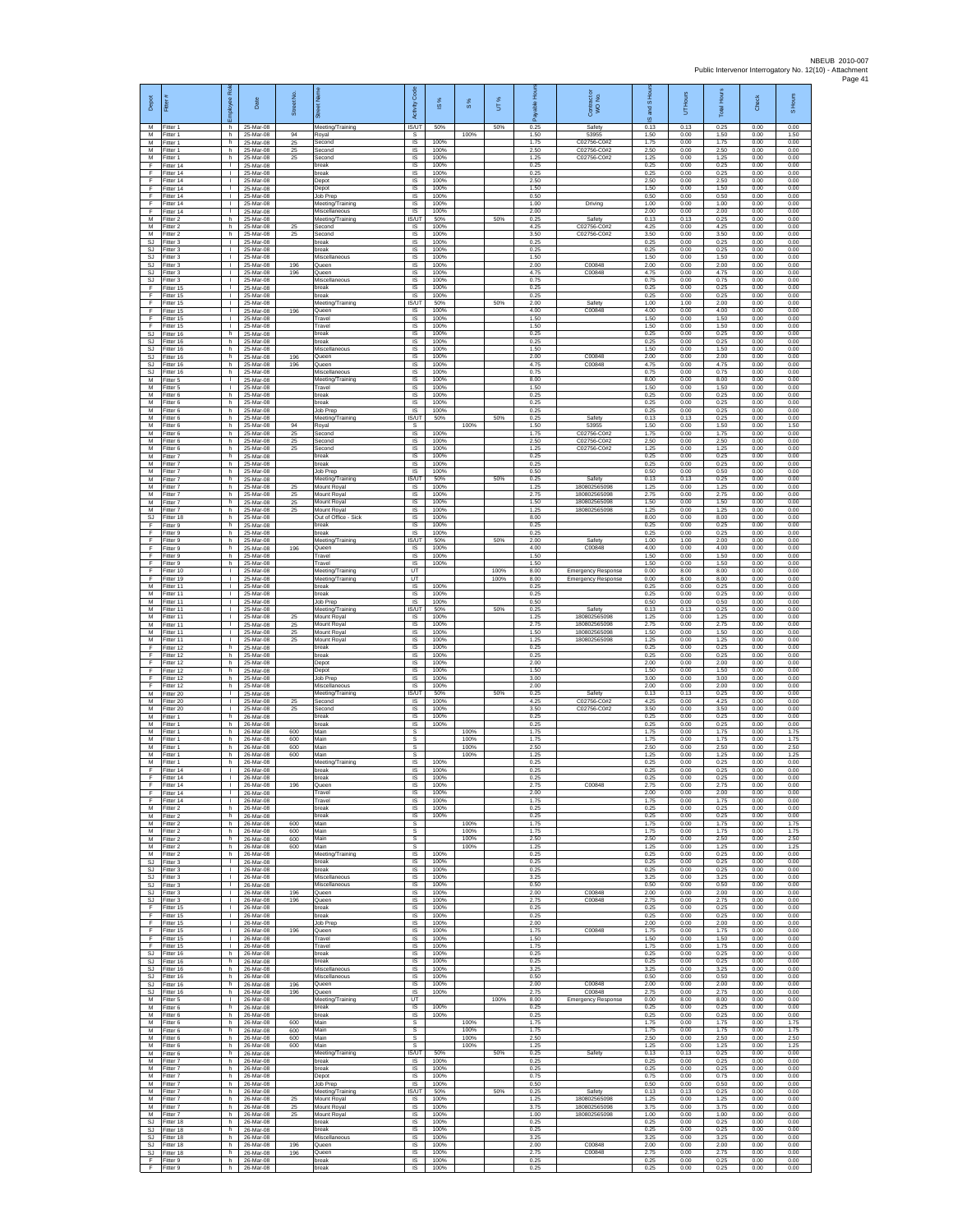| Depot | Fitter # | Employee Role | Date | Street No. | Street Name | Activity Code | IS % | S % | UT % | Payable Hours | Contractor or WO No. | IS and S Hours | UT Hours | Total Hours | Check | S Hours |
|---|---|---|---|---|---|---|---|---|---|---|---|---|---|---|---|---|
| M | Fitter 1 | h | 25-Mar-08 | | Meeting/Training | IS/UT | 50% | | 50% | 0.25 | Safety | 0.13 | 0.13 | 0.25 | 0.00 | 0.00 |
| M | Fitter 1 | h | 25-Mar-08 | 94 | Royal | S | | 100% | | 1.50 | 53955 | 1.50 | 0.00 | 1.50 | 0.00 | 1.50 |
| M | Fitter 1 | h | 25-Mar-08 | 25 | Second | IS | 100% | | | 1.75 | C02756-C0#2 | 1.75 | 0.00 | 1.75 | 0.00 | 0.00 |
| M | Fitter 1 | h | 25-Mar-08 | 25 | Second | IS | 100% | | | 2.50 | C02756-C0#2 | 2.50 | 0.00 | 2.50 | 0.00 | 0.00 |
| M | Fitter 1 | h | 25-Mar-08 | 25 | Second | IS | 100% | | | 1.25 | C02756-C0#2 | 1.25 | 0.00 | 1.25 | 0.00 | 0.00 |
| F | Fitter 14 | l | 25-Mar-08 | | break | IS | 100% | | | 0.25 | | 0.25 | 0.00 | 0.25 | 0.00 | 0.00 |
| F | Fitter 14 | l | 25-Mar-08 | | break | IS | 100% | | | 0.25 | | 0.25 | 0.00 | 0.25 | 0.00 | 0.00 |
| F | Fitter 14 | l | 25-Mar-08 | | Depot | IS | 100% | | | 2.50 | | 2.50 | 0.00 | 2.50 | 0.00 | 0.00 |
| F | Fitter 14 | l | 25-Mar-08 | | Depot | IS | 100% | | | 1.50 | | 1.50 | 0.00 | 1.50 | 0.00 | 0.00 |
| F | Fitter 14 | l | 25-Mar-08 | | Job Prep | IS | 100% | | | 0.50 | | 0.50 | 0.00 | 0.50 | 0.00 | 0.00 |
| F | Fitter 14 | l | 25-Mar-08 | | Meeting/Training | IS | 100% | | | 1.00 | Driving | 1.00 | 0.00 | 1.00 | 0.00 | 0.00 |
| F | Fitter 14 | l | 25-Mar-08 | | Miscellaneous | IS | 100% | | | 2.00 | | 2.00 | 0.00 | 2.00 | 0.00 | 0.00 |
| M | Fitter 2 | h | 25-Mar-08 | | Meeting/Training | IS/UT | 50% | | 50% | 0.25 | Safety | 0.13 | 0.13 | 0.25 | 0.00 | 0.00 |
| M | Fitter 2 | h | 25-Mar-08 | 25 | Second | IS | 100% | | | 4.25 | C02756-C0#2 | 4.25 | 0.00 | 4.25 | 0.00 | 0.00 |
| M | Fitter 2 | h | 25-Mar-08 | 25 | Second | IS | 100% | | | 3.50 | C02756-C0#2 | 3.50 | 0.00 | 3.50 | 0.00 | 0.00 |
| SJ | Fitter 3 | l | 25-Mar-08 | | break | IS | 100% | | | 0.25 | | 0.25 | 0.00 | 0.25 | 0.00 | 0.00 |
| SJ | Fitter 3 | l | 25-Mar-08 | | break | IS | 100% | | | 0.25 | | 0.25 | 0.00 | 0.25 | 0.00 | 0.00 |
| SJ | Fitter 3 | l | 25-Mar-08 | | Miscellaneous | IS | 100% | | | 1.50 | | 1.50 | 0.00 | 1.50 | 0.00 | 0.00 |
| SJ | Fitter 3 | l | 25-Mar-08 | 196 | Queen | IS | 100% | | | 2.00 | C00848 | 2.00 | 0.00 | 2.00 | 0.00 | 0.00 |
| SJ | Fitter 3 | l | 25-Mar-08 | 196 | Queen | IS | 100% | | | 4.75 | C00848 | 4.75 | 0.00 | 4.75 | 0.00 | 0.00 |
| SJ | Fitter 3 | l | 25-Mar-08 | | Miscellaneous | IS | 100% | | | 0.75 | | 0.75 | 0.00 | 0.75 | 0.00 | 0.00 |
| F | Fitter 15 | l | 25-Mar-08 | | break | IS | 100% | | | 0.25 | | 0.25 | 0.00 | 0.25 | 0.00 | 0.00 |
| F | Fitter 15 | l | 25-Mar-08 | | break | IS | 100% | | | 0.25 | | 0.25 | 0.00 | 0.25 | 0.00 | 0.00 |
| F | Fitter 15 | l | 25-Mar-08 | | Meeting/Training | IS/UT | 50% | | 50% | 2.00 | Safety | 1.00 | 1.00 | 2.00 | 0.00 | 0.00 |
| F | Fitter 15 | l | 25-Mar-08 | 196 | Queen | IS | 100% | | | 4.00 | C00848 | 4.00 | 0.00 | 4.00 | 0.00 | 0.00 |
| F | Fitter 15 | l | 25-Mar-08 | | Travel | IS | 100% | | | 1.50 | | 1.50 | 0.00 | 1.50 | 0.00 | 0.00 |
| F | Fitter 15 | l | 25-Mar-08 | | Travel | IS | 100% | | | 1.50 | | 1.50 | 0.00 | 1.50 | 0.00 | 0.00 |
| SJ | Fitter 16 | h | 25-Mar-08 | | break | IS | 100% | | | 0.25 | | 0.25 | 0.00 | 0.25 | 0.00 | 0.00 |
| SJ | Fitter 16 | h | 25-Mar-08 | | break | IS | 100% | | | 0.25 | | 0.25 | 0.00 | 0.25 | 0.00 | 0.00 |
| SJ | Fitter 16 | h | 25-Mar-08 | | Miscellaneous | IS | 100% | | | 1.50 | | 1.50 | 0.00 | 1.50 | 0.00 | 0.00 |
| SJ | Fitter 16 | h | 25-Mar-08 | 196 | Queen | IS | 100% | | | 2.00 | C00848 | 2.00 | 0.00 | 2.00 | 0.00 | 0.00 |
| SJ | Fitter 16 | h | 25-Mar-08 | 196 | Queen | IS | 100% | | | 4.75 | C00848 | 4.75 | 0.00 | 4.75 | 0.00 | 0.00 |
| SJ | Fitter 16 | h | 25-Mar-08 | | Miscellaneous | IS | 100% | | | 0.75 | | 0.75 | 0.00 | 0.75 | 0.00 | 0.00 |
| M | Fitter 5 | l | 25-Mar-08 | | Meeting/Training | IS | 100% | | | 8.00 | | 8.00 | 0.00 | 8.00 | 0.00 | 0.00 |
| M | Fitter 5 | l | 25-Mar-08 | | Travel | IS | 100% | | | 1.50 | | 1.50 | 0.00 | 1.50 | 0.00 | 0.00 |
| M | Fitter 6 | h | 25-Mar-08 | | break | IS | 100% | | | 0.25 | | 0.25 | 0.00 | 0.25 | 0.00 | 0.00 |
| M | Fitter 6 | h | 25-Mar-08 | | break | IS | 100% | | | 0.25 | | 0.25 | 0.00 | 0.25 | 0.00 | 0.00 |
| M | Fitter 6 | h | 25-Mar-08 | | Job Prep | IS | 100% | | | 0.25 | | 0.25 | 0.00 | 0.25 | 0.00 | 0.00 |
| M | Fitter 6 | h | 25-Mar-08 | | Meeting/Training | IS/UT | 50% | | 50% | 0.25 | Safety | 0.13 | 0.13 | 0.25 | 0.00 | 0.00 |
| M | Fitter 6 | h | 25-Mar-08 | 94 | Royal | S | | 100% | | 1.50 | 53955 | 1.50 | 0.00 | 1.50 | 0.00 | 1.50 |
| M | Fitter 6 | h | 25-Mar-08 | 25 | Second | IS | 100% | | | 1.75 | C02756-C0#2 | 1.75 | 0.00 | 1.75 | 0.00 | 0.00 |
| M | Fitter 6 | h | 25-Mar-08 | 25 | Second | IS | 100% | | | 2.50 | C02756-C0#2 | 2.50 | 0.00 | 2.50 | 0.00 | 0.00 |
| M | Fitter 6 | h | 25-Mar-08 | 25 | Second | IS | 100% | | | 1.25 | C02756-C0#2 | 1.25 | 0.00 | 1.25 | 0.00 | 0.00 |
| M | Fitter 7 | h | 25-Mar-08 | | break | IS | 100% | | | 0.25 | | 0.25 | 0.00 | 0.25 | 0.00 | 0.00 |
| M | Fitter 7 | h | 25-Mar-08 | | break | IS | 100% | | | 0.25 | | 0.25 | 0.00 | 0.25 | 0.00 | 0.00 |
| M | Fitter 7 | h | 25-Mar-08 | | Job Prep | IS | 100% | | | 0.50 | | 0.50 | 0.00 | 0.50 | 0.00 | 0.00 |
| M | Fitter 7 | h | 25-Mar-08 | | Meeting/Training | IS/UT | 50% | | 50% | 0.25 | Safety | 0.13 | 0.13 | 0.25 | 0.00 | 0.00 |
| M | Fitter 7 | h | 25-Mar-08 | 25 | Mount Royal | IS | 100% | | | 1.25 | 180802565098 | 1.25 | 0.00 | 1.25 | 0.00 | 0.00 |
| M | Fitter 7 | h | 25-Mar-08 | 25 | Mount Royal | IS | 100% | | | 2.75 | 180802565098 | 2.75 | 0.00 | 2.75 | 0.00 | 0.00 |
| M | Fitter 7 | h | 25-Mar-08 | 25 | Mount Royal | IS | 100% | | | 1.50 | 180802565098 | 1.50 | 0.00 | 1.50 | 0.00 | 0.00 |
| M | Fitter 7 | h | 25-Mar-08 | 25 | Mount Royal | IS | 100% | | | 1.25 | 180802565098 | 1.25 | 0.00 | 1.25 | 0.00 | 0.00 |
| SJ | Fitter 18 | h | 25-Mar-08 | | Out of Office - Sick | IS | 100% | | | 8.00 | | 8.00 | 0.00 | 8.00 | 0.00 | 0.00 |
| F | Fitter 9 | h | 25-Mar-08 | | break | IS | 100% | | | 0.25 | | 0.25 | 0.00 | 0.25 | 0.00 | 0.00 |
| F | Fitter 9 | h | 25-Mar-08 | | break | IS | 100% | | | 0.25 | | 0.25 | 0.00 | 0.25 | 0.00 | 0.00 |
| F | Fitter 9 | h | 25-Mar-08 | | Meeting/Training | IS/UT | 50% | | 50% | 2.00 | Safety | 1.00 | 1.00 | 2.00 | 0.00 | 0.00 |
| F | Fitter 9 | h | 25-Mar-08 | 196 | Queen | IS | 100% | | | 4.00 | C00848 | 4.00 | 0.00 | 4.00 | 0.00 | 0.00 |
| F | Fitter 9 | h | 25-Mar-08 | | Travel | IS | 100% | | | 1.50 | | 1.50 | 0.00 | 1.50 | 0.00 | 0.00 |
| F | Fitter 9 | h | 25-Mar-08 | | Travel | IS | 100% | | | 1.50 | | 1.50 | 0.00 | 1.50 | 0.00 | 0.00 |
| F | Fitter 10 | l | 25-Mar-08 | | Meeting/Training | UT | | | 100% | 8.00 | Emergency Response | 0.00 | 8.00 | 8.00 | 0.00 | 0.00 |
| F | Fitter 19 | l | 25-Mar-08 | | Meeting/Training | UT | | | 100% | 8.00 | Emergency Response | 0.00 | 8.00 | 8.00 | 0.00 | 0.00 |
| M | Fitter 11 | l | 25-Mar-08 | | break | IS | 100% | | | 0.25 | | 0.25 | 0.00 | 0.25 | 0.00 | 0.00 |
| M | Fitter 11 | l | 25-Mar-08 | | break | IS | 100% | | | 0.25 | | 0.25 | 0.00 | 0.25 | 0.00 | 0.00 |
| M | Fitter 11 | l | 25-Mar-08 | | Job Prep | IS | 100% | | | 0.50 | | 0.50 | 0.00 | 0.50 | 0.00 | 0.00 |
| M | Fitter 11 | l | 25-Mar-08 | | Meeting/Training | IS/UT | 50% | | 50% | 0.25 | Safety | 0.13 | 0.13 | 0.25 | 0.00 | 0.00 |
| M | Fitter 11 | l | 25-Mar-08 | 25 | Mount Royal | IS | 100% | | | 1.25 | 180802565098 | 1.25 | 0.00 | 1.25 | 0.00 | 0.00 |
| M | Fitter 11 | l | 25-Mar-08 | 25 | Mount Royal | IS | 100% | | | 2.75 | 180802565098 | 2.75 | 0.00 | 2.75 | 0.00 | 0.00 |
| M | Fitter 11 | l | 25-Mar-08 | 25 | Mount Royal | IS | 100% | | | 1.50 | 180802565098 | 1.50 | 0.00 | 1.50 | 0.00 | 0.00 |
| M | Fitter 11 | l | 25-Mar-08 | 25 | Mount Royal | IS | 100% | | | 1.25 | 180802565098 | 1.25 | 0.00 | 1.25 | 0.00 | 0.00 |
| F | Fitter 12 | h | 25-Mar-08 | | break | IS | 100% | | | 0.25 | | 0.25 | 0.00 | 0.25 | 0.00 | 0.00 |
| F | Fitter 12 | h | 25-Mar-08 | | break | IS | 100% | | | 0.25 | | 0.25 | 0.00 | 0.25 | 0.00 | 0.00 |
| F | Fitter 12 | h | 25-Mar-08 | | Depot | IS | 100% | | | 2.00 | | 2.00 | 0.00 | 2.00 | 0.00 | 0.00 |
| F | Fitter 12 | h | 25-Mar-08 | | Depot | IS | 100% | | | 1.50 | | 1.50 | 0.00 | 1.50 | 0.00 | 0.00 |
| F | Fitter 12 | h | 25-Mar-08 | | Job Prep | IS | 100% | | | 3.00 | | 3.00 | 0.00 | 3.00 | 0.00 | 0.00 |
| F | Fitter 12 | h | 25-Mar-08 | | Miscellaneous | IS | 100% | | | 2.00 | | 2.00 | 0.00 | 2.00 | 0.00 | 0.00 |
| M | Fitter 20 | l | 25-Mar-08 | | Meeting/Training | IS/UT | 50% | | 50% | 0.25 | Safety | 0.13 | 0.13 | 0.25 | 0.00 | 0.00 |
| M | Fitter 20 | l | 25-Mar-08 | 25 | Second | IS | 100% | | | 4.25 | C02756-C0#2 | 4.25 | 0.00 | 4.25 | 0.00 | 0.00 |
| M | Fitter 20 | l | 25-Mar-08 | 25 | Second | IS | 100% | | | 3.50 | C02756-C0#2 | 3.50 | 0.00 | 3.50 | 0.00 | 0.00 |
| M | Fitter 1 | h | 26-Mar-08 | | break | IS | 100% | | | 0.25 | | 0.25 | 0.00 | 0.25 | 0.00 | 0.00 |
| M | Fitter 1 | h | 26-Mar-08 | | break | IS | 100% | | | 0.25 | | 0.25 | 0.00 | 0.25 | 0.00 | 0.00 |
| M | Fitter 1 | h | 26-Mar-08 | 600 | Main | S | | 100% | | 1.75 | | 1.75 | 0.00 | 1.75 | 0.00 | 1.75 |
| M | Fitter 1 | h | 26-Mar-08 | 600 | Main | S | | 100% | | 1.75 | | 1.75 | 0.00 | 1.75 | 0.00 | 1.75 |
| M | Fitter 1 | h | 26-Mar-08 | 600 | Main | S | | 100% | | 2.50 | | 2.50 | 0.00 | 2.50 | 0.00 | 2.50 |
| M | Fitter 1 | h | 26-Mar-08 | 600 | Main | S | | 100% | | 1.25 | | 1.25 | 0.00 | 1.25 | 0.00 | 1.25 |
| M | Fitter 1 | h | 26-Mar-08 | | Meeting/Training | IS | 100% | | | 0.25 | | 0.25 | 0.00 | 0.25 | 0.00 | 0.00 |
| F | Fitter 14 | l | 26-Mar-08 | | break | IS | 100% | | | 0.25 | | 0.25 | 0.00 | 0.25 | 0.00 | 0.00 |
| F | Fitter 14 | l | 26-Mar-08 | | break | IS | 100% | | | 0.25 | | 0.25 | 0.00 | 0.25 | 0.00 | 0.00 |
| F | Fitter 14 | l | 26-Mar-08 | 196 | Queen | IS | 100% | | | 2.75 | C00848 | 2.75 | 0.00 | 2.75 | 0.00 | 0.00 |
| F | Fitter 14 | l | 26-Mar-08 | | Travel | IS | 100% | | | 2.00 | | 2.00 | 0.00 | 2.00 | 0.00 | 0.00 |
| F | Fitter 14 | l | 26-Mar-08 | | Travel | IS | 100% | | | 1.75 | | 1.75 | 0.00 | 1.75 | 0.00 | 0.00 |
| M | Fitter 2 | h | 26-Mar-08 | | break | IS | 100% | | | 0.25 | | 0.25 | 0.00 | 0.25 | 0.00 | 0.00 |
| M | Fitter 2 | h | 26-Mar-08 | | break | IS | 100% | | | 0.25 | | 0.25 | 0.00 | 0.25 | 0.00 | 0.00 |
| M | Fitter 2 | h | 26-Mar-08 | 600 | Main | S | | 100% | | 1.75 | | 1.75 | 0.00 | 1.75 | 0.00 | 1.75 |
| M | Fitter 2 | h | 26-Mar-08 | 600 | Main | S | | 100% | | 1.75 | | 1.75 | 0.00 | 1.75 | 0.00 | 1.75 |
| M | Fitter 2 | h | 26-Mar-08 | 600 | Main | S | | 100% | | 2.50 | | 2.50 | 0.00 | 2.50 | 0.00 | 2.50 |
| M | Fitter 2 | h | 26-Mar-08 | 600 | Main | S | | 100% | | 1.25 | | 1.25 | 0.00 | 1.25 | 0.00 | 1.25 |
| M | Fitter 2 | h | 26-Mar-08 | | Meeting/Training | IS | 100% | | | 0.25 | | 0.25 | 0.00 | 0.25 | 0.00 | 0.00 |
| SJ | Fitter 3 | l | 26-Mar-08 | | break | IS | 100% | | | 0.25 | | 0.25 | 0.00 | 0.25 | 0.00 | 0.00 |
| SJ | Fitter 3 | l | 26-Mar-08 | | break | IS | 100% | | | 0.25 | | 0.25 | 0.00 | 0.25 | 0.00 | 0.00 |
| SJ | Fitter 3 | l | 26-Mar-08 | | Miscellaneous | IS | 100% | | | 3.25 | | 3.25 | 0.00 | 3.25 | 0.00 | 0.00 |
| SJ | Fitter 3 | l | 26-Mar-08 | | Miscellaneous | IS | 100% | | | 0.50 | | 0.50 | 0.00 | 0.50 | 0.00 | 0.00 |
| SJ | Fitter 3 | l | 26-Mar-08 | 196 | Queen | IS | 100% | | | 2.00 | C00848 | 2.00 | 0.00 | 2.00 | 0.00 | 0.00 |
| SJ | Fitter 3 | l | 26-Mar-08 | 196 | Queen | IS | 100% | | | 2.75 | C00848 | 2.75 | 0.00 | 2.75 | 0.00 | 0.00 |
| F | Fitter 15 | l | 26-Mar-08 | | break | IS | 100% | | | 0.25 | | 0.25 | 0.00 | 0.25 | 0.00 | 0.00 |
| F | Fitter 15 | l | 26-Mar-08 | | break | IS | 100% | | | 0.25 | | 0.25 | 0.00 | 0.25 | 0.00 | 0.00 |
| F | Fitter 15 | l | 26-Mar-08 | | Job Prep | IS | 100% | | | 2.00 | | 2.00 | 0.00 | 2.00 | 0.00 | 0.00 |
| F | Fitter 15 | l | 26-Mar-08 | 196 | Queen | IS | 100% | | | 1.75 | C00848 | 1.75 | 0.00 | 1.75 | 0.00 | 0.00 |
| F | Fitter 15 | l | 26-Mar-08 | | Travel | IS | 100% | | | 1.50 | | 1.50 | 0.00 | 1.50 | 0.00 | 0.00 |
| F | Fitter 15 | l | 26-Mar-08 | | Travel | IS | 100% | | | 1.75 | | 1.75 | 0.00 | 1.75 | 0.00 | 0.00 |
| SJ | Fitter 16 | h | 26-Mar-08 | | break | IS | 100% | | | 0.25 | | 0.25 | 0.00 | 0.25 | 0.00 | 0.00 |
| SJ | Fitter 16 | h | 26-Mar-08 | | break | IS | 100% | | | 0.25 | | 0.25 | 0.00 | 0.25 | 0.00 | 0.00 |
| SJ | Fitter 16 | h | 26-Mar-08 | | Miscellaneous | IS | 100% | | | 3.25 | | 3.25 | 0.00 | 3.25 | 0.00 | 0.00 |
| SJ | Fitter 16 | h | 26-Mar-08 | | Miscellaneous | IS | 100% | | | 0.50 | | 0.50 | 0.00 | 0.50 | 0.00 | 0.00 |
| SJ | Fitter 16 | h | 26-Mar-08 | 196 | Queen | IS | 100% | | | 2.00 | C00848 | 2.00 | 0.00 | 2.00 | 0.00 | 0.00 |
| SJ | Fitter 16 | h | 26-Mar-08 | 196 | Queen | IS | 100% | | | 2.75 | C00848 | 2.75 | 0.00 | 2.75 | 0.00 | 0.00 |
| M | Fitter 5 | l | 26-Mar-08 | | Meeting/Training | UT | | | 100% | 8.00 | Emergency Response | 0.00 | 8.00 | 8.00 | 0.00 | 0.00 |
| M | Fitter 6 | h | 26-Mar-08 | | break | IS | 100% | | | 0.25 | | 0.25 | 0.00 | 0.25 | 0.00 | 0.00 |
| M | Fitter 6 | h | 26-Mar-08 | | break | IS | 100% | | | 0.25 | | 0.25 | 0.00 | 0.25 | 0.00 | 0.00 |
| M | Fitter 6 | h | 26-Mar-08 | 600 | Main | S | | 100% | | 1.75 | | 1.75 | 0.00 | 1.75 | 0.00 | 1.75 |
| M | Fitter 6 | h | 26-Mar-08 | 600 | Main | S | | 100% | | 1.75 | | 1.75 | 0.00 | 1.75 | 0.00 | 1.75 |
| M | Fitter 6 | h | 26-Mar-08 | 600 | Main | S | | 100% | | 2.50 | | 2.50 | 0.00 | 2.50 | 0.00 | 2.50 |
| M | Fitter 6 | h | 26-Mar-08 | 600 | Main | S | | 100% | | 1.25 | | 1.25 | 0.00 | 1.25 | 0.00 | 1.25 |
| M | Fitter 6 | h | 26-Mar-08 | | Meeting/Training | IS/UT | 50% | | 50% | 0.25 | Safety | 0.13 | 0.13 | 0.25 | 0.00 | 0.00 |
| M | Fitter 7 | h | 26-Mar-08 | | break | IS | 100% | | | 0.25 | | 0.25 | 0.00 | 0.25 | 0.00 | 0.00 |
| M | Fitter 7 | h | 26-Mar-08 | | break | IS | 100% | | | 0.25 | | 0.25 | 0.00 | 0.25 | 0.00 | 0.00 |
| M | Fitter 7 | h | 26-Mar-08 | | Depot | IS | 100% | | | 0.75 | | 0.75 | 0.00 | 0.75 | 0.00 | 0.00 |
| M | Fitter 7 | h | 26-Mar-08 | | Job Prep | IS | 100% | | | 0.50 | | 0.50 | 0.00 | 0.50 | 0.00 | 0.00 |
| M | Fitter 7 | h | 26-Mar-08 | | Meeting/Training | IS/UT | 50% | | 50% | 0.25 | Safety | 0.13 | 0.13 | 0.25 | 0.00 | 0.00 |
| M | Fitter 7 | h | 26-Mar-08 | 25 | Mount Royal | IS | 100% | | | 1.25 | 180802565098 | 1.25 | 0.00 | 1.25 | 0.00 | 0.00 |
| M | Fitter 7 | h | 26-Mar-08 | 25 | Mount Royal | IS | 100% | | | 3.75 | 180802565098 | 3.75 | 0.00 | 3.75 | 0.00 | 0.00 |
| M | Fitter 7 | h | 26-Mar-08 | 25 | Mount Royal | IS | 100% | | | 1.00 | 180802565098 | 1.00 | 0.00 | 1.00 | 0.00 | 0.00 |
| SJ | Fitter 18 | h | 26-Mar-08 | | break | IS | 100% | | | 0.25 | | 0.25 | 0.00 | 0.25 | 0.00 | 0.00 |
| SJ | Fitter 18 | h | 26-Mar-08 | | break | IS | 100% | | | 0.25 | | 0.25 | 0.00 | 0.25 | 0.00 | 0.00 |
| SJ | Fitter 18 | h | 26-Mar-08 | | Miscellaneous | IS | 100% | | | 3.25 | | 3.25 | 0.00 | 3.25 | 0.00 | 0.00 |
| SJ | Fitter 18 | h | 26-Mar-08 | 196 | Queen | IS | 100% | | | 2.00 | C00848 | 2.00 | 0.00 | 2.00 | 0.00 | 0.00 |
| SJ | Fitter 18 | h | 26-Mar-08 | 196 | Queen | IS | 100% | | | 2.75 | C00848 | 2.75 | 0.00 | 2.75 | 0.00 | 0.00 |
| F | Fitter 9 | h | 26-Mar-08 | | break | IS | 100% | | | 0.25 | | 0.25 | 0.00 | 0.25 | 0.00 | 0.00 |
| F | Fitter 9 | h | 26-Mar-08 | | break | IS | 100% | | | 0.25 | | 0.25 | 0.00 | 0.25 | 0.00 | 0.00 |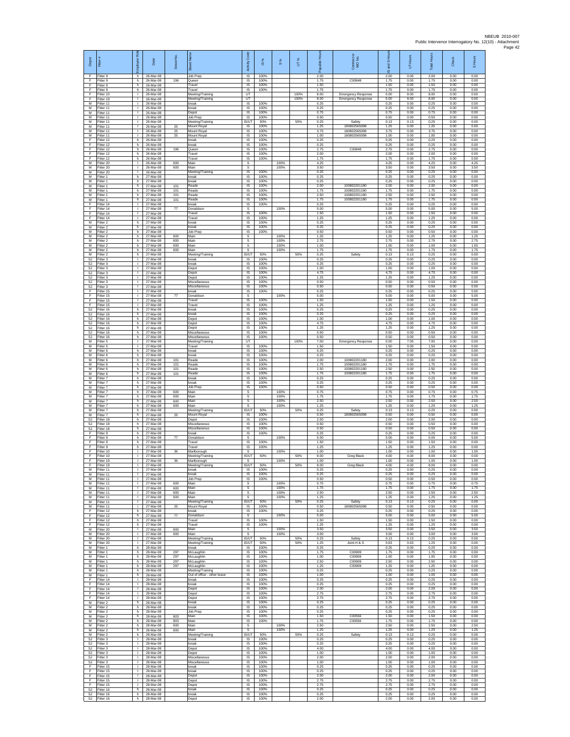| Depot | Fitter # | Employee Role | Date | Street No. | Street Name | Activity Code | IS % | S % | UT % | Payable Hours | Contractor or WO No. | IS and S Hours | UT Hours | Total Hours | Check | S Hours |
|---|---|---|---|---|---|---|---|---|---|---|---|---|---|---|---|---|
| F | Fitter 9 | h | 26-Mar-08 | | Job Prep | IS | 100% | | | 2.00 | | 2.00 | 0.00 | 2.00 | 0.00 | 0.00 |
| F | Fitter 9 | h | 26-Mar-08 | 196 | Queen | IS | 100% | | | 1.75 | C00848 | 1.75 | 0.00 | 1.75 | 0.00 | 0.00 |
| F | Fitter 9 | h | 26-Mar-08 | | Travel | IS | 100% | | | 1.50 | | 1.50 | 0.00 | 1.50 | 0.00 | 0.00 |
| F | Fitter 9 | h | 26-Mar-08 | | Travel | IS | 100% | | | 1.75 | | 1.75 | 0.00 | 1.75 | 0.00 | 0.00 |
| F | Fitter 10 | l | 26-Mar-08 | | Meeting/Training | UT | | | 100% | 8.00 | Emergency Response | 0.00 | 8.00 | 8.00 | 0.00 | 0.00 |
| F | Fitter 19 | l | 26-Mar-08 | | Meeting/Training | UT | | | 100% | 8.00 | Emergency Response | 0.00 | 8.00 | 8.00 | 0.00 | 0.00 |
| M | Fitter 11 | l | 26-Mar-08 | | break | IS | 100% | | | 0.25 | | 0.25 | 0.00 | 0.25 | 0.00 | 0.00 |
| M | Fitter 11 | l | 26-Mar-08 | | break | IS | 100% | | | 0.25 | | 0.25 | 0.00 | 0.25 | 0.00 | 0.00 |
| M | Fitter 11 | l | 26-Mar-08 | | Depot | IS | 100% | | | 0.75 | | 0.75 | 0.00 | 0.75 | 0.00 | 0.00 |
| M | Fitter 11 | l | 26-Mar-08 | | Job Prep | IS | 100% | | | 0.50 | | 0.50 | 0.00 | 0.50 | 0.00 | 0.00 |
| M | Fitter 11 | l | 26-Mar-08 | | Meeting/Training | IS/UT | 50% | | 50% | 0.25 | Safety | 0.13 | 0.13 | 0.25 | 0.00 | 0.00 |
| M | Fitter 11 | l | 26-Mar-08 | 25 | Mount Royal | IS | 100% | | | 1.25 | 180802565098 | 1.25 | 0.00 | 1.25 | 0.00 | 0.00 |
| M | Fitter 11 | l | 26-Mar-08 | 25 | Mount Royal | IS | 100% | | | 3.75 | 180802565098 | 3.75 | 0.00 | 3.75 | 0.00 | 0.00 |
| M | Fitter 11 | l | 26-Mar-08 | 25 | Mount Royal | IS | 100% | | | 1.00 | 180802565098 | 1.00 | 0.00 | 1.00 | 0.00 | 0.00 |
| F | Fitter 12 | h | 26-Mar-08 | | break | IS | 100% | | | 0.25 | | 0.25 | 0.00 | 0.25 | 0.00 | 0.00 |
| F | Fitter 12 | h | 26-Mar-08 | | break | IS | 100% | | | 0.25 | | 0.25 | 0.00 | 0.25 | 0.00 | 0.00 |
| F | Fitter 12 | h | 26-Mar-08 | 196 | Queen | IS | 100% | | | 2.75 | C00848 | 2.75 | 0.00 | 2.75 | 0.00 | 0.00 |
| F | Fitter 12 | h | 26-Mar-08 | | Travel | IS | 100% | | | 2.00 | | 2.00 | 0.00 | 2.00 | 0.00 | 0.00 |
| F | Fitter 12 | h | 26-Mar-08 | | Travel | IS | 100% | | | 1.75 | | 1.75 | 0.00 | 1.75 | 0.00 | 0.00 |
| M | Fitter 20 | l | 26-Mar-08 | 600 | Main | S | | 100% | | 4.25 | | 4.25 | 0.00 | 4.25 | 0.00 | 4.25 |
| M | Fitter 20 | l | 26-Mar-08 | 600 | Main | S | | 100% | | 3.50 | | 3.50 | 0.00 | 3.50 | 0.00 | 3.50 |
| M | Fitter 20 | l | 26-Mar-08 | | Meeting/Training | IS | 100% | | | 0.25 | | 0.25 | 0.00 | 0.25 | 0.00 | 0.00 |
| M | Fitter 1 | h | 27-Mar-08 | | break | IS | 100% | | | 0.25 | | 0.25 | 0.00 | 0.25 | 0.00 | 0.00 |
| M | Fitter 1 | h | 27-Mar-08 | | break | IS | 100% | | | 0.25 | | 0.25 | 0.00 | 0.25 | 0.00 | 0.00 |
| M | Fitter 1 | h | 27-Mar-08 | 101 | Reade | IS | 100% | | | 2.00 | 100802201180 | 2.00 | 0.00 | 2.00 | 0.00 | 0.00 |
| M | Fitter 1 | h | 27-Mar-08 | 101 | Reade | IS | 100% | | | 1.75 | 100802201180 | 1.75 | 0.00 | 1.75 | 0.00 | 0.00 |
| M | Fitter 1 | h | 27-Mar-08 | 101 | Reade | IS | 100% | | | 2.50 | 100802201180 | 2.50 | 0.00 | 2.50 | 0.00 | 0.00 |
| M | Fitter 1 | h | 27-Mar-08 | 101 | Reade | IS | 100% | | | 1.75 | 100802201180 | 1.75 | 0.00 | 1.75 | 0.00 | 0.00 |
| F | Fitter 14 | l | 27-Mar-08 | | break | IS | 100% | | | 0.25 | | 0.25 | 0.00 | 0.25 | 0.00 | 0.00 |
| F | Fitter 14 | l | 27-Mar-08 | 77 | Donaldson | S | | 100% | | 5.00 | | 5.00 | 0.00 | 5.00 | 0.00 | 5.00 |
| F | Fitter 14 | l | 27-Mar-08 | | Travel | IS | 100% | | | 1.50 | | 1.50 | 0.00 | 1.50 | 0.00 | 0.00 |
| F | Fitter 14 | l | 27-Mar-08 | | Travel | IS | 100% | | | 1.25 | | 1.25 | 0.00 | 1.25 | 0.00 | 0.00 |
| M | Fitter 2 | h | 27-Mar-08 | | break | IS | 100% | | | 0.25 | | 0.25 | 0.00 | 0.25 | 0.00 | 0.00 |
| M | Fitter 2 | h | 27-Mar-08 | | break | IS | 100% | | | 0.25 | | 0.25 | 0.00 | 0.25 | 0.00 | 0.00 |
| M | Fitter 2 | h | 27-Mar-08 | | Job Prep | IS | 100% | | | 0.50 | | 0.50 | 0.00 | 0.50 | 0.00 | 0.00 |
| M | Fitter 2 | h | 27-Mar-08 | 600 | Main | S | | 100% | | 1.25 | | 1.25 | 0.00 | 1.25 | 0.00 | 1.25 |
| M | Fitter 2 | h | 27-Mar-08 | 600 | Main | S | | 100% | | 2.75 | | 2.75 | 0.00 | 2.75 | 0.00 | 2.75 |
| M | Fitter 2 | h | 27-Mar-08 | 600 | Main | S | | 100% | | 1.00 | | 1.00 | 0.00 | 1.00 | 0.00 | 1.00 |
| M | Fitter 2 | h | 27-Mar-08 | 600 | Main | S | | 100% | | 1.75 | | 1.75 | 0.00 | 1.75 | 0.00 | 1.75 |
| M | Fitter 2 | h | 27-Mar-08 | | Meeting/Training | IS/UT | 50% | | 50% | 0.25 | Safety | 0.13 | 0.13 | 0.25 | 0.00 | 0.00 |
| SJ | Fitter 3 | l | 27-Mar-08 | | break | IS | 100% | | | 0.25 | | 0.25 | 0.00 | 0.25 | 0.00 | 0.00 |
| SJ | Fitter 3 | l | 27-Mar-08 | | break | IS | 100% | | | 0.25 | | 0.25 | 0.00 | 0.25 | 0.00 | 0.00 |
| SJ | Fitter 3 | l | 27-Mar-08 | | Depot | IS | 100% | | | 1.00 | | 1.00 | 0.00 | 1.00 | 0.00 | 0.00 |
| SJ | Fitter 3 | l | 27-Mar-08 | | Depot | IS | 100% | | | 4.75 | | 4.75 | 0.00 | 4.75 | 0.00 | 0.00 |
| SJ | Fitter 3 | l | 27-Mar-08 | | Depot | IS | 100% | | | 1.25 | | 1.25 | 0.00 | 1.25 | 0.00 | 0.00 |
| SJ | Fitter 3 | l | 27-Mar-08 | | Miscellaneous | IS | 100% | | | 0.50 | | 0.50 | 0.00 | 0.50 | 0.00 | 0.00 |
| SJ | Fitter 3 | l | 27-Mar-08 | | Miscellaneous | IS | 100% | | | 0.50 | | 0.50 | 0.00 | 0.50 | 0.00 | 0.00 |
| F | Fitter 15 | l | 27-Mar-08 | | break | IS | 100% | | | 0.25 | | 0.25 | 0.00 | 0.25 | 0.00 | 0.00 |
| F | Fitter 15 | l | 27-Mar-08 | 77 | Donaldson | S | | 100% | | 5.00 | | 5.00 | 0.00 | 5.00 | 0.00 | 5.00 |
| F | Fitter 15 | l | 27-Mar-08 | | Travel | IS | 100% | | | 1.50 | | 1.50 | 0.00 | 1.50 | 0.00 | 0.00 |
| F | Fitter 15 | l | 27-Mar-08 | | Travel | IS | 100% | | | 1.25 | | 1.25 | 0.00 | 1.25 | 0.00 | 0.00 |
| SJ | Fitter 16 | h | 27-Mar-08 | | break | IS | 100% | | | 0.25 | | 0.25 | 0.00 | 0.25 | 0.00 | 0.00 |
| SJ | Fitter 16 | h | 27-Mar-08 | | break | IS | 100% | | | 0.25 | | 0.25 | 0.00 | 0.25 | 0.00 | 0.00 |
| SJ | Fitter 16 | h | 27-Mar-08 | | Depot | IS | 100% | | | 1.00 | | 1.00 | 0.00 | 1.00 | 0.00 | 0.00 |
| SJ | Fitter 16 | h | 27-Mar-08 | | Depot | IS | 100% | | | 4.75 | | 4.75 | 0.00 | 4.75 | 0.00 | 0.00 |
| SJ | Fitter 16 | h | 27-Mar-08 | | Depot | IS | 100% | | | 1.25 | | 1.25 | 0.00 | 1.25 | 0.00 | 0.00 |
| SJ | Fitter 16 | h | 27-Mar-08 | | Miscellaneous | IS | 100% | | | 0.50 | | 0.50 | 0.00 | 0.50 | 0.00 | 0.00 |
| SJ | Fitter 16 | h | 27-Mar-08 | | Miscellaneous | IS | 100% | | | 0.50 | | 0.50 | 0.00 | 0.50 | 0.00 | 0.00 |
| M | Fitter 5 | l | 27-Mar-08 | | Meeting/Training | UT | | | 100% | 7.00 | Emergency Response | 0.00 | 7.00 | 7.00 | 0.00 | 0.00 |
| M | Fitter 5 | l | 27-Mar-08 | | Travel | IS | 100% | | | 1.50 | | 1.50 | 0.00 | 1.50 | 0.00 | 0.00 |
| M | Fitter 6 | h | 27-Mar-08 | | break | IS | 100% | | | 0.25 | | 0.25 | 0.00 | 0.25 | 0.00 | 0.00 |
| M | Fitter 6 | h | 27-Mar-08 | | break | IS | 100% | | | 0.25 | | 0.25 | 0.00 | 0.25 | 0.00 | 0.00 |
| M | Fitter 6 | h | 27-Mar-08 | 101 | Reade | IS | 100% | | | 2.00 | 100802201180 | 2.00 | 0.00 | 2.00 | 0.00 | 0.00 |
| M | Fitter 6 | h | 27-Mar-08 | 101 | Reade | IS | 100% | | | 1.75 | 100802201180 | 1.75 | 0.00 | 1.75 | 0.00 | 0.00 |
| M | Fitter 6 | h | 27-Mar-08 | 101 | Reade | IS | 100% | | | 2.50 | 100802201180 | 2.50 | 0.00 | 2.50 | 0.00 | 0.00 |
| M | Fitter 6 | h | 27-Mar-08 | 101 | Reade | IS | 100% | | | 1.75 | 100802201180 | 1.75 | 0.00 | 1.75 | 0.00 | 0.00 |
| M | Fitter 7 | h | 27-Mar-08 | | break | IS | 100% | | | 0.25 | | 0.25 | 0.00 | 0.25 | 0.00 | 0.00 |
| M | Fitter 7 | h | 27-Mar-08 | | break | IS | 100% | | | 0.25 | | 0.25 | 0.00 | 0.25 | 0.00 | 0.00 |
| M | Fitter 7 | h | 27-Mar-08 | | Job Prep | IS | 100% | | | 0.50 | | 0.50 | 0.00 | 0.50 | 0.00 | 0.00 |
| M | Fitter 7 | h | 27-Mar-08 | 600 | Main | S | | 100% | | 0.75 | | 0.75 | 0.00 | 0.75 | 0.00 | 0.75 |
| M | Fitter 7 | h | 27-Mar-08 | 600 | Main | S | | 100% | | 1.75 | | 1.75 | 0.00 | 1.75 | 0.00 | 1.75 |
| M | Fitter 7 | h | 27-Mar-08 | 600 | Main | S | | 100% | | 2.50 | | 2.50 | 0.00 | 2.50 | 0.00 | 2.50 |
| M | Fitter 7 | h | 27-Mar-08 | 600 | Main | S | | 100% | | 1.25 | | 1.25 | 0.00 | 1.25 | 0.00 | 1.25 |
| M | Fitter 7 | h | 27-Mar-08 | | Meeting/Training | IS/UT | 50% | | 50% | 0.25 | Safety | 0.13 | 0.13 | 0.25 | 0.00 | 0.00 |
| M | Fitter 7 | h | 27-Mar-08 | 25 | Mount Royal | IS | 100% | | | 0.50 | 180802565098 | 0.50 | 0.00 | 0.50 | 0.00 | 0.00 |
| SJ | Fitter 18 | h | 27-Mar-08 | | Depot | IS | 100% | | | 2.00 | | 2.00 | 0.00 | 2.00 | 0.00 | 0.00 |
| SJ | Fitter 18 | h | 27-Mar-08 | | Miscellaneous | IS | 100% | | | 0.50 | | 0.50 | 0.00 | 0.50 | 0.00 | 0.00 |
| SJ | Fitter 18 | h | 27-Mar-08 | | Miscellaneous | IS | 100% | | | 0.50 | | 0.50 | 0.00 | 0.50 | 0.00 | 0.00 |
| F | Fitter 9 | h | 27-Mar-08 | | break | IS | 100% | | | 0.25 | | 0.25 | 0.00 | 0.25 | 0.00 | 0.00 |
| F | Fitter 9 | h | 27-Mar-08 | 77 | Donaldson | S | | 100% | | 5.00 | | 5.00 | 0.00 | 5.00 | 0.00 | 5.00 |
| F | Fitter 9 | h | 27-Mar-08 | | Travel | IS | 100% | | | 1.50 | | 1.50 | 0.00 | 1.50 | 0.00 | 0.00 |
| F | Fitter 9 | h | 27-Mar-08 | | Travel | IS | 100% | | | 1.25 | | 1.25 | 0.00 | 1.25 | 0.00 | 0.00 |
| F | Fitter 10 | l | 27-Mar-08 | 36 | Marlborough | S | | 100% | | 1.00 | | 1.00 | 0.00 | 1.00 | 0.00 | 1.00 |
| F | Fitter 10 | l | 27-Mar-08 | | Meeting/Training | IS/UT | 50% | | 50% | 8.00 | Greg Black | 4.00 | 4.00 | 8.00 | 0.00 | 0.00 |
| F | Fitter 19 | l | 27-Mar-08 | 36 | Marlborough | S | | 100% | | 1.00 | | 1.00 | 0.00 | 1.00 | 0.00 | 1.00 |
| F | Fitter 19 | l | 27-Mar-08 | | Meeting/Training | IS/UT | 50% | | 50% | 8.00 | Greg Black | 4.00 | 4.00 | 8.00 | 0.00 | 0.00 |
| M | Fitter 11 | l | 27-Mar-08 | | break | IS | 100% | | | 0.25 | | 0.25 | 0.00 | 0.25 | 0.00 | 0.00 |
| M | Fitter 11 | l | 27-Mar-08 | | break | IS | 100% | | | 0.25 | | 0.25 | 0.00 | 0.25 | 0.00 | 0.00 |
| M | Fitter 11 | l | 27-Mar-08 | | Job Prep | IS | 100% | | | 0.50 | | 0.50 | 0.00 | 0.50 | 0.00 | 0.00 |
| M | Fitter 11 | l | 27-Mar-08 | 600 | Main | S | | 100% | | 0.75 | | 0.75 | 0.00 | 0.75 | 0.00 | 0.75 |
| M | Fitter 11 | l | 27-Mar-08 | 600 | Main | S | | 100% | | 1.75 | | 1.75 | 0.00 | 1.75 | 0.00 | 1.75 |
| M | Fitter 11 | l | 27-Mar-08 | 600 | Main | S | | 100% | | 2.50 | | 2.50 | 0.00 | 2.50 | 0.00 | 2.50 |
| M | Fitter 11 | l | 27-Mar-08 | 600 | Main | S | | 100% | | 1.25 | | 1.25 | 0.00 | 1.25 | 0.00 | 1.25 |
| M | Fitter 11 | l | 27-Mar-08 | | Meeting/Training | IS/UT | 50% | | 50% | 0.25 | Safety | 0.13 | 0.13 | 0.25 | 0.00 | 0.00 |
| M | Fitter 11 | l | 27-Mar-08 | 25 | Mount Royal | IS | 100% | | | 0.50 | 180802565098 | 0.50 | 0.00 | 0.50 | 0.00 | 0.00 |
| F | Fitter 12 | h | 27-Mar-08 | | break | IS | 100% | | | 0.25 | | 0.25 | 0.00 | 0.25 | 0.00 | 0.00 |
| F | Fitter 12 | h | 27-Mar-08 | 77 | Donaldson | S | | 100% | | 5.00 | | 5.00 | 0.00 | 5.00 | 0.00 | 5.00 |
| F | Fitter 12 | h | 27-Mar-08 | | Travel | IS | 100% | | | 1.50 | | 1.50 | 0.00 | 1.50 | 0.00 | 0.00 |
| F | Fitter 12 | h | 27-Mar-08 | | Travel | IS | 100% | | | 1.25 | | 1.25 | 0.00 | 1.25 | 0.00 | 0.00 |
| M | Fitter 20 | l | 27-Mar-08 | 600 | Main | S | | 100% | | 3.50 | | 3.50 | 0.00 | 3.50 | 0.00 | 3.50 |
| M | Fitter 20 | l | 27-Mar-08 | 600 | Main | S | | 100% | | 3.00 | | 3.00 | 0.00 | 3.00 | 0.00 | 3.00 |
| M | Fitter 20 | l | 27-Mar-08 | | Meeting/Training | IS/UT | 50% | | 50% | 0.25 | Safety | 0.13 | 0.13 | 0.25 | 0.00 | 0.00 |
| M | Fitter 20 | l | 27-Mar-08 | | Meeting/Training | IS/UT | 50% | | 50% | 1.25 | Joint H & S | 0.63 | 0.63 | 1.25 | 0.00 | 0.00 |
| M | Fitter 1 | h | 28-Mar-08 | | break | IS | 100% | | | 0.25 | | 0.25 | 0.00 | 0.25 | 0.00 | 0.00 |
| M | Fitter 1 | h | 28-Mar-08 | 297 | McLaughlin | IS | 100% | | | 1.75 | C00909 | 1.75 | 0.00 | 1.75 | 0.00 | 0.00 |
| M | Fitter 1 | h | 28-Mar-08 | 297 | McLaughlin | IS | 100% | | | 1.00 | C00909 | 1.00 | 0.00 | 1.00 | 0.00 | 0.00 |
| M | Fitter 1 | h | 28-Mar-08 | 297 | McLaughlin | IS | 100% | | | 2.50 | C00909 | 2.50 | 0.00 | 2.50 | 0.00 | 0.00 |
| M | Fitter 1 | h | 28-Mar-08 | 297 | McLaughlin | IS | 100% | | | 1.25 | C00909 | 1.25 | 0.00 | 1.25 | 0.00 | 0.00 |
| M | Fitter 1 | h | 28-Mar-08 | | Meeting/Training | IS | 100% | | | 0.25 | | 0.25 | 0.00 | 0.25 | 0.00 | 0.00 |
| M | Fitter 1 | h | 28-Mar-08 | | Out of office - other leave | IS | 100% | | | 1.00 | | 1.00 | 0.00 | 1.00 | 0.00 | 0.00 |
| F | Fitter 14 | l | 28-Mar-08 | | break | IS | 100% | | | 0.25 | | 0.25 | 0.00 | 0.25 | 0.00 | 0.00 |
| F | Fitter 14 | l | 28-Mar-08 | | break | IS | 100% | | | 0.25 | | 0.25 | 0.00 | 0.25 | 0.00 | 0.00 |
| F | Fitter 14 | l | 28-Mar-08 | | Depot | IS | 100% | | | 2.00 | | 2.00 | 0.00 | 2.00 | 0.00 | 0.00 |
| F | Fitter 14 | l | 28-Mar-08 | | Depot | IS | 100% | | | 2.75 | | 2.75 | 0.00 | 2.75 | 0.00 | 0.00 |
| F | Fitter 14 | l | 28-Mar-08 | | Depot | IS | 100% | | | 2.75 | | 2.75 | 0.00 | 2.75 | 0.00 | 0.00 |
| M | Fitter 2 | h | 28-Mar-08 | | break | IS | 100% | | | 0.25 | | 0.25 | 0.00 | 0.25 | 0.00 | 0.00 |
| M | Fitter 2 | h | 28-Mar-08 | | break | IS | 100% | | | 0.25 | | 0.25 | 0.00 | 0.25 | 0.00 | 0.00 |
| M | Fitter 2 | h | 28-Mar-08 | | Job Prep | IS | 100% | | | 0.25 | | 0.25 | 0.00 | 0.25 | 0.00 | 0.00 |
| M | Fitter 2 | h | 28-Mar-08 | 803 | Main | IS | 100% | | | 1.50 | C00556 | 1.50 | 0.00 | 1.50 | 0.00 | 0.00 |
| M | Fitter 2 | h | 28-Mar-08 | 803 | Main | IS | 100% | | | 1.75 | C00556 | 1.75 | 0.00 | 1.75 | 0.00 | 0.00 |
| M | Fitter 2 | h | 28-Mar-08 | 600 | Main | S | | 100% | | 2.50 | | 2.50 | 0.00 | 2.50 | 0.00 | 2.50 |
| M | Fitter 2 | h | 28-Mar-08 | 600 | Main | S | | 100% | | 1.25 | | 1.25 | 0.00 | 1.25 | 0.00 | 1.25 |
| M | Fitter 2 | h | 28-Mar-08 | | Meeting/Training | IS/UT | 50% | | 50% | 0.25 | Safety | 0.13 | 0.13 | 0.25 | 0.00 | 0.00 |
| SJ | Fitter 3 | l | 28-Mar-08 | | break | IS | 100% | | | 0.25 | | 0.25 | 0.00 | 0.25 | 0.00 | 0.00 |
| SJ | Fitter 3 | l | 28-Mar-08 | | break | IS | 100% | | | 0.25 | | 0.25 | 0.00 | 0.25 | 0.00 | 0.00 |
| SJ | Fitter 3 | l | 28-Mar-08 | | Depot | IS | 100% | | | 4.00 | | 4.00 | 0.00 | 4.00 | 0.00 | 0.00 |
| SJ | Fitter 3 | l | 28-Mar-08 | | Depot | IS | 100% | | | 1.00 | | 1.00 | 0.00 | 1.00 | 0.00 | 0.00 |
| SJ | Fitter 3 | l | 28-Mar-08 | | Miscellaneous | IS | 100% | | | 2.00 | | 2.00 | 0.00 | 2.00 | 0.00 | 0.00 |
| SJ | Fitter 3 | l | 28-Mar-08 | | Miscellaneous | IS | 100% | | | 1.00 | | 1.00 | 0.00 | 1.00 | 0.00 | 0.00 |
| F | Fitter 15 | l | 28-Mar-08 | | break | IS | 100% | | | 0.25 | | 0.25 | 0.00 | 0.25 | 0.00 | 0.00 |
| F | Fitter 15 | l | 28-Mar-08 | | break | IS | 100% | | | 0.25 | | 0.25 | 0.00 | 0.25 | 0.00 | 0.00 |
| F | Fitter 15 | l | 28-Mar-08 | | Depot | IS | 100% | | | 2.00 | | 2.00 | 0.00 | 2.00 | 0.00 | 0.00 |
| F | Fitter 15 | l | 28-Mar-08 | | Depot | IS | 100% | | | 2.75 | | 2.75 | 0.00 | 2.75 | 0.00 | 0.00 |
| F | Fitter 15 | l | 28-Mar-08 | | Depot | IS | 100% | | | 2.75 | | 2.75 | 0.00 | 2.75 | 0.00 | 0.00 |
| SJ | Fitter 16 | h | 28-Mar-08 | | break | IS | 100% | | | 0.25 | | 0.25 | 0.00 | 0.25 | 0.00 | 0.00 |
| SJ | Fitter 16 | h | 28-Mar-08 | | break | IS | 100% | | | 0.25 | | 0.25 | 0.00 | 0.25 | 0.00 | 0.00 |
| SJ | Fitter 16 | h | 28-Mar-08 | | Depot | IS | 100% | | | 2.00 | | 2.00 | 0.00 | 2.00 | 0.00 | 0.00 |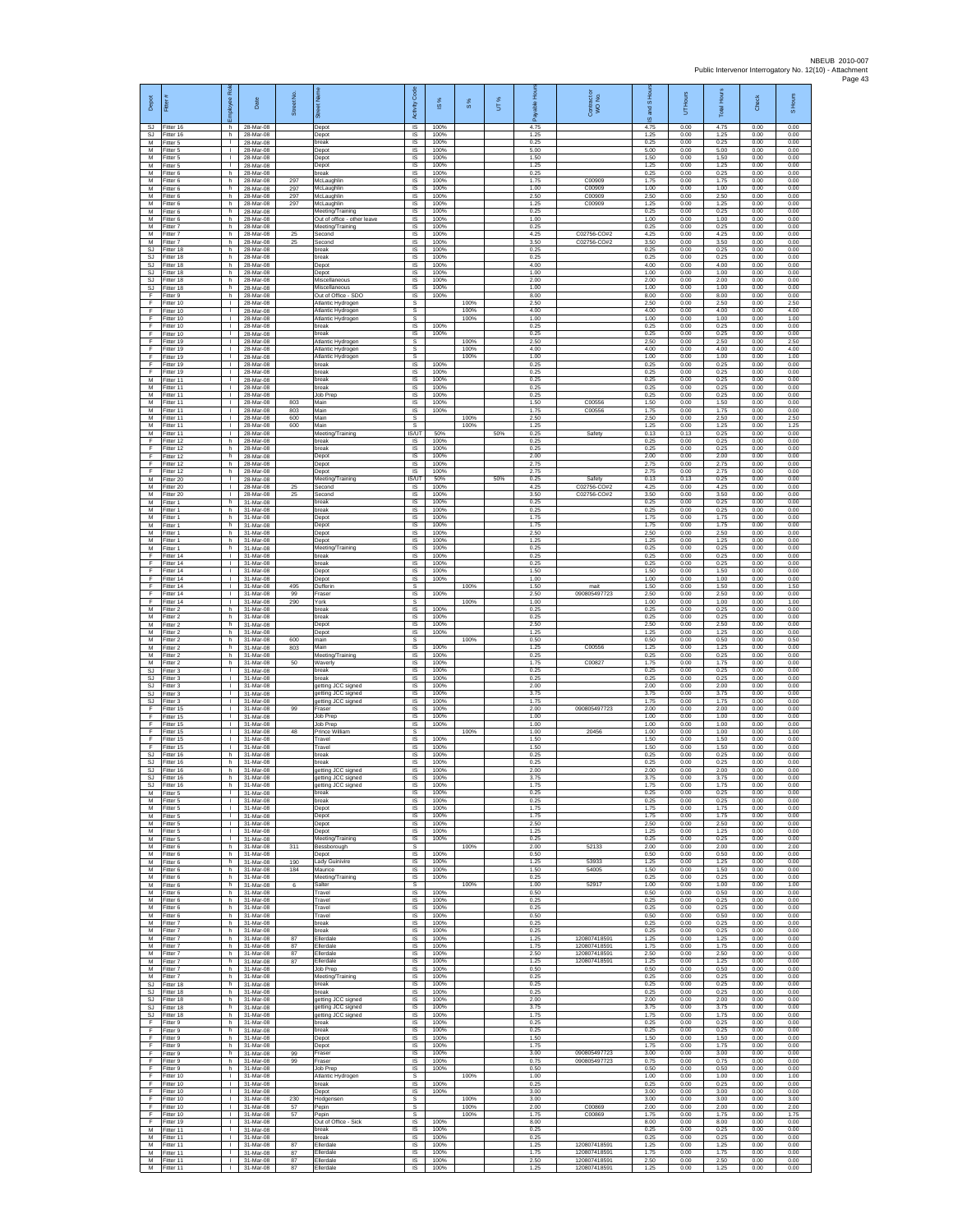| Depot | Fitter # | Employee Role | Date | Street No. | Street Name | Activity Code | IS % | S % | UT % | Payable Hours | Contractor or WO No. | IS and S Hours | UT Hours | Total Hours | Check | S Hours |
|---|---|---|---|---|---|---|---|---|---|---|---|---|---|---|---|---|
| SJ | Fitter 16 | h | 28-Mar-08 | | Depot | IS | 100% | | | 4.75 | | 4.75 | 0.00 | 4.75 | 0.00 | 0.00 |
| SJ | Fitter 16 | h | 28-Mar-08 | | Depot | IS | 100% | | | 1.25 | | 1.25 | 0.00 | 1.25 | 0.00 | 0.00 |
| M | Fitter 5 | l | 28-Mar-08 | | break | IS | 100% | | | 0.25 | | 0.25 | 0.00 | 0.25 | 0.00 | 0.00 |
| M | Fitter 5 | l | 28-Mar-08 | | Depot | IS | 100% | | | 5.00 | | 5.00 | 0.00 | 5.00 | 0.00 | 0.00 |
| M | Fitter 5 | l | 28-Mar-08 | | Depot | IS | 100% | | | 1.50 | | 1.50 | 0.00 | 1.50 | 0.00 | 0.00 |
| M | Fitter 5 | l | 28-Mar-08 | | Depot | IS | 100% | | | 1.25 | | 1.25 | 0.00 | 1.25 | 0.00 | 0.00 |
| M | Fitter 6 | h | 28-Mar-08 | | break | IS | 100% | | | 0.25 | | 0.25 | 0.00 | 0.25 | 0.00 | 0.00 |
| M | Fitter 6 | h | 28-Mar-08 | 297 | McLaughlin | IS | 100% | | | 1.75 | C00909 | 1.75 | 0.00 | 1.75 | 0.00 | 0.00 |
| M | Fitter 6 | h | 28-Mar-08 | 297 | McLaughlin | IS | 100% | | | 1.00 | C00909 | 1.00 | 0.00 | 1.00 | 0.00 | 0.00 |
| M | Fitter 6 | h | 28-Mar-08 | 297 | McLaughlin | IS | 100% | | | 2.50 | C00909 | 2.50 | 0.00 | 2.50 | 0.00 | 0.00 |
| M | Fitter 6 | h | 28-Mar-08 | 297 | McLaughlin | IS | 100% | | | 1.25 | C00909 | 1.25 | 0.00 | 1.25 | 0.00 | 0.00 |
| M | Fitter 6 | h | 28-Mar-08 | | Meeting/Training | IS | 100% | | | 0.25 | | 0.25 | 0.00 | 0.25 | 0.00 | 0.00 |
| M | Fitter 6 | h | 28-Mar-08 | | Out of office - other leave | IS | 100% | | | 1.00 | | 1.00 | 0.00 | 1.00 | 0.00 | 0.00 |
| M | Fitter 7 | h | 28-Mar-08 | | Meeting/Training | IS | 100% | | | 0.25 | | 0.25 | 0.00 | 0.25 | 0.00 | 0.00 |
| M | Fitter 7 | h | 28-Mar-08 | 25 | Second | IS | 100% | | | 4.25 | C02756-CO#2 | 4.25 | 0.00 | 4.25 | 0.00 | 0.00 |
| M | Fitter 7 | h | 28-Mar-08 | 25 | Second | IS | 100% | | | 3.50 | C02756-CO#2 | 3.50 | 0.00 | 3.50 | 0.00 | 0.00 |
| SJ | Fitter 18 | h | 28-Mar-08 | | break | IS | 100% | | | 0.25 | | 0.25 | 0.00 | 0.25 | 0.00 | 0.00 |
| SJ | Fitter 18 | h | 28-Mar-08 | | break | IS | 100% | | | 0.25 | | 0.25 | 0.00 | 0.25 | 0.00 | 0.00 |
| SJ | Fitter 18 | h | 28-Mar-08 | | Depot | IS | 100% | | | 4.00 | | 4.00 | 0.00 | 4.00 | 0.00 | 0.00 |
| SJ | Fitter 18 | h | 28-Mar-08 | | Depot | IS | 100% | | | 1.00 | | 1.00 | 0.00 | 1.00 | 0.00 | 0.00 |
| SJ | Fitter 18 | h | 28-Mar-08 | | Miscellaneous | IS | 100% | | | 2.00 | | 2.00 | 0.00 | 2.00 | 0.00 | 0.00 |
| SJ | Fitter 18 | h | 28-Mar-08 | | Miscellaneous | IS | 100% | | | 1.00 | | 1.00 | 0.00 | 1.00 | 0.00 | 0.00 |
| F | Fitter 9 | h | 28-Mar-08 | | Out of Office - SDO | IS | 100% | | | 8.00 | | 8.00 | 0.00 | 8.00 | 0.00 | 0.00 |
| F | Fitter 10 | l | 28-Mar-08 | | Atlantic Hydrogen | S | | 100% | | 2.50 | | 2.50 | 0.00 | 2.50 | 0.00 | 2.50 |
| F | Fitter 10 | l | 28-Mar-08 | | Atlantic Hydrogen | S | | 100% | | 4.00 | | 4.00 | 0.00 | 4.00 | 0.00 | 4.00 |
| F | Fitter 10 | l | 28-Mar-08 | | Atlantic Hydrogen | S | | 100% | | 1.00 | | 1.00 | 0.00 | 1.00 | 0.00 | 1.00 |
| F | Fitter 10 | l | 28-Mar-08 | | break | IS | 100% | | | 0.25 | | 0.25 | 0.00 | 0.25 | 0.00 | 0.00 |
| F | Fitter 10 | l | 28-Mar-08 | | break | IS | 100% | | | 0.25 | | 0.25 | 0.00 | 0.25 | 0.00 | 0.00 |
| F | Fitter 19 | l | 28-Mar-08 | | Atlantic Hydrogen | S | | 100% | | 2.50 | | 2.50 | 0.00 | 2.50 | 0.00 | 2.50 |
| F | Fitter 19 | l | 28-Mar-08 | | Atlantic Hydrogen | S | | 100% | | 4.00 | | 4.00 | 0.00 | 4.00 | 0.00 | 4.00 |
| F | Fitter 19 | l | 28-Mar-08 | | Atlantic Hydrogen | S | | 100% | | 1.00 | | 1.00 | 0.00 | 1.00 | 0.00 | 1.00 |
| F | Fitter 19 | l | 28-Mar-08 | | break | IS | 100% | | | 0.25 | | 0.25 | 0.00 | 0.25 | 0.00 | 0.00 |
| F | Fitter 19 | l | 28-Mar-08 | | break | IS | 100% | | | 0.25 | | 0.25 | 0.00 | 0.25 | 0.00 | 0.00 |
| M | Fitter 11 | l | 28-Mar-08 | | break | IS | 100% | | | 0.25 | | 0.25 | 0.00 | 0.25 | 0.00 | 0.00 |
| M | Fitter 11 | l | 28-Mar-08 | | break | IS | 100% | | | 0.25 | | 0.25 | 0.00 | 0.25 | 0.00 | 0.00 |
| M | Fitter 11 | l | 28-Mar-08 | | Job Prep | IS | 100% | | | 0.25 | | 0.25 | 0.00 | 0.25 | 0.00 | 0.00 |
| M | Fitter 11 | l | 28-Mar-08 | 803 | Main | IS | 100% | | | 1.50 | C00556 | 1.50 | 0.00 | 1.50 | 0.00 | 0.00 |
| M | Fitter 11 | l | 28-Mar-08 | 803 | Main | IS | 100% | | | 1.75 | C00556 | 1.75 | 0.00 | 1.75 | 0.00 | 0.00 |
| M | Fitter 11 | l | 28-Mar-08 | 600 | Main | S | | 100% | | 2.50 | | 2.50 | 0.00 | 2.50 | 0.00 | 2.50 |
| M | Fitter 11 | l | 28-Mar-08 | 600 | Main | S | | 100% | | 1.25 | | 1.25 | 0.00 | 1.25 | 0.00 | 1.25 |
| M | Fitter 11 | l | 28-Mar-08 | | Meeting/Training | IS/UT | 50% | | 50% | 0.25 | Safety | 0.13 | 0.13 | 0.25 | 0.00 | 0.00 |
| F | Fitter 12 | h | 28-Mar-08 | | break | IS | 100% | | | 0.25 | | 0.25 | 0.00 | 0.25 | 0.00 | 0.00 |
| F | Fitter 12 | h | 28-Mar-08 | | break | IS | 100% | | | 0.25 | | 0.25 | 0.00 | 0.25 | 0.00 | 0.00 |
| F | Fitter 12 | h | 28-Mar-08 | | Depot | IS | 100% | | | 2.00 | | 2.00 | 0.00 | 2.00 | 0.00 | 0.00 |
| F | Fitter 12 | h | 28-Mar-08 | | Depot | IS | 100% | | | 2.75 | | 2.75 | 0.00 | 2.75 | 0.00 | 0.00 |
| F | Fitter 12 | h | 28-Mar-08 | | Depot | IS | 100% | | | 2.75 | | 2.75 | 0.00 | 2.75 | 0.00 | 0.00 |
| M | Fitter 20 | l | 28-Mar-08 | | Meeting/Training | IS/UT | 50% | | 50% | 0.25 | Safety | 0.13 | 0.13 | 0.25 | 0.00 | 0.00 |
| M | Fitter 20 | l | 28-Mar-08 | 25 | Second | IS | 100% | | | 4.25 | C02756-CO#2 | 4.25 | 0.00 | 4.25 | 0.00 | 0.00 |
| M | Fitter 20 | l | 28-Mar-08 | 25 | Second | IS | 100% | | | 3.50 | C02756-CO#2 | 3.50 | 0.00 | 3.50 | 0.00 | 0.00 |
| M | Fitter 1 | h | 31-Mar-08 | | break | IS | 100% | | | 0.25 | | 0.25 | 0.00 | 0.25 | 0.00 | 0.00 |
| M | Fitter 1 | h | 31-Mar-08 | | break | IS | 100% | | | 0.25 | | 0.25 | 0.00 | 0.25 | 0.00 | 0.00 |
| M | Fitter 1 | h | 31-Mar-08 | | Depot | IS | 100% | | | 1.75 | | 1.75 | 0.00 | 1.75 | 0.00 | 0.00 |
| M | Fitter 1 | h | 31-Mar-08 | | Depot | IS | 100% | | | 1.75 | | 1.75 | 0.00 | 1.75 | 0.00 | 0.00 |
| M | Fitter 1 | h | 31-Mar-08 | | Depot | IS | 100% | | | 2.50 | | 2.50 | 0.00 | 2.50 | 0.00 | 0.00 |
| M | Fitter 1 | h | 31-Mar-08 | | Depot | IS | 100% | | | 1.25 | | 1.25 | 0.00 | 1.25 | 0.00 | 0.00 |
| M | Fitter 1 | h | 31-Mar-08 | | Meeting/Training | IS | 100% | | | 0.25 | | 0.25 | 0.00 | 0.25 | 0.00 | 0.00 |
| F | Fitter 14 | l | 31-Mar-08 | | break | IS | 100% | | | 0.25 | | 0.25 | 0.00 | 0.25 | 0.00 | 0.00 |
| F | Fitter 14 | l | 31-Mar-08 | | break | IS | 100% | | | 0.25 | | 0.25 | 0.00 | 0.25 | 0.00 | 0.00 |
| F | Fitter 14 | l | 31-Mar-08 | | Depot | IS | 100% | | | 1.50 | | 1.50 | 0.00 | 1.50 | 0.00 | 0.00 |
| F | Fitter 14 | l | 31-Mar-08 | | Depot | IS | 100% | | | 1.00 | | 1.00 | 0.00 | 1.00 | 0.00 | 0.00 |
| F | Fitter 14 | l | 31-Mar-08 | 495 | Dufferin | S | | 100% | | 1.50 | mait | 1.50 | 0.00 | 1.50 | 0.00 | 1.50 |
| F | Fitter 14 | l | 31-Mar-08 | 99 | Fraser | IS | 100% | | | 2.50 | 090805497723 | 2.50 | 0.00 | 2.50 | 0.00 | 0.00 |
| F | Fitter 14 | l | 31-Mar-08 | 290 | York | S | | 100% | | 1.00 | | 1.00 | 0.00 | 1.00 | 0.00 | 1.00 |
| M | Fitter 2 | h | 31-Mar-08 | | break | IS | 100% | | | 0.25 | | 0.25 | 0.00 | 0.25 | 0.00 | 0.00 |
| M | Fitter 2 | h | 31-Mar-08 | | break | IS | 100% | | | 0.25 | | 0.25 | 0.00 | 0.25 | 0.00 | 0.00 |
| M | Fitter 2 | h | 31-Mar-08 | | Depot | IS | 100% | | | 2.50 | | 2.50 | 0.00 | 2.50 | 0.00 | 0.00 |
| M | Fitter 2 | h | 31-Mar-08 | | Depot | IS | 100% | | | 1.25 | | 1.25 | 0.00 | 1.25 | 0.00 | 0.00 |
| M | Fitter 2 | h | 31-Mar-08 | 600 | main | S | | 100% | | 0.50 | | 0.50 | 0.00 | 0.50 | 0.00 | 0.50 |
| M | Fitter 2 | h | 31-Mar-08 | 803 | Main | IS | 100% | | | 1.25 | C00556 | 1.25 | 0.00 | 1.25 | 0.00 | 0.00 |
| M | Fitter 2 | h | 31-Mar-08 | | Meeting/Training | IS | 100% | | | 0.25 | | 0.25 | 0.00 | 0.25 | 0.00 | 0.00 |
| M | Fitter 2 | h | 31-Mar-08 | 50 | Waverly | IS | 100% | | | 1.75 | C00827 | 1.75 | 0.00 | 1.75 | 0.00 | 0.00 |
| SJ | Fitter 3 | l | 31-Mar-08 | | break | IS | 100% | | | 0.25 | | 0.25 | 0.00 | 0.25 | 0.00 | 0.00 |
| SJ | Fitter 3 | l | 31-Mar-08 | | break | IS | 100% | | | 0.25 | | 0.25 | 0.00 | 0.25 | 0.00 | 0.00 |
| SJ | Fitter 3 | l | 31-Mar-08 | | getting JCC signed | IS | 100% | | | 2.00 | | 2.00 | 0.00 | 2.00 | 0.00 | 0.00 |
| SJ | Fitter 3 | l | 31-Mar-08 | | getting JCC signed | IS | 100% | | | 3.75 | | 3.75 | 0.00 | 3.75 | 0.00 | 0.00 |
| SJ | Fitter 3 | l | 31-Mar-08 | | getting JCC signed | IS | 100% | | | 1.75 | | 1.75 | 0.00 | 1.75 | 0.00 | 0.00 |
| F | Fitter 15 | l | 31-Mar-08 | 99 | Fraser | IS | 100% | | | 2.00 | 090805497723 | 2.00 | 0.00 | 2.00 | 0.00 | 0.00 |
| F | Fitter 15 | l | 31-Mar-08 | | Job Prep | IS | 100% | | | 1.00 | | 1.00 | 0.00 | 1.00 | 0.00 | 0.00 |
| F | Fitter 15 | l | 31-Mar-08 | | Job Prep | IS | 100% | | | 1.00 | | 1.00 | 0.00 | 1.00 | 0.00 | 0.00 |
| F | Fitter 15 | l | 31-Mar-08 | 48 | Prince William | S | | 100% | | 1.00 | 20456 | 1.00 | 0.00 | 1.00 | 0.00 | 1.00 |
| F | Fitter 15 | l | 31-Mar-08 | | Travel | IS | 100% | | | 1.50 | | 1.50 | 0.00 | 1.50 | 0.00 | 0.00 |
| F | Fitter 15 | l | 31-Mar-08 | | Travel | IS | 100% | | | 1.50 | | 1.50 | 0.00 | 1.50 | 0.00 | 0.00 |
| SJ | Fitter 16 | h | 31-Mar-08 | | break | IS | 100% | | | 0.25 | | 0.25 | 0.00 | 0.25 | 0.00 | 0.00 |
| SJ | Fitter 16 | h | 31-Mar-08 | | break | IS | 100% | | | 0.25 | | 0.25 | 0.00 | 0.25 | 0.00 | 0.00 |
| SJ | Fitter 16 | h | 31-Mar-08 | | getting JCC signed | IS | 100% | | | 2.00 | | 2.00 | 0.00 | 2.00 | 0.00 | 0.00 |
| SJ | Fitter 16 | h | 31-Mar-08 | | getting JCC signed | IS | 100% | | | 3.75 | | 3.75 | 0.00 | 3.75 | 0.00 | 0.00 |
| SJ | Fitter 16 | h | 31-Mar-08 | | getting JCC signed | IS | 100% | | | 1.75 | | 1.75 | 0.00 | 1.75 | 0.00 | 0.00 |
| M | Fitter 5 | l | 31-Mar-08 | | break | IS | 100% | | | 0.25 | | 0.25 | 0.00 | 0.25 | 0.00 | 0.00 |
| M | Fitter 5 | l | 31-Mar-08 | | break | IS | 100% | | | 0.25 | | 0.25 | 0.00 | 0.25 | 0.00 | 0.00 |
| M | Fitter 5 | l | 31-Mar-08 | | Depot | IS | 100% | | | 1.75 | | 1.75 | 0.00 | 1.75 | 0.00 | 0.00 |
| M | Fitter 5 | l | 31-Mar-08 | | Depot | IS | 100% | | | 1.75 | | 1.75 | 0.00 | 1.75 | 0.00 | 0.00 |
| M | Fitter 5 | l | 31-Mar-08 | | Depot | IS | 100% | | | 2.50 | | 2.50 | 0.00 | 2.50 | 0.00 | 0.00 |
| M | Fitter 5 | l | 31-Mar-08 | | Depot | IS | 100% | | | 1.25 | | 1.25 | 0.00 | 1.25 | 0.00 | 0.00 |
| M | Fitter 5 | l | 31-Mar-08 | | Meeting/Training | IS | 100% | | | 0.25 | | 0.25 | 0.00 | 0.25 | 0.00 | 0.00 |
| M | Fitter 6 | h | 31-Mar-08 | 311 | Bessborough | S | | 100% | | 2.00 | 52133 | 2.00 | 0.00 | 2.00 | 0.00 | 2.00 |
| M | Fitter 6 | h | 31-Mar-08 | | Depot | IS | 100% | | | 0.50 | | 0.50 | 0.00 | 0.50 | 0.00 | 0.00 |
| M | Fitter 6 | h | 31-Mar-08 | 190 | Lady Guinivire | IS | 100% | | | 1.25 | 53933 | 1.25 | 0.00 | 1.25 | 0.00 | 0.00 |
| M | Fitter 6 | h | 31-Mar-08 | 184 | Maurice | IS | 100% | | | 1.50 | 54005 | 1.50 | 0.00 | 1.50 | 0.00 | 0.00 |
| M | Fitter 6 | h | 31-Mar-08 | | Meeting/Training | IS | 100% | | | 0.25 | | 0.25 | 0.00 | 0.25 | 0.00 | 0.00 |
| M | Fitter 6 | h | 31-Mar-08 | 6 | Salter | S | | 100% | | 1.00 | 52917 | 1.00 | 0.00 | 1.00 | 0.00 | 1.00 |
| M | Fitter 6 | h | 31-Mar-08 | | Travel | IS | 100% | | | 0.50 | | 0.50 | 0.00 | 0.50 | 0.00 | 0.00 |
| M | Fitter 6 | h | 31-Mar-08 | | Travel | IS | 100% | | | 0.25 | | 0.25 | 0.00 | 0.25 | 0.00 | 0.00 |
| M | Fitter 6 | h | 31-Mar-08 | | Travel | IS | 100% | | | 0.25 | | 0.25 | 0.00 | 0.25 | 0.00 | 0.00 |
| M | Fitter 6 | h | 31-Mar-08 | | Travel | IS | 100% | | | 0.50 | | 0.50 | 0.00 | 0.50 | 0.00 | 0.00 |
| M | Fitter 7 | h | 31-Mar-08 | | break | IS | 100% | | | 0.25 | | 0.25 | 0.00 | 0.25 | 0.00 | 0.00 |
| M | Fitter 7 | h | 31-Mar-08 | | break | IS | 100% | | | 0.25 | | 0.25 | 0.00 | 0.25 | 0.00 | 0.00 |
| M | Fitter 7 | h | 31-Mar-08 | 87 | Ellerdale | IS | 100% | | | 1.25 | 120807418591 | 1.25 | 0.00 | 1.25 | 0.00 | 0.00 |
| M | Fitter 7 | h | 31-Mar-08 | 87 | Ellerdale | IS | 100% | | | 1.75 | 120807418591 | 1.75 | 0.00 | 1.75 | 0.00 | 0.00 |
| M | Fitter 7 | h | 31-Mar-08 | 87 | Ellerdale | IS | 100% | | | 2.50 | 120807418591 | 2.50 | 0.00 | 2.50 | 0.00 | 0.00 |
| M | Fitter 7 | h | 31-Mar-08 | 87 | Ellerdale | IS | 100% | | | 1.25 | 120807418591 | 1.25 | 0.00 | 1.25 | 0.00 | 0.00 |
| M | Fitter 7 | h | 31-Mar-08 | | Job Prep | IS | 100% | | | 0.50 | | 0.50 | 0.00 | 0.50 | 0.00 | 0.00 |
| M | Fitter 7 | h | 31-Mar-08 | | Meeting/Training | IS | 100% | | | 0.25 | | 0.25 | 0.00 | 0.25 | 0.00 | 0.00 |
| SJ | Fitter 18 | h | 31-Mar-08 | | break | IS | 100% | | | 0.25 | | 0.25 | 0.00 | 0.25 | 0.00 | 0.00 |
| SJ | Fitter 18 | h | 31-Mar-08 | | break | IS | 100% | | | 0.25 | | 0.25 | 0.00 | 0.25 | 0.00 | 0.00 |
| SJ | Fitter 18 | h | 31-Mar-08 | | getting JCC signed | IS | 100% | | | 2.00 | | 2.00 | 0.00 | 2.00 | 0.00 | 0.00 |
| SJ | Fitter 18 | h | 31-Mar-08 | | getting JCC signed | IS | 100% | | | 3.75 | | 3.75 | 0.00 | 3.75 | 0.00 | 0.00 |
| SJ | Fitter 18 | h | 31-Mar-08 | | getting JCC signed | IS | 100% | | | 1.75 | | 1.75 | 0.00 | 1.75 | 0.00 | 0.00 |
| F | Fitter 9 | h | 31-Mar-08 | | break | IS | 100% | | | 0.25 | | 0.25 | 0.00 | 0.25 | 0.00 | 0.00 |
| F | Fitter 9 | h | 31-Mar-08 | | break | IS | 100% | | | 0.25 | | 0.25 | 0.00 | 0.25 | 0.00 | 0.00 |
| F | Fitter 9 | h | 31-Mar-08 | | Depot | IS | 100% | | | 1.50 | | 1.50 | 0.00 | 1.50 | 0.00 | 0.00 |
| F | Fitter 9 | h | 31-Mar-08 | | Depot | IS | 100% | | | 1.75 | | 1.75 | 0.00 | 1.75 | 0.00 | 0.00 |
| F | Fitter 9 | h | 31-Mar-08 | 99 | Fraser | IS | 100% | | | 3.00 | 090805497723 | 3.00 | 0.00 | 3.00 | 0.00 | 0.00 |
| F | Fitter 9 | h | 31-Mar-08 | 99 | Fraser | IS | 100% | | | 0.75 | 090805497723 | 0.75 | 0.00 | 0.75 | 0.00 | 0.00 |
| F | Fitter 9 | h | 31-Mar-08 | | Job Prep | IS | 100% | | | 0.50 | | 0.50 | 0.00 | 0.50 | 0.00 | 0.00 |
| F | Fitter 10 | l | 31-Mar-08 | | Atlantic Hydrogen | S | | 100% | | 1.00 | | 1.00 | 0.00 | 1.00 | 0.00 | 1.00 |
| F | Fitter 10 | l | 31-Mar-08 | | break | IS | 100% | | | 0.25 | | 0.25 | 0.00 | 0.25 | 0.00 | 0.00 |
| F | Fitter 10 | l | 31-Mar-08 | | Depot | IS | 100% | | | 3.00 | | 3.00 | 0.00 | 3.00 | 0.00 | 0.00 |
| F | Fitter 10 | l | 31-Mar-08 | 230 | Hodgensen | S | | 100% | | 3.00 | | 3.00 | 0.00 | 3.00 | 0.00 | 3.00 |
| F | Fitter 10 | l | 31-Mar-08 | 57 | Pepin | S | | 100% | | 2.00 | C00869 | 2.00 | 0.00 | 2.00 | 0.00 | 2.00 |
| F | Fitter 10 | l | 31-Mar-08 | 57 | Pepin | S | | 100% | | 1.75 | C00869 | 1.75 | 0.00 | 1.75 | 0.00 | 1.75 |
| F | Fitter 19 | l | 31-Mar-08 | | Out of Office - Sick | IS | 100% | | | 8.00 | | 8.00 | 0.00 | 8.00 | 0.00 | 0.00 |
| M | Fitter 11 | l | 31-Mar-08 | | break | IS | 100% | | | 0.25 | | 0.25 | 0.00 | 0.25 | 0.00 | 0.00 |
| M | Fitter 11 | l | 31-Mar-08 | | break | IS | 100% | | | 0.25 | | 0.25 | 0.00 | 0.25 | 0.00 | 0.00 |
| M | Fitter 11 | l | 31-Mar-08 | 87 | Ellerdale | IS | 100% | | | 1.25 | 120807418591 | 1.25 | 0.00 | 1.25 | 0.00 | 0.00 |
| M | Fitter 11 | l | 31-Mar-08 | 87 | Ellerdale | IS | 100% | | | 1.75 | 120807418591 | 1.75 | 0.00 | 1.75 | 0.00 | 0.00 |
| M | Fitter 11 | l | 31-Mar-08 | 87 | Ellerdale | IS | 100% | | | 2.50 | 120807418591 | 2.50 | 0.00 | 2.50 | 0.00 | 0.00 |
| M | Fitter 11 | l | 31-Mar-08 | 87 | Ellerdale | IS | 100% | | | 1.25 | 120807418591 | 1.25 | 0.00 | 1.25 | 0.00 | 0.00 |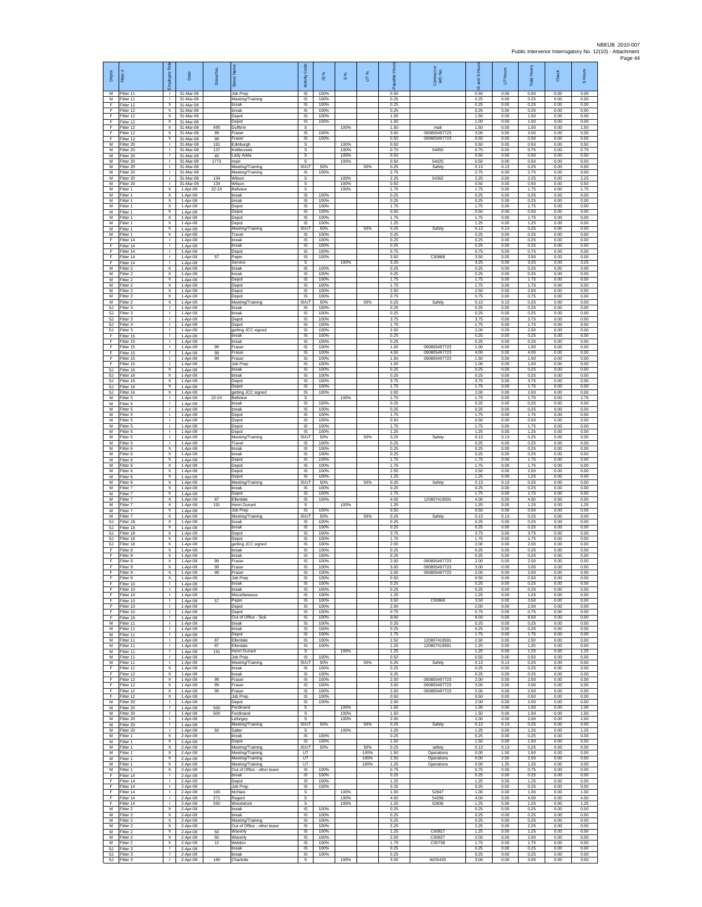NBEUB 2010-007
Public Intervenor Interrogatory No. 12(10) - Attachment

| Depot | Fitter # | Employee Role | Date | Street No. | Street Name | Activity Code | IS % | S % | UT % | Payable Hours | Contractor or WO No. | IS and S Hours | UT Hours | Total Hours | Check | S Hours |
|---|---|---|---|---|---|---|---|---|---|---|---|---|---|---|---|---|
| M | Fitter 11 | I | 31-Mar-08 | | Job Prep | IS | 100% | | | 0.50 | | 0.50 | 0.00 | 0.50 | 0.00 | 0.00 |
| M | Fitter 11 | I | 31-Mar-08 | | Meeting/Training | IS | 100% | | | 0.25 | | 0.25 | 0.00 | 0.25 | 0.00 | 0.00 |
| F | Fitter 12 | h | 31-Mar-08 | | break | IS | 100% | | | 0.25 | | 0.25 | 0.00 | 0.25 | 0.00 | 0.00 |
| F | Fitter 12 | h | 31-Mar-08 | | break | IS | 100% | | | 0.25 | | 0.25 | 0.00 | 0.25 | 0.00 | 0.00 |
| F | Fitter 12 | h | 31-Mar-08 | | Depot | IS | 100% | | | 1.50 | | 1.50 | 0.00 | 1.50 | 0.00 | 0.00 |
| F | Fitter 12 | h | 31-Mar-08 | | Depot | IS | 100% | | | 1.00 | | 1.00 | 0.00 | 1.00 | 0.00 | 0.00 |
| F | Fitter 12 | h | 31-Mar-08 | 495 | Dufferin | S | | 100% | | 1.50 | mait | 1.50 | 0.00 | 1.50 | 0.00 | 1.50 |
| F | Fitter 12 | h | 31-Mar-08 | 99 | Fraser | IS | 100% | | | 3.00 | 090805497723 | 3.00 | 0.00 | 3.00 | 0.00 | 0.00 |
| F | Fitter 12 | h | 31-Mar-08 | 99 | Fraser | IS | 100% | | | 0.50 | 090805497723 | 0.50 | 0.00 | 0.50 | 0.00 | 0.00 |
| M | Fitter 20 | I | 31-Mar-08 | 181 | Edinburgh | S | | 100% | | 0.50 | | 0.50 | 0.00 | 0.50 | 0.00 | 0.50 |
| M | Fitter 20 | I | 31-Mar-08 | 137 | Kettlecreek | S | | 100% | | 0.75 | 54050 | 0.75 | 0.00 | 0.75 | 0.00 | 0.75 |
| M | Fitter 20 | I | 31-Mar-08 | 40 | Lady Adda | S | | 100% | | 0.50 | | 0.50 | 0.00 | 0.50 | 0.00 | 0.50 |
| M | Fitter 20 | I | 31-Mar-08 | 1773 | main | S | | 100% | | 0.50 | 54025 | 0.50 | 0.00 | 0.50 | 0.00 | 0.50 |
| M | Fitter 20 | I | 31-Mar-08 | | Meeting/Training | IS/UT | 50% | | 50% | 0.25 | Safety | 0.13 | 0.13 | 0.25 | 0.00 | 0.00 |
| M | Fitter 20 | I | 31-Mar-08 | | Meeting/Training | IS | 100% | | | 2.75 | | 2.75 | 0.00 | 2.75 | 0.00 | 0.00 |
| M | Fitter 20 | I | 31-Mar-08 | 134 | Wilson | S | | 100% | | 2.25 | 54362 | 2.25 | 0.00 | 2.25 | 0.00 | 2.25 |
| M | Fitter 20 | I | 31-Mar-08 | 134 | Wilson | S | | 100% | | 0.50 | | 0.50 | 0.00 | 0.50 | 0.00 | 0.50 |
| M | Fitter 1 | h | 1-Apr-08 | 22-24 | Bellview | S | | 100% | | 1.75 | | 1.75 | 0.00 | 1.75 | 0.00 | 1.75 |
| M | Fitter 1 | h | 1-Apr-08 | | break | IS | 100% | | | 0.25 | | 0.25 | 0.00 | 0.25 | 0.00 | 0.00 |
| M | Fitter 1 | h | 1-Apr-08 | | break | IS | 100% | | | 0.25 | | 0.25 | 0.00 | 0.25 | 0.00 | 0.00 |
| M | Fitter 1 | h | 1-Apr-08 | | Depot | IS | 100% | | | 1.75 | | 1.75 | 0.00 | 1.75 | 0.00 | 0.00 |
| M | Fitter 1 | h | 1-Apr-08 | | Depot | IS | 100% | | | 0.50 | | 0.50 | 0.00 | 0.50 | 0.00 | 0.00 |
| M | Fitter 1 | h | 1-Apr-08 | | Depot | IS | 100% | | | 1.75 | | 1.75 | 0.00 | 1.75 | 0.00 | 0.00 |
| M | Fitter 1 | h | 1-Apr-08 | | Depot | IS | 100% | | | 1.25 | | 1.25 | 0.00 | 1.25 | 0.00 | 0.00 |
| M | Fitter 1 | h | 1-Apr-08 | | Meeting/Training | IS/UT | 50% | | 50% | 0.25 | Safety | 0.13 | 0.13 | 0.25 | 0.00 | 0.00 |
| M | Fitter 1 | h | 1-Apr-08 | | Travel | IS | 100% | | | 0.25 | | 0.25 | 0.00 | 0.25 | 0.00 | 0.00 |
| F | Fitter 14 | I | 1-Apr-08 | | break | IS | 100% | | | 0.25 | | 0.25 | 0.00 | 0.25 | 0.00 | 0.00 |
| F | Fitter 14 | I | 1-Apr-08 | | break | IS | 100% | | | 0.25 | | 0.25 | 0.00 | 0.25 | 0.00 | 0.00 |
| F | Fitter 14 | I | 1-Apr-08 | | Depot | IS | 100% | | | 0.75 | | 0.75 | 0.00 | 0.75 | 0.00 | 0.00 |
| F | Fitter 14 | I | 1-Apr-08 | 57 | Pepin | IS | 100% | | | 3.50 | C00869 | 3.50 | 0.00 | 3.50 | 0.00 | 0.00 |
| F | Fitter 14 | I | 1-Apr-08 | | Service | S | | 100% | | 3.25 | | 3.25 | 0.00 | 3.25 | 0.00 | 3.25 |
| M | Fitter 2 | h | 1-Apr-08 | | break | IS | 100% | | | 0.25 | | 0.25 | 0.00 | 0.25 | 0.00 | 0.00 |
| M | Fitter 2 | h | 1-Apr-08 | | break | IS | 100% | | | 0.25 | | 0.25 | 0.00 | 0.25 | 0.00 | 0.00 |
| M | Fitter 2 | h | 1-Apr-08 | | Depot | IS | 100% | | | 1.75 | | 1.75 | 0.00 | 1.75 | 0.00 | 0.00 |
| M | Fitter 2 | h | 1-Apr-08 | | Depot | IS | 100% | | | 1.75 | | 1.75 | 0.00 | 1.75 | 0.00 | 0.00 |
| M | Fitter 2 | h | 1-Apr-08 | | Depot | IS | 100% | | | 2.50 | | 2.50 | 0.00 | 2.50 | 0.00 | 0.00 |
| M | Fitter 2 | h | 1-Apr-08 | | Depot | IS | 100% | | | 0.75 | | 0.75 | 0.00 | 0.75 | 0.00 | 0.00 |
| M | Fitter 2 | h | 1-Apr-08 | | Meeting/Training | IS/UT | 50% | | 50% | 0.25 | Safety | 0.13 | 0.13 | 0.25 | 0.00 | 0.00 |
| SJ | Fitter 3 | I | 1-Apr-08 | | break | IS | 100% | | | 0.25 | | 0.25 | 0.00 | 0.25 | 0.00 | 0.00 |
| SJ | Fitter 3 | I | 1-Apr-08 | | break | IS | 100% | | | 0.25 | | 0.25 | 0.00 | 0.25 | 0.00 | 0.00 |
| SJ | Fitter 3 | I | 1-Apr-08 | | Depot | IS | 100% | | | 3.75 | | 3.75 | 0.00 | 3.75 | 0.00 | 0.00 |
| SJ | Fitter 3 | I | 1-Apr-08 | | Depot | IS | 100% | | | 1.75 | | 1.75 | 0.00 | 1.75 | 0.00 | 0.00 |
| SJ | Fitter 3 | I | 1-Apr-08 | | getting JCC signed | IS | 100% | | | 2.00 | | 2.00 | 0.00 | 2.00 | 0.00 | 0.00 |
| F | Fitter 15 | I | 1-Apr-08 | | break | IS | 100% | | | 0.25 | | 0.25 | 0.00 | 0.25 | 0.00 | 0.00 |
| F | Fitter 15 | I | 1-Apr-08 | | break | IS | 100% | | | 0.25 | | 0.25 | 0.00 | 0.25 | 0.00 | 0.00 |
| F | Fitter 15 | I | 1-Apr-08 | 99 | Fraser | IS | 100% | | | 1.00 | 090805497723 | 1.00 | 0.00 | 1.00 | 0.00 | 0.00 |
| F | Fitter 15 | I | 1-Apr-08 | 99 | Fraser | IS | 100% | | | 4.00 | 090805497723 | 4.00 | 0.00 | 4.00 | 0.00 | 0.00 |
| F | Fitter 15 | I | 1-Apr-08 | 99 | Fraser | IS | 100% | | | 1.50 | 090805497723 | 1.50 | 0.00 | 1.50 | 0.00 | 0.00 |
| F | Fitter 15 | I | 1-Apr-08 | | Job Prep | IS | 100% | | | 1.00 | | 1.00 | 0.00 | 1.00 | 0.00 | 0.00 |
| SJ | Fitter 16 | h | 1-Apr-08 | | break | IS | 100% | | | 0.25 | | 0.25 | 0.00 | 0.25 | 0.00 | 0.00 |
| SJ | Fitter 16 | h | 1-Apr-08 | | break | IS | 100% | | | 0.25 | | 0.25 | 0.00 | 0.25 | 0.00 | 0.00 |
| SJ | Fitter 16 | h | 1-Apr-08 | | Depot | IS | 100% | | | 3.75 | | 3.75 | 0.00 | 3.75 | 0.00 | 0.00 |
| SJ | Fitter 16 | h | 1-Apr-08 | | Depot | IS | 100% | | | 1.75 | | 1.75 | 0.00 | 1.75 | 0.00 | 0.00 |
| SJ | Fitter 16 | h | 1-Apr-08 | | getting JCC signed | IS | 100% | | | 2.00 | | 2.00 | 0.00 | 2.00 | 0.00 | 0.00 |
| M | Fitter 5 | I | 1-Apr-08 | 22-24 | Bellview | S | | 100% | | 1.75 | | 1.75 | 0.00 | 1.75 | 0.00 | 1.75 |
| M | Fitter 5 | I | 1-Apr-08 | | break | IS | 100% | | | 0.25 | | 0.25 | 0.00 | 0.25 | 0.00 | 0.00 |
| M | Fitter 5 | I | 1-Apr-08 | | break | IS | 100% | | | 0.25 | | 0.25 | 0.00 | 0.25 | 0.00 | 0.00 |
| M | Fitter 5 | I | 1-Apr-08 | | Depot | IS | 100% | | | 1.75 | | 1.75 | 0.00 | 1.75 | 0.00 | 0.00 |
| M | Fitter 5 | I | 1-Apr-08 | | Depot | IS | 100% | | | 0.50 | | 0.50 | 0.00 | 0.50 | 0.00 | 0.00 |
| M | Fitter 5 | I | 1-Apr-08 | | Depot | IS | 100% | | | 1.75 | | 1.75 | 0.00 | 1.75 | 0.00 | 0.00 |
| M | Fitter 5 | I | 1-Apr-08 | | Depot | IS | 100% | | | 1.25 | | 1.25 | 0.00 | 1.25 | 0.00 | 0.00 |
| M | Fitter 5 | I | 1-Apr-08 | | Meeting/Training | IS/UT | 50% | | 50% | 0.25 | Safety | 0.13 | 0.13 | 0.25 | 0.00 | 0.00 |
| M | Fitter 5 | I | 1-Apr-08 | | Travel | IS | 100% | | | 0.25 | | 0.25 | 0.00 | 0.25 | 0.00 | 0.00 |
| M | Fitter 6 | h | 1-Apr-08 | | break | IS | 100% | | | 0.25 | | 0.25 | 0.00 | 0.25 | 0.00 | 0.00 |
| M | Fitter 6 | h | 1-Apr-08 | | break | IS | 100% | | | 0.25 | | 0.25 | 0.00 | 0.25 | 0.00 | 0.00 |
| M | Fitter 6 | h | 1-Apr-08 | | Depot | IS | 100% | | | 1.75 | | 1.75 | 0.00 | 1.75 | 0.00 | 0.00 |
| M | Fitter 6 | h | 1-Apr-08 | | Depot | IS | 100% | | | 1.75 | | 1.75 | 0.00 | 1.75 | 0.00 | 0.00 |
| M | Fitter 6 | h | 1-Apr-08 | | Depot | IS | 100% | | | 2.50 | | 2.50 | 0.00 | 2.50 | 0.00 | 0.00 |
| M | Fitter 6 | h | 1-Apr-08 | | Depot | IS | 100% | | | 1.25 | | 1.25 | 0.00 | 1.25 | 0.00 | 0.00 |
| M | Fitter 6 | h | 1-Apr-08 | | Meeting/Training | IS/UT | 50% | | 50% | 0.25 | Safety | 0.13 | 0.13 | 0.25 | 0.00 | 0.00 |
| M | Fitter 7 | h | 1-Apr-08 | | break | IS | 100% | | | 0.25 | | 0.25 | 0.00 | 0.25 | 0.00 | 0.00 |
| M | Fitter 7 | h | 1-Apr-08 | | Depot | IS | 100% | | | 1.75 | | 1.75 | 0.00 | 1.75 | 0.00 | 0.00 |
| M | Fitter 7 | h | 1-Apr-08 | 87 | Ellerdale | IS | 100% | | | 4.00 | 120807418591 | 4.00 | 0.00 | 4.00 | 0.00 | 0.00 |
| M | Fitter 7 | h | 1-Apr-08 | 191 | Henri Dunant | S | | 100% | | 1.25 | | 1.25 | 0.00 | 1.25 | 0.00 | 1.25 |
| M | Fitter 7 | h | 1-Apr-08 | | Job Prep | IS | 100% | | | 0.50 | | 0.50 | 0.00 | 0.50 | 0.00 | 0.00 |
| M | Fitter 7 | h | 1-Apr-08 | | Meeting/Training | IS/UT | 50% | | 50% | 0.25 | Safety | 0.13 | 0.13 | 0.25 | 0.00 | 0.00 |
| SJ | Fitter 18 | h | 1-Apr-08 | | break | IS | 100% | | | 0.25 | | 0.25 | 0.00 | 0.25 | 0.00 | 0.00 |
| SJ | Fitter 18 | h | 1-Apr-08 | | break | IS | 100% | | | 0.25 | | 0.25 | 0.00 | 0.25 | 0.00 | 0.00 |
| SJ | Fitter 18 | h | 1-Apr-08 | | Depot | IS | 100% | | | 3.75 | | 3.75 | 0.00 | 3.75 | 0.00 | 0.00 |
| SJ | Fitter 18 | h | 1-Apr-08 | | Depot | IS | 100% | | | 1.75 | | 1.75 | 0.00 | 1.75 | 0.00 | 0.00 |
| SJ | Fitter 18 | h | 1-Apr-08 | | getting JCC signed | IS | 100% | | | 2.00 | | 2.00 | 0.00 | 2.00 | 0.00 | 0.00 |
| F | Fitter 9 | h | 1-Apr-08 | | break | IS | 100% | | | 0.25 | | 0.25 | 0.00 | 0.25 | 0.00 | 0.00 |
| F | Fitter 9 | h | 1-Apr-08 | | break | IS | 100% | | | 0.25 | | 0.25 | 0.00 | 0.25 | 0.00 | 0.00 |
| F | Fitter 9 | h | 1-Apr-08 | 99 | Fraser | IS | 100% | | | 2.00 | 090805497723 | 2.00 | 0.00 | 2.00 | 0.00 | 0.00 |
| F | Fitter 9 | h | 1-Apr-08 | 99 | Fraser | IS | 100% | | | 3.00 | 090805497723 | 3.00 | 0.00 | 3.00 | 0.00 | 0.00 |
| F | Fitter 9 | h | 1-Apr-08 | 99 | Fraser | IS | 100% | | | 2.00 | 090805497723 | 2.00 | 0.00 | 2.00 | 0.00 | 0.00 |
| F | Fitter 9 | h | 1-Apr-08 | | Job Prep | IS | 100% | | | 0.50 | | 0.50 | 0.00 | 0.50 | 0.00 | 0.00 |
| F | Fitter 10 | I | 1-Apr-08 | | break | IS | 100% | | | 0.25 | | 0.25 | 0.00 | 0.25 | 0.00 | 0.00 |
| F | Fitter 10 | I | 1-Apr-08 | | break | IS | 100% | | | 0.25 | | 0.25 | 0.00 | 0.25 | 0.00 | 0.00 |
| F | Fitter 10 | I | 1-Apr-08 | | Miscellaneous | IS | 100% | | | 1.25 | | 1.25 | 0.00 | 1.25 | 0.00 | 0.00 |
| F | Fitter 10 | I | 1-Apr-08 | 57 | Pepin | IS | 100% | | | 3.50 | C00869 | 3.50 | 0.00 | 3.50 | 0.00 | 0.00 |
| F | Fitter 10 | I | 1-Apr-08 | | Depot | IS | 100% | | | 2.00 | | 2.00 | 0.00 | 2.00 | 0.00 | 0.00 |
| F | Fitter 10 | I | 1-Apr-08 | | Depot | IS | 100% | | | 0.75 | | 0.75 | 0.00 | 0.75 | 0.00 | 0.00 |
| F | Fitter 19 | I | 1-Apr-08 | | Out of Office - Sick | IS | 100% | | | 8.00 | | 8.00 | 0.00 | 8.00 | 0.00 | 0.00 |
| M | Fitter 11 | I | 1-Apr-08 | | break | IS | 100% | | | 0.25 | | 0.25 | 0.00 | 0.25 | 0.00 | 0.00 |
| M | Fitter 11 | I | 1-Apr-08 | | break | IS | 100% | | | 0.25 | | 0.25 | 0.00 | 0.25 | 0.00 | 0.00 |
| M | Fitter 11 | I | 1-Apr-08 | | Depot | IS | 100% | | | 1.75 | | 1.75 | 0.00 | 1.75 | 0.00 | 0.00 |
| M | Fitter 11 | I | 1-Apr-08 | 87 | Ellerdale | IS | 100% | | | 2.50 | 120807418591 | 2.50 | 0.00 | 2.50 | 0.00 | 0.00 |
| M | Fitter 11 | I | 1-Apr-08 | 87 | Ellerdale | IS | 100% | | | 1.25 | 120807418591 | 1.25 | 0.00 | 1.25 | 0.00 | 0.00 |
| M | Fitter 11 | I | 1-Apr-08 | 191 | Henri Dunant | S | | 100% | | 1.25 | | 1.25 | 0.00 | 1.25 | 0.00 | 1.25 |
| M | Fitter 11 | I | 1-Apr-08 | | Job Prep | IS | 100% | | | 0.50 | | 0.50 | 0.00 | 0.50 | 0.00 | 0.00 |
| M | Fitter 11 | I | 1-Apr-08 | | Meeting/Training | IS/UT | 50% | | 50% | 0.25 | Safety | 0.13 | 0.13 | 0.25 | 0.00 | 0.00 |
| F | Fitter 12 | h | 1-Apr-08 | | break | IS | 100% | | | 0.25 | | 0.25 | 0.00 | 0.25 | 0.00 | 0.00 |
| F | Fitter 12 | h | 1-Apr-08 | | break | IS | 100% | | | 0.25 | | 0.25 | 0.00 | 0.25 | 0.00 | 0.00 |
| F | Fitter 12 | h | 1-Apr-08 | 99 | Fraser | IS | 100% | | | 2.00 | 090805497723 | 2.00 | 0.00 | 2.00 | 0.00 | 0.00 |
| F | Fitter 12 | h | 1-Apr-08 | 99 | Fraser | IS | 100% | | | 3.00 | 090805497723 | 3.00 | 0.00 | 3.00 | 0.00 | 0.00 |
| F | Fitter 12 | h | 1-Apr-08 | 99 | Fraser | IS | 100% | | | 2.00 | 090805497723 | 2.00 | 0.00 | 2.00 | 0.00 | 0.00 |
| F | Fitter 12 | h | 1-Apr-08 | | Job Prep | IS | 100% | | | 0.50 | | 0.50 | 0.00 | 0.50 | 0.00 | 0.00 |
| M | Fitter 20 | I | 1-Apr-08 | | Depot | IS | 100% | | | 2.00 | | 2.00 | 0.00 | 2.00 | 0.00 | 0.00 |
| M | Fitter 20 | I | 1-Apr-08 | 500 | Ferdinand | S | | 100% | | 1.00 | | 1.00 | 0.00 | 1.00 | 0.00 | 1.00 |
| M | Fitter 20 | I | 1-Apr-08 | 500 | Ferdinand | S | | 100% | | 1.50 | | 1.50 | 0.00 | 1.50 | 0.00 | 1.50 |
| M | Fitter 20 | I | 1-Apr-08 | | Lefurgey | S | | 100% | | 2.00 | | 2.00 | 0.00 | 2.00 | 0.00 | 2.00 |
| M | Fitter 20 | I | 1-Apr-08 | | Meeting/Training | IS/UT | 50% | | 50% | 0.25 | Safety | 0.13 | 0.13 | 0.25 | 0.00 | 0.00 |
| M | Fitter 20 | I | 1-Apr-08 | 50 | Salter | S | | 100% | | 1.25 | | 1.25 | 0.00 | 1.25 | 0.00 | 1.25 |
| M | Fitter 1 | h | 2-Apr-08 | | break | IS | 100% | | | 0.25 | | 0.25 | 0.00 | 0.25 | 0.00 | 0.00 |
| M | Fitter 1 | h | 2-Apr-08 | | Depot | IS | 100% | | | 1.50 | | 1.50 | 0.00 | 1.50 | 0.00 | 0.00 |
| M | Fitter 1 | h | 2-Apr-08 | | Meeting/Training | IS/UT | 50% | | 50% | 0.25 | safety | 0.13 | 0.13 | 0.25 | 0.00 | 0.00 |
| M | Fitter 1 | h | 2-Apr-08 | | Meeting/Training | UT | | | 100% | 1.50 | Operations | 0.00 | 1.50 | 1.50 | 0.00 | 0.00 |
| M | Fitter 1 | h | 2-Apr-08 | | Meeting/Training | UT | | | 100% | 2.50 | Operations | 0.00 | 2.50 | 2.50 | 0.00 | 0.00 |
| M | Fitter 1 | h | 2-Apr-08 | | Meeting/Training | UT | | | 100% | 1.25 | Operations | 0.00 | 1.25 | 1.25 | 0.00 | 0.00 |
| M | Fitter 1 | h | 2-Apr-08 | | Out of Office - other leave | IS | 100% | | | 0.75 | | 0.75 | 0.00 | 0.75 | 0.00 | 0.00 |
| F | Fitter 14 | I | 2-Apr-08 | | break | IS | 100% | | | 0.25 | | 0.25 | 0.00 | 0.25 | 0.00 | 0.00 |
| F | Fitter 14 | I | 2-Apr-08 | | Depot | IS | 100% | | | 1.25 | | 1.25 | 0.00 | 1.25 | 0.00 | 0.00 |
| F | Fitter 14 | I | 2-Apr-08 | | Job Prep | IS | 100% | | | 0.25 | | 0.25 | 0.00 | 0.25 | 0.00 | 0.00 |
| F | Fitter 14 | I | 2-Apr-08 | 165 | McNairs | S | | 100% | | 1.00 | 52847 | 1.00 | 0.00 | 1.00 | 0.00 | 1.00 |
| F | Fitter 14 | I | 2-Apr-08 | 271 | Regent | S | | 100% | | 4.00 | 54299 | 4.00 | 0.00 | 4.00 | 0.00 | 4.00 |
| F | Fitter 14 | I | 2-Apr-08 | 550 | Woodstock | S | | 100% | | 1.25 | 52836 | 1.25 | 0.00 | 1.25 | 0.00 | 1.25 |
| M | Fitter 2 | h | 2-Apr-08 | | break | IS | 100% | | | 0.25 | | 0.25 | 0.00 | 0.25 | 0.00 | 0.00 |
| M | Fitter 2 | h | 2-Apr-08 | | break | IS | 100% | | | 0.25 | | 0.25 | 0.00 | 0.25 | 0.00 | 0.00 |
| M | Fitter 2 | h | 2-Apr-08 | | Meeting/Training | IS | 100% | | | 0.25 | | 0.25 | 0.00 | 0.25 | 0.00 | 0.00 |
| M | Fitter 2 | h | 2-Apr-08 | | Out of Office - other leave | IS | 100% | | | 2.25 | | 2.25 | 0.00 | 2.25 | 0.00 | 0.00 |
| M | Fitter 2 | h | 2-Apr-08 | 50 | Waverly | IS | 100% | | | 1.25 | C00827 | 1.25 | 0.00 | 1.25 | 0.00 | 0.00 |
| M | Fitter 2 | h | 2-Apr-08 | 50 | Waverly | IS | 100% | | | 2.00 | C00827 | 2.00 | 0.00 | 2.00 | 0.00 | 0.00 |
| M | Fitter 2 | h | 2-Apr-08 | 12 | Weldon | IS | 100% | | | 1.75 | C00738 | 1.75 | 0.00 | 1.75 | 0.00 | 0.00 |
| SJ | Fitter 3 | I | 2-Apr-08 | | break | IS | 100% | | | 0.25 | | 0.25 | 0.00 | 0.25 | 0.00 | 0.00 |
| SJ | Fitter 3 | I | 2-Apr-08 | | break | IS | 100% | | | 0.25 | | 0.25 | 0.00 | 0.25 | 0.00 | 0.00 |
| SJ | Fitter 3 | I | 2-Apr-08 | 180 | Charlotte | S | | 100% | | 3.00 | WO5429 | 3.00 | 0.00 | 3.00 | 0.00 | 3.00 |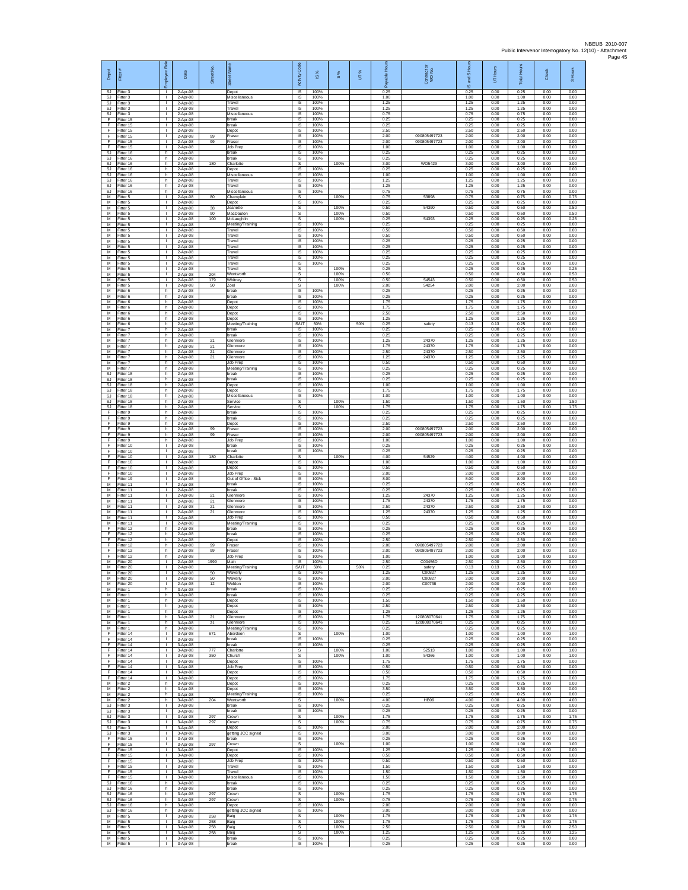| Depot | Fitter # | Employee Role | Date | Street No. | Street Name | Activity Code | IS % | S % | UT % | Payable Hours | Contractor or WO No. | IS and S Hours | UT Hours | Total Hours | Check | S Hours |
|---|---|---|---|---|---|---|---|---|---|---|---|---|---|---|---|---|
| SJ | Fitter 3 | I | 2-Apr-08 | | Depot | IS | 100% | | | 0.25 | | 0.25 | 0.00 | 0.25 | 0.00 | 0.00 |
| SJ | Fitter 3 | I | 2-Apr-08 | | Miscellaneous | IS | 100% | | | 1.00 | | 1.00 | 0.00 | 1.00 | 0.00 | 0.00 |
| SJ | Fitter 3 | I | 2-Apr-08 | | Travel | IS | 100% | | | 1.25 | | 1.25 | 0.00 | 1.25 | 0.00 | 0.00 |
| SJ | Fitter 3 | I | 2-Apr-08 | | Travel | IS | 100% | | | 1.25 | | 1.25 | 0.00 | 1.25 | 0.00 | 0.00 |
| SJ | Fitter 3 | I | 2-Apr-08 | | Miscellaneous | IS | 100% | | | 0.75 | | 0.75 | 0.00 | 0.75 | 0.00 | 0.00 |
| F | Fitter 15 | I | 2-Apr-08 | | break | IS | 100% | | | 0.25 | | 0.25 | 0.00 | 0.25 | 0.00 | 0.00 |
| F | Fitter 15 | I | 2-Apr-08 | | break | IS | 100% | | | 0.25 | | 0.25 | 0.00 | 0.25 | 0.00 | 0.00 |
| F | Fitter 15 | I | 2-Apr-08 | | Depot | IS | 100% | | | 2.50 | | 2.50 | 0.00 | 2.50 | 0.00 | 0.00 |
| F | Fitter 15 | I | 2-Apr-08 | 99 | Fraser | IS | 100% | | | 2.00 | 090805497723 | 2.00 | 0.00 | 2.00 | 0.00 | 0.00 |
| F | Fitter 15 | I | 2-Apr-08 | 99 | Fraser | IS | 100% | | | 2.00 | 090805497723 | 2.00 | 0.00 | 2.00 | 0.00 | 0.00 |
| F | Fitter 15 | I | 2-Apr-08 | | Job Prep | IS | 100% | | | 1.00 | | 1.00 | 0.00 | 1.00 | 0.00 | 0.00 |
| SJ | Fitter 16 | h | 2-Apr-08 | | break | IS | 100% | | | 0.25 | | 0.25 | 0.00 | 0.25 | 0.00 | 0.00 |
| SJ | Fitter 16 | h | 2-Apr-08 | | break | IS | 100% | | | 0.25 | | 0.25 | 0.00 | 0.25 | 0.00 | 0.00 |
| SJ | Fitter 16 | h | 2-Apr-08 | 180 | Charlotte | S | | 100% | | 3.00 | WO5429 | 3.00 | 0.00 | 3.00 | 0.00 | 3.00 |
| SJ | Fitter 16 | h | 2-Apr-08 | | Depot | IS | 100% | | | 0.25 | | 0.25 | 0.00 | 0.25 | 0.00 | 0.00 |
| SJ | Fitter 16 | h | 2-Apr-08 | | Miscellaneous | IS | 100% | | | 1.00 | | 1.00 | 0.00 | 1.00 | 0.00 | 0.00 |
| SJ | Fitter 16 | h | 2-Apr-08 | | Travel | IS | 100% | | | 1.25 | | 1.25 | 0.00 | 1.25 | 0.00 | 0.00 |
| SJ | Fitter 16 | h | 2-Apr-08 | | Travel | IS | 100% | | | 1.25 | | 1.25 | 0.00 | 1.25 | 0.00 | 0.00 |
| SJ | Fitter 16 | h | 2-Apr-08 | | Miscellaneous | IS | 100% | | | 0.75 | | 0.75 | 0.00 | 0.75 | 0.00 | 0.00 |
| M | Fitter 5 | I | 2-Apr-08 | 80 | Champlain | S | | 100% | | 0.75 | 53898 | 0.75 | 0.00 | 0.75 | 0.00 | 0.75 |
| M | Fitter 5 | I | 2-Apr-08 | | Depot | IS | 100% | | | 0.25 | | 0.25 | 0.00 | 0.25 | 0.00 | 0.00 |
| M | Fitter 5 | I | 2-Apr-08 | 38 | Jeanette | S | | 100% | | 0.50 | 54390 | 0.50 | 0.00 | 0.50 | 0.00 | 0.50 |
| M | Fitter 5 | I | 2-Apr-08 | 90 | MacDauton | S | | 100% | | 0.50 | | 0.50 | 0.00 | 0.50 | 0.00 | 0.50 |
| M | Fitter 5 | I | 2-Apr-08 | 100 | McLaughlin | S | | 100% | | 0.25 | 54393 | 0.25 | 0.00 | 0.25 | 0.00 | 0.25 |
| M | Fitter 5 | I | 2-Apr-08 | | Meeting/Training | IS | 100% | | | 0.25 | | 0.25 | 0.00 | 0.25 | 0.00 | 0.00 |
| M | Fitter 5 | I | 2-Apr-08 | | Travel | IS | 100% | | | 0.50 | | 0.50 | 0.00 | 0.50 | 0.00 | 0.00 |
| M | Fitter 5 | I | 2-Apr-08 | | Travel | IS | 100% | | | 0.50 | | 0.50 | 0.00 | 0.50 | 0.00 | 0.00 |
| M | Fitter 5 | I | 2-Apr-08 | | Travel | IS | 100% | | | 0.25 | | 0.25 | 0.00 | 0.25 | 0.00 | 0.00 |
| M | Fitter 5 | I | 2-Apr-08 | | Travel | IS | 100% | | | 0.25 | | 0.25 | 0.00 | 0.25 | 0.00 | 0.00 |
| M | Fitter 5 | I | 2-Apr-08 | | Travel | IS | 100% | | | 0.25 | | 0.25 | 0.00 | 0.25 | 0.00 | 0.00 |
| M | Fitter 5 | I | 2-Apr-08 | | Travel | IS | 100% | | | 0.25 | | 0.25 | 0.00 | 0.25 | 0.00 | 0.00 |
| M | Fitter 5 | I | 2-Apr-08 | | Travel | IS | 100% | | | 0.25 | | 0.25 | 0.00 | 0.25 | 0.00 | 0.00 |
| M | Fitter 5 | I | 2-Apr-08 | | Travel | S | | 100% | | 0.25 | | 0.25 | 0.00 | 0.25 | 0.00 | 0.25 |
| M | Fitter 5 | I | 2-Apr-08 | 204 | Wentworth | S | | 100% | | 0.50 | | 0.50 | 0.00 | 0.50 | 0.00 | 0.50 |
| M | Fitter 5 | I | 2-Apr-08 | 179 | Whitney | S | | 100% | | 0.50 | 54543 | 0.50 | 0.00 | 0.50 | 0.00 | 0.50 |
| M | Fitter 5 | I | 2-Apr-08 | 50 | Zoel | S | | 100% | | 2.00 | 54254 | 2.00 | 0.00 | 2.00 | 0.00 | 2.00 |
| M | Fitter 6 | h | 2-Apr-08 | | break | IS | 100% | | | 0.25 | | 0.25 | 0.00 | 0.25 | 0.00 | 0.00 |
| M | Fitter 6 | h | 2-Apr-08 | | break | IS | 100% | | | 0.25 | | 0.25 | 0.00 | 0.25 | 0.00 | 0.00 |
| M | Fitter 6 | h | 2-Apr-08 | | Depot | IS | 100% | | | 1.75 | | 1.75 | 0.00 | 1.75 | 0.00 | 0.00 |
| M | Fitter 6 | h | 2-Apr-08 | | Depot | IS | 100% | | | 1.75 | | 1.75 | 0.00 | 1.75 | 0.00 | 0.00 |
| M | Fitter 6 | h | 2-Apr-08 | | Depot | IS | 100% | | | 2.50 | | 2.50 | 0.00 | 2.50 | 0.00 | 0.00 |
| M | Fitter 6 | h | 2-Apr-08 | | Depot | IS | 100% | | | 1.25 | | 1.25 | 0.00 | 1.25 | 0.00 | 0.00 |
| M | Fitter 6 | h | 2-Apr-08 | | Meeting/Training | IS/UT | 50% | | 50% | 0.25 | safety | 0.13 | 0.13 | 0.25 | 0.00 | 0.00 |
| M | Fitter 7 | h | 2-Apr-08 | | break | IS | 100% | | | 0.25 | | 0.25 | 0.00 | 0.25 | 0.00 | 0.00 |
| M | Fitter 7 | h | 2-Apr-08 | | break | IS | 100% | | | 0.25 | | 0.25 | 0.00 | 0.25 | 0.00 | 0.00 |
| M | Fitter 7 | h | 2-Apr-08 | 21 | Glenmore | IS | 100% | | | 1.25 | 24370 | 1.25 | 0.00 | 1.25 | 0.00 | 0.00 |
| M | Fitter 7 | h | 2-Apr-08 | 21 | Glenmore | IS | 100% | | | 1.75 | 24370 | 1.75 | 0.00 | 1.75 | 0.00 | 0.00 |
| M | Fitter 7 | h | 2-Apr-08 | 21 | Glenmore | IS | 100% | | | 2.50 | 24370 | 2.50 | 0.00 | 2.50 | 0.00 | 0.00 |
| M | Fitter 7 | h | 2-Apr-08 | 21 | Glenmore | IS | 100% | | | 1.25 | 24370 | 1.25 | 0.00 | 1.25 | 0.00 | 0.00 |
| M | Fitter 7 | h | 2-Apr-08 | | Job Prep | IS | 100% | | | 0.50 | | 0.50 | 0.00 | 0.50 | 0.00 | 0.00 |
| M | Fitter 7 | h | 2-Apr-08 | | Meeting/Training | IS | 100% | | | 0.25 | | 0.25 | 0.00 | 0.25 | 0.00 | 0.00 |
| SJ | Fitter 18 | h | 2-Apr-08 | | break | IS | 100% | | | 0.25 | | 0.25 | 0.00 | 0.25 | 0.00 | 0.00 |
| SJ | Fitter 18 | h | 2-Apr-08 | | break | IS | 100% | | | 0.25 | | 0.25 | 0.00 | 0.25 | 0.00 | 0.00 |
| SJ | Fitter 18 | h | 2-Apr-08 | | Depot | IS | 100% | | | 1.00 | | 1.00 | 0.00 | 1.00 | 0.00 | 0.00 |
| SJ | Fitter 18 | h | 2-Apr-08 | | Depot | IS | 100% | | | 1.75 | | 1.75 | 0.00 | 1.75 | 0.00 | 0.00 |
| SJ | Fitter 18 | h | 2-Apr-08 | | Miscellaneous | IS | 100% | | | 1.00 | | 1.00 | 0.00 | 1.00 | 0.00 | 0.00 |
| SJ | Fitter 18 | h | 2-Apr-08 | | Service | S | | 100% | | 1.50 | | 1.50 | 0.00 | 1.50 | 0.00 | 1.50 |
| SJ | Fitter 18 | h | 2-Apr-08 | | Service | S | | 100% | | 1.75 | | 1.75 | 0.00 | 1.75 | 0.00 | 1.75 |
| F | Fitter 9 | h | 2-Apr-08 | | break | IS | 100% | | | 0.25 | | 0.25 | 0.00 | 0.25 | 0.00 | 0.00 |
| F | Fitter 9 | h | 2-Apr-08 | | break | IS | 100% | | | 0.25 | | 0.25 | 0.00 | 0.25 | 0.00 | 0.00 |
| F | Fitter 9 | h | 2-Apr-08 | | Depot | IS | 100% | | | 2.50 | | 2.50 | 0.00 | 2.50 | 0.00 | 0.00 |
| F | Fitter 9 | h | 2-Apr-08 | 99 | Fraser | IS | 100% | | | 2.00 | 090805497723 | 2.00 | 0.00 | 2.00 | 0.00 | 0.00 |
| F | Fitter 9 | h | 2-Apr-08 | 99 | Fraser | IS | 100% | | | 2.00 | 090805497723 | 2.00 | 0.00 | 2.00 | 0.00 | 0.00 |
| F | Fitter 9 | h | 2-Apr-08 | | Job Prep | IS | 100% | | | 1.00 | | 1.00 | 0.00 | 1.00 | 0.00 | 0.00 |
| F | Fitter 10 | I | 2-Apr-08 | | break | IS | 100% | | | 0.25 | | 0.25 | 0.00 | 0.25 | 0.00 | 0.00 |
| F | Fitter 10 | I | 2-Apr-08 | | break | IS | 100% | | | 0.25 | | 0.25 | 0.00 | 0.25 | 0.00 | 0.00 |
| F | Fitter 10 | I | 2-Apr-08 | 180 | Charlotte | S | | 100% | | 4.00 | 54529 | 4.00 | 0.00 | 4.00 | 0.00 | 4.00 |
| F | Fitter 10 | I | 2-Apr-08 | | Depot | IS | 100% | | | 1.00 | | 1.00 | 0.00 | 1.00 | 0.00 | 0.00 |
| F | Fitter 10 | I | 2-Apr-08 | | Depot | IS | 100% | | | 0.50 | | 0.50 | 0.00 | 0.50 | 0.00 | 0.00 |
| F | Fitter 10 | I | 2-Apr-08 | | Job Prep | IS | 100% | | | 2.00 | | 2.00 | 0.00 | 2.00 | 0.00 | 0.00 |
| F | Fitter 19 | I | 2-Apr-08 | | Out of Office - Sick | IS | 100% | | | 8.00 | | 8.00 | 0.00 | 8.00 | 0.00 | 0.00 |
| M | Fitter 11 | I | 2-Apr-08 | | break | IS | 100% | | | 0.25 | | 0.25 | 0.00 | 0.25 | 0.00 | 0.00 |
| M | Fitter 11 | I | 2-Apr-08 | | break | IS | 100% | | | 0.25 | | 0.25 | 0.00 | 0.25 | 0.00 | 0.00 |
| M | Fitter 11 | I | 2-Apr-08 | 21 | Glenmore | IS | 100% | | | 1.25 | 24370 | 1.25 | 0.00 | 1.25 | 0.00 | 0.00 |
| M | Fitter 11 | I | 2-Apr-08 | 21 | Glenmore | IS | 100% | | | 1.75 | 24370 | 1.75 | 0.00 | 1.75 | 0.00 | 0.00 |
| M | Fitter 11 | I | 2-Apr-08 | 21 | Glenmore | IS | 100% | | | 2.50 | 24370 | 2.50 | 0.00 | 2.50 | 0.00 | 0.00 |
| M | Fitter 11 | I | 2-Apr-08 | 21 | Glenmore | IS | 100% | | | 1.25 | 24370 | 1.25 | 0.00 | 1.25 | 0.00 | 0.00 |
| M | Fitter 11 | I | 2-Apr-08 | | Job Prep | IS | 100% | | | 0.50 | | 0.50 | 0.00 | 0.50 | 0.00 | 0.00 |
| M | Fitter 11 | I | 2-Apr-08 | | Meeting/Training | IS | 100% | | | 0.25 | | 0.25 | 0.00 | 0.25 | 0.00 | 0.00 |
| F | Fitter 12 | h | 2-Apr-08 | | break | IS | 100% | | | 0.25 | | 0.25 | 0.00 | 0.25 | 0.00 | 0.00 |
| F | Fitter 12 | h | 2-Apr-08 | | break | IS | 100% | | | 0.25 | | 0.25 | 0.00 | 0.25 | 0.00 | 0.00 |
| F | Fitter 12 | h | 2-Apr-08 | | Depot | IS | 100% | | | 2.50 | | 2.50 | 0.00 | 2.50 | 0.00 | 0.00 |
| F | Fitter 12 | h | 2-Apr-08 | 99 | Fraser | IS | 100% | | | 2.00 | 090805497723 | 2.00 | 0.00 | 2.00 | 0.00 | 0.00 |
| F | Fitter 12 | h | 2-Apr-08 | 99 | Fraser | IS | 100% | | | 2.00 | 090805497723 | 2.00 | 0.00 | 2.00 | 0.00 | 0.00 |
| F | Fitter 12 | h | 2-Apr-08 | | Job Prep | IS | 100% | | | 1.00 | | 1.00 | 0.00 | 1.00 | 0.00 | 0.00 |
| M | Fitter 20 | I | 2-Apr-08 | 1999 | Main | IS | 100% | | | 2.50 | C00456D | 2.50 | 0.00 | 2.50 | 0.00 | 0.00 |
| M | Fitter 20 | I | 2-Apr-08 | | Meeting/Training | IS/UT | 50% | | 50% | 0.25 | safety | 0.13 | 0.13 | 0.25 | 0.00 | 0.00 |
| M | Fitter 20 | I | 2-Apr-08 | 50 | Waverly | IS | 100% | | | 1.25 | C00827 | 1.25 | 0.00 | 1.25 | 0.00 | 0.00 |
| M | Fitter 20 | I | 2-Apr-08 | 50 | Waverly | IS | 100% | | | 2.00 | C00827 | 2.00 | 0.00 | 2.00 | 0.00 | 0.00 |
| M | Fitter 20 | I | 2-Apr-08 | 12 | Weldon | IS | 100% | | | 2.00 | C00738 | 2.00 | 0.00 | 2.00 | 0.00 | 0.00 |
| M | Fitter 1 | h | 3-Apr-08 | | break | IS | 100% | | | 0.25 | | 0.25 | 0.00 | 0.25 | 0.00 | 0.00 |
| M | Fitter 1 | h | 3-Apr-08 | | break | IS | 100% | | | 0.25 | | 0.25 | 0.00 | 0.25 | 0.00 | 0.00 |
| M | Fitter 1 | h | 3-Apr-08 | | Depot | IS | 100% | | | 1.50 | | 1.50 | 0.00 | 1.50 | 0.00 | 0.00 |
| M | Fitter 1 | h | 3-Apr-08 | | Depot | IS | 100% | | | 2.50 | | 2.50 | 0.00 | 2.50 | 0.00 | 0.00 |
| M | Fitter 1 | h | 3-Apr-08 | | Depot | IS | 100% | | | 1.25 | | 1.25 | 0.00 | 1.25 | 0.00 | 0.00 |
| M | Fitter 1 | h | 3-Apr-08 | 21 | Glenmore | IS | 100% | | | 1.75 | 120808070641 | 1.75 | 0.00 | 1.75 | 0.00 | 0.00 |
| M | Fitter 1 | h | 3-Apr-08 | 21 | Glenmore | IS | 100% | | | 0.25 | 120808070641 | 0.25 | 0.00 | 0.25 | 0.00 | 0.00 |
| M | Fitter 1 | h | 3-Apr-08 | | Meeting/Training | IS | 100% | | | 0.25 | | 0.25 | 0.00 | 0.25 | 0.00 | 0.00 |
| F | Fitter 14 | I | 3-Apr-08 | 671 | Aberdeen | S | | 100% | | 1.00 | | 1.00 | 0.00 | 1.00 | 0.00 | 1.00 |
| F | Fitter 14 | I | 3-Apr-08 | | break | IS | 100% | | | 0.25 | | 0.25 | 0.00 | 0.25 | 0.00 | 0.00 |
| F | Fitter 14 | I | 3-Apr-08 | | break | IS | 100% | | | 0.25 | | 0.25 | 0.00 | 0.25 | 0.00 | 0.00 |
| F | Fitter 14 | I | 3-Apr-08 | 777 | Charlotte | S | | 100% | | 1.00 | 52513 | 1.00 | 0.00 | 1.00 | 0.00 | 1.00 |
| F | Fitter 14 | I | 3-Apr-08 | 350 | Church | S | | 100% | | 1.00 | 54366 | 1.00 | 0.00 | 1.00 | 0.00 | 1.00 |
| F | Fitter 14 | I | 3-Apr-08 | | Depot | IS | 100% | | | 1.75 | | 1.75 | 0.00 | 1.75 | 0.00 | 0.00 |
| F | Fitter 14 | I | 3-Apr-08 | | Job Prep | IS | 100% | | | 0.50 | | 0.50 | 0.00 | 0.50 | 0.00 | 0.00 |
| F | Fitter 14 | I | 3-Apr-08 | | Depot | IS | 100% | | | 0.50 | | 0.50 | 0.00 | 0.50 | 0.00 | 0.00 |
| F | Fitter 14 | I | 3-Apr-08 | | Depot | IS | 100% | | | 1.75 | | 1.75 | 0.00 | 1.75 | 0.00 | 0.00 |
| M | Fitter 2 | h | 3-Apr-08 | | Depot | IS | 100% | | | 0.25 | | 0.25 | 0.00 | 0.25 | 0.00 | 0.00 |
| M | Fitter 2 | h | 3-Apr-08 | | Depot | IS | 100% | | | 3.50 | | 3.50 | 0.00 | 3.50 | 0.00 | 0.00 |
| M | Fitter 2 | h | 3-Apr-08 | | Meeting/Training | IS | 100% | | | 0.25 | | 0.25 | 0.00 | 0.25 | 0.00 | 0.00 |
| M | Fitter 2 | h | 3-Apr-08 | 204 | Wentworth | S | | 100% | | 4.00 | HB09 | 4.00 | 0.00 | 4.00 | 0.00 | 4.00 |
| SJ | Fitter 3 | I | 3-Apr-08 | | break | IS | 100% | | | 0.25 | | 0.25 | 0.00 | 0.25 | 0.00 | 0.00 |
| SJ | Fitter 3 | I | 3-Apr-08 | | break | IS | 100% | | | 0.25 | | 0.25 | 0.00 | 0.25 | 0.00 | 0.00 |
| SJ | Fitter 3 | I | 3-Apr-08 | 297 | Crown | S | | 100% | | 1.75 | | 1.75 | 0.00 | 1.75 | 0.00 | 1.75 |
| SJ | Fitter 3 | I | 3-Apr-08 | 297 | Crown | S | | 100% | | 0.75 | | 0.75 | 0.00 | 0.75 | 0.00 | 0.75 |
| SJ | Fitter 3 | I | 3-Apr-08 | | Depot | IS | 100% | | | 2.00 | | 2.00 | 0.00 | 2.00 | 0.00 | 0.00 |
| SJ | Fitter 3 | I | 3-Apr-08 | | getting JCC signed | IS | 100% | | | 3.00 | | 3.00 | 0.00 | 3.00 | 0.00 | 0.00 |
| F | Fitter 15 | I | 3-Apr-08 | | break | IS | 100% | | | 0.25 | | 0.25 | 0.00 | 0.25 | 0.00 | 0.00 |
| F | Fitter 15 | I | 3-Apr-08 | 297 | Crown | S | | 100% | | 1.00 | | 1.00 | 0.00 | 1.00 | 0.00 | 1.00 |
| F | Fitter 15 | I | 3-Apr-08 | | Depot | IS | 100% | | | 1.25 | | 1.25 | 0.00 | 1.25 | 0.00 | 0.00 |
| F | Fitter 15 | I | 3-Apr-08 | | Depot | IS | 100% | | | 0.50 | | 0.50 | 0.00 | 0.50 | 0.00 | 0.00 |
| F | Fitter 15 | I | 3-Apr-08 | | Job Prep | IS | 100% | | | 0.50 | | 0.50 | 0.00 | 0.50 | 0.00 | 0.00 |
| F | Fitter 15 | I | 3-Apr-08 | | Travel | IS | 100% | | | 1.50 | | 1.50 | 0.00 | 1.50 | 0.00 | 0.00 |
| F | Fitter 15 | I | 3-Apr-08 | | Travel | IS | 100% | | | 1.50 | | 1.50 | 0.00 | 1.50 | 0.00 | 0.00 |
| F | Fitter 15 | I | 3-Apr-08 | | Miscellaneous | IS | 100% | | | 1.50 | | 1.50 | 0.00 | 1.50 | 0.00 | 0.00 |
| SJ | Fitter 16 | h | 3-Apr-08 | | break | IS | 100% | | | 0.25 | | 0.25 | 0.00 | 0.25 | 0.00 | 0.00 |
| SJ | Fitter 16 | h | 3-Apr-08 | | break | IS | 100% | | | 0.25 | | 0.25 | 0.00 | 0.25 | 0.00 | 0.00 |
| SJ | Fitter 16 | h | 3-Apr-08 | 297 | Crown | S | | 100% | | 1.75 | | 1.75 | 0.00 | 1.75 | 0.00 | 1.75 |
| SJ | Fitter 16 | h | 3-Apr-08 | 297 | Crown | S | | 100% | | 0.75 | | 0.75 | 0.00 | 0.75 | 0.00 | 0.75 |
| SJ | Fitter 16 | h | 3-Apr-08 | | Depot | IS | 100% | | | 2.00 | | 2.00 | 0.00 | 2.00 | 0.00 | 0.00 |
| SJ | Fitter 16 | h | 3-Apr-08 | | getting JCC signed | IS | 100% | | | 3.00 | | 3.00 | 0.00 | 3.00 | 0.00 | 0.00 |
| M | Fitter 5 | I | 3-Apr-08 | 258 | Baig | S | | 100% | | 1.75 | | 1.75 | 0.00 | 1.75 | 0.00 | 1.75 |
| M | Fitter 5 | I | 3-Apr-08 | 258 | Baig | S | | 100% | | 1.75 | | 1.75 | 0.00 | 1.75 | 0.00 | 1.75 |
| M | Fitter 5 | I | 3-Apr-08 | 258 | Baig | S | | 100% | | 2.50 | | 2.50 | 0.00 | 2.50 | 0.00 | 2.50 |
| M | Fitter 5 | I | 3-Apr-08 | 258 | Baig | S | | 100% | | 1.25 | | 1.25 | 0.00 | 1.25 | 0.00 | 1.25 |
| M | Fitter 5 | I | 3-Apr-08 | | break | IS | 100% | | | 0.25 | | 0.25 | 0.00 | 0.25 | 0.00 | 0.00 |
| M | Fitter 5 | I | 3-Apr-08 | | break | IS | 100% | | | 0.25 | | 0.25 | 0.00 | 0.25 | 0.00 | 0.00 |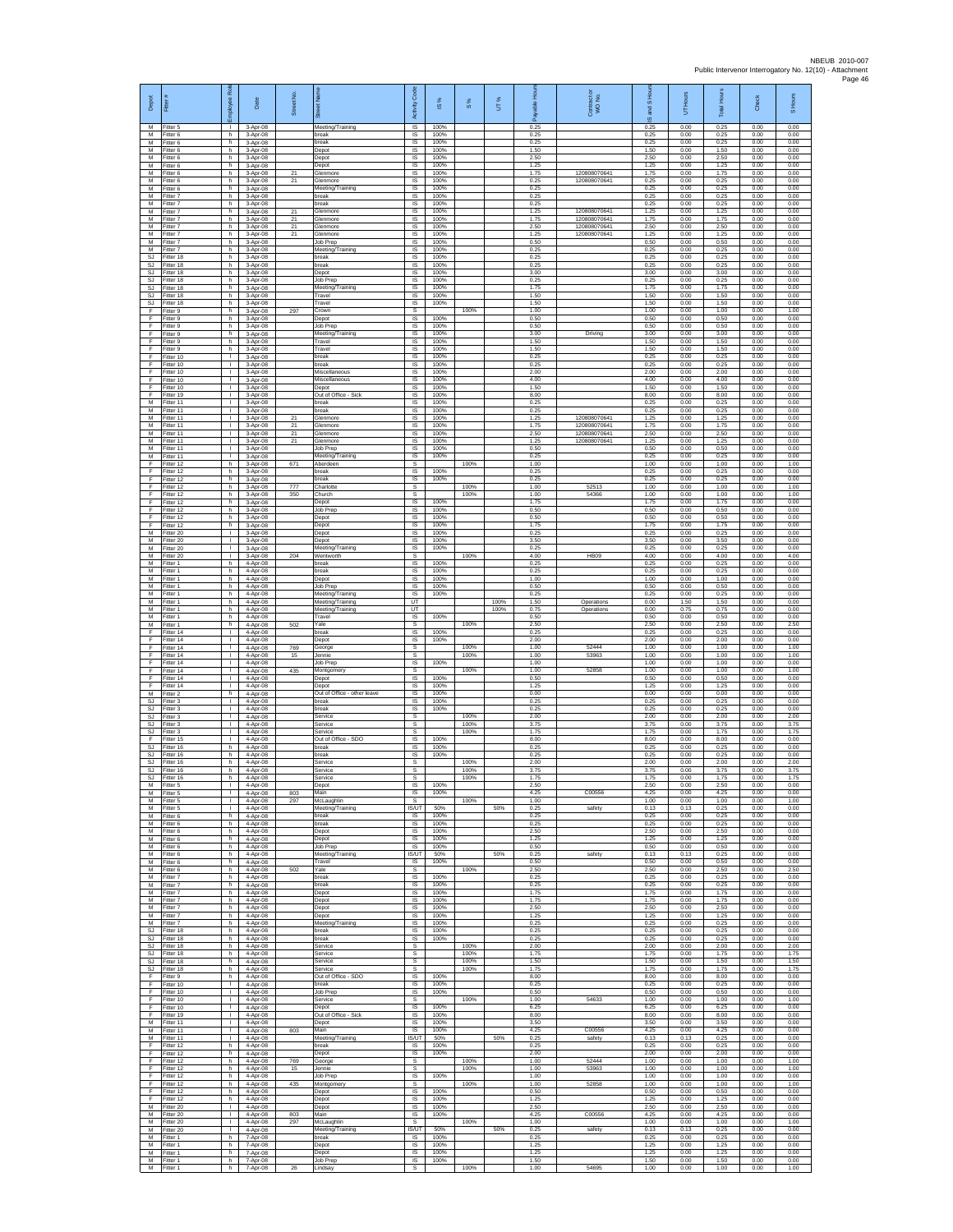| Depot | Fitter # | Employee Role | Date | Street No. | Street Name | Activity Code | IS % | S % | UT % | Payable Hours | Contractor or WO No. | IS and S Hours | UT Hours | Total Hours | Check | S Hours |
|---|---|---|---|---|---|---|---|---|---|---|---|---|---|---|---|---|
| M | Fitter 5 | I | 3-Apr-08 | | Meeting/Training | IS | 100% | | | 0.25 | | 0.25 | 0.00 | 0.25 | 0.00 | 0.00 |
| M | Fitter 6 | h | 3-Apr-08 | | break | IS | 100% | | | 0.25 | | 0.25 | 0.00 | 0.25 | 0.00 | 0.00 |
| M | Fitter 6 | h | 3-Apr-08 | | break | IS | 100% | | | 0.25 | | 0.25 | 0.00 | 0.25 | 0.00 | 0.00 |
| M | Fitter 6 | h | 3-Apr-08 | | Depot | IS | 100% | | | 1.50 | | 1.50 | 0.00 | 1.50 | 0.00 | 0.00 |
| M | Fitter 6 | h | 3-Apr-08 | | Depot | IS | 100% | | | 2.50 | | 2.50 | 0.00 | 2.50 | 0.00 | 0.00 |
| M | Fitter 6 | h | 3-Apr-08 | | Depot | IS | 100% | | | 1.25 | | 1.25 | 0.00 | 1.25 | 0.00 | 0.00 |
| M | Fitter 6 | h | 3-Apr-08 | 21 | Glenmore | IS | 100% | | | 1.75 | 120808070641 | 1.75 | 0.00 | 1.75 | 0.00 | 0.00 |
| M | Fitter 6 | h | 3-Apr-08 | 21 | Glenmore | IS | 100% | | | 0.25 | 120808070641 | 0.25 | 0.00 | 0.25 | 0.00 | 0.00 |
| M | Fitter 6 | h | 3-Apr-08 | | Meeting/Training | IS | 100% | | | 0.25 | | 0.25 | 0.00 | 0.25 | 0.00 | 0.00 |
| M | Fitter 7 | h | 3-Apr-08 | | break | IS | 100% | | | 0.25 | | 0.25 | 0.00 | 0.25 | 0.00 | 0.00 |
| M | Fitter 7 | h | 3-Apr-08 | | break | IS | 100% | | | 0.25 | | 0.25 | 0.00 | 0.25 | 0.00 | 0.00 |
| M | Fitter 7 | h | 3-Apr-08 | 21 | Glenmore | IS | 100% | | | 1.25 | 120808070641 | 1.25 | 0.00 | 1.25 | 0.00 | 0.00 |
| M | Fitter 7 | h | 3-Apr-08 | 21 | Glenmore | IS | 100% | | | 1.75 | 120808070641 | 1.75 | 0.00 | 1.75 | 0.00 | 0.00 |
| M | Fitter 7 | h | 3-Apr-08 | 21 | Glenmore | IS | 100% | | | 2.50 | 120808070641 | 2.50 | 0.00 | 2.50 | 0.00 | 0.00 |
| M | Fitter 7 | h | 3-Apr-08 | 21 | Glenmore | IS | 100% | | | 1.25 | 120808070641 | 1.25 | 0.00 | 1.25 | 0.00 | 0.00 |
| M | Fitter 7 | h | 3-Apr-08 | | Job Prep | IS | 100% | | | 0.50 | | 0.50 | 0.00 | 0.50 | 0.00 | 0.00 |
| M | Fitter 7 | h | 3-Apr-08 | | Meeting/Training | IS | 100% | | | 0.25 | | 0.25 | 0.00 | 0.25 | 0.00 | 0.00 |
| SJ | Fitter 18 | h | 3-Apr-08 | | break | IS | 100% | | | 0.25 | | 0.25 | 0.00 | 0.25 | 0.00 | 0.00 |
| SJ | Fitter 18 | h | 3-Apr-08 | | break | IS | 100% | | | 0.25 | | 0.25 | 0.00 | 0.25 | 0.00 | 0.00 |
| SJ | Fitter 18 | h | 3-Apr-08 | | Depot | IS | 100% | | | 3.00 | | 3.00 | 0.00 | 3.00 | 0.00 | 0.00 |
| SJ | Fitter 18 | h | 3-Apr-08 | | Job Prep | IS | 100% | | | 0.25 | | 0.25 | 0.00 | 0.25 | 0.00 | 0.00 |
| SJ | Fitter 18 | h | 3-Apr-08 | | Meeting/Training | IS | 100% | | | 1.75 | | 1.75 | 0.00 | 1.75 | 0.00 | 0.00 |
| SJ | Fitter 18 | h | 3-Apr-08 | | Travel | IS | 100% | | | 1.50 | | 1.50 | 0.00 | 1.50 | 0.00 | 0.00 |
| SJ | Fitter 18 | h | 3-Apr-08 | | Travel | IS | 100% | | | 1.50 | | 1.50 | 0.00 | 1.50 | 0.00 | 0.00 |
| F | Fitter 9 | h | 3-Apr-08 | 297 | Crown | S | | 100% | | 1.00 | | 1.00 | 0.00 | 1.00 | 0.00 | 1.00 |
| F | Fitter 9 | h | 3-Apr-08 | | Depot | IS | 100% | | | 0.50 | | 0.50 | 0.00 | 0.50 | 0.00 | 0.00 |
| F | Fitter 9 | h | 3-Apr-08 | | Job Prep | IS | 100% | | | 0.50 | | 0.50 | 0.00 | 0.50 | 0.00 | 0.00 |
| F | Fitter 9 | h | 3-Apr-08 | | Meeting/Training | IS | 100% | | | 3.00 | Driving | 3.00 | 0.00 | 3.00 | 0.00 | 0.00 |
| F | Fitter 9 | h | 3-Apr-08 | | Travel | IS | 100% | | | 1.50 | | 1.50 | 0.00 | 1.50 | 0.00 | 0.00 |
| F | Fitter 9 | h | 3-Apr-08 | | Travel | IS | 100% | | | 1.50 | | 1.50 | 0.00 | 1.50 | 0.00 | 0.00 |
| F | Fitter 10 | I | 3-Apr-08 | | break | IS | 100% | | | 0.25 | | 0.25 | 0.00 | 0.25 | 0.00 | 0.00 |
| F | Fitter 10 | I | 3-Apr-08 | | break | IS | 100% | | | 0.25 | | 0.25 | 0.00 | 0.25 | 0.00 | 0.00 |
| F | Fitter 10 | I | 3-Apr-08 | | Miscellaneous | IS | 100% | | | 2.00 | | 2.00 | 0.00 | 2.00 | 0.00 | 0.00 |
| F | Fitter 10 | I | 3-Apr-08 | | Miscellaneous | IS | 100% | | | 4.00 | | 4.00 | 0.00 | 4.00 | 0.00 | 0.00 |
| F | Fitter 10 | I | 3-Apr-08 | | Depot | IS | 100% | | | 1.50 | | 1.50 | 0.00 | 1.50 | 0.00 | 0.00 |
| F | Fitter 19 | I | 3-Apr-08 | | Out of Office - Sick | IS | 100% | | | 8.00 | | 8.00 | 0.00 | 8.00 | 0.00 | 0.00 |
| M | Fitter 11 | I | 3-Apr-08 | | break | IS | 100% | | | 0.25 | | 0.25 | 0.00 | 0.25 | 0.00 | 0.00 |
| M | Fitter 11 | I | 3-Apr-08 | | break | IS | 100% | | | 0.25 | | 0.25 | 0.00 | 0.25 | 0.00 | 0.00 |
| M | Fitter 11 | I | 3-Apr-08 | 21 | Glenmore | IS | 100% | | | 1.25 | 120808070641 | 1.25 | 0.00 | 1.25 | 0.00 | 0.00 |
| M | Fitter 11 | I | 3-Apr-08 | 21 | Glenmore | IS | 100% | | | 1.75 | 120808070641 | 1.75 | 0.00 | 1.75 | 0.00 | 0.00 |
| M | Fitter 11 | I | 3-Apr-08 | 21 | Glenmore | IS | 100% | | | 2.50 | 120808070641 | 2.50 | 0.00 | 2.50 | 0.00 | 0.00 |
| M | Fitter 11 | I | 3-Apr-08 | 21 | Glenmore | IS | 100% | | | 1.25 | 120808070641 | 1.25 | 0.00 | 1.25 | 0.00 | 0.00 |
| M | Fitter 11 | I | 3-Apr-08 | | Job Prep | IS | 100% | | | 0.50 | | 0.50 | 0.00 | 0.50 | 0.00 | 0.00 |
| M | Fitter 11 | I | 3-Apr-08 | | Meeting/Training | IS | 100% | | | 0.25 | | 0.25 | 0.00 | 0.25 | 0.00 | 0.00 |
| F | Fitter 12 | h | 3-Apr-08 | 671 | Aberdeen | S | | 100% | | 1.00 | | 1.00 | 0.00 | 1.00 | 0.00 | 1.00 |
| F | Fitter 12 | h | 3-Apr-08 | | break | IS | 100% | | | 0.25 | | 0.25 | 0.00 | 0.25 | 0.00 | 0.00 |
| F | Fitter 12 | h | 3-Apr-08 | | break | IS | 100% | | | 0.25 | | 0.25 | 0.00 | 0.25 | 0.00 | 0.00 |
| F | Fitter 12 | h | 3-Apr-08 | 777 | Charlotte | S | | 100% | | 1.00 | 52513 | 1.00 | 0.00 | 1.00 | 0.00 | 1.00 |
| F | Fitter 12 | h | 3-Apr-08 | 350 | Church | S | | 100% | | 1.00 | 54366 | 1.00 | 0.00 | 1.00 | 0.00 | 1.00 |
| F | Fitter 12 | h | 3-Apr-08 | | Depot | IS | 100% | | | 1.75 | | 1.75 | 0.00 | 1.75 | 0.00 | 0.00 |
| F | Fitter 12 | h | 3-Apr-08 | | Job Prep | IS | 100% | | | 0.50 | | 0.50 | 0.00 | 0.50 | 0.00 | 0.00 |
| F | Fitter 12 | h | 3-Apr-08 | | Depot | IS | 100% | | | 0.50 | | 0.50 | 0.00 | 0.50 | 0.00 | 0.00 |
| F | Fitter 12 | h | 3-Apr-08 | | Depot | IS | 100% | | | 1.75 | | 1.75 | 0.00 | 1.75 | 0.00 | 0.00 |
| M | Fitter 20 | I | 3-Apr-08 | | Depot | IS | 100% | | | 0.25 | | 0.25 | 0.00 | 0.25 | 0.00 | 0.00 |
| M | Fitter 20 | I | 3-Apr-08 | | Depot | IS | 100% | | | 3.50 | | 3.50 | 0.00 | 3.50 | 0.00 | 0.00 |
| M | Fitter 20 | I | 3-Apr-08 | | Meeting/Training | IS | 100% | | | 0.25 | | 0.25 | 0.00 | 0.25 | 0.00 | 0.00 |
| M | Fitter 20 | I | 3-Apr-08 | 204 | Wentworth | S | | 100% | | 4.00 | HB09 | 4.00 | 0.00 | 4.00 | 0.00 | 4.00 |
| M | Fitter 1 | h | 4-Apr-08 | | break | IS | 100% | | | 0.25 | | 0.25 | 0.00 | 0.25 | 0.00 | 0.00 |
| M | Fitter 1 | h | 4-Apr-08 | | break | IS | 100% | | | 0.25 | | 0.25 | 0.00 | 0.25 | 0.00 | 0.00 |
| M | Fitter 1 | h | 4-Apr-08 | | Depot | IS | 100% | | | 1.00 | | 1.00 | 0.00 | 1.00 | 0.00 | 0.00 |
| M | Fitter 1 | h | 4-Apr-08 | | Job Prep | IS | 100% | | | 0.50 | | 0.50 | 0.00 | 0.50 | 0.00 | 0.00 |
| M | Fitter 1 | h | 4-Apr-08 | | Meeting/Training | IS | 100% | | | 0.25 | | 0.25 | 0.00 | 0.25 | 0.00 | 0.00 |
| M | Fitter 1 | h | 4-Apr-08 | | Meeting/Training | UT | | | 100% | 1.50 | Operations | 0.00 | 1.50 | 1.50 | 0.00 | 0.00 |
| M | Fitter 1 | h | 4-Apr-08 | | Meeting/Training | UT | | | 100% | 0.75 | Operations | 0.00 | 0.75 | 0.75 | 0.00 | 0.00 |
| M | Fitter 1 | h | 4-Apr-08 | | Travel | IS | 100% | | | 0.50 | | 0.50 | 0.00 | 0.50 | 0.00 | 0.00 |
| M | Fitter 1 | h | 4-Apr-08 | 502 | Yale | S | | 100% | | 2.50 | | 2.50 | 0.00 | 2.50 | 0.00 | 2.50 |
| F | Fitter 14 | I | 4-Apr-08 | | break | IS | 100% | | | 0.25 | | 0.25 | 0.00 | 0.25 | 0.00 | 0.00 |
| F | Fitter 14 | I | 4-Apr-08 | | Depot | IS | 100% | | | 2.00 | | 2.00 | 0.00 | 2.00 | 0.00 | 0.00 |
| F | Fitter 14 | I | 4-Apr-08 | 769 | George | S | | 100% | | 1.00 | 52444 | 1.00 | 0.00 | 1.00 | 0.00 | 1.00 |
| F | Fitter 14 | I | 4-Apr-08 | 15 | Jennie | S | | 100% | | 1.00 | 53963 | 1.00 | 0.00 | 1.00 | 0.00 | 1.00 |
| F | Fitter 14 | I | 4-Apr-08 | | Job Prep | IS | 100% | | | 1.00 | | 1.00 | 0.00 | 1.00 | 0.00 | 0.00 |
| F | Fitter 14 | I | 4-Apr-08 | 435 | Montgomery | S | | 100% | | 1.00 | 52858 | 1.00 | 0.00 | 1.00 | 0.00 | 1.00 |
| F | Fitter 14 | I | 4-Apr-08 | | Depot | IS | 100% | | | 0.50 | | 0.50 | 0.00 | 0.50 | 0.00 | 0.00 |
| F | Fitter 14 | I | 4-Apr-08 | | Depot | IS | 100% | | | 1.25 | | 1.25 | 0.00 | 1.25 | 0.00 | 0.00 |
| M | Fitter 2 | h | 4-Apr-08 | | Out of Office - other leave | IS | 100% | | | 0.00 | | 0.00 | 0.00 | 0.00 | 0.00 | 0.00 |
| SJ | Fitter 3 | I | 4-Apr-08 | | break | IS | 100% | | | 0.25 | | 0.25 | 0.00 | 0.25 | 0.00 | 0.00 |
| SJ | Fitter 3 | I | 4-Apr-08 | | break | IS | 100% | | | 0.25 | | 0.25 | 0.00 | 0.25 | 0.00 | 0.00 |
| SJ | Fitter 3 | I | 4-Apr-08 | | Service | S | | 100% | | 2.00 | | 2.00 | 0.00 | 2.00 | 0.00 | 2.00 |
| SJ | Fitter 3 | I | 4-Apr-08 | | Service | S | | 100% | | 3.75 | | 3.75 | 0.00 | 3.75 | 0.00 | 3.75 |
| SJ | Fitter 3 | I | 4-Apr-08 | | Service | S | | 100% | | 1.75 | | 1.75 | 0.00 | 1.75 | 0.00 | 1.75 |
| F | Fitter 15 | I | 4-Apr-08 | | Out of Office - SDO | IS | 100% | | | 8.00 | | 8.00 | 0.00 | 8.00 | 0.00 | 0.00 |
| SJ | Fitter 16 | h | 4-Apr-08 | | break | IS | 100% | | | 0.25 | | 0.25 | 0.00 | 0.25 | 0.00 | 0.00 |
| SJ | Fitter 16 | h | 4-Apr-08 | | break | IS | 100% | | | 0.25 | | 0.25 | 0.00 | 0.25 | 0.00 | 0.00 |
| SJ | Fitter 16 | h | 4-Apr-08 | | Service | S | | 100% | | 2.00 | | 2.00 | 0.00 | 2.00 | 0.00 | 2.00 |
| SJ | Fitter 16 | h | 4-Apr-08 | | Service | S | | 100% | | 3.75 | | 3.75 | 0.00 | 3.75 | 0.00 | 3.75 |
| SJ | Fitter 16 | h | 4-Apr-08 | | Service | S | | 100% | | 1.75 | | 1.75 | 0.00 | 1.75 | 0.00 | 1.75 |
| M | Fitter 5 | I | 4-Apr-08 | | Depot | IS | 100% | | | 2.50 | | 2.50 | 0.00 | 2.50 | 0.00 | 0.00 |
| M | Fitter 5 | I | 4-Apr-08 | 803 | Main | IS | 100% | | | 4.25 | C00556 | 4.25 | 0.00 | 4.25 | 0.00 | 0.00 |
| M | Fitter 5 | I | 4-Apr-08 | 297 | McLaughlin | S | | 100% | | 1.00 | | 1.00 | 0.00 | 1.00 | 0.00 | 1.00 |
| M | Fitter 5 | I | 4-Apr-08 | | Meeting/Training | IS/UT | 50% | | 50% | 0.25 | safety | 0.13 | 0.13 | 0.25 | 0.00 | 0.00 |
| M | Fitter 6 | h | 4-Apr-08 | | break | IS | 100% | | | 0.25 | | 0.25 | 0.00 | 0.25 | 0.00 | 0.00 |
| M | Fitter 6 | h | 4-Apr-08 | | break | IS | 100% | | | 0.25 | | 0.25 | 0.00 | 0.25 | 0.00 | 0.00 |
| M | Fitter 6 | h | 4-Apr-08 | | Depot | IS | 100% | | | 2.50 | | 2.50 | 0.00 | 2.50 | 0.00 | 0.00 |
| M | Fitter 6 | h | 4-Apr-08 | | Depot | IS | 100% | | | 1.25 | | 1.25 | 0.00 | 1.25 | 0.00 | 0.00 |
| M | Fitter 6 | h | 4-Apr-08 | | Job Prep | IS | 100% | | | 0.50 | | 0.50 | 0.00 | 0.50 | 0.00 | 0.00 |
| M | Fitter 6 | h | 4-Apr-08 | | Meeting/Training | IS/UT | 50% | | 50% | 0.25 | safety | 0.13 | 0.13 | 0.25 | 0.00 | 0.00 |
| M | Fitter 6 | h | 4-Apr-08 | | Travel | IS | 100% | | | 0.50 | | 0.50 | 0.00 | 0.50 | 0.00 | 0.00 |
| M | Fitter 6 | h | 4-Apr-08 | 502 | Yale | S | | 100% | | 2.50 | | 2.50 | 0.00 | 2.50 | 0.00 | 2.50 |
| M | Fitter 7 | h | 4-Apr-08 | | break | IS | 100% | | | 0.25 | | 0.25 | 0.00 | 0.25 | 0.00 | 0.00 |
| M | Fitter 7 | h | 4-Apr-08 | | break | IS | 100% | | | 0.25 | | 0.25 | 0.00 | 0.25 | 0.00 | 0.00 |
| M | Fitter 7 | h | 4-Apr-08 | | Depot | IS | 100% | | | 1.75 | | 1.75 | 0.00 | 1.75 | 0.00 | 0.00 |
| M | Fitter 7 | h | 4-Apr-08 | | Depot | IS | 100% | | | 1.75 | | 1.75 | 0.00 | 1.75 | 0.00 | 0.00 |
| M | Fitter 7 | h | 4-Apr-08 | | Depot | IS | 100% | | | 2.50 | | 2.50 | 0.00 | 2.50 | 0.00 | 0.00 |
| M | Fitter 7 | h | 4-Apr-08 | | Depot | IS | 100% | | | 1.25 | | 1.25 | 0.00 | 1.25 | 0.00 | 0.00 |
| M | Fitter 7 | h | 4-Apr-08 | | Meeting/Training | IS | 100% | | | 0.25 | | 0.25 | 0.00 | 0.25 | 0.00 | 0.00 |
| SJ | Fitter 18 | h | 4-Apr-08 | | break | IS | 100% | | | 0.25 | | 0.25 | 0.00 | 0.25 | 0.00 | 0.00 |
| SJ | Fitter 18 | h | 4-Apr-08 | | break | IS | 100% | | | 0.25 | | 0.25 | 0.00 | 0.25 | 0.00 | 0.00 |
| SJ | Fitter 18 | h | 4-Apr-08 | | Service | S | | 100% | | 2.00 | | 2.00 | 0.00 | 2.00 | 0.00 | 2.00 |
| SJ | Fitter 18 | h | 4-Apr-08 | | Service | S | | 100% | | 1.75 | | 1.75 | 0.00 | 1.75 | 0.00 | 1.75 |
| SJ | Fitter 18 | h | 4-Apr-08 | | Service | S | | 100% | | 1.50 | | 1.50 | 0.00 | 1.50 | 0.00 | 1.50 |
| SJ | Fitter 18 | h | 4-Apr-08 | | Service | S | | 100% | | 1.75 | | 1.75 | 0.00 | 1.75 | 0.00 | 1.75 |
| F | Fitter 9 | h | 4-Apr-08 | | Out of Office - SDO | IS | 100% | | | 8.00 | | 8.00 | 0.00 | 8.00 | 0.00 | 0.00 |
| F | Fitter 10 | I | 4-Apr-08 | | break | IS | 100% | | | 0.25 | | 0.25 | 0.00 | 0.25 | 0.00 | 0.00 |
| F | Fitter 10 | I | 4-Apr-08 | | Job Prep | IS | 100% | | | 0.50 | | 0.50 | 0.00 | 0.50 | 0.00 | 0.00 |
| F | Fitter 10 | I | 4-Apr-08 | | Service | S | | 100% | | 1.00 | 54633 | 1.00 | 0.00 | 1.00 | 0.00 | 1.00 |
| F | Fitter 10 | I | 4-Apr-08 | | Depot | IS | 100% | | | 6.25 | | 6.25 | 0.00 | 6.25 | 0.00 | 0.00 |
| F | Fitter 19 | I | 4-Apr-08 | | Out of Office - Sick | IS | 100% | | | 8.00 | | 8.00 | 0.00 | 8.00 | 0.00 | 0.00 |
| M | Fitter 11 | I | 4-Apr-08 | | Depot | IS | 100% | | | 3.50 | | 3.50 | 0.00 | 3.50 | 0.00 | 0.00 |
| M | Fitter 11 | I | 4-Apr-08 | 803 | Main | IS | 100% | | | 4.25 | C00556 | 4.25 | 0.00 | 4.25 | 0.00 | 0.00 |
| M | Fitter 11 | I | 4-Apr-08 | | Meeting/Training | IS/UT | 50% | | 50% | 0.25 | safety | 0.13 | 0.13 | 0.25 | 0.00 | 0.00 |
| F | Fitter 12 | h | 4-Apr-08 | | break | IS | 100% | | | 0.25 | | 0.25 | 0.00 | 0.25 | 0.00 | 0.00 |
| F | Fitter 12 | h | 4-Apr-08 | | Depot | IS | 100% | | | 2.00 | | 2.00 | 0.00 | 2.00 | 0.00 | 0.00 |
| F | Fitter 12 | h | 4-Apr-08 | 769 | George | S | | 100% | | 1.00 | 52444 | 1.00 | 0.00 | 1.00 | 0.00 | 1.00 |
| F | Fitter 12 | h | 4-Apr-08 | 15 | Jennie | S | | 100% | | 1.00 | 53963 | 1.00 | 0.00 | 1.00 | 0.00 | 1.00 |
| F | Fitter 12 | h | 4-Apr-08 | | Job Prep | IS | 100% | | | 1.00 | | 1.00 | 0.00 | 1.00 | 0.00 | 0.00 |
| F | Fitter 12 | h | 4-Apr-08 | 435 | Montgomery | S | | 100% | | 1.00 | 52858 | 1.00 | 0.00 | 1.00 | 0.00 | 1.00 |
| F | Fitter 12 | h | 4-Apr-08 | | Depot | IS | 100% | | | 0.50 | | 0.50 | 0.00 | 0.50 | 0.00 | 0.00 |
| F | Fitter 12 | h | 4-Apr-08 | | Depot | IS | 100% | | | 1.25 | | 1.25 | 0.00 | 1.25 | 0.00 | 0.00 |
| M | Fitter 20 | I | 4-Apr-08 | | Depot | IS | 100% | | | 2.50 | | 2.50 | 0.00 | 2.50 | 0.00 | 0.00 |
| M | Fitter 20 | I | 4-Apr-08 | 803 | Main | IS | 100% | | | 4.25 | C00556 | 4.25 | 0.00 | 4.25 | 0.00 | 0.00 |
| M | Fitter 20 | I | 4-Apr-08 | 297 | McLaughlin | S | | 100% | | 1.00 | | 1.00 | 0.00 | 1.00 | 0.00 | 1.00 |
| M | Fitter 20 | I | 4-Apr-08 | | Meeting/Training | IS/UT | 50% | | 50% | 0.25 | safety | 0.13 | 0.13 | 0.25 | 0.00 | 0.00 |
| M | Fitter 1 | h | 7-Apr-08 | | break | IS | 100% | | | 0.25 | | 0.25 | 0.00 | 0.25 | 0.00 | 0.00 |
| M | Fitter 1 | h | 7-Apr-08 | | Depot | IS | 100% | | | 1.25 | | 1.25 | 0.00 | 1.25 | 0.00 | 0.00 |
| M | Fitter 1 | h | 7-Apr-08 | | Depot | IS | 100% | | | 1.25 | | 1.25 | 0.00 | 1.25 | 0.00 | 0.00 |
| M | Fitter 1 | h | 7-Apr-08 | | Job Prep | IS | 100% | | | 1.50 | | 1.50 | 0.00 | 1.50 | 0.00 | 0.00 |
| M | Fitter 1 | h | 7-Apr-08 | 26 | Lindsay | S | | 100% | | 1.00 | 54695 | 1.00 | 0.00 | 1.00 | 0.00 | 1.00 |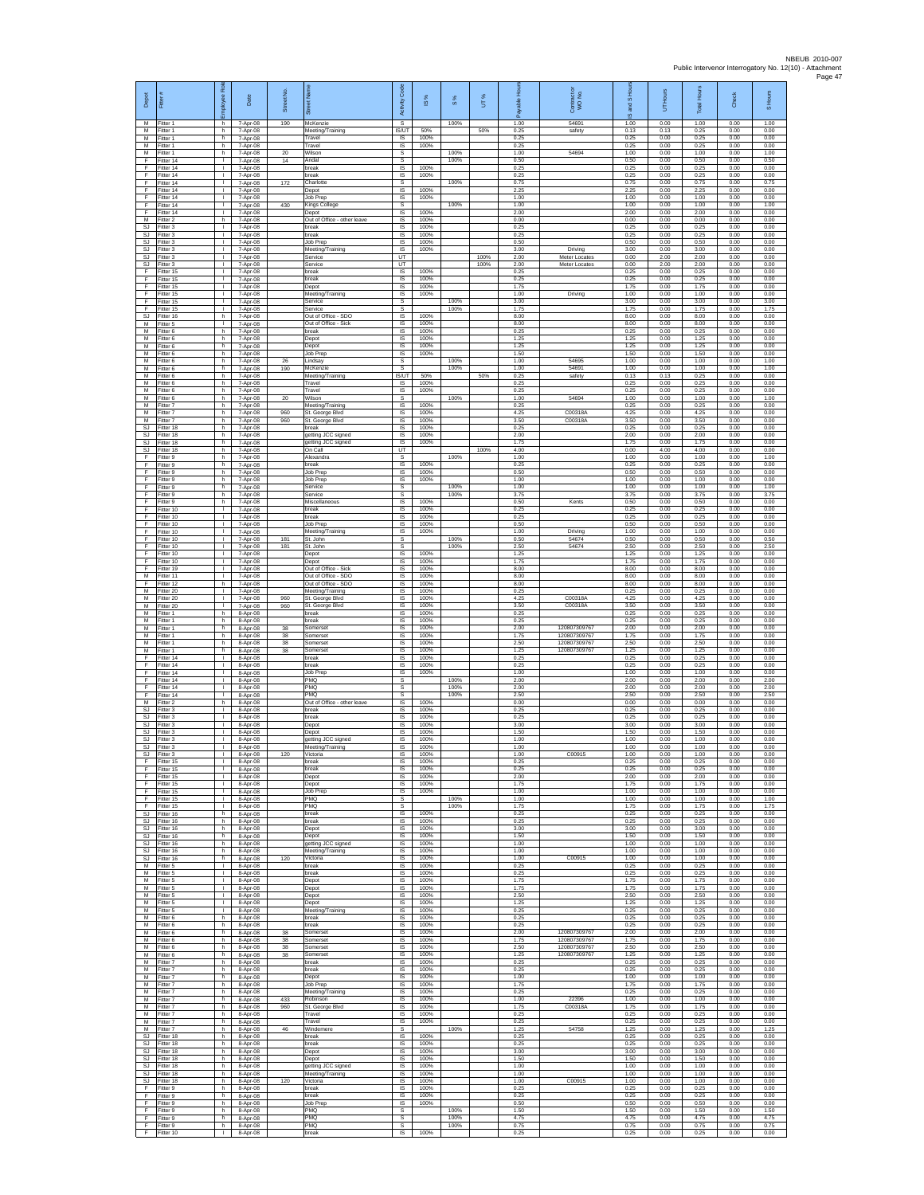| Depot | Fitter # | Employee Role | Date | Street No. | Street Name | Activity Code | IS % | S % | UT % | Payable Hours | Contractor or WO No. | IS and S Hours | UT Hours | Total Hours | Check | S Hours |
|---|---|---|---|---|---|---|---|---|---|---|---|---|---|---|---|---|
| M | Fitter 1 | h | 7-Apr-08 | 190 | McKenzie | S | | 100% | | 1.00 | 54691 | 1.00 | 0.00 | 1.00 | 0.00 | 1.00 |
| M | Fitter 1 | h | 7-Apr-08 | | Meeting/Training | IS/UT | 50% | | 50% | 0.25 | safety | 0.13 | 0.13 | 0.25 | 0.00 | 0.00 |
| M | Fitter 1 | h | 7-Apr-08 | | Travel | IS | 100% | | | 0.25 | | 0.25 | 0.00 | 0.25 | 0.00 | 0.00 |
| M | Fitter 1 | h | 7-Apr-08 | | Travel | IS | 100% | | | 0.25 | | 0.25 | 0.00 | 0.25 | 0.00 | 0.00 |
| M | Fitter 1 | h | 7-Apr-08 | 20 | Wilson | S | | 100% | | 1.00 | 54694 | 1.00 | 0.00 | 1.00 | 0.00 | 1.00 |
| F | Fitter 14 | I | 7-Apr-08 | 14 | Andal | S | | 100% | | 0.50 | | 0.50 | 0.00 | 0.50 | 0.00 | 0.50 |
| F | Fitter 14 | I | 7-Apr-08 | | break | IS | 100% | | | 0.25 | | 0.25 | 0.00 | 0.25 | 0.00 | 0.00 |
| F | Fitter 14 | I | 7-Apr-08 | | break | IS | 100% | | | 0.25 | | 0.25 | 0.00 | 0.25 | 0.00 | 0.00 |
| F | Fitter 14 | I | 7-Apr-08 | 172 | Charlotte | S | | 100% | | 0.75 | | 0.75 | 0.00 | 0.75 | 0.00 | 0.75 |
| F | Fitter 14 | I | 7-Apr-08 | | Depot | IS | 100% | | | 2.25 | | 2.25 | 0.00 | 2.25 | 0.00 | 0.00 |
| F | Fitter 14 | I | 7-Apr-08 | | Job Prep | IS | 100% | | | 1.00 | | 1.00 | 0.00 | 1.00 | 0.00 | 0.00 |
| F | Fitter 14 | I | 7-Apr-08 | 430 | Kings College | S | | 100% | | 1.00 | | 1.00 | 0.00 | 1.00 | 0.00 | 1.00 |
| F | Fitter 14 | I | 7-Apr-08 | | Depot | IS | 100% | | | 2.00 | | 2.00 | 0.00 | 2.00 | 0.00 | 0.00 |
| M | Fitter 2 | h | 7-Apr-08 | | Out of Office - other leave | IS | 100% | | | 0.00 | | 0.00 | 0.00 | 0.00 | 0.00 | 0.00 |
| SJ | Fitter 3 | I | 7-Apr-08 | | break | IS | 100% | | | 0.25 | | 0.25 | 0.00 | 0.25 | 0.00 | 0.00 |
| SJ | Fitter 3 | I | 7-Apr-08 | | break | IS | 100% | | | 0.25 | | 0.25 | 0.00 | 0.25 | 0.00 | 0.00 |
| SJ | Fitter 3 | I | 7-Apr-08 | | Job Prep | IS | 100% | | | 0.50 | | 0.50 | 0.00 | 0.50 | 0.00 | 0.00 |
| SJ | Fitter 3 | I | 7-Apr-08 | | Meeting/Training | IS | 100% | | | 3.00 | Driving | 3.00 | 0.00 | 3.00 | 0.00 | 0.00 |
| SJ | Fitter 3 | I | 7-Apr-08 | | Service | UT | | | 100% | 2.00 | Meter Locates | 0.00 | 2.00 | 2.00 | 0.00 | 0.00 |
| SJ | Fitter 3 | I | 7-Apr-08 | | Service | UT | | | 100% | 2.00 | Meter Locates | 0.00 | 2.00 | 2.00 | 0.00 | 0.00 |
| F | Fitter 15 | I | 7-Apr-08 | | break | IS | 100% | | | 0.25 | | 0.25 | 0.00 | 0.25 | 0.00 | 0.00 |
| F | Fitter 15 | I | 7-Apr-08 | | break | IS | 100% | | | 0.25 | | 0.25 | 0.00 | 0.25 | 0.00 | 0.00 |
| F | Fitter 15 | I | 7-Apr-08 | | Depot | IS | 100% | | | 1.75 | | 1.75 | 0.00 | 1.75 | 0.00 | 0.00 |
| F | Fitter 15 | I | 7-Apr-08 | | Meeting/Training | IS | 100% | | | 1.00 | Driving | 1.00 | 0.00 | 1.00 | 0.00 | 0.00 |
| F | Fitter 15 | I | 7-Apr-08 | | Service | S | | 100% | | 3.00 | | 3.00 | 0.00 | 3.00 | 0.00 | 3.00 |
| F | Fitter 15 | I | 7-Apr-08 | | Service | S | | 100% | | 1.75 | | 1.75 | 0.00 | 1.75 | 0.00 | 1.75 |
| SJ | Fitter 16 | h | 7-Apr-08 | | Out of Office - SDO | IS | 100% | | | 8.00 | | 8.00 | 0.00 | 8.00 | 0.00 | 0.00 |
| M | Fitter 5 | I | 7-Apr-08 | | Out of Office - Sick | IS | 100% | | | 8.00 | | 8.00 | 0.00 | 8.00 | 0.00 | 0.00 |
| M | Fitter 6 | h | 7-Apr-08 | | break | IS | 100% | | | 0.25 | | 0.25 | 0.00 | 0.25 | 0.00 | 0.00 |
| M | Fitter 6 | h | 7-Apr-08 | | Depot | IS | 100% | | | 1.25 | | 1.25 | 0.00 | 1.25 | 0.00 | 0.00 |
| M | Fitter 6 | h | 7-Apr-08 | | Depot | IS | 100% | | | 1.25 | | 1.25 | 0.00 | 1.25 | 0.00 | 0.00 |
| M | Fitter 6 | h | 7-Apr-08 | | Job Prep | IS | 100% | | | 1.50 | | 1.50 | 0.00 | 1.50 | 0.00 | 0.00 |
| M | Fitter 6 | h | 7-Apr-08 | 26 | Lindsay | S | | 100% | | 1.00 | 54695 | 1.00 | 0.00 | 1.00 | 0.00 | 1.00 |
| M | Fitter 6 | h | 7-Apr-08 | 190 | McKenzie | S | | 100% | | 1.00 | 54691 | 1.00 | 0.00 | 1.00 | 0.00 | 1.00 |
| M | Fitter 6 | h | 7-Apr-08 | | Meeting/Training | IS/UT | 50% | | 50% | 0.25 | safety | 0.13 | 0.13 | 0.25 | 0.00 | 0.00 |
| M | Fitter 6 | h | 7-Apr-08 | | Travel | IS | 100% | | | 0.25 | | 0.25 | 0.00 | 0.25 | 0.00 | 0.00 |
| M | Fitter 6 | h | 7-Apr-08 | | Travel | IS | 100% | | | 0.25 | | 0.25 | 0.00 | 0.25 | 0.00 | 0.00 |
| M | Fitter 6 | h | 7-Apr-08 | 20 | Wilson | S | | 100% | | 1.00 | 54694 | 1.00 | 0.00 | 1.00 | 0.00 | 1.00 |
| M | Fitter 7 | h | 7-Apr-08 | | Meeting/Training | IS | 100% | | | 0.25 | | 0.25 | 0.00 | 0.25 | 0.00 | 0.00 |
| M | Fitter 7 | h | 7-Apr-08 | 960 | St. George Blvd | IS | 100% | | | 4.25 | C00318A | 4.25 | 0.00 | 4.25 | 0.00 | 0.00 |
| M | Fitter 7 | h | 7-Apr-08 | 960 | St. George Blvd | IS | 100% | | | 3.50 | C00318A | 3.50 | 0.00 | 3.50 | 0.00 | 0.00 |
| SJ | Fitter 18 | h | 7-Apr-08 | | break | IS | 100% | | | 0.25 | | 0.25 | 0.00 | 0.25 | 0.00 | 0.00 |
| SJ | Fitter 18 | h | 7-Apr-08 | | getting JCC signed | IS | 100% | | | 2.00 | | 2.00 | 0.00 | 2.00 | 0.00 | 0.00 |
| SJ | Fitter 18 | h | 7-Apr-08 | | getting JCC signed | IS | 100% | | | 1.75 | | 1.75 | 0.00 | 1.75 | 0.00 | 0.00 |
| SJ | Fitter 18 | h | 7-Apr-08 | | On Call | UT | | | 100% | 4.00 | | 0.00 | 4.00 | 4.00 | 0.00 | 0.00 |
| F | Fitter 9 | h | 7-Apr-08 | | Alexandra | S | | 100% | | 1.00 | | 1.00 | 0.00 | 1.00 | 0.00 | 1.00 |
| F | Fitter 9 | h | 7-Apr-08 | | break | IS | 100% | | | 0.25 | | 0.25 | 0.00 | 0.25 | 0.00 | 0.00 |
| F | Fitter 9 | h | 7-Apr-08 | | Job Prep | IS | 100% | | | 0.50 | | 0.50 | 0.00 | 0.50 | 0.00 | 0.00 |
| F | Fitter 9 | h | 7-Apr-08 | | Job Prep | IS | 100% | | | 1.00 | | 1.00 | 0.00 | 1.00 | 0.00 | 0.00 |
| F | Fitter 9 | h | 7-Apr-08 | | Service | S | | 100% | | 1.00 | | 1.00 | 0.00 | 1.00 | 0.00 | 1.00 |
| F | Fitter 9 | h | 7-Apr-08 | | Service | S | | 100% | | 3.75 | | 3.75 | 0.00 | 3.75 | 0.00 | 3.75 |
| F | Fitter 9 | h | 7-Apr-08 | | Miscellaneous | IS | 100% | | | 0.50 | Kents | 0.50 | 0.00 | 0.50 | 0.00 | 0.00 |
| F | Fitter 10 | I | 7-Apr-08 | | break | IS | 100% | | | 0.25 | | 0.25 | 0.00 | 0.25 | 0.00 | 0.00 |
| F | Fitter 10 | I | 7-Apr-08 | | break | IS | 100% | | | 0.25 | | 0.25 | 0.00 | 0.25 | 0.00 | 0.00 |
| F | Fitter 10 | I | 7-Apr-08 | | Job Prep | IS | 100% | | | 0.50 | | 0.50 | 0.00 | 0.50 | 0.00 | 0.00 |
| F | Fitter 10 | I | 7-Apr-08 | | Meeting/Training | IS | 100% | | | 1.00 | Driving | 1.00 | 0.00 | 1.00 | 0.00 | 0.00 |
| F | Fitter 10 | I | 7-Apr-08 | 181 | St. John | S | | 100% | | 0.50 | 54674 | 0.50 | 0.00 | 0.50 | 0.00 | 0.50 |
| F | Fitter 10 | I | 7-Apr-08 | 181 | St. John | S | | 100% | | 2.50 | 54674 | 2.50 | 0.00 | 2.50 | 0.00 | 2.50 |
| F | Fitter 10 | I | 7-Apr-08 | | Depot | IS | 100% | | | 1.25 | | 1.25 | 0.00 | 1.25 | 0.00 | 0.00 |
| F | Fitter 10 | I | 7-Apr-08 | | Depot | IS | 100% | | | 1.75 | | 1.75 | 0.00 | 1.75 | 0.00 | 0.00 |
| F | Fitter 19 | I | 7-Apr-08 | | Out of Office - Sick | IS | 100% | | | 8.00 | | 8.00 | 0.00 | 8.00 | 0.00 | 0.00 |
| M | Fitter 11 | I | 7-Apr-08 | | Out of Office - SDO | IS | 100% | | | 8.00 | | 8.00 | 0.00 | 8.00 | 0.00 | 0.00 |
| F | Fitter 12 | h | 7-Apr-08 | | Out of Office - SDO | IS | 100% | | | 8.00 | | 8.00 | 0.00 | 8.00 | 0.00 | 0.00 |
| M | Fitter 20 | I | 7-Apr-08 | | Meeting/Training | IS | 100% | | | 0.25 | | 0.25 | 0.00 | 0.25 | 0.00 | 0.00 |
| M | Fitter 20 | I | 7-Apr-08 | 960 | St. George Blvd | IS | 100% | | | 4.25 | C00318A | 4.25 | 0.00 | 4.25 | 0.00 | 0.00 |
| M | Fitter 20 | I | 7-Apr-08 | 960 | St. George Blvd | IS | 100% | | | 3.50 | C00318A | 3.50 | 0.00 | 3.50 | 0.00 | 0.00 |
| M | Fitter 1 | h | 8-Apr-08 | | break | IS | 100% | | | 0.25 | | 0.25 | 0.00 | 0.25 | 0.00 | 0.00 |
| M | Fitter 1 | h | 8-Apr-08 | | break | IS | 100% | | | 0.25 | | 0.25 | 0.00 | 0.25 | 0.00 | 0.00 |
| M | Fitter 1 | h | 8-Apr-08 | 38 | Somerset | IS | 100% | | | 2.00 | 120807309767 | 2.00 | 0.00 | 2.00 | 0.00 | 0.00 |
| M | Fitter 1 | h | 8-Apr-08 | 38 | Somerset | IS | 100% | | | 1.75 | 120807309767 | 1.75 | 0.00 | 1.75 | 0.00 | 0.00 |
| M | Fitter 1 | h | 8-Apr-08 | 38 | Somerset | IS | 100% | | | 2.50 | 120807309767 | 2.50 | 0.00 | 2.50 | 0.00 | 0.00 |
| M | Fitter 1 | h | 8-Apr-08 | 38 | Somerset | IS | 100% | | | 1.25 | 120807309767 | 1.25 | 0.00 | 1.25 | 0.00 | 0.00 |
| F | Fitter 14 | I | 8-Apr-08 | | break | IS | 100% | | | 0.25 | | 0.25 | 0.00 | 0.25 | 0.00 | 0.00 |
| F | Fitter 14 | I | 8-Apr-08 | | break | IS | 100% | | | 0.25 | | 0.25 | 0.00 | 0.25 | 0.00 | 0.00 |
| F | Fitter 14 | I | 8-Apr-08 | | Job Prep | IS | 100% | | | 1.00 | | 1.00 | 0.00 | 1.00 | 0.00 | 0.00 |
| F | Fitter 14 | I | 8-Apr-08 | | PMQ | S | | 100% | | 2.00 | | 2.00 | 0.00 | 2.00 | 0.00 | 2.00 |
| F | Fitter 14 | I | 8-Apr-08 | | PMQ | S | | 100% | | 2.00 | | 2.00 | 0.00 | 2.00 | 0.00 | 2.00 |
| F | Fitter 14 | I | 8-Apr-08 | | PMQ | S | | 100% | | 2.50 | | 2.50 | 0.00 | 2.50 | 0.00 | 2.50 |
| M | Fitter 2 | h | 8-Apr-08 | | Out of Office - other leave | IS | 100% | | | 0.00 | | 0.00 | 0.00 | 0.00 | 0.00 | 0.00 |
| SJ | Fitter 3 | I | 8-Apr-08 | | break | IS | 100% | | | 0.25 | | 0.25 | 0.00 | 0.25 | 0.00 | 0.00 |
| SJ | Fitter 3 | I | 8-Apr-08 | | break | IS | 100% | | | 0.25 | | 0.25 | 0.00 | 0.25 | 0.00 | 0.00 |
| SJ | Fitter 3 | I | 8-Apr-08 | | Depot | IS | 100% | | | 3.00 | | 3.00 | 0.00 | 3.00 | 0.00 | 0.00 |
| SJ | Fitter 3 | I | 8-Apr-08 | | Depot | IS | 100% | | | 1.50 | | 1.50 | 0.00 | 1.50 | 0.00 | 0.00 |
| SJ | Fitter 3 | I | 8-Apr-08 | | getting JCC signed | IS | 100% | | | 1.00 | | 1.00 | 0.00 | 1.00 | 0.00 | 0.00 |
| SJ | Fitter 3 | I | 8-Apr-08 | | Meeting/Training | IS | 100% | | | 1.00 | | 1.00 | 0.00 | 1.00 | 0.00 | 0.00 |
| SJ | Fitter 3 | I | 8-Apr-08 | 120 | Victoria | IS | 100% | | | 1.00 | C00915 | 1.00 | 0.00 | 1.00 | 0.00 | 0.00 |
| F | Fitter 15 | I | 8-Apr-08 | | break | IS | 100% | | | 0.25 | | 0.25 | 0.00 | 0.25 | 0.00 | 0.00 |
| F | Fitter 15 | I | 8-Apr-08 | | break | IS | 100% | | | 0.25 | | 0.25 | 0.00 | 0.25 | 0.00 | 0.00 |
| F | Fitter 15 | I | 8-Apr-08 | | Depot | IS | 100% | | | 2.00 | | 2.00 | 0.00 | 2.00 | 0.00 | 0.00 |
| F | Fitter 15 | I | 8-Apr-08 | | Depot | IS | 100% | | | 1.75 | | 1.75 | 0.00 | 1.75 | 0.00 | 0.00 |
| F | Fitter 15 | I | 8-Apr-08 | | Job Prep | IS | 100% | | | 1.00 | | 1.00 | 0.00 | 1.00 | 0.00 | 0.00 |
| F | Fitter 15 | I | 8-Apr-08 | | PMQ | S | | 100% | | 1.00 | | 1.00 | 0.00 | 1.00 | 0.00 | 1.00 |
| F | Fitter 15 | I | 8-Apr-08 | | PMQ | S | | 100% | | 1.75 | | 1.75 | 0.00 | 1.75 | 0.00 | 1.75 |
| SJ | Fitter 16 | h | 8-Apr-08 | | break | IS | 100% | | | 0.25 | | 0.25 | 0.00 | 0.25 | 0.00 | 0.00 |
| SJ | Fitter 16 | h | 8-Apr-08 | | break | IS | 100% | | | 0.25 | | 0.25 | 0.00 | 0.25 | 0.00 | 0.00 |
| SJ | Fitter 16 | h | 8-Apr-08 | | Depot | IS | 100% | | | 3.00 | | 3.00 | 0.00 | 3.00 | 0.00 | 0.00 |
| SJ | Fitter 16 | h | 8-Apr-08 | | Depot | IS | 100% | | | 1.50 | | 1.50 | 0.00 | 1.50 | 0.00 | 0.00 |
| SJ | Fitter 16 | h | 8-Apr-08 | | getting JCC signed | IS | 100% | | | 1.00 | | 1.00 | 0.00 | 1.00 | 0.00 | 0.00 |
| SJ | Fitter 16 | h | 8-Apr-08 | | Meeting/Training | IS | 100% | | | 1.00 | | 1.00 | 0.00 | 1.00 | 0.00 | 0.00 |
| SJ | Fitter 16 | h | 8-Apr-08 | 120 | Victoria | IS | 100% | | | 1.00 | C00915 | 1.00 | 0.00 | 1.00 | 0.00 | 0.00 |
| M | Fitter 5 | I | 8-Apr-08 | | break | IS | 100% | | | 0.25 | | 0.25 | 0.00 | 0.25 | 0.00 | 0.00 |
| M | Fitter 5 | I | 8-Apr-08 | | break | IS | 100% | | | 0.25 | | 0.25 | 0.00 | 0.25 | 0.00 | 0.00 |
| M | Fitter 5 | I | 8-Apr-08 | | Depot | IS | 100% | | | 1.75 | | 1.75 | 0.00 | 1.75 | 0.00 | 0.00 |
| M | Fitter 5 | I | 8-Apr-08 | | Depot | IS | 100% | | | 1.75 | | 1.75 | 0.00 | 1.75 | 0.00 | 0.00 |
| M | Fitter 5 | I | 8-Apr-08 | | Depot | IS | 100% | | | 2.50 | | 2.50 | 0.00 | 2.50 | 0.00 | 0.00 |
| M | Fitter 5 | I | 8-Apr-08 | | Depot | IS | 100% | | | 1.25 | | 1.25 | 0.00 | 1.25 | 0.00 | 0.00 |
| M | Fitter 5 | I | 8-Apr-08 | | Meeting/Training | IS | 100% | | | 0.25 | | 0.25 | 0.00 | 0.25 | 0.00 | 0.00 |
| M | Fitter 6 | h | 8-Apr-08 | | break | IS | 100% | | | 0.25 | | 0.25 | 0.00 | 0.25 | 0.00 | 0.00 |
| M | Fitter 6 | h | 8-Apr-08 | | break | IS | 100% | | | 0.25 | | 0.25 | 0.00 | 0.25 | 0.00 | 0.00 |
| M | Fitter 6 | h | 8-Apr-08 | 38 | Somerset | IS | 100% | | | 2.00 | 120807309767 | 2.00 | 0.00 | 2.00 | 0.00 | 0.00 |
| M | Fitter 6 | h | 8-Apr-08 | 38 | Somerset | IS | 100% | | | 1.75 | 120807309767 | 1.75 | 0.00 | 1.75 | 0.00 | 0.00 |
| M | Fitter 6 | h | 8-Apr-08 | 38 | Somerset | IS | 100% | | | 2.50 | 120807309767 | 2.50 | 0.00 | 2.50 | 0.00 | 0.00 |
| M | Fitter 6 | h | 8-Apr-08 | 38 | Somerset | IS | 100% | | | 1.25 | 120807309767 | 1.25 | 0.00 | 1.25 | 0.00 | 0.00 |
| M | Fitter 7 | h | 8-Apr-08 | | break | IS | 100% | | | 0.25 | | 0.25 | 0.00 | 0.25 | 0.00 | 0.00 |
| M | Fitter 7 | h | 8-Apr-08 | | break | IS | 100% | | | 0.25 | | 0.25 | 0.00 | 0.25 | 0.00 | 0.00 |
| M | Fitter 7 | h | 8-Apr-08 | | Depot | IS | 100% | | | 1.00 | | 1.00 | 0.00 | 1.00 | 0.00 | 0.00 |
| M | Fitter 7 | h | 8-Apr-08 | | Job Prep | IS | 100% | | | 1.75 | | 1.75 | 0.00 | 1.75 | 0.00 | 0.00 |
| M | Fitter 7 | h | 8-Apr-08 | | Meeting/Training | IS | 100% | | | 0.25 | | 0.25 | 0.00 | 0.25 | 0.00 | 0.00 |
| M | Fitter 7 | h | 8-Apr-08 | 433 | Robinson | IS | 100% | | | 1.00 | 22396 | 1.00 | 0.00 | 1.00 | 0.00 | 0.00 |
| M | Fitter 7 | h | 8-Apr-08 | 960 | St. George Blvd | IS | 100% | | | 1.75 | C00318A | 1.75 | 0.00 | 1.75 | 0.00 | 0.00 |
| M | Fitter 7 | h | 8-Apr-08 | | Travel | IS | 100% | | | 0.25 | | 0.25 | 0.00 | 0.25 | 0.00 | 0.00 |
| M | Fitter 7 | h | 8-Apr-08 | | Travel | IS | 100% | | | 0.25 | | 0.25 | 0.00 | 0.25 | 0.00 | 0.00 |
| M | Fitter 7 | h | 8-Apr-08 | 46 | Windemere | S | | 100% | | 1.25 | 54758 | 1.25 | 0.00 | 1.25 | 0.00 | 1.25 |
| SJ | Fitter 18 | h | 8-Apr-08 | | break | IS | 100% | | | 0.25 | | 0.25 | 0.00 | 0.25 | 0.00 | 0.00 |
| SJ | Fitter 18 | h | 8-Apr-08 | | break | IS | 100% | | | 0.25 | | 0.25 | 0.00 | 0.25 | 0.00 | 0.00 |
| SJ | Fitter 18 | h | 8-Apr-08 | | Depot | IS | 100% | | | 3.00 | | 3.00 | 0.00 | 3.00 | 0.00 | 0.00 |
| SJ | Fitter 18 | h | 8-Apr-08 | | Depot | IS | 100% | | | 1.50 | | 1.50 | 0.00 | 1.50 | 0.00 | 0.00 |
| SJ | Fitter 18 | h | 8-Apr-08 | | getting JCC signed | IS | 100% | | | 1.00 | | 1.00 | 0.00 | 1.00 | 0.00 | 0.00 |
| SJ | Fitter 18 | h | 8-Apr-08 | | Meeting/Training | IS | 100% | | | 1.00 | | 1.00 | 0.00 | 1.00 | 0.00 | 0.00 |
| SJ | Fitter 18 | h | 8-Apr-08 | 120 | Victoria | IS | 100% | | | 1.00 | C00915 | 1.00 | 0.00 | 1.00 | 0.00 | 0.00 |
| F | Fitter 9 | h | 8-Apr-08 | | break | IS | 100% | | | 0.25 | | 0.25 | 0.00 | 0.25 | 0.00 | 0.00 |
| F | Fitter 9 | h | 8-Apr-08 | | break | IS | 100% | | | 0.25 | | 0.25 | 0.00 | 0.25 | 0.00 | 0.00 |
| F | Fitter 9 | h | 8-Apr-08 | | Job Prep | IS | 100% | | | 0.50 | | 0.50 | 0.00 | 0.50 | 0.00 | 0.00 |
| F | Fitter 9 | h | 8-Apr-08 | | PMQ | S | | 100% | | 1.50 | | 1.50 | 0.00 | 1.50 | 0.00 | 1.50 |
| F | Fitter 9 | h | 8-Apr-08 | | PMQ | S | | 100% | | 4.75 | | 4.75 | 0.00 | 4.75 | 0.00 | 4.75 |
| F | Fitter 9 | h | 8-Apr-08 | | PMQ | S | | 100% | | 0.75 | | 0.75 | 0.00 | 0.75 | 0.00 | 0.75 |
| F | Fitter 10 | I | 8-Apr-08 | | break | IS | 100% | | | 0.25 | | 0.25 | 0.00 | 0.25 | 0.00 | 0.00 |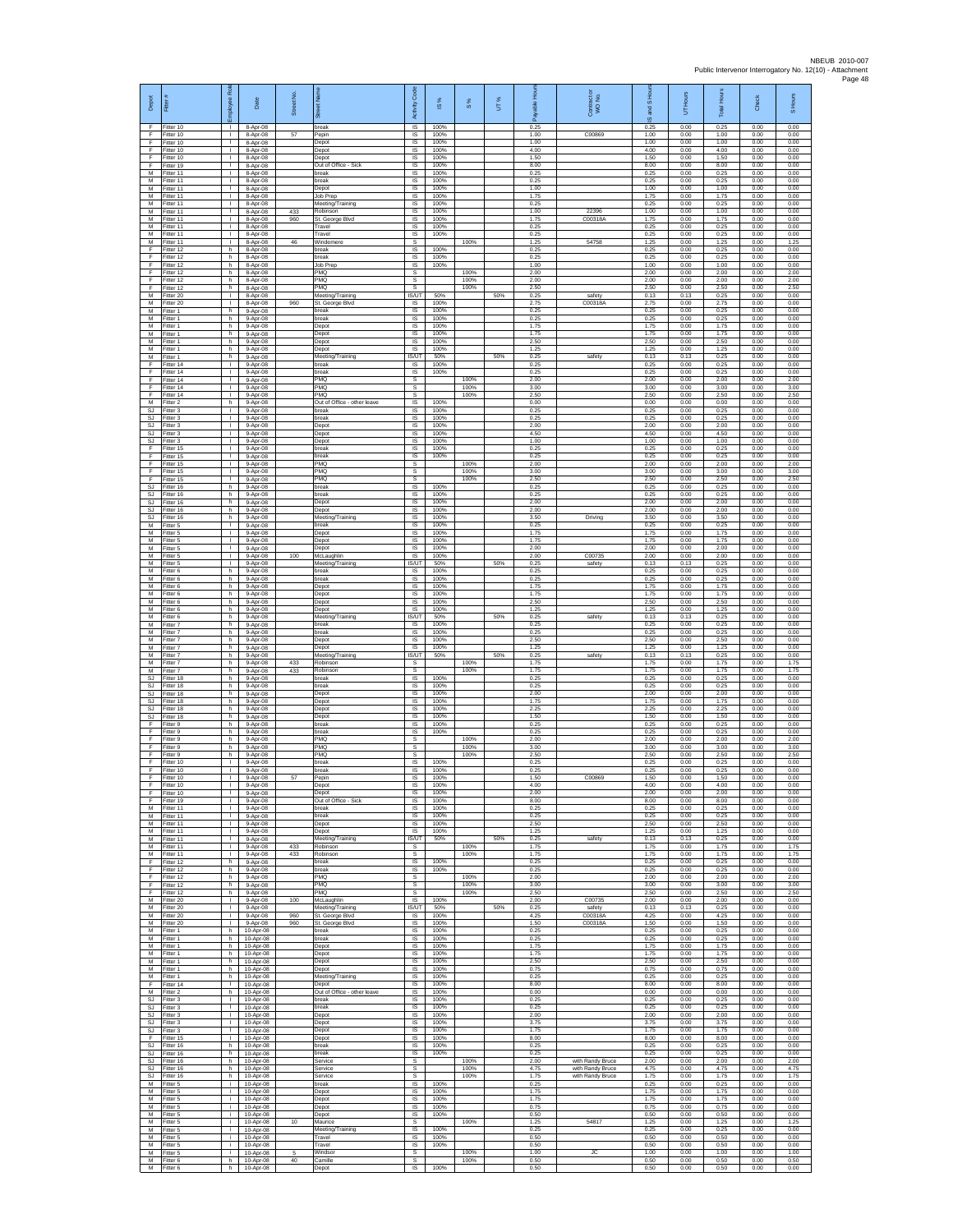| Depot | Fitter # | Employee Role | Date | Street No. | Street Name | Activity Code | IS % | S % | UT % | Payable Hours | Contractor or WO No. | IS and S Hours | UT Hours | Total Hours | Check | S Hours |
|---|---|---|---|---|---|---|---|---|---|---|---|---|---|---|---|---|
| F | Fitter 10 | I | 8-Apr-08 | | break | IS | 100% | | | 0.25 | | 0.25 | 0.00 | 0.25 | 0.00 | 0.00 |
| F | Fitter 10 | I | 8-Apr-08 | 57 | Pepin | IS | 100% | | | 1.00 | C00869 | 1.00 | 0.00 | 1.00 | 0.00 | 0.00 |
| F | Fitter 10 | I | 8-Apr-08 | | Depot | IS | 100% | | | 1.00 | | 1.00 | 0.00 | 1.00 | 0.00 | 0.00 |
| F | Fitter 10 | I | 8-Apr-08 | | Depot | IS | 100% | | | 4.00 | | 4.00 | 0.00 | 4.00 | 0.00 | 0.00 |
| F | Fitter 10 | I | 8-Apr-08 | | Depot | IS | 100% | | | 1.50 | | 1.50 | 0.00 | 1.50 | 0.00 | 0.00 |
| F | Fitter 19 | I | 8-Apr-08 | | Out of Office - Sick | IS | 100% | | | 8.00 | | 8.00 | 0.00 | 8.00 | 0.00 | 0.00 |
| M | Fitter 11 | I | 8-Apr-08 | | break | IS | 100% | | | 0.25 | | 0.25 | 0.00 | 0.25 | 0.00 | 0.00 |
| M | Fitter 11 | I | 8-Apr-08 | | break | IS | 100% | | | 0.25 | | 0.25 | 0.00 | 0.25 | 0.00 | 0.00 |
| M | Fitter 11 | I | 8-Apr-08 | | Depot | IS | 100% | | | 1.00 | | 1.00 | 0.00 | 1.00 | 0.00 | 0.00 |
| M | Fitter 11 | I | 8-Apr-08 | | Job Prep | IS | 100% | | | 1.75 | | 1.75 | 0.00 | 1.75 | 0.00 | 0.00 |
| M | Fitter 11 | I | 8-Apr-08 | | Meeting/Training | IS | 100% | | | 0.25 | | 0.25 | 0.00 | 0.25 | 0.00 | 0.00 |
| M | Fitter 11 | I | 8-Apr-08 | 433 | Robinson | IS | 100% | | | 1.00 | 22396 | 1.00 | 0.00 | 1.00 | 0.00 | 0.00 |
| M | Fitter 11 | I | 8-Apr-08 | 960 | St. George Blvd | IS | 100% | | | 1.75 | C00318A | 1.75 | 0.00 | 1.75 | 0.00 | 0.00 |
| M | Fitter 11 | I | 8-Apr-08 | | Travel | IS | 100% | | | 0.25 | | 0.25 | 0.00 | 0.25 | 0.00 | 0.00 |
| M | Fitter 11 | I | 8-Apr-08 | | Travel | IS | 100% | | | 0.25 | | 0.25 | 0.00 | 0.25 | 0.00 | 0.00 |
| M | Fitter 11 | I | 8-Apr-08 | 46 | Windemere | S | | 100% | | 1.25 | 54758 | 1.25 | 0.00 | 1.25 | 0.00 | 1.25 |
| F | Fitter 12 | h | 8-Apr-08 | | break | IS | 100% | | | 0.25 | | 0.25 | 0.00 | 0.25 | 0.00 | 0.00 |
| F | Fitter 12 | h | 8-Apr-08 | | break | IS | 100% | | | 0.25 | | 0.25 | 0.00 | 0.25 | 0.00 | 0.00 |
| F | Fitter 12 | h | 8-Apr-08 | | Job Prep | IS | 100% | | | 1.00 | | 1.00 | 0.00 | 1.00 | 0.00 | 0.00 |
| F | Fitter 12 | h | 8-Apr-08 | | PMQ | S | | 100% | | 2.00 | | 2.00 | 0.00 | 2.00 | 0.00 | 2.00 |
| F | Fitter 12 | h | 8-Apr-08 | | PMQ | S | | 100% | | 2.00 | | 2.00 | 0.00 | 2.00 | 0.00 | 2.00 |
| F | Fitter 12 | h | 8-Apr-08 | | PMQ | S | | 100% | | 2.50 | | 2.50 | 0.00 | 2.50 | 0.00 | 2.50 |
| M | Fitter 20 | I | 8-Apr-08 | | Meeting/Training | IS/UT | 50% | | 50% | 0.25 | safety | 0.13 | 0.13 | 0.25 | 0.00 | 0.00 |
| M | Fitter 20 | I | 8-Apr-08 | 960 | St. George Blvd | IS | 100% | | | 2.75 | C00318A | 2.75 | 0.00 | 2.75 | 0.00 | 0.00 |
| M | Fitter 1 | h | 9-Apr-08 | | break | IS | 100% | | | 0.25 | | 0.25 | 0.00 | 0.25 | 0.00 | 0.00 |
| M | Fitter 1 | h | 9-Apr-08 | | break | IS | 100% | | | 0.25 | | 0.25 | 0.00 | 0.25 | 0.00 | 0.00 |
| M | Fitter 1 | h | 9-Apr-08 | | Depot | IS | 100% | | | 1.75 | | 1.75 | 0.00 | 1.75 | 0.00 | 0.00 |
| M | Fitter 1 | h | 9-Apr-08 | | Depot | IS | 100% | | | 1.75 | | 1.75 | 0.00 | 1.75 | 0.00 | 0.00 |
| M | Fitter 1 | h | 9-Apr-08 | | Depot | IS | 100% | | | 2.50 | | 2.50 | 0.00 | 2.50 | 0.00 | 0.00 |
| M | Fitter 1 | h | 9-Apr-08 | | Depot | IS | 100% | | | 1.25 | | 1.25 | 0.00 | 1.25 | 0.00 | 0.00 |
| M | Fitter 1 | h | 9-Apr-08 | | Meeting/Training | IS/UT | 50% | | 50% | 0.25 | safety | 0.13 | 0.13 | 0.25 | 0.00 | 0.00 |
| F | Fitter 14 | I | 9-Apr-08 | | break | IS | 100% | | | 0.25 | | 0.25 | 0.00 | 0.25 | 0.00 | 0.00 |
| F | Fitter 14 | I | 9-Apr-08 | | break | IS | 100% | | | 0.25 | | 0.25 | 0.00 | 0.25 | 0.00 | 0.00 |
| F | Fitter 14 | I | 9-Apr-08 | | PMQ | S | | 100% | | 2.00 | | 2.00 | 0.00 | 2.00 | 0.00 | 2.00 |
| F | Fitter 14 | I | 9-Apr-08 | | PMQ | S | | 100% | | 3.00 | | 3.00 | 0.00 | 3.00 | 0.00 | 3.00 |
| F | Fitter 14 | I | 9-Apr-08 | | PMQ | S | | 100% | | 2.50 | | 2.50 | 0.00 | 2.50 | 0.00 | 2.50 |
| M | Fitter 2 | h | 9-Apr-08 | | Out of Office - other leave | IS | 100% | | | 0.00 | | 0.00 | 0.00 | 0.00 | 0.00 | 0.00 |
| SJ | Fitter 3 | I | 9-Apr-08 | | break | IS | 100% | | | 0.25 | | 0.25 | 0.00 | 0.25 | 0.00 | 0.00 |
| SJ | Fitter 3 | I | 9-Apr-08 | | break | IS | 100% | | | 0.25 | | 0.25 | 0.00 | 0.25 | 0.00 | 0.00 |
| SJ | Fitter 3 | I | 9-Apr-08 | | Depot | IS | 100% | | | 2.00 | | 2.00 | 0.00 | 2.00 | 0.00 | 0.00 |
| SJ | Fitter 3 | I | 9-Apr-08 | | Depot | IS | 100% | | | 4.50 | | 4.50 | 0.00 | 4.50 | 0.00 | 0.00 |
| SJ | Fitter 3 | I | 9-Apr-08 | | Depot | IS | 100% | | | 1.00 | | 1.00 | 0.00 | 1.00 | 0.00 | 0.00 |
| F | Fitter 15 | I | 9-Apr-08 | | break | IS | 100% | | | 0.25 | | 0.25 | 0.00 | 0.25 | 0.00 | 0.00 |
| F | Fitter 15 | I | 9-Apr-08 | | break | IS | 100% | | | 0.25 | | 0.25 | 0.00 | 0.25 | 0.00 | 0.00 |
| F | Fitter 15 | I | 9-Apr-08 | | PMQ | S | | 100% | | 2.00 | | 2.00 | 0.00 | 2.00 | 0.00 | 2.00 |
| F | Fitter 15 | I | 9-Apr-08 | | PMQ | S | | 100% | | 3.00 | | 3.00 | 0.00 | 3.00 | 0.00 | 3.00 |
| F | Fitter 15 | I | 9-Apr-08 | | PMQ | S | | 100% | | 2.50 | | 2.50 | 0.00 | 2.50 | 0.00 | 2.50 |
| SJ | Fitter 16 | h | 9-Apr-08 | | break | IS | 100% | | | 0.25 | | 0.25 | 0.00 | 0.25 | 0.00 | 0.00 |
| SJ | Fitter 16 | h | 9-Apr-08 | | break | IS | 100% | | | 0.25 | | 0.25 | 0.00 | 0.25 | 0.00 | 0.00 |
| SJ | Fitter 16 | h | 9-Apr-08 | | Depot | IS | 100% | | | 2.00 | | 2.00 | 0.00 | 2.00 | 0.00 | 0.00 |
| SJ | Fitter 16 | h | 9-Apr-08 | | Depot | IS | 100% | | | 2.00 | | 2.00 | 0.00 | 2.00 | 0.00 | 0.00 |
| SJ | Fitter 16 | h | 9-Apr-08 | | Meeting/Training | IS | 100% | | | 3.50 | Driving | 3.50 | 0.00 | 3.50 | 0.00 | 0.00 |
| M | Fitter 5 | I | 9-Apr-08 | | break | IS | 100% | | | 0.25 | | 0.25 | 0.00 | 0.25 | 0.00 | 0.00 |
| M | Fitter 5 | I | 9-Apr-08 | | Depot | IS | 100% | | | 1.75 | | 1.75 | 0.00 | 1.75 | 0.00 | 0.00 |
| M | Fitter 5 | I | 9-Apr-08 | | Depot | IS | 100% | | | 1.75 | | 1.75 | 0.00 | 1.75 | 0.00 | 0.00 |
| M | Fitter 5 | I | 9-Apr-08 | | Depot | IS | 100% | | | 2.00 | | 2.00 | 0.00 | 2.00 | 0.00 | 0.00 |
| M | Fitter 5 | I | 9-Apr-08 | 100 | McLaughlin | IS | 100% | | | 2.00 | C00735 | 2.00 | 0.00 | 2.00 | 0.00 | 0.00 |
| M | Fitter 5 | I | 9-Apr-08 | | Meeting/Training | IS/UT | 50% | | 50% | 0.25 | safety | 0.13 | 0.13 | 0.25 | 0.00 | 0.00 |
| M | Fitter 6 | h | 9-Apr-08 | | break | IS | 100% | | | 0.25 | | 0.25 | 0.00 | 0.25 | 0.00 | 0.00 |
| M | Fitter 6 | h | 9-Apr-08 | | break | IS | 100% | | | 0.25 | | 0.25 | 0.00 | 0.25 | 0.00 | 0.00 |
| M | Fitter 6 | h | 9-Apr-08 | | Depot | IS | 100% | | | 1.75 | | 1.75 | 0.00 | 1.75 | 0.00 | 0.00 |
| M | Fitter 6 | h | 9-Apr-08 | | Depot | IS | 100% | | | 1.75 | | 1.75 | 0.00 | 1.75 | 0.00 | 0.00 |
| M | Fitter 6 | h | 9-Apr-08 | | Depot | IS | 100% | | | 2.50 | | 2.50 | 0.00 | 2.50 | 0.00 | 0.00 |
| M | Fitter 6 | h | 9-Apr-08 | | Depot | IS | 100% | | | 1.25 | | 1.25 | 0.00 | 1.25 | 0.00 | 0.00 |
| M | Fitter 6 | h | 9-Apr-08 | | Meeting/Training | IS/UT | 50% | | 50% | 0.25 | safety | 0.13 | 0.13 | 0.25 | 0.00 | 0.00 |
| M | Fitter 7 | h | 9-Apr-08 | | break | IS | 100% | | | 0.25 | | 0.25 | 0.00 | 0.25 | 0.00 | 0.00 |
| M | Fitter 7 | h | 9-Apr-08 | | break | IS | 100% | | | 0.25 | | 0.25 | 0.00 | 0.25 | 0.00 | 0.00 |
| M | Fitter 7 | h | 9-Apr-08 | | Depot | IS | 100% | | | 2.50 | | 2.50 | 0.00 | 2.50 | 0.00 | 0.00 |
| M | Fitter 7 | h | 9-Apr-08 | | Depot | IS | 100% | | | 1.25 | | 1.25 | 0.00 | 1.25 | 0.00 | 0.00 |
| M | Fitter 7 | h | 9-Apr-08 | | Meeting/Training | IS/UT | 50% | | 50% | 0.25 | safety | 0.13 | 0.13 | 0.25 | 0.00 | 0.00 |
| M | Fitter 7 | h | 9-Apr-08 | 433 | Robinson | S | | 100% | | 1.75 | | 1.75 | 0.00 | 1.75 | 0.00 | 1.75 |
| M | Fitter 7 | h | 9-Apr-08 | 433 | Robinson | S | | 100% | | 1.75 | | 1.75 | 0.00 | 1.75 | 0.00 | 1.75 |
| SJ | Fitter 18 | h | 9-Apr-08 | | break | IS | 100% | | | 0.25 | | 0.25 | 0.00 | 0.25 | 0.00 | 0.00 |
| SJ | Fitter 18 | h | 9-Apr-08 | | break | IS | 100% | | | 0.25 | | 0.25 | 0.00 | 0.25 | 0.00 | 0.00 |
| SJ | Fitter 18 | h | 9-Apr-08 | | Depot | IS | 100% | | | 2.00 | | 2.00 | 0.00 | 2.00 | 0.00 | 0.00 |
| SJ | Fitter 18 | h | 9-Apr-08 | | Depot | IS | 100% | | | 1.75 | | 1.75 | 0.00 | 1.75 | 0.00 | 0.00 |
| SJ | Fitter 18 | h | 9-Apr-08 | | Depot | IS | 100% | | | 2.25 | | 2.25 | 0.00 | 2.25 | 0.00 | 0.00 |
| SJ | Fitter 18 | h | 9-Apr-08 | | Depot | IS | 100% | | | 1.50 | | 1.50 | 0.00 | 1.50 | 0.00 | 0.00 |
| F | Fitter 9 | h | 9-Apr-08 | | break | IS | 100% | | | 0.25 | | 0.25 | 0.00 | 0.25 | 0.00 | 0.00 |
| F | Fitter 9 | h | 9-Apr-08 | | break | IS | 100% | | | 0.25 | | 0.25 | 0.00 | 0.25 | 0.00 | 0.00 |
| F | Fitter 9 | h | 9-Apr-08 | | PMQ | S | | 100% | | 2.00 | | 2.00 | 0.00 | 2.00 | 0.00 | 2.00 |
| F | Fitter 9 | h | 9-Apr-08 | | PMQ | S | | 100% | | 3.00 | | 3.00 | 0.00 | 3.00 | 0.00 | 3.00 |
| F | Fitter 9 | h | 9-Apr-08 | | PMQ | S | | 100% | | 2.50 | | 2.50 | 0.00 | 2.50 | 0.00 | 2.50 |
| F | Fitter 10 | I | 9-Apr-08 | | break | IS | 100% | | | 0.25 | | 0.25 | 0.00 | 0.25 | 0.00 | 0.00 |
| F | Fitter 10 | I | 9-Apr-08 | | break | IS | 100% | | | 0.25 | | 0.25 | 0.00 | 0.25 | 0.00 | 0.00 |
| F | Fitter 10 | I | 9-Apr-08 | 57 | Pepin | IS | 100% | | | 1.50 | C00869 | 1.50 | 0.00 | 1.50 | 0.00 | 0.00 |
| F | Fitter 10 | I | 9-Apr-08 | | Depot | IS | 100% | | | 4.00 | | 4.00 | 0.00 | 4.00 | 0.00 | 0.00 |
| F | Fitter 10 | I | 9-Apr-08 | | Depot | IS | 100% | | | 2.00 | | 2.00 | 0.00 | 2.00 | 0.00 | 0.00 |
| F | Fitter 19 | I | 9-Apr-08 | | Out of Office - Sick | IS | 100% | | | 8.00 | | 8.00 | 0.00 | 8.00 | 0.00 | 0.00 |
| M | Fitter 11 | I | 9-Apr-08 | | break | IS | 100% | | | 0.25 | | 0.25 | 0.00 | 0.25 | 0.00 | 0.00 |
| M | Fitter 11 | I | 9-Apr-08 | | break | IS | 100% | | | 0.25 | | 0.25 | 0.00 | 0.25 | 0.00 | 0.00 |
| M | Fitter 11 | I | 9-Apr-08 | | Depot | IS | 100% | | | 2.50 | | 2.50 | 0.00 | 2.50 | 0.00 | 0.00 |
| M | Fitter 11 | I | 9-Apr-08 | | Depot | IS | 100% | | | 1.25 | | 1.25 | 0.00 | 1.25 | 0.00 | 0.00 |
| M | Fitter 11 | I | 9-Apr-08 | | Meeting/Training | IS/UT | 50% | | 50% | 0.25 | safety | 0.13 | 0.13 | 0.25 | 0.00 | 0.00 |
| M | Fitter 11 | I | 9-Apr-08 | 433 | Robinson | S | | 100% | | 1.75 | | 1.75 | 0.00 | 1.75 | 0.00 | 1.75 |
| M | Fitter 11 | I | 9-Apr-08 | 433 | Robinson | S | | 100% | | 1.75 | | 1.75 | 0.00 | 1.75 | 0.00 | 1.75 |
| F | Fitter 12 | h | 9-Apr-08 | | break | IS | 100% | | | 0.25 | | 0.25 | 0.00 | 0.25 | 0.00 | 0.00 |
| F | Fitter 12 | h | 9-Apr-08 | | break | IS | 100% | | | 0.25 | | 0.25 | 0.00 | 0.25 | 0.00 | 0.00 |
| F | Fitter 12 | h | 9-Apr-08 | | PMQ | S | | 100% | | 2.00 | | 2.00 | 0.00 | 2.00 | 0.00 | 2.00 |
| F | Fitter 12 | h | 9-Apr-08 | | PMQ | S | | 100% | | 3.00 | | 3.00 | 0.00 | 3.00 | 0.00 | 3.00 |
| F | Fitter 12 | h | 9-Apr-08 | | PMQ | S | | 100% | | 2.50 | | 2.50 | 0.00 | 2.50 | 0.00 | 2.50 |
| M | Fitter 20 | I | 9-Apr-08 | 100 | McLaughlin | IS | 100% | | | 2.00 | C00735 | 2.00 | 0.00 | 2.00 | 0.00 | 0.00 |
| M | Fitter 20 | I | 9-Apr-08 | | Meeting/Training | IS/UT | 50% | | 50% | 0.25 | safety | 0.13 | 0.13 | 0.25 | 0.00 | 0.00 |
| M | Fitter 20 | I | 9-Apr-08 | 960 | St. George Blvd | IS | 100% | | | 4.25 | C00318A | 4.25 | 0.00 | 4.25 | 0.00 | 0.00 |
| M | Fitter 20 | I | 9-Apr-08 | 960 | St. George Blvd | IS | 100% | | | 1.50 | C00318A | 1.50 | 0.00 | 1.50 | 0.00 | 0.00 |
| M | Fitter 1 | h | 10-Apr-08 | | break | IS | 100% | | | 0.25 | | 0.25 | 0.00 | 0.25 | 0.00 | 0.00 |
| M | Fitter 1 | h | 10-Apr-08 | | break | IS | 100% | | | 0.25 | | 0.25 | 0.00 | 0.25 | 0.00 | 0.00 |
| M | Fitter 1 | h | 10-Apr-08 | | Depot | IS | 100% | | | 1.75 | | 1.75 | 0.00 | 1.75 | 0.00 | 0.00 |
| M | Fitter 1 | h | 10-Apr-08 | | Depot | IS | 100% | | | 1.75 | | 1.75 | 0.00 | 1.75 | 0.00 | 0.00 |
| M | Fitter 1 | h | 10-Apr-08 | | Depot | IS | 100% | | | 2.50 | | 2.50 | 0.00 | 2.50 | 0.00 | 0.00 |
| M | Fitter 1 | h | 10-Apr-08 | | Depot | IS | 100% | | | 0.75 | | 0.75 | 0.00 | 0.75 | 0.00 | 0.00 |
| M | Fitter 1 | h | 10-Apr-08 | | Meeting/Training | IS | 100% | | | 0.25 | | 0.25 | 0.00 | 0.25 | 0.00 | 0.00 |
| F | Fitter 14 | I | 10-Apr-08 | | Depot | IS | 100% | | | 8.00 | | 8.00 | 0.00 | 8.00 | 0.00 | 0.00 |
| M | Fitter 2 | h | 10-Apr-08 | | Out of Office - other leave | IS | 100% | | | 0.00 | | 0.00 | 0.00 | 0.00 | 0.00 | 0.00 |
| SJ | Fitter 3 | I | 10-Apr-08 | | break | IS | 100% | | | 0.25 | | 0.25 | 0.00 | 0.25 | 0.00 | 0.00 |
| SJ | Fitter 3 | I | 10-Apr-08 | | break | IS | 100% | | | 0.25 | | 0.25 | 0.00 | 0.25 | 0.00 | 0.00 |
| SJ | Fitter 3 | I | 10-Apr-08 | | Depot | IS | 100% | | | 2.00 | | 2.00 | 0.00 | 2.00 | 0.00 | 0.00 |
| SJ | Fitter 3 | I | 10-Apr-08 | | Depot | IS | 100% | | | 3.75 | | 3.75 | 0.00 | 3.75 | 0.00 | 0.00 |
| SJ | Fitter 3 | I | 10-Apr-08 | | Depot | IS | 100% | | | 1.75 | | 1.75 | 0.00 | 1.75 | 0.00 | 0.00 |
| F | Fitter 15 | I | 10-Apr-08 | | Depot | IS | 100% | | | 8.00 | | 8.00 | 0.00 | 8.00 | 0.00 | 0.00 |
| SJ | Fitter 16 | h | 10-Apr-08 | | break | IS | 100% | | | 0.25 | | 0.25 | 0.00 | 0.25 | 0.00 | 0.00 |
| SJ | Fitter 16 | h | 10-Apr-08 | | break | IS | 100% | | | 0.25 | | 0.25 | 0.00 | 0.25 | 0.00 | 0.00 |
| SJ | Fitter 16 | h | 10-Apr-08 | | Service | S | | 100% | | 2.00 | with Randy Bruce | 2.00 | 0.00 | 2.00 | 0.00 | 2.00 |
| SJ | Fitter 16 | h | 10-Apr-08 | | Service | S | | 100% | | 4.75 | with Randy Bruce | 4.75 | 0.00 | 4.75 | 0.00 | 4.75 |
| SJ | Fitter 16 | h | 10-Apr-08 | | Service | S | | 100% | | 1.75 | with Randy Bruce | 1.75 | 0.00 | 1.75 | 0.00 | 1.75 |
| M | Fitter 5 | i | 10-Apr-08 | | break | IS | 100% | | | 0.25 | | 0.25 | 0.00 | 0.25 | 0.00 | 0.00 |
| M | Fitter 5 | i | 10-Apr-08 | | Depot | IS | 100% | | | 1.75 | | 1.75 | 0.00 | 1.75 | 0.00 | 0.00 |
| M | Fitter 5 | i | 10-Apr-08 | | Depot | IS | 100% | | | 1.75 | | 1.75 | 0.00 | 1.75 | 0.00 | 0.00 |
| M | Fitter 5 | i | 10-Apr-08 | | Depot | IS | 100% | | | 0.75 | | 0.75 | 0.00 | 0.75 | 0.00 | 0.00 |
| M | Fitter 5 | i | 10-Apr-08 | | Depot | IS | 100% | | | 0.50 | | 0.50 | 0.00 | 0.50 | 0.00 | 0.00 |
| M | Fitter 5 | i | 10-Apr-08 | 10 | Maurice | S | | 100% | | 1.25 | 54817 | 1.25 | 0.00 | 1.25 | 0.00 | 1.25 |
| M | Fitter 5 | i | 10-Apr-08 | | Meeting/Training | IS | 100% | | | 0.25 | | 0.25 | 0.00 | 0.25 | 0.00 | 0.00 |
| M | Fitter 5 | i | 10-Apr-08 | | Travel | IS | 100% | | | 0.50 | | 0.50 | 0.00 | 0.50 | 0.00 | 0.00 |
| M | Fitter 5 | i | 10-Apr-08 | | Travel | IS | 100% | | | 0.50 | | 0.50 | 0.00 | 0.50 | 0.00 | 0.00 |
| M | Fitter 5 | i | 10-Apr-08 | 5 | Windsor | S | | 100% | | 1.00 | JC | 1.00 | 0.00 | 1.00 | 0.00 | 1.00 |
| M | Fitter 6 | h | 10-Apr-08 | 40 | Camille | S | | 100% | | 0.50 | | 0.50 | 0.00 | 0.50 | 0.00 | 0.50 |
| M | Fitter 6 | h | 10-Apr-08 | | Depot | IS | 100% | | | 0.50 | | 0.50 | 0.00 | 0.50 | 0.00 | 0.00 |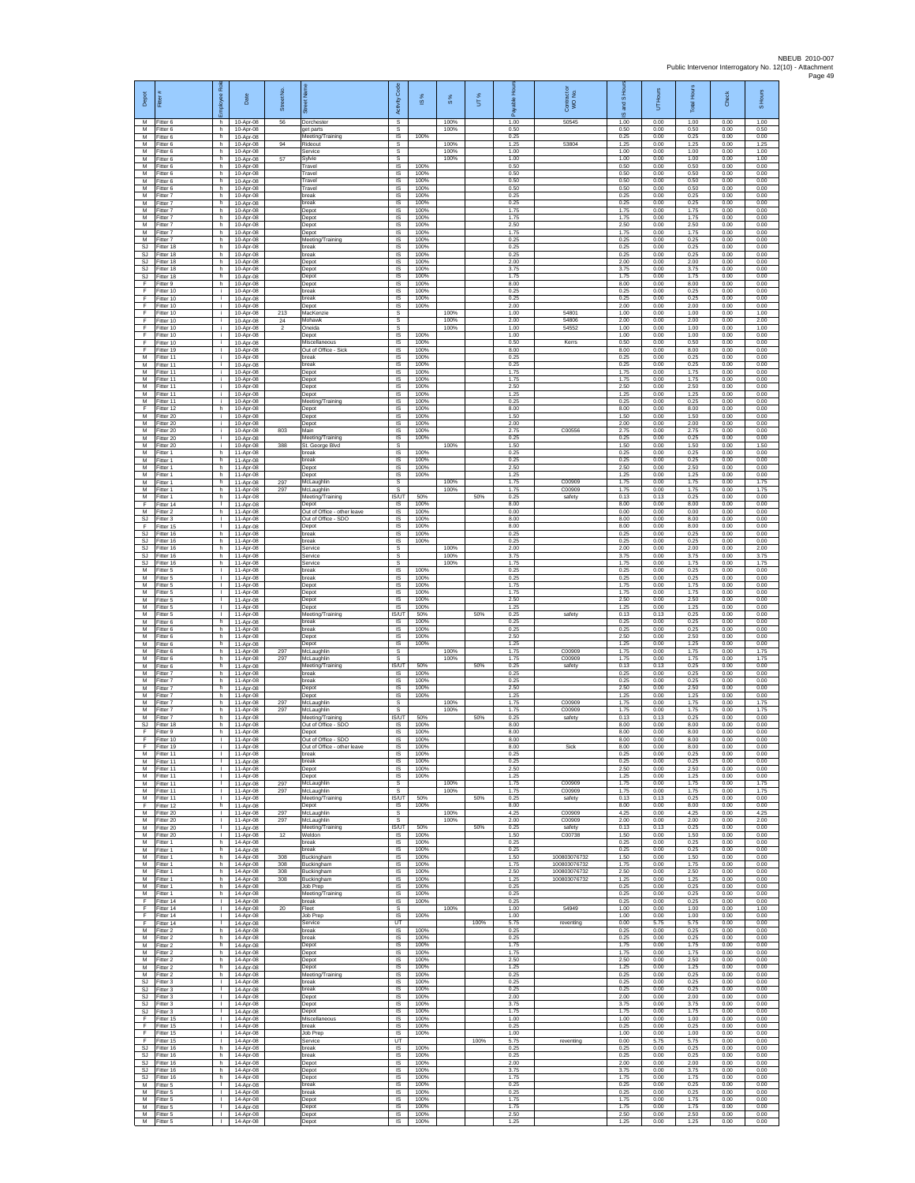| Depot | Fitter # | Employee Role | Date | Street No. | Street Name | Activity Code | IS % | S % | UT % | Payable Hours | Contractor or WO No. | IS and S Hours | UT Hours | Total Hours | Check | S Hours |
|---|---|---|---|---|---|---|---|---|---|---|---|---|---|---|---|---|
| M | Fitter 6 | h | 10-Apr-08 | 56 | Dorchester | S | | 100% | | 1.00 | 50545 | 1.00 | 0.00 | 1.00 | 0.00 | 1.00 |
| M | Fitter 6 | h | 10-Apr-08 | | get parts | S | | 100% | | 0.50 | | 0.50 | 0.00 | 0.50 | 0.00 | 0.50 |
| M | Fitter 6 | h | 10-Apr-08 | | Meeting/Training | IS | 100% | | | 0.25 | | 0.25 | 0.00 | 0.25 | 0.00 | 0.00 |
| M | Fitter 6 | h | 10-Apr-08 | 94 | Rideout | S | | 100% | | 1.25 | 53804 | 1.25 | 0.00 | 1.25 | 0.00 | 1.25 |
| M | Fitter 6 | h | 10-Apr-08 | | Service | S | | 100% | | 1.00 | | 1.00 | 0.00 | 1.00 | 0.00 | 1.00 |
| M | Fitter 6 | h | 10-Apr-08 | 57 | Sylvie | S | | 100% | | 1.00 | | 1.00 | 0.00 | 1.00 | 0.00 | 1.00 |
| M | Fitter 6 | h | 10-Apr-08 | | Travel | IS | 100% | | | 0.50 | | 0.50 | 0.00 | 0.50 | 0.00 | 0.00 |
| M | Fitter 6 | h | 10-Apr-08 | | Travel | IS | 100% | | | 0.50 | | 0.50 | 0.00 | 0.50 | 0.00 | 0.00 |
| M | Fitter 6 | h | 10-Apr-08 | | Travel | IS | 100% | | | 0.50 | | 0.50 | 0.00 | 0.50 | 0.00 | 0.00 |
| M | Fitter 6 | h | 10-Apr-08 | | Travel | IS | 100% | | | 0.50 | | 0.50 | 0.00 | 0.50 | 0.00 | 0.00 |
| M | Fitter 7 | h | 10-Apr-08 | | break | IS | 100% | | | 0.25 | | 0.25 | 0.00 | 0.25 | 0.00 | 0.00 |
| M | Fitter 7 | h | 10-Apr-08 | | break | IS | 100% | | | 0.25 | | 0.25 | 0.00 | 0.25 | 0.00 | 0.00 |
| M | Fitter 7 | h | 10-Apr-08 | | Depot | IS | 100% | | | 1.75 | | 1.75 | 0.00 | 1.75 | 0.00 | 0.00 |
| M | Fitter 7 | h | 10-Apr-08 | | Depot | IS | 100% | | | 1.75 | | 1.75 | 0.00 | 1.75 | 0.00 | 0.00 |
| M | Fitter 7 | h | 10-Apr-08 | | Depot | IS | 100% | | | 2.50 | | 2.50 | 0.00 | 2.50 | 0.00 | 0.00 |
| M | Fitter 7 | h | 10-Apr-08 | | Depot | IS | 100% | | | 1.75 | | 1.75 | 0.00 | 1.75 | 0.00 | 0.00 |
| M | Fitter 7 | h | 10-Apr-08 | | Meeting/Training | IS | 100% | | | 0.25 | | 0.25 | 0.00 | 0.25 | 0.00 | 0.00 |
| SJ | Fitter 18 | h | 10-Apr-08 | | break | IS | 100% | | | 0.25 | | 0.25 | 0.00 | 0.25 | 0.00 | 0.00 |
| SJ | Fitter 18 | h | 10-Apr-08 | | break | IS | 100% | | | 0.25 | | 0.25 | 0.00 | 0.25 | 0.00 | 0.00 |
| SJ | Fitter 18 | h | 10-Apr-08 | | Depot | IS | 100% | | | 2.00 | | 2.00 | 0.00 | 2.00 | 0.00 | 0.00 |
| SJ | Fitter 18 | h | 10-Apr-08 | | Depot | IS | 100% | | | 3.75 | | 3.75 | 0.00 | 3.75 | 0.00 | 0.00 |
| SJ | Fitter 18 | h | 10-Apr-08 | | Depot | IS | 100% | | | 1.75 | | 1.75 | 0.00 | 1.75 | 0.00 | 0.00 |
| F | Fitter 9 | h | 10-Apr-08 | | Depot | IS | 100% | | | 8.00 | | 8.00 | 0.00 | 8.00 | 0.00 | 0.00 |
| F | Fitter 10 | i | 10-Apr-08 | | break | IS | 100% | | | 0.25 | | 0.25 | 0.00 | 0.25 | 0.00 | 0.00 |
| F | Fitter 10 | i | 10-Apr-08 | | break | IS | 100% | | | 0.25 | | 0.25 | 0.00 | 0.25 | 0.00 | 0.00 |
| F | Fitter 10 | i | 10-Apr-08 | | Depot | IS | 100% | | | 2.00 | | 2.00 | 0.00 | 2.00 | 0.00 | 0.00 |
| F | Fitter 10 | i | 10-Apr-08 | 213 | MacKenzie | S | | 100% | | 1.00 | 54801 | 1.00 | 0.00 | 1.00 | 0.00 | 1.00 |
| F | Fitter 10 | i | 10-Apr-08 | 24 | Mohawk | S | | 100% | | 2.00 | 54806 | 2.00 | 0.00 | 2.00 | 0.00 | 2.00 |
| F | Fitter 10 | i | 10-Apr-08 | 2 | Oneida | S | | 100% | | 1.00 | 54552 | 1.00 | 0.00 | 1.00 | 0.00 | 1.00 |
| F | Fitter 10 | i | 10-Apr-08 | | Depot | IS | 100% | | | 1.00 | | 1.00 | 0.00 | 1.00 | 0.00 | 0.00 |
| F | Fitter 10 | i | 10-Apr-08 | | Miscellaneous | IS | 100% | | | 0.50 | Kerrs | 0.50 | 0.00 | 0.50 | 0.00 | 0.00 |
| F | Fitter 19 | i | 10-Apr-08 | | Out of Office - Sick | IS | 100% | | | 8.00 | | 8.00 | 0.00 | 8.00 | 0.00 | 0.00 |
| M | Fitter 11 | i | 10-Apr-08 | | break | IS | 100% | | | 0.25 | | 0.25 | 0.00 | 0.25 | 0.00 | 0.00 |
| M | Fitter 11 | i | 10-Apr-08 | | break | IS | 100% | | | 0.25 | | 0.25 | 0.00 | 0.25 | 0.00 | 0.00 |
| M | Fitter 11 | i | 10-Apr-08 | | Depot | IS | 100% | | | 1.75 | | 1.75 | 0.00 | 1.75 | 0.00 | 0.00 |
| M | Fitter 11 | i | 10-Apr-08 | | Depot | IS | 100% | | | 1.75 | | 1.75 | 0.00 | 1.75 | 0.00 | 0.00 |
| M | Fitter 11 | i | 10-Apr-08 | | Depot | IS | 100% | | | 2.50 | | 2.50 | 0.00 | 2.50 | 0.00 | 0.00 |
| M | Fitter 11 | i | 10-Apr-08 | | Depot | IS | 100% | | | 1.25 | | 1.25 | 0.00 | 1.25 | 0.00 | 0.00 |
| M | Fitter 11 | i | 10-Apr-08 | | Meeting/Training | IS | 100% | | | 0.25 | | 0.25 | 0.00 | 0.25 | 0.00 | 0.00 |
| F | Fitter 12 | h | 10-Apr-08 | | Depot | IS | 100% | | | 8.00 | | 8.00 | 0.00 | 8.00 | 0.00 | 0.00 |
| M | Fitter 20 | i | 10-Apr-08 | | Depot | IS | 100% | | | 1.50 | | 1.50 | 0.00 | 1.50 | 0.00 | 0.00 |
| M | Fitter 20 | i | 10-Apr-08 | | Depot | IS | 100% | | | 2.00 | | 2.00 | 0.00 | 2.00 | 0.00 | 0.00 |
| M | Fitter 20 | i | 10-Apr-08 | 803 | Main | IS | 100% | | | 2.75 | C00556 | 2.75 | 0.00 | 2.75 | 0.00 | 0.00 |
| M | Fitter 20 | i | 10-Apr-08 | | Meeting/Training | IS | 100% | | | 0.25 | | 0.25 | 0.00 | 0.25 | 0.00 | 0.00 |
| M | Fitter 20 | i | 10-Apr-08 | 388 | St. George Blvd | S | | 100% | | 1.50 | | 1.50 | 0.00 | 1.50 | 0.00 | 1.50 |
| M | Fitter 1 | h | 11-Apr-08 | | break | IS | 100% | | | 0.25 | | 0.25 | 0.00 | 0.25 | 0.00 | 0.00 |
| M | Fitter 1 | h | 11-Apr-08 | | break | IS | 100% | | | 0.25 | | 0.25 | 0.00 | 0.25 | 0.00 | 0.00 |
| M | Fitter 1 | h | 11-Apr-08 | | Depot | IS | 100% | | | 2.50 | | 2.50 | 0.00 | 2.50 | 0.00 | 0.00 |
| M | Fitter 1 | h | 11-Apr-08 | | Depot | IS | 100% | | | 1.25 | | 1.25 | 0.00 | 1.25 | 0.00 | 0.00 |
| M | Fitter 1 | h | 11-Apr-08 | 297 | McLaughlin | S | | 100% | | 1.75 | C00909 | 1.75 | 0.00 | 1.75 | 0.00 | 1.75 |
| M | Fitter 1 | h | 11-Apr-08 | 297 | McLaughlin | S | | 100% | | 1.75 | C00909 | 1.75 | 0.00 | 1.75 | 0.00 | 1.75 |
| M | Fitter 1 | h | 11-Apr-08 | | Meeting/Training | IS/UT | 50% | | 50% | 0.25 | safety | 0.13 | 0.13 | 0.25 | 0.00 | 0.00 |
| F | Fitter 14 | i | 11-Apr-08 | | Depot | IS | 100% | | | 8.00 | | 8.00 | 0.00 | 8.00 | 0.00 | 0.00 |
| M | Fitter 2 | h | 11-Apr-08 | | Out of Office - other leave | IS | 100% | | | 0.00 | | 0.00 | 0.00 | 0.00 | 0.00 | 0.00 |
| SJ | Fitter 3 | i | 11-Apr-08 | | Out of Office - SDO | IS | 100% | | | 8.00 | | 8.00 | 0.00 | 8.00 | 0.00 | 0.00 |
| F | Fitter 15 | i | 11-Apr-08 | | Depot | IS | 100% | | | 8.00 | | 8.00 | 0.00 | 8.00 | 0.00 | 0.00 |
| SJ | Fitter 16 | h | 11-Apr-08 | | break | IS | 100% | | | 0.25 | | 0.25 | 0.00 | 0.25 | 0.00 | 0.00 |
| SJ | Fitter 16 | h | 11-Apr-08 | | break | IS | 100% | | | 0.25 | | 0.25 | 0.00 | 0.25 | 0.00 | 0.00 |
| SJ | Fitter 16 | h | 11-Apr-08 | | Service | S | | 100% | | 2.00 | | 2.00 | 0.00 | 2.00 | 0.00 | 2.00 |
| SJ | Fitter 16 | h | 11-Apr-08 | | Service | S | | 100% | | 3.75 | | 3.75 | 0.00 | 3.75 | 0.00 | 3.75 |
| SJ | Fitter 16 | h | 11-Apr-08 | | Service | S | | 100% | | 1.75 | | 1.75 | 0.00 | 1.75 | 0.00 | 1.75 |
| M | Fitter 5 | i | 11-Apr-08 | | break | IS | 100% | | | 0.25 | | 0.25 | 0.00 | 0.25 | 0.00 | 0.00 |
| M | Fitter 5 | i | 11-Apr-08 | | break | IS | 100% | | | 0.25 | | 0.25 | 0.00 | 0.25 | 0.00 | 0.00 |
| M | Fitter 5 | i | 11-Apr-08 | | Depot | IS | 100% | | | 1.75 | | 1.75 | 0.00 | 1.75 | 0.00 | 0.00 |
| M | Fitter 5 | i | 11-Apr-08 | | Depot | IS | 100% | | | 1.75 | | 1.75 | 0.00 | 1.75 | 0.00 | 0.00 |
| M | Fitter 5 | i | 11-Apr-08 | | Depot | IS | 100% | | | 2.50 | | 2.50 | 0.00 | 2.50 | 0.00 | 0.00 |
| M | Fitter 5 | i | 11-Apr-08 | | Depot | IS | 100% | | | 1.25 | | 1.25 | 0.00 | 1.25 | 0.00 | 0.00 |
| M | Fitter 5 | i | 11-Apr-08 | | Meeting/Training | IS/UT | 50% | | 50% | 0.25 | safety | 0.13 | 0.13 | 0.25 | 0.00 | 0.00 |
| M | Fitter 6 | h | 11-Apr-08 | | break | IS | 100% | | | 0.25 | | 0.25 | 0.00 | 0.25 | 0.00 | 0.00 |
| M | Fitter 6 | h | 11-Apr-08 | | break | IS | 100% | | | 0.25 | | 0.25 | 0.00 | 0.25 | 0.00 | 0.00 |
| M | Fitter 6 | h | 11-Apr-08 | | Depot | IS | 100% | | | 2.50 | | 2.50 | 0.00 | 2.50 | 0.00 | 0.00 |
| M | Fitter 6 | h | 11-Apr-08 | | Depot | IS | 100% | | | 1.25 | | 1.25 | 0.00 | 1.25 | 0.00 | 0.00 |
| M | Fitter 6 | h | 11-Apr-08 | 297 | McLaughlin | S | | 100% | | 1.75 | C00909 | 1.75 | 0.00 | 1.75 | 0.00 | 1.75 |
| M | Fitter 6 | h | 11-Apr-08 | 297 | McLaughlin | S | | 100% | | 1.75 | C00909 | 1.75 | 0.00 | 1.75 | 0.00 | 1.75 |
| M | Fitter 6 | h | 11-Apr-08 | | Meeting/Training | IS/UT | 50% | | 50% | 0.25 | safety | 0.13 | 0.13 | 0.25 | 0.00 | 0.00 |
| M | Fitter 7 | h | 11-Apr-08 | | break | IS | 100% | | | 0.25 | | 0.25 | 0.00 | 0.25 | 0.00 | 0.00 |
| M | Fitter 7 | h | 11-Apr-08 | | break | IS | 100% | | | 0.25 | | 0.25 | 0.00 | 0.25 | 0.00 | 0.00 |
| M | Fitter 7 | h | 11-Apr-08 | | Depot | IS | 100% | | | 2.50 | | 2.50 | 0.00 | 2.50 | 0.00 | 0.00 |
| M | Fitter 7 | h | 11-Apr-08 | | Depot | IS | 100% | | | 1.25 | | 1.25 | 0.00 | 1.25 | 0.00 | 0.00 |
| M | Fitter 7 | h | 11-Apr-08 | 297 | McLaughlin | S | | 100% | | 1.75 | C00909 | 1.75 | 0.00 | 1.75 | 0.00 | 1.75 |
| M | Fitter 7 | h | 11-Apr-08 | 297 | McLaughlin | S | | 100% | | 1.75 | C00909 | 1.75 | 0.00 | 1.75 | 0.00 | 1.75 |
| M | Fitter 7 | h | 11-Apr-08 | | Meeting/Training | IS/UT | 50% | | 50% | 0.25 | safety | 0.13 | 0.13 | 0.25 | 0.00 | 0.00 |
| SJ | Fitter 18 | h | 11-Apr-08 | | Out of Office - SDO | IS | 100% | | | 8.00 | | 8.00 | 0.00 | 8.00 | 0.00 | 0.00 |
| F | Fitter 9 | h | 11-Apr-08 | | Depot | IS | 100% | | | 8.00 | | 8.00 | 0.00 | 8.00 | 0.00 | 0.00 |
| F | Fitter 10 | i | 11-Apr-08 | | Out of Office - SDO | IS | 100% | | | 8.00 | | 8.00 | 0.00 | 8.00 | 0.00 | 0.00 |
| F | Fitter 19 | i | 11-Apr-08 | | Out of Office - other leave | IS | 100% | | | 8.00 | Sick | 8.00 | 0.00 | 8.00 | 0.00 | 0.00 |
| M | Fitter 11 | i | 11-Apr-08 | | break | IS | 100% | | | 0.25 | | 0.25 | 0.00 | 0.25 | 0.00 | 0.00 |
| M | Fitter 11 | i | 11-Apr-08 | | break | IS | 100% | | | 0.25 | | 0.25 | 0.00 | 0.25 | 0.00 | 0.00 |
| M | Fitter 11 | i | 11-Apr-08 | | Depot | IS | 100% | | | 2.50 | | 2.50 | 0.00 | 2.50 | 0.00 | 0.00 |
| M | Fitter 11 | i | 11-Apr-08 | | Depot | IS | 100% | | | 1.25 | | 1.25 | 0.00 | 1.25 | 0.00 | 0.00 |
| M | Fitter 11 | i | 11-Apr-08 | 297 | McLaughlin | S | | 100% | | 1.75 | C00909 | 1.75 | 0.00 | 1.75 | 0.00 | 1.75 |
| M | Fitter 11 | i | 11-Apr-08 | 297 | McLaughlin | S | | 100% | | 1.75 | C00909 | 1.75 | 0.00 | 1.75 | 0.00 | 1.75 |
| M | Fitter 11 | i | 11-Apr-08 | | Meeting/Training | IS/UT | 50% | | 50% | 0.25 | safety | 0.13 | 0.13 | 0.25 | 0.00 | 0.00 |
| F | Fitter 12 | h | 11-Apr-08 | | Depot | IS | 100% | | | 8.00 | | 8.00 | 0.00 | 8.00 | 0.00 | 0.00 |
| M | Fitter 20 | i | 11-Apr-08 | 297 | McLaughlin | S | | 100% | | 4.25 | C00909 | 4.25 | 0.00 | 4.25 | 0.00 | 4.25 |
| M | Fitter 20 | i | 11-Apr-08 | 297 | McLaughlin | S | | 100% | | 2.00 | C00909 | 2.00 | 0.00 | 2.00 | 0.00 | 2.00 |
| M | Fitter 20 | i | 11-Apr-08 | | Meeting/Training | IS/UT | 50% | | 50% | 0.25 | safety | 0.13 | 0.13 | 0.25 | 0.00 | 0.00 |
| M | Fitter 20 | i | 11-Apr-08 | 12 | Weldon | IS | 100% | | | 1.50 | C00738 | 1.50 | 0.00 | 1.50 | 0.00 | 0.00 |
| M | Fitter 1 | h | 14-Apr-08 | | break | IS | 100% | | | 0.25 | | 0.25 | 0.00 | 0.25 | 0.00 | 0.00 |
| M | Fitter 1 | h | 14-Apr-08 | | break | IS | 100% | | | 0.25 | | 0.25 | 0.00 | 0.25 | 0.00 | 0.00 |
| M | Fitter 1 | h | 14-Apr-08 | 308 | Buckingham | IS | 100% | | | 1.50 | 100803076732 | 1.50 | 0.00 | 1.50 | 0.00 | 0.00 |
| M | Fitter 1 | h | 14-Apr-08 | 308 | Buckingham | IS | 100% | | | 1.75 | 100803076732 | 1.75 | 0.00 | 1.75 | 0.00 | 0.00 |
| M | Fitter 1 | h | 14-Apr-08 | 308 | Buckingham | IS | 100% | | | 2.50 | 100803076732 | 2.50 | 0.00 | 2.50 | 0.00 | 0.00 |
| M | Fitter 1 | h | 14-Apr-08 | 308 | Buckingham | IS | 100% | | | 1.25 | 100803076732 | 1.25 | 0.00 | 1.25 | 0.00 | 0.00 |
| M | Fitter 1 | h | 14-Apr-08 | | Job Prep | IS | 100% | | | 0.25 | | 0.25 | 0.00 | 0.25 | 0.00 | 0.00 |
| M | Fitter 1 | h | 14-Apr-08 | | Meeting/Training | IS | 100% | | | 0.25 | | 0.25 | 0.00 | 0.25 | 0.00 | 0.00 |
| F | Fitter 14 | i | 14-Apr-08 | | break | IS | 100% | | | 0.25 | | 0.25 | 0.00 | 0.25 | 0.00 | 0.00 |
| F | Fitter 14 | i | 14-Apr-08 | 20 | Fleet | S | | 100% | | 1.00 | 54949 | 1.00 | 0.00 | 1.00 | 0.00 | 1.00 |
| F | Fitter 14 | i | 14-Apr-08 | | Job Prep | IS | 100% | | | 1.00 | | 1.00 | 0.00 | 1.00 | 0.00 | 0.00 |
| F | Fitter 14 | i | 14-Apr-08 | | Service | UT | | | 100% | 5.75 | reventing | 0.00 | 5.75 | 5.75 | 0.00 | 0.00 |
| M | Fitter 2 | h | 14-Apr-08 | | break | IS | 100% | | | 0.25 | | 0.25 | 0.00 | 0.25 | 0.00 | 0.00 |
| M | Fitter 2 | h | 14-Apr-08 | | break | IS | 100% | | | 0.25 | | 0.25 | 0.00 | 0.25 | 0.00 | 0.00 |
| M | Fitter 2 | h | 14-Apr-08 | | Depot | IS | 100% | | | 1.75 | | 1.75 | 0.00 | 1.75 | 0.00 | 0.00 |
| M | Fitter 2 | h | 14-Apr-08 | | Depot | IS | 100% | | | 1.75 | | 1.75 | 0.00 | 1.75 | 0.00 | 0.00 |
| M | Fitter 2 | h | 14-Apr-08 | | Depot | IS | 100% | | | 2.50 | | 2.50 | 0.00 | 2.50 | 0.00 | 0.00 |
| M | Fitter 2 | h | 14-Apr-08 | | Depot | IS | 100% | | | 1.25 | | 1.25 | 0.00 | 1.25 | 0.00 | 0.00 |
| M | Fitter 2 | h | 14-Apr-08 | | Meeting/Training | IS | 100% | | | 0.25 | | 0.25 | 0.00 | 0.25 | 0.00 | 0.00 |
| SJ | Fitter 3 | i | 14-Apr-08 | | break | IS | 100% | | | 0.25 | | 0.25 | 0.00 | 0.25 | 0.00 | 0.00 |
| SJ | Fitter 3 | i | 14-Apr-08 | | break | IS | 100% | | | 0.25 | | 0.25 | 0.00 | 0.25 | 0.00 | 0.00 |
| SJ | Fitter 3 | i | 14-Apr-08 | | Depot | IS | 100% | | | 2.00 | | 2.00 | 0.00 | 2.00 | 0.00 | 0.00 |
| SJ | Fitter 3 | i | 14-Apr-08 | | Depot | IS | 100% | | | 3.75 | | 3.75 | 0.00 | 3.75 | 0.00 | 0.00 |
| SJ | Fitter 3 | i | 14-Apr-08 | | Depot | IS | 100% | | | 1.75 | | 1.75 | 0.00 | 1.75 | 0.00 | 0.00 |
| F | Fitter 15 | i | 14-Apr-08 | | Miscellaneous | IS | 100% | | | 1.00 | | 1.00 | 0.00 | 1.00 | 0.00 | 0.00 |
| F | Fitter 15 | i | 14-Apr-08 | | break | IS | 100% | | | 0.25 | | 0.25 | 0.00 | 0.25 | 0.00 | 0.00 |
| F | Fitter 15 | i | 14-Apr-08 | | Job Prep | IS | 100% | | | 1.00 | | 1.00 | 0.00 | 1.00 | 0.00 | 0.00 |
| F | Fitter 15 | i | 14-Apr-08 | | Service | UT | | | 100% | 5.75 | reventing | 0.00 | 5.75 | 5.75 | 0.00 | 0.00 |
| SJ | Fitter 16 | h | 14-Apr-08 | | break | IS | 100% | | | 0.25 | | 0.25 | 0.00 | 0.25 | 0.00 | 0.00 |
| SJ | Fitter 16 | h | 14-Apr-08 | | break | IS | 100% | | | 0.25 | | 0.25 | 0.00 | 0.25 | 0.00 | 0.00 |
| SJ | Fitter 16 | h | 14-Apr-08 | | Depot | IS | 100% | | | 2.00 | | 2.00 | 0.00 | 2.00 | 0.00 | 0.00 |
| SJ | Fitter 16 | h | 14-Apr-08 | | Depot | IS | 100% | | | 3.75 | | 3.75 | 0.00 | 3.75 | 0.00 | 0.00 |
| SJ | Fitter 16 | h | 14-Apr-08 | | Depot | IS | 100% | | | 1.75 | | 1.75 | 0.00 | 1.75 | 0.00 | 0.00 |
| M | Fitter 5 | i | 14-Apr-08 | | break | IS | 100% | | | 0.25 | | 0.25 | 0.00 | 0.25 | 0.00 | 0.00 |
| M | Fitter 5 | i | 14-Apr-08 | | break | IS | 100% | | | 0.25 | | 0.25 | 0.00 | 0.25 | 0.00 | 0.00 |
| M | Fitter 5 | i | 14-Apr-08 | | Depot | IS | 100% | | | 1.75 | | 1.75 | 0.00 | 1.75 | 0.00 | 0.00 |
| M | Fitter 5 | i | 14-Apr-08 | | Depot | IS | 100% | | | 1.75 | | 1.75 | 0.00 | 1.75 | 0.00 | 0.00 |
| M | Fitter 5 | i | 14-Apr-08 | | Depot | IS | 100% | | | 2.50 | | 2.50 | 0.00 | 2.50 | 0.00 | 0.00 |
| M | Fitter 5 | i | 14-Apr-08 | | Depot | IS | 100% | | | 1.25 | | 1.25 | 0.00 | 1.25 | 0.00 | 0.00 |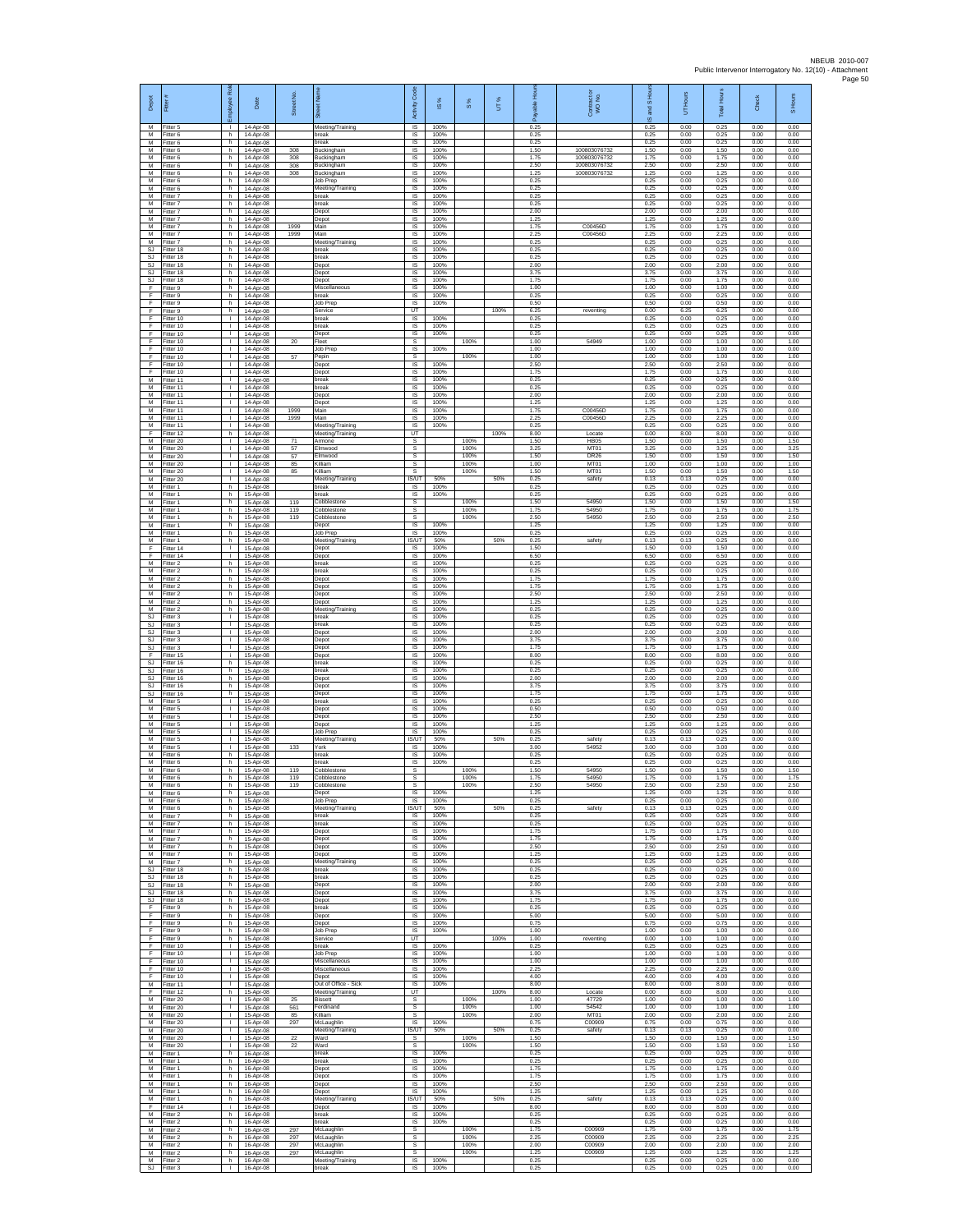| Depot | Fitter # | Employee Role | Date | Street No. | Street Name | Activity Code | IS % | S % | UT % | Payable Hours | Contractor or WO No. | IS and S Hours | UT Hours | Total Hours | Check | S Hours |
|---|---|---|---|---|---|---|---|---|---|---|---|---|---|---|---|---|
| M | Fitter 5 | I | 14-Apr-08 | | Meeting/Training | IS | 100% | | | 0.25 | | 0.25 | 0.00 | 0.25 | 0.00 | 0.00 |
| M | Fitter 6 | h | 14-Apr-08 | | break | IS | 100% | | | 0.25 | | 0.25 | 0.00 | 0.25 | 0.00 | 0.00 |
| M | Fitter 6 | h | 14-Apr-08 | | break | IS | 100% | | | 0.25 | | 0.25 | 0.00 | 0.25 | 0.00 | 0.00 |
| M | Fitter 6 | h | 14-Apr-08 | 308 | Buckingham | IS | 100% | | | 1.50 | 100803076732 | 1.50 | 0.00 | 1.50 | 0.00 | 0.00 |
| M | Fitter 6 | h | 14-Apr-08 | 308 | Buckingham | IS | 100% | | | 1.75 | 100803076732 | 1.75 | 0.00 | 1.75 | 0.00 | 0.00 |
| M | Fitter 6 | h | 14-Apr-08 | 308 | Buckingham | IS | 100% | | | 2.50 | 100803076732 | 2.50 | 0.00 | 2.50 | 0.00 | 0.00 |
| M | Fitter 6 | h | 14-Apr-08 | 308 | Buckingham | IS | 100% | | | 1.25 | 100803076732 | 1.25 | 0.00 | 1.25 | 0.00 | 0.00 |
| M | Fitter 6 | h | 14-Apr-08 | | Job Prep | IS | 100% | | | 0.25 | | 0.25 | 0.00 | 0.25 | 0.00 | 0.00 |
| M | Fitter 6 | h | 14-Apr-08 | | Meeting/Training | IS | 100% | | | 0.25 | | 0.25 | 0.00 | 0.25 | 0.00 | 0.00 |
| M | Fitter 7 | h | 14-Apr-08 | | break | IS | 100% | | | 0.25 | | 0.25 | 0.00 | 0.25 | 0.00 | 0.00 |
| M | Fitter 7 | h | 14-Apr-08 | | break | IS | 100% | | | 0.25 | | 0.25 | 0.00 | 0.25 | 0.00 | 0.00 |
| M | Fitter 7 | h | 14-Apr-08 | | Depot | IS | 100% | | | 2.00 | | 2.00 | 0.00 | 2.00 | 0.00 | 0.00 |
| M | Fitter 7 | h | 14-Apr-08 | | Depot | IS | 100% | | | 1.25 | | 1.25 | 0.00 | 1.25 | 0.00 | 0.00 |
| M | Fitter 7 | h | 14-Apr-08 | 1999 | Main | IS | 100% | | | 1.75 | C00456D | 1.75 | 0.00 | 1.75 | 0.00 | 0.00 |
| M | Fitter 7 | h | 14-Apr-08 | 1999 | Main | IS | 100% | | | 2.25 | C00456D | 2.25 | 0.00 | 2.25 | 0.00 | 0.00 |
| M | Fitter 7 | h | 14-Apr-08 | | Meeting/Training | IS | 100% | | | 0.25 | | 0.25 | 0.00 | 0.25 | 0.00 | 0.00 |
| SJ | Fitter 18 | h | 14-Apr-08 | | break | IS | 100% | | | 0.25 | | 0.25 | 0.00 | 0.25 | 0.00 | 0.00 |
| SJ | Fitter 18 | h | 14-Apr-08 | | break | IS | 100% | | | 0.25 | | 0.25 | 0.00 | 0.25 | 0.00 | 0.00 |
| SJ | Fitter 18 | h | 14-Apr-08 | | Depot | IS | 100% | | | 2.00 | | 2.00 | 0.00 | 2.00 | 0.00 | 0.00 |
| SJ | Fitter 18 | h | 14-Apr-08 | | Depot | IS | 100% | | | 3.75 | | 3.75 | 0.00 | 3.75 | 0.00 | 0.00 |
| SJ | Fitter 18 | h | 14-Apr-08 | | Depot | IS | 100% | | | 1.75 | | 1.75 | 0.00 | 1.75 | 0.00 | 0.00 |
| F | Fitter 9 | h | 14-Apr-08 | | Miscellaneous | IS | 100% | | | 1.00 | | 1.00 | 0.00 | 1.00 | 0.00 | 0.00 |
| F | Fitter 9 | h | 14-Apr-08 | | break | IS | 100% | | | 0.25 | | 0.25 | 0.00 | 0.25 | 0.00 | 0.00 |
| F | Fitter 9 | h | 14-Apr-08 | | Job Prep | IS | 100% | | | 0.50 | | 0.50 | 0.00 | 0.50 | 0.00 | 0.00 |
| F | Fitter 9 | h | 14-Apr-08 | | Service | UT | | | 100% | 6.25 | reventing | 0.00 | 6.25 | 6.25 | 0.00 | 0.00 |
| F | Fitter 10 | I | 14-Apr-08 | | break | IS | 100% | | | 0.25 | | 0.25 | 0.00 | 0.25 | 0.00 | 0.00 |
| F | Fitter 10 | I | 14-Apr-08 | | break | IS | 100% | | | 0.25 | | 0.25 | 0.00 | 0.25 | 0.00 | 0.00 |
| F | Fitter 10 | I | 14-Apr-08 | | Depot | IS | 100% | | | 0.25 | | 0.25 | 0.00 | 0.25 | 0.00 | 0.00 |
| F | Fitter 10 | I | 14-Apr-08 | 20 | Fleet | S | | 100% | | 1.00 | 54949 | 1.00 | 0.00 | 1.00 | 0.00 | 1.00 |
| F | Fitter 10 | I | 14-Apr-08 | | Job Prep | IS | 100% | | | 1.00 | | 1.00 | 0.00 | 1.00 | 0.00 | 0.00 |
| F | Fitter 10 | I | 14-Apr-08 | 57 | Pepin | S | | 100% | | 1.00 | | 1.00 | 0.00 | 1.00 | 0.00 | 1.00 |
| F | Fitter 10 | I | 14-Apr-08 | | Depot | IS | 100% | | | 2.50 | | 2.50 | 0.00 | 2.50 | 0.00 | 0.00 |
| F | Fitter 10 | I | 14-Apr-08 | | Depot | IS | 100% | | | 1.75 | | 1.75 | 0.00 | 1.75 | 0.00 | 0.00 |
| M | Fitter 11 | I | 14-Apr-08 | | break | IS | 100% | | | 0.25 | | 0.25 | 0.00 | 0.25 | 0.00 | 0.00 |
| M | Fitter 11 | I | 14-Apr-08 | | break | IS | 100% | | | 0.25 | | 0.25 | 0.00 | 0.25 | 0.00 | 0.00 |
| M | Fitter 11 | I | 14-Apr-08 | | Depot | IS | 100% | | | 2.00 | | 2.00 | 0.00 | 2.00 | 0.00 | 0.00 |
| M | Fitter 11 | I | 14-Apr-08 | | Depot | IS | 100% | | | 1.25 | | 1.25 | 0.00 | 1.25 | 0.00 | 0.00 |
| M | Fitter 11 | I | 14-Apr-08 | 1999 | Main | IS | 100% | | | 1.75 | C00456D | 1.75 | 0.00 | 1.75 | 0.00 | 0.00 |
| M | Fitter 11 | I | 14-Apr-08 | 1999 | Main | IS | 100% | | | 2.25 | C00456D | 2.25 | 0.00 | 2.25 | 0.00 | 0.00 |
| M | Fitter 11 | I | 14-Apr-08 | | Meeting/Training | IS | 100% | | | 0.25 | | 0.25 | 0.00 | 0.25 | 0.00 | 0.00 |
| F | Fitter 12 | h | 14-Apr-08 | | Meeting/Training | UT | | | 100% | 8.00 | Locate | 0.00 | 8.00 | 8.00 | 0.00 | 0.00 |
| M | Fitter 20 | I | 14-Apr-08 | 71 | Armone | S | | 100% | | 1.50 | HB05 | 1.50 | 0.00 | 1.50 | 0.00 | 1.50 |
| M | Fitter 20 | I | 14-Apr-08 | 57 | Elmwood | S | | 100% | | 3.25 | MT01 | 3.25 | 0.00 | 3.25 | 0.00 | 3.25 |
| M | Fitter 20 | I | 14-Apr-08 | 57 | Elmwood | S | | 100% | | 1.50 | DR26 | 1.50 | 0.00 | 1.50 | 0.00 | 1.50 |
| M | Fitter 20 | I | 14-Apr-08 | 85 | Killam | S | | 100% | | 1.00 | MT01 | 1.00 | 0.00 | 1.00 | 0.00 | 1.00 |
| M | Fitter 20 | I | 14-Apr-08 | 85 | Killam | S | | 100% | | 1.50 | MT01 | 1.50 | 0.00 | 1.50 | 0.00 | 1.50 |
| M | Fitter 20 | I | 14-Apr-08 | | Meeting/Training | IS/UT | 50% | | 50% | 0.25 | safety | 0.13 | 0.13 | 0.25 | 0.00 | 0.00 |
| M | Fitter 1 | h | 15-Apr-08 | | break | IS | 100% | | | 0.25 | | 0.25 | 0.00 | 0.25 | 0.00 | 0.00 |
| M | Fitter 1 | h | 15-Apr-08 | | break | IS | 100% | | | 0.25 | | 0.25 | 0.00 | 0.25 | 0.00 | 0.00 |
| M | Fitter 1 | h | 15-Apr-08 | 119 | Cobblestone | S | | 100% | | 1.50 | 54950 | 1.50 | 0.00 | 1.50 | 0.00 | 1.50 |
| M | Fitter 1 | h | 15-Apr-08 | 119 | Cobblestone | S | | 100% | | 1.75 | 54950 | 1.75 | 0.00 | 1.75 | 0.00 | 1.75 |
| M | Fitter 1 | h | 15-Apr-08 | 119 | Cobblestone | S | | 100% | | 2.50 | 54950 | 2.50 | 0.00 | 2.50 | 0.00 | 2.50 |
| M | Fitter 1 | h | 15-Apr-08 | | Depot | IS | 100% | | | 1.25 | | 1.25 | 0.00 | 1.25 | 0.00 | 0.00 |
| M | Fitter 1 | h | 15-Apr-08 | | Job Prep | IS | 100% | | | 0.25 | | 0.25 | 0.00 | 0.25 | 0.00 | 0.00 |
| M | Fitter 1 | h | 15-Apr-08 | | Meeting/Training | IS/UT | 50% | | 50% | 0.25 | safety | 0.13 | 0.13 | 0.25 | 0.00 | 0.00 |
| F | Fitter 14 | I | 15-Apr-08 | | Depot | IS | 100% | | | 1.50 | | 1.50 | 0.00 | 1.50 | 0.00 | 0.00 |
| F | Fitter 14 | I | 15-Apr-08 | | Depot | IS | 100% | | | 6.50 | | 6.50 | 0.00 | 6.50 | 0.00 | 0.00 |
| M | Fitter 2 | h | 15-Apr-08 | | break | IS | 100% | | | 0.25 | | 0.25 | 0.00 | 0.25 | 0.00 | 0.00 |
| M | Fitter 2 | h | 15-Apr-08 | | break | IS | 100% | | | 0.25 | | 0.25 | 0.00 | 0.25 | 0.00 | 0.00 |
| M | Fitter 2 | h | 15-Apr-08 | | Depot | IS | 100% | | | 1.75 | | 1.75 | 0.00 | 1.75 | 0.00 | 0.00 |
| M | Fitter 2 | h | 15-Apr-08 | | Depot | IS | 100% | | | 1.75 | | 1.75 | 0.00 | 1.75 | 0.00 | 0.00 |
| M | Fitter 2 | h | 15-Apr-08 | | Depot | IS | 100% | | | 2.50 | | 2.50 | 0.00 | 2.50 | 0.00 | 0.00 |
| M | Fitter 2 | h | 15-Apr-08 | | Depot | IS | 100% | | | 1.25 | | 1.25 | 0.00 | 1.25 | 0.00 | 0.00 |
| M | Fitter 2 | h | 15-Apr-08 | | Meeting/Training | IS | 100% | | | 0.25 | | 0.25 | 0.00 | 0.25 | 0.00 | 0.00 |
| SJ | Fitter 3 | I | 15-Apr-08 | | break | IS | 100% | | | 0.25 | | 0.25 | 0.00 | 0.25 | 0.00 | 0.00 |
| SJ | Fitter 3 | I | 15-Apr-08 | | break | IS | 100% | | | 0.25 | | 0.25 | 0.00 | 0.25 | 0.00 | 0.00 |
| SJ | Fitter 3 | I | 15-Apr-08 | | Depot | IS | 100% | | | 2.00 | | 2.00 | 0.00 | 2.00 | 0.00 | 0.00 |
| SJ | Fitter 3 | I | 15-Apr-08 | | Depot | IS | 100% | | | 3.75 | | 3.75 | 0.00 | 3.75 | 0.00 | 0.00 |
| SJ | Fitter 3 | I | 15-Apr-08 | | Depot | IS | 100% | | | 1.75 | | 1.75 | 0.00 | 1.75 | 0.00 | 0.00 |
| F | Fitter 15 | I | 15-Apr-08 | | Depot | IS | 100% | | | 8.00 | | 8.00 | 0.00 | 8.00 | 0.00 | 0.00 |
| SJ | Fitter 16 | h | 15-Apr-08 | | break | IS | 100% | | | 0.25 | | 0.25 | 0.00 | 0.25 | 0.00 | 0.00 |
| SJ | Fitter 16 | h | 15-Apr-08 | | break | IS | 100% | | | 0.25 | | 0.25 | 0.00 | 0.25 | 0.00 | 0.00 |
| SJ | Fitter 16 | h | 15-Apr-08 | | Depot | IS | 100% | | | 2.00 | | 2.00 | 0.00 | 2.00 | 0.00 | 0.00 |
| SJ | Fitter 16 | h | 15-Apr-08 | | Depot | IS | 100% | | | 3.75 | | 3.75 | 0.00 | 3.75 | 0.00 | 0.00 |
| SJ | Fitter 16 | h | 15-Apr-08 | | Depot | IS | 100% | | | 1.75 | | 1.75 | 0.00 | 1.75 | 0.00 | 0.00 |
| M | Fitter 5 | I | 15-Apr-08 | | break | IS | 100% | | | 0.25 | | 0.25 | 0.00 | 0.25 | 0.00 | 0.00 |
| M | Fitter 5 | I | 15-Apr-08 | | Depot | IS | 100% | | | 0.50 | | 0.50 | 0.00 | 0.50 | 0.00 | 0.00 |
| M | Fitter 5 | I | 15-Apr-08 | | Depot | IS | 100% | | | 2.50 | | 2.50 | 0.00 | 2.50 | 0.00 | 0.00 |
| M | Fitter 5 | I | 15-Apr-08 | | Depot | IS | 100% | | | 1.25 | | 1.25 | 0.00 | 1.25 | 0.00 | 0.00 |
| M | Fitter 5 | I | 15-Apr-08 | | Job Prep | IS | 100% | | | 0.25 | | 0.25 | 0.00 | 0.25 | 0.00 | 0.00 |
| M | Fitter 5 | I | 15-Apr-08 | | Meeting/Training | IS/UT | 50% | | 50% | 0.25 | safety | 0.13 | 0.13 | 0.25 | 0.00 | 0.00 |
| M | Fitter 5 | I | 15-Apr-08 | 133 | York | IS | 100% | | | 3.00 | 54952 | 3.00 | 0.00 | 3.00 | 0.00 | 0.00 |
| M | Fitter 6 | h | 15-Apr-08 | | break | IS | 100% | | | 0.25 | | 0.25 | 0.00 | 0.25 | 0.00 | 0.00 |
| M | Fitter 6 | h | 15-Apr-08 | | break | IS | 100% | | | 0.25 | | 0.25 | 0.00 | 0.25 | 0.00 | 0.00 |
| M | Fitter 6 | h | 15-Apr-08 | 119 | Cobblestone | S | | 100% | | 1.50 | 54950 | 1.50 | 0.00 | 1.50 | 0.00 | 1.50 |
| M | Fitter 6 | h | 15-Apr-08 | 119 | Cobblestone | S | | 100% | | 1.75 | 54950 | 1.75 | 0.00 | 1.75 | 0.00 | 1.75 |
| M | Fitter 6 | h | 15-Apr-08 | 119 | Cobblestone | S | | 100% | | 2.50 | 54950 | 2.50 | 0.00 | 2.50 | 0.00 | 2.50 |
| M | Fitter 6 | h | 15-Apr-08 | | Depot | IS | 100% | | | 1.25 | | 1.25 | 0.00 | 1.25 | 0.00 | 0.00 |
| M | Fitter 6 | h | 15-Apr-08 | | Job Prep | IS | 100% | | | 0.25 | | 0.25 | 0.00 | 0.25 | 0.00 | 0.00 |
| M | Fitter 6 | h | 15-Apr-08 | | Meeting/Training | IS/UT | 50% | | 50% | 0.25 | safety | 0.13 | 0.13 | 0.25 | 0.00 | 0.00 |
| M | Fitter 7 | h | 15-Apr-08 | | break | IS | 100% | | | 0.25 | | 0.25 | 0.00 | 0.25 | 0.00 | 0.00 |
| M | Fitter 7 | h | 15-Apr-08 | | break | IS | 100% | | | 0.25 | | 0.25 | 0.00 | 0.25 | 0.00 | 0.00 |
| M | Fitter 7 | h | 15-Apr-08 | | Depot | IS | 100% | | | 1.75 | | 1.75 | 0.00 | 1.75 | 0.00 | 0.00 |
| M | Fitter 7 | h | 15-Apr-08 | | Depot | IS | 100% | | | 1.75 | | 1.75 | 0.00 | 1.75 | 0.00 | 0.00 |
| M | Fitter 7 | h | 15-Apr-08 | | Depot | IS | 100% | | | 2.50 | | 2.50 | 0.00 | 2.50 | 0.00 | 0.00 |
| M | Fitter 7 | h | 15-Apr-08 | | Depot | IS | 100% | | | 1.25 | | 1.25 | 0.00 | 1.25 | 0.00 | 0.00 |
| M | Fitter 7 | h | 15-Apr-08 | | Meeting/Training | IS | 100% | | | 0.25 | | 0.25 | 0.00 | 0.25 | 0.00 | 0.00 |
| SJ | Fitter 18 | h | 15-Apr-08 | | break | IS | 100% | | | 0.25 | | 0.25 | 0.00 | 0.25 | 0.00 | 0.00 |
| SJ | Fitter 18 | h | 15-Apr-08 | | break | IS | 100% | | | 0.25 | | 0.25 | 0.00 | 0.25 | 0.00 | 0.00 |
| SJ | Fitter 18 | h | 15-Apr-08 | | Depot | IS | 100% | | | 2.00 | | 2.00 | 0.00 | 2.00 | 0.00 | 0.00 |
| SJ | Fitter 18 | h | 15-Apr-08 | | Depot | IS | 100% | | | 3.75 | | 3.75 | 0.00 | 3.75 | 0.00 | 0.00 |
| SJ | Fitter 18 | h | 15-Apr-08 | | Depot | IS | 100% | | | 1.75 | | 1.75 | 0.00 | 1.75 | 0.00 | 0.00 |
| F | Fitter 9 | h | 15-Apr-08 | | break | IS | 100% | | | 0.25 | | 0.25 | 0.00 | 0.25 | 0.00 | 0.00 |
| F | Fitter 9 | h | 15-Apr-08 | | Depot | IS | 100% | | | 5.00 | | 5.00 | 0.00 | 5.00 | 0.00 | 0.00 |
| F | Fitter 9 | h | 15-Apr-08 | | Depot | IS | 100% | | | 0.75 | | 0.75 | 0.00 | 0.75 | 0.00 | 0.00 |
| F | Fitter 9 | h | 15-Apr-08 | | Job Prep | IS | 100% | | | 1.00 | | 1.00 | 0.00 | 1.00 | 0.00 | 0.00 |
| F | Fitter 9 | h | 15-Apr-08 | | Service | UT | | | 100% | 1.00 | reventing | 0.00 | 1.00 | 1.00 | 0.00 | 0.00 |
| F | Fitter 10 | I | 15-Apr-08 | | break | IS | 100% | | | 0.25 | | 0.25 | 0.00 | 0.25 | 0.00 | 0.00 |
| F | Fitter 10 | I | 15-Apr-08 | | Job Prep | IS | 100% | | | 1.00 | | 1.00 | 0.00 | 1.00 | 0.00 | 0.00 |
| F | Fitter 10 | I | 15-Apr-08 | | Miscellaneous | IS | 100% | | | 1.00 | | 1.00 | 0.00 | 1.00 | 0.00 | 0.00 |
| F | Fitter 10 | I | 15-Apr-08 | | Miscellaneous | IS | 100% | | | 2.25 | | 2.25 | 0.00 | 2.25 | 0.00 | 0.00 |
| F | Fitter 10 | I | 15-Apr-08 | | Depot | IS | 100% | | | 4.00 | | 4.00 | 0.00 | 4.00 | 0.00 | 0.00 |
| M | Fitter 11 | I | 15-Apr-08 | | Out of Office - Sick | IS | 100% | | | 8.00 | | 8.00 | 0.00 | 8.00 | 0.00 | 0.00 |
| F | Fitter 12 | h | 15-Apr-08 | | Meeting/Training | UT | | | 100% | 8.00 | Locate | 0.00 | 8.00 | 8.00 | 0.00 | 0.00 |
| M | Fitter 20 | I | 15-Apr-08 | 25 | Bissett | S | | 100% | | 1.00 | 47729 | 1.00 | 0.00 | 1.00 | 0.00 | 1.00 |
| M | Fitter 20 | I | 15-Apr-08 | 561 | Ferdinand | S | | 100% | | 1.00 | 54542 | 1.00 | 0.00 | 1.00 | 0.00 | 1.00 |
| M | Fitter 20 | I | 15-Apr-08 | 85 | Killam | S | | 100% | | 2.00 | MT01 | 2.00 | 0.00 | 2.00 | 0.00 | 2.00 |
| M | Fitter 20 | I | 15-Apr-08 | 297 | McLaughlin | IS | 100% | | | 0.75 | C00909 | 0.75 | 0.00 | 0.75 | 0.00 | 0.00 |
| M | Fitter 20 | I | 15-Apr-08 | | Meeting/Training | IS/UT | 50% | | 50% | 0.25 | safety | 0.13 | 0.13 | 0.25 | 0.00 | 0.00 |
| M | Fitter 20 | I | 15-Apr-08 | 22 | Ward | S | | 100% | | 1.50 | | 1.50 | 0.00 | 1.50 | 0.00 | 1.50 |
| M | Fitter 20 | I | 15-Apr-08 | 22 | Ward | S | | 100% | | 1.50 | | 1.50 | 0.00 | 1.50 | 0.00 | 1.50 |
| M | Fitter 1 | h | 16-Apr-08 | | break | IS | 100% | | | 0.25 | | 0.25 | 0.00 | 0.25 | 0.00 | 0.00 |
| M | Fitter 1 | h | 16-Apr-08 | | break | IS | 100% | | | 0.25 | | 0.25 | 0.00 | 0.25 | 0.00 | 0.00 |
| M | Fitter 1 | h | 16-Apr-08 | | Depot | IS | 100% | | | 1.75 | | 1.75 | 0.00 | 1.75 | 0.00 | 0.00 |
| M | Fitter 1 | h | 16-Apr-08 | | Depot | IS | 100% | | | 1.75 | | 1.75 | 0.00 | 1.75 | 0.00 | 0.00 |
| M | Fitter 1 | h | 16-Apr-08 | | Depot | IS | 100% | | | 2.50 | | 2.50 | 0.00 | 2.50 | 0.00 | 0.00 |
| M | Fitter 1 | h | 16-Apr-08 | | Depot | IS | 100% | | | 1.25 | | 1.25 | 0.00 | 1.25 | 0.00 | 0.00 |
| M | Fitter 1 | h | 16-Apr-08 | | Meeting/Training | IS/UT | 50% | | 50% | 0.25 | safety | 0.13 | 0.13 | 0.25 | 0.00 | 0.00 |
| F | Fitter 14 | I | 16-Apr-08 | | Depot | IS | 100% | | | 8.00 | | 8.00 | 0.00 | 8.00 | 0.00 | 0.00 |
| M | Fitter 2 | h | 16-Apr-08 | | break | IS | 100% | | | 0.25 | | 0.25 | 0.00 | 0.25 | 0.00 | 0.00 |
| M | Fitter 2 | h | 16-Apr-08 | | break | IS | 100% | | | 0.25 | | 0.25 | 0.00 | 0.25 | 0.00 | 0.00 |
| M | Fitter 2 | h | 16-Apr-08 | 297 | McLaughlin | S | | 100% | | 1.75 | C00909 | 1.75 | 0.00 | 1.75 | 0.00 | 1.75 |
| M | Fitter 2 | h | 16-Apr-08 | 297 | McLaughlin | S | | 100% | | 2.25 | C00909 | 2.25 | 0.00 | 2.25 | 0.00 | 2.25 |
| M | Fitter 2 | h | 16-Apr-08 | 297 | McLaughlin | S | | 100% | | 2.00 | C00909 | 2.00 | 0.00 | 2.00 | 0.00 | 2.00 |
| M | Fitter 2 | h | 16-Apr-08 | 297 | McLaughlin | S | | 100% | | 1.25 | C00909 | 1.25 | 0.00 | 1.25 | 0.00 | 1.25 |
| M | Fitter 2 | h | 16-Apr-08 | | Meeting/Training | IS | 100% | | | 0.25 | | 0.25 | 0.00 | 0.25 | 0.00 | 0.00 |
| SJ | Fitter 3 | I | 16-Apr-08 | | break | IS | 100% | | | 0.25 | | 0.25 | 0.00 | 0.25 | 0.00 | 0.00 |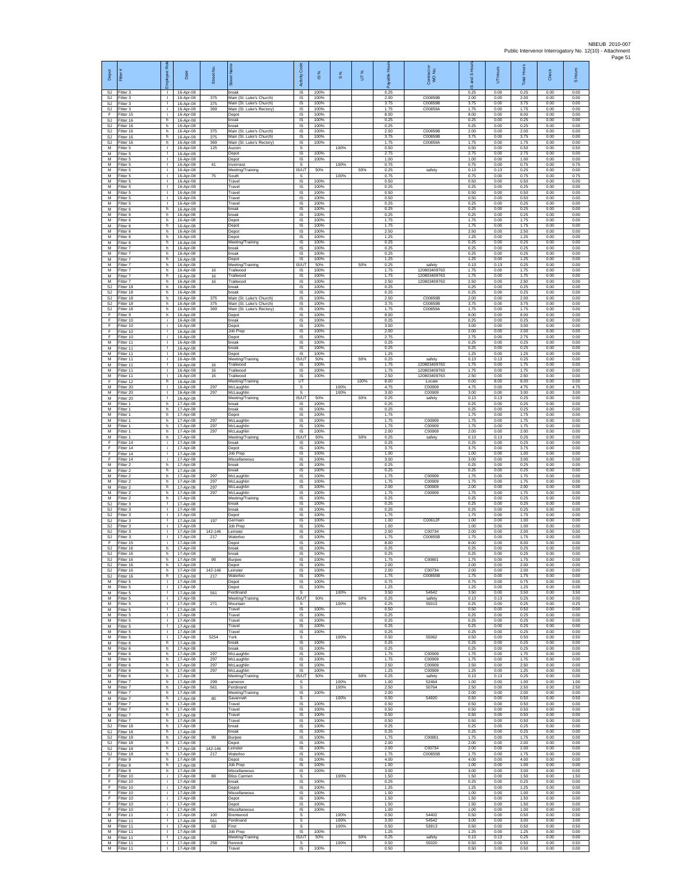| Depot | Fitter # | Employee Role | Date | Street No. | Street Name | Activity Code | IS % | S % | UT % | Payable Hours | Contractor or WO No. | IS and S Hours | UT Hours | Total Hours | Check | S Hours |
|---|---|---|---|---|---|---|---|---|---|---|---|---|---|---|---|---|
| SJ | Fitter 3 | I | 16-Apr-08 | | break | IS | 100% | | | 0.25 | | 0.25 | 0.00 | 0.25 | 0.00 | 0.00 |
| SJ | Fitter 3 | I | 16-Apr-08 | 375 | Main (St. Luke's Church) | IS | 100% | | | 2.00 | C00859B | 2.00 | 0.00 | 2.00 | 0.00 | 0.00 |
| SJ | Fitter 3 | I | 16-Apr-08 | 375 | Main (St. Luke's Church) | IS | 100% | | | 3.75 | C00859B | 3.75 | 0.00 | 3.75 | 0.00 | 0.00 |
| SJ | Fitter 3 | I | 16-Apr-08 | 369 | Main (St. Luke's Rectory) | IS | 100% | | | 1.75 | C00859A | 1.75 | 0.00 | 1.75 | 0.00 | 0.00 |
| F | Fitter 15 | h | 16-Apr-08 | | Depot | IS | 100% | | | 8.00 | | 8.00 | 0.00 | 8.00 | 0.00 | 0.00 |
| SJ | Fitter 16 | h | 16-Apr-08 | | break | IS | 100% | | | 0.25 | | 0.25 | 0.00 | 0.25 | 0.00 | 0.00 |
| SJ | Fitter 16 | h | 16-Apr-08 | | break | IS | 100% | | | 0.25 | | 0.25 | 0.00 | 0.25 | 0.00 | 0.00 |
| SJ | Fitter 16 | h | 16-Apr-08 | 375 | Main (St. Luke's Church) | IS | 100% | | | 2.00 | C00859B | 2.00 | 0.00 | 2.00 | 0.00 | 0.00 |
| SJ | Fitter 16 | h | 16-Apr-08 | 375 | Main (St. Luke's Church) | IS | 100% | | | 3.75 | C00859B | 3.75 | 0.00 | 3.75 | 0.00 | 0.00 |
| SJ | Fitter 16 | h | 16-Apr-08 | 369 | Main (St. Luke's Rectory) | IS | 100% | | | 1.75 | C00859A | 1.75 | 0.00 | 1.75 | 0.00 | 0.00 |
| M | Fitter 5 | I | 16-Apr-08 | 125 | Aucoin | S | | 100% | | 0.50 | | 0.50 | 0.00 | 0.50 | 0.00 | 0.50 |
| M | Fitter 5 | I | 16-Apr-08 | | Depot | IS | 100% | | | 2.75 | | 2.75 | 0.00 | 2.75 | 0.00 | 0.00 |
| M | Fitter 5 | I | 16-Apr-08 | | Depot | IS | 100% | | | 1.00 | | 1.00 | 0.00 | 1.00 | 0.00 | 0.00 |
| M | Fitter 5 | I | 16-Apr-08 | 41 | Inverness | S | | 100% | | 0.75 | | 0.75 | 0.00 | 0.75 | 0.00 | 0.75 |
| M | Fitter 5 | I | 16-Apr-08 | | Meeting/Training | IS/UT | 50% | | 50% | 0.25 | safety | 0.13 | 0.13 | 0.25 | 0.00 | 0.00 |
| M | Fitter 5 | I | 16-Apr-08 | 75 | South | S | | 100% | | 0.75 | | 0.75 | 0.00 | 0.75 | 0.00 | 0.75 |
| M | Fitter 5 | I | 16-Apr-08 | | Travel | IS | 100% | | | 0.50 | | 0.50 | 0.00 | 0.50 | 0.00 | 0.00 |
| M | Fitter 5 | I | 16-Apr-08 | | Travel | IS | 100% | | | 0.25 | | 0.25 | 0.00 | 0.25 | 0.00 | 0.00 |
| M | Fitter 5 | I | 16-Apr-08 | | Travel | IS | 100% | | | 0.50 | | 0.50 | 0.00 | 0.50 | 0.00 | 0.00 |
| M | Fitter 5 | I | 16-Apr-08 | | Travel | IS | 100% | | | 0.50 | | 0.50 | 0.00 | 0.50 | 0.00 | 0.00 |
| M | Fitter 5 | I | 16-Apr-08 | | Travel | IS | 100% | | | 0.25 | | 0.25 | 0.00 | 0.25 | 0.00 | 0.00 |
| M | Fitter 6 | h | 16-Apr-08 | | break | IS | 100% | | | 0.25 | | 0.25 | 0.00 | 0.25 | 0.00 | 0.00 |
| M | Fitter 6 | h | 16-Apr-08 | | break | IS | 100% | | | 0.25 | | 0.25 | 0.00 | 0.25 | 0.00 | 0.00 |
| M | Fitter 6 | h | 16-Apr-08 | | Depot | IS | 100% | | | 1.75 | | 1.75 | 0.00 | 1.75 | 0.00 | 0.00 |
| M | Fitter 6 | h | 16-Apr-08 | | Depot | IS | 100% | | | 1.75 | | 1.75 | 0.00 | 1.75 | 0.00 | 0.00 |
| M | Fitter 6 | h | 16-Apr-08 | | Depot | IS | 100% | | | 2.50 | | 2.50 | 0.00 | 2.50 | 0.00 | 0.00 |
| M | Fitter 6 | h | 16-Apr-08 | | Depot | IS | 100% | | | 1.25 | | 1.25 | 0.00 | 1.25 | 0.00 | 0.00 |
| M | Fitter 6 | h | 16-Apr-08 | | Meeting/Training | IS | 100% | | | 0.25 | | 0.25 | 0.00 | 0.25 | 0.00 | 0.00 |
| M | Fitter 7 | h | 16-Apr-08 | | break | IS | 100% | | | 0.25 | | 0.25 | 0.00 | 0.25 | 0.00 | 0.00 |
| M | Fitter 7 | h | 16-Apr-08 | | break | IS | 100% | | | 0.25 | | 0.25 | 0.00 | 0.25 | 0.00 | 0.00 |
| M | Fitter 7 | h | 16-Apr-08 | | Depot | IS | 100% | | | 1.25 | | 1.25 | 0.00 | 1.25 | 0.00 | 0.00 |
| M | Fitter 7 | h | 16-Apr-08 | | Meeting/Training | IS/UT | 50% | | 50% | 0.25 | safety | 0.13 | 0.13 | 0.25 | 0.00 | 0.00 |
| M | Fitter 7 | h | 16-Apr-08 | 16 | Trailwood | IS | 100% | | | 1.75 | 120803409763 | 1.75 | 0.00 | 1.75 | 0.00 | 0.00 |
| M | Fitter 7 | h | 16-Apr-08 | 16 | Trailwood | IS | 100% | | | 1.75 | 120803409763 | 1.75 | 0.00 | 1.75 | 0.00 | 0.00 |
| M | Fitter 7 | h | 16-Apr-08 | 16 | Trailwood | IS | 100% | | | 2.50 | 120803409763 | 2.50 | 0.00 | 2.50 | 0.00 | 0.00 |
| SJ | Fitter 18 | h | 16-Apr-08 | | break | IS | 100% | | | 0.25 | | 0.25 | 0.00 | 0.25 | 0.00 | 0.00 |
| SJ | Fitter 18 | h | 16-Apr-08 | | break | IS | 100% | | | 0.25 | | 0.25 | 0.00 | 0.25 | 0.00 | 0.00 |
| SJ | Fitter 18 | h | 16-Apr-08 | 375 | Main (St. Luke's Church) | IS | 100% | | | 2.00 | C00859B | 2.00 | 0.00 | 2.00 | 0.00 | 0.00 |
| SJ | Fitter 18 | h | 16-Apr-08 | 375 | Main (St. Luke's Church) | IS | 100% | | | 3.75 | C00859B | 3.75 | 0.00 | 3.75 | 0.00 | 0.00 |
| SJ | Fitter 18 | h | 16-Apr-08 | 369 | Main (St. Luke's Rectory) | IS | 100% | | | 1.75 | C00859A | 1.75 | 0.00 | 1.75 | 0.00 | 0.00 |
| F | Fitter 9 | h | 16-Apr-08 | | Depot | IS | 100% | | | 8.00 | | 8.00 | 0.00 | 8.00 | 0.00 | 0.00 |
| F | Fitter 10 | i | 16-Apr-08 | | break | IS | 100% | | | 0.25 | | 0.25 | 0.00 | 0.25 | 0.00 | 0.00 |
| F | Fitter 10 | i | 16-Apr-08 | | Depot | IS | 100% | | | 3.00 | | 3.00 | 0.00 | 3.00 | 0.00 | 0.00 |
| F | Fitter 10 | i | 16-Apr-08 | | Job Prep | IS | 100% | | | 2.00 | | 2.00 | 0.00 | 2.00 | 0.00 | 0.00 |
| F | Fitter 10 | i | 16-Apr-08 | | Depot | IS | 100% | | | 2.75 | | 2.75 | 0.00 | 2.75 | 0.00 | 0.00 |
| M | Fitter 11 | I | 16-Apr-08 | | break | IS | 100% | | | 0.25 | | 0.25 | 0.00 | 0.25 | 0.00 | 0.00 |
| M | Fitter 11 | I | 16-Apr-08 | | break | IS | 100% | | | 0.25 | | 0.25 | 0.00 | 0.25 | 0.00 | 0.00 |
| M | Fitter 11 | I | 16-Apr-08 | | Depot | IS | 100% | | | 1.25 | | 1.25 | 0.00 | 1.25 | 0.00 | 0.00 |
| M | Fitter 11 | I | 16-Apr-08 | | Meeting/Training | IS/UT | 50% | | 50% | 0.25 | safety | 0.13 | 0.13 | 0.25 | 0.00 | 0.00 |
| M | Fitter 11 | I | 16-Apr-08 | 16 | Trailwood | IS | 100% | | | 1.75 | 120803409763 | 1.75 | 0.00 | 1.75 | 0.00 | 0.00 |
| M | Fitter 11 | I | 16-Apr-08 | 16 | Trailwood | IS | 100% | | | 1.75 | 120803409763 | 1.75 | 0.00 | 1.75 | 0.00 | 0.00 |
| M | Fitter 11 | I | 16-Apr-08 | 16 | Trailwood | IS | 100% | | | 2.50 | 120803409763 | 2.50 | 0.00 | 2.50 | 0.00 | 0.00 |
| F | Fitter 12 | h | 16-Apr-08 | | Meeting/Training | UT | | | 100% | 8.00 | Locate | 0.00 | 8.00 | 8.00 | 0.00 | 0.00 |
| M | Fitter 20 | I | 16-Apr-08 | 297 | McLaughlin | S | | 100% | | 4.75 | C00909 | 4.75 | 0.00 | 4.75 | 0.00 | 4.75 |
| M | Fitter 20 | I | 16-Apr-08 | 297 | McLaughlin | S | | 100% | | 3.00 | C00909 | 3.00 | 0.00 | 3.00 | 0.00 | 3.00 |
| M | Fitter 20 | I | 16-Apr-08 | | Meeting/Training | IS/UT | 50% | | 50% | 0.25 | safety | 0.13 | 0.13 | 0.25 | 0.00 | 0.00 |
| M | Fitter 1 | h | 17-Apr-08 | | break | IS | 100% | | | 0.25 | | 0.25 | 0.00 | 0.25 | 0.00 | 0.00 |
| M | Fitter 1 | h | 17-Apr-08 | | break | IS | 100% | | | 0.25 | | 0.25 | 0.00 | 0.25 | 0.00 | 0.00 |
| M | Fitter 1 | h | 17-Apr-08 | | Depot | IS | 100% | | | 1.75 | | 1.75 | 0.00 | 1.75 | 0.00 | 0.00 |
| M | Fitter 1 | h | 17-Apr-08 | 297 | McLaughlin | IS | 100% | | | 1.75 | C00909 | 1.75 | 0.00 | 1.75 | 0.00 | 0.00 |
| M | Fitter 1 | h | 17-Apr-08 | 297 | McLaughlin | IS | 100% | | | 1.75 | C00909 | 1.75 | 0.00 | 1.75 | 0.00 | 0.00 |
| M | Fitter 1 | h | 17-Apr-08 | 297 | McLaughlin | IS | 100% | | | 2.00 | C00909 | 2.00 | 0.00 | 2.00 | 0.00 | 0.00 |
| M | Fitter 1 | h | 17-Apr-08 | | Meeting/Training | IS/UT | 50% | | 50% | 0.25 | safety | 0.13 | 0.13 | 0.25 | 0.00 | 0.00 |
| F | Fitter 14 | i | 17-Apr-08 | | break | IS | 100% | | | 0.25 | | 0.25 | 0.00 | 0.25 | 0.00 | 0.00 |
| F | Fitter 14 | i | 17-Apr-08 | | Depot | IS | 100% | | | 3.75 | | 3.75 | 0.00 | 3.75 | 0.00 | 0.00 |
| F | Fitter 14 | i | 17-Apr-08 | | Job Prep | IS | 100% | | | 1.00 | | 1.00 | 0.00 | 1.00 | 0.00 | 0.00 |
| F | Fitter 14 | i | 17-Apr-08 | | Miscellaneous | IS | 100% | | | 3.00 | | 3.00 | 0.00 | 3.00 | 0.00 | 0.00 |
| M | Fitter 2 | h | 17-Apr-08 | | break | IS | 100% | | | 0.25 | | 0.25 | 0.00 | 0.25 | 0.00 | 0.00 |
| M | Fitter 2 | h | 17-Apr-08 | | break | IS | 100% | | | 0.25 | | 0.25 | 0.00 | 0.25 | 0.00 | 0.00 |
| M | Fitter 2 | h | 17-Apr-08 | 297 | McLaughlin | IS | 100% | | | 1.75 | C00909 | 1.75 | 0.00 | 1.75 | 0.00 | 0.00 |
| M | Fitter 2 | h | 17-Apr-08 | 297 | McLaughlin | IS | 100% | | | 1.75 | C00909 | 1.75 | 0.00 | 1.75 | 0.00 | 0.00 |
| M | Fitter 2 | h | 17-Apr-08 | 297 | McLaughlin | IS | 100% | | | 2.00 | C00909 | 2.00 | 0.00 | 2.00 | 0.00 | 0.00 |
| M | Fitter 2 | h | 17-Apr-08 | 297 | McLaughlin | IS | 100% | | | 1.75 | C00909 | 1.75 | 0.00 | 1.75 | 0.00 | 0.00 |
| M | Fitter 2 | h | 17-Apr-08 | | Meeting/Training | IS | 100% | | | 0.25 | | 0.25 | 0.00 | 0.25 | 0.00 | 0.00 |
| SJ | Fitter 3 | I | 17-Apr-08 | | break | IS | 100% | | | 0.25 | | 0.25 | 0.00 | 0.25 | 0.00 | 0.00 |
| SJ | Fitter 3 | I | 17-Apr-08 | | break | IS | 100% | | | 0.25 | | 0.25 | 0.00 | 0.25 | 0.00 | 0.00 |
| SJ | Fitter 3 | I | 17-Apr-08 | | Depot | IS | 100% | | | 1.75 | | 1.75 | 0.00 | 1.75 | 0.00 | 0.00 |
| SJ | Fitter 3 | I | 17-Apr-08 | 197 | Germain | IS | 100% | | | 1.00 | C00612F | 1.00 | 0.00 | 1.00 | 0.00 | 0.00 |
| SJ | Fitter 3 | I | 17-Apr-08 | | Job Prep | IS | 100% | | | 1.00 | | 1.00 | 0.00 | 1.00 | 0.00 | 0.00 |
| SJ | Fitter 3 | I | 17-Apr-08 | 142-146 | Leinster | IS | 100% | | | 2.00 | C00734 | 2.00 | 0.00 | 2.00 | 0.00 | 0.00 |
| SJ | Fitter 3 | I | 17-Apr-08 | 217 | Waterloo | IS | 100% | | | 1.75 | C00855B | 1.75 | 0.00 | 1.75 | 0.00 | 0.00 |
| F | Fitter 15 | i | 17-Apr-08 | | Depot | IS | 100% | | | 8.00 | | 8.00 | 0.00 | 8.00 | 0.00 | 0.00 |
| SJ | Fitter 16 | h | 17-Apr-08 | | break | IS | 100% | | | 0.25 | | 0.25 | 0.00 | 0.25 | 0.00 | 0.00 |
| SJ | Fitter 16 | h | 17-Apr-08 | | break | IS | 100% | | | 0.25 | | 0.25 | 0.00 | 0.25 | 0.00 | 0.00 |
| SJ | Fitter 16 | h | 17-Apr-08 | 99 | Burpee | IS | 100% | | | 1.75 | C00801 | 1.75 | 0.00 | 1.75 | 0.00 | 0.00 |
| SJ | Fitter 16 | h | 17-Apr-08 | | Depot | IS | 100% | | | 2.00 | | 2.00 | 0.00 | 2.00 | 0.00 | 0.00 |
| SJ | Fitter 16 | h | 17-Apr-08 | 142-146 | Leinster | IS | 100% | | | 2.00 | C00734 | 2.00 | 0.00 | 2.00 | 0.00 | 0.00 |
| SJ | Fitter 16 | h | 17-Apr-08 | 217 | Waterloo | IS | 100% | | | 1.75 | C00855B | 1.75 | 0.00 | 1.75 | 0.00 | 0.00 |
| M | Fitter 5 | I | 17-Apr-08 | | Depot | IS | 100% | | | 0.75 | | 0.75 | 0.00 | 0.75 | 0.00 | 0.00 |
| M | Fitter 5 | I | 17-Apr-08 | | Depot | IS | 100% | | | 1.25 | | 1.25 | 0.00 | 1.25 | 0.00 | 0.00 |
| M | Fitter 5 | I | 17-Apr-08 | 561 | Ferdinand | S | | 100% | | 3.50 | 54542 | 3.50 | 0.00 | 3.50 | 0.00 | 3.50 |
| M | Fitter 5 | I | 17-Apr-08 | | Meeting/Training | IS/UT | 50% | | 50% | 0.25 | safety | 0.13 | 0.13 | 0.25 | 0.00 | 0.00 |
| M | Fitter 5 | I | 17-Apr-08 | 271 | Mountain | S | | 100% | | 0.25 | 55013 | 0.25 | 0.00 | 0.25 | 0.00 | 0.25 |
| M | Fitter 5 | I | 17-Apr-08 | | Travel | IS | 100% | | | 0.50 | | 0.50 | 0.00 | 0.50 | 0.00 | 0.00 |
| M | Fitter 5 | I | 17-Apr-08 | | Travel | IS | 100% | | | 0.25 | | 0.25 | 0.00 | 0.25 | 0.00 | 0.00 |
| M | Fitter 5 | I | 17-Apr-08 | | Travel | IS | 100% | | | 0.25 | | 0.25 | 0.00 | 0.25 | 0.00 | 0.00 |
| M | Fitter 5 | I | 17-Apr-08 | | Travel | IS | 100% | | | 0.25 | | 0.25 | 0.00 | 0.25 | 0.00 | 0.00 |
| M | Fitter 5 | I | 17-Apr-08 | | Travel | IS | 100% | | | 0.25 | | 0.25 | 0.00 | 0.25 | 0.00 | 0.00 |
| M | Fitter 5 | I | 17-Apr-08 | 5254 | York | S | | 100% | | 0.50 | 55062 | 0.50 | 0.00 | 0.50 | 0.00 | 0.50 |
| M | Fitter 6 | h | 17-Apr-08 | | break | IS | 100% | | | 0.25 | | 0.25 | 0.00 | 0.25 | 0.00 | 0.00 |
| M | Fitter 6 | h | 17-Apr-08 | | break | IS | 100% | | | 0.25 | | 0.25 | 0.00 | 0.25 | 0.00 | 0.00 |
| M | Fitter 6 | h | 17-Apr-08 | 297 | McLaughlin | IS | 100% | | | 1.75 | C00909 | 1.75 | 0.00 | 1.75 | 0.00 | 0.00 |
| M | Fitter 6 | h | 17-Apr-08 | 297 | McLaughlin | IS | 100% | | | 1.75 | C00909 | 1.75 | 0.00 | 1.75 | 0.00 | 0.00 |
| M | Fitter 6 | h | 17-Apr-08 | 297 | McLaughlin | IS | 100% | | | 2.50 | C00909 | 2.50 | 0.00 | 2.50 | 0.00 | 0.00 |
| M | Fitter 6 | h | 17-Apr-08 | 297 | McLaughlin | IS | 100% | | | 1.25 | C00909 | 1.25 | 0.00 | 1.25 | 0.00 | 0.00 |
| M | Fitter 6 | h | 17-Apr-08 | | Meeting/Training | IS/UT | 50% | | 50% | 0.25 | safety | 0.13 | 0.13 | 0.25 | 0.00 | 0.00 |
| M | Fitter 7 | h | 17-Apr-08 | 299 | cameron | S | | 100% | | 1.00 | 52464 | 1.00 | 0.00 | 1.00 | 0.00 | 1.00 |
| M | Fitter 7 | h | 17-Apr-08 | 561 | Ferdinand | S | | 100% | | 2.50 | 50764 | 2.50 | 0.00 | 2.50 | 0.00 | 2.50 |
| M | Fitter 7 | h | 17-Apr-08 | | Meeting/Training | IS | 100% | | | 2.00 | | 2.00 | 0.00 | 2.00 | 0.00 | 0.00 |
| M | Fitter 7 | h | 17-Apr-08 | 80 | Savannah | S | | 100% | | 0.50 | 54920 | 0.50 | 0.00 | 0.50 | 0.00 | 0.50 |
| M | Fitter 7 | h | 17-Apr-08 | | Travel | IS | 100% | | | 0.50 | | 0.50 | 0.00 | 0.50 | 0.00 | 0.00 |
| M | Fitter 7 | h | 17-Apr-08 | | Travel | IS | 100% | | | 0.50 | | 0.50 | 0.00 | 0.50 | 0.00 | 0.00 |
| M | Fitter 7 | h | 17-Apr-08 | | Travel | IS | 100% | | | 0.50 | | 0.50 | 0.00 | 0.50 | 0.00 | 0.00 |
| M | Fitter 7 | h | 17-Apr-08 | | Travel | IS | 100% | | | 0.50 | | 0.50 | 0.00 | 0.50 | 0.00 | 0.00 |
| SJ | Fitter 18 | h | 17-Apr-08 | | break | IS | 100% | | | 0.25 | | 0.25 | 0.00 | 0.25 | 0.00 | 0.00 |
| SJ | Fitter 18 | h | 17-Apr-08 | | break | IS | 100% | | | 0.25 | | 0.25 | 0.00 | 0.25 | 0.00 | 0.00 |
| SJ | Fitter 18 | h | 17-Apr-08 | 99 | Burpee | IS | 100% | | | 1.75 | C00801 | 1.75 | 0.00 | 1.75 | 0.00 | 0.00 |
| SJ | Fitter 18 | h | 17-Apr-08 | | Depot | IS | 100% | | | 2.00 | | 2.00 | 0.00 | 2.00 | 0.00 | 0.00 |
| SJ | Fitter 18 | h | 17-Apr-08 | 142-146 | Leinster | IS | 100% | | | 2.00 | C00734 | 2.00 | 0.00 | 2.00 | 0.00 | 0.00 |
| SJ | Fitter 18 | h | 17-Apr-08 | 217 | Waterloo | IS | 100% | | | 1.75 | C00855B | 1.75 | 0.00 | 1.75 | 0.00 | 0.00 |
| F | Fitter 9 | h | 17-Apr-08 | | Depot | IS | 100% | | | 4.00 | | 4.00 | 0.00 | 4.00 | 0.00 | 0.00 |
| F | Fitter 9 | h | 17-Apr-08 | | Job Prep | IS | 100% | | | 1.00 | | 1.00 | 0.00 | 1.00 | 0.00 | 0.00 |
| F | Fitter 9 | h | 17-Apr-08 | | Miscellaneous | IS | 100% | | | 3.00 | | 3.00 | 0.00 | 3.00 | 0.00 | 0.00 |
| F | Fitter 10 | i | 17-Apr-08 | 69 | Bliss Carmen | S | | 100% | | 1.50 | | 1.50 | 0.00 | 1.50 | 0.00 | 1.50 |
| F | Fitter 10 | i | 17-Apr-08 | | break | IS | 100% | | | 0.25 | | 0.25 | 0.00 | 0.25 | 0.00 | 0.00 |
| F | Fitter 10 | i | 17-Apr-08 | | Depot | IS | 100% | | | 1.25 | | 1.25 | 0.00 | 1.25 | 0.00 | 0.00 |
| F | Fitter 10 | i | 17-Apr-08 | | Miscellaneous | IS | 100% | | | 1.00 | | 1.00 | 0.00 | 1.00 | 0.00 | 0.00 |
| F | Fitter 10 | i | 17-Apr-08 | | Depot | IS | 100% | | | 1.50 | | 1.50 | 0.00 | 1.50 | 0.00 | 0.00 |
| F | Fitter 10 | i | 17-Apr-08 | | Depot | IS | 100% | | | 1.50 | | 1.50 | 0.00 | 1.50 | 0.00 | 0.00 |
| F | Fitter 10 | i | 17-Apr-08 | | Miscellaneous | IS | 100% | | | 1.00 | | 1.00 | 0.00 | 1.00 | 0.00 | 0.00 |
| M | Fitter 11 | I | 17-Apr-08 | 100 | Brentwood | S | | 100% | | 0.50 | 54402 | 0.50 | 0.00 | 0.50 | 0.00 | 0.50 |
| M | Fitter 11 | I | 17-Apr-08 | 561 | Ferdinand | S | | 100% | | 3.00 | 54542 | 3.00 | 0.00 | 3.00 | 0.00 | 3.00 |
| M | Fitter 11 | I | 17-Apr-08 | 63 | First | S | | 100% | | 0.50 | 53913 | 0.50 | 0.00 | 0.50 | 0.00 | 0.50 |
| M | Fitter 11 | I | 17-Apr-08 | | Job Prep | IS | 100% | | | 1.25 | | 1.25 | 0.00 | 1.25 | 0.00 | 0.00 |
| M | Fitter 11 | I | 17-Apr-08 | | Meeting/Training | IS/UT | 50% | | 50% | 0.25 | safety | 0.13 | 0.13 | 0.25 | 0.00 | 0.00 |
| M | Fitter 11 | I | 17-Apr-08 | 258 | Renwick | S | | 100% | | 0.50 | 55020 | 0.50 | 0.00 | 0.50 | 0.00 | 0.50 |
| M | Fitter 11 | I | 17-Apr-08 | | Travel | IS | 100% | | | 0.50 | | 0.50 | 0.00 | 0.50 | 0.00 | 0.00 |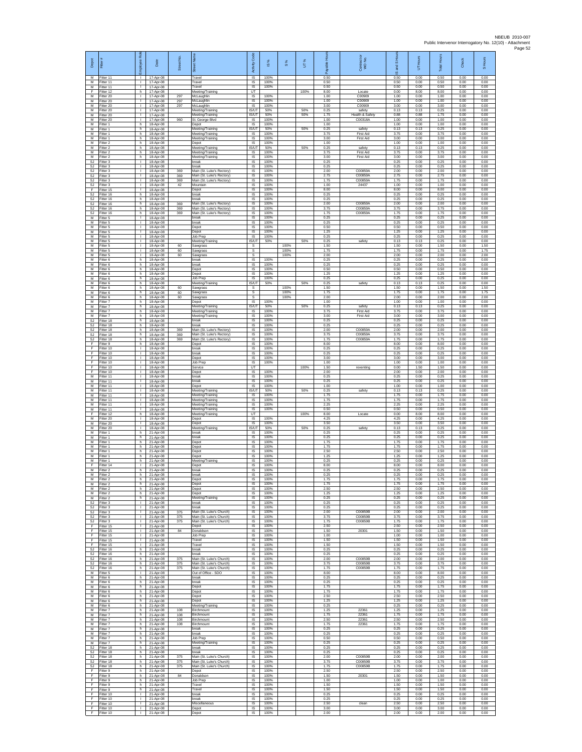| Depot | Fitter # | Employee Role | Date | Street No. | Street Name | Activity Code | IS % | S % | UT % | Payable Hours | Contract or WO No. | IS and S Hours | UT Hours | Total Hours | Check | S Hours |
|---|---|---|---|---|---|---|---|---|---|---|---|---|---|---|---|---|
| M | Fitter 11 | l | 17-Apr-08 | | Travel | IS | 100% | | | 0.50 | | 0.50 | 0.00 | 0.50 | 0.00 | 0.00 |
| M | Fitter 11 | l | 17-Apr-08 | | Travel | IS | 100% | | | 0.50 | | 0.50 | 0.00 | 0.50 | 0.00 | 0.00 |
| M | Fitter 11 | l | 17-Apr-08 | | Travel | IS | 100% | | | 0.50 | | 0.50 | 0.00 | 0.50 | 0.00 | 0.00 |
| F | Fitter 12 | h | 17-Apr-08 | | Meeting/Training | UT | | | 100% | 8.00 | Locate | 0.00 | 8.00 | 8.00 | 0.00 | 0.00 |
| M | Fitter 20 | l | 17-Apr-08 | 297 | McLaughlin | IS | 100% | | | 1.00 | C00909 | 1.00 | 0.00 | 1.00 | 0.00 | 0.00 |
| M | Fitter 20 | l | 17-Apr-08 | 297 | McLaughlin | IS | 100% | | | 1.00 | C00909 | 1.00 | 0.00 | 1.00 | 0.00 | 0.00 |
| M | Fitter 20 | l | 17-Apr-08 | 297 | McLaughlin | IS | 100% | | | 3.00 | C00909 | 3.00 | 0.00 | 3.00 | 0.00 | 0.00 |
| M | Fitter 20 | l | 17-Apr-08 | | Meeting/Training | IS/UT | 50% | | 50% | 0.25 | safety | 0.13 | 0.13 | 0.25 | 0.00 | 0.00 |
| M | Fitter 20 | l | 17-Apr-08 | | Meeting/Training | IS/UT | 50% | | 50% | 1.75 | Health & Safety | 0.88 | 0.88 | 1.75 | 0.00 | 0.00 |
| M | Fitter 20 | l | 17-Apr-08 | 960 | St. George Blvd | IS | 100% | | | 1.00 | C00318A | 1.00 | 0.00 | 1.00 | 0.00 | 0.00 |
| M | Fitter 1 | h | 18-Apr-08 | | Depot | IS | 100% | | | 1.00 | | 1.00 | 0.00 | 1.00 | 0.00 | 0.00 |
| M | Fitter 1 | h | 18-Apr-08 | | Meeting/Training | IS/UT | 50% | | 50% | 0.25 | safety | 0.13 | 0.13 | 0.25 | 0.00 | 0.00 |
| M | Fitter 1 | h | 18-Apr-08 | | Meeting/Training | IS | 100% | | | 3.75 | First Aid | 3.75 | 0.00 | 3.75 | 0.00 | 0.00 |
| M | Fitter 1 | h | 18-Apr-08 | | Meeting/Training | IS | 100% | | | 3.00 | First Aid | 3.00 | 0.00 | 3.00 | 0.00 | 0.00 |
| M | Fitter 2 | h | 18-Apr-08 | | Depot | IS | 100% | | | 1.00 | | 1.00 | 0.00 | 1.00 | 0.00 | 0.00 |
| M | Fitter 2 | h | 18-Apr-08 | | Meeting/Training | IS/UT | 50% | | 50% | 0.25 | safety | 0.13 | 0.13 | 0.25 | 0.00 | 0.00 |
| M | Fitter 2 | h | 18-Apr-08 | | Meeting/Training | IS | 100% | | | 3.75 | First Aid | 3.75 | 0.00 | 3.75 | 0.00 | 0.00 |
| M | Fitter 2 | h | 18-Apr-08 | | Meeting/Training | IS | 100% | | | 3.00 | First Aid | 3.00 | 0.00 | 3.00 | 0.00 | 0.00 |
| SJ | Fitter 3 | l | 18-Apr-08 | | break | IS | 100% | | | 0.25 | | 0.25 | 0.00 | 0.25 | 0.00 | 0.00 |
| SJ | Fitter 3 | l | 18-Apr-08 | | break | IS | 100% | | | 0.25 | | 0.25 | 0.00 | 0.25 | 0.00 | 0.00 |
| SJ | Fitter 3 | l | 18-Apr-08 | 369 | Main (St. Luke's Rectory) | IS | 100% | | | 2.00 | C00859A | 2.00 | 0.00 | 2.00 | 0.00 | 0.00 |
| SJ | Fitter 3 | l | 18-Apr-08 | 369 | Main (St. Luke's Rectory) | IS | 100% | | | 2.75 | C00859A | 2.75 | 0.00 | 2.75 | 0.00 | 0.00 |
| SJ | Fitter 3 | l | 18-Apr-08 | 369 | Main (St. Luke's Rectory) | IS | 100% | | | 1.75 | C00859A | 1.75 | 0.00 | 1.75 | 0.00 | 0.00 |
| SJ | Fitter 3 | l | 18-Apr-08 | 42 | Mountain | IS | 100% | | | 1.00 | 24437 | 1.00 | 0.00 | 1.00 | 0.00 | 0.00 |
| F | Fitter 15 | l | 18-Apr-08 | | Depot | IS | 100% | | | 8.00 | | 8.00 | 0.00 | 8.00 | 0.00 | 0.00 |
| SJ | Fitter 16 | h | 18-Apr-08 | | break | IS | 100% | | | 0.25 | | 0.25 | 0.00 | 0.25 | 0.00 | 0.00 |
| SJ | Fitter 16 | h | 18-Apr-08 | | break | IS | 100% | | | 0.25 | | 0.25 | 0.00 | 0.25 | 0.00 | 0.00 |
| SJ | Fitter 16 | h | 18-Apr-08 | 369 | Main (St. Luke's Rectory) | IS | 100% | | | 2.00 | C00859A | 2.00 | 0.00 | 2.00 | 0.00 | 0.00 |
| SJ | Fitter 16 | h | 18-Apr-08 | 369 | Main (St. Luke's Rectory) | IS | 100% | | | 3.75 | C00859A | 3.75 | 0.00 | 3.75 | 0.00 | 0.00 |
| SJ | Fitter 16 | h | 18-Apr-08 | 369 | Main (St. Luke's Rectory) | IS | 100% | | | 1.75 | C00859A | 1.75 | 0.00 | 1.75 | 0.00 | 0.00 |
| M | Fitter 5 | l | 18-Apr-08 | | break | IS | 100% | | | 0.25 | | 0.25 | 0.00 | 0.25 | 0.00 | 0.00 |
| M | Fitter 5 | l | 18-Apr-08 | | break | IS | 100% | | | 0.25 | | 0.25 | 0.00 | 0.25 | 0.00 | 0.00 |
| M | Fitter 5 | l | 18-Apr-08 | | Depot | IS | 100% | | | 0.50 | | 0.50 | 0.00 | 0.50 | 0.00 | 0.00 |
| M | Fitter 5 | l | 18-Apr-08 | | Depot | IS | 100% | | | 1.25 | | 1.25 | 0.00 | 1.25 | 0.00 | 0.00 |
| M | Fitter 5 | l | 18-Apr-08 | | Job Prep | IS | 100% | | | 0.25 | | 0.25 | 0.00 | 0.25 | 0.00 | 0.00 |
| M | Fitter 5 | l | 18-Apr-08 | | Meeting/Training | IS/UT | 50% | | 50% | 0.25 | safety | 0.13 | 0.13 | 0.25 | 0.00 | 0.00 |
| M | Fitter 5 | l | 18-Apr-08 | 60 | Sawgrass | S | | 100% | | 1.50 | | 1.50 | 0.00 | 1.50 | 0.00 | 1.50 |
| M | Fitter 5 | l | 18-Apr-08 | 60 | Sawgrass | S | | 100% | | 1.75 | | 1.75 | 0.00 | 1.75 | 0.00 | 1.75 |
| M | Fitter 5 | l | 18-Apr-08 | 60 | Sawgrass | S | | 100% | | 2.00 | | 2.00 | 0.00 | 2.00 | 0.00 | 2.00 |
| M | Fitter 6 | h | 18-Apr-08 | | break | IS | 100% | | | 0.25 | | 0.25 | 0.00 | 0.25 | 0.00 | 0.00 |
| M | Fitter 6 | h | 18-Apr-08 | | break | IS | 100% | | | 0.25 | | 0.25 | 0.00 | 0.25 | 0.00 | 0.00 |
| M | Fitter 6 | h | 18-Apr-08 | | Depot | IS | 100% | | | 0.50 | | 0.50 | 0.00 | 0.50 | 0.00 | 0.00 |
| M | Fitter 6 | h | 18-Apr-08 | | Depot | IS | 100% | | | 1.25 | | 1.25 | 0.00 | 1.25 | 0.00 | 0.00 |
| M | Fitter 6 | h | 18-Apr-08 | | Job Prep | IS | 100% | | | 0.25 | | 0.25 | 0.00 | 0.25 | 0.00 | 0.00 |
| M | Fitter 6 | h | 18-Apr-08 | | Meeting/Training | IS/UT | 50% | | 50% | 0.25 | safety | 0.13 | 0.13 | 0.25 | 0.00 | 0.00 |
| M | Fitter 6 | h | 18-Apr-08 | 60 | Sawgrass | S | | 100% | | 1.50 | | 1.50 | 0.00 | 1.50 | 0.00 | 1.50 |
| M | Fitter 6 | h | 18-Apr-08 | 60 | Sawgrass | S | | 100% | | 1.75 | | 1.75 | 0.00 | 1.75 | 0.00 | 1.75 |
| M | Fitter 6 | h | 18-Apr-08 | 60 | Sawgrass | S | | 100% | | 2.00 | | 2.00 | 0.00 | 2.00 | 0.00 | 2.00 |
| M | Fitter 7 | h | 18-Apr-08 | | Depot | IS | 100% | | | 1.00 | | 1.00 | 0.00 | 1.00 | 0.00 | 0.00 |
| M | Fitter 7 | h | 18-Apr-08 | | Meeting/Training | IS/UT | 50% | | 50% | 0.25 | safety | 0.13 | 0.13 | 0.25 | 0.00 | 0.00 |
| M | Fitter 7 | h | 18-Apr-08 | | Meeting/Training | IS | 100% | | | 3.75 | First Aid | 3.75 | 0.00 | 3.75 | 0.00 | 0.00 |
| M | Fitter 7 | h | 18-Apr-08 | | Meeting/Training | IS | 100% | | | 3.00 | First Aid | 3.00 | 0.00 | 3.00 | 0.00 | 0.00 |
| SJ | Fitter 18 | h | 18-Apr-08 | | break | IS | 100% | | | 0.25 | | 0.25 | 0.00 | 0.25 | 0.00 | 0.00 |
| SJ | Fitter 18 | h | 18-Apr-08 | | break | IS | 100% | | | 0.25 | | 0.25 | 0.00 | 0.25 | 0.00 | 0.00 |
| SJ | Fitter 18 | h | 18-Apr-08 | 369 | Main (St. Luke's Rectory) | IS | 100% | | | 2.00 | C00859A | 2.00 | 0.00 | 2.00 | 0.00 | 0.00 |
| SJ | Fitter 18 | h | 18-Apr-08 | 369 | Main (St. Luke's Rectory) | IS | 100% | | | 3.75 | C00859A | 3.75 | 0.00 | 3.75 | 0.00 | 0.00 |
| SJ | Fitter 18 | h | 18-Apr-08 | 369 | Main (St. Luke's Rectory) | IS | 100% | | | 1.75 | C00859A | 1.75 | 0.00 | 1.75 | 0.00 | 0.00 |
| F | Fitter 9 | h | 18-Apr-08 | | Depot | IS | 100% | | | 8.00 | | 8.00 | 0.00 | 8.00 | 0.00 | 0.00 |
| F | Fitter 10 | l | 18-Apr-08 | | break | IS | 100% | | | 0.25 | | 0.25 | 0.00 | 0.25 | 0.00 | 0.00 |
| F | Fitter 10 | l | 18-Apr-08 | | break | IS | 100% | | | 0.25 | | 0.25 | 0.00 | 0.25 | 0.00 | 0.00 |
| F | Fitter 10 | l | 18-Apr-08 | | Depot | IS | 100% | | | 3.00 | | 3.00 | 0.00 | 3.00 | 0.00 | 0.00 |
| F | Fitter 10 | l | 18-Apr-08 | | Job Prep | IS | 100% | | | 1.00 | | 1.00 | 0.00 | 1.00 | 0.00 | 0.00 |
| F | Fitter 10 | l | 18-Apr-08 | | Service | UT | | | 100% | 1.50 | reventing | 0.00 | 1.50 | 1.50 | 0.00 | 0.00 |
| F | Fitter 10 | l | 18-Apr-08 | | Depot | IS | 100% | | | 2.00 | | 2.00 | 0.00 | 2.00 | 0.00 | 0.00 |
| M | Fitter 11 | l | 18-Apr-08 | | break | IS | 100% | | | 0.25 | | 0.25 | 0.00 | 0.25 | 0.00 | 0.00 |
| M | Fitter 11 | l | 18-Apr-08 | | break | IS | 100% | | | 0.25 | | 0.25 | 0.00 | 0.25 | 0.00 | 0.00 |
| M | Fitter 11 | l | 18-Apr-08 | | Depot | IS | 100% | | | 1.00 | | 1.00 | 0.00 | 1.00 | 0.00 | 0.00 |
| M | Fitter 11 | l | 18-Apr-08 | | Meeting/Training | IS/UT | 50% | | 50% | 0.25 | safety | 0.13 | 0.13 | 0.25 | 0.00 | 0.00 |
| M | Fitter 11 | l | 18-Apr-08 | | Meeting/Training | IS | 100% | | | 1.75 | | 1.75 | 0.00 | 1.75 | 0.00 | 0.00 |
| M | Fitter 11 | l | 18-Apr-08 | | Meeting/Training | IS | 100% | | | 1.75 | | 1.75 | 0.00 | 1.75 | 0.00 | 0.00 |
| M | Fitter 11 | l | 18-Apr-08 | | Meeting/Training | IS | 100% | | | 2.25 | | 2.25 | 0.00 | 2.25 | 0.00 | 0.00 |
| M | Fitter 11 | l | 18-Apr-08 | | Meeting/Training | IS | 100% | | | 0.50 | | 0.50 | 0.00 | 0.50 | 0.00 | 0.00 |
| F | Fitter 12 | h | 18-Apr-08 | | Meeting/Training | UT | | | 100% | 8.00 | Locate | 0.00 | 8.00 | 8.00 | 0.00 | 0.00 |
| M | Fitter 20 | l | 18-Apr-08 | | Depot | IS | 100% | | | 4.25 | | 4.25 | 0.00 | 4.25 | 0.00 | 0.00 |
| M | Fitter 20 | l | 18-Apr-08 | | Depot | IS | 100% | | | 3.50 | | 3.50 | 0.00 | 3.50 | 0.00 | 0.00 |
| M | Fitter 20 | l | 18-Apr-08 | | Meeting/Training | IS/UT | 50% | | 50% | 0.25 | safety | 0.13 | 0.13 | 0.25 | 0.00 | 0.00 |
| M | Fitter 1 | h | 21-Apr-08 | | break | IS | 100% | | | 0.25 | | 0.25 | 0.00 | 0.25 | 0.00 | 0.00 |
| M | Fitter 1 | h | 21-Apr-08 | | break | IS | 100% | | | 0.25 | | 0.25 | 0.00 | 0.25 | 0.00 | 0.00 |
| M | Fitter 1 | h | 21-Apr-08 | | Depot | IS | 100% | | | 1.75 | | 1.75 | 0.00 | 1.75 | 0.00 | 0.00 |
| M | Fitter 1 | h | 21-Apr-08 | | Depot | IS | 100% | | | 1.75 | | 1.75 | 0.00 | 1.75 | 0.00 | 0.00 |
| M | Fitter 1 | h | 21-Apr-08 | | Depot | IS | 100% | | | 2.50 | | 2.50 | 0.00 | 2.50 | 0.00 | 0.00 |
| M | Fitter 1 | h | 21-Apr-08 | | Depot | IS | 100% | | | 1.25 | | 1.25 | 0.00 | 1.25 | 0.00 | 0.00 |
| M | Fitter 1 | h | 21-Apr-08 | | Meeting/Training | IS | 100% | | | 0.25 | | 0.25 | 0.00 | 0.25 | 0.00 | 0.00 |
| F | Fitter 14 | l | 21-Apr-08 | | Depot | IS | 100% | | | 8.00 | | 8.00 | 0.00 | 8.00 | 0.00 | 0.00 |
| M | Fitter 2 | h | 21-Apr-08 | | break | IS | 100% | | | 0.25 | | 0.25 | 0.00 | 0.25 | 0.00 | 0.00 |
| M | Fitter 2 | h | 21-Apr-08 | | break | IS | 100% | | | 0.25 | | 0.25 | 0.00 | 0.25 | 0.00 | 0.00 |
| M | Fitter 2 | h | 21-Apr-08 | | Depot | IS | 100% | | | 1.75 | | 1.75 | 0.00 | 1.75 | 0.00 | 0.00 |
| M | Fitter 2 | h | 21-Apr-08 | | Depot | IS | 100% | | | 1.75 | | 1.75 | 0.00 | 1.75 | 0.00 | 0.00 |
| M | Fitter 2 | h | 21-Apr-08 | | Depot | IS | 100% | | | 2.50 | | 2.50 | 0.00 | 2.50 | 0.00 | 0.00 |
| M | Fitter 2 | h | 21-Apr-08 | | Depot | IS | 100% | | | 1.25 | | 1.25 | 0.00 | 1.25 | 0.00 | 0.00 |
| M | Fitter 2 | h | 21-Apr-08 | | Meeting/Training | IS | 100% | | | 0.25 | | 0.25 | 0.00 | 0.25 | 0.00 | 0.00 |
| SJ | Fitter 3 | l | 21-Apr-08 | | break | IS | 100% | | | 0.25 | | 0.25 | 0.00 | 0.25 | 0.00 | 0.00 |
| SJ | Fitter 3 | l | 21-Apr-08 | | break | IS | 100% | | | 0.25 | | 0.25 | 0.00 | 0.25 | 0.00 | 0.00 |
| SJ | Fitter 3 | l | 21-Apr-08 | 375 | Main (St. Luke's Church) | IS | 100% | | | 2.00 | C00859B | 2.00 | 0.00 | 2.00 | 0.00 | 0.00 |
| SJ | Fitter 3 | l | 21-Apr-08 | 375 | Main (St. Luke's Church) | IS | 100% | | | 3.75 | C00859B | 3.75 | 0.00 | 3.75 | 0.00 | 0.00 |
| SJ | Fitter 3 | l | 21-Apr-08 | 375 | Main (St. Luke's Church) | IS | 100% | | | 1.75 | C00859B | 1.75 | 0.00 | 1.75 | 0.00 | 0.00 |
| F | Fitter 15 | l | 21-Apr-08 | | Depot | IS | 100% | | | 2.50 | | 2.50 | 0.00 | 2.50 | 0.00 | 0.00 |
| F | Fitter 15 | l | 21-Apr-08 | 84 | Donaldson | IS | 100% | | | 1.50 | 20301 | 1.50 | 0.00 | 1.50 | 0.00 | 0.00 |
| F | Fitter 15 | l | 21-Apr-08 | | Job Prep | IS | 100% | | | 1.00 | | 1.00 | 0.00 | 1.00 | 0.00 | 0.00 |
| F | Fitter 15 | l | 21-Apr-08 | | Travel | IS | 100% | | | 1.50 | | 1.50 | 0.00 | 1.50 | 0.00 | 0.00 |
| F | Fitter 15 | l | 21-Apr-08 | | Travel | IS | 100% | | | 1.50 | | 1.50 | 0.00 | 1.50 | 0.00 | 0.00 |
| SJ | Fitter 16 | h | 21-Apr-08 | | break | IS | 100% | | | 0.25 | | 0.25 | 0.00 | 0.25 | 0.00 | 0.00 |
| SJ | Fitter 16 | h | 21-Apr-08 | | break | IS | 100% | | | 0.25 | | 0.25 | 0.00 | 0.25 | 0.00 | 0.00 |
| SJ | Fitter 16 | h | 21-Apr-08 | 375 | Main (St. Luke's Church) | IS | 100% | | | 2.00 | C00859B | 2.00 | 0.00 | 2.00 | 0.00 | 0.00 |
| SJ | Fitter 16 | h | 21-Apr-08 | 375 | Main (St. Luke's Church) | IS | 100% | | | 3.75 | C00859B | 3.75 | 0.00 | 3.75 | 0.00 | 0.00 |
| SJ | Fitter 16 | h | 21-Apr-08 | 375 | Main (St. Luke's Church) | IS | 100% | | | 1.75 | C00859B | 1.75 | 0.00 | 1.75 | 0.00 | 0.00 |
| M | Fitter 5 | l | 21-Apr-08 | | Out of Office - SDO | IS | 100% | | | 8.00 | | 8.00 | 0.00 | 8.00 | 0.00 | 0.00 |
| M | Fitter 6 | h | 21-Apr-08 | | break | IS | 100% | | | 0.25 | | 0.25 | 0.00 | 0.25 | 0.00 | 0.00 |
| M | Fitter 6 | h | 21-Apr-08 | | break | IS | 100% | | | 0.25 | | 0.25 | 0.00 | 0.25 | 0.00 | 0.00 |
| M | Fitter 6 | h | 21-Apr-08 | | Depot | IS | 100% | | | 1.75 | | 1.75 | 0.00 | 1.75 | 0.00 | 0.00 |
| M | Fitter 6 | h | 21-Apr-08 | | Depot | IS | 100% | | | 1.75 | | 1.75 | 0.00 | 1.75 | 0.00 | 0.00 |
| M | Fitter 6 | h | 21-Apr-08 | | Depot | IS | 100% | | | 2.50 | | 2.50 | 0.00 | 2.50 | 0.00 | 0.00 |
| M | Fitter 6 | h | 21-Apr-08 | | Depot | IS | 100% | | | 1.25 | | 1.25 | 0.00 | 1.25 | 0.00 | 0.00 |
| M | Fitter 6 | h | 21-Apr-08 | | Meeting/Training | IS | 100% | | | 0.25 | | 0.25 | 0.00 | 0.25 | 0.00 | 0.00 |
| M | Fitter 7 | h | 21-Apr-08 | 108 | Birchmount | IS | 100% | | | 1.25 | 22361 | 1.25 | 0.00 | 1.25 | 0.00 | 0.00 |
| M | Fitter 7 | h | 21-Apr-08 | 108 | Birchmount | IS | 100% | | | 1.75 | 22361 | 1.75 | 0.00 | 1.75 | 0.00 | 0.00 |
| M | Fitter 7 | h | 21-Apr-08 | 108 | Birchmount | IS | 100% | | | 2.50 | 22361 | 2.50 | 0.00 | 2.50 | 0.00 | 0.00 |
| M | Fitter 7 | h | 21-Apr-08 | 108 | Birchmount | IS | 100% | | | 1.75 | 22361 | 1.75 | 0.00 | 1.75 | 0.00 | 0.00 |
| M | Fitter 7 | h | 21-Apr-08 | | break | IS | 100% | | | 0.25 | | 0.25 | 0.00 | 0.25 | 0.00 | 0.00 |
| M | Fitter 7 | h | 21-Apr-08 | | break | IS | 100% | | | 0.25 | | 0.25 | 0.00 | 0.25 | 0.00 | 0.00 |
| M | Fitter 7 | h | 21-Apr-08 | | Job Prep | IS | 100% | | | 0.50 | | 0.50 | 0.00 | 0.50 | 0.00 | 0.00 |
| M | Fitter 7 | h | 21-Apr-08 | | Meeting/Training | IS | 100% | | | 0.25 | | 0.25 | 0.00 | 0.25 | 0.00 | 0.00 |
| SJ | Fitter 18 | h | 21-Apr-08 | | break | IS | 100% | | | 0.25 | | 0.25 | 0.00 | 0.25 | 0.00 | 0.00 |
| SJ | Fitter 18 | h | 21-Apr-08 | | break | IS | 100% | | | 0.25 | | 0.25 | 0.00 | 0.25 | 0.00 | 0.00 |
| SJ | Fitter 18 | h | 21-Apr-08 | 375 | Main (St. Luke's Church) | IS | 100% | | | 2.00 | C00859B | 2.00 | 0.00 | 2.00 | 0.00 | 0.00 |
| SJ | Fitter 18 | h | 21-Apr-08 | 375 | Main (St. Luke's Church) | IS | 100% | | | 3.75 | C00859B | 3.75 | 0.00 | 3.75 | 0.00 | 0.00 |
| SJ | Fitter 18 | h | 21-Apr-08 | 375 | Main (St. Luke's Church) | IS | 100% | | | 1.75 | C00859B | 1.75 | 0.00 | 1.75 | 0.00 | 0.00 |
| F | Fitter 9 | h | 21-Apr-08 | | Depot | IS | 100% | | | 2.50 | | 2.50 | 0.00 | 2.50 | 0.00 | 0.00 |
| F | Fitter 9 | h | 21-Apr-08 | 84 | Donaldson | IS | 100% | | | 1.50 | 20301 | 1.50 | 0.00 | 1.50 | 0.00 | 0.00 |
| F | Fitter 9 | h | 21-Apr-08 | | Job Prep | IS | 100% | | | 1.00 | | 1.00 | 0.00 | 1.00 | 0.00 | 0.00 |
| F | Fitter 9 | h | 21-Apr-08 | | Travel | IS | 100% | | | 1.50 | | 1.50 | 0.00 | 1.50 | 0.00 | 0.00 |
| F | Fitter 9 | h | 21-Apr-08 | | Travel | IS | 100% | | | 1.50 | | 1.50 | 0.00 | 1.50 | 0.00 | 0.00 |
| F | Fitter 10 | l | 21-Apr-08 | | break | IS | 100% | | | 0.25 | | 0.25 | 0.00 | 0.25 | 0.00 | 0.00 |
| F | Fitter 10 | l | 21-Apr-08 | | break | IS | 100% | | | 0.25 | | 0.25 | 0.00 | 0.25 | 0.00 | 0.00 |
| F | Fitter 10 | l | 21-Apr-08 | | Miscellaneous | IS | 100% | | | 2.50 | clean | 2.50 | 0.00 | 2.50 | 0.00 | 0.00 |
| F | Fitter 10 | l | 21-Apr-08 | | Depot | IS | 100% | | | 3.00 | | 3.00 | 0.00 | 3.00 | 0.00 | 0.00 |
| F | Fitter 10 | l | 21-Apr-08 | | Depot | IS | 100% | | | 2.00 | | 2.00 | 0.00 | 2.00 | 0.00 | 0.00 |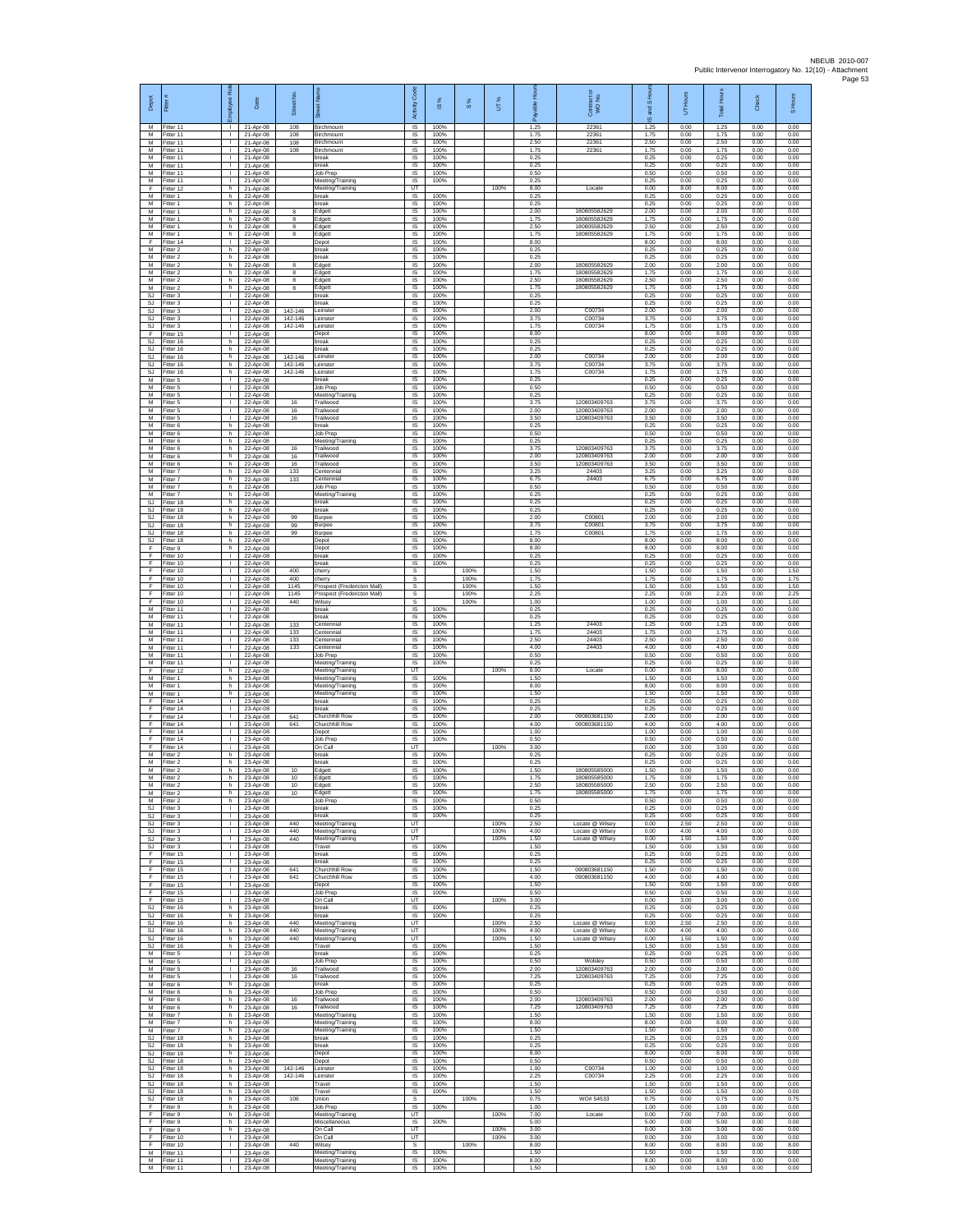| Depot | Fitter # | Employee Role | Date | Street No. | Street Name | Activity Code | IS % | S % | UT % | Payable Hours | Contractor WO No. | IS and S Hours | UT Hours | Total Hours | Check | S Hours |
|---|---|---|---|---|---|---|---|---|---|---|---|---|---|---|---|---|
| M | Fitter 11 | l | 21-Apr-08 | 108 | Birchmount | IS | 100% | | | 1.25 | 22361 | 1.25 | 0.00 | 1.25 | 0.00 | 0.00 |
| M | Fitter 11 | l | 21-Apr-08 | 108 | Birchmount | IS | 100% | | | 1.75 | 22361 | 1.75 | 0.00 | 1.75 | 0.00 | 0.00 |
| M | Fitter 11 | l | 21-Apr-08 | 108 | Birchmount | IS | 100% | | | 2.50 | 22361 | 2.50 | 0.00 | 2.50 | 0.00 | 0.00 |
| M | Fitter 11 | l | 21-Apr-08 | 108 | Birchmount | IS | 100% | | | 1.75 | 22361 | 1.75 | 0.00 | 1.75 | 0.00 | 0.00 |
| M | Fitter 11 | l | 21-Apr-08 | | break | IS | 100% | | | 0.25 | | 0.25 | 0.00 | 0.25 | 0.00 | 0.00 |
| M | Fitter 11 | l | 21-Apr-08 | | break | IS | 100% | | | 0.25 | | 0.25 | 0.00 | 0.25 | 0.00 | 0.00 |
| M | Fitter 11 | l | 21-Apr-08 | | Job Prep | IS | 100% | | | 0.50 | | 0.50 | 0.00 | 0.50 | 0.00 | 0.00 |
| M | Fitter 11 | l | 21-Apr-08 | | Meeting/Training | IS | 100% | | | 0.25 | | 0.25 | 0.00 | 0.25 | 0.00 | 0.00 |
| F | Fitter 12 | h | 21-Apr-08 | | Meeting/Training | UT | | | 100% | 8.00 | Locate | 0.00 | 8.00 | 8.00 | 0.00 | 0.00 |
| M | Fitter 1 | h | 22-Apr-08 | | break | IS | 100% | | | 0.25 | | 0.25 | 0.00 | 0.25 | 0.00 | 0.00 |
| M | Fitter 1 | h | 22-Apr-08 | | break | IS | 100% | | | 0.25 | | 0.25 | 0.00 | 0.25 | 0.00 | 0.00 |
| M | Fitter 1 | h | 22-Apr-08 | 8 | Edgett | IS | 100% | | | 2.00 | 180805582629 | 2.00 | 0.00 | 2.00 | 0.00 | 0.00 |
| M | Fitter 1 | h | 22-Apr-08 | 8 | Edgett | IS | 100% | | | 1.75 | 180805582629 | 1.75 | 0.00 | 1.75 | 0.00 | 0.00 |
| M | Fitter 1 | h | 22-Apr-08 | 8 | Edgett | IS | 100% | | | 2.50 | 180805582629 | 2.50 | 0.00 | 2.50 | 0.00 | 0.00 |
| M | Fitter 1 | h | 22-Apr-08 | 8 | Edgett | IS | 100% | | | 1.75 | 180805582629 | 1.75 | 0.00 | 1.75 | 0.00 | 0.00 |
| F | Fitter 14 | l | 22-Apr-08 | | Depot | IS | 100% | | | 8.00 | | 8.00 | 0.00 | 8.00 | 0.00 | 0.00 |
| M | Fitter 2 | h | 22-Apr-08 | | break | IS | 100% | | | 0.25 | | 0.25 | 0.00 | 0.25 | 0.00 | 0.00 |
| M | Fitter 2 | h | 22-Apr-08 | | break | IS | 100% | | | 0.25 | | 0.25 | 0.00 | 0.25 | 0.00 | 0.00 |
| M | Fitter 2 | h | 22-Apr-08 | 8 | Edgett | IS | 100% | | | 2.00 | 180805582629 | 2.00 | 0.00 | 2.00 | 0.00 | 0.00 |
| M | Fitter 2 | h | 22-Apr-08 | 8 | Edgett | IS | 100% | | | 1.75 | 180805582629 | 1.75 | 0.00 | 1.75 | 0.00 | 0.00 |
| M | Fitter 2 | h | 22-Apr-08 | 8 | Edgett | IS | 100% | | | 2.50 | 180805582629 | 2.50 | 0.00 | 2.50 | 0.00 | 0.00 |
| M | Fitter 2 | h | 22-Apr-08 | 8 | Edgett | IS | 100% | | | 1.75 | 180805582629 | 1.75 | 0.00 | 1.75 | 0.00 | 0.00 |
| SJ | Fitter 3 | l | 22-Apr-08 | | break | IS | 100% | | | 0.25 | | 0.25 | 0.00 | 0.25 | 0.00 | 0.00 |
| SJ | Fitter 3 | l | 22-Apr-08 | | break | IS | 100% | | | 0.25 | | 0.25 | 0.00 | 0.25 | 0.00 | 0.00 |
| SJ | Fitter 3 | l | 22-Apr-08 | 142-146 | Leinster | IS | 100% | | | 2.00 | C00734 | 2.00 | 0.00 | 2.00 | 0.00 | 0.00 |
| SJ | Fitter 3 | l | 22-Apr-08 | 142-146 | Leinster | IS | 100% | | | 3.75 | C00734 | 3.75 | 0.00 | 3.75 | 0.00 | 0.00 |
| SJ | Fitter 3 | l | 22-Apr-08 | 142-146 | Leinster | IS | 100% | | | 1.75 | C00734 | 1.75 | 0.00 | 1.75 | 0.00 | 0.00 |
| F | Fitter 15 | l | 22-Apr-08 | | Depot | IS | 100% | | | 8.00 | | 8.00 | 0.00 | 8.00 | 0.00 | 0.00 |
| SJ | Fitter 16 | h | 22-Apr-08 | | break | IS | 100% | | | 0.25 | | 0.25 | 0.00 | 0.25 | 0.00 | 0.00 |
| SJ | Fitter 16 | h | 22-Apr-08 | | break | IS | 100% | | | 0.25 | | 0.25 | 0.00 | 0.25 | 0.00 | 0.00 |
| SJ | Fitter 16 | h | 22-Apr-08 | 142-146 | Leinster | IS | 100% | | | 2.00 | C00734 | 2.00 | 0.00 | 2.00 | 0.00 | 0.00 |
| SJ | Fitter 16 | h | 22-Apr-08 | 142-146 | Leinster | IS | 100% | | | 3.75 | C00734 | 3.75 | 0.00 | 3.75 | 0.00 | 0.00 |
| SJ | Fitter 16 | h | 22-Apr-08 | 142-146 | Leinster | IS | 100% | | | 1.75 | C00734 | 1.75 | 0.00 | 1.75 | 0.00 | 0.00 |
| M | Fitter 5 | l | 22-Apr-08 | | break | IS | 100% | | | 0.25 | | 0.25 | 0.00 | 0.25 | 0.00 | 0.00 |
| M | Fitter 5 | l | 22-Apr-08 | | Job Prep | IS | 100% | | | 0.50 | | 0.50 | 0.00 | 0.50 | 0.00 | 0.00 |
| M | Fitter 5 | l | 22-Apr-08 | | Meeting/Training | IS | 100% | | | 0.25 | | 0.25 | 0.00 | 0.25 | 0.00 | 0.00 |
| M | Fitter 5 | l | 22-Apr-08 | 16 | Trailwood | IS | 100% | | | 3.75 | 120803409763 | 3.75 | 0.00 | 3.75 | 0.00 | 0.00 |
| M | Fitter 5 | l | 22-Apr-08 | 16 | Trailwood | IS | 100% | | | 2.00 | 120803409763 | 2.00 | 0.00 | 2.00 | 0.00 | 0.00 |
| M | Fitter 5 | l | 22-Apr-08 | 16 | Trailwood | IS | 100% | | | 3.50 | 120803409763 | 3.50 | 0.00 | 3.50 | 0.00 | 0.00 |
| M | Fitter 6 | h | 22-Apr-08 | | break | IS | 100% | | | 0.25 | | 0.25 | 0.00 | 0.25 | 0.00 | 0.00 |
| M | Fitter 6 | h | 22-Apr-08 | | Job Prep | IS | 100% | | | 0.50 | | 0.50 | 0.00 | 0.50 | 0.00 | 0.00 |
| M | Fitter 6 | h | 22-Apr-08 | | Meeting/Training | IS | 100% | | | 0.25 | | 0.25 | 0.00 | 0.25 | 0.00 | 0.00 |
| M | Fitter 6 | h | 22-Apr-08 | 16 | Trailwood | IS | 100% | | | 3.75 | 120803409763 | 3.75 | 0.00 | 3.75 | 0.00 | 0.00 |
| M | Fitter 6 | h | 22-Apr-08 | 16 | Trailwood | IS | 100% | | | 2.00 | 120803409763 | 2.00 | 0.00 | 2.00 | 0.00 | 0.00 |
| M | Fitter 6 | h | 22-Apr-08 | 16 | Trailwood | IS | 100% | | | 3.50 | 120803409763 | 3.50 | 0.00 | 3.50 | 0.00 | 0.00 |
| M | Fitter 7 | h | 22-Apr-08 | 133 | Centennial | IS | 100% | | | 3.25 | 24403 | 3.25 | 0.00 | 3.25 | 0.00 | 0.00 |
| M | Fitter 7 | h | 22-Apr-08 | 133 | Centennial | IS | 100% | | | 6.75 | 24403 | 6.75 | 0.00 | 6.75 | 0.00 | 0.00 |
| M | Fitter 7 | h | 22-Apr-08 | | Job Prep | IS | 100% | | | 0.50 | | 0.50 | 0.00 | 0.50 | 0.00 | 0.00 |
| M | Fitter 7 | h | 22-Apr-08 | | Meeting/Training | IS | 100% | | | 0.25 | | 0.25 | 0.00 | 0.25 | 0.00 | 0.00 |
| SJ | Fitter 18 | h | 22-Apr-08 | | break | IS | 100% | | | 0.25 | | 0.25 | 0.00 | 0.25 | 0.00 | 0.00 |
| SJ | Fitter 18 | h | 22-Apr-08 | | break | IS | 100% | | | 0.25 | | 0.25 | 0.00 | 0.25 | 0.00 | 0.00 |
| SJ | Fitter 18 | h | 22-Apr-08 | 99 | Burpee | IS | 100% | | | 2.00 | C00801 | 2.00 | 0.00 | 2.00 | 0.00 | 0.00 |
| SJ | Fitter 18 | h | 22-Apr-08 | 99 | Burpee | IS | 100% | | | 3.75 | C00801 | 3.75 | 0.00 | 3.75 | 0.00 | 0.00 |
| SJ | Fitter 18 | h | 22-Apr-08 | 99 | Burpee | IS | 100% | | | 1.75 | C00801 | 1.75 | 0.00 | 1.75 | 0.00 | 0.00 |
| SJ | Fitter 18 | h | 22-Apr-08 | | Depot | IS | 100% | | | 8.00 | | 8.00 | 0.00 | 8.00 | 0.00 | 0.00 |
| F | Fitter 9 | h | 22-Apr-08 | | Depot | IS | 100% | | | 8.00 | | 8.00 | 0.00 | 8.00 | 0.00 | 0.00 |
| F | Fitter 10 | l | 22-Apr-08 | | break | IS | 100% | | | 0.25 | | 0.25 | 0.00 | 0.25 | 0.00 | 0.00 |
| F | Fitter 10 | l | 22-Apr-08 | | break | IS | 100% | | | 0.25 | | 0.25 | 0.00 | 0.25 | 0.00 | 0.00 |
| F | Fitter 10 | l | 22-Apr-08 | 400 | cherry | S | | 100% | | 1.50 | | 1.50 | 0.00 | 1.50 | 0.00 | 1.50 |
| F | Fitter 10 | l | 22-Apr-08 | 400 | cherry | S | | 100% | | 1.75 | | 1.75 | 0.00 | 1.75 | 0.00 | 1.75 |
| F | Fitter 10 | l | 22-Apr-08 | 1145 | Prospect (Fredericton Mall) | S | | 100% | | 1.50 | | 1.50 | 0.00 | 1.50 | 0.00 | 1.50 |
| F | Fitter 10 | l | 22-Apr-08 | 1145 | Prospect (Fredericton Mall) | S | | 100% | | 2.25 | | 2.25 | 0.00 | 2.25 | 0.00 | 2.25 |
| F | Fitter 10 | l | 22-Apr-08 | 440 | Wilsey | S | | 100% | | 1.00 | | 1.00 | 0.00 | 1.00 | 0.00 | 1.00 |
| M | Fitter 11 | l | 22-Apr-08 | | break | IS | 100% | | | 0.25 | | 0.25 | 0.00 | 0.25 | 0.00 | 0.00 |
| M | Fitter 11 | l | 22-Apr-08 | | break | IS | 100% | | | 0.25 | | 0.25 | 0.00 | 0.25 | 0.00 | 0.00 |
| M | Fitter 11 | l | 22-Apr-08 | 133 | Centennial | IS | 100% | | | 1.25 | 24403 | 1.25 | 0.00 | 1.25 | 0.00 | 0.00 |
| M | Fitter 11 | l | 22-Apr-08 | 133 | Centennial | IS | 100% | | | 1.75 | 24403 | 1.75 | 0.00 | 1.75 | 0.00 | 0.00 |
| M | Fitter 11 | l | 22-Apr-08 | 133 | Centennial | IS | 100% | | | 2.50 | 24403 | 2.50 | 0.00 | 2.50 | 0.00 | 0.00 |
| M | Fitter 11 | l | 22-Apr-08 | 133 | Centennial | IS | 100% | | | 4.00 | 24403 | 4.00 | 0.00 | 4.00 | 0.00 | 0.00 |
| M | Fitter 11 | l | 22-Apr-08 | | Job Prep | IS | 100% | | | 0.50 | | 0.50 | 0.00 | 0.50 | 0.00 | 0.00 |
| M | Fitter 11 | l | 22-Apr-08 | | Meeting/Training | IS | 100% | | | 0.25 | | 0.25 | 0.00 | 0.25 | 0.00 | 0.00 |
| F | Fitter 12 | h | 22-Apr-08 | | Meeting/Training | UT | | | 100% | 8.00 | Locate | 0.00 | 8.00 | 8.00 | 0.00 | 0.00 |
| M | Fitter 1 | h | 23-Apr-08 | | Meeting/Training | IS | 100% | | | 1.50 | | 1.50 | 0.00 | 1.50 | 0.00 | 0.00 |
| M | Fitter 1 | h | 23-Apr-08 | | Meeting/Training | IS | 100% | | | 8.00 | | 8.00 | 0.00 | 8.00 | 0.00 | 0.00 |
| M | Fitter 1 | h | 23-Apr-08 | | Meeting/Training | IS | 100% | | | 1.50 | | 1.50 | 0.00 | 1.50 | 0.00 | 0.00 |
| F | Fitter 14 | l | 23-Apr-08 | | break | IS | 100% | | | 0.25 | | 0.25 | 0.00 | 0.25 | 0.00 | 0.00 |
| F | Fitter 14 | l | 23-Apr-08 | | break | IS | 100% | | | 0.25 | | 0.25 | 0.00 | 0.25 | 0.00 | 0.00 |
| F | Fitter 14 | l | 23-Apr-08 | 641 | Churchhill Row | IS | 100% | | | 2.00 | 090803681150 | 2.00 | 0.00 | 2.00 | 0.00 | 0.00 |
| F | Fitter 14 | l | 23-Apr-08 | 641 | Churchhill Row | IS | 100% | | | 4.00 | 090803681150 | 4.00 | 0.00 | 4.00 | 0.00 | 0.00 |
| F | Fitter 14 | l | 23-Apr-08 | | Depot | IS | 100% | | | 1.00 | | 1.00 | 0.00 | 1.00 | 0.00 | 0.00 |
| F | Fitter 14 | l | 23-Apr-08 | | Job Prep | IS | 100% | | | 0.50 | | 0.50 | 0.00 | 0.50 | 0.00 | 0.00 |
| F | Fitter 14 | l | 23-Apr-08 | | On Call | UT | | | 100% | 3.00 | | 0.00 | 3.00 | 3.00 | 0.00 | 0.00 |
| M | Fitter 2 | h | 23-Apr-08 | | break | IS | 100% | | | 0.25 | | 0.25 | 0.00 | 0.25 | 0.00 | 0.00 |
| M | Fitter 2 | h | 23-Apr-08 | | break | IS | 100% | | | 0.25 | | 0.25 | 0.00 | 0.25 | 0.00 | 0.00 |
| M | Fitter 2 | h | 23-Apr-08 | 10 | Edgett | IS | 100% | | | 1.50 | 180805585000 | 1.50 | 0.00 | 1.50 | 0.00 | 0.00 |
| M | Fitter 2 | h | 23-Apr-08 | 10 | Edgett | IS | 100% | | | 1.75 | 180805585000 | 1.75 | 0.00 | 1.75 | 0.00 | 0.00 |
| M | Fitter 2 | h | 23-Apr-08 | 10 | Edgett | IS | 100% | | | 2.50 | 180805585000 | 2.50 | 0.00 | 2.50 | 0.00 | 0.00 |
| M | Fitter 2 | h | 23-Apr-08 | 10 | Edgett | IS | 100% | | | 1.75 | 180805585000 | 1.75 | 0.00 | 1.75 | 0.00 | 0.00 |
| M | Fitter 2 | h | 23-Apr-08 | | Job Prep | IS | 100% | | | 0.50 | | 0.50 | 0.00 | 0.50 | 0.00 | 0.00 |
| SJ | Fitter 3 | l | 23-Apr-08 | | break | IS | 100% | | | 0.25 | | 0.25 | 0.00 | 0.25 | 0.00 | 0.00 |
| SJ | Fitter 3 | l | 23-Apr-08 | | break | IS | 100% | | | 0.25 | | 0.25 | 0.00 | 0.25 | 0.00 | 0.00 |
| SJ | Fitter 3 | l | 23-Apr-08 | 440 | Meeting/Training | UT | | | 100% | 2.50 | Locate @ Wilsey | 0.00 | 2.50 | 2.50 | 0.00 | 0.00 |
| SJ | Fitter 3 | l | 23-Apr-08 | 440 | Meeting/Training | UT | | | 100% | 4.00 | Locate @ Wilsey | 0.00 | 4.00 | 4.00 | 0.00 | 0.00 |
| SJ | Fitter 3 | l | 23-Apr-08 | 440 | Meeting/Training | UT | | | 100% | 1.50 | Locate @ Wilsey | 0.00 | 1.50 | 1.50 | 0.00 | 0.00 |
| SJ | Fitter 3 | l | 23-Apr-08 | | Travel | IS | 100% | | | 1.50 | | 1.50 | 0.00 | 1.50 | 0.00 | 0.00 |
| F | Fitter 15 | l | 23-Apr-08 | | break | IS | 100% | | | 0.25 | | 0.25 | 0.00 | 0.25 | 0.00 | 0.00 |
| F | Fitter 15 | l | 23-Apr-08 | | break | IS | 100% | | | 0.25 | | 0.25 | 0.00 | 0.25 | 0.00 | 0.00 |
| F | Fitter 15 | l | 23-Apr-08 | 641 | Churchhill Row | IS | 100% | | | 1.50 | 090803681150 | 1.50 | 0.00 | 1.50 | 0.00 | 0.00 |
| F | Fitter 15 | l | 23-Apr-08 | 641 | Churchhill Row | IS | 100% | | | 4.00 | 090803681150 | 4.00 | 0.00 | 4.00 | 0.00 | 0.00 |
| F | Fitter 15 | l | 23-Apr-08 | | Depot | IS | 100% | | | 1.50 | | 1.50 | 0.00 | 1.50 | 0.00 | 0.00 |
| F | Fitter 15 | l | 23-Apr-08 | | Job Prep | IS | 100% | | | 0.50 | | 0.50 | 0.00 | 0.50 | 0.00 | 0.00 |
| F | Fitter 15 | l | 23-Apr-08 | | On Call | UT | | | 100% | 3.00 | | 0.00 | 3.00 | 3.00 | 0.00 | 0.00 |
| SJ | Fitter 16 | h | 23-Apr-08 | | break | IS | 100% | | | 0.25 | | 0.25 | 0.00 | 0.25 | 0.00 | 0.00 |
| SJ | Fitter 16 | h | 23-Apr-08 | | break | IS | 100% | | | 0.25 | | 0.25 | 0.00 | 0.25 | 0.00 | 0.00 |
| SJ | Fitter 16 | h | 23-Apr-08 | 440 | Meeting/Training | UT | | | 100% | 2.50 | Locate @ Wilsey | 0.00 | 2.50 | 2.50 | 0.00 | 0.00 |
| SJ | Fitter 16 | h | 23-Apr-08 | 440 | Meeting/Training | UT | | | 100% | 4.00 | Locate @ Wilsey | 0.00 | 4.00 | 4.00 | 0.00 | 0.00 |
| SJ | Fitter 16 | h | 23-Apr-08 | 440 | Meeting/Training | UT | | | 100% | 1.50 | Locate @ Wilsey | 0.00 | 1.50 | 1.50 | 0.00 | 0.00 |
| SJ | Fitter 16 | h | 23-Apr-08 | | Travel | IS | 100% | | | 1.50 | | 1.50 | 0.00 | 1.50 | 0.00 | 0.00 |
| M | Fitter 5 | l | 23-Apr-08 | | break | IS | 100% | | | 0.25 | | 0.25 | 0.00 | 0.25 | 0.00 | 0.00 |
| M | Fitter 5 | l | 23-Apr-08 | | Job Prep | IS | 100% | | | 0.50 | Wolsley | 0.50 | 0.00 | 0.50 | 0.00 | 0.00 |
| M | Fitter 5 | l | 23-Apr-08 | 16 | Trailwood | IS | 100% | | | 2.00 | 120803409763 | 2.00 | 0.00 | 2.00 | 0.00 | 0.00 |
| M | Fitter 5 | l | 23-Apr-08 | 16 | Trailwood | IS | 100% | | | 7.25 | 120803409763 | 7.25 | 0.00 | 7.25 | 0.00 | 0.00 |
| M | Fitter 6 | h | 23-Apr-08 | | break | IS | 100% | | | 0.25 | | 0.25 | 0.00 | 0.25 | 0.00 | 0.00 |
| M | Fitter 6 | h | 23-Apr-08 | | Job Prep | IS | 100% | | | 0.50 | | 0.50 | 0.00 | 0.50 | 0.00 | 0.00 |
| M | Fitter 6 | h | 23-Apr-08 | 16 | Trailwood | IS | 100% | | | 2.00 | 120803409763 | 2.00 | 0.00 | 2.00 | 0.00 | 0.00 |
| M | Fitter 6 | h | 23-Apr-08 | 16 | Trailwood | IS | 100% | | | 7.25 | 120803409763 | 7.25 | 0.00 | 7.25 | 0.00 | 0.00 |
| M | Fitter 7 | h | 23-Apr-08 | | Meeting/Training | IS | 100% | | | 1.50 | | 1.50 | 0.00 | 1.50 | 0.00 | 0.00 |
| M | Fitter 7 | h | 23-Apr-08 | | Meeting/Training | IS | 100% | | | 8.00 | | 8.00 | 0.00 | 8.00 | 0.00 | 0.00 |
| M | Fitter 7 | h | 23-Apr-08 | | Meeting/Training | IS | 100% | | | 1.50 | | 1.50 | 0.00 | 1.50 | 0.00 | 0.00 |
| SJ | Fitter 18 | h | 23-Apr-08 | | break | IS | 100% | | | 0.25 | | 0.25 | 0.00 | 0.25 | 0.00 | 0.00 |
| SJ | Fitter 18 | h | 23-Apr-08 | | break | IS | 100% | | | 0.25 | | 0.25 | 0.00 | 0.25 | 0.00 | 0.00 |
| SJ | Fitter 18 | h | 23-Apr-08 | | Depot | IS | 100% | | | 8.00 | | 8.00 | 0.00 | 8.00 | 0.00 | 0.00 |
| SJ | Fitter 18 | h | 23-Apr-08 | | Depot | IS | 100% | | | 0.50 | | 0.50 | 0.00 | 0.50 | 0.00 | 0.00 |
| SJ | Fitter 18 | h | 23-Apr-08 | 142-146 | Leinster | IS | 100% | | | 1.00 | C00734 | 1.00 | 0.00 | 1.00 | 0.00 | 0.00 |
| SJ | Fitter 18 | h | 23-Apr-08 | 142-146 | Leinster | IS | 100% | | | 2.25 | C00734 | 2.25 | 0.00 | 2.25 | 0.00 | 0.00 |
| SJ | Fitter 18 | h | 23-Apr-08 | | Travel | IS | 100% | | | 1.50 | | 1.50 | 0.00 | 1.50 | 0.00 | 0.00 |
| SJ | Fitter 18 | h | 23-Apr-08 | | Travel | IS | 100% | | | 1.50 | | 1.50 | 0.00 | 1.50 | 0.00 | 0.00 |
| SJ | Fitter 18 | h | 23-Apr-08 | 106 | Union | S | | 100% | | 0.75 | WO# 54533 | 0.75 | 0.00 | 0.75 | 0.00 | 0.75 |
| F | Fitter 9 | h | 23-Apr-08 | | Job Prep | IS | 100% | | | 1.00 | | 1.00 | 0.00 | 1.00 | 0.00 | 0.00 |
| F | Fitter 9 | h | 23-Apr-08 | | Meeting/Training | UT | | | 100% | 7.00 | Locate | 0.00 | 7.00 | 7.00 | 0.00 | 0.00 |
| F | Fitter 9 | h | 23-Apr-08 | | Miscellaneous | IS | 100% | | | 5.00 | | 5.00 | 0.00 | 5.00 | 0.00 | 0.00 |
| F | Fitter 9 | h | 23-Apr-08 | | On Call | UT | | | 100% | 3.00 | | 0.00 | 3.00 | 3.00 | 0.00 | 0.00 |
| F | Fitter 10 | l | 23-Apr-08 | | On Call | UT | | | 100% | 3.00 | | 0.00 | 3.00 | 3.00 | 0.00 | 0.00 |
| F | Fitter 10 | l | 23-Apr-08 | 440 | Wilsey | S | | 100% | | 8.00 | | 8.00 | 0.00 | 8.00 | 0.00 | 8.00 |
| M | Fitter 11 | l | 23-Apr-08 | | Meeting/Training | IS | 100% | | | 1.50 | | 1.50 | 0.00 | 1.50 | 0.00 | 0.00 |
| M | Fitter 11 | l | 23-Apr-08 | | Meeting/Training | IS | 100% | | | 8.00 | | 8.00 | 0.00 | 8.00 | 0.00 | 0.00 |
| M | Fitter 11 | l | 23-Apr-08 | | Meeting/Training | IS | 100% | | | 1.50 | | 1.50 | 0.00 | 1.50 | 0.00 | 0.00 |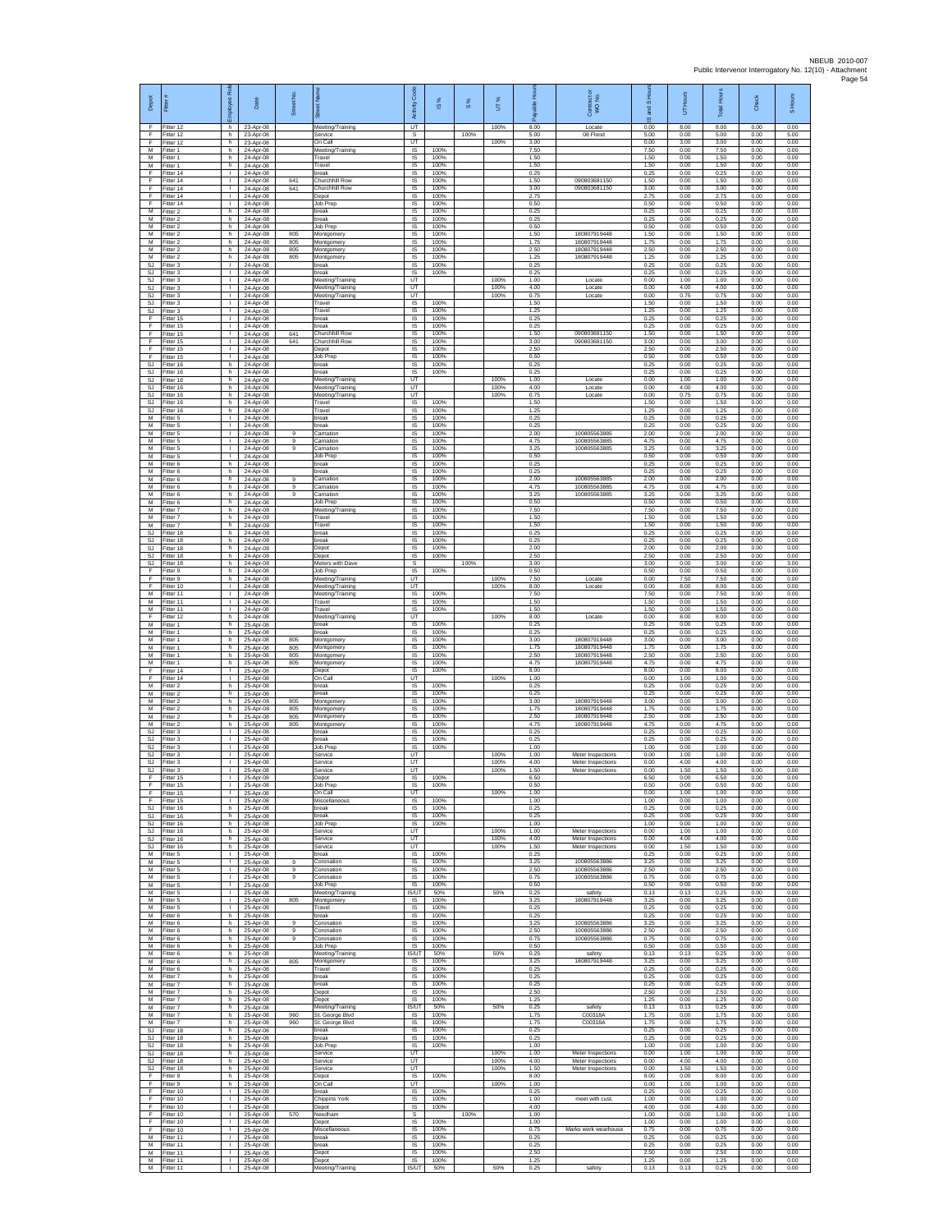| Depot | Fitter # | Employee Role | Date | Street No. | Street Name | Activity Code | IS % | S % | UT % | Payable Hours | Contract or WO No. | IS and S Hours | UT Hours | Total Hours | Check | S Hours |
|---|---|---|---|---|---|---|---|---|---|---|---|---|---|---|---|---|
| F | Fitter 12 | h | 23-Apr-08 | | Meeting/Training | UT | | | 100% | 8.00 | Locate | 0.00 | 8.00 | 8.00 | 0.00 | 0.00 |
| F | Fitter 12 | h | 23-Apr-08 | | Service | S | | 100% | | 5.00 | 08 Flood | 5.00 | 0.00 | 5.00 | 0.00 | 5.00 |
| F | Fitter 12 | h | 23-Apr-08 | | On Call | UT | | | 100% | 3.00 | | 0.00 | 3.00 | 3.00 | 0.00 | 0.00 |
| M | Fitter 1 | h | 24-Apr-08 | | Meeting/Training | IS | 100% | | | 7.50 | | 7.50 | 0.00 | 7.50 | 0.00 | 0.00 |
| M | Fitter 1 | h | 24-Apr-08 | | Travel | IS | 100% | | | 1.50 | | 1.50 | 0.00 | 1.50 | 0.00 | 0.00 |
| M | Fitter 1 | h | 24-Apr-08 | | Travel | IS | 100% | | | 1.50 | | 1.50 | 0.00 | 1.50 | 0.00 | 0.00 |
| F | Fitter 14 | I | 24-Apr-08 | | break | IS | 100% | | | 0.25 | | 0.25 | 0.00 | 0.25 | 0.00 | 0.00 |
| F | Fitter 14 | I | 24-Apr-08 | 641 | Churchhill Row | IS | 100% | | | 1.50 | 090803681150 | 1.50 | 0.00 | 1.50 | 0.00 | 0.00 |
| F | Fitter 14 | I | 24-Apr-08 | 641 | Churchhill Row | IS | 100% | | | 3.00 | 090803681150 | 3.00 | 0.00 | 3.00 | 0.00 | 0.00 |
| F | Fitter 14 | I | 24-Apr-08 | | Depot | IS | 100% | | | 2.75 | | 2.75 | 0.00 | 2.75 | 0.00 | 0.00 |
| F | Fitter 14 | I | 24-Apr-08 | | Job Prep | IS | 100% | | | 0.50 | | 0.50 | 0.00 | 0.50 | 0.00 | 0.00 |
| M | Fitter 2 | h | 24-Apr-08 | | break | IS | 100% | | | 0.25 | | 0.25 | 0.00 | 0.25 | 0.00 | 0.00 |
| M | Fitter 2 | h | 24-Apr-08 | | break | IS | 100% | | | 0.25 | | 0.25 | 0.00 | 0.25 | 0.00 | 0.00 |
| M | Fitter 2 | h | 24-Apr-08 | | Job Prep | IS | 100% | | | 0.50 | | 0.50 | 0.00 | 0.50 | 0.00 | 0.00 |
| M | Fitter 2 | h | 24-Apr-08 | 805 | Montgomery | IS | 100% | | | 1.50 | 180807919448 | 1.50 | 0.00 | 1.50 | 0.00 | 0.00 |
| M | Fitter 2 | h | 24-Apr-08 | 805 | Montgomery | IS | 100% | | | 1.75 | 180807919448 | 1.75 | 0.00 | 1.75 | 0.00 | 0.00 |
| M | Fitter 2 | h | 24-Apr-08 | 805 | Montgomery | IS | 100% | | | 2.50 | 180807919448 | 2.50 | 0.00 | 2.50 | 0.00 | 0.00 |
| M | Fitter 2 | h | 24-Apr-08 | 805 | Montgomery | IS | 100% | | | 1.25 | 180807919448 | 1.25 | 0.00 | 1.25 | 0.00 | 0.00 |
| SJ | Fitter 3 | I | 24-Apr-08 | | break | IS | 100% | | | 0.25 | | 0.25 | 0.00 | 0.25 | 0.00 | 0.00 |
| SJ | Fitter 3 | I | 24-Apr-08 | | break | IS | 100% | | | 0.25 | | 0.25 | 0.00 | 0.25 | 0.00 | 0.00 |
| SJ | Fitter 3 | I | 24-Apr-08 | | Meeting/Training | UT | | | 100% | 1.00 | Locate | 0.00 | 1.00 | 1.00 | 0.00 | 0.00 |
| SJ | Fitter 3 | I | 24-Apr-08 | | Meeting/Training | UT | | | 100% | 4.00 | Locate | 0.00 | 4.00 | 4.00 | 0.00 | 0.00 |
| SJ | Fitter 3 | I | 24-Apr-08 | | Meeting/Training | UT | | | 100% | 0.75 | Locate | 0.00 | 0.75 | 0.75 | 0.00 | 0.00 |
| SJ | Fitter 3 | I | 24-Apr-08 | | Travel | IS | 100% | | | 1.50 | | 1.50 | 0.00 | 1.50 | 0.00 | 0.00 |
| SJ | Fitter 3 | I | 24-Apr-08 | | Travel | IS | 100% | | | 1.25 | | 1.25 | 0.00 | 1.25 | 0.00 | 0.00 |
| F | Fitter 15 | I | 24-Apr-08 | | break | IS | 100% | | | 0.25 | | 0.25 | 0.00 | 0.25 | 0.00 | 0.00 |
| F | Fitter 15 | I | 24-Apr-08 | | break | IS | 100% | | | 0.25 | | 0.25 | 0.00 | 0.25 | 0.00 | 0.00 |
| F | Fitter 15 | I | 24-Apr-08 | 641 | Churchhill Row | IS | 100% | | | 1.50 | 090803681150 | 1.50 | 0.00 | 1.50 | 0.00 | 0.00 |
| F | Fitter 15 | I | 24-Apr-08 | 641 | Churchhill Row | IS | 100% | | | 3.00 | 090803681150 | 3.00 | 0.00 | 3.00 | 0.00 | 0.00 |
| F | Fitter 15 | I | 24-Apr-08 | | Depot | IS | 100% | | | 2.50 | | 2.50 | 0.00 | 2.50 | 0.00 | 0.00 |
| F | Fitter 15 | I | 24-Apr-08 | | Job Prep | IS | 100% | | | 0.50 | | 0.50 | 0.00 | 0.50 | 0.00 | 0.00 |
| SJ | Fitter 16 | h | 24-Apr-08 | | break | IS | 100% | | | 0.25 | | 0.25 | 0.00 | 0.25 | 0.00 | 0.00 |
| SJ | Fitter 16 | h | 24-Apr-08 | | break | IS | 100% | | | 0.25 | | 0.25 | 0.00 | 0.25 | 0.00 | 0.00 |
| SJ | Fitter 16 | h | 24-Apr-08 | | Meeting/Training | UT | | | 100% | 1.00 | Locate | 0.00 | 1.00 | 1.00 | 0.00 | 0.00 |
| SJ | Fitter 16 | h | 24-Apr-08 | | Meeting/Training | UT | | | 100% | 4.00 | Locate | 0.00 | 4.00 | 4.00 | 0.00 | 0.00 |
| SJ | Fitter 16 | h | 24-Apr-08 | | Meeting/Training | UT | | | 100% | 0.75 | Locate | 0.00 | 0.75 | 0.75 | 0.00 | 0.00 |
| SJ | Fitter 16 | h | 24-Apr-08 | | Travel | IS | 100% | | | 1.50 | | 1.50 | 0.00 | 1.50 | 0.00 | 0.00 |
| SJ | Fitter 16 | h | 24-Apr-08 | | Travel | IS | 100% | | | 1.25 | | 1.25 | 0.00 | 1.25 | 0.00 | 0.00 |
| M | Fitter 5 | I | 24-Apr-08 | | break | IS | 100% | | | 0.25 | | 0.25 | 0.00 | 0.25 | 0.00 | 0.00 |
| M | Fitter 5 | I | 24-Apr-08 | | break | IS | 100% | | | 0.25 | | 0.25 | 0.00 | 0.25 | 0.00 | 0.00 |
| M | Fitter 5 | I | 24-Apr-08 | 9 | Carnation | IS | 100% | | | 2.00 | 100805563885 | 2.00 | 0.00 | 2.00 | 0.00 | 0.00 |
| M | Fitter 5 | I | 24-Apr-08 | 9 | Carnation | IS | 100% | | | 4.75 | 100805563885 | 4.75 | 0.00 | 4.75 | 0.00 | 0.00 |
| M | Fitter 5 | I | 24-Apr-08 | 9 | Carnation | IS | 100% | | | 3.25 | 100805563885 | 3.25 | 0.00 | 3.25 | 0.00 | 0.00 |
| M | Fitter 5 | I | 24-Apr-08 | | Job Prep | IS | 100% | | | 0.50 | | 0.50 | 0.00 | 0.50 | 0.00 | 0.00 |
| M | Fitter 6 | h | 24-Apr-08 | | break | IS | 100% | | | 0.25 | | 0.25 | 0.00 | 0.25 | 0.00 | 0.00 |
| M | Fitter 6 | h | 24-Apr-08 | | break | IS | 100% | | | 0.25 | | 0.25 | 0.00 | 0.25 | 0.00 | 0.00 |
| M | Fitter 6 | h | 24-Apr-08 | 9 | Carnation | IS | 100% | | | 2.00 | 100805563885 | 2.00 | 0.00 | 2.00 | 0.00 | 0.00 |
| M | Fitter 6 | h | 24-Apr-08 | 9 | Carnation | IS | 100% | | | 4.75 | 100805563885 | 4.75 | 0.00 | 4.75 | 0.00 | 0.00 |
| M | Fitter 6 | h | 24-Apr-08 | 9 | Carnation | IS | 100% | | | 3.25 | 100805563885 | 3.25 | 0.00 | 3.25 | 0.00 | 0.00 |
| M | Fitter 6 | h | 24-Apr-08 | | Job Prep | IS | 100% | | | 0.50 | | 0.50 | 0.00 | 0.50 | 0.00 | 0.00 |
| M | Fitter 7 | h | 24-Apr-08 | | Meeting/Training | IS | 100% | | | 7.50 | | 7.50 | 0.00 | 7.50 | 0.00 | 0.00 |
| M | Fitter 7 | h | 24-Apr-08 | | Travel | IS | 100% | | | 1.50 | | 1.50 | 0.00 | 1.50 | 0.00 | 0.00 |
| M | Fitter 7 | h | 24-Apr-08 | | Travel | IS | 100% | | | 1.50 | | 1.50 | 0.00 | 1.50 | 0.00 | 0.00 |
| SJ | Fitter 18 | h | 24-Apr-08 | | break | IS | 100% | | | 0.25 | | 0.25 | 0.00 | 0.25 | 0.00 | 0.00 |
| SJ | Fitter 18 | h | 24-Apr-08 | | break | IS | 100% | | | 0.25 | | 0.25 | 0.00 | 0.25 | 0.00 | 0.00 |
| SJ | Fitter 18 | h | 24-Apr-08 | | Depot | IS | 100% | | | 2.00 | | 2.00 | 0.00 | 2.00 | 0.00 | 0.00 |
| SJ | Fitter 18 | h | 24-Apr-08 | | Depot | IS | 100% | | | 2.50 | | 2.50 | 0.00 | 2.50 | 0.00 | 0.00 |
| SJ | Fitter 18 | h | 24-Apr-08 | | Meters with Dave | S | | 100% | | 3.00 | | 3.00 | 0.00 | 3.00 | 0.00 | 3.00 |
| F | Fitter 9 | h | 24-Apr-08 | | Job Prep | IS | 100% | | | 0.50 | | 0.50 | 0.00 | 0.50 | 0.00 | 0.00 |
| F | Fitter 9 | h | 24-Apr-08 | | Meeting/Training | UT | | | 100% | 7.50 | Locate | 0.00 | 7.50 | 7.50 | 0.00 | 0.00 |
| F | Fitter 10 | I | 24-Apr-08 | | Meeting/Training | UT | | | 100% | 8.00 | Locate | 0.00 | 8.00 | 8.00 | 0.00 | 0.00 |
| M | Fitter 11 | I | 24-Apr-08 | | Meeting/Training | IS | 100% | | | 7.50 | | 7.50 | 0.00 | 7.50 | 0.00 | 0.00 |
| M | Fitter 11 | I | 24-Apr-08 | | Travel | IS | 100% | | | 1.50 | | 1.50 | 0.00 | 1.50 | 0.00 | 0.00 |
| M | Fitter 11 | I | 24-Apr-08 | | Travel | IS | 100% | | | 1.50 | | 1.50 | 0.00 | 1.50 | 0.00 | 0.00 |
| F | Fitter 12 | h | 24-Apr-08 | | Meeting/Training | UT | | | 100% | 8.00 | Locate | 0.00 | 8.00 | 8.00 | 0.00 | 0.00 |
| M | Fitter 1 | h | 25-Apr-08 | | break | IS | 100% | | | 0.25 | | 0.25 | 0.00 | 0.25 | 0.00 | 0.00 |
| M | Fitter 1 | h | 25-Apr-08 | | break | IS | 100% | | | 0.25 | | 0.25 | 0.00 | 0.25 | 0.00 | 0.00 |
| M | Fitter 1 | h | 25-Apr-08 | 805 | Montgomery | IS | 100% | | | 3.00 | 180807919448 | 3.00 | 0.00 | 3.00 | 0.00 | 0.00 |
| M | Fitter 1 | h | 25-Apr-08 | 805 | Montgomery | IS | 100% | | | 1.75 | 180807919448 | 1.75 | 0.00 | 1.75 | 0.00 | 0.00 |
| M | Fitter 1 | h | 25-Apr-08 | 805 | Montgomery | IS | 100% | | | 2.50 | 180807919448 | 2.50 | 0.00 | 2.50 | 0.00 | 0.00 |
| M | Fitter 1 | h | 25-Apr-08 | 805 | Montgomery | IS | 100% | | | 4.75 | 180807919448 | 4.75 | 0.00 | 4.75 | 0.00 | 0.00 |
| F | Fitter 14 | I | 25-Apr-08 | | Depot | IS | 100% | | | 8.00 | | 8.00 | 0.00 | 8.00 | 0.00 | 0.00 |
| F | Fitter 14 | I | 25-Apr-08 | | On Call | UT | | | 100% | 1.00 | | 0.00 | 1.00 | 1.00 | 0.00 | 0.00 |
| M | Fitter 2 | h | 25-Apr-08 | | break | IS | 100% | | | 0.25 | | 0.25 | 0.00 | 0.25 | 0.00 | 0.00 |
| M | Fitter 2 | h | 25-Apr-08 | | break | IS | 100% | | | 0.25 | | 0.25 | 0.00 | 0.25 | 0.00 | 0.00 |
| M | Fitter 2 | h | 25-Apr-08 | 805 | Montgomery | IS | 100% | | | 3.00 | 180807919448 | 3.00 | 0.00 | 3.00 | 0.00 | 0.00 |
| M | Fitter 2 | h | 25-Apr-08 | 805 | Montgomery | IS | 100% | | | 1.75 | 180807919448 | 1.75 | 0.00 | 1.75 | 0.00 | 0.00 |
| M | Fitter 2 | h | 25-Apr-08 | 805 | Montgomery | IS | 100% | | | 2.50 | 180807919448 | 2.50 | 0.00 | 2.50 | 0.00 | 0.00 |
| M | Fitter 2 | h | 25-Apr-08 | 805 | Montgomery | IS | 100% | | | 4.75 | 180807919448 | 4.75 | 0.00 | 4.75 | 0.00 | 0.00 |
| SJ | Fitter 3 | I | 25-Apr-08 | | break | IS | 100% | | | 0.25 | | 0.25 | 0.00 | 0.25 | 0.00 | 0.00 |
| SJ | Fitter 3 | I | 25-Apr-08 | | break | IS | 100% | | | 0.25 | | 0.25 | 0.00 | 0.25 | 0.00 | 0.00 |
| SJ | Fitter 3 | I | 25-Apr-08 | | Job Prep | IS | 100% | | | 1.00 | | 1.00 | 0.00 | 1.00 | 0.00 | 0.00 |
| SJ | Fitter 3 | I | 25-Apr-08 | | Service | UT | | | 100% | 1.00 | Meter Inspections | 0.00 | 1.00 | 1.00 | 0.00 | 0.00 |
| SJ | Fitter 3 | I | 25-Apr-08 | | Service | UT | | | 100% | 4.00 | Meter Inspections | 0.00 | 4.00 | 4.00 | 0.00 | 0.00 |
| SJ | Fitter 3 | I | 25-Apr-08 | | Service | UT | | | 100% | 1.50 | Meter Inspections | 0.00 | 1.50 | 1.50 | 0.00 | 0.00 |
| F | Fitter 15 | I | 25-Apr-08 | | Depot | IS | 100% | | | 6.50 | | 6.50 | 0.00 | 6.50 | 0.00 | 0.00 |
| F | Fitter 15 | I | 25-Apr-08 | | Job Prep | IS | 100% | | | 0.50 | | 0.50 | 0.00 | 0.50 | 0.00 | 0.00 |
| F | Fitter 15 | I | 25-Apr-08 | | On Call | UT | | | 100% | 1.00 | | 0.00 | 1.00 | 1.00 | 0.00 | 0.00 |
| F | Fitter 15 | I | 25-Apr-08 | | Miscellaneous | IS | 100% | | | 1.00 | | 1.00 | 0.00 | 1.00 | 0.00 | 0.00 |
| SJ | Fitter 16 | h | 25-Apr-08 | | break | IS | 100% | | | 0.25 | | 0.25 | 0.00 | 0.25 | 0.00 | 0.00 |
| SJ | Fitter 16 | h | 25-Apr-08 | | break | IS | 100% | | | 0.25 | | 0.25 | 0.00 | 0.25 | 0.00 | 0.00 |
| SJ | Fitter 16 | h | 25-Apr-08 | | Job Prep | IS | 100% | | | 1.00 | | 1.00 | 0.00 | 1.00 | 0.00 | 0.00 |
| SJ | Fitter 16 | h | 25-Apr-08 | | Service | UT | | | 100% | 1.00 | Meter Inspections | 0.00 | 1.00 | 1.00 | 0.00 | 0.00 |
| SJ | Fitter 16 | h | 25-Apr-08 | | Service | UT | | | 100% | 4.00 | Meter Inspections | 0.00 | 4.00 | 4.00 | 0.00 | 0.00 |
| SJ | Fitter 16 | h | 25-Apr-08 | | Service | UT | | | 100% | 1.50 | Meter Inspections | 0.00 | 1.50 | 1.50 | 0.00 | 0.00 |
| M | Fitter 5 | I | 25-Apr-08 | | break | IS | 100% | | | 0.25 | | 0.25 | 0.00 | 0.25 | 0.00 | 0.00 |
| M | Fitter 5 | I | 25-Apr-08 | 9 | Coronation | IS | 100% | | | 3.25 | 100805563886 | 3.25 | 0.00 | 3.25 | 0.00 | 0.00 |
| M | Fitter 5 | I | 25-Apr-08 | 9 | Coronation | IS | 100% | | | 2.50 | 100805563886 | 2.50 | 0.00 | 2.50 | 0.00 | 0.00 |
| M | Fitter 5 | I | 25-Apr-08 | 9 | Coronation | IS | 100% | | | 0.75 | 100805563886 | 0.75 | 0.00 | 0.75 | 0.00 | 0.00 |
| M | Fitter 5 | I | 25-Apr-08 | | Job Prep | IS | 100% | | | 0.50 | | 0.50 | 0.00 | 0.50 | 0.00 | 0.00 |
| M | Fitter 5 | I | 25-Apr-08 | | Meeting/Training | IS/UT | 50% | | 50% | 0.25 | safety | 0.13 | 0.13 | 0.25 | 0.00 | 0.00 |
| M | Fitter 5 | I | 25-Apr-08 | 805 | Montgomery | IS | 100% | | | 3.25 | 180807919448 | 3.25 | 0.00 | 3.25 | 0.00 | 0.00 |
| M | Fitter 5 | I | 25-Apr-08 | | Travel | IS | 100% | | | 0.25 | | 0.25 | 0.00 | 0.25 | 0.00 | 0.00 |
| M | Fitter 6 | h | 25-Apr-08 | | break | IS | 100% | | | 0.25 | | 0.25 | 0.00 | 0.25 | 0.00 | 0.00 |
| M | Fitter 6 | h | 25-Apr-08 | 9 | Coronation | IS | 100% | | | 3.25 | 100805563886 | 3.25 | 0.00 | 3.25 | 0.00 | 0.00 |
| M | Fitter 6 | h | 25-Apr-08 | 9 | Coronation | IS | 100% | | | 2.50 | 100805563886 | 2.50 | 0.00 | 2.50 | 0.00 | 0.00 |
| M | Fitter 6 | h | 25-Apr-08 | 9 | Coronation | IS | 100% | | | 0.75 | 100805563886 | 0.75 | 0.00 | 0.75 | 0.00 | 0.00 |
| M | Fitter 6 | h | 25-Apr-08 | | Job Prep | IS | 100% | | | 0.50 | | 0.50 | 0.00 | 0.50 | 0.00 | 0.00 |
| M | Fitter 6 | h | 25-Apr-08 | | Meeting/Training | IS/UT | 50% | | 50% | 0.25 | safety | 0.13 | 0.13 | 0.25 | 0.00 | 0.00 |
| M | Fitter 6 | h | 25-Apr-08 | 805 | Montgomery | IS | 100% | | | 3.25 | 180807919448 | 3.25 | 0.00 | 3.25 | 0.00 | 0.00 |
| M | Fitter 6 | h | 25-Apr-08 | | Travel | IS | 100% | | | 0.25 | | 0.25 | 0.00 | 0.25 | 0.00 | 0.00 |
| M | Fitter 7 | h | 25-Apr-08 | | break | IS | 100% | | | 0.25 | | 0.25 | 0.00 | 0.25 | 0.00 | 0.00 |
| M | Fitter 7 | h | 25-Apr-08 | | break | IS | 100% | | | 0.25 | | 0.25 | 0.00 | 0.25 | 0.00 | 0.00 |
| M | Fitter 7 | h | 25-Apr-08 | | Depot | IS | 100% | | | 2.50 | | 2.50 | 0.00 | 2.50 | 0.00 | 0.00 |
| M | Fitter 7 | h | 25-Apr-08 | | Depot | IS | 100% | | | 1.25 | | 1.25 | 0.00 | 1.25 | 0.00 | 0.00 |
| M | Fitter 7 | h | 25-Apr-08 | | Meeting/Training | IS/UT | 50% | | 50% | 0.25 | safety | 0.13 | 0.13 | 0.25 | 0.00 | 0.00 |
| M | Fitter 7 | h | 25-Apr-08 | 960 | St. George Blvd | IS | 100% | | | 1.75 | C00318A | 1.75 | 0.00 | 1.75 | 0.00 | 0.00 |
| M | Fitter 7 | h | 25-Apr-08 | 960 | St. George Blvd | IS | 100% | | | 1.75 | C00318A | 1.75 | 0.00 | 1.75 | 0.00 | 0.00 |
| SJ | Fitter 18 | h | 25-Apr-08 | | break | IS | 100% | | | 0.25 | | 0.25 | 0.00 | 0.25 | 0.00 | 0.00 |
| SJ | Fitter 18 | h | 25-Apr-08 | | break | IS | 100% | | | 0.25 | | 0.25 | 0.00 | 0.25 | 0.00 | 0.00 |
| SJ | Fitter 18 | h | 25-Apr-08 | | Job Prep | IS | 100% | | | 1.00 | | 1.00 | 0.00 | 1.00 | 0.00 | 0.00 |
| SJ | Fitter 18 | h | 25-Apr-08 | | Service | UT | | | 100% | 1.00 | Meter Inspections | 0.00 | 1.00 | 1.00 | 0.00 | 0.00 |
| SJ | Fitter 18 | h | 25-Apr-08 | | Service | UT | | | 100% | 4.00 | Meter Inspections | 0.00 | 4.00 | 4.00 | 0.00 | 0.00 |
| SJ | Fitter 18 | h | 25-Apr-08 | | Service | UT | | | 100% | 1.50 | Meter Inspections | 0.00 | 1.50 | 1.50 | 0.00 | 0.00 |
| F | Fitter 9 | h | 25-Apr-08 | | Depot | IS | 100% | | | 8.00 | | 8.00 | 0.00 | 8.00 | 0.00 | 0.00 |
| F | Fitter 9 | h | 25-Apr-08 | | On Call | UT | | | 100% | 1.00 | | 0.00 | 1.00 | 1.00 | 0.00 | 0.00 |
| F | Fitter 10 | I | 25-Apr-08 | | break | IS | 100% | | | 0.25 | | 0.25 | 0.00 | 0.25 | 0.00 | 0.00 |
| F | Fitter 10 | I | 25-Apr-08 | | Chippins York | IS | 100% | | | 1.00 | meet with cust. | 1.00 | 0.00 | 1.00 | 0.00 | 0.00 |
| F | Fitter 10 | I | 25-Apr-08 | | Depot | IS | 100% | | | 4.00 | | 4.00 | 0.00 | 4.00 | 0.00 | 0.00 |
| F | Fitter 10 | I | 25-Apr-08 | 570 | Needham | S | | 100% | | 1.00 | | 1.00 | 0.00 | 1.00 | 0.00 | 1.00 |
| F | Fitter 10 | I | 25-Apr-08 | | Depot | IS | 100% | | | 1.00 | | 1.00 | 0.00 | 1.00 | 0.00 | 0.00 |
| F | Fitter 10 | I | 25-Apr-08 | | Miscellaneous | IS | 100% | | | 0.75 | Marks work wearhouse | 0.75 | 0.00 | 0.75 | 0.00 | 0.00 |
| M | Fitter 11 | I | 25-Apr-08 | | break | IS | 100% | | | 0.25 | | 0.25 | 0.00 | 0.25 | 0.00 | 0.00 |
| M | Fitter 11 | I | 25-Apr-08 | | break | IS | 100% | | | 0.25 | | 0.25 | 0.00 | 0.25 | 0.00 | 0.00 |
| M | Fitter 11 | I | 25-Apr-08 | | Depot | IS | 100% | | | 2.50 | | 2.50 | 0.00 | 2.50 | 0.00 | 0.00 |
| M | Fitter 11 | I | 25-Apr-08 | | Depot | IS | 100% | | | 1.25 | | 1.25 | 0.00 | 1.25 | 0.00 | 0.00 |
| M | Fitter 11 | I | 25-Apr-08 | | Meeting/Training | IS/UT | 50% | | 50% | 0.25 | safety | 0.13 | 0.13 | 0.25 | 0.00 | 0.00 |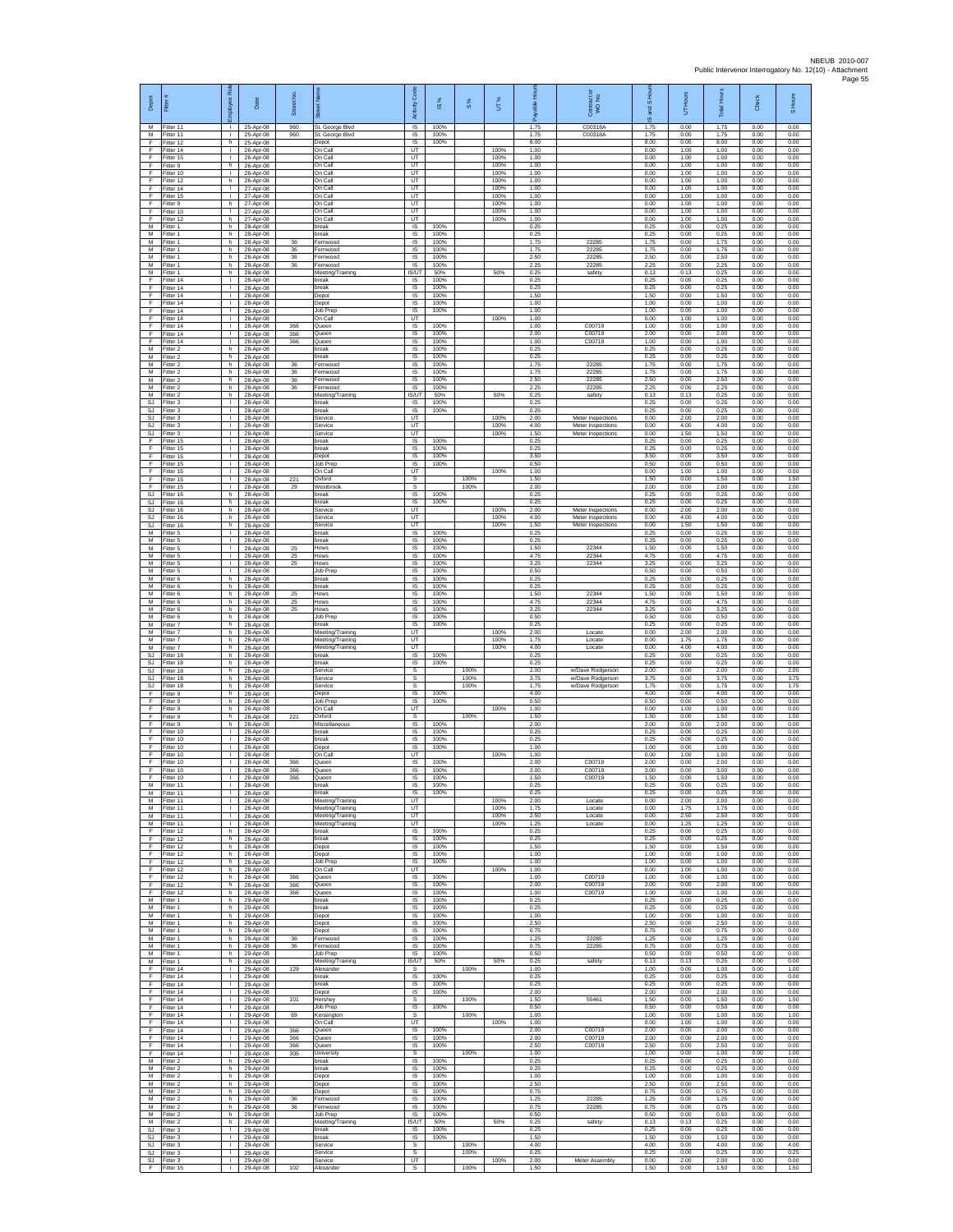| Depot | Fitter # | Employee Role | Date | Street No. | Street Name | Activity Code | IS % | S % | UT % | Payable Hours | Contractor or WO No. | IS and S Hours | UT Hours | Total Hours | Check | S Hours |
|---|---|---|---|---|---|---|---|---|---|---|---|---|---|---|---|---|
| M | Fitter 11 | I | 25-Apr-08 | 960 | St. George Blvd | IS | 100% | | | 1.75 | C00318A | 1.75 | 0.00 | 1.75 | 0.00 | 0.00 |
| M | Fitter 11 | I | 25-Apr-08 | 960 | St. George Blvd | IS | 100% | | | 1.75 | C00318A | 1.75 | 0.00 | 1.75 | 0.00 | 0.00 |
| F | Fitter 12 | h | 25-Apr-08 | | Depot | IS | 100% | | | 8.00 | | 8.00 | 0.00 | 8.00 | 0.00 | 0.00 |
| F | Fitter 14 | I | 26-Apr-08 | | On Call | UT | | | 100% | 1.00 | | 0.00 | 1.00 | 1.00 | 0.00 | 0.00 |
| F | Fitter 15 | I | 26-Apr-08 | | On Call | UT | | | 100% | 1.00 | | 0.00 | 1.00 | 1.00 | 0.00 | 0.00 |
| F | Fitter 9 | h | 26-Apr-08 | | On Call | UT | | | 100% | 1.00 | | 0.00 | 1.00 | 1.00 | 0.00 | 0.00 |
| F | Fitter 10 | I | 26-Apr-08 | | On Call | UT | | | 100% | 1.00 | | 0.00 | 1.00 | 1.00 | 0.00 | 0.00 |
| F | Fitter 12 | h | 26-Apr-08 | | On Call | UT | | | 100% | 1.00 | | 0.00 | 1.00 | 1.00 | 0.00 | 0.00 |
| F | Fitter 14 | I | 27-Apr-08 | | On Call | UT | | | 100% | 1.00 | | 0.00 | 1.00 | 1.00 | 0.00 | 0.00 |
| F | Fitter 15 | I | 27-Apr-08 | | On Call | UT | | | 100% | 1.00 | | 0.00 | 1.00 | 1.00 | 0.00 | 0.00 |
| F | Fitter 9 | h | 27-Apr-08 | | On Call | UT | | | 100% | 1.00 | | 0.00 | 1.00 | 1.00 | 0.00 | 0.00 |
| F | Fitter 10 | I | 27-Apr-08 | | On Call | UT | | | 100% | 1.00 | | 0.00 | 1.00 | 1.00 | 0.00 | 0.00 |
| F | Fitter 12 | h | 27-Apr-08 | | On Call | UT | | | 100% | 1.00 | | 0.00 | 1.00 | 1.00 | 0.00 | 0.00 |
| M | Fitter 1 | h | 28-Apr-08 | | break | IS | 100% | | | 0.25 | | 0.25 | 0.00 | 0.25 | 0.00 | 0.00 |
| M | Fitter 1 | h | 28-Apr-08 | | break | IS | 100% | | | 0.25 | | 0.25 | 0.00 | 0.25 | 0.00 | 0.00 |
| M | Fitter 1 | h | 28-Apr-08 | 36 | Fernwood | IS | 100% | | | 1.75 | 22285 | 1.75 | 0.00 | 1.75 | 0.00 | 0.00 |
| M | Fitter 1 | h | 28-Apr-08 | 36 | Fernwood | IS | 100% | | | 1.75 | 22285 | 1.75 | 0.00 | 1.75 | 0.00 | 0.00 |
| M | Fitter 1 | h | 28-Apr-08 | 36 | Fernwood | IS | 100% | | | 2.50 | 22285 | 2.50 | 0.00 | 2.50 | 0.00 | 0.00 |
| M | Fitter 1 | h | 28-Apr-08 | 36 | Fernwood | IS | 100% | | | 2.25 | 22285 | 2.25 | 0.00 | 2.25 | 0.00 | 0.00 |
| M | Fitter 1 | h | 28-Apr-08 | | Meeting/Training | IS/UT | 50% | | 50% | 0.25 | safety | 0.13 | 0.13 | 0.25 | 0.00 | 0.00 |
| F | Fitter 14 | I | 28-Apr-08 | | break | IS | 100% | | | 0.25 | | 0.25 | 0.00 | 0.25 | 0.00 | 0.00 |
| F | Fitter 14 | I | 28-Apr-08 | | break | IS | 100% | | | 0.25 | | 0.25 | 0.00 | 0.25 | 0.00 | 0.00 |
| F | Fitter 14 | I | 28-Apr-08 | | Depot | IS | 100% | | | 1.50 | | 1.50 | 0.00 | 1.50 | 0.00 | 0.00 |
| F | Fitter 14 | I | 28-Apr-08 | | Depot | IS | 100% | | | 1.00 | | 1.00 | 0.00 | 1.00 | 0.00 | 0.00 |
| F | Fitter 14 | I | 28-Apr-08 | | Job Prep | IS | 100% | | | 1.00 | | 1.00 | 0.00 | 1.00 | 0.00 | 0.00 |
| F | Fitter 14 | I | 28-Apr-08 | | On Call | UT | | | 100% | 1.00 | | 0.00 | 1.00 | 1.00 | 0.00 | 0.00 |
| F | Fitter 14 | I | 28-Apr-08 | 366 | Queen | IS | 100% | | | 1.00 | C00719 | 1.00 | 0.00 | 1.00 | 0.00 | 0.00 |
| F | Fitter 14 | I | 28-Apr-08 | 366 | Queen | IS | 100% | | | 2.00 | C00719 | 2.00 | 0.00 | 2.00 | 0.00 | 0.00 |
| F | Fitter 14 | I | 28-Apr-08 | 366 | Queen | IS | 100% | | | 1.00 | C00719 | 1.00 | 0.00 | 1.00 | 0.00 | 0.00 |
| M | Fitter 2 | h | 28-Apr-08 | | break | IS | 100% | | | 0.25 | | 0.25 | 0.00 | 0.25 | 0.00 | 0.00 |
| M | Fitter 2 | h | 28-Apr-08 | | break | IS | 100% | | | 0.25 | | 0.25 | 0.00 | 0.25 | 0.00 | 0.00 |
| M | Fitter 2 | h | 28-Apr-08 | 36 | Fernwood | IS | 100% | | | 1.75 | 22285 | 1.75 | 0.00 | 1.75 | 0.00 | 0.00 |
| M | Fitter 2 | h | 28-Apr-08 | 36 | Fernwood | IS | 100% | | | 1.75 | 22285 | 1.75 | 0.00 | 1.75 | 0.00 | 0.00 |
| M | Fitter 2 | h | 28-Apr-08 | 36 | Fernwood | IS | 100% | | | 2.50 | 22285 | 2.50 | 0.00 | 2.50 | 0.00 | 0.00 |
| M | Fitter 2 | h | 28-Apr-08 | 36 | Fernwood | IS | 100% | | | 2.25 | 22285 | 2.25 | 0.00 | 2.25 | 0.00 | 0.00 |
| M | Fitter 2 | h | 28-Apr-08 | | Meeting/Training | IS/UT | 50% | | 50% | 0.25 | safety | 0.13 | 0.13 | 0.25 | 0.00 | 0.00 |
| SJ | Fitter 3 | I | 28-Apr-08 | | break | IS | 100% | | | 0.25 | | 0.25 | 0.00 | 0.25 | 0.00 | 0.00 |
| SJ | Fitter 3 | I | 28-Apr-08 | | break | IS | 100% | | | 0.25 | | 0.25 | 0.00 | 0.25 | 0.00 | 0.00 |
| SJ | Fitter 3 | I | 28-Apr-08 | | Service | UT | | | 100% | 2.00 | Meter Inspections | 0.00 | 2.00 | 2.00 | 0.00 | 0.00 |
| SJ | Fitter 3 | I | 28-Apr-08 | | Service | UT | | | 100% | 4.00 | Meter Inspections | 0.00 | 4.00 | 4.00 | 0.00 | 0.00 |
| SJ | Fitter 3 | I | 28-Apr-08 | | Service | UT | | | 100% | 1.50 | Meter Inspections | 0.00 | 1.50 | 1.50 | 0.00 | 0.00 |
| F | Fitter 15 | I | 28-Apr-08 | | break | IS | 100% | | | 0.25 | | 0.25 | 0.00 | 0.25 | 0.00 | 0.00 |
| F | Fitter 15 | I | 28-Apr-08 | | break | IS | 100% | | | 0.25 | | 0.25 | 0.00 | 0.25 | 0.00 | 0.00 |
| F | Fitter 15 | I | 28-Apr-08 | | Depot | IS | 100% | | | 3.50 | | 3.50 | 0.00 | 3.50 | 0.00 | 0.00 |
| F | Fitter 15 | I | 28-Apr-08 | | Job Prep | IS | 100% | | | 0.50 | | 0.50 | 0.00 | 0.50 | 0.00 | 0.00 |
| F | Fitter 15 | I | 28-Apr-08 | | On Call | UT | | | 100% | 1.00 | | 0.00 | 1.00 | 1.00 | 0.00 | 0.00 |
| F | Fitter 15 | I | 28-Apr-08 | 221 | Oxford | S | | 100% | | 1.50 | | 1.50 | 0.00 | 1.50 | 0.00 | 1.50 |
| F | Fitter 15 | I | 28-Apr-08 | 29 | Westbrook | S | | 100% | | 2.00 | | 2.00 | 0.00 | 2.00 | 0.00 | 2.00 |
| SJ | Fitter 16 | h | 28-Apr-08 | | break | IS | 100% | | | 0.25 | | 0.25 | 0.00 | 0.25 | 0.00 | 0.00 |
| SJ | Fitter 16 | h | 28-Apr-08 | | break | IS | 100% | | | 0.25 | | 0.25 | 0.00 | 0.25 | 0.00 | 0.00 |
| SJ | Fitter 16 | h | 28-Apr-08 | | Service | UT | | | 100% | 2.00 | Meter Inspections | 0.00 | 2.00 | 2.00 | 0.00 | 0.00 |
| SJ | Fitter 16 | h | 28-Apr-08 | | Service | UT | | | 100% | 4.00 | Meter Inspections | 0.00 | 4.00 | 4.00 | 0.00 | 0.00 |
| SJ | Fitter 16 | h | 28-Apr-08 | | Service | UT | | | 100% | 1.50 | Meter Inspections | 0.00 | 1.50 | 1.50 | 0.00 | 0.00 |
| M | Fitter 5 | I | 28-Apr-08 | | break | IS | 100% | | | 0.25 | | 0.25 | 0.00 | 0.25 | 0.00 | 0.00 |
| M | Fitter 5 | I | 28-Apr-08 | | break | IS | 100% | | | 0.25 | | 0.25 | 0.00 | 0.25 | 0.00 | 0.00 |
| M | Fitter 5 | I | 28-Apr-08 | 25 | Hows | IS | 100% | | | 1.50 | 22344 | 1.50 | 0.00 | 1.50 | 0.00 | 0.00 |
| M | Fitter 5 | I | 28-Apr-08 | 25 | Hows | IS | 100% | | | 4.75 | 22344 | 4.75 | 0.00 | 4.75 | 0.00 | 0.00 |
| M | Fitter 5 | I | 28-Apr-08 | 25 | Hows | IS | 100% | | | 3.25 | 22344 | 3.25 | 0.00 | 3.25 | 0.00 | 0.00 |
| M | Fitter 5 | I | 28-Apr-08 | | Job Prep | IS | 100% | | | 0.50 | | 0.50 | 0.00 | 0.50 | 0.00 | 0.00 |
| M | Fitter 6 | h | 28-Apr-08 | | break | IS | 100% | | | 0.25 | | 0.25 | 0.00 | 0.25 | 0.00 | 0.00 |
| M | Fitter 6 | h | 28-Apr-08 | | break | IS | 100% | | | 0.25 | | 0.25 | 0.00 | 0.25 | 0.00 | 0.00 |
| M | Fitter 6 | h | 28-Apr-08 | 25 | Hows | IS | 100% | | | 1.50 | 22344 | 1.50 | 0.00 | 1.50 | 0.00 | 0.00 |
| M | Fitter 6 | h | 28-Apr-08 | 25 | Hows | IS | 100% | | | 4.75 | 22344 | 4.75 | 0.00 | 4.75 | 0.00 | 0.00 |
| M | Fitter 6 | h | 28-Apr-08 | 25 | Hows | IS | 100% | | | 3.25 | 22344 | 3.25 | 0.00 | 3.25 | 0.00 | 0.00 |
| M | Fitter 6 | h | 28-Apr-08 | | Job Prep | IS | 100% | | | 0.50 | | 0.50 | 0.00 | 0.50 | 0.00 | 0.00 |
| M | Fitter 7 | h | 28-Apr-08 | | break | IS | 100% | | | 0.25 | | 0.25 | 0.00 | 0.25 | 0.00 | 0.00 |
| M | Fitter 7 | h | 28-Apr-08 | | Meeting/Training | UT | | | 100% | 2.00 | Locate | 0.00 | 2.00 | 2.00 | 0.00 | 0.00 |
| M | Fitter 7 | h | 28-Apr-08 | | Meeting/Training | UT | | | 100% | 1.75 | Locate | 0.00 | 1.75 | 1.75 | 0.00 | 0.00 |
| M | Fitter 7 | h | 28-Apr-08 | | Meeting/Training | UT | | | 100% | 4.00 | Locate | 0.00 | 4.00 | 4.00 | 0.00 | 0.00 |
| SJ | Fitter 18 | h | 28-Apr-08 | | break | IS | 100% | | | 0.25 | | 0.25 | 0.00 | 0.25 | 0.00 | 0.00 |
| SJ | Fitter 18 | h | 28-Apr-08 | | break | IS | 100% | | | 0.25 | | 0.25 | 0.00 | 0.25 | 0.00 | 0.00 |
| SJ | Fitter 18 | h | 28-Apr-08 | | Service | S | | 100% | | 2.00 | w/Dave Rodgerson | 2.00 | 0.00 | 2.00 | 0.00 | 2.00 |
| SJ | Fitter 18 | h | 28-Apr-08 | | Service | S | | 100% | | 3.75 | w/Dave Rodgerson | 3.75 | 0.00 | 3.75 | 0.00 | 3.75 |
| SJ | Fitter 18 | h | 28-Apr-08 | | Service | S | | 100% | | 1.75 | w/Dave Rodgerson | 1.75 | 0.00 | 1.75 | 0.00 | 1.75 |
| F | Fitter 9 | h | 28-Apr-08 | | Depot | IS | 100% | | | 4.00 | | 4.00 | 0.00 | 4.00 | 0.00 | 0.00 |
| F | Fitter 9 | h | 28-Apr-08 | | Job Prep | IS | 100% | | | 0.50 | | 0.50 | 0.00 | 0.50 | 0.00 | 0.00 |
| F | Fitter 9 | h | 28-Apr-08 | | On Call | UT | | | 100% | 1.00 | | 0.00 | 1.00 | 1.00 | 0.00 | 0.00 |
| F | Fitter 9 | h | 28-Apr-08 | 221 | Oxford | S | | 100% | | 1.50 | | 1.50 | 0.00 | 1.50 | 0.00 | 1.50 |
| F | Fitter 9 | h | 28-Apr-08 | | Miscellaneous | IS | 100% | | | 2.00 | | 2.00 | 0.00 | 2.00 | 0.00 | 0.00 |
| F | Fitter 10 | I | 28-Apr-08 | | break | IS | 100% | | | 0.25 | | 0.25 | 0.00 | 0.25 | 0.00 | 0.00 |
| F | Fitter 10 | I | 28-Apr-08 | | break | IS | 100% | | | 0.25 | | 0.25 | 0.00 | 0.25 | 0.00 | 0.00 |
| F | Fitter 10 | I | 28-Apr-08 | | Depot | IS | 100% | | | 1.00 | | 1.00 | 0.00 | 1.00 | 0.00 | 0.00 |
| F | Fitter 10 | I | 28-Apr-08 | | On Call | UT | | | 100% | 1.00 | | 0.00 | 1.00 | 1.00 | 0.00 | 0.00 |
| F | Fitter 10 | I | 28-Apr-08 | 366 | Queen | IS | 100% | | | 2.00 | C00719 | 2.00 | 0.00 | 2.00 | 0.00 | 0.00 |
| F | Fitter 10 | I | 28-Apr-08 | 366 | Queen | IS | 100% | | | 3.00 | C00719 | 3.00 | 0.00 | 3.00 | 0.00 | 0.00 |
| F | Fitter 10 | I | 28-Apr-08 | 366 | Queen | IS | 100% | | | 1.50 | C00719 | 1.50 | 0.00 | 1.50 | 0.00 | 0.00 |
| M | Fitter 11 | I | 28-Apr-08 | | break | IS | 100% | | | 0.25 | | 0.25 | 0.00 | 0.25 | 0.00 | 0.00 |
| M | Fitter 11 | I | 28-Apr-08 | | break | IS | 100% | | | 0.25 | | 0.25 | 0.00 | 0.25 | 0.00 | 0.00 |
| M | Fitter 11 | I | 28-Apr-08 | | Meeting/Training | UT | | | 100% | 2.00 | Locate | 0.00 | 2.00 | 2.00 | 0.00 | 0.00 |
| M | Fitter 11 | I | 28-Apr-08 | | Meeting/Training | UT | | | 100% | 1.75 | Locate | 0.00 | 1.75 | 1.75 | 0.00 | 0.00 |
| M | Fitter 11 | I | 28-Apr-08 | | Meeting/Training | UT | | | 100% | 2.50 | Locate | 0.00 | 2.50 | 2.50 | 0.00 | 0.00 |
| M | Fitter 11 | I | 28-Apr-08 | | Meeting/Training | UT | | | 100% | 1.25 | Locate | 0.00 | 1.25 | 1.25 | 0.00 | 0.00 |
| F | Fitter 12 | h | 28-Apr-08 | | break | IS | 100% | | | 0.25 | | 0.25 | 0.00 | 0.25 | 0.00 | 0.00 |
| F | Fitter 12 | h | 28-Apr-08 | | break | IS | 100% | | | 0.25 | | 0.25 | 0.00 | 0.25 | 0.00 | 0.00 |
| F | Fitter 12 | h | 28-Apr-08 | | Depot | IS | 100% | | | 1.50 | | 1.50 | 0.00 | 1.50 | 0.00 | 0.00 |
| F | Fitter 12 | h | 28-Apr-08 | | Depot | IS | 100% | | | 1.00 | | 1.00 | 0.00 | 1.00 | 0.00 | 0.00 |
| F | Fitter 12 | h | 28-Apr-08 | | Job Prep | IS | 100% | | | 1.00 | | 1.00 | 0.00 | 1.00 | 0.00 | 0.00 |
| F | Fitter 12 | h | 28-Apr-08 | | On Call | UT | | | 100% | 1.00 | | 0.00 | 1.00 | 1.00 | 0.00 | 0.00 |
| F | Fitter 12 | h | 28-Apr-08 | 366 | Queen | IS | 100% | | | 1.00 | C00719 | 1.00 | 0.00 | 1.00 | 0.00 | 0.00 |
| F | Fitter 12 | h | 28-Apr-08 | 366 | Queen | IS | 100% | | | 2.00 | C00719 | 2.00 | 0.00 | 2.00 | 0.00 | 0.00 |
| F | Fitter 12 | h | 28-Apr-08 | 366 | Queen | IS | 100% | | | 1.00 | C00719 | 1.00 | 0.00 | 1.00 | 0.00 | 0.00 |
| M | Fitter 1 | h | 29-Apr-08 | | break | IS | 100% | | | 0.25 | | 0.25 | 0.00 | 0.25 | 0.00 | 0.00 |
| M | Fitter 1 | h | 29-Apr-08 | | break | IS | 100% | | | 0.25 | | 0.25 | 0.00 | 0.25 | 0.00 | 0.00 |
| M | Fitter 1 | h | 29-Apr-08 | | Depot | IS | 100% | | | 1.00 | | 1.00 | 0.00 | 1.00 | 0.00 | 0.00 |
| M | Fitter 1 | h | 29-Apr-08 | | Depot | IS | 100% | | | 2.50 | | 2.50 | 0.00 | 2.50 | 0.00 | 0.00 |
| M | Fitter 1 | h | 29-Apr-08 | | Depot | IS | 100% | | | 0.75 | | 0.75 | 0.00 | 0.75 | 0.00 | 0.00 |
| M | Fitter 1 | h | 29-Apr-08 | 36 | Fernwood | IS | 100% | | | 1.25 | 22285 | 1.25 | 0.00 | 1.25 | 0.00 | 0.00 |
| M | Fitter 1 | h | 29-Apr-08 | 36 | Fernwood | IS | 100% | | | 0.75 | 22285 | 0.75 | 0.00 | 0.75 | 0.00 | 0.00 |
| M | Fitter 1 | h | 29-Apr-08 | | Job Prep | IS | 100% | | | 0.50 | | 0.50 | 0.00 | 0.50 | 0.00 | 0.00 |
| M | Fitter 1 | h | 29-Apr-08 | | Meeting/Training | IS/UT | 50% | | 50% | 0.25 | safety | 0.13 | 0.13 | 0.25 | 0.00 | 0.00 |
| F | Fitter 14 | I | 29-Apr-08 | 129 | Alexander | S | | 100% | | 1.00 | | 1.00 | 0.00 | 1.00 | 0.00 | 1.00 |
| F | Fitter 14 | I | 29-Apr-08 | | break | IS | 100% | | | 0.25 | | 0.25 | 0.00 | 0.25 | 0.00 | 0.00 |
| F | Fitter 14 | I | 29-Apr-08 | | break | IS | 100% | | | 0.25 | | 0.25 | 0.00 | 0.25 | 0.00 | 0.00 |
| F | Fitter 14 | I | 29-Apr-08 | | Depot | IS | 100% | | | 2.00 | | 2.00 | 0.00 | 2.00 | 0.00 | 0.00 |
| F | Fitter 14 | I | 29-Apr-08 | 101 | Hershey | S | | 100% | | 1.50 | 55461 | 1.50 | 0.00 | 1.50 | 0.00 | 1.50 |
| F | Fitter 14 | I | 29-Apr-08 | | Job Prep | IS | 100% | | | 0.50 | | 0.50 | 0.00 | 0.50 | 0.00 | 0.00 |
| F | Fitter 14 | I | 29-Apr-08 | 69 | Kensington | S | | 100% | | 1.00 | | 1.00 | 0.00 | 1.00 | 0.00 | 1.00 |
| F | Fitter 14 | I | 29-Apr-08 | | On Call | UT | | | 100% | 1.00 | | 0.00 | 1.00 | 1.00 | 0.00 | 0.00 |
| F | Fitter 14 | I | 29-Apr-08 | 366 | Queen | IS | 100% | | | 2.00 | C00719 | 2.00 | 0.00 | 2.00 | 0.00 | 0.00 |
| F | Fitter 14 | I | 29-Apr-08 | 366 | Queen | IS | 100% | | | 2.00 | C00719 | 2.00 | 0.00 | 2.00 | 0.00 | 0.00 |
| F | Fitter 14 | I | 29-Apr-08 | 366 | Queen | IS | 100% | | | 2.50 | C00719 | 2.50 | 0.00 | 2.50 | 0.00 | 0.00 |
| F | Fitter 14 | I | 29-Apr-08 | 305 | University | S | | 100% | | 1.00 | | 1.00 | 0.00 | 1.00 | 0.00 | 1.00 |
| M | Fitter 2 | h | 29-Apr-08 | | break | IS | 100% | | | 0.25 | | 0.25 | 0.00 | 0.25 | 0.00 | 0.00 |
| M | Fitter 2 | h | 29-Apr-08 | | break | IS | 100% | | | 0.25 | | 0.25 | 0.00 | 0.25 | 0.00 | 0.00 |
| M | Fitter 2 | h | 29-Apr-08 | | Depot | IS | 100% | | | 1.00 | | 1.00 | 0.00 | 1.00 | 0.00 | 0.00 |
| M | Fitter 2 | h | 29-Apr-08 | | Depot | IS | 100% | | | 2.50 | | 2.50 | 0.00 | 2.50 | 0.00 | 0.00 |
| M | Fitter 2 | h | 29-Apr-08 | | Depot | IS | 100% | | | 0.75 | | 0.75 | 0.00 | 0.75 | 0.00 | 0.00 |
| M | Fitter 2 | h | 29-Apr-08 | 36 | Fernwood | IS | 100% | | | 1.25 | 22285 | 1.25 | 0.00 | 1.25 | 0.00 | 0.00 |
| M | Fitter 2 | h | 29-Apr-08 | 36 | Fernwood | IS | 100% | | | 0.75 | 22285 | 0.75 | 0.00 | 0.75 | 0.00 | 0.00 |
| M | Fitter 2 | h | 29-Apr-08 | | Job Prep | IS | 100% | | | 0.50 | | 0.50 | 0.00 | 0.50 | 0.00 | 0.00 |
| M | Fitter 2 | h | 29-Apr-08 | | Meeting/Training | IS/UT | 50% | | 50% | 0.25 | safety | 0.13 | 0.13 | 0.25 | 0.00 | 0.00 |
| SJ | Fitter 3 | I | 29-Apr-08 | | break | IS | 100% | | | 0.25 | | 0.25 | 0.00 | 0.25 | 0.00 | 0.00 |
| SJ | Fitter 3 | I | 29-Apr-08 | | break | IS | 100% | | | 1.50 | | 1.50 | 0.00 | 1.50 | 0.00 | 0.00 |
| SJ | Fitter 3 | I | 29-Apr-08 | | Service | S | | 100% | | 4.00 | | 4.00 | 0.00 | 4.00 | 0.00 | 4.00 |
| SJ | Fitter 3 | I | 29-Apr-08 | | Service | S | | 100% | | 0.25 | | 0.25 | 0.00 | 0.25 | 0.00 | 0.25 |
| SJ | Fitter 3 | I | 29-Apr-08 | | Service | UT | | | 100% | 2.00 | Meter Assembly | 0.00 | 2.00 | 2.00 | 0.00 | 0.00 |
| F | Fitter 15 | I | 29-Apr-08 | 102 | Alexander | S | | 100% | | 1.50 | | 1.50 | 0.00 | 1.50 | 0.00 | 1.50 |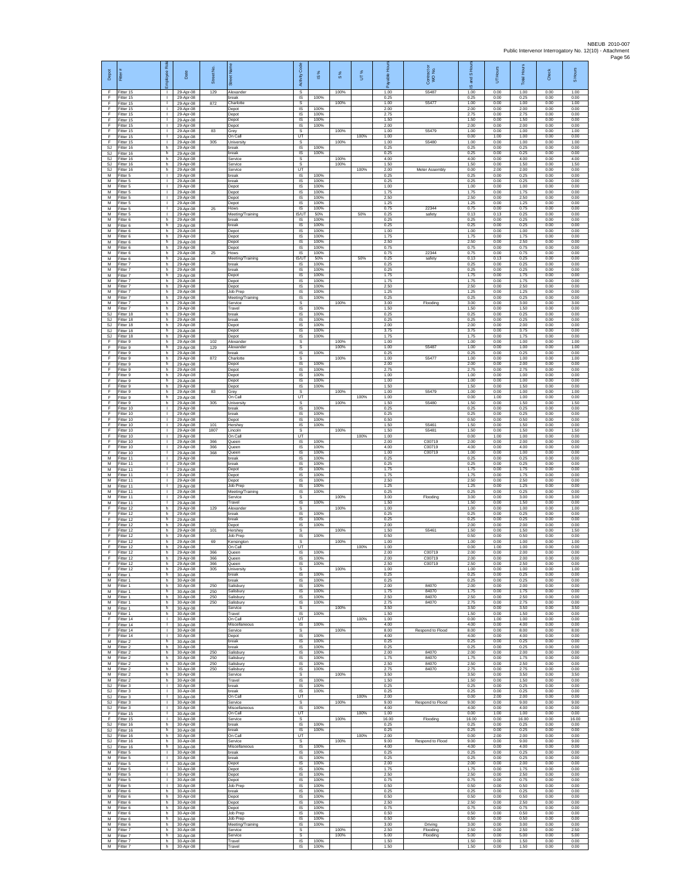NBEUB 2010-007
Public Intervenor Interrogatory No. 12(10) - Attachment

| Depot | Fitter # | Employee Role | Date | Street No. | Street Name | Activity Code | IS % | S % | UT % | Payable Hours | Contractor or WO No. | IS and S Hours | UT Hours | Total Hours | Check | S Hours |
|---|---|---|---|---|---|---|---|---|---|---|---|---|---|---|---|---|
| F | Fitter 15 | l | 29-Apr-08 | 129 | Alexander | S | | 100% | | 1.00 | 55487 | 1.00 | 0.00 | 1.00 | 0.00 | 1.00 |
| F | Fitter 15 | l | 29-Apr-08 | | break | IS | 100% | | | 0.25 | | 0.25 | 0.00 | 0.25 | 0.00 | 0.00 |
| F | Fitter 15 | l | 29-Apr-08 | 872 | Charlotte | S | | 100% | | 1.00 | 55477 | 1.00 | 0.00 | 1.00 | 0.00 | 1.00 |
| F | Fitter 15 | l | 29-Apr-08 | | Depot | IS | 100% | | | 2.00 | | 2.00 | 0.00 | 2.00 | 0.00 | 0.00 |
| F | Fitter 15 | l | 29-Apr-08 | | Depot | IS | 100% | | | 2.75 | | 2.75 | 0.00 | 2.75 | 0.00 | 0.00 |
| F | Fitter 15 | l | 29-Apr-08 | | Depot | IS | 100% | | | 1.50 | | 1.50 | 0.00 | 1.50 | 0.00 | 0.00 |
| F | Fitter 15 | l | 29-Apr-08 | | Depot | IS | 100% | | | 2.00 | | 2.00 | 0.00 | 2.00 | 0.00 | 0.00 |
| F | Fitter 15 | l | 29-Apr-08 | 83 | Grey | S | | 100% | | 1.00 | 55479 | 1.00 | 0.00 | 1.00 | 0.00 | 1.00 |
| F | Fitter 15 | l | 29-Apr-08 | | On Call | UT | | | 100% | 1.00 | | 0.00 | 1.00 | 1.00 | 0.00 | 0.00 |
| F | Fitter 15 | l | 29-Apr-08 | 305 | University | S | | 100% | | 1.00 | 55480 | 1.00 | 0.00 | 1.00 | 0.00 | 1.00 |
| SJ | Fitter 16 | h | 29-Apr-08 | | break | IS | 100% | | | 0.25 | | 0.25 | 0.00 | 0.25 | 0.00 | 0.00 |
| SJ | Fitter 16 | h | 29-Apr-08 | | break | IS | 100% | | | 0.25 | | 0.25 | 0.00 | 0.25 | 0.00 | 0.00 |
| SJ | Fitter 16 | h | 29-Apr-08 | | Service | S | | 100% | | 4.00 | | 4.00 | 0.00 | 4.00 | 0.00 | 4.00 |
| SJ | Fitter 16 | h | 29-Apr-08 | | Service | S | | 100% | | 1.50 | | 1.50 | 0.00 | 1.50 | 0.00 | 1.50 |
| SJ | Fitter 16 | h | 29-Apr-08 | | Service | UT | | | 100% | 2.00 | Meter Assembly | 0.00 | 2.00 | 2.00 | 0.00 | 0.00 |
| M | Fitter 5 | l | 29-Apr-08 | | break | IS | 100% | | | 0.25 | | 0.25 | 0.00 | 0.25 | 0.00 | 0.00 |
| M | Fitter 5 | l | 29-Apr-08 | | break | IS | 100% | | | 0.25 | | 0.25 | 0.00 | 0.25 | 0.00 | 0.00 |
| M | Fitter 5 | l | 29-Apr-08 | | Depot | IS | 100% | | | 1.00 | | 1.00 | 0.00 | 1.00 | 0.00 | 0.00 |
| M | Fitter 5 | l | 29-Apr-08 | | Depot | IS | 100% | | | 1.75 | | 1.75 | 0.00 | 1.75 | 0.00 | 0.00 |
| M | Fitter 5 | l | 29-Apr-08 | | Depot | IS | 100% | | | 2.50 | | 2.50 | 0.00 | 2.50 | 0.00 | 0.00 |
| M | Fitter 5 | l | 29-Apr-08 | | Depot | IS | 100% | | | 1.25 | | 1.25 | 0.00 | 1.25 | 0.00 | 0.00 |
| M | Fitter 5 | l | 29-Apr-08 | 25 | Hows | IS | 100% | | | 0.75 | 22344 | 0.75 | 0.00 | 0.75 | 0.00 | 0.00 |
| M | Fitter 5 | l | 29-Apr-08 | | Meeting/Training | IS/UT | 50% | | 50% | 0.25 | safety | 0.13 | 0.13 | 0.25 | 0.00 | 0.00 |
| M | Fitter 6 | h | 29-Apr-08 | | break | IS | 100% | | | 0.25 | | 0.25 | 0.00 | 0.25 | 0.00 | 0.00 |
| M | Fitter 6 | h | 29-Apr-08 | | break | IS | 100% | | | 0.25 | | 0.25 | 0.00 | 0.25 | 0.00 | 0.00 |
| M | Fitter 6 | h | 29-Apr-08 | | Depot | IS | 100% | | | 1.00 | | 1.00 | 0.00 | 1.00 | 0.00 | 0.00 |
| M | Fitter 6 | h | 29-Apr-08 | | Depot | IS | 100% | | | 1.75 | | 1.75 | 0.00 | 1.75 | 0.00 | 0.00 |
| M | Fitter 6 | h | 29-Apr-08 | | Depot | IS | 100% | | | 2.50 | | 2.50 | 0.00 | 2.50 | 0.00 | 0.00 |
| M | Fitter 6 | h | 29-Apr-08 | | Depot | IS | 100% | | | 0.75 | | 0.75 | 0.00 | 0.75 | 0.00 | 0.00 |
| M | Fitter 6 | h | 29-Apr-08 | 25 | Hows | IS | 100% | | | 0.75 | 22344 | 0.75 | 0.00 | 0.75 | 0.00 | 0.00 |
| M | Fitter 6 | h | 29-Apr-08 | | Meeting/Training | IS/UT | 50% | | 50% | 0.25 | safety | 0.13 | 0.13 | 0.25 | 0.00 | 0.00 |
| M | Fitter 7 | h | 29-Apr-08 | | break | IS | 100% | | | 0.25 | | 0.25 | 0.00 | 0.25 | 0.00 | 0.00 |
| M | Fitter 7 | h | 29-Apr-08 | | break | IS | 100% | | | 0.25 | | 0.25 | 0.00 | 0.25 | 0.00 | 0.00 |
| M | Fitter 7 | h | 29-Apr-08 | | Depot | IS | 100% | | | 1.75 | | 1.75 | 0.00 | 1.75 | 0.00 | 0.00 |
| M | Fitter 7 | h | 29-Apr-08 | | Depot | IS | 100% | | | 1.75 | | 1.75 | 0.00 | 1.75 | 0.00 | 0.00 |
| M | Fitter 7 | h | 29-Apr-08 | | Depot | IS | 100% | | | 2.50 | | 2.50 | 0.00 | 2.50 | 0.00 | 0.00 |
| M | Fitter 7 | h | 29-Apr-08 | | Job Prep | IS | 100% | | | 1.25 | | 1.25 | 0.00 | 1.25 | 0.00 | 0.00 |
| M | Fitter 7 | h | 29-Apr-08 | | Meeting/Training | IS | 100% | | | 0.25 | | 0.25 | 0.00 | 0.25 | 0.00 | 0.00 |
| M | Fitter 7 | h | 29-Apr-08 | | Service | S | | 100% | | 3.00 | Flooding | 3.00 | 0.00 | 3.00 | 0.00 | 3.00 |
| M | Fitter 7 | h | 29-Apr-08 | | Travel | IS | 100% | | | 1.50 | | 1.50 | 0.00 | 1.50 | 0.00 | 0.00 |
| SJ | Fitter 18 | h | 29-Apr-08 | | break | IS | 100% | | | 0.25 | | 0.25 | 0.00 | 0.25 | 0.00 | 0.00 |
| SJ | Fitter 18 | h | 29-Apr-08 | | break | IS | 100% | | | 0.25 | | 0.25 | 0.00 | 0.25 | 0.00 | 0.00 |
| SJ | Fitter 18 | h | 29-Apr-08 | | Depot | IS | 100% | | | 2.00 | | 2.00 | 0.00 | 2.00 | 0.00 | 0.00 |
| SJ | Fitter 18 | h | 29-Apr-08 | | Depot | IS | 100% | | | 3.75 | | 3.75 | 0.00 | 3.75 | 0.00 | 0.00 |
| SJ | Fitter 18 | h | 29-Apr-08 | | Depot | IS | 100% | | | 1.75 | | 1.75 | 0.00 | 1.75 | 0.00 | 0.00 |
| F | Fitter 9 | h | 29-Apr-08 | 102 | Alexander | S | | 100% | | 1.00 | | 1.00 | 0.00 | 1.00 | 0.00 | 1.00 |
| F | Fitter 9 | h | 29-Apr-08 | 129 | Alexander | S | | 100% | | 1.00 | 55487 | 1.00 | 0.00 | 1.00 | 0.00 | 1.00 |
| F | Fitter 9 | h | 29-Apr-08 | | break | IS | 100% | | | 0.25 | | 0.25 | 0.00 | 0.25 | 0.00 | 0.00 |
| F | Fitter 9 | h | 29-Apr-08 | 872 | Charlotte | S | | 100% | | 1.00 | 55477 | 1.00 | 0.00 | 1.00 | 0.00 | 1.00 |
| F | Fitter 9 | h | 29-Apr-08 | | Depot | IS | 100% | | | 2.00 | | 2.00 | 0.00 | 2.00 | 0.00 | 0.00 |
| F | Fitter 9 | h | 29-Apr-08 | | Depot | IS | 100% | | | 2.75 | | 2.75 | 0.00 | 2.75 | 0.00 | 0.00 |
| F | Fitter 9 | h | 29-Apr-08 | | Depot | IS | 100% | | | 1.00 | | 1.00 | 0.00 | 1.00 | 0.00 | 0.00 |
| F | Fitter 9 | h | 29-Apr-08 | | Depot | IS | 100% | | | 1.00 | | 1.00 | 0.00 | 1.00 | 0.00 | 0.00 |
| F | Fitter 9 | h | 29-Apr-08 | | Depot | IS | 100% | | | 1.50 | | 1.50 | 0.00 | 1.50 | 0.00 | 0.00 |
| F | Fitter 9 | h | 29-Apr-08 | 83 | Grey | S | | 100% | | 1.00 | 55479 | 1.00 | 0.00 | 1.00 | 0.00 | 1.00 |
| F | Fitter 9 | h | 29-Apr-08 | | On Call | UT | | | 100% | 1.00 | | 0.00 | 1.00 | 1.00 | 0.00 | 0.00 |
| F | Fitter 9 | h | 29-Apr-08 | 305 | University | S | | 100% | | 1.50 | 55480 | 1.50 | 0.00 | 1.50 | 0.00 | 1.50 |
| F | Fitter 10 | l | 29-Apr-08 | | break | IS | 100% | | | 0.25 | | 0.25 | 0.00 | 0.25 | 0.00 | 0.00 |
| F | Fitter 10 | l | 29-Apr-08 | | break | IS | 100% | | | 0.25 | | 0.25 | 0.00 | 0.25 | 0.00 | 0.00 |
| F | Fitter 10 | l | 29-Apr-08 | | Depot | IS | 100% | | | 0.50 | | 0.50 | 0.00 | 0.50 | 0.00 | 0.00 |
| F | Fitter 10 | l | 29-Apr-08 | 101 | Hershey | IS | 100% | | | 1.50 | 55461 | 1.50 | 0.00 | 1.50 | 0.00 | 0.00 |
| F | Fitter 10 | l | 29-Apr-08 | 1807 | Lincoln | S | | 100% | | 1.50 | 55481 | 1.50 | 0.00 | 1.50 | 0.00 | 1.50 |
| F | Fitter 10 | l | 29-Apr-08 | | On Call | UT | | | 100% | 1.00 | | 0.00 | 1.00 | 1.00 | 0.00 | 0.00 |
| F | Fitter 10 | l | 29-Apr-08 | 366 | Queen | IS | 100% | | | 2.00 | C00719 | 2.00 | 0.00 | 2.00 | 0.00 | 0.00 |
| F | Fitter 10 | l | 29-Apr-08 | 366 | Queen | IS | 100% | | | 4.00 | C00719 | 4.00 | 0.00 | 4.00 | 0.00 | 0.00 |
| F | Fitter 10 | l | 29-Apr-08 | 368 | Queen | IS | 100% | | | 1.00 | C00719 | 1.00 | 0.00 | 1.00 | 0.00 | 0.00 |
| M | Fitter 11 | l | 29-Apr-08 | | break | IS | 100% | | | 0.25 | | 0.25 | 0.00 | 0.25 | 0.00 | 0.00 |
| M | Fitter 11 | l | 29-Apr-08 | | break | IS | 100% | | | 0.25 | | 0.25 | 0.00 | 0.25 | 0.00 | 0.00 |
| M | Fitter 11 | l | 29-Apr-08 | | Depot | IS | 100% | | | 1.75 | | 1.75 | 0.00 | 1.75 | 0.00 | 0.00 |
| M | Fitter 11 | l | 29-Apr-08 | | Depot | IS | 100% | | | 1.75 | | 1.75 | 0.00 | 1.75 | 0.00 | 0.00 |
| M | Fitter 11 | l | 29-Apr-08 | | Depot | IS | 100% | | | 2.50 | | 2.50 | 0.00 | 2.50 | 0.00 | 0.00 |
| M | Fitter 11 | l | 29-Apr-08 | | Job Prep | IS | 100% | | | 1.25 | | 1.25 | 0.00 | 1.25 | 0.00 | 0.00 |
| M | Fitter 11 | l | 29-Apr-08 | | Meeting/Training | IS | 100% | | | 0.25 | | 0.25 | 0.00 | 0.25 | 0.00 | 0.00 |
| M | Fitter 11 | l | 29-Apr-08 | | Service | S | | 100% | | 3.00 | Flooding | 3.00 | 0.00 | 3.00 | 0.00 | 3.00 |
| M | Fitter 11 | l | 29-Apr-08 | | Travel | IS | 100% | | | 1.50 | | 1.50 | 0.00 | 1.50 | 0.00 | 0.00 |
| F | Fitter 12 | h | 29-Apr-08 | 129 | Alexander | S | | 100% | | 1.00 | | 1.00 | 0.00 | 1.00 | 0.00 | 1.00 |
| F | Fitter 12 | h | 29-Apr-08 | | break | IS | 100% | | | 0.25 | | 0.25 | 0.00 | 0.25 | 0.00 | 0.00 |
| F | Fitter 12 | h | 29-Apr-08 | | break | IS | 100% | | | 0.25 | | 0.25 | 0.00 | 0.25 | 0.00 | 0.00 |
| F | Fitter 12 | h | 29-Apr-08 | | Depot | IS | 100% | | | 2.00 | | 2.00 | 0.00 | 2.00 | 0.00 | 0.00 |
| F | Fitter 12 | h | 29-Apr-08 | 101 | Hershey | S | | 100% | | 1.50 | 55461 | 1.50 | 0.00 | 1.50 | 0.00 | 1.50 |
| F | Fitter 12 | h | 29-Apr-08 | | Job Prep | IS | 100% | | | 0.50 | | 0.50 | 0.00 | 0.50 | 0.00 | 0.00 |
| F | Fitter 12 | h | 29-Apr-08 | 69 | Kensington | S | | 100% | | 1.00 | | 1.00 | 0.00 | 1.00 | 0.00 | 1.00 |
| F | Fitter 12 | h | 29-Apr-08 | | On Call | UT | | | 100% | 1.00 | | 0.00 | 1.00 | 1.00 | 0.00 | 0.00 |
| F | Fitter 12 | h | 29-Apr-08 | 366 | Queen | IS | 100% | | | 2.00 | C00719 | 2.00 | 0.00 | 2.00 | 0.00 | 0.00 |
| F | Fitter 12 | h | 29-Apr-08 | 366 | Queen | IS | 100% | | | 2.00 | C00719 | 2.00 | 0.00 | 2.00 | 0.00 | 0.00 |
| F | Fitter 12 | h | 29-Apr-08 | 366 | Queen | IS | 100% | | | 2.50 | C00719 | 2.50 | 0.00 | 2.50 | 0.00 | 0.00 |
| F | Fitter 12 | h | 29-Apr-08 | 305 | University | S | | 100% | | 1.00 | | 1.00 | 0.00 | 1.00 | 0.00 | 1.00 |
| M | Fitter 1 | h | 30-Apr-08 | | break | IS | 100% | | | 0.25 | | 0.25 | 0.00 | 0.25 | 0.00 | 0.00 |
| M | Fitter 1 | h | 30-Apr-08 | | break | IS | 100% | | | 0.25 | | 0.25 | 0.00 | 0.25 | 0.00 | 0.00 |
| M | Fitter 1 | h | 30-Apr-08 | 250 | Salisbury | IS | 100% | | | 2.00 | 84070 | 2.00 | 0.00 | 2.00 | 0.00 | 0.00 |
| M | Fitter 1 | h | 30-Apr-08 | 250 | Salisbury | IS | 100% | | | 1.75 | 84070 | 1.75 | 0.00 | 1.75 | 0.00 | 0.00 |
| M | Fitter 1 | h | 30-Apr-08 | 250 | Salisbury | IS | 100% | | | 2.50 | 84070 | 2.50 | 0.00 | 2.50 | 0.00 | 0.00 |
| M | Fitter 1 | h | 30-Apr-08 | 250 | Salisbury | IS | 100% | | | 2.75 | 84070 | 2.75 | 0.00 | 2.75 | 0.00 | 0.00 |
| M | Fitter 1 | h | 30-Apr-08 | | Service | S | | 100% | | 3.50 | | 3.50 | 0.00 | 3.50 | 0.00 | 3.50 |
| M | Fitter 1 | h | 30-Apr-08 | | Travel | IS | 100% | | | 1.50 | | 1.50 | 0.00 | 1.50 | 0.00 | 0.00 |
| F | Fitter 14 | l | 30-Apr-08 | | On Call | UT | | | 100% | 1.00 | | 0.00 | 1.00 | 1.00 | 0.00 | 0.00 |
| F | Fitter 14 | l | 30-Apr-08 | | Miscellaneous | IS | 100% | | | 4.00 | | 4.00 | 0.00 | 4.00 | 0.00 | 0.00 |
| F | Fitter 14 | l | 30-Apr-08 | | Service | S | | 100% | | 8.00 | Respond to Flood | 8.00 | 0.00 | 8.00 | 0.00 | 8.00 |
| F | Fitter 14 | l | 30-Apr-08 | | Depot | IS | 100% | | | 4.00 | | 4.00 | 0.00 | 4.00 | 0.00 | 0.00 |
| M | Fitter 2 | h | 30-Apr-08 | | break | IS | 100% | | | 0.25 | | 0.25 | 0.00 | 0.25 | 0.00 | 0.00 |
| M | Fitter 2 | h | 30-Apr-08 | | break | IS | 100% | | | 0.25 | | 0.25 | 0.00 | 0.25 | 0.00 | 0.00 |
| M | Fitter 2 | h | 30-Apr-08 | 250 | Salisbury | IS | 100% | | | 2.00 | 84070 | 2.00 | 0.00 | 2.00 | 0.00 | 0.00 |
| M | Fitter 2 | h | 30-Apr-08 | 250 | Salisbury | IS | 100% | | | 1.75 | 84070 | 1.75 | 0.00 | 1.75 | 0.00 | 0.00 |
| M | Fitter 2 | h | 30-Apr-08 | 250 | Salisbury | IS | 100% | | | 2.50 | 84070 | 2.50 | 0.00 | 2.50 | 0.00 | 0.00 |
| M | Fitter 2 | h | 30-Apr-08 | 250 | Salisbury | IS | 100% | | | 2.75 | 84070 | 2.75 | 0.00 | 2.75 | 0.00 | 0.00 |
| M | Fitter 2 | h | 30-Apr-08 | | Service | S | | 100% | | 3.50 | | 3.50 | 0.00 | 3.50 | 0.00 | 3.50 |
| M | Fitter 2 | h | 30-Apr-08 | | Travel | IS | 100% | | | 1.50 | | 1.50 | 0.00 | 1.50 | 0.00 | 0.00 |
| SJ | Fitter 3 | l | 30-Apr-08 | | break | IS | 100% | | | 0.25 | | 0.25 | 0.00 | 0.25 | 0.00 | 0.00 |
| SJ | Fitter 3 | l | 30-Apr-08 | | break | IS | 100% | | | 0.25 | | 0.25 | 0.00 | 0.25 | 0.00 | 0.00 |
| SJ | Fitter 3 | l | 30-Apr-08 | | On Call | UT | | | 100% | 2.00 | | 0.00 | 2.00 | 2.00 | 0.00 | 0.00 |
| SJ | Fitter 3 | l | 30-Apr-08 | | Service | S | | 100% | | 9.00 | Respond to Flood | 9.00 | 0.00 | 9.00 | 0.00 | 9.00 |
| SJ | Fitter 3 | l | 30-Apr-08 | | Miscellaneous | IS | 100% | | | 4.00 | | 4.00 | 0.00 | 4.00 | 0.00 | 0.00 |
| F | Fitter 15 | l | 30-Apr-08 | | On Call | UT | | | 100% | 1.00 | | 0.00 | 1.00 | 1.00 | 0.00 | 0.00 |
| F | Fitter 15 | l | 30-Apr-08 | | Service | S | | 100% | | 16.00 | Flooding | 16.00 | 0.00 | 16.00 | 0.00 | 16.00 |
| SJ | Fitter 16 | h | 30-Apr-08 | | break | IS | 100% | | | 0.25 | | 0.25 | 0.00 | 0.25 | 0.00 | 0.00 |
| SJ | Fitter 16 | h | 30-Apr-08 | | break | IS | 100% | | | 0.25 | | 0.25 | 0.00 | 0.25 | 0.00 | 0.00 |
| SJ | Fitter 16 | h | 30-Apr-08 | | On Call | UT | | | 100% | 2.00 | | 0.00 | 2.00 | 2.00 | 0.00 | 0.00 |
| SJ | Fitter 16 | h | 30-Apr-08 | | Service | S | | 100% | | 9.00 | Respond to Flood | 9.00 | 0.00 | 9.00 | 0.00 | 9.00 |
| SJ | Fitter 16 | h | 30-Apr-08 | | Miscellaneous | IS | 100% | | | 4.00 | | 4.00 | 0.00 | 4.00 | 0.00 | 0.00 |
| M | Fitter 5 | l | 30-Apr-08 | | break | IS | 100% | | | 0.25 | | 0.25 | 0.00 | 0.25 | 0.00 | 0.00 |
| M | Fitter 5 | l | 30-Apr-08 | | break | IS | 100% | | | 0.25 | | 0.25 | 0.00 | 0.25 | 0.00 | 0.00 |
| M | Fitter 5 | l | 30-Apr-08 | | Depot | IS | 100% | | | 2.00 | | 2.00 | 0.00 | 2.00 | 0.00 | 0.00 |
| M | Fitter 5 | l | 30-Apr-08 | | Depot | IS | 100% | | | 1.75 | | 1.75 | 0.00 | 1.75 | 0.00 | 0.00 |
| M | Fitter 5 | l | 30-Apr-08 | | Depot | IS | 100% | | | 2.50 | | 2.50 | 0.00 | 2.50 | 0.00 | 0.00 |
| M | Fitter 5 | l | 30-Apr-08 | | Depot | IS | 100% | | | 0.75 | | 0.75 | 0.00 | 0.75 | 0.00 | 0.00 |
| M | Fitter 5 | l | 30-Apr-08 | | Job Prep | IS | 100% | | | 0.50 | | 0.50 | 0.00 | 0.50 | 0.00 | 0.00 |
| M | Fitter 6 | h | 30-Apr-08 | | break | IS | 100% | | | 0.25 | | 0.25 | 0.00 | 0.25 | 0.00 | 0.00 |
| M | Fitter 6 | h | 30-Apr-08 | | Depot | IS | 100% | | | 0.50 | | 0.50 | 0.00 | 0.50 | 0.00 | 0.00 |
| M | Fitter 6 | h | 30-Apr-08 | | Depot | IS | 100% | | | 2.50 | | 2.50 | 0.00 | 2.50 | 0.00 | 0.00 |
| M | Fitter 6 | h | 30-Apr-08 | | Depot | IS | 100% | | | 0.75 | | 0.75 | 0.00 | 0.75 | 0.00 | 0.00 |
| M | Fitter 6 | h | 30-Apr-08 | | Job Prep | IS | 100% | | | 0.50 | | 0.50 | 0.00 | 0.50 | 0.00 | 0.00 |
| M | Fitter 6 | h | 30-Apr-08 | | Job Prep | IS | 100% | | | 0.50 | | 0.50 | 0.00 | 0.50 | 0.00 | 0.00 |
| M | Fitter 6 | h | 30-Apr-08 | | Meeting/Training | IS | 100% | | | 3.00 | Driving | 3.00 | 0.00 | 3.00 | 0.00 | 0.00 |
| M | Fitter 7 | h | 30-Apr-08 | | Service | S | | 100% | | 2.50 | Flooding | 2.50 | 0.00 | 2.50 | 0.00 | 2.50 |
| M | Fitter 7 | h | 30-Apr-08 | | Service | S | | 100% | | 5.00 | Flooding | 5.00 | 0.00 | 5.00 | 0.00 | 5.00 |
| M | Fitter 7 | h | 30-Apr-08 | | Travel | IS | 100% | | | 1.50 | | 1.50 | 0.00 | 1.50 | 0.00 | 0.00 |
| M | Fitter 7 | h | 30-Apr-08 | | Travel | IS | 100% | | | 1.50 | | 1.50 | 0.00 | 1.50 | 0.00 | 0.00 |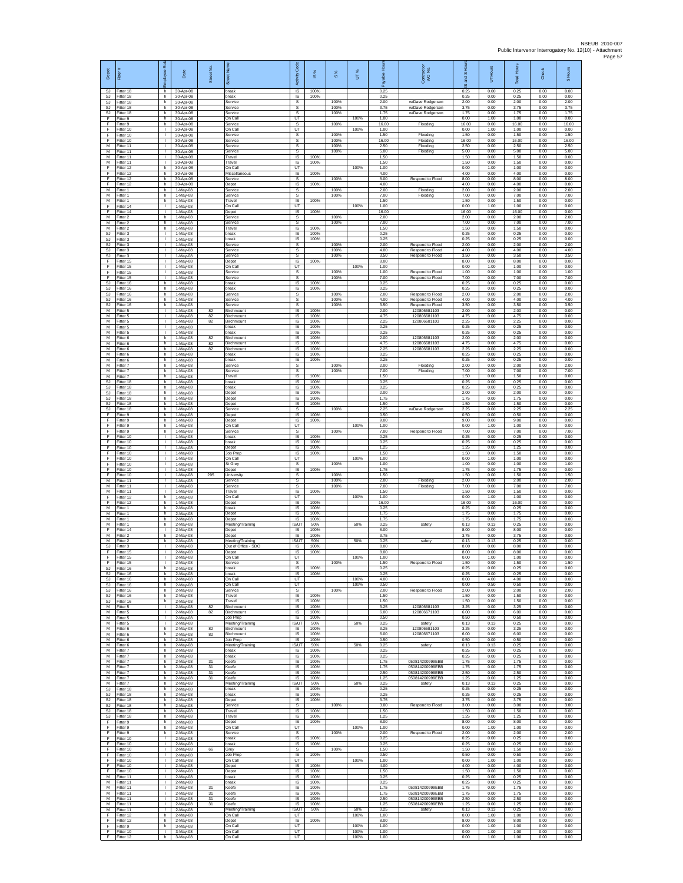| Depot | Fitter # | Employee Role | Date | Street No. | Street Name | Activity Code | IS % | S % | UT % | Payable Hours | Contractor or WO No. | IS and S Hours | UT Hours | Total Hours | Check | S Hours |
|---|---|---|---|---|---|---|---|---|---|---|---|---|---|---|---|---|
| SJ | Fitter 18 | h | 30-Apr-08 | | break | IS | 100% | | | 0.25 | | 0.25 | 0.00 | 0.25 | 0.00 | 0.00 |
| SJ | Fitter 18 | h | 30-Apr-08 | | break | IS | 100% | | | 0.25 | | 0.25 | 0.00 | 0.25 | 0.00 | 0.00 |
| SJ | Fitter 18 | h | 30-Apr-08 | | Service | S | | 100% | | 2.00 | w/Dave Rodgerson | 2.00 | 0.00 | 2.00 | 0.00 | 2.00 |
| SJ | Fitter 18 | h | 30-Apr-08 | | Service | S | | 100% | | 3.75 | w/Dave Rodgerson | 3.75 | 0.00 | 3.75 | 0.00 | 3.75 |
| SJ | Fitter 18 | h | 30-Apr-08 | | Service | S | | 100% | | 1.75 | w/Dave Rodgerson | 1.75 | 0.00 | 1.75 | 0.00 | 1.75 |
| F | Fitter 9 | h | 30-Apr-08 | | On Call | UT | | | 100% | 1.00 | | 0.00 | 1.00 | 1.00 | 0.00 | 0.00 |
| F | Fitter 9 | h | 30-Apr-08 | | Service | S | | 100% | | 16.00 | Flooding | 16.00 | 0.00 | 16.00 | 0.00 | 16.00 |
| F | Fitter 10 | l | 30-Apr-08 | | On Call | UT | | | 100% | 1.00 | | 0.00 | 1.00 | 1.00 | 0.00 | 0.00 |
| F | Fitter 10 | l | 30-Apr-08 | | Service | S | | 100% | | 1.50 | Flooding | 1.50 | 0.00 | 1.50 | 0.00 | 1.50 |
| F | Fitter 10 | l | 30-Apr-08 | | Service | S | | 100% | | 16.00 | Flooding | 16.00 | 0.00 | 16.00 | 0.00 | 16.00 |
| M | Fitter 11 | l | 30-Apr-08 | | Service | S | | 100% | | 2.50 | Flooding | 2.50 | 0.00 | 2.50 | 0.00 | 2.50 |
| M | Fitter 11 | l | 30-Apr-08 | | Service | S | | 100% | | 5.00 | Flooding | 5.00 | 0.00 | 5.00 | 0.00 | 5.00 |
| M | Fitter 11 | l | 30-Apr-08 | | Travel | IS | 100% | | | 1.50 | | 1.50 | 0.00 | 1.50 | 0.00 | 0.00 |
| M | Fitter 11 | l | 30-Apr-08 | | Travel | IS | 100% | | | 1.50 | | 1.50 | 0.00 | 1.50 | 0.00 | 0.00 |
| F | Fitter 12 | h | 30-Apr-08 | | On Call | UT | | | 100% | 1.00 | | 0.00 | 1.00 | 1.00 | 0.00 | 0.00 |
| F | Fitter 12 | h | 30-Apr-08 | | Miscellaneous | IS | 100% | | | 4.00 | | 4.00 | 0.00 | 4.00 | 0.00 | 0.00 |
| F | Fitter 12 | h | 30-Apr-08 | | Service | S | | 100% | | 8.00 | Respond to Flood | 8.00 | 0.00 | 8.00 | 0.00 | 8.00 |
| F | Fitter 12 | h | 30-Apr-08 | | Depot | IS | 100% | | | 4.00 | | 4.00 | 0.00 | 4.00 | 0.00 | 0.00 |
| M | Fitter 1 | h | 1-May-08 | | Service | S | | 100% | | 2.00 | Flooding | 2.00 | 0.00 | 2.00 | 0.00 | 2.00 |
| M | Fitter 1 | h | 1-May-08 | | Service | S | | 100% | | 7.00 | Flooding | 7.00 | 0.00 | 7.00 | 0.00 | 7.00 |
| M | Fitter 1 | h | 1-May-08 | | Travel | IS | 100% | | | 1.50 | | 1.50 | 0.00 | 1.50 | 0.00 | 0.00 |
| F | Fitter 14 | l | 1-May-08 | | On Call | UT | | | 100% | 1.00 | | 0.00 | 1.00 | 1.00 | 0.00 | 0.00 |
| F | Fitter 14 | l | 1-May-08 | | Depot | IS | 100% | | | 16.00 | | 16.00 | 0.00 | 16.00 | 0.00 | 0.00 |
| M | Fitter 2 | h | 1-May-08 | | Service | S | | 100% | | 2.00 | | 2.00 | 0.00 | 2.00 | 0.00 | 2.00 |
| M | Fitter 2 | h | 1-May-08 | | Service | S | | 100% | | 7.00 | | 7.00 | 0.00 | 7.00 | 0.00 | 7.00 |
| M | Fitter 2 | h | 1-May-08 | | Travel | IS | 100% | | | 1.50 | | 1.50 | 0.00 | 1.50 | 0.00 | 0.00 |
| SJ | Fitter 3 | l | 1-May-08 | | break | IS | 100% | | | 0.25 | | 0.25 | 0.00 | 0.25 | 0.00 | 0.00 |
| SJ | Fitter 3 | l | 1-May-08 | | break | IS | 100% | | | 0.25 | | 0.25 | 0.00 | 0.25 | 0.00 | 0.00 |
| SJ | Fitter 3 | l | 1-May-08 | | Service | S | | 100% | | 2.00 | Respond to Flood | 2.00 | 0.00 | 2.00 | 0.00 | 2.00 |
| SJ | Fitter 3 | l | 1-May-08 | | Service | S | | 100% | | 4.00 | Respond to Flood | 4.00 | 0.00 | 4.00 | 0.00 | 4.00 |
| SJ | Fitter 3 | l | 1-May-08 | | Service | S | | 100% | | 3.50 | Respond to Flood | 3.50 | 0.00 | 3.50 | 0.00 | 3.50 |
| F | Fitter 15 | l | 1-May-08 | | Depot | IS | 100% | | | 8.00 | | 8.00 | 0.00 | 8.00 | 0.00 | 0.00 |
| F | Fitter 15 | l | 1-May-08 | | On Call | UT | | | 100% | 1.00 | | 0.00 | 1.00 | 1.00 | 0.00 | 0.00 |
| F | Fitter 15 | l | 1-May-08 | | Service | S | | 100% | | 1.00 | Respond to Flood | 1.00 | 0.00 | 1.00 | 0.00 | 1.00 |
| F | Fitter 15 | l | 1-May-08 | | Service | S | | 100% | | 7.00 | Respond to Flood | 7.00 | 0.00 | 7.00 | 0.00 | 7.00 |
| SJ | Fitter 16 | h | 1-May-08 | | break | IS | 100% | | | 0.25 | | 0.25 | 0.00 | 0.25 | 0.00 | 0.00 |
| SJ | Fitter 16 | h | 1-May-08 | | break | IS | 100% | | | 0.25 | | 0.25 | 0.00 | 0.25 | 0.00 | 0.00 |
| SJ | Fitter 16 | h | 1-May-08 | | Service | S | | 100% | | 2.00 | Respond to Flood | 2.00 | 0.00 | 2.00 | 0.00 | 2.00 |
| SJ | Fitter 16 | h | 1-May-08 | | Service | S | | 100% | | 4.00 | Respond to Flood | 4.00 | 0.00 | 4.00 | 0.00 | 4.00 |
| SJ | Fitter 16 | h | 1-May-08 | | Service | S | | 100% | | 3.50 | Respond to Flood | 3.50 | 0.00 | 3.50 | 0.00 | 3.50 |
| M | Fitter 5 | l | 1-May-08 | 82 | Birchmount | IS | 100% | | | 2.00 | 120806681103 | 2.00 | 0.00 | 2.00 | 0.00 | 0.00 |
| M | Fitter 5 | l | 1-May-08 | 82 | Birchmount | IS | 100% | | | 4.75 | 120806681103 | 4.75 | 0.00 | 4.75 | 0.00 | 0.00 |
| M | Fitter 5 | l | 1-May-08 | 82 | Birchmount | IS | 100% | | | 2.25 | 120806681103 | 2.25 | 0.00 | 2.25 | 0.00 | 0.00 |
| M | Fitter 5 | l | 1-May-08 | | break | IS | 100% | | | 0.25 | | 0.25 | 0.00 | 0.25 | 0.00 | 0.00 |
| M | Fitter 5 | l | 1-May-08 | | break | IS | 100% | | | 0.25 | | 0.25 | 0.00 | 0.25 | 0.00 | 0.00 |
| M | Fitter 6 | h | 1-May-08 | 82 | Birchmount | IS | 100% | | | 2.00 | 120806681103 | 2.00 | 0.00 | 2.00 | 0.00 | 0.00 |
| M | Fitter 6 | h | 1-May-08 | 82 | Birchmount | IS | 100% | | | 4.75 | 120806681103 | 4.75 | 0.00 | 4.75 | 0.00 | 0.00 |
| M | Fitter 6 | h | 1-May-08 | 82 | Birchmount | IS | 100% | | | 2.25 | 120806681103 | 2.25 | 0.00 | 2.25 | 0.00 | 0.00 |
| M | Fitter 6 | h | 1-May-08 | | break | IS | 100% | | | 0.25 | | 0.25 | 0.00 | 0.25 | 0.00 | 0.00 |
| M | Fitter 6 | h | 1-May-08 | | break | IS | 100% | | | 0.25 | | 0.25 | 0.00 | 0.25 | 0.00 | 0.00 |
| M | Fitter 7 | h | 1-May-08 | | Service | S | | 100% | | 2.00 | Flooding | 2.00 | 0.00 | 2.00 | 0.00 | 2.00 |
| M | Fitter 7 | h | 1-May-08 | | Service | S | | 100% | | 7.00 | Flooding | 7.00 | 0.00 | 7.00 | 0.00 | 7.00 |
| M | Fitter 7 | h | 1-May-08 | | Travel | IS | 100% | | | 1.50 | | 1.50 | 0.00 | 1.50 | 0.00 | 0.00 |
| SJ | Fitter 18 | h | 1-May-08 | | break | IS | 100% | | | 0.25 | | 0.25 | 0.00 | 0.25 | 0.00 | 0.00 |
| SJ | Fitter 18 | h | 1-May-08 | | break | IS | 100% | | | 0.25 | | 0.25 | 0.00 | 0.25 | 0.00 | 0.00 |
| SJ | Fitter 18 | h | 1-May-08 | | Depot | IS | 100% | | | 2.00 | | 2.00 | 0.00 | 2.00 | 0.00 | 0.00 |
| SJ | Fitter 18 | h | 1-May-08 | | Depot | IS | 100% | | | 1.75 | | 1.75 | 0.00 | 1.75 | 0.00 | 0.00 |
| SJ | Fitter 18 | h | 1-May-08 | | Depot | IS | 100% | | | 1.50 | | 1.50 | 0.00 | 1.50 | 0.00 | 0.00 |
| SJ | Fitter 18 | h | 1-May-08 | | Service | S | | 100% | | 2.25 | w/Dave Rodgerson | 2.25 | 0.00 | 2.25 | 0.00 | 2.25 |
| F | Fitter 9 | h | 1-May-08 | | Depot | IS | 100% | | | 0.50 | | 0.50 | 0.00 | 0.50 | 0.00 | 0.00 |
| F | Fitter 9 | h | 1-May-08 | | Depot | IS | 100% | | | 9.00 | | 9.00 | 0.00 | 9.00 | 0.00 | 0.00 |
| F | Fitter 9 | h | 1-May-08 | | On Call | UT | | | 100% | 1.00 | | 0.00 | 1.00 | 1.00 | 0.00 | 0.00 |
| F | Fitter 9 | h | 1-May-08 | | Service | S | | 100% | | 7.00 | Respond to Flood | 7.00 | 0.00 | 7.00 | 0.00 | 7.00 |
| F | Fitter 10 | l | 1-May-08 | | break | IS | 100% | | | 0.25 | | 0.25 | 0.00 | 0.25 | 0.00 | 0.00 |
| F | Fitter 10 | l | 1-May-08 | | break | IS | 100% | | | 0.25 | | 0.25 | 0.00 | 0.25 | 0.00 | 0.00 |
| F | Fitter 10 | l | 1-May-08 | | Depot | IS | 100% | | | 1.25 | | 1.25 | 0.00 | 1.25 | 0.00 | 0.00 |
| F | Fitter 10 | l | 1-May-08 | | Job Prep | IS | 100% | | | 1.50 | | 1.50 | 0.00 | 1.50 | 0.00 | 0.00 |
| F | Fitter 10 | l | 1-May-08 | | On Call | UT | | | 100% | 1.00 | | 0.00 | 1.00 | 1.00 | 0.00 | 0.00 |
| F | Fitter 10 | l | 1-May-08 | | St Grey | S | | 100% | | 1.00 | | 1.00 | 0.00 | 1.00 | 0.00 | 1.00 |
| F | Fitter 10 | l | 1-May-08 | | Depot | IS | 100% | | | 1.75 | | 1.75 | 0.00 | 1.75 | 0.00 | 0.00 |
| F | Fitter 10 | l | 1-May-08 | 295 | University | S | | 100% | | 1.50 | | 1.50 | 0.00 | 1.50 | 0.00 | 1.50 |
| M | Fitter 11 | l | 1-May-08 | | Service | S | | 100% | | 2.00 | Flooding | 2.00 | 0.00 | 2.00 | 0.00 | 2.00 |
| M | Fitter 11 | l | 1-May-08 | | Service | S | | 100% | | 7.00 | Flooding | 7.00 | 0.00 | 7.00 | 0.00 | 7.00 |
| M | Fitter 11 | l | 1-May-08 | | Travel | IS | 100% | | | 1.50 | | 1.50 | 0.00 | 1.50 | 0.00 | 0.00 |
| F | Fitter 12 | h | 1-May-08 | | On Call | UT | | | 100% | 1.00 | | 0.00 | 1.00 | 1.00 | 0.00 | 0.00 |
| F | Fitter 12 | h | 1-May-08 | | Depot | IS | 100% | | | 16.00 | | 16.00 | 0.00 | 16.00 | 0.00 | 0.00 |
| M | Fitter 1 | h | 2-May-08 | | break | IS | 100% | | | 0.25 | | 0.25 | 0.00 | 0.25 | 0.00 | 0.00 |
| M | Fitter 1 | h | 2-May-08 | | Depot | IS | 100% | | | 1.75 | | 1.75 | 0.00 | 1.75 | 0.00 | 0.00 |
| M | Fitter 1 | h | 2-May-08 | | Depot | IS | 100% | | | 1.75 | | 1.75 | 0.00 | 1.75 | 0.00 | 0.00 |
| M | Fitter 1 | h | 2-May-08 | | Meeting/Training | IS/UT | 50% | | 50% | 0.25 | safety | 0.13 | 0.13 | 0.25 | 0.00 | 0.00 |
| F | Fitter 14 | l | 2-May-08 | | Depot | IS | 100% | | | 8.00 | | 8.00 | 0.00 | 8.00 | 0.00 | 0.00 |
| M | Fitter 2 | h | 2-May-08 | | Depot | IS | 100% | | | 3.75 | | 3.75 | 0.00 | 3.75 | 0.00 | 0.00 |
| M | Fitter 2 | h | 2-May-08 | | Meeting/Training | IS/UT | 50% | | 50% | 0.25 | safety | 0.13 | 0.13 | 0.25 | 0.00 | 0.00 |
| SJ | Fitter 3 | l | 2-May-08 | | Out of Office - SDO | IS | 100% | | | 8.00 | | 8.00 | 0.00 | 8.00 | 0.00 | 0.00 |
| F | Fitter 15 | l | 2-May-08 | | Depot | IS | 100% | | | 8.00 | | 8.00 | 0.00 | 8.00 | 0.00 | 0.00 |
| F | Fitter 15 | l | 2-May-08 | | On Call | UT | | | 100% | 1.00 | | 0.00 | 1.00 | 1.00 | 0.00 | 0.00 |
| F | Fitter 15 | l | 2-May-08 | | Service | S | | 100% | | 1.50 | Respond to Flood | 1.50 | 0.00 | 1.50 | 0.00 | 1.50 |
| SJ | Fitter 16 | h | 2-May-08 | | break | IS | 100% | | | 0.25 | | 0.25 | 0.00 | 0.25 | 0.00 | 0.00 |
| SJ | Fitter 16 | h | 2-May-08 | | break | IS | 100% | | | 0.25 | | 0.25 | 0.00 | 0.25 | 0.00 | 0.00 |
| SJ | Fitter 16 | h | 2-May-08 | | On Call | UT | | | 100% | 4.00 | | 0.00 | 4.00 | 4.00 | 0.00 | 0.00 |
| SJ | Fitter 16 | h | 2-May-08 | | On Call | UT | | | 100% | 0.50 | | 0.00 | 0.50 | 0.50 | 0.00 | 0.00 |
| SJ | Fitter 16 | h | 2-May-08 | | Service | S | | 100% | | 2.00 | Respond to Flood | 2.00 | 0.00 | 2.00 | 0.00 | 2.00 |
| SJ | Fitter 16 | h | 2-May-08 | | Travel | IS | 100% | | | 1.50 | | 1.50 | 0.00 | 1.50 | 0.00 | 0.00 |
| SJ | Fitter 16 | h | 2-May-08 | | Travel | IS | 100% | | | 1.50 | | 1.50 | 0.00 | 1.50 | 0.00 | 0.00 |
| M | Fitter 5 | l | 2-May-08 | 82 | Birchmount | IS | 100% | | | 3.25 | 120806681103 | 3.25 | 0.00 | 3.25 | 0.00 | 0.00 |
| M | Fitter 5 | l | 2-May-08 | 82 | Birchmount | IS | 100% | | | 6.00 | 120806671103 | 6.00 | 0.00 | 6.00 | 0.00 | 0.00 |
| M | Fitter 5 | l | 2-May-08 | | Job Prep | IS | 100% | | | 0.50 | | 0.50 | 0.00 | 0.50 | 0.00 | 0.00 |
| M | Fitter 5 | l | 2-May-08 | | Meeting/Training | IS/UT | 50% | | 50% | 0.25 | safety | 0.13 | 0.13 | 0.25 | 0.00 | 0.00 |
| M | Fitter 6 | h | 2-May-08 | 82 | Birchmount | IS | 100% | | | 3.25 | 120806681103 | 3.25 | 0.00 | 3.25 | 0.00 | 0.00 |
| M | Fitter 6 | h | 2-May-08 | 82 | Birchmount | IS | 100% | | | 6.00 | 120806671103 | 6.00 | 0.00 | 6.00 | 0.00 | 0.00 |
| M | Fitter 6 | h | 2-May-08 | | Job Prep | IS | 100% | | | 0.50 | | 0.50 | 0.00 | 0.50 | 0.00 | 0.00 |
| M | Fitter 6 | h | 2-May-08 | | Meeting/Training | IS/UT | 50% | | 50% | 0.25 | safety | 0.13 | 0.13 | 0.25 | 0.00 | 0.00 |
| M | Fitter 7 | h | 2-May-08 | | break | IS | 100% | | | 0.25 | | 0.25 | 0.00 | 0.25 | 0.00 | 0.00 |
| M | Fitter 7 | h | 2-May-08 | | break | IS | 100% | | | 0.25 | | 0.25 | 0.00 | 0.25 | 0.00 | 0.00 |
| M | Fitter 7 | h | 2-May-08 | 31 | Keefe | IS | 100% | | | 1.75 | 050814200999EBB | 1.75 | 0.00 | 1.75 | 0.00 | 0.00 |
| M | Fitter 7 | h | 2-May-08 | 31 | Keefe | IS | 100% | | | 1.75 | 050814200999EBB | 1.75 | 0.00 | 1.75 | 0.00 | 0.00 |
| M | Fitter 7 | h | 2-May-08 | 31 | Keefe | IS | 100% | | | 2.50 | 050814200999EBB | 2.50 | 0.00 | 2.50 | 0.00 | 0.00 |
| M | Fitter 7 | h | 2-May-08 | 31 | Keefe | IS | 100% | | | 1.25 | 050814200999EBB | 1.25 | 0.00 | 1.25 | 0.00 | 0.00 |
| M | Fitter 7 | h | 2-May-08 | | Meeting/Training | IS/UT | 50% | | 50% | 0.25 | safety | 0.13 | 0.13 | 0.25 | 0.00 | 0.00 |
| SJ | Fitter 18 | h | 2-May-08 | | break | IS | 100% | | | 0.25 | | 0.25 | 0.00 | 0.25 | 0.00 | 0.00 |
| SJ | Fitter 18 | h | 2-May-08 | | break | IS | 100% | | | 0.25 | | 0.25 | 0.00 | 0.25 | 0.00 | 0.00 |
| SJ | Fitter 18 | h | 2-May-08 | | Depot | IS | 100% | | | 3.75 | | 3.75 | 0.00 | 3.75 | 0.00 | 0.00 |
| SJ | Fitter 18 | h | 2-May-08 | | Service | S | | 100% | | 3.00 | Respond to Flood | 3.00 | 0.00 | 3.00 | 0.00 | 3.00 |
| SJ | Fitter 18 | h | 2-May-08 | | Travel | IS | 100% | | | 1.50 | | 1.50 | 0.00 | 1.50 | 0.00 | 0.00 |
| SJ | Fitter 18 | h | 2-May-08 | | Travel | IS | 100% | | | 1.25 | | 1.25 | 0.00 | 1.25 | 0.00 | 0.00 |
| F | Fitter 9 | h | 2-May-08 | | Depot | IS | 100% | | | 8.00 | | 8.00 | 0.00 | 8.00 | 0.00 | 0.00 |
| F | Fitter 9 | h | 2-May-08 | | On Call | UT | | | 100% | 1.00 | | 0.00 | 1.00 | 1.00 | 0.00 | 0.00 |
| F | Fitter 9 | h | 2-May-08 | | Service | S | | 100% | | 2.00 | Respond to Flood | 2.00 | 0.00 | 2.00 | 0.00 | 2.00 |
| F | Fitter 10 | l | 2-May-08 | | break | IS | 100% | | | 0.25 | | 0.25 | 0.00 | 0.25 | 0.00 | 0.00 |
| F | Fitter 10 | l | 2-May-08 | | break | IS | 100% | | | 0.25 | | 0.25 | 0.00 | 0.25 | 0.00 | 0.00 |
| F | Fitter 10 | l | 2-May-08 | 66 | Grey | S | | 100% | | 1.50 | | 1.50 | 0.00 | 1.50 | 0.00 | 1.50 |
| F | Fitter 10 | l | 2-May-08 | | Job Prep | IS | 100% | | | 0.50 | | 0.50 | 0.00 | 0.50 | 0.00 | 0.00 |
| F | Fitter 10 | l | 2-May-08 | | On Call | UT | | | 100% | 1.00 | | 0.00 | 1.00 | 1.00 | 0.00 | 0.00 |
| F | Fitter 10 | l | 2-May-08 | | Depot | IS | 100% | | | 4.00 | | 4.00 | 0.00 | 4.00 | 0.00 | 0.00 |
| F | Fitter 10 | l | 2-May-08 | | Depot | IS | 100% | | | 1.50 | | 1.50 | 0.00 | 1.50 | 0.00 | 0.00 |
| M | Fitter 11 | l | 2-May-08 | | break | IS | 100% | | | 0.25 | | 0.25 | 0.00 | 0.25 | 0.00 | 0.00 |
| M | Fitter 11 | l | 2-May-08 | | break | IS | 100% | | | 0.25 | | 0.25 | 0.00 | 0.25 | 0.00 | 0.00 |
| M | Fitter 11 | l | 2-May-08 | 31 | Keefe | IS | 100% | | | 1.75 | 050814200999EBB | 1.75 | 0.00 | 1.75 | 0.00 | 0.00 |
| M | Fitter 11 | l | 2-May-08 | 31 | Keefe | IS | 100% | | | 1.75 | 050814200999EBB | 1.75 | 0.00 | 1.75 | 0.00 | 0.00 |
| M | Fitter 11 | l | 2-May-08 | 31 | Keefe | IS | 100% | | | 2.50 | 050814200999EBB | 2.50 | 0.00 | 2.50 | 0.00 | 0.00 |
| M | Fitter 11 | l | 2-May-08 | 31 | Keefe | IS | 100% | | | 1.25 | 050814200999EBB | 1.25 | 0.00 | 1.25 | 0.00 | 0.00 |
| M | Fitter 11 | l | 2-May-08 | | Meeting/Training | IS/UT | 50% | | 50% | 0.25 | safety | 0.13 | 0.13 | 0.25 | 0.00 | 0.00 |
| F | Fitter 12 | h | 2-May-08 | | On Call | UT | | | 100% | 1.00 | | 0.00 | 1.00 | 1.00 | 0.00 | 0.00 |
| F | Fitter 12 | h | 2-May-08 | | Depot | IS | 100% | | | 8.00 | | 8.00 | 0.00 | 8.00 | 0.00 | 0.00 |
| F | Fitter 9 | h | 3-May-08 | | On Call | UT | | | 100% | 1.00 | | 0.00 | 1.00 | 1.00 | 0.00 | 0.00 |
| F | Fitter 10 | l | 3-May-08 | | On Call | UT | | | 100% | 1.00 | | 0.00 | 1.00 | 1.00 | 0.00 | 0.00 |
| F | Fitter 12 | h | 3-May-08 | | On Call | UT | | | 100% | 1.00 | | 0.00 | 1.00 | 1.00 | 0.00 | 0.00 |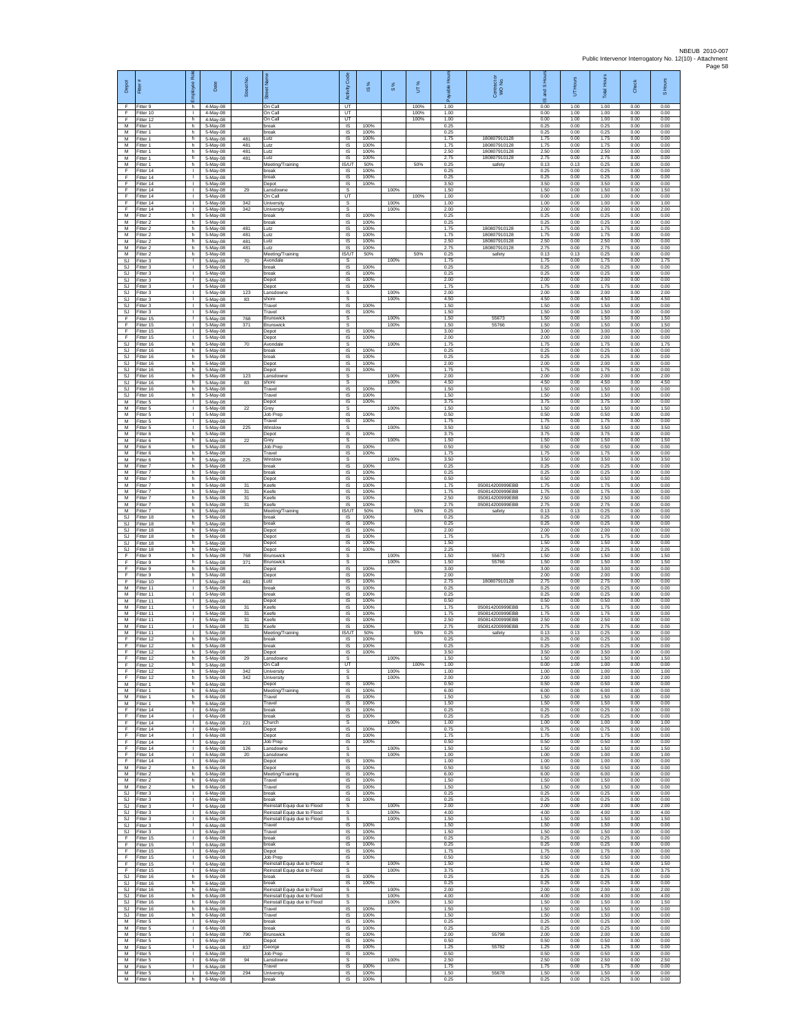| Depot | Fitter # | Employee Role | Date | Street No. | Street Name | Activity Code | IS % | S % | UT % | Payable Hours | Contractor or WO No. | IS and S Hours | UT Hours | Total Hours | Check | S Hours |
|---|---|---|---|---|---|---|---|---|---|---|---|---|---|---|---|---|
| F | Fitter 9 | h | 4-May-08 | | On Call | UT | | | 100% | 1.00 | | 0.00 | 1.00 | 1.00 | 0.00 | 0.00 |
| F | Fitter 10 | l | 4-May-08 | | On Call | UT | | | 100% | 1.00 | | 0.00 | 1.00 | 1.00 | 0.00 | 0.00 |
| F | Fitter 12 | h | 4-May-08 | | On Call | UT | | | 100% | 1.00 | | 0.00 | 1.00 | 1.00 | 0.00 | 0.00 |
| M | Fitter 1 | h | 5-May-08 | | break | IS | 100% | | | 0.25 | | 0.25 | 0.00 | 0.25 | 0.00 | 0.00 |
| M | Fitter 1 | h | 5-May-08 | | break | IS | 100% | | | 0.25 | | 0.25 | 0.00 | 0.25 | 0.00 | 0.00 |
| M | Fitter 1 | h | 5-May-08 | 481 | Lutz | IS | 100% | | | 1.75 | 180807910128 | 1.75 | 0.00 | 1.75 | 0.00 | 0.00 |
| M | Fitter 1 | h | 5-May-08 | 481 | Lutz | IS | 100% | | | 1.75 | 180807910128 | 1.75 | 0.00 | 1.75 | 0.00 | 0.00 |
| M | Fitter 1 | h | 5-May-08 | 481 | Lutz | IS | 100% | | | 2.50 | 180807910128 | 2.50 | 0.00 | 2.50 | 0.00 | 0.00 |
| M | Fitter 1 | h | 5-May-08 | 481 | Lutz | IS | 100% | | | 2.75 | 180807910128 | 2.75 | 0.00 | 2.75 | 0.00 | 0.00 |
| M | Fitter 1 | h | 5-May-08 | | Meeting/Training | IS/UT | 50% | | 50% | 0.25 | safety | 0.13 | 0.13 | 0.25 | 0.00 | 0.00 |
| F | Fitter 14 | l | 5-May-08 | | break | IS | 100% | | | 0.25 | | 0.25 | 0.00 | 0.25 | 0.00 | 0.00 |
| F | Fitter 14 | l | 5-May-08 | | break | IS | 100% | | | 0.25 | | 0.25 | 0.00 | 0.25 | 0.00 | 0.00 |
| F | Fitter 14 | l | 5-May-08 | | Depot | IS | 100% | | | 3.50 | | 3.50 | 0.00 | 3.50 | 0.00 | 0.00 |
| F | Fitter 14 | l | 5-May-08 | 29 | Lansdowne | S | | 100% | | 1.50 | | 1.50 | 0.00 | 1.50 | 0.00 | 1.50 |
| F | Fitter 14 | l | 5-May-08 | | On Call | UT | | | 100% | 1.00 | | 0.00 | 1.00 | 1.00 | 0.00 | 0.00 |
| F | Fitter 14 | l | 5-May-08 | 342 | University | S | | 100% | | 1.00 | | 1.00 | 0.00 | 1.00 | 0.00 | 1.00 |
| F | Fitter 14 | l | 5-May-08 | 342 | University | S | | 100% | | 2.00 | | 2.00 | 0.00 | 2.00 | 0.00 | 2.00 |
| M | Fitter 2 | h | 5-May-08 | | break | IS | 100% | | | 0.25 | | 0.25 | 0.00 | 0.25 | 0.00 | 0.00 |
| M | Fitter 2 | h | 5-May-08 | | break | IS | 100% | | | 0.25 | | 0.25 | 0.00 | 0.25 | 0.00 | 0.00 |
| M | Fitter 2 | h | 5-May-08 | 481 | Lutz | IS | 100% | | | 1.75 | 180807910128 | 1.75 | 0.00 | 1.75 | 0.00 | 0.00 |
| M | Fitter 2 | h | 5-May-08 | 481 | Lutz | IS | 100% | | | 1.75 | 180807910128 | 1.75 | 0.00 | 1.75 | 0.00 | 0.00 |
| M | Fitter 2 | h | 5-May-08 | 481 | Lutz | IS | 100% | | | 2.50 | 180807910128 | 2.50 | 0.00 | 2.50 | 0.00 | 0.00 |
| M | Fitter 2 | h | 5-May-08 | 481 | Lutz | IS | 100% | | | 2.75 | 180807910128 | 2.75 | 0.00 | 2.75 | 0.00 | 0.00 |
| M | Fitter 2 | h | 5-May-08 | | Meeting/Training | IS/UT | 50% | | 50% | 0.25 | safety | 0.13 | 0.13 | 0.25 | 0.00 | 0.00 |
| SJ | Fitter 3 | l | 5-May-08 | 70 | Avondale | S | | 100% | | 1.75 | | 1.75 | 0.00 | 1.75 | 0.00 | 1.75 |
| SJ | Fitter 3 | l | 5-May-08 | | break | IS | 100% | | | 0.25 | | 0.25 | 0.00 | 0.25 | 0.00 | 0.00 |
| SJ | Fitter 3 | l | 5-May-08 | | break | IS | 100% | | | 0.25 | | 0.25 | 0.00 | 0.25 | 0.00 | 0.00 |
| SJ | Fitter 3 | l | 5-May-08 | | Depot | IS | 100% | | | 2.00 | | 2.00 | 0.00 | 2.00 | 0.00 | 0.00 |
| SJ | Fitter 3 | l | 5-May-08 | | Depot | IS | 100% | | | 1.75 | | 1.75 | 0.00 | 1.75 | 0.00 | 0.00 |
| SJ | Fitter 3 | l | 5-May-08 | 123 | Lansdowne | S | | 100% | | 2.00 | | 2.00 | 0.00 | 2.00 | 0.00 | 2.00 |
| SJ | Fitter 3 | l | 5-May-08 | 83 | shore | S | | 100% | | 4.50 | | 4.50 | 0.00 | 4.50 | 0.00 | 4.50 |
| SJ | Fitter 3 | l | 5-May-08 | | Travel | IS | 100% | | | 1.50 | | 1.50 | 0.00 | 1.50 | 0.00 | 0.00 |
| SJ | Fitter 3 | l | 5-May-08 | | Travel | IS | 100% | | | 1.50 | | 1.50 | 0.00 | 1.50 | 0.00 | 0.00 |
| F | Fitter 15 | l | 5-May-08 | 768 | Brunswick | S | | 100% | | 1.50 | 55673 | 1.50 | 0.00 | 1.50 | 0.00 | 1.50 |
| F | Fitter 15 | l | 5-May-08 | 371 | Brunswick | S | | 100% | | 1.50 | 55766 | 1.50 | 0.00 | 1.50 | 0.00 | 1.50 |
| F | Fitter 15 | l | 5-May-08 | | Depot | IS | 100% | | | 3.00 | | 3.00 | 0.00 | 3.00 | 0.00 | 0.00 |
| F | Fitter 15 | l | 5-May-08 | | Depot | IS | 100% | | | 2.00 | | 2.00 | 0.00 | 2.00 | 0.00 | 0.00 |
| SJ | Fitter 16 | h | 5-May-08 | 70 | Avondale | S | | 100% | | 1.75 | | 1.75 | 0.00 | 1.75 | 0.00 | 1.75 |
| SJ | Fitter 16 | h | 5-May-08 | | break | IS | 100% | | | 0.25 | | 0.25 | 0.00 | 0.25 | 0.00 | 0.00 |
| SJ | Fitter 16 | h | 5-May-08 | | break | IS | 100% | | | 0.25 | | 0.25 | 0.00 | 0.25 | 0.00 | 0.00 |
| SJ | Fitter 16 | h | 5-May-08 | | Depot | IS | 100% | | | 2.00 | | 2.00 | 0.00 | 2.00 | 0.00 | 0.00 |
| SJ | Fitter 16 | h | 5-May-08 | | Depot | IS | 100% | | | 1.75 | | 1.75 | 0.00 | 1.75 | 0.00 | 0.00 |
| SJ | Fitter 16 | h | 5-May-08 | 123 | Lansdowne | S | | 100% | | 2.00 | | 2.00 | 0.00 | 2.00 | 0.00 | 2.00 |
| SJ | Fitter 16 | h | 5-May-08 | 83 | shore | S | | 100% | | 4.50 | | 4.50 | 0.00 | 4.50 | 0.00 | 4.50 |
| SJ | Fitter 16 | h | 5-May-08 | | Travel | IS | 100% | | | 1.50 | | 1.50 | 0.00 | 1.50 | 0.00 | 0.00 |
| SJ | Fitter 16 | h | 5-May-08 | | Travel | IS | 100% | | | 1.50 | | 1.50 | 0.00 | 1.50 | 0.00 | 0.00 |
| M | Fitter 5 | l | 5-May-08 | | Depot | IS | 100% | | | 3.75 | | 3.75 | 0.00 | 3.75 | 0.00 | 0.00 |
| M | Fitter 5 | l | 5-May-08 | 22 | Grey | S | | 100% | | 1.50 | | 1.50 | 0.00 | 1.50 | 0.00 | 1.50 |
| M | Fitter 5 | l | 5-May-08 | | Job Prep | IS | 100% | | | 0.50 | | 0.50 | 0.00 | 0.50 | 0.00 | 0.00 |
| M | Fitter 5 | l | 5-May-08 | | Travel | IS | 100% | | | 1.75 | | 1.75 | 0.00 | 1.75 | 0.00 | 0.00 |
| M | Fitter 5 | l | 5-May-08 | 225 | Winslow | S | | 100% | | 3.50 | | 3.50 | 0.00 | 3.50 | 0.00 | 3.50 |
| M | Fitter 6 | h | 5-May-08 | | Depot | IS | 100% | | | 3.75 | | 3.75 | 0.00 | 3.75 | 0.00 | 0.00 |
| M | Fitter 6 | h | 5-May-08 | 22 | Grey | S | | 100% | | 1.50 | | 1.50 | 0.00 | 1.50 | 0.00 | 1.50 |
| M | Fitter 6 | h | 5-May-08 | | Job Prep | IS | 100% | | | 0.50 | | 0.50 | 0.00 | 0.50 | 0.00 | 0.00 |
| M | Fitter 6 | h | 5-May-08 | | Travel | IS | 100% | | | 1.75 | | 1.75 | 0.00 | 1.75 | 0.00 | 0.00 |
| M | Fitter 6 | h | 5-May-08 | 225 | Winslow | S | | 100% | | 3.50 | | 3.50 | 0.00 | 3.50 | 0.00 | 3.50 |
| M | Fitter 7 | h | 5-May-08 | | break | IS | 100% | | | 0.25 | | 0.25 | 0.00 | 0.25 | 0.00 | 0.00 |
| M | Fitter 7 | h | 5-May-08 | | break | IS | 100% | | | 0.25 | | 0.25 | 0.00 | 0.25 | 0.00 | 0.00 |
| M | Fitter 7 | h | 5-May-08 | | Depot | IS | 100% | | | 0.50 | | 0.50 | 0.00 | 0.50 | 0.00 | 0.00 |
| M | Fitter 7 | h | 5-May-08 | 31 | Keefe | IS | 100% | | | 1.75 | 050814200999EBB | 1.75 | 0.00 | 1.75 | 0.00 | 0.00 |
| M | Fitter 7 | h | 5-May-08 | 31 | Keefe | IS | 100% | | | 1.75 | 050814200999EBB | 1.75 | 0.00 | 1.75 | 0.00 | 0.00 |
| M | Fitter 7 | h | 5-May-08 | 31 | Keefe | IS | 100% | | | 2.50 | 050814200999EBB | 2.50 | 0.00 | 2.50 | 0.00 | 0.00 |
| M | Fitter 7 | h | 5-May-08 | 31 | Keefe | IS | 100% | | | 2.75 | 050814200999EBB | 2.75 | 0.00 | 2.75 | 0.00 | 0.00 |
| M | Fitter 7 | h | 5-May-08 | | Meeting/Training | IS/UT | 50% | | 50% | 0.25 | safety | 0.13 | 0.13 | 0.25 | 0.00 | 0.00 |
| SJ | Fitter 18 | h | 5-May-08 | | break | IS | 100% | | | 0.25 | | 0.25 | 0.00 | 0.25 | 0.00 | 0.00 |
| SJ | Fitter 18 | h | 5-May-08 | | break | IS | 100% | | | 0.25 | | 0.25 | 0.00 | 0.25 | 0.00 | 0.00 |
| SJ | Fitter 18 | h | 5-May-08 | | Depot | IS | 100% | | | 2.00 | | 2.00 | 0.00 | 2.00 | 0.00 | 0.00 |
| SJ | Fitter 18 | h | 5-May-08 | | Depot | IS | 100% | | | 1.75 | | 1.75 | 0.00 | 1.75 | 0.00 | 0.00 |
| SJ | Fitter 18 | h | 5-May-08 | | Depot | IS | 100% | | | 1.50 | | 1.50 | 0.00 | 1.50 | 0.00 | 0.00 |
| SJ | Fitter 18 | h | 5-May-08 | | Depot | IS | 100% | | | 2.25 | | 2.25 | 0.00 | 2.25 | 0.00 | 0.00 |
| F | Fitter 9 | h | 5-May-08 | 768 | Brunswick | S | | 100% | | 1.50 | 55673 | 1.50 | 0.00 | 1.50 | 0.00 | 1.50 |
| F | Fitter 9 | h | 5-May-08 | 371 | Brunswick | S | | 100% | | 1.50 | 55766 | 1.50 | 0.00 | 1.50 | 0.00 | 1.50 |
| F | Fitter 9 | h | 5-May-08 | | Depot | IS | 100% | | | 3.00 | | 3.00 | 0.00 | 3.00 | 0.00 | 0.00 |
| F | Fitter 9 | h | 5-May-08 | | Depot | IS | 100% | | | 2.00 | | 2.00 | 0.00 | 2.00 | 0.00 | 0.00 |
| F | Fitter 10 | l | 5-May-08 | 481 | Lutz | IS | 100% | | | 2.75 | 180807910128 | 2.75 | 0.00 | 2.75 | 0.00 | 0.00 |
| M | Fitter 11 | l | 5-May-08 | | break | IS | 100% | | | 0.25 | | 0.25 | 0.00 | 0.25 | 0.00 | 0.00 |
| M | Fitter 11 | l | 5-May-08 | | break | IS | 100% | | | 0.25 | | 0.25 | 0.00 | 0.25 | 0.00 | 0.00 |
| M | Fitter 11 | l | 5-May-08 | | Depot | IS | 100% | | | 0.50 | | 0.50 | 0.00 | 0.50 | 0.00 | 0.00 |
| M | Fitter 11 | l | 5-May-08 | 31 | Keefe | IS | 100% | | | 1.75 | 050814200999EBB | 1.75 | 0.00 | 1.75 | 0.00 | 0.00 |
| M | Fitter 11 | l | 5-May-08 | 31 | Keefe | IS | 100% | | | 1.75 | 050814200999EBB | 1.75 | 0.00 | 1.75 | 0.00 | 0.00 |
| M | Fitter 11 | l | 5-May-08 | 31 | Keefe | IS | 100% | | | 2.50 | 050814200999EBB | 2.50 | 0.00 | 2.50 | 0.00 | 0.00 |
| M | Fitter 11 | l | 5-May-08 | 31 | Keefe | IS | 100% | | | 2.75 | 050814200999EBB | 2.75 | 0.00 | 2.75 | 0.00 | 0.00 |
| M | Fitter 11 | l | 5-May-08 | | Meeting/Training | IS/UT | 50% | | 50% | 0.25 | safety | 0.13 | 0.13 | 0.25 | 0.00 | 0.00 |
| F | Fitter 12 | h | 5-May-08 | | break | IS | 100% | | | 0.25 | | 0.25 | 0.00 | 0.25 | 0.00 | 0.00 |
| F | Fitter 12 | h | 5-May-08 | | break | IS | 100% | | | 0.25 | | 0.25 | 0.00 | 0.25 | 0.00 | 0.00 |
| F | Fitter 12 | h | 5-May-08 | | Depot | IS | 100% | | | 3.50 | | 3.50 | 0.00 | 3.50 | 0.00 | 0.00 |
| F | Fitter 12 | h | 5-May-08 | 29 | Lansdowne | S | | 100% | | 1.50 | | 1.50 | 0.00 | 1.50 | 0.00 | 1.50 |
| F | Fitter 12 | h | 5-May-08 | | On Call | UT | | | 100% | 1.00 | | 0.00 | 1.00 | 1.00 | 0.00 | 0.00 |
| F | Fitter 12 | h | 5-May-08 | 342 | University | S | | 100% | | 1.00 | | 1.00 | 0.00 | 1.00 | 0.00 | 1.00 |
| F | Fitter 12 | h | 5-May-08 | 342 | University | S | | 100% | | 2.00 | | 2.00 | 0.00 | 2.00 | 0.00 | 2.00 |
| M | Fitter 1 | h | 6-May-08 | | Depot | IS | 100% | | | 0.50 | | 0.50 | 0.00 | 0.50 | 0.00 | 0.00 |
| M | Fitter 1 | h | 6-May-08 | | Meeting/Training | IS | 100% | | | 6.00 | | 6.00 | 0.00 | 6.00 | 0.00 | 0.00 |
| M | Fitter 1 | h | 6-May-08 | | Travel | IS | 100% | | | 1.50 | | 1.50 | 0.00 | 1.50 | 0.00 | 0.00 |
| M | Fitter 1 | h | 6-May-08 | | Travel | IS | 100% | | | 1.50 | | 1.50 | 0.00 | 1.50 | 0.00 | 0.00 |
| F | Fitter 14 | l | 6-May-08 | | break | IS | 100% | | | 0.25 | | 0.25 | 0.00 | 0.25 | 0.00 | 0.00 |
| F | Fitter 14 | l | 6-May-08 | | break | IS | 100% | | | 0.25 | | 0.25 | 0.00 | 0.25 | 0.00 | 0.00 |
| F | Fitter 14 | l | 6-May-08 | 221 | Church | S | | 100% | | 1.00 | | 1.00 | 0.00 | 1.00 | 0.00 | 1.00 |
| F | Fitter 14 | l | 6-May-08 | | Depot | IS | 100% | | | 0.75 | | 0.75 | 0.00 | 0.75 | 0.00 | 0.00 |
| F | Fitter 14 | l | 6-May-08 | | Depot | IS | 100% | | | 1.75 | | 1.75 | 0.00 | 1.75 | 0.00 | 0.00 |
| F | Fitter 14 | l | 6-May-08 | | Job Prep | IS | 100% | | | 0.50 | | 0.50 | 0.00 | 0.50 | 0.00 | 0.00 |
| F | Fitter 14 | l | 6-May-08 | 126 | Lansdowne | S | | 100% | | 1.50 | | 1.50 | 0.00 | 1.50 | 0.00 | 1.50 |
| F | Fitter 14 | l | 6-May-08 | 20 | Lansdowne | S | | 100% | | 1.00 | | 1.00 | 0.00 | 1.00 | 0.00 | 1.00 |
| F | Fitter 14 | l | 6-May-08 | | Depot | IS | 100% | | | 1.00 | | 1.00 | 0.00 | 1.00 | 0.00 | 0.00 |
| M | Fitter 2 | h | 6-May-08 | | Depot | IS | 100% | | | 0.50 | | 0.50 | 0.00 | 0.50 | 0.00 | 0.00 |
| M | Fitter 2 | h | 6-May-08 | | Meeting/Training | IS | 100% | | | 6.00 | | 6.00 | 0.00 | 6.00 | 0.00 | 0.00 |
| M | Fitter 2 | h | 6-May-08 | | Travel | IS | 100% | | | 1.50 | | 1.50 | 0.00 | 1.50 | 0.00 | 0.00 |
| M | Fitter 2 | h | 6-May-08 | | Travel | IS | 100% | | | 1.50 | | 1.50 | 0.00 | 1.50 | 0.00 | 0.00 |
| SJ | Fitter 3 | l | 6-May-08 | | break | IS | 100% | | | 0.25 | | 0.25 | 0.00 | 0.25 | 0.00 | 0.00 |
| SJ | Fitter 3 | l | 6-May-08 | | break | IS | 100% | | | 0.25 | | 0.25 | 0.00 | 0.25 | 0.00 | 0.00 |
| SJ | Fitter 3 | l | 6-May-08 | | Reinstall Equip due to Flood | S | | 100% | | 2.00 | | 2.00 | 0.00 | 2.00 | 0.00 | 2.00 |
| SJ | Fitter 3 | l | 6-May-08 | | Reinstall Equip due to Flood | S | | 100% | | 4.00 | | 4.00 | 0.00 | 4.00 | 0.00 | 4.00 |
| SJ | Fitter 3 | l | 6-May-08 | | Reinstall Equip due to Flood | S | | 100% | | 1.50 | | 1.50 | 0.00 | 1.50 | 0.00 | 1.50 |
| SJ | Fitter 3 | l | 6-May-08 | | Travel | IS | 100% | | | 1.50 | | 1.50 | 0.00 | 1.50 | 0.00 | 0.00 |
| SJ | Fitter 3 | l | 6-May-08 | | Travel | IS | 100% | | | 1.50 | | 1.50 | 0.00 | 1.50 | 0.00 | 0.00 |
| F | Fitter 15 | l | 6-May-08 | | break | IS | 100% | | | 0.25 | | 0.25 | 0.00 | 0.25 | 0.00 | 0.00 |
| F | Fitter 15 | l | 6-May-08 | | break | IS | 100% | | | 0.25 | | 0.25 | 0.00 | 0.25 | 0.00 | 0.00 |
| F | Fitter 15 | l | 6-May-08 | | Depot | IS | 100% | | | 1.75 | | 1.75 | 0.00 | 1.75 | 0.00 | 0.00 |
| F | Fitter 15 | l | 6-May-08 | | Job Prep | IS | 100% | | | 0.50 | | 0.50 | 0.00 | 0.50 | 0.00 | 0.00 |
| F | Fitter 15 | l | 6-May-08 | | Reinstall Equip due to Flood | S | | 100% | | 1.50 | | 1.50 | 0.00 | 1.50 | 0.00 | 1.50 |
| F | Fitter 15 | l | 6-May-08 | | Reinstall Equip due to Flood | S | | 100% | | 3.75 | | 3.75 | 0.00 | 3.75 | 0.00 | 3.75 |
| SJ | Fitter 16 | h | 6-May-08 | | break | IS | 100% | | | 0.25 | | 0.25 | 0.00 | 0.25 | 0.00 | 0.00 |
| SJ | Fitter 16 | h | 6-May-08 | | break | IS | 100% | | | 0.25 | | 0.25 | 0.00 | 0.25 | 0.00 | 0.00 |
| SJ | Fitter 16 | h | 6-May-08 | | Reinstall Equip due to Flood | S | | 100% | | 2.00 | | 2.00 | 0.00 | 2.00 | 0.00 | 2.00 |
| SJ | Fitter 16 | h | 6-May-08 | | Reinstall Equip due to Flood | S | | 100% | | 4.00 | | 4.00 | 0.00 | 4.00 | 0.00 | 4.00 |
| SJ | Fitter 16 | h | 6-May-08 | | Reinstall Equip due to Flood | S | | 100% | | 1.50 | | 1.50 | 0.00 | 1.50 | 0.00 | 1.50 |
| SJ | Fitter 16 | h | 6-May-08 | | Travel | IS | 100% | | | 1.50 | | 1.50 | 0.00 | 1.50 | 0.00 | 0.00 |
| SJ | Fitter 16 | h | 6-May-08 | | Travel | IS | 100% | | | 1.50 | | 1.50 | 0.00 | 1.50 | 0.00 | 0.00 |
| M | Fitter 5 | l | 6-May-08 | | break | IS | 100% | | | 0.25 | | 0.25 | 0.00 | 0.25 | 0.00 | 0.00 |
| M | Fitter 5 | l | 6-May-08 | | break | IS | 100% | | | 0.25 | | 0.25 | 0.00 | 0.25 | 0.00 | 0.00 |
| M | Fitter 5 | l | 6-May-08 | 790 | Brunswick | IS | 100% | | | 2.00 | 55798 | 2.00 | 0.00 | 2.00 | 0.00 | 0.00 |
| M | Fitter 5 | l | 6-May-08 | | Depot | IS | 100% | | | 0.50 | | 0.50 | 0.00 | 0.50 | 0.00 | 0.00 |
| M | Fitter 5 | l | 6-May-08 | 837 | George | IS | 100% | | | 1.25 | 55782 | 1.25 | 0.00 | 1.25 | 0.00 | 0.00 |
| M | Fitter 5 | l | 6-May-08 | | Job Prep | IS | 100% | | | 0.50 | | 0.50 | 0.00 | 0.50 | 0.00 | 0.00 |
| M | Fitter 5 | l | 6-May-08 | 94 | Lansdowne | S | | 100% | | 2.50 | | 2.50 | 0.00 | 2.50 | 0.00 | 2.50 |
| M | Fitter 5 | l | 6-May-08 | | Travel | IS | 100% | | | 1.75 | | 1.75 | 0.00 | 1.75 | 0.00 | 0.00 |
| M | Fitter 5 | l | 6-May-08 | 294 | University | IS | 100% | | | 1.50 | 55678 | 1.50 | 0.00 | 1.50 | 0.00 | 0.00 |
| M | Fitter 6 | h | 6-May-08 | | break | IS | 100% | | | 0.25 | | 0.25 | 0.00 | 0.25 | 0.00 | 0.00 |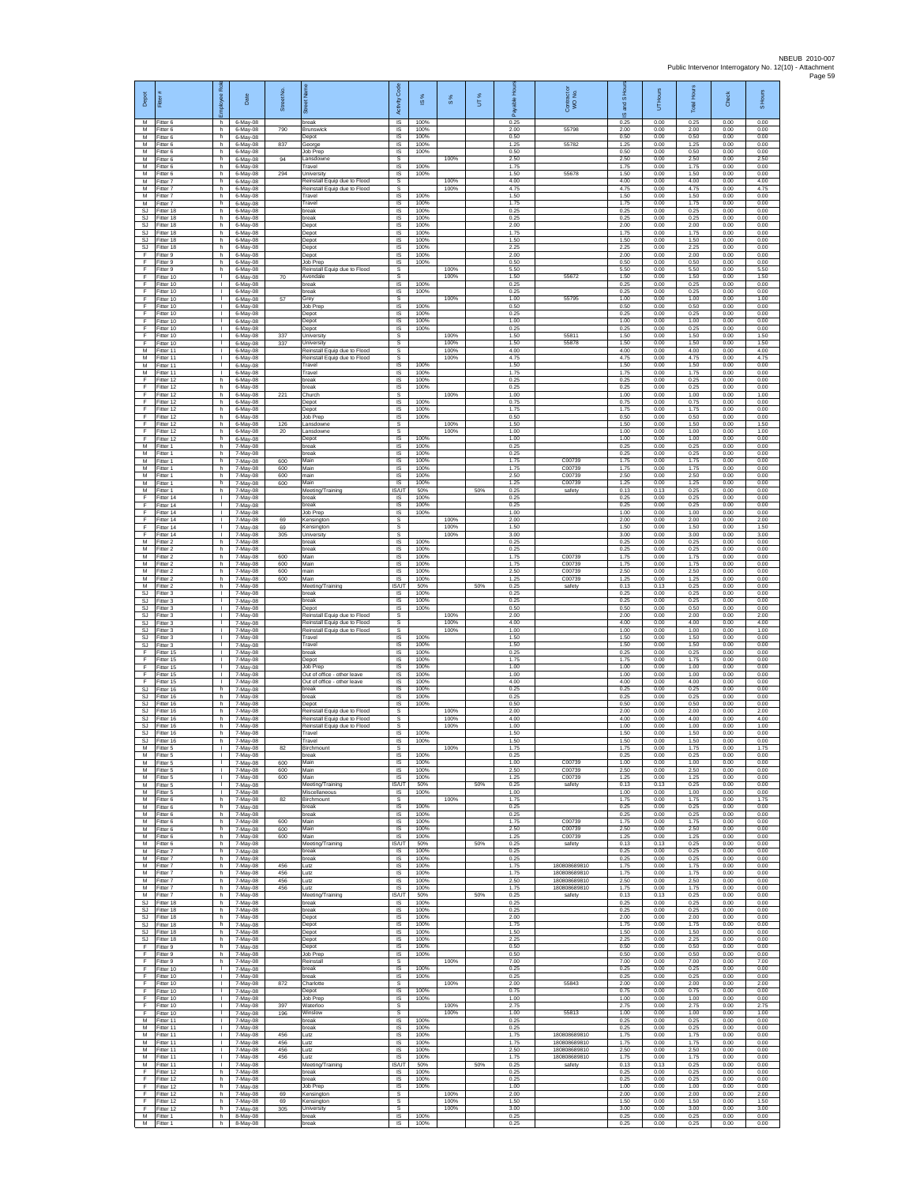| Depot | Fitter # | Employee Role | Date | Street No. | Street Name | Activity Code | IS % | S % | UT % | Payable Hours | Contractor or WO No. | IS and S Hours | UT Hours | Total Hours | Check | S Hours |
|---|---|---|---|---|---|---|---|---|---|---|---|---|---|---|---|---|
| M | Fitter 6 | h | 6-May-08 | | break | IS | 100% | | | 0.25 | | 0.25 | 0.00 | 0.25 | 0.00 | 0.00 |
| M | Fitter 6 | h | 6-May-08 | 790 | Brunswick | IS | 100% | | | 2.00 | 55798 | 2.00 | 0.00 | 2.00 | 0.00 | 0.00 |
| M | Fitter 6 | h | 6-May-08 | | Depot | IS | 100% | | | 0.50 | | 0.50 | 0.00 | 0.50 | 0.00 | 0.00 |
| M | Fitter 6 | h | 6-May-08 | 837 | George | IS | 100% | | | 1.25 | 55782 | 1.25 | 0.00 | 1.25 | 0.00 | 0.00 |
| M | Fitter 6 | h | 6-May-08 | | Job Prep | IS | 100% | | | 0.50 | | 0.50 | 0.00 | 0.50 | 0.00 | 0.00 |
| M | Fitter 6 | h | 6-May-08 | 94 | Lansdowne | S | | 100% | | 2.50 | | 2.50 | 0.00 | 2.50 | 0.00 | 2.50 |
| M | Fitter 6 | h | 6-May-08 | | Travel | IS | 100% | | | 1.75 | | 1.75 | 0.00 | 1.75 | 0.00 | 0.00 |
| M | Fitter 6 | h | 6-May-08 | 294 | University | IS | 100% | | | 1.50 | 55678 | 1.50 | 0.00 | 1.50 | 0.00 | 0.00 |
| M | Fitter 7 | h | 6-May-08 | | Reinstall Equip due to Flood | S | | 100% | | 4.00 | | 4.00 | 0.00 | 4.00 | 0.00 | 4.00 |
| M | Fitter 7 | h | 6-May-08 | | Reinstall Equip due to Flood | S | | 100% | | 4.75 | | 4.75 | 0.00 | 4.75 | 0.00 | 4.75 |
| M | Fitter 7 | h | 6-May-08 | | Travel | IS | 100% | | | 1.50 | | 1.50 | 0.00 | 1.50 | 0.00 | 0.00 |
| M | Fitter 7 | h | 6-May-08 | | Travel | IS | 100% | | | 1.75 | | 1.75 | 0.00 | 1.75 | 0.00 | 0.00 |
| SJ | Fitter 18 | h | 6-May-08 | | break | IS | 100% | | | 0.25 | | 0.25 | 0.00 | 0.25 | 0.00 | 0.00 |
| SJ | Fitter 18 | h | 6-May-08 | | break | IS | 100% | | | 0.25 | | 0.25 | 0.00 | 0.25 | 0.00 | 0.00 |
| SJ | Fitter 18 | h | 6-May-08 | | Depot | IS | 100% | | | 2.00 | | 2.00 | 0.00 | 2.00 | 0.00 | 0.00 |
| SJ | Fitter 18 | h | 6-May-08 | | Depot | IS | 100% | | | 1.75 | | 1.75 | 0.00 | 1.75 | 0.00 | 0.00 |
| SJ | Fitter 18 | h | 6-May-08 | | Depot | IS | 100% | | | 1.50 | | 1.50 | 0.00 | 1.50 | 0.00 | 0.00 |
| SJ | Fitter 18 | h | 6-May-08 | | Depot | IS | 100% | | | 2.25 | | 2.25 | 0.00 | 2.25 | 0.00 | 0.00 |
| F | Fitter 9 | h | 6-May-08 | | Depot | IS | 100% | | | 2.00 | | 2.00 | 0.00 | 2.00 | 0.00 | 0.00 |
| F | Fitter 9 | h | 6-May-08 | | Job Prep | IS | 100% | | | 0.50 | | 0.50 | 0.00 | 0.50 | 0.00 | 0.00 |
| F | Fitter 9 | h | 6-May-08 | | Reinstall Equip due to Flood | S | | 100% | | 5.50 | | 5.50 | 0.00 | 5.50 | 0.00 | 5.50 |
| F | Fitter 10 | l | 6-May-08 | 70 | Avondale | S | | 100% | | 1.50 | 55672 | 1.50 | 0.00 | 1.50 | 0.00 | 1.50 |
| F | Fitter 10 | l | 6-May-08 | | break | IS | 100% | | | 0.25 | | 0.25 | 0.00 | 0.25 | 0.00 | 0.00 |
| F | Fitter 10 | l | 6-May-08 | | break | IS | 100% | | | 0.25 | | 0.25 | 0.00 | 0.25 | 0.00 | 0.00 |
| F | Fitter 10 | l | 6-May-08 | 57 | Grey | S | | 100% | | 1.00 | 55795 | 1.00 | 0.00 | 1.00 | 0.00 | 1.00 |
| F | Fitter 10 | l | 6-May-08 | | Job Prep | IS | 100% | | | 0.50 | | 0.50 | 0.00 | 0.50 | 0.00 | 0.00 |
| F | Fitter 10 | l | 6-May-08 | | Depot | IS | 100% | | | 0.25 | | 0.25 | 0.00 | 0.25 | 0.00 | 0.00 |
| F | Fitter 10 | l | 6-May-08 | | Depot | IS | 100% | | | 1.00 | | 1.00 | 0.00 | 1.00 | 0.00 | 0.00 |
| F | Fitter 10 | l | 6-May-08 | | Depot | IS | 100% | | | 0.25 | | 0.25 | 0.00 | 0.25 | 0.00 | 0.00 |
| F | Fitter 10 | l | 6-May-08 | 337 | University | S | | 100% | | 1.50 | 55811 | 1.50 | 0.00 | 1.50 | 0.00 | 1.50 |
| F | Fitter 10 | l | 6-May-08 | 337 | University | S | | 100% | | 1.50 | 55878 | 1.50 | 0.00 | 1.50 | 0.00 | 1.50 |
| M | Fitter 11 | l | 6-May-08 | | Reinstall Equip due to Flood | S | | 100% | | 4.00 | | 4.00 | 0.00 | 4.00 | 0.00 | 4.00 |
| M | Fitter 11 | l | 6-May-08 | | Reinstall Equip due to Flood | S | | 100% | | 4.75 | | 4.75 | 0.00 | 4.75 | 0.00 | 4.75 |
| M | Fitter 11 | l | 6-May-08 | | Travel | IS | 100% | | | 1.50 | | 1.50 | 0.00 | 1.50 | 0.00 | 0.00 |
| M | Fitter 11 | l | 6-May-08 | | Travel | IS | 100% | | | 1.75 | | 1.75 | 0.00 | 1.75 | 0.00 | 0.00 |
| F | Fitter 12 | h | 6-May-08 | | break | IS | 100% | | | 0.25 | | 0.25 | 0.00 | 0.25 | 0.00 | 0.00 |
| F | Fitter 12 | h | 6-May-08 | | break | IS | 100% | | | 0.25 | | 0.25 | 0.00 | 0.25 | 0.00 | 0.00 |
| F | Fitter 12 | h | 6-May-08 | 221 | Church | S | | 100% | | 1.00 | | 1.00 | 0.00 | 1.00 | 0.00 | 1.00 |
| F | Fitter 12 | h | 6-May-08 | | Depot | IS | 100% | | | 0.75 | | 0.75 | 0.00 | 0.75 | 0.00 | 0.00 |
| F | Fitter 12 | h | 6-May-08 | | Depot | IS | 100% | | | 1.75 | | 1.75 | 0.00 | 1.75 | 0.00 | 0.00 |
| F | Fitter 12 | h | 6-May-08 | | Job Prep | IS | 100% | | | 0.50 | | 0.50 | 0.00 | 0.50 | 0.00 | 0.00 |
| F | Fitter 12 | h | 6-May-08 | 126 | Lansdowne | S | | 100% | | 1.50 | | 1.50 | 0.00 | 1.50 | 0.00 | 1.50 |
| F | Fitter 12 | h | 6-May-08 | 20 | Lansdowne | S | | 100% | | 1.00 | | 1.00 | 0.00 | 1.00 | 0.00 | 1.00 |
| F | Fitter 12 | h | 6-May-08 | | Depot | IS | 100% | | | 1.00 | | 1.00 | 0.00 | 1.00 | 0.00 | 0.00 |
| M | Fitter 1 | h | 7-May-08 | | break | IS | 100% | | | 0.25 | | 0.25 | 0.00 | 0.25 | 0.00 | 0.00 |
| M | Fitter 1 | h | 7-May-08 | | break | IS | 100% | | | 0.25 | | 0.25 | 0.00 | 0.25 | 0.00 | 0.00 |
| M | Fitter 1 | h | 7-May-08 | 600 | Main | IS | 100% | | | 1.75 | C00739 | 1.75 | 0.00 | 1.75 | 0.00 | 0.00 |
| M | Fitter 1 | h | 7-May-08 | 600 | Main | IS | 100% | | | 1.75 | C00739 | 1.75 | 0.00 | 1.75 | 0.00 | 0.00 |
| M | Fitter 1 | h | 7-May-08 | 600 | main | IS | 100% | | | 2.50 | C00739 | 2.50 | 0.00 | 2.50 | 0.00 | 0.00 |
| M | Fitter 1 | h | 7-May-08 | 600 | Main | IS | 100% | | | 1.25 | C00739 | 1.25 | 0.00 | 1.25 | 0.00 | 0.00 |
| M | Fitter 1 | h | 7-May-08 | | Meeting/Training | IS/UT | 50% | | 50% | 0.25 | safety | 0.13 | 0.13 | 0.25 | 0.00 | 0.00 |
| F | Fitter 14 | l | 7-May-08 | | break | IS | 100% | | | 0.25 | | 0.25 | 0.00 | 0.25 | 0.00 | 0.00 |
| F | Fitter 14 | l | 7-May-08 | | break | IS | 100% | | | 0.25 | | 0.25 | 0.00 | 0.25 | 0.00 | 0.00 |
| F | Fitter 14 | l | 7-May-08 | | Job Prep | IS | 100% | | | 1.00 | | 1.00 | 0.00 | 1.00 | 0.00 | 0.00 |
| F | Fitter 14 | l | 7-May-08 | 69 | Kensington | S | | 100% | | 2.00 | | 2.00 | 0.00 | 2.00 | 0.00 | 2.00 |
| F | Fitter 14 | l | 7-May-08 | 69 | Kensington | S | | 100% | | 1.50 | | 1.50 | 0.00 | 1.50 | 0.00 | 1.50 |
| F | Fitter 14 | l | 7-May-08 | 305 | University | S | | 100% | | 3.00 | | 3.00 | 0.00 | 3.00 | 0.00 | 3.00 |
| M | Fitter 2 | h | 7-May-08 | | break | IS | 100% | | | 0.25 | | 0.25 | 0.00 | 0.25 | 0.00 | 0.00 |
| M | Fitter 2 | h | 7-May-08 | | break | IS | 100% | | | 0.25 | | 0.25 | 0.00 | 0.25 | 0.00 | 0.00 |
| M | Fitter 2 | h | 7-May-08 | 600 | Main | IS | 100% | | | 1.75 | C00739 | 1.75 | 0.00 | 1.75 | 0.00 | 0.00 |
| M | Fitter 2 | h | 7-May-08 | 600 | Main | IS | 100% | | | 1.75 | C00739 | 1.75 | 0.00 | 1.75 | 0.00 | 0.00 |
| M | Fitter 2 | h | 7-May-08 | 600 | main | IS | 100% | | | 2.50 | C00739 | 2.50 | 0.00 | 2.50 | 0.00 | 0.00 |
| M | Fitter 2 | h | 7-May-08 | 600 | Main | IS | 100% | | | 1.25 | C00739 | 1.25 | 0.00 | 1.25 | 0.00 | 0.00 |
| M | Fitter 2 | h | 7-May-08 | | Meeting/Training | IS/UT | 50% | | 50% | 0.25 | safety | 0.13 | 0.13 | 0.25 | 0.00 | 0.00 |
| SJ | Fitter 3 | l | 7-May-08 | | break | IS | 100% | | | 0.25 | | 0.25 | 0.00 | 0.25 | 0.00 | 0.00 |
| SJ | Fitter 3 | l | 7-May-08 | | break | IS | 100% | | | 0.25 | | 0.25 | 0.00 | 0.25 | 0.00 | 0.00 |
| SJ | Fitter 3 | l | 7-May-08 | | Depot | IS | 100% | | | 0.50 | | 0.50 | 0.00 | 0.50 | 0.00 | 0.00 |
| SJ | Fitter 3 | l | 7-May-08 | | Reinstall Equip due to Flood | S | | 100% | | 2.00 | | 2.00 | 0.00 | 2.00 | 0.00 | 2.00 |
| SJ | Fitter 3 | l | 7-May-08 | | Reinstall Equip due to Flood | S | | 100% | | 4.00 | | 4.00 | 0.00 | 4.00 | 0.00 | 4.00 |
| SJ | Fitter 3 | l | 7-May-08 | | Reinstall Equip due to Flood | S | | 100% | | 1.00 | | 1.00 | 0.00 | 1.00 | 0.00 | 1.00 |
| SJ | Fitter 3 | l | 7-May-08 | | Travel | IS | 100% | | | 1.50 | | 1.50 | 0.00 | 1.50 | 0.00 | 0.00 |
| SJ | Fitter 3 | l | 7-May-08 | | Travel | IS | 100% | | | 1.50 | | 1.50 | 0.00 | 1.50 | 0.00 | 0.00 |
| F | Fitter 15 | l | 7-May-08 | | break | IS | 100% | | | 0.25 | | 0.25 | 0.00 | 0.25 | 0.00 | 0.00 |
| F | Fitter 15 | l | 7-May-08 | | Depot | IS | 100% | | | 1.75 | | 1.75 | 0.00 | 1.75 | 0.00 | 0.00 |
| F | Fitter 15 | l | 7-May-08 | | Job Prep | IS | 100% | | | 1.00 | | 1.00 | 0.00 | 1.00 | 0.00 | 0.00 |
| F | Fitter 15 | l | 7-May-08 | | Out of office - other leave | IS | 100% | | | 1.00 | | 1.00 | 0.00 | 1.00 | 0.00 | 0.00 |
| F | Fitter 15 | l | 7-May-08 | | Out of office - other leave | IS | 100% | | | 4.00 | | 4.00 | 0.00 | 4.00 | 0.00 | 0.00 |
| SJ | Fitter 16 | h | 7-May-08 | | break | IS | 100% | | | 0.25 | | 0.25 | 0.00 | 0.25 | 0.00 | 0.00 |
| SJ | Fitter 16 | h | 7-May-08 | | break | IS | 100% | | | 0.25 | | 0.25 | 0.00 | 0.25 | 0.00 | 0.00 |
| SJ | Fitter 16 | h | 7-May-08 | | Depot | IS | 100% | | | 0.50 | | 0.50 | 0.00 | 0.50 | 0.00 | 0.00 |
| SJ | Fitter 16 | h | 7-May-08 | | Reinstall Equip due to Flood | S | | 100% | | 2.00 | | 2.00 | 0.00 | 2.00 | 0.00 | 2.00 |
| SJ | Fitter 16 | h | 7-May-08 | | Reinstall Equip due to Flood | S | | 100% | | 4.00 | | 4.00 | 0.00 | 4.00 | 0.00 | 4.00 |
| SJ | Fitter 16 | h | 7-May-08 | | Reinstall Equip due to Flood | S | | 100% | | 1.00 | | 1.00 | 0.00 | 1.00 | 0.00 | 1.00 |
| SJ | Fitter 16 | h | 7-May-08 | | Travel | IS | 100% | | | 1.50 | | 1.50 | 0.00 | 1.50 | 0.00 | 0.00 |
| SJ | Fitter 16 | h | 7-May-08 | | Travel | IS | 100% | | | 1.50 | | 1.50 | 0.00 | 1.50 | 0.00 | 0.00 |
| M | Fitter 5 | l | 7-May-08 | 82 | Birchmount | S | | 100% | | 1.75 | | 1.75 | 0.00 | 1.75 | 0.00 | 1.75 |
| M | Fitter 5 | l | 7-May-08 | | break | IS | 100% | | | 0.25 | | 0.25 | 0.00 | 0.25 | 0.00 | 0.00 |
| M | Fitter 5 | l | 7-May-08 | 600 | Main | IS | 100% | | | 1.00 | C00739 | 1.00 | 0.00 | 1.00 | 0.00 | 0.00 |
| M | Fitter 5 | l | 7-May-08 | 600 | Main | IS | 100% | | | 2.50 | C00739 | 2.50 | 0.00 | 2.50 | 0.00 | 0.00 |
| M | Fitter 5 | l | 7-May-08 | 600 | Main | IS | 100% | | | 1.25 | C00739 | 1.25 | 0.00 | 1.25 | 0.00 | 0.00 |
| M | Fitter 5 | l | 7-May-08 | | Meeting/Training | IS/UT | 50% | | 50% | 0.25 | safety | 0.13 | 0.13 | 0.25 | 0.00 | 0.00 |
| M | Fitter 5 | l | 7-May-08 | | Miscellaneous | IS | 100% | | | 1.00 | | 1.00 | 0.00 | 1.00 | 0.00 | 0.00 |
| M | Fitter 6 | h | 7-May-08 | 82 | Birchmount | S | | 100% | | 1.75 | | 1.75 | 0.00 | 1.75 | 0.00 | 1.75 |
| M | Fitter 6 | h | 7-May-08 | | break | IS | 100% | | | 0.25 | | 0.25 | 0.00 | 0.25 | 0.00 | 0.00 |
| M | Fitter 6 | h | 7-May-08 | | break | IS | 100% | | | 0.25 | | 0.25 | 0.00 | 0.25 | 0.00 | 0.00 |
| M | Fitter 6 | h | 7-May-08 | 600 | Main | IS | 100% | | | 1.75 | C00739 | 1.75 | 0.00 | 1.75 | 0.00 | 0.00 |
| M | Fitter 6 | h | 7-May-08 | 600 | Main | IS | 100% | | | 2.50 | C00739 | 2.50 | 0.00 | 2.50 | 0.00 | 0.00 |
| M | Fitter 6 | h | 7-May-08 | 600 | Main | IS | 100% | | | 1.25 | C00739 | 1.25 | 0.00 | 1.25 | 0.00 | 0.00 |
| M | Fitter 6 | h | 7-May-08 | | Meeting/Training | IS/UT | 50% | | 50% | 0.25 | safety | 0.13 | 0.13 | 0.25 | 0.00 | 0.00 |
| M | Fitter 7 | h | 7-May-08 | | break | IS | 100% | | | 0.25 | | 0.25 | 0.00 | 0.25 | 0.00 | 0.00 |
| M | Fitter 7 | h | 7-May-08 | | break | IS | 100% | | | 0.25 | | 0.25 | 0.00 | 0.25 | 0.00 | 0.00 |
| M | Fitter 7 | h | 7-May-08 | 456 | Lutz | IS | 100% | | | 1.75 | 180808689810 | 1.75 | 0.00 | 1.75 | 0.00 | 0.00 |
| M | Fitter 7 | h | 7-May-08 | 456 | Lutz | IS | 100% | | | 1.75 | 180808689810 | 1.75 | 0.00 | 1.75 | 0.00 | 0.00 |
| M | Fitter 7 | h | 7-May-08 | 456 | Lutz | IS | 100% | | | 2.50 | 180808689810 | 2.50 | 0.00 | 2.50 | 0.00 | 0.00 |
| M | Fitter 7 | h | 7-May-08 | 456 | Lutz | IS | 100% | | | 1.75 | 180808689810 | 1.75 | 0.00 | 1.75 | 0.00 | 0.00 |
| M | Fitter 7 | h | 7-May-08 | | Meeting/Training | IS/UT | 50% | | 50% | 0.25 | safety | 0.13 | 0.13 | 0.25 | 0.00 | 0.00 |
| SJ | Fitter 18 | h | 7-May-08 | | break | IS | 100% | | | 0.25 | | 0.25 | 0.00 | 0.25 | 0.00 | 0.00 |
| SJ | Fitter 18 | h | 7-May-08 | | break | IS | 100% | | | 0.25 | | 0.25 | 0.00 | 0.25 | 0.00 | 0.00 |
| SJ | Fitter 18 | h | 7-May-08 | | Depot | IS | 100% | | | 2.00 | | 2.00 | 0.00 | 2.00 | 0.00 | 0.00 |
| SJ | Fitter 18 | h | 7-May-08 | | Depot | IS | 100% | | | 1.75 | | 1.75 | 0.00 | 1.75 | 0.00 | 0.00 |
| SJ | Fitter 18 | h | 7-May-08 | | Depot | IS | 100% | | | 1.50 | | 1.50 | 0.00 | 1.50 | 0.00 | 0.00 |
| SJ | Fitter 18 | h | 7-May-08 | | Depot | IS | 100% | | | 2.25 | | 2.25 | 0.00 | 2.25 | 0.00 | 0.00 |
| F | Fitter 9 | h | 7-May-08 | | Depot | IS | 100% | | | 0.50 | | 0.50 | 0.00 | 0.50 | 0.00 | 0.00 |
| F | Fitter 9 | h | 7-May-08 | | Job Prep | IS | 100% | | | 0.50 | | 0.50 | 0.00 | 0.50 | 0.00 | 0.00 |
| F | Fitter 9 | h | 7-May-08 | | Reinstall | S | | 100% | | 7.00 | | 7.00 | 0.00 | 7.00 | 0.00 | 7.00 |
| F | Fitter 10 | l | 7-May-08 | | break | IS | 100% | | | 0.25 | | 0.25 | 0.00 | 0.25 | 0.00 | 0.00 |
| F | Fitter 10 | l | 7-May-08 | | break | IS | 100% | | | 0.25 | | 0.25 | 0.00 | 0.25 | 0.00 | 0.00 |
| F | Fitter 10 | l | 7-May-08 | 872 | Charlotte | S | | 100% | | 2.00 | 55843 | 2.00 | 0.00 | 2.00 | 0.00 | 2.00 |
| F | Fitter 10 | l | 7-May-08 | | Depot | IS | 100% | | | 0.75 | | 0.75 | 0.00 | 0.75 | 0.00 | 0.00 |
| F | Fitter 10 | l | 7-May-08 | | Job Prep | IS | 100% | | | 1.00 | | 1.00 | 0.00 | 1.00 | 0.00 | 0.00 |
| F | Fitter 10 | l | 7-May-08 | 397 | Waterloo | S | | 100% | | 2.75 | | 2.75 | 0.00 | 2.75 | 0.00 | 2.75 |
| F | Fitter 10 | l | 7-May-08 | 196 | Winslow | S | | 100% | | 1.00 | 55813 | 1.00 | 0.00 | 1.00 | 0.00 | 1.00 |
| M | Fitter 11 | l | 7-May-08 | | break | IS | 100% | | | 0.25 | | 0.25 | 0.00 | 0.25 | 0.00 | 0.00 |
| M | Fitter 11 | l | 7-May-08 | | break | IS | 100% | | | 0.25 | | 0.25 | 0.00 | 0.25 | 0.00 | 0.00 |
| M | Fitter 11 | l | 7-May-08 | 456 | Lutz | IS | 100% | | | 1.75 | 180808689810 | 1.75 | 0.00 | 1.75 | 0.00 | 0.00 |
| M | Fitter 11 | l | 7-May-08 | 456 | Lutz | IS | 100% | | | 1.75 | 180808689810 | 1.75 | 0.00 | 1.75 | 0.00 | 0.00 |
| M | Fitter 11 | l | 7-May-08 | 456 | Lutz | IS | 100% | | | 2.50 | 180808689810 | 2.50 | 0.00 | 2.50 | 0.00 | 0.00 |
| M | Fitter 11 | l | 7-May-08 | 456 | Lutz | IS | 100% | | | 1.75 | 180808689810 | 1.75 | 0.00 | 1.75 | 0.00 | 0.00 |
| M | Fitter 11 | l | 7-May-08 | | Meeting/Training | IS/UT | 50% | | 50% | 0.25 | safety | 0.13 | 0.13 | 0.25 | 0.00 | 0.00 |
| F | Fitter 12 | h | 7-May-08 | | break | IS | 100% | | | 0.25 | | 0.25 | 0.00 | 0.25 | 0.00 | 0.00 |
| F | Fitter 12 | h | 7-May-08 | | break | IS | 100% | | | 0.25 | | 0.25 | 0.00 | 0.25 | 0.00 | 0.00 |
| F | Fitter 12 | h | 7-May-08 | | Job Prep | IS | 100% | | | 1.00 | | 1.00 | 0.00 | 1.00 | 0.00 | 0.00 |
| F | Fitter 12 | h | 7-May-08 | 69 | Kensington | S | | 100% | | 2.00 | | 2.00 | 0.00 | 2.00 | 0.00 | 2.00 |
| F | Fitter 12 | h | 7-May-08 | 69 | Kensington | S | | 100% | | 1.50 | | 1.50 | 0.00 | 1.50 | 0.00 | 1.50 |
| F | Fitter 12 | h | 7-May-08 | 305 | University | S | | 100% | | 3.00 | | 3.00 | 0.00 | 3.00 | 0.00 | 3.00 |
| M | Fitter 1 | h | 8-May-08 | | break | IS | 100% | | | 0.25 | | 0.25 | 0.00 | 0.25 | 0.00 | 0.00 |
| M | Fitter 1 | h | 8-May-08 | | break | IS | 100% | | | 0.25 | | 0.25 | 0.00 | 0.25 | 0.00 | 0.00 |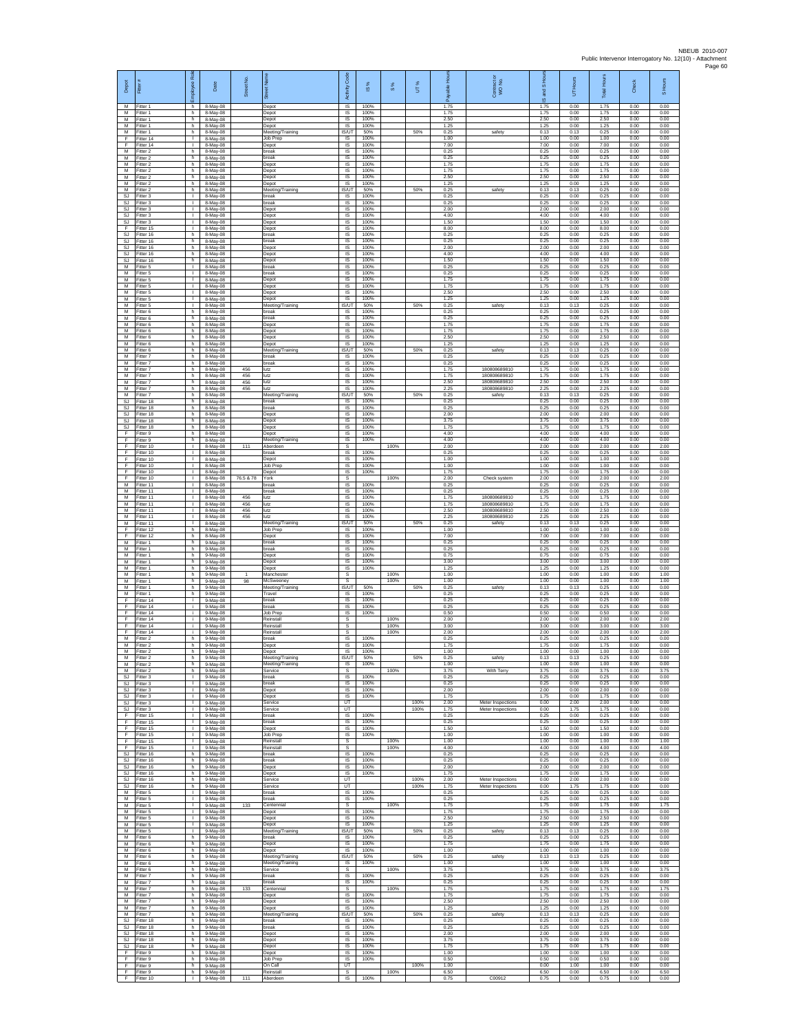| Depot | Fitter # | Employee Role | Date | Street No. | Street Name | Activity Code | IS % | S % | UT % | Payable Hours | Contractor or WO No. | IS and S Hours | UT Hours | Total Hours | Check | S Hours |
|---|---|---|---|---|---|---|---|---|---|---|---|---|---|---|---|---|
| M | Fitter 1 | h | 8-May-08 | | Depot | IS | 100% | | | 1.75 | | 1.75 | 0.00 | 1.75 | 0.00 | 0.00 |
| M | Fitter 1 | h | 8-May-08 | | Depot | IS | 100% | | | 1.75 | | 1.75 | 0.00 | 1.75 | 0.00 | 0.00 |
| M | Fitter 1 | h | 8-May-08 | | Depot | IS | 100% | | | 2.50 | | 2.50 | 0.00 | 2.50 | 0.00 | 0.00 |
| M | Fitter 1 | h | 8-May-08 | | Depot | IS | 100% | | | 1.25 | | 1.25 | 0.00 | 1.25 | 0.00 | 0.00 |
| M | Fitter 1 | h | 8-May-08 | | Meeting/Training | IS/UT | 50% | | 50% | 0.25 | safety | 0.13 | 0.13 | 0.25 | 0.00 | 0.00 |
| F | Fitter 14 | I | 8-May-08 | | Job Prep | IS | 100% | | | 1.00 | | 1.00 | 0.00 | 1.00 | 0.00 | 0.00 |
| F | Fitter 14 | I | 8-May-08 | | Depot | IS | 100% | | | 7.00 | | 7.00 | 0.00 | 7.00 | 0.00 | 0.00 |
| M | Fitter 2 | h | 8-May-08 | | break | IS | 100% | | | 0.25 | | 0.25 | 0.00 | 0.25 | 0.00 | 0.00 |
| M | Fitter 2 | h | 8-May-08 | | break | IS | 100% | | | 0.25 | | 0.25 | 0.00 | 0.25 | 0.00 | 0.00 |
| M | Fitter 2 | h | 8-May-08 | | Depot | IS | 100% | | | 1.75 | | 1.75 | 0.00 | 1.75 | 0.00 | 0.00 |
| M | Fitter 2 | h | 8-May-08 | | Depot | IS | 100% | | | 1.75 | | 1.75 | 0.00 | 1.75 | 0.00 | 0.00 |
| M | Fitter 2 | h | 8-May-08 | | Depot | IS | 100% | | | 2.50 | | 2.50 | 0.00 | 2.50 | 0.00 | 0.00 |
| M | Fitter 2 | h | 8-May-08 | | Depot | IS | 100% | | | 1.25 | | 1.25 | 0.00 | 1.25 | 0.00 | 0.00 |
| M | Fitter 2 | h | 8-May-08 | | Meeting/Training | IS/UT | 50% | | 50% | 0.25 | safety | 0.13 | 0.13 | 0.25 | 0.00 | 0.00 |
| SJ | Fitter 3 | I | 8-May-08 | | break | IS | 100% | | | 0.25 | | 0.25 | 0.00 | 0.25 | 0.00 | 0.00 |
| SJ | Fitter 3 | I | 8-May-08 | | break | IS | 100% | | | 0.25 | | 0.25 | 0.00 | 0.25 | 0.00 | 0.00 |
| SJ | Fitter 3 | I | 8-May-08 | | Depot | IS | 100% | | | 2.00 | | 2.00 | 0.00 | 2.00 | 0.00 | 0.00 |
| SJ | Fitter 3 | I | 8-May-08 | | Depot | IS | 100% | | | 4.00 | | 4.00 | 0.00 | 4.00 | 0.00 | 0.00 |
| SJ | Fitter 3 | I | 8-May-08 | | Depot | IS | 100% | | | 1.50 | | 1.50 | 0.00 | 1.50 | 0.00 | 0.00 |
| F | Fitter 15 | I | 8-May-08 | | Depot | IS | 100% | | | 8.00 | | 8.00 | 0.00 | 8.00 | 0.00 | 0.00 |
| SJ | Fitter 16 | h | 8-May-08 | | break | IS | 100% | | | 0.25 | | 0.25 | 0.00 | 0.25 | 0.00 | 0.00 |
| SJ | Fitter 16 | h | 8-May-08 | | break | IS | 100% | | | 0.25 | | 0.25 | 0.00 | 0.25 | 0.00 | 0.00 |
| SJ | Fitter 16 | h | 8-May-08 | | Depot | IS | 100% | | | 2.00 | | 2.00 | 0.00 | 2.00 | 0.00 | 0.00 |
| SJ | Fitter 16 | h | 8-May-08 | | Depot | IS | 100% | | | 4.00 | | 4.00 | 0.00 | 4.00 | 0.00 | 0.00 |
| SJ | Fitter 16 | h | 8-May-08 | | Depot | IS | 100% | | | 1.50 | | 1.50 | 0.00 | 1.50 | 0.00 | 0.00 |
| M | Fitter 5 | I | 8-May-08 | | break | IS | 100% | | | 0.25 | | 0.25 | 0.00 | 0.25 | 0.00 | 0.00 |
| M | Fitter 5 | I | 8-May-08 | | break | IS | 100% | | | 0.25 | | 0.25 | 0.00 | 0.25 | 0.00 | 0.00 |
| M | Fitter 5 | I | 8-May-08 | | Depot | IS | 100% | | | 1.75 | | 1.75 | 0.00 | 1.75 | 0.00 | 0.00 |
| M | Fitter 5 | I | 8-May-08 | | Depot | IS | 100% | | | 1.75 | | 1.75 | 0.00 | 1.75 | 0.00 | 0.00 |
| M | Fitter 5 | I | 8-May-08 | | Depot | IS | 100% | | | 2.50 | | 2.50 | 0.00 | 2.50 | 0.00 | 0.00 |
| M | Fitter 5 | I | 8-May-08 | | Depot | IS | 100% | | | 1.25 | | 1.25 | 0.00 | 1.25 | 0.00 | 0.00 |
| M | Fitter 5 | I | 8-May-08 | | Meeting/Training | IS/UT | 50% | | 50% | 0.25 | safety | 0.13 | 0.13 | 0.25 | 0.00 | 0.00 |
| M | Fitter 6 | h | 8-May-08 | | break | IS | 100% | | | 0.25 | | 0.25 | 0.00 | 0.25 | 0.00 | 0.00 |
| M | Fitter 6 | h | 8-May-08 | | break | IS | 100% | | | 0.25 | | 0.25 | 0.00 | 0.25 | 0.00 | 0.00 |
| M | Fitter 6 | h | 8-May-08 | | Depot | IS | 100% | | | 1.75 | | 1.75 | 0.00 | 1.75 | 0.00 | 0.00 |
| M | Fitter 6 | h | 8-May-08 | | Depot | IS | 100% | | | 1.75 | | 1.75 | 0.00 | 1.75 | 0.00 | 0.00 |
| M | Fitter 6 | h | 8-May-08 | | Depot | IS | 100% | | | 2.50 | | 2.50 | 0.00 | 2.50 | 0.00 | 0.00 |
| M | Fitter 6 | h | 8-May-08 | | Depot | IS | 100% | | | 1.25 | | 1.25 | 0.00 | 1.25 | 0.00 | 0.00 |
| M | Fitter 6 | h | 8-May-08 | | Meeting/Training | IS/UT | 50% | | 50% | 0.25 | safety | 0.13 | 0.13 | 0.25 | 0.00 | 0.00 |
| M | Fitter 7 | h | 8-May-08 | | break | IS | 100% | | | 0.25 | | 0.25 | 0.00 | 0.25 | 0.00 | 0.00 |
| M | Fitter 7 | h | 8-May-08 | | break | IS | 100% | | | 0.25 | | 0.25 | 0.00 | 0.25 | 0.00 | 0.00 |
| M | Fitter 7 | h | 8-May-08 | 456 | lutz | IS | 100% | | | 1.75 | 180808689810 | 1.75 | 0.00 | 1.75 | 0.00 | 0.00 |
| M | Fitter 7 | h | 8-May-08 | 456 | lutz | IS | 100% | | | 1.75 | 180808689810 | 1.75 | 0.00 | 1.75 | 0.00 | 0.00 |
| M | Fitter 7 | h | 8-May-08 | 456 | lutz | IS | 100% | | | 2.50 | 180808689810 | 2.50 | 0.00 | 2.50 | 0.00 | 0.00 |
| M | Fitter 7 | h | 8-May-08 | 456 | lutz | IS | 100% | | | 2.25 | 180808689810 | 2.25 | 0.00 | 2.25 | 0.00 | 0.00 |
| M | Fitter 7 | h | 8-May-08 | | Meeting/Training | IS/UT | 50% | | 50% | 0.25 | safety | 0.13 | 0.13 | 0.25 | 0.00 | 0.00 |
| SJ | Fitter 18 | h | 8-May-08 | | break | IS | 100% | | | 0.25 | | 0.25 | 0.00 | 0.25 | 0.00 | 0.00 |
| SJ | Fitter 18 | h | 8-May-08 | | break | IS | 100% | | | 0.25 | | 0.25 | 0.00 | 0.25 | 0.00 | 0.00 |
| SJ | Fitter 18 | h | 8-May-08 | | Depot | IS | 100% | | | 2.00 | | 2.00 | 0.00 | 2.00 | 0.00 | 0.00 |
| SJ | Fitter 18 | h | 8-May-08 | | Depot | IS | 100% | | | 3.75 | | 3.75 | 0.00 | 3.75 | 0.00 | 0.00 |
| SJ | Fitter 18 | h | 8-May-08 | | Depot | IS | 100% | | | 1.75 | | 1.75 | 0.00 | 1.75 | 0.00 | 0.00 |
| F | Fitter 9 | h | 8-May-08 | | Depot | IS | 100% | | | 4.00 | | 4.00 | 0.00 | 4.00 | 0.00 | 0.00 |
| F | Fitter 9 | h | 8-May-08 | | Meeting/Training | IS | 100% | | | 4.00 | | 4.00 | 0.00 | 4.00 | 0.00 | 0.00 |
| F | Fitter 10 | I | 8-May-08 | 111 | Aberdeen | S | | 100% | | 2.00 | | 2.00 | 0.00 | 2.00 | 0.00 | 2.00 |
| F | Fitter 10 | I | 8-May-08 | | break | IS | 100% | | | 0.25 | | 0.25 | 0.00 | 0.25 | 0.00 | 0.00 |
| F | Fitter 10 | I | 8-May-08 | | Depot | IS | 100% | | | 1.00 | | 1.00 | 0.00 | 1.00 | 0.00 | 0.00 |
| F | Fitter 10 | I | 8-May-08 | | Job Prep | IS | 100% | | | 1.00 | | 1.00 | 0.00 | 1.00 | 0.00 | 0.00 |
| F | Fitter 10 | I | 8-May-08 | | Depot | IS | 100% | | | 1.75 | | 1.75 | 0.00 | 1.75 | 0.00 | 0.00 |
| F | Fitter 10 | I | 8-May-08 | 76.5 & 78 | York | S | | 100% | | 2.00 | Check system | 2.00 | 0.00 | 2.00 | 0.00 | 2.00 |
| M | Fitter 11 | I | 8-May-08 | | break | IS | 100% | | | 0.25 | | 0.25 | 0.00 | 0.25 | 0.00 | 0.00 |
| M | Fitter 11 | I | 8-May-08 | | break | IS | 100% | | | 0.25 | | 0.25 | 0.00 | 0.25 | 0.00 | 0.00 |
| M | Fitter 11 | I | 8-May-08 | 456 | lutz | IS | 100% | | | 1.75 | 180808689810 | 1.75 | 0.00 | 1.75 | 0.00 | 0.00 |
| M | Fitter 11 | I | 8-May-08 | 456 | lutz | IS | 100% | | | 1.75 | 180808689810 | 1.75 | 0.00 | 1.75 | 0.00 | 0.00 |
| M | Fitter 11 | I | 8-May-08 | 456 | lutz | IS | 100% | | | 2.50 | 180808689810 | 2.50 | 0.00 | 2.50 | 0.00 | 0.00 |
| M | Fitter 11 | I | 8-May-08 | 456 | lutz | IS | 100% | | | 2.25 | 180808689810 | 2.25 | 0.00 | 2.25 | 0.00 | 0.00 |
| M | Fitter 11 | I | 8-May-08 | | Meeting/Training | IS/UT | 50% | | 50% | 0.25 | safety | 0.13 | 0.13 | 0.25 | 0.00 | 0.00 |
| F | Fitter 12 | h | 8-May-08 | | Job Prep | IS | 100% | | | 1.00 | | 1.00 | 0.00 | 1.00 | 0.00 | 0.00 |
| F | Fitter 12 | h | 8-May-08 | | Depot | IS | 100% | | | 7.00 | | 7.00 | 0.00 | 7.00 | 0.00 | 0.00 |
| M | Fitter 1 | h | 9-May-08 | | break | IS | 100% | | | 0.25 | | 0.25 | 0.00 | 0.25 | 0.00 | 0.00 |
| M | Fitter 1 | h | 9-May-08 | | break | IS | 100% | | | 0.25 | | 0.25 | 0.00 | 0.25 | 0.00 | 0.00 |
| M | Fitter 1 | h | 9-May-08 | | Depot | IS | 100% | | | 0.75 | | 0.75 | 0.00 | 0.75 | 0.00 | 0.00 |
| M | Fitter 1 | h | 9-May-08 | | Depot | IS | 100% | | | 3.00 | | 3.00 | 0.00 | 3.00 | 0.00 | 0.00 |
| M | Fitter 1 | h | 9-May-08 | | Depot | IS | 100% | | | 1.25 | | 1.25 | 0.00 | 1.25 | 0.00 | 0.00 |
| M | Fitter 1 | h | 9-May-08 | 1 | Manchester | S | | 100% | | 1.00 | | 1.00 | 0.00 | 1.00 | 0.00 | 1.00 |
| M | Fitter 1 | h | 9-May-08 | 98 | McSweeney | S | | 100% | | 1.00 | | 1.00 | 0.00 | 1.00 | 0.00 | 1.00 |
| M | Fitter 1 | h | 9-May-08 | | Meeting/Training | IS/UT | 50% | | 50% | 0.25 | safety | 0.13 | 0.13 | 0.25 | 0.00 | 0.00 |
| M | Fitter 1 | h | 9-May-08 | | Travel | IS | 100% | | | 0.25 | | 0.25 | 0.00 | 0.25 | 0.00 | 0.00 |
| F | Fitter 14 | I | 9-May-08 | | break | IS | 100% | | | 0.25 | | 0.25 | 0.00 | 0.25 | 0.00 | 0.00 |
| F | Fitter 14 | I | 9-May-08 | | break | IS | 100% | | | 0.25 | | 0.25 | 0.00 | 0.25 | 0.00 | 0.00 |
| F | Fitter 14 | I | 9-May-08 | | Job Prep | IS | 100% | | | 0.50 | | 0.50 | 0.00 | 0.50 | 0.00 | 0.00 |
| F | Fitter 14 | I | 9-May-08 | | Reinstall | S | | 100% | | 2.00 | | 2.00 | 0.00 | 2.00 | 0.00 | 2.00 |
| F | Fitter 14 | I | 9-May-08 | | Reinstall | S | | 100% | | 3.00 | | 3.00 | 0.00 | 3.00 | 0.00 | 3.00 |
| F | Fitter 14 | I | 9-May-08 | | Reinstall | S | | 100% | | 2.00 | | 2.00 | 0.00 | 2.00 | 0.00 | 2.00 |
| M | Fitter 2 | h | 9-May-08 | | break | IS | 100% | | | 0.25 | | 0.25 | 0.00 | 0.25 | 0.00 | 0.00 |
| M | Fitter 2 | h | 9-May-08 | | Depot | IS | 100% | | | 1.75 | | 1.75 | 0.00 | 1.75 | 0.00 | 0.00 |
| M | Fitter 2 | h | 9-May-08 | | Depot | IS | 100% | | | 1.00 | | 1.00 | 0.00 | 1.00 | 0.00 | 0.00 |
| M | Fitter 2 | h | 9-May-08 | | Meeting/Training | IS/UT | 50% | | 50% | 0.25 | safety | 0.13 | 0.13 | 0.25 | 0.00 | 0.00 |
| M | Fitter 2 | h | 9-May-08 | | Meeting/Training | IS | 100% | | | 1.00 | | 1.00 | 0.00 | 1.00 | 0.00 | 0.00 |
| M | Fitter 2 | h | 9-May-08 | | Service | S | | 100% | | 3.75 | With Terry | 3.75 | 0.00 | 3.75 | 0.00 | 3.75 |
| SJ | Fitter 3 | I | 9-May-08 | | break | IS | 100% | | | 0.25 | | 0.25 | 0.00 | 0.25 | 0.00 | 0.00 |
| SJ | Fitter 3 | I | 9-May-08 | | break | IS | 100% | | | 0.25 | | 0.25 | 0.00 | 0.25 | 0.00 | 0.00 |
| SJ | Fitter 3 | I | 9-May-08 | | Depot | IS | 100% | | | 2.00 | | 2.00 | 0.00 | 2.00 | 0.00 | 0.00 |
| SJ | Fitter 3 | I | 9-May-08 | | Depot | IS | 100% | | | 1.75 | | 1.75 | 0.00 | 1.75 | 0.00 | 0.00 |
| SJ | Fitter 3 | I | 9-May-08 | | Service | UT | | | 100% | 2.00 | Meter Inspections | 0.00 | 2.00 | 2.00 | 0.00 | 0.00 |
| SJ | Fitter 3 | I | 9-May-08 | | Service | UT | | | 100% | 1.75 | Meter Inspections | 0.00 | 1.75 | 1.75 | 0.00 | 0.00 |
| F | Fitter 15 | I | 9-May-08 | | break | IS | 100% | | | 0.25 | | 0.25 | 0.00 | 0.25 | 0.00 | 0.00 |
| F | Fitter 15 | I | 9-May-08 | | break | IS | 100% | | | 0.25 | | 0.25 | 0.00 | 0.25 | 0.00 | 0.00 |
| F | Fitter 15 | I | 9-May-08 | | Depot | IS | 100% | | | 1.50 | | 1.50 | 0.00 | 1.50 | 0.00 | 0.00 |
| F | Fitter 15 | I | 9-May-08 | | Job Prep | IS | 100% | | | 1.00 | | 1.00 | 0.00 | 1.00 | 0.00 | 0.00 |
| F | Fitter 15 | I | 9-May-08 | | Reinstall | S | | 100% | | 1.00 | | 1.00 | 0.00 | 1.00 | 0.00 | 1.00 |
| F | Fitter 15 | I | 9-May-08 | | Reinstall | S | | 100% | | 4.00 | | 4.00 | 0.00 | 4.00 | 0.00 | 4.00 |
| SJ | Fitter 16 | h | 9-May-08 | | break | IS | 100% | | | 0.25 | | 0.25 | 0.00 | 0.25 | 0.00 | 0.00 |
| SJ | Fitter 16 | h | 9-May-08 | | break | IS | 100% | | | 0.25 | | 0.25 | 0.00 | 0.25 | 0.00 | 0.00 |
| SJ | Fitter 16 | h | 9-May-08 | | Depot | IS | 100% | | | 2.00 | | 2.00 | 0.00 | 2.00 | 0.00 | 0.00 |
| SJ | Fitter 16 | h | 9-May-08 | | Depot | IS | 100% | | | 1.75 | | 1.75 | 0.00 | 1.75 | 0.00 | 0.00 |
| SJ | Fitter 16 | h | 9-May-08 | | Service | UT | | | 100% | 2.00 | Meter Inspections | 0.00 | 2.00 | 2.00 | 0.00 | 0.00 |
| SJ | Fitter 16 | h | 9-May-08 | | Service | UT | | | 100% | 1.75 | Meter Inspections | 0.00 | 1.75 | 1.75 | 0.00 | 0.00 |
| M | Fitter 5 | I | 9-May-08 | | break | IS | 100% | | | 0.25 | | 0.25 | 0.00 | 0.25 | 0.00 | 0.00 |
| M | Fitter 5 | I | 9-May-08 | | break | IS | 100% | | | 0.25 | | 0.25 | 0.00 | 0.25 | 0.00 | 0.00 |
| M | Fitter 5 | I | 9-May-08 | 133 | Centennial | S | | 100% | | 1.75 | | 1.75 | 0.00 | 1.75 | 0.00 | 1.75 |
| M | Fitter 5 | I | 9-May-08 | | Depot | IS | 100% | | | 1.75 | | 1.75 | 0.00 | 1.75 | 0.00 | 0.00 |
| M | Fitter 5 | I | 9-May-08 | | Depot | IS | 100% | | | 2.50 | | 2.50 | 0.00 | 2.50 | 0.00 | 0.00 |
| M | Fitter 5 | I | 9-May-08 | | Depot | IS | 100% | | | 1.25 | | 1.25 | 0.00 | 1.25 | 0.00 | 0.00 |
| M | Fitter 5 | I | 9-May-08 | | Meeting/Training | IS/UT | 50% | | 50% | 0.25 | safety | 0.13 | 0.13 | 0.25 | 0.00 | 0.00 |
| M | Fitter 6 | h | 9-May-08 | | break | IS | 100% | | | 0.25 | | 0.25 | 0.00 | 0.25 | 0.00 | 0.00 |
| M | Fitter 6 | h | 9-May-08 | | Depot | IS | 100% | | | 1.75 | | 1.75 | 0.00 | 1.75 | 0.00 | 0.00 |
| M | Fitter 6 | h | 9-May-08 | | Depot | IS | 100% | | | 1.00 | | 1.00 | 0.00 | 1.00 | 0.00 | 0.00 |
| M | Fitter 6 | h | 9-May-08 | | Meeting/Training | IS/UT | 50% | | 50% | 0.25 | safety | 0.13 | 0.13 | 0.25 | 0.00 | 0.00 |
| M | Fitter 6 | h | 9-May-08 | | Meeting/Training | IS | 100% | | | 1.00 | | 1.00 | 0.00 | 1.00 | 0.00 | 0.00 |
| M | Fitter 6 | h | 9-May-08 | | Service | S | | 100% | | 3.75 | | 3.75 | 0.00 | 3.75 | 0.00 | 3.75 |
| M | Fitter 7 | h | 9-May-08 | | break | IS | 100% | | | 0.25 | | 0.25 | 0.00 | 0.25 | 0.00 | 0.00 |
| M | Fitter 7 | h | 9-May-08 | | break | IS | 100% | | | 0.25 | | 0.25 | 0.00 | 0.25 | 0.00 | 0.00 |
| M | Fitter 7 | h | 9-May-08 | 133 | Centennial | S | | 100% | | 1.75 | | 1.75 | 0.00 | 1.75 | 0.00 | 1.75 |
| M | Fitter 7 | h | 9-May-08 | | Depot | IS | 100% | | | 1.75 | | 1.75 | 0.00 | 1.75 | 0.00 | 0.00 |
| M | Fitter 7 | h | 9-May-08 | | Depot | IS | 100% | | | 2.50 | | 2.50 | 0.00 | 2.50 | 0.00 | 0.00 |
| M | Fitter 7 | h | 9-May-08 | | Depot | IS | 100% | | | 1.25 | | 1.25 | 0.00 | 1.25 | 0.00 | 0.00 |
| M | Fitter 7 | h | 9-May-08 | | Meeting/Training | IS/UT | 50% | | 50% | 0.25 | safety | 0.13 | 0.13 | 0.25 | 0.00 | 0.00 |
| SJ | Fitter 18 | h | 9-May-08 | | break | IS | 100% | | | 0.25 | | 0.25 | 0.00 | 0.25 | 0.00 | 0.00 |
| SJ | Fitter 18 | h | 9-May-08 | | break | IS | 100% | | | 0.25 | | 0.25 | 0.00 | 0.25 | 0.00 | 0.00 |
| SJ | Fitter 18 | h | 9-May-08 | | Depot | IS | 100% | | | 2.00 | | 2.00 | 0.00 | 2.00 | 0.00 | 0.00 |
| SJ | Fitter 18 | h | 9-May-08 | | Depot | IS | 100% | | | 3.75 | | 3.75 | 0.00 | 3.75 | 0.00 | 0.00 |
| SJ | Fitter 18 | h | 9-May-08 | | Depot | IS | 100% | | | 1.75 | | 1.75 | 0.00 | 1.75 | 0.00 | 0.00 |
| F | Fitter 9 | h | 9-May-08 | | Depot | IS | 100% | | | 1.00 | | 1.00 | 0.00 | 1.00 | 0.00 | 0.00 |
| F | Fitter 9 | h | 9-May-08 | | Job Prep | IS | 100% | | | 0.50 | | 0.50 | 0.00 | 0.50 | 0.00 | 0.00 |
| F | Fitter 9 | h | 9-May-08 | | On Call | UT | | | 100% | 1.00 | | 0.00 | 1.00 | 1.00 | 0.00 | 0.00 |
| F | Fitter 9 | h | 9-May-08 | | Reinstall | S | | 100% | | 6.50 | | 6.50 | 0.00 | 6.50 | 0.00 | 6.50 |
| F | Fitter 10 | I | 9-May-08 | 111 | Aberdeen | IS | 100% | | | 0.75 | C00912 | 0.75 | 0.00 | 0.75 | 0.00 | 0.00 |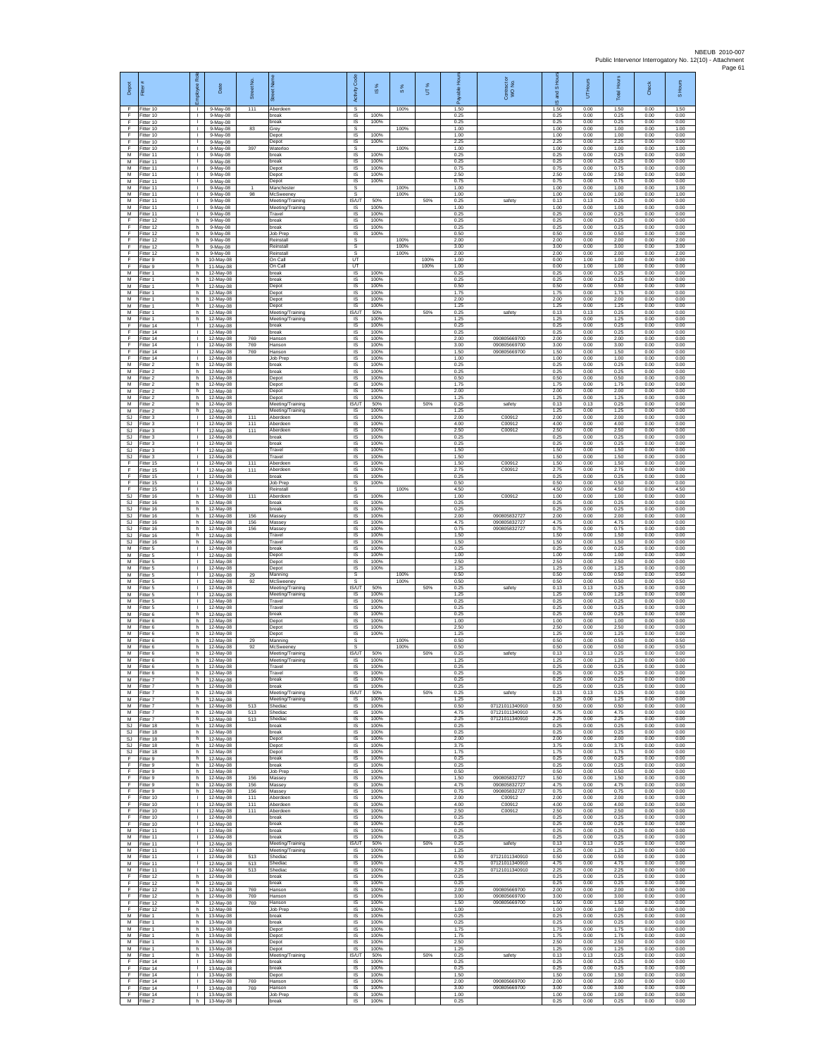| Depot | Fitter # | Employee Role | Date | Street No. | Street Name | Activity Code | IS % | S % | UT % | Payable Hours | Contractor WO No. | IS and S Hours | UT Hours | Total Hours | Check | S Hours |
|---|---|---|---|---|---|---|---|---|---|---|---|---|---|---|---|---|
| F | Fitter 10 | I | 9-May-08 | 111 | Aberdeen | S | | 100% | | 1.50 | | 1.50 | 0.00 | 1.50 | 0.00 | 1.50 |
| F | Fitter 10 | I | 9-May-08 | | break | IS | 100% | | | 0.25 | | 0.25 | 0.00 | 0.25 | 0.00 | 0.00 |
| F | Fitter 10 | I | 9-May-08 | | break | IS | 100% | | | 0.25 | | 0.25 | 0.00 | 0.25 | 0.00 | 0.00 |
| F | Fitter 10 | I | 9-May-08 | 83 | Grey | S | | 100% | | 1.00 | | 1.00 | 0.00 | 1.00 | 0.00 | 1.00 |
| F | Fitter 10 | I | 9-May-08 | | Depot | IS | 100% | | | 1.00 | | 1.00 | 0.00 | 1.00 | 0.00 | 0.00 |
| F | Fitter 10 | I | 9-May-08 | | Depot | IS | 100% | | | 2.25 | | 2.25 | 0.00 | 2.25 | 0.00 | 0.00 |
| F | Fitter 10 | I | 9-May-08 | 397 | Waterloo | S | | 100% | | 1.00 | | 1.00 | 0.00 | 1.00 | 0.00 | 1.00 |
| M | Fitter 11 | I | 9-May-08 | | break | IS | 100% | | | 0.25 | | 0.25 | 0.00 | 0.25 | 0.00 | 0.00 |
| M | Fitter 11 | I | 9-May-08 | | break | IS | 100% | | | 0.25 | | 0.25 | 0.00 | 0.25 | 0.00 | 0.00 |
| M | Fitter 11 | I | 9-May-08 | | Depot | IS | 100% | | | 0.75 | | 0.75 | 0.00 | 0.75 | 0.00 | 0.00 |
| M | Fitter 11 | I | 9-May-08 | | Depot | IS | 100% | | | 2.50 | | 2.50 | 0.00 | 2.50 | 0.00 | 0.00 |
| M | Fitter 11 | I | 9-May-08 | | Depot | IS | 100% | | | 0.75 | | 0.75 | 0.00 | 0.75 | 0.00 | 0.00 |
| M | Fitter 11 | I | 9-May-08 | 1 | Manchester | S | | 100% | | 1.00 | | 1.00 | 0.00 | 1.00 | 0.00 | 1.00 |
| M | Fitter 11 | I | 9-May-08 | 98 | McSweeney | S | | 100% | | 1.00 | | 1.00 | 0.00 | 1.00 | 0.00 | 1.00 |
| M | Fitter 11 | I | 9-May-08 | | Meeting/Training | IS/UT | 50% | | 50% | 0.25 | safety | 0.13 | 0.13 | 0.25 | 0.00 | 0.00 |
| M | Fitter 11 | I | 9-May-08 | | Meeting/Training | IS | 100% | | | 1.00 | | 1.00 | 0.00 | 1.00 | 0.00 | 0.00 |
| M | Fitter 11 | I | 9-May-08 | | Travel | IS | 100% | | | 0.25 | | 0.25 | 0.00 | 0.25 | 0.00 | 0.00 |
| F | Fitter 12 | h | 9-May-08 | | break | IS | 100% | | | 0.25 | | 0.25 | 0.00 | 0.25 | 0.00 | 0.00 |
| F | Fitter 12 | h | 9-May-08 | | break | IS | 100% | | | 0.25 | | 0.25 | 0.00 | 0.25 | 0.00 | 0.00 |
| F | Fitter 12 | h | 9-May-08 | | Job Prep | IS | 100% | | | 0.50 | | 0.50 | 0.00 | 0.50 | 0.00 | 0.00 |
| F | Fitter 12 | h | 9-May-08 | | Reinstall | S | | 100% | | 2.00 | | 2.00 | 0.00 | 2.00 | 0.00 | 2.00 |
| F | Fitter 12 | h | 9-May-08 | | Reinstall | S | | 100% | | 3.00 | | 3.00 | 0.00 | 3.00 | 0.00 | 3.00 |
| F | Fitter 12 | h | 9-May-08 | | Reinstall | S | | 100% | | 2.00 | | 2.00 | 0.00 | 2.00 | 0.00 | 2.00 |
| F | Fitter 9 | h | 10-May-08 | | On Call | UT | | | 100% | 1.00 | | 0.00 | 1.00 | 1.00 | 0.00 | 0.00 |
| F | Fitter 9 | h | 11-May-08 | | On Call | UT | | | 100% | 1.00 | | 0.00 | 1.00 | 1.00 | 0.00 | 0.00 |
| M | Fitter 1 | h | 12-May-08 | | break | IS | 100% | | | 0.25 | | 0.25 | 0.00 | 0.25 | 0.00 | 0.00 |
| M | Fitter 1 | h | 12-May-08 | | break | IS | 100% | | | 0.25 | | 0.25 | 0.00 | 0.25 | 0.00 | 0.00 |
| M | Fitter 1 | h | 12-May-08 | | Depot | IS | 100% | | | 0.50 | | 0.50 | 0.00 | 0.50 | 0.00 | 0.00 |
| M | Fitter 1 | h | 12-May-08 | | Depot | IS | 100% | | | 1.75 | | 1.75 | 0.00 | 1.75 | 0.00 | 0.00 |
| M | Fitter 1 | h | 12-May-08 | | Depot | IS | 100% | | | 2.00 | | 2.00 | 0.00 | 2.00 | 0.00 | 0.00 |
| M | Fitter 1 | h | 12-May-08 | | Depot | IS | 100% | | | 1.25 | | 1.25 | 0.00 | 1.25 | 0.00 | 0.00 |
| M | Fitter 1 | h | 12-May-08 | | Meeting/Training | IS/UT | 50% | | 50% | 0.25 | safety | 0.13 | 0.13 | 0.25 | 0.00 | 0.00 |
| M | Fitter 1 | h | 12-May-08 | | Meeting/Training | IS | 100% | | | 1.25 | | 1.25 | 0.00 | 1.25 | 0.00 | 0.00 |
| F | Fitter 14 | I | 12-May-08 | | break | IS | 100% | | | 0.25 | | 0.25 | 0.00 | 0.25 | 0.00 | 0.00 |
| F | Fitter 14 | I | 12-May-08 | | break | IS | 100% | | | 0.25 | | 0.25 | 0.00 | 0.25 | 0.00 | 0.00 |
| F | Fitter 14 | I | 12-May-08 | 769 | Hanson | IS | 100% | | | 2.00 | 090805669700 | 2.00 | 0.00 | 2.00 | 0.00 | 0.00 |
| F | Fitter 14 | I | 12-May-08 | 769 | Hanson | IS | 100% | | | 3.00 | 090805669700 | 3.00 | 0.00 | 3.00 | 0.00 | 0.00 |
| F | Fitter 14 | I | 12-May-08 | 769 | Hanson | IS | 100% | | | 1.50 | 090805669700 | 1.50 | 0.00 | 1.50 | 0.00 | 0.00 |
| F | Fitter 14 | I | 12-May-08 | | Job Prep | IS | 100% | | | 1.00 | | 1.00 | 0.00 | 1.00 | 0.00 | 0.00 |
| M | Fitter 2 | h | 12-May-08 | | break | IS | 100% | | | 0.25 | | 0.25 | 0.00 | 0.25 | 0.00 | 0.00 |
| M | Fitter 2 | h | 12-May-08 | | break | IS | 100% | | | 0.25 | | 0.25 | 0.00 | 0.25 | 0.00 | 0.00 |
| M | Fitter 2 | h | 12-May-08 | | Depot | IS | 100% | | | 0.50 | | 0.50 | 0.00 | 0.50 | 0.00 | 0.00 |
| M | Fitter 2 | h | 12-May-08 | | Depot | IS | 100% | | | 1.75 | | 1.75 | 0.00 | 1.75 | 0.00 | 0.00 |
| M | Fitter 2 | h | 12-May-08 | | Depot | IS | 100% | | | 2.00 | | 2.00 | 0.00 | 2.00 | 0.00 | 0.00 |
| M | Fitter 2 | h | 12-May-08 | | Depot | IS | 100% | | | 1.25 | | 1.25 | 0.00 | 1.25 | 0.00 | 0.00 |
| M | Fitter 2 | h | 12-May-08 | | Meeting/Training | IS/UT | 50% | | 50% | 0.25 | safety | 0.13 | 0.13 | 0.25 | 0.00 | 0.00 |
| M | Fitter 2 | h | 12-May-08 | | Meeting/Training | IS | 100% | | | 1.25 | | 1.25 | 0.00 | 1.25 | 0.00 | 0.00 |
| SJ | Fitter 3 | I | 12-May-08 | 111 | Aberdeen | IS | 100% | | | 2.00 | C00912 | 2.00 | 0.00 | 2.00 | 0.00 | 0.00 |
| SJ | Fitter 3 | I | 12-May-08 | 111 | Aberdeen | IS | 100% | | | 4.00 | C00912 | 4.00 | 0.00 | 4.00 | 0.00 | 0.00 |
| SJ | Fitter 3 | I | 12-May-08 | 111 | Aberdeen | IS | 100% | | | 2.50 | C00912 | 2.50 | 0.00 | 2.50 | 0.00 | 0.00 |
| SJ | Fitter 3 | I | 12-May-08 | | break | IS | 100% | | | 0.25 | | 0.25 | 0.00 | 0.25 | 0.00 | 0.00 |
| SJ | Fitter 3 | I | 12-May-08 | | break | IS | 100% | | | 0.25 | | 0.25 | 0.00 | 0.25 | 0.00 | 0.00 |
| SJ | Fitter 3 | I | 12-May-08 | | Travel | IS | 100% | | | 1.50 | | 1.50 | 0.00 | 1.50 | 0.00 | 0.00 |
| SJ | Fitter 3 | I | 12-May-08 | | Travel | IS | 100% | | | 1.50 | | 1.50 | 0.00 | 1.50 | 0.00 | 0.00 |
| F | Fitter 15 | I | 12-May-08 | 111 | Aberdeen | IS | 100% | | | 1.50 | C00912 | 1.50 | 0.00 | 1.50 | 0.00 | 0.00 |
| F | Fitter 15 | I | 12-May-08 | 111 | Aberdeen | IS | 100% | | | 2.75 | C00912 | 2.75 | 0.00 | 2.75 | 0.00 | 0.00 |
| F | Fitter 15 | I | 12-May-08 | | break | IS | 100% | | | 0.25 | | 0.25 | 0.00 | 0.25 | 0.00 | 0.00 |
| F | Fitter 15 | I | 12-May-08 | | Job Prep | IS | 100% | | | 0.50 | | 0.50 | 0.00 | 0.50 | 0.00 | 0.00 |
| F | Fitter 15 | I | 12-May-08 | | Reinstall | S | | 100% | | 4.50 | | 4.50 | 0.00 | 4.50 | 0.00 | 4.50 |
| SJ | Fitter 16 | h | 12-May-08 | 111 | Aberdeen | IS | 100% | | | 1.00 | C00912 | 1.00 | 0.00 | 1.00 | 0.00 | 0.00 |
| SJ | Fitter 16 | h | 12-May-08 | | break | IS | 100% | | | 0.25 | | 0.25 | 0.00 | 0.25 | 0.00 | 0.00 |
| SJ | Fitter 16 | h | 12-May-08 | | break | IS | 100% | | | 0.25 | | 0.25 | 0.00 | 0.25 | 0.00 | 0.00 |
| SJ | Fitter 16 | h | 12-May-08 | 156 | Massey | IS | 100% | | | 2.00 | 090805832727 | 2.00 | 0.00 | 2.00 | 0.00 | 0.00 |
| SJ | Fitter 16 | h | 12-May-08 | 156 | Massey | IS | 100% | | | 4.75 | 090805832727 | 4.75 | 0.00 | 4.75 | 0.00 | 0.00 |
| SJ | Fitter 16 | h | 12-May-08 | 156 | Massey | IS | 100% | | | 0.75 | 090805832727 | 0.75 | 0.00 | 0.75 | 0.00 | 0.00 |
| SJ | Fitter 16 | h | 12-May-08 | | Travel | IS | 100% | | | 1.50 | | 1.50 | 0.00 | 1.50 | 0.00 | 0.00 |
| SJ | Fitter 16 | h | 12-May-08 | | Travel | IS | 100% | | | 1.50 | | 1.50 | 0.00 | 1.50 | 0.00 | 0.00 |
| M | Fitter 5 | I | 12-May-08 | | break | IS | 100% | | | 0.25 | | 0.25 | 0.00 | 0.25 | 0.00 | 0.00 |
| M | Fitter 5 | I | 12-May-08 | | Depot | IS | 100% | | | 1.00 | | 1.00 | 0.00 | 1.00 | 0.00 | 0.00 |
| M | Fitter 5 | I | 12-May-08 | | Depot | IS | 100% | | | 2.50 | | 2.50 | 0.00 | 2.50 | 0.00 | 0.00 |
| M | Fitter 5 | I | 12-May-08 | | Depot | IS | 100% | | | 1.25 | | 1.25 | 0.00 | 1.25 | 0.00 | 0.00 |
| M | Fitter 5 | I | 12-May-08 | 29 | Manning | S | | 100% | | 0.50 | | 0.50 | 0.00 | 0.50 | 0.00 | 0.50 |
| M | Fitter 5 | I | 12-May-08 | 92 | McSweeney | S | | 100% | | 0.50 | | 0.50 | 0.00 | 0.50 | 0.00 | 0.50 |
| M | Fitter 5 | I | 12-May-08 | | Meeting/Training | IS/UT | 50% | | 50% | 0.25 | safety | 0.13 | 0.13 | 0.25 | 0.00 | 0.00 |
| M | Fitter 5 | I | 12-May-08 | | Meeting/Training | IS | 100% | | | 1.25 | | 1.25 | 0.00 | 1.25 | 0.00 | 0.00 |
| M | Fitter 5 | I | 12-May-08 | | Travel | IS | 100% | | | 0.25 | | 0.25 | 0.00 | 0.25 | 0.00 | 0.00 |
| M | Fitter 5 | I | 12-May-08 | | Travel | IS | 100% | | | 0.25 | | 0.25 | 0.00 | 0.25 | 0.00 | 0.00 |
| M | Fitter 6 | h | 12-May-08 | | break | IS | 100% | | | 0.25 | | 0.25 | 0.00 | 0.25 | 0.00 | 0.00 |
| M | Fitter 6 | h | 12-May-08 | | Depot | IS | 100% | | | 1.00 | | 1.00 | 0.00 | 1.00 | 0.00 | 0.00 |
| M | Fitter 6 | h | 12-May-08 | | Depot | IS | 100% | | | 2.50 | | 2.50 | 0.00 | 2.50 | 0.00 | 0.00 |
| M | Fitter 6 | h | 12-May-08 | | Depot | IS | 100% | | | 1.25 | | 1.25 | 0.00 | 1.25 | 0.00 | 0.00 |
| M | Fitter 6 | h | 12-May-08 | 29 | Manning | S | | 100% | | 0.50 | | 0.50 | 0.00 | 0.50 | 0.00 | 0.50 |
| M | Fitter 6 | h | 12-May-08 | 92 | McSweeney | S | | 100% | | 0.50 | | 0.50 | 0.00 | 0.50 | 0.00 | 0.50 |
| M | Fitter 6 | h | 12-May-08 | | Meeting/Training | IS/UT | 50% | | 50% | 0.25 | safety | 0.13 | 0.13 | 0.25 | 0.00 | 0.00 |
| M | Fitter 6 | h | 12-May-08 | | Meeting/Training | IS | 100% | | | 1.25 | | 1.25 | 0.00 | 1.25 | 0.00 | 0.00 |
| M | Fitter 6 | h | 12-May-08 | | Travel | IS | 100% | | | 0.25 | | 0.25 | 0.00 | 0.25 | 0.00 | 0.00 |
| M | Fitter 6 | h | 12-May-08 | | Travel | IS | 100% | | | 0.25 | | 0.25 | 0.00 | 0.25 | 0.00 | 0.00 |
| M | Fitter 7 | h | 12-May-08 | | break | IS | 100% | | | 0.25 | | 0.25 | 0.00 | 0.25 | 0.00 | 0.00 |
| M | Fitter 7 | h | 12-May-08 | | break | IS | 100% | | | 0.25 | | 0.25 | 0.00 | 0.25 | 0.00 | 0.00 |
| M | Fitter 7 | h | 12-May-08 | | Meeting/Training | IS/UT | 50% | | 50% | 0.25 | safety | 0.13 | 0.13 | 0.25 | 0.00 | 0.00 |
| M | Fitter 7 | h | 12-May-08 | | Meeting/Training | IS | 100% | | | 1.25 | | 1.25 | 0.00 | 1.25 | 0.00 | 0.00 |
| M | Fitter 7 | h | 12-May-08 | 513 | Shediac | IS | 100% | | | 0.50 | 07121011340910 | 0.50 | 0.00 | 0.50 | 0.00 | 0.00 |
| M | Fitter 7 | h | 12-May-08 | 513 | Shediac | IS | 100% | | | 4.75 | 07121011340910 | 4.75 | 0.00 | 4.75 | 0.00 | 0.00 |
| M | Fitter 7 | h | 12-May-08 | 513 | Shediac | IS | 100% | | | 2.25 | 07121011340910 | 2.25 | 0.00 | 2.25 | 0.00 | 0.00 |
| SJ | Fitter 18 | h | 12-May-08 | | break | IS | 100% | | | 0.25 | | 0.25 | 0.00 | 0.25 | 0.00 | 0.00 |
| SJ | Fitter 18 | h | 12-May-08 | | break | IS | 100% | | | 0.25 | | 0.25 | 0.00 | 0.25 | 0.00 | 0.00 |
| SJ | Fitter 18 | h | 12-May-08 | | Depot | IS | 100% | | | 2.00 | | 2.00 | 0.00 | 2.00 | 0.00 | 0.00 |
| SJ | Fitter 18 | h | 12-May-08 | | Depot | IS | 100% | | | 3.75 | | 3.75 | 0.00 | 3.75 | 0.00 | 0.00 |
| SJ | Fitter 18 | h | 12-May-08 | | Depot | IS | 100% | | | 1.75 | | 1.75 | 0.00 | 1.75 | 0.00 | 0.00 |
| F | Fitter 9 | h | 12-May-08 | | break | IS | 100% | | | 0.25 | | 0.25 | 0.00 | 0.25 | 0.00 | 0.00 |
| F | Fitter 9 | h | 12-May-08 | | break | IS | 100% | | | 0.25 | | 0.25 | 0.00 | 0.25 | 0.00 | 0.00 |
| F | Fitter 9 | h | 12-May-08 | | Job Prep | IS | 100% | | | 0.50 | | 0.50 | 0.00 | 0.50 | 0.00 | 0.00 |
| F | Fitter 9 | h | 12-May-08 | 156 | Massey | IS | 100% | | | 1.50 | 090805832727 | 1.50 | 0.00 | 1.50 | 0.00 | 0.00 |
| F | Fitter 9 | h | 12-May-08 | 156 | Massey | IS | 100% | | | 4.75 | 090805832727 | 4.75 | 0.00 | 4.75 | 0.00 | 0.00 |
| F | Fitter 9 | h | 12-May-08 | 156 | Massey | IS | 100% | | | 0.75 | 090805832727 | 0.75 | 0.00 | 0.75 | 0.00 | 0.00 |
| F | Fitter 10 | I | 12-May-08 | 111 | Aberdeen | IS | 100% | | | 2.00 | C00912 | 2.00 | 0.00 | 2.00 | 0.00 | 0.00 |
| F | Fitter 10 | I | 12-May-08 | 111 | Aberdeen | IS | 100% | | | 4.00 | C00912 | 4.00 | 0.00 | 4.00 | 0.00 | 0.00 |
| F | Fitter 10 | I | 12-May-08 | 111 | Aberdeen | IS | 100% | | | 2.50 | C00912 | 2.50 | 0.00 | 2.50 | 0.00 | 0.00 |
| F | Fitter 10 | I | 12-May-08 | | break | IS | 100% | | | 0.25 | | 0.25 | 0.00 | 0.25 | 0.00 | 0.00 |
| F | Fitter 10 | I | 12-May-08 | | break | IS | 100% | | | 0.25 | | 0.25 | 0.00 | 0.25 | 0.00 | 0.00 |
| M | Fitter 11 | I | 12-May-08 | | break | IS | 100% | | | 0.25 | | 0.25 | 0.00 | 0.25 | 0.00 | 0.00 |
| M | Fitter 11 | I | 12-May-08 | | break | IS | 100% | | | 0.25 | | 0.25 | 0.00 | 0.25 | 0.00 | 0.00 |
| M | Fitter 11 | I | 12-May-08 | | Meeting/Training | IS/UT | 50% | | 50% | 0.25 | safety | 0.13 | 0.13 | 0.25 | 0.00 | 0.00 |
| M | Fitter 11 | I | 12-May-08 | | Meeting/Training | IS | 100% | | | 1.25 | | 1.25 | 0.00 | 1.25 | 0.00 | 0.00 |
| M | Fitter 11 | I | 12-May-08 | 513 | Shediac | IS | 100% | | | 0.50 | 07121011340910 | 0.50 | 0.00 | 0.50 | 0.00 | 0.00 |
| M | Fitter 11 | I | 12-May-08 | 513 | Shediac | IS | 100% | | | 4.75 | 07121011340910 | 4.75 | 0.00 | 4.75 | 0.00 | 0.00 |
| M | Fitter 11 | I | 12-May-08 | 513 | Shediac | IS | 100% | | | 2.25 | 07121011340910 | 2.25 | 0.00 | 2.25 | 0.00 | 0.00 |
| F | Fitter 12 | h | 12-May-08 | | break | IS | 100% | | | 0.25 | | 0.25 | 0.00 | 0.25 | 0.00 | 0.00 |
| F | Fitter 12 | h | 12-May-08 | | break | IS | 100% | | | 0.25 | | 0.25 | 0.00 | 0.25 | 0.00 | 0.00 |
| F | Fitter 12 | h | 12-May-08 | 769 | Hanson | IS | 100% | | | 2.00 | 090805669700 | 2.00 | 0.00 | 2.00 | 0.00 | 0.00 |
| F | Fitter 12 | h | 12-May-08 | 769 | Hanson | IS | 100% | | | 3.00 | 090805669700 | 3.00 | 0.00 | 3.00 | 0.00 | 0.00 |
| F | Fitter 12 | h | 12-May-08 | 769 | Hanson | IS | 100% | | | 1.50 | 090805669700 | 1.50 | 0.00 | 1.50 | 0.00 | 0.00 |
| F | Fitter 12 | h | 12-May-08 | | Job Prep | IS | 100% | | | 1.00 | | 1.00 | 0.00 | 1.00 | 0.00 | 0.00 |
| M | Fitter 1 | h | 13-May-08 | | break | IS | 100% | | | 0.25 | | 0.25 | 0.00 | 0.25 | 0.00 | 0.00 |
| M | Fitter 1 | h | 13-May-08 | | break | IS | 100% | | | 0.25 | | 0.25 | 0.00 | 0.25 | 0.00 | 0.00 |
| M | Fitter 1 | h | 13-May-08 | | Depot | IS | 100% | | | 1.75 | | 1.75 | 0.00 | 1.75 | 0.00 | 0.00 |
| M | Fitter 1 | h | 13-May-08 | | Depot | IS | 100% | | | 1.75 | | 1.75 | 0.00 | 1.75 | 0.00 | 0.00 |
| M | Fitter 1 | h | 13-May-08 | | Depot | IS | 100% | | | 2.50 | | 2.50 | 0.00 | 2.50 | 0.00 | 0.00 |
| M | Fitter 1 | h | 13-May-08 | | Depot | IS | 100% | | | 1.25 | | 1.25 | 0.00 | 1.25 | 0.00 | 0.00 |
| M | Fitter 1 | h | 13-May-08 | | Meeting/Training | IS/UT | 50% | | 50% | 0.25 | safety | 0.13 | 0.13 | 0.25 | 0.00 | 0.00 |
| F | Fitter 14 | I | 13-May-08 | | break | IS | 100% | | | 0.25 | | 0.25 | 0.00 | 0.25 | 0.00 | 0.00 |
| F | Fitter 14 | I | 13-May-08 | | break | IS | 100% | | | 0.25 | | 0.25 | 0.00 | 0.25 | 0.00 | 0.00 |
| F | Fitter 14 | I | 13-May-08 | | Depot | IS | 100% | | | 1.50 | | 1.50 | 0.00 | 1.50 | 0.00 | 0.00 |
| F | Fitter 14 | I | 13-May-08 | 769 | Hanson | IS | 100% | | | 2.00 | 090805669700 | 2.00 | 0.00 | 2.00 | 0.00 | 0.00 |
| F | Fitter 14 | I | 13-May-08 | 769 | Hanson | IS | 100% | | | 3.00 | 090805669700 | 3.00 | 0.00 | 3.00 | 0.00 | 0.00 |
| F | Fitter 14 | I | 13-May-08 | | Job Prep | IS | 100% | | | 1.00 | | 1.00 | 0.00 | 1.00 | 0.00 | 0.00 |
| M | Fitter 2 | h | 13-May-08 | | break | IS | 100% | | | 0.25 | | 0.25 | 0.00 | 0.25 | 0.00 | 0.00 |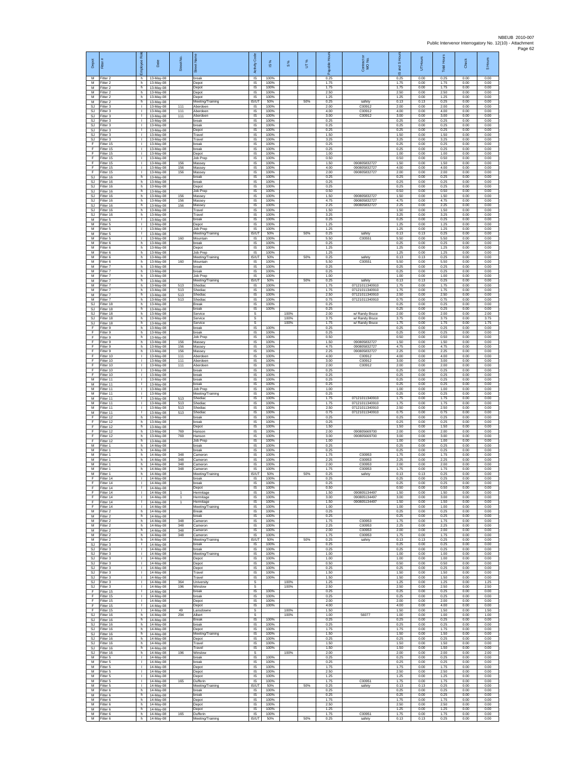| Depot | Fitter # | Employee Role | Date | Street No. | Street Name | Activity Code | IS % | S % | UT % | Payable Hours | Contractor WO No. | IS and S Hours | UT Hours | Total Hours | Check | S Hours |
|---|---|---|---|---|---|---|---|---|---|---|---|---|---|---|---|---|
| M | Fitter 2 | h | 13-May-08 | | break | IS | 100% | | | 0.25 | | 0.25 | 0.00 | 0.25 | 0.00 | 0.00 |
| M | Fitter 2 | h | 13-May-08 | | Depot | IS | 100% | | | 1.75 | | 1.75 | 0.00 | 1.75 | 0.00 | 0.00 |
| M | Fitter 2 | h | 13-May-08 | | Depot | IS | 100% | | | 1.75 | | 1.75 | 0.00 | 1.75 | 0.00 | 0.00 |
| M | Fitter 2 | h | 13-May-08 | | Depot | IS | 100% | | | 2.50 | | 2.50 | 0.00 | 2.50 | 0.00 | 0.00 |
| M | Fitter 2 | h | 13-May-08 | | Depot | IS | 100% | | | 1.25 | | 1.25 | 0.00 | 1.25 | 0.00 | 0.00 |
| M | Fitter 2 | h | 13-May-08 | | Meeting/Training | IS/UT | 50% | | 50% | 0.25 | safety | 0.13 | 0.13 | 0.25 | 0.00 | 0.00 |
| SJ | Fitter 3 | l | 13-May-08 | 111 | Aberdeen | IS | 100% | | | 2.00 | C00912 | 2.00 | 0.00 | 2.00 | 0.00 | 0.00 |
| SJ | Fitter 3 | l | 13-May-08 | 111 | Aberdeen | IS | 100% | | | 4.00 | C00912 | 4.00 | 0.00 | 4.00 | 0.00 | 0.00 |
| SJ | Fitter 3 | l | 13-May-08 | 111 | Aberdeen | IS | 100% | | | 3.00 | C00912 | 3.00 | 0.00 | 3.00 | 0.00 | 0.00 |
| SJ | Fitter 3 | l | 13-May-08 | | break | IS | 100% | | | 0.25 | | 0.25 | 0.00 | 0.25 | 0.00 | 0.00 |
| SJ | Fitter 3 | l | 13-May-08 | | break | IS | 100% | | | 0.25 | | 0.25 | 0.00 | 0.25 | 0.00 | 0.00 |
| SJ | Fitter 3 | l | 13-May-08 | | Depot | IS | 100% | | | 0.25 | | 0.25 | 0.00 | 0.25 | 0.00 | 0.00 |
| SJ | Fitter 3 | l | 13-May-08 | | Travel | IS | 100% | | | 1.50 | | 1.50 | 0.00 | 1.50 | 0.00 | 0.00 |
| SJ | Fitter 3 | l | 13-May-08 | | Travel | IS | 100% | | | 3.25 | | 3.25 | 0.00 | 3.25 | 0.00 | 0.00 |
| F | Fitter 15 | l | 13-May-08 | | break | IS | 100% | | | 0.25 | | 0.25 | 0.00 | 0.25 | 0.00 | 0.00 |
| F | Fitter 15 | l | 13-May-08 | | break | IS | 100% | | | 0.25 | | 0.25 | 0.00 | 0.25 | 0.00 | 0.00 |
| F | Fitter 15 | l | 13-May-08 | | Depot | IS | 100% | | | 1.00 | | 1.00 | 0.00 | 1.00 | 0.00 | 0.00 |
| F | Fitter 15 | l | 13-May-08 | | Job Prep | IS | 100% | | | 0.50 | | 0.50 | 0.00 | 0.50 | 0.00 | 0.00 |
| F | Fitter 15 | l | 13-May-08 | 156 | Massey | IS | 100% | | | 1.50 | 090805832727 | 1.50 | 0.00 | 1.50 | 0.00 | 0.00 |
| F | Fitter 15 | l | 13-May-08 | 156 | Massey | IS | 100% | | | 4.00 | 090805832727 | 4.00 | 0.00 | 4.00 | 0.00 | 0.00 |
| F | Fitter 15 | l | 13-May-08 | 156 | Massey | IS | 100% | | | 2.00 | 090805832727 | 2.00 | 0.00 | 2.00 | 0.00 | 0.00 |
| SJ | Fitter 16 | h | 13-May-08 | | break | IS | 100% | | | 0.25 | | 0.25 | 0.00 | 0.25 | 0.00 | 0.00 |
| SJ | Fitter 16 | h | 13-May-08 | | break | IS | 100% | | | 0.25 | | 0.25 | 0.00 | 0.25 | 0.00 | 0.00 |
| SJ | Fitter 16 | h | 13-May-08 | | Depot | IS | 100% | | | 0.25 | | 0.25 | 0.00 | 0.25 | 0.00 | 0.00 |
| SJ | Fitter 16 | h | 13-May-08 | | Job Prep | IS | 100% | | | 0.50 | | 0.50 | 0.00 | 0.50 | 0.00 | 0.00 |
| SJ | Fitter 16 | h | 13-May-08 | 156 | Massey | IS | 100% | | | 1.50 | 090805832727 | 1.50 | 0.00 | 1.50 | 0.00 | 0.00 |
| SJ | Fitter 16 | h | 13-May-08 | 156 | Massey | IS | 100% | | | 4.75 | 090805832727 | 4.75 | 0.00 | 4.75 | 0.00 | 0.00 |
| SJ | Fitter 16 | h | 13-May-08 | 156 | Massey | IS | 100% | | | 2.25 | 090805832727 | 2.25 | 0.00 | 2.25 | 0.00 | 0.00 |
| SJ | Fitter 16 | h | 13-May-08 | | Travel | IS | 100% | | | 1.50 | | 1.50 | 0.00 | 1.50 | 0.00 | 0.00 |
| SJ | Fitter 16 | h | 13-May-08 | | Travel | IS | 100% | | | 3.25 | | 3.25 | 0.00 | 3.25 | 0.00 | 0.00 |
| M | Fitter 5 | l | 13-May-08 | | break | IS | 100% | | | 0.25 | | 0.25 | 0.00 | 0.25 | 0.00 | 0.00 |
| M | Fitter 5 | l | 13-May-08 | | Depot | IS | 100% | | | 1.25 | | 1.25 | 0.00 | 1.25 | 0.00 | 0.00 |
| M | Fitter 5 | l | 13-May-08 | | Job Prep | IS | 100% | | | 1.25 | | 1.25 | 0.00 | 1.25 | 0.00 | 0.00 |
| M | Fitter 5 | l | 13-May-08 | | Meeting/Training | IS/UT | 50% | | 50% | 0.25 | safety | 0.13 | 0.13 | 0.25 | 0.00 | 0.00 |
| M | Fitter 5 | l | 13-May-08 | 160 | Mountain | IS | 100% | | | 5.50 | C00551 | 5.50 | 0.00 | 5.50 | 0.00 | 0.00 |
| M | Fitter 6 | h | 13-May-08 | | break | IS | 100% | | | 0.25 | | 0.25 | 0.00 | 0.25 | 0.00 | 0.00 |
| M | Fitter 6 | h | 13-May-08 | | Depot | IS | 100% | | | 1.25 | | 1.25 | 0.00 | 1.25 | 0.00 | 0.00 |
| M | Fitter 6 | h | 13-May-08 | | Job Prep | IS | 100% | | | 1.25 | | 1.25 | 0.00 | 1.25 | 0.00 | 0.00 |
| M | Fitter 6 | h | 13-May-08 | | Meeting/Training | IS/UT | 50% | | 50% | 0.25 | safety | 0.13 | 0.13 | 0.25 | 0.00 | 0.00 |
| M | Fitter 6 | h | 13-May-08 | 160 | Mountain | IS | 100% | | | 5.50 | C00551 | 5.50 | 0.00 | 5.50 | 0.00 | 0.00 |
| M | Fitter 7 | h | 13-May-08 | | break | IS | 100% | | | 0.25 | | 0.25 | 0.00 | 0.25 | 0.00 | 0.00 |
| M | Fitter 7 | h | 13-May-08 | | break | IS | 100% | | | 0.25 | | 0.25 | 0.00 | 0.25 | 0.00 | 0.00 |
| M | Fitter 7 | h | 13-May-08 | | Job Prep | IS | 100% | | | 1.00 | | 1.00 | 0.00 | 1.00 | 0.00 | 0.00 |
| M | Fitter 7 | h | 13-May-08 | | Meeting/Training | IS/UT | 50% | | 50% | 0.25 | safety | 0.13 | 0.13 | 0.25 | 0.00 | 0.00 |
| M | Fitter 7 | h | 13-May-08 | 513 | Shediac | IS | 100% | | | 1.75 | 07121011340910 | 1.75 | 0.00 | 1.75 | 0.00 | 0.00 |
| M | Fitter 7 | h | 13-May-08 | 513 | Shediac | IS | 100% | | | 1.75 | 07121011340910 | 1.75 | 0.00 | 1.75 | 0.00 | 0.00 |
| M | Fitter 7 | h | 13-May-08 | 513 | Shediac | IS | 100% | | | 2.50 | 07121011340910 | 2.50 | 0.00 | 2.50 | 0.00 | 0.00 |
| M | Fitter 7 | h | 13-May-08 | 513 | Shediac | IS | 100% | | | 0.75 | 07121011340910 | 0.75 | 0.00 | 0.75 | 0.00 | 0.00 |
| SJ | Fitter 18 | h | 13-May-08 | | Break | IS | 100% | | | 0.25 | | 0.25 | 0.00 | 0.25 | 0.00 | 0.00 |
| SJ | Fitter 18 | h | 13-May-08 | | break | IS | 100% | | | 0.25 | | 0.25 | 0.00 | 0.25 | 0.00 | 0.00 |
| SJ | Fitter 18 | h | 13-May-08 | | Service | S | | 100% | | 2.00 | w/ Randy Bruce | 2.00 | 0.00 | 2.00 | 0.00 | 2.00 |
| SJ | Fitter 18 | h | 13-May-08 | | Service | S | | 100% | | 3.75 | w/ Randy Bruce | 3.75 | 0.00 | 3.75 | 0.00 | 3.75 |
| SJ | Fitter 18 | h | 13-May-08 | | Service | S | | 100% | | 1.75 | w/ Randy Bruce | 1.75 | 0.00 | 1.75 | 0.00 | 1.75 |
| F | Fitter 9 | h | 13-May-08 | | break | IS | 100% | | | 0.25 | | 0.25 | 0.00 | 0.25 | 0.00 | 0.00 |
| F | Fitter 9 | h | 13-May-08 | | break | IS | 100% | | | 0.25 | | 0.25 | 0.00 | 0.25 | 0.00 | 0.00 |
| F | Fitter 9 | h | 13-May-08 | | Job Prep | IS | 100% | | | 0.50 | | 0.50 | 0.00 | 0.50 | 0.00 | 0.00 |
| F | Fitter 9 | h | 13-May-08 | 156 | Massey | IS | 100% | | | 1.50 | 090805832727 | 1.50 | 0.00 | 1.50 | 0.00 | 0.00 |
| F | Fitter 9 | h | 13-May-08 | 156 | Massey | IS | 100% | | | 4.75 | 090805832727 | 4.75 | 0.00 | 4.75 | 0.00 | 0.00 |
| F | Fitter 9 | h | 13-May-08 | 156 | Massey | IS | 100% | | | 2.25 | 090805832727 | 2.25 | 0.00 | 2.25 | 0.00 | 0.00 |
| F | Fitter 10 | l | 13-May-08 | 111 | Aberdeen | IS | 100% | | | 4.00 | C00912 | 4.00 | 0.00 | 4.00 | 0.00 | 0.00 |
| F | Fitter 10 | l | 13-May-08 | 111 | Aberdeen | IS | 100% | | | 3.00 | C00912 | 3.00 | 0.00 | 3.00 | 0.00 | 0.00 |
| F | Fitter 10 | l | 13-May-08 | 111 | Aberdeen | IS | 100% | | | 2.00 | C00912 | 2.00 | 0.00 | 2.00 | 0.00 | 0.00 |
| F | Fitter 10 | l | 13-May-08 | | break | IS | 100% | | | 0.25 | | 0.25 | 0.00 | 0.25 | 0.00 | 0.00 |
| F | Fitter 10 | l | 13-May-08 | | break | IS | 100% | | | 0.25 | | 0.25 | 0.00 | 0.25 | 0.00 | 0.00 |
| M | Fitter 11 | l | 13-May-08 | | break | IS | 100% | | | 0.25 | | 0.25 | 0.00 | 0.25 | 0.00 | 0.00 |
| M | Fitter 11 | l | 13-May-08 | | break | IS | 100% | | | 0.25 | | 0.25 | 0.00 | 0.25 | 0.00 | 0.00 |
| M | Fitter 11 | l | 13-May-08 | | Job Prep | IS | 100% | | | 1.00 | | 1.00 | 0.00 | 1.00 | 0.00 | 0.00 |
| M | Fitter 11 | l | 13-May-08 | | Meeting/Training | IS | 100% | | | 0.25 | | 0.25 | 0.00 | 0.25 | 0.00 | 0.00 |
| M | Fitter 11 | l | 13-May-08 | 513 | Shediac | IS | 100% | | | 1.75 | 07121011340910 | 1.75 | 0.00 | 1.75 | 0.00 | 0.00 |
| M | Fitter 11 | l | 13-May-08 | 513 | Shediac | IS | 100% | | | 1.75 | 07121011340910 | 1.75 | 0.00 | 1.75 | 0.00 | 0.00 |
| M | Fitter 11 | l | 13-May-08 | 513 | Shediac | IS | 100% | | | 2.50 | 07121011340910 | 2.50 | 0.00 | 2.50 | 0.00 | 0.00 |
| M | Fitter 11 | l | 13-May-08 | 513 | Shediac | IS | 100% | | | 0.75 | 07121011340910 | 0.75 | 0.00 | 0.75 | 0.00 | 0.00 |
| F | Fitter 12 | h | 13-May-08 | | break | IS | 100% | | | 0.25 | | 0.25 | 0.00 | 0.25 | 0.00 | 0.00 |
| F | Fitter 12 | h | 13-May-08 | | break | IS | 100% | | | 0.25 | | 0.25 | 0.00 | 0.25 | 0.00 | 0.00 |
| F | Fitter 12 | h | 13-May-08 | | Depot | IS | 100% | | | 1.50 | | 1.50 | 0.00 | 1.50 | 0.00 | 0.00 |
| F | Fitter 12 | h | 13-May-08 | 769 | Hanson | IS | 100% | | | 2.00 | 090805669700 | 2.00 | 0.00 | 2.00 | 0.00 | 0.00 |
| F | Fitter 12 | h | 13-May-08 | 769 | Hanson | IS | 100% | | | 3.00 | 090805669700 | 3.00 | 0.00 | 3.00 | 0.00 | 0.00 |
| F | Fitter 12 | h | 13-May-08 | | Job Prep | IS | 100% | | | 1.00 | | 1.00 | 0.00 | 1.00 | 0.00 | 0.00 |
| M | Fitter 1 | h | 14-May-08 | | break | IS | 100% | | | 0.25 | | 0.25 | 0.00 | 0.25 | 0.00 | 0.00 |
| M | Fitter 1 | h | 14-May-08 | | break | IS | 100% | | | 0.25 | | 0.25 | 0.00 | 0.25 | 0.00 | 0.00 |
| M | Fitter 1 | h | 14-May-08 | 348 | Cameron | IS | 100% | | | 1.75 | C00953 | 1.75 | 0.00 | 1.75 | 0.00 | 0.00 |
| M | Fitter 1 | h | 14-May-08 | 348 | Cameron | IS | 100% | | | 2.25 | C00953 | 2.25 | 0.00 | 2.25 | 0.00 | 0.00 |
| M | Fitter 1 | h | 14-May-08 | 348 | Cameron | IS | 100% | | | 2.00 | C00953 | 2.00 | 0.00 | 2.00 | 0.00 | 0.00 |
| M | Fitter 1 | h | 14-May-08 | 348 | Cameron | IS | 100% | | | 1.75 | C00953 | 1.75 | 0.00 | 1.75 | 0.00 | 0.00 |
| M | Fitter 1 | h | 14-May-08 | | Meeting/Training | IS/UT | 50% | | 50% | 0.25 | safety | 0.13 | 0.13 | 0.25 | 0.00 | 0.00 |
| F | Fitter 14 | l | 14-May-08 | | break | IS | 100% | | | 0.25 | | 0.25 | 0.00 | 0.25 | 0.00 | 0.00 |
| F | Fitter 14 | l | 14-May-08 | | break | IS | 100% | | | 0.25 | | 0.25 | 0.00 | 0.25 | 0.00 | 0.00 |
| F | Fitter 14 | l | 14-May-08 | | Depot | IS | 100% | | | 0.50 | | 0.50 | 0.00 | 0.50 | 0.00 | 0.00 |
| F | Fitter 14 | l | 14-May-08 | 1 | Hermitage | IS | 100% | | | 1.50 | 090805134497 | 1.50 | 0.00 | 1.50 | 0.00 | 0.00 |
| F | Fitter 14 | l | 14-May-08 | 1 | Hermitage | IS | 100% | | | 3.00 | 090805134497 | 3.00 | 0.00 | 3.00 | 0.00 | 0.00 |
| F | Fitter 14 | l | 14-May-08 | 1 | Hermitage | IS | 100% | | | 1.50 | 090805134497 | 1.50 | 0.00 | 1.50 | 0.00 | 0.00 |
| F | Fitter 14 | l | 14-May-08 | | Meeting/Training | IS | 100% | | | 1.00 | | 1.00 | 0.00 | 1.00 | 0.00 | 0.00 |
| M | Fitter 2 | h | 14-May-08 | | Break | IS | 100% | | | 0.25 | | 0.25 | 0.00 | 0.25 | 0.00 | 0.00 |
| M | Fitter 2 | h | 14-May-08 | | break | IS | 100% | | | 0.25 | | 0.25 | 0.00 | 0.25 | 0.00 | 0.00 |
| M | Fitter 2 | h | 14-May-08 | 348 | Cameron | IS | 100% | | | 1.75 | C00953 | 1.75 | 0.00 | 1.75 | 0.00 | 0.00 |
| M | Fitter 2 | h | 14-May-08 | 348 | Cameron | IS | 100% | | | 2.25 | C00953 | 2.25 | 0.00 | 2.25 | 0.00 | 0.00 |
| M | Fitter 2 | h | 14-May-08 | 348 | Cameron | IS | 100% | | | 2.00 | C00953 | 2.00 | 0.00 | 2.00 | 0.00 | 0.00 |
| M | Fitter 2 | h | 14-May-08 | 348 | Cameron | IS | 100% | | | 1.75 | C00953 | 1.75 | 0.00 | 1.75 | 0.00 | 0.00 |
| M | Fitter 2 | h | 14-May-08 | | Meeting/Training | IS/UT | 50% | | 50% | 0.25 | safety | 0.13 | 0.13 | 0.25 | 0.00 | 0.00 |
| SJ | Fitter 3 | l | 14-May-08 | | break | IS | 100% | | | 0.25 | | 0.25 | 0.00 | 0.25 | 0.00 | 0.00 |
| SJ | Fitter 3 | l | 14-May-08 | | break | IS | 100% | | | 0.25 | | 0.25 | 0.00 | 0.25 | 0.00 | 0.00 |
| SJ | Fitter 3 | l | 14-May-08 | | Meeting/Training | IS | 100% | | | 1.00 | | 1.00 | 0.00 | 1.00 | 0.00 | 0.00 |
| SJ | Fitter 3 | l | 14-May-08 | | Depot | IS | 100% | | | 1.00 | | 1.00 | 0.00 | 1.00 | 0.00 | 0.00 |
| SJ | Fitter 3 | l | 14-May-08 | | Depot | IS | 100% | | | 0.50 | | 0.50 | 0.00 | 0.50 | 0.00 | 0.00 |
| SJ | Fitter 3 | l | 14-May-08 | | Depot | IS | 100% | | | 0.25 | | 0.25 | 0.00 | 0.25 | 0.00 | 0.00 |
| SJ | Fitter 3 | l | 14-May-08 | | Travel | IS | 100% | | | 1.50 | | 1.50 | 0.00 | 1.50 | 0.00 | 0.00 |
| SJ | Fitter 3 | l | 14-May-08 | | Travel | IS | 100% | | | 1.50 | | 1.50 | 0.00 | 1.50 | 0.00 | 0.00 |
| SJ | Fitter 3 | l | 14-May-08 | 364 | University | S | | 100% | | 1.25 | | 1.25 | 0.00 | 1.25 | 0.00 | 1.25 |
| SJ | Fitter 3 | l | 14-May-08 | 196 | Winslow | S | | 100% | | 2.50 | | 2.50 | 0.00 | 2.50 | 0.00 | 2.50 |
| F | Fitter 15 | l | 14-May-08 | | break | IS | 100% | | | 0.25 | | 0.25 | 0.00 | 0.25 | 0.00 | 0.00 |
| F | Fitter 15 | l | 14-May-08 | | break | IS | 100% | | | 0.25 | | 0.25 | 0.00 | 0.25 | 0.00 | 0.00 |
| F | Fitter 15 | l | 14-May-08 | | Depot | IS | 100% | | | 2.00 | | 2.00 | 0.00 | 2.00 | 0.00 | 0.00 |
| F | Fitter 15 | l | 14-May-08 | | Depot | IS | 100% | | | 4.00 | | 4.00 | 0.00 | 4.00 | 0.00 | 0.00 |
| F | Fitter 15 | l | 14-May-08 | 49 | Lansdowne | S | | 100% | | 1.50 | | 1.50 | 0.00 | 1.50 | 0.00 | 1.50 |
| SJ | Fitter 16 | h | 14-May-08 | 294 | Albert | S | | 100% | | 1.00 | 56077 | 1.00 | 0.00 | 1.00 | 0.00 | 1.00 |
| SJ | Fitter 16 | h | 14-May-08 | | Break | IS | 100% | | | 0.25 | | 0.25 | 0.00 | 0.25 | 0.00 | 0.00 |
| SJ | Fitter 16 | h | 14-May-08 | | break | IS | 100% | | | 0.25 | | 0.25 | 0.00 | 0.25 | 0.00 | 0.00 |
| SJ | Fitter 16 | h | 14-May-08 | | Depot | IS | 100% | | | 1.75 | | 1.75 | 0.00 | 1.75 | 0.00 | 0.00 |
| SJ | Fitter 16 | h | 14-May-08 | | Meeting/Training | IS | 100% | | | 1.50 | | 1.50 | 0.00 | 1.50 | 0.00 | 0.00 |
| SJ | Fitter 16 | h | 14-May-08 | | Depot | IS | 100% | | | 0.25 | | 0.25 | 0.00 | 0.25 | 0.00 | 0.00 |
| SJ | Fitter 16 | h | 14-May-08 | | Travel | IS | 100% | | | 1.50 | | 1.50 | 0.00 | 1.50 | 0.00 | 0.00 |
| SJ | Fitter 16 | h | 14-May-08 | | Travel | IS | 100% | | | 1.50 | | 1.50 | 0.00 | 1.50 | 0.00 | 0.00 |
| SJ | Fitter 16 | h | 14-May-08 | 196 | Winslow | S | | 100% | | 2.00 | | 2.00 | 0.00 | 2.00 | 0.00 | 2.00 |
| M | Fitter 5 | l | 14-May-08 | | break | IS | 100% | | | 0.25 | | 0.25 | 0.00 | 0.25 | 0.00 | 0.00 |
| M | Fitter 5 | l | 14-May-08 | | break | IS | 100% | | | 0.25 | | 0.25 | 0.00 | 0.25 | 0.00 | 0.00 |
| M | Fitter 5 | l | 14-May-08 | | Depot | IS | 100% | | | 1.75 | | 1.75 | 0.00 | 1.75 | 0.00 | 0.00 |
| M | Fitter 5 | l | 14-May-08 | | Depot | IS | 100% | | | 2.50 | | 2.50 | 0.00 | 2.50 | 0.00 | 0.00 |
| M | Fitter 5 | l | 14-May-08 | | Depot | IS | 100% | | | 1.25 | | 1.25 | 0.00 | 1.25 | 0.00 | 0.00 |
| M | Fitter 5 | l | 14-May-08 | 165 | Dufferin | IS | 100% | | | 1.75 | C00951 | 1.75 | 0.00 | 1.75 | 0.00 | 0.00 |
| M | Fitter 5 | l | 14-May-08 | | Meeting/Training | IS/UT | 50% | | 50% | 0.25 | safety | 0.13 | 0.13 | 0.25 | 0.00 | 0.00 |
| M | Fitter 6 | h | 14-May-08 | | break | IS | 100% | | | 0.25 | | 0.25 | 0.00 | 0.25 | 0.00 | 0.00 |
| M | Fitter 6 | h | 14-May-08 | | break | IS | 100% | | | 0.25 | | 0.25 | 0.00 | 0.25 | 0.00 | 0.00 |
| M | Fitter 6 | h | 14-May-08 | | Depot | IS | 100% | | | 1.75 | | 1.75 | 0.00 | 1.75 | 0.00 | 0.00 |
| M | Fitter 6 | h | 14-May-08 | | Depot | IS | 100% | | | 2.50 | | 2.50 | 0.00 | 2.50 | 0.00 | 0.00 |
| M | Fitter 6 | h | 14-May-08 | | Depot | IS | 100% | | | 1.25 | | 1.25 | 0.00 | 1.25 | 0.00 | 0.00 |
| M | Fitter 6 | h | 14-May-08 | 165 | Dufferin | IS | 100% | | | 1.75 | C00951 | 1.75 | 0.00 | 1.75 | 0.00 | 0.00 |
| M | Fitter 6 | h | 14-May-08 | | Meeting/Training | IS/UT | 50% | | 50% | 0.25 | safety | 0.13 | 0.13 | 0.25 | 0.00 | 0.00 |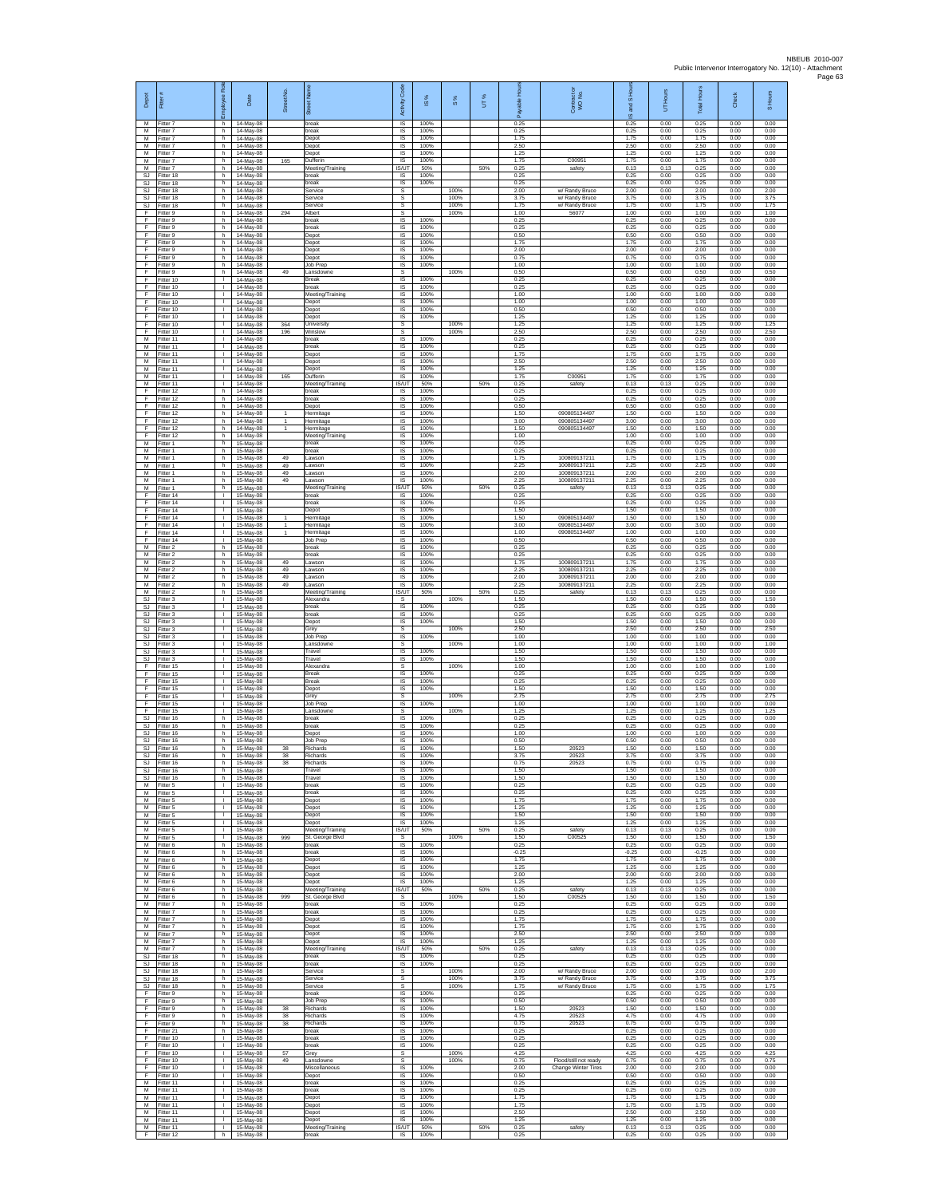| Depot | Fitter # | Employee Role | Date | Street No. | Street Name | Activity Code | IS % | S % | UT % | Payable Hours | Contractor or WO No. | IS and S Hours | UT Hours | Total Hours | Check | S Hours |
|---|---|---|---|---|---|---|---|---|---|---|---|---|---|---|---|---|
| M | Fitter 7 | h | 14-May-08 | | break | IS | 100% | | | 0.25 | | 0.25 | 0.00 | 0.25 | 0.00 | 0.00 |
| M | Fitter 7 | h | 14-May-08 | | break | IS | 100% | | | 0.25 | | 0.25 | 0.00 | 0.25 | 0.00 | 0.00 |
| M | Fitter 7 | h | 14-May-08 | | Depot | IS | 100% | | | 1.75 | | 1.75 | 0.00 | 1.75 | 0.00 | 0.00 |
| M | Fitter 7 | h | 14-May-08 | | Depot | IS | 100% | | | 2.50 | | 2.50 | 0.00 | 2.50 | 0.00 | 0.00 |
| M | Fitter 7 | h | 14-May-08 | | Depot | IS | 100% | | | 1.25 | | 1.25 | 0.00 | 1.25 | 0.00 | 0.00 |
| M | Fitter 7 | h | 14-May-08 | 165 | Dufferin | IS | 100% | | | 1.75 | C00951 | 1.75 | 0.00 | 1.75 | 0.00 | 0.00 |
| M | Fitter 7 | h | 14-May-08 | | Meeting/Training | IS/UT | 50% | | 50% | 0.25 | safety | 0.13 | 0.13 | 0.25 | 0.00 | 0.00 |
| SJ | Fitter 18 | h | 14-May-08 | | break | IS | 100% | | | 0.25 | | 0.25 | 0.00 | 0.25 | 0.00 | 0.00 |
| SJ | Fitter 18 | h | 14-May-08 | | break | IS | 100% | | | 0.25 | | 0.25 | 0.00 | 0.25 | 0.00 | 0.00 |
| SJ | Fitter 18 | h | 14-May-08 | | Service | S | | 100% | | 2.00 | w/ Randy Bruce | 2.00 | 0.00 | 2.00 | 0.00 | 2.00 |
| SJ | Fitter 18 | h | 14-May-08 | | Service | S | | 100% | | 3.75 | w/ Randy Bruce | 3.75 | 0.00 | 3.75 | 0.00 | 3.75 |
| SJ | Fitter 18 | h | 14-May-08 | | Service | S | | 100% | | 1.75 | w/ Randy Bruce | 1.75 | 0.00 | 1.75 | 0.00 | 1.75 |
| F | Fitter 9 | h | 14-May-08 | 294 | Albert | S | | 100% | | 1.00 | 56077 | 1.00 | 0.00 | 1.00 | 0.00 | 1.00 |
| F | Fitter 9 | h | 14-May-08 | | break | IS | 100% | | | 0.25 | | 0.25 | 0.00 | 0.25 | 0.00 | 0.00 |
| F | Fitter 9 | h | 14-May-08 | | break | IS | 100% | | | 0.25 | | 0.25 | 0.00 | 0.25 | 0.00 | 0.00 |
| F | Fitter 9 | h | 14-May-08 | | Depot | IS | 100% | | | 0.50 | | 0.50 | 0.00 | 0.50 | 0.00 | 0.00 |
| F | Fitter 9 | h | 14-May-08 | | Depot | IS | 100% | | | 1.75 | | 1.75 | 0.00 | 1.75 | 0.00 | 0.00 |
| F | Fitter 9 | h | 14-May-08 | | Depot | IS | 100% | | | 2.00 | | 2.00 | 0.00 | 2.00 | 0.00 | 0.00 |
| F | Fitter 9 | h | 14-May-08 | | Depot | IS | 100% | | | 0.75 | | 0.75 | 0.00 | 0.75 | 0.00 | 0.00 |
| F | Fitter 9 | h | 14-May-08 | | Job Prep | IS | 100% | | | 1.00 | | 1.00 | 0.00 | 1.00 | 0.00 | 0.00 |
| F | Fitter 9 | h | 14-May-08 | 49 | Lansdowne | S | | 100% | | 0.50 | | 0.50 | 0.00 | 0.50 | 0.00 | 0.50 |
| F | Fitter 10 | l | 14-May-08 | | Break | IS | 100% | | | 0.25 | | 0.25 | 0.00 | 0.25 | 0.00 | 0.00 |
| F | Fitter 10 | l | 14-May-08 | | break | IS | 100% | | | 0.25 | | 0.25 | 0.00 | 0.25 | 0.00 | 0.00 |
| F | Fitter 10 | l | 14-May-08 | | Meeting/Training | IS | 100% | | | 1.00 | | 1.00 | 0.00 | 1.00 | 0.00 | 0.00 |
| F | Fitter 10 | l | 14-May-08 | | Depot | IS | 100% | | | 1.00 | | 1.00 | 0.00 | 1.00 | 0.00 | 0.00 |
| F | Fitter 10 | l | 14-May-08 | | Depot | IS | 100% | | | 0.50 | | 0.50 | 0.00 | 0.50 | 0.00 | 0.00 |
| F | Fitter 10 | l | 14-May-08 | | Depot | IS | 100% | | | 1.25 | | 1.25 | 0.00 | 1.25 | 0.00 | 0.00 |
| F | Fitter 10 | l | 14-May-08 | 364 | University | S | | 100% | | 1.25 | | 1.25 | 0.00 | 1.25 | 0.00 | 1.25 |
| F | Fitter 10 | l | 14-May-08 | 196 | Winslow | S | | 100% | | 2.50 | | 2.50 | 0.00 | 2.50 | 0.00 | 2.50 |
| M | Fitter 11 | l | 14-May-08 | | break | IS | 100% | | | 0.25 | | 0.25 | 0.00 | 0.25 | 0.00 | 0.00 |
| M | Fitter 11 | l | 14-May-08 | | break | IS | 100% | | | 0.25 | | 0.25 | 0.00 | 0.25 | 0.00 | 0.00 |
| M | Fitter 11 | l | 14-May-08 | | Depot | IS | 100% | | | 1.75 | | 1.75 | 0.00 | 1.75 | 0.00 | 0.00 |
| M | Fitter 11 | l | 14-May-08 | | Depot | IS | 100% | | | 2.50 | | 2.50 | 0.00 | 2.50 | 0.00 | 0.00 |
| M | Fitter 11 | l | 14-May-08 | | Depot | IS | 100% | | | 1.25 | | 1.25 | 0.00 | 1.25 | 0.00 | 0.00 |
| M | Fitter 11 | l | 14-May-08 | 165 | Dufferin | IS | 100% | | | 1.75 | C00951 | 1.75 | 0.00 | 1.75 | 0.00 | 0.00 |
| M | Fitter 11 | l | 14-May-08 | | Meeting/Training | IS/UT | 50% | | 50% | 0.25 | safety | 0.13 | 0.13 | 0.25 | 0.00 | 0.00 |
| F | Fitter 12 | h | 14-May-08 | | break | IS | 100% | | | 0.25 | | 0.25 | 0.00 | 0.25 | 0.00 | 0.00 |
| F | Fitter 12 | h | 14-May-08 | | break | IS | 100% | | | 0.25 | | 0.25 | 0.00 | 0.25 | 0.00 | 0.00 |
| F | Fitter 12 | h | 14-May-08 | | Depot | IS | 100% | | | 0.50 | | 0.50 | 0.00 | 0.50 | 0.00 | 0.00 |
| F | Fitter 12 | h | 14-May-08 | 1 | Hermitage | IS | 100% | | | 1.50 | 090805134497 | 1.50 | 0.00 | 1.50 | 0.00 | 0.00 |
| F | Fitter 12 | h | 14-May-08 | 1 | Hermitage | IS | 100% | | | 3.00 | 090805134497 | 3.00 | 0.00 | 3.00 | 0.00 | 0.00 |
| F | Fitter 12 | h | 14-May-08 | 1 | Hermitage | IS | 100% | | | 1.50 | 090805134497 | 1.50 | 0.00 | 1.50 | 0.00 | 0.00 |
| F | Fitter 12 | h | 14-May-08 | | Meeting/Training | IS | 100% | | | 1.00 | | 1.00 | 0.00 | 1.00 | 0.00 | 0.00 |
| M | Fitter 1 | h | 15-May-08 | | break | IS | 100% | | | 0.25 | | 0.25 | 0.00 | 0.25 | 0.00 | 0.00 |
| M | Fitter 1 | h | 15-May-08 | | break | IS | 100% | | | 0.25 | | 0.25 | 0.00 | 0.25 | 0.00 | 0.00 |
| M | Fitter 1 | h | 15-May-08 | 49 | Lawson | IS | 100% | | | 1.75 | 100809137211 | 1.75 | 0.00 | 1.75 | 0.00 | 0.00 |
| M | Fitter 1 | h | 15-May-08 | 49 | Lawson | IS | 100% | | | 2.25 | 100809137211 | 2.25 | 0.00 | 2.25 | 0.00 | 0.00 |
| M | Fitter 1 | h | 15-May-08 | 49 | Lawson | IS | 100% | | | 2.00 | 100809137211 | 2.00 | 0.00 | 2.00 | 0.00 | 0.00 |
| M | Fitter 1 | h | 15-May-08 | 49 | Lawson | IS | 100% | | | 2.25 | 100809137211 | 2.25 | 0.00 | 2.25 | 0.00 | 0.00 |
| M | Fitter 1 | h | 15-May-08 | | Meeting/Training | IS/UT | 50% | | 50% | 0.25 | safety | 0.13 | 0.13 | 0.25 | 0.00 | 0.00 |
| F | Fitter 14 | l | 15-May-08 | | break | IS | 100% | | | 0.25 | | 0.25 | 0.00 | 0.25 | 0.00 | 0.00 |
| F | Fitter 14 | l | 15-May-08 | | break | IS | 100% | | | 0.25 | | 0.25 | 0.00 | 0.25 | 0.00 | 0.00 |
| F | Fitter 14 | l | 15-May-08 | | Depot | IS | 100% | | | 1.50 | | 1.50 | 0.00 | 1.50 | 0.00 | 0.00 |
| F | Fitter 14 | l | 15-May-08 | 1 | Hermitage | IS | 100% | | | 1.50 | 090805134497 | 1.50 | 0.00 | 1.50 | 0.00 | 0.00 |
| F | Fitter 14 | l | 15-May-08 | 1 | Hermitage | IS | 100% | | | 3.00 | 090805134497 | 3.00 | 0.00 | 3.00 | 0.00 | 0.00 |
| F | Fitter 14 | l | 15-May-08 | 1 | Hermitage | IS | 100% | | | 1.00 | 090805134497 | 1.00 | 0.00 | 1.00 | 0.00 | 0.00 |
| F | Fitter 14 | l | 15-May-08 | | Job Prep | IS | 100% | | | 0.50 | | 0.50 | 0.00 | 0.50 | 0.00 | 0.00 |
| M | Fitter 2 | h | 15-May-08 | | break | IS | 100% | | | 0.25 | | 0.25 | 0.00 | 0.25 | 0.00 | 0.00 |
| M | Fitter 2 | h | 15-May-08 | | break | IS | 100% | | | 0.25 | | 0.25 | 0.00 | 0.25 | 0.00 | 0.00 |
| M | Fitter 2 | h | 15-May-08 | 49 | Lawson | IS | 100% | | | 1.75 | 100809137211 | 1.75 | 0.00 | 1.75 | 0.00 | 0.00 |
| M | Fitter 2 | h | 15-May-08 | 49 | Lawson | IS | 100% | | | 2.25 | 100809137211 | 2.25 | 0.00 | 2.25 | 0.00 | 0.00 |
| M | Fitter 2 | h | 15-May-08 | 49 | Lawson | IS | 100% | | | 2.00 | 100809137211 | 2.00 | 0.00 | 2.00 | 0.00 | 0.00 |
| M | Fitter 2 | h | 15-May-08 | 49 | Lawson | IS | 100% | | | 2.25 | 100809137211 | 2.25 | 0.00 | 2.25 | 0.00 | 0.00 |
| M | Fitter 2 | h | 15-May-08 | | Meeting/Training | IS/UT | 50% | | 50% | 0.25 | safety | 0.13 | 0.13 | 0.25 | 0.00 | 0.00 |
| SJ | Fitter 3 | l | 15-May-08 | | Alexandra | S | | 100% | | 1.50 | | 1.50 | 0.00 | 1.50 | 0.00 | 1.50 |
| SJ | Fitter 3 | l | 15-May-08 | | break | IS | 100% | | | 0.25 | | 0.25 | 0.00 | 0.25 | 0.00 | 0.00 |
| SJ | Fitter 3 | l | 15-May-08 | | break | IS | 100% | | | 0.25 | | 0.25 | 0.00 | 0.25 | 0.00 | 0.00 |
| SJ | Fitter 3 | l | 15-May-08 | | Depot | IS | 100% | | | 1.50 | | 1.50 | 0.00 | 1.50 | 0.00 | 0.00 |
| SJ | Fitter 3 | l | 15-May-08 | | Grey | S | | 100% | | 2.50 | | 2.50 | 0.00 | 2.50 | 0.00 | 2.50 |
| SJ | Fitter 3 | l | 15-May-08 | | Job Prep | IS | 100% | | | 1.00 | | 1.00 | 0.00 | 1.00 | 0.00 | 0.00 |
| SJ | Fitter 3 | l | 15-May-08 | | Lansdowne | S | | 100% | | 1.00 | | 1.00 | 0.00 | 1.00 | 0.00 | 1.00 |
| SJ | Fitter 3 | l | 15-May-08 | | Travel | IS | 100% | | | 1.50 | | 1.50 | 0.00 | 1.50 | 0.00 | 0.00 |
| SJ | Fitter 3 | l | 15-May-08 | | Travel | IS | 100% | | | 1.50 | | 1.50 | 0.00 | 1.50 | 0.00 | 0.00 |
| F | Fitter 15 | l | 15-May-08 | | Alexandra | S | | 100% | | 1.00 | | 1.00 | 0.00 | 1.00 | 0.00 | 1.00 |
| F | Fitter 15 | l | 15-May-08 | | Break | IS | 100% | | | 0.25 | | 0.25 | 0.00 | 0.25 | 0.00 | 0.00 |
| F | Fitter 15 | l | 15-May-08 | | Break | IS | 100% | | | 0.25 | | 0.25 | 0.00 | 0.25 | 0.00 | 0.00 |
| F | Fitter 15 | l | 15-May-08 | | Depot | IS | 100% | | | 1.50 | | 1.50 | 0.00 | 1.50 | 0.00 | 0.00 |
| F | Fitter 15 | l | 15-May-08 | | Grey | S | | 100% | | 2.75 | | 2.75 | 0.00 | 2.75 | 0.00 | 2.75 |
| F | Fitter 15 | l | 15-May-08 | | Job Prep | IS | 100% | | | 1.00 | | 1.00 | 0.00 | 1.00 | 0.00 | 0.00 |
| F | Fitter 15 | l | 15-May-08 | | Lansdowne | S | | 100% | | 1.25 | | 1.25 | 0.00 | 1.25 | 0.00 | 1.25 |
| SJ | Fitter 16 | h | 15-May-08 | | break | IS | 100% | | | 0.25 | | 0.25 | 0.00 | 0.25 | 0.00 | 0.00 |
| SJ | Fitter 16 | h | 15-May-08 | | break | IS | 100% | | | 0.25 | | 0.25 | 0.00 | 0.25 | 0.00 | 0.00 |
| SJ | Fitter 16 | h | 15-May-08 | | Depot | IS | 100% | | | 1.00 | | 1.00 | 0.00 | 1.00 | 0.00 | 0.00 |
| SJ | Fitter 16 | h | 15-May-08 | | Job Prep | IS | 100% | | | 0.50 | | 0.50 | 0.00 | 0.50 | 0.00 | 0.00 |
| SJ | Fitter 16 | h | 15-May-08 | 38 | Richards | IS | 100% | | | 1.50 | 20523 | 1.50 | 0.00 | 1.50 | 0.00 | 0.00 |
| SJ | Fitter 16 | h | 15-May-08 | 38 | Richards | IS | 100% | | | 3.75 | 20523 | 3.75 | 0.00 | 3.75 | 0.00 | 0.00 |
| SJ | Fitter 16 | h | 15-May-08 | 38 | Richards | IS | 100% | | | 0.75 | 20523 | 0.75 | 0.00 | 0.75 | 0.00 | 0.00 |
| SJ | Fitter 16 | h | 15-May-08 | | Travel | IS | 100% | | | 1.50 | | 1.50 | 0.00 | 1.50 | 0.00 | 0.00 |
| SJ | Fitter 16 | h | 15-May-08 | | Travel | IS | 100% | | | 1.50 | | 1.50 | 0.00 | 1.50 | 0.00 | 0.00 |
| M | Fitter 5 | l | 15-May-08 | | break | IS | 100% | | | 0.25 | | 0.25 | 0.00 | 0.25 | 0.00 | 0.00 |
| M | Fitter 5 | l | 15-May-08 | | break | IS | 100% | | | 0.25 | | 0.25 | 0.00 | 0.25 | 0.00 | 0.00 |
| M | Fitter 5 | l | 15-May-08 | | Depot | IS | 100% | | | 1.75 | | 1.75 | 0.00 | 1.75 | 0.00 | 0.00 |
| M | Fitter 5 | l | 15-May-08 | | Depot | IS | 100% | | | 1.25 | | 1.25 | 0.00 | 1.25 | 0.00 | 0.00 |
| M | Fitter 5 | l | 15-May-08 | | Depot | IS | 100% | | | 1.50 | | 1.50 | 0.00 | 1.50 | 0.00 | 0.00 |
| M | Fitter 5 | l | 15-May-08 | | Depot | IS | 100% | | | 1.25 | | 1.25 | 0.00 | 1.25 | 0.00 | 0.00 |
| M | Fitter 5 | l | 15-May-08 | | Meeting/Training | IS/UT | 50% | | 50% | 0.25 | safety | 0.13 | 0.13 | 0.25 | 0.00 | 0.00 |
| M | Fitter 5 | l | 15-May-08 | 999 | St. George Blvd | S | | 100% | | 1.50 | C00525 | 1.50 | 0.00 | 1.50 | 0.00 | 1.50 |
| M | Fitter 6 | h | 15-May-08 | | break | IS | 100% | | | 0.25 | | 0.25 | 0.00 | 0.25 | 0.00 | 0.00 |
| M | Fitter 6 | h | 15-May-08 | | break | IS | 100% | | | -0.25 | | -0.25 | 0.00 | -0.25 | 0.00 | 0.00 |
| M | Fitter 6 | h | 15-May-08 | | Depot | IS | 100% | | | 1.75 | | 1.75 | 0.00 | 1.75 | 0.00 | 0.00 |
| M | Fitter 6 | h | 15-May-08 | | Depot | IS | 100% | | | 1.25 | | 1.25 | 0.00 | 1.25 | 0.00 | 0.00 |
| M | Fitter 6 | h | 15-May-08 | | Depot | IS | 100% | | | 2.00 | | 2.00 | 0.00 | 2.00 | 0.00 | 0.00 |
| M | Fitter 6 | h | 15-May-08 | | Depot | IS | 100% | | | 1.25 | | 1.25 | 0.00 | 1.25 | 0.00 | 0.00 |
| M | Fitter 6 | h | 15-May-08 | | Meeting/Training | IS/UT | 50% | | 50% | 0.25 | safety | 0.13 | 0.13 | 0.25 | 0.00 | 0.00 |
| M | Fitter 6 | h | 15-May-08 | 999 | St. George Blvd | S | | 100% | | 1.50 | C00525 | 1.50 | 0.00 | 1.50 | 0.00 | 1.50 |
| M | Fitter 7 | h | 15-May-08 | | break | IS | 100% | | | 0.25 | | 0.25 | 0.00 | 0.25 | 0.00 | 0.00 |
| M | Fitter 7 | h | 15-May-08 | | break | IS | 100% | | | 0.25 | | 0.25 | 0.00 | 0.25 | 0.00 | 0.00 |
| M | Fitter 7 | h | 15-May-08 | | Depot | IS | 100% | | | 1.75 | | 1.75 | 0.00 | 1.75 | 0.00 | 0.00 |
| M | Fitter 7 | h | 15-May-08 | | Depot | IS | 100% | | | 1.75 | | 1.75 | 0.00 | 1.75 | 0.00 | 0.00 |
| M | Fitter 7 | h | 15-May-08 | | Depot | IS | 100% | | | 2.50 | | 2.50 | 0.00 | 2.50 | 0.00 | 0.00 |
| M | Fitter 7 | h | 15-May-08 | | Depot | IS | 100% | | | 1.25 | | 1.25 | 0.00 | 1.25 | 0.00 | 0.00 |
| M | Fitter 7 | h | 15-May-08 | | Meeting/Training | IS/UT | 50% | | 50% | 0.25 | safety | 0.13 | 0.13 | 0.25 | 0.00 | 0.00 |
| SJ | Fitter 18 | h | 15-May-08 | | break | IS | 100% | | | 0.25 | | 0.25 | 0.00 | 0.25 | 0.00 | 0.00 |
| SJ | Fitter 18 | h | 15-May-08 | | break | IS | 100% | | | 0.25 | | 0.25 | 0.00 | 0.25 | 0.00 | 0.00 |
| SJ | Fitter 18 | h | 15-May-08 | | Service | S | | 100% | | 2.00 | w/ Randy Bruce | 2.00 | 0.00 | 2.00 | 0.00 | 2.00 |
| SJ | Fitter 18 | h | 15-May-08 | | Service | S | | 100% | | 3.75 | w/ Randy Bruce | 3.75 | 0.00 | 3.75 | 0.00 | 3.75 |
| SJ | Fitter 18 | h | 15-May-08 | | Service | S | | 100% | | 1.75 | w/ Randy Bruce | 1.75 | 0.00 | 1.75 | 0.00 | 1.75 |
| F | Fitter 9 | h | 15-May-08 | | break | IS | 100% | | | 0.25 | | 0.25 | 0.00 | 0.25 | 0.00 | 0.00 |
| F | Fitter 9 | h | 15-May-08 | | Job Prep | IS | 100% | | | 0.50 | | 0.50 | 0.00 | 0.50 | 0.00 | 0.00 |
| F | Fitter 9 | h | 15-May-08 | 38 | Richards | IS | 100% | | | 1.50 | 20523 | 1.50 | 0.00 | 1.50 | 0.00 | 0.00 |
| F | Fitter 9 | h | 15-May-08 | 38 | Richards | IS | 100% | | | 4.75 | 20523 | 4.75 | 0.00 | 4.75 | 0.00 | 0.00 |
| F | Fitter 9 | h | 15-May-08 | 38 | Richards | IS | 100% | | | 0.75 | 20523 | 0.75 | 0.00 | 0.75 | 0.00 | 0.00 |
| F | Fitter 21 | h | 15-May-08 | | break | IS | 100% | | | 0.25 | | 0.25 | 0.00 | 0.25 | 0.00 | 0.00 |
| F | Fitter 10 | l | 15-May-08 | | break | IS | 100% | | | 0.25 | | 0.25 | 0.00 | 0.25 | 0.00 | 0.00 |
| F | Fitter 10 | l | 15-May-08 | | break | IS | 100% | | | 0.25 | | 0.25 | 0.00 | 0.25 | 0.00 | 0.00 |
| F | Fitter 10 | l | 15-May-08 | 57 | Grey | S | | 100% | | 4.25 | | 4.25 | 0.00 | 4.25 | 0.00 | 4.25 |
| F | Fitter 10 | l | 15-May-08 | 49 | Lansdowne | S | | 100% | | 0.75 | Flood/still not ready | 0.75 | 0.00 | 0.75 | 0.00 | 0.75 |
| F | Fitter 10 | l | 15-May-08 | | Miscellaneous | IS | 100% | | | 2.00 | Change Winter Tires | 2.00 | 0.00 | 2.00 | 0.00 | 0.00 |
| F | Fitter 10 | l | 15-May-08 | | Depot | IS | 100% | | | 0.50 | | 0.50 | 0.00 | 0.50 | 0.00 | 0.00 |
| M | Fitter 11 | l | 15-May-08 | | break | IS | 100% | | | 0.25 | | 0.25 | 0.00 | 0.25 | 0.00 | 0.00 |
| M | Fitter 11 | l | 15-May-08 | | break | IS | 100% | | | 0.25 | | 0.25 | 0.00 | 0.25 | 0.00 | 0.00 |
| M | Fitter 11 | l | 15-May-08 | | Depot | IS | 100% | | | 1.75 | | 1.75 | 0.00 | 1.75 | 0.00 | 0.00 |
| M | Fitter 11 | l | 15-May-08 | | Depot | IS | 100% | | | 1.75 | | 1.75 | 0.00 | 1.75 | 0.00 | 0.00 |
| M | Fitter 11 | l | 15-May-08 | | Depot | IS | 100% | | | 2.50 | | 2.50 | 0.00 | 2.50 | 0.00 | 0.00 |
| M | Fitter 11 | l | 15-May-08 | | Depot | IS | 100% | | | 1.25 | | 1.25 | 0.00 | 1.25 | 0.00 | 0.00 |
| M | Fitter 11 | l | 15-May-08 | | Meeting/Training | IS/UT | 50% | | 50% | 0.25 | safety | 0.13 | 0.13 | 0.25 | 0.00 | 0.00 |
| F | Fitter 12 | h | 15-May-08 | | break | IS | 100% | | | 0.25 | | 0.25 | 0.00 | 0.25 | 0.00 | 0.00 |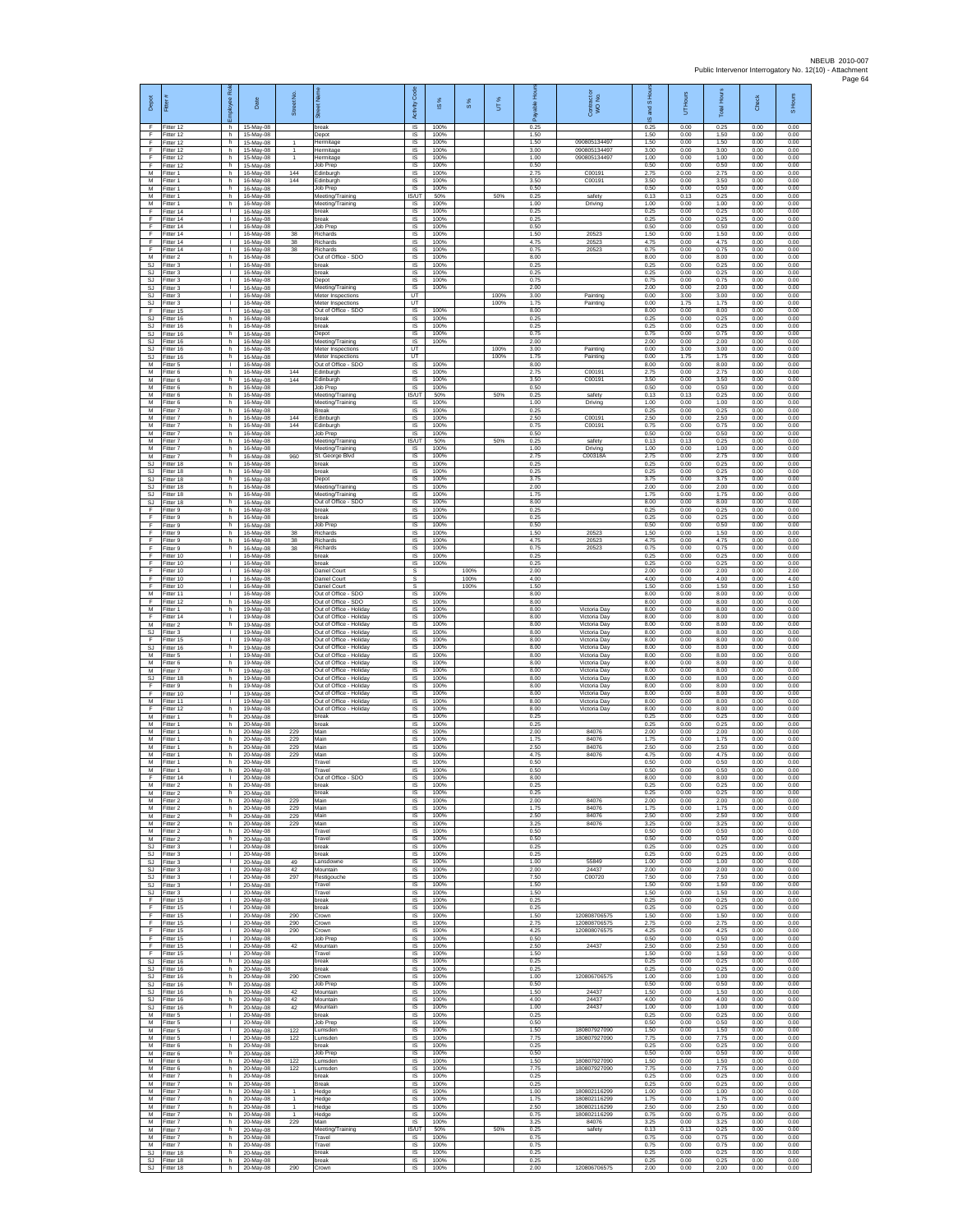| Depot | Fitter # | Employee Role | Date | Street No. | Street Name | Activity Code | IS % | S % | UT % | Payable Hours | Contractor or WO No. | IS and S Hours | UT Hours | Total Hours | Check | S Hours |
|---|---|---|---|---|---|---|---|---|---|---|---|---|---|---|---|---|
| F | Fitter 12 | h | 15-May-08 | | break | IS | 100% | | | 0.25 | | 0.25 | 0.00 | 0.25 | 0.00 | 0.00 |
| F | Fitter 12 | h | 15-May-08 | | Depot | IS | 100% | | | 1.50 | | 1.50 | 0.00 | 1.50 | 0.00 | 0.00 |
| F | Fitter 12 | h | 15-May-08 | 1 | Hermitage | IS | 100% | | | 1.50 | 090805134497 | 1.50 | 0.00 | 1.50 | 0.00 | 0.00 |
| F | Fitter 12 | h | 15-May-08 | 1 | Hermitage | IS | 100% | | | 3.00 | 090805134497 | 3.00 | 0.00 | 3.00 | 0.00 | 0.00 |
| F | Fitter 12 | h | 15-May-08 | 1 | Hermitage | IS | 100% | | | 1.00 | 090805134497 | 1.00 | 0.00 | 1.00 | 0.00 | 0.00 |
| F | Fitter 12 | h | 15-May-08 | | Job Prep | IS | 100% | | | 0.50 | | 0.50 | 0.00 | 0.50 | 0.00 | 0.00 |
| M | Fitter 1 | h | 16-May-08 | 144 | Edinburgh | IS | 100% | | | 2.75 | C00191 | 2.75 | 0.00 | 2.75 | 0.00 | 0.00 |
| M | Fitter 1 | h | 16-May-08 | 144 | Edinburgh | IS | 100% | | | 3.50 | C00191 | 3.50 | 0.00 | 3.50 | 0.00 | 0.00 |
| M | Fitter 1 | h | 16-May-08 | | Job Prep | IS | 100% | | | 0.50 | | 0.50 | 0.00 | 0.50 | 0.00 | 0.00 |
| M | Fitter 1 | h | 16-May-08 | | Meeting/Training | IS/UT | 50% | | 50% | 0.25 | safety | 0.13 | 0.13 | 0.25 | 0.00 | 0.00 |
| M | Fitter 1 | h | 16-May-08 | | Meeting/Training | IS | 100% | | | 1.00 | Driving | 1.00 | 0.00 | 1.00 | 0.00 | 0.00 |
| F | Fitter 14 | l | 16-May-08 | | break | IS | 100% | | | 0.25 | | 0.25 | 0.00 | 0.25 | 0.00 | 0.00 |
| F | Fitter 14 | l | 16-May-08 | | break | IS | 100% | | | 0.25 | | 0.25 | 0.00 | 0.25 | 0.00 | 0.00 |
| F | Fitter 14 | l | 16-May-08 | | Job Prep | IS | 100% | | | 0.50 | | 0.50 | 0.00 | 0.50 | 0.00 | 0.00 |
| F | Fitter 14 | l | 16-May-08 | 38 | Richards | IS | 100% | | | 1.50 | 20523 | 1.50 | 0.00 | 1.50 | 0.00 | 0.00 |
| F | Fitter 14 | l | 16-May-08 | 38 | Richards | IS | 100% | | | 4.75 | 20523 | 4.75 | 0.00 | 4.75 | 0.00 | 0.00 |
| F | Fitter 14 | l | 16-May-08 | 38 | Richards | IS | 100% | | | 0.75 | 20523 | 0.75 | 0.00 | 0.75 | 0.00 | 0.00 |
| M | Fitter 2 | h | 16-May-08 | | Out of Office - SDO | IS | 100% | | | 8.00 | | 8.00 | 0.00 | 8.00 | 0.00 | 0.00 |
| SJ | Fitter 3 | l | 16-May-08 | | break | IS | 100% | | | 0.25 | | 0.25 | 0.00 | 0.25 | 0.00 | 0.00 |
| SJ | Fitter 3 | l | 16-May-08 | | break | IS | 100% | | | 0.25 | | 0.25 | 0.00 | 0.25 | 0.00 | 0.00 |
| SJ | Fitter 3 | l | 16-May-08 | | Depot | IS | 100% | | | 0.75 | | 0.75 | 0.00 | 0.75 | 0.00 | 0.00 |
| SJ | Fitter 3 | l | 16-May-08 | | Meeting/Training | IS | 100% | | | 2.00 | | 2.00 | 0.00 | 2.00 | 0.00 | 0.00 |
| SJ | Fitter 3 | l | 16-May-08 | | Meter Inspections | UT | | | 100% | 3.00 | Painting | 0.00 | 3.00 | 3.00 | 0.00 | 0.00 |
| SJ | Fitter 3 | l | 16-May-08 | | Meter Inspections | UT | | | 100% | 1.75 | Painting | 0.00 | 1.75 | 1.75 | 0.00 | 0.00 |
| F | Fitter 15 | l | 16-May-08 | | Out of Office - SDO | IS | 100% | | | 8.00 | | 8.00 | 0.00 | 8.00 | 0.00 | 0.00 |
| SJ | Fitter 16 | h | 16-May-08 | | break | IS | 100% | | | 0.25 | | 0.25 | 0.00 | 0.25 | 0.00 | 0.00 |
| SJ | Fitter 16 | h | 16-May-08 | | break | IS | 100% | | | 0.25 | | 0.25 | 0.00 | 0.25 | 0.00 | 0.00 |
| SJ | Fitter 16 | h | 16-May-08 | | Depot | IS | 100% | | | 0.75 | | 0.75 | 0.00 | 0.75 | 0.00 | 0.00 |
| SJ | Fitter 16 | h | 16-May-08 | | Meeting/Training | IS | 100% | | | 2.00 | | 2.00 | 0.00 | 2.00 | 0.00 | 0.00 |
| SJ | Fitter 16 | h | 16-May-08 | | Meter Inspections | UT | | | 100% | 3.00 | Painting | 0.00 | 3.00 | 3.00 | 0.00 | 0.00 |
| SJ | Fitter 16 | h | 16-May-08 | | Meter Inspections | UT | | | 100% | 1.75 | Painting | 0.00 | 1.75 | 1.75 | 0.00 | 0.00 |
| M | Fitter 5 | l | 16-May-08 | | Out of Office - SDO | IS | 100% | | | 8.00 | | 8.00 | 0.00 | 8.00 | 0.00 | 0.00 |
| M | Fitter 6 | h | 16-May-08 | 144 | Edinburgh | IS | 100% | | | 2.75 | C00191 | 2.75 | 0.00 | 2.75 | 0.00 | 0.00 |
| M | Fitter 6 | h | 16-May-08 | 144 | Edinburgh | IS | 100% | | | 3.50 | C00191 | 3.50 | 0.00 | 3.50 | 0.00 | 0.00 |
| M | Fitter 6 | h | 16-May-08 | | Job Prep | IS | 100% | | | 0.50 | | 0.50 | 0.00 | 0.50 | 0.00 | 0.00 |
| M | Fitter 6 | h | 16-May-08 | | Meeting/Training | IS/UT | 50% | | 50% | 0.25 | safety | 0.13 | 0.13 | 0.25 | 0.00 | 0.00 |
| M | Fitter 6 | h | 16-May-08 | | Meeting/Training | IS | 100% | | | 1.00 | Driving | 1.00 | 0.00 | 1.00 | 0.00 | 0.00 |
| M | Fitter 7 | h | 16-May-08 | | Break | IS | 100% | | | 0.25 | | 0.25 | 0.00 | 0.25 | 0.00 | 0.00 |
| M | Fitter 7 | h | 16-May-08 | 144 | Edinburgh | IS | 100% | | | 2.50 | C00191 | 2.50 | 0.00 | 2.50 | 0.00 | 0.00 |
| M | Fitter 7 | h | 16-May-08 | 144 | Edinburgh | IS | 100% | | | 0.75 | C00191 | 0.75 | 0.00 | 0.75 | 0.00 | 0.00 |
| M | Fitter 7 | h | 16-May-08 | | Job Prep | IS | 100% | | | 0.50 | | 0.50 | 0.00 | 0.50 | 0.00 | 0.00 |
| M | Fitter 7 | h | 16-May-08 | | Meeting/Training | IS/UT | 50% | | 50% | 0.25 | safety | 0.13 | 0.13 | 0.25 | 0.00 | 0.00 |
| M | Fitter 7 | h | 16-May-08 | | Meeting/Training | IS | 100% | | | 1.00 | Driving | 1.00 | 0.00 | 1.00 | 0.00 | 0.00 |
| M | Fitter 7 | h | 16-May-08 | 960 | St. George Blvd | IS | 100% | | | 2.75 | C00318A | 2.75 | 0.00 | 2.75 | 0.00 | 0.00 |
| SJ | Fitter 18 | h | 16-May-08 | | break | IS | 100% | | | 0.25 | | 0.25 | 0.00 | 0.25 | 0.00 | 0.00 |
| SJ | Fitter 18 | h | 16-May-08 | | break | IS | 100% | | | 0.25 | | 0.25 | 0.00 | 0.25 | 0.00 | 0.00 |
| SJ | Fitter 18 | h | 16-May-08 | | Depot | IS | 100% | | | 3.75 | | 3.75 | 0.00 | 3.75 | 0.00 | 0.00 |
| SJ | Fitter 18 | h | 16-May-08 | | Meeting/Training | IS | 100% | | | 2.00 | | 2.00 | 0.00 | 2.00 | 0.00 | 0.00 |
| SJ | Fitter 18 | h | 16-May-08 | | Meeting/Training | IS | 100% | | | 1.75 | | 1.75 | 0.00 | 1.75 | 0.00 | 0.00 |
| SJ | Fitter 18 | h | 16-May-08 | | Out of Office - SDO | IS | 100% | | | 8.00 | | 8.00 | 0.00 | 8.00 | 0.00 | 0.00 |
| F | Fitter 9 | h | 16-May-08 | | break | IS | 100% | | | 0.25 | | 0.25 | 0.00 | 0.25 | 0.00 | 0.00 |
| F | Fitter 9 | h | 16-May-08 | | break | IS | 100% | | | 0.25 | | 0.25 | 0.00 | 0.25 | 0.00 | 0.00 |
| F | Fitter 9 | h | 16-May-08 | | Job Prep | IS | 100% | | | 0.50 | | 0.50 | 0.00 | 0.50 | 0.00 | 0.00 |
| F | Fitter 9 | h | 16-May-08 | 38 | Richards | IS | 100% | | | 1.50 | 20523 | 1.50 | 0.00 | 1.50 | 0.00 | 0.00 |
| F | Fitter 9 | h | 16-May-08 | 38 | Richards | IS | 100% | | | 4.75 | 20523 | 4.75 | 0.00 | 4.75 | 0.00 | 0.00 |
| F | Fitter 9 | h | 16-May-08 | 38 | Richards | IS | 100% | | | 0.75 | 20523 | 0.75 | 0.00 | 0.75 | 0.00 | 0.00 |
| F | Fitter 10 | l | 16-May-08 | | break | IS | 100% | | | 0.25 | | 0.25 | 0.00 | 0.25 | 0.00 | 0.00 |
| F | Fitter 10 | l | 16-May-08 | | break | IS | 100% | | | 0.25 | | 0.25 | 0.00 | 0.25 | 0.00 | 0.00 |
| F | Fitter 10 | l | 16-May-08 | | Daniel Court | S | | 100% | | 2.00 | | 2.00 | 0.00 | 2.00 | 0.00 | 2.00 |
| F | Fitter 10 | l | 16-May-08 | | Daniel Court | S | | 100% | | 4.00 | | 4.00 | 0.00 | 4.00 | 0.00 | 4.00 |
| F | Fitter 10 | l | 16-May-08 | | Daniel Court | S | | 100% | | 1.50 | | 1.50 | 0.00 | 1.50 | 0.00 | 1.50 |
| M | Fitter 11 | l | 16-May-08 | | Out of Office - SDO | IS | 100% | | | 8.00 | | 8.00 | 0.00 | 8.00 | 0.00 | 0.00 |
| F | Fitter 12 | h | 16-May-08 | | Out of Office - SDO | IS | 100% | | | 8.00 | | 8.00 | 0.00 | 8.00 | 0.00 | 0.00 |
| M | Fitter 1 | h | 19-May-08 | | Out of Office - Holiday | IS | 100% | | | 8.00 | Victoria Day | 8.00 | 0.00 | 8.00 | 0.00 | 0.00 |
| F | Fitter 14 | l | 19-May-08 | | Out of Office - Holiday | IS | 100% | | | 8.00 | Victoria Day | 8.00 | 0.00 | 8.00 | 0.00 | 0.00 |
| M | Fitter 2 | h | 19-May-08 | | Out of Office - Holiday | IS | 100% | | | 8.00 | Victoria Day | 8.00 | 0.00 | 8.00 | 0.00 | 0.00 |
| SJ | Fitter 3 | l | 19-May-08 | | Out of Office - Holiday | IS | 100% | | | 8.00 | Victoria Day | 8.00 | 0.00 | 8.00 | 0.00 | 0.00 |
| F | Fitter 15 | l | 19-May-08 | | Out of Office - Holiday | IS | 100% | | | 8.00 | Victoria Day | 8.00 | 0.00 | 8.00 | 0.00 | 0.00 |
| SJ | Fitter 16 | h | 19-May-08 | | Out of Office - Holiday | IS | 100% | | | 8.00 | Victoria Day | 8.00 | 0.00 | 8.00 | 0.00 | 0.00 |
| M | Fitter 5 | l | 19-May-08 | | Out of Office - Holiday | IS | 100% | | | 8.00 | Victoria Day | 8.00 | 0.00 | 8.00 | 0.00 | 0.00 |
| M | Fitter 6 | h | 19-May-08 | | Out of Office - Holiday | IS | 100% | | | 8.00 | Victoria Day | 8.00 | 0.00 | 8.00 | 0.00 | 0.00 |
| M | Fitter 7 | h | 19-May-08 | | Out of Office - Holiday | IS | 100% | | | 8.00 | Victoria Day | 8.00 | 0.00 | 8.00 | 0.00 | 0.00 |
| SJ | Fitter 18 | h | 19-May-08 | | Out of Office - Holiday | IS | 100% | | | 8.00 | Victoria Day | 8.00 | 0.00 | 8.00 | 0.00 | 0.00 |
| F | Fitter 9 | h | 19-May-08 | | Out of Office - Holiday | IS | 100% | | | 8.00 | Victoria Day | 8.00 | 0.00 | 8.00 | 0.00 | 0.00 |
| F | Fitter 10 | l | 19-May-08 | | Out of Office - Holiday | IS | 100% | | | 8.00 | Victoria Day | 8.00 | 0.00 | 8.00 | 0.00 | 0.00 |
| M | Fitter 11 | l | 19-May-08 | | Out of Office - Holiday | IS | 100% | | | 8.00 | Victoria Day | 8.00 | 0.00 | 8.00 | 0.00 | 0.00 |
| F | Fitter 12 | h | 19-May-08 | | Out of Office - Holiday | IS | 100% | | | 8.00 | Victoria Day | 8.00 | 0.00 | 8.00 | 0.00 | 0.00 |
| M | Fitter 1 | h | 20-May-08 | | break | IS | 100% | | | 0.25 | | 0.25 | 0.00 | 0.25 | 0.00 | 0.00 |
| M | Fitter 1 | h | 20-May-08 | | break | IS | 100% | | | 0.25 | | 0.25 | 0.00 | 0.25 | 0.00 | 0.00 |
| M | Fitter 1 | h | 20-May-08 | 229 | Main | IS | 100% | | | 2.00 | 84076 | 2.00 | 0.00 | 2.00 | 0.00 | 0.00 |
| M | Fitter 1 | h | 20-May-08 | 229 | Main | IS | 100% | | | 1.75 | 84076 | 1.75 | 0.00 | 1.75 | 0.00 | 0.00 |
| M | Fitter 1 | h | 20-May-08 | 229 | Main | IS | 100% | | | 2.50 | 84076 | 2.50 | 0.00 | 2.50 | 0.00 | 0.00 |
| M | Fitter 1 | h | 20-May-08 | 229 | Main | IS | 100% | | | 4.75 | 84076 | 4.75 | 0.00 | 4.75 | 0.00 | 0.00 |
| M | Fitter 1 | h | 20-May-08 | | Travel | IS | 100% | | | 0.50 | | 0.50 | 0.00 | 0.50 | 0.00 | 0.00 |
| M | Fitter 1 | h | 20-May-08 | | Travel | IS | 100% | | | 0.50 | | 0.50 | 0.00 | 0.50 | 0.00 | 0.00 |
| F | Fitter 14 | l | 20-May-08 | | Out of Office - SDO | IS | 100% | | | 8.00 | | 8.00 | 0.00 | 8.00 | 0.00 | 0.00 |
| M | Fitter 2 | h | 20-May-08 | | break | IS | 100% | | | 0.25 | | 0.25 | 0.00 | 0.25 | 0.00 | 0.00 |
| M | Fitter 2 | h | 20-May-08 | | break | IS | 100% | | | 0.25 | | 0.25 | 0.00 | 0.25 | 0.00 | 0.00 |
| M | Fitter 2 | h | 20-May-08 | 229 | Main | IS | 100% | | | 2.00 | 84076 | 2.00 | 0.00 | 2.00 | 0.00 | 0.00 |
| M | Fitter 2 | h | 20-May-08 | 229 | Main | IS | 100% | | | 1.75 | 84076 | 1.75 | 0.00 | 1.75 | 0.00 | 0.00 |
| M | Fitter 2 | h | 20-May-08 | 229 | Main | IS | 100% | | | 2.50 | 84076 | 2.50 | 0.00 | 2.50 | 0.00 | 0.00 |
| M | Fitter 2 | h | 20-May-08 | 229 | Main | IS | 100% | | | 3.25 | 84076 | 3.25 | 0.00 | 3.25 | 0.00 | 0.00 |
| M | Fitter 2 | h | 20-May-08 | | Travel | IS | 100% | | | 0.50 | | 0.50 | 0.00 | 0.50 | 0.00 | 0.00 |
| M | Fitter 2 | h | 20-May-08 | | Travel | IS | 100% | | | 0.50 | | 0.50 | 0.00 | 0.50 | 0.00 | 0.00 |
| SJ | Fitter 3 | l | 20-May-08 | | break | IS | 100% | | | 0.25 | | 0.25 | 0.00 | 0.25 | 0.00 | 0.00 |
| SJ | Fitter 3 | l | 20-May-08 | | break | IS | 100% | | | 0.25 | | 0.25 | 0.00 | 0.25 | 0.00 | 0.00 |
| SJ | Fitter 3 | l | 20-May-08 | 49 | Lansdowne | IS | 100% | | | 1.00 | 55849 | 1.00 | 0.00 | 1.00 | 0.00 | 0.00 |
| SJ | Fitter 3 | l | 20-May-08 | 42 | Mountain | IS | 100% | | | 2.00 | 24437 | 2.00 | 0.00 | 2.00 | 0.00 | 0.00 |
| SJ | Fitter 3 | l | 20-May-08 | 297 | Restigouche | IS | 100% | | | 7.50 | C00720 | 7.50 | 0.00 | 7.50 | 0.00 | 0.00 |
| SJ | Fitter 3 | l | 20-May-08 | | Travel | IS | 100% | | | 1.50 | | 1.50 | 0.00 | 1.50 | 0.00 | 0.00 |
| SJ | Fitter 3 | l | 20-May-08 | | Travel | IS | 100% | | | 1.50 | | 1.50 | 0.00 | 1.50 | 0.00 | 0.00 |
| F | Fitter 15 | l | 20-May-08 | | break | IS | 100% | | | 0.25 | | 0.25 | 0.00 | 0.25 | 0.00 | 0.00 |
| F | Fitter 15 | l | 20-May-08 | | break | IS | 100% | | | 0.25 | | 0.25 | 0.00 | 0.25 | 0.00 | 0.00 |
| F | Fitter 15 | l | 20-May-08 | 290 | Crown | IS | 100% | | | 1.50 | 120808706575 | 1.50 | 0.00 | 1.50 | 0.00 | 0.00 |
| F | Fitter 15 | l | 20-May-08 | 290 | Crown | IS | 100% | | | 2.75 | 120808706575 | 2.75 | 0.00 | 2.75 | 0.00 | 0.00 |
| F | Fitter 15 | l | 20-May-08 | 290 | Crown | IS | 100% | | | 4.25 | 120808706575 | 4.25 | 0.00 | 4.25 | 0.00 | 0.00 |
| F | Fitter 15 | l | 20-May-08 | | Job Prep | IS | 100% | | | 0.50 | | 0.50 | 0.00 | 0.50 | 0.00 | 0.00 |
| F | Fitter 15 | l | 20-May-08 | 42 | Mountain | IS | 100% | | | 2.50 | 24437 | 2.50 | 0.00 | 2.50 | 0.00 | 0.00 |
| F | Fitter 15 | l | 20-May-08 | | Travel | IS | 100% | | | 1.50 | | 1.50 | 0.00 | 1.50 | 0.00 | 0.00 |
| SJ | Fitter 16 | h | 20-May-08 | | break | IS | 100% | | | 0.25 | | 0.25 | 0.00 | 0.25 | 0.00 | 0.00 |
| SJ | Fitter 16 | h | 20-May-08 | | break | IS | 100% | | | 0.25 | | 0.25 | 0.00 | 0.25 | 0.00 | 0.00 |
| SJ | Fitter 16 | h | 20-May-08 | 290 | Crown | IS | 100% | | | 1.00 | 120806706575 | 1.00 | 0.00 | 1.00 | 0.00 | 0.00 |
| SJ | Fitter 16 | h | 20-May-08 | | Job Prep | IS | 100% | | | 0.50 | | 0.50 | 0.00 | 0.50 | 0.00 | 0.00 |
| SJ | Fitter 16 | h | 20-May-08 | 42 | Mountain | IS | 100% | | | 1.50 | 24437 | 1.50 | 0.00 | 1.50 | 0.00 | 0.00 |
| SJ | Fitter 16 | h | 20-May-08 | 42 | Mountain | IS | 100% | | | 4.00 | 24437 | 4.00 | 0.00 | 4.00 | 0.00 | 0.00 |
| SJ | Fitter 16 | h | 20-May-08 | 42 | Mountain | IS | 100% | | | 1.00 | 24437 | 1.00 | 0.00 | 1.00 | 0.00 | 0.00 |
| M | Fitter 5 | l | 20-May-08 | | break | IS | 100% | | | 0.25 | | 0.25 | 0.00 | 0.25 | 0.00 | 0.00 |
| M | Fitter 5 | l | 20-May-08 | | Job Prep | IS | 100% | | | 0.50 | | 0.50 | 0.00 | 0.50 | 0.00 | 0.00 |
| M | Fitter 5 | l | 20-May-08 | 122 | Lumsden | IS | 100% | | | 1.50 | 180807927090 | 1.50 | 0.00 | 1.50 | 0.00 | 0.00 |
| M | Fitter 5 | l | 20-May-08 | 122 | Lumsden | IS | 100% | | | 7.75 | 180807927090 | 7.75 | 0.00 | 7.75 | 0.00 | 0.00 |
| M | Fitter 6 | h | 20-May-08 | | break | IS | 100% | | | 0.25 | | 0.25 | 0.00 | 0.25 | 0.00 | 0.00 |
| M | Fitter 6 | h | 20-May-08 | | Job Prep | IS | 100% | | | 0.50 | | 0.50 | 0.00 | 0.50 | 0.00 | 0.00 |
| M | Fitter 6 | h | 20-May-08 | 122 | Lumsden | IS | 100% | | | 1.50 | 180807927090 | 1.50 | 0.00 | 1.50 | 0.00 | 0.00 |
| M | Fitter 6 | h | 20-May-08 | 122 | Lumsden | IS | 100% | | | 7.75 | 180807927090 | 7.75 | 0.00 | 7.75 | 0.00 | 0.00 |
| M | Fitter 7 | h | 20-May-08 | | break | IS | 100% | | | 0.25 | | 0.25 | 0.00 | 0.25 | 0.00 | 0.00 |
| M | Fitter 7 | h | 20-May-08 | | Break | IS | 100% | | | 0.25 | | 0.25 | 0.00 | 0.25 | 0.00 | 0.00 |
| M | Fitter 7 | h | 20-May-08 | 1 | Hedge | IS | 100% | | | 1.00 | 180802116299 | 1.00 | 0.00 | 1.00 | 0.00 | 0.00 |
| M | Fitter 7 | h | 20-May-08 | 1 | Hedge | IS | 100% | | | 1.75 | 180802116299 | 1.75 | 0.00 | 1.75 | 0.00 | 0.00 |
| M | Fitter 7 | h | 20-May-08 | 1 | Hedge | IS | 100% | | | 2.50 | 180802116299 | 2.50 | 0.00 | 2.50 | 0.00 | 0.00 |
| M | Fitter 7 | h | 20-May-08 | 1 | Hedge | IS | 100% | | | 0.75 | 180802116299 | 0.75 | 0.00 | 0.75 | 0.00 | 0.00 |
| M | Fitter 7 | h | 20-May-08 | 229 | Main | IS | 100% | | | 3.25 | 84076 | 3.25 | 0.00 | 3.25 | 0.00 | 0.00 |
| M | Fitter 7 | h | 20-May-08 | | Meeting/Training | IS/UT | 50% | | 50% | 0.25 | safety | 0.13 | 0.13 | 0.25 | 0.00 | 0.00 |
| M | Fitter 7 | h | 20-May-08 | | Travel | IS | 100% | | | 0.75 | | 0.75 | 0.00 | 0.75 | 0.00 | 0.00 |
| M | Fitter 7 | h | 20-May-08 | | Travel | IS | 100% | | | 0.75 | | 0.75 | 0.00 | 0.75 | 0.00 | 0.00 |
| SJ | Fitter 18 | h | 20-May-08 | | break | IS | 100% | | | 0.25 | | 0.25 | 0.00 | 0.25 | 0.00 | 0.00 |
| SJ | Fitter 18 | h | 20-May-08 | | break | IS | 100% | | | 0.25 | | 0.25 | 0.00 | 0.25 | 0.00 | 0.00 |
| SJ | Fitter 18 | h | 20-May-08 | 290 | Crown | IS | 100% | | | 2.00 | 120806706575 | 2.00 | 0.00 | 2.00 | 0.00 | 0.00 |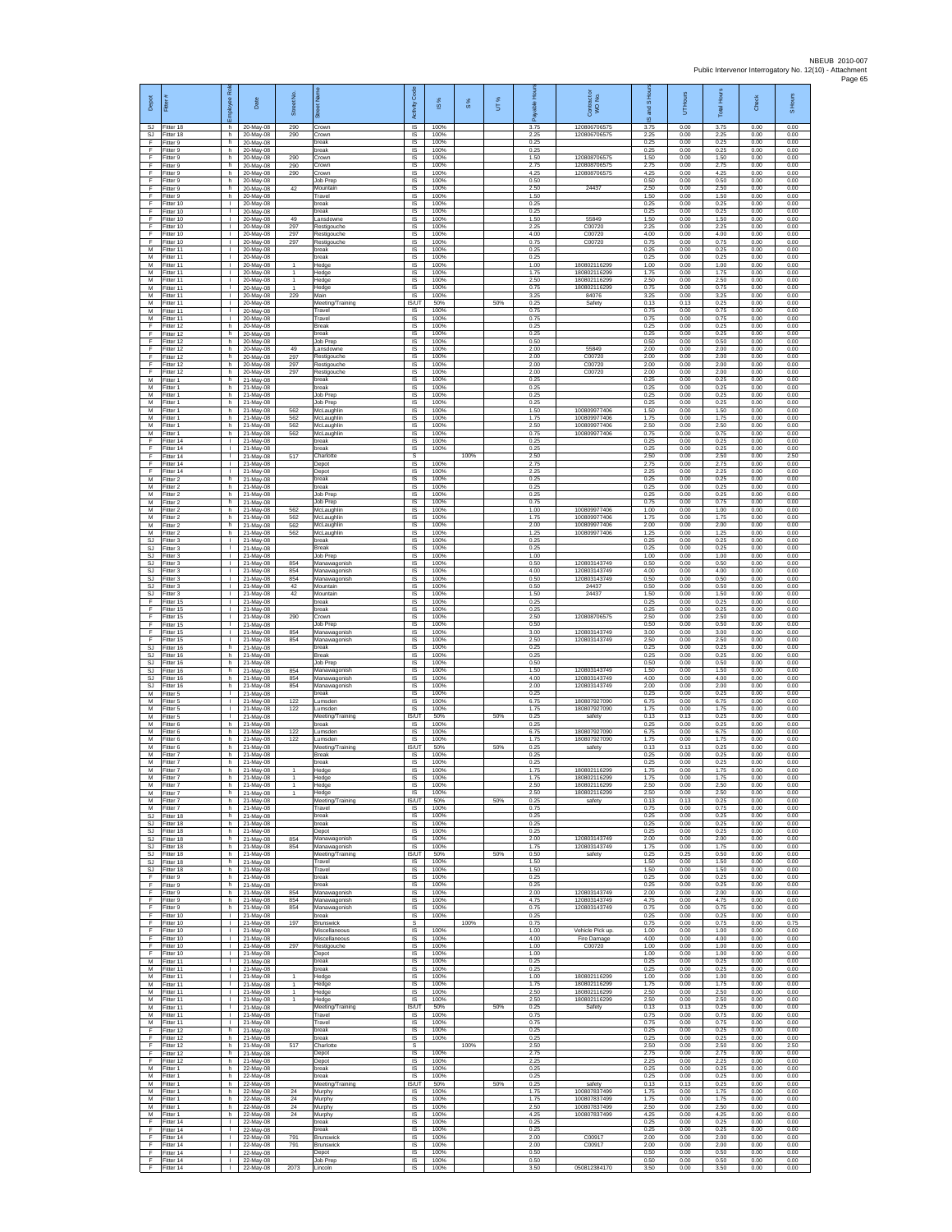NBEUB 2010-007
Public Intervenor Interrogatory No. 12(10) - Attachment

| Depot | Fitter # | Employee Role | Date | Street No. | Street Name | Activity Code | IS % | S % | UT % | Payable Hours | Contractor WO No. | IS and S Hours | UT Hours | Total Hours | Check | S Hours |
|---|---|---|---|---|---|---|---|---|---|---|---|---|---|---|---|---|
| SJ | Fitter 18 | h | 20-May-08 | 290 | Crown | IS | 100% | | | 3.75 | 120806706575 | 3.75 | 0.00 | 3.75 | 0.00 | 0.00 |
| SJ | Fitter 18 | h | 20-May-08 | 290 | Crown | IS | 100% | | | 2.25 | 120806706575 | 2.25 | 0.00 | 2.25 | 0.00 | 0.00 |
| F | Fitter 9 | h | 20-May-08 | | break | IS | 100% | | | 0.25 | | 0.25 | 0.00 | 0.25 | 0.00 | 0.00 |
| F | Fitter 9 | h | 20-May-08 | | break | IS | 100% | | | 0.25 | | 0.25 | 0.00 | 0.25 | 0.00 | 0.00 |
| F | Fitter 9 | h | 20-May-08 | 290 | Crown | IS | 100% | | | 1.50 | 120808706575 | 1.50 | 0.00 | 1.50 | 0.00 | 0.00 |
| F | Fitter 9 | h | 20-May-08 | 290 | Crown | IS | 100% | | | 2.75 | 120808706575 | 2.75 | 0.00 | 2.75 | 0.00 | 0.00 |
| F | Fitter 9 | h | 20-May-08 | 290 | Crown | IS | 100% | | | 4.25 | 120808706575 | 4.25 | 0.00 | 4.25 | 0.00 | 0.00 |
| F | Fitter 9 | h | 20-May-08 | | Job Prep | IS | 100% | | | 0.50 | | 0.50 | 0.00 | 0.50 | 0.00 | 0.00 |
| F | Fitter 9 | h | 20-May-08 | 42 | Mountain | IS | 100% | | | 2.50 | 24437 | 2.50 | 0.00 | 2.50 | 0.00 | 0.00 |
| F | Fitter 9 | h | 20-May-08 | | Travel | IS | 100% | | | 1.50 | | 1.50 | 0.00 | 1.50 | 0.00 | 0.00 |
| F | Fitter 10 | l | 20-May-08 | | break | IS | 100% | | | 0.25 | | 0.25 | 0.00 | 0.25 | 0.00 | 0.00 |
| F | Fitter 10 | l | 20-May-08 | | break | IS | 100% | | | 0.25 | | 0.25 | 0.00 | 0.25 | 0.00 | 0.00 |
| F | Fitter 10 | l | 20-May-08 | 49 | Lansdowne | IS | 100% | | | 1.50 | 55849 | 1.50 | 0.00 | 1.50 | 0.00 | 0.00 |
| F | Fitter 10 | l | 20-May-08 | 297 | Restigouche | IS | 100% | | | 2.25 | C00720 | 2.25 | 0.00 | 2.25 | 0.00 | 0.00 |
| F | Fitter 10 | l | 20-May-08 | 297 | Restigouche | IS | 100% | | | 4.00 | C00720 | 4.00 | 0.00 | 4.00 | 0.00 | 0.00 |
| F | Fitter 10 | l | 20-May-08 | 297 | Restigouche | IS | 100% | | | 0.75 | C00720 | 0.75 | 0.00 | 0.75 | 0.00 | 0.00 |
| M | Fitter 11 | l | 20-May-08 | | break | IS | 100% | | | 0.25 | | 0.25 | 0.00 | 0.25 | 0.00 | 0.00 |
| M | Fitter 11 | l | 20-May-08 | | break | IS | 100% | | | 0.25 | | 0.25 | 0.00 | 0.25 | 0.00 | 0.00 |
| M | Fitter 11 | l | 20-May-08 | 1 | Hedge | IS | 100% | | | 1.00 | 180802116299 | 1.00 | 0.00 | 1.00 | 0.00 | 0.00 |
| M | Fitter 11 | l | 20-May-08 | 1 | Hedge | IS | 100% | | | 1.75 | 180802116299 | 1.75 | 0.00 | 1.75 | 0.00 | 0.00 |
| M | Fitter 11 | l | 20-May-08 | 1 | Hedge | IS | 100% | | | 2.50 | 180802116299 | 2.50 | 0.00 | 2.50 | 0.00 | 0.00 |
| M | Fitter 11 | l | 20-May-08 | 1 | Hedge | IS | 100% | | | 0.75 | 180802116299 | 0.75 | 0.00 | 0.75 | 0.00 | 0.00 |
| M | Fitter 11 | l | 20-May-08 | 229 | Main | IS | 100% | | | 3.25 | 84076 | 3.25 | 0.00 | 3.25 | 0.00 | 0.00 |
| M | Fitter 11 | l | 20-May-08 | | Meeting/Training | IS/UT | 50% | | 50% | 0.25 | Safety | 0.13 | 0.13 | 0.25 | 0.00 | 0.00 |
| M | Fitter 11 | l | 20-May-08 | | Travel | IS | 100% | | | 0.75 | | 0.75 | 0.00 | 0.75 | 0.00 | 0.00 |
| M | Fitter 11 | l | 20-May-08 | | Travel | IS | 100% | | | 0.75 | | 0.75 | 0.00 | 0.75 | 0.00 | 0.00 |
| F | Fitter 12 | h | 20-May-08 | | Break | IS | 100% | | | 0.25 | | 0.25 | 0.00 | 0.25 | 0.00 | 0.00 |
| F | Fitter 12 | h | 20-May-08 | | break | IS | 100% | | | 0.25 | | 0.25 | 0.00 | 0.25 | 0.00 | 0.00 |
| F | Fitter 12 | h | 20-May-08 | | Job Prep | IS | 100% | | | 0.50 | | 0.50 | 0.00 | 0.50 | 0.00 | 0.00 |
| F | Fitter 12 | h | 20-May-08 | 49 | Lansdowne | IS | 100% | | | 2.00 | 55849 | 2.00 | 0.00 | 2.00 | 0.00 | 0.00 |
| F | Fitter 12 | h | 20-May-08 | 297 | Restigouche | IS | 100% | | | 2.00 | C00720 | 2.00 | 0.00 | 2.00 | 0.00 | 0.00 |
| F | Fitter 12 | h | 20-May-08 | 297 | Restigouche | IS | 100% | | | 2.00 | C00720 | 2.00 | 0.00 | 2.00 | 0.00 | 0.00 |
| F | Fitter 12 | h | 20-May-08 | 297 | Restigouche | IS | 100% | | | 2.00 | C00720 | 2.00 | 0.00 | 2.00 | 0.00 | 0.00 |
| M | Fitter 1 | h | 21-May-08 | | break | IS | 100% | | | 0.25 | | 0.25 | 0.00 | 0.25 | 0.00 | 0.00 |
| M | Fitter 1 | h | 21-May-08 | | break | IS | 100% | | | 0.25 | | 0.25 | 0.00 | 0.25 | 0.00 | 0.00 |
| M | Fitter 1 | h | 21-May-08 | | Job Prep | IS | 100% | | | 0.25 | | 0.25 | 0.00 | 0.25 | 0.00 | 0.00 |
| M | Fitter 1 | h | 21-May-08 | | Job Prep | IS | 100% | | | 0.25 | | 0.25 | 0.00 | 0.25 | 0.00 | 0.00 |
| M | Fitter 1 | h | 21-May-08 | 562 | McLaughlin | IS | 100% | | | 1.50 | 100809977406 | 1.50 | 0.00 | 1.50 | 0.00 | 0.00 |
| M | Fitter 1 | h | 21-May-08 | 562 | McLaughlin | IS | 100% | | | 1.75 | 100809977406 | 1.75 | 0.00 | 1.75 | 0.00 | 0.00 |
| M | Fitter 1 | h | 21-May-08 | 562 | McLaughlin | IS | 100% | | | 2.50 | 100809977406 | 2.50 | 0.00 | 2.50 | 0.00 | 0.00 |
| M | Fitter 1 | h | 21-May-08 | 562 | McLaughlin | IS | 100% | | | 0.75 | 100809977406 | 0.75 | 0.00 | 0.75 | 0.00 | 0.00 |
| F | Fitter 14 | l | 21-May-08 | | break | IS | 100% | | | 0.25 | | 0.25 | 0.00 | 0.25 | 0.00 | 0.00 |
| F | Fitter 14 | l | 21-May-08 | | break | IS | 100% | | | 0.25 | | 0.25 | 0.00 | 0.25 | 0.00 | 0.00 |
| F | Fitter 14 | l | 21-May-08 | 517 | Charlotte | S | | 100% | | 2.50 | | 2.50 | 0.00 | 2.50 | 0.00 | 2.50 |
| F | Fitter 14 | l | 21-May-08 | | Depot | IS | 100% | | | 2.75 | | 2.75 | 0.00 | 2.75 | 0.00 | 0.00 |
| F | Fitter 14 | l | 21-May-08 | | Depot | IS | 100% | | | 2.25 | | 2.25 | 0.00 | 2.25 | 0.00 | 0.00 |
| M | Fitter 2 | h | 21-May-08 | | break | IS | 100% | | | 0.25 | | 0.25 | 0.00 | 0.25 | 0.00 | 0.00 |
| M | Fitter 2 | h | 21-May-08 | | break | IS | 100% | | | 0.25 | | 0.25 | 0.00 | 0.25 | 0.00 | 0.00 |
| M | Fitter 2 | h | 21-May-08 | | Job Prep | IS | 100% | | | 0.25 | | 0.25 | 0.00 | 0.25 | 0.00 | 0.00 |
| M | Fitter 2 | h | 21-May-08 | | Job Prep | IS | 100% | | | 0.75 | | 0.75 | 0.00 | 0.75 | 0.00 | 0.00 |
| M | Fitter 2 | h | 21-May-08 | 562 | McLaughlin | IS | 100% | | | 1.00 | 100809977406 | 1.00 | 0.00 | 1.00 | 0.00 | 0.00 |
| M | Fitter 2 | h | 21-May-08 | 562 | McLaughlin | IS | 100% | | | 1.75 | 100809977406 | 1.75 | 0.00 | 1.75 | 0.00 | 0.00 |
| M | Fitter 2 | h | 21-May-08 | 562 | McLaughlin | IS | 100% | | | 2.00 | 100809977406 | 2.00 | 0.00 | 2.00 | 0.00 | 0.00 |
| M | Fitter 2 | h | 21-May-08 | 562 | McLaughlin | IS | 100% | | | 1.25 | 100809977406 | 1.25 | 0.00 | 1.25 | 0.00 | 0.00 |
| SJ | Fitter 3 | l | 21-May-08 | | break | IS | 100% | | | 0.25 | | 0.25 | 0.00 | 0.25 | 0.00 | 0.00 |
| SJ | Fitter 3 | l | 21-May-08 | | Break | IS | 100% | | | 0.25 | | 0.25 | 0.00 | 0.25 | 0.00 | 0.00 |
| SJ | Fitter 3 | l | 21-May-08 | | Job Prep | IS | 100% | | | 1.00 | | 1.00 | 0.00 | 1.00 | 0.00 | 0.00 |
| SJ | Fitter 3 | l | 21-May-08 | 854 | Manawagonish | IS | 100% | | | 0.50 | 120803143749 | 0.50 | 0.00 | 0.50 | 0.00 | 0.00 |
| SJ | Fitter 3 | l | 21-May-08 | 854 | Manawagonish | IS | 100% | | | 4.00 | 120803143749 | 4.00 | 0.00 | 4.00 | 0.00 | 0.00 |
| SJ | Fitter 3 | l | 21-May-08 | 854 | Manawagonish | IS | 100% | | | 0.50 | 120803143749 | 0.50 | 0.00 | 0.50 | 0.00 | 0.00 |
| SJ | Fitter 3 | l | 21-May-08 | 42 | Mountain | IS | 100% | | | 0.50 | 24437 | 0.50 | 0.00 | 0.50 | 0.00 | 0.00 |
| SJ | Fitter 3 | l | 21-May-08 | 42 | Mountain | IS | 100% | | | 1.50 | 24437 | 1.50 | 0.00 | 1.50 | 0.00 | 0.00 |
| F | Fitter 15 | l | 21-May-08 | | break | IS | 100% | | | 0.25 | | 0.25 | 0.00 | 0.25 | 0.00 | 0.00 |
| F | Fitter 15 | l | 21-May-08 | | break | IS | 100% | | | 0.25 | | 0.25 | 0.00 | 0.25 | 0.00 | 0.00 |
| F | Fitter 15 | l | 21-May-08 | 290 | Crown | IS | 100% | | | 2.50 | 120808706575 | 2.50 | 0.00 | 2.50 | 0.00 | 0.00 |
| F | Fitter 15 | l | 21-May-08 | | Job Prep | IS | 100% | | | 0.50 | | 0.50 | 0.00 | 0.50 | 0.00 | 0.00 |
| F | Fitter 15 | l | 21-May-08 | 854 | Manawagonish | IS | 100% | | | 3.00 | 120803143749 | 3.00 | 0.00 | 3.00 | 0.00 | 0.00 |
| F | Fitter 15 | l | 21-May-08 | 854 | Manawagonish | IS | 100% | | | 2.50 | 120803143749 | 2.50 | 0.00 | 2.50 | 0.00 | 0.00 |
| SJ | Fitter 16 | h | 21-May-08 | | break | IS | 100% | | | 0.25 | | 0.25 | 0.00 | 0.25 | 0.00 | 0.00 |
| SJ | Fitter 16 | h | 21-May-08 | | Break | IS | 100% | | | 0.25 | | 0.25 | 0.00 | 0.25 | 0.00 | 0.00 |
| SJ | Fitter 16 | h | 21-May-08 | | Job Prep | IS | 100% | | | 0.50 | | 0.50 | 0.00 | 0.50 | 0.00 | 0.00 |
| SJ | Fitter 16 | h | 21-May-08 | 854 | Manawagonish | IS | 100% | | | 1.50 | 120803143749 | 1.50 | 0.00 | 1.50 | 0.00 | 0.00 |
| SJ | Fitter 16 | h | 21-May-08 | 854 | Manawagonish | IS | 100% | | | 4.00 | 120803143749 | 4.00 | 0.00 | 4.00 | 0.00 | 0.00 |
| SJ | Fitter 16 | h | 21-May-08 | 854 | Manawagonish | IS | 100% | | | 2.00 | 120803143749 | 2.00 | 0.00 | 2.00 | 0.00 | 0.00 |
| M | Fitter 5 | l | 21-May-08 | | break | IS | 100% | | | 0.25 | | 0.25 | 0.00 | 0.25 | 0.00 | 0.00 |
| M | Fitter 5 | l | 21-May-08 | 122 | Lumsden | IS | 100% | | | 6.75 | 180807927090 | 6.75 | 0.00 | 6.75 | 0.00 | 0.00 |
| M | Fitter 5 | l | 21-May-08 | 122 | Lumsden | IS | 100% | | | 1.75 | 180807927090 | 1.75 | 0.00 | 1.75 | 0.00 | 0.00 |
| M | Fitter 5 | l | 21-May-08 | | Meeting/Training | IS/UT | 50% | | 50% | 0.25 | safety | 0.13 | 0.13 | 0.25 | 0.00 | 0.00 |
| M | Fitter 6 | h | 21-May-08 | | break | IS | 100% | | | 0.25 | | 0.25 | 0.00 | 0.25 | 0.00 | 0.00 |
| M | Fitter 6 | h | 21-May-08 | 122 | Lumsden | IS | 100% | | | 6.75 | 180807927090 | 6.75 | 0.00 | 6.75 | 0.00 | 0.00 |
| M | Fitter 6 | h | 21-May-08 | 122 | Lumsden | IS | 100% | | | 1.75 | 180807927090 | 1.75 | 0.00 | 1.75 | 0.00 | 0.00 |
| M | Fitter 6 | h | 21-May-08 | | Meeting/Training | IS/UT | 50% | | 50% | 0.25 | safety | 0.13 | 0.13 | 0.25 | 0.00 | 0.00 |
| M | Fitter 7 | h | 21-May-08 | | Break | IS | 100% | | | 0.25 | | 0.25 | 0.00 | 0.25 | 0.00 | 0.00 |
| M | Fitter 7 | h | 21-May-08 | | break | IS | 100% | | | 0.25 | | 0.25 | 0.00 | 0.25 | 0.00 | 0.00 |
| M | Fitter 7 | h | 21-May-08 | 1 | Hedge | IS | 100% | | | 1.75 | 180802116299 | 1.75 | 0.00 | 1.75 | 0.00 | 0.00 |
| M | Fitter 7 | h | 21-May-08 | 1 | Hedge | IS | 100% | | | 1.75 | 180802116299 | 1.75 | 0.00 | 1.75 | 0.00 | 0.00 |
| M | Fitter 7 | h | 21-May-08 | 1 | Hedge | IS | 100% | | | 2.50 | 180802116299 | 2.50 | 0.00 | 2.50 | 0.00 | 0.00 |
| M | Fitter 7 | h | 21-May-08 | 1 | Hedge | IS | 100% | | | 2.50 | 180802116299 | 2.50 | 0.00 | 2.50 | 0.00 | 0.00 |
| M | Fitter 7 | h | 21-May-08 | | Meeting/Training | IS/UT | 50% | | 50% | 0.25 | safety | 0.13 | 0.13 | 0.25 | 0.00 | 0.00 |
| M | Fitter 7 | h | 21-May-08 | | Travel | IS | 100% | | | 0.75 | | 0.75 | 0.00 | 0.75 | 0.00 | 0.00 |
| SJ | Fitter 18 | h | 21-May-08 | | break | IS | 100% | | | 0.25 | | 0.25 | 0.00 | 0.25 | 0.00 | 0.00 |
| SJ | Fitter 18 | h | 21-May-08 | | break | IS | 100% | | | 0.25 | | 0.25 | 0.00 | 0.25 | 0.00 | 0.00 |
| SJ | Fitter 18 | h | 21-May-08 | | Depot | IS | 100% | | | 0.25 | | 0.25 | 0.00 | 0.25 | 0.00 | 0.00 |
| SJ | Fitter 18 | h | 21-May-08 | 854 | Manawagonish | IS | 100% | | | 2.00 | 120803143749 | 2.00 | 0.00 | 2.00 | 0.00 | 0.00 |
| SJ | Fitter 18 | h | 21-May-08 | 854 | Manawagonish | IS | 100% | | | 1.75 | 120803143749 | 1.75 | 0.00 | 1.75 | 0.00 | 0.00 |
| SJ | Fitter 18 | h | 21-May-08 | | Meeting/Training | IS/UT | 50% | | 50% | 0.50 | safety | 0.25 | 0.25 | 0.50 | 0.00 | 0.00 |
| SJ | Fitter 18 | h | 21-May-08 | | Travel | IS | 100% | | | 1.50 | | 1.50 | 0.00 | 1.50 | 0.00 | 0.00 |
| SJ | Fitter 18 | h | 21-May-08 | | Travel | IS | 100% | | | 1.50 | | 1.50 | 0.00 | 1.50 | 0.00 | 0.00 |
| F | Fitter 9 | h | 21-May-08 | | break | IS | 100% | | | 0.25 | | 0.25 | 0.00 | 0.25 | 0.00 | 0.00 |
| F | Fitter 9 | h | 21-May-08 | | break | IS | 100% | | | 0.25 | | 0.25 | 0.00 | 0.25 | 0.00 | 0.00 |
| F | Fitter 9 | h | 21-May-08 | 854 | Manawagonish | IS | 100% | | | 2.00 | 120803143749 | 2.00 | 0.00 | 2.00 | 0.00 | 0.00 |
| F | Fitter 9 | h | 21-May-08 | 854 | Manawagonish | IS | 100% | | | 4.75 | 120803143749 | 4.75 | 0.00 | 4.75 | 0.00 | 0.00 |
| F | Fitter 9 | h | 21-May-08 | 854 | Manawagonish | IS | 100% | | | 0.75 | 120803143749 | 0.75 | 0.00 | 0.75 | 0.00 | 0.00 |
| F | Fitter 10 | l | 21-May-08 | | break | IS | 100% | | | 0.25 | | 0.25 | 0.00 | 0.25 | 0.00 | 0.00 |
| F | Fitter 10 | l | 21-May-08 | 197 | Brunswick | S | | 100% | | 0.75 | | 0.75 | 0.00 | 0.75 | 0.00 | 0.75 |
| F | Fitter 10 | l | 21-May-08 | | Miscellaneous | IS | 100% | | | 1.00 | Vehicle Pick up. | 1.00 | 0.00 | 1.00 | 0.00 | 0.00 |
| F | Fitter 10 | l | 21-May-08 | | Miscellaneous | IS | 100% | | | 4.00 | Fire Damage | 4.00 | 0.00 | 4.00 | 0.00 | 0.00 |
| F | Fitter 10 | l | 21-May-08 | 297 | Restigouche | IS | 100% | | | 1.00 | C00720 | 1.00 | 0.00 | 1.00 | 0.00 | 0.00 |
| F | Fitter 10 | l | 21-May-08 | | Depot | IS | 100% | | | 1.00 | | 1.00 | 0.00 | 1.00 | 0.00 | 0.00 |
| M | Fitter 11 | l | 21-May-08 | | break | IS | 100% | | | 0.25 | | 0.25 | 0.00 | 0.25 | 0.00 | 0.00 |
| M | Fitter 11 | l | 21-May-08 | | break | IS | 100% | | | 0.25 | | 0.25 | 0.00 | 0.25 | 0.00 | 0.00 |
| M | Fitter 11 | l | 21-May-08 | 1 | Hedge | IS | 100% | | | 1.00 | 180802116299 | 1.00 | 0.00 | 1.00 | 0.00 | 0.00 |
| M | Fitter 11 | l | 21-May-08 | 1 | Hedge | IS | 100% | | | 1.75 | 180802116299 | 1.75 | 0.00 | 1.75 | 0.00 | 0.00 |
| M | Fitter 11 | l | 21-May-08 | 1 | Hedge | IS | 100% | | | 2.50 | 180802116299 | 2.50 | 0.00 | 2.50 | 0.00 | 0.00 |
| M | Fitter 11 | l | 21-May-08 | 1 | Hedge | IS | 100% | | | 2.50 | 180802116299 | 2.50 | 0.00 | 2.50 | 0.00 | 0.00 |
| M | Fitter 11 | l | 21-May-08 | | Meeting/Training | IS/UT | 50% | | 50% | 0.25 | Safety | 0.13 | 0.13 | 0.25 | 0.00 | 0.00 |
| M | Fitter 11 | l | 21-May-08 | | Travel | IS | 100% | | | 0.75 | | 0.75 | 0.00 | 0.75 | 0.00 | 0.00 |
| M | Fitter 11 | l | 21-May-08 | | Travel | IS | 100% | | | 0.75 | | 0.75 | 0.00 | 0.75 | 0.00 | 0.00 |
| F | Fitter 12 | h | 21-May-08 | | break | IS | 100% | | | 0.25 | | 0.25 | 0.00 | 0.25 | 0.00 | 0.00 |
| F | Fitter 12 | h | 21-May-08 | | break | IS | 100% | | | 0.25 | | 0.25 | 0.00 | 0.25 | 0.00 | 0.00 |
| F | Fitter 12 | h | 21-May-08 | 517 | Charlotte | S | | 100% | | 2.50 | | 2.50 | 0.00 | 2.50 | 0.00 | 2.50 |
| F | Fitter 12 | h | 21-May-08 | | Depot | IS | 100% | | | 2.75 | | 2.75 | 0.00 | 2.75 | 0.00 | 0.00 |
| F | Fitter 12 | h | 21-May-08 | | Depot | IS | 100% | | | 2.25 | | 2.25 | 0.00 | 2.25 | 0.00 | 0.00 |
| M | Fitter 1 | h | 22-May-08 | | break | IS | 100% | | | 0.25 | | 0.25 | 0.00 | 0.25 | 0.00 | 0.00 |
| M | Fitter 1 | h | 22-May-08 | | break | IS | 100% | | | 0.25 | | 0.25 | 0.00 | 0.25 | 0.00 | 0.00 |
| M | Fitter 1 | h | 22-May-08 | | Meeting/Training | IS/UT | 50% | | 50% | 0.25 | safety | 0.13 | 0.13 | 0.25 | 0.00 | 0.00 |
| M | Fitter 1 | h | 22-May-08 | 24 | Murphy | IS | 100% | | | 1.75 | 100807837499 | 1.75 | 0.00 | 1.75 | 0.00 | 0.00 |
| M | Fitter 1 | h | 22-May-08 | 24 | Murphy | IS | 100% | | | 1.75 | 100807837499 | 1.75 | 0.00 | 1.75 | 0.00 | 0.00 |
| M | Fitter 1 | h | 22-May-08 | 24 | Murphy | IS | 100% | | | 2.50 | 100807837499 | 2.50 | 0.00 | 2.50 | 0.00 | 0.00 |
| M | Fitter 1 | h | 22-May-08 | 24 | Murphy | IS | 100% | | | 4.25 | 100807837499 | 4.25 | 0.00 | 4.25 | 0.00 | 0.00 |
| F | Fitter 14 | l | 22-May-08 | | break | IS | 100% | | | 0.25 | | 0.25 | 0.00 | 0.25 | 0.00 | 0.00 |
| F | Fitter 14 | l | 22-May-08 | | break | IS | 100% | | | 0.25 | | 0.25 | 0.00 | 0.25 | 0.00 | 0.00 |
| F | Fitter 14 | l | 22-May-08 | 791 | Brunswick | IS | 100% | | | 2.00 | C00917 | 2.00 | 0.00 | 2.00 | 0.00 | 0.00 |
| F | Fitter 14 | l | 22-May-08 | 791 | Brunswick | IS | 100% | | | 2.00 | C00917 | 2.00 | 0.00 | 2.00 | 0.00 | 0.00 |
| F | Fitter 14 | l | 22-May-08 | | Depot | IS | 100% | | | 0.50 | | 0.50 | 0.00 | 0.50 | 0.00 | 0.00 |
| F | Fitter 14 | l | 22-May-08 | | Job Prep | IS | 100% | | | 0.50 | | 0.50 | 0.00 | 0.50 | 0.00 | 0.00 |
| F | Fitter 14 | l | 22-May-08 | 2073 | Lincoln | IS | 100% | | | 3.50 | 050812384170 | 3.50 | 0.00 | 3.50 | 0.00 | 0.00 |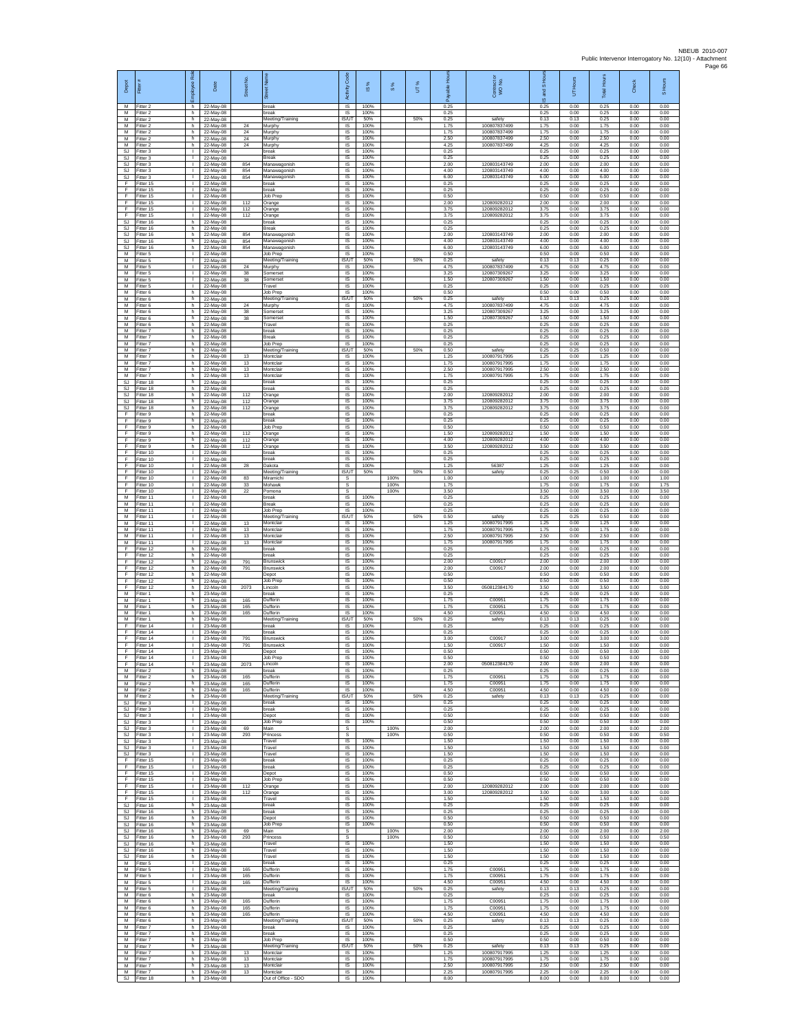| Depot | Fitter # | Employee Role | Date | Street No. | Street Name | Activity Code | IS % | S % | UT % | Payable Hours | Contract or WO No. | IS and S Hours | UT Hours | Total Hours | Check | S Hours |
|---|---|---|---|---|---|---|---|---|---|---|---|---|---|---|---|---|
| M | Fitter 2 | h | 22-May-08 | | break | IS | 100% | | | 0.25 | | 0.25 | 0.00 | 0.25 | 0.00 | 0.00 |
| M | Fitter 2 | h | 22-May-08 | | break | IS | 100% | | | 0.25 | | 0.25 | 0.00 | 0.25 | 0.00 | 0.00 |
| M | Fitter 2 | h | 22-May-08 | | Meeting/Training | IS/UT | 50% | | 50% | 0.25 | safety | 0.13 | 0.13 | 0.25 | 0.00 | 0.00 |
| M | Fitter 2 | h | 22-May-08 | 24 | Murphy | IS | 100% | | | 1.75 | 100807837499 | 1.75 | 0.00 | 1.75 | 0.00 | 0.00 |
| M | Fitter 2 | h | 22-May-08 | 24 | Murphy | IS | 100% | | | 1.75 | 100807837499 | 1.75 | 0.00 | 1.75 | 0.00 | 0.00 |
| M | Fitter 2 | h | 22-May-08 | 24 | Murphy | IS | 100% | | | 2.50 | 100807837499 | 2.50 | 0.00 | 2.50 | 0.00 | 0.00 |
| M | Fitter 2 | h | 22-May-08 | 24 | Murphy | IS | 100% | | | 4.25 | 100807837499 | 4.25 | 0.00 | 4.25 | 0.00 | 0.00 |
| SJ | Fitter 3 | I | 22-May-08 | | break | IS | 100% | | | 0.25 | | 0.25 | 0.00 | 0.25 | 0.00 | 0.00 |
| SJ | Fitter 3 | I | 22-May-08 | | Break | IS | 100% | | | 0.25 | | 0.25 | 0.00 | 0.25 | 0.00 | 0.00 |
| SJ | Fitter 3 | I | 22-May-08 | 854 | Manawagonish | IS | 100% | | | 2.00 | 120803143749 | 2.00 | 0.00 | 2.00 | 0.00 | 0.00 |
| SJ | Fitter 3 | I | 22-May-08 | 854 | Manawagonish | IS | 100% | | | 4.00 | 120803143749 | 4.00 | 0.00 | 4.00 | 0.00 | 0.00 |
| SJ | Fitter 3 | I | 22-May-08 | 854 | Manawagonish | IS | 100% | | | 6.00 | 120803143749 | 6.00 | 0.00 | 6.00 | 0.00 | 0.00 |
| F | Fitter 15 | I | 22-May-08 | | break | IS | 100% | | | 0.25 | | 0.25 | 0.00 | 0.25 | 0.00 | 0.00 |
| F | Fitter 15 | I | 22-May-08 | | break | IS | 100% | | | 0.25 | | 0.25 | 0.00 | 0.25 | 0.00 | 0.00 |
| F | Fitter 15 | I | 22-May-08 | | Job Prep | IS | 100% | | | 0.50 | | 0.50 | 0.00 | 0.50 | 0.00 | 0.00 |
| F | Fitter 15 | I | 22-May-08 | 112 | Orange | IS | 100% | | | 2.00 | 120809282012 | 2.00 | 0.00 | 2.00 | 0.00 | 0.00 |
| F | Fitter 15 | I | 22-May-08 | 112 | Orange | IS | 100% | | | 3.75 | 120809282012 | 3.75 | 0.00 | 3.75 | 0.00 | 0.00 |
| F | Fitter 15 | I | 22-May-08 | 112 | Orange | IS | 100% | | | 3.75 | 120809282012 | 3.75 | 0.00 | 3.75 | 0.00 | 0.00 |
| SJ | Fitter 16 | h | 22-May-08 | | break | IS | 100% | | | 0.25 | | 0.25 | 0.00 | 0.25 | 0.00 | 0.00 |
| SJ | Fitter 16 | h | 22-May-08 | | Break | IS | 100% | | | 0.25 | | 0.25 | 0.00 | 0.25 | 0.00 | 0.00 |
| SJ | Fitter 16 | h | 22-May-08 | 854 | Manawagonish | IS | 100% | | | 2.00 | 120803143749 | 2.00 | 0.00 | 2.00 | 0.00 | 0.00 |
| SJ | Fitter 16 | h | 22-May-08 | 854 | Manawagonish | IS | 100% | | | 4.00 | 120803143749 | 4.00 | 0.00 | 4.00 | 0.00 | 0.00 |
| SJ | Fitter 16 | h | 22-May-08 | 854 | Manawagonish | IS | 100% | | | 6.00 | 120803143749 | 6.00 | 0.00 | 6.00 | 0.00 | 0.00 |
| M | Fitter 5 | I | 22-May-08 | | Job Prep | IS | 100% | | | 0.50 | | 0.50 | 0.00 | 0.50 | 0.00 | 0.00 |
| M | Fitter 5 | I | 22-May-08 | | Meeting/Training | IS/UT | 50% | | 50% | 0.25 | safety | 0.13 | 0.13 | 0.25 | 0.00 | 0.00 |
| M | Fitter 5 | I | 22-May-08 | 24 | Murphy | IS | 100% | | | 4.75 | 100807837499 | 4.75 | 0.00 | 4.75 | 0.00 | 0.00 |
| M | Fitter 5 | I | 22-May-08 | 38 | Somerset | IS | 100% | | | 3.25 | 120807309267 | 3.25 | 0.00 | 3.25 | 0.00 | 0.00 |
| M | Fitter 5 | I | 22-May-08 | 38 | Somerset | IS | 100% | | | 1.50 | 120807309267 | 1.50 | 0.00 | 1.50 | 0.00 | 0.00 |
| M | Fitter 5 | I | 22-May-08 | | Travel | IS | 100% | | | 0.25 | | 0.25 | 0.00 | 0.25 | 0.00 | 0.00 |
| M | Fitter 6 | h | 22-May-08 | | Job Prep | IS | 100% | | | 0.50 | | 0.50 | 0.00 | 0.50 | 0.00 | 0.00 |
| M | Fitter 6 | h | 22-May-08 | | Meeting/Training | IS/UT | 50% | | 50% | 0.25 | safety | 0.13 | 0.13 | 0.25 | 0.00 | 0.00 |
| M | Fitter 6 | h | 22-May-08 | 24 | Murphy | IS | 100% | | | 4.75 | 100807837499 | 4.75 | 0.00 | 4.75 | 0.00 | 0.00 |
| M | Fitter 6 | h | 22-May-08 | 38 | Somerset | IS | 100% | | | 3.25 | 120807309267 | 3.25 | 0.00 | 3.25 | 0.00 | 0.00 |
| M | Fitter 6 | h | 22-May-08 | 38 | Somerset | IS | 100% | | | 1.50 | 120807309267 | 1.50 | 0.00 | 1.50 | 0.00 | 0.00 |
| M | Fitter 6 | h | 22-May-08 | | Travel | IS | 100% | | | 0.25 | | 0.25 | 0.00 | 0.25 | 0.00 | 0.00 |
| M | Fitter 7 | h | 22-May-08 | | break | IS | 100% | | | 0.25 | | 0.25 | 0.00 | 0.25 | 0.00 | 0.00 |
| M | Fitter 7 | h | 22-May-08 | | Break | IS | 100% | | | 0.25 | | 0.25 | 0.00 | 0.25 | 0.00 | 0.00 |
| M | Fitter 7 | h | 22-May-08 | | Job Prep | IS | 100% | | | 0.25 | | 0.25 | 0.00 | 0.25 | 0.00 | 0.00 |
| M | Fitter 7 | h | 22-May-08 | | Meeting/Training | IS/UT | 50% | | 50% | 0.50 | safety | 0.25 | 0.25 | 0.50 | 0.00 | 0.00 |
| M | Fitter 7 | h | 22-May-08 | 13 | Montclair | IS | 100% | | | 1.25 | 100807917995 | 1.25 | 0.00 | 1.25 | 0.00 | 0.00 |
| M | Fitter 7 | h | 22-May-08 | 13 | Montclair | IS | 100% | | | 1.75 | 100807917995 | 1.75 | 0.00 | 1.75 | 0.00 | 0.00 |
| M | Fitter 7 | h | 22-May-08 | 13 | Montclair | IS | 100% | | | 2.50 | 100807917995 | 2.50 | 0.00 | 2.50 | 0.00 | 0.00 |
| M | Fitter 7 | h | 22-May-08 | 13 | Montclair | IS | 100% | | | 1.75 | 100807917995 | 1.75 | 0.00 | 1.75 | 0.00 | 0.00 |
| SJ | Fitter 18 | h | 22-May-08 | | break | IS | 100% | | | 0.25 | | 0.25 | 0.00 | 0.25 | 0.00 | 0.00 |
| SJ | Fitter 18 | h | 22-May-08 | | break | IS | 100% | | | 0.25 | | 0.25 | 0.00 | 0.25 | 0.00 | 0.00 |
| SJ | Fitter 18 | h | 22-May-08 | 112 | Orange | IS | 100% | | | 2.00 | 120809282012 | 2.00 | 0.00 | 2.00 | 0.00 | 0.00 |
| SJ | Fitter 18 | h | 22-May-08 | 112 | Orange | IS | 100% | | | 3.75 | 120809282012 | 3.75 | 0.00 | 3.75 | 0.00 | 0.00 |
| SJ | Fitter 18 | h | 22-May-08 | 112 | Orange | IS | 100% | | | 3.75 | 120809282012 | 3.75 | 0.00 | 3.75 | 0.00 | 0.00 |
| F | Fitter 9 | h | 22-May-08 | | break | IS | 100% | | | 0.25 | | 0.25 | 0.00 | 0.25 | 0.00 | 0.00 |
| F | Fitter 9 | h | 22-May-08 | | break | IS | 100% | | | 0.25 | | 0.25 | 0.00 | 0.25 | 0.00 | 0.00 |
| F | Fitter 9 | h | 22-May-08 | | Job Prep | IS | 100% | | | 0.50 | | 0.50 | 0.00 | 0.50 | 0.00 | 0.00 |
| F | Fitter 9 | h | 22-May-08 | 112 | Orange | IS | 100% | | | 1.50 | 120809282012 | 1.50 | 0.00 | 1.50 | 0.00 | 0.00 |
| F | Fitter 9 | h | 22-May-08 | 112 | Orange | IS | 100% | | | 4.00 | 120809282012 | 4.00 | 0.00 | 4.00 | 0.00 | 0.00 |
| F | Fitter 9 | h | 22-May-08 | 112 | Orange | IS | 100% | | | 3.50 | 120809282012 | 3.50 | 0.00 | 3.50 | 0.00 | 0.00 |
| F | Fitter 10 | I | 22-May-08 | | break | IS | 100% | | | 0.25 | | 0.25 | 0.00 | 0.25 | 0.00 | 0.00 |
| F | Fitter 10 | I | 22-May-08 | | break | IS | 100% | | | 0.25 | | 0.25 | 0.00 | 0.25 | 0.00 | 0.00 |
| F | Fitter 10 | I | 22-May-08 | 28 | Dakota | IS | 100% | | | 1.25 | 56387 | 1.25 | 0.00 | 1.25 | 0.00 | 0.00 |
| F | Fitter 10 | I | 22-May-08 | | Meeting/Training | IS/UT | 50% | | 50% | 0.50 | safety | 0.25 | 0.25 | 0.50 | 0.00 | 0.00 |
| F | Fitter 10 | I | 22-May-08 | 83 | Miramichi | S | | 100% | | 1.00 | | 1.00 | 0.00 | 1.00 | 0.00 | 1.00 |
| F | Fitter 10 | I | 22-May-08 | 33 | Mohawk | S | | 100% | | 1.75 | | 1.75 | 0.00 | 1.75 | 0.00 | 1.75 |
| F | Fitter 10 | I | 22-May-08 | 22 | Pomona | S | | 100% | | 3.50 | | 3.50 | 0.00 | 3.50 | 0.00 | 3.50 |
| M | Fitter 11 | I | 22-May-08 | | break | IS | 100% | | | 0.25 | | 0.25 | 0.00 | 0.25 | 0.00 | 0.00 |
| M | Fitter 11 | I | 22-May-08 | | Break | IS | 100% | | | 0.25 | | 0.25 | 0.00 | 0.25 | 0.00 | 0.00 |
| M | Fitter 11 | I | 22-May-08 | | Job Prep | IS | 100% | | | 0.25 | | 0.25 | 0.00 | 0.25 | 0.00 | 0.00 |
| M | Fitter 11 | I | 22-May-08 | | Meeting/Training | IS/UT | 50% | | 50% | 0.50 | safety | 0.25 | 0.25 | 0.50 | 0.00 | 0.00 |
| M | Fitter 11 | I | 22-May-08 | 13 | Montclair | IS | 100% | | | 1.25 | 100807917995 | 1.25 | 0.00 | 1.25 | 0.00 | 0.00 |
| M | Fitter 11 | I | 22-May-08 | 13 | Montclair | IS | 100% | | | 1.75 | 100807917995 | 1.75 | 0.00 | 1.75 | 0.00 | 0.00 |
| M | Fitter 11 | I | 22-May-08 | 13 | Montclair | IS | 100% | | | 2.50 | 100807917995 | 2.50 | 0.00 | 2.50 | 0.00 | 0.00 |
| M | Fitter 11 | I | 22-May-08 | 13 | Montclair | IS | 100% | | | 1.75 | 100807917995 | 1.75 | 0.00 | 1.75 | 0.00 | 0.00 |
| F | Fitter 12 | h | 22-May-08 | | break | IS | 100% | | | 0.25 | | 0.25 | 0.00 | 0.25 | 0.00 | 0.00 |
| F | Fitter 12 | h | 22-May-08 | | break | IS | 100% | | | 0.25 | | 0.25 | 0.00 | 0.25 | 0.00 | 0.00 |
| F | Fitter 12 | h | 22-May-08 | 791 | Brunswick | IS | 100% | | | 2.00 | C00917 | 2.00 | 0.00 | 2.00 | 0.00 | 0.00 |
| F | Fitter 12 | h | 22-May-08 | 791 | Brunswick | IS | 100% | | | 2.00 | C00917 | 2.00 | 0.00 | 2.00 | 0.00 | 0.00 |
| F | Fitter 12 | h | 22-May-08 | | Depot | IS | 100% | | | 0.50 | | 0.50 | 0.00 | 0.50 | 0.00 | 0.00 |
| F | Fitter 12 | h | 22-May-08 | | Job Prep | IS | 100% | | | 0.50 | | 0.50 | 0.00 | 0.50 | 0.00 | 0.00 |
| F | Fitter 12 | h | 22-May-08 | 2073 | Lincoln | IS | 100% | | | 3.50 | 050812384170 | 3.50 | 0.00 | 3.50 | 0.00 | 0.00 |
| M | Fitter 1 | h | 23-May-08 | | break | IS | 100% | | | 0.25 | | 0.25 | 0.00 | 0.25 | 0.00 | 0.00 |
| M | Fitter 1 | h | 23-May-08 | 165 | Dufferin | IS | 100% | | | 1.75 | C00951 | 1.75 | 0.00 | 1.75 | 0.00 | 0.00 |
| M | Fitter 1 | h | 23-May-08 | 165 | Dufferin | IS | 100% | | | 1.75 | C00951 | 1.75 | 0.00 | 1.75 | 0.00 | 0.00 |
| M | Fitter 1 | h | 23-May-08 | 165 | Dufferin | IS | 100% | | | 4.50 | C00951 | 4.50 | 0.00 | 4.50 | 0.00 | 0.00 |
| M | Fitter 1 | h | 23-May-08 | | Meeting/Training | IS/UT | 50% | | 50% | 0.25 | safety | 0.13 | 0.13 | 0.25 | 0.00 | 0.00 |
| F | Fitter 14 | I | 23-May-08 | | break | IS | 100% | | | 0.25 | | 0.25 | 0.00 | 0.25 | 0.00 | 0.00 |
| F | Fitter 14 | I | 23-May-08 | | break | IS | 100% | | | 0.25 | | 0.25 | 0.00 | 0.25 | 0.00 | 0.00 |
| F | Fitter 14 | I | 23-May-08 | 791 | Brunswick | IS | 100% | | | 3.00 | C00917 | 3.00 | 0.00 | 3.00 | 0.00 | 0.00 |
| F | Fitter 14 | I | 23-May-08 | 791 | Brunswick | IS | 100% | | | 1.50 | C00917 | 1.50 | 0.00 | 1.50 | 0.00 | 0.00 |
| F | Fitter 14 | I | 23-May-08 | | Depot | IS | 100% | | | 0.50 | | 0.50 | 0.00 | 0.50 | 0.00 | 0.00 |
| F | Fitter 14 | I | 23-May-08 | | Job Prep | IS | 100% | | | 0.50 | | 0.50 | 0.00 | 0.50 | 0.00 | 0.00 |
| F | Fitter 14 | I | 23-May-08 | 2073 | Lincoln | IS | 100% | | | 2.00 | 050812384170 | 2.00 | 0.00 | 2.00 | 0.00 | 0.00 |
| M | Fitter 2 | h | 23-May-08 | | break | IS | 100% | | | 0.25 | | 0.25 | 0.00 | 0.25 | 0.00 | 0.00 |
| M | Fitter 2 | h | 23-May-08 | 165 | Dufferin | IS | 100% | | | 1.75 | C00951 | 1.75 | 0.00 | 1.75 | 0.00 | 0.00 |
| M | Fitter 2 | h | 23-May-08 | 165 | Dufferin | IS | 100% | | | 1.75 | C00951 | 1.75 | 0.00 | 1.75 | 0.00 | 0.00 |
| M | Fitter 2 | h | 23-May-08 | 165 | Dufferin | IS | 100% | | | 4.50 | C00951 | 4.50 | 0.00 | 4.50 | 0.00 | 0.00 |
| M | Fitter 2 | h | 23-May-08 | | Meeting/Training | IS/UT | 50% | | 50% | 0.25 | safety | 0.13 | 0.13 | 0.25 | 0.00 | 0.00 |
| SJ | Fitter 3 | I | 23-May-08 | | break | IS | 100% | | | 0.25 | | 0.25 | 0.00 | 0.25 | 0.00 | 0.00 |
| SJ | Fitter 3 | I | 23-May-08 | | break | IS | 100% | | | 0.25 | | 0.25 | 0.00 | 0.25 | 0.00 | 0.00 |
| SJ | Fitter 3 | I | 23-May-08 | | Depot | IS | 100% | | | 0.50 | | 0.50 | 0.00 | 0.50 | 0.00 | 0.00 |
| SJ | Fitter 3 | I | 23-May-08 | | Job Prep | IS | 100% | | | 0.50 | | 0.50 | 0.00 | 0.50 | 0.00 | 0.00 |
| SJ | Fitter 3 | I | 23-May-08 | 69 | Main | S | | 100% | | 2.00 | | 2.00 | 0.00 | 2.00 | 0.00 | 2.00 |
| SJ | Fitter 3 | I | 23-May-08 | 293 | Princess | S | | 100% | | 0.50 | | 0.50 | 0.00 | 0.50 | 0.00 | 0.50 |
| SJ | Fitter 3 | I | 23-May-08 | | Travel | IS | 100% | | | 1.50 | | 1.50 | 0.00 | 1.50 | 0.00 | 0.00 |
| SJ | Fitter 3 | I | 23-May-08 | | Travel | IS | 100% | | | 1.50 | | 1.50 | 0.00 | 1.50 | 0.00 | 0.00 |
| SJ | Fitter 3 | I | 23-May-08 | | Travel | IS | 100% | | | 1.50 | | 1.50 | 0.00 | 1.50 | 0.00 | 0.00 |
| F | Fitter 15 | I | 23-May-08 | | break | IS | 100% | | | 0.25 | | 0.25 | 0.00 | 0.25 | 0.00 | 0.00 |
| F | Fitter 15 | I | 23-May-08 | | break | IS | 100% | | | 0.25 | | 0.25 | 0.00 | 0.25 | 0.00 | 0.00 |
| F | Fitter 15 | I | 23-May-08 | | Depot | IS | 100% | | | 0.50 | | 0.50 | 0.00 | 0.50 | 0.00 | 0.00 |
| F | Fitter 15 | I | 23-May-08 | | Job Prep | IS | 100% | | | 0.50 | | 0.50 | 0.00 | 0.50 | 0.00 | 0.00 |
| F | Fitter 15 | I | 23-May-08 | 112 | Orange | IS | 100% | | | 2.00 | 120809282012 | 2.00 | 0.00 | 2.00 | 0.00 | 0.00 |
| F | Fitter 15 | I | 23-May-08 | 112 | Orange | IS | 100% | | | 3.00 | 120809282012 | 3.00 | 0.00 | 3.00 | 0.00 | 0.00 |
| F | Fitter 15 | I | 23-May-08 | | Travel | IS | 100% | | | 1.50 | | 1.50 | 0.00 | 1.50 | 0.00 | 0.00 |
| SJ | Fitter 16 | h | 23-May-08 | | break | IS | 100% | | | 0.25 | | 0.25 | 0.00 | 0.25 | 0.00 | 0.00 |
| SJ | Fitter 16 | h | 23-May-08 | | break | IS | 100% | | | 0.25 | | 0.25 | 0.00 | 0.25 | 0.00 | 0.00 |
| SJ | Fitter 16 | h | 23-May-08 | | Depot | IS | 100% | | | 0.50 | | 0.50 | 0.00 | 0.50 | 0.00 | 0.00 |
| SJ | Fitter 16 | h | 23-May-08 | | Job Prep | IS | 100% | | | 0.50 | | 0.50 | 0.00 | 0.50 | 0.00 | 0.00 |
| SJ | Fitter 16 | h | 23-May-08 | 69 | Main | S | | 100% | | 2.00 | | 2.00 | 0.00 | 2.00 | 0.00 | 2.00 |
| SJ | Fitter 16 | h | 23-May-08 | 293 | Princess | S | | 100% | | 0.50 | | 0.50 | 0.00 | 0.50 | 0.00 | 0.50 |
| SJ | Fitter 16 | h | 23-May-08 | | Travel | IS | 100% | | | 1.50 | | 1.50 | 0.00 | 1.50 | 0.00 | 0.00 |
| SJ | Fitter 16 | h | 23-May-08 | | Travel | IS | 100% | | | 1.50 | | 1.50 | 0.00 | 1.50 | 0.00 | 0.00 |
| SJ | Fitter 16 | h | 23-May-08 | | Travel | IS | 100% | | | 1.50 | | 1.50 | 0.00 | 1.50 | 0.00 | 0.00 |
| M | Fitter 5 | I | 23-May-08 | | break | IS | 100% | | | 0.25 | | 0.25 | 0.00 | 0.25 | 0.00 | 0.00 |
| M | Fitter 5 | I | 23-May-08 | 165 | Dufferin | IS | 100% | | | 1.75 | C00951 | 1.75 | 0.00 | 1.75 | 0.00 | 0.00 |
| M | Fitter 5 | I | 23-May-08 | 165 | Dufferin | IS | 100% | | | 1.75 | C00951 | 1.75 | 0.00 | 1.75 | 0.00 | 0.00 |
| M | Fitter 5 | I | 23-May-08 | 165 | Dufferin | IS | 100% | | | 4.50 | C00951 | 4.50 | 0.00 | 4.50 | 0.00 | 0.00 |
| M | Fitter 5 | I | 23-May-08 | | Meeting/Training | IS/UT | 50% | | 50% | 0.25 | safety | 0.13 | 0.13 | 0.25 | 0.00 | 0.00 |
| M | Fitter 6 | h | 23-May-08 | | break | IS | 100% | | | 0.25 | | 0.25 | 0.00 | 0.25 | 0.00 | 0.00 |
| M | Fitter 6 | h | 23-May-08 | 165 | Dufferin | IS | 100% | | | 1.75 | C00951 | 1.75 | 0.00 | 1.75 | 0.00 | 0.00 |
| M | Fitter 6 | h | 23-May-08 | 165 | Dufferin | IS | 100% | | | 1.75 | C00951 | 1.75 | 0.00 | 1.75 | 0.00 | 0.00 |
| M | Fitter 6 | h | 23-May-08 | 165 | Dufferin | IS | 100% | | | 4.50 | C00951 | 4.50 | 0.00 | 4.50 | 0.00 | 0.00 |
| M | Fitter 6 | h | 23-May-08 | | Meeting/Training | IS/UT | 50% | | 50% | 0.25 | safety | 0.13 | 0.13 | 0.25 | 0.00 | 0.00 |
| M | Fitter 7 | h | 23-May-08 | | break | IS | 100% | | | 0.25 | | 0.25 | 0.00 | 0.25 | 0.00 | 0.00 |
| M | Fitter 7 | h | 23-May-08 | | break | IS | 100% | | | 0.25 | | 0.25 | 0.00 | 0.25 | 0.00 | 0.00 |
| M | Fitter 7 | h | 23-May-08 | | Job Prep | IS | 100% | | | 0.50 | | 0.50 | 0.00 | 0.50 | 0.00 | 0.00 |
| M | Fitter 7 | h | 23-May-08 | | Meeting/Training | IS/UT | 50% | | 50% | 0.25 | safety | 0.13 | 0.13 | 0.25 | 0.00 | 0.00 |
| M | Fitter 7 | h | 23-May-08 | 13 | Montclair | IS | 100% | | | 1.25 | 100807917995 | 1.25 | 0.00 | 1.25 | 0.00 | 0.00 |
| M | Fitter 7 | h | 23-May-08 | 13 | Montclair | IS | 100% | | | 1.75 | 100807917995 | 1.75 | 0.00 | 1.75 | 0.00 | 0.00 |
| M | Fitter 7 | h | 23-May-08 | 13 | Montclair | IS | 100% | | | 2.50 | 100807917995 | 2.50 | 0.00 | 2.50 | 0.00 | 0.00 |
| M | Fitter 7 | h | 23-May-08 | 13 | Montclair | IS | 100% | | | 2.25 | 100807917995 | 2.25 | 0.00 | 2.25 | 0.00 | 0.00 |
| SJ | Fitter 18 | h | 23-May-08 | | Out of Office - SDO | IS | 100% | | | 8.00 | | 8.00 | 0.00 | 8.00 | 0.00 | 0.00 |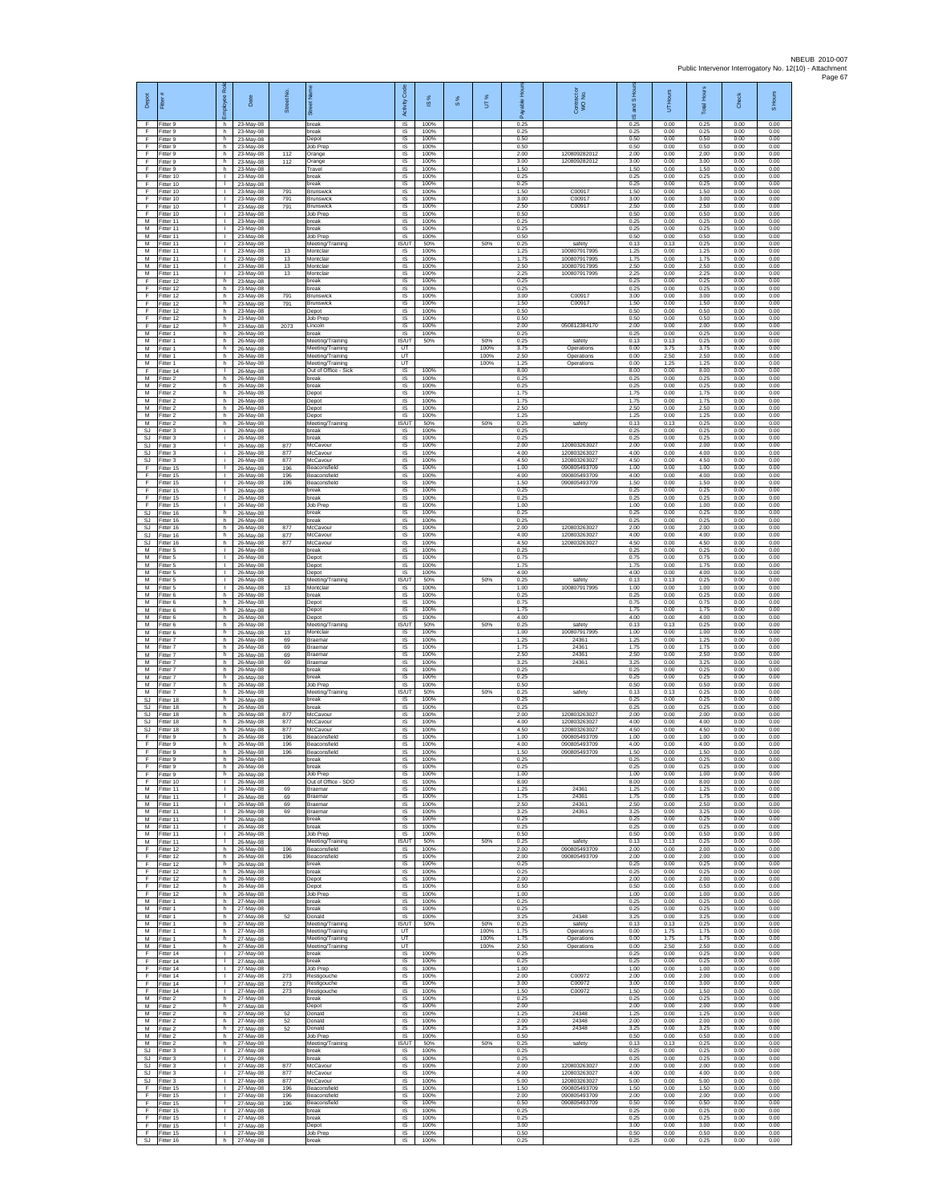| Depot | Fitter # | Employee Role | Date | Street No. | Street Name | Activity Code | IS % | S % | UT % | Payable Hours | Contract or WO No. | IS and S Hours | UT Hours | Total Hours | Check | S Hours |
|---|---|---|---|---|---|---|---|---|---|---|---|---|---|---|---|---|
| F | Fitter 9 | h | 23-May-08 | | break | IS | 100% | | | 0.25 | | 0.25 | 0.00 | 0.25 | 0.00 | 0.00 |
| F | Fitter 9 | h | 23-May-08 | | break | IS | 100% | | | 0.25 | | 0.25 | 0.00 | 0.25 | 0.00 | 0.00 |
| F | Fitter 9 | h | 23-May-08 | | Depot | IS | 100% | | | 0.50 | | 0.50 | 0.00 | 0.50 | 0.00 | 0.00 |
| F | Fitter 9 | h | 23-May-08 | | Job Prep | IS | 100% | | | 0.50 | | 0.50 | 0.00 | 0.50 | 0.00 | 0.00 |
| F | Fitter 9 | h | 23-May-08 | 112 | Orange | IS | 100% | | | 2.00 | 120809282012 | 2.00 | 0.00 | 2.00 | 0.00 | 0.00 |
| F | Fitter 9 | h | 23-May-08 | 112 | Orange | IS | 100% | | | 3.00 | 120809282012 | 3.00 | 0.00 | 3.00 | 0.00 | 0.00 |
| F | Fitter 9 | h | 23-May-08 | | Travel | IS | 100% | | | 1.50 | | 1.50 | 0.00 | 1.50 | 0.00 | 0.00 |
| F | Fitter 10 | I | 23-May-08 | | break | IS | 100% | | | 0.25 | | 0.25 | 0.00 | 0.25 | 0.00 | 0.00 |
| F | Fitter 10 | I | 23-May-08 | | break | IS | 100% | | | 0.25 | | 0.25 | 0.00 | 0.25 | 0.00 | 0.00 |
| F | Fitter 10 | I | 23-May-08 | 791 | Brunswick | IS | 100% | | | 1.50 | C00917 | 1.50 | 0.00 | 1.50 | 0.00 | 0.00 |
| F | Fitter 10 | I | 23-May-08 | 791 | Brunswick | IS | 100% | | | 3.00 | C00917 | 3.00 | 0.00 | 3.00 | 0.00 | 0.00 |
| F | Fitter 10 | I | 23-May-08 | 791 | Brunswick | IS | 100% | | | 2.50 | C00917 | 2.50 | 0.00 | 2.50 | 0.00 | 0.00 |
| F | Fitter 10 | I | 23-May-08 | | Job Prep | IS | 100% | | | 0.50 | | 0.50 | 0.00 | 0.50 | 0.00 | 0.00 |
| M | Fitter 11 | I | 23-May-08 | | break | IS | 100% | | | 0.25 | | 0.25 | 0.00 | 0.25 | 0.00 | 0.00 |
| M | Fitter 11 | I | 23-May-08 | | break | IS | 100% | | | 0.25 | | 0.25 | 0.00 | 0.25 | 0.00 | 0.00 |
| M | Fitter 11 | I | 23-May-08 | | Job Prep | IS | 100% | | | 0.50 | | 0.50 | 0.00 | 0.50 | 0.00 | 0.00 |
| M | Fitter 11 | I | 23-May-08 | | Meeting/Training | IS/UT | 50% | | 50% | 0.25 | safety | 0.13 | 0.13 | 0.25 | 0.00 | 0.00 |
| M | Fitter 11 | I | 23-May-08 | 13 | Montclair | IS | 100% | | | 1.25 | 100807917995 | 1.25 | 0.00 | 1.25 | 0.00 | 0.00 |
| M | Fitter 11 | I | 23-May-08 | 13 | Montclair | IS | 100% | | | 1.75 | 100807917995 | 1.75 | 0.00 | 1.75 | 0.00 | 0.00 |
| M | Fitter 11 | I | 23-May-08 | 13 | Montclair | IS | 100% | | | 2.50 | 100807917995 | 2.50 | 0.00 | 2.50 | 0.00 | 0.00 |
| M | Fitter 11 | I | 23-May-08 | 13 | Montclair | IS | 100% | | | 2.25 | 100807917995 | 2.25 | 0.00 | 2.25 | 0.00 | 0.00 |
| F | Fitter 12 | h | 23-May-08 | | break | IS | 100% | | | 0.25 | | 0.25 | 0.00 | 0.25 | 0.00 | 0.00 |
| F | Fitter 12 | h | 23-May-08 | | break | IS | 100% | | | 0.25 | | 0.25 | 0.00 | 0.25 | 0.00 | 0.00 |
| F | Fitter 12 | h | 23-May-08 | 791 | Brunswick | IS | 100% | | | 3.00 | C00917 | 3.00 | 0.00 | 3.00 | 0.00 | 0.00 |
| F | Fitter 12 | h | 23-May-08 | 791 | Brunswick | IS | 100% | | | 1.50 | C00917 | 1.50 | 0.00 | 1.50 | 0.00 | 0.00 |
| F | Fitter 12 | h | 23-May-08 | | Depot | IS | 100% | | | 0.50 | | 0.50 | 0.00 | 0.50 | 0.00 | 0.00 |
| F | Fitter 12 | h | 23-May-08 | | Job Prep | IS | 100% | | | 0.50 | | 0.50 | 0.00 | 0.50 | 0.00 | 0.00 |
| F | Fitter 12 | h | 23-May-08 | 2073 | Lincoln | IS | 100% | | | 2.00 | 050812384170 | 2.00 | 0.00 | 2.00 | 0.00 | 0.00 |
| M | Fitter 1 | h | 26-May-08 | | break | IS | 100% | | | 0.25 | | 0.25 | 0.00 | 0.25 | 0.00 | 0.00 |
| M | Fitter 1 | h | 26-May-08 | | Meeting/Training | IS/UT | 50% | | 50% | 0.25 | safety | 0.13 | 0.13 | 0.25 | 0.00 | 0.00 |
| M | Fitter 1 | h | 26-May-08 | | Meeting/Training | UT | | | 100% | 3.75 | Operations | 0.00 | 3.75 | 3.75 | 0.00 | 0.00 |
| M | Fitter 1 | h | 26-May-08 | | Meeting/Training | UT | | | 100% | 2.50 | Operations | 0.00 | 2.50 | 2.50 | 0.00 | 0.00 |
| M | Fitter 1 | h | 26-May-08 | | Meeting/Training | UT | | | 100% | 1.25 | Operations | 0.00 | 1.25 | 1.25 | 0.00 | 0.00 |
| F | Fitter 14 | I | 26-May-08 | | Out of Office - Sick | IS | 100% | | | 8.00 | | 8.00 | 0.00 | 8.00 | 0.00 | 0.00 |
| M | Fitter 2 | h | 26-May-08 | | break | IS | 100% | | | 0.25 | | 0.25 | 0.00 | 0.25 | 0.00 | 0.00 |
| M | Fitter 2 | h | 26-May-08 | | break | IS | 100% | | | 0.25 | | 0.25 | 0.00 | 0.25 | 0.00 | 0.00 |
| M | Fitter 2 | h | 26-May-08 | | Depot | IS | 100% | | | 1.75 | | 1.75 | 0.00 | 1.75 | 0.00 | 0.00 |
| M | Fitter 2 | h | 26-May-08 | | Depot | IS | 100% | | | 1.75 | | 1.75 | 0.00 | 1.75 | 0.00 | 0.00 |
| M | Fitter 2 | h | 26-May-08 | | Depot | IS | 100% | | | 2.50 | | 2.50 | 0.00 | 2.50 | 0.00 | 0.00 |
| M | Fitter 2 | h | 26-May-08 | | Depot | IS | 100% | | | 1.25 | | 1.25 | 0.00 | 1.25 | 0.00 | 0.00 |
| M | Fitter 2 | h | 26-May-08 | | Meeting/Training | IS/UT | 50% | | 50% | 0.25 | safety | 0.13 | 0.13 | 0.25 | 0.00 | 0.00 |
| SJ | Fitter 3 | I | 26-May-08 | | break | IS | 100% | | | 0.25 | | 0.25 | 0.00 | 0.25 | 0.00 | 0.00 |
| SJ | Fitter 3 | I | 26-May-08 | | break | IS | 100% | | | 0.25 | | 0.25 | 0.00 | 0.25 | 0.00 | 0.00 |
| SJ | Fitter 3 | I | 26-May-08 | 877 | McCavour | IS | 100% | | | 2.00 | 120803263027 | 2.00 | 0.00 | 2.00 | 0.00 | 0.00 |
| SJ | Fitter 3 | I | 26-May-08 | 877 | McCavour | IS | 100% | | | 4.00 | 120803263027 | 4.00 | 0.00 | 4.00 | 0.00 | 0.00 |
| SJ | Fitter 3 | I | 26-May-08 | 877 | McCavour | IS | 100% | | | 4.50 | 120803263027 | 4.50 | 0.00 | 4.50 | 0.00 | 0.00 |
| F | Fitter 15 | I | 26-May-08 | 196 | Beaconsfield | IS | 100% | | | 1.00 | 090805493709 | 1.00 | 0.00 | 1.00 | 0.00 | 0.00 |
| F | Fitter 15 | I | 26-May-08 | 196 | Beaconsfield | IS | 100% | | | 4.00 | 090805493709 | 4.00 | 0.00 | 4.00 | 0.00 | 0.00 |
| F | Fitter 15 | I | 26-May-08 | 196 | Beaconsfield | IS | 100% | | | 1.50 | 090805493709 | 1.50 | 0.00 | 1.50 | 0.00 | 0.00 |
| F | Fitter 15 | I | 26-May-08 | | break | IS | 100% | | | 0.25 | | 0.25 | 0.00 | 0.25 | 0.00 | 0.00 |
| F | Fitter 15 | I | 26-May-08 | | break | IS | 100% | | | 0.25 | | 0.25 | 0.00 | 0.25 | 0.00 | 0.00 |
| F | Fitter 15 | I | 26-May-08 | | Job Prep | IS | 100% | | | 1.00 | | 1.00 | 0.00 | 1.00 | 0.00 | 0.00 |
| SJ | Fitter 16 | h | 26-May-08 | | break | IS | 100% | | | 0.25 | | 0.25 | 0.00 | 0.25 | 0.00 | 0.00 |
| SJ | Fitter 16 | h | 26-May-08 | | break | IS | 100% | | | 0.25 | | 0.25 | 0.00 | 0.25 | 0.00 | 0.00 |
| SJ | Fitter 16 | h | 26-May-08 | 877 | McCavour | IS | 100% | | | 2.00 | 120803263027 | 2.00 | 0.00 | 2.00 | 0.00 | 0.00 |
| SJ | Fitter 16 | h | 26-May-08 | 877 | McCavour | IS | 100% | | | 4.00 | 120803263027 | 4.00 | 0.00 | 4.00 | 0.00 | 0.00 |
| SJ | Fitter 16 | h | 26-May-08 | 877 | McCavour | IS | 100% | | | 4.50 | 120803263027 | 4.50 | 0.00 | 4.50 | 0.00 | 0.00 |
| M | Fitter 5 | I | 26-May-08 | | break | IS | 100% | | | 0.25 | | 0.25 | 0.00 | 0.25 | 0.00 | 0.00 |
| M | Fitter 5 | I | 26-May-08 | | Depot | IS | 100% | | | 0.75 | | 0.75 | 0.00 | 0.75 | 0.00 | 0.00 |
| M | Fitter 5 | I | 26-May-08 | | Depot | IS | 100% | | | 1.75 | | 1.75 | 0.00 | 1.75 | 0.00 | 0.00 |
| M | Fitter 5 | I | 26-May-08 | | Depot | IS | 100% | | | 4.00 | | 4.00 | 0.00 | 4.00 | 0.00 | 0.00 |
| M | Fitter 5 | I | 26-May-08 | | Meeting/Training | IS/UT | 50% | | 50% | 0.25 | safety | 0.13 | 0.13 | 0.25 | 0.00 | 0.00 |
| M | Fitter 5 | I | 26-May-08 | 13 | Montclair | IS | 100% | | | 1.00 | 100807917995 | 1.00 | 0.00 | 1.00 | 0.00 | 0.00 |
| M | Fitter 6 | h | 26-May-08 | | break | IS | 100% | | | 0.25 | | 0.25 | 0.00 | 0.25 | 0.00 | 0.00 |
| M | Fitter 6 | h | 26-May-08 | | Depot | IS | 100% | | | 0.75 | | 0.75 | 0.00 | 0.75 | 0.00 | 0.00 |
| M | Fitter 6 | h | 26-May-08 | | Depot | IS | 100% | | | 1.75 | | 1.75 | 0.00 | 1.75 | 0.00 | 0.00 |
| M | Fitter 6 | h | 26-May-08 | | Depot | IS | 100% | | | 4.00 | | 4.00 | 0.00 | 4.00 | 0.00 | 0.00 |
| M | Fitter 6 | h | 26-May-08 | | Meeting/Training | IS/UT | 50% | | 50% | 0.25 | safety | 0.13 | 0.13 | 0.25 | 0.00 | 0.00 |
| M | Fitter 6 | h | 26-May-08 | 13 | Montclair | IS | 100% | | | 1.00 | 100807917995 | 1.00 | 0.00 | 1.00 | 0.00 | 0.00 |
| M | Fitter 7 | h | 26-May-08 | 69 | Braemar | IS | 100% | | | 1.25 | 24361 | 1.25 | 0.00 | 1.25 | 0.00 | 0.00 |
| M | Fitter 7 | h | 26-May-08 | 69 | Braemar | IS | 100% | | | 1.75 | 24361 | 1.75 | 0.00 | 1.75 | 0.00 | 0.00 |
| M | Fitter 7 | h | 26-May-08 | 69 | Braemar | IS | 100% | | | 2.50 | 24361 | 2.50 | 0.00 | 2.50 | 0.00 | 0.00 |
| M | Fitter 7 | h | 26-May-08 | 69 | Braemar | IS | 100% | | | 3.25 | 24361 | 3.25 | 0.00 | 3.25 | 0.00 | 0.00 |
| M | Fitter 7 | h | 26-May-08 | | break | IS | 100% | | | 0.25 | | 0.25 | 0.00 | 0.25 | 0.00 | 0.00 |
| M | Fitter 7 | h | 26-May-08 | | break | IS | 100% | | | 0.25 | | 0.25 | 0.00 | 0.25 | 0.00 | 0.00 |
| M | Fitter 7 | h | 26-May-08 | | Job Prep | IS | 100% | | | 0.50 | | 0.50 | 0.00 | 0.50 | 0.00 | 0.00 |
| M | Fitter 7 | h | 26-May-08 | | Meeting/Training | IS/UT | 50% | | 50% | 0.25 | safety | 0.13 | 0.13 | 0.25 | 0.00 | 0.00 |
| SJ | Fitter 18 | h | 26-May-08 | | break | IS | 100% | | | 0.25 | | 0.25 | 0.00 | 0.25 | 0.00 | 0.00 |
| SJ | Fitter 18 | h | 26-May-08 | | break | IS | 100% | | | 0.25 | | 0.25 | 0.00 | 0.25 | 0.00 | 0.00 |
| SJ | Fitter 18 | h | 26-May-08 | 877 | McCavour | IS | 100% | | | 2.00 | 120803263027 | 2.00 | 0.00 | 2.00 | 0.00 | 0.00 |
| SJ | Fitter 18 | h | 26-May-08 | 877 | McCavour | IS | 100% | | | 4.00 | 120803263027 | 4.00 | 0.00 | 4.00 | 0.00 | 0.00 |
| SJ | Fitter 18 | h | 26-May-08 | 877 | McCavour | IS | 100% | | | 4.50 | 120803263027 | 4.50 | 0.00 | 4.50 | 0.00 | 0.00 |
| F | Fitter 9 | h | 26-May-08 | 196 | Beaconsfield | IS | 100% | | | 1.00 | 090805493709 | 1.00 | 0.00 | 1.00 | 0.00 | 0.00 |
| F | Fitter 9 | h | 26-May-08 | 196 | Beaconsfield | IS | 100% | | | 4.00 | 090805493709 | 4.00 | 0.00 | 4.00 | 0.00 | 0.00 |
| F | Fitter 9 | h | 26-May-08 | 196 | Beaconsfield | IS | 100% | | | 1.50 | 090805493709 | 1.50 | 0.00 | 1.50 | 0.00 | 0.00 |
| F | Fitter 9 | h | 26-May-08 | | break | IS | 100% | | | 0.25 | | 0.25 | 0.00 | 0.25 | 0.00 | 0.00 |
| F | Fitter 9 | h | 26-May-08 | | break | IS | 100% | | | 0.25 | | 0.25 | 0.00 | 0.25 | 0.00 | 0.00 |
| F | Fitter 9 | h | 26-May-08 | | Job Prep | IS | 100% | | | 1.00 | | 1.00 | 0.00 | 1.00 | 0.00 | 0.00 |
| F | Fitter 10 | I | 26-May-08 | | Out of Office - SDO | IS | 100% | | | 8.00 | | 8.00 | 0.00 | 8.00 | 0.00 | 0.00 |
| M | Fitter 11 | I | 26-May-08 | 69 | Braemar | IS | 100% | | | 1.25 | 24361 | 1.25 | 0.00 | 1.25 | 0.00 | 0.00 |
| M | Fitter 11 | I | 26-May-08 | 69 | Braemar | IS | 100% | | | 1.75 | 24361 | 1.75 | 0.00 | 1.75 | 0.00 | 0.00 |
| M | Fitter 11 | I | 26-May-08 | 69 | Braemar | IS | 100% | | | 2.50 | 24361 | 2.50 | 0.00 | 2.50 | 0.00 | 0.00 |
| M | Fitter 11 | I | 26-May-08 | 69 | Braemar | IS | 100% | | | 3.25 | 24361 | 3.25 | 0.00 | 3.25 | 0.00 | 0.00 |
| M | Fitter 11 | I | 26-May-08 | | break | IS | 100% | | | 0.25 | | 0.25 | 0.00 | 0.25 | 0.00 | 0.00 |
| M | Fitter 11 | I | 26-May-08 | | break | IS | 100% | | | 0.25 | | 0.25 | 0.00 | 0.25 | 0.00 | 0.00 |
| M | Fitter 11 | I | 26-May-08 | | Job Prep | IS | 100% | | | 0.50 | | 0.50 | 0.00 | 0.50 | 0.00 | 0.00 |
| M | Fitter 11 | I | 26-May-08 | | Meeting/Training | IS/UT | 50% | | 50% | 0.25 | safety | 0.13 | 0.13 | 0.25 | 0.00 | 0.00 |
| F | Fitter 12 | h | 26-May-08 | 196 | Beaconsfield | IS | 100% | | | 2.00 | 090805493709 | 2.00 | 0.00 | 2.00 | 0.00 | 0.00 |
| F | Fitter 12 | h | 26-May-08 | 196 | Beaconsfield | IS | 100% | | | 2.00 | 090805493709 | 2.00 | 0.00 | 2.00 | 0.00 | 0.00 |
| F | Fitter 12 | h | 26-May-08 | | break | IS | 100% | | | 0.25 | | 0.25 | 0.00 | 0.25 | 0.00 | 0.00 |
| F | Fitter 12 | h | 26-May-08 | | break | IS | 100% | | | 0.25 | | 0.25 | 0.00 | 0.25 | 0.00 | 0.00 |
| F | Fitter 12 | h | 26-May-08 | | Depot | IS | 100% | | | 2.00 | | 2.00 | 0.00 | 2.00 | 0.00 | 0.00 |
| F | Fitter 12 | h | 26-May-08 | | Depot | IS | 100% | | | 0.50 | | 0.50 | 0.00 | 0.50 | 0.00 | 0.00 |
| F | Fitter 12 | h | 26-May-08 | | Job Prep | IS | 100% | | | 1.00 | | 1.00 | 0.00 | 1.00 | 0.00 | 0.00 |
| M | Fitter 1 | h | 27-May-08 | | break | IS | 100% | | | 0.25 | | 0.25 | 0.00 | 0.25 | 0.00 | 0.00 |
| M | Fitter 1 | h | 27-May-08 | | break | IS | 100% | | | 0.25 | | 0.25 | 0.00 | 0.25 | 0.00 | 0.00 |
| M | Fitter 1 | h | 27-May-08 | 52 | Donald | IS | 100% | | | 3.25 | 24348 | 3.25 | 0.00 | 3.25 | 0.00 | 0.00 |
| M | Fitter 1 | h | 27-May-08 | | Meeting/Training | IS/UT | 50% | | 50% | 0.25 | safety | 0.13 | 0.13 | 0.25 | 0.00 | 0.00 |
| M | Fitter 1 | h | 27-May-08 | | Meeting/Training | UT | | | 100% | 1.75 | Operations | 0.00 | 1.75 | 1.75 | 0.00 | 0.00 |
| M | Fitter 1 | h | 27-May-08 | | Meeting/Training | UT | | | 100% | 1.75 | Operations | 0.00 | 1.75 | 1.75 | 0.00 | 0.00 |
| M | Fitter 1 | h | 27-May-08 | | Meeting/Training | UT | | | 100% | 2.50 | Operations | 0.00 | 2.50 | 2.50 | 0.00 | 0.00 |
| F | Fitter 14 | I | 27-May-08 | | break | IS | 100% | | | 0.25 | | 0.25 | 0.00 | 0.25 | 0.00 | 0.00 |
| F | Fitter 14 | I | 27-May-08 | | break | IS | 100% | | | 0.25 | | 0.25 | 0.00 | 0.25 | 0.00 | 0.00 |
| F | Fitter 14 | I | 27-May-08 | | Job Prep | IS | 100% | | | 1.00 | | 1.00 | 0.00 | 1.00 | 0.00 | 0.00 |
| F | Fitter 14 | I | 27-May-08 | 273 | Restigouche | IS | 100% | | | 2.00 | C00972 | 2.00 | 0.00 | 2.00 | 0.00 | 0.00 |
| F | Fitter 14 | I | 27-May-08 | 273 | Restigouche | IS | 100% | | | 3.00 | C00972 | 3.00 | 0.00 | 3.00 | 0.00 | 0.00 |
| F | Fitter 14 | I | 27-May-08 | 273 | Restigouche | IS | 100% | | | 1.50 | C00972 | 1.50 | 0.00 | 1.50 | 0.00 | 0.00 |
| M | Fitter 2 | h | 27-May-08 | | break | IS | 100% | | | 0.25 | | 0.25 | 0.00 | 0.25 | 0.00 | 0.00 |
| M | Fitter 2 | h | 27-May-08 | | Depot | IS | 100% | | | 2.00 | | 2.00 | 0.00 | 2.00 | 0.00 | 0.00 |
| M | Fitter 2 | h | 27-May-08 | 52 | Donald | IS | 100% | | | 1.25 | 24348 | 1.25 | 0.00 | 1.25 | 0.00 | 0.00 |
| M | Fitter 2 | h | 27-May-08 | 52 | Donald | IS | 100% | | | 2.00 | 24348 | 2.00 | 0.00 | 2.00 | 0.00 | 0.00 |
| M | Fitter 2 | h | 27-May-08 | 52 | Donald | IS | 100% | | | 3.25 | 24348 | 3.25 | 0.00 | 3.25 | 0.00 | 0.00 |
| M | Fitter 2 | h | 27-May-08 | | Job Prep | IS | 100% | | | 0.50 | | 0.50 | 0.00 | 0.50 | 0.00 | 0.00 |
| M | Fitter 2 | h | 27-May-08 | | Meeting/Training | IS/UT | 50% | | 50% | 0.25 | safety | 0.13 | 0.13 | 0.25 | 0.00 | 0.00 |
| SJ | Fitter 3 | I | 27-May-08 | | break | IS | 100% | | | 0.25 | | 0.25 | 0.00 | 0.25 | 0.00 | 0.00 |
| SJ | Fitter 3 | I | 27-May-08 | | break | IS | 100% | | | 0.25 | | 0.25 | 0.00 | 0.25 | 0.00 | 0.00 |
| SJ | Fitter 3 | I | 27-May-08 | 877 | McCavour | IS | 100% | | | 2.00 | 120803263027 | 2.00 | 0.00 | 2.00 | 0.00 | 0.00 |
| SJ | Fitter 3 | I | 27-May-08 | 877 | McCavour | IS | 100% | | | 4.00 | 120803263027 | 4.00 | 0.00 | 4.00 | 0.00 | 0.00 |
| SJ | Fitter 3 | I | 27-May-08 | 877 | McCavour | IS | 100% | | | 5.00 | 120803263027 | 5.00 | 0.00 | 5.00 | 0.00 | 0.00 |
| F | Fitter 15 | I | 27-May-08 | 196 | Beaconsfield | IS | 100% | | | 1.50 | 090805493709 | 1.50 | 0.00 | 1.50 | 0.00 | 0.00 |
| F | Fitter 15 | I | 27-May-08 | 196 | Beaconsfield | IS | 100% | | | 2.00 | 090805493709 | 2.00 | 0.00 | 2.00 | 0.00 | 0.00 |
| F | Fitter 15 | I | 27-May-08 | 196 | Beaconsfield | IS | 100% | | | 0.50 | 090805493709 | 0.50 | 0.00 | 0.50 | 0.00 | 0.00 |
| F | Fitter 15 | I | 27-May-08 | | break | IS | 100% | | | 0.25 | | 0.25 | 0.00 | 0.25 | 0.00 | 0.00 |
| F | Fitter 15 | I | 27-May-08 | | break | IS | 100% | | | 0.25 | | 0.25 | 0.00 | 0.25 | 0.00 | 0.00 |
| F | Fitter 15 | I | 27-May-08 | | Depot | IS | 100% | | | 3.00 | | 3.00 | 0.00 | 3.00 | 0.00 | 0.00 |
| F | Fitter 15 | I | 27-May-08 | | Job Prep | IS | 100% | | | 0.50 | | 0.50 | 0.00 | 0.50 | 0.00 | 0.00 |
| SJ | Fitter 16 | h | 27-May-08 | | break | IS | 100% | | | 0.25 | | 0.25 | 0.00 | 0.25 | 0.00 | 0.00 |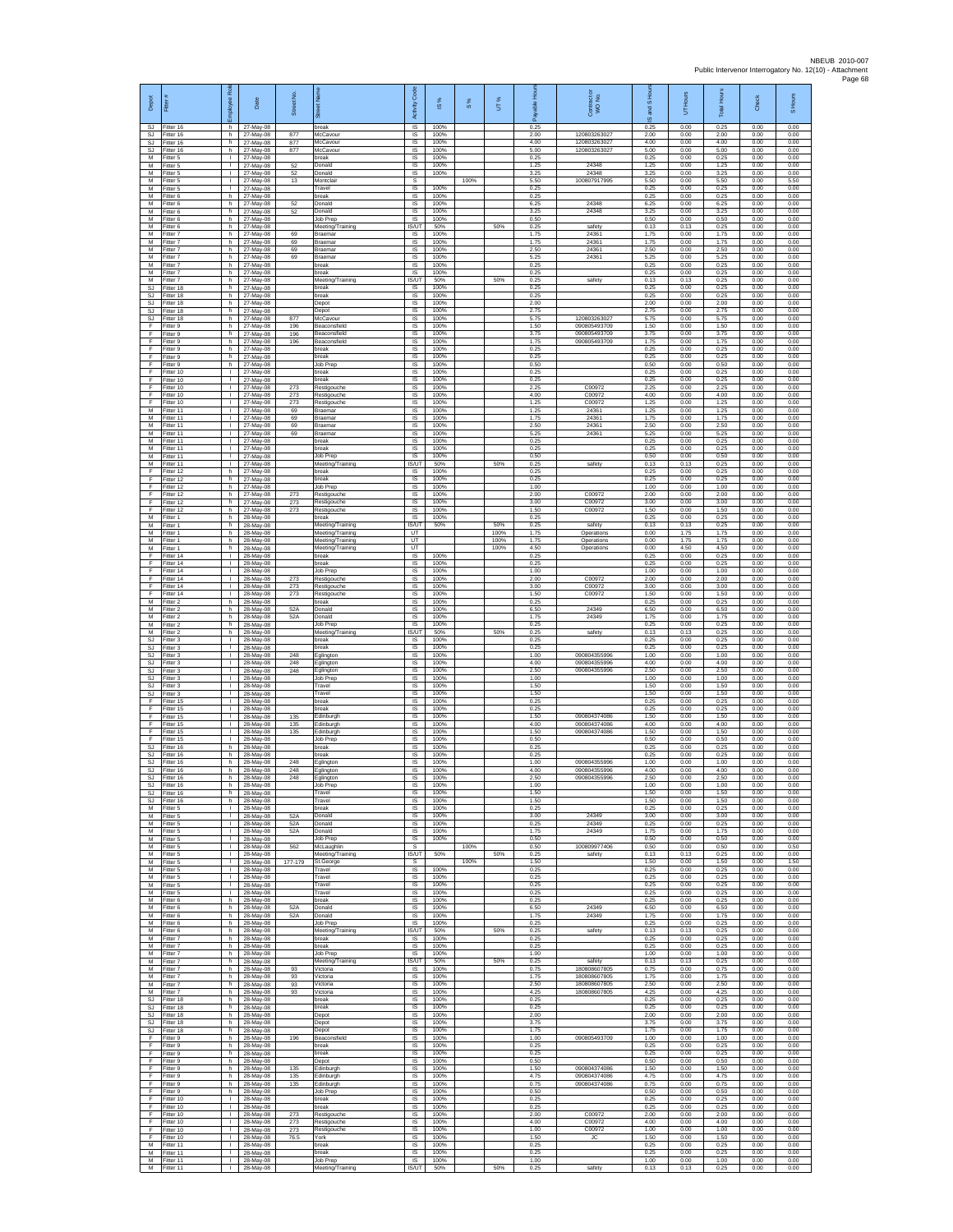| Depot | Fitter # | Employee Role | Date | Street No. | Street Name | Activity Code | IS % | S % | UT % | Payable Hours | Contractor or WO No. | IS and S Hours | UT Hours | Total Hours | Check | S Hours |
|---|---|---|---|---|---|---|---|---|---|---|---|---|---|---|---|---|
| SJ | Fitter 16 | h | 27-May-08 | | break | IS | 100% | | | 0.25 | | 0.25 | 0.00 | 0.25 | 0.00 | 0.00 |
| SJ | Fitter 16 | h | 27-May-08 | 877 | McCavour | IS | 100% | | | 2.00 | 120803263027 | 2.00 | 0.00 | 2.00 | 0.00 | 0.00 |
| SJ | Fitter 16 | h | 27-May-08 | 877 | McCavour | IS | 100% | | | 4.00 | 120803263027 | 4.00 | 0.00 | 4.00 | 0.00 | 0.00 |
| SJ | Fitter 16 | h | 27-May-08 | 877 | McCavour | IS | 100% | | | 5.00 | 120803263027 | 5.00 | 0.00 | 5.00 | 0.00 | 0.00 |
| M | Fitter 5 | l | 27-May-08 | | break | IS | 100% | | | 0.25 | | 0.25 | 0.00 | 0.25 | 0.00 | 0.00 |
| M | Fitter 5 | l | 27-May-08 | 52 | Donald | IS | 100% | | | 1.25 | 24348 | 1.25 | 0.00 | 1.25 | 0.00 | 0.00 |
| M | Fitter 5 | l | 27-May-08 | 52 | Donald | IS | 100% | | | 3.25 | 24348 | 3.25 | 0.00 | 3.25 | 0.00 | 0.00 |
| M | Fitter 5 | l | 27-May-08 | 13 | Monclair | S | | 100% | | 5.50 | 100807917995 | 5.50 | 0.00 | 5.50 | 0.00 | 5.50 |
| M | Fitter 5 | l | 27-May-08 | | Travel | IS | 100% | | | 0.25 | | 0.25 | 0.00 | 0.25 | 0.00 | 0.00 |
| M | Fitter 6 | h | 27-May-08 | | break | IS | 100% | | | 0.25 | | 0.25 | 0.00 | 0.25 | 0.00 | 0.00 |
| M | Fitter 6 | h | 27-May-08 | 52 | Donald | IS | 100% | | | 6.25 | 24348 | 6.25 | 0.00 | 6.25 | 0.00 | 0.00 |
| M | Fitter 6 | h | 27-May-08 | 52 | Donald | IS | 100% | | | 3.25 | 24348 | 3.25 | 0.00 | 3.25 | 0.00 | 0.00 |
| M | Fitter 6 | h | 27-May-08 | | Job Prep | IS | 100% | | | 0.50 | | 0.50 | 0.00 | 0.50 | 0.00 | 0.00 |
| M | Fitter 6 | h | 27-May-08 | | Meeting/Training | IS/UT | 50% | | 50% | 0.25 | safety | 0.13 | 0.13 | 0.25 | 0.00 | 0.00 |
| M | Fitter 7 | h | 27-May-08 | 69 | Braemar | IS | 100% | | | 1.75 | 24361 | 1.75 | 0.00 | 1.75 | 0.00 | 0.00 |
| M | Fitter 7 | h | 27-May-08 | 69 | Braemar | IS | 100% | | | 1.75 | 24361 | 1.75 | 0.00 | 1.75 | 0.00 | 0.00 |
| M | Fitter 7 | h | 27-May-08 | 69 | Braemar | IS | 100% | | | 2.50 | 24361 | 2.50 | 0.00 | 2.50 | 0.00 | 0.00 |
| M | Fitter 7 | h | 27-May-08 | 69 | Braemar | IS | 100% | | | 5.25 | 24361 | 5.25 | 0.00 | 5.25 | 0.00 | 0.00 |
| M | Fitter 7 | h | 27-May-08 | | break | IS | 100% | | | 0.25 | | 0.25 | 0.00 | 0.25 | 0.00 | 0.00 |
| M | Fitter 7 | h | 27-May-08 | | break | IS | 100% | | | 0.25 | | 0.25 | 0.00 | 0.25 | 0.00 | 0.00 |
| M | Fitter 7 | h | 27-May-08 | | Meeting/Training | IS/UT | 50% | | 50% | 0.25 | safety | 0.13 | 0.13 | 0.25 | 0.00 | 0.00 |
| SJ | Fitter 18 | h | 27-May-08 | | break | IS | 100% | | | 0.25 | | 0.25 | 0.00 | 0.25 | 0.00 | 0.00 |
| SJ | Fitter 18 | h | 27-May-08 | | break | IS | 100% | | | 0.25 | | 0.25 | 0.00 | 0.25 | 0.00 | 0.00 |
| SJ | Fitter 18 | h | 27-May-08 | | Depot | IS | 100% | | | 2.00 | | 2.00 | 0.00 | 2.00 | 0.00 | 0.00 |
| SJ | Fitter 18 | h | 27-May-08 | | Depot | IS | 100% | | | 2.75 | | 2.75 | 0.00 | 2.75 | 0.00 | 0.00 |
| SJ | Fitter 18 | h | 27-May-08 | 877 | McCavour | IS | 100% | | | 5.75 | 120803263027 | 5.75 | 0.00 | 5.75 | 0.00 | 0.00 |
| F | Fitter 9 | h | 27-May-08 | 196 | Beaconsfield | IS | 100% | | | 1.50 | 090805493709 | 1.50 | 0.00 | 1.50 | 0.00 | 0.00 |
| F | Fitter 9 | h | 27-May-08 | 196 | Beaconsfield | IS | 100% | | | 3.75 | 090805493709 | 3.75 | 0.00 | 3.75 | 0.00 | 0.00 |
| F | Fitter 9 | h | 27-May-08 | 196 | Beaconsfield | IS | 100% | | | 1.75 | 090805493709 | 1.75 | 0.00 | 1.75 | 0.00 | 0.00 |
| F | Fitter 9 | h | 27-May-08 | | break | IS | 100% | | | 0.25 | | 0.25 | 0.00 | 0.25 | 0.00 | 0.00 |
| F | Fitter 9 | h | 27-May-08 | | break | IS | 100% | | | 0.25 | | 0.25 | 0.00 | 0.25 | 0.00 | 0.00 |
| F | Fitter 9 | h | 27-May-08 | | Job Prep | IS | 100% | | | 0.50 | | 0.50 | 0.00 | 0.50 | 0.00 | 0.00 |
| F | Fitter 10 | l | 27-May-08 | | break | IS | 100% | | | 0.25 | | 0.25 | 0.00 | 0.25 | 0.00 | 0.00 |
| F | Fitter 10 | l | 27-May-08 | | break | IS | 100% | | | 0.25 | | 0.25 | 0.00 | 0.25 | 0.00 | 0.00 |
| F | Fitter 10 | l | 27-May-08 | 273 | Restigouche | IS | 100% | | | 2.25 | C00972 | 2.25 | 0.00 | 2.25 | 0.00 | 0.00 |
| F | Fitter 10 | l | 27-May-08 | 273 | Restigouche | IS | 100% | | | 4.00 | C00972 | 4.00 | 0.00 | 4.00 | 0.00 | 0.00 |
| F | Fitter 10 | l | 27-May-08 | 273 | Restigouche | IS | 100% | | | 1.25 | C00972 | 1.25 | 0.00 | 1.25 | 0.00 | 0.00 |
| M | Fitter 11 | l | 27-May-08 | 69 | Braemar | IS | 100% | | | 1.25 | 24361 | 1.25 | 0.00 | 1.25 | 0.00 | 0.00 |
| M | Fitter 11 | l | 27-May-08 | 69 | Braemar | IS | 100% | | | 1.75 | 24361 | 1.75 | 0.00 | 1.75 | 0.00 | 0.00 |
| M | Fitter 11 | l | 27-May-08 | 69 | Braemar | IS | 100% | | | 2.50 | 24361 | 2.50 | 0.00 | 2.50 | 0.00 | 0.00 |
| M | Fitter 11 | l | 27-May-08 | 69 | Braemar | IS | 100% | | | 5.25 | 24361 | 5.25 | 0.00 | 5.25 | 0.00 | 0.00 |
| M | Fitter 11 | l | 27-May-08 | | break | IS | 100% | | | 0.25 | | 0.25 | 0.00 | 0.25 | 0.00 | 0.00 |
| M | Fitter 11 | l | 27-May-08 | | break | IS | 100% | | | 0.25 | | 0.25 | 0.00 | 0.25 | 0.00 | 0.00 |
| M | Fitter 11 | l | 27-May-08 | | Job Prep | IS | 100% | | | 0.50 | | 0.50 | 0.00 | 0.50 | 0.00 | 0.00 |
| M | Fitter 11 | l | 27-May-08 | | Meeting/Training | IS/UT | 50% | | 50% | 0.25 | safety | 0.13 | 0.13 | 0.25 | 0.00 | 0.00 |
| F | Fitter 12 | h | 27-May-08 | | break | IS | 100% | | | 0.25 | | 0.25 | 0.00 | 0.25 | 0.00 | 0.00 |
| F | Fitter 12 | h | 27-May-08 | | break | IS | 100% | | | 0.25 | | 0.25 | 0.00 | 0.25 | 0.00 | 0.00 |
| F | Fitter 12 | h | 27-May-08 | | Job Prep | IS | 100% | | | 1.00 | | 1.00 | 0.00 | 1.00 | 0.00 | 0.00 |
| F | Fitter 12 | h | 27-May-08 | 273 | Restigouche | IS | 100% | | | 2.00 | C00972 | 2.00 | 0.00 | 2.00 | 0.00 | 0.00 |
| F | Fitter 12 | h | 27-May-08 | 273 | Restigouche | IS | 100% | | | 3.00 | C00972 | 3.00 | 0.00 | 3.00 | 0.00 | 0.00 |
| F | Fitter 12 | h | 27-May-08 | 273 | Restigouche | IS | 100% | | | 1.50 | C00972 | 1.50 | 0.00 | 1.50 | 0.00 | 0.00 |
| M | Fitter 1 | h | 28-May-08 | | break | IS | 100% | | | 0.25 | | 0.25 | 0.00 | 0.25 | 0.00 | 0.00 |
| M | Fitter 1 | h | 28-May-08 | | Meeting/Training | IS/UT | 50% | | 50% | 0.25 | safety | 0.13 | 0.13 | 0.25 | 0.00 | 0.00 |
| M | Fitter 1 | h | 28-May-08 | | Meeting/Training | UT | | | 100% | 1.75 | Operations | 0.00 | 1.75 | 1.75 | 0.00 | 0.00 |
| M | Fitter 1 | h | 28-May-08 | | Meeting/Training | UT | | | 100% | 1.75 | Operations | 0.00 | 1.75 | 1.75 | 0.00 | 0.00 |
| M | Fitter 1 | h | 28-May-08 | | Meeting/Training | UT | | | 100% | 4.50 | Operations | 0.00 | 4.50 | 4.50 | 0.00 | 0.00 |
| F | Fitter 14 | l | 28-May-08 | | break | IS | 100% | | | 0.25 | | 0.25 | 0.00 | 0.25 | 0.00 | 0.00 |
| F | Fitter 14 | l | 28-May-08 | | break | IS | 100% | | | 0.25 | | 0.25 | 0.00 | 0.25 | 0.00 | 0.00 |
| F | Fitter 14 | l | 28-May-08 | | Job Prep | IS | 100% | | | 1.00 | | 1.00 | 0.00 | 1.00 | 0.00 | 0.00 |
| F | Fitter 14 | l | 28-May-08 | 273 | Restigouche | IS | 100% | | | 2.00 | C00972 | 2.00 | 0.00 | 2.00 | 0.00 | 0.00 |
| F | Fitter 14 | l | 28-May-08 | 273 | Restigouche | IS | 100% | | | 3.00 | C00972 | 3.00 | 0.00 | 3.00 | 0.00 | 0.00 |
| F | Fitter 14 | l | 28-May-08 | 273 | Restigouche | IS | 100% | | | 1.50 | C00972 | 1.50 | 0.00 | 1.50 | 0.00 | 0.00 |
| M | Fitter 2 | h | 28-May-08 | | break | IS | 100% | | | 0.25 | | 0.25 | 0.00 | 0.25 | 0.00 | 0.00 |
| M | Fitter 2 | h | 28-May-08 | 52A | Donald | IS | 100% | | | 6.50 | 24349 | 6.50 | 0.00 | 6.50 | 0.00 | 0.00 |
| M | Fitter 2 | h | 28-May-08 | 52A | Donald | IS | 100% | | | 1.75 | 24349 | 1.75 | 0.00 | 1.75 | 0.00 | 0.00 |
| M | Fitter 2 | h | 28-May-08 | | Job Prep | IS | 100% | | | 0.25 | | 0.25 | 0.00 | 0.25 | 0.00 | 0.00 |
| M | Fitter 2 | h | 28-May-08 | | Meeting/Training | IS/UT | 50% | | 50% | 0.25 | safety | 0.13 | 0.13 | 0.25 | 0.00 | 0.00 |
| SJ | Fitter 3 | l | 28-May-08 | | break | IS | 100% | | | 0.25 | | 0.25 | 0.00 | 0.25 | 0.00 | 0.00 |
| SJ | Fitter 3 | l | 28-May-08 | | break | IS | 100% | | | 0.25 | | 0.25 | 0.00 | 0.25 | 0.00 | 0.00 |
| SJ | Fitter 3 | l | 28-May-08 | 248 | Eglington | IS | 100% | | | 1.00 | 090804355996 | 1.00 | 0.00 | 1.00 | 0.00 | 0.00 |
| SJ | Fitter 3 | l | 28-May-08 | 248 | Eglington | IS | 100% | | | 4.00 | 090804355996 | 4.00 | 0.00 | 4.00 | 0.00 | 0.00 |
| SJ | Fitter 3 | l | 28-May-08 | 248 | Eglington | IS | 100% | | | 2.50 | 090804355996 | 2.50 | 0.00 | 2.50 | 0.00 | 0.00 |
| SJ | Fitter 3 | l | 28-May-08 | | Job Prep | IS | 100% | | | 1.00 | | 1.00 | 0.00 | 1.00 | 0.00 | 0.00 |
| SJ | Fitter 3 | l | 28-May-08 | | Travel | IS | 100% | | | 1.50 | | 1.50 | 0.00 | 1.50 | 0.00 | 0.00 |
| SJ | Fitter 3 | l | 28-May-08 | | Travel | IS | 100% | | | 1.50 | | 1.50 | 0.00 | 1.50 | 0.00 | 0.00 |
| F | Fitter 15 | l | 28-May-08 | | break | IS | 100% | | | 0.25 | | 0.25 | 0.00 | 0.25 | 0.00 | 0.00 |
| F | Fitter 15 | l | 28-May-08 | | break | IS | 100% | | | 0.25 | | 0.25 | 0.00 | 0.25 | 0.00 | 0.00 |
| F | Fitter 15 | l | 28-May-08 | 135 | Edinburgh | IS | 100% | | | 1.50 | 090804374086 | 1.50 | 0.00 | 1.50 | 0.00 | 0.00 |
| F | Fitter 15 | l | 28-May-08 | 135 | Edinburgh | IS | 100% | | | 4.00 | 090804374086 | 4.00 | 0.00 | 4.00 | 0.00 | 0.00 |
| F | Fitter 15 | l | 28-May-08 | 135 | Edinburgh | IS | 100% | | | 1.50 | 090804374086 | 1.50 | 0.00 | 1.50 | 0.00 | 0.00 |
| F | Fitter 15 | l | 28-May-08 | | Job Prep | IS | 100% | | | 0.50 | | 0.50 | 0.00 | 0.50 | 0.00 | 0.00 |
| SJ | Fitter 16 | h | 28-May-08 | | break | IS | 100% | | | 0.25 | | 0.25 | 0.00 | 0.25 | 0.00 | 0.00 |
| SJ | Fitter 16 | h | 28-May-08 | | break | IS | 100% | | | 0.25 | | 0.25 | 0.00 | 0.25 | 0.00 | 0.00 |
| SJ | Fitter 16 | h | 28-May-08 | 248 | Eglington | IS | 100% | | | 1.00 | 090804355996 | 1.00 | 0.00 | 1.00 | 0.00 | 0.00 |
| SJ | Fitter 16 | h | 28-May-08 | 248 | Eglington | IS | 100% | | | 4.00 | 090804355996 | 4.00 | 0.00 | 4.00 | 0.00 | 0.00 |
| SJ | Fitter 16 | h | 28-May-08 | 248 | Eglington | IS | 100% | | | 2.50 | 090804355996 | 2.50 | 0.00 | 2.50 | 0.00 | 0.00 |
| SJ | Fitter 16 | h | 28-May-08 | | Job Prep | IS | 100% | | | 1.00 | | 1.00 | 0.00 | 1.00 | 0.00 | 0.00 |
| SJ | Fitter 16 | h | 28-May-08 | | Travel | IS | 100% | | | 1.50 | | 1.50 | 0.00 | 1.50 | 0.00 | 0.00 |
| SJ | Fitter 16 | h | 28-May-08 | | Travel | IS | 100% | | | 1.50 | | 1.50 | 0.00 | 1.50 | 0.00 | 0.00 |
| M | Fitter 5 | l | 28-May-08 | | break | IS | 100% | | | 0.25 | | 0.25 | 0.00 | 0.25 | 0.00 | 0.00 |
| M | Fitter 5 | l | 28-May-08 | 52A | Donald | IS | 100% | | | 3.00 | 24349 | 3.00 | 0.00 | 3.00 | 0.00 | 0.00 |
| M | Fitter 5 | l | 28-May-08 | 52A | Donald | IS | 100% | | | 0.25 | 24349 | 0.25 | 0.00 | 0.25 | 0.00 | 0.00 |
| M | Fitter 5 | l | 28-May-08 | 52A | Donald | IS | 100% | | | 1.75 | 24349 | 1.75 | 0.00 | 1.75 | 0.00 | 0.00 |
| M | Fitter 5 | l | 28-May-08 | | Job Prep | IS | 100% | | | 0.50 | | 0.50 | 0.00 | 0.50 | 0.00 | 0.00 |
| M | Fitter 5 | l | 28-May-08 | 562 | McLaughlin | S | | 100% | | 0.50 | 100809977406 | 0.50 | 0.00 | 0.50 | 0.00 | 0.50 |
| M | Fitter 5 | l | 28-May-08 | | Meeting/Training | IS/UT | 50% | | 50% | 0.25 | safety | 0.13 | 0.13 | 0.25 | 0.00 | 0.00 |
| M | Fitter 5 | l | 28-May-08 | 177-179 | St.George | S | | 100% | | 1.50 | | 1.50 | 0.00 | 1.50 | 0.00 | 1.50 |
| M | Fitter 5 | l | 28-May-08 | | Travel | IS | 100% | | | 0.25 | | 0.25 | 0.00 | 0.25 | 0.00 | 0.00 |
| M | Fitter 5 | l | 28-May-08 | | Travel | IS | 100% | | | 0.25 | | 0.25 | 0.00 | 0.25 | 0.00 | 0.00 |
| M | Fitter 5 | l | 28-May-08 | | Travel | IS | 100% | | | 0.25 | | 0.25 | 0.00 | 0.25 | 0.00 | 0.00 |
| M | Fitter 5 | l | 28-May-08 | | Travel | IS | 100% | | | 0.25 | | 0.25 | 0.00 | 0.25 | 0.00 | 0.00 |
| M | Fitter 6 | h | 28-May-08 | | break | IS | 100% | | | 0.25 | | 0.25 | 0.00 | 0.25 | 0.00 | 0.00 |
| M | Fitter 6 | h | 28-May-08 | 52A | Donald | IS | 100% | | | 6.50 | 24349 | 6.50 | 0.00 | 6.50 | 0.00 | 0.00 |
| M | Fitter 6 | h | 28-May-08 | 52A | Donald | IS | 100% | | | 1.75 | 24349 | 1.75 | 0.00 | 1.75 | 0.00 | 0.00 |
| M | Fitter 6 | h | 28-May-08 | | Job Prep | IS | 100% | | | 0.25 | | 0.25 | 0.00 | 0.25 | 0.00 | 0.00 |
| M | Fitter 6 | h | 28-May-08 | | Meeting/Training | IS/UT | 50% | | 50% | 0.25 | safety | 0.13 | 0.13 | 0.25 | 0.00 | 0.00 |
| M | Fitter 7 | h | 28-May-08 | | break | IS | 100% | | | 0.25 | | 0.25 | 0.00 | 0.25 | 0.00 | 0.00 |
| M | Fitter 7 | h | 28-May-08 | | break | IS | 100% | | | 0.25 | | 0.25 | 0.00 | 0.25 | 0.00 | 0.00 |
| M | Fitter 7 | h | 28-May-08 | | Job Prep | IS | 100% | | | 1.00 | | 1.00 | 0.00 | 1.00 | 0.00 | 0.00 |
| M | Fitter 7 | h | 28-May-08 | | Meeting/Training | IS/UT | 50% | | 50% | 0.25 | safety | 0.13 | 0.13 | 0.25 | 0.00 | 0.00 |
| M | Fitter 7 | h | 28-May-08 | 93 | Victoria | IS | 100% | | | 0.75 | 180808607805 | 0.75 | 0.00 | 0.75 | 0.00 | 0.00 |
| M | Fitter 7 | h | 28-May-08 | 93 | Victoria | IS | 100% | | | 1.75 | 180808607805 | 1.75 | 0.00 | 1.75 | 0.00 | 0.00 |
| M | Fitter 7 | h | 28-May-08 | 93 | Victoria | IS | 100% | | | 2.50 | 180808607805 | 2.50 | 0.00 | 2.50 | 0.00 | 0.00 |
| M | Fitter 7 | h | 28-May-08 | 93 | Victoria | IS | 100% | | | 4.25 | 180808607805 | 4.25 | 0.00 | 4.25 | 0.00 | 0.00 |
| SJ | Fitter 18 | h | 28-May-08 | | break | IS | 100% | | | 0.25 | | 0.25 | 0.00 | 0.25 | 0.00 | 0.00 |
| SJ | Fitter 18 | h | 28-May-08 | | break | IS | 100% | | | 0.25 | | 0.25 | 0.00 | 0.25 | 0.00 | 0.00 |
| SJ | Fitter 18 | h | 28-May-08 | | Depot | IS | 100% | | | 2.00 | | 2.00 | 0.00 | 2.00 | 0.00 | 0.00 |
| SJ | Fitter 18 | h | 28-May-08 | | Depot | IS | 100% | | | 3.75 | | 3.75 | 0.00 | 3.75 | 0.00 | 0.00 |
| SJ | Fitter 18 | h | 28-May-08 | | Depot | IS | 100% | | | 1.75 | | 1.75 | 0.00 | 1.75 | 0.00 | 0.00 |
| F | Fitter 9 | h | 28-May-08 | 196 | Beaconsfield | IS | 100% | | | 1.00 | 090805493709 | 1.00 | 0.00 | 1.00 | 0.00 | 0.00 |
| F | Fitter 9 | h | 28-May-08 | | break | IS | 100% | | | 0.25 | | 0.25 | 0.00 | 0.25 | 0.00 | 0.00 |
| F | Fitter 9 | h | 28-May-08 | | break | IS | 100% | | | 0.25 | | 0.25 | 0.00 | 0.25 | 0.00 | 0.00 |
| F | Fitter 9 | h | 28-May-08 | | Depot | IS | 100% | | | 0.50 | | 0.50 | 0.00 | 0.50 | 0.00 | 0.00 |
| F | Fitter 9 | h | 28-May-08 | 135 | Edinburgh | IS | 100% | | | 1.50 | 090804374086 | 1.50 | 0.00 | 1.50 | 0.00 | 0.00 |
| F | Fitter 9 | h | 28-May-08 | 135 | Edinburgh | IS | 100% | | | 4.75 | 090804374086 | 4.75 | 0.00 | 4.75 | 0.00 | 0.00 |
| F | Fitter 9 | h | 28-May-08 | 135 | Edinburgh | IS | 100% | | | 0.75 | 090804374086 | 0.75 | 0.00 | 0.75 | 0.00 | 0.00 |
| F | Fitter 9 | h | 28-May-08 | | Job Prep | IS | 100% | | | 0.50 | | 0.50 | 0.00 | 0.50 | 0.00 | 0.00 |
| F | Fitter 10 | l | 28-May-08 | | break | IS | 100% | | | 0.25 | | 0.25 | 0.00 | 0.25 | 0.00 | 0.00 |
| F | Fitter 10 | l | 28-May-08 | | break | IS | 100% | | | 0.25 | | 0.25 | 0.00 | 0.25 | 0.00 | 0.00 |
| F | Fitter 10 | l | 28-May-08 | 273 | Restigouche | IS | 100% | | | 2.00 | C00972 | 2.00 | 0.00 | 2.00 | 0.00 | 0.00 |
| F | Fitter 10 | l | 28-May-08 | 273 | Restigouche | IS | 100% | | | 4.00 | C00972 | 4.00 | 0.00 | 4.00 | 0.00 | 0.00 |
| F | Fitter 10 | l | 28-May-08 | 273 | Restigouche | IS | 100% | | | 1.00 | C00972 | 1.00 | 0.00 | 1.00 | 0.00 | 0.00 |
| F | Fitter 10 | l | 28-May-08 | 76.5 | York | IS | 100% | | | 1.50 | JC | 1.50 | 0.00 | 1.50 | 0.00 | 0.00 |
| M | Fitter 11 | l | 28-May-08 | | break | IS | 100% | | | 0.25 | | 0.25 | 0.00 | 0.25 | 0.00 | 0.00 |
| M | Fitter 11 | l | 28-May-08 | | break | IS | 100% | | | 0.25 | | 0.25 | 0.00 | 0.25 | 0.00 | 0.00 |
| M | Fitter 11 | l | 28-May-08 | | Job Prep | IS | 100% | | | 1.00 | | 1.00 | 0.00 | 1.00 | 0.00 | 0.00 |
| M | Fitter 11 | l | 28-May-08 | | Meeting/Training | IS/UT | 50% | | 50% | 0.25 | safety | 0.13 | 0.13 | 0.25 | 0.00 | 0.00 |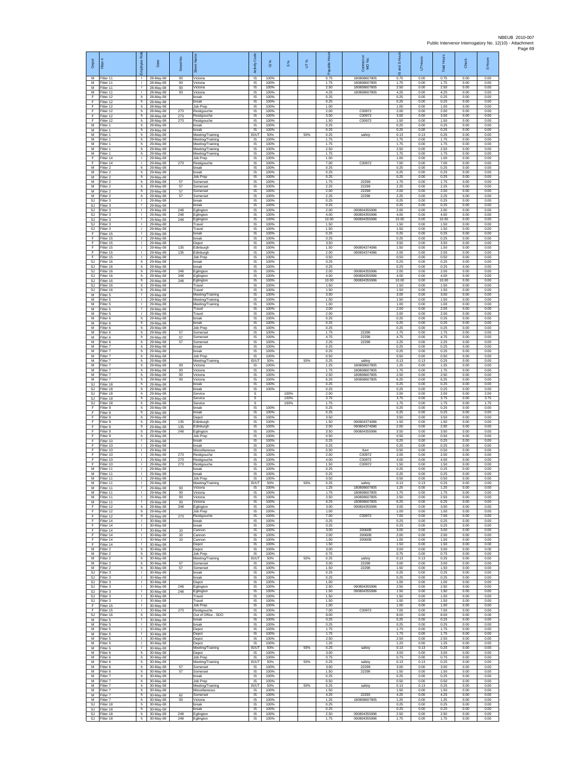| Depot | Fitter # | Employee Role | Date | Street No. | Street Name | Activity Code | IS % | S % | UT % | Payable Hours | Contract or WO No. | IS and S Hours | UT Hours | Total Hours | Check | S Hours |
|---|---|---|---|---|---|---|---|---|---|---|---|---|---|---|---|---|
| M | Fitter 11 | I | 28-May-08 | 93 | Victoria | IS | 100% | | | 0.75 | 180808607805 | 0.75 | 0.00 | 0.75 | 0.00 | 0.00 |
| M | Fitter 11 | I | 28-May-08 | 93 | Victoria | IS | 100% | | | 1.75 | 180808607805 | 1.75 | 0.00 | 1.75 | 0.00 | 0.00 |
| M | Fitter 11 | I | 28-May-08 | 93 | Victoria | IS | 100% | | | 2.50 | 180808607805 | 2.50 | 0.00 | 2.50 | 0.00 | 0.00 |
| M | Fitter 11 | I | 28-May-08 | 93 | Victoria | IS | 100% | | | 4.25 | 180808607805 | 4.25 | 0.00 | 4.25 | 0.00 | 0.00 |
| F | Fitter 12 | h | 28-May-08 | | break | IS | 100% | | | 0.25 | | 0.25 | 0.00 | 0.25 | 0.00 | 0.00 |
| F | Fitter 12 | h | 28-May-08 | | break | IS | 100% | | | 0.25 | | 0.25 | 0.00 | 0.25 | 0.00 | 0.00 |
| F | Fitter 12 | h | 28-May-08 | | Job Prep | IS | 100% | | | 1.00 | | 1.00 | 0.00 | 1.00 | 0.00 | 0.00 |
| F | Fitter 12 | h | 28-May-08 | 273 | Restigouche | IS | 100% | | | 2.00 | C00972 | 2.00 | 0.00 | 2.00 | 0.00 | 0.00 |
| F | Fitter 12 | h | 28-May-08 | 273 | Restigouche | IS | 100% | | | 3.00 | C00972 | 3.00 | 0.00 | 3.00 | 0.00 | 0.00 |
| F | Fitter 12 | h | 28-May-08 | 273 | Restigouche | IS | 100% | | | 1.50 | C00972 | 1.50 | 0.00 | 1.50 | 0.00 | 0.00 |
| M | Fitter 1 | h | 29-May-08 | | break | IS | 100% | | | 0.25 | | 0.25 | 0.00 | 0.25 | 0.00 | 0.00 |
| M | Fitter 1 | h | 29-May-08 | | break | IS | 100% | | | 0.25 | | 0.25 | 0.00 | 0.25 | 0.00 | 0.00 |
| M | Fitter 1 | h | 29-May-08 | | Meeting/Training | IS/UT | 50% | | 50% | 0.25 | safety | 0.13 | 0.13 | 0.25 | 0.00 | 0.00 |
| M | Fitter 1 | h | 29-May-08 | | Meeting/Training | IS | 100% | | | 1.75 | | 1.75 | 0.00 | 1.75 | 0.00 | 0.00 |
| M | Fitter 1 | h | 29-May-08 | | Meeting/Training | IS | 100% | | | 1.75 | | 1.75 | 0.00 | 1.75 | 0.00 | 0.00 |
| M | Fitter 1 | h | 29-May-08 | | Meeting/Training | IS | 100% | | | 2.50 | | 2.50 | 0.00 | 2.50 | 0.00 | 0.00 |
| M | Fitter 1 | h | 29-May-08 | | Meeting/Training | IS | 100% | | | 1.75 | | 1.75 | 0.00 | 1.75 | 0.00 | 0.00 |
| F | Fitter 14 | I | 29-May-08 | | Job Prep | IS | 100% | | | 1.00 | | 1.00 | 0.00 | 1.00 | 0.00 | 0.00 |
| F | Fitter 14 | I | 29-May-08 | 273 | Restigouche | IS | 100% | | | 7.00 | C00972 | 7.00 | 0.00 | 7.00 | 0.00 | 0.00 |
| M | Fitter 2 | h | 29-May-08 | | break | IS | 100% | | | 0.25 | | 0.25 | 0.00 | 0.25 | 0.00 | 0.00 |
| M | Fitter 2 | h | 29-May-08 | | break | IS | 100% | | | 0.25 | | 0.25 | 0.00 | 0.25 | 0.00 | 0.00 |
| M | Fitter 2 | h | 29-May-08 | | Job Prep | IS | 100% | | | 0.25 | | 0.25 | 0.00 | 0.25 | 0.00 | 0.00 |
| M | Fitter 2 | h | 29-May-08 | 57 | Somerset | IS | 100% | | | 1.75 | 22298 | 1.75 | 0.00 | 1.75 | 0.00 | 0.00 |
| M | Fitter 2 | h | 29-May-08 | 57 | Somerset | IS | 100% | | | 2.25 | 22298 | 2.25 | 0.00 | 2.25 | 0.00 | 0.00 |
| M | Fitter 2 | h | 29-May-08 | 57 | Somerset | IS | 100% | | | 2.00 | 22298 | 2.00 | 0.00 | 2.00 | 0.00 | 0.00 |
| M | Fitter 2 | h | 29-May-08 | 57 | Somerset | IS | 100% | | | 2.25 | 22298 | 2.25 | 0.00 | 2.25 | 0.00 | 0.00 |
| SJ | Fitter 3 | I | 29-May-08 | | break | IS | 100% | | | 0.25 | | 0.25 | 0.00 | 0.25 | 0.00 | 0.00 |
| SJ | Fitter 3 | I | 29-May-08 | | break | IS | 100% | | | 0.25 | | 0.25 | 0.00 | 0.25 | 0.00 | 0.00 |
| SJ | Fitter 3 | I | 29-May-08 | 248 | Eglington | IS | 100% | | | 2.00 | 090804355996 | 2.00 | 0.00 | 2.00 | 0.00 | 0.00 |
| SJ | Fitter 3 | I | 29-May-08 | 248 | Eglington | IS | 100% | | | 4.00 | 090804355996 | 4.00 | 0.00 | 4.00 | 0.00 | 0.00 |
| SJ | Fitter 3 | I | 29-May-08 | 248 | Eglington | IS | 100% | | | 10.00 | 090804355996 | 10.00 | 0.00 | 10.00 | 0.00 | 0.00 |
| SJ | Fitter 3 | I | 29-May-08 | | Travel | IS | 100% | | | 1.50 | | 1.50 | 0.00 | 1.50 | 0.00 | 0.00 |
| SJ | Fitter 3 | I | 29-May-08 | | Travel | IS | 100% | | | 1.50 | | 1.50 | 0.00 | 1.50 | 0.00 | 0.00 |
| F | Fitter 15 | I | 29-May-08 | | break | IS | 100% | | | 0.25 | | 0.25 | 0.00 | 0.25 | 0.00 | 0.00 |
| F | Fitter 15 | I | 29-May-08 | | break | IS | 100% | | | 0.25 | | 0.25 | 0.00 | 0.25 | 0.00 | 0.00 |
| F | Fitter 15 | I | 29-May-08 | | Depot | IS | 100% | | | 3.50 | | 3.50 | 0.00 | 3.50 | 0.00 | 0.00 |
| F | Fitter 15 | I | 29-May-08 | 135 | Edinburgh | IS | 100% | | | 1.50 | 090804374086 | 1.50 | 0.00 | 1.50 | 0.00 | 0.00 |
| F | Fitter 15 | I | 29-May-08 | 135 | Edinburgh | IS | 100% | | | 2.00 | 090804374086 | 2.00 | 0.00 | 2.00 | 0.00 | 0.00 |
| F | Fitter 15 | I | 29-May-08 | | Job Prep | IS | 100% | | | 0.50 | | 0.50 | 0.00 | 0.50 | 0.00 | 0.00 |
| SJ | Fitter 16 | h | 29-May-08 | | break | IS | 100% | | | 0.25 | | 0.25 | 0.00 | 0.25 | 0.00 | 0.00 |
| SJ | Fitter 16 | h | 29-May-08 | | break | IS | 100% | | | 0.25 | | 0.25 | 0.00 | 0.25 | 0.00 | 0.00 |
| SJ | Fitter 16 | h | 29-May-08 | 248 | Eglington | IS | 100% | | | 2.00 | 090804355996 | 2.00 | 0.00 | 2.00 | 0.00 | 0.00 |
| SJ | Fitter 16 | h | 29-May-08 | 248 | Eglington | IS | 100% | | | 4.00 | 090804355996 | 4.00 | 0.00 | 4.00 | 0.00 | 0.00 |
| SJ | Fitter 16 | h | 29-May-08 | 248 | Eglington | IS | 100% | | | 10.00 | 090804355996 | 10.00 | 0.00 | 10.00 | 0.00 | 0.00 |
| SJ | Fitter 16 | h | 29-May-08 | | Travel | IS | 100% | | | 1.50 | | 1.50 | 0.00 | 1.50 | 0.00 | 0.00 |
| SJ | Fitter 16 | h | 29-May-08 | | Travel | IS | 100% | | | 1.50 | | 1.50 | 0.00 | 1.50 | 0.00 | 0.00 |
| M | Fitter 5 | I | 29-May-08 | | Meeting/Training | IS | 100% | | | 3.00 | | 3.00 | 0.00 | 3.00 | 0.00 | 0.00 |
| M | Fitter 5 | I | 29-May-08 | | Meeting/Training | IS | 100% | | | 1.50 | | 1.50 | 0.00 | 1.50 | 0.00 | 0.00 |
| M | Fitter 5 | I | 29-May-08 | | Meeting/Training | IS | 100% | | | 1.00 | | 1.00 | 0.00 | 1.00 | 0.00 | 0.00 |
| M | Fitter 5 | I | 29-May-08 | | Travel | IS | 100% | | | 2.00 | | 2.00 | 0.00 | 2.00 | 0.00 | 0.00 |
| M | Fitter 5 | I | 29-May-08 | | Travel | IS | 100% | | | 2.00 | | 2.00 | 0.00 | 2.00 | 0.00 | 0.00 |
| M | Fitter 6 | h | 29-May-08 | | break | IS | 100% | | | 0.25 | | 0.25 | 0.00 | 0.25 | 0.00 | 0.00 |
| M | Fitter 6 | h | 29-May-08 | | break | IS | 100% | | | 0.25 | | 0.25 | 0.00 | 0.25 | 0.00 | 0.00 |
| M | Fitter 6 | h | 29-May-08 | | Job Prep | IS | 100% | | | 0.25 | | 0.25 | 0.00 | 0.25 | 0.00 | 0.00 |
| M | Fitter 6 | h | 29-May-08 | 57 | Somerset | IS | 100% | | | 1.75 | 22298 | 1.75 | 0.00 | 1.75 | 0.00 | 0.00 |
| M | Fitter 6 | h | 29-May-08 | 57 | Somerset | IS | 100% | | | 4.75 | 22298 | 4.75 | 0.00 | 4.75 | 0.00 | 0.00 |
| M | Fitter 6 | h | 29-May-08 | 57 | Somerset | IS | 100% | | | 2.25 | 22298 | 2.25 | 0.00 | 2.25 | 0.00 | 0.00 |
| M | Fitter 7 | h | 29-May-08 | | break | IS | 100% | | | 0.25 | | 0.25 | 0.00 | 0.25 | 0.00 | 0.00 |
| M | Fitter 7 | h | 29-May-08 | | break | IS | 100% | | | 0.25 | | 0.25 | 0.00 | 0.25 | 0.00 | 0.00 |
| M | Fitter 7 | h | 29-May-08 | | Job Prep | IS | 100% | | | 0.50 | | 0.50 | 0.00 | 0.50 | 0.00 | 0.00 |
| M | Fitter 7 | h | 29-May-08 | | Meeting/Training | IS/UT | 50% | | 50% | 0.25 | safety | 0.13 | 0.13 | 0.25 | 0.00 | 0.00 |
| M | Fitter 7 | h | 29-May-08 | 93 | Victoria | IS | 100% | | | 1.25 | 180808607805 | 1.25 | 0.00 | 1.25 | 0.00 | 0.00 |
| M | Fitter 7 | h | 29-May-08 | 93 | Victoria | IS | 100% | | | 1.75 | 180808607805 | 1.75 | 0.00 | 1.75 | 0.00 | 0.00 |
| M | Fitter 7 | h | 29-May-08 | 93 | Victoria | IS | 100% | | | 2.50 | 180808607805 | 2.50 | 0.00 | 2.50 | 0.00 | 0.00 |
| M | Fitter 7 | h | 29-May-08 | 93 | Victoria | IS | 100% | | | 6.25 | 180808607805 | 6.25 | 0.00 | 6.25 | 0.00 | 0.00 |
| SJ | Fitter 18 | h | 29-May-08 | | break | IS | 100% | | | 0.25 | | 0.25 | 0.00 | 0.25 | 0.00 | 0.00 |
| SJ | Fitter 18 | h | 29-May-08 | | break | IS | 100% | | | 0.25 | | 0.25 | 0.00 | 0.25 | 0.00 | 0.00 |
| SJ | Fitter 18 | h | 29-May-08 | | Service | S | | 100% | | 2.00 | | 2.00 | 0.00 | 2.00 | 0.00 | 2.00 |
| SJ | Fitter 18 | h | 29-May-08 | | Service | S | | 100% | | 3.75 | | 3.75 | 0.00 | 3.75 | 0.00 | 3.75 |
| SJ | Fitter 18 | h | 29-May-08 | | Service | S | | 100% | | 1.75 | | 1.75 | 0.00 | 1.75 | 0.00 | 1.75 |
| F | Fitter 9 | h | 29-May-08 | | break | IS | 100% | | | 0.25 | | 0.25 | 0.00 | 0.25 | 0.00 | 0.00 |
| F | Fitter 9 | h | 29-May-08 | | break | IS | 100% | | | 0.25 | | 0.25 | 0.00 | 0.25 | 0.00 | 0.00 |
| F | Fitter 9 | h | 29-May-08 | | Depot | IS | 100% | | | 3.50 | | 3.50 | 0.00 | 3.50 | 0.00 | 0.00 |
| F | Fitter 9 | h | 29-May-08 | 135 | Edinburgh | IS | 100% | | | 1.50 | 090804374086 | 1.50 | 0.00 | 1.50 | 0.00 | 0.00 |
| F | Fitter 9 | h | 29-May-08 | 135 | Edinburgh | IS | 100% | | | 2.00 | 090804374086 | 2.00 | 0.00 | 2.00 | 0.00 | 0.00 |
| F | Fitter 9 | h | 29-May-08 | 248 | Eglington | IS | 100% | | | 3.50 | 090804355996 | 3.50 | 0.00 | 3.50 | 0.00 | 0.00 |
| F | Fitter 9 | h | 29-May-08 | | Job Prep | IS | 100% | | | 0.50 | | 0.50 | 0.00 | 0.50 | 0.00 | 0.00 |
| F | Fitter 10 | I | 29-May-08 | | break | IS | 100% | | | 0.25 | | 0.25 | 0.00 | 0.25 | 0.00 | 0.00 |
| F | Fitter 10 | I | 29-May-08 | | break | IS | 100% | | | 0.25 | | 0.25 | 0.00 | 0.25 | 0.00 | 0.00 |
| F | Fitter 10 | I | 29-May-08 | | Miscellaneous | IS | 100% | | | 0.50 | Kerr | 0.50 | 0.00 | 0.50 | 0.00 | 0.00 |
| F | Fitter 10 | I | 29-May-08 | 273 | Restigouche | IS | 100% | | | 2.00 | C00972 | 2.00 | 0.00 | 2.00 | 0.00 | 0.00 |
| F | Fitter 10 | I | 29-May-08 | 273 | Restigouche | IS | 100% | | | 4.00 | C00972 | 4.00 | 0.00 | 4.00 | 0.00 | 0.00 |
| F | Fitter 10 | I | 29-May-08 | 273 | Restigouche | IS | 100% | | | 1.50 | C00972 | 1.50 | 0.00 | 1.50 | 0.00 | 0.00 |
| M | Fitter 11 | I | 29-May-08 | | break | IS | 100% | | | 0.25 | | 0.25 | 0.00 | 0.25 | 0.00 | 0.00 |
| M | Fitter 11 | I | 29-May-08 | | break | IS | 100% | | | 0.25 | | 0.25 | 0.00 | 0.25 | 0.00 | 0.00 |
| M | Fitter 11 | I | 29-May-08 | | Job Prep | IS | 100% | | | 0.50 | | 0.50 | 0.00 | 0.50 | 0.00 | 0.00 |
| M | Fitter 11 | I | 29-May-08 | | Meeting/Training | IS/UT | 50% | | 50% | 0.25 | safety | 0.13 | 0.13 | 0.25 | 0.00 | 0.00 |
| M | Fitter 11 | I | 29-May-08 | 93 | Victoria | IS | 100% | | | 1.25 | 180808607805 | 1.25 | 0.00 | 1.25 | 0.00 | 0.00 |
| M | Fitter 11 | I | 29-May-08 | 93 | Victoria | IS | 100% | | | 1.75 | 180808607805 | 1.75 | 0.00 | 1.75 | 0.00 | 0.00 |
| M | Fitter 11 | I | 29-May-08 | 93 | Victoria | IS | 100% | | | 2.50 | 180808607805 | 2.50 | 0.00 | 2.50 | 0.00 | 0.00 |
| M | Fitter 11 | I | 29-May-08 | 93 | Victoria | IS | 100% | | | 6.25 | 180808607805 | 6.25 | 0.00 | 6.25 | 0.00 | 0.00 |
| F | Fitter 12 | h | 29-May-08 | 248 | Eglington | IS | 100% | | | 3.00 | 090804355996 | 3.00 | 0.00 | 3.00 | 0.00 | 0.00 |
| F | Fitter 12 | h | 29-May-08 | | Job Prep | IS | 100% | | | 1.00 | | 1.00 | 0.00 | 1.00 | 0.00 | 0.00 |
| F | Fitter 12 | h | 29-May-08 | 273 | Restigouche | IS | 100% | | | 7.00 | C00972 | 7.00 | 0.00 | 7.00 | 0.00 | 0.00 |
| F | Fitter 14 | I | 30-May-08 | | break | IS | 100% | | | 0.25 | | 0.25 | 0.00 | 0.25 | 0.00 | 0.00 |
| F | Fitter 14 | I | 30-May-08 | | break | IS | 100% | | | 0.25 | | 0.25 | 0.00 | 0.25 | 0.00 | 0.00 |
| F | Fitter 14 | I | 30-May-08 | 10 | Cannon | IS | 100% | | | 3.00 | 20060B | 3.00 | 0.00 | 3.00 | 0.00 | 0.00 |
| F | Fitter 14 | I | 30-May-08 | 10 | Cannon | IS | 100% | | | 2.00 | 20060B | 2.00 | 0.00 | 2.00 | 0.00 | 0.00 |
| F | Fitter 14 | I | 30-May-08 | 10 | Cannon | IS | 100% | | | 1.00 | 20060B | 1.00 | 0.00 | 1.00 | 0.00 | 0.00 |
| F | Fitter 14 | I | 30-May-08 | | Depot | IS | 100% | | | 1.50 | | 1.50 | 0.00 | 1.50 | 0.00 | 0.00 |
| M | Fitter 2 | h | 30-May-08 | | Depot | IS | 100% | | | 3.00 | | 3.00 | 0.00 | 3.00 | 0.00 | 0.00 |
| M | Fitter 2 | h | 30-May-08 | | Job Prep | IS | 100% | | | 0.75 | | 0.75 | 0.00 | 0.75 | 0.00 | 0.00 |
| M | Fitter 2 | h | 30-May-08 | | Meeting/Training | IS/UT | 50% | | 50% | 0.25 | safety | 0.13 | 0.13 | 0.25 | 0.00 | 0.00 |
| M | Fitter 2 | h | 30-May-08 | 57 | Somerset | IS | 100% | | | 3.00 | 22298 | 3.00 | 0.00 | 3.00 | 0.00 | 0.00 |
| M | Fitter 2 | h | 30-May-08 | 57 | Somerset | IS | 100% | | | 1.50 | 22298 | 1.50 | 0.00 | 1.50 | 0.00 | 0.00 |
| SJ | Fitter 3 | I | 30-May-08 | | break | IS | 100% | | | 0.25 | | 0.25 | 0.00 | 0.25 | 0.00 | 0.00 |
| SJ | Fitter 3 | I | 30-May-08 | | break | IS | 100% | | | 0.25 | | 0.25 | 0.00 | 0.25 | 0.00 | 0.00 |
| SJ | Fitter 3 | I | 30-May-08 | | Depot | IS | 100% | | | 1.00 | | 1.00 | 0.00 | 1.00 | 0.00 | 0.00 |
| SJ | Fitter 3 | I | 30-May-08 | 248 | Eglington | IS | 100% | | | 2.50 | 090804355996 | 2.50 | 0.00 | 2.50 | 0.00 | 0.00 |
| SJ | Fitter 3 | I | 30-May-08 | 248 | Eglington | IS | 100% | | | 1.50 | 090804355996 | 1.50 | 0.00 | 1.50 | 0.00 | 0.00 |
| SJ | Fitter 3 | I | 30-May-08 | | Travel | IS | 100% | | | 1.50 | | 1.50 | 0.00 | 1.50 | 0.00 | 0.00 |
| SJ | Fitter 3 | I | 30-May-08 | | Travel | IS | 100% | | | 1.50 | | 1.50 | 0.00 | 1.50 | 0.00 | 0.00 |
| F | Fitter 15 | I | 30-May-08 | | Job Prep | IS | 100% | | | 1.00 | | 1.00 | 0.00 | 1.00 | 0.00 | 0.00 |
| F | Fitter 15 | I | 30-May-08 | 273 | Restigouche | IS | 100% | | | 7.00 | C00972 | 7.00 | 0.00 | 7.00 | 0.00 | 0.00 |
| SJ | Fitter 16 | h | 30-May-08 | | Out of Office - SDO | IS | 100% | | | 8.00 | | 8.00 | 0.00 | 8.00 | 0.00 | 0.00 |
| M | Fitter 5 | I | 30-May-08 | | break | IS | 100% | | | 0.25 | | 0.25 | 0.00 | 0.25 | 0.00 | 0.00 |
| M | Fitter 5 | I | 30-May-08 | | break | IS | 100% | | | 0.25 | | 0.25 | 0.00 | 0.25 | 0.00 | 0.00 |
| M | Fitter 5 | I | 30-May-08 | | Depot | IS | 100% | | | 1.75 | | 1.75 | 0.00 | 1.75 | 0.00 | 0.00 |
| M | Fitter 5 | I | 30-May-08 | | Depot | IS | 100% | | | 1.75 | | 1.75 | 0.00 | 1.75 | 0.00 | 0.00 |
| M | Fitter 5 | I | 30-May-08 | | Depot | IS | 100% | | | 2.50 | | 2.50 | 0.00 | 2.50 | 0.00 | 0.00 |
| M | Fitter 5 | I | 30-May-08 | | Depot | IS | 100% | | | 1.25 | | 1.25 | 0.00 | 1.25 | 0.00 | 0.00 |
| M | Fitter 5 | I | 30-May-08 | | Meeting/Training | IS/UT | 50% | | 50% | 0.25 | safety | 0.13 | 0.13 | 0.25 | 0.00 | 0.00 |
| M | Fitter 6 | h | 30-May-08 | | Depot | IS | 100% | | | 3.00 | | 3.00 | 0.00 | 3.00 | 0.00 | 0.00 |
| M | Fitter 6 | h | 30-May-08 | | Job Prep | IS | 100% | | | 0.75 | | 0.75 | 0.00 | 0.75 | 0.00 | 0.00 |
| M | Fitter 6 | h | 30-May-08 | | Meeting/Training | IS/UT | 50% | | 50% | 0.25 | safety | 0.13 | 0.13 | 0.25 | 0.00 | 0.00 |
| M | Fitter 6 | h | 30-May-08 | 57 | Somerset | IS | 100% | | | 3.00 | 22298 | 3.00 | 0.00 | 3.00 | 0.00 | 0.00 |
| M | Fitter 6 | h | 30-May-08 | 57 | Somerset | IS | 100% | | | 1.50 | 22298 | 1.50 | 0.00 | 1.50 | 0.00 | 0.00 |
| M | Fitter 7 | h | 30-May-08 | | break | IS | 100% | | | 0.25 | | 0.25 | 0.00 | 0.25 | 0.00 | 0.00 |
| M | Fitter 7 | h | 30-May-08 | | Job Prep | IS | 100% | | | 0.50 | | 0.50 | 0.00 | 0.50 | 0.00 | 0.00 |
| M | Fitter 7 | h | 30-May-08 | | Meeting/Training | IS/UT | 50% | | 50% | 0.25 | safety | 0.13 | 0.13 | 0.25 | 0.00 | 0.00 |
| M | Fitter 7 | h | 30-May-08 | | Miscellaneous | IS | 100% | | | 1.50 | | 1.50 | 0.00 | 1.50 | 0.00 | 0.00 |
| M | Fitter 7 | h | 30-May-08 | 62 | Somerset | IS | 100% | | | 4.25 | 22293 | 4.25 | 0.00 | 4.25 | 0.00 | 0.00 |
| M | Fitter 7 | h | 30-May-08 | 93 | Victoria | IS | 100% | | | 1.25 | 180808607805 | 1.25 | 0.00 | 1.25 | 0.00 | 0.00 |
| SJ | Fitter 18 | h | 30-May-08 | | break | IS | 100% | | | 0.25 | | 0.25 | 0.00 | 0.25 | 0.00 | 0.00 |
| SJ | Fitter 18 | h | 30-May-08 | | break | IS | 100% | | | 0.25 | | 0.25 | 0.00 | 0.25 | 0.00 | 0.00 |
| SJ | Fitter 18 | h | 30-May-08 | 248 | Eglington | IS | 100% | | | 2.50 | 090804355996 | 2.50 | 0.00 | 2.50 | 0.00 | 0.00 |
| SJ | Fitter 18 | h | 30-May-08 | 248 | Eglington | IS | 100% | | | 1.75 | 090804355996 | 1.75 | 0.00 | 1.75 | 0.00 | 0.00 |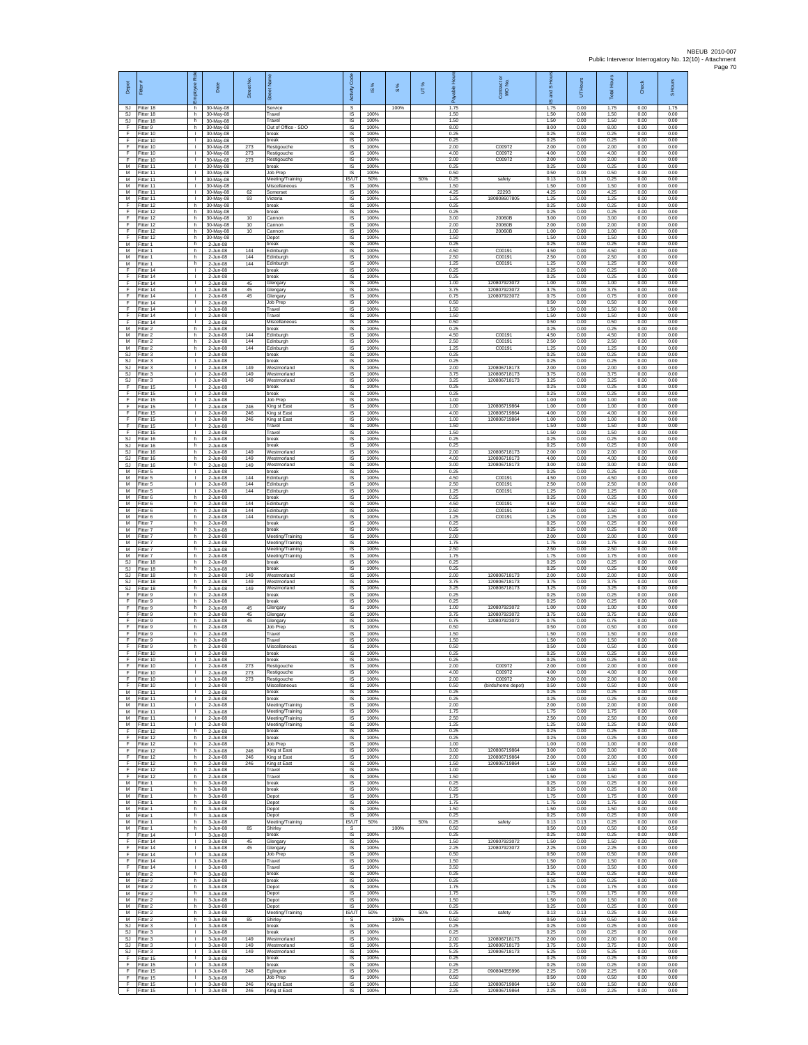| Depot | Fitter # | Employee Role | Date | Street No. | Street Name | Activity Code | IS % | S % | UT % | Payable Hours | Contractor or WO No. | IS and S Hours | UT Hours | Total Hours | Check | S Hours |
|---|---|---|---|---|---|---|---|---|---|---|---|---|---|---|---|---|
| SJ | Fitter 18 | h | 30-May-08 | | Service | S | | 100% | | 1.75 | | 1.75 | 0.00 | 1.75 | 0.00 | 1.75 |
| SJ | Fitter 18 | h | 30-May-08 | | Travel | IS | 100% | | | 1.50 | | 1.50 | 0.00 | 1.50 | 0.00 | 0.00 |
| SJ | Fitter 18 | h | 30-May-08 | | Travel | IS | 100% | | | 1.50 | | 1.50 | 0.00 | 1.50 | 0.00 | 0.00 |
| F | Fitter 9 | h | 30-May-08 | | Out of Office - SDO | IS | 100% | | | 8.00 | | 8.00 | 0.00 | 8.00 | 0.00 | 0.00 |
| F | Fitter 10 | l | 30-May-08 | | break | IS | 100% | | | 0.25 | | 0.25 | 0.00 | 0.25 | 0.00 | 0.00 |
| F | Fitter 10 | l | 30-May-08 | | break | IS | 100% | | | 0.25 | | 0.25 | 0.00 | 0.25 | 0.00 | 0.00 |
| F | Fitter 10 | l | 30-May-08 | 273 | Restigouche | IS | 100% | | | 2.00 | C00972 | 2.00 | 0.00 | 2.00 | 0.00 | 0.00 |
| F | Fitter 10 | l | 30-May-08 | 273 | Restigouche | IS | 100% | | | 4.00 | C00972 | 4.00 | 0.00 | 4.00 | 0.00 | 0.00 |
| F | Fitter 10 | l | 30-May-08 | 273 | Restigouche | IS | 100% | | | 2.00 | C00972 | 2.00 | 0.00 | 2.00 | 0.00 | 0.00 |
| M | Fitter 11 | l | 30-May-08 | | break | IS | 100% | | | 0.25 | | 0.25 | 0.00 | 0.25 | 0.00 | 0.00 |
| M | Fitter 11 | l | 30-May-08 | | Job Prep | IS | 100% | | | 0.50 | | 0.50 | 0.00 | 0.50 | 0.00 | 0.00 |
| M | Fitter 11 | l | 30-May-08 | | Meeting/Training | IS/UT | 50% | | 50% | 0.25 | safety | 0.13 | 0.13 | 0.25 | 0.00 | 0.00 |
| M | Fitter 11 | l | 30-May-08 | | Miscellaneous | IS | 100% | | | 1.50 | | 1.50 | 0.00 | 1.50 | 0.00 | 0.00 |
| M | Fitter 11 | l | 30-May-08 | 62 | Somerset | IS | 100% | | | 4.25 | 22293 | 4.25 | 0.00 | 4.25 | 0.00 | 0.00 |
| M | Fitter 11 | l | 30-May-08 | 93 | Victoria | IS | 100% | | | 1.25 | 180808607805 | 1.25 | 0.00 | 1.25 | 0.00 | 0.00 |
| F | Fitter 12 | h | 30-May-08 | | break | IS | 100% | | | 0.25 | | 0.25 | 0.00 | 0.25 | 0.00 | 0.00 |
| F | Fitter 12 | h | 30-May-08 | | break | IS | 100% | | | 0.25 | | 0.25 | 0.00 | 0.25 | 0.00 | 0.00 |
| F | Fitter 12 | h | 30-May-08 | 10 | Cannon | IS | 100% | | | 3.00 | 20060B | 3.00 | 0.00 | 3.00 | 0.00 | 0.00 |
| F | Fitter 12 | h | 30-May-08 | 10 | Cannon | IS | 100% | | | 2.00 | 20060B | 2.00 | 0.00 | 2.00 | 0.00 | 0.00 |
| F | Fitter 12 | h | 30-May-08 | 10 | Cannon | IS | 100% | | | 1.00 | 20060B | 1.00 | 0.00 | 1.00 | 0.00 | 0.00 |
| F | Fitter 12 | h | 30-May-08 | | Depot | IS | 100% | | | 1.50 | | 1.50 | 0.00 | 1.50 | 0.00 | 0.00 |
| M | Fitter 1 | h | 2-Jun-08 | | break | IS | 100% | | | 0.25 | | 0.25 | 0.00 | 0.25 | 0.00 | 0.00 |
| M | Fitter 1 | h | 2-Jun-08 | 144 | Edinburgh | IS | 100% | | | 4.50 | C00191 | 4.50 | 0.00 | 4.50 | 0.00 | 0.00 |
| M | Fitter 1 | h | 2-Jun-08 | 144 | Edinburgh | IS | 100% | | | 2.50 | C00191 | 2.50 | 0.00 | 2.50 | 0.00 | 0.00 |
| M | Fitter 1 | h | 2-Jun-08 | 144 | Edinburgh | IS | 100% | | | 1.25 | C00191 | 1.25 | 0.00 | 1.25 | 0.00 | 0.00 |
| F | Fitter 14 | l | 2-Jun-08 | | break | IS | 100% | | | 0.25 | | 0.25 | 0.00 | 0.25 | 0.00 | 0.00 |
| F | Fitter 14 | l | 2-Jun-08 | | break | IS | 100% | | | 0.25 | | 0.25 | 0.00 | 0.25 | 0.00 | 0.00 |
| F | Fitter 14 | l | 2-Jun-08 | 45 | Glengary | IS | 100% | | | 1.00 | 120807923072 | 1.00 | 0.00 | 1.00 | 0.00 | 0.00 |
| F | Fitter 14 | l | 2-Jun-08 | 45 | Glengary | IS | 100% | | | 3.75 | 120807923072 | 3.75 | 0.00 | 3.75 | 0.00 | 0.00 |
| F | Fitter 14 | l | 2-Jun-08 | 45 | Glengary | IS | 100% | | | 0.75 | 120807923072 | 0.75 | 0.00 | 0.75 | 0.00 | 0.00 |
| F | Fitter 14 | l | 2-Jun-08 | | Job Prep | IS | 100% | | | 0.50 | | 0.50 | 0.00 | 0.50 | 0.00 | 0.00 |
| F | Fitter 14 | l | 2-Jun-08 | | Travel | IS | 100% | | | 1.50 | | 1.50 | 0.00 | 1.50 | 0.00 | 0.00 |
| F | Fitter 14 | l | 2-Jun-08 | | Travel | IS | 100% | | | 1.50 | | 1.50 | 0.00 | 1.50 | 0.00 | 0.00 |
| F | Fitter 14 | l | 2-Jun-08 | | Miscellaneous | IS | 100% | | | 0.50 | | 0.50 | 0.00 | 0.50 | 0.00 | 0.00 |
| M | Fitter 2 | h | 2-Jun-08 | | break | IS | 100% | | | 0.25 | | 0.25 | 0.00 | 0.25 | 0.00 | 0.00 |
| M | Fitter 2 | h | 2-Jun-08 | 144 | Edinburgh | IS | 100% | | | 4.50 | C00191 | 4.50 | 0.00 | 4.50 | 0.00 | 0.00 |
| M | Fitter 2 | h | 2-Jun-08 | 144 | Edinburgh | IS | 100% | | | 2.50 | C00191 | 2.50 | 0.00 | 2.50 | 0.00 | 0.00 |
| M | Fitter 2 | h | 2-Jun-08 | 144 | Edinburgh | IS | 100% | | | 1.25 | C00191 | 1.25 | 0.00 | 1.25 | 0.00 | 0.00 |
| SJ | Fitter 3 | l | 2-Jun-08 | | break | IS | 100% | | | 0.25 | | 0.25 | 0.00 | 0.25 | 0.00 | 0.00 |
| SJ | Fitter 3 | l | 2-Jun-08 | | break | IS | 100% | | | 0.25 | | 0.25 | 0.00 | 0.25 | 0.00 | 0.00 |
| SJ | Fitter 3 | l | 2-Jun-08 | 149 | Westmorland | IS | 100% | | | 2.00 | 120806718173 | 2.00 | 0.00 | 2.00 | 0.00 | 0.00 |
| SJ | Fitter 3 | l | 2-Jun-08 | 149 | Westmorland | IS | 100% | | | 3.75 | 120806718173 | 3.75 | 0.00 | 3.75 | 0.00 | 0.00 |
| SJ | Fitter 3 | l | 2-Jun-08 | 149 | Westmorland | IS | 100% | | | 3.25 | 120806718173 | 3.25 | 0.00 | 3.25 | 0.00 | 0.00 |
| F | Fitter 15 | l | 2-Jun-08 | | break | IS | 100% | | | 0.25 | | 0.25 | 0.00 | 0.25 | 0.00 | 0.00 |
| F | Fitter 15 | l | 2-Jun-08 | | break | IS | 100% | | | 0.25 | | 0.25 | 0.00 | 0.25 | 0.00 | 0.00 |
| F | Fitter 15 | l | 2-Jun-08 | | Job Prep | IS | 100% | | | 1.00 | | 1.00 | 0.00 | 1.00 | 0.00 | 0.00 |
| F | Fitter 15 | l | 2-Jun-08 | 246 | King st East | IS | 100% | | | 1.00 | 120806719864 | 1.00 | 0.00 | 1.00 | 0.00 | 0.00 |
| F | Fitter 15 | l | 2-Jun-08 | 246 | King st East | IS | 100% | | | 4.00 | 120806719864 | 4.00 | 0.00 | 4.00 | 0.00 | 0.00 |
| F | Fitter 15 | l | 2-Jun-08 | 246 | King st East | IS | 100% | | | 1.00 | 120806719864 | 1.00 | 0.00 | 1.00 | 0.00 | 0.00 |
| F | Fitter 15 | l | 2-Jun-08 | | Travel | IS | 100% | | | 1.50 | | 1.50 | 0.00 | 1.50 | 0.00 | 0.00 |
| F | Fitter 15 | l | 2-Jun-08 | | Travel | IS | 100% | | | 1.50 | | 1.50 | 0.00 | 1.50 | 0.00 | 0.00 |
| SJ | Fitter 16 | h | 2-Jun-08 | | break | IS | 100% | | | 0.25 | | 0.25 | 0.00 | 0.25 | 0.00 | 0.00 |
| SJ | Fitter 16 | h | 2-Jun-08 | | break | IS | 100% | | | 0.25 | | 0.25 | 0.00 | 0.25 | 0.00 | 0.00 |
| SJ | Fitter 16 | h | 2-Jun-08 | 149 | Westmorland | IS | 100% | | | 2.00 | 120806718173 | 2.00 | 0.00 | 2.00 | 0.00 | 0.00 |
| SJ | Fitter 16 | h | 2-Jun-08 | 149 | Westmorland | IS | 100% | | | 4.00 | 120806718173 | 4.00 | 0.00 | 4.00 | 0.00 | 0.00 |
| SJ | Fitter 16 | h | 2-Jun-08 | 149 | Westmorland | IS | 100% | | | 3.00 | 120806718173 | 3.00 | 0.00 | 3.00 | 0.00 | 0.00 |
| M | Fitter 5 | l | 2-Jun-08 | | break | IS | 100% | | | 0.25 | | 0.25 | 0.00 | 0.25 | 0.00 | 0.00 |
| M | Fitter 5 | l | 2-Jun-08 | 144 | Edinburgh | IS | 100% | | | 4.50 | C00191 | 4.50 | 0.00 | 4.50 | 0.00 | 0.00 |
| M | Fitter 5 | l | 2-Jun-08 | 144 | Edinburgh | IS | 100% | | | 2.50 | C00191 | 2.50 | 0.00 | 2.50 | 0.00 | 0.00 |
| M | Fitter 5 | l | 2-Jun-08 | 144 | Edinburgh | IS | 100% | | | 1.25 | C00191 | 1.25 | 0.00 | 1.25 | 0.00 | 0.00 |
| M | Fitter 6 | h | 2-Jun-08 | | break | IS | 100% | | | 0.25 | | 0.25 | 0.00 | 0.25 | 0.00 | 0.00 |
| M | Fitter 6 | h | 2-Jun-08 | 144 | Edinburgh | IS | 100% | | | 4.50 | C00191 | 4.50 | 0.00 | 4.50 | 0.00 | 0.00 |
| M | Fitter 6 | h | 2-Jun-08 | 144 | Edinburgh | IS | 100% | | | 2.50 | C00191 | 2.50 | 0.00 | 2.50 | 0.00 | 0.00 |
| M | Fitter 6 | h | 2-Jun-08 | 144 | Edinburgh | IS | 100% | | | 1.25 | C00191 | 1.25 | 0.00 | 1.25 | 0.00 | 0.00 |
| M | Fitter 7 | h | 2-Jun-08 | | break | IS | 100% | | | 0.25 | | 0.25 | 0.00 | 0.25 | 0.00 | 0.00 |
| M | Fitter 7 | h | 2-Jun-08 | | break | IS | 100% | | | 0.25 | | 0.25 | 0.00 | 0.25 | 0.00 | 0.00 |
| M | Fitter 7 | h | 2-Jun-08 | | Meeting/Training | IS | 100% | | | 2.00 | | 2.00 | 0.00 | 2.00 | 0.00 | 0.00 |
| M | Fitter 7 | h | 2-Jun-08 | | Meeting/Training | IS | 100% | | | 1.75 | | 1.75 | 0.00 | 1.75 | 0.00 | 0.00 |
| M | Fitter 7 | h | 2-Jun-08 | | Meeting/Training | IS | 100% | | | 2.50 | | 2.50 | 0.00 | 2.50 | 0.00 | 0.00 |
| M | Fitter 7 | h | 2-Jun-08 | | Meeting/Training | IS | 100% | | | 1.75 | | 1.75 | 0.00 | 1.75 | 0.00 | 0.00 |
| SJ | Fitter 18 | h | 2-Jun-08 | | break | IS | 100% | | | 0.25 | | 0.25 | 0.00 | 0.25 | 0.00 | 0.00 |
| SJ | Fitter 18 | h | 2-Jun-08 | | break | IS | 100% | | | 0.25 | | 0.25 | 0.00 | 0.25 | 0.00 | 0.00 |
| SJ | Fitter 18 | h | 2-Jun-08 | 149 | Westmorland | IS | 100% | | | 2.00 | 120806718173 | 2.00 | 0.00 | 2.00 | 0.00 | 0.00 |
| SJ | Fitter 18 | h | 2-Jun-08 | 149 | Westmorland | IS | 100% | | | 3.75 | 120806718173 | 3.75 | 0.00 | 3.75 | 0.00 | 0.00 |
| SJ | Fitter 18 | h | 2-Jun-08 | 149 | Westmorland | IS | 100% | | | 3.25 | 120806718173 | 3.25 | 0.00 | 3.25 | 0.00 | 0.00 |
| F | Fitter 9 | h | 2-Jun-08 | | break | IS | 100% | | | 0.25 | | 0.25 | 0.00 | 0.25 | 0.00 | 0.00 |
| F | Fitter 9 | h | 2-Jun-08 | | break | IS | 100% | | | 0.25 | | 0.25 | 0.00 | 0.25 | 0.00 | 0.00 |
| F | Fitter 9 | h | 2-Jun-08 | 45 | Glengary | IS | 100% | | | 1.00 | 120807923072 | 1.00 | 0.00 | 1.00 | 0.00 | 0.00 |
| F | Fitter 9 | h | 2-Jun-08 | 45 | Glengary | IS | 100% | | | 3.75 | 120807923072 | 3.75 | 0.00 | 3.75 | 0.00 | 0.00 |
| F | Fitter 9 | h | 2-Jun-08 | 45 | Glengary | IS | 100% | | | 0.75 | 120807923072 | 0.75 | 0.00 | 0.75 | 0.00 | 0.00 |
| F | Fitter 9 | h | 2-Jun-08 | | Job Prep | IS | 100% | | | 0.50 | | 0.50 | 0.00 | 0.50 | 0.00 | 0.00 |
| F | Fitter 9 | h | 2-Jun-08 | | Travel | IS | 100% | | | 1.50 | | 1.50 | 0.00 | 1.50 | 0.00 | 0.00 |
| F | Fitter 9 | h | 2-Jun-08 | | Travel | IS | 100% | | | 1.50 | | 1.50 | 0.00 | 1.50 | 0.00 | 0.00 |
| F | Fitter 9 | h | 2-Jun-08 | | Miscellaneous | IS | 100% | | | 0.50 | | 0.50 | 0.00 | 0.50 | 0.00 | 0.00 |
| F | Fitter 10 | l | 2-Jun-08 | | break | IS | 100% | | | 0.25 | | 0.25 | 0.00 | 0.25 | 0.00 | 0.00 |
| F | Fitter 10 | l | 2-Jun-08 | | break | IS | 100% | | | 0.25 | | 0.25 | 0.00 | 0.25 | 0.00 | 0.00 |
| F | Fitter 10 | l | 2-Jun-08 | 273 | Restigouche | IS | 100% | | | 2.00 | C00972 | 2.00 | 0.00 | 2.00 | 0.00 | 0.00 |
| F | Fitter 10 | l | 2-Jun-08 | 273 | Restigouche | IS | 100% | | | 4.00 | C00972 | 4.00 | 0.00 | 4.00 | 0.00 | 0.00 |
| F | Fitter 10 | l | 2-Jun-08 | 273 | Restigouche | IS | 100% | | | 2.00 | C00972 | 2.00 | 0.00 | 2.00 | 0.00 | 0.00 |
| F | Fitter 10 | l | 2-Jun-08 | | Miscellaneous | IS | 100% | | | 0.50 | (birds/home depot) | 0.50 | 0.00 | 0.50 | 0.00 | 0.00 |
| M | Fitter 11 | l | 2-Jun-08 | | break | IS | 100% | | | 0.25 | | 0.25 | 0.00 | 0.25 | 0.00 | 0.00 |
| M | Fitter 11 | l | 2-Jun-08 | | break | IS | 100% | | | 0.25 | | 0.25 | 0.00 | 0.25 | 0.00 | 0.00 |
| M | Fitter 11 | l | 2-Jun-08 | | Meeting/Training | IS | 100% | | | 2.00 | | 2.00 | 0.00 | 2.00 | 0.00 | 0.00 |
| M | Fitter 11 | l | 2-Jun-08 | | Meeting/Training | IS | 100% | | | 1.75 | | 1.75 | 0.00 | 1.75 | 0.00 | 0.00 |
| M | Fitter 11 | l | 2-Jun-08 | | Meeting/Training | IS | 100% | | | 2.50 | | 2.50 | 0.00 | 2.50 | 0.00 | 0.00 |
| M | Fitter 11 | l | 2-Jun-08 | | Meeting/Training | IS | 100% | | | 1.25 | | 1.25 | 0.00 | 1.25 | 0.00 | 0.00 |
| F | Fitter 12 | h | 2-Jun-08 | | break | IS | 100% | | | 0.25 | | 0.25 | 0.00 | 0.25 | 0.00 | 0.00 |
| F | Fitter 12 | h | 2-Jun-08 | | break | IS | 100% | | | 0.25 | | 0.25 | 0.00 | 0.25 | 0.00 | 0.00 |
| F | Fitter 12 | h | 2-Jun-08 | | Job Prep | IS | 100% | | | 1.00 | | 1.00 | 0.00 | 1.00 | 0.00 | 0.00 |
| F | Fitter 12 | h | 2-Jun-08 | 246 | King st East | IS | 100% | | | 3.00 | 120806719864 | 3.00 | 0.00 | 3.00 | 0.00 | 0.00 |
| F | Fitter 12 | h | 2-Jun-08 | 246 | King st East | IS | 100% | | | 2.00 | 120806719864 | 2.00 | 0.00 | 2.00 | 0.00 | 0.00 |
| F | Fitter 12 | h | 2-Jun-08 | 246 | King st East | IS | 100% | | | 1.50 | 120806719864 | 1.50 | 0.00 | 1.50 | 0.00 | 0.00 |
| F | Fitter 12 | h | 2-Jun-08 | | Travel | IS | 100% | | | 1.00 | | 1.00 | 0.00 | 1.00 | 0.00 | 0.00 |
| F | Fitter 12 | h | 2-Jun-08 | | Travel | IS | 100% | | | 1.50 | | 1.50 | 0.00 | 1.50 | 0.00 | 0.00 |
| M | Fitter 1 | h | 3-Jun-08 | | break | IS | 100% | | | 0.25 | | 0.25 | 0.00 | 0.25 | 0.00 | 0.00 |
| M | Fitter 1 | h | 3-Jun-08 | | break | IS | 100% | | | 0.25 | | 0.25 | 0.00 | 0.25 | 0.00 | 0.00 |
| M | Fitter 1 | h | 3-Jun-08 | | Depot | IS | 100% | | | 1.75 | | 1.75 | 0.00 | 1.75 | 0.00 | 0.00 |
| M | Fitter 1 | h | 3-Jun-08 | | Depot | IS | 100% | | | 1.75 | | 1.75 | 0.00 | 1.75 | 0.00 | 0.00 |
| M | Fitter 1 | h | 3-Jun-08 | | Depot | IS | 100% | | | 1.50 | | 1.50 | 0.00 | 1.50 | 0.00 | 0.00 |
| M | Fitter 1 | h | 3-Jun-08 | | Depot | IS | 100% | | | 0.25 | | 0.25 | 0.00 | 0.25 | 0.00 | 0.00 |
| M | Fitter 1 | h | 3-Jun-08 | | Meeting/Training | IS/UT | 50% | | 50% | 0.25 | safety | 0.13 | 0.13 | 0.25 | 0.00 | 0.00 |
| M | Fitter 1 | h | 3-Jun-08 | 85 | Shirley | S | | 100% | | 0.50 | | 0.50 | 0.00 | 0.50 | 0.00 | 0.50 |
| F | Fitter 14 | l | 3-Jun-08 | | break | IS | 100% | | | 0.25 | | 0.25 | 0.00 | 0.25 | 0.00 | 0.00 |
| F | Fitter 14 | l | 3-Jun-08 | 45 | Glengary | IS | 100% | | | 1.50 | 120807923072 | 1.50 | 0.00 | 1.50 | 0.00 | 0.00 |
| F | Fitter 14 | l | 3-Jun-08 | 45 | Glengary | IS | 100% | | | 2.25 | 120807923072 | 2.25 | 0.00 | 2.25 | 0.00 | 0.00 |
| F | Fitter 14 | l | 3-Jun-08 | | Job Prep | IS | 100% | | | 0.50 | | 0.50 | 0.00 | 0.50 | 0.00 | 0.00 |
| F | Fitter 14 | l | 3-Jun-08 | | Travel | IS | 100% | | | 1.50 | | 1.50 | 0.00 | 1.50 | 0.00 | 0.00 |
| F | Fitter 14 | l | 3-Jun-08 | | Travel | IS | 100% | | | 3.50 | | 3.50 | 0.00 | 3.50 | 0.00 | 0.00 |
| M | Fitter 2 | h | 3-Jun-08 | | break | IS | 100% | | | 0.25 | | 0.25 | 0.00 | 0.25 | 0.00 | 0.00 |
| M | Fitter 2 | h | 3-Jun-08 | | break | IS | 100% | | | 0.25 | | 0.25 | 0.00 | 0.25 | 0.00 | 0.00 |
| M | Fitter 2 | h | 3-Jun-08 | | Depot | IS | 100% | | | 1.75 | | 1.75 | 0.00 | 1.75 | 0.00 | 0.00 |
| M | Fitter 2 | h | 3-Jun-08 | | Depot | IS | 100% | | | 1.75 | | 1.75 | 0.00 | 1.75 | 0.00 | 0.00 |
| M | Fitter 2 | h | 3-Jun-08 | | Depot | IS | 100% | | | 1.50 | | 1.50 | 0.00 | 1.50 | 0.00 | 0.00 |
| M | Fitter 2 | h | 3-Jun-08 | | Depot | IS | 100% | | | 0.25 | | 0.25 | 0.00 | 0.25 | 0.00 | 0.00 |
| M | Fitter 2 | h | 3-Jun-08 | | Meeting/Training | IS/UT | 50% | | 50% | 0.25 | safety | 0.13 | 0.13 | 0.25 | 0.00 | 0.00 |
| M | Fitter 2 | h | 3-Jun-08 | 85 | Shirley | S | | 100% | | 0.50 | | 0.50 | 0.00 | 0.50 | 0.00 | 0.50 |
| SJ | Fitter 3 | l | 3-Jun-08 | | break | IS | 100% | | | 0.25 | | 0.25 | 0.00 | 0.25 | 0.00 | 0.00 |
| SJ | Fitter 3 | l | 3-Jun-08 | | break | IS | 100% | | | 0.25 | | 0.25 | 0.00 | 0.25 | 0.00 | 0.00 |
| SJ | Fitter 3 | l | 3-Jun-08 | 149 | Westmorland | IS | 100% | | | 2.00 | 120806718173 | 2.00 | 0.00 | 2.00 | 0.00 | 0.00 |
| SJ | Fitter 3 | l | 3-Jun-08 | 149 | Westmorland | IS | 100% | | | 3.75 | 120806718173 | 3.75 | 0.00 | 3.75 | 0.00 | 0.00 |
| SJ | Fitter 3 | l | 3-Jun-08 | 149 | Westmorland | IS | 100% | | | 5.25 | 120806718173 | 5.25 | 0.00 | 5.25 | 0.00 | 0.00 |
| F | Fitter 15 | l | 3-Jun-08 | | break | IS | 100% | | | 0.25 | | 0.25 | 0.00 | 0.25 | 0.00 | 0.00 |
| F | Fitter 15 | l | 3-Jun-08 | | break | IS | 100% | | | 0.25 | | 0.25 | 0.00 | 0.25 | 0.00 | 0.00 |
| F | Fitter 15 | l | 3-Jun-08 | 248 | Eglington | IS | 100% | | | 2.25 | 090804355996 | 2.25 | 0.00 | 2.25 | 0.00 | 0.00 |
| F | Fitter 15 | l | 3-Jun-08 | | Job Prep | IS | 100% | | | 0.50 | | 0.50 | 0.00 | 0.50 | 0.00 | 0.00 |
| F | Fitter 15 | l | 3-Jun-08 | 246 | King st East | IS | 100% | | | 1.50 | 120806719864 | 1.50 | 0.00 | 1.50 | 0.00 | 0.00 |
| F | Fitter 15 | l | 3-Jun-08 | 246 | King st East | IS | 100% | | | 2.25 | 120806719864 | 2.25 | 0.00 | 2.25 | 0.00 | 0.00 |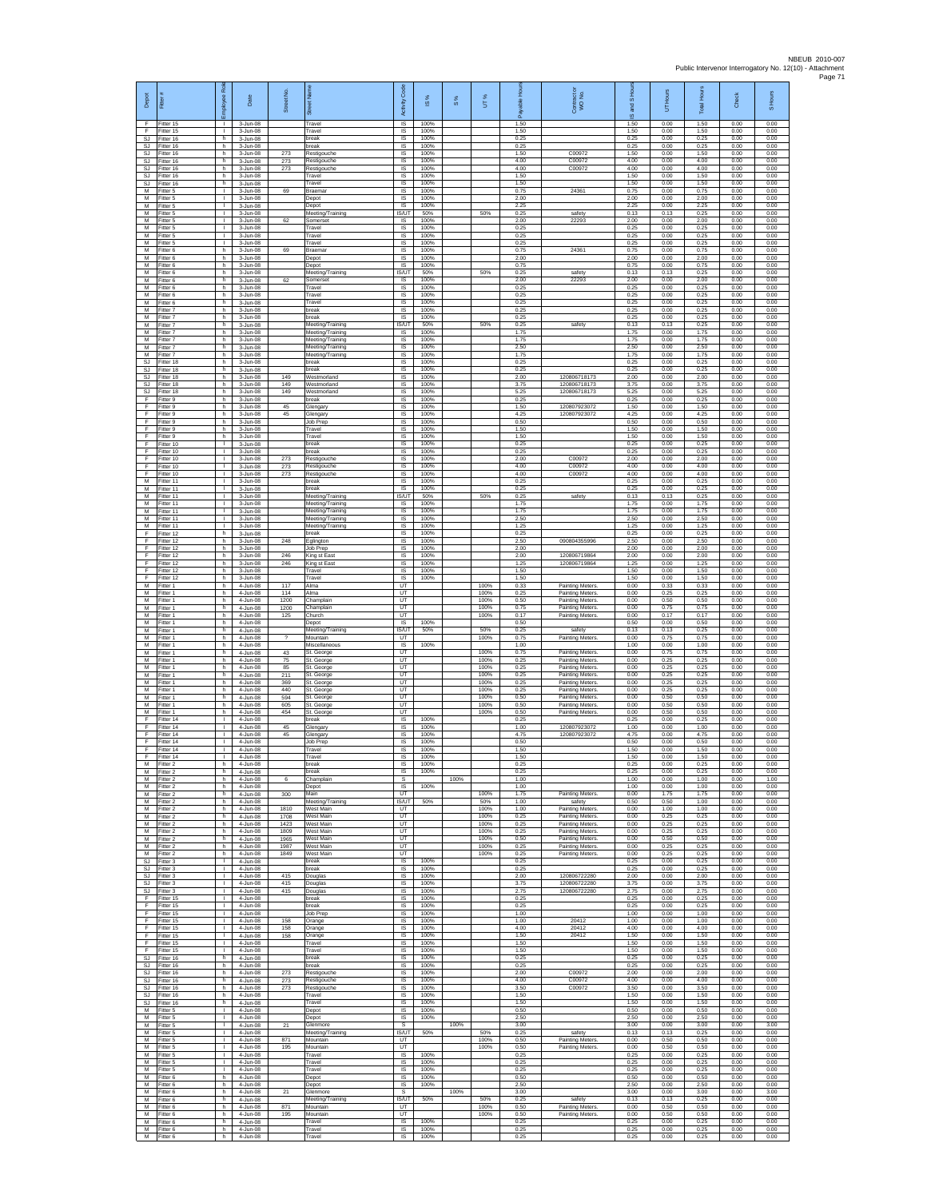| Depot | Fitter # | Employee Role | Date | Street No. | Street Name | Activity Code | IS % | S % | UT % | Payable Hours | Contractor or WO No. | IS and S Hours | UT Hours | Total Hours | Check | S Hours |
|---|---|---|---|---|---|---|---|---|---|---|---|---|---|---|---|---|
| F | Fitter 15 | I | 3-Jun-08 | | Travel | IS | 100% | | | 1.50 | | 1.50 | 0.00 | 1.50 | 0.00 | 0.00 |
| F | Fitter 15 | I | 3-Jun-08 | | Travel | IS | 100% | | | 1.50 | | 1.50 | 0.00 | 1.50 | 0.00 | 0.00 |
| SJ | Fitter 16 | h | 3-Jun-08 | | break | IS | 100% | | | 0.25 | | 0.25 | 0.00 | 0.25 | 0.00 | 0.00 |
| SJ | Fitter 16 | h | 3-Jun-08 | | break | IS | 100% | | | 0.25 | | 0.25 | 0.00 | 0.25 | 0.00 | 0.00 |
| SJ | Fitter 16 | h | 3-Jun-08 | 273 | Restigouche | IS | 100% | | | 1.50 | C00972 | 1.50 | 0.00 | 1.50 | 0.00 | 0.00 |
| SJ | Fitter 16 | h | 3-Jun-08 | 273 | Restigouche | IS | 100% | | | 4.00 | C00972 | 4.00 | 0.00 | 4.00 | 0.00 | 0.00 |
| SJ | Fitter 16 | h | 3-Jun-08 | 273 | Restigouche | IS | 100% | | | 4.00 | C00972 | 4.00 | 0.00 | 4.00 | 0.00 | 0.00 |
| SJ | Fitter 16 | h | 3-Jun-08 | | Travel | IS | 100% | | | 1.50 | | 1.50 | 0.00 | 1.50 | 0.00 | 0.00 |
| SJ | Fitter 16 | h | 3-Jun-08 | | Travel | IS | 100% | | | 1.50 | | 1.50 | 0.00 | 1.50 | 0.00 | 0.00 |
| M | Fitter 5 | I | 3-Jun-08 | 69 | Braemar | IS | 100% | | | 0.75 | 24361 | 0.75 | 0.00 | 0.75 | 0.00 | 0.00 |
| M | Fitter 5 | I | 3-Jun-08 | | Depot | IS | 100% | | | 2.00 | | 2.00 | 0.00 | 2.00 | 0.00 | 0.00 |
| M | Fitter 5 | I | 3-Jun-08 | | Depot | IS | 100% | | | 2.25 | | 2.25 | 0.00 | 2.25 | 0.00 | 0.00 |
| M | Fitter 5 | I | 3-Jun-08 | | Meeting/Training | IS/UT | 50% | | 50% | 0.25 | safety | 0.13 | 0.13 | 0.25 | 0.00 | 0.00 |
| M | Fitter 5 | I | 3-Jun-08 | 62 | Somerset | IS | 100% | | | 2.00 | 22293 | 2.00 | 0.00 | 2.00 | 0.00 | 0.00 |
| M | Fitter 5 | I | 3-Jun-08 | | Travel | IS | 100% | | | 0.25 | | 0.25 | 0.00 | 0.25 | 0.00 | 0.00 |
| M | Fitter 5 | I | 3-Jun-08 | | Travel | IS | 100% | | | 0.25 | | 0.25 | 0.00 | 0.25 | 0.00 | 0.00 |
| M | Fitter 5 | I | 3-Jun-08 | | Travel | IS | 100% | | | 0.25 | | 0.25 | 0.00 | 0.25 | 0.00 | 0.00 |
| M | Fitter 6 | h | 3-Jun-08 | 69 | Braemar | IS | 100% | | | 0.75 | 24361 | 0.75 | 0.00 | 0.75 | 0.00 | 0.00 |
| M | Fitter 6 | h | 3-Jun-08 | | Depot | IS | 100% | | | 2.00 | | 2.00 | 0.00 | 2.00 | 0.00 | 0.00 |
| M | Fitter 6 | h | 3-Jun-08 | | Depot | IS | 100% | | | 0.75 | | 0.75 | 0.00 | 0.75 | 0.00 | 0.00 |
| M | Fitter 6 | h | 3-Jun-08 | | Meeting/Training | IS/UT | 50% | | 50% | 0.25 | safety | 0.13 | 0.13 | 0.25 | 0.00 | 0.00 |
| M | Fitter 6 | h | 3-Jun-08 | 62 | Somerset | IS | 100% | | | 2.00 | 22293 | 2.00 | 0.00 | 2.00 | 0.00 | 0.00 |
| M | Fitter 6 | h | 3-Jun-08 | | Travel | IS | 100% | | | 0.25 | | 0.25 | 0.00 | 0.25 | 0.00 | 0.00 |
| M | Fitter 6 | h | 3-Jun-08 | | Travel | IS | 100% | | | 0.25 | | 0.25 | 0.00 | 0.25 | 0.00 | 0.00 |
| M | Fitter 6 | h | 3-Jun-08 | | Travel | IS | 100% | | | 0.25 | | 0.25 | 0.00 | 0.25 | 0.00 | 0.00 |
| M | Fitter 7 | h | 3-Jun-08 | | break | IS | 100% | | | 0.25 | | 0.25 | 0.00 | 0.25 | 0.00 | 0.00 |
| M | Fitter 7 | h | 3-Jun-08 | | break | IS | 100% | | | 0.25 | | 0.25 | 0.00 | 0.25 | 0.00 | 0.00 |
| M | Fitter 7 | h | 3-Jun-08 | | Meeting/Training | IS/UT | 50% | | 50% | 0.25 | safety | 0.13 | 0.13 | 0.25 | 0.00 | 0.00 |
| M | Fitter 7 | h | 3-Jun-08 | | Meeting/Training | IS | 100% | | | 1.75 | | 1.75 | 0.00 | 1.75 | 0.00 | 0.00 |
| M | Fitter 7 | h | 3-Jun-08 | | Meeting/Training | IS | 100% | | | 1.75 | | 1.75 | 0.00 | 1.75 | 0.00 | 0.00 |
| M | Fitter 7 | h | 3-Jun-08 | | Meeting/Training | IS | 100% | | | 2.50 | | 2.50 | 0.00 | 2.50 | 0.00 | 0.00 |
| M | Fitter 7 | h | 3-Jun-08 | | Meeting/Training | IS | 100% | | | 1.75 | | 1.75 | 0.00 | 1.75 | 0.00 | 0.00 |
| SJ | Fitter 18 | h | 3-Jun-08 | | break | IS | 100% | | | 0.25 | | 0.25 | 0.00 | 0.25 | 0.00 | 0.00 |
| SJ | Fitter 18 | h | 3-Jun-08 | | break | IS | 100% | | | 0.25 | | 0.25 | 0.00 | 0.25 | 0.00 | 0.00 |
| SJ | Fitter 18 | h | 3-Jun-08 | 149 | Westmorland | IS | 100% | | | 2.00 | 120806718173 | 2.00 | 0.00 | 2.00 | 0.00 | 0.00 |
| SJ | Fitter 18 | h | 3-Jun-08 | 149 | Westmorland | IS | 100% | | | 3.75 | 120806718173 | 3.75 | 0.00 | 3.75 | 0.00 | 0.00 |
| SJ | Fitter 18 | h | 3-Jun-08 | 149 | Westmorland | IS | 100% | | | 5.25 | 120806718173 | 5.25 | 0.00 | 5.25 | 0.00 | 0.00 |
| F | Fitter 9 | h | 3-Jun-08 | | break | IS | 100% | | | 0.25 | | 0.25 | 0.00 | 0.25 | 0.00 | 0.00 |
| F | Fitter 9 | h | 3-Jun-08 | 45 | Glengary | IS | 100% | | | 1.50 | 120807923072 | 1.50 | 0.00 | 1.50 | 0.00 | 0.00 |
| F | Fitter 9 | h | 3-Jun-08 | 45 | Glengary | IS | 100% | | | 4.25 | 120807923072 | 4.25 | 0.00 | 4.25 | 0.00 | 0.00 |
| F | Fitter 9 | h | 3-Jun-08 | | Job Prep | IS | 100% | | | 0.50 | | 0.50 | 0.00 | 0.50 | 0.00 | 0.00 |
| F | Fitter 9 | h | 3-Jun-08 | | Travel | IS | 100% | | | 1.50 | | 1.50 | 0.00 | 1.50 | 0.00 | 0.00 |
| F | Fitter 9 | h | 3-Jun-08 | | Travel | IS | 100% | | | 1.50 | | 1.50 | 0.00 | 1.50 | 0.00 | 0.00 |
| F | Fitter 10 | I | 3-Jun-08 | | break | IS | 100% | | | 0.25 | | 0.25 | 0.00 | 0.25 | 0.00 | 0.00 |
| F | Fitter 10 | I | 3-Jun-08 | | break | IS | 100% | | | 0.25 | | 0.25 | 0.00 | 0.25 | 0.00 | 0.00 |
| F | Fitter 10 | I | 3-Jun-08 | 273 | Restigouche | IS | 100% | | | 2.00 | C00972 | 2.00 | 0.00 | 2.00 | 0.00 | 0.00 |
| F | Fitter 10 | I | 3-Jun-08 | 273 | Restigouche | IS | 100% | | | 4.00 | C00972 | 4.00 | 0.00 | 4.00 | 0.00 | 0.00 |
| F | Fitter 10 | I | 3-Jun-08 | 273 | Restigouche | IS | 100% | | | 4.00 | C00972 | 4.00 | 0.00 | 4.00 | 0.00 | 0.00 |
| M | Fitter 11 | I | 3-Jun-08 | | break | IS | 100% | | | 0.25 | | 0.25 | 0.00 | 0.25 | 0.00 | 0.00 |
| M | Fitter 11 | I | 3-Jun-08 | | break | IS | 100% | | | 0.25 | | 0.25 | 0.00 | 0.25 | 0.00 | 0.00 |
| M | Fitter 11 | I | 3-Jun-08 | | Meeting/Training | IS/UT | 50% | | 50% | 0.25 | safety | 0.13 | 0.13 | 0.25 | 0.00 | 0.00 |
| M | Fitter 11 | I | 3-Jun-08 | | Meeting/Training | IS | 100% | | | 1.75 | | 1.75 | 0.00 | 1.75 | 0.00 | 0.00 |
| M | Fitter 11 | I | 3-Jun-08 | | Meeting/Training | IS | 100% | | | 1.75 | | 1.75 | 0.00 | 1.75 | 0.00 | 0.00 |
| M | Fitter 11 | I | 3-Jun-08 | | Meeting/Training | IS | 100% | | | 2.50 | | 2.50 | 0.00 | 2.50 | 0.00 | 0.00 |
| M | Fitter 11 | I | 3-Jun-08 | | Meeting/Training | IS | 100% | | | 1.25 | | 1.25 | 0.00 | 1.25 | 0.00 | 0.00 |
| F | Fitter 12 | h | 3-Jun-08 | | break | IS | 100% | | | 0.25 | | 0.25 | 0.00 | 0.25 | 0.00 | 0.00 |
| F | Fitter 12 | h | 3-Jun-08 | 248 | Eglington | IS | 100% | | | 2.50 | 090804355996 | 2.50 | 0.00 | 2.50 | 0.00 | 0.00 |
| F | Fitter 12 | h | 3-Jun-08 | | Job Prep | IS | 100% | | | 2.00 | | 2.00 | 0.00 | 2.00 | 0.00 | 0.00 |
| F | Fitter 12 | h | 3-Jun-08 | 246 | King st East | IS | 100% | | | 2.00 | 120806719864 | 2.00 | 0.00 | 2.00 | 0.00 | 0.00 |
| F | Fitter 12 | h | 3-Jun-08 | 246 | King st East | IS | 100% | | | 1.25 | 120806719864 | 1.25 | 0.00 | 1.25 | 0.00 | 0.00 |
| F | Fitter 12 | h | 3-Jun-08 | | Travel | IS | 100% | | | 1.50 | | 1.50 | 0.00 | 1.50 | 0.00 | 0.00 |
| F | Fitter 12 | h | 3-Jun-08 | | Travel | IS | 100% | | | 1.50 | | 1.50 | 0.00 | 1.50 | 0.00 | 0.00 |
| M | Fitter 1 | h | 4-Jun-08 | 117 | Alma | UT | | | 100% | 0.33 | Painting Meters. | 0.00 | 0.33 | 0.33 | 0.00 | 0.00 |
| M | Fitter 1 | h | 4-Jun-08 | 114 | Alma | UT | | | 100% | 0.25 | Painting Meters. | 0.00 | 0.25 | 0.25 | 0.00 | 0.00 |
| M | Fitter 1 | h | 4-Jun-08 | 1200 | Champlain | UT | | | 100% | 0.50 | Painting Meters. | 0.00 | 0.50 | 0.50 | 0.00 | 0.00 |
| M | Fitter 1 | h | 4-Jun-08 | 1200 | Champlain | UT | | | 100% | 0.75 | Painting Meters. | 0.00 | 0.75 | 0.75 | 0.00 | 0.00 |
| M | Fitter 1 | h | 4-Jun-08 | 125 | Church | UT | | | 100% | 0.17 | Painting Meters. | 0.00 | 0.17 | 0.17 | 0.00 | 0.00 |
| M | Fitter 1 | h | 4-Jun-08 | | Depot | IS | 100% | | | 0.50 | | 0.50 | 0.00 | 0.50 | 0.00 | 0.00 |
| M | Fitter 1 | h | 4-Jun-08 | | Meeting/Training | IS/UT | 50% | | 50% | 0.25 | safety | 0.13 | 0.13 | 0.25 | 0.00 | 0.00 |
| M | Fitter 1 | h | 4-Jun-08 | ? | Mountain | UT | | | 100% | 0.75 | Painting Meters. | 0.00 | 0.75 | 0.75 | 0.00 | 0.00 |
| M | Fitter 1 | h | 4-Jun-08 | | Miscellaneous | IS | 100% | | | 1.00 | | 1.00 | 0.00 | 1.00 | 0.00 | 0.00 |
| M | Fitter 1 | h | 4-Jun-08 | 43 | St. George | UT | | | 100% | 0.75 | Painting Meters. | 0.00 | 0.75 | 0.75 | 0.00 | 0.00 |
| M | Fitter 1 | h | 4-Jun-08 | 75 | St. George | UT | | | 100% | 0.25 | Painting Meters. | 0.00 | 0.25 | 0.25 | 0.00 | 0.00 |
| M | Fitter 1 | h | 4-Jun-08 | 85 | St. George | UT | | | 100% | 0.25 | Painting Meters. | 0.00 | 0.25 | 0.25 | 0.00 | 0.00 |
| M | Fitter 1 | h | 4-Jun-08 | 211 | St. George | UT | | | 100% | 0.25 | Painting Meters. | 0.00 | 0.25 | 0.25 | 0.00 | 0.00 |
| M | Fitter 1 | h | 4-Jun-08 | 369 | St. George | UT | | | 100% | 0.25 | Painting Meters. | 0.00 | 0.25 | 0.25 | 0.00 | 0.00 |
| M | Fitter 1 | h | 4-Jun-08 | 440 | St. George | UT | | | 100% | 0.25 | Painting Meters. | 0.00 | 0.25 | 0.25 | 0.00 | 0.00 |
| M | Fitter 1 | h | 4-Jun-08 | 594 | St. George | UT | | | 100% | 0.50 | Painting Meters. | 0.00 | 0.50 | 0.50 | 0.00 | 0.00 |
| M | Fitter 1 | h | 4-Jun-08 | 605 | St. George | UT | | | 100% | 0.50 | Painting Meters. | 0.00 | 0.50 | 0.50 | 0.00 | 0.00 |
| M | Fitter 1 | h | 4-Jun-08 | 454 | St. George | UT | | | 100% | 0.50 | Painting Meters. | 0.00 | 0.50 | 0.50 | 0.00 | 0.00 |
| F | Fitter 14 | I | 4-Jun-08 | | break | IS | 100% | | | 0.25 | | 0.25 | 0.00 | 0.25 | 0.00 | 0.00 |
| F | Fitter 14 | I | 4-Jun-08 | 45 | Glengary | IS | 100% | | | 1.00 | 120807923072 | 1.00 | 0.00 | 1.00 | 0.00 | 0.00 |
| F | Fitter 14 | I | 4-Jun-08 | 45 | Glengary | IS | 100% | | | 4.75 | 120807923072 | 4.75 | 0.00 | 4.75 | 0.00 | 0.00 |
| F | Fitter 14 | I | 4-Jun-08 | | Job Prep | IS | 100% | | | 0.50 | | 0.50 | 0.00 | 0.50 | 0.00 | 0.00 |
| F | Fitter 14 | I | 4-Jun-08 | | Travel | IS | 100% | | | 1.50 | | 1.50 | 0.00 | 1.50 | 0.00 | 0.00 |
| F | Fitter 14 | I | 4-Jun-08 | | Travel | IS | 100% | | | 1.50 | | 1.50 | 0.00 | 1.50 | 0.00 | 0.00 |
| M | Fitter 2 | h | 4-Jun-08 | | break | IS | 100% | | | 0.25 | | 0.25 | 0.00 | 0.25 | 0.00 | 0.00 |
| M | Fitter 2 | h | 4-Jun-08 | | break | IS | 100% | | | 0.25 | | 0.25 | 0.00 | 0.25 | 0.00 | 0.00 |
| M | Fitter 2 | h | 4-Jun-08 | 6 | Champlain | S | | 100% | | 1.00 | | 1.00 | 0.00 | 1.00 | 0.00 | 1.00 |
| M | Fitter 2 | h | 4-Jun-08 | | Depot | IS | 100% | | | 1.00 | | 1.00 | 0.00 | 1.00 | 0.00 | 0.00 |
| M | Fitter 2 | h | 4-Jun-08 | 300 | Main | UT | | | 100% | 1.75 | Painting Meters. | 0.00 | 1.75 | 1.75 | 0.00 | 0.00 |
| M | Fitter 2 | h | 4-Jun-08 | | Meeting/Training | IS/UT | 50% | | 50% | 1.00 | safety | 0.50 | 0.50 | 1.00 | 0.00 | 0.00 |
| M | Fitter 2 | h | 4-Jun-08 | 1810 | West Main | UT | | | 100% | 1.00 | Painting Meters. | 0.00 | 1.00 | 1.00 | 0.00 | 0.00 |
| M | Fitter 2 | h | 4-Jun-08 | 1708 | West Main | UT | | | 100% | 0.25 | Painting Meters. | 0.00 | 0.25 | 0.25 | 0.00 | 0.00 |
| M | Fitter 2 | h | 4-Jun-08 | 1423 | West Main | UT | | | 100% | 0.25 | Painting Meters. | 0.00 | 0.25 | 0.25 | 0.00 | 0.00 |
| M | Fitter 2 | h | 4-Jun-08 | 1809 | West Main | UT | | | 100% | 0.25 | Painting Meters. | 0.00 | 0.25 | 0.25 | 0.00 | 0.00 |
| M | Fitter 2 | h | 4-Jun-08 | 1965 | West Main | UT | | | 100% | 0.50 | Painting Meters. | 0.00 | 0.50 | 0.50 | 0.00 | 0.00 |
| M | Fitter 2 | h | 4-Jun-08 | 1987 | West Main | UT | | | 100% | 0.25 | Painting Meters. | 0.00 | 0.25 | 0.25 | 0.00 | 0.00 |
| M | Fitter 2 | h | 4-Jun-08 | 1849 | West Main | UT | | | 100% | 0.25 | Painting Meters. | 0.00 | 0.25 | 0.25 | 0.00 | 0.00 |
| SJ | Fitter 3 | I | 4-Jun-08 | | break | IS | 100% | | | 0.25 | | 0.25 | 0.00 | 0.25 | 0.00 | 0.00 |
| SJ | Fitter 3 | I | 4-Jun-08 | | break | IS | 100% | | | 0.25 | | 0.25 | 0.00 | 0.25 | 0.00 | 0.00 |
| SJ | Fitter 3 | I | 4-Jun-08 | 415 | Douglas | IS | 100% | | | 2.00 | 120806722280 | 2.00 | 0.00 | 2.00 | 0.00 | 0.00 |
| SJ | Fitter 3 | I | 4-Jun-08 | 415 | Douglas | IS | 100% | | | 3.75 | 120806722280 | 3.75 | 0.00 | 3.75 | 0.00 | 0.00 |
| SJ | Fitter 3 | I | 4-Jun-08 | 415 | Douglas | IS | 100% | | | 2.75 | 120806722280 | 2.75 | 0.00 | 2.75 | 0.00 | 0.00 |
| F | Fitter 15 | I | 4-Jun-08 | | break | IS | 100% | | | 0.25 | | 0.25 | 0.00 | 0.25 | 0.00 | 0.00 |
| F | Fitter 15 | I | 4-Jun-08 | | break | IS | 100% | | | 0.25 | | 0.25 | 0.00 | 0.25 | 0.00 | 0.00 |
| F | Fitter 15 | I | 4-Jun-08 | | Job Prep | IS | 100% | | | 1.00 | | 1.00 | 0.00 | 1.00 | 0.00 | 0.00 |
| F | Fitter 15 | I | 4-Jun-08 | 158 | Orange | IS | 100% | | | 1.00 | 20412 | 1.00 | 0.00 | 1.00 | 0.00 | 0.00 |
| F | Fitter 15 | I | 4-Jun-08 | 158 | Orange | IS | 100% | | | 4.00 | 20412 | 4.00 | 0.00 | 4.00 | 0.00 | 0.00 |
| F | Fitter 15 | I | 4-Jun-08 | 158 | Orange | IS | 100% | | | 1.50 | 20412 | 1.50 | 0.00 | 1.50 | 0.00 | 0.00 |
| F | Fitter 15 | I | 4-Jun-08 | | Travel | IS | 100% | | | 1.50 | | 1.50 | 0.00 | 1.50 | 0.00 | 0.00 |
| F | Fitter 15 | I | 4-Jun-08 | | Travel | IS | 100% | | | 1.50 | | 1.50 | 0.00 | 1.50 | 0.00 | 0.00 |
| SJ | Fitter 16 | h | 4-Jun-08 | | break | IS | 100% | | | 0.25 | | 0.25 | 0.00 | 0.25 | 0.00 | 0.00 |
| SJ | Fitter 16 | h | 4-Jun-08 | | break | IS | 100% | | | 0.25 | | 0.25 | 0.00 | 0.25 | 0.00 | 0.00 |
| SJ | Fitter 16 | h | 4-Jun-08 | 273 | Restigouche | IS | 100% | | | 2.00 | C00972 | 2.00 | 0.00 | 2.00 | 0.00 | 0.00 |
| SJ | Fitter 16 | h | 4-Jun-08 | 273 | Restigouche | IS | 100% | | | 4.00 | C00972 | 4.00 | 0.00 | 4.00 | 0.00 | 0.00 |
| SJ | Fitter 16 | h | 4-Jun-08 | 273 | Restigouche | IS | 100% | | | 3.50 | C00972 | 3.50 | 0.00 | 3.50 | 0.00 | 0.00 |
| SJ | Fitter 16 | h | 4-Jun-08 | | Travel | IS | 100% | | | 1.50 | | 1.50 | 0.00 | 1.50 | 0.00 | 0.00 |
| SJ | Fitter 16 | h | 4-Jun-08 | | Travel | IS | 100% | | | 1.50 | | 1.50 | 0.00 | 1.50 | 0.00 | 0.00 |
| M | Fitter 5 | I | 4-Jun-08 | | Depot | IS | 100% | | | 0.50 | | 0.50 | 0.00 | 0.50 | 0.00 | 0.00 |
| M | Fitter 5 | I | 4-Jun-08 | | Depot | IS | 100% | | | 2.50 | | 2.50 | 0.00 | 2.50 | 0.00 | 0.00 |
| M | Fitter 5 | I | 4-Jun-08 | 21 | Glenmore | S | | 100% | | 3.00 | | 3.00 | 0.00 | 3.00 | 0.00 | 3.00 |
| M | Fitter 5 | I | 4-Jun-08 | | Meeting/Training | IS/UT | 50% | | 50% | 0.25 | safety | 0.13 | 0.13 | 0.25 | 0.00 | 0.00 |
| M | Fitter 5 | I | 4-Jun-08 | 871 | Mountain | UT | | | 100% | 0.50 | Painting Meters. | 0.00 | 0.50 | 0.50 | 0.00 | 0.00 |
| M | Fitter 5 | I | 4-Jun-08 | 195 | Mountain | UT | | | 100% | 0.50 | Painting Meters. | 0.00 | 0.50 | 0.50 | 0.00 | 0.00 |
| M | Fitter 5 | I | 4-Jun-08 | | Travel | IS | 100% | | | 0.25 | | 0.25 | 0.00 | 0.25 | 0.00 | 0.00 |
| M | Fitter 5 | I | 4-Jun-08 | | Travel | IS | 100% | | | 0.25 | | 0.25 | 0.00 | 0.25 | 0.00 | 0.00 |
| M | Fitter 5 | I | 4-Jun-08 | | Travel | IS | 100% | | | 0.25 | | 0.25 | 0.00 | 0.25 | 0.00 | 0.00 |
| M | Fitter 6 | h | 4-Jun-08 | | Depot | IS | 100% | | | 0.50 | | 0.50 | 0.00 | 0.50 | 0.00 | 0.00 |
| M | Fitter 6 | h | 4-Jun-08 | | Depot | IS | 100% | | | 2.50 | | 2.50 | 0.00 | 2.50 | 0.00 | 0.00 |
| M | Fitter 6 | h | 4-Jun-08 | 21 | Glenmore | S | | 100% | | 3.00 | | 3.00 | 0.00 | 3.00 | 0.00 | 3.00 |
| M | Fitter 6 | h | 4-Jun-08 | | Meeting/Training | IS/UT | 50% | | 50% | 0.25 | safety | 0.13 | 0.13 | 0.25 | 0.00 | 0.00 |
| M | Fitter 6 | h | 4-Jun-08 | 871 | Mountain | UT | | | 100% | 0.50 | Painting Meters. | 0.00 | 0.50 | 0.50 | 0.00 | 0.00 |
| M | Fitter 6 | h | 4-Jun-08 | 195 | Mountain | UT | | | 100% | 0.50 | Painting Meters. | 0.00 | 0.50 | 0.50 | 0.00 | 0.00 |
| M | Fitter 6 | h | 4-Jun-08 | | Travel | IS | 100% | | | 0.25 | | 0.25 | 0.00 | 0.25 | 0.00 | 0.00 |
| M | Fitter 6 | h | 4-Jun-08 | | Travel | IS | 100% | | | 0.25 | | 0.25 | 0.00 | 0.25 | 0.00 | 0.00 |
| M | Fitter 6 | h | 4-Jun-08 | | Travel | IS | 100% | | | 0.25 | | 0.25 | 0.00 | 0.25 | 0.00 | 0.00 |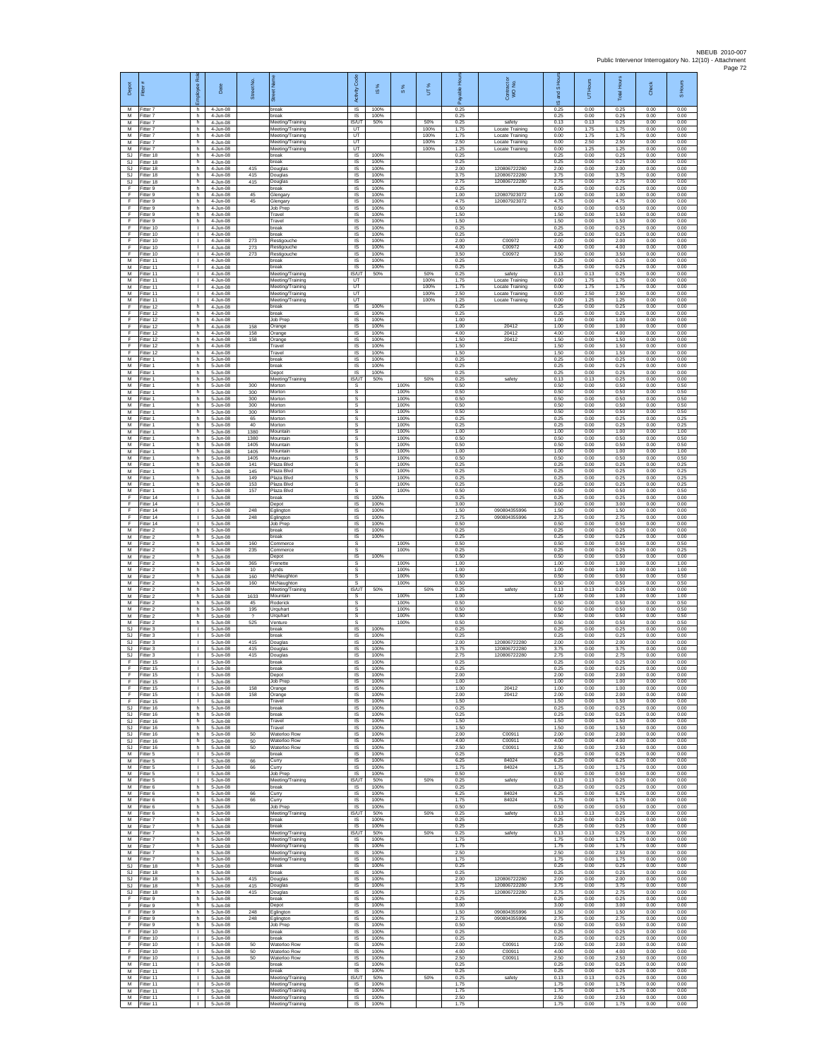| Depot | Fitter # | Employee Role | Date | Street No. | Street Name | Activity Code | IS % | S % | UT % | Payable Hours | Contractor or WO No. | IS and S Hours | UT Hours | Total Hours | Check | S Hours |
|---|---|---|---|---|---|---|---|---|---|---|---|---|---|---|---|---|
| M | Fitter 7 | h | 4-Jun-08 | | break | IS | 100% | | | 0.25 | | 0.25 | 0.00 | 0.25 | 0.00 | 0.00 |
| M | Fitter 7 | h | 4-Jun-08 | | break | IS | 100% | | | 0.25 | | 0.25 | 0.00 | 0.25 | 0.00 | 0.00 |
| M | Fitter 7 | h | 4-Jun-08 | | Meeting/Training | IS/UT | 50% | | 50% | 0.25 | safety | 0.13 | 0.13 | 0.25 | 0.00 | 0.00 |
| M | Fitter 7 | h | 4-Jun-08 | | Meeting/Training | UT | | | 100% | 1.75 | Locate Training | 0.00 | 1.75 | 1.75 | 0.00 | 0.00 |
| M | Fitter 7 | h | 4-Jun-08 | | Meeting/Training | UT | | | 100% | 1.75 | Locate Training | 0.00 | 1.75 | 1.75 | 0.00 | 0.00 |
| M | Fitter 7 | h | 4-Jun-08 | | Meeting/Training | UT | | | 100% | 2.50 | Locate Training | 0.00 | 2.50 | 2.50 | 0.00 | 0.00 |
| M | Fitter 7 | h | 4-Jun-08 | | Meeting/Training | UT | | | 100% | 1.25 | Locate Training | 0.00 | 1.25 | 1.25 | 0.00 | 0.00 |
| SJ | Fitter 18 | h | 4-Jun-08 | | break | IS | 100% | | | 0.25 | | 0.25 | 0.00 | 0.25 | 0.00 | 0.00 |
| SJ | Fitter 18 | h | 4-Jun-08 | | break | IS | 100% | | | 0.25 | | 0.25 | 0.00 | 0.25 | 0.00 | 0.00 |
| SJ | Fitter 18 | h | 4-Jun-08 | 415 | Douglas | IS | 100% | | | 2.00 | 120806722280 | 2.00 | 0.00 | 2.00 | 0.00 | 0.00 |
| SJ | Fitter 18 | h | 4-Jun-08 | 415 | Douglas | IS | 100% | | | 3.75 | 120806722280 | 3.75 | 0.00 | 3.75 | 0.00 | 0.00 |
| SJ | Fitter 18 | h | 4-Jun-08 | 415 | Douglas | IS | 100% | | | 2.75 | 120806722280 | 2.75 | 0.00 | 2.75 | 0.00 | 0.00 |
| F | Fitter 9 | h | 4-Jun-08 | | break | IS | 100% | | | 0.25 | | 0.25 | 0.00 | 0.25 | 0.00 | 0.00 |
| F | Fitter 9 | h | 4-Jun-08 | 45 | Glengary | IS | 100% | | | 1.00 | 120807923072 | 1.00 | 0.00 | 1.00 | 0.00 | 0.00 |
| F | Fitter 9 | h | 4-Jun-08 | 45 | Glengary | IS | 100% | | | 4.75 | 120807923072 | 4.75 | 0.00 | 4.75 | 0.00 | 0.00 |
| F | Fitter 9 | h | 4-Jun-08 | | Job Prep | IS | 100% | | | 0.50 | | 0.50 | 0.00 | 0.50 | 0.00 | 0.00 |
| F | Fitter 9 | h | 4-Jun-08 | | Travel | IS | 100% | | | 1.50 | | 1.50 | 0.00 | 1.50 | 0.00 | 0.00 |
| F | Fitter 9 | h | 4-Jun-08 | | Travel | IS | 100% | | | 1.50 | | 1.50 | 0.00 | 1.50 | 0.00 | 0.00 |
| F | Fitter 10 | I | 4-Jun-08 | | break | IS | 100% | | | 0.25 | | 0.25 | 0.00 | 0.25 | 0.00 | 0.00 |
| F | Fitter 10 | I | 4-Jun-08 | | break | IS | 100% | | | 0.25 | | 0.25 | 0.00 | 0.25 | 0.00 | 0.00 |
| F | Fitter 10 | I | 4-Jun-08 | 273 | Restigouche | IS | 100% | | | 2.00 | C00972 | 2.00 | 0.00 | 2.00 | 0.00 | 0.00 |
| F | Fitter 10 | I | 4-Jun-08 | 273 | Restigouche | IS | 100% | | | 4.00 | C00972 | 4.00 | 0.00 | 4.00 | 0.00 | 0.00 |
| F | Fitter 10 | I | 4-Jun-08 | 273 | Restigouche | IS | 100% | | | 3.50 | C00972 | 3.50 | 0.00 | 3.50 | 0.00 | 0.00 |
| M | Fitter 11 | I | 4-Jun-08 | | break | IS | 100% | | | 0.25 | | 0.25 | 0.00 | 0.25 | 0.00 | 0.00 |
| M | Fitter 11 | I | 4-Jun-08 | | break | IS | 100% | | | 0.25 | | 0.25 | 0.00 | 0.25 | 0.00 | 0.00 |
| M | Fitter 11 | I | 4-Jun-08 | | Meeting/Training | IS/UT | 50% | | 50% | 0.25 | safety | 0.13 | 0.13 | 0.25 | 0.00 | 0.00 |
| M | Fitter 11 | I | 4-Jun-08 | | Meeting/Training | UT | | | 100% | 1.75 | Locate Training | 0.00 | 1.75 | 1.75 | 0.00 | 0.00 |
| M | Fitter 11 | I | 4-Jun-08 | | Meeting/Training | UT | | | 100% | 1.75 | Locate Training | 0.00 | 1.75 | 1.75 | 0.00 | 0.00 |
| M | Fitter 11 | I | 4-Jun-08 | | Meeting/Training | UT | | | 100% | 2.50 | Locate Training | 0.00 | 2.50 | 2.50 | 0.00 | 0.00 |
| M | Fitter 11 | I | 4-Jun-08 | | Meeting/Training | UT | | | 100% | 1.25 | Locate Training | 0.00 | 1.25 | 1.25 | 0.00 | 0.00 |
| F | Fitter 12 | h | 4-Jun-08 | | break | IS | 100% | | | 0.25 | | 0.25 | 0.00 | 0.25 | 0.00 | 0.00 |
| F | Fitter 12 | h | 4-Jun-08 | | break | IS | 100% | | | 0.25 | | 0.25 | 0.00 | 0.25 | 0.00 | 0.00 |
| F | Fitter 12 | h | 4-Jun-08 | | Job Prep | IS | 100% | | | 1.00 | | 1.00 | 0.00 | 1.00 | 0.00 | 0.00 |
| F | Fitter 12 | h | 4-Jun-08 | 158 | Orange | IS | 100% | | | 1.00 | 20412 | 1.00 | 0.00 | 1.00 | 0.00 | 0.00 |
| F | Fitter 12 | h | 4-Jun-08 | 158 | Orange | IS | 100% | | | 4.00 | 20412 | 4.00 | 0.00 | 4.00 | 0.00 | 0.00 |
| F | Fitter 12 | h | 4-Jun-08 | 158 | Orange | IS | 100% | | | 1.50 | 20412 | 1.50 | 0.00 | 1.50 | 0.00 | 0.00 |
| F | Fitter 12 | h | 4-Jun-08 | | Travel | IS | 100% | | | 1.50 | | 1.50 | 0.00 | 1.50 | 0.00 | 0.00 |
| F | Fitter 12 | h | 4-Jun-08 | | Travel | IS | 100% | | | 1.50 | | 1.50 | 0.00 | 1.50 | 0.00 | 0.00 |
| M | Fitter 1 | h | 5-Jun-08 | | break | IS | 100% | | | 0.25 | | 0.25 | 0.00 | 0.25 | 0.00 | 0.00 |
| M | Fitter 1 | h | 5-Jun-08 | | break | IS | 100% | | | 0.25 | | 0.25 | 0.00 | 0.25 | 0.00 | 0.00 |
| M | Fitter 1 | h | 5-Jun-08 | | Depot | IS | 100% | | | 0.25 | | 0.25 | 0.00 | 0.25 | 0.00 | 0.00 |
| M | Fitter 1 | h | 5-Jun-08 | | Meeting/Training | IS/UT | 50% | | 50% | 0.25 | safety | 0.13 | 0.13 | 0.25 | 0.00 | 0.00 |
| M | Fitter 1 | h | 5-Jun-08 | 300 | Morton | S | | 100% | | 0.50 | | 0.50 | 0.00 | 0.50 | 0.00 | 0.50 |
| M | Fitter 1 | h | 5-Jun-08 | 300 | Morton | S | | 100% | | 0.50 | | 0.50 | 0.00 | 0.50 | 0.00 | 0.50 |
| M | Fitter 1 | h | 5-Jun-08 | 300 | Morton | S | | 100% | | 0.50 | | 0.50 | 0.00 | 0.50 | 0.00 | 0.50 |
| M | Fitter 1 | h | 5-Jun-08 | 300 | Morton | S | | 100% | | 0.50 | | 0.50 | 0.00 | 0.50 | 0.00 | 0.50 |
| M | Fitter 1 | h | 5-Jun-08 | 300 | Morton | S | | 100% | | 0.50 | | 0.50 | 0.00 | 0.50 | 0.00 | 0.50 |
| M | Fitter 1 | h | 5-Jun-08 | 65 | Morton | S | | 100% | | 0.25 | | 0.25 | 0.00 | 0.25 | 0.00 | 0.25 |
| M | Fitter 1 | h | 5-Jun-08 | 40 | Morton | S | | 100% | | 0.25 | | 0.25 | 0.00 | 0.25 | 0.00 | 0.25 |
| M | Fitter 1 | h | 5-Jun-08 | 1380 | Mountain | S | | 100% | | 1.00 | | 1.00 | 0.00 | 1.00 | 0.00 | 1.00 |
| M | Fitter 1 | h | 5-Jun-08 | 1380 | Mountain | S | | 100% | | 0.50 | | 0.50 | 0.00 | 0.50 | 0.00 | 0.50 |
| M | Fitter 1 | h | 5-Jun-08 | 1405 | Mountain | S | | 100% | | 0.50 | | 0.50 | 0.00 | 0.50 | 0.00 | 0.50 |
| M | Fitter 1 | h | 5-Jun-08 | 1405 | Mountain | S | | 100% | | 1.00 | | 1.00 | 0.00 | 1.00 | 0.00 | 1.00 |
| M | Fitter 1 | h | 5-Jun-08 | 1405 | Mountain | S | | 100% | | 0.50 | | 0.50 | 0.00 | 0.50 | 0.00 | 0.50 |
| M | Fitter 1 | h | 5-Jun-08 | 141 | Plaza Blvd | S | | 100% | | 0.25 | | 0.25 | 0.00 | 0.25 | 0.00 | 0.25 |
| M | Fitter 1 | h | 5-Jun-08 | 145 | Plaza Blvd | S | | 100% | | 0.25 | | 0.25 | 0.00 | 0.25 | 0.00 | 0.25 |
| M | Fitter 1 | h | 5-Jun-08 | 149 | Plaza Blvd | S | | 100% | | 0.25 | | 0.25 | 0.00 | 0.25 | 0.00 | 0.25 |
| M | Fitter 1 | h | 5-Jun-08 | 153 | Plaza Blvd | S | | 100% | | 0.25 | | 0.25 | 0.00 | 0.25 | 0.00 | 0.25 |
| M | Fitter 1 | h | 5-Jun-08 | 157 | Plaza Blvd | S | | 100% | | 0.50 | | 0.50 | 0.00 | 0.50 | 0.00 | 0.50 |
| F | Fitter 14 | I | 5-Jun-08 | | break | IS | 100% | | | 0.25 | | 0.25 | 0.00 | 0.25 | 0.00 | 0.00 |
| F | Fitter 14 | I | 5-Jun-08 | | Depot | IS | 100% | | | 3.00 | | 3.00 | 0.00 | 3.00 | 0.00 | 0.00 |
| F | Fitter 14 | I | 5-Jun-08 | 248 | Eglington | IS | 100% | | | 1.50 | 090804355996 | 1.50 | 0.00 | 1.50 | 0.00 | 0.00 |
| F | Fitter 14 | I | 5-Jun-08 | 248 | Eglington | IS | 100% | | | 2.75 | 090804355996 | 2.75 | 0.00 | 2.75 | 0.00 | 0.00 |
| F | Fitter 14 | I | 5-Jun-08 | | Job Prep | IS | 100% | | | 0.50 | | 0.50 | 0.00 | 0.50 | 0.00 | 0.00 |
| M | Fitter 2 | h | 5-Jun-08 | | break | IS | 100% | | | 0.25 | | 0.25 | 0.00 | 0.25 | 0.00 | 0.00 |
| M | Fitter 2 | h | 5-Jun-08 | | break | IS | 100% | | | 0.25 | | 0.25 | 0.00 | 0.25 | 0.00 | 0.00 |
| M | Fitter 2 | h | 5-Jun-08 | 160 | Commerce | S | | 100% | | 0.50 | | 0.50 | 0.00 | 0.50 | 0.00 | 0.50 |
| M | Fitter 2 | h | 5-Jun-08 | 235 | Commerce | S | | 100% | | 0.25 | | 0.25 | 0.00 | 0.25 | 0.00 | 0.25 |
| M | Fitter 2 | h | 5-Jun-08 | | Depot | IS | 100% | | | 0.50 | | 0.50 | 0.00 | 0.50 | 0.00 | 0.00 |
| M | Fitter 2 | h | 5-Jun-08 | 365 | Frenette | S | | 100% | | 1.00 | | 1.00 | 0.00 | 1.00 | 0.00 | 1.00 |
| M | Fitter 2 | h | 5-Jun-08 | 10 | Lynds | S | | 100% | | 1.00 | | 1.00 | 0.00 | 1.00 | 0.00 | 1.00 |
| M | Fitter 2 | h | 5-Jun-08 | 160 | McNaughton | S | | 100% | | 0.50 | | 0.50 | 0.00 | 0.50 | 0.00 | 0.50 |
| M | Fitter 2 | h | 5-Jun-08 | 160 | McNaughton | S | | 100% | | 0.50 | | 0.50 | 0.00 | 0.50 | 0.00 | 0.50 |
| M | Fitter 2 | h | 5-Jun-08 | | Meeting/Training | IS/UT | 50% | | 50% | 0.25 | safety | 0.13 | 0.13 | 0.25 | 0.00 | 0.00 |
| M | Fitter 2 | h | 5-Jun-08 | 1633 | Mountain | S | | 100% | | 1.00 | | 1.00 | 0.00 | 1.00 | 0.00 | 1.00 |
| M | Fitter 2 | h | 5-Jun-08 | 45 | Roderick | S | | 100% | | 0.50 | | 0.50 | 0.00 | 0.50 | 0.00 | 0.50 |
| M | Fitter 2 | h | 5-Jun-08 | 195 | Urquhart | S | | 100% | | 0.50 | | 0.50 | 0.00 | 0.50 | 0.00 | 0.50 |
| M | Fitter 2 | h | 5-Jun-08 | ? | Urquhart | S | | 100% | | 0.50 | | 0.50 | 0.00 | 0.50 | 0.00 | 0.50 |
| M | Fitter 2 | h | 5-Jun-08 | 525 | Venture | S | | 100% | | 0.50 | | 0.50 | 0.00 | 0.50 | 0.00 | 0.50 |
| SJ | Fitter 3 | I | 5-Jun-08 | | break | IS | 100% | | | 0.25 | | 0.25 | 0.00 | 0.25 | 0.00 | 0.00 |
| SJ | Fitter 3 | I | 5-Jun-08 | | break | IS | 100% | | | 0.25 | | 0.25 | 0.00 | 0.25 | 0.00 | 0.00 |
| SJ | Fitter 3 | I | 5-Jun-08 | 415 | Douglas | IS | 100% | | | 2.00 | 120806722280 | 2.00 | 0.00 | 2.00 | 0.00 | 0.00 |
| SJ | Fitter 3 | I | 5-Jun-08 | 415 | Douglas | IS | 100% | | | 3.75 | 120806722280 | 3.75 | 0.00 | 3.75 | 0.00 | 0.00 |
| SJ | Fitter 3 | I | 5-Jun-08 | 415 | Douglas | IS | 100% | | | 2.75 | 120806722280 | 2.75 | 0.00 | 2.75 | 0.00 | 0.00 |
| F | Fitter 15 | I | 5-Jun-08 | | break | IS | 100% | | | 0.25 | | 0.25 | 0.00 | 0.25 | 0.00 | 0.00 |
| F | Fitter 15 | I | 5-Jun-08 | | break | IS | 100% | | | 0.25 | | 0.25 | 0.00 | 0.25 | 0.00 | 0.00 |
| F | Fitter 15 | I | 5-Jun-08 | | Depot | IS | 100% | | | 2.00 | | 2.00 | 0.00 | 2.00 | 0.00 | 0.00 |
| F | Fitter 15 | I | 5-Jun-08 | | Job Prep | IS | 100% | | | 1.00 | | 1.00 | 0.00 | 1.00 | 0.00 | 0.00 |
| F | Fitter 15 | I | 5-Jun-08 | 158 | Orange | IS | 100% | | | 1.00 | 20412 | 1.00 | 0.00 | 1.00 | 0.00 | 0.00 |
| F | Fitter 15 | I | 5-Jun-08 | 158 | Orange | IS | 100% | | | 2.00 | 20412 | 2.00 | 0.00 | 2.00 | 0.00 | 0.00 |
| F | Fitter 15 | I | 5-Jun-08 | | Travel | IS | 100% | | | 1.50 | | 1.50 | 0.00 | 1.50 | 0.00 | 0.00 |
| SJ | Fitter 16 | h | 5-Jun-08 | | break | IS | 100% | | | 0.25 | | 0.25 | 0.00 | 0.25 | 0.00 | 0.00 |
| SJ | Fitter 16 | h | 5-Jun-08 | | break | IS | 100% | | | 0.25 | | 0.25 | 0.00 | 0.25 | 0.00 | 0.00 |
| SJ | Fitter 16 | h | 5-Jun-08 | | Travel | IS | 100% | | | 1.50 | | 1.50 | 0.00 | 1.50 | 0.00 | 0.00 |
| SJ | Fitter 16 | h | 5-Jun-08 | | Travel | IS | 100% | | | 1.50 | | 1.50 | 0.00 | 1.50 | 0.00 | 0.00 |
| SJ | Fitter 16 | h | 5-Jun-08 | 50 | Waterloo Row | IS | 100% | | | 2.00 | C00911 | 2.00 | 0.00 | 2.00 | 0.00 | 0.00 |
| SJ | Fitter 16 | h | 5-Jun-08 | 50 | Waterloo Row | IS | 100% | | | 4.00 | C00911 | 4.00 | 0.00 | 4.00 | 0.00 | 0.00 |
| SJ | Fitter 16 | h | 5-Jun-08 | 50 | Waterloo Row | IS | 100% | | | 2.50 | C00911 | 2.50 | 0.00 | 2.50 | 0.00 | 0.00 |
| M | Fitter 5 | I | 5-Jun-08 | | break | IS | 100% | | | 0.25 | | 0.25 | 0.00 | 0.25 | 0.00 | 0.00 |
| M | Fitter 5 | I | 5-Jun-08 | 66 | Curry | IS | 100% | | | 6.25 | 84024 | 6.25 | 0.00 | 6.25 | 0.00 | 0.00 |
| M | Fitter 5 | I | 5-Jun-08 | 66 | Curry | IS | 100% | | | 1.75 | 84024 | 1.75 | 0.00 | 1.75 | 0.00 | 0.00 |
| M | Fitter 5 | I | 5-Jun-08 | | Job Prep | IS | 100% | | | 0.50 | | 0.50 | 0.00 | 0.50 | 0.00 | 0.00 |
| M | Fitter 5 | I | 5-Jun-08 | | Meeting/Training | IS/UT | 50% | | 50% | 0.25 | safety | 0.13 | 0.13 | 0.25 | 0.00 | 0.00 |
| M | Fitter 6 | h | 5-Jun-08 | | break | IS | 100% | | | 0.25 | | 0.25 | 0.00 | 0.25 | 0.00 | 0.00 |
| M | Fitter 6 | h | 5-Jun-08 | 66 | Curry | IS | 100% | | | 6.25 | 84024 | 6.25 | 0.00 | 6.25 | 0.00 | 0.00 |
| M | Fitter 6 | h | 5-Jun-08 | 66 | Curry | IS | 100% | | | 1.75 | 84024 | 1.75 | 0.00 | 1.75 | 0.00 | 0.00 |
| M | Fitter 6 | h | 5-Jun-08 | | Job Prep | IS | 100% | | | 0.50 | | 0.50 | 0.00 | 0.50 | 0.00 | 0.00 |
| M | Fitter 6 | h | 5-Jun-08 | | Meeting/Training | IS/UT | 50% | | 50% | 0.25 | safety | 0.13 | 0.13 | 0.25 | 0.00 | 0.00 |
| M | Fitter 7 | h | 5-Jun-08 | | break | IS | 100% | | | 0.25 | | 0.25 | 0.00 | 0.25 | 0.00 | 0.00 |
| M | Fitter 7 | h | 5-Jun-08 | | break | IS | 100% | | | 0.25 | | 0.25 | 0.00 | 0.25 | 0.00 | 0.00 |
| M | Fitter 7 | h | 5-Jun-08 | | Meeting/Training | IS/UT | 50% | | 50% | 0.25 | safety | 0.13 | 0.13 | 0.25 | 0.00 | 0.00 |
| M | Fitter 7 | h | 5-Jun-08 | | Meeting/Training | IS | 100% | | | 1.75 | | 1.75 | 0.00 | 1.75 | 0.00 | 0.00 |
| M | Fitter 7 | h | 5-Jun-08 | | Meeting/Training | IS | 100% | | | 1.75 | | 1.75 | 0.00 | 1.75 | 0.00 | 0.00 |
| M | Fitter 7 | h | 5-Jun-08 | | Meeting/Training | IS | 100% | | | 2.50 | | 2.50 | 0.00 | 2.50 | 0.00 | 0.00 |
| M | Fitter 7 | h | 5-Jun-08 | | Meeting/Training | IS | 100% | | | 1.75 | | 1.75 | 0.00 | 1.75 | 0.00 | 0.00 |
| SJ | Fitter 18 | h | 5-Jun-08 | | break | IS | 100% | | | 0.25 | | 0.25 | 0.00 | 0.25 | 0.00 | 0.00 |
| SJ | Fitter 18 | h | 5-Jun-08 | | break | IS | 100% | | | 0.25 | | 0.25 | 0.00 | 0.25 | 0.00 | 0.00 |
| SJ | Fitter 18 | h | 5-Jun-08 | 415 | Douglas | IS | 100% | | | 2.00 | 120806722280 | 2.00 | 0.00 | 2.00 | 0.00 | 0.00 |
| SJ | Fitter 18 | h | 5-Jun-08 | 415 | Douglas | IS | 100% | | | 3.75 | 120806722280 | 3.75 | 0.00 | 3.75 | 0.00 | 0.00 |
| SJ | Fitter 18 | h | 5-Jun-08 | 415 | Douglas | IS | 100% | | | 2.75 | 120806722280 | 2.75 | 0.00 | 2.75 | 0.00 | 0.00 |
| F | Fitter 9 | h | 5-Jun-08 | | break | IS | 100% | | | 0.25 | | 0.25 | 0.00 | 0.25 | 0.00 | 0.00 |
| F | Fitter 9 | h | 5-Jun-08 | | Depot | IS | 100% | | | 3.00 | | 3.00 | 0.00 | 3.00 | 0.00 | 0.00 |
| F | Fitter 9 | h | 5-Jun-08 | 248 | Eglington | IS | 100% | | | 1.50 | 090804355996 | 1.50 | 0.00 | 1.50 | 0.00 | 0.00 |
| F | Fitter 9 | h | 5-Jun-08 | 248 | Eglington | IS | 100% | | | 2.75 | 090804355996 | 2.75 | 0.00 | 2.75 | 0.00 | 0.00 |
| F | Fitter 9 | h | 5-Jun-08 | | Job Prep | IS | 100% | | | 0.50 | | 0.50 | 0.00 | 0.50 | 0.00 | 0.00 |
| F | Fitter 10 | I | 5-Jun-08 | | break | IS | 100% | | | 0.25 | | 0.25 | 0.00 | 0.25 | 0.00 | 0.00 |
| F | Fitter 10 | I | 5-Jun-08 | | break | IS | 100% | | | 0.25 | | 0.25 | 0.00 | 0.25 | 0.00 | 0.00 |
| F | Fitter 10 | I | 5-Jun-08 | 50 | Waterloo Row | IS | 100% | | | 2.00 | C00911 | 2.00 | 0.00 | 2.00 | 0.00 | 0.00 |
| F | Fitter 10 | I | 5-Jun-08 | 50 | Waterloo Row | IS | 100% | | | 4.00 | C00911 | 4.00 | 0.00 | 4.00 | 0.00 | 0.00 |
| F | Fitter 10 | I | 5-Jun-08 | 50 | Waterloo Row | IS | 100% | | | 2.50 | C00911 | 2.50 | 0.00 | 2.50 | 0.00 | 0.00 |
| M | Fitter 11 | I | 5-Jun-08 | | break | IS | 100% | | | 0.25 | | 0.25 | 0.00 | 0.25 | 0.00 | 0.00 |
| M | Fitter 11 | I | 5-Jun-08 | | break | IS | 100% | | | 0.25 | | 0.25 | 0.00 | 0.25 | 0.00 | 0.00 |
| M | Fitter 11 | I | 5-Jun-08 | | Meeting/Training | IS/UT | 50% | | 50% | 0.25 | safety | 0.13 | 0.13 | 0.25 | 0.00 | 0.00 |
| M | Fitter 11 | I | 5-Jun-08 | | Meeting/Training | IS | 100% | | | 1.75 | | 1.75 | 0.00 | 1.75 | 0.00 | 0.00 |
| M | Fitter 11 | I | 5-Jun-08 | | Meeting/Training | IS | 100% | | | 1.75 | | 1.75 | 0.00 | 1.75 | 0.00 | 0.00 |
| M | Fitter 11 | I | 5-Jun-08 | | Meeting/Training | IS | 100% | | | 2.50 | | 2.50 | 0.00 | 2.50 | 0.00 | 0.00 |
| M | Fitter 11 | I | 5-Jun-08 | | Meeting/Training | IS | 100% | | | 1.75 | | 1.75 | 0.00 | 1.75 | 0.00 | 0.00 |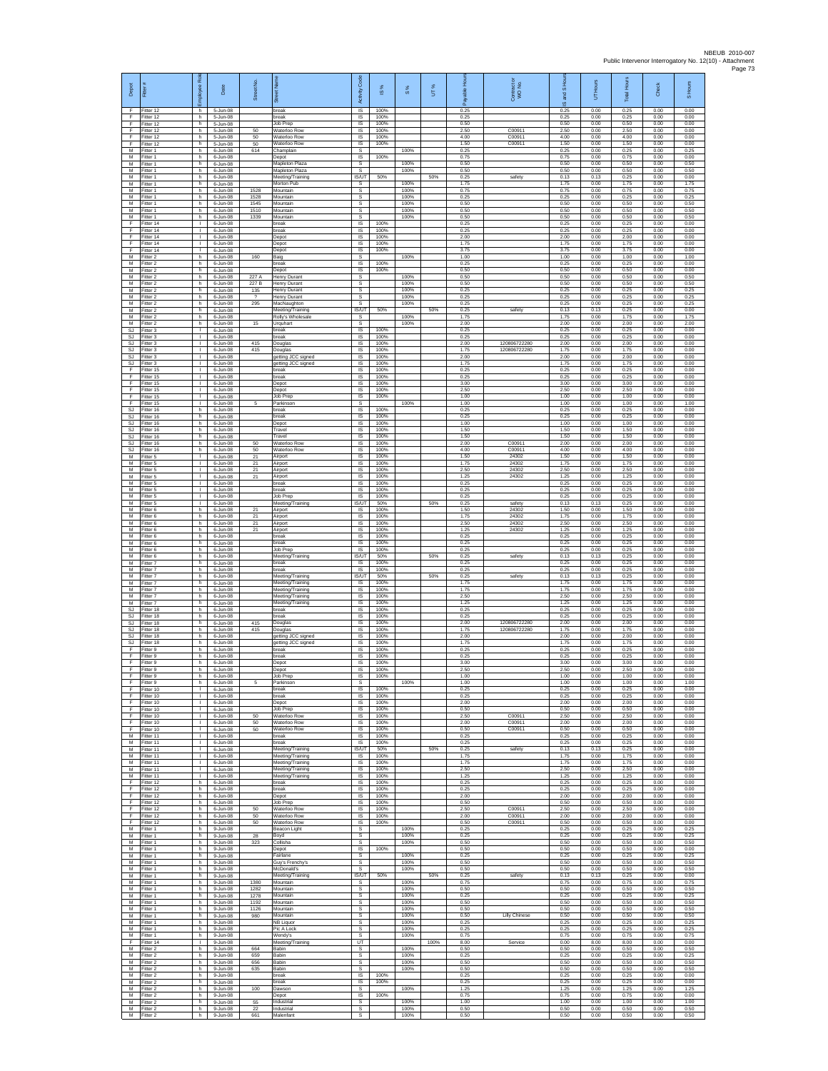| Depot | Fitter # | Employee Role | Date | Street No. | Street Name | Activity Code | IS % | S % | UT % | Payable Hours | Contractor or WO No. | IS and S Hours | UT Hours | Total Hours | Check | S Hours |
|---|---|---|---|---|---|---|---|---|---|---|---|---|---|---|---|---|
| F | Fitter 12 | h | 5-Jun-08 | | break | IS | 100% | | | 0.25 | | 0.25 | 0.00 | 0.25 | 0.00 | 0.00 |
| F | Fitter 12 | h | 5-Jun-08 | | break | IS | 100% | | | 0.25 | | 0.25 | 0.00 | 0.25 | 0.00 | 0.00 |
| F | Fitter 12 | h | 5-Jun-08 | | Job Prep | IS | 100% | | | 0.50 | | 0.50 | 0.00 | 0.50 | 0.00 | 0.00 |
| F | Fitter 12 | h | 5-Jun-08 | 50 | Waterloo Row | IS | 100% | | | 2.50 | C00911 | 2.50 | 0.00 | 2.50 | 0.00 | 0.00 |
| F | Fitter 12 | h | 5-Jun-08 | 50 | Waterloo Row | IS | 100% | | | 4.00 | C00911 | 4.00 | 0.00 | 4.00 | 0.00 | 0.00 |
| F | Fitter 12 | h | 5-Jun-08 | 50 | Waterloo Row | IS | 100% | | | 1.50 | C00911 | 1.50 | 0.00 | 1.50 | 0.00 | 0.00 |
| M | Fitter 1 | h | 6-Jun-08 | 614 | Champlain | S | | 100% | | 0.25 | | 0.25 | 0.00 | 0.25 | 0.00 | 0.25 |
| M | Fitter 1 | h | 6-Jun-08 | | Depot | IS | 100% | | | 0.75 | | 0.75 | 0.00 | 0.75 | 0.00 | 0.00 |
| M | Fitter 1 | h | 6-Jun-08 | | Mapleton Plaza | S | | 100% | | 0.50 | | 0.50 | 0.00 | 0.50 | 0.00 | 0.50 |
| M | Fitter 1 | h | 6-Jun-08 | | Mapleton Plaza | S | | 100% | | 0.50 | | 0.50 | 0.00 | 0.50 | 0.00 | 0.50 |
| M | Fitter 1 | h | 6-Jun-08 | | Meeting/Training | IS/UT | 50% | | 50% | 0.25 | safety | 0.13 | 0.13 | 0.25 | 0.00 | 0.00 |
| M | Fitter 1 | h | 6-Jun-08 | | Morton Pub | S | | 100% | | 1.75 | | 1.75 | 0.00 | 1.75 | 0.00 | 1.75 |
| M | Fitter 1 | h | 6-Jun-08 | 1528 | Mountain | S | | 100% | | 0.75 | | 0.75 | 0.00 | 0.75 | 0.00 | 0.75 |
| M | Fitter 1 | h | 6-Jun-08 | 1528 | Mountain | S | | 100% | | 0.25 | | 0.25 | 0.00 | 0.25 | 0.00 | 0.25 |
| M | Fitter 1 | h | 6-Jun-08 | 1545 | Mountain | S | | 100% | | 0.50 | | 0.50 | 0.00 | 0.50 | 0.00 | 0.50 |
| M | Fitter 1 | h | 6-Jun-08 | 1510 | Mountain | S | | 100% | | 0.50 | | 0.50 | 0.00 | 0.50 | 0.00 | 0.50 |
| M | Fitter 1 | h | 6-Jun-08 | 1339 | Mountain | S | | 100% | | 0.50 | | 0.50 | 0.00 | 0.50 | 0.00 | 0.50 |
| F | Fitter 14 | l | 6-Jun-08 | | break | IS | 100% | | | 0.25 | | 0.25 | 0.00 | 0.25 | 0.00 | 0.00 |
| F | Fitter 14 | l | 6-Jun-08 | | break | IS | 100% | | | 0.25 | | 0.25 | 0.00 | 0.25 | 0.00 | 0.00 |
| F | Fitter 14 | l | 6-Jun-08 | | Depot | IS | 100% | | | 2.00 | | 2.00 | 0.00 | 2.00 | 0.00 | 0.00 |
| F | Fitter 14 | l | 6-Jun-08 | | Depot | IS | 100% | | | 1.75 | | 1.75 | 0.00 | 1.75 | 0.00 | 0.00 |
| F | Fitter 14 | l | 6-Jun-08 | | Depot | IS | 100% | | | 3.75 | | 3.75 | 0.00 | 3.75 | 0.00 | 0.00 |
| M | Fitter 2 | h | 6-Jun-08 | 160 | Baig | S | | 100% | | 1.00 | | 1.00 | 0.00 | 1.00 | 0.00 | 1.00 |
| M | Fitter 2 | h | 6-Jun-08 | | break | IS | 100% | | | 0.25 | | 0.25 | 0.00 | 0.25 | 0.00 | 0.00 |
| M | Fitter 2 | h | 6-Jun-08 | | Depot | IS | 100% | | | 0.50 | | 0.50 | 0.00 | 0.50 | 0.00 | 0.00 |
| M | Fitter 2 | h | 6-Jun-08 | 227 A | Henry Durant | S | | 100% | | 0.50 | | 0.50 | 0.00 | 0.50 | 0.00 | 0.50 |
| M | Fitter 2 | h | 6-Jun-08 | 227 B | Henry Durant | S | | 100% | | 0.50 | | 0.50 | 0.00 | 0.50 | 0.00 | 0.50 |
| M | Fitter 2 | h | 6-Jun-08 | 135 | Henry Durant | S | | 100% | | 0.25 | | 0.25 | 0.00 | 0.25 | 0.00 | 0.25 |
| M | Fitter 2 | h | 6-Jun-08 | ? | Henry Durant | S | | 100% | | 0.25 | | 0.25 | 0.00 | 0.25 | 0.00 | 0.25 |
| M | Fitter 2 | h | 6-Jun-08 | 295 | MacNaughton | S | | 100% | | 0.25 | | 0.25 | 0.00 | 0.25 | 0.00 | 0.25 |
| M | Fitter 2 | h | 6-Jun-08 | | Meeting/Training | IS/UT | 50% | | 50% | 0.25 | safety | 0.13 | 0.13 | 0.25 | 0.00 | 0.00 |
| M | Fitter 2 | h | 6-Jun-08 | | Rolly's Wholesale | S | | 100% | | 1.75 | | 1.75 | 0.00 | 1.75 | 0.00 | 1.75 |
| M | Fitter 2 | h | 6-Jun-08 | 15 | Urquhart | S | | 100% | | 2.00 | | 2.00 | 0.00 | 2.00 | 0.00 | 2.00 |
| SJ | Fitter 3 | l | 6-Jun-08 | | break | IS | 100% | | | 0.25 | | 0.25 | 0.00 | 0.25 | 0.00 | 0.00 |
| SJ | Fitter 3 | l | 6-Jun-08 | | break | IS | 100% | | | 0.25 | | 0.25 | 0.00 | 0.25 | 0.00 | 0.00 |
| SJ | Fitter 3 | l | 6-Jun-08 | 415 | Douglas | IS | 100% | | | 2.00 | 120806722280 | 2.00 | 0.00 | 2.00 | 0.00 | 0.00 |
| SJ | Fitter 3 | l | 6-Jun-08 | 415 | Douglas | IS | 100% | | | 1.75 | 120806722280 | 1.75 | 0.00 | 1.75 | 0.00 | 0.00 |
| SJ | Fitter 3 | l | 6-Jun-08 | | getting JCC signed | IS | 100% | | | 2.00 | | 2.00 | 0.00 | 2.00 | 0.00 | 0.00 |
| SJ | Fitter 3 | l | 6-Jun-08 | | getting JCC signed | IS | 100% | | | 1.75 | | 1.75 | 0.00 | 1.75 | 0.00 | 0.00 |
| F | Fitter 15 | l | 6-Jun-08 | | break | IS | 100% | | | 0.25 | | 0.25 | 0.00 | 0.25 | 0.00 | 0.00 |
| F | Fitter 15 | l | 6-Jun-08 | | break | IS | 100% | | | 0.25 | | 0.25 | 0.00 | 0.25 | 0.00 | 0.00 |
| F | Fitter 15 | l | 6-Jun-08 | | Depot | IS | 100% | | | 3.00 | | 3.00 | 0.00 | 3.00 | 0.00 | 0.00 |
| F | Fitter 15 | l | 6-Jun-08 | | Depot | IS | 100% | | | 2.50 | | 2.50 | 0.00 | 2.50 | 0.00 | 0.00 |
| F | Fitter 15 | l | 6-Jun-08 | | Job Prep | IS | 100% | | | 1.00 | | 1.00 | 0.00 | 1.00 | 0.00 | 0.00 |
| F | Fitter 15 | l | 6-Jun-08 | 5 | Parkinson | S | | 100% | | 1.00 | | 1.00 | 0.00 | 1.00 | 0.00 | 1.00 |
| SJ | Fitter 16 | h | 6-Jun-08 | | break | IS | 100% | | | 0.25 | | 0.25 | 0.00 | 0.25 | 0.00 | 0.00 |
| SJ | Fitter 16 | h | 6-Jun-08 | | break | IS | 100% | | | 0.25 | | 0.25 | 0.00 | 0.25 | 0.00 | 0.00 |
| SJ | Fitter 16 | h | 6-Jun-08 | | Depot | IS | 100% | | | 1.00 | | 1.00 | 0.00 | 1.00 | 0.00 | 0.00 |
| SJ | Fitter 16 | h | 6-Jun-08 | | Travel | IS | 100% | | | 1.50 | | 1.50 | 0.00 | 1.50 | 0.00 | 0.00 |
| SJ | Fitter 16 | h | 6-Jun-08 | | Travel | IS | 100% | | | 1.50 | | 1.50 | 0.00 | 1.50 | 0.00 | 0.00 |
| SJ | Fitter 16 | h | 6-Jun-08 | 50 | Waterloo Row | IS | 100% | | | 2.00 | C00911 | 2.00 | 0.00 | 2.00 | 0.00 | 0.00 |
| SJ | Fitter 16 | h | 6-Jun-08 | 50 | Waterloo Row | IS | 100% | | | 4.00 | C00911 | 4.00 | 0.00 | 4.00 | 0.00 | 0.00 |
| M | Fitter 5 | l | 6-Jun-08 | 21 | Airport | IS | 100% | | | 1.50 | 24302 | 1.50 | 0.00 | 1.50 | 0.00 | 0.00 |
| M | Fitter 5 | l | 6-Jun-08 | 21 | Airport | IS | 100% | | | 1.75 | 24302 | 1.75 | 0.00 | 1.75 | 0.00 | 0.00 |
| M | Fitter 5 | l | 6-Jun-08 | 21 | Airport | IS | 100% | | | 2.50 | 24302 | 2.50 | 0.00 | 2.50 | 0.00 | 0.00 |
| M | Fitter 5 | l | 6-Jun-08 | 21 | Airport | IS | 100% | | | 1.25 | 24302 | 1.25 | 0.00 | 1.25 | 0.00 | 0.00 |
| M | Fitter 5 | l | 6-Jun-08 | | break | IS | 100% | | | 0.25 | | 0.25 | 0.00 | 0.25 | 0.00 | 0.00 |
| M | Fitter 5 | l | 6-Jun-08 | | break | IS | 100% | | | 0.25 | | 0.25 | 0.00 | 0.25 | 0.00 | 0.00 |
| M | Fitter 5 | l | 6-Jun-08 | | Job Prep | IS | 100% | | | 0.25 | | 0.25 | 0.00 | 0.25 | 0.00 | 0.00 |
| M | Fitter 5 | l | 6-Jun-08 | | Meeting/Training | IS/UT | 50% | | 50% | 0.25 | safety | 0.13 | 0.13 | 0.25 | 0.00 | 0.00 |
| M | Fitter 6 | h | 6-Jun-08 | 21 | Airport | IS | 100% | | | 1.50 | 24302 | 1.50 | 0.00 | 1.50 | 0.00 | 0.00 |
| M | Fitter 6 | h | 6-Jun-08 | 21 | Airport | IS | 100% | | | 1.75 | 24302 | 1.75 | 0.00 | 1.75 | 0.00 | 0.00 |
| M | Fitter 6 | h | 6-Jun-08 | 21 | Airport | IS | 100% | | | 2.50 | 24302 | 2.50 | 0.00 | 2.50 | 0.00 | 0.00 |
| M | Fitter 6 | h | 6-Jun-08 | 21 | Airport | IS | 100% | | | 1.25 | 24302 | 1.25 | 0.00 | 1.25 | 0.00 | 0.00 |
| M | Fitter 6 | h | 6-Jun-08 | | break | IS | 100% | | | 0.25 | | 0.25 | 0.00 | 0.25 | 0.00 | 0.00 |
| M | Fitter 6 | h | 6-Jun-08 | | break | IS | 100% | | | 0.25 | | 0.25 | 0.00 | 0.25 | 0.00 | 0.00 |
| M | Fitter 6 | h | 6-Jun-08 | | Job Prep | IS | 100% | | | 0.25 | | 0.25 | 0.00 | 0.25 | 0.00 | 0.00 |
| M | Fitter 6 | h | 6-Jun-08 | | Meeting/Training | IS/UT | 50% | | 50% | 0.25 | safety | 0.13 | 0.13 | 0.25 | 0.00 | 0.00 |
| M | Fitter 7 | h | 6-Jun-08 | | break | IS | 100% | | | 0.25 | | 0.25 | 0.00 | 0.25 | 0.00 | 0.00 |
| M | Fitter 7 | h | 6-Jun-08 | | break | IS | 100% | | | 0.25 | | 0.25 | 0.00 | 0.25 | 0.00 | 0.00 |
| M | Fitter 7 | h | 6-Jun-08 | | Meeting/Training | IS/UT | 50% | | 50% | 0.25 | safety | 0.13 | 0.13 | 0.25 | 0.00 | 0.00 |
| M | Fitter 7 | h | 6-Jun-08 | | Meeting/Training | IS | 100% | | | 1.75 | | 1.75 | 0.00 | 1.75 | 0.00 | 0.00 |
| M | Fitter 7 | h | 6-Jun-08 | | Meeting/Training | IS | 100% | | | 1.75 | | 1.75 | 0.00 | 1.75 | 0.00 | 0.00 |
| M | Fitter 7 | h | 6-Jun-08 | | Meeting/Training | IS | 100% | | | 2.50 | | 2.50 | 0.00 | 2.50 | 0.00 | 0.00 |
| M | Fitter 7 | h | 6-Jun-08 | | Meeting/Training | IS | 100% | | | 1.25 | | 1.25 | 0.00 | 1.25 | 0.00 | 0.00 |
| SJ | Fitter 18 | h | 6-Jun-08 | | break | IS | 100% | | | 0.25 | | 0.25 | 0.00 | 0.25 | 0.00 | 0.00 |
| SJ | Fitter 18 | h | 6-Jun-08 | | break | IS | 100% | | | 0.25 | | 0.25 | 0.00 | 0.25 | 0.00 | 0.00 |
| SJ | Fitter 18 | h | 6-Jun-08 | 415 | Douglas | IS | 100% | | | 2.00 | 120806722280 | 2.00 | 0.00 | 2.00 | 0.00 | 0.00 |
| SJ | Fitter 18 | h | 6-Jun-08 | 415 | Douglas | IS | 100% | | | 1.75 | 120806722280 | 1.75 | 0.00 | 1.75 | 0.00 | 0.00 |
| SJ | Fitter 18 | h | 6-Jun-08 | | getting JCC signed | IS | 100% | | | 2.00 | | 2.00 | 0.00 | 2.00 | 0.00 | 0.00 |
| SJ | Fitter 18 | h | 6-Jun-08 | | getting JCC signed | IS | 100% | | | 1.75 | | 1.75 | 0.00 | 1.75 | 0.00 | 0.00 |
| F | Fitter 9 | h | 6-Jun-08 | | break | IS | 100% | | | 0.25 | | 0.25 | 0.00 | 0.25 | 0.00 | 0.00 |
| F | Fitter 9 | h | 6-Jun-08 | | break | IS | 100% | | | 0.25 | | 0.25 | 0.00 | 0.25 | 0.00 | 0.00 |
| F | Fitter 9 | h | 6-Jun-08 | | Depot | IS | 100% | | | 3.00 | | 3.00 | 0.00 | 3.00 | 0.00 | 0.00 |
| F | Fitter 9 | h | 6-Jun-08 | | Depot | IS | 100% | | | 2.50 | | 2.50 | 0.00 | 2.50 | 0.00 | 0.00 |
| F | Fitter 9 | h | 6-Jun-08 | | Job Prep | IS | 100% | | | 1.00 | | 1.00 | 0.00 | 1.00 | 0.00 | 0.00 |
| F | Fitter 9 | h | 6-Jun-08 | 5 | Parkinson | S | | 100% | | 1.00 | | 1.00 | 0.00 | 1.00 | 0.00 | 1.00 |
| F | Fitter 10 | l | 6-Jun-08 | | break | IS | 100% | | | 0.25 | | 0.25 | 0.00 | 0.25 | 0.00 | 0.00 |
| F | Fitter 10 | l | 6-Jun-08 | | break | IS | 100% | | | 0.25 | | 0.25 | 0.00 | 0.25 | 0.00 | 0.00 |
| F | Fitter 10 | l | 6-Jun-08 | | Depot | IS | 100% | | | 2.00 | | 2.00 | 0.00 | 2.00 | 0.00 | 0.00 |
| F | Fitter 10 | l | 6-Jun-08 | | Job Prep | IS | 100% | | | 0.50 | | 0.50 | 0.00 | 0.50 | 0.00 | 0.00 |
| F | Fitter 10 | l | 6-Jun-08 | 50 | Waterloo Row | IS | 100% | | | 2.50 | C00911 | 2.50 | 0.00 | 2.50 | 0.00 | 0.00 |
| F | Fitter 10 | l | 6-Jun-08 | 50 | Waterloo Row | IS | 100% | | | 2.00 | C00911 | 2.00 | 0.00 | 2.00 | 0.00 | 0.00 |
| F | Fitter 10 | l | 6-Jun-08 | 50 | Waterloo Row | IS | 100% | | | 0.50 | C00911 | 0.50 | 0.00 | 0.50 | 0.00 | 0.00 |
| M | Fitter 11 | l | 6-Jun-08 | | break | IS | 100% | | | 0.25 | | 0.25 | 0.00 | 0.25 | 0.00 | 0.00 |
| M | Fitter 11 | l | 6-Jun-08 | | break | IS | 100% | | | 0.25 | | 0.25 | 0.00 | 0.25 | 0.00 | 0.00 |
| M | Fitter 11 | l | 6-Jun-08 | | Meeting/Training | IS/UT | 50% | | 50% | 0.25 | safety | 0.13 | 0.13 | 0.25 | 0.00 | 0.00 |
| M | Fitter 11 | l | 6-Jun-08 | | Meeting/Training | IS | 100% | | | 1.75 | | 1.75 | 0.00 | 1.75 | 0.00 | 0.00 |
| M | Fitter 11 | l | 6-Jun-08 | | Meeting/Training | IS | 100% | | | 1.75 | | 1.75 | 0.00 | 1.75 | 0.00 | 0.00 |
| M | Fitter 11 | l | 6-Jun-08 | | Meeting/Training | IS | 100% | | | 2.50 | | 2.50 | 0.00 | 2.50 | 0.00 | 0.00 |
| M | Fitter 11 | l | 6-Jun-08 | | Meeting/Training | IS | 100% | | | 1.25 | | 1.25 | 0.00 | 1.25 | 0.00 | 0.00 |
| F | Fitter 12 | h | 6-Jun-08 | | break | IS | 100% | | | 0.25 | | 0.25 | 0.00 | 0.25 | 0.00 | 0.00 |
| F | Fitter 12 | h | 6-Jun-08 | | break | IS | 100% | | | 0.25 | | 0.25 | 0.00 | 0.25 | 0.00 | 0.00 |
| F | Fitter 12 | h | 6-Jun-08 | | Depot | IS | 100% | | | 2.00 | | 2.00 | 0.00 | 2.00 | 0.00 | 0.00 |
| F | Fitter 12 | h | 6-Jun-08 | | Job Prep | IS | 100% | | | 0.50 | | 0.50 | 0.00 | 0.50 | 0.00 | 0.00 |
| F | Fitter 12 | h | 6-Jun-08 | 50 | Waterloo Row | IS | 100% | | | 2.50 | C00911 | 2.50 | 0.00 | 2.50 | 0.00 | 0.00 |
| F | Fitter 12 | h | 6-Jun-08 | 50 | Waterloo Row | IS | 100% | | | 2.00 | C00911 | 2.00 | 0.00 | 2.00 | 0.00 | 0.00 |
| F | Fitter 12 | h | 6-Jun-08 | 50 | Waterloo Row | IS | 100% | | | 0.50 | C00911 | 0.50 | 0.00 | 0.50 | 0.00 | 0.00 |
| M | Fitter 1 | h | 9-Jun-08 | | Beacon Light | S | | 100% | | 0.25 | | 0.25 | 0.00 | 0.25 | 0.00 | 0.25 |
| M | Fitter 1 | h | 9-Jun-08 | 28 | Boyd | S | | 100% | | 0.25 | | 0.25 | 0.00 | 0.25 | 0.00 | 0.25 |
| M | Fitter 1 | h | 9-Jun-08 | 323 | Collisha | S | | 100% | | 0.50 | | 0.50 | 0.00 | 0.50 | 0.00 | 0.50 |
| M | Fitter 1 | h | 9-Jun-08 | | Depot | IS | 100% | | | 0.50 | | 0.50 | 0.00 | 0.50 | 0.00 | 0.00 |
| M | Fitter 1 | h | 9-Jun-08 | | Fairlane | S | | 100% | | 0.25 | | 0.25 | 0.00 | 0.25 | 0.00 | 0.25 |
| M | Fitter 1 | h | 9-Jun-08 | | Guy's Frenchy's | S | | 100% | | 0.50 | | 0.50 | 0.00 | 0.50 | 0.00 | 0.50 |
| M | Fitter 1 | h | 9-Jun-08 | | McDonald's | S | | 100% | | 0.50 | | 0.50 | 0.00 | 0.50 | 0.00 | 0.50 |
| M | Fitter 1 | h | 9-Jun-08 | | Meeting/Training | IS/UT | 50% | | 50% | 0.25 | safety | 0.13 | 0.13 | 0.25 | 0.00 | 0.00 |
| M | Fitter 1 | h | 9-Jun-08 | 1380 | Mountain | S | | 100% | | 0.75 | | 0.75 | 0.00 | 0.75 | 0.00 | 0.75 |
| M | Fitter 1 | h | 9-Jun-08 | 1282 | Mountain | S | | 100% | | 0.50 | | 0.50 | 0.00 | 0.50 | 0.00 | 0.50 |
| M | Fitter 1 | h | 9-Jun-08 | 1278 | Mountain | S | | 100% | | 0.25 | | 0.25 | 0.00 | 0.25 | 0.00 | 0.25 |
| M | Fitter 1 | h | 9-Jun-08 | 1192 | Mountain | S | | 100% | | 0.50 | | 0.50 | 0.00 | 0.50 | 0.00 | 0.50 |
| M | Fitter 1 | h | 9-Jun-08 | 1126 | Mountain | S | | 100% | | 0.50 | | 0.50 | 0.00 | 0.50 | 0.00 | 0.50 |
| M | Fitter 1 | h | 9-Jun-08 | 980 | Mountain | S | | 100% | | 0.50 | Lilly Chinese | 0.50 | 0.00 | 0.50 | 0.00 | 0.50 |
| M | Fitter 1 | h | 9-Jun-08 | | NB Liquor | S | | 100% | | 0.25 | | 0.25 | 0.00 | 0.25 | 0.00 | 0.25 |
| M | Fitter 1 | h | 9-Jun-08 | | Pic A Lock | S | | 100% | | 0.25 | | 0.25 | 0.00 | 0.25 | 0.00 | 0.25 |
| M | Fitter 1 | h | 9-Jun-08 | | Wendy's | S | | 100% | | 0.75 | | 0.75 | 0.00 | 0.75 | 0.00 | 0.75 |
| F | Fitter 14 | l | 9-Jun-08 | | Meeting/Training | UT | | | 100% | 8.00 | Service | 0.00 | 8.00 | 8.00 | 0.00 | 0.00 |
| M | Fitter 2 | h | 9-Jun-08 | 664 | Babin | S | | 100% | | 0.50 | | 0.50 | 0.00 | 0.50 | 0.00 | 0.50 |
| M | Fitter 2 | h | 9-Jun-08 | 659 | Babin | S | | 100% | | 0.25 | | 0.25 | 0.00 | 0.25 | 0.00 | 0.25 |
| M | Fitter 2 | h | 9-Jun-08 | 656 | Babin | S | | 100% | | 0.50 | | 0.50 | 0.00 | 0.50 | 0.00 | 0.50 |
| M | Fitter 2 | h | 9-Jun-08 | 635 | Babin | S | | 100% | | 0.50 | | 0.50 | 0.00 | 0.50 | 0.00 | 0.50 |
| M | Fitter 2 | h | 9-Jun-08 | | break | IS | 100% | | | 0.25 | | 0.25 | 0.00 | 0.25 | 0.00 | 0.00 |
| M | Fitter 2 | h | 9-Jun-08 | | break | IS | 100% | | | 0.25 | | 0.25 | 0.00 | 0.25 | 0.00 | 0.00 |
| M | Fitter 2 | h | 9-Jun-08 | 100 | Dawson | S | | 100% | | 1.25 | | 1.25 | 0.00 | 1.25 | 0.00 | 1.25 |
| M | Fitter 2 | h | 9-Jun-08 | | Depot | IS | 100% | | | 0.75 | | 0.75 | 0.00 | 0.75 | 0.00 | 0.00 |
| M | Fitter 2 | h | 9-Jun-08 | 55 | Industrial | S | | 100% | | 1.00 | | 1.00 | 0.00 | 1.00 | 0.00 | 1.00 |
| M | Fitter 2 | h | 9-Jun-08 | 22 | Industrial | S | | 100% | | 0.50 | | 0.50 | 0.00 | 0.50 | 0.00 | 0.50 |
| M | Fitter 2 | h | 9-Jun-08 | 661 | Malenfant | S | | 100% | | 0.50 | | 0.50 | 0.00 | 0.50 | 0.00 | 0.50 |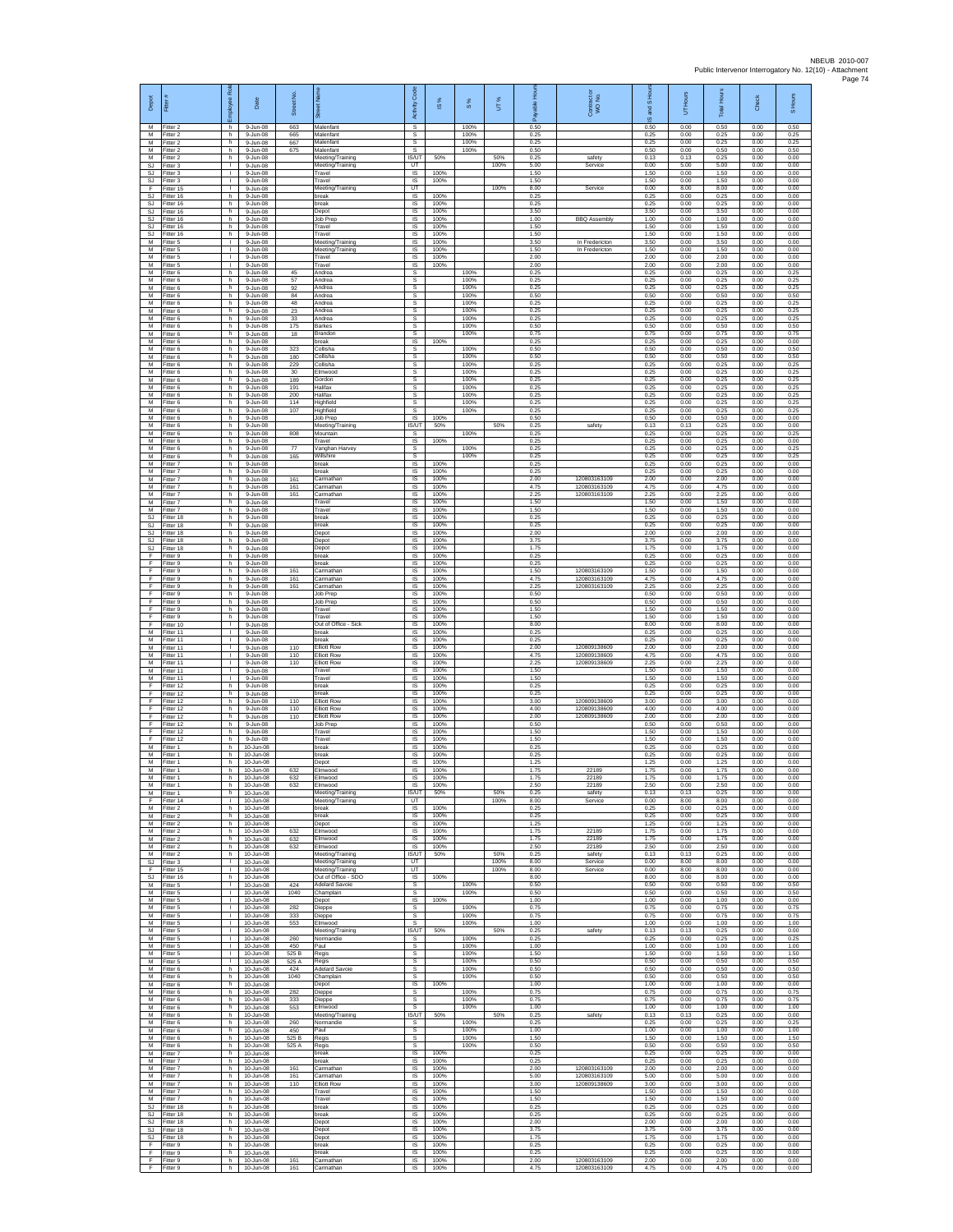NBEUB 2010-007
Public Intervenor Interrogatory No. 12(10) - Attachment
Page 74

| Depot | Fitter # | Employee Role | Date | Street No. | Street Name | Activity Code | IS % | S % | UT % | Payable Hours | Contractor or WO No. | IS and S Hours | UT Hours | Total Hours | Check | S Hours |
|---|---|---|---|---|---|---|---|---|---|---|---|---|---|---|---|---|
| M | Fitter 2 | h | 9-Jun-08 | 663 | Malenfant | S | | 100% | | 0.50 | | 0.50 | 0.00 | 0.50 | 0.00 | 0.50 |
| M | Fitter 2 | h | 9-Jun-08 | 665 | Malenfant | S | | 100% | | 0.25 | | 0.25 | 0.00 | 0.25 | 0.00 | 0.25 |
| M | Fitter 2 | h | 9-Jun-08 | 667 | Malenfant | S | | 100% | | 0.25 | | 0.25 | 0.00 | 0.25 | 0.00 | 0.25 |
| M | Fitter 2 | h | 9-Jun-08 | 675 | Malenfant | S | | 100% | | 0.50 | | 0.50 | 0.00 | 0.50 | 0.00 | 0.50 |
| M | Fitter 2 | h | 9-Jun-08 | | Meeting/Training | IS/UT | 50% | | 50% | 0.25 | safety | 0.13 | 0.13 | 0.25 | 0.00 | 0.00 |
| SJ | Fitter 3 | l | 9-Jun-08 | | Meeting/Training | UT | | | 100% | 5.00 | Service | 0.00 | 5.00 | 5.00 | 0.00 | 0.00 |
| SJ | Fitter 3 | l | 9-Jun-08 | | Travel | IS | 100% | | | 1.50 | | 1.50 | 0.00 | 1.50 | 0.00 | 0.00 |
| SJ | Fitter 3 | l | 9-Jun-08 | | Travel | IS | 100% | | | 1.50 | | 1.50 | 0.00 | 1.50 | 0.00 | 0.00 |
| F | Fitter 15 | l | 9-Jun-08 | | Meeting/Training | UT | | | 100% | 8.00 | Service | 0.00 | 8.00 | 8.00 | 0.00 | 0.00 |
| SJ | Fitter 16 | h | 9-Jun-08 | | break | IS | 100% | | | 0.25 | | 0.25 | 0.00 | 0.25 | 0.00 | 0.00 |
| SJ | Fitter 16 | h | 9-Jun-08 | | break | IS | 100% | | | 0.25 | | 0.25 | 0.00 | 0.25 | 0.00 | 0.00 |
| SJ | Fitter 16 | h | 9-Jun-08 | | Depot | IS | 100% | | | 3.50 | | 3.50 | 0.00 | 3.50 | 0.00 | 0.00 |
| SJ | Fitter 16 | h | 9-Jun-08 | | Job Prep | IS | 100% | | | 1.00 | BBQ Assembly | 1.00 | 0.00 | 1.00 | 0.00 | 0.00 |
| SJ | Fitter 16 | h | 9-Jun-08 | | Travel | IS | 100% | | | 1.50 | | 1.50 | 0.00 | 1.50 | 0.00 | 0.00 |
| SJ | Fitter 16 | h | 9-Jun-08 | | Travel | IS | 100% | | | 1.50 | | 1.50 | 0.00 | 1.50 | 0.00 | 0.00 |
| M | Fitter 5 | l | 9-Jun-08 | | Meeting/Training | IS | 100% | | | 3.50 | In Fredericton | 3.50 | 0.00 | 3.50 | 0.00 | 0.00 |
| M | Fitter 5 | l | 9-Jun-08 | | Meeting/Training | IS | 100% | | | 1.50 | In Fredericton | 1.50 | 0.00 | 1.50 | 0.00 | 0.00 |
| M | Fitter 5 | l | 9-Jun-08 | | Travel | IS | 100% | | | 2.00 | | 2.00 | 0.00 | 2.00 | 0.00 | 0.00 |
| M | Fitter 5 | l | 9-Jun-08 | | Travel | IS | 100% | | | 2.00 | | 2.00 | 0.00 | 2.00 | 0.00 | 0.00 |
| M | Fitter 6 | h | 9-Jun-08 | 45 | Andrea | S | | 100% | | 0.25 | | 0.25 | 0.00 | 0.25 | 0.00 | 0.25 |
| M | Fitter 6 | h | 9-Jun-08 | 57 | Andrea | S | | 100% | | 0.25 | | 0.25 | 0.00 | 0.25 | 0.00 | 0.25 |
| M | Fitter 6 | h | 9-Jun-08 | 92 | Andrea | S | | 100% | | 0.25 | | 0.25 | 0.00 | 0.25 | 0.00 | 0.25 |
| M | Fitter 6 | h | 9-Jun-08 | 84 | Andrea | S | | 100% | | 0.50 | | 0.50 | 0.00 | 0.50 | 0.00 | 0.50 |
| M | Fitter 6 | h | 9-Jun-08 | 48 | Andrea | S | | 100% | | 0.25 | | 0.25 | 0.00 | 0.25 | 0.00 | 0.25 |
| M | Fitter 6 | h | 9-Jun-08 | 23 | Andrea | S | | 100% | | 0.25 | | 0.25 | 0.00 | 0.25 | 0.00 | 0.25 |
| M | Fitter 6 | h | 9-Jun-08 | 33 | Andrea | S | | 100% | | 0.25 | | 0.25 | 0.00 | 0.25 | 0.00 | 0.25 |
| M | Fitter 6 | h | 9-Jun-08 | 175 | Barkes | S | | 100% | | 0.50 | | 0.50 | 0.00 | 0.50 | 0.00 | 0.50 |
| M | Fitter 6 | h | 9-Jun-08 | 18 | Brandon | S | | 100% | | 0.75 | | 0.75 | 0.00 | 0.75 | 0.00 | 0.75 |
| M | Fitter 6 | h | 9-Jun-08 | | break | IS | 100% | | | 0.25 | | 0.25 | 0.00 | 0.25 | 0.00 | 0.00 |
| M | Fitter 6 | h | 9-Jun-08 | 323 | Collisha | S | | 100% | | 0.50 | | 0.50 | 0.00 | 0.50 | 0.00 | 0.50 |
| M | Fitter 6 | h | 9-Jun-08 | 180 | Collisha | S | | 100% | | 0.50 | | 0.50 | 0.00 | 0.50 | 0.00 | 0.50 |
| M | Fitter 6 | h | 9-Jun-08 | 229 | Collisha | S | | 100% | | 0.25 | | 0.25 | 0.00 | 0.25 | 0.00 | 0.25 |
| M | Fitter 6 | h | 9-Jun-08 | 30 | Elmwood | S | | 100% | | 0.25 | | 0.25 | 0.00 | 0.25 | 0.00 | 0.25 |
| M | Fitter 6 | h | 9-Jun-08 | 189 | Gordon | S | | 100% | | 0.25 | | 0.25 | 0.00 | 0.25 | 0.00 | 0.25 |
| M | Fitter 6 | h | 9-Jun-08 | 191 | Halifax | S | | 100% | | 0.25 | | 0.25 | 0.00 | 0.25 | 0.00 | 0.25 |
| M | Fitter 6 | h | 9-Jun-08 | 200 | Halifax | S | | 100% | | 0.25 | | 0.25 | 0.00 | 0.25 | 0.00 | 0.25 |
| M | Fitter 6 | h | 9-Jun-08 | 114 | Highfield | S | | 100% | | 0.25 | | 0.25 | 0.00 | 0.25 | 0.00 | 0.25 |
| M | Fitter 6 | h | 9-Jun-08 | 107 | Highfield | S | | 100% | | 0.25 | | 0.25 | 0.00 | 0.25 | 0.00 | 0.25 |
| M | Fitter 6 | h | 9-Jun-08 | | Job Prep | IS | 100% | | | 0.50 | | 0.50 | 0.00 | 0.50 | 0.00 | 0.00 |
| M | Fitter 6 | h | 9-Jun-08 | | Meeting/Training | IS/UT | 50% | | 50% | 0.25 | safety | 0.13 | 0.13 | 0.25 | 0.00 | 0.00 |
| M | Fitter 6 | h | 9-Jun-08 | 808 | Mountain | S | | 100% | | 0.25 | | 0.25 | 0.00 | 0.25 | 0.00 | 0.25 |
| M | Fitter 6 | h | 9-Jun-08 | | Travel | IS | 100% | | | 0.25 | | 0.25 | 0.00 | 0.25 | 0.00 | 0.00 |
| M | Fitter 6 | h | 9-Jun-08 | 77 | Vanghan Harvey | S | | 100% | | 0.25 | | 0.25 | 0.00 | 0.25 | 0.00 | 0.25 |
| M | Fitter 6 | h | 9-Jun-08 | 165 | Wiltshire | S | | 100% | | 0.25 | | 0.25 | 0.00 | 0.25 | 0.00 | 0.25 |
| M | Fitter 7 | h | 9-Jun-08 | | break | IS | 100% | | | 0.25 | | 0.25 | 0.00 | 0.25 | 0.00 | 0.00 |
| M | Fitter 7 | h | 9-Jun-08 | | break | IS | 100% | | | 0.25 | | 0.25 | 0.00 | 0.25 | 0.00 | 0.00 |
| M | Fitter 7 | h | 9-Jun-08 | 161 | Carmathan | IS | 100% | | | 2.00 | 120803163109 | 2.00 | 0.00 | 2.00 | 0.00 | 0.00 |
| M | Fitter 7 | h | 9-Jun-08 | 161 | Carmathan | IS | 100% | | | 4.75 | 120803163109 | 4.75 | 0.00 | 4.75 | 0.00 | 0.00 |
| M | Fitter 7 | h | 9-Jun-08 | 161 | Carmathan | IS | 100% | | | 2.25 | 120803163109 | 2.25 | 0.00 | 2.25 | 0.00 | 0.00 |
| M | Fitter 7 | h | 9-Jun-08 | | Travel | IS | 100% | | | 1.50 | | 1.50 | 0.00 | 1.50 | 0.00 | 0.00 |
| M | Fitter 7 | h | 9-Jun-08 | | Travel | IS | 100% | | | 1.50 | | 1.50 | 0.00 | 1.50 | 0.00 | 0.00 |
| SJ | Fitter 18 | h | 9-Jun-08 | | break | IS | 100% | | | 0.25 | | 0.25 | 0.00 | 0.25 | 0.00 | 0.00 |
| SJ | Fitter 18 | h | 9-Jun-08 | | break | IS | 100% | | | 0.25 | | 0.25 | 0.00 | 0.25 | 0.00 | 0.00 |
| SJ | Fitter 18 | h | 9-Jun-08 | | Depot | IS | 100% | | | 2.00 | | 2.00 | 0.00 | 2.00 | 0.00 | 0.00 |
| SJ | Fitter 18 | h | 9-Jun-08 | | Depot | IS | 100% | | | 3.75 | | 3.75 | 0.00 | 3.75 | 0.00 | 0.00 |
| SJ | Fitter 18 | h | 9-Jun-08 | | Depot | IS | 100% | | | 1.75 | | 1.75 | 0.00 | 1.75 | 0.00 | 0.00 |
| F | Fitter 9 | h | 9-Jun-08 | | break | IS | 100% | | | 0.25 | | 0.25 | 0.00 | 0.25 | 0.00 | 0.00 |
| F | Fitter 9 | h | 9-Jun-08 | | break | IS | 100% | | | 0.25 | | 0.25 | 0.00 | 0.25 | 0.00 | 0.00 |
| F | Fitter 9 | h | 9-Jun-08 | 161 | Carmathan | IS | 100% | | | 1.50 | 120803163109 | 1.50 | 0.00 | 1.50 | 0.00 | 0.00 |
| F | Fitter 9 | h | 9-Jun-08 | 161 | Carmathan | IS | 100% | | | 4.75 | 120803163109 | 4.75 | 0.00 | 4.75 | 0.00 | 0.00 |
| F | Fitter 9 | h | 9-Jun-08 | 161 | Carmathan | IS | 100% | | | 2.25 | 120803163109 | 2.25 | 0.00 | 2.25 | 0.00 | 0.00 |
| F | Fitter 9 | h | 9-Jun-08 | | Job Prep | IS | 100% | | | 0.50 | | 0.50 | 0.00 | 0.50 | 0.00 | 0.00 |
| F | Fitter 9 | h | 9-Jun-08 | | Job Prep | IS | 100% | | | 0.50 | | 0.50 | 0.00 | 0.50 | 0.00 | 0.00 |
| F | Fitter 9 | h | 9-Jun-08 | | Travel | IS | 100% | | | 1.50 | | 1.50 | 0.00 | 1.50 | 0.00 | 0.00 |
| F | Fitter 9 | h | 9-Jun-08 | | Travel | IS | 100% | | | 1.50 | | 1.50 | 0.00 | 1.50 | 0.00 | 0.00 |
| F | Fitter 10 | l | 9-Jun-08 | | Out of Office - Sick | IS | 100% | | | 8.00 | | 8.00 | 0.00 | 8.00 | 0.00 | 0.00 |
| M | Fitter 11 | l | 9-Jun-08 | | break | IS | 100% | | | 0.25 | | 0.25 | 0.00 | 0.25 | 0.00 | 0.00 |
| M | Fitter 11 | l | 9-Jun-08 | | break | IS | 100% | | | 0.25 | | 0.25 | 0.00 | 0.25 | 0.00 | 0.00 |
| M | Fitter 11 | l | 9-Jun-08 | 110 | Elliott Row | IS | 100% | | | 2.00 | 120809138609 | 2.00 | 0.00 | 2.00 | 0.00 | 0.00 |
| M | Fitter 11 | l | 9-Jun-08 | 110 | Elliott Row | IS | 100% | | | 4.75 | 120809138609 | 4.75 | 0.00 | 4.75 | 0.00 | 0.00 |
| M | Fitter 11 | l | 9-Jun-08 | 110 | Elliott Row | IS | 100% | | | 2.25 | 120809138609 | 2.25 | 0.00 | 2.25 | 0.00 | 0.00 |
| M | Fitter 11 | l | 9-Jun-08 | | Travel | IS | 100% | | | 1.50 | | 1.50 | 0.00 | 1.50 | 0.00 | 0.00 |
| M | Fitter 11 | l | 9-Jun-08 | | Travel | IS | 100% | | | 1.50 | | 1.50 | 0.00 | 1.50 | 0.00 | 0.00 |
| F | Fitter 12 | h | 9-Jun-08 | | break | IS | 100% | | | 0.25 | | 0.25 | 0.00 | 0.25 | 0.00 | 0.00 |
| F | Fitter 12 | h | 9-Jun-08 | | break | IS | 100% | | | 0.25 | | 0.25 | 0.00 | 0.25 | 0.00 | 0.00 |
| F | Fitter 12 | h | 9-Jun-08 | 110 | Elliott Row | IS | 100% | | | 3.00 | 120809138609 | 3.00 | 0.00 | 3.00 | 0.00 | 0.00 |
| F | Fitter 12 | h | 9-Jun-08 | 110 | Elliott Row | IS | 100% | | | 4.00 | 120809138609 | 4.00 | 0.00 | 4.00 | 0.00 | 0.00 |
| F | Fitter 12 | h | 9-Jun-08 | 110 | Elliott Row | IS | 100% | | | 2.00 | 120809138609 | 2.00 | 0.00 | 2.00 | 0.00 | 0.00 |
| F | Fitter 12 | h | 9-Jun-08 | | Job Prep | IS | 100% | | | 0.50 | | 0.50 | 0.00 | 0.50 | 0.00 | 0.00 |
| F | Fitter 12 | h | 9-Jun-08 | | Travel | IS | 100% | | | 1.50 | | 1.50 | 0.00 | 1.50 | 0.00 | 0.00 |
| F | Fitter 12 | h | 9-Jun-08 | | Travel | IS | 100% | | | 1.50 | | 1.50 | 0.00 | 1.50 | 0.00 | 0.00 |
| M | Fitter 1 | h | 10-Jun-08 | | break | IS | 100% | | | 0.25 | | 0.25 | 0.00 | 0.25 | 0.00 | 0.00 |
| M | Fitter 1 | h | 10-Jun-08 | | break | IS | 100% | | | 0.25 | | 0.25 | 0.00 | 0.25 | 0.00 | 0.00 |
| M | Fitter 1 | h | 10-Jun-08 | | Depot | IS | 100% | | | 1.25 | | 1.25 | 0.00 | 1.25 | 0.00 | 0.00 |
| M | Fitter 1 | h | 10-Jun-08 | 632 | Elmwood | IS | 100% | | | 1.75 | 22189 | 1.75 | 0.00 | 1.75 | 0.00 | 0.00 |
| M | Fitter 1 | h | 10-Jun-08 | 632 | Elmwood | IS | 100% | | | 1.75 | 22189 | 1.75 | 0.00 | 1.75 | 0.00 | 0.00 |
| M | Fitter 1 | h | 10-Jun-08 | 632 | Elmwood | IS | 100% | | | 2.50 | 22189 | 2.50 | 0.00 | 2.50 | 0.00 | 0.00 |
| M | Fitter 1 | h | 10-Jun-08 | | Meeting/Training | IS/UT | 50% | | 50% | 0.25 | safety | 0.13 | 0.13 | 0.25 | 0.00 | 0.00 |
| F | Fitter 14 | l | 10-Jun-08 | | Meeting/Training | UT | | | 100% | 8.00 | Service | 0.00 | 8.00 | 8.00 | 0.00 | 0.00 |
| M | Fitter 2 | h | 10-Jun-08 | | break | IS | 100% | | | 0.25 | | 0.25 | 0.00 | 0.25 | 0.00 | 0.00 |
| M | Fitter 2 | h | 10-Jun-08 | | break | IS | 100% | | | 0.25 | | 0.25 | 0.00 | 0.25 | 0.00 | 0.00 |
| M | Fitter 2 | h | 10-Jun-08 | | Depot | IS | 100% | | | 1.25 | | 1.25 | 0.00 | 1.25 | 0.00 | 0.00 |
| M | Fitter 2 | h | 10-Jun-08 | 632 | Elmwood | IS | 100% | | | 1.75 | 22189 | 1.75 | 0.00 | 1.75 | 0.00 | 0.00 |
| M | Fitter 2 | h | 10-Jun-08 | 632 | Elmwood | IS | 100% | | | 1.75 | 22189 | 1.75 | 0.00 | 1.75 | 0.00 | 0.00 |
| M | Fitter 2 | h | 10-Jun-08 | 632 | Elmwood | IS | 100% | | | 2.50 | 22189 | 2.50 | 0.00 | 2.50 | 0.00 | 0.00 |
| M | Fitter 2 | h | 10-Jun-08 | | Meeting/Training | IS/UT | 50% | | 50% | 0.25 | safety | 0.13 | 0.13 | 0.25 | 0.00 | 0.00 |
| SJ | Fitter 3 | l | 10-Jun-08 | | Meeting/Training | UT | | | 100% | 8.00 | Service | 0.00 | 8.00 | 8.00 | 0.00 | 0.00 |
| F | Fitter 15 | l | 10-Jun-08 | | Meeting/Training | UT | | | 100% | 8.00 | Service | 0.00 | 8.00 | 8.00 | 0.00 | 0.00 |
| SJ | Fitter 16 | h | 10-Jun-08 | | Out of Office - SDO | IS | 100% | | | 8.00 | | 8.00 | 0.00 | 8.00 | 0.00 | 0.00 |
| M | Fitter 5 | l | 10-Jun-08 | 424 | Adelard Savoie | S | | 100% | | 0.50 | | 0.50 | 0.00 | 0.50 | 0.00 | 0.50 |
| M | Fitter 5 | l | 10-Jun-08 | 1040 | Champlain | S | | 100% | | 0.50 | | 0.50 | 0.00 | 0.50 | 0.00 | 0.50 |
| M | Fitter 5 | l | 10-Jun-08 | | Depot | IS | 100% | | | 1.00 | | 1.00 | 0.00 | 1.00 | 0.00 | 0.00 |
| M | Fitter 5 | l | 10-Jun-08 | 282 | Dieppe | S | | 100% | | 0.75 | | 0.75 | 0.00 | 0.75 | 0.00 | 0.75 |
| M | Fitter 5 | l | 10-Jun-08 | 333 | Dieppe | S | | 100% | | 0.75 | | 0.75 | 0.00 | 0.75 | 0.00 | 0.75 |
| M | Fitter 5 | l | 10-Jun-08 | 553 | Elmwood | S | | 100% | | 1.00 | | 1.00 | 0.00 | 1.00 | 0.00 | 1.00 |
| M | Fitter 5 | l | 10-Jun-08 | | Meeting/Training | IS/UT | 50% | | 50% | 0.25 | safety | 0.13 | 0.13 | 0.25 | 0.00 | 0.00 |
| M | Fitter 5 | l | 10-Jun-08 | 260 | Normandie | S | | 100% | | 0.25 | | 0.25 | 0.00 | 0.25 | 0.00 | 0.25 |
| M | Fitter 5 | l | 10-Jun-08 | 450 | Paul | S | | 100% | | 1.00 | | 1.00 | 0.00 | 1.00 | 0.00 | 1.00 |
| M | Fitter 5 | l | 10-Jun-08 | 525 B | Regis | S | | 100% | | 1.50 | | 1.50 | 0.00 | 1.50 | 0.00 | 1.50 |
| M | Fitter 5 | l | 10-Jun-08 | 525 A | Regis | S | | 100% | | 0.50 | | 0.50 | 0.00 | 0.50 | 0.00 | 0.50 |
| M | Fitter 6 | h | 10-Jun-08 | 424 | Adelard Savoie | S | | 100% | | 0.50 | | 0.50 | 0.00 | 0.50 | 0.00 | 0.50 |
| M | Fitter 6 | h | 10-Jun-08 | 1040 | Champlain | S | | 100% | | 0.50 | | 0.50 | 0.00 | 0.50 | 0.00 | 0.50 |
| M | Fitter 6 | h | 10-Jun-08 | | Depot | IS | 100% | | | 1.00 | | 1.00 | 0.00 | 1.00 | 0.00 | 0.00 |
| M | Fitter 6 | h | 10-Jun-08 | 282 | Dieppe | S | | 100% | | 0.75 | | 0.75 | 0.00 | 0.75 | 0.00 | 0.75 |
| M | Fitter 6 | h | 10-Jun-08 | 333 | Dieppe | S | | 100% | | 0.75 | | 0.75 | 0.00 | 0.75 | 0.00 | 0.75 |
| M | Fitter 6 | h | 10-Jun-08 | 553 | Elmwood | S | | 100% | | 1.00 | | 1.00 | 0.00 | 1.00 | 0.00 | 1.00 |
| M | Fitter 6 | h | 10-Jun-08 | | Meeting/Training | IS/UT | 50% | | 50% | 0.25 | safety | 0.13 | 0.13 | 0.25 | 0.00 | 0.00 |
| M | Fitter 6 | h | 10-Jun-08 | 260 | Normandie | S | | 100% | | 0.25 | | 0.25 | 0.00 | 0.25 | 0.00 | 0.25 |
| M | Fitter 6 | h | 10-Jun-08 | 450 | Paul | S | | 100% | | 1.00 | | 1.00 | 0.00 | 1.00 | 0.00 | 1.00 |
| M | Fitter 6 | h | 10-Jun-08 | 525 B | Regis | S | | 100% | | 1.50 | | 1.50 | 0.00 | 1.50 | 0.00 | 1.50 |
| M | Fitter 6 | h | 10-Jun-08 | 525 A | Regis | S | | 100% | | 0.50 | | 0.50 | 0.00 | 0.50 | 0.00 | 0.50 |
| M | Fitter 7 | h | 10-Jun-08 | | break | IS | 100% | | | 0.25 | | 0.25 | 0.00 | 0.25 | 0.00 | 0.00 |
| M | Fitter 7 | h | 10-Jun-08 | | break | IS | 100% | | | 0.25 | | 0.25 | 0.00 | 0.25 | 0.00 | 0.00 |
| M | Fitter 7 | h | 10-Jun-08 | 161 | Carmathan | IS | 100% | | | 2.00 | 120803163109 | 2.00 | 0.00 | 2.00 | 0.00 | 0.00 |
| M | Fitter 7 | h | 10-Jun-08 | 161 | Carmathan | IS | 100% | | | 5.00 | 120803163109 | 5.00 | 0.00 | 5.00 | 0.00 | 0.00 |
| M | Fitter 7 | h | 10-Jun-08 | 110 | Elliott Row | IS | 100% | | | 3.00 | 120809138609 | 3.00 | 0.00 | 3.00 | 0.00 | 0.00 |
| M | Fitter 7 | h | 10-Jun-08 | | Travel | IS | 100% | | | 1.50 | | 1.50 | 0.00 | 1.50 | 0.00 | 0.00 |
| M | Fitter 7 | h | 10-Jun-08 | | Travel | IS | 100% | | | 1.50 | | 1.50 | 0.00 | 1.50 | 0.00 | 0.00 |
| SJ | Fitter 18 | h | 10-Jun-08 | | break | IS | 100% | | | 0.25 | | 0.25 | 0.00 | 0.25 | 0.00 | 0.00 |
| SJ | Fitter 18 | h | 10-Jun-08 | | break | IS | 100% | | | 0.25 | | 0.25 | 0.00 | 0.25 | 0.00 | 0.00 |
| SJ | Fitter 18 | h | 10-Jun-08 | | Depot | IS | 100% | | | 2.00 | | 2.00 | 0.00 | 2.00 | 0.00 | 0.00 |
| SJ | Fitter 18 | h | 10-Jun-08 | | Depot | IS | 100% | | | 3.75 | | 3.75 | 0.00 | 3.75 | 0.00 | 0.00 |
| SJ | Fitter 18 | h | 10-Jun-08 | | Depot | IS | 100% | | | 1.75 | | 1.75 | 0.00 | 1.75 | 0.00 | 0.00 |
| F | Fitter 9 | h | 10-Jun-08 | | break | IS | 100% | | | 0.25 | | 0.25 | 0.00 | 0.25 | 0.00 | 0.00 |
| F | Fitter 9 | h | 10-Jun-08 | | break | IS | 100% | | | 0.25 | | 0.25 | 0.00 | 0.25 | 0.00 | 0.00 |
| F | Fitter 9 | h | 10-Jun-08 | 161 | Carmathan | IS | 100% | | | 2.00 | 120803163109 | 2.00 | 0.00 | 2.00 | 0.00 | 0.00 |
| F | Fitter 9 | h | 10-Jun-08 | 161 | Carmathan | IS | 100% | | | 4.75 | 120803163109 | 4.75 | 0.00 | 4.75 | 0.00 | 0.00 |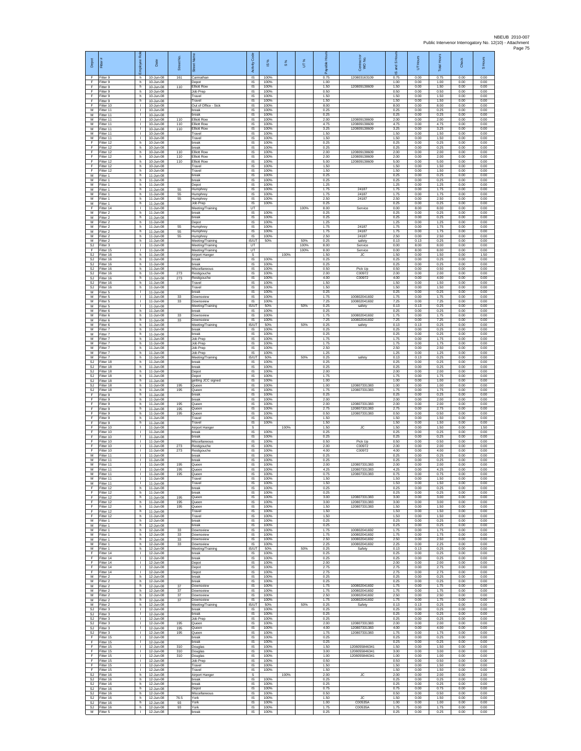| Depot | Fitter # | Employee Role | Date | Street No. | Street Name | Activity Code | IS % | S % | UT % | Payable Hours | Contractor WO No. | IS and S Hours | UT Hours | Total Hours | Check | S Hours |
|---|---|---|---|---|---|---|---|---|---|---|---|---|---|---|---|---|
| F | Fitter 9 | h | 10-Jun-08 | 161 | Carmathan | IS | 100% | | | 0.75 | 120803163109 | 0.75 | 0.00 | 0.75 | 0.00 | 0.00 |
| F | Fitter 9 | h | 10-Jun-08 | | Depot | IS | 100% | | | 1.00 | | 1.00 | 0.00 | 1.00 | 0.00 | 0.00 |
| F | Fitter 9 | h | 10-Jun-08 | 110 | Elliott Row | IS | 100% | | | 1.50 | 120809138609 | 1.50 | 0.00 | 1.50 | 0.00 | 0.00 |
| F | Fitter 9 | h | 10-Jun-08 | | Job Prep | IS | 100% | | | 0.50 | | 0.50 | 0.00 | 0.50 | 0.00 | 0.00 |
| F | Fitter 9 | h | 10-Jun-08 | | Travel | IS | 100% | | | 1.50 | | 1.50 | 0.00 | 1.50 | 0.00 | 0.00 |
| F | Fitter 9 | h | 10-Jun-08 | | Travel | IS | 100% | | | 1.50 | | 1.50 | 0.00 | 1.50 | 0.00 | 0.00 |
| F | Fitter 10 | I | 10-Jun-08 | | Out of Office - Sick | IS | 100% | | | 8.00 | | 8.00 | 0.00 | 8.00 | 0.00 | 0.00 |
| M | Fitter 11 | I | 10-Jun-08 | | break | IS | 100% | | | 0.25 | | 0.25 | 0.00 | 0.25 | 0.00 | 0.00 |
| M | Fitter 11 | I | 10-Jun-08 | | break | IS | 100% | | | 0.25 | | 0.25 | 0.00 | 0.25 | 0.00 | 0.00 |
| M | Fitter 11 | I | 10-Jun-08 | 110 | Elliott Row | IS | 100% | | | 2.00 | 120809138609 | 2.00 | 0.00 | 2.00 | 0.00 | 0.00 |
| M | Fitter 11 | I | 10-Jun-08 | 110 | Elliott Row | IS | 100% | | | 4.75 | 120809138609 | 4.75 | 0.00 | 4.75 | 0.00 | 0.00 |
| M | Fitter 11 | I | 10-Jun-08 | 110 | Elliott Row | IS | 100% | | | 3.25 | 120809138609 | 3.25 | 0.00 | 3.25 | 0.00 | 0.00 |
| M | Fitter 11 | I | 10-Jun-08 | | Travel | IS | 100% | | | 1.50 | | 1.50 | 0.00 | 1.50 | 0.00 | 0.00 |
| M | Fitter 11 | I | 10-Jun-08 | | Travel | IS | 100% | | | 1.50 | | 1.50 | 0.00 | 1.50 | 0.00 | 0.00 |
| F | Fitter 12 | h | 10-Jun-08 | | break | IS | 100% | | | 0.25 | | 0.25 | 0.00 | 0.25 | 0.00 | 0.00 |
| F | Fitter 12 | h | 10-Jun-08 | | break | IS | 100% | | | 0.25 | | 0.25 | 0.00 | 0.25 | 0.00 | 0.00 |
| F | Fitter 12 | h | 10-Jun-08 | 110 | Elliott Row | IS | 100% | | | 2.00 | 120809138609 | 2.00 | 0.00 | 2.00 | 0.00 | 0.00 |
| F | Fitter 12 | h | 10-Jun-08 | 110 | Elliott Row | IS | 100% | | | 2.00 | 120809138609 | 2.00 | 0.00 | 2.00 | 0.00 | 0.00 |
| F | Fitter 12 | h | 10-Jun-08 | 110 | Elliott Row | IS | 100% | | | 5.00 | 120809138609 | 5.00 | 0.00 | 5.00 | 0.00 | 0.00 |
| F | Fitter 12 | h | 10-Jun-08 | | Travel | IS | 100% | | | 1.50 | | 1.50 | 0.00 | 1.50 | 0.00 | 0.00 |
| F | Fitter 12 | h | 10-Jun-08 | | Travel | IS | 100% | | | 1.50 | | 1.50 | 0.00 | 1.50 | 0.00 | 0.00 |
| M | Fitter 1 | h | 11-Jun-08 | | break | IS | 100% | | | 0.25 | | 0.25 | 0.00 | 0.25 | 0.00 | 0.00 |
| M | Fitter 1 | h | 11-Jun-08 | | break | IS | 100% | | | 0.25 | | 0.25 | 0.00 | 0.25 | 0.00 | 0.00 |
| M | Fitter 1 | h | 11-Jun-08 | | Depot | IS | 100% | | | 1.25 | | 1.25 | 0.00 | 1.25 | 0.00 | 0.00 |
| M | Fitter 1 | h | 11-Jun-08 | 55 | Humphrey | IS | 100% | | | 1.75 | 24187 | 1.75 | 0.00 | 1.75 | 0.00 | 0.00 |
| M | Fitter 1 | h | 11-Jun-08 | 55 | Humphrey | IS | 100% | | | 1.75 | 24187 | 1.75 | 0.00 | 1.75 | 0.00 | 0.00 |
| M | Fitter 1 | h | 11-Jun-08 | 55 | Humphrey | IS | 100% | | | 2.50 | 24187 | 2.50 | 0.00 | 2.50 | 0.00 | 0.00 |
| M | Fitter 1 | h | 11-Jun-08 | | Job Prep | IS | 100% | | | 0.25 | | 0.25 | 0.00 | 0.25 | 0.00 | 0.00 |
| F | Fitter 14 | I | 11-Jun-08 | | Meeting/Training | UT | | | 100% | 8.00 | Service | 0.00 | 8.00 | 8.00 | 0.00 | 0.00 |
| M | Fitter 2 | h | 11-Jun-08 | | break | IS | 100% | | | 0.25 | | 0.25 | 0.00 | 0.25 | 0.00 | 0.00 |
| M | Fitter 2 | h | 11-Jun-08 | | break | IS | 100% | | | 0.25 | | 0.25 | 0.00 | 0.25 | 0.00 | 0.00 |
| M | Fitter 2 | h | 11-Jun-08 | | Depot | IS | 100% | | | 1.25 | | 1.25 | 0.00 | 1.25 | 0.00 | 0.00 |
| M | Fitter 2 | h | 11-Jun-08 | 55 | Humphrey | IS | 100% | | | 1.75 | 24187 | 1.75 | 0.00 | 1.75 | 0.00 | 0.00 |
| M | Fitter 2 | h | 11-Jun-08 | 55 | Humphrey | IS | 100% | | | 1.75 | 24187 | 1.75 | 0.00 | 1.75 | 0.00 | 0.00 |
| M | Fitter 2 | h | 11-Jun-08 | 55 | Humphrey | IS | 100% | | | 2.50 | 24187 | 2.50 | 0.00 | 2.50 | 0.00 | 0.00 |
| M | Fitter 2 | h | 11-Jun-08 | | Meeting/Training | IS/UT | 50% | | 50% | 0.25 | safety | 0.13 | 0.13 | 0.25 | 0.00 | 0.00 |
| SJ | Fitter 3 | I | 11-Jun-08 | | Meeting/Training | UT | | | 100% | 8.00 | Service | 0.00 | 8.00 | 8.00 | 0.00 | 0.00 |
| F | Fitter 15 | I | 11-Jun-08 | | Meeting/Training | UT | | | 100% | 8.00 | Service | 0.00 | 8.00 | 8.00 | 0.00 | 0.00 |
| SJ | Fitter 16 | h | 11-Jun-08 | | Airport Hanger | S | | 100% | | 1.50 | JC | 1.50 | 0.00 | 1.50 | 0.00 | 1.50 |
| SJ | Fitter 16 | h | 11-Jun-08 | | break | IS | 100% | | | 0.25 | | 0.25 | 0.00 | 0.25 | 0.00 | 0.00 |
| SJ | Fitter 16 | h | 11-Jun-08 | | break | IS | 100% | | | 0.25 | | 0.25 | 0.00 | 0.25 | 0.00 | 0.00 |
| SJ | Fitter 16 | h | 11-Jun-08 | | Miscellaneous | IS | 100% | | | 0.50 | Pick Up | 0.50 | 0.00 | 0.50 | 0.00 | 0.00 |
| SJ | Fitter 16 | h | 11-Jun-08 | 273 | Restigouche | IS | 100% | | | 2.00 | C00972 | 2.00 | 0.00 | 2.00 | 0.00 | 0.00 |
| SJ | Fitter 16 | h | 11-Jun-08 | 273 | Restigouche | IS | 100% | | | 4.00 | C00972 | 4.00 | 0.00 | 4.00 | 0.00 | 0.00 |
| SJ | Fitter 16 | h | 11-Jun-08 | | Travel | IS | 100% | | | 1.50 | | 1.50 | 0.00 | 1.50 | 0.00 | 0.00 |
| SJ | Fitter 16 | h | 11-Jun-08 | | Travel | IS | 100% | | | 1.50 | | 1.50 | 0.00 | 1.50 | 0.00 | 0.00 |
| M | Fitter 5 | I | 11-Jun-08 | | break | IS | 100% | | | 0.25 | | 0.25 | 0.00 | 0.25 | 0.00 | 0.00 |
| M | Fitter 5 | I | 11-Jun-08 | 33 | Downsview | IS | 100% | | | 1.75 | 100802041692 | 1.75 | 0.00 | 1.75 | 0.00 | 0.00 |
| M | Fitter 5 | I | 11-Jun-08 | 33 | Downsview | IS | 100% | | | 7.25 | 100802041692 | 7.25 | 0.00 | 7.25 | 0.00 | 0.00 |
| M | Fitter 5 | I | 11-Jun-08 | | Meeting/Training | IS/UT | 50% | | 50% | 0.25 | safety | 0.13 | 0.13 | 0.25 | 0.00 | 0.00 |
| M | Fitter 6 | h | 11-Jun-08 | | break | IS | 100% | | | 0.25 | | 0.25 | 0.00 | 0.25 | 0.00 | 0.00 |
| M | Fitter 6 | h | 11-Jun-08 | 33 | Downsview | IS | 100% | | | 1.75 | 100802041692 | 1.75 | 0.00 | 1.75 | 0.00 | 0.00 |
| M | Fitter 6 | h | 11-Jun-08 | 33 | Downsview | IS | 100% | | | 7.25 | 100802041692 | 7.25 | 0.00 | 7.25 | 0.00 | 0.00 |
| M | Fitter 6 | h | 11-Jun-08 | | Meeting/Training | IS/UT | 50% | | 50% | 0.25 | safety | 0.13 | 0.13 | 0.25 | 0.00 | 0.00 |
| M | Fitter 7 | h | 11-Jun-08 | | break | IS | 100% | | | 0.25 | | 0.25 | 0.00 | 0.25 | 0.00 | 0.00 |
| M | Fitter 7 | h | 11-Jun-08 | | break | IS | 100% | | | 0.25 | | 0.25 | 0.00 | 0.25 | 0.00 | 0.00 |
| M | Fitter 7 | h | 11-Jun-08 | | Job Prep | IS | 100% | | | 1.75 | | 1.75 | 0.00 | 1.75 | 0.00 | 0.00 |
| M | Fitter 7 | h | 11-Jun-08 | | Job Prep | IS | 100% | | | 1.75 | | 1.75 | 0.00 | 1.75 | 0.00 | 0.00 |
| M | Fitter 7 | h | 11-Jun-08 | | Job Prep | IS | 100% | | | 2.50 | | 2.50 | 0.00 | 2.50 | 0.00 | 0.00 |
| M | Fitter 7 | h | 11-Jun-08 | | Job Prep | IS | 100% | | | 1.25 | | 1.25 | 0.00 | 1.25 | 0.00 | 0.00 |
| M | Fitter 7 | h | 11-Jun-08 | | Meeting/Training | IS/UT | 50% | | 50% | 0.25 | safety | 0.13 | 0.13 | 0.25 | 0.00 | 0.00 |
| SJ | Fitter 18 | h | 11-Jun-08 | | break | IS | 100% | | | 0.25 | | 0.25 | 0.00 | 0.25 | 0.00 | 0.00 |
| SJ | Fitter 18 | h | 11-Jun-08 | | break | IS | 100% | | | 0.25 | | 0.25 | 0.00 | 0.25 | 0.00 | 0.00 |
| SJ | Fitter 18 | h | 11-Jun-08 | | Depot | IS | 100% | | | 2.00 | | 2.00 | 0.00 | 2.00 | 0.00 | 0.00 |
| SJ | Fitter 18 | h | 11-Jun-08 | | Depot | IS | 100% | | | 1.75 | | 1.75 | 0.00 | 1.75 | 0.00 | 0.00 |
| SJ | Fitter 18 | h | 11-Jun-08 | | getting JCC signed | IS | 100% | | | 1.00 | | 1.00 | 0.00 | 1.00 | 0.00 | 0.00 |
| SJ | Fitter 18 | h | 11-Jun-08 | 195 | Queen | IS | 100% | | | 1.00 | 120807331383 | 1.00 | 0.00 | 1.00 | 0.00 | 0.00 |
| SJ | Fitter 18 | h | 11-Jun-08 | 195 | Queen | IS | 100% | | | 1.75 | 120807331383 | 1.75 | 0.00 | 1.75 | 0.00 | 0.00 |
| F | Fitter 9 | h | 11-Jun-08 | | break | IS | 100% | | | 0.25 | | 0.25 | 0.00 | 0.25 | 0.00 | 0.00 |
| F | Fitter 9 | h | 11-Jun-08 | | break | IS | 100% | | | 2.00 | | 2.00 | 0.00 | 2.00 | 0.00 | 0.00 |
| F | Fitter 9 | h | 11-Jun-08 | 195 | Queen | IS | 100% | | | 2.00 | 120807331383 | 2.00 | 0.00 | 2.00 | 0.00 | 0.00 |
| F | Fitter 9 | h | 11-Jun-08 | 195 | Queen | IS | 100% | | | 2.75 | 120807331383 | 2.75 | 0.00 | 2.75 | 0.00 | 0.00 |
| F | Fitter 9 | h | 11-Jun-08 | 195 | Queen | IS | 100% | | | 0.50 | 120807331383 | 0.50 | 0.00 | 0.50 | 0.00 | 0.00 |
| F | Fitter 9 | h | 11-Jun-08 | | Travel | IS | 100% | | | 1.50 | | 1.50 | 0.00 | 1.50 | 0.00 | 0.00 |
| F | Fitter 9 | h | 11-Jun-08 | | Travel | IS | 100% | | | 1.50 | | 1.50 | 0.00 | 1.50 | 0.00 | 0.00 |
| F | Fitter 10 | I | 11-Jun-08 | | Airport Hanger | S | | 100% | | 1.50 | JC | 1.50 | 0.00 | 1.50 | 0.00 | 1.50 |
| F | Fitter 10 | I | 11-Jun-08 | | break | IS | 100% | | | 0.25 | | 0.25 | 0.00 | 0.25 | 0.00 | 0.00 |
| F | Fitter 10 | I | 11-Jun-08 | | break | IS | 100% | | | 0.25 | | 0.25 | 0.00 | 0.25 | 0.00 | 0.00 |
| F | Fitter 10 | I | 11-Jun-08 | | Miscellaneous | IS | 100% | | | 0.50 | Pick Up | 0.50 | 0.00 | 0.50 | 0.00 | 0.00 |
| F | Fitter 10 | I | 11-Jun-08 | 273 | Restigouche | IS | 100% | | | 2.00 | C00972 | 2.00 | 0.00 | 2.00 | 0.00 | 0.00 |
| F | Fitter 10 | I | 11-Jun-08 | 273 | Restigouche | IS | 100% | | | 4.00 | C00972 | 4.00 | 0.00 | 4.00 | 0.00 | 0.00 |
| M | Fitter 11 | I | 11-Jun-08 | | break | IS | 100% | | | 0.25 | | 0.25 | 0.00 | 0.25 | 0.00 | 0.00 |
| M | Fitter 11 | I | 11-Jun-08 | | break | IS | 100% | | | 0.25 | | 0.25 | 0.00 | 0.25 | 0.00 | 0.00 |
| M | Fitter 11 | I | 11-Jun-08 | 195 | Queen | IS | 100% | | | 2.00 | 120807331383 | 2.00 | 0.00 | 2.00 | 0.00 | 0.00 |
| M | Fitter 11 | I | 11-Jun-08 | 195 | Queen | IS | 100% | | | 4.25 | 120807331383 | 4.25 | 0.00 | 4.25 | 0.00 | 0.00 |
| M | Fitter 11 | I | 11-Jun-08 | 195 | Queen | IS | 100% | | | 0.75 | 120807331383 | 0.75 | 0.00 | 0.75 | 0.00 | 0.00 |
| M | Fitter 11 | I | 11-Jun-08 | | Travel | IS | 100% | | | 1.50 | | 1.50 | 0.00 | 1.50 | 0.00 | 0.00 |
| M | Fitter 11 | I | 11-Jun-08 | | Travel | IS | 100% | | | 1.50 | | 1.50 | 0.00 | 1.50 | 0.00 | 0.00 |
| F | Fitter 12 | h | 11-Jun-08 | | break | IS | 100% | | | 0.25 | | 0.25 | 0.00 | 0.25 | 0.00 | 0.00 |
| F | Fitter 12 | h | 11-Jun-08 | | break | IS | 100% | | | 0.25 | | 0.25 | 0.00 | 0.25 | 0.00 | 0.00 |
| F | Fitter 12 | h | 11-Jun-08 | 195 | Queen | IS | 100% | | | 3.00 | 120807331383 | 3.00 | 0.00 | 3.00 | 0.00 | 0.00 |
| F | Fitter 12 | h | 11-Jun-08 | 195 | Queen | IS | 100% | | | 3.00 | 120807331383 | 3.00 | 0.00 | 3.00 | 0.00 | 0.00 |
| F | Fitter 12 | h | 11-Jun-08 | 195 | Queen | IS | 100% | | | 1.50 | 120807331383 | 1.50 | 0.00 | 1.50 | 0.00 | 0.00 |
| F | Fitter 12 | h | 11-Jun-08 | | Travel | IS | 100% | | | 1.50 | | 1.50 | 0.00 | 1.50 | 0.00 | 0.00 |
| F | Fitter 12 | h | 11-Jun-08 | | Travel | IS | 100% | | | 1.50 | | 1.50 | 0.00 | 1.50 | 0.00 | 0.00 |
| M | Fitter 1 | h | 12-Jun-08 | | break | IS | 100% | | | 0.25 | | 0.25 | 0.00 | 0.25 | 0.00 | 0.00 |
| M | Fitter 1 | h | 12-Jun-08 | | break | IS | 100% | | | 0.25 | | 0.25 | 0.00 | 0.25 | 0.00 | 0.00 |
| M | Fitter 1 | h | 12-Jun-08 | 33 | Downsview | IS | 100% | | | 1.75 | 100802041692 | 1.75 | 0.00 | 1.75 | 0.00 | 0.00 |
| M | Fitter 1 | h | 12-Jun-08 | 33 | Downsview | IS | 100% | | | 1.75 | 100802041692 | 1.75 | 0.00 | 1.75 | 0.00 | 0.00 |
| M | Fitter 1 | h | 12-Jun-08 | 33 | Downsview | IS | 100% | | | 2.50 | 100802041692 | 2.50 | 0.00 | 2.50 | 0.00 | 0.00 |
| M | Fitter 1 | h | 12-Jun-08 | 33 | Downsview | IS | 100% | | | 2.25 | 100802041692 | 2.25 | 0.00 | 2.25 | 0.00 | 0.00 |
| M | Fitter 1 | h | 12-Jun-08 | | Meeting/Training | IS/UT | 50% | | 50% | 0.25 | Safety | 0.13 | 0.13 | 0.25 | 0.00 | 0.00 |
| F | Fitter 14 | I | 12-Jun-08 | | break | IS | 100% | | | 0.25 | | 0.25 | 0.00 | 0.25 | 0.00 | 0.00 |
| F | Fitter 14 | I | 12-Jun-08 | | break | IS | 100% | | | 0.25 | | 0.25 | 0.00 | 0.25 | 0.00 | 0.00 |
| F | Fitter 14 | I | 12-Jun-08 | | Depot | IS | 100% | | | 2.00 | | 2.00 | 0.00 | 2.00 | 0.00 | 0.00 |
| F | Fitter 14 | I | 12-Jun-08 | | Depot | IS | 100% | | | 2.75 | | 2.75 | 0.00 | 2.75 | 0.00 | 0.00 |
| F | Fitter 14 | I | 12-Jun-08 | | Depot | IS | 100% | | | 2.75 | | 2.75 | 0.00 | 2.75 | 0.00 | 0.00 |
| M | Fitter 2 | h | 12-Jun-08 | | break | IS | 100% | | | 0.25 | | 0.25 | 0.00 | 0.25 | 0.00 | 0.00 |
| M | Fitter 2 | h | 12-Jun-08 | | break | IS | 100% | | | 0.25 | | 0.25 | 0.00 | 0.25 | 0.00 | 0.00 |
| M | Fitter 2 | h | 12-Jun-08 | 37 | Downsview | IS | 100% | | | 1.75 | 100802041692 | 1.75 | 0.00 | 1.75 | 0.00 | 0.00 |
| M | Fitter 2 | h | 12-Jun-08 | 37 | Downsview | IS | 100% | | | 1.75 | 100802041692 | 1.75 | 0.00 | 1.75 | 0.00 | 0.00 |
| M | Fitter 2 | h | 12-Jun-08 | 37 | Downsview | IS | 100% | | | 2.50 | 100802041692 | 2.50 | 0.00 | 2.50 | 0.00 | 0.00 |
| M | Fitter 2 | h | 12-Jun-08 | 37 | Downsview | IS | 100% | | | 1.75 | 100802041692 | 1.75 | 0.00 | 1.75 | 0.00 | 0.00 |
| M | Fitter 2 | h | 12-Jun-08 | | Meeting/Training | IS/UT | 50% | | 50% | 0.25 | Safety | 0.13 | 0.13 | 0.25 | 0.00 | 0.00 |
| SJ | Fitter 3 | I | 12-Jun-08 | | break | IS | 100% | | | 0.25 | | 0.25 | 0.00 | 0.25 | 0.00 | 0.00 |
| SJ | Fitter 3 | I | 12-Jun-08 | | break | IS | 100% | | | 0.25 | | 0.25 | 0.00 | 0.25 | 0.00 | 0.00 |
| SJ | Fitter 3 | I | 12-Jun-08 | | Job Prep | IS | 100% | | | 0.25 | | 0.25 | 0.00 | 0.25 | 0.00 | 0.00 |
| SJ | Fitter 3 | I | 12-Jun-08 | 195 | Queen | IS | 100% | | | 2.00 | 120807331383 | 2.00 | 0.00 | 2.00 | 0.00 | 0.00 |
| SJ | Fitter 3 | I | 12-Jun-08 | 195 | Queen | IS | 100% | | | 4.00 | 120807331383 | 4.00 | 0.00 | 4.00 | 0.00 | 0.00 |
| SJ | Fitter 3 | I | 12-Jun-08 | 195 | Queen | IS | 100% | | | 1.75 | 120807331383 | 1.75 | 0.00 | 1.75 | 0.00 | 0.00 |
| F | Fitter 15 | I | 12-Jun-08 | | break | IS | 100% | | | 0.25 | | 0.25 | 0.00 | 0.25 | 0.00 | 0.00 |
| F | Fitter 15 | I | 12-Jun-08 | | break | IS | 100% | | | 0.25 | | 0.25 | 0.00 | 0.25 | 0.00 | 0.00 |
| F | Fitter 15 | I | 12-Jun-08 | 310 | Douglas | IS | 100% | | | 1.50 | 1208055846341 | 1.50 | 0.00 | 1.50 | 0.00 | 0.00 |
| F | Fitter 15 | I | 12-Jun-08 | 310 | Douglas | IS | 100% | | | 3.00 | 1208055846341 | 3.00 | 0.00 | 3.00 | 0.00 | 0.00 |
| F | Fitter 15 | I | 12-Jun-08 | 310 | Douglas | IS | 100% | | | 1.00 | 1208055846341 | 1.00 | 0.00 | 1.00 | 0.00 | 0.00 |
| F | Fitter 15 | I | 12-Jun-08 | | Job Prep | IS | 100% | | | 0.50 | | 0.50 | 0.00 | 0.50 | 0.00 | 0.00 |
| F | Fitter 15 | I | 12-Jun-08 | | Travel | IS | 100% | | | 1.50 | | 1.50 | 0.00 | 1.50 | 0.00 | 0.00 |
| F | Fitter 15 | I | 12-Jun-08 | | Travel | IS | 100% | | | 1.50 | | 1.50 | 0.00 | 1.50 | 0.00 | 0.00 |
| SJ | Fitter 16 | h | 12-Jun-08 | | Airport Hanger | S | | 100% | | 2.00 | JC | 2.00 | 0.00 | 2.00 | 0.00 | 2.00 |
| SJ | Fitter 16 | h | 12-Jun-08 | | break | IS | 100% | | | 0.25 | | 0.25 | 0.00 | 0.25 | 0.00 | 0.00 |
| SJ | Fitter 16 | h | 12-Jun-08 | | break | IS | 100% | | | 0.25 | | 0.25 | 0.00 | 0.25 | 0.00 | 0.00 |
| SJ | Fitter 16 | h | 12-Jun-08 | | Depot | IS | 100% | | | 0.75 | | 0.75 | 0.00 | 0.75 | 0.00 | 0.00 |
| SJ | Fitter 16 | h | 12-Jun-08 | | Miscellaneous | IS | 100% | | | 0.50 | | 0.50 | 0.00 | 0.50 | 0.00 | 0.00 |
| SJ | Fitter 16 | h | 12-Jun-08 | 76.5 | York | IS | 100% | | | 1.50 | JC | 1.50 | 0.00 | 1.50 | 0.00 | 0.00 |
| SJ | Fitter 16 | h | 12-Jun-08 | 93 | York | IS | 100% | | | 1.00 | C00535A | 1.00 | 0.00 | 1.00 | 0.00 | 0.00 |
| SJ | Fitter 16 | h | 12-Jun-08 | 93 | York | IS | 100% | | | 1.75 | C00535A | 1.75 | 0.00 | 1.75 | 0.00 | 0.00 |
| M | Fitter 5 | I | 12-Jun-08 | | break | IS | 100% | | | 0.25 | | 0.25 | 0.00 | 0.25 | 0.00 | 0.00 |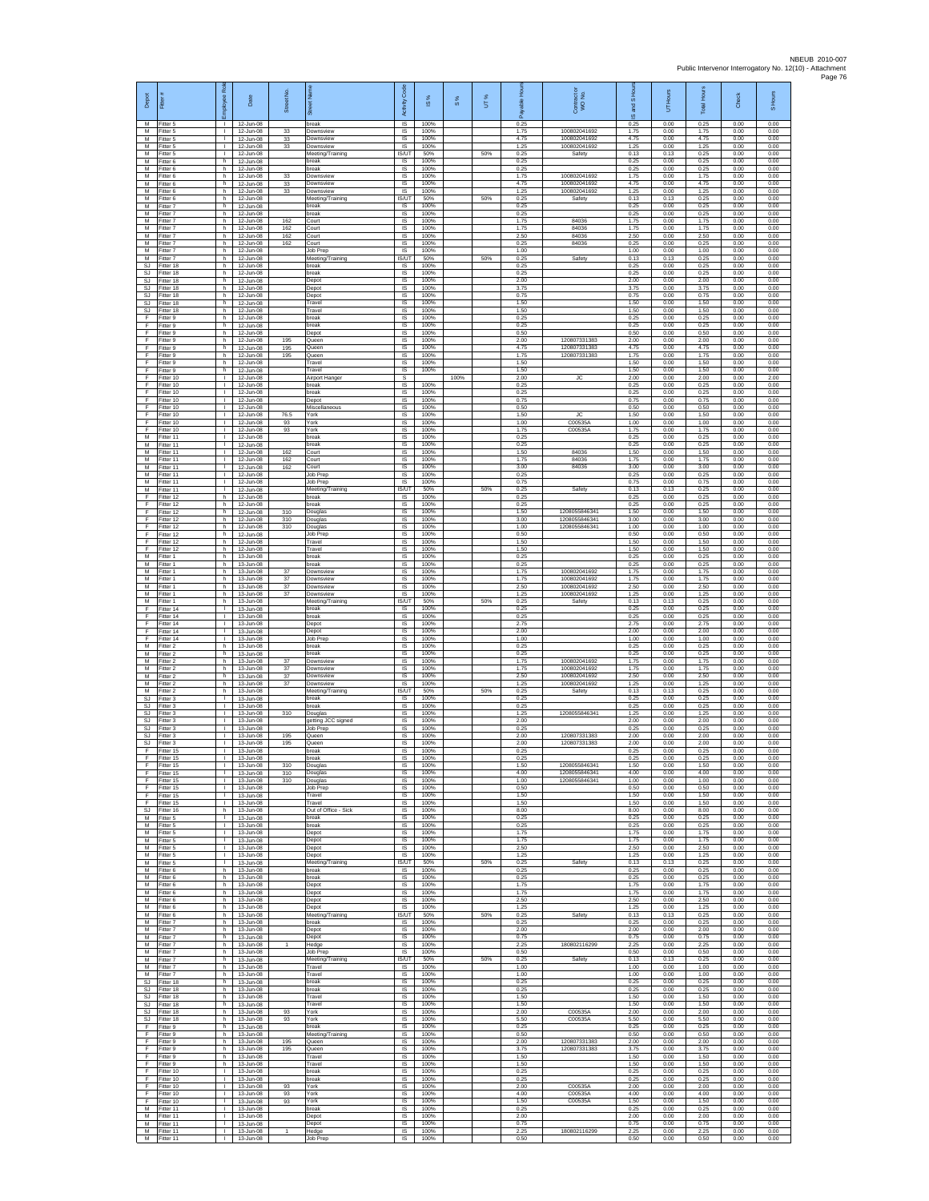| Depot | Fitter # | Employee Role | Date | Street No. | Street Name | Activity Code | IS % | S % | UT % | Payable Hours | Contractor or WO No. | IS and S Hours | UT Hours | Total Hours | Check | S Hours |
|---|---|---|---|---|---|---|---|---|---|---|---|---|---|---|---|---|
| M | Fitter 5 | I | 12-Jun-08 | | break | IS | 100% | | | 0.25 | | 0.25 | 0.00 | 0.25 | 0.00 | 0.00 |
| M | Fitter 5 | I | 12-Jun-08 | 33 | Downsview | IS | 100% | | | 1.75 | 100802041692 | 1.75 | 0.00 | 1.75 | 0.00 | 0.00 |
| M | Fitter 5 | I | 12-Jun-08 | 33 | Downsview | IS | 100% | | | 4.75 | 100802041692 | 4.75 | 0.00 | 4.75 | 0.00 | 0.00 |
| M | Fitter 5 | I | 12-Jun-08 | 33 | Downsview | IS | 100% | | | 1.25 | 100802041692 | 1.25 | 0.00 | 1.25 | 0.00 | 0.00 |
| M | Fitter 5 | I | 12-Jun-08 | | Meeting/Training | IS/UT | 50% | | 50% | 0.25 | Safety | 0.13 | 0.13 | 0.25 | 0.00 | 0.00 |
| M | Fitter 6 | h | 12-Jun-08 | | break | IS | 100% | | | 0.25 | | 0.25 | 0.00 | 0.25 | 0.00 | 0.00 |
| M | Fitter 6 | h | 12-Jun-08 | | break | IS | 100% | | | 0.25 | | 0.25 | 0.00 | 0.25 | 0.00 | 0.00 |
| M | Fitter 6 | h | 12-Jun-08 | 33 | Downsview | IS | 100% | | | 1.75 | 100802041692 | 1.75 | 0.00 | 1.75 | 0.00 | 0.00 |
| M | Fitter 6 | h | 12-Jun-08 | 33 | Downsview | IS | 100% | | | 4.75 | 100802041692 | 4.75 | 0.00 | 4.75 | 0.00 | 0.00 |
| M | Fitter 6 | h | 12-Jun-08 | 33 | Downsview | IS | 100% | | | 1.25 | 100802041692 | 1.25 | 0.00 | 1.25 | 0.00 | 0.00 |
| M | Fitter 6 | h | 12-Jun-08 | | Meeting/Training | IS/UT | 50% | | 50% | 0.25 | Safety | 0.13 | 0.13 | 0.25 | 0.00 | 0.00 |
| M | Fitter 7 | h | 12-Jun-08 | | break | IS | 100% | | | 0.25 | | 0.25 | 0.00 | 0.25 | 0.00 | 0.00 |
| M | Fitter 7 | h | 12-Jun-08 | | break | IS | 100% | | | 0.25 | | 0.25 | 0.00 | 0.25 | 0.00 | 0.00 |
| M | Fitter 7 | h | 12-Jun-08 | 162 | Court | IS | 100% | | | 1.75 | 84036 | 1.75 | 0.00 | 1.75 | 0.00 | 0.00 |
| M | Fitter 7 | h | 12-Jun-08 | 162 | Court | IS | 100% | | | 1.75 | 84036 | 1.75 | 0.00 | 1.75 | 0.00 | 0.00 |
| M | Fitter 7 | h | 12-Jun-08 | 162 | Court | IS | 100% | | | 2.50 | 84036 | 2.50 | 0.00 | 2.50 | 0.00 | 0.00 |
| M | Fitter 7 | h | 12-Jun-08 | 162 | Court | IS | 100% | | | 0.25 | 84036 | 0.25 | 0.00 | 0.25 | 0.00 | 0.00 |
| M | Fitter 7 | h | 12-Jun-08 | | Job Prep | IS | 100% | | | 1.00 | | 1.00 | 0.00 | 1.00 | 0.00 | 0.00 |
| M | Fitter 7 | h | 12-Jun-08 | | Meeting/Training | IS/UT | 50% | | 50% | 0.25 | Safety | 0.13 | 0.13 | 0.25 | 0.00 | 0.00 |
| SJ | Fitter 18 | h | 12-Jun-08 | | break | IS | 100% | | | 0.25 | | 0.25 | 0.00 | 0.25 | 0.00 | 0.00 |
| SJ | Fitter 18 | h | 12-Jun-08 | | break | IS | 100% | | | 0.25 | | 0.25 | 0.00 | 0.25 | 0.00 | 0.00 |
| SJ | Fitter 18 | h | 12-Jun-08 | | Depot | IS | 100% | | | 2.00 | | 2.00 | 0.00 | 2.00 | 0.00 | 0.00 |
| SJ | Fitter 18 | h | 12-Jun-08 | | Depot | IS | 100% | | | 3.75 | | 3.75 | 0.00 | 3.75 | 0.00 | 0.00 |
| SJ | Fitter 18 | h | 12-Jun-08 | | Depot | IS | 100% | | | 0.75 | | 0.75 | 0.00 | 0.75 | 0.00 | 0.00 |
| SJ | Fitter 18 | h | 12-Jun-08 | | Travel | IS | 100% | | | 1.50 | | 1.50 | 0.00 | 1.50 | 0.00 | 0.00 |
| SJ | Fitter 18 | h | 12-Jun-08 | | Travel | IS | 100% | | | 1.50 | | 1.50 | 0.00 | 1.50 | 0.00 | 0.00 |
| F | Fitter 9 | h | 12-Jun-08 | | break | IS | 100% | | | 0.25 | | 0.25 | 0.00 | 0.25 | 0.00 | 0.00 |
| F | Fitter 9 | h | 12-Jun-08 | | break | IS | 100% | | | 0.25 | | 0.25 | 0.00 | 0.25 | 0.00 | 0.00 |
| F | Fitter 9 | h | 12-Jun-08 | | Depot | IS | 100% | | | 0.50 | | 0.50 | 0.00 | 0.50 | 0.00 | 0.00 |
| F | Fitter 9 | h | 12-Jun-08 | 195 | Queen | IS | 100% | | | 2.00 | 120807331383 | 2.00 | 0.00 | 2.00 | 0.00 | 0.00 |
| F | Fitter 9 | h | 12-Jun-08 | 195 | Queen | IS | 100% | | | 4.75 | 120807331383 | 4.75 | 0.00 | 4.75 | 0.00 | 0.00 |
| F | Fitter 9 | h | 12-Jun-08 | 195 | Queen | IS | 100% | | | 1.75 | 120807331383 | 1.75 | 0.00 | 1.75 | 0.00 | 0.00 |
| F | Fitter 9 | h | 12-Jun-08 | | Travel | IS | 100% | | | 1.50 | | 1.50 | 0.00 | 1.50 | 0.00 | 0.00 |
| F | Fitter 9 | h | 12-Jun-08 | | Travel | IS | 100% | | | 1.50 | | 1.50 | 0.00 | 1.50 | 0.00 | 0.00 |
| F | Fitter 10 | I | 12-Jun-08 | | Airport Hanger | S | | 100% | | 2.00 | JC | 2.00 | 0.00 | 2.00 | 0.00 | 2.00 |
| F | Fitter 10 | I | 12-Jun-08 | | break | IS | 100% | | | 0.25 | | 0.25 | 0.00 | 0.25 | 0.00 | 0.00 |
| F | Fitter 10 | I | 12-Jun-08 | | break | IS | 100% | | | 0.25 | | 0.25 | 0.00 | 0.25 | 0.00 | 0.00 |
| F | Fitter 10 | I | 12-Jun-08 | | Depot | IS | 100% | | | 0.75 | | 0.75 | 0.00 | 0.75 | 0.00 | 0.00 |
| F | Fitter 10 | I | 12-Jun-08 | | Miscellaneous | IS | 100% | | | 0.50 | | 0.50 | 0.00 | 0.50 | 0.00 | 0.00 |
| F | Fitter 10 | I | 12-Jun-08 | 76 S | York | IS | 100% | | | 1.50 | JC | 1.50 | 0.00 | 1.50 | 0.00 | 0.00 |
| F | Fitter 10 | I | 12-Jun-08 | 93 | York | IS | 100% | | | 1.00 | C00535A | 1.00 | 0.00 | 1.00 | 0.00 | 0.00 |
| F | Fitter 10 | I | 12-Jun-08 | 93 | York | IS | 100% | | | 1.75 | C00535A | 1.75 | 0.00 | 1.75 | 0.00 | 0.00 |
| M | Fitter 11 | I | 12-Jun-08 | | break | IS | 100% | | | 0.25 | | 0.25 | 0.00 | 0.25 | 0.00 | 0.00 |
| M | Fitter 11 | I | 12-Jun-08 | | break | IS | 100% | | | 0.25 | | 0.25 | 0.00 | 0.25 | 0.00 | 0.00 |
| M | Fitter 11 | I | 12-Jun-08 | 162 | Court | IS | 100% | | | 1.50 | 84036 | 1.50 | 0.00 | 1.50 | 0.00 | 0.00 |
| M | Fitter 11 | I | 12-Jun-08 | 162 | Court | IS | 100% | | | 1.75 | 84036 | 1.75 | 0.00 | 1.75 | 0.00 | 0.00 |
| M | Fitter 11 | I | 12-Jun-08 | 162 | Court | IS | 100% | | | 3.00 | 84036 | 3.00 | 0.00 | 3.00 | 0.00 | 0.00 |
| M | Fitter 11 | I | 12-Jun-08 | | Job Prep | IS | 100% | | | 0.25 | | 0.25 | 0.00 | 0.25 | 0.00 | 0.00 |
| M | Fitter 11 | I | 12-Jun-08 | | Job Prep | IS | 100% | | | 0.75 | | 0.75 | 0.00 | 0.75 | 0.00 | 0.00 |
| M | Fitter 11 | I | 12-Jun-08 | | Meeting/Training | IS/UT | 50% | | 50% | 0.25 | Safety | 0.13 | 0.13 | 0.25 | 0.00 | 0.00 |
| F | Fitter 12 | h | 12-Jun-08 | | break | IS | 100% | | | 0.25 | | 0.25 | 0.00 | 0.25 | 0.00 | 0.00 |
| F | Fitter 12 | h | 12-Jun-08 | | break | IS | 100% | | | 0.25 | | 0.25 | 0.00 | 0.25 | 0.00 | 0.00 |
| F | Fitter 12 | h | 12-Jun-08 | 310 | Douglas | IS | 100% | | | 1.50 | 1208055846341 | 1.50 | 0.00 | 1.50 | 0.00 | 0.00 |
| F | Fitter 12 | h | 12-Jun-08 | 310 | Douglas | IS | 100% | | | 3.00 | 1208055846341 | 3.00 | 0.00 | 3.00 | 0.00 | 0.00 |
| F | Fitter 12 | h | 12-Jun-08 | 310 | Douglas | IS | 100% | | | 1.00 | 1208055846341 | 1.00 | 0.00 | 1.00 | 0.00 | 0.00 |
| F | Fitter 12 | h | 12-Jun-08 | | Job Prep | IS | 100% | | | 0.50 | | 0.50 | 0.00 | 0.50 | 0.00 | 0.00 |
| F | Fitter 12 | h | 12-Jun-08 | | Travel | IS | 100% | | | 1.50 | | 1.50 | 0.00 | 1.50 | 0.00 | 0.00 |
| F | Fitter 12 | h | 12-Jun-08 | | Travel | IS | 100% | | | 1.50 | | 1.50 | 0.00 | 1.50 | 0.00 | 0.00 |
| M | Fitter 1 | h | 13-Jun-08 | | break | IS | 100% | | | 0.25 | | 0.25 | 0.00 | 0.25 | 0.00 | 0.00 |
| M | Fitter 1 | h | 13-Jun-08 | | break | IS | 100% | | | 0.25 | | 0.25 | 0.00 | 0.25 | 0.00 | 0.00 |
| M | Fitter 1 | h | 13-Jun-08 | 37 | Downsview | IS | 100% | | | 1.75 | 100802041692 | 1.75 | 0.00 | 1.75 | 0.00 | 0.00 |
| M | Fitter 1 | h | 13-Jun-08 | 37 | Downsview | IS | 100% | | | 1.75 | 100802041692 | 1.75 | 0.00 | 1.75 | 0.00 | 0.00 |
| M | Fitter 1 | h | 13-Jun-08 | 37 | Downsview | IS | 100% | | | 2.50 | 100802041692 | 2.50 | 0.00 | 2.50 | 0.00 | 0.00 |
| M | Fitter 1 | h | 13-Jun-08 | 37 | Downsview | IS | 100% | | | 1.25 | 100802041692 | 1.25 | 0.00 | 1.25 | 0.00 | 0.00 |
| M | Fitter 1 | h | 13-Jun-08 | | Meeting/Training | IS/UT | 50% | | 50% | 0.25 | Safety | 0.13 | 0.13 | 0.25 | 0.00 | 0.00 |
| F | Fitter 14 | I | 13-Jun-08 | | break | IS | 100% | | | 0.25 | | 0.25 | 0.00 | 0.25 | 0.00 | 0.00 |
| F | Fitter 14 | I | 13-Jun-08 | | break | IS | 100% | | | 0.25 | | 0.25 | 0.00 | 0.25 | 0.00 | 0.00 |
| F | Fitter 14 | I | 13-Jun-08 | | Depot | IS | 100% | | | 2.75 | | 2.75 | 0.00 | 2.75 | 0.00 | 0.00 |
| F | Fitter 14 | I | 13-Jun-08 | | Depot | IS | 100% | | | 2.00 | | 2.00 | 0.00 | 2.00 | 0.00 | 0.00 |
| F | Fitter 14 | I | 13-Jun-08 | | Job Prep | IS | 100% | | | 1.00 | | 1.00 | 0.00 | 1.00 | 0.00 | 0.00 |
| M | Fitter 2 | h | 13-Jun-08 | | break | IS | 100% | | | 0.25 | | 0.25 | 0.00 | 0.25 | 0.00 | 0.00 |
| M | Fitter 2 | h | 13-Jun-08 | | break | IS | 100% | | | 0.25 | | 0.25 | 0.00 | 0.25 | 0.00 | 0.00 |
| M | Fitter 2 | h | 13-Jun-08 | 37 | Downsview | IS | 100% | | | 1.75 | 100802041692 | 1.75 | 0.00 | 1.75 | 0.00 | 0.00 |
| M | Fitter 2 | h | 13-Jun-08 | 37 | Downsview | IS | 100% | | | 1.75 | 100802041692 | 1.75 | 0.00 | 1.75 | 0.00 | 0.00 |
| M | Fitter 2 | h | 13-Jun-08 | 37 | Downsview | IS | 100% | | | 2.50 | 100802041692 | 2.50 | 0.00 | 2.50 | 0.00 | 0.00 |
| M | Fitter 2 | h | 13-Jun-08 | 37 | Downsview | IS | 100% | | | 1.25 | 100802041692 | 1.25 | 0.00 | 1.25 | 0.00 | 0.00 |
| M | Fitter 2 | h | 13-Jun-08 | | Meeting/Training | IS/UT | 50% | | 50% | 0.25 | Safety | 0.13 | 0.13 | 0.25 | 0.00 | 0.00 |
| SJ | Fitter 3 | I | 13-Jun-08 | | break | IS | 100% | | | 0.25 | | 0.25 | 0.00 | 0.25 | 0.00 | 0.00 |
| SJ | Fitter 3 | I | 13-Jun-08 | | break | IS | 100% | | | 0.25 | | 0.25 | 0.00 | 0.25 | 0.00 | 0.00 |
| SJ | Fitter 3 | I | 13-Jun-08 | 310 | Douglas | IS | 100% | | | 1.25 | 1208055846341 | 1.25 | 0.00 | 1.25 | 0.00 | 0.00 |
| SJ | Fitter 3 | I | 13-Jun-08 | | getting JCC signed | IS | 100% | | | 2.00 | | 2.00 | 0.00 | 2.00 | 0.00 | 0.00 |
| SJ | Fitter 3 | I | 13-Jun-08 | | Job Prep | IS | 100% | | | 0.25 | | 0.25 | 0.00 | 0.25 | 0.00 | 0.00 |
| SJ | Fitter 3 | I | 13-Jun-08 | 195 | Queen | IS | 100% | | | 2.00 | 120807331383 | 2.00 | 0.00 | 2.00 | 0.00 | 0.00 |
| SJ | Fitter 3 | I | 13-Jun-08 | 195 | Queen | IS | 100% | | | 2.00 | 120807331383 | 2.00 | 0.00 | 2.00 | 0.00 | 0.00 |
| F | Fitter 15 | I | 13-Jun-08 | | break | IS | 100% | | | 0.25 | | 0.25 | 0.00 | 0.25 | 0.00 | 0.00 |
| F | Fitter 15 | I | 13-Jun-08 | | break | IS | 100% | | | 0.25 | | 0.25 | 0.00 | 0.25 | 0.00 | 0.00 |
| F | Fitter 15 | I | 13-Jun-08 | 310 | Douglas | IS | 100% | | | 1.50 | 1208055846341 | 1.50 | 0.00 | 1.50 | 0.00 | 0.00 |
| F | Fitter 15 | I | 13-Jun-08 | 310 | Douglas | IS | 100% | | | 4.00 | 1208055846341 | 4.00 | 0.00 | 4.00 | 0.00 | 0.00 |
| F | Fitter 15 | I | 13-Jun-08 | 310 | Douglas | IS | 100% | | | 1.00 | 1208055846341 | 1.00 | 0.00 | 1.00 | 0.00 | 0.00 |
| F | Fitter 15 | I | 13-Jun-08 | | Job Prep | IS | 100% | | | 0.50 | | 0.50 | 0.00 | 0.50 | 0.00 | 0.00 |
| F | Fitter 15 | I | 13-Jun-08 | | Travel | IS | 100% | | | 1.50 | | 1.50 | 0.00 | 1.50 | 0.00 | 0.00 |
| F | Fitter 15 | I | 13-Jun-08 | | Travel | IS | 100% | | | 1.50 | | 1.50 | 0.00 | 1.50 | 0.00 | 0.00 |
| SJ | Fitter 16 | h | 13-Jun-08 | | Out of Office - Sick | IS | 100% | | | 8.00 | | 8.00 | 0.00 | 8.00 | 0.00 | 0.00 |
| M | Fitter 5 | I | 13-Jun-08 | | break | IS | 100% | | | 0.25 | | 0.25 | 0.00 | 0.25 | 0.00 | 0.00 |
| M | Fitter 5 | I | 13-Jun-08 | | break | IS | 100% | | | 0.25 | | 0.25 | 0.00 | 0.25 | 0.00 | 0.00 |
| M | Fitter 5 | I | 13-Jun-08 | | Depot | IS | 100% | | | 1.75 | | 1.75 | 0.00 | 1.75 | 0.00 | 0.00 |
| M | Fitter 5 | I | 13-Jun-08 | | Depot | IS | 100% | | | 1.75 | | 1.75 | 0.00 | 1.75 | 0.00 | 0.00 |
| M | Fitter 5 | I | 13-Jun-08 | | Depot | IS | 100% | | | 2.50 | | 2.50 | 0.00 | 2.50 | 0.00 | 0.00 |
| M | Fitter 5 | I | 13-Jun-08 | | Depot | IS | 100% | | | 1.25 | | 1.25 | 0.00 | 1.25 | 0.00 | 0.00 |
| M | Fitter 5 | I | 13-Jun-08 | | Meeting/Training | IS/UT | 50% | | 50% | 0.25 | Safety | 0.13 | 0.13 | 0.25 | 0.00 | 0.00 |
| M | Fitter 6 | h | 13-Jun-08 | | break | IS | 100% | | | 0.25 | | 0.25 | 0.00 | 0.25 | 0.00 | 0.00 |
| M | Fitter 6 | h | 13-Jun-08 | | break | IS | 100% | | | 0.25 | | 0.25 | 0.00 | 0.25 | 0.00 | 0.00 |
| M | Fitter 6 | h | 13-Jun-08 | | Depot | IS | 100% | | | 1.75 | | 1.75 | 0.00 | 1.75 | 0.00 | 0.00 |
| M | Fitter 6 | h | 13-Jun-08 | | Depot | IS | 100% | | | 1.75 | | 1.75 | 0.00 | 1.75 | 0.00 | 0.00 |
| M | Fitter 6 | h | 13-Jun-08 | | Depot | IS | 100% | | | 2.50 | | 2.50 | 0.00 | 2.50 | 0.00 | 0.00 |
| M | Fitter 6 | h | 13-Jun-08 | | Depot | IS | 100% | | | 1.25 | | 1.25 | 0.00 | 1.25 | 0.00 | 0.00 |
| M | Fitter 6 | h | 13-Jun-08 | | Meeting/Training | IS/UT | 50% | | 50% | 0.25 | Safety | 0.13 | 0.13 | 0.25 | 0.00 | 0.00 |
| M | Fitter 7 | h | 13-Jun-08 | | break | IS | 100% | | | 0.25 | | 0.25 | 0.00 | 0.25 | 0.00 | 0.00 |
| M | Fitter 7 | h | 13-Jun-08 | | Depot | IS | 100% | | | 2.00 | | 2.00 | 0.00 | 2.00 | 0.00 | 0.00 |
| M | Fitter 7 | h | 13-Jun-08 | | Depot | IS | 100% | | | 0.75 | | 0.75 | 0.00 | 0.75 | 0.00 | 0.00 |
| M | Fitter 7 | h | 13-Jun-08 | 1 | Hedge | IS | 100% | | | 2.25 | 180802116299 | 2.25 | 0.00 | 2.25 | 0.00 | 0.00 |
| M | Fitter 7 | h | 13-Jun-08 | | Job Prep | IS | 100% | | | 0.50 | | 0.50 | 0.00 | 0.50 | 0.00 | 0.00 |
| M | Fitter 7 | h | 13-Jun-08 | | Meeting/Training | IS/UT | 50% | | 50% | 0.25 | Safety | 0.13 | 0.13 | 0.25 | 0.00 | 0.00 |
| M | Fitter 7 | h | 13-Jun-08 | | Travel | IS | 100% | | | 1.00 | | 1.00 | 0.00 | 1.00 | 0.00 | 0.00 |
| M | Fitter 7 | h | 13-Jun-08 | | Travel | IS | 100% | | | 1.00 | | 1.00 | 0.00 | 1.00 | 0.00 | 0.00 |
| SJ | Fitter 18 | h | 13-Jun-08 | | break | IS | 100% | | | 0.25 | | 0.25 | 0.00 | 0.25 | 0.00 | 0.00 |
| SJ | Fitter 18 | h | 13-Jun-08 | | break | IS | 100% | | | 0.25 | | 0.25 | 0.00 | 0.25 | 0.00 | 0.00 |
| SJ | Fitter 18 | h | 13-Jun-08 | | Travel | IS | 100% | | | 1.50 | | 1.50 | 0.00 | 1.50 | 0.00 | 0.00 |
| SJ | Fitter 18 | h | 13-Jun-08 | | Travel | IS | 100% | | | 1.50 | | 1.50 | 0.00 | 1.50 | 0.00 | 0.00 |
| SJ | Fitter 18 | h | 13-Jun-08 | 93 | York | IS | 100% | | | 2.00 | C00535A | 2.00 | 0.00 | 2.00 | 0.00 | 0.00 |
| SJ | Fitter 18 | h | 13-Jun-08 | 93 | York | IS | 100% | | | 5.50 | C00535A | 5.50 | 0.00 | 5.50 | 0.00 | 0.00 |
| F | Fitter 9 | h | 13-Jun-08 | | break | IS | 100% | | | 0.25 | | 0.25 | 0.00 | 0.25 | 0.00 | 0.00 |
| F | Fitter 9 | h | 13-Jun-08 | | Meeting/Training | IS | 100% | | | 0.50 | | 0.50 | 0.00 | 0.50 | 0.00 | 0.00 |
| F | Fitter 9 | h | 13-Jun-08 | 195 | Queen | IS | 100% | | | 2.00 | 120807331383 | 2.00 | 0.00 | 2.00 | 0.00 | 0.00 |
| F | Fitter 9 | h | 13-Jun-08 | 195 | Queen | IS | 100% | | | 3.75 | 120807331383 | 3.75 | 0.00 | 3.75 | 0.00 | 0.00 |
| F | Fitter 9 | h | 13-Jun-08 | | Travel | IS | 100% | | | 1.50 | | 1.50 | 0.00 | 1.50 | 0.00 | 0.00 |
| F | Fitter 9 | h | 13-Jun-08 | | Travel | IS | 100% | | | 1.50 | | 1.50 | 0.00 | 1.50 | 0.00 | 0.00 |
| F | Fitter 10 | I | 13-Jun-08 | | break | IS | 100% | | | 0.25 | | 0.25 | 0.00 | 0.25 | 0.00 | 0.00 |
| F | Fitter 10 | I | 13-Jun-08 | | break | IS | 100% | | | 0.25 | | 0.25 | 0.00 | 0.25 | 0.00 | 0.00 |
| F | Fitter 10 | I | 13-Jun-08 | 93 | York | IS | 100% | | | 2.00 | C00535A | 2.00 | 0.00 | 2.00 | 0.00 | 0.00 |
| F | Fitter 10 | I | 13-Jun-08 | 93 | York | IS | 100% | | | 4.00 | C00535A | 4.00 | 0.00 | 4.00 | 0.00 | 0.00 |
| F | Fitter 10 | I | 13-Jun-08 | 93 | York | IS | 100% | | | 1.50 | C00535A | 1.50 | 0.00 | 1.50 | 0.00 | 0.00 |
| M | Fitter 11 | I | 13-Jun-08 | | break | IS | 100% | | | 0.25 | | 0.25 | 0.00 | 0.25 | 0.00 | 0.00 |
| M | Fitter 11 | I | 13-Jun-08 | | Depot | IS | 100% | | | 2.00 | | 2.00 | 0.00 | 2.00 | 0.00 | 0.00 |
| M | Fitter 11 | I | 13-Jun-08 | | Depot | IS | 100% | | | 0.75 | | 0.75 | 0.00 | 0.75 | 0.00 | 0.00 |
| M | Fitter 11 | I | 13-Jun-08 | 1 | Hedge | IS | 100% | | | 2.25 | 180802116299 | 2.25 | 0.00 | 2.25 | 0.00 | 0.00 |
| M | Fitter 11 | I | 13-Jun-08 | | Job Prep | IS | 100% | | | 0.50 | | 0.50 | 0.00 | 0.50 | 0.00 | 0.00 |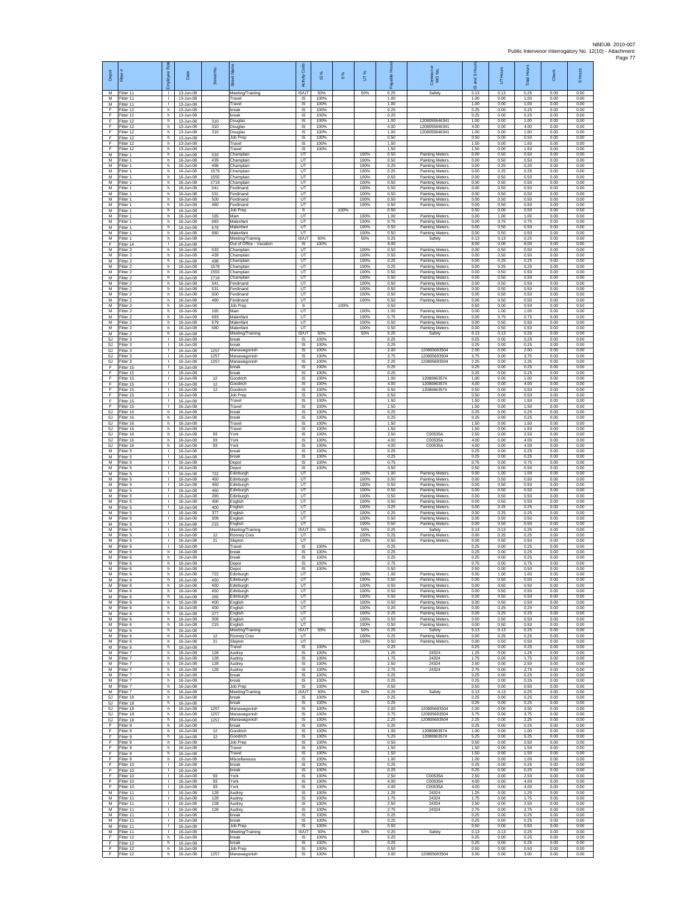| Depot | Fitter # | Employee Role | Date | Street No. | Street Name | Activity Code | IS % | S % | UT % | Payable Hours | Contractor or WO No. | IS and S Hours | UT Hours | Total Hours | Check | S Hours |
|---|---|---|---|---|---|---|---|---|---|---|---|---|---|---|---|---|
| M | Fitter 11 | I | 13-Jun-08 | | Meeting/Training | IS/UT | 50% | | 50% | 0.25 | Safety | 0.13 | 0.13 | 0.25 | 0.00 | 0.00 |
| M | Fitter 11 | I | 13-Jun-08 | | Travel | IS | 100% | | | 1.00 | | 1.00 | 0.00 | 1.00 | 0.00 | 0.00 |
| M | Fitter 11 | I | 13-Jun-08 | | Travel | IS | 100% | | | 1.00 | | 1.00 | 0.00 | 1.00 | 0.00 | 0.00 |
| F | Fitter 12 | h | 13-Jun-08 | | break | IS | 100% | | | 0.25 | | 0.25 | 0.00 | 0.25 | 0.00 | 0.00 |
| F | Fitter 12 | h | 13-Jun-08 | | break | IS | 100% | | | 0.25 | | 0.25 | 0.00 | 0.25 | 0.00 | 0.00 |
| F | Fitter 12 | h | 13-Jun-08 | 310 | Douglas | IS | 100% | | | 1.00 | 1208055846341 | 1.00 | 0.00 | 1.00 | 0.00 | 0.00 |
| F | Fitter 12 | h | 13-Jun-08 | 310 | Douglas | IS | 100% | | | 4.00 | 1208055846341 | 4.00 | 0.00 | 4.00 | 0.00 | 0.00 |
| F | Fitter 12 | h | 13-Jun-08 | 310 | Douglas | IS | 100% | | | 1.00 | 1208055846341 | 1.00 | 0.00 | 1.00 | 0.00 | 0.00 |
| F | Fitter 12 | h | 13-Jun-08 | | Job Prep | IS | 100% | | | 0.50 | | 0.50 | 0.00 | 0.50 | 0.00 | 0.00 |
| F | Fitter 12 | h | 13-Jun-08 | | Travel | IS | 100% | | | 1.50 | | 1.50 | 0.00 | 1.50 | 0.00 | 0.00 |
| F | Fitter 12 | h | 13-Jun-08 | | Travel | IS | 100% | | | 1.50 | | 1.50 | 0.00 | 1.50 | 0.00 | 0.00 |
| M | Fitter 1 | h | 16-Jun-08 | 533 | Champlain | UT | | | 100% | 0.50 | Painting Meters. | 0.00 | 0.50 | 0.50 | 0.00 | 0.00 |
| M | Fitter 1 | h | 16-Jun-08 | 439 | Champlain | UT | | | 100% | 0.50 | Painting Meters. | 0.00 | 0.50 | 0.50 | 0.00 | 0.00 |
| M | Fitter 1 | h | 16-Jun-08 | 498 | Champlain | UT | | | 100% | 0.25 | Painting Meters. | 0.00 | 0.25 | 0.25 | 0.00 | 0.00 |
| M | Fitter 1 | h | 16-Jun-08 | 1579 | Champlain | UT | | | 100% | 0.25 | Painting Meters. | 0.00 | 0.25 | 0.25 | 0.00 | 0.00 |
| M | Fitter 1 | h | 16-Jun-08 | 1555 | Champlain | UT | | | 100% | 0.50 | Painting Meters. | 0.00 | 0.50 | 0.50 | 0.00 | 0.00 |
| M | Fitter 1 | h | 16-Jun-08 | 1719 | Champlain | UT | | | 100% | 0.50 | Painting Meters. | 0.00 | 0.50 | 0.50 | 0.00 | 0.00 |
| M | Fitter 1 | h | 16-Jun-08 | 541 | Ferdinand | UT | | | 100% | 0.50 | Painting Meters. | 0.00 | 0.50 | 0.50 | 0.00 | 0.00 |
| M | Fitter 1 | h | 16-Jun-08 | 531 | Ferdinand | UT | | | 100% | 0.50 | Painting Meters. | 0.00 | 0.50 | 0.50 | 0.00 | 0.00 |
| M | Fitter 1 | h | 16-Jun-08 | 500 | Ferdinand | UT | | | 100% | 0.50 | Painting Meters. | 0.00 | 0.50 | 0.50 | 0.00 | 0.00 |
| M | Fitter 1 | h | 16-Jun-08 | 480 | Ferdinand | UT | | | 100% | 0.50 | Painting Meters. | 0.00 | 0.50 | 0.50 | 0.00 | 0.00 |
| M | Fitter 1 | h | 16-Jun-08 | | Job Prep | S | | 100% | | 0.50 | | 0.50 | 0.00 | 0.50 | 0.00 | 0.50 |
| M | Fitter 1 | h | 16-Jun-08 | 165 | Main | UT | | | 100% | 1.00 | Painting Meters. | 0.00 | 1.00 | 1.00 | 0.00 | 0.00 |
| M | Fitter 1 | h | 16-Jun-08 | 683 | Malenfant | UT | | | 100% | 0.75 | Painting Meters. | 0.00 | 0.75 | 0.75 | 0.00 | 0.00 |
| M | Fitter 1 | h | 16-Jun-08 | 679 | Malenfant | UT | | | 100% | 0.50 | Painting Meters. | 0.00 | 0.50 | 0.50 | 0.00 | 0.00 |
| M | Fitter 1 | h | 16-Jun-08 | 680 | Malenfant | UT | | | 100% | 0.50 | Painting Meters. | 0.00 | 0.50 | 0.50 | 0.00 | 0.00 |
| M | Fitter 1 | h | 16-Jun-08 | | Meeting/Training | IS/UT | 50% | | 50% | 0.25 | Safety | 0.13 | 0.13 | 0.25 | 0.00 | 0.00 |
| F | Fitter 14 | I | 16-Jun-08 | | Out of Office - Vacation | IS | 100% | | | 8.00 | | 8.00 | 0.00 | 8.00 | 0.00 | 0.00 |
| M | Fitter 2 | h | 16-Jun-08 | 533 | Champlain | UT | | | 100% | 0.50 | Painting Meters. | 0.00 | 0.50 | 0.50 | 0.00 | 0.00 |
| M | Fitter 2 | h | 16-Jun-08 | 439 | Champlain | UT | | | 100% | 0.50 | Painting Meters. | 0.00 | 0.50 | 0.50 | 0.00 | 0.00 |
| M | Fitter 2 | h | 16-Jun-08 | 498 | Champlain | UT | | | 100% | 0.25 | Painting Meters. | 0.00 | 0.25 | 0.25 | 0.00 | 0.00 |
| M | Fitter 2 | h | 16-Jun-08 | 1579 | Champlain | UT | | | 100% | 0.25 | Painting Meters. | 0.00 | 0.25 | 0.25 | 0.00 | 0.00 |
| M | Fitter 2 | h | 16-Jun-08 | 1555 | Champlain | UT | | | 100% | 0.50 | Painting Meters. | 0.00 | 0.50 | 0.50 | 0.00 | 0.00 |
| M | Fitter 2 | h | 16-Jun-08 | 1719 | Champlain | UT | | | 100% | 0.50 | Painting Meters. | 0.00 | 0.50 | 0.50 | 0.00 | 0.00 |
| M | Fitter 2 | h | 16-Jun-08 | 541 | Ferdinand | UT | | | 100% | 0.50 | Painting Meters. | 0.00 | 0.50 | 0.50 | 0.00 | 0.00 |
| M | Fitter 2 | h | 16-Jun-08 | 531 | Ferdinand | UT | | | 100% | 0.50 | Painting Meters. | 0.00 | 0.50 | 0.50 | 0.00 | 0.00 |
| M | Fitter 2 | h | 16-Jun-08 | 500 | Ferdinand | UT | | | 100% | 0.50 | Painting Meters. | 0.00 | 0.50 | 0.50 | 0.00 | 0.00 |
| M | Fitter 2 | h | 16-Jun-08 | 480 | Ferdinand | UT | | | 100% | 0.50 | Painting Meters. | 0.00 | 0.50 | 0.50 | 0.00 | 0.00 |
| M | Fitter 2 | h | 16-Jun-08 | | Job Prep | S | | 100% | | 0.50 | | 0.50 | 0.00 | 0.50 | 0.00 | 0.50 |
| M | Fitter 2 | h | 16-Jun-08 | 165 | Main | UT | | | 100% | 1.00 | Painting Meters. | 0.00 | 1.00 | 1.00 | 0.00 | 0.00 |
| M | Fitter 2 | h | 16-Jun-08 | 683 | Malenfant | UT | | | 100% | 0.75 | Painting Meters. | 0.00 | 0.75 | 0.75 | 0.00 | 0.00 |
| M | Fitter 2 | h | 16-Jun-08 | 679 | Malenfant | UT | | | 100% | 0.50 | Painting Meters. | 0.00 | 0.50 | 0.50 | 0.00 | 0.00 |
| M | Fitter 2 | h | 16-Jun-08 | 680 | Malenfant | UT | | | 100% | 0.50 | Painting Meters. | 0.00 | 0.50 | 0.50 | 0.00 | 0.00 |
| M | Fitter 2 | h | 16-Jun-08 | | Meeting/Training | IS/UT | 50% | | 50% | 0.25 | Safety | 0.13 | 0.13 | 0.25 | 0.00 | 0.00 |
| SJ | Fitter 3 | I | 16-Jun-08 | | break | IS | 100% | | | 0.25 | | 0.25 | 0.00 | 0.25 | 0.00 | 0.00 |
| SJ | Fitter 3 | I | 16-Jun-08 | | break | IS | 100% | | | 0.25 | | 0.25 | 0.00 | 0.25 | 0.00 | 0.00 |
| SJ | Fitter 3 | I | 16-Jun-08 | 1257 | Manawagonish | IS | 100% | | | 2.00 | 120805693504 | 2.00 | 0.00 | 2.00 | 0.00 | 0.00 |
| SJ | Fitter 3 | I | 16-Jun-08 | 1257 | Manawagonish | IS | 100% | | | 3.75 | 120805693504 | 3.75 | 0.00 | 3.75 | 0.00 | 0.00 |
| SJ | Fitter 3 | I | 16-Jun-08 | 1257 | Manawagonish | IS | 100% | | | 2.25 | 120805693504 | 2.25 | 0.00 | 2.25 | 0.00 | 0.00 |
| F | Fitter 15 | I | 16-Jun-08 | | break | IS | 100% | | | 0.25 | | 0.25 | 0.00 | 0.25 | 0.00 | 0.00 |
| F | Fitter 15 | I | 16-Jun-08 | | break | IS | 100% | | | 0.25 | | 0.25 | 0.00 | 0.25 | 0.00 | 0.00 |
| F | Fitter 15 | I | 16-Jun-08 | 12 | Goodrich | IS | 100% | | | 1.00 | 12080863574 | 1.00 | 0.00 | 1.00 | 0.00 | 0.00 |
| F | Fitter 15 | I | 16-Jun-08 | 12 | Goodrich | IS | 100% | | | 4.00 | 12080863574 | 4.00 | 0.00 | 4.00 | 0.00 | 0.00 |
| F | Fitter 15 | I | 16-Jun-08 | 12 | Goodrich | IS | 100% | | | 0.50 | 12080863574 | 0.50 | 0.00 | 0.50 | 0.00 | 0.00 |
| F | Fitter 15 | I | 16-Jun-08 | | Job Prep | IS | 100% | | | 0.50 | | 0.50 | 0.00 | 0.50 | 0.00 | 0.00 |
| F | Fitter 15 | I | 16-Jun-08 | | Travel | IS | 100% | | | 1.50 | | 1.50 | 0.00 | 1.50 | 0.00 | 0.00 |
| F | Fitter 15 | I | 16-Jun-08 | | Travel | IS | 100% | | | 1.50 | | 1.50 | 0.00 | 1.50 | 0.00 | 0.00 |
| SJ | Fitter 16 | h | 16-Jun-08 | | break | IS | 100% | | | 0.25 | | 0.25 | 0.00 | 0.25 | 0.00 | 0.00 |
| SJ | Fitter 16 | h | 16-Jun-08 | | break | IS | 100% | | | 0.25 | | 0.25 | 0.00 | 0.25 | 0.00 | 0.00 |
| SJ | Fitter 16 | h | 16-Jun-08 | | Travel | IS | 100% | | | 1.50 | | 1.50 | 0.00 | 1.50 | 0.00 | 0.00 |
| SJ | Fitter 16 | h | 16-Jun-08 | | Travel | IS | 100% | | | 1.50 | | 1.50 | 0.00 | 1.50 | 0.00 | 0.00 |
| SJ | Fitter 16 | h | 16-Jun-08 | 93 | York | IS | 100% | | | 2.50 | C00535A | 2.50 | 0.00 | 2.50 | 0.00 | 0.00 |
| SJ | Fitter 16 | h | 16-Jun-08 | 93 | York | IS | 100% | | | 4.00 | C00535A | 4.00 | 0.00 | 4.00 | 0.00 | 0.00 |
| SJ | Fitter 16 | h | 16-Jun-08 | 93 | York | IS | 100% | | | 4.00 | C00535A | 4.00 | 0.00 | 4.00 | 0.00 | 0.00 |
| M | Fitter 5 | I | 16-Jun-08 | | break | IS | 100% | | | 0.25 | | 0.25 | 0.00 | 0.25 | 0.00 | 0.00 |
| M | Fitter 5 | I | 16-Jun-08 | | break | IS | 100% | | | 0.25 | | 0.25 | 0.00 | 0.25 | 0.00 | 0.00 |
| M | Fitter 5 | I | 16-Jun-08 | | Depot | IS | 100% | | | 0.75 | | 0.75 | 0.00 | 0.75 | 0.00 | 0.00 |
| M | Fitter 5 | I | 16-Jun-08 | | Depot | IS | 100% | | | 0.50 | | 0.50 | 0.00 | 0.50 | 0.00 | 0.00 |
| M | Fitter 5 | I | 16-Jun-08 | 722 | Edinburgh | UT | | | 100% | 1.00 | Painting Meters. | 0.00 | 1.00 | 1.00 | 0.00 | 0.00 |
| M | Fitter 5 | I | 16-Jun-08 | 450 | Edinburgh | UT | | | 100% | 0.50 | Painting Meters. | 0.00 | 0.50 | 0.50 | 0.00 | 0.00 |
| M | Fitter 5 | I | 16-Jun-08 | 450 | Edinburgh | UT | | | 100% | 0.50 | Painting Meters. | 0.00 | 0.50 | 0.50 | 0.00 | 0.00 |
| M | Fitter 5 | I | 16-Jun-08 | 450 | Edinburgh | UT | | | 100% | 0.50 | Painting Meters. | 0.00 | 0.50 | 0.50 | 0.00 | 0.00 |
| M | Fitter 5 | I | 16-Jun-08 | 265 | Edinburgh | UT | | | 100% | 0.50 | Painting Meters. | 0.00 | 0.50 | 0.50 | 0.00 | 0.00 |
| M | Fitter 5 | I | 16-Jun-08 | 400 | English | UT | | | 100% | 0.50 | Painting Meters. | 0.00 | 0.50 | 0.50 | 0.00 | 0.00 |
| M | Fitter 5 | I | 16-Jun-08 | 400 | English | UT | | | 100% | 0.25 | Painting Meters. | 0.00 | 0.25 | 0.25 | 0.00 | 0.00 |
| M | Fitter 5 | I | 16-Jun-08 | 377 | English | UT | | | 100% | 0.25 | Painting Meters. | 0.00 | 0.25 | 0.25 | 0.00 | 0.00 |
| M | Fitter 5 | I | 16-Jun-08 | 309 | English | UT | | | 100% | 0.50 | Painting Meters. | 0.00 | 0.50 | 0.50 | 0.00 | 0.00 |
| M | Fitter 5 | I | 16-Jun-08 | 215 | English | UT | | | 100% | 0.50 | Painting Meters. | 0.00 | 0.50 | 0.50 | 0.00 | 0.00 |
| M | Fitter 5 | I | 16-Jun-08 | | Meeting/Training | IS/UT | 50% | | 50% | 0.25 | Safety | 0.13 | 0.13 | 0.25 | 0.00 | 0.00 |
| M | Fitter 5 | I | 16-Jun-08 | 12 | Rooney Cres | UT | | | 100% | 0.25 | Painting Meters. | 0.00 | 0.25 | 0.25 | 0.00 | 0.00 |
| M | Fitter 5 | I | 16-Jun-08 | 21 | Slayton | UT | | | 100% | 0.50 | Painting Meters. | 0.00 | 0.50 | 0.50 | 0.00 | 0.00 |
| M | Fitter 5 | I | 16-Jun-08 | | Travel | IS | 100% | | | 0.25 | | 0.25 | 0.00 | 0.25 | 0.00 | 0.00 |
| M | Fitter 6 | h | 16-Jun-08 | | break | IS | 100% | | | 0.25 | | 0.25 | 0.00 | 0.25 | 0.00 | 0.00 |
| M | Fitter 6 | h | 16-Jun-08 | | break | IS | 100% | | | 0.25 | | 0.25 | 0.00 | 0.25 | 0.00 | 0.00 |
| M | Fitter 6 | h | 16-Jun-08 | | Depot | IS | 100% | | | 0.75 | | 0.75 | 0.00 | 0.75 | 0.00 | 0.00 |
| M | Fitter 6 | h | 16-Jun-08 | | Depot | IS | 100% | | | 0.50 | | 0.50 | 0.00 | 0.50 | 0.00 | 0.00 |
| M | Fitter 6 | h | 16-Jun-08 | 722 | Edinburgh | UT | | | 100% | 1.00 | Painting Meters. | 0.00 | 1.00 | 1.00 | 0.00 | 0.00 |
| M | Fitter 6 | h | 16-Jun-08 | 450 | Edinburgh | UT | | | 100% | 0.50 | Painting Meters. | 0.00 | 0.50 | 0.50 | 0.00 | 0.00 |
| M | Fitter 6 | h | 16-Jun-08 | 450 | Edinburgh | UT | | | 100% | 0.50 | Painting Meters. | 0.00 | 0.50 | 0.50 | 0.00 | 0.00 |
| M | Fitter 6 | h | 16-Jun-08 | 450 | Edinburgh | UT | | | 100% | 0.50 | Painting Meters. | 0.00 | 0.50 | 0.50 | 0.00 | 0.00 |
| M | Fitter 6 | h | 16-Jun-08 | 265 | Edinburgh | UT | | | 100% | 0.50 | Painting Meters. | 0.00 | 0.50 | 0.50 | 0.00 | 0.00 |
| M | Fitter 6 | h | 16-Jun-08 | 400 | English | UT | | | 100% | 0.50 | Painting Meters. | 0.00 | 0.50 | 0.50 | 0.00 | 0.00 |
| M | Fitter 6 | h | 16-Jun-08 | 400 | English | UT | | | 100% | 0.25 | Painting Meters. | 0.00 | 0.25 | 0.25 | 0.00 | 0.00 |
| M | Fitter 6 | h | 16-Jun-08 | 377 | English | UT | | | 100% | 0.25 | Painting Meters. | 0.00 | 0.25 | 0.25 | 0.00 | 0.00 |
| M | Fitter 6 | h | 16-Jun-08 | 309 | English | UT | | | 100% | 0.50 | Painting Meters. | 0.00 | 0.50 | 0.50 | 0.00 | 0.00 |
| M | Fitter 6 | h | 16-Jun-08 | 215 | English | UT | | | 100% | 0.50 | Painting Meters. | 0.00 | 0.50 | 0.50 | 0.00 | 0.00 |
| M | Fitter 6 | h | 16-Jun-08 | | Meeting/Training | IS/UT | 50% | | 50% | 0.25 | Safety | 0.13 | 0.13 | 0.25 | 0.00 | 0.00 |
| M | Fitter 6 | h | 16-Jun-08 | 12 | Rooney Cres | UT | | | 100% | 0.25 | Painting Meters. | 0.00 | 0.25 | 0.25 | 0.00 | 0.00 |
| M | Fitter 6 | h | 16-Jun-08 | 21 | Slayton | UT | | | 100% | 0.50 | Painting Meters. | 0.00 | 0.50 | 0.50 | 0.00 | 0.00 |
| M | Fitter 6 | h | 16-Jun-08 | | Travel | IS | 100% | | | 0.25 | | 0.25 | 0.00 | 0.25 | 0.00 | 0.00 |
| M | Fitter 7 | h | 16-Jun-08 | 128 | Audrey | IS | 100% | | | 1.25 | 24324 | 1.25 | 0.00 | 1.25 | 0.00 | 0.00 |
| M | Fitter 7 | h | 16-Jun-08 | 128 | Audrey | IS | 100% | | | 1.75 | 24324 | 1.75 | 0.00 | 1.75 | 0.00 | 0.00 |
| M | Fitter 7 | h | 16-Jun-08 | 128 | Audrey | IS | 100% | | | 2.50 | 24324 | 2.50 | 0.00 | 2.50 | 0.00 | 0.00 |
| M | Fitter 7 | h | 16-Jun-08 | 128 | Audrey | IS | 100% | | | 2.75 | 24324 | 2.75 | 0.00 | 2.75 | 0.00 | 0.00 |
| M | Fitter 7 | h | 16-Jun-08 | | break | IS | 100% | | | 0.25 | | 0.25 | 0.00 | 0.25 | 0.00 | 0.00 |
| M | Fitter 7 | h | 16-Jun-08 | | break | IS | 100% | | | 0.25 | | 0.25 | 0.00 | 0.25 | 0.00 | 0.00 |
| M | Fitter 7 | h | 16-Jun-08 | | Job Prep | IS | 100% | | | 0.50 | | 0.50 | 0.00 | 0.50 | 0.00 | 0.00 |
| M | Fitter 7 | h | 16-Jun-08 | | Meeting/Training | IS/UT | 50% | | 50% | 0.25 | Safety | 0.13 | 0.13 | 0.25 | 0.00 | 0.00 |
| SJ | Fitter 18 | h | 16-Jun-08 | | break | IS | 100% | | | 0.25 | | 0.25 | 0.00 | 0.25 | 0.00 | 0.00 |
| SJ | Fitter 18 | h | 16-Jun-08 | | break | IS | 100% | | | 0.25 | | 0.25 | 0.00 | 0.25 | 0.00 | 0.00 |
| SJ | Fitter 18 | h | 16-Jun-08 | 1257 | Manawagonish | IS | 100% | | | 2.00 | 120805693504 | 2.00 | 0.00 | 2.00 | 0.00 | 0.00 |
| SJ | Fitter 18 | h | 16-Jun-08 | 1257 | Manawagonish | IS | 100% | | | 3.75 | 120805693504 | 3.75 | 0.00 | 3.75 | 0.00 | 0.00 |
| SJ | Fitter 18 | h | 16-Jun-08 | 1257 | Manawagonish | IS | 100% | | | 2.25 | 120805693504 | 2.25 | 0.00 | 2.25 | 0.00 | 0.00 |
| F | Fitter 9 | h | 16-Jun-08 | | break | IS | 100% | | | 0.25 | | 0.25 | 0.00 | 0.25 | 0.00 | 0.00 |
| F | Fitter 9 | h | 16-Jun-08 | 12 | Goodrich | IS | 100% | | | 1.00 | 12080863574 | 1.00 | 0.00 | 1.00 | 0.00 | 0.00 |
| F | Fitter 9 | h | 16-Jun-08 | 12 | Goodrich | IS | 100% | | | 5.25 | 12080863574 | 5.25 | 0.00 | 5.25 | 0.00 | 0.00 |
| F | Fitter 9 | h | 16-Jun-08 | | Job Prep | IS | 100% | | | 0.50 | | 0.50 | 0.00 | 0.50 | 0.00 | 0.00 |
| F | Fitter 9 | h | 16-Jun-08 | | Travel | IS | 100% | | | 1.50 | | 1.50 | 0.00 | 1.50 | 0.00 | 0.00 |
| F | Fitter 9 | h | 16-Jun-08 | | Travel | IS | 100% | | | 1.50 | | 1.50 | 0.00 | 1.50 | 0.00 | 0.00 |
| F | Fitter 9 | h | 16-Jun-08 | | Miscellaneous | IS | 100% | | | 1.00 | | 1.00 | 0.00 | 1.00 | 0.00 | 0.00 |
| F | Fitter 10 | I | 16-Jun-08 | | break | IS | 100% | | | 0.25 | | 0.25 | 0.00 | 0.25 | 0.00 | 0.00 |
| F | Fitter 10 | I | 16-Jun-08 | | break | IS | 100% | | | 0.25 | | 0.25 | 0.00 | 0.25 | 0.00 | 0.00 |
| F | Fitter 10 | I | 16-Jun-08 | 93 | York | IS | 100% | | | 2.50 | C00535A | 2.50 | 0.00 | 2.50 | 0.00 | 0.00 |
| F | Fitter 10 | I | 16-Jun-08 | 93 | York | IS | 100% | | | 4.00 | C00535A | 4.00 | 0.00 | 4.00 | 0.00 | 0.00 |
| F | Fitter 10 | I | 16-Jun-08 | 93 | York | IS | 100% | | | 4.00 | C00535A | 4.00 | 0.00 | 4.00 | 0.00 | 0.00 |
| M | Fitter 11 | I | 16-Jun-08 | 128 | Audrey | IS | 100% | | | 1.25 | 24324 | 1.25 | 0.00 | 1.25 | 0.00 | 0.00 |
| M | Fitter 11 | I | 16-Jun-08 | 128 | Audrey | IS | 100% | | | 1.75 | 24324 | 1.75 | 0.00 | 1.75 | 0.00 | 0.00 |
| M | Fitter 11 | I | 16-Jun-08 | 128 | Audrey | IS | 100% | | | 2.50 | 24324 | 2.50 | 0.00 | 2.50 | 0.00 | 0.00 |
| M | Fitter 11 | I | 16-Jun-08 | 128 | Audrey | IS | 100% | | | 2.75 | 24324 | 2.75 | 0.00 | 2.75 | 0.00 | 0.00 |
| M | Fitter 11 | I | 16-Jun-08 | | break | IS | 100% | | | 0.25 | | 0.25 | 0.00 | 0.25 | 0.00 | 0.00 |
| M | Fitter 11 | I | 16-Jun-08 | | break | IS | 100% | | | 0.25 | | 0.25 | 0.00 | 0.25 | 0.00 | 0.00 |
| M | Fitter 11 | I | 16-Jun-08 | | Job Prep | IS | 100% | | | 0.50 | | 0.50 | 0.00 | 0.50 | 0.00 | 0.00 |
| M | Fitter 11 | I | 16-Jun-08 | | Meeting/Training | IS/UT | 50% | | 50% | 0.25 | Safety | 0.13 | 0.13 | 0.25 | 0.00 | 0.00 |
| F | Fitter 12 | h | 16-Jun-08 | | break | IS | 100% | | | 0.25 | | 0.25 | 0.00 | 0.25 | 0.00 | 0.00 |
| F | Fitter 12 | h | 16-Jun-08 | | break | IS | 100% | | | 0.25 | | 0.25 | 0.00 | 0.25 | 0.00 | 0.00 |
| F | Fitter 12 | h | 16-Jun-08 | | Job Prep | IS | 100% | | | 0.50 | | 0.50 | 0.00 | 0.50 | 0.00 | 0.00 |
| F | Fitter 12 | h | 16-Jun-08 | 1257 | Manawagonish | IS | 100% | | | 3.00 | 120805693504 | 3.00 | 0.00 | 3.00 | 0.00 | 0.00 |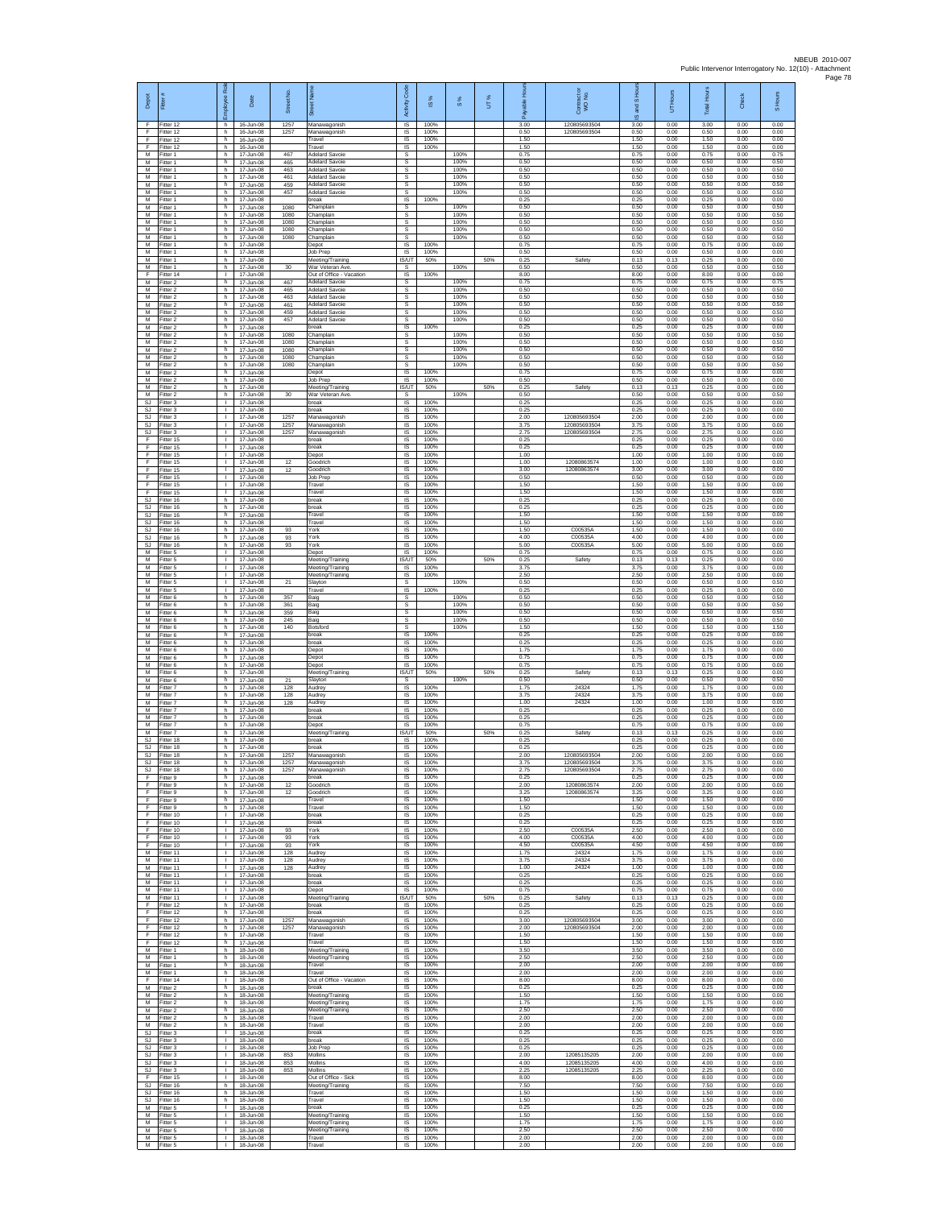| Depot | Fitter # | Employee Role | Date | Street No. | Street Name | Activity Code | IS % | S % | UT % | Payable Hours | Contractor or WO No. | IS and S Hours | UT Hours | Total Hours | Check | S Hours |
|---|---|---|---|---|---|---|---|---|---|---|---|---|---|---|---|---|
| F | Fitter 12 | h | 16-Jun-08 | 1257 | Manawagonish | IS | 100% | | | 3.00 | 120805693504 | 3.00 | 0.00 | 3.00 | 0.00 | 0.00 |
| F | Fitter 12 | h | 16-Jun-08 | 1257 | Manawagonish | IS | 100% | | | 0.50 | 120805693504 | 0.50 | 0.00 | 0.50 | 0.00 | 0.00 |
| F | Fitter 12 | h | 16-Jun-08 | | Travel | IS | 100% | | | 1.50 | | 1.50 | 0.00 | 1.50 | 0.00 | 0.00 |
| F | Fitter 12 | h | 16-Jun-08 | | Travel | IS | 100% | | | 1.50 | | 1.50 | 0.00 | 1.50 | 0.00 | 0.00 |
| M | Fitter 1 | h | 17-Jun-08 | 467 | Adelard Savoie | S | | 100% | | 0.75 | | 0.75 | 0.00 | 0.75 | 0.00 | 0.75 |
| M | Fitter 1 | h | 17-Jun-08 | 465 | Adelard Savoie | S | | 100% | | 0.50 | | 0.50 | 0.00 | 0.50 | 0.00 | 0.50 |
| M | Fitter 1 | h | 17-Jun-08 | 463 | Adelard Savoie | S | | 100% | | 0.50 | | 0.50 | 0.00 | 0.50 | 0.00 | 0.50 |
| M | Fitter 1 | h | 17-Jun-08 | 461 | Adelard Savoie | S | | 100% | | 0.50 | | 0.50 | 0.00 | 0.50 | 0.00 | 0.50 |
| M | Fitter 1 | h | 17-Jun-08 | 459 | Adelard Savoie | S | | 100% | | 0.50 | | 0.50 | 0.00 | 0.50 | 0.00 | 0.50 |
| M | Fitter 1 | h | 17-Jun-08 | 457 | Adelard Savoie | S | | 100% | | 0.50 | | 0.50 | 0.00 | 0.50 | 0.00 | 0.50 |
| M | Fitter 1 | h | 17-Jun-08 | | break | IS | 100% | | | 0.25 | | 0.25 | 0.00 | 0.25 | 0.00 | 0.00 |
| M | Fitter 1 | h | 17-Jun-08 | 1080 | Champlain | S | | 100% | | 0.50 | | 0.50 | 0.00 | 0.50 | 0.00 | 0.50 |
| M | Fitter 1 | h | 17-Jun-08 | 1080 | Champlain | S | | 100% | | 0.50 | | 0.50 | 0.00 | 0.50 | 0.00 | 0.50 |
| M | Fitter 1 | h | 17-Jun-08 | 1080 | Champlain | S | | 100% | | 0.50 | | 0.50 | 0.00 | 0.50 | 0.00 | 0.50 |
| M | Fitter 1 | h | 17-Jun-08 | 1080 | Champlain | S | | 100% | | 0.50 | | 0.50 | 0.00 | 0.50 | 0.00 | 0.50 |
| M | Fitter 1 | h | 17-Jun-08 | 1080 | Champlain | S | | 100% | | 0.50 | | 0.50 | 0.00 | 0.50 | 0.00 | 0.50 |
| M | Fitter 1 | h | 17-Jun-08 | | Depot | IS | 100% | | | 0.75 | | 0.75 | 0.00 | 0.75 | 0.00 | 0.00 |
| M | Fitter 1 | h | 17-Jun-08 | | Job Prep | IS | 100% | | | 0.50 | | 0.50 | 0.00 | 0.50 | 0.00 | 0.00 |
| M | Fitter 1 | h | 17-Jun-08 | | Meeting/Training | IS/UT | 50% | | 50% | 0.25 | Safety | 0.13 | 0.13 | 0.25 | 0.00 | 0.00 |
| M | Fitter 1 | h | 17-Jun-08 | 30 | War Veteran Ave. | S | | 100% | | 0.50 | | 0.50 | 0.00 | 0.50 | 0.00 | 0.50 |
| F | Fitter 14 | l | 17-Jun-08 | | Out of Office - Vacation | IS | 100% | | | 8.00 | | 8.00 | 0.00 | 8.00 | 0.00 | 0.00 |
| M | Fitter 2 | h | 17-Jun-08 | 467 | Adelard Savoie | S | | 100% | | 0.75 | | 0.75 | 0.00 | 0.75 | 0.00 | 0.75 |
| M | Fitter 2 | h | 17-Jun-08 | 465 | Adelard Savoie | S | | 100% | | 0.50 | | 0.50 | 0.00 | 0.50 | 0.00 | 0.50 |
| M | Fitter 2 | h | 17-Jun-08 | 463 | Adelard Savoie | S | | 100% | | 0.50 | | 0.50 | 0.00 | 0.50 | 0.00 | 0.50 |
| M | Fitter 2 | h | 17-Jun-08 | 461 | Adelard Savoie | S | | 100% | | 0.50 | | 0.50 | 0.00 | 0.50 | 0.00 | 0.50 |
| M | Fitter 2 | h | 17-Jun-08 | 459 | Adelard Savoie | S | | 100% | | 0.50 | | 0.50 | 0.00 | 0.50 | 0.00 | 0.50 |
| M | Fitter 2 | h | 17-Jun-08 | 457 | Adelard Savoie | S | | 100% | | 0.50 | | 0.50 | 0.00 | 0.50 | 0.00 | 0.50 |
| M | Fitter 2 | h | 17-Jun-08 | | break | IS | 100% | | | 0.25 | | 0.25 | 0.00 | 0.25 | 0.00 | 0.00 |
| M | Fitter 2 | h | 17-Jun-08 | 1080 | Champlain | S | | 100% | | 0.50 | | 0.50 | 0.00 | 0.50 | 0.00 | 0.50 |
| M | Fitter 2 | h | 17-Jun-08 | 1080 | Champlain | S | | 100% | | 0.50 | | 0.50 | 0.00 | 0.50 | 0.00 | 0.50 |
| M | Fitter 2 | h | 17-Jun-08 | 1080 | Champlain | S | | 100% | | 0.50 | | 0.50 | 0.00 | 0.50 | 0.00 | 0.50 |
| M | Fitter 2 | h | 17-Jun-08 | 1080 | Champlain | S | | 100% | | 0.50 | | 0.50 | 0.00 | 0.50 | 0.00 | 0.50 |
| M | Fitter 2 | h | 17-Jun-08 | 1080 | Champlain | S | | 100% | | 0.50 | | 0.50 | 0.00 | 0.50 | 0.00 | 0.50 |
| M | Fitter 2 | h | 17-Jun-08 | | Depot | IS | 100% | | | 0.75 | | 0.75 | 0.00 | 0.75 | 0.00 | 0.00 |
| M | Fitter 2 | h | 17-Jun-08 | | Job Prep | IS | 100% | | | 0.50 | | 0.50 | 0.00 | 0.50 | 0.00 | 0.00 |
| M | Fitter 2 | h | 17-Jun-08 | | Meeting/Training | IS/UT | 50% | | 50% | 0.25 | Safety | 0.13 | 0.13 | 0.25 | 0.00 | 0.00 |
| M | Fitter 2 | h | 17-Jun-08 | 30 | War Veteran Ave. | S | | 100% | | 0.50 | | 0.50 | 0.00 | 0.50 | 0.00 | 0.50 |
| SJ | Fitter 3 | l | 17-Jun-08 | | break | IS | 100% | | | 0.25 | | 0.25 | 0.00 | 0.25 | 0.00 | 0.00 |
| SJ | Fitter 3 | l | 17-Jun-08 | | break | IS | 100% | | | 0.25 | | 0.25 | 0.00 | 0.25 | 0.00 | 0.00 |
| SJ | Fitter 3 | l | 17-Jun-08 | 1257 | Manawagonish | IS | 100% | | | 2.00 | 120805693504 | 2.00 | 0.00 | 2.00 | 0.00 | 0.00 |
| SJ | Fitter 3 | l | 17-Jun-08 | 1257 | Manawagonish | IS | 100% | | | 3.75 | 120805693504 | 3.75 | 0.00 | 3.75 | 0.00 | 0.00 |
| SJ | Fitter 3 | l | 17-Jun-08 | 1257 | Manawagonish | IS | 100% | | | 2.75 | 120805693504 | 2.75 | 0.00 | 2.75 | 0.00 | 0.00 |
| F | Fitter 15 | l | 17-Jun-08 | | break | IS | 100% | | | 0.25 | | 0.25 | 0.00 | 0.25 | 0.00 | 0.00 |
| F | Fitter 15 | l | 17-Jun-08 | | break | IS | 100% | | | 0.25 | | 0.25 | 0.00 | 0.25 | 0.00 | 0.00 |
| F | Fitter 15 | l | 17-Jun-08 | | Depot | IS | 100% | | | 1.00 | | 1.00 | 0.00 | 1.00 | 0.00 | 0.00 |
| F | Fitter 15 | l | 17-Jun-08 | 12 | Goodrich | IS | 100% | | | 1.00 | 12080863574 | 1.00 | 0.00 | 1.00 | 0.00 | 0.00 |
| F | Fitter 15 | l | 17-Jun-08 | 12 | Goodrich | IS | 100% | | | 3.00 | 12080863574 | 3.00 | 0.00 | 3.00 | 0.00 | 0.00 |
| F | Fitter 15 | l | 17-Jun-08 | | Job Prep | IS | 100% | | | 0.50 | | 0.50 | 0.00 | 0.50 | 0.00 | 0.00 |
| F | Fitter 15 | l | 17-Jun-08 | | Travel | IS | 100% | | | 1.50 | | 1.50 | 0.00 | 1.50 | 0.00 | 0.00 |
| F | Fitter 15 | l | 17-Jun-08 | | Travel | IS | 100% | | | 1.50 | | 1.50 | 0.00 | 1.50 | 0.00 | 0.00 |
| SJ | Fitter 16 | h | 17-Jun-08 | | break | IS | 100% | | | 0.25 | | 0.25 | 0.00 | 0.25 | 0.00 | 0.00 |
| SJ | Fitter 16 | h | 17-Jun-08 | | break | IS | 100% | | | 0.25 | | 0.25 | 0.00 | 0.25 | 0.00 | 0.00 |
| SJ | Fitter 16 | h | 17-Jun-08 | | Travel | IS | 100% | | | 1.50 | | 1.50 | 0.00 | 1.50 | 0.00 | 0.00 |
| SJ | Fitter 16 | h | 17-Jun-08 | | Travel | IS | 100% | | | 1.50 | | 1.50 | 0.00 | 1.50 | 0.00 | 0.00 |
| SJ | Fitter 16 | h | 17-Jun-08 | 93 | York | IS | 100% | | | 1.50 | C00535A | 1.50 | 0.00 | 1.50 | 0.00 | 0.00 |
| SJ | Fitter 16 | h | 17-Jun-08 | 93 | York | IS | 100% | | | 4.00 | C00535A | 4.00 | 0.00 | 4.00 | 0.00 | 0.00 |
| SJ | Fitter 16 | h | 17-Jun-08 | 93 | York | IS | 100% | | | 5.00 | C00535A | 5.00 | 0.00 | 5.00 | 0.00 | 0.00 |
| M | Fitter 5 | l | 17-Jun-08 | | Depot | IS | 100% | | | 0.75 | | 0.75 | 0.00 | 0.75 | 0.00 | 0.00 |
| M | Fitter 5 | l | 17-Jun-08 | | Meeting/Training | IS/UT | 50% | | 50% | 0.25 | Safety | 0.13 | 0.13 | 0.25 | 0.00 | 0.00 |
| M | Fitter 5 | l | 17-Jun-08 | | Meeting/Training | IS | 100% | | | 3.75 | | 3.75 | 0.00 | 3.75 | 0.00 | 0.00 |
| M | Fitter 5 | l | 17-Jun-08 | | Meeting/Training | IS | 100% | | | 2.50 | | 2.50 | 0.00 | 2.50 | 0.00 | 0.00 |
| M | Fitter 5 | l | 17-Jun-08 | 21 | Slayton | S | | 100% | | 0.50 | | 0.50 | 0.00 | 0.50 | 0.00 | 0.50 |
| M | Fitter 5 | l | 17-Jun-08 | | Travel | IS | 100% | | | 0.25 | | 0.25 | 0.00 | 0.25 | 0.00 | 0.00 |
| M | Fitter 6 | h | 17-Jun-08 | 357 | Baig | S | | 100% | | 0.50 | | 0.50 | 0.00 | 0.50 | 0.00 | 0.50 |
| M | Fitter 6 | h | 17-Jun-08 | 361 | Baig | S | | 100% | | 0.50 | | 0.50 | 0.00 | 0.50 | 0.00 | 0.50 |
| M | Fitter 6 | h | 17-Jun-08 | 359 | Baig | S | | 100% | | 0.50 | | 0.50 | 0.00 | 0.50 | 0.00 | 0.50 |
| M | Fitter 6 | h | 17-Jun-08 | 245 | Baig | S | | 100% | | 0.50 | | 0.50 | 0.00 | 0.50 | 0.00 | 0.50 |
| M | Fitter 6 | h | 17-Jun-08 | 140 | Botsford | S | | 100% | | 1.50 | | 1.50 | 0.00 | 1.50 | 0.00 | 1.50 |
| M | Fitter 6 | h | 17-Jun-08 | | break | IS | 100% | | | 0.25 | | 0.25 | 0.00 | 0.25 | 0.00 | 0.00 |
| M | Fitter 6 | h | 17-Jun-08 | | break | IS | 100% | | | 0.25 | | 0.25 | 0.00 | 0.25 | 0.00 | 0.00 |
| M | Fitter 6 | h | 17-Jun-08 | | Depot | IS | 100% | | | 1.75 | | 1.75 | 0.00 | 1.75 | 0.00 | 0.00 |
| M | Fitter 6 | h | 17-Jun-08 | | Depot | IS | 100% | | | 0.75 | | 0.75 | 0.00 | 0.75 | 0.00 | 0.00 |
| M | Fitter 6 | h | 17-Jun-08 | | Depot | IS | 100% | | | 0.75 | | 0.75 | 0.00 | 0.75 | 0.00 | 0.00 |
| M | Fitter 6 | h | 17-Jun-08 | | Meeting/Training | IS/UT | 50% | | 50% | 0.25 | Safety | 0.13 | 0.13 | 0.25 | 0.00 | 0.00 |
| M | Fitter 6 | h | 17-Jun-08 | 21 | Slayton | S | | 100% | | 0.50 | | 0.50 | 0.00 | 0.50 | 0.00 | 0.50 |
| M | Fitter 7 | h | 17-Jun-08 | 128 | Audrey | IS | 100% | | | 1.75 | 24324 | 1.75 | 0.00 | 1.75 | 0.00 | 0.00 |
| M | Fitter 7 | h | 17-Jun-08 | 128 | Audrey | IS | 100% | | | 3.75 | 24324 | 3.75 | 0.00 | 3.75 | 0.00 | 0.00 |
| M | Fitter 7 | h | 17-Jun-08 | 128 | Audrey | IS | 100% | | | 1.00 | 24324 | 1.00 | 0.00 | 1.00 | 0.00 | 0.00 |
| M | Fitter 7 | h | 17-Jun-08 | | break | IS | 100% | | | 0.25 | | 0.25 | 0.00 | 0.25 | 0.00 | 0.00 |
| M | Fitter 7 | h | 17-Jun-08 | | break | IS | 100% | | | 0.25 | | 0.25 | 0.00 | 0.25 | 0.00 | 0.00 |
| M | Fitter 7 | h | 17-Jun-08 | | Depot | IS | 100% | | | 0.75 | | 0.75 | 0.00 | 0.75 | 0.00 | 0.00 |
| M | Fitter 7 | h | 17-Jun-08 | | Meeting/Training | IS/UT | 50% | | 50% | 0.25 | Safety | 0.13 | 0.13 | 0.25 | 0.00 | 0.00 |
| SJ | Fitter 18 | h | 17-Jun-08 | | break | IS | 100% | | | 0.25 | | 0.25 | 0.00 | 0.25 | 0.00 | 0.00 |
| SJ | Fitter 18 | h | 17-Jun-08 | | break | IS | 100% | | | 0.25 | | 0.25 | 0.00 | 0.25 | 0.00 | 0.00 |
| SJ | Fitter 18 | h | 17-Jun-08 | 1257 | Manawagonish | IS | 100% | | | 2.00 | 120805693504 | 2.00 | 0.00 | 2.00 | 0.00 | 0.00 |
| SJ | Fitter 18 | h | 17-Jun-08 | 1257 | Manawagonish | IS | 100% | | | 3.75 | 120805693504 | 3.75 | 0.00 | 3.75 | 0.00 | 0.00 |
| SJ | Fitter 18 | h | 17-Jun-08 | 1257 | Manawagonish | IS | 100% | | | 2.75 | 120805693504 | 2.75 | 0.00 | 2.75 | 0.00 | 0.00 |
| F | Fitter 9 | h | 17-Jun-08 | | break | IS | 100% | | | 0.25 | | 0.25 | 0.00 | 0.25 | 0.00 | 0.00 |
| F | Fitter 9 | h | 17-Jun-08 | 12 | Goodrich | IS | 100% | | | 2.00 | 12080863574 | 2.00 | 0.00 | 2.00 | 0.00 | 0.00 |
| F | Fitter 9 | h | 17-Jun-08 | 12 | Goodrich | IS | 100% | | | 3.25 | 12080863574 | 3.25 | 0.00 | 3.25 | 0.00 | 0.00 |
| F | Fitter 9 | h | 17-Jun-08 | | Travel | IS | 100% | | | 1.50 | | 1.50 | 0.00 | 1.50 | 0.00 | 0.00 |
| F | Fitter 9 | h | 17-Jun-08 | | Travel | IS | 100% | | | 1.50 | | 1.50 | 0.00 | 1.50 | 0.00 | 0.00 |
| F | Fitter 10 | l | 17-Jun-08 | | break | IS | 100% | | | 0.25 | | 0.25 | 0.00 | 0.25 | 0.00 | 0.00 |
| F | Fitter 10 | l | 17-Jun-08 | | break | IS | 100% | | | 0.25 | | 0.25 | 0.00 | 0.25 | 0.00 | 0.00 |
| F | Fitter 10 | l | 17-Jun-08 | 93 | York | IS | 100% | | | 2.50 | C00535A | 2.50 | 0.00 | 2.50 | 0.00 | 0.00 |
| F | Fitter 10 | l | 17-Jun-08 | 93 | York | IS | 100% | | | 4.00 | C00535A | 4.00 | 0.00 | 4.00 | 0.00 | 0.00 |
| F | Fitter 10 | l | 17-Jun-08 | 93 | York | IS | 100% | | | 4.50 | C00535A | 4.50 | 0.00 | 4.50 | 0.00 | 0.00 |
| M | Fitter 11 | l | 17-Jun-08 | 128 | Audrey | IS | 100% | | | 1.75 | 24324 | 1.75 | 0.00 | 1.75 | 0.00 | 0.00 |
| M | Fitter 11 | l | 17-Jun-08 | 128 | Audrey | IS | 100% | | | 3.75 | 24324 | 3.75 | 0.00 | 3.75 | 0.00 | 0.00 |
| M | Fitter 11 | l | 17-Jun-08 | 128 | Audrey | IS | 100% | | | 1.00 | 24324 | 1.00 | 0.00 | 1.00 | 0.00 | 0.00 |
| M | Fitter 11 | l | 17-Jun-08 | | break | IS | 100% | | | 0.25 | | 0.25 | 0.00 | 0.25 | 0.00 | 0.00 |
| M | Fitter 11 | l | 17-Jun-08 | | break | IS | 100% | | | 0.25 | | 0.25 | 0.00 | 0.25 | 0.00 | 0.00 |
| M | Fitter 11 | l | 17-Jun-08 | | Depot | IS | 100% | | | 0.75 | | 0.75 | 0.00 | 0.75 | 0.00 | 0.00 |
| M | Fitter 11 | l | 17-Jun-08 | | Meeting/Training | IS/UT | 50% | | 50% | 0.25 | Safety | 0.13 | 0.13 | 0.25 | 0.00 | 0.00 |
| F | Fitter 12 | h | 17-Jun-08 | | break | IS | 100% | | | 0.25 | | 0.25 | 0.00 | 0.25 | 0.00 | 0.00 |
| F | Fitter 12 | h | 17-Jun-08 | | break | IS | 100% | | | 0.25 | | 0.25 | 0.00 | 0.25 | 0.00 | 0.00 |
| F | Fitter 12 | h | 17-Jun-08 | 1257 | Manawagonish | IS | 100% | | | 3.00 | 120805693504 | 3.00 | 0.00 | 3.00 | 0.00 | 0.00 |
| F | Fitter 12 | h | 17-Jun-08 | 1257 | Manawagonish | IS | 100% | | | 2.00 | 120805693504 | 2.00 | 0.00 | 2.00 | 0.00 | 0.00 |
| F | Fitter 12 | h | 17-Jun-08 | | Travel | IS | 100% | | | 1.50 | | 1.50 | 0.00 | 1.50 | 0.00 | 0.00 |
| F | Fitter 12 | h | 17-Jun-08 | | Travel | IS | 100% | | | 1.50 | | 1.50 | 0.00 | 1.50 | 0.00 | 0.00 |
| M | Fitter 1 | h | 18-Jun-08 | | Meeting/Training | IS | 100% | | | 3.50 | | 3.50 | 0.00 | 3.50 | 0.00 | 0.00 |
| M | Fitter 1 | h | 18-Jun-08 | | Meeting/Training | IS | 100% | | | 2.50 | | 2.50 | 0.00 | 2.50 | 0.00 | 0.00 |
| M | Fitter 1 | h | 18-Jun-08 | | Travel | IS | 100% | | | 2.00 | | 2.00 | 0.00 | 2.00 | 0.00 | 0.00 |
| M | Fitter 1 | h | 18-Jun-08 | | Travel | IS | 100% | | | 2.00 | | 2.00 | 0.00 | 2.00 | 0.00 | 0.00 |
| F | Fitter 14 | l | 18-Jun-08 | | Out of Office - Vacation | IS | 100% | | | 8.00 | | 8.00 | 0.00 | 8.00 | 0.00 | 0.00 |
| M | Fitter 2 | h | 18-Jun-08 | | break | IS | 100% | | | 0.25 | | 0.25 | 0.00 | 0.25 | 0.00 | 0.00 |
| M | Fitter 2 | h | 18-Jun-08 | | Meeting/Training | IS | 100% | | | 1.50 | | 1.50 | 0.00 | 1.50 | 0.00 | 0.00 |
| M | Fitter 2 | h | 18-Jun-08 | | Meeting/Training | IS | 100% | | | 1.75 | | 1.75 | 0.00 | 1.75 | 0.00 | 0.00 |
| M | Fitter 2 | h | 18-Jun-08 | | Meeting/Training | IS | 100% | | | 2.50 | | 2.50 | 0.00 | 2.50 | 0.00 | 0.00 |
| M | Fitter 2 | h | 18-Jun-08 | | Travel | IS | 100% | | | 2.00 | | 2.00 | 0.00 | 2.00 | 0.00 | 0.00 |
| M | Fitter 2 | h | 18-Jun-08 | | Travel | IS | 100% | | | 2.00 | | 2.00 | 0.00 | 2.00 | 0.00 | 0.00 |
| SJ | Fitter 3 | l | 18-Jun-08 | | break | IS | 100% | | | 0.25 | | 0.25 | 0.00 | 0.25 | 0.00 | 0.00 |
| SJ | Fitter 3 | l | 18-Jun-08 | | break | IS | 100% | | | 0.25 | | 0.25 | 0.00 | 0.25 | 0.00 | 0.00 |
| SJ | Fitter 3 | l | 18-Jun-08 | | Job Prep | IS | 100% | | | 0.25 | | 0.25 | 0.00 | 0.25 | 0.00 | 0.00 |
| SJ | Fitter 3 | l | 18-Jun-08 | 853 | Mollins | IS | 100% | | | 2.00 | 12085135205 | 2.00 | 0.00 | 2.00 | 0.00 | 0.00 |
| SJ | Fitter 3 | l | 18-Jun-08 | 853 | Mollins | IS | 100% | | | 4.00 | 12085135205 | 4.00 | 0.00 | 4.00 | 0.00 | 0.00 |
| SJ | Fitter 3 | l | 18-Jun-08 | 853 | Mollins | IS | 100% | | | 2.25 | 12085135205 | 2.25 | 0.00 | 2.25 | 0.00 | 0.00 |
| F | Fitter 15 | l | 18-Jun-08 | | Out of Office - Sick | IS | 100% | | | 8.00 | | 8.00 | 0.00 | 8.00 | 0.00 | 0.00 |
| SJ | Fitter 16 | h | 18-Jun-08 | | Meeting/Training | IS | 100% | | | 7.50 | | 7.50 | 0.00 | 7.50 | 0.00 | 0.00 |
| SJ | Fitter 16 | h | 18-Jun-08 | | Travel | IS | 100% | | | 1.50 | | 1.50 | 0.00 | 1.50 | 0.00 | 0.00 |
| SJ | Fitter 16 | h | 18-Jun-08 | | Travel | IS | 100% | | | 1.50 | | 1.50 | 0.00 | 1.50 | 0.00 | 0.00 |
| M | Fitter 5 | l | 18-Jun-08 | | break | IS | 100% | | | 0.25 | | 0.25 | 0.00 | 0.25 | 0.00 | 0.00 |
| M | Fitter 5 | l | 18-Jun-08 | | Meeting/Training | IS | 100% | | | 1.50 | | 1.50 | 0.00 | 1.50 | 0.00 | 0.00 |
| M | Fitter 5 | l | 18-Jun-08 | | Meeting/Training | IS | 100% | | | 1.75 | | 1.75 | 0.00 | 1.75 | 0.00 | 0.00 |
| M | Fitter 5 | l | 18-Jun-08 | | Meeting/Training | IS | 100% | | | 2.50 | | 2.50 | 0.00 | 2.50 | 0.00 | 0.00 |
| M | Fitter 5 | l | 18-Jun-08 | | Travel | IS | 100% | | | 2.00 | | 2.00 | 0.00 | 2.00 | 0.00 | 0.00 |
| M | Fitter 5 | l | 18-Jun-08 | | Travel | IS | 100% | | | 2.00 | | 2.00 | 0.00 | 2.00 | 0.00 | 0.00 |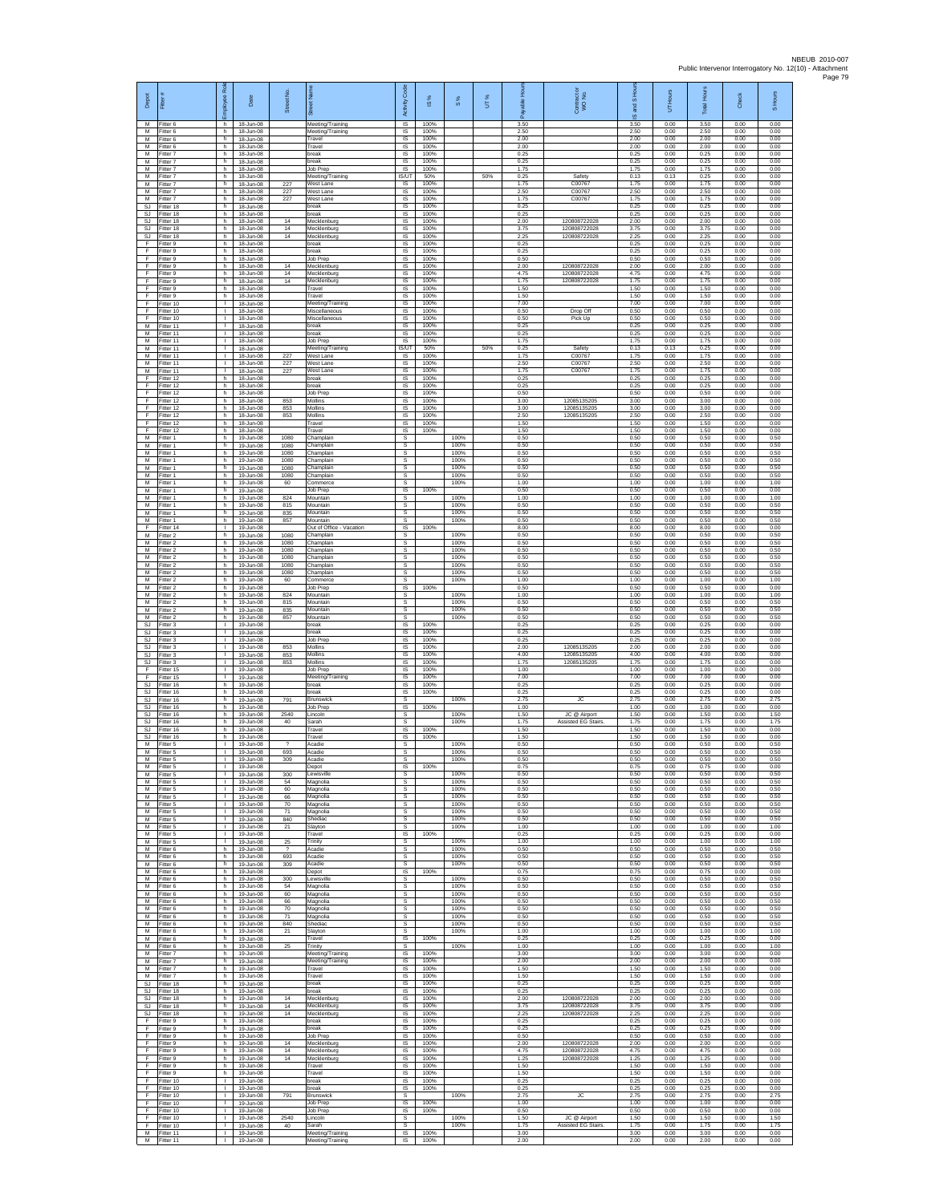| Depot | Fitter # | Employee Role | Date | Street No. | Street Name | Activity Code | IS % | S % | UT % | Payable Hours | Contractor or WO No. | IS and S Hours | UT Hours | Total Hours | Check | S Hours |
|---|---|---|---|---|---|---|---|---|---|---|---|---|---|---|---|---|
| M | Fitter 6 | h | 18-Jun-08 | | Meeting/Training | IS | 100% | | | 3.50 | | 3.50 | 0.00 | 3.50 | 0.00 | 0.00 |
| M | Fitter 6 | h | 18-Jun-08 | | Meeting/Training | IS | 100% | | | 2.50 | | 2.50 | 0.00 | 2.50 | 0.00 | 0.00 |
| M | Fitter 6 | h | 18-Jun-08 | | Travel | IS | 100% | | | 2.00 | | 2.00 | 0.00 | 2.00 | 0.00 | 0.00 |
| M | Fitter 6 | h | 18-Jun-08 | | Travel | IS | 100% | | | 2.00 | | 2.00 | 0.00 | 2.00 | 0.00 | 0.00 |
| M | Fitter 7 | h | 18-Jun-08 | | break | IS | 100% | | | 0.25 | | 0.25 | 0.00 | 0.25 | 0.00 | 0.00 |
| M | Fitter 7 | h | 18-Jun-08 | | break | IS | 100% | | | 0.25 | | 0.25 | 0.00 | 0.25 | 0.00 | 0.00 |
| M | Fitter 7 | h | 18-Jun-08 | | Job Prep | IS | 100% | | | 1.75 | | 1.75 | 0.00 | 1.75 | 0.00 | 0.00 |
| M | Fitter 7 | h | 18-Jun-08 | | Meeting/Training | IS/UT | 50% | | 50% | 0.25 | Safety | 0.13 | 0.13 | 0.25 | 0.00 | 0.00 |
| M | Fitter 7 | h | 18-Jun-08 | 227 | West Lane | IS | 100% | | | 1.75 | C00767 | 1.75 | 0.00 | 1.75 | 0.00 | 0.00 |
| M | Fitter 7 | h | 18-Jun-08 | 227 | West Lane | IS | 100% | | | 2.50 | C00767 | 2.50 | 0.00 | 2.50 | 0.00 | 0.00 |
| M | Fitter 7 | h | 18-Jun-08 | 227 | West Lane | IS | 100% | | | 1.75 | C00767 | 1.75 | 0.00 | 1.75 | 0.00 | 0.00 |
| SJ | Fitter 18 | h | 18-Jun-08 | | break | IS | 100% | | | 0.25 | | 0.25 | 0.00 | 0.25 | 0.00 | 0.00 |
| SJ | Fitter 18 | h | 18-Jun-08 | | break | IS | 100% | | | 0.25 | | 0.25 | 0.00 | 0.25 | 0.00 | 0.00 |
| SJ | Fitter 18 | h | 18-Jun-08 | 14 | Mecklenburg | IS | 100% | | | 2.00 | 120808722028 | 2.00 | 0.00 | 2.00 | 0.00 | 0.00 |
| SJ | Fitter 18 | h | 18-Jun-08 | 14 | Mecklenburg | IS | 100% | | | 3.75 | 120808722028 | 3.75 | 0.00 | 3.75 | 0.00 | 0.00 |
| SJ | Fitter 18 | h | 18-Jun-08 | 14 | Mecklenburg | IS | 100% | | | 2.25 | 120808722028 | 2.25 | 0.00 | 2.25 | 0.00 | 0.00 |
| F | Fitter 9 | h | 18-Jun-08 | | break | IS | 100% | | | 0.25 | | 0.25 | 0.00 | 0.25 | 0.00 | 0.00 |
| F | Fitter 9 | h | 18-Jun-08 | | break | IS | 100% | | | 0.25 | | 0.25 | 0.00 | 0.25 | 0.00 | 0.00 |
| F | Fitter 9 | h | 18-Jun-08 | | Job Prep | IS | 100% | | | 0.50 | | 0.50 | 0.00 | 0.50 | 0.00 | 0.00 |
| F | Fitter 9 | h | 18-Jun-08 | 14 | Mecklenburg | IS | 100% | | | 2.00 | 120808722028 | 2.00 | 0.00 | 2.00 | 0.00 | 0.00 |
| F | Fitter 9 | h | 18-Jun-08 | 14 | Mecklenburg | IS | 100% | | | 4.75 | 120808722028 | 4.75 | 0.00 | 4.75 | 0.00 | 0.00 |
| F | Fitter 9 | h | 18-Jun-08 | 14 | Mecklenburg | IS | 100% | | | 1.75 | 120808722028 | 1.75 | 0.00 | 1.75 | 0.00 | 0.00 |
| F | Fitter 9 | h | 18-Jun-08 | | Travel | IS | 100% | | | 1.50 | | 1.50 | 0.00 | 1.50 | 0.00 | 0.00 |
| F | Fitter 9 | h | 18-Jun-08 | | Travel | IS | 100% | | | 1.50 | | 1.50 | 0.00 | 1.50 | 0.00 | 0.00 |
| F | Fitter 10 | l | 18-Jun-08 | | Meeting/Training | IS | 100% | | | 7.00 | | 7.00 | 0.00 | 7.00 | 0.00 | 0.00 |
| F | Fitter 10 | l | 18-Jun-08 | | Miscellaneous | IS | 100% | | | 0.50 | Drop Off | 0.50 | 0.00 | 0.50 | 0.00 | 0.00 |
| F | Fitter 10 | l | 18-Jun-08 | | Miscellaneous | IS | 100% | | | 0.50 | Pick Up | 0.50 | 0.00 | 0.50 | 0.00 | 0.00 |
| M | Fitter 11 | l | 18-Jun-08 | | break | IS | 100% | | | 0.25 | | 0.25 | 0.00 | 0.25 | 0.00 | 0.00 |
| M | Fitter 11 | l | 18-Jun-08 | | break | IS | 100% | | | 0.25 | | 0.25 | 0.00 | 0.25 | 0.00 | 0.00 |
| M | Fitter 11 | l | 18-Jun-08 | | Job Prep | IS | 100% | | | 1.75 | | 1.75 | 0.00 | 1.75 | 0.00 | 0.00 |
| M | Fitter 11 | l | 18-Jun-08 | | Meeting/Training | IS/UT | 50% | | 50% | 0.25 | Safety | 0.13 | 0.13 | 0.25 | 0.00 | 0.00 |
| M | Fitter 11 | l | 18-Jun-08 | 227 | West Lane | IS | 100% | | | 1.75 | C00767 | 1.75 | 0.00 | 1.75 | 0.00 | 0.00 |
| M | Fitter 11 | l | 18-Jun-08 | 227 | West Lane | IS | 100% | | | 2.50 | C00767 | 2.50 | 0.00 | 2.50 | 0.00 | 0.00 |
| M | Fitter 11 | l | 18-Jun-08 | 227 | West Lane | IS | 100% | | | 1.75 | C00767 | 1.75 | 0.00 | 1.75 | 0.00 | 0.00 |
| F | Fitter 12 | h | 18-Jun-08 | | break | IS | 100% | | | 0.25 | | 0.25 | 0.00 | 0.25 | 0.00 | 0.00 |
| F | Fitter 12 | h | 18-Jun-08 | | break | IS | 100% | | | 0.25 | | 0.25 | 0.00 | 0.25 | 0.00 | 0.00 |
| F | Fitter 12 | h | 18-Jun-08 | | Job Prep | IS | 100% | | | 0.50 | | 0.50 | 0.00 | 0.50 | 0.00 | 0.00 |
| F | Fitter 12 | h | 18-Jun-08 | 853 | Mollins | IS | 100% | | | 3.00 | 12085135205 | 3.00 | 0.00 | 3.00 | 0.00 | 0.00 |
| F | Fitter 12 | h | 18-Jun-08 | 853 | Mollins | IS | 100% | | | 3.00 | 12085135205 | 3.00 | 0.00 | 3.00 | 0.00 | 0.00 |
| F | Fitter 12 | h | 18-Jun-08 | 853 | Mollins | IS | 100% | | | 2.50 | 12085135205 | 2.50 | 0.00 | 2.50 | 0.00 | 0.00 |
| F | Fitter 12 | h | 18-Jun-08 | | Travel | IS | 100% | | | 1.50 | | 1.50 | 0.00 | 1.50 | 0.00 | 0.00 |
| F | Fitter 12 | h | 18-Jun-08 | | Travel | IS | 100% | | | 1.50 | | 1.50 | 0.00 | 1.50 | 0.00 | 0.00 |
| M | Fitter 1 | h | 19-Jun-08 | 1080 | Champlain | S | | 100% | | 0.50 | | 0.50 | 0.00 | 0.50 | 0.00 | 0.50 |
| M | Fitter 1 | h | 19-Jun-08 | 1080 | Champlain | S | | 100% | | 0.50 | | 0.50 | 0.00 | 0.50 | 0.00 | 0.50 |
| M | Fitter 1 | h | 19-Jun-08 | 1080 | Champlain | S | | 100% | | 0.50 | | 0.50 | 0.00 | 0.50 | 0.00 | 0.50 |
| M | Fitter 1 | h | 19-Jun-08 | 1080 | Champlain | S | | 100% | | 0.50 | | 0.50 | 0.00 | 0.50 | 0.00 | 0.50 |
| M | Fitter 1 | h | 19-Jun-08 | 1080 | Champlain | S | | 100% | | 0.50 | | 0.50 | 0.00 | 0.50 | 0.00 | 0.50 |
| M | Fitter 1 | h | 19-Jun-08 | 1080 | Champlain | S | | 100% | | 0.50 | | 0.50 | 0.00 | 0.50 | 0.00 | 0.50 |
| M | Fitter 1 | h | 19-Jun-08 | 60 | Commerce | S | | 100% | | 1.00 | | 1.00 | 0.00 | 1.00 | 0.00 | 1.00 |
| M | Fitter 1 | h | 19-Jun-08 | | Job Prep | IS | 100% | | | 0.50 | | 0.50 | 0.00 | 0.50 | 0.00 | 0.00 |
| M | Fitter 1 | h | 19-Jun-08 | 824 | Mountain | S | | 100% | | 1.00 | | 1.00 | 0.00 | 1.00 | 0.00 | 1.00 |
| M | Fitter 1 | h | 19-Jun-08 | 815 | Mountain | S | | 100% | | 0.50 | | 0.50 | 0.00 | 0.50 | 0.00 | 0.50 |
| M | Fitter 1 | h | 19-Jun-08 | 835 | Mountain | S | | 100% | | 0.50 | | 0.50 | 0.00 | 0.50 | 0.00 | 0.50 |
| M | Fitter 1 | h | 19-Jun-08 | 857 | Mountain | S | | 100% | | 0.50 | | 0.50 | 0.00 | 0.50 | 0.00 | 0.50 |
| F | Fitter 14 | l | 19-Jun-08 | | Out of Office - Vacation | IS | 100% | | | 8.00 | | 8.00 | 0.00 | 8.00 | 0.00 | 0.00 |
| M | Fitter 2 | h | 19-Jun-08 | 1080 | Champlain | S | | 100% | | 0.50 | | 0.50 | 0.00 | 0.50 | 0.00 | 0.50 |
| M | Fitter 2 | h | 19-Jun-08 | 1080 | Champlain | S | | 100% | | 0.50 | | 0.50 | 0.00 | 0.50 | 0.00 | 0.50 |
| M | Fitter 2 | h | 19-Jun-08 | 1080 | Champlain | S | | 100% | | 0.50 | | 0.50 | 0.00 | 0.50 | 0.00 | 0.50 |
| M | Fitter 2 | h | 19-Jun-08 | 1080 | Champlain | S | | 100% | | 0.50 | | 0.50 | 0.00 | 0.50 | 0.00 | 0.50 |
| M | Fitter 2 | h | 19-Jun-08 | 1080 | Champlain | S | | 100% | | 0.50 | | 0.50 | 0.00 | 0.50 | 0.00 | 0.50 |
| M | Fitter 2 | h | 19-Jun-08 | 1080 | Champlain | S | | 100% | | 0.50 | | 0.50 | 0.00 | 0.50 | 0.00 | 0.50 |
| M | Fitter 2 | h | 19-Jun-08 | 60 | Commerce | S | | 100% | | 1.00 | | 1.00 | 0.00 | 1.00 | 0.00 | 1.00 |
| M | Fitter 2 | h | 19-Jun-08 | | Job Prep | IS | 100% | | | 0.50 | | 0.50 | 0.00 | 0.50 | 0.00 | 0.00 |
| M | Fitter 2 | h | 19-Jun-08 | 824 | Mountain | S | | 100% | | 1.00 | | 1.00 | 0.00 | 1.00 | 0.00 | 1.00 |
| M | Fitter 2 | h | 19-Jun-08 | 815 | Mountain | S | | 100% | | 0.50 | | 0.50 | 0.00 | 0.50 | 0.00 | 0.50 |
| M | Fitter 2 | h | 19-Jun-08 | 835 | Mountain | S | | 100% | | 0.50 | | 0.50 | 0.00 | 0.50 | 0.00 | 0.50 |
| M | Fitter 2 | h | 19-Jun-08 | 857 | Mountain | S | | 100% | | 0.50 | | 0.50 | 0.00 | 0.50 | 0.00 | 0.50 |
| SJ | Fitter 3 | l | 19-Jun-08 | | break | IS | 100% | | | 0.25 | | 0.25 | 0.00 | 0.25 | 0.00 | 0.00 |
| SJ | Fitter 3 | l | 19-Jun-08 | | break | IS | 100% | | | 0.25 | | 0.25 | 0.00 | 0.25 | 0.00 | 0.00 |
| SJ | Fitter 3 | l | 19-Jun-08 | | Job Prep | IS | 100% | | | 0.25 | | 0.25 | 0.00 | 0.25 | 0.00 | 0.00 |
| SJ | Fitter 3 | l | 19-Jun-08 | 853 | Mollins | IS | 100% | | | 2.00 | 12085135205 | 2.00 | 0.00 | 2.00 | 0.00 | 0.00 |
| SJ | Fitter 3 | l | 19-Jun-08 | 853 | Mollins | IS | 100% | | | 4.00 | 12085135205 | 4.00 | 0.00 | 4.00 | 0.00 | 0.00 |
| SJ | Fitter 3 | l | 19-Jun-08 | 853 | Mollins | IS | 100% | | | 1.75 | 12085135205 | 1.75 | 0.00 | 1.75 | 0.00 | 0.00 |
| F | Fitter 15 | l | 19-Jun-08 | | Job Prep | IS | 100% | | | 1.00 | | 1.00 | 0.00 | 1.00 | 0.00 | 0.00 |
| F | Fitter 15 | l | 19-Jun-08 | | Meeting/Training | IS | 100% | | | 7.00 | | 7.00 | 0.00 | 7.00 | 0.00 | 0.00 |
| SJ | Fitter 16 | h | 19-Jun-08 | | break | IS | 100% | | | 0.25 | | 0.25 | 0.00 | 0.25 | 0.00 | 0.00 |
| SJ | Fitter 16 | h | 19-Jun-08 | | break | IS | 100% | | | 0.25 | | 0.25 | 0.00 | 0.25 | 0.00 | 0.00 |
| SJ | Fitter 16 | h | 19-Jun-08 | 791 | Brunswick | S | | 100% | | 2.75 | JC | 2.75 | 0.00 | 2.75 | 0.00 | 2.75 |
| SJ | Fitter 16 | h | 19-Jun-08 | | Job Prep | IS | 100% | | | 1.00 | | 1.00 | 0.00 | 1.00 | 0.00 | 0.00 |
| SJ | Fitter 16 | h | 19-Jun-08 | 2540 | Lincoln | S | | 100% | | 1.50 | JC @ Airport | 1.50 | 0.00 | 1.50 | 0.00 | 1.50 |
| SJ | Fitter 16 | h | 19-Jun-08 | 40 | Sarah | S | | 100% | | 1.75 | Assisted EG Stairs. | 1.75 | 0.00 | 1.75 | 0.00 | 1.75 |
| SJ | Fitter 16 | h | 19-Jun-08 | | Travel | IS | 100% | | | 1.50 | | 1.50 | 0.00 | 1.50 | 0.00 | 0.00 |
| SJ | Fitter 16 | h | 19-Jun-08 | | Travel | IS | 100% | | | 1.50 | | 1.50 | 0.00 | 1.50 | 0.00 | 0.00 |
| M | Fitter 5 | l | 19-Jun-08 | ? | Acadie | S | | 100% | | 0.50 | | 0.50 | 0.00 | 0.50 | 0.00 | 0.50 |
| M | Fitter 5 | l | 19-Jun-08 | 693 | Acadie | S | | 100% | | 0.50 | | 0.50 | 0.00 | 0.50 | 0.00 | 0.50 |
| M | Fitter 5 | l | 19-Jun-08 | 309 | Acadie | S | | 100% | | 0.50 | | 0.50 | 0.00 | 0.50 | 0.00 | 0.50 |
| M | Fitter 5 | l | 19-Jun-08 | | Depot | IS | 100% | | | 0.75 | | 0.75 | 0.00 | 0.75 | 0.00 | 0.00 |
| M | Fitter 5 | l | 19-Jun-08 | 300 | Lewisville | S | | 100% | | 0.50 | | 0.50 | 0.00 | 0.50 | 0.00 | 0.50 |
| M | Fitter 5 | l | 19-Jun-08 | 54 | Magnolia | S | | 100% | | 0.50 | | 0.50 | 0.00 | 0.50 | 0.00 | 0.50 |
| M | Fitter 5 | l | 19-Jun-08 | 60 | Magnolia | S | | 100% | | 0.50 | | 0.50 | 0.00 | 0.50 | 0.00 | 0.50 |
| M | Fitter 5 | l | 19-Jun-08 | 66 | Magnolia | S | | 100% | | 0.50 | | 0.50 | 0.00 | 0.50 | 0.00 | 0.50 |
| M | Fitter 5 | l | 19-Jun-08 | 70 | Magnolia | S | | 100% | | 0.50 | | 0.50 | 0.00 | 0.50 | 0.00 | 0.50 |
| M | Fitter 5 | l | 19-Jun-08 | 71 | Magnolia | S | | 100% | | 0.50 | | 0.50 | 0.00 | 0.50 | 0.00 | 0.50 |
| M | Fitter 5 | l | 19-Jun-08 | 840 | Shediac | S | | 100% | | 0.50 | | 0.50 | 0.00 | 0.50 | 0.00 | 0.50 |
| M | Fitter 5 | l | 19-Jun-08 | 21 | Slayton | S | | 100% | | 1.00 | | 1.00 | 0.00 | 1.00 | 0.00 | 1.00 |
| M | Fitter 5 | l | 19-Jun-08 | | Travel | IS | 100% | | | 0.25 | | 0.25 | 0.00 | 0.25 | 0.00 | 0.00 |
| M | Fitter 5 | l | 19-Jun-08 | 25 | Trinity | S | | 100% | | 1.00 | | 1.00 | 0.00 | 1.00 | 0.00 | 1.00 |
| M | Fitter 6 | h | 19-Jun-08 | ? | Acadie | S | | 100% | | 0.50 | | 0.50 | 0.00 | 0.50 | 0.00 | 0.50 |
| M | Fitter 6 | h | 19-Jun-08 | 693 | Acadie | S | | 100% | | 0.50 | | 0.50 | 0.00 | 0.50 | 0.00 | 0.50 |
| M | Fitter 6 | h | 19-Jun-08 | 309 | Acadie | S | | 100% | | 0.50 | | 0.50 | 0.00 | 0.50 | 0.00 | 0.50 |
| M | Fitter 6 | h | 19-Jun-08 | | Depot | IS | 100% | | | 0.75 | | 0.75 | 0.00 | 0.75 | 0.00 | 0.00 |
| M | Fitter 6 | h | 19-Jun-08 | 300 | Lewisville | S | | 100% | | 0.50 | | 0.50 | 0.00 | 0.50 | 0.00 | 0.50 |
| M | Fitter 6 | h | 19-Jun-08 | 54 | Magnolia | S | | 100% | | 0.50 | | 0.50 | 0.00 | 0.50 | 0.00 | 0.50 |
| M | Fitter 6 | h | 19-Jun-08 | 60 | Magnolia | S | | 100% | | 0.50 | | 0.50 | 0.00 | 0.50 | 0.00 | 0.50 |
| M | Fitter 6 | h | 19-Jun-08 | 66 | Magnolia | S | | 100% | | 0.50 | | 0.50 | 0.00 | 0.50 | 0.00 | 0.50 |
| M | Fitter 6 | h | 19-Jun-08 | 70 | Magnolia | S | | 100% | | 0.50 | | 0.50 | 0.00 | 0.50 | 0.00 | 0.50 |
| M | Fitter 6 | h | 19-Jun-08 | 71 | Magnolia | S | | 100% | | 0.50 | | 0.50 | 0.00 | 0.50 | 0.00 | 0.50 |
| M | Fitter 6 | h | 19-Jun-08 | 840 | Shediac | S | | 100% | | 0.50 | | 0.50 | 0.00 | 0.50 | 0.00 | 0.50 |
| M | Fitter 6 | h | 19-Jun-08 | 21 | Slayton | S | | 100% | | 1.00 | | 1.00 | 0.00 | 1.00 | 0.00 | 1.00 |
| M | Fitter 6 | h | 19-Jun-08 | | Travel | IS | 100% | | | 0.25 | | 0.25 | 0.00 | 0.25 | 0.00 | 0.00 |
| M | Fitter 6 | h | 19-Jun-08 | 25 | Trinity | S | | 100% | | 1.00 | | 1.00 | 0.00 | 1.00 | 0.00 | 1.00 |
| M | Fitter 7 | h | 19-Jun-08 | | Meeting/Training | IS | 100% | | | 3.00 | | 3.00 | 0.00 | 3.00 | 0.00 | 0.00 |
| M | Fitter 7 | h | 19-Jun-08 | | Meeting/Training | IS | 100% | | | 2.00 | | 2.00 | 0.00 | 2.00 | 0.00 | 0.00 |
| M | Fitter 7 | h | 19-Jun-08 | | Travel | IS | 100% | | | 1.50 | | 1.50 | 0.00 | 1.50 | 0.00 | 0.00 |
| M | Fitter 7 | h | 19-Jun-08 | | Travel | IS | 100% | | | 1.50 | | 1.50 | 0.00 | 1.50 | 0.00 | 0.00 |
| SJ | Fitter 18 | h | 19-Jun-08 | | break | IS | 100% | | | 0.25 | | 0.25 | 0.00 | 0.25 | 0.00 | 0.00 |
| SJ | Fitter 18 | h | 19-Jun-08 | | break | IS | 100% | | | 0.25 | | 0.25 | 0.00 | 0.25 | 0.00 | 0.00 |
| SJ | Fitter 18 | h | 19-Jun-08 | 14 | Mecklenburg | IS | 100% | | | 2.00 | 120808722028 | 2.00 | 0.00 | 2.00 | 0.00 | 0.00 |
| SJ | Fitter 18 | h | 19-Jun-08 | 14 | Mecklenburg | IS | 100% | | | 3.75 | 120808722028 | 3.75 | 0.00 | 3.75 | 0.00 | 0.00 |
| SJ | Fitter 18 | h | 19-Jun-08 | 14 | Mecklenburg | IS | 100% | | | 2.25 | 120808722028 | 2.25 | 0.00 | 2.25 | 0.00 | 0.00 |
| F | Fitter 9 | h | 19-Jun-08 | | break | IS | 100% | | | 0.25 | | 0.25 | 0.00 | 0.25 | 0.00 | 0.00 |
| F | Fitter 9 | h | 19-Jun-08 | | break | IS | 100% | | | 0.25 | | 0.25 | 0.00 | 0.25 | 0.00 | 0.00 |
| F | Fitter 9 | h | 19-Jun-08 | | Job Prep | IS | 100% | | | 0.50 | | 0.50 | 0.00 | 0.50 | 0.00 | 0.00 |
| F | Fitter 9 | h | 19-Jun-08 | 14 | Mecklenburg | IS | 100% | | | 2.00 | 120808722028 | 2.00 | 0.00 | 2.00 | 0.00 | 0.00 |
| F | Fitter 9 | h | 19-Jun-08 | 14 | Mecklenburg | IS | 100% | | | 4.75 | 120808722028 | 4.75 | 0.00 | 4.75 | 0.00 | 0.00 |
| F | Fitter 9 | h | 19-Jun-08 | 14 | Mecklenburg | IS | 100% | | | 1.25 | 120808722028 | 1.25 | 0.00 | 1.25 | 0.00 | 0.00 |
| F | Fitter 9 | h | 19-Jun-08 | | Travel | IS | 100% | | | 1.50 | | 1.50 | 0.00 | 1.50 | 0.00 | 0.00 |
| F | Fitter 9 | h | 19-Jun-08 | | Travel | IS | 100% | | | 1.50 | | 1.50 | 0.00 | 1.50 | 0.00 | 0.00 |
| F | Fitter 10 | l | 19-Jun-08 | | break | IS | 100% | | | 0.25 | | 0.25 | 0.00 | 0.25 | 0.00 | 0.00 |
| F | Fitter 10 | l | 19-Jun-08 | | break | IS | 100% | | | 0.25 | | 0.25 | 0.00 | 0.25 | 0.00 | 0.00 |
| F | Fitter 10 | l | 19-Jun-08 | 791 | Brunswick | S | | 100% | | 2.75 | JC | 2.75 | 0.00 | 2.75 | 0.00 | 2.75 |
| F | Fitter 10 | l | 19-Jun-08 | | Job Prep | IS | 100% | | | 1.00 | | 1.00 | 0.00 | 1.00 | 0.00 | 0.00 |
| F | Fitter 10 | l | 19-Jun-08 | | Job Prep | IS | 100% | | | 0.50 | | 0.50 | 0.00 | 0.50 | 0.00 | 0.00 |
| F | Fitter 10 | l | 19-Jun-08 | 2540 | Lincoln | S | | 100% | | 1.50 | JC @ Airport | 1.50 | 0.00 | 1.50 | 0.00 | 1.50 |
| F | Fitter 10 | l | 19-Jun-08 | 40 | Sarah | S | | 100% | | 1.75 | Assisted EG Stairs. | 1.75 | 0.00 | 1.75 | 0.00 | 1.75 |
| M | Fitter 11 | l | 19-Jun-08 | | Meeting/Training | IS | 100% | | | 3.00 | | 3.00 | 0.00 | 3.00 | 0.00 | 0.00 |
| M | Fitter 11 | l | 19-Jun-08 | | Meeting/Training | IS | 100% | | | 2.00 | | 2.00 | 0.00 | 2.00 | 0.00 | 0.00 |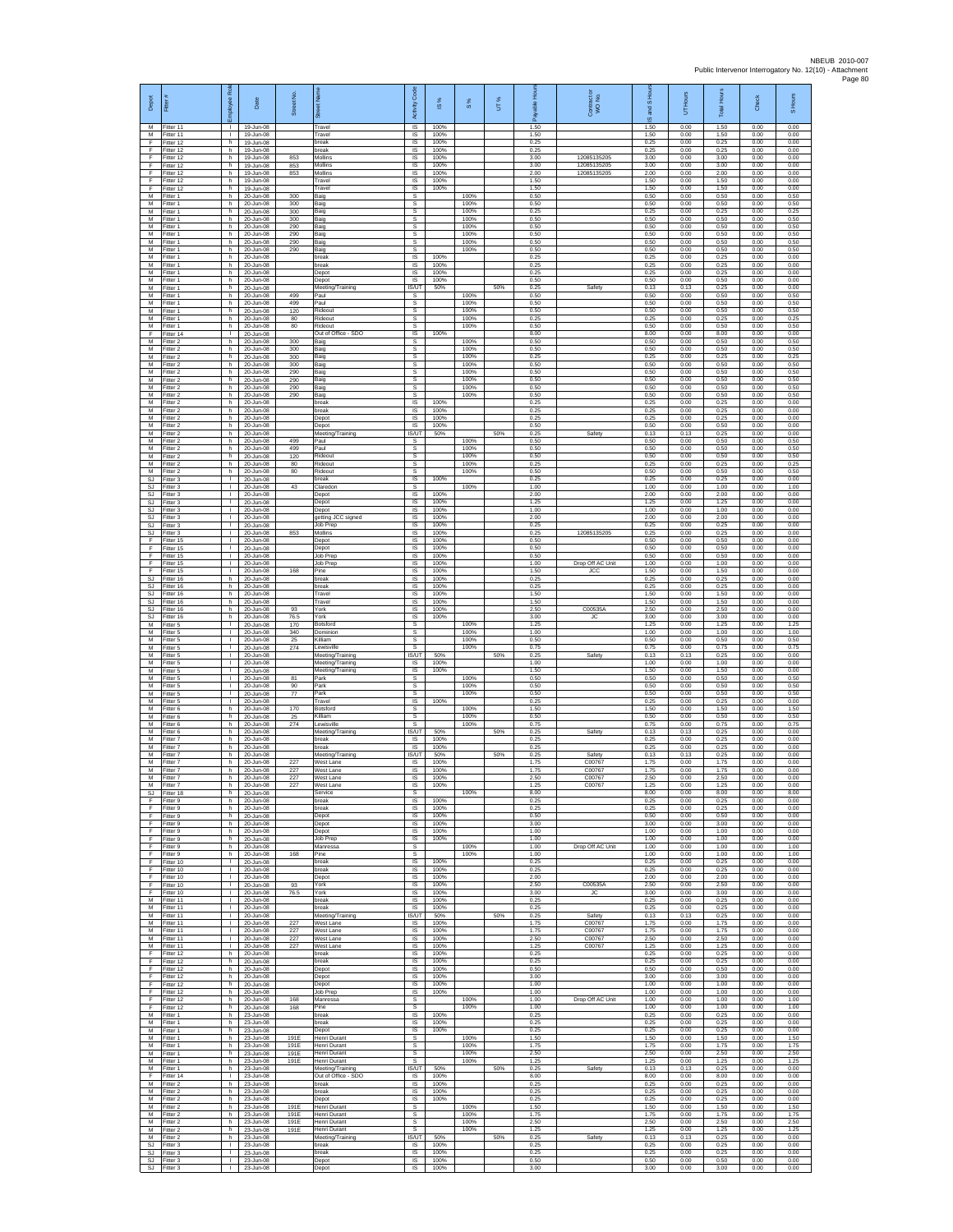| Depot | Fitter # | Employee Role | Date | Street No. | Street Name | Activity Code | IS % | S % | UT % | Payable Hours | Contractor or WO No. | IS and S Hours | UT Hours | Total Hours | Check | S Hours |
|---|---|---|---|---|---|---|---|---|---|---|---|---|---|---|---|---|
| M | Fitter 11 | l | 19-Jun-08 | | Travel | IS | 100% | | | 1.50 | | 1.50 | 0.00 | 1.50 | 0.00 | 0.00 |
| M | Fitter 11 | l | 19-Jun-08 | | Travel | IS | 100% | | | 1.50 | | 1.50 | 0.00 | 1.50 | 0.00 | 0.00 |
| F | Fitter 12 | h | 19-Jun-08 | | break | IS | 100% | | | 0.25 | | 0.25 | 0.00 | 0.25 | 0.00 | 0.00 |
| F | Fitter 12 | h | 19-Jun-08 | | break | IS | 100% | | | 0.25 | | 0.25 | 0.00 | 0.25 | 0.00 | 0.00 |
| F | Fitter 12 | h | 19-Jun-08 | 853 | Mollins | IS | 100% | | | 3.00 | 12085135205 | 3.00 | 0.00 | 3.00 | 0.00 | 0.00 |
| F | Fitter 12 | h | 19-Jun-08 | 853 | Mollins | IS | 100% | | | 3.00 | 12085135205 | 3.00 | 0.00 | 3.00 | 0.00 | 0.00 |
| F | Fitter 12 | h | 19-Jun-08 | 853 | Mollins | IS | 100% | | | 2.00 | 12085135205 | 2.00 | 0.00 | 2.00 | 0.00 | 0.00 |
| F | Fitter 12 | h | 19-Jun-08 | | Travel | IS | 100% | | | 1.50 | | 1.50 | 0.00 | 1.50 | 0.00 | 0.00 |
| F | Fitter 12 | h | 19-Jun-08 | | Travel | IS | 100% | | | 1.50 | | 1.50 | 0.00 | 1.50 | 0.00 | 0.00 |
| M | Fitter 1 | h | 20-Jun-08 | 300 | Baig | S | | 100% | | 0.50 | | 0.50 | 0.00 | 0.50 | 0.00 | 0.50 |
| M | Fitter 1 | h | 20-Jun-08 | 300 | Baig | S | | 100% | | 0.50 | | 0.50 | 0.00 | 0.50 | 0.00 | 0.50 |
| M | Fitter 1 | h | 20-Jun-08 | 300 | Baig | S | | 100% | | 0.25 | | 0.25 | 0.00 | 0.25 | 0.00 | 0.25 |
| M | Fitter 1 | h | 20-Jun-08 | 300 | Baig | S | | 100% | | 0.50 | | 0.50 | 0.00 | 0.50 | 0.00 | 0.50 |
| M | Fitter 1 | h | 20-Jun-08 | 290 | Baig | S | | 100% | | 0.50 | | 0.50 | 0.00 | 0.50 | 0.00 | 0.50 |
| M | Fitter 1 | h | 20-Jun-08 | 290 | Baig | S | | 100% | | 0.50 | | 0.50 | 0.00 | 0.50 | 0.00 | 0.50 |
| M | Fitter 1 | h | 20-Jun-08 | 290 | Baig | S | | 100% | | 0.50 | | 0.50 | 0.00 | 0.50 | 0.00 | 0.50 |
| M | Fitter 1 | h | 20-Jun-08 | 290 | Baig | S | | 100% | | 0.50 | | 0.50 | 0.00 | 0.50 | 0.00 | 0.50 |
| M | Fitter 1 | h | 20-Jun-08 | | break | IS | 100% | | | 0.25 | | 0.25 | 0.00 | 0.25 | 0.00 | 0.00 |
| M | Fitter 1 | h | 20-Jun-08 | | break | IS | 100% | | | 0.25 | | 0.25 | 0.00 | 0.25 | 0.00 | 0.00 |
| M | Fitter 1 | h | 20-Jun-08 | | Depot | IS | 100% | | | 0.25 | | 0.25 | 0.00 | 0.25 | 0.00 | 0.00 |
| M | Fitter 1 | h | 20-Jun-08 | | Depot | IS | 100% | | | 0.50 | | 0.50 | 0.00 | 0.50 | 0.00 | 0.00 |
| M | Fitter 1 | h | 20-Jun-08 | | Meeting/Training | IS/UT | 50% | | 50% | 0.25 | Safety | 0.13 | 0.13 | 0.25 | 0.00 | 0.00 |
| M | Fitter 1 | h | 20-Jun-08 | 499 | Paul | S | | 100% | | 0.50 | | 0.50 | 0.00 | 0.50 | 0.00 | 0.50 |
| M | Fitter 1 | h | 20-Jun-08 | 499 | Paul | S | | 100% | | 0.50 | | 0.50 | 0.00 | 0.50 | 0.00 | 0.50 |
| M | Fitter 1 | h | 20-Jun-08 | 120 | Rideout | S | | 100% | | 0.50 | | 0.50 | 0.00 | 0.50 | 0.00 | 0.50 |
| M | Fitter 1 | h | 20-Jun-08 | 80 | Rideout | S | | 100% | | 0.25 | | 0.25 | 0.00 | 0.25 | 0.00 | 0.25 |
| M | Fitter 1 | h | 20-Jun-08 | 80 | Rideout | S | | 100% | | 0.50 | | 0.50 | 0.00 | 0.50 | 0.00 | 0.50 |
| F | Fitter 14 | l | 20-Jun-08 | | Out of Office - SDO | IS | 100% | | | 8.00 | | 8.00 | 0.00 | 8.00 | 0.00 | 0.00 |
| M | Fitter 2 | h | 20-Jun-08 | 300 | Baig | S | | 100% | | 0.50 | | 0.50 | 0.00 | 0.50 | 0.00 | 0.50 |
| M | Fitter 2 | h | 20-Jun-08 | 300 | Baig | S | | 100% | | 0.50 | | 0.50 | 0.00 | 0.50 | 0.00 | 0.50 |
| M | Fitter 2 | h | 20-Jun-08 | 300 | Baig | S | | 100% | | 0.25 | | 0.25 | 0.00 | 0.25 | 0.00 | 0.25 |
| M | Fitter 2 | h | 20-Jun-08 | 300 | Baig | S | | 100% | | 0.50 | | 0.50 | 0.00 | 0.50 | 0.00 | 0.50 |
| M | Fitter 2 | h | 20-Jun-08 | 290 | Baig | S | | 100% | | 0.50 | | 0.50 | 0.00 | 0.50 | 0.00 | 0.50 |
| M | Fitter 2 | h | 20-Jun-08 | 290 | Baig | S | | 100% | | 0.50 | | 0.50 | 0.00 | 0.50 | 0.00 | 0.50 |
| M | Fitter 2 | h | 20-Jun-08 | 290 | Baig | S | | 100% | | 0.50 | | 0.50 | 0.00 | 0.50 | 0.00 | 0.50 |
| M | Fitter 2 | h | 20-Jun-08 | 290 | Baig | S | | 100% | | 0.50 | | 0.50 | 0.00 | 0.50 | 0.00 | 0.50 |
| M | Fitter 2 | h | 20-Jun-08 | | break | IS | 100% | | | 0.25 | | 0.25 | 0.00 | 0.25 | 0.00 | 0.00 |
| M | Fitter 2 | h | 20-Jun-08 | | break | IS | 100% | | | 0.25 | | 0.25 | 0.00 | 0.25 | 0.00 | 0.00 |
| M | Fitter 2 | h | 20-Jun-08 | | Depot | IS | 100% | | | 0.25 | | 0.25 | 0.00 | 0.25 | 0.00 | 0.00 |
| M | Fitter 2 | h | 20-Jun-08 | | Depot | IS | 100% | | | 0.50 | | 0.50 | 0.00 | 0.50 | 0.00 | 0.00 |
| M | Fitter 2 | h | 20-Jun-08 | | Meeting/Training | IS/UT | 50% | | 50% | 0.25 | Safety | 0.13 | 0.13 | 0.25 | 0.00 | 0.00 |
| M | Fitter 2 | h | 20-Jun-08 | 499 | Paul | S | | 100% | | 0.50 | | 0.50 | 0.00 | 0.50 | 0.00 | 0.50 |
| M | Fitter 2 | h | 20-Jun-08 | 499 | Paul | S | | 100% | | 0.50 | | 0.50 | 0.00 | 0.50 | 0.00 | 0.50 |
| M | Fitter 2 | h | 20-Jun-08 | 120 | Rideout | S | | 100% | | 0.50 | | 0.50 | 0.00 | 0.50 | 0.00 | 0.50 |
| M | Fitter 2 | h | 20-Jun-08 | 80 | Rideout | S | | 100% | | 0.25 | | 0.25 | 0.00 | 0.25 | 0.00 | 0.25 |
| M | Fitter 2 | h | 20-Jun-08 | 80 | Rideout | S | | 100% | | 0.50 | | 0.50 | 0.00 | 0.50 | 0.00 | 0.50 |
| SJ | Fitter 3 | l | 20-Jun-08 | | break | IS | 100% | | | 0.25 | | 0.25 | 0.00 | 0.25 | 0.00 | 0.00 |
| SJ | Fitter 3 | l | 20-Jun-08 | 43 | Claredon | S | | 100% | | 1.00 | | 1.00 | 0.00 | 1.00 | 0.00 | 1.00 |
| SJ | Fitter 3 | l | 20-Jun-08 | | Depot | IS | 100% | | | 2.00 | | 2.00 | 0.00 | 2.00 | 0.00 | 0.00 |
| SJ | Fitter 3 | l | 20-Jun-08 | | Depot | IS | 100% | | | 1.25 | | 1.25 | 0.00 | 1.25 | 0.00 | 0.00 |
| SJ | Fitter 3 | l | 20-Jun-08 | | Depot | IS | 100% | | | 1.00 | | 1.00 | 0.00 | 1.00 | 0.00 | 0.00 |
| SJ | Fitter 3 | l | 20-Jun-08 | | getting JCC signed | IS | 100% | | | 2.00 | | 2.00 | 0.00 | 2.00 | 0.00 | 0.00 |
| SJ | Fitter 3 | l | 20-Jun-08 | | Job Prep | IS | 100% | | | 0.25 | | 0.25 | 0.00 | 0.25 | 0.00 | 0.00 |
| SJ | Fitter 3 | l | 20-Jun-08 | 853 | Mollins | IS | 100% | | | 0.25 | 12085135205 | 0.25 | 0.00 | 0.25 | 0.00 | 0.00 |
| F | Fitter 15 | l | 20-Jun-08 | | Depot | IS | 100% | | | 0.50 | | 0.50 | 0.00 | 0.50 | 0.00 | 0.00 |
| F | Fitter 15 | l | 20-Jun-08 | | Depot | IS | 100% | | | 0.50 | | 0.50 | 0.00 | 0.50 | 0.00 | 0.00 |
| F | Fitter 15 | l | 20-Jun-08 | | Job Prep | IS | 100% | | | 0.50 | | 0.50 | 0.00 | 0.50 | 0.00 | 0.00 |
| F | Fitter 15 | l | 20-Jun-08 | | Job Prep | IS | 100% | | | 1.00 | Drop Off AC Unit | 1.00 | 0.00 | 1.00 | 0.00 | 0.00 |
| F | Fitter 15 | l | 20-Jun-08 | 168 | Pine | IS | 100% | | | 1.50 | JCC | 1.50 | 0.00 | 1.50 | 0.00 | 0.00 |
| SJ | Fitter 16 | h | 20-Jun-08 | | break | IS | 100% | | | 0.25 | | 0.25 | 0.00 | 0.25 | 0.00 | 0.00 |
| SJ | Fitter 16 | h | 20-Jun-08 | | break | IS | 100% | | | 0.25 | | 0.25 | 0.00 | 0.25 | 0.00 | 0.00 |
| SJ | Fitter 16 | h | 20-Jun-08 | | Travel | IS | 100% | | | 1.50 | | 1.50 | 0.00 | 1.50 | 0.00 | 0.00 |
| SJ | Fitter 16 | h | 20-Jun-08 | | Travel | IS | 100% | | | 1.50 | | 1.50 | 0.00 | 1.50 | 0.00 | 0.00 |
| SJ | Fitter 16 | h | 20-Jun-08 | 93 | York | IS | 100% | | | 2.50 | C00535A | 2.50 | 0.00 | 2.50 | 0.00 | 0.00 |
| SJ | Fitter 16 | h | 20-Jun-08 | 76.5 | York | IS | 100% | | | 3.00 | JC | 3.00 | 0.00 | 3.00 | 0.00 | 0.00 |
| M | Fitter 5 | l | 20-Jun-08 | 170 | Botsford | S | | 100% | | 1.25 | | 1.25 | 0.00 | 1.25 | 0.00 | 1.25 |
| M | Fitter 5 | l | 20-Jun-08 | 340 | Dominion | S | | 100% | | 1.00 | | 1.00 | 0.00 | 1.00 | 0.00 | 1.00 |
| M | Fitter 5 | l | 20-Jun-08 | 25 | Killam | S | | 100% | | 0.50 | | 0.50 | 0.00 | 0.50 | 0.00 | 0.50 |
| M | Fitter 5 | l | 20-Jun-08 | 274 | Lewisville | S | | 100% | | 0.75 | | 0.75 | 0.00 | 0.75 | 0.00 | 0.75 |
| M | Fitter 5 | l | 20-Jun-08 | | Meeting/Training | IS/UT | 50% | | 50% | 0.25 | Safety | 0.13 | 0.13 | 0.25 | 0.00 | 0.00 |
| M | Fitter 5 | l | 20-Jun-08 | | Meeting/Training | IS | 100% | | | 1.00 | | 1.00 | 0.00 | 1.00 | 0.00 | 0.00 |
| M | Fitter 5 | l | 20-Jun-08 | | Meeting/Training | IS | 100% | | | 1.50 | | 1.50 | 0.00 | 1.50 | 0.00 | 0.00 |
| M | Fitter 5 | l | 20-Jun-08 | 81 | Park | S | | 100% | | 0.50 | | 0.50 | 0.00 | 0.50 | 0.00 | 0.50 |
| M | Fitter 5 | l | 20-Jun-08 | 90 | Park | S | | 100% | | 0.50 | | 0.50 | 0.00 | 0.50 | 0.00 | 0.50 |
| M | Fitter 5 | l | 20-Jun-08 | 77 | Park | S | | 100% | | 0.50 | | 0.50 | 0.00 | 0.50 | 0.00 | 0.50 |
| M | Fitter 5 | l | 20-Jun-08 | | Travel | IS | 100% | | | 0.25 | | 0.25 | 0.00 | 0.25 | 0.00 | 0.00 |
| M | Fitter 6 | h | 20-Jun-08 | 170 | Botsford | S | | 100% | | 1.50 | | 1.50 | 0.00 | 1.50 | 0.00 | 1.50 |
| M | Fitter 6 | h | 20-Jun-08 | 25 | Killam | S | | 100% | | 0.50 | | 0.50 | 0.00 | 0.50 | 0.00 | 0.50 |
| M | Fitter 6 | h | 20-Jun-08 | 274 | Lewisville | S | | 100% | | 0.75 | | 0.75 | 0.00 | 0.75 | 0.00 | 0.75 |
| M | Fitter 6 | h | 20-Jun-08 | | Meeting/Training | IS/UT | 50% | | 50% | 0.25 | Safety | 0.13 | 0.13 | 0.25 | 0.00 | 0.00 |
| M | Fitter 7 | h | 20-Jun-08 | | break | IS | 100% | | | 0.25 | | 0.25 | 0.00 | 0.25 | 0.00 | 0.00 |
| M | Fitter 7 | h | 20-Jun-08 | | break | IS | 100% | | | 0.25 | | 0.25 | 0.00 | 0.25 | 0.00 | 0.00 |
| M | Fitter 7 | h | 20-Jun-08 | | Meeting/Training | IS/UT | 50% | | 50% | 0.25 | Safety | 0.13 | 0.13 | 0.25 | 0.00 | 0.00 |
| M | Fitter 7 | h | 20-Jun-08 | 227 | West Lane | IS | 100% | | | 1.75 | C00767 | 1.75 | 0.00 | 1.75 | 0.00 | 0.00 |
| M | Fitter 7 | h | 20-Jun-08 | 227 | West Lane | IS | 100% | | | 1.75 | C00767 | 1.75 | 0.00 | 1.75 | 0.00 | 0.00 |
| M | Fitter 7 | h | 20-Jun-08 | 227 | West Lane | IS | 100% | | | 2.50 | C00767 | 2.50 | 0.00 | 2.50 | 0.00 | 0.00 |
| M | Fitter 7 | h | 20-Jun-08 | 227 | West Lane | IS | 100% | | | 1.25 | C00767 | 1.25 | 0.00 | 1.25 | 0.00 | 0.00 |
| SJ | Fitter 18 | h | 20-Jun-08 | | Service | S | | 100% | | 8.00 | | 8.00 | 0.00 | 8.00 | 0.00 | 8.00 |
| F | Fitter 9 | h | 20-Jun-08 | | break | IS | 100% | | | 0.25 | | 0.25 | 0.00 | 0.25 | 0.00 | 0.00 |
| F | Fitter 9 | h | 20-Jun-08 | | break | IS | 100% | | | 0.25 | | 0.25 | 0.00 | 0.25 | 0.00 | 0.00 |
| F | Fitter 9 | h | 20-Jun-08 | | Depot | IS | 100% | | | 0.50 | | 0.50 | 0.00 | 0.50 | 0.00 | 0.00 |
| F | Fitter 9 | h | 20-Jun-08 | | Depot | IS | 100% | | | 3.00 | | 3.00 | 0.00 | 3.00 | 0.00 | 0.00 |
| F | Fitter 9 | h | 20-Jun-08 | | Depot | IS | 100% | | | 1.00 | | 1.00 | 0.00 | 1.00 | 0.00 | 0.00 |
| F | Fitter 9 | h | 20-Jun-08 | | Job Prep | IS | 100% | | | 1.00 | | 1.00 | 0.00 | 1.00 | 0.00 | 0.00 |
| F | Fitter 9 | h | 20-Jun-08 | | Manressa | S | | 100% | | 1.00 | Drop Off AC Unit | 1.00 | 0.00 | 1.00 | 0.00 | 1.00 |
| F | Fitter 9 | h | 20-Jun-08 | 168 | Pine | S | | 100% | | 1.00 | | 1.00 | 0.00 | 1.00 | 0.00 | 1.00 |
| F | Fitter 10 | l | 20-Jun-08 | | break | IS | 100% | | | 0.25 | | 0.25 | 0.00 | 0.25 | 0.00 | 0.00 |
| F | Fitter 10 | l | 20-Jun-08 | | break | IS | 100% | | | 0.25 | | 0.25 | 0.00 | 0.25 | 0.00 | 0.00 |
| F | Fitter 10 | l | 20-Jun-08 | | Depot | IS | 100% | | | 2.00 | | 2.00 | 0.00 | 2.00 | 0.00 | 0.00 |
| F | Fitter 10 | l | 20-Jun-08 | 93 | York | IS | 100% | | | 2.50 | C00535A | 2.50 | 0.00 | 2.50 | 0.00 | 0.00 |
| F | Fitter 10 | l | 20-Jun-08 | 76.5 | York | IS | 100% | | | 3.00 | JC | 3.00 | 0.00 | 3.00 | 0.00 | 0.00 |
| M | Fitter 11 | l | 20-Jun-08 | | break | IS | 100% | | | 0.25 | | 0.25 | 0.00 | 0.25 | 0.00 | 0.00 |
| M | Fitter 11 | l | 20-Jun-08 | | break | IS | 100% | | | 0.25 | | 0.25 | 0.00 | 0.25 | 0.00 | 0.00 |
| M | Fitter 11 | l | 20-Jun-08 | | Meeting/Training | IS/UT | 50% | | 50% | 0.25 | Safety | 0.13 | 0.13 | 0.25 | 0.00 | 0.00 |
| M | Fitter 11 | l | 20-Jun-08 | 227 | West Lane | IS | 100% | | | 1.75 | C00767 | 1.75 | 0.00 | 1.75 | 0.00 | 0.00 |
| M | Fitter 11 | l | 20-Jun-08 | 227 | West Lane | IS | 100% | | | 1.75 | C00767 | 1.75 | 0.00 | 1.75 | 0.00 | 0.00 |
| M | Fitter 11 | l | 20-Jun-08 | 227 | West Lane | IS | 100% | | | 2.50 | C00767 | 2.50 | 0.00 | 2.50 | 0.00 | 0.00 |
| M | Fitter 11 | l | 20-Jun-08 | 227 | West Lane | IS | 100% | | | 1.25 | C00767 | 1.25 | 0.00 | 1.25 | 0.00 | 0.00 |
| F | Fitter 12 | h | 20-Jun-08 | | break | IS | 100% | | | 0.25 | | 0.25 | 0.00 | 0.25 | 0.00 | 0.00 |
| F | Fitter 12 | h | 20-Jun-08 | | break | IS | 100% | | | 0.25 | | 0.25 | 0.00 | 0.25 | 0.00 | 0.00 |
| F | Fitter 12 | h | 20-Jun-08 | | Depot | IS | 100% | | | 0.50 | | 0.50 | 0.00 | 0.50 | 0.00 | 0.00 |
| F | Fitter 12 | h | 20-Jun-08 | | Depot | IS | 100% | | | 3.00 | | 3.00 | 0.00 | 3.00 | 0.00 | 0.00 |
| F | Fitter 12 | h | 20-Jun-08 | | Depot | IS | 100% | | | 1.00 | | 1.00 | 0.00 | 1.00 | 0.00 | 0.00 |
| F | Fitter 12 | h | 20-Jun-08 | | Job Prep | IS | 100% | | | 1.00 | | 1.00 | 0.00 | 1.00 | 0.00 | 0.00 |
| F | Fitter 12 | h | 20-Jun-08 | 168 | Manressa | S | | 100% | | 1.00 | Drop Off AC Unit | 1.00 | 0.00 | 1.00 | 0.00 | 1.00 |
| F | Fitter 12 | h | 20-Jun-08 | 168 | Pine | S | | 100% | | 1.00 | | 1.00 | 0.00 | 1.00 | 0.00 | 1.00 |
| M | Fitter 1 | h | 23-Jun-08 | | break | IS | 100% | | | 0.25 | | 0.25 | 0.00 | 0.25 | 0.00 | 0.00 |
| M | Fitter 1 | h | 23-Jun-08 | | break | IS | 100% | | | 0.25 | | 0.25 | 0.00 | 0.25 | 0.00 | 0.00 |
| M | Fitter 1 | h | 23-Jun-08 | | Depot | IS | 100% | | | 0.25 | | 0.25 | 0.00 | 0.25 | 0.00 | 0.00 |
| M | Fitter 1 | h | 23-Jun-08 | 191E | Henri Durant | S | | 100% | | 1.50 | | 1.50 | 0.00 | 1.50 | 0.00 | 1.50 |
| M | Fitter 1 | h | 23-Jun-08 | 191E | Henri Durant | S | | 100% | | 1.75 | | 1.75 | 0.00 | 1.75 | 0.00 | 1.75 |
| M | Fitter 1 | h | 23-Jun-08 | 191E | Henri Durant | S | | 100% | | 2.50 | | 2.50 | 0.00 | 2.50 | 0.00 | 2.50 |
| M | Fitter 1 | h | 23-Jun-08 | 191E | Henri Durant | S | | 100% | | 1.25 | | 1.25 | 0.00 | 1.25 | 0.00 | 1.25 |
| M | Fitter 1 | h | 23-Jun-08 | | Meeting/Training | IS/UT | 50% | | 50% | 0.25 | Safety | 0.13 | 0.13 | 0.25 | 0.00 | 0.00 |
| F | Fitter 14 | l | 23-Jun-08 | | Out of Office - SDO | IS | 100% | | | 8.00 | | 8.00 | 0.00 | 8.00 | 0.00 | 0.00 |
| M | Fitter 2 | h | 23-Jun-08 | | break | IS | 100% | | | 0.25 | | 0.25 | 0.00 | 0.25 | 0.00 | 0.00 |
| M | Fitter 2 | h | 23-Jun-08 | | break | IS | 100% | | | 0.25 | | 0.25 | 0.00 | 0.25 | 0.00 | 0.00 |
| M | Fitter 2 | h | 23-Jun-08 | | Depot | IS | 100% | | | 0.25 | | 0.25 | 0.00 | 0.25 | 0.00 | 0.00 |
| M | Fitter 2 | h | 23-Jun-08 | 191E | Henri Durant | S | | 100% | | 1.50 | | 1.50 | 0.00 | 1.50 | 0.00 | 1.50 |
| M | Fitter 2 | h | 23-Jun-08 | 191E | Henri Durant | S | | 100% | | 1.75 | | 1.75 | 0.00 | 1.75 | 0.00 | 1.75 |
| M | Fitter 2 | h | 23-Jun-08 | 191E | Henri Durant | S | | 100% | | 2.50 | | 2.50 | 0.00 | 2.50 | 0.00 | 2.50 |
| M | Fitter 2 | h | 23-Jun-08 | 191E | Henri Durant | S | | 100% | | 1.25 | | 1.25 | 0.00 | 1.25 | 0.00 | 1.25 |
| M | Fitter 2 | h | 23-Jun-08 | | Meeting/Training | IS/UT | 50% | | 50% | 0.25 | Safety | 0.13 | 0.13 | 0.25 | 0.00 | 0.00 |
| SJ | Fitter 3 | l | 23-Jun-08 | | break | IS | 100% | | | 0.25 | | 0.25 | 0.00 | 0.25 | 0.00 | 0.00 |
| SJ | Fitter 3 | l | 23-Jun-08 | | break | IS | 100% | | | 0.25 | | 0.25 | 0.00 | 0.25 | 0.00 | 0.00 |
| SJ | Fitter 3 | l | 23-Jun-08 | | Depot | IS | 100% | | | 0.50 | | 0.50 | 0.00 | 0.50 | 0.00 | 0.00 |
| SJ | Fitter 3 | l | 23-Jun-08 | | Depot | IS | 100% | | | 3.00 | | 3.00 | 0.00 | 3.00 | 0.00 | 0.00 |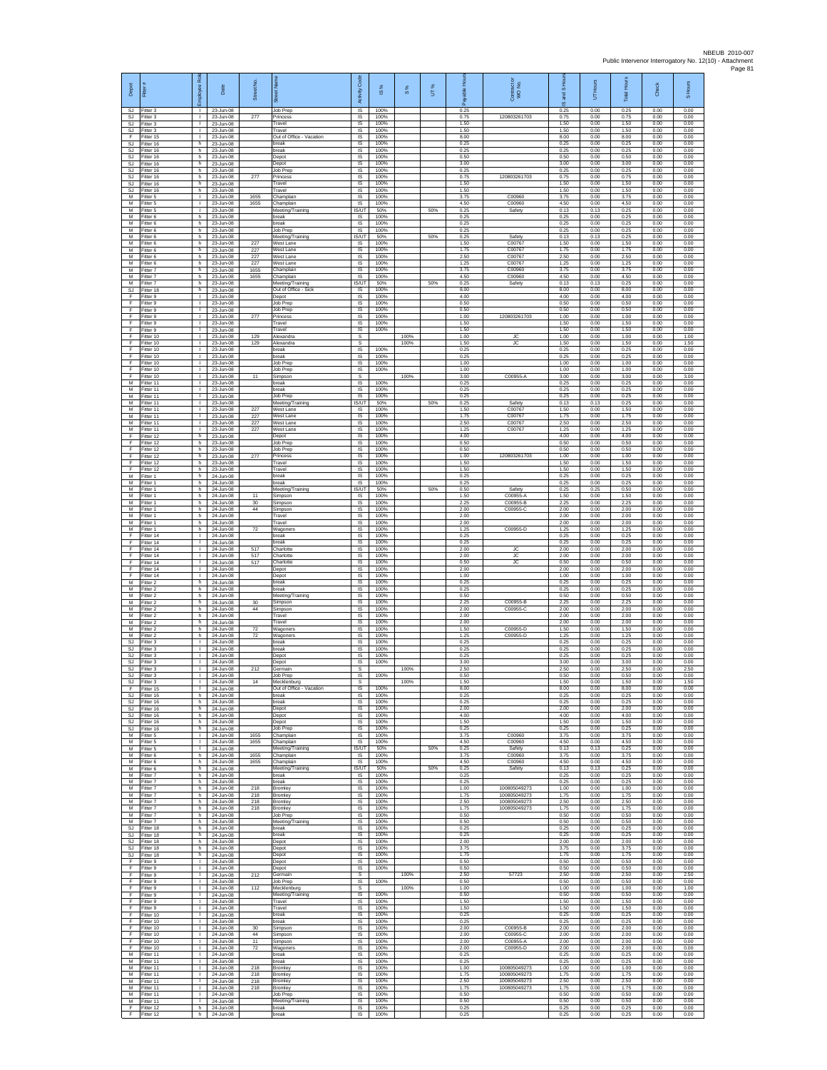| Depot | Fitter # | Employee Role | Date | Street No. | Street Name | Activity Code | IS % | S % | UT % | Payable Hours | Contractor or WO No. | IS and S Hours | UT Hours | Total Hours | Check | S Hours |
|---|---|---|---|---|---|---|---|---|---|---|---|---|---|---|---|---|
| SJ | Fitter 3 | I | 23-Jun-08 | | Job Prep | IS | 100% | | | 0.25 | | 0.25 | 0.00 | 0.25 | 0.00 | 0.00 |
| SJ | Fitter 3 | I | 23-Jun-08 | 277 | Princess | IS | 100% | | | 0.75 | 120803261703 | 0.75 | 0.00 | 0.75 | 0.00 | 0.00 |
| SJ | Fitter 3 | I | 23-Jun-08 | | Travel | IS | 100% | | | 1.50 | | 1.50 | 0.00 | 1.50 | 0.00 | 0.00 |
| SJ | Fitter 3 | I | 23-Jun-08 | | Travel | IS | 100% | | | 1.50 | | 1.50 | 0.00 | 1.50 | 0.00 | 0.00 |
| F | Fitter 15 | I | 23-Jun-08 | | Out of Office - Vacation | IS | 100% | | | 8.00 | | 8.00 | 0.00 | 8.00 | 0.00 | 0.00 |
| SJ | Fitter 16 | h | 23-Jun-08 | | break | IS | 100% | | | 0.25 | | 0.25 | 0.00 | 0.25 | 0.00 | 0.00 |
| SJ | Fitter 16 | h | 23-Jun-08 | | break | IS | 100% | | | 0.25 | | 0.25 | 0.00 | 0.25 | 0.00 | 0.00 |
| SJ | Fitter 16 | h | 23-Jun-08 | | Depot | IS | 100% | | | 0.50 | | 0.50 | 0.00 | 0.50 | 0.00 | 0.00 |
| SJ | Fitter 16 | h | 23-Jun-08 | | Depot | IS | 100% | | | 3.00 | | 3.00 | 0.00 | 3.00 | 0.00 | 0.00 |
| SJ | Fitter 16 | h | 23-Jun-08 | | Job Prep | IS | 100% | | | 0.25 | | 0.25 | 0.00 | 0.25 | 0.00 | 0.00 |
| SJ | Fitter 16 | h | 23-Jun-08 | 277 | Princess | IS | 100% | | | 0.75 | 120803261703 | 0.75 | 0.00 | 0.75 | 0.00 | 0.00 |
| SJ | Fitter 16 | h | 23-Jun-08 | | Travel | IS | 100% | | | 1.50 | | 1.50 | 0.00 | 1.50 | 0.00 | 0.00 |
| SJ | Fitter 16 | h | 23-Jun-08 | | Travel | IS | 100% | | | 1.50 | | 1.50 | 0.00 | 1.50 | 0.00 | 0.00 |
| M | Fitter 5 | I | 23-Jun-08 | 1655 | Champlain | IS | 100% | | | 3.75 | C00960 | 3.75 | 0.00 | 3.75 | 0.00 | 0.00 |
| M | Fitter 5 | I | 23-Jun-08 | 1655 | Champlain | IS | 100% | | | 4.50 | C00960 | 4.50 | 0.00 | 4.50 | 0.00 | 0.00 |
| M | Fitter 5 | I | 23-Jun-08 | | Meeting/Training | IS/UT | 50% | | 50% | 0.25 | Safety | 0.13 | 0.13 | 0.25 | 0.00 | 0.00 |
| M | Fitter 6 | h | 23-Jun-08 | | break | IS | 100% | | | 0.25 | | 0.25 | 0.00 | 0.25 | 0.00 | 0.00 |
| M | Fitter 6 | h | 23-Jun-08 | | break | IS | 100% | | | 0.25 | | 0.25 | 0.00 | 0.25 | 0.00 | 0.00 |
| M | Fitter 6 | h | 23-Jun-08 | | Job Prep | IS | 100% | | | 0.25 | | 0.25 | 0.00 | 0.25 | 0.00 | 0.00 |
| M | Fitter 6 | h | 23-Jun-08 | | Meeting/Training | IS/UT | 50% | | 50% | 0.25 | Safety | 0.13 | 0.13 | 0.25 | 0.00 | 0.00 |
| M | Fitter 6 | h | 23-Jun-08 | 227 | West Lane | IS | 100% | | | 1.50 | C00767 | 1.50 | 0.00 | 1.50 | 0.00 | 0.00 |
| M | Fitter 6 | h | 23-Jun-08 | 227 | West Lane | IS | 100% | | | 1.75 | C00767 | 1.75 | 0.00 | 1.75 | 0.00 | 0.00 |
| M | Fitter 6 | h | 23-Jun-08 | 227 | West Lane | IS | 100% | | | 2.50 | C00767 | 2.50 | 0.00 | 2.50 | 0.00 | 0.00 |
| M | Fitter 6 | h | 23-Jun-08 | 227 | West Lane | IS | 100% | | | 1.25 | C00767 | 1.25 | 0.00 | 1.25 | 0.00 | 0.00 |
| M | Fitter 7 | h | 23-Jun-08 | 1655 | Champlain | IS | 100% | | | 3.75 | C00960 | 3.75 | 0.00 | 3.75 | 0.00 | 0.00 |
| M | Fitter 7 | h | 23-Jun-08 | 1655 | Champlain | IS | 100% | | | 4.50 | C00960 | 4.50 | 0.00 | 4.50 | 0.00 | 0.00 |
| M | Fitter 7 | h | 23-Jun-08 | | Meeting/Training | IS/UT | 50% | | 50% | 0.25 | Safety | 0.13 | 0.13 | 0.25 | 0.00 | 0.00 |
| SJ | Fitter 18 | h | 23-Jun-08 | | Out of Office - Sick | IS | 100% | | | 8.00 | | 8.00 | 0.00 | 8.00 | 0.00 | 0.00 |
| F | Fitter 9 | I | 23-Jun-08 | | Depot | IS | 100% | | | 4.00 | | 4.00 | 0.00 | 4.00 | 0.00 | 0.00 |
| F | Fitter 9 | I | 23-Jun-08 | | Job Prep | IS | 100% | | | 0.50 | | 0.50 | 0.00 | 0.50 | 0.00 | 0.00 |
| F | Fitter 9 | I | 23-Jun-08 | | Job Prep | IS | 100% | | | 0.50 | | 0.50 | 0.00 | 0.50 | 0.00 | 0.00 |
| F | Fitter 9 | I | 23-Jun-08 | 277 | Princess | IS | 100% | | | 1.00 | 120803261703 | 1.00 | 0.00 | 1.00 | 0.00 | 0.00 |
| F | Fitter 9 | I | 23-Jun-08 | | Travel | IS | 100% | | | 1.50 | | 1.50 | 0.00 | 1.50 | 0.00 | 0.00 |
| F | Fitter 9 | I | 23-Jun-08 | | Travel | IS | 100% | | | 1.50 | | 1.50 | 0.00 | 1.50 | 0.00 | 0.00 |
| F | Fitter 10 | I | 23-Jun-08 | 129 | Alexandra | S | | 100% | | 1.00 | JC | 1.00 | 0.00 | 1.00 | 0.00 | 1.00 |
| F | Fitter 10 | I | 23-Jun-08 | 129 | Alexandra | S | | 100% | | 1.50 | JC | 1.50 | 0.00 | 1.50 | 0.00 | 1.50 |
| F | Fitter 10 | I | 23-Jun-08 | | break | IS | 100% | | | 0.25 | | 0.25 | 0.00 | 0.25 | 0.00 | 0.00 |
| F | Fitter 10 | I | 23-Jun-08 | | break | IS | 100% | | | 0.25 | | 0.25 | 0.00 | 0.25 | 0.00 | 0.00 |
| F | Fitter 10 | I | 23-Jun-08 | | Job Prep | IS | 100% | | | 1.00 | | 1.00 | 0.00 | 1.00 | 0.00 | 0.00 |
| F | Fitter 10 | I | 23-Jun-08 | | Job Prep | IS | 100% | | | 1.00 | | 1.00 | 0.00 | 1.00 | 0.00 | 0.00 |
| F | Fitter 10 | I | 23-Jun-08 | 11 | Simpson | S | | 100% | | 3.00 | C00955-A | 3.00 | 0.00 | 3.00 | 0.00 | 3.00 |
| M | Fitter 11 | I | 23-Jun-08 | | break | IS | 100% | | | 0.25 | | 0.25 | 0.00 | 0.25 | 0.00 | 0.00 |
| M | Fitter 11 | I | 23-Jun-08 | | break | IS | 100% | | | 0.25 | | 0.25 | 0.00 | 0.25 | 0.00 | 0.00 |
| M | Fitter 11 | I | 23-Jun-08 | | Job Prep | IS | 100% | | | 0.25 | | 0.25 | 0.00 | 0.25 | 0.00 | 0.00 |
| M | Fitter 11 | I | 23-Jun-08 | | Meeting/Training | IS/UT | 50% | | 50% | 0.25 | Safety | 0.13 | 0.13 | 0.25 | 0.00 | 0.00 |
| M | Fitter 11 | I | 23-Jun-08 | 227 | West Lane | IS | 100% | | | 1.50 | C00767 | 1.50 | 0.00 | 1.50 | 0.00 | 0.00 |
| M | Fitter 11 | I | 23-Jun-08 | 227 | West Lane | IS | 100% | | | 1.75 | C00767 | 1.75 | 0.00 | 1.75 | 0.00 | 0.00 |
| M | Fitter 11 | I | 23-Jun-08 | 227 | West Lane | IS | 100% | | | 2.50 | C00767 | 2.50 | 0.00 | 2.50 | 0.00 | 0.00 |
| M | Fitter 11 | I | 23-Jun-08 | 227 | West Lane | IS | 100% | | | 1.25 | C00767 | 1.25 | 0.00 | 1.25 | 0.00 | 0.00 |
| F | Fitter 12 | h | 23-Jun-08 | | Depot | IS | 100% | | | 4.00 | | 4.00 | 0.00 | 4.00 | 0.00 | 0.00 |
| F | Fitter 12 | h | 23-Jun-08 | | Job Prep | IS | 100% | | | 0.50 | | 0.50 | 0.00 | 0.50 | 0.00 | 0.00 |
| F | Fitter 12 | h | 23-Jun-08 | | Job Prep | IS | 100% | | | 0.50 | | 0.50 | 0.00 | 0.50 | 0.00 | 0.00 |
| F | Fitter 12 | h | 23-Jun-08 | 277 | Princess | IS | 100% | | | 1.00 | 120803261703 | 1.00 | 0.00 | 1.00 | 0.00 | 0.00 |
| F | Fitter 12 | h | 23-Jun-08 | | Travel | IS | 100% | | | 1.50 | | 1.50 | 0.00 | 1.50 | 0.00 | 0.00 |
| F | Fitter 12 | h | 23-Jun-08 | | Travel | IS | 100% | | | 1.50 | | 1.50 | 0.00 | 1.50 | 0.00 | 0.00 |
| M | Fitter 1 | h | 24-Jun-08 | | break | IS | 100% | | | 0.25 | | 0.25 | 0.00 | 0.25 | 0.00 | 0.00 |
| M | Fitter 1 | h | 24-Jun-08 | | break | IS | 100% | | | 0.25 | | 0.25 | 0.00 | 0.25 | 0.00 | 0.00 |
| M | Fitter 1 | h | 24-Jun-08 | | Meeting/Training | IS/UT | 50% | | 50% | 0.50 | Safety | 0.25 | 0.25 | 0.50 | 0.00 | 0.00 |
| M | Fitter 1 | h | 24-Jun-08 | 11 | Simpson | IS | 100% | | | 1.50 | C00955-A | 1.50 | 0.00 | 1.50 | 0.00 | 0.00 |
| M | Fitter 1 | h | 24-Jun-08 | 30 | Simpson | IS | 100% | | | 2.25 | C00955-B | 2.25 | 0.00 | 2.25 | 0.00 | 0.00 |
| M | Fitter 1 | h | 24-Jun-08 | 44 | Simpson | IS | 100% | | | 2.00 | C00955-C | 2.00 | 0.00 | 2.00 | 0.00 | 0.00 |
| M | Fitter 1 | h | 24-Jun-08 | | Travel | IS | 100% | | | 2.00 | | 2.00 | 0.00 | 2.00 | 0.00 | 0.00 |
| M | Fitter 1 | h | 24-Jun-08 | | Travel | IS | 100% | | | 2.00 | | 2.00 | 0.00 | 2.00 | 0.00 | 0.00 |
| M | Fitter 1 | h | 24-Jun-08 | 72 | Wagoners | IS | 100% | | | 1.25 | C00955-D | 1.25 | 0.00 | 1.25 | 0.00 | 0.00 |
| F | Fitter 14 | I | 24-Jun-08 | | break | IS | 100% | | | 0.25 | | 0.25 | 0.00 | 0.25 | 0.00 | 0.00 |
| F | Fitter 14 | I | 24-Jun-08 | | break | IS | 100% | | | 0.25 | | 0.25 | 0.00 | 0.25 | 0.00 | 0.00 |
| F | Fitter 14 | I | 24-Jun-08 | 517 | Charlotte | IS | 100% | | | 2.00 | JC | 2.00 | 0.00 | 2.00 | 0.00 | 0.00 |
| F | Fitter 14 | I | 24-Jun-08 | 517 | Charlotte | IS | 100% | | | 2.00 | JC | 2.00 | 0.00 | 2.00 | 0.00 | 0.00 |
| F | Fitter 14 | I | 24-Jun-08 | 517 | Charlotte | IS | 100% | | | 0.50 | JC | 0.50 | 0.00 | 0.50 | 0.00 | 0.00 |
| F | Fitter 14 | I | 24-Jun-08 | | Depot | IS | 100% | | | 2.00 | | 2.00 | 0.00 | 2.00 | 0.00 | 0.00 |
| F | Fitter 14 | I | 24-Jun-08 | | Depot | IS | 100% | | | 1.00 | | 1.00 | 0.00 | 1.00 | 0.00 | 0.00 |
| M | Fitter 2 | h | 24-Jun-08 | | break | IS | 100% | | | 0.25 | | 0.25 | 0.00 | 0.25 | 0.00 | 0.00 |
| M | Fitter 2 | h | 24-Jun-08 | | break | IS | 100% | | | 0.25 | | 0.25 | 0.00 | 0.25 | 0.00 | 0.00 |
| M | Fitter 2 | h | 24-Jun-08 | | Meeting/Training | IS | 100% | | | 0.50 | | 0.50 | 0.00 | 0.50 | 0.00 | 0.00 |
| M | Fitter 2 | h | 24-Jun-08 | 30 | Simpson | IS | 100% | | | 2.25 | C00955-B | 2.25 | 0.00 | 2.25 | 0.00 | 0.00 |
| M | Fitter 2 | h | 24-Jun-08 | 44 | Simpson | IS | 100% | | | 2.00 | C00955-C | 2.00 | 0.00 | 2.00 | 0.00 | 0.00 |
| M | Fitter 2 | h | 24-Jun-08 | | Travel | IS | 100% | | | 2.00 | | 2.00 | 0.00 | 2.00 | 0.00 | 0.00 |
| M | Fitter 2 | h | 24-Jun-08 | | Travel | IS | 100% | | | 2.00 | | 2.00 | 0.00 | 2.00 | 0.00 | 0.00 |
| M | Fitter 2 | h | 24-Jun-08 | 72 | Wagoners | IS | 100% | | | 1.50 | C00955-D | 1.50 | 0.00 | 1.50 | 0.00 | 0.00 |
| M | Fitter 2 | h | 24-Jun-08 | 72 | Wagoners | IS | 100% | | | 1.25 | C00955-D | 1.25 | 0.00 | 1.25 | 0.00 | 0.00 |
| SJ | Fitter 3 | I | 24-Jun-08 | | break | IS | 100% | | | 0.25 | | 0.25 | 0.00 | 0.25 | 0.00 | 0.00 |
| SJ | Fitter 3 | I | 24-Jun-08 | | break | IS | 100% | | | 0.25 | | 0.25 | 0.00 | 0.25 | 0.00 | 0.00 |
| SJ | Fitter 3 | I | 24-Jun-08 | | Depot | IS | 100% | | | 0.25 | | 0.25 | 0.00 | 0.25 | 0.00 | 0.00 |
| SJ | Fitter 3 | I | 24-Jun-08 | | Depot | IS | 100% | | | 3.00 | | 3.00 | 0.00 | 3.00 | 0.00 | 0.00 |
| SJ | Fitter 3 | I | 24-Jun-08 | 212 | Germain | S | | 100% | | 2.50 | | 2.50 | 0.00 | 2.50 | 0.00 | 2.50 |
| SJ | Fitter 3 | I | 24-Jun-08 | | Job Prep | IS | 100% | | | 0.50 | | 0.50 | 0.00 | 0.50 | 0.00 | 0.00 |
| SJ | Fitter 3 | I | 24-Jun-08 | 14 | Mecklenburg | S | | 100% | | 1.50 | | 1.50 | 0.00 | 1.50 | 0.00 | 1.50 |
| F | Fitter 15 | I | 24-Jun-08 | | Out of Office - Vacation | IS | 100% | | | 8.00 | | 8.00 | 0.00 | 8.00 | 0.00 | 0.00 |
| SJ | Fitter 16 | h | 24-Jun-08 | | break | IS | 100% | | | 0.25 | | 0.25 | 0.00 | 0.25 | 0.00 | 0.00 |
| SJ | Fitter 16 | h | 24-Jun-08 | | break | IS | 100% | | | 0.25 | | 0.25 | 0.00 | 0.25 | 0.00 | 0.00 |
| SJ | Fitter 16 | h | 24-Jun-08 | | Depot | IS | 100% | | | 2.00 | | 2.00 | 0.00 | 2.00 | 0.00 | 0.00 |
| SJ | Fitter 16 | h | 24-Jun-08 | | Depot | IS | 100% | | | 4.00 | | 4.00 | 0.00 | 4.00 | 0.00 | 0.00 |
| SJ | Fitter 16 | h | 24-Jun-08 | | Depot | IS | 100% | | | 1.50 | | 1.50 | 0.00 | 1.50 | 0.00 | 0.00 |
| SJ | Fitter 16 | h | 24-Jun-08 | | Job Prep | IS | 100% | | | 0.25 | | 0.25 | 0.00 | 0.25 | 0.00 | 0.00 |
| M | Fitter 5 | I | 24-Jun-08 | 1655 | Champlain | IS | 100% | | | 3.75 | C00960 | 3.75 | 0.00 | 3.75 | 0.00 | 0.00 |
| M | Fitter 5 | I | 24-Jun-08 | 1655 | Champlain | IS | 100% | | | 4.50 | C00960 | 4.50 | 0.00 | 4.50 | 0.00 | 0.00 |
| M | Fitter 5 | I | 24-Jun-08 | | Meeting/Training | IS/UT | 50% | | 50% | 0.25 | Safety | 0.13 | 0.13 | 0.25 | 0.00 | 0.00 |
| M | Fitter 6 | h | 24-Jun-08 | 1655 | Champlain | IS | 100% | | | 3.75 | C00960 | 3.75 | 0.00 | 3.75 | 0.00 | 0.00 |
| M | Fitter 6 | h | 24-Jun-08 | 1655 | Champlain | IS | 100% | | | 4.50 | C00960 | 4.50 | 0.00 | 4.50 | 0.00 | 0.00 |
| M | Fitter 6 | h | 24-Jun-08 | | Meeting/Training | IS/UT | 50% | | 50% | 0.25 | Safety | 0.13 | 0.13 | 0.25 | 0.00 | 0.00 |
| M | Fitter 7 | h | 24-Jun-08 | | break | IS | 100% | | | 0.25 | | 0.25 | 0.00 | 0.25 | 0.00 | 0.00 |
| M | Fitter 7 | h | 24-Jun-08 | | break | IS | 100% | | | 0.25 | | 0.25 | 0.00 | 0.25 | 0.00 | 0.00 |
| M | Fitter 7 | h | 24-Jun-08 | 218 | Bromley | IS | 100% | | | 1.00 | 100805049273 | 1.00 | 0.00 | 1.00 | 0.00 | 0.00 |
| M | Fitter 7 | h | 24-Jun-08 | 218 | Bromley | IS | 100% | | | 1.75 | 100805049273 | 1.75 | 0.00 | 1.75 | 0.00 | 0.00 |
| M | Fitter 7 | h | 24-Jun-08 | 218 | Bromley | IS | 100% | | | 2.50 | 100805049273 | 2.50 | 0.00 | 2.50 | 0.00 | 0.00 |
| M | Fitter 7 | h | 24-Jun-08 | 218 | Bromley | IS | 100% | | | 1.75 | 100805049273 | 1.75 | 0.00 | 1.75 | 0.00 | 0.00 |
| M | Fitter 7 | h | 24-Jun-08 | | Job Prep | IS | 100% | | | 0.50 | | 0.50 | 0.00 | 0.50 | 0.00 | 0.00 |
| M | Fitter 7 | h | 24-Jun-08 | | Meeting/Training | IS | 100% | | | 0.50 | | 0.50 | 0.00 | 0.50 | 0.00 | 0.00 |
| SJ | Fitter 18 | h | 24-Jun-08 | | break | IS | 100% | | | 0.25 | | 0.25 | 0.00 | 0.25 | 0.00 | 0.00 |
| SJ | Fitter 18 | h | 24-Jun-08 | | break | IS | 100% | | | 0.25 | | 0.25 | 0.00 | 0.25 | 0.00 | 0.00 |
| SJ | Fitter 18 | h | 24-Jun-08 | | Depot | IS | 100% | | | 2.00 | | 2.00 | 0.00 | 2.00 | 0.00 | 0.00 |
| SJ | Fitter 18 | h | 24-Jun-08 | | Depot | IS | 100% | | | 3.75 | | 3.75 | 0.00 | 3.75 | 0.00 | 0.00 |
| SJ | Fitter 18 | h | 24-Jun-08 | | Depot | IS | 100% | | | 1.75 | | 1.75 | 0.00 | 1.75 | 0.00 | 0.00 |
| F | Fitter 9 | I | 24-Jun-08 | | Depot | IS | 100% | | | 0.50 | | 0.50 | 0.00 | 0.50 | 0.00 | 0.00 |
| F | Fitter 9 | I | 24-Jun-08 | | Depot | IS | 100% | | | 0.50 | | 0.50 | 0.00 | 0.50 | 0.00 | 0.00 |
| F | Fitter 9 | I | 24-Jun-08 | 212 | Germain | S | | 100% | | 2.50 | 57723 | 2.50 | 0.00 | 2.50 | 0.00 | 2.50 |
| F | Fitter 9 | I | 24-Jun-08 | | Job Prep | IS | 100% | | | 0.50 | | 0.50 | 0.00 | 0.50 | 0.00 | 0.00 |
| F | Fitter 9 | I | 24-Jun-08 | 112 | Mecklenburg | S | | 100% | | 1.00 | | 1.00 | 0.00 | 1.00 | 0.00 | 1.00 |
| F | Fitter 9 | I | 24-Jun-08 | | Meeting/Training | IS | 100% | | | 0.50 | | 0.50 | 0.00 | 0.50 | 0.00 | 0.00 |
| F | Fitter 9 | I | 24-Jun-08 | | Travel | IS | 100% | | | 1.50 | | 1.50 | 0.00 | 1.50 | 0.00 | 0.00 |
| F | Fitter 9 | I | 24-Jun-08 | | Travel | IS | 100% | | | 1.50 | | 1.50 | 0.00 | 1.50 | 0.00 | 0.00 |
| F | Fitter 10 | I | 24-Jun-08 | | break | IS | 100% | | | 0.25 | | 0.25 | 0.00 | 0.25 | 0.00 | 0.00 |
| F | Fitter 10 | I | 24-Jun-08 | | break | IS | 100% | | | 0.25 | | 0.25 | 0.00 | 0.25 | 0.00 | 0.00 |
| F | Fitter 10 | I | 24-Jun-08 | 30 | Simpson | IS | 100% | | | 2.00 | C00955-B | 2.00 | 0.00 | 2.00 | 0.00 | 0.00 |
| F | Fitter 10 | I | 24-Jun-08 | 44 | Simpson | IS | 100% | | | 2.00 | C00955-C | 2.00 | 0.00 | 2.00 | 0.00 | 0.00 |
| F | Fitter 10 | I | 24-Jun-08 | 11 | Simpson | IS | 100% | | | 2.00 | C00955-A | 2.00 | 0.00 | 2.00 | 0.00 | 0.00 |
| F | Fitter 10 | I | 24-Jun-08 | 72 | Wagoners | IS | 100% | | | 2.00 | C00955-D | 2.00 | 0.00 | 2.00 | 0.00 | 0.00 |
| M | Fitter 11 | I | 24-Jun-08 | | break | IS | 100% | | | 0.25 | | 0.25 | 0.00 | 0.25 | 0.00 | 0.00 |
| M | Fitter 11 | I | 24-Jun-08 | | break | IS | 100% | | | 0.25 | | 0.25 | 0.00 | 0.25 | 0.00 | 0.00 |
| M | Fitter 11 | I | 24-Jun-08 | 218 | Bromley | IS | 100% | | | 1.00 | 100805049273 | 1.00 | 0.00 | 1.00 | 0.00 | 0.00 |
| M | Fitter 11 | I | 24-Jun-08 | 218 | Bromley | IS | 100% | | | 1.75 | 100805049273 | 1.75 | 0.00 | 1.75 | 0.00 | 0.00 |
| M | Fitter 11 | I | 24-Jun-08 | 218 | Bromley | IS | 100% | | | 2.50 | 100805049273 | 2.50 | 0.00 | 2.50 | 0.00 | 0.00 |
| M | Fitter 11 | I | 24-Jun-08 | 218 | Bromley | IS | 100% | | | 1.75 | 100805049273 | 1.75 | 0.00 | 1.75 | 0.00 | 0.00 |
| M | Fitter 11 | I | 24-Jun-08 | | Job Prep | IS | 100% | | | 0.50 | | 0.50 | 0.00 | 0.50 | 0.00 | 0.00 |
| M | Fitter 11 | I | 24-Jun-08 | | Meeting/Training | IS | 100% | | | 0.50 | | 0.50 | 0.00 | 0.50 | 0.00 | 0.00 |
| F | Fitter 12 | h | 24-Jun-08 | | break | IS | 100% | | | 0.25 | | 0.25 | 0.00 | 0.25 | 0.00 | 0.00 |
| F | Fitter 12 | h | 24-Jun-08 | | break | IS | 100% | | | 0.25 | | 0.25 | 0.00 | 0.25 | 0.00 | 0.00 |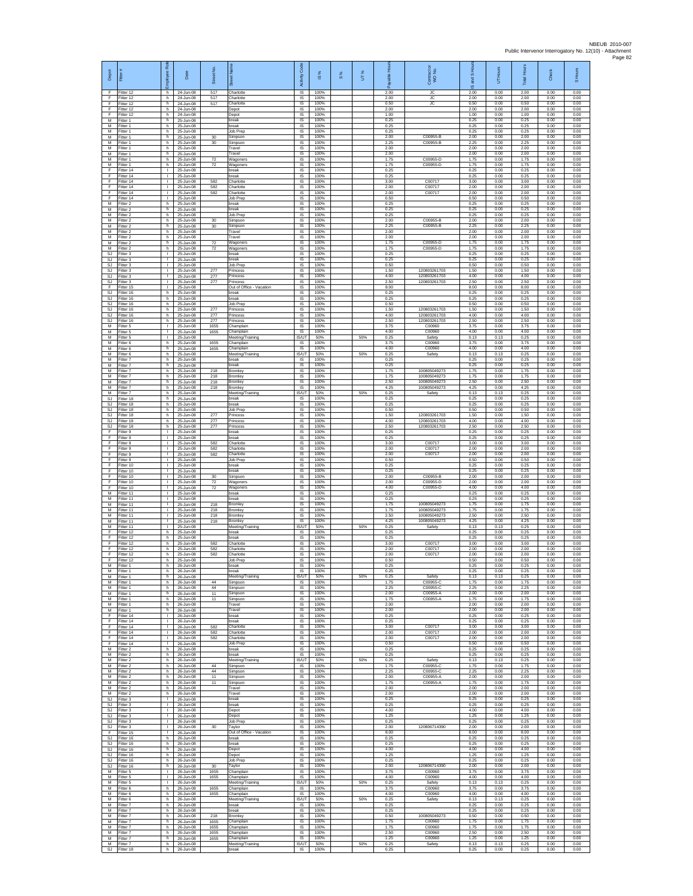| Depot | Fitter # | Employee Role | Date | Street No. | Street Name | Activity Code | IS % | S % | UT % | Payable Hours | Contractor or WO No. | IS and S Hours | UT Hours | Total Hours | Check | S Hours |
|---|---|---|---|---|---|---|---|---|---|---|---|---|---|---|---|---|
| F | Fitter 12 | h | 24-Jun-08 | 517 | Charlotte | IS | 100% | | | 2.00 | JC | 2.00 | 0.00 | 2.00 | 0.00 | 0.00 |
| F | Fitter 12 | h | 24-Jun-08 | 517 | Charlotte | IS | 100% | | | 2.00 | JC | 2.00 | 0.00 | 2.00 | 0.00 | 0.00 |
| F | Fitter 12 | h | 24-Jun-08 | 517 | Charlotte | IS | 100% | | | 0.50 | JC | 0.50 | 0.00 | 0.50 | 0.00 | 0.00 |
| F | Fitter 12 | h | 24-Jun-08 | | Depot | IS | 100% | | | 2.00 | | 2.00 | 0.00 | 2.00 | 0.00 | 0.00 |
| F | Fitter 12 | h | 24-Jun-08 | | Depot | IS | 100% | | | 1.00 | | 1.00 | 0.00 | 1.00 | 0.00 | 0.00 |
| M | Fitter 1 | h | 25-Jun-08 | | break | IS | 100% | | | 0.25 | | 0.25 | 0.00 | 0.25 | 0.00 | 0.00 |
| M | Fitter 1 | h | 25-Jun-08 | | break | IS | 100% | | | 0.25 | | 0.25 | 0.00 | 0.25 | 0.00 | 0.00 |
| M | Fitter 1 | h | 25-Jun-08 | | Job Prep | IS | 100% | | | 0.25 | | 0.25 | 0.00 | 0.25 | 0.00 | 0.00 |
| M | Fitter 1 | h | 25-Jun-08 | 30 | Simpson | IS | 100% | | | 2.00 | C00955-B | 2.00 | 0.00 | 2.00 | 0.00 | 0.00 |
| M | Fitter 1 | h | 25-Jun-08 | 30 | Simpson | IS | 100% | | | 2.25 | C00955-B | 2.25 | 0.00 | 2.25 | 0.00 | 0.00 |
| M | Fitter 1 | h | 25-Jun-08 | | Travel | IS | 100% | | | 2.00 | | 2.00 | 0.00 | 2.00 | 0.00 | 0.00 |
| M | Fitter 1 | h | 25-Jun-08 | | Travel | IS | 100% | | | 2.00 | | 2.00 | 0.00 | 2.00 | 0.00 | 0.00 |
| M | Fitter 1 | h | 25-Jun-08 | 72 | Wagoners | IS | 100% | | | 1.75 | C00955-D | 1.75 | 0.00 | 1.75 | 0.00 | 0.00 |
| M | Fitter 1 | h | 25-Jun-08 | 72 | Wagoners | IS | 100% | | | 1.75 | C00955-D | 1.75 | 0.00 | 1.75 | 0.00 | 0.00 |
| F | Fitter 14 | l | 25-Jun-08 | | break | IS | 100% | | | 0.25 | | 0.25 | 0.00 | 0.25 | 0.00 | 0.00 |
| F | Fitter 14 | l | 25-Jun-08 | | break | IS | 100% | | | 0.25 | | 0.25 | 0.00 | 0.25 | 0.00 | 0.00 |
| F | Fitter 14 | l | 25-Jun-08 | 582 | Charlotte | IS | 100% | | | 3.00 | C00717 | 3.00 | 0.00 | 3.00 | 0.00 | 0.00 |
| F | Fitter 14 | l | 25-Jun-08 | 582 | Charlotte | IS | 100% | | | 2.00 | C00717 | 2.00 | 0.00 | 2.00 | 0.00 | 0.00 |
| F | Fitter 14 | l | 25-Jun-08 | 582 | Charlotte | IS | 100% | | | 2.00 | C00717 | 2.00 | 0.00 | 2.00 | 0.00 | 0.00 |
| F | Fitter 14 | l | 25-Jun-08 | | Job Prep | IS | 100% | | | 0.50 | | 0.50 | 0.00 | 0.50 | 0.00 | 0.00 |
| M | Fitter 2 | h | 25-Jun-08 | | break | IS | 100% | | | 0.25 | | 0.25 | 0.00 | 0.25 | 0.00 | 0.00 |
| M | Fitter 2 | h | 25-Jun-08 | | break | IS | 100% | | | 0.25 | | 0.25 | 0.00 | 0.25 | 0.00 | 0.00 |
| M | Fitter 2 | h | 25-Jun-08 | | Job Prep | IS | 100% | | | 0.25 | | 0.25 | 0.00 | 0.25 | 0.00 | 0.00 |
| M | Fitter 2 | h | 25-Jun-08 | 30 | Simpson | IS | 100% | | | 2.00 | C00955-B | 2.00 | 0.00 | 2.00 | 0.00 | 0.00 |
| M | Fitter 2 | h | 25-Jun-08 | 30 | Simpson | IS | 100% | | | 2.25 | C00955-B | 2.25 | 0.00 | 2.25 | 0.00 | 0.00 |
| M | Fitter 2 | h | 25-Jun-08 | | Travel | IS | 100% | | | 2.00 | | 2.00 | 0.00 | 2.00 | 0.00 | 0.00 |
| M | Fitter 2 | h | 25-Jun-08 | | Travel | IS | 100% | | | 2.00 | | 2.00 | 0.00 | 2.00 | 0.00 | 0.00 |
| M | Fitter 2 | h | 25-Jun-08 | 72 | Wagoners | IS | 100% | | | 1.75 | C00955-D | 1.75 | 0.00 | 1.75 | 0.00 | 0.00 |
| M | Fitter 2 | h | 25-Jun-08 | 72 | Wagoners | IS | 100% | | | 1.75 | C00955-D | 1.75 | 0.00 | 1.75 | 0.00 | 0.00 |
| SJ | Fitter 3 | l | 25-Jun-08 | | break | IS | 100% | | | 0.25 | | 0.25 | 0.00 | 0.25 | 0.00 | 0.00 |
| SJ | Fitter 3 | l | 25-Jun-08 | | break | IS | 100% | | | 0.25 | | 0.25 | 0.00 | 0.25 | 0.00 | 0.00 |
| SJ | Fitter 3 | l | 25-Jun-08 | | Job Prep | IS | 100% | | | 0.50 | | 0.50 | 0.00 | 0.50 | 0.00 | 0.00 |
| SJ | Fitter 3 | l | 25-Jun-08 | 277 | Princess | IS | 100% | | | 1.50 | 120803261703 | 1.50 | 0.00 | 1.50 | 0.00 | 0.00 |
| SJ | Fitter 3 | l | 25-Jun-08 | 277 | Princess | IS | 100% | | | 4.00 | 120803261703 | 4.00 | 0.00 | 4.00 | 0.00 | 0.00 |
| SJ | Fitter 3 | l | 25-Jun-08 | 277 | Princess | IS | 100% | | | 2.50 | 120803261703 | 2.50 | 0.00 | 2.50 | 0.00 | 0.00 |
| F | Fitter 15 | l | 25-Jun-08 | | Out of Office - Vacation | IS | 100% | | | 8.00 | | 8.00 | 0.00 | 8.00 | 0.00 | 0.00 |
| SJ | Fitter 16 | h | 25-Jun-08 | | break | IS | 100% | | | 0.25 | | 0.25 | 0.00 | 0.25 | 0.00 | 0.00 |
| SJ | Fitter 16 | h | 25-Jun-08 | | break | IS | 100% | | | 0.25 | | 0.25 | 0.00 | 0.25 | 0.00 | 0.00 |
| SJ | Fitter 16 | h | 25-Jun-08 | | Job Prep | IS | 100% | | | 0.50 | | 0.50 | 0.00 | 0.50 | 0.00 | 0.00 |
| SJ | Fitter 16 | h | 25-Jun-08 | 277 | Princess | IS | 100% | | | 1.50 | 120803261703 | 1.50 | 0.00 | 1.50 | 0.00 | 0.00 |
| SJ | Fitter 16 | h | 25-Jun-08 | 277 | Princess | IS | 100% | | | 4.00 | 120803261703 | 4.00 | 0.00 | 4.00 | 0.00 | 0.00 |
| SJ | Fitter 16 | h | 25-Jun-08 | 277 | Princess | IS | 100% | | | 2.50 | 120803261703 | 2.50 | 0.00 | 2.50 | 0.00 | 0.00 |
| M | Fitter 5 | l | 25-Jun-08 | 1655 | Champlain | IS | 100% | | | 3.75 | C00960 | 3.75 | 0.00 | 3.75 | 0.00 | 0.00 |
| M | Fitter 5 | l | 25-Jun-08 | 1655 | Champlain | IS | 100% | | | 4.00 | C00960 | 4.00 | 0.00 | 4.00 | 0.00 | 0.00 |
| M | Fitter 5 | l | 25-Jun-08 | | Meeting/Training | IS/UT | 50% | | 50% | 0.25 | Safety | 0.13 | 0.13 | 0.25 | 0.00 | 0.00 |
| M | Fitter 6 | h | 25-Jun-08 | 1655 | Champlain | IS | 100% | | | 3.75 | C00960 | 3.75 | 0.00 | 3.75 | 0.00 | 0.00 |
| M | Fitter 6 | h | 25-Jun-08 | 1655 | Champlain | IS | 100% | | | 4.00 | C00960 | 4.00 | 0.00 | 4.00 | 0.00 | 0.00 |
| M | Fitter 6 | h | 25-Jun-08 | | Meeting/Training | IS/UT | 50% | | 50% | 0.25 | Safety | 0.13 | 0.13 | 0.25 | 0.00 | 0.00 |
| M | Fitter 7 | h | 25-Jun-08 | | break | IS | 100% | | | 0.25 | | 0.25 | 0.00 | 0.25 | 0.00 | 0.00 |
| M | Fitter 7 | h | 25-Jun-08 | | break | IS | 100% | | | 0.25 | | 0.25 | 0.00 | 0.25 | 0.00 | 0.00 |
| M | Fitter 7 | h | 25-Jun-08 | 218 | Bromley | IS | 100% | | | 1.75 | 100805049273 | 1.75 | 0.00 | 1.75 | 0.00 | 0.00 |
| M | Fitter 7 | h | 25-Jun-08 | 218 | Bromley | IS | 100% | | | 1.75 | 100805049273 | 1.75 | 0.00 | 1.75 | 0.00 | 0.00 |
| M | Fitter 7 | h | 25-Jun-08 | 218 | Bromley | IS | 100% | | | 2.50 | 100805049273 | 2.50 | 0.00 | 2.50 | 0.00 | 0.00 |
| M | Fitter 7 | h | 25-Jun-08 | 218 | Bromley | IS | 100% | | | 4.25 | 100805049273 | 4.25 | 0.00 | 4.25 | 0.00 | 0.00 |
| M | Fitter 7 | h | 25-Jun-08 | | Meeting/Training | IS/UT | 50% | | 50% | 0.25 | Safety | 0.13 | 0.13 | 0.25 | 0.00 | 0.00 |
| SJ | Fitter 18 | h | 25-Jun-08 | | break | IS | 100% | | | 0.25 | | 0.25 | 0.00 | 0.25 | 0.00 | 0.00 |
| SJ | Fitter 18 | h | 25-Jun-08 | | break | IS | 100% | | | 0.25 | | 0.25 | 0.00 | 0.25 | 0.00 | 0.00 |
| SJ | Fitter 18 | h | 25-Jun-08 | | Job Prep | IS | 100% | | | 0.50 | | 0.50 | 0.00 | 0.50 | 0.00 | 0.00 |
| SJ | Fitter 18 | h | 25-Jun-08 | 277 | Princess | IS | 100% | | | 1.50 | 120803261703 | 1.50 | 0.00 | 1.50 | 0.00 | 0.00 |
| SJ | Fitter 18 | h | 25-Jun-08 | 277 | Princess | IS | 100% | | | 4.00 | 120803261703 | 4.00 | 0.00 | 4.00 | 0.00 | 0.00 |
| SJ | Fitter 18 | h | 25-Jun-08 | 277 | Princess | IS | 100% | | | 2.50 | 120803261703 | 2.50 | 0.00 | 2.50 | 0.00 | 0.00 |
| F | Fitter 9 | l | 25-Jun-08 | | break | IS | 100% | | | 0.25 | | 0.25 | 0.00 | 0.25 | 0.00 | 0.00 |
| F | Fitter 9 | l | 25-Jun-08 | | break | IS | 100% | | | 0.25 | | 0.25 | 0.00 | 0.25 | 0.00 | 0.00 |
| F | Fitter 9 | l | 25-Jun-08 | 582 | Charlotte | IS | 100% | | | 3.00 | C00717 | 3.00 | 0.00 | 3.00 | 0.00 | 0.00 |
| F | Fitter 9 | l | 25-Jun-08 | 582 | Charlotte | IS | 100% | | | 2.00 | C00717 | 2.00 | 0.00 | 2.00 | 0.00 | 0.00 |
| F | Fitter 9 | l | 25-Jun-08 | 582 | Charlotte | IS | 100% | | | 2.00 | C00717 | 2.00 | 0.00 | 2.00 | 0.00 | 0.00 |
| F | Fitter 9 | l | 25-Jun-08 | | Job Prep | IS | 100% | | | 0.50 | | 0.50 | 0.00 | 0.50 | 0.00 | 0.00 |
| F | Fitter 10 | l | 25-Jun-08 | | break | IS | 100% | | | 0.25 | | 0.25 | 0.00 | 0.25 | 0.00 | 0.00 |
| F | Fitter 10 | l | 25-Jun-08 | | break | IS | 100% | | | 0.25 | | 0.25 | 0.00 | 0.25 | 0.00 | 0.00 |
| F | Fitter 10 | l | 25-Jun-08 | 30 | Simpson | IS | 100% | | | 2.00 | C00955-B | 2.00 | 0.00 | 2.00 | 0.00 | 0.00 |
| F | Fitter 10 | l | 25-Jun-08 | 72 | Wagoners | IS | 100% | | | 2.00 | C00955-D | 2.00 | 0.00 | 2.00 | 0.00 | 0.00 |
| F | Fitter 10 | l | 25-Jun-08 | 72 | Wagoners | IS | 100% | | | 4.00 | C00955-D | 4.00 | 0.00 | 4.00 | 0.00 | 0.00 |
| M | Fitter 11 | l | 25-Jun-08 | | break | IS | 100% | | | 0.25 | | 0.25 | 0.00 | 0.25 | 0.00 | 0.00 |
| M | Fitter 11 | l | 25-Jun-08 | | break | IS | 100% | | | 0.25 | | 0.25 | 0.00 | 0.25 | 0.00 | 0.00 |
| M | Fitter 11 | l | 25-Jun-08 | 218 | Bromley | IS | 100% | | | 1.75 | 100805049273 | 1.75 | 0.00 | 1.75 | 0.00 | 0.00 |
| M | Fitter 11 | l | 25-Jun-08 | 218 | Bromley | IS | 100% | | | 1.75 | 100805049273 | 1.75 | 0.00 | 1.75 | 0.00 | 0.00 |
| M | Fitter 11 | l | 25-Jun-08 | 218 | Bromley | IS | 100% | | | 2.50 | 100805049273 | 2.50 | 0.00 | 2.50 | 0.00 | 0.00 |
| M | Fitter 11 | l | 25-Jun-08 | 218 | Bromley | IS | 100% | | | 4.25 | 100805049273 | 4.25 | 0.00 | 4.25 | 0.00 | 0.00 |
| M | Fitter 11 | l | 25-Jun-08 | | Meeting/Training | IS/UT | 50% | | 50% | 0.25 | Safety | 0.13 | 0.13 | 0.25 | 0.00 | 0.00 |
| F | Fitter 12 | h | 25-Jun-08 | | break | IS | 100% | | | 0.25 | | 0.25 | 0.00 | 0.25 | 0.00 | 0.00 |
| F | Fitter 12 | h | 25-Jun-08 | | break | IS | 100% | | | 0.25 | | 0.25 | 0.00 | 0.25 | 0.00 | 0.00 |
| F | Fitter 12 | h | 25-Jun-08 | 582 | Charlotte | IS | 100% | | | 3.00 | C00717 | 3.00 | 0.00 | 3.00 | 0.00 | 0.00 |
| F | Fitter 12 | h | 25-Jun-08 | 582 | Charlotte | IS | 100% | | | 2.00 | C00717 | 2.00 | 0.00 | 2.00 | 0.00 | 0.00 |
| F | Fitter 12 | h | 25-Jun-08 | 582 | Charlotte | IS | 100% | | | 2.00 | C00717 | 2.00 | 0.00 | 2.00 | 0.00 | 0.00 |
| F | Fitter 12 | h | 25-Jun-08 | | Job Prep | IS | 100% | | | 0.50 | | 0.50 | 0.00 | 0.50 | 0.00 | 0.00 |
| M | Fitter 1 | h | 26-Jun-08 | | break | IS | 100% | | | 0.25 | | 0.25 | 0.00 | 0.25 | 0.00 | 0.00 |
| M | Fitter 1 | h | 26-Jun-08 | | break | IS | 100% | | | 0.25 | | 0.25 | 0.00 | 0.25 | 0.00 | 0.00 |
| M | Fitter 1 | h | 26-Jun-08 | | Meeting/Training | IS/UT | 50% | | 50% | 0.25 | Safety | 0.13 | 0.13 | 0.25 | 0.00 | 0.00 |
| M | Fitter 1 | h | 26-Jun-08 | 44 | Simpson | IS | 100% | | | 1.75 | C00955-C | 1.75 | 0.00 | 1.75 | 0.00 | 0.00 |
| M | Fitter 1 | h | 26-Jun-08 | 44 | Simpson | IS | 100% | | | 2.25 | C00955-C | 2.25 | 0.00 | 2.25 | 0.00 | 0.00 |
| M | Fitter 1 | h | 26-Jun-08 | 11 | Simpson | IS | 100% | | | 2.00 | C00955-A | 2.00 | 0.00 | 2.00 | 0.00 | 0.00 |
| M | Fitter 1 | h | 26-Jun-08 | 11 | Simpson | IS | 100% | | | 1.75 | C00955-A | 1.75 | 0.00 | 1.75 | 0.00 | 0.00 |
| M | Fitter 1 | h | 26-Jun-08 | | Travel | IS | 100% | | | 2.00 | | 2.00 | 0.00 | 2.00 | 0.00 | 0.00 |
| M | Fitter 1 | h | 26-Jun-08 | | Travel | IS | 100% | | | 2.00 | | 2.00 | 0.00 | 2.00 | 0.00 | 0.00 |
| F | Fitter 14 | l | 26-Jun-08 | | break | IS | 100% | | | 0.25 | | 0.25 | 0.00 | 0.25 | 0.00 | 0.00 |
| F | Fitter 14 | l | 26-Jun-08 | | break | IS | 100% | | | 0.25 | | 0.25 | 0.00 | 0.25 | 0.00 | 0.00 |
| F | Fitter 14 | l | 26-Jun-08 | 582 | Charlotte | IS | 100% | | | 3.00 | C00717 | 3.00 | 0.00 | 3.00 | 0.00 | 0.00 |
| F | Fitter 14 | l | 26-Jun-08 | 582 | Charlotte | IS | 100% | | | 2.00 | C00717 | 2.00 | 0.00 | 2.00 | 0.00 | 0.00 |
| F | Fitter 14 | l | 26-Jun-08 | 582 | Charlotte | IS | 100% | | | 2.00 | C00717 | 2.00 | 0.00 | 2.00 | 0.00 | 0.00 |
| F | Fitter 14 | l | 26-Jun-08 | | Job Prep | IS | 100% | | | 0.50 | | 0.50 | 0.00 | 0.50 | 0.00 | 0.00 |
| M | Fitter 2 | h | 26-Jun-08 | | break | IS | 100% | | | 0.25 | | 0.25 | 0.00 | 0.25 | 0.00 | 0.00 |
| M | Fitter 2 | h | 26-Jun-08 | | break | IS | 100% | | | 0.25 | | 0.25 | 0.00 | 0.25 | 0.00 | 0.00 |
| M | Fitter 2 | h | 26-Jun-08 | | Meeting/Training | IS/UT | 50% | | 50% | 0.25 | Safety | 0.13 | 0.13 | 0.25 | 0.00 | 0.00 |
| M | Fitter 2 | h | 26-Jun-08 | 44 | Simpson | IS | 100% | | | 1.75 | C00955-C | 1.75 | 0.00 | 1.75 | 0.00 | 0.00 |
| M | Fitter 2 | h | 26-Jun-08 | 44 | Simpson | IS | 100% | | | 2.25 | C00955-C | 2.25 | 0.00 | 2.25 | 0.00 | 0.00 |
| M | Fitter 2 | h | 26-Jun-08 | 11 | Simpson | IS | 100% | | | 2.00 | C00955-A | 2.00 | 0.00 | 2.00 | 0.00 | 0.00 |
| M | Fitter 2 | h | 26-Jun-08 | 11 | Simpson | IS | 100% | | | 1.75 | C00955-A | 1.75 | 0.00 | 1.75 | 0.00 | 0.00 |
| M | Fitter 2 | h | 26-Jun-08 | | Travel | IS | 100% | | | 2.00 | | 2.00 | 0.00 | 2.00 | 0.00 | 0.00 |
| M | Fitter 2 | h | 26-Jun-08 | | Travel | IS | 100% | | | 2.00 | | 2.00 | 0.00 | 2.00 | 0.00 | 0.00 |
| SJ | Fitter 3 | l | 26-Jun-08 | | break | IS | 100% | | | 0.25 | | 0.25 | 0.00 | 0.25 | 0.00 | 0.00 |
| SJ | Fitter 3 | l | 26-Jun-08 | | break | IS | 100% | | | 0.25 | | 0.25 | 0.00 | 0.25 | 0.00 | 0.00 |
| SJ | Fitter 3 | l | 26-Jun-08 | | Depot | IS | 100% | | | 4.00 | | 4.00 | 0.00 | 4.00 | 0.00 | 0.00 |
| SJ | Fitter 3 | l | 26-Jun-08 | | Depot | IS | 100% | | | 1.25 | | 1.25 | 0.00 | 1.25 | 0.00 | 0.00 |
| SJ | Fitter 3 | l | 26-Jun-08 | | Job Prep | IS | 100% | | | 0.25 | | 0.25 | 0.00 | 0.25 | 0.00 | 0.00 |
| SJ | Fitter 3 | l | 26-Jun-08 | 30 | Taylor | IS | 100% | | | 2.00 | 120806714390 | 2.00 | 0.00 | 2.00 | 0.00 | 0.00 |
| F | Fitter 15 | l | 26-Jun-08 | | Out of Office - Vacation | IS | 100% | | | 8.00 | | 8.00 | 0.00 | 8.00 | 0.00 | 0.00 |
| SJ | Fitter 16 | h | 26-Jun-08 | | break | IS | 100% | | | 0.25 | | 0.25 | 0.00 | 0.25 | 0.00 | 0.00 |
| SJ | Fitter 16 | h | 26-Jun-08 | | break | IS | 100% | | | 0.25 | | 0.25 | 0.00 | 0.25 | 0.00 | 0.00 |
| SJ | Fitter 16 | h | 26-Jun-08 | | Depot | IS | 100% | | | 4.00 | | 4.00 | 0.00 | 4.00 | 0.00 | 0.00 |
| SJ | Fitter 16 | h | 26-Jun-08 | | Depot | IS | 100% | | | 1.25 | | 1.25 | 0.00 | 1.25 | 0.00 | 0.00 |
| SJ | Fitter 16 | h | 26-Jun-08 | | Job Prep | IS | 100% | | | 0.25 | | 0.25 | 0.00 | 0.25 | 0.00 | 0.00 |
| SJ | Fitter 16 | h | 26-Jun-08 | 30 | Taylor | IS | 100% | | | 2.00 | 120806714390 | 2.00 | 0.00 | 2.00 | 0.00 | 0.00 |
| M | Fitter 5 | l | 26-Jun-08 | 1655 | Champlain | IS | 100% | | | 3.75 | C00960 | 3.75 | 0.00 | 3.75 | 0.00 | 0.00 |
| M | Fitter 5 | l | 26-Jun-08 | 1655 | Champlain | IS | 100% | | | 4.00 | C00960 | 4.00 | 0.00 | 4.00 | 0.00 | 0.00 |
| M | Fitter 5 | l | 26-Jun-08 | | Meeting/Training | IS/UT | 50% | | 50% | 0.25 | Safety | 0.13 | 0.13 | 0.25 | 0.00 | 0.00 |
| M | Fitter 6 | h | 26-Jun-08 | 1655 | Champlain | IS | 100% | | | 3.75 | C00960 | 3.75 | 0.00 | 3.75 | 0.00 | 0.00 |
| M | Fitter 6 | h | 26-Jun-08 | 1655 | Champlain | IS | 100% | | | 4.00 | C00960 | 4.00 | 0.00 | 4.00 | 0.00 | 0.00 |
| M | Fitter 6 | h | 26-Jun-08 | | Meeting/Training | IS/UT | 50% | | 50% | 0.25 | Safety | 0.13 | 0.13 | 0.25 | 0.00 | 0.00 |
| M | Fitter 7 | h | 26-Jun-08 | | break | IS | 100% | | | 0.25 | | 0.25 | 0.00 | 0.25 | 0.00 | 0.00 |
| M | Fitter 7 | h | 26-Jun-08 | | break | IS | 100% | | | 0.25 | | 0.25 | 0.00 | 0.25 | 0.00 | 0.00 |
| M | Fitter 7 | h | 26-Jun-08 | 218 | Bromley | IS | 100% | | | 0.50 | 100805049273 | 0.50 | 0.00 | 0.50 | 0.00 | 0.00 |
| M | Fitter 7 | h | 26-Jun-08 | 1655 | Champlain | IS | 100% | | | 1.75 | C00960 | 1.75 | 0.00 | 1.75 | 0.00 | 0.00 |
| M | Fitter 7 | h | 26-Jun-08 | 1655 | Champlain | IS | 100% | | | 1.75 | C00960 | 1.75 | 0.00 | 1.75 | 0.00 | 0.00 |
| M | Fitter 7 | h | 26-Jun-08 | 1655 | Champlain | IS | 100% | | | 2.50 | C00960 | 2.50 | 0.00 | 2.50 | 0.00 | 0.00 |
| M | Fitter 7 | h | 26-Jun-08 | 1655 | Champlain | IS | 100% | | | 1.25 | C00960 | 1.25 | 0.00 | 1.25 | 0.00 | 0.00 |
| M | Fitter 7 | h | 26-Jun-08 | | Meeting/Training | IS/UT | 50% | | 50% | 0.25 | Safety | 0.13 | 0.13 | 0.25 | 0.00 | 0.00 |
| SJ | Fitter 18 | h | 26-Jun-08 | | break | IS | 100% | | | 0.25 | | 0.25 | 0.00 | 0.25 | 0.00 | 0.00 |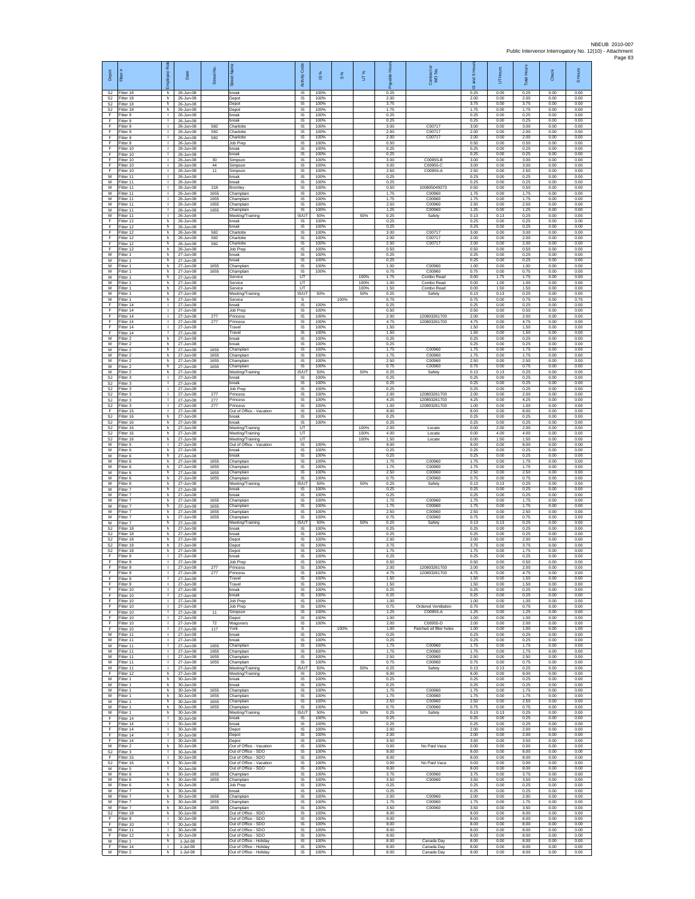| Depot | Fitter # | Employee Role | Date | Street No. | Street Name | Activity Code | IS % | S % | UT % | Payable Hours | Contractor or WO No. | IS and S Hours | UT Hours | Total Hours | Check | S Hours |
|---|---|---|---|---|---|---|---|---|---|---|---|---|---|---|---|---|
| SJ | Fitter 18 | h | 26-Jun-08 | | break | IS | 100% | | | 0.25 | | 0.25 | 0.00 | 0.25 | 0.00 | 0.00 |
| SJ | Fitter 18 | h | 26-Jun-08 | | Depot | IS | 100% | | | 2.00 | | 2.00 | 0.00 | 2.00 | 0.00 | 0.00 |
| SJ | Fitter 18 | h | 26-Jun-08 | | Depot | IS | 100% | | | 3.75 | | 3.75 | 0.00 | 3.75 | 0.00 | 0.00 |
| SJ | Fitter 18 | h | 26-Jun-08 | | Depot | IS | 100% | | | 1.75 | | 1.75 | 0.00 | 1.75 | 0.00 | 0.00 |
| F | Fitter 9 | l | 26-Jun-08 | | break | IS | 100% | | | 0.25 | | 0.25 | 0.00 | 0.25 | 0.00 | 0.00 |
| F | Fitter 9 | l | 26-Jun-08 | | break | IS | 100% | | | 0.25 | | 0.25 | 0.00 | 0.25 | 0.00 | 0.00 |
| F | Fitter 9 | l | 26-Jun-08 | 582 | Charlotte | IS | 100% | | | 3.00 | C00717 | 3.00 | 0.00 | 3.00 | 0.00 | 0.00 |
| F | Fitter 9 | l | 26-Jun-08 | 582 | Charlotte | IS | 100% | | | 2.00 | C00717 | 2.00 | 0.00 | 2.00 | 0.00 | 0.00 |
| F | Fitter 9 | l | 26-Jun-08 | 582 | Charlotte | IS | 100% | | | 2.00 | C00717 | 2.00 | 0.00 | 2.00 | 0.00 | 0.00 |
| F | Fitter 9 | l | 26-Jun-08 | | Job Prep | IS | 100% | | | 0.50 | | 0.50 | 0.00 | 0.50 | 0.00 | 0.00 |
| F | Fitter 10 | l | 26-Jun-08 | | break | IS | 100% | | | 0.25 | | 0.25 | 0.00 | 0.25 | 0.00 | 0.00 |
| F | Fitter 10 | l | 26-Jun-08 | | break | IS | 100% | | | 0.25 | | 0.25 | 0.00 | 0.25 | 0.00 | 0.00 |
| F | Fitter 10 | l | 26-Jun-08 | 30 | Simpson | IS | 100% | | | 3.00 | C00955-B | 3.00 | 0.00 | 3.00 | 0.00 | 0.00 |
| F | Fitter 10 | l | 26-Jun-08 | 44 | Simpson | IS | 100% | | | 3.00 | C00955-C | 3.00 | 0.00 | 3.00 | 0.00 | 0.00 |
| F | Fitter 10 | l | 26-Jun-08 | 11 | Simpson | IS | 100% | | | 2.50 | C00955-A | 2.50 | 0.00 | 2.50 | 0.00 | 0.00 |
| M | Fitter 11 | l | 26-Jun-08 | | break | IS | 100% | | | 0.25 | | 0.25 | 0.00 | 0.25 | 0.00 | 0.00 |
| M | Fitter 11 | l | 26-Jun-08 | | break | IS | 100% | | | 0.25 | | 0.25 | 0.00 | 0.25 | 0.00 | 0.00 |
| M | Fitter 11 | l | 26-Jun-08 | 218 | Bromley | IS | 100% | | | 0.50 | 100805049273 | 0.50 | 0.00 | 0.50 | 0.00 | 0.00 |
| M | Fitter 11 | l | 26-Jun-08 | 1655 | Champlain | IS | 100% | | | 1.75 | C00960 | 1.75 | 0.00 | 1.75 | 0.00 | 0.00 |
| M | Fitter 11 | l | 26-Jun-08 | 1655 | Champlain | IS | 100% | | | 1.75 | C00960 | 1.75 | 0.00 | 1.75 | 0.00 | 0.00 |
| M | Fitter 11 | l | 26-Jun-08 | 1655 | Champlain | IS | 100% | | | 2.50 | C00960 | 2.50 | 0.00 | 2.50 | 0.00 | 0.00 |
| M | Fitter 11 | l | 26-Jun-08 | 1655 | Champlain | IS | 100% | | | 1.25 | C00960 | 1.25 | 0.00 | 1.25 | 0.00 | 0.00 |
| M | Fitter 11 | l | 26-Jun-08 | | Meeting/Training | IS/UT | 50% | | 50% | 0.25 | Safety | 0.13 | 0.13 | 0.25 | 0.00 | 0.00 |
| F | Fitter 12 | h | 26-Jun-08 | | break | IS | 100% | | | 0.25 | | 0.25 | 0.00 | 0.25 | 0.00 | 0.00 |
| F | Fitter 12 | h | 26-Jun-08 | | break | IS | 100% | | | 0.25 | | 0.25 | 0.00 | 0.25 | 0.00 | 0.00 |
| F | Fitter 12 | h | 26-Jun-08 | 582 | Charlotte | IS | 100% | | | 3.00 | C00717 | 3.00 | 0.00 | 3.00 | 0.00 | 0.00 |
| F | Fitter 12 | h | 26-Jun-08 | 582 | Charlotte | IS | 100% | | | 2.00 | C00717 | 2.00 | 0.00 | 2.00 | 0.00 | 0.00 |
| F | Fitter 12 | h | 26-Jun-08 | 582 | Charlotte | IS | 100% | | | 2.00 | C00717 | 2.00 | 0.00 | 2.00 | 0.00 | 0.00 |
| F | Fitter 12 | h | 26-Jun-08 | | Job Prep | IS | 100% | | | 0.50 | | 0.50 | 0.00 | 0.50 | 0.00 | 0.00 |
| M | Fitter 1 | h | 27-Jun-08 | | break | IS | 100% | | | 0.25 | | 0.25 | 0.00 | 0.25 | 0.00 | 0.00 |
| M | Fitter 1 | h | 27-Jun-08 | | break | IS | 100% | | | 0.25 | | 0.25 | 0.00 | 0.25 | 0.00 | 0.00 |
| M | Fitter 1 | h | 27-Jun-08 | 1655 | Champlain | IS | 100% | | | 1.00 | C00960 | 1.00 | 0.00 | 1.00 | 0.00 | 0.00 |
| M | Fitter 1 | h | 27-Jun-08 | 1655 | Champlain | IS | 100% | | | 0.75 | C00960 | 0.75 | 0.00 | 0.75 | 0.00 | 0.00 |
| M | Fitter 1 | h | 27-Jun-08 | | Service | UT | | | 100% | 1.75 | Combo Read | 0.00 | 1.75 | 1.75 | 0.00 | 0.00 |
| M | Fitter 1 | h | 27-Jun-08 | | Service | UT | | | 100% | 1.00 | Combo Read | 0.00 | 1.00 | 1.00 | 0.00 | 0.00 |
| M | Fitter 1 | h | 27-Jun-08 | | Service | UT | | | 100% | 1.50 | Combo Read | 0.00 | 1.50 | 1.50 | 0.00 | 0.00 |
| M | Fitter 1 | h | 27-Jun-08 | | Meeting/Training | IS/UT | 50% | | 50% | 0.25 | Safety | 0.13 | 0.13 | 0.25 | 0.00 | 0.00 |
| M | Fitter 1 | h | 27-Jun-08 | | Service | S | | 100% | | 0.75 | | 0.75 | 0.00 | 0.75 | 0.00 | 0.75 |
| F | Fitter 14 | l | 27-Jun-08 | | break | IS | 100% | | | 0.25 | | 0.25 | 0.00 | 0.25 | 0.00 | 0.00 |
| F | Fitter 14 | l | 27-Jun-08 | | Job Prep | IS | 100% | | | 0.50 | | 0.50 | 0.00 | 0.50 | 0.00 | 0.00 |
| F | Fitter 14 | l | 27-Jun-08 | 277 | Princess | IS | 100% | | | 2.00 | 120803261703 | 2.00 | 0.00 | 2.00 | 0.00 | 0.00 |
| F | Fitter 14 | l | 27-Jun-08 | 277 | Princess | IS | 100% | | | 4.75 | 120803261703 | 4.75 | 0.00 | 4.75 | 0.00 | 0.00 |
| F | Fitter 14 | l | 27-Jun-08 | | Travel | IS | 100% | | | 1.50 | | 1.50 | 0.00 | 1.50 | 0.00 | 0.00 |
| F | Fitter 14 | l | 27-Jun-08 | | Travel | IS | 100% | | | 1.50 | | 1.50 | 0.00 | 1.50 | 0.00 | 0.00 |
| M | Fitter 2 | h | 27-Jun-08 | | break | IS | 100% | | | 0.25 | | 0.25 | 0.00 | 0.25 | 0.00 | 0.00 |
| M | Fitter 2 | h | 27-Jun-08 | | break | IS | 100% | | | 0.25 | | 0.25 | 0.00 | 0.25 | 0.00 | 0.00 |
| M | Fitter 2 | h | 27-Jun-08 | 1655 | Champlain | IS | 100% | | | 1.75 | C00960 | 1.75 | 0.00 | 1.75 | 0.00 | 0.00 |
| M | Fitter 2 | h | 27-Jun-08 | 1655 | Champlain | IS | 100% | | | 1.75 | C00960 | 1.75 | 0.00 | 1.75 | 0.00 | 0.00 |
| M | Fitter 2 | h | 27-Jun-08 | 1655 | Champlain | IS | 100% | | | 2.50 | C00960 | 2.50 | 0.00 | 2.50 | 0.00 | 0.00 |
| M | Fitter 2 | h | 27-Jun-08 | 1655 | Champlain | IS | 100% | | | 0.75 | C00960 | 0.75 | 0.00 | 0.75 | 0.00 | 0.00 |
| M | Fitter 2 | h | 27-Jun-08 | | Meeting/Training | IS/UT | 50% | | 50% | 0.25 | Safety | 0.13 | 0.13 | 0.25 | 0.00 | 0.00 |
| SJ | Fitter 3 | l | 27-Jun-08 | | break | IS | 100% | | | 0.25 | | 0.25 | 0.00 | 0.25 | 0.00 | 0.00 |
| SJ | Fitter 3 | l | 27-Jun-08 | | break | IS | 100% | | | 0.25 | | 0.25 | 0.00 | 0.25 | 0.00 | 0.00 |
| SJ | Fitter 3 | l | 27-Jun-08 | | Job Prep | IS | 100% | | | 0.25 | | 0.25 | 0.00 | 0.25 | 0.00 | 0.00 |
| SJ | Fitter 3 | l | 27-Jun-08 | 277 | Princess | IS | 100% | | | 2.00 | 120803261703 | 2.00 | 0.00 | 2.00 | 0.00 | 0.00 |
| SJ | Fitter 3 | l | 27-Jun-08 | 277 | Princess | IS | 100% | | | 4.25 | 120803261703 | 4.25 | 0.00 | 4.25 | 0.00 | 0.00 |
| SJ | Fitter 3 | l | 27-Jun-08 | 277 | Princess | IS | 100% | | | 1.00 | 120803261703 | 1.00 | 0.00 | 1.00 | 0.00 | 0.00 |
| F | Fitter 15 | l | 27-Jun-08 | | Out of Office - Vacation | IS | 100% | | | 8.00 | | 8.00 | 0.00 | 8.00 | 0.00 | 0.00 |
| SJ | Fitter 16 | h | 27-Jun-08 | | break | IS | 100% | | | 0.25 | | 0.25 | 0.00 | 0.25 | 0.00 | 0.00 |
| SJ | Fitter 16 | h | 27-Jun-08 | | break | IS | 100% | | | 0.25 | | 0.25 | 0.00 | 0.25 | 0.00 | 0.00 |
| SJ | Fitter 16 | h | 27-Jun-08 | | Meeting/Training | UT | | | 100% | 2.00 | Locate | 0.00 | 2.00 | 2.00 | 0.00 | 0.00 |
| SJ | Fitter 16 | h | 27-Jun-08 | | Meeting/Training | UT | | | 100% | 4.00 | Locate | 0.00 | 4.00 | 4.00 | 0.00 | 0.00 |
| SJ | Fitter 16 | h | 27-Jun-08 | | Meeting/Training | UT | | | 100% | 1.50 | Locate | 0.00 | 1.50 | 1.50 | 0.00 | 0.00 |
| M | Fitter 5 | l | 27-Jun-08 | | Out of Office - Vacation | IS | 100% | | | 8.00 | | 8.00 | 0.00 | 8.00 | 0.00 | 0.00 |
| M | Fitter 6 | h | 27-Jun-08 | | break | IS | 100% | | | 0.25 | | 0.25 | 0.00 | 0.25 | 0.00 | 0.00 |
| M | Fitter 6 | h | 27-Jun-08 | | break | IS | 100% | | | 0.25 | | 0.25 | 0.00 | 0.25 | 0.00 | 0.00 |
| M | Fitter 6 | h | 27-Jun-08 | 1655 | Champlain | IS | 100% | | | 1.75 | C00960 | 1.75 | 0.00 | 1.75 | 0.00 | 0.00 |
| M | Fitter 6 | h | 27-Jun-08 | 1655 | Champlain | IS | 100% | | | 1.75 | C00960 | 1.75 | 0.00 | 1.75 | 0.00 | 0.00 |
| M | Fitter 6 | h | 27-Jun-08 | 1655 | Champlain | IS | 100% | | | 2.50 | C00960 | 2.50 | 0.00 | 2.50 | 0.00 | 0.00 |
| M | Fitter 6 | h | 27-Jun-08 | 1655 | Champlain | IS | 100% | | | 0.75 | C00960 | 0.75 | 0.00 | 0.75 | 0.00 | 0.00 |
| M | Fitter 6 | h | 27-Jun-08 | | Meeting/Training | IS/UT | 50% | | 50% | 0.25 | Safety | 0.13 | 0.13 | 0.25 | 0.00 | 0.00 |
| M | Fitter 7 | h | 27-Jun-08 | | break | IS | 100% | | | 0.25 | | 0.25 | 0.00 | 0.25 | 0.00 | 0.00 |
| M | Fitter 7 | h | 27-Jun-08 | | break | IS | 100% | | | 0.25 | | 0.25 | 0.00 | 0.25 | 0.00 | 0.00 |
| M | Fitter 7 | h | 27-Jun-08 | 1655 | Champlain | IS | 100% | | | 1.75 | C00960 | 1.75 | 0.00 | 1.75 | 0.00 | 0.00 |
| M | Fitter 7 | h | 27-Jun-08 | 1655 | Champlain | IS | 100% | | | 1.75 | C00960 | 1.75 | 0.00 | 1.75 | 0.00 | 0.00 |
| M | Fitter 7 | h | 27-Jun-08 | 1655 | Champlain | IS | 100% | | | 2.50 | C00960 | 2.50 | 0.00 | 2.50 | 0.00 | 0.00 |
| M | Fitter 7 | h | 27-Jun-08 | 1655 | Champlain | IS | 100% | | | 0.75 | C00960 | 0.75 | 0.00 | 0.75 | 0.00 | 0.00 |
| M | Fitter 7 | h | 27-Jun-08 | | Meeting/Training | IS/UT | 50% | | 50% | 0.25 | Safety | 0.13 | 0.13 | 0.25 | 0.00 | 0.00 |
| SJ | Fitter 18 | h | 27-Jun-08 | | break | IS | 100% | | | 0.25 | | 0.25 | 0.00 | 0.25 | 0.00 | 0.00 |
| SJ | Fitter 18 | h | 27-Jun-08 | | break | IS | 100% | | | 0.25 | | 0.25 | 0.00 | 0.25 | 0.00 | 0.00 |
| SJ | Fitter 18 | h | 27-Jun-08 | | Depot | IS | 100% | | | 2.00 | | 2.00 | 0.00 | 2.00 | 0.00 | 0.00 |
| SJ | Fitter 18 | h | 27-Jun-08 | | Depot | IS | 100% | | | 3.75 | | 3.75 | 0.00 | 3.75 | 0.00 | 0.00 |
| SJ | Fitter 18 | h | 27-Jun-08 | | Depot | IS | 100% | | | 1.75 | | 1.75 | 0.00 | 1.75 | 0.00 | 0.00 |
| F | Fitter 9 | l | 27-Jun-08 | | break | IS | 100% | | | 0.25 | | 0.25 | 0.00 | 0.25 | 0.00 | 0.00 |
| F | Fitter 9 | l | 27-Jun-08 | | Job Prep | IS | 100% | | | 0.50 | | 0.50 | 0.00 | 0.50 | 0.00 | 0.00 |
| F | Fitter 9 | l | 27-Jun-08 | 277 | Princess | IS | 100% | | | 2.00 | 120803261703 | 2.00 | 0.00 | 2.00 | 0.00 | 0.00 |
| F | Fitter 9 | l | 27-Jun-08 | 277 | Princess | IS | 100% | | | 4.75 | 120803261703 | 4.75 | 0.00 | 4.75 | 0.00 | 0.00 |
| F | Fitter 9 | l | 27-Jun-08 | | Travel | IS | 100% | | | 1.50 | | 1.50 | 0.00 | 1.50 | 0.00 | 0.00 |
| F | Fitter 9 | l | 27-Jun-08 | | Travel | IS | 100% | | | 1.50 | | 1.50 | 0.00 | 1.50 | 0.00 | 0.00 |
| F | Fitter 10 | l | 27-Jun-08 | | break | IS | 100% | | | 0.25 | | 0.25 | 0.00 | 0.25 | 0.00 | 0.00 |
| F | Fitter 10 | l | 27-Jun-08 | | break | IS | 100% | | | 0.25 | | 0.25 | 0.00 | 0.25 | 0.00 | 0.00 |
| F | Fitter 10 | l | 27-Jun-08 | | Job Prep | IS | 100% | | | 1.00 | | 1.00 | 0.00 | 1.00 | 0.00 | 0.00 |
| F | Fitter 10 | l | 27-Jun-08 | | Job Prep | IS | 100% | | | 0.75 | Ordered Ventilation | 0.75 | 0.00 | 0.75 | 0.00 | 0.00 |
| F | Fitter 10 | l | 27-Jun-08 | 11 | Simpson | IS | 100% | | | 1.25 | C00955-A | 1.25 | 0.00 | 1.25 | 0.00 | 0.00 |
| F | Fitter 10 | l | 27-Jun-08 | | Depot | IS | 100% | | | 1.00 | | 1.00 | 0.00 | 1.00 | 0.00 | 0.00 |
| F | Fitter 10 | l | 27-Jun-08 | 72 | Wagoners | IS | 100% | | | 2.00 | C00955-D | 2.00 | 0.00 | 2.00 | 0.00 | 0.00 |
| F | Fitter 10 | l | 27-Jun-08 | 117 | York | S | | 100% | | 1.00 | Patched oil filter holes | 1.00 | 0.00 | 1.00 | 0.00 | 1.00 |
| M | Fitter 11 | l | 27-Jun-08 | | break | IS | 100% | | | 0.25 | | 0.25 | 0.00 | 0.25 | 0.00 | 0.00 |
| M | Fitter 11 | l | 27-Jun-08 | | break | IS | 100% | | | 0.25 | | 0.25 | 0.00 | 0.25 | 0.00 | 0.00 |
| M | Fitter 11 | l | 27-Jun-08 | 1655 | Champlain | IS | 100% | | | 1.75 | C00960 | 1.75 | 0.00 | 1.75 | 0.00 | 0.00 |
| M | Fitter 11 | l | 27-Jun-08 | 1655 | Champlain | IS | 100% | | | 1.75 | C00960 | 1.75 | 0.00 | 1.75 | 0.00 | 0.00 |
| M | Fitter 11 | l | 27-Jun-08 | 1655 | Champlain | IS | 100% | | | 2.50 | C00960 | 2.50 | 0.00 | 2.50 | 0.00 | 0.00 |
| M | Fitter 11 | l | 27-Jun-08 | 1655 | Champlain | IS | 100% | | | 0.75 | C00960 | 0.75 | 0.00 | 0.75 | 0.00 | 0.00 |
| M | Fitter 11 | l | 27-Jun-08 | | Meeting/Training | IS/UT | 50% | | 50% | 0.25 | Safety | 0.13 | 0.13 | 0.25 | 0.00 | 0.00 |
| F | Fitter 12 | h | 27-Jun-08 | | Meeting/Training | IS | 100% | | | 8.00 | | 8.00 | 0.00 | 8.00 | 0.00 | 0.00 |
| M | Fitter 1 | h | 30-Jun-08 | | break | IS | 100% | | | 0.25 | | 0.25 | 0.00 | 0.25 | 0.00 | 0.00 |
| M | Fitter 1 | h | 30-Jun-08 | | break | IS | 100% | | | 0.25 | | 0.25 | 0.00 | 0.25 | 0.00 | 0.00 |
| M | Fitter 1 | h | 30-Jun-08 | 1655 | Champlain | IS | 100% | | | 1.75 | C00960 | 1.75 | 0.00 | 1.75 | 0.00 | 0.00 |
| M | Fitter 1 | h | 30-Jun-08 | 1655 | Champlain | IS | 100% | | | 1.75 | C00960 | 1.75 | 0.00 | 1.75 | 0.00 | 0.00 |
| M | Fitter 1 | h | 30-Jun-08 | 1655 | Champlain | IS | 100% | | | 2.50 | C00960 | 2.50 | 0.00 | 2.50 | 0.00 | 0.00 |
| M | Fitter 1 | h | 30-Jun-08 | 1655 | Champlain | IS | 100% | | | 0.75 | C00960 | 0.75 | 0.00 | 0.75 | 0.00 | 0.00 |
| M | Fitter 1 | h | 30-Jun-08 | | Meeting/Training | IS/UT | 50% | | 50% | 0.25 | Safety | 0.13 | 0.13 | 0.25 | 0.00 | 0.00 |
| F | Fitter 14 | l | 30-Jun-08 | | break | IS | 100% | | | 0.25 | | 0.25 | 0.00 | 0.25 | 0.00 | 0.00 |
| F | Fitter 14 | l | 30-Jun-08 | | break | IS | 100% | | | 0.25 | | 0.25 | 0.00 | 0.25 | 0.00 | 0.00 |
| F | Fitter 14 | l | 30-Jun-08 | | Depot | IS | 100% | | | 2.00 | | 2.00 | 0.00 | 2.00 | 0.00 | 0.00 |
| F | Fitter 14 | l | 30-Jun-08 | | Depot | IS | 100% | | | 2.00 | | 2.00 | 0.00 | 2.00 | 0.00 | 0.00 |
| F | Fitter 14 | l | 30-Jun-08 | | Depot | IS | 100% | | | 3.50 | | 3.50 | 0.00 | 3.50 | 0.00 | 0.00 |
| M | Fitter 2 | h | 30-Jun-08 | | Out of Office - Vacation | IS | 100% | | | 0.00 | No Paid Vaca | 0.00 | 0.00 | 0.00 | 0.00 | 0.00 |
| SJ | Fitter 3 | l | 30-Jun-08 | | Out of Office - SDO | IS | 100% | | | 8.00 | | 8.00 | 0.00 | 8.00 | 0.00 | 0.00 |
| F | Fitter 15 | l | 30-Jun-08 | | Out of Office - SDO | IS | 100% | | | 8.00 | | 8.00 | 0.00 | 8.00 | 0.00 | 0.00 |
| SJ | Fitter 16 | h | 30-Jun-08 | | Out of Office - Vacation | IS | 100% | | | 0.00 | No Paid Vaca | 0.00 | 0.00 | 0.00 | 0.00 | 0.00 |
| M | Fitter 5 | l | 30-Jun-08 | | Out of Office - SDO | IS | 100% | | | 8.00 | | 8.00 | 0.00 | 8.00 | 0.00 | 0.00 |
| M | Fitter 6 | h | 30-Jun-08 | 1655 | Champlain | IS | 100% | | | 3.75 | C00960 | 3.75 | 0.00 | 3.75 | 0.00 | 0.00 |
| M | Fitter 6 | h | 30-Jun-08 | 1655 | Champlain | IS | 100% | | | 3.50 | C00960 | 3.50 | 0.00 | 3.50 | 0.00 | 0.00 |
| M | Fitter 6 | h | 30-Jun-08 | | Job Prep | IS | 100% | | | 0.25 | | 0.25 | 0.00 | 0.25 | 0.00 | 0.00 |
| M | Fitter 7 | h | 30-Jun-08 | | break | IS | 100% | | | 0.25 | | 0.25 | 0.00 | 0.25 | 0.00 | 0.00 |
| M | Fitter 7 | h | 30-Jun-08 | 1655 | Champlain | IS | 100% | | | 2.00 | C00960 | 2.00 | 0.00 | 2.00 | 0.00 | 0.00 |
| M | Fitter 7 | h | 30-Jun-08 | 1655 | Champlain | IS | 100% | | | 1.75 | C00960 | 1.75 | 0.00 | 1.75 | 0.00 | 0.00 |
| M | Fitter 7 | h | 30-Jun-08 | 1655 | Champlain | IS | 100% | | | 3.50 | C00960 | 3.50 | 0.00 | 3.50 | 0.00 | 0.00 |
| SJ | Fitter 18 | h | 30-Jun-08 | | Out of Office - SDO | IS | 100% | | | 8.00 | | 8.00 | 0.00 | 8.00 | 0.00 | 0.00 |
| F | Fitter 9 | l | 30-Jun-08 | | Out of Office - SDO | IS | 100% | | | 8.00 | | 8.00 | 0.00 | 8.00 | 0.00 | 0.00 |
| F | Fitter 10 | l | 30-Jun-08 | | Out of Office - SDO | IS | 100% | | | 8.00 | | 8.00 | 0.00 | 8.00 | 0.00 | 0.00 |
| M | Fitter 11 | l | 30-Jun-08 | | Out of Office - SDO | IS | 100% | | | 8.00 | | 8.00 | 0.00 | 8.00 | 0.00 | 0.00 |
| F | Fitter 12 | h | 30-Jun-08 | | Out of Office - SDO | IS | 100% | | | 8.00 | | 8.00 | 0.00 | 8.00 | 0.00 | 0.00 |
| M | Fitter 1 | h | 1-Jul-08 | | Out of Office - Holiday | IS | 100% | | | 8.00 | Canada Day | 8.00 | 0.00 | 8.00 | 0.00 | 0.00 |
| F | Fitter 14 | l | 1-Jul-08 | | Out of Office - Holiday | IS | 100% | | | 8.00 | Canada Day | 8.00 | 0.00 | 8.00 | 0.00 | 0.00 |
| M | Fitter 2 | h | 1-Jul-08 | | Out of Office - Holiday | IS | 100% | | | 8.00 | Canada Day | 8.00 | 0.00 | 8.00 | 0.00 | 0.00 |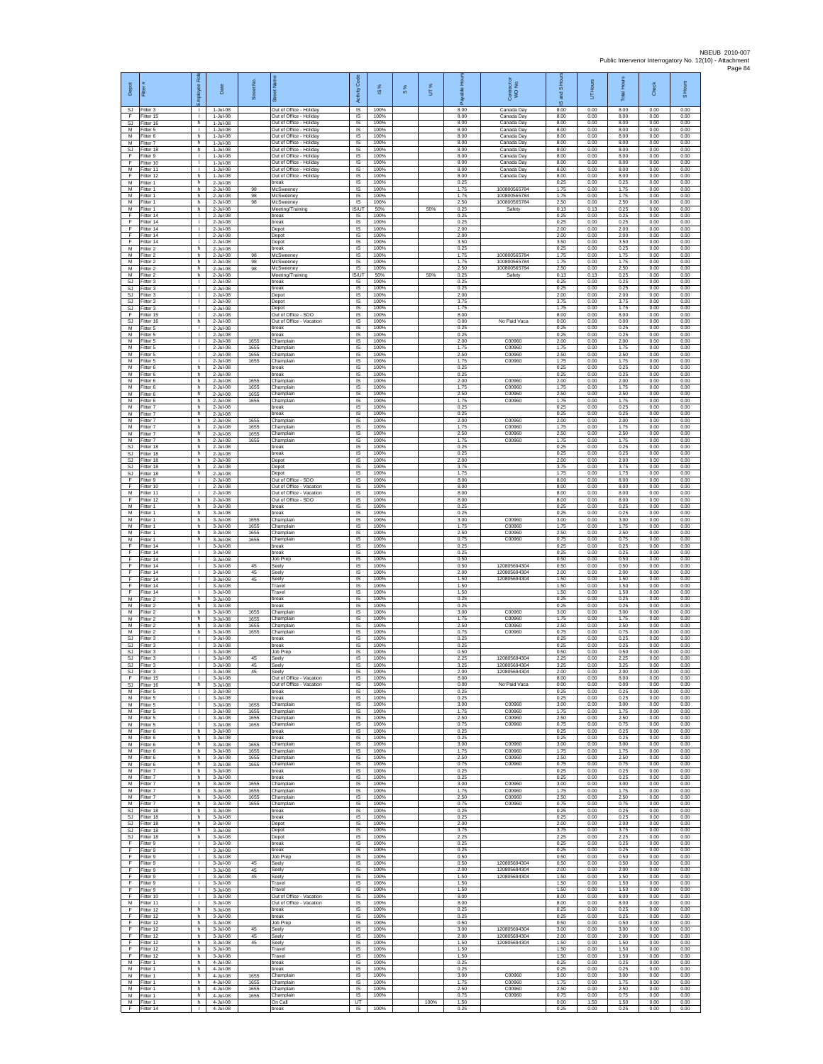| Depot | Fitter # | Employee Role | Date | Street No. | Street Name | Activity Code | IS % | S % | UT % | Payable Hours | Contractor or WO No. | IS and S Hours | UT Hours | Total Hours | Check | S Hours |
|---|---|---|---|---|---|---|---|---|---|---|---|---|---|---|---|---|
| SJ | Fitter 3 | I | 1-Jul-08 | | Out of Office - Holiday | IS | 100% | | | 8.00 | Canada Day | 8.00 | 0.00 | 8.00 | 0.00 | 0.00 |
| F | Fitter 15 | I | 1-Jul-08 | | Out of Office - Holiday | IS | 100% | | | 8.00 | Canada Day | 8.00 | 0.00 | 8.00 | 0.00 | 0.00 |
| SJ | Fitter 16 | h | 1-Jul-08 | | Out of Office - Holiday | IS | 100% | | | 8.00 | Canada Day | 8.00 | 0.00 | 8.00 | 0.00 | 0.00 |
| M | Fitter 5 | I | 1-Jul-08 | | Out of Office - Holiday | IS | 100% | | | 8.00 | Canada Day | 8.00 | 0.00 | 8.00 | 0.00 | 0.00 |
| M | Fitter 6 | h | 1-Jul-08 | | Out of Office - Holiday | IS | 100% | | | 8.00 | Canada Day | 8.00 | 0.00 | 8.00 | 0.00 | 0.00 |
| M | Fitter 7 | h | 1-Jul-08 | | Out of Office - Holiday | IS | 100% | | | 8.00 | Canada Day | 8.00 | 0.00 | 8.00 | 0.00 | 0.00 |
| SJ | Fitter 18 | h | 1-Jul-08 | | Out of Office - Holiday | IS | 100% | | | 8.00 | Canada Day | 8.00 | 0.00 | 8.00 | 0.00 | 0.00 |
| F | Fitter 9 | I | 1-Jul-08 | | Out of Office - Holiday | IS | 100% | | | 8.00 | Canada Day | 8.00 | 0.00 | 8.00 | 0.00 | 0.00 |
| F | Fitter 10 | I | 1-Jul-08 | | Out of Office - Holiday | IS | 100% | | | 8.00 | Canada Day | 8.00 | 0.00 | 8.00 | 0.00 | 0.00 |
| M | Fitter 11 | I | 1-Jul-08 | | Out of Office - Holiday | IS | 100% | | | 8.00 | Canada Day | 8.00 | 0.00 | 8.00 | 0.00 | 0.00 |
| F | Fitter 12 | h | 1-Jul-08 | | Out of Office - Holiday | IS | 100% | | | 8.00 | Canada Day | 8.00 | 0.00 | 8.00 | 0.00 | 0.00 |
| M | Fitter 1 | h | 2-Jul-08 | | break | IS | 100% | | | 0.25 | | 0.25 | 0.00 | 0.25 | 0.00 | 0.00 |
| M | Fitter 1 | h | 2-Jul-08 | 98 | McSweeney | IS | 100% | | | 1.75 | 100800565784 | 1.75 | 0.00 | 1.75 | 0.00 | 0.00 |
| M | Fitter 1 | h | 2-Jul-08 | 98 | McSweeney | IS | 100% | | | 1.75 | 100800565784 | 1.75 | 0.00 | 1.75 | 0.00 | 0.00 |
| M | Fitter 1 | h | 2-Jul-08 | 98 | McSweeney | IS | 100% | | | 2.50 | 100800565784 | 2.50 | 0.00 | 2.50 | 0.00 | 0.00 |
| M | Fitter 1 | h | 2-Jul-08 | | Meeting/Training | IS/UT | 50% | | 50% | 0.25 | Safety | 0.13 | 0.13 | 0.25 | 0.00 | 0.00 |
| F | Fitter 14 | I | 2-Jul-08 | | break | IS | 100% | | | 0.25 | | 0.25 | 0.00 | 0.25 | 0.00 | 0.00 |
| F | Fitter 14 | I | 2-Jul-08 | | break | IS | 100% | | | 0.25 | | 0.25 | 0.00 | 0.25 | 0.00 | 0.00 |
| F | Fitter 14 | I | 2-Jul-08 | | Depot | IS | 100% | | | 2.00 | | 2.00 | 0.00 | 2.00 | 0.00 | 0.00 |
| F | Fitter 14 | I | 2-Jul-08 | | Depot | IS | 100% | | | 2.00 | | 2.00 | 0.00 | 2.00 | 0.00 | 0.00 |
| F | Fitter 14 | I | 2-Jul-08 | | Depot | IS | 100% | | | 3.50 | | 3.50 | 0.00 | 3.50 | 0.00 | 0.00 |
| M | Fitter 2 | h | 2-Jul-08 | | break | IS | 100% | | | 0.25 | | 0.25 | 0.00 | 0.25 | 0.00 | 0.00 |
| M | Fitter 2 | h | 2-Jul-08 | 98 | McSweeney | IS | 100% | | | 1.75 | 100800565784 | 1.75 | 0.00 | 1.75 | 0.00 | 0.00 |
| M | Fitter 2 | h | 2-Jul-08 | 98 | McSweeney | IS | 100% | | | 1.75 | 100800565784 | 1.75 | 0.00 | 1.75 | 0.00 | 0.00 |
| M | Fitter 2 | h | 2-Jul-08 | 98 | McSweeney | IS | 100% | | | 2.50 | 100800565784 | 2.50 | 0.00 | 2.50 | 0.00 | 0.00 |
| M | Fitter 2 | h | 2-Jul-08 | | Meeting/Training | IS/UT | 50% | | 50% | 0.25 | Safety | 0.13 | 0.13 | 0.25 | 0.00 | 0.00 |
| SJ | Fitter 3 | I | 2-Jul-08 | | break | IS | 100% | | | 0.25 | | 0.25 | 0.00 | 0.25 | 0.00 | 0.00 |
| SJ | Fitter 3 | I | 2-Jul-08 | | break | IS | 100% | | | 0.25 | | 0.25 | 0.00 | 0.25 | 0.00 | 0.00 |
| SJ | Fitter 3 | I | 2-Jul-08 | | Depot | IS | 100% | | | 2.00 | | 2.00 | 0.00 | 2.00 | 0.00 | 0.00 |
| SJ | Fitter 3 | I | 2-Jul-08 | | Depot | IS | 100% | | | 3.75 | | 3.75 | 0.00 | 3.75 | 0.00 | 0.00 |
| SJ | Fitter 3 | I | 2-Jul-08 | | Depot | IS | 100% | | | 1.75 | | 1.75 | 0.00 | 1.75 | 0.00 | 0.00 |
| F | Fitter 15 | I | 2-Jul-08 | | Out of Office - SDO | IS | 100% | | | 8.00 | | 8.00 | 0.00 | 8.00 | 0.00 | 0.00 |
| SJ | Fitter 16 | h | 2-Jul-08 | | Out of Office - Vacation | IS | 100% | | | 0.00 | No Paid Vaca | 0.00 | 0.00 | 0.00 | 0.00 | 0.00 |
| M | Fitter 5 | I | 2-Jul-08 | | break | IS | 100% | | | 0.25 | | 0.25 | 0.00 | 0.25 | 0.00 | 0.00 |
| M | Fitter 5 | I | 2-Jul-08 | | break | IS | 100% | | | 0.25 | | 0.25 | 0.00 | 0.25 | 0.00 | 0.00 |
| M | Fitter 5 | I | 2-Jul-08 | 1655 | Champlain | IS | 100% | | | 2.00 | C00960 | 2.00 | 0.00 | 2.00 | 0.00 | 0.00 |
| M | Fitter 5 | I | 2-Jul-08 | 1655 | Champlain | IS | 100% | | | 1.75 | C00960 | 1.75 | 0.00 | 1.75 | 0.00 | 0.00 |
| M | Fitter 5 | I | 2-Jul-08 | 1655 | Champlain | IS | 100% | | | 2.50 | C00960 | 2.50 | 0.00 | 2.50 | 0.00 | 0.00 |
| M | Fitter 5 | I | 2-Jul-08 | 1655 | Champlain | IS | 100% | | | 1.75 | C00960 | 1.75 | 0.00 | 1.75 | 0.00 | 0.00 |
| M | Fitter 6 | h | 2-Jul-08 | | break | IS | 100% | | | 0.25 | | 0.25 | 0.00 | 0.25 | 0.00 | 0.00 |
| M | Fitter 6 | h | 2-Jul-08 | | break | IS | 100% | | | 0.25 | | 0.25 | 0.00 | 0.25 | 0.00 | 0.00 |
| M | Fitter 6 | h | 2-Jul-08 | 1655 | Champlain | IS | 100% | | | 2.00 | C00960 | 2.00 | 0.00 | 2.00 | 0.00 | 0.00 |
| M | Fitter 6 | h | 2-Jul-08 | 1655 | Champlain | IS | 100% | | | 1.75 | C00960 | 1.75 | 0.00 | 1.75 | 0.00 | 0.00 |
| M | Fitter 6 | h | 2-Jul-08 | 1655 | Champlain | IS | 100% | | | 2.50 | C00960 | 2.50 | 0.00 | 2.50 | 0.00 | 0.00 |
| M | Fitter 6 | h | 2-Jul-08 | 1655 | Champlain | IS | 100% | | | 1.75 | C00960 | 1.75 | 0.00 | 1.75 | 0.00 | 0.00 |
| M | Fitter 7 | h | 2-Jul-08 | | break | IS | 100% | | | 0.25 | | 0.25 | 0.00 | 0.25 | 0.00 | 0.00 |
| M | Fitter 7 | h | 2-Jul-08 | | break | IS | 100% | | | 0.25 | | 0.25 | 0.00 | 0.25 | 0.00 | 0.00 |
| M | Fitter 7 | h | 2-Jul-08 | 1655 | Champlain | IS | 100% | | | 2.00 | C00960 | 2.00 | 0.00 | 2.00 | 0.00 | 0.00 |
| M | Fitter 7 | h | 2-Jul-08 | 1655 | Champlain | IS | 100% | | | 1.75 | C00960 | 1.75 | 0.00 | 1.75 | 0.00 | 0.00 |
| M | Fitter 7 | h | 2-Jul-08 | 1655 | Champlain | IS | 100% | | | 2.50 | C00960 | 2.50 | 0.00 | 2.50 | 0.00 | 0.00 |
| M | Fitter 7 | h | 2-Jul-08 | 1655 | Champlain | IS | 100% | | | 1.75 | C00960 | 1.75 | 0.00 | 1.75 | 0.00 | 0.00 |
| SJ | Fitter 18 | h | 2-Jul-08 | | break | IS | 100% | | | 0.25 | | 0.25 | 0.00 | 0.25 | 0.00 | 0.00 |
| SJ | Fitter 18 | h | 2-Jul-08 | | break | IS | 100% | | | 0.25 | | 0.25 | 0.00 | 0.25 | 0.00 | 0.00 |
| SJ | Fitter 18 | h | 2-Jul-08 | | Depot | IS | 100% | | | 2.00 | | 2.00 | 0.00 | 2.00 | 0.00 | 0.00 |
| SJ | Fitter 18 | h | 2-Jul-08 | | Depot | IS | 100% | | | 3.75 | | 3.75 | 0.00 | 3.75 | 0.00 | 0.00 |
| SJ | Fitter 18 | h | 2-Jul-08 | | Depot | IS | 100% | | | 1.75 | | 1.75 | 0.00 | 1.75 | 0.00 | 0.00 |
| F | Fitter 9 | I | 2-Jul-08 | | Out of Office - SDO | IS | 100% | | | 8.00 | | 8.00 | 0.00 | 8.00 | 0.00 | 0.00 |
| F | Fitter 10 | I | 2-Jul-08 | | Out of Office - Vacation | IS | 100% | | | 8.00 | | 8.00 | 0.00 | 8.00 | 0.00 | 0.00 |
| M | Fitter 11 | I | 2-Jul-08 | | Out of Office - Vacation | IS | 100% | | | 8.00 | | 8.00 | 0.00 | 8.00 | 0.00 | 0.00 |
| F | Fitter 12 | h | 2-Jul-08 | | Out of Office - SDO | IS | 100% | | | 8.00 | | 8.00 | 0.00 | 8.00 | 0.00 | 0.00 |
| M | Fitter 1 | h | 3-Jul-08 | | break | IS | 100% | | | 0.25 | | 0.25 | 0.00 | 0.25 | 0.00 | 0.00 |
| M | Fitter 1 | h | 3-Jul-08 | | break | IS | 100% | | | 0.25 | | 0.25 | 0.00 | 0.25 | 0.00 | 0.00 |
| M | Fitter 1 | h | 3-Jul-08 | 1655 | Champlain | IS | 100% | | | 3.00 | C00960 | 3.00 | 0.00 | 3.00 | 0.00 | 0.00 |
| M | Fitter 1 | h | 3-Jul-08 | 1655 | Champlain | IS | 100% | | | 1.75 | C00960 | 1.75 | 0.00 | 1.75 | 0.00 | 0.00 |
| M | Fitter 1 | h | 3-Jul-08 | 1655 | Champlain | IS | 100% | | | 2.50 | C00960 | 2.50 | 0.00 | 2.50 | 0.00 | 0.00 |
| M | Fitter 1 | h | 3-Jul-08 | 1655 | Champlain | IS | 100% | | | 0.75 | C00960 | 0.75 | 0.00 | 0.75 | 0.00 | 0.00 |
| F | Fitter 14 | I | 3-Jul-08 | | break | IS | 100% | | | 0.25 | | 0.25 | 0.00 | 0.25 | 0.00 | 0.00 |
| F | Fitter 14 | I | 3-Jul-08 | | break | IS | 100% | | | 0.25 | | 0.25 | 0.00 | 0.25 | 0.00 | 0.00 |
| F | Fitter 14 | I | 3-Jul-08 | | Job Prep | IS | 100% | | | 0.50 | | 0.50 | 0.00 | 0.50 | 0.00 | 0.00 |
| F | Fitter 14 | I | 3-Jul-08 | 45 | Seely | IS | 100% | | | 0.50 | 120805694304 | 0.50 | 0.00 | 0.50 | 0.00 | 0.00 |
| F | Fitter 14 | I | 3-Jul-08 | 45 | Seely | IS | 100% | | | 2.00 | 120805694304 | 2.00 | 0.00 | 2.00 | 0.00 | 0.00 |
| F | Fitter 14 | I | 3-Jul-08 | 45 | Seely | IS | 100% | | | 1.50 | 120805694304 | 1.50 | 0.00 | 1.50 | 0.00 | 0.00 |
| F | Fitter 14 | I | 3-Jul-08 | | Travel | IS | 100% | | | 1.50 | | 1.50 | 0.00 | 1.50 | 0.00 | 0.00 |
| F | Fitter 14 | I | 3-Jul-08 | | Travel | IS | 100% | | | 1.50 | | 1.50 | 0.00 | 1.50 | 0.00 | 0.00 |
| M | Fitter 2 | h | 3-Jul-08 | | break | IS | 100% | | | 0.25 | | 0.25 | 0.00 | 0.25 | 0.00 | 0.00 |
| M | Fitter 2 | h | 3-Jul-08 | | break | IS | 100% | | | 0.25 | | 0.25 | 0.00 | 0.25 | 0.00 | 0.00 |
| M | Fitter 2 | h | 3-Jul-08 | 1655 | Champlain | IS | 100% | | | 3.00 | C00960 | 3.00 | 0.00 | 3.00 | 0.00 | 0.00 |
| M | Fitter 2 | h | 3-Jul-08 | 1655 | Champlain | IS | 100% | | | 1.75 | C00960 | 1.75 | 0.00 | 1.75 | 0.00 | 0.00 |
| M | Fitter 2 | h | 3-Jul-08 | 1655 | Champlain | IS | 100% | | | 2.50 | C00960 | 2.50 | 0.00 | 2.50 | 0.00 | 0.00 |
| M | Fitter 2 | h | 3-Jul-08 | 1655 | Champlain | IS | 100% | | | 0.75 | C00960 | 0.75 | 0.00 | 0.75 | 0.00 | 0.00 |
| SJ | Fitter 3 | I | 3-Jul-08 | | break | IS | 100% | | | 0.25 | | 0.25 | 0.00 | 0.25 | 0.00 | 0.00 |
| SJ | Fitter 3 | I | 3-Jul-08 | | break | IS | 100% | | | 0.25 | | 0.25 | 0.00 | 0.25 | 0.00 | 0.00 |
| SJ | Fitter 3 | I | 3-Jul-08 | | Job Prep | IS | 100% | | | 0.50 | | 0.50 | 0.00 | 0.50 | 0.00 | 0.00 |
| SJ | Fitter 3 | I | 3-Jul-08 | 45 | Seely | IS | 100% | | | 2.25 | 120805694304 | 2.25 | 0.00 | 2.25 | 0.00 | 0.00 |
| SJ | Fitter 3 | I | 3-Jul-08 | 45 | Seely | IS | 100% | | | 3.25 | 120805694304 | 3.25 | 0.00 | 3.25 | 0.00 | 0.00 |
| SJ | Fitter 3 | I | 3-Jul-08 | 45 | Seely | IS | 100% | | | 2.00 | 120805694304 | 2.00 | 0.00 | 2.00 | 0.00 | 0.00 |
| F | Fitter 15 | I | 3-Jul-08 | | Out of Office - Vacation | IS | 100% | | | 8.00 | | 8.00 | 0.00 | 8.00 | 0.00 | 0.00 |
| SJ | Fitter 16 | h | 3-Jul-08 | | Out of Office - Vacation | IS | 100% | | | 0.00 | No Paid Vaca | 0.00 | 0.00 | 0.00 | 0.00 | 0.00 |
| M | Fitter 5 | I | 3-Jul-08 | | break | IS | 100% | | | 0.25 | | 0.25 | 0.00 | 0.25 | 0.00 | 0.00 |
| M | Fitter 5 | I | 3-Jul-08 | | break | IS | 100% | | | 0.25 | | 0.25 | 0.00 | 0.25 | 0.00 | 0.00 |
| M | Fitter 5 | I | 3-Jul-08 | 1655 | Champlain | IS | 100% | | | 3.00 | C00960 | 3.00 | 0.00 | 3.00 | 0.00 | 0.00 |
| M | Fitter 5 | I | 3-Jul-08 | 1655 | Champlain | IS | 100% | | | 1.75 | C00960 | 1.75 | 0.00 | 1.75 | 0.00 | 0.00 |
| M | Fitter 5 | I | 3-Jul-08 | 1655 | Champlain | IS | 100% | | | 2.50 | C00960 | 2.50 | 0.00 | 2.50 | 0.00 | 0.00 |
| M | Fitter 5 | I | 3-Jul-08 | 1655 | Champlain | IS | 100% | | | 0.75 | C00960 | 0.75 | 0.00 | 0.75 | 0.00 | 0.00 |
| M | Fitter 6 | h | 3-Jul-08 | | break | IS | 100% | | | 0.25 | | 0.25 | 0.00 | 0.25 | 0.00 | 0.00 |
| M | Fitter 6 | h | 3-Jul-08 | | break | IS | 100% | | | 0.25 | | 0.25 | 0.00 | 0.25 | 0.00 | 0.00 |
| M | Fitter 6 | h | 3-Jul-08 | 1655 | Champlain | IS | 100% | | | 3.00 | C00960 | 3.00 | 0.00 | 3.00 | 0.00 | 0.00 |
| M | Fitter 6 | h | 3-Jul-08 | 1655 | Champlain | IS | 100% | | | 1.75 | C00960 | 1.75 | 0.00 | 1.75 | 0.00 | 0.00 |
| M | Fitter 6 | h | 3-Jul-08 | 1655 | Champlain | IS | 100% | | | 2.50 | C00960 | 2.50 | 0.00 | 2.50 | 0.00 | 0.00 |
| M | Fitter 6 | h | 3-Jul-08 | 1655 | Champlain | IS | 100% | | | 0.75 | C00960 | 0.75 | 0.00 | 0.75 | 0.00 | 0.00 |
| M | Fitter 7 | h | 3-Jul-08 | | break | IS | 100% | | | 0.25 | | 0.25 | 0.00 | 0.25 | 0.00 | 0.00 |
| M | Fitter 7 | h | 3-Jul-08 | | break | IS | 100% | | | 0.25 | | 0.25 | 0.00 | 0.25 | 0.00 | 0.00 |
| M | Fitter 7 | h | 3-Jul-08 | 1655 | Champlain | IS | 100% | | | 3.00 | C00960 | 3.00 | 0.00 | 3.00 | 0.00 | 0.00 |
| M | Fitter 7 | h | 3-Jul-08 | 1655 | Champlain | IS | 100% | | | 1.75 | C00960 | 1.75 | 0.00 | 1.75 | 0.00 | 0.00 |
| M | Fitter 7 | h | 3-Jul-08 | 1655 | Champlain | IS | 100% | | | 2.50 | C00960 | 2.50 | 0.00 | 2.50 | 0.00 | 0.00 |
| M | Fitter 7 | h | 3-Jul-08 | 1655 | Champlain | IS | 100% | | | 0.75 | C00960 | 0.75 | 0.00 | 0.75 | 0.00 | 0.00 |
| SJ | Fitter 18 | h | 3-Jul-08 | | break | IS | 100% | | | 0.25 | | 0.25 | 0.00 | 0.25 | 0.00 | 0.00 |
| SJ | Fitter 18 | h | 3-Jul-08 | | break | IS | 100% | | | 0.25 | | 0.25 | 0.00 | 0.25 | 0.00 | 0.00 |
| SJ | Fitter 18 | h | 3-Jul-08 | | Depot | IS | 100% | | | 2.00 | | 2.00 | 0.00 | 2.00 | 0.00 | 0.00 |
| SJ | Fitter 18 | h | 3-Jul-08 | | Depot | IS | 100% | | | 3.75 | | 3.75 | 0.00 | 3.75 | 0.00 | 0.00 |
| SJ | Fitter 18 | h | 3-Jul-08 | | Depot | IS | 100% | | | 2.25 | | 2.25 | 0.00 | 2.25 | 0.00 | 0.00 |
| F | Fitter 9 | I | 3-Jul-08 | | break | IS | 100% | | | 0.25 | | 0.25 | 0.00 | 0.25 | 0.00 | 0.00 |
| F | Fitter 9 | I | 3-Jul-08 | | break | IS | 100% | | | 0.25 | | 0.25 | 0.00 | 0.25 | 0.00 | 0.00 |
| F | Fitter 9 | I | 3-Jul-08 | | Job Prep | IS | 100% | | | 0.50 | | 0.50 | 0.00 | 0.50 | 0.00 | 0.00 |
| F | Fitter 9 | I | 3-Jul-08 | 45 | Seely | IS | 100% | | | 0.50 | 120805694304 | 0.50 | 0.00 | 0.50 | 0.00 | 0.00 |
| F | Fitter 9 | I | 3-Jul-08 | 45 | Seely | IS | 100% | | | 2.00 | 120805694304 | 2.00 | 0.00 | 2.00 | 0.00 | 0.00 |
| F | Fitter 9 | I | 3-Jul-08 | 45 | Seely | IS | 100% | | | 1.50 | 120805694304 | 1.50 | 0.00 | 1.50 | 0.00 | 0.00 |
| F | Fitter 9 | I | 3-Jul-08 | | Travel | IS | 100% | | | 1.50 | | 1.50 | 0.00 | 1.50 | 0.00 | 0.00 |
| F | Fitter 9 | I | 3-Jul-08 | | Travel | IS | 100% | | | 1.50 | | 1.50 | 0.00 | 1.50 | 0.00 | 0.00 |
| F | Fitter 10 | I | 3-Jul-08 | | Out of Office - Vacation | IS | 100% | | | 8.00 | | 8.00 | 0.00 | 8.00 | 0.00 | 0.00 |
| M | Fitter 11 | I | 3-Jul-08 | | Out of Office - Vacation | IS | 100% | | | 8.00 | | 8.00 | 0.00 | 8.00 | 0.00 | 0.00 |
| F | Fitter 12 | h | 3-Jul-08 | | break | IS | 100% | | | 0.25 | | 0.25 | 0.00 | 0.25 | 0.00 | 0.00 |
| F | Fitter 12 | h | 3-Jul-08 | | break | IS | 100% | | | 0.25 | | 0.25 | 0.00 | 0.25 | 0.00 | 0.00 |
| F | Fitter 12 | h | 3-Jul-08 | | Job Prep | IS | 100% | | | 0.50 | | 0.50 | 0.00 | 0.50 | 0.00 | 0.00 |
| F | Fitter 12 | h | 3-Jul-08 | 45 | Seely | IS | 100% | | | 3.00 | 120805694304 | 3.00 | 0.00 | 3.00 | 0.00 | 0.00 |
| F | Fitter 12 | h | 3-Jul-08 | 45 | Seely | IS | 100% | | | 2.00 | 120805694304 | 2.00 | 0.00 | 2.00 | 0.00 | 0.00 |
| F | Fitter 12 | h | 3-Jul-08 | 45 | Seely | IS | 100% | | | 1.50 | 120805694304 | 1.50 | 0.00 | 1.50 | 0.00 | 0.00 |
| F | Fitter 12 | h | 3-Jul-08 | | Travel | IS | 100% | | | 1.50 | | 1.50 | 0.00 | 1.50 | 0.00 | 0.00 |
| F | Fitter 12 | h | 3-Jul-08 | | Travel | IS | 100% | | | 1.50 | | 1.50 | 0.00 | 1.50 | 0.00 | 0.00 |
| M | Fitter 1 | h | 4-Jul-08 | | break | IS | 100% | | | 0.25 | | 0.25 | 0.00 | 0.25 | 0.00 | 0.00 |
| M | Fitter 1 | h | 4-Jul-08 | | break | IS | 100% | | | 0.25 | | 0.25 | 0.00 | 0.25 | 0.00 | 0.00 |
| M | Fitter 1 | h | 4-Jul-08 | 1655 | Champlain | IS | 100% | | | 3.00 | C00960 | 3.00 | 0.00 | 3.00 | 0.00 | 0.00 |
| M | Fitter 1 | h | 4-Jul-08 | 1655 | Champlain | IS | 100% | | | 1.75 | C00960 | 1.75 | 0.00 | 1.75 | 0.00 | 0.00 |
| M | Fitter 1 | h | 4-Jul-08 | 1655 | Champlain | IS | 100% | | | 2.50 | C00960 | 2.50 | 0.00 | 2.50 | 0.00 | 0.00 |
| M | Fitter 1 | h | 4-Jul-08 | 1655 | Champlain | IS | 100% | | | 0.75 | C00960 | 0.75 | 0.00 | 0.75 | 0.00 | 0.00 |
| M | Fitter 1 | h | 4-Jul-08 | | On Call | UT | | | 100% | 1.50 | | 0.00 | 1.50 | 1.50 | 0.00 | 0.00 |
| F | Fitter 14 | I | 4-Jul-08 | | break | IS | 100% | | | 0.25 | | 0.25 | 0.00 | 0.25 | 0.00 | 0.00 |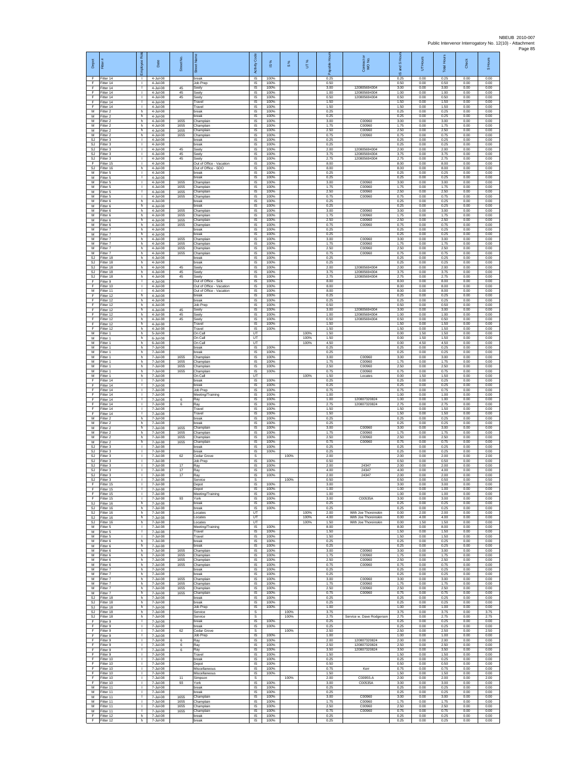| Depot | Fitter # | Employee Role | Date | Street No. | Street Name | Activity Code | IS % | S % | UT % | Payable Hours | Contractor or WO No. | IS and S Hours | UT Hours | Total Hours | Check | S Hours |
|---|---|---|---|---|---|---|---|---|---|---|---|---|---|---|---|---|
| F | Fitter 14 | I | 4-Jul-08 | | break | IS | 100% | | | 0.25 | | 0.25 | 0.00 | 0.25 | 0.00 | 0.00 |
| F | Fitter 14 | I | 4-Jul-08 | | Job Prep | IS | 100% | | | 0.50 | | 0.50 | 0.00 | 0.50 | 0.00 | 0.00 |
| F | Fitter 14 | I | 4-Jul-08 | 45 | Seely | IS | 100% | | | 3.00 | 120805694304 | 3.00 | 0.00 | 3.00 | 0.00 | 0.00 |
| F | Fitter 14 | I | 4-Jul-08 | 45 | Seely | IS | 100% | | | 1.00 | 120805694304 | 1.00 | 0.00 | 1.00 | 0.00 | 0.00 |
| F | Fitter 14 | I | 4-Jul-08 | 45 | Seely | IS | 100% | | | 0.50 | 120805694304 | 0.50 | 0.00 | 0.50 | 0.00 | 0.00 |
| F | Fitter 14 | I | 4-Jul-08 | | Travel | IS | 100% | | | 1.50 | | 1.50 | 0.00 | 1.50 | 0.00 | 0.00 |
| F | Fitter 14 | I | 4-Jul-08 | | Travel | IS | 100% | | | 1.50 | | 1.50 | 0.00 | 1.50 | 0.00 | 0.00 |
| M | Fitter 2 | h | 4-Jul-08 | | break | IS | 100% | | | 0.25 | | 0.25 | 0.00 | 0.25 | 0.00 | 0.00 |
| M | Fitter 2 | h | 4-Jul-08 | | break | IS | 100% | | | 0.25 | | 0.25 | 0.00 | 0.25 | 0.00 | 0.00 |
| M | Fitter 2 | h | 4-Jul-08 | 1655 | Champlain | IS | 100% | | | 3.00 | C00960 | 3.00 | 0.00 | 3.00 | 0.00 | 0.00 |
| M | Fitter 2 | h | 4-Jul-08 | 1655 | Champlain | IS | 100% | | | 1.75 | C00960 | 1.75 | 0.00 | 1.75 | 0.00 | 0.00 |
| M | Fitter 2 | h | 4-Jul-08 | 1655 | Champlain | IS | 100% | | | 2.50 | C00960 | 2.50 | 0.00 | 2.50 | 0.00 | 0.00 |
| M | Fitter 2 | h | 4-Jul-08 | 1655 | Champlain | IS | 100% | | | 0.75 | C00960 | 0.75 | 0.00 | 0.75 | 0.00 | 0.00 |
| SJ | Fitter 3 | I | 4-Jul-08 | | break | IS | 100% | | | 0.25 | | 0.25 | 0.00 | 0.25 | 0.00 | 0.00 |
| SJ | Fitter 3 | I | 4-Jul-08 | | break | IS | 100% | | | 0.25 | | 0.25 | 0.00 | 0.25 | 0.00 | 0.00 |
| SJ | Fitter 3 | I | 4-Jul-08 | 45 | Seely | IS | 100% | | | 2.00 | 120805694304 | 2.00 | 0.00 | 2.00 | 0.00 | 0.00 |
| SJ | Fitter 3 | I | 4-Jul-08 | 45 | Seely | IS | 100% | | | 3.75 | 120805694304 | 3.75 | 0.00 | 3.75 | 0.00 | 0.00 |
| SJ | Fitter 3 | I | 4-Jul-08 | 45 | Seely | IS | 100% | | | 2.75 | 120805694304 | 2.75 | 0.00 | 2.75 | 0.00 | 0.00 |
| F | Fitter 15 | I | 4-Jul-08 | | Out of Office - Vacation | IS | 100% | | | 8.00 | | 8.00 | 0.00 | 8.00 | 0.00 | 0.00 |
| SJ | Fitter 16 | h | 4-Jul-08 | | Out of Office - SDO | IS | 100% | | | 8.00 | | 8.00 | 0.00 | 8.00 | 0.00 | 0.00 |
| M | Fitter 5 | I | 4-Jul-08 | | break | IS | 100% | | | 0.25 | | 0.25 | 0.00 | 0.25 | 0.00 | 0.00 |
| M | Fitter 5 | I | 4-Jul-08 | | break | IS | 100% | | | 0.25 | | 0.25 | 0.00 | 0.25 | 0.00 | 0.00 |
| M | Fitter 5 | I | 4-Jul-08 | 1655 | Champlain | IS | 100% | | | 3.00 | C00960 | 3.00 | 0.00 | 3.00 | 0.00 | 0.00 |
| M | Fitter 5 | I | 4-Jul-08 | 1655 | Champlain | IS | 100% | | | 1.75 | C00960 | 1.75 | 0.00 | 1.75 | 0.00 | 0.00 |
| M | Fitter 5 | I | 4-Jul-08 | 1655 | Champlain | IS | 100% | | | 2.50 | C00960 | 2.50 | 0.00 | 2.50 | 0.00 | 0.00 |
| M | Fitter 5 | I | 4-Jul-08 | 1655 | Champlain | IS | 100% | | | 0.75 | C00960 | 0.75 | 0.00 | 0.75 | 0.00 | 0.00 |
| M | Fitter 6 | h | 4-Jul-08 | | break | IS | 100% | | | 0.25 | | 0.25 | 0.00 | 0.25 | 0.00 | 0.00 |
| M | Fitter 6 | h | 4-Jul-08 | | break | IS | 100% | | | 0.25 | | 0.25 | 0.00 | 0.25 | 0.00 | 0.00 |
| M | Fitter 6 | h | 4-Jul-08 | 1655 | Champlain | IS | 100% | | | 3.00 | C00960 | 3.00 | 0.00 | 3.00 | 0.00 | 0.00 |
| M | Fitter 6 | h | 4-Jul-08 | 1655 | Champlain | IS | 100% | | | 1.75 | C00960 | 1.75 | 0.00 | 1.75 | 0.00 | 0.00 |
| M | Fitter 6 | h | 4-Jul-08 | 1655 | Champlain | IS | 100% | | | 2.50 | C00960 | 2.50 | 0.00 | 2.50 | 0.00 | 0.00 |
| M | Fitter 6 | h | 4-Jul-08 | 1655 | Champlain | IS | 100% | | | 0.75 | C00960 | 0.75 | 0.00 | 0.75 | 0.00 | 0.00 |
| M | Fitter 7 | h | 4-Jul-08 | | break | IS | 100% | | | 0.25 | | 0.25 | 0.00 | 0.25 | 0.00 | 0.00 |
| M | Fitter 7 | h | 4-Jul-08 | | break | IS | 100% | | | 0.25 | | 0.25 | 0.00 | 0.25 | 0.00 | 0.00 |
| M | Fitter 7 | h | 4-Jul-08 | 1655 | Champlain | IS | 100% | | | 3.00 | C00960 | 3.00 | 0.00 | 3.00 | 0.00 | 0.00 |
| M | Fitter 7 | h | 4-Jul-08 | 1655 | Champlain | IS | 100% | | | 1.75 | C00960 | 1.75 | 0.00 | 1.75 | 0.00 | 0.00 |
| M | Fitter 7 | h | 4-Jul-08 | 1655 | Champlain | IS | 100% | | | 2.50 | C00960 | 2.50 | 0.00 | 2.50 | 0.00 | 0.00 |
| M | Fitter 7 | h | 4-Jul-08 | 1655 | Champlain | IS | 100% | | | 0.75 | C00960 | 0.75 | 0.00 | 0.75 | 0.00 | 0.00 |
| SJ | Fitter 18 | h | 4-Jul-08 | | break | IS | 100% | | | 0.25 | | 0.25 | 0.00 | 0.25 | 0.00 | 0.00 |
| SJ | Fitter 18 | h | 4-Jul-08 | | break | IS | 100% | | | 0.25 | | 0.25 | 0.00 | 0.25 | 0.00 | 0.00 |
| SJ | Fitter 18 | h | 4-Jul-08 | 45 | Seely | IS | 100% | | | 2.00 | 120805694304 | 2.00 | 0.00 | 2.00 | 0.00 | 0.00 |
| SJ | Fitter 18 | h | 4-Jul-08 | 45 | Seely | IS | 100% | | | 3.75 | 120805694304 | 3.75 | 0.00 | 3.75 | 0.00 | 0.00 |
| SJ | Fitter 18 | h | 4-Jul-08 | 45 | Seely | IS | 100% | | | 2.75 | 120805694304 | 2.75 | 0.00 | 2.75 | 0.00 | 0.00 |
| F | Fitter 9 | I | 4-Jul-08 | | Out of Office - Sick | IS | 100% | | | 8.00 | | 8.00 | 0.00 | 8.00 | 0.00 | 0.00 |
| F | Fitter 10 | I | 4-Jul-08 | | Out of Office - Vacation | IS | 100% | | | 8.00 | | 8.00 | 0.00 | 8.00 | 0.00 | 0.00 |
| M | Fitter 11 | I | 4-Jul-08 | | Out of Office - Vacation | IS | 100% | | | 8.00 | | 8.00 | 0.00 | 8.00 | 0.00 | 0.00 |
| F | Fitter 12 | h | 4-Jul-08 | | break | IS | 100% | | | 0.25 | | 0.25 | 0.00 | 0.25 | 0.00 | 0.00 |
| F | Fitter 12 | h | 4-Jul-08 | | break | IS | 100% | | | 0.25 | | 0.25 | 0.00 | 0.25 | 0.00 | 0.00 |
| F | Fitter 12 | h | 4-Jul-08 | | Job Prep | IS | 100% | | | 0.50 | | 0.50 | 0.00 | 0.50 | 0.00 | 0.00 |
| F | Fitter 12 | h | 4-Jul-08 | 45 | Seely | IS | 100% | | | 3.00 | 120805694304 | 3.00 | 0.00 | 3.00 | 0.00 | 0.00 |
| F | Fitter 12 | h | 4-Jul-08 | 45 | Seely | IS | 100% | | | 1.00 | 120805694304 | 1.00 | 0.00 | 1.00 | 0.00 | 0.00 |
| F | Fitter 12 | h | 4-Jul-08 | 45 | Seely | IS | 100% | | | 0.50 | 120805694304 | 0.50 | 0.00 | 0.50 | 0.00 | 0.00 |
| F | Fitter 12 | h | 4-Jul-08 | | Travel | IS | 100% | | | 1.50 | | 1.50 | 0.00 | 1.50 | 0.00 | 0.00 |
| F | Fitter 12 | h | 4-Jul-08 | | Travel | IS | 100% | | | 1.50 | | 1.50 | 0.00 | 1.50 | 0.00 | 0.00 |
| M | Fitter 1 | h | 5-Jul-08 | | On Call | UT | | | 100% | 1.50 | | 0.00 | 1.50 | 1.50 | 0.00 | 0.00 |
| M | Fitter 1 | h | 6-Jul-08 | | On Call | UT | | | 100% | 1.50 | | 0.00 | 1.50 | 1.50 | 0.00 | 0.00 |
| M | Fitter 1 | h | 6-Jul-08 | | On Call | UT | | | 100% | 4.50 | | 0.00 | 4.50 | 4.50 | 0.00 | 0.00 |
| M | Fitter 1 | h | 7-Jul-08 | | break | IS | 100% | | | 0.25 | | 0.25 | 0.00 | 0.25 | 0.00 | 0.00 |
| M | Fitter 1 | h | 7-Jul-08 | | break | IS | 100% | | | 0.25 | | 0.25 | 0.00 | 0.25 | 0.00 | 0.00 |
| M | Fitter 1 | h | 7-Jul-08 | 1655 | Champlain | IS | 100% | | | 3.00 | C00960 | 3.00 | 0.00 | 3.00 | 0.00 | 0.00 |
| M | Fitter 1 | h | 7-Jul-08 | 1655 | Champlain | IS | 100% | | | 1.75 | C00960 | 1.75 | 0.00 | 1.75 | 0.00 | 0.00 |
| M | Fitter 1 | h | 7-Jul-08 | 1655 | Champlain | IS | 100% | | | 2.50 | C00960 | 2.50 | 0.00 | 2.50 | 0.00 | 0.00 |
| M | Fitter 1 | h | 7-Jul-08 | 1655 | Champlain | IS | 100% | | | 0.75 | C00960 | 0.75 | 0.00 | 0.75 | 0.00 | 0.00 |
| M | Fitter 1 | h | 7-Jul-08 | | On Call | UT | | | 100% | 1.50 | Locates | 0.00 | 1.50 | 1.50 | 0.00 | 0.00 |
| F | Fitter 14 | I | 7-Jul-08 | | break | IS | 100% | | | 0.25 | | 0.25 | 0.00 | 0.25 | 0.00 | 0.00 |
| F | Fitter 14 | I | 7-Jul-08 | | break | IS | 100% | | | 0.25 | | 0.25 | 0.00 | 0.25 | 0.00 | 0.00 |
| F | Fitter 14 | I | 7-Jul-08 | | Job Prep | IS | 100% | | | 0.75 | | 0.75 | 0.00 | 0.75 | 0.00 | 0.00 |
| F | Fitter 14 | I | 7-Jul-08 | | Meeting/Training | IS | 100% | | | 1.00 | | 1.00 | 0.00 | 1.00 | 0.00 | 0.00 |
| F | Fitter 14 | I | 7-Jul-08 | 6 | Ray | IS | 100% | | | 1.00 | 120807320824 | 1.00 | 0.00 | 1.00 | 0.00 | 0.00 |
| F | Fitter 14 | I | 7-Jul-08 | 6 | Ray | IS | 100% | | | 2.75 | 120807320824 | 2.75 | 0.00 | 2.75 | 0.00 | 0.00 |
| F | Fitter 14 | I | 7-Jul-08 | | Travel | IS | 100% | | | 1.50 | | 1.50 | 0.00 | 1.50 | 0.00 | 0.00 |
| F | Fitter 14 | I | 7-Jul-08 | | Travel | IS | 100% | | | 1.50 | | 1.50 | 0.00 | 1.50 | 0.00 | 0.00 |
| M | Fitter 2 | h | 7-Jul-08 | | break | IS | 100% | | | 0.25 | | 0.25 | 0.00 | 0.25 | 0.00 | 0.00 |
| M | Fitter 2 | h | 7-Jul-08 | | break | IS | 100% | | | 0.25 | | 0.25 | 0.00 | 0.25 | 0.00 | 0.00 |
| M | Fitter 2 | h | 7-Jul-08 | 1655 | Champlain | IS | 100% | | | 3.00 | C00960 | 3.00 | 0.00 | 3.00 | 0.00 | 0.00 |
| M | Fitter 2 | h | 7-Jul-08 | 1655 | Champlain | IS | 100% | | | 1.75 | C00960 | 1.75 | 0.00 | 1.75 | 0.00 | 0.00 |
| M | Fitter 2 | h | 7-Jul-08 | 1655 | Champlain | IS | 100% | | | 2.50 | C00960 | 2.50 | 0.00 | 2.50 | 0.00 | 0.00 |
| M | Fitter 2 | h | 7-Jul-08 | 1655 | Champlain | IS | 100% | | | 0.75 | C00960 | 0.75 | 0.00 | 0.75 | 0.00 | 0.00 |
| SJ | Fitter 3 | I | 7-Jul-08 | | break | IS | 100% | | | 0.25 | | 0.25 | 0.00 | 0.25 | 0.00 | 0.00 |
| SJ | Fitter 3 | I | 7-Jul-08 | | break | IS | 100% | | | 0.25 | | 0.25 | 0.00 | 0.25 | 0.00 | 0.00 |
| SJ | Fitter 3 | I | 7-Jul-08 | 62 | Cedar Grove | S | | 100% | | 2.00 | | 2.00 | 0.00 | 2.00 | 0.00 | 2.00 |
| SJ | Fitter 3 | I | 7-Jul-08 | | Job Prep | IS | 100% | | | 0.50 | | 0.50 | 0.00 | 0.50 | 0.00 | 0.00 |
| SJ | Fitter 3 | I | 7-Jul-08 | 17 | Ray | IS | 100% | | | 2.00 | 24347 | 2.00 | 0.00 | 2.00 | 0.00 | 0.00 |
| SJ | Fitter 3 | I | 7-Jul-08 | 17 | Ray | IS | 100% | | | 4.00 | 24347 | 4.00 | 0.00 | 4.00 | 0.00 | 0.00 |
| SJ | Fitter 3 | I | 7-Jul-08 | 17 | Ray | IS | 100% | | | 2.00 | 24347 | 2.00 | 0.00 | 2.00 | 0.00 | 0.00 |
| SJ | Fitter 3 | I | 7-Jul-08 | | Service | S | | 100% | | 0.50 | | 0.50 | 0.00 | 0.50 | 0.00 | 0.50 |
| F | Fitter 15 | I | 7-Jul-08 | | Depot | IS | 100% | | | 3.00 | | 3.00 | 0.00 | 3.00 | 0.00 | 0.00 |
| F | Fitter 15 | I | 7-Jul-08 | | Depot | IS | 100% | | | 1.00 | | 1.00 | 0.00 | 1.00 | 0.00 | 0.00 |
| F | Fitter 15 | I | 7-Jul-08 | | Meeting/Training | IS | 100% | | | 1.00 | | 1.00 | 0.00 | 1.00 | 0.00 | 0.00 |
| F | Fitter 15 | I | 7-Jul-08 | 93 | York | IS | 100% | | | 3.00 | C00535A | 3.00 | 0.00 | 3.00 | 0.00 | 0.00 |
| SJ | Fitter 16 | h | 7-Jul-08 | | break | IS | 100% | | | 0.25 | | 0.25 | 0.00 | 0.25 | 0.00 | 0.00 |
| SJ | Fitter 16 | h | 7-Jul-08 | | break | IS | 100% | | | 0.25 | | 0.25 | 0.00 | 0.25 | 0.00 | 0.00 |
| SJ | Fitter 16 | h | 7-Jul-08 | | Locates | UT | | | 100% | 2.00 | With Joe Thoreinskin | 0.00 | 2.00 | 2.00 | 0.00 | 0.00 |
| SJ | Fitter 16 | h | 7-Jul-08 | | Locates | UT | | | 100% | 4.00 | With Joe Thoreinskin | 0.00 | 4.00 | 4.00 | 0.00 | 0.00 |
| SJ | Fitter 16 | h | 7-Jul-08 | | Locates | UT | | | 100% | 1.50 | With Joe Thoreinskin | 0.00 | 1.50 | 1.50 | 0.00 | 0.00 |
| M | Fitter 5 | I | 7-Jul-08 | | Meeting/Training | IS | 100% | | | 8.00 | | 8.00 | 0.00 | 8.00 | 0.00 | 0.00 |
| M | Fitter 5 | I | 7-Jul-08 | | Travel | IS | 100% | | | 1.50 | | 1.50 | 0.00 | 1.50 | 0.00 | 0.00 |
| M | Fitter 5 | I | 7-Jul-08 | | Travel | IS | 100% | | | 1.50 | | 1.50 | 0.00 | 1.50 | 0.00 | 0.00 |
| M | Fitter 6 | h | 7-Jul-08 | | break | IS | 100% | | | 0.25 | | 0.25 | 0.00 | 0.25 | 0.00 | 0.00 |
| M | Fitter 6 | h | 7-Jul-08 | | break | IS | 100% | | | 0.25 | | 0.25 | 0.00 | 0.25 | 0.00 | 0.00 |
| M | Fitter 6 | h | 7-Jul-08 | 1655 | Champlain | IS | 100% | | | 3.00 | C00960 | 3.00 | 0.00 | 3.00 | 0.00 | 0.00 |
| M | Fitter 6 | h | 7-Jul-08 | 1655 | Champlain | IS | 100% | | | 1.75 | C00960 | 1.75 | 0.00 | 1.75 | 0.00 | 0.00 |
| M | Fitter 6 | h | 7-Jul-08 | 1655 | Champlain | IS | 100% | | | 2.50 | C00960 | 2.50 | 0.00 | 2.50 | 0.00 | 0.00 |
| M | Fitter 6 | h | 7-Jul-08 | 1655 | Champlain | IS | 100% | | | 0.75 | C00960 | 0.75 | 0.00 | 0.75 | 0.00 | 0.00 |
| M | Fitter 7 | h | 7-Jul-08 | | break | IS | 100% | | | 0.25 | | 0.25 | 0.00 | 0.25 | 0.00 | 0.00 |
| M | Fitter 7 | h | 7-Jul-08 | | break | IS | 100% | | | 0.25 | | 0.25 | 0.00 | 0.25 | 0.00 | 0.00 |
| M | Fitter 7 | h | 7-Jul-08 | 1655 | Champlain | IS | 100% | | | 3.00 | C00960 | 3.00 | 0.00 | 3.00 | 0.00 | 0.00 |
| M | Fitter 7 | h | 7-Jul-08 | 1655 | Champlain | IS | 100% | | | 1.75 | C00960 | 1.75 | 0.00 | 1.75 | 0.00 | 0.00 |
| M | Fitter 7 | h | 7-Jul-08 | 1655 | Champlain | IS | 100% | | | 2.50 | C00960 | 2.50 | 0.00 | 2.50 | 0.00 | 0.00 |
| M | Fitter 7 | h | 7-Jul-08 | 1655 | Champlain | IS | 100% | | | 0.75 | C00960 | 0.75 | 0.00 | 0.75 | 0.00 | 0.00 |
| SJ | Fitter 18 | h | 7-Jul-08 | | break | IS | 100% | | | 0.25 | | 0.25 | 0.00 | 0.25 | 0.00 | 0.00 |
| SJ | Fitter 18 | h | 7-Jul-08 | | break | IS | 100% | | | 0.25 | | 0.25 | 0.00 | 0.25 | 0.00 | 0.00 |
| SJ | Fitter 18 | h | 7-Jul-08 | | Job Prep | IS | 100% | | | 1.00 | | 1.00 | 0.00 | 1.00 | 0.00 | 0.00 |
| SJ | Fitter 18 | h | 7-Jul-08 | | Service | S | | 100% | | 3.75 | | 3.75 | 0.00 | 3.75 | 0.00 | 3.75 |
| SJ | Fitter 18 | h | 7-Jul-08 | | Service | S | | 100% | | 2.75 | Service w. Dave Rodgerson | 2.75 | 0.00 | 2.75 | 0.00 | 2.75 |
| F | Fitter 9 | I | 7-Jul-08 | | break | IS | 100% | | | 0.25 | | 0.25 | 0.00 | 0.25 | 0.00 | 0.00 |
| F | Fitter 9 | I | 7-Jul-08 | | break | IS | 100% | | | 0.25 | | 0.25 | 0.00 | 0.25 | 0.00 | 0.00 |
| F | Fitter 9 | I | 7-Jul-08 | 62 | Cedar Grove | S | | 100% | | 2.50 | | 2.50 | 0.00 | 2.50 | 0.00 | 2.50 |
| F | Fitter 9 | I | 7-Jul-08 | | Job Prep | IS | 100% | | | 1.00 | | 1.00 | 0.00 | 1.00 | 0.00 | 0.00 |
| F | Fitter 9 | I | 7-Jul-08 | 6 | Ray | IS | 100% | | | 2.00 | 120807320824 | 2.00 | 0.00 | 2.00 | 0.00 | 0.00 |
| F | Fitter 9 | I | 7-Jul-08 | 6 | Ray | IS | 100% | | | 2.50 | 120807320824 | 2.50 | 0.00 | 2.50 | 0.00 | 0.00 |
| F | Fitter 9 | I | 7-Jul-08 | 6 | Ray | IS | 100% | | | 3.50 | 120807320824 | 3.50 | 0.00 | 3.50 | 0.00 | 0.00 |
| F | Fitter 9 | I | 7-Jul-08 | | Travel | IS | 100% | | | 1.50 | | 1.50 | 0.00 | 1.50 | 0.00 | 0.00 |
| F | Fitter 10 | I | 7-Jul-08 | | break | IS | 100% | | | 0.25 | | 0.25 | 0.00 | 0.25 | 0.00 | 0.00 |
| F | Fitter 10 | I | 7-Jul-08 | | Depot | IS | 100% | | | 0.50 | | 0.50 | 0.00 | 0.50 | 0.00 | 0.00 |
| F | Fitter 10 | I | 7-Jul-08 | | Miscellaneous | IS | 100% | | | 0.75 | Kerr | 0.75 | 0.00 | 0.75 | 0.00 | 0.00 |
| F | Fitter 10 | I | 7-Jul-08 | | Miscellaneous | IS | 100% | | | 1.50 | | 1.50 | 0.00 | 1.50 | 0.00 | 0.00 |
| F | Fitter 10 | I | 7-Jul-08 | 11 | Simpson | S | | 100% | | 2.00 | C00955-A | 2.00 | 0.00 | 2.00 | 0.00 | 2.00 |
| F | Fitter 10 | I | 7-Jul-08 | 93 | York | IS | 100% | | | 3.00 | C00535A | 3.00 | 0.00 | 3.00 | 0.00 | 0.00 |
| M | Fitter 11 | I | 7-Jul-08 | | break | IS | 100% | | | 0.25 | | 0.25 | 0.00 | 0.25 | 0.00 | 0.00 |
| M | Fitter 11 | I | 7-Jul-08 | | break | IS | 100% | | | 0.25 | | 0.25 | 0.00 | 0.25 | 0.00 | 0.00 |
| M | Fitter 11 | I | 7-Jul-08 | 1655 | Champlain | IS | 100% | | | 3.00 | C00960 | 3.00 | 0.00 | 3.00 | 0.00 | 0.00 |
| M | Fitter 11 | I | 7-Jul-08 | 1655 | Champlain | IS | 100% | | | 1.75 | C00960 | 1.75 | 0.00 | 1.75 | 0.00 | 0.00 |
| M | Fitter 11 | I | 7-Jul-08 | 1655 | Champlain | IS | 100% | | | 2.50 | C00960 | 2.50 | 0.00 | 2.50 | 0.00 | 0.00 |
| M | Fitter 11 | I | 7-Jul-08 | 1655 | Champlain | IS | 100% | | | 0.75 | C00960 | 0.75 | 0.00 | 0.75 | 0.00 | 0.00 |
| F | Fitter 12 | h | 7-Jul-08 | | break | IS | 100% | | | 0.25 | | 0.25 | 0.00 | 0.25 | 0.00 | 0.00 |
| F | Fitter 12 | h | 7-Jul-08 | | break | IS | 100% | | | 0.25 | | 0.25 | 0.00 | 0.25 | 0.00 | 0.00 |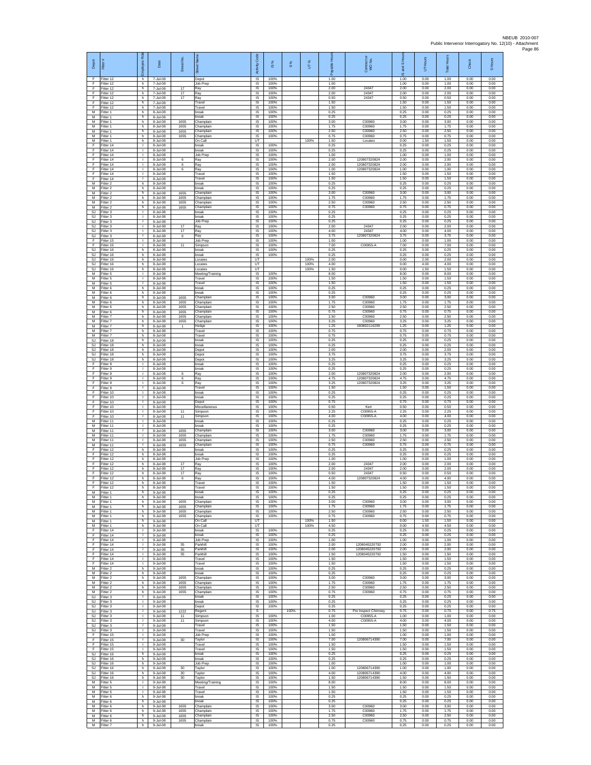| Depot | Fitter # | Employee Role | Date | Street No. | Street Name | Activity Code | IS % | S % | UT % | Payable Hours | Contractor or WO No. | IS and S Hours | UT Hours | Total Hours | Check | S Hours |
|---|---|---|---|---|---|---|---|---|---|---|---|---|---|---|---|---|
| F | Fitter 12 | h | 7-Jul-08 | | Depot | IS | 100% | | | 1.00 | | 1.00 | 0.00 | 1.00 | 0.00 | 0.00 |
| F | Fitter 12 | h | 7-Jul-08 | | Job Prep | IS | 100% | | | 1.00 | | 1.00 | 0.00 | 1.00 | 0.00 | 0.00 |
| F | Fitter 12 | h | 7-Jul-08 | 17 | Ray | IS | 100% | | | 2.00 | 24347 | 2.00 | 0.00 | 2.00 | 0.00 | 0.00 |
| F | Fitter 12 | h | 7-Jul-08 | 17 | Ray | IS | 100% | | | 2.00 | 24347 | 2.00 | 0.00 | 2.00 | 0.00 | 0.00 |
| F | Fitter 12 | h | 7-Jul-08 | 17 | Ray | IS | 100% | | | 0.50 | 24347 | 0.50 | 0.00 | 0.50 | 0.00 | 0.00 |
| F | Fitter 12 | h | 7-Jul-08 | | Travel | IS | 100% | | | 1.50 | | 1.50 | 0.00 | 1.50 | 0.00 | 0.00 |
| F | Fitter 12 | h | 7-Jul-08 | | Travel | IS | 100% | | | 1.50 | | 1.50 | 0.00 | 1.50 | 0.00 | 0.00 |
| M | Fitter 1 | h | 8-Jul-08 | | break | IS | 100% | | | 0.25 | | 0.25 | 0.00 | 0.25 | 0.00 | 0.00 |
| M | Fitter 1 | h | 8-Jul-08 | | break | IS | 100% | | | 0.25 | | 0.25 | 0.00 | 0.25 | 0.00 | 0.00 |
| M | Fitter 1 | h | 8-Jul-08 | 1655 | Champlain | IS | 100% | | | 3.00 | C00960 | 3.00 | 0.00 | 3.00 | 0.00 | 0.00 |
| M | Fitter 1 | h | 8-Jul-08 | 1655 | Champlain | IS | 100% | | | 1.75 | C00960 | 1.75 | 0.00 | 1.75 | 0.00 | 0.00 |
| M | Fitter 1 | h | 8-Jul-08 | 1655 | Champlain | IS | 100% | | | 2.50 | C00960 | 2.50 | 0.00 | 2.50 | 0.00 | 0.00 |
| M | Fitter 1 | h | 8-Jul-08 | 1655 | Champlain | IS | 100% | | | 0.75 | C00960 | 0.75 | 0.00 | 0.75 | 0.00 | 0.00 |
| M | Fitter 1 | h | 8-Jul-08 | | On Call | UT | | | 100% | 1.50 | Locates | 0.00 | 1.50 | 1.50 | 0.00 | 0.00 |
| F | Fitter 14 | I | 8-Jul-08 | | break | IS | 100% | | | 0.25 | | 0.25 | 0.00 | 0.25 | 0.00 | 0.00 |
| F | Fitter 14 | I | 8-Jul-08 | | break | IS | 100% | | | 0.25 | | 0.25 | 0.00 | 0.25 | 0.00 | 0.00 |
| F | Fitter 14 | I | 8-Jul-08 | | Job Prep | IS | 100% | | | 1.00 | | 1.00 | 0.00 | 1.00 | 0.00 | 0.00 |
| F | Fitter 14 | I | 8-Jul-08 | 6 | Ray | IS | 100% | | | 2.00 | 120807320824 | 2.00 | 0.00 | 2.00 | 0.00 | 0.00 |
| F | Fitter 14 | I | 8-Jul-08 | 6 | Ray | IS | 100% | | | 2.00 | 120807320824 | 2.00 | 0.00 | 2.00 | 0.00 | 0.00 |
| F | Fitter 14 | I | 8-Jul-08 | 6 | Ray | IS | 100% | | | 1.00 | 120807320824 | 1.00 | 0.00 | 1.00 | 0.00 | 0.00 |
| F | Fitter 14 | I | 8-Jul-08 | | Travel | IS | 100% | | | 1.50 | | 1.50 | 0.00 | 1.50 | 0.00 | 0.00 |
| F | Fitter 14 | I | 8-Jul-08 | | Travel | IS | 100% | | | 1.50 | | 1.50 | 0.00 | 1.50 | 0.00 | 0.00 |
| M | Fitter 2 | h | 8-Jul-08 | | break | IS | 100% | | | 0.25 | | 0.25 | 0.00 | 0.25 | 0.00 | 0.00 |
| M | Fitter 2 | h | 8-Jul-08 | | break | IS | 100% | | | 0.25 | | 0.25 | 0.00 | 0.25 | 0.00 | 0.00 |
| M | Fitter 2 | h | 8-Jul-08 | 1655 | Champlain | IS | 100% | | | 3.00 | C00960 | 3.00 | 0.00 | 3.00 | 0.00 | 0.00 |
| M | Fitter 2 | h | 8-Jul-08 | 1655 | Champlain | IS | 100% | | | 1.75 | C00960 | 1.75 | 0.00 | 1.75 | 0.00 | 0.00 |
| M | Fitter 2 | h | 8-Jul-08 | 1655 | Champlain | IS | 100% | | | 2.50 | C00960 | 2.50 | 0.00 | 2.50 | 0.00 | 0.00 |
| M | Fitter 2 | h | 8-Jul-08 | 1655 | Champlain | IS | 100% | | | 0.75 | C00960 | 0.75 | 0.00 | 0.75 | 0.00 | 0.00 |
| SJ | Fitter 3 | I | 8-Jul-08 | | break | IS | 100% | | | 0.25 | | 0.25 | 0.00 | 0.25 | 0.00 | 0.00 |
| SJ | Fitter 3 | I | 8-Jul-08 | | break | IS | 100% | | | 0.25 | | 0.25 | 0.00 | 0.25 | 0.00 | 0.00 |
| SJ | Fitter 3 | I | 8-Jul-08 | | Job Prep | IS | 100% | | | 0.25 | | 0.25 | 0.00 | 0.25 | 0.00 | 0.00 |
| SJ | Fitter 3 | I | 8-Jul-08 | 17 | Ray | IS | 100% | | | 2.00 | 24347 | 2.00 | 0.00 | 2.00 | 0.00 | 0.00 |
| SJ | Fitter 3 | I | 8-Jul-08 | 17 | Ray | IS | 100% | | | 4.00 | 24347 | 4.00 | 0.00 | 4.00 | 0.00 | 0.00 |
| SJ | Fitter 3 | I | 8-Jul-08 | 6 | Ray | IS | 100% | | | 3.75 | 120807320824 | 3.75 | 0.00 | 3.75 | 0.00 | 0.00 |
| F | Fitter 15 | I | 8-Jul-08 | | Job Prep | IS | 100% | | | 1.00 | | 1.00 | 0.00 | 1.00 | 0.00 | 0.00 |
| F | Fitter 15 | I | 8-Jul-08 | 11 | Simpson | IS | 100% | | | 7.00 | C00955-A | 7.00 | 0.00 | 7.00 | 0.00 | 0.00 |
| SJ | Fitter 16 | h | 8-Jul-08 | | break | IS | 100% | | | 0.25 | | 0.25 | 0.00 | 0.25 | 0.00 | 0.00 |
| SJ | Fitter 16 | h | 8-Jul-08 | | break | IS | 100% | | | 0.25 | | 0.25 | 0.00 | 0.25 | 0.00 | 0.00 |
| SJ | Fitter 16 | h | 8-Jul-08 | | Locates | UT | | | 100% | 2.00 | | 0.00 | 2.00 | 2.00 | 0.00 | 0.00 |
| SJ | Fitter 16 | h | 8-Jul-08 | | Locates | UT | | | 100% | 4.00 | | 0.00 | 4.00 | 4.00 | 0.00 | 0.00 |
| SJ | Fitter 16 | h | 8-Jul-08 | | Locates | UT | | | 100% | 1.50 | | 0.00 | 1.50 | 1.50 | 0.00 | 0.00 |
| M | Fitter 5 | I | 8-Jul-08 | | Meeting/Training | IS | 100% | | | 8.00 | | 8.00 | 0.00 | 8.00 | 0.00 | 0.00 |
| M | Fitter 5 | I | 8-Jul-08 | | Travel | IS | 100% | | | 1.50 | | 1.50 | 0.00 | 1.50 | 0.00 | 0.00 |
| M | Fitter 5 | I | 8-Jul-08 | | Travel | IS | 100% | | | 1.50 | | 1.50 | 0.00 | 1.50 | 0.00 | 0.00 |
| M | Fitter 6 | h | 8-Jul-08 | | break | IS | 100% | | | 0.25 | | 0.25 | 0.00 | 0.25 | 0.00 | 0.00 |
| M | Fitter 6 | h | 8-Jul-08 | | break | IS | 100% | | | 0.25 | | 0.25 | 0.00 | 0.25 | 0.00 | 0.00 |
| M | Fitter 6 | h | 8-Jul-08 | 1655 | Champlain | IS | 100% | | | 3.00 | C00960 | 3.00 | 0.00 | 3.00 | 0.00 | 0.00 |
| M | Fitter 6 | h | 8-Jul-08 | 1655 | Champlain | IS | 100% | | | 1.75 | C00960 | 1.75 | 0.00 | 1.75 | 0.00 | 0.00 |
| M | Fitter 6 | h | 8-Jul-08 | 1655 | Champlain | IS | 100% | | | 2.50 | C00960 | 2.50 | 0.00 | 2.50 | 0.00 | 0.00 |
| M | Fitter 6 | h | 8-Jul-08 | 1655 | Champlain | IS | 100% | | | 0.75 | C00960 | 0.75 | 0.00 | 0.75 | 0.00 | 0.00 |
| M | Fitter 7 | h | 8-Jul-08 | 1655 | Champlain | IS | 100% | | | 2.50 | C00960 | 2.50 | 0.00 | 2.50 | 0.00 | 0.00 |
| M | Fitter 7 | h | 8-Jul-08 | 1655 | Champlain | IS | 100% | | | 3.25 | C00960 | 3.25 | 0.00 | 3.25 | 0.00 | 0.00 |
| M | Fitter 7 | h | 8-Jul-08 | 1 | Hedge | IS | 100% | | | 1.25 | 180802116299 | 1.25 | 0.00 | 1.25 | 0.00 | 0.00 |
| M | Fitter 7 | h | 8-Jul-08 | | Travel | IS | 100% | | | 0.75 | | 0.75 | 0.00 | 0.75 | 0.00 | 0.00 |
| M | Fitter 7 | h | 8-Jul-08 | | Travel | IS | 100% | | | 0.75 | | 0.75 | 0.00 | 0.75 | 0.00 | 0.00 |
| SJ | Fitter 18 | h | 8-Jul-08 | | break | IS | 100% | | | 0.25 | | 0.25 | 0.00 | 0.25 | 0.00 | 0.00 |
| SJ | Fitter 18 | h | 8-Jul-08 | | break | IS | 100% | | | 0.25 | | 0.25 | 0.00 | 0.25 | 0.00 | 0.00 |
| SJ | Fitter 18 | h | 8-Jul-08 | | Depot | IS | 100% | | | 2.00 | | 2.00 | 0.00 | 2.00 | 0.00 | 0.00 |
| SJ | Fitter 18 | h | 8-Jul-08 | | Depot | IS | 100% | | | 3.75 | | 3.75 | 0.00 | 3.75 | 0.00 | 0.00 |
| SJ | Fitter 18 | h | 8-Jul-08 | | Depot | IS | 100% | | | 3.25 | | 3.25 | 0.00 | 3.25 | 0.00 | 0.00 |
| F | Fitter 9 | I | 8-Jul-08 | | break | IS | 100% | | | 0.25 | | 0.25 | 0.00 | 0.25 | 0.00 | 0.00 |
| F | Fitter 9 | I | 8-Jul-08 | | break | IS | 100% | | | 0.25 | | 0.25 | 0.00 | 0.25 | 0.00 | 0.00 |
| F | Fitter 9 | I | 8-Jul-08 | 6 | Ray | IS | 100% | | | 2.00 | 120807320824 | 2.00 | 0.00 | 2.00 | 0.00 | 0.00 |
| F | Fitter 9 | I | 8-Jul-08 | 6 | Ray | IS | 100% | | | 4.75 | 120807320824 | 4.75 | 0.00 | 4.75 | 0.00 | 0.00 |
| F | Fitter 9 | I | 8-Jul-08 | 6 | Ray | IS | 100% | | | 3.25 | 120807320824 | 3.25 | 0.00 | 3.25 | 0.00 | 0.00 |
| F | Fitter 9 | I | 8-Jul-08 | | Travel | IS | 100% | | | 1.50 | | 1.50 | 0.00 | 1.50 | 0.00 | 0.00 |
| F | Fitter 10 | I | 8-Jul-08 | | break | IS | 100% | | | 0.25 | | 0.25 | 0.00 | 0.25 | 0.00 | 0.00 |
| F | Fitter 10 | I | 8-Jul-08 | | break | IS | 100% | | | 0.25 | | 0.25 | 0.00 | 0.25 | 0.00 | 0.00 |
| F | Fitter 10 | I | 8-Jul-08 | | Depot | IS | 100% | | | 0.75 | | 0.75 | 0.00 | 0.75 | 0.00 | 0.00 |
| F | Fitter 10 | I | 8-Jul-08 | | Miscellaneous | IS | 100% | | | 0.50 | Kerr | 0.50 | 0.00 | 0.50 | 0.00 | 0.00 |
| F | Fitter 10 | I | 8-Jul-08 | 11 | Simpson | IS | 100% | | | 2.25 | C00955-A | 2.25 | 0.00 | 2.25 | 0.00 | 0.00 |
| F | Fitter 10 | I | 8-Jul-08 | 11 | Simpson | IS | 100% | | | 4.00 | C00955-A | 4.00 | 0.00 | 4.00 | 0.00 | 0.00 |
| M | Fitter 11 | I | 8-Jul-08 | | break | IS | 100% | | | 0.25 | | 0.25 | 0.00 | 0.25 | 0.00 | 0.00 |
| M | Fitter 11 | I | 8-Jul-08 | | break | IS | 100% | | | 0.25 | | 0.25 | 0.00 | 0.25 | 0.00 | 0.00 |
| M | Fitter 11 | I | 8-Jul-08 | 1655 | Champlain | IS | 100% | | | 3.00 | C00960 | 3.00 | 0.00 | 3.00 | 0.00 | 0.00 |
| M | Fitter 11 | I | 8-Jul-08 | 1655 | Champlain | IS | 100% | | | 1.75 | C00960 | 1.75 | 0.00 | 1.75 | 0.00 | 0.00 |
| M | Fitter 11 | I | 8-Jul-08 | 1655 | Champlain | IS | 100% | | | 2.50 | C00960 | 2.50 | 0.00 | 2.50 | 0.00 | 0.00 |
| M | Fitter 11 | I | 8-Jul-08 | 1655 | Champlain | IS | 100% | | | 0.75 | C00960 | 0.75 | 0.00 | 0.75 | 0.00 | 0.00 |
| F | Fitter 12 | h | 8-Jul-08 | | break | IS | 100% | | | 0.25 | | 0.25 | 0.00 | 0.25 | 0.00 | 0.00 |
| F | Fitter 12 | h | 8-Jul-08 | | break | IS | 100% | | | 0.25 | | 0.25 | 0.00 | 0.25 | 0.00 | 0.00 |
| F | Fitter 12 | h | 8-Jul-08 | | Job Prep | IS | 100% | | | 1.00 | | 1.00 | 0.00 | 1.00 | 0.00 | 0.00 |
| F | Fitter 12 | h | 8-Jul-08 | 17 | Ray | IS | 100% | | | 2.00 | 24347 | 2.00 | 0.00 | 2.00 | 0.00 | 0.00 |
| F | Fitter 12 | h | 8-Jul-08 | 17 | Ray | IS | 100% | | | 2.00 | 24347 | 2.00 | 0.00 | 2.00 | 0.00 | 0.00 |
| F | Fitter 12 | h | 8-Jul-08 | 17 | Ray | IS | 100% | | | 0.50 | 24347 | 0.50 | 0.00 | 0.50 | 0.00 | 0.00 |
| F | Fitter 12 | h | 8-Jul-08 | 6 | Ray | IS | 100% | | | 4.00 | 120807320824 | 4.00 | 0.00 | 4.00 | 0.00 | 0.00 |
| F | Fitter 12 | h | 8-Jul-08 | | Travel | IS | 100% | | | 1.50 | | 1.50 | 0.00 | 1.50 | 0.00 | 0.00 |
| F | Fitter 12 | h | 8-Jul-08 | | Travel | IS | 100% | | | 1.50 | | 1.50 | 0.00 | 1.50 | 0.00 | 0.00 |
| M | Fitter 1 | h | 9-Jul-08 | | break | IS | 100% | | | 0.25 | | 0.25 | 0.00 | 0.25 | 0.00 | 0.00 |
| M | Fitter 1 | h | 9-Jul-08 | | break | IS | 100% | | | 0.25 | | 0.25 | 0.00 | 0.25 | 0.00 | 0.00 |
| M | Fitter 1 | h | 9-Jul-08 | 1655 | Champlain | IS | 100% | | | 3.00 | C00960 | 3.00 | 0.00 | 3.00 | 0.00 | 0.00 |
| M | Fitter 1 | h | 9-Jul-08 | 1655 | Champlain | IS | 100% | | | 1.75 | C00960 | 1.75 | 0.00 | 1.75 | 0.00 | 0.00 |
| M | Fitter 1 | h | 9-Jul-08 | 1655 | Champlain | IS | 100% | | | 2.50 | C00960 | 2.50 | 0.00 | 2.50 | 0.00 | 0.00 |
| M | Fitter 1 | h | 9-Jul-08 | 1655 | Champlain | IS | 100% | | | 0.75 | C00960 | 0.75 | 0.00 | 0.75 | 0.00 | 0.00 |
| M | Fitter 1 | h | 9-Jul-08 | | On Call | UT | | | 100% | 1.50 | | 0.00 | 1.50 | 1.50 | 0.00 | 0.00 |
| M | Fitter 1 | h | 9-Jul-08 | | On Call | UT | | | 100% | 4.50 | | 0.00 | 4.50 | 4.50 | 0.00 | 0.00 |
| F | Fitter 14 | I | 9-Jul-08 | | break | IS | 100% | | | 0.25 | | 0.25 | 0.00 | 0.25 | 0.00 | 0.00 |
| F | Fitter 14 | I | 9-Jul-08 | | break | IS | 100% | | | 0.25 | | 0.25 | 0.00 | 0.25 | 0.00 | 0.00 |
| F | Fitter 14 | I | 9-Jul-08 | | Job Prep | IS | 100% | | | 1.00 | | 1.00 | 0.00 | 1.00 | 0.00 | 0.00 |
| F | Fitter 14 | I | 9-Jul-08 | 35 | Parkhill | IS | 100% | | | 2.00 | 1208045220792 | 2.00 | 0.00 | 2.00 | 0.00 | 0.00 |
| F | Fitter 14 | I | 9-Jul-08 | 35 | Parkhill | IS | 100% | | | 2.00 | 1208045220792 | 2.00 | 0.00 | 2.00 | 0.00 | 0.00 |
| F | Fitter 14 | I | 9-Jul-08 | 35 | Parkhill | IS | 100% | | | 1.50 | 1208045220792 | 1.50 | 0.00 | 1.50 | 0.00 | 0.00 |
| F | Fitter 14 | I | 9-Jul-08 | | Travel | IS | 100% | | | 1.50 | | 1.50 | 0.00 | 1.50 | 0.00 | 0.00 |
| F | Fitter 14 | I | 9-Jul-08 | | Travel | IS | 100% | | | 1.50 | | 1.50 | 0.00 | 1.50 | 0.00 | 0.00 |
| M | Fitter 2 | h | 9-Jul-08 | | break | IS | 100% | | | 0.25 | | 0.25 | 0.00 | 0.25 | 0.00 | 0.00 |
| M | Fitter 2 | h | 9-Jul-08 | | break | IS | 100% | | | 0.25 | | 0.25 | 0.00 | 0.25 | 0.00 | 0.00 |
| M | Fitter 2 | h | 9-Jul-08 | 1655 | Champlain | IS | 100% | | | 3.00 | C00960 | 3.00 | 0.00 | 3.00 | 0.00 | 0.00 |
| M | Fitter 2 | h | 9-Jul-08 | 1655 | Champlain | IS | 100% | | | 1.75 | C00960 | 1.75 | 0.00 | 1.75 | 0.00 | 0.00 |
| M | Fitter 2 | h | 9-Jul-08 | 1655 | Champlain | IS | 100% | | | 2.50 | C00960 | 2.50 | 0.00 | 2.50 | 0.00 | 0.00 |
| M | Fitter 2 | h | 9-Jul-08 | 1655 | Champlain | IS | 100% | | | 0.75 | C00960 | 0.75 | 0.00 | 0.75 | 0.00 | 0.00 |
| SJ | Fitter 3 | I | 9-Jul-08 | | break | IS | 100% | | | 0.25 | | 0.25 | 0.00 | 0.25 | 0.00 | 0.00 |
| SJ | Fitter 3 | I | 9-Jul-08 | | break | IS | 100% | | | 0.25 | | 0.25 | 0.00 | 0.25 | 0.00 | 0.00 |
| SJ | Fitter 3 | I | 9-Jul-08 | | Depot | IS | 100% | | | 0.25 | | 0.25 | 0.00 | 0.25 | 0.00 | 0.00 |
| SJ | Fitter 3 | I | 9-Jul-08 | 1222 | Regent | S | | 100% | | 0.75 | Pre Inspect Chimney | 0.75 | 0.00 | 0.75 | 0.00 | 0.75 |
| SJ | Fitter 3 | I | 9-Jul-08 | 11 | Simpson | IS | 100% | | | 1.00 | C00955-A | 1.00 | 0.00 | 1.00 | 0.00 | 0.00 |
| SJ | Fitter 3 | I | 9-Jul-08 | 11 | Simpson | IS | 100% | | | 4.00 | C00955-A | 4.00 | 0.00 | 4.00 | 0.00 | 0.00 |
| SJ | Fitter 3 | I | 9-Jul-08 | | Travel | IS | 100% | | | 1.50 | | 1.50 | 0.00 | 1.50 | 0.00 | 0.00 |
| SJ | Fitter 3 | I | 9-Jul-08 | | Travel | IS | 100% | | | 1.50 | | 1.50 | 0.00 | 1.50 | 0.00 | 0.00 |
| F | Fitter 15 | I | 9-Jul-08 | | Job Prep | IS | 100% | | | 1.00 | | 1.00 | 0.00 | 1.00 | 0.00 | 0.00 |
| F | Fitter 15 | I | 9-Jul-08 | 30 | Taylor | IS | 100% | | | 7.00 | 120806714390 | 7.00 | 0.00 | 7.00 | 0.00 | 0.00 |
| F | Fitter 15 | I | 9-Jul-08 | | Travel | IS | 100% | | | 1.50 | | 1.50 | 0.00 | 1.50 | 0.00 | 0.00 |
| F | Fitter 15 | I | 9-Jul-08 | | Travel | IS | 100% | | | 1.50 | | 1.50 | 0.00 | 1.50 | 0.00 | 0.00 |
| SJ | Fitter 16 | h | 9-Jul-08 | | break | IS | 100% | | | 0.25 | | 0.25 | 0.00 | 0.25 | 0.00 | 0.00 |
| SJ | Fitter 16 | h | 9-Jul-08 | | break | IS | 100% | | | 0.25 | | 0.25 | 0.00 | 0.25 | 0.00 | 0.00 |
| SJ | Fitter 16 | h | 9-Jul-08 | | Job Prep | IS | 100% | | | 1.00 | | 1.00 | 0.00 | 1.00 | 0.00 | 0.00 |
| SJ | Fitter 16 | h | 9-Jul-08 | 30 | Taylor | IS | 100% | | | 1.00 | 120806714390 | 1.00 | 0.00 | 1.00 | 0.00 | 0.00 |
| SJ | Fitter 16 | h | 9-Jul-08 | 30 | Taylor | IS | 100% | | | 4.00 | 120806714390 | 4.00 | 0.00 | 4.00 | 0.00 | 0.00 |
| SJ | Fitter 16 | h | 9-Jul-08 | 30 | Taylor | IS | 100% | | | 1.50 | 120806714390 | 1.50 | 0.00 | 1.50 | 0.00 | 0.00 |
| M | Fitter 5 | I | 9-Jul-08 | | Meeting/Training | IS | 100% | | | 8.00 | | 8.00 | 0.00 | 8.00 | 0.00 | 0.00 |
| M | Fitter 5 | I | 9-Jul-08 | | Travel | IS | 100% | | | 1.50 | | 1.50 | 0.00 | 1.50 | 0.00 | 0.00 |
| M | Fitter 5 | I | 9-Jul-08 | | Travel | IS | 100% | | | 1.50 | | 1.50 | 0.00 | 1.50 | 0.00 | 0.00 |
| M | Fitter 6 | h | 9-Jul-08 | | break | IS | 100% | | | 0.25 | | 0.25 | 0.00 | 0.25 | 0.00 | 0.00 |
| M | Fitter 6 | h | 9-Jul-08 | | break | IS | 100% | | | 0.25 | | 0.25 | 0.00 | 0.25 | 0.00 | 0.00 |
| M | Fitter 6 | h | 9-Jul-08 | 1655 | Champlain | IS | 100% | | | 3.00 | C00960 | 3.00 | 0.00 | 3.00 | 0.00 | 0.00 |
| M | Fitter 6 | h | 9-Jul-08 | 1655 | Champlain | IS | 100% | | | 1.75 | C00960 | 1.75 | 0.00 | 1.75 | 0.00 | 0.00 |
| M | Fitter 6 | h | 9-Jul-08 | 1655 | Champlain | IS | 100% | | | 2.50 | C00960 | 2.50 | 0.00 | 2.50 | 0.00 | 0.00 |
| M | Fitter 6 | h | 9-Jul-08 | 1655 | Champlain | IS | 100% | | | 0.75 | C00960 | 0.75 | 0.00 | 0.75 | 0.00 | 0.00 |
| M | Fitter 7 | h | 9-Jul-08 | | break | IS | 100% | | | 0.25 | | 0.25 | 0.00 | 0.25 | 0.00 | 0.00 |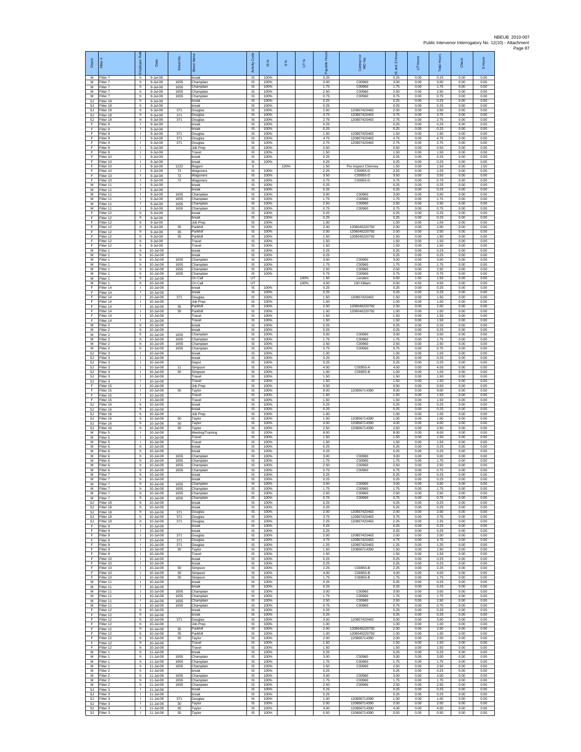| Depot | Fitter # | Employee Role | Date | Street No. | Street Name | Activity Code | IS % | S % | UT % | Payable Hours | Contractor or WO No. | IS and S Hours | UT Hours | Total Hours | Check | S Hours |
|---|---|---|---|---|---|---|---|---|---|---|---|---|---|---|---|---|
| M | Fitter 7 | h | 9-Jul-08 | | break | IS | 100% | | | 0.25 | | 0.25 | 0.00 | 0.25 | 0.00 | 0.00 |
| M | Fitter 7 | h | 9-Jul-08 | 1655 | Champlain | IS | 100% | | | 3.00 | C00960 | 3.00 | 0.00 | 3.00 | 0.00 | 0.00 |
| M | Fitter 7 | h | 9-Jul-08 | 1655 | Champlain | IS | 100% | | | 1.75 | C00960 | 1.75 | 0.00 | 1.75 | 0.00 | 0.00 |
| M | Fitter 7 | h | 9-Jul-08 | 1655 | Champlain | IS | 100% | | | 2.50 | C00960 | 2.50 | 0.00 | 2.50 | 0.00 | 0.00 |
| M | Fitter 7 | h | 9-Jul-08 | 1655 | Champlain | IS | 100% | | | 0.75 | C00960 | 0.75 | 0.00 | 0.75 | 0.00 | 0.00 |
| SJ | Fitter 18 | h | 9-Jul-08 | | break | IS | 100% | | | 0.25 | | 0.25 | 0.00 | 0.25 | 0.00 | 0.00 |
| SJ | Fitter 18 | h | 9-Jul-08 | | break | IS | 100% | | | 0.25 | | 0.25 | 0.00 | 0.25 | 0.00 | 0.00 |
| SJ | Fitter 18 | h | 9-Jul-08 | 371 | Douglas | IS | 100% | | | 2.00 | 120807420463 | 2.00 | 0.00 | 2.00 | 0.00 | 0.00 |
| SJ | Fitter 18 | h | 9-Jul-08 | 371 | Douglas | IS | 100% | | | 3.75 | 120807420463 | 3.75 | 0.00 | 3.75 | 0.00 | 0.00 |
| SJ | Fitter 18 | h | 9-Jul-08 | 371 | Douglas | IS | 100% | | | 2.75 | 120807420463 | 2.75 | 0.00 | 2.75 | 0.00 | 0.00 |
| F | Fitter 9 | I | 9-Jul-08 | | break | IS | 100% | | | 0.25 | | 0.25 | 0.00 | 0.25 | 0.00 | 0.00 |
| F | Fitter 9 | I | 9-Jul-08 | | break | IS | 100% | | | 0.25 | | 0.25 | 0.00 | 0.25 | 0.00 | 0.00 |
| F | Fitter 9 | I | 9-Jul-08 | 371 | Douglas | IS | 100% | | | 1.50 | 120807420463 | 1.50 | 0.00 | 1.50 | 0.00 | 0.00 |
| F | Fitter 9 | I | 9-Jul-08 | 371 | Douglas | IS | 100% | | | 4.75 | 120807420463 | 4.75 | 0.00 | 4.75 | 0.00 | 0.00 |
| F | Fitter 9 | I | 9-Jul-08 | 371 | Douglas | IS | 100% | | | 2.75 | 120807420463 | 2.75 | 0.00 | 2.75 | 0.00 | 0.00 |
| F | Fitter 9 | I | 9-Jul-08 | | Job Prep | IS | 100% | | | 0.50 | | 0.50 | 0.00 | 0.50 | 0.00 | 0.00 |
| F | Fitter 9 | I | 9-Jul-08 | | Travel | IS | 100% | | | 1.50 | | 1.50 | 0.00 | 1.50 | 0.00 | 0.00 |
| F | Fitter 10 | I | 9-Jul-08 | | break | IS | 100% | | | 0.25 | | 0.25 | 0.00 | 0.25 | 0.00 | 0.00 |
| F | Fitter 10 | I | 9-Jul-08 | | break | IS | 100% | | | 0.25 | | 0.25 | 0.00 | 0.25 | 0.00 | 0.00 |
| F | Fitter 10 | I | 9-Jul-08 | 1222 | Regent | S | | 100% | | 1.50 | Pre Inspect Chimney | 1.50 | 0.00 | 1.50 | 0.00 | 1.50 |
| F | Fitter 10 | I | 9-Jul-08 | 72 | Wagoners | IS | 100% | | | 2.25 | C00955-D | 2.25 | 0.00 | 2.25 | 0.00 | 0.00 |
| F | Fitter 10 | I | 9-Jul-08 | 72 | Wagoners | IS | 100% | | | 3.50 | C00955-D | 3.50 | 0.00 | 3.50 | 0.00 | 0.00 |
| F | Fitter 10 | I | 9-Jul-08 | 72 | Wagoners | IS | 100% | | | 0.75 | C00955-D | 0.75 | 0.00 | 0.75 | 0.00 | 0.00 |
| M | Fitter 11 | I | 9-Jul-08 | | break | IS | 100% | | | 0.25 | | 0.25 | 0.00 | 0.25 | 0.00 | 0.00 |
| M | Fitter 11 | I | 9-Jul-08 | | break | IS | 100% | | | 0.25 | | 0.25 | 0.00 | 0.25 | 0.00 | 0.00 |
| M | Fitter 11 | I | 9-Jul-08 | 1655 | Champlain | IS | 100% | | | 3.00 | C00960 | 3.00 | 0.00 | 3.00 | 0.00 | 0.00 |
| M | Fitter 11 | I | 9-Jul-08 | 1655 | Champlain | IS | 100% | | | 1.75 | C00960 | 1.75 | 0.00 | 1.75 | 0.00 | 0.00 |
| M | Fitter 11 | I | 9-Jul-08 | 1655 | Champlain | IS | 100% | | | 2.50 | C00960 | 2.50 | 0.00 | 2.50 | 0.00 | 0.00 |
| M | Fitter 11 | I | 9-Jul-08 | 1655 | Champlain | IS | 100% | | | 0.75 | C00960 | 0.75 | 0.00 | 0.75 | 0.00 | 0.00 |
| F | Fitter 12 | h | 9-Jul-08 | | break | IS | 100% | | | 0.25 | | 0.25 | 0.00 | 0.25 | 0.00 | 0.00 |
| F | Fitter 12 | h | 9-Jul-08 | | break | IS | 100% | | | 0.25 | | 0.25 | 0.00 | 0.25 | 0.00 | 0.00 |
| F | Fitter 12 | h | 9-Jul-08 | | Job Prep | IS | 100% | | | 1.00 | | 1.00 | 0.00 | 1.00 | 0.00 | 0.00 |
| F | Fitter 12 | h | 9-Jul-08 | 35 | Parkhill | IS | 100% | | | 2.00 | 1208045220792 | 2.00 | 0.00 | 2.00 | 0.00 | 0.00 |
| F | Fitter 12 | h | 9-Jul-08 | 35 | Parkhill | IS | 100% | | | 2.00 | 1208045220792 | 2.00 | 0.00 | 2.00 | 0.00 | 0.00 |
| F | Fitter 12 | h | 9-Jul-08 | 35 | Parkhill | IS | 100% | | | 1.50 | 1208045220792 | 1.50 | 0.00 | 1.50 | 0.00 | 0.00 |
| F | Fitter 12 | h | 9-Jul-08 | | Travel | IS | 100% | | | 1.50 | | 1.50 | 0.00 | 1.50 | 0.00 | 0.00 |
| F | Fitter 12 | h | 9-Jul-08 | | Travel | IS | 100% | | | 1.50 | | 1.50 | 0.00 | 1.50 | 0.00 | 0.00 |
| M | Fitter 1 | h | 10-Jul-08 | | break | IS | 100% | | | 0.25 | | 0.25 | 0.00 | 0.25 | 0.00 | 0.00 |
| M | Fitter 1 | h | 10-Jul-08 | | break | IS | 100% | | | 0.25 | | 0.25 | 0.00 | 0.25 | 0.00 | 0.00 |
| M | Fitter 1 | h | 10-Jul-08 | 1655 | Champlain | IS | 100% | | | 3.00 | C00960 | 3.00 | 0.00 | 3.00 | 0.00 | 0.00 |
| M | Fitter 1 | h | 10-Jul-08 | 1655 | Champlain | IS | 100% | | | 1.75 | C00960 | 1.75 | 0.00 | 1.75 | 0.00 | 0.00 |
| M | Fitter 1 | h | 10-Jul-08 | 1655 | Champlain | IS | 100% | | | 2.50 | C00960 | 2.50 | 0.00 | 2.50 | 0.00 | 0.00 |
| M | Fitter 1 | h | 10-Jul-08 | 1655 | Champlain | IS | 100% | | | 0.75 | C00960 | 0.75 | 0.00 | 0.75 | 0.00 | 0.00 |
| M | Fitter 1 | h | 10-Jul-08 | | On Call | UT | | | 100% | 1.50 | Locates | 0.00 | 1.50 | 1.50 | 0.00 | 0.00 |
| M | Fitter 1 | h | 10-Jul-08 | | On Call | UT | | | 100% | 4.50 | 100 Killiam | 0.00 | 4.50 | 4.50 | 0.00 | 0.00 |
| F | Fitter 14 | I | 10-Jul-08 | | break | IS | 100% | | | 0.25 | | 0.25 | 0.00 | 0.25 | 0.00 | 0.00 |
| F | Fitter 14 | I | 10-Jul-08 | | break | IS | 100% | | | 0.25 | | 0.25 | 0.00 | 0.25 | 0.00 | 0.00 |
| F | Fitter 14 | I | 10-Jul-08 | 371 | Douglas | IS | 100% | | | 1.50 | 120807420463 | 1.50 | 0.00 | 1.50 | 0.00 | 0.00 |
| F | Fitter 14 | I | 10-Jul-08 | | Job Prep | IS | 100% | | | 1.00 | | 1.00 | 0.00 | 1.00 | 0.00 | 0.00 |
| F | Fitter 14 | I | 10-Jul-08 | 35 | Parkhill | IS | 100% | | | 2.00 | 1208045220792 | 2.00 | 0.00 | 2.00 | 0.00 | 0.00 |
| F | Fitter 14 | I | 10-Jul-08 | 35 | Parkhill | IS | 100% | | | 1.00 | 1208045220792 | 1.00 | 0.00 | 1.00 | 0.00 | 0.00 |
| F | Fitter 14 | I | 10-Jul-08 | | Travel | IS | 100% | | | 1.50 | | 1.50 | 0.00 | 1.50 | 0.00 | 0.00 |
| F | Fitter 14 | I | 10-Jul-08 | | Travel | IS | 100% | | | 1.50 | | 1.50 | 0.00 | 1.50 | 0.00 | 0.00 |
| M | Fitter 2 | h | 10-Jul-08 | | break | IS | 100% | | | 0.25 | | 0.25 | 0.00 | 0.25 | 0.00 | 0.00 |
| M | Fitter 2 | h | 10-Jul-08 | | break | IS | 100% | | | 0.25 | | 0.25 | 0.00 | 0.25 | 0.00 | 0.00 |
| M | Fitter 2 | h | 10-Jul-08 | 1655 | Champlain | IS | 100% | | | 3.00 | C00960 | 3.00 | 0.00 | 3.00 | 0.00 | 0.00 |
| M | Fitter 2 | h | 10-Jul-08 | 1655 | Champlain | IS | 100% | | | 1.75 | C00960 | 1.75 | 0.00 | 1.75 | 0.00 | 0.00 |
| M | Fitter 2 | h | 10-Jul-08 | 1655 | Champlain | IS | 100% | | | 2.50 | C00960 | 2.50 | 0.00 | 2.50 | 0.00 | 0.00 |
| M | Fitter 2 | h | 10-Jul-08 | 1655 | Champlain | IS | 100% | | | 0.75 | C00960 | 0.75 | 0.00 | 0.75 | 0.00 | 0.00 |
| SJ | Fitter 3 | I | 10-Jul-08 | | break | IS | 100% | | | 1.00 | | 1.00 | 0.00 | 1.00 | 0.00 | 0.00 |
| SJ | Fitter 3 | I | 10-Jul-08 | | break | IS | 100% | | | 0.25 | | 0.25 | 0.00 | 0.25 | 0.00 | 0.00 |
| SJ | Fitter 3 | I | 10-Jul-08 | | Depot | IS | 100% | | | 0.25 | | 0.25 | 0.00 | 0.25 | 0.00 | 0.00 |
| SJ | Fitter 3 | I | 10-Jul-08 | 11 | Simpson | IS | 100% | | | 4.00 | C00955-A | 4.00 | 0.00 | 4.00 | 0.00 | 0.00 |
| SJ | Fitter 3 | I | 10-Jul-08 | 30 | Simpson | IS | 100% | | | 1.00 | C00955-B | 1.00 | 0.00 | 1.00 | 0.00 | 0.00 |
| SJ | Fitter 3 | I | 10-Jul-08 | | Travel | IS | 100% | | | 1.50 | | 1.50 | 0.00 | 1.50 | 0.00 | 0.00 |
| SJ | Fitter 3 | I | 10-Jul-08 | | Travel | IS | 100% | | | 1.50 | | 1.50 | 0.00 | 1.50 | 0.00 | 0.00 |
| F | Fitter 15 | I | 10-Jul-08 | | Job Prep | IS | 100% | | | 0.50 | | 0.50 | 0.00 | 0.50 | 0.00 | 0.00 |
| F | Fitter 15 | I | 10-Jul-08 | 30 | Taylor | IS | 100% | | | 9.00 | 120806714390 | 9.00 | 0.00 | 9.00 | 0.00 | 0.00 |
| F | Fitter 15 | I | 10-Jul-08 | | Travel | IS | 100% | | | 1.50 | | 1.50 | 0.00 | 1.50 | 0.00 | 0.00 |
| F | Fitter 15 | I | 10-Jul-08 | | Travel | IS | 100% | | | 1.50 | | 1.50 | 0.00 | 1.50 | 0.00 | 0.00 |
| SJ | Fitter 16 | h | 10-Jul-08 | | break | IS | 100% | | | 0.25 | | 0.25 | 0.00 | 0.25 | 0.00 | 0.00 |
| SJ | Fitter 16 | h | 10-Jul-08 | | break | IS | 100% | | | 0.25 | | 0.25 | 0.00 | 0.25 | 0.00 | 0.00 |
| SJ | Fitter 16 | h | 10-Jul-08 | | Job Prep | IS | 100% | | | 1.00 | | 1.00 | 0.00 | 1.00 | 0.00 | 0.00 |
| SJ | Fitter 16 | h | 10-Jul-08 | 30 | Taylor | IS | 100% | | | 1.00 | 120806714390 | 1.00 | 0.00 | 1.00 | 0.00 | 0.00 |
| SJ | Fitter 16 | h | 10-Jul-08 | 30 | Taylor | IS | 100% | | | 4.00 | 120806714390 | 4.00 | 0.00 | 4.00 | 0.00 | 0.00 |
| SJ | Fitter 16 | h | 10-Jul-08 | 30 | Taylor | IS | 100% | | | 2.50 | 120806714390 | 2.50 | 0.00 | 2.50 | 0.00 | 0.00 |
| M | Fitter 5 | I | 10-Jul-08 | | Meeting/Training | IS | 100% | | | 8.00 | | 8.00 | 0.00 | 8.00 | 0.00 | 0.00 |
| M | Fitter 5 | I | 10-Jul-08 | | Travel | IS | 100% | | | 1.50 | | 1.50 | 0.00 | 1.50 | 0.00 | 0.00 |
| M | Fitter 5 | I | 10-Jul-08 | | Travel | IS | 100% | | | 1.50 | | 1.50 | 0.00 | 1.50 | 0.00 | 0.00 |
| M | Fitter 6 | h | 10-Jul-08 | | break | IS | 100% | | | 0.25 | | 0.25 | 0.00 | 0.25 | 0.00 | 0.00 |
| M | Fitter 6 | h | 10-Jul-08 | | break | IS | 100% | | | 0.25 | | 0.25 | 0.00 | 0.25 | 0.00 | 0.00 |
| M | Fitter 6 | h | 10-Jul-08 | 1655 | Champlain | IS | 100% | | | 3.00 | C00960 | 3.00 | 0.00 | 3.00 | 0.00 | 0.00 |
| M | Fitter 6 | h | 10-Jul-08 | 1655 | Champlain | IS | 100% | | | 1.75 | C00960 | 1.75 | 0.00 | 1.75 | 0.00 | 0.00 |
| M | Fitter 6 | h | 10-Jul-08 | 1655 | Champlain | IS | 100% | | | 2.50 | C00960 | 2.50 | 0.00 | 2.50 | 0.00 | 0.00 |
| M | Fitter 6 | h | 10-Jul-08 | 1655 | Champlain | IS | 100% | | | 0.75 | C00960 | 0.75 | 0.00 | 0.75 | 0.00 | 0.00 |
| M | Fitter 7 | h | 10-Jul-08 | | break | IS | 100% | | | 0.25 | | 0.25 | 0.00 | 0.25 | 0.00 | 0.00 |
| M | Fitter 7 | h | 10-Jul-08 | | break | IS | 100% | | | 0.25 | | 0.25 | 0.00 | 0.25 | 0.00 | 0.00 |
| M | Fitter 7 | h | 10-Jul-08 | 1655 | Champlain | IS | 100% | | | 3.00 | C00960 | 3.00 | 0.00 | 3.00 | 0.00 | 0.00 |
| M | Fitter 7 | h | 10-Jul-08 | 1655 | Champlain | IS | 100% | | | 1.75 | C00960 | 1.75 | 0.00 | 1.75 | 0.00 | 0.00 |
| M | Fitter 7 | h | 10-Jul-08 | 1655 | Champlain | IS | 100% | | | 2.50 | C00960 | 2.50 | 0.00 | 2.50 | 0.00 | 0.00 |
| M | Fitter 7 | h | 10-Jul-08 | 1655 | Champlain | IS | 100% | | | 0.75 | C00960 | 0.75 | 0.00 | 0.75 | 0.00 | 0.00 |
| SJ | Fitter 18 | h | 10-Jul-08 | | break | IS | 100% | | | 0.25 | | 0.25 | 0.00 | 0.25 | 0.00 | 0.00 |
| SJ | Fitter 18 | h | 10-Jul-08 | | break | IS | 100% | | | 0.25 | | 0.25 | 0.00 | 0.25 | 0.00 | 0.00 |
| SJ | Fitter 18 | h | 10-Jul-08 | 371 | Douglas | IS | 100% | | | 2.00 | 120807420463 | 2.00 | 0.00 | 2.00 | 0.00 | 0.00 |
| SJ | Fitter 18 | h | 10-Jul-08 | 371 | Douglas | IS | 100% | | | 3.75 | 120807420463 | 3.75 | 0.00 | 3.75 | 0.00 | 0.00 |
| SJ | Fitter 18 | h | 10-Jul-08 | 371 | Douglas | IS | 100% | | | 2.25 | 120807420463 | 2.25 | 0.00 | 2.25 | 0.00 | 0.00 |
| F | Fitter 9 | I | 10-Jul-08 | | break | IS | 100% | | | 0.25 | | 0.25 | 0.00 | 0.25 | 0.00 | 0.00 |
| F | Fitter 9 | I | 10-Jul-08 | | break | IS | 100% | | | 0.25 | | 0.25 | 0.00 | 0.25 | 0.00 | 0.00 |
| F | Fitter 9 | I | 10-Jul-08 | 371 | Douglas | IS | 100% | | | 2.00 | 120807420463 | 2.00 | 0.00 | 2.00 | 0.00 | 0.00 |
| F | Fitter 9 | I | 10-Jul-08 | 371 | Douglas | IS | 100% | | | 4.75 | 120807420463 | 4.75 | 0.00 | 4.75 | 0.00 | 0.00 |
| F | Fitter 9 | I | 10-Jul-08 | 371 | Douglas | IS | 100% | | | 1.25 | 120807420463 | 1.25 | 0.00 | 1.25 | 0.00 | 0.00 |
| F | Fitter 9 | I | 10-Jul-08 | 30 | Taylor | IS | 100% | | | 1.50 | 120806714390 | 1.50 | 0.00 | 1.50 | 0.00 | 0.00 |
| F | Fitter 9 | I | 10-Jul-08 | | Travel | IS | 100% | | | 1.50 | | 1.50 | 0.00 | 1.50 | 0.00 | 0.00 |
| F | Fitter 10 | I | 10-Jul-08 | | break | IS | 100% | | | 0.25 | | 0.25 | 0.00 | 0.25 | 0.00 | 0.00 |
| F | Fitter 10 | I | 10-Jul-08 | | break | IS | 100% | | | 0.25 | | 0.25 | 0.00 | 0.25 | 0.00 | 0.00 |
| F | Fitter 10 | I | 10-Jul-08 | 30 | Simpson | IS | 100% | | | 2.25 | C00955-B | 2.25 | 0.00 | 2.25 | 0.00 | 0.00 |
| F | Fitter 10 | I | 10-Jul-08 | 30 | Simpson | IS | 100% | | | 4.00 | C00955-B | 4.00 | 0.00 | 4.00 | 0.00 | 0.00 |
| F | Fitter 10 | I | 10-Jul-08 | 30 | Simpson | IS | 100% | | | 1.75 | C00955-B | 1.75 | 0.00 | 1.75 | 0.00 | 0.00 |
| M | Fitter 11 | I | 10-Jul-08 | | break | IS | 100% | | | 0.25 | | 0.25 | 0.00 | 0.25 | 0.00 | 0.00 |
| M | Fitter 11 | I | 10-Jul-08 | | break | IS | 100% | | | 0.25 | | 0.25 | 0.00 | 0.25 | 0.00 | 0.00 |
| M | Fitter 11 | I | 10-Jul-08 | 1655 | Champlain | IS | 100% | | | 3.00 | C00960 | 3.00 | 0.00 | 3.00 | 0.00 | 0.00 |
| M | Fitter 11 | I | 10-Jul-08 | 1655 | Champlain | IS | 100% | | | 1.75 | C00960 | 1.75 | 0.00 | 1.75 | 0.00 | 0.00 |
| M | Fitter 11 | I | 10-Jul-08 | 1655 | Champlain | IS | 100% | | | 2.50 | C00960 | 2.50 | 0.00 | 2.50 | 0.00 | 0.00 |
| M | Fitter 11 | I | 10-Jul-08 | 1655 | Champlain | IS | 100% | | | 0.75 | C00960 | 0.75 | 0.00 | 0.75 | 0.00 | 0.00 |
| F | Fitter 12 | h | 10-Jul-08 | | break | IS | 100% | | | 0.25 | | 0.25 | 0.00 | 0.25 | 0.00 | 0.00 |
| F | Fitter 12 | h | 10-Jul-08 | | break | IS | 100% | | | 0.25 | | 0.25 | 0.00 | 0.25 | 0.00 | 0.00 |
| F | Fitter 12 | h | 10-Jul-08 | 371 | Douglas | IS | 100% | | | 3.00 | 120807420463 | 3.00 | 0.00 | 3.00 | 0.00 | 0.00 |
| F | Fitter 12 | h | 10-Jul-08 | | Job Prep | IS | 100% | | | 1.00 | | 1.00 | 0.00 | 1.00 | 0.00 | 0.00 |
| F | Fitter 12 | h | 10-Jul-08 | 35 | Parkhill | IS | 100% | | | 2.00 | 1208045220792 | 2.00 | 0.00 | 2.00 | 0.00 | 0.00 |
| F | Fitter 12 | h | 10-Jul-08 | 35 | Parkhill | IS | 100% | | | 1.00 | 1208045220792 | 1.00 | 0.00 | 1.00 | 0.00 | 0.00 |
| F | Fitter 12 | h | 10-Jul-08 | 30 | Taylor | IS | 100% | | | 2.00 | 120806714390 | 2.00 | 0.00 | 2.00 | 0.00 | 0.00 |
| F | Fitter 12 | h | 10-Jul-08 | | Travel | IS | 100% | | | 1.50 | | 1.50 | 0.00 | 1.50 | 0.00 | 0.00 |
| F | Fitter 12 | h | 10-Jul-08 | | Travel | IS | 100% | | | 1.50 | | 1.50 | 0.00 | 1.50 | 0.00 | 0.00 |
| M | Fitter 1 | h | 11-Jul-08 | | break | IS | 100% | | | 0.25 | | 0.25 | 0.00 | 0.25 | 0.00 | 0.00 |
| M | Fitter 1 | h | 11-Jul-08 | 1655 | Champlain | IS | 100% | | | 3.00 | C00960 | 3.00 | 0.00 | 3.00 | 0.00 | 0.00 |
| M | Fitter 1 | h | 11-Jul-08 | 1655 | Champlain | IS | 100% | | | 1.75 | C00960 | 1.75 | 0.00 | 1.75 | 0.00 | 0.00 |
| M | Fitter 1 | h | 11-Jul-08 | 1655 | Champlain | IS | 100% | | | 2.50 | C00960 | 2.50 | 0.00 | 2.50 | 0.00 | 0.00 |
| M | Fitter 2 | h | 11-Jul-08 | | break | IS | 100% | | | 0.25 | | 0.25 | 0.00 | 0.25 | 0.00 | 0.00 |
| M | Fitter 2 | h | 11-Jul-08 | 1655 | Champlain | IS | 100% | | | 3.00 | C00960 | 3.00 | 0.00 | 3.00 | 0.00 | 0.00 |
| M | Fitter 2 | h | 11-Jul-08 | 1655 | Champlain | IS | 100% | | | 1.75 | C00960 | 1.75 | 0.00 | 1.75 | 0.00 | 0.00 |
| M | Fitter 2 | h | 11-Jul-08 | 1655 | Champlain | IS | 100% | | | 2.50 | C00960 | 2.50 | 0.00 | 2.50 | 0.00 | 0.00 |
| SJ | Fitter 3 | I | 11-Jul-08 | | break | IS | 100% | | | 0.25 | | 0.25 | 0.00 | 0.25 | 0.00 | 0.00 |
| SJ | Fitter 3 | I | 11-Jul-08 | | break | IS | 100% | | | 0.25 | | 0.25 | 0.00 | 0.25 | 0.00 | 0.00 |
| SJ | Fitter 3 | I | 11-Jul-08 | 371 | Douglas | IS | 100% | | | 1.00 | 120806714390 | 1.00 | 0.00 | 1.00 | 0.00 | 0.00 |
| SJ | Fitter 3 | I | 11-Jul-08 | 30 | Taylor | IS | 100% | | | 2.00 | 120806714390 | 2.00 | 0.00 | 2.00 | 0.00 | 0.00 |
| SJ | Fitter 3 | I | 11-Jul-08 | 30 | Taylor | IS | 100% | | | 4.00 | 120806714390 | 4.00 | 0.00 | 4.00 | 0.00 | 0.00 |
| SJ | Fitter 3 | I | 11-Jul-08 | 30 | Taylor | IS | 100% | | | 0.50 | 120806714390 | 0.50 | 0.00 | 0.50 | 0.00 | 0.00 |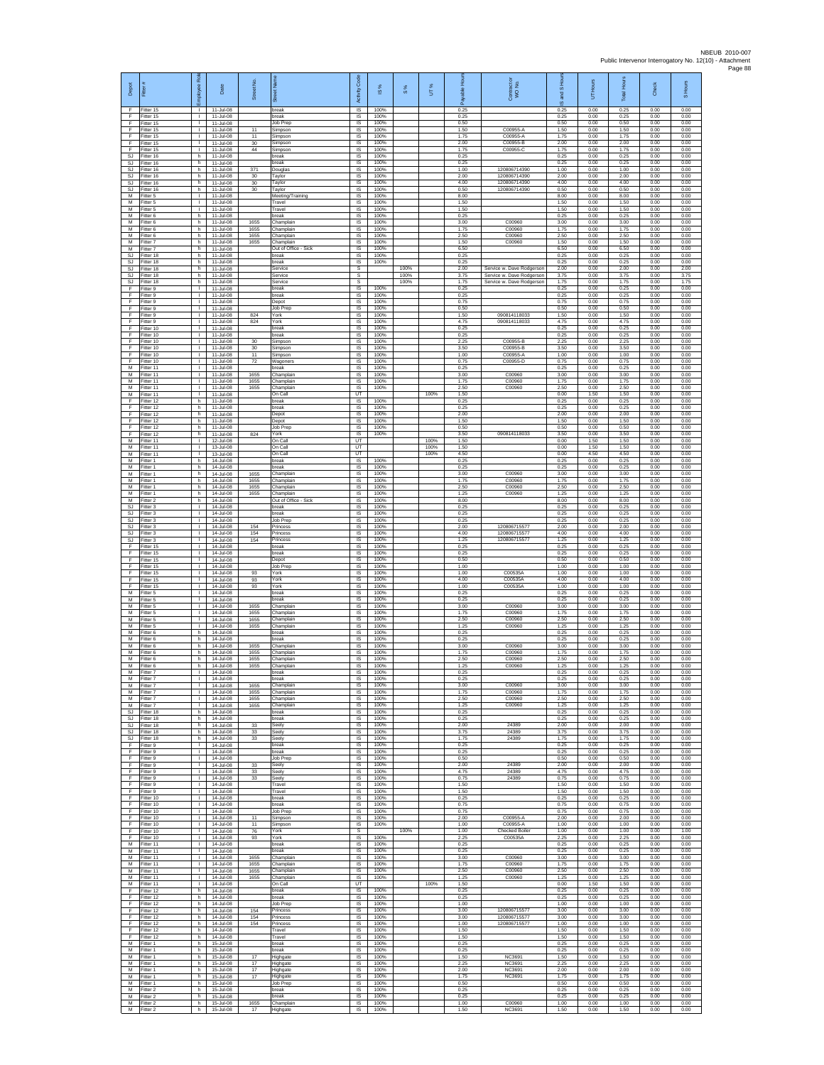| Depot | Fitter # | Employee Role | Date | Street No. | Street Name | Activity Code | IS % | S % | UT % | Payable Hours | Contractor or WO No. | IS and S Hours | UT Hours | Total Hours | Check | S Hours |
|---|---|---|---|---|---|---|---|---|---|---|---|---|---|---|---|---|
| F | Fitter 15 | I | 11-Jul-08 | | break | IS | 100% | | | 0.25 | | 0.25 | 0.00 | 0.25 | 0.00 | 0.00 |
| F | Fitter 15 | I | 11-Jul-08 | | break | IS | 100% | | | 0.25 | | 0.25 | 0.00 | 0.25 | 0.00 | 0.00 |
| F | Fitter 15 | I | 11-Jul-08 | | Job Prep | IS | 100% | | | 0.50 | | 0.50 | 0.00 | 0.50 | 0.00 | 0.00 |
| F | Fitter 15 | I | 11-Jul-08 | 11 | Simpson | IS | 100% | | | 1.50 | C00955-A | 1.50 | 0.00 | 1.50 | 0.00 | 0.00 |
| F | Fitter 15 | I | 11-Jul-08 | 11 | Simpson | IS | 100% | | | 1.75 | C00955-A | 1.75 | 0.00 | 1.75 | 0.00 | 0.00 |
| F | Fitter 15 | I | 11-Jul-08 | 30 | Simpson | IS | 100% | | | 2.00 | C00955-B | 2.00 | 0.00 | 2.00 | 0.00 | 0.00 |
| F | Fitter 15 | I | 11-Jul-08 | 44 | Simpson | IS | 100% | | | 1.75 | C00955-C | 1.75 | 0.00 | 1.75 | 0.00 | 0.00 |
| SJ | Fitter 16 | h | 11-Jul-08 | | break | IS | 100% | | | 0.25 | | 0.25 | 0.00 | 0.25 | 0.00 | 0.00 |
| SJ | Fitter 16 | h | 11-Jul-08 | | break | IS | 100% | | | 0.25 | | 0.25 | 0.00 | 0.25 | 0.00 | 0.00 |
| SJ | Fitter 16 | h | 11-Jul-08 | 371 | Douglas | IS | 100% | | | 1.00 | 120806714390 | 1.00 | 0.00 | 1.00 | 0.00 | 0.00 |
| SJ | Fitter 16 | h | 11-Jul-08 | 30 | Taylor | IS | 100% | | | 2.00 | 120806714390 | 2.00 | 0.00 | 2.00 | 0.00 | 0.00 |
| SJ | Fitter 16 | h | 11-Jul-08 | 30 | Taylor | IS | 100% | | | 4.00 | 120806714390 | 4.00 | 0.00 | 4.00 | 0.00 | 0.00 |
| SJ | Fitter 16 | h | 11-Jul-08 | 30 | Taylor | IS | 100% | | | 0.50 | 120806714390 | 0.50 | 0.00 | 0.50 | 0.00 | 0.00 |
| M | Fitter 5 | I | 11-Jul-08 | | Meeting/Training | IS | 100% | | | 8.00 | | 8.00 | 0.00 | 8.00 | 0.00 | 0.00 |
| M | Fitter 5 | I | 11-Jul-08 | | Travel | IS | 100% | | | 1.50 | | 1.50 | 0.00 | 1.50 | 0.00 | 0.00 |
| M | Fitter 5 | I | 11-Jul-08 | | Travel | IS | 100% | | | 1.50 | | 1.50 | 0.00 | 1.50 | 0.00 | 0.00 |
| M | Fitter 6 | h | 11-Jul-08 | | break | IS | 100% | | | 0.25 | | 0.25 | 0.00 | 0.25 | 0.00 | 0.00 |
| M | Fitter 6 | h | 11-Jul-08 | 1655 | Champlain | IS | 100% | | | 3.00 | C00960 | 3.00 | 0.00 | 3.00 | 0.00 | 0.00 |
| M | Fitter 6 | h | 11-Jul-08 | 1655 | Champlain | IS | 100% | | | 1.75 | C00960 | 1.75 | 0.00 | 1.75 | 0.00 | 0.00 |
| M | Fitter 6 | h | 11-Jul-08 | 1655 | Champlain | IS | 100% | | | 2.50 | C00960 | 2.50 | 0.00 | 2.50 | 0.00 | 0.00 |
| M | Fitter 6 | h | 11-Jul-08 | 1655 | Champlain | IS | 100% | | | 1.50 | C00960 | 1.50 | 0.00 | 1.50 | 0.00 | 0.00 |
| M | Fitter 7 | h | 11-Jul-08 | | Out of Office - Sick | IS | 100% | | | 6.50 | | 6.50 | 0.00 | 6.50 | 0.00 | 0.00 |
| SJ | Fitter 18 | h | 11-Jul-08 | | break | IS | 100% | | | 0.25 | | 0.25 | 0.00 | 0.25 | 0.00 | 0.00 |
| SJ | Fitter 18 | h | 11-Jul-08 | | break | IS | 100% | | | 0.25 | | 0.25 | 0.00 | 0.25 | 0.00 | 0.00 |
| SJ | Fitter 18 | h | 11-Jul-08 | | Service | S | | 100% | | 2.00 | Service w. Dave Rodgerson | 2.00 | 0.00 | 2.00 | 0.00 | 2.00 |
| SJ | Fitter 18 | h | 11-Jul-08 | | Service | S | | 100% | | 3.75 | Service w. Dave Rodgerson | 3.75 | 0.00 | 3.75 | 0.00 | 3.75 |
| SJ | Fitter 18 | h | 11-Jul-08 | | Service | S | | 100% | | 1.75 | Service w. Dave Rodgerson | 1.75 | 0.00 | 1.75 | 0.00 | 1.75 |
| F | Fitter 9 | I | 11-Jul-08 | | break | IS | 100% | | | 0.25 | | 0.25 | 0.00 | 0.25 | 0.00 | 0.00 |
| F | Fitter 9 | I | 11-Jul-08 | | break | IS | 100% | | | 0.25 | | 0.25 | 0.00 | 0.25 | 0.00 | 0.00 |
| F | Fitter 9 | I | 11-Jul-08 | | Depot | IS | 100% | | | 0.75 | | 0.75 | 0.00 | 0.75 | 0.00 | 0.00 |
| F | Fitter 9 | I | 11-Jul-08 | | Job Prep | IS | 100% | | | 0.50 | | 0.50 | 0.00 | 0.50 | 0.00 | 0.00 |
| F | Fitter 9 | I | 11-Jul-08 | 824 | York | IS | 100% | | | 1.50 | 090814118033 | 1.50 | 0.00 | 1.50 | 0.00 | 0.00 |
| F | Fitter 9 | I | 11-Jul-08 | 824 | York | IS | 100% | | | 4.75 | 090814118033 | 4.75 | 0.00 | 4.75 | 0.00 | 0.00 |
| F | Fitter 10 | I | 11-Jul-08 | | break | IS | 100% | | | 0.25 | | 0.25 | 0.00 | 0.25 | 0.00 | 0.00 |
| F | Fitter 10 | I | 11-Jul-08 | | break | IS | 100% | | | 0.25 | | 0.25 | 0.00 | 0.25 | 0.00 | 0.00 |
| F | Fitter 10 | I | 11-Jul-08 | 30 | Simpson | IS | 100% | | | 2.25 | C00955-B | 2.25 | 0.00 | 2.25 | 0.00 | 0.00 |
| F | Fitter 10 | I | 11-Jul-08 | 30 | Simpson | IS | 100% | | | 3.50 | C00955-B | 3.50 | 0.00 | 3.50 | 0.00 | 0.00 |
| F | Fitter 10 | I | 11-Jul-08 | 11 | Simpson | IS | 100% | | | 1.00 | C00955-A | 1.00 | 0.00 | 1.00 | 0.00 | 0.00 |
| F | Fitter 10 | I | 11-Jul-08 | 72 | Wagoners | IS | 100% | | | 0.75 | C00955-D | 0.75 | 0.00 | 0.75 | 0.00 | 0.00 |
| M | Fitter 11 | I | 11-Jul-08 | | break | IS | 100% | | | 0.25 | | 0.25 | 0.00 | 0.25 | 0.00 | 0.00 |
| M | Fitter 11 | I | 11-Jul-08 | 1655 | Champlain | IS | 100% | | | 3.00 | C00960 | 3.00 | 0.00 | 3.00 | 0.00 | 0.00 |
| M | Fitter 11 | I | 11-Jul-08 | 1655 | Champlain | IS | 100% | | | 1.75 | C00960 | 1.75 | 0.00 | 1.75 | 0.00 | 0.00 |
| M | Fitter 11 | I | 11-Jul-08 | 1655 | Champlain | IS | 100% | | | 2.50 | C00960 | 2.50 | 0.00 | 2.50 | 0.00 | 0.00 |
| M | Fitter 11 | I | 11-Jul-08 | | On Call | UT | | | 100% | 1.50 | | 0.00 | 1.50 | 1.50 | 0.00 | 0.00 |
| F | Fitter 12 | h | 11-Jul-08 | | break | IS | 100% | | | 0.25 | | 0.25 | 0.00 | 0.25 | 0.00 | 0.00 |
| F | Fitter 12 | h | 11-Jul-08 | | break | IS | 100% | | | 0.25 | | 0.25 | 0.00 | 0.25 | 0.00 | 0.00 |
| F | Fitter 12 | h | 11-Jul-08 | | Depot | IS | 100% | | | 2.00 | | 2.00 | 0.00 | 2.00 | 0.00 | 0.00 |
| F | Fitter 12 | h | 11-Jul-08 | | Depot | IS | 100% | | | 1.50 | | 1.50 | 0.00 | 1.50 | 0.00 | 0.00 |
| F | Fitter 12 | h | 11-Jul-08 | | Job Prep | IS | 100% | | | 0.50 | | 0.50 | 0.00 | 0.50 | 0.00 | 0.00 |
| F | Fitter 12 | h | 11-Jul-08 | 824 | York | IS | 100% | | | 3.50 | 090814118033 | 3.50 | 0.00 | 3.50 | 0.00 | 0.00 |
| M | Fitter 11 | I | 12-Jul-08 | | On Call | UT | | | 100% | 1.50 | | 0.00 | 1.50 | 1.50 | 0.00 | 0.00 |
| M | Fitter 11 | I | 13-Jul-08 | | On Call | UT | | | 100% | 1.50 | | 0.00 | 1.50 | 1.50 | 0.00 | 0.00 |
| M | Fitter 11 | I | 13-Jul-08 | | On Call | UT | | | 100% | 4.50 | | 0.00 | 4.50 | 4.50 | 0.00 | 0.00 |
| M | Fitter 1 | h | 14-Jul-08 | | break | IS | 100% | | | 0.25 | | 0.25 | 0.00 | 0.25 | 0.00 | 0.00 |
| M | Fitter 1 | h | 14-Jul-08 | | break | IS | 100% | | | 0.25 | | 0.25 | 0.00 | 0.25 | 0.00 | 0.00 |
| M | Fitter 1 | h | 14-Jul-08 | 1655 | Champlain | IS | 100% | | | 3.00 | C00960 | 3.00 | 0.00 | 3.00 | 0.00 | 0.00 |
| M | Fitter 1 | h | 14-Jul-08 | 1655 | Champlain | IS | 100% | | | 1.75 | C00960 | 1.75 | 0.00 | 1.75 | 0.00 | 0.00 |
| M | Fitter 1 | h | 14-Jul-08 | 1655 | Champlain | IS | 100% | | | 2.50 | C00960 | 2.50 | 0.00 | 2.50 | 0.00 | 0.00 |
| M | Fitter 1 | h | 14-Jul-08 | 1655 | Champlain | IS | 100% | | | 1.25 | C00960 | 1.25 | 0.00 | 1.25 | 0.00 | 0.00 |
| M | Fitter 2 | h | 14-Jul-08 | | Out of Office - Sick | IS | 100% | | | 8.00 | | 8.00 | 0.00 | 8.00 | 0.00 | 0.00 |
| SJ | Fitter 3 | I | 14-Jul-08 | | break | IS | 100% | | | 0.25 | | 0.25 | 0.00 | 0.25 | 0.00 | 0.00 |
| SJ | Fitter 3 | I | 14-Jul-08 | | break | IS | 100% | | | 0.25 | | 0.25 | 0.00 | 0.25 | 0.00 | 0.00 |
| SJ | Fitter 3 | I | 14-Jul-08 | | Job Prep | IS | 100% | | | 0.25 | | 0.25 | 0.00 | 0.25 | 0.00 | 0.00 |
| SJ | Fitter 3 | I | 14-Jul-08 | 154 | Princess | IS | 100% | | | 2.00 | 120806715577 | 2.00 | 0.00 | 2.00 | 0.00 | 0.00 |
| SJ | Fitter 3 | I | 14-Jul-08 | 154 | Princess | IS | 100% | | | 4.00 | 120806715577 | 4.00 | 0.00 | 4.00 | 0.00 | 0.00 |
| SJ | Fitter 3 | I | 14-Jul-08 | 154 | Princess | IS | 100% | | | 1.25 | 120806715577 | 1.25 | 0.00 | 1.25 | 0.00 | 0.00 |
| F | Fitter 15 | I | 14-Jul-08 | | break | IS | 100% | | | 0.25 | | 0.25 | 0.00 | 0.25 | 0.00 | 0.00 |
| F | Fitter 15 | I | 14-Jul-08 | | break | IS | 100% | | | 0.25 | | 0.25 | 0.00 | 0.25 | 0.00 | 0.00 |
| F | Fitter 15 | I | 14-Jul-08 | | Depot | IS | 100% | | | 0.50 | | 0.50 | 0.00 | 0.50 | 0.00 | 0.00 |
| F | Fitter 15 | I | 14-Jul-08 | | Job Prep | IS | 100% | | | 1.00 | | 1.00 | 0.00 | 1.00 | 0.00 | 0.00 |
| F | Fitter 15 | I | 14-Jul-08 | 93 | York | IS | 100% | | | 1.00 | C00535A | 1.00 | 0.00 | 1.00 | 0.00 | 0.00 |
| F | Fitter 15 | I | 14-Jul-08 | 93 | York | IS | 100% | | | 4.00 | C00535A | 4.00 | 0.00 | 4.00 | 0.00 | 0.00 |
| F | Fitter 15 | I | 14-Jul-08 | 93 | York | IS | 100% | | | 1.00 | C00535A | 1.00 | 0.00 | 1.00 | 0.00 | 0.00 |
| M | Fitter 5 | I | 14-Jul-08 | | break | IS | 100% | | | 0.25 | | 0.25 | 0.00 | 0.25 | 0.00 | 0.00 |
| M | Fitter 5 | I | 14-Jul-08 | | break | IS | 100% | | | 0.25 | | 0.25 | 0.00 | 0.25 | 0.00 | 0.00 |
| M | Fitter 5 | I | 14-Jul-08 | 1655 | Champlain | IS | 100% | | | 3.00 | C00960 | 3.00 | 0.00 | 3.00 | 0.00 | 0.00 |
| M | Fitter 5 | I | 14-Jul-08 | 1655 | Champlain | IS | 100% | | | 1.75 | C00960 | 1.75 | 0.00 | 1.75 | 0.00 | 0.00 |
| M | Fitter 5 | I | 14-Jul-08 | 1655 | Champlain | IS | 100% | | | 2.50 | C00960 | 2.50 | 0.00 | 2.50 | 0.00 | 0.00 |
| M | Fitter 5 | I | 14-Jul-08 | 1655 | Champlain | IS | 100% | | | 1.25 | C00960 | 1.25 | 0.00 | 1.25 | 0.00 | 0.00 |
| M | Fitter 6 | h | 14-Jul-08 | | break | IS | 100% | | | 0.25 | | 0.25 | 0.00 | 0.25 | 0.00 | 0.00 |
| M | Fitter 6 | h | 14-Jul-08 | | break | IS | 100% | | | 0.25 | | 0.25 | 0.00 | 0.25 | 0.00 | 0.00 |
| M | Fitter 6 | h | 14-Jul-08 | 1655 | Champlain | IS | 100% | | | 3.00 | C00960 | 3.00 | 0.00 | 3.00 | 0.00 | 0.00 |
| M | Fitter 6 | h | 14-Jul-08 | 1655 | Champlain | IS | 100% | | | 1.75 | C00960 | 1.75 | 0.00 | 1.75 | 0.00 | 0.00 |
| M | Fitter 6 | h | 14-Jul-08 | 1655 | Champlain | IS | 100% | | | 2.50 | C00960 | 2.50 | 0.00 | 2.50 | 0.00 | 0.00 |
| M | Fitter 6 | h | 14-Jul-08 | 1655 | Champlain | IS | 100% | | | 1.25 | C00960 | 1.25 | 0.00 | 1.25 | 0.00 | 0.00 |
| M | Fitter 7 | I | 14-Jul-08 | | break | IS | 100% | | | 0.25 | | 0.25 | 0.00 | 0.25 | 0.00 | 0.00 |
| M | Fitter 7 | I | 14-Jul-08 | | break | IS | 100% | | | 0.25 | | 0.25 | 0.00 | 0.25 | 0.00 | 0.00 |
| M | Fitter 7 | I | 14-Jul-08 | 1655 | Champlain | IS | 100% | | | 3.00 | C00960 | 3.00 | 0.00 | 3.00 | 0.00 | 0.00 |
| M | Fitter 7 | I | 14-Jul-08 | 1655 | Champlain | IS | 100% | | | 1.75 | C00960 | 1.75 | 0.00 | 1.75 | 0.00 | 0.00 |
| M | Fitter 7 | I | 14-Jul-08 | 1655 | Champlain | IS | 100% | | | 2.50 | C00960 | 2.50 | 0.00 | 2.50 | 0.00 | 0.00 |
| M | Fitter 7 | I | 14-Jul-08 | 1655 | Champlain | IS | 100% | | | 1.25 | C00960 | 1.25 | 0.00 | 1.25 | 0.00 | 0.00 |
| SJ | Fitter 18 | h | 14-Jul-08 | | break | IS | 100% | | | 0.25 | | 0.25 | 0.00 | 0.25 | 0.00 | 0.00 |
| SJ | Fitter 18 | h | 14-Jul-08 | | break | IS | 100% | | | 0.25 | | 0.25 | 0.00 | 0.25 | 0.00 | 0.00 |
| SJ | Fitter 18 | h | 14-Jul-08 | 33 | Seely | IS | 100% | | | 2.00 | 24389 | 2.00 | 0.00 | 2.00 | 0.00 | 0.00 |
| SJ | Fitter 18 | h | 14-Jul-08 | 33 | Seely | IS | 100% | | | 3.75 | 24389 | 3.75 | 0.00 | 3.75 | 0.00 | 0.00 |
| SJ | Fitter 18 | h | 14-Jul-08 | 33 | Seely | IS | 100% | | | 1.75 | 24389 | 1.75 | 0.00 | 1.75 | 0.00 | 0.00 |
| F | Fitter 9 | I | 14-Jul-08 | | break | IS | 100% | | | 0.25 | | 0.25 | 0.00 | 0.25 | 0.00 | 0.00 |
| F | Fitter 9 | I | 14-Jul-08 | | break | IS | 100% | | | 0.25 | | 0.25 | 0.00 | 0.25 | 0.00 | 0.00 |
| F | Fitter 9 | I | 14-Jul-08 | | Job Prep | IS | 100% | | | 0.50 | | 0.50 | 0.00 | 0.50 | 0.00 | 0.00 |
| F | Fitter 9 | I | 14-Jul-08 | 33 | Seely | IS | 100% | | | 2.00 | 24389 | 2.00 | 0.00 | 2.00 | 0.00 | 0.00 |
| F | Fitter 9 | I | 14-Jul-08 | 33 | Seely | IS | 100% | | | 4.75 | 24389 | 4.75 | 0.00 | 4.75 | 0.00 | 0.00 |
| F | Fitter 9 | I | 14-Jul-08 | 33 | Seely | IS | 100% | | | 0.75 | 24389 | 0.75 | 0.00 | 0.75 | 0.00 | 0.00 |
| F | Fitter 9 | I | 14-Jul-08 | | Travel | IS | 100% | | | 1.50 | | 1.50 | 0.00 | 1.50 | 0.00 | 0.00 |
| F | Fitter 9 | I | 14-Jul-08 | | Travel | IS | 100% | | | 1.50 | | 1.50 | 0.00 | 1.50 | 0.00 | 0.00 |
| F | Fitter 10 | I | 14-Jul-08 | | break | IS | 100% | | | 0.25 | | 0.25 | 0.00 | 0.25 | 0.00 | 0.00 |
| F | Fitter 10 | I | 14-Jul-08 | | break | IS | 100% | | | 0.75 | | 0.75 | 0.00 | 0.75 | 0.00 | 0.00 |
| F | Fitter 10 | I | 14-Jul-08 | | Job Prep | IS | 100% | | | 0.75 | | 0.75 | 0.00 | 0.75 | 0.00 | 0.00 |
| F | Fitter 10 | I | 14-Jul-08 | 11 | Simpson | IS | 100% | | | 2.00 | C00955-A | 2.00 | 0.00 | 2.00 | 0.00 | 0.00 |
| F | Fitter 10 | I | 14-Jul-08 | 11 | Simpson | IS | 100% | | | 1.00 | C00955-A | 1.00 | 0.00 | 1.00 | 0.00 | 0.00 |
| F | Fitter 10 | I | 14-Jul-08 | 76 | York | S | | 100% | | 1.00 | Checked Boiler | 1.00 | 0.00 | 1.00 | 0.00 | 1.00 |
| F | Fitter 10 | I | 14-Jul-08 | 93 | York | IS | 100% | | | 2.25 | C00535A | 2.25 | 0.00 | 2.25 | 0.00 | 0.00 |
| M | Fitter 11 | I | 14-Jul-08 | | break | IS | 100% | | | 0.25 | | 0.25 | 0.00 | 0.25 | 0.00 | 0.00 |
| M | Fitter 11 | I | 14-Jul-08 | | break | IS | 100% | | | 0.25 | | 0.25 | 0.00 | 0.25 | 0.00 | 0.00 |
| M | Fitter 11 | I | 14-Jul-08 | 1655 | Champlain | IS | 100% | | | 3.00 | C00960 | 3.00 | 0.00 | 3.00 | 0.00 | 0.00 |
| M | Fitter 11 | I | 14-Jul-08 | 1655 | Champlain | IS | 100% | | | 1.75 | C00960 | 1.75 | 0.00 | 1.75 | 0.00 | 0.00 |
| M | Fitter 11 | I | 14-Jul-08 | 1655 | Champlain | IS | 100% | | | 2.50 | C00960 | 2.50 | 0.00 | 2.50 | 0.00 | 0.00 |
| M | Fitter 11 | I | 14-Jul-08 | 1655 | Champlain | IS | 100% | | | 1.25 | C00960 | 1.25 | 0.00 | 1.25 | 0.00 | 0.00 |
| M | Fitter 11 | I | 14-Jul-08 | | On Call | UT | | | 100% | 1.50 | | 0.00 | 1.50 | 1.50 | 0.00 | 0.00 |
| F | Fitter 12 | h | 14-Jul-08 | | break | IS | 100% | | | 0.25 | | 0.25 | 0.00 | 0.25 | 0.00 | 0.00 |
| F | Fitter 12 | h | 14-Jul-08 | | break | IS | 100% | | | 0.25 | | 0.25 | 0.00 | 0.25 | 0.00 | 0.00 |
| F | Fitter 12 | h | 14-Jul-08 | | Job Prep | IS | 100% | | | 1.00 | | 1.00 | 0.00 | 1.00 | 0.00 | 0.00 |
| F | Fitter 12 | h | 14-Jul-08 | 154 | Princess | IS | 100% | | | 3.00 | 120806715577 | 3.00 | 0.00 | 3.00 | 0.00 | 0.00 |
| F | Fitter 12 | h | 14-Jul-08 | 154 | Princess | IS | 100% | | | 3.00 | 120806715577 | 3.00 | 0.00 | 3.00 | 0.00 | 0.00 |
| F | Fitter 12 | h | 14-Jul-08 | 154 | Princess | IS | 100% | | | 1.00 | 120806715577 | 1.00 | 0.00 | 1.00 | 0.00 | 0.00 |
| F | Fitter 12 | h | 14-Jul-08 | | Travel | IS | 100% | | | 1.50 | | 1.50 | 0.00 | 1.50 | 0.00 | 0.00 |
| F | Fitter 12 | h | 14-Jul-08 | | Travel | IS | 100% | | | 1.50 | | 1.50 | 0.00 | 1.50 | 0.00 | 0.00 |
| M | Fitter 1 | h | 15-Jul-08 | | break | IS | 100% | | | 0.25 | | 0.25 | 0.00 | 0.25 | 0.00 | 0.00 |
| M | Fitter 1 | h | 15-Jul-08 | | break | IS | 100% | | | 0.25 | | 0.25 | 0.00 | 0.25 | 0.00 | 0.00 |
| M | Fitter 1 | h | 15-Jul-08 | 17 | Highgate | IS | 100% | | | 1.50 | NC3691 | 1.50 | 0.00 | 1.50 | 0.00 | 0.00 |
| M | Fitter 1 | h | 15-Jul-08 | 17 | Highgate | IS | 100% | | | 2.25 | NC3691 | 2.25 | 0.00 | 2.25 | 0.00 | 0.00 |
| M | Fitter 1 | h | 15-Jul-08 | 17 | Highgate | IS | 100% | | | 2.00 | NC3691 | 2.00 | 0.00 | 2.00 | 0.00 | 0.00 |
| M | Fitter 1 | h | 15-Jul-08 | 17 | Highgate | IS | 100% | | | 1.75 | NC3691 | 1.75 | 0.00 | 1.75 | 0.00 | 0.00 |
| M | Fitter 1 | h | 15-Jul-08 | | Job Prep | IS | 100% | | | 0.50 | | 0.50 | 0.00 | 0.50 | 0.00 | 0.00 |
| M | Fitter 2 | h | 15-Jul-08 | | break | IS | 100% | | | 0.25 | | 0.25 | 0.00 | 0.25 | 0.00 | 0.00 |
| M | Fitter 2 | h | 15-Jul-08 | | break | IS | 100% | | | 0.25 | | 0.25 | 0.00 | 0.25 | 0.00 | 0.00 |
| M | Fitter 2 | h | 15-Jul-08 | 1655 | Champlain | IS | 100% | | | 1.00 | C00960 | 1.00 | 0.00 | 1.00 | 0.00 | 0.00 |
| M | Fitter 2 | h | 15-Jul-08 | 17 | Highgate | IS | 100% | | | 1.50 | NC3691 | 1.50 | 0.00 | 1.50 | 0.00 | 0.00 |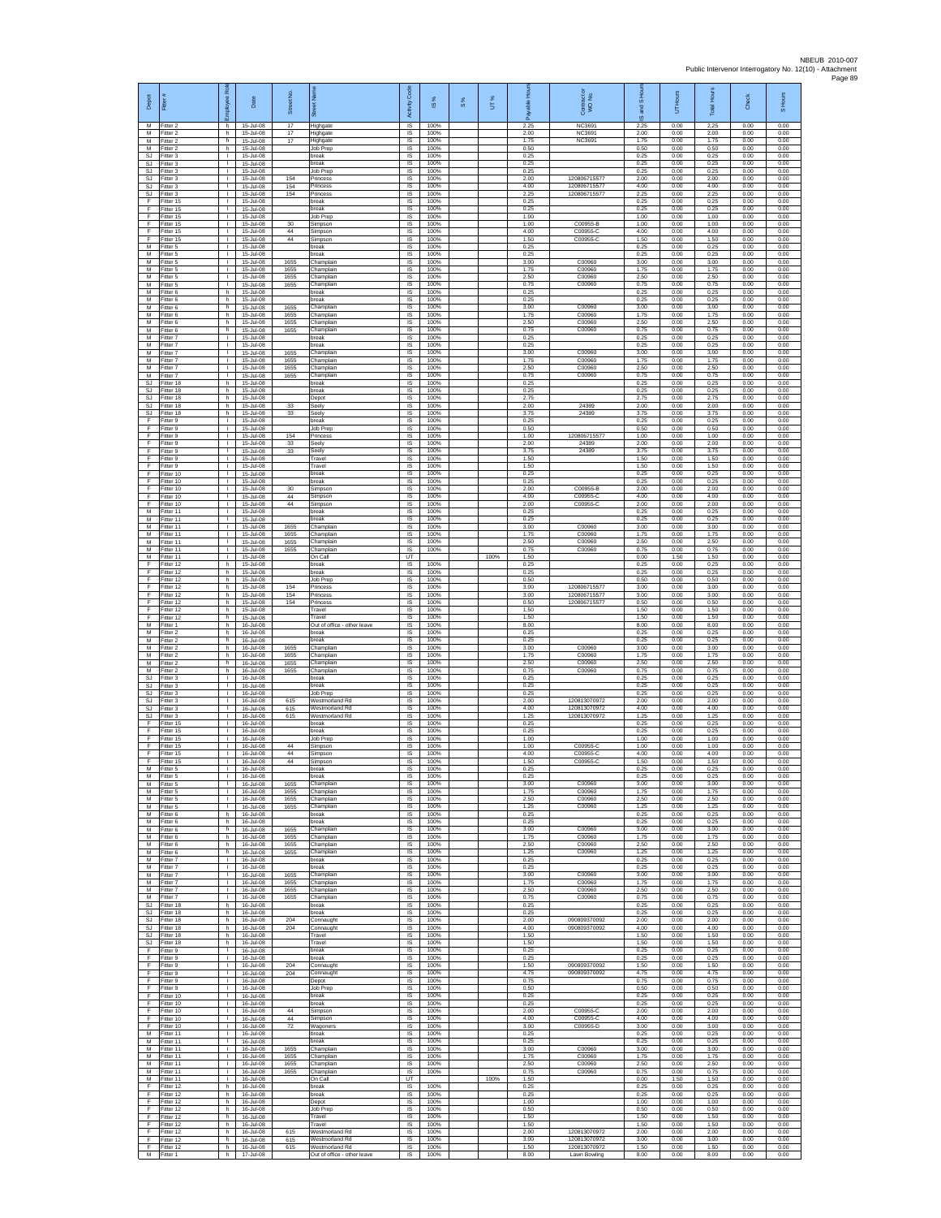| Depot | Fitter # | Employee Role | Date | Street No. | Street Name | Activity Code | IS % | S % | UT % | Payable Hours | Contract or WO No. | IS and S Hours | UT Hours | Total Hours | Check | S Hours |
|---|---|---|---|---|---|---|---|---|---|---|---|---|---|---|---|---|
| M | Fitter 2 | h | 15-Jul-08 | 17 | Highgate | IS | 100% | | | 2.25 | NC3691 | 2.25 | 0.00 | 2.25 | 0.00 | 0.00 |
| M | Fitter 2 | h | 15-Jul-08 | 17 | Highgate | IS | 100% | | | 2.00 | NC3691 | 2.00 | 0.00 | 2.00 | 0.00 | 0.00 |
| M | Fitter 2 | h | 15-Jul-08 | 17 | Highgate | IS | 100% | | | 1.75 | NC3691 | 1.75 | 0.00 | 1.75 | 0.00 | 0.00 |
| M | Fitter 2 | h | 15-Jul-08 | | Job Prep | IS | 100% | | | 0.50 | | 0.50 | 0.00 | 0.50 | 0.00 | 0.00 |
| SJ | Fitter 3 | I | 15-Jul-08 | | break | IS | 100% | | | 0.25 | | 0.25 | 0.00 | 0.25 | 0.00 | 0.00 |
| SJ | Fitter 3 | I | 15-Jul-08 | | break | IS | 100% | | | 0.25 | | 0.25 | 0.00 | 0.25 | 0.00 | 0.00 |
| SJ | Fitter 3 | I | 15-Jul-08 | | Job Prep | IS | 100% | | | 0.25 | | 0.25 | 0.00 | 0.25 | 0.00 | 0.00 |
| SJ | Fitter 3 | I | 15-Jul-08 | 154 | Princess | IS | 100% | | | 2.00 | 120806715577 | 2.00 | 0.00 | 2.00 | 0.00 | 0.00 |
| SJ | Fitter 3 | I | 15-Jul-08 | 154 | Princess | IS | 100% | | | 4.00 | 120806715577 | 4.00 | 0.00 | 4.00 | 0.00 | 0.00 |
| SJ | Fitter 3 | I | 15-Jul-08 | 154 | Princess | IS | 100% | | | 2.25 | 120806715577 | 2.25 | 0.00 | 2.25 | 0.00 | 0.00 |
| F | Fitter 15 | I | 15-Jul-08 | | break | IS | 100% | | | 0.25 | | 0.25 | 0.00 | 0.25 | 0.00 | 0.00 |
| F | Fitter 15 | I | 15-Jul-08 | | break | IS | 100% | | | 0.25 | | 0.25 | 0.00 | 0.25 | 0.00 | 0.00 |
| F | Fitter 15 | I | 15-Jul-08 | | Job Prep | IS | 100% | | | 1.00 | | 1.00 | 0.00 | 1.00 | 0.00 | 0.00 |
| F | Fitter 15 | I | 15-Jul-08 | 30 | Simpson | IS | 100% | | | 1.00 | C00955-B | 1.00 | 0.00 | 1.00 | 0.00 | 0.00 |
| F | Fitter 15 | I | 15-Jul-08 | 44 | Simpson | IS | 100% | | | 4.00 | C00955-C | 4.00 | 0.00 | 4.00 | 0.00 | 0.00 |
| F | Fitter 15 | I | 15-Jul-08 | 44 | Simpson | IS | 100% | | | 1.50 | C00955-C | 1.50 | 0.00 | 1.50 | 0.00 | 0.00 |
| M | Fitter 5 | I | 15-Jul-08 | | break | IS | 100% | | | 0.25 | | 0.25 | 0.00 | 0.25 | 0.00 | 0.00 |
| M | Fitter 5 | I | 15-Jul-08 | | break | IS | 100% | | | 0.25 | | 0.25 | 0.00 | 0.25 | 0.00 | 0.00 |
| M | Fitter 5 | I | 15-Jul-08 | 1655 | Champlain | IS | 100% | | | 3.00 | C00960 | 3.00 | 0.00 | 3.00 | 0.00 | 0.00 |
| M | Fitter 5 | I | 15-Jul-08 | 1655 | Champlain | IS | 100% | | | 1.75 | C00960 | 1.75 | 0.00 | 1.75 | 0.00 | 0.00 |
| M | Fitter 5 | I | 15-Jul-08 | 1655 | Champlain | IS | 100% | | | 2.50 | C00960 | 2.50 | 0.00 | 2.50 | 0.00 | 0.00 |
| M | Fitter 5 | I | 15-Jul-08 | 1655 | Champlain | IS | 100% | | | 0.75 | C00960 | 0.75 | 0.00 | 0.75 | 0.00 | 0.00 |
| M | Fitter 6 | h | 15-Jul-08 | | break | IS | 100% | | | 0.25 | | 0.25 | 0.00 | 0.25 | 0.00 | 0.00 |
| M | Fitter 6 | h | 15-Jul-08 | | break | IS | 100% | | | 0.25 | | 0.25 | 0.00 | 0.25 | 0.00 | 0.00 |
| M | Fitter 6 | h | 15-Jul-08 | 1655 | Champlain | IS | 100% | | | 3.00 | C00960 | 3.00 | 0.00 | 3.00 | 0.00 | 0.00 |
| M | Fitter 6 | h | 15-Jul-08 | 1655 | Champlain | IS | 100% | | | 1.75 | C00960 | 1.75 | 0.00 | 1.75 | 0.00 | 0.00 |
| M | Fitter 6 | h | 15-Jul-08 | 1655 | Champlain | IS | 100% | | | 2.50 | C00960 | 2.50 | 0.00 | 2.50 | 0.00 | 0.00 |
| M | Fitter 6 | h | 15-Jul-08 | 1655 | Champlain | IS | 100% | | | 0.75 | C00960 | 0.75 | 0.00 | 0.75 | 0.00 | 0.00 |
| M | Fitter 7 | I | 15-Jul-08 | | break | IS | 100% | | | 0.25 | | 0.25 | 0.00 | 0.25 | 0.00 | 0.00 |
| M | Fitter 7 | I | 15-Jul-08 | | break | IS | 100% | | | 0.25 | | 0.25 | 0.00 | 0.25 | 0.00 | 0.00 |
| M | Fitter 7 | I | 15-Jul-08 | 1655 | Champlain | IS | 100% | | | 3.00 | C00960 | 3.00 | 0.00 | 3.00 | 0.00 | 0.00 |
| M | Fitter 7 | I | 15-Jul-08 | 1655 | Champlain | IS | 100% | | | 1.75 | C00960 | 1.75 | 0.00 | 1.75 | 0.00 | 0.00 |
| M | Fitter 7 | I | 15-Jul-08 | 1655 | Champlain | IS | 100% | | | 2.50 | C00960 | 2.50 | 0.00 | 2.50 | 0.00 | 0.00 |
| M | Fitter 7 | I | 15-Jul-08 | 1655 | Champlain | IS | 100% | | | 0.75 | C00960 | 0.75 | 0.00 | 0.75 | 0.00 | 0.00 |
| SJ | Fitter 18 | h | 15-Jul-08 | | break | IS | 100% | | | 0.25 | | 0.25 | 0.00 | 0.25 | 0.00 | 0.00 |
| SJ | Fitter 18 | h | 15-Jul-08 | | break | IS | 100% | | | 0.25 | | 0.25 | 0.00 | 0.25 | 0.00 | 0.00 |
| SJ | Fitter 18 | h | 15-Jul-08 | | Depot | IS | 100% | | | 2.75 | | 2.75 | 0.00 | 2.75 | 0.00 | 0.00 |
| SJ | Fitter 18 | h | 15-Jul-08 | 33 | Seely | IS | 100% | | | 2.00 | 24389 | 2.00 | 0.00 | 2.00 | 0.00 | 0.00 |
| SJ | Fitter 18 | h | 15-Jul-08 | 33 | Seely | IS | 100% | | | 3.75 | 24389 | 3.75 | 0.00 | 3.75 | 0.00 | 0.00 |
| F | Fitter 9 | I | 15-Jul-08 | | break | IS | 100% | | | 0.25 | | 0.25 | 0.00 | 0.25 | 0.00 | 0.00 |
| F | Fitter 9 | I | 15-Jul-08 | | Job Prep | IS | 100% | | | 0.50 | | 0.50 | 0.00 | 0.50 | 0.00 | 0.00 |
| F | Fitter 9 | I | 15-Jul-08 | 154 | Princess | IS | 100% | | | 1.00 | 120806715577 | 1.00 | 0.00 | 1.00 | 0.00 | 0.00 |
| F | Fitter 9 | I | 15-Jul-08 | 33 | Seely | IS | 100% | | | 2.00 | 24389 | 2.00 | 0.00 | 2.00 | 0.00 | 0.00 |
| F | Fitter 9 | I | 15-Jul-08 | 33 | Seely | IS | 100% | | | 3.75 | 24389 | 3.75 | 0.00 | 3.75 | 0.00 | 0.00 |
| F | Fitter 9 | I | 15-Jul-08 | | Travel | IS | 100% | | | 1.50 | | 1.50 | 0.00 | 1.50 | 0.00 | 0.00 |
| F | Fitter 9 | I | 15-Jul-08 | | Travel | IS | 100% | | | 1.50 | | 1.50 | 0.00 | 1.50 | 0.00 | 0.00 |
| F | Fitter 10 | I | 15-Jul-08 | | break | IS | 100% | | | 0.25 | | 0.25 | 0.00 | 0.25 | 0.00 | 0.00 |
| F | Fitter 10 | I | 15-Jul-08 | | break | IS | 100% | | | 0.25 | | 0.25 | 0.00 | 0.25 | 0.00 | 0.00 |
| F | Fitter 10 | I | 15-Jul-08 | 30 | Simpson | IS | 100% | | | 2.00 | C00955-B | 2.00 | 0.00 | 2.00 | 0.00 | 0.00 |
| F | Fitter 10 | I | 15-Jul-08 | 44 | Simpson | IS | 100% | | | 4.00 | C00955-C | 4.00 | 0.00 | 4.00 | 0.00 | 0.00 |
| F | Fitter 10 | I | 15-Jul-08 | 44 | Simpson | IS | 100% | | | 2.00 | C00955-C | 2.00 | 0.00 | 2.00 | 0.00 | 0.00 |
| M | Fitter 11 | I | 15-Jul-08 | | break | IS | 100% | | | 0.25 | | 0.25 | 0.00 | 0.25 | 0.00 | 0.00 |
| M | Fitter 11 | I | 15-Jul-08 | | break | IS | 100% | | | 0.25 | | 0.25 | 0.00 | 0.25 | 0.00 | 0.00 |
| M | Fitter 11 | I | 15-Jul-08 | 1655 | Champlain | IS | 100% | | | 3.00 | C00960 | 3.00 | 0.00 | 3.00 | 0.00 | 0.00 |
| M | Fitter 11 | I | 15-Jul-08 | 1655 | Champlain | IS | 100% | | | 1.75 | C00960 | 1.75 | 0.00 | 1.75 | 0.00 | 0.00 |
| M | Fitter 11 | I | 15-Jul-08 | 1655 | Champlain | IS | 100% | | | 2.50 | C00960 | 2.50 | 0.00 | 2.50 | 0.00 | 0.00 |
| M | Fitter 11 | I | 15-Jul-08 | 1655 | Champlain | IS | 100% | | | 0.75 | C00960 | 0.75 | 0.00 | 0.75 | 0.00 | 0.00 |
| M | Fitter 11 | I | 15-Jul-08 | | On Call | UT | | | 100% | 1.50 | | 0.00 | 1.50 | 1.50 | 0.00 | 0.00 |
| F | Fitter 12 | h | 15-Jul-08 | | break | IS | 100% | | | 0.25 | | 0.25 | 0.00 | 0.25 | 0.00 | 0.00 |
| F | Fitter 12 | h | 15-Jul-08 | | break | IS | 100% | | | 0.25 | | 0.25 | 0.00 | 0.25 | 0.00 | 0.00 |
| F | Fitter 12 | h | 15-Jul-08 | | Job Prep | IS | 100% | | | 0.50 | | 0.50 | 0.00 | 0.50 | 0.00 | 0.00 |
| F | Fitter 12 | h | 15-Jul-08 | 154 | Princess | IS | 100% | | | 3.00 | 120806715577 | 3.00 | 0.00 | 3.00 | 0.00 | 0.00 |
| F | Fitter 12 | h | 15-Jul-08 | 154 | Princess | IS | 100% | | | 3.00 | 120806715577 | 3.00 | 0.00 | 3.00 | 0.00 | 0.00 |
| F | Fitter 12 | h | 15-Jul-08 | 154 | Princess | IS | 100% | | | 0.50 | 120806715577 | 0.50 | 0.00 | 0.50 | 0.00 | 0.00 |
| F | Fitter 12 | h | 15-Jul-08 | | Travel | IS | 100% | | | 1.50 | | 1.50 | 0.00 | 1.50 | 0.00 | 0.00 |
| F | Fitter 12 | h | 15-Jul-08 | | Travel | IS | 100% | | | 1.50 | | 1.50 | 0.00 | 1.50 | 0.00 | 0.00 |
| M | Fitter 1 | h | 16-Jul-08 | | Out of office - other leave | IS | 100% | | | 8.00 | | 8.00 | 0.00 | 8.00 | 0.00 | 0.00 |
| M | Fitter 2 | h | 16-Jul-08 | | break | IS | 100% | | | 0.25 | | 0.25 | 0.00 | 0.25 | 0.00 | 0.00 |
| M | Fitter 2 | h | 16-Jul-08 | | break | IS | 100% | | | 0.25 | | 0.25 | 0.00 | 0.25 | 0.00 | 0.00 |
| M | Fitter 2 | h | 16-Jul-08 | 1655 | Champlain | IS | 100% | | | 3.00 | C00960 | 3.00 | 0.00 | 3.00 | 0.00 | 0.00 |
| M | Fitter 2 | h | 16-Jul-08 | 1655 | Champlain | IS | 100% | | | 1.75 | C00960 | 1.75 | 0.00 | 1.75 | 0.00 | 0.00 |
| M | Fitter 2 | h | 16-Jul-08 | 1655 | Champlain | IS | 100% | | | 2.50 | C00960 | 2.50 | 0.00 | 2.50 | 0.00 | 0.00 |
| M | Fitter 2 | h | 16-Jul-08 | 1655 | Champlain | IS | 100% | | | 0.75 | C00960 | 0.75 | 0.00 | 0.75 | 0.00 | 0.00 |
| SJ | Fitter 3 | I | 16-Jul-08 | | break | IS | 100% | | | 0.25 | | 0.25 | 0.00 | 0.25 | 0.00 | 0.00 |
| SJ | Fitter 3 | I | 16-Jul-08 | | break | IS | 100% | | | 0.25 | | 0.25 | 0.00 | 0.25 | 0.00 | 0.00 |
| SJ | Fitter 3 | I | 16-Jul-08 | | Job Prep | IS | 100% | | | 0.25 | | 0.25 | 0.00 | 0.25 | 0.00 | 0.00 |
| SJ | Fitter 3 | I | 16-Jul-08 | 615 | Westmorland Rd | IS | 100% | | | 2.00 | 120813070972 | 2.00 | 0.00 | 2.00 | 0.00 | 0.00 |
| SJ | Fitter 3 | I | 16-Jul-08 | 615 | Westmorland Rd | IS | 100% | | | 4.00 | 120813070972 | 4.00 | 0.00 | 4.00 | 0.00 | 0.00 |
| SJ | Fitter 3 | I | 16-Jul-08 | 615 | Westmorland Rd | IS | 100% | | | 1.25 | 120813070972 | 1.25 | 0.00 | 1.25 | 0.00 | 0.00 |
| F | Fitter 15 | I | 16-Jul-08 | | break | IS | 100% | | | 0.25 | | 0.25 | 0.00 | 0.25 | 0.00 | 0.00 |
| F | Fitter 15 | I | 16-Jul-08 | | break | IS | 100% | | | 0.25 | | 0.25 | 0.00 | 0.25 | 0.00 | 0.00 |
| F | Fitter 15 | I | 16-Jul-08 | | Job Prep | IS | 100% | | | 1.00 | | 1.00 | 0.00 | 1.00 | 0.00 | 0.00 |
| F | Fitter 15 | I | 16-Jul-08 | 44 | Simpson | IS | 100% | | | 1.00 | C00955-C | 1.00 | 0.00 | 1.00 | 0.00 | 0.00 |
| F | Fitter 15 | I | 16-Jul-08 | 44 | Simpson | IS | 100% | | | 4.00 | C00955-C | 4.00 | 0.00 | 4.00 | 0.00 | 0.00 |
| F | Fitter 15 | I | 16-Jul-08 | 44 | Simpson | IS | 100% | | | 1.50 | C00955-C | 1.50 | 0.00 | 1.50 | 0.00 | 0.00 |
| M | Fitter 5 | I | 16-Jul-08 | | break | IS | 100% | | | 0.25 | | 0.25 | 0.00 | 0.25 | 0.00 | 0.00 |
| M | Fitter 5 | I | 16-Jul-08 | | break | IS | 100% | | | 0.25 | | 0.25 | 0.00 | 0.25 | 0.00 | 0.00 |
| M | Fitter 5 | I | 16-Jul-08 | 1655 | Champlain | IS | 100% | | | 3.00 | C00960 | 3.00 | 0.00 | 3.00 | 0.00 | 0.00 |
| M | Fitter 5 | I | 16-Jul-08 | 1655 | Champlain | IS | 100% | | | 1.75 | C00960 | 1.75 | 0.00 | 1.75 | 0.00 | 0.00 |
| M | Fitter 5 | I | 16-Jul-08 | 1655 | Champlain | IS | 100% | | | 2.50 | C00960 | 2.50 | 0.00 | 2.50 | 0.00 | 0.00 |
| M | Fitter 5 | I | 16-Jul-08 | 1655 | Champlain | IS | 100% | | | 1.25 | C00960 | 1.25 | 0.00 | 1.25 | 0.00 | 0.00 |
| M | Fitter 6 | h | 16-Jul-08 | | break | IS | 100% | | | 0.25 | | 0.25 | 0.00 | 0.25 | 0.00 | 0.00 |
| M | Fitter 6 | h | 16-Jul-08 | | break | IS | 100% | | | 0.25 | | 0.25 | 0.00 | 0.25 | 0.00 | 0.00 |
| M | Fitter 6 | h | 16-Jul-08 | 1655 | Champlain | IS | 100% | | | 3.00 | C00960 | 3.00 | 0.00 | 3.00 | 0.00 | 0.00 |
| M | Fitter 6 | h | 16-Jul-08 | 1655 | Champlain | IS | 100% | | | 1.75 | C00960 | 1.75 | 0.00 | 1.75 | 0.00 | 0.00 |
| M | Fitter 6 | h | 16-Jul-08 | 1655 | Champlain | IS | 100% | | | 2.50 | C00960 | 2.50 | 0.00 | 2.50 | 0.00 | 0.00 |
| M | Fitter 6 | h | 16-Jul-08 | 1655 | Champlain | IS | 100% | | | 1.25 | C00960 | 1.25 | 0.00 | 1.25 | 0.00 | 0.00 |
| M | Fitter 7 | I | 16-Jul-08 | | break | IS | 100% | | | 0.25 | | 0.25 | 0.00 | 0.25 | 0.00 | 0.00 |
| M | Fitter 7 | I | 16-Jul-08 | | break | IS | 100% | | | 0.25 | | 0.25 | 0.00 | 0.25 | 0.00 | 0.00 |
| M | Fitter 7 | I | 16-Jul-08 | 1655 | Champlain | IS | 100% | | | 3.00 | C00960 | 3.00 | 0.00 | 3.00 | 0.00 | 0.00 |
| M | Fitter 7 | I | 16-Jul-08 | 1655 | Champlain | IS | 100% | | | 1.75 | C00960 | 1.75 | 0.00 | 1.75 | 0.00 | 0.00 |
| M | Fitter 7 | I | 16-Jul-08 | 1655 | Champlain | IS | 100% | | | 2.50 | C00960 | 2.50 | 0.00 | 2.50 | 0.00 | 0.00 |
| M | Fitter 7 | I | 16-Jul-08 | 1655 | Champlain | IS | 100% | | | 0.75 | C00960 | 0.75 | 0.00 | 0.75 | 0.00 | 0.00 |
| SJ | Fitter 18 | h | 16-Jul-08 | | break | IS | 100% | | | 0.25 | | 0.25 | 0.00 | 0.25 | 0.00 | 0.00 |
| SJ | Fitter 18 | h | 16-Jul-08 | | break | IS | 100% | | | 0.25 | | 0.25 | 0.00 | 0.25 | 0.00 | 0.00 |
| SJ | Fitter 18 | h | 16-Jul-08 | 204 | Connaught | IS | 100% | | | 2.00 | 090809370092 | 2.00 | 0.00 | 2.00 | 0.00 | 0.00 |
| SJ | Fitter 18 | h | 16-Jul-08 | 204 | Connaught | IS | 100% | | | 4.00 | 090809370092 | 4.00 | 0.00 | 4.00 | 0.00 | 0.00 |
| SJ | Fitter 18 | h | 16-Jul-08 | | Travel | IS | 100% | | | 1.50 | | 1.50 | 0.00 | 1.50 | 0.00 | 0.00 |
| SJ | Fitter 18 | h | 16-Jul-08 | | Travel | IS | 100% | | | 1.50 | | 1.50 | 0.00 | 1.50 | 0.00 | 0.00 |
| F | Fitter 9 | I | 16-Jul-08 | | break | IS | 100% | | | 0.25 | | 0.25 | 0.00 | 0.25 | 0.00 | 0.00 |
| F | Fitter 9 | I | 16-Jul-08 | | break | IS | 100% | | | 0.25 | | 0.25 | 0.00 | 0.25 | 0.00 | 0.00 |
| F | Fitter 9 | I | 16-Jul-08 | 204 | Connaught | IS | 100% | | | 1.50 | 090809370092 | 1.50 | 0.00 | 1.50 | 0.00 | 0.00 |
| F | Fitter 9 | I | 16-Jul-08 | 204 | Connaught | IS | 100% | | | 4.75 | 090809370092 | 4.75 | 0.00 | 4.75 | 0.00 | 0.00 |
| F | Fitter 9 | I | 16-Jul-08 | | Depot | IS | 100% | | | 0.75 | | 0.75 | 0.00 | 0.75 | 0.00 | 0.00 |
| F | Fitter 9 | I | 16-Jul-08 | | Job Prep | IS | 100% | | | 0.50 | | 0.50 | 0.00 | 0.50 | 0.00 | 0.00 |
| F | Fitter 10 | I | 16-Jul-08 | | break | IS | 100% | | | 0.25 | | 0.25 | 0.00 | 0.25 | 0.00 | 0.00 |
| F | Fitter 10 | I | 16-Jul-08 | | break | IS | 100% | | | 0.25 | | 0.25 | 0.00 | 0.25 | 0.00 | 0.00 |
| F | Fitter 10 | I | 16-Jul-08 | 44 | Simpson | IS | 100% | | | 2.00 | C00955-C | 2.00 | 0.00 | 2.00 | 0.00 | 0.00 |
| F | Fitter 10 | I | 16-Jul-08 | 44 | Simpson | IS | 100% | | | 4.00 | C00955-C | 4.00 | 0.00 | 4.00 | 0.00 | 0.00 |
| F | Fitter 10 | I | 16-Jul-08 | 72 | Wagoners | IS | 100% | | | 3.00 | C00955-D | 3.00 | 0.00 | 3.00 | 0.00 | 0.00 |
| M | Fitter 11 | I | 16-Jul-08 | | break | IS | 100% | | | 0.25 | | 0.25 | 0.00 | 0.25 | 0.00 | 0.00 |
| M | Fitter 11 | I | 16-Jul-08 | | break | IS | 100% | | | 0.25 | | 0.25 | 0.00 | 0.25 | 0.00 | 0.00 |
| M | Fitter 11 | I | 16-Jul-08 | 1655 | Champlain | IS | 100% | | | 3.00 | C00960 | 3.00 | 0.00 | 3.00 | 0.00 | 0.00 |
| M | Fitter 11 | I | 16-Jul-08 | 1655 | Champlain | IS | 100% | | | 1.75 | C00960 | 1.75 | 0.00 | 1.75 | 0.00 | 0.00 |
| M | Fitter 11 | I | 16-Jul-08 | 1655 | Champlain | IS | 100% | | | 2.50 | C00960 | 2.50 | 0.00 | 2.50 | 0.00 | 0.00 |
| M | Fitter 11 | I | 16-Jul-08 | 1655 | Champlain | IS | 100% | | | 0.75 | C00960 | 0.75 | 0.00 | 0.75 | 0.00 | 0.00 |
| M | Fitter 11 | I | 16-Jul-08 | | On Call | UT | | | 100% | 1.50 | | 0.00 | 1.50 | 1.50 | 0.00 | 0.00 |
| F | Fitter 12 | h | 16-Jul-08 | | break | IS | 100% | | | 0.25 | | 0.25 | 0.00 | 0.25 | 0.00 | 0.00 |
| F | Fitter 12 | h | 16-Jul-08 | | break | IS | 100% | | | 0.25 | | 0.25 | 0.00 | 0.25 | 0.00 | 0.00 |
| F | Fitter 12 | h | 16-Jul-08 | | Depot | IS | 100% | | | 1.00 | | 1.00 | 0.00 | 1.00 | 0.00 | 0.00 |
| F | Fitter 12 | h | 16-Jul-08 | | Job Prep | IS | 100% | | | 0.50 | | 0.50 | 0.00 | 0.50 | 0.00 | 0.00 |
| F | Fitter 12 | h | 16-Jul-08 | | Travel | IS | 100% | | | 1.50 | | 1.50 | 0.00 | 1.50 | 0.00 | 0.00 |
| F | Fitter 12 | h | 16-Jul-08 | | Travel | IS | 100% | | | 1.50 | | 1.50 | 0.00 | 1.50 | 0.00 | 0.00 |
| F | Fitter 12 | h | 16-Jul-08 | 615 | Westmorland Rd | IS | 100% | | | 2.00 | 120813070972 | 2.00 | 0.00 | 2.00 | 0.00 | 0.00 |
| F | Fitter 12 | h | 16-Jul-08 | 615 | Westmorland Rd | IS | 100% | | | 3.00 | 120813070972 | 3.00 | 0.00 | 3.00 | 0.00 | 0.00 |
| F | Fitter 12 | h | 16-Jul-08 | 615 | Westmorland Rd | IS | 100% | | | 1.50 | 120813070972 | 1.50 | 0.00 | 1.50 | 0.00 | 0.00 |
| M | Fitter 1 | h | 17-Jul-08 | | Out of office - other leave | IS | 100% | | | 8.00 | Lawn Bowling | 8.00 | 0.00 | 8.00 | 0.00 | 0.00 |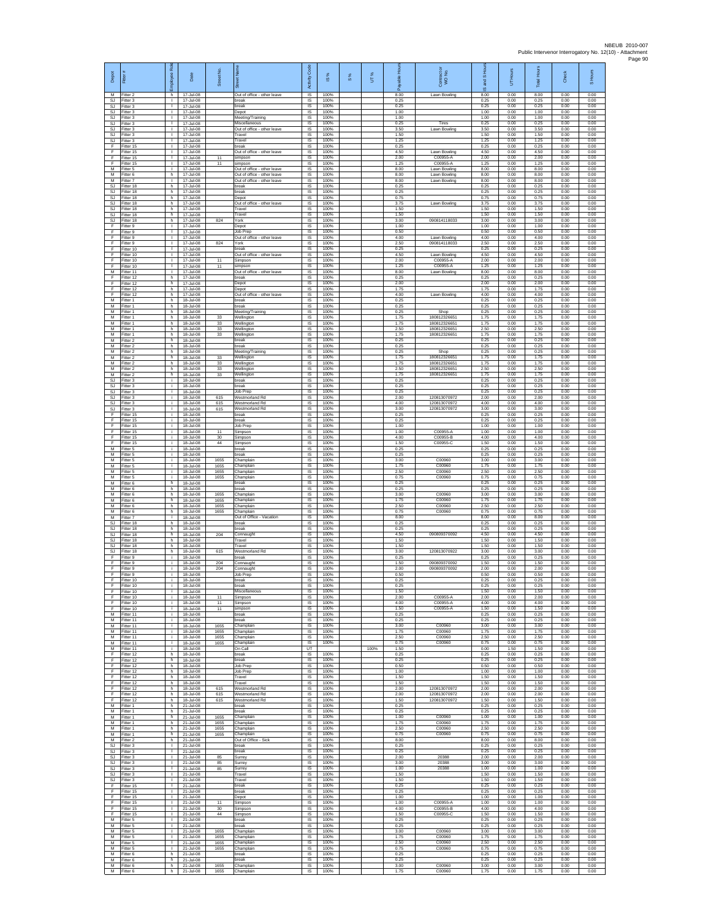| Depot | Fitter # | Employee Role | Date | Street No. | Street Name | Activity Code | IS % | S % | UT % | Payable Hours | Contract or WO No. | IS and S Hours | UT Hours | Total Hours | Check | S Hours |
|---|---|---|---|---|---|---|---|---|---|---|---|---|---|---|---|---|
| M | Fitter 2 | h | 17-Jul-08 | | Out of office - other leave | IS | 100% | | | 8.00 | Lawn Bowling | 8.00 | 0.00 | 8.00 | 0.00 | 0.00 |
| SJ | Fitter 3 | i | 17-Jul-08 | | break | IS | 100% | | | 0.25 | | 0.25 | 0.00 | 0.25 | 0.00 | 0.00 |
| SJ | Fitter 3 | i | 17-Jul-08 | | break | IS | 100% | | | 0.25 | | 0.25 | 0.00 | 0.25 | 0.00 | 0.00 |
| SJ | Fitter 3 | i | 17-Jul-08 | | Depot | IS | 100% | | | 1.00 | | 1.00 | 0.00 | 1.00 | 0.00 | 0.00 |
| SJ | Fitter 3 | i | 17-Jul-08 | | Meeting/Training | IS | 100% | | | 1.00 | | 1.00 | 0.00 | 1.00 | 0.00 | 0.00 |
| SJ | Fitter 3 | i | 17-Jul-08 | | Miscellaneous | IS | 100% | | | 0.25 | Tires | 0.25 | 0.00 | 0.25 | 0.00 | 0.00 |
| SJ | Fitter 3 | i | 17-Jul-08 | | Out of office - other leave | IS | 100% | | | 3.50 | Lawn Bowling | 3.50 | 0.00 | 3.50 | 0.00 | 0.00 |
| SJ | Fitter 3 | i | 17-Jul-08 | | Travel | IS | 100% | | | 1.50 | | 1.50 | 0.00 | 1.50 | 0.00 | 0.00 |
| SJ | Fitter 3 | i | 17-Jul-08 | | Travel | IS | 100% | | | 1.25 | | 1.25 | 0.00 | 1.25 | 0.00 | 0.00 |
| F | Fitter 15 | i | 17-Jul-08 | | break | IS | 100% | | | 0.25 | | 0.25 | 0.00 | 0.25 | 0.00 | 0.00 |
| F | Fitter 15 | i | 17-Jul-08 | | Out of office - other leave | IS | 100% | | | 4.50 | Lawn Bowling | 4.50 | 0.00 | 4.50 | 0.00 | 0.00 |
| F | Fitter 15 | i | 17-Jul-08 | 11 | simpson | IS | 100% | | | 2.00 | C0095S-A | 2.00 | 0.00 | 2.00 | 0.00 | 0.00 |
| F | Fitter 15 | i | 17-Jul-08 | 11 | simpson | IS | 100% | | | 1.25 | C0095S-A | 1.25 | 0.00 | 1.25 | 0.00 | 0.00 |
| M | Fitter 5 | i | 17-Jul-08 | | Out of office - other leave | IS | 100% | | | 8.00 | Lawn Bowling | 8.00 | 0.00 | 8.00 | 0.00 | 0.00 |
| M | Fitter 6 | h | 17-Jul-08 | | Out of office - other leave | IS | 100% | | | 8.00 | Lawn Bowling | 8.00 | 0.00 | 8.00 | 0.00 | 0.00 |
| M | Fitter 7 | i | 17-Jul-08 | | Out of office - other leave | IS | 100% | | | 8.00 | Lawn Bowling | 8.00 | 0.00 | 8.00 | 0.00 | 0.00 |
| SJ | Fitter 18 | h | 17-Jul-08 | | break | IS | 100% | | | 0.25 | | 0.25 | 0.00 | 0.25 | 0.00 | 0.00 |
| SJ | Fitter 18 | h | 17-Jul-08 | | break | IS | 100% | | | 0.25 | | 0.25 | 0.00 | 0.25 | 0.00 | 0.00 |
| SJ | Fitter 18 | h | 17-Jul-08 | | Depot | IS | 100% | | | 0.75 | | 0.75 | 0.00 | 0.75 | 0.00 | 0.00 |
| SJ | Fitter 18 | h | 17-Jul-08 | | Out of office - other leave | IS | 100% | | | 3.75 | Lawn Bowling | 3.75 | 0.00 | 3.75 | 0.00 | 0.00 |
| SJ | Fitter 18 | h | 17-Jul-08 | | Travel | IS | 100% | | | 1.50 | | 1.50 | 0.00 | 1.50 | 0.00 | 0.00 |
| SJ | Fitter 18 | h | 17-Jul-08 | | Travel | IS | 100% | | | 1.50 | | 1.50 | 0.00 | 1.50 | 0.00 | 0.00 |
| SJ | Fitter 18 | h | 17-Jul-08 | 824 | York | IS | 100% | | | 3.00 | 090814118033 | 3.00 | 0.00 | 3.00 | 0.00 | 0.00 |
| F | Fitter 9 | i | 17-Jul-08 | | Depot | IS | 100% | | | 1.00 | | 1.00 | 0.00 | 1.00 | 0.00 | 0.00 |
| F | Fitter 9 | i | 17-Jul-08 | | Job Prep | IS | 100% | | | 0.50 | | 0.50 | 0.00 | 0.50 | 0.00 | 0.00 |
| F | Fitter 9 | i | 17-Jul-08 | | Out of office - other leave | IS | 100% | | | 4.00 | Lawn Bowling | 4.00 | 0.00 | 4.00 | 0.00 | 0.00 |
| F | Fitter 9 | i | 17-Jul-08 | 824 | York | IS | 100% | | | 2.50 | 090814118033 | 2.50 | 0.00 | 2.50 | 0.00 | 0.00 |
| F | Fitter 10 | i | 17-Jul-08 | | break | IS | 100% | | | 0.25 | | 0.25 | 0.00 | 0.25 | 0.00 | 0.00 |
| F | Fitter 10 | i | 17-Jul-08 | | Out of office - other leave | IS | 100% | | | 4.50 | Lawn Bowling | 4.50 | 0.00 | 4.50 | 0.00 | 0.00 |
| F | Fitter 10 | i | 17-Jul-08 | 11 | Simpson | IS | 100% | | | 2.00 | C0095S-A | 2.00 | 0.00 | 2.00 | 0.00 | 0.00 |
| F | Fitter 10 | i | 17-Jul-08 | 11 | simpson | IS | 100% | | | 1.25 | C0095S-A | 1.25 | 0.00 | 1.25 | 0.00 | 0.00 |
| M | Fitter 11 | i | 17-Jul-08 | | Out of office - other leave | IS | 100% | | | 8.00 | Lawn Bowling | 8.00 | 0.00 | 8.00 | 0.00 | 0.00 |
| F | Fitter 12 | h | 17-Jul-08 | | break | IS | 100% | | | 0.25 | | 0.25 | 0.00 | 0.25 | 0.00 | 0.00 |
| F | Fitter 12 | h | 17-Jul-08 | | Depot | IS | 100% | | | 2.00 | | 2.00 | 0.00 | 2.00 | 0.00 | 0.00 |
| F | Fitter 12 | h | 17-Jul-08 | | Depot | IS | 100% | | | 1.75 | | 1.75 | 0.00 | 1.75 | 0.00 | 0.00 |
| F | Fitter 12 | h | 17-Jul-08 | | Out of office - other leave | IS | 100% | | | 4.00 | Lawn Bowling | 4.00 | 0.00 | 4.00 | 0.00 | 0.00 |
| M | Fitter 1 | h | 18-Jul-08 | | break | IS | 100% | | | 0.25 | | 0.25 | 0.00 | 0.25 | 0.00 | 0.00 |
| M | Fitter 1 | h | 18-Jul-08 | | break | IS | 100% | | | 0.25 | | 0.25 | 0.00 | 0.25 | 0.00 | 0.00 |
| M | Fitter 1 | h | 18-Jul-08 | | Meeting/Training | IS | 100% | | | 0.25 | Shop | 0.25 | 0.00 | 0.25 | 0.00 | 0.00 |
| M | Fitter 1 | h | 18-Jul-08 | 33 | Wellington | IS | 100% | | | 1.75 | 180812326651 | 1.75 | 0.00 | 1.75 | 0.00 | 0.00 |
| M | Fitter 1 | h | 18-Jul-08 | 33 | Wellington | IS | 100% | | | 1.75 | 180812326651 | 1.75 | 0.00 | 1.75 | 0.00 | 0.00 |
| M | Fitter 1 | h | 18-Jul-08 | 33 | Wellington | IS | 100% | | | 2.50 | 180812326651 | 2.50 | 0.00 | 2.50 | 0.00 | 0.00 |
| M | Fitter 1 | h | 18-Jul-08 | 33 | Wellington | IS | 100% | | | 1.75 | 180812326651 | 1.75 | 0.00 | 1.75 | 0.00 | 0.00 |
| M | Fitter 2 | h | 18-Jul-08 | | break | IS | 100% | | | 0.25 | | 0.25 | 0.00 | 0.25 | 0.00 | 0.00 |
| M | Fitter 2 | h | 18-Jul-08 | | break | IS | 100% | | | 0.25 | | 0.25 | 0.00 | 0.25 | 0.00 | 0.00 |
| M | Fitter 2 | h | 18-Jul-08 | | Meeting/Training | IS | 100% | | | 0.25 | Shop | 0.25 | 0.00 | 0.25 | 0.00 | 0.00 |
| M | Fitter 2 | h | 18-Jul-08 | 33 | Wellington | IS | 100% | | | 1.75 | 180812326651 | 1.75 | 0.00 | 1.75 | 0.00 | 0.00 |
| M | Fitter 2 | h | 18-Jul-08 | 33 | Wellington | IS | 100% | | | 1.75 | 180812326651 | 1.75 | 0.00 | 1.75 | 0.00 | 0.00 |
| M | Fitter 2 | h | 18-Jul-08 | 33 | Wellington | IS | 100% | | | 2.50 | 180812326651 | 2.50 | 0.00 | 2.50 | 0.00 | 0.00 |
| M | Fitter 2 | h | 18-Jul-08 | 33 | Wellington | IS | 100% | | | 1.75 | 180812326651 | 1.75 | 0.00 | 1.75 | 0.00 | 0.00 |
| SJ | Fitter 3 | i | 18-Jul-08 | | break | IS | 100% | | | 0.25 | | 0.25 | 0.00 | 0.25 | 0.00 | 0.00 |
| SJ | Fitter 3 | i | 18-Jul-08 | | break | IS | 100% | | | 0.25 | | 0.25 | 0.00 | 0.25 | 0.00 | 0.00 |
| SJ | Fitter 3 | i | 18-Jul-08 | | Job Prep | IS | 100% | | | 0.25 | | 0.25 | 0.00 | 0.25 | 0.00 | 0.00 |
| SJ | Fitter 3 | i | 18-Jul-08 | 615 | Westmorland Rd | IS | 100% | | | 2.00 | 120813070972 | 2.00 | 0.00 | 2.00 | 0.00 | 0.00 |
| SJ | Fitter 3 | i | 18-Jul-08 | 615 | Westmorland Rd | IS | 100% | | | 4.00 | 120813070972 | 4.00 | 0.00 | 4.00 | 0.00 | 0.00 |
| SJ | Fitter 3 | i | 18-Jul-08 | 615 | Westmorland Rd | IS | 100% | | | 3.00 | 120813070972 | 3.00 | 0.00 | 3.00 | 0.00 | 0.00 |
| F | Fitter 15 | i | 18-Jul-08 | | break | IS | 100% | | | 0.25 | | 0.25 | 0.00 | 0.25 | 0.00 | 0.00 |
| F | Fitter 15 | i | 18-Jul-08 | | break | IS | 100% | | | 0.25 | | 0.25 | 0.00 | 0.25 | 0.00 | 0.00 |
| F | Fitter 15 | i | 18-Jul-08 | | Job Prep | IS | 100% | | | 1.00 | | 1.00 | 0.00 | 1.00 | 0.00 | 0.00 |
| F | Fitter 15 | i | 18-Jul-08 | 11 | Simpson | IS | 100% | | | 1.00 | C0095S-A | 1.00 | 0.00 | 1.00 | 0.00 | 0.00 |
| F | Fitter 15 | i | 18-Jul-08 | 30 | Simpson | IS | 100% | | | 4.00 | C0095S-B | 4.00 | 0.00 | 4.00 | 0.00 | 0.00 |
| F | Fitter 15 | i | 18-Jul-08 | 44 | Simpson | IS | 100% | | | 1.50 | C0095S-C | 1.50 | 0.00 | 1.50 | 0.00 | 0.00 |
| M | Fitter 5 | i | 18-Jul-08 | | break | IS | 100% | | | 0.25 | | 0.25 | 0.00 | 0.25 | 0.00 | 0.00 |
| M | Fitter 5 | i | 18-Jul-08 | | break | IS | 100% | | | 0.25 | | 0.25 | 0.00 | 0.25 | 0.00 | 0.00 |
| M | Fitter 5 | i | 18-Jul-08 | 1655 | Champlain | IS | 100% | | | 3.00 | C00960 | 3.00 | 0.00 | 3.00 | 0.00 | 0.00 |
| M | Fitter 5 | i | 18-Jul-08 | 1655 | Champlain | IS | 100% | | | 1.75 | C00960 | 1.75 | 0.00 | 1.75 | 0.00 | 0.00 |
| M | Fitter 5 | i | 18-Jul-08 | 1655 | Champlain | IS | 100% | | | 2.50 | C00960 | 2.50 | 0.00 | 2.50 | 0.00 | 0.00 |
| M | Fitter 5 | i | 18-Jul-08 | 1655 | Champlain | IS | 100% | | | 0.75 | C00960 | 0.75 | 0.00 | 0.75 | 0.00 | 0.00 |
| M | Fitter 6 | h | 18-Jul-08 | | break | IS | 100% | | | 0.25 | | 0.25 | 0.00 | 0.25 | 0.00 | 0.00 |
| M | Fitter 6 | h | 18-Jul-08 | | break | IS | 100% | | | 0.25 | | 0.25 | 0.00 | 0.25 | 0.00 | 0.00 |
| M | Fitter 6 | h | 18-Jul-08 | 1655 | Champlain | IS | 100% | | | 3.00 | C00960 | 3.00 | 0.00 | 3.00 | 0.00 | 0.00 |
| M | Fitter 6 | h | 18-Jul-08 | 1655 | Champlain | IS | 100% | | | 1.75 | C00960 | 1.75 | 0.00 | 1.75 | 0.00 | 0.00 |
| M | Fitter 6 | h | 18-Jul-08 | 1655 | Champlain | IS | 100% | | | 2.50 | C00960 | 2.50 | 0.00 | 2.50 | 0.00 | 0.00 |
| M | Fitter 6 | h | 18-Jul-08 | 1655 | Champlain | IS | 100% | | | 0.75 | C00960 | 0.75 | 0.00 | 0.75 | 0.00 | 0.00 |
| M | Fitter 7 | i | 18-Jul-08 | | Out of Office - Vacation | IS | 100% | | | 8.00 | | 8.00 | 0.00 | 8.00 | 0.00 | 0.00 |
| SJ | Fitter 18 | h | 18-Jul-08 | | break | IS | 100% | | | 0.25 | | 0.25 | 0.00 | 0.25 | 0.00 | 0.00 |
| SJ | Fitter 18 | h | 18-Jul-08 | | break | IS | 100% | | | 0.25 | | 0.25 | 0.00 | 0.25 | 0.00 | 0.00 |
| SJ | Fitter 18 | h | 18-Jul-08 | 204 | Connaught | IS | 100% | | | 4.50 | 090809370092 | 4.50 | 0.00 | 4.50 | 0.00 | 0.00 |
| SJ | Fitter 18 | h | 18-Jul-08 | | Travel | IS | 100% | | | 1.50 | | 1.50 | 0.00 | 1.50 | 0.00 | 0.00 |
| SJ | Fitter 18 | h | 18-Jul-08 | | Travel | IS | 100% | | | 1.50 | | 1.50 | 0.00 | 1.50 | 0.00 | 0.00 |
| SJ | Fitter 18 | h | 18-Jul-08 | 615 | Westmorland Rd | IS | 100% | | | 3.00 | 120813070922 | 3.00 | 0.00 | 3.00 | 0.00 | 0.00 |
| F | Fitter 9 | i | 18-Jul-08 | | break | IS | 100% | | | 0.25 | | 0.25 | 0.00 | 0.25 | 0.00 | 0.00 |
| F | Fitter 9 | i | 18-Jul-08 | 204 | Connaught | IS | 100% | | | 1.50 | 090809370092 | 1.50 | 0.00 | 1.50 | 0.00 | 0.00 |
| F | Fitter 9 | i | 18-Jul-08 | 204 | Connaught | IS | 100% | | | 2.00 | 090809370092 | 2.00 | 0.00 | 2.00 | 0.00 | 0.00 |
| F | Fitter 9 | i | 18-Jul-08 | | Job Prep | IS | 100% | | | 0.50 | | 0.50 | 0.00 | 0.50 | 0.00 | 0.00 |
| F | Fitter 10 | i | 18-Jul-08 | | break | IS | 100% | | | 0.25 | | 0.25 | 0.00 | 0.25 | 0.00 | 0.00 |
| F | Fitter 10 | i | 18-Jul-08 | | break | IS | 100% | | | 0.25 | | 0.25 | 0.00 | 0.25 | 0.00 | 0.00 |
| F | Fitter 10 | i | 18-Jul-08 | | Miscellaneous | IS | 100% | | | 1.50 | | 1.50 | 0.00 | 1.50 | 0.00 | 0.00 |
| F | Fitter 10 | i | 18-Jul-08 | 11 | Simpson | IS | 100% | | | 2.00 | C0095S-A | 2.00 | 0.00 | 2.00 | 0.00 | 0.00 |
| F | Fitter 10 | i | 18-Jul-08 | 11 | Simpson | IS | 100% | | | 4.00 | C0095S-A | 4.00 | 0.00 | 4.00 | 0.00 | 0.00 |
| F | Fitter 10 | i | 18-Jul-08 | 11 | simpson | IS | 100% | | | 1.50 | C0095S-A | 1.50 | 0.00 | 1.50 | 0.00 | 0.00 |
| M | Fitter 11 | i | 18-Jul-08 | | break | IS | 100% | | | 0.25 | | 0.25 | 0.00 | 0.25 | 0.00 | 0.00 |
| M | Fitter 11 | i | 18-Jul-08 | | break | IS | 100% | | | 0.25 | | 0.25 | 0.00 | 0.25 | 0.00 | 0.00 |
| M | Fitter 11 | i | 18-Jul-08 | 1655 | Champlain | IS | 100% | | | 3.00 | C00960 | 3.00 | 0.00 | 3.00 | 0.00 | 0.00 |
| M | Fitter 11 | i | 18-Jul-08 | 1655 | Champlain | IS | 100% | | | 1.75 | C00960 | 1.75 | 0.00 | 1.75 | 0.00 | 0.00 |
| M | Fitter 11 | i | 18-Jul-08 | 1655 | Champlain | IS | 100% | | | 2.50 | C00960 | 2.50 | 0.00 | 2.50 | 0.00 | 0.00 |
| M | Fitter 11 | i | 18-Jul-08 | 1655 | Champlain | IS | 100% | | | 0.75 | C00960 | 0.75 | 0.00 | 0.75 | 0.00 | 0.00 |
| M | Fitter 11 | i | 18-Jul-08 | | On Call | UT | | | 100% | 1.50 | | 0.00 | 1.50 | 1.50 | 0.00 | 0.00 |
| F | Fitter 12 | h | 18-Jul-08 | | break | IS | 100% | | | 0.25 | | 0.25 | 0.00 | 0.25 | 0.00 | 0.00 |
| F | Fitter 12 | h | 18-Jul-08 | | break | IS | 100% | | | 0.25 | | 0.25 | 0.00 | 0.25 | 0.00 | 0.00 |
| F | Fitter 12 | h | 18-Jul-08 | | Job Prep | IS | 100% | | | 0.50 | | 0.50 | 0.00 | 0.50 | 0.00 | 0.00 |
| F | Fitter 12 | h | 18-Jul-08 | | Job Prep | IS | 100% | | | 1.00 | | 1.00 | 0.00 | 1.00 | 0.00 | 0.00 |
| F | Fitter 12 | h | 18-Jul-08 | | Travel | IS | 100% | | | 1.50 | | 1.50 | 0.00 | 1.50 | 0.00 | 0.00 |
| F | Fitter 12 | h | 18-Jul-08 | | Travel | IS | 100% | | | 1.50 | | 1.50 | 0.00 | 1.50 | 0.00 | 0.00 |
| F | Fitter 12 | h | 18-Jul-08 | 615 | Westmorland Rd | IS | 100% | | | 2.00 | 120813070972 | 2.00 | 0.00 | 2.00 | 0.00 | 0.00 |
| F | Fitter 12 | h | 18-Jul-08 | 615 | Westmorland Rd | IS | 100% | | | 2.00 | 120813070972 | 2.00 | 0.00 | 2.00 | 0.00 | 0.00 |
| F | Fitter 12 | h | 18-Jul-08 | 615 | Westmorland Rd | IS | 100% | | | 1.50 | 120813070972 | 1.50 | 0.00 | 1.50 | 0.00 | 0.00 |
| M | Fitter 1 | h | 21-Jul-08 | | break | IS | 100% | | | 0.25 | | 0.25 | 0.00 | 0.25 | 0.00 | 0.00 |
| M | Fitter 1 | h | 21-Jul-08 | | break | IS | 100% | | | 0.25 | | 0.25 | 0.00 | 0.25 | 0.00 | 0.00 |
| M | Fitter 1 | h | 21-Jul-08 | 1655 | Champlain | IS | 100% | | | 1.00 | C00960 | 1.00 | 0.00 | 1.00 | 0.00 | 0.00 |
| M | Fitter 1 | h | 21-Jul-08 | 1655 | Champlain | IS | 100% | | | 1.75 | C00960 | 1.75 | 0.00 | 1.75 | 0.00 | 0.00 |
| M | Fitter 1 | h | 21-Jul-08 | 1655 | Champlain | IS | 100% | | | 2.50 | C00960 | 2.50 | 0.00 | 2.50 | 0.00 | 0.00 |
| M | Fitter 1 | h | 21-Jul-08 | 1655 | Champlain | IS | 100% | | | 0.75 | C00960 | 0.75 | 0.00 | 0.75 | 0.00 | 0.00 |
| M | Fitter 2 | h | 21-Jul-08 | | Out of Office - Sick | IS | 100% | | | 8.00 | | 8.00 | 0.00 | 8.00 | 0.00 | 0.00 |
| SJ | Fitter 3 | i | 21-Jul-08 | | break | IS | 100% | | | 0.25 | | 0.25 | 0.00 | 0.25 | 0.00 | 0.00 |
| SJ | Fitter 3 | i | 21-Jul-08 | | break | IS | 100% | | | 0.25 | | 0.25 | 0.00 | 0.25 | 0.00 | 0.00 |
| SJ | Fitter 3 | i | 21-Jul-08 | 85 | Surrey | IS | 100% | | | 2.00 | 20388 | 2.00 | 0.00 | 2.00 | 0.00 | 0.00 |
| SJ | Fitter 3 | i | 21-Jul-08 | 85 | Surrey | IS | 100% | | | 3.00 | 20388 | 3.00 | 0.00 | 3.00 | 0.00 | 0.00 |
| SJ | Fitter 3 | i | 21-Jul-08 | 85 | Surrey | IS | 100% | | | 1.00 | 20388 | 1.00 | 0.00 | 1.00 | 0.00 | 0.00 |
| SJ | Fitter 3 | i | 21-Jul-08 | | Travel | IS | 100% | | | 1.50 | | 1.50 | 0.00 | 1.50 | 0.00 | 0.00 |
| SJ | Fitter 3 | i | 21-Jul-08 | | Travel | IS | 100% | | | 1.50 | | 1.50 | 0.00 | 1.50 | 0.00 | 0.00 |
| F | Fitter 15 | i | 21-Jul-08 | | break | IS | 100% | | | 0.25 | | 0.25 | 0.00 | 0.25 | 0.00 | 0.00 |
| F | Fitter 15 | i | 21-Jul-08 | | break | IS | 100% | | | 0.25 | | 0.25 | 0.00 | 0.25 | 0.00 | 0.00 |
| F | Fitter 15 | i | 21-Jul-08 | | Depot | IS | 100% | | | 1.00 | | 1.00 | 0.00 | 1.00 | 0.00 | 0.00 |
| F | Fitter 15 | i | 21-Jul-08 | 11 | Simpson | IS | 100% | | | 1.00 | C0095S-A | 1.00 | 0.00 | 1.00 | 0.00 | 0.00 |
| F | Fitter 15 | i | 21-Jul-08 | 30 | Simpson | IS | 100% | | | 4.00 | C0095S-B | 4.00 | 0.00 | 4.00 | 0.00 | 0.00 |
| F | Fitter 15 | i | 21-Jul-08 | 44 | Simpson | IS | 100% | | | 1.50 | C0095S-C | 1.50 | 0.00 | 1.50 | 0.00 | 0.00 |
| M | Fitter 5 | i | 21-Jul-08 | | break | IS | 100% | | | 0.25 | | 0.25 | 0.00 | 0.25 | 0.00 | 0.00 |
| M | Fitter 5 | i | 21-Jul-08 | | break | IS | 100% | | | 0.25 | | 0.25 | 0.00 | 0.25 | 0.00 | 0.00 |
| M | Fitter 5 | i | 21-Jul-08 | 1655 | Champlain | IS | 100% | | | 3.00 | C00960 | 3.00 | 0.00 | 3.00 | 0.00 | 0.00 |
| M | Fitter 5 | i | 21-Jul-08 | 1655 | Champlain | IS | 100% | | | 1.75 | C00960 | 1.75 | 0.00 | 1.75 | 0.00 | 0.00 |
| M | Fitter 5 | i | 21-Jul-08 | 1655 | Champlain | IS | 100% | | | 2.50 | C00960 | 2.50 | 0.00 | 2.50 | 0.00 | 0.00 |
| M | Fitter 5 | i | 21-Jul-08 | 1655 | Champlain | IS | 100% | | | 0.75 | C00960 | 0.75 | 0.00 | 0.75 | 0.00 | 0.00 |
| M | Fitter 6 | h | 21-Jul-08 | | break | IS | 100% | | | 0.25 | | 0.25 | 0.00 | 0.25 | 0.00 | 0.00 |
| M | Fitter 6 | h | 21-Jul-08 | | break | IS | 100% | | | 0.25 | | 0.25 | 0.00 | 0.25 | 0.00 | 0.00 |
| M | Fitter 6 | h | 21-Jul-08 | 1655 | Champlain | IS | 100% | | | 3.00 | C00960 | 3.00 | 0.00 | 3.00 | 0.00 | 0.00 |
| M | Fitter 6 | h | 21-Jul-08 | 1655 | Champlain | IS | 100% | | | 1.75 | C00960 | 1.75 | 0.00 | 1.75 | 0.00 | 0.00 |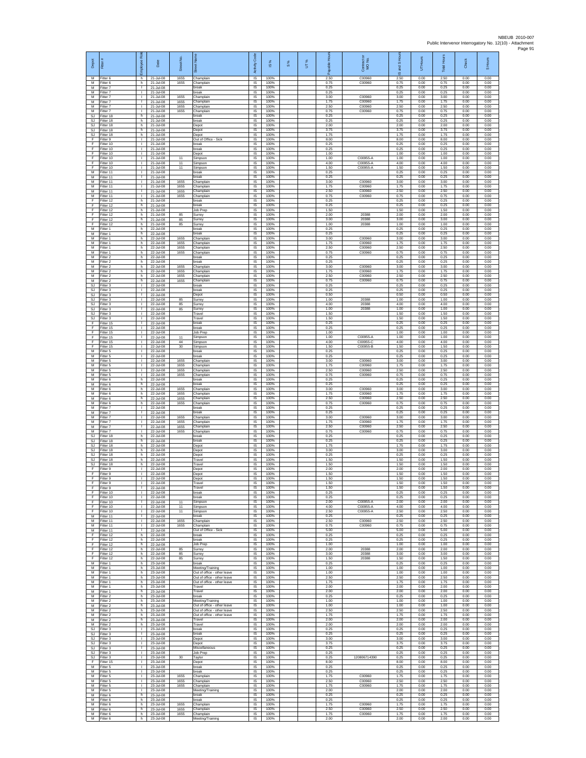NBEUB 2010-007
Public Intervenor Interrogatory No. 12(10) - Attachment

| Depot | Fitter # | Employee Role | Date | Street No. | Street Name | Activity Code | IS % | S % | UT % | Payable Hours | Contractor or WO No. | IS and S Hours | UT Hours | Total Hours | Check | S Hours |
|---|---|---|---|---|---|---|---|---|---|---|---|---|---|---|---|---|
| M | Fitter 6 | h | 21-Jul-08 | 1655 | Champlain | IS | 100% | | | 2.50 | C00960 | 2.50 | 0.00 | 2.50 | 0.00 | 0.00 |
| M | Fitter 6 | h | 21-Jul-08 | 1655 | Champlain | IS | 100% | | | 0.75 | C00960 | 0.75 | 0.00 | 0.75 | 0.00 | 0.00 |
| M | Fitter 7 | l | 21-Jul-08 | | break | IS | 100% | | | 0.25 | | 0.25 | 0.00 | 0.25 | 0.00 | 0.00 |
| M | Fitter 7 | l | 21-Jul-08 | | break | IS | 100% | | | 0.25 | | 0.25 | 0.00 | 0.25 | 0.00 | 0.00 |
| M | Fitter 7 | l | 21-Jul-08 | 1655 | Champlain | IS | 100% | | | 3.00 | C00960 | 3.00 | 0.00 | 3.00 | 0.00 | 0.00 |
| M | Fitter 7 | l | 21-Jul-08 | 1655 | Champlain | IS | 100% | | | 1.75 | C00960 | 1.75 | 0.00 | 1.75 | 0.00 | 0.00 |
| M | Fitter 7 | l | 21-Jul-08 | 1655 | Champlain | IS | 100% | | | 2.50 | C00960 | 2.50 | 0.00 | 2.50 | 0.00 | 0.00 |
| M | Fitter 7 | l | 21-Jul-08 | 1655 | Champlain | IS | 100% | | | 0.75 | C00960 | 0.75 | 0.00 | 0.75 | 0.00 | 0.00 |
| SJ | Fitter 18 | h | 21-Jul-08 | | break | IS | 100% | | | 0.25 | | 0.25 | 0.00 | 0.25 | 0.00 | 0.00 |
| SJ | Fitter 18 | h | 21-Jul-08 | | break | IS | 100% | | | 0.25 | | 0.25 | 0.00 | 0.25 | 0.00 | 0.00 |
| SJ | Fitter 18 | h | 21-Jul-08 | | Depot | IS | 100% | | | 2.00 | | 2.00 | 0.00 | 2.00 | 0.00 | 0.00 |
| SJ | Fitter 18 | h | 21-Jul-08 | | Depot | IS | 100% | | | 3.75 | | 3.75 | 0.00 | 3.75 | 0.00 | 0.00 |
| SJ | Fitter 18 | h | 21-Jul-08 | | Depot | IS | 100% | | | 1.75 | | 1.75 | 0.00 | 1.75 | 0.00 | 0.00 |
| F | Fitter 9 | l | 21-Jul-08 | | Out of Office - Sick | IS | 100% | | | 8.00 | | 8.00 | 0.00 | 8.00 | 0.00 | 0.00 |
| F | Fitter 10 | l | 21-Jul-08 | | break | IS | 100% | | | 0.25 | | 0.25 | 0.00 | 0.25 | 0.00 | 0.00 |
| F | Fitter 10 | l | 21-Jul-08 | | break | IS | 100% | | | 0.25 | | 0.25 | 0.00 | 0.25 | 0.00 | 0.00 |
| F | Fitter 10 | l | 21-Jul-08 | | Depot | IS | 100% | | | 1.00 | | 1.00 | 0.00 | 1.00 | 0.00 | 0.00 |
| F | Fitter 10 | l | 21-Jul-08 | 11 | Simpson | IS | 100% | | | 1.00 | C00955-A | 1.00 | 0.00 | 1.00 | 0.00 | 0.00 |
| F | Fitter 10 | l | 21-Jul-08 | 11 | Simpson | IS | 100% | | | 4.00 | C00955-A | 4.00 | 0.00 | 4.00 | 0.00 | 0.00 |
| F | Fitter 10 | l | 21-Jul-08 | 11 | Simpson | IS | 100% | | | 1.50 | C00955-A | 1.50 | 0.00 | 1.50 | 0.00 | 0.00 |
| M | Fitter 11 | l | 21-Jul-08 | | break | IS | 100% | | | 0.25 | | 0.25 | 0.00 | 0.25 | 0.00 | 0.00 |
| M | Fitter 11 | l | 21-Jul-08 | | break | IS | 100% | | | 0.25 | | 0.25 | 0.00 | 0.25 | 0.00 | 0.00 |
| M | Fitter 11 | l | 21-Jul-08 | 1655 | Champlain | IS | 100% | | | 3.00 | C00960 | 3.00 | 0.00 | 3.00 | 0.00 | 0.00 |
| M | Fitter 11 | l | 21-Jul-08 | 1655 | Champlain | IS | 100% | | | 1.75 | C00960 | 1.75 | 0.00 | 1.75 | 0.00 | 0.00 |
| M | Fitter 11 | l | 21-Jul-08 | 1655 | Champlain | IS | 100% | | | 2.50 | C00960 | 2.50 | 0.00 | 2.50 | 0.00 | 0.00 |
| M | Fitter 11 | l | 21-Jul-08 | 1655 | Champlain | IS | 100% | | | 0.75 | C00960 | 0.75 | 0.00 | 0.75 | 0.00 | 0.00 |
| F | Fitter 12 | h | 21-Jul-08 | | break | IS | 100% | | | 0.25 | | 0.25 | 0.00 | 0.25 | 0.00 | 0.00 |
| F | Fitter 12 | h | 21-Jul-08 | | break | IS | 100% | | | 0.25 | | 0.25 | 0.00 | 0.25 | 0.00 | 0.00 |
| F | Fitter 12 | h | 21-Jul-08 | | Job Prep | IS | 100% | | | 1.50 | | 1.50 | 0.00 | 1.50 | 0.00 | 0.00 |
| F | Fitter 12 | h | 21-Jul-08 | 85 | Surrey | IS | 100% | | | 2.00 | 20388 | 2.00 | 0.00 | 2.00 | 0.00 | 0.00 |
| F | Fitter 12 | h | 21-Jul-08 | 85 | Surrey | IS | 100% | | | 3.00 | 20388 | 3.00 | 0.00 | 3.00 | 0.00 | 0.00 |
| F | Fitter 12 | h | 21-Jul-08 | 85 | Surrey | IS | 100% | | | 1.00 | 20388 | 1.00 | 0.00 | 1.00 | 0.00 | 0.00 |
| M | Fitter 1 | h | 22-Jul-08 | | break | IS | 100% | | | 0.25 | | 0.25 | 0.00 | 0.25 | 0.00 | 0.00 |
| M | Fitter 1 | h | 22-Jul-08 | | break | IS | 100% | | | 0.25 | | 0.25 | 0.00 | 0.25 | 0.00 | 0.00 |
| M | Fitter 1 | h | 22-Jul-08 | 1655 | Champlain | IS | 100% | | | 3.00 | C00960 | 3.00 | 0.00 | 3.00 | 0.00 | 0.00 |
| M | Fitter 1 | h | 22-Jul-08 | 1655 | Champlain | IS | 100% | | | 1.75 | C00960 | 1.75 | 0.00 | 1.75 | 0.00 | 0.00 |
| M | Fitter 1 | h | 22-Jul-08 | 1655 | Champlain | IS | 100% | | | 2.50 | C00960 | 2.50 | 0.00 | 2.50 | 0.00 | 0.00 |
| M | Fitter 1 | h | 22-Jul-08 | 1655 | Champlain | IS | 100% | | | 0.75 | C00960 | 0.75 | 0.00 | 0.75 | 0.00 | 0.00 |
| M | Fitter 2 | h | 22-Jul-08 | | break | IS | 100% | | | 0.25 | | 0.25 | 0.00 | 0.25 | 0.00 | 0.00 |
| M | Fitter 2 | h | 22-Jul-08 | | break | IS | 100% | | | 0.25 | | 0.25 | 0.00 | 0.25 | 0.00 | 0.00 |
| M | Fitter 2 | h | 22-Jul-08 | 1655 | Champlain | IS | 100% | | | 3.00 | C00960 | 3.00 | 0.00 | 3.00 | 0.00 | 0.00 |
| M | Fitter 2 | h | 22-Jul-08 | 1655 | Champlain | IS | 100% | | | 1.75 | C00960 | 1.75 | 0.00 | 1.75 | 0.00 | 0.00 |
| M | Fitter 2 | h | 22-Jul-08 | 1655 | Champlain | IS | 100% | | | 2.50 | C00960 | 2.50 | 0.00 | 2.50 | 0.00 | 0.00 |
| M | Fitter 2 | h | 22-Jul-08 | 1655 | Champlain | IS | 100% | | | 0.75 | C00960 | 0.75 | 0.00 | 0.75 | 0.00 | 0.00 |
| SJ | Fitter 3 | l | 22-Jul-08 | | break | IS | 100% | | | 0.25 | | 0.25 | 0.00 | 0.25 | 0.00 | 0.00 |
| SJ | Fitter 3 | l | 22-Jul-08 | | break | IS | 100% | | | 0.25 | | 0.25 | 0.00 | 0.25 | 0.00 | 0.00 |
| SJ | Fitter 3 | l | 22-Jul-08 | | Depot | IS | 100% | | | 0.50 | | 0.50 | 0.00 | 0.50 | 0.00 | 0.00 |
| SJ | Fitter 3 | l | 22-Jul-08 | 85 | Surrey | IS | 100% | | | 1.00 | 20388 | 1.00 | 0.00 | 1.00 | 0.00 | 0.00 |
| SJ | Fitter 3 | l | 22-Jul-08 | 85 | Surrey | IS | 100% | | | 4.00 | 20388 | 4.00 | 0.00 | 4.00 | 0.00 | 0.00 |
| SJ | Fitter 3 | l | 22-Jul-08 | 85 | Surrey | IS | 100% | | | 1.00 | 20388 | 1.00 | 0.00 | 1.00 | 0.00 | 0.00 |
| SJ | Fitter 3 | l | 22-Jul-08 | | Travel | IS | 100% | | | 1.50 | | 1.50 | 0.00 | 1.50 | 0.00 | 0.00 |
| SJ | Fitter 3 | l | 22-Jul-08 | | Travel | IS | 100% | | | 1.50 | | 1.50 | 0.00 | 1.50 | 0.00 | 0.00 |
| F | Fitter 15 | l | 22-Jul-08 | | break | IS | 100% | | | 0.25 | | 0.25 | 0.00 | 0.25 | 0.00 | 0.00 |
| F | Fitter 15 | l | 22-Jul-08 | | break | IS | 100% | | | 0.25 | | 0.25 | 0.00 | 0.25 | 0.00 | 0.00 |
| F | Fitter 15 | l | 22-Jul-08 | | Job Prep | IS | 100% | | | 1.00 | | 1.00 | 0.00 | 1.00 | 0.00 | 0.00 |
| F | Fitter 15 | l | 22-Jul-08 | 11 | Simpson | IS | 100% | | | 1.00 | C00955-A | 1.00 | 0.00 | 1.00 | 0.00 | 0.00 |
| F | Fitter 15 | l | 22-Jul-08 | 44 | Simpson | IS | 100% | | | 4.00 | C00955-C | 4.00 | 0.00 | 4.00 | 0.00 | 0.00 |
| F | Fitter 15 | l | 22-Jul-08 | 30 | Simpson | IS | 100% | | | 1.50 | C00955-B | 1.50 | 0.00 | 1.50 | 0.00 | 0.00 |
| M | Fitter 5 | l | 22-Jul-08 | | break | IS | 100% | | | 0.25 | | 0.25 | 0.00 | 0.25 | 0.00 | 0.00 |
| M | Fitter 5 | l | 22-Jul-08 | | break | IS | 100% | | | 0.25 | | 0.25 | 0.00 | 0.25 | 0.00 | 0.00 |
| M | Fitter 5 | l | 22-Jul-08 | 1655 | Champlain | IS | 100% | | | 3.00 | C00960 | 3.00 | 0.00 | 3.00 | 0.00 | 0.00 |
| M | Fitter 5 | l | 22-Jul-08 | 1655 | Champlain | IS | 100% | | | 1.75 | C00960 | 1.75 | 0.00 | 1.75 | 0.00 | 0.00 |
| M | Fitter 5 | l | 22-Jul-08 | 1655 | Champlain | IS | 100% | | | 2.50 | C00960 | 2.50 | 0.00 | 2.50 | 0.00 | 0.00 |
| M | Fitter 5 | l | 22-Jul-08 | 1655 | Champlain | IS | 100% | | | 0.75 | C00960 | 0.75 | 0.00 | 0.75 | 0.00 | 0.00 |
| M | Fitter 6 | h | 22-Jul-08 | | break | IS | 100% | | | 0.25 | | 0.25 | 0.00 | 0.25 | 0.00 | 0.00 |
| M | Fitter 6 | h | 22-Jul-08 | | break | IS | 100% | | | 0.25 | | 0.25 | 0.00 | 0.25 | 0.00 | 0.00 |
| M | Fitter 6 | h | 22-Jul-08 | 1655 | Champlain | IS | 100% | | | 3.00 | C00960 | 3.00 | 0.00 | 3.00 | 0.00 | 0.00 |
| M | Fitter 6 | h | 22-Jul-08 | 1655 | Champlain | IS | 100% | | | 1.75 | C00960 | 1.75 | 0.00 | 1.75 | 0.00 | 0.00 |
| M | Fitter 6 | h | 22-Jul-08 | 1655 | Champlain | IS | 100% | | | 2.50 | C00960 | 2.50 | 0.00 | 2.50 | 0.00 | 0.00 |
| M | Fitter 6 | h | 22-Jul-08 | 1655 | Champlain | IS | 100% | | | 0.75 | C00960 | 0.75 | 0.00 | 0.75 | 0.00 | 0.00 |
| M | Fitter 7 | l | 22-Jul-08 | | break | IS | 100% | | | 0.25 | | 0.25 | 0.00 | 0.25 | 0.00 | 0.00 |
| M | Fitter 7 | l | 22-Jul-08 | | break | IS | 100% | | | 0.25 | | 0.25 | 0.00 | 0.25 | 0.00 | 0.00 |
| M | Fitter 7 | l | 22-Jul-08 | 1655 | Champlain | IS | 100% | | | 3.00 | C00960 | 3.00 | 0.00 | 3.00 | 0.00 | 0.00 |
| M | Fitter 7 | l | 22-Jul-08 | 1655 | Champlain | IS | 100% | | | 1.75 | C00960 | 1.75 | 0.00 | 1.75 | 0.00 | 0.00 |
| M | Fitter 7 | l | 22-Jul-08 | 1655 | Champlain | IS | 100% | | | 2.50 | C00960 | 2.50 | 0.00 | 2.50 | 0.00 | 0.00 |
| M | Fitter 7 | l | 22-Jul-08 | 1655 | Champlain | IS | 100% | | | 0.75 | C00960 | 0.75 | 0.00 | 0.75 | 0.00 | 0.00 |
| SJ | Fitter 18 | h | 22-Jul-08 | | break | IS | 100% | | | 0.25 | | 0.25 | 0.00 | 0.25 | 0.00 | 0.00 |
| SJ | Fitter 18 | h | 22-Jul-08 | | break | IS | 100% | | | 0.25 | | 0.25 | 0.00 | 0.25 | 0.00 | 0.00 |
| SJ | Fitter 18 | h | 22-Jul-08 | | Depot | IS | 100% | | | 1.75 | | 1.75 | 0.00 | 1.75 | 0.00 | 0.00 |
| SJ | Fitter 18 | h | 22-Jul-08 | | Depot | IS | 100% | | | 3.00 | | 3.00 | 0.00 | 3.00 | 0.00 | 0.00 |
| SJ | Fitter 18 | h | 22-Jul-08 | | Depot | IS | 100% | | | 0.25 | | 0.25 | 0.00 | 0.25 | 0.00 | 0.00 |
| SJ | Fitter 18 | h | 22-Jul-08 | | Travel | IS | 100% | | | 1.50 | | 1.50 | 0.00 | 1.50 | 0.00 | 0.00 |
| SJ | Fitter 18 | h | 22-Jul-08 | | Travel | IS | 100% | | | 1.50 | | 1.50 | 0.00 | 1.50 | 0.00 | 0.00 |
| F | Fitter 9 | l | 22-Jul-08 | | Depot | IS | 100% | | | 2.00 | | 2.00 | 0.00 | 2.00 | 0.00 | 0.00 |
| F | Fitter 9 | l | 22-Jul-08 | | Depot | IS | 100% | | | 1.50 | | 1.50 | 0.00 | 1.50 | 0.00 | 0.00 |
| F | Fitter 9 | l | 22-Jul-08 | | Depot | IS | 100% | | | 1.50 | | 1.50 | 0.00 | 1.50 | 0.00 | 0.00 |
| F | Fitter 9 | l | 22-Jul-08 | | Travel | IS | 100% | | | 1.50 | | 1.50 | 0.00 | 1.50 | 0.00 | 0.00 |
| F | Fitter 9 | l | 22-Jul-08 | | Travel | IS | 100% | | | 1.50 | | 1.50 | 0.00 | 1.50 | 0.00 | 0.00 |
| F | Fitter 10 | l | 22-Jul-08 | | break | IS | 100% | | | 0.25 | | 0.25 | 0.00 | 0.25 | 0.00 | 0.00 |
| F | Fitter 10 | l | 22-Jul-08 | | break | IS | 100% | | | 0.25 | | 0.25 | 0.00 | 0.25 | 0.00 | 0.00 |
| F | Fitter 10 | l | 22-Jul-08 | 11 | Simpson | IS | 100% | | | 2.00 | C00955-A | 2.00 | 0.00 | 2.00 | 0.00 | 0.00 |
| F | Fitter 10 | l | 22-Jul-08 | 11 | Simpson | IS | 100% | | | 4.00 | C00955-A | 4.00 | 0.00 | 4.00 | 0.00 | 0.00 |
| F | Fitter 10 | l | 22-Jul-08 | 11 | Simpson | IS | 100% | | | 2.50 | C00955-A | 2.50 | 0.00 | 2.50 | 0.00 | 0.00 |
| M | Fitter 11 | l | 22-Jul-08 | | break | IS | 100% | | | 0.25 | | 0.25 | 0.00 | 0.25 | 0.00 | 0.00 |
| M | Fitter 11 | l | 22-Jul-08 | 1655 | Champlain | IS | 100% | | | 2.50 | C00960 | 2.50 | 0.00 | 2.50 | 0.00 | 0.00 |
| M | Fitter 11 | l | 22-Jul-08 | 1655 | Champlain | IS | 100% | | | 0.75 | C00960 | 0.75 | 0.00 | 0.75 | 0.00 | 0.00 |
| M | Fitter 11 | l | 22-Jul-08 | | Out of Office - Sick | IS | 100% | | | 5.00 | | 5.00 | 0.00 | 5.00 | 0.00 | 0.00 |
| F | Fitter 12 | h | 22-Jul-08 | | break | IS | 100% | | | 0.25 | | 0.25 | 0.00 | 0.25 | 0.00 | 0.00 |
| F | Fitter 12 | h | 22-Jul-08 | | break | IS | 100% | | | 0.25 | | 0.25 | 0.00 | 0.25 | 0.00 | 0.00 |
| F | Fitter 12 | h | 22-Jul-08 | | Job Prep | IS | 100% | | | 1.00 | | 1.00 | 0.00 | 1.00 | 0.00 | 0.00 |
| F | Fitter 12 | h | 22-Jul-08 | 85 | Surrey | IS | 100% | | | 2.00 | 20388 | 2.00 | 0.00 | 2.00 | 0.00 | 0.00 |
| F | Fitter 12 | h | 22-Jul-08 | 85 | Surrey | IS | 100% | | | 3.00 | 20388 | 3.00 | 0.00 | 3.00 | 0.00 | 0.00 |
| F | Fitter 12 | h | 22-Jul-08 | 85 | Surrey | IS | 100% | | | 1.50 | 20388 | 1.50 | 0.00 | 1.50 | 0.00 | 0.00 |
| M | Fitter 1 | h | 23-Jul-08 | | break | IS | 100% | | | 0.25 | | 0.25 | 0.00 | 0.25 | 0.00 | 0.00 |
| M | Fitter 1 | h | 23-Jul-08 | | Meeting/Training | IS | 100% | | | 1.00 | | 1.00 | 0.00 | 1.00 | 0.00 | 0.00 |
| M | Fitter 1 | h | 23-Jul-08 | | Out of office - other leave | IS | 100% | | | 1.00 | | 1.00 | 0.00 | 1.00 | 0.00 | 0.00 |
| M | Fitter 1 | h | 23-Jul-08 | | Out of office - other leave | IS | 100% | | | 2.50 | | 2.50 | 0.00 | 2.50 | 0.00 | 0.00 |
| M | Fitter 1 | h | 23-Jul-08 | | Out of office - other leave | IS | 100% | | | 1.75 | | 1.75 | 0.00 | 1.75 | 0.00 | 0.00 |
| M | Fitter 1 | h | 23-Jul-08 | | Travel | IS | 100% | | | 2.00 | | 2.00 | 0.00 | 2.00 | 0.00 | 0.00 |
| M | Fitter 1 | h | 23-Jul-08 | | Travel | IS | 100% | | | 2.00 | | 2.00 | 0.00 | 2.00 | 0.00 | 0.00 |
| M | Fitter 2 | h | 23-Jul-08 | | break | IS | 100% | | | 0.25 | | 0.25 | 0.00 | 0.25 | 0.00 | 0.00 |
| M | Fitter 2 | h | 23-Jul-08 | | Meeting/Training | IS | 100% | | | 1.00 | | 1.00 | 0.00 | 1.00 | 0.00 | 0.00 |
| M | Fitter 2 | h | 23-Jul-08 | | Out of office - other leave | IS | 100% | | | 1.00 | | 1.00 | 0.00 | 1.00 | 0.00 | 0.00 |
| M | Fitter 2 | h | 23-Jul-08 | | Out of office - other leave | IS | 100% | | | 2.50 | | 2.50 | 0.00 | 2.50 | 0.00 | 0.00 |
| M | Fitter 2 | h | 23-Jul-08 | | Out of office - other leave | IS | 100% | | | 1.75 | | 1.75 | 0.00 | 1.75 | 0.00 | 0.00 |
| M | Fitter 2 | h | 23-Jul-08 | | Travel | IS | 100% | | | 2.00 | | 2.00 | 0.00 | 2.00 | 0.00 | 0.00 |
| M | Fitter 2 | h | 23-Jul-08 | | Travel | IS | 100% | | | 2.00 | | 2.00 | 0.00 | 2.00 | 0.00 | 0.00 |
| SJ | Fitter 3 | l | 23-Jul-08 | | break | IS | 100% | | | 0.25 | | 0.25 | 0.00 | 0.25 | 0.00 | 0.00 |
| SJ | Fitter 3 | l | 23-Jul-08 | | break | IS | 100% | | | 0.25 | | 0.25 | 0.00 | 0.25 | 0.00 | 0.00 |
| SJ | Fitter 3 | l | 23-Jul-08 | | Depot | IS | 100% | | | 3.00 | | 3.00 | 0.00 | 3.00 | 0.00 | 0.00 |
| SJ | Fitter 3 | l | 23-Jul-08 | | Depot | IS | 100% | | | 3.75 | | 3.75 | 0.00 | 3.75 | 0.00 | 0.00 |
| SJ | Fitter 3 | l | 23-Jul-08 | | Miscellaneous | IS | 100% | | | 0.25 | | 0.25 | 0.00 | 0.25 | 0.00 | 0.00 |
| SJ | Fitter 3 | l | 23-Jul-08 | | Job Prep | IS | 100% | | | 0.25 | | 0.25 | 0.00 | 0.25 | 0.00 | 0.00 |
| SJ | Fitter 3 | l | 23-Jul-08 | 30 | Taylor | IS | 100% | | | 0.25 | 120806714390 | 0.25 | 0.00 | 0.25 | 0.00 | 0.00 |
| F | Fitter 15 | l | 23-Jul-08 | | Depot | IS | 100% | | | 8.00 | | 8.00 | 0.00 | 8.00 | 0.00 | 0.00 |
| M | Fitter 5 | l | 23-Jul-08 | | break | IS | 100% | | | 0.25 | | 0.25 | 0.00 | 0.25 | 0.00 | 0.00 |
| M | Fitter 5 | l | 23-Jul-08 | | break | IS | 100% | | | 0.25 | | 0.25 | 0.00 | 0.25 | 0.00 | 0.00 |
| M | Fitter 5 | l | 23-Jul-08 | 1655 | Champlain | IS | 100% | | | 1.75 | C00960 | 1.75 | 0.00 | 1.75 | 0.00 | 0.00 |
| M | Fitter 5 | l | 23-Jul-08 | 1655 | Champlain | IS | 100% | | | 2.50 | C00960 | 2.50 | 0.00 | 2.50 | 0.00 | 0.00 |
| M | Fitter 5 | l | 23-Jul-08 | 1655 | Champlain | IS | 100% | | | 1.75 | C00960 | 1.75 | 0.00 | 1.75 | 0.00 | 0.00 |
| M | Fitter 5 | l | 23-Jul-08 | | Meeting/Training | IS | 100% | | | 2.00 | | 2.00 | 0.00 | 2.00 | 0.00 | 0.00 |
| M | Fitter 6 | h | 23-Jul-08 | | break | IS | 100% | | | 0.25 | | 0.25 | 0.00 | 0.25 | 0.00 | 0.00 |
| M | Fitter 6 | h | 23-Jul-08 | | break | IS | 100% | | | 0.25 | | 0.25 | 0.00 | 0.25 | 0.00 | 0.00 |
| M | Fitter 6 | h | 23-Jul-08 | 1655 | Champlain | IS | 100% | | | 1.75 | C00960 | 1.75 | 0.00 | 1.75 | 0.00 | 0.00 |
| M | Fitter 6 | h | 23-Jul-08 | 1655 | Champlain | IS | 100% | | | 2.50 | C00960 | 2.50 | 0.00 | 2.50 | 0.00 | 0.00 |
| M | Fitter 6 | h | 23-Jul-08 | 1655 | Champlain | IS | 100% | | | 1.75 | C00960 | 1.75 | 0.00 | 1.75 | 0.00 | 0.00 |
| M | Fitter 6 | h | 23-Jul-08 | | Meeting/Training | IS | 100% | | | 2.00 | | 2.00 | 0.00 | 2.00 | 0.00 | 0.00 |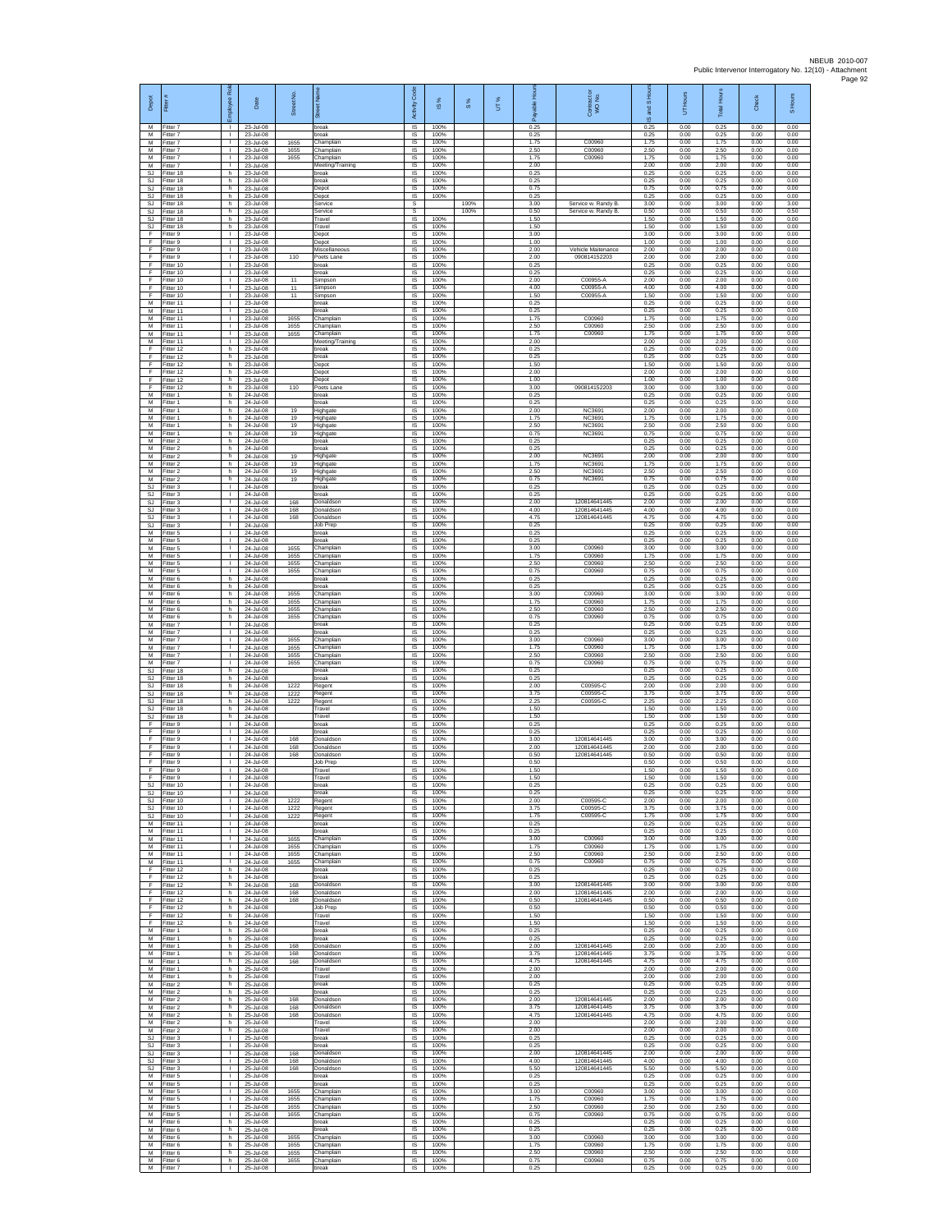| Depot | Fitter # | Employee Role | Date | Street No. | Street Name | Activity Code | IS % | S % | UT % | Payable Hours | Contractor or WO No. | IS and S Hours | UT Hours | Total Hours | Check | S Hours |
|---|---|---|---|---|---|---|---|---|---|---|---|---|---|---|---|---|
| M | Fitter 7 | I | 23-Jul-08 | | break | IS | 100% | | | 0.25 | | 0.25 | 0.00 | 0.25 | 0.00 | 0.00 |
| M | Fitter 7 | I | 23-Jul-08 | | break | IS | 100% | | | 0.25 | | 0.25 | 0.00 | 0.25 | 0.00 | 0.00 |
| M | Fitter 7 | I | 23-Jul-08 | 1655 | Champlain | IS | 100% | | | 1.75 | C00960 | 1.75 | 0.00 | 1.75 | 0.00 | 0.00 |
| M | Fitter 7 | I | 23-Jul-08 | 1655 | Champlain | IS | 100% | | | 2.50 | C00960 | 2.50 | 0.00 | 2.50 | 0.00 | 0.00 |
| M | Fitter 7 | I | 23-Jul-08 | 1655 | Champlain | IS | 100% | | | 1.75 | C00960 | 1.75 | 0.00 | 1.75 | 0.00 | 0.00 |
| M | Fitter 7 | I | 23-Jul-08 | | Meeting/Training | IS | 100% | | | 2.00 | | 2.00 | 0.00 | 2.00 | 0.00 | 0.00 |
| SJ | Fitter 18 | h | 23-Jul-08 | | break | IS | 100% | | | 0.25 | | 0.25 | 0.00 | 0.25 | 0.00 | 0.00 |
| SJ | Fitter 18 | h | 23-Jul-08 | | break | IS | 100% | | | 0.25 | | 0.25 | 0.00 | 0.25 | 0.00 | 0.00 |
| SJ | Fitter 18 | h | 23-Jul-08 | | Depot | IS | 100% | | | 0.75 | | 0.75 | 0.00 | 0.75 | 0.00 | 0.00 |
| SJ | Fitter 18 | h | 23-Jul-08 | | Depot | IS | 100% | | | 0.25 | | 0.25 | 0.00 | 0.25 | 0.00 | 0.00 |
| SJ | Fitter 18 | h | 23-Jul-08 | | Service | S | | 100% | | 3.00 | Service w. Randy B. | 3.00 | 0.00 | 3.00 | 0.00 | 3.00 |
| SJ | Fitter 18 | h | 23-Jul-08 | | Service | S | | 100% | | 0.50 | Service w. Randy B. | 0.50 | 0.00 | 0.50 | 0.00 | 0.50 |
| SJ | Fitter 18 | h | 23-Jul-08 | | Travel | IS | 100% | | | 1.50 | | 1.50 | 0.00 | 1.50 | 0.00 | 0.00 |
| SJ | Fitter 18 | h | 23-Jul-08 | | Travel | IS | 100% | | | 1.50 | | 1.50 | 0.00 | 1.50 | 0.00 | 0.00 |
| F | Fitter 9 | I | 23-Jul-08 | | Depot | IS | 100% | | | 3.00 | | 3.00 | 0.00 | 3.00 | 0.00 | 0.00 |
| F | Fitter 9 | I | 23-Jul-08 | | Depot | IS | 100% | | | 1.00 | | 1.00 | 0.00 | 1.00 | 0.00 | 0.00 |
| F | Fitter 9 | I | 23-Jul-08 | | Miscellaneous | IS | 100% | | | 2.00 | Vehicle Maitenance | 2.00 | 0.00 | 2.00 | 0.00 | 0.00 |
| F | Fitter 9 | I | 23-Jul-08 | 110 | Poets Lane | IS | 100% | | | 2.00 | 090814152203 | 2.00 | 0.00 | 2.00 | 0.00 | 0.00 |
| F | Fitter 10 | I | 23-Jul-08 | | break | IS | 100% | | | 0.25 | | 0.25 | 0.00 | 0.25 | 0.00 | 0.00 |
| F | Fitter 10 | I | 23-Jul-08 | | break | IS | 100% | | | 0.25 | | 0.25 | 0.00 | 0.25 | 0.00 | 0.00 |
| F | Fitter 10 | I | 23-Jul-08 | 11 | Simpson | IS | 100% | | | 2.00 | C00955-A | 2.00 | 0.00 | 2.00 | 0.00 | 0.00 |
| F | Fitter 10 | I | 23-Jul-08 | 11 | Simpson | IS | 100% | | | 4.00 | C00955-A | 4.00 | 0.00 | 4.00 | 0.00 | 0.00 |
| F | Fitter 10 | I | 23-Jul-08 | 11 | Simpson | IS | 100% | | | 1.50 | C00955-A | 1.50 | 0.00 | 1.50 | 0.00 | 0.00 |
| M | Fitter 11 | I | 23-Jul-08 | | break | IS | 100% | | | 0.25 | | 0.25 | 0.00 | 0.25 | 0.00 | 0.00 |
| M | Fitter 11 | I | 23-Jul-08 | | break | IS | 100% | | | 0.25 | | 0.25 | 0.00 | 0.25 | 0.00 | 0.00 |
| M | Fitter 11 | I | 23-Jul-08 | 1655 | Champlain | IS | 100% | | | 1.75 | C00960 | 1.75 | 0.00 | 1.75 | 0.00 | 0.00 |
| M | Fitter 11 | I | 23-Jul-08 | 1655 | Champlain | IS | 100% | | | 2.50 | C00960 | 2.50 | 0.00 | 2.50 | 0.00 | 0.00 |
| M | Fitter 11 | I | 23-Jul-08 | 1655 | Champlain | IS | 100% | | | 1.75 | C00960 | 1.75 | 0.00 | 1.75 | 0.00 | 0.00 |
| M | Fitter 11 | I | 23-Jul-08 | | Meeting/Training | IS | 100% | | | 2.00 | | 2.00 | 0.00 | 2.00 | 0.00 | 0.00 |
| F | Fitter 12 | h | 23-Jul-08 | | break | IS | 100% | | | 0.25 | | 0.25 | 0.00 | 0.25 | 0.00 | 0.00 |
| F | Fitter 12 | h | 23-Jul-08 | | break | IS | 100% | | | 0.25 | | 0.25 | 0.00 | 0.25 | 0.00 | 0.00 |
| F | Fitter 12 | h | 23-Jul-08 | | Depot | IS | 100% | | | 1.50 | | 1.50 | 0.00 | 1.50 | 0.00 | 0.00 |
| F | Fitter 12 | h | 23-Jul-08 | | Depot | IS | 100% | | | 2.00 | | 2.00 | 0.00 | 2.00 | 0.00 | 0.00 |
| F | Fitter 12 | h | 23-Jul-08 | | Depot | IS | 100% | | | 1.00 | | 1.00 | 0.00 | 1.00 | 0.00 | 0.00 |
| F | Fitter 12 | h | 23-Jul-08 | 110 | Poets Lane | IS | 100% | | | 3.00 | 090814152203 | 3.00 | 0.00 | 3.00 | 0.00 | 0.00 |
| M | Fitter 1 | h | 24-Jul-08 | | break | IS | 100% | | | 0.25 | | 0.25 | 0.00 | 0.25 | 0.00 | 0.00 |
| M | Fitter 1 | h | 24-Jul-08 | | break | IS | 100% | | | 0.25 | | 0.25 | 0.00 | 0.25 | 0.00 | 0.00 |
| M | Fitter 1 | h | 24-Jul-08 | 19 | Highgate | IS | 100% | | | 2.00 | NC3691 | 2.00 | 0.00 | 2.00 | 0.00 | 0.00 |
| M | Fitter 1 | h | 24-Jul-08 | 19 | Highgate | IS | 100% | | | 1.75 | NC3691 | 1.75 | 0.00 | 1.75 | 0.00 | 0.00 |
| M | Fitter 1 | h | 24-Jul-08 | 19 | Highgate | IS | 100% | | | 2.50 | NC3691 | 2.50 | 0.00 | 2.50 | 0.00 | 0.00 |
| M | Fitter 1 | h | 24-Jul-08 | 19 | Highgate | IS | 100% | | | 0.75 | NC3691 | 0.75 | 0.00 | 0.75 | 0.00 | 0.00 |
| M | Fitter 2 | h | 24-Jul-08 | | break | IS | 100% | | | 0.25 | | 0.25 | 0.00 | 0.25 | 0.00 | 0.00 |
| M | Fitter 2 | h | 24-Jul-08 | | break | IS | 100% | | | 0.25 | | 0.25 | 0.00 | 0.25 | 0.00 | 0.00 |
| M | Fitter 2 | h | 24-Jul-08 | 19 | Highgate | IS | 100% | | | 2.00 | NC3691 | 2.00 | 0.00 | 2.00 | 0.00 | 0.00 |
| M | Fitter 2 | h | 24-Jul-08 | 19 | Highgate | IS | 100% | | | 1.75 | NC3691 | 1.75 | 0.00 | 1.75 | 0.00 | 0.00 |
| M | Fitter 2 | h | 24-Jul-08 | 19 | Highgate | IS | 100% | | | 2.50 | NC3691 | 2.50 | 0.00 | 2.50 | 0.00 | 0.00 |
| M | Fitter 2 | h | 24-Jul-08 | 19 | Highgate | IS | 100% | | | 0.75 | NC3691 | 0.75 | 0.00 | 0.75 | 0.00 | 0.00 |
| SJ | Fitter 3 | I | 24-Jul-08 | | break | IS | 100% | | | 0.25 | | 0.25 | 0.00 | 0.25 | 0.00 | 0.00 |
| SJ | Fitter 3 | I | 24-Jul-08 | | break | IS | 100% | | | 0.25 | | 0.25 | 0.00 | 0.25 | 0.00 | 0.00 |
| SJ | Fitter 3 | I | 24-Jul-08 | 168 | Donaldson | IS | 100% | | | 2.00 | 120814641445 | 2.00 | 0.00 | 2.00 | 0.00 | 0.00 |
| SJ | Fitter 3 | I | 24-Jul-08 | 168 | Donaldson | IS | 100% | | | 4.00 | 120814641445 | 4.00 | 0.00 | 4.00 | 0.00 | 0.00 |
| SJ | Fitter 3 | I | 24-Jul-08 | 168 | Donaldson | IS | 100% | | | 4.75 | 120814641445 | 4.75 | 0.00 | 4.75 | 0.00 | 0.00 |
| SJ | Fitter 3 | I | 24-Jul-08 | | Job Prep | IS | 100% | | | 0.25 | | 0.25 | 0.00 | 0.25 | 0.00 | 0.00 |
| M | Fitter 5 | I | 24-Jul-08 | | break | IS | 100% | | | 0.25 | | 0.25 | 0.00 | 0.25 | 0.00 | 0.00 |
| M | Fitter 5 | I | 24-Jul-08 | | break | IS | 100% | | | 0.25 | | 0.25 | 0.00 | 0.25 | 0.00 | 0.00 |
| M | Fitter 5 | I | 24-Jul-08 | 1655 | Champlain | IS | 100% | | | 3.00 | C00960 | 3.00 | 0.00 | 3.00 | 0.00 | 0.00 |
| M | Fitter 5 | I | 24-Jul-08 | 1655 | Champlain | IS | 100% | | | 1.75 | C00960 | 1.75 | 0.00 | 1.75 | 0.00 | 0.00 |
| M | Fitter 5 | I | 24-Jul-08 | 1655 | Champlain | IS | 100% | | | 2.50 | C00960 | 2.50 | 0.00 | 2.50 | 0.00 | 0.00 |
| M | Fitter 5 | I | 24-Jul-08 | 1655 | Champlain | IS | 100% | | | 0.75 | C00960 | 0.75 | 0.00 | 0.75 | 0.00 | 0.00 |
| M | Fitter 6 | h | 24-Jul-08 | | break | IS | 100% | | | 0.25 | | 0.25 | 0.00 | 0.25 | 0.00 | 0.00 |
| M | Fitter 6 | h | 24-Jul-08 | | break | IS | 100% | | | 0.25 | | 0.25 | 0.00 | 0.25 | 0.00 | 0.00 |
| M | Fitter 6 | h | 24-Jul-08 | 1655 | Champlain | IS | 100% | | | 3.00 | C00960 | 3.00 | 0.00 | 3.00 | 0.00 | 0.00 |
| M | Fitter 6 | h | 24-Jul-08 | 1655 | Champlain | IS | 100% | | | 1.75 | C00960 | 1.75 | 0.00 | 1.75 | 0.00 | 0.00 |
| M | Fitter 6 | h | 24-Jul-08 | 1655 | Champlain | IS | 100% | | | 2.50 | C00960 | 2.50 | 0.00 | 2.50 | 0.00 | 0.00 |
| M | Fitter 6 | h | 24-Jul-08 | 1655 | Champlain | IS | 100% | | | 0.75 | C00960 | 0.75 | 0.00 | 0.75 | 0.00 | 0.00 |
| M | Fitter 7 | I | 24-Jul-08 | | break | IS | 100% | | | 0.25 | | 0.25 | 0.00 | 0.25 | 0.00 | 0.00 |
| M | Fitter 7 | I | 24-Jul-08 | | break | IS | 100% | | | 0.25 | | 0.25 | 0.00 | 0.25 | 0.00 | 0.00 |
| M | Fitter 7 | I | 24-Jul-08 | 1655 | Champlain | IS | 100% | | | 3.00 | C00960 | 3.00 | 0.00 | 3.00 | 0.00 | 0.00 |
| M | Fitter 7 | I | 24-Jul-08 | 1655 | Champlain | IS | 100% | | | 1.75 | C00960 | 1.75 | 0.00 | 1.75 | 0.00 | 0.00 |
| M | Fitter 7 | I | 24-Jul-08 | 1655 | Champlain | IS | 100% | | | 2.50 | C00960 | 2.50 | 0.00 | 2.50 | 0.00 | 0.00 |
| M | Fitter 7 | I | 24-Jul-08 | 1655 | Champlain | IS | 100% | | | 0.75 | C00960 | 0.75 | 0.00 | 0.75 | 0.00 | 0.00 |
| SJ | Fitter 18 | h | 24-Jul-08 | | break | IS | 100% | | | 0.25 | | 0.25 | 0.00 | 0.25 | 0.00 | 0.00 |
| SJ | Fitter 18 | h | 24-Jul-08 | | break | IS | 100% | | | 0.25 | | 0.25 | 0.00 | 0.25 | 0.00 | 0.00 |
| SJ | Fitter 18 | h | 24-Jul-08 | 1222 | Regent | IS | 100% | | | 2.00 | C00595-C | 2.00 | 0.00 | 2.00 | 0.00 | 0.00 |
| SJ | Fitter 18 | h | 24-Jul-08 | 1222 | Regent | IS | 100% | | | 3.75 | C00595-C | 3.75 | 0.00 | 3.75 | 0.00 | 0.00 |
| SJ | Fitter 18 | h | 24-Jul-08 | 1222 | Regent | IS | 100% | | | 2.25 | C00595-C | 2.25 | 0.00 | 2.25 | 0.00 | 0.00 |
| SJ | Fitter 18 | h | 24-Jul-08 | | Travel | IS | 100% | | | 1.50 | | 1.50 | 0.00 | 1.50 | 0.00 | 0.00 |
| SJ | Fitter 18 | h | 24-Jul-08 | | Travel | IS | 100% | | | 1.50 | | 1.50 | 0.00 | 1.50 | 0.00 | 0.00 |
| F | Fitter 9 | I | 24-Jul-08 | | break | IS | 100% | | | 0.25 | | 0.25 | 0.00 | 0.25 | 0.00 | 0.00 |
| F | Fitter 9 | I | 24-Jul-08 | | break | IS | 100% | | | 0.25 | | 0.25 | 0.00 | 0.25 | 0.00 | 0.00 |
| F | Fitter 9 | I | 24-Jul-08 | 168 | Donaldson | IS | 100% | | | 3.00 | 120814641445 | 3.00 | 0.00 | 3.00 | 0.00 | 0.00 |
| F | Fitter 9 | I | 24-Jul-08 | 168 | Donaldson | IS | 100% | | | 2.00 | 120814641445 | 2.00 | 0.00 | 2.00 | 0.00 | 0.00 |
| F | Fitter 9 | I | 24-Jul-08 | 168 | Donaldson | IS | 100% | | | 0.50 | 120814641445 | 0.50 | 0.00 | 0.50 | 0.00 | 0.00 |
| F | Fitter 9 | I | 24-Jul-08 | | Job Prep | IS | 100% | | | 0.50 | | 0.50 | 0.00 | 0.50 | 0.00 | 0.00 |
| F | Fitter 9 | I | 24-Jul-08 | | Travel | IS | 100% | | | 1.50 | | 1.50 | 0.00 | 1.50 | 0.00 | 0.00 |
| F | Fitter 9 | I | 24-Jul-08 | | Travel | IS | 100% | | | 1.50 | | 1.50 | 0.00 | 1.50 | 0.00 | 0.00 |
| SJ | Fitter 10 | I | 24-Jul-08 | | break | IS | 100% | | | 0.25 | | 0.25 | 0.00 | 0.25 | 0.00 | 0.00 |
| SJ | Fitter 10 | I | 24-Jul-08 | | break | IS | 100% | | | 0.25 | | 0.25 | 0.00 | 0.25 | 0.00 | 0.00 |
| SJ | Fitter 10 | I | 24-Jul-08 | 1222 | Regent | IS | 100% | | | 2.00 | C00595-C | 2.00 | 0.00 | 2.00 | 0.00 | 0.00 |
| SJ | Fitter 10 | I | 24-Jul-08 | 1222 | Regent | IS | 100% | | | 3.75 | C00595-C | 3.75 | 0.00 | 3.75 | 0.00 | 0.00 |
| SJ | Fitter 10 | I | 24-Jul-08 | 1222 | Regent | IS | 100% | | | 1.75 | C00595-C | 1.75 | 0.00 | 1.75 | 0.00 | 0.00 |
| M | Fitter 11 | I | 24-Jul-08 | | break | IS | 100% | | | 0.25 | | 0.25 | 0.00 | 0.25 | 0.00 | 0.00 |
| M | Fitter 11 | I | 24-Jul-08 | | break | IS | 100% | | | 0.25 | | 0.25 | 0.00 | 0.25 | 0.00 | 0.00 |
| M | Fitter 11 | I | 24-Jul-08 | 1655 | Champlain | IS | 100% | | | 3.00 | C00960 | 3.00 | 0.00 | 3.00 | 0.00 | 0.00 |
| M | Fitter 11 | I | 24-Jul-08 | 1655 | Champlain | IS | 100% | | | 1.75 | C00960 | 1.75 | 0.00 | 1.75 | 0.00 | 0.00 |
| M | Fitter 11 | I | 24-Jul-08 | 1655 | Champlain | IS | 100% | | | 2.50 | C00960 | 2.50 | 0.00 | 2.50 | 0.00 | 0.00 |
| M | Fitter 11 | I | 24-Jul-08 | 1655 | Champlain | IS | 100% | | | 0.75 | C00960 | 0.75 | 0.00 | 0.75 | 0.00 | 0.00 |
| F | Fitter 12 | h | 24-Jul-08 | | break | IS | 100% | | | 0.25 | | 0.25 | 0.00 | 0.25 | 0.00 | 0.00 |
| F | Fitter 12 | h | 24-Jul-08 | | break | IS | 100% | | | 0.25 | | 0.25 | 0.00 | 0.25 | 0.00 | 0.00 |
| F | Fitter 12 | h | 24-Jul-08 | 168 | Donaldson | IS | 100% | | | 3.00 | 120814641445 | 3.00 | 0.00 | 3.00 | 0.00 | 0.00 |
| F | Fitter 12 | h | 24-Jul-08 | 168 | Donaldson | IS | 100% | | | 2.00 | 120814641445 | 2.00 | 0.00 | 2.00 | 0.00 | 0.00 |
| F | Fitter 12 | h | 24-Jul-08 | 168 | Donaldson | IS | 100% | | | 0.50 | 120814641445 | 0.50 | 0.00 | 0.50 | 0.00 | 0.00 |
| F | Fitter 12 | h | 24-Jul-08 | | Job Prep | IS | 100% | | | 0.50 | | 0.50 | 0.00 | 0.50 | 0.00 | 0.00 |
| F | Fitter 12 | h | 24-Jul-08 | | Travel | IS | 100% | | | 1.50 | | 1.50 | 0.00 | 1.50 | 0.00 | 0.00 |
| F | Fitter 12 | h | 24-Jul-08 | | Travel | IS | 100% | | | 1.50 | | 1.50 | 0.00 | 1.50 | 0.00 | 0.00 |
| M | Fitter 1 | h | 25-Jul-08 | | break | IS | 100% | | | 0.25 | | 0.25 | 0.00 | 0.25 | 0.00 | 0.00 |
| M | Fitter 1 | h | 25-Jul-08 | | break | IS | 100% | | | 0.25 | | 0.25 | 0.00 | 0.25 | 0.00 | 0.00 |
| M | Fitter 1 | h | 25-Jul-08 | 168 | Donaldson | IS | 100% | | | 2.00 | 120814641445 | 2.00 | 0.00 | 2.00 | 0.00 | 0.00 |
| M | Fitter 1 | h | 25-Jul-08 | 168 | Donaldson | IS | 100% | | | 3.75 | 120814641445 | 3.75 | 0.00 | 3.75 | 0.00 | 0.00 |
| M | Fitter 1 | h | 25-Jul-08 | 168 | Donaldson | IS | 100% | | | 4.75 | 120814641445 | 4.75 | 0.00 | 4.75 | 0.00 | 0.00 |
| M | Fitter 1 | h | 25-Jul-08 | | Travel | IS | 100% | | | 2.00 | | 2.00 | 0.00 | 2.00 | 0.00 | 0.00 |
| M | Fitter 1 | h | 25-Jul-08 | | Travel | IS | 100% | | | 2.00 | | 2.00 | 0.00 | 2.00 | 0.00 | 0.00 |
| M | Fitter 2 | h | 25-Jul-08 | | break | IS | 100% | | | 0.25 | | 0.25 | 0.00 | 0.25 | 0.00 | 0.00 |
| M | Fitter 2 | h | 25-Jul-08 | | break | IS | 100% | | | 0.25 | | 0.25 | 0.00 | 0.25 | 0.00 | 0.00 |
| M | Fitter 2 | h | 25-Jul-08 | 168 | Donaldson | IS | 100% | | | 2.00 | 120814641445 | 2.00 | 0.00 | 2.00 | 0.00 | 0.00 |
| M | Fitter 2 | h | 25-Jul-08 | 168 | Donaldson | IS | 100% | | | 3.75 | 120814641445 | 3.75 | 0.00 | 3.75 | 0.00 | 0.00 |
| M | Fitter 2 | h | 25-Jul-08 | 168 | Donaldson | IS | 100% | | | 4.75 | 120814641445 | 4.75 | 0.00 | 4.75 | 0.00 | 0.00 |
| M | Fitter 2 | h | 25-Jul-08 | | Travel | IS | 100% | | | 2.00 | | 2.00 | 0.00 | 2.00 | 0.00 | 0.00 |
| M | Fitter 2 | h | 25-Jul-08 | | Travel | IS | 100% | | | 2.00 | | 2.00 | 0.00 | 2.00 | 0.00 | 0.00 |
| SJ | Fitter 3 | I | 25-Jul-08 | | break | IS | 100% | | | 0.25 | | 0.25 | 0.00 | 0.25 | 0.00 | 0.00 |
| SJ | Fitter 3 | I | 25-Jul-08 | | break | IS | 100% | | | 0.25 | | 0.25 | 0.00 | 0.25 | 0.00 | 0.00 |
| SJ | Fitter 3 | I | 25-Jul-08 | 168 | Donaldson | IS | 100% | | | 2.00 | 120814641445 | 2.00 | 0.00 | 2.00 | 0.00 | 0.00 |
| SJ | Fitter 3 | I | 25-Jul-08 | 168 | Donaldson | IS | 100% | | | 4.00 | 120814641445 | 4.00 | 0.00 | 4.00 | 0.00 | 0.00 |
| SJ | Fitter 3 | I | 25-Jul-08 | 168 | Donaldson | IS | 100% | | | 5.50 | 120814641445 | 5.50 | 0.00 | 5.50 | 0.00 | 0.00 |
| M | Fitter 5 | I | 25-Jul-08 | | break | IS | 100% | | | 0.25 | | 0.25 | 0.00 | 0.25 | 0.00 | 0.00 |
| M | Fitter 5 | I | 25-Jul-08 | | break | IS | 100% | | | 0.25 | | 0.25 | 0.00 | 0.25 | 0.00 | 0.00 |
| M | Fitter 5 | I | 25-Jul-08 | 1655 | Champlain | IS | 100% | | | 3.00 | C00960 | 3.00 | 0.00 | 3.00 | 0.00 | 0.00 |
| M | Fitter 5 | I | 25-Jul-08 | 1655 | Champlain | IS | 100% | | | 1.75 | C00960 | 1.75 | 0.00 | 1.75 | 0.00 | 0.00 |
| M | Fitter 5 | I | 25-Jul-08 | 1655 | Champlain | IS | 100% | | | 2.50 | C00960 | 2.50 | 0.00 | 2.50 | 0.00 | 0.00 |
| M | Fitter 5 | I | 25-Jul-08 | 1655 | Champlain | IS | 100% | | | 0.75 | C00960 | 0.75 | 0.00 | 0.75 | 0.00 | 0.00 |
| M | Fitter 6 | h | 25-Jul-08 | | break | IS | 100% | | | 0.25 | | 0.25 | 0.00 | 0.25 | 0.00 | 0.00 |
| M | Fitter 6 | h | 25-Jul-08 | | break | IS | 100% | | | 0.25 | | 0.25 | 0.00 | 0.25 | 0.00 | 0.00 |
| M | Fitter 6 | h | 25-Jul-08 | 1655 | Champlain | IS | 100% | | | 3.00 | C00960 | 3.00 | 0.00 | 3.00 | 0.00 | 0.00 |
| M | Fitter 6 | h | 25-Jul-08 | 1655 | Champlain | IS | 100% | | | 1.75 | C00960 | 1.75 | 0.00 | 1.75 | 0.00 | 0.00 |
| M | Fitter 6 | h | 25-Jul-08 | 1655 | Champlain | IS | 100% | | | 2.50 | C00960 | 2.50 | 0.00 | 2.50 | 0.00 | 0.00 |
| M | Fitter 6 | h | 25-Jul-08 | 1655 | Champlain | IS | 100% | | | 0.75 | C00960 | 0.75 | 0.00 | 0.75 | 0.00 | 0.00 |
| M | Fitter 7 | I | 25-Jul-08 | | break | IS | 100% | | | 0.25 | | 0.25 | 0.00 | 0.25 | 0.00 | 0.00 |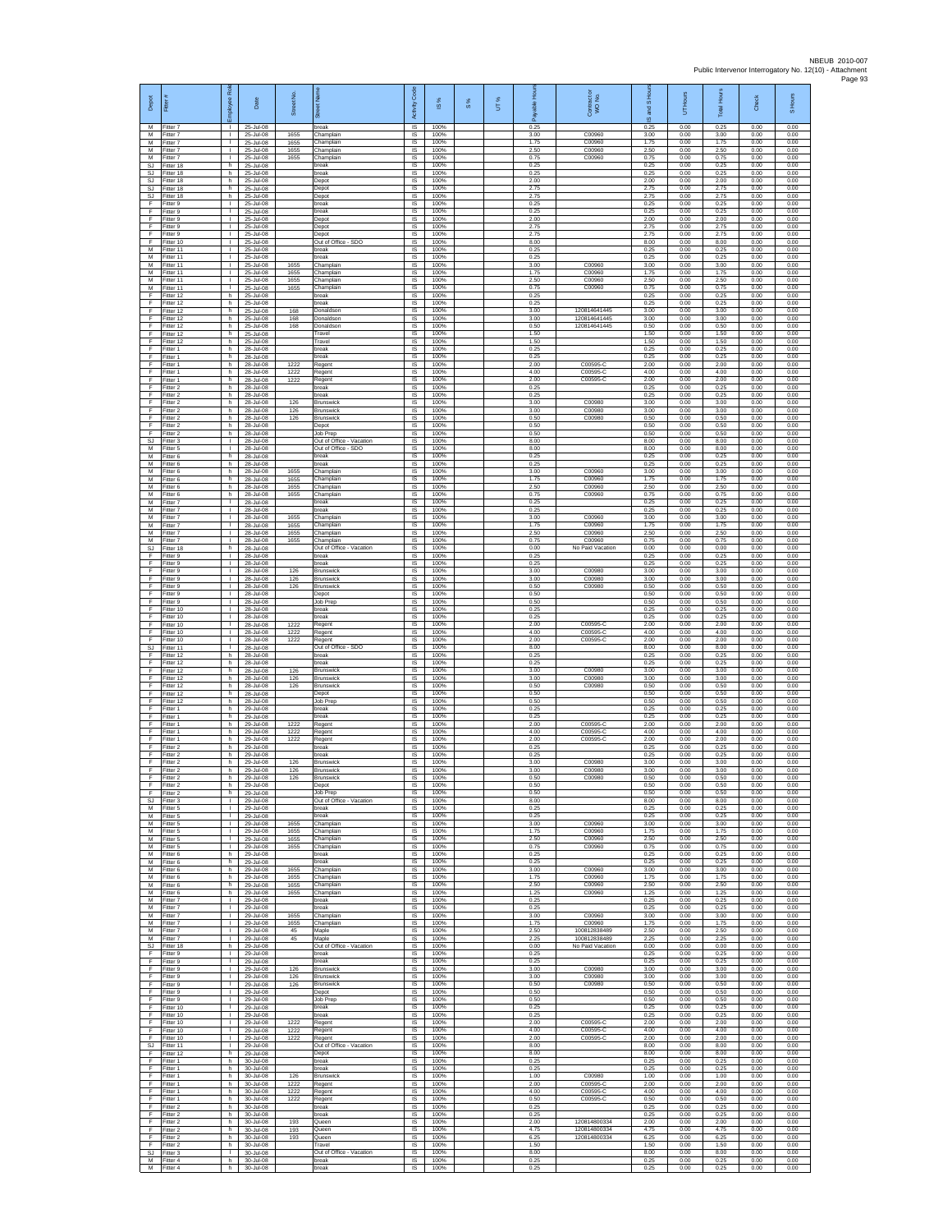NBEUB 2010-007
Public Intervenor Interrogatory No. 12(10) - Attachment

| Depot | Fitter # | Employee Role | Date | Street No. | Street Name | Activity Code | IS % | S% | UT % | Payable Hours | Contractor WO No. | IS and S Hours | UT Hours | Total Hours | Check | S Hours |
|---|---|---|---|---|---|---|---|---|---|---|---|---|---|---|---|---|
| M | Fitter 7 | I | 25-Jul-08 | | break | IS | 100% | | | 0.25 | | 0.25 | 0.00 | 0.25 | 0.00 | 0.00 |
| M | Fitter 7 | I | 25-Jul-08 | 1655 | Champlain | IS | 100% | | | 3.00 | C00960 | 3.00 | 0.00 | 3.00 | 0.00 | 0.00 |
| M | Fitter 7 | I | 25-Jul-08 | 1655 | Champlain | IS | 100% | | | 1.75 | C00960 | 1.75 | 0.00 | 1.75 | 0.00 | 0.00 |
| M | Fitter 7 | I | 25-Jul-08 | 1655 | Champlain | IS | 100% | | | 2.50 | C00960 | 2.50 | 0.00 | 2.50 | 0.00 | 0.00 |
| M | Fitter 7 | I | 25-Jul-08 | 1655 | Champlain | IS | 100% | | | 0.75 | C00960 | 0.75 | 0.00 | 0.75 | 0.00 | 0.00 |
| SJ | Fitter 18 | h | 25-Jul-08 | | break | IS | 100% | | | 0.25 | | 0.25 | 0.00 | 0.25 | 0.00 | 0.00 |
| SJ | Fitter 18 | h | 25-Jul-08 | | break | IS | 100% | | | 0.25 | | 0.25 | 0.00 | 0.25 | 0.00 | 0.00 |
| SJ | Fitter 18 | h | 25-Jul-08 | | Depot | IS | 100% | | | 2.00 | | 2.00 | 0.00 | 2.00 | 0.00 | 0.00 |
| SJ | Fitter 18 | h | 25-Jul-08 | | Depot | IS | 100% | | | 2.75 | | 2.75 | 0.00 | 2.75 | 0.00 | 0.00 |
| SJ | Fitter 18 | h | 25-Jul-08 | | Depot | IS | 100% | | | 2.75 | | 2.75 | 0.00 | 2.75 | 0.00 | 0.00 |
| F | Fitter 9 | I | 25-Jul-08 | | break | IS | 100% | | | 0.25 | | 0.25 | 0.00 | 0.25 | 0.00 | 0.00 |
| F | Fitter 9 | I | 25-Jul-08 | | break | IS | 100% | | | 0.25 | | 0.25 | 0.00 | 0.25 | 0.00 | 0.00 |
| F | Fitter 9 | I | 25-Jul-08 | | Depot | IS | 100% | | | 2.00 | | 2.00 | 0.00 | 2.00 | 0.00 | 0.00 |
| F | Fitter 9 | I | 25-Jul-08 | | Depot | IS | 100% | | | 2.75 | | 2.75 | 0.00 | 2.75 | 0.00 | 0.00 |
| F | Fitter 9 | I | 25-Jul-08 | | Depot | IS | 100% | | | 2.75 | | 2.75 | 0.00 | 2.75 | 0.00 | 0.00 |
| F | Fitter 10 | I | 25-Jul-08 | | Out of Office - SDO | IS | 100% | | | 8.00 | | 8.00 | 0.00 | 8.00 | 0.00 | 0.00 |
| M | Fitter 11 | I | 25-Jul-08 | | break | IS | 100% | | | 0.25 | | 0.25 | 0.00 | 0.25 | 0.00 | 0.00 |
| M | Fitter 11 | I | 25-Jul-08 | | break | IS | 100% | | | 0.25 | | 0.25 | 0.00 | 0.25 | 0.00 | 0.00 |
| M | Fitter 11 | I | 25-Jul-08 | 1655 | Champlain | IS | 100% | | | 3.00 | C00960 | 3.00 | 0.00 | 3.00 | 0.00 | 0.00 |
| M | Fitter 11 | I | 25-Jul-08 | 1655 | Champlain | IS | 100% | | | 1.75 | C00960 | 1.75 | 0.00 | 1.75 | 0.00 | 0.00 |
| M | Fitter 11 | I | 25-Jul-08 | 1655 | Champlain | IS | 100% | | | 2.50 | C00960 | 2.50 | 0.00 | 2.50 | 0.00 | 0.00 |
| M | Fitter 11 | I | 25-Jul-08 | 1655 | Champlain | IS | 100% | | | 0.75 | C00960 | 0.75 | 0.00 | 0.75 | 0.00 | 0.00 |
| F | Fitter 12 | h | 25-Jul-08 | | break | IS | 100% | | | 0.25 | | 0.25 | 0.00 | 0.25 | 0.00 | 0.00 |
| F | Fitter 12 | h | 25-Jul-08 | | break | IS | 100% | | | 0.25 | | 0.25 | 0.00 | 0.25 | 0.00 | 0.00 |
| F | Fitter 12 | h | 25-Jul-08 | 168 | Donaldson | IS | 100% | | | 3.00 | 120814641445 | 3.00 | 0.00 | 3.00 | 0.00 | 0.00 |
| F | Fitter 12 | h | 25-Jul-08 | 168 | Donaldson | IS | 100% | | | 3.00 | 120814641445 | 3.00 | 0.00 | 3.00 | 0.00 | 0.00 |
| F | Fitter 12 | h | 25-Jul-08 | 168 | Donaldson | IS | 100% | | | 0.50 | 120814641445 | 0.50 | 0.00 | 0.50 | 0.00 | 0.00 |
| F | Fitter 12 | h | 25-Jul-08 | | Travel | IS | 100% | | | 1.50 | | 1.50 | 0.00 | 1.50 | 0.00 | 0.00 |
| F | Fitter 12 | h | 25-Jul-08 | | Travel | IS | 100% | | | 1.50 | | 1.50 | 0.00 | 1.50 | 0.00 | 0.00 |
| F | Fitter 1 | h | 28-Jul-08 | | break | IS | 100% | | | 0.25 | | 0.25 | 0.00 | 0.25 | 0.00 | 0.00 |
| F | Fitter 1 | h | 28-Jul-08 | | break | IS | 100% | | | 0.25 | | 0.25 | 0.00 | 0.25 | 0.00 | 0.00 |
| F | Fitter 1 | h | 28-Jul-08 | 1222 | Regent | IS | 100% | | | 2.00 | C00595-C | 2.00 | 0.00 | 2.00 | 0.00 | 0.00 |
| F | Fitter 1 | h | 28-Jul-08 | 1222 | Regent | IS | 100% | | | 4.00 | C00595-C | 4.00 | 0.00 | 4.00 | 0.00 | 0.00 |
| F | Fitter 1 | h | 28-Jul-08 | 1222 | Regent | IS | 100% | | | 2.00 | C00595-C | 2.00 | 0.00 | 2.00 | 0.00 | 0.00 |
| F | Fitter 2 | h | 28-Jul-08 | | break | IS | 100% | | | 0.25 | | 0.25 | 0.00 | 0.25 | 0.00 | 0.00 |
| F | Fitter 2 | h | 28-Jul-08 | | break | IS | 100% | | | 0.25 | | 0.25 | 0.00 | 0.25 | 0.00 | 0.00 |
| F | Fitter 2 | h | 28-Jul-08 | 126 | Brunswick | IS | 100% | | | 3.00 | C00980 | 3.00 | 0.00 | 3.00 | 0.00 | 0.00 |
| F | Fitter 2 | h | 28-Jul-08 | 126 | Brunswick | IS | 100% | | | 3.00 | C00980 | 3.00 | 0.00 | 3.00 | 0.00 | 0.00 |
| F | Fitter 2 | h | 28-Jul-08 | 126 | Brunswick | IS | 100% | | | 0.50 | C00980 | 0.50 | 0.00 | 0.50 | 0.00 | 0.00 |
| F | Fitter 2 | h | 28-Jul-08 | | Depot | IS | 100% | | | 0.50 | | 0.50 | 0.00 | 0.50 | 0.00 | 0.00 |
| F | Fitter 2 | h | 28-Jul-08 | | Job Prep | IS | 100% | | | 0.50 | | 0.50 | 0.00 | 0.50 | 0.00 | 0.00 |
| SJ | Fitter 3 | I | 28-Jul-08 | | Out of Office - Vacation | IS | 100% | | | 8.00 | | 8.00 | 0.00 | 8.00 | 0.00 | 0.00 |
| M | Fitter 5 | I | 28-Jul-08 | | Out of Office - SDO | IS | 100% | | | 8.00 | | 8.00 | 0.00 | 8.00 | 0.00 | 0.00 |
| M | Fitter 6 | h | 28-Jul-08 | | break | IS | 100% | | | 0.25 | | 0.25 | 0.00 | 0.25 | 0.00 | 0.00 |
| M | Fitter 6 | h | 28-Jul-08 | | break | IS | 100% | | | 0.25 | | 0.25 | 0.00 | 0.25 | 0.00 | 0.00 |
| M | Fitter 6 | h | 28-Jul-08 | 1655 | Champlain | IS | 100% | | | 3.00 | C00960 | 3.00 | 0.00 | 3.00 | 0.00 | 0.00 |
| M | Fitter 6 | h | 28-Jul-08 | 1655 | Champlain | IS | 100% | | | 1.75 | C00960 | 1.75 | 0.00 | 1.75 | 0.00 | 0.00 |
| M | Fitter 6 | h | 28-Jul-08 | 1655 | Champlain | IS | 100% | | | 2.50 | C00960 | 2.50 | 0.00 | 2.50 | 0.00 | 0.00 |
| M | Fitter 6 | h | 28-Jul-08 | 1655 | Champlain | IS | 100% | | | 0.75 | C00960 | 0.75 | 0.00 | 0.75 | 0.00 | 0.00 |
| M | Fitter 7 | I | 28-Jul-08 | | break | IS | 100% | | | 0.25 | | 0.25 | 0.00 | 0.25 | 0.00 | 0.00 |
| M | Fitter 7 | I | 28-Jul-08 | | break | IS | 100% | | | 0.25 | | 0.25 | 0.00 | 0.25 | 0.00 | 0.00 |
| M | Fitter 7 | I | 28-Jul-08 | 1655 | Champlain | IS | 100% | | | 3.00 | C00960 | 3.00 | 0.00 | 3.00 | 0.00 | 0.00 |
| M | Fitter 7 | I | 28-Jul-08 | 1655 | Champlain | IS | 100% | | | 1.75 | C00960 | 1.75 | 0.00 | 1.75 | 0.00 | 0.00 |
| M | Fitter 7 | I | 28-Jul-08 | 1655 | Champlain | IS | 100% | | | 2.50 | C00960 | 2.50 | 0.00 | 2.50 | 0.00 | 0.00 |
| M | Fitter 7 | I | 28-Jul-08 | 1655 | Champlain | IS | 100% | | | 0.75 | C00960 | 0.75 | 0.00 | 0.75 | 0.00 | 0.00 |
| SJ | Fitter 18 | h | 28-Jul-08 | | Out of Office - Vacation | IS | 100% | | | 0.00 | No Paid Vacation | 0.00 | 0.00 | 0.00 | 0.00 | 0.00 |
| F | Fitter 9 | I | 28-Jul-08 | | break | IS | 100% | | | 0.25 | | 0.25 | 0.00 | 0.25 | 0.00 | 0.00 |
| F | Fitter 9 | I | 28-Jul-08 | | break | IS | 100% | | | 0.25 | | 0.25 | 0.00 | 0.25 | 0.00 | 0.00 |
| F | Fitter 9 | I | 28-Jul-08 | 126 | Brunswick | IS | 100% | | | 3.00 | C00980 | 3.00 | 0.00 | 3.00 | 0.00 | 0.00 |
| F | Fitter 9 | I | 28-Jul-08 | 126 | Brunswick | IS | 100% | | | 3.00 | C00980 | 3.00 | 0.00 | 3.00 | 0.00 | 0.00 |
| F | Fitter 9 | I | 28-Jul-08 | 126 | Brunswick | IS | 100% | | | 0.50 | C00980 | 0.50 | 0.00 | 0.50 | 0.00 | 0.00 |
| F | Fitter 9 | I | 28-Jul-08 | | Depot | IS | 100% | | | 0.50 | | 0.50 | 0.00 | 0.50 | 0.00 | 0.00 |
| F | Fitter 9 | I | 28-Jul-08 | | Job Prep | IS | 100% | | | 0.50 | | 0.50 | 0.00 | 0.50 | 0.00 | 0.00 |
| F | Fitter 10 | I | 28-Jul-08 | | break | IS | 100% | | | 0.25 | | 0.25 | 0.00 | 0.25 | 0.00 | 0.00 |
| F | Fitter 10 | I | 28-Jul-08 | | break | IS | 100% | | | 0.25 | | 0.25 | 0.00 | 0.25 | 0.00 | 0.00 |
| F | Fitter 10 | I | 28-Jul-08 | 1222 | Regent | IS | 100% | | | 2.00 | C00595-C | 2.00 | 0.00 | 2.00 | 0.00 | 0.00 |
| F | Fitter 10 | I | 28-Jul-08 | 1222 | Regent | IS | 100% | | | 4.00 | C00595-C | 4.00 | 0.00 | 4.00 | 0.00 | 0.00 |
| F | Fitter 10 | I | 28-Jul-08 | 1222 | Regent | IS | 100% | | | 2.00 | C00595-C | 2.00 | 0.00 | 2.00 | 0.00 | 0.00 |
| SJ | Fitter 11 | I | 28-Jul-08 | | Out of Office - SDO | IS | 100% | | | 8.00 | | 8.00 | 0.00 | 8.00 | 0.00 | 0.00 |
| F | Fitter 12 | h | 28-Jul-08 | | break | IS | 100% | | | 0.25 | | 0.25 | 0.00 | 0.25 | 0.00 | 0.00 |
| F | Fitter 12 | h | 28-Jul-08 | | break | IS | 100% | | | 0.25 | | 0.25 | 0.00 | 0.25 | 0.00 | 0.00 |
| F | Fitter 12 | h | 28-Jul-08 | 126 | Brunswick | IS | 100% | | | 3.00 | C00980 | 3.00 | 0.00 | 3.00 | 0.00 | 0.00 |
| F | Fitter 12 | h | 28-Jul-08 | 126 | Brunswick | IS | 100% | | | 3.00 | C00980 | 3.00 | 0.00 | 3.00 | 0.00 | 0.00 |
| F | Fitter 12 | h | 28-Jul-08 | 126 | Brunswick | IS | 100% | | | 0.50 | C00980 | 0.50 | 0.00 | 0.50 | 0.00 | 0.00 |
| F | Fitter 12 | h | 28-Jul-08 | | Depot | IS | 100% | | | 0.50 | | 0.50 | 0.00 | 0.50 | 0.00 | 0.00 |
| F | Fitter 12 | h | 28-Jul-08 | | Job Prep | IS | 100% | | | 0.50 | | 0.50 | 0.00 | 0.50 | 0.00 | 0.00 |
| F | Fitter 1 | h | 29-Jul-08 | | break | IS | 100% | | | 0.25 | | 0.25 | 0.00 | 0.25 | 0.00 | 0.00 |
| F | Fitter 1 | h | 29-Jul-08 | | break | IS | 100% | | | 0.25 | | 0.25 | 0.00 | 0.25 | 0.00 | 0.00 |
| F | Fitter 1 | h | 29-Jul-08 | 1222 | Regent | IS | 100% | | | 2.00 | C00595-C | 2.00 | 0.00 | 2.00 | 0.00 | 0.00 |
| F | Fitter 1 | h | 29-Jul-08 | 1222 | Regent | IS | 100% | | | 4.00 | C00595-C | 4.00 | 0.00 | 4.00 | 0.00 | 0.00 |
| F | Fitter 1 | h | 29-Jul-08 | 1222 | Regent | IS | 100% | | | 2.00 | C00595-C | 2.00 | 0.00 | 2.00 | 0.00 | 0.00 |
| F | Fitter 2 | h | 29-Jul-08 | | break | IS | 100% | | | 0.25 | | 0.25 | 0.00 | 0.25 | 0.00 | 0.00 |
| F | Fitter 2 | h | 29-Jul-08 | | break | IS | 100% | | | 0.25 | | 0.25 | 0.00 | 0.25 | 0.00 | 0.00 |
| F | Fitter 2 | h | 29-Jul-08 | 126 | Brunswick | IS | 100% | | | 3.00 | C00980 | 3.00 | 0.00 | 3.00 | 0.00 | 0.00 |
| F | Fitter 2 | h | 29-Jul-08 | 126 | Brunswick | IS | 100% | | | 3.00 | C00980 | 3.00 | 0.00 | 3.00 | 0.00 | 0.00 |
| F | Fitter 2 | h | 29-Jul-08 | 126 | Brunswick | IS | 100% | | | 0.50 | C00980 | 0.50 | 0.00 | 0.50 | 0.00 | 0.00 |
| F | Fitter 2 | h | 29-Jul-08 | | Depot | IS | 100% | | | 0.50 | | 0.50 | 0.00 | 0.50 | 0.00 | 0.00 |
| F | Fitter 2 | h | 29-Jul-08 | | Job Prep | IS | 100% | | | 0.50 | | 0.50 | 0.00 | 0.50 | 0.00 | 0.00 |
| SJ | Fitter 3 | I | 29-Jul-08 | | Out of Office - Vacation | IS | 100% | | | 8.00 | | 8.00 | 0.00 | 8.00 | 0.00 | 0.00 |
| M | Fitter 5 | I | 29-Jul-08 | | break | IS | 100% | | | 0.25 | | 0.25 | 0.00 | 0.25 | 0.00 | 0.00 |
| M | Fitter 5 | I | 29-Jul-08 | | break | IS | 100% | | | 0.25 | | 0.25 | 0.00 | 0.25 | 0.00 | 0.00 |
| M | Fitter 5 | I | 29-Jul-08 | 1655 | Champlain | IS | 100% | | | 3.00 | C00960 | 3.00 | 0.00 | 3.00 | 0.00 | 0.00 |
| M | Fitter 5 | I | 29-Jul-08 | 1655 | Champlain | IS | 100% | | | 1.75 | C00960 | 1.75 | 0.00 | 1.75 | 0.00 | 0.00 |
| M | Fitter 5 | I | 29-Jul-08 | 1655 | Champlain | IS | 100% | | | 2.50 | C00960 | 2.50 | 0.00 | 2.50 | 0.00 | 0.00 |
| M | Fitter 5 | I | 29-Jul-08 | 1655 | Champlain | IS | 100% | | | 0.75 | C00960 | 0.75 | 0.00 | 0.75 | 0.00 | 0.00 |
| M | Fitter 6 | h | 29-Jul-08 | | break | IS | 100% | | | 0.25 | | 0.25 | 0.00 | 0.25 | 0.00 | 0.00 |
| M | Fitter 6 | h | 29-Jul-08 | | break | IS | 100% | | | 0.25 | | 0.25 | 0.00 | 0.25 | 0.00 | 0.00 |
| M | Fitter 6 | h | 29-Jul-08 | 1655 | Champlain | IS | 100% | | | 3.00 | C00960 | 3.00 | 0.00 | 3.00 | 0.00 | 0.00 |
| M | Fitter 6 | h | 29-Jul-08 | 1655 | Champlain | IS | 100% | | | 1.75 | C00960 | 1.75 | 0.00 | 1.75 | 0.00 | 0.00 |
| M | Fitter 6 | h | 29-Jul-08 | 1655 | Champlain | IS | 100% | | | 2.50 | C00960 | 2.50 | 0.00 | 2.50 | 0.00 | 0.00 |
| M | Fitter 6 | h | 29-Jul-08 | 1655 | Champlain | IS | 100% | | | 1.25 | C00960 | 1.25 | 0.00 | 1.25 | 0.00 | 0.00 |
| M | Fitter 7 | I | 29-Jul-08 | | break | IS | 100% | | | 0.25 | | 0.25 | 0.00 | 0.25 | 0.00 | 0.00 |
| M | Fitter 7 | I | 29-Jul-08 | | break | IS | 100% | | | 0.25 | | 0.25 | 0.00 | 0.25 | 0.00 | 0.00 |
| M | Fitter 7 | I | 29-Jul-08 | 1655 | Champlain | IS | 100% | | | 3.00 | C00960 | 3.00 | 0.00 | 3.00 | 0.00 | 0.00 |
| M | Fitter 7 | I | 29-Jul-08 | 1655 | Champlain | IS | 100% | | | 1.75 | C00960 | 1.75 | 0.00 | 1.75 | 0.00 | 0.00 |
| M | Fitter 7 | I | 29-Jul-08 | 45 | Maple | IS | 100% | | | 2.50 | 100812838489 | 2.50 | 0.00 | 2.50 | 0.00 | 0.00 |
| M | Fitter 7 | I | 29-Jul-08 | 45 | Maple | IS | 100% | | | 2.25 | 100812838489 | 2.25 | 0.00 | 2.25 | 0.00 | 0.00 |
| SJ | Fitter 18 | h | 29-Jul-08 | | Out of Office - Vacation | IS | 100% | | | 0.00 | No Paid Vacation | 0.00 | 0.00 | 0.00 | 0.00 | 0.00 |
| F | Fitter 9 | I | 29-Jul-08 | | break | IS | 100% | | | 0.25 | | 0.25 | 0.00 | 0.25 | 0.00 | 0.00 |
| F | Fitter 9 | I | 29-Jul-08 | | break | IS | 100% | | | 0.25 | | 0.25 | 0.00 | 0.25 | 0.00 | 0.00 |
| F | Fitter 9 | I | 29-Jul-08 | 126 | Brunswick | IS | 100% | | | 3.00 | C00980 | 3.00 | 0.00 | 3.00 | 0.00 | 0.00 |
| F | Fitter 9 | I | 29-Jul-08 | 126 | Brunswick | IS | 100% | | | 3.00 | C00980 | 3.00 | 0.00 | 3.00 | 0.00 | 0.00 |
| F | Fitter 9 | I | 29-Jul-08 | 126 | Brunswick | IS | 100% | | | 0.50 | C00980 | 0.50 | 0.00 | 0.50 | 0.00 | 0.00 |
| F | Fitter 9 | I | 29-Jul-08 | | Depot | IS | 100% | | | 0.50 | | 0.50 | 0.00 | 0.50 | 0.00 | 0.00 |
| F | Fitter 9 | I | 29-Jul-08 | | Job Prep | IS | 100% | | | 0.50 | | 0.50 | 0.00 | 0.50 | 0.00 | 0.00 |
| F | Fitter 10 | I | 29-Jul-08 | | break | IS | 100% | | | 0.25 | | 0.25 | 0.00 | 0.25 | 0.00 | 0.00 |
| F | Fitter 10 | I | 29-Jul-08 | | break | IS | 100% | | | 0.25 | | 0.25 | 0.00 | 0.25 | 0.00 | 0.00 |
| F | Fitter 10 | I | 29-Jul-08 | 1222 | Regent | IS | 100% | | | 2.00 | C00595-C | 2.00 | 0.00 | 2.00 | 0.00 | 0.00 |
| F | Fitter 10 | I | 29-Jul-08 | 1222 | Regent | IS | 100% | | | 4.00 | C00595-C | 4.00 | 0.00 | 4.00 | 0.00 | 0.00 |
| F | Fitter 10 | I | 29-Jul-08 | 1222 | Regent | IS | 100% | | | 2.00 | C00595-C | 2.00 | 0.00 | 2.00 | 0.00 | 0.00 |
| SJ | Fitter 11 | I | 29-Jul-08 | | Out of Office - Vacation | IS | 100% | | | 8.00 | | 8.00 | 0.00 | 8.00 | 0.00 | 0.00 |
| F | Fitter 12 | h | 29-Jul-08 | | Depot | IS | 100% | | | 8.00 | | 8.00 | 0.00 | 8.00 | 0.00 | 0.00 |
| F | Fitter 1 | h | 30-Jul-08 | | break | IS | 100% | | | 0.25 | | 0.25 | 0.00 | 0.25 | 0.00 | 0.00 |
| F | Fitter 1 | h | 30-Jul-08 | | break | IS | 100% | | | 0.25 | | 0.25 | 0.00 | 0.25 | 0.00 | 0.00 |
| F | Fitter 1 | h | 30-Jul-08 | 126 | Brunswick | IS | 100% | | | 1.00 | C00980 | 1.00 | 0.00 | 1.00 | 0.00 | 0.00 |
| F | Fitter 1 | h | 30-Jul-08 | 1222 | Regent | IS | 100% | | | 2.00 | C00595-C | 2.00 | 0.00 | 2.00 | 0.00 | 0.00 |
| F | Fitter 1 | h | 30-Jul-08 | 1222 | Regent | IS | 100% | | | 4.00 | C00595-C | 4.00 | 0.00 | 4.00 | 0.00 | 0.00 |
| F | Fitter 1 | h | 30-Jul-08 | 1222 | Regent | IS | 100% | | | 0.50 | C00595-C | 0.50 | 0.00 | 0.50 | 0.00 | 0.00 |
| F | Fitter 2 | h | 30-Jul-08 | | break | IS | 100% | | | 0.25 | | 0.25 | 0.00 | 0.25 | 0.00 | 0.00 |
| F | Fitter 2 | h | 30-Jul-08 | | break | IS | 100% | | | 0.25 | | 0.25 | 0.00 | 0.25 | 0.00 | 0.00 |
| F | Fitter 2 | h | 30-Jul-08 | 193 | Queen | IS | 100% | | | 2.00 | 120814800334 | 2.00 | 0.00 | 2.00 | 0.00 | 0.00 |
| F | Fitter 2 | h | 30-Jul-08 | 193 | Queen | IS | 100% | | | 4.75 | 120814800334 | 4.75 | 0.00 | 4.75 | 0.00 | 0.00 |
| F | Fitter 2 | h | 30-Jul-08 | 193 | Queen | IS | 100% | | | 6.25 | 120814800334 | 6.25 | 0.00 | 6.25 | 0.00 | 0.00 |
| F | Fitter 2 | h | 30-Jul-08 | | Travel | IS | 100% | | | 1.50 | | 1.50 | 0.00 | 1.50 | 0.00 | 0.00 |
| SJ | Fitter 3 | I | 30-Jul-08 | | Out of Office - Vacation | IS | 100% | | | 8.00 | | 8.00 | 0.00 | 8.00 | 0.00 | 0.00 |
| M | Fitter 4 | h | 30-Jul-08 | | break | IS | 100% | | | 0.25 | | 0.25 | 0.00 | 0.25 | 0.00 | 0.00 |
| M | Fitter 4 | h | 30-Jul-08 | | break | IS | 100% | | | 0.25 | | 0.25 | 0.00 | 0.25 | 0.00 | 0.00 |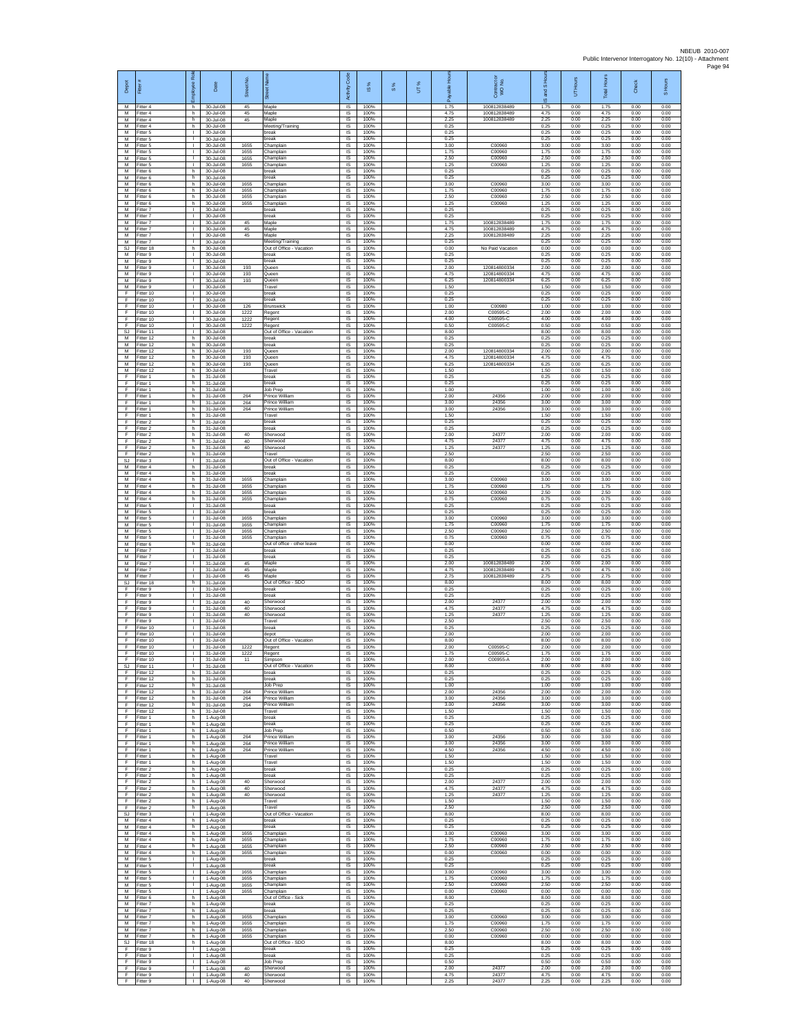NBEUB 2010-007
Public Intervenor Interrogatory No. 12(10) - Attachment

| Depot | Fitter # | Employee Role | Date | Street No. | Street Name | Activity Code | IS % | S % | UT % | Payable Hours | Contract or WO No. | IS and S Hours | UT Hours | Total Hours | Check | S Hours |
|---|---|---|---|---|---|---|---|---|---|---|---|---|---|---|---|---|
| M | Fitter 4 | h | 30-Jul-08 | 45 | Maple | IS | 100% | | | 1.75 | 100812838489 | 1.75 | 0.00 | 1.75 | 0.00 | 0.00 |
| M | Fitter 4 | h | 30-Jul-08 | 45 | Maple | IS | 100% | | | 4.75 | 100812838489 | 4.75 | 0.00 | 4.75 | 0.00 | 0.00 |
| M | Fitter 4 | h | 30-Jul-08 | 45 | Maple | IS | 100% | | | 2.25 | 100812838489 | 2.25 | 0.00 | 2.25 | 0.00 | 0.00 |
| M | Fitter 4 | h | 30-Jul-08 | | Meeting/Training | IS | 100% | | | 0.25 | | 0.25 | 0.00 | 0.25 | 0.00 | 0.00 |
| M | Fitter 5 | l | 30-Jul-08 | | break | IS | 100% | | | 0.25 | | 0.25 | 0.00 | 0.25 | 0.00 | 0.00 |
| M | Fitter 5 | l | 30-Jul-08 | | break | IS | 100% | | | 0.25 | | 0.25 | 0.00 | 0.25 | 0.00 | 0.00 |
| M | Fitter 5 | l | 30-Jul-08 | 1655 | Champlain | IS | 100% | | | 3.00 | C00960 | 3.00 | 0.00 | 3.00 | 0.00 | 0.00 |
| M | Fitter 5 | l | 30-Jul-08 | 1655 | Champlain | IS | 100% | | | 1.75 | C00960 | 1.75 | 0.00 | 1.75 | 0.00 | 0.00 |
| M | Fitter 5 | l | 30-Jul-08 | 1655 | Champlain | IS | 100% | | | 2.50 | C00960 | 2.50 | 0.00 | 2.50 | 0.00 | 0.00 |
| M | Fitter 5 | l | 30-Jul-08 | 1655 | Champlain | IS | 100% | | | 1.25 | C00960 | 1.25 | 0.00 | 1.25 | 0.00 | 0.00 |
| M | Fitter 6 | h | 30-Jul-08 | | break | IS | 100% | | | 0.25 | | 0.25 | 0.00 | 0.25 | 0.00 | 0.00 |
| M | Fitter 6 | h | 30-Jul-08 | | break | IS | 100% | | | 0.25 | | 0.25 | 0.00 | 0.25 | 0.00 | 0.00 |
| M | Fitter 6 | h | 30-Jul-08 | 1655 | Champlain | IS | 100% | | | 3.00 | C00960 | 3.00 | 0.00 | 3.00 | 0.00 | 0.00 |
| M | Fitter 6 | h | 30-Jul-08 | 1655 | Champlain | IS | 100% | | | 1.75 | C00960 | 1.75 | 0.00 | 1.75 | 0.00 | 0.00 |
| M | Fitter 6 | h | 30-Jul-08 | 1655 | Champlain | IS | 100% | | | 2.50 | C00960 | 2.50 | 0.00 | 2.50 | 0.00 | 0.00 |
| M | Fitter 6 | h | 30-Jul-08 | 1655 | Champlain | IS | 100% | | | 1.25 | C00960 | 1.25 | 0.00 | 1.25 | 0.00 | 0.00 |
| M | Fitter 7 | l | 30-Jul-08 | | break | IS | 100% | | | 0.25 | | 0.25 | 0.00 | 0.25 | 0.00 | 0.00 |
| M | Fitter 7 | l | 30-Jul-08 | | break | IS | 100% | | | 0.25 | | 0.25 | 0.00 | 0.25 | 0.00 | 0.00 |
| M | Fitter 7 | l | 30-Jul-08 | 45 | Maple | IS | 100% | | | 1.75 | 100812838489 | 1.75 | 0.00 | 1.75 | 0.00 | 0.00 |
| M | Fitter 7 | l | 30-Jul-08 | 45 | Maple | IS | 100% | | | 4.75 | 100812838489 | 4.75 | 0.00 | 4.75 | 0.00 | 0.00 |
| M | Fitter 7 | l | 30-Jul-08 | 45 | Maple | IS | 100% | | | 2.25 | 100812838489 | 2.25 | 0.00 | 2.25 | 0.00 | 0.00 |
| M | Fitter 7 | l | 30-Jul-08 | | Meeting/Training | IS | 100% | | | 0.25 | | 0.25 | 0.00 | 0.25 | 0.00 | 0.00 |
| SJ | Fitter 18 | h | 30-Jul-08 | | Out of Office - Vacation | IS | 100% | | | 0.00 | No Paid Vacation | 0.00 | 0.00 | 0.00 | 0.00 | 0.00 |
| M | Fitter 9 | l | 30-Jul-08 | | break | IS | 100% | | | 0.25 | | 0.25 | 0.00 | 0.25 | 0.00 | 0.00 |
| M | Fitter 9 | l | 30-Jul-08 | | break | IS | 100% | | | 0.25 | | 0.25 | 0.00 | 0.25 | 0.00 | 0.00 |
| M | Fitter 9 | l | 30-Jul-08 | 193 | Queen | IS | 100% | | | 2.00 | 120814800334 | 2.00 | 0.00 | 2.00 | 0.00 | 0.00 |
| M | Fitter 9 | l | 30-Jul-08 | 193 | Queen | IS | 100% | | | 4.75 | 120814800334 | 4.75 | 0.00 | 4.75 | 0.00 | 0.00 |
| M | Fitter 9 | l | 30-Jul-08 | 193 | Queen | IS | 100% | | | 6.25 | 120814800334 | 6.25 | 0.00 | 6.25 | 0.00 | 0.00 |
| M | Fitter 9 | l | 30-Jul-08 | | Travel | IS | 100% | | | 1.50 | | 1.50 | 0.00 | 1.50 | 0.00 | 0.00 |
| F | Fitter 10 | l | 30-Jul-08 | | break | IS | 100% | | | 0.25 | | 0.25 | 0.00 | 0.25 | 0.00 | 0.00 |
| F | Fitter 10 | l | 30-Jul-08 | | break | IS | 100% | | | 0.25 | | 0.25 | 0.00 | 0.25 | 0.00 | 0.00 |
| F | Fitter 10 | l | 30-Jul-08 | 126 | Brunswick | IS | 100% | | | 1.00 | C00980 | 1.00 | 0.00 | 1.00 | 0.00 | 0.00 |
| F | Fitter 10 | l | 30-Jul-08 | 1222 | Regent | IS | 100% | | | 2.00 | C00595-C | 2.00 | 0.00 | 2.00 | 0.00 | 0.00 |
| F | Fitter 10 | l | 30-Jul-08 | 1222 | Regent | IS | 100% | | | 4.00 | C00595-C | 4.00 | 0.00 | 4.00 | 0.00 | 0.00 |
| F | Fitter 10 | l | 30-Jul-08 | 1222 | Regent | IS | 100% | | | 0.50 | C00595-C | 0.50 | 0.00 | 0.50 | 0.00 | 0.00 |
| SJ | Fitter 11 | l | 30-Jul-08 | | Out of Office - Vacation | IS | 100% | | | 8.00 | | 8.00 | 0.00 | 8.00 | 0.00 | 0.00 |
| M | Fitter 12 | h | 30-Jul-08 | | break | IS | 100% | | | 0.25 | | 0.25 | 0.00 | 0.25 | 0.00 | 0.00 |
| M | Fitter 12 | h | 30-Jul-08 | | break | IS | 100% | | | 0.25 | | 0.25 | 0.00 | 0.25 | 0.00 | 0.00 |
| M | Fitter 12 | h | 30-Jul-08 | 193 | Queen | IS | 100% | | | 2.00 | 120814800334 | 2.00 | 0.00 | 2.00 | 0.00 | 0.00 |
| M | Fitter 12 | h | 30-Jul-08 | 193 | Queen | IS | 100% | | | 4.75 | 120814800334 | 4.75 | 0.00 | 4.75 | 0.00 | 0.00 |
| M | Fitter 12 | h | 30-Jul-08 | 193 | Queen | IS | 100% | | | 6.25 | 120814800334 | 6.25 | 0.00 | 6.25 | 0.00 | 0.00 |
| M | Fitter 12 | h | 30-Jul-08 | | Travel | IS | 100% | | | 1.50 | | 1.50 | 0.00 | 1.50 | 0.00 | 0.00 |
| F | Fitter 1 | h | 31-Jul-08 | | break | IS | 100% | | | 0.25 | | 0.25 | 0.00 | 0.25 | 0.00 | 0.00 |
| F | Fitter 1 | h | 31-Jul-08 | | break | IS | 100% | | | 0.25 | | 0.25 | 0.00 | 0.25 | 0.00 | 0.00 |
| F | Fitter 1 | h | 31-Jul-08 | | Job Prep | IS | 100% | | | 1.00 | | 1.00 | 0.00 | 1.00 | 0.00 | 0.00 |
| F | Fitter 1 | h | 31-Jul-08 | 264 | Prince William | IS | 100% | | | 2.00 | 24356 | 2.00 | 0.00 | 2.00 | 0.00 | 0.00 |
| F | Fitter 1 | h | 31-Jul-08 | 264 | Prince William | IS | 100% | | | 3.00 | 24356 | 3.00 | 0.00 | 3.00 | 0.00 | 0.00 |
| F | Fitter 1 | h | 31-Jul-08 | 264 | Prince William | IS | 100% | | | 3.00 | 24356 | 3.00 | 0.00 | 3.00 | 0.00 | 0.00 |
| F | Fitter 1 | h | 31-Jul-08 | | Travel | IS | 100% | | | 1.50 | | 1.50 | 0.00 | 1.50 | 0.00 | 0.00 |
| F | Fitter 2 | h | 31-Jul-08 | | break | IS | 100% | | | 0.25 | | 0.25 | 0.00 | 0.25 | 0.00 | 0.00 |
| F | Fitter 2 | h | 31-Jul-08 | | break | IS | 100% | | | 0.25 | | 0.25 | 0.00 | 0.25 | 0.00 | 0.00 |
| F | Fitter 2 | h | 31-Jul-08 | 40 | Sherwood | IS | 100% | | | 2.00 | 24377 | 2.00 | 0.00 | 2.00 | 0.00 | 0.00 |
| F | Fitter 2 | h | 31-Jul-08 | 40 | Sherwood | IS | 100% | | | 4.75 | 24377 | 4.75 | 0.00 | 4.75 | 0.00 | 0.00 |
| F | Fitter 2 | h | 31-Jul-08 | 40 | Sherwood | IS | 100% | | | 1.25 | 24377 | 1.25 | 0.00 | 1.25 | 0.00 | 0.00 |
| F | Fitter 2 | h | 31-Jul-08 | | Travel | IS | 100% | | | 2.50 | | 2.50 | 0.00 | 2.50 | 0.00 | 0.00 |
| SJ | Fitter 3 | l | 31-Jul-08 | | Out of Office - Vacation | IS | 100% | | | 8.00 | | 8.00 | 0.00 | 8.00 | 0.00 | 0.00 |
| M | Fitter 4 | h | 31-Jul-08 | | break | IS | 100% | | | 0.25 | | 0.25 | 0.00 | 0.25 | 0.00 | 0.00 |
| M | Fitter 4 | h | 31-Jul-08 | | break | IS | 100% | | | 0.25 | | 0.25 | 0.00 | 0.25 | 0.00 | 0.00 |
| M | Fitter 4 | h | 31-Jul-08 | 1655 | Champlain | IS | 100% | | | 3.00 | C00960 | 3.00 | 0.00 | 3.00 | 0.00 | 0.00 |
| M | Fitter 4 | h | 31-Jul-08 | 1655 | Champlain | IS | 100% | | | 1.75 | C00960 | 1.75 | 0.00 | 1.75 | 0.00 | 0.00 |
| M | Fitter 4 | h | 31-Jul-08 | 1655 | Champlain | IS | 100% | | | 2.50 | C00960 | 2.50 | 0.00 | 2.50 | 0.00 | 0.00 |
| M | Fitter 4 | h | 31-Jul-08 | 1655 | Champlain | IS | 100% | | | 0.75 | C00960 | 0.75 | 0.00 | 0.75 | 0.00 | 0.00 |
| M | Fitter 5 | l | 31-Jul-08 | | break | IS | 100% | | | 0.25 | | 0.25 | 0.00 | 0.25 | 0.00 | 0.00 |
| M | Fitter 5 | l | 31-Jul-08 | | break | IS | 100% | | | 0.25 | | 0.25 | 0.00 | 0.25 | 0.00 | 0.00 |
| M | Fitter 5 | l | 31-Jul-08 | 1655 | Champlain | IS | 100% | | | 3.00 | C00960 | 3.00 | 0.00 | 3.00 | 0.00 | 0.00 |
| M | Fitter 5 | l | 31-Jul-08 | 1655 | Champlain | IS | 100% | | | 1.75 | C00960 | 1.75 | 0.00 | 1.75 | 0.00 | 0.00 |
| M | Fitter 5 | l | 31-Jul-08 | 1655 | Champlain | IS | 100% | | | 2.50 | C00960 | 2.50 | 0.00 | 2.50 | 0.00 | 0.00 |
| M | Fitter 5 | l | 31-Jul-08 | 1655 | Champlain | IS | 100% | | | 0.75 | C00960 | 0.75 | 0.00 | 0.75 | 0.00 | 0.00 |
| M | Fitter 6 | h | 31-Jul-08 | | Out of office - other leave | IS | 100% | | | 0.00 | | 0.00 | 0.00 | 0.00 | 0.00 | 0.00 |
| M | Fitter 7 | l | 31-Jul-08 | | break | IS | 100% | | | 0.25 | | 0.25 | 0.00 | 0.25 | 0.00 | 0.00 |
| M | Fitter 7 | l | 31-Jul-08 | | break | IS | 100% | | | 0.25 | | 0.25 | 0.00 | 0.25 | 0.00 | 0.00 |
| M | Fitter 7 | l | 31-Jul-08 | 45 | Maple | IS | 100% | | | 2.00 | 100812838489 | 2.00 | 0.00 | 2.00 | 0.00 | 0.00 |
| M | Fitter 7 | l | 31-Jul-08 | 45 | Maple | IS | 100% | | | 4.75 | 100812838489 | 4.75 | 0.00 | 4.75 | 0.00 | 0.00 |
| M | Fitter 7 | l | 31-Jul-08 | 45 | Maple | IS | 100% | | | 2.75 | 100812838489 | 2.75 | 0.00 | 2.75 | 0.00 | 0.00 |
| SJ | Fitter 18 | h | 31-Jul-08 | | Out of Office - SDO | IS | 100% | | | 8.00 | | 8.00 | 0.00 | 8.00 | 0.00 | 0.00 |
| F | Fitter 9 | l | 31-Jul-08 | | break | IS | 100% | | | 0.25 | | 0.25 | 0.00 | 0.25 | 0.00 | 0.00 |
| F | Fitter 9 | l | 31-Jul-08 | | break | IS | 100% | | | 0.25 | | 0.25 | 0.00 | 0.25 | 0.00 | 0.00 |
| F | Fitter 9 | l | 31-Jul-08 | 40 | Sherwood | IS | 100% | | | 2.00 | 24377 | 2.00 | 0.00 | 2.00 | 0.00 | 0.00 |
| F | Fitter 9 | l | 31-Jul-08 | 40 | Sherwood | IS | 100% | | | 4.75 | 24377 | 4.75 | 0.00 | 4.75 | 0.00 | 0.00 |
| F | Fitter 9 | l | 31-Jul-08 | 40 | Sherwood | IS | 100% | | | 1.25 | 24377 | 1.25 | 0.00 | 1.25 | 0.00 | 0.00 |
| F | Fitter 9 | l | 31-Jul-08 | | Travel | IS | 100% | | | 2.50 | | 2.50 | 0.00 | 2.50 | 0.00 | 0.00 |
| F | Fitter 10 | l | 31-Jul-08 | | break | IS | 100% | | | 0.25 | | 0.25 | 0.00 | 0.25 | 0.00 | 0.00 |
| F | Fitter 10 | l | 31-Jul-08 | | depot | IS | 100% | | | 2.00 | | 2.00 | 0.00 | 2.00 | 0.00 | 0.00 |
| F | Fitter 10 | l | 31-Jul-08 | | Out of Office - Vacation | IS | 100% | | | 8.00 | | 8.00 | 0.00 | 8.00 | 0.00 | 0.00 |
| F | Fitter 10 | l | 31-Jul-08 | 1222 | Regent | IS | 100% | | | 2.00 | C00595-C | 2.00 | 0.00 | 2.00 | 0.00 | 0.00 |
| F | Fitter 10 | l | 31-Jul-08 | 1222 | Regent | IS | 100% | | | 1.75 | C00595-C | 1.75 | 0.00 | 1.75 | 0.00 | 0.00 |
| F | Fitter 10 | l | 31-Jul-08 | 11 | Simpson | IS | 100% | | | 2.00 | C00955-A | 2.00 | 0.00 | 2.00 | 0.00 | 0.00 |
| SJ | Fitter 11 | l | 31-Jul-08 | | Out of Office - Vacation | IS | 100% | | | 8.00 | | 8.00 | 0.00 | 8.00 | 0.00 | 0.00 |
| F | Fitter 12 | h | 31-Jul-08 | | break | IS | 100% | | | 0.25 | | 0.25 | 0.00 | 0.25 | 0.00 | 0.00 |
| F | Fitter 12 | h | 31-Jul-08 | | break | IS | 100% | | | 0.25 | | 0.25 | 0.00 | 0.25 | 0.00 | 0.00 |
| F | Fitter 12 | h | 31-Jul-08 | | Job Prep | IS | 100% | | | 1.00 | | 1.00 | 0.00 | 1.00 | 0.00 | 0.00 |
| F | Fitter 12 | h | 31-Jul-08 | 264 | Prince William | IS | 100% | | | 2.00 | 24356 | 2.00 | 0.00 | 2.00 | 0.00 | 0.00 |
| F | Fitter 12 | h | 31-Jul-08 | 264 | Prince William | IS | 100% | | | 3.00 | 24356 | 3.00 | 0.00 | 3.00 | 0.00 | 0.00 |
| F | Fitter 12 | h | 31-Jul-08 | 264 | Prince William | IS | 100% | | | 3.00 | 24356 | 3.00 | 0.00 | 3.00 | 0.00 | 0.00 |
| F | Fitter 12 | h | 31-Jul-08 | | Travel | IS | 100% | | | 1.50 | | 1.50 | 0.00 | 1.50 | 0.00 | 0.00 |
| F | Fitter 1 | h | 1-Aug-08 | | break | IS | 100% | | | 0.25 | | 0.25 | 0.00 | 0.25 | 0.00 | 0.00 |
| F | Fitter 1 | h | 1-Aug-08 | | break | IS | 100% | | | 0.25 | | 0.25 | 0.00 | 0.25 | 0.00 | 0.00 |
| F | Fitter 1 | h | 1-Aug-08 | | Job Prep | IS | 100% | | | 0.50 | | 0.50 | 0.00 | 0.50 | 0.00 | 0.00 |
| F | Fitter 1 | h | 1-Aug-08 | 264 | Prince William | IS | 100% | | | 3.00 | 24356 | 3.00 | 0.00 | 3.00 | 0.00 | 0.00 |
| F | Fitter 1 | h | 1-Aug-08 | 264 | Prince William | IS | 100% | | | 3.00 | 24356 | 3.00 | 0.00 | 3.00 | 0.00 | 0.00 |
| F | Fitter 1 | h | 1-Aug-08 | 264 | Prince William | IS | 100% | | | 4.50 | 24356 | 4.50 | 0.00 | 4.50 | 0.00 | 0.00 |
| F | Fitter 1 | h | 1-Aug-08 | | Travel | IS | 100% | | | 1.50 | | 1.50 | 0.00 | 1.50 | 0.00 | 0.00 |
| F | Fitter 1 | h | 1-Aug-08 | | Travel | IS | 100% | | | 1.50 | | 1.50 | 0.00 | 1.50 | 0.00 | 0.00 |
| F | Fitter 2 | h | 1-Aug-08 | | break | IS | 100% | | | 0.25 | | 0.25 | 0.00 | 0.25 | 0.00 | 0.00 |
| F | Fitter 2 | h | 1-Aug-08 | | break | IS | 100% | | | 0.25 | | 0.25 | 0.00 | 0.25 | 0.00 | 0.00 |
| F | Fitter 2 | h | 1-Aug-08 | 40 | Sherwood | IS | 100% | | | 2.00 | 24377 | 2.00 | 0.00 | 2.00 | 0.00 | 0.00 |
| F | Fitter 2 | h | 1-Aug-08 | 40 | Sherwood | IS | 100% | | | 4.75 | 24377 | 4.75 | 0.00 | 4.75 | 0.00 | 0.00 |
| F | Fitter 2 | h | 1-Aug-08 | 40 | Sherwood | IS | 100% | | | 1.25 | 24377 | 1.25 | 0.00 | 1.25 | 0.00 | 0.00 |
| F | Fitter 2 | h | 1-Aug-08 | | Travel | IS | 100% | | | 1.50 | | 1.50 | 0.00 | 1.50 | 0.00 | 0.00 |
| F | Fitter 2 | h | 1-Aug-08 | | Travel | IS | 100% | | | 2.50 | | 2.50 | 0.00 | 2.50 | 0.00 | 0.00 |
| SJ | Fitter 3 | l | 1-Aug-08 | | Out of Office - Vacation | IS | 100% | | | 8.00 | | 8.00 | 0.00 | 8.00 | 0.00 | 0.00 |
| M | Fitter 4 | h | 1-Aug-08 | | break | IS | 100% | | | 0.25 | | 0.25 | 0.00 | 0.25 | 0.00 | 0.00 |
| M | Fitter 4 | h | 1-Aug-08 | | break | IS | 100% | | | 0.25 | | 0.25 | 0.00 | 0.25 | 0.00 | 0.00 |
| M | Fitter 4 | h | 1-Aug-08 | 1655 | Champlain | IS | 100% | | | 3.00 | C00960 | 3.00 | 0.00 | 3.00 | 0.00 | 0.00 |
| M | Fitter 4 | h | 1-Aug-08 | 1655 | Champlain | IS | 100% | | | 1.75 | C00960 | 1.75 | 0.00 | 1.75 | 0.00 | 0.00 |
| M | Fitter 4 | h | 1-Aug-08 | 1655 | Champlain | IS | 100% | | | 2.50 | C00960 | 2.50 | 0.00 | 2.50 | 0.00 | 0.00 |
| M | Fitter 4 | h | 1-Aug-08 | 1655 | Champlain | IS | 100% | | | 0.00 | C00960 | 0.00 | 0.00 | 0.00 | 0.00 | 0.00 |
| M | Fitter 5 | l | 1-Aug-08 | | break | IS | 100% | | | 0.25 | | 0.25 | 0.00 | 0.25 | 0.00 | 0.00 |
| M | Fitter 5 | l | 1-Aug-08 | | break | IS | 100% | | | 0.25 | | 0.25 | 0.00 | 0.25 | 0.00 | 0.00 |
| M | Fitter 5 | l | 1-Aug-08 | 1655 | Champlain | IS | 100% | | | 3.00 | C00960 | 3.00 | 0.00 | 3.00 | 0.00 | 0.00 |
| M | Fitter 5 | l | 1-Aug-08 | 1655 | Champlain | IS | 100% | | | 1.75 | C00960 | 1.75 | 0.00 | 1.75 | 0.00 | 0.00 |
| M | Fitter 5 | l | 1-Aug-08 | 1655 | Champlain | IS | 100% | | | 2.50 | C00960 | 2.50 | 0.00 | 2.50 | 0.00 | 0.00 |
| M | Fitter 5 | l | 1-Aug-08 | 1655 | Champlain | IS | 100% | | | 0.00 | C00960 | 0.00 | 0.00 | 0.00 | 0.00 | 0.00 |
| M | Fitter 6 | h | 1-Aug-08 | | Out of Office - Sick | IS | 100% | | | 8.00 | | 8.00 | 0.00 | 8.00 | 0.00 | 0.00 |
| M | Fitter 7 | h | 1-Aug-08 | | break | IS | 100% | | | 0.25 | | 0.25 | 0.00 | 0.25 | 0.00 | 0.00 |
| M | Fitter 7 | h | 1-Aug-08 | | break | IS | 100% | | | 0.25 | | 0.25 | 0.00 | 0.25 | 0.00 | 0.00 |
| M | Fitter 7 | h | 1-Aug-08 | 1655 | Champlain | IS | 100% | | | 3.00 | C00960 | 3.00 | 0.00 | 3.00 | 0.00 | 0.00 |
| M | Fitter 7 | h | 1-Aug-08 | 1655 | Champlain | IS | 100% | | | 1.75 | C00960 | 1.75 | 0.00 | 1.75 | 0.00 | 0.00 |
| M | Fitter 7 | h | 1-Aug-08 | 1655 | Champlain | IS | 100% | | | 2.50 | C00960 | 2.50 | 0.00 | 2.50 | 0.00 | 0.00 |
| M | Fitter 7 | h | 1-Aug-08 | 1655 | Champlain | IS | 100% | | | 0.00 | C00960 | 0.00 | 0.00 | 0.00 | 0.00 | 0.00 |
| SJ | Fitter 18 | h | 1-Aug-08 | | Out of Office - SDO | IS | 100% | | | 8.00 | | 8.00 | 0.00 | 8.00 | 0.00 | 0.00 |
| F | Fitter 9 | l | 1-Aug-08 | | break | IS | 100% | | | 0.25 | | 0.25 | 0.00 | 0.25 | 0.00 | 0.00 |
| F | Fitter 9 | l | 1-Aug-08 | | break | IS | 100% | | | 0.25 | | 0.25 | 0.00 | 0.25 | 0.00 | 0.00 |
| F | Fitter 9 | l | 1-Aug-08 | | Job Prep | IS | 100% | | | 0.50 | | 0.50 | 0.00 | 0.50 | 0.00 | 0.00 |
| F | Fitter 9 | l | 1-Aug-08 | 40 | Sherwood | IS | 100% | | | 2.00 | 24377 | 2.00 | 0.00 | 2.00 | 0.00 | 0.00 |
| F | Fitter 9 | l | 1-Aug-08 | 40 | Sherwood | IS | 100% | | | 4.75 | 24377 | 4.75 | 0.00 | 4.75 | 0.00 | 0.00 |
| F | Fitter 9 | l | 1-Aug-08 | 40 | Sherwood | IS | 100% | | | 2.25 | 24377 | 2.25 | 0.00 | 2.25 | 0.00 | 0.00 |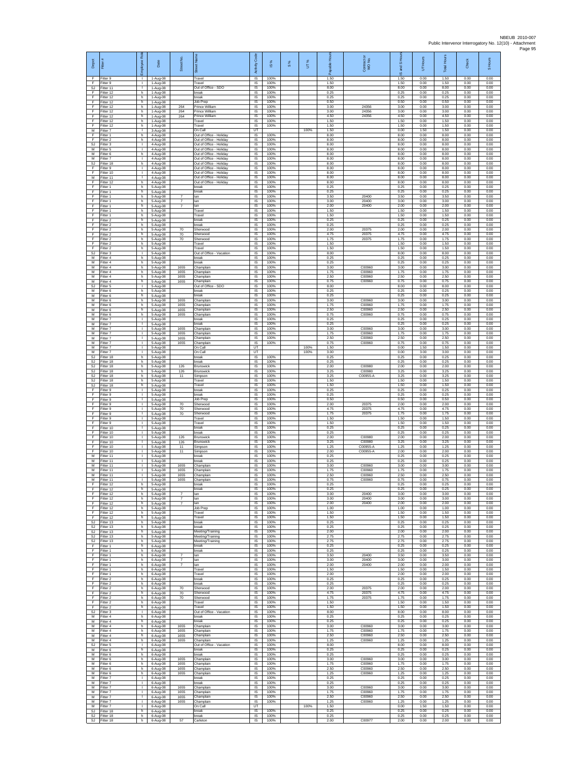| Depot | Fitter # | Employee Role | Date | Street No. | Street Name | Activity Code | IS % | S % | UT % | Payable Hours | Contractor or WO No. | IS and S Hours | UT Hours | Total Hours | Check | S Hours |
|---|---|---|---|---|---|---|---|---|---|---|---|---|---|---|---|---|
| F | Fitter 9 | I | 1-Aug-08 | | Travel | IS | 100% | | | 1.50 | | 1.50 | 0.00 | 1.50 | 0.00 | 0.00 |
| F | Fitter 9 | I | 1-Aug-08 | | Travel | IS | 100% | | | 1.50 | | 1.50 | 0.00 | 1.50 | 0.00 | 0.00 |
| SJ | Fitter 11 | I | 1-Aug-08 | | Out of Office - SDO | IS | 100% | | | 8.00 | | 8.00 | 0.00 | 8.00 | 0.00 | 0.00 |
| F | Fitter 12 | h | 1-Aug-08 | | break | IS | 100% | | | 0.25 | | 0.25 | 0.00 | 0.25 | 0.00 | 0.00 |
| F | Fitter 12 | h | 1-Aug-08 | | break | IS | 100% | | | 0.25 | | 0.25 | 0.00 | 0.25 | 0.00 | 0.00 |
| F | Fitter 12 | h | 1-Aug-08 | | Job Prep | IS | 100% | | | 0.50 | | 0.50 | 0.00 | 0.50 | 0.00 | 0.00 |
| F | Fitter 12 | h | 1-Aug-08 | 264 | Prince William | IS | 100% | | | 3.00 | 24356 | 3.00 | 0.00 | 3.00 | 0.00 | 0.00 |
| F | Fitter 12 | h | 1-Aug-08 | 264 | Prince William | IS | 100% | | | 3.00 | 24356 | 3.00 | 0.00 | 3.00 | 0.00 | 0.00 |
| F | Fitter 12 | h | 1-Aug-08 | 264 | Prince William | IS | 100% | | | 4.50 | 24356 | 4.50 | 0.00 | 4.50 | 0.00 | 0.00 |
| F | Fitter 12 | h | 1-Aug-08 | | Travel | IS | 100% | | | 1.50 | | 1.50 | 0.00 | 1.50 | 0.00 | 0.00 |
| F | Fitter 12 | h | 1-Aug-08 | | Travel | IS | 100% | | | 1.50 | | 1.50 | 0.00 | 1.50 | 0.00 | 0.00 |
| M | Fitter 7 | I | 3-Aug-08 | | On Call | UT | | | 100% | 1.50 | | 0.00 | 1.50 | 1.50 | 0.00 | 0.00 |
| F | Fitter 1 | h | 4-Aug-08 | | Out of Office - Holiday | IS | 100% | | | 8.00 | | 8.00 | 0.00 | 8.00 | 0.00 | 0.00 |
| F | Fitter 2 | h | 4-Aug-08 | | Out of Office - Holiday | IS | 100% | | | 8.00 | | 8.00 | 0.00 | 8.00 | 0.00 | 0.00 |
| SJ | Fitter 3 | I | 4-Aug-08 | | Out of Office - Holiday | IS | 100% | | | 8.00 | | 8.00 | 0.00 | 8.00 | 0.00 | 0.00 |
| M | Fitter 5 | I | 4-Aug-08 | | Out of Office - Holiday | IS | 100% | | | 8.00 | | 8.00 | 0.00 | 8.00 | 0.00 | 0.00 |
| M | Fitter 6 | h | 4-Aug-08 | | Out of Office - Holiday | IS | 100% | | | 8.00 | | 8.00 | 0.00 | 8.00 | 0.00 | 0.00 |
| M | Fitter 7 | I | 4-Aug-08 | | Out of Office - Holiday | IS | 100% | | | 8.00 | | 8.00 | 0.00 | 8.00 | 0.00 | 0.00 |
| SJ | Fitter 18 | h | 4-Aug-08 | | Out of Office - Holiday | IS | 100% | | | 8.00 | | 8.00 | 0.00 | 8.00 | 0.00 | 0.00 |
| F | Fitter 9 | I | 4-Aug-08 | | Out of Office - Holiday | IS | 100% | | | 8.00 | | 8.00 | 0.00 | 8.00 | 0.00 | 0.00 |
| F | Fitter 10 | I | 4-Aug-08 | | Out of Office - Holiday | IS | 100% | | | 8.00 | | 8.00 | 0.00 | 8.00 | 0.00 | 0.00 |
| M | Fitter 11 | I | 4-Aug-08 | | Out of Office - Holiday | IS | 100% | | | 8.00 | | 8.00 | 0.00 | 8.00 | 0.00 | 0.00 |
| F | Fitter 12 | h | 4-Aug-08 | | Out of Office - Holiday | IS | 100% | | | 8.00 | | 8.00 | 0.00 | 8.00 | 0.00 | 0.00 |
| F | Fitter 1 | h | 5-Aug-08 | | break | IS | 100% | | | 0.25 | | 0.25 | 0.00 | 0.25 | 0.00 | 0.00 |
| F | Fitter 1 | h | 5-Aug-08 | | break | IS | 100% | | | 0.25 | | 0.25 | 0.00 | 0.25 | 0.00 | 0.00 |
| F | Fitter 1 | h | 5-Aug-08 | 7 | Ian | IS | 100% | | | 3.50 | 20400 | 3.50 | 0.00 | 3.50 | 0.00 | 0.00 |
| F | Fitter 1 | h | 5-Aug-08 | 7 | Ian | IS | 100% | | | 3.00 | 20400 | 3.00 | 0.00 | 3.00 | 0.00 | 0.00 |
| F | Fitter 1 | h | 5-Aug-08 | 7 | Ian | IS | 100% | | | 2.00 | 20400 | 2.00 | 0.00 | 2.00 | 0.00 | 0.00 |
| F | Fitter 1 | h | 5-Aug-08 | | Travel | IS | 100% | | | 1.50 | | 1.50 | 0.00 | 1.50 | 0.00 | 0.00 |
| F | Fitter 1 | h | 5-Aug-08 | | Travel | IS | 100% | | | 1.50 | | 1.50 | 0.00 | 1.50 | 0.00 | 0.00 |
| F | Fitter 2 | h | 5-Aug-08 | | break | IS | 100% | | | 0.25 | | 0.25 | 0.00 | 0.25 | 0.00 | 0.00 |
| F | Fitter 2 | h | 5-Aug-08 | | break | IS | 100% | | | 0.25 | | 0.25 | 0.00 | 0.25 | 0.00 | 0.00 |
| F | Fitter 2 | h | 5-Aug-08 | 70 | Sherwood | IS | 100% | | | 2.00 | 20375 | 2.00 | 0.00 | 2.00 | 0.00 | 0.00 |
| F | Fitter 2 | h | 5-Aug-08 | 70 | Sherwood | IS | 100% | | | 4.75 | 20375 | 4.75 | 0.00 | 4.75 | 0.00 | 0.00 |
| F | Fitter 2 | h | 5-Aug-08 | 70 | Sherwood | IS | 100% | | | 1.75 | 20375 | 1.75 | 0.00 | 1.75 | 0.00 | 0.00 |
| F | Fitter 2 | h | 5-Aug-08 | | Travel | IS | 100% | | | 1.50 | | 1.50 | 0.00 | 1.50 | 0.00 | 0.00 |
| F | Fitter 2 | h | 5-Aug-08 | | Travel | IS | 100% | | | 1.50 | | 1.50 | 0.00 | 1.50 | 0.00 | 0.00 |
| SJ | Fitter 3 | I | 5-Aug-08 | | Out of Office - Vacation | IS | 100% | | | 8.00 | | 8.00 | 0.00 | 8.00 | 0.00 | 0.00 |
| M | Fitter 4 | h | 5-Aug-08 | | break | IS | 100% | | | 0.25 | | 0.25 | 0.00 | 0.25 | 0.00 | 0.00 |
| M | Fitter 4 | h | 5-Aug-08 | | break | IS | 100% | | | 0.25 | | 0.25 | 0.00 | 0.25 | 0.00 | 0.00 |
| M | Fitter 4 | h | 5-Aug-08 | 1655 | Champlain | IS | 100% | | | 3.00 | C00960 | 3.00 | 0.00 | 3.00 | 0.00 | 0.00 |
| M | Fitter 4 | h | 5-Aug-08 | 1655 | Champlain | IS | 100% | | | 1.75 | C00960 | 1.75 | 0.00 | 1.75 | 0.00 | 0.00 |
| M | Fitter 4 | h | 5-Aug-08 | 1655 | Champlain | IS | 100% | | | 2.50 | C00960 | 2.50 | 0.00 | 2.50 | 0.00 | 0.00 |
| M | Fitter 4 | h | 5-Aug-08 | 1655 | Champlain | IS | 100% | | | 0.75 | C00960 | 0.75 | 0.00 | 0.75 | 0.00 | 0.00 |
| SJ | Fitter 5 | I | 5-Aug-08 | | Out of Office - SDO | IS | 100% | | | 8.00 | | 8.00 | 0.00 | 8.00 | 0.00 | 0.00 |
| M | Fitter 6 | h | 5-Aug-08 | | break | IS | 100% | | | 0.25 | | 0.25 | 0.00 | 0.25 | 0.00 | 0.00 |
| M | Fitter 6 | h | 5-Aug-08 | | break | IS | 100% | | | 0.25 | | 0.25 | 0.00 | 0.25 | 0.00 | 0.00 |
| M | Fitter 6 | h | 5-Aug-08 | 1655 | Champlain | IS | 100% | | | 3.00 | C00960 | 3.00 | 0.00 | 3.00 | 0.00 | 0.00 |
| M | Fitter 6 | h | 5-Aug-08 | 1655 | Champlain | IS | 100% | | | 1.75 | C00960 | 1.75 | 0.00 | 1.75 | 0.00 | 0.00 |
| M | Fitter 6 | h | 5-Aug-08 | 1655 | Champlain | IS | 100% | | | 2.50 | C00960 | 2.50 | 0.00 | 2.50 | 0.00 | 0.00 |
| M | Fitter 6 | h | 5-Aug-08 | 1655 | Champlain | IS | 100% | | | 0.75 | C00960 | 0.75 | 0.00 | 0.75 | 0.00 | 0.00 |
| M | Fitter 7 | I | 5-Aug-08 | | break | IS | 100% | | | 0.25 | | 0.25 | 0.00 | 0.25 | 0.00 | 0.00 |
| M | Fitter 7 | I | 5-Aug-08 | | break | IS | 100% | | | 0.25 | | 0.25 | 0.00 | 0.25 | 0.00 | 0.00 |
| M | Fitter 7 | I | 5-Aug-08 | 1655 | Champlain | IS | 100% | | | 3.00 | C00960 | 3.00 | 0.00 | 3.00 | 0.00 | 0.00 |
| M | Fitter 7 | I | 5-Aug-08 | 1655 | Champlain | IS | 100% | | | 1.75 | C00960 | 1.75 | 0.00 | 1.75 | 0.00 | 0.00 |
| M | Fitter 7 | I | 5-Aug-08 | 1655 | Champlain | IS | 100% | | | 2.50 | C00960 | 2.50 | 0.00 | 2.50 | 0.00 | 0.00 |
| M | Fitter 7 | I | 5-Aug-08 | 1655 | Champlain | IS | 100% | | | 0.75 | C00960 | 0.75 | 0.00 | 0.75 | 0.00 | 0.00 |
| M | Fitter 7 | I | 5-Aug-08 | | On Call | UT | | | 100% | 1.50 | | 0.00 | 1.50 | 1.50 | 0.00 | 0.00 |
| M | Fitter 7 | I | 5-Aug-08 | | On Call | UT | | | 100% | 3.00 | | 0.00 | 3.00 | 3.00 | 0.00 | 0.00 |
| SJ | Fitter 18 | h | 5-Aug-08 | | break | IS | 100% | | | 0.25 | | 0.25 | 0.00 | 0.25 | 0.00 | 0.00 |
| SJ | Fitter 18 | h | 5-Aug-08 | | break | IS | 100% | | | 0.25 | | 0.25 | 0.00 | 0.25 | 0.00 | 0.00 |
| SJ | Fitter 18 | h | 5-Aug-08 | 126 | Brunswick | IS | 100% | | | 2.00 | C00980 | 2.00 | 0.00 | 2.00 | 0.00 | 0.00 |
| SJ | Fitter 18 | h | 5-Aug-08 | 126 | Brunswick | IS | 100% | | | 3.25 | C00980 | 3.25 | 0.00 | 3.25 | 0.00 | 0.00 |
| SJ | Fitter 18 | h | 5-Aug-08 | 11 | Simpson | IS | 100% | | | 3.25 | C00955-A | 3.25 | 0.00 | 3.25 | 0.00 | 0.00 |
| SJ | Fitter 18 | h | 5-Aug-08 | | Travel | IS | 100% | | | 1.50 | | 1.50 | 0.00 | 1.50 | 0.00 | 0.00 |
| SJ | Fitter 18 | h | 5-Aug-08 | | Travel | IS | 100% | | | 1.50 | | 1.50 | 0.00 | 1.50 | 0.00 | 0.00 |
| F | Fitter 9 | I | 5-Aug-08 | | break | IS | 100% | | | 0.25 | | 0.25 | 0.00 | 0.25 | 0.00 | 0.00 |
| F | Fitter 9 | I | 5-Aug-08 | | break | IS | 100% | | | 0.25 | | 0.25 | 0.00 | 0.25 | 0.00 | 0.00 |
| F | Fitter 9 | I | 5-Aug-08 | | Job Prep | IS | 100% | | | 0.50 | | 0.50 | 0.00 | 0.50 | 0.00 | 0.00 |
| F | Fitter 9 | I | 5-Aug-08 | 70 | Sherwood | IS | 100% | | | 2.00 | 20375 | 2.00 | 0.00 | 2.00 | 0.00 | 0.00 |
| F | Fitter 9 | I | 5-Aug-08 | 70 | Sherwood | IS | 100% | | | 4.75 | 20375 | 4.75 | 0.00 | 4.75 | 0.00 | 0.00 |
| F | Fitter 9 | I | 5-Aug-08 | 70 | Sherwood | IS | 100% | | | 1.75 | 20375 | 1.75 | 0.00 | 1.75 | 0.00 | 0.00 |
| F | Fitter 9 | I | 5-Aug-08 | | Travel | IS | 100% | | | 1.50 | | 1.50 | 0.00 | 1.50 | 0.00 | 0.00 |
| F | Fitter 9 | I | 5-Aug-08 | | Travel | IS | 100% | | | 1.50 | | 1.50 | 0.00 | 1.50 | 0.00 | 0.00 |
| F | Fitter 10 | I | 5-Aug-08 | | break | IS | 100% | | | 0.25 | | 0.25 | 0.00 | 0.25 | 0.00 | 0.00 |
| F | Fitter 10 | I | 5-Aug-08 | | break | IS | 100% | | | 0.25 | | 0.25 | 0.00 | 0.25 | 0.00 | 0.00 |
| F | Fitter 10 | I | 5-Aug-08 | 126 | Brunswick | IS | 100% | | | 2.00 | C00980 | 2.00 | 0.00 | 2.00 | 0.00 | 0.00 |
| F | Fitter 10 | I | 5-Aug-08 | 126 | Brunswick | IS | 100% | | | 3.25 | C00980 | 3.25 | 0.00 | 3.25 | 0.00 | 0.00 |
| F | Fitter 10 | I | 5-Aug-08 | 11 | Simpson | IS | 100% | | | 1.25 | C00955-A | 1.25 | 0.00 | 1.25 | 0.00 | 0.00 |
| F | Fitter 10 | I | 5-Aug-08 | 11 | Simpson | IS | 100% | | | 2.00 | C00955-A | 2.00 | 0.00 | 2.00 | 0.00 | 0.00 |
| M | Fitter 11 | I | 5-Aug-08 | | break | IS | 100% | | | 0.25 | | 0.25 | 0.00 | 0.25 | 0.00 | 0.00 |
| M | Fitter 11 | I | 5-Aug-08 | | break | IS | 100% | | | 0.25 | | 0.25 | 0.00 | 0.25 | 0.00 | 0.00 |
| M | Fitter 11 | I | 5-Aug-08 | 1655 | Champlain | IS | 100% | | | 3.00 | C00960 | 3.00 | 0.00 | 3.00 | 0.00 | 0.00 |
| M | Fitter 11 | I | 5-Aug-08 | 1655 | Champlain | IS | 100% | | | 1.75 | C00960 | 1.75 | 0.00 | 1.75 | 0.00 | 0.00 |
| M | Fitter 11 | I | 5-Aug-08 | 1655 | Champlain | IS | 100% | | | 2.50 | C00960 | 2.50 | 0.00 | 2.50 | 0.00 | 0.00 |
| M | Fitter 11 | I | 5-Aug-08 | 1655 | Champlain | IS | 100% | | | 0.75 | C00960 | 0.75 | 0.00 | 0.75 | 0.00 | 0.00 |
| F | Fitter 12 | h | 5-Aug-08 | | break | IS | 100% | | | 0.25 | | 0.25 | 0.00 | 0.25 | 0.00 | 0.00 |
| F | Fitter 12 | h | 5-Aug-08 | | break | IS | 100% | | | 0.25 | | 0.25 | 0.00 | 0.25 | 0.00 | 0.00 |
| F | Fitter 12 | h | 5-Aug-08 | 7 | Ian | IS | 100% | | | 3.00 | 20400 | 3.00 | 0.00 | 3.00 | 0.00 | 0.00 |
| F | Fitter 12 | h | 5-Aug-08 | 7 | Ian | IS | 100% | | | 3.00 | 20400 | 3.00 | 0.00 | 3.00 | 0.00 | 0.00 |
| F | Fitter 12 | h | 5-Aug-08 | 7 | Ian | IS | 100% | | | 2.00 | 20400 | 2.00 | 0.00 | 2.00 | 0.00 | 0.00 |
| F | Fitter 12 | h | 5-Aug-08 | | Job Prep | IS | 100% | | | 1.00 | | 1.00 | 0.00 | 1.00 | 0.00 | 0.00 |
| F | Fitter 12 | h | 5-Aug-08 | | Travel | IS | 100% | | | 1.50 | | 1.50 | 0.00 | 1.50 | 0.00 | 0.00 |
| F | Fitter 12 | h | 5-Aug-08 | | Travel | IS | 100% | | | 1.50 | | 1.50 | 0.00 | 1.50 | 0.00 | 0.00 |
| SJ | Fitter 13 | h | 5-Aug-08 | | break | IS | 100% | | | 0.25 | | 0.25 | 0.00 | 0.25 | 0.00 | 0.00 |
| SJ | Fitter 13 | h | 5-Aug-08 | | break | IS | 100% | | | 0.25 | | 0.25 | 0.00 | 0.25 | 0.00 | 0.00 |
| SJ | Fitter 13 | h | 5-Aug-08 | | Meeting/Training | IS | 100% | | | 2.00 | | 2.00 | 0.00 | 2.00 | 0.00 | 0.00 |
| SJ | Fitter 13 | h | 5-Aug-08 | | Meeting/Training | IS | 100% | | | 2.75 | | 2.75 | 0.00 | 2.75 | 0.00 | 0.00 |
| SJ | Fitter 13 | h | 5-Aug-08 | | Meeting/Training | IS | 100% | | | 2.75 | | 2.75 | 0.00 | 2.75 | 0.00 | 0.00 |
| F | Fitter 1 | h | 6-Aug-08 | | break | IS | 100% | | | 0.25 | | 0.25 | 0.00 | 0.25 | 0.00 | 0.00 |
| F | Fitter 1 | h | 6-Aug-08 | | break | IS | 100% | | | 0.25 | | 0.25 | 0.00 | 0.25 | 0.00 | 0.00 |
| F | Fitter 1 | h | 6-Aug-08 | 7 | Ian | IS | 100% | | | 3.50 | 20400 | 3.50 | 0.00 | 3.50 | 0.00 | 0.00 |
| F | Fitter 1 | h | 6-Aug-08 | 7 | Ian | IS | 100% | | | 3.00 | 20400 | 3.00 | 0.00 | 3.00 | 0.00 | 0.00 |
| F | Fitter 1 | h | 6-Aug-08 | 7 | Ian | IS | 100% | | | 2.00 | 20400 | 2.00 | 0.00 | 2.00 | 0.00 | 0.00 |
| F | Fitter 1 | h | 6-Aug-08 | | Travel | IS | 100% | | | 1.50 | | 1.50 | 0.00 | 1.50 | 0.00 | 0.00 |
| F | Fitter 1 | h | 6-Aug-08 | | Travel | IS | 100% | | | 2.00 | | 2.00 | 0.00 | 2.00 | 0.00 | 0.00 |
| F | Fitter 2 | h | 6-Aug-08 | | break | IS | 100% | | | 0.25 | | 0.25 | 0.00 | 0.25 | 0.00 | 0.00 |
| F | Fitter 2 | h | 6-Aug-08 | | break | IS | 100% | | | 0.25 | | 0.25 | 0.00 | 0.25 | 0.00 | 0.00 |
| F | Fitter 2 | h | 6-Aug-08 | 70 | Sherwood | IS | 100% | | | 2.00 | 20375 | 2.00 | 0.00 | 2.00 | 0.00 | 0.00 |
| F | Fitter 2 | h | 6-Aug-08 | 70 | Sherwood | IS | 100% | | | 4.75 | 20375 | 4.75 | 0.00 | 4.75 | 0.00 | 0.00 |
| F | Fitter 2 | h | 6-Aug-08 | 70 | Sherwood | IS | 100% | | | 1.75 | 20375 | 1.75 | 0.00 | 1.75 | 0.00 | 0.00 |
| F | Fitter 2 | h | 6-Aug-08 | | Travel | IS | 100% | | | 1.50 | | 1.50 | 0.00 | 1.50 | 0.00 | 0.00 |
| F | Fitter 2 | h | 6-Aug-08 | | Travel | IS | 100% | | | 1.50 | | 1.50 | 0.00 | 1.50 | 0.00 | 0.00 |
| SJ | Fitter 3 | I | 6-Aug-08 | | Out of Office - Vacation | IS | 100% | | | 8.00 | | 8.00 | 0.00 | 8.00 | 0.00 | 0.00 |
| M | Fitter 4 | h | 6-Aug-08 | | break | IS | 100% | | | 0.25 | | 0.25 | 0.00 | 0.25 | 0.00 | 0.00 |
| M | Fitter 4 | h | 6-Aug-08 | | break | IS | 100% | | | 0.25 | | 0.25 | 0.00 | 0.25 | 0.00 | 0.00 |
| M | Fitter 4 | h | 6-Aug-08 | 1655 | Champlain | IS | 100% | | | 3.00 | C00960 | 3.00 | 0.00 | 3.00 | 0.00 | 0.00 |
| M | Fitter 4 | h | 6-Aug-08 | 1655 | Champlain | IS | 100% | | | 1.75 | C00960 | 1.75 | 0.00 | 1.75 | 0.00 | 0.00 |
| M | Fitter 4 | h | 6-Aug-08 | 1655 | Champlain | IS | 100% | | | 2.50 | C00960 | 2.50 | 0.00 | 2.50 | 0.00 | 0.00 |
| M | Fitter 4 | h | 6-Aug-08 | 1655 | Champlain | IS | 100% | | | 1.25 | C00960 | 1.25 | 0.00 | 1.25 | 0.00 | 0.00 |
| SJ | Fitter 5 | I | 6-Aug-08 | | Out of Office - Vacation | IS | 100% | | | 8.00 | | 8.00 | 0.00 | 8.00 | 0.00 | 0.00 |
| M | Fitter 6 | h | 6-Aug-08 | | break | IS | 100% | | | 0.25 | | 0.25 | 0.00 | 0.25 | 0.00 | 0.00 |
| M | Fitter 6 | h | 6-Aug-08 | | break | IS | 100% | | | 0.25 | | 0.25 | 0.00 | 0.25 | 0.00 | 0.00 |
| M | Fitter 6 | h | 6-Aug-08 | 1655 | Champlain | IS | 100% | | | 3.00 | C00960 | 3.00 | 0.00 | 3.00 | 0.00 | 0.00 |
| M | Fitter 6 | h | 6-Aug-08 | 1655 | Champlain | IS | 100% | | | 1.75 | C00960 | 1.75 | 0.00 | 1.75 | 0.00 | 0.00 |
| M | Fitter 6 | h | 6-Aug-08 | 1655 | Champlain | IS | 100% | | | 2.50 | C00960 | 2.50 | 0.00 | 2.50 | 0.00 | 0.00 |
| M | Fitter 6 | h | 6-Aug-08 | 1655 | Champlain | IS | 100% | | | 1.25 | C00960 | 1.25 | 0.00 | 1.25 | 0.00 | 0.00 |
| M | Fitter 7 | I | 6-Aug-08 | | break | IS | 100% | | | 0.25 | | 0.25 | 0.00 | 0.25 | 0.00 | 0.00 |
| M | Fitter 7 | I | 6-Aug-08 | | break | IS | 100% | | | 0.25 | | 0.25 | 0.00 | 0.25 | 0.00 | 0.00 |
| M | Fitter 7 | I | 6-Aug-08 | 1655 | Champlain | IS | 100% | | | 3.00 | C00960 | 3.00 | 0.00 | 3.00 | 0.00 | 0.00 |
| M | Fitter 7 | I | 6-Aug-08 | 1655 | Champlain | IS | 100% | | | 1.75 | C00960 | 1.75 | 0.00 | 1.75 | 0.00 | 0.00 |
| M | Fitter 7 | I | 6-Aug-08 | 1655 | Champlain | IS | 100% | | | 2.50 | C00960 | 2.50 | 0.00 | 2.50 | 0.00 | 0.00 |
| M | Fitter 7 | I | 6-Aug-08 | 1655 | Champlain | IS | 100% | | | 1.25 | C00960 | 1.25 | 0.00 | 1.25 | 0.00 | 0.00 |
| M | Fitter 7 | I | 6-Aug-08 | | On Call | UT | | | 100% | 1.50 | | 0.00 | 1.50 | 1.50 | 0.00 | 0.00 |
| SJ | Fitter 18 | h | 6-Aug-08 | | break | IS | 100% | | | 0.25 | | 0.25 | 0.00 | 0.25 | 0.00 | 0.00 |
| SJ | Fitter 18 | h | 6-Aug-08 | | break | IS | 100% | | | 0.25 | | 0.25 | 0.00 | 0.25 | 0.00 | 0.00 |
| SJ | Fitter 18 | h | 6-Aug-08 | 57 | Carleton | IS | 100% | | | 2.00 | C00977 | 2.00 | 0.00 | 2.00 | 0.00 | 0.00 |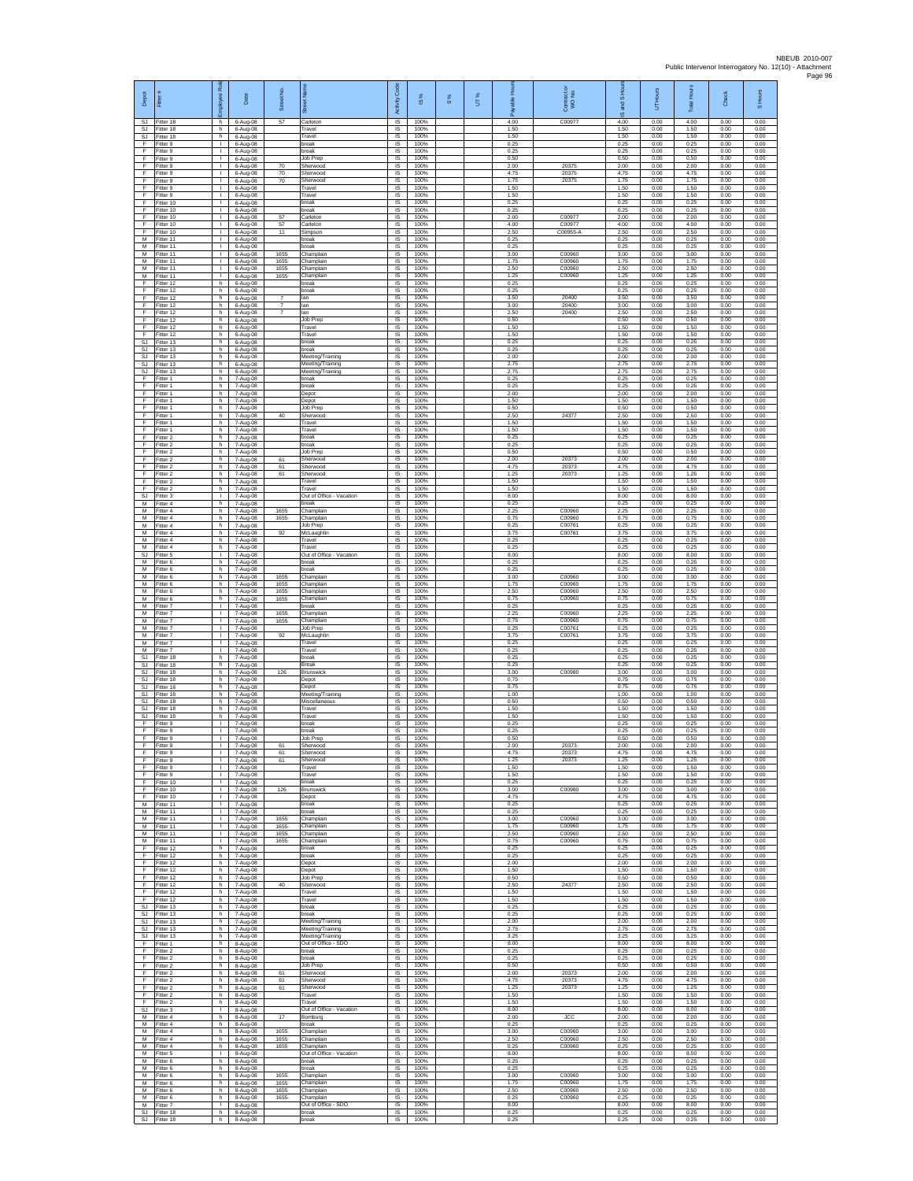| Depot | Fitter # | Employee Role | Date | Street No. | Street Name | Activity Code | IS % | S % | UT % | Payable Hours | Contractor or WO No. | IS and S Hours | UT Hours | Total Hours | Check | S Hours |
|---|---|---|---|---|---|---|---|---|---|---|---|---|---|---|---|---|
| SJ | Fitter 18 | h | 6-Aug-08 | 57 | Carleton | IS | 100% | | | 4.00 | C00977 | 4.00 | 0.00 | 4.00 | 0.00 | 0.00 |
| SJ | Fitter 18 | h | 6-Aug-08 | | Travel | IS | 100% | | | 1.50 | | 1.50 | 0.00 | 1.50 | 0.00 | 0.00 |
| SJ | Fitter 18 | h | 6-Aug-08 | | Travel | IS | 100% | | | 1.50 | | 1.50 | 0.00 | 1.50 | 0.00 | 0.00 |
| F | Fitter 9 | I | 6-Aug-08 | | break | IS | 100% | | | 0.25 | | 0.25 | 0.00 | 0.25 | 0.00 | 0.00 |
| F | Fitter 9 | I | 6-Aug-08 | | break | IS | 100% | | | 0.25 | | 0.25 | 0.00 | 0.25 | 0.00 | 0.00 |
| F | Fitter 9 | I | 6-Aug-08 | | Job Prep | IS | 100% | | | 0.50 | | 0.50 | 0.00 | 0.50 | 0.00 | 0.00 |
| F | Fitter 9 | I | 6-Aug-08 | 70 | Sherwood | IS | 100% | | | 2.00 | 20375 | 2.00 | 0.00 | 2.00 | 0.00 | 0.00 |
| F | Fitter 9 | I | 6-Aug-08 | 70 | Sherwood | IS | 100% | | | 4.75 | 20375 | 4.75 | 0.00 | 4.75 | 0.00 | 0.00 |
| F | Fitter 9 | I | 6-Aug-08 | 70 | Sherwood | IS | 100% | | | 1.75 | 20375 | 1.75 | 0.00 | 1.75 | 0.00 | 0.00 |
| F | Fitter 9 | I | 6-Aug-08 | | Travel | IS | 100% | | | 1.50 | | 1.50 | 0.00 | 1.50 | 0.00 | 0.00 |
| F | Fitter 9 | I | 6-Aug-08 | | Travel | IS | 100% | | | 1.50 | | 1.50 | 0.00 | 1.50 | 0.00 | 0.00 |
| F | Fitter 10 | I | 6-Aug-08 | | break | IS | 100% | | | 0.25 | | 0.25 | 0.00 | 0.25 | 0.00 | 0.00 |
| F | Fitter 10 | I | 6-Aug-08 | | break | IS | 100% | | | 0.25 | | 0.25 | 0.00 | 0.25 | 0.00 | 0.00 |
| F | Fitter 10 | I | 6-Aug-08 | 57 | Carleton | IS | 100% | | | 2.00 | C00977 | 2.00 | 0.00 | 2.00 | 0.00 | 0.00 |
| F | Fitter 10 | I | 6-Aug-08 | 57 | Carleton | IS | 100% | | | 4.00 | C00977 | 4.00 | 0.00 | 4.00 | 0.00 | 0.00 |
| F | Fitter 10 | I | 6-Aug-08 | 11 | Simpson | IS | 100% | | | 2.50 | C00955-A | 2.50 | 0.00 | 2.50 | 0.00 | 0.00 |
| M | Fitter 11 | I | 6-Aug-08 | | break | IS | 100% | | | 0.25 | | 0.25 | 0.00 | 0.25 | 0.00 | 0.00 |
| M | Fitter 11 | I | 6-Aug-08 | | break | IS | 100% | | | 0.25 | | 0.25 | 0.00 | 0.25 | 0.00 | 0.00 |
| M | Fitter 11 | I | 6-Aug-08 | 1655 | Champlain | IS | 100% | | | 3.00 | C00960 | 3.00 | 0.00 | 3.00 | 0.00 | 0.00 |
| M | Fitter 11 | I | 6-Aug-08 | 1655 | Champlain | IS | 100% | | | 1.75 | C00960 | 1.75 | 0.00 | 1.75 | 0.00 | 0.00 |
| M | Fitter 11 | I | 6-Aug-08 | 1655 | Champlain | IS | 100% | | | 2.50 | C00960 | 2.50 | 0.00 | 2.50 | 0.00 | 0.00 |
| M | Fitter 11 | I | 6-Aug-08 | 1655 | Champlain | IS | 100% | | | 1.25 | C00960 | 1.25 | 0.00 | 1.25 | 0.00 | 0.00 |
| F | Fitter 12 | h | 6-Aug-08 | | break | IS | 100% | | | 0.25 | | 0.25 | 0.00 | 0.25 | 0.00 | 0.00 |
| F | Fitter 12 | h | 6-Aug-08 | | break | IS | 100% | | | 0.25 | | 0.25 | 0.00 | 0.25 | 0.00 | 0.00 |
| F | Fitter 12 | h | 6-Aug-08 | 7 | Ian | IS | 100% | | | 3.50 | 20400 | 3.50 | 0.00 | 3.50 | 0.00 | 0.00 |
| F | Fitter 12 | h | 6-Aug-08 | 7 | Ian | IS | 100% | | | 3.00 | 20400 | 3.00 | 0.00 | 3.00 | 0.00 | 0.00 |
| F | Fitter 12 | h | 6-Aug-08 | 7 | Ian | IS | 100% | | | 2.50 | 20400 | 2.50 | 0.00 | 2.50 | 0.00 | 0.00 |
| F | Fitter 12 | h | 6-Aug-08 | | Job Prep | IS | 100% | | | 0.50 | | 0.50 | 0.00 | 0.50 | 0.00 | 0.00 |
| F | Fitter 12 | h | 6-Aug-08 | | Travel | IS | 100% | | | 1.50 | | 1.50 | 0.00 | 1.50 | 0.00 | 0.00 |
| F | Fitter 12 | h | 6-Aug-08 | | Travel | IS | 100% | | | 1.50 | | 1.50 | 0.00 | 1.50 | 0.00 | 0.00 |
| SJ | Fitter 13 | h | 6-Aug-08 | | break | IS | 100% | | | 0.25 | | 0.25 | 0.00 | 0.25 | 0.00 | 0.00 |
| SJ | Fitter 13 | h | 6-Aug-08 | | break | IS | 100% | | | 0.25 | | 0.25 | 0.00 | 0.25 | 0.00 | 0.00 |
| SJ | Fitter 13 | h | 6-Aug-08 | | Meeting/Training | IS | 100% | | | 2.00 | | 2.00 | 0.00 | 2.00 | 0.00 | 0.00 |
| SJ | Fitter 13 | h | 6-Aug-08 | | Meeting/Training | IS | 100% | | | 2.75 | | 2.75 | 0.00 | 2.75 | 0.00 | 0.00 |
| SJ | Fitter 13 | h | 6-Aug-08 | | Meeting/Training | IS | 100% | | | 2.75 | | 2.75 | 0.00 | 2.75 | 0.00 | 0.00 |
| F | Fitter 1 | h | 7-Aug-08 | | break | IS | 100% | | | 0.25 | | 0.25 | 0.00 | 0.25 | 0.00 | 0.00 |
| F | Fitter 1 | h | 7-Aug-08 | | break | IS | 100% | | | 0.25 | | 0.25 | 0.00 | 0.25 | 0.00 | 0.00 |
| F | Fitter 1 | h | 7-Aug-08 | | Depot | IS | 100% | | | 2.00 | | 2.00 | 0.00 | 2.00 | 0.00 | 0.00 |
| F | Fitter 1 | h | 7-Aug-08 | | Depot | IS | 100% | | | 1.50 | | 1.50 | 0.00 | 1.50 | 0.00 | 0.00 |
| F | Fitter 1 | h | 7-Aug-08 | | Job Prep | IS | 100% | | | 0.50 | | 0.50 | 0.00 | 0.50 | 0.00 | 0.00 |
| F | Fitter 1 | h | 7-Aug-08 | 40 | Sherwood | IS | 100% | | | 2.50 | 24377 | 2.50 | 0.00 | 2.50 | 0.00 | 0.00 |
| F | Fitter 1 | h | 7-Aug-08 | | Travel | IS | 100% | | | 1.50 | | 1.50 | 0.00 | 1.50 | 0.00 | 0.00 |
| F | Fitter 1 | h | 7-Aug-08 | | Travel | IS | 100% | | | 1.50 | | 1.50 | 0.00 | 1.50 | 0.00 | 0.00 |
| F | Fitter 2 | h | 7-Aug-08 | | break | IS | 100% | | | 0.25 | | 0.25 | 0.00 | 0.25 | 0.00 | 0.00 |
| F | Fitter 2 | h | 7-Aug-08 | | break | IS | 100% | | | 0.25 | | 0.25 | 0.00 | 0.25 | 0.00 | 0.00 |
| F | Fitter 2 | h | 7-Aug-08 | | Job Prep | IS | 100% | | | 0.50 | | 0.50 | 0.00 | 0.50 | 0.00 | 0.00 |
| F | Fitter 2 | h | 7-Aug-08 | 61 | Sherwood | IS | 100% | | | 2.00 | 20373 | 2.00 | 0.00 | 2.00 | 0.00 | 0.00 |
| F | Fitter 2 | h | 7-Aug-08 | 61 | Sherwood | IS | 100% | | | 4.75 | 20373 | 4.75 | 0.00 | 4.75 | 0.00 | 0.00 |
| F | Fitter 2 | h | 7-Aug-08 | 61 | Sherwood | IS | 100% | | | 1.25 | 20373 | 1.25 | 0.00 | 1.25 | 0.00 | 0.00 |
| F | Fitter 2 | h | 7-Aug-08 | | Travel | IS | 100% | | | 1.50 | | 1.50 | 0.00 | 1.50 | 0.00 | 0.00 |
| F | Fitter 2 | h | 7-Aug-08 | | Travel | IS | 100% | | | 1.50 | | 1.50 | 0.00 | 1.50 | 0.00 | 0.00 |
| SJ | Fitter 3 | I | 7-Aug-08 | | Out of Office - Vacation | IS | 100% | | | 8.00 | | 8.00 | 0.00 | 8.00 | 0.00 | 0.00 |
| M | Fitter 4 | h | 7-Aug-08 | | break | IS | 100% | | | 0.25 | | 0.25 | 0.00 | 0.25 | 0.00 | 0.00 |
| M | Fitter 4 | h | 7-Aug-08 | 1655 | Champlain | IS | 100% | | | 2.25 | C00960 | 2.25 | 0.00 | 2.25 | 0.00 | 0.00 |
| M | Fitter 4 | h | 7-Aug-08 | 1655 | Champlain | IS | 100% | | | 0.75 | C00960 | 0.75 | 0.00 | 0.75 | 0.00 | 0.00 |
| M | Fitter 4 | h | 7-Aug-08 | | Job Prep | IS | 100% | | | 0.25 | C00761 | 0.25 | 0.00 | 0.25 | 0.00 | 0.00 |
| M | Fitter 4 | h | 7-Aug-08 | 92 | McLaughlin | IS | 100% | | | 3.75 | C00761 | 3.75 | 0.00 | 3.75 | 0.00 | 0.00 |
| M | Fitter 4 | h | 7-Aug-08 | | Travel | IS | 100% | | | 0.25 | | 0.25 | 0.00 | 0.25 | 0.00 | 0.00 |
| M | Fitter 4 | h | 7-Aug-08 | | Travel | IS | 100% | | | 0.25 | | 0.25 | 0.00 | 0.25 | 0.00 | 0.00 |
| SJ | Fitter 5 | I | 7-Aug-08 | | Out of Office - Vacation | IS | 100% | | | 8.00 | | 8.00 | 0.00 | 8.00 | 0.00 | 0.00 |
| M | Fitter 6 | h | 7-Aug-08 | | break | IS | 100% | | | 0.25 | | 0.25 | 0.00 | 0.25 | 0.00 | 0.00 |
| M | Fitter 6 | h | 7-Aug-08 | | break | IS | 100% | | | 0.25 | | 0.25 | 0.00 | 0.25 | 0.00 | 0.00 |
| M | Fitter 6 | h | 7-Aug-08 | 1655 | Champlain | IS | 100% | | | 3.00 | C00960 | 3.00 | 0.00 | 3.00 | 0.00 | 0.00 |
| M | Fitter 6 | h | 7-Aug-08 | 1655 | Champlain | IS | 100% | | | 1.75 | C00960 | 1.75 | 0.00 | 1.75 | 0.00 | 0.00 |
| M | Fitter 6 | h | 7-Aug-08 | 1655 | Champlain | IS | 100% | | | 2.50 | C00960 | 2.50 | 0.00 | 2.50 | 0.00 | 0.00 |
| M | Fitter 6 | h | 7-Aug-08 | 1655 | Champlain | IS | 100% | | | 0.75 | C00960 | 0.75 | 0.00 | 0.75 | 0.00 | 0.00 |
| M | Fitter 7 | I | 7-Aug-08 | | break | IS | 100% | | | 0.25 | | 0.25 | 0.00 | 0.25 | 0.00 | 0.00 |
| M | Fitter 7 | I | 7-Aug-08 | 1655 | Champlain | IS | 100% | | | 2.25 | C00960 | 2.25 | 0.00 | 2.25 | 0.00 | 0.00 |
| M | Fitter 7 | I | 7-Aug-08 | 1655 | Champlain | IS | 100% | | | 0.75 | C00960 | 0.75 | 0.00 | 0.75 | 0.00 | 0.00 |
| M | Fitter 7 | I | 7-Aug-08 | | Job Prep | IS | 100% | | | 0.25 | C00761 | 0.25 | 0.00 | 0.25 | 0.00 | 0.00 |
| M | Fitter 7 | I | 7-Aug-08 | 92 | McLaughlin | IS | 100% | | | 3.75 | C00761 | 3.75 | 0.00 | 3.75 | 0.00 | 0.00 |
| M | Fitter 7 | I | 7-Aug-08 | | Travel | IS | 100% | | | 0.25 | | 0.25 | 0.00 | 0.25 | 0.00 | 0.00 |
| M | Fitter 7 | I | 7-Aug-08 | | Travel | IS | 100% | | | 0.25 | | 0.25 | 0.00 | 0.25 | 0.00 | 0.00 |
| SJ | Fitter 18 | h | 7-Aug-08 | | break | IS | 100% | | | 0.25 | | 0.25 | 0.00 | 0.25 | 0.00 | 0.00 |
| SJ | Fitter 18 | h | 7-Aug-08 | | Break | IS | 100% | | | 0.25 | | 0.25 | 0.00 | 0.25 | 0.00 | 0.00 |
| SJ | Fitter 18 | h | 7-Aug-08 | 126 | Brunswick | IS | 100% | | | 3.00 | C00980 | 3.00 | 0.00 | 3.00 | 0.00 | 0.00 |
| SJ | Fitter 18 | h | 7-Aug-08 | | Depot | IS | 100% | | | 0.75 | | 0.75 | 0.00 | 0.75 | 0.00 | 0.00 |
| SJ | Fitter 18 | h | 7-Aug-08 | | Depot | IS | 100% | | | 0.75 | | 0.75 | 0.00 | 0.75 | 0.00 | 0.00 |
| SJ | Fitter 18 | h | 7-Aug-08 | | Meeting/Training | IS | 100% | | | 1.00 | | 1.00 | 0.00 | 1.00 | 0.00 | 0.00 |
| SJ | Fitter 18 | h | 7-Aug-08 | | Miscellaneous | IS | 100% | | | 0.50 | | 0.50 | 0.00 | 0.50 | 0.00 | 0.00 |
| SJ | Fitter 18 | h | 7-Aug-08 | | Travel | IS | 100% | | | 1.50 | | 1.50 | 0.00 | 1.50 | 0.00 | 0.00 |
| SJ | Fitter 18 | h | 7-Aug-08 | | Travel | IS | 100% | | | 1.50 | | 1.50 | 0.00 | 1.50 | 0.00 | 0.00 |
| F | Fitter 9 | I | 7-Aug-08 | | break | IS | 100% | | | 0.25 | | 0.25 | 0.00 | 0.25 | 0.00 | 0.00 |
| F | Fitter 9 | I | 7-Aug-08 | | break | IS | 100% | | | 0.25 | | 0.25 | 0.00 | 0.25 | 0.00 | 0.00 |
| F | Fitter 9 | I | 7-Aug-08 | | Job Prep | IS | 100% | | | 0.50 | | 0.50 | 0.00 | 0.50 | 0.00 | 0.00 |
| F | Fitter 9 | I | 7-Aug-08 | 61 | Sherwood | IS | 100% | | | 2.00 | 20373 | 2.00 | 0.00 | 2.00 | 0.00 | 0.00 |
| F | Fitter 9 | I | 7-Aug-08 | 61 | Sherwood | IS | 100% | | | 4.75 | 20373 | 4.75 | 0.00 | 4.75 | 0.00 | 0.00 |
| F | Fitter 9 | I | 7-Aug-08 | 61 | Sherwood | IS | 100% | | | 1.25 | 20373 | 1.25 | 0.00 | 1.25 | 0.00 | 0.00 |
| F | Fitter 9 | I | 7-Aug-08 | | Travel | IS | 100% | | | 1.50 | | 1.50 | 0.00 | 1.50 | 0.00 | 0.00 |
| F | Fitter 9 | I | 7-Aug-08 | | Travel | IS | 100% | | | 1.50 | | 1.50 | 0.00 | 1.50 | 0.00 | 0.00 |
| F | Fitter 10 | I | 7-Aug-08 | | break | IS | 100% | | | 0.25 | | 0.25 | 0.00 | 0.25 | 0.00 | 0.00 |
| F | Fitter 10 | I | 7-Aug-08 | 126 | Brunswick | IS | 100% | | | 3.00 | C00980 | 3.00 | 0.00 | 3.00 | 0.00 | 0.00 |
| F | Fitter 10 | I | 7-Aug-08 | | Depot | IS | 100% | | | 4.75 | | 4.75 | 0.00 | 4.75 | 0.00 | 0.00 |
| M | Fitter 11 | I | 7-Aug-08 | | break | IS | 100% | | | 0.25 | | 0.25 | 0.00 | 0.25 | 0.00 | 0.00 |
| M | Fitter 11 | I | 7-Aug-08 | | break | IS | 100% | | | 0.25 | | 0.25 | 0.00 | 0.25 | 0.00 | 0.00 |
| M | Fitter 11 | I | 7-Aug-08 | 1655 | Champlain | IS | 100% | | | 3.00 | C00960 | 3.00 | 0.00 | 3.00 | 0.00 | 0.00 |
| M | Fitter 11 | I | 7-Aug-08 | 1655 | Champlain | IS | 100% | | | 1.75 | C00960 | 1.75 | 0.00 | 1.75 | 0.00 | 0.00 |
| M | Fitter 11 | I | 7-Aug-08 | 1655 | Champlain | IS | 100% | | | 2.50 | C00960 | 2.50 | 0.00 | 2.50 | 0.00 | 0.00 |
| M | Fitter 11 | I | 7-Aug-08 | 1655 | Champlain | IS | 100% | | | 0.75 | C00960 | 0.75 | 0.00 | 0.75 | 0.00 | 0.00 |
| F | Fitter 12 | h | 7-Aug-08 | | break | IS | 100% | | | 0.25 | | 0.25 | 0.00 | 0.25 | 0.00 | 0.00 |
| F | Fitter 12 | h | 7-Aug-08 | | break | IS | 100% | | | 0.25 | | 0.25 | 0.00 | 0.25 | 0.00 | 0.00 |
| F | Fitter 12 | h | 7-Aug-08 | | Depot | IS | 100% | | | 2.00 | | 2.00 | 0.00 | 2.00 | 0.00 | 0.00 |
| F | Fitter 12 | h | 7-Aug-08 | | Depot | IS | 100% | | | 1.50 | | 1.50 | 0.00 | 1.50 | 0.00 | 0.00 |
| F | Fitter 12 | h | 7-Aug-08 | | Job Prep | IS | 100% | | | 0.50 | | 0.50 | 0.00 | 0.50 | 0.00 | 0.00 |
| F | Fitter 12 | h | 7-Aug-08 | 40 | Sherwood | IS | 100% | | | 2.50 | 24377 | 2.50 | 0.00 | 2.50 | 0.00 | 0.00 |
| F | Fitter 12 | h | 7-Aug-08 | | Travel | IS | 100% | | | 1.50 | | 1.50 | 0.00 | 1.50 | 0.00 | 0.00 |
| F | Fitter 12 | h | 7-Aug-08 | | Travel | IS | 100% | | | 1.50 | | 1.50 | 0.00 | 1.50 | 0.00 | 0.00 |
| SJ | Fitter 13 | h | 7-Aug-08 | | break | IS | 100% | | | 0.25 | | 0.25 | 0.00 | 0.25 | 0.00 | 0.00 |
| SJ | Fitter 13 | h | 7-Aug-08 | | break | IS | 100% | | | 0.25 | | 0.25 | 0.00 | 0.25 | 0.00 | 0.00 |
| SJ | Fitter 13 | h | 7-Aug-08 | | Meeting/Training | IS | 100% | | | 2.00 | | 2.00 | 0.00 | 2.00 | 0.00 | 0.00 |
| SJ | Fitter 13 | h | 7-Aug-08 | | Meeting/Training | IS | 100% | | | 2.75 | | 2.75 | 0.00 | 2.75 | 0.00 | 0.00 |
| SJ | Fitter 13 | h | 7-Aug-08 | | Meeting/Training | IS | 100% | | | 3.25 | | 3.25 | 0.00 | 3.25 | 0.00 | 0.00 |
| F | Fitter 1 | h | 8-Aug-08 | | Out of Office - SDO | IS | 100% | | | 8.00 | | 8.00 | 0.00 | 8.00 | 0.00 | 0.00 |
| F | Fitter 2 | h | 8-Aug-08 | | break | IS | 100% | | | 0.25 | | 0.25 | 0.00 | 0.25 | 0.00 | 0.00 |
| F | Fitter 2 | h | 8-Aug-08 | | break | IS | 100% | | | 0.25 | | 0.25 | 0.00 | 0.25 | 0.00 | 0.00 |
| F | Fitter 2 | h | 8-Aug-08 | | Job Prep | IS | 100% | | | 0.50 | | 0.50 | 0.00 | 0.50 | 0.00 | 0.00 |
| F | Fitter 2 | h | 8-Aug-08 | 61 | Sherwood | IS | 100% | | | 2.00 | 20373 | 2.00 | 0.00 | 2.00 | 0.00 | 0.00 |
| F | Fitter 2 | h | 8-Aug-08 | 61 | Sherwood | IS | 100% | | | 4.75 | 20373 | 4.75 | 0.00 | 4.75 | 0.00 | 0.00 |
| F | Fitter 2 | h | 8-Aug-08 | 61 | Sherwood | IS | 100% | | | 1.25 | 20373 | 1.25 | 0.00 | 1.25 | 0.00 | 0.00 |
| F | Fitter 2 | h | 8-Aug-08 | | Travel | IS | 100% | | | 1.50 | | 1.50 | 0.00 | 1.50 | 0.00 | 0.00 |
| F | Fitter 2 | h | 8-Aug-08 | | Travel | IS | 100% | | | 1.50 | | 1.50 | 0.00 | 1.50 | 0.00 | 0.00 |
| SJ | Fitter 3 | I | 8-Aug-08 | | Out of Office - Vacation | IS | 100% | | | 8.00 | | 8.00 | 0.00 | 8.00 | 0.00 | 0.00 |
| M | Fitter 4 | h | 8-Aug-08 | 17 | Bomburg | IS | 100% | | | 2.00 | JCC | 2.00 | 0.00 | 2.00 | 0.00 | 0.00 |
| M | Fitter 4 | h | 8-Aug-08 | | break | IS | 100% | | | 0.25 | | 0.25 | 0.00 | 0.25 | 0.00 | 0.00 |
| M | Fitter 4 | h | 8-Aug-08 | 1655 | Champlain | IS | 100% | | | 3.00 | C00960 | 3.00 | 0.00 | 3.00 | 0.00 | 0.00 |
| M | Fitter 4 | h | 8-Aug-08 | 1655 | Champlain | IS | 100% | | | 2.50 | C00960 | 2.50 | 0.00 | 2.50 | 0.00 | 0.00 |
| M | Fitter 4 | h | 8-Aug-08 | 1655 | Champlain | IS | 100% | | | 0.25 | C00960 | 0.25 | 0.00 | 0.25 | 0.00 | 0.00 |
| M | Fitter 5 | I | 8-Aug-08 | | Out of Office - Vacation | IS | 100% | | | 8.00 | | 8.00 | 0.00 | 8.00 | 0.00 | 0.00 |
| M | Fitter 6 | h | 8-Aug-08 | | break | IS | 100% | | | 0.25 | | 0.25 | 0.00 | 0.25 | 0.00 | 0.00 |
| M | Fitter 6 | h | 8-Aug-08 | | break | IS | 100% | | | 0.25 | | 0.25 | 0.00 | 0.25 | 0.00 | 0.00 |
| M | Fitter 6 | h | 8-Aug-08 | 1655 | Champlain | IS | 100% | | | 3.00 | C00960 | 3.00 | 0.00 | 3.00 | 0.00 | 0.00 |
| M | Fitter 6 | h | 8-Aug-08 | 1655 | Champlain | IS | 100% | | | 1.75 | C00960 | 1.75 | 0.00 | 1.75 | 0.00 | 0.00 |
| M | Fitter 6 | h | 8-Aug-08 | 1655 | Champlain | IS | 100% | | | 2.50 | C00960 | 2.50 | 0.00 | 2.50 | 0.00 | 0.00 |
| M | Fitter 6 | h | 8-Aug-08 | 1655 | Champlain | IS | 100% | | | 0.25 | C00960 | 0.25 | 0.00 | 0.25 | 0.00 | 0.00 |
| M | Fitter 7 | I | 8-Aug-08 | | Out of Office - SDO | IS | 100% | | | 8.00 | | 8.00 | 0.00 | 8.00 | 0.00 | 0.00 |
| SJ | Fitter 18 | h | 8-Aug-08 | | break | IS | 100% | | | 0.25 | | 0.25 | 0.00 | 0.25 | 0.00 | 0.00 |
| SJ | Fitter 18 | h | 8-Aug-08 | | break | IS | 100% | | | 0.25 | | 0.25 | 0.00 | 0.25 | 0.00 | 0.00 |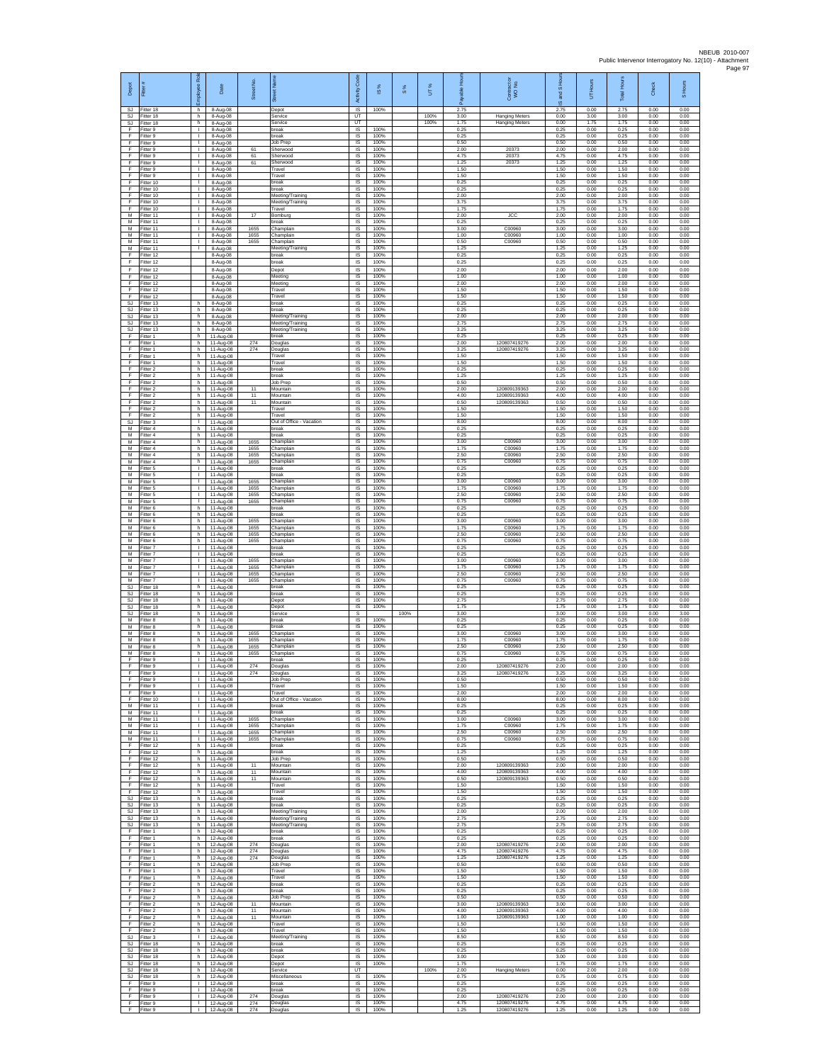| Depot | Fitter # | Employee Role | Date | Street No. | Street Name | Activity Code | IS % | S % | UT % | Payable Hours | Contract or WO No. | IS and S Hours | UT Hours | Total Hours | Check | S Hours |
|---|---|---|---|---|---|---|---|---|---|---|---|---|---|---|---|---|
| SJ | Fitter 18 | h | 8-Aug-08 | | Depot | IS | 100% | | | 2.75 | | 2.75 | 0.00 | 2.75 | 0.00 | 0.00 |
| SJ | Fitter 18 | h | 8-Aug-08 | | Service | UT | | | 100% | 3.00 | Hanging Meters | 0.00 | 3.00 | 3.00 | 0.00 | 0.00 |
| SJ | Fitter 18 | h | 8-Aug-08 | | Service | UT | | | 100% | 1.75 | Hanging Meters | 0.00 | 1.75 | 1.75 | 0.00 | 0.00 |
| F | Fitter 9 | I | 8-Aug-08 | | break | IS | 100% | | | 0.25 | | 0.25 | 0.00 | 0.25 | 0.00 | 0.00 |
| F | Fitter 9 | I | 8-Aug-08 | | break | IS | 100% | | | 0.25 | | 0.25 | 0.00 | 0.25 | 0.00 | 0.00 |
| F | Fitter 9 | I | 8-Aug-08 | | Job Prep | IS | 100% | | | 0.50 | | 0.50 | 0.00 | 0.50 | 0.00 | 0.00 |
| F | Fitter 9 | I | 8-Aug-08 | 61 | Sherwood | IS | 100% | | | 2.00 | 20373 | 2.00 | 0.00 | 2.00 | 0.00 | 0.00 |
| F | Fitter 9 | I | 8-Aug-08 | 61 | Sherwood | IS | 100% | | | 4.75 | 20373 | 4.75 | 0.00 | 4.75 | 0.00 | 0.00 |
| F | Fitter 9 | I | 8-Aug-08 | 61 | Sherwood | IS | 100% | | | 1.25 | 20373 | 1.25 | 0.00 | 1.25 | 0.00 | 0.00 |
| F | Fitter 9 | I | 8-Aug-08 | | Travel | IS | 100% | | | 1.50 | | 1.50 | 0.00 | 1.50 | 0.00 | 0.00 |
| F | Fitter 9 | I | 8-Aug-08 | | Travel | IS | 100% | | | 1.50 | | 1.50 | 0.00 | 1.50 | 0.00 | 0.00 |
| F | Fitter 10 | I | 8-Aug-08 | | break | IS | 100% | | | 0.25 | | 0.25 | 0.00 | 0.25 | 0.00 | 0.00 |
| F | Fitter 10 | I | 8-Aug-08 | | break | IS | 100% | | | 0.25 | | 0.25 | 0.00 | 0.25 | 0.00 | 0.00 |
| F | Fitter 10 | I | 8-Aug-08 | | Meeting/Training | IS | 100% | | | 2.00 | | 2.00 | 0.00 | 2.00 | 0.00 | 0.00 |
| F | Fitter 10 | I | 8-Aug-08 | | Meeting/Training | IS | 100% | | | 3.75 | | 3.75 | 0.00 | 3.75 | 0.00 | 0.00 |
| F | Fitter 10 | I | 8-Aug-08 | | Travel | IS | 100% | | | 1.75 | | 1.75 | 0.00 | 1.75 | 0.00 | 0.00 |
| M | Fitter 11 | I | 8-Aug-08 | 17 | Bomburg | IS | 100% | | | 2.00 | JCC | 2.00 | 0.00 | 2.00 | 0.00 | 0.00 |
| M | Fitter 11 | I | 8-Aug-08 | | break | IS | 100% | | | 0.25 | | 0.25 | 0.00 | 0.25 | 0.00 | 0.00 |
| M | Fitter 11 | I | 8-Aug-08 | 1655 | Champlain | IS | 100% | | | 3.00 | C00960 | 3.00 | 0.00 | 3.00 | 0.00 | 0.00 |
| M | Fitter 11 | I | 8-Aug-08 | 1655 | Champlain | IS | 100% | | | 1.00 | C00960 | 1.00 | 0.00 | 1.00 | 0.00 | 0.00 |
| M | Fitter 11 | I | 8-Aug-08 | 1655 | Champlain | IS | 100% | | | 0.50 | C00960 | 0.50 | 0.00 | 0.50 | 0.00 | 0.00 |
| M | Fitter 11 | I | 8-Aug-08 | | Meeting/Training | IS | 100% | | | 1.25 | | 1.25 | 0.00 | 1.25 | 0.00 | 0.00 |
| F | Fitter 12 | | 8-Aug-08 | | break | IS | 100% | | | 0.25 | | 0.25 | 0.00 | 0.25 | 0.00 | 0.00 |
| F | Fitter 12 | | 8-Aug-08 | | break | IS | 100% | | | 0.25 | | 0.25 | 0.00 | 0.25 | 0.00 | 0.00 |
| F | Fitter 12 | | 8-Aug-08 | | Depot | IS | 100% | | | 2.00 | | 2.00 | 0.00 | 2.00 | 0.00 | 0.00 |
| F | Fitter 12 | | 8-Aug-08 | | Meeting | IS | 100% | | | 1.00 | | 1.00 | 0.00 | 1.00 | 0.00 | 0.00 |
| F | Fitter 12 | | 8-Aug-08 | | Meeting | IS | 100% | | | 2.00 | | 2.00 | 0.00 | 2.00 | 0.00 | 0.00 |
| F | Fitter 12 | | 8-Aug-08 | | Travel | IS | 100% | | | 1.50 | | 1.50 | 0.00 | 1.50 | 0.00 | 0.00 |
| F | Fitter 12 | | 8-Aug-08 | | Travel | IS | 100% | | | 1.50 | | 1.50 | 0.00 | 1.50 | 0.00 | 0.00 |
| SJ | Fitter 13 | h | 8-Aug-08 | | break | IS | 100% | | | 0.25 | | 0.25 | 0.00 | 0.25 | 0.00 | 0.00 |
| SJ | Fitter 13 | h | 8-Aug-08 | | break | IS | 100% | | | 0.25 | | 0.25 | 0.00 | 0.25 | 0.00 | 0.00 |
| SJ | Fitter 13 | h | 8-Aug-08 | | Meeting/Training | IS | 100% | | | 2.00 | | 2.00 | 0.00 | 2.00 | 0.00 | 0.00 |
| SJ | Fitter 13 | h | 8-Aug-08 | | Meeting/Training | IS | 100% | | | 2.75 | | 2.75 | 0.00 | 2.75 | 0.00 | 0.00 |
| SJ | Fitter 13 | h | 8-Aug-08 | | Meeting/Training | IS | 100% | | | 3.25 | | 3.25 | 0.00 | 3.25 | 0.00 | 0.00 |
| F | Fitter 1 | h | 11-Aug-08 | | break | IS | 100% | | | 0.25 | | 0.25 | 0.00 | 0.25 | 0.00 | 0.00 |
| F | Fitter 1 | h | 11-Aug-08 | 274 | Douglas | IS | 100% | | | 2.00 | 120807419276 | 2.00 | 0.00 | 2.00 | 0.00 | 0.00 |
| F | Fitter 1 | h | 11-Aug-08 | 274 | Douglas | IS | 100% | | | 3.25 | 120807419276 | 3.25 | 0.00 | 3.25 | 0.00 | 0.00 |
| F | Fitter 1 | h | 11-Aug-08 | | Travel | IS | 100% | | | 1.50 | | 1.50 | 0.00 | 1.50 | 0.00 | 0.00 |
| F | Fitter 1 | h | 11-Aug-08 | | Travel | IS | 100% | | | 1.50 | | 1.50 | 0.00 | 1.50 | 0.00 | 0.00 |
| F | Fitter 2 | h | 11-Aug-08 | | break | IS | 100% | | | 0.25 | | 0.25 | 0.00 | 0.25 | 0.00 | 0.00 |
| F | Fitter 2 | h | 11-Aug-08 | | break | IS | 100% | | | 1.25 | | 1.25 | 0.00 | 1.25 | 0.00 | 0.00 |
| F | Fitter 2 | h | 11-Aug-08 | | Job Prep | IS | 100% | | | 0.50 | | 0.50 | 0.00 | 0.50 | 0.00 | 0.00 |
| F | Fitter 2 | h | 11-Aug-08 | 11 | Mountain | IS | 100% | | | 2.00 | 120809139363 | 2.00 | 0.00 | 2.00 | 0.00 | 0.00 |
| F | Fitter 2 | h | 11-Aug-08 | 11 | Mountain | IS | 100% | | | 4.00 | 120809139363 | 4.00 | 0.00 | 4.00 | 0.00 | 0.00 |
| F | Fitter 2 | h | 11-Aug-08 | 11 | Mountain | IS | 100% | | | 0.50 | 120809139363 | 0.50 | 0.00 | 0.50 | 0.00 | 0.00 |
| F | Fitter 2 | h | 11-Aug-08 | | Travel | IS | 100% | | | 1.50 | | 1.50 | 0.00 | 1.50 | 0.00 | 0.00 |
| F | Fitter 2 | h | 11-Aug-08 | | Travel | IS | 100% | | | 1.50 | | 1.50 | 0.00 | 1.50 | 0.00 | 0.00 |
| SJ | Fitter 3 | I | 11-Aug-08 | | Out of Office - Vacation | IS | 100% | | | 8.00 | | 8.00 | 0.00 | 8.00 | 0.00 | 0.00 |
| M | Fitter 4 | h | 11-Aug-08 | | break | IS | 100% | | | 0.25 | | 0.25 | 0.00 | 0.25 | 0.00 | 0.00 |
| M | Fitter 4 | h | 11-Aug-08 | | break | IS | 100% | | | 0.25 | | 0.25 | 0.00 | 0.25 | 0.00 | 0.00 |
| M | Fitter 4 | h | 11-Aug-08 | 1655 | Champlain | IS | 100% | | | 3.00 | C00960 | 3.00 | 0.00 | 3.00 | 0.00 | 0.00 |
| M | Fitter 4 | h | 11-Aug-08 | 1655 | Champlain | IS | 100% | | | 1.75 | C00960 | 1.75 | 0.00 | 1.75 | 0.00 | 0.00 |
| M | Fitter 4 | h | 11-Aug-08 | 1655 | Champlain | IS | 100% | | | 2.50 | C00960 | 2.50 | 0.00 | 2.50 | 0.00 | 0.00 |
| M | Fitter 4 | h | 11-Aug-08 | 1655 | Champlain | IS | 100% | | | 0.75 | C00960 | 0.75 | 0.00 | 0.75 | 0.00 | 0.00 |
| M | Fitter 5 | I | 11-Aug-08 | | break | IS | 100% | | | 0.25 | | 0.25 | 0.00 | 0.25 | 0.00 | 0.00 |
| M | Fitter 5 | I | 11-Aug-08 | | break | IS | 100% | | | 0.25 | | 0.25 | 0.00 | 0.25 | 0.00 | 0.00 |
| M | Fitter 5 | I | 11-Aug-08 | 1655 | Champlain | IS | 100% | | | 3.00 | C00960 | 3.00 | 0.00 | 3.00 | 0.00 | 0.00 |
| M | Fitter 5 | I | 11-Aug-08 | 1655 | Champlain | IS | 100% | | | 1.75 | C00960 | 1.75 | 0.00 | 1.75 | 0.00 | 0.00 |
| M | Fitter 5 | I | 11-Aug-08 | 1655 | Champlain | IS | 100% | | | 2.50 | C00960 | 2.50 | 0.00 | 2.50 | 0.00 | 0.00 |
| M | Fitter 5 | I | 11-Aug-08 | 1655 | Champlain | IS | 100% | | | 0.75 | C00960 | 0.75 | 0.00 | 0.75 | 0.00 | 0.00 |
| M | Fitter 6 | h | 11-Aug-08 | | break | IS | 100% | | | 0.25 | | 0.25 | 0.00 | 0.25 | 0.00 | 0.00 |
| M | Fitter 6 | h | 11-Aug-08 | | break | IS | 100% | | | 0.25 | | 0.25 | 0.00 | 0.25 | 0.00 | 0.00 |
| M | Fitter 6 | h | 11-Aug-08 | 1655 | Champlain | IS | 100% | | | 3.00 | C00960 | 3.00 | 0.00 | 3.00 | 0.00 | 0.00 |
| M | Fitter 6 | h | 11-Aug-08 | 1655 | Champlain | IS | 100% | | | 1.75 | C00960 | 1.75 | 0.00 | 1.75 | 0.00 | 0.00 |
| M | Fitter 6 | h | 11-Aug-08 | 1655 | Champlain | IS | 100% | | | 2.50 | C00960 | 2.50 | 0.00 | 2.50 | 0.00 | 0.00 |
| M | Fitter 6 | h | 11-Aug-08 | 1655 | Champlain | IS | 100% | | | 0.75 | C00960 | 0.75 | 0.00 | 0.75 | 0.00 | 0.00 |
| M | Fitter 7 | I | 11-Aug-08 | | break | IS | 100% | | | 0.25 | | 0.25 | 0.00 | 0.25 | 0.00 | 0.00 |
| M | Fitter 7 | I | 11-Aug-08 | | break | IS | 100% | | | 0.25 | | 0.25 | 0.00 | 0.25 | 0.00 | 0.00 |
| M | Fitter 7 | I | 11-Aug-08 | 1655 | Champlain | IS | 100% | | | 3.00 | C00960 | 3.00 | 0.00 | 3.00 | 0.00 | 0.00 |
| M | Fitter 7 | I | 11-Aug-08 | 1655 | Champlain | IS | 100% | | | 1.75 | C00960 | 1.75 | 0.00 | 1.75 | 0.00 | 0.00 |
| M | Fitter 7 | I | 11-Aug-08 | 1655 | Champlain | IS | 100% | | | 2.50 | C00960 | 2.50 | 0.00 | 2.50 | 0.00 | 0.00 |
| M | Fitter 7 | I | 11-Aug-08 | 1655 | Champlain | IS | 100% | | | 0.75 | C00960 | 0.75 | 0.00 | 0.75 | 0.00 | 0.00 |
| SJ | Fitter 18 | h | 11-Aug-08 | | break | IS | 100% | | | 0.25 | | 0.25 | 0.00 | 0.25 | 0.00 | 0.00 |
| SJ | Fitter 18 | h | 11-Aug-08 | | break | IS | 100% | | | 0.25 | | 0.25 | 0.00 | 0.25 | 0.00 | 0.00 |
| SJ | Fitter 18 | h | 11-Aug-08 | | Depot | IS | 100% | | | 2.75 | | 2.75 | 0.00 | 2.75 | 0.00 | 0.00 |
| SJ | Fitter 18 | h | 11-Aug-08 | | Depot | IS | 100% | | | 1.75 | | 1.75 | 0.00 | 1.75 | 0.00 | 0.00 |
| SJ | Fitter 18 | h | 11-Aug-08 | | Service | S | | 100% | | 3.00 | | 3.00 | 0.00 | 3.00 | 0.00 | 3.00 |
| M | Fitter 8 | h | 11-Aug-08 | | break | IS | 100% | | | 0.25 | | 0.25 | 0.00 | 0.25 | 0.00 | 0.00 |
| M | Fitter 8 | h | 11-Aug-08 | | break | IS | 100% | | | 0.25 | | 0.25 | 0.00 | 0.25 | 0.00 | 0.00 |
| M | Fitter 8 | h | 11-Aug-08 | 1655 | Champlain | IS | 100% | | | 3.00 | C00960 | 3.00 | 0.00 | 3.00 | 0.00 | 0.00 |
| M | Fitter 8 | h | 11-Aug-08 | 1655 | Champlain | IS | 100% | | | 1.75 | C00960 | 1.75 | 0.00 | 1.75 | 0.00 | 0.00 |
| M | Fitter 8 | h | 11-Aug-08 | 1655 | Champlain | IS | 100% | | | 2.50 | C00960 | 2.50 | 0.00 | 2.50 | 0.00 | 0.00 |
| M | Fitter 8 | h | 11-Aug-08 | 1655 | Champlain | IS | 100% | | | 0.75 | C00960 | 0.75 | 0.00 | 0.75 | 0.00 | 0.00 |
| F | Fitter 9 | I | 11-Aug-08 | | break | IS | 100% | | | 0.25 | | 0.25 | 0.00 | 0.25 | 0.00 | 0.00 |
| F | Fitter 9 | I | 11-Aug-08 | 274 | Douglas | IS | 100% | | | 2.00 | 120807419276 | 2.00 | 0.00 | 2.00 | 0.00 | 0.00 |
| F | Fitter 9 | I | 11-Aug-08 | 274 | Douglas | IS | 100% | | | 3.25 | 120807419276 | 3.25 | 0.00 | 3.25 | 0.00 | 0.00 |
| F | Fitter 9 | I | 11-Aug-08 | | Job Prep | IS | 100% | | | 0.50 | | 0.50 | 0.00 | 0.50 | 0.00 | 0.00 |
| F | Fitter 9 | I | 11-Aug-08 | | Travel | IS | 100% | | | 1.50 | | 1.50 | 0.00 | 1.50 | 0.00 | 0.00 |
| F | Fitter 9 | I | 11-Aug-08 | | Travel | IS | 100% | | | 2.00 | | 2.00 | 0.00 | 2.00 | 0.00 | 0.00 |
| F | Fitter 10 | I | 11-Aug-08 | | Out of Office - Vacation | IS | 100% | | | 8.00 | | 8.00 | 0.00 | 8.00 | 0.00 | 0.00 |
| M | Fitter 11 | I | 11-Aug-08 | | break | IS | 100% | | | 0.25 | | 0.25 | 0.00 | 0.25 | 0.00 | 0.00 |
| M | Fitter 11 | I | 11-Aug-08 | | break | IS | 100% | | | 0.25 | | 0.25 | 0.00 | 0.25 | 0.00 | 0.00 |
| M | Fitter 11 | I | 11-Aug-08 | 1655 | Champlain | IS | 100% | | | 3.00 | C00960 | 3.00 | 0.00 | 3.00 | 0.00 | 0.00 |
| M | Fitter 11 | I | 11-Aug-08 | 1655 | Champlain | IS | 100% | | | 1.75 | C00960 | 1.75 | 0.00 | 1.75 | 0.00 | 0.00 |
| M | Fitter 11 | I | 11-Aug-08 | 1655 | Champlain | IS | 100% | | | 2.50 | C00960 | 2.50 | 0.00 | 2.50 | 0.00 | 0.00 |
| M | Fitter 11 | I | 11-Aug-08 | 1655 | Champlain | IS | 100% | | | 0.75 | C00960 | 0.75 | 0.00 | 0.75 | 0.00 | 0.00 |
| F | Fitter 12 | h | 11-Aug-08 | | break | IS | 100% | | | 0.25 | | 0.25 | 0.00 | 0.25 | 0.00 | 0.00 |
| F | Fitter 12 | h | 11-Aug-08 | | break | IS | 100% | | | 1.25 | | 1.25 | 0.00 | 1.25 | 0.00 | 0.00 |
| F | Fitter 12 | h | 11-Aug-08 | | Job Prep | IS | 100% | | | 0.50 | | 0.50 | 0.00 | 0.50 | 0.00 | 0.00 |
| F | Fitter 12 | h | 11-Aug-08 | 11 | Mountain | IS | 100% | | | 2.00 | 120809139363 | 2.00 | 0.00 | 2.00 | 0.00 | 0.00 |
| F | Fitter 12 | h | 11-Aug-08 | 11 | Mountain | IS | 100% | | | 4.00 | 120809139363 | 4.00 | 0.00 | 4.00 | 0.00 | 0.00 |
| F | Fitter 12 | h | 11-Aug-08 | 11 | Mountain | IS | 100% | | | 0.50 | 120809139363 | 0.50 | 0.00 | 0.50 | 0.00 | 0.00 |
| F | Fitter 12 | h | 11-Aug-08 | | Travel | IS | 100% | | | 1.50 | | 1.50 | 0.00 | 1.50 | 0.00 | 0.00 |
| F | Fitter 12 | h | 11-Aug-08 | | Travel | IS | 100% | | | 1.50 | | 1.50 | 0.00 | 1.50 | 0.00 | 0.00 |
| SJ | Fitter 13 | h | 11-Aug-08 | | break | IS | 100% | | | 0.25 | | 0.25 | 0.00 | 0.25 | 0.00 | 0.00 |
| SJ | Fitter 13 | h | 11-Aug-08 | | break | IS | 100% | | | 0.25 | | 0.25 | 0.00 | 0.25 | 0.00 | 0.00 |
| SJ | Fitter 13 | h | 11-Aug-08 | | Meeting/Training | IS | 100% | | | 2.00 | | 2.00 | 0.00 | 2.00 | 0.00 | 0.00 |
| SJ | Fitter 13 | h | 11-Aug-08 | | Meeting/Training | IS | 100% | | | 2.75 | | 2.75 | 0.00 | 2.75 | 0.00 | 0.00 |
| SJ | Fitter 13 | h | 11-Aug-08 | | Meeting/Training | IS | 100% | | | 2.75 | | 2.75 | 0.00 | 2.75 | 0.00 | 0.00 |
| F | Fitter 1 | h | 12-Aug-08 | | break | IS | 100% | | | 0.25 | | 0.25 | 0.00 | 0.25 | 0.00 | 0.00 |
| F | Fitter 1 | h | 12-Aug-08 | | break | IS | 100% | | | 0.25 | | 0.25 | 0.00 | 0.25 | 0.00 | 0.00 |
| F | Fitter 1 | h | 12-Aug-08 | 274 | Douglas | IS | 100% | | | 2.00 | 120807419276 | 2.00 | 0.00 | 2.00 | 0.00 | 0.00 |
| F | Fitter 1 | h | 12-Aug-08 | 274 | Douglas | IS | 100% | | | 4.75 | 120807419276 | 4.75 | 0.00 | 4.75 | 0.00 | 0.00 |
| F | Fitter 1 | h | 12-Aug-08 | 274 | Douglas | IS | 100% | | | 1.25 | 120807419276 | 1.25 | 0.00 | 1.25 | 0.00 | 0.00 |
| F | Fitter 1 | h | 12-Aug-08 | | Job Prep | IS | 100% | | | 0.50 | | 0.50 | 0.00 | 0.50 | 0.00 | 0.00 |
| F | Fitter 1 | h | 12-Aug-08 | | Travel | IS | 100% | | | 1.50 | | 1.50 | 0.00 | 1.50 | 0.00 | 0.00 |
| F | Fitter 1 | h | 12-Aug-08 | | Travel | IS | 100% | | | 1.50 | | 1.50 | 0.00 | 1.50 | 0.00 | 0.00 |
| F | Fitter 2 | h | 12-Aug-08 | | break | IS | 100% | | | 0.25 | | 0.25 | 0.00 | 0.25 | 0.00 | 0.00 |
| F | Fitter 2 | h | 12-Aug-08 | | break | IS | 100% | | | 0.25 | | 0.25 | 0.00 | 0.25 | 0.00 | 0.00 |
| F | Fitter 2 | h | 12-Aug-08 | | Job Prep | IS | 100% | | | 0.50 | | 0.50 | 0.00 | 0.50 | 0.00 | 0.00 |
| F | Fitter 2 | h | 12-Aug-08 | 11 | Mountain | IS | 100% | | | 3.00 | 120809139363 | 3.00 | 0.00 | 3.00 | 0.00 | 0.00 |
| F | Fitter 2 | h | 12-Aug-08 | 11 | Mountain | IS | 100% | | | 4.00 | 120809139363 | 4.00 | 0.00 | 4.00 | 0.00 | 0.00 |
| F | Fitter 2 | h | 12-Aug-08 | 11 | Mountain | IS | 100% | | | 1.00 | 120809139363 | 1.00 | 0.00 | 1.00 | 0.00 | 0.00 |
| F | Fitter 2 | h | 12-Aug-08 | | Travel | IS | 100% | | | 1.50 | | 1.50 | 0.00 | 1.50 | 0.00 | 0.00 |
| F | Fitter 2 | h | 12-Aug-08 | | Travel | IS | 100% | | | 1.50 | | 1.50 | 0.00 | 1.50 | 0.00 | 0.00 |
| SJ | Fitter 3 | I | 12-Aug-08 | | Meeting/Training | IS | 100% | | | 8.50 | | 8.50 | 0.00 | 8.50 | 0.00 | 0.00 |
| SJ | Fitter 18 | h | 12-Aug-08 | | break | IS | 100% | | | 0.25 | | 0.25 | 0.00 | 0.25 | 0.00 | 0.00 |
| SJ | Fitter 18 | h | 12-Aug-08 | | break | IS | 100% | | | 0.25 | | 0.25 | 0.00 | 0.25 | 0.00 | 0.00 |
| SJ | Fitter 18 | h | 12-Aug-08 | | Depot | IS | 100% | | | 3.00 | | 3.00 | 0.00 | 3.00 | 0.00 | 0.00 |
| SJ | Fitter 18 | h | 12-Aug-08 | | Depot | IS | 100% | | | 1.75 | | 1.75 | 0.00 | 1.75 | 0.00 | 0.00 |
| SJ | Fitter 18 | h | 12-Aug-08 | | Service | UT | | | 100% | 2.00 | Hanging Meters | 0.00 | 2.00 | 2.00 | 0.00 | 0.00 |
| SJ | Fitter 18 | h | 12-Aug-08 | | Miscellaneous | IS | 100% | | | 0.75 | | 0.75 | 0.00 | 0.75 | 0.00 | 0.00 |
| F | Fitter 9 | I | 12-Aug-08 | | break | IS | 100% | | | 0.25 | | 0.25 | 0.00 | 0.25 | 0.00 | 0.00 |
| F | Fitter 9 | I | 12-Aug-08 | | break | IS | 100% | | | 0.25 | | 0.25 | 0.00 | 0.25 | 0.00 | 0.00 |
| F | Fitter 9 | I | 12-Aug-08 | 274 | Douglas | IS | 100% | | | 2.00 | 120807419276 | 2.00 | 0.00 | 2.00 | 0.00 | 0.00 |
| F | Fitter 9 | I | 12-Aug-08 | 274 | Douglas | IS | 100% | | | 4.75 | 120807419276 | 4.75 | 0.00 | 4.75 | 0.00 | 0.00 |
| F | Fitter 9 | I | 12-Aug-08 | 274 | Douglas | IS | 100% | | | 1.25 | 120807419276 | 1.25 | 0.00 | 1.25 | 0.00 | 0.00 |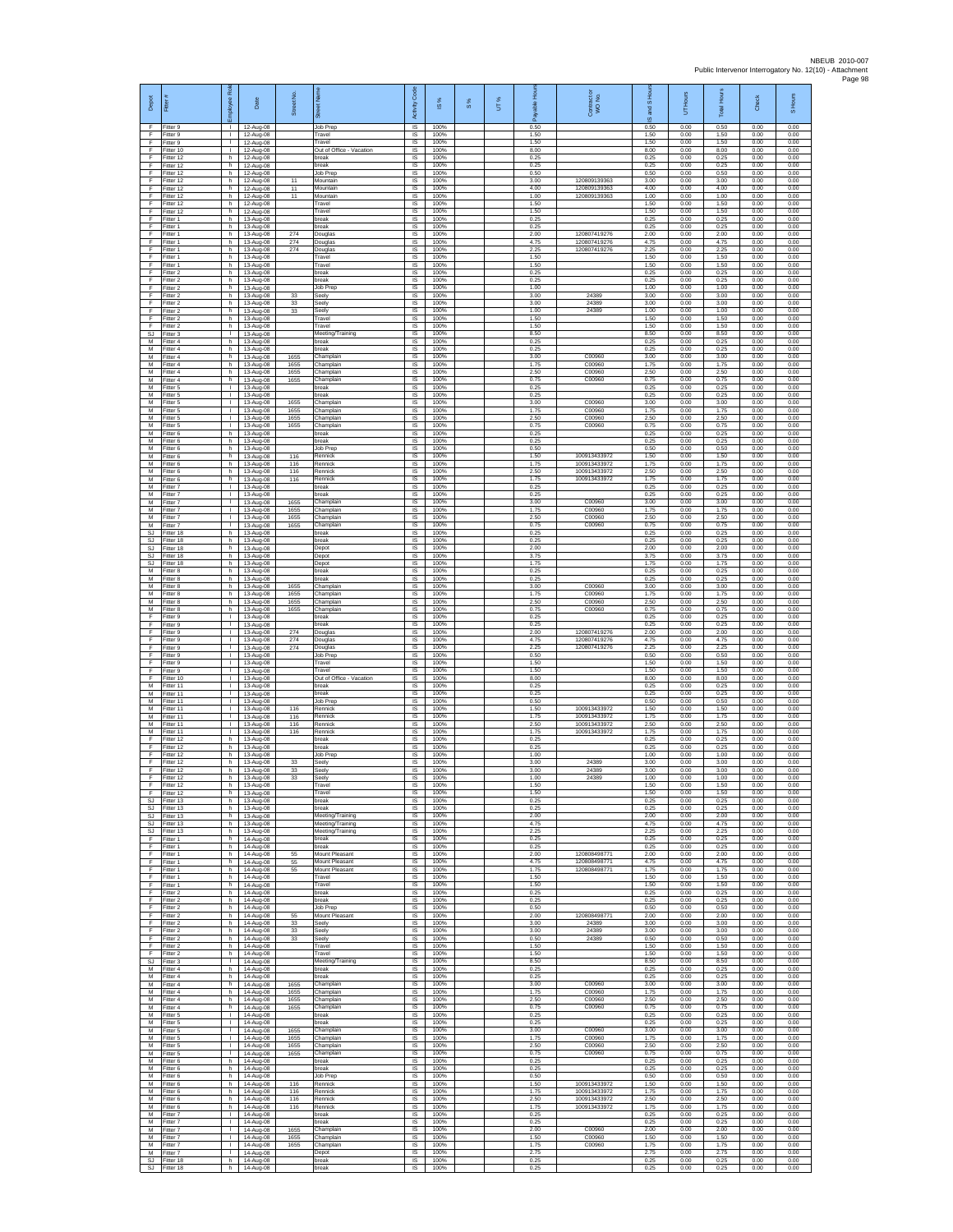| Depot | Fitter # | Employee Role | Date | Street No. | Street Name | Activity Code | IS % | S % | UT % | Payable Hours | Contractor or WO No. | IS and S Hours | UT Hours | Total Hours | Check | S Hours |
|---|---|---|---|---|---|---|---|---|---|---|---|---|---|---|---|---|
| F | Fitter 9 | I | 12-Aug-08 | | Job Prep | IS | 100% | | | 0.50 | | 0.50 | 0.00 | 0.50 | 0.00 | 0.00 |
| F | Fitter 9 | I | 12-Aug-08 | | Travel | IS | 100% | | | 1.50 | | 1.50 | 0.00 | 1.50 | 0.00 | 0.00 |
| F | Fitter 9 | I | 12-Aug-08 | | Travel | IS | 100% | | | 1.50 | | 1.50 | 0.00 | 1.50 | 0.00 | 0.00 |
| F | Fitter 10 | I | 12-Aug-08 | | Out of Office - Vacation | IS | 100% | | | 8.00 | | 8.00 | 0.00 | 8.00 | 0.00 | 0.00 |
| F | Fitter 12 | h | 12-Aug-08 | | break | IS | 100% | | | 0.25 | | 0.25 | 0.00 | 0.25 | 0.00 | 0.00 |
| F | Fitter 12 | h | 12-Aug-08 | | break | IS | 100% | | | 0.25 | | 0.25 | 0.00 | 0.25 | 0.00 | 0.00 |
| F | Fitter 12 | h | 12-Aug-08 | | Job Prep | IS | 100% | | | 0.50 | | 0.50 | 0.00 | 0.50 | 0.00 | 0.00 |
| F | Fitter 12 | h | 12-Aug-08 | 11 | Mountain | IS | 100% | | | 3.00 | 120809139363 | 3.00 | 0.00 | 3.00 | 0.00 | 0.00 |
| F | Fitter 12 | h | 12-Aug-08 | 11 | Mountain | IS | 100% | | | 4.00 | 120809139363 | 4.00 | 0.00 | 4.00 | 0.00 | 0.00 |
| F | Fitter 12 | h | 12-Aug-08 | 11 | Mountain | IS | 100% | | | 1.00 | 120809139363 | 1.00 | 0.00 | 1.00 | 0.00 | 0.00 |
| F | Fitter 12 | h | 12-Aug-08 | | Travel | IS | 100% | | | 1.50 | | 1.50 | 0.00 | 1.50 | 0.00 | 0.00 |
| F | Fitter 12 | h | 12-Aug-08 | | Travel | IS | 100% | | | 1.50 | | 1.50 | 0.00 | 1.50 | 0.00 | 0.00 |
| F | Fitter 1 | h | 13-Aug-08 | | break | IS | 100% | | | 0.25 | | 0.25 | 0.00 | 0.25 | 0.00 | 0.00 |
| F | Fitter 1 | h | 13-Aug-08 | | break | IS | 100% | | | 0.25 | | 0.25 | 0.00 | 0.25 | 0.00 | 0.00 |
| F | Fitter 1 | h | 13-Aug-08 | 274 | Douglas | IS | 100% | | | 2.00 | 120807419276 | 2.00 | 0.00 | 2.00 | 0.00 | 0.00 |
| F | Fitter 1 | h | 13-Aug-08 | 274 | Douglas | IS | 100% | | | 4.75 | 120807419276 | 4.75 | 0.00 | 4.75 | 0.00 | 0.00 |
| F | Fitter 1 | h | 13-Aug-08 | 274 | Douglas | IS | 100% | | | 2.25 | 120807419276 | 2.25 | 0.00 | 2.25 | 0.00 | 0.00 |
| F | Fitter 1 | h | 13-Aug-08 | | Travel | IS | 100% | | | 1.50 | | 1.50 | 0.00 | 1.50 | 0.00 | 0.00 |
| F | Fitter 1 | h | 13-Aug-08 | | Travel | IS | 100% | | | 1.50 | | 1.50 | 0.00 | 1.50 | 0.00 | 0.00 |
| F | Fitter 2 | h | 13-Aug-08 | | break | IS | 100% | | | 0.25 | | 0.25 | 0.00 | 0.25 | 0.00 | 0.00 |
| F | Fitter 2 | h | 13-Aug-08 | | break | IS | 100% | | | 0.25 | | 0.25 | 0.00 | 0.25 | 0.00 | 0.00 |
| F | Fitter 2 | h | 13-Aug-08 | | Job Prep | IS | 100% | | | 1.00 | | 1.00 | 0.00 | 1.00 | 0.00 | 0.00 |
| F | Fitter 2 | h | 13-Aug-08 | 33 | Seely | IS | 100% | | | 3.00 | 24389 | 3.00 | 0.00 | 3.00 | 0.00 | 0.00 |
| F | Fitter 2 | h | 13-Aug-08 | 33 | Seely | IS | 100% | | | 3.00 | 24389 | 3.00 | 0.00 | 3.00 | 0.00 | 0.00 |
| F | Fitter 2 | h | 13-Aug-08 | 33 | Seely | IS | 100% | | | 1.00 | 24389 | 1.00 | 0.00 | 1.00 | 0.00 | 0.00 |
| F | Fitter 2 | h | 13-Aug-08 | | Travel | IS | 100% | | | 1.50 | | 1.50 | 0.00 | 1.50 | 0.00 | 0.00 |
| F | Fitter 2 | h | 13-Aug-08 | | Travel | IS | 100% | | | 1.50 | | 1.50 | 0.00 | 1.50 | 0.00 | 0.00 |
| SJ | Fitter 3 | I | 13-Aug-08 | | Meeting/Training | IS | 100% | | | 8.50 | | 8.50 | 0.00 | 8.50 | 0.00 | 0.00 |
| M | Fitter 4 | h | 13-Aug-08 | | break | IS | 100% | | | 0.25 | | 0.25 | 0.00 | 0.25 | 0.00 | 0.00 |
| M | Fitter 4 | h | 13-Aug-08 | | break | IS | 100% | | | 0.25 | | 0.25 | 0.00 | 0.25 | 0.00 | 0.00 |
| M | Fitter 4 | h | 13-Aug-08 | 1655 | Champlain | IS | 100% | | | 3.00 | C00960 | 3.00 | 0.00 | 3.00 | 0.00 | 0.00 |
| M | Fitter 4 | h | 13-Aug-08 | 1655 | Champlain | IS | 100% | | | 1.75 | C00960 | 1.75 | 0.00 | 1.75 | 0.00 | 0.00 |
| M | Fitter 4 | h | 13-Aug-08 | 1655 | Champlain | IS | 100% | | | 2.50 | C00960 | 2.50 | 0.00 | 2.50 | 0.00 | 0.00 |
| M | Fitter 4 | h | 13-Aug-08 | 1655 | Champlain | IS | 100% | | | 0.75 | C00960 | 0.75 | 0.00 | 0.75 | 0.00 | 0.00 |
| M | Fitter 5 | I | 13-Aug-08 | | break | IS | 100% | | | 0.25 | | 0.25 | 0.00 | 0.25 | 0.00 | 0.00 |
| M | Fitter 5 | I | 13-Aug-08 | | break | IS | 100% | | | 0.25 | | 0.25 | 0.00 | 0.25 | 0.00 | 0.00 |
| M | Fitter 5 | I | 13-Aug-08 | 1655 | Champlain | IS | 100% | | | 3.00 | C00960 | 3.00 | 0.00 | 3.00 | 0.00 | 0.00 |
| M | Fitter 5 | I | 13-Aug-08 | 1655 | Champlain | IS | 100% | | | 1.75 | C00960 | 1.75 | 0.00 | 1.75 | 0.00 | 0.00 |
| M | Fitter 5 | I | 13-Aug-08 | 1655 | Champlain | IS | 100% | | | 2.50 | C00960 | 2.50 | 0.00 | 2.50 | 0.00 | 0.00 |
| M | Fitter 5 | I | 13-Aug-08 | 1655 | Champlain | IS | 100% | | | 0.75 | C00960 | 0.75 | 0.00 | 0.75 | 0.00 | 0.00 |
| M | Fitter 6 | h | 13-Aug-08 | | break | IS | 100% | | | 0.25 | | 0.25 | 0.00 | 0.25 | 0.00 | 0.00 |
| M | Fitter 6 | h | 13-Aug-08 | | break | IS | 100% | | | 0.25 | | 0.25 | 0.00 | 0.25 | 0.00 | 0.00 |
| M | Fitter 6 | h | 13-Aug-08 | | Job Prep | IS | 100% | | | 0.50 | | 0.50 | 0.00 | 0.50 | 0.00 | 0.00 |
| M | Fitter 6 | h | 13-Aug-08 | 116 | Rennick | IS | 100% | | | 1.50 | 100913433972 | 1.50 | 0.00 | 1.50 | 0.00 | 0.00 |
| M | Fitter 6 | h | 13-Aug-08 | 116 | Rennick | IS | 100% | | | 1.75 | 100913433972 | 1.75 | 0.00 | 1.75 | 0.00 | 0.00 |
| M | Fitter 6 | h | 13-Aug-08 | 116 | Rennick | IS | 100% | | | 2.50 | 100913433972 | 2.50 | 0.00 | 2.50 | 0.00 | 0.00 |
| M | Fitter 6 | h | 13-Aug-08 | 116 | Rennick | IS | 100% | | | 1.75 | 100913433972 | 1.75 | 0.00 | 1.75 | 0.00 | 0.00 |
| M | Fitter 7 | I | 13-Aug-08 | | break | IS | 100% | | | 0.25 | | 0.25 | 0.00 | 0.25 | 0.00 | 0.00 |
| M | Fitter 7 | I | 13-Aug-08 | | break | IS | 100% | | | 0.25 | | 0.25 | 0.00 | 0.25 | 0.00 | 0.00 |
| M | Fitter 7 | I | 13-Aug-08 | 1655 | Champlain | IS | 100% | | | 3.00 | C00960 | 3.00 | 0.00 | 3.00 | 0.00 | 0.00 |
| M | Fitter 7 | I | 13-Aug-08 | 1655 | Champlain | IS | 100% | | | 1.75 | C00960 | 1.75 | 0.00 | 1.75 | 0.00 | 0.00 |
| M | Fitter 7 | I | 13-Aug-08 | 1655 | Champlain | IS | 100% | | | 2.50 | C00960 | 2.50 | 0.00 | 2.50 | 0.00 | 0.00 |
| M | Fitter 7 | I | 13-Aug-08 | 1655 | Champlain | IS | 100% | | | 0.75 | C00960 | 0.75 | 0.00 | 0.75 | 0.00 | 0.00 |
| SJ | Fitter 18 | h | 13-Aug-08 | | break | IS | 100% | | | 0.25 | | 0.25 | 0.00 | 0.25 | 0.00 | 0.00 |
| SJ | Fitter 18 | h | 13-Aug-08 | | break | IS | 100% | | | 0.25 | | 0.25 | 0.00 | 0.25 | 0.00 | 0.00 |
| SJ | Fitter 18 | h | 13-Aug-08 | | Depot | IS | 100% | | | 2.00 | | 2.00 | 0.00 | 2.00 | 0.00 | 0.00 |
| SJ | Fitter 18 | h | 13-Aug-08 | | Depot | IS | 100% | | | 3.75 | | 3.75 | 0.00 | 3.75 | 0.00 | 0.00 |
| SJ | Fitter 18 | h | 13-Aug-08 | | Depot | IS | 100% | | | 1.75 | | 1.75 | 0.00 | 1.75 | 0.00 | 0.00 |
| M | Fitter 8 | h | 13-Aug-08 | | break | IS | 100% | | | 0.25 | | 0.25 | 0.00 | 0.25 | 0.00 | 0.00 |
| M | Fitter 8 | h | 13-Aug-08 | | break | IS | 100% | | | 0.25 | | 0.25 | 0.00 | 0.25 | 0.00 | 0.00 |
| M | Fitter 8 | h | 13-Aug-08 | 1655 | Champlain | IS | 100% | | | 3.00 | C00960 | 3.00 | 0.00 | 3.00 | 0.00 | 0.00 |
| M | Fitter 8 | h | 13-Aug-08 | 1655 | Champlain | IS | 100% | | | 1.75 | C00960 | 1.75 | 0.00 | 1.75 | 0.00 | 0.00 |
| M | Fitter 8 | h | 13-Aug-08 | 1655 | Champlain | IS | 100% | | | 2.50 | C00960 | 2.50 | 0.00 | 2.50 | 0.00 | 0.00 |
| M | Fitter 8 | h | 13-Aug-08 | 1655 | Champlain | IS | 100% | | | 0.75 | C00960 | 0.75 | 0.00 | 0.75 | 0.00 | 0.00 |
| F | Fitter 9 | I | 13-Aug-08 | | break | IS | 100% | | | 0.25 | | 0.25 | 0.00 | 0.25 | 0.00 | 0.00 |
| F | Fitter 9 | I | 13-Aug-08 | | break | IS | 100% | | | 0.25 | | 0.25 | 0.00 | 0.25 | 0.00 | 0.00 |
| F | Fitter 9 | I | 13-Aug-08 | 274 | Douglas | IS | 100% | | | 2.00 | 120807419276 | 2.00 | 0.00 | 2.00 | 0.00 | 0.00 |
| F | Fitter 9 | I | 13-Aug-08 | 274 | Douglas | IS | 100% | | | 4.75 | 120807419276 | 4.75 | 0.00 | 4.75 | 0.00 | 0.00 |
| F | Fitter 9 | I | 13-Aug-08 | 274 | Douglas | IS | 100% | | | 2.25 | 120807419276 | 2.25 | 0.00 | 2.25 | 0.00 | 0.00 |
| F | Fitter 9 | I | 13-Aug-08 | | Job Prep | IS | 100% | | | 0.50 | | 0.50 | 0.00 | 0.50 | 0.00 | 0.00 |
| F | Fitter 9 | I | 13-Aug-08 | | Travel | IS | 100% | | | 1.50 | | 1.50 | 0.00 | 1.50 | 0.00 | 0.00 |
| F | Fitter 9 | I | 13-Aug-08 | | Travel | IS | 100% | | | 1.50 | | 1.50 | 0.00 | 1.50 | 0.00 | 0.00 |
| F | Fitter 10 | I | 13-Aug-08 | | Out of Office - Vacation | IS | 100% | | | 8.00 | | 8.00 | 0.00 | 8.00 | 0.00 | 0.00 |
| M | Fitter 11 | I | 13-Aug-08 | | break | IS | 100% | | | 0.25 | | 0.25 | 0.00 | 0.25 | 0.00 | 0.00 |
| M | Fitter 11 | I | 13-Aug-08 | | break | IS | 100% | | | 0.25 | | 0.25 | 0.00 | 0.25 | 0.00 | 0.00 |
| M | Fitter 11 | I | 13-Aug-08 | | Job Prep | IS | 100% | | | 0.50 | | 0.50 | 0.00 | 0.50 | 0.00 | 0.00 |
| M | Fitter 11 | I | 13-Aug-08 | 116 | Rennick | IS | 100% | | | 1.50 | 100913433972 | 1.50 | 0.00 | 1.50 | 0.00 | 0.00 |
| M | Fitter 11 | I | 13-Aug-08 | 116 | Rennick | IS | 100% | | | 1.75 | 100913433972 | 1.75 | 0.00 | 1.75 | 0.00 | 0.00 |
| M | Fitter 11 | I | 13-Aug-08 | 116 | Rennick | IS | 100% | | | 2.50 | 100913433972 | 2.50 | 0.00 | 2.50 | 0.00 | 0.00 |
| M | Fitter 11 | I | 13-Aug-08 | 116 | Rennick | IS | 100% | | | 1.75 | 100913433972 | 1.75 | 0.00 | 1.75 | 0.00 | 0.00 |
| F | Fitter 12 | h | 13-Aug-08 | | break | IS | 100% | | | 0.25 | | 0.25 | 0.00 | 0.25 | 0.00 | 0.00 |
| F | Fitter 12 | h | 13-Aug-08 | | break | IS | 100% | | | 0.25 | | 0.25 | 0.00 | 0.25 | 0.00 | 0.00 |
| F | Fitter 12 | h | 13-Aug-08 | | Job Prep | IS | 100% | | | 1.00 | | 1.00 | 0.00 | 1.00 | 0.00 | 0.00 |
| F | Fitter 12 | h | 13-Aug-08 | 33 | Seely | IS | 100% | | | 3.00 | 24389 | 3.00 | 0.00 | 3.00 | 0.00 | 0.00 |
| F | Fitter 12 | h | 13-Aug-08 | 33 | Seely | IS | 100% | | | 3.00 | 24389 | 3.00 | 0.00 | 3.00 | 0.00 | 0.00 |
| F | Fitter 12 | h | 13-Aug-08 | 33 | Seely | IS | 100% | | | 1.00 | 24389 | 1.00 | 0.00 | 1.00 | 0.00 | 0.00 |
| F | Fitter 12 | h | 13-Aug-08 | | Travel | IS | 100% | | | 1.50 | | 1.50 | 0.00 | 1.50 | 0.00 | 0.00 |
| F | Fitter 12 | h | 13-Aug-08 | | Travel | IS | 100% | | | 1.50 | | 1.50 | 0.00 | 1.50 | 0.00 | 0.00 |
| SJ | Fitter 13 | h | 13-Aug-08 | | break | IS | 100% | | | 0.25 | | 0.25 | 0.00 | 0.25 | 0.00 | 0.00 |
| SJ | Fitter 13 | h | 13-Aug-08 | | break | IS | 100% | | | 0.25 | | 0.25 | 0.00 | 0.25 | 0.00 | 0.00 |
| SJ | Fitter 13 | h | 13-Aug-08 | | Meeting/Training | IS | 100% | | | 2.00 | | 2.00 | 0.00 | 2.00 | 0.00 | 0.00 |
| SJ | Fitter 13 | h | 13-Aug-08 | | Meeting/Training | IS | 100% | | | 4.75 | | 4.75 | 0.00 | 4.75 | 0.00 | 0.00 |
| SJ | Fitter 13 | h | 13-Aug-08 | | Meeting/Training | IS | 100% | | | 2.25 | | 2.25 | 0.00 | 2.25 | 0.00 | 0.00 |
| F | Fitter 1 | h | 14-Aug-08 | | break | IS | 100% | | | 0.25 | | 0.25 | 0.00 | 0.25 | 0.00 | 0.00 |
| F | Fitter 1 | h | 14-Aug-08 | | break | IS | 100% | | | 0.25 | | 0.25 | 0.00 | 0.25 | 0.00 | 0.00 |
| F | Fitter 1 | h | 14-Aug-08 | 55 | Mount Pleasant | IS | 100% | | | 2.00 | 120808498771 | 2.00 | 0.00 | 2.00 | 0.00 | 0.00 |
| F | Fitter 1 | h | 14-Aug-08 | 55 | Mount Pleasant | IS | 100% | | | 4.75 | 120808498771 | 4.75 | 0.00 | 4.75 | 0.00 | 0.00 |
| F | Fitter 1 | h | 14-Aug-08 | 55 | Mount Pleasant | IS | 100% | | | 1.75 | 120808498771 | 1.75 | 0.00 | 1.75 | 0.00 | 0.00 |
| F | Fitter 1 | h | 14-Aug-08 | | Travel | IS | 100% | | | 1.50 | | 1.50 | 0.00 | 1.50 | 0.00 | 0.00 |
| F | Fitter 1 | h | 14-Aug-08 | | Travel | IS | 100% | | | 1.50 | | 1.50 | 0.00 | 1.50 | 0.00 | 0.00 |
| F | Fitter 2 | h | 14-Aug-08 | | break | IS | 100% | | | 0.25 | | 0.25 | 0.00 | 0.25 | 0.00 | 0.00 |
| F | Fitter 2 | h | 14-Aug-08 | | break | IS | 100% | | | 0.25 | | 0.25 | 0.00 | 0.25 | 0.00 | 0.00 |
| F | Fitter 2 | h | 14-Aug-08 | | Job Prep | IS | 100% | | | 0.50 | | 0.50 | 0.00 | 0.50 | 0.00 | 0.00 |
| F | Fitter 2 | h | 14-Aug-08 | 55 | Mount Pleasant | IS | 100% | | | 2.00 | 120808498771 | 2.00 | 0.00 | 2.00 | 0.00 | 0.00 |
| F | Fitter 2 | h | 14-Aug-08 | 33 | Seely | IS | 100% | | | 3.00 | 24389 | 3.00 | 0.00 | 3.00 | 0.00 | 0.00 |
| F | Fitter 2 | h | 14-Aug-08 | 33 | Seely | IS | 100% | | | 3.00 | 24389 | 3.00 | 0.00 | 3.00 | 0.00 | 0.00 |
| F | Fitter 2 | h | 14-Aug-08 | 33 | Seely | IS | 100% | | | 0.50 | 24389 | 0.50 | 0.00 | 0.50 | 0.00 | 0.00 |
| F | Fitter 2 | h | 14-Aug-08 | | Travel | IS | 100% | | | 1.50 | | 1.50 | 0.00 | 1.50 | 0.00 | 0.00 |
| F | Fitter 2 | h | 14-Aug-08 | | Travel | IS | 100% | | | 1.50 | | 1.50 | 0.00 | 1.50 | 0.00 | 0.00 |
| SJ | Fitter 3 | I | 14-Aug-08 | | Meeting/Training | IS | 100% | | | 8.50 | | 8.50 | 0.00 | 8.50 | 0.00 | 0.00 |
| M | Fitter 4 | h | 14-Aug-08 | | break | IS | 100% | | | 0.25 | | 0.25 | 0.00 | 0.25 | 0.00 | 0.00 |
| M | Fitter 4 | h | 14-Aug-08 | | break | IS | 100% | | | 0.25 | | 0.25 | 0.00 | 0.25 | 0.00 | 0.00 |
| M | Fitter 4 | h | 14-Aug-08 | 1655 | Champlain | IS | 100% | | | 3.00 | C00960 | 3.00 | 0.00 | 3.00 | 0.00 | 0.00 |
| M | Fitter 4 | h | 14-Aug-08 | 1655 | Champlain | IS | 100% | | | 1.75 | C00960 | 1.75 | 0.00 | 1.75 | 0.00 | 0.00 |
| M | Fitter 4 | h | 14-Aug-08 | 1655 | Champlain | IS | 100% | | | 2.50 | C00960 | 2.50 | 0.00 | 2.50 | 0.00 | 0.00 |
| M | Fitter 4 | h | 14-Aug-08 | 1655 | Champlain | IS | 100% | | | 0.75 | C00960 | 0.75 | 0.00 | 0.75 | 0.00 | 0.00 |
| M | Fitter 5 | I | 14-Aug-08 | | break | IS | 100% | | | 0.25 | | 0.25 | 0.00 | 0.25 | 0.00 | 0.00 |
| M | Fitter 5 | I | 14-Aug-08 | | break | IS | 100% | | | 0.25 | | 0.25 | 0.00 | 0.25 | 0.00 | 0.00 |
| M | Fitter 5 | I | 14-Aug-08 | 1655 | Champlain | IS | 100% | | | 3.00 | C00960 | 3.00 | 0.00 | 3.00 | 0.00 | 0.00 |
| M | Fitter 5 | I | 14-Aug-08 | 1655 | Champlain | IS | 100% | | | 1.75 | C00960 | 1.75 | 0.00 | 1.75 | 0.00 | 0.00 |
| M | Fitter 5 | I | 14-Aug-08 | 1655 | Champlain | IS | 100% | | | 2.50 | C00960 | 2.50 | 0.00 | 2.50 | 0.00 | 0.00 |
| M | Fitter 5 | I | 14-Aug-08 | 1655 | Champlain | IS | 100% | | | 0.75 | C00960 | 0.75 | 0.00 | 0.75 | 0.00 | 0.00 |
| M | Fitter 6 | h | 14-Aug-08 | | break | IS | 100% | | | 0.25 | | 0.25 | 0.00 | 0.25 | 0.00 | 0.00 |
| M | Fitter 6 | h | 14-Aug-08 | | break | IS | 100% | | | 0.25 | | 0.25 | 0.00 | 0.25 | 0.00 | 0.00 |
| M | Fitter 6 | h | 14-Aug-08 | | Job Prep | IS | 100% | | | 0.50 | | 0.50 | 0.00 | 0.50 | 0.00 | 0.00 |
| M | Fitter 6 | h | 14-Aug-08 | 116 | Rennick | IS | 100% | | | 1.50 | 100913433972 | 1.50 | 0.00 | 1.50 | 0.00 | 0.00 |
| M | Fitter 6 | h | 14-Aug-08 | 116 | Rennick | IS | 100% | | | 1.75 | 100913433972 | 1.75 | 0.00 | 1.75 | 0.00 | 0.00 |
| M | Fitter 6 | h | 14-Aug-08 | 116 | Rennick | IS | 100% | | | 2.50 | 100913433972 | 2.50 | 0.00 | 2.50 | 0.00 | 0.00 |
| M | Fitter 6 | h | 14-Aug-08 | 116 | Rennick | IS | 100% | | | 1.75 | 100913433972 | 1.75 | 0.00 | 1.75 | 0.00 | 0.00 |
| M | Fitter 7 | I | 14-Aug-08 | | break | IS | 100% | | | 0.25 | | 0.25 | 0.00 | 0.25 | 0.00 | 0.00 |
| M | Fitter 7 | I | 14-Aug-08 | | break | IS | 100% | | | 0.25 | | 0.25 | 0.00 | 0.25 | 0.00 | 0.00 |
| M | Fitter 7 | I | 14-Aug-08 | 1655 | Champlain | IS | 100% | | | 2.00 | C00960 | 2.00 | 0.00 | 2.00 | 0.00 | 0.00 |
| M | Fitter 7 | I | 14-Aug-08 | 1655 | Champlain | IS | 100% | | | 1.50 | C00960 | 1.50 | 0.00 | 1.50 | 0.00 | 0.00 |
| M | Fitter 7 | I | 14-Aug-08 | 1655 | Champlain | IS | 100% | | | 1.75 | C00960 | 1.75 | 0.00 | 1.75 | 0.00 | 0.00 |
| M | Fitter 7 | I | 14-Aug-08 | | Depot | IS | 100% | | | 2.75 | | 2.75 | 0.00 | 2.75 | 0.00 | 0.00 |
| SJ | Fitter 18 | h | 14-Aug-08 | | break | IS | 100% | | | 0.25 | | 0.25 | 0.00 | 0.25 | 0.00 | 0.00 |
| SJ | Fitter 18 | h | 14-Aug-08 | | break | IS | 100% | | | 0.25 | | 0.25 | 0.00 | 0.25 | 0.00 | 0.00 |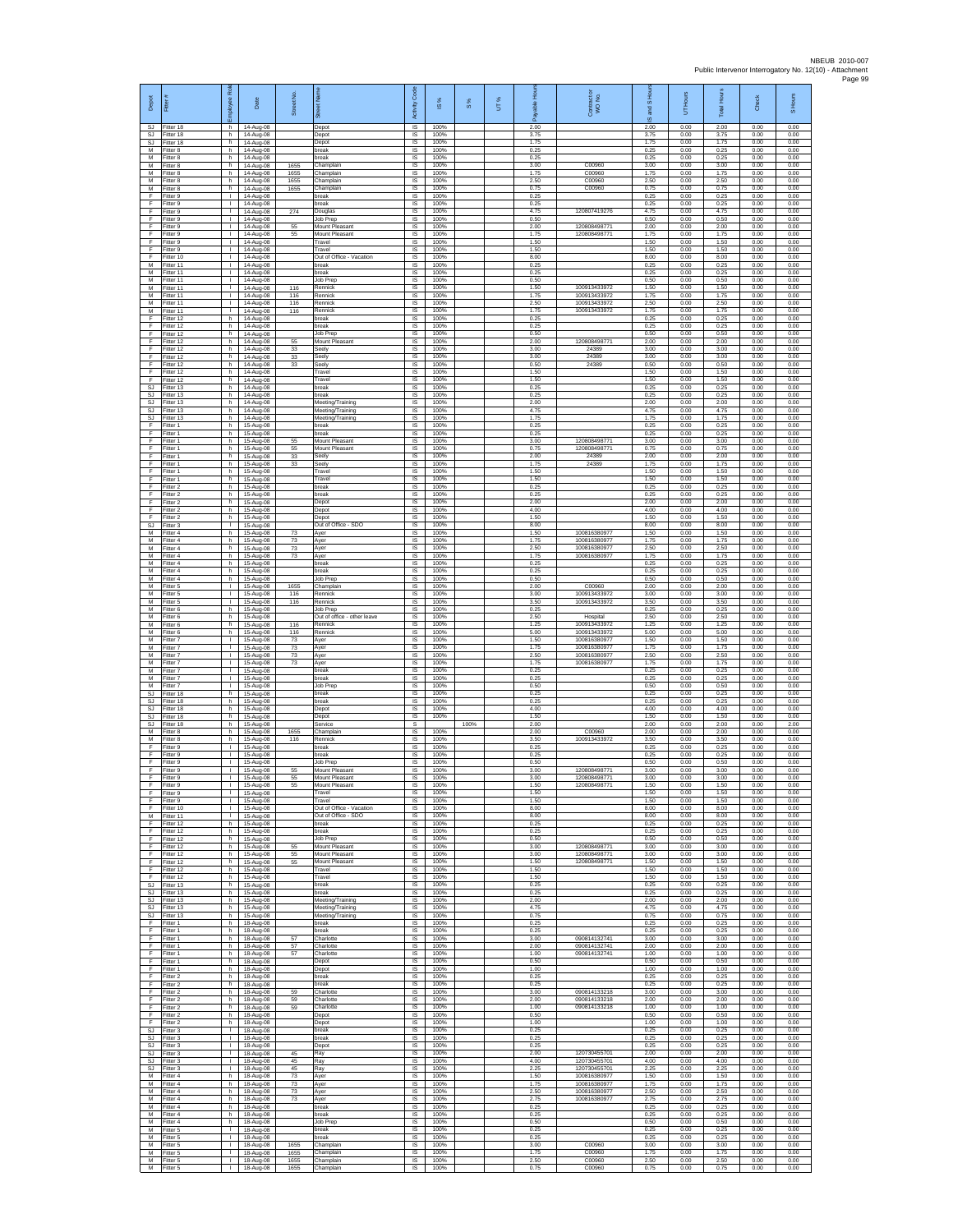| Depot | Fitter # | Employee Role | Date | Street No. | Street Name | Activity Code | IS % | S % | UT % | Payable Hours | Contract or WO No. | IS and S Hours | UT Hours | Total Hours | Check | S Hours |
|---|---|---|---|---|---|---|---|---|---|---|---|---|---|---|---|---|
| SJ | Fitter 18 | h | 14-Aug-08 | | Depot | IS | 100% | | | 2.00 | | 2.00 | 0.00 | 2.00 | 0.00 | 0.00 |
| SJ | Fitter 18 | h | 14-Aug-08 | | Depot | IS | 100% | | | 3.75 | | 3.75 | 0.00 | 3.75 | 0.00 | 0.00 |
| SJ | Fitter 18 | h | 14-Aug-08 | | Depot | IS | 100% | | | 1.75 | | 1.75 | 0.00 | 1.75 | 0.00 | 0.00 |
| M | Fitter 8 | h | 14-Aug-08 | | break | IS | 100% | | | 0.25 | | 0.25 | 0.00 | 0.25 | 0.00 | 0.00 |
| M | Fitter 8 | h | 14-Aug-08 | | break | IS | 100% | | | 0.25 | | 0.25 | 0.00 | 0.25 | 0.00 | 0.00 |
| M | Fitter 8 | h | 14-Aug-08 | 1655 | Champlain | IS | 100% | | | 3.00 | C00960 | 3.00 | 0.00 | 3.00 | 0.00 | 0.00 |
| M | Fitter 8 | h | 14-Aug-08 | 1655 | Champlain | IS | 100% | | | 1.75 | C00960 | 1.75 | 0.00 | 1.75 | 0.00 | 0.00 |
| M | Fitter 8 | h | 14-Aug-08 | 1655 | Champlain | IS | 100% | | | 2.50 | C00960 | 2.50 | 0.00 | 2.50 | 0.00 | 0.00 |
| M | Fitter 8 | h | 14-Aug-08 | 1655 | Champlain | IS | 100% | | | 0.75 | C00960 | 0.75 | 0.00 | 0.75 | 0.00 | 0.00 |
| F | Fitter 9 | I | 14-Aug-08 | | break | IS | 100% | | | 0.25 | | 0.25 | 0.00 | 0.25 | 0.00 | 0.00 |
| F | Fitter 9 | I | 14-Aug-08 | | break | IS | 100% | | | 0.25 | | 0.25 | 0.00 | 0.25 | 0.00 | 0.00 |
| F | Fitter 9 | I | 14-Aug-08 | 274 | Douglas | IS | 100% | | | 4.75 | 120807419276 | 4.75 | 0.00 | 4.75 | 0.00 | 0.00 |
| F | Fitter 9 | I | 14-Aug-08 | | Job Prep | IS | 100% | | | 0.50 | | 0.50 | 0.00 | 0.50 | 0.00 | 0.00 |
| F | Fitter 9 | I | 14-Aug-08 | 55 | Mount Pleasant | IS | 100% | | | 2.00 | 120808498771 | 2.00 | 0.00 | 2.00 | 0.00 | 0.00 |
| F | Fitter 9 | I | 14-Aug-08 | 55 | Mount Pleasant | IS | 100% | | | 1.75 | 120808498771 | 1.75 | 0.00 | 1.75 | 0.00 | 0.00 |
| F | Fitter 9 | I | 14-Aug-08 | | Travel | IS | 100% | | | 1.50 | | 1.50 | 0.00 | 1.50 | 0.00 | 0.00 |
| F | Fitter 9 | I | 14-Aug-08 | | Travel | IS | 100% | | | 1.50 | | 1.50 | 0.00 | 1.50 | 0.00 | 0.00 |
| F | Fitter 10 | I | 14-Aug-08 | | Out of Office - Vacation | IS | 100% | | | 8.00 | | 8.00 | 0.00 | 8.00 | 0.00 | 0.00 |
| M | Fitter 11 | I | 14-Aug-08 | | break | IS | 100% | | | 0.25 | | 0.25 | 0.00 | 0.25 | 0.00 | 0.00 |
| M | Fitter 11 | I | 14-Aug-08 | | break | IS | 100% | | | 0.25 | | 0.25 | 0.00 | 0.25 | 0.00 | 0.00 |
| M | Fitter 11 | I | 14-Aug-08 | | Job Prep | IS | 100% | | | 0.50 | | 0.50 | 0.00 | 0.50 | 0.00 | 0.00 |
| M | Fitter 11 | I | 14-Aug-08 | 116 | Rennick | IS | 100% | | | 1.50 | 100913433972 | 1.50 | 0.00 | 1.50 | 0.00 | 0.00 |
| M | Fitter 11 | I | 14-Aug-08 | 116 | Rennick | IS | 100% | | | 1.75 | 100913433972 | 1.75 | 0.00 | 1.75 | 0.00 | 0.00 |
| M | Fitter 11 | I | 14-Aug-08 | 116 | Rennick | IS | 100% | | | 2.50 | 100913433972 | 2.50 | 0.00 | 2.50 | 0.00 | 0.00 |
| M | Fitter 11 | I | 14-Aug-08 | 116 | Rennick | IS | 100% | | | 1.75 | 100913433972 | 1.75 | 0.00 | 1.75 | 0.00 | 0.00 |
| F | Fitter 12 | h | 14-Aug-08 | | break | IS | 100% | | | 0.25 | | 0.25 | 0.00 | 0.25 | 0.00 | 0.00 |
| F | Fitter 12 | h | 14-Aug-08 | | break | IS | 100% | | | 0.25 | | 0.25 | 0.00 | 0.25 | 0.00 | 0.00 |
| F | Fitter 12 | h | 14-Aug-08 | | Job Prep | IS | 100% | | | 0.50 | | 0.50 | 0.00 | 0.50 | 0.00 | 0.00 |
| F | Fitter 12 | h | 14-Aug-08 | 55 | Mount Pleasant | IS | 100% | | | 2.00 | 120808498771 | 2.00 | 0.00 | 2.00 | 0.00 | 0.00 |
| F | Fitter 12 | h | 14-Aug-08 | 33 | Seely | IS | 100% | | | 3.00 | 24389 | 3.00 | 0.00 | 3.00 | 0.00 | 0.00 |
| F | Fitter 12 | h | 14-Aug-08 | 33 | Seely | IS | 100% | | | 3.00 | 24389 | 3.00 | 0.00 | 3.00 | 0.00 | 0.00 |
| F | Fitter 12 | h | 14-Aug-08 | 33 | Seely | IS | 100% | | | 0.50 | 24389 | 0.50 | 0.00 | 0.50 | 0.00 | 0.00 |
| F | Fitter 12 | h | 14-Aug-08 | | Travel | IS | 100% | | | 1.50 | | 1.50 | 0.00 | 1.50 | 0.00 | 0.00 |
| F | Fitter 12 | h | 14-Aug-08 | | Travel | IS | 100% | | | 1.50 | | 1.50 | 0.00 | 1.50 | 0.00 | 0.00 |
| SJ | Fitter 13 | h | 14-Aug-08 | | break | IS | 100% | | | 0.25 | | 0.25 | 0.00 | 0.25 | 0.00 | 0.00 |
| SJ | Fitter 13 | h | 14-Aug-08 | | break | IS | 100% | | | 0.25 | | 0.25 | 0.00 | 0.25 | 0.00 | 0.00 |
| SJ | Fitter 13 | h | 14-Aug-08 | | Meeting/Training | IS | 100% | | | 2.00 | | 2.00 | 0.00 | 2.00 | 0.00 | 0.00 |
| SJ | Fitter 13 | h | 14-Aug-08 | | Meeting/Training | IS | 100% | | | 4.75 | | 4.75 | 0.00 | 4.75 | 0.00 | 0.00 |
| SJ | Fitter 13 | h | 14-Aug-08 | | Meeting/Training | IS | 100% | | | 1.75 | | 1.75 | 0.00 | 1.75 | 0.00 | 0.00 |
| F | Fitter 1 | h | 15-Aug-08 | | break | IS | 100% | | | 0.25 | | 0.25 | 0.00 | 0.25 | 0.00 | 0.00 |
| F | Fitter 1 | h | 15-Aug-08 | | break | IS | 100% | | | 0.25 | | 0.25 | 0.00 | 0.25 | 0.00 | 0.00 |
| F | Fitter 1 | h | 15-Aug-08 | 55 | Mount Pleasant | IS | 100% | | | 3.00 | 120808498771 | 3.00 | 0.00 | 3.00 | 0.00 | 0.00 |
| F | Fitter 1 | h | 15-Aug-08 | 55 | Mount Pleasant | IS | 100% | | | 0.75 | 120808498771 | 0.75 | 0.00 | 0.75 | 0.00 | 0.00 |
| F | Fitter 1 | h | 15-Aug-08 | 33 | Seely | IS | 100% | | | 2.00 | 24389 | 2.00 | 0.00 | 2.00 | 0.00 | 0.00 |
| F | Fitter 1 | h | 15-Aug-08 | 33 | Seely | IS | 100% | | | 1.75 | 24389 | 1.75 | 0.00 | 1.75 | 0.00 | 0.00 |
| F | Fitter 1 | h | 15-Aug-08 | | Travel | IS | 100% | | | 1.50 | | 1.50 | 0.00 | 1.50 | 0.00 | 0.00 |
| F | Fitter 1 | h | 15-Aug-08 | | Travel | IS | 100% | | | 1.50 | | 1.50 | 0.00 | 1.50 | 0.00 | 0.00 |
| F | Fitter 2 | h | 15-Aug-08 | | break | IS | 100% | | | 0.25 | | 0.25 | 0.00 | 0.25 | 0.00 | 0.00 |
| F | Fitter 2 | h | 15-Aug-08 | | break | IS | 100% | | | 0.25 | | 0.25 | 0.00 | 0.25 | 0.00 | 0.00 |
| F | Fitter 2 | h | 15-Aug-08 | | Depot | IS | 100% | | | 2.00 | | 2.00 | 0.00 | 2.00 | 0.00 | 0.00 |
| F | Fitter 2 | h | 15-Aug-08 | | Depot | IS | 100% | | | 4.00 | | 4.00 | 0.00 | 4.00 | 0.00 | 0.00 |
| F | Fitter 2 | h | 15-Aug-08 | | Depot | IS | 100% | | | 1.50 | | 1.50 | 0.00 | 1.50 | 0.00 | 0.00 |
| SJ | Fitter 3 | I | 15-Aug-08 | | Out of Office - SDO | IS | 100% | | | 8.00 | | 8.00 | 0.00 | 8.00 | 0.00 | 0.00 |
| M | Fitter 4 | h | 15-Aug-08 | 73 | Ayer | IS | 100% | | | 1.50 | 100816380977 | 1.50 | 0.00 | 1.50 | 0.00 | 0.00 |
| M | Fitter 4 | h | 15-Aug-08 | 73 | Ayer | IS | 100% | | | 1.75 | 100816380977 | 1.75 | 0.00 | 1.75 | 0.00 | 0.00 |
| M | Fitter 4 | h | 15-Aug-08 | 73 | Ayer | IS | 100% | | | 2.50 | 100816380977 | 2.50 | 0.00 | 2.50 | 0.00 | 0.00 |
| M | Fitter 4 | h | 15-Aug-08 | 73 | Ayer | IS | 100% | | | 1.75 | 100816380977 | 1.75 | 0.00 | 1.75 | 0.00 | 0.00 |
| M | Fitter 4 | h | 15-Aug-08 | | break | IS | 100% | | | 0.25 | | 0.25 | 0.00 | 0.25 | 0.00 | 0.00 |
| M | Fitter 4 | h | 15-Aug-08 | | break | IS | 100% | | | 0.25 | | 0.25 | 0.00 | 0.25 | 0.00 | 0.00 |
| M | Fitter 4 | h | 15-Aug-08 | | Job Prep | IS | 100% | | | 0.50 | | 0.50 | 0.00 | 0.50 | 0.00 | 0.00 |
| M | Fitter 5 | I | 15-Aug-08 | 1655 | Champlain | IS | 100% | | | 2.00 | C00960 | 2.00 | 0.00 | 2.00 | 0.00 | 0.00 |
| M | Fitter 5 | I | 15-Aug-08 | 116 | Rennick | IS | 100% | | | 3.00 | 100913433972 | 3.00 | 0.00 | 3.00 | 0.00 | 0.00 |
| M | Fitter 5 | I | 15-Aug-08 | 116 | Rennick | IS | 100% | | | 3.50 | 100913433972 | 3.50 | 0.00 | 3.50 | 0.00 | 0.00 |
| M | Fitter 6 | h | 15-Aug-08 | | Job Prep | IS | 100% | | | 0.25 | | 0.25 | 0.00 | 0.25 | 0.00 | 0.00 |
| M | Fitter 6 | h | 15-Aug-08 | | Out of office - other leave | IS | 100% | | | 2.50 | Hospital | 2.50 | 0.00 | 2.50 | 0.00 | 0.00 |
| M | Fitter 6 | h | 15-Aug-08 | 116 | Rennick | IS | 100% | | | 1.25 | 100913433972 | 1.25 | 0.00 | 1.25 | 0.00 | 0.00 |
| M | Fitter 6 | h | 15-Aug-08 | 116 | Rennick | IS | 100% | | | 5.00 | 100913433972 | 5.00 | 0.00 | 5.00 | 0.00 | 0.00 |
| M | Fitter 7 | I | 15-Aug-08 | 73 | Ayer | IS | 100% | | | 1.50 | 100816380977 | 1.50 | 0.00 | 1.50 | 0.00 | 0.00 |
| M | Fitter 7 | I | 15-Aug-08 | 73 | Ayer | IS | 100% | | | 1.75 | 100816380977 | 1.75 | 0.00 | 1.75 | 0.00 | 0.00 |
| M | Fitter 7 | I | 15-Aug-08 | 73 | Ayer | IS | 100% | | | 2.50 | 100816380977 | 2.50 | 0.00 | 2.50 | 0.00 | 0.00 |
| M | Fitter 7 | I | 15-Aug-08 | 73 | Ayer | IS | 100% | | | 1.75 | 100816380977 | 1.75 | 0.00 | 1.75 | 0.00 | 0.00 |
| M | Fitter 7 | I | 15-Aug-08 | | break | IS | 100% | | | 0.25 | | 0.25 | 0.00 | 0.25 | 0.00 | 0.00 |
| M | Fitter 7 | I | 15-Aug-08 | | break | IS | 100% | | | 0.25 | | 0.25 | 0.00 | 0.25 | 0.00 | 0.00 |
| M | Fitter 7 | I | 15-Aug-08 | | Job Prep | IS | 100% | | | 0.50 | | 0.50 | 0.00 | 0.50 | 0.00 | 0.00 |
| SJ | Fitter 18 | h | 15-Aug-08 | | break | IS | 100% | | | 0.25 | | 0.25 | 0.00 | 0.25 | 0.00 | 0.00 |
| SJ | Fitter 18 | h | 15-Aug-08 | | break | IS | 100% | | | 0.25 | | 0.25 | 0.00 | 0.25 | 0.00 | 0.00 |
| SJ | Fitter 18 | h | 15-Aug-08 | | Depot | IS | 100% | | | 4.00 | | 4.00 | 0.00 | 4.00 | 0.00 | 0.00 |
| SJ | Fitter 18 | h | 15-Aug-08 | | Depot | IS | 100% | | | 1.50 | | 1.50 | 0.00 | 1.50 | 0.00 | 0.00 |
| SJ | Fitter 18 | h | 15-Aug-08 | | Service | S | | 100% | | 2.00 | | 2.00 | 0.00 | 2.00 | 0.00 | 2.00 |
| M | Fitter 8 | h | 15-Aug-08 | 1655 | Champlain | IS | 100% | | | 2.00 | C00960 | 2.00 | 0.00 | 2.00 | 0.00 | 0.00 |
| M | Fitter 8 | h | 15-Aug-08 | 116 | Rennick | IS | 100% | | | 3.50 | 100913433972 | 3.50 | 0.00 | 3.50 | 0.00 | 0.00 |
| F | Fitter 9 | I | 15-Aug-08 | | break | IS | 100% | | | 0.25 | | 0.25 | 0.00 | 0.25 | 0.00 | 0.00 |
| F | Fitter 9 | I | 15-Aug-08 | | break | IS | 100% | | | 0.25 | | 0.25 | 0.00 | 0.25 | 0.00 | 0.00 |
| F | Fitter 9 | I | 15-Aug-08 | | Job Prep | IS | 100% | | | 0.50 | | 0.50 | 0.00 | 0.50 | 0.00 | 0.00 |
| F | Fitter 9 | I | 15-Aug-08 | 55 | Mount Pleasant | IS | 100% | | | 3.00 | 120808498771 | 3.00 | 0.00 | 3.00 | 0.00 | 0.00 |
| F | Fitter 9 | I | 15-Aug-08 | 55 | Mount Pleasant | IS | 100% | | | 3.00 | 120808498771 | 3.00 | 0.00 | 3.00 | 0.00 | 0.00 |
| F | Fitter 9 | I | 15-Aug-08 | 55 | Mount Pleasant | IS | 100% | | | 1.50 | 120808498771 | 1.50 | 0.00 | 1.50 | 0.00 | 0.00 |
| F | Fitter 9 | I | 15-Aug-08 | | Travel | IS | 100% | | | 1.50 | | 1.50 | 0.00 | 1.50 | 0.00 | 0.00 |
| F | Fitter 9 | I | 15-Aug-08 | | Travel | IS | 100% | | | 1.50 | | 1.50 | 0.00 | 1.50 | 0.00 | 0.00 |
| F | Fitter 10 | I | 15-Aug-08 | | Out of Office - Vacation | IS | 100% | | | 8.00 | | 8.00 | 0.00 | 8.00 | 0.00 | 0.00 |
| M | Fitter 11 | I | 15-Aug-08 | | Out of Office - SDO | IS | 100% | | | 8.00 | | 8.00 | 0.00 | 8.00 | 0.00 | 0.00 |
| F | Fitter 12 | h | 15-Aug-08 | | break | IS | 100% | | | 0.25 | | 0.25 | 0.00 | 0.25 | 0.00 | 0.00 |
| F | Fitter 12 | h | 15-Aug-08 | | break | IS | 100% | | | 0.25 | | 0.25 | 0.00 | 0.25 | 0.00 | 0.00 |
| F | Fitter 12 | h | 15-Aug-08 | | Job Prep | IS | 100% | | | 0.50 | | 0.50 | 0.00 | 0.50 | 0.00 | 0.00 |
| F | Fitter 12 | h | 15-Aug-08 | 55 | Mount Pleasant | IS | 100% | | | 3.00 | 120808498771 | 3.00 | 0.00 | 3.00 | 0.00 | 0.00 |
| F | Fitter 12 | h | 15-Aug-08 | 55 | Mount Pleasant | IS | 100% | | | 3.00 | 120808498771 | 3.00 | 0.00 | 3.00 | 0.00 | 0.00 |
| F | Fitter 12 | h | 15-Aug-08 | 55 | Mount Pleasant | IS | 100% | | | 1.50 | 120808498771 | 1.50 | 0.00 | 1.50 | 0.00 | 0.00 |
| F | Fitter 12 | h | 15-Aug-08 | | Travel | IS | 100% | | | 1.50 | | 1.50 | 0.00 | 1.50 | 0.00 | 0.00 |
| F | Fitter 12 | h | 15-Aug-08 | | Travel | IS | 100% | | | 1.50 | | 1.50 | 0.00 | 1.50 | 0.00 | 0.00 |
| SJ | Fitter 13 | h | 15-Aug-08 | | break | IS | 100% | | | 0.25 | | 0.25 | 0.00 | 0.25 | 0.00 | 0.00 |
| SJ | Fitter 13 | h | 15-Aug-08 | | break | IS | 100% | | | 0.25 | | 0.25 | 0.00 | 0.25 | 0.00 | 0.00 |
| SJ | Fitter 13 | h | 15-Aug-08 | | Meeting/Training | IS | 100% | | | 2.00 | | 2.00 | 0.00 | 2.00 | 0.00 | 0.00 |
| SJ | Fitter 13 | h | 15-Aug-08 | | Meeting/Training | IS | 100% | | | 4.75 | | 4.75 | 0.00 | 4.75 | 0.00 | 0.00 |
| SJ | Fitter 13 | h | 15-Aug-08 | | Meeting/Training | IS | 100% | | | 0.75 | | 0.75 | 0.00 | 0.75 | 0.00 | 0.00 |
| F | Fitter 1 | h | 18-Aug-08 | | break | IS | 100% | | | 0.25 | | 0.25 | 0.00 | 0.25 | 0.00 | 0.00 |
| F | Fitter 1 | h | 18-Aug-08 | | break | IS | 100% | | | 0.25 | | 0.25 | 0.00 | 0.25 | 0.00 | 0.00 |
| F | Fitter 1 | h | 18-Aug-08 | 57 | Charlotte | IS | 100% | | | 3.00 | 090814132741 | 3.00 | 0.00 | 3.00 | 0.00 | 0.00 |
| F | Fitter 1 | h | 18-Aug-08 | 57 | Charlotte | IS | 100% | | | 2.00 | 090814132741 | 2.00 | 0.00 | 2.00 | 0.00 | 0.00 |
| F | Fitter 1 | h | 18-Aug-08 | 57 | Charlotte | IS | 100% | | | 1.00 | 090814132741 | 1.00 | 0.00 | 1.00 | 0.00 | 0.00 |
| F | Fitter 1 | h | 18-Aug-08 | | Depot | IS | 100% | | | 0.50 | | 0.50 | 0.00 | 0.50 | 0.00 | 0.00 |
| F | Fitter 1 | h | 18-Aug-08 | | Depot | IS | 100% | | | 1.00 | | 1.00 | 0.00 | 1.00 | 0.00 | 0.00 |
| F | Fitter 2 | h | 18-Aug-08 | | break | IS | 100% | | | 0.25 | | 0.25 | 0.00 | 0.25 | 0.00 | 0.00 |
| F | Fitter 2 | h | 18-Aug-08 | | break | IS | 100% | | | 0.25 | | 0.25 | 0.00 | 0.25 | 0.00 | 0.00 |
| F | Fitter 2 | h | 18-Aug-08 | 59 | Charlotte | IS | 100% | | | 3.00 | 090814133218 | 3.00 | 0.00 | 3.00 | 0.00 | 0.00 |
| F | Fitter 2 | h | 18-Aug-08 | 59 | Charlotte | IS | 100% | | | 2.00 | 090814133218 | 2.00 | 0.00 | 2.00 | 0.00 | 0.00 |
| F | Fitter 2 | h | 18-Aug-08 | 59 | Charlotte | IS | 100% | | | 1.00 | 090814133218 | 1.00 | 0.00 | 1.00 | 0.00 | 0.00 |
| F | Fitter 2 | h | 18-Aug-08 | | Depot | IS | 100% | | | 0.50 | | 0.50 | 0.00 | 0.50 | 0.00 | 0.00 |
| F | Fitter 2 | h | 18-Aug-08 | | Depot | IS | 100% | | | 1.00 | | 1.00 | 0.00 | 1.00 | 0.00 | 0.00 |
| SJ | Fitter 3 | I | 18-Aug-08 | | break | IS | 100% | | | 0.25 | | 0.25 | 0.00 | 0.25 | 0.00 | 0.00 |
| SJ | Fitter 3 | I | 18-Aug-08 | | break | IS | 100% | | | 0.25 | | 0.25 | 0.00 | 0.25 | 0.00 | 0.00 |
| SJ | Fitter 3 | I | 18-Aug-08 | | Depot | IS | 100% | | | 0.25 | | 0.25 | 0.00 | 0.25 | 0.00 | 0.00 |
| SJ | Fitter 3 | I | 18-Aug-08 | 45 | Ray | IS | 100% | | | 2.00 | 120730455701 | 2.00 | 0.00 | 2.00 | 0.00 | 0.00 |
| SJ | Fitter 3 | I | 18-Aug-08 | 45 | Ray | IS | 100% | | | 4.00 | 120730455701 | 4.00 | 0.00 | 4.00 | 0.00 | 0.00 |
| SJ | Fitter 3 | I | 18-Aug-08 | 45 | Ray | IS | 100% | | | 2.25 | 120730455701 | 2.25 | 0.00 | 2.25 | 0.00 | 0.00 |
| M | Fitter 4 | h | 18-Aug-08 | 73 | Ayer | IS | 100% | | | 1.50 | 100816380977 | 1.50 | 0.00 | 1.50 | 0.00 | 0.00 |
| M | Fitter 4 | h | 18-Aug-08 | 73 | Ayer | IS | 100% | | | 1.75 | 100816380977 | 1.75 | 0.00 | 1.75 | 0.00 | 0.00 |
| M | Fitter 4 | h | 18-Aug-08 | 73 | Ayer | IS | 100% | | | 2.50 | 100816380977 | 2.50 | 0.00 | 2.50 | 0.00 | 0.00 |
| M | Fitter 4 | h | 18-Aug-08 | 73 | Ayer | IS | 100% | | | 2.75 | 100816380977 | 2.75 | 0.00 | 2.75 | 0.00 | 0.00 |
| M | Fitter 4 | h | 18-Aug-08 | | break | IS | 100% | | | 0.25 | | 0.25 | 0.00 | 0.25 | 0.00 | 0.00 |
| M | Fitter 4 | h | 18-Aug-08 | | break | IS | 100% | | | 0.25 | | 0.25 | 0.00 | 0.25 | 0.00 | 0.00 |
| M | Fitter 4 | h | 18-Aug-08 | | Job Prep | IS | 100% | | | 0.50 | | 0.50 | 0.00 | 0.50 | 0.00 | 0.00 |
| M | Fitter 5 | I | 18-Aug-08 | | break | IS | 100% | | | 0.25 | | 0.25 | 0.00 | 0.25 | 0.00 | 0.00 |
| M | Fitter 5 | I | 18-Aug-08 | | break | IS | 100% | | | 0.25 | | 0.25 | 0.00 | 0.25 | 0.00 | 0.00 |
| M | Fitter 5 | I | 18-Aug-08 | 1655 | Champlain | IS | 100% | | | 3.00 | C00960 | 3.00 | 0.00 | 3.00 | 0.00 | 0.00 |
| M | Fitter 5 | I | 18-Aug-08 | 1655 | Champlain | IS | 100% | | | 1.75 | C00960 | 1.75 | 0.00 | 1.75 | 0.00 | 0.00 |
| M | Fitter 5 | I | 18-Aug-08 | 1655 | Champlain | IS | 100% | | | 2.50 | C00960 | 2.50 | 0.00 | 2.50 | 0.00 | 0.00 |
| M | Fitter 5 | I | 18-Aug-08 | 1655 | Champlain | IS | 100% | | | 0.75 | C00960 | 0.75 | 0.00 | 0.75 | 0.00 | 0.00 |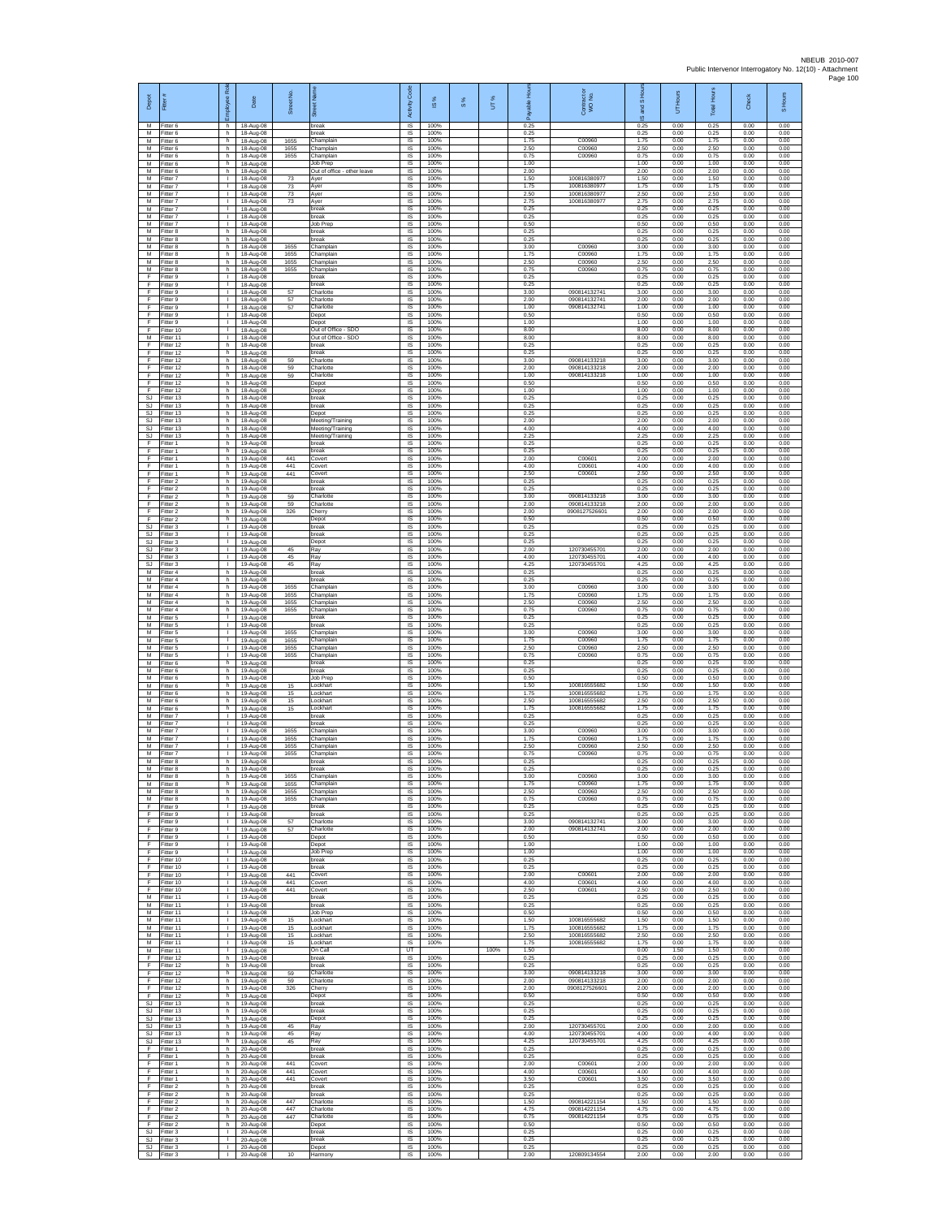| Depot | Fitter # | Employee Role | Date | Street No. | Street Name | Activity Code | IS % | S % | UT % | Payable Hours | Contractor WO No. | IS and S Hours | UT Hours | Total Hours | Check | S Hours |
|---|---|---|---|---|---|---|---|---|---|---|---|---|---|---|---|---|
| M | Fitter 6 | h | 18-Aug-08 | | break | IS | 100% | | | 0.25 | | 0.25 | 0.00 | 0.25 | 0.00 | 0.00 |
| M | Fitter 6 | h | 18-Aug-08 | | break | IS | 100% | | | 0.25 | | 0.25 | 0.00 | 0.25 | 0.00 | 0.00 |
| M | Fitter 6 | h | 18-Aug-08 | 1655 | Champlain | IS | 100% | | | 1.75 | C00960 | 1.75 | 0.00 | 1.75 | 0.00 | 0.00 |
| M | Fitter 6 | h | 18-Aug-08 | 1655 | Champlain | IS | 100% | | | 2.50 | C00960 | 2.50 | 0.00 | 2.50 | 0.00 | 0.00 |
| M | Fitter 6 | h | 18-Aug-08 | 1655 | Champlain | IS | 100% | | | 0.75 | C00960 | 0.75 | 0.00 | 0.75 | 0.00 | 0.00 |
| M | Fitter 6 | h | 18-Aug-08 | | Job Prep | IS | 100% | | | 1.00 | | 1.00 | 0.00 | 1.00 | 0.00 | 0.00 |
| M | Fitter 6 | h | 18-Aug-08 | | Out of office - other leave | IS | 100% | | | 2.00 | | 2.00 | 0.00 | 2.00 | 0.00 | 0.00 |
| M | Fitter 7 | I | 18-Aug-08 | 73 | Ayer | IS | 100% | | | 1.50 | 100816380977 | 1.50 | 0.00 | 1.50 | 0.00 | 0.00 |
| M | Fitter 7 | I | 18-Aug-08 | 73 | Ayer | IS | 100% | | | 1.75 | 100816380977 | 1.75 | 0.00 | 1.75 | 0.00 | 0.00 |
| M | Fitter 7 | I | 18-Aug-08 | 73 | Ayer | IS | 100% | | | 2.50 | 100816380977 | 2.50 | 0.00 | 2.50 | 0.00 | 0.00 |
| M | Fitter 7 | I | 18-Aug-08 | 73 | Ayer | IS | 100% | | | 2.75 | 100816380977 | 2.75 | 0.00 | 2.75 | 0.00 | 0.00 |
| M | Fitter 7 | I | 18-Aug-08 | | break | IS | 100% | | | 0.25 | | 0.25 | 0.00 | 0.25 | 0.00 | 0.00 |
| M | Fitter 7 | I | 18-Aug-08 | | break | IS | 100% | | | 0.25 | | 0.25 | 0.00 | 0.25 | 0.00 | 0.00 |
| M | Fitter 7 | I | 18-Aug-08 | | Job Prep | IS | 100% | | | 0.50 | | 0.50 | 0.00 | 0.50 | 0.00 | 0.00 |
| M | Fitter 8 | h | 18-Aug-08 | | break | IS | 100% | | | 0.25 | | 0.25 | 0.00 | 0.25 | 0.00 | 0.00 |
| M | Fitter 8 | h | 18-Aug-08 | | break | IS | 100% | | | 0.25 | | 0.25 | 0.00 | 0.25 | 0.00 | 0.00 |
| M | Fitter 8 | h | 18-Aug-08 | 1655 | Champlain | IS | 100% | | | 3.00 | C00960 | 3.00 | 0.00 | 3.00 | 0.00 | 0.00 |
| M | Fitter 8 | h | 18-Aug-08 | 1655 | Champlain | IS | 100% | | | 1.75 | C00960 | 1.75 | 0.00 | 1.75 | 0.00 | 0.00 |
| M | Fitter 8 | h | 18-Aug-08 | 1655 | Champlain | IS | 100% | | | 2.50 | C00960 | 2.50 | 0.00 | 2.50 | 0.00 | 0.00 |
| M | Fitter 8 | h | 18-Aug-08 | 1655 | Champlain | IS | 100% | | | 0.75 | C00960 | 0.75 | 0.00 | 0.75 | 0.00 | 0.00 |
| F | Fitter 9 | I | 18-Aug-08 | | break | IS | 100% | | | 0.25 | | 0.25 | 0.00 | 0.25 | 0.00 | 0.00 |
| F | Fitter 9 | I | 18-Aug-08 | | break | IS | 100% | | | 0.25 | | 0.25 | 0.00 | 0.25 | 0.00 | 0.00 |
| F | Fitter 9 | I | 18-Aug-08 | 57 | Charlotte | IS | 100% | | | 3.00 | 090814132741 | 3.00 | 0.00 | 3.00 | 0.00 | 0.00 |
| F | Fitter 9 | I | 18-Aug-08 | 57 | Charlotte | IS | 100% | | | 2.00 | 090814132741 | 2.00 | 0.00 | 2.00 | 0.00 | 0.00 |
| F | Fitter 9 | I | 18-Aug-08 | 57 | Charlotte | IS | 100% | | | 1.00 | 090814132741 | 1.00 | 0.00 | 1.00 | 0.00 | 0.00 |
| F | Fitter 9 | I | 18-Aug-08 | | Depot | IS | 100% | | | 0.50 | | 0.50 | 0.00 | 0.50 | 0.00 | 0.00 |
| F | Fitter 9 | I | 18-Aug-08 | | Depot | IS | 100% | | | 1.00 | | 1.00 | 0.00 | 1.00 | 0.00 | 0.00 |
| F | Fitter 10 | I | 18-Aug-08 | | Out of Office - SDO | IS | 100% | | | 8.00 | | 8.00 | 0.00 | 8.00 | 0.00 | 0.00 |
| M | Fitter 11 | I | 18-Aug-08 | | Out of Office - SDO | IS | 100% | | | 8.00 | | 8.00 | 0.00 | 8.00 | 0.00 | 0.00 |
| F | Fitter 12 | h | 18-Aug-08 | | break | IS | 100% | | | 0.25 | | 0.25 | 0.00 | 0.25 | 0.00 | 0.00 |
| F | Fitter 12 | h | 18-Aug-08 | | break | IS | 100% | | | 0.25 | | 0.25 | 0.00 | 0.25 | 0.00 | 0.00 |
| F | Fitter 12 | h | 18-Aug-08 | 59 | Charlotte | IS | 100% | | | 3.00 | 090814133218 | 3.00 | 0.00 | 3.00 | 0.00 | 0.00 |
| F | Fitter 12 | h | 18-Aug-08 | 59 | Charlotte | IS | 100% | | | 2.00 | 090814133218 | 2.00 | 0.00 | 2.00 | 0.00 | 0.00 |
| F | Fitter 12 | h | 18-Aug-08 | 59 | Charlotte | IS | 100% | | | 1.00 | 090814133218 | 1.00 | 0.00 | 1.00 | 0.00 | 0.00 |
| F | Fitter 12 | h | 18-Aug-08 | | Depot | IS | 100% | | | 0.50 | | 0.50 | 0.00 | 0.50 | 0.00 | 0.00 |
| F | Fitter 12 | h | 18-Aug-08 | | Depot | IS | 100% | | | 1.00 | | 1.00 | 0.00 | 1.00 | 0.00 | 0.00 |
| SJ | Fitter 13 | h | 18-Aug-08 | | break | IS | 100% | | | 0.25 | | 0.25 | 0.00 | 0.25 | 0.00 | 0.00 |
| SJ | Fitter 13 | h | 18-Aug-08 | | break | IS | 100% | | | 0.25 | | 0.25 | 0.00 | 0.25 | 0.00 | 0.00 |
| SJ | Fitter 13 | h | 18-Aug-08 | | Depot | IS | 100% | | | 0.25 | | 0.25 | 0.00 | 0.25 | 0.00 | 0.00 |
| SJ | Fitter 13 | h | 18-Aug-08 | | Meeting/Training | IS | 100% | | | 2.00 | | 2.00 | 0.00 | 2.00 | 0.00 | 0.00 |
| SJ | Fitter 13 | h | 18-Aug-08 | | Meeting/Training | IS | 100% | | | 4.00 | | 4.00 | 0.00 | 4.00 | 0.00 | 0.00 |
| SJ | Fitter 13 | h | 18-Aug-08 | | Meeting/Training | IS | 100% | | | 2.25 | | 2.25 | 0.00 | 2.25 | 0.00 | 0.00 |
| F | Fitter 1 | h | 19-Aug-08 | | break | IS | 100% | | | 0.25 | | 0.25 | 0.00 | 0.25 | 0.00 | 0.00 |
| F | Fitter 1 | h | 19-Aug-08 | | break | IS | 100% | | | 0.25 | | 0.25 | 0.00 | 0.25 | 0.00 | 0.00 |
| F | Fitter 1 | h | 19-Aug-08 | 441 | Covert | IS | 100% | | | 2.00 | C00601 | 2.00 | 0.00 | 2.00 | 0.00 | 0.00 |
| F | Fitter 1 | h | 19-Aug-08 | 441 | Covert | IS | 100% | | | 4.00 | C00601 | 4.00 | 0.00 | 4.00 | 0.00 | 0.00 |
| F | Fitter 1 | h | 19-Aug-08 | 441 | Covert | IS | 100% | | | 2.50 | C00601 | 2.50 | 0.00 | 2.50 | 0.00 | 0.00 |
| F | Fitter 2 | h | 19-Aug-08 | | break | IS | 100% | | | 0.25 | | 0.25 | 0.00 | 0.25 | 0.00 | 0.00 |
| F | Fitter 2 | h | 19-Aug-08 | | break | IS | 100% | | | 0.25 | | 0.25 | 0.00 | 0.25 | 0.00 | 0.00 |
| F | Fitter 2 | h | 19-Aug-08 | 59 | Charlotte | IS | 100% | | | 3.00 | 090814133218 | 3.00 | 0.00 | 3.00 | 0.00 | 0.00 |
| F | Fitter 2 | h | 19-Aug-08 | 59 | Charlotte | IS | 100% | | | 2.00 | 090814133218 | 2.00 | 0.00 | 2.00 | 0.00 | 0.00 |
| F | Fitter 2 | h | 19-Aug-08 | 326 | Cherry | IS | 100% | | | 2.00 | 0908127526601 | 2.00 | 0.00 | 2.00 | 0.00 | 0.00 |
| F | Fitter 2 | h | 19-Aug-08 | | Depot | IS | 100% | | | 0.50 | | 0.50 | 0.00 | 0.50 | 0.00 | 0.00 |
| SJ | Fitter 3 | I | 19-Aug-08 | | break | IS | 100% | | | 0.25 | | 0.25 | 0.00 | 0.25 | 0.00 | 0.00 |
| SJ | Fitter 3 | I | 19-Aug-08 | | break | IS | 100% | | | 0.25 | | 0.25 | 0.00 | 0.25 | 0.00 | 0.00 |
| SJ | Fitter 3 | I | 19-Aug-08 | | Depot | IS | 100% | | | 0.25 | | 0.25 | 0.00 | 0.25 | 0.00 | 0.00 |
| SJ | Fitter 3 | I | 19-Aug-08 | 45 | Ray | IS | 100% | | | 2.00 | 120730455701 | 2.00 | 0.00 | 2.00 | 0.00 | 0.00 |
| SJ | Fitter 3 | I | 19-Aug-08 | 45 | Ray | IS | 100% | | | 4.00 | 120730455701 | 4.00 | 0.00 | 4.00 | 0.00 | 0.00 |
| SJ | Fitter 3 | I | 19-Aug-08 | 45 | Ray | IS | 100% | | | 4.25 | 120730455701 | 4.25 | 0.00 | 4.25 | 0.00 | 0.00 |
| M | Fitter 4 | h | 19-Aug-08 | | break | IS | 100% | | | 0.25 | | 0.25 | 0.00 | 0.25 | 0.00 | 0.00 |
| M | Fitter 4 | h | 19-Aug-08 | | break | IS | 100% | | | 0.25 | | 0.25 | 0.00 | 0.25 | 0.00 | 0.00 |
| M | Fitter 4 | h | 19-Aug-08 | 1655 | Champlain | IS | 100% | | | 3.00 | C00960 | 3.00 | 0.00 | 3.00 | 0.00 | 0.00 |
| M | Fitter 4 | h | 19-Aug-08 | 1655 | Champlain | IS | 100% | | | 1.75 | C00960 | 1.75 | 0.00 | 1.75 | 0.00 | 0.00 |
| M | Fitter 4 | h | 19-Aug-08 | 1655 | Champlain | IS | 100% | | | 2.50 | C00960 | 2.50 | 0.00 | 2.50 | 0.00 | 0.00 |
| M | Fitter 4 | h | 19-Aug-08 | 1655 | Champlain | IS | 100% | | | 0.75 | C00960 | 0.75 | 0.00 | 0.75 | 0.00 | 0.00 |
| M | Fitter 5 | I | 19-Aug-08 | | break | IS | 100% | | | 0.25 | | 0.25 | 0.00 | 0.25 | 0.00 | 0.00 |
| M | Fitter 5 | I | 19-Aug-08 | | break | IS | 100% | | | 0.25 | | 0.25 | 0.00 | 0.25 | 0.00 | 0.00 |
| M | Fitter 5 | I | 19-Aug-08 | 1655 | Champlain | IS | 100% | | | 3.00 | C00960 | 3.00 | 0.00 | 3.00 | 0.00 | 0.00 |
| M | Fitter 5 | I | 19-Aug-08 | 1655 | Champlain | IS | 100% | | | 1.75 | C00960 | 1.75 | 0.00 | 1.75 | 0.00 | 0.00 |
| M | Fitter 5 | I | 19-Aug-08 | 1655 | Champlain | IS | 100% | | | 2.50 | C00960 | 2.50 | 0.00 | 2.50 | 0.00 | 0.00 |
| M | Fitter 5 | I | 19-Aug-08 | 1655 | Champlain | IS | 100% | | | 0.75 | C00960 | 0.75 | 0.00 | 0.75 | 0.00 | 0.00 |
| M | Fitter 6 | h | 19-Aug-08 | | break | IS | 100% | | | 0.25 | | 0.25 | 0.00 | 0.25 | 0.00 | 0.00 |
| M | Fitter 6 | h | 19-Aug-08 | | break | IS | 100% | | | 0.25 | | 0.25 | 0.00 | 0.25 | 0.00 | 0.00 |
| M | Fitter 6 | h | 19-Aug-08 | | Job Prep | IS | 100% | | | 0.50 | | 0.50 | 0.00 | 0.50 | 0.00 | 0.00 |
| M | Fitter 6 | h | 19-Aug-08 | 15 | Lockhart | IS | 100% | | | 1.50 | 100816555682 | 1.50 | 0.00 | 1.50 | 0.00 | 0.00 |
| M | Fitter 6 | h | 19-Aug-08 | 15 | Lockhart | IS | 100% | | | 1.75 | 100816555682 | 1.75 | 0.00 | 1.75 | 0.00 | 0.00 |
| M | Fitter 6 | h | 19-Aug-08 | 15 | Lockhart | IS | 100% | | | 2.50 | 100816555682 | 2.50 | 0.00 | 2.50 | 0.00 | 0.00 |
| M | Fitter 6 | h | 19-Aug-08 | 15 | Lockhart | IS | 100% | | | 1.75 | 100816555682 | 1.75 | 0.00 | 1.75 | 0.00 | 0.00 |
| M | Fitter 7 | I | 19-Aug-08 | | break | IS | 100% | | | 0.25 | | 0.25 | 0.00 | 0.25 | 0.00 | 0.00 |
| M | Fitter 7 | I | 19-Aug-08 | | break | IS | 100% | | | 0.25 | | 0.25 | 0.00 | 0.25 | 0.00 | 0.00 |
| M | Fitter 7 | I | 19-Aug-08 | 1655 | Champlain | IS | 100% | | | 3.00 | C00960 | 3.00 | 0.00 | 3.00 | 0.00 | 0.00 |
| M | Fitter 7 | I | 19-Aug-08 | 1655 | Champlain | IS | 100% | | | 1.75 | C00960 | 1.75 | 0.00 | 1.75 | 0.00 | 0.00 |
| M | Fitter 7 | I | 19-Aug-08 | 1655 | Champlain | IS | 100% | | | 2.50 | C00960 | 2.50 | 0.00 | 2.50 | 0.00 | 0.00 |
| M | Fitter 7 | I | 19-Aug-08 | 1655 | Champlain | IS | 100% | | | 0.75 | C00960 | 0.75 | 0.00 | 0.75 | 0.00 | 0.00 |
| M | Fitter 8 | h | 19-Aug-08 | | break | IS | 100% | | | 0.25 | | 0.25 | 0.00 | 0.25 | 0.00 | 0.00 |
| M | Fitter 8 | h | 19-Aug-08 | | break | IS | 100% | | | 0.25 | | 0.25 | 0.00 | 0.25 | 0.00 | 0.00 |
| M | Fitter 8 | h | 19-Aug-08 | 1655 | Champlain | IS | 100% | | | 3.00 | C00960 | 3.00 | 0.00 | 3.00 | 0.00 | 0.00 |
| M | Fitter 8 | h | 19-Aug-08 | 1655 | Champlain | IS | 100% | | | 1.75 | C00960 | 1.75 | 0.00 | 1.75 | 0.00 | 0.00 |
| M | Fitter 8 | h | 19-Aug-08 | 1655 | Champlain | IS | 100% | | | 2.50 | C00960 | 2.50 | 0.00 | 2.50 | 0.00 | 0.00 |
| M | Fitter 8 | h | 19-Aug-08 | 1655 | Champlain | IS | 100% | | | 0.75 | C00960 | 0.75 | 0.00 | 0.75 | 0.00 | 0.00 |
| F | Fitter 9 | I | 19-Aug-08 | | break | IS | 100% | | | 0.25 | | 0.25 | 0.00 | 0.25 | 0.00 | 0.00 |
| F | Fitter 9 | I | 19-Aug-08 | | break | IS | 100% | | | 0.25 | | 0.25 | 0.00 | 0.25 | 0.00 | 0.00 |
| F | Fitter 9 | I | 19-Aug-08 | 57 | Charlotte | IS | 100% | | | 3.00 | 090814132741 | 3.00 | 0.00 | 3.00 | 0.00 | 0.00 |
| F | Fitter 9 | I | 19-Aug-08 | 57 | Charlotte | IS | 100% | | | 2.00 | 090814132741 | 2.00 | 0.00 | 2.00 | 0.00 | 0.00 |
| F | Fitter 9 | I | 19-Aug-08 | | Depot | IS | 100% | | | 0.50 | | 0.50 | 0.00 | 0.50 | 0.00 | 0.00 |
| F | Fitter 9 | I | 19-Aug-08 | | Depot | IS | 100% | | | 1.00 | | 1.00 | 0.00 | 1.00 | 0.00 | 0.00 |
| F | Fitter 9 | I | 19-Aug-08 | | Job Prep | IS | 100% | | | 1.00 | | 1.00 | 0.00 | 1.00 | 0.00 | 0.00 |
| F | Fitter 10 | I | 19-Aug-08 | | break | IS | 100% | | | 0.25 | | 0.25 | 0.00 | 0.25 | 0.00 | 0.00 |
| F | Fitter 10 | I | 19-Aug-08 | | break | IS | 100% | | | 0.25 | | 0.25 | 0.00 | 0.25 | 0.00 | 0.00 |
| F | Fitter 10 | I | 19-Aug-08 | 441 | Covert | IS | 100% | | | 2.00 | C00601 | 2.00 | 0.00 | 2.00 | 0.00 | 0.00 |
| F | Fitter 10 | I | 19-Aug-08 | 441 | Covert | IS | 100% | | | 4.00 | C00601 | 4.00 | 0.00 | 4.00 | 0.00 | 0.00 |
| F | Fitter 10 | I | 19-Aug-08 | 441 | Covert | IS | 100% | | | 2.50 | C00601 | 2.50 | 0.00 | 2.50 | 0.00 | 0.00 |
| M | Fitter 11 | I | 19-Aug-08 | | break | IS | 100% | | | 0.25 | | 0.25 | 0.00 | 0.25 | 0.00 | 0.00 |
| M | Fitter 11 | I | 19-Aug-08 | | break | IS | 100% | | | 0.25 | | 0.25 | 0.00 | 0.25 | 0.00 | 0.00 |
| M | Fitter 11 | I | 19-Aug-08 | | Job Prep | IS | 100% | | | 0.50 | | 0.50 | 0.00 | 0.50 | 0.00 | 0.00 |
| M | Fitter 11 | I | 19-Aug-08 | 15 | Lockhart | IS | 100% | | | 1.50 | 100816555682 | 1.50 | 0.00 | 1.50 | 0.00 | 0.00 |
| M | Fitter 11 | I | 19-Aug-08 | 15 | Lockhart | IS | 100% | | | 1.75 | 100816555682 | 1.75 | 0.00 | 1.75 | 0.00 | 0.00 |
| M | Fitter 11 | I | 19-Aug-08 | 15 | Lockhart | IS | 100% | | | 2.50 | 100816555682 | 2.50 | 0.00 | 2.50 | 0.00 | 0.00 |
| M | Fitter 11 | I | 19-Aug-08 | 15 | Lockhart | IS | 100% | | | 1.75 | 100816555682 | 1.75 | 0.00 | 1.75 | 0.00 | 0.00 |
| M | Fitter 11 | I | 19-Aug-08 | | On Call | UT | | | 100% | 1.50 | | 0.00 | 1.50 | 1.50 | 0.00 | 0.00 |
| F | Fitter 12 | h | 19-Aug-08 | | break | IS | 100% | | | 0.25 | | 0.25 | 0.00 | 0.25 | 0.00 | 0.00 |
| F | Fitter 12 | h | 19-Aug-08 | | break | IS | 100% | | | 0.25 | | 0.25 | 0.00 | 0.25 | 0.00 | 0.00 |
| F | Fitter 12 | h | 19-Aug-08 | 59 | Charlotte | IS | 100% | | | 3.00 | 090814133218 | 3.00 | 0.00 | 3.00 | 0.00 | 0.00 |
| F | Fitter 12 | h | 19-Aug-08 | 59 | Charlotte | IS | 100% | | | 2.00 | 090814133218 | 2.00 | 0.00 | 2.00 | 0.00 | 0.00 |
| F | Fitter 12 | h | 19-Aug-08 | 326 | Cherry | IS | 100% | | | 2.00 | 0908127526601 | 2.00 | 0.00 | 2.00 | 0.00 | 0.00 |
| F | Fitter 12 | h | 19-Aug-08 | | Depot | IS | 100% | | | 0.50 | | 0.50 | 0.00 | 0.50 | 0.00 | 0.00 |
| SJ | Fitter 13 | h | 19-Aug-08 | | break | IS | 100% | | | 0.25 | | 0.25 | 0.00 | 0.25 | 0.00 | 0.00 |
| SJ | Fitter 13 | h | 19-Aug-08 | | break | IS | 100% | | | 0.25 | | 0.25 | 0.00 | 0.25 | 0.00 | 0.00 |
| SJ | Fitter 13 | h | 19-Aug-08 | | Depot | IS | 100% | | | 0.25 | | 0.25 | 0.00 | 0.25 | 0.00 | 0.00 |
| SJ | Fitter 13 | h | 19-Aug-08 | 45 | Ray | IS | 100% | | | 2.00 | 120730455701 | 2.00 | 0.00 | 2.00 | 0.00 | 0.00 |
| SJ | Fitter 13 | h | 19-Aug-08 | 45 | Ray | IS | 100% | | | 4.00 | 120730455701 | 4.00 | 0.00 | 4.00 | 0.00 | 0.00 |
| SJ | Fitter 13 | h | 19-Aug-08 | 45 | Ray | IS | 100% | | | 4.25 | 120730455701 | 4.25 | 0.00 | 4.25 | 0.00 | 0.00 |
| F | Fitter 1 | h | 20-Aug-08 | | break | IS | 100% | | | 0.25 | | 0.25 | 0.00 | 0.25 | 0.00 | 0.00 |
| F | Fitter 1 | h | 20-Aug-08 | | break | IS | 100% | | | 0.25 | | 0.25 | 0.00 | 0.25 | 0.00 | 0.00 |
| F | Fitter 1 | h | 20-Aug-08 | 441 | Covert | IS | 100% | | | 2.00 | C00601 | 2.00 | 0.00 | 2.00 | 0.00 | 0.00 |
| F | Fitter 1 | h | 20-Aug-08 | 441 | Covert | IS | 100% | | | 4.00 | C00601 | 4.00 | 0.00 | 4.00 | 0.00 | 0.00 |
| F | Fitter 1 | h | 20-Aug-08 | 441 | Covert | IS | 100% | | | 3.50 | C00601 | 3.50 | 0.00 | 3.50 | 0.00 | 0.00 |
| F | Fitter 2 | h | 20-Aug-08 | | break | IS | 100% | | | 0.25 | | 0.25 | 0.00 | 0.25 | 0.00 | 0.00 |
| F | Fitter 2 | h | 20-Aug-08 | | break | IS | 100% | | | 0.25 | | 0.25 | 0.00 | 0.25 | 0.00 | 0.00 |
| F | Fitter 2 | h | 20-Aug-08 | 447 | Charlotte | IS | 100% | | | 1.50 | 090814221154 | 1.50 | 0.00 | 1.50 | 0.00 | 0.00 |
| F | Fitter 2 | h | 20-Aug-08 | 447 | Charlotte | IS | 100% | | | 4.75 | 090814221154 | 4.75 | 0.00 | 4.75 | 0.00 | 0.00 |
| F | Fitter 2 | h | 20-Aug-08 | 447 | Charlotte | IS | 100% | | | 0.75 | 090814221154 | 0.75 | 0.00 | 0.75 | 0.00 | 0.00 |
| F | Fitter 2 | h | 20-Aug-08 | | Depot | IS | 100% | | | 0.50 | | 0.50 | 0.00 | 0.50 | 0.00 | 0.00 |
| SJ | Fitter 3 | I | 20-Aug-08 | | break | IS | 100% | | | 0.25 | | 0.25 | 0.00 | 0.25 | 0.00 | 0.00 |
| SJ | Fitter 3 | I | 20-Aug-08 | | break | IS | 100% | | | 0.25 | | 0.25 | 0.00 | 0.25 | 0.00 | 0.00 |
| SJ | Fitter 3 | I | 20-Aug-08 | | Depot | IS | 100% | | | 0.25 | | 0.25 | 0.00 | 0.25 | 0.00 | 0.00 |
| SJ | Fitter 3 | I | 20-Aug-08 | 10 | Harmony | IS | 100% | | | 2.00 | 120809134554 | 2.00 | 0.00 | 2.00 | 0.00 | 0.00 |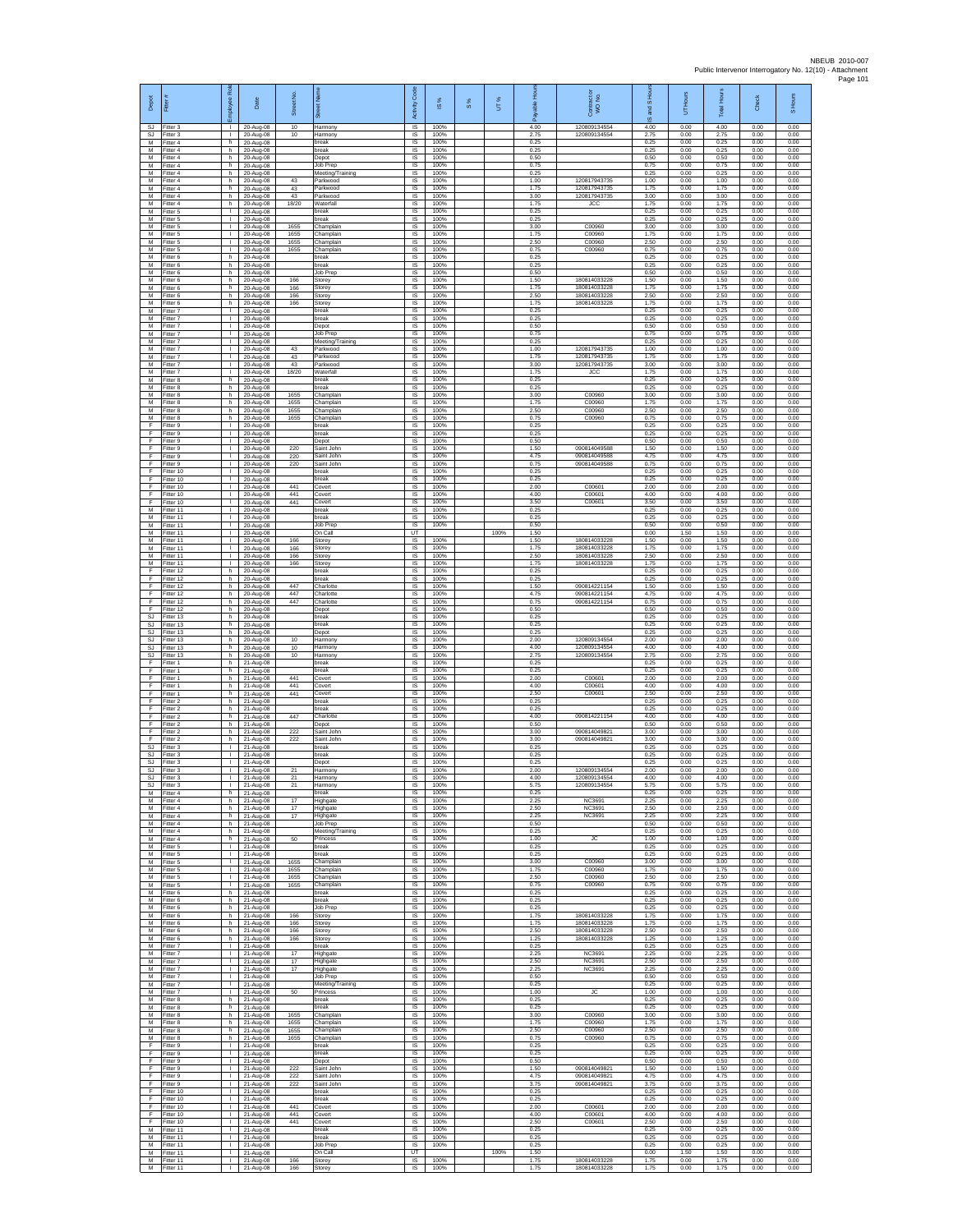| Depot | Fitter # | Employee Role | Date | Street No. | Street Name | Activity Code | IS % | S % | UT % | Payable Hours | Contract or WO No. | IS and S Hours | UT Hours | Total Hours | Check | S Hours |
|---|---|---|---|---|---|---|---|---|---|---|---|---|---|---|---|---|
| SJ | Fitter 3 | I | 20-Aug-08 | 10 | Harmony | IS | 100% | | | 4.00 | 120809134554 | 4.00 | 0.00 | 4.00 | 0.00 | 0.00 |
| SJ | Fitter 3 | I | 20-Aug-08 | 10 | Harmony | IS | 100% | | | 2.75 | 120809134554 | 2.75 | 0.00 | 2.75 | 0.00 | 0.00 |
| M | Fitter 4 | h | 20-Aug-08 | | break | IS | 100% | | | 0.25 | | 0.25 | 0.00 | 0.25 | 0.00 | 0.00 |
| M | Fitter 4 | h | 20-Aug-08 | | break | IS | 100% | | | 0.25 | | 0.25 | 0.00 | 0.25 | 0.00 | 0.00 |
| M | Fitter 4 | h | 20-Aug-08 | | Depot | IS | 100% | | | 0.50 | | 0.50 | 0.00 | 0.50 | 0.00 | 0.00 |
| M | Fitter 4 | h | 20-Aug-08 | | Job Prep | IS | 100% | | | 0.75 | | 0.75 | 0.00 | 0.75 | 0.00 | 0.00 |
| M | Fitter 4 | h | 20-Aug-08 | | Meeting/Training | IS | 100% | | | 0.25 | | 0.25 | 0.00 | 0.25 | 0.00 | 0.00 |
| M | Fitter 4 | h | 20-Aug-08 | 43 | Parkwood | IS | 100% | | | 1.00 | 120817943735 | 1.00 | 0.00 | 1.00 | 0.00 | 0.00 |
| M | Fitter 4 | h | 20-Aug-08 | 43 | Parkwood | IS | 100% | | | 1.75 | 120817943735 | 1.75 | 0.00 | 1.75 | 0.00 | 0.00 |
| M | Fitter 4 | h | 20-Aug-08 | 43 | Parkwood | IS | 100% | | | 3.00 | 120817943735 | 3.00 | 0.00 | 3.00 | 0.00 | 0.00 |
| M | Fitter 4 | h | 20-Aug-08 | 18/20 | Waterfall | IS | 100% | | | 1.75 | JCC | 1.75 | 0.00 | 1.75 | 0.00 | 0.00 |
| M | Fitter 5 | I | 20-Aug-08 | | break | IS | 100% | | | 0.25 | | 0.25 | 0.00 | 0.25 | 0.00 | 0.00 |
| M | Fitter 5 | I | 20-Aug-08 | | break | IS | 100% | | | 0.25 | | 0.25 | 0.00 | 0.25 | 0.00 | 0.00 |
| M | Fitter 5 | I | 20-Aug-08 | 1655 | Champlain | IS | 100% | | | 3.00 | C00960 | 3.00 | 0.00 | 3.00 | 0.00 | 0.00 |
| M | Fitter 5 | I | 20-Aug-08 | 1655 | Champlain | IS | 100% | | | 1.75 | C00960 | 1.75 | 0.00 | 1.75 | 0.00 | 0.00 |
| M | Fitter 5 | I | 20-Aug-08 | 1655 | Champlain | IS | 100% | | | 2.50 | C00960 | 2.50 | 0.00 | 2.50 | 0.00 | 0.00 |
| M | Fitter 5 | I | 20-Aug-08 | 1655 | Champlain | IS | 100% | | | 0.75 | C00960 | 0.75 | 0.00 | 0.75 | 0.00 | 0.00 |
| M | Fitter 6 | h | 20-Aug-08 | | break | IS | 100% | | | 0.25 | | 0.25 | 0.00 | 0.25 | 0.00 | 0.00 |
| M | Fitter 6 | h | 20-Aug-08 | | break | IS | 100% | | | 0.25 | | 0.25 | 0.00 | 0.25 | 0.00 | 0.00 |
| M | Fitter 6 | h | 20-Aug-08 | | Job Prep | IS | 100% | | | 0.50 | | 0.50 | 0.00 | 0.50 | 0.00 | 0.00 |
| M | Fitter 6 | h | 20-Aug-08 | 166 | Storey | IS | 100% | | | 1.50 | 180814033228 | 1.50 | 0.00 | 1.50 | 0.00 | 0.00 |
| M | Fitter 6 | h | 20-Aug-08 | 166 | Storey | IS | 100% | | | 1.75 | 180814033228 | 1.75 | 0.00 | 1.75 | 0.00 | 0.00 |
| M | Fitter 6 | h | 20-Aug-08 | 166 | Storey | IS | 100% | | | 2.50 | 180814033228 | 2.50 | 0.00 | 2.50 | 0.00 | 0.00 |
| M | Fitter 6 | h | 20-Aug-08 | 166 | Storey | IS | 100% | | | 1.75 | 180814033228 | 1.75 | 0.00 | 1.75 | 0.00 | 0.00 |
| M | Fitter 7 | I | 20-Aug-08 | | break | IS | 100% | | | 0.25 | | 0.25 | 0.00 | 0.25 | 0.00 | 0.00 |
| M | Fitter 7 | I | 20-Aug-08 | | break | IS | 100% | | | 0.25 | | 0.25 | 0.00 | 0.25 | 0.00 | 0.00 |
| M | Fitter 7 | I | 20-Aug-08 | | Depot | IS | 100% | | | 0.50 | | 0.50 | 0.00 | 0.50 | 0.00 | 0.00 |
| M | Fitter 7 | I | 20-Aug-08 | | Job Prep | IS | 100% | | | 0.75 | | 0.75 | 0.00 | 0.75 | 0.00 | 0.00 |
| M | Fitter 7 | I | 20-Aug-08 | | Meeting/Training | IS | 100% | | | 0.25 | | 0.25 | 0.00 | 0.25 | 0.00 | 0.00 |
| M | Fitter 7 | I | 20-Aug-08 | 43 | Parkwood | IS | 100% | | | 1.00 | 120817943735 | 1.00 | 0.00 | 1.00 | 0.00 | 0.00 |
| M | Fitter 7 | I | 20-Aug-08 | 43 | Parkwood | IS | 100% | | | 1.75 | 120817943735 | 1.75 | 0.00 | 1.75 | 0.00 | 0.00 |
| M | Fitter 7 | I | 20-Aug-08 | 43 | Parkwood | IS | 100% | | | 3.00 | 120817943735 | 3.00 | 0.00 | 3.00 | 0.00 | 0.00 |
| M | Fitter 7 | I | 20-Aug-08 | 18/20 | Waterfall | IS | 100% | | | 1.75 | JCC | 1.75 | 0.00 | 1.75 | 0.00 | 0.00 |
| M | Fitter 8 | h | 20-Aug-08 | | break | IS | 100% | | | 0.25 | | 0.25 | 0.00 | 0.25 | 0.00 | 0.00 |
| M | Fitter 8 | h | 20-Aug-08 | | break | IS | 100% | | | 0.25 | | 0.25 | 0.00 | 0.25 | 0.00 | 0.00 |
| M | Fitter 8 | h | 20-Aug-08 | 1655 | Champlain | IS | 100% | | | 3.00 | C00960 | 3.00 | 0.00 | 3.00 | 0.00 | 0.00 |
| M | Fitter 8 | h | 20-Aug-08 | 1655 | Champlain | IS | 100% | | | 1.75 | C00960 | 1.75 | 0.00 | 1.75 | 0.00 | 0.00 |
| M | Fitter 8 | h | 20-Aug-08 | 1655 | Champlain | IS | 100% | | | 2.50 | C00960 | 2.50 | 0.00 | 2.50 | 0.00 | 0.00 |
| M | Fitter 8 | h | 20-Aug-08 | 1655 | Champlain | IS | 100% | | | 0.75 | C00960 | 0.75 | 0.00 | 0.75 | 0.00 | 0.00 |
| F | Fitter 9 | I | 20-Aug-08 | | break | IS | 100% | | | 0.25 | | 0.25 | 0.00 | 0.25 | 0.00 | 0.00 |
| F | Fitter 9 | I | 20-Aug-08 | | break | IS | 100% | | | 0.25 | | 0.25 | 0.00 | 0.25 | 0.00 | 0.00 |
| F | Fitter 9 | I | 20-Aug-08 | | Depot | IS | 100% | | | 0.50 | | 0.50 | 0.00 | 0.50 | 0.00 | 0.00 |
| F | Fitter 9 | I | 20-Aug-08 | 220 | Saint John | IS | 100% | | | 1.50 | 090814049588 | 1.50 | 0.00 | 1.50 | 0.00 | 0.00 |
| F | Fitter 9 | I | 20-Aug-08 | 220 | Saint John | IS | 100% | | | 4.75 | 090814049588 | 4.75 | 0.00 | 4.75 | 0.00 | 0.00 |
| F | Fitter 9 | I | 20-Aug-08 | 220 | Saint John | IS | 100% | | | 0.75 | 090814049588 | 0.75 | 0.00 | 0.75 | 0.00 | 0.00 |
| F | Fitter 10 | I | 20-Aug-08 | | break | IS | 100% | | | 0.25 | | 0.25 | 0.00 | 0.25 | 0.00 | 0.00 |
| F | Fitter 10 | I | 20-Aug-08 | | break | IS | 100% | | | 0.25 | | 0.25 | 0.00 | 0.25 | 0.00 | 0.00 |
| F | Fitter 10 | I | 20-Aug-08 | 441 | Covert | IS | 100% | | | 2.00 | C00601 | 2.00 | 0.00 | 2.00 | 0.00 | 0.00 |
| F | Fitter 10 | I | 20-Aug-08 | 441 | Covert | IS | 100% | | | 4.00 | C00601 | 4.00 | 0.00 | 4.00 | 0.00 | 0.00 |
| F | Fitter 10 | I | 20-Aug-08 | 441 | Covert | IS | 100% | | | 3.50 | C00601 | 3.50 | 0.00 | 3.50 | 0.00 | 0.00 |
| M | Fitter 11 | I | 20-Aug-08 | | break | IS | 100% | | | 0.25 | | 0.25 | 0.00 | 0.25 | 0.00 | 0.00 |
| M | Fitter 11 | I | 20-Aug-08 | | break | IS | 100% | | | 0.25 | | 0.25 | 0.00 | 0.25 | 0.00 | 0.00 |
| M | Fitter 11 | I | 20-Aug-08 | | Job Prep | IS | 100% | | | 0.50 | | 0.50 | 0.00 | 0.50 | 0.00 | 0.00 |
| M | Fitter 11 | I | 20-Aug-08 | | On Call | UT | | | 100% | 1.50 | | 0.00 | 1.50 | 1.50 | 0.00 | 0.00 |
| M | Fitter 11 | I | 20-Aug-08 | 166 | Storey | IS | 100% | | | 1.50 | 180814033228 | 1.50 | 0.00 | 1.50 | 0.00 | 0.00 |
| M | Fitter 11 | I | 20-Aug-08 | 166 | Storey | IS | 100% | | | 1.75 | 180814033228 | 1.75 | 0.00 | 1.75 | 0.00 | 0.00 |
| M | Fitter 11 | I | 20-Aug-08 | 166 | Storey | IS | 100% | | | 2.50 | 180814033228 | 2.50 | 0.00 | 2.50 | 0.00 | 0.00 |
| M | Fitter 11 | I | 20-Aug-08 | 166 | Storey | IS | 100% | | | 1.75 | 180814033228 | 1.75 | 0.00 | 1.75 | 0.00 | 0.00 |
| F | Fitter 12 | h | 20-Aug-08 | | break | IS | 100% | | | 0.25 | | 0.25 | 0.00 | 0.25 | 0.00 | 0.00 |
| F | Fitter 12 | h | 20-Aug-08 | | break | IS | 100% | | | 0.25 | | 0.25 | 0.00 | 0.25 | 0.00 | 0.00 |
| F | Fitter 12 | h | 20-Aug-08 | 447 | Charlotte | IS | 100% | | | 1.50 | 090814221154 | 1.50 | 0.00 | 1.50 | 0.00 | 0.00 |
| F | Fitter 12 | h | 20-Aug-08 | 447 | Charlotte | IS | 100% | | | 4.75 | 090814221154 | 4.75 | 0.00 | 4.75 | 0.00 | 0.00 |
| F | Fitter 12 | h | 20-Aug-08 | 447 | Charlotte | IS | 100% | | | 0.75 | 090814221154 | 0.75 | 0.00 | 0.75 | 0.00 | 0.00 |
| F | Fitter 12 | h | 20-Aug-08 | | Depot | IS | 100% | | | 0.50 | | 0.50 | 0.00 | 0.50 | 0.00 | 0.00 |
| SJ | Fitter 13 | h | 20-Aug-08 | | break | IS | 100% | | | 0.25 | | 0.25 | 0.00 | 0.25 | 0.00 | 0.00 |
| SJ | Fitter 13 | h | 20-Aug-08 | | break | IS | 100% | | | 0.25 | | 0.25 | 0.00 | 0.25 | 0.00 | 0.00 |
| SJ | Fitter 13 | h | 20-Aug-08 | | Depot | IS | 100% | | | 0.25 | | 0.25 | 0.00 | 0.25 | 0.00 | 0.00 |
| SJ | Fitter 13 | h | 20-Aug-08 | 10 | Harmony | IS | 100% | | | 2.00 | 120809134554 | 2.00 | 0.00 | 2.00 | 0.00 | 0.00 |
| SJ | Fitter 13 | h | 20-Aug-08 | 10 | Harmony | IS | 100% | | | 4.00 | 120809134554 | 4.00 | 0.00 | 4.00 | 0.00 | 0.00 |
| SJ | Fitter 13 | h | 20-Aug-08 | 10 | Harmony | IS | 100% | | | 2.75 | 120809134554 | 2.75 | 0.00 | 2.75 | 0.00 | 0.00 |
| F | Fitter 1 | h | 21-Aug-08 | | break | IS | 100% | | | 0.25 | | 0.25 | 0.00 | 0.25 | 0.00 | 0.00 |
| F | Fitter 1 | h | 21-Aug-08 | | break | IS | 100% | | | 0.25 | | 0.25 | 0.00 | 0.25 | 0.00 | 0.00 |
| F | Fitter 1 | h | 21-Aug-08 | 441 | Covert | IS | 100% | | | 2.00 | C00601 | 2.00 | 0.00 | 2.00 | 0.00 | 0.00 |
| F | Fitter 1 | h | 21-Aug-08 | 441 | Covert | IS | 100% | | | 4.00 | C00601 | 4.00 | 0.00 | 4.00 | 0.00 | 0.00 |
| F | Fitter 1 | h | 21-Aug-08 | 441 | Covert | IS | 100% | | | 2.50 | C00601 | 2.50 | 0.00 | 2.50 | 0.00 | 0.00 |
| F | Fitter 2 | h | 21-Aug-08 | | break | IS | 100% | | | 0.25 | | 0.25 | 0.00 | 0.25 | 0.00 | 0.00 |
| F | Fitter 2 | h | 21-Aug-08 | | break | IS | 100% | | | 0.25 | | 0.25 | 0.00 | 0.25 | 0.00 | 0.00 |
| F | Fitter 2 | h | 21-Aug-08 | 447 | Charlotte | IS | 100% | | | 4.00 | 090814221154 | 4.00 | 0.00 | 4.00 | 0.00 | 0.00 |
| F | Fitter 2 | h | 21-Aug-08 | | Depot | IS | 100% | | | 0.50 | | 0.50 | 0.00 | 0.50 | 0.00 | 0.00 |
| F | Fitter 2 | h | 21-Aug-08 | 222 | Saint John | IS | 100% | | | 3.00 | 090814049821 | 3.00 | 0.00 | 3.00 | 0.00 | 0.00 |
| F | Fitter 2 | h | 21-Aug-08 | 222 | Saint John | IS | 100% | | | 3.00 | 090814049821 | 3.00 | 0.00 | 3.00 | 0.00 | 0.00 |
| SJ | Fitter 3 | I | 21-Aug-08 | | break | IS | 100% | | | 0.25 | | 0.25 | 0.00 | 0.25 | 0.00 | 0.00 |
| SJ | Fitter 3 | I | 21-Aug-08 | | break | IS | 100% | | | 0.25 | | 0.25 | 0.00 | 0.25 | 0.00 | 0.00 |
| SJ | Fitter 3 | I | 21-Aug-08 | | Depot | IS | 100% | | | 0.25 | | 0.25 | 0.00 | 0.25 | 0.00 | 0.00 |
| SJ | Fitter 3 | I | 21-Aug-08 | 21 | Harmony | IS | 100% | | | 2.00 | 120809134554 | 2.00 | 0.00 | 2.00 | 0.00 | 0.00 |
| SJ | Fitter 3 | I | 21-Aug-08 | 21 | Harmony | IS | 100% | | | 4.00 | 120809134554 | 4.00 | 0.00 | 4.00 | 0.00 | 0.00 |
| SJ | Fitter 3 | I | 21-Aug-08 | 21 | Harmony | IS | 100% | | | 5.75 | 120809134554 | 5.75 | 0.00 | 5.75 | 0.00 | 0.00 |
| M | Fitter 4 | h | 21-Aug-08 | | break | IS | 100% | | | 0.25 | | 0.25 | 0.00 | 0.25 | 0.00 | 0.00 |
| M | Fitter 4 | h | 21-Aug-08 | 17 | Highgate | IS | 100% | | | 2.25 | NC3691 | 2.25 | 0.00 | 2.25 | 0.00 | 0.00 |
| M | Fitter 4 | h | 21-Aug-08 | 17 | Highgate | IS | 100% | | | 2.50 | NC3691 | 2.50 | 0.00 | 2.50 | 0.00 | 0.00 |
| M | Fitter 4 | h | 21-Aug-08 | 17 | Highgate | IS | 100% | | | 2.25 | NC3691 | 2.25 | 0.00 | 2.25 | 0.00 | 0.00 |
| M | Fitter 4 | h | 21-Aug-08 | | Job Prep | IS | 100% | | | 0.50 | | 0.50 | 0.00 | 0.50 | 0.00 | 0.00 |
| M | Fitter 4 | h | 21-Aug-08 | | Meeting/Training | IS | 100% | | | 0.25 | | 0.25 | 0.00 | 0.25 | 0.00 | 0.00 |
| M | Fitter 4 | h | 21-Aug-08 | 50 | Princess | IS | 100% | | | 1.00 | JC | 1.00 | 0.00 | 1.00 | 0.00 | 0.00 |
| M | Fitter 5 | I | 21-Aug-08 | | break | IS | 100% | | | 0.25 | | 0.25 | 0.00 | 0.25 | 0.00 | 0.00 |
| M | Fitter 5 | I | 21-Aug-08 | | break | IS | 100% | | | 0.25 | | 0.25 | 0.00 | 0.25 | 0.00 | 0.00 |
| M | Fitter 5 | I | 21-Aug-08 | 1655 | Champlain | IS | 100% | | | 3.00 | C00960 | 3.00 | 0.00 | 3.00 | 0.00 | 0.00 |
| M | Fitter 5 | I | 21-Aug-08 | 1655 | Champlain | IS | 100% | | | 1.75 | C00960 | 1.75 | 0.00 | 1.75 | 0.00 | 0.00 |
| M | Fitter 5 | I | 21-Aug-08 | 1655 | Champlain | IS | 100% | | | 2.50 | C00960 | 2.50 | 0.00 | 2.50 | 0.00 | 0.00 |
| M | Fitter 5 | I | 21-Aug-08 | 1655 | Champlain | IS | 100% | | | 0.75 | C00960 | 0.75 | 0.00 | 0.75 | 0.00 | 0.00 |
| M | Fitter 6 | h | 21-Aug-08 | | break | IS | 100% | | | 0.25 | | 0.25 | 0.00 | 0.25 | 0.00 | 0.00 |
| M | Fitter 6 | h | 21-Aug-08 | | break | IS | 100% | | | 0.25 | | 0.25 | 0.00 | 0.25 | 0.00 | 0.00 |
| M | Fitter 6 | h | 21-Aug-08 | | Job Prep | IS | 100% | | | 0.25 | | 0.25 | 0.00 | 0.25 | 0.00 | 0.00 |
| M | Fitter 6 | h | 21-Aug-08 | 166 | Storey | IS | 100% | | | 1.75 | 180814033228 | 1.75 | 0.00 | 1.75 | 0.00 | 0.00 |
| M | Fitter 6 | h | 21-Aug-08 | 166 | Storey | IS | 100% | | | 1.75 | 180814033228 | 1.75 | 0.00 | 1.75 | 0.00 | 0.00 |
| M | Fitter 6 | h | 21-Aug-08 | 166 | Storey | IS | 100% | | | 2.50 | 180814033228 | 2.50 | 0.00 | 2.50 | 0.00 | 0.00 |
| M | Fitter 6 | h | 21-Aug-08 | 166 | Storey | IS | 100% | | | 1.25 | 180814033228 | 1.25 | 0.00 | 1.25 | 0.00 | 0.00 |
| M | Fitter 7 | I | 21-Aug-08 | | break | IS | 100% | | | 0.25 | | 0.25 | 0.00 | 0.25 | 0.00 | 0.00 |
| M | Fitter 7 | I | 21-Aug-08 | 17 | Highgate | IS | 100% | | | 2.25 | NC3691 | 2.25 | 0.00 | 2.25 | 0.00 | 0.00 |
| M | Fitter 7 | I | 21-Aug-08 | 17 | Highgate | IS | 100% | | | 2.50 | NC3691 | 2.50 | 0.00 | 2.50 | 0.00 | 0.00 |
| M | Fitter 7 | I | 21-Aug-08 | 17 | Highgate | IS | 100% | | | 2.25 | NC3691 | 2.25 | 0.00 | 2.25 | 0.00 | 0.00 |
| M | Fitter 7 | I | 21-Aug-08 | | Job Prep | IS | 100% | | | 0.50 | | 0.50 | 0.00 | 0.50 | 0.00 | 0.00 |
| M | Fitter 7 | I | 21-Aug-08 | | Meeting/Training | IS | 100% | | | 0.25 | | 0.25 | 0.00 | 0.25 | 0.00 | 0.00 |
| M | Fitter 7 | I | 21-Aug-08 | 50 | Princess | IS | 100% | | | 1.00 | JC | 1.00 | 0.00 | 1.00 | 0.00 | 0.00 |
| M | Fitter 8 | h | 21-Aug-08 | | break | IS | 100% | | | 0.25 | | 0.25 | 0.00 | 0.25 | 0.00 | 0.00 |
| M | Fitter 8 | h | 21-Aug-08 | | break | IS | 100% | | | 0.25 | | 0.25 | 0.00 | 0.25 | 0.00 | 0.00 |
| M | Fitter 8 | h | 21-Aug-08 | 1655 | Champlain | IS | 100% | | | 3.00 | C00960 | 3.00 | 0.00 | 3.00 | 0.00 | 0.00 |
| M | Fitter 8 | h | 21-Aug-08 | 1655 | Champlain | IS | 100% | | | 1.75 | C00960 | 1.75 | 0.00 | 1.75 | 0.00 | 0.00 |
| M | Fitter 8 | h | 21-Aug-08 | 1655 | Champlain | IS | 100% | | | 2.50 | C00960 | 2.50 | 0.00 | 2.50 | 0.00 | 0.00 |
| M | Fitter 8 | h | 21-Aug-08 | 1655 | Champlain | IS | 100% | | | 0.75 | C00960 | 0.75 | 0.00 | 0.75 | 0.00 | 0.00 |
| F | Fitter 9 | I | 21-Aug-08 | | break | IS | 100% | | | 0.25 | | 0.25 | 0.00 | 0.25 | 0.00 | 0.00 |
| F | Fitter 9 | I | 21-Aug-08 | | break | IS | 100% | | | 0.25 | | 0.25 | 0.00 | 0.25 | 0.00 | 0.00 |
| F | Fitter 9 | I | 21-Aug-08 | | Depot | IS | 100% | | | 0.50 | | 0.50 | 0.00 | 0.50 | 0.00 | 0.00 |
| F | Fitter 9 | I | 21-Aug-08 | 222 | Saint John | IS | 100% | | | 1.50 | 090814049821 | 1.50 | 0.00 | 1.50 | 0.00 | 0.00 |
| F | Fitter 9 | I | 21-Aug-08 | 222 | Saint John | IS | 100% | | | 4.75 | 090814049821 | 4.75 | 0.00 | 4.75 | 0.00 | 0.00 |
| F | Fitter 9 | I | 21-Aug-08 | 222 | Saint John | IS | 100% | | | 3.75 | 090814049821 | 3.75 | 0.00 | 3.75 | 0.00 | 0.00 |
| F | Fitter 10 | I | 21-Aug-08 | | break | IS | 100% | | | 0.25 | | 0.25 | 0.00 | 0.25 | 0.00 | 0.00 |
| F | Fitter 10 | I | 21-Aug-08 | | break | IS | 100% | | | 0.25 | | 0.25 | 0.00 | 0.25 | 0.00 | 0.00 |
| F | Fitter 10 | I | 21-Aug-08 | 441 | Covert | IS | 100% | | | 2.00 | C00601 | 2.00 | 0.00 | 2.00 | 0.00 | 0.00 |
| F | Fitter 10 | I | 21-Aug-08 | 441 | Covert | IS | 100% | | | 4.00 | C00601 | 4.00 | 0.00 | 4.00 | 0.00 | 0.00 |
| F | Fitter 10 | I | 21-Aug-08 | 441 | Covert | IS | 100% | | | 2.50 | C00601 | 2.50 | 0.00 | 2.50 | 0.00 | 0.00 |
| M | Fitter 11 | I | 21-Aug-08 | | break | IS | 100% | | | 0.25 | | 0.25 | 0.00 | 0.25 | 0.00 | 0.00 |
| M | Fitter 11 | I | 21-Aug-08 | | break | IS | 100% | | | 0.25 | | 0.25 | 0.00 | 0.25 | 0.00 | 0.00 |
| M | Fitter 11 | I | 21-Aug-08 | | Job Prep | IS | 100% | | | 0.25 | | 0.25 | 0.00 | 0.25 | 0.00 | 0.00 |
| M | Fitter 11 | I | 21-Aug-08 | | On Call | UT | | | 100% | 1.50 | | 0.00 | 1.50 | 1.50 | 0.00 | 0.00 |
| M | Fitter 11 | I | 21-Aug-08 | 166 | Storey | IS | 100% | | | 1.75 | 180814033228 | 1.75 | 0.00 | 1.75 | 0.00 | 0.00 |
| M | Fitter 11 | I | 21-Aug-08 | 166 | Storey | IS | 100% | | | 1.75 | 180814033228 | 1.75 | 0.00 | 1.75 | 0.00 | 0.00 |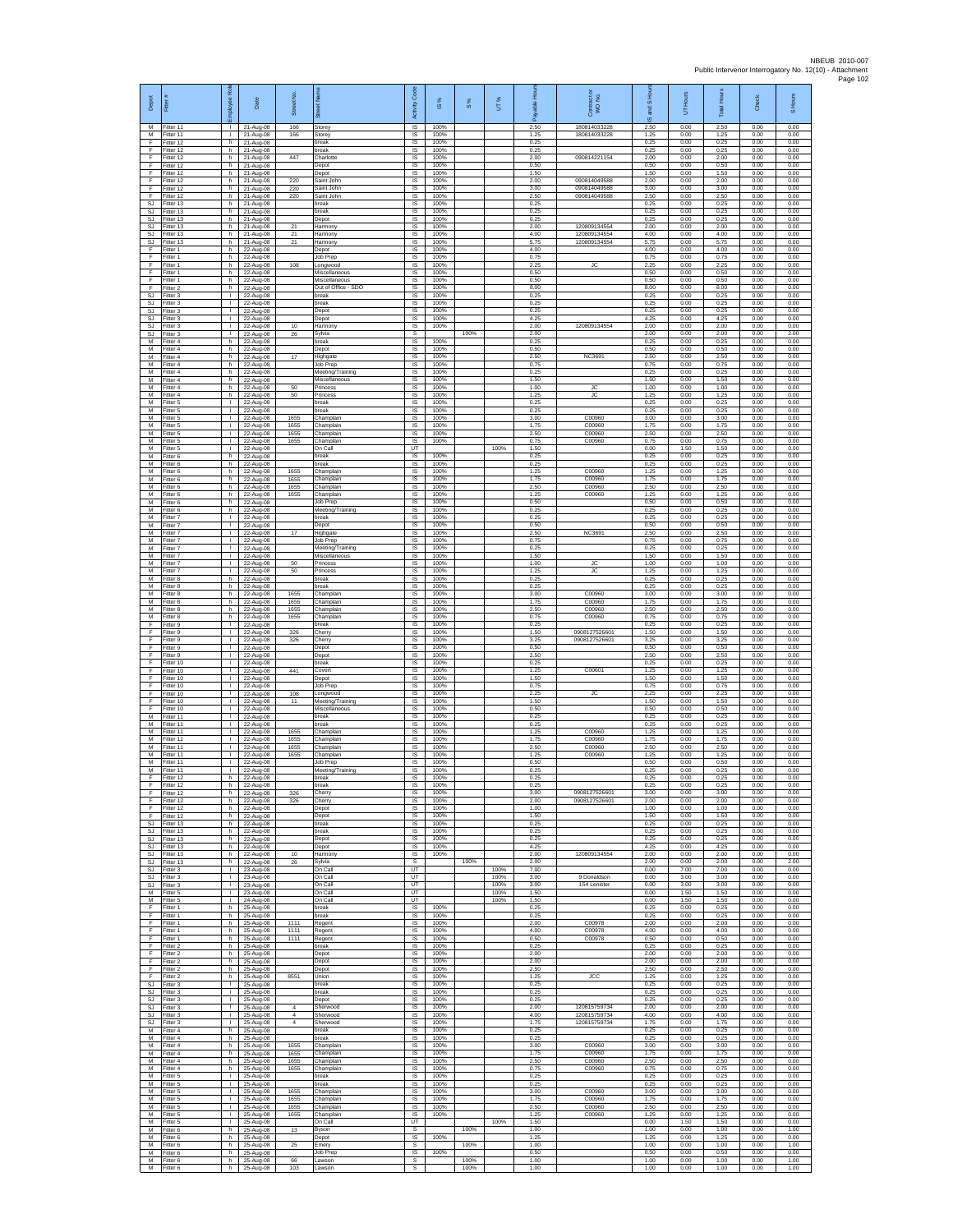| Depot | Fitter # | Employee Role | Date | Street No. | Street Name | Activity Code | IS % | S % | UT % | Payable Hours | Contractor or WO No. | IS and S Hours | UT Hours | Total Hours | Check | S Hours |
|---|---|---|---|---|---|---|---|---|---|---|---|---|---|---|---|---|
| M | Fitter 11 | I | 21-Aug-08 | 166 | Storey | IS | 100% | | | 2.50 | 180814033228 | 2.50 | 0.00 | 2.50 | 0.00 | 0.00 |
| M | Fitter 11 | I | 21-Aug-08 | 166 | Storey | IS | 100% | | | 1.25 | 180814033228 | 1.25 | 0.00 | 1.25 | 0.00 | 0.00 |
| F | Fitter 12 | h | 21-Aug-08 | | break | IS | 100% | | | 0.25 | | 0.25 | 0.00 | 0.25 | 0.00 | 0.00 |
| F | Fitter 12 | h | 21-Aug-08 | | break | IS | 100% | | | 0.25 | | 0.25 | 0.00 | 0.25 | 0.00 | 0.00 |
| F | Fitter 12 | h | 21-Aug-08 | 447 | Charlotte | IS | 100% | | | 2.00 | 090814221154 | 2.00 | 0.00 | 2.00 | 0.00 | 0.00 |
| F | Fitter 12 | h | 21-Aug-08 | | Depot | IS | 100% | | | 0.50 | | 0.50 | 0.00 | 0.50 | 0.00 | 0.00 |
| F | Fitter 12 | h | 21-Aug-08 | | Depot | IS | 100% | | | 1.50 | | 1.50 | 0.00 | 1.50 | 0.00 | 0.00 |
| F | Fitter 12 | h | 21-Aug-08 | 220 | Saint John | IS | 100% | | | 2.00 | 090814049588 | 2.00 | 0.00 | 2.00 | 0.00 | 0.00 |
| F | Fitter 12 | h | 21-Aug-08 | 220 | Saint John | IS | 100% | | | 3.00 | 090814049588 | 3.00 | 0.00 | 3.00 | 0.00 | 0.00 |
| F | Fitter 12 | h | 21-Aug-08 | 220 | Saint John | IS | 100% | | | 2.50 | 090814049588 | 2.50 | 0.00 | 2.50 | 0.00 | 0.00 |
| SJ | Fitter 13 | h | 21-Aug-08 | | break | IS | 100% | | | 0.25 | | 0.25 | 0.00 | 0.25 | 0.00 | 0.00 |
| SJ | Fitter 13 | h | 21-Aug-08 | | break | IS | 100% | | | 0.25 | | 0.25 | 0.00 | 0.25 | 0.00 | 0.00 |
| SJ | Fitter 13 | h | 21-Aug-08 | | Depot | IS | 100% | | | 0.25 | | 0.25 | 0.00 | 0.25 | 0.00 | 0.00 |
| SJ | Fitter 13 | h | 21-Aug-08 | 21 | Harmony | IS | 100% | | | 2.00 | 120809134554 | 2.00 | 0.00 | 2.00 | 0.00 | 0.00 |
| SJ | Fitter 13 | h | 21-Aug-08 | 21 | Harmony | IS | 100% | | | 4.00 | 120809134554 | 4.00 | 0.00 | 4.00 | 0.00 | 0.00 |
| SJ | Fitter 13 | h | 21-Aug-08 | 21 | Harmony | IS | 100% | | | 5.75 | 120809134554 | 5.75 | 0.00 | 5.75 | 0.00 | 0.00 |
| F | Fitter 1 | h | 22-Aug-08 | | Depot | IS | 100% | | | 4.00 | | 4.00 | 0.00 | 4.00 | 0.00 | 0.00 |
| F | Fitter 1 | h | 22-Aug-08 | | Job Prep | IS | 100% | | | 0.75 | | 0.75 | 0.00 | 0.75 | 0.00 | 0.00 |
| F | Fitter 1 | h | 22-Aug-08 | 108 | Longwood | IS | 100% | | | 2.25 | JC | 2.25 | 0.00 | 2.25 | 0.00 | 0.00 |
| F | Fitter 1 | h | 22-Aug-08 | | Miscellaneous | IS | 100% | | | 0.50 | | 0.50 | 0.00 | 0.50 | 0.00 | 0.00 |
| F | Fitter 1 | h | 22-Aug-08 | | Miscellaneous | IS | 100% | | | 0.50 | | 0.50 | 0.00 | 0.50 | 0.00 | 0.00 |
| F | Fitter 2 | h | 22-Aug-08 | | Out of Office - SDO | IS | 100% | | | 8.00 | | 8.00 | 0.00 | 8.00 | 0.00 | 0.00 |
| SJ | Fitter 3 | I | 22-Aug-08 | | break | IS | 100% | | | 0.25 | | 0.25 | 0.00 | 0.25 | 0.00 | 0.00 |
| SJ | Fitter 3 | I | 22-Aug-08 | | break | IS | 100% | | | 0.25 | | 0.25 | 0.00 | 0.25 | 0.00 | 0.00 |
| SJ | Fitter 3 | I | 22-Aug-08 | | Depot | IS | 100% | | | 0.25 | | 0.25 | 0.00 | 0.25 | 0.00 | 0.00 |
| SJ | Fitter 3 | I | 22-Aug-08 | | Depot | IS | 100% | | | 4.25 | | 4.25 | 0.00 | 4.25 | 0.00 | 0.00 |
| SJ | Fitter 3 | I | 22-Aug-08 | 10 | Harmony | IS | 100% | | | 2.00 | 120809134554 | 2.00 | 0.00 | 2.00 | 0.00 | 0.00 |
| SJ | Fitter 3 | I | 22-Aug-08 | 26 | Sylvia | S | | 100% | | 2.00 | | 2.00 | 0.00 | 2.00 | 0.00 | 2.00 |
| M | Fitter 4 | h | 22-Aug-08 | | break | IS | 100% | | | 0.25 | | 0.25 | 0.00 | 0.25 | 0.00 | 0.00 |
| M | Fitter 4 | h | 22-Aug-08 | | Depot | IS | 100% | | | 0.50 | | 0.50 | 0.00 | 0.50 | 0.00 | 0.00 |
| M | Fitter 4 | h | 22-Aug-08 | 17 | Highgate | IS | 100% | | | 2.50 | NC3691 | 2.50 | 0.00 | 2.50 | 0.00 | 0.00 |
| M | Fitter 4 | h | 22-Aug-08 | | Job Prep | IS | 100% | | | 0.75 | | 0.75 | 0.00 | 0.75 | 0.00 | 0.00 |
| M | Fitter 4 | h | 22-Aug-08 | | Meeting/Training | IS | 100% | | | 0.25 | | 0.25 | 0.00 | 0.25 | 0.00 | 0.00 |
| M | Fitter 4 | h | 22-Aug-08 | | Miscellaneous | IS | 100% | | | 1.50 | | 1.50 | 0.00 | 1.50 | 0.00 | 0.00 |
| M | Fitter 4 | h | 22-Aug-08 | 50 | Princess | IS | 100% | | | 1.00 | JC | 1.00 | 0.00 | 1.00 | 0.00 | 0.00 |
| M | Fitter 4 | h | 22-Aug-08 | 50 | Princess | IS | 100% | | | 1.25 | JC | 1.25 | 0.00 | 1.25 | 0.00 | 0.00 |
| M | Fitter 5 | I | 22-Aug-08 | | break | IS | 100% | | | 0.25 | | 0.25 | 0.00 | 0.25 | 0.00 | 0.00 |
| M | Fitter 5 | I | 22-Aug-08 | | break | IS | 100% | | | 0.25 | | 0.25 | 0.00 | 0.25 | 0.00 | 0.00 |
| M | Fitter 5 | I | 22-Aug-08 | 1655 | Champlain | IS | 100% | | | 3.00 | C00960 | 3.00 | 0.00 | 3.00 | 0.00 | 0.00 |
| M | Fitter 5 | I | 22-Aug-08 | 1655 | Champlain | IS | 100% | | | 1.75 | C00960 | 1.75 | 0.00 | 1.75 | 0.00 | 0.00 |
| M | Fitter 5 | I | 22-Aug-08 | 1655 | Champlain | IS | 100% | | | 2.50 | C00960 | 2.50 | 0.00 | 2.50 | 0.00 | 0.00 |
| M | Fitter 5 | I | 22-Aug-08 | 1655 | Champlain | IS | 100% | | | 0.75 | C00960 | 0.75 | 0.00 | 0.75 | 0.00 | 0.00 |
| M | Fitter 5 | I | 22-Aug-08 | | On Call | UT | | | 100% | 1.50 | | 0.00 | 1.50 | 1.50 | 0.00 | 0.00 |
| M | Fitter 6 | h | 22-Aug-08 | | break | IS | 100% | | | 0.25 | | 0.25 | 0.00 | 0.25 | 0.00 | 0.00 |
| M | Fitter 6 | h | 22-Aug-08 | | break | IS | 100% | | | 0.25 | | 0.25 | 0.00 | 0.25 | 0.00 | 0.00 |
| M | Fitter 6 | h | 22-Aug-08 | 1655 | Champlain | IS | 100% | | | 1.25 | C00960 | 1.25 | 0.00 | 1.25 | 0.00 | 0.00 |
| M | Fitter 6 | h | 22-Aug-08 | 1655 | Champlain | IS | 100% | | | 1.75 | C00960 | 1.75 | 0.00 | 1.75 | 0.00 | 0.00 |
| M | Fitter 6 | h | 22-Aug-08 | 1655 | Champlain | IS | 100% | | | 2.50 | C00960 | 2.50 | 0.00 | 2.50 | 0.00 | 0.00 |
| M | Fitter 6 | h | 22-Aug-08 | 1655 | Champlain | IS | 100% | | | 1.25 | C00960 | 1.25 | 0.00 | 1.25 | 0.00 | 0.00 |
| M | Fitter 6 | h | 22-Aug-08 | | Job Prep | IS | 100% | | | 0.50 | | 0.50 | 0.00 | 0.50 | 0.00 | 0.00 |
| M | Fitter 6 | h | 22-Aug-08 | | Meeting/Training | IS | 100% | | | 0.25 | | 0.25 | 0.00 | 0.25 | 0.00 | 0.00 |
| M | Fitter 7 | I | 22-Aug-08 | | break | IS | 100% | | | 0.25 | | 0.25 | 0.00 | 0.25 | 0.00 | 0.00 |
| M | Fitter 7 | I | 22-Aug-08 | | Depot | IS | 100% | | | 0.50 | | 0.50 | 0.00 | 0.50 | 0.00 | 0.00 |
| M | Fitter 7 | I | 22-Aug-08 | 17 | Highgate | IS | 100% | | | 2.50 | NC3691 | 2.50 | 0.00 | 2.50 | 0.00 | 0.00 |
| M | Fitter 7 | I | 22-Aug-08 | | Job Prep | IS | 100% | | | 0.75 | | 0.75 | 0.00 | 0.75 | 0.00 | 0.00 |
| M | Fitter 7 | I | 22-Aug-08 | | Meeting/Training | IS | 100% | | | 0.25 | | 0.25 | 0.00 | 0.25 | 0.00 | 0.00 |
| M | Fitter 7 | I | 22-Aug-08 | | Miscellaneous | IS | 100% | | | 1.50 | | 1.50 | 0.00 | 1.50 | 0.00 | 0.00 |
| M | Fitter 7 | I | 22-Aug-08 | 50 | Princess | IS | 100% | | | 1.00 | JC | 1.00 | 0.00 | 1.00 | 0.00 | 0.00 |
| M | Fitter 7 | I | 22-Aug-08 | 50 | Princess | IS | 100% | | | 1.25 | JC | 1.25 | 0.00 | 1.25 | 0.00 | 0.00 |
| M | Fitter 8 | h | 22-Aug-08 | | break | IS | 100% | | | 0.25 | | 0.25 | 0.00 | 0.25 | 0.00 | 0.00 |
| M | Fitter 8 | h | 22-Aug-08 | | break | IS | 100% | | | 0.25 | | 0.25 | 0.00 | 0.25 | 0.00 | 0.00 |
| M | Fitter 8 | h | 22-Aug-08 | 1655 | Champlain | IS | 100% | | | 3.00 | C00960 | 3.00 | 0.00 | 3.00 | 0.00 | 0.00 |
| M | Fitter 8 | h | 22-Aug-08 | 1655 | Champlain | IS | 100% | | | 1.75 | C00960 | 1.75 | 0.00 | 1.75 | 0.00 | 0.00 |
| M | Fitter 8 | h | 22-Aug-08 | 1655 | Champlain | IS | 100% | | | 2.50 | C00960 | 2.50 | 0.00 | 2.50 | 0.00 | 0.00 |
| M | Fitter 8 | h | 22-Aug-08 | 1655 | Champlain | IS | 100% | | | 0.75 | C00960 | 0.75 | 0.00 | 0.75 | 0.00 | 0.00 |
| F | Fitter 9 | I | 22-Aug-08 | | break | IS | 100% | | | 0.25 | | 0.25 | 0.00 | 0.25 | 0.00 | 0.00 |
| F | Fitter 9 | I | 22-Aug-08 | 326 | Cherry | IS | 100% | | | 1.50 | 0908127526601 | 1.50 | 0.00 | 1.50 | 0.00 | 0.00 |
| F | Fitter 9 | I | 22-Aug-08 | 326 | Cherry | IS | 100% | | | 3.25 | 0908127526601 | 3.25 | 0.00 | 3.25 | 0.00 | 0.00 |
| F | Fitter 9 | I | 22-Aug-08 | | Depot | IS | 100% | | | 0.50 | | 0.50 | 0.00 | 0.50 | 0.00 | 0.00 |
| F | Fitter 9 | I | 22-Aug-08 | | Depot | IS | 100% | | | 2.50 | | 2.50 | 0.00 | 2.50 | 0.00 | 0.00 |
| F | Fitter 10 | I | 22-Aug-08 | | break | IS | 100% | | | 0.25 | | 0.25 | 0.00 | 0.25 | 0.00 | 0.00 |
| F | Fitter 10 | I | 22-Aug-08 | 441 | Covert | IS | 100% | | | 1.25 | C00601 | 1.25 | 0.00 | 1.25 | 0.00 | 0.00 |
| F | Fitter 10 | I | 22-Aug-08 | | Depot | IS | 100% | | | 1.50 | | 1.50 | 0.00 | 1.50 | 0.00 | 0.00 |
| F | Fitter 10 | I | 22-Aug-08 | | Job Prep | IS | 100% | | | 0.75 | | 0.75 | 0.00 | 0.75 | 0.00 | 0.00 |
| F | Fitter 10 | I | 22-Aug-08 | 108 | Longwood | IS | 100% | | | 2.25 | JC | 2.25 | 0.00 | 2.25 | 0.00 | 0.00 |
| F | Fitter 10 | I | 22-Aug-08 | 11 | Meeting/Training | IS | 100% | | | 1.50 | | 1.50 | 0.00 | 1.50 | 0.00 | 0.00 |
| F | Fitter 10 | I | 22-Aug-08 | | Miscellaneous | IS | 100% | | | 0.50 | | 0.50 | 0.00 | 0.50 | 0.00 | 0.00 |
| M | Fitter 11 | I | 22-Aug-08 | | break | IS | 100% | | | 0.25 | | 0.25 | 0.00 | 0.25 | 0.00 | 0.00 |
| M | Fitter 11 | I | 22-Aug-08 | | break | IS | 100% | | | 0.25 | | 0.25 | 0.00 | 0.25 | 0.00 | 0.00 |
| M | Fitter 11 | I | 22-Aug-08 | 1655 | Champlain | IS | 100% | | | 1.25 | C00960 | 1.25 | 0.00 | 1.25 | 0.00 | 0.00 |
| M | Fitter 11 | I | 22-Aug-08 | 1655 | Champlain | IS | 100% | | | 1.75 | C00960 | 1.75 | 0.00 | 1.75 | 0.00 | 0.00 |
| M | Fitter 11 | I | 22-Aug-08 | 1655 | Champlain | IS | 100% | | | 2.50 | C00960 | 2.50 | 0.00 | 2.50 | 0.00 | 0.00 |
| M | Fitter 11 | I | 22-Aug-08 | 1655 | Champlain | IS | 100% | | | 1.25 | C00960 | 1.25 | 0.00 | 1.25 | 0.00 | 0.00 |
| M | Fitter 11 | I | 22-Aug-08 | | Job Prep | IS | 100% | | | 0.50 | | 0.50 | 0.00 | 0.50 | 0.00 | 0.00 |
| M | Fitter 11 | I | 22-Aug-08 | | Meeting/Training | IS | 100% | | | 0.25 | | 0.25 | 0.00 | 0.25 | 0.00 | 0.00 |
| F | Fitter 12 | h | 22-Aug-08 | | break | IS | 100% | | | 0.25 | | 0.25 | 0.00 | 0.25 | 0.00 | 0.00 |
| F | Fitter 12 | h | 22-Aug-08 | | break | IS | 100% | | | 0.25 | | 0.25 | 0.00 | 0.25 | 0.00 | 0.00 |
| F | Fitter 12 | h | 22-Aug-08 | 326 | Cherry | IS | 100% | | | 3.00 | 0908127526601 | 3.00 | 0.00 | 3.00 | 0.00 | 0.00 |
| F | Fitter 12 | h | 22-Aug-08 | 326 | Cherry | IS | 100% | | | 2.00 | 0908127526601 | 2.00 | 0.00 | 2.00 | 0.00 | 0.00 |
| F | Fitter 12 | h | 22-Aug-08 | | Depot | IS | 100% | | | 1.00 | | 1.00 | 0.00 | 1.00 | 0.00 | 0.00 |
| F | Fitter 12 | h | 22-Aug-08 | | Depot | IS | 100% | | | 1.50 | | 1.50 | 0.00 | 1.50 | 0.00 | 0.00 |
| SJ | Fitter 13 | h | 22-Aug-08 | | break | IS | 100% | | | 0.25 | | 0.25 | 0.00 | 0.25 | 0.00 | 0.00 |
| SJ | Fitter 13 | h | 22-Aug-08 | | break | IS | 100% | | | 0.25 | | 0.25 | 0.00 | 0.25 | 0.00 | 0.00 |
| SJ | Fitter 13 | h | 22-Aug-08 | | Depot | IS | 100% | | | 0.25 | | 0.25 | 0.00 | 0.25 | 0.00 | 0.00 |
| SJ | Fitter 13 | h | 22-Aug-08 | | Depot | IS | 100% | | | 4.25 | | 4.25 | 0.00 | 4.25 | 0.00 | 0.00 |
| SJ | Fitter 13 | h | 22-Aug-08 | 10 | Harmony | IS | 100% | | | 2.00 | 120809134554 | 2.00 | 0.00 | 2.00 | 0.00 | 0.00 |
| SJ | Fitter 13 | h | 22-Aug-08 | 26 | Sylvia | S | | 100% | | 2.00 | | 2.00 | 0.00 | 2.00 | 0.00 | 2.00 |
| SJ | Fitter 3 | I | 23-Aug-08 | | On Call | UT | | | 100% | 7.00 | | 0.00 | 7.00 | 7.00 | 0.00 | 0.00 |
| SJ | Fitter 3 | I | 23-Aug-08 | | On Call | UT | | | 100% | 3.00 | 9 Donaldson | 0.00 | 3.00 | 3.00 | 0.00 | 0.00 |
| SJ | Fitter 3 | I | 23-Aug-08 | | On Call | UT | | | 100% | 3.00 | 154 Leinster | 0.00 | 3.00 | 3.00 | 0.00 | 0.00 |
| M | Fitter 5 | I | 23-Aug-08 | | On Call | UT | | | 100% | 1.50 | | 0.00 | 1.50 | 1.50 | 0.00 | 0.00 |
| M | Fitter 5 | I | 24-Aug-08 | | On Call | UT | | | 100% | 1.50 | | 0.00 | 1.50 | 1.50 | 0.00 | 0.00 |
| F | Fitter 1 | h | 25-Aug-08 | | break | IS | 100% | | | 0.25 | | 0.25 | 0.00 | 0.25 | 0.00 | 0.00 |
| F | Fitter 1 | h | 25-Aug-08 | | break | IS | 100% | | | 0.25 | | 0.25 | 0.00 | 0.25 | 0.00 | 0.00 |
| F | Fitter 1 | h | 25-Aug-08 | 1111 | Regent | IS | 100% | | | 2.00 | C00978 | 2.00 | 0.00 | 2.00 | 0.00 | 0.00 |
| F | Fitter 1 | h | 25-Aug-08 | 1111 | Regent | IS | 100% | | | 4.00 | C00978 | 4.00 | 0.00 | 4.00 | 0.00 | 0.00 |
| F | Fitter 1 | h | 25-Aug-08 | 1111 | Regent | IS | 100% | | | 0.50 | C00978 | 0.50 | 0.00 | 0.50 | 0.00 | 0.00 |
| F | Fitter 2 | h | 25-Aug-08 | | break | IS | 100% | | | 0.25 | | 0.25 | 0.00 | 0.25 | 0.00 | 0.00 |
| F | Fitter 2 | h | 25-Aug-08 | | Depot | IS | 100% | | | 2.00 | | 2.00 | 0.00 | 2.00 | 0.00 | 0.00 |
| F | Fitter 2 | h | 25-Aug-08 | | Depot | IS | 100% | | | 2.00 | | 2.00 | 0.00 | 2.00 | 0.00 | 0.00 |
| F | Fitter 2 | h | 25-Aug-08 | | Depot | IS | 100% | | | 2.50 | | 2.50 | 0.00 | 2.50 | 0.00 | 0.00 |
| F | Fitter 2 | h | 25-Aug-08 | 8551 | Union | IS | 100% | | | 1.25 | JCC | 1.25 | 0.00 | 1.25 | 0.00 | 0.00 |
| SJ | Fitter 3 | I | 25-Aug-08 | | break | IS | 100% | | | 0.25 | | 0.25 | 0.00 | 0.25 | 0.00 | 0.00 |
| SJ | Fitter 3 | I | 25-Aug-08 | | break | IS | 100% | | | 0.25 | | 0.25 | 0.00 | 0.25 | 0.00 | 0.00 |
| SJ | Fitter 3 | I | 25-Aug-08 | | Depot | IS | 100% | | | 0.25 | | 0.25 | 0.00 | 0.25 | 0.00 | 0.00 |
| SJ | Fitter 3 | I | 25-Aug-08 | 4 | Sherwood | IS | 100% | | | 2.00 | 120815759734 | 2.00 | 0.00 | 2.00 | 0.00 | 0.00 |
| SJ | Fitter 3 | I | 25-Aug-08 | 4 | Sherwood | IS | 100% | | | 4.00 | 120815759734 | 4.00 | 0.00 | 4.00 | 0.00 | 0.00 |
| SJ | Fitter 3 | I | 25-Aug-08 | 4 | Sherwood | IS | 100% | | | 1.75 | 120815759734 | 1.75 | 0.00 | 1.75 | 0.00 | 0.00 |
| M | Fitter 4 | h | 25-Aug-08 | | break | IS | 100% | | | 0.25 | | 0.25 | 0.00 | 0.25 | 0.00 | 0.00 |
| M | Fitter 4 | h | 25-Aug-08 | | break | IS | 100% | | | 0.25 | | 0.25 | 0.00 | 0.25 | 0.00 | 0.00 |
| M | Fitter 4 | h | 25-Aug-08 | 1655 | Champlain | IS | 100% | | | 3.00 | C00960 | 3.00 | 0.00 | 3.00 | 0.00 | 0.00 |
| M | Fitter 4 | h | 25-Aug-08 | 1655 | Champlain | IS | 100% | | | 1.75 | C00960 | 1.75 | 0.00 | 1.75 | 0.00 | 0.00 |
| M | Fitter 4 | h | 25-Aug-08 | 1655 | Champlain | IS | 100% | | | 2.50 | C00960 | 2.50 | 0.00 | 2.50 | 0.00 | 0.00 |
| M | Fitter 4 | h | 25-Aug-08 | 1655 | Champlain | IS | 100% | | | 0.75 | C00960 | 0.75 | 0.00 | 0.75 | 0.00 | 0.00 |
| M | Fitter 5 | I | 25-Aug-08 | | break | IS | 100% | | | 0.25 | | 0.25 | 0.00 | 0.25 | 0.00 | 0.00 |
| M | Fitter 5 | I | 25-Aug-08 | | break | IS | 100% | | | 0.25 | | 0.25 | 0.00 | 0.25 | 0.00 | 0.00 |
| M | Fitter 5 | I | 25-Aug-08 | 1655 | Champlain | IS | 100% | | | 3.00 | C00960 | 3.00 | 0.00 | 3.00 | 0.00 | 0.00 |
| M | Fitter 5 | I | 25-Aug-08 | 1655 | Champlain | IS | 100% | | | 1.75 | C00960 | 1.75 | 0.00 | 1.75 | 0.00 | 0.00 |
| M | Fitter 5 | I | 25-Aug-08 | 1655 | Champlain | IS | 100% | | | 2.50 | C00960 | 2.50 | 0.00 | 2.50 | 0.00 | 0.00 |
| M | Fitter 5 | I | 25-Aug-08 | 1655 | Champlain | IS | 100% | | | 1.25 | C00960 | 1.25 | 0.00 | 1.25 | 0.00 | 0.00 |
| M | Fitter 5 | I | 25-Aug-08 | | On Call | UT | | | 100% | 1.50 | | 0.00 | 1.50 | 1.50 | 0.00 | 0.00 |
| M | Fitter 6 | h | 25-Aug-08 | 13 | Byson | S | | 100% | | 1.00 | | 1.00 | 0.00 | 1.00 | 0.00 | 1.00 |
| M | Fitter 6 | h | 25-Aug-08 | | Depot | IS | 100% | | | 1.25 | | 1.25 | 0.00 | 1.25 | 0.00 | 0.00 |
| M | Fitter 6 | h | 25-Aug-08 | 25 | Emery | S | | 100% | | 1.00 | | 1.00 | 0.00 | 1.00 | 0.00 | 1.00 |
| M | Fitter 6 | h | 25-Aug-08 | | Job Prep | IS | 100% | | | 0.50 | | 0.50 | 0.00 | 0.50 | 0.00 | 0.00 |
| M | Fitter 6 | h | 25-Aug-08 | 66 | Lawson | S | | 100% | | 1.00 | | 1.00 | 0.00 | 1.00 | 0.00 | 1.00 |
| M | Fitter 6 | h | 25-Aug-08 | 103 | Lawson | S | | 100% | | 1.00 | | 1.00 | 0.00 | 1.00 | 0.00 | 1.00 |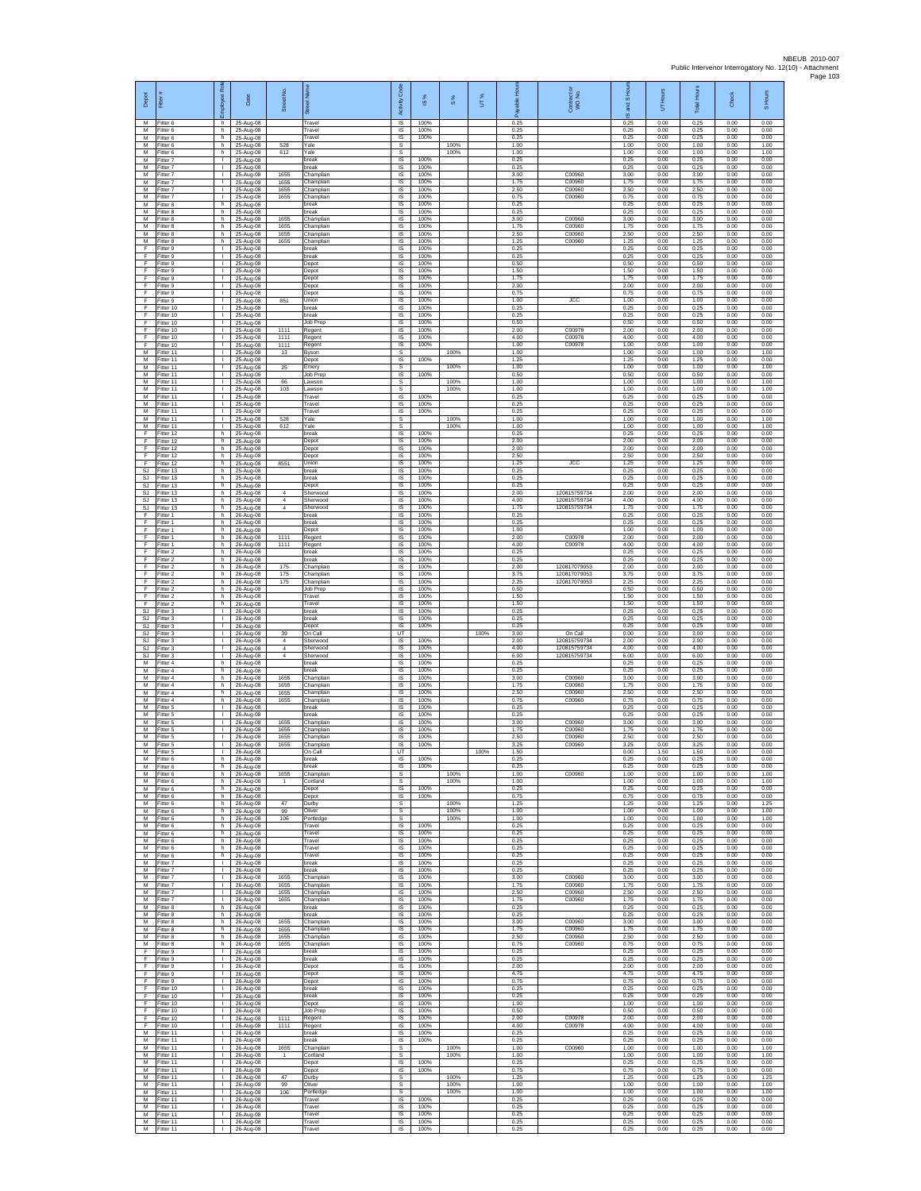NBEUB 2010-007
Public Intervenor Interrogatory No. 12(10) - Attachment

| Depot | Fitter # | Employee Role | Date | Street No. | Street Name | Activity Code | IS % | S % | UT % | Payable Hours | Contractor or WO No. | IS and S Hours | UT Hours | Total Hours | Check | S Hours |
|---|---|---|---|---|---|---|---|---|---|---|---|---|---|---|---|---|
| M | Fitter 6 | h | 25-Aug-08 | | Travel | IS | 100% | | | 0.25 | | 0.25 | 0.00 | 0.25 | 0.00 | 0.00 |
| M | Fitter 6 | h | 25-Aug-08 | | Travel | IS | 100% | | | 0.25 | | 0.25 | 0.00 | 0.25 | 0.00 | 0.00 |
| M | Fitter 6 | h | 25-Aug-08 | | Travel | IS | 100% | | | 0.25 | | 0.25 | 0.00 | 0.25 | 0.00 | 0.00 |
| M | Fitter 6 | h | 25-Aug-08 | 528 | Yale | S | | 100% | | 1.00 | | 1.00 | 0.00 | 1.00 | 0.00 | 1.00 |
| M | Fitter 6 | h | 25-Aug-08 | 612 | Yale | S | | 100% | | 1.00 | | 1.00 | 0.00 | 1.00 | 0.00 | 1.00 |
| M | Fitter 7 | I | 25-Aug-08 | | break | IS | 100% | | | 0.25 | | 0.25 | 0.00 | 0.25 | 0.00 | 0.00 |
| M | Fitter 7 | I | 25-Aug-08 | | break | IS | 100% | | | 0.25 | | 0.25 | 0.00 | 0.25 | 0.00 | 0.00 |
| M | Fitter 7 | I | 25-Aug-08 | 1655 | Champlain | IS | 100% | | | 3.00 | C00960 | 3.00 | 0.00 | 3.00 | 0.00 | 0.00 |
| M | Fitter 7 | I | 25-Aug-08 | 1655 | Champlain | IS | 100% | | | 1.75 | C00960 | 1.75 | 0.00 | 1.75 | 0.00 | 0.00 |
| M | Fitter 7 | I | 25-Aug-08 | 1655 | Champlain | IS | 100% | | | 2.50 | C00960 | 2.50 | 0.00 | 2.50 | 0.00 | 0.00 |
| M | Fitter 7 | I | 25-Aug-08 | 1655 | Champlain | IS | 100% | | | 0.75 | C00960 | 0.75 | 0.00 | 0.75 | 0.00 | 0.00 |
| M | Fitter 8 | h | 25-Aug-08 | | break | IS | 100% | | | 0.25 | | 0.25 | 0.00 | 0.25 | 0.00 | 0.00 |
| M | Fitter 8 | h | 25-Aug-08 | | break | IS | 100% | | | 0.25 | | 0.25 | 0.00 | 0.25 | 0.00 | 0.00 |
| M | Fitter 8 | h | 25-Aug-08 | 1655 | Champlain | IS | 100% | | | 3.00 | C00960 | 3.00 | 0.00 | 3.00 | 0.00 | 0.00 |
| M | Fitter 8 | h | 25-Aug-08 | 1655 | Champlain | IS | 100% | | | 1.75 | C00960 | 1.75 | 0.00 | 1.75 | 0.00 | 0.00 |
| M | Fitter 8 | h | 25-Aug-08 | 1655 | Champlain | IS | 100% | | | 2.50 | C00960 | 2.50 | 0.00 | 2.50 | 0.00 | 0.00 |
| M | Fitter 8 | h | 25-Aug-08 | 1655 | Champlain | IS | 100% | | | 1.25 | C00960 | 1.25 | 0.00 | 1.25 | 0.00 | 0.00 |
| F | Fitter 9 | I | 25-Aug-08 | | break | IS | 100% | | | 0.25 | | 0.25 | 0.00 | 0.25 | 0.00 | 0.00 |
| F | Fitter 9 | I | 25-Aug-08 | | break | IS | 100% | | | 0.25 | | 0.25 | 0.00 | 0.25 | 0.00 | 0.00 |
| F | Fitter 9 | I | 25-Aug-08 | | Depot | IS | 100% | | | 0.50 | | 0.50 | 0.00 | 0.50 | 0.00 | 0.00 |
| F | Fitter 9 | I | 25-Aug-08 | | Depot | IS | 100% | | | 1.50 | | 1.50 | 0.00 | 1.50 | 0.00 | 0.00 |
| F | Fitter 9 | I | 25-Aug-08 | | Depot | IS | 100% | | | 1.75 | | 1.75 | 0.00 | 1.75 | 0.00 | 0.00 |
| F | Fitter 9 | I | 25-Aug-08 | | Depot | IS | 100% | | | 2.00 | | 2.00 | 0.00 | 2.00 | 0.00 | 0.00 |
| F | Fitter 9 | I | 25-Aug-08 | | Depot | IS | 100% | | | 0.75 | | 0.75 | 0.00 | 0.75 | 0.00 | 0.00 |
| F | Fitter 9 | I | 25-Aug-08 | 851 | Union | IS | 100% | | | 1.00 | JCC | 1.00 | 0.00 | 1.00 | 0.00 | 0.00 |
| F | Fitter 10 | I | 25-Aug-08 | | break | IS | 100% | | | 0.25 | | 0.25 | 0.00 | 0.25 | 0.00 | 0.00 |
| F | Fitter 10 | I | 25-Aug-08 | | break | IS | 100% | | | 0.25 | | 0.25 | 0.00 | 0.25 | 0.00 | 0.00 |
| F | Fitter 10 | I | 25-Aug-08 | | Job Prep | IS | 100% | | | 0.50 | | 0.50 | 0.00 | 0.50 | 0.00 | 0.00 |
| F | Fitter 10 | I | 25-Aug-08 | 1111 | Regent | IS | 100% | | | 2.00 | C00978 | 2.00 | 0.00 | 2.00 | 0.00 | 0.00 |
| F | Fitter 10 | I | 25-Aug-08 | 1111 | Regent | IS | 100% | | | 4.00 | C00978 | 4.00 | 0.00 | 4.00 | 0.00 | 0.00 |
| F | Fitter 10 | I | 25-Aug-08 | 1111 | Regent | IS | 100% | | | 1.00 | C00978 | 1.00 | 0.00 | 1.00 | 0.00 | 0.00 |
| M | Fitter 11 | I | 25-Aug-08 | 13 | Byson | S | | 100% | | 1.00 | | 1.00 | 0.00 | 1.00 | 0.00 | 1.00 |
| M | Fitter 11 | I | 25-Aug-08 | | Depot | IS | 100% | | | 1.25 | | 1.25 | 0.00 | 1.25 | 0.00 | 0.00 |
| M | Fitter 11 | I | 25-Aug-08 | 25 | Emery | S | | 100% | | 1.00 | | 1.00 | 0.00 | 1.00 | 0.00 | 1.00 |
| M | Fitter 11 | I | 25-Aug-08 | | Job Prep | IS | 100% | | | 0.50 | | 0.50 | 0.00 | 0.50 | 0.00 | 0.00 |
| M | Fitter 11 | I | 25-Aug-08 | 66 | Lawson | S | | 100% | | 1.00 | | 1.00 | 0.00 | 1.00 | 0.00 | 1.00 |
| M | Fitter 11 | I | 25-Aug-08 | 103 | Lawson | S | | 100% | | 1.00 | | 1.00 | 0.00 | 1.00 | 0.00 | 1.00 |
| M | Fitter 11 | I | 25-Aug-08 | | Travel | IS | 100% | | | 0.25 | | 0.25 | 0.00 | 0.25 | 0.00 | 0.00 |
| M | Fitter 11 | I | 25-Aug-08 | | Travel | IS | 100% | | | 0.25 | | 0.25 | 0.00 | 0.25 | 0.00 | 0.00 |
| M | Fitter 11 | I | 25-Aug-08 | | Travel | IS | 100% | | | 0.25 | | 0.25 | 0.00 | 0.25 | 0.00 | 0.00 |
| M | Fitter 11 | I | 25-Aug-08 | 528 | Yale | S | | 100% | | 1.00 | | 1.00 | 0.00 | 1.00 | 0.00 | 1.00 |
| M | Fitter 11 | I | 25-Aug-08 | 612 | Yale | S | | 100% | | 1.00 | | 1.00 | 0.00 | 1.00 | 0.00 | 1.00 |
| F | Fitter 12 | h | 25-Aug-08 | | break | IS | 100% | | | 0.25 | | 0.25 | 0.00 | 0.25 | 0.00 | 0.00 |
| F | Fitter 12 | h | 25-Aug-08 | | Depot | IS | 100% | | | 2.00 | | 2.00 | 0.00 | 2.00 | 0.00 | 0.00 |
| F | Fitter 12 | h | 25-Aug-08 | | Depot | IS | 100% | | | 2.00 | | 2.00 | 0.00 | 2.00 | 0.00 | 0.00 |
| F | Fitter 12 | h | 25-Aug-08 | | Depot | IS | 100% | | | 2.50 | | 2.50 | 0.00 | 2.50 | 0.00 | 0.00 |
| F | Fitter 12 | h | 25-Aug-08 | 8551 | Union | IS | 100% | | | 1.25 | JCC | 1.25 | 0.00 | 1.25 | 0.00 | 0.00 |
| SJ | Fitter 13 | h | 25-Aug-08 | | break | IS | 100% | | | 0.25 | | 0.25 | 0.00 | 0.25 | 0.00 | 0.00 |
| SJ | Fitter 13 | h | 25-Aug-08 | | break | IS | 100% | | | 0.25 | | 0.25 | 0.00 | 0.25 | 0.00 | 0.00 |
| SJ | Fitter 13 | h | 25-Aug-08 | | Depot | IS | 100% | | | 0.25 | | 0.25 | 0.00 | 0.25 | 0.00 | 0.00 |
| SJ | Fitter 13 | h | 25-Aug-08 | 4 | Sherwood | IS | 100% | | | 2.00 | 120815759734 | 2.00 | 0.00 | 2.00 | 0.00 | 0.00 |
| SJ | Fitter 13 | h | 25-Aug-08 | 4 | Sherwood | IS | 100% | | | 4.00 | 120815759734 | 4.00 | 0.00 | 4.00 | 0.00 | 0.00 |
| SJ | Fitter 13 | h | 25-Aug-08 | 4 | Sherwood | IS | 100% | | | 1.75 | 120815759734 | 1.75 | 0.00 | 1.75 | 0.00 | 0.00 |
| F | Fitter 1 | h | 26-Aug-08 | | break | IS | 100% | | | 0.25 | | 0.25 | 0.00 | 0.25 | 0.00 | 0.00 |
| F | Fitter 1 | h | 26-Aug-08 | | break | IS | 100% | | | 0.25 | | 0.25 | 0.00 | 0.25 | 0.00 | 0.00 |
| F | Fitter 1 | h | 26-Aug-08 | | Depot | IS | 100% | | | 1.00 | | 1.00 | 0.00 | 1.00 | 0.00 | 0.00 |
| F | Fitter 1 | h | 26-Aug-08 | 1111 | Regent | IS | 100% | | | 2.00 | C00978 | 2.00 | 0.00 | 2.00 | 0.00 | 0.00 |
| F | Fitter 1 | h | 26-Aug-08 | 1111 | Regent | IS | 100% | | | 4.00 | C00978 | 4.00 | 0.00 | 4.00 | 0.00 | 0.00 |
| F | Fitter 2 | h | 26-Aug-08 | | break | IS | 100% | | | 0.25 | | 0.25 | 0.00 | 0.25 | 0.00 | 0.00 |
| F | Fitter 2 | h | 26-Aug-08 | | break | IS | 100% | | | 0.25 | | 0.25 | 0.00 | 0.25 | 0.00 | 0.00 |
| F | Fitter 2 | h | 26-Aug-08 | 175 | Champlain | IS | 100% | | | 2.00 | 120817079053 | 2.00 | 0.00 | 2.00 | 0.00 | 0.00 |
| F | Fitter 2 | h | 26-Aug-08 | 175 | Champlain | IS | 100% | | | 3.75 | 120817079053 | 3.75 | 0.00 | 3.75 | 0.00 | 0.00 |
| F | Fitter 2 | h | 26-Aug-08 | 175 | Champlain | IS | 100% | | | 2.25 | 120817079053 | 2.25 | 0.00 | 2.25 | 0.00 | 0.00 |
| F | Fitter 2 | h | 26-Aug-08 | | Job Prep | IS | 100% | | | 0.50 | | 0.50 | 0.00 | 0.50 | 0.00 | 0.00 |
| F | Fitter 2 | h | 26-Aug-08 | | Travel | IS | 100% | | | 1.50 | | 1.50 | 0.00 | 1.50 | 0.00 | 0.00 |
| F | Fitter 2 | h | 26-Aug-08 | | Travel | IS | 100% | | | 1.50 | | 1.50 | 0.00 | 1.50 | 0.00 | 0.00 |
| SJ | Fitter 3 | I | 26-Aug-08 | | break | IS | 100% | | | 0.25 | | 0.25 | 0.00 | 0.25 | 0.00 | 0.00 |
| SJ | Fitter 3 | I | 26-Aug-08 | | break | IS | 100% | | | 0.25 | | 0.25 | 0.00 | 0.25 | 0.00 | 0.00 |
| SJ | Fitter 3 | I | 26-Aug-08 | | Depot | IS | 100% | | | 0.25 | | 0.25 | 0.00 | 0.25 | 0.00 | 0.00 |
| SJ | Fitter 3 | I | 26-Aug-08 | 39 | On Call | UT | | | 100% | 3.00 | On Call | 0.00 | 3.00 | 3.00 | 0.00 | 0.00 |
| SJ | Fitter 3 | I | 26-Aug-08 | 4 | Sherwood | IS | 100% | | | 2.00 | 120815759734 | 2.00 | 0.00 | 2.00 | 0.00 | 0.00 |
| SJ | Fitter 3 | I | 26-Aug-08 | 4 | Sherwood | IS | 100% | | | 4.00 | 120815759734 | 4.00 | 0.00 | 4.00 | 0.00 | 0.00 |
| SJ | Fitter 3 | I | 26-Aug-08 | 4 | Sherwood | IS | 100% | | | 6.00 | 120815759734 | 6.00 | 0.00 | 6.00 | 0.00 | 0.00 |
| M | Fitter 4 | h | 26-Aug-08 | | break | IS | 100% | | | 0.25 | | 0.25 | 0.00 | 0.25 | 0.00 | 0.00 |
| M | Fitter 4 | h | 26-Aug-08 | | break | IS | 100% | | | 0.25 | | 0.25 | 0.00 | 0.25 | 0.00 | 0.00 |
| M | Fitter 4 | h | 26-Aug-08 | 1655 | Champlain | IS | 100% | | | 3.00 | C00960 | 3.00 | 0.00 | 3.00 | 0.00 | 0.00 |
| M | Fitter 4 | h | 26-Aug-08 | 1655 | Champlain | IS | 100% | | | 1.75 | C00960 | 1.75 | 0.00 | 1.75 | 0.00 | 0.00 |
| M | Fitter 4 | h | 26-Aug-08 | 1655 | Champlain | IS | 100% | | | 2.50 | C00960 | 2.50 | 0.00 | 2.50 | 0.00 | 0.00 |
| M | Fitter 4 | h | 26-Aug-08 | 1655 | Champlain | IS | 100% | | | 0.75 | C00960 | 0.75 | 0.00 | 0.75 | 0.00 | 0.00 |
| M | Fitter 5 | I | 26-Aug-08 | | break | IS | 100% | | | 0.25 | | 0.25 | 0.00 | 0.25 | 0.00 | 0.00 |
| M | Fitter 5 | I | 26-Aug-08 | | break | IS | 100% | | | 0.25 | | 0.25 | 0.00 | 0.25 | 0.00 | 0.00 |
| M | Fitter 5 | I | 26-Aug-08 | 1655 | Champlain | IS | 100% | | | 3.00 | C00960 | 3.00 | 0.00 | 3.00 | 0.00 | 0.00 |
| M | Fitter 5 | I | 26-Aug-08 | 1655 | Champlain | IS | 100% | | | 1.75 | C00960 | 1.75 | 0.00 | 1.75 | 0.00 | 0.00 |
| M | Fitter 5 | I | 26-Aug-08 | 1655 | Champlain | IS | 100% | | | 2.50 | C00960 | 2.50 | 0.00 | 2.50 | 0.00 | 0.00 |
| M | Fitter 5 | I | 26-Aug-08 | 1655 | Champlain | IS | 100% | | | 3.25 | C00960 | 3.25 | 0.00 | 3.25 | 0.00 | 0.00 |
| M | Fitter 5 | I | 26-Aug-08 | | On Call | UT | | | 100% | 1.50 | | 0.00 | 1.50 | 1.50 | 0.00 | 0.00 |
| M | Fitter 6 | h | 26-Aug-08 | | break | IS | 100% | | | 0.25 | | 0.25 | 0.00 | 0.25 | 0.00 | 0.00 |
| M | Fitter 6 | h | 26-Aug-08 | | break | IS | 100% | | | 0.25 | | 0.25 | 0.00 | 0.25 | 0.00 | 0.00 |
| M | Fitter 6 | h | 26-Aug-08 | 1655 | Champlain | S | | 100% | | 1.00 | C00960 | 1.00 | 0.00 | 1.00 | 0.00 | 1.00 |
| M | Fitter 6 | h | 26-Aug-08 | 1 | Cortland | S | | 100% | | 1.00 | | 1.00 | 0.00 | 1.00 | 0.00 | 1.00 |
| M | Fitter 6 | h | 26-Aug-08 | | Depot | IS | 100% | | | 0.25 | | 0.25 | 0.00 | 0.25 | 0.00 | 0.00 |
| M | Fitter 6 | h | 26-Aug-08 | | Depot | IS | 100% | | | 0.75 | | 0.75 | 0.00 | 0.75 | 0.00 | 0.00 |
| M | Fitter 6 | h | 26-Aug-08 | 47 | Durby | S | | 100% | | 1.25 | | 1.25 | 0.00 | 1.25 | 0.00 | 1.25 |
| M | Fitter 6 | h | 26-Aug-08 | 99 | Oliver | S | | 100% | | 1.00 | | 1.00 | 0.00 | 1.00 | 0.00 | 1.00 |
| M | Fitter 6 | h | 26-Aug-08 | 106 | Portledge | S | | 100% | | 1.00 | | 1.00 | 0.00 | 1.00 | 0.00 | 1.00 |
| M | Fitter 6 | h | 26-Aug-08 | | Travel | IS | 100% | | | 0.25 | | 0.25 | 0.00 | 0.25 | 0.00 | 0.00 |
| M | Fitter 6 | h | 26-Aug-08 | | Travel | IS | 100% | | | 0.25 | | 0.25 | 0.00 | 0.25 | 0.00 | 0.00 |
| M | Fitter 6 | h | 26-Aug-08 | | Travel | IS | 100% | | | 0.25 | | 0.25 | 0.00 | 0.25 | 0.00 | 0.00 |
| M | Fitter 6 | h | 26-Aug-08 | | Travel | IS | 100% | | | 0.25 | | 0.25 | 0.00 | 0.25 | 0.00 | 0.00 |
| M | Fitter 6 | h | 26-Aug-08 | | Travel | IS | 100% | | | 0.25 | | 0.25 | 0.00 | 0.25 | 0.00 | 0.00 |
| M | Fitter 7 | I | 26-Aug-08 | | break | IS | 100% | | | 0.25 | | 0.25 | 0.00 | 0.25 | 0.00 | 0.00 |
| M | Fitter 7 | I | 26-Aug-08 | | break | IS | 100% | | | 0.25 | | 0.25 | 0.00 | 0.25 | 0.00 | 0.00 |
| M | Fitter 7 | I | 26-Aug-08 | 1655 | Champlain | IS | 100% | | | 3.00 | C00960 | 3.00 | 0.00 | 3.00 | 0.00 | 0.00 |
| M | Fitter 7 | I | 26-Aug-08 | 1655 | Champlain | IS | 100% | | | 1.75 | C00960 | 1.75 | 0.00 | 1.75 | 0.00 | 0.00 |
| M | Fitter 7 | I | 26-Aug-08 | 1655 | Champlain | IS | 100% | | | 2.50 | C00960 | 2.50 | 0.00 | 2.50 | 0.00 | 0.00 |
| M | Fitter 7 | I | 26-Aug-08 | 1655 | Champlain | IS | 100% | | | 1.75 | C00960 | 1.75 | 0.00 | 1.75 | 0.00 | 0.00 |
| M | Fitter 8 | h | 26-Aug-08 | | break | IS | 100% | | | 0.25 | | 0.25 | 0.00 | 0.25 | 0.00 | 0.00 |
| M | Fitter 8 | h | 26-Aug-08 | | break | IS | 100% | | | 0.25 | | 0.25 | 0.00 | 0.25 | 0.00 | 0.00 |
| M | Fitter 8 | h | 26-Aug-08 | 1655 | Champlain | IS | 100% | | | 3.00 | C00960 | 3.00 | 0.00 | 3.00 | 0.00 | 0.00 |
| M | Fitter 8 | h | 26-Aug-08 | 1655 | Champlain | IS | 100% | | | 1.75 | C00960 | 1.75 | 0.00 | 1.75 | 0.00 | 0.00 |
| M | Fitter 8 | h | 26-Aug-08 | 1655 | Champlain | IS | 100% | | | 2.50 | C00960 | 2.50 | 0.00 | 2.50 | 0.00 | 0.00 |
| M | Fitter 8 | h | 26-Aug-08 | 1655 | Champlain | IS | 100% | | | 0.75 | C00960 | 0.75 | 0.00 | 0.75 | 0.00 | 0.00 |
| F | Fitter 9 | I | 26-Aug-08 | | break | IS | 100% | | | 0.25 | | 0.25 | 0.00 | 0.25 | 0.00 | 0.00 |
| F | Fitter 9 | I | 26-Aug-08 | | break | IS | 100% | | | 0.25 | | 0.25 | 0.00 | 0.25 | 0.00 | 0.00 |
| F | Fitter 9 | I | 26-Aug-08 | | Depot | IS | 100% | | | 2.00 | | 2.00 | 0.00 | 2.00 | 0.00 | 0.00 |
| F | Fitter 9 | I | 26-Aug-08 | | Depot | IS | 100% | | | 4.75 | | 4.75 | 0.00 | 4.75 | 0.00 | 0.00 |
| F | Fitter 9 | I | 26-Aug-08 | | Depot | IS | 100% | | | 0.75 | | 0.75 | 0.00 | 0.75 | 0.00 | 0.00 |
| F | Fitter 10 | I | 26-Aug-08 | | break | IS | 100% | | | 0.25 | | 0.25 | 0.00 | 0.25 | 0.00 | 0.00 |
| F | Fitter 10 | I | 26-Aug-08 | | break | IS | 100% | | | 0.25 | | 0.25 | 0.00 | 0.25 | 0.00 | 0.00 |
| F | Fitter 10 | I | 26-Aug-08 | | Depot | IS | 100% | | | 1.00 | | 1.00 | 0.00 | 1.00 | 0.00 | 0.00 |
| F | Fitter 10 | I | 26-Aug-08 | | Job Prep | IS | 100% | | | 0.50 | | 0.50 | 0.00 | 0.50 | 0.00 | 0.00 |
| F | Fitter 10 | I | 26-Aug-08 | 1111 | Regent | IS | 100% | | | 2.00 | C00978 | 2.00 | 0.00 | 2.00 | 0.00 | 0.00 |
| F | Fitter 10 | I | 26-Aug-08 | 1111 | Regent | IS | 100% | | | 4.00 | C00978 | 4.00 | 0.00 | 4.00 | 0.00 | 0.00 |
| M | Fitter 11 | I | 26-Aug-08 | | break | IS | 100% | | | 0.25 | | 0.25 | 0.00 | 0.25 | 0.00 | 0.00 |
| M | Fitter 11 | I | 26-Aug-08 | | break | IS | 100% | | | 0.25 | | 0.25 | 0.00 | 0.25 | 0.00 | 0.00 |
| M | Fitter 11 | I | 26-Aug-08 | 1655 | Champlain | S | | 100% | | 1.00 | C00960 | 1.00 | 0.00 | 1.00 | 0.00 | 1.00 |
| M | Fitter 11 | I | 26-Aug-08 | 1 | Cortland | S | | 100% | | 1.00 | | 1.00 | 0.00 | 1.00 | 0.00 | 1.00 |
| M | Fitter 11 | I | 26-Aug-08 | | Depot | IS | 100% | | | 0.25 | | 0.25 | 0.00 | 0.25 | 0.00 | 0.00 |
| M | Fitter 11 | I | 26-Aug-08 | | Depot | IS | 100% | | | 0.75 | | 0.75 | 0.00 | 0.75 | 0.00 | 0.00 |
| M | Fitter 11 | I | 26-Aug-08 | 47 | Durby | S | | 100% | | 1.25 | | 1.25 | 0.00 | 1.25 | 0.00 | 1.25 |
| M | Fitter 11 | I | 26-Aug-08 | 99 | Oliver | S | | 100% | | 1.00 | | 1.00 | 0.00 | 1.00 | 0.00 | 1.00 |
| M | Fitter 11 | I | 26-Aug-08 | 106 | Portledge | S | | 100% | | 1.00 | | 1.00 | 0.00 | 1.00 | 0.00 | 1.00 |
| M | Fitter 11 | I | 26-Aug-08 | | Travel | IS | 100% | | | 0.25 | | 0.25 | 0.00 | 0.25 | 0.00 | 0.00 |
| M | Fitter 11 | I | 26-Aug-08 | | Travel | IS | 100% | | | 0.25 | | 0.25 | 0.00 | 0.25 | 0.00 | 0.00 |
| M | Fitter 11 | I | 26-Aug-08 | | Travel | IS | 100% | | | 0.25 | | 0.25 | 0.00 | 0.25 | 0.00 | 0.00 |
| M | Fitter 11 | I | 26-Aug-08 | | Travel | IS | 100% | | | 0.25 | | 0.25 | 0.00 | 0.25 | 0.00 | 0.00 |
| M | Fitter 11 | I | 26-Aug-08 | | Travel | IS | 100% | | | 0.25 | | 0.25 | 0.00 | 0.25 | 0.00 | 0.00 |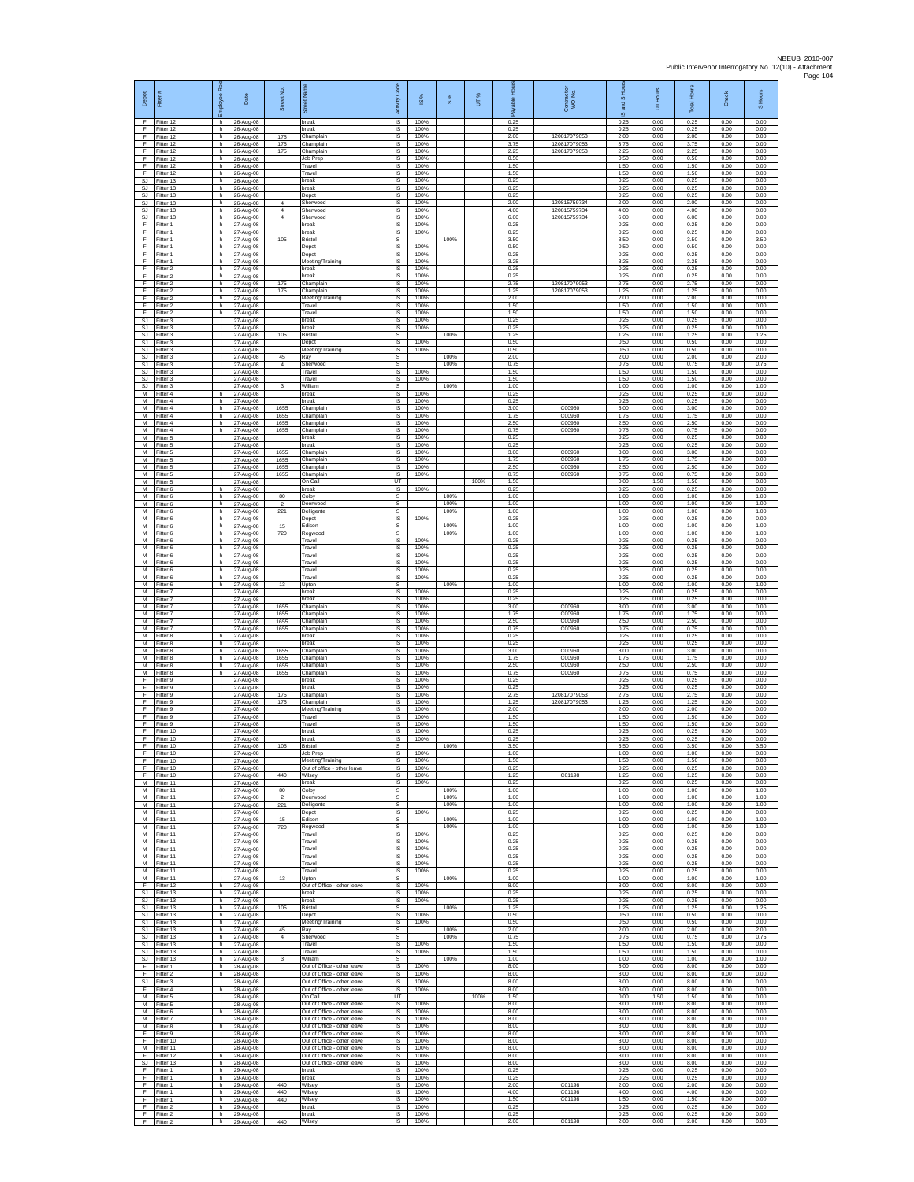NBEUB 2010-007
Public Intervenor Interrogatory No. 12(10) - Attachment

| Depot | Fitter # | Employee Role | Date | Street No. | Street Name | Activity Code | IS % | S % | UT % | Payable Hours | Contractor or WO No. | IS and S Hours | UT Hours | Total Hours | Check | S Hours |
|---|---|---|---|---|---|---|---|---|---|---|---|---|---|---|---|---|
| F | Fitter 12 | h | 26-Aug-08 | | break | IS | 100% | | | 0.25 | | 0.25 | 0.00 | 0.25 | 0.00 | 0.00 |
| F | Fitter 12 | h | 26-Aug-08 | | break | IS | 100% | | | 0.25 | | 0.25 | 0.00 | 0.25 | 0.00 | 0.00 |
| F | Fitter 12 | h | 26-Aug-08 | 175 | Champlain | IS | 100% | | | 2.00 | 120817079053 | 2.00 | 0.00 | 2.00 | 0.00 | 0.00 |
| F | Fitter 12 | h | 26-Aug-08 | 175 | Champlain | IS | 100% | | | 3.75 | 120817079053 | 3.75 | 0.00 | 3.75 | 0.00 | 0.00 |
| F | Fitter 12 | h | 26-Aug-08 | 175 | Champlain | IS | 100% | | | 2.25 | 120817079053 | 2.25 | 0.00 | 2.25 | 0.00 | 0.00 |
| F | Fitter 12 | h | 26-Aug-08 | | Job Prep | IS | 100% | | | 0.50 | | 0.50 | 0.00 | 0.50 | 0.00 | 0.00 |
| F | Fitter 12 | h | 26-Aug-08 | | Travel | IS | 100% | | | 1.50 | | 1.50 | 0.00 | 1.50 | 0.00 | 0.00 |
| F | Fitter 12 | h | 26-Aug-08 | | Travel | IS | 100% | | | 1.50 | | 1.50 | 0.00 | 1.50 | 0.00 | 0.00 |
| SJ | Fitter 13 | h | 26-Aug-08 | | break | IS | 100% | | | 0.25 | | 0.25 | 0.00 | 0.25 | 0.00 | 0.00 |
| SJ | Fitter 13 | h | 26-Aug-08 | | break | IS | 100% | | | 0.25 | | 0.25 | 0.00 | 0.25 | 0.00 | 0.00 |
| SJ | Fitter 13 | h | 26-Aug-08 | | Depot | IS | 100% | | | 0.25 | | 0.25 | 0.00 | 0.25 | 0.00 | 0.00 |
| SJ | Fitter 13 | h | 26-Aug-08 | 4 | Sherwood | IS | 100% | | | 2.00 | 120815759734 | 2.00 | 0.00 | 2.00 | 0.00 | 0.00 |
| SJ | Fitter 13 | h | 26-Aug-08 | 4 | Sherwood | IS | 100% | | | 4.00 | 120815759734 | 4.00 | 0.00 | 4.00 | 0.00 | 0.00 |
| SJ | Fitter 13 | h | 26-Aug-08 | 4 | Sherwood | IS | 100% | | | 6.00 | 120815759734 | 6.00 | 0.00 | 6.00 | 0.00 | 0.00 |
| F | Fitter 1 | h | 27-Aug-08 | | break | IS | 100% | | | 0.25 | | 0.25 | 0.00 | 0.25 | 0.00 | 0.00 |
| F | Fitter 1 | h | 27-Aug-08 | | break | IS | 100% | | | 0.25 | | 0.25 | 0.00 | 0.25 | 0.00 | 0.00 |
| F | Fitter 1 | h | 27-Aug-08 | 105 | Bristol | S | | 100% | | 3.50 | | 3.50 | 0.00 | 3.50 | 0.00 | 3.50 |
| F | Fitter 1 | h | 27-Aug-08 | | Depot | IS | 100% | | | 0.50 | | 0.50 | 0.00 | 0.50 | 0.00 | 0.00 |
| F | Fitter 1 | h | 27-Aug-08 | | Depot | IS | 100% | | | 0.25 | | 0.25 | 0.00 | 0.25 | 0.00 | 0.00 |
| F | Fitter 1 | h | 27-Aug-08 | | Meeting/Training | IS | 100% | | | 3.25 | | 3.25 | 0.00 | 3.25 | 0.00 | 0.00 |
| F | Fitter 2 | h | 27-Aug-08 | | break | IS | 100% | | | 0.25 | | 0.25 | 0.00 | 0.25 | 0.00 | 0.00 |
| F | Fitter 2 | h | 27-Aug-08 | | break | IS | 100% | | | 0.25 | | 0.25 | 0.00 | 0.25 | 0.00 | 0.00 |
| F | Fitter 2 | h | 27-Aug-08 | 175 | Champlain | IS | 100% | | | 2.75 | 120817079053 | 2.75 | 0.00 | 2.75 | 0.00 | 0.00 |
| F | Fitter 2 | h | 27-Aug-08 | 175 | Champlain | IS | 100% | | | 1.25 | 120817079053 | 1.25 | 0.00 | 1.25 | 0.00 | 0.00 |
| F | Fitter 2 | h | 27-Aug-08 | | Meeting/Training | IS | 100% | | | 2.00 | | 2.00 | 0.00 | 2.00 | 0.00 | 0.00 |
| F | Fitter 2 | h | 27-Aug-08 | | Travel | IS | 100% | | | 1.50 | | 1.50 | 0.00 | 1.50 | 0.00 | 0.00 |
| F | Fitter 2 | h | 27-Aug-08 | | Travel | IS | 100% | | | 1.50 | | 1.50 | 0.00 | 1.50 | 0.00 | 0.00 |
| SJ | Fitter 3 | I | 27-Aug-08 | | break | IS | 100% | | | 0.25 | | 0.25 | 0.00 | 0.25 | 0.00 | 0.00 |
| SJ | Fitter 3 | I | 27-Aug-08 | | break | IS | 100% | | | 0.25 | | 0.25 | 0.00 | 0.25 | 0.00 | 0.00 |
| SJ | Fitter 3 | I | 27-Aug-08 | 105 | Bristol | S | | 100% | | 1.25 | | 1.25 | 0.00 | 1.25 | 0.00 | 1.25 |
| SJ | Fitter 3 | I | 27-Aug-08 | | Depot | IS | 100% | | | 0.50 | | 0.50 | 0.00 | 0.50 | 0.00 | 0.00 |
| SJ | Fitter 3 | I | 27-Aug-08 | | Meeting/Training | IS | 100% | | | 0.50 | | 0.50 | 0.00 | 0.50 | 0.00 | 0.00 |
| SJ | Fitter 3 | I | 27-Aug-08 | 45 | Ray | S | | 100% | | 2.00 | | 2.00 | 0.00 | 2.00 | 0.00 | 2.00 |
| SJ | Fitter 3 | I | 27-Aug-08 | 4 | Sherwood | S | | 100% | | 0.75 | | 0.75 | 0.00 | 0.75 | 0.00 | 0.75 |
| SJ | Fitter 3 | I | 27-Aug-08 | | Travel | IS | 100% | | | 1.50 | | 1.50 | 0.00 | 1.50 | 0.00 | 0.00 |
| SJ | Fitter 3 | I | 27-Aug-08 | | Travel | IS | 100% | | | 1.50 | | 1.50 | 0.00 | 1.50 | 0.00 | 0.00 |
| SJ | Fitter 3 | I | 27-Aug-08 | 3 | William | S | | 100% | | 1.00 | | 1.00 | 0.00 | 1.00 | 0.00 | 1.00 |
| M | Fitter 4 | h | 27-Aug-08 | | break | IS | 100% | | | 0.25 | | 0.25 | 0.00 | 0.25 | 0.00 | 0.00 |
| M | Fitter 4 | h | 27-Aug-08 | | break | IS | 100% | | | 0.25 | | 0.25 | 0.00 | 0.25 | 0.00 | 0.00 |
| M | Fitter 4 | h | 27-Aug-08 | 1655 | Champlain | IS | 100% | | | 3.00 | C00960 | 3.00 | 0.00 | 3.00 | 0.00 | 0.00 |
| M | Fitter 4 | h | 27-Aug-08 | 1655 | Champlain | IS | 100% | | | 1.75 | C00960 | 1.75 | 0.00 | 1.75 | 0.00 | 0.00 |
| M | Fitter 4 | h | 27-Aug-08 | 1655 | Champlain | IS | 100% | | | 2.50 | C00960 | 2.50 | 0.00 | 2.50 | 0.00 | 0.00 |
| M | Fitter 4 | h | 27-Aug-08 | 1655 | Champlain | IS | 100% | | | 0.75 | C00960 | 0.75 | 0.00 | 0.75 | 0.00 | 0.00 |
| M | Fitter 5 | I | 27-Aug-08 | | break | IS | 100% | | | 0.25 | | 0.25 | 0.00 | 0.25 | 0.00 | 0.00 |
| M | Fitter 5 | I | 27-Aug-08 | | break | IS | 100% | | | 0.25 | | 0.25 | 0.00 | 0.25 | 0.00 | 0.00 |
| M | Fitter 5 | I | 27-Aug-08 | 1655 | Champlain | IS | 100% | | | 3.00 | C00960 | 3.00 | 0.00 | 3.00 | 0.00 | 0.00 |
| M | Fitter 5 | I | 27-Aug-08 | 1655 | Champlain | IS | 100% | | | 1.75 | C00960 | 1.75 | 0.00 | 1.75 | 0.00 | 0.00 |
| M | Fitter 5 | I | 27-Aug-08 | 1655 | Champlain | IS | 100% | | | 2.50 | C00960 | 2.50 | 0.00 | 2.50 | 0.00 | 0.00 |
| M | Fitter 5 | I | 27-Aug-08 | 1655 | Champlain | IS | 100% | | | 0.75 | C00960 | 0.75 | 0.00 | 0.75 | 0.00 | 0.00 |
| M | Fitter 5 | I | 27-Aug-08 | | On Call | UT | | | 100% | 1.50 | | 0.00 | 1.50 | 1.50 | 0.00 | 0.00 |
| M | Fitter 6 | h | 27-Aug-08 | | break | IS | 100% | | | 0.25 | | 0.25 | 0.00 | 0.25 | 0.00 | 0.00 |
| M | Fitter 6 | h | 27-Aug-08 | 80 | Colby | S | | 100% | | 1.00 | | 1.00 | 0.00 | 1.00 | 0.00 | 1.00 |
| M | Fitter 6 | h | 27-Aug-08 | 2 | Deerwood | S | | 100% | | 1.00 | | 1.00 | 0.00 | 1.00 | 0.00 | 1.00 |
| M | Fitter 6 | h | 27-Aug-08 | 221 | Delligente | S | | 100% | | 1.00 | | 1.00 | 0.00 | 1.00 | 0.00 | 1.00 |
| M | Fitter 6 | h | 27-Aug-08 | | Depot | IS | 100% | | | 0.25 | | 0.25 | 0.00 | 0.25 | 0.00 | 0.00 |
| M | Fitter 6 | h | 27-Aug-08 | 15 | Edison | S | | 100% | | 1.00 | | 1.00 | 0.00 | 1.00 | 0.00 | 1.00 |
| M | Fitter 6 | h | 27-Aug-08 | 720 | Regwood | S | | 100% | | 1.00 | | 1.00 | 0.00 | 1.00 | 0.00 | 1.00 |
| M | Fitter 6 | h | 27-Aug-08 | | Travel | IS | 100% | | | 0.25 | | 0.25 | 0.00 | 0.25 | 0.00 | 0.00 |
| M | Fitter 6 | h | 27-Aug-08 | | Travel | IS | 100% | | | 0.25 | | 0.25 | 0.00 | 0.25 | 0.00 | 0.00 |
| M | Fitter 6 | h | 27-Aug-08 | | Travel | IS | 100% | | | 0.25 | | 0.25 | 0.00 | 0.25 | 0.00 | 0.00 |
| M | Fitter 6 | h | 27-Aug-08 | | Travel | IS | 100% | | | 0.25 | | 0.25 | 0.00 | 0.25 | 0.00 | 0.00 |
| M | Fitter 6 | h | 27-Aug-08 | | Travel | IS | 100% | | | 0.25 | | 0.25 | 0.00 | 0.25 | 0.00 | 0.00 |
| M | Fitter 6 | h | 27-Aug-08 | | Travel | IS | 100% | | | 0.25 | | 0.25 | 0.00 | 0.25 | 0.00 | 0.00 |
| M | Fitter 6 | h | 27-Aug-08 | 13 | Upton | S | | 100% | | 1.00 | | 1.00 | 0.00 | 1.00 | 0.00 | 1.00 |
| M | Fitter 7 | I | 27-Aug-08 | | break | IS | 100% | | | 0.25 | | 0.25 | 0.00 | 0.25 | 0.00 | 0.00 |
| M | Fitter 7 | I | 27-Aug-08 | | break | IS | 100% | | | 0.25 | | 0.25 | 0.00 | 0.25 | 0.00 | 0.00 |
| M | Fitter 7 | I | 27-Aug-08 | 1655 | Champlain | IS | 100% | | | 3.00 | C00960 | 3.00 | 0.00 | 3.00 | 0.00 | 0.00 |
| M | Fitter 7 | I | 27-Aug-08 | 1655 | Champlain | IS | 100% | | | 1.75 | C00960 | 1.75 | 0.00 | 1.75 | 0.00 | 0.00 |
| M | Fitter 7 | I | 27-Aug-08 | 1655 | Champlain | IS | 100% | | | 2.50 | C00960 | 2.50 | 0.00 | 2.50 | 0.00 | 0.00 |
| M | Fitter 7 | I | 27-Aug-08 | 1655 | Champlain | IS | 100% | | | 0.75 | C00960 | 0.75 | 0.00 | 0.75 | 0.00 | 0.00 |
| M | Fitter 8 | h | 27-Aug-08 | | break | IS | 100% | | | 0.25 | | 0.25 | 0.00 | 0.25 | 0.00 | 0.00 |
| M | Fitter 8 | h | 27-Aug-08 | | break | IS | 100% | | | 0.25 | | 0.25 | 0.00 | 0.25 | 0.00 | 0.00 |
| M | Fitter 8 | h | 27-Aug-08 | 1655 | Champlain | IS | 100% | | | 3.00 | C00960 | 3.00 | 0.00 | 3.00 | 0.00 | 0.00 |
| M | Fitter 8 | h | 27-Aug-08 | 1655 | Champlain | IS | 100% | | | 1.75 | C00960 | 1.75 | 0.00 | 1.75 | 0.00 | 0.00 |
| M | Fitter 8 | h | 27-Aug-08 | 1655 | Champlain | IS | 100% | | | 2.50 | C00960 | 2.50 | 0.00 | 2.50 | 0.00 | 0.00 |
| M | Fitter 8 | h | 27-Aug-08 | 1655 | Champlain | IS | 100% | | | 0.75 | C00960 | 0.75 | 0.00 | 0.75 | 0.00 | 0.00 |
| F | Fitter 9 | I | 27-Aug-08 | | break | IS | 100% | | | 0.25 | | 0.25 | 0.00 | 0.25 | 0.00 | 0.00 |
| F | Fitter 9 | I | 27-Aug-08 | | break | IS | 100% | | | 0.25 | | 0.25 | 0.00 | 0.25 | 0.00 | 0.00 |
| F | Fitter 9 | I | 27-Aug-08 | 175 | Champlain | IS | 100% | | | 2.75 | 120817079053 | 2.75 | 0.00 | 2.75 | 0.00 | 0.00 |
| F | Fitter 9 | I | 27-Aug-08 | 175 | Champlain | IS | 100% | | | 1.25 | 120817079053 | 1.25 | 0.00 | 1.25 | 0.00 | 0.00 |
| F | Fitter 9 | I | 27-Aug-08 | | Meeting/Training | IS | 100% | | | 2.00 | | 2.00 | 0.00 | 2.00 | 0.00 | 0.00 |
| F | Fitter 9 | I | 27-Aug-08 | | Travel | IS | 100% | | | 1.50 | | 1.50 | 0.00 | 1.50 | 0.00 | 0.00 |
| F | Fitter 9 | I | 27-Aug-08 | | Travel | IS | 100% | | | 1.50 | | 1.50 | 0.00 | 1.50 | 0.00 | 0.00 |
| F | Fitter 10 | I | 27-Aug-08 | | break | IS | 100% | | | 0.25 | | 0.25 | 0.00 | 0.25 | 0.00 | 0.00 |
| F | Fitter 10 | I | 27-Aug-08 | | break | IS | 100% | | | 0.25 | | 0.25 | 0.00 | 0.25 | 0.00 | 0.00 |
| F | Fitter 10 | I | 27-Aug-08 | 105 | Bristol | S | | 100% | | 3.50 | | 3.50 | 0.00 | 3.50 | 0.00 | 3.50 |
| F | Fitter 10 | I | 27-Aug-08 | | Job Prep | IS | 100% | | | 1.00 | | 1.00 | 0.00 | 1.00 | 0.00 | 0.00 |
| F | Fitter 10 | I | 27-Aug-08 | | Meeting/Training | IS | 100% | | | 1.50 | | 1.50 | 0.00 | 1.50 | 0.00 | 0.00 |
| F | Fitter 10 | I | 27-Aug-08 | | Out of office - other leave | IS | 100% | | | 0.25 | | 0.25 | 0.00 | 0.25 | 0.00 | 0.00 |
| F | Fitter 10 | I | 27-Aug-08 | 440 | Wilsey | IS | 100% | | | 1.25 | C01198 | 1.25 | 0.00 | 1.25 | 0.00 | 0.00 |
| M | Fitter 11 | I | 27-Aug-08 | | break | IS | 100% | | | 0.25 | | 0.25 | 0.00 | 0.25 | 0.00 | 0.00 |
| M | Fitter 11 | I | 27-Aug-08 | 80 | Colby | S | | 100% | | 1.00 | | 1.00 | 0.00 | 1.00 | 0.00 | 1.00 |
| M | Fitter 11 | I | 27-Aug-08 | 2 | Deerwood | S | | 100% | | 1.00 | | 1.00 | 0.00 | 1.00 | 0.00 | 1.00 |
| M | Fitter 11 | I | 27-Aug-08 | 221 | Delligente | S | | 100% | | 1.00 | | 1.00 | 0.00 | 1.00 | 0.00 | 1.00 |
| M | Fitter 11 | I | 27-Aug-08 | | Depot | IS | 100% | | | 0.25 | | 0.25 | 0.00 | 0.25 | 0.00 | 0.00 |
| M | Fitter 11 | I | 27-Aug-08 | 15 | Edison | S | | 100% | | 1.00 | | 1.00 | 0.00 | 1.00 | 0.00 | 1.00 |
| M | Fitter 11 | I | 27-Aug-08 | 720 | Regwood | S | | 100% | | 1.00 | | 1.00 | 0.00 | 1.00 | 0.00 | 1.00 |
| M | Fitter 11 | I | 27-Aug-08 | | Travel | IS | 100% | | | 0.25 | | 0.25 | 0.00 | 0.25 | 0.00 | 0.00 |
| M | Fitter 11 | I | 27-Aug-08 | | Travel | IS | 100% | | | 0.25 | | 0.25 | 0.00 | 0.25 | 0.00 | 0.00 |
| M | Fitter 11 | I | 27-Aug-08 | | Travel | IS | 100% | | | 0.25 | | 0.25 | 0.00 | 0.25 | 0.00 | 0.00 |
| M | Fitter 11 | I | 27-Aug-08 | | Travel | IS | 100% | | | 0.25 | | 0.25 | 0.00 | 0.25 | 0.00 | 0.00 |
| M | Fitter 11 | I | 27-Aug-08 | | Travel | IS | 100% | | | 0.25 | | 0.25 | 0.00 | 0.25 | 0.00 | 0.00 |
| M | Fitter 11 | I | 27-Aug-08 | | Travel | IS | 100% | | | 0.25 | | 0.25 | 0.00 | 0.25 | 0.00 | 0.00 |
| M | Fitter 11 | I | 27-Aug-08 | 13 | Upton | S | | 100% | | 1.00 | | 1.00 | 0.00 | 1.00 | 0.00 | 1.00 |
| F | Fitter 12 | h | 27-Aug-08 | | Out of Office - other leave | IS | 100% | | | 8.00 | | 8.00 | 0.00 | 8.00 | 0.00 | 0.00 |
| SJ | Fitter 13 | h | 27-Aug-08 | | break | IS | 100% | | | 0.25 | | 0.25 | 0.00 | 0.25 | 0.00 | 0.00 |
| SJ | Fitter 13 | h | 27-Aug-08 | | break | IS | 100% | | | 0.25 | | 0.25 | 0.00 | 0.25 | 0.00 | 0.00 |
| SJ | Fitter 13 | h | 27-Aug-08 | 105 | Bristol | S | | 100% | | 1.25 | | 1.25 | 0.00 | 1.25 | 0.00 | 1.25 |
| SJ | Fitter 13 | h | 27-Aug-08 | | Depot | IS | 100% | | | 0.50 | | 0.50 | 0.00 | 0.50 | 0.00 | 0.00 |
| SJ | Fitter 13 | h | 27-Aug-08 | | Meeting/Training | IS | 100% | | | 0.50 | | 0.50 | 0.00 | 0.50 | 0.00 | 0.00 |
| SJ | Fitter 13 | h | 27-Aug-08 | 45 | Ray | S | | 100% | | 2.00 | | 2.00 | 0.00 | 2.00 | 0.00 | 2.00 |
| SJ | Fitter 13 | h | 27-Aug-08 | 4 | Sherwood | S | | 100% | | 0.75 | | 0.75 | 0.00 | 0.75 | 0.00 | 0.75 |
| SJ | Fitter 13 | h | 27-Aug-08 | | Travel | IS | 100% | | | 1.50 | | 1.50 | 0.00 | 1.50 | 0.00 | 0.00 |
| SJ | Fitter 13 | h | 27-Aug-08 | | Travel | IS | 100% | | | 1.50 | | 1.50 | 0.00 | 1.50 | 0.00 | 0.00 |
| SJ | Fitter 13 | h | 27-Aug-08 | 3 | William | S | | 100% | | 1.00 | | 1.00 | 0.00 | 1.00 | 0.00 | 1.00 |
| F | Fitter 1 | h | 28-Aug-08 | | Out of Office - other leave | IS | 100% | | | 8.00 | | 8.00 | 0.00 | 8.00 | 0.00 | 0.00 |
| F | Fitter 2 | h | 28-Aug-08 | | Out of Office - other leave | IS | 100% | | | 8.00 | | 8.00 | 0.00 | 8.00 | 0.00 | 0.00 |
| SJ | Fitter 3 | I | 28-Aug-08 | | Out of Office - other leave | IS | 100% | | | 8.00 | | 8.00 | 0.00 | 8.00 | 0.00 | 0.00 |
| F | Fitter 4 | h | 28-Aug-08 | | Out of Office - other leave | IS | 100% | | | 8.00 | | 8.00 | 0.00 | 8.00 | 0.00 | 0.00 |
| M | Fitter 5 | I | 28-Aug-08 | | On Call | UT | | | 100% | 1.50 | | 0.00 | 1.50 | 1.50 | 0.00 | 0.00 |
| M | Fitter 5 | I | 28-Aug-08 | | Out of Office - other leave | IS | 100% | | | 8.00 | | 8.00 | 0.00 | 8.00 | 0.00 | 0.00 |
| M | Fitter 6 | h | 28-Aug-08 | | Out of Office - other leave | IS | 100% | | | 8.00 | | 8.00 | 0.00 | 8.00 | 0.00 | 0.00 |
| M | Fitter 7 | I | 28-Aug-08 | | Out of Office - other leave | IS | 100% | | | 8.00 | | 8.00 | 0.00 | 8.00 | 0.00 | 0.00 |
| M | Fitter 8 | h | 28-Aug-08 | | Out of Office - other leave | IS | 100% | | | 8.00 | | 8.00 | 0.00 | 8.00 | 0.00 | 0.00 |
| F | Fitter 9 | I | 28-Aug-08 | | Out of Office - other leave | IS | 100% | | | 8.00 | | 8.00 | 0.00 | 8.00 | 0.00 | 0.00 |
| F | Fitter 10 | I | 28-Aug-08 | | Out of Office - other leave | IS | 100% | | | 8.00 | | 8.00 | 0.00 | 8.00 | 0.00 | 0.00 |
| M | Fitter 11 | I | 28-Aug-08 | | Out of Office - other leave | IS | 100% | | | 8.00 | | 8.00 | 0.00 | 8.00 | 0.00 | 0.00 |
| F | Fitter 12 | h | 28-Aug-08 | | Out of Office - other leave | IS | 100% | | | 8.00 | | 8.00 | 0.00 | 8.00 | 0.00 | 0.00 |
| SJ | Fitter 13 | h | 28-Aug-08 | | Out of Office - other leave | IS | 100% | | | 8.00 | | 8.00 | 0.00 | 8.00 | 0.00 | 0.00 |
| F | Fitter 1 | h | 29-Aug-08 | | break | IS | 100% | | | 0.25 | | 0.25 | 0.00 | 0.25 | 0.00 | 0.00 |
| F | Fitter 1 | h | 29-Aug-08 | | break | IS | 100% | | | 0.25 | | 0.25 | 0.00 | 0.25 | 0.00 | 0.00 |
| F | Fitter 1 | h | 29-Aug-08 | 440 | Wilsey | IS | 100% | | | 2.00 | C01198 | 2.00 | 0.00 | 2.00 | 0.00 | 0.00 |
| F | Fitter 1 | h | 29-Aug-08 | 440 | Wilsey | IS | 100% | | | 4.00 | C01198 | 4.00 | 0.00 | 4.00 | 0.00 | 0.00 |
| F | Fitter 1 | h | 29-Aug-08 | 440 | Wilsey | IS | 100% | | | 1.50 | C01198 | 1.50 | 0.00 | 1.50 | 0.00 | 0.00 |
| F | Fitter 2 | h | 29-Aug-08 | | break | IS | 100% | | | 0.25 | | 0.25 | 0.00 | 0.25 | 0.00 | 0.00 |
| F | Fitter 2 | h | 29-Aug-08 | | break | IS | 100% | | | 0.25 | | 0.25 | 0.00 | 0.25 | 0.00 | 0.00 |
| F | Fitter 2 | h | 29-Aug-08 | 440 | Wilsey | IS | 100% | | | 2.00 | C01198 | 2.00 | 0.00 | 2.00 | 0.00 | 0.00 |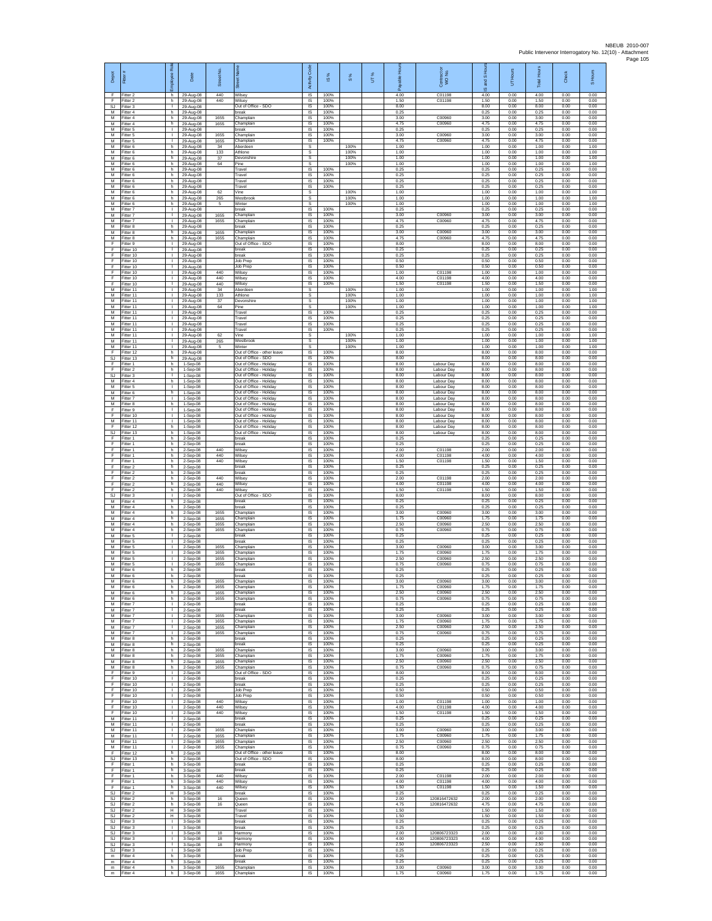| Depot | Fitter # | Employee Role | Date | Street No. | Street Name | Activity Code | IS % | S % | UT % | Payable Hours | Contractor WO No. | IS and S Hours | UT Hours | Total Hours | Check | S Hours |
|---|---|---|---|---|---|---|---|---|---|---|---|---|---|---|---|---|
| F | Fitter 2 | h | 29-Aug-08 | 440 | Wilsey | IS | 100% | | | 4.00 | C01198 | 4.00 | 0.00 | 4.00 | 0.00 | 0.00 |
| F | Fitter 2 | h | 29-Aug-08 | 440 | Wilsey | IS | 100% | | | 1.50 | C01198 | 1.50 | 0.00 | 1.50 | 0.00 | 0.00 |
| SJ | Fitter 3 | I | 29-Aug-08 | | Out of Office - SDO | IS | 100% | | | 8.00 | | 8.00 | 0.00 | 8.00 | 0.00 | 0.00 |
| M | Fitter 4 | h | 29-Aug-08 | | break | IS | 100% | | | 0.25 | | 0.25 | 0.00 | 0.25 | 0.00 | 0.00 |
| M | Fitter 4 | h | 29-Aug-08 | 1655 | Champlain | IS | 100% | | | 3.00 | C00960 | 3.00 | 0.00 | 3.00 | 0.00 | 0.00 |
| M | Fitter 4 | h | 29-Aug-08 | 1655 | Champlain | IS | 100% | | | 4.75 | C00960 | 4.75 | 0.00 | 4.75 | 0.00 | 0.00 |
| M | Fitter 5 | I | 29-Aug-08 | | break | IS | 100% | | | 0.25 | | 0.25 | 0.00 | 0.25 | 0.00 | 0.00 |
| M | Fitter 5 | I | 29-Aug-08 | 1655 | Champlain | IS | 100% | | | 3.00 | C00960 | 3.00 | 0.00 | 3.00 | 0.00 | 0.00 |
| M | Fitter 5 | I | 29-Aug-08 | 1655 | Champlain | IS | 100% | | | 4.75 | C00960 | 4.75 | 0.00 | 4.75 | 0.00 | 0.00 |
| M | Fitter 6 | h | 29-Aug-08 | 34 | Aberdeen | S | | 100% | | 1.00 | | 1.00 | 0.00 | 1.00 | 0.00 | 1.00 |
| M | Fitter 6 | h | 29-Aug-08 | 133 | Athlone | S | | 100% | | 1.00 | | 1.00 | 0.00 | 1.00 | 0.00 | 1.00 |
| M | Fitter 6 | h | 29-Aug-08 | 37 | Devonshire | S | | 100% | | 1.00 | | 1.00 | 0.00 | 1.00 | 0.00 | 1.00 |
| M | Fitter 6 | h | 29-Aug-08 | 64 | Pine | S | | 100% | | 1.00 | | 1.00 | 0.00 | 1.00 | 0.00 | 1.00 |
| M | Fitter 6 | h | 29-Aug-08 | | Travel | IS | 100% | | | 0.25 | | 0.25 | 0.00 | 0.25 | 0.00 | 0.00 |
| M | Fitter 6 | h | 29-Aug-08 | | Travel | IS | 100% | | | 0.25 | | 0.25 | 0.00 | 0.25 | 0.00 | 0.00 |
| M | Fitter 6 | h | 29-Aug-08 | | Travel | IS | 100% | | | 0.25 | | 0.25 | 0.00 | 0.25 | 0.00 | 0.00 |
| M | Fitter 6 | h | 29-Aug-08 | | Travel | IS | 100% | | | 0.25 | | 0.25 | 0.00 | 0.25 | 0.00 | 0.00 |
| M | Fitter 6 | h | 29-Aug-08 | 62 | Vine | S | | 100% | | 1.00 | | 1.00 | 0.00 | 1.00 | 0.00 | 1.00 |
| M | Fitter 6 | h | 29-Aug-08 | 265 | Westbrook | S | | 100% | | 1.00 | | 1.00 | 0.00 | 1.00 | 0.00 | 1.00 |
| M | Fitter 6 | h | 29-Aug-08 | 5 | Winter | S | | 100% | | 1.00 | | 1.00 | 0.00 | 1.00 | 0.00 | 1.00 |
| M | Fitter 7 | I | 29-Aug-08 | | break | IS | 100% | | | 0.25 | | 0.25 | 0.00 | 0.25 | 0.00 | 0.00 |
| M | Fitter 7 | I | 29-Aug-08 | 1655 | Champlain | IS | 100% | | | 3.00 | C00960 | 3.00 | 0.00 | 3.00 | 0.00 | 0.00 |
| M | Fitter 7 | I | 29-Aug-08 | 1655 | Champlain | IS | 100% | | | 4.75 | C00960 | 4.75 | 0.00 | 4.75 | 0.00 | 0.00 |
| M | Fitter 8 | h | 29-Aug-08 | | break | IS | 100% | | | 0.25 | | 0.25 | 0.00 | 0.25 | 0.00 | 0.00 |
| M | Fitter 8 | h | 29-Aug-08 | 1655 | Champlain | IS | 100% | | | 3.00 | C00960 | 3.00 | 0.00 | 3.00 | 0.00 | 0.00 |
| M | Fitter 8 | h | 29-Aug-08 | 1655 | Champlain | IS | 100% | | | 4.75 | C00960 | 4.75 | 0.00 | 4.75 | 0.00 | 0.00 |
| F | Fitter 9 | I | 29-Aug-08 | | Out of Office - SDO | IS | 100% | | | 8.00 | | 8.00 | 0.00 | 8.00 | 0.00 | 0.00 |
| F | Fitter 10 | I | 29-Aug-08 | | break | IS | 100% | | | 0.25 | | 0.25 | 0.00 | 0.25 | 0.00 | 0.00 |
| F | Fitter 10 | I | 29-Aug-08 | | break | IS | 100% | | | 0.25 | | 0.25 | 0.00 | 0.25 | 0.00 | 0.00 |
| F | Fitter 10 | I | 29-Aug-08 | | Job Prep | IS | 100% | | | 0.50 | | 0.50 | 0.00 | 0.50 | 0.00 | 0.00 |
| F | Fitter 10 | I | 29-Aug-08 | | Job Prep | IS | 100% | | | 0.50 | | 0.50 | 0.00 | 0.50 | 0.00 | 0.00 |
| F | Fitter 10 | I | 29-Aug-08 | 440 | Wilsey | IS | 100% | | | 1.00 | C01198 | 1.00 | 0.00 | 1.00 | 0.00 | 0.00 |
| F | Fitter 10 | I | 29-Aug-08 | 440 | Wilsey | IS | 100% | | | 4.00 | C01198 | 4.00 | 0.00 | 4.00 | 0.00 | 0.00 |
| F | Fitter 10 | I | 29-Aug-08 | 440 | Wilsey | IS | 100% | | | 1.50 | C01198 | 1.50 | 0.00 | 1.50 | 0.00 | 0.00 |
| M | Fitter 11 | I | 29-Aug-08 | 34 | Aberdeen | S | | 100% | | 1.00 | | 1.00 | 0.00 | 1.00 | 0.00 | 1.00 |
| M | Fitter 11 | I | 29-Aug-08 | 133 | Athlone | S | | 100% | | 1.00 | | 1.00 | 0.00 | 1.00 | 0.00 | 1.00 |
| M | Fitter 11 | I | 29-Aug-08 | 37 | Devonshire | S | | 100% | | 1.00 | | 1.00 | 0.00 | 1.00 | 0.00 | 1.00 |
| M | Fitter 11 | I | 29-Aug-08 | 64 | Pine | S | | 100% | | 1.00 | | 1.00 | 0.00 | 1.00 | 0.00 | 1.00 |
| M | Fitter 11 | I | 29-Aug-08 | | Travel | IS | 100% | | | 0.25 | | 0.25 | 0.00 | 0.25 | 0.00 | 0.00 |
| M | Fitter 11 | I | 29-Aug-08 | | Travel | IS | 100% | | | 0.25 | | 0.25 | 0.00 | 0.25 | 0.00 | 0.00 |
| M | Fitter 11 | I | 29-Aug-08 | | Travel | IS | 100% | | | 0.25 | | 0.25 | 0.00 | 0.25 | 0.00 | 0.00 |
| M | Fitter 11 | I | 29-Aug-08 | | Travel | IS | 100% | | | 0.25 | | 0.25 | 0.00 | 0.25 | 0.00 | 0.00 |
| M | Fitter 11 | I | 29-Aug-08 | 62 | Vine | S | | 100% | | 1.00 | | 1.00 | 0.00 | 1.00 | 0.00 | 1.00 |
| M | Fitter 11 | I | 29-Aug-08 | 265 | Westbrook | S | | 100% | | 1.00 | | 1.00 | 0.00 | 1.00 | 0.00 | 1.00 |
| M | Fitter 11 | I | 29-Aug-08 | 5 | Winter | S | | 100% | | 1.00 | | 1.00 | 0.00 | 1.00 | 0.00 | 1.00 |
| F | Fitter 12 | h | 29-Aug-08 | | Out of Office - other leave | IS | 100% | | | 8.00 | | 8.00 | 0.00 | 8.00 | 0.00 | 0.00 |
| SJ | Fitter 13 | h | 29-Aug-08 | | Out of Office - SDO | IS | 100% | | | 8.00 | | 8.00 | 0.00 | 8.00 | 0.00 | 0.00 |
| F | Fitter 1 | h | 1-Sep-08 | | Out of Office - Holiday | IS | 100% | | | 8.00 | Labour Day | 8.00 | 0.00 | 8.00 | 0.00 | 0.00 |
| F | Fitter 2 | h | 1-Sep-08 | | Out of Office - Holiday | IS | 100% | | | 8.00 | Labour Day | 8.00 | 0.00 | 8.00 | 0.00 | 0.00 |
| SJ | Fitter 3 | I | 1-Sep-08 | | Out of Office - Holiday | IS | 100% | | | 8.00 | Labour Day | 8.00 | 0.00 | 8.00 | 0.00 | 0.00 |
| M | Fitter 4 | h | 1-Sep-08 | | Out of Office - Holiday | IS | 100% | | | 8.00 | Labour Day | 8.00 | 0.00 | 8.00 | 0.00 | 0.00 |
| M | Fitter 5 | I | 1-Sep-08 | | Out of Office - Holiday | IS | 100% | | | 8.00 | Labour Day | 8.00 | 0.00 | 8.00 | 0.00 | 0.00 |
| M | Fitter 6 | h | 1-Sep-08 | | Out of Office - Holiday | IS | 100% | | | 8.00 | Labour Day | 8.00 | 0.00 | 8.00 | 0.00 | 0.00 |
| M | Fitter 7 | I | 1-Sep-08 | | Out of Office - Holiday | IS | 100% | | | 8.00 | Labour Day | 8.00 | 0.00 | 8.00 | 0.00 | 0.00 |
| M | Fitter 8 | h | 1-Sep-08 | | Out of Office - Holiday | IS | 100% | | | 8.00 | Labour Day | 8.00 | 0.00 | 8.00 | 0.00 | 0.00 |
| F | Fitter 9 | I | 1-Sep-08 | | Out of Office - Holiday | IS | 100% | | | 8.00 | Labour Day | 8.00 | 0.00 | 8.00 | 0.00 | 0.00 |
| F | Fitter 10 | I | 1-Sep-08 | | Out of Office - Holiday | IS | 100% | | | 8.00 | Labour Day | 8.00 | 0.00 | 8.00 | 0.00 | 0.00 |
| M | Fitter 11 | I | 1-Sep-08 | | Out of Office - Holiday | IS | 100% | | | 8.00 | Labour Day | 8.00 | 0.00 | 8.00 | 0.00 | 0.00 |
| F | Fitter 12 | h | 1-Sep-08 | | Out of Office - Holiday | IS | 100% | | | 8.00 | Labour Day | 8.00 | 0.00 | 8.00 | 0.00 | 0.00 |
| SJ | Fitter 13 | h | 1-Sep-08 | | Out of Office - Holiday | IS | 100% | | | 8.00 | Labour Day | 8.00 | 0.00 | 8.00 | 0.00 | 0.00 |
| F | Fitter 1 | h | 2-Sep-08 | | break | IS | 100% | | | 0.25 | | 0.25 | 0.00 | 0.25 | 0.00 | 0.00 |
| F | Fitter 1 | h | 2-Sep-08 | | break | IS | 100% | | | 0.25 | | 0.25 | 0.00 | 0.25 | 0.00 | 0.00 |
| F | Fitter 1 | h | 2-Sep-08 | 440 | Wilsey | IS | 100% | | | 2.00 | C01198 | 2.00 | 0.00 | 2.00 | 0.00 | 0.00 |
| F | Fitter 1 | h | 2-Sep-08 | 440 | Wilsey | IS | 100% | | | 4.00 | C01198 | 4.00 | 0.00 | 4.00 | 0.00 | 0.00 |
| F | Fitter 1 | h | 2-Sep-08 | 440 | Wilsey | IS | 100% | | | 1.50 | C01198 | 1.50 | 0.00 | 1.50 | 0.00 | 0.00 |
| F | Fitter 2 | h | 2-Sep-08 | | break | IS | 100% | | | 0.25 | | 0.25 | 0.00 | 0.25 | 0.00 | 0.00 |
| F | Fitter 2 | h | 2-Sep-08 | | break | IS | 100% | | | 0.25 | | 0.25 | 0.00 | 0.25 | 0.00 | 0.00 |
| F | Fitter 2 | h | 2-Sep-08 | 440 | Wilsey | IS | 100% | | | 2.00 | C01198 | 2.00 | 0.00 | 2.00 | 0.00 | 0.00 |
| F | Fitter 2 | h | 2-Sep-08 | 440 | Wilsey | IS | 100% | | | 4.00 | C01198 | 4.00 | 0.00 | 4.00 | 0.00 | 0.00 |
| F | Fitter 2 | h | 2-Sep-08 | 440 | Wilsey | IS | 100% | | | 1.50 | C01198 | 1.50 | 0.00 | 1.50 | 0.00 | 0.00 |
| SJ | Fitter 3 | I | 2-Sep-08 | | Out of Office - SDO | IS | 100% | | | 8.00 | | 8.00 | 0.00 | 8.00 | 0.00 | 0.00 |
| M | Fitter 4 | h | 2-Sep-08 | | break | IS | 100% | | | 0.25 | | 0.25 | 0.00 | 0.25 | 0.00 | 0.00 |
| M | Fitter 4 | h | 2-Sep-08 | | break | IS | 100% | | | 0.25 | | 0.25 | 0.00 | 0.25 | 0.00 | 0.00 |
| M | Fitter 4 | h | 2-Sep-08 | 1655 | Champlain | IS | 100% | | | 3.00 | C00960 | 3.00 | 0.00 | 3.00 | 0.00 | 0.00 |
| M | Fitter 4 | h | 2-Sep-08 | 1655 | Champlain | IS | 100% | | | 1.75 | C00960 | 1.75 | 0.00 | 1.75 | 0.00 | 0.00 |
| M | Fitter 4 | h | 2-Sep-08 | 1655 | Champlain | IS | 100% | | | 2.50 | C00960 | 2.50 | 0.00 | 2.50 | 0.00 | 0.00 |
| M | Fitter 4 | h | 2-Sep-08 | 1655 | Champlain | IS | 100% | | | 0.75 | C00960 | 0.75 | 0.00 | 0.75 | 0.00 | 0.00 |
| M | Fitter 5 | I | 2-Sep-08 | | break | IS | 100% | | | 0.25 | | 0.25 | 0.00 | 0.25 | 0.00 | 0.00 |
| M | Fitter 5 | I | 2-Sep-08 | | break | IS | 100% | | | 0.25 | | 0.25 | 0.00 | 0.25 | 0.00 | 0.00 |
| M | Fitter 5 | I | 2-Sep-08 | 1655 | Champlain | IS | 100% | | | 3.00 | C00960 | 3.00 | 0.00 | 3.00 | 0.00 | 0.00 |
| M | Fitter 5 | I | 2-Sep-08 | 1655 | Champlain | IS | 100% | | | 1.75 | C00960 | 1.75 | 0.00 | 1.75 | 0.00 | 0.00 |
| M | Fitter 5 | I | 2-Sep-08 | 1655 | Champlain | IS | 100% | | | 2.50 | C00960 | 2.50 | 0.00 | 2.50 | 0.00 | 0.00 |
| M | Fitter 5 | I | 2-Sep-08 | 1655 | Champlain | IS | 100% | | | 0.75 | C00960 | 0.75 | 0.00 | 0.75 | 0.00 | 0.00 |
| M | Fitter 6 | h | 2-Sep-08 | | break | IS | 100% | | | 0.25 | | 0.25 | 0.00 | 0.25 | 0.00 | 0.00 |
| M | Fitter 6 | h | 2-Sep-08 | | break | IS | 100% | | | 0.25 | | 0.25 | 0.00 | 0.25 | 0.00 | 0.00 |
| M | Fitter 6 | h | 2-Sep-08 | 1655 | Champlain | IS | 100% | | | 3.00 | C00960 | 3.00 | 0.00 | 3.00 | 0.00 | 0.00 |
| M | Fitter 6 | h | 2-Sep-08 | 1655 | Champlain | IS | 100% | | | 1.75 | C00960 | 1.75 | 0.00 | 1.75 | 0.00 | 0.00 |
| M | Fitter 6 | h | 2-Sep-08 | 1655 | Champlain | IS | 100% | | | 2.50 | C00960 | 2.50 | 0.00 | 2.50 | 0.00 | 0.00 |
| M | Fitter 6 | h | 2-Sep-08 | 1655 | Champlain | IS | 100% | | | 0.75 | C00960 | 0.75 | 0.00 | 0.75 | 0.00 | 0.00 |
| M | Fitter 7 | I | 2-Sep-08 | | break | IS | 100% | | | 0.25 | | 0.25 | 0.00 | 0.25 | 0.00 | 0.00 |
| M | Fitter 7 | I | 2-Sep-08 | | break | IS | 100% | | | 0.25 | | 0.25 | 0.00 | 0.25 | 0.00 | 0.00 |
| M | Fitter 7 | I | 2-Sep-08 | 1655 | Champlain | IS | 100% | | | 3.00 | C00960 | 3.00 | 0.00 | 3.00 | 0.00 | 0.00 |
| M | Fitter 7 | I | 2-Sep-08 | 1655 | Champlain | IS | 100% | | | 1.75 | C00960 | 1.75 | 0.00 | 1.75 | 0.00 | 0.00 |
| M | Fitter 7 | I | 2-Sep-08 | 1655 | Champlain | IS | 100% | | | 2.50 | C00960 | 2.50 | 0.00 | 2.50 | 0.00 | 0.00 |
| M | Fitter 7 | I | 2-Sep-08 | 1655 | Champlain | IS | 100% | | | 0.75 | C00960 | 0.75 | 0.00 | 0.75 | 0.00 | 0.00 |
| M | Fitter 8 | h | 2-Sep-08 | | break | IS | 100% | | | 0.25 | | 0.25 | 0.00 | 0.25 | 0.00 | 0.00 |
| M | Fitter 8 | h | 2-Sep-08 | | break | IS | 100% | | | 0.25 | | 0.25 | 0.00 | 0.25 | 0.00 | 0.00 |
| M | Fitter 8 | h | 2-Sep-08 | 1655 | Champlain | IS | 100% | | | 3.00 | C00960 | 3.00 | 0.00 | 3.00 | 0.00 | 0.00 |
| M | Fitter 8 | h | 2-Sep-08 | 1655 | Champlain | IS | 100% | | | 1.75 | C00960 | 1.75 | 0.00 | 1.75 | 0.00 | 0.00 |
| M | Fitter 8 | h | 2-Sep-08 | 1655 | Champlain | IS | 100% | | | 2.50 | C00960 | 2.50 | 0.00 | 2.50 | 0.00 | 0.00 |
| M | Fitter 8 | h | 2-Sep-08 | 1655 | Champlain | IS | 100% | | | 0.75 | C00960 | 0.75 | 0.00 | 0.75 | 0.00 | 0.00 |
| F | Fitter 9 | I | 2-Sep-08 | | Out of Office - SDO | IS | 100% | | | 8.00 | | 8.00 | 0.00 | 8.00 | 0.00 | 0.00 |
| F | Fitter 10 | I | 2-Sep-08 | | break | IS | 100% | | | 0.25 | | 0.25 | 0.00 | 0.25 | 0.00 | 0.00 |
| F | Fitter 10 | I | 2-Sep-08 | | break | IS | 100% | | | 0.25 | | 0.25 | 0.00 | 0.25 | 0.00 | 0.00 |
| F | Fitter 10 | I | 2-Sep-08 | | Job Prep | IS | 100% | | | 0.50 | | 0.50 | 0.00 | 0.50 | 0.00 | 0.00 |
| F | Fitter 10 | I | 2-Sep-08 | | Job Prep | IS | 100% | | | 0.50 | | 0.50 | 0.00 | 0.50 | 0.00 | 0.00 |
| F | Fitter 10 | I | 2-Sep-08 | 440 | Wilsey | IS | 100% | | | 1.00 | C01198 | 1.00 | 0.00 | 1.00 | 0.00 | 0.00 |
| F | Fitter 10 | I | 2-Sep-08 | 440 | Wilsey | IS | 100% | | | 4.00 | C01198 | 4.00 | 0.00 | 4.00 | 0.00 | 0.00 |
| F | Fitter 10 | I | 2-Sep-08 | 440 | Wilsey | IS | 100% | | | 1.50 | C01198 | 1.50 | 0.00 | 1.50 | 0.00 | 0.00 |
| M | Fitter 11 | I | 2-Sep-08 | | break | IS | 100% | | | 0.25 | | 0.25 | 0.00 | 0.25 | 0.00 | 0.00 |
| M | Fitter 11 | I | 2-Sep-08 | | break | IS | 100% | | | 0.25 | | 0.25 | 0.00 | 0.25 | 0.00 | 0.00 |
| M | Fitter 11 | I | 2-Sep-08 | 1655 | Champlain | IS | 100% | | | 3.00 | C00960 | 3.00 | 0.00 | 3.00 | 0.00 | 0.00 |
| M | Fitter 11 | I | 2-Sep-08 | 1655 | Champlain | IS | 100% | | | 1.75 | C00960 | 1.75 | 0.00 | 1.75 | 0.00 | 0.00 |
| M | Fitter 11 | I | 2-Sep-08 | 1655 | Champlain | IS | 100% | | | 2.50 | C00960 | 2.50 | 0.00 | 2.50 | 0.00 | 0.00 |
| M | Fitter 11 | I | 2-Sep-08 | 1655 | Champlain | IS | 100% | | | 0.75 | C00960 | 0.75 | 0.00 | 0.75 | 0.00 | 0.00 |
| F | Fitter 12 | h | 2-Sep-08 | | Out of Office - other leave | IS | 100% | | | 8.00 | | 8.00 | 0.00 | 8.00 | 0.00 | 0.00 |
| SJ | Fitter 13 | h | 2-Sep-08 | | Out of Office - SDO | IS | 100% | | | 8.00 | | 8.00 | 0.00 | 8.00 | 0.00 | 0.00 |
| F | Fitter 1 | h | 3-Sep-08 | | break | IS | 100% | | | 0.25 | | 0.25 | 0.00 | 0.25 | 0.00 | 0.00 |
| F | Fitter 1 | h | 3-Sep-08 | | break | IS | 100% | | | 0.25 | | 0.25 | 0.00 | 0.25 | 0.00 | 0.00 |
| F | Fitter 1 | h | 3-Sep-08 | 440 | Wilsey | IS | 100% | | | 2.00 | C01198 | 2.00 | 0.00 | 2.00 | 0.00 | 0.00 |
| F | Fitter 1 | h | 3-Sep-08 | 440 | Wilsey | IS | 100% | | | 4.00 | C01198 | 4.00 | 0.00 | 4.00 | 0.00 | 0.00 |
| F | Fitter 1 | h | 3-Sep-08 | 440 | Wilsey | IS | 100% | | | 1.50 | C01198 | 1.50 | 0.00 | 1.50 | 0.00 | 0.00 |
| SJ | Fitter 2 | H | 3-Sep-08 | | break | IS | 100% | | | 0.25 | | 0.25 | 0.00 | 0.25 | 0.00 | 0.00 |
| SJ | Fitter 2 | h | 3-Sep-08 | 16 | Queen | IS | 100% | | | 2.00 | 120816472632 | 2.00 | 0.00 | 2.00 | 0.00 | 0.00 |
| SJ | Fitter 2 | h | 3-Sep-08 | 16 | Queen | IS | 100% | | | 4.75 | 120816472632 | 4.75 | 0.00 | 4.75 | 0.00 | 0.00 |
| SJ | Fitter 2 | H | 3-Sep-08 | | Travel | IS | 100% | | | 1.50 | | 1.50 | 0.00 | 1.50 | 0.00 | 0.00 |
| SJ | Fitter 2 | H | 3-Sep-08 | | Travel | IS | 100% | | | 1.50 | | 1.50 | 0.00 | 1.50 | 0.00 | 0.00 |
| SJ | Fitter 3 | I | 3-Sep-08 | | break | IS | 100% | | | 0.25 | | 0.25 | 0.00 | 0.25 | 0.00 | 0.00 |
| SJ | Fitter 3 | I | 3-Sep-08 | | break | IS | 100% | | | 0.25 | | 0.25 | 0.00 | 0.25 | 0.00 | 0.00 |
| SJ | Fitter 3 | I | 3-Sep-08 | 18 | Harmony | IS | 100% | | | 2.00 | 120806723323 | 2.00 | 0.00 | 2.00 | 0.00 | 0.00 |
| SJ | Fitter 3 | I | 3-Sep-08 | 18 | Harmony | IS | 100% | | | 4.00 | 120806723323 | 4.00 | 0.00 | 4.00 | 0.00 | 0.00 |
| SJ | Fitter 3 | I | 3-Sep-08 | 18 | Harmony | IS | 100% | | | 2.50 | 120806723323 | 2.50 | 0.00 | 2.50 | 0.00 | 0.00 |
| SJ | Fitter 3 | I | 3-Sep-08 | | Job Prep | IS | 100% | | | 0.25 | | 0.25 | 0.00 | 0.25 | 0.00 | 0.00 |
| m | Fitter 4 | h | 3-Sep-08 | | break | IS | 100% | | | 0.25 | | 0.25 | 0.00 | 0.25 | 0.00 | 0.00 |
| m | Fitter 4 | h | 3-Sep-08 | | break | IS | 100% | | | 0.25 | | 0.25 | 0.00 | 0.25 | 0.00 | 0.00 |
| m | Fitter 4 | h | 3-Sep-08 | 1655 | Champlain | IS | 100% | | | 3.00 | C00960 | 3.00 | 0.00 | 3.00 | 0.00 | 0.00 |
| m | Fitter 4 | h | 3-Sep-08 | 1655 | Champlain | IS | 100% | | | 1.75 | C00960 | 1.75 | 0.00 | 1.75 | 0.00 | 0.00 |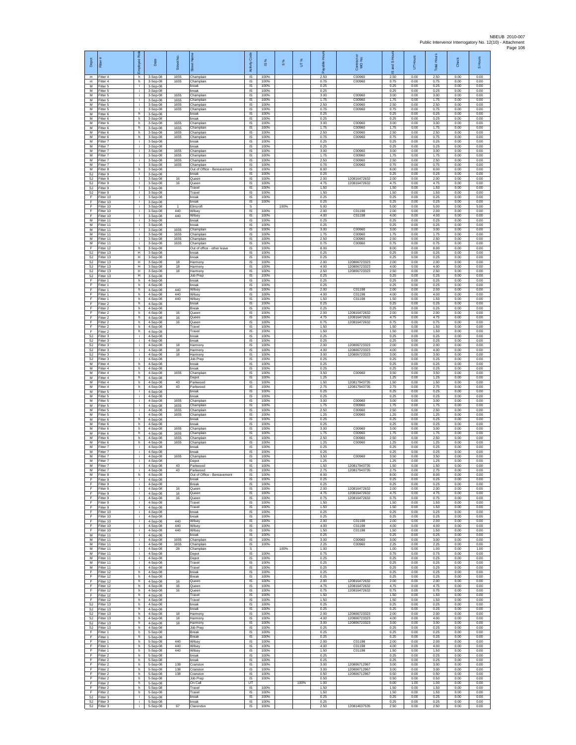NBEUB 2010-007
Public Intervenor Interrogatory No. 12(10) - Attachment

| Depot | Fitter # | Employee Role | Date | Street No. | Street Name | Activity Code | IS % | S % | UT % | Payable Hours | Contractor or WO No. | IS and S Hours | UT Hours | Total Hours | Check | S Hours |
|---|---|---|---|---|---|---|---|---|---|---|---|---|---|---|---|---|
| m | Fitter 4 | h | 3-Sep-08 | 1655 | Champlain | IS | 100% | | | 2.50 | C00960 | 2.50 | 0.00 | 2.50 | 0.00 | 0.00 |
| m | Fitter 4 | h | 3-Sep-08 | 1655 | Champlain | IS | 100% | | | 0.75 | C00960 | 0.75 | 0.00 | 0.75 | 0.00 | 0.00 |
| M | Fitter 5 | i | 3-Sep-08 | | break | IS | 100% | | | 0.25 | | 0.25 | 0.00 | 0.25 | 0.00 | 0.00 |
| M | Fitter 5 | i | 3-Sep-08 | | break | IS | 100% | | | 0.25 | | 0.25 | 0.00 | 0.25 | 0.00 | 0.00 |
| M | Fitter 5 | i | 3-Sep-08 | 1655 | Champlain | IS | 100% | | | 3.00 | C00960 | 3.00 | 0.00 | 3.00 | 0.00 | 0.00 |
| M | Fitter 5 | i | 3-Sep-08 | 1655 | Champlain | IS | 100% | | | 1.75 | C00960 | 1.75 | 0.00 | 1.75 | 0.00 | 0.00 |
| M | Fitter 5 | i | 3-Sep-08 | 1655 | Champlain | IS | 100% | | | 2.50 | C00960 | 2.50 | 0.00 | 2.50 | 0.00 | 0.00 |
| M | Fitter 5 | i | 3-Sep-08 | 1655 | Champlain | IS | 100% | | | 0.75 | C00960 | 0.75 | 0.00 | 0.75 | 0.00 | 0.00 |
| M | Fitter 6 | h | 3-Sep-08 | | break | IS | 100% | | | 0.25 | | 0.25 | 0.00 | 0.25 | 0.00 | 0.00 |
| M | Fitter 6 | h | 3-Sep-08 | | break | IS | 100% | | | 0.25 | | 0.25 | 0.00 | 0.25 | 0.00 | 0.00 |
| M | Fitter 6 | h | 3-Sep-08 | 1655 | Champlain | IS | 100% | | | 3.00 | C00960 | 3.00 | 0.00 | 3.00 | 0.00 | 0.00 |
| M | Fitter 6 | h | 3-Sep-08 | 1655 | Champlain | IS | 100% | | | 1.75 | C00960 | 1.75 | 0.00 | 1.75 | 0.00 | 0.00 |
| M | Fitter 6 | h | 3-Sep-08 | 1655 | Champlain | IS | 100% | | | 2.50 | C00960 | 2.50 | 0.00 | 2.50 | 0.00 | 0.00 |
| M | Fitter 6 | h | 3-Sep-08 | 1655 | Champlain | IS | 100% | | | 0.75 | C00960 | 0.75 | 0.00 | 0.75 | 0.00 | 0.00 |
| M | Fitter 7 | i | 3-Sep-08 | | break | IS | 100% | | | 0.25 | | 0.25 | 0.00 | 0.25 | 0.00 | 0.00 |
| M | Fitter 7 | i | 3-Sep-08 | | break | IS | 100% | | | 0.25 | | 0.25 | 0.00 | 0.25 | 0.00 | 0.00 |
| M | Fitter 7 | i | 3-Sep-08 | 1655 | Champlain | IS | 100% | | | 3.00 | C00960 | 3.00 | 0.00 | 3.00 | 0.00 | 0.00 |
| M | Fitter 7 | i | 3-Sep-08 | 1655 | Champlain | IS | 100% | | | 1.75 | C00960 | 1.75 | 0.00 | 1.75 | 0.00 | 0.00 |
| M | Fitter 7 | i | 3-Sep-08 | 1655 | Champlain | IS | 100% | | | 2.50 | C00960 | 2.50 | 0.00 | 2.50 | 0.00 | 0.00 |
| M | Fitter 7 | i | 3-Sep-08 | 1655 | Champlain | IS | 100% | | | 0.75 | C00960 | 0.75 | 0.00 | 0.75 | 0.00 | 0.00 |
| M | Fitter 8 | h | 3-Sep-08 | | Out of Office - Bereavement | IS | 100% | | | 8.00 | | 8.00 | 0.00 | 8.00 | 0.00 | 0.00 |
| SJ | Fitter 9 | i | 3-Sep-08 | | break | IS | 100% | | | 0.25 | | 0.25 | 0.00 | 0.25 | 0.00 | 0.00 |
| SJ | Fitter 9 | i | 3-Sep-08 | 16 | Queen | IS | 100% | | | 2.00 | 120816472632 | 2.00 | 0.00 | 2.00 | 0.00 | 0.00 |
| SJ | Fitter 9 | i | 3-Sep-08 | 16 | Queen | IS | 100% | | | 4.75 | 120816472632 | 4.75 | 0.00 | 4.75 | 0.00 | 0.00 |
| SJ | Fitter 9 | i | 3-Sep-08 | | Travel | IS | 100% | | | 1.50 | | 1.50 | 0.00 | 1.50 | 0.00 | 0.00 |
| SJ | Fitter 9 | i | 3-Sep-08 | | Travel | IS | 100% | | | 1.50 | | 1.50 | 0.00 | 1.50 | 0.00 | 0.00 |
| F | Fitter 10 | i | 3-Sep-08 | | break | IS | 100% | | | 0.25 | | 0.25 | 0.00 | 0.25 | 0.00 | 0.00 |
| F | Fitter 10 | i | 3-Sep-08 | | break | IS | 100% | | | 0.25 | | 0.25 | 0.00 | 0.25 | 0.00 | 0.00 |
| F | Fitter 10 | i | 3-Sep-08 | 1 | Elmcroft | S | | 100% | | 5.00 | | 5.00 | 0.00 | 5.00 | 0.00 | 5.00 |
| F | Fitter 10 | i | 3-Sep-08 | 440 | Wilsey | IS | 100% | | | 2.00 | C01198 | 2.00 | 0.00 | 2.00 | 0.00 | 0.00 |
| F | Fitter 10 | i | 3-Sep-08 | 440 | Wilsey | IS | 100% | | | 4.00 | C01198 | 4.00 | 0.00 | 4.00 | 0.00 | 0.00 |
| M | Fitter 11 | i | 3-Sep-08 | | break | IS | 100% | | | 0.25 | | 0.25 | 0.00 | 0.25 | 0.00 | 0.00 |
| M | Fitter 11 | i | 3-Sep-08 | | break | IS | 100% | | | 0.25 | | 0.25 | 0.00 | 0.25 | 0.00 | 0.00 |
| M | Fitter 11 | i | 3-Sep-08 | 1655 | Champlain | IS | 100% | | | 3.00 | C00960 | 3.00 | 0.00 | 3.00 | 0.00 | 0.00 |
| M | Fitter 11 | i | 3-Sep-08 | 1655 | Champlain | IS | 100% | | | 1.75 | C00960 | 1.75 | 0.00 | 1.75 | 0.00 | 0.00 |
| M | Fitter 11 | i | 3-Sep-08 | 1655 | Champlain | IS | 100% | | | 2.50 | C00960 | 2.50 | 0.00 | 2.50 | 0.00 | 0.00 |
| M | Fitter 11 | i | 3-Sep-08 | 1655 | Champlain | IS | 100% | | | 0.75 | C00960 | 0.75 | 0.00 | 0.75 | 0.00 | 0.00 |
| F | Fitter 12 | h | 3-Sep-08 | | Out of office - other leave | IS | 100% | | | 8.00 | | 8.00 | 0.00 | 8.00 | 0.00 | 0.00 |
| SJ | Fitter 13 | H | 3-Sep-08 | | break | IS | 100% | | | 0.25 | | 0.25 | 0.00 | 0.25 | 0.00 | 0.00 |
| SJ | Fitter 13 | H | 3-Sep-08 | | break | IS | 100% | | | 0.25 | | 0.25 | 0.00 | 0.25 | 0.00 | 0.00 |
| SJ | Fitter 13 | H | 3-Sep-08 | 18 | Harmony | IS | 100% | | | 2.00 | 120806723323 | 2.00 | 0.00 | 2.00 | 0.00 | 0.00 |
| SJ | Fitter 13 | H | 3-Sep-08 | 18 | Harmony | IS | 100% | | | 4.00 | 120806723323 | 4.00 | 0.00 | 4.00 | 0.00 | 0.00 |
| SJ | Fitter 13 | H | 3-Sep-08 | 18 | Harmony | IS | 100% | | | 2.50 | 120806723323 | 2.50 | 0.00 | 2.50 | 0.00 | 0.00 |
| SJ | Fitter 13 | H | 3-Sep-08 | | Job Prep | IS | 100% | | | 0.25 | | 0.25 | 0.00 | 0.25 | 0.00 | 0.00 |
| F | Fitter 1 | h | 4-Sep-08 | | break | IS | 100% | | | 0.25 | | 0.25 | 0.00 | 0.25 | 0.00 | 0.00 |
| F | Fitter 1 | h | 4-Sep-08 | | break | IS | 100% | | | 0.25 | | 0.25 | 0.00 | 0.25 | 0.00 | 0.00 |
| F | Fitter 1 | h | 4-Sep-08 | 440 | Wilsey | IS | 100% | | | 2.00 | C01198 | 2.00 | 0.00 | 2.00 | 0.00 | 0.00 |
| F | Fitter 1 | h | 4-Sep-08 | 440 | Wilsey | IS | 100% | | | 4.00 | C01198 | 4.00 | 0.00 | 4.00 | 0.00 | 0.00 |
| F | Fitter 1 | h | 4-Sep-08 | 440 | Wilsey | IS | 100% | | | 1.50 | C01198 | 1.50 | 0.00 | 1.50 | 0.00 | 0.00 |
| F | Fitter 2 | h | 4-Sep-08 | | break | IS | 100% | | | 0.25 | | 0.25 | 0.00 | 0.25 | 0.00 | 0.00 |
| F | Fitter 2 | h | 4-Sep-08 | | Break | IS | 100% | | | 0.25 | | 0.25 | 0.00 | 0.25 | 0.00 | 0.00 |
| F | Fitter 2 | h | 4-Sep-08 | 16 | Queen | IS | 100% | | | 2.00 | 120816472632 | 2.00 | 0.00 | 2.00 | 0.00 | 0.00 |
| F | Fitter 2 | h | 4-Sep-08 | 16 | Queen | IS | 100% | | | 4.75 | 120816472632 | 4.75 | 0.00 | 4.75 | 0.00 | 0.00 |
| F | Fitter 2 | h | 4-Sep-08 | 16 | Queen | IS | 100% | | | 0.75 | 120816472632 | 0.75 | 0.00 | 0.75 | 0.00 | 0.00 |
| F | Fitter 2 | h | 4-Sep-08 | | Travel | IS | 100% | | | 1.50 | | 1.50 | 0.00 | 1.50 | 0.00 | 0.00 |
| F | Fitter 2 | h | 4-Sep-08 | | Travel | IS | 100% | | | 1.50 | | 1.50 | 0.00 | 1.50 | 0.00 | 0.00 |
| SJ | Fitter 3 | i | 4-Sep-08 | | break | IS | 100% | | | 0.25 | | 0.25 | 0.00 | 0.25 | 0.00 | 0.00 |
| SJ | Fitter 3 | i | 4-Sep-08 | | break | IS | 100% | | | 0.25 | | 0.25 | 0.00 | 0.25 | 0.00 | 0.00 |
| SJ | Fitter 3 | i | 4-Sep-08 | 18 | Harmony | IS | 100% | | | 2.00 | 120806723323 | 2.00 | 0.00 | 2.00 | 0.00 | 0.00 |
| SJ | Fitter 3 | i | 4-Sep-08 | 18 | Harmony | IS | 100% | | | 4.00 | 120806723323 | 4.00 | 0.00 | 4.00 | 0.00 | 0.00 |
| SJ | Fitter 3 | i | 4-Sep-08 | 18 | Harmony | IS | 100% | | | 3.00 | 120806723323 | 3.00 | 0.00 | 3.00 | 0.00 | 0.00 |
| SJ | Fitter 3 | i | 4-Sep-08 | | Job Prep | IS | 100% | | | 0.25 | | 0.25 | 0.00 | 0.25 | 0.00 | 0.00 |
| M | Fitter 4 | h | 4-Sep-08 | | break | IS | 100% | | | 0.25 | | 0.25 | 0.00 | 0.25 | 0.00 | 0.00 |
| M | Fitter 4 | h | 4-Sep-08 | | break | IS | 100% | | | 0.25 | | 0.25 | 0.00 | 0.25 | 0.00 | 0.00 |
| M | Fitter 4 | h | 4-Sep-08 | 1655 | Champlain | IS | 100% | | | 3.50 | C00960 | 3.50 | 0.00 | 3.50 | 0.00 | 0.00 |
| M | Fitter 4 | h | 4-Sep-08 | | Depot | IS | 100% | | | 1.25 | | 1.25 | 0.00 | 1.25 | 0.00 | 0.00 |
| M | Fitter 4 | h | 4-Sep-08 | 43 | Parkwood | IS | 100% | | | 1.50 | 120817943735 | 1.50 | 0.00 | 1.50 | 0.00 | 0.00 |
| M | Fitter 4 | h | 4-Sep-08 | 43 | Parkwood | IS | 100% | | | 2.75 | 120817943735 | 2.75 | 0.00 | 2.75 | 0.00 | 0.00 |
| M | Fitter 5 | i | 4-Sep-08 | | break | IS | 100% | | | 0.25 | | 0.25 | 0.00 | 0.25 | 0.00 | 0.00 |
| M | Fitter 5 | i | 4-Sep-08 | | break | IS | 100% | | | 0.25 | | 0.25 | 0.00 | 0.25 | 0.00 | 0.00 |
| M | Fitter 5 | i | 4-Sep-08 | 1655 | Champlain | IS | 100% | | | 3.00 | C00960 | 3.00 | 0.00 | 3.00 | 0.00 | 0.00 |
| M | Fitter 5 | i | 4-Sep-08 | 1655 | Champlain | IS | 100% | | | 1.75 | C00960 | 1.75 | 0.00 | 1.75 | 0.00 | 0.00 |
| M | Fitter 5 | i | 4-Sep-08 | 1655 | Champlain | IS | 100% | | | 2.50 | C00960 | 2.50 | 0.00 | 2.50 | 0.00 | 0.00 |
| M | Fitter 5 | i | 4-Sep-08 | 1655 | Champlain | IS | 100% | | | 1.25 | C00960 | 1.25 | 0.00 | 1.25 | 0.00 | 0.00 |
| M | Fitter 6 | h | 4-Sep-08 | | break | IS | 100% | | | 0.25 | | 0.25 | 0.00 | 0.25 | 0.00 | 0.00 |
| M | Fitter 6 | h | 4-Sep-08 | | break | IS | 100% | | | 0.25 | | 0.25 | 0.00 | 0.25 | 0.00 | 0.00 |
| M | Fitter 6 | h | 4-Sep-08 | 1655 | Champlain | IS | 100% | | | 3.00 | C00960 | 3.00 | 0.00 | 3.00 | 0.00 | 0.00 |
| M | Fitter 6 | h | 4-Sep-08 | 1655 | Champlain | IS | 100% | | | 1.75 | C00960 | 1.75 | 0.00 | 1.75 | 0.00 | 0.00 |
| M | Fitter 6 | h | 4-Sep-08 | 1655 | Champlain | IS | 100% | | | 2.50 | C00960 | 2.50 | 0.00 | 2.50 | 0.00 | 0.00 |
| M | Fitter 6 | h | 4-Sep-08 | 1655 | Champlain | IS | 100% | | | 1.25 | C00960 | 1.25 | 0.00 | 1.25 | 0.00 | 0.00 |
| M | Fitter 7 | i | 4-Sep-08 | | break | IS | 100% | | | 0.25 | | 0.25 | 0.00 | 0.25 | 0.00 | 0.00 |
| M | Fitter 7 | i | 4-Sep-08 | | break | IS | 100% | | | 0.25 | | 0.25 | 0.00 | 0.25 | 0.00 | 0.00 |
| M | Fitter 7 | i | 4-Sep-08 | 1655 | Champlain | IS | 100% | | | 3.50 | C00960 | 3.50 | 0.00 | 3.50 | 0.00 | 0.00 |
| M | Fitter 7 | i | 4-Sep-08 | | Depot | IS | 100% | | | 1.25 | | 1.25 | 0.00 | 1.25 | 0.00 | 0.00 |
| M | Fitter 7 | i | 4-Sep-08 | 43 | Parkwood | IS | 100% | | | 1.50 | 120817943735 | 1.50 | 0.00 | 1.50 | 0.00 | 0.00 |
| M | Fitter 7 | i | 4-Sep-08 | 43 | Parkwood | IS | 100% | | | 2.75 | 120817943735 | 2.75 | 0.00 | 2.75 | 0.00 | 0.00 |
| M | Fitter 8 | h | 4-Sep-08 | | Out of Office - Bereavement | IS | 100% | | | 8.00 | | 8.00 | 0.00 | 8.00 | 0.00 | 0.00 |
| F | Fitter 9 | i | 4-Sep-08 | | break | IS | 100% | | | 0.25 | | 0.25 | 0.00 | 0.25 | 0.00 | 0.00 |
| F | Fitter 9 | i | 4-Sep-08 | | Break | IS | 100% | | | 0.25 | | 0.25 | 0.00 | 0.25 | 0.00 | 0.00 |
| F | Fitter 9 | i | 4-Sep-08 | 16 | Queen | IS | 100% | | | 2.00 | 120816472632 | 2.00 | 0.00 | 2.00 | 0.00 | 0.00 |
| F | Fitter 9 | i | 4-Sep-08 | 16 | Queen | IS | 100% | | | 4.75 | 120816472632 | 4.75 | 0.00 | 4.75 | 0.00 | 0.00 |
| F | Fitter 9 | i | 4-Sep-08 | 16 | Queen | IS | 100% | | | 0.75 | 120816472632 | 0.75 | 0.00 | 0.75 | 0.00 | 0.00 |
| F | Fitter 9 | i | 4-Sep-08 | | Travel | IS | 100% | | | 1.50 | | 1.50 | 0.00 | 1.50 | 0.00 | 0.00 |
| F | Fitter 9 | i | 4-Sep-08 | | Travel | IS | 100% | | | 1.50 | | 1.50 | 0.00 | 1.50 | 0.00 | 0.00 |
| F | Fitter 10 | i | 4-Sep-08 | | break | IS | 100% | | | 0.25 | | 0.25 | 0.00 | 0.25 | 0.00 | 0.00 |
| F | Fitter 10 | i | 4-Sep-08 | | break | IS | 100% | | | 0.25 | | 0.25 | 0.00 | 0.25 | 0.00 | 0.00 |
| F | Fitter 10 | i | 4-Sep-08 | 440 | Wilsey | IS | 100% | | | 2.00 | C01198 | 2.00 | 0.00 | 2.00 | 0.00 | 0.00 |
| F | Fitter 10 | i | 4-Sep-08 | 440 | Wilsey | IS | 100% | | | 4.00 | C01198 | 4.00 | 0.00 | 4.00 | 0.00 | 0.00 |
| F | Fitter 10 | i | 4-Sep-08 | 440 | Wilsey | IS | 100% | | | 1.50 | C01198 | 1.50 | 0.00 | 1.50 | 0.00 | 0.00 |
| M | Fitter 11 | i | 4-Sep-08 | | break | IS | 100% | | | 0.25 | | 0.25 | 0.00 | 0.25 | 0.00 | 0.00 |
| M | Fitter 11 | i | 4-Sep-08 | 1655 | Champlain | IS | 100% | | | 3.00 | C00960 | 3.00 | 0.00 | 3.00 | 0.00 | 0.00 |
| M | Fitter 11 | i | 4-Sep-08 | 1655 | Champlain | IS | 100% | | | 2.25 | C00960 | 2.25 | 0.00 | 2.25 | 0.00 | 0.00 |
| M | Fitter 11 | i | 4-Sep-08 | 28 | Champlain | S | | 100% | | 1.00 | | 1.00 | 0.00 | 1.00 | 0.00 | 1.00 |
| M | Fitter 11 | i | 4-Sep-08 | | Depot | IS | 100% | | | 0.75 | | 0.75 | 0.00 | 0.75 | 0.00 | 0.00 |
| M | Fitter 11 | i | 4-Sep-08 | | Depot | IS | 100% | | | 0.25 | | 0.25 | 0.00 | 0.25 | 0.00 | 0.00 |
| M | Fitter 11 | i | 4-Sep-08 | | Travel | IS | 100% | | | 0.25 | | 0.25 | 0.00 | 0.25 | 0.00 | 0.00 |
| M | Fitter 11 | i | 4-Sep-08 | | Travel | IS | 100% | | | 0.25 | | 0.25 | 0.00 | 0.25 | 0.00 | 0.00 |
| F | Fitter 12 | h | 4-Sep-08 | | break | IS | 100% | | | 0.25 | | 0.25 | 0.00 | 0.25 | 0.00 | 0.00 |
| F | Fitter 12 | h | 4-Sep-08 | | Break | IS | 100% | | | 0.25 | | 0.25 | 0.00 | 0.25 | 0.00 | 0.00 |
| F | Fitter 12 | h | 4-Sep-08 | 16 | Queen | IS | 100% | | | 2.00 | 120816472632 | 2.00 | 0.00 | 2.00 | 0.00 | 0.00 |
| F | Fitter 12 | h | 4-Sep-08 | 16 | Queen | IS | 100% | | | 4.75 | 120816472632 | 4.75 | 0.00 | 4.75 | 0.00 | 0.00 |
| F | Fitter 12 | h | 4-Sep-08 | 16 | Queen | IS | 100% | | | 0.75 | 120816472632 | 0.75 | 0.00 | 0.75 | 0.00 | 0.00 |
| F | Fitter 12 | h | 4-Sep-08 | | Travel | IS | 100% | | | 1.50 | | 1.50 | 0.00 | 1.50 | 0.00 | 0.00 |
| F | Fitter 12 | h | 4-Sep-08 | | Travel | IS | 100% | | | 1.50 | | 1.50 | 0.00 | 1.50 | 0.00 | 0.00 |
| SJ | Fitter 13 | h | 4-Sep-08 | | break | IS | 100% | | | 0.25 | | 0.25 | 0.00 | 0.25 | 0.00 | 0.00 |
| SJ | Fitter 13 | h | 4-Sep-08 | | break | IS | 100% | | | 0.25 | | 0.25 | 0.00 | 0.25 | 0.00 | 0.00 |
| SJ | Fitter 13 | h | 4-Sep-08 | 18 | Harmony | IS | 100% | | | 2.00 | 120806723323 | 2.00 | 0.00 | 2.00 | 0.00 | 0.00 |
| SJ | Fitter 13 | h | 4-Sep-08 | 18 | Harmony | IS | 100% | | | 4.00 | 120806723323 | 4.00 | 0.00 | 4.00 | 0.00 | 0.00 |
| SJ | Fitter 13 | h | 4-Sep-08 | 18 | Harmony | IS | 100% | | | 3.00 | 120806723323 | 3.00 | 0.00 | 3.00 | 0.00 | 0.00 |
| SJ | Fitter 13 | h | 4-Sep-08 | | Job Prep | IS | 100% | | | 0.25 | | 0.25 | 0.00 | 0.25 | 0.00 | 0.00 |
| F | Fitter 1 | h | 5-Sep-08 | | Break | IS | 100% | | | 0.25 | | 0.25 | 0.00 | 0.25 | 0.00 | 0.00 |
| F | Fitter 1 | h | 5-Sep-08 | | Break | IS | 100% | | | 0.25 | | 0.25 | 0.00 | 0.25 | 0.00 | 0.00 |
| F | Fitter 1 | h | 5-Sep-08 | 440 | Wilsey | IS | 100% | | | 2.00 | C01198 | 2.00 | 0.00 | 2.00 | 0.00 | 0.00 |
| F | Fitter 1 | h | 5-Sep-08 | 440 | Wilsey | IS | 100% | | | 4.00 | C01198 | 4.00 | 0.00 | 4.00 | 0.00 | 0.00 |
| F | Fitter 1 | h | 5-Sep-08 | 440 | Wilsey | IS | 100% | | | 1.50 | C01198 | 1.50 | 0.00 | 1.50 | 0.00 | 0.00 |
| F | Fitter 2 | h | 5-Sep-08 | | break | IS | 100% | | | 0.25 | | 0.25 | 0.00 | 0.25 | 0.00 | 0.00 |
| F | Fitter 2 | h | 5-Sep-08 | | break | IS | 100% | | | 0.25 | | 0.25 | 0.00 | 0.25 | 0.00 | 0.00 |
| F | Fitter 2 | h | 5-Sep-08 | 138 | Cranston | IS | 100% | | | 3.00 | 120806712967 | 3.00 | 0.00 | 3.00 | 0.00 | 0.00 |
| F | Fitter 2 | h | 5-Sep-08 | 138 | Cranston | IS | 100% | | | 3.00 | 120806712967 | 3.00 | 0.00 | 3.00 | 0.00 | 0.00 |
| F | Fitter 2 | h | 5-Sep-08 | 138 | Cranston | IS | 100% | | | 0.50 | 120806712967 | 0.50 | 0.00 | 0.50 | 0.00 | 0.00 |
| F | Fitter 2 | h | 5-Sep-08 | | Job Prep | IS | 100% | | | 0.50 | | 0.50 | 0.00 | 0.50 | 0.00 | 0.00 |
| F | Fitter 2 | h | 5-Sep-08 | | On Call | UT | | | 100% | 1.00 | | 0.00 | 1.00 | 1.00 | 0.00 | 0.00 |
| F | Fitter 2 | h | 5-Sep-08 | | Travel | IS | 100% | | | 1.50 | | 1.50 | 0.00 | 1.50 | 0.00 | 0.00 |
| F | Fitter 2 | h | 5-Sep-08 | | Travel | IS | 100% | | | 1.50 | | 1.50 | 0.00 | 1.50 | 0.00 | 0.00 |
| SJ | Fitter 3 | i | 5-Sep-08 | | break | IS | 100% | | | 0.25 | | 0.25 | 0.00 | 0.25 | 0.00 | 0.00 |
| SJ | Fitter 3 | i | 5-Sep-08 | | break | IS | 100% | | | 0.25 | | 0.25 | 0.00 | 0.25 | 0.00 | 0.00 |
| SJ | Fitter 3 | i | 5-Sep-08 | 67 | Clarendon | IS | 100% | | | 2.50 | 120814637535 | 2.50 | 0.00 | 2.50 | 0.00 | 0.00 |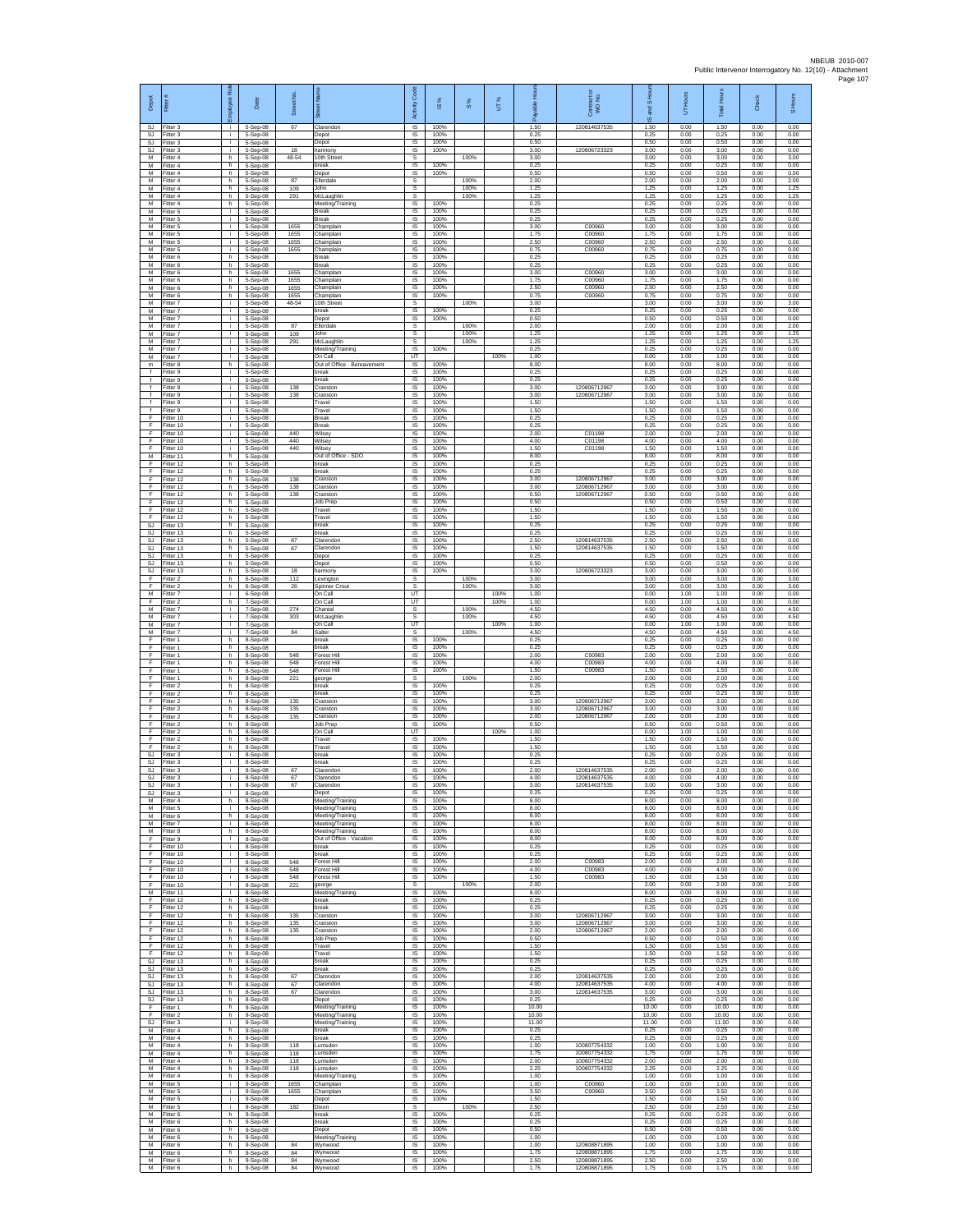| Depot | Fitter # | Employee Role | Date | Street No. | Street Name | Activity Code | IS % | S % | UT % | Payable Hours | Contract or WO No. | IS and S Hours | UT Hours | Total Hours | Check | S Hours |
|---|---|---|---|---|---|---|---|---|---|---|---|---|---|---|---|---|
| SJ | Fitter 3 | i | 5-Sep-08 | 67 | Clarendon | IS | 100% | | | 1.50 | 120814637535 | 1.50 | 0.00 | 1.50 | 0.00 | 0.00 |
| SJ | Fitter 3 | i | 5-Sep-08 | | Depot | IS | 100% | | | 0.25 | | 0.25 | 0.00 | 0.25 | 0.00 | 0.00 |
| SJ | Fitter 3 | i | 5-Sep-08 | | Depot | IS | 100% | | | 0.50 | | 0.50 | 0.00 | 0.50 | 0.00 | 0.00 |
| SJ | Fitter 3 | i | 5-Sep-08 | 18 | harmony | IS | 100% | | | 3.00 | 120806723323 | 3.00 | 0.00 | 3.00 | 0.00 | 0.00 |
| M | Fitter 4 | h | 5-Sep-08 | 48-54 | 10th Street | S | | 100% | | 3.00 | | 3.00 | 0.00 | 3.00 | 0.00 | 3.00 |
| M | Fitter 4 | h | 5-Sep-08 | | break | IS | 100% | | | 0.25 | | 0.25 | 0.00 | 0.25 | 0.00 | 0.00 |
| M | Fitter 4 | h | 5-Sep-08 | | Depot | IS | 100% | | | 0.50 | | 0.50 | 0.00 | 0.50 | 0.00 | 0.00 |
| M | Fitter 4 | h | 5-Sep-08 | 87 | Ellerdale | S | | 100% | | 2.00 | | 2.00 | 0.00 | 2.00 | 0.00 | 2.00 |
| M | Fitter 4 | h | 5-Sep-08 | 109 | John | S | | 100% | | 1.25 | | 1.25 | 0.00 | 1.25 | 0.00 | 1.25 |
| M | Fitter 4 | h | 5-Sep-08 | 291 | McLaughlin | S | | 100% | | 1.25 | | 1.25 | 0.00 | 1.25 | 0.00 | 1.25 |
| M | Fitter 4 | h | 5-Sep-08 | | Meeting/Training | IS | 100% | | | 0.25 | | 0.25 | 0.00 | 0.25 | 0.00 | 0.00 |
| M | Fitter 5 | i | 5-Sep-08 | | Break | IS | 100% | | | 0.25 | | 0.25 | 0.00 | 0.25 | 0.00 | 0.00 |
| M | Fitter 5 | i | 5-Sep-08 | | Break | IS | 100% | | | 0.25 | | 0.25 | 0.00 | 0.25 | 0.00 | 0.00 |
| M | Fitter 5 | i | 5-Sep-08 | 1655 | Champlain | IS | 100% | | | 3.00 | C00960 | 3.00 | 0.00 | 3.00 | 0.00 | 0.00 |
| M | Fitter 5 | i | 5-Sep-08 | 1655 | Champlain | IS | 100% | | | 1.75 | C00960 | 1.75 | 0.00 | 1.75 | 0.00 | 0.00 |
| M | Fitter 5 | i | 5-Sep-08 | 1655 | Champlain | IS | 100% | | | 2.50 | C00960 | 2.50 | 0.00 | 2.50 | 0.00 | 0.00 |
| M | Fitter 5 | i | 5-Sep-08 | 1655 | Champlain | IS | 100% | | | 0.75 | C00960 | 0.75 | 0.00 | 0.75 | 0.00 | 0.00 |
| M | Fitter 6 | h | 5-Sep-08 | | Break | IS | 100% | | | 0.25 | | 0.25 | 0.00 | 0.25 | 0.00 | 0.00 |
| M | Fitter 6 | h | 5-Sep-08 | | Break | IS | 100% | | | 0.25 | | 0.25 | 0.00 | 0.25 | 0.00 | 0.00 |
| M | Fitter 6 | h | 5-Sep-08 | 1655 | Champlain | IS | 100% | | | 3.00 | C00960 | 3.00 | 0.00 | 3.00 | 0.00 | 0.00 |
| M | Fitter 6 | h | 5-Sep-08 | 1655 | Champlain | IS | 100% | | | 1.75 | C00960 | 1.75 | 0.00 | 1.75 | 0.00 | 0.00 |
| M | Fitter 6 | h | 5-Sep-08 | 1655 | Champlain | IS | 100% | | | 2.50 | C00960 | 2.50 | 0.00 | 2.50 | 0.00 | 0.00 |
| M | Fitter 6 | h | 5-Sep-08 | 1655 | Champlain | IS | 100% | | | 0.75 | C00960 | 0.75 | 0.00 | 0.75 | 0.00 | 0.00 |
| M | Fitter 7 | i | 5-Sep-08 | 48-54 | 10th Street | S | | 100% | | 3.00 | | 3.00 | 0.00 | 3.00 | 0.00 | 3.00 |
| M | Fitter 7 | i | 5-Sep-08 | | break | IS | 100% | | | 0.25 | | 0.25 | 0.00 | 0.25 | 0.00 | 0.00 |
| M | Fitter 7 | i | 5-Sep-08 | | Depot | IS | 100% | | | 0.50 | | 0.50 | 0.00 | 0.50 | 0.00 | 0.00 |
| M | Fitter 7 | i | 5-Sep-08 | 87 | Ellerdale | S | | 100% | | 2.00 | | 2.00 | 0.00 | 2.00 | 0.00 | 2.00 |
| M | Fitter 7 | i | 5-Sep-08 | 109 | John | S | | 100% | | 1.25 | | 1.25 | 0.00 | 1.25 | 0.00 | 1.25 |
| M | Fitter 7 | i | 5-Sep-08 | 291 | McLaughlin | S | | 100% | | 1.25 | | 1.25 | 0.00 | 1.25 | 0.00 | 1.25 |
| M | Fitter 7 | i | 5-Sep-08 | | Meeting/Training | IS | 100% | | | 0.25 | | 0.25 | 0.00 | 0.25 | 0.00 | 0.00 |
| M | Fitter 7 | i | 5-Sep-08 | | On Call | UT | | | 100% | 1.00 | | 0.00 | 1.00 | 1.00 | 0.00 | 0.00 |
| m | Fitter 8 | h | 5-Sep-08 | | Out of Office - Bereavement | IS | 100% | | | 8.00 | | 8.00 | 0.00 | 8.00 | 0.00 | 0.00 |
| f | Fitter 9 | i | 5-Sep-08 | | break | IS | 100% | | | 0.25 | | 0.25 | 0.00 | 0.25 | 0.00 | 0.00 |
| f | Fitter 9 | i | 5-Sep-08 | | break | IS | 100% | | | 0.25 | | 0.25 | 0.00 | 0.25 | 0.00 | 0.00 |
| f | Fitter 9 | i | 5-Sep-08 | 138 | Cranston | IS | 100% | | | 3.00 | 120806712967 | 3.00 | 0.00 | 3.00 | 0.00 | 0.00 |
| f | Fitter 9 | i | 5-Sep-08 | 138 | Cranston | IS | 100% | | | 3.00 | 120806712967 | 3.00 | 0.00 | 3.00 | 0.00 | 0.00 |
| f | Fitter 9 | i | 5-Sep-08 | | Travel | IS | 100% | | | 1.50 | | 1.50 | 0.00 | 1.50 | 0.00 | 0.00 |
| f | Fitter 9 | i | 5-Sep-08 | | Travel | IS | 100% | | | 1.50 | | 1.50 | 0.00 | 1.50 | 0.00 | 0.00 |
| F | Fitter 10 | i | 5-Sep-08 | | Break | IS | 100% | | | 0.25 | | 0.25 | 0.00 | 0.25 | 0.00 | 0.00 |
| F | Fitter 10 | i | 5-Sep-08 | | Break | IS | 100% | | | 0.25 | | 0.25 | 0.00 | 0.25 | 0.00 | 0.00 |
| F | Fitter 10 | i | 5-Sep-08 | 440 | Wilsey | IS | 100% | | | 2.00 | C01198 | 2.00 | 0.00 | 2.00 | 0.00 | 0.00 |
| F | Fitter 10 | i | 5-Sep-08 | 440 | Wilsey | IS | 100% | | | 4.00 | C01198 | 4.00 | 0.00 | 4.00 | 0.00 | 0.00 |
| F | Fitter 10 | i | 5-Sep-08 | 440 | Wilsey | IS | 100% | | | 1.50 | C01198 | 1.50 | 0.00 | 1.50 | 0.00 | 0.00 |
| M | Fitter 11 | h | 5-Sep-08 | | Out of Office - SDO | IS | 100% | | | 8.00 | | 8.00 | 0.00 | 8.00 | 0.00 | 0.00 |
| F | Fitter 12 | h | 5-Sep-08 | | break | IS | 100% | | | 0.25 | | 0.25 | 0.00 | 0.25 | 0.00 | 0.00 |
| F | Fitter 12 | h | 5-Sep-08 | | break | IS | 100% | | | 0.25 | | 0.25 | 0.00 | 0.25 | 0.00 | 0.00 |
| F | Fitter 12 | h | 5-Sep-08 | 138 | Cranston | IS | 100% | | | 3.00 | 120806712967 | 3.00 | 0.00 | 3.00 | 0.00 | 0.00 |
| F | Fitter 12 | h | 5-Sep-08 | 138 | Cranston | IS | 100% | | | 3.00 | 120806712967 | 3.00 | 0.00 | 3.00 | 0.00 | 0.00 |
| F | Fitter 12 | h | 5-Sep-08 | 138 | Cranston | IS | 100% | | | 0.50 | 120806712967 | 0.50 | 0.00 | 0.50 | 0.00 | 0.00 |
| F | Fitter 12 | h | 5-Sep-08 | | Job Prep | IS | 100% | | | 0.50 | | 0.50 | 0.00 | 0.50 | 0.00 | 0.00 |
| F | Fitter 12 | h | 5-Sep-08 | | Travel | IS | 100% | | | 1.50 | | 1.50 | 0.00 | 1.50 | 0.00 | 0.00 |
| F | Fitter 12 | h | 5-Sep-08 | | Travel | IS | 100% | | | 1.50 | | 1.50 | 0.00 | 1.50 | 0.00 | 0.00 |
| SJ | Fitter 13 | h | 5-Sep-08 | | break | IS | 100% | | | 0.25 | | 0.25 | 0.00 | 0.25 | 0.00 | 0.00 |
| SJ | Fitter 13 | h | 5-Sep-08 | | break | IS | 100% | | | 0.25 | | 0.25 | 0.00 | 0.25 | 0.00 | 0.00 |
| SJ | Fitter 13 | h | 5-Sep-08 | 67 | Clarendon | IS | 100% | | | 2.50 | 120814637535 | 2.50 | 0.00 | 2.50 | 0.00 | 0.00 |
| SJ | Fitter 13 | h | 5-Sep-08 | 67 | Clarendon | IS | 100% | | | 1.50 | 120814637535 | 1.50 | 0.00 | 1.50 | 0.00 | 0.00 |
| SJ | Fitter 13 | h | 5-Sep-08 | | Depot | IS | 100% | | | 0.25 | | 0.25 | 0.00 | 0.25 | 0.00 | 0.00 |
| SJ | Fitter 13 | h | 5-Sep-08 | | Depot | IS | 100% | | | 0.50 | | 0.50 | 0.00 | 0.50 | 0.00 | 0.00 |
| SJ | Fitter 13 | h | 5-Sep-08 | 18 | harmony | IS | 100% | | | 3.00 | 120806723323 | 3.00 | 0.00 | 3.00 | 0.00 | 0.00 |
| F | Fitter 2 | h | 6-Sep-08 | 112 | Lexington | S | | 100% | | 3.00 | | 3.00 | 0.00 | 3.00 | 0.00 | 3.00 |
| F | Fitter 2 | h | 6-Sep-08 | 26 | Spinner Crout | S | | 100% | | 3.00 | | 3.00 | 0.00 | 3.00 | 0.00 | 3.00 |
| M | Fitter 7 | i | 6-Sep-08 | | On Call | UT | | | 100% | 1.00 | | 0.00 | 1.00 | 1.00 | 0.00 | 0.00 |
| F | Fitter 2 | h | 7-Sep-08 | | On Call | UT | | | 100% | 1.00 | | 0.00 | 1.00 | 1.00 | 0.00 | 0.00 |
| M | Fitter 7 | i | 7-Sep-08 | 274 | Chantal | S | | 100% | | 4.50 | | 4.50 | 0.00 | 4.50 | 0.00 | 4.50 |
| M | Fitter 7 | i | 7-Sep-08 | 303 | McLaughlin | S | | 100% | | 4.50 | | 4.50 | 0.00 | 4.50 | 0.00 | 4.50 |
| M | Fitter 7 | i | 7-Sep-08 | | On Call | UT | | | 100% | 1.00 | | 0.00 | 1.00 | 1.00 | 0.00 | 0.00 |
| M | Fitter 7 | i | 7-Sep-08 | 84 | Salter | S | | 100% | | 4.50 | | 4.50 | 0.00 | 4.50 | 0.00 | 4.50 |
| F | Fitter 1 | h | 8-Sep-08 | | break | IS | 100% | | | 0.25 | | 0.25 | 0.00 | 0.25 | 0.00 | 0.00 |
| F | Fitter 1 | h | 8-Sep-08 | | break | IS | 100% | | | 0.25 | | 0.25 | 0.00 | 0.25 | 0.00 | 0.00 |
| F | Fitter 1 | h | 8-Sep-08 | 548 | Forest Hill | IS | 100% | | | 2.00 | C00983 | 2.00 | 0.00 | 2.00 | 0.00 | 0.00 |
| F | Fitter 1 | h | 8-Sep-08 | 548 | Forest Hill | IS | 100% | | | 4.00 | C00983 | 4.00 | 0.00 | 4.00 | 0.00 | 0.00 |
| F | Fitter 1 | h | 8-Sep-08 | 548 | Forest Hill | IS | 100% | | | 1.50 | C00983 | 1.50 | 0.00 | 1.50 | 0.00 | 0.00 |
| F | Fitter 1 | h | 8-Sep-08 | 221 | george | S | | 100% | | 2.00 | | 2.00 | 0.00 | 2.00 | 0.00 | 2.00 |
| F | Fitter 2 | h | 8-Sep-08 | | break | IS | 100% | | | 0.25 | | 0.25 | 0.00 | 0.25 | 0.00 | 0.00 |
| F | Fitter 2 | h | 8-Sep-08 | | break | IS | 100% | | | 0.25 | | 0.25 | 0.00 | 0.25 | 0.00 | 0.00 |
| F | Fitter 2 | h | 8-Sep-08 | 135 | Cranston | IS | 100% | | | 3.00 | 120806712967 | 3.00 | 0.00 | 3.00 | 0.00 | 0.00 |
| F | Fitter 2 | h | 8-Sep-08 | 135 | Cranston | IS | 100% | | | 3.00 | 120806712967 | 3.00 | 0.00 | 3.00 | 0.00 | 0.00 |
| F | Fitter 2 | h | 8-Sep-08 | 135 | Cranston | IS | 100% | | | 2.00 | 120806712967 | 2.00 | 0.00 | 2.00 | 0.00 | 0.00 |
| F | Fitter 2 | h | 8-Sep-08 | | Job Prep | IS | 100% | | | 0.50 | | 0.50 | 0.00 | 0.50 | 0.00 | 0.00 |
| F | Fitter 2 | h | 8-Sep-08 | | On Call | UT | | | 100% | 1.00 | | 0.00 | 1.00 | 1.00 | 0.00 | 0.00 |
| F | Fitter 2 | h | 8-Sep-08 | | Travel | IS | 100% | | | 1.50 | | 1.50 | 0.00 | 1.50 | 0.00 | 0.00 |
| F | Fitter 2 | h | 8-Sep-08 | | Travel | IS | 100% | | | 1.50 | | 1.50 | 0.00 | 1.50 | 0.00 | 0.00 |
| SJ | Fitter 3 | i | 8-Sep-08 | | break | IS | 100% | | | 0.25 | | 0.25 | 0.00 | 0.25 | 0.00 | 0.00 |
| SJ | Fitter 3 | i | 8-Sep-08 | | break | IS | 100% | | | 0.25 | | 0.25 | 0.00 | 0.25 | 0.00 | 0.00 |
| SJ | Fitter 3 | i | 8-Sep-08 | 67 | Clarendon | IS | 100% | | | 2.00 | 120814637535 | 2.00 | 0.00 | 2.00 | 0.00 | 0.00 |
| SJ | Fitter 3 | i | 8-Sep-08 | 67 | Clarendon | IS | 100% | | | 4.00 | 120814637535 | 4.00 | 0.00 | 4.00 | 0.00 | 0.00 |
| SJ | Fitter 3 | i | 8-Sep-08 | 67 | Clarendon | IS | 100% | | | 3.00 | 120814637535 | 3.00 | 0.00 | 3.00 | 0.00 | 0.00 |
| SJ | Fitter 3 | i | 8-Sep-08 | | Depot | IS | 100% | | | 0.25 | | 0.25 | 0.00 | 0.25 | 0.00 | 0.00 |
| M | Fitter 4 | h | 8-Sep-08 | | Meeting/Training | IS | 100% | | | 8.00 | | 8.00 | 0.00 | 8.00 | 0.00 | 0.00 |
| M | Fitter 5 | i | 8-Sep-08 | | Meeting/Training | IS | 100% | | | 8.00 | | 8.00 | 0.00 | 8.00 | 0.00 | 0.00 |
| M | Fitter 6 | h | 8-Sep-08 | | Meeting/Training | IS | 100% | | | 8.00 | | 8.00 | 0.00 | 8.00 | 0.00 | 0.00 |
| M | Fitter 7 | i | 8-Sep-08 | | Meeting/Training | IS | 100% | | | 8.00 | | 8.00 | 0.00 | 8.00 | 0.00 | 0.00 |
| M | Fitter 8 | h | 8-Sep-08 | | Meeting/Training | IS | 100% | | | 8.00 | | 8.00 | 0.00 | 8.00 | 0.00 | 0.00 |
| F | Fitter 9 | i | 8-Sep-08 | | Out of Office - Vacation | IS | 100% | | | 8.00 | | 8.00 | 0.00 | 8.00 | 0.00 | 0.00 |
| F | Fitter 10 | i | 8-Sep-08 | | break | IS | 100% | | | 0.25 | | 0.25 | 0.00 | 0.25 | 0.00 | 0.00 |
| F | Fitter 10 | i | 8-Sep-08 | | break | IS | 100% | | | 0.25 | | 0.25 | 0.00 | 0.25 | 0.00 | 0.00 |
| F | Fitter 10 | i | 8-Sep-08 | 548 | Forest Hill | IS | 100% | | | 2.00 | C00983 | 2.00 | 0.00 | 2.00 | 0.00 | 0.00 |
| F | Fitter 10 | i | 8-Sep-08 | 548 | Forest Hill | IS | 100% | | | 4.00 | C00983 | 4.00 | 0.00 | 4.00 | 0.00 | 0.00 |
| F | Fitter 10 | i | 8-Sep-08 | 548 | Forest Hill | IS | 100% | | | 1.50 | C00983 | 1.50 | 0.00 | 1.50 | 0.00 | 0.00 |
| F | Fitter 10 | i | 8-Sep-08 | 221 | george | S | | 100% | | 2.00 | | 2.00 | 0.00 | 2.00 | 0.00 | 2.00 |
| M | Fitter 11 | i | 8-Sep-08 | | Meeting/Training | IS | 100% | | | 8.00 | | 8.00 | 0.00 | 8.00 | 0.00 | 0.00 |
| F | Fitter 12 | h | 8-Sep-08 | | break | IS | 100% | | | 0.25 | | 0.25 | 0.00 | 0.25 | 0.00 | 0.00 |
| F | Fitter 12 | h | 8-Sep-08 | | break | IS | 100% | | | 0.25 | | 0.25 | 0.00 | 0.25 | 0.00 | 0.00 |
| F | Fitter 12 | h | 8-Sep-08 | 135 | Cranston | IS | 100% | | | 3.00 | 120806712967 | 3.00 | 0.00 | 3.00 | 0.00 | 0.00 |
| F | Fitter 12 | h | 8-Sep-08 | 135 | Cranston | IS | 100% | | | 3.00 | 120806712967 | 3.00 | 0.00 | 3.00 | 0.00 | 0.00 |
| F | Fitter 12 | h | 8-Sep-08 | 135 | Cranston | IS | 100% | | | 2.00 | 120806712967 | 2.00 | 0.00 | 2.00 | 0.00 | 0.00 |
| F | Fitter 12 | h | 8-Sep-08 | | Job Prep | IS | 100% | | | 0.50 | | 0.50 | 0.00 | 0.50 | 0.00 | 0.00 |
| F | Fitter 12 | h | 8-Sep-08 | | Travel | IS | 100% | | | 1.50 | | 1.50 | 0.00 | 1.50 | 0.00 | 0.00 |
| F | Fitter 12 | h | 8-Sep-08 | | Travel | IS | 100% | | | 1.50 | | 1.50 | 0.00 | 1.50 | 0.00 | 0.00 |
| SJ | Fitter 13 | h | 8-Sep-08 | | break | IS | 100% | | | 0.25 | | 0.25 | 0.00 | 0.25 | 0.00 | 0.00 |
| SJ | Fitter 13 | h | 8-Sep-08 | | break | IS | 100% | | | 0.25 | | 0.25 | 0.00 | 0.25 | 0.00 | 0.00 |
| SJ | Fitter 13 | h | 8-Sep-08 | 67 | Clarendon | IS | 100% | | | 2.00 | 120814637535 | 2.00 | 0.00 | 2.00 | 0.00 | 0.00 |
| SJ | Fitter 13 | h | 8-Sep-08 | 67 | Clarendon | IS | 100% | | | 4.00 | 120814637535 | 4.00 | 0.00 | 4.00 | 0.00 | 0.00 |
| SJ | Fitter 13 | h | 8-Sep-08 | 67 | Clarendon | IS | 100% | | | 3.00 | 120814637535 | 3.00 | 0.00 | 3.00 | 0.00 | 0.00 |
| SJ | Fitter 13 | h | 8-Sep-08 | | Depot | IS | 100% | | | 0.25 | | 0.25 | 0.00 | 0.25 | 0.00 | 0.00 |
| F | Fitter 1 | h | 9-Sep-08 | | Meeting/Training | IS | 100% | | | 10.00 | | 10.00 | 0.00 | 10.00 | 0.00 | 0.00 |
| F | Fitter 2 | h | 9-Sep-08 | | Meeting/Training | IS | 100% | | | 10.00 | | 10.00 | 0.00 | 10.00 | 0.00 | 0.00 |
| SJ | Fitter 3 | i | 9-Sep-08 | | Meeting/Training | IS | 100% | | | 11.00 | | 11.00 | 0.00 | 11.00 | 0.00 | 0.00 |
| M | Fitter 4 | h | 9-Sep-08 | | break | IS | 100% | | | 0.25 | | 0.25 | 0.00 | 0.25 | 0.00 | 0.00 |
| M | Fitter 4 | h | 9-Sep-08 | | break | IS | 100% | | | 0.25 | | 0.25 | 0.00 | 0.25 | 0.00 | 0.00 |
| M | Fitter 4 | h | 9-Sep-08 | 118 | Lumsden | IS | 100% | | | 1.00 | 100807754332 | 1.00 | 0.00 | 1.00 | 0.00 | 0.00 |
| M | Fitter 4 | h | 9-Sep-08 | 118 | Lumsden | IS | 100% | | | 1.75 | 100807754332 | 1.75 | 0.00 | 1.75 | 0.00 | 0.00 |
| M | Fitter 4 | h | 9-Sep-08 | 118 | Lumsden | IS | 100% | | | 2.00 | 100807754332 | 2.00 | 0.00 | 2.00 | 0.00 | 0.00 |
| M | Fitter 4 | h | 9-Sep-08 | 118 | Lumsden | IS | 100% | | | 2.25 | 100807754332 | 2.25 | 0.00 | 2.25 | 0.00 | 0.00 |
| M | Fitter 4 | h | 9-Sep-08 | | Meeting/Training | IS | 100% | | | 1.00 | | 1.00 | 0.00 | 1.00 | 0.00 | 0.00 |
| M | Fitter 5 | i | 9-Sep-08 | 1655 | Champlain | IS | 100% | | | 1.00 | C00960 | 1.00 | 0.00 | 1.00 | 0.00 | 0.00 |
| M | Fitter 5 | i | 9-Sep-08 | 1655 | Champlain | IS | 100% | | | 3.50 | C00960 | 3.50 | 0.00 | 3.50 | 0.00 | 0.00 |
| M | Fitter 5 | i | 9-Sep-08 | | Depot | IS | 100% | | | 1.50 | | 1.50 | 0.00 | 1.50 | 0.00 | 0.00 |
| M | Fitter 5 | i | 9-Sep-08 | 182 | Dixon | S | | 100% | | 2.50 | | 2.50 | 0.00 | 2.50 | 0.00 | 2.50 |
| M | Fitter 6 | h | 9-Sep-08 | | break | IS | 100% | | | 0.25 | | 0.25 | 0.00 | 0.25 | 0.00 | 0.00 |
| M | Fitter 6 | h | 9-Sep-08 | | break | IS | 100% | | | 0.25 | | 0.25 | 0.00 | 0.25 | 0.00 | 0.00 |
| M | Fitter 6 | h | 9-Sep-08 | | Depot | IS | 100% | | | 0.50 | | 0.50 | 0.00 | 0.50 | 0.00 | 0.00 |
| M | Fitter 6 | h | 9-Sep-08 | | Meeting/Training | IS | 100% | | | 1.00 | | 1.00 | 0.00 | 1.00 | 0.00 | 0.00 |
| M | Fitter 6 | h | 9-Sep-08 | 84 | Wynwood | IS | 100% | | | 1.00 | 120808871895 | 1.00 | 0.00 | 1.00 | 0.00 | 0.00 |
| M | Fitter 6 | h | 9-Sep-08 | 84 | Wynwood | IS | 100% | | | 1.75 | 120808871895 | 1.75 | 0.00 | 1.75 | 0.00 | 0.00 |
| M | Fitter 6 | h | 9-Sep-08 | 84 | Wynwood | IS | 100% | | | 2.50 | 120808871895 | 2.50 | 0.00 | 2.50 | 0.00 | 0.00 |
| M | Fitter 6 | h | 9-Sep-08 | 84 | Wynwood | IS | 100% | | | 1.75 | 120808871895 | 1.75 | 0.00 | 1.75 | 0.00 | 0.00 |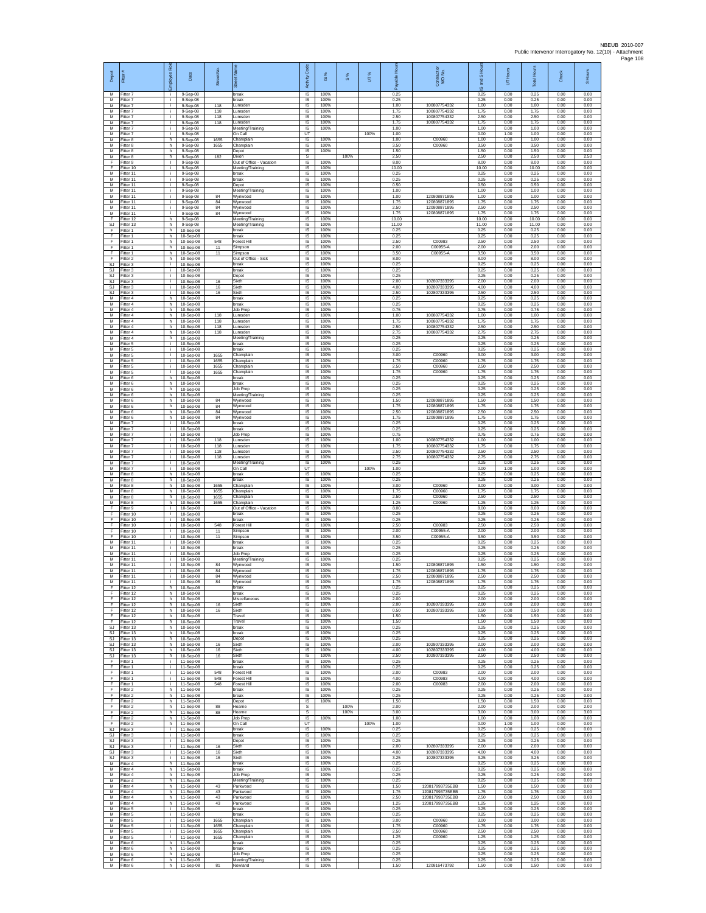| Depot | Fitter # | Employee Role | Date | Street No. | Street Name | Activity Code | IS % | S % | UT % | Payable Hours | Contract or WO No. | IS and S Hours | UT Hours | Total Hours | Check | S Hours |
|---|---|---|---|---|---|---|---|---|---|---|---|---|---|---|---|---|
| M | Fitter 7 | i | 9-Sep-08 | | break | IS | 100% | | | 0.25 | | 0.25 | 0.00 | 0.25 | 0.00 | 0.00 |
| M | Fitter 7 | i | 9-Sep-08 | | break | IS | 100% | | | 0.25 | | 0.25 | 0.00 | 0.25 | 0.00 | 0.00 |
| M | Fitter 7 | i | 9-Sep-08 | 118 | Lumsden | IS | 100% | | | 1.00 | 100807754332 | 1.00 | 0.00 | 1.00 | 0.00 | 0.00 |
| M | Fitter 7 | i | 9-Sep-08 | 118 | Lumsden | IS | 100% | | | 1.75 | 100807754332 | 1.75 | 0.00 | 1.75 | 0.00 | 0.00 |
| M | Fitter 7 | i | 9-Sep-08 | 118 | Lumsden | IS | 100% | | | 2.50 | 100807754332 | 2.50 | 0.00 | 2.50 | 0.00 | 0.00 |
| M | Fitter 7 | i | 9-Sep-08 | 118 | Lumsden | IS | 100% | | | 1.75 | 100807754332 | 1.75 | 0.00 | 1.75 | 0.00 | 0.00 |
| M | Fitter 7 | i | 9-Sep-08 | | Meeting/Training | IS | 100% | | | 1.00 | | 1.00 | 0.00 | 1.00 | 0.00 | 0.00 |
| M | Fitter 7 | i | 9-Sep-08 | | On Call | UT | | | 100% | 1.00 | | 0.00 | 1.00 | 1.00 | 0.00 | 0.00 |
| M | Fitter 8 | h | 9-Sep-08 | 1655 | Champlain | IS | 100% | | | 1.00 | C00960 | 1.00 | 0.00 | 1.00 | 0.00 | 0.00 |
| M | Fitter 8 | h | 9-Sep-08 | 1655 | Champlain | IS | 100% | | | 3.50 | C00960 | 3.50 | 0.00 | 3.50 | 0.00 | 0.00 |
| M | Fitter 8 | h | 9-Sep-08 | | Depot | IS | 100% | | | 1.50 | | 1.50 | 0.00 | 1.50 | 0.00 | 0.00 |
| M | Fitter 8 | h | 9-Sep-08 | 182 | Dixon | S | | 100% | | 2.50 | | 2.50 | 0.00 | 2.50 | 0.00 | 2.50 |
| F | Fitter 9 | i | 9-Sep-08 | | Out of Office - Vacation | IS | 100% | | | 8.00 | | 8.00 | 0.00 | 8.00 | 0.00 | 0.00 |
| F | Fitter 10 | i | 9-Sep-08 | | Meeting/Training | IS | 100% | | | 10.00 | | 10.00 | 0.00 | 10.00 | 0.00 | 0.00 |
| M | Fitter 11 | i | 9-Sep-08 | | break | IS | 100% | | | 0.25 | | 0.25 | 0.00 | 0.25 | 0.00 | 0.00 |
| M | Fitter 11 | i | 9-Sep-08 | | break | IS | 100% | | | 0.25 | | 0.25 | 0.00 | 0.25 | 0.00 | 0.00 |
| M | Fitter 11 | i | 9-Sep-08 | | Depot | IS | 100% | | | 0.50 | | 0.50 | 0.00 | 0.50 | 0.00 | 0.00 |
| M | Fitter 11 | i | 9-Sep-08 | | Meeting/Training | IS | 100% | | | 1.00 | | 1.00 | 0.00 | 1.00 | 0.00 | 0.00 |
| M | Fitter 11 | i | 9-Sep-08 | 84 | Wynwood | IS | 100% | | | 1.00 | 120808871895 | 1.00 | 0.00 | 1.00 | 0.00 | 0.00 |
| M | Fitter 11 | i | 9-Sep-08 | 84 | Wynwood | IS | 100% | | | 1.75 | 120808871895 | 1.75 | 0.00 | 1.75 | 0.00 | 0.00 |
| M | Fitter 11 | i | 9-Sep-08 | 84 | Wynwood | IS | 100% | | | 2.50 | 120808871895 | 2.50 | 0.00 | 2.50 | 0.00 | 0.00 |
| M | Fitter 11 | i | 9-Sep-08 | 84 | Wynwood | IS | 100% | | | 1.75 | 120808871895 | 1.75 | 0.00 | 1.75 | 0.00 | 0.00 |
| F | Fitter 12 | h | 9-Sep-08 | | Meeting/Training | IS | 100% | | | 10.00 | | 10.00 | 0.00 | 10.00 | 0.00 | 0.00 |
| SJ | Fitter 13 | h | 9-Sep-08 | | Meeting/Training | IS | 100% | | | 11.00 | | 11.00 | 0.00 | 11.00 | 0.00 | 0.00 |
| F | Fitter 1 | h | 10-Sep-08 | | break | IS | 100% | | | 0.25 | | 0.25 | 0.00 | 0.25 | 0.00 | 0.00 |
| F | Fitter 1 | h | 10-Sep-08 | | break | IS | 100% | | | 0.25 | | 0.25 | 0.00 | 0.25 | 0.00 | 0.00 |
| F | Fitter 1 | h | 10-Sep-08 | 548 | Forest Hill | IS | 100% | | | 2.50 | C00983 | 2.50 | 0.00 | 2.50 | 0.00 | 0.00 |
| F | Fitter 1 | h | 10-Sep-08 | 11 | Simpson | IS | 100% | | | 2.00 | C00955-A | 2.00 | 0.00 | 2.00 | 0.00 | 0.00 |
| F | Fitter 1 | h | 10-Sep-08 | 11 | Simpson | IS | 100% | | | 3.50 | C00955-A | 3.50 | 0.00 | 3.50 | 0.00 | 0.00 |
| F | Fitter 2 | h | 10-Sep-08 | | Out of Office - Sick | IS | 100% | | | 8.00 | | 8.00 | 0.00 | 8.00 | 0.00 | 0.00 |
| SJ | Fitter 3 | i | 10-Sep-08 | | break | IS | 100% | | | 0.25 | | 0.25 | 0.00 | 0.25 | 0.00 | 0.00 |
| SJ | Fitter 3 | i | 10-Sep-08 | | break | IS | 100% | | | 0.25 | | 0.25 | 0.00 | 0.25 | 0.00 | 0.00 |
| SJ | Fitter 3 | i | 10-Sep-08 | | Depot | IS | 100% | | | 0.25 | | 0.25 | 0.00 | 0.25 | 0.00 | 0.00 |
| SJ | Fitter 3 | i | 10-Sep-08 | 16 | Sixth | IS | 100% | | | 2.00 | 102807333395 | 2.00 | 0.00 | 2.00 | 0.00 | 0.00 |
| SJ | Fitter 3 | i | 10-Sep-08 | 16 | Sixth | IS | 100% | | | 4.00 | 102807333395 | 4.00 | 0.00 | 4.00 | 0.00 | 0.00 |
| SJ | Fitter 3 | i | 10-Sep-08 | 16 | Sixth | IS | 100% | | | 2.50 | 102807333395 | 2.50 | 0.00 | 2.50 | 0.00 | 0.00 |
| M | Fitter 4 | h | 10-Sep-08 | | break | IS | 100% | | | 0.25 | | 0.25 | 0.00 | 0.25 | 0.00 | 0.00 |
| M | Fitter 4 | h | 10-Sep-08 | | break | IS | 100% | | | 0.25 | | 0.25 | 0.00 | 0.25 | 0.00 | 0.00 |
| M | Fitter 4 | h | 10-Sep-08 | | Job Prep | IS | 100% | | | 0.75 | | 0.75 | 0.00 | 0.75 | 0.00 | 0.00 |
| M | Fitter 4 | h | 10-Sep-08 | 118 | Lumsden | IS | 100% | | | 1.00 | 100807754332 | 1.00 | 0.00 | 1.00 | 0.00 | 0.00 |
| M | Fitter 4 | h | 10-Sep-08 | 118 | Lumsden | IS | 100% | | | 1.75 | 100807754332 | 1.75 | 0.00 | 1.75 | 0.00 | 0.00 |
| M | Fitter 4 | h | 10-Sep-08 | 118 | Lumsden | IS | 100% | | | 2.50 | 100807754332 | 2.50 | 0.00 | 2.50 | 0.00 | 0.00 |
| M | Fitter 4 | h | 10-Sep-08 | 118 | Lumsden | IS | 100% | | | 2.75 | 100807754332 | 2.75 | 0.00 | 2.75 | 0.00 | 0.00 |
| M | Fitter 4 | h | 10-Sep-08 | | Meeting/Training | IS | 100% | | | 0.25 | | 0.25 | 0.00 | 0.25 | 0.00 | 0.00 |
| M | Fitter 5 | i | 10-Sep-08 | | break | IS | 100% | | | 0.25 | | 0.25 | 0.00 | 0.25 | 0.00 | 0.00 |
| M | Fitter 5 | i | 10-Sep-08 | | break | IS | 100% | | | 0.25 | | 0.25 | 0.00 | 0.25 | 0.00 | 0.00 |
| M | Fitter 5 | i | 10-Sep-08 | 1655 | Champlain | IS | 100% | | | 3.00 | C00960 | 3.00 | 0.00 | 3.00 | 0.00 | 0.00 |
| M | Fitter 5 | i | 10-Sep-08 | 1655 | Champlain | IS | 100% | | | 1.75 | C00960 | 1.75 | 0.00 | 1.75 | 0.00 | 0.00 |
| M | Fitter 5 | i | 10-Sep-08 | 1655 | Champlain | IS | 100% | | | 2.50 | C00960 | 2.50 | 0.00 | 2.50 | 0.00 | 0.00 |
| M | Fitter 5 | i | 10-Sep-08 | 1655 | Champlain | IS | 100% | | | 1.75 | C00960 | 1.75 | 0.00 | 1.75 | 0.00 | 0.00 |
| M | Fitter 6 | h | 10-Sep-08 | | break | IS | 100% | | | 0.25 | | 0.25 | 0.00 | 0.25 | 0.00 | 0.00 |
| M | Fitter 6 | h | 10-Sep-08 | | break | IS | 100% | | | 0.25 | | 0.25 | 0.00 | 0.25 | 0.00 | 0.00 |
| M | Fitter 6 | h | 10-Sep-08 | | Job Prep | IS | 100% | | | 0.25 | | 0.25 | 0.00 | 0.25 | 0.00 | 0.00 |
| M | Fitter 6 | h | 10-Sep-08 | | Meeting/Training | IS | 100% | | | 0.25 | | 0.25 | 0.00 | 0.25 | 0.00 | 0.00 |
| M | Fitter 6 | h | 10-Sep-08 | 84 | Wynwood | IS | 100% | | | 1.50 | 120808871895 | 1.50 | 0.00 | 1.50 | 0.00 | 0.00 |
| M | Fitter 6 | h | 10-Sep-08 | 84 | Wynwood | IS | 100% | | | 1.75 | 120808871895 | 1.75 | 0.00 | 1.75 | 0.00 | 0.00 |
| M | Fitter 6 | h | 10-Sep-08 | 84 | Wynwood | IS | 100% | | | 2.50 | 120808871895 | 2.50 | 0.00 | 2.50 | 0.00 | 0.00 |
| M | Fitter 6 | h | 10-Sep-08 | 84 | Wynwood | IS | 100% | | | 1.75 | 120808871895 | 1.75 | 0.00 | 1.75 | 0.00 | 0.00 |
| M | Fitter 7 | i | 10-Sep-08 | | break | IS | 100% | | | 0.25 | | 0.25 | 0.00 | 0.25 | 0.00 | 0.00 |
| M | Fitter 7 | i | 10-Sep-08 | | break | IS | 100% | | | 0.25 | | 0.25 | 0.00 | 0.25 | 0.00 | 0.00 |
| M | Fitter 7 | i | 10-Sep-08 | | Job Prep | IS | 100% | | | 0.75 | | 0.75 | 0.00 | 0.75 | 0.00 | 0.00 |
| M | Fitter 7 | i | 10-Sep-08 | 118 | Lumsden | IS | 100% | | | 1.00 | 100807754332 | 1.00 | 0.00 | 1.00 | 0.00 | 0.00 |
| M | Fitter 7 | i | 10-Sep-08 | 118 | Lumsden | IS | 100% | | | 1.75 | 100807754332 | 1.75 | 0.00 | 1.75 | 0.00 | 0.00 |
| M | Fitter 7 | i | 10-Sep-08 | 118 | Lumsden | IS | 100% | | | 2.50 | 100807754332 | 2.50 | 0.00 | 2.50 | 0.00 | 0.00 |
| M | Fitter 7 | i | 10-Sep-08 | 118 | Lumsden | IS | 100% | | | 2.75 | 100807754332 | 2.75 | 0.00 | 2.75 | 0.00 | 0.00 |
| M | Fitter 7 | i | 10-Sep-08 | | Meeting/Training | IS | 100% | | | 0.25 | | 0.25 | 0.00 | 0.25 | 0.00 | 0.00 |
| M | Fitter 7 | i | 10-Sep-08 | | On Call | UT | | | 100% | 1.00 | | 0.00 | 1.00 | 1.00 | 0.00 | 0.00 |
| M | Fitter 8 | h | 10-Sep-08 | | break | IS | 100% | | | 0.25 | | 0.25 | 0.00 | 0.25 | 0.00 | 0.00 |
| M | Fitter 8 | h | 10-Sep-08 | | break | IS | 100% | | | 0.25 | | 0.25 | 0.00 | 0.25 | 0.00 | 0.00 |
| M | Fitter 8 | h | 10-Sep-08 | 1655 | Champlain | IS | 100% | | | 3.00 | C00960 | 3.00 | 0.00 | 3.00 | 0.00 | 0.00 |
| M | Fitter 8 | h | 10-Sep-08 | 1655 | Champlain | IS | 100% | | | 1.75 | C00960 | 1.75 | 0.00 | 1.75 | 0.00 | 0.00 |
| M | Fitter 8 | h | 10-Sep-08 | 1655 | Champlain | IS | 100% | | | 2.50 | C00960 | 2.50 | 0.00 | 2.50 | 0.00 | 0.00 |
| M | Fitter 8 | h | 10-Sep-08 | 1655 | Champlain | IS | 100% | | | 1.25 | C00960 | 1.25 | 0.00 | 1.25 | 0.00 | 0.00 |
| F | Fitter 9 | i | 10-Sep-08 | | Out of Office - Vacation | IS | 100% | | | 8.00 | | 8.00 | 0.00 | 8.00 | 0.00 | 0.00 |
| F | Fitter 10 | i | 10-Sep-08 | | break | IS | 100% | | | 0.25 | | 0.25 | 0.00 | 0.25 | 0.00 | 0.00 |
| F | Fitter 10 | i | 10-Sep-08 | | break | IS | 100% | | | 0.25 | | 0.25 | 0.00 | 0.25 | 0.00 | 0.00 |
| F | Fitter 10 | i | 10-Sep-08 | 548 | Forest Hill | IS | 100% | | | 2.50 | C00983 | 2.50 | 0.00 | 2.50 | 0.00 | 0.00 |
| F | Fitter 10 | i | 10-Sep-08 | 11 | Simpson | IS | 100% | | | 2.00 | C00955-A | 2.00 | 0.00 | 2.00 | 0.00 | 0.00 |
| F | Fitter 10 | i | 10-Sep-08 | 11 | Simpson | IS | 100% | | | 3.50 | C00955-A | 3.50 | 0.00 | 3.50 | 0.00 | 0.00 |
| M | Fitter 11 | i | 10-Sep-08 | | break | IS | 100% | | | 0.25 | | 0.25 | 0.00 | 0.25 | 0.00 | 0.00 |
| M | Fitter 11 | i | 10-Sep-08 | | break | IS | 100% | | | 0.25 | | 0.25 | 0.00 | 0.25 | 0.00 | 0.00 |
| M | Fitter 11 | i | 10-Sep-08 | | Job Prep | IS | 100% | | | 0.25 | | 0.25 | 0.00 | 0.25 | 0.00 | 0.00 |
| M | Fitter 11 | i | 10-Sep-08 | | Meeting/Training | IS | 100% | | | 0.25 | | 0.25 | 0.00 | 0.25 | 0.00 | 0.00 |
| M | Fitter 11 | i | 10-Sep-08 | 84 | Wynwood | IS | 100% | | | 1.50 | 120808871895 | 1.50 | 0.00 | 1.50 | 0.00 | 0.00 |
| M | Fitter 11 | i | 10-Sep-08 | 84 | Wynwood | IS | 100% | | | 1.75 | 120808871895 | 1.75 | 0.00 | 1.75 | 0.00 | 0.00 |
| M | Fitter 11 | i | 10-Sep-08 | 84 | Wynwood | IS | 100% | | | 2.50 | 120808871895 | 2.50 | 0.00 | 2.50 | 0.00 | 0.00 |
| M | Fitter 11 | i | 10-Sep-08 | 84 | Wynwood | IS | 100% | | | 1.75 | 120808871895 | 1.75 | 0.00 | 1.75 | 0.00 | 0.00 |
| F | Fitter 12 | h | 10-Sep-08 | | break | IS | 100% | | | 0.25 | | 0.25 | 0.00 | 0.25 | 0.00 | 0.00 |
| F | Fitter 12 | h | 10-Sep-08 | | break | IS | 100% | | | 0.25 | | 0.25 | 0.00 | 0.25 | 0.00 | 0.00 |
| F | Fitter 12 | h | 10-Sep-08 | | Miscellaneous | IS | 100% | | | 2.00 | | 2.00 | 0.00 | 2.00 | 0.00 | 0.00 |
| F | Fitter 12 | h | 10-Sep-08 | 16 | Sixth | IS | 100% | | | 2.00 | 102807333395 | 2.00 | 0.00 | 2.00 | 0.00 | 0.00 |
| F | Fitter 12 | h | 10-Sep-08 | 16 | Sixth | IS | 100% | | | 0.50 | 102807333395 | 0.50 | 0.00 | 0.50 | 0.00 | 0.00 |
| F | Fitter 12 | h | 10-Sep-08 | | Travel | IS | 100% | | | 1.50 | | 1.50 | 0.00 | 1.50 | 0.00 | 0.00 |
| F | Fitter 12 | h | 10-Sep-08 | | Travel | IS | 100% | | | 1.50 | | 1.50 | 0.00 | 1.50 | 0.00 | 0.00 |
| SJ | Fitter 13 | h | 10-Sep-08 | | break | IS | 100% | | | 0.25 | | 0.25 | 0.00 | 0.25 | 0.00 | 0.00 |
| SJ | Fitter 13 | h | 10-Sep-08 | | break | IS | 100% | | | 0.25 | | 0.25 | 0.00 | 0.25 | 0.00 | 0.00 |
| SJ | Fitter 13 | h | 10-Sep-08 | | Depot | IS | 100% | | | 0.25 | | 0.25 | 0.00 | 0.25 | 0.00 | 0.00 |
| SJ | Fitter 13 | h | 10-Sep-08 | 16 | Sixth | IS | 100% | | | 2.00 | 102807333395 | 2.00 | 0.00 | 2.00 | 0.00 | 0.00 |
| SJ | Fitter 13 | h | 10-Sep-08 | 16 | Sixth | IS | 100% | | | 4.00 | 102807333395 | 4.00 | 0.00 | 4.00 | 0.00 | 0.00 |
| SJ | Fitter 13 | h | 10-Sep-08 | 16 | Sixth | IS | 100% | | | 2.50 | 102807333395 | 2.50 | 0.00 | 2.50 | 0.00 | 0.00 |
| F | Fitter 1 | i | 11-Sep-08 | | break | IS | 100% | | | 0.25 | | 0.25 | 0.00 | 0.25 | 0.00 | 0.00 |
| F | Fitter 1 | i | 11-Sep-08 | | break | IS | 100% | | | 0.25 | | 0.25 | 0.00 | 0.25 | 0.00 | 0.00 |
| F | Fitter 1 | i | 11-Sep-08 | 548 | Forest Hill | IS | 100% | | | 2.00 | C00983 | 2.00 | 0.00 | 2.00 | 0.00 | 0.00 |
| F | Fitter 1 | i | 11-Sep-08 | 548 | Forest Hill | IS | 100% | | | 4.00 | C00983 | 4.00 | 0.00 | 4.00 | 0.00 | 0.00 |
| F | Fitter 1 | i | 11-Sep-08 | 548 | Forest Hill | IS | 100% | | | 2.00 | C00983 | 2.00 | 0.00 | 2.00 | 0.00 | 0.00 |
| F | Fitter 2 | h | 11-Sep-08 | | break | IS | 100% | | | 0.25 | | 0.25 | 0.00 | 0.25 | 0.00 | 0.00 |
| F | Fitter 2 | h | 11-Sep-08 | | break | IS | 100% | | | 0.25 | | 0.25 | 0.00 | 0.25 | 0.00 | 0.00 |
| F | Fitter 2 | h | 11-Sep-08 | | Depot | IS | 100% | | | 1.50 | | 1.50 | 0.00 | 1.50 | 0.00 | 0.00 |
| F | Fitter 2 | h | 11-Sep-08 | 88 | Hearne | S | | 100% | | 2.00 | | 2.00 | 0.00 | 2.00 | 0.00 | 2.00 |
| F | Fitter 2 | h | 11-Sep-08 | 88 | Hearne | S | | 100% | | 3.00 | | 3.00 | 0.00 | 3.00 | 0.00 | 3.00 |
| F | Fitter 2 | h | 11-Sep-08 | | Job Prep | IS | 100% | | | 1.00 | | 1.00 | 0.00 | 1.00 | 0.00 | 0.00 |
| F | Fitter 2 | h | 11-Sep-08 | | On Call | UT | | | 100% | 1.00 | | 0.00 | 1.00 | 1.00 | 0.00 | 0.00 |
| SJ | Fitter 3 | i | 11-Sep-08 | | break | IS | 100% | | | 0.25 | | 0.25 | 0.00 | 0.25 | 0.00 | 0.00 |
| SJ | Fitter 3 | i | 11-Sep-08 | | break | IS | 100% | | | 0.25 | | 0.25 | 0.00 | 0.25 | 0.00 | 0.00 |
| SJ | Fitter 3 | i | 11-Sep-08 | | Depot | IS | 100% | | | 0.25 | | 0.25 | 0.00 | 0.25 | 0.00 | 0.00 |
| SJ | Fitter 3 | i | 11-Sep-08 | 16 | Sixth | IS | 100% | | | 2.00 | 102807333395 | 2.00 | 0.00 | 2.00 | 0.00 | 0.00 |
| SJ | Fitter 3 | i | 11-Sep-08 | 16 | Sixth | IS | 100% | | | 4.00 | 102807333395 | 4.00 | 0.00 | 4.00 | 0.00 | 0.00 |
| SJ | Fitter 3 | i | 11-Sep-08 | 16 | Sixth | IS | 100% | | | 3.25 | 102807333395 | 3.25 | 0.00 | 3.25 | 0.00 | 0.00 |
| M | Fitter 4 | h | 11-Sep-08 | | break | IS | 100% | | | 0.25 | | 0.25 | 0.00 | 0.25 | 0.00 | 0.00 |
| M | Fitter 4 | h | 11-Sep-08 | | break | IS | 100% | | | 0.25 | | 0.25 | 0.00 | 0.25 | 0.00 | 0.00 |
| M | Fitter 4 | h | 11-Sep-08 | | Job Prep | IS | 100% | | | 0.25 | | 0.25 | 0.00 | 0.25 | 0.00 | 0.00 |
| M | Fitter 4 | h | 11-Sep-08 | | Meeting/Training | IS | 100% | | | 0.25 | | 0.25 | 0.00 | 0.25 | 0.00 | 0.00 |
| M | Fitter 4 | h | 11-Sep-08 | 43 | Parkwood | IS | 100% | | | 1.50 | 120817993735EBB | 1.50 | 0.00 | 1.50 | 0.00 | 0.00 |
| M | Fitter 4 | h | 11-Sep-08 | 43 | Parkwood | IS | 100% | | | 1.75 | 120817993735EBB | 1.75 | 0.00 | 1.75 | 0.00 | 0.00 |
| M | Fitter 4 | h | 11-Sep-08 | 43 | Parkwood | IS | 100% | | | 2.50 | 120817993735EBB | 2.50 | 0.00 | 2.50 | 0.00 | 0.00 |
| M | Fitter 4 | h | 11-Sep-08 | 43 | Parkwood | IS | 100% | | | 1.25 | 120817993735EBB | 1.25 | 0.00 | 1.25 | 0.00 | 0.00 |
| M | Fitter 5 | i | 11-Sep-08 | | break | IS | 100% | | | 0.25 | | 0.25 | 0.00 | 0.25 | 0.00 | 0.00 |
| M | Fitter 5 | i | 11-Sep-08 | | break | IS | 100% | | | 0.25 | | 0.25 | 0.00 | 0.25 | 0.00 | 0.00 |
| M | Fitter 5 | i | 11-Sep-08 | 1655 | Champlain | IS | 100% | | | 3.00 | C00960 | 3.00 | 0.00 | 3.00 | 0.00 | 0.00 |
| M | Fitter 5 | i | 11-Sep-08 | 1655 | Champlain | IS | 100% | | | 1.75 | C00960 | 1.75 | 0.00 | 1.75 | 0.00 | 0.00 |
| M | Fitter 5 | i | 11-Sep-08 | 1655 | Champlain | IS | 100% | | | 2.50 | C00960 | 2.50 | 0.00 | 2.50 | 0.00 | 0.00 |
| M | Fitter 5 | i | 11-Sep-08 | 1655 | Champlain | IS | 100% | | | 1.25 | C00960 | 1.25 | 0.00 | 1.25 | 0.00 | 0.00 |
| M | Fitter 6 | h | 11-Sep-08 | | break | IS | 100% | | | 0.25 | | 0.25 | 0.00 | 0.25 | 0.00 | 0.00 |
| M | Fitter 6 | h | 11-Sep-08 | | break | IS | 100% | | | 0.25 | | 0.25 | 0.00 | 0.25 | 0.00 | 0.00 |
| M | Fitter 6 | h | 11-Sep-08 | | Job Prep | IS | 100% | | | 0.25 | | 0.25 | 0.00 | 0.25 | 0.00 | 0.00 |
| M | Fitter 6 | h | 11-Sep-08 | | Meeting/Training | IS | 100% | | | 0.25 | | 0.25 | 0.00 | 0.25 | 0.00 | 0.00 |
| M | Fitter 6 | h | 11-Sep-08 | 81 | Nowland | IS | 100% | | | 1.50 | 120816473792 | 1.50 | 0.00 | 1.50 | 0.00 | 0.00 |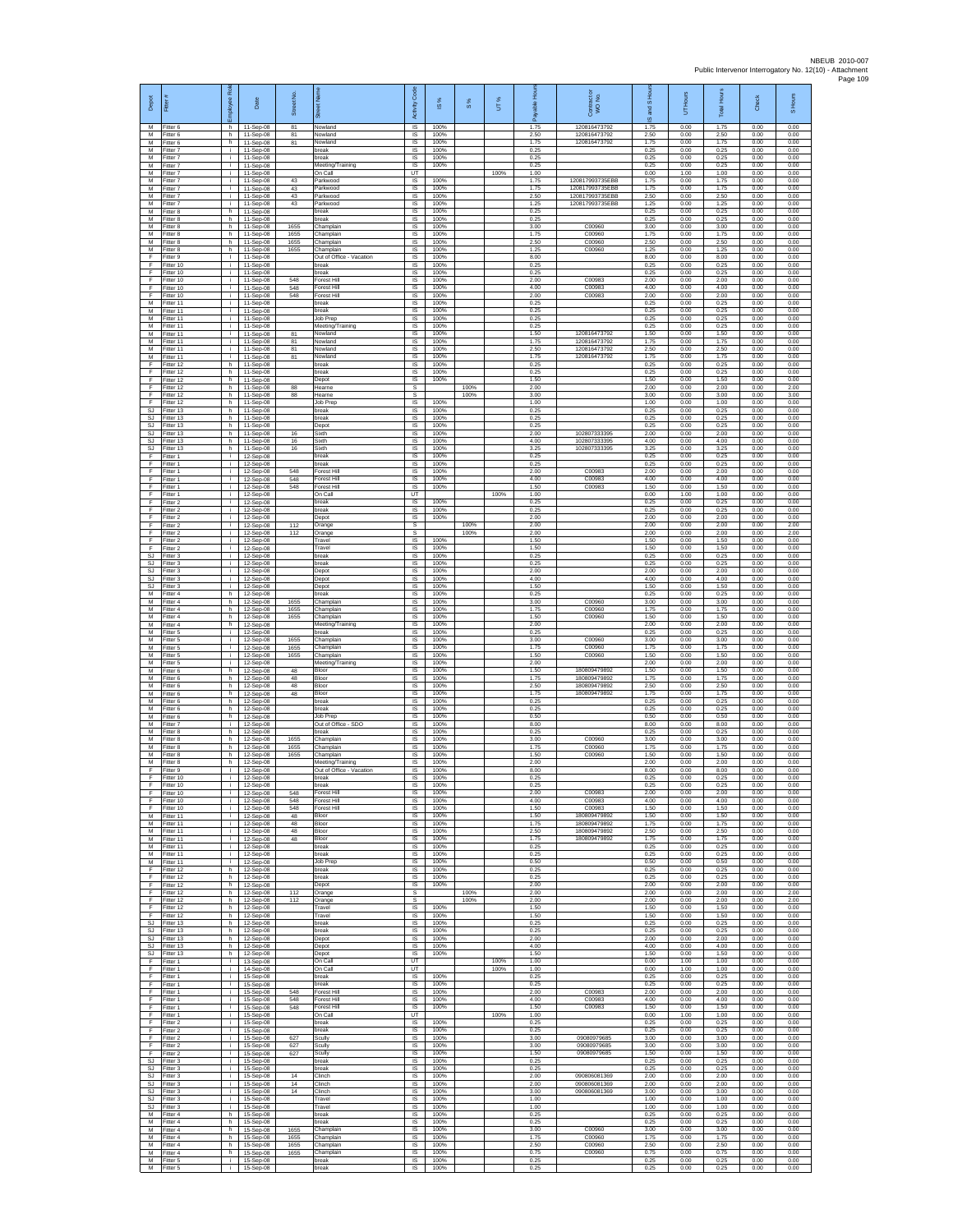| Depot | Fitter # | Employee Role | Date | Street No. | Street Name | Activity Code | IS % | S % | UT % | Payable Hours | Contractor or WO No. | IS and S Hours | UT Hours | Total Hours | Check | S Hours |
|---|---|---|---|---|---|---|---|---|---|---|---|---|---|---|---|---|
| M | Fitter 6 | h | 11-Sep-08 | 81 | Nowland | IS | 100% | | | 1.75 | 120816473792 | 1.75 | 0.00 | 1.75 | 0.00 | 0.00 |
| M | Fitter 6 | h | 11-Sep-08 | 81 | Nowland | IS | 100% | | | 2.50 | 120816473792 | 2.50 | 0.00 | 2.50 | 0.00 | 0.00 |
| M | Fitter 6 | h | 11-Sep-08 | 81 | Nowland | IS | 100% | | | 1.75 | 120816473792 | 1.75 | 0.00 | 1.75 | 0.00 | 0.00 |
| M | Fitter 7 | i | 11-Sep-08 | | break | IS | 100% | | | 0.25 | | 0.25 | 0.00 | 0.25 | 0.00 | 0.00 |
| M | Fitter 7 | i | 11-Sep-08 | | break | IS | 100% | | | 0.25 | | 0.25 | 0.00 | 0.25 | 0.00 | 0.00 |
| M | Fitter 7 | i | 11-Sep-08 | | Meeting/Training | IS | 100% | | | 0.25 | | 0.25 | 0.00 | 0.25 | 0.00 | 0.00 |
| M | Fitter 7 | i | 11-Sep-08 | | On Call | UT | | | 100% | 1.00 | | 0.00 | 1.00 | 1.00 | 0.00 | 0.00 |
| M | Fitter 7 | i | 11-Sep-08 | 43 | Parkwood | IS | 100% | | | 1.75 | 120817993735EBB | 1.75 | 0.00 | 1.75 | 0.00 | 0.00 |
| M | Fitter 7 | i | 11-Sep-08 | 43 | Parkwood | IS | 100% | | | 1.75 | 120817993735EBB | 1.75 | 0.00 | 1.75 | 0.00 | 0.00 |
| M | Fitter 7 | i | 11-Sep-08 | 43 | Parkwood | IS | 100% | | | 2.50 | 120817993735EBB | 2.50 | 0.00 | 2.50 | 0.00 | 0.00 |
| M | Fitter 7 | i | 11-Sep-08 | 43 | Parkwood | IS | 100% | | | 1.25 | 120817993735EBB | 1.25 | 0.00 | 1.25 | 0.00 | 0.00 |
| M | Fitter 8 | h | 11-Sep-08 | | break | IS | 100% | | | 0.25 | | 0.25 | 0.00 | 0.25 | 0.00 | 0.00 |
| M | Fitter 8 | h | 11-Sep-08 | | break | IS | 100% | | | 0.25 | | 0.25 | 0.00 | 0.25 | 0.00 | 0.00 |
| M | Fitter 8 | h | 11-Sep-08 | 1655 | Champlain | IS | 100% | | | 3.00 | C00960 | 3.00 | 0.00 | 3.00 | 0.00 | 0.00 |
| M | Fitter 8 | h | 11-Sep-08 | 1655 | Champlain | IS | 100% | | | 1.75 | C00960 | 1.75 | 0.00 | 1.75 | 0.00 | 0.00 |
| M | Fitter 8 | h | 11-Sep-08 | 1655 | Champlain | IS | 100% | | | 2.50 | C00960 | 2.50 | 0.00 | 2.50 | 0.00 | 0.00 |
| M | Fitter 8 | h | 11-Sep-08 | 1655 | Champlain | IS | 100% | | | 1.25 | C00960 | 1.25 | 0.00 | 1.25 | 0.00 | 0.00 |
| F | Fitter 9 | i | 11-Sep-08 | | Out of Office - Vacation | IS | 100% | | | 8.00 | | 8.00 | 0.00 | 8.00 | 0.00 | 0.00 |
| F | Fitter 10 | i | 11-Sep-08 | | break | IS | 100% | | | 0.25 | | 0.25 | 0.00 | 0.25 | 0.00 | 0.00 |
| F | Fitter 10 | i | 11-Sep-08 | | break | IS | 100% | | | 0.25 | | 0.25 | 0.00 | 0.25 | 0.00 | 0.00 |
| F | Fitter 10 | i | 11-Sep-08 | 548 | Forest Hill | IS | 100% | | | 2.00 | C00983 | 2.00 | 0.00 | 2.00 | 0.00 | 0.00 |
| F | Fitter 10 | i | 11-Sep-08 | 548 | Forest Hill | IS | 100% | | | 4.00 | C00983 | 4.00 | 0.00 | 4.00 | 0.00 | 0.00 |
| F | Fitter 10 | i | 11-Sep-08 | 548 | Forest Hill | IS | 100% | | | 2.00 | C00983 | 2.00 | 0.00 | 2.00 | 0.00 | 0.00 |
| M | Fitter 11 | i | 11-Sep-08 | | break | IS | 100% | | | 0.25 | | 0.25 | 0.00 | 0.25 | 0.00 | 0.00 |
| M | Fitter 11 | i | 11-Sep-08 | | break | IS | 100% | | | 0.25 | | 0.25 | 0.00 | 0.25 | 0.00 | 0.00 |
| M | Fitter 11 | i | 11-Sep-08 | | Job Prep | IS | 100% | | | 0.25 | | 0.25 | 0.00 | 0.25 | 0.00 | 0.00 |
| M | Fitter 11 | i | 11-Sep-08 | | Meeting/Training | IS | 100% | | | 0.25 | | 0.25 | 0.00 | 0.25 | 0.00 | 0.00 |
| M | Fitter 11 | i | 11-Sep-08 | 81 | Nowland | IS | 100% | | | 1.50 | 120816473792 | 1.50 | 0.00 | 1.50 | 0.00 | 0.00 |
| M | Fitter 11 | i | 11-Sep-08 | 81 | Nowland | IS | 100% | | | 1.75 | 120816473792 | 1.75 | 0.00 | 1.75 | 0.00 | 0.00 |
| M | Fitter 11 | i | 11-Sep-08 | 81 | Nowland | IS | 100% | | | 2.50 | 120816473792 | 2.50 | 0.00 | 2.50 | 0.00 | 0.00 |
| M | Fitter 11 | i | 11-Sep-08 | 81 | Nowland | IS | 100% | | | 1.75 | 120816473792 | 1.75 | 0.00 | 1.75 | 0.00 | 0.00 |
| F | Fitter 12 | h | 11-Sep-08 | | break | IS | 100% | | | 0.25 | | 0.25 | 0.00 | 0.25 | 0.00 | 0.00 |
| F | Fitter 12 | h | 11-Sep-08 | | break | IS | 100% | | | 0.25 | | 0.25 | 0.00 | 0.25 | 0.00 | 0.00 |
| F | Fitter 12 | h | 11-Sep-08 | | Depot | IS | 100% | | | 1.50 | | 1.50 | 0.00 | 1.50 | 0.00 | 0.00 |
| F | Fitter 12 | h | 11-Sep-08 | 88 | Hearne | S | | 100% | | 2.00 | | 2.00 | 0.00 | 2.00 | 0.00 | 2.00 |
| F | Fitter 12 | h | 11-Sep-08 | 88 | Hearne | S | | 100% | | 3.00 | | 3.00 | 0.00 | 3.00 | 0.00 | 3.00 |
| F | Fitter 12 | h | 11-Sep-08 | | Job Prep | IS | 100% | | | 1.00 | | 1.00 | 0.00 | 1.00 | 0.00 | 0.00 |
| SJ | Fitter 13 | h | 11-Sep-08 | | break | IS | 100% | | | 0.25 | | 0.25 | 0.00 | 0.25 | 0.00 | 0.00 |
| SJ | Fitter 13 | h | 11-Sep-08 | | break | IS | 100% | | | 0.25 | | 0.25 | 0.00 | 0.25 | 0.00 | 0.00 |
| SJ | Fitter 13 | h | 11-Sep-08 | | Depot | IS | 100% | | | 0.25 | | 0.25 | 0.00 | 0.25 | 0.00 | 0.00 |
| SJ | Fitter 13 | h | 11-Sep-08 | 16 | Sixth | IS | 100% | | | 2.00 | 102807333395 | 2.00 | 0.00 | 2.00 | 0.00 | 0.00 |
| SJ | Fitter 13 | h | 11-Sep-08 | 16 | Sixth | IS | 100% | | | 4.00 | 102807333395 | 4.00 | 0.00 | 4.00 | 0.00 | 0.00 |
| SJ | Fitter 13 | h | 11-Sep-08 | 16 | Sixth | IS | 100% | | | 3.25 | 102807333395 | 3.25 | 0.00 | 3.25 | 0.00 | 0.00 |
| F | Fitter 1 | i | 12-Sep-08 | | break | IS | 100% | | | 0.25 | | 0.25 | 0.00 | 0.25 | 0.00 | 0.00 |
| F | Fitter 1 | i | 12-Sep-08 | | break | IS | 100% | | | 0.25 | | 0.25 | 0.00 | 0.25 | 0.00 | 0.00 |
| F | Fitter 1 | i | 12-Sep-08 | 548 | Forest Hill | IS | 100% | | | 2.00 | C00983 | 2.00 | 0.00 | 2.00 | 0.00 | 0.00 |
| F | Fitter 1 | i | 12-Sep-08 | 548 | Forest Hill | IS | 100% | | | 4.00 | C00983 | 4.00 | 0.00 | 4.00 | 0.00 | 0.00 |
| F | Fitter 1 | i | 12-Sep-08 | 548 | Forest Hill | IS | 100% | | | 1.50 | C00983 | 1.50 | 0.00 | 1.50 | 0.00 | 0.00 |
| F | Fitter 1 | i | 12-Sep-08 | | On Call | UT | | | 100% | 1.00 | | 0.00 | 1.00 | 1.00 | 0.00 | 0.00 |
| F | Fitter 2 | i | 12-Sep-08 | | break | IS | 100% | | | 0.25 | | 0.25 | 0.00 | 0.25 | 0.00 | 0.00 |
| F | Fitter 2 | i | 12-Sep-08 | | break | IS | 100% | | | 0.25 | | 0.25 | 0.00 | 0.25 | 0.00 | 0.00 |
| F | Fitter 2 | i | 12-Sep-08 | | Depot | IS | 100% | | | 2.00 | | 2.00 | 0.00 | 2.00 | 0.00 | 0.00 |
| F | Fitter 2 | i | 12-Sep-08 | 112 | Orange | S | | 100% | | 2.00 | | 2.00 | 0.00 | 2.00 | 0.00 | 2.00 |
| F | Fitter 2 | i | 12-Sep-08 | 112 | Orange | S | | 100% | | 2.00 | | 2.00 | 0.00 | 2.00 | 0.00 | 2.00 |
| F | Fitter 2 | i | 12-Sep-08 | | Travel | IS | 100% | | | 1.50 | | 1.50 | 0.00 | 1.50 | 0.00 | 0.00 |
| F | Fitter 2 | i | 12-Sep-08 | | Travel | IS | 100% | | | 1.50 | | 1.50 | 0.00 | 1.50 | 0.00 | 0.00 |
| SJ | Fitter 3 | i | 12-Sep-08 | | break | IS | 100% | | | 0.25 | | 0.25 | 0.00 | 0.25 | 0.00 | 0.00 |
| SJ | Fitter 3 | i | 12-Sep-08 | | break | IS | 100% | | | 0.25 | | 0.25 | 0.00 | 0.25 | 0.00 | 0.00 |
| SJ | Fitter 3 | i | 12-Sep-08 | | Depot | IS | 100% | | | 2.00 | | 2.00 | 0.00 | 2.00 | 0.00 | 0.00 |
| SJ | Fitter 3 | i | 12-Sep-08 | | Depot | IS | 100% | | | 4.00 | | 4.00 | 0.00 | 4.00 | 0.00 | 0.00 |
| SJ | Fitter 3 | i | 12-Sep-08 | | Depot | IS | 100% | | | 1.50 | | 1.50 | 0.00 | 1.50 | 0.00 | 0.00 |
| M | Fitter 4 | h | 12-Sep-08 | | break | IS | 100% | | | 0.25 | | 0.25 | 0.00 | 0.25 | 0.00 | 0.00 |
| M | Fitter 4 | h | 12-Sep-08 | 1655 | Champlain | IS | 100% | | | 3.00 | C00960 | 3.00 | 0.00 | 3.00 | 0.00 | 0.00 |
| M | Fitter 4 | h | 12-Sep-08 | 1655 | Champlain | IS | 100% | | | 1.75 | C00960 | 1.75 | 0.00 | 1.75 | 0.00 | 0.00 |
| M | Fitter 4 | h | 12-Sep-08 | 1655 | Champlain | IS | 100% | | | 1.50 | C00960 | 1.50 | 0.00 | 1.50 | 0.00 | 0.00 |
| M | Fitter 4 | h | 12-Sep-08 | | Meeting/Training | IS | 100% | | | 2.00 | | 2.00 | 0.00 | 2.00 | 0.00 | 0.00 |
| M | Fitter 5 | i | 12-Sep-08 | | break | IS | 100% | | | 0.25 | | 0.25 | 0.00 | 0.25 | 0.00 | 0.00 |
| M | Fitter 5 | i | 12-Sep-08 | 1655 | Champlain | IS | 100% | | | 3.00 | C00960 | 3.00 | 0.00 | 3.00 | 0.00 | 0.00 |
| M | Fitter 5 | i | 12-Sep-08 | 1655 | Champlain | IS | 100% | | | 1.75 | C00960 | 1.75 | 0.00 | 1.75 | 0.00 | 0.00 |
| M | Fitter 5 | i | 12-Sep-08 | 1655 | Champlain | IS | 100% | | | 1.50 | C00960 | 1.50 | 0.00 | 1.50 | 0.00 | 0.00 |
| M | Fitter 5 | i | 12-Sep-08 | | Meeting/Training | IS | 100% | | | 2.00 | | 2.00 | 0.00 | 2.00 | 0.00 | 0.00 |
| M | Fitter 6 | h | 12-Sep-08 | 48 | Bloor | IS | 100% | | | 1.50 | 180809479892 | 1.50 | 0.00 | 1.50 | 0.00 | 0.00 |
| M | Fitter 6 | h | 12-Sep-08 | 48 | Bloor | IS | 100% | | | 1.75 | 180809479892 | 1.75 | 0.00 | 1.75 | 0.00 | 0.00 |
| M | Fitter 6 | h | 12-Sep-08 | 48 | Bloor | IS | 100% | | | 2.50 | 180809479892 | 2.50 | 0.00 | 2.50 | 0.00 | 0.00 |
| M | Fitter 6 | h | 12-Sep-08 | 48 | Bloor | IS | 100% | | | 1.75 | 180809479892 | 1.75 | 0.00 | 1.75 | 0.00 | 0.00 |
| M | Fitter 6 | h | 12-Sep-08 | | break | IS | 100% | | | 0.25 | | 0.25 | 0.00 | 0.25 | 0.00 | 0.00 |
| M | Fitter 6 | h | 12-Sep-08 | | break | IS | 100% | | | 0.25 | | 0.25 | 0.00 | 0.25 | 0.00 | 0.00 |
| M | Fitter 6 | h | 12-Sep-08 | | Job Prep | IS | 100% | | | 0.50 | | 0.50 | 0.00 | 0.50 | 0.00 | 0.00 |
| M | Fitter 7 | i | 12-Sep-08 | | Out of Office - SDO | IS | 100% | | | 8.00 | | 8.00 | 0.00 | 8.00 | 0.00 | 0.00 |
| M | Fitter 8 | h | 12-Sep-08 | | break | IS | 100% | | | 0.25 | | 0.25 | 0.00 | 0.25 | 0.00 | 0.00 |
| M | Fitter 8 | h | 12-Sep-08 | 1655 | Champlain | IS | 100% | | | 3.00 | C00960 | 3.00 | 0.00 | 3.00 | 0.00 | 0.00 |
| M | Fitter 8 | h | 12-Sep-08 | 1655 | Champlain | IS | 100% | | | 1.75 | C00960 | 1.75 | 0.00 | 1.75 | 0.00 | 0.00 |
| M | Fitter 8 | h | 12-Sep-08 | 1655 | Champlain | IS | 100% | | | 1.50 | C00960 | 1.50 | 0.00 | 1.50 | 0.00 | 0.00 |
| M | Fitter 8 | h | 12-Sep-08 | | Meeting/Training | IS | 100% | | | 2.00 | | 2.00 | 0.00 | 2.00 | 0.00 | 0.00 |
| F | Fitter 9 | i | 12-Sep-08 | | Out of Office - Vacation | IS | 100% | | | 8.00 | | 8.00 | 0.00 | 8.00 | 0.00 | 0.00 |
| F | Fitter 10 | i | 12-Sep-08 | | break | IS | 100% | | | 0.25 | | 0.25 | 0.00 | 0.25 | 0.00 | 0.00 |
| F | Fitter 10 | i | 12-Sep-08 | | break | IS | 100% | | | 0.25 | | 0.25 | 0.00 | 0.25 | 0.00 | 0.00 |
| F | Fitter 10 | i | 12-Sep-08 | 548 | Forest Hill | IS | 100% | | | 2.00 | C00983 | 2.00 | 0.00 | 2.00 | 0.00 | 0.00 |
| F | Fitter 10 | i | 12-Sep-08 | 548 | Forest Hill | IS | 100% | | | 4.00 | C00983 | 4.00 | 0.00 | 4.00 | 0.00 | 0.00 |
| F | Fitter 10 | i | 12-Sep-08 | 548 | Forest Hill | IS | 100% | | | 1.50 | C00983 | 1.50 | 0.00 | 1.50 | 0.00 | 0.00 |
| M | Fitter 11 | i | 12-Sep-08 | 48 | Bloor | IS | 100% | | | 1.50 | 180809479892 | 1.50 | 0.00 | 1.50 | 0.00 | 0.00 |
| M | Fitter 11 | i | 12-Sep-08 | 48 | Bloor | IS | 100% | | | 1.75 | 180809479892 | 1.75 | 0.00 | 1.75 | 0.00 | 0.00 |
| M | Fitter 11 | i | 12-Sep-08 | 48 | Bloor | IS | 100% | | | 2.50 | 180809479892 | 2.50 | 0.00 | 2.50 | 0.00 | 0.00 |
| M | Fitter 11 | i | 12-Sep-08 | 48 | Bloor | IS | 100% | | | 1.75 | 180809479892 | 1.75 | 0.00 | 1.75 | 0.00 | 0.00 |
| M | Fitter 11 | i | 12-Sep-08 | | break | IS | 100% | | | 0.25 | | 0.25 | 0.00 | 0.25 | 0.00 | 0.00 |
| M | Fitter 11 | i | 12-Sep-08 | | break | IS | 100% | | | 0.25 | | 0.25 | 0.00 | 0.25 | 0.00 | 0.00 |
| M | Fitter 11 | i | 12-Sep-08 | | Job Prep | IS | 100% | | | 0.50 | | 0.50 | 0.00 | 0.50 | 0.00 | 0.00 |
| F | Fitter 12 | h | 12-Sep-08 | | break | IS | 100% | | | 0.25 | | 0.25 | 0.00 | 0.25 | 0.00 | 0.00 |
| F | Fitter 12 | h | 12-Sep-08 | | break | IS | 100% | | | 0.25 | | 0.25 | 0.00 | 0.25 | 0.00 | 0.00 |
| F | Fitter 12 | h | 12-Sep-08 | | Depot | IS | 100% | | | 2.00 | | 2.00 | 0.00 | 2.00 | 0.00 | 0.00 |
| F | Fitter 12 | h | 12-Sep-08 | 112 | Orange | S | | 100% | | 2.00 | | 2.00 | 0.00 | 2.00 | 0.00 | 2.00 |
| F | Fitter 12 | h | 12-Sep-08 | 112 | Orange | S | | 100% | | 2.00 | | 2.00 | 0.00 | 2.00 | 0.00 | 2.00 |
| F | Fitter 12 | h | 12-Sep-08 | | Travel | IS | 100% | | | 1.50 | | 1.50 | 0.00 | 1.50 | 0.00 | 0.00 |
| F | Fitter 12 | h | 12-Sep-08 | | Travel | IS | 100% | | | 1.50 | | 1.50 | 0.00 | 1.50 | 0.00 | 0.00 |
| SJ | Fitter 13 | h | 12-Sep-08 | | break | IS | 100% | | | 0.25 | | 0.25 | 0.00 | 0.25 | 0.00 | 0.00 |
| SJ | Fitter 13 | h | 12-Sep-08 | | break | IS | 100% | | | 0.25 | | 0.25 | 0.00 | 0.25 | 0.00 | 0.00 |
| SJ | Fitter 13 | h | 12-Sep-08 | | Depot | IS | 100% | | | 2.00 | | 2.00 | 0.00 | 2.00 | 0.00 | 0.00 |
| SJ | Fitter 13 | h | 12-Sep-08 | | Depot | IS | 100% | | | 4.00 | | 4.00 | 0.00 | 4.00 | 0.00 | 0.00 |
| SJ | Fitter 13 | h | 12-Sep-08 | | Depot | IS | 100% | | | 1.50 | | 1.50 | 0.00 | 1.50 | 0.00 | 0.00 |
| F | Fitter 1 | i | 13-Sep-08 | | On Call | UT | | | 100% | 1.00 | | 0.00 | 1.00 | 1.00 | 0.00 | 0.00 |
| F | Fitter 1 | i | 14-Sep-08 | | On Call | UT | | | 100% | 1.00 | | 0.00 | 1.00 | 1.00 | 0.00 | 0.00 |
| F | Fitter 1 | i | 15-Sep-08 | | break | IS | 100% | | | 0.25 | | 0.25 | 0.00 | 0.25 | 0.00 | 0.00 |
| F | Fitter 1 | i | 15-Sep-08 | | break | IS | 100% | | | 0.25 | | 0.25 | 0.00 | 0.25 | 0.00 | 0.00 |
| F | Fitter 1 | i | 15-Sep-08 | 548 | Forest Hill | IS | 100% | | | 2.00 | C00983 | 2.00 | 0.00 | 2.00 | 0.00 | 0.00 |
| F | Fitter 1 | i | 15-Sep-08 | 548 | Forest Hill | IS | 100% | | | 4.00 | C00983 | 4.00 | 0.00 | 4.00 | 0.00 | 0.00 |
| F | Fitter 1 | i | 15-Sep-08 | 548 | Forest Hill | IS | 100% | | | 1.50 | C00983 | 1.50 | 0.00 | 1.50 | 0.00 | 0.00 |
| F | Fitter 1 | i | 15-Sep-08 | | On Call | UT | | | 100% | 1.00 | | 0.00 | 1.00 | 1.00 | 0.00 | 0.00 |
| F | Fitter 2 | i | 15-Sep-08 | | break | IS | 100% | | | 0.25 | | 0.25 | 0.00 | 0.25 | 0.00 | 0.00 |
| F | Fitter 2 | i | 15-Sep-08 | | break | IS | 100% | | | 0.25 | | 0.25 | 0.00 | 0.25 | 0.00 | 0.00 |
| F | Fitter 2 | i | 15-Sep-08 | 627 | Scully | IS | 100% | | | 3.00 | 09080979685 | 3.00 | 0.00 | 3.00 | 0.00 | 0.00 |
| F | Fitter 2 | i | 15-Sep-08 | 627 | Scully | IS | 100% | | | 3.00 | 09080979685 | 3.00 | 0.00 | 3.00 | 0.00 | 0.00 |
| F | Fitter 2 | i | 15-Sep-08 | 627 | Scully | IS | 100% | | | 1.50 | 09080979685 | 1.50 | 0.00 | 1.50 | 0.00 | 0.00 |
| SJ | Fitter 3 | i | 15-Sep-08 | | break | IS | 100% | | | 0.25 | | 0.25 | 0.00 | 0.25 | 0.00 | 0.00 |
| SJ | Fitter 3 | i | 15-Sep-08 | | break | IS | 100% | | | 0.25 | | 0.25 | 0.00 | 0.25 | 0.00 | 0.00 |
| SJ | Fitter 3 | i | 15-Sep-08 | 14 | Clinch | IS | 100% | | | 2.00 | 090806081369 | 2.00 | 0.00 | 2.00 | 0.00 | 0.00 |
| SJ | Fitter 3 | i | 15-Sep-08 | 14 | Clinch | IS | 100% | | | 2.00 | 090806081369 | 2.00 | 0.00 | 2.00 | 0.00 | 0.00 |
| SJ | Fitter 3 | i | 15-Sep-08 | 14 | Clinch | IS | 100% | | | 3.00 | 090806081369 | 3.00 | 0.00 | 3.00 | 0.00 | 0.00 |
| SJ | Fitter 3 | i | 15-Sep-08 | | Travel | IS | 100% | | | 1.00 | | 1.00 | 0.00 | 1.00 | 0.00 | 0.00 |
| SJ | Fitter 3 | i | 15-Sep-08 | | Travel | IS | 100% | | | 1.00 | | 1.00 | 0.00 | 1.00 | 0.00 | 0.00 |
| M | Fitter 4 | h | 15-Sep-08 | | break | IS | 100% | | | 0.25 | | 0.25 | 0.00 | 0.25 | 0.00 | 0.00 |
| M | Fitter 4 | h | 15-Sep-08 | | break | IS | 100% | | | 0.25 | | 0.25 | 0.00 | 0.25 | 0.00 | 0.00 |
| M | Fitter 4 | h | 15-Sep-08 | 1655 | Champlain | IS | 100% | | | 3.00 | C00960 | 3.00 | 0.00 | 3.00 | 0.00 | 0.00 |
| M | Fitter 4 | h | 15-Sep-08 | 1655 | Champlain | IS | 100% | | | 1.75 | C00960 | 1.75 | 0.00 | 1.75 | 0.00 | 0.00 |
| M | Fitter 4 | h | 15-Sep-08 | 1655 | Champlain | IS | 100% | | | 2.50 | C00960 | 2.50 | 0.00 | 2.50 | 0.00 | 0.00 |
| M | Fitter 4 | h | 15-Sep-08 | 1655 | Champlain | IS | 100% | | | 0.75 | C00960 | 0.75 | 0.00 | 0.75 | 0.00 | 0.00 |
| M | Fitter 5 | i | 15-Sep-08 | | break | IS | 100% | | | 0.25 | | 0.25 | 0.00 | 0.25 | 0.00 | 0.00 |
| M | Fitter 5 | i | 15-Sep-08 | | break | IS | 100% | | | 0.25 | | 0.25 | 0.00 | 0.25 | 0.00 | 0.00 |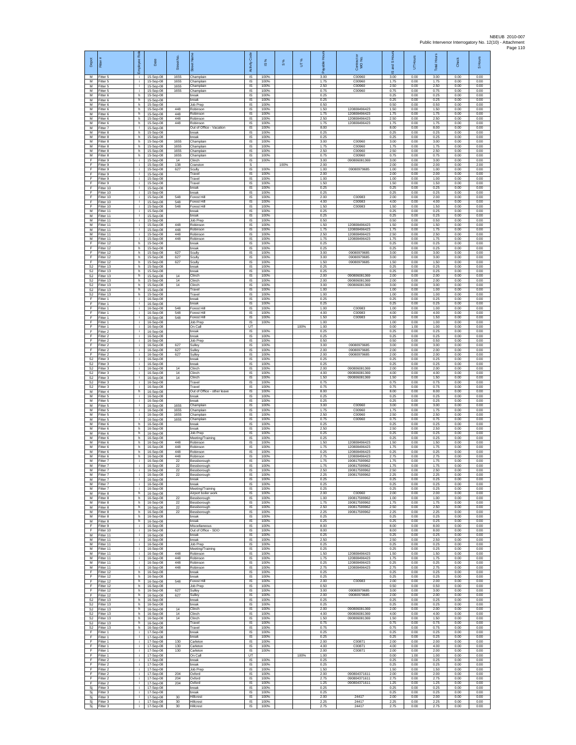| Depot | Fitter # | Employee Role | Date | Street No. | Street Name | Activity Code | IS % | S % | UT % | Payable Hours | Contractor or WO No. | IS and S Hours | UT Hours | Total Hours | Check | S Hours |
|---|---|---|---|---|---|---|---|---|---|---|---|---|---|---|---|---|
| M | Fitter 5 | i | 15-Sep-08 | 1655 | Champlain | IS | 100% | | | 3.00 | C00960 | 3.00 | 0.00 | 3.00 | 0.00 | 0.00 |
| M | Fitter 5 | i | 15-Sep-08 | 1655 | Champlain | IS | 100% | | | 1.75 | C00960 | 1.75 | 0.00 | 1.75 | 0.00 | 0.00 |
| M | Fitter 5 | i | 15-Sep-08 | 1655 | Champlain | IS | 100% | | | 2.50 | C00960 | 2.50 | 0.00 | 2.50 | 0.00 | 0.00 |
| M | Fitter 5 | i | 15-Sep-08 | 1655 | Champlain | IS | 100% | | | 0.75 | C00960 | 0.75 | 0.00 | 0.75 | 0.00 | 0.00 |
| M | Fitter 6 | h | 15-Sep-08 | | break | IS | 100% | | | 0.25 | | 0.25 | 0.00 | 0.25 | 0.00 | 0.00 |
| M | Fitter 6 | h | 15-Sep-08 | | break | IS | 100% | | | 0.25 | | 0.25 | 0.00 | 0.25 | 0.00 | 0.00 |
| M | Fitter 6 | h | 15-Sep-08 | | Job Prep | IS | 100% | | | 0.50 | | 0.50 | 0.00 | 0.50 | 0.00 | 0.00 |
| M | Fitter 6 | h | 15-Sep-08 | 448 | Robinson | IS | 100% | | | 1.50 | 120808496423 | 1.50 | 0.00 | 1.50 | 0.00 | 0.00 |
| M | Fitter 6 | h | 15-Sep-08 | 448 | Robinson | IS | 100% | | | 1.75 | 120808496423 | 1.75 | 0.00 | 1.75 | 0.00 | 0.00 |
| M | Fitter 6 | h | 15-Sep-08 | 448 | Robinson | IS | 100% | | | 2.50 | 120808496423 | 2.50 | 0.00 | 2.50 | 0.00 | 0.00 |
| M | Fitter 6 | h | 15-Sep-08 | 448 | Robinson | IS | 100% | | | 1.75 | 120808496423 | 1.75 | 0.00 | 1.75 | 0.00 | 0.00 |
| M | Fitter 7 | i | 15-Sep-08 | | Out of Office - Vacation | IS | 100% | | | 8.00 | | 8.00 | 0.00 | 8.00 | 0.00 | 0.00 |
| M | Fitter 8 | h | 15-Sep-08 | | break | IS | 100% | | | 0.25 | | 0.25 | 0.00 | 0.25 | 0.00 | 0.00 |
| M | Fitter 8 | h | 15-Sep-08 | | break | IS | 100% | | | 0.25 | | 0.25 | 0.00 | 0.25 | 0.00 | 0.00 |
| M | Fitter 8 | h | 15-Sep-08 | 1655 | Champlain | IS | 100% | | | 3.00 | C00960 | 3.00 | 0.00 | 3.00 | 0.00 | 0.00 |
| M | Fitter 8 | h | 15-Sep-08 | 1655 | Champlain | IS | 100% | | | 1.75 | C00960 | 1.75 | 0.00 | 1.75 | 0.00 | 0.00 |
| M | Fitter 8 | h | 15-Sep-08 | 1655 | Champlain | IS | 100% | | | 2.50 | C00960 | 2.50 | 0.00 | 2.50 | 0.00 | 0.00 |
| M | Fitter 8 | h | 15-Sep-08 | 1655 | Champlain | IS | 100% | | | 0.75 | C00960 | 0.75 | 0.00 | 0.75 | 0.00 | 0.00 |
| F | Fitter 9 | i | 15-Sep-08 | 14 | Clinch | IS | 100% | | | 3.00 | 090806081369 | 3.00 | 0.00 | 3.00 | 0.00 | 0.00 |
| F | Fitter 9 | i | 15-Sep-08 | 138 | Cranston | S | | 100% | | 2.00 | | 2.00 | 0.00 | 2.00 | 0.00 | 2.00 |
| F | Fitter 9 | i | 15-Sep-08 | 627 | Scully | IS | 100% | | | 1.00 | 09080979685 | 1.00 | 0.00 | 1.00 | 0.00 | 0.00 |
| F | Fitter 9 | i | 15-Sep-08 | | Travel | IS | 100% | | | 2.00 | | 2.00 | 0.00 | 2.00 | 0.00 | 0.00 |
| F | Fitter 9 | i | 15-Sep-08 | | Travel | IS | 100% | | | 1.00 | | 1.00 | 0.00 | 1.00 | 0.00 | 0.00 |
| F | Fitter 9 | i | 15-Sep-08 | | Travel | IS | 100% | | | 1.50 | | 1.50 | 0.00 | 1.50 | 0.00 | 0.00 |
| F | Fitter 10 | i | 15-Sep-08 | | break | IS | 100% | | | 0.25 | | 0.25 | 0.00 | 0.25 | 0.00 | 0.00 |
| F | Fitter 10 | i | 15-Sep-08 | | break | IS | 100% | | | 0.25 | | 0.25 | 0.00 | 0.25 | 0.00 | 0.00 |
| F | Fitter 10 | i | 15-Sep-08 | 548 | Forest Hill | IS | 100% | | | 2.00 | C00983 | 2.00 | 0.00 | 2.00 | 0.00 | 0.00 |
| F | Fitter 10 | i | 15-Sep-08 | 548 | Forest Hill | IS | 100% | | | 4.00 | C00983 | 4.00 | 0.00 | 4.00 | 0.00 | 0.00 |
| F | Fitter 10 | i | 15-Sep-08 | 548 | Forest Hill | IS | 100% | | | 1.50 | C00983 | 1.50 | 0.00 | 1.50 | 0.00 | 0.00 |
| M | Fitter 11 | i | 15-Sep-08 | | break | IS | 100% | | | 0.25 | | 0.25 | 0.00 | 0.25 | 0.00 | 0.00 |
| M | Fitter 11 | i | 15-Sep-08 | | break | IS | 100% | | | 0.25 | | 0.25 | 0.00 | 0.25 | 0.00 | 0.00 |
| M | Fitter 11 | i | 15-Sep-08 | | Job Prep | IS | 100% | | | 0.50 | | 0.50 | 0.00 | 0.50 | 0.00 | 0.00 |
| M | Fitter 11 | i | 15-Sep-08 | 448 | Robinson | IS | 100% | | | 1.50 | 120808496423 | 1.50 | 0.00 | 1.50 | 0.00 | 0.00 |
| M | Fitter 11 | i | 15-Sep-08 | 448 | Robinson | IS | 100% | | | 1.75 | 120808496423 | 1.75 | 0.00 | 1.75 | 0.00 | 0.00 |
| M | Fitter 11 | i | 15-Sep-08 | 448 | Robinson | IS | 100% | | | 2.50 | 120808496423 | 2.50 | 0.00 | 2.50 | 0.00 | 0.00 |
| M | Fitter 11 | i | 15-Sep-08 | 448 | Robinson | IS | 100% | | | 1.75 | 120808496423 | 1.75 | 0.00 | 1.75 | 0.00 | 0.00 |
| F | Fitter 12 | h | 15-Sep-08 | | break | IS | 100% | | | 0.25 | | 0.25 | 0.00 | 0.25 | 0.00 | 0.00 |
| F | Fitter 12 | h | 15-Sep-08 | | break | IS | 100% | | | 0.25 | | 0.25 | 0.00 | 0.25 | 0.00 | 0.00 |
| F | Fitter 12 | h | 15-Sep-08 | 627 | Scully | IS | 100% | | | 3.00 | 09080979685 | 3.00 | 0.00 | 3.00 | 0.00 | 0.00 |
| F | Fitter 12 | h | 15-Sep-08 | 627 | Scully | IS | 100% | | | 3.00 | 09080979685 | 3.00 | 0.00 | 3.00 | 0.00 | 0.00 |
| F | Fitter 12 | h | 15-Sep-08 | 627 | Scully | IS | 100% | | | 1.50 | 09080979685 | 1.50 | 0.00 | 1.50 | 0.00 | 0.00 |
| SJ | Fitter 13 | h | 15-Sep-08 | | break | IS | 100% | | | 0.25 | | 0.25 | 0.00 | 0.25 | 0.00 | 0.00 |
| SJ | Fitter 13 | h | 15-Sep-08 | | break | IS | 100% | | | 0.25 | | 0.25 | 0.00 | 0.25 | 0.00 | 0.00 |
| SJ | Fitter 13 | h | 15-Sep-08 | 14 | Clinch | IS | 100% | | | 2.00 | 090806081369 | 2.00 | 0.00 | 2.00 | 0.00 | 0.00 |
| SJ | Fitter 13 | h | 15-Sep-08 | 14 | Clinch | IS | 100% | | | 2.00 | 090806081369 | 2.00 | 0.00 | 2.00 | 0.00 | 0.00 |
| SJ | Fitter 13 | h | 15-Sep-08 | 14 | Clinch | IS | 100% | | | 3.00 | 090806081369 | 3.00 | 0.00 | 3.00 | 0.00 | 0.00 |
| SJ | Fitter 13 | h | 15-Sep-08 | | Travel | IS | 100% | | | 1.00 | | 1.00 | 0.00 | 1.00 | 0.00 | 0.00 |
| SJ | Fitter 13 | h | 15-Sep-08 | | Travel | IS | 100% | | | 1.00 | | 1.00 | 0.00 | 1.00 | 0.00 | 0.00 |
| F | Fitter 1 | i | 16-Sep-08 | | break | IS | 100% | | | 0.25 | | 0.25 | 0.00 | 0.25 | 0.00 | 0.00 |
| F | Fitter 1 | i | 16-Sep-08 | | break | IS | 100% | | | 0.25 | | 0.25 | 0.00 | 0.25 | 0.00 | 0.00 |
| F | Fitter 1 | i | 16-Sep-08 | 548 | Forest Hill | IS | 100% | | | 1.00 | C00983 | 1.00 | 0.00 | 1.00 | 0.00 | 0.00 |
| F | Fitter 1 | i | 16-Sep-08 | 548 | Forest Hill | IS | 100% | | | 4.00 | C00983 | 4.00 | 0.00 | 4.00 | 0.00 | 0.00 |
| F | Fitter 1 | i | 16-Sep-08 | 548 | Forest Hill | IS | 100% | | | 1.50 | C00983 | 1.50 | 0.00 | 1.50 | 0.00 | 0.00 |
| F | Fitter 1 | i | 16-Sep-08 | | Job Prep | IS | 100% | | | 1.00 | | 1.00 | 0.00 | 1.00 | 0.00 | 0.00 |
| F | Fitter 1 | i | 16-Sep-08 | | On Call | UT | | | 100% | 1.00 | | 0.00 | 1.00 | 1.00 | 0.00 | 0.00 |
| F | Fitter 2 | i | 16-Sep-08 | | break | IS | 100% | | | 0.25 | | 0.25 | 0.00 | 0.25 | 0.00 | 0.00 |
| F | Fitter 2 | i | 16-Sep-08 | | break | IS | 100% | | | 0.25 | | 0.25 | 0.00 | 0.25 | 0.00 | 0.00 |
| F | Fitter 2 | i | 16-Sep-08 | | Job Prep | IS | 100% | | | 0.50 | | 0.50 | 0.00 | 0.50 | 0.00 | 0.00 |
| F | Fitter 2 | i | 16-Sep-08 | 627 | Sulley | IS | 100% | | | 3.00 | 09080979685 | 3.00 | 0.00 | 3.00 | 0.00 | 0.00 |
| F | Fitter 2 | i | 16-Sep-08 | 627 | Sulley | IS | 100% | | | 2.00 | 09080979685 | 2.00 | 0.00 | 2.00 | 0.00 | 0.00 |
| F | Fitter 2 | i | 16-Sep-08 | 627 | Sulley | IS | 100% | | | 2.00 | 09080979685 | 2.00 | 0.00 | 2.00 | 0.00 | 0.00 |
| SJ | Fitter 3 | i | 16-Sep-08 | | break | IS | 100% | | | 0.25 | | 0.25 | 0.00 | 0.25 | 0.00 | 0.00 |
| SJ | Fitter 3 | i | 16-Sep-08 | | break | IS | 100% | | | 0.25 | | 0.25 | 0.00 | 0.25 | 0.00 | 0.00 |
| SJ | Fitter 3 | i | 16-Sep-08 | 14 | Clinch | IS | 100% | | | 2.00 | 090806081369 | 2.00 | 0.00 | 2.00 | 0.00 | 0.00 |
| SJ | Fitter 3 | i | 16-Sep-08 | 14 | Clinch | IS | 100% | | | 4.00 | 090806081369 | 4.00 | 0.00 | 4.00 | 0.00 | 0.00 |
| SJ | Fitter 3 | i | 16-Sep-08 | 14 | Clinch | IS | 100% | | | 1.50 | 090806081369 | 1.50 | 0.00 | 1.50 | 0.00 | 0.00 |
| SJ | Fitter 3 | i | 16-Sep-08 | | Travel | IS | 100% | | | 0.75 | | 0.75 | 0.00 | 0.75 | 0.00 | 0.00 |
| SJ | Fitter 3 | i | 16-Sep-08 | | Travel | IS | 100% | | | 0.75 | | 0.75 | 0.00 | 0.75 | 0.00 | 0.00 |
| M | Fitter 4 | h | 16-Sep-08 | | Out of Office - other leave | IS | 100% | | | 8.00 | | 8.00 | 0.00 | 8.00 | 0.00 | 0.00 |
| M | Fitter 5 | i | 16-Sep-08 | | break | IS | 100% | | | 0.25 | | 0.25 | 0.00 | 0.25 | 0.00 | 0.00 |
| M | Fitter 5 | i | 16-Sep-08 | | break | IS | 100% | | | 0.25 | | 0.25 | 0.00 | 0.25 | 0.00 | 0.00 |
| M | Fitter 5 | i | 16-Sep-08 | 1655 | Champlain | IS | 100% | | | 3.00 | C00960 | 3.00 | 0.00 | 3.00 | 0.00 | 0.00 |
| M | Fitter 5 | i | 16-Sep-08 | 1655 | Champlain | IS | 100% | | | 1.75 | C00960 | 1.75 | 0.00 | 1.75 | 0.00 | 0.00 |
| M | Fitter 5 | i | 16-Sep-08 | 1655 | Champlain | IS | 100% | | | 2.50 | C00960 | 2.50 | 0.00 | 2.50 | 0.00 | 0.00 |
| M | Fitter 5 | i | 16-Sep-08 | 1655 | Champlain | IS | 100% | | | 0.75 | C00960 | 0.75 | 0.00 | 0.75 | 0.00 | 0.00 |
| M | Fitter 6 | h | 16-Sep-08 | | break | IS | 100% | | | 0.25 | | 0.25 | 0.00 | 0.25 | 0.00 | 0.00 |
| M | Fitter 6 | h | 16-Sep-08 | | break | IS | 100% | | | 2.50 | | 2.50 | 0.00 | 2.50 | 0.00 | 0.00 |
| M | Fitter 6 | h | 16-Sep-08 | | Job Prep | IS | 100% | | | 0.25 | | 0.25 | 0.00 | 0.25 | 0.00 | 0.00 |
| M | Fitter 6 | h | 16-Sep-08 | | Meeting/Training | IS | 100% | | | 0.25 | | 0.25 | 0.00 | 0.25 | 0.00 | 0.00 |
| M | Fitter 6 | h | 16-Sep-08 | 448 | Robinson | IS | 100% | | | 1.50 | 120808496423 | 1.50 | 0.00 | 1.50 | 0.00 | 0.00 |
| M | Fitter 6 | h | 16-Sep-08 | 448 | Robinson | IS | 100% | | | 1.75 | 120808496423 | 1.75 | 0.00 | 1.75 | 0.00 | 0.00 |
| M | Fitter 6 | h | 16-Sep-08 | 448 | Robinson | IS | 100% | | | 0.25 | 120808496423 | 0.25 | 0.00 | 0.25 | 0.00 | 0.00 |
| M | Fitter 6 | h | 16-Sep-08 | 448 | Robinson | IS | 100% | | | 2.75 | 120808496423 | 2.75 | 0.00 | 2.75 | 0.00 | 0.00 |
| M | Fitter 7 | i | 16-Sep-08 | 22 | Bessborough | IS | 100% | | | 1.75 | 190817599962 | 1.75 | 0.00 | 1.75 | 0.00 | 0.00 |
| M | Fitter 7 | i | 16-Sep-08 | 22 | Bessborough | IS | 100% | | | 1.75 | 190817599962 | 1.75 | 0.00 | 1.75 | 0.00 | 0.00 |
| M | Fitter 7 | i | 16-Sep-08 | 22 | Bessborough | IS | 100% | | | 2.50 | 190817599962 | 2.50 | 0.00 | 2.50 | 0.00 | 0.00 |
| M | Fitter 7 | i | 16-Sep-08 | 22 | Bessborough | IS | 100% | | | 2.25 | 190817599962 | 2.25 | 0.00 | 2.25 | 0.00 | 0.00 |
| M | Fitter 7 | i | 16-Sep-08 | | break | IS | 100% | | | 0.25 | | 0.25 | 0.00 | 0.25 | 0.00 | 0.00 |
| M | Fitter 7 | i | 16-Sep-08 | | break | IS | 100% | | | 0.25 | | 0.25 | 0.00 | 0.25 | 0.00 | 0.00 |
| M | Fitter 7 | i | 16-Sep-08 | | Meeting/Training | IS | 100% | | | 0.25 | | 0.25 | 0.00 | 0.25 | 0.00 | 0.00 |
| M | Fitter 8 | h | 16-Sep-08 | | Airport boiler work | IS | 100% | | | 2.00 | C00960 | 2.00 | 0.00 | 2.00 | 0.00 | 0.00 |
| M | Fitter 8 | h | 16-Sep-08 | 22 | Bessborough | IS | 100% | | | 1.00 | 190817599962 | 1.00 | 0.00 | 1.00 | 0.00 | 0.00 |
| M | Fitter 8 | h | 16-Sep-08 | 22 | Bessborough | IS | 100% | | | 1.75 | 190817599962 | 1.75 | 0.00 | 1.75 | 0.00 | 0.00 |
| M | Fitter 8 | h | 16-Sep-08 | 22 | Bessborough | IS | 100% | | | 2.50 | 190817599962 | 2.50 | 0.00 | 2.50 | 0.00 | 0.00 |
| M | Fitter 8 | h | 16-Sep-08 | 22 | Bessborough | IS | 100% | | | 2.25 | 190817599962 | 2.25 | 0.00 | 2.25 | 0.00 | 0.00 |
| M | Fitter 8 | h | 16-Sep-08 | | break | IS | 100% | | | 0.25 | | 0.25 | 0.00 | 0.25 | 0.00 | 0.00 |
| M | Fitter 8 | h | 16-Sep-08 | | break | IS | 100% | | | 0.25 | | 0.25 | 0.00 | 0.25 | 0.00 | 0.00 |
| F | Fitter 9 | i | 16-Sep-08 | | Miscellaneous | IS | 100% | | | 8.00 | | 8.00 | 0.00 | 8.00 | 0.00 | 0.00 |
| F | Fitter 10 | i | 16-Sep-08 | | Out of Office - SDO | IS | 100% | | | 8.00 | | 8.00 | 0.00 | 8.00 | 0.00 | 0.00 |
| M | Fitter 11 | i | 16-Sep-08 | | break | IS | 100% | | | 0.25 | | 0.25 | 0.00 | 0.25 | 0.00 | 0.00 |
| M | Fitter 11 | i | 16-Sep-08 | | break | IS | 100% | | | 2.50 | | 2.50 | 0.00 | 2.50 | 0.00 | 0.00 |
| M | Fitter 11 | i | 16-Sep-08 | | Job Prep | IS | 100% | | | 0.25 | | 0.25 | 0.00 | 0.25 | 0.00 | 0.00 |
| M | Fitter 11 | i | 16-Sep-08 | | Meeting/Training | IS | 100% | | | 0.25 | | 0.25 | 0.00 | 0.25 | 0.00 | 0.00 |
| M | Fitter 11 | i | 16-Sep-08 | 448 | Robinson | IS | 100% | | | 1.50 | 120808496423 | 1.50 | 0.00 | 1.50 | 0.00 | 0.00 |
| M | Fitter 11 | i | 16-Sep-08 | 448 | Robinson | IS | 100% | | | 1.75 | 120808496423 | 1.75 | 0.00 | 1.75 | 0.00 | 0.00 |
| M | Fitter 11 | i | 16-Sep-08 | 448 | Robinson | IS | 100% | | | 0.25 | 120808496423 | 0.25 | 0.00 | 0.25 | 0.00 | 0.00 |
| M | Fitter 11 | i | 16-Sep-08 | 448 | Robinson | IS | 100% | | | 2.75 | 120808496423 | 2.75 | 0.00 | 2.75 | 0.00 | 0.00 |
| F | Fitter 12 | h | 16-Sep-08 | | break | IS | 100% | | | 0.25 | | 0.25 | 0.00 | 0.25 | 0.00 | 0.00 |
| F | Fitter 12 | h | 16-Sep-08 | | break | IS | 100% | | | 0.25 | | 0.25 | 0.00 | 0.25 | 0.00 | 0.00 |
| F | Fitter 12 | h | 16-Sep-08 | 548 | Forest Hill | IS | 100% | | | 2.00 | C00983 | 2.00 | 0.00 | 2.00 | 0.00 | 0.00 |
| F | Fitter 12 | h | 16-Sep-08 | | Job Prep | IS | 100% | | | 0.50 | | 0.50 | 0.00 | 0.50 | 0.00 | 0.00 |
| F | Fitter 12 | h | 16-Sep-08 | 627 | Sulley | IS | 100% | | | 3.00 | 09080979685 | 3.00 | 0.00 | 3.00 | 0.00 | 0.00 |
| F | Fitter 12 | h | 16-Sep-08 | 627 | Sulley | IS | 100% | | | 2.00 | 09080979685 | 2.00 | 0.00 | 2.00 | 0.00 | 0.00 |
| SJ | Fitter 13 | h | 16-Sep-08 | | break | IS | 100% | | | 0.25 | | 0.25 | 0.00 | 0.25 | 0.00 | 0.00 |
| SJ | Fitter 13 | h | 16-Sep-08 | | break | IS | 100% | | | 0.25 | | 0.25 | 0.00 | 0.25 | 0.00 | 0.00 |
| SJ | Fitter 13 | h | 16-Sep-08 | 14 | Clinch | IS | 100% | | | 2.00 | 090806081369 | 2.00 | 0.00 | 2.00 | 0.00 | 0.00 |
| SJ | Fitter 13 | h | 16-Sep-08 | 14 | Clinch | IS | 100% | | | 4.00 | 090806081369 | 4.00 | 0.00 | 4.00 | 0.00 | 0.00 |
| SJ | Fitter 13 | h | 16-Sep-08 | 14 | Clinch | IS | 100% | | | 1.50 | 090806081369 | 1.50 | 0.00 | 1.50 | 0.00 | 0.00 |
| SJ | Fitter 13 | h | 16-Sep-08 | | Travel | IS | 100% | | | 0.75 | | 0.75 | 0.00 | 0.75 | 0.00 | 0.00 |
| SJ | Fitter 13 | h | 16-Sep-08 | | Travel | IS | 100% | | | 0.75 | | 0.75 | 0.00 | 0.75 | 0.00 | 0.00 |
| F | Fitter 1 | i | 17-Sep-08 | | break | IS | 100% | | | 0.25 | | 0.25 | 0.00 | 0.25 | 0.00 | 0.00 |
| F | Fitter 1 | i | 17-Sep-08 | | break | IS | 100% | | | 0.25 | | 0.25 | 0.00 | 0.25 | 0.00 | 0.00 |
| F | Fitter 1 | i | 17-Sep-08 | 130 | Carleton | IS | 100% | | | 2.00 | C00871 | 2.00 | 0.00 | 2.00 | 0.00 | 0.00 |
| F | Fitter 1 | i | 17-Sep-08 | 130 | Carleton | IS | 100% | | | 4.00 | C00871 | 4.00 | 0.00 | 4.00 | 0.00 | 0.00 |
| F | Fitter 1 | i | 17-Sep-08 | 130 | Carleton | IS | 100% | | | 2.00 | C00871 | 2.00 | 0.00 | 2.00 | 0.00 | 0.00 |
| F | Fitter 1 | i | 17-Sep-08 | | On Call | UT | | | 100% | 1.00 | | 0.00 | 1.00 | 1.00 | 0.00 | 0.00 |
| F | Fitter 2 | i | 17-Sep-08 | | break | IS | 100% | | | 0.25 | | 0.25 | 0.00 | 0.25 | 0.00 | 0.00 |
| F | Fitter 2 | i | 17-Sep-08 | | break | IS | 100% | | | 0.25 | | 0.25 | 0.00 | 0.25 | 0.00 | 0.00 |
| F | Fitter 2 | i | 17-Sep-08 | | Job Prep | IS | 100% | | | 1.50 | | 1.50 | 0.00 | 1.50 | 0.00 | 0.00 |
| F | Fitter 2 | i | 17-Sep-08 | 204 | Oxford | IS | 100% | | | 2.00 | 090804371611 | 2.00 | 0.00 | 2.00 | 0.00 | 0.00 |
| F | Fitter 2 | i | 17-Sep-08 | 204 | Oxford | IS | 100% | | | 2.75 | 090804371611 | 2.75 | 0.00 | 2.75 | 0.00 | 0.00 |
| F | Fitter 2 | i | 17-Sep-08 | 204 | Oxford | IS | 100% | | | 1.25 | 090804371611 | 1.25 | 0.00 | 1.25 | 0.00 | 0.00 |
| Sj | Fitter 3 | i | 17-Sep-08 | | break | IS | 100% | | | 0.25 | | 0.25 | 0.00 | 0.25 | 0.00 | 0.00 |
| Sj | Fitter 3 | i | 17-Sep-08 | | break | IS | 100% | | | 0.25 | | 0.25 | 0.00 | 0.25 | 0.00 | 0.00 |
| Sj | Fitter 3 | i | 17-Sep-08 | 30 | Hillcrest | IS | 100% | | | 2.00 | 24417 | 2.00 | 0.00 | 2.00 | 0.00 | 0.00 |
| Sj | Fitter 3 | i | 17-Sep-08 | 30 | Hillcrest | IS | 100% | | | 2.25 | 24417 | 2.25 | 0.00 | 2.25 | 0.00 | 0.00 |
| Sj | Fitter 3 | i | 17-Sep-08 | 30 | Hillcrest | IS | 100% | | | 2.75 | 24417 | 2.75 | 0.00 | 2.75 | 0.00 | 0.00 |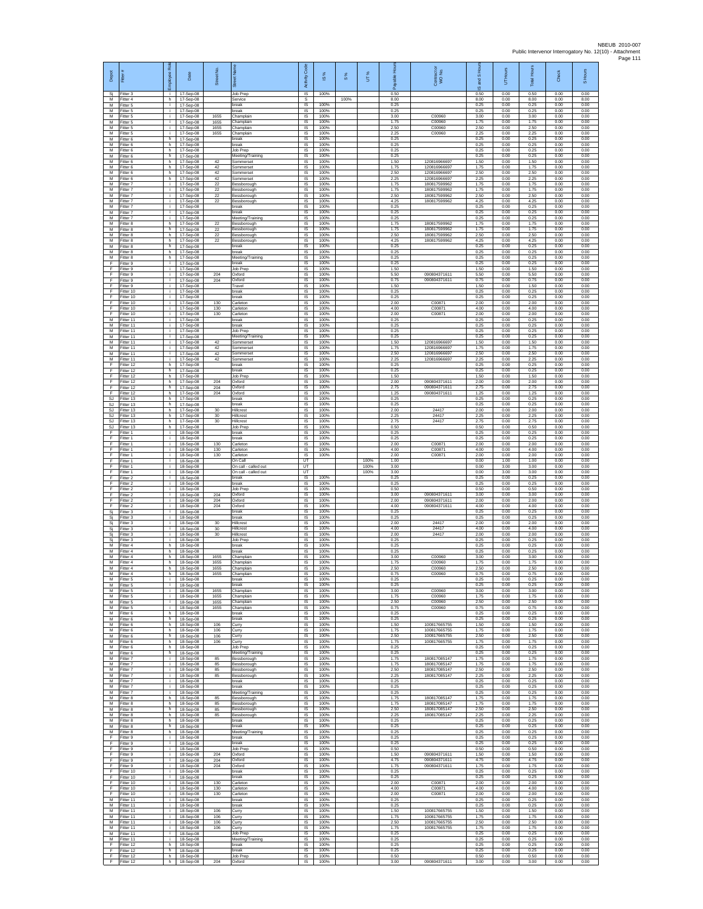NBEUB 2010-007
Public Intervenor Interrogatory No. 12(10) - Attachment
Page 111

| Depot | Fitter # | Employee Role | Date | Street No. | Street Name | Activity Code | IS % | S % | UT % | Payable Hours | Contractor WO No. | IS and S Hours | UT Hours | Total Hours | Check | S Hours |
|---|---|---|---|---|---|---|---|---|---|---|---|---|---|---|---|---|
| Sj | Fitter 3 | i | 17-Sep-08 | | Job Prep | IS | 100% | | | 0.50 | | 0.50 | 0.00 | 0.50 | 0.00 | 0.00 |
| M | Fitter 4 | h | 17-Sep-08 | | Service | S | | 100% | | 8.00 | | 8.00 | 0.00 | 8.00 | 0.00 | 8.00 |
| M | Fitter 5 | i | 17-Sep-08 | | break | IS | 100% | | | 0.25 | | 0.25 | 0.00 | 0.25 | 0.00 | 0.00 |
| M | Fitter 5 | i | 17-Sep-08 | | break | IS | 100% | | | 0.25 | | 0.25 | 0.00 | 0.25 | 0.00 | 0.00 |
| M | Fitter 5 | i | 17-Sep-08 | 1655 | Champlain | IS | 100% | | | 3.00 | C00960 | 3.00 | 0.00 | 3.00 | 0.00 | 0.00 |
| M | Fitter 5 | i | 17-Sep-08 | 1655 | Champlain | IS | 100% | | | 1.75 | C00960 | 1.75 | 0.00 | 1.75 | 0.00 | 0.00 |
| M | Fitter 5 | i | 17-Sep-08 | 1655 | Champlain | IS | 100% | | | 2.50 | C00960 | 2.50 | 0.00 | 2.50 | 0.00 | 0.00 |
| M | Fitter 5 | i | 17-Sep-08 | 1655 | Champlain | IS | 100% | | | 2.25 | C00960 | 2.25 | 0.00 | 2.25 | 0.00 | 0.00 |
| M | Fitter 6 | h | 17-Sep-08 | | break | IS | 100% | | | 0.25 | | 0.25 | 0.00 | 0.25 | 0.00 | 0.00 |
| M | Fitter 6 | h | 17-Sep-08 | | break | IS | 100% | | | 0.25 | | 0.25 | 0.00 | 0.25 | 0.00 | 0.00 |
| M | Fitter 6 | h | 17-Sep-08 | | Job Prep | IS | 100% | | | 0.25 | | 0.25 | 0.00 | 0.25 | 0.00 | 0.00 |
| M | Fitter 6 | h | 17-Sep-08 | | Meeting/Training | IS | 100% | | | 0.25 | | 0.25 | 0.00 | 0.25 | 0.00 | 0.00 |
| M | Fitter 6 | h | 17-Sep-08 | 42 | Sommerset | IS | 100% | | | 1.50 | 120816966697 | 1.50 | 0.00 | 1.50 | 0.00 | 0.00 |
| M | Fitter 6 | h | 17-Sep-08 | 42 | Sommerset | IS | 100% | | | 1.75 | 120816966697 | 1.75 | 0.00 | 1.75 | 0.00 | 0.00 |
| M | Fitter 6 | h | 17-Sep-08 | 42 | Sommerset | IS | 100% | | | 2.50 | 120816966697 | 2.50 | 0.00 | 2.50 | 0.00 | 0.00 |
| M | Fitter 6 | h | 17-Sep-08 | 42 | Sommerset | IS | 100% | | | 2.25 | 120816966697 | 2.25 | 0.00 | 2.25 | 0.00 | 0.00 |
| M | Fitter 7 | i | 17-Sep-08 | 22 | Bessborough | IS | 100% | | | 1.75 | 180817599962 | 1.75 | 0.00 | 1.75 | 0.00 | 0.00 |
| M | Fitter 7 | i | 17-Sep-08 | 22 | Bessborough | IS | 100% | | | 1.75 | 180817599962 | 1.75 | 0.00 | 1.75 | 0.00 | 0.00 |
| M | Fitter 7 | i | 17-Sep-08 | 22 | Bessborough | IS | 100% | | | 2.50 | 180817599962 | 2.50 | 0.00 | 2.50 | 0.00 | 0.00 |
| M | Fitter 7 | i | 17-Sep-08 | 22 | Bessborough | IS | 100% | | | 4.25 | 180817599962 | 4.25 | 0.00 | 4.25 | 0.00 | 0.00 |
| M | Fitter 7 | i | 17-Sep-08 | | break | IS | 100% | | | 0.25 | | 0.25 | 0.00 | 0.25 | 0.00 | 0.00 |
| M | Fitter 7 | i | 17-Sep-08 | | break | IS | 100% | | | 0.25 | | 0.25 | 0.00 | 0.25 | 0.00 | 0.00 |
| M | Fitter 7 | i | 17-Sep-08 | | Meeting/Training | IS | 100% | | | 0.25 | | 0.25 | 0.00 | 0.25 | 0.00 | 0.00 |
| M | Fitter 8 | h | 17-Sep-08 | 22 | Bessborough | IS | 100% | | | 1.75 | 180817599962 | 1.75 | 0.00 | 1.75 | 0.00 | 0.00 |
| M | Fitter 8 | h | 17-Sep-08 | 22 | Bessborough | IS | 100% | | | 1.75 | 180817599962 | 1.75 | 0.00 | 1.75 | 0.00 | 0.00 |
| M | Fitter 8 | h | 17-Sep-08 | 22 | Bessborough | IS | 100% | | | 2.50 | 180817599962 | 2.50 | 0.00 | 2.50 | 0.00 | 0.00 |
| M | Fitter 8 | h | 17-Sep-08 | 22 | Bessborough | IS | 100% | | | 4.25 | 180817599962 | 4.25 | 0.00 | 4.25 | 0.00 | 0.00 |
| M | Fitter 8 | h | 17-Sep-08 | | break | IS | 100% | | | 0.25 | | 0.25 | 0.00 | 0.25 | 0.00 | 0.00 |
| M | Fitter 8 | h | 17-Sep-08 | | break | IS | 100% | | | 0.25 | | 0.25 | 0.00 | 0.25 | 0.00 | 0.00 |
| M | Fitter 8 | h | 17-Sep-08 | | Meeting/Training | IS | 100% | | | 0.25 | | 0.25 | 0.00 | 0.25 | 0.00 | 0.00 |
| F | Fitter 9 | i | 17-Sep-08 | | break | IS | 100% | | | 0.25 | | 0.25 | 0.00 | 0.25 | 0.00 | 0.00 |
| F | Fitter 9 | i | 17-Sep-08 | | Job Prep | IS | 100% | | | 1.50 | | 1.50 | 0.00 | 1.50 | 0.00 | 0.00 |
| F | Fitter 9 | i | 17-Sep-08 | 204 | Oxford | IS | 100% | | | 5.50 | 090804371611 | 5.50 | 0.00 | 5.50 | 0.00 | 0.00 |
| F | Fitter 9 | i | 17-Sep-08 | 204 | Oxford | IS | 100% | | | 0.75 | 090804371611 | 0.75 | 0.00 | 0.75 | 0.00 | 0.00 |
| F | Fitter 9 | i | 17-Sep-08 | | Travel | IS | 100% | | | 1.50 | | 1.50 | 0.00 | 1.50 | 0.00 | 0.00 |
| F | Fitter 10 | i | 17-Sep-08 | | break | IS | 100% | | | 0.25 | | 0.25 | 0.00 | 0.25 | 0.00 | 0.00 |
| F | Fitter 10 | i | 17-Sep-08 | | break | IS | 100% | | | 0.25 | | 0.25 | 0.00 | 0.25 | 0.00 | 0.00 |
| F | Fitter 10 | i | 17-Sep-08 | 130 | Carleton | IS | 100% | | | 2.00 | C00871 | 2.00 | 0.00 | 2.00 | 0.00 | 0.00 |
| F | Fitter 10 | i | 17-Sep-08 | 130 | Carleton | IS | 100% | | | 4.00 | C00871 | 4.00 | 0.00 | 4.00 | 0.00 | 0.00 |
| F | Fitter 10 | i | 17-Sep-08 | 130 | Carleton | IS | 100% | | | 2.00 | C00871 | 2.00 | 0.00 | 2.00 | 0.00 | 0.00 |
| M | Fitter 11 | i | 17-Sep-08 | | break | IS | 100% | | | 0.25 | | 0.25 | 0.00 | 0.25 | 0.00 | 0.00 |
| M | Fitter 11 | i | 17-Sep-08 | | break | IS | 100% | | | 0.25 | | 0.25 | 0.00 | 0.25 | 0.00 | 0.00 |
| M | Fitter 11 | i | 17-Sep-08 | | Job Prep | IS | 100% | | | 0.25 | | 0.25 | 0.00 | 0.25 | 0.00 | 0.00 |
| M | Fitter 11 | i | 17-Sep-08 | | Meeting/Training | IS | 100% | | | 0.25 | | 0.25 | 0.00 | 0.25 | 0.00 | 0.00 |
| M | Fitter 11 | i | 17-Sep-08 | 42 | Sommerset | IS | 100% | | | 1.50 | 120816966697 | 1.50 | 0.00 | 1.50 | 0.00 | 0.00 |
| M | Fitter 11 | i | 17-Sep-08 | 42 | Sommerset | IS | 100% | | | 1.75 | 120816966697 | 1.75 | 0.00 | 1.75 | 0.00 | 0.00 |
| M | Fitter 11 | i | 17-Sep-08 | 42 | Sommerset | IS | 100% | | | 2.50 | 120816966697 | 2.50 | 0.00 | 2.50 | 0.00 | 0.00 |
| M | Fitter 11 | i | 17-Sep-08 | 42 | Sommerset | IS | 100% | | | 2.25 | 120816966697 | 2.25 | 0.00 | 2.25 | 0.00 | 0.00 |
| F | Fitter 12 | h | 17-Sep-08 | | break | IS | 100% | | | 0.25 | | 0.25 | 0.00 | 0.25 | 0.00 | 0.00 |
| F | Fitter 12 | h | 17-Sep-08 | | break | IS | 100% | | | 0.25 | | 0.25 | 0.00 | 0.25 | 0.00 | 0.00 |
| F | Fitter 12 | h | 17-Sep-08 | | Job Prep | IS | 100% | | | 1.50 | | 1.50 | 0.00 | 1.50 | 0.00 | 0.00 |
| F | Fitter 12 | h | 17-Sep-08 | 204 | Oxford | IS | 100% | | | 2.00 | 090804371611 | 2.00 | 0.00 | 2.00 | 0.00 | 0.00 |
| F | Fitter 12 | h | 17-Sep-08 | 204 | Oxford | IS | 100% | | | 2.75 | 090804371611 | 2.75 | 0.00 | 2.75 | 0.00 | 0.00 |
| F | Fitter 12 | h | 17-Sep-08 | 204 | Oxford | IS | 100% | | | 1.25 | 090804371611 | 1.25 | 0.00 | 1.25 | 0.00 | 0.00 |
| SJ | Fitter 13 | h | 17-Sep-08 | | break | IS | 100% | | | 0.25 | | 0.25 | 0.00 | 0.25 | 0.00 | 0.00 |
| SJ | Fitter 13 | h | 17-Sep-08 | | break | IS | 100% | | | 0.25 | | 0.25 | 0.00 | 0.25 | 0.00 | 0.00 |
| SJ | Fitter 13 | h | 17-Sep-08 | 30 | Hillcrest | IS | 100% | | | 2.00 | 24417 | 2.00 | 0.00 | 2.00 | 0.00 | 0.00 |
| SJ | Fitter 13 | h | 17-Sep-08 | 30 | Hillcrest | IS | 100% | | | 2.25 | 24417 | 2.25 | 0.00 | 2.25 | 0.00 | 0.00 |
| SJ | Fitter 13 | h | 17-Sep-08 | 30 | Hillcrest | IS | 100% | | | 2.75 | 24417 | 2.75 | 0.00 | 2.75 | 0.00 | 0.00 |
| SJ | Fitter 13 | h | 17-Sep-08 | | Job Prep | IS | 100% | | | 0.50 | | 0.50 | 0.00 | 0.50 | 0.00 | 0.00 |
| F | Fitter 1 | i | 18-Sep-08 | | break | IS | 100% | | | 0.25 | | 0.25 | 0.00 | 0.25 | 0.00 | 0.00 |
| F | Fitter 1 | i | 18-Sep-08 | | break | IS | 100% | | | 0.25 | | 0.25 | 0.00 | 0.25 | 0.00 | 0.00 |
| F | Fitter 1 | i | 18-Sep-08 | 130 | Carleton | IS | 100% | | | 2.00 | C00871 | 2.00 | 0.00 | 2.00 | 0.00 | 0.00 |
| F | Fitter 1 | i | 18-Sep-08 | 130 | Carleton | IS | 100% | | | 4.00 | C00871 | 4.00 | 0.00 | 4.00 | 0.00 | 0.00 |
| F | Fitter 1 | i | 18-Sep-08 | 130 | Carleton | IS | 100% | | | 2.00 | C00871 | 2.00 | 0.00 | 2.00 | 0.00 | 0.00 |
| F | Fitter 1 | i | 18-Sep-08 | | On Call | UT | | | 100% | 1.00 | | 0.00 | 1.00 | 1.00 | 0.00 | 0.00 |
| F | Fitter 1 | i | 18-Sep-08 | | On call - called out | UT | | | 100% | 3.00 | | 0.00 | 3.00 | 3.00 | 0.00 | 0.00 |
| F | Fitter 1 | i | 18-Sep-08 | | On call - called out | UT | | | 100% | 3.00 | | 0.00 | 3.00 | 3.00 | 0.00 | 0.00 |
| F | Fitter 2 | i | 18-Sep-08 | | break | IS | 100% | | | 0.25 | | 0.25 | 0.00 | 0.25 | 0.00 | 0.00 |
| F | Fitter 2 | i | 18-Sep-08 | | break | IS | 100% | | | 0.25 | | 0.25 | 0.00 | 0.25 | 0.00 | 0.00 |
| F | Fitter 2 | i | 18-Sep-08 | | Job Prep | IS | 100% | | | 0.50 | | 0.50 | 0.00 | 0.50 | 0.00 | 0.00 |
| F | Fitter 2 | i | 18-Sep-08 | 204 | Oxford | IS | 100% | | | 3.00 | 090804371611 | 3.00 | 0.00 | 3.00 | 0.00 | 0.00 |
| F | Fitter 2 | i | 18-Sep-08 | 204 | Oxford | IS | 100% | | | 2.00 | 090804371611 | 2.00 | 0.00 | 2.00 | 0.00 | 0.00 |
| F | Fitter 2 | i | 18-Sep-08 | 204 | Oxford | IS | 100% | | | 4.00 | 090804371611 | 4.00 | 0.00 | 4.00 | 0.00 | 0.00 |
| Sj | Fitter 3 | i | 18-Sep-08 | | break | IS | 100% | | | 0.25 | | 0.25 | 0.00 | 0.25 | 0.00 | 0.00 |
| Sj | Fitter 3 | i | 18-Sep-08 | | break | IS | 100% | | | 0.25 | | 0.25 | 0.00 | 0.25 | 0.00 | 0.00 |
| Sj | Fitter 3 | i | 18-Sep-08 | 30 | Hillcrest | IS | 100% | | | 2.00 | 24417 | 2.00 | 0.00 | 2.00 | 0.00 | 0.00 |
| Sj | Fitter 3 | i | 18-Sep-08 | 30 | Hillcrest | IS | 100% | | | 4.00 | 24417 | 4.00 | 0.00 | 4.00 | 0.00 | 0.00 |
| Sj | Fitter 3 | i | 18-Sep-08 | 30 | Hillcrest | IS | 100% | | | 2.00 | 24417 | 2.00 | 0.00 | 2.00 | 0.00 | 0.00 |
| Sj | Fitter 3 | i | 18-Sep-08 | | Job Prep | IS | 100% | | | 0.25 | | 0.25 | 0.00 | 0.25 | 0.00 | 0.00 |
| M | Fitter 4 | h | 18-Sep-08 | | break | IS | 100% | | | 0.25 | | 0.25 | 0.00 | 0.25 | 0.00 | 0.00 |
| M | Fitter 4 | h | 18-Sep-08 | | break | IS | 100% | | | 0.25 | | 0.25 | 0.00 | 0.25 | 0.00 | 0.00 |
| M | Fitter 4 | h | 18-Sep-08 | 1655 | Champlain | IS | 100% | | | 3.00 | C00960 | 3.00 | 0.00 | 3.00 | 0.00 | 0.00 |
| M | Fitter 4 | h | 18-Sep-08 | 1655 | Champlain | IS | 100% | | | 1.75 | C00960 | 1.75 | 0.00 | 1.75 | 0.00 | 0.00 |
| M | Fitter 4 | h | 18-Sep-08 | 1655 | Champlain | IS | 100% | | | 2.50 | C00960 | 2.50 | 0.00 | 2.50 | 0.00 | 0.00 |
| M | Fitter 4 | h | 18-Sep-08 | 1655 | Champlain | IS | 100% | | | 0.75 | C00960 | 0.75 | 0.00 | 0.75 | 0.00 | 0.00 |
| M | Fitter 5 | i | 18-Sep-08 | | break | IS | 100% | | | 0.25 | | 0.25 | 0.00 | 0.25 | 0.00 | 0.00 |
| M | Fitter 5 | i | 18-Sep-08 | | break | IS | 100% | | | 0.25 | | 0.25 | 0.00 | 0.25 | 0.00 | 0.00 |
| M | Fitter 5 | i | 18-Sep-08 | 1655 | Champlain | IS | 100% | | | 3.00 | C00960 | 3.00 | 0.00 | 3.00 | 0.00 | 0.00 |
| M | Fitter 5 | i | 18-Sep-08 | 1655 | Champlain | IS | 100% | | | 1.75 | C00960 | 1.75 | 0.00 | 1.75 | 0.00 | 0.00 |
| M | Fitter 5 | i | 18-Sep-08 | 1655 | Champlain | IS | 100% | | | 2.50 | C00960 | 2.50 | 0.00 | 2.50 | 0.00 | 0.00 |
| M | Fitter 5 | i | 18-Sep-08 | 1655 | Champlain | IS | 100% | | | 0.75 | C00960 | 0.75 | 0.00 | 0.75 | 0.00 | 0.00 |
| M | Fitter 6 | h | 18-Sep-08 | | break | IS | 100% | | | 0.25 | | 0.25 | 0.00 | 0.25 | 0.00 | 0.00 |
| M | Fitter 6 | h | 18-Sep-08 | | break | IS | 100% | | | 0.25 | | 0.25 | 0.00 | 0.25 | 0.00 | 0.00 |
| M | Fitter 6 | h | 18-Sep-08 | 106 | Curry | IS | 100% | | | 1.50 | 100817665755 | 1.50 | 0.00 | 1.50 | 0.00 | 0.00 |
| M | Fitter 6 | h | 18-Sep-08 | 106 | Curry | IS | 100% | | | 1.75 | 100817665755 | 1.75 | 0.00 | 1.75 | 0.00 | 0.00 |
| M | Fitter 6 | h | 18-Sep-08 | 106 | Curry | IS | 100% | | | 2.50 | 100817665755 | 2.50 | 0.00 | 2.50 | 0.00 | 0.00 |
| M | Fitter 6 | h | 18-Sep-08 | 106 | Curry | IS | 100% | | | 1.75 | 100817665755 | 1.75 | 0.00 | 1.75 | 0.00 | 0.00 |
| M | Fitter 6 | h | 18-Sep-08 | | Job Prep | IS | 100% | | | 0.25 | | 0.25 | 0.00 | 0.25 | 0.00 | 0.00 |
| M | Fitter 6 | h | 18-Sep-08 | | Meeting/Training | IS | 100% | | | 0.25 | | 0.25 | 0.00 | 0.25 | 0.00 | 0.00 |
| M | Fitter 7 | i | 18-Sep-08 | 85 | Bessborough | IS | 100% | | | 1.75 | 180817085147 | 1.75 | 0.00 | 1.75 | 0.00 | 0.00 |
| M | Fitter 7 | i | 18-Sep-08 | 85 | Bessborough | IS | 100% | | | 1.75 | 180817085147 | 1.75 | 0.00 | 1.75 | 0.00 | 0.00 |
| M | Fitter 7 | i | 18-Sep-08 | 85 | Bessborough | IS | 100% | | | 2.50 | 180817085147 | 2.50 | 0.00 | 2.50 | 0.00 | 0.00 |
| M | Fitter 7 | i | 18-Sep-08 | 85 | Bessborough | IS | 100% | | | 2.25 | 180817085147 | 2.25 | 0.00 | 2.25 | 0.00 | 0.00 |
| M | Fitter 7 | i | 18-Sep-08 | | break | IS | 100% | | | 0.25 | | 0.25 | 0.00 | 0.25 | 0.00 | 0.00 |
| M | Fitter 7 | i | 18-Sep-08 | | break | IS | 100% | | | 0.25 | | 0.25 | 0.00 | 0.25 | 0.00 | 0.00 |
| M | Fitter 7 | i | 18-Sep-08 | | Meeting/Training | IS | 100% | | | 0.25 | | 0.25 | 0.00 | 0.25 | 0.00 | 0.00 |
| M | Fitter 8 | h | 18-Sep-08 | 85 | Bessborough | IS | 100% | | | 1.75 | 180817085147 | 1.75 | 0.00 | 1.75 | 0.00 | 0.00 |
| M | Fitter 8 | h | 18-Sep-08 | 85 | Bessborough | IS | 100% | | | 1.75 | 180817085147 | 1.75 | 0.00 | 1.75 | 0.00 | 0.00 |
| M | Fitter 8 | h | 18-Sep-08 | 85 | Bessborough | IS | 100% | | | 2.50 | 180817085147 | 2.50 | 0.00 | 2.50 | 0.00 | 0.00 |
| M | Fitter 8 | h | 18-Sep-08 | 85 | Bessborough | IS | 100% | | | 2.25 | 180817085147 | 2.25 | 0.00 | 2.25 | 0.00 | 0.00 |
| M | Fitter 8 | h | 18-Sep-08 | | break | IS | 100% | | | 0.25 | | 0.25 | 0.00 | 0.25 | 0.00 | 0.00 |
| M | Fitter 8 | h | 18-Sep-08 | | break | IS | 100% | | | 0.25 | | 0.25 | 0.00 | 0.25 | 0.00 | 0.00 |
| M | Fitter 8 | h | 18-Sep-08 | | Meeting/Training | IS | 100% | | | 0.25 | | 0.25 | 0.00 | 0.25 | 0.00 | 0.00 |
| F | Fitter 9 | i | 18-Sep-08 | | break | IS | 100% | | | 0.25 | | 0.25 | 0.00 | 0.25 | 0.00 | 0.00 |
| F | Fitter 9 | i | 18-Sep-08 | | break | IS | 100% | | | 0.25 | | 0.25 | 0.00 | 0.25 | 0.00 | 0.00 |
| F | Fitter 9 | i | 18-Sep-08 | | Job Prep | IS | 100% | | | 0.50 | | 0.50 | 0.00 | 0.50 | 0.00 | 0.00 |
| F | Fitter 9 | i | 18-Sep-08 | 204 | Oxford | IS | 100% | | | 1.50 | 090804371611 | 1.50 | 0.00 | 1.50 | 0.00 | 0.00 |
| F | Fitter 9 | i | 18-Sep-08 | 204 | Oxford | IS | 100% | | | 4.75 | 090804371611 | 4.75 | 0.00 | 4.75 | 0.00 | 0.00 |
| F | Fitter 9 | i | 18-Sep-08 | 204 | Oxford | IS | 100% | | | 1.75 | 090804371611 | 1.75 | 0.00 | 1.75 | 0.00 | 0.00 |
| F | Fitter 10 | i | 18-Sep-08 | | break | IS | 100% | | | 0.25 | | 0.25 | 0.00 | 0.25 | 0.00 | 0.00 |
| F | Fitter 10 | i | 18-Sep-08 | | break | IS | 100% | | | 0.25 | | 0.25 | 0.00 | 0.25 | 0.00 | 0.00 |
| F | Fitter 10 | i | 18-Sep-08 | 130 | Carleton | IS | 100% | | | 2.00 | C00871 | 2.00 | 0.00 | 2.00 | 0.00 | 0.00 |
| F | Fitter 10 | i | 18-Sep-08 | 130 | Carleton | IS | 100% | | | 4.00 | C00871 | 4.00 | 0.00 | 4.00 | 0.00 | 0.00 |
| F | Fitter 10 | i | 18-Sep-08 | 130 | Carleton | IS | 100% | | | 2.00 | C00871 | 2.00 | 0.00 | 2.00 | 0.00 | 0.00 |
| M | Fitter 11 | i | 18-Sep-08 | | break | IS | 100% | | | 0.25 | | 0.25 | 0.00 | 0.25 | 0.00 | 0.00 |
| M | Fitter 11 | i | 18-Sep-08 | | break | IS | 100% | | | 0.25 | | 0.25 | 0.00 | 0.25 | 0.00 | 0.00 |
| M | Fitter 11 | i | 18-Sep-08 | 106 | Curry | IS | 100% | | | 1.50 | 100817665755 | 1.50 | 0.00 | 1.50 | 0.00 | 0.00 |
| M | Fitter 11 | i | 18-Sep-08 | 106 | Curry | IS | 100% | | | 1.75 | 100817665755 | 1.75 | 0.00 | 1.75 | 0.00 | 0.00 |
| M | Fitter 11 | i | 18-Sep-08 | 106 | Curry | IS | 100% | | | 2.50 | 100817665755 | 2.50 | 0.00 | 2.50 | 0.00 | 0.00 |
| M | Fitter 11 | i | 18-Sep-08 | 106 | Curry | IS | 100% | | | 1.75 | 100817665755 | 1.75 | 0.00 | 1.75 | 0.00 | 0.00 |
| M | Fitter 11 | i | 18-Sep-08 | | Job Prep | IS | 100% | | | 0.25 | | 0.25 | 0.00 | 0.25 | 0.00 | 0.00 |
| M | Fitter 11 | i | 18-Sep-08 | | Meeting/Training | IS | 100% | | | 0.25 | | 0.25 | 0.00 | 0.25 | 0.00 | 0.00 |
| F | Fitter 12 | h | 18-Sep-08 | | break | IS | 100% | | | 0.25 | | 0.25 | 0.00 | 0.25 | 0.00 | 0.00 |
| F | Fitter 12 | h | 18-Sep-08 | | break | IS | 100% | | | 0.25 | | 0.25 | 0.00 | 0.25 | 0.00 | 0.00 |
| F | Fitter 12 | h | 18-Sep-08 | | Job Prep | IS | 100% | | | 0.50 | | 0.50 | 0.00 | 0.50 | 0.00 | 0.00 |
| F | Fitter 12 | h | 18-Sep-08 | 204 | Oxford | IS | 100% | | | 3.00 | 090804371611 | 3.00 | 0.00 | 3.00 | 0.00 | 0.00 |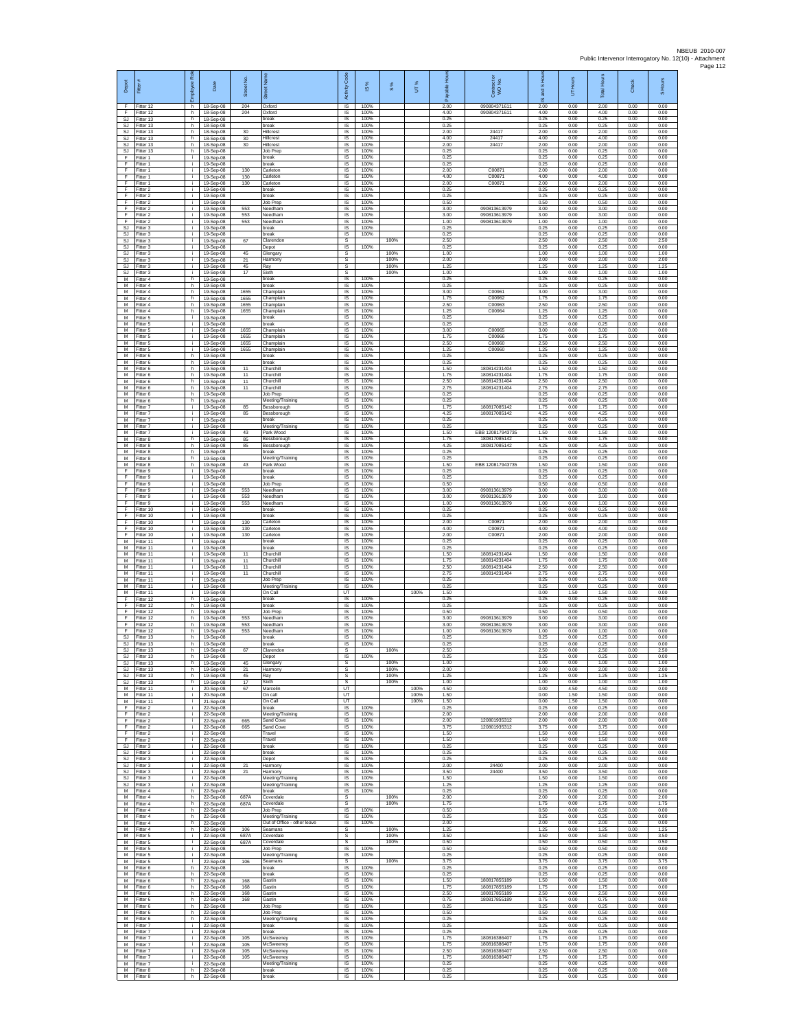| Depot | Fitter # | Employee Role | Date | Street No. | Street Name | Activity Code | IS % | S % | UT % | Payable Hours | Contract or WO No. | IS and S Hours | UT Hours | Total Hours | Check | S Hours |
|---|---|---|---|---|---|---|---|---|---|---|---|---|---|---|---|---|
| F | Fitter 12 | h | 18-Sep-08 | 204 | Oxford | IS | 100% | | | 2.00 | 090804371611 | 2.00 | 0.00 | 2.00 | 0.00 | 0.00 |
| F | Fitter 12 | h | 18-Sep-08 | 204 | Oxford | IS | 100% | | | 4.00 | 090804371611 | 4.00 | 0.00 | 4.00 | 0.00 | 0.00 |
| SJ | Fitter 13 | h | 18-Sep-08 | | break | IS | 100% | | | 0.25 | | 0.25 | 0.00 | 0.25 | 0.00 | 0.00 |
| SJ | Fitter 13 | h | 18-Sep-08 | | break | IS | 100% | | | 0.25 | | 0.25 | 0.00 | 0.25 | 0.00 | 0.00 |
| SJ | Fitter 13 | h | 18-Sep-08 | 30 | Hillcrest | IS | 100% | | | 2.00 | 24417 | 2.00 | 0.00 | 2.00 | 0.00 | 0.00 |
| SJ | Fitter 13 | h | 18-Sep-08 | 30 | Hillcrest | IS | 100% | | | 4.00 | 24417 | 4.00 | 0.00 | 4.00 | 0.00 | 0.00 |
| SJ | Fitter 13 | h | 18-Sep-08 | 30 | Hillcrest | IS | 100% | | | 2.00 | 24417 | 2.00 | 0.00 | 2.00 | 0.00 | 0.00 |
| SJ | Fitter 13 | h | 18-Sep-08 | | Job Prep | IS | 100% | | | 0.25 | | 0.25 | 0.00 | 0.25 | 0.00 | 0.00 |
| F | Fitter 1 | i | 19-Sep-08 | | break | IS | 100% | | | 0.25 | | 0.25 | 0.00 | 0.25 | 0.00 | 0.00 |
| F | Fitter 1 | i | 19-Sep-08 | | break | IS | 100% | | | 0.25 | | 0.25 | 0.00 | 0.25 | 0.00 | 0.00 |
| F | Fitter 1 | i | 19-Sep-08 | 130 | Carleton | IS | 100% | | | 2.00 | C00871 | 2.00 | 0.00 | 2.00 | 0.00 | 0.00 |
| F | Fitter 1 | i | 19-Sep-08 | 130 | Carleton | IS | 100% | | | 4.00 | C00871 | 4.00 | 0.00 | 4.00 | 0.00 | 0.00 |
| F | Fitter 1 | i | 19-Sep-08 | 130 | Carleton | IS | 100% | | | 2.00 | C00871 | 2.00 | 0.00 | 2.00 | 0.00 | 0.00 |
| F | Fitter 2 | i | 19-Sep-08 | | break | IS | 100% | | | 0.25 | | 0.25 | 0.00 | 0.25 | 0.00 | 0.00 |
| F | Fitter 2 | i | 19-Sep-08 | | break | IS | 100% | | | 0.25 | | 0.25 | 0.00 | 0.25 | 0.00 | 0.00 |
| F | Fitter 2 | i | 19-Sep-08 | | Job Prep | IS | 100% | | | 0.50 | | 0.50 | 0.00 | 0.50 | 0.00 | 0.00 |
| F | Fitter 2 | i | 19-Sep-08 | 553 | Needham | IS | 100% | | | 3.00 | 090813613979 | 3.00 | 0.00 | 3.00 | 0.00 | 0.00 |
| F | Fitter 2 | i | 19-Sep-08 | 553 | Needham | IS | 100% | | | 3.00 | 090813613979 | 3.00 | 0.00 | 3.00 | 0.00 | 0.00 |
| F | Fitter 2 | i | 19-Sep-08 | 553 | Needham | IS | 100% | | | 1.00 | 090813613979 | 1.00 | 0.00 | 1.00 | 0.00 | 0.00 |
| SJ | Fitter 3 | i | 19-Sep-08 | | break | IS | 100% | | | 0.25 | | 0.25 | 0.00 | 0.25 | 0.00 | 0.00 |
| SJ | Fitter 3 | i | 19-Sep-08 | | break | IS | 100% | | | 0.25 | | 0.25 | 0.00 | 0.25 | 0.00 | 0.00 |
| SJ | Fitter 3 | i | 19-Sep-08 | 67 | Clarendon | S | | 100% | | 2.50 | | 2.50 | 0.00 | 2.50 | 0.00 | 2.50 |
| SJ | Fitter 3 | i | 19-Sep-08 | | Depot | IS | 100% | | | 0.25 | | 0.25 | 0.00 | 0.25 | 0.00 | 0.00 |
| SJ | Fitter 3 | i | 19-Sep-08 | 45 | Glengary | S | | 100% | | 1.00 | | 1.00 | 0.00 | 1.00 | 0.00 | 1.00 |
| SJ | Fitter 3 | i | 19-Sep-08 | 21 | Harmony | S | | 100% | | 2.00 | | 2.00 | 0.00 | 2.00 | 0.00 | 2.00 |
| SJ | Fitter 3 | i | 19-Sep-08 | 45 | Ray | S | | 100% | | 1.25 | | 1.25 | 0.00 | 1.25 | 0.00 | 1.25 |
| SJ | Fitter 3 | i | 19-Sep-08 | 17 | Sixth | S | | 100% | | 1.00 | | 1.00 | 0.00 | 1.00 | 0.00 | 1.00 |
| M | Fitter 4 | h | 19-Sep-08 | | break | IS | 100% | | | 0.25 | | 0.25 | 0.00 | 0.25 | 0.00 | 0.00 |
| M | Fitter 4 | h | 19-Sep-08 | | break | IS | 100% | | | 0.25 | | 0.25 | 0.00 | 0.25 | 0.00 | 0.00 |
| M | Fitter 4 | h | 19-Sep-08 | 1655 | Champlain | IS | 100% | | | 3.00 | C00961 | 3.00 | 0.00 | 3.00 | 0.00 | 0.00 |
| M | Fitter 4 | h | 19-Sep-08 | 1655 | Champlain | IS | 100% | | | 1.75 | C00962 | 1.75 | 0.00 | 1.75 | 0.00 | 0.00 |
| M | Fitter 4 | h | 19-Sep-08 | 1655 | Champlain | IS | 100% | | | 2.50 | C00963 | 2.50 | 0.00 | 2.50 | 0.00 | 0.00 |
| M | Fitter 4 | h | 19-Sep-08 | 1655 | Champlain | IS | 100% | | | 1.25 | C00964 | 1.25 | 0.00 | 1.25 | 0.00 | 0.00 |
| M | Fitter 5 | i | 19-Sep-08 | | break | IS | 100% | | | 0.25 | | 0.25 | 0.00 | 0.25 | 0.00 | 0.00 |
| M | Fitter 5 | i | 19-Sep-08 | | break | IS | 100% | | | 0.25 | | 0.25 | 0.00 | 0.25 | 0.00 | 0.00 |
| M | Fitter 5 | i | 19-Sep-08 | 1655 | Champlain | IS | 100% | | | 3.00 | C00965 | 3.00 | 0.00 | 3.00 | 0.00 | 0.00 |
| M | Fitter 5 | i | 19-Sep-08 | 1655 | Champlain | IS | 100% | | | 1.75 | C00966 | 1.75 | 0.00 | 1.75 | 0.00 | 0.00 |
| M | Fitter 5 | i | 19-Sep-08 | 1655 | Champlain | IS | 100% | | | 2.50 | C00960 | 2.50 | 0.00 | 2.50 | 0.00 | 0.00 |
| M | Fitter 5 | i | 19-Sep-08 | 1655 | Champlain | IS | 100% | | | 1.25 | C00960 | 1.25 | 0.00 | 1.25 | 0.00 | 0.00 |
| M | Fitter 6 | h | 19-Sep-08 | | break | IS | 100% | | | 0.25 | | 0.25 | 0.00 | 0.25 | 0.00 | 0.00 |
| M | Fitter 6 | h | 19-Sep-08 | | break | IS | 100% | | | 0.25 | | 0.25 | 0.00 | 0.25 | 0.00 | 0.00 |
| M | Fitter 6 | h | 19-Sep-08 | 11 | Churchill | IS | 100% | | | 1.50 | 180814231404 | 1.50 | 0.00 | 1.50 | 0.00 | 0.00 |
| M | Fitter 6 | h | 19-Sep-08 | 11 | Churchill | IS | 100% | | | 1.75 | 180814231404 | 1.75 | 0.00 | 1.75 | 0.00 | 0.00 |
| M | Fitter 6 | h | 19-Sep-08 | 11 | Churchill | IS | 100% | | | 2.50 | 180814231404 | 2.50 | 0.00 | 2.50 | 0.00 | 0.00 |
| M | Fitter 6 | h | 19-Sep-08 | 11 | Churchill | IS | 100% | | | 2.75 | 180814231404 | 2.75 | 0.00 | 2.75 | 0.00 | 0.00 |
| M | Fitter 6 | h | 19-Sep-08 | | Job Prep | IS | 100% | | | 0.25 | | 0.25 | 0.00 | 0.25 | 0.00 | 0.00 |
| M | Fitter 6 | h | 19-Sep-08 | | Meeting/Training | IS | 100% | | | 0.25 | | 0.25 | 0.00 | 0.25 | 0.00 | 0.00 |
| M | Fitter 7 | i | 19-Sep-08 | 85 | Bessborough | IS | 100% | | | 1.75 | 180817085142 | 1.75 | 0.00 | 1.75 | 0.00 | 0.00 |
| M | Fitter 7 | i | 19-Sep-08 | 85 | Bessborough | IS | 100% | | | 4.25 | 180817085142 | 4.25 | 0.00 | 4.25 | 0.00 | 0.00 |
| M | Fitter 7 | i | 19-Sep-08 | | break | IS | 100% | | | 0.25 | | 0.25 | 0.00 | 0.25 | 0.00 | 0.00 |
| M | Fitter 7 | i | 19-Sep-08 | | Meeting/Training | IS | 100% | | | 0.25 | | 0.25 | 0.00 | 0.25 | 0.00 | 0.00 |
| M | Fitter 7 | i | 19-Sep-08 | 43 | Park Wood | IS | 100% | | | 1.50 | EBB 120817943735 | 1.50 | 0.00 | 1.50 | 0.00 | 0.00 |
| M | Fitter 8 | h | 19-Sep-08 | 85 | Bessborough | IS | 100% | | | 1.75 | 180817085142 | 1.75 | 0.00 | 1.75 | 0.00 | 0.00 |
| M | Fitter 8 | h | 19-Sep-08 | 85 | Bessborough | IS | 100% | | | 4.25 | 180817085142 | 4.25 | 0.00 | 4.25 | 0.00 | 0.00 |
| M | Fitter 8 | h | 19-Sep-08 | | break | IS | 100% | | | 0.25 | | 0.25 | 0.00 | 0.25 | 0.00 | 0.00 |
| M | Fitter 8 | h | 19-Sep-08 | | Meeting/Training | IS | 100% | | | 0.25 | | 0.25 | 0.00 | 0.25 | 0.00 | 0.00 |
| M | Fitter 8 | h | 19-Sep-08 | 43 | Park Wood | IS | 100% | | | 1.50 | EBB 120817943735 | 1.50 | 0.00 | 1.50 | 0.00 | 0.00 |
| F | Fitter 9 | i | 19-Sep-08 | | break | IS | 100% | | | 0.25 | | 0.25 | 0.00 | 0.25 | 0.00 | 0.00 |
| F | Fitter 9 | i | 19-Sep-08 | | break | IS | 100% | | | 0.25 | | 0.25 | 0.00 | 0.25 | 0.00 | 0.00 |
| F | Fitter 9 | i | 19-Sep-08 | | Job Prep | IS | 100% | | | 0.50 | | 0.50 | 0.00 | 0.50 | 0.00 | 0.00 |
| F | Fitter 9 | i | 19-Sep-08 | 553 | Needham | IS | 100% | | | 3.00 | 090813613979 | 3.00 | 0.00 | 3.00 | 0.00 | 0.00 |
| F | Fitter 9 | i | 19-Sep-08 | 553 | Needham | IS | 100% | | | 3.00 | 090813613979 | 3.00 | 0.00 | 3.00 | 0.00 | 0.00 |
| F | Fitter 9 | i | 19-Sep-08 | 553 | Needham | IS | 100% | | | 1.00 | 090813613979 | 1.00 | 0.00 | 1.00 | 0.00 | 0.00 |
| F | Fitter 10 | i | 19-Sep-08 | | break | IS | 100% | | | 0.25 | | 0.25 | 0.00 | 0.25 | 0.00 | 0.00 |
| F | Fitter 10 | i | 19-Sep-08 | | break | IS | 100% | | | 0.25 | | 0.25 | 0.00 | 0.25 | 0.00 | 0.00 |
| F | Fitter 10 | i | 19-Sep-08 | 130 | Carleton | IS | 100% | | | 2.00 | C00871 | 2.00 | 0.00 | 2.00 | 0.00 | 0.00 |
| F | Fitter 10 | i | 19-Sep-08 | 130 | Carleton | IS | 100% | | | 4.00 | C00871 | 4.00 | 0.00 | 4.00 | 0.00 | 0.00 |
| F | Fitter 10 | i | 19-Sep-08 | 130 | Carleton | IS | 100% | | | 2.00 | C00871 | 2.00 | 0.00 | 2.00 | 0.00 | 0.00 |
| M | Fitter 11 | i | 19-Sep-08 | | break | IS | 100% | | | 0.25 | | 0.25 | 0.00 | 0.25 | 0.00 | 0.00 |
| M | Fitter 11 | i | 19-Sep-08 | | break | IS | 100% | | | 0.25 | | 0.25 | 0.00 | 0.25 | 0.00 | 0.00 |
| M | Fitter 11 | i | 19-Sep-08 | 11 | Churchill | IS | 100% | | | 1.50 | 180814231404 | 1.50 | 0.00 | 1.50 | 0.00 | 0.00 |
| M | Fitter 11 | i | 19-Sep-08 | 11 | Churchill | IS | 100% | | | 1.75 | 180814231404 | 1.75 | 0.00 | 1.75 | 0.00 | 0.00 |
| M | Fitter 11 | i | 19-Sep-08 | 11 | Churchill | IS | 100% | | | 2.50 | 180814231404 | 2.50 | 0.00 | 2.50 | 0.00 | 0.00 |
| M | Fitter 11 | i | 19-Sep-08 | 11 | Churchill | IS | 100% | | | 2.75 | 180814231404 | 2.75 | 0.00 | 2.75 | 0.00 | 0.00 |
| M | Fitter 11 | i | 19-Sep-08 | | Job Prep | IS | 100% | | | 0.25 | | 0.25 | 0.00 | 0.25 | 0.00 | 0.00 |
| M | Fitter 11 | i | 19-Sep-08 | | Meeting/Training | IS | 100% | | | 0.25 | | 0.25 | 0.00 | 0.25 | 0.00 | 0.00 |
| M | Fitter 11 | i | 19-Sep-08 | | On Call | UT | | | 100% | 1.50 | | 0.00 | 1.50 | 1.50 | 0.00 | 0.00 |
| F | Fitter 12 | h | 19-Sep-08 | | break | IS | 100% | | | 0.25 | | 0.25 | 0.00 | 0.25 | 0.00 | 0.00 |
| F | Fitter 12 | h | 19-Sep-08 | | break | IS | 100% | | | 0.25 | | 0.25 | 0.00 | 0.25 | 0.00 | 0.00 |
| F | Fitter 12 | h | 19-Sep-08 | | Job Prep | IS | 100% | | | 0.50 | | 0.50 | 0.00 | 0.50 | 0.00 | 0.00 |
| F | Fitter 12 | h | 19-Sep-08 | 553 | Needham | IS | 100% | | | 3.00 | 090813613979 | 3.00 | 0.00 | 3.00 | 0.00 | 0.00 |
| F | Fitter 12 | h | 19-Sep-08 | 553 | Needham | IS | 100% | | | 3.00 | 090813613979 | 3.00 | 0.00 | 3.00 | 0.00 | 0.00 |
| F | Fitter 12 | h | 19-Sep-08 | 553 | Needham | IS | 100% | | | 1.00 | 090813613979 | 1.00 | 0.00 | 1.00 | 0.00 | 0.00 |
| SJ | Fitter 13 | h | 19-Sep-08 | | break | IS | 100% | | | 0.25 | | 0.25 | 0.00 | 0.25 | 0.00 | 0.00 |
| SJ | Fitter 13 | h | 19-Sep-08 | | break | IS | 100% | | | 0.25 | | 0.25 | 0.00 | 0.25 | 0.00 | 0.00 |
| SJ | Fitter 13 | h | 19-Sep-08 | 67 | Clarendon | S | | 100% | | 2.50 | | 2.50 | 0.00 | 2.50 | 0.00 | 2.50 |
| SJ | Fitter 13 | h | 19-Sep-08 | | Depot | IS | 100% | | | 0.25 | | 0.25 | 0.00 | 0.25 | 0.00 | 0.00 |
| SJ | Fitter 13 | h | 19-Sep-08 | 45 | Glengary | S | | 100% | | 1.00 | | 1.00 | 0.00 | 1.00 | 0.00 | 1.00 |
| SJ | Fitter 13 | h | 19-Sep-08 | 21 | Harmony | S | | 100% | | 2.00 | | 2.00 | 0.00 | 2.00 | 0.00 | 2.00 |
| SJ | Fitter 13 | h | 19-Sep-08 | 45 | Ray | S | | 100% | | 1.25 | | 1.25 | 0.00 | 1.25 | 0.00 | 1.25 |
| SJ | Fitter 13 | h | 19-Sep-08 | 17 | Sixth | S | | 100% | | 1.00 | | 1.00 | 0.00 | 1.00 | 0.00 | 1.00 |
| M | Fitter 11 | i | 20-Sep-08 | 67 | Marcelin | UT | | | 100% | 4.50 | | 0.00 | 4.50 | 4.50 | 0.00 | 0.00 |
| M | Fitter 11 | i | 20-Sep-08 | | On call | UT | | | 100% | 1.50 | | 0.00 | 1.50 | 1.50 | 0.00 | 0.00 |
| M | Fitter 11 | i | 21-Sep-08 | | On Call | UT | | | 100% | 1.50 | | 0.00 | 1.50 | 1.50 | 0.00 | 0.00 |
| F | Fitter 2 | i | 22-Sep-08 | | break | IS | 100% | | | 0.25 | | 0.25 | 0.00 | 0.25 | 0.00 | 0.00 |
| F | Fitter 2 | i | 22-Sep-08 | | Meeting/Training | IS | 100% | | | 2.00 | | 2.00 | 0.00 | 2.00 | 0.00 | 0.00 |
| F | Fitter 2 | i | 22-Sep-08 | 665 | Sand Cove | IS | 100% | | | 2.00 | 120801935312 | 2.00 | 0.00 | 2.00 | 0.00 | 0.00 |
| F | Fitter 2 | i | 22-Sep-08 | 665 | Sand Cove | IS | 100% | | | 3.75 | 120801935312 | 3.75 | 0.00 | 3.75 | 0.00 | 0.00 |
| F | Fitter 2 | i | 22-Sep-08 | | Travel | IS | 100% | | | 1.50 | | 1.50 | 0.00 | 1.50 | 0.00 | 0.00 |
| F | Fitter 2 | i | 22-Sep-08 | | Travel | IS | 100% | | | 1.50 | | 1.50 | 0.00 | 1.50 | 0.00 | 0.00 |
| SJ | Fitter 3 | i | 22-Sep-08 | | break | IS | 100% | | | 0.25 | | 0.25 | 0.00 | 0.25 | 0.00 | 0.00 |
| SJ | Fitter 3 | i | 22-Sep-08 | | break | IS | 100% | | | 0.25 | | 0.25 | 0.00 | 0.25 | 0.00 | 0.00 |
| SJ | Fitter 3 | i | 22-Sep-08 | | Depot | IS | 100% | | | 0.25 | | 0.25 | 0.00 | 0.25 | 0.00 | 0.00 |
| SJ | Fitter 3 | i | 22-Sep-08 | 21 | Harmony | IS | 100% | | | 2.00 | 24400 | 2.00 | 0.00 | 2.00 | 0.00 | 0.00 |
| SJ | Fitter 3 | i | 22-Sep-08 | 21 | Harmony | IS | 100% | | | 3.50 | 24400 | 3.50 | 0.00 | 3.50 | 0.00 | 0.00 |
| SJ | Fitter 3 | i | 22-Sep-08 | | Meeting/Training | IS | 100% | | | 1.50 | | 1.50 | 0.00 | 1.50 | 0.00 | 0.00 |
| SJ | Fitter 3 | i | 22-Sep-08 | | Meeting/Training | IS | 100% | | | 1.25 | | 1.25 | 0.00 | 1.25 | 0.00 | 0.00 |
| M | Fitter 4 | h | 22-Sep-08 | | break | IS | 100% | | | 0.25 | | 0.25 | 0.00 | 0.25 | 0.00 | 0.00 |
| M | Fitter 4 | h | 22-Sep-08 | 687A | Coverdale | S | | 100% | | 2.00 | | 2.00 | 0.00 | 2.00 | 0.00 | 2.00 |
| M | Fitter 4 | h | 22-Sep-08 | 687A | Coverdale | S | | 100% | | 1.75 | | 1.75 | 0.00 | 1.75 | 0.00 | 1.75 |
| M | Fitter 4 | h | 22-Sep-08 | | Job Prep | IS | 100% | | | 0.50 | | 0.50 | 0.00 | 0.50 | 0.00 | 0.00 |
| M | Fitter 4 | h | 22-Sep-08 | | Meeting/Training | IS | 100% | | | 0.25 | | 0.25 | 0.00 | 0.25 | 0.00 | 0.00 |
| M | Fitter 4 | h | 22-Sep-08 | | Out of Office - other leave | IS | 100% | | | 2.00 | | 2.00 | 0.00 | 2.00 | 0.00 | 0.00 |
| M | Fitter 4 | h | 22-Sep-08 | 106 | Seamans | S | | 100% | | 1.25 | | 1.25 | 0.00 | 1.25 | 0.00 | 1.25 |
| M | Fitter 5 | i | 22-Sep-08 | 687A | Coverdale | S | | 100% | | 3.50 | | 3.50 | 0.00 | 3.50 | 0.00 | 3.50 |
| M | Fitter 5 | i | 22-Sep-08 | 687A | Coverdale | S | | 100% | | 0.50 | | 0.50 | 0.00 | 0.50 | 0.00 | 0.50 |
| M | Fitter 5 | i | 22-Sep-08 | | Job Prep | IS | 100% | | | 0.50 | | 0.50 | 0.00 | 0.50 | 0.00 | 0.00 |
| M | Fitter 5 | i | 22-Sep-08 | | Meeting/Training | IS | 100% | | | 0.25 | | 0.25 | 0.00 | 0.25 | 0.00 | 0.00 |
| M | Fitter 5 | i | 22-Sep-08 | 106 | Seamans | S | | 100% | | 3.75 | | 3.75 | 0.00 | 3.75 | 0.00 | 3.75 |
| M | Fitter 6 | h | 22-Sep-08 | | break | IS | 100% | | | 0.25 | | 0.25 | 0.00 | 0.25 | 0.00 | 0.00 |
| M | Fitter 6 | h | 22-Sep-08 | | break | IS | 100% | | | 0.25 | | 0.25 | 0.00 | 0.25 | 0.00 | 0.00 |
| M | Fitter 6 | h | 22-Sep-08 | 168 | Gastin | IS | 100% | | | 1.50 | 180817855189 | 1.50 | 0.00 | 1.50 | 0.00 | 0.00 |
| M | Fitter 6 | h | 22-Sep-08 | 168 | Gastin | IS | 100% | | | 1.75 | 180817855189 | 1.75 | 0.00 | 1.75 | 0.00 | 0.00 |
| M | Fitter 6 | h | 22-Sep-08 | 168 | Gastin | IS | 100% | | | 2.50 | 180817855189 | 2.50 | 0.00 | 2.50 | 0.00 | 0.00 |
| M | Fitter 6 | h | 22-Sep-08 | 168 | Gastin | IS | 100% | | | 0.75 | 180817855189 | 0.75 | 0.00 | 0.75 | 0.00 | 0.00 |
| M | Fitter 6 | h | 22-Sep-08 | | Job Prep | IS | 100% | | | 0.25 | | 0.25 | 0.00 | 0.25 | 0.00 | 0.00 |
| M | Fitter 6 | h | 22-Sep-08 | | Job Prep | IS | 100% | | | 0.50 | | 0.50 | 0.00 | 0.50 | 0.00 | 0.00 |
| M | Fitter 6 | h | 22-Sep-08 | | Meeting/Training | IS | 100% | | | 0.25 | | 0.25 | 0.00 | 0.25 | 0.00 | 0.00 |
| M | Fitter 7 | i | 22-Sep-08 | | break | IS | 100% | | | 0.25 | | 0.25 | 0.00 | 0.25 | 0.00 | 0.00 |
| M | Fitter 7 | i | 22-Sep-08 | | break | IS | 100% | | | 0.25 | | 0.25 | 0.00 | 0.25 | 0.00 | 0.00 |
| M | Fitter 7 | i | 22-Sep-08 | 105 | McSweeney | IS | 100% | | | 1.75 | 180816386407 | 1.75 | 0.00 | 1.75 | 0.00 | 0.00 |
| M | Fitter 7 | i | 22-Sep-08 | 105 | McSweeney | IS | 100% | | | 1.75 | 180816386407 | 1.75 | 0.00 | 1.75 | 0.00 | 0.00 |
| M | Fitter 7 | i | 22-Sep-08 | 105 | McSweeney | IS | 100% | | | 2.50 | 180816386407 | 2.50 | 0.00 | 2.50 | 0.00 | 0.00 |
| M | Fitter 7 | i | 22-Sep-08 | 105 | McSweeney | IS | 100% | | | 1.75 | 180816386407 | 1.75 | 0.00 | 1.75 | 0.00 | 0.00 |
| M | Fitter 7 | i | 22-Sep-08 | | Meeting/Training | IS | 100% | | | 0.25 | | 0.25 | 0.00 | 0.25 | 0.00 | 0.00 |
| M | Fitter 8 | h | 22-Sep-08 | | break | IS | 100% | | | 0.25 | | 0.25 | 0.00 | 0.25 | 0.00 | 0.00 |
| M | Fitter 8 | h | 22-Sep-08 | | break | IS | 100% | | | 0.25 | | 0.25 | 0.00 | 0.25 | 0.00 | 0.00 |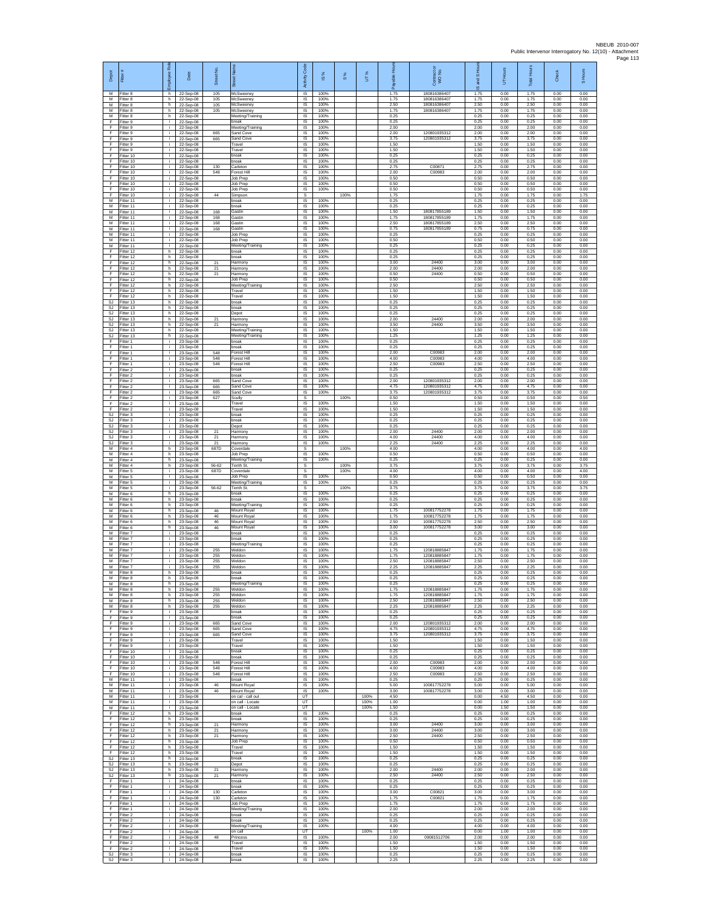| Depot | Fitter # | Employee Role | Date | Street No. | Street Name | Activity Code | IS % | S % | UT % | Payable Hours | Contract or WO No. | IS and S Hours | UT Hours | Total Hours | Check | S Hours |
|---|---|---|---|---|---|---|---|---|---|---|---|---|---|---|---|---|
| M | Fitter 8 | h | 22-Sep-08 | 105 | McSweeney | IS | 100% | | | 1.75 | 180816386407 | 1.75 | 0.00 | 1.75 | 0.00 | 0.00 |
| M | Fitter 8 | h | 22-Sep-08 | 105 | McSweeney | IS | 100% | | | 1.75 | 180816386407 | 1.75 | 0.00 | 1.75 | 0.00 | 0.00 |
| M | Fitter 8 | h | 22-Sep-08 | 105 | McSweeney | IS | 100% | | | 2.50 | 180816386407 | 2.50 | 0.00 | 2.50 | 0.00 | 0.00 |
| M | Fitter 8 | h | 22-Sep-08 | 105 | McSweeney | IS | 100% | | | 1.75 | 180816386407 | 1.75 | 0.00 | 1.75 | 0.00 | 0.00 |
| M | Fitter 8 | h | 22-Sep-08 | | Meeting/Training | IS | 100% | | | 0.25 | | 0.25 | 0.00 | 0.25 | 0.00 | 0.00 |
| F | Fitter 9 | i | 22-Sep-08 | | break | IS | 100% | | | 0.25 | | 0.25 | 0.00 | 0.25 | 0.00 | 0.00 |
| F | Fitter 9 | i | 22-Sep-08 | | Meeting/Training | IS | 100% | | | 2.00 | | 2.00 | 0.00 | 2.00 | 0.00 | 0.00 |
| F | Fitter 9 | i | 22-Sep-08 | 665 | Sand Cove | IS | 100% | | | 2.00 | 120801935312 | 2.00 | 0.00 | 2.00 | 0.00 | 0.00 |
| F | Fitter 9 | i | 22-Sep-08 | 665 | Sand Cove | IS | 100% | | | 3.75 | 120801935312 | 3.75 | 0.00 | 3.75 | 0.00 | 0.00 |
| F | Fitter 9 | i | 22-Sep-08 | | Travel | IS | 100% | | | 1.50 | | 1.50 | 0.00 | 1.50 | 0.00 | 0.00 |
| F | Fitter 9 | i | 22-Sep-08 | | Travel | IS | 100% | | | 1.50 | | 1.50 | 0.00 | 1.50 | 0.00 | 0.00 |
| F | Fitter 10 | i | 22-Sep-08 | | break | IS | 100% | | | 0.25 | | 0.25 | 0.00 | 0.25 | 0.00 | 0.00 |
| F | Fitter 10 | i | 22-Sep-08 | | break | IS | 100% | | | 0.25 | | 0.25 | 0.00 | 0.25 | 0.00 | 0.00 |
| F | Fitter 10 | i | 22-Sep-08 | 130 | Carleton | IS | 100% | | | 2.75 | C00871 | 2.75 | 0.00 | 2.75 | 0.00 | 0.00 |
| F | Fitter 10 | i | 22-Sep-08 | 548 | Forest Hill | IS | 100% | | | 2.00 | C00983 | 2.00 | 0.00 | 2.00 | 0.00 | 0.00 |
| F | Fitter 10 | i | 22-Sep-08 | | Job Prep | IS | 100% | | | 0.50 | | 0.50 | 0.00 | 0.50 | 0.00 | 0.00 |
| F | Fitter 10 | i | 22-Sep-08 | | Job Prep | IS | 100% | | | 0.50 | | 0.50 | 0.00 | 0.50 | 0.00 | 0.00 |
| F | Fitter 10 | i | 22-Sep-08 | | Job Prep | IS | 100% | | | 0.50 | | 0.50 | 0.00 | 0.50 | 0.00 | 0.00 |
| F | Fitter 10 | i | 22-Sep-08 | 44 | Simpson | S | | 100% | | 1.75 | | 1.75 | 0.00 | 1.75 | 0.00 | 1.75 |
| M | Fitter 11 | i | 22-Sep-08 | | break | IS | 100% | | | 0.25 | | 0.25 | 0.00 | 0.25 | 0.00 | 0.00 |
| M | Fitter 11 | i | 22-Sep-08 | | break | IS | 100% | | | 0.25 | | 0.25 | 0.00 | 0.25 | 0.00 | 0.00 |
| M | Fitter 11 | i | 22-Sep-08 | 168 | Gastin | IS | 100% | | | 1.50 | 180817855189 | 1.50 | 0.00 | 1.50 | 0.00 | 0.00 |
| M | Fitter 11 | i | 22-Sep-08 | 168 | Gastin | IS | 100% | | | 1.75 | 180817855189 | 1.75 | 0.00 | 1.75 | 0.00 | 0.00 |
| M | Fitter 11 | i | 22-Sep-08 | 168 | Gastin | IS | 100% | | | 2.50 | 180817855189 | 2.50 | 0.00 | 2.50 | 0.00 | 0.00 |
| M | Fitter 11 | i | 22-Sep-08 | 168 | Gastin | IS | 100% | | | 0.75 | 180817855189 | 0.75 | 0.00 | 0.75 | 0.00 | 0.00 |
| M | Fitter 11 | i | 22-Sep-08 | | Job Prep | IS | 100% | | | 0.25 | | 0.25 | 0.00 | 0.25 | 0.00 | 0.00 |
| M | Fitter 11 | i | 22-Sep-08 | | Job Prep | IS | 100% | | | 0.50 | | 0.50 | 0.00 | 0.50 | 0.00 | 0.00 |
| M | Fitter 11 | i | 22-Sep-08 | | Meeting/Training | IS | 100% | | | 0.25 | | 0.25 | 0.00 | 0.25 | 0.00 | 0.00 |
| F | Fitter 12 | h | 22-Sep-08 | | break | IS | 100% | | | 0.25 | | 0.25 | 0.00 | 0.25 | 0.00 | 0.00 |
| F | Fitter 12 | h | 22-Sep-08 | | break | IS | 100% | | | 0.25 | | 0.25 | 0.00 | 0.25 | 0.00 | 0.00 |
| F | Fitter 12 | h | 22-Sep-08 | 21 | Harmony | IS | 100% | | | 3.00 | 24400 | 3.00 | 0.00 | 3.00 | 0.00 | 0.00 |
| F | Fitter 12 | h | 22-Sep-08 | 21 | Harmony | IS | 100% | | | 2.00 | 24400 | 2.00 | 0.00 | 2.00 | 0.00 | 0.00 |
| F | Fitter 12 | h | 22-Sep-08 | 21 | Harmony | IS | 100% | | | 0.50 | 24400 | 0.50 | 0.00 | 0.50 | 0.00 | 0.00 |
| F | Fitter 12 | h | 22-Sep-08 | | Job Prep | IS | 100% | | | 0.50 | | 0.50 | 0.00 | 0.50 | 0.00 | 0.00 |
| F | Fitter 12 | h | 22-Sep-08 | | Meeting/Training | IS | 100% | | | 2.50 | | 2.50 | 0.00 | 2.50 | 0.00 | 0.00 |
| F | Fitter 12 | h | 22-Sep-08 | | Travel | IS | 100% | | | 1.50 | | 1.50 | 0.00 | 1.50 | 0.00 | 0.00 |
| F | Fitter 12 | h | 22-Sep-08 | | Travel | IS | 100% | | | 1.50 | | 1.50 | 0.00 | 1.50 | 0.00 | 0.00 |
| SJ | Fitter 13 | h | 22-Sep-08 | | break | IS | 100% | | | 0.25 | | 0.25 | 0.00 | 0.25 | 0.00 | 0.00 |
| SJ | Fitter 13 | h | 22-Sep-08 | | break | IS | 100% | | | 0.25 | | 0.25 | 0.00 | 0.25 | 0.00 | 0.00 |
| SJ | Fitter 13 | h | 22-Sep-08 | | Depot | IS | 100% | | | 0.25 | | 0.25 | 0.00 | 0.25 | 0.00 | 0.00 |
| SJ | Fitter 13 | h | 22-Sep-08 | 21 | Harmony | IS | 100% | | | 2.00 | 24400 | 2.00 | 0.00 | 2.00 | 0.00 | 0.00 |
| SJ | Fitter 13 | h | 22-Sep-08 | 21 | Harmony | IS | 100% | | | 3.50 | 24400 | 3.50 | 0.00 | 3.50 | 0.00 | 0.00 |
| SJ | Fitter 13 | h | 22-Sep-08 | | Meeting/Training | IS | 100% | | | 1.50 | | 1.50 | 0.00 | 1.50 | 0.00 | 0.00 |
| SJ | Fitter 13 | h | 22-Sep-08 | | Meeting/Training | IS | 100% | | | 1.25 | | 1.25 | 0.00 | 1.25 | 0.00 | 0.00 |
| F | Fitter 1 | i | 23-Sep-08 | | break | IS | 100% | | | 0.25 | | 0.25 | 0.00 | 0.25 | 0.00 | 0.00 |
| F | Fitter 1 | i | 23-Sep-08 | | break | IS | 100% | | | 0.25 | | 0.25 | 0.00 | 0.25 | 0.00 | 0.00 |
| F | Fitter 1 | i | 23-Sep-08 | 548 | Forest Hill | IS | 100% | | | 2.00 | C00983 | 2.00 | 0.00 | 2.00 | 0.00 | 0.00 |
| F | Fitter 1 | i | 23-Sep-08 | 548 | Forest Hill | IS | 100% | | | 4.00 | C00983 | 4.00 | 0.00 | 4.00 | 0.00 | 0.00 |
| F | Fitter 1 | i | 23-Sep-08 | 548 | Forest Hill | IS | 100% | | | 2.50 | C00983 | 2.50 | 0.00 | 2.50 | 0.00 | 0.00 |
| F | Fitter 2 | i | 23-Sep-08 | | break | IS | 100% | | | 0.25 | | 0.25 | 0.00 | 0.25 | 0.00 | 0.00 |
| F | Fitter 2 | i | 23-Sep-08 | | break | IS | 100% | | | 0.25 | | 0.25 | 0.00 | 0.25 | 0.00 | 0.00 |
| F | Fitter 2 | i | 23-Sep-08 | 665 | Sand Cove | IS | 100% | | | 2.00 | 120801935312 | 2.00 | 0.00 | 2.00 | 0.00 | 0.00 |
| F | Fitter 2 | i | 23-Sep-08 | 665 | Sand Cove | IS | 100% | | | 4.75 | 120801935312 | 4.75 | 0.00 | 4.75 | 0.00 | 0.00 |
| F | Fitter 2 | i | 23-Sep-08 | 665 | Sand Cove | IS | 100% | | | 3.75 | 120801935312 | 3.75 | 0.00 | 3.75 | 0.00 | 0.00 |
| F | Fitter 2 | i | 23-Sep-08 | 627 | Scully | S | | 100% | | 0.50 | | 0.50 | 0.00 | 0.50 | 0.00 | 0.50 |
| F | Fitter 2 | i | 23-Sep-08 | | Travel | IS | 100% | | | 1.50 | | 1.50 | 0.00 | 1.50 | 0.00 | 0.00 |
| F | Fitter 2 | i | 23-Sep-08 | | Travel | IS | 100% | | | 1.50 | | 1.50 | 0.00 | 1.50 | 0.00 | 0.00 |
| SJ | Fitter 3 | i | 23-Sep-08 | | break | IS | 100% | | | 0.25 | | 0.25 | 0.00 | 0.25 | 0.00 | 0.00 |
| SJ | Fitter 3 | i | 23-Sep-08 | | break | IS | 100% | | | 0.25 | | 0.25 | 0.00 | 0.25 | 0.00 | 0.00 |
| SJ | Fitter 3 | i | 23-Sep-08 | | Depot | IS | 100% | | | 0.25 | | 0.25 | 0.00 | 0.25 | 0.00 | 0.00 |
| SJ | Fitter 3 | i | 23-Sep-08 | 21 | Harmony | IS | 100% | | | 2.00 | 24400 | 2.00 | 0.00 | 2.00 | 0.00 | 0.00 |
| SJ | Fitter 3 | i | 23-Sep-08 | 21 | Harmony | IS | 100% | | | 4.00 | 24400 | 4.00 | 0.00 | 4.00 | 0.00 | 0.00 |
| SJ | Fitter 3 | i | 23-Sep-08 | 21 | Harmony | IS | 100% | | | 2.25 | 24400 | 2.25 | 0.00 | 2.25 | 0.00 | 0.00 |
| M | Fitter 4 | h | 23-Sep-08 | 687D | Coverdale | S | | 100% | | 4.00 | | 4.00 | 0.00 | 4.00 | 0.00 | 4.00 |
| M | Fitter 4 | h | 23-Sep-08 | | Job Prep | IS | 100% | | | 0.50 | | 0.50 | 0.00 | 0.50 | 0.00 | 0.00 |
| M | Fitter 4 | h | 23-Sep-08 | | Meeting/Training | IS | 100% | | | 0.25 | | 0.25 | 0.00 | 0.25 | 0.00 | 0.00 |
| M | Fitter 4 | h | 23-Sep-08 | 56-62 | Tenth St. | S | | 100% | | 3.75 | | 3.75 | 0.00 | 3.75 | 0.00 | 3.75 |
| M | Fitter 5 | i | 23-Sep-08 | 687D | Coverdale | S | | 100% | | 4.00 | | 4.00 | 0.00 | 4.00 | 0.00 | 4.00 |
| M | Fitter 5 | i | 23-Sep-08 | | Job Prep | IS | 100% | | | 0.50 | | 0.50 | 0.00 | 0.50 | 0.00 | 0.00 |
| M | Fitter 5 | i | 23-Sep-08 | | Meeting/Training | IS | 100% | | | 0.25 | | 0.25 | 0.00 | 0.25 | 0.00 | 0.00 |
| M | Fitter 5 | i | 23-Sep-08 | 56-62 | Tenth St. | S | | 100% | | 3.75 | | 3.75 | 0.00 | 3.75 | 0.00 | 3.75 |
| M | Fitter 6 | h | 23-Sep-08 | | break | IS | 100% | | | 0.25 | | 0.25 | 0.00 | 0.25 | 0.00 | 0.00 |
| M | Fitter 6 | h | 23-Sep-08 | | break | IS | 100% | | | 0.25 | | 0.25 | 0.00 | 0.25 | 0.00 | 0.00 |
| M | Fitter 6 | h | 23-Sep-08 | | Meeting/Training | IS | 100% | | | 0.25 | | 0.25 | 0.00 | 0.25 | 0.00 | 0.00 |
| M | Fitter 6 | h | 23-Sep-08 | 46 | Mount Royal | IS | 100% | | | 1.75 | 100817752278 | 1.75 | 0.00 | 1.75 | 0.00 | 0.00 |
| M | Fitter 6 | h | 23-Sep-08 | 46 | Mount Royal | IS | 100% | | | 1.75 | 100817752278 | 1.75 | 0.00 | 1.75 | 0.00 | 0.00 |
| M | Fitter 6 | h | 23-Sep-08 | 46 | Mount Royal | IS | 100% | | | 2.50 | 100817752278 | 2.50 | 0.00 | 2.50 | 0.00 | 0.00 |
| M | Fitter 6 | h | 23-Sep-08 | 46 | Mount Royal | IS | 100% | | | 3.00 | 100817752278 | 3.00 | 0.00 | 3.00 | 0.00 | 0.00 |
| M | Fitter 7 | i | 23-Sep-08 | | break | IS | 100% | | | 0.25 | | 0.25 | 0.00 | 0.25 | 0.00 | 0.00 |
| M | Fitter 7 | i | 23-Sep-08 | | break | IS | 100% | | | 0.25 | | 0.25 | 0.00 | 0.25 | 0.00 | 0.00 |
| M | Fitter 7 | i | 23-Sep-08 | | Meeting/Training | IS | 100% | | | 0.25 | | 0.25 | 0.00 | 0.25 | 0.00 | 0.00 |
| M | Fitter 7 | i | 23-Sep-08 | 255 | Weldon | IS | 100% | | | 1.75 | 120818885847 | 1.75 | 0.00 | 1.75 | 0.00 | 0.00 |
| M | Fitter 7 | i | 23-Sep-08 | 255 | Weldon | IS | 100% | | | 1.75 | 120818885847 | 1.75 | 0.00 | 1.75 | 0.00 | 0.00 |
| M | Fitter 7 | i | 23-Sep-08 | 255 | Weldon | IS | 100% | | | 2.50 | 120818885847 | 2.50 | 0.00 | 2.50 | 0.00 | 0.00 |
| M | Fitter 7 | i | 23-Sep-08 | 255 | Weldon | IS | 100% | | | 2.25 | 120818885847 | 2.25 | 0.00 | 2.25 | 0.00 | 0.00 |
| M | Fitter 8 | h | 23-Sep-08 | | break | IS | 100% | | | 0.25 | | 0.25 | 0.00 | 0.25 | 0.00 | 0.00 |
| M | Fitter 8 | h | 23-Sep-08 | | break | IS | 100% | | | 0.25 | | 0.25 | 0.00 | 0.25 | 0.00 | 0.00 |
| M | Fitter 8 | h | 23-Sep-08 | | Meeting/Training | IS | 100% | | | 0.25 | | 0.25 | 0.00 | 0.25 | 0.00 | 0.00 |
| M | Fitter 8 | h | 23-Sep-08 | 255 | Weldon | IS | 100% | | | 1.75 | 120818885847 | 1.75 | 0.00 | 1.75 | 0.00 | 0.00 |
| M | Fitter 8 | h | 23-Sep-08 | 255 | Weldon | IS | 100% | | | 1.75 | 120818885847 | 1.75 | 0.00 | 1.75 | 0.00 | 0.00 |
| M | Fitter 8 | h | 23-Sep-08 | 255 | Weldon | IS | 100% | | | 2.50 | 120818885847 | 2.50 | 0.00 | 2.50 | 0.00 | 0.00 |
| M | Fitter 8 | h | 23-Sep-08 | 255 | Weldon | IS | 100% | | | 2.25 | 120818885847 | 2.25 | 0.00 | 2.25 | 0.00 | 0.00 |
| F | Fitter 9 | i | 23-Sep-08 | | break | IS | 100% | | | 0.25 | | 0.25 | 0.00 | 0.25 | 0.00 | 0.00 |
| F | Fitter 9 | i | 23-Sep-08 | | break | IS | 100% | | | 0.25 | | 0.25 | 0.00 | 0.25 | 0.00 | 0.00 |
| F | Fitter 9 | i | 23-Sep-08 | 665 | Sand Cove | IS | 100% | | | 2.00 | 120801935312 | 2.00 | 0.00 | 2.00 | 0.00 | 0.00 |
| F | Fitter 9 | i | 23-Sep-08 | 665 | Sand Cove | IS | 100% | | | 4.75 | 120801935312 | 4.75 | 0.00 | 4.75 | 0.00 | 0.00 |
| F | Fitter 9 | i | 23-Sep-08 | 665 | Sand Cove | IS | 100% | | | 3.75 | 120801935312 | 3.75 | 0.00 | 3.75 | 0.00 | 0.00 |
| F | Fitter 9 | i | 23-Sep-08 | | Travel | IS | 100% | | | 1.50 | | 1.50 | 0.00 | 1.50 | 0.00 | 0.00 |
| F | Fitter 9 | i | 23-Sep-08 | | Travel | IS | 100% | | | 1.50 | | 1.50 | 0.00 | 1.50 | 0.00 | 0.00 |
| F | Fitter 10 | i | 23-Sep-08 | | break | IS | 100% | | | 0.25 | | 0.25 | 0.00 | 0.25 | 0.00 | 0.00 |
| F | Fitter 10 | i | 23-Sep-08 | | break | IS | 100% | | | 0.25 | | 0.25 | 0.00 | 0.25 | 0.00 | 0.00 |
| F | Fitter 10 | i | 23-Sep-08 | 548 | Forest Hill | IS | 100% | | | 2.00 | C00983 | 2.00 | 0.00 | 2.00 | 0.00 | 0.00 |
| F | Fitter 10 | i | 23-Sep-08 | 548 | Forest Hill | IS | 100% | | | 4.00 | C00983 | 4.00 | 0.00 | 4.00 | 0.00 | 0.00 |
| F | Fitter 10 | i | 23-Sep-08 | 548 | Forest Hill | IS | 100% | | | 2.50 | C00983 | 2.50 | 0.00 | 2.50 | 0.00 | 0.00 |
| M | Fitter 11 | i | 23-Sep-08 | | break | IS | 100% | | | 0.25 | | 0.25 | 0.00 | 0.25 | 0.00 | 0.00 |
| M | Fitter 11 | i | 23-Sep-08 | 46 | Mount Royal | IS | 100% | | | 5.00 | 100817752278 | 5.00 | 0.00 | 5.00 | 0.00 | 0.00 |
| M | Fitter 11 | i | 23-Sep-08 | 46 | Mount Royal | IS | 100% | | | 3.00 | 100817752278 | 3.00 | 0.00 | 3.00 | 0.00 | 0.00 |
| M | Fitter 11 | i | 23-Sep-08 | | on call - call out | UT | | | 100% | 4.50 | | 0.00 | 4.50 | 4.50 | 0.00 | 0.00 |
| M | Fitter 11 | i | 23-Sep-08 | | on call - Locate | UT | | | 100% | 1.00 | | 0.00 | 1.00 | 1.00 | 0.00 | 0.00 |
| M | Fitter 11 | i | 23-Sep-08 | | on call - Locate | UT | | | 100% | 1.50 | | 0.00 | 1.50 | 1.50 | 0.00 | 0.00 |
| F | Fitter 12 | h | 23-Sep-08 | | break | IS | 100% | | | 0.25 | | 0.25 | 0.00 | 0.25 | 0.00 | 0.00 |
| F | Fitter 12 | h | 23-Sep-08 | | break | IS | 100% | | | 0.25 | | 0.25 | 0.00 | 0.25 | 0.00 | 0.00 |
| F | Fitter 12 | h | 23-Sep-08 | 21 | Harmony | IS | 100% | | | 3.00 | 24400 | 3.00 | 0.00 | 3.00 | 0.00 | 0.00 |
| F | Fitter 12 | h | 23-Sep-08 | 21 | Harmony | IS | 100% | | | 3.00 | 24400 | 3.00 | 0.00 | 3.00 | 0.00 | 0.00 |
| F | Fitter 12 | h | 23-Sep-08 | 21 | Harmony | IS | 100% | | | 2.50 | 24400 | 2.50 | 0.00 | 2.50 | 0.00 | 0.00 |
| F | Fitter 12 | h | 23-Sep-08 | | Job Prep | IS | 100% | | | 0.50 | | 0.50 | 0.00 | 0.50 | 0.00 | 0.00 |
| F | Fitter 12 | h | 23-Sep-08 | | Travel | IS | 100% | | | 1.50 | | 1.50 | 0.00 | 1.50 | 0.00 | 0.00 |
| F | Fitter 12 | h | 23-Sep-08 | | Travel | IS | 100% | | | 1.50 | | 1.50 | 0.00 | 1.50 | 0.00 | 0.00 |
| SJ | Fitter 13 | h | 23-Sep-08 | | break | IS | 100% | | | 0.25 | | 0.25 | 0.00 | 0.25 | 0.00 | 0.00 |
| SJ | Fitter 13 | h | 23-Sep-08 | | Depot | IS | 100% | | | 0.25 | | 0.25 | 0.00 | 0.25 | 0.00 | 0.00 |
| SJ | Fitter 13 | h | 23-Sep-08 | 21 | Harmony | IS | 100% | | | 2.00 | 24400 | 2.00 | 0.00 | 2.00 | 0.00 | 0.00 |
| SJ | Fitter 13 | h | 23-Sep-08 | 21 | Harmony | IS | 100% | | | 2.50 | 24400 | 2.50 | 0.00 | 2.50 | 0.00 | 0.00 |
| F | Fitter 1 | i | 24-Sep-08 | | break | IS | 100% | | | 0.25 | | 0.25 | 0.00 | 0.25 | 0.00 | 0.00 |
| F | Fitter 1 | i | 24-Sep-08 | | break | IS | 100% | | | 0.25 | | 0.25 | 0.00 | 0.25 | 0.00 | 0.00 |
| F | Fitter 1 | i | 24-Sep-08 | 130 | Carleton | IS | 100% | | | 3.00 | C00821 | 3.00 | 0.00 | 3.00 | 0.00 | 0.00 |
| F | Fitter 1 | i | 24-Sep-08 | 130 | Carleton | IS | 100% | | | 1.75 | C00821 | 1.75 | 0.00 | 1.75 | 0.00 | 0.00 |
| F | Fitter 1 | i | 24-Sep-08 | | Job Prep | IS | 100% | | | 1.75 | | 1.75 | 0.00 | 1.75 | 0.00 | 0.00 |
| F | Fitter 1 | i | 24-Sep-08 | | Meeting/Training | IS | 100% | | | 2.00 | | 2.00 | 0.00 | 2.00 | 0.00 | 0.00 |
| F | Fitter 2 | i | 24-Sep-08 | | break | IS | 100% | | | 0.25 | | 0.25 | 0.00 | 0.25 | 0.00 | 0.00 |
| F | Fitter 2 | i | 24-Sep-08 | | break | IS | 100% | | | 0.25 | | 0.25 | 0.00 | 0.25 | 0.00 | 0.00 |
| F | Fitter 2 | i | 24-Sep-08 | | Meeting/Training | IS | 100% | | | 4.00 | | 4.00 | 0.00 | 4.00 | 0.00 | 0.00 |
| F | Fitter 2 | i | 24-Sep-08 | | on call | UT | | | 100% | 1.00 | | 0.00 | 1.00 | 1.00 | 0.00 | 0.00 |
| F | Fitter 2 | i | 24-Sep-08 | 48 | Princess | IS | 100% | | | 2.00 | 09081512706 | 2.00 | 0.00 | 2.00 | 0.00 | 0.00 |
| F | Fitter 2 | i | 24-Sep-08 | | Travel | IS | 100% | | | 1.50 | | 1.50 | 0.00 | 1.50 | 0.00 | 0.00 |
| F | Fitter 2 | i | 24-Sep-08 | | Travel | IS | 100% | | | 1.50 | | 1.50 | 0.00 | 1.50 | 0.00 | 0.00 |
| SJ | Fitter 3 | i | 24-Sep-08 | | break | IS | 100% | | | 0.25 | | 0.25 | 0.00 | 0.25 | 0.00 | 0.00 |
| SJ | Fitter 3 | i | 24-Sep-08 | | break | IS | 100% | | | 2.25 | | 2.25 | 0.00 | 2.25 | 0.00 | 0.00 |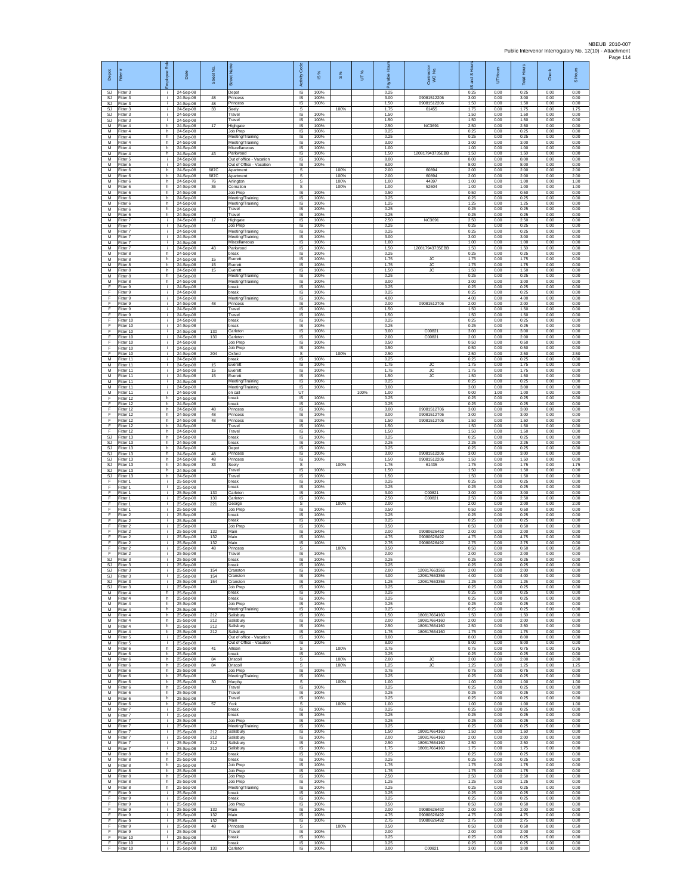| Depot | Fitter # | Employee Role | Date | Street No. | Street Name | Activity Code | IS % | S % | UT % | Payable Hours | Contract or WO No. | IS and S Hours | UT Hours | Total Hours | Check | S Hours |
|---|---|---|---|---|---|---|---|---|---|---|---|---|---|---|---|---|
| SJ | Fitter 3 | i | 24-Sep-08 | | Depot | IS | 100% | | | 0.25 | | 0.25 | 0.00 | 0.25 | 0.00 | 0.00 |
| SJ | Fitter 3 | i | 24-Sep-08 | 48 | Princess | IS | 100% | | | 3.00 | 09081512206 | 3.00 | 0.00 | 3.00 | 0.00 | 0.00 |
| SJ | Fitter 3 | i | 24-Sep-08 | 48 | Princess | IS | 100% | | | 1.50 | 09081512206 | 1.50 | 0.00 | 1.50 | 0.00 | 0.00 |
| SJ | Fitter 3 | i | 24-Sep-08 | 33 | Sealy | S | | 100% | | 1.75 | 61455 | 1.75 | 0.00 | 1.75 | 0.00 | 1.75 |
| SJ | Fitter 3 | i | 24-Sep-08 | | Travel | IS | 100% | | | 1.50 | | 1.50 | 0.00 | 1.50 | 0.00 | 0.00 |
| SJ | Fitter 3 | i | 24-Sep-08 | | Travel | IS | 100% | | | 1.50 | | 1.50 | 0.00 | 1.50 | 0.00 | 0.00 |
| M | Fitter 4 | h | 24-Sep-08 | 17 | Highgate | IS | 100% | | | 2.50 | NC3691 | 2.50 | 0.00 | 2.50 | 0.00 | 0.00 |
| M | Fitter 4 | h | 24-Sep-08 | | Job Prep | IS | 100% | | | 0.25 | | 0.25 | 0.00 | 0.25 | 0.00 | 0.00 |
| M | Fitter 4 | h | 24-Sep-08 | | Meeting/Training | IS | 100% | | | 0.25 | | 0.25 | 0.00 | 0.25 | 0.00 | 0.00 |
| M | Fitter 4 | h | 24-Sep-08 | | Meeting/Training | IS | 100% | | | 3.00 | | 3.00 | 0.00 | 3.00 | 0.00 | 0.00 |
| M | Fitter 4 | h | 24-Sep-08 | | Miscellaneous | IS | 100% | | | 1.00 | | 1.00 | 0.00 | 1.00 | 0.00 | 0.00 |
| M | Fitter 4 | h | 24-Sep-08 | 43 | Parkwood | IS | 100% | | | 1.50 | 120817943735EBB | 1.50 | 0.00 | 1.50 | 0.00 | 0.00 |
| M | Fitter 5 | i | 24-Sep-08 | | Out of office - Vacation | IS | 100% | | | 8.00 | | 8.00 | 0.00 | 8.00 | 0.00 | 0.00 |
| M | Fitter 5 | i | 24-Sep-08 | | Out of Office - Vacation | IS | 100% | | | 8.00 | | 8.00 | 0.00 | 8.00 | 0.00 | 0.00 |
| M | Fitter 6 | h | 24-Sep-08 | 687C | Apartment | S | | 100% | | 2.00 | 60894 | 2.00 | 0.00 | 2.00 | 0.00 | 2.00 |
| M | Fitter 6 | h | 24-Sep-08 | 687C | Apartment | S | | 100% | | 2.00 | 60894 | 2.00 | 0.00 | 2.00 | 0.00 | 2.00 |
| M | Fitter 6 | h | 24-Sep-08 | 76 | Arlington | S | | 100% | | 1.00 | 44397 | 1.00 | 0.00 | 1.00 | 0.00 | 1.00 |
| M | Fitter 6 | h | 24-Sep-08 | 36 | Cornation | S | | 100% | | 1.00 | 52604 | 1.00 | 0.00 | 1.00 | 0.00 | 1.00 |
| M | Fitter 6 | h | 24-Sep-08 | | Job Prep | IS | 100% | | | 0.50 | | 0.50 | 0.00 | 0.50 | 0.00 | 0.00 |
| M | Fitter 6 | h | 24-Sep-08 | | Meeting/Training | IS | 100% | | | 0.25 | | 0.25 | 0.00 | 0.25 | 0.00 | 0.00 |
| M | Fitter 6 | h | 24-Sep-08 | | Meeting/Training | IS | 100% | | | 1.25 | | 1.25 | 0.00 | 1.25 | 0.00 | 0.00 |
| M | Fitter 6 | h | 24-Sep-08 | | Travel | IS | 100% | | | 0.25 | | 0.25 | 0.00 | 0.25 | 0.00 | 0.00 |
| M | Fitter 6 | h | 24-Sep-08 | | Travel | IS | 100% | | | 0.25 | | 0.25 | 0.00 | 0.25 | 0.00 | 0.00 |
| M | Fitter 7 | i | 24-Sep-08 | 17 | Highgate | IS | 100% | | | 2.50 | NC3691 | 2.50 | 0.00 | 2.50 | 0.00 | 0.00 |
| M | Fitter 7 | i | 24-Sep-08 | | Job Prep | IS | 100% | | | 0.25 | | 0.25 | 0.00 | 0.25 | 0.00 | 0.00 |
| M | Fitter 7 | i | 24-Sep-08 | | Meeting/Training | IS | 100% | | | 0.25 | | 0.25 | 0.00 | 0.25 | 0.00 | 0.00 |
| M | Fitter 7 | i | 24-Sep-08 | | Meeting/Training | IS | 100% | | | 3.00 | | 3.00 | 0.00 | 3.00 | 0.00 | 0.00 |
| M | Fitter 7 | i | 24-Sep-08 | | Miscellaneous | IS | 100% | | | 1.00 | | 1.00 | 0.00 | 1.00 | 0.00 | 0.00 |
| M | Fitter 7 | i | 24-Sep-08 | 43 | Parkwood | IS | 100% | | | 1.50 | 120817943735EBB | 1.50 | 0.00 | 1.50 | 0.00 | 0.00 |
| M | Fitter 8 | h | 24-Sep-08 | | break | IS | 100% | | | 0.25 | | 0.25 | 0.00 | 0.25 | 0.00 | 0.00 |
| M | Fitter 8 | h | 24-Sep-08 | 15 | Everett | IS | 100% | | | 1.75 | JC | 1.75 | 0.00 | 1.75 | 0.00 | 0.00 |
| M | Fitter 8 | h | 24-Sep-08 | 15 | Everett | IS | 100% | | | 1.75 | JC | 1.75 | 0.00 | 1.75 | 0.00 | 0.00 |
| M | Fitter 8 | h | 24-Sep-08 | 15 | Everett | IS | 100% | | | 1.50 | JC | 1.50 | 0.00 | 1.50 | 0.00 | 0.00 |
| M | Fitter 8 | h | 24-Sep-08 | | Meeting/Training | IS | 100% | | | 0.25 | | 0.25 | 0.00 | 0.25 | 0.00 | 0.00 |
| M | Fitter 8 | h | 24-Sep-08 | | Meeting/Training | IS | 100% | | | 3.00 | | 3.00 | 0.00 | 3.00 | 0.00 | 0.00 |
| F | Fitter 9 | i | 24-Sep-08 | | break | IS | 100% | | | 0.25 | | 0.25 | 0.00 | 0.25 | 0.00 | 0.00 |
| F | Fitter 9 | i | 24-Sep-08 | | break | IS | 100% | | | 0.25 | | 0.25 | 0.00 | 0.25 | 0.00 | 0.00 |
| F | Fitter 9 | i | 24-Sep-08 | | Meeting/Training | IS | 100% | | | 4.00 | | 4.00 | 0.00 | 4.00 | 0.00 | 0.00 |
| F | Fitter 9 | i | 24-Sep-08 | 48 | Princess | IS | 100% | | | 2.00 | 09081512706 | 2.00 | 0.00 | 2.00 | 0.00 | 0.00 |
| F | Fitter 9 | i | 24-Sep-08 | | Travel | IS | 100% | | | 1.50 | | 1.50 | 0.00 | 1.50 | 0.00 | 0.00 |
| F | Fitter 9 | i | 24-Sep-08 | | Travel | IS | 100% | | | 1.50 | | 1.50 | 0.00 | 1.50 | 0.00 | 0.00 |
| F | Fitter 10 | i | 24-Sep-08 | | break | IS | 100% | | | 0.25 | | 0.25 | 0.00 | 0.25 | 0.00 | 0.00 |
| F | Fitter 10 | i | 24-Sep-08 | | break | IS | 100% | | | 0.25 | | 0.25 | 0.00 | 0.25 | 0.00 | 0.00 |
| F | Fitter 10 | i | 24-Sep-08 | 130 | Carleton | IS | 100% | | | 3.00 | C00821 | 3.00 | 0.00 | 3.00 | 0.00 | 0.00 |
| F | Fitter 10 | i | 24-Sep-08 | 130 | Carleton | IS | 100% | | | 2.00 | C00821 | 2.00 | 0.00 | 2.00 | 0.00 | 0.00 |
| F | Fitter 10 | i | 24-Sep-08 | | Job Prep | IS | 100% | | | 0.50 | | 0.50 | 0.00 | 0.50 | 0.00 | 0.00 |
| F | Fitter 10 | i | 24-Sep-08 | | Job Prep | IS | 100% | | | 0.50 | | 0.50 | 0.00 | 0.50 | 0.00 | 0.00 |
| F | Fitter 10 | i | 24-Sep-08 | 204 | Oxford | S | | 100% | | 2.50 | | 2.50 | 0.00 | 2.50 | 0.00 | 2.50 |
| M | Fitter 11 | i | 24-Sep-08 | | break | IS | 100% | | | 0.25 | | 0.25 | 0.00 | 0.25 | 0.00 | 0.00 |
| M | Fitter 11 | i | 24-Sep-08 | 15 | Everett | IS | 100% | | | 1.75 | JC | 1.75 | 0.00 | 1.75 | 0.00 | 0.00 |
| M | Fitter 11 | i | 24-Sep-08 | 15 | Everett | IS | 100% | | | 1.75 | JC | 1.75 | 0.00 | 1.75 | 0.00 | 0.00 |
| M | Fitter 11 | i | 24-Sep-08 | 15 | Everett | IS | 100% | | | 1.50 | JC | 1.50 | 0.00 | 1.50 | 0.00 | 0.00 |
| M | Fitter 11 | i | 24-Sep-08 | | Meeting/Training | IS | 100% | | | 0.25 | | 0.25 | 0.00 | 0.25 | 0.00 | 0.00 |
| M | Fitter 11 | i | 24-Sep-08 | | Meeting/Training | IS | 100% | | | 3.00 | | 3.00 | 0.00 | 3.00 | 0.00 | 0.00 |
| M | Fitter 11 | i | 24-Sep-08 | | on call | UT | | | 100% | 1.00 | | 0.00 | 1.00 | 1.00 | 0.00 | 0.00 |
| F | Fitter 12 | h | 24-Sep-08 | | break | IS | 100% | | | 0.25 | | 0.25 | 0.00 | 0.25 | 0.00 | 0.00 |
| F | Fitter 12 | h | 24-Sep-08 | | break | IS | 100% | | | 0.25 | | 0.25 | 0.00 | 0.25 | 0.00 | 0.00 |
| F | Fitter 12 | h | 24-Sep-08 | 48 | Princess | IS | 100% | | | 3.00 | 09081512706 | 3.00 | 0.00 | 3.00 | 0.00 | 0.00 |
| F | Fitter 12 | h | 24-Sep-08 | 48 | Princess | IS | 100% | | | 3.00 | 09081512706 | 3.00 | 0.00 | 3.00 | 0.00 | 0.00 |
| F | Fitter 12 | h | 24-Sep-08 | 48 | Princess | IS | 100% | | | 1.50 | 09081512706 | 1.50 | 0.00 | 1.50 | 0.00 | 0.00 |
| F | Fitter 12 | h | 24-Sep-08 | | Travel | IS | 100% | | | 1.50 | | 1.50 | 0.00 | 1.50 | 0.00 | 0.00 |
| F | Fitter 12 | h | 24-Sep-08 | | Travel | IS | 100% | | | 1.50 | | 1.50 | 0.00 | 1.50 | 0.00 | 0.00 |
| SJ | Fitter 13 | h | 24-Sep-08 | | break | IS | 100% | | | 0.25 | | 0.25 | 0.00 | 0.25 | 0.00 | 0.00 |
| SJ | Fitter 13 | h | 24-Sep-08 | | break | IS | 100% | | | 2.25 | | 2.25 | 0.00 | 2.25 | 0.00 | 0.00 |
| SJ | Fitter 13 | h | 24-Sep-08 | | Depot | IS | 100% | | | 0.25 | | 0.25 | 0.00 | 0.25 | 0.00 | 0.00 |
| SJ | Fitter 13 | h | 24-Sep-08 | 48 | Princess | IS | 100% | | | 3.00 | 09081512206 | 3.00 | 0.00 | 3.00 | 0.00 | 0.00 |
| SJ | Fitter 13 | h | 24-Sep-08 | 48 | Princess | IS | 100% | | | 1.50 | 09081512206 | 1.50 | 0.00 | 1.50 | 0.00 | 0.00 |
| SJ | Fitter 13 | h | 24-Sep-08 | 33 | Sealy | S | | 100% | | 1.75 | 61435 | 1.75 | 0.00 | 1.75 | 0.00 | 1.75 |
| SJ | Fitter 13 | h | 24-Sep-08 | | Travel | IS | 100% | | | 1.50 | | 1.50 | 0.00 | 1.50 | 0.00 | 0.00 |
| SJ | Fitter 13 | h | 24-Sep-08 | | Travel | IS | 100% | | | 1.50 | | 1.50 | 0.00 | 1.50 | 0.00 | 0.00 |
| F | Fitter 1 | i | 25-Sep-08 | | break | IS | 100% | | | 0.25 | | 0.25 | 0.00 | 0.25 | 0.00 | 0.00 |
| F | Fitter 1 | i | 25-Sep-08 | | break | IS | 100% | | | 0.25 | | 0.25 | 0.00 | 0.25 | 0.00 | 0.00 |
| F | Fitter 1 | i | 25-Sep-08 | 130 | Carleton | IS | 100% | | | 3.00 | C00821 | 3.00 | 0.00 | 3.00 | 0.00 | 0.00 |
| F | Fitter 1 | i | 25-Sep-08 | 130 | Carleton | IS | 100% | | | 2.50 | C00821 | 2.50 | 0.00 | 2.50 | 0.00 | 0.00 |
| F | Fitter 1 | i | 25-Sep-08 | 221 | George | S | | 100% | | 2.00 | | 2.00 | 0.00 | 2.00 | 0.00 | 2.00 |
| F | Fitter 1 | i | 25-Sep-08 | | Job Prep | IS | 100% | | | 0.50 | | 0.50 | 0.00 | 0.50 | 0.00 | 0.00 |
| F | Fitter 2 | i | 25-Sep-08 | | break | IS | 100% | | | 0.25 | | 0.25 | 0.00 | 0.25 | 0.00 | 0.00 |
| F | Fitter 2 | i | 25-Sep-08 | | break | IS | 100% | | | 0.25 | | 0.25 | 0.00 | 0.25 | 0.00 | 0.00 |
| F | Fitter 2 | i | 25-Sep-08 | | Job Prep | IS | 100% | | | 0.50 | | 0.50 | 0.00 | 0.50 | 0.00 | 0.00 |
| F | Fitter 2 | i | 25-Sep-08 | 132 | Main | IS | 100% | | | 2.00 | 09080626492 | 2.00 | 0.00 | 2.00 | 0.00 | 0.00 |
| F | Fitter 2 | i | 25-Sep-08 | 132 | Main | IS | 100% | | | 4.75 | 09080626492 | 4.75 | 0.00 | 4.75 | 0.00 | 0.00 |
| F | Fitter 2 | i | 25-Sep-08 | 132 | Main | IS | 100% | | | 2.75 | 09080626492 | 2.75 | 0.00 | 2.75 | 0.00 | 0.00 |
| F | Fitter 2 | i | 25-Sep-08 | 48 | Princess | S | | 100% | | 0.50 | | 0.50 | 0.00 | 0.50 | 0.00 | 0.50 |
| F | Fitter 2 | i | 25-Sep-08 | | Travel | IS | 100% | | | 2.00 | | 2.00 | 0.00 | 2.00 | 0.00 | 0.00 |
| SJ | Fitter 3 | i | 25-Sep-08 | | break | IS | 100% | | | 0.25 | | 0.25 | 0.00 | 0.25 | 0.00 | 0.00 |
| SJ | Fitter 3 | i | 25-Sep-08 | | break | IS | 100% | | | 0.25 | | 0.25 | 0.00 | 0.25 | 0.00 | 0.00 |
| SJ | Fitter 3 | i | 25-Sep-08 | 154 | Cranston | IS | 100% | | | 2.00 | 120817663356 | 2.00 | 0.00 | 2.00 | 0.00 | 0.00 |
| SJ | Fitter 3 | i | 25-Sep-08 | 154 | Cranston | IS | 100% | | | 4.00 | 120817663356 | 4.00 | 0.00 | 4.00 | 0.00 | 0.00 |
| SJ | Fitter 3 | i | 25-Sep-08 | 154 | Cranston | IS | 100% | | | 1.25 | 120817663356 | 1.25 | 0.00 | 1.25 | 0.00 | 0.00 |
| SJ | Fitter 3 | i | 25-Sep-08 | | Job Prep | IS | 100% | | | 0.25 | | 0.25 | 0.00 | 0.25 | 0.00 | 0.00 |
| M | Fitter 4 | h | 25-Sep-08 | | break | IS | 100% | | | 0.25 | | 0.25 | 0.00 | 0.25 | 0.00 | 0.00 |
| M | Fitter 4 | h | 25-Sep-08 | | break | IS | 100% | | | 0.25 | | 0.25 | 0.00 | 0.25 | 0.00 | 0.00 |
| M | Fitter 4 | h | 25-Sep-08 | | Job Prep | IS | 100% | | | 0.25 | | 0.25 | 0.00 | 0.25 | 0.00 | 0.00 |
| M | Fitter 4 | h | 25-Sep-08 | | Meeting/Training | IS | 100% | | | 0.25 | | 0.25 | 0.00 | 0.25 | 0.00 | 0.00 |
| M | Fitter 4 | h | 25-Sep-08 | 212 | Salisbury | IS | 100% | | | 1.50 | 180817664160 | 1.50 | 0.00 | 1.50 | 0.00 | 0.00 |
| M | Fitter 4 | h | 25-Sep-08 | 212 | Salisbury | IS | 100% | | | 2.00 | 180817664160 | 2.00 | 0.00 | 2.00 | 0.00 | 0.00 |
| M | Fitter 4 | h | 25-Sep-08 | 212 | Salisbury | IS | 100% | | | 2.50 | 180817664160 | 2.50 | 0.00 | 2.50 | 0.00 | 0.00 |
| M | Fitter 4 | h | 25-Sep-08 | 212 | Salisbury | IS | 100% | | | 1.75 | 180817664160 | 1.75 | 0.00 | 1.75 | 0.00 | 0.00 |
| M | Fitter 5 | i | 25-Sep-08 | | Out of office - Vacation | IS | 100% | | | 8.00 | | 8.00 | 0.00 | 8.00 | 0.00 | 0.00 |
| M | Fitter 5 | i | 25-Sep-08 | | Out of Office - Vacation | IS | 100% | | | 8.00 | | 8.00 | 0.00 | 8.00 | 0.00 | 0.00 |
| M | Fitter 6 | h | 25-Sep-08 | 41 | Allison | S | | 100% | | 0.75 | | 0.75 | 0.00 | 0.75 | 0.00 | 0.75 |
| M | Fitter 6 | h | 25-Sep-08 | | break | IS | 100% | | | 0.25 | | 0.25 | 0.00 | 0.25 | 0.00 | 0.00 |
| M | Fitter 6 | h | 25-Sep-08 | 84 | Driscoll | S | | 100% | | 2.00 | JC | 2.00 | 0.00 | 2.00 | 0.00 | 2.00 |
| M | Fitter 6 | h | 25-Sep-08 | 84 | Driscoll | S | | 100% | | 1.25 | JC | 1.25 | 0.00 | 1.25 | 0.00 | 1.25 |
| M | Fitter 6 | h | 25-Sep-08 | | Job Prep | IS | 100% | | | 0.75 | | 0.75 | 0.00 | 0.75 | 0.00 | 0.00 |
| M | Fitter 6 | h | 25-Sep-08 | | Meeting/Training | IS | 100% | | | 0.25 | | 0.25 | 0.00 | 0.25 | 0.00 | 0.00 |
| M | Fitter 6 | h | 25-Sep-08 | 30 | Murphy | S | | 100% | | 1.00 | | 1.00 | 0.00 | 1.00 | 0.00 | 1.00 |
| M | Fitter 6 | h | 25-Sep-08 | | Travel | IS | 100% | | | 0.25 | | 0.25 | 0.00 | 0.25 | 0.00 | 0.00 |
| M | Fitter 6 | h | 25-Sep-08 | | Travel | IS | 100% | | | 0.25 | | 0.25 | 0.00 | 0.25 | 0.00 | 0.00 |
| M | Fitter 6 | h | 25-Sep-08 | | Travel | IS | 100% | | | 0.25 | | 0.25 | 0.00 | 0.25 | 0.00 | 0.00 |
| M | Fitter 6 | h | 25-Sep-08 | 57 | York | S | | 100% | | 1.00 | | 1.00 | 0.00 | 1.00 | 0.00 | 1.00 |
| M | Fitter 7 | i | 25-Sep-08 | | break | IS | 100% | | | 0.25 | | 0.25 | 0.00 | 0.25 | 0.00 | 0.00 |
| M | Fitter 7 | i | 25-Sep-08 | | break | IS | 100% | | | 0.25 | | 0.25 | 0.00 | 0.25 | 0.00 | 0.00 |
| M | Fitter 7 | i | 25-Sep-08 | | Job Prep | IS | 100% | | | 0.25 | | 0.25 | 0.00 | 0.25 | 0.00 | 0.00 |
| M | Fitter 7 | i | 25-Sep-08 | | Meeting/Training | IS | 100% | | | 0.25 | | 0.25 | 0.00 | 0.25 | 0.00 | 0.00 |
| M | Fitter 7 | i | 25-Sep-08 | 212 | Salisbury | IS | 100% | | | 1.50 | 180817664160 | 1.50 | 0.00 | 1.50 | 0.00 | 0.00 |
| M | Fitter 7 | i | 25-Sep-08 | 212 | Salisbury | IS | 100% | | | 2.00 | 180817664160 | 2.00 | 0.00 | 2.00 | 0.00 | 0.00 |
| M | Fitter 7 | i | 25-Sep-08 | 212 | Salisbury | IS | 100% | | | 2.50 | 180817664160 | 2.50 | 0.00 | 2.50 | 0.00 | 0.00 |
| M | Fitter 7 | i | 25-Sep-08 | 212 | Salisbury | IS | 100% | | | 1.75 | 180817664160 | 1.75 | 0.00 | 1.75 | 0.00 | 0.00 |
| M | Fitter 8 | h | 25-Sep-08 | | break | IS | 100% | | | 0.25 | | 0.25 | 0.00 | 0.25 | 0.00 | 0.00 |
| M | Fitter 8 | h | 25-Sep-08 | | break | IS | 100% | | | 0.25 | | 0.25 | 0.00 | 0.25 | 0.00 | 0.00 |
| M | Fitter 8 | h | 25-Sep-08 | | Job Prep | IS | 100% | | | 1.75 | | 1.75 | 0.00 | 1.75 | 0.00 | 0.00 |
| M | Fitter 8 | h | 25-Sep-08 | | Job Prep | IS | 100% | | | 1.75 | | 1.75 | 0.00 | 1.75 | 0.00 | 0.00 |
| M | Fitter 8 | h | 25-Sep-08 | | Job Prep | IS | 100% | | | 2.50 | | 2.50 | 0.00 | 2.50 | 0.00 | 0.00 |
| M | Fitter 8 | h | 25-Sep-08 | | Job Prep | IS | 100% | | | 1.25 | | 1.25 | 0.00 | 1.25 | 0.00 | 0.00 |
| M | Fitter 8 | h | 25-Sep-08 | | Meeting/Training | IS | 100% | | | 0.25 | | 0.25 | 0.00 | 0.25 | 0.00 | 0.00 |
| F | Fitter 9 | i | 25-Sep-08 | | break | IS | 100% | | | 0.25 | | 0.25 | 0.00 | 0.25 | 0.00 | 0.00 |
| F | Fitter 9 | i | 25-Sep-08 | | break | IS | 100% | | | 0.25 | | 0.25 | 0.00 | 0.25 | 0.00 | 0.00 |
| F | Fitter 9 | i | 25-Sep-08 | | Job Prep | IS | 100% | | | 0.50 | | 0.50 | 0.00 | 0.50 | 0.00 | 0.00 |
| F | Fitter 9 | i | 25-Sep-08 | 132 | Main | IS | 100% | | | 2.00 | 09080626492 | 2.00 | 0.00 | 2.00 | 0.00 | 0.00 |
| F | Fitter 9 | i | 25-Sep-08 | 132 | Main | IS | 100% | | | 4.75 | 09080626492 | 4.75 | 0.00 | 4.75 | 0.00 | 0.00 |
| F | Fitter 9 | i | 25-Sep-08 | 132 | Main | IS | 100% | | | 2.75 | 09080626492 | 2.75 | 0.00 | 2.75 | 0.00 | 0.00 |
| F | Fitter 9 | i | 25-Sep-08 | 48 | Princess | S | | 100% | | 0.50 | | 0.50 | 0.00 | 0.50 | 0.00 | 0.50 |
| F | Fitter 9 | i | 25-Sep-08 | | Travel | IS | 100% | | | 2.00 | | 2.00 | 0.00 | 2.00 | 0.00 | 0.00 |
| F | Fitter 10 | i | 25-Sep-08 | | break | IS | 100% | | | 0.25 | | 0.25 | 0.00 | 0.25 | 0.00 | 0.00 |
| F | Fitter 10 | i | 25-Sep-08 | | break | IS | 100% | | | 0.25 | | 0.25 | 0.00 | 0.25 | 0.00 | 0.00 |
| F | Fitter 10 | i | 25-Sep-08 | 130 | Carleton | IS | 100% | | | 3.00 | C00821 | 3.00 | 0.00 | 3.00 | 0.00 | 0.00 |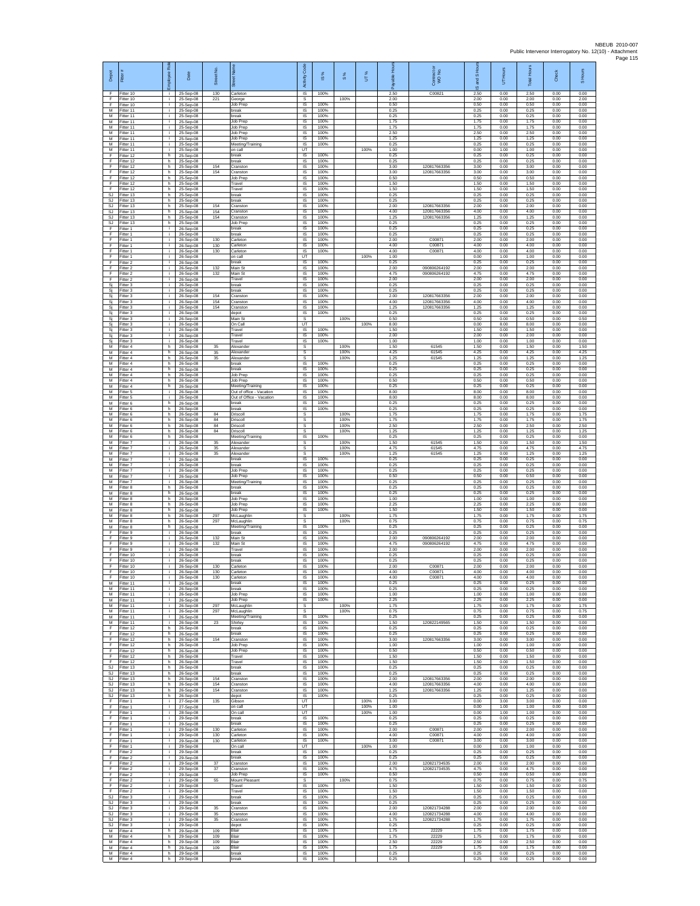| Depot | Fitter # | Employee Role | Date | Street No. | Street Name | Activity Code | IS % | S % | UT % | Payable Hours | Contractor or WO No. | IS and S Hours | UT Hours | Total Hours | Check | S Hours |
|---|---|---|---|---|---|---|---|---|---|---|---|---|---|---|---|---|
| F | Fitter 10 | i | 25-Sep-08 | 130 | Carleton | IS | 100% | | | 2.50 | C00821 | 2.50 | 0.00 | 2.50 | 0.00 | 0.00 |
| F | Fitter 10 | i | 25-Sep-08 | 221 | George | S | | 100% | | 2.00 | | 2.00 | 0.00 | 2.00 | 0.00 | 2.00 |
| F | Fitter 10 | i | 25-Sep-08 | | Job Prep | IS | 100% | | | 0.50 | | 0.50 | 0.00 | 0.50 | 0.00 | 0.00 |
| M | Fitter 11 | i | 25-Sep-08 | | break | IS | 100% | | | 0.25 | | 0.25 | 0.00 | 0.25 | 0.00 | 0.00 |
| M | Fitter 11 | i | 25-Sep-08 | | break | IS | 100% | | | 0.25 | | 0.25 | 0.00 | 0.25 | 0.00 | 0.00 |
| M | Fitter 11 | i | 25-Sep-08 | | Job Prep | IS | 100% | | | 1.75 | | 1.75 | 0.00 | 1.75 | 0.00 | 0.00 |
| M | Fitter 11 | i | 25-Sep-08 | | Job Prep | IS | 100% | | | 1.75 | | 1.75 | 0.00 | 1.75 | 0.00 | 0.00 |
| M | Fitter 11 | i | 25-Sep-08 | | Job Prep | IS | 100% | | | 2.50 | | 2.50 | 0.00 | 2.50 | 0.00 | 0.00 |
| M | Fitter 11 | i | 25-Sep-08 | | Job Prep | IS | 100% | | | 1.25 | | 1.25 | 0.00 | 1.25 | 0.00 | 0.00 |
| M | Fitter 11 | i | 25-Sep-08 | | Meeting/Training | IS | 100% | | | 0.25 | | 0.25 | 0.00 | 0.25 | 0.00 | 0.00 |
| M | Fitter 11 | i | 25-Sep-08 | | on call | UT | | | 100% | 1.00 | | 0.00 | 1.00 | 1.00 | 0.00 | 0.00 |
| F | Fitter 12 | h | 25-Sep-08 | | break | IS | 100% | | | 0.25 | | 0.25 | 0.00 | 0.25 | 0.00 | 0.00 |
| F | Fitter 12 | h | 25-Sep-08 | | break | IS | 100% | | | 0.25 | | 0.25 | 0.00 | 0.25 | 0.00 | 0.00 |
| F | Fitter 12 | h | 25-Sep-08 | 154 | Cranston | IS | 100% | | | 3.00 | 120817663356 | 3.00 | 0.00 | 3.00 | 0.00 | 0.00 |
| F | Fitter 12 | h | 25-Sep-08 | 154 | Cranston | IS | 100% | | | 3.00 | 120817663356 | 3.00 | 0.00 | 3.00 | 0.00 | 0.00 |
| F | Fitter 12 | h | 25-Sep-08 | | Job Prep | IS | 100% | | | 0.50 | | 0.50 | 0.00 | 0.50 | 0.00 | 0.00 |
| F | Fitter 12 | h | 25-Sep-08 | | Travel | IS | 100% | | | 1.50 | | 1.50 | 0.00 | 1.50 | 0.00 | 0.00 |
| F | Fitter 12 | h | 25-Sep-08 | | Travel | IS | 100% | | | 1.50 | | 1.50 | 0.00 | 1.50 | 0.00 | 0.00 |
| SJ | Fitter 13 | h | 25-Sep-08 | | break | IS | 100% | | | 0.25 | | 0.25 | 0.00 | 0.25 | 0.00 | 0.00 |
| SJ | Fitter 13 | h | 25-Sep-08 | | break | IS | 100% | | | 0.25 | | 0.25 | 0.00 | 0.25 | 0.00 | 0.00 |
| SJ | Fitter 13 | h | 25-Sep-08 | 154 | Cranston | IS | 100% | | | 2.00 | 120817663356 | 2.00 | 0.00 | 2.00 | 0.00 | 0.00 |
| SJ | Fitter 13 | h | 25-Sep-08 | 154 | Cranston | IS | 100% | | | 4.00 | 120817663356 | 4.00 | 0.00 | 4.00 | 0.00 | 0.00 |
| SJ | Fitter 13 | h | 25-Sep-08 | 154 | Cranston | IS | 100% | | | 1.25 | 120817663356 | 1.25 | 0.00 | 1.25 | 0.00 | 0.00 |
| SJ | Fitter 13 | h | 25-Sep-08 | | Job Prep | IS | 100% | | | 0.25 | | 0.25 | 0.00 | 0.25 | 0.00 | 0.00 |
| F | Fitter 1 | i | 26-Sep-08 | | break | IS | 100% | | | 0.25 | | 0.25 | 0.00 | 0.25 | 0.00 | 0.00 |
| F | Fitter 1 | i | 26-Sep-08 | | break | IS | 100% | | | 0.25 | | 0.25 | 0.00 | 0.25 | 0.00 | 0.00 |
| F | Fitter 1 | i | 26-Sep-08 | 130 | Carleton | IS | 100% | | | 2.00 | C00871 | 2.00 | 0.00 | 2.00 | 0.00 | 0.00 |
| F | Fitter 1 | i | 26-Sep-08 | 130 | Carleton | IS | 100% | | | 4.00 | C00871 | 4.00 | 0.00 | 4.00 | 0.00 | 0.00 |
| F | Fitter 1 | i | 26-Sep-08 | 130 | Carleton | IS | 100% | | | 4.00 | C00871 | 4.00 | 0.00 | 4.00 | 0.00 | 0.00 |
| F | Fitter 1 | i | 26-Sep-08 | | on call | UT | | | 100% | 1.00 | | 0.00 | 1.00 | 1.00 | 0.00 | 0.00 |
| F | Fitter 2 | i | 26-Sep-08 | | break | IS | 100% | | | 0.25 | | 0.25 | 0.00 | 0.25 | 0.00 | 0.00 |
| F | Fitter 2 | i | 26-Sep-08 | 132 | Main St | IS | 100% | | | 2.00 | 090806264192 | 2.00 | 0.00 | 2.00 | 0.00 | 0.00 |
| F | Fitter 2 | i | 26-Sep-08 | 132 | Main St | IS | 100% | | | 4.75 | 090806264192 | 4.75 | 0.00 | 4.75 | 0.00 | 0.00 |
| F | Fitter 2 | i | 26-Sep-08 | | Travel | IS | 100% | | | 2.00 | | 2.00 | 0.00 | 2.00 | 0.00 | 0.00 |
| Sj | Fitter 3 | i | 26-Sep-08 | | break | IS | 100% | | | 0.25 | | 0.25 | 0.00 | 0.25 | 0.00 | 0.00 |
| Sj | Fitter 3 | i | 26-Sep-08 | | break | IS | 100% | | | 0.25 | | 0.25 | 0.00 | 0.25 | 0.00 | 0.00 |
| Sj | Fitter 3 | i | 26-Sep-08 | 154 | Cranston | IS | 100% | | | 2.00 | 120817663356 | 2.00 | 0.00 | 2.00 | 0.00 | 0.00 |
| Sj | Fitter 3 | i | 26-Sep-08 | 154 | Cranston | IS | 100% | | | 4.00 | 120817663356 | 4.00 | 0.00 | 4.00 | 0.00 | 0.00 |
| Sj | Fitter 3 | i | 26-Sep-08 | 154 | Cranston | IS | 100% | | | 1.25 | 120817663356 | 1.25 | 0.00 | 1.25 | 0.00 | 0.00 |
| Sj | Fitter 3 | i | 26-Sep-08 | | depot | IS | 100% | | | 0.25 | | 0.25 | 0.00 | 0.25 | 0.00 | 0.00 |
| Sj | Fitter 3 | i | 26-Sep-08 | | Main St | S | | 100% | | 0.50 | | 0.50 | 0.00 | 0.50 | 0.00 | 0.50 |
| Sj | Fitter 3 | i | 26-Sep-08 | | On Call | UT | | | 100% | 8.00 | | 0.00 | 8.00 | 8.00 | 0.00 | 0.00 |
| Sj | Fitter 3 | i | 26-Sep-08 | | Travel | IS | 100% | | | 1.50 | | 1.50 | 0.00 | 1.50 | 0.00 | 0.00 |
| Sj | Fitter 3 | i | 26-Sep-08 | | Travel | IS | 100% | | | 2.00 | | 2.00 | 0.00 | 2.00 | 0.00 | 0.00 |
| Sj | Fitter 3 | i | 26-Sep-08 | | Travel | IS | 100% | | | 1.00 | | 1.00 | 0.00 | 1.00 | 0.00 | 0.00 |
| M | Fitter 4 | h | 26-Sep-08 | 35 | Alexander | S | | 100% | | 1.50 | 61545 | 1.50 | 0.00 | 1.50 | 0.00 | 1.50 |
| M | Fitter 4 | h | 26-Sep-08 | 35 | Alexander | S | | 100% | | 4.25 | 61545 | 4.25 | 0.00 | 4.25 | 0.00 | 4.25 |
| M | Fitter 4 | h | 26-Sep-08 | 35 | Alexander | S | | 100% | | 1.25 | 61545 | 1.25 | 0.00 | 1.25 | 0.00 | 1.25 |
| M | Fitter 4 | h | 26-Sep-08 | | break | IS | 100% | | | 0.25 | | 0.25 | 0.00 | 0.25 | 0.00 | 0.00 |
| M | Fitter 4 | h | 26-Sep-08 | | break | IS | 100% | | | 0.25 | | 0.25 | 0.00 | 0.25 | 0.00 | 0.00 |
| M | Fitter 4 | h | 26-Sep-08 | | Job Prep | IS | 100% | | | 0.25 | | 0.25 | 0.00 | 0.25 | 0.00 | 0.00 |
| M | Fitter 4 | h | 26-Sep-08 | | Job Prep | IS | 100% | | | 0.50 | | 0.50 | 0.00 | 0.50 | 0.00 | 0.00 |
| M | Fitter 4 | h | 26-Sep-08 | | Meeting/Training | IS | 100% | | | 0.25 | | 0.25 | 0.00 | 0.25 | 0.00 | 0.00 |
| M | Fitter 5 | i | 26-Sep-08 | | Out of office - Vacation | IS | 100% | | | 8.00 | | 8.00 | 0.00 | 8.00 | 0.00 | 0.00 |
| M | Fitter 5 | i | 26-Sep-08 | | Out of Office - Vacation | IS | 100% | | | 8.00 | | 8.00 | 0.00 | 8.00 | 0.00 | 0.00 |
| M | Fitter 6 | h | 26-Sep-08 | | break | IS | 100% | | | 0.25 | | 0.25 | 0.00 | 0.25 | 0.00 | 0.00 |
| M | Fitter 6 | h | 26-Sep-08 | | break | IS | 100% | | | 0.25 | | 0.25 | 0.00 | 0.25 | 0.00 | 0.00 |
| M | Fitter 6 | h | 26-Sep-08 | 84 | Driscoll | S | | 100% | | 1.75 | | 1.75 | 0.00 | 1.75 | 0.00 | 1.75 |
| M | Fitter 6 | h | 26-Sep-08 | 84 | Driscoll | S | | 100% | | 1.75 | | 1.75 | 0.00 | 1.75 | 0.00 | 1.75 |
| M | Fitter 6 | h | 26-Sep-08 | 84 | Driscoll | S | | 100% | | 2.50 | | 2.50 | 0.00 | 2.50 | 0.00 | 2.50 |
| M | Fitter 6 | h | 26-Sep-08 | 84 | Driscoll | S | | 100% | | 1.25 | | 1.25 | 0.00 | 1.25 | 0.00 | 1.25 |
| M | Fitter 6 | h | 26-Sep-08 | | Meeting/Training | IS | 100% | | | 0.25 | | 0.25 | 0.00 | 0.25 | 0.00 | 0.00 |
| M | Fitter 7 | i | 26-Sep-08 | 35 | Alexander | S | | 100% | | 1.50 | 61545 | 1.50 | 0.00 | 1.50 | 0.00 | 1.50 |
| M | Fitter 7 | i | 26-Sep-08 | 35 | Alexander | S | | 100% | | 4.75 | 61545 | 4.75 | 0.00 | 4.75 | 0.00 | 4.75 |
| M | Fitter 7 | i | 26-Sep-08 | 35 | Alexander | S | | 100% | | 1.25 | 61545 | 1.25 | 0.00 | 1.25 | 0.00 | 1.25 |
| M | Fitter 7 | i | 26-Sep-08 | | break | IS | 100% | | | 0.25 | | 0.25 | 0.00 | 0.25 | 0.00 | 0.00 |
| M | Fitter 7 | i | 26-Sep-08 | | break | IS | 100% | | | 0.25 | | 0.25 | 0.00 | 0.25 | 0.00 | 0.00 |
| M | Fitter 7 | i | 26-Sep-08 | | Job Prep | IS | 100% | | | 0.25 | | 0.25 | 0.00 | 0.25 | 0.00 | 0.00 |
| M | Fitter 7 | i | 26-Sep-08 | | Job Prep | IS | 100% | | | 0.50 | | 0.50 | 0.00 | 0.50 | 0.00 | 0.00 |
| M | Fitter 7 | i | 26-Sep-08 | | Meeting/Training | IS | 100% | | | 0.25 | | 0.25 | 0.00 | 0.25 | 0.00 | 0.00 |
| M | Fitter 8 | h | 26-Sep-08 | | break | IS | 100% | | | 0.25 | | 0.25 | 0.00 | 0.25 | 0.00 | 0.00 |
| M | Fitter 8 | h | 26-Sep-08 | | break | IS | 100% | | | 0.25 | | 0.25 | 0.00 | 0.25 | 0.00 | 0.00 |
| M | Fitter 8 | h | 26-Sep-08 | | Job Prep | IS | 100% | | | 1.00 | | 1.00 | 0.00 | 1.00 | 0.00 | 0.00 |
| M | Fitter 8 | h | 26-Sep-08 | | Job Prep | IS | 100% | | | 2.25 | | 2.25 | 0.00 | 2.25 | 0.00 | 0.00 |
| M | Fitter 8 | h | 26-Sep-08 | | Job Prep | IS | 100% | | | 1.50 | | 1.50 | 0.00 | 1.50 | 0.00 | 0.00 |
| M | Fitter 8 | h | 26-Sep-08 | 297 | McLaughlin | S | | 100% | | 1.75 | | 1.75 | 0.00 | 1.75 | 0.00 | 1.75 |
| M | Fitter 8 | h | 26-Sep-08 | 297 | McLaughlin | S | | 100% | | 0.75 | | 0.75 | 0.00 | 0.75 | 0.00 | 0.75 |
| M | Fitter 8 | h | 26-Sep-08 | | Meeting/Training | IS | 100% | | | 0.25 | | 0.25 | 0.00 | 0.25 | 0.00 | 0.00 |
| F | Fitter 9 | i | 26-Sep-08 | | break | IS | 100% | | | 0.25 | | 0.25 | 0.00 | 0.25 | 0.00 | 0.00 |
| F | Fitter 9 | i | 26-Sep-08 | 132 | Main St | IS | 100% | | | 2.00 | 090806264192 | 2.00 | 0.00 | 2.00 | 0.00 | 0.00 |
| F | Fitter 9 | i | 26-Sep-08 | 132 | Main St | IS | 100% | | | 4.75 | 090806264192 | 4.75 | 0.00 | 4.75 | 0.00 | 0.00 |
| F | Fitter 9 | i | 26-Sep-08 | | Travel | IS | 100% | | | 2.00 | | 2.00 | 0.00 | 2.00 | 0.00 | 0.00 |
| F | Fitter 10 | i | 26-Sep-08 | | break | IS | 100% | | | 0.25 | | 0.25 | 0.00 | 0.25 | 0.00 | 0.00 |
| F | Fitter 10 | i | 26-Sep-08 | | break | IS | 100% | | | 0.25 | | 0.25 | 0.00 | 0.25 | 0.00 | 0.00 |
| F | Fitter 10 | i | 26-Sep-08 | 130 | Carleton | IS | 100% | | | 2.00 | C00871 | 2.00 | 0.00 | 2.00 | 0.00 | 0.00 |
| F | Fitter 10 | i | 26-Sep-08 | 130 | Carleton | IS | 100% | | | 4.00 | C00871 | 4.00 | 0.00 | 4.00 | 0.00 | 0.00 |
| F | Fitter 10 | i | 26-Sep-08 | 130 | Carleton | IS | 100% | | | 4.00 | C00871 | 4.00 | 0.00 | 4.00 | 0.00 | 0.00 |
| M | Fitter 11 | i | 26-Sep-08 | | break | IS | 100% | | | 0.25 | | 0.25 | 0.00 | 0.25 | 0.00 | 0.00 |
| M | Fitter 11 | i | 26-Sep-08 | | break | IS | 100% | | | 0.25 | | 0.25 | 0.00 | 0.25 | 0.00 | 0.00 |
| M | Fitter 11 | i | 26-Sep-08 | | Job Prep | IS | 100% | | | 1.00 | | 1.00 | 0.00 | 1.00 | 0.00 | 0.00 |
| M | Fitter 11 | i | 26-Sep-08 | | Job Prep | IS | 100% | | | 2.25 | | 2.25 | 0.00 | 2.25 | 0.00 | 0.00 |
| M | Fitter 11 | i | 26-Sep-08 | 297 | McLaughlin | S | | 100% | | 1.75 | | 1.75 | 0.00 | 1.75 | 0.00 | 1.75 |
| M | Fitter 11 | i | 26-Sep-08 | 297 | McLaughlin | S | | 100% | | 0.75 | | 0.75 | 0.00 | 0.75 | 0.00 | 0.75 |
| M | Fitter 11 | i | 26-Sep-08 | | Meeting/Training | IS | 100% | | | 0.25 | | 0.25 | 0.00 | 0.25 | 0.00 | 0.00 |
| M | Fitter 11 | i | 26-Sep-08 | 23 | Shirley | IS | 100% | | | 1.50 | 120822149565 | 1.50 | 0.00 | 1.50 | 0.00 | 0.00 |
| F | Fitter 12 | h | 26-Sep-08 | | break | IS | 100% | | | 0.25 | | 0.25 | 0.00 | 0.25 | 0.00 | 0.00 |
| F | Fitter 12 | h | 26-Sep-08 | | break | IS | 100% | | | 0.25 | | 0.25 | 0.00 | 0.25 | 0.00 | 0.00 |
| F | Fitter 12 | h | 26-Sep-08 | 154 | Cranston | IS | 100% | | | 3.00 | 120817663356 | 3.00 | 0.00 | 3.00 | 0.00 | 0.00 |
| F | Fitter 12 | h | 26-Sep-08 | | Job Prep | IS | 100% | | | 1.00 | | 1.00 | 0.00 | 1.00 | 0.00 | 0.00 |
| F | Fitter 12 | h | 26-Sep-08 | | Job Prep | IS | 100% | | | 0.50 | | 0.50 | 0.00 | 0.50 | 0.00 | 0.00 |
| F | Fitter 12 | h | 26-Sep-08 | | Travel | IS | 100% | | | 1.50 | | 1.50 | 0.00 | 1.50 | 0.00 | 0.00 |
| F | Fitter 12 | h | 26-Sep-08 | | Travel | IS | 100% | | | 1.50 | | 1.50 | 0.00 | 1.50 | 0.00 | 0.00 |
| SJ | Fitter 13 | h | 26-Sep-08 | | break | IS | 100% | | | 0.25 | | 0.25 | 0.00 | 0.25 | 0.00 | 0.00 |
| SJ | Fitter 13 | h | 26-Sep-08 | | break | IS | 100% | | | 0.25 | | 0.25 | 0.00 | 0.25 | 0.00 | 0.00 |
| SJ | Fitter 13 | h | 26-Sep-08 | 154 | Cranston | IS | 100% | | | 2.00 | 120817663356 | 2.00 | 0.00 | 2.00 | 0.00 | 0.00 |
| SJ | Fitter 13 | h | 26-Sep-08 | 154 | Cranston | IS | 100% | | | 4.00 | 120817663356 | 4.00 | 0.00 | 4.00 | 0.00 | 0.00 |
| SJ | Fitter 13 | h | 26-Sep-08 | 154 | Cranston | IS | 100% | | | 1.25 | 120817663356 | 1.25 | 0.00 | 1.25 | 0.00 | 0.00 |
| SJ | Fitter 13 | h | 26-Sep-08 | | depot | IS | 100% | | | 0.25 | | 0.25 | 0.00 | 0.25 | 0.00 | 0.00 |
| F | Fitter 1 | i | 27-Sep-08 | 135 | Gibson | UT | | | 100% | 3.00 | | 0.00 | 3.00 | 3.00 | 0.00 | 0.00 |
| F | Fitter 1 | i | 27-Sep-08 | | on call | UT | | | 100% | 1.00 | | 0.00 | 1.00 | 1.00 | 0.00 | 0.00 |
| F | Fitter 1 | i | 28-Sep-08 | | On call | UT | | | 100% | 1.00 | | 0.00 | 1.00 | 1.00 | 0.00 | 0.00 |
| F | Fitter 1 | i | 29-Sep-08 | | break | IS | 100% | | | 0.25 | | 0.25 | 0.00 | 0.25 | 0.00 | 0.00 |
| F | Fitter 1 | i | 29-Sep-08 | | break | IS | 100% | | | 0.25 | | 0.25 | 0.00 | 0.25 | 0.00 | 0.00 |
| F | Fitter 1 | i | 29-Sep-08 | 130 | Carleton | IS | 100% | | | 2.00 | C00871 | 2.00 | 0.00 | 2.00 | 0.00 | 0.00 |
| F | Fitter 1 | i | 29-Sep-08 | 130 | Carleton | IS | 100% | | | 4.00 | C00871 | 4.00 | 0.00 | 4.00 | 0.00 | 0.00 |
| F | Fitter 1 | i | 29-Sep-08 | 130 | Carleton | IS | 100% | | | 3.00 | C00871 | 3.00 | 0.00 | 3.00 | 0.00 | 0.00 |
| F | Fitter 1 | i | 29-Sep-08 | | On call | UT | | | 100% | 1.00 | | 0.00 | 1.00 | 1.00 | 0.00 | 0.00 |
| F | Fitter 2 | i | 29-Sep-08 | | break | IS | 100% | | | 0.25 | | 0.25 | 0.00 | 0.25 | 0.00 | 0.00 |
| F | Fitter 2 | i | 29-Sep-08 | | break | IS | 100% | | | 0.25 | | 0.25 | 0.00 | 0.25 | 0.00 | 0.00 |
| F | Fitter 2 | i | 29-Sep-08 | 37 | Cranston | IS | 100% | | | 2.00 | 120821734535 | 2.00 | 0.00 | 2.00 | 0.00 | 0.00 |
| F | Fitter 2 | i | 29-Sep-08 | 37 | Cranston | IS | 100% | | | 4.75 | 120821734535 | 4.75 | 0.00 | 4.75 | 0.00 | 0.00 |
| F | Fitter 2 | i | 29-Sep-08 | | Job Prep | IS | 100% | | | 0.50 | | 0.50 | 0.00 | 0.50 | 0.00 | 0.00 |
| F | Fitter 2 | i | 29-Sep-08 | 55 | Mount Pleasant | S | | 100% | | 0.75 | | 0.75 | 0.00 | 0.75 | 0.00 | 0.75 |
| F | Fitter 2 | i | 29-Sep-08 | | Travel | IS | 100% | | | 1.50 | | 1.50 | 0.00 | 1.50 | 0.00 | 0.00 |
| F | Fitter 2 | i | 29-Sep-08 | | Travel | IS | 100% | | | 1.50 | | 1.50 | 0.00 | 1.50 | 0.00 | 0.00 |
| SJ | Fitter 3 | i | 29-Sep-08 | | break | IS | 100% | | | 0.25 | | 0.25 | 0.00 | 0.25 | 0.00 | 0.00 |
| SJ | Fitter 3 | i | 29-Sep-08 | | break | IS | 100% | | | 0.25 | | 0.25 | 0.00 | 0.25 | 0.00 | 0.00 |
| SJ | Fitter 3 | i | 29-Sep-08 | 35 | Cranston | IS | 100% | | | 2.00 | 120821734288 | 2.00 | 0.00 | 2.00 | 0.00 | 0.00 |
| SJ | Fitter 3 | i | 29-Sep-08 | 35 | Cranston | IS | 100% | | | 4.00 | 120821734288 | 4.00 | 0.00 | 4.00 | 0.00 | 0.00 |
| SJ | Fitter 3 | i | 29-Sep-08 | 35 | Cranston | IS | 100% | | | 1.75 | 120821734288 | 1.75 | 0.00 | 1.75 | 0.00 | 0.00 |
| SJ | Fitter 3 | i | 29-Sep-08 | | depot | IS | 100% | | | 0.25 | | 0.25 | 0.00 | 0.25 | 0.00 | 0.00 |
| M | Fitter 4 | h | 29-Sep-08 | 109 | Blair | IS | 100% | | | 1.75 | 22229 | 1.75 | 0.00 | 1.75 | 0.00 | 0.00 |
| M | Fitter 4 | h | 29-Sep-08 | 109 | Blair | IS | 100% | | | 1.75 | 22229 | 1.75 | 0.00 | 1.75 | 0.00 | 0.00 |
| M | Fitter 4 | h | 29-Sep-08 | 109 | Blair | IS | 100% | | | 2.50 | 22229 | 2.50 | 0.00 | 2.50 | 0.00 | 0.00 |
| M | Fitter 4 | h | 29-Sep-08 | 109 | Blair | IS | 100% | | | 1.75 | 22229 | 1.75 | 0.00 | 1.75 | 0.00 | 0.00 |
| M | Fitter 4 | h | 29-Sep-08 | | break | IS | 100% | | | 0.25 | | 0.25 | 0.00 | 0.25 | 0.00 | 0.00 |
| M | Fitter 4 | h | 29-Sep-08 | | break | IS | 100% | | | 0.25 | | 0.25 | 0.00 | 0.25 | 0.00 | 0.00 |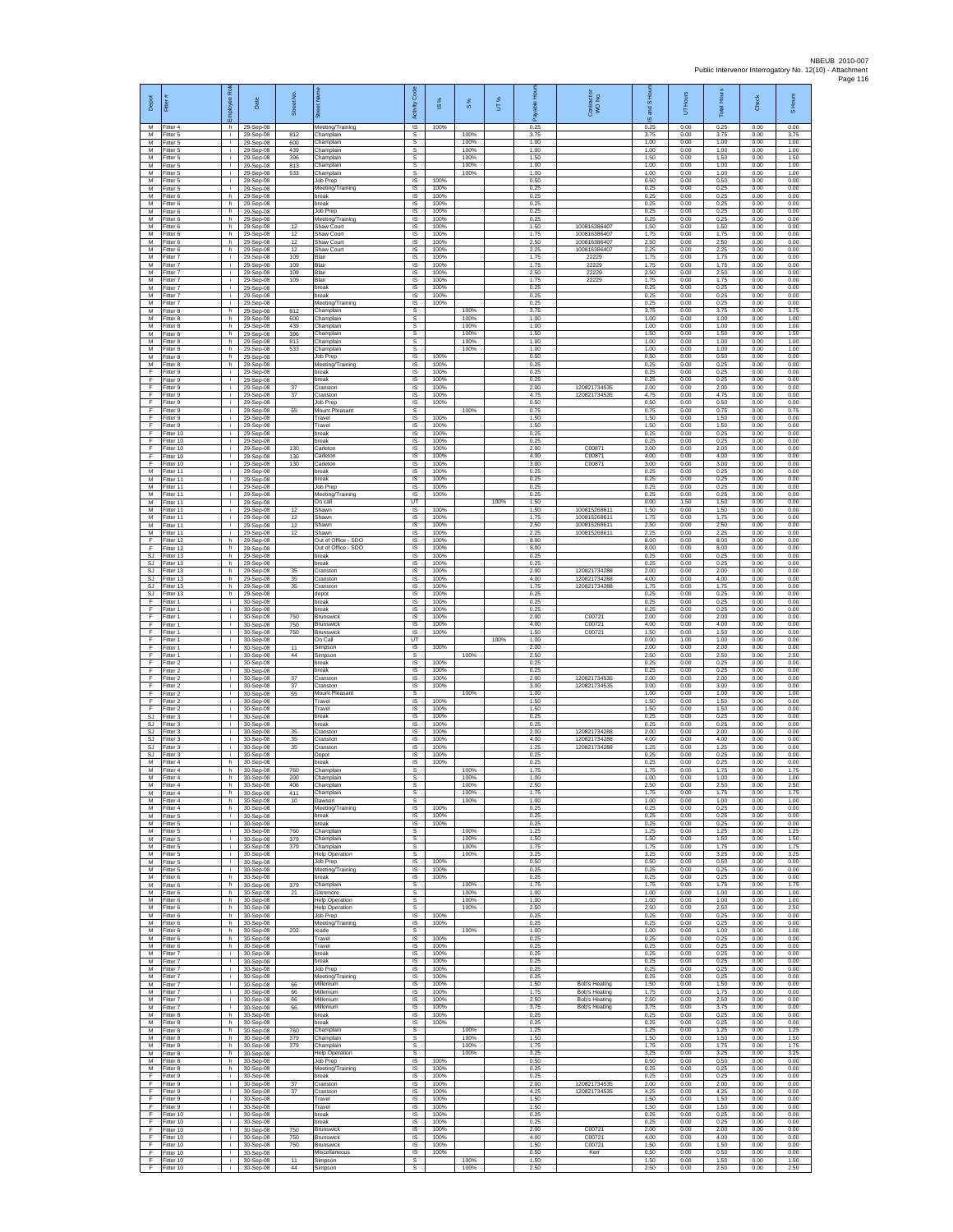| Depot | Fitter # | Employee Role | Date | Street No. | Street Name | Activity Code | IS % | S % | UT % | Payable Hours | Contract or WO No. | IS and S Hours | UT Hours | Total Hours | Check | S Hours |
|---|---|---|---|---|---|---|---|---|---|---|---|---|---|---|---|---|
| M | Fitter 4 | h | 29-Sep-08 | | Meeting/Training | IS | 100% | | | 0.25 | | 0.25 | 0.00 | 0.25 | 0.00 | 0.00 |
| M | Fitter 5 | i | 29-Sep-08 | 812 | Champlain | S | | 100% | | 3.75 | | 3.75 | 0.00 | 3.75 | 0.00 | 3.75 |
| M | Fitter 5 | i | 29-Sep-08 | 600 | Champlain | S | | 100% | | 1.00 | | 1.00 | 0.00 | 1.00 | 0.00 | 1.00 |
| M | Fitter 5 | i | 29-Sep-08 | 439 | Champlain | S | | 100% | | 1.00 | | 1.00 | 0.00 | 1.00 | 0.00 | 1.00 |
| M | Fitter 5 | i | 29-Sep-08 | 396 | Champlain | S | | 100% | | 1.50 | | 1.50 | 0.00 | 1.50 | 0.00 | 1.50 |
| M | Fitter 5 | i | 29-Sep-08 | 813 | Champlain | S | | 100% | | 1.00 | | 1.00 | 0.00 | 1.00 | 0.00 | 1.00 |
| M | Fitter 5 | i | 29-Sep-08 | 533 | Champlain | S | | 100% | | 1.00 | | 1.00 | 0.00 | 1.00 | 0.00 | 1.00 |
| M | Fitter 5 | i | 29-Sep-08 | | Job Prep | IS | 100% | | | 0.50 | | 0.50 | 0.00 | 0.50 | 0.00 | 0.00 |
| M | Fitter 5 | i | 29-Sep-08 | | Meeting/Training | IS | 100% | | | 0.25 | | 0.25 | 0.00 | 0.25 | 0.00 | 0.00 |
| M | Fitter 6 | h | 29-Sep-08 | | break | IS | 100% | | | 0.25 | | 0.25 | 0.00 | 0.25 | 0.00 | 0.00 |
| M | Fitter 6 | h | 29-Sep-08 | | break | IS | 100% | | | 0.25 | | 0.25 | 0.00 | 0.25 | 0.00 | 0.00 |
| M | Fitter 6 | h | 29-Sep-08 | | Job Prep | IS | 100% | | | 0.25 | | 0.25 | 0.00 | 0.25 | 0.00 | 0.00 |
| M | Fitter 6 | h | 29-Sep-08 | | Meeting/Training | IS | 100% | | | 0.25 | | 0.25 | 0.00 | 0.25 | 0.00 | 0.00 |
| M | Fitter 6 | h | 29-Sep-08 | 12 | Shaw Court | IS | 100% | | | 1.50 | 100816386407 | 1.50 | 0.00 | 1.50 | 0.00 | 0.00 |
| M | Fitter 6 | h | 29-Sep-08 | 12 | Shaw Court | IS | 100% | | | 1.75 | 100816386407 | 1.75 | 0.00 | 1.75 | 0.00 | 0.00 |
| M | Fitter 6 | h | 29-Sep-08 | 12 | Shaw Court | IS | 100% | | | 2.50 | 100816386407 | 2.50 | 0.00 | 2.50 | 0.00 | 0.00 |
| M | Fitter 6 | h | 29-Sep-08 | 12 | Shaw Court | IS | 100% | | | 2.25 | 100816386407 | 2.25 | 0.00 | 2.25 | 0.00 | 0.00 |
| M | Fitter 7 | i | 29-Sep-08 | 109 | Blair | IS | 100% | | | 1.75 | 22229 | 1.75 | 0.00 | 1.75 | 0.00 | 0.00 |
| M | Fitter 7 | i | 29-Sep-08 | 109 | Blair | IS | 100% | | | 1.75 | 22229 | 1.75 | 0.00 | 1.75 | 0.00 | 0.00 |
| M | Fitter 7 | i | 29-Sep-08 | 109 | Blair | IS | 100% | | | 2.50 | 22229 | 2.50 | 0.00 | 2.50 | 0.00 | 0.00 |
| M | Fitter 7 | i | 29-Sep-08 | 109 | Blair | IS | 100% | | | 1.75 | 22229 | 1.75 | 0.00 | 1.75 | 0.00 | 0.00 |
| M | Fitter 7 | i | 29-Sep-08 | | break | IS | 100% | | | 0.25 | | 0.25 | 0.00 | 0.25 | 0.00 | 0.00 |
| M | Fitter 7 | i | 29-Sep-08 | | break | IS | 100% | | | 0.25 | | 0.25 | 0.00 | 0.25 | 0.00 | 0.00 |
| M | Fitter 7 | i | 29-Sep-08 | | Meeting/Training | IS | 100% | | | 0.25 | | 0.25 | 0.00 | 0.25 | 0.00 | 0.00 |
| M | Fitter 8 | h | 29-Sep-08 | 812 | Champlain | S | | 100% | | 3.75 | | 3.75 | 0.00 | 3.75 | 0.00 | 3.75 |
| M | Fitter 8 | h | 29-Sep-08 | 600 | Champlain | S | | 100% | | 1.00 | | 1.00 | 0.00 | 1.00 | 0.00 | 1.00 |
| M | Fitter 8 | h | 29-Sep-08 | 439 | Champlain | S | | 100% | | 1.00 | | 1.00 | 0.00 | 1.00 | 0.00 | 1.00 |
| M | Fitter 8 | h | 29-Sep-08 | 396 | Champlain | S | | 100% | | 1.50 | | 1.50 | 0.00 | 1.50 | 0.00 | 1.50 |
| M | Fitter 8 | h | 29-Sep-08 | 813 | Champlain | S | | 100% | | 1.00 | | 1.00 | 0.00 | 1.00 | 0.00 | 1.00 |
| M | Fitter 8 | h | 29-Sep-08 | 533 | Champlain | S | | 100% | | 1.00 | | 1.00 | 0.00 | 1.00 | 0.00 | 1.00 |
| M | Fitter 8 | h | 29-Sep-08 | | Job Prep | IS | 100% | | | 0.50 | | 0.50 | 0.00 | 0.50 | 0.00 | 0.00 |
| M | Fitter 8 | h | 29-Sep-08 | | Meeting/Training | IS | 100% | | | 0.25 | | 0.25 | 0.00 | 0.25 | 0.00 | 0.00 |
| F | Fitter 9 | i | 29-Sep-08 | | break | IS | 100% | | | 0.25 | | 0.25 | 0.00 | 0.25 | 0.00 | 0.00 |
| F | Fitter 9 | i | 29-Sep-08 | | break | IS | 100% | | | 0.25 | | 0.25 | 0.00 | 0.25 | 0.00 | 0.00 |
| F | Fitter 9 | i | 29-Sep-08 | 37 | Cranston | IS | 100% | | | 2.00 | 120821734535 | 2.00 | 0.00 | 2.00 | 0.00 | 0.00 |
| F | Fitter 9 | i | 29-Sep-08 | 37 | Cranston | IS | 100% | | | 4.75 | 120821734535 | 4.75 | 0.00 | 4.75 | 0.00 | 0.00 |
| F | Fitter 9 | i | 29-Sep-08 | | Job Prep | IS | 100% | | | 0.50 | | 0.50 | 0.00 | 0.50 | 0.00 | 0.00 |
| F | Fitter 9 | i | 29-Sep-08 | 55 | Mount Pleasant | S | | 100% | | 0.75 | | 0.75 | 0.00 | 0.75 | 0.00 | 0.75 |
| F | Fitter 9 | i | 29-Sep-08 | | Travel | IS | 100% | | | 1.50 | | 1.50 | 0.00 | 1.50 | 0.00 | 0.00 |
| F | Fitter 9 | i | 29-Sep-08 | | Travel | IS | 100% | | | 1.50 | | 1.50 | 0.00 | 1.50 | 0.00 | 0.00 |
| F | Fitter 10 | i | 29-Sep-08 | | break | IS | 100% | | | 0.25 | | 0.25 | 0.00 | 0.25 | 0.00 | 0.00 |
| F | Fitter 10 | i | 29-Sep-08 | | break | IS | 100% | | | 0.25 | | 0.25 | 0.00 | 0.25 | 0.00 | 0.00 |
| F | Fitter 10 | i | 29-Sep-08 | 130 | Carleton | IS | 100% | | | 2.00 | C00871 | 2.00 | 0.00 | 2.00 | 0.00 | 0.00 |
| F | Fitter 10 | i | 29-Sep-08 | 130 | Carleton | IS | 100% | | | 4.00 | C00871 | 4.00 | 0.00 | 4.00 | 0.00 | 0.00 |
| F | Fitter 10 | i | 29-Sep-08 | 130 | Carleton | IS | 100% | | | 3.00 | C00871 | 3.00 | 0.00 | 3.00 | 0.00 | 0.00 |
| M | Fitter 11 | i | 29-Sep-08 | | break | IS | 100% | | | 0.25 | | 0.25 | 0.00 | 0.25 | 0.00 | 0.00 |
| M | Fitter 11 | i | 29-Sep-08 | | break | IS | 100% | | | 0.25 | | 0.25 | 0.00 | 0.25 | 0.00 | 0.00 |
| M | Fitter 11 | i | 29-Sep-08 | | Job Prep | IS | 100% | | | 0.25 | | 0.25 | 0.00 | 0.25 | 0.00 | 0.00 |
| M | Fitter 11 | i | 29-Sep-08 | | Meeting/Training | IS | 100% | | | 0.25 | | 0.25 | 0.00 | 0.25 | 0.00 | 0.00 |
| M | Fitter 11 | i | 29-Sep-08 | | On call | UT | | | 100% | 1.50 | | 0.00 | 1.50 | 1.50 | 0.00 | 0.00 |
| M | Fitter 11 | i | 29-Sep-08 | 12 | Shawn | IS | 100% | | | 1.50 | 100815268611 | 1.50 | 0.00 | 1.50 | 0.00 | 0.00 |
| M | Fitter 11 | i | 29-Sep-08 | 12 | Shawn | IS | 100% | | | 1.75 | 100815268611 | 1.75 | 0.00 | 1.75 | 0.00 | 0.00 |
| M | Fitter 11 | i | 29-Sep-08 | 12 | Shawn | IS | 100% | | | 2.50 | 100815268611 | 2.50 | 0.00 | 2.50 | 0.00 | 0.00 |
| M | Fitter 11 | i | 29-Sep-08 | 12 | Shawn | IS | 100% | | | 2.25 | 100815268611 | 2.25 | 0.00 | 2.25 | 0.00 | 0.00 |
| F | Fitter 12 | h | 29-Sep-08 | | Out of Office - SDO | IS | 100% | | | 8.00 | | 8.00 | 0.00 | 8.00 | 0.00 | 0.00 |
| F | Fitter 12 | h | 29-Sep-08 | | Out of Office - SDO | IS | 100% | | | 8.00 | | 8.00 | 0.00 | 8.00 | 0.00 | 0.00 |
| SJ | Fitter 13 | h | 29-Sep-08 | | break | IS | 100% | | | 0.25 | | 0.25 | 0.00 | 0.25 | 0.00 | 0.00 |
| SJ | Fitter 13 | h | 29-Sep-08 | | break | IS | 100% | | | 0.25 | | 0.25 | 0.00 | 0.25 | 0.00 | 0.00 |
| SJ | Fitter 13 | h | 29-Sep-08 | 35 | Cranston | IS | 100% | | | 2.00 | 120821734288 | 2.00 | 0.00 | 2.00 | 0.00 | 0.00 |
| SJ | Fitter 13 | h | 29-Sep-08 | 35 | Cranston | IS | 100% | | | 4.00 | 120821734288 | 4.00 | 0.00 | 4.00 | 0.00 | 0.00 |
| SJ | Fitter 13 | h | 29-Sep-08 | 35 | Cranston | IS | 100% | | | 1.75 | 120821734288 | 1.75 | 0.00 | 1.75 | 0.00 | 0.00 |
| SJ | Fitter 13 | h | 29-Sep-08 | | depot | IS | 100% | | | 0.25 | | 0.25 | 0.00 | 0.25 | 0.00 | 0.00 |
| F | Fitter 1 | i | 30-Sep-08 | | break | IS | 100% | | | 0.25 | | 0.25 | 0.00 | 0.25 | 0.00 | 0.00 |
| F | Fitter 1 | i | 30-Sep-08 | | break | IS | 100% | | | 0.25 | | 0.25 | 0.00 | 0.25 | 0.00 | 0.00 |
| F | Fitter 1 | i | 30-Sep-08 | 750 | Brunswick | IS | 100% | | | 2.00 | C00721 | 2.00 | 0.00 | 2.00 | 0.00 | 0.00 |
| F | Fitter 1 | i | 30-Sep-08 | 750 | Brunswick | IS | 100% | | | 4.00 | C00721 | 4.00 | 0.00 | 4.00 | 0.00 | 0.00 |
| F | Fitter 1 | i | 30-Sep-08 | 750 | Brunswick | IS | 100% | | | 1.50 | C00721 | 1.50 | 0.00 | 1.50 | 0.00 | 0.00 |
| F | Fitter 1 | i | 30-Sep-08 | | On Call | UT | | | 100% | 1.00 | | 0.00 | 1.00 | 1.00 | 0.00 | 0.00 |
| F | Fitter 1 | i | 30-Sep-08 | 11 | Simpson | IS | 100% | | | 2.00 | | 2.00 | 0.00 | 2.00 | 0.00 | 0.00 |
| F | Fitter 1 | i | 30-Sep-08 | 44 | Simpson | S | | 100% | | 2.50 | | 2.50 | 0.00 | 2.50 | 0.00 | 2.50 |
| F | Fitter 2 | i | 30-Sep-08 | | break | IS | 100% | | | 0.25 | | 0.25 | 0.00 | 0.25 | 0.00 | 0.00 |
| F | Fitter 2 | i | 30-Sep-08 | | break | IS | 100% | | | 0.25 | | 0.25 | 0.00 | 0.25 | 0.00 | 0.00 |
| F | Fitter 2 | i | 30-Sep-08 | 37 | Cranston | IS | 100% | | | 2.00 | 120821734535 | 2.00 | 0.00 | 2.00 | 0.00 | 0.00 |
| F | Fitter 2 | i | 30-Sep-08 | 37 | Cranston | IS | 100% | | | 3.00 | 120821734535 | 3.00 | 0.00 | 3.00 | 0.00 | 0.00 |
| F | Fitter 2 | i | 30-Sep-08 | 55 | Mount Pleasant | S | | 100% | | 1.00 | | 1.00 | 0.00 | 1.00 | 0.00 | 1.00 |
| F | Fitter 2 | i | 30-Sep-08 | | Travel | IS | 100% | | | 1.50 | | 1.50 | 0.00 | 1.50 | 0.00 | 0.00 |
| F | Fitter 2 | i | 30-Sep-08 | | Travel | IS | 100% | | | 1.50 | | 1.50 | 0.00 | 1.50 | 0.00 | 0.00 |
| SJ | Fitter 3 | i | 30-Sep-08 | | break | IS | 100% | | | 0.25 | | 0.25 | 0.00 | 0.25 | 0.00 | 0.00 |
| SJ | Fitter 3 | i | 30-Sep-08 | | break | IS | 100% | | | 0.25 | | 0.25 | 0.00 | 0.25 | 0.00 | 0.00 |
| SJ | Fitter 3 | i | 30-Sep-08 | 35 | Cranston | IS | 100% | | | 2.00 | 120821734288 | 2.00 | 0.00 | 2.00 | 0.00 | 0.00 |
| SJ | Fitter 3 | i | 30-Sep-08 | 35 | Cranston | IS | 100% | | | 4.00 | 120821734288 | 4.00 | 0.00 | 4.00 | 0.00 | 0.00 |
| SJ | Fitter 3 | i | 30-Sep-08 | 35 | Cranston | IS | 100% | | | 1.25 | 120821734288 | 1.25 | 0.00 | 1.25 | 0.00 | 0.00 |
| SJ | Fitter 3 | i | 30-Sep-08 | | Depot | IS | 100% | | | 0.25 | | 0.25 | 0.00 | 0.25 | 0.00 | 0.00 |
| M | Fitter 4 | h | 30-Sep-08 | | break | IS | 100% | | | 0.25 | | 0.25 | 0.00 | 0.25 | 0.00 | 0.00 |
| M | Fitter 4 | h | 30-Sep-08 | 760 | Champlain | S | | 100% | | 1.75 | | 1.75 | 0.00 | 1.75 | 0.00 | 1.75 |
| M | Fitter 4 | h | 30-Sep-08 | 200 | Champlain | S | | 100% | | 1.00 | | 1.00 | 0.00 | 1.00 | 0.00 | 1.00 |
| M | Fitter 4 | h | 30-Sep-08 | 406 | Champlain | S | | 100% | | 2.50 | | 2.50 | 0.00 | 2.50 | 0.00 | 2.50 |
| M | Fitter 4 | h | 30-Sep-08 | 411 | Champlain | S | | 100% | | 1.75 | | 1.75 | 0.00 | 1.75 | 0.00 | 1.75 |
| M | Fitter 4 | h | 30-Sep-08 | 10 | Dawson | S | | 100% | | 1.00 | | 1.00 | 0.00 | 1.00 | 0.00 | 1.00 |
| M | Fitter 4 | h | 30-Sep-08 | | Meeting/Training | IS | 100% | | | 0.25 | | 0.25 | 0.00 | 0.25 | 0.00 | 0.00 |
| M | Fitter 5 | i | 30-Sep-08 | | break | IS | 100% | | | 0.25 | | 0.25 | 0.00 | 0.25 | 0.00 | 0.00 |
| M | Fitter 5 | i | 30-Sep-08 | | break | IS | 100% | | | 0.25 | | 0.25 | 0.00 | 0.25 | 0.00 | 0.00 |
| M | Fitter 5 | i | 30-Sep-08 | 760 | Champlain | S | | 100% | | 1.25 | | 1.25 | 0.00 | 1.25 | 0.00 | 1.25 |
| M | Fitter 5 | i | 30-Sep-08 | 379 | Champlain | S | | 100% | | 1.50 | | 1.50 | 0.00 | 1.50 | 0.00 | 1.50 |
| M | Fitter 5 | i | 30-Sep-08 | 379 | Champlain | S | | 100% | | 1.75 | | 1.75 | 0.00 | 1.75 | 0.00 | 1.75 |
| M | Fitter 5 | i | 30-Sep-08 | | Help Operation | S | | 100% | | 3.25 | | 3.25 | 0.00 | 3.25 | 0.00 | 3.25 |
| M | Fitter 5 | i | 30-Sep-08 | | Job Prep | IS | 100% | | | 0.50 | | 0.50 | 0.00 | 0.50 | 0.00 | 0.00 |
| M | Fitter 5 | i | 30-Sep-08 | | Meeting/Training | IS | 100% | | | 0.25 | | 0.25 | 0.00 | 0.25 | 0.00 | 0.00 |
| M | Fitter 6 | h | 30-Sep-08 | | break | IS | 100% | | | 0.25 | | 0.25 | 0.00 | 0.25 | 0.00 | 0.00 |
| M | Fitter 6 | h | 30-Sep-08 | 379 | Champlain | S | | 100% | | 1.75 | | 1.75 | 0.00 | 1.75 | 0.00 | 1.75 |
| M | Fitter 6 | h | 30-Sep-08 | 21 | Glenmore | S | | 100% | | 1.00 | | 1.00 | 0.00 | 1.00 | 0.00 | 1.00 |
| M | Fitter 6 | h | 30-Sep-08 | | Help Operation | S | | 100% | | 1.00 | | 1.00 | 0.00 | 1.00 | 0.00 | 1.00 |
| M | Fitter 6 | h | 30-Sep-08 | | Help Operation | S | | 100% | | 2.50 | | 2.50 | 0.00 | 2.50 | 0.00 | 2.50 |
| M | Fitter 6 | h | 30-Sep-08 | | Job Prep | IS | 100% | | | 0.25 | | 0.25 | 0.00 | 0.25 | 0.00 | 0.00 |
| M | Fitter 6 | h | 30-Sep-08 | | Meeting/Training | IS | 100% | | | 0.25 | | 0.25 | 0.00 | 0.25 | 0.00 | 0.00 |
| M | Fitter 6 | h | 30-Sep-08 | 202 | reade | S | | 100% | | 1.00 | | 1.00 | 0.00 | 1.00 | 0.00 | 1.00 |
| M | Fitter 6 | h | 30-Sep-08 | | Travel | IS | 100% | | | 0.25 | | 0.25 | 0.00 | 0.25 | 0.00 | 0.00 |
| M | Fitter 6 | h | 30-Sep-08 | | Travel | IS | 100% | | | 0.25 | | 0.25 | 0.00 | 0.25 | 0.00 | 0.00 |
| M | Fitter 7 | i | 30-Sep-08 | | break | IS | 100% | | | 0.25 | | 0.25 | 0.00 | 0.25 | 0.00 | 0.00 |
| M | Fitter 7 | i | 30-Sep-08 | | break | IS | 100% | | | 0.25 | | 0.25 | 0.00 | 0.25 | 0.00 | 0.00 |
| M | Fitter 7 | i | 30-Sep-08 | | Job Prep | IS | 100% | | | 0.25 | | 0.25 | 0.00 | 0.25 | 0.00 | 0.00 |
| M | Fitter 7 | i | 30-Sep-08 | | Meeting/Training | IS | 100% | | | 0.25 | | 0.25 | 0.00 | 0.25 | 0.00 | 0.00 |
| M | Fitter 7 | i | 30-Sep-08 | 66 | Millenium | IS | 100% | | | 1.50 | Bob's Heating | 1.50 | 0.00 | 1.50 | 0.00 | 0.00 |
| M | Fitter 7 | i | 30-Sep-08 | 66 | Millenium | IS | 100% | | | 1.75 | Bob's Heating | 1.75 | 0.00 | 1.75 | 0.00 | 0.00 |
| M | Fitter 7 | i | 30-Sep-08 | 66 | Millenium | IS | 100% | | | 2.50 | Bob's Heating | 2.50 | 0.00 | 2.50 | 0.00 | 0.00 |
| M | Fitter 7 | i | 30-Sep-08 | 66 | Millenium | IS | 100% | | | 3.75 | Bob's Heating | 3.75 | 0.00 | 3.75 | 0.00 | 0.00 |
| M | Fitter 8 | h | 30-Sep-08 | | break | IS | 100% | | | 0.25 | | 0.25 | 0.00 | 0.25 | 0.00 | 0.00 |
| M | Fitter 8 | h | 30-Sep-08 | | break | IS | 100% | | | 0.25 | | 0.25 | 0.00 | 0.25 | 0.00 | 0.00 |
| M | Fitter 8 | h | 30-Sep-08 | 760 | Champlain | S | | 100% | | 1.25 | | 1.25 | 0.00 | 1.25 | 0.00 | 1.25 |
| M | Fitter 8 | h | 30-Sep-08 | 379 | Champlain | S | | 100% | | 1.50 | | 1.50 | 0.00 | 1.50 | 0.00 | 1.50 |
| M | Fitter 8 | h | 30-Sep-08 | 379 | Champlain | S | | 100% | | 1.75 | | 1.75 | 0.00 | 1.75 | 0.00 | 1.75 |
| M | Fitter 8 | h | 30-Sep-08 | | Help Operation | S | | 100% | | 3.25 | | 3.25 | 0.00 | 3.25 | 0.00 | 3.25 |
| M | Fitter 8 | h | 30-Sep-08 | | Job Prep | IS | 100% | | | 0.50 | | 0.50 | 0.00 | 0.50 | 0.00 | 0.00 |
| M | Fitter 8 | h | 30-Sep-08 | | Meeting/Training | IS | 100% | | | 0.25 | | 0.25 | 0.00 | 0.25 | 0.00 | 0.00 |
| F | Fitter 9 | i | 30-Sep-08 | | break | IS | 100% | | | 0.25 | | 0.25 | 0.00 | 0.25 | 0.00 | 0.00 |
| F | Fitter 9 | i | 30-Sep-08 | 37 | Cranston | IS | 100% | | | 2.00 | 120821734535 | 2.00 | 0.00 | 2.00 | 0.00 | 0.00 |
| F | Fitter 9 | i | 30-Sep-08 | 37 | Cranston | IS | 100% | | | 4.25 | 120821734535 | 4.25 | 0.00 | 4.25 | 0.00 | 0.00 |
| F | Fitter 9 | i | 30-Sep-08 | | Travel | IS | 100% | | | 1.50 | | 1.50 | 0.00 | 1.50 | 0.00 | 0.00 |
| F | Fitter 9 | i | 30-Sep-08 | | Travel | IS | 100% | | | 1.50 | | 1.50 | 0.00 | 1.50 | 0.00 | 0.00 |
| F | Fitter 10 | i | 30-Sep-08 | | break | IS | 100% | | | 0.25 | | 0.25 | 0.00 | 0.25 | 0.00 | 0.00 |
| F | Fitter 10 | i | 30-Sep-08 | | break | IS | 100% | | | 0.25 | | 0.25 | 0.00 | 0.25 | 0.00 | 0.00 |
| F | Fitter 10 | i | 30-Sep-08 | 750 | Brunswick | IS | 100% | | | 2.00 | C00721 | 2.00 | 0.00 | 2.00 | 0.00 | 0.00 |
| F | Fitter 10 | i | 30-Sep-08 | 750 | Brunswick | IS | 100% | | | 4.00 | C00721 | 4.00 | 0.00 | 4.00 | 0.00 | 0.00 |
| F | Fitter 10 | i | 30-Sep-08 | 750 | Brunswick | IS | 100% | | | 1.50 | C00721 | 1.50 | 0.00 | 1.50 | 0.00 | 0.00 |
| F | Fitter 10 | i | 30-Sep-08 | | Miscellaneous | IS | 100% | | | 0.50 | Kerr | 0.50 | 0.00 | 0.50 | 0.00 | 0.00 |
| F | Fitter 10 | i | 30-Sep-08 | 11 | Simpson | S | | 100% | | 1.50 | | 1.50 | 0.00 | 1.50 | 0.00 | 1.50 |
| F | Fitter 10 | i | 30-Sep-08 | 44 | Simpson | S | | 100% | | 2.50 | | 2.50 | 0.00 | 2.50 | 0.00 | 2.50 |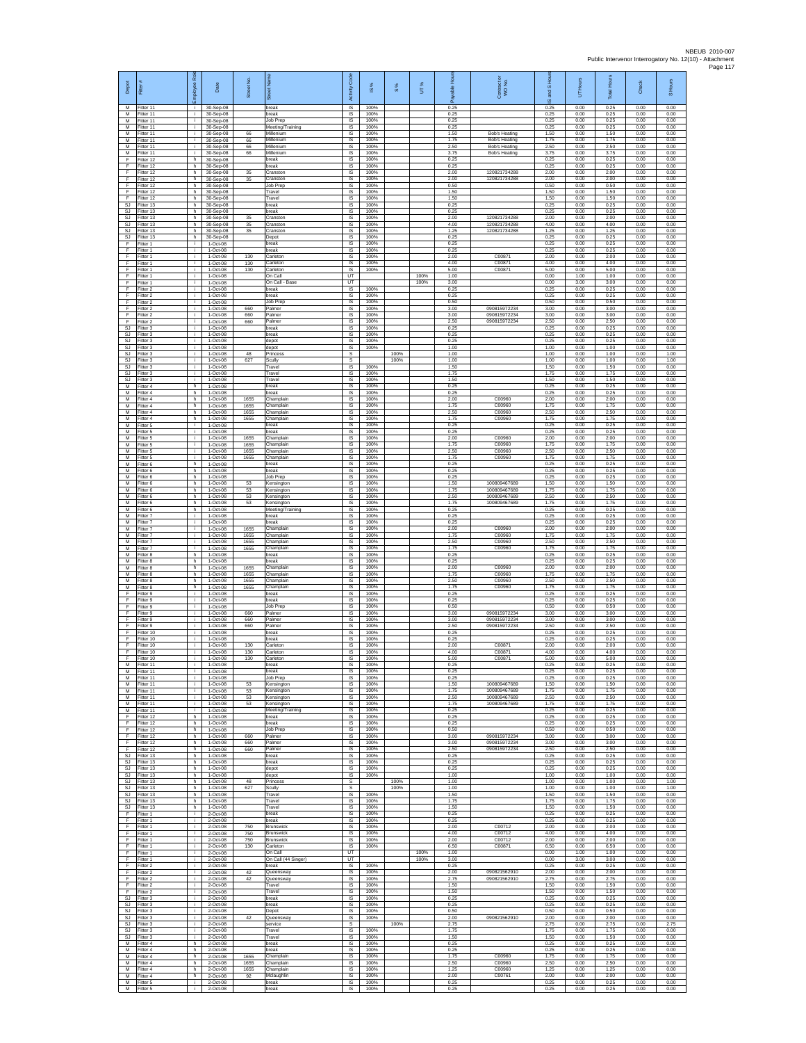| Depot | Fitter # | Employee Role | Date | Street No. | Street Name | Activity Code | IS % | S % | UT % | Payable Hours | Contractor or WO No. | IS and S Hours | UT Hours | Total Hours | Check | S Hours |
|---|---|---|---|---|---|---|---|---|---|---|---|---|---|---|---|---|
| M | Fitter 11 | i | 30-Sep-08 | | break | IS | 100% | | | 0.25 | | 0.25 | 0.00 | 0.25 | 0.00 | 0.00 |
| M | Fitter 11 | i | 30-Sep-08 | | break | IS | 100% | | | 0.25 | | 0.25 | 0.00 | 0.25 | 0.00 | 0.00 |
| M | Fitter 11 | i | 30-Sep-08 | | Job Prep | IS | 100% | | | 0.25 | | 0.25 | 0.00 | 0.25 | 0.00 | 0.00 |
| M | Fitter 11 | i | 30-Sep-08 | | Meeting/Training | IS | 100% | | | 0.25 | | 0.25 | 0.00 | 0.25 | 0.00 | 0.00 |
| M | Fitter 11 | i | 30-Sep-08 | 66 | Millenium | IS | 100% | | | 1.50 | Bob's Heating | 1.50 | 0.00 | 1.50 | 0.00 | 0.00 |
| M | Fitter 11 | i | 30-Sep-08 | 66 | Millenium | IS | 100% | | | 1.75 | Bob's Heating | 1.75 | 0.00 | 1.75 | 0.00 | 0.00 |
| M | Fitter 11 | i | 30-Sep-08 | 66 | Millenium | IS | 100% | | | 2.50 | Bob's Heating | 2.50 | 0.00 | 2.50 | 0.00 | 0.00 |
| M | Fitter 11 | i | 30-Sep-08 | 66 | Millenium | IS | 100% | | | 3.75 | Bob's Heating | 3.75 | 0.00 | 3.75 | 0.00 | 0.00 |
| F | Fitter 12 | h | 30-Sep-08 | | break | IS | 100% | | | 0.25 | | 0.25 | 0.00 | 0.25 | 0.00 | 0.00 |
| F | Fitter 12 | h | 30-Sep-08 | | break | IS | 100% | | | 0.25 | | 0.25 | 0.00 | 0.25 | 0.00 | 0.00 |
| F | Fitter 12 | h | 30-Sep-08 | 35 | Cranston | IS | 100% | | | 2.00 | 120821734288 | 2.00 | 0.00 | 2.00 | 0.00 | 0.00 |
| F | Fitter 12 | h | 30-Sep-08 | 35 | Cranston | IS | 100% | | | 2.00 | 120821734288 | 2.00 | 0.00 | 2.00 | 0.00 | 0.00 |
| F | Fitter 12 | h | 30-Sep-08 | | Job Prep | IS | 100% | | | 0.50 | | 0.50 | 0.00 | 0.50 | 0.00 | 0.00 |
| F | Fitter 12 | h | 30-Sep-08 | | Travel | IS | 100% | | | 1.50 | | 1.50 | 0.00 | 1.50 | 0.00 | 0.00 |
| F | Fitter 12 | h | 30-Sep-08 | | Travel | IS | 100% | | | 1.50 | | 1.50 | 0.00 | 1.50 | 0.00 | 0.00 |
| SJ | Fitter 13 | h | 30-Sep-08 | | break | IS | 100% | | | 0.25 | | 0.25 | 0.00 | 0.25 | 0.00 | 0.00 |
| SJ | Fitter 13 | h | 30-Sep-08 | | break | IS | 100% | | | 0.25 | | 0.25 | 0.00 | 0.25 | 0.00 | 0.00 |
| SJ | Fitter 13 | h | 30-Sep-08 | 35 | Cranston | IS | 100% | | | 2.00 | 120821734288 | 2.00 | 0.00 | 2.00 | 0.00 | 0.00 |
| SJ | Fitter 13 | h | 30-Sep-08 | 35 | Cranston | IS | 100% | | | 4.00 | 120821734288 | 4.00 | 0.00 | 4.00 | 0.00 | 0.00 |
| SJ | Fitter 13 | h | 30-Sep-08 | 35 | Cranston | IS | 100% | | | 1.25 | 120821734288 | 1.25 | 0.00 | 1.25 | 0.00 | 0.00 |
| SJ | Fitter 13 | h | 30-Sep-08 | | Depot | IS | 100% | | | 0.25 | | 0.25 | 0.00 | 0.25 | 0.00 | 0.00 |
| F | Fitter 1 | i | 1-Oct-08 | | break | IS | 100% | | | 0.25 | | 0.25 | 0.00 | 0.25 | 0.00 | 0.00 |
| F | Fitter 1 | i | 1-Oct-08 | | break | IS | 100% | | | 0.25 | | 0.25 | 0.00 | 0.25 | 0.00 | 0.00 |
| F | Fitter 1 | i | 1-Oct-08 | 130 | Carleton | IS | 100% | | | 2.00 | C00871 | 2.00 | 0.00 | 2.00 | 0.00 | 0.00 |
| F | Fitter 1 | i | 1-Oct-08 | 130 | Carleton | IS | 100% | | | 4.00 | C00871 | 4.00 | 0.00 | 4.00 | 0.00 | 0.00 |
| F | Fitter 1 | i | 1-Oct-08 | 130 | Carleton | IS | 100% | | | 5.00 | C00871 | 5.00 | 0.00 | 5.00 | 0.00 | 0.00 |
| F | Fitter 1 | i | 1-Oct-08 | | On Call | UT | | | 100% | 1.00 | | 0.00 | 1.00 | 1.00 | 0.00 | 0.00 |
| F | Fitter 1 | i | 1-Oct-08 | | On Call - Base | UT | | | 100% | 3.00 | | 0.00 | 3.00 | 3.00 | 0.00 | 0.00 |
| F | Fitter 2 | i | 1-Oct-08 | | break | IS | 100% | | | 0.25 | | 0.25 | 0.00 | 0.25 | 0.00 | 0.00 |
| F | Fitter 2 | i | 1-Oct-08 | | break | IS | 100% | | | 0.25 | | 0.25 | 0.00 | 0.25 | 0.00 | 0.00 |
| F | Fitter 2 | i | 1-Oct-08 | | Job Prep | IS | 100% | | | 0.50 | | 0.50 | 0.00 | 0.50 | 0.00 | 0.00 |
| F | Fitter 2 | i | 1-Oct-08 | 660 | Palmer | IS | 100% | | | 3.00 | 090815972234 | 3.00 | 0.00 | 3.00 | 0.00 | 0.00 |
| F | Fitter 2 | i | 1-Oct-08 | 660 | Palmer | IS | 100% | | | 3.00 | 090815972234 | 3.00 | 0.00 | 3.00 | 0.00 | 0.00 |
| F | Fitter 2 | i | 1-Oct-08 | 660 | Palmer | IS | 100% | | | 2.50 | 090815972234 | 2.50 | 0.00 | 2.50 | 0.00 | 0.00 |
| SJ | Fitter 3 | i | 1-Oct-08 | | break | IS | 100% | | | 0.25 | | 0.25 | 0.00 | 0.25 | 0.00 | 0.00 |
| SJ | Fitter 3 | i | 1-Oct-08 | | break | IS | 100% | | | 0.25 | | 0.25 | 0.00 | 0.25 | 0.00 | 0.00 |
| SJ | Fitter 3 | i | 1-Oct-08 | | depot | IS | 100% | | | 0.25 | | 0.25 | 0.00 | 0.25 | 0.00 | 0.00 |
| SJ | Fitter 3 | i | 1-Oct-08 | | depot | IS | 100% | | | 1.00 | | 1.00 | 0.00 | 1.00 | 0.00 | 0.00 |
| SJ | Fitter 3 | i | 1-Oct-08 | 48 | Princess | S | | 100% | | 1.00 | | 1.00 | 0.00 | 1.00 | 0.00 | 1.00 |
| SJ | Fitter 3 | i | 1-Oct-08 | 627 | Scully | S | | 100% | | 1.00 | | 1.00 | 0.00 | 1.00 | 0.00 | 1.00 |
| SJ | Fitter 3 | i | 1-Oct-08 | | Travel | IS | 100% | | | 1.50 | | 1.50 | 0.00 | 1.50 | 0.00 | 0.00 |
| SJ | Fitter 3 | i | 1-Oct-08 | | Travel | IS | 100% | | | 1.75 | | 1.75 | 0.00 | 1.75 | 0.00 | 0.00 |
| SJ | Fitter 3 | i | 1-Oct-08 | | Travel | IS | 100% | | | 1.50 | | 1.50 | 0.00 | 1.50 | 0.00 | 0.00 |
| M | Fitter 4 | h | 1-Oct-08 | | break | IS | 100% | | | 0.25 | | 0.25 | 0.00 | 0.25 | 0.00 | 0.00 |
| M | Fitter 4 | h | 1-Oct-08 | | break | IS | 100% | | | 0.25 | | 0.25 | 0.00 | 0.25 | 0.00 | 0.00 |
| M | Fitter 4 | h | 1-Oct-08 | 1655 | Champlain | IS | 100% | | | 2.00 | C00960 | 2.00 | 0.00 | 2.00 | 0.00 | 0.00 |
| M | Fitter 4 | h | 1-Oct-08 | 1655 | Champlain | IS | 100% | | | 1.75 | C00960 | 1.75 | 0.00 | 1.75 | 0.00 | 0.00 |
| M | Fitter 4 | h | 1-Oct-08 | 1655 | Champlain | IS | 100% | | | 2.50 | C00960 | 2.50 | 0.00 | 2.50 | 0.00 | 0.00 |
| M | Fitter 4 | h | 1-Oct-08 | 1655 | Champlain | IS | 100% | | | 1.75 | C00960 | 1.75 | 0.00 | 1.75 | 0.00 | 0.00 |
| M | Fitter 5 | i | 1-Oct-08 | | break | IS | 100% | | | 0.25 | | 0.25 | 0.00 | 0.25 | 0.00 | 0.00 |
| M | Fitter 5 | i | 1-Oct-08 | | break | IS | 100% | | | 0.25 | | 0.25 | 0.00 | 0.25 | 0.00 | 0.00 |
| M | Fitter 5 | i | 1-Oct-08 | 1655 | Champlain | IS | 100% | | | 2.00 | C00960 | 2.00 | 0.00 | 2.00 | 0.00 | 0.00 |
| M | Fitter 5 | i | 1-Oct-08 | 1655 | Champlain | IS | 100% | | | 1.75 | C00960 | 1.75 | 0.00 | 1.75 | 0.00 | 0.00 |
| M | Fitter 5 | i | 1-Oct-08 | 1655 | Champlain | IS | 100% | | | 2.50 | C00960 | 2.50 | 0.00 | 2.50 | 0.00 | 0.00 |
| M | Fitter 5 | i | 1-Oct-08 | 1655 | Champlain | IS | 100% | | | 1.75 | C00960 | 1.75 | 0.00 | 1.75 | 0.00 | 0.00 |
| M | Fitter 6 | h | 1-Oct-08 | | break | IS | 100% | | | 0.25 | | 0.25 | 0.00 | 0.25 | 0.00 | 0.00 |
| M | Fitter 6 | h | 1-Oct-08 | | break | IS | 100% | | | 0.25 | | 0.25 | 0.00 | 0.25 | 0.00 | 0.00 |
| M | Fitter 6 | h | 1-Oct-08 | | Job Prep | IS | 100% | | | 0.25 | | 0.25 | 0.00 | 0.25 | 0.00 | 0.00 |
| M | Fitter 6 | h | 1-Oct-08 | 53 | Kensington | IS | 100% | | | 1.50 | 100809467689 | 1.50 | 0.00 | 1.50 | 0.00 | 0.00 |
| M | Fitter 6 | h | 1-Oct-08 | 53 | Kensington | IS | 100% | | | 1.75 | 100809467689 | 1.75 | 0.00 | 1.75 | 0.00 | 0.00 |
| M | Fitter 6 | h | 1-Oct-08 | 53 | Kensington | IS | 100% | | | 2.50 | 100809467689 | 2.50 | 0.00 | 2.50 | 0.00 | 0.00 |
| M | Fitter 6 | h | 1-Oct-08 | 53 | Kensington | IS | 100% | | | 1.75 | 100809467689 | 1.75 | 0.00 | 1.75 | 0.00 | 0.00 |
| M | Fitter 6 | h | 1-Oct-08 | | Meeting/Training | IS | 100% | | | 0.25 | | 0.25 | 0.00 | 0.25 | 0.00 | 0.00 |
| M | Fitter 7 | i | 1-Oct-08 | | break | IS | 100% | | | 0.25 | | 0.25 | 0.00 | 0.25 | 0.00 | 0.00 |
| M | Fitter 7 | i | 1-Oct-08 | | break | IS | 100% | | | 0.25 | | 0.25 | 0.00 | 0.25 | 0.00 | 0.00 |
| M | Fitter 7 | i | 1-Oct-08 | 1655 | Champlain | IS | 100% | | | 2.00 | C00960 | 2.00 | 0.00 | 2.00 | 0.00 | 0.00 |
| M | Fitter 7 | i | 1-Oct-08 | 1655 | Champlain | IS | 100% | | | 1.75 | C00960 | 1.75 | 0.00 | 1.75 | 0.00 | 0.00 |
| M | Fitter 7 | i | 1-Oct-08 | 1655 | Champlain | IS | 100% | | | 2.50 | C00960 | 2.50 | 0.00 | 2.50 | 0.00 | 0.00 |
| M | Fitter 7 | i | 1-Oct-08 | 1655 | Champlain | IS | 100% | | | 1.75 | C00960 | 1.75 | 0.00 | 1.75 | 0.00 | 0.00 |
| M | Fitter 8 | h | 1-Oct-08 | | break | IS | 100% | | | 0.25 | | 0.25 | 0.00 | 0.25 | 0.00 | 0.00 |
| M | Fitter 8 | h | 1-Oct-08 | | break | IS | 100% | | | 0.25 | | 0.25 | 0.00 | 0.25 | 0.00 | 0.00 |
| M | Fitter 8 | h | 1-Oct-08 | 1655 | Champlain | IS | 100% | | | 2.00 | C00960 | 2.00 | 0.00 | 2.00 | 0.00 | 0.00 |
| M | Fitter 8 | h | 1-Oct-08 | 1655 | Champlain | IS | 100% | | | 1.75 | C00960 | 1.75 | 0.00 | 1.75 | 0.00 | 0.00 |
| M | Fitter 8 | h | 1-Oct-08 | 1655 | Champlain | IS | 100% | | | 2.50 | C00960 | 2.50 | 0.00 | 2.50 | 0.00 | 0.00 |
| M | Fitter 8 | h | 1-Oct-08 | 1655 | Champlain | IS | 100% | | | 1.75 | C00960 | 1.75 | 0.00 | 1.75 | 0.00 | 0.00 |
| F | Fitter 9 | i | 1-Oct-08 | | break | IS | 100% | | | 0.25 | | 0.25 | 0.00 | 0.25 | 0.00 | 0.00 |
| F | Fitter 9 | i | 1-Oct-08 | | break | IS | 100% | | | 0.25 | | 0.25 | 0.00 | 0.25 | 0.00 | 0.00 |
| F | Fitter 9 | i | 1-Oct-08 | | Job Prep | IS | 100% | | | 0.50 | | 0.50 | 0.00 | 0.50 | 0.00 | 0.00 |
| F | Fitter 9 | i | 1-Oct-08 | 660 | Palmer | IS | 100% | | | 3.00 | 090815972234 | 3.00 | 0.00 | 3.00 | 0.00 | 0.00 |
| F | Fitter 9 | i | 1-Oct-08 | 660 | Palmer | IS | 100% | | | 3.00 | 090815972234 | 3.00 | 0.00 | 3.00 | 0.00 | 0.00 |
| F | Fitter 9 | i | 1-Oct-08 | 660 | Palmer | IS | 100% | | | 2.50 | 090815972234 | 2.50 | 0.00 | 2.50 | 0.00 | 0.00 |
| F | Fitter 10 | i | 1-Oct-08 | | break | IS | 100% | | | 0.25 | | 0.25 | 0.00 | 0.25 | 0.00 | 0.00 |
| F | Fitter 10 | i | 1-Oct-08 | | break | IS | 100% | | | 0.25 | | 0.25 | 0.00 | 0.25 | 0.00 | 0.00 |
| F | Fitter 10 | i | 1-Oct-08 | 130 | Carleton | IS | 100% | | | 2.00 | C00871 | 2.00 | 0.00 | 2.00 | 0.00 | 0.00 |
| F | Fitter 10 | i | 1-Oct-08 | 130 | Carleton | IS | 100% | | | 4.00 | C00871 | 4.00 | 0.00 | 4.00 | 0.00 | 0.00 |
| F | Fitter 10 | i | 1-Oct-08 | 130 | Carleton | IS | 100% | | | 5.00 | C00871 | 5.00 | 0.00 | 5.00 | 0.00 | 0.00 |
| M | Fitter 11 | i | 1-Oct-08 | | break | IS | 100% | | | 0.25 | | 0.25 | 0.00 | 0.25 | 0.00 | 0.00 |
| M | Fitter 11 | i | 1-Oct-08 | | break | IS | 100% | | | 0.25 | | 0.25 | 0.00 | 0.25 | 0.00 | 0.00 |
| M | Fitter 11 | i | 1-Oct-08 | | Job Prep | IS | 100% | | | 0.25 | | 0.25 | 0.00 | 0.25 | 0.00 | 0.00 |
| M | Fitter 11 | i | 1-Oct-08 | 53 | Kensington | IS | 100% | | | 1.50 | 100809467689 | 1.50 | 0.00 | 1.50 | 0.00 | 0.00 |
| M | Fitter 11 | i | 1-Oct-08 | 53 | Kensington | IS | 100% | | | 1.75 | 100809467689 | 1.75 | 0.00 | 1.75 | 0.00 | 0.00 |
| M | Fitter 11 | i | 1-Oct-08 | 53 | Kensington | IS | 100% | | | 2.50 | 100809467689 | 2.50 | 0.00 | 2.50 | 0.00 | 0.00 |
| M | Fitter 11 | i | 1-Oct-08 | 53 | Kensington | IS | 100% | | | 1.75 | 100809467689 | 1.75 | 0.00 | 1.75 | 0.00 | 0.00 |
| M | Fitter 11 | i | 1-Oct-08 | | Meeting/Training | IS | 100% | | | 0.25 | | 0.25 | 0.00 | 0.25 | 0.00 | 0.00 |
| F | Fitter 12 | h | 1-Oct-08 | | break | IS | 100% | | | 0.25 | | 0.25 | 0.00 | 0.25 | 0.00 | 0.00 |
| F | Fitter 12 | h | 1-Oct-08 | | break | IS | 100% | | | 0.25 | | 0.25 | 0.00 | 0.25 | 0.00 | 0.00 |
| F | Fitter 12 | h | 1-Oct-08 | | Job Prep | IS | 100% | | | 0.50 | | 0.50 | 0.00 | 0.50 | 0.00 | 0.00 |
| F | Fitter 12 | h | 1-Oct-08 | 660 | Palmer | IS | 100% | | | 3.00 | 090815972234 | 3.00 | 0.00 | 3.00 | 0.00 | 0.00 |
| F | Fitter 12 | h | 1-Oct-08 | 660 | Palmer | IS | 100% | | | 3.00 | 090815972234 | 3.00 | 0.00 | 3.00 | 0.00 | 0.00 |
| F | Fitter 12 | h | 1-Oct-08 | 660 | Palmer | IS | 100% | | | 2.50 | 090815972234 | 2.50 | 0.00 | 2.50 | 0.00 | 0.00 |
| SJ | Fitter 13 | h | 1-Oct-08 | | break | IS | 100% | | | 0.25 | | 0.25 | 0.00 | 0.25 | 0.00 | 0.00 |
| SJ | Fitter 13 | h | 1-Oct-08 | | break | IS | 100% | | | 0.25 | | 0.25 | 0.00 | 0.25 | 0.00 | 0.00 |
| SJ | Fitter 13 | h | 1-Oct-08 | | depot | IS | 100% | | | 0.25 | | 0.25 | 0.00 | 0.25 | 0.00 | 0.00 |
| SJ | Fitter 13 | h | 1-Oct-08 | | depot | IS | 100% | | | 1.00 | | 1.00 | 0.00 | 1.00 | 0.00 | 0.00 |
| SJ | Fitter 13 | h | 1-Oct-08 | 48 | Princess | S | | 100% | | 1.00 | | 1.00 | 0.00 | 1.00 | 0.00 | 1.00 |
| SJ | Fitter 13 | h | 1-Oct-08 | 627 | Scully | S | | 100% | | 1.00 | | 1.00 | 0.00 | 1.00 | 0.00 | 1.00 |
| SJ | Fitter 13 | h | 1-Oct-08 | | Travel | IS | 100% | | | 1.50 | | 1.50 | 0.00 | 1.50 | 0.00 | 0.00 |
| SJ | Fitter 13 | h | 1-Oct-08 | | Travel | IS | 100% | | | 1.75 | | 1.75 | 0.00 | 1.75 | 0.00 | 0.00 |
| SJ | Fitter 13 | h | 1-Oct-08 | | Travel | IS | 100% | | | 1.50 | | 1.50 | 0.00 | 1.50 | 0.00 | 0.00 |
| F | Fitter 1 | i | 2-Oct-08 | | break | IS | 100% | | | 0.25 | | 0.25 | 0.00 | 0.25 | 0.00 | 0.00 |
| F | Fitter 1 | i | 2-Oct-08 | | break | IS | 100% | | | 0.25 | | 0.25 | 0.00 | 0.25 | 0.00 | 0.00 |
| F | Fitter 1 | i | 2-Oct-08 | 750 | Brunswick | IS | 100% | | | 2.00 | C00712 | 2.00 | 0.00 | 2.00 | 0.00 | 0.00 |
| F | Fitter 1 | i | 2-Oct-08 | 750 | Brunswick | IS | 100% | | | 4.00 | C00712 | 4.00 | 0.00 | 4.00 | 0.00 | 0.00 |
| F | Fitter 1 | i | 2-Oct-08 | 750 | Brunswick | IS | 100% | | | 2.00 | C00712 | 2.00 | 0.00 | 2.00 | 0.00 | 0.00 |
| F | Fitter 1 | i | 2-Oct-08 | 130 | Carleton | IS | 100% | | | 6.50 | C00871 | 6.50 | 0.00 | 6.50 | 0.00 | 0.00 |
| F | Fitter 1 | i | 2-Oct-08 | | On Call | UT | | | 100% | 1.00 | | 0.00 | 1.00 | 1.00 | 0.00 | 0.00 |
| F | Fitter 1 | i | 2-Oct-08 | | On Call (44 Singer) | UT | | | 100% | 3.00 | | 0.00 | 3.00 | 3.00 | 0.00 | 0.00 |
| F | Fitter 2 | i | 2-Oct-08 | | break | IS | 100% | | | 0.25 | | 0.25 | 0.00 | 0.25 | 0.00 | 0.00 |
| F | Fitter 2 | i | 2-Oct-08 | 42 | Queensway | IS | 100% | | | 2.00 | 090821562910 | 2.00 | 0.00 | 2.00 | 0.00 | 0.00 |
| F | Fitter 2 | i | 2-Oct-08 | 42 | Queensway | IS | 100% | | | 2.75 | 090821562910 | 2.75 | 0.00 | 2.75 | 0.00 | 0.00 |
| F | Fitter 2 | i | 2-Oct-08 | | Travel | IS | 100% | | | 1.50 | | 1.50 | 0.00 | 1.50 | 0.00 | 0.00 |
| F | Fitter 2 | i | 2-Oct-08 | | Travel | IS | 100% | | | 1.50 | | 1.50 | 0.00 | 1.50 | 0.00 | 0.00 |
| SJ | Fitter 3 | i | 2-Oct-08 | | break | IS | 100% | | | 0.25 | | 0.25 | 0.00 | 0.25 | 0.00 | 0.00 |
| SJ | Fitter 3 | i | 2-Oct-08 | | break | IS | 100% | | | 0.25 | | 0.25 | 0.00 | 0.25 | 0.00 | 0.00 |
| SJ | Fitter 3 | i | 2-Oct-08 | | Depot | IS | 100% | | | 0.50 | | 0.50 | 0.00 | 0.50 | 0.00 | 0.00 |
| SJ | Fitter 3 | i | 2-Oct-08 | 42 | Queensway | IS | 100% | | | 2.00 | 090821562910 | 2.00 | 0.00 | 2.00 | 0.00 | 0.00 |
| SJ | Fitter 3 | i | 2-Oct-08 | | service | S | | 100% | | 2.75 | | 2.75 | 0.00 | 2.75 | 0.00 | 2.75 |
| SJ | Fitter 3 | i | 2-Oct-08 | | Travel | IS | 100% | | | 1.75 | | 1.75 | 0.00 | 1.75 | 0.00 | 0.00 |
| SJ | Fitter 3 | i | 2-Oct-08 | | Travel | IS | 100% | | | 1.50 | | 1.50 | 0.00 | 1.50 | 0.00 | 0.00 |
| M | Fitter 4 | h | 2-Oct-08 | | break | IS | 100% | | | 0.25 | | 0.25 | 0.00 | 0.25 | 0.00 | 0.00 |
| M | Fitter 4 | h | 2-Oct-08 | | break | IS | 100% | | | 0.25 | | 0.25 | 0.00 | 0.25 | 0.00 | 0.00 |
| M | Fitter 4 | h | 2-Oct-08 | 1655 | Champlain | IS | 100% | | | 1.75 | C00960 | 1.75 | 0.00 | 1.75 | 0.00 | 0.00 |
| M | Fitter 4 | h | 2-Oct-08 | 1655 | Champlain | IS | 100% | | | 2.50 | C00960 | 2.50 | 0.00 | 2.50 | 0.00 | 0.00 |
| M | Fitter 4 | h | 2-Oct-08 | 1655 | Champlain | IS | 100% | | | 1.25 | C00960 | 1.25 | 0.00 | 1.25 | 0.00 | 0.00 |
| M | Fitter 4 | h | 2-Oct-08 | 92 | Mclaughlin | IS | 100% | | | 2.00 | C00761 | 2.00 | 0.00 | 2.00 | 0.00 | 0.00 |
| M | Fitter 5 | i | 2-Oct-08 | | break | IS | 100% | | | 0.25 | | 0.25 | 0.00 | 0.25 | 0.00 | 0.00 |
| M | Fitter 5 | i | 2-Oct-08 | | break | IS | 100% | | | 0.25 | | 0.25 | 0.00 | 0.25 | 0.00 | 0.00 |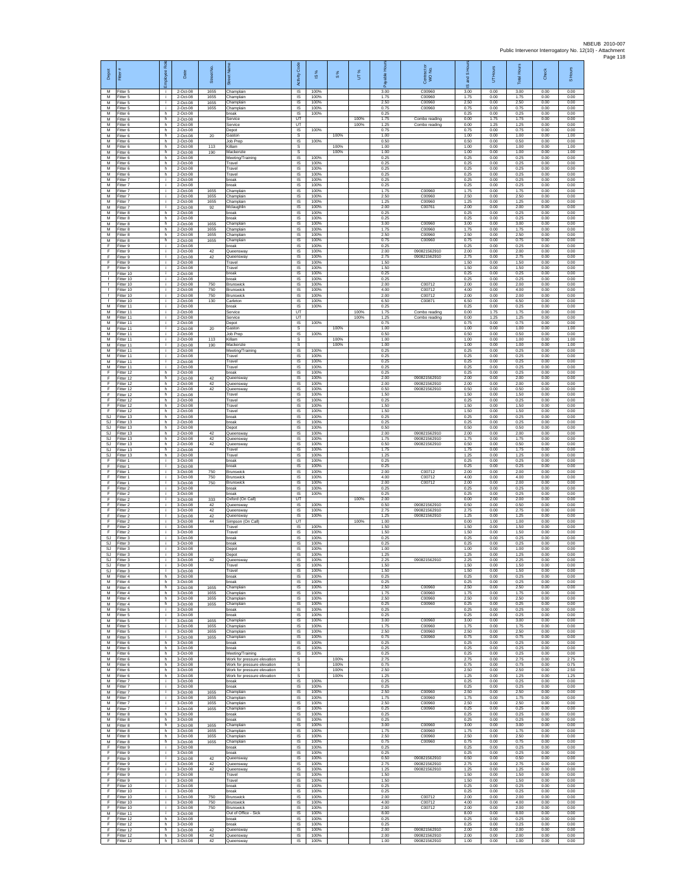| Depot | Fitter # | Employee Role | Date | Street No. | Street Name | Activity Code | IS % | S % | UT % | Payable Hours | Contract or WO No. | IS and S Hours | UT Hours | Total Hours | Check | S Hours |
|---|---|---|---|---|---|---|---|---|---|---|---|---|---|---|---|---|
| M | Fitter 5 | i | 2-Oct-08 | 1655 | Champlain | IS | 100% | | | 3.00 | C00960 | 3.00 | 0.00 | 3.00 | 0.00 | 0.00 |
| M | Fitter 5 | i | 2-Oct-08 | 1655 | Champlain | IS | 100% | | | 1.75 | C00960 | 1.75 | 0.00 | 1.75 | 0.00 | 0.00 |
| M | Fitter 5 | i | 2-Oct-08 | 1655 | Champlain | IS | 100% | | | 2.50 | C00960 | 2.50 | 0.00 | 2.50 | 0.00 | 0.00 |
| M | Fitter 5 | i | 2-Oct-08 | 1655 | Champlain | IS | 100% | | | 0.75 | C00960 | 0.75 | 0.00 | 0.75 | 0.00 | 0.00 |
| M | Fitter 6 | h | 2-Oct-08 | | break | IS | 100% | | | 0.25 | | 0.25 | 0.00 | 0.25 | 0.00 | 0.00 |
| M | Fitter 6 | h | 2-Oct-08 | | Service | UT | | | 100% | 1.75 | Combo reading | 0.00 | 1.75 | 1.75 | 0.00 | 0.00 |
| M | Fitter 6 | h | 2-Oct-08 | | Service | UT | | | 100% | 1.25 | Combo reading | 0.00 | 1.25 | 1.25 | 0.00 | 0.00 |
| M | Fitter 6 | h | 2-Oct-08 | | Depot | IS | 100% | | | 0.75 | | 0.75 | 0.00 | 0.75 | 0.00 | 0.00 |
| M | Fitter 6 | h | 2-Oct-08 | 20 | Gaston | S | | 100% | | 1.00 | | 1.00 | 0.00 | 1.00 | 0.00 | 1.00 |
| M | Fitter 6 | h | 2-Oct-08 | | Job Prep | IS | 100% | | | 0.50 | | 0.50 | 0.00 | 0.50 | 0.00 | 0.00 |
| M | Fitter 6 | h | 2-Oct-08 | 113 | Killam | S | | 100% | | 1.00 | | 1.00 | 0.00 | 1.00 | 0.00 | 1.00 |
| M | Fitter 6 | h | 2-Oct-08 | 190 | Mackenzie | S | | 100% | | 1.00 | | 1.00 | 0.00 | 1.00 | 0.00 | 1.00 |
| M | Fitter 6 | h | 2-Oct-08 | | Meeting/Training | IS | 100% | | | 0.25 | | 0.25 | 0.00 | 0.25 | 0.00 | 0.00 |
| M | Fitter 6 | h | 2-Oct-08 | | Travel | IS | 100% | | | 0.25 | | 0.25 | 0.00 | 0.25 | 0.00 | 0.00 |
| M | Fitter 6 | h | 2-Oct-08 | | Travel | IS | 100% | | | 0.25 | | 0.25 | 0.00 | 0.25 | 0.00 | 0.00 |
| M | Fitter 6 | h | 2-Oct-08 | | Travel | IS | 100% | | | 0.25 | | 0.25 | 0.00 | 0.25 | 0.00 | 0.00 |
| M | Fitter 7 | i | 2-Oct-08 | | break | IS | 100% | | | 0.25 | | 0.25 | 0.00 | 0.25 | 0.00 | 0.00 |
| M | Fitter 7 | i | 2-Oct-08 | | break | IS | 100% | | | 0.25 | | 0.25 | 0.00 | 0.25 | 0.00 | 0.00 |
| M | Fitter 7 | i | 2-Oct-08 | 1655 | Champlain | IS | 100% | | | 1.75 | C00960 | 1.75 | 0.00 | 1.75 | 0.00 | 0.00 |
| M | Fitter 7 | i | 2-Oct-08 | 1655 | Champlain | IS | 100% | | | 2.50 | C00960 | 2.50 | 0.00 | 2.50 | 0.00 | 0.00 |
| M | Fitter 7 | i | 2-Oct-08 | 1655 | Champlain | IS | 100% | | | 1.25 | C00960 | 1.25 | 0.00 | 1.25 | 0.00 | 0.00 |
| M | Fitter 7 | i | 2-Oct-08 | 92 | Mclaughlin | IS | 100% | | | 2.00 | C00761 | 2.00 | 0.00 | 2.00 | 0.00 | 0.00 |
| M | Fitter 8 | h | 2-Oct-08 | | break | IS | 100% | | | 0.25 | | 0.25 | 0.00 | 0.25 | 0.00 | 0.00 |
| M | Fitter 8 | h | 2-Oct-08 | | break | IS | 100% | | | 0.25 | | 0.25 | 0.00 | 0.25 | 0.00 | 0.00 |
| M | Fitter 8 | h | 2-Oct-08 | 1655 | Champlain | IS | 100% | | | 3.00 | C00960 | 3.00 | 0.00 | 3.00 | 0.00 | 0.00 |
| M | Fitter 8 | h | 2-Oct-08 | 1655 | Champlain | IS | 100% | | | 1.75 | C00960 | 1.75 | 0.00 | 1.75 | 0.00 | 0.00 |
| M | Fitter 8 | h | 2-Oct-08 | 1655 | Champlain | IS | 100% | | | 2.50 | C00960 | 2.50 | 0.00 | 2.50 | 0.00 | 0.00 |
| M | Fitter 8 | h | 2-Oct-08 | 1655 | Champlain | IS | 100% | | | 0.75 | C00960 | 0.75 | 0.00 | 0.75 | 0.00 | 0.00 |
| F | Fitter 9 | i | 2-Oct-08 | | break | IS | 100% | | | 0.25 | | 0.25 | 0.00 | 0.25 | 0.00 | 0.00 |
| F | Fitter 9 | i | 2-Oct-08 | 42 | Queensway | IS | 100% | | | 2.00 | 090821562910 | 2.00 | 0.00 | 2.00 | 0.00 | 0.00 |
| F | Fitter 9 | i | 2-Oct-08 | 42 | Queensway | IS | 100% | | | 2.75 | 090821562910 | 2.75 | 0.00 | 2.75 | 0.00 | 0.00 |
| F | Fitter 9 | i | 2-Oct-08 | | Travel | IS | 100% | | | 1.50 | | 1.50 | 0.00 | 1.50 | 0.00 | 0.00 |
| F | Fitter 9 | i | 2-Oct-08 | | Travel | IS | 100% | | | 1.50 | | 1.50 | 0.00 | 1.50 | 0.00 | 0.00 |
| f | Fitter 10 | i | 2-Oct-08 | | break | IS | 100% | | | 0.25 | | 0.25 | 0.00 | 0.25 | 0.00 | 0.00 |
| f | Fitter 10 | i | 2-Oct-08 | | break | IS | 100% | | | 0.25 | | 0.25 | 0.00 | 0.25 | 0.00 | 0.00 |
| f | Fitter 10 | i | 2-Oct-08 | 750 | Brunswick | IS | 100% | | | 2.00 | C00712 | 2.00 | 0.00 | 2.00 | 0.00 | 0.00 |
| f | Fitter 10 | i | 2-Oct-08 | 750 | Brunswick | IS | 100% | | | 4.00 | C00712 | 4.00 | 0.00 | 4.00 | 0.00 | 0.00 |
| f | Fitter 10 | i | 2-Oct-08 | 750 | Brunswick | IS | 100% | | | 2.00 | C00712 | 2.00 | 0.00 | 2.00 | 0.00 | 0.00 |
| f | Fitter 10 | i | 2-Oct-08 | 130 | Carleton | IS | 100% | | | 6.50 | C00871 | 6.50 | 0.00 | 6.50 | 0.00 | 0.00 |
| M | Fitter 11 | i | 2-Oct-08 | | break | IS | 100% | | | 0.25 | | 0.25 | 0.00 | 0.25 | 0.00 | 0.00 |
| M | Fitter 11 | i | 2-Oct-08 | | Service | UT | | | 100% | 1.75 | Combo reading | 0.00 | 1.75 | 1.75 | 0.00 | 0.00 |
| M | Fitter 11 | i | 2-Oct-08 | | Service | UT | | | 100% | 1.25 | Combo reading | 0.00 | 1.25 | 1.25 | 0.00 | 0.00 |
| M | Fitter 11 | i | 2-Oct-08 | | Depot | IS | 100% | | | 0.75 | | 0.75 | 0.00 | 0.75 | 0.00 | 0.00 |
| M | Fitter 11 | i | 2-Oct-08 | 20 | Gaston | S | | 100% | | 1.00 | | 1.00 | 0.00 | 1.00 | 0.00 | 1.00 |
| M | Fitter 11 | i | 2-Oct-08 | | Job Prep | IS | 100% | | | 0.50 | | 0.50 | 0.00 | 0.50 | 0.00 | 0.00 |
| M | Fitter 11 | i | 2-Oct-08 | 113 | Killam | S | | 100% | | 1.00 | | 1.00 | 0.00 | 1.00 | 0.00 | 1.00 |
| M | Fitter 11 | i | 2-Oct-08 | 190 | Mackenzie | S | | 100% | | 1.00 | | 1.00 | 0.00 | 1.00 | 0.00 | 1.00 |
| M | Fitter 11 | i | 2-Oct-08 | | Meeting/Training | IS | 100% | | | 0.25 | | 0.25 | 0.00 | 0.25 | 0.00 | 0.00 |
| M | Fitter 11 | i | 2-Oct-08 | | Travel | IS | 100% | | | 0.25 | | 0.25 | 0.00 | 0.25 | 0.00 | 0.00 |
| M | Fitter 11 | i | 2-Oct-08 | | Travel | IS | 100% | | | 0.25 | | 0.25 | 0.00 | 0.25 | 0.00 | 0.00 |
| M | Fitter 11 | i | 2-Oct-08 | | Travel | IS | 100% | | | 0.25 | | 0.25 | 0.00 | 0.25 | 0.00 | 0.00 |
| F | Fitter 12 | h | 2-Oct-08 | | break | IS | 100% | | | 0.25 | | 0.25 | 0.00 | 0.25 | 0.00 | 0.00 |
| F | Fitter 12 | h | 2-Oct-08 | 42 | Queensway | IS | 100% | | | 2.00 | 090821562910 | 2.00 | 0.00 | 2.00 | 0.00 | 0.00 |
| F | Fitter 12 | h | 2-Oct-08 | 42 | Queensway | IS | 100% | | | 2.00 | 090821562910 | 2.00 | 0.00 | 2.00 | 0.00 | 0.00 |
| F | Fitter 12 | h | 2-Oct-08 | 42 | Queensway | IS | 100% | | | 0.50 | 090821562910 | 0.50 | 0.00 | 0.50 | 0.00 | 0.00 |
| F | Fitter 12 | h | 2-Oct-08 | | Travel | IS | 100% | | | 1.50 | | 1.50 | 0.00 | 1.50 | 0.00 | 0.00 |
| F | Fitter 12 | h | 2-Oct-08 | | Travel | IS | 100% | | | 0.25 | | 0.25 | 0.00 | 0.25 | 0.00 | 0.00 |
| F | Fitter 12 | h | 2-Oct-08 | | Travel | IS | 100% | | | 1.50 | | 1.50 | 0.00 | 1.50 | 0.00 | 0.00 |
| F | Fitter 12 | h | 2-Oct-08 | | Travel | IS | 100% | | | 1.50 | | 1.50 | 0.00 | 1.50 | 0.00 | 0.00 |
| SJ | Fitter 13 | h | 2-Oct-08 | | break | IS | 100% | | | 0.25 | | 0.25 | 0.00 | 0.25 | 0.00 | 0.00 |
| SJ | Fitter 13 | h | 2-Oct-08 | | break | IS | 100% | | | 0.25 | | 0.25 | 0.00 | 0.25 | 0.00 | 0.00 |
| SJ | Fitter 13 | h | 2-Oct-08 | | Depot | IS | 100% | | | 0.50 | | 0.50 | 0.00 | 0.50 | 0.00 | 0.00 |
| SJ | Fitter 13 | h | 2-Oct-08 | 42 | Queensway | IS | 100% | | | 2.00 | 090821562910 | 2.00 | 0.00 | 2.00 | 0.00 | 0.00 |
| SJ | Fitter 13 | h | 2-Oct-08 | 42 | Queensway | IS | 100% | | | 1.75 | 090821562910 | 1.75 | 0.00 | 1.75 | 0.00 | 0.00 |
| SJ | Fitter 13 | h | 2-Oct-08 | 42 | Queensway | IS | 100% | | | 0.50 | 090821562910 | 0.50 | 0.00 | 0.50 | 0.00 | 0.00 |
| SJ | Fitter 13 | h | 2-Oct-08 | | Travel | IS | 100% | | | 1.75 | | 1.75 | 0.00 | 1.75 | 0.00 | 0.00 |
| SJ | Fitter 13 | h | 2-Oct-08 | | Travel | IS | 100% | | | 1.25 | | 1.25 | 0.00 | 1.25 | 0.00 | 0.00 |
| F | Fitter 1 | i | 3-Oct-08 | | break | IS | 100% | | | 0.25 | | 0.25 | 0.00 | 0.25 | 0.00 | 0.00 |
| F | Fitter 1 | i | 3-Oct-08 | | break | IS | 100% | | | 0.25 | | 0.25 | 0.00 | 0.25 | 0.00 | 0.00 |
| F | Fitter 1 | i | 3-Oct-08 | 750 | Brunswick | IS | 100% | | | 2.00 | C00712 | 2.00 | 0.00 | 2.00 | 0.00 | 0.00 |
| F | Fitter 1 | i | 3-Oct-08 | 750 | Brunswick | IS | 100% | | | 4.00 | C00712 | 4.00 | 0.00 | 4.00 | 0.00 | 0.00 |
| F | Fitter 1 | i | 3-Oct-08 | 750 | Brunswick | IS | 100% | | | 2.00 | C00712 | 2.00 | 0.00 | 2.00 | 0.00 | 0.00 |
| F | Fitter 2 | i | 3-Oct-08 | | break | IS | 100% | | | 0.25 | | 0.25 | 0.00 | 0.25 | 0.00 | 0.00 |
| F | Fitter 2 | i | 3-Oct-08 | | break | IS | 100% | | | 0.25 | | 0.25 | 0.00 | 0.25 | 0.00 | 0.00 |
| F | Fitter 2 | i | 3-Oct-08 | 333 | Oxford (On Call) | UT | | | 100% | 2.00 | | 0.00 | 2.00 | 2.00 | 0.00 | 0.00 |
| F | Fitter 2 | i | 3-Oct-08 | 42 | Queensway | IS | 100% | | | 0.50 | 090821562910 | 0.50 | 0.00 | 0.50 | 0.00 | 0.00 |
| F | Fitter 2 | i | 3-Oct-08 | 42 | Queensway | IS | 100% | | | 2.75 | 090821562910 | 2.75 | 0.00 | 2.75 | 0.00 | 0.00 |
| F | Fitter 2 | i | 3-Oct-08 | 42 | Queensway | IS | 100% | | | 1.25 | 090821562910 | 1.25 | 0.00 | 1.25 | 0.00 | 0.00 |
| F | Fitter 2 | i | 3-Oct-08 | 44 | Simpson (On Call) | UT | | | 100% | 1.00 | | 0.00 | 1.00 | 1.00 | 0.00 | 0.00 |
| F | Fitter 2 | i | 3-Oct-08 | | Travel | IS | 100% | | | 1.50 | | 1.50 | 0.00 | 1.50 | 0.00 | 0.00 |
| F | Fitter 2 | i | 3-Oct-08 | | Travel | IS | 100% | | | 1.50 | | 1.50 | 0.00 | 1.50 | 0.00 | 0.00 |
| SJ | Fitter 3 | i | 3-Oct-08 | | break | IS | 100% | | | 0.25 | | 0.25 | 0.00 | 0.25 | 0.00 | 0.00 |
| SJ | Fitter 3 | i | 3-Oct-08 | | break | IS | 100% | | | 0.25 | | 0.25 | 0.00 | 0.25 | 0.00 | 0.00 |
| SJ | Fitter 3 | i | 3-Oct-08 | | Depot | IS | 100% | | | 1.00 | | 1.00 | 0.00 | 1.00 | 0.00 | 0.00 |
| SJ | Fitter 3 | i | 3-Oct-08 | | Depot | IS | 100% | | | 1.25 | | 1.25 | 0.00 | 1.25 | 0.00 | 0.00 |
| SJ | Fitter 3 | i | 3-Oct-08 | 42 | Queensway | IS | 100% | | | 2.25 | 090821562910 | 2.25 | 0.00 | 2.25 | 0.00 | 0.00 |
| SJ | Fitter 3 | i | 3-Oct-08 | | Travel | IS | 100% | | | 1.50 | | 1.50 | 0.00 | 1.50 | 0.00 | 0.00 |
| SJ | Fitter 3 | i | 3-Oct-08 | | Travel | IS | 100% | | | 1.50 | | 1.50 | 0.00 | 1.50 | 0.00 | 0.00 |
| M | Fitter 4 | h | 3-Oct-08 | | break | IS | 100% | | | 0.25 | | 0.25 | 0.00 | 0.25 | 0.00 | 0.00 |
| M | Fitter 4 | h | 3-Oct-08 | | break | IS | 100% | | | 0.25 | | 0.25 | 0.00 | 0.25 | 0.00 | 0.00 |
| M | Fitter 4 | h | 3-Oct-08 | 1655 | Champlain | IS | 100% | | | 2.50 | C00960 | 2.50 | 0.00 | 2.50 | 0.00 | 0.00 |
| M | Fitter 4 | h | 3-Oct-08 | 1655 | Champlain | IS | 100% | | | 1.75 | C00960 | 1.75 | 0.00 | 1.75 | 0.00 | 0.00 |
| M | Fitter 4 | h | 3-Oct-08 | 1655 | Champlain | IS | 100% | | | 2.50 | C00960 | 2.50 | 0.00 | 2.50 | 0.00 | 0.00 |
| M | Fitter 4 | h | 3-Oct-08 | 1655 | Champlain | IS | 100% | | | 0.25 | C00960 | 0.25 | 0.00 | 0.25 | 0.00 | 0.00 |
| M | Fitter 5 | i | 3-Oct-08 | | break | IS | 100% | | | 0.25 | | 0.25 | 0.00 | 0.25 | 0.00 | 0.00 |
| M | Fitter 5 | i | 3-Oct-08 | | break | IS | 100% | | | 0.25 | | 0.25 | 0.00 | 0.25 | 0.00 | 0.00 |
| M | Fitter 5 | i | 3-Oct-08 | 1655 | Champlain | IS | 100% | | | 3.00 | C00960 | 3.00 | 0.00 | 3.00 | 0.00 | 0.00 |
| M | Fitter 5 | i | 3-Oct-08 | 1655 | Champlain | IS | 100% | | | 1.75 | C00960 | 1.75 | 0.00 | 1.75 | 0.00 | 0.00 |
| M | Fitter 5 | i | 3-Oct-08 | 1655 | Champlain | IS | 100% | | | 2.50 | C00960 | 2.50 | 0.00 | 2.50 | 0.00 | 0.00 |
| M | Fitter 5 | i | 3-Oct-08 | 1655 | Champlain | IS | 100% | | | 0.75 | C00960 | 0.75 | 0.00 | 0.75 | 0.00 | 0.00 |
| M | Fitter 6 | h | 3-Oct-08 | | break | IS | 100% | | | 0.25 | | 0.25 | 0.00 | 0.25 | 0.00 | 0.00 |
| M | Fitter 6 | h | 3-Oct-08 | | break | IS | 100% | | | 0.25 | | 0.25 | 0.00 | 0.25 | 0.00 | 0.00 |
| M | Fitter 6 | h | 3-Oct-08 | | Meeting/Training | IS | 100% | | | 0.25 | | 0.25 | 0.00 | 0.25 | 0.00 | 0.00 |
| M | Fitter 6 | h | 3-Oct-08 | | Work for pressure elevation | S | | 100% | | 2.75 | | 2.75 | 0.00 | 2.75 | 0.00 | 2.75 |
| M | Fitter 6 | h | 3-Oct-08 | | Work for pressure elevation | S | | 100% | | 0.75 | | 0.75 | 0.00 | 0.75 | 0.00 | 0.75 |
| M | Fitter 6 | h | 3-Oct-08 | | Work for pressure elevation | S | | 100% | | 2.50 | | 2.50 | 0.00 | 2.50 | 0.00 | 2.50 |
| M | Fitter 6 | h | 3-Oct-08 | | Work for pressure elevation | S | | 100% | | 1.25 | | 1.25 | 0.00 | 1.25 | 0.00 | 1.25 |
| M | Fitter 7 | i | 3-Oct-08 | | break | IS | 100% | | | 0.25 | | 0.25 | 0.00 | 0.25 | 0.00 | 0.00 |
| M | Fitter 7 | i | 3-Oct-08 | | break | IS | 100% | | | 0.25 | | 0.25 | 0.00 | 0.25 | 0.00 | 0.00 |
| M | Fitter 7 | i | 3-Oct-08 | 1655 | Champlain | IS | 100% | | | 2.50 | C00960 | 2.50 | 0.00 | 2.50 | 0.00 | 0.00 |
| M | Fitter 7 | i | 3-Oct-08 | 1655 | Champlain | IS | 100% | | | 1.75 | C00960 | 1.75 | 0.00 | 1.75 | 0.00 | 0.00 |
| M | Fitter 7 | i | 3-Oct-08 | 1655 | Champlain | IS | 100% | | | 2.50 | C00960 | 2.50 | 0.00 | 2.50 | 0.00 | 0.00 |
| M | Fitter 7 | i | 3-Oct-08 | 1655 | Champlain | IS | 100% | | | 0.25 | C00960 | 0.25 | 0.00 | 0.25 | 0.00 | 0.00 |
| M | Fitter 8 | h | 3-Oct-08 | | break | IS | 100% | | | 0.25 | | 0.25 | 0.00 | 0.25 | 0.00 | 0.00 |
| M | Fitter 8 | h | 3-Oct-08 | | break | IS | 100% | | | 0.25 | | 0.25 | 0.00 | 0.25 | 0.00 | 0.00 |
| M | Fitter 8 | h | 3-Oct-08 | 1655 | Champlain | IS | 100% | | | 3.00 | C00960 | 3.00 | 0.00 | 3.00 | 0.00 | 0.00 |
| M | Fitter 8 | h | 3-Oct-08 | 1655 | Champlain | IS | 100% | | | 1.75 | C00960 | 1.75 | 0.00 | 1.75 | 0.00 | 0.00 |
| M | Fitter 8 | h | 3-Oct-08 | 1655 | Champlain | IS | 100% | | | 2.50 | C00960 | 2.50 | 0.00 | 2.50 | 0.00 | 0.00 |
| M | Fitter 8 | h | 3-Oct-08 | 1655 | Champlain | IS | 100% | | | 0.75 | C00960 | 0.75 | 0.00 | 0.75 | 0.00 | 0.00 |
| F | Fitter 9 | i | 3-Oct-08 | | break | IS | 100% | | | 0.25 | | 0.25 | 0.00 | 0.25 | 0.00 | 0.00 |
| F | Fitter 9 | i | 3-Oct-08 | | break | IS | 100% | | | 0.25 | | 0.25 | 0.00 | 0.25 | 0.00 | 0.00 |
| F | Fitter 9 | i | 3-Oct-08 | 42 | Queensway | IS | 100% | | | 0.50 | 090821562910 | 0.50 | 0.00 | 0.50 | 0.00 | 0.00 |
| F | Fitter 9 | i | 3-Oct-08 | 42 | Queensway | IS | 100% | | | 2.75 | 090821562910 | 2.75 | 0.00 | 2.75 | 0.00 | 0.00 |
| F | Fitter 9 | i | 3-Oct-08 | 42 | Queensway | IS | 100% | | | 1.25 | 090821562910 | 1.25 | 0.00 | 1.25 | 0.00 | 0.00 |
| F | Fitter 9 | i | 3-Oct-08 | | Travel | IS | 100% | | | 1.50 | | 1.50 | 0.00 | 1.50 | 0.00 | 0.00 |
| F | Fitter 9 | i | 3-Oct-08 | | Travel | IS | 100% | | | 1.50 | | 1.50 | 0.00 | 1.50 | 0.00 | 0.00 |
| F | Fitter 10 | i | 3-Oct-08 | | break | IS | 100% | | | 0.25 | | 0.25 | 0.00 | 0.25 | 0.00 | 0.00 |
| F | Fitter 10 | i | 3-Oct-08 | | break | IS | 100% | | | 0.25 | | 0.25 | 0.00 | 0.25 | 0.00 | 0.00 |
| F | Fitter 10 | i | 3-Oct-08 | 750 | Brunswick | IS | 100% | | | 2.00 | C00712 | 2.00 | 0.00 | 2.00 | 0.00 | 0.00 |
| F | Fitter 10 | i | 3-Oct-08 | 750 | Brunswick | IS | 100% | | | 4.00 | C00712 | 4.00 | 0.00 | 4.00 | 0.00 | 0.00 |
| F | Fitter 10 | i | 3-Oct-08 | 750 | Brunswick | IS | 100% | | | 2.00 | C00712 | 2.00 | 0.00 | 2.00 | 0.00 | 0.00 |
| M | Fitter 11 | i | 3-Oct-08 | | Out of Office - Sick | IS | 100% | | | 8.00 | | 8.00 | 0.00 | 8.00 | 0.00 | 0.00 |
| F | Fitter 12 | h | 3-Oct-08 | | break | IS | 100% | | | 0.25 | | 0.25 | 0.00 | 0.25 | 0.00 | 0.00 |
| F | Fitter 12 | h | 3-Oct-08 | | break | IS | 100% | | | 0.25 | | 0.25 | 0.00 | 0.25 | 0.00 | 0.00 |
| F | Fitter 12 | h | 3-Oct-08 | 42 | Queensway | IS | 100% | | | 2.00 | 090821562910 | 2.00 | 0.00 | 2.00 | 0.00 | 0.00 |
| F | Fitter 12 | h | 3-Oct-08 | 42 | Queensway | IS | 100% | | | 2.00 | 090821562910 | 2.00 | 0.00 | 2.00 | 0.00 | 0.00 |
| F | Fitter 12 | h | 3-Oct-08 | 42 | Queensway | IS | 100% | | | 1.00 | 090821562910 | 1.00 | 0.00 | 1.00 | 0.00 | 0.00 |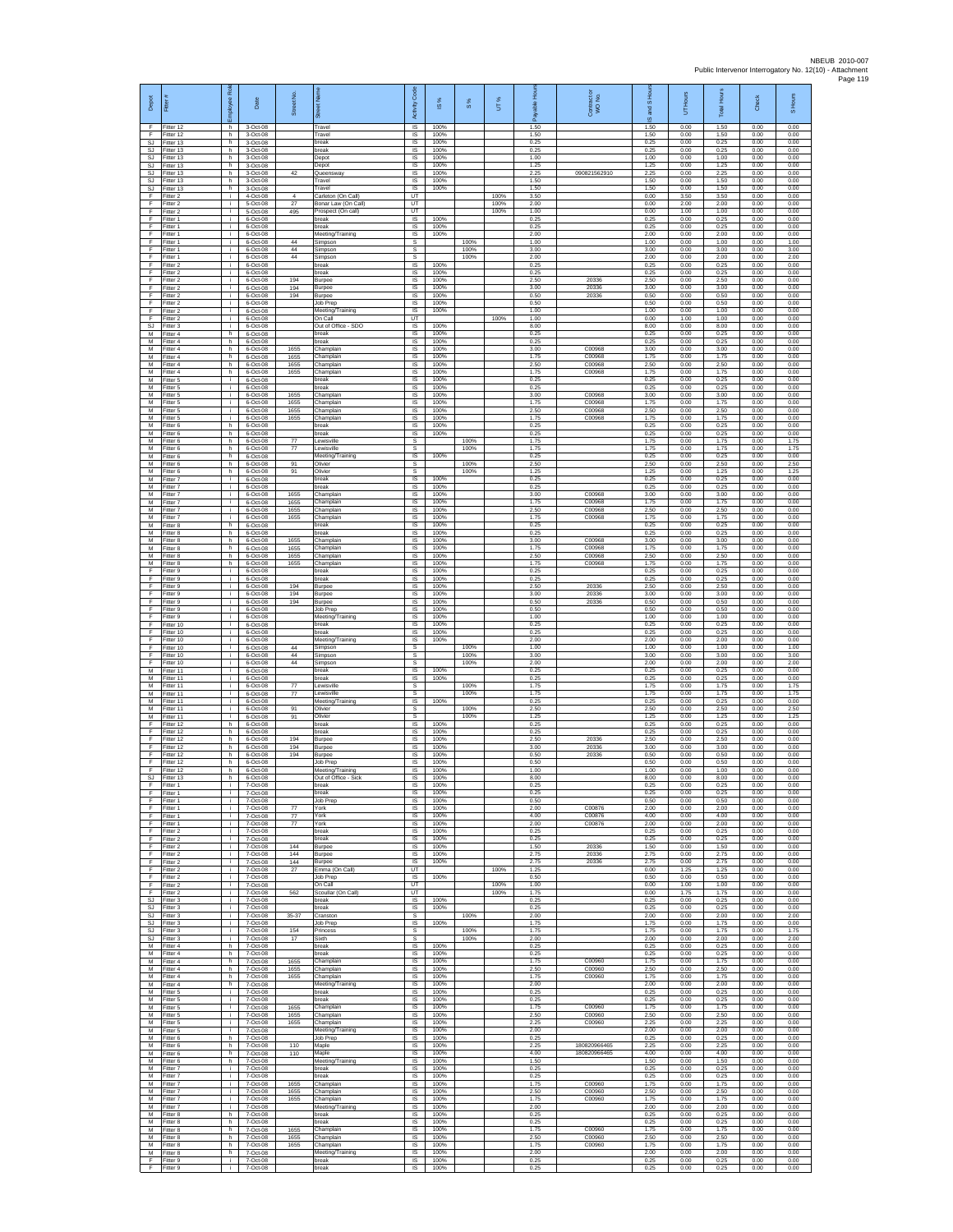| Depot | Fitter # | Employee Role | Date | Street No. | Street Name | Activity Code | IS % | S % | UT % | Payable Hours | Contractor or WO No. | IS and S Hours | UT Hours | Total Hours | Check | S Hours |
|---|---|---|---|---|---|---|---|---|---|---|---|---|---|---|---|---|
| F | Fitter 12 | h | 3-Oct-08 | | Travel | IS | 100% | | | 1.50 | | 1.50 | 0.00 | 1.50 | 0.00 | 0.00 |
| F | Fitter 12 | h | 3-Oct-08 | | Travel | IS | 100% | | | 1.50 | | 1.50 | 0.00 | 1.50 | 0.00 | 0.00 |
| SJ | Fitter 13 | h | 3-Oct-08 | | break | IS | 100% | | | 0.25 | | 0.25 | 0.00 | 0.25 | 0.00 | 0.00 |
| SJ | Fitter 13 | h | 3-Oct-08 | | break | IS | 100% | | | 0.25 | | 0.25 | 0.00 | 0.25 | 0.00 | 0.00 |
| SJ | Fitter 13 | h | 3-Oct-08 | | Depot | IS | 100% | | | 1.00 | | 1.00 | 0.00 | 1.00 | 0.00 | 0.00 |
| SJ | Fitter 13 | h | 3-Oct-08 | | Depot | IS | 100% | | | 1.25 | | 1.25 | 0.00 | 1.25 | 0.00 | 0.00 |
| SJ | Fitter 13 | h | 3-Oct-08 | 42 | Queensway | IS | 100% | | | 2.25 | 090821562910 | 2.25 | 0.00 | 2.25 | 0.00 | 0.00 |
| SJ | Fitter 13 | h | 3-Oct-08 | | Travel | IS | 100% | | | 1.50 | | 1.50 | 0.00 | 1.50 | 0.00 | 0.00 |
| SJ | Fitter 13 | h | 3-Oct-08 | | Travel | IS | 100% | | | 1.50 | | 1.50 | 0.00 | 1.50 | 0.00 | 0.00 |
| F | Fitter 2 | i | 4-Oct-08 | 4 | Carleton (On Call) | UT | | | 100% | 3.50 | | 0.00 | 3.50 | 3.50 | 0.00 | 0.00 |
| F | Fitter 2 | i | 5-Oct-08 | 27 | Bonar Law (On Call) | UT | | | 100% | 2.00 | | 0.00 | 2.00 | 2.00 | 0.00 | 0.00 |
| F | Fitter 2 | i | 5-Oct-08 | 495 | Prospect (On call) | UT | | | 100% | 1.00 | | 0.00 | 1.00 | 1.00 | 0.00 | 0.00 |
| F | Fitter 1 | i | 6-Oct-08 | | break | IS | 100% | | | 0.25 | | 0.25 | 0.00 | 0.25 | 0.00 | 0.00 |
| F | Fitter 1 | i | 6-Oct-08 | | break | IS | 100% | | | 0.25 | | 0.25 | 0.00 | 0.25 | 0.00 | 0.00 |
| F | Fitter 1 | i | 6-Oct-08 | | Meeting/Training | IS | 100% | | | 2.00 | | 2.00 | 0.00 | 2.00 | 0.00 | 0.00 |
| F | Fitter 1 | i | 6-Oct-08 | 44 | Simpson | S | | 100% | | 1.00 | | 1.00 | 0.00 | 1.00 | 0.00 | 1.00 |
| F | Fitter 1 | i | 6-Oct-08 | 44 | Simpson | S | | 100% | | 3.00 | | 3.00 | 0.00 | 3.00 | 0.00 | 3.00 |
| F | Fitter 1 | i | 6-Oct-08 | 44 | Simpson | S | | 100% | | 2.00 | | 2.00 | 0.00 | 2.00 | 0.00 | 2.00 |
| F | Fitter 2 | i | 6-Oct-08 | | break | IS | 100% | | | 0.25 | | 0.25 | 0.00 | 0.25 | 0.00 | 0.00 |
| F | Fitter 2 | i | 6-Oct-08 | | break | IS | 100% | | | 0.25 | | 0.25 | 0.00 | 0.25 | 0.00 | 0.00 |
| F | Fitter 2 | i | 6-Oct-08 | 194 | Burpee | IS | 100% | | | 2.50 | 20336 | 2.50 | 0.00 | 2.50 | 0.00 | 0.00 |
| F | Fitter 2 | i | 6-Oct-08 | 194 | Burpee | IS | 100% | | | 3.00 | 20336 | 3.00 | 0.00 | 3.00 | 0.00 | 0.00 |
| F | Fitter 2 | i | 6-Oct-08 | 194 | Burpee | IS | 100% | | | 0.50 | 20336 | 0.50 | 0.00 | 0.50 | 0.00 | 0.00 |
| F | Fitter 2 | i | 6-Oct-08 | | Job Prep | IS | 100% | | | 0.50 | | 0.50 | 0.00 | 0.50 | 0.00 | 0.00 |
| F | Fitter 2 | i | 6-Oct-08 | | Meeting/Training | IS | 100% | | | 1.00 | | 1.00 | 0.00 | 1.00 | 0.00 | 0.00 |
| F | Fitter 2 | i | 6-Oct-08 | | On Call | UT | | | 100% | 1.00 | | 0.00 | 1.00 | 1.00 | 0.00 | 0.00 |
| SJ | Fitter 3 | i | 6-Oct-08 | | Out of Office - SDO | IS | 100% | | | 8.00 | | 8.00 | 0.00 | 8.00 | 0.00 | 0.00 |
| M | Fitter 4 | h | 6-Oct-08 | | break | IS | 100% | | | 0.25 | | 0.25 | 0.00 | 0.25 | 0.00 | 0.00 |
| M | Fitter 4 | h | 6-Oct-08 | | break | IS | 100% | | | 0.25 | | 0.25 | 0.00 | 0.25 | 0.00 | 0.00 |
| M | Fitter 4 | h | 6-Oct-08 | 1655 | Champlain | IS | 100% | | | 3.00 | C00968 | 3.00 | 0.00 | 3.00 | 0.00 | 0.00 |
| M | Fitter 4 | h | 6-Oct-08 | 1655 | Champlain | IS | 100% | | | 1.75 | C00968 | 1.75 | 0.00 | 1.75 | 0.00 | 0.00 |
| M | Fitter 4 | h | 6-Oct-08 | 1655 | Champlain | IS | 100% | | | 2.50 | C00968 | 2.50 | 0.00 | 2.50 | 0.00 | 0.00 |
| M | Fitter 4 | h | 6-Oct-08 | 1655 | Champlain | IS | 100% | | | 1.75 | C00968 | 1.75 | 0.00 | 1.75 | 0.00 | 0.00 |
| M | Fitter 5 | i | 6-Oct-08 | | break | IS | 100% | | | 0.25 | | 0.25 | 0.00 | 0.25 | 0.00 | 0.00 |
| M | Fitter 5 | i | 6-Oct-08 | | break | IS | 100% | | | 0.25 | | 0.25 | 0.00 | 0.25 | 0.00 | 0.00 |
| M | Fitter 5 | i | 6-Oct-08 | 1655 | Champlain | IS | 100% | | | 3.00 | C00968 | 3.00 | 0.00 | 3.00 | 0.00 | 0.00 |
| M | Fitter 5 | i | 6-Oct-08 | 1655 | Champlain | IS | 100% | | | 1.75 | C00968 | 1.75 | 0.00 | 1.75 | 0.00 | 0.00 |
| M | Fitter 5 | i | 6-Oct-08 | 1655 | Champlain | IS | 100% | | | 2.50 | C00968 | 2.50 | 0.00 | 2.50 | 0.00 | 0.00 |
| M | Fitter 5 | i | 6-Oct-08 | 1655 | Champlain | IS | 100% | | | 1.75 | C00968 | 1.75 | 0.00 | 1.75 | 0.00 | 0.00 |
| M | Fitter 6 | h | 6-Oct-08 | | break | IS | 100% | | | 0.25 | | 0.25 | 0.00 | 0.25 | 0.00 | 0.00 |
| M | Fitter 6 | h | 6-Oct-08 | | break | IS | 100% | | | 0.25 | | 0.25 | 0.00 | 0.25 | 0.00 | 0.00 |
| M | Fitter 6 | h | 6-Oct-08 | 77 | Lewisville | S | | 100% | | 1.75 | | 1.75 | 0.00 | 1.75 | 0.00 | 1.75 |
| M | Fitter 6 | h | 6-Oct-08 | 77 | Lewisville | S | | 100% | | 1.75 | | 1.75 | 0.00 | 1.75 | 0.00 | 1.75 |
| M | Fitter 6 | h | 6-Oct-08 | | Meeting/Training | IS | 100% | | | 0.25 | | 0.25 | 0.00 | 0.25 | 0.00 | 0.00 |
| M | Fitter 6 | h | 6-Oct-08 | 91 | Olivier | S | | 100% | | 2.50 | | 2.50 | 0.00 | 2.50 | 0.00 | 2.50 |
| M | Fitter 6 | h | 6-Oct-08 | 91 | Olivier | S | | 100% | | 1.25 | | 1.25 | 0.00 | 1.25 | 0.00 | 1.25 |
| M | Fitter 7 | i | 6-Oct-08 | | break | IS | 100% | | | 0.25 | | 0.25 | 0.00 | 0.25 | 0.00 | 0.00 |
| M | Fitter 7 | i | 6-Oct-08 | | break | IS | 100% | | | 0.25 | | 0.25 | 0.00 | 0.25 | 0.00 | 0.00 |
| M | Fitter 7 | i | 6-Oct-08 | 1655 | Champlain | IS | 100% | | | 3.00 | C00968 | 3.00 | 0.00 | 3.00 | 0.00 | 0.00 |
| M | Fitter 7 | i | 6-Oct-08 | 1655 | Champlain | IS | 100% | | | 1.75 | C00968 | 1.75 | 0.00 | 1.75 | 0.00 | 0.00 |
| M | Fitter 7 | i | 6-Oct-08 | 1655 | Champlain | IS | 100% | | | 2.50 | C00968 | 2.50 | 0.00 | 2.50 | 0.00 | 0.00 |
| M | Fitter 7 | i | 6-Oct-08 | 1655 | Champlain | IS | 100% | | | 1.75 | C00968 | 1.75 | 0.00 | 1.75 | 0.00 | 0.00 |
| M | Fitter 8 | h | 6-Oct-08 | | break | IS | 100% | | | 0.25 | | 0.25 | 0.00 | 0.25 | 0.00 | 0.00 |
| M | Fitter 8 | h | 6-Oct-08 | | break | IS | 100% | | | 0.25 | | 0.25 | 0.00 | 0.25 | 0.00 | 0.00 |
| M | Fitter 8 | h | 6-Oct-08 | 1655 | Champlain | IS | 100% | | | 3.00 | C00968 | 3.00 | 0.00 | 3.00 | 0.00 | 0.00 |
| M | Fitter 8 | h | 6-Oct-08 | 1655 | Champlain | IS | 100% | | | 1.75 | C00968 | 1.75 | 0.00 | 1.75 | 0.00 | 0.00 |
| M | Fitter 8 | h | 6-Oct-08 | 1655 | Champlain | IS | 100% | | | 2.50 | C00968 | 2.50 | 0.00 | 2.50 | 0.00 | 0.00 |
| M | Fitter 8 | h | 6-Oct-08 | 1655 | Champlain | IS | 100% | | | 1.75 | C00968 | 1.75 | 0.00 | 1.75 | 0.00 | 0.00 |
| F | Fitter 9 | i | 6-Oct-08 | | break | IS | 100% | | | 0.25 | | 0.25 | 0.00 | 0.25 | 0.00 | 0.00 |
| F | Fitter 9 | i | 6-Oct-08 | | break | IS | 100% | | | 0.25 | | 0.25 | 0.00 | 0.25 | 0.00 | 0.00 |
| F | Fitter 9 | i | 6-Oct-08 | 194 | Burpee | IS | 100% | | | 2.50 | 20336 | 2.50 | 0.00 | 2.50 | 0.00 | 0.00 |
| F | Fitter 9 | i | 6-Oct-08 | 194 | Burpee | IS | 100% | | | 3.00 | 20336 | 3.00 | 0.00 | 3.00 | 0.00 | 0.00 |
| F | Fitter 9 | i | 6-Oct-08 | 194 | Burpee | IS | 100% | | | 0.50 | 20336 | 0.50 | 0.00 | 0.50 | 0.00 | 0.00 |
| F | Fitter 9 | i | 6-Oct-08 | | Job Prep | IS | 100% | | | 0.50 | | 0.50 | 0.00 | 0.50 | 0.00 | 0.00 |
| F | Fitter 9 | i | 6-Oct-08 | | Meeting/Training | IS | 100% | | | 1.00 | | 1.00 | 0.00 | 1.00 | 0.00 | 0.00 |
| F | Fitter 10 | i | 6-Oct-08 | | break | IS | 100% | | | 0.25 | | 0.25 | 0.00 | 0.25 | 0.00 | 0.00 |
| F | Fitter 10 | i | 6-Oct-08 | | break | IS | 100% | | | 0.25 | | 0.25 | 0.00 | 0.25 | 0.00 | 0.00 |
| F | Fitter 10 | i | 6-Oct-08 | | Meeting/Training | IS | 100% | | | 2.00 | | 2.00 | 0.00 | 2.00 | 0.00 | 0.00 |
| F | Fitter 10 | i | 6-Oct-08 | 44 | Simpson | S | | 100% | | 1.00 | | 1.00 | 0.00 | 1.00 | 0.00 | 1.00 |
| F | Fitter 10 | i | 6-Oct-08 | 44 | Simpson | S | | 100% | | 3.00 | | 3.00 | 0.00 | 3.00 | 0.00 | 3.00 |
| F | Fitter 10 | i | 6-Oct-08 | 44 | Simpson | S | | 100% | | 2.00 | | 2.00 | 0.00 | 2.00 | 0.00 | 2.00 |
| M | Fitter 11 | i | 6-Oct-08 | | break | IS | 100% | | | 0.25 | | 0.25 | 0.00 | 0.25 | 0.00 | 0.00 |
| M | Fitter 11 | i | 6-Oct-08 | | break | IS | 100% | | | 0.25 | | 0.25 | 0.00 | 0.25 | 0.00 | 0.00 |
| M | Fitter 11 | i | 6-Oct-08 | 77 | Lewisville | S | | 100% | | 1.75 | | 1.75 | 0.00 | 1.75 | 0.00 | 1.75 |
| M | Fitter 11 | i | 6-Oct-08 | 77 | Lewisville | S | | 100% | | 1.75 | | 1.75 | 0.00 | 1.75 | 0.00 | 1.75 |
| M | Fitter 11 | i | 6-Oct-08 | | Meeting/Training | IS | 100% | | | 0.25 | | 0.25 | 0.00 | 0.25 | 0.00 | 0.00 |
| M | Fitter 11 | i | 6-Oct-08 | 91 | Olivier | S | | 100% | | 2.50 | | 2.50 | 0.00 | 2.50 | 0.00 | 2.50 |
| M | Fitter 11 | i | 6-Oct-08 | 91 | Olivier | S | | 100% | | 1.25 | | 1.25 | 0.00 | 1.25 | 0.00 | 1.25 |
| F | Fitter 12 | h | 6-Oct-08 | | break | IS | 100% | | | 0.25 | | 0.25 | 0.00 | 0.25 | 0.00 | 0.00 |
| F | Fitter 12 | h | 6-Oct-08 | | break | IS | 100% | | | 0.25 | | 0.25 | 0.00 | 0.25 | 0.00 | 0.00 |
| F | Fitter 12 | h | 6-Oct-08 | 194 | Burpee | IS | 100% | | | 2.50 | 20336 | 2.50 | 0.00 | 2.50 | 0.00 | 0.00 |
| F | Fitter 12 | h | 6-Oct-08 | 194 | Burpee | IS | 100% | | | 3.00 | 20336 | 3.00 | 0.00 | 3.00 | 0.00 | 0.00 |
| F | Fitter 12 | h | 6-Oct-08 | 194 | Burpee | IS | 100% | | | 0.50 | 20336 | 0.50 | 0.00 | 0.50 | 0.00 | 0.00 |
| F | Fitter 12 | h | 6-Oct-08 | | Job Prep | IS | 100% | | | 0.50 | | 0.50 | 0.00 | 0.50 | 0.00 | 0.00 |
| F | Fitter 12 | h | 6-Oct-08 | | Meeting/Training | IS | 100% | | | 1.00 | | 1.00 | 0.00 | 1.00 | 0.00 | 0.00 |
| SJ | Fitter 13 | h | 6-Oct-08 | | Out of Office - Sick | IS | 100% | | | 8.00 | | 8.00 | 0.00 | 8.00 | 0.00 | 0.00 |
| F | Fitter 1 | i | 7-Oct-08 | | break | IS | 100% | | | 0.25 | | 0.25 | 0.00 | 0.25 | 0.00 | 0.00 |
| F | Fitter 1 | i | 7-Oct-08 | | break | IS | 100% | | | 0.25 | | 0.25 | 0.00 | 0.25 | 0.00 | 0.00 |
| F | Fitter 1 | i | 7-Oct-08 | | Job Prep | IS | 100% | | | 0.50 | | 0.50 | 0.00 | 0.50 | 0.00 | 0.00 |
| F | Fitter 1 | i | 7-Oct-08 | 77 | York | IS | 100% | | | 2.00 | C00876 | 2.00 | 0.00 | 2.00 | 0.00 | 0.00 |
| F | Fitter 1 | i | 7-Oct-08 | 77 | York | IS | 100% | | | 4.00 | C00876 | 4.00 | 0.00 | 4.00 | 0.00 | 0.00 |
| F | Fitter 1 | i | 7-Oct-08 | 77 | York | IS | 100% | | | 2.00 | C00876 | 2.00 | 0.00 | 2.00 | 0.00 | 0.00 |
| F | Fitter 2 | i | 7-Oct-08 | | break | IS | 100% | | | 0.25 | | 0.25 | 0.00 | 0.25 | 0.00 | 0.00 |
| F | Fitter 2 | i | 7-Oct-08 | | break | IS | 100% | | | 0.25 | | 0.25 | 0.00 | 0.25 | 0.00 | 0.00 |
| F | Fitter 2 | i | 7-Oct-08 | 144 | Burpee | IS | 100% | | | 1.50 | 20336 | 1.50 | 0.00 | 1.50 | 0.00 | 0.00 |
| F | Fitter 2 | i | 7-Oct-08 | 144 | Burpee | IS | 100% | | | 2.75 | 20336 | 2.75 | 0.00 | 2.75 | 0.00 | 0.00 |
| F | Fitter 2 | i | 7-Oct-08 | 144 | Burpee | IS | 100% | | | 2.75 | 20336 | 2.75 | 0.00 | 2.75 | 0.00 | 0.00 |
| F | Fitter 2 | i | 7-Oct-08 | 27 | Emma (On Call) | UT | | | 100% | 1.25 | | 0.00 | 1.25 | 1.25 | 0.00 | 0.00 |
| F | Fitter 2 | i | 7-Oct-08 | | Job Prep | IS | 100% | | | 0.50 | | 0.50 | 0.00 | 0.50 | 0.00 | 0.00 |
| F | Fitter 2 | i | 7-Oct-08 | | On Call | UT | | | 100% | 1.00 | | 0.00 | 1.00 | 1.00 | 0.00 | 0.00 |
| F | Fitter 2 | i | 7-Oct-08 | 562 | Scoullar (On Call) | UT | | | 100% | 1.75 | | 0.00 | 1.75 | 1.75 | 0.00 | 0.00 |
| SJ | Fitter 3 | i | 7-Oct-08 | | break | IS | 100% | | | 0.25 | | 0.25 | 0.00 | 0.25 | 0.00 | 0.00 |
| SJ | Fitter 3 | i | 7-Oct-08 | | break | IS | 100% | | | 0.25 | | 0.25 | 0.00 | 0.25 | 0.00 | 0.00 |
| SJ | Fitter 3 | i | 7-Oct-08 | 35-37 | Cranston | S | | 100% | | 2.00 | | 2.00 | 0.00 | 2.00 | 0.00 | 2.00 |
| SJ | Fitter 3 | i | 7-Oct-08 | | Job Prep | IS | 100% | | | 1.75 | | 1.75 | 0.00 | 1.75 | 0.00 | 0.00 |
| SJ | Fitter 3 | i | 7-Oct-08 | 154 | Princess | S | | 100% | | 1.75 | | 1.75 | 0.00 | 1.75 | 0.00 | 1.75 |
| SJ | Fitter 3 | i | 7-Oct-08 | 17 | Sixth | S | | 100% | | 2.00 | | 2.00 | 0.00 | 2.00 | 0.00 | 2.00 |
| M | Fitter 4 | h | 7-Oct-08 | | break | IS | 100% | | | 0.25 | | 0.25 | 0.00 | 0.25 | 0.00 | 0.00 |
| M | Fitter 4 | h | 7-Oct-08 | | break | IS | 100% | | | 0.25 | | 0.25 | 0.00 | 0.25 | 0.00 | 0.00 |
| M | Fitter 4 | h | 7-Oct-08 | 1655 | Champlain | IS | 100% | | | 1.75 | C00960 | 1.75 | 0.00 | 1.75 | 0.00 | 0.00 |
| M | Fitter 4 | h | 7-Oct-08 | 1655 | Champlain | IS | 100% | | | 2.50 | C00960 | 2.50 | 0.00 | 2.50 | 0.00 | 0.00 |
| M | Fitter 4 | h | 7-Oct-08 | 1655 | Champlain | IS | 100% | | | 1.75 | C00960 | 1.75 | 0.00 | 1.75 | 0.00 | 0.00 |
| M | Fitter 4 | h | 7-Oct-08 | | Meeting/Training | IS | 100% | | | 2.00 | | 2.00 | 0.00 | 2.00 | 0.00 | 0.00 |
| M | Fitter 5 | i | 7-Oct-08 | | break | IS | 100% | | | 0.25 | | 0.25 | 0.00 | 0.25 | 0.00 | 0.00 |
| M | Fitter 5 | i | 7-Oct-08 | | break | IS | 100% | | | 0.25 | | 0.25 | 0.00 | 0.25 | 0.00 | 0.00 |
| M | Fitter 5 | i | 7-Oct-08 | 1655 | Champlain | IS | 100% | | | 1.75 | C00960 | 1.75 | 0.00 | 1.75 | 0.00 | 0.00 |
| M | Fitter 5 | i | 7-Oct-08 | 1655 | Champlain | IS | 100% | | | 2.50 | C00960 | 2.50 | 0.00 | 2.50 | 0.00 | 0.00 |
| M | Fitter 5 | i | 7-Oct-08 | 1655 | Champlain | IS | 100% | | | 2.25 | C00960 | 2.25 | 0.00 | 2.25 | 0.00 | 0.00 |
| M | Fitter 5 | i | 7-Oct-08 | | Meeting/Training | IS | 100% | | | 2.00 | | 2.00 | 0.00 | 2.00 | 0.00 | 0.00 |
| M | Fitter 6 | h | 7-Oct-08 | | Job Prep | IS | 100% | | | 0.25 | | 0.25 | 0.00 | 0.25 | 0.00 | 0.00 |
| M | Fitter 6 | h | 7-Oct-08 | 110 | Maple | IS | 100% | | | 2.25 | 180820966465 | 2.25 | 0.00 | 2.25 | 0.00 | 0.00 |
| M | Fitter 6 | h | 7-Oct-08 | 110 | Maple | IS | 100% | | | 4.00 | 180820966465 | 4.00 | 0.00 | 4.00 | 0.00 | 0.00 |
| M | Fitter 6 | h | 7-Oct-08 | | Meeting/Training | IS | 100% | | | 1.50 | | 1.50 | 0.00 | 1.50 | 0.00 | 0.00 |
| M | Fitter 7 | i | 7-Oct-08 | | break | IS | 100% | | | 0.25 | | 0.25 | 0.00 | 0.25 | 0.00 | 0.00 |
| M | Fitter 7 | i | 7-Oct-08 | | break | IS | 100% | | | 0.25 | | 0.25 | 0.00 | 0.25 | 0.00 | 0.00 |
| M | Fitter 7 | i | 7-Oct-08 | 1655 | Champlain | IS | 100% | | | 1.75 | C00960 | 1.75 | 0.00 | 1.75 | 0.00 | 0.00 |
| M | Fitter 7 | i | 7-Oct-08 | 1655 | Champlain | IS | 100% | | | 2.50 | C00960 | 2.50 | 0.00 | 2.50 | 0.00 | 0.00 |
| M | Fitter 7 | i | 7-Oct-08 | 1655 | Champlain | IS | 100% | | | 1.75 | C00960 | 1.75 | 0.00 | 1.75 | 0.00 | 0.00 |
| M | Fitter 7 | i | 7-Oct-08 | | Meeting/Training | IS | 100% | | | 2.00 | | 2.00 | 0.00 | 2.00 | 0.00 | 0.00 |
| M | Fitter 8 | h | 7-Oct-08 | | break | IS | 100% | | | 0.25 | | 0.25 | 0.00 | 0.25 | 0.00 | 0.00 |
| M | Fitter 8 | h | 7-Oct-08 | | break | IS | 100% | | | 0.25 | | 0.25 | 0.00 | 0.25 | 0.00 | 0.00 |
| M | Fitter 8 | h | 7-Oct-08 | 1655 | Champlain | IS | 100% | | | 1.75 | C00960 | 1.75 | 0.00 | 1.75 | 0.00 | 0.00 |
| M | Fitter 8 | h | 7-Oct-08 | 1655 | Champlain | IS | 100% | | | 2.50 | C00960 | 2.50 | 0.00 | 2.50 | 0.00 | 0.00 |
| M | Fitter 8 | h | 7-Oct-08 | 1655 | Champlain | IS | 100% | | | 1.75 | C00960 | 1.75 | 0.00 | 1.75 | 0.00 | 0.00 |
| M | Fitter 8 | h | 7-Oct-08 | | Meeting/Training | IS | 100% | | | 2.00 | | 2.00 | 0.00 | 2.00 | 0.00 | 0.00 |
| F | Fitter 9 | i | 7-Oct-08 | | break | IS | 100% | | | 0.25 | | 0.25 | 0.00 | 0.25 | 0.00 | 0.00 |
| F | Fitter 9 | i | 7-Oct-08 | | break | IS | 100% | | | 0.25 | | 0.25 | 0.00 | 0.25 | 0.00 | 0.00 |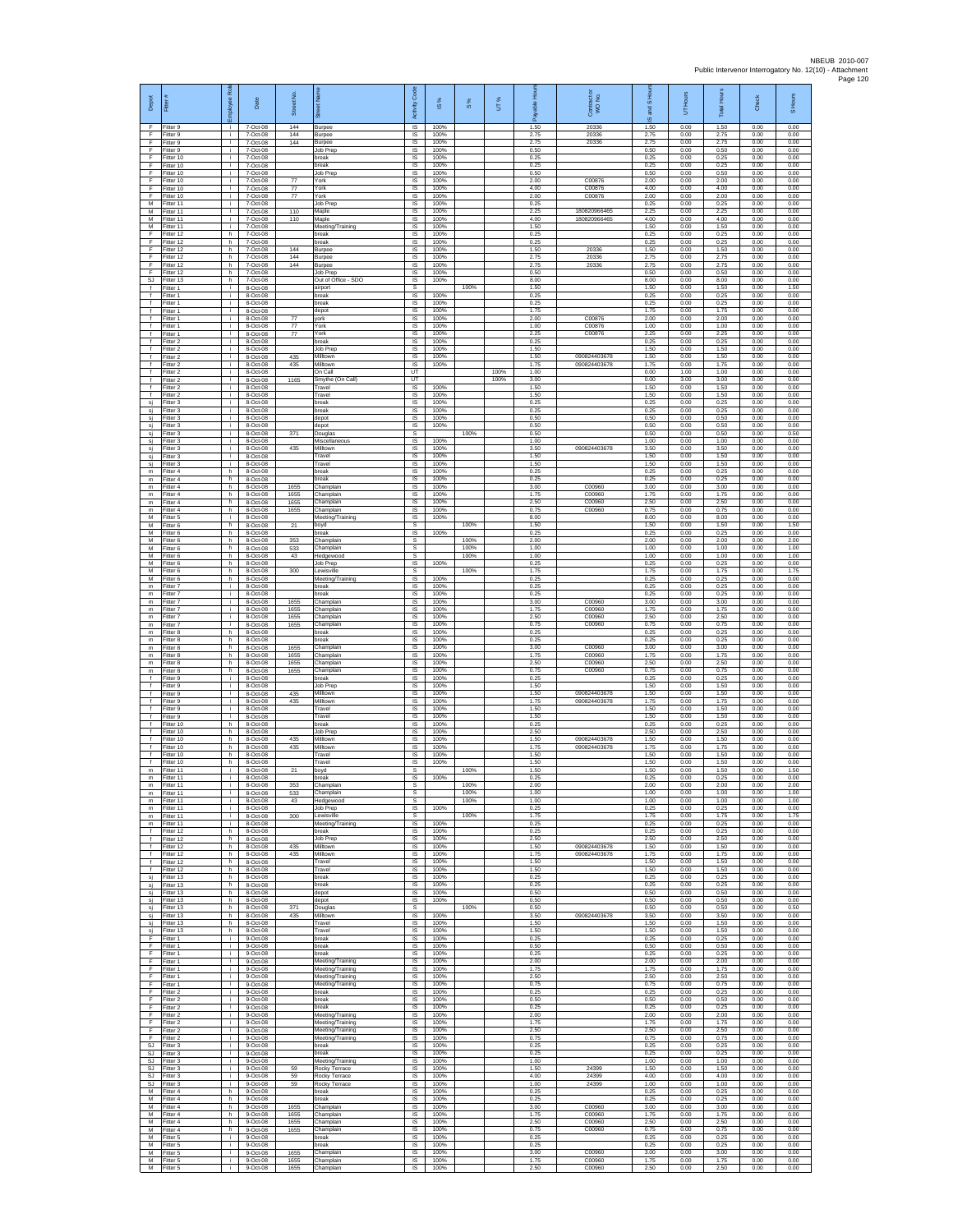| Depot | Fitter # | Employee Role | Date | Street No. | Street Name | Activity Code | IS % | S % | UT % | Payable Hours | Contract or WO No. | IS and S Hours | UT Hours | Total Hours | Check | S Hours |
|---|---|---|---|---|---|---|---|---|---|---|---|---|---|---|---|---|
| F | Fitter 9 | i | 7-Oct-08 | 144 | Burpee | IS | 100% | | | 1.50 | 20336 | 1.50 | 0.00 | 1.50 | 0.00 | 0.00 |
| F | Fitter 9 | i | 7-Oct-08 | 144 | Burpee | IS | 100% | | | 2.75 | 20336 | 2.75 | 0.00 | 2.75 | 0.00 | 0.00 |
| F | Fitter 9 | i | 7-Oct-08 | 144 | Burpee | IS | 100% | | | 2.75 | 20336 | 2.75 | 0.00 | 2.75 | 0.00 | 0.00 |
| F | Fitter 9 | i | 7-Oct-08 | | Job Prep | IS | 100% | | | 0.50 | | 0.50 | 0.00 | 0.50 | 0.00 | 0.00 |
| F | Fitter 10 | i | 7-Oct-08 | | break | IS | 100% | | | 0.25 | | 0.25 | 0.00 | 0.25 | 0.00 | 0.00 |
| F | Fitter 10 | i | 7-Oct-08 | | break | IS | 100% | | | 0.25 | | 0.25 | 0.00 | 0.25 | 0.00 | 0.00 |
| F | Fitter 10 | i | 7-Oct-08 | | Job Prep | IS | 100% | | | 0.50 | | 0.50 | 0.00 | 0.50 | 0.00 | 0.00 |
| F | Fitter 10 | i | 7-Oct-08 | 77 | York | IS | 100% | | | 2.00 | C00876 | 2.00 | 0.00 | 2.00 | 0.00 | 0.00 |
| F | Fitter 10 | i | 7-Oct-08 | 77 | York | IS | 100% | | | 4.00 | C00876 | 4.00 | 0.00 | 4.00 | 0.00 | 0.00 |
| F | Fitter 10 | i | 7-Oct-08 | 77 | York | IS | 100% | | | 2.00 | C00876 | 2.00 | 0.00 | 2.00 | 0.00 | 0.00 |
| M | Fitter 11 | i | 7-Oct-08 | | Job Prep | IS | 100% | | | 0.25 | | 0.25 | 0.00 | 0.25 | 0.00 | 0.00 |
| M | Fitter 11 | i | 7-Oct-08 | 110 | Maple | IS | 100% | | | 2.25 | 180820966465 | 2.25 | 0.00 | 2.25 | 0.00 | 0.00 |
| M | Fitter 11 | i | 7-Oct-08 | 110 | Maple | IS | 100% | | | 4.00 | 180820966465 | 4.00 | 0.00 | 4.00 | 0.00 | 0.00 |
| M | Fitter 11 | i | 7-Oct-08 | | Meeting/Training | IS | 100% | | | 1.50 | | 1.50 | 0.00 | 1.50 | 0.00 | 0.00 |
| F | Fitter 12 | h | 7-Oct-08 | | break | IS | 100% | | | 0.25 | | 0.25 | 0.00 | 0.25 | 0.00 | 0.00 |
| F | Fitter 12 | h | 7-Oct-08 | | break | IS | 100% | | | 0.25 | | 0.25 | 0.00 | 0.25 | 0.00 | 0.00 |
| F | Fitter 12 | h | 7-Oct-08 | 144 | Burpee | IS | 100% | | | 1.50 | 20336 | 1.50 | 0.00 | 1.50 | 0.00 | 0.00 |
| F | Fitter 12 | h | 7-Oct-08 | 144 | Burpee | IS | 100% | | | 2.75 | 20336 | 2.75 | 0.00 | 2.75 | 0.00 | 0.00 |
| F | Fitter 12 | h | 7-Oct-08 | 144 | Burpee | IS | 100% | | | 2.75 | 20336 | 2.75 | 0.00 | 2.75 | 0.00 | 0.00 |
| F | Fitter 12 | h | 7-Oct-08 | | Job Prep | IS | 100% | | | 0.50 | | 0.50 | 0.00 | 0.50 | 0.00 | 0.00 |
| SJ | Fitter 13 | h | 7-Oct-08 | | Out of Office - SDO | IS | 100% | | | 8.00 | | 8.00 | 0.00 | 8.00 | 0.00 | 0.00 |
| f | Fitter 1 | i | 8-Oct-08 | | airport | S | | 100% | | 1.50 | | 1.50 | 0.00 | 1.50 | 0.00 | 1.50 |
| f | Fitter 1 | i | 8-Oct-08 | | break | IS | 100% | | | 0.25 | | 0.25 | 0.00 | 0.25 | 0.00 | 0.00 |
| f | Fitter 1 | i | 8-Oct-08 | | break | IS | 100% | | | 0.25 | | 0.25 | 0.00 | 0.25 | 0.00 | 0.00 |
| f | Fitter 1 | i | 8-Oct-08 | | depot | IS | 100% | | | 1.75 | | 1.75 | 0.00 | 1.75 | 0.00 | 0.00 |
| f | Fitter 1 | i | 8-Oct-08 | 77 | york | IS | 100% | | | 2.00 | C00876 | 2.00 | 0.00 | 2.00 | 0.00 | 0.00 |
| f | Fitter 1 | i | 8-Oct-08 | 77 | York | IS | 100% | | | 1.00 | C00876 | 1.00 | 0.00 | 1.00 | 0.00 | 0.00 |
| f | Fitter 1 | i | 8-Oct-08 | 77 | York | IS | 100% | | | 2.25 | C00876 | 2.25 | 0.00 | 2.25 | 0.00 | 0.00 |
| f | Fitter 2 | i | 8-Oct-08 | | break | IS | 100% | | | 0.25 | | 0.25 | 0.00 | 0.25 | 0.00 | 0.00 |
| f | Fitter 2 | i | 8-Oct-08 | | Job Prep | IS | 100% | | | 1.50 | | 1.50 | 0.00 | 1.50 | 0.00 | 0.00 |
| f | Fitter 2 | i | 8-Oct-08 | 435 | Milltown | IS | 100% | | | 1.50 | 090824403678 | 1.50 | 0.00 | 1.50 | 0.00 | 0.00 |
| f | Fitter 2 | i | 8-Oct-08 | 435 | Milltown | IS | 100% | | | 1.75 | 090824403678 | 1.75 | 0.00 | 1.75 | 0.00 | 0.00 |
| f | Fitter 2 | i | 8-Oct-08 | | On Call | UT | | | 100% | 1.00 | | 0.00 | 1.00 | 1.00 | 0.00 | 0.00 |
| f | Fitter 2 | i | 8-Oct-08 | 1165 | Smythe (On Call) | UT | | | 100% | 3.00 | | 0.00 | 3.00 | 3.00 | 0.00 | 0.00 |
| f | Fitter 2 | i | 8-Oct-08 | | Travel | IS | 100% | | | 1.50 | | 1.50 | 0.00 | 1.50 | 0.00 | 0.00 |
| f | Fitter 2 | i | 8-Oct-08 | | Travel | IS | 100% | | | 1.50 | | 1.50 | 0.00 | 1.50 | 0.00 | 0.00 |
| sj | Fitter 3 | i | 8-Oct-08 | | break | IS | 100% | | | 0.25 | | 0.25 | 0.00 | 0.25 | 0.00 | 0.00 |
| sj | Fitter 3 | i | 8-Oct-08 | | break | IS | 100% | | | 0.25 | | 0.25 | 0.00 | 0.25 | 0.00 | 0.00 |
| sj | Fitter 3 | i | 8-Oct-08 | | depot | IS | 100% | | | 0.50 | | 0.50 | 0.00 | 0.50 | 0.00 | 0.00 |
| sj | Fitter 3 | i | 8-Oct-08 | | depot | IS | 100% | | | 0.50 | | 0.50 | 0.00 | 0.50 | 0.00 | 0.00 |
| sj | Fitter 3 | i | 8-Oct-08 | 371 | Douglas | S | | 100% | | 0.50 | | 0.50 | 0.00 | 0.50 | 0.00 | 0.50 |
| sj | Fitter 3 | i | 8-Oct-08 | | Miscellaneous | IS | 100% | | | 1.00 | | 1.00 | 0.00 | 1.00 | 0.00 | 0.00 |
| sj | Fitter 3 | i | 8-Oct-08 | 435 | Milltown | IS | 100% | | | 3.50 | 090824403678 | 3.50 | 0.00 | 3.50 | 0.00 | 0.00 |
| sj | Fitter 3 | i | 8-Oct-08 | | Travel | IS | 100% | | | 1.50 | | 1.50 | 0.00 | 1.50 | 0.00 | 0.00 |
| sj | Fitter 3 | i | 8-Oct-08 | | Travel | IS | 100% | | | 1.50 | | 1.50 | 0.00 | 1.50 | 0.00 | 0.00 |
| m | Fitter 4 | h | 8-Oct-08 | | break | IS | 100% | | | 0.25 | | 0.25 | 0.00 | 0.25 | 0.00 | 0.00 |
| m | Fitter 4 | h | 8-Oct-08 | | break | IS | 100% | | | 0.25 | | 0.25 | 0.00 | 0.25 | 0.00 | 0.00 |
| m | Fitter 4 | h | 8-Oct-08 | 1655 | Champlain | IS | 100% | | | 3.00 | C00960 | 3.00 | 0.00 | 3.00 | 0.00 | 0.00 |
| m | Fitter 4 | h | 8-Oct-08 | 1655 | Champlain | IS | 100% | | | 1.75 | C00960 | 1.75 | 0.00 | 1.75 | 0.00 | 0.00 |
| m | Fitter 4 | h | 8-Oct-08 | 1655 | Champlain | IS | 100% | | | 2.50 | C00960 | 2.50 | 0.00 | 2.50 | 0.00 | 0.00 |
| m | Fitter 4 | h | 8-Oct-08 | 1655 | Champlain | IS | 100% | | | 0.75 | C00960 | 0.75 | 0.00 | 0.75 | 0.00 | 0.00 |
| M | Fitter 5 | i | 8-Oct-08 | | Meeting/Training | IS | 100% | | | 8.00 | | 8.00 | 0.00 | 8.00 | 0.00 | 0.00 |
| M | Fitter 6 | h | 8-Oct-08 | 21 | boyd | S | | 100% | | 1.50 | | 1.50 | 0.00 | 1.50 | 0.00 | 1.50 |
| M | Fitter 6 | h | 8-Oct-08 | | break | IS | 100% | | | 0.25 | | 0.25 | 0.00 | 0.25 | 0.00 | 0.00 |
| M | Fitter 6 | h | 8-Oct-08 | 353 | Champlain | S | | 100% | | 2.00 | | 2.00 | 0.00 | 2.00 | 0.00 | 2.00 |
| M | Fitter 6 | h | 8-Oct-08 | 533 | Champlain | S | | 100% | | 1.00 | | 1.00 | 0.00 | 1.00 | 0.00 | 1.00 |
| M | Fitter 6 | h | 8-Oct-08 | 43 | Hedgewood | S | | 100% | | 1.00 | | 1.00 | 0.00 | 1.00 | 0.00 | 1.00 |
| M | Fitter 6 | h | 8-Oct-08 | | Job Prep | IS | 100% | | | 0.25 | | 0.25 | 0.00 | 0.25 | 0.00 | 0.00 |
| M | Fitter 6 | h | 8-Oct-08 | 300 | Lewisville | S | | 100% | | 1.75 | | 1.75 | 0.00 | 1.75 | 0.00 | 1.75 |
| M | Fitter 6 | h | 8-Oct-08 | | Meeting/Training | IS | 100% | | | 0.25 | | 0.25 | 0.00 | 0.25 | 0.00 | 0.00 |
| m | Fitter 7 | i | 8-Oct-08 | | break | IS | 100% | | | 0.25 | | 0.25 | 0.00 | 0.25 | 0.00 | 0.00 |
| m | Fitter 7 | i | 8-Oct-08 | | break | IS | 100% | | | 0.25 | | 0.25 | 0.00 | 0.25 | 0.00 | 0.00 |
| m | Fitter 7 | i | 8-Oct-08 | 1655 | Champlain | IS | 100% | | | 3.00 | C00960 | 3.00 | 0.00 | 3.00 | 0.00 | 0.00 |
| m | Fitter 7 | i | 8-Oct-08 | 1655 | Champlain | IS | 100% | | | 1.75 | C00960 | 1.75 | 0.00 | 1.75 | 0.00 | 0.00 |
| m | Fitter 7 | i | 8-Oct-08 | 1655 | Champlain | IS | 100% | | | 2.50 | C00960 | 2.50 | 0.00 | 2.50 | 0.00 | 0.00 |
| m | Fitter 7 | i | 8-Oct-08 | 1655 | Champlain | IS | 100% | | | 0.75 | C00960 | 0.75 | 0.00 | 0.75 | 0.00 | 0.00 |
| m | Fitter 8 | h | 8-Oct-08 | | break | IS | 100% | | | 0.25 | | 0.25 | 0.00 | 0.25 | 0.00 | 0.00 |
| m | Fitter 8 | h | 8-Oct-08 | | break | IS | 100% | | | 0.25 | | 0.25 | 0.00 | 0.25 | 0.00 | 0.00 |
| m | Fitter 8 | h | 8-Oct-08 | 1655 | Champlain | IS | 100% | | | 3.00 | C00960 | 3.00 | 0.00 | 3.00 | 0.00 | 0.00 |
| m | Fitter 8 | h | 8-Oct-08 | 1655 | Champlain | IS | 100% | | | 1.75 | C00960 | 1.75 | 0.00 | 1.75 | 0.00 | 0.00 |
| m | Fitter 8 | h | 8-Oct-08 | 1655 | Champlain | IS | 100% | | | 2.50 | C00960 | 2.50 | 0.00 | 2.50 | 0.00 | 0.00 |
| m | Fitter 8 | h | 8-Oct-08 | 1655 | Champlain | IS | 100% | | | 0.75 | C00960 | 0.75 | 0.00 | 0.75 | 0.00 | 0.00 |
| f | Fitter 9 | i | 8-Oct-08 | | break | IS | 100% | | | 0.25 | | 0.25 | 0.00 | 0.25 | 0.00 | 0.00 |
| f | Fitter 9 | i | 8-Oct-08 | | Job Prep | IS | 100% | | | 1.50 | | 1.50 | 0.00 | 1.50 | 0.00 | 0.00 |
| f | Fitter 9 | i | 8-Oct-08 | 435 | Milltown | IS | 100% | | | 1.50 | 090824403678 | 1.50 | 0.00 | 1.50 | 0.00 | 0.00 |
| f | Fitter 9 | i | 8-Oct-08 | 435 | Milltown | IS | 100% | | | 1.75 | 090824403678 | 1.75 | 0.00 | 1.75 | 0.00 | 0.00 |
| f | Fitter 9 | i | 8-Oct-08 | | Travel | IS | 100% | | | 1.50 | | 1.50 | 0.00 | 1.50 | 0.00 | 0.00 |
| f | Fitter 9 | i | 8-Oct-08 | | Travel | IS | 100% | | | 1.50 | | 1.50 | 0.00 | 1.50 | 0.00 | 0.00 |
| f | Fitter 10 | h | 8-Oct-08 | | break | IS | 100% | | | 0.25 | | 0.25 | 0.00 | 0.25 | 0.00 | 0.00 |
| f | Fitter 10 | h | 8-Oct-08 | | Job Prep | IS | 100% | | | 2.50 | | 2.50 | 0.00 | 2.50 | 0.00 | 0.00 |
| f | Fitter 10 | h | 8-Oct-08 | 435 | Milltown | IS | 100% | | | 1.50 | 090824403678 | 1.50 | 0.00 | 1.50 | 0.00 | 0.00 |
| f | Fitter 10 | h | 8-Oct-08 | 435 | Milltown | IS | 100% | | | 1.75 | 090824403678 | 1.75 | 0.00 | 1.75 | 0.00 | 0.00 |
| f | Fitter 10 | h | 8-Oct-08 | | Travel | IS | 100% | | | 1.50 | | 1.50 | 0.00 | 1.50 | 0.00 | 0.00 |
| f | Fitter 10 | h | 8-Oct-08 | | Travel | IS | 100% | | | 1.50 | | 1.50 | 0.00 | 1.50 | 0.00 | 0.00 |
| m | Fitter 11 | i | 8-Oct-08 | 21 | boyd | S | | 100% | | 1.50 | | 1.50 | 0.00 | 1.50 | 0.00 | 1.50 |
| m | Fitter 11 | i | 8-Oct-08 | | break | IS | 100% | | | 0.25 | | 0.25 | 0.00 | 0.25 | 0.00 | 0.00 |
| m | Fitter 11 | i | 8-Oct-08 | 353 | Champlain | S | | 100% | | 2.00 | | 2.00 | 0.00 | 2.00 | 0.00 | 2.00 |
| m | Fitter 11 | i | 8-Oct-08 | 533 | Champlain | S | | 100% | | 1.00 | | 1.00 | 0.00 | 1.00 | 0.00 | 1.00 |
| m | Fitter 11 | i | 8-Oct-08 | 43 | Hedgewood | S | | 100% | | 1.00 | | 1.00 | 0.00 | 1.00 | 0.00 | 1.00 |
| m | Fitter 11 | i | 8-Oct-08 | | Job Prep | IS | 100% | | | 0.25 | | 0.25 | 0.00 | 0.25 | 0.00 | 0.00 |
| m | Fitter 11 | i | 8-Oct-08 | 300 | Lewisville | S | | 100% | | 1.75 | | 1.75 | 0.00 | 1.75 | 0.00 | 1.75 |
| m | Fitter 11 | i | 8-Oct-08 | | Meeting/Training | IS | 100% | | | 0.25 | | 0.25 | 0.00 | 0.25 | 0.00 | 0.00 |
| f | Fitter 12 | h | 8-Oct-08 | | break | IS | 100% | | | 0.25 | | 0.25 | 0.00 | 0.25 | 0.00 | 0.00 |
| f | Fitter 12 | h | 8-Oct-08 | | Job Prep | IS | 100% | | | 2.50 | | 2.50 | 0.00 | 2.50 | 0.00 | 0.00 |
| f | Fitter 12 | h | 8-Oct-08 | 435 | Milltown | IS | 100% | | | 1.50 | 090824403678 | 1.50 | 0.00 | 1.50 | 0.00 | 0.00 |
| f | Fitter 12 | h | 8-Oct-08 | 435 | Milltown | IS | 100% | | | 1.75 | 090824403678 | 1.75 | 0.00 | 1.75 | 0.00 | 0.00 |
| f | Fitter 12 | h | 8-Oct-08 | | Travel | IS | 100% | | | 1.50 | | 1.50 | 0.00 | 1.50 | 0.00 | 0.00 |
| f | Fitter 12 | h | 8-Oct-08 | | Travel | IS | 100% | | | 1.50 | | 1.50 | 0.00 | 1.50 | 0.00 | 0.00 |
| sj | Fitter 13 | h | 8-Oct-08 | | break | IS | 100% | | | 0.25 | | 0.25 | 0.00 | 0.25 | 0.00 | 0.00 |
| sj | Fitter 13 | h | 8-Oct-08 | | break | IS | 100% | | | 0.25 | | 0.25 | 0.00 | 0.25 | 0.00 | 0.00 |
| sj | Fitter 13 | h | 8-Oct-08 | | depot | IS | 100% | | | 0.50 | | 0.50 | 0.00 | 0.50 | 0.00 | 0.00 |
| sj | Fitter 13 | h | 8-Oct-08 | | depot | IS | 100% | | | 0.50 | | 0.50 | 0.00 | 0.50 | 0.00 | 0.00 |
| sj | Fitter 13 | h | 8-Oct-08 | 371 | Douglas | S | | 100% | | 0.50 | | 0.50 | 0.00 | 0.50 | 0.00 | 0.50 |
| sj | Fitter 13 | h | 8-Oct-08 | 435 | Milltown | IS | 100% | | | 3.50 | 090824403678 | 3.50 | 0.00 | 3.50 | 0.00 | 0.00 |
| sj | Fitter 13 | h | 8-Oct-08 | | Travel | IS | 100% | | | 1.50 | | 1.50 | 0.00 | 1.50 | 0.00 | 0.00 |
| sj | Fitter 13 | h | 8-Oct-08 | | Travel | IS | 100% | | | 1.50 | | 1.50 | 0.00 | 1.50 | 0.00 | 0.00 |
| F | Fitter 1 | i | 9-Oct-08 | | break | IS | 100% | | | 0.25 | | 0.25 | 0.00 | 0.25 | 0.00 | 0.00 |
| F | Fitter 1 | i | 9-Oct-08 | | break | IS | 100% | | | 0.50 | | 0.50 | 0.00 | 0.50 | 0.00 | 0.00 |
| F | Fitter 1 | i | 9-Oct-08 | | break | IS | 100% | | | 0.25 | | 0.25 | 0.00 | 0.25 | 0.00 | 0.00 |
| F | Fitter 1 | i | 9-Oct-08 | | Meeting/Training | IS | 100% | | | 2.00 | | 2.00 | 0.00 | 2.00 | 0.00 | 0.00 |
| F | Fitter 1 | i | 9-Oct-08 | | Meeting/Training | IS | 100% | | | 1.75 | | 1.75 | 0.00 | 1.75 | 0.00 | 0.00 |
| F | Fitter 1 | i | 9-Oct-08 | | Meeting/Training | IS | 100% | | | 2.50 | | 2.50 | 0.00 | 2.50 | 0.00 | 0.00 |
| F | Fitter 1 | i | 9-Oct-08 | | Meeting/Training | IS | 100% | | | 0.75 | | 0.75 | 0.00 | 0.75 | 0.00 | 0.00 |
| F | Fitter 2 | i | 9-Oct-08 | | break | IS | 100% | | | 0.25 | | 0.25 | 0.00 | 0.25 | 0.00 | 0.00 |
| F | Fitter 2 | i | 9-Oct-08 | | break | IS | 100% | | | 0.50 | | 0.50 | 0.00 | 0.50 | 0.00 | 0.00 |
| F | Fitter 2 | i | 9-Oct-08 | | break | IS | 100% | | | 0.25 | | 0.25 | 0.00 | 0.25 | 0.00 | 0.00 |
| F | Fitter 2 | i | 9-Oct-08 | | Meeting/Training | IS | 100% | | | 2.00 | | 2.00 | 0.00 | 2.00 | 0.00 | 0.00 |
| F | Fitter 2 | i | 9-Oct-08 | | Meeting/Training | IS | 100% | | | 1.75 | | 1.75 | 0.00 | 1.75 | 0.00 | 0.00 |
| F | Fitter 2 | i | 9-Oct-08 | | Meeting/Training | IS | 100% | | | 2.50 | | 2.50 | 0.00 | 2.50 | 0.00 | 0.00 |
| F | Fitter 2 | i | 9-Oct-08 | | Meeting/Training | IS | 100% | | | 0.75 | | 0.75 | 0.00 | 0.75 | 0.00 | 0.00 |
| SJ | Fitter 3 | i | 9-Oct-08 | | break | IS | 100% | | | 0.25 | | 0.25 | 0.00 | 0.25 | 0.00 | 0.00 |
| SJ | Fitter 3 | i | 9-Oct-08 | | break | IS | 100% | | | 0.25 | | 0.25 | 0.00 | 0.25 | 0.00 | 0.00 |
| SJ | Fitter 3 | i | 9-Oct-08 | | Meeting/Training | IS | 100% | | | 1.00 | | 1.00 | 0.00 | 1.00 | 0.00 | 0.00 |
| SJ | Fitter 3 | i | 9-Oct-08 | 59 | Rocky Terrace | IS | 100% | | | 1.50 | 24399 | 1.50 | 0.00 | 1.50 | 0.00 | 0.00 |
| SJ | Fitter 3 | i | 9-Oct-08 | 59 | Rocky Terrace | IS | 100% | | | 4.00 | 24399 | 4.00 | 0.00 | 4.00 | 0.00 | 0.00 |
| SJ | Fitter 3 | i | 9-Oct-08 | 59 | Rocky Terrace | IS | 100% | | | 1.00 | 24399 | 1.00 | 0.00 | 1.00 | 0.00 | 0.00 |
| M | Fitter 4 | h | 9-Oct-08 | | break | IS | 100% | | | 0.25 | | 0.25 | 0.00 | 0.25 | 0.00 | 0.00 |
| M | Fitter 4 | h | 9-Oct-08 | | break | IS | 100% | | | 0.25 | | 0.25 | 0.00 | 0.25 | 0.00 | 0.00 |
| M | Fitter 4 | h | 9-Oct-08 | 1655 | Champlain | IS | 100% | | | 3.00 | C00960 | 3.00 | 0.00 | 3.00 | 0.00 | 0.00 |
| M | Fitter 4 | h | 9-Oct-08 | 1655 | Champlain | IS | 100% | | | 1.75 | C00960 | 1.75 | 0.00 | 1.75 | 0.00 | 0.00 |
| M | Fitter 4 | h | 9-Oct-08 | 1655 | Champlain | IS | 100% | | | 2.50 | C00960 | 2.50 | 0.00 | 2.50 | 0.00 | 0.00 |
| M | Fitter 4 | h | 9-Oct-08 | 1655 | Champlain | IS | 100% | | | 0.75 | C00960 | 0.75 | 0.00 | 0.75 | 0.00 | 0.00 |
| M | Fitter 5 | i | 9-Oct-08 | | break | IS | 100% | | | 0.25 | | 0.25 | 0.00 | 0.25 | 0.00 | 0.00 |
| M | Fitter 5 | i | 9-Oct-08 | | break | IS | 100% | | | 0.25 | | 0.25 | 0.00 | 0.25 | 0.00 | 0.00 |
| M | Fitter 5 | i | 9-Oct-08 | 1655 | Champlain | IS | 100% | | | 3.00 | C00960 | 3.00 | 0.00 | 3.00 | 0.00 | 0.00 |
| M | Fitter 5 | i | 9-Oct-08 | 1655 | Champlain | IS | 100% | | | 1.75 | C00960 | 1.75 | 0.00 | 1.75 | 0.00 | 0.00 |
| M | Fitter 5 | i | 9-Oct-08 | 1655 | Champlain | IS | 100% | | | 2.50 | C00960 | 2.50 | 0.00 | 2.50 | 0.00 | 0.00 |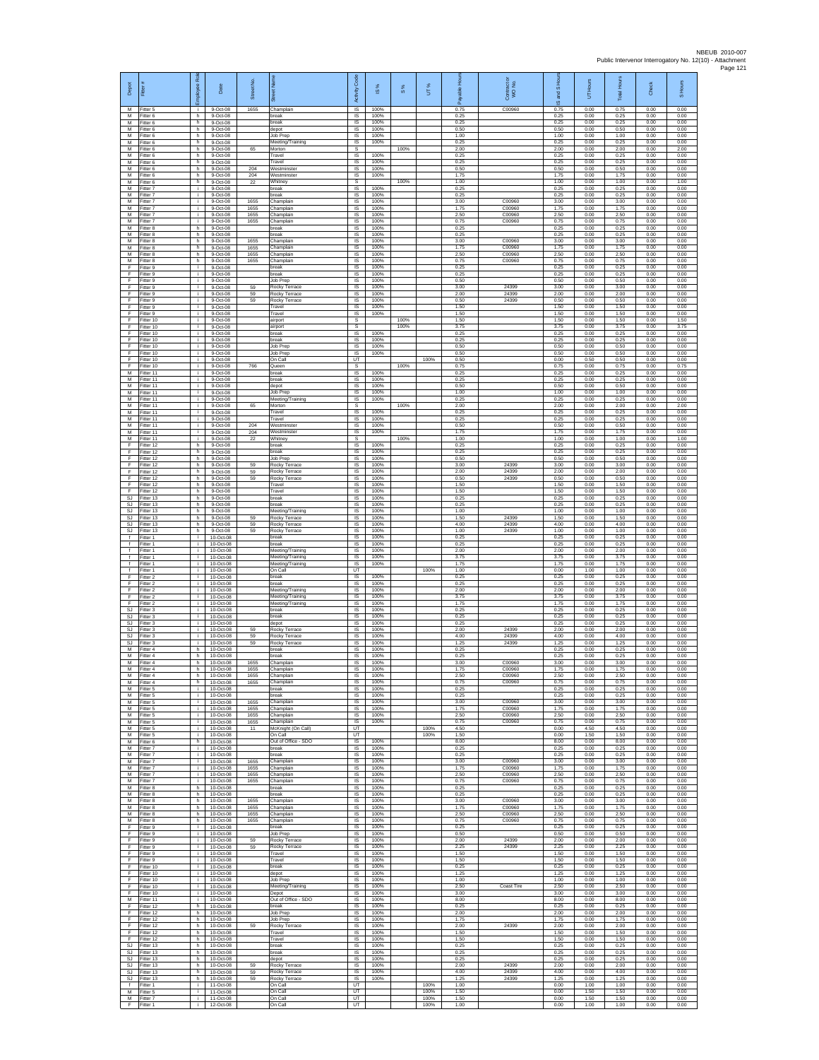| Depot | Fitter # | Employee Role | Date | Street No. | Street Name | Activity Code | IS % | S % | UT % | Payable Hours | Contractor or WO No. | IS and S Hours | UT Hours | Total Hours | Check | S Hours |
|---|---|---|---|---|---|---|---|---|---|---|---|---|---|---|---|---|
| M | Fitter 5 | i | 9-Oct-08 | 1655 | Champlain | IS | 100% | | | 0.75 | C00960 | 0.75 | 0.00 | 0.75 | 0.00 | 0.00 |
| M | Fitter 6 | h | 9-Oct-08 | | break | IS | 100% | | | 0.25 | | 0.25 | 0.00 | 0.25 | 0.00 | 0.00 |
| M | Fitter 6 | h | 9-Oct-08 | | break | IS | 100% | | | 0.25 | | 0.25 | 0.00 | 0.25 | 0.00 | 0.00 |
| M | Fitter 6 | h | 9-Oct-08 | | depot | IS | 100% | | | 0.50 | | 0.50 | 0.00 | 0.50 | 0.00 | 0.00 |
| M | Fitter 6 | h | 9-Oct-08 | | Job Prep | IS | 100% | | | 1.00 | | 1.00 | 0.00 | 1.00 | 0.00 | 0.00 |
| M | Fitter 6 | h | 9-Oct-08 | | Meeting/Training | IS | 100% | | | 0.25 | | 0.25 | 0.00 | 0.25 | 0.00 | 0.00 |
| M | Fitter 6 | h | 9-Oct-08 | 65 | Morton | S | | 100% | | 2.00 | | 2.00 | 0.00 | 2.00 | 0.00 | 2.00 |
| M | Fitter 6 | h | 9-Oct-08 | | Travel | IS | 100% | | | 0.25 | | 0.25 | 0.00 | 0.25 | 0.00 | 0.00 |
| M | Fitter 6 | h | 9-Oct-08 | | Travel | IS | 100% | | | 0.25 | | 0.25 | 0.00 | 0.25 | 0.00 | 0.00 |
| M | Fitter 6 | h | 9-Oct-08 | 204 | Westminster | IS | 100% | | | 0.50 | | 0.50 | 0.00 | 0.50 | 0.00 | 0.00 |
| M | Fitter 6 | h | 9-Oct-08 | 204 | Westminster | IS | 100% | | | 1.75 | | 1.75 | 0.00 | 1.75 | 0.00 | 0.00 |
| M | Fitter 6 | h | 9-Oct-08 | 22 | Whitney | S | | 100% | | 1.00 | | 1.00 | 0.00 | 1.00 | 0.00 | 1.00 |
| M | Fitter 7 | i | 9-Oct-08 | | break | IS | 100% | | | 0.25 | | 0.25 | 0.00 | 0.25 | 0.00 | 0.00 |
| M | Fitter 7 | i | 9-Oct-08 | | break | IS | 100% | | | 0.25 | | 0.25 | 0.00 | 0.25 | 0.00 | 0.00 |
| M | Fitter 7 | i | 9-Oct-08 | 1655 | Champlain | IS | 100% | | | 3.00 | C00960 | 3.00 | 0.00 | 3.00 | 0.00 | 0.00 |
| M | Fitter 7 | i | 9-Oct-08 | 1655 | Champlain | IS | 100% | | | 1.75 | C00960 | 1.75 | 0.00 | 1.75 | 0.00 | 0.00 |
| M | Fitter 7 | i | 9-Oct-08 | 1655 | Champlain | IS | 100% | | | 2.50 | C00960 | 2.50 | 0.00 | 2.50 | 0.00 | 0.00 |
| M | Fitter 7 | i | 9-Oct-08 | 1655 | Champlain | IS | 100% | | | 0.75 | C00960 | 0.75 | 0.00 | 0.75 | 0.00 | 0.00 |
| M | Fitter 8 | h | 9-Oct-08 | | break | IS | 100% | | | 0.25 | | 0.25 | 0.00 | 0.25 | 0.00 | 0.00 |
| M | Fitter 8 | h | 9-Oct-08 | | break | IS | 100% | | | 0.25 | | 0.25 | 0.00 | 0.25 | 0.00 | 0.00 |
| M | Fitter 8 | h | 9-Oct-08 | 1655 | Champlain | IS | 100% | | | 3.00 | C00960 | 3.00 | 0.00 | 3.00 | 0.00 | 0.00 |
| M | Fitter 8 | h | 9-Oct-08 | 1655 | Champlain | IS | 100% | | | 1.75 | C00960 | 1.75 | 0.00 | 1.75 | 0.00 | 0.00 |
| M | Fitter 8 | h | 9-Oct-08 | 1655 | Champlain | IS | 100% | | | 2.50 | C00960 | 2.50 | 0.00 | 2.50 | 0.00 | 0.00 |
| M | Fitter 8 | h | 9-Oct-08 | 1655 | Champlain | IS | 100% | | | 0.75 | C00960 | 0.75 | 0.00 | 0.75 | 0.00 | 0.00 |
| F | Fitter 9 | i | 9-Oct-08 | | break | IS | 100% | | | 0.25 | | 0.25 | 0.00 | 0.25 | 0.00 | 0.00 |
| F | Fitter 9 | i | 9-Oct-08 | | break | IS | 100% | | | 0.25 | | 0.25 | 0.00 | 0.25 | 0.00 | 0.00 |
| F | Fitter 9 | i | 9-Oct-08 | | Job Prep | IS | 100% | | | 0.50 | | 0.50 | 0.00 | 0.50 | 0.00 | 0.00 |
| F | Fitter 9 | i | 9-Oct-08 | 59 | Rocky Terrace | IS | 100% | | | 3.00 | 24399 | 3.00 | 0.00 | 3.00 | 0.00 | 0.00 |
| F | Fitter 9 | i | 9-Oct-08 | 59 | Rocky Terrace | IS | 100% | | | 2.00 | 24399 | 2.00 | 0.00 | 2.00 | 0.00 | 0.00 |
| F | Fitter 9 | i | 9-Oct-08 | 59 | Rocky Terrace | IS | 100% | | | 0.50 | 24399 | 0.50 | 0.00 | 0.50 | 0.00 | 0.00 |
| F | Fitter 9 | i | 9-Oct-08 | | Travel | IS | 100% | | | 1.50 | | 1.50 | 0.00 | 1.50 | 0.00 | 0.00 |
| F | Fitter 9 | i | 9-Oct-08 | | Travel | IS | 100% | | | 1.50 | | 1.50 | 0.00 | 1.50 | 0.00 | 0.00 |
| F | Fitter 10 | i | 9-Oct-08 | | airport | S | | 100% | | 1.50 | | 1.50 | 0.00 | 1.50 | 0.00 | 1.50 |
| F | Fitter 10 | i | 9-Oct-08 | | airport | S | | 100% | | 3.75 | | 3.75 | 0.00 | 3.75 | 0.00 | 3.75 |
| F | Fitter 10 | i | 9-Oct-08 | | break | IS | 100% | | | 0.25 | | 0.25 | 0.00 | 0.25 | 0.00 | 0.00 |
| F | Fitter 10 | i | 9-Oct-08 | | break | IS | 100% | | | 0.25 | | 0.25 | 0.00 | 0.25 | 0.00 | 0.00 |
| F | Fitter 10 | i | 9-Oct-08 | | Job Prep | IS | 100% | | | 0.50 | | 0.50 | 0.00 | 0.50 | 0.00 | 0.00 |
| F | Fitter 10 | i | 9-Oct-08 | | Job Prep | IS | 100% | | | 0.50 | | 0.50 | 0.00 | 0.50 | 0.00 | 0.00 |
| F | Fitter 10 | i | 9-Oct-08 | | On Call | UT | | | 100% | 0.50 | | 0.00 | 0.50 | 0.50 | 0.00 | 0.00 |
| F | Fitter 10 | i | 9-Oct-08 | 766 | Queen | S | | 100% | | 0.75 | | 0.75 | 0.00 | 0.75 | 0.00 | 0.75 |
| M | Fitter 11 | i | 9-Oct-08 | | break | IS | 100% | | | 0.25 | | 0.25 | 0.00 | 0.25 | 0.00 | 0.00 |
| M | Fitter 11 | i | 9-Oct-08 | | break | IS | 100% | | | 0.25 | | 0.25 | 0.00 | 0.25 | 0.00 | 0.00 |
| M | Fitter 11 | i | 9-Oct-08 | | depot | IS | 100% | | | 0.50 | | 0.50 | 0.00 | 0.50 | 0.00 | 0.00 |
| M | Fitter 11 | i | 9-Oct-08 | | Job Prep | IS | 100% | | | 1.00 | | 1.00 | 0.00 | 1.00 | 0.00 | 0.00 |
| M | Fitter 11 | i | 9-Oct-08 | | Meeting/Training | IS | 100% | | | 0.25 | | 0.25 | 0.00 | 0.25 | 0.00 | 0.00 |
| M | Fitter 11 | i | 9-Oct-08 | 65 | Morton | S | | 100% | | 2.00 | | 2.00 | 0.00 | 2.00 | 0.00 | 2.00 |
| M | Fitter 11 | i | 9-Oct-08 | | Travel | IS | 100% | | | 0.25 | | 0.25 | 0.00 | 0.25 | 0.00 | 0.00 |
| M | Fitter 11 | i | 9-Oct-08 | | Travel | IS | 100% | | | 0.25 | | 0.25 | 0.00 | 0.25 | 0.00 | 0.00 |
| M | Fitter 11 | i | 9-Oct-08 | 204 | Westminster | IS | 100% | | | 0.50 | | 0.50 | 0.00 | 0.50 | 0.00 | 0.00 |
| M | Fitter 11 | i | 9-Oct-08 | 204 | Westminster | IS | 100% | | | 1.75 | | 1.75 | 0.00 | 1.75 | 0.00 | 0.00 |
| M | Fitter 11 | i | 9-Oct-08 | 22 | Whitney | S | | 100% | | 1.00 | | 1.00 | 0.00 | 1.00 | 0.00 | 1.00 |
| F | Fitter 12 | h | 9-Oct-08 | | break | IS | 100% | | | 0.25 | | 0.25 | 0.00 | 0.25 | 0.00 | 0.00 |
| F | Fitter 12 | h | 9-Oct-08 | | break | IS | 100% | | | 0.25 | | 0.25 | 0.00 | 0.25 | 0.00 | 0.00 |
| F | Fitter 12 | h | 9-Oct-08 | | Job Prep | IS | 100% | | | 0.50 | | 0.50 | 0.00 | 0.50 | 0.00 | 0.00 |
| F | Fitter 12 | h | 9-Oct-08 | 59 | Rocky Terrace | IS | 100% | | | 3.00 | 24399 | 3.00 | 0.00 | 3.00 | 0.00 | 0.00 |
| F | Fitter 12 | h | 9-Oct-08 | 59 | Rocky Terrace | IS | 100% | | | 2.00 | 24399 | 2.00 | 0.00 | 2.00 | 0.00 | 0.00 |
| F | Fitter 12 | h | 9-Oct-08 | 59 | Rocky Terrace | IS | 100% | | | 0.50 | 24399 | 0.50 | 0.00 | 0.50 | 0.00 | 0.00 |
| F | Fitter 12 | h | 9-Oct-08 | | Travel | IS | 100% | | | 1.50 | | 1.50 | 0.00 | 1.50 | 0.00 | 0.00 |
| F | Fitter 12 | h | 9-Oct-08 | | Travel | IS | 100% | | | 1.50 | | 1.50 | 0.00 | 1.50 | 0.00 | 0.00 |
| SJ | Fitter 13 | h | 9-Oct-08 | | break | IS | 100% | | | 0.25 | | 0.25 | 0.00 | 0.25 | 0.00 | 0.00 |
| SJ | Fitter 13 | h | 9-Oct-08 | | break | IS | 100% | | | 0.25 | | 0.25 | 0.00 | 0.25 | 0.00 | 0.00 |
| SJ | Fitter 13 | h | 9-Oct-08 | | Meeting/Training | IS | 100% | | | 1.00 | | 1.00 | 0.00 | 1.00 | 0.00 | 0.00 |
| SJ | Fitter 13 | h | 9-Oct-08 | 59 | Rocky Terrace | IS | 100% | | | 1.50 | 24399 | 1.50 | 0.00 | 1.50 | 0.00 | 0.00 |
| SJ | Fitter 13 | h | 9-Oct-08 | 59 | Rocky Terrace | IS | 100% | | | 4.00 | 24399 | 4.00 | 0.00 | 4.00 | 0.00 | 0.00 |
| SJ | Fitter 13 | h | 9-Oct-08 | 59 | Rocky Terrace | IS | 100% | | | 1.00 | 24399 | 1.00 | 0.00 | 1.00 | 0.00 | 0.00 |
| f | Fitter 1 | i | 10-Oct-08 | | break | IS | 100% | | | 0.25 | | 0.25 | 0.00 | 0.25 | 0.00 | 0.00 |
| f | Fitter 1 | i | 10-Oct-08 | | break | IS | 100% | | | 0.25 | | 0.25 | 0.00 | 0.25 | 0.00 | 0.00 |
| f | Fitter 1 | i | 10-Oct-08 | | Meeting/Training | IS | 100% | | | 2.00 | | 2.00 | 0.00 | 2.00 | 0.00 | 0.00 |
| f | Fitter 1 | i | 10-Oct-08 | | Meeting/Training | IS | 100% | | | 3.75 | | 3.75 | 0.00 | 3.75 | 0.00 | 0.00 |
| f | Fitter 1 | i | 10-Oct-08 | | Meeting/Training | IS | 100% | | | 1.75 | | 1.75 | 0.00 | 1.75 | 0.00 | 0.00 |
| f | Fitter 1 | i | 10-Oct-08 | | On Call | UT | | | 100% | 1.00 | | 0.00 | 1.00 | 1.00 | 0.00 | 0.00 |
| F | Fitter 2 | i | 10-Oct-08 | | break | IS | 100% | | | 0.25 | | 0.25 | 0.00 | 0.25 | 0.00 | 0.00 |
| F | Fitter 2 | i | 10-Oct-08 | | break | IS | 100% | | | 0.25 | | 0.25 | 0.00 | 0.25 | 0.00 | 0.00 |
| F | Fitter 2 | i | 10-Oct-08 | | Meeting/Training | IS | 100% | | | 2.00 | | 2.00 | 0.00 | 2.00 | 0.00 | 0.00 |
| F | Fitter 2 | i | 10-Oct-08 | | Meeting/Training | IS | 100% | | | 3.75 | | 3.75 | 0.00 | 3.75 | 0.00 | 0.00 |
| F | Fitter 2 | i | 10-Oct-08 | | Meeting/Training | IS | 100% | | | 1.75 | | 1.75 | 0.00 | 1.75 | 0.00 | 0.00 |
| SJ | Fitter 3 | i | 10-Oct-08 | | break | IS | 100% | | | 0.25 | | 0.25 | 0.00 | 0.25 | 0.00 | 0.00 |
| SJ | Fitter 3 | i | 10-Oct-08 | | break | IS | 100% | | | 0.25 | | 0.25 | 0.00 | 0.25 | 0.00 | 0.00 |
| SJ | Fitter 3 | i | 10-Oct-08 | | depot | IS | 100% | | | 0.25 | | 0.25 | 0.00 | 0.25 | 0.00 | 0.00 |
| SJ | Fitter 3 | i | 10-Oct-08 | 59 | Rocky Terrace | IS | 100% | | | 2.00 | 24399 | 2.00 | 0.00 | 2.00 | 0.00 | 0.00 |
| SJ | Fitter 3 | i | 10-Oct-08 | 59 | Rocky Terrace | IS | 100% | | | 4.00 | 24399 | 4.00 | 0.00 | 4.00 | 0.00 | 0.00 |
| SJ | Fitter 3 | i | 10-Oct-08 | 59 | Rocky Terrace | IS | 100% | | | 1.25 | 24399 | 1.25 | 0.00 | 1.25 | 0.00 | 0.00 |
| M | Fitter 4 | h | 10-Oct-08 | | break | IS | 100% | | | 0.25 | | 0.25 | 0.00 | 0.25 | 0.00 | 0.00 |
| M | Fitter 4 | h | 10-Oct-08 | | break | IS | 100% | | | 0.25 | | 0.25 | 0.00 | 0.25 | 0.00 | 0.00 |
| M | Fitter 4 | h | 10-Oct-08 | 1655 | Champlain | IS | 100% | | | 3.00 | C00960 | 3.00 | 0.00 | 3.00 | 0.00 | 0.00 |
| M | Fitter 4 | h | 10-Oct-08 | 1655 | Champlain | IS | 100% | | | 1.75 | C00960 | 1.75 | 0.00 | 1.75 | 0.00 | 0.00 |
| M | Fitter 4 | h | 10-Oct-08 | 1655 | Champlain | IS | 100% | | | 2.50 | C00960 | 2.50 | 0.00 | 2.50 | 0.00 | 0.00 |
| M | Fitter 4 | h | 10-Oct-08 | 1655 | Champlain | IS | 100% | | | 0.75 | C00960 | 0.75 | 0.00 | 0.75 | 0.00 | 0.00 |
| M | Fitter 5 | i | 10-Oct-08 | | break | IS | 100% | | | 0.25 | | 0.25 | 0.00 | 0.25 | 0.00 | 0.00 |
| M | Fitter 5 | i | 10-Oct-08 | | break | IS | 100% | | | 0.25 | | 0.25 | 0.00 | 0.25 | 0.00 | 0.00 |
| M | Fitter 5 | i | 10-Oct-08 | 1655 | Champlain | IS | 100% | | | 3.00 | C00960 | 3.00 | 0.00 | 3.00 | 0.00 | 0.00 |
| M | Fitter 5 | i | 10-Oct-08 | 1655 | Champlain | IS | 100% | | | 1.75 | C00960 | 1.75 | 0.00 | 1.75 | 0.00 | 0.00 |
| M | Fitter 5 | i | 10-Oct-08 | 1655 | Champlain | IS | 100% | | | 2.50 | C00960 | 2.50 | 0.00 | 2.50 | 0.00 | 0.00 |
| M | Fitter 5 | i | 10-Oct-08 | 1655 | Champlain | IS | 100% | | | 0.75 | C00960 | 0.75 | 0.00 | 0.75 | 0.00 | 0.00 |
| M | Fitter 5 | i | 10-Oct-08 | 11 | McKnight (On Call) | UT | | | 100% | 4.50 | | 0.00 | 4.50 | 4.50 | 0.00 | 0.00 |
| M | Fitter 5 | i | 10-Oct-08 | | On Call | UT | | | 100% | 1.50 | | 0.00 | 1.50 | 1.50 | 0.00 | 0.00 |
| M | Fitter 6 | h | 10-Oct-08 | | Out of Office - SDO | IS | 100% | | | 8.00 | | 8.00 | 0.00 | 8.00 | 0.00 | 0.00 |
| M | Fitter 7 | i | 10-Oct-08 | | break | IS | 100% | | | 0.25 | | 0.25 | 0.00 | 0.25 | 0.00 | 0.00 |
| M | Fitter 7 | i | 10-Oct-08 | | break | IS | 100% | | | 0.25 | | 0.25 | 0.00 | 0.25 | 0.00 | 0.00 |
| M | Fitter 7 | i | 10-Oct-08 | 1655 | Champlain | IS | 100% | | | 3.00 | C00960 | 3.00 | 0.00 | 3.00 | 0.00 | 0.00 |
| M | Fitter 7 | i | 10-Oct-08 | 1655 | Champlain | IS | 100% | | | 1.75 | C00960 | 1.75 | 0.00 | 1.75 | 0.00 | 0.00 |
| M | Fitter 7 | i | 10-Oct-08 | 1655 | Champlain | IS | 100% | | | 2.50 | C00960 | 2.50 | 0.00 | 2.50 | 0.00 | 0.00 |
| M | Fitter 7 | i | 10-Oct-08 | 1655 | Champlain | IS | 100% | | | 0.75 | C00960 | 0.75 | 0.00 | 0.75 | 0.00 | 0.00 |
| M | Fitter 8 | h | 10-Oct-08 | | break | IS | 100% | | | 0.25 | | 0.25 | 0.00 | 0.25 | 0.00 | 0.00 |
| M | Fitter 8 | h | 10-Oct-08 | | break | IS | 100% | | | 0.25 | | 0.25 | 0.00 | 0.25 | 0.00 | 0.00 |
| M | Fitter 8 | h | 10-Oct-08 | 1655 | Champlain | IS | 100% | | | 3.00 | C00960 | 3.00 | 0.00 | 3.00 | 0.00 | 0.00 |
| M | Fitter 8 | h | 10-Oct-08 | 1655 | Champlain | IS | 100% | | | 1.75 | C00960 | 1.75 | 0.00 | 1.75 | 0.00 | 0.00 |
| M | Fitter 8 | h | 10-Oct-08 | 1655 | Champlain | IS | 100% | | | 2.50 | C00960 | 2.50 | 0.00 | 2.50 | 0.00 | 0.00 |
| M | Fitter 8 | h | 10-Oct-08 | 1655 | Champlain | IS | 100% | | | 0.75 | C00960 | 0.75 | 0.00 | 0.75 | 0.00 | 0.00 |
| F | Fitter 9 | i | 10-Oct-08 | | break | IS | 100% | | | 0.25 | | 0.25 | 0.00 | 0.25 | 0.00 | 0.00 |
| F | Fitter 9 | i | 10-Oct-08 | | Job Prep | IS | 100% | | | 0.50 | | 0.50 | 0.00 | 0.50 | 0.00 | 0.00 |
| F | Fitter 9 | i | 10-Oct-08 | 59 | Rocky Terrace | IS | 100% | | | 2.00 | 24399 | 2.00 | 0.00 | 2.00 | 0.00 | 0.00 |
| F | Fitter 9 | i | 10-Oct-08 | 59 | Rocky Terrace | IS | 100% | | | 2.25 | 24399 | 2.25 | 0.00 | 2.25 | 0.00 | 0.00 |
| F | Fitter 9 | i | 10-Oct-08 | | Travel | IS | 100% | | | 1.50 | | 1.50 | 0.00 | 1.50 | 0.00 | 0.00 |
| F | Fitter 9 | i | 10-Oct-08 | | Travel | IS | 100% | | | 1.50 | | 1.50 | 0.00 | 1.50 | 0.00 | 0.00 |
| F | Fitter 10 | i | 10-Oct-08 | | break | IS | 100% | | | 0.25 | | 0.25 | 0.00 | 0.25 | 0.00 | 0.00 |
| F | Fitter 10 | i | 10-Oct-08 | | depot | IS | 100% | | | 1.25 | | 1.25 | 0.00 | 1.25 | 0.00 | 0.00 |
| F | Fitter 10 | i | 10-Oct-08 | | Job Prep | IS | 100% | | | 1.00 | | 1.00 | 0.00 | 1.00 | 0.00 | 0.00 |
| F | Fitter 10 | i | 10-Oct-08 | | Meeting/Training | IS | 100% | | | 2.50 | Coast Tire | 2.50 | 0.00 | 2.50 | 0.00 | 0.00 |
| F | Fitter 10 | i | 10-Oct-08 | | Depot | IS | 100% | | | 3.00 | | 3.00 | 0.00 | 3.00 | 0.00 | 0.00 |
| M | Fitter 11 | i | 10-Oct-08 | | Out of Office - SDO | IS | 100% | | | 8.00 | | 8.00 | 0.00 | 8.00 | 0.00 | 0.00 |
| F | Fitter 12 | h | 10-Oct-08 | | break | IS | 100% | | | 0.25 | | 0.25 | 0.00 | 0.25 | 0.00 | 0.00 |
| F | Fitter 12 | h | 10-Oct-08 | | Job Prep | IS | 100% | | | 2.00 | | 2.00 | 0.00 | 2.00 | 0.00 | 0.00 |
| F | Fitter 12 | h | 10-Oct-08 | | Job Prep | IS | 100% | | | 1.75 | | 1.75 | 0.00 | 1.75 | 0.00 | 0.00 |
| F | Fitter 12 | h | 10-Oct-08 | 59 | Rocky Terrace | IS | 100% | | | 2.00 | 24399 | 2.00 | 0.00 | 2.00 | 0.00 | 0.00 |
| F | Fitter 12 | h | 10-Oct-08 | | Travel | IS | 100% | | | 1.50 | | 1.50 | 0.00 | 1.50 | 0.00 | 0.00 |
| F | Fitter 12 | h | 10-Oct-08 | | Travel | IS | 100% | | | 1.50 | | 1.50 | 0.00 | 1.50 | 0.00 | 0.00 |
| SJ | Fitter 13 | h | 10-Oct-08 | | break | IS | 100% | | | 0.25 | | 0.25 | 0.00 | 0.25 | 0.00 | 0.00 |
| SJ | Fitter 13 | h | 10-Oct-08 | | break | IS | 100% | | | 0.25 | | 0.25 | 0.00 | 0.25 | 0.00 | 0.00 |
| SJ | Fitter 13 | h | 10-Oct-08 | | depot | IS | 100% | | | 0.25 | | 0.25 | 0.00 | 0.25 | 0.00 | 0.00 |
| SJ | Fitter 13 | h | 10-Oct-08 | 59 | Rocky Terrace | IS | 100% | | | 2.00 | 24399 | 2.00 | 0.00 | 2.00 | 0.00 | 0.00 |
| SJ | Fitter 13 | h | 10-Oct-08 | 59 | Rocky Terrace | IS | 100% | | | 4.00 | 24399 | 4.00 | 0.00 | 4.00 | 0.00 | 0.00 |
| SJ | Fitter 13 | h | 10-Oct-08 | 59 | Rocky Terrace | IS | 100% | | | 1.25 | 24399 | 1.25 | 0.00 | 1.25 | 0.00 | 0.00 |
| f | Fitter 1 | i | 11-Oct-08 | | On Call | UT | | | 100% | 1.00 | | 0.00 | 1.00 | 1.00 | 0.00 | 0.00 |
| M | Fitter 5 | i | 11-Oct-08 | | On Call | UT | | | 100% | 1.50 | | 0.00 | 1.50 | 1.50 | 0.00 | 0.00 |
| M | Fitter 7 | i | 11-Oct-08 | | On Call | UT | | | 100% | 1.50 | | 0.00 | 1.50 | 1.50 | 0.00 | 0.00 |
| F | Fitter 1 | i | 12-Oct-08 | | On Call | UT | | | 100% | 1.00 | | 0.00 | 1.00 | 1.00 | 0.00 | 0.00 |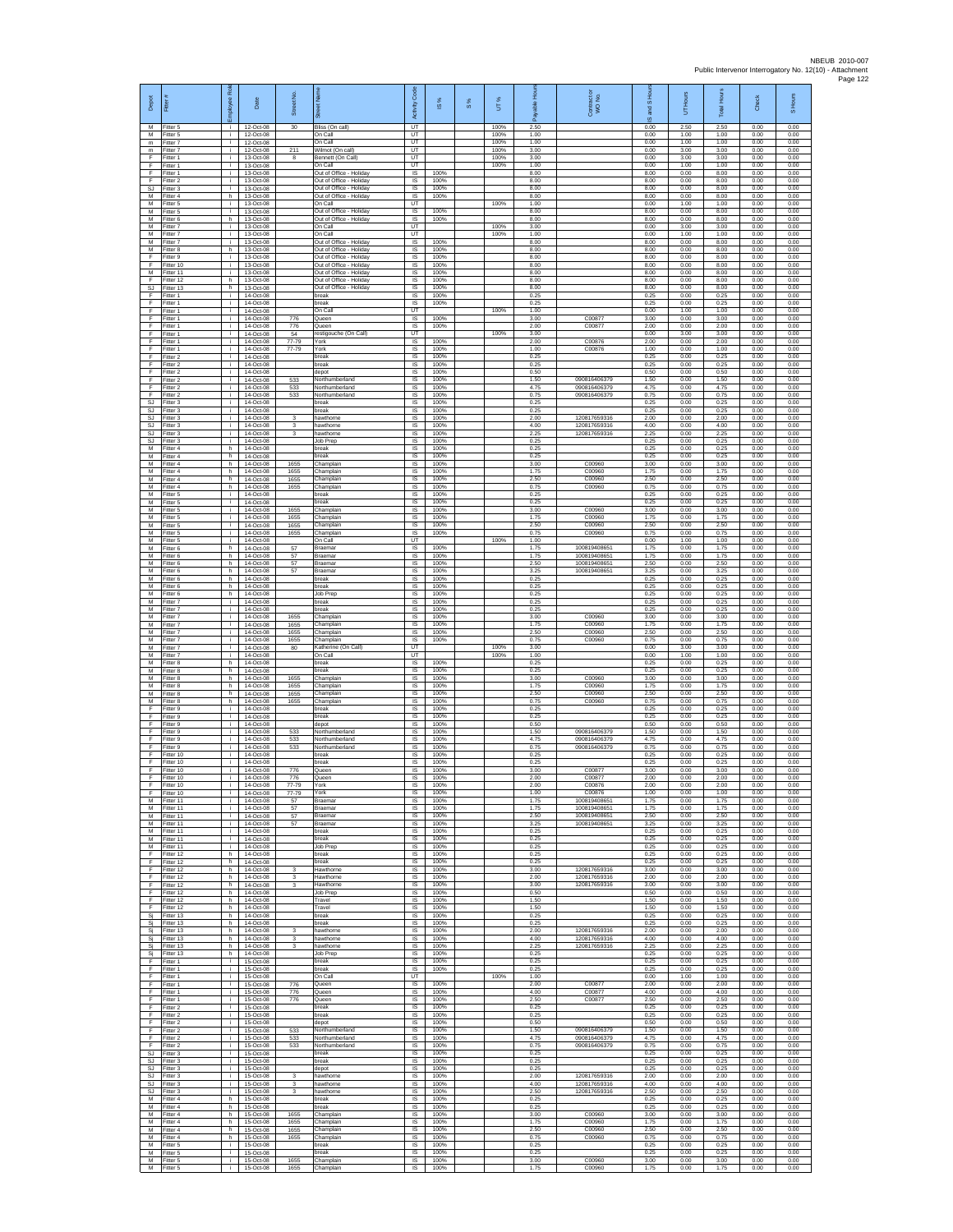| Depot | Fitter # | Employee Role | Date | Street No. | Street Name | Activity Code | IS % | S % | UT % | Payable Hours | Contractor or WO No. | IS and S Hours | UT Hours | Total Hours | Check | S Hours |
|---|---|---|---|---|---|---|---|---|---|---|---|---|---|---|---|---|
| M | Fitter 5 | i | 12-Oct-08 | 30 | Bliss (On call) | UT | | | 100% | 2.50 | | 0.00 | 2.50 | 2.50 | 0.00 | 0.00 |
| M | Fitter 5 | i | 12-Oct-08 | | On Call | UT | | | 100% | 1.00 | | 0.00 | 1.00 | 1.00 | 0.00 | 0.00 |
| m | Fitter 7 | i | 12-Oct-08 | | On Call | UT | | | 100% | 1.00 | | 0.00 | 1.00 | 1.00 | 0.00 | 0.00 |
| m | Fitter 7 | i | 12-Oct-08 | 211 | Wilmot (On call) | UT | | | 100% | 3.00 | | 0.00 | 3.00 | 3.00 | 0.00 | 0.00 |
| F | Fitter 1 | i | 13-Oct-08 | 8 | Bennett (On Call) | UT | | | 100% | 3.00 | | 0.00 | 3.00 | 3.00 | 0.00 | 0.00 |
| F | Fitter 1 | i | 13-Oct-08 | | On Call | UT | | | 100% | 1.00 | | 0.00 | 1.00 | 1.00 | 0.00 | 0.00 |
| F | Fitter 1 | i | 13-Oct-08 | | Out of Office - Holiday | IS | 100% | | | 8.00 | | 8.00 | 0.00 | 8.00 | 0.00 | 0.00 |
| F | Fitter 2 | i | 13-Oct-08 | | Out of Office - Holiday | IS | 100% | | | 8.00 | | 8.00 | 0.00 | 8.00 | 0.00 | 0.00 |
| SJ | Fitter 3 | i | 13-Oct-08 | | Out of Office - Holiday | IS | 100% | | | 8.00 | | 8.00 | 0.00 | 8.00 | 0.00 | 0.00 |
| M | Fitter 4 | h | 13-Oct-08 | | Out of Office - Holiday | IS | 100% | | | 8.00 | | 8.00 | 0.00 | 8.00 | 0.00 | 0.00 |
| M | Fitter 5 | i | 13-Oct-08 | | On Call | UT | | | 100% | 1.00 | | 0.00 | 1.00 | 1.00 | 0.00 | 0.00 |
| M | Fitter 5 | i | 13-Oct-08 | | Out of Office - Holiday | IS | 100% | | | 8.00 | | 8.00 | 0.00 | 8.00 | 0.00 | 0.00 |
| M | Fitter 6 | h | 13-Oct-08 | | Out of Office - Holiday | IS | 100% | | | 8.00 | | 8.00 | 0.00 | 8.00 | 0.00 | 0.00 |
| M | Fitter 7 | i | 13-Oct-08 | | On Call | UT | | | 100% | 3.00 | | 0.00 | 3.00 | 3.00 | 0.00 | 0.00 |
| M | Fitter 7 | i | 13-Oct-08 | | On Call | UT | | | 100% | 1.00 | | 0.00 | 1.00 | 1.00 | 0.00 | 0.00 |
| M | Fitter 7 | i | 13-Oct-08 | | Out of Office - Holiday | IS | 100% | | | 8.00 | | 8.00 | 0.00 | 8.00 | 0.00 | 0.00 |
| M | Fitter 8 | h | 13-Oct-08 | | Out of Office - Holiday | IS | 100% | | | 8.00 | | 8.00 | 0.00 | 8.00 | 0.00 | 0.00 |
| F | Fitter 9 | i | 13-Oct-08 | | Out of Office - Holiday | IS | 100% | | | 8.00 | | 8.00 | 0.00 | 8.00 | 0.00 | 0.00 |
| F | Fitter 10 | i | 13-Oct-08 | | Out of Office - Holiday | IS | 100% | | | 8.00 | | 8.00 | 0.00 | 8.00 | 0.00 | 0.00 |
| M | Fitter 11 | i | 13-Oct-08 | | Out of Office - Holiday | IS | 100% | | | 8.00 | | 8.00 | 0.00 | 8.00 | 0.00 | 0.00 |
| F | Fitter 12 | h | 13-Oct-08 | | Out of Office - Holiday | IS | 100% | | | 8.00 | | 8.00 | 0.00 | 8.00 | 0.00 | 0.00 |
| SJ | Fitter 13 | h | 13-Oct-08 | | Out of Office - Holiday | IS | 100% | | | 8.00 | | 8.00 | 0.00 | 8.00 | 0.00 | 0.00 |
| F | Fitter 1 | i | 14-Oct-08 | | break | IS | 100% | | | 0.25 | | 0.25 | 0.00 | 0.25 | 0.00 | 0.00 |
| F | Fitter 1 | i | 14-Oct-08 | | break | IS | 100% | | | 0.25 | | 0.25 | 0.00 | 0.25 | 0.00 | 0.00 |
| F | Fitter 1 | i | 14-Oct-08 | | On Call | UT | | | 100% | 1.00 | | 0.00 | 1.00 | 1.00 | 0.00 | 0.00 |
| F | Fitter 1 | i | 14-Oct-08 | 776 | Queen | IS | 100% | | | 3.00 | C00877 | 3.00 | 0.00 | 3.00 | 0.00 | 0.00 |
| F | Fitter 1 | i | 14-Oct-08 | 776 | Queen | IS | 100% | | | 2.00 | C00877 | 2.00 | 0.00 | 2.00 | 0.00 | 0.00 |
| F | Fitter 1 | i | 14-Oct-08 | 54 | restigouche (On Call) | UT | | | 100% | 3.00 | | 0.00 | 3.00 | 3.00 | 0.00 | 0.00 |
| F | Fitter 1 | i | 14-Oct-08 | 77-79 | York | IS | 100% | | | 2.00 | C00876 | 2.00 | 0.00 | 2.00 | 0.00 | 0.00 |
| F | Fitter 1 | i | 14-Oct-08 | 77-79 | York | IS | 100% | | | 1.00 | C00876 | 1.00 | 0.00 | 1.00 | 0.00 | 0.00 |
| F | Fitter 2 | i | 14-Oct-08 | | break | IS | 100% | | | 0.25 | | 0.25 | 0.00 | 0.25 | 0.00 | 0.00 |
| F | Fitter 2 | i | 14-Oct-08 | | break | IS | 100% | | | 0.25 | | 0.25 | 0.00 | 0.25 | 0.00 | 0.00 |
| F | Fitter 2 | i | 14-Oct-08 | | depot | IS | 100% | | | 0.50 | | 0.50 | 0.00 | 0.50 | 0.00 | 0.00 |
| F | Fitter 2 | i | 14-Oct-08 | 533 | Northumberland | IS | 100% | | | 1.50 | 090816406379 | 1.50 | 0.00 | 1.50 | 0.00 | 0.00 |
| F | Fitter 2 | i | 14-Oct-08 | 533 | Northumberland | IS | 100% | | | 4.75 | 090816406379 | 4.75 | 0.00 | 4.75 | 0.00 | 0.00 |
| F | Fitter 2 | i | 14-Oct-08 | 533 | Northumberland | IS | 100% | | | 0.75 | 090816406379 | 0.75 | 0.00 | 0.75 | 0.00 | 0.00 |
| SJ | Fitter 3 | i | 14-Oct-08 | | break | IS | 100% | | | 0.25 | | 0.25 | 0.00 | 0.25 | 0.00 | 0.00 |
| SJ | Fitter 3 | i | 14-Oct-08 | | break | IS | 100% | | | 0.25 | | 0.25 | 0.00 | 0.25 | 0.00 | 0.00 |
| SJ | Fitter 3 | i | 14-Oct-08 | 3 | hawthorne | IS | 100% | | | 2.00 | 120817659316 | 2.00 | 0.00 | 2.00 | 0.00 | 0.00 |
| SJ | Fitter 3 | i | 14-Oct-08 | 3 | hawthorne | IS | 100% | | | 4.00 | 120817659316 | 4.00 | 0.00 | 4.00 | 0.00 | 0.00 |
| SJ | Fitter 3 | i | 14-Oct-08 | 3 | hawthorne | IS | 100% | | | 2.25 | 120817659316 | 2.25 | 0.00 | 2.25 | 0.00 | 0.00 |
| SJ | Fitter 3 | i | 14-Oct-08 | | Job Prep | IS | 100% | | | 0.25 | | 0.25 | 0.00 | 0.25 | 0.00 | 0.00 |
| M | Fitter 4 | h | 14-Oct-08 | | break | IS | 100% | | | 0.25 | | 0.25 | 0.00 | 0.25 | 0.00 | 0.00 |
| M | Fitter 4 | h | 14-Oct-08 | | break | IS | 100% | | | 0.25 | | 0.25 | 0.00 | 0.25 | 0.00 | 0.00 |
| M | Fitter 4 | h | 14-Oct-08 | 1655 | Champlain | IS | 100% | | | 3.00 | C00960 | 3.00 | 0.00 | 3.00 | 0.00 | 0.00 |
| M | Fitter 4 | h | 14-Oct-08 | 1655 | Champlain | IS | 100% | | | 1.75 | C00960 | 1.75 | 0.00 | 1.75 | 0.00 | 0.00 |
| M | Fitter 4 | h | 14-Oct-08 | 1655 | Champlain | IS | 100% | | | 2.50 | C00960 | 2.50 | 0.00 | 2.50 | 0.00 | 0.00 |
| M | Fitter 4 | h | 14-Oct-08 | 1655 | Champlain | IS | 100% | | | 0.75 | C00960 | 0.75 | 0.00 | 0.75 | 0.00 | 0.00 |
| M | Fitter 5 | i | 14-Oct-08 | | break | IS | 100% | | | 0.25 | | 0.25 | 0.00 | 0.25 | 0.00 | 0.00 |
| M | Fitter 5 | i | 14-Oct-08 | | break | IS | 100% | | | 0.25 | | 0.25 | 0.00 | 0.25 | 0.00 | 0.00 |
| M | Fitter 5 | i | 14-Oct-08 | 1655 | Champlain | IS | 100% | | | 3.00 | C00960 | 3.00 | 0.00 | 3.00 | 0.00 | 0.00 |
| M | Fitter 5 | i | 14-Oct-08 | 1655 | Champlain | IS | 100% | | | 1.75 | C00960 | 1.75 | 0.00 | 1.75 | 0.00 | 0.00 |
| M | Fitter 5 | i | 14-Oct-08 | 1655 | Champlain | IS | 100% | | | 2.50 | C00960 | 2.50 | 0.00 | 2.50 | 0.00 | 0.00 |
| M | Fitter 5 | i | 14-Oct-08 | 1655 | Champlain | IS | 100% | | | 0.75 | C00960 | 0.75 | 0.00 | 0.75 | 0.00 | 0.00 |
| M | Fitter 5 | i | 14-Oct-08 | | On Call | UT | | | 100% | 1.00 | | 0.00 | 1.00 | 1.00 | 0.00 | 0.00 |
| M | Fitter 6 | h | 14-Oct-08 | 57 | Braemar | IS | 100% | | | 1.75 | 100819408651 | 1.75 | 0.00 | 1.75 | 0.00 | 0.00 |
| M | Fitter 6 | h | 14-Oct-08 | 57 | Braemar | IS | 100% | | | 1.75 | 100819408651 | 1.75 | 0.00 | 1.75 | 0.00 | 0.00 |
| M | Fitter 6 | h | 14-Oct-08 | 57 | Braemar | IS | 100% | | | 2.50 | 100819408651 | 2.50 | 0.00 | 2.50 | 0.00 | 0.00 |
| M | Fitter 6 | h | 14-Oct-08 | 57 | Braemar | IS | 100% | | | 3.25 | 100819408651 | 3.25 | 0.00 | 3.25 | 0.00 | 0.00 |
| M | Fitter 6 | h | 14-Oct-08 | | break | IS | 100% | | | 0.25 | | 0.25 | 0.00 | 0.25 | 0.00 | 0.00 |
| M | Fitter 6 | h | 14-Oct-08 | | break | IS | 100% | | | 0.25 | | 0.25 | 0.00 | 0.25 | 0.00 | 0.00 |
| M | Fitter 6 | h | 14-Oct-08 | | Job Prep | IS | 100% | | | 0.25 | | 0.25 | 0.00 | 0.25 | 0.00 | 0.00 |
| M | Fitter 7 | i | 14-Oct-08 | | break | IS | 100% | | | 0.25 | | 0.25 | 0.00 | 0.25 | 0.00 | 0.00 |
| M | Fitter 7 | i | 14-Oct-08 | | break | IS | 100% | | | 0.25 | | 0.25 | 0.00 | 0.25 | 0.00 | 0.00 |
| M | Fitter 7 | i | 14-Oct-08 | 1655 | Champlain | IS | 100% | | | 3.00 | C00960 | 3.00 | 0.00 | 3.00 | 0.00 | 0.00 |
| M | Fitter 7 | i | 14-Oct-08 | 1655 | Champlain | IS | 100% | | | 1.75 | C00960 | 1.75 | 0.00 | 1.75 | 0.00 | 0.00 |
| M | Fitter 7 | i | 14-Oct-08 | 1655 | Champlain | IS | 100% | | | 2.50 | C00960 | 2.50 | 0.00 | 2.50 | 0.00 | 0.00 |
| M | Fitter 7 | i | 14-Oct-08 | 1655 | Champlain | IS | 100% | | | 0.75 | C00960 | 0.75 | 0.00 | 0.75 | 0.00 | 0.00 |
| M | Fitter 7 | i | 14-Oct-08 | 80 | Katherine (On Call) | UT | | | 100% | 3.00 | | 0.00 | 3.00 | 3.00 | 0.00 | 0.00 |
| M | Fitter 7 | i | 14-Oct-08 | | On Call | UT | | | 100% | 1.00 | | 0.00 | 1.00 | 1.00 | 0.00 | 0.00 |
| M | Fitter 8 | h | 14-Oct-08 | | break | IS | 100% | | | 0.25 | | 0.25 | 0.00 | 0.25 | 0.00 | 0.00 |
| M | Fitter 8 | h | 14-Oct-08 | | break | IS | 100% | | | 0.25 | | 0.25 | 0.00 | 0.25 | 0.00 | 0.00 |
| M | Fitter 8 | h | 14-Oct-08 | 1655 | Champlain | IS | 100% | | | 3.00 | C00960 | 3.00 | 0.00 | 3.00 | 0.00 | 0.00 |
| M | Fitter 8 | h | 14-Oct-08 | 1655 | Champlain | IS | 100% | | | 1.75 | C00960 | 1.75 | 0.00 | 1.75 | 0.00 | 0.00 |
| M | Fitter 8 | h | 14-Oct-08 | 1655 | Champlain | IS | 100% | | | 2.50 | C00960 | 2.50 | 0.00 | 2.50 | 0.00 | 0.00 |
| M | Fitter 8 | h | 14-Oct-08 | 1655 | Champlain | IS | 100% | | | 0.75 | C00960 | 0.75 | 0.00 | 0.75 | 0.00 | 0.00 |
| F | Fitter 9 | i | 14-Oct-08 | | break | IS | 100% | | | 0.25 | | 0.25 | 0.00 | 0.25 | 0.00 | 0.00 |
| F | Fitter 9 | i | 14-Oct-08 | | break | IS | 100% | | | 0.25 | | 0.25 | 0.00 | 0.25 | 0.00 | 0.00 |
| F | Fitter 9 | i | 14-Oct-08 | | depot | IS | 100% | | | 0.50 | | 0.50 | 0.00 | 0.50 | 0.00 | 0.00 |
| F | Fitter 9 | i | 14-Oct-08 | 533 | Northumberland | IS | 100% | | | 1.50 | 090816406379 | 1.50 | 0.00 | 1.50 | 0.00 | 0.00 |
| F | Fitter 9 | i | 14-Oct-08 | 533 | Northumberland | IS | 100% | | | 4.75 | 090816406379 | 4.75 | 0.00 | 4.75 | 0.00 | 0.00 |
| F | Fitter 9 | i | 14-Oct-08 | 533 | Northumberland | IS | 100% | | | 0.75 | 090816406379 | 0.75 | 0.00 | 0.75 | 0.00 | 0.00 |
| F | Fitter 10 | i | 14-Oct-08 | | break | IS | 100% | | | 0.25 | | 0.25 | 0.00 | 0.25 | 0.00 | 0.00 |
| F | Fitter 10 | i | 14-Oct-08 | | break | IS | 100% | | | 0.25 | | 0.25 | 0.00 | 0.25 | 0.00 | 0.00 |
| F | Fitter 10 | i | 14-Oct-08 | 776 | Queen | IS | 100% | | | 3.00 | C00877 | 3.00 | 0.00 | 3.00 | 0.00 | 0.00 |
| F | Fitter 10 | i | 14-Oct-08 | 776 | Queen | IS | 100% | | | 2.00 | C00877 | 2.00 | 0.00 | 2.00 | 0.00 | 0.00 |
| F | Fitter 10 | i | 14-Oct-08 | 77-79 | York | IS | 100% | | | 2.00 | C00876 | 2.00 | 0.00 | 2.00 | 0.00 | 0.00 |
| F | Fitter 10 | i | 14-Oct-08 | 77-79 | York | IS | 100% | | | 1.00 | C00876 | 1.00 | 0.00 | 1.00 | 0.00 | 0.00 |
| M | Fitter 11 | i | 14-Oct-08 | 57 | Braemar | IS | 100% | | | 1.75 | 100819408651 | 1.75 | 0.00 | 1.75 | 0.00 | 0.00 |
| M | Fitter 11 | i | 14-Oct-08 | 57 | Braemar | IS | 100% | | | 1.75 | 100819408651 | 1.75 | 0.00 | 1.75 | 0.00 | 0.00 |
| M | Fitter 11 | i | 14-Oct-08 | 57 | Braemar | IS | 100% | | | 2.50 | 100819408651 | 2.50 | 0.00 | 2.50 | 0.00 | 0.00 |
| M | Fitter 11 | i | 14-Oct-08 | 57 | Braemar | IS | 100% | | | 3.25 | 100819408651 | 3.25 | 0.00 | 3.25 | 0.00 | 0.00 |
| M | Fitter 11 | i | 14-Oct-08 | | break | IS | 100% | | | 0.25 | | 0.25 | 0.00 | 0.25 | 0.00 | 0.00 |
| M | Fitter 11 | i | 14-Oct-08 | | break | IS | 100% | | | 0.25 | | 0.25 | 0.00 | 0.25 | 0.00 | 0.00 |
| M | Fitter 11 | i | 14-Oct-08 | | Job Prep | IS | 100% | | | 0.25 | | 0.25 | 0.00 | 0.25 | 0.00 | 0.00 |
| F | Fitter 12 | h | 14-Oct-08 | | break | IS | 100% | | | 0.25 | | 0.25 | 0.00 | 0.25 | 0.00 | 0.00 |
| F | Fitter 12 | h | 14-Oct-08 | | break | IS | 100% | | | 0.25 | | 0.25 | 0.00 | 0.25 | 0.00 | 0.00 |
| F | Fitter 12 | h | 14-Oct-08 | 3 | Hawthorne | IS | 100% | | | 3.00 | 120817659316 | 3.00 | 0.00 | 3.00 | 0.00 | 0.00 |
| F | Fitter 12 | h | 14-Oct-08 | 3 | Hawthorne | IS | 100% | | | 2.00 | 120817659316 | 2.00 | 0.00 | 2.00 | 0.00 | 0.00 |
| F | Fitter 12 | h | 14-Oct-08 | 3 | Hawthorne | IS | 100% | | | 3.00 | 120817659316 | 3.00 | 0.00 | 3.00 | 0.00 | 0.00 |
| F | Fitter 12 | h | 14-Oct-08 | | Job Prep | IS | 100% | | | 0.50 | | 0.50 | 0.00 | 0.50 | 0.00 | 0.00 |
| F | Fitter 12 | h | 14-Oct-08 | | Travel | IS | 100% | | | 1.50 | | 1.50 | 0.00 | 1.50 | 0.00 | 0.00 |
| F | Fitter 12 | h | 14-Oct-08 | | Travel | IS | 100% | | | 1.50 | | 1.50 | 0.00 | 1.50 | 0.00 | 0.00 |
| Sj | Fitter 13 | h | 14-Oct-08 | | break | IS | 100% | | | 0.25 | | 0.25 | 0.00 | 0.25 | 0.00 | 0.00 |
| Sj | Fitter 13 | h | 14-Oct-08 | | break | IS | 100% | | | 0.25 | | 0.25 | 0.00 | 0.25 | 0.00 | 0.00 |
| Sj | Fitter 13 | h | 14-Oct-08 | 3 | hawthorne | IS | 100% | | | 2.00 | 120817659316 | 2.00 | 0.00 | 2.00 | 0.00 | 0.00 |
| Sj | Fitter 13 | h | 14-Oct-08 | 3 | hawthorne | IS | 100% | | | 4.00 | 120817659316 | 4.00 | 0.00 | 4.00 | 0.00 | 0.00 |
| Sj | Fitter 13 | h | 14-Oct-08 | 3 | hawthorne | IS | 100% | | | 2.25 | 120817659316 | 2.25 | 0.00 | 2.25 | 0.00 | 0.00 |
| Sj | Fitter 13 | h | 14-Oct-08 | | Job Prep | IS | 100% | | | 0.25 | | 0.25 | 0.00 | 0.25 | 0.00 | 0.00 |
| F | Fitter 1 | i | 15-Oct-08 | | break | IS | 100% | | | 0.25 | | 0.25 | 0.00 | 0.25 | 0.00 | 0.00 |
| F | Fitter 1 | i | 15-Oct-08 | | break | IS | 100% | | | 0.25 | | 0.25 | 0.00 | 0.25 | 0.00 | 0.00 |
| F | Fitter 1 | i | 15-Oct-08 | | On Call | UT | | | 100% | 1.00 | | 0.00 | 1.00 | 1.00 | 0.00 | 0.00 |
| F | Fitter 1 | i | 15-Oct-08 | 776 | Queen | IS | 100% | | | 2.00 | C00877 | 2.00 | 0.00 | 2.00 | 0.00 | 0.00 |
| F | Fitter 1 | i | 15-Oct-08 | 776 | Queen | IS | 100% | | | 4.00 | C00877 | 4.00 | 0.00 | 4.00 | 0.00 | 0.00 |
| F | Fitter 1 | i | 15-Oct-08 | 776 | Queen | IS | 100% | | | 2.50 | C00877 | 2.50 | 0.00 | 2.50 | 0.00 | 0.00 |
| F | Fitter 2 | i | 15-Oct-08 | | break | IS | 100% | | | 0.25 | | 0.25 | 0.00 | 0.25 | 0.00 | 0.00 |
| F | Fitter 2 | i | 15-Oct-08 | | break | IS | 100% | | | 0.25 | | 0.25 | 0.00 | 0.25 | 0.00 | 0.00 |
| F | Fitter 2 | i | 15-Oct-08 | | depot | IS | 100% | | | 0.50 | | 0.50 | 0.00 | 0.50 | 0.00 | 0.00 |
| F | Fitter 2 | i | 15-Oct-08 | 533 | Northumberland | IS | 100% | | | 1.50 | 090816406379 | 1.50 | 0.00 | 1.50 | 0.00 | 0.00 |
| F | Fitter 2 | i | 15-Oct-08 | 533 | Northumberland | IS | 100% | | | 4.75 | 090816406379 | 4.75 | 0.00 | 4.75 | 0.00 | 0.00 |
| F | Fitter 2 | i | 15-Oct-08 | 533 | Northumberland | IS | 100% | | | 0.75 | 090816406379 | 0.75 | 0.00 | 0.75 | 0.00 | 0.00 |
| SJ | Fitter 3 | i | 15-Oct-08 | | break | IS | 100% | | | 0.25 | | 0.25 | 0.00 | 0.25 | 0.00 | 0.00 |
| SJ | Fitter 3 | i | 15-Oct-08 | | break | IS | 100% | | | 0.25 | | 0.25 | 0.00 | 0.25 | 0.00 | 0.00 |
| SJ | Fitter 3 | i | 15-Oct-08 | | depot | IS | 100% | | | 0.25 | | 0.25 | 0.00 | 0.25 | 0.00 | 0.00 |
| SJ | Fitter 3 | i | 15-Oct-08 | 3 | hawthorne | IS | 100% | | | 2.00 | 120817659316 | 2.00 | 0.00 | 2.00 | 0.00 | 0.00 |
| SJ | Fitter 3 | i | 15-Oct-08 | 3 | hawthorne | IS | 100% | | | 4.00 | 120817659316 | 4.00 | 0.00 | 4.00 | 0.00 | 0.00 |
| SJ | Fitter 3 | i | 15-Oct-08 | 3 | hawthorne | IS | 100% | | | 2.50 | 120817659316 | 2.50 | 0.00 | 2.50 | 0.00 | 0.00 |
| M | Fitter 4 | h | 15-Oct-08 | | break | IS | 100% | | | 0.25 | | 0.25 | 0.00 | 0.25 | 0.00 | 0.00 |
| M | Fitter 4 | h | 15-Oct-08 | | break | IS | 100% | | | 0.25 | | 0.25 | 0.00 | 0.25 | 0.00 | 0.00 |
| M | Fitter 4 | h | 15-Oct-08 | 1655 | Champlain | IS | 100% | | | 3.00 | C00960 | 3.00 | 0.00 | 3.00 | 0.00 | 0.00 |
| M | Fitter 4 | h | 15-Oct-08 | 1655 | Champlain | IS | 100% | | | 1.75 | C00960 | 1.75 | 0.00 | 1.75 | 0.00 | 0.00 |
| M | Fitter 4 | h | 15-Oct-08 | 1655 | Champlain | IS | 100% | | | 2.50 | C00960 | 2.50 | 0.00 | 2.50 | 0.00 | 0.00 |
| M | Fitter 4 | h | 15-Oct-08 | 1655 | Champlain | IS | 100% | | | 0.75 | C00960 | 0.75 | 0.00 | 0.75 | 0.00 | 0.00 |
| M | Fitter 5 | i | 15-Oct-08 | | break | IS | 100% | | | 0.25 | | 0.25 | 0.00 | 0.25 | 0.00 | 0.00 |
| M | Fitter 5 | i | 15-Oct-08 | | break | IS | 100% | | | 0.25 | | 0.25 | 0.00 | 0.25 | 0.00 | 0.00 |
| M | Fitter 5 | i | 15-Oct-08 | 1655 | Champlain | IS | 100% | | | 3.00 | C00960 | 3.00 | 0.00 | 3.00 | 0.00 | 0.00 |
| M | Fitter 5 | i | 15-Oct-08 | 1655 | Champlain | IS | 100% | | | 1.75 | C00960 | 1.75 | 0.00 | 1.75 | 0.00 | 0.00 |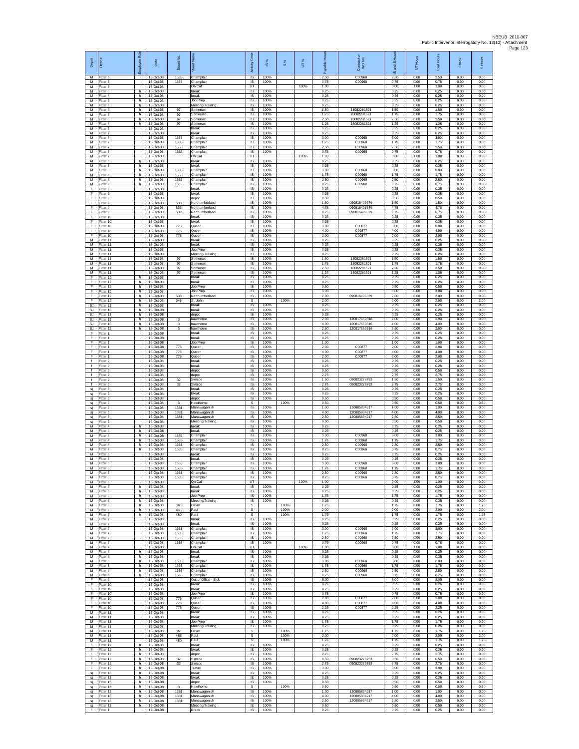| Depot | Fitter # | Employee Role | Date | Street No. | Street Name | Activity Code | IS % | S % | UT % | Payable Hours | Contractor or WO No. | IS and S Hours | UT Hours | Total Hours | Check | S Hours |
|---|---|---|---|---|---|---|---|---|---|---|---|---|---|---|---|---|
| M | Fitter 5 | i | 15-Oct-08 | 1655 | Champlain | IS | 100% | | | 2.50 | C00960 | 2.50 | 0.00 | 2.50 | 0.00 | 0.00 |
| M | Fitter 5 | i | 15-Oct-08 | 1655 | Champlain | IS | 100% | | | 0.75 | C00960 | 0.75 | 0.00 | 0.75 | 0.00 | 0.00 |
| M | Fitter 5 | i | 15-Oct-08 | | On Call | UT | | | 100% | 1.00 | | 0.00 | 1.00 | 1.00 | 0.00 | 0.00 |
| M | Fitter 6 | h | 15-Oct-08 | | break | IS | 100% | | | 0.25 | | 0.25 | 0.00 | 0.25 | 0.00 | 0.00 |
| M | Fitter 6 | h | 15-Oct-08 | | break | IS | 100% | | | 0.25 | | 0.25 | 0.00 | 0.25 | 0.00 | 0.00 |
| M | Fitter 6 | h | 15-Oct-08 | | Job Prep | IS | 100% | | | 0.25 | | 0.25 | 0.00 | 0.25 | 0.00 | 0.00 |
| M | Fitter 6 | h | 15-Oct-08 | | Meeting/Training | IS | 100% | | | 0.25 | | 0.25 | 0.00 | 0.25 | 0.00 | 0.00 |
| M | Fitter 6 | h | 15-Oct-08 | 97 | Somerset | IS | 100% | | | 1.50 | 18082281521 | 1.50 | 0.00 | 1.50 | 0.00 | 0.00 |
| M | Fitter 6 | h | 15-Oct-08 | 97 | Somerset | IS | 100% | | | 1.75 | 18082281521 | 1.75 | 0.00 | 1.75 | 0.00 | 0.00 |
| M | Fitter 6 | h | 15-Oct-08 | 97 | Somerset | IS | 100% | | | 2.50 | 18082281521 | 2.50 | 0.00 | 2.50 | 0.00 | 0.00 |
| M | Fitter 6 | h | 15-Oct-08 | 97 | Somerset | IS | 100% | | | 1.25 | 18082281521 | 1.25 | 0.00 | 1.25 | 0.00 | 0.00 |
| M | Fitter 7 | i | 15-Oct-08 | | break | IS | 100% | | | 0.25 | | 0.25 | 0.00 | 0.25 | 0.00 | 0.00 |
| M | Fitter 7 | i | 15-Oct-08 | | break | IS | 100% | | | 0.25 | | 0.25 | 0.00 | 0.25 | 0.00 | 0.00 |
| M | Fitter 7 | i | 15-Oct-08 | 1655 | Champlain | IS | 100% | | | 3.00 | C00960 | 3.00 | 0.00 | 3.00 | 0.00 | 0.00 |
| M | Fitter 7 | i | 15-Oct-08 | 1655 | Champlain | IS | 100% | | | 1.75 | C00960 | 1.75 | 0.00 | 1.75 | 0.00 | 0.00 |
| M | Fitter 7 | i | 15-Oct-08 | 1655 | Champlain | IS | 100% | | | 2.50 | C00960 | 2.50 | 0.00 | 2.50 | 0.00 | 0.00 |
| M | Fitter 7 | i | 15-Oct-08 | 1655 | Champlain | IS | 100% | | | 0.75 | C00960 | 0.75 | 0.00 | 0.75 | 0.00 | 0.00 |
| M | Fitter 7 | i | 15-Oct-08 | | On Call | UT | | | 100% | 1.00 | | 0.00 | 1.00 | 1.00 | 0.00 | 0.00 |
| M | Fitter 8 | h | 15-Oct-08 | | break | IS | 100% | | | 0.25 | | 0.25 | 0.00 | 0.25 | 0.00 | 0.00 |
| M | Fitter 8 | h | 15-Oct-08 | | break | IS | 100% | | | 0.25 | | 0.25 | 0.00 | 0.25 | 0.00 | 0.00 |
| M | Fitter 8 | h | 15-Oct-08 | 1655 | Champlain | IS | 100% | | | 3.00 | C00960 | 3.00 | 0.00 | 3.00 | 0.00 | 0.00 |
| M | Fitter 8 | h | 15-Oct-08 | 1655 | Champlain | IS | 100% | | | 1.75 | C00960 | 1.75 | 0.00 | 1.75 | 0.00 | 0.00 |
| M | Fitter 8 | h | 15-Oct-08 | 1655 | Champlain | IS | 100% | | | 2.50 | C00960 | 2.50 | 0.00 | 2.50 | 0.00 | 0.00 |
| M | Fitter 8 | h | 15-Oct-08 | 1655 | Champlain | IS | 100% | | | 0.75 | C00960 | 0.75 | 0.00 | 0.75 | 0.00 | 0.00 |
| F | Fitter 9 | i | 15-Oct-08 | | break | IS | 100% | | | 0.25 | | 0.25 | 0.00 | 0.25 | 0.00 | 0.00 |
| F | Fitter 9 | i | 15-Oct-08 | | break | IS | 100% | | | 0.25 | | 0.25 | 0.00 | 0.25 | 0.00 | 0.00 |
| F | Fitter 9 | i | 15-Oct-08 | | depot | IS | 100% | | | 0.50 | | 0.50 | 0.00 | 0.50 | 0.00 | 0.00 |
| F | Fitter 9 | i | 15-Oct-08 | 533 | Northumberland | IS | 100% | | | 1.50 | 090816406379 | 1.50 | 0.00 | 1.50 | 0.00 | 0.00 |
| F | Fitter 9 | i | 15-Oct-08 | 533 | Northumberland | IS | 100% | | | 4.75 | 090816406379 | 4.75 | 0.00 | 4.75 | 0.00 | 0.00 |
| F | Fitter 9 | i | 15-Oct-08 | 533 | Northumberland | IS | 100% | | | 0.75 | 090816406379 | 0.75 | 0.00 | 0.75 | 0.00 | 0.00 |
| F | Fitter 10 | i | 15-Oct-08 | | break | IS | 100% | | | 0.25 | | 0.25 | 0.00 | 0.25 | 0.00 | 0.00 |
| F | Fitter 10 | i | 15-Oct-08 | | break | IS | 100% | | | 0.25 | | 0.25 | 0.00 | 0.25 | 0.00 | 0.00 |
| F | Fitter 10 | i | 15-Oct-08 | 776 | Queen | IS | 100% | | | 3.00 | C00877 | 3.00 | 0.00 | 3.00 | 0.00 | 0.00 |
| F | Fitter 10 | i | 15-Oct-08 | 776 | Queen | IS | 100% | | | 4.00 | C00877 | 4.00 | 0.00 | 4.00 | 0.00 | 0.00 |
| F | Fitter 10 | i | 15-Oct-08 | 776 | Queen | IS | 100% | | | 2.00 | C00877 | 2.00 | 0.00 | 2.00 | 0.00 | 0.00 |
| M | Fitter 11 | i | 15-Oct-08 | | break | IS | 100% | | | 0.25 | | 0.25 | 0.00 | 0.25 | 0.00 | 0.00 |
| M | Fitter 11 | i | 15-Oct-08 | | break | IS | 100% | | | 0.25 | | 0.25 | 0.00 | 0.25 | 0.00 | 0.00 |
| M | Fitter 11 | i | 15-Oct-08 | | Job Prep | IS | 100% | | | 0.25 | | 0.25 | 0.00 | 0.25 | 0.00 | 0.00 |
| M | Fitter 11 | i | 15-Oct-08 | | Meeting/Training | IS | 100% | | | 0.25 | | 0.25 | 0.00 | 0.25 | 0.00 | 0.00 |
| M | Fitter 11 | i | 15-Oct-08 | 97 | Somerset | IS | 100% | | | 1.50 | 18082281521 | 1.50 | 0.00 | 1.50 | 0.00 | 0.00 |
| M | Fitter 11 | i | 15-Oct-08 | 97 | Somerset | IS | 100% | | | 1.75 | 18082281521 | 1.75 | 0.00 | 1.75 | 0.00 | 0.00 |
| M | Fitter 11 | i | 15-Oct-08 | 97 | Somerset | IS | 100% | | | 2.50 | 18082281521 | 2.50 | 0.00 | 2.50 | 0.00 | 0.00 |
| M | Fitter 11 | i | 15-Oct-08 | 97 | Somerset | IS | 100% | | | 1.25 | 18082281521 | 1.25 | 0.00 | 1.25 | 0.00 | 0.00 |
| F | Fitter 12 | h | 15-Oct-08 | | break | IS | 100% | | | 0.25 | | 0.25 | 0.00 | 0.25 | 0.00 | 0.00 |
| F | Fitter 12 | h | 15-Oct-08 | | break | IS | 100% | | | 0.25 | | 0.25 | 0.00 | 0.25 | 0.00 | 0.00 |
| F | Fitter 12 | h | 15-Oct-08 | | Job Prep | IS | 100% | | | 0.50 | | 0.50 | 0.00 | 0.50 | 0.00 | 0.00 |
| F | Fitter 12 | h | 15-Oct-08 | | Job Prep | IS | 100% | | | 3.00 | | 3.00 | 0.00 | 3.00 | 0.00 | 0.00 |
| F | Fitter 12 | h | 15-Oct-08 | 533 | Northumberland | IS | 100% | | | 2.00 | 090816406379 | 2.00 | 0.00 | 2.00 | 0.00 | 0.00 |
| F | Fitter 12 | h | 15-Oct-08 | 346 | St. John | S | | 100% | | 2.00 | | 2.00 | 0.00 | 2.00 | 0.00 | 2.00 |
| SJ | Fitter 13 | h | 15-Oct-08 | | break | IS | 100% | | | 0.25 | | 0.25 | 0.00 | 0.25 | 0.00 | 0.00 |
| SJ | Fitter 13 | h | 15-Oct-08 | | break | IS | 100% | | | 0.25 | | 0.25 | 0.00 | 0.25 | 0.00 | 0.00 |
| SJ | Fitter 13 | h | 15-Oct-08 | | depot | IS | 100% | | | 0.25 | | 0.25 | 0.00 | 0.25 | 0.00 | 0.00 |
| SJ | Fitter 13 | h | 15-Oct-08 | 3 | hawthorne | IS | 100% | | | 2.00 | 120817659316 | 2.00 | 0.00 | 2.00 | 0.00 | 0.00 |
| SJ | Fitter 13 | h | 15-Oct-08 | 3 | hawthorne | IS | 100% | | | 4.00 | 120817659316 | 4.00 | 0.00 | 4.00 | 0.00 | 0.00 |
| SJ | Fitter 13 | h | 15-Oct-08 | 3 | hawthorne | IS | 100% | | | 2.50 | 120817659316 | 2.50 | 0.00 | 2.50 | 0.00 | 0.00 |
| F | Fitter 1 | i | 16-Oct-08 | | break | IS | 100% | | | 0.25 | | 0.25 | 0.00 | 0.25 | 0.00 | 0.00 |
| F | Fitter 1 | i | 16-Oct-08 | | break | IS | 100% | | | 0.25 | | 0.25 | 0.00 | 0.25 | 0.00 | 0.00 |
| F | Fitter 1 | i | 16-Oct-08 | | Job Prep | IS | 100% | | | 1.00 | | 1.00 | 0.00 | 1.00 | 0.00 | 0.00 |
| F | Fitter 1 | i | 16-Oct-08 | 776 | Queen | IS | 100% | | | 2.00 | C00877 | 2.00 | 0.00 | 2.00 | 0.00 | 0.00 |
| F | Fitter 1 | i | 16-Oct-08 | 776 | Queen | IS | 100% | | | 4.00 | C00877 | 4.00 | 0.00 | 4.00 | 0.00 | 0.00 |
| F | Fitter 1 | i | 16-Oct-08 | 776 | Queen | IS | 100% | | | 2.00 | C00877 | 2.00 | 0.00 | 2.00 | 0.00 | 0.00 |
| f | Fitter 2 | i | 16-Oct-08 | | break | IS | 100% | | | 0.25 | | 0.25 | 0.00 | 0.25 | 0.00 | 0.00 |
| f | Fitter 2 | i | 16-Oct-08 | | break | IS | 100% | | | 0.25 | | 0.25 | 0.00 | 0.25 | 0.00 | 0.00 |
| f | Fitter 2 | i | 16-Oct-08 | | depot | IS | 100% | | | 0.50 | | 0.50 | 0.00 | 0.50 | 0.00 | 0.00 |
| f | Fitter 2 | i | 16-Oct-08 | | depot | IS | 100% | | | 2.75 | | 2.75 | 0.00 | 2.75 | 0.00 | 0.00 |
| f | Fitter 2 | i | 16-Oct-08 | 32 | Simcoe | IS | 100% | | | 1.50 | 090823278753 | 1.50 | 0.00 | 1.50 | 0.00 | 0.00 |
| f | Fitter 2 | i | 16-Oct-08 | 32 | Simcoe | IS | 100% | | | 2.75 | 090823278753 | 2.75 | 0.00 | 2.75 | 0.00 | 0.00 |
| sj | Fitter 3 | i | 16-Oct-08 | | break | IS | 100% | | | 0.25 | | 0.25 | 0.00 | 0.25 | 0.00 | 0.00 |
| sj | Fitter 3 | i | 16-Oct-08 | | break | IS | 100% | | | 0.25 | | 0.25 | 0.00 | 0.25 | 0.00 | 0.00 |
| sj | Fitter 3 | i | 16-Oct-08 | | depot | IS | 100% | | | 0.50 | | 0.50 | 0.00 | 0.50 | 0.00 | 0.00 |
| sj | Fitter 3 | i | 16-Oct-08 | 3 | Hawthorne | S | | 100% | | 0.50 | | 0.50 | 0.00 | 0.50 | 0.00 | 0.50 |
| sj | Fitter 3 | i | 16-Oct-08 | 1381 | Manawagonish | IS | 100% | | | 1.00 | 120805834217 | 1.00 | 0.00 | 1.00 | 0.00 | 0.00 |
| sj | Fitter 3 | i | 16-Oct-08 | 1381 | Manawagonish | IS | 100% | | | 4.00 | 120805834217 | 4.00 | 0.00 | 4.00 | 0.00 | 0.00 |
| sj | Fitter 3 | i | 16-Oct-08 | 1381 | Manawagonish | IS | 100% | | | 2.50 | 120805834217 | 2.50 | 0.00 | 2.50 | 0.00 | 0.00 |
| sj | Fitter 3 | i | 16-Oct-08 | | Meeting/Training | IS | 100% | | | 0.50 | | 0.50 | 0.00 | 0.50 | 0.00 | 0.00 |
| M | Fitter 4 | h | 16-Oct-08 | | break | IS | 100% | | | 0.25 | | 0.25 | 0.00 | 0.25 | 0.00 | 0.00 |
| M | Fitter 4 | h | 16-Oct-08 | | break | IS | 100% | | | 0.25 | | 0.25 | 0.00 | 0.25 | 0.00 | 0.00 |
| M | Fitter 4 | h | 16-Oct-08 | 1655 | Champlain | IS | 100% | | | 3.00 | C00960 | 3.00 | 0.00 | 3.00 | 0.00 | 0.00 |
| M | Fitter 4 | h | 16-Oct-08 | 1655 | Champlain | IS | 100% | | | 1.75 | C00960 | 1.75 | 0.00 | 1.75 | 0.00 | 0.00 |
| M | Fitter 4 | h | 16-Oct-08 | 1655 | Champlain | IS | 100% | | | 2.50 | C00960 | 2.50 | 0.00 | 2.50 | 0.00 | 0.00 |
| M | Fitter 4 | h | 16-Oct-08 | 1655 | Champlain | IS | 100% | | | 0.75 | C00960 | 0.75 | 0.00 | 0.75 | 0.00 | 0.00 |
| M | Fitter 5 | i | 16-Oct-08 | | break | IS | 100% | | | 0.25 | | 0.25 | 0.00 | 0.25 | 0.00 | 0.00 |
| M | Fitter 5 | i | 16-Oct-08 | | break | IS | 100% | | | 0.25 | | 0.25 | 0.00 | 0.25 | 0.00 | 0.00 |
| M | Fitter 5 | i | 16-Oct-08 | 1655 | Champlain | IS | 100% | | | 3.00 | C00960 | 3.00 | 0.00 | 3.00 | 0.00 | 0.00 |
| M | Fitter 5 | i | 16-Oct-08 | 1655 | Champlain | IS | 100% | | | 1.75 | C00960 | 1.75 | 0.00 | 1.75 | 0.00 | 0.00 |
| M | Fitter 5 | i | 16-Oct-08 | 1655 | Champlain | IS | 100% | | | 2.50 | C00960 | 2.50 | 0.00 | 2.50 | 0.00 | 0.00 |
| M | Fitter 5 | i | 16-Oct-08 | 1655 | Champlain | IS | 100% | | | 0.75 | C00960 | 0.75 | 0.00 | 0.75 | 0.00 | 0.00 |
| M | Fitter 5 | i | 16-Oct-08 | | On Call | UT | | | 100% | 1.00 | | 0.00 | 1.00 | 1.00 | 0.00 | 0.00 |
| M | Fitter 6 | h | 16-Oct-08 | | break | IS | 100% | | | 0.25 | | 0.25 | 0.00 | 0.25 | 0.00 | 0.00 |
| M | Fitter 6 | h | 16-Oct-08 | | break | IS | 100% | | | 0.25 | | 0.25 | 0.00 | 0.25 | 0.00 | 0.00 |
| M | Fitter 6 | h | 16-Oct-08 | | Job Prep | IS | 100% | | | 1.75 | | 1.75 | 0.00 | 1.75 | 0.00 | 0.00 |
| M | Fitter 6 | h | 16-Oct-08 | | Meeting/Training | IS | 100% | | | 0.25 | | 0.25 | 0.00 | 0.25 | 0.00 | 0.00 |
| M | Fitter 6 | h | 16-Oct-08 | 92 | Oliver | S | | 100% | | 1.75 | | 1.75 | 0.00 | 1.75 | 0.00 | 1.75 |
| M | Fitter 6 | h | 16-Oct-08 | 465 | Paul | S | | 100% | | 2.00 | | 2.00 | 0.00 | 2.00 | 0.00 | 2.00 |
| M | Fitter 6 | h | 16-Oct-08 | 480 | Paul | S | | 100% | | 1.75 | | 1.75 | 0.00 | 1.75 | 0.00 | 1.75 |
| M | Fitter 7 | i | 16-Oct-08 | | break | IS | 100% | | | 0.25 | | 0.25 | 0.00 | 0.25 | 0.00 | 0.00 |
| M | Fitter 7 | i | 16-Oct-08 | | break | IS | 100% | | | 0.25 | | 0.25 | 0.00 | 0.25 | 0.00 | 0.00 |
| M | Fitter 7 | i | 16-Oct-08 | 1655 | Champlain | IS | 100% | | | 3.00 | C00960 | 3.00 | 0.00 | 3.00 | 0.00 | 0.00 |
| M | Fitter 7 | i | 16-Oct-08 | 1655 | Champlain | IS | 100% | | | 1.75 | C00960 | 1.75 | 0.00 | 1.75 | 0.00 | 0.00 |
| M | Fitter 7 | i | 16-Oct-08 | 1655 | Champlain | IS | 100% | | | 2.50 | C00960 | 2.50 | 0.00 | 2.50 | 0.00 | 0.00 |
| M | Fitter 7 | i | 16-Oct-08 | 1655 | Champlain | IS | 100% | | | 0.75 | C00960 | 0.75 | 0.00 | 0.75 | 0.00 | 0.00 |
| M | Fitter 7 | i | 16-Oct-08 | | On Call | UT | | | 100% | 1.00 | | 0.00 | 1.00 | 1.00 | 0.00 | 0.00 |
| M | Fitter 8 | h | 16-Oct-08 | | break | IS | 100% | | | 0.25 | | 0.25 | 0.00 | 0.25 | 0.00 | 0.00 |
| M | Fitter 8 | h | 16-Oct-08 | | break | IS | 100% | | | 0.25 | | 0.25 | 0.00 | 0.25 | 0.00 | 0.00 |
| M | Fitter 8 | h | 16-Oct-08 | 1655 | Champlain | IS | 100% | | | 3.00 | C00960 | 3.00 | 0.00 | 3.00 | 0.00 | 0.00 |
| M | Fitter 8 | h | 16-Oct-08 | 1655 | Champlain | IS | 100% | | | 1.75 | C00960 | 1.75 | 0.00 | 1.75 | 0.00 | 0.00 |
| M | Fitter 8 | h | 16-Oct-08 | 1655 | Champlain | IS | 100% | | | 2.50 | C00960 | 2.50 | 0.00 | 2.50 | 0.00 | 0.00 |
| M | Fitter 8 | h | 16-Oct-08 | 1655 | Champlain | IS | 100% | | | 0.75 | C00960 | 0.75 | 0.00 | 0.75 | 0.00 | 0.00 |
| F | Fitter 9 | i | 16-Oct-08 | | Out of Office - Sick | IS | 100% | | | 8.00 | | 8.00 | 0.00 | 8.00 | 0.00 | 0.00 |
| F | Fitter 10 | i | 16-Oct-08 | | break | IS | 100% | | | 0.25 | | 0.25 | 0.00 | 0.25 | 0.00 | 0.00 |
| F | Fitter 10 | i | 16-Oct-08 | | break | IS | 100% | | | 0.25 | | 0.25 | 0.00 | 0.25 | 0.00 | 0.00 |
| F | Fitter 10 | i | 16-Oct-08 | | Job Prep | IS | 100% | | | 0.75 | | 0.75 | 0.00 | 0.75 | 0.00 | 0.00 |
| F | Fitter 10 | i | 16-Oct-08 | 776 | Queen | IS | 100% | | | 2.00 | C00877 | 2.00 | 0.00 | 2.00 | 0.00 | 0.00 |
| F | Fitter 10 | i | 16-Oct-08 | 776 | Queen | IS | 100% | | | 4.00 | C00877 | 4.00 | 0.00 | 4.00 | 0.00 | 0.00 |
| F | Fitter 10 | i | 16-Oct-08 | 776 | Queen | IS | 100% | | | 2.25 | C00877 | 2.25 | 0.00 | 2.25 | 0.00 | 0.00 |
| M | Fitter 11 | i | 16-Oct-08 | | break | IS | 100% | | | 0.25 | | 0.25 | 0.00 | 0.25 | 0.00 | 0.00 |
| M | Fitter 11 | i | 16-Oct-08 | | break | IS | 100% | | | 0.25 | | 0.25 | 0.00 | 0.25 | 0.00 | 0.00 |
| M | Fitter 11 | i | 16-Oct-08 | | Job Prep | IS | 100% | | | 1.75 | | 1.75 | 0.00 | 1.75 | 0.00 | 0.00 |
| M | Fitter 11 | i | 16-Oct-08 | | Meeting/Training | IS | 100% | | | 0.25 | | 0.25 | 0.00 | 0.25 | 0.00 | 0.00 |
| M | Fitter 11 | i | 16-Oct-08 | 92 | Oliver | S | | 100% | | 1.75 | | 1.75 | 0.00 | 1.75 | 0.00 | 1.75 |
| M | Fitter 11 | i | 16-Oct-08 | 465 | Paul | S | | 100% | | 2.00 | | 2.00 | 0.00 | 2.00 | 0.00 | 2.00 |
| M | Fitter 11 | i | 16-Oct-08 | 480 | Paul | S | | 100% | | 1.75 | | 1.75 | 0.00 | 1.75 | 0.00 | 1.75 |
| F | Fitter 12 | h | 16-Oct-08 | | break | IS | 100% | | | 0.25 | | 0.25 | 0.00 | 0.25 | 0.00 | 0.00 |
| F | Fitter 12 | h | 16-Oct-08 | | break | IS | 100% | | | 0.25 | | 0.25 | 0.00 | 0.25 | 0.00 | 0.00 |
| F | Fitter 12 | h | 16-Oct-08 | | depot | IS | 100% | | | 2.75 | | 2.75 | 0.00 | 2.75 | 0.00 | 0.00 |
| F | Fitter 12 | h | 16-Oct-08 | 32 | Simcoe | IS | 100% | | | 0.50 | 090823278753 | 0.50 | 0.00 | 0.50 | 0.00 | 0.00 |
| F | Fitter 12 | h | 16-Oct-08 | 32 | Simcoe | IS | 100% | | | 2.75 | 090823278753 | 2.75 | 0.00 | 2.75 | 0.00 | 0.00 |
| F | Fitter 12 | h | 16-Oct-08 | | Travel | IS | 100% | | | 3.00 | | 3.00 | 0.00 | 3.00 | 0.00 | 0.00 |
| sj | Fitter 13 | h | 16-Oct-08 | | break | IS | 100% | | | 0.25 | | 0.25 | 0.00 | 0.25 | 0.00 | 0.00 |
| sj | Fitter 13 | h | 16-Oct-08 | | break | IS | 100% | | | 0.25 | | 0.25 | 0.00 | 0.25 | 0.00 | 0.00 |
| sj | Fitter 13 | h | 16-Oct-08 | | depot | IS | 100% | | | 0.50 | | 0.50 | 0.00 | 0.50 | 0.00 | 0.00 |
| sj | Fitter 13 | h | 16-Oct-08 | 3 | Hawthorne | S | | 100% | | 0.50 | | 0.50 | 0.00 | 0.50 | 0.00 | 0.50 |
| sj | Fitter 13 | h | 16-Oct-08 | 1381 | Manawagonish | IS | 100% | | | 1.00 | 120805834217 | 1.00 | 0.00 | 1.00 | 0.00 | 0.00 |
| sj | Fitter 13 | h | 16-Oct-08 | 1381 | Manawagonish | IS | 100% | | | 4.00 | 120805834217 | 4.00 | 0.00 | 4.00 | 0.00 | 0.00 |
| sj | Fitter 13 | h | 16-Oct-08 | 1381 | Manawagonish | IS | 100% | | | 2.50 | 120805834217 | 2.50 | 0.00 | 2.50 | 0.00 | 0.00 |
| sj | Fitter 13 | h | 16-Oct-08 | | Meeting/Training | IS | 100% | | | 0.50 | | 0.50 | 0.00 | 0.50 | 0.00 | 0.00 |
| F | Fitter 1 | i | 17-Oct-08 | | Break | IS | 100% | | | 0.25 | | 0.25 | 0.00 | 0.25 | 0.00 | 0.00 |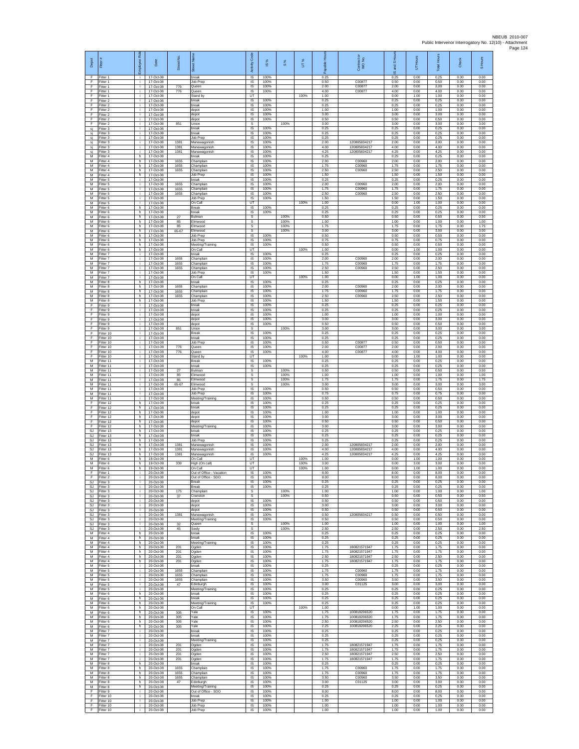| Depot | Fitter # | Employee Role | Date | Street No. | Street Name | Activity Code | IS % | S % | UT % | Payable Hours | Contractor or WO No. | IS and S Hours | UT Hours | Total Hours | Check | S Hours |
|---|---|---|---|---|---|---|---|---|---|---|---|---|---|---|---|---|
| F | Fitter 1 | i | 17-Oct-08 | | break | IS | 100% | | | 0.25 | | 0.25 | 0.00 | 0.25 | 0.00 | 0.00 |
| F | Fitter 1 | i | 17-Oct-08 | | Job Prep | IS | 100% | | | 0.50 | C00877 | 0.50 | 0.00 | 0.50 | 0.00 | 0.00 |
| F | Fitter 1 | i | 17-Oct-08 | 776 | Queen | IS | 100% | | | 2.00 | C00877 | 2.00 | 0.00 | 2.00 | 0.00 | 0.00 |
| F | Fitter 1 | i | 17-Oct-08 | 776 | Queen | IS | 100% | | | 4.00 | C00877 | 4.00 | 0.00 | 4.00 | 0.00 | 0.00 |
| F | Fitter 1 | i | 17-Oct-08 | | Stand by | UT | | | 100% | 1.00 | | 0.00 | 1.00 | 1.00 | 0.00 | 0.00 |
| F | Fitter 2 | i | 17-Oct-08 | | break | IS | 100% | | | 0.25 | | 0.25 | 0.00 | 0.25 | 0.00 | 0.00 |
| F | Fitter 2 | i | 17-Oct-08 | | break | IS | 100% | | | 0.25 | | 0.25 | 0.00 | 0.25 | 0.00 | 0.00 |
| F | Fitter 2 | i | 17-Oct-08 | | depot | IS | 100% | | | 1.00 | | 1.00 | 0.00 | 1.00 | 0.00 | 0.00 |
| F | Fitter 2 | i | 17-Oct-08 | | depot | IS | 100% | | | 3.00 | | 3.00 | 0.00 | 3.00 | 0.00 | 0.00 |
| F | Fitter 2 | i | 17-Oct-08 | | depot | IS | 100% | | | 0.50 | | 0.50 | 0.00 | 0.50 | 0.00 | 0.00 |
| F | Fitter 2 | i | 17-Oct-08 | 851 | Union | S | | 100% | | 3.00 | | 3.00 | 0.00 | 3.00 | 0.00 | 3.00 |
| sj | Fitter 3 | i | 17-Oct-08 | | break | IS | 100% | | | 0.25 | | 0.25 | 0.00 | 0.25 | 0.00 | 0.00 |
| sj | Fitter 3 | i | 17-Oct-08 | | break | IS | 100% | | | 0.25 | | 0.25 | 0.00 | 0.25 | 0.00 | 0.00 |
| sj | Fitter 3 | i | 17-Oct-08 | | Job Prep | IS | 100% | | | 0.25 | | 0.25 | 0.00 | 0.25 | 0.00 | 0.00 |
| sj | Fitter 3 | i | 17-Oct-08 | 1381 | Manawagonish | IS | 100% | | | 2.00 | 120805834217 | 2.00 | 0.00 | 2.00 | 0.00 | 0.00 |
| sj | Fitter 3 | i | 17-Oct-08 | 1381 | Manawagonish | IS | 100% | | | 4.00 | 120805834217 | 4.00 | 0.00 | 4.00 | 0.00 | 0.00 |
| sj | Fitter 3 | i | 17-Oct-08 | 1381 | Manawagonish | IS | 100% | | | 4.25 | 120805834217 | 4.25 | 0.00 | 4.25 | 0.00 | 0.00 |
| M | Fitter 4 | h | 17-Oct-08 | | break | IS | 100% | | | 0.25 | | 0.25 | 0.00 | 0.25 | 0.00 | 0.00 |
| M | Fitter 4 | h | 17-Oct-08 | 1655 | Champlain | IS | 100% | | | 2.00 | C00960 | 2.00 | 0.00 | 2.00 | 0.00 | 0.00 |
| M | Fitter 4 | h | 17-Oct-08 | 1655 | Champlain | IS | 100% | | | 1.75 | C00960 | 1.75 | 0.00 | 1.75 | 0.00 | 0.00 |
| M | Fitter 4 | h | 17-Oct-08 | 1655 | Champlain | IS | 100% | | | 2.50 | C00960 | 2.50 | 0.00 | 2.50 | 0.00 | 0.00 |
| M | Fitter 4 | h | 17-Oct-08 | | Job Prep | IS | 100% | | | 1.50 | | 1.50 | 0.00 | 1.50 | 0.00 | 0.00 |
| M | Fitter 5 | i | 17-Oct-08 | | break | IS | 100% | | | 0.25 | | 0.25 | 0.00 | 0.25 | 0.00 | 0.00 |
| M | Fitter 5 | i | 17-Oct-08 | 1655 | Champlain | IS | 100% | | | 2.00 | C00960 | 2.00 | 0.00 | 2.00 | 0.00 | 0.00 |
| M | Fitter 5 | i | 17-Oct-08 | 1655 | Champlain | IS | 100% | | | 1.75 | C00960 | 1.75 | 0.00 | 1.75 | 0.00 | 0.00 |
| M | Fitter 5 | i | 17-Oct-08 | 1655 | Champlain | IS | 100% | | | 2.50 | C00960 | 2.50 | 0.00 | 2.50 | 0.00 | 0.00 |
| M | Fitter 5 | i | 17-Oct-08 | | Job Prep | IS | 100% | | | 1.50 | | 1.50 | 0.00 | 1.50 | 0.00 | 0.00 |
| M | Fitter 5 | i | 17-Oct-08 | | On Call | UT | | | 100% | 1.00 | | 0.00 | 1.00 | 1.00 | 0.00 | 0.00 |
| M | Fitter 6 | h | 17-Oct-08 | | Break | IS | 100% | | | 0.25 | | 0.25 | 0.00 | 0.25 | 0.00 | 0.00 |
| M | Fitter 6 | h | 17-Oct-08 | | break | IS | 100% | | | 0.25 | | 0.25 | 0.00 | 0.25 | 0.00 | 0.00 |
| M | Fitter 6 | h | 17-Oct-08 | 27 | Bulman | S | | 100% | | 0.50 | | 0.50 | 0.00 | 0.50 | 0.00 | 0.50 |
| M | Fitter 6 | h | 17-Oct-08 | 85 | Elmwood | S | | 100% | | 1.00 | | 1.00 | 0.00 | 1.00 | 0.00 | 1.00 |
| M | Fitter 6 | h | 17-Oct-08 | 85 | Elmwood | S | | 100% | | 1.75 | | 1.75 | 0.00 | 1.75 | 0.00 | 1.75 |
| M | Fitter 6 | h | 17-Oct-08 | 65-67 | Elmwood | S | | 100% | | 3.00 | | 3.00 | 0.00 | 3.00 | 0.00 | 3.00 |
| M | Fitter 6 | h | 17-Oct-08 | | Job Prep | IS | 100% | | | 0.50 | | 0.50 | 0.00 | 0.50 | 0.00 | 0.00 |
| M | Fitter 6 | h | 17-Oct-08 | | Job Prep | IS | 100% | | | 0.75 | | 0.75 | 0.00 | 0.75 | 0.00 | 0.00 |
| M | Fitter 6 | h | 17-Oct-08 | | Meeting/Training | IS | 100% | | | 0.50 | | 0.50 | 0.00 | 0.50 | 0.00 | 0.00 |
| M | Fitter 6 | h | 17-Oct-08 | | On Call | UT | | | 100% | 1.00 | | 0.00 | 1.00 | 1.00 | 0.00 | 0.00 |
| M | Fitter 7 | i | 17-Oct-08 | | break | IS | 100% | | | 0.25 | | 0.25 | 0.00 | 0.25 | 0.00 | 0.00 |
| M | Fitter 7 | i | 17-Oct-08 | 1655 | Champlain | IS | 100% | | | 2.00 | C00960 | 2.00 | 0.00 | 2.00 | 0.00 | 0.00 |
| M | Fitter 7 | i | 17-Oct-08 | 1655 | Champlain | IS | 100% | | | 1.75 | C00960 | 1.75 | 0.00 | 1.75 | 0.00 | 0.00 |
| M | Fitter 7 | i | 17-Oct-08 | 1655 | Champlain | IS | 100% | | | 2.50 | C00960 | 2.50 | 0.00 | 2.50 | 0.00 | 0.00 |
| M | Fitter 7 | i | 17-Oct-08 | | Job Prep | IS | 100% | | | 1.50 | | 1.50 | 0.00 | 1.50 | 0.00 | 0.00 |
| M | Fitter 7 | i | 17-Oct-08 | | On Call | UT | | | 100% | 1.00 | | 0.00 | 1.00 | 1.00 | 0.00 | 0.00 |
| M | Fitter 8 | h | 17-Oct-08 | | break | IS | 100% | | | 0.25 | | 0.25 | 0.00 | 0.25 | 0.00 | 0.00 |
| M | Fitter 8 | h | 17-Oct-08 | 1655 | Champlain | IS | 100% | | | 2.00 | C00960 | 2.00 | 0.00 | 2.00 | 0.00 | 0.00 |
| M | Fitter 8 | h | 17-Oct-08 | 1655 | Champlain | IS | 100% | | | 1.75 | C00960 | 1.75 | 0.00 | 1.75 | 0.00 | 0.00 |
| M | Fitter 8 | h | 17-Oct-08 | 1655 | Champlain | IS | 100% | | | 2.50 | C00960 | 2.50 | 0.00 | 2.50 | 0.00 | 0.00 |
| M | Fitter 8 | h | 17-Oct-08 | | Job Prep | IS | 100% | | | 1.50 | | 1.50 | 0.00 | 1.50 | 0.00 | 0.00 |
| F | Fitter 9 | i | 17-Oct-08 | | break | IS | 100% | | | 0.25 | | 0.25 | 0.00 | 0.25 | 0.00 | 0.00 |
| F | Fitter 9 | i | 17-Oct-08 | | break | IS | 100% | | | 0.25 | | 0.25 | 0.00 | 0.25 | 0.00 | 0.00 |
| F | Fitter 9 | i | 17-Oct-08 | | depot | IS | 100% | | | 1.00 | | 1.00 | 0.00 | 1.00 | 0.00 | 0.00 |
| F | Fitter 9 | i | 17-Oct-08 | | depot | IS | 100% | | | 3.00 | | 3.00 | 0.00 | 3.00 | 0.00 | 0.00 |
| F | Fitter 9 | i | 17-Oct-08 | | depot | IS | 100% | | | 0.50 | | 0.50 | 0.00 | 0.50 | 0.00 | 0.00 |
| F | Fitter 9 | i | 17-Oct-08 | 851 | Union | S | | 100% | | 3.00 | | 3.00 | 0.00 | 3.00 | 0.00 | 3.00 |
| F | Fitter 10 | i | 17-Oct-08 | | Break | IS | 100% | | | 0.25 | | 0.25 | 0.00 | 0.25 | 0.00 | 0.00 |
| F | Fitter 10 | i | 17-Oct-08 | | break | IS | 100% | | | 0.25 | | 0.25 | 0.00 | 0.25 | 0.00 | 0.00 |
| F | Fitter 10 | i | 17-Oct-08 | | Job Prep | IS | 100% | | | 0.50 | C00877 | 0.50 | 0.00 | 0.50 | 0.00 | 0.00 |
| F | Fitter 10 | i | 17-Oct-08 | 776 | Queen | IS | 100% | | | 2.00 | C00877 | 2.00 | 0.00 | 2.00 | 0.00 | 0.00 |
| F | Fitter 10 | i | 17-Oct-08 | 776 | Queen | IS | 100% | | | 4.00 | C00877 | 4.00 | 0.00 | 4.00 | 0.00 | 0.00 |
| F | Fitter 10 | i | 17-Oct-08 | | Stand by | UT | | | 100% | 1.00 | | 0.00 | 1.00 | 1.00 | 0.00 | 0.00 |
| M | Fitter 11 | i | 17-Oct-08 | | Break | IS | 100% | | | 0.25 | | 0.25 | 0.00 | 0.25 | 0.00 | 0.00 |
| M | Fitter 11 | i | 17-Oct-08 | | break | IS | 100% | | | 0.25 | | 0.25 | 0.00 | 0.25 | 0.00 | 0.00 |
| M | Fitter 11 | i | 17-Oct-08 | 27 | Bulman | S | | 100% | | 0.50 | | 0.50 | 0.00 | 0.50 | 0.00 | 0.50 |
| M | Fitter 11 | i | 17-Oct-08 | 85 | Elmwood | S | | 100% | | 1.00 | | 1.00 | 0.00 | 1.00 | 0.00 | 1.00 |
| M | Fitter 11 | i | 17-Oct-08 | 85 | Elmwood | S | | 100% | | 1.75 | | 1.75 | 0.00 | 1.75 | 0.00 | 1.75 |
| M | Fitter 11 | i | 17-Oct-08 | 65-67 | Elmwood | S | | 100% | | 3.00 | | 3.00 | 0.00 | 3.00 | 0.00 | 3.00 |
| M | Fitter 11 | i | 17-Oct-08 | | Job Prep | IS | 100% | | | 0.50 | | 0.50 | 0.00 | 0.50 | 0.00 | 0.00 |
| M | Fitter 11 | i | 17-Oct-08 | | Job Prep | IS | 100% | | | 0.75 | | 0.75 | 0.00 | 0.75 | 0.00 | 0.00 |
| M | Fitter 11 | i | 17-Oct-08 | | Meeting/Training | IS | 100% | | | 0.50 | | 0.50 | 0.00 | 0.50 | 0.00 | 0.00 |
| F | Fitter 12 | h | 17-Oct-08 | | break | IS | 100% | | | 0.25 | | 0.25 | 0.00 | 0.25 | 0.00 | 0.00 |
| F | Fitter 12 | h | 17-Oct-08 | | break | IS | 100% | | | 0.25 | | 0.25 | 0.00 | 0.25 | 0.00 | 0.00 |
| F | Fitter 12 | h | 17-Oct-08 | | depot | IS | 100% | | | 1.00 | | 1.00 | 0.00 | 1.00 | 0.00 | 0.00 |
| F | Fitter 12 | h | 17-Oct-08 | | depot | IS | 100% | | | 3.00 | | 3.00 | 0.00 | 3.00 | 0.00 | 0.00 |
| F | Fitter 12 | h | 17-Oct-08 | | depot | IS | 100% | | | 0.50 | | 0.50 | 0.00 | 0.50 | 0.00 | 0.00 |
| F | Fitter 12 | h | 17-Oct-08 | | Meeting/Training | IS | 100% | | | 3.00 | | 3.00 | 0.00 | 3.00 | 0.00 | 0.00 |
| SJ | Fitter 13 | h | 17-Oct-08 | | break | IS | 100% | | | 0.25 | | 0.25 | 0.00 | 0.25 | 0.00 | 0.00 |
| SJ | Fitter 13 | h | 17-Oct-08 | | break | IS | 100% | | | 0.25 | | 0.25 | 0.00 | 0.25 | 0.00 | 0.00 |
| SJ | Fitter 13 | h | 17-Oct-08 | | Job Prep | IS | 100% | | | 0.25 | | 0.25 | 0.00 | 0.25 | 0.00 | 0.00 |
| SJ | Fitter 13 | h | 17-Oct-08 | 1381 | Manawagonish | IS | 100% | | | 2.00 | 120805834217 | 2.00 | 0.00 | 2.00 | 0.00 | 0.00 |
| SJ | Fitter 13 | h | 17-Oct-08 | 1381 | Manawagonish | IS | 100% | | | 4.00 | 120805834217 | 4.00 | 0.00 | 4.00 | 0.00 | 0.00 |
| SJ | Fitter 13 | h | 17-Oct-08 | 1381 | Manawagonish | IS | 100% | | | 4.25 | 120805834217 | 4.25 | 0.00 | 4.25 | 0.00 | 0.00 |
| M | Fitter 6 | h | 18-Oct-08 | | On Call | UT | | | 100% | 1.00 | | 0.00 | 1.00 | 1.00 | 0.00 | 0.00 |
| M | Fitter 6 | h | 19-Oct-08 | 339 | High (On call) | UT | | | 100% | 3.00 | | 0.00 | 3.00 | 3.00 | 0.00 | 0.00 |
| M | Fitter 6 | h | 19-Oct-08 | | On Call | UT | | | 100% | 1.00 | | 0.00 | 1.00 | 1.00 | 0.00 | 0.00 |
| F | Fitter 1 | i | 20-Oct-08 | | Out of Office - Vacation | IS | 100% | | | 8.00 | | 8.00 | 0.00 | 8.00 | 0.00 | 0.00 |
| F | Fitter 2 | i | 20-Oct-08 | | Out of Office - SDO | IS | 100% | | | 8.00 | | 8.00 | 0.00 | 8.00 | 0.00 | 0.00 |
| SJ | Fitter 3 | i | 20-Oct-08 | | Break | IS | 100% | | | 0.25 | | 0.25 | 0.00 | 0.25 | 0.00 | 0.00 |
| SJ | Fitter 3 | i | 20-Oct-08 | | Break | IS | 100% | | | 0.25 | | 0.25 | 0.00 | 0.25 | 0.00 | 0.00 |
| SJ | Fitter 3 | i | 20-Oct-08 | 175 | Champlain | S | | 100% | | 1.00 | | 1.00 | 0.00 | 1.00 | 0.00 | 1.00 |
| SJ | Fitter 3 | i | 20-Oct-08 | 37 | Cranston | S | | 100% | | 0.50 | | 0.50 | 0.00 | 0.50 | 0.00 | 0.50 |
| SJ | Fitter 3 | i | 20-Oct-08 | | depot | IS | 100% | | | 0.50 | | 0.50 | 0.00 | 0.50 | 0.00 | 0.00 |
| SJ | Fitter 3 | i | 20-Oct-08 | | depot | IS | 100% | | | 3.00 | | 3.00 | 0.00 | 3.00 | 0.00 | 0.00 |
| SJ | Fitter 3 | i | 20-Oct-08 | | depot | IS | 100% | | | 0.50 | | 0.50 | 0.00 | 0.50 | 0.00 | 0.00 |
| SJ | Fitter 3 | i | 20-Oct-08 | 1381 | Manawagonish | IS | 100% | | | 0.50 | 120805834217 | 0.50 | 0.00 | 0.50 | 0.00 | 0.00 |
| SJ | Fitter 3 | i | 20-Oct-08 | | Meeting/Training | IS | 100% | | | 0.50 | | 0.50 | 0.00 | 0.50 | 0.00 | 0.00 |
| SJ | Fitter 3 | i | 20-Oct-08 | 32 | Queen | S | | 100% | | 1.00 | | 1.00 | 0.00 | 1.00 | 0.00 | 1.00 |
| SJ | Fitter 3 | i | 20-Oct-08 | 45 | Seely | S | | 100% | | 2.50 | | 2.50 | 0.00 | 2.50 | 0.00 | 2.50 |
| M | Fitter 4 | h | 20-Oct-08 | | break | IS | 100% | | | 0.25 | | 0.25 | 0.00 | 0.25 | 0.00 | 0.00 |
| M | Fitter 4 | h | 20-Oct-08 | | break | IS | 100% | | | 0.25 | | 0.25 | 0.00 | 0.25 | 0.00 | 0.00 |
| M | Fitter 4 | h | 20-Oct-08 | | Meeting/Training | IS | 100% | | | 0.25 | | 0.25 | 0.00 | 0.25 | 0.00 | 0.00 |
| M | Fitter 4 | h | 20-Oct-08 | 201 | Ogden | IS | 100% | | | 1.75 | 180821571947 | 1.75 | 0.00 | 1.75 | 0.00 | 0.00 |
| M | Fitter 4 | h | 20-Oct-08 | 201 | Ogden | IS | 100% | | | 1.75 | 180821571947 | 1.75 | 0.00 | 1.75 | 0.00 | 0.00 |
| M | Fitter 4 | h | 20-Oct-08 | 201 | Ogden | IS | 100% | | | 2.50 | 180821571947 | 2.50 | 0.00 | 2.50 | 0.00 | 0.00 |
| M | Fitter 4 | h | 20-Oct-08 | 201 | Ogden | IS | 100% | | | 1.75 | 180821571947 | 1.75 | 0.00 | 1.75 | 0.00 | 0.00 |
| M | Fitter 5 | i | 20-Oct-08 | | break | IS | 100% | | | 0.25 | | 0.25 | 0.00 | 0.25 | 0.00 | 0.00 |
| M | Fitter 5 | i | 20-Oct-08 | 1655 | Champlain | IS | 100% | | | 1.75 | C00960 | 1.75 | 0.00 | 1.75 | 0.00 | 0.00 |
| M | Fitter 5 | i | 20-Oct-08 | 1655 | Champlain | IS | 100% | | | 1.75 | C00960 | 1.75 | 0.00 | 1.75 | 0.00 | 0.00 |
| M | Fitter 5 | i | 20-Oct-08 | 1655 | Champlain | IS | 100% | | | 3.50 | C00960 | 3.50 | 0.00 | 3.50 | 0.00 | 0.00 |
| M | Fitter 5 | i | 20-Oct-08 | 47 | Edinburgh | IS | 100% | | | 3.00 | C01125 | 3.00 | 0.00 | 3.00 | 0.00 | 0.00 |
| M | Fitter 5 | i | 20-Oct-08 | | Meeting/Training | IS | 100% | | | 0.25 | | 0.25 | 0.00 | 0.25 | 0.00 | 0.00 |
| M | Fitter 6 | h | 20-Oct-08 | | break | IS | 100% | | | 0.25 | | 0.25 | 0.00 | 0.25 | 0.00 | 0.00 |
| M | Fitter 6 | h | 20-Oct-08 | | break | IS | 100% | | | 0.25 | | 0.25 | 0.00 | 0.25 | 0.00 | 0.00 |
| M | Fitter 6 | h | 20-Oct-08 | | Meeting/Training | IS | 100% | | | 0.25 | | 0.25 | 0.00 | 0.25 | 0.00 | 0.00 |
| M | Fitter 6 | h | 20-Oct-08 | | On Call | UT | | | 100% | 1.00 | | 0.00 | 1.00 | 1.00 | 0.00 | 0.00 |
| M | Fitter 6 | h | 20-Oct-08 | 305 | Yale | IS | 100% | | | 1.75 | 100818206520 | 1.75 | 0.00 | 1.75 | 0.00 | 0.00 |
| M | Fitter 6 | h | 20-Oct-08 | 305 | Yale | IS | 100% | | | 1.75 | 100818206520 | 1.75 | 0.00 | 1.75 | 0.00 | 0.00 |
| M | Fitter 6 | h | 20-Oct-08 | 305 | Yale | IS | 100% | | | 2.50 | 100818206520 | 2.50 | 0.00 | 2.50 | 0.00 | 0.00 |
| M | Fitter 6 | h | 20-Oct-08 | 305 | Yale | IS | 100% | | | 2.25 | 100818206520 | 2.25 | 0.00 | 2.25 | 0.00 | 0.00 |
| M | Fitter 7 | i | 20-Oct-08 | | break | IS | 100% | | | 0.25 | | 0.25 | 0.00 | 0.25 | 0.00 | 0.00 |
| M | Fitter 7 | i | 20-Oct-08 | | break | IS | 100% | | | 0.25 | | 0.25 | 0.00 | 0.25 | 0.00 | 0.00 |
| M | Fitter 7 | i | 20-Oct-08 | | Meeting/Training | IS | 100% | | | 0.25 | | 0.25 | 0.00 | 0.25 | 0.00 | 0.00 |
| M | Fitter 7 | i | 20-Oct-08 | 201 | Ogden | IS | 100% | | | 1.75 | 180821571947 | 1.75 | 0.00 | 1.75 | 0.00 | 0.00 |
| M | Fitter 7 | i | 20-Oct-08 | 201 | Ogden | IS | 100% | | | 1.75 | 180821571947 | 1.75 | 0.00 | 1.75 | 0.00 | 0.00 |
| M | Fitter 7 | i | 20-Oct-08 | 201 | Ogden | IS | 100% | | | 2.50 | 180821571947 | 2.50 | 0.00 | 2.50 | 0.00 | 0.00 |
| M | Fitter 7 | i | 20-Oct-08 | 201 | Ogden | IS | 100% | | | 1.75 | 180821571947 | 1.75 | 0.00 | 1.75 | 0.00 | 0.00 |
| M | Fitter 8 | h | 20-Oct-08 | | break | IS | 100% | | | 0.25 | | 0.25 | 0.00 | 0.25 | 0.00 | 0.00 |
| M | Fitter 8 | h | 20-Oct-08 | 1655 | Champlain | IS | 100% | | | 1.75 | C00960 | 1.75 | 0.00 | 1.75 | 0.00 | 0.00 |
| M | Fitter 8 | h | 20-Oct-08 | 1655 | Champlain | IS | 100% | | | 1.75 | C00960 | 1.75 | 0.00 | 1.75 | 0.00 | 0.00 |
| M | Fitter 8 | h | 20-Oct-08 | 1655 | Champlain | IS | 100% | | | 3.50 | C00960 | 3.50 | 0.00 | 3.50 | 0.00 | 0.00 |
| M | Fitter 8 | h | 20-Oct-08 | 47 | Edinburgh | IS | 100% | | | 3.00 | C01125 | 3.00 | 0.00 | 3.00 | 0.00 | 0.00 |
| M | Fitter 8 | h | 20-Oct-08 | | Meeting/Training | IS | 100% | | | 0.25 | | 0.25 | 0.00 | 0.25 | 0.00 | 0.00 |
| F | Fitter 9 | i | 20-Oct-08 | | Out of Office - SDO | IS | 100% | | | 8.00 | | 8.00 | 0.00 | 8.00 | 0.00 | 0.00 |
| F | Fitter 10 | i | 20-Oct-08 | | break | IS | 100% | | | 0.25 | | 0.25 | 0.00 | 0.25 | 0.00 | 0.00 |
| F | Fitter 10 | i | 20-Oct-08 | | Job Prep | IS | 100% | | | 1.00 | | 1.00 | 0.00 | 1.00 | 0.00 | 0.00 |
| F | Fitter 10 | i | 20-Oct-08 | | Job Prep | IS | 100% | | | 1.00 | | 1.00 | 0.00 | 1.00 | 0.00 | 0.00 |
| F | Fitter 10 | i | 20-Oct-08 | | Job Prep | IS | 100% | | | 1.00 | | 1.00 | 0.00 | 1.00 | 0.00 | 0.00 |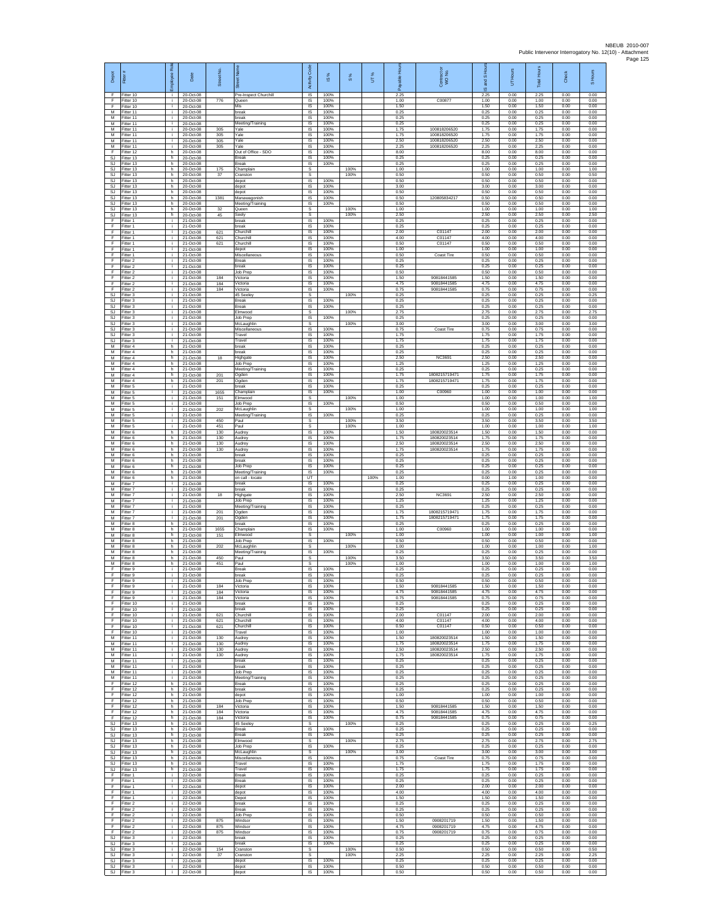| Depot | Fitter # | Employee Role | Date | Street No. | Street Name | Activity Code | IS % | S % | UT % | Payable Hours | Contractor or WO No. | IS and S Hours | UT Hours | Total Hours | Check | S Hours |
|---|---|---|---|---|---|---|---|---|---|---|---|---|---|---|---|---|
| F | Fitter 10 | i | 20-Oct-08 | | Pre-Inspect Churchill | IS | 100% | | | 2.25 | | 2.25 | 0.00 | 2.25 | 0.00 | 0.00 |
| F | Fitter 10 | i | 20-Oct-08 | 776 | Queen | IS | 100% | | | 1.00 | C00877 | 1.00 | 0.00 | 1.00 | 0.00 | 0.00 |
| F | Fitter 10 | i | 20-Oct-08 | | Mis | IS | 100% | | | 1.50 | | 1.50 | 0.00 | 1.50 | 0.00 | 0.00 |
| M | Fitter 11 | i | 20-Oct-08 | | break | IS | 100% | | | 0.25 | | 0.25 | 0.00 | 0.25 | 0.00 | 0.00 |
| M | Fitter 11 | i | 20-Oct-08 | | break | IS | 100% | | | 0.25 | | 0.25 | 0.00 | 0.25 | 0.00 | 0.00 |
| M | Fitter 11 | i | 20-Oct-08 | | Meeting/Training | IS | 100% | | | 0.25 | | 0.25 | 0.00 | 0.25 | 0.00 | 0.00 |
| M | Fitter 11 | i | 20-Oct-08 | 305 | Yale | IS | 100% | | | 1.75 | 100818206520 | 1.75 | 0.00 | 1.75 | 0.00 | 0.00 |
| M | Fitter 11 | i | 20-Oct-08 | 305 | Yale | IS | 100% | | | 1.75 | 100818206520 | 1.75 | 0.00 | 1.75 | 0.00 | 0.00 |
| M | Fitter 11 | i | 20-Oct-08 | 305 | Yale | IS | 100% | | | 2.50 | 100818206520 | 2.50 | 0.00 | 2.50 | 0.00 | 0.00 |
| M | Fitter 11 | i | 20-Oct-08 | 305 | Yale | IS | 100% | | | 2.25 | 100818206520 | 2.25 | 0.00 | 2.25 | 0.00 | 0.00 |
| F | Fitter 12 | h | 20-Oct-08 | | Out of Office - SDO | IS | 100% | | | 8.00 | | 8.00 | 0.00 | 8.00 | 0.00 | 0.00 |
| SJ | Fitter 13 | h | 20-Oct-08 | | Break | IS | 100% | | | 0.25 | | 0.25 | 0.00 | 0.25 | 0.00 | 0.00 |
| SJ | Fitter 13 | h | 20-Oct-08 | | Break | IS | 100% | | | 0.25 | | 0.25 | 0.00 | 0.25 | 0.00 | 0.00 |
| SJ | Fitter 13 | h | 20-Oct-08 | 175 | Champlain | S | | 100% | | 1.00 | | 1.00 | 0.00 | 1.00 | 0.00 | 1.00 |
| SJ | Fitter 13 | h | 20-Oct-08 | 37 | Cranston | S | | 100% | | 0.50 | | 0.50 | 0.00 | 0.50 | 0.00 | 0.50 |
| SJ | Fitter 13 | h | 20-Oct-08 | | depot | IS | 100% | | | 0.50 | | 0.50 | 0.00 | 0.50 | 0.00 | 0.00 |
| SJ | Fitter 13 | h | 20-Oct-08 | | depot | IS | 100% | | | 3.00 | | 3.00 | 0.00 | 3.00 | 0.00 | 0.00 |
| SJ | Fitter 13 | h | 20-Oct-08 | | depot | IS | 100% | | | 0.50 | | 0.50 | 0.00 | 0.50 | 0.00 | 0.00 |
| SJ | Fitter 13 | h | 20-Oct-08 | 1381 | Manawagonish | IS | 100% | | | 0.50 | 120805834217 | 0.50 | 0.00 | 0.50 | 0.00 | 0.00 |
| SJ | Fitter 13 | h | 20-Oct-08 | | Meeting/Training | IS | 100% | | | 0.50 | | 0.50 | 0.00 | 0.50 | 0.00 | 0.00 |
| SJ | Fitter 13 | h | 20-Oct-08 | 32 | Queen | S | | 100% | | 1.00 | | 1.00 | 0.00 | 1.00 | 0.00 | 1.00 |
| SJ | Fitter 13 | h | 20-Oct-08 | 45 | Seely | S | | 100% | | 2.50 | | 2.50 | 0.00 | 2.50 | 0.00 | 2.50 |
| F | Fitter 1 | i | 21-Oct-08 | | break | IS | 100% | | | 0.25 | | 0.25 | 0.00 | 0.25 | 0.00 | 0.00 |
| F | Fitter 1 | i | 21-Oct-08 | | break | IS | 100% | | | 0.25 | | 0.25 | 0.00 | 0.25 | 0.00 | 0.00 |
| F | Fitter 1 | i | 21-Oct-08 | 621 | Churchill | IS | 100% | | | 2.00 | C01147 | 2.00 | 0.00 | 2.00 | 0.00 | 0.00 |
| F | Fitter 1 | i | 21-Oct-08 | 621 | Churchill | IS | 100% | | | 4.00 | C01147 | 4.00 | 0.00 | 4.00 | 0.00 | 0.00 |
| F | Fitter 1 | i | 21-Oct-08 | 621 | Churchill | IS | 100% | | | 0.50 | C01147 | 0.50 | 0.00 | 0.50 | 0.00 | 0.00 |
| F | Fitter 1 | i | 21-Oct-08 | | depot | IS | 100% | | | 1.00 | | 1.00 | 0.00 | 1.00 | 0.00 | 0.00 |
| F | Fitter 1 | i | 21-Oct-08 | | Miscellaneous | IS | 100% | | | 0.50 | Coast Tire | 0.50 | 0.00 | 0.50 | 0.00 | 0.00 |
| F | Fitter 2 | i | 21-Oct-08 | | Break | IS | 100% | | | 0.25 | | 0.25 | 0.00 | 0.25 | 0.00 | 0.00 |
| F | Fitter 2 | i | 21-Oct-08 | | break | IS | 100% | | | 0.25 | | 0.25 | 0.00 | 0.25 | 0.00 | 0.00 |
| F | Fitter 2 | i | 21-Oct-08 | | Job Prep | IS | 100% | | | 0.50 | | 0.50 | 0.00 | 0.50 | 0.00 | 0.00 |
| F | Fitter 2 | i | 21-Oct-08 | 184 | Victoria | IS | 100% | | | 1.50 | 90818441585 | 1.50 | 0.00 | 1.50 | 0.00 | 0.00 |
| F | Fitter 2 | i | 21-Oct-08 | 184 | Victoria | IS | 100% | | | 4.75 | 90818441585 | 4.75 | 0.00 | 4.75 | 0.00 | 0.00 |
| F | Fitter 2 | i | 21-Oct-08 | 184 | Victoria | IS | 100% | | | 0.75 | 90818441585 | 0.75 | 0.00 | 0.75 | 0.00 | 0.00 |
| SJ | Fitter 3 | i | 21-Oct-08 | | 45 Seeley | S | | 100% | | 0.25 | | 0.25 | 0.00 | 0.25 | 0.00 | 0.25 |
| SJ | Fitter 3 | i | 21-Oct-08 | | Break | IS | 100% | | | 0.25 | | 0.25 | 0.00 | 0.25 | 0.00 | 0.00 |
| SJ | Fitter 3 | i | 21-Oct-08 | | Break | IS | 100% | | | 0.25 | | 0.25 | 0.00 | 0.25 | 0.00 | 0.00 |
| SJ | Fitter 3 | i | 21-Oct-08 | | Elmwood | S | | 100% | | 2.75 | | 2.75 | 0.00 | 2.75 | 0.00 | 2.75 |
| SJ | Fitter 3 | i | 21-Oct-08 | | Job Prep | IS | 100% | | | 0.25 | | 0.25 | 0.00 | 0.25 | 0.00 | 0.00 |
| SJ | Fitter 3 | i | 21-Oct-08 | | McLaughlin | S | | 100% | | 3.00 | | 3.00 | 0.00 | 3.00 | 0.00 | 3.00 |
| SJ | Fitter 3 | i | 21-Oct-08 | | Miscellaneous | IS | 100% | | | 0.75 | Coast Tire | 0.75 | 0.00 | 0.75 | 0.00 | 0.00 |
| SJ | Fitter 3 | i | 21-Oct-08 | | Travel | IS | 100% | | | 1.75 | | 1.75 | 0.00 | 1.75 | 0.00 | 0.00 |
| SJ | Fitter 3 | i | 21-Oct-08 | | Travel | IS | 100% | | | 1.75 | | 1.75 | 0.00 | 1.75 | 0.00 | 0.00 |
| M | Fitter 4 | h | 21-Oct-08 | | break | IS | 100% | | | 0.25 | | 0.25 | 0.00 | 0.25 | 0.00 | 0.00 |
| M | Fitter 4 | h | 21-Oct-08 | | break | IS | 100% | | | 0.25 | | 0.25 | 0.00 | 0.25 | 0.00 | 0.00 |
| M | Fitter 4 | h | 21-Oct-08 | 18 | Highgate | IS | 100% | | | 2.50 | NC3691 | 2.50 | 0.00 | 2.50 | 0.00 | 0.00 |
| M | Fitter 4 | h | 21-Oct-08 | | Job Prep | IS | 100% | | | 1.25 | | 1.25 | 0.00 | 1.25 | 0.00 | 0.00 |
| M | Fitter 4 | h | 21-Oct-08 | | Meeting/Training | IS | 100% | | | 0.25 | | 0.25 | 0.00 | 0.25 | 0.00 | 0.00 |
| M | Fitter 4 | h | 21-Oct-08 | 201 | Ogden | IS | 100% | | | 1.75 | 1808215719471 | 1.75 | 0.00 | 1.75 | 0.00 | 0.00 |
| M | Fitter 4 | h | 21-Oct-08 | 201 | Ogden | IS | 100% | | | 1.75 | 1808215719471 | 1.75 | 0.00 | 1.75 | 0.00 | 0.00 |
| M | Fitter 5 | i | 21-Oct-08 | | break | IS | 100% | | | 0.25 | | 0.25 | 0.00 | 0.25 | 0.00 | 0.00 |
| M | Fitter 5 | i | 21-Oct-08 | 1655 | Champlain | IS | 100% | | | 1.00 | C00960 | 1.00 | 0.00 | 1.00 | 0.00 | 0.00 |
| M | Fitter 5 | i | 21-Oct-08 | 151 | Elmwood | S | | 100% | | 1.00 | | 1.00 | 0.00 | 1.00 | 0.00 | 1.00 |
| M | Fitter 5 | i | 21-Oct-08 | | Job Prep | IS | 100% | | | 0.50 | | 0.50 | 0.00 | 0.50 | 0.00 | 0.00 |
| M | Fitter 5 | i | 21-Oct-08 | 202 | McLaughlin | S | | 100% | | 1.00 | | 1.00 | 0.00 | 1.00 | 0.00 | 1.00 |
| M | Fitter 5 | i | 21-Oct-08 | | Meeting/Training | IS | 100% | | | 0.25 | | 0.25 | 0.00 | 0.25 | 0.00 | 0.00 |
| M | Fitter 5 | i | 21-Oct-08 | 450 | Paul | S | | 100% | | 3.50 | | 3.50 | 0.00 | 3.50 | 0.00 | 3.50 |
| M | Fitter 5 | i | 21-Oct-08 | 451 | Paul | S | | 100% | | 1.00 | | 1.00 | 0.00 | 1.00 | 0.00 | 1.00 |
| M | Fitter 6 | h | 21-Oct-08 | 130 | Audrey | IS | 100% | | | 1.50 | 180820023514 | 1.50 | 0.00 | 1.50 | 0.00 | 0.00 |
| M | Fitter 6 | h | 21-Oct-08 | 130 | Audrey | IS | 100% | | | 1.75 | 180820023514 | 1.75 | 0.00 | 1.75 | 0.00 | 0.00 |
| M | Fitter 6 | h | 21-Oct-08 | 130 | Audrey | IS | 100% | | | 2.50 | 180820023514 | 2.50 | 0.00 | 2.50 | 0.00 | 0.00 |
| M | Fitter 6 | h | 21-Oct-08 | 130 | Audrey | IS | 100% | | | 1.75 | 180820023514 | 1.75 | 0.00 | 1.75 | 0.00 | 0.00 |
| M | Fitter 6 | h | 21-Oct-08 | | break | IS | 100% | | | 0.25 | | 0.25 | 0.00 | 0.25 | 0.00 | 0.00 |
| M | Fitter 6 | h | 21-Oct-08 | | break | IS | 100% | | | 0.25 | | 0.25 | 0.00 | 0.25 | 0.00 | 0.00 |
| M | Fitter 6 | h | 21-Oct-08 | | Job Prep | IS | 100% | | | 0.25 | | 0.25 | 0.00 | 0.25 | 0.00 | 0.00 |
| M | Fitter 6 | h | 21-Oct-08 | | Meeting/Training | IS | 100% | | | 0.25 | | 0.25 | 0.00 | 0.25 | 0.00 | 0.00 |
| M | Fitter 6 | h | 21-Oct-08 | | on call - locate | UT | | | 100% | 1.00 | | 0.00 | 1.00 | 1.00 | 0.00 | 0.00 |
| M | Fitter 7 | i | 21-Oct-08 | | break | IS | 100% | | | 0.25 | | 0.25 | 0.00 | 0.25 | 0.00 | 0.00 |
| M | Fitter 7 | i | 21-Oct-08 | | break | IS | 100% | | | 0.25 | | 0.25 | 0.00 | 0.25 | 0.00 | 0.00 |
| M | Fitter 7 | i | 21-Oct-08 | 18 | Highgate | IS | 100% | | | 2.50 | NC3691 | 2.50 | 0.00 | 2.50 | 0.00 | 0.00 |
| M | Fitter 7 | i | 21-Oct-08 | | Job Prep | IS | 100% | | | 1.25 | | 1.25 | 0.00 | 1.25 | 0.00 | 0.00 |
| M | Fitter 7 | i | 21-Oct-08 | | Meeting/Training | IS | 100% | | | 0.25 | | 0.25 | 0.00 | 0.25 | 0.00 | 0.00 |
| M | Fitter 7 | i | 21-Oct-08 | 201 | Ogden | IS | 100% | | | 1.75 | 1808215719471 | 1.75 | 0.00 | 1.75 | 0.00 | 0.00 |
| M | Fitter 7 | i | 21-Oct-08 | 201 | Ogden | IS | 100% | | | 1.75 | 1808215719471 | 1.75 | 0.00 | 1.75 | 0.00 | 0.00 |
| M | Fitter 8 | h | 21-Oct-08 | | break | IS | 100% | | | 0.25 | | 0.25 | 0.00 | 0.25 | 0.00 | 0.00 |
| M | Fitter 8 | h | 21-Oct-08 | 1655 | Champlain | IS | 100% | | | 1.00 | C00960 | 1.00 | 0.00 | 1.00 | 0.00 | 0.00 |
| M | Fitter 8 | h | 21-Oct-08 | 151 | Elmwood | S | | 100% | | 1.00 | | 1.00 | 0.00 | 1.00 | 0.00 | 1.00 |
| M | Fitter 8 | h | 21-Oct-08 | | Job Prep | IS | 100% | | | 0.50 | | 0.50 | 0.00 | 0.50 | 0.00 | 0.00 |
| M | Fitter 8 | h | 21-Oct-08 | 202 | McLaughlin | S | | 100% | | 1.00 | | 1.00 | 0.00 | 1.00 | 0.00 | 1.00 |
| M | Fitter 8 | h | 21-Oct-08 | | Meeting/Training | IS | 100% | | | 0.25 | | 0.25 | 0.00 | 0.25 | 0.00 | 0.00 |
| M | Fitter 8 | h | 21-Oct-08 | 450 | Paul | S | | 100% | | 3.50 | | 3.50 | 0.00 | 3.50 | 0.00 | 3.50 |
| M | Fitter 8 | h | 21-Oct-08 | 451 | Paul | S | | 100% | | 1.00 | | 1.00 | 0.00 | 1.00 | 0.00 | 1.00 |
| F | Fitter 9 | i | 21-Oct-08 | | Break | IS | 100% | | | 0.25 | | 0.25 | 0.00 | 0.25 | 0.00 | 0.00 |
| F | Fitter 9 | i | 21-Oct-08 | | break | IS | 100% | | | 0.25 | | 0.25 | 0.00 | 0.25 | 0.00 | 0.00 |
| F | Fitter 9 | i | 21-Oct-08 | | Job Prep | IS | 100% | | | 0.50 | | 0.50 | 0.00 | 0.50 | 0.00 | 0.00 |
| F | Fitter 9 | i | 21-Oct-08 | 184 | Victoria | IS | 100% | | | 1.50 | 90818441585 | 1.50 | 0.00 | 1.50 | 0.00 | 0.00 |
| F | Fitter 9 | i | 21-Oct-08 | 184 | Victoria | IS | 100% | | | 4.75 | 90818441585 | 4.75 | 0.00 | 4.75 | 0.00 | 0.00 |
| F | Fitter 9 | i | 21-Oct-08 | 184 | Victoria | IS | 100% | | | 0.75 | 90818441585 | 0.75 | 0.00 | 0.75 | 0.00 | 0.00 |
| F | Fitter 10 | i | 21-Oct-08 | | break | IS | 100% | | | 0.25 | | 0.25 | 0.00 | 0.25 | 0.00 | 0.00 |
| F | Fitter 10 | i | 21-Oct-08 | | break | IS | 100% | | | 0.25 | | 0.25 | 0.00 | 0.25 | 0.00 | 0.00 |
| F | Fitter 10 | i | 21-Oct-08 | 621 | Churchill | IS | 100% | | | 2.00 | C01147 | 2.00 | 0.00 | 2.00 | 0.00 | 0.00 |
| F | Fitter 10 | i | 21-Oct-08 | 621 | Churchill | IS | 100% | | | 4.00 | C01147 | 4.00 | 0.00 | 4.00 | 0.00 | 0.00 |
| F | Fitter 10 | i | 21-Oct-08 | 621 | Churchill | IS | 100% | | | 0.50 | C01147 | 0.50 | 0.00 | 0.50 | 0.00 | 0.00 |
| F | Fitter 10 | i | 21-Oct-08 | | Travel | IS | 100% | | | 1.00 | | 1.00 | 0.00 | 1.00 | 0.00 | 0.00 |
| M | Fitter 11 | i | 21-Oct-08 | 130 | Audrey | IS | 100% | | | 1.50 | 180820023514 | 1.50 | 0.00 | 1.50 | 0.00 | 0.00 |
| M | Fitter 11 | i | 21-Oct-08 | 130 | Audrey | IS | 100% | | | 1.75 | 180820023514 | 1.75 | 0.00 | 1.75 | 0.00 | 0.00 |
| M | Fitter 11 | i | 21-Oct-08 | 130 | Audrey | IS | 100% | | | 2.50 | 180820023514 | 2.50 | 0.00 | 2.50 | 0.00 | 0.00 |
| M | Fitter 11 | i | 21-Oct-08 | 130 | Audrey | IS | 100% | | | 1.75 | 180820023514 | 1.75 | 0.00 | 1.75 | 0.00 | 0.00 |
| M | Fitter 11 | i | 21-Oct-08 | | break | IS | 100% | | | 0.25 | | 0.25 | 0.00 | 0.25 | 0.00 | 0.00 |
| M | Fitter 11 | i | 21-Oct-08 | | break | IS | 100% | | | 0.25 | | 0.25 | 0.00 | 0.25 | 0.00 | 0.00 |
| M | Fitter 11 | i | 21-Oct-08 | | Job Prep | IS | 100% | | | 0.25 | | 0.25 | 0.00 | 0.25 | 0.00 | 0.00 |
| M | Fitter 11 | i | 21-Oct-08 | | Meeting/Training | IS | 100% | | | 0.25 | | 0.25 | 0.00 | 0.25 | 0.00 | 0.00 |
| F | Fitter 12 | h | 21-Oct-08 | | Break | IS | 100% | | | 0.25 | | 0.25 | 0.00 | 0.25 | 0.00 | 0.00 |
| F | Fitter 12 | h | 21-Oct-08 | | break | IS | 100% | | | 0.25 | | 0.25 | 0.00 | 0.25 | 0.00 | 0.00 |
| F | Fitter 12 | h | 21-Oct-08 | | depot | IS | 100% | | | 1.00 | | 1.00 | 0.00 | 1.00 | 0.00 | 0.00 |
| F | Fitter 12 | h | 21-Oct-08 | | Job Prep | IS | 100% | | | 0.50 | | 0.50 | 0.00 | 0.50 | 0.00 | 0.00 |
| F | Fitter 12 | h | 21-Oct-08 | 184 | Victoria | IS | 100% | | | 1.50 | 90818441585 | 1.50 | 0.00 | 1.50 | 0.00 | 0.00 |
| F | Fitter 12 | h | 21-Oct-08 | 184 | Victoria | IS | 100% | | | 4.75 | 90818441585 | 4.75 | 0.00 | 4.75 | 0.00 | 0.00 |
| F | Fitter 12 | h | 21-Oct-08 | 184 | Victoria | IS | 100% | | | 0.75 | 90818441585 | 0.75 | 0.00 | 0.75 | 0.00 | 0.00 |
| SJ | Fitter 13 | h | 21-Oct-08 | | 45 Seeley | S | | 100% | | 0.25 | | 0.25 | 0.00 | 0.25 | 0.00 | 0.25 |
| SJ | Fitter 13 | h | 21-Oct-08 | | Break | IS | 100% | | | 0.25 | | 0.25 | 0.00 | 0.25 | 0.00 | 0.00 |
| SJ | Fitter 13 | h | 21-Oct-08 | | Break | IS | 100% | | | 0.25 | | 0.25 | 0.00 | 0.25 | 0.00 | 0.00 |
| SJ | Fitter 13 | h | 21-Oct-08 | | Elmwood | S | | 100% | | 2.75 | | 2.75 | 0.00 | 2.75 | 0.00 | 2.75 |
| SJ | Fitter 13 | h | 21-Oct-08 | | Job Prep | IS | 100% | | | 0.25 | | 0.25 | 0.00 | 0.25 | 0.00 | 0.00 |
| SJ | Fitter 13 | h | 21-Oct-08 | | McLaughlin | S | | 100% | | 3.00 | | 3.00 | 0.00 | 3.00 | 0.00 | 3.00 |
| SJ | Fitter 13 | h | 21-Oct-08 | | Miscellaneous | IS | 100% | | | 0.75 | Coast Tire | 0.75 | 0.00 | 0.75 | 0.00 | 0.00 |
| SJ | Fitter 13 | h | 21-Oct-08 | | Travel | IS | 100% | | | 1.75 | | 1.75 | 0.00 | 1.75 | 0.00 | 0.00 |
| SJ | Fitter 13 | h | 21-Oct-08 | | Travel | IS | 100% | | | 1.75 | | 1.75 | 0.00 | 1.75 | 0.00 | 0.00 |
| F | Fitter 1 | i | 22-Oct-08 | | Break | IS | 100% | | | 0.25 | | 0.25 | 0.00 | 0.25 | 0.00 | 0.00 |
| F | Fitter 1 | i | 22-Oct-08 | | Break | IS | 100% | | | 0.25 | | 0.25 | 0.00 | 0.25 | 0.00 | 0.00 |
| F | Fitter 1 | i | 22-Oct-08 | | depot | IS | 100% | | | 2.00 | | 2.00 | 0.00 | 2.00 | 0.00 | 0.00 |
| F | Fitter 1 | i | 22-Oct-08 | | depot | IS | 100% | | | 4.00 | | 4.00 | 0.00 | 4.00 | 0.00 | 0.00 |
| F | Fitter 1 | i | 22-Oct-08 | | Depot | IS | 100% | | | 1.50 | | 1.50 | 0.00 | 1.50 | 0.00 | 0.00 |
| F | Fitter 2 | i | 22-Oct-08 | | break | IS | 100% | | | 0.25 | | 0.25 | 0.00 | 0.25 | 0.00 | 0.00 |
| F | Fitter 2 | i | 22-Oct-08 | | Break | IS | 100% | | | 0.25 | | 0.25 | 0.00 | 0.25 | 0.00 | 0.00 |
| F | Fitter 2 | i | 22-Oct-08 | | Job Prep | IS | 100% | | | 0.50 | | 0.50 | 0.00 | 0.50 | 0.00 | 0.00 |
| F | Fitter 2 | i | 22-Oct-08 | 875 | Windsor | IS | 100% | | | 1.50 | 0908201719 | 1.50 | 0.00 | 1.50 | 0.00 | 0.00 |
| F | Fitter 2 | i | 22-Oct-08 | 875 | Windsor | IS | 100% | | | 4.75 | 0908201719 | 4.75 | 0.00 | 4.75 | 0.00 | 0.00 |
| F | Fitter 2 | i | 22-Oct-08 | 875 | Windsor | IS | 100% | | | 0.75 | 0908201719 | 0.75 | 0.00 | 0.75 | 0.00 | 0.00 |
| SJ | Fitter 3 | i | 22-Oct-08 | | break | IS | 100% | | | 0.25 | | 0.25 | 0.00 | 0.25 | 0.00 | 0.00 |
| SJ | Fitter 3 | i | 22-Oct-08 | | break | IS | 100% | | | 0.25 | | 0.25 | 0.00 | 0.25 | 0.00 | 0.00 |
| SJ | Fitter 3 | i | 22-Oct-08 | 154 | Cranston | S | | 100% | | 0.50 | | 0.50 | 0.00 | 0.50 | 0.00 | 0.50 |
| SJ | Fitter 3 | i | 22-Oct-08 | 37 | Cranston | S | | 100% | | 2.25 | | 2.25 | 0.00 | 2.25 | 0.00 | 2.25 |
| SJ | Fitter 3 | i | 22-Oct-08 | | depot | IS | 100% | | | 0.25 | | 0.25 | 0.00 | 0.25 | 0.00 | 0.00 |
| SJ | Fitter 3 | i | 22-Oct-08 | | depot | IS | 100% | | | 0.50 | | 0.50 | 0.00 | 0.50 | 0.00 | 0.00 |
| SJ | Fitter 3 | i | 22-Oct-08 | | depot | IS | 100% | | | 0.50 | | 0.50 | 0.00 | 0.50 | 0.00 | 0.00 |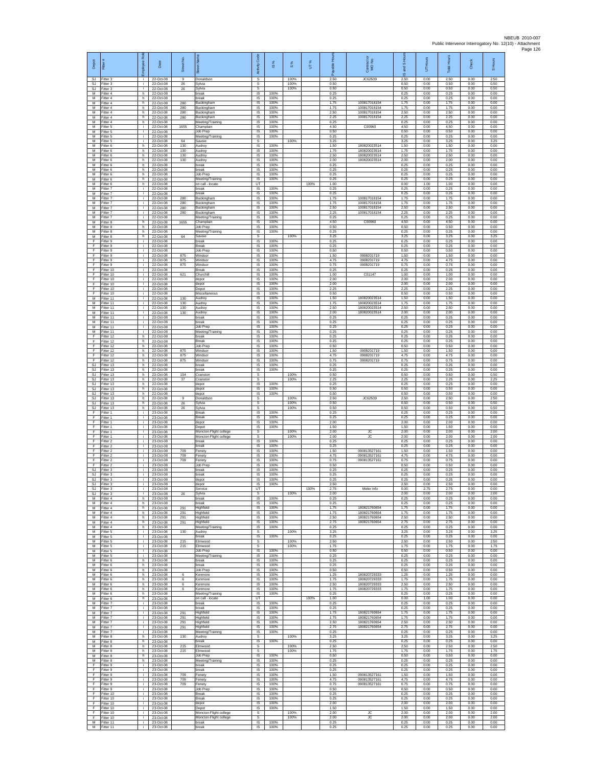NBEUB 2010-007
Public Intervenor Interrogatory No. 12(10) - Attachment
Page 126

| Depot | Fitter # | Employee Role | Date | Street No. | Street Name | Activity Code | IS % | S % | UT % | Payable Hours | Contractor or WO No. | IS and S Hours | UT Hours | Total Hours | Check | S Hours |
|---|---|---|---|---|---|---|---|---|---|---|---|---|---|---|---|---|
| SJ | Fitter 3 | i | 22-Oct-08 | 9 | Donaldson | S | | 100% | | 2.50 | JC62539 | 2.50 | 0.00 | 2.50 | 0.00 | 2.50 |
| SJ | Fitter 3 | i | 22-Oct-08 | 26 | Sylvia | S | | 100% | | 0.50 | | 0.50 | 0.00 | 0.50 | 0.00 | 0.50 |
| SJ | Fitter 3 | i | 22-Oct-08 | 26 | Sylvia | S | | 100% | | 0.50 | | 0.50 | 0.00 | 0.50 | 0.00 | 0.50 |
| M | Fitter 4 | h | 22-Oct-08 | | break | IS | 100% | | | 0.25 | | 0.25 | 0.00 | 0.25 | 0.00 | 0.00 |
| M | Fitter 4 | h | 22-Oct-08 | | break | IS | 100% | | | 0.25 | | 0.25 | 0.00 | 0.25 | 0.00 | 0.00 |
| M | Fitter 4 | h | 22-Oct-08 | 280 | Buckingham | IS | 100% | | | 1.75 | 100817018154 | 1.75 | 0.00 | 1.75 | 0.00 | 0.00 |
| M | Fitter 4 | h | 22-Oct-08 | 280 | Buckingham | IS | 100% | | | 1.75 | 100817018154 | 1.75 | 0.00 | 1.75 | 0.00 | 0.00 |
| M | Fitter 4 | h | 22-Oct-08 | 280 | Buckingham | IS | 100% | | | 2.50 | 100817018154 | 2.50 | 0.00 | 2.50 | 0.00 | 0.00 |
| M | Fitter 4 | h | 22-Oct-08 | 280 | Buckingham | IS | 100% | | | 2.25 | 100817018154 | 2.25 | 0.00 | 2.25 | 0.00 | 0.00 |
| M | Fitter 4 | h | 22-Oct-08 | | Meeting/Training | IS | 100% | | | 0.25 | | 0.25 | 0.00 | 0.25 | 0.00 | 0.00 |
| M | Fitter 5 | i | 22-Oct-08 | 1655 | Champlain | IS | 100% | | | 4.50 | C00960 | 4.50 | 0.00 | 4.50 | 0.00 | 0.00 |
| M | Fitter 5 | i | 22-Oct-08 | | Job Prep | IS | 100% | | | 0.50 | | 0.50 | 0.00 | 0.50 | 0.00 | 0.00 |
| M | Fitter 5 | i | 22-Oct-08 | | Meeting/Training | IS | 100% | | | 0.25 | | 0.25 | 0.00 | 0.25 | 0.00 | 0.00 |
| M | Fitter 5 | i | 22-Oct-08 | 64 | Savoie | S | | 100% | | 3.25 | | 3.25 | 0.00 | 3.25 | 0.00 | 3.25 |
| M | Fitter 6 | h | 22-Oct-08 | 130 | Audrey | IS | 100% | | | 1.50 | 180820023514 | 1.50 | 0.00 | 1.50 | 0.00 | 0.00 |
| M | Fitter 6 | h | 22-Oct-08 | 130 | Audrey | IS | 100% | | | 1.75 | 180820023514 | 1.75 | 0.00 | 1.75 | 0.00 | 0.00 |
| M | Fitter 6 | h | 22-Oct-08 | 130 | Audrey | IS | 100% | | | 2.50 | 180820023514 | 2.50 | 0.00 | 2.50 | 0.00 | 0.00 |
| M | Fitter 6 | h | 22-Oct-08 | 130 | Audrey | IS | 100% | | | 2.00 | 180820023514 | 2.00 | 0.00 | 2.00 | 0.00 | 0.00 |
| M | Fitter 6 | h | 22-Oct-08 | | break | IS | 100% | | | 0.25 | | 0.25 | 0.00 | 0.25 | 0.00 | 0.00 |
| M | Fitter 6 | h | 22-Oct-08 | | break | IS | 100% | | | 0.25 | | 0.25 | 0.00 | 0.25 | 0.00 | 0.00 |
| M | Fitter 6 | h | 22-Oct-08 | | Job Prep | IS | 100% | | | 0.25 | | 0.25 | 0.00 | 0.25 | 0.00 | 0.00 |
| M | Fitter 6 | h | 22-Oct-08 | | Meeting/Training | IS | 100% | | | 0.25 | | 0.25 | 0.00 | 0.25 | 0.00 | 0.00 |
| M | Fitter 6 | h | 22-Oct-08 | | on call - locate | UT | | | 100% | 1.00 | | 0.00 | 1.00 | 1.00 | 0.00 | 0.00 |
| M | Fitter 7 | i | 22-Oct-08 | | break | IS | 100% | | | 0.25 | | 0.25 | 0.00 | 0.25 | 0.00 | 0.00 |
| M | Fitter 7 | i | 22-Oct-08 | | break | IS | 100% | | | 0.25 | | 0.25 | 0.00 | 0.25 | 0.00 | 0.00 |
| M | Fitter 7 | i | 22-Oct-08 | 280 | Buckingham | IS | 100% | | | 1.75 | 100817018154 | 1.75 | 0.00 | 1.75 | 0.00 | 0.00 |
| M | Fitter 7 | i | 22-Oct-08 | 280 | Buckingham | IS | 100% | | | 1.75 | 100817018154 | 1.75 | 0.00 | 1.75 | 0.00 | 0.00 |
| M | Fitter 7 | i | 22-Oct-08 | 280 | Buckingham | IS | 100% | | | 2.50 | 100817018154 | 2.50 | 0.00 | 2.50 | 0.00 | 0.00 |
| M | Fitter 7 | i | 22-Oct-08 | 280 | Buckingham | IS | 100% | | | 2.25 | 100817018154 | 2.25 | 0.00 | 2.25 | 0.00 | 0.00 |
| M | Fitter 7 | i | 22-Oct-08 | | Meeting/Training | IS | 100% | | | 0.25 | | 0.25 | 0.00 | 0.25 | 0.00 | 0.00 |
| M | Fitter 8 | h | 22-Oct-08 | 1655 | Champlain | IS | 100% | | | 4.50 | C00960 | 4.50 | 0.00 | 4.50 | 0.00 | 0.00 |
| M | Fitter 8 | h | 22-Oct-08 | | Job Prep | IS | 100% | | | 0.50 | | 0.50 | 0.00 | 0.50 | 0.00 | 0.00 |
| M | Fitter 8 | h | 22-Oct-08 | | Meeting/Training | IS | 100% | | | 0.25 | | 0.25 | 0.00 | 0.25 | 0.00 | 0.00 |
| M | Fitter 8 | h | 22-Oct-08 | 64 | Savoie | S | | 100% | | 3.25 | | 3.25 | 0.00 | 3.25 | 0.00 | 3.25 |
| F | Fitter 9 | i | 22-Oct-08 | | break | IS | 100% | | | 0.25 | | 0.25 | 0.00 | 0.25 | 0.00 | 0.00 |
| F | Fitter 9 | i | 22-Oct-08 | | Break | IS | 100% | | | 0.25 | | 0.25 | 0.00 | 0.25 | 0.00 | 0.00 |
| F | Fitter 9 | i | 22-Oct-08 | | Job Prep | IS | 100% | | | 0.50 | | 0.50 | 0.00 | 0.50 | 0.00 | 0.00 |
| F | Fitter 9 | i | 22-Oct-08 | 875 | Windsor | IS | 100% | | | 1.50 | 0908201719 | 1.50 | 0.00 | 1.50 | 0.00 | 0.00 |
| F | Fitter 9 | i | 22-Oct-08 | 875 | Windsor | IS | 100% | | | 4.75 | 0908201719 | 4.75 | 0.00 | 4.75 | 0.00 | 0.00 |
| F | Fitter 9 | i | 22-Oct-08 | 875 | Windsor | IS | 100% | | | 0.75 | 0908201719 | 0.75 | 0.00 | 0.75 | 0.00 | 0.00 |
| F | Fitter 10 | i | 22-Oct-08 | | Break | IS | 100% | | | 0.25 | | 0.25 | 0.00 | 0.25 | 0.00 | 0.00 |
| F | Fitter 10 | i | 22-Oct-08 | 621 | Churchill | IS | 100% | | | 1.00 | C01147 | 1.00 | 0.00 | 1.00 | 0.00 | 0.00 |
| F | Fitter 10 | i | 22-Oct-08 | | depot | IS | 100% | | | 2.00 | | 2.00 | 0.00 | 2.00 | 0.00 | 0.00 |
| F | Fitter 10 | i | 22-Oct-08 | | depot | IS | 100% | | | 2.00 | | 2.00 | 0.00 | 2.00 | 0.00 | 0.00 |
| F | Fitter 10 | i | 22-Oct-08 | | Depot | IS | 100% | | | 2.25 | | 2.25 | 0.00 | 2.25 | 0.00 | 0.00 |
| F | Fitter 10 | i | 22-Oct-08 | | Miscellaneous | IS | 100% | | | 0.50 | | 0.50 | 0.00 | 0.50 | 0.00 | 0.00 |
| M | Fitter 11 | i | 22-Oct-08 | 130 | Audrey | IS | 100% | | | 1.50 | 180820023514 | 1.50 | 0.00 | 1.50 | 0.00 | 0.00 |
| M | Fitter 11 | i | 22-Oct-08 | 130 | Audrey | IS | 100% | | | 1.75 | 180820023514 | 1.75 | 0.00 | 1.75 | 0.00 | 0.00 |
| M | Fitter 11 | i | 22-Oct-08 | 130 | Audrey | IS | 100% | | | 2.50 | 180820023514 | 2.50 | 0.00 | 2.50 | 0.00 | 0.00 |
| M | Fitter 11 | i | 22-Oct-08 | 130 | Audrey | IS | 100% | | | 2.00 | 180820023514 | 2.00 | 0.00 | 2.00 | 0.00 | 0.00 |
| M | Fitter 11 | i | 22-Oct-08 | | break | IS | 100% | | | 0.25 | | 0.25 | 0.00 | 0.25 | 0.00 | 0.00 |
| M | Fitter 11 | i | 22-Oct-08 | | break | IS | 100% | | | 0.25 | | 0.25 | 0.00 | 0.25 | 0.00 | 0.00 |
| M | Fitter 11 | i | 22-Oct-08 | | Job Prep | IS | 100% | | | 0.25 | | 0.25 | 0.00 | 0.25 | 0.00 | 0.00 |
| M | Fitter 11 | i | 22-Oct-08 | | Meeting/Training | IS | 100% | | | 0.25 | | 0.25 | 0.00 | 0.25 | 0.00 | 0.00 |
| F | Fitter 12 | h | 22-Oct-08 | | break | IS | 100% | | | 0.25 | | 0.25 | 0.00 | 0.25 | 0.00 | 0.00 |
| F | Fitter 12 | h | 22-Oct-08 | | Break | IS | 100% | | | 0.25 | | 0.25 | 0.00 | 0.25 | 0.00 | 0.00 |
| F | Fitter 12 | h | 22-Oct-08 | | Job Prep | IS | 100% | | | 0.50 | | 0.50 | 0.00 | 0.50 | 0.00 | 0.00 |
| F | Fitter 12 | h | 22-Oct-08 | 875 | Windsor | IS | 100% | | | 1.50 | 0908201719 | 1.50 | 0.00 | 1.50 | 0.00 | 0.00 |
| F | Fitter 12 | h | 22-Oct-08 | 875 | Windsor | IS | 100% | | | 4.75 | 0908201719 | 4.75 | 0.00 | 4.75 | 0.00 | 0.00 |
| F | Fitter 12 | h | 22-Oct-08 | 875 | Windsor | IS | 100% | | | 0.75 | 0908201719 | 0.75 | 0.00 | 0.75 | 0.00 | 0.00 |
| SJ | Fitter 13 | h | 22-Oct-08 | | break | IS | 100% | | | 0.25 | | 0.25 | 0.00 | 0.25 | 0.00 | 0.00 |
| SJ | Fitter 13 | h | 22-Oct-08 | | break | IS | 100% | | | 0.25 | | 0.25 | 0.00 | 0.25 | 0.00 | 0.00 |
| SJ | Fitter 13 | h | 22-Oct-08 | 154 | Cranston | S | | 100% | | 0.50 | | 0.50 | 0.00 | 0.50 | 0.00 | 0.50 |
| SJ | Fitter 13 | h | 22-Oct-08 | 37 | Cranston | S | | 100% | | 2.25 | | 2.25 | 0.00 | 2.25 | 0.00 | 2.25 |
| SJ | Fitter 13 | h | 22-Oct-08 | | depot | IS | 100% | | | 0.25 | | 0.25 | 0.00 | 0.25 | 0.00 | 0.00 |
| SJ | Fitter 13 | h | 22-Oct-08 | | depot | IS | 100% | | | 0.50 | | 0.50 | 0.00 | 0.50 | 0.00 | 0.00 |
| SJ | Fitter 13 | h | 22-Oct-08 | | depot | IS | 100% | | | 0.50 | | 0.50 | 0.00 | 0.50 | 0.00 | 0.00 |
| SJ | Fitter 13 | h | 22-Oct-08 | 9 | Donaldson | S | | 100% | | 2.50 | JC62539 | 2.50 | 0.00 | 2.50 | 0.00 | 2.50 |
| SJ | Fitter 13 | h | 22-Oct-08 | 26 | Sylvia | S | | 100% | | 0.50 | | 0.50 | 0.00 | 0.50 | 0.00 | 0.50 |
| SJ | Fitter 13 | h | 22-Oct-08 | 26 | Sylvia | S | | 100% | | 0.50 | | 0.50 | 0.00 | 0.50 | 0.00 | 0.50 |
| F | Fitter 1 | i | 23-Oct-08 | | Break | IS | 100% | | | 0.25 | | 0.25 | 0.00 | 0.25 | 0.00 | 0.00 |
| F | Fitter 1 | i | 23-Oct-08 | | Break | IS | 100% | | | 0.25 | | 0.25 | 0.00 | 0.25 | 0.00 | 0.00 |
| F | Fitter 1 | i | 23-Oct-08 | | depot | IS | 100% | | | 2.00 | | 2.00 | 0.00 | 2.00 | 0.00 | 0.00 |
| F | Fitter 1 | i | 23-Oct-08 | | Depot | IS | 100% | | | 1.50 | | 1.50 | 0.00 | 1.50 | 0.00 | 0.00 |
| F | Fitter 1 | i | 23-Oct-08 | | Moncton Flight college | S | | 100% | | 2.00 | JC | 2.00 | 0.00 | 2.00 | 0.00 | 2.00 |
| F | Fitter 1 | i | 23-Oct-08 | | Moncton Flight college | S | | 100% | | 2.00 | JC | 2.00 | 0.00 | 2.00 | 0.00 | 2.00 |
| F | Fitter 2 | i | 23-Oct-08 | | break | IS | 100% | | | 0.25 | | 0.25 | 0.00 | 0.25 | 0.00 | 0.00 |
| F | Fitter 2 | i | 23-Oct-08 | | break | IS | 100% | | | 0.25 | | 0.25 | 0.00 | 0.25 | 0.00 | 0.00 |
| F | Fitter 2 | i | 23-Oct-08 | 709 | Fenety | IS | 100% | | | 1.50 | 090813527161 | 1.50 | 0.00 | 1.50 | 0.00 | 0.00 |
| F | Fitter 2 | i | 23-Oct-08 | 709 | Fenety | IS | 100% | | | 4.75 | 090813527161 | 4.75 | 0.00 | 4.75 | 0.00 | 0.00 |
| F | Fitter 2 | i | 23-Oct-08 | 709 | Fenety | IS | 100% | | | 0.75 | 090813527161 | 0.75 | 0.00 | 0.75 | 0.00 | 0.00 |
| F | Fitter 2 | i | 23-Oct-08 | | Job Prep | IS | 100% | | | 0.50 | | 0.50 | 0.00 | 0.50 | 0.00 | 0.00 |
| SJ | Fitter 3 | i | 23-Oct-08 | | break | IS | 100% | | | 0.25 | | 0.25 | 0.00 | 0.25 | 0.00 | 0.00 |
| SJ | Fitter 3 | i | 23-Oct-08 | | break | IS | 100% | | | 0.25 | | 0.25 | 0.00 | 0.25 | 0.00 | 0.00 |
| SJ | Fitter 3 | i | 23-Oct-08 | | depot | IS | 100% | | | 0.25 | | 0.25 | 0.00 | 0.25 | 0.00 | 0.00 |
| SJ | Fitter 3 | i | 23-Oct-08 | | depot | IS | 100% | | | 2.50 | | 2.50 | 0.00 | 2.50 | 0.00 | 0.00 |
| SJ | Fitter 3 | i | 23-Oct-08 | | Service | UT | | | 100% | 2.75 | Meter info | 0.00 | 2.75 | 2.75 | 0.00 | 0.00 |
| SJ | Fitter 3 | i | 23-Oct-08 | 26 | Sylvia | S | | 100% | | 2.00 | | 2.00 | 0.00 | 2.00 | 0.00 | 2.00 |
| M | Fitter 4 | h | 23-Oct-08 | | break | IS | 100% | | | 0.25 | | 0.25 | 0.00 | 0.25 | 0.00 | 0.00 |
| M | Fitter 4 | h | 23-Oct-08 | | break | IS | 100% | | | 0.25 | | 0.25 | 0.00 | 0.25 | 0.00 | 0.00 |
| M | Fitter 4 | h | 23-Oct-08 | 291 | Highfield | IS | 100% | | | 1.75 | 180821760654 | 1.75 | 0.00 | 1.75 | 0.00 | 0.00 |
| M | Fitter 4 | h | 23-Oct-08 | 291 | Highfield | IS | 100% | | | 1.75 | 180821760654 | 1.75 | 0.00 | 1.75 | 0.00 | 0.00 |
| M | Fitter 4 | h | 23-Oct-08 | 291 | Highfield | IS | 100% | | | 2.50 | 180821760654 | 2.50 | 0.00 | 2.50 | 0.00 | 0.00 |
| M | Fitter 4 | h | 23-Oct-08 | 291 | Highfield | IS | 100% | | | 2.75 | 180821760654 | 2.75 | 0.00 | 2.75 | 0.00 | 0.00 |
| M | Fitter 4 | h | 23-Oct-08 | | Meeting/Training | IS | 100% | | | 0.25 | | 0.25 | 0.00 | 0.25 | 0.00 | 0.00 |
| M | Fitter 5 | i | 23-Oct-08 | 130 | Audrey | S | | 100% | | 3.25 | | 3.25 | 0.00 | 3.25 | 0.00 | 3.25 |
| M | Fitter 5 | i | 23-Oct-08 | | break | IS | 100% | | | 0.25 | | 0.25 | 0.00 | 0.25 | 0.00 | 0.00 |
| M | Fitter 5 | i | 23-Oct-08 | 215 | Elmwood | S | | 100% | | 2.50 | | 2.50 | 0.00 | 2.50 | 0.00 | 2.50 |
| M | Fitter 5 | i | 23-Oct-08 | 215 | Elmwood | S | | 100% | | 1.75 | | 1.75 | 0.00 | 1.75 | 0.00 | 1.75 |
| M | Fitter 5 | i | 23-Oct-08 | | Job Prep | IS | 100% | | | 0.50 | | 0.50 | 0.00 | 0.50 | 0.00 | 0.00 |
| M | Fitter 5 | i | 23-Oct-08 | | Meeting/Training | IS | 100% | | | 0.25 | | 0.25 | 0.00 | 0.25 | 0.00 | 0.00 |
| M | Fitter 6 | h | 23-Oct-08 | | break | IS | 100% | | | 0.25 | | 0.25 | 0.00 | 0.25 | 0.00 | 0.00 |
| M | Fitter 6 | h | 23-Oct-08 | | break | IS | 100% | | | 0.25 | | 0.25 | 0.00 | 0.25 | 0.00 | 0.00 |
| M | Fitter 6 | h | 23-Oct-08 | | Job Prep | IS | 100% | | | 0.50 | | 0.50 | 0.00 | 0.50 | 0.00 | 0.00 |
| M | Fitter 6 | h | 23-Oct-08 | 6 | Kenmore | IS | 100% | | | 1.25 | 180820729333 | 1.25 | 0.00 | 1.25 | 0.00 | 0.00 |
| M | Fitter 6 | h | 23-Oct-08 | 6 | Kenmore | IS | 100% | | | 1.75 | 180820729333 | 1.75 | 0.00 | 1.75 | 0.00 | 0.00 |
| M | Fitter 6 | h | 23-Oct-08 | 6 | Kenmore | IS | 100% | | | 2.50 | 180820729333 | 2.50 | 0.00 | 2.50 | 0.00 | 0.00 |
| M | Fitter 6 | h | 23-Oct-08 | 6 | Kenmore | IS | 100% | | | 1.75 | 180820729333 | 1.75 | 0.00 | 1.75 | 0.00 | 0.00 |
| M | Fitter 6 | h | 23-Oct-08 | | Meeting/Training | IS | 100% | | | 0.25 | | 0.25 | 0.00 | 0.25 | 0.00 | 0.00 |
| M | Fitter 6 | h | 23-Oct-08 | | on call - locate | UT | | | 100% | 1.00 | | 0.00 | 1.00 | 1.00 | 0.00 | 0.00 |
| M | Fitter 7 | i | 23-Oct-08 | | break | IS | 100% | | | 0.25 | | 0.25 | 0.00 | 0.25 | 0.00 | 0.00 |
| M | Fitter 7 | i | 23-Oct-08 | | break | IS | 100% | | | 0.25 | | 0.25 | 0.00 | 0.25 | 0.00 | 0.00 |
| M | Fitter 7 | i | 23-Oct-08 | 291 | Highfield | IS | 100% | | | 1.75 | 180821760654 | 1.75 | 0.00 | 1.75 | 0.00 | 0.00 |
| M | Fitter 7 | i | 23-Oct-08 | 291 | Highfield | IS | 100% | | | 1.75 | 180821760654 | 1.75 | 0.00 | 1.75 | 0.00 | 0.00 |
| M | Fitter 7 | i | 23-Oct-08 | 291 | Highfield | IS | 100% | | | 2.50 | 180821760654 | 2.50 | 0.00 | 2.50 | 0.00 | 0.00 |
| M | Fitter 7 | i | 23-Oct-08 | 291 | Highfield | IS | 100% | | | 2.75 | 180821760654 | 2.75 | 0.00 | 2.75 | 0.00 | 0.00 |
| M | Fitter 7 | i | 23-Oct-08 | | Meeting/Training | IS | 100% | | | 0.25 | | 0.25 | 0.00 | 0.25 | 0.00 | 0.00 |
| M | Fitter 8 | h | 23-Oct-08 | 130 | Audrey | S | | 100% | | 3.25 | | 3.25 | 0.00 | 3.25 | 0.00 | 3.25 |
| M | Fitter 8 | h | 23-Oct-08 | | break | IS | 100% | | | 0.25 | | 0.25 | 0.00 | 0.25 | 0.00 | 0.00 |
| M | Fitter 8 | h | 23-Oct-08 | 215 | Elmwood | S | | 100% | | 2.50 | | 2.50 | 0.00 | 2.50 | 0.00 | 2.50 |
| M | Fitter 8 | h | 23-Oct-08 | 215 | Elmwood | S | | 100% | | 1.75 | | 1.75 | 0.00 | 1.75 | 0.00 | 1.75 |
| M | Fitter 8 | h | 23-Oct-08 | | Job Prep | IS | 100% | | | 0.50 | | 0.50 | 0.00 | 0.50 | 0.00 | 0.00 |
| M | Fitter 8 | h | 23-Oct-08 | | Meeting/Training | IS | 100% | | | 0.25 | | 0.25 | 0.00 | 0.25 | 0.00 | 0.00 |
| F | Fitter 9 | i | 23-Oct-08 | | break | IS | 100% | | | 0.25 | | 0.25 | 0.00 | 0.25 | 0.00 | 0.00 |
| F | Fitter 9 | i | 23-Oct-08 | | break | IS | 100% | | | 0.25 | | 0.25 | 0.00 | 0.25 | 0.00 | 0.00 |
| F | Fitter 9 | i | 23-Oct-08 | 709 | Fenety | IS | 100% | | | 1.50 | 090813527161 | 1.50 | 0.00 | 1.50 | 0.00 | 0.00 |
| F | Fitter 9 | i | 23-Oct-08 | 709 | Fenety | IS | 100% | | | 4.75 | 090813527161 | 4.75 | 0.00 | 4.75 | 0.00 | 0.00 |
| F | Fitter 9 | i | 23-Oct-08 | 709 | Fenety | IS | 100% | | | 0.75 | 090813527161 | 0.75 | 0.00 | 0.75 | 0.00 | 0.00 |
| F | Fitter 9 | i | 23-Oct-08 | | Job Prep | IS | 100% | | | 0.50 | | 0.50 | 0.00 | 0.50 | 0.00 | 0.00 |
| F | Fitter 10 | i | 23-Oct-08 | | Break | IS | 100% | | | 0.25 | | 0.25 | 0.00 | 0.25 | 0.00 | 0.00 |
| F | Fitter 10 | i | 23-Oct-08 | | Break | IS | 100% | | | 0.25 | | 0.25 | 0.00 | 0.25 | 0.00 | 0.00 |
| F | Fitter 10 | i | 23-Oct-08 | | depot | IS | 100% | | | 2.00 | | 2.00 | 0.00 | 2.00 | 0.00 | 0.00 |
| F | Fitter 10 | i | 23-Oct-08 | | Depot | IS | 100% | | | 1.50 | | 1.50 | 0.00 | 1.50 | 0.00 | 0.00 |
| F | Fitter 10 | i | 23-Oct-08 | | Moncton Flight college | S | | 100% | | 2.00 | JC | 2.00 | 0.00 | 2.00 | 0.00 | 2.00 |
| F | Fitter 10 | i | 23-Oct-08 | | Moncton Flight college | S | | 100% | | 2.00 | JC | 2.00 | 0.00 | 2.00 | 0.00 | 2.00 |
| M | Fitter 11 | i | 23-Oct-08 | | break | IS | 100% | | | 0.25 | | 0.25 | 0.00 | 0.25 | 0.00 | 0.00 |
| M | Fitter 11 | i | 23-Oct-08 | | break | IS | 100% | | | 0.25 | | 0.25 | 0.00 | 0.25 | 0.00 | 0.00 |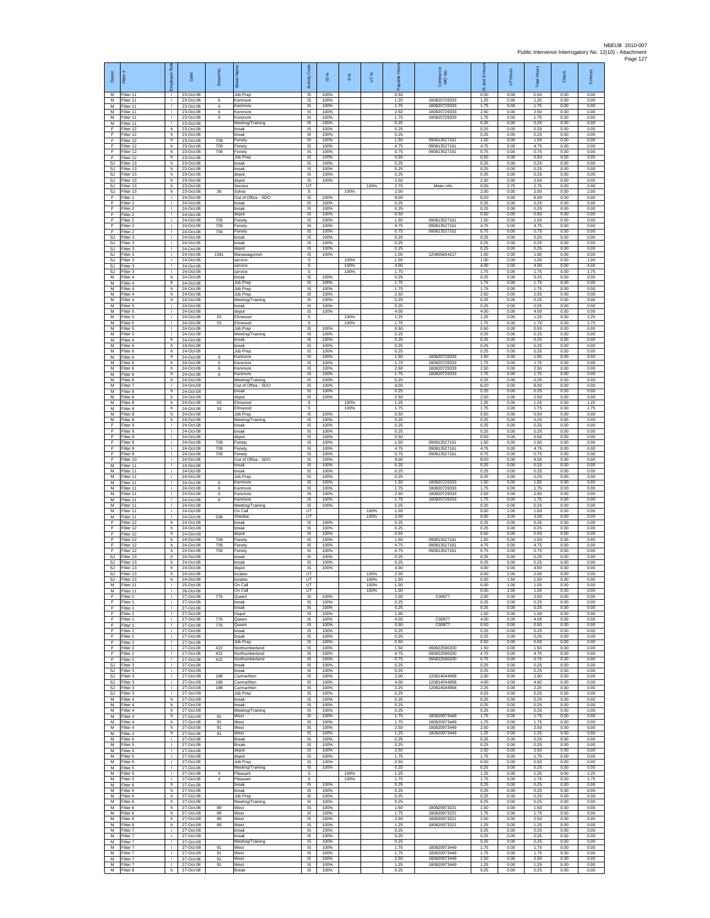| Depot | Fitter # | Employee Role | Date | Street No. | Street Name | Activity Code | IS % | S % | UT % | Payable Hours | Contractor or WO No. | IS and S Hours | UT Hours | Total Hours | Check | S Hours |
|---|---|---|---|---|---|---|---|---|---|---|---|---|---|---|---|---|
| M | Fitter 11 | i | 23-Oct-08 | | Job Prep | IS | 100% | | | 0.50 | | 0.50 | 0.00 | 0.50 | 0.00 | 0.00 |
| M | Fitter 11 | i | 23-Oct-08 | 6 | Kenmore | IS | 100% | | | 1.25 | 180820729333 | 1.25 | 0.00 | 1.25 | 0.00 | 0.00 |
| M | Fitter 11 | i | 23-Oct-08 | 6 | Kenmore | IS | 100% | | | 1.75 | 180820729333 | 1.75 | 0.00 | 1.75 | 0.00 | 0.00 |
| M | Fitter 11 | i | 23-Oct-08 | 6 | Kenmore | IS | 100% | | | 2.50 | 180820729333 | 2.50 | 0.00 | 2.50 | 0.00 | 0.00 |
| M | Fitter 11 | i | 23-Oct-08 | 6 | Kenmore | IS | 100% | | | 1.75 | 180820729333 | 1.75 | 0.00 | 1.75 | 0.00 | 0.00 |
| M | Fitter 11 | i | 23-Oct-08 | | Meeting/Training | IS | 100% | | | 0.25 | | 0.25 | 0.00 | 0.25 | 0.00 | 0.00 |
| F | Fitter 12 | h | 23-Oct-08 | | break | IS | 100% | | | 0.25 | | 0.25 | 0.00 | 0.25 | 0.00 | 0.00 |
| F | Fitter 12 | h | 23-Oct-08 | | break | IS | 100% | | | 0.25 | | 0.25 | 0.00 | 0.25 | 0.00 | 0.00 |
| F | Fitter 12 | h | 23-Oct-08 | 709 | Fenety | IS | 100% | | | 1.50 | 090813527161 | 1.50 | 0.00 | 1.50 | 0.00 | 0.00 |
| F | Fitter 12 | h | 23-Oct-08 | 709 | Fenety | IS | 100% | | | 4.75 | 090813527161 | 4.75 | 0.00 | 4.75 | 0.00 | 0.00 |
| F | Fitter 12 | h | 23-Oct-08 | 709 | Fenety | IS | 100% | | | 0.75 | 090813527161 | 0.75 | 0.00 | 0.75 | 0.00 | 0.00 |
| F | Fitter 12 | h | 23-Oct-08 | | Job Prep | IS | 100% | | | 0.50 | | 0.50 | 0.00 | 0.50 | 0.00 | 0.00 |
| SJ | Fitter 13 | h | 23-Oct-08 | | break | IS | 100% | | | 0.25 | | 0.25 | 0.00 | 0.25 | 0.00 | 0.00 |
| SJ | Fitter 13 | h | 23-Oct-08 | | break | IS | 100% | | | 0.25 | | 0.25 | 0.00 | 0.25 | 0.00 | 0.00 |
| SJ | Fitter 13 | h | 23-Oct-08 | | depot | IS | 100% | | | 0.25 | | 0.25 | 0.00 | 0.25 | 0.00 | 0.00 |
| SJ | Fitter 13 | h | 23-Oct-08 | | depot | IS | 100% | | | 2.50 | | 2.50 | 0.00 | 2.50 | 0.00 | 0.00 |
| SJ | Fitter 13 | h | 23-Oct-08 | | Service | UT | | | 100% | 2.75 | Meter info | 0.00 | 2.75 | 2.75 | 0.00 | 0.00 |
| SJ | Fitter 13 | h | 23-Oct-08 | 26 | Sylvia | S | | 100% | | 2.00 | | 2.00 | 0.00 | 2.00 | 0.00 | 2.00 |
| F | Fitter 1 | i | 24-Oct-08 | | Out of Office - SDO | IS | 100% | | | 8.00 | | 8.00 | 0.00 | 8.00 | 0.00 | 0.00 |
| F | Fitter 2 | i | 24-Oct-08 | | break | IS | 100% | | | 0.25 | | 0.25 | 0.00 | 0.25 | 0.00 | 0.00 |
| F | Fitter 2 | i | 24-Oct-08 | | break | IS | 100% | | | 0.25 | | 0.25 | 0.00 | 0.25 | 0.00 | 0.00 |
| F | Fitter 2 | i | 24-Oct-08 | | depot | IS | 100% | | | 0.50 | | 0.50 | 0.00 | 0.50 | 0.00 | 0.00 |
| F | Fitter 2 | i | 24-Oct-08 | 709 | Fenety | IS | 100% | | | 1.50 | 090813527161 | 1.50 | 0.00 | 1.50 | 0.00 | 0.00 |
| F | Fitter 2 | i | 24-Oct-08 | 709 | Fenety | IS | 100% | | | 4.75 | 090813527161 | 4.75 | 0.00 | 4.75 | 0.00 | 0.00 |
| F | Fitter 2 | i | 24-Oct-08 | 709 | Fenety | IS | 100% | | | 0.75 | 090813527161 | 0.75 | 0.00 | 0.75 | 0.00 | 0.00 |
| SJ | Fitter 3 | i | 24-Oct-08 | | break | IS | 100% | | | 0.25 | | 0.25 | 0.00 | 0.25 | 0.00 | 0.00 |
| SJ | Fitter 3 | i | 24-Oct-08 | | break | IS | 100% | | | 0.25 | | 0.25 | 0.00 | 0.25 | 0.00 | 0.00 |
| SJ | Fitter 3 | i | 24-Oct-08 | | depot | IS | 100% | | | 0.25 | | 0.25 | 0.00 | 0.25 | 0.00 | 0.00 |
| SJ | Fitter 3 | i | 24-Oct-08 | 1381 | Manawagonish | IS | 100% | | | 1.00 | 120805834217 | 1.00 | 0.00 | 1.00 | 0.00 | 0.00 |
| SJ | Fitter 3 | i | 24-Oct-08 | | service | S | | 100% | | 1.00 | | 1.00 | 0.00 | 1.00 | 0.00 | 1.00 |
| SJ | Fitter 3 | i | 24-Oct-08 | | service | S | | 100% | | 4.00 | | 4.00 | 0.00 | 4.00 | 0.00 | 4.00 |
| SJ | Fitter 3 | i | 24-Oct-08 | | service | S | | 100% | | 1.75 | | 1.75 | 0.00 | 1.75 | 0.00 | 1.75 |
| M | Fitter 4 | h | 24-Oct-08 | | break | IS | 100% | | | 0.25 | | 0.25 | 0.00 | 0.25 | 0.00 | 0.00 |
| M | Fitter 4 | h | 24-Oct-08 | | Job Prep | IS | 100% | | | 1.75 | | 1.75 | 0.00 | 1.75 | 0.00 | 0.00 |
| M | Fitter 4 | h | 24-Oct-08 | | Job Prep | IS | 100% | | | 1.75 | | 1.75 | 0.00 | 1.75 | 0.00 | 0.00 |
| M | Fitter 4 | h | 24-Oct-08 | | Job Prep | IS | 100% | | | 2.50 | | 2.50 | 0.00 | 2.50 | 0.00 | 0.00 |
| M | Fitter 4 | h | 24-Oct-08 | | Meeting/Training | IS | 100% | | | 0.25 | | 0.25 | 0.00 | 0.25 | 0.00 | 0.00 |
| M | Fitter 5 | i | 24-Oct-08 | | break | IS | 100% | | | 0.25 | | 0.25 | 0.00 | 0.25 | 0.00 | 0.00 |
| M | Fitter 5 | i | 24-Oct-08 | | depot | IS | 100% | | | 4.00 | | 4.00 | 0.00 | 4.00 | 0.00 | 0.00 |
| M | Fitter 5 | i | 24-Oct-08 | 53 | Elmwood | S | | 100% | | 1.25 | | 1.25 | 0.00 | 1.25 | 0.00 | 1.25 |
| M | Fitter 5 | i | 24-Oct-08 | 53 | Elmwood | S | | 100% | | 1.75 | | 1.75 | 0.00 | 1.75 | 0.00 | 1.75 |
| M | Fitter 5 | i | 24-Oct-08 | | Job Prep | IS | 100% | | | 0.50 | | 0.50 | 0.00 | 0.50 | 0.00 | 0.00 |
| M | Fitter 5 | i | 24-Oct-08 | | Meeting/Training | IS | 100% | | | 0.25 | | 0.25 | 0.00 | 0.25 | 0.00 | 0.00 |
| M | Fitter 6 | h | 24-Oct-08 | | break | IS | 100% | | | 0.25 | | 0.25 | 0.00 | 0.25 | 0.00 | 0.00 |
| M | Fitter 6 | h | 24-Oct-08 | | break | IS | 100% | | | 0.25 | | 0.25 | 0.00 | 0.25 | 0.00 | 0.00 |
| M | Fitter 6 | h | 24-Oct-08 | | Job Prep | IS | 100% | | | 0.25 | | 0.25 | 0.00 | 0.25 | 0.00 | 0.00 |
| M | Fitter 6 | h | 24-Oct-08 | 6 | Kenmore | IS | 100% | | | 1.50 | 180820729333 | 1.50 | 0.00 | 1.50 | 0.00 | 0.00 |
| M | Fitter 6 | h | 24-Oct-08 | 6 | Kenmore | IS | 100% | | | 1.75 | 180820729333 | 1.75 | 0.00 | 1.75 | 0.00 | 0.00 |
| M | Fitter 6 | h | 24-Oct-08 | 6 | Kenmore | IS | 100% | | | 2.50 | 180820729333 | 2.50 | 0.00 | 2.50 | 0.00 | 0.00 |
| M | Fitter 6 | h | 24-Oct-08 | 6 | Kenmore | IS | 100% | | | 1.75 | 180820729333 | 1.75 | 0.00 | 1.75 | 0.00 | 0.00 |
| M | Fitter 6 | h | 24-Oct-08 | | Meeting/Training | IS | 100% | | | 0.25 | | 0.25 | 0.00 | 0.25 | 0.00 | 0.00 |
| M | Fitter 7 | i | 24-Oct-08 | | Out of Office - SDO | IS | 100% | | | 8.00 | | 8.00 | 0.00 | 8.00 | 0.00 | 0.00 |
| M | Fitter 8 | h | 24-Oct-08 | | break | IS | 100% | | | 0.25 | | 0.25 | 0.00 | 0.25 | 0.00 | 0.00 |
| M | Fitter 8 | h | 24-Oct-08 | | depot | IS | 100% | | | 2.50 | | 2.50 | 0.00 | 2.50 | 0.00 | 0.00 |
| M | Fitter 8 | h | 24-Oct-08 | 53 | Elmwood | S | | 100% | | 1.25 | | 1.25 | 0.00 | 1.25 | 0.00 | 1.25 |
| M | Fitter 8 | h | 24-Oct-08 | 53 | Elmwood | S | | 100% | | 1.75 | | 1.75 | 0.00 | 1.75 | 0.00 | 1.75 |
| M | Fitter 8 | h | 24-Oct-08 | | Job Prep | IS | 100% | | | 0.50 | | 0.50 | 0.00 | 0.50 | 0.00 | 0.00 |
| M | Fitter 8 | h | 24-Oct-08 | | Meeting/Training | IS | 100% | | | 0.25 | | 0.25 | 0.00 | 0.25 | 0.00 | 0.00 |
| F | Fitter 9 | i | 24-Oct-08 | | break | IS | 100% | | | 0.25 | | 0.25 | 0.00 | 0.25 | 0.00 | 0.00 |
| F | Fitter 9 | i | 24-Oct-08 | | break | IS | 100% | | | 0.25 | | 0.25 | 0.00 | 0.25 | 0.00 | 0.00 |
| F | Fitter 9 | i | 24-Oct-08 | | depot | IS | 100% | | | 0.50 | | 0.50 | 0.00 | 0.50 | 0.00 | 0.00 |
| F | Fitter 9 | i | 24-Oct-08 | 709 | Fenety | IS | 100% | | | 1.50 | 090813527161 | 1.50 | 0.00 | 1.50 | 0.00 | 0.00 |
| F | Fitter 9 | i | 24-Oct-08 | 709 | Fenety | IS | 100% | | | 4.75 | 090813527161 | 4.75 | 0.00 | 4.75 | 0.00 | 0.00 |
| F | Fitter 9 | i | 24-Oct-08 | 709 | Fenety | IS | 100% | | | 0.75 | 090813527161 | 0.75 | 0.00 | 0.75 | 0.00 | 0.00 |
| F | Fitter 10 | i | 24-Oct-08 | | Out of Office - SDO | IS | 100% | | | 8.00 | | 8.00 | 0.00 | 8.00 | 0.00 | 0.00 |
| M | Fitter 11 | i | 24-Oct-08 | | break | IS | 100% | | | 0.25 | | 0.25 | 0.00 | 0.25 | 0.00 | 0.00 |
| M | Fitter 11 | i | 24-Oct-08 | | break | IS | 100% | | | 0.25 | | 0.25 | 0.00 | 0.25 | 0.00 | 0.00 |
| M | Fitter 11 | i | 24-Oct-08 | | Job Prep | IS | 100% | | | 0.25 | | 0.25 | 0.00 | 0.25 | 0.00 | 0.00 |
| M | Fitter 11 | i | 24-Oct-08 | 6 | Kenmore | IS | 100% | | | 1.50 | 180820729333 | 1.50 | 0.00 | 1.50 | 0.00 | 0.00 |
| M | Fitter 11 | i | 24-Oct-08 | 6 | Kenmore | IS | 100% | | | 1.75 | 180820729333 | 1.75 | 0.00 | 1.75 | 0.00 | 0.00 |
| M | Fitter 11 | i | 24-Oct-08 | 6 | Kenmore | IS | 100% | | | 2.50 | 180820729333 | 2.50 | 0.00 | 2.50 | 0.00 | 0.00 |
| M | Fitter 11 | i | 24-Oct-08 | 6 | Kenmore | IS | 100% | | | 1.75 | 180820729333 | 1.75 | 0.00 | 1.75 | 0.00 | 0.00 |
| M | Fitter 11 | i | 24-Oct-08 | | Meeting/Training | IS | 100% | | | 0.25 | | 0.25 | 0.00 | 0.25 | 0.00 | 0.00 |
| M | Fitter 11 | i | 24-Oct-08 | | On Call | UT | | | 100% | 1.00 | | 0.00 | 1.00 | 1.00 | 0.00 | 0.00 |
| M | Fitter 11 | i | 24-Oct-08 | 538 | Shediac | UT | | | 100% | 3.00 | | 0.00 | 3.00 | 3.00 | 0.00 | 0.00 |
| F | Fitter 12 | h | 24-Oct-08 | | break | IS | 100% | | | 0.25 | | 0.25 | 0.00 | 0.25 | 0.00 | 0.00 |
| F | Fitter 12 | h | 24-Oct-08 | | break | IS | 100% | | | 0.25 | | 0.25 | 0.00 | 0.25 | 0.00 | 0.00 |
| F | Fitter 12 | h | 24-Oct-08 | | depot | IS | 100% | | | 0.50 | | 0.50 | 0.00 | 0.50 | 0.00 | 0.00 |
| F | Fitter 12 | h | 24-Oct-08 | 709 | Fenety | IS | 100% | | | 1.50 | 090813527161 | 1.50 | 0.00 | 1.50 | 0.00 | 0.00 |
| F | Fitter 12 | h | 24-Oct-08 | 709 | Fenety | IS | 100% | | | 4.75 | 090813527161 | 4.75 | 0.00 | 4.75 | 0.00 | 0.00 |
| F | Fitter 12 | h | 24-Oct-08 | 709 | Fenety | IS | 100% | | | 0.75 | 090813527161 | 0.75 | 0.00 | 0.75 | 0.00 | 0.00 |
| SJ | Fitter 13 | h | 24-Oct-08 | | break | IS | 100% | | | 0.25 | | 0.25 | 0.00 | 0.25 | 0.00 | 0.00 |
| SJ | Fitter 13 | h | 24-Oct-08 | | break | IS | 100% | | | 0.25 | | 0.25 | 0.00 | 0.25 | 0.00 | 0.00 |
| SJ | Fitter 13 | h | 24-Oct-08 | | depot | IS | 100% | | | 4.00 | | 4.00 | 0.00 | 4.00 | 0.00 | 0.00 |
| SJ | Fitter 13 | h | 24-Oct-08 | | locates | UT | | | 100% | 2.00 | | 0.00 | 2.00 | 2.00 | 0.00 | 0.00 |
| SJ | Fitter 13 | h | 24-Oct-08 | | locates | UT | | | 100% | 1.50 | | 0.00 | 1.50 | 1.50 | 0.00 | 0.00 |
| M | Fitter 11 | i | 25-Oct-08 | | On Call | UT | | | 100% | 1.00 | | 0.00 | 1.00 | 1.00 | 0.00 | 0.00 |
| M | Fitter 11 | i | 26-Oct-08 | | On Call | UT | | | 100% | 1.00 | | 0.00 | 1.00 | 1.00 | 0.00 | 0.00 |
| F | Fitter 1 | i | 27-Oct-08 | 776 | Queen | IS | 100% | | | 2.00 | C00877 | 2.00 | 0.00 | 2.00 | 0.00 | 0.00 |
| F | Fitter 1 | i | 27-Oct-08 | | break | IS | 100% | | | 0.25 | | 0.25 | 0.00 | 0.25 | 0.00 | 0.00 |
| F | Fitter 1 | i | 27-Oct-08 | | break | IS | 100% | | | 0.25 | | 0.25 | 0.00 | 0.25 | 0.00 | 0.00 |
| F | Fitter 1 | i | 27-Oct-08 | | Depot | IS | 100% | | | 1.00 | | 1.00 | 0.00 | 1.00 | 0.00 | 0.00 |
| F | Fitter 1 | i | 27-Oct-08 | 776 | Queen | IS | 100% | | | 4.00 | C00877 | 4.00 | 0.00 | 4.00 | 0.00 | 0.00 |
| F | Fitter 1 | i | 27-Oct-08 | 776 | Queen | IS | 100% | | | 0.50 | C00877 | 0.50 | 0.00 | 0.50 | 0.00 | 0.00 |
| F | Fitter 2 | i | 27-Oct-08 | | break | IS | 100% | | | 0.25 | | 0.25 | 0.00 | 0.25 | 0.00 | 0.00 |
| F | Fitter 2 | i | 27-Oct-08 | | break | IS | 100% | | | 0.25 | | 0.25 | 0.00 | 0.25 | 0.00 | 0.00 |
| F | Fitter 2 | i | 27-Oct-08 | | Job Prep | IS | 100% | | | 0.50 | | 0.50 | 0.00 | 0.50 | 0.00 | 0.00 |
| F | Fitter 2 | i | 27-Oct-08 | 422 | Northumberland | IS | 100% | | | 1.50 | 090822590200 | 1.50 | 0.00 | 1.50 | 0.00 | 0.00 |
| F | Fitter 2 | i | 27-Oct-08 | 422 | Northumberland | IS | 100% | | | 4.75 | 090822590200 | 4.75 | 0.00 | 4.75 | 0.00 | 0.00 |
| F | Fitter 2 | i | 27-Oct-08 | 422 | Northumberland | IS | 100% | | | 0.75 | 090822590200 | 0.75 | 0.00 | 0.75 | 0.00 | 0.00 |
| SJ | Fitter 3 | i | 27-Oct-08 | | break | IS | 100% | | | 0.25 | | 0.25 | 0.00 | 0.25 | 0.00 | 0.00 |
| SJ | Fitter 3 | i | 27-Oct-08 | | break | IS | 100% | | | 0.25 | | 0.25 | 0.00 | 0.25 | 0.00 | 0.00 |
| SJ | Fitter 3 | i | 27-Oct-08 | 188 | Carmarthen | IS | 100% | | | 2.00 | 120814044958 | 2.00 | 0.00 | 2.00 | 0.00 | 0.00 |
| SJ | Fitter 3 | i | 27-Oct-08 | 188 | Carmarthen | IS | 100% | | | 4.00 | 120814044958 | 4.00 | 0.00 | 4.00 | 0.00 | 0.00 |
| SJ | Fitter 3 | i | 27-Oct-08 | 188 | Carmarthen | IS | 100% | | | 2.25 | 120814044958 | 2.25 | 0.00 | 2.25 | 0.00 | 0.00 |
| SJ | Fitter 3 | i | 27-Oct-08 | | Job Prep | IS | 100% | | | 0.25 | | 0.25 | 0.00 | 0.25 | 0.00 | 0.00 |
| M | Fitter 4 | h | 27-Oct-08 | | break | IS | 100% | | | 0.25 | | 0.25 | 0.00 | 0.25 | 0.00 | 0.00 |
| M | Fitter 4 | h | 27-Oct-08 | | break | IS | 100% | | | 0.25 | | 0.25 | 0.00 | 0.25 | 0.00 | 0.00 |
| M | Fitter 4 | h | 27-Oct-08 | | Meeting/Training | IS | 100% | | | 0.25 | | 0.25 | 0.00 | 0.25 | 0.00 | 0.00 |
| M | Fitter 4 | h | 27-Oct-08 | 91 | West | IS | 100% | | | 1.75 | 180820973449 | 1.75 | 0.00 | 1.75 | 0.00 | 0.00 |
| M | Fitter 4 | h | 27-Oct-08 | 91 | West | IS | 100% | | | 1.75 | 180820973449 | 1.75 | 0.00 | 1.75 | 0.00 | 0.00 |
| M | Fitter 4 | h | 27-Oct-08 | 91 | West | IS | 100% | | | 2.50 | 180820973449 | 2.50 | 0.00 | 2.50 | 0.00 | 0.00 |
| M | Fitter 4 | h | 27-Oct-08 | 91 | West | IS | 100% | | | 1.25 | 180820973449 | 1.25 | 0.00 | 1.25 | 0.00 | 0.00 |
| M | Fitter 5 | i | 27-Oct-08 | | Break | IS | 100% | | | 0.25 | | 0.25 | 0.00 | 0.25 | 0.00 | 0.00 |
| M | Fitter 5 | i | 27-Oct-08 | | Break | IS | 100% | | | 0.25 | | 0.25 | 0.00 | 0.25 | 0.00 | 0.00 |
| M | Fitter 5 | i | 27-Oct-08 | | depot | IS | 100% | | | 2.50 | | 2.50 | 0.00 | 2.50 | 0.00 | 0.00 |
| M | Fitter 5 | i | 27-Oct-08 | | depot | IS | 100% | | | 1.75 | | 1.75 | 0.00 | 1.75 | 0.00 | 0.00 |
| M | Fitter 5 | i | 27-Oct-08 | | Job Prep | IS | 100% | | | 0.50 | | 0.50 | 0.00 | 0.50 | 0.00 | 0.00 |
| M | Fitter 5 | i | 27-Oct-08 | | Meeting/Training | IS | 100% | | | 0.25 | | 0.25 | 0.00 | 0.25 | 0.00 | 0.00 |
| M | Fitter 5 | i | 27-Oct-08 | 4 | Pleasant | S | | 100% | | 1.25 | | 1.25 | 0.00 | 1.25 | 0.00 | 1.25 |
| M | Fitter 5 | i | 27-Oct-08 | 4 | Pleasant | S | | 100% | | 1.75 | | 1.75 | 0.00 | 1.75 | 0.00 | 1.75 |
| M | Fitter 6 | h | 27-Oct-08 | | break | IS | 100% | | | 0.25 | | 0.25 | 0.00 | 0.25 | 0.00 | 0.00 |
| M | Fitter 6 | h | 27-Oct-08 | | break | IS | 100% | | | 0.25 | | 0.25 | 0.00 | 0.25 | 0.00 | 0.00 |
| M | Fitter 6 | h | 27-Oct-08 | | Job Prep | IS | 100% | | | 0.25 | | 0.25 | 0.00 | 0.25 | 0.00 | 0.00 |
| M | Fitter 6 | h | 27-Oct-08 | | Meeting/Training | IS | 100% | | | 0.25 | | 0.25 | 0.00 | 0.25 | 0.00 | 0.00 |
| M | Fitter 6 | h | 27-Oct-08 | 89 | West | IS | 100% | | | 1.50 | 180820973221 | 1.50 | 0.00 | 1.50 | 0.00 | 0.00 |
| M | Fitter 6 | h | 27-Oct-08 | 89 | West | IS | 100% | | | 1.75 | 180820973221 | 1.75 | 0.00 | 1.75 | 0.00 | 0.00 |
| M | Fitter 6 | h | 27-Oct-08 | 89 | West | IS | 100% | | | 2.50 | 180820973221 | 2.50 | 0.00 | 2.50 | 0.00 | 0.00 |
| M | Fitter 6 | h | 27-Oct-08 | 89 | West | IS | 100% | | | 1.25 | 180820973221 | 1.25 | 0.00 | 1.25 | 0.00 | 0.00 |
| M | Fitter 7 | i | 27-Oct-08 | | break | IS | 100% | | | 0.25 | | 0.25 | 0.00 | 0.25 | 0.00 | 0.00 |
| M | Fitter 7 | i | 27-Oct-08 | | break | IS | 100% | | | 0.25 | | 0.25 | 0.00 | 0.25 | 0.00 | 0.00 |
| M | Fitter 7 | i | 27-Oct-08 | | Meeting/Training | IS | 100% | | | 0.25 | | 0.25 | 0.00 | 0.25 | 0.00 | 0.00 |
| M | Fitter 7 | i | 27-Oct-08 | 91 | West | IS | 100% | | | 1.75 | 180820973449 | 1.75 | 0.00 | 1.75 | 0.00 | 0.00 |
| M | Fitter 7 | i | 27-Oct-08 | 91 | West | IS | 100% | | | 1.75 | 180820973449 | 1.75 | 0.00 | 1.75 | 0.00 | 0.00 |
| M | Fitter 7 | i | 27-Oct-08 | 91 | West | IS | 100% | | | 2.50 | 180820973449 | 2.50 | 0.00 | 2.50 | 0.00 | 0.00 |
| M | Fitter 7 | i | 27-Oct-08 | 91 | West | IS | 100% | | | 1.25 | 180820973449 | 1.25 | 0.00 | 1.25 | 0.00 | 0.00 |
| M | Fitter 8 | h | 27-Oct-08 | | Break | IS | 100% | | | 0.25 | | 0.25 | 0.00 | 0.25 | 0.00 | 0.00 |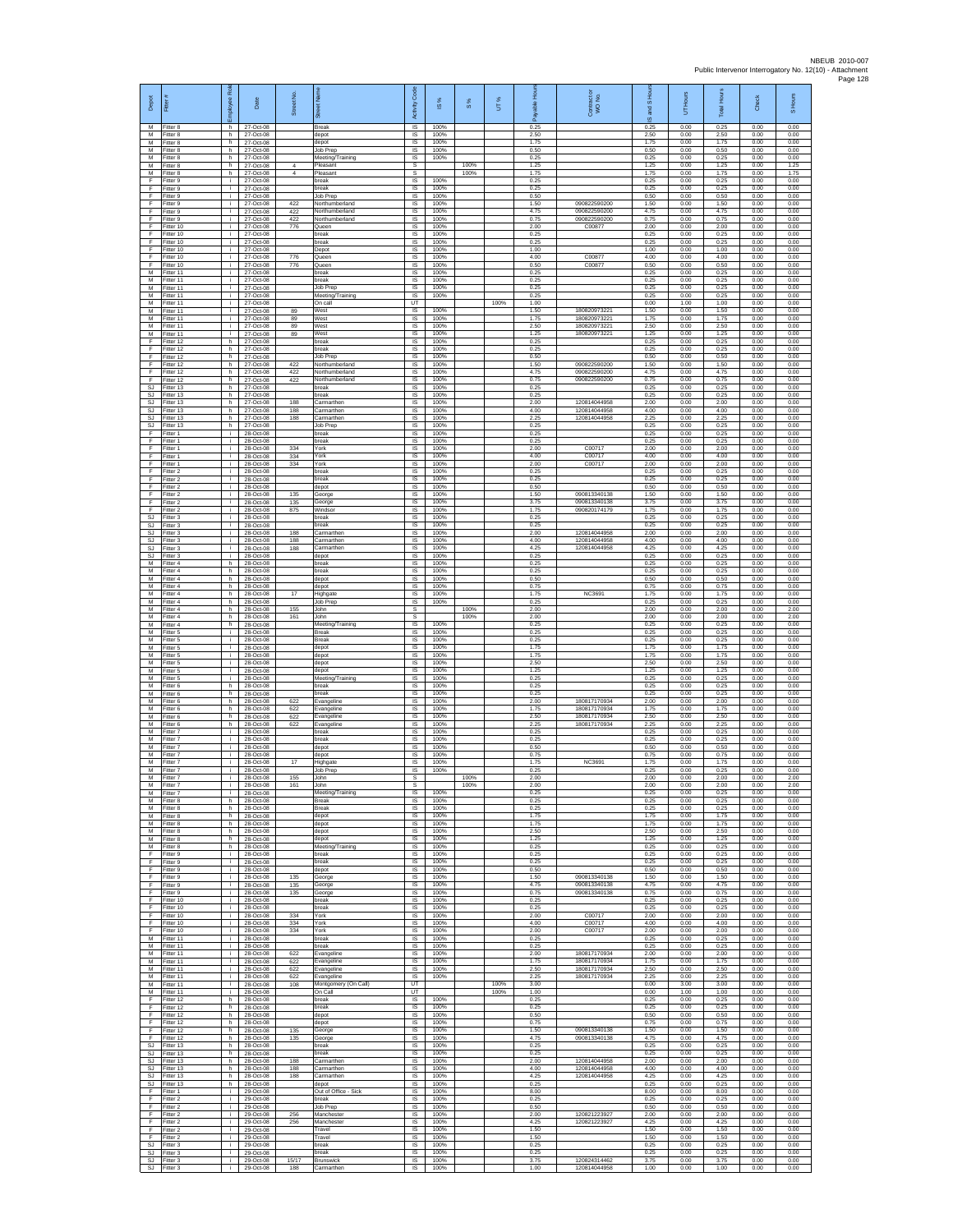| Depot | Fitter # | Employee Role | Date | Street No. | Street Name | Activity Code | IS % | S % | UT % | Payable Hours | Contractor or WO No. | IS and S Hours | UT Hours | Total Hours | Check | S Hours |
|---|---|---|---|---|---|---|---|---|---|---|---|---|---|---|---|---|
| M | Fitter 8 | h | 27-Oct-08 | | Break | IS | 100% | | | 0.25 | | 0.25 | 0.00 | 0.25 | 0.00 | 0.00 |
| M | Fitter 8 | h | 27-Oct-08 | | depot | IS | 100% | | | 2.50 | | 2.50 | 0.00 | 2.50 | 0.00 | 0.00 |
| M | Fitter 8 | h | 27-Oct-08 | | depot | IS | 100% | | | 1.75 | | 1.75 | 0.00 | 1.75 | 0.00 | 0.00 |
| M | Fitter 8 | h | 27-Oct-08 | | Job Prep | IS | 100% | | | 0.50 | | 0.50 | 0.00 | 0.50 | 0.00 | 0.00 |
| M | Fitter 8 | h | 27-Oct-08 | | Meeting/Training | IS | 100% | | | 0.25 | | 0.25 | 0.00 | 0.25 | 0.00 | 0.00 |
| M | Fitter 8 | h | 27-Oct-08 | 4 | Pleasant | S | | 100% | | 1.25 | | 1.25 | 0.00 | 1.25 | 0.00 | 1.25 |
| M | Fitter 8 | h | 27-Oct-08 | 4 | Pleasant | S | | 100% | | 1.75 | | 1.75 | 0.00 | 1.75 | 0.00 | 1.75 |
| F | Fitter 9 | i | 27-Oct-08 | | break | IS | 100% | | | 0.25 | | 0.25 | 0.00 | 0.25 | 0.00 | 0.00 |
| F | Fitter 9 | i | 27-Oct-08 | | break | IS | 100% | | | 0.25 | | 0.25 | 0.00 | 0.25 | 0.00 | 0.00 |
| F | Fitter 9 | i | 27-Oct-08 | | Job Prep | IS | 100% | | | 0.50 | | 0.50 | 0.00 | 0.50 | 0.00 | 0.00 |
| F | Fitter 9 | i | 27-Oct-08 | 422 | Northumberland | IS | 100% | | | 1.50 | 090822590200 | 1.50 | 0.00 | 1.50 | 0.00 | 0.00 |
| F | Fitter 9 | i | 27-Oct-08 | 422 | Northumberland | IS | 100% | | | 4.75 | 090822590200 | 4.75 | 0.00 | 4.75 | 0.00 | 0.00 |
| F | Fitter 9 | i | 27-Oct-08 | 422 | Northumberland | IS | 100% | | | 0.75 | 090822590200 | 0.75 | 0.00 | 0.75 | 0.00 | 0.00 |
| F | Fitter 10 | i | 27-Oct-08 | 776 | Queen | IS | 100% | | | 2.00 | C00877 | 2.00 | 0.00 | 2.00 | 0.00 | 0.00 |
| F | Fitter 10 | i | 27-Oct-08 | | break | IS | 100% | | | 0.25 | | 0.25 | 0.00 | 0.25 | 0.00 | 0.00 |
| F | Fitter 10 | i | 27-Oct-08 | | break | IS | 100% | | | 0.25 | | 0.25 | 0.00 | 0.25 | 0.00 | 0.00 |
| F | Fitter 10 | i | 27-Oct-08 | | Depot | IS | 100% | | | 1.00 | | 1.00 | 0.00 | 1.00 | 0.00 | 0.00 |
| F | Fitter 10 | i | 27-Oct-08 | 776 | Queen | IS | 100% | | | 4.00 | C00877 | 4.00 | 0.00 | 4.00 | 0.00 | 0.00 |
| F | Fitter 10 | i | 27-Oct-08 | 776 | Queen | IS | 100% | | | 0.50 | C00877 | 0.50 | 0.00 | 0.50 | 0.00 | 0.00 |
| M | Fitter 11 | i | 27-Oct-08 | | break | IS | 100% | | | 0.25 | | 0.25 | 0.00 | 0.25 | 0.00 | 0.00 |
| M | Fitter 11 | i | 27-Oct-08 | | break | IS | 100% | | | 0.25 | | 0.25 | 0.00 | 0.25 | 0.00 | 0.00 |
| M | Fitter 11 | i | 27-Oct-08 | | Job Prep | IS | 100% | | | 0.25 | | 0.25 | 0.00 | 0.25 | 0.00 | 0.00 |
| M | Fitter 11 | i | 27-Oct-08 | | Meeting/Training | IS | 100% | | | 0.25 | | 0.25 | 0.00 | 0.25 | 0.00 | 0.00 |
| M | Fitter 11 | i | 27-Oct-08 | | On call | UT | | | 100% | 1.00 | | 0.00 | 1.00 | 1.00 | 0.00 | 0.00 |
| M | Fitter 11 | i | 27-Oct-08 | 89 | West | IS | 100% | | | 1.50 | 180820973221 | 1.50 | 0.00 | 1.50 | 0.00 | 0.00 |
| M | Fitter 11 | i | 27-Oct-08 | 89 | West | IS | 100% | | | 1.75 | 180820973221 | 1.75 | 0.00 | 1.75 | 0.00 | 0.00 |
| M | Fitter 11 | i | 27-Oct-08 | 89 | West | IS | 100% | | | 2.50 | 180820973221 | 2.50 | 0.00 | 2.50 | 0.00 | 0.00 |
| M | Fitter 11 | i | 27-Oct-08 | 89 | West | IS | 100% | | | 1.25 | 180820973221 | 1.25 | 0.00 | 1.25 | 0.00 | 0.00 |
| F | Fitter 12 | h | 27-Oct-08 | | break | IS | 100% | | | 0.25 | | 0.25 | 0.00 | 0.25 | 0.00 | 0.00 |
| F | Fitter 12 | h | 27-Oct-08 | | break | IS | 100% | | | 0.25 | | 0.25 | 0.00 | 0.25 | 0.00 | 0.00 |
| F | Fitter 12 | h | 27-Oct-08 | | Job Prep | IS | 100% | | | 0.50 | | 0.50 | 0.00 | 0.50 | 0.00 | 0.00 |
| F | Fitter 12 | h | 27-Oct-08 | 422 | Northumberland | IS | 100% | | | 1.50 | 090822590200 | 1.50 | 0.00 | 1.50 | 0.00 | 0.00 |
| F | Fitter 12 | h | 27-Oct-08 | 422 | Northumberland | IS | 100% | | | 4.75 | 090822590200 | 4.75 | 0.00 | 4.75 | 0.00 | 0.00 |
| F | Fitter 12 | h | 27-Oct-08 | 422 | Northumberland | IS | 100% | | | 0.75 | 090822590200 | 0.75 | 0.00 | 0.75 | 0.00 | 0.00 |
| SJ | Fitter 13 | h | 27-Oct-08 | | break | IS | 100% | | | 0.25 | | 0.25 | 0.00 | 0.25 | 0.00 | 0.00 |
| SJ | Fitter 13 | h | 27-Oct-08 | | break | IS | 100% | | | 0.25 | | 0.25 | 0.00 | 0.25 | 0.00 | 0.00 |
| SJ | Fitter 13 | h | 27-Oct-08 | 188 | Carmarthen | IS | 100% | | | 2.00 | 120814044958 | 2.00 | 0.00 | 2.00 | 0.00 | 0.00 |
| SJ | Fitter 13 | h | 27-Oct-08 | 188 | Carmarthen | IS | 100% | | | 4.00 | 120814044958 | 4.00 | 0.00 | 4.00 | 0.00 | 0.00 |
| SJ | Fitter 13 | h | 27-Oct-08 | 188 | Carmarthen | IS | 100% | | | 2.25 | 120814044958 | 2.25 | 0.00 | 2.25 | 0.00 | 0.00 |
| SJ | Fitter 13 | h | 27-Oct-08 | | Job Prep | IS | 100% | | | 0.25 | | 0.25 | 0.00 | 0.25 | 0.00 | 0.00 |
| F | Fitter 1 | i | 28-Oct-08 | | break | IS | 100% | | | 0.25 | | 0.25 | 0.00 | 0.25 | 0.00 | 0.00 |
| F | Fitter 1 | i | 28-Oct-08 | | break | IS | 100% | | | 0.25 | | 0.25 | 0.00 | 0.25 | 0.00 | 0.00 |
| F | Fitter 1 | i | 28-Oct-08 | 334 | York | IS | 100% | | | 2.00 | C00717 | 2.00 | 0.00 | 2.00 | 0.00 | 0.00 |
| F | Fitter 1 | i | 28-Oct-08 | 334 | York | IS | 100% | | | 4.00 | C00717 | 4.00 | 0.00 | 4.00 | 0.00 | 0.00 |
| F | Fitter 1 | i | 28-Oct-08 | 334 | York | IS | 100% | | | 2.00 | C00717 | 2.00 | 0.00 | 2.00 | 0.00 | 0.00 |
| F | Fitter 2 | i | 28-Oct-08 | | break | IS | 100% | | | 0.25 | | 0.25 | 0.00 | 0.25 | 0.00 | 0.00 |
| F | Fitter 2 | i | 28-Oct-08 | | break | IS | 100% | | | 0.25 | | 0.25 | 0.00 | 0.25 | 0.00 | 0.00 |
| F | Fitter 2 | i | 28-Oct-08 | | depot | IS | 100% | | | 0.50 | | 0.50 | 0.00 | 0.50 | 0.00 | 0.00 |
| F | Fitter 2 | i | 28-Oct-08 | 135 | George | IS | 100% | | | 1.50 | 090813340138 | 1.50 | 0.00 | 1.50 | 0.00 | 0.00 |
| F | Fitter 2 | i | 28-Oct-08 | 135 | George | IS | 100% | | | 3.75 | 090813340138 | 3.75 | 0.00 | 3.75 | 0.00 | 0.00 |
| F | Fitter 2 | i | 28-Oct-08 | 875 | Windsor | IS | 100% | | | 1.75 | 090820174179 | 1.75 | 0.00 | 1.75 | 0.00 | 0.00 |
| SJ | Fitter 3 | i | 28-Oct-08 | | break | IS | 100% | | | 0.25 | | 0.25 | 0.00 | 0.25 | 0.00 | 0.00 |
| SJ | Fitter 3 | i | 28-Oct-08 | | break | IS | 100% | | | 0.25 | | 0.25 | 0.00 | 0.25 | 0.00 | 0.00 |
| SJ | Fitter 3 | i | 28-Oct-08 | 188 | Carmarthen | IS | 100% | | | 2.00 | 120814044958 | 2.00 | 0.00 | 2.00 | 0.00 | 0.00 |
| SJ | Fitter 3 | i | 28-Oct-08 | 188 | Carmarthen | IS | 100% | | | 4.00 | 120814044958 | 4.00 | 0.00 | 4.00 | 0.00 | 0.00 |
| SJ | Fitter 3 | i | 28-Oct-08 | 188 | Carmarthen | IS | 100% | | | 4.25 | 120814044958 | 4.25 | 0.00 | 4.25 | 0.00 | 0.00 |
| SJ | Fitter 3 | i | 28-Oct-08 | | depot | IS | 100% | | | 0.25 | | 0.25 | 0.00 | 0.25 | 0.00 | 0.00 |
| M | Fitter 4 | h | 28-Oct-08 | | break | IS | 100% | | | 0.25 | | 0.25 | 0.00 | 0.25 | 0.00 | 0.00 |
| M | Fitter 4 | h | 28-Oct-08 | | break | IS | 100% | | | 0.25 | | 0.25 | 0.00 | 0.25 | 0.00 | 0.00 |
| M | Fitter 4 | h | 28-Oct-08 | | depot | IS | 100% | | | 0.50 | | 0.50 | 0.00 | 0.50 | 0.00 | 0.00 |
| M | Fitter 4 | h | 28-Oct-08 | | depot | IS | 100% | | | 0.75 | | 0.75 | 0.00 | 0.75 | 0.00 | 0.00 |
| M | Fitter 4 | h | 28-Oct-08 | 17 | Highgate | IS | 100% | | | 1.75 | NC3691 | 1.75 | 0.00 | 1.75 | 0.00 | 0.00 |
| M | Fitter 4 | h | 28-Oct-08 | | Job Prep | IS | 100% | | | 0.25 | | 0.25 | 0.00 | 0.25 | 0.00 | 0.00 |
| M | Fitter 4 | h | 28-Oct-08 | 155 | John | S | | 100% | | 2.00 | | 2.00 | 0.00 | 2.00 | 0.00 | 2.00 |
| M | Fitter 4 | h | 28-Oct-08 | 161 | John | S | | 100% | | 2.00 | | 2.00 | 0.00 | 2.00 | 0.00 | 2.00 |
| M | Fitter 4 | h | 28-Oct-08 | | Meeting/Training | IS | 100% | | | 0.25 | | 0.25 | 0.00 | 0.25 | 0.00 | 0.00 |
| M | Fitter 5 | i | 28-Oct-08 | | Break | IS | 100% | | | 0.25 | | 0.25 | 0.00 | 0.25 | 0.00 | 0.00 |
| M | Fitter 5 | i | 28-Oct-08 | | Break | IS | 100% | | | 0.25 | | 0.25 | 0.00 | 0.25 | 0.00 | 0.00 |
| M | Fitter 5 | i | 28-Oct-08 | | depot | IS | 100% | | | 1.75 | | 1.75 | 0.00 | 1.75 | 0.00 | 0.00 |
| M | Fitter 5 | i | 28-Oct-08 | | depot | IS | 100% | | | 1.75 | | 1.75 | 0.00 | 1.75 | 0.00 | 0.00 |
| M | Fitter 5 | i | 28-Oct-08 | | depot | IS | 100% | | | 2.50 | | 2.50 | 0.00 | 2.50 | 0.00 | 0.00 |
| M | Fitter 5 | i | 28-Oct-08 | | depot | IS | 100% | | | 1.25 | | 1.25 | 0.00 | 1.25 | 0.00 | 0.00 |
| M | Fitter 5 | i | 28-Oct-08 | | Meeting/Training | IS | 100% | | | 0.25 | | 0.25 | 0.00 | 0.25 | 0.00 | 0.00 |
| M | Fitter 6 | h | 28-Oct-08 | | break | IS | 100% | | | 0.25 | | 0.25 | 0.00 | 0.25 | 0.00 | 0.00 |
| M | Fitter 6 | h | 28-Oct-08 | | break | IS | 100% | | | 0.25 | | 0.25 | 0.00 | 0.25 | 0.00 | 0.00 |
| M | Fitter 6 | h | 28-Oct-08 | 622 | Evangeline | IS | 100% | | | 2.00 | 180817170934 | 2.00 | 0.00 | 2.00 | 0.00 | 0.00 |
| M | Fitter 6 | h | 28-Oct-08 | 622 | Evangeline | IS | 100% | | | 1.75 | 180817170934 | 1.75 | 0.00 | 1.75 | 0.00 | 0.00 |
| M | Fitter 6 | h | 28-Oct-08 | 622 | Evangeline | IS | 100% | | | 2.50 | 180817170934 | 2.50 | 0.00 | 2.50 | 0.00 | 0.00 |
| M | Fitter 6 | h | 28-Oct-08 | 622 | Evangeline | IS | 100% | | | 2.25 | 180817170934 | 2.25 | 0.00 | 2.25 | 0.00 | 0.00 |
| M | Fitter 7 | i | 28-Oct-08 | | break | IS | 100% | | | 0.25 | | 0.25 | 0.00 | 0.25 | 0.00 | 0.00 |
| M | Fitter 7 | i | 28-Oct-08 | | break | IS | 100% | | | 0.25 | | 0.25 | 0.00 | 0.25 | 0.00 | 0.00 |
| M | Fitter 7 | i | 28-Oct-08 | | depot | IS | 100% | | | 0.50 | | 0.50 | 0.00 | 0.50 | 0.00 | 0.00 |
| M | Fitter 7 | i | 28-Oct-08 | | depot | IS | 100% | | | 0.75 | | 0.75 | 0.00 | 0.75 | 0.00 | 0.00 |
| M | Fitter 7 | i | 28-Oct-08 | 17 | Highgate | IS | 100% | | | 1.75 | NC3691 | 1.75 | 0.00 | 1.75 | 0.00 | 0.00 |
| M | Fitter 7 | i | 28-Oct-08 | | Job Prep | IS | 100% | | | 0.25 | | 0.25 | 0.00 | 0.25 | 0.00 | 0.00 |
| M | Fitter 7 | i | 28-Oct-08 | 155 | John | S | | 100% | | 2.00 | | 2.00 | 0.00 | 2.00 | 0.00 | 2.00 |
| M | Fitter 7 | i | 28-Oct-08 | 161 | John | S | | 100% | | 2.00 | | 2.00 | 0.00 | 2.00 | 0.00 | 2.00 |
| M | Fitter 7 | i | 28-Oct-08 | | Meeting/Training | IS | 100% | | | 0.25 | | 0.25 | 0.00 | 0.25 | 0.00 | 0.00 |
| M | Fitter 8 | h | 28-Oct-08 | | Break | IS | 100% | | | 0.25 | | 0.25 | 0.00 | 0.25 | 0.00 | 0.00 |
| M | Fitter 8 | h | 28-Oct-08 | | Break | IS | 100% | | | 0.25 | | 0.25 | 0.00 | 0.25 | 0.00 | 0.00 |
| M | Fitter 8 | h | 28-Oct-08 | | depot | IS | 100% | | | 1.75 | | 1.75 | 0.00 | 1.75 | 0.00 | 0.00 |
| M | Fitter 8 | h | 28-Oct-08 | | depot | IS | 100% | | | 1.75 | | 1.75 | 0.00 | 1.75 | 0.00 | 0.00 |
| M | Fitter 8 | h | 28-Oct-08 | | depot | IS | 100% | | | 2.50 | | 2.50 | 0.00 | 2.50 | 0.00 | 0.00 |
| M | Fitter 8 | h | 28-Oct-08 | | depot | IS | 100% | | | 1.25 | | 1.25 | 0.00 | 1.25 | 0.00 | 0.00 |
| M | Fitter 8 | h | 28-Oct-08 | | Meeting/Training | IS | 100% | | | 0.25 | | 0.25 | 0.00 | 0.25 | 0.00 | 0.00 |
| F | Fitter 9 | i | 28-Oct-08 | | break | IS | 100% | | | 0.25 | | 0.25 | 0.00 | 0.25 | 0.00 | 0.00 |
| F | Fitter 9 | i | 28-Oct-08 | | break | IS | 100% | | | 0.25 | | 0.25 | 0.00 | 0.25 | 0.00 | 0.00 |
| F | Fitter 9 | i | 28-Oct-08 | | depot | IS | 100% | | | 0.50 | | 0.50 | 0.00 | 0.50 | 0.00 | 0.00 |
| F | Fitter 9 | i | 28-Oct-08 | 135 | George | IS | 100% | | | 1.50 | 090813340138 | 1.50 | 0.00 | 1.50 | 0.00 | 0.00 |
| F | Fitter 9 | i | 28-Oct-08 | 135 | George | IS | 100% | | | 4.75 | 090813340138 | 4.75 | 0.00 | 4.75 | 0.00 | 0.00 |
| F | Fitter 9 | i | 28-Oct-08 | 135 | George | IS | 100% | | | 0.75 | 090813340138 | 0.75 | 0.00 | 0.75 | 0.00 | 0.00 |
| F | Fitter 10 | i | 28-Oct-08 | | break | IS | 100% | | | 0.25 | | 0.25 | 0.00 | 0.25 | 0.00 | 0.00 |
| F | Fitter 10 | i | 28-Oct-08 | | break | IS | 100% | | | 0.25 | | 0.25 | 0.00 | 0.25 | 0.00 | 0.00 |
| F | Fitter 10 | i | 28-Oct-08 | 334 | York | IS | 100% | | | 2.00 | C00717 | 2.00 | 0.00 | 2.00 | 0.00 | 0.00 |
| F | Fitter 10 | i | 28-Oct-08 | 334 | York | IS | 100% | | | 4.00 | C00717 | 4.00 | 0.00 | 4.00 | 0.00 | 0.00 |
| F | Fitter 10 | i | 28-Oct-08 | 334 | York | IS | 100% | | | 2.00 | C00717 | 2.00 | 0.00 | 2.00 | 0.00 | 0.00 |
| M | Fitter 11 | i | 28-Oct-08 | | break | IS | 100% | | | 0.25 | | 0.25 | 0.00 | 0.25 | 0.00 | 0.00 |
| M | Fitter 11 | i | 28-Oct-08 | | break | IS | 100% | | | 0.25 | | 0.25 | 0.00 | 0.25 | 0.00 | 0.00 |
| M | Fitter 11 | i | 28-Oct-08 | 622 | Evangeline | IS | 100% | | | 2.00 | 180817170934 | 2.00 | 0.00 | 2.00 | 0.00 | 0.00 |
| M | Fitter 11 | i | 28-Oct-08 | 622 | Evangeline | IS | 100% | | | 1.75 | 180817170934 | 1.75 | 0.00 | 1.75 | 0.00 | 0.00 |
| M | Fitter 11 | i | 28-Oct-08 | 622 | Evangeline | IS | 100% | | | 2.50 | 180817170934 | 2.50 | 0.00 | 2.50 | 0.00 | 0.00 |
| M | Fitter 11 | i | 28-Oct-08 | 622 | Evangeline | IS | 100% | | | 2.25 | 180817170934 | 2.25 | 0.00 | 2.25 | 0.00 | 0.00 |
| M | Fitter 11 | i | 28-Oct-08 | 108 | Montgomery (On Call) | UT | | | 100% | 3.00 | | 0.00 | 3.00 | 3.00 | 0.00 | 0.00 |
| M | Fitter 11 | i | 28-Oct-08 | | On Call | UT | | | 100% | 1.00 | | 0.00 | 1.00 | 1.00 | 0.00 | 0.00 |
| F | Fitter 12 | h | 28-Oct-08 | | break | IS | 100% | | | 0.25 | | 0.25 | 0.00 | 0.25 | 0.00 | 0.00 |
| F | Fitter 12 | h | 28-Oct-08 | | break | IS | 100% | | | 0.25 | | 0.25 | 0.00 | 0.25 | 0.00 | 0.00 |
| F | Fitter 12 | h | 28-Oct-08 | | depot | IS | 100% | | | 0.50 | | 0.50 | 0.00 | 0.50 | 0.00 | 0.00 |
| F | Fitter 12 | h | 28-Oct-08 | | depot | IS | 100% | | | 0.75 | | 0.75 | 0.00 | 0.75 | 0.00 | 0.00 |
| F | Fitter 12 | h | 28-Oct-08 | 135 | George | IS | 100% | | | 1.50 | 090813340138 | 1.50 | 0.00 | 1.50 | 0.00 | 0.00 |
| F | Fitter 12 | h | 28-Oct-08 | 135 | George | IS | 100% | | | 4.75 | 090813340138 | 4.75 | 0.00 | 4.75 | 0.00 | 0.00 |
| SJ | Fitter 13 | h | 28-Oct-08 | | break | IS | 100% | | | 0.25 | | 0.25 | 0.00 | 0.25 | 0.00 | 0.00 |
| SJ | Fitter 13 | h | 28-Oct-08 | | break | IS | 100% | | | 0.25 | | 0.25 | 0.00 | 0.25 | 0.00 | 0.00 |
| SJ | Fitter 13 | h | 28-Oct-08 | 188 | Carmarthen | IS | 100% | | | 2.00 | 120814044958 | 2.00 | 0.00 | 2.00 | 0.00 | 0.00 |
| SJ | Fitter 13 | h | 28-Oct-08 | 188 | Carmarthen | IS | 100% | | | 4.00 | 120814044958 | 4.00 | 0.00 | 4.00 | 0.00 | 0.00 |
| SJ | Fitter 13 | h | 28-Oct-08 | 188 | Carmarthen | IS | 100% | | | 4.25 | 120814044958 | 4.25 | 0.00 | 4.25 | 0.00 | 0.00 |
| SJ | Fitter 13 | h | 28-Oct-08 | | depot | IS | 100% | | | 0.25 | | 0.25 | 0.00 | 0.25 | 0.00 | 0.00 |
| F | Fitter 1 | i | 29-Oct-08 | | Out of Office - Sick | IS | 100% | | | 8.00 | | 8.00 | 0.00 | 8.00 | 0.00 | 0.00 |
| F | Fitter 2 | i | 29-Oct-08 | | break | IS | 100% | | | 0.25 | | 0.25 | 0.00 | 0.25 | 0.00 | 0.00 |
| F | Fitter 2 | i | 29-Oct-08 | | Job Prep | IS | 100% | | | 0.50 | | 0.50 | 0.00 | 0.50 | 0.00 | 0.00 |
| F | Fitter 2 | i | 29-Oct-08 | 256 | Manchester | IS | 100% | | | 2.00 | 120821223927 | 2.00 | 0.00 | 2.00 | 0.00 | 0.00 |
| F | Fitter 2 | i | 29-Oct-08 | 256 | Manchester | IS | 100% | | | 4.25 | 120821223927 | 4.25 | 0.00 | 4.25 | 0.00 | 0.00 |
| F | Fitter 2 | i | 29-Oct-08 | | Travel | IS | 100% | | | 1.50 | | 1.50 | 0.00 | 1.50 | 0.00 | 0.00 |
| F | Fitter 2 | i | 29-Oct-08 | | Travel | IS | 100% | | | 1.50 | | 1.50 | 0.00 | 1.50 | 0.00 | 0.00 |
| SJ | Fitter 3 | i | 29-Oct-08 | | break | IS | 100% | | | 0.25 | | 0.25 | 0.00 | 0.25 | 0.00 | 0.00 |
| SJ | Fitter 3 | i | 29-Oct-08 | | break | IS | 100% | | | 0.25 | | 0.25 | 0.00 | 0.25 | 0.00 | 0.00 |
| SJ | Fitter 3 | i | 29-Oct-08 | 15/17 | Brunswick | IS | 100% | | | 3.75 | 120824314462 | 3.75 | 0.00 | 3.75 | 0.00 | 0.00 |
| SJ | Fitter 3 | i | 29-Oct-08 | 188 | Carmarthen | IS | 100% | | | 1.00 | 120814044958 | 1.00 | 0.00 | 1.00 | 0.00 | 0.00 |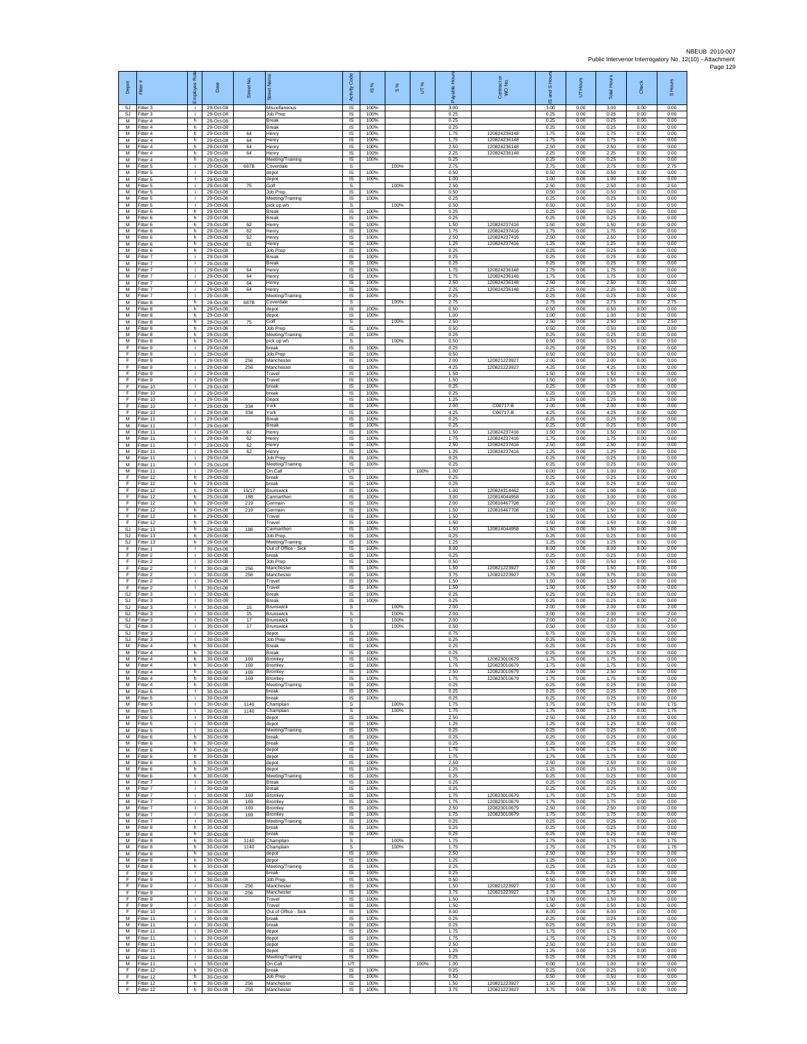| Depot | Fitter # | Employee Role | Date | Street No. | Street Name | Activity Code | IS % | S % | UT % | Payable Hours | Contractor or WO No. | IS and S Hours | UT Hours | Total Hours | Check | S Hours |
|---|---|---|---|---|---|---|---|---|---|---|---|---|---|---|---|---|
| SJ | Fitter 3 | i | 29-Oct-08 | | Miscellaneous | IS | 100% | | | 3.00 | | 3.00 | 0.00 | 3.00 | 0.00 | 0.00 |
| SJ | Fitter 3 | i | 29-Oct-08 | | Job Prep | IS | 100% | | | 0.25 | | 0.25 | 0.00 | 0.25 | 0.00 | 0.00 |
| M | Fitter 4 | h | 29-Oct-08 | | Break | IS | 100% | | | 0.25 | | 0.25 | 0.00 | 0.25 | 0.00 | 0.00 |
| M | Fitter 4 | h | 29-Oct-08 | | Break | IS | 100% | | | 0.25 | | 0.25 | 0.00 | 0.25 | 0.00 | 0.00 |
| M | Fitter 4 | h | 29-Oct-08 | 64 | Henry | IS | 100% | | | 1.75 | 120824236148 | 1.75 | 0.00 | 1.75 | 0.00 | 0.00 |
| M | Fitter 4 | h | 29-Oct-08 | 64 | Henry | IS | 100% | | | 1.75 | 120824236148 | 1.75 | 0.00 | 1.75 | 0.00 | 0.00 |
| M | Fitter 4 | h | 29-Oct-08 | 64 | Henry | IS | 100% | | | 2.50 | 120824236148 | 2.50 | 0.00 | 2.50 | 0.00 | 0.00 |
| M | Fitter 4 | h | 29-Oct-08 | 64 | Henry | IS | 100% | | | 2.25 | 120824236148 | 2.25 | 0.00 | 2.25 | 0.00 | 0.00 |
| M | Fitter 4 | h | 29-Oct-08 | | Meeting/Training | IS | 100% | | | 0.25 | | 0.25 | 0.00 | 0.25 | 0.00 | 0.00 |
| M | Fitter 5 | i | 29-Oct-08 | 687B | Coverdale | S | | 100% | | 2.75 | | 2.75 | 0.00 | 2.75 | 0.00 | 2.75 |
| M | Fitter 5 | i | 29-Oct-08 | | depot | IS | 100% | | | 0.50 | | 0.50 | 0.00 | 0.50 | 0.00 | 0.00 |
| M | Fitter 5 | i | 29-Oct-08 | | depot | IS | 100% | | | 1.00 | | 1.00 | 0.00 | 1.00 | 0.00 | 0.00 |
| M | Fitter 5 | i | 29-Oct-08 | 75 | Golf | S | | 100% | | 2.50 | | 2.50 | 0.00 | 2.50 | 0.00 | 2.50 |
| M | Fitter 5 | i | 29-Oct-08 | | Job Prep | IS | 100% | | | 0.50 | | 0.50 | 0.00 | 0.50 | 0.00 | 0.00 |
| M | Fitter 5 | i | 29-Oct-08 | | Meeting/Training | IS | 100% | | | 0.25 | | 0.25 | 0.00 | 0.25 | 0.00 | 0.00 |
| M | Fitter 5 | i | 29-Oct-08 | | pick up wh | S | | 100% | | 0.50 | | 0.50 | 0.00 | 0.50 | 0.00 | 0.50 |
| M | Fitter 6 | h | 29-Oct-08 | | Break | IS | 100% | | | 0.25 | | 0.25 | 0.00 | 0.25 | 0.00 | 0.00 |
| M | Fitter 6 | h | 29-Oct-08 | | Break | IS | 100% | | | 0.25 | | 0.25 | 0.00 | 0.25 | 0.00 | 0.00 |
| M | Fitter 6 | h | 29-Oct-08 | 62 | Henry | IS | 100% | | | 1.50 | 120824237416 | 1.50 | 0.00 | 1.50 | 0.00 | 0.00 |
| M | Fitter 6 | h | 29-Oct-08 | 62 | Henry | IS | 100% | | | 1.75 | 120824237416 | 1.75 | 0.00 | 1.75 | 0.00 | 0.00 |
| M | Fitter 6 | h | 29-Oct-08 | 62 | Henry | IS | 100% | | | 2.50 | 120824237416 | 2.50 | 0.00 | 2.50 | 0.00 | 0.00 |
| M | Fitter 6 | h | 29-Oct-08 | 62 | Henry | IS | 100% | | | 1.25 | 120824237416 | 1.25 | 0.00 | 1.25 | 0.00 | 0.00 |
| M | Fitter 6 | h | 29-Oct-08 | | Job Prep | IS | 100% | | | 0.25 | | 0.25 | 0.00 | 0.25 | 0.00 | 0.00 |
| M | Fitter 7 | i | 29-Oct-08 | | Break | IS | 100% | | | 0.25 | | 0.25 | 0.00 | 0.25 | 0.00 | 0.00 |
| M | Fitter 7 | i | 29-Oct-08 | | Break | IS | 100% | | | 0.25 | | 0.25 | 0.00 | 0.25 | 0.00 | 0.00 |
| M | Fitter 7 | i | 29-Oct-08 | 64 | Henry | IS | 100% | | | 1.75 | 120824236148 | 1.75 | 0.00 | 1.75 | 0.00 | 0.00 |
| M | Fitter 7 | i | 29-Oct-08 | 64 | Henry | IS | 100% | | | 1.75 | 120824236148 | 1.75 | 0.00 | 1.75 | 0.00 | 0.00 |
| M | Fitter 7 | i | 29-Oct-08 | 64 | Henry | IS | 100% | | | 2.50 | 120824236148 | 2.50 | 0.00 | 2.50 | 0.00 | 0.00 |
| M | Fitter 7 | i | 29-Oct-08 | 64 | Henry | IS | 100% | | | 2.25 | 120824236148 | 2.25 | 0.00 | 2.25 | 0.00 | 0.00 |
| M | Fitter 7 | i | 29-Oct-08 | | Meeting/Training | IS | 100% | | | 0.25 | | 0.25 | 0.00 | 0.25 | 0.00 | 0.00 |
| M | Fitter 8 | h | 29-Oct-08 | 687B | Coverdale | S | | 100% | | 2.75 | | 2.75 | 0.00 | 2.75 | 0.00 | 2.75 |
| M | Fitter 8 | h | 29-Oct-08 | | depot | IS | 100% | | | 0.50 | | 0.50 | 0.00 | 0.50 | 0.00 | 0.00 |
| M | Fitter 8 | h | 29-Oct-08 | | depot | IS | 100% | | | 1.00 | | 1.00 | 0.00 | 1.00 | 0.00 | 0.00 |
| M | Fitter 8 | h | 29-Oct-08 | 75 | Golf | S | | 100% | | 2.50 | | 2.50 | 0.00 | 2.50 | 0.00 | 2.50 |
| M | Fitter 8 | h | 29-Oct-08 | | Job Prep | IS | 100% | | | 0.50 | | 0.50 | 0.00 | 0.50 | 0.00 | 0.00 |
| M | Fitter 8 | h | 29-Oct-08 | | Meeting/Training | IS | 100% | | | 0.25 | | 0.25 | 0.00 | 0.25 | 0.00 | 0.00 |
| M | Fitter 8 | h | 29-Oct-08 | | pick up wh | S | | 100% | | 0.50 | | 0.50 | 0.00 | 0.50 | 0.00 | 0.50 |
| F | Fitter 9 | i | 29-Oct-08 | | break | IS | 100% | | | 0.25 | | 0.25 | 0.00 | 0.25 | 0.00 | 0.00 |
| F | Fitter 9 | i | 29-Oct-08 | | Job Prep | IS | 100% | | | 0.50 | | 0.50 | 0.00 | 0.50 | 0.00 | 0.00 |
| F | Fitter 9 | i | 29-Oct-08 | 256 | Manchester | IS | 100% | | | 2.00 | 120821223927 | 2.00 | 0.00 | 2.00 | 0.00 | 0.00 |
| F | Fitter 9 | i | 29-Oct-08 | 256 | Manchester | IS | 100% | | | 4.25 | 120821223927 | 4.25 | 0.00 | 4.25 | 0.00 | 0.00 |
| F | Fitter 9 | i | 29-Oct-08 | | Travel | IS | 100% | | | 1.50 | | 1.50 | 0.00 | 1.50 | 0.00 | 0.00 |
| F | Fitter 9 | i | 29-Oct-08 | | Travel | IS | 100% | | | 1.50 | | 1.50 | 0.00 | 1.50 | 0.00 | 0.00 |
| F | Fitter 10 | i | 29-Oct-08 | | break | IS | 100% | | | 0.25 | | 0.25 | 0.00 | 0.25 | 0.00 | 0.00 |
| F | Fitter 10 | i | 29-Oct-08 | | break | IS | 100% | | | 0.25 | | 0.25 | 0.00 | 0.25 | 0.00 | 0.00 |
| F | Fitter 10 | i | 29-Oct-08 | | Depot | IS | 100% | | | 1.25 | | 1.25 | 0.00 | 1.25 | 0.00 | 0.00 |
| F | Fitter 10 | i | 29-Oct-08 | 334 | York | IS | 100% | | | 2.00 | C00717-B | 2.00 | 0.00 | 2.00 | 0.00 | 0.00 |
| F | Fitter 10 | i | 29-Oct-08 | 334 | York | IS | 100% | | | 4.25 | C00717-B | 4.25 | 0.00 | 4.25 | 0.00 | 0.00 |
| M | Fitter 11 | i | 29-Oct-08 | | Break | IS | 100% | | | 0.25 | | 0.25 | 0.00 | 0.25 | 0.00 | 0.00 |
| M | Fitter 11 | i | 29-Oct-08 | | Break | IS | 100% | | | 0.25 | | 0.25 | 0.00 | 0.25 | 0.00 | 0.00 |
| M | Fitter 11 | i | 29-Oct-08 | 62 | Henry | IS | 100% | | | 1.50 | 120824237416 | 1.50 | 0.00 | 1.50 | 0.00 | 0.00 |
| M | Fitter 11 | i | 29-Oct-08 | 62 | Henry | IS | 100% | | | 1.75 | 120824237416 | 1.75 | 0.00 | 1.75 | 0.00 | 0.00 |
| M | Fitter 11 | i | 29-Oct-08 | 62 | Henry | IS | 100% | | | 2.50 | 120824237416 | 2.50 | 0.00 | 2.50 | 0.00 | 0.00 |
| M | Fitter 11 | i | 29-Oct-08 | 62 | Henry | IS | 100% | | | 1.25 | 120824237416 | 1.25 | 0.00 | 1.25 | 0.00 | 0.00 |
| M | Fitter 11 | i | 29-Oct-08 | | Job Prep | IS | 100% | | | 0.25 | | 0.25 | 0.00 | 0.25 | 0.00 | 0.00 |
| M | Fitter 11 | i | 29-Oct-08 | | Meeting/Training | IS | 100% | | | 0.25 | | 0.25 | 0.00 | 0.25 | 0.00 | 0.00 |
| M | Fitter 11 | i | 29-Oct-08 | | On Call | UT | | | 100% | 1.00 | | 0.00 | 1.00 | 1.00 | 0.00 | 0.00 |
| F | Fitter 12 | h | 29-Oct-08 | | break | IS | 100% | | | 0.25 | | 0.25 | 0.00 | 0.25 | 0.00 | 0.00 |
| F | Fitter 12 | h | 29-Oct-08 | | break | IS | 100% | | | 0.25 | | 0.25 | 0.00 | 0.25 | 0.00 | 0.00 |
| F | Fitter 12 | h | 29-Oct-08 | 15/17 | Brunswick | IS | 100% | | | 1.00 | 120824314462 | 1.00 | 0.00 | 1.00 | 0.00 | 0.00 |
| F | Fitter 12 | h | 29-Oct-08 | 188 | Carmarthen | IS | 100% | | | 3.00 | 120814044958 | 3.00 | 0.00 | 3.00 | 0.00 | 0.00 |
| F | Fitter 12 | h | 29-Oct-08 | 219 | Germain | IS | 100% | | | 2.00 | 120816467708 | 2.00 | 0.00 | 2.00 | 0.00 | 0.00 |
| F | Fitter 12 | h | 29-Oct-08 | 219 | Germain | IS | 100% | | | 1.50 | 120816467708 | 1.50 | 0.00 | 1.50 | 0.00 | 0.00 |
| F | Fitter 12 | h | 29-Oct-08 | | Travel | IS | 100% | | | 1.50 | | 1.50 | 0.00 | 1.50 | 0.00 | 0.00 |
| F | Fitter 12 | h | 29-Oct-08 | | Travel | IS | 100% | | | 1.50 | | 1.50 | 0.00 | 1.50 | 0.00 | 0.00 |
| SJ | Fitter 13 | h | 29-Oct-08 | 188 | Carmarthen | IS | 100% | | | 1.50 | 120814044958 | 1.50 | 0.00 | 1.50 | 0.00 | 0.00 |
| SJ | Fitter 13 | h | 29-Oct-08 | | Job Prep | IS | 100% | | | 0.25 | | 0.25 | 0.00 | 0.25 | 0.00 | 0.00 |
| SJ | Fitter 13 | h | 29-Oct-08 | | Meeting/Training | IS | 100% | | | 1.25 | | 1.25 | 0.00 | 1.25 | 0.00 | 0.00 |
| F | Fitter 1 | i | 30-Oct-08 | | Out of Office - Sick | IS | 100% | | | 8.00 | | 8.00 | 0.00 | 8.00 | 0.00 | 0.00 |
| F | Fitter 2 | i | 30-Oct-08 | | break | IS | 100% | | | 0.25 | | 0.25 | 0.00 | 0.25 | 0.00 | 0.00 |
| F | Fitter 2 | i | 30-Oct-08 | | Job Prep | IS | 100% | | | 0.50 | | 0.50 | 0.00 | 0.50 | 0.00 | 0.00 |
| F | Fitter 2 | i | 30-Oct-08 | 256 | Manchester | IS | 100% | | | 1.50 | 120821223927 | 1.50 | 0.00 | 1.50 | 0.00 | 0.00 |
| F | Fitter 2 | i | 30-Oct-08 | 256 | Manchester | IS | 100% | | | 3.75 | 120821223927 | 3.75 | 0.00 | 3.75 | 0.00 | 0.00 |
| F | Fitter 2 | i | 30-Oct-08 | | Travel | IS | 100% | | | 1.50 | | 1.50 | 0.00 | 1.50 | 0.00 | 0.00 |
| F | Fitter 2 | i | 30-Oct-08 | | Travel | IS | 100% | | | 1.50 | | 1.50 | 0.00 | 1.50 | 0.00 | 0.00 |
| SJ | Fitter 3 | i | 30-Oct-08 | | Break | IS | 100% | | | 0.25 | | 0.25 | 0.00 | 0.25 | 0.00 | 0.00 |
| SJ | Fitter 3 | i | 30-Oct-08 | | Break | IS | 100% | | | 0.25 | | 0.25 | 0.00 | 0.25 | 0.00 | 0.00 |
| SJ | Fitter 3 | i | 30-Oct-08 | 15 | Brunswick | S | | 100% | | 2.00 | | 2.00 | 0.00 | 2.00 | 0.00 | 2.00 |
| SJ | Fitter 3 | i | 30-Oct-08 | 15 | Brunswick | S | | 100% | | 2.00 | | 2.00 | 0.00 | 2.00 | 0.00 | 2.00 |
| SJ | Fitter 3 | i | 30-Oct-08 | 17 | Brunswick | S | | 100% | | 2.00 | | 2.00 | 0.00 | 2.00 | 0.00 | 2.00 |
| SJ | Fitter 3 | i | 30-Oct-08 | 17 | Brunswick | S | | 100% | | 0.50 | | 0.50 | 0.00 | 0.50 | 0.00 | 0.50 |
| SJ | Fitter 3 | i | 30-Oct-08 | | depot | IS | 100% | | | 0.75 | | 0.75 | 0.00 | 0.75 | 0.00 | 0.00 |
| SJ | Fitter 3 | i | 30-Oct-08 | | Job Prep | IS | 100% | | | 0.25 | | 0.25 | 0.00 | 0.25 | 0.00 | 0.00 |
| M | Fitter 4 | h | 30-Oct-08 | | Break | IS | 100% | | | 0.25 | | 0.25 | 0.00 | 0.25 | 0.00 | 0.00 |
| M | Fitter 4 | h | 30-Oct-08 | | Break | IS | 100% | | | 0.25 | | 0.25 | 0.00 | 0.25 | 0.00 | 0.00 |
| M | Fitter 4 | h | 30-Oct-08 | 169 | Bromley | IS | 100% | | | 1.75 | 120823010679 | 1.75 | 0.00 | 1.75 | 0.00 | 0.00 |
| M | Fitter 4 | h | 30-Oct-08 | 169 | Bromley | IS | 100% | | | 1.75 | 120823010679 | 1.75 | 0.00 | 1.75 | 0.00 | 0.00 |
| M | Fitter 4 | h | 30-Oct-08 | 169 | Bromley | IS | 100% | | | 2.50 | 120823010679 | 2.50 | 0.00 | 2.50 | 0.00 | 0.00 |
| M | Fitter 4 | h | 30-Oct-08 | 169 | Bromley | IS | 100% | | | 1.75 | 120823010679 | 1.75 | 0.00 | 1.75 | 0.00 | 0.00 |
| M | Fitter 4 | h | 30-Oct-08 | | Meeting/Training | IS | 100% | | | 0.25 | | 0.25 | 0.00 | 0.25 | 0.00 | 0.00 |
| M | Fitter 5 | i | 30-Oct-08 | | break | IS | 100% | | | 0.25 | | 0.25 | 0.00 | 0.25 | 0.00 | 0.00 |
| M | Fitter 5 | i | 30-Oct-08 | | break | IS | 100% | | | 0.25 | | 0.25 | 0.00 | 0.25 | 0.00 | 0.00 |
| M | Fitter 5 | i | 30-Oct-08 | 1140 | Champlain | S | | 100% | | 1.75 | | 1.75 | 0.00 | 1.75 | 0.00 | 1.75 |
| M | Fitter 5 | i | 30-Oct-08 | 1140 | Champlain | S | | 100% | | 1.75 | | 1.75 | 0.00 | 1.75 | 0.00 | 1.75 |
| M | Fitter 5 | i | 30-Oct-08 | | depot | IS | 100% | | | 2.50 | | 2.50 | 0.00 | 2.50 | 0.00 | 0.00 |
| M | Fitter 5 | i | 30-Oct-08 | | depot | IS | 100% | | | 1.25 | | 1.25 | 0.00 | 1.25 | 0.00 | 0.00 |
| M | Fitter 5 | i | 30-Oct-08 | | Meeting/Training | IS | 100% | | | 0.25 | | 0.25 | 0.00 | 0.25 | 0.00 | 0.00 |
| M | Fitter 6 | h | 30-Oct-08 | | break | IS | 100% | | | 0.25 | | 0.25 | 0.00 | 0.25 | 0.00 | 0.00 |
| M | Fitter 6 | h | 30-Oct-08 | | break | IS | 100% | | | 0.25 | | 0.25 | 0.00 | 0.25 | 0.00 | 0.00 |
| M | Fitter 6 | h | 30-Oct-08 | | depot | IS | 100% | | | 1.75 | | 1.75 | 0.00 | 1.75 | 0.00 | 0.00 |
| M | Fitter 6 | h | 30-Oct-08 | | depot | IS | 100% | | | 1.75 | | 1.75 | 0.00 | 1.75 | 0.00 | 0.00 |
| M | Fitter 6 | h | 30-Oct-08 | | depot | IS | 100% | | | 2.50 | | 2.50 | 0.00 | 2.50 | 0.00 | 0.00 |
| M | Fitter 6 | h | 30-Oct-08 | | depot | IS | 100% | | | 1.25 | | 1.25 | 0.00 | 1.25 | 0.00 | 0.00 |
| M | Fitter 6 | h | 30-Oct-08 | | Meeting/Training | IS | 100% | | | 0.25 | | 0.25 | 0.00 | 0.25 | 0.00 | 0.00 |
| M | Fitter 7 | i | 30-Oct-08 | | Break | IS | 100% | | | 0.25 | | 0.25 | 0.00 | 0.25 | 0.00 | 0.00 |
| M | Fitter 7 | i | 30-Oct-08 | | Break | IS | 100% | | | 0.25 | | 0.25 | 0.00 | 0.25 | 0.00 | 0.00 |
| M | Fitter 7 | i | 30-Oct-08 | 169 | Bromley | IS | 100% | | | 1.75 | 120823010679 | 1.75 | 0.00 | 1.75 | 0.00 | 0.00 |
| M | Fitter 7 | i | 30-Oct-08 | 169 | Bromley | IS | 100% | | | 1.75 | 120823010679 | 1.75 | 0.00 | 1.75 | 0.00 | 0.00 |
| M | Fitter 7 | i | 30-Oct-08 | 169 | Bromley | IS | 100% | | | 2.50 | 120823010679 | 2.50 | 0.00 | 2.50 | 0.00 | 0.00 |
| M | Fitter 7 | i | 30-Oct-08 | 169 | Bromley | IS | 100% | | | 1.75 | 120823010679 | 1.75 | 0.00 | 1.75 | 0.00 | 0.00 |
| M | Fitter 7 | i | 30-Oct-08 | | Meeting/Training | IS | 100% | | | 0.25 | | 0.25 | 0.00 | 0.25 | 0.00 | 0.00 |
| M | Fitter 8 | h | 30-Oct-08 | | break | IS | 100% | | | 0.25 | | 0.25 | 0.00 | 0.25 | 0.00 | 0.00 |
| M | Fitter 8 | h | 30-Oct-08 | | break | IS | 100% | | | 0.25 | | 0.25 | 0.00 | 0.25 | 0.00 | 0.00 |
| M | Fitter 8 | h | 30-Oct-08 | 1140 | Champlain | S | | 100% | | 1.75 | | 1.75 | 0.00 | 1.75 | 0.00 | 1.75 |
| M | Fitter 8 | h | 30-Oct-08 | 1140 | Champlain | S | | 100% | | 1.75 | | 1.75 | 0.00 | 1.75 | 0.00 | 1.75 |
| M | Fitter 8 | h | 30-Oct-08 | | depot | IS | 100% | | | 2.50 | | 2.50 | 0.00 | 2.50 | 0.00 | 0.00 |
| M | Fitter 8 | h | 30-Oct-08 | | depot | IS | 100% | | | 1.25 | | 1.25 | 0.00 | 1.25 | 0.00 | 0.00 |
| M | Fitter 8 | h | 30-Oct-08 | | Meeting/Training | IS | 100% | | | 0.25 | | 0.25 | 0.00 | 0.25 | 0.00 | 0.00 |
| F | Fitter 9 | i | 30-Oct-08 | | break | IS | 100% | | | 0.25 | | 0.25 | 0.00 | 0.25 | 0.00 | 0.00 |
| F | Fitter 9 | i | 30-Oct-08 | | Job Prep | IS | 100% | | | 0.50 | | 0.50 | 0.00 | 0.50 | 0.00 | 0.00 |
| F | Fitter 9 | i | 30-Oct-08 | 256 | Manchester | IS | 100% | | | 1.50 | 120821223927 | 1.50 | 0.00 | 1.50 | 0.00 | 0.00 |
| F | Fitter 9 | i | 30-Oct-08 | 256 | Manchester | IS | 100% | | | 3.75 | 120821223927 | 3.75 | 0.00 | 3.75 | 0.00 | 0.00 |
| F | Fitter 9 | i | 30-Oct-08 | | Travel | IS | 100% | | | 1.50 | | 1.50 | 0.00 | 1.50 | 0.00 | 0.00 |
| F | Fitter 9 | i | 30-Oct-08 | | Travel | IS | 100% | | | 1.50 | | 1.50 | 0.00 | 1.50 | 0.00 | 0.00 |
| F | Fitter 10 | i | 30-Oct-08 | | Out of Office - Sick | IS | 100% | | | 8.00 | | 8.00 | 0.00 | 8.00 | 0.00 | 0.00 |
| M | Fitter 11 | i | 30-Oct-08 | | break | IS | 100% | | | 0.25 | | 0.25 | 0.00 | 0.25 | 0.00 | 0.00 |
| M | Fitter 11 | i | 30-Oct-08 | | break | IS | 100% | | | 0.25 | | 0.25 | 0.00 | 0.25 | 0.00 | 0.00 |
| M | Fitter 11 | i | 30-Oct-08 | | depot | IS | 100% | | | 1.75 | | 1.75 | 0.00 | 1.75 | 0.00 | 0.00 |
| M | Fitter 11 | i | 30-Oct-08 | | depot | IS | 100% | | | 1.75 | | 1.75 | 0.00 | 1.75 | 0.00 | 0.00 |
| M | Fitter 11 | i | 30-Oct-08 | | depot | IS | 100% | | | 2.50 | | 2.50 | 0.00 | 2.50 | 0.00 | 0.00 |
| M | Fitter 11 | i | 30-Oct-08 | | depot | IS | 100% | | | 1.25 | | 1.25 | 0.00 | 1.25 | 0.00 | 0.00 |
| M | Fitter 11 | i | 30-Oct-08 | | Meeting/Training | IS | 100% | | | 0.25 | | 0.25 | 0.00 | 0.25 | 0.00 | 0.00 |
| M | Fitter 11 | i | 30-Oct-08 | | On Call | UT | | | 100% | 1.00 | | 0.00 | 1.00 | 1.00 | 0.00 | 0.00 |
| F | Fitter 12 | h | 30-Oct-08 | | break | IS | 100% | | | 0.25 | | 0.25 | 0.00 | 0.25 | 0.00 | 0.00 |
| F | Fitter 12 | h | 30-Oct-08 | | Job Prep | IS | 100% | | | 0.50 | | 0.50 | 0.00 | 0.50 | 0.00 | 0.00 |
| F | Fitter 12 | h | 30-Oct-08 | 256 | Manchester | IS | 100% | | | 1.50 | 120821223927 | 1.50 | 0.00 | 1.50 | 0.00 | 0.00 |
| F | Fitter 12 | h | 30-Oct-08 | 256 | Manchester | IS | 100% | | | 3.75 | 120821223927 | 3.75 | 0.00 | 3.75 | 0.00 | 0.00 |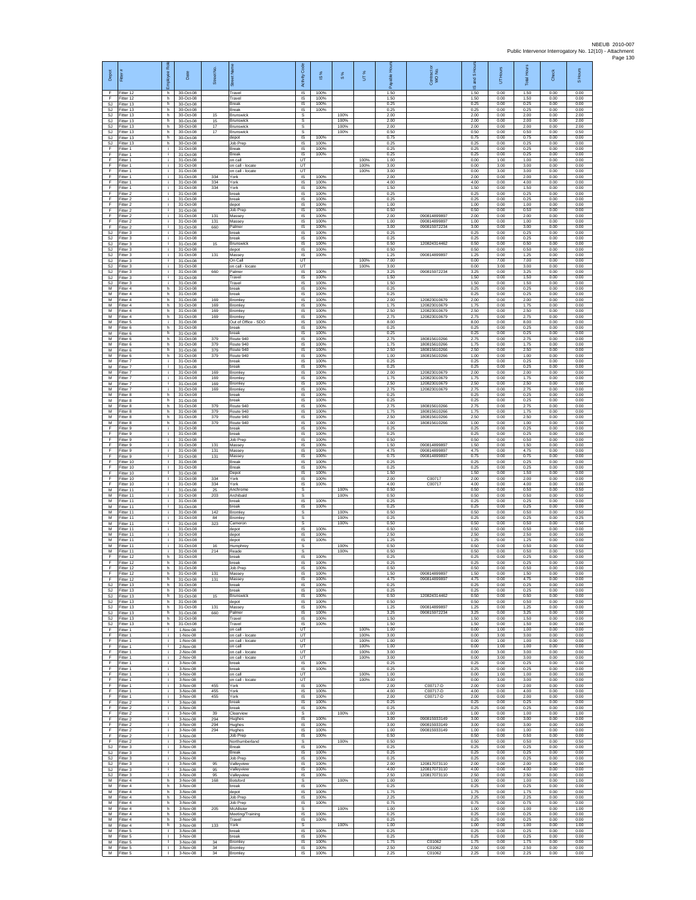| Depot | Fitter # | Employee Role | Date | Street No. | Street Name | Activity Code | IS % | S % | UT % | Payable Hours | Contractor or WO No. | IS and S Hours | UT Hours | Total Hours | Check | S Hours |
|---|---|---|---|---|---|---|---|---|---|---|---|---|---|---|---|---|
| F | Fitter 12 | h | 30-Oct-08 | | Travel | IS | 100% | | | 1.50 | | 1.50 | 0.00 | 1.50 | 0.00 | 0.00 |
| F | Fitter 12 | h | 30-Oct-08 | | Travel | IS | 100% | | | 1.50 | | 1.50 | 0.00 | 1.50 | 0.00 | 0.00 |
| SJ | Fitter 13 | h | 30-Oct-08 | | Break | IS | 100% | | | 0.25 | | 0.25 | 0.00 | 0.25 | 0.00 | 0.00 |
| SJ | Fitter 13 | h | 30-Oct-08 | | Break | IS | 100% | | | 0.25 | | 0.25 | 0.00 | 0.25 | 0.00 | 0.00 |
| SJ | Fitter 13 | h | 30-Oct-08 | 15 | Brunswick | S | | 100% | | 2.00 | | 2.00 | 0.00 | 2.00 | 0.00 | 2.00 |
| SJ | Fitter 13 | h | 30-Oct-08 | 15 | Brunswick | S | | 100% | | 2.00 | | 2.00 | 0.00 | 2.00 | 0.00 | 2.00 |
| SJ | Fitter 13 | h | 30-Oct-08 | 17 | Brunswick | S | | 100% | | 2.00 | | 2.00 | 0.00 | 2.00 | 0.00 | 2.00 |
| SJ | Fitter 13 | h | 30-Oct-08 | 17 | Brunswick | S | | 100% | | 0.50 | | 0.50 | 0.00 | 0.50 | 0.00 | 0.50 |
| SJ | Fitter 13 | h | 30-Oct-08 | | depot | IS | 100% | | | 0.75 | | 0.75 | 0.00 | 0.75 | 0.00 | 0.00 |
| SJ | Fitter 13 | h | 30-Oct-08 | | Job Prep | IS | 100% | | | 0.25 | | 0.25 | 0.00 | 0.25 | 0.00 | 0.00 |
| F | Fitter 1 | i | 31-Oct-08 | | Break | IS | 100% | | | 0.25 | | 0.25 | 0.00 | 0.25 | 0.00 | 0.00 |
| F | Fitter 1 | i | 31-Oct-08 | | Break | IS | 100% | | | 0.25 | | 0.25 | 0.00 | 0.25 | 0.00 | 0.00 |
| F | Fitter 1 | i | 31-Oct-08 | | on call | UT | | | 100% | 1.00 | | 0.00 | 1.00 | 1.00 | 0.00 | 0.00 |
| F | Fitter 1 | i | 31-Oct-08 | | on call - locate | UT | | | 100% | 3.00 | | 0.00 | 3.00 | 3.00 | 0.00 | 0.00 |
| F | Fitter 1 | i | 31-Oct-08 | | on call - locate | UT | | | 100% | 3.00 | | 0.00 | 3.00 | 3.00 | 0.00 | 0.00 |
| F | Fitter 1 | i | 31-Oct-08 | 334 | York | IS | 100% | | | 2.00 | | 2.00 | 0.00 | 2.00 | 0.00 | 0.00 |
| F | Fitter 1 | i | 31-Oct-08 | 334 | York | IS | 100% | | | 4.00 | | 4.00 | 0.00 | 4.00 | 0.00 | 0.00 |
| F | Fitter 1 | i | 31-Oct-08 | 334 | York | IS | 100% | | | 1.50 | | 1.50 | 0.00 | 1.50 | 0.00 | 0.00 |
| F | Fitter 2 | i | 31-Oct-08 | | break | IS | 100% | | | 0.25 | | 0.25 | 0.00 | 0.25 | 0.00 | 0.00 |
| F | Fitter 2 | i | 31-Oct-08 | | break | IS | 100% | | | 0.25 | | 0.25 | 0.00 | 0.25 | 0.00 | 0.00 |
| F | Fitter 2 | i | 31-Oct-08 | | depot | IS | 100% | | | 1.00 | | 1.00 | 0.00 | 1.00 | 0.00 | 0.00 |
| F | Fitter 2 | i | 31-Oct-08 | | Job Prep | IS | 100% | | | 0.50 | | 0.50 | 0.00 | 0.50 | 0.00 | 0.00 |
| F | Fitter 2 | i | 31-Oct-08 | 131 | Massey | IS | 100% | | | 2.00 | 090814899897 | 2.00 | 0.00 | 2.00 | 0.00 | 0.00 |
| F | Fitter 2 | i | 31-Oct-08 | 131 | Massey | IS | 100% | | | 1.00 | 090814899897 | 1.00 | 0.00 | 1.00 | 0.00 | 0.00 |
| F | Fitter 2 | i | 31-Oct-08 | 660 | Palmer | IS | 100% | | | 3.00 | 090815972234 | 3.00 | 0.00 | 3.00 | 0.00 | 0.00 |
| SJ | Fitter 3 | i | 31-Oct-08 | | break | IS | 100% | | | 0.25 | | 0.25 | 0.00 | 0.25 | 0.00 | 0.00 |
| SJ | Fitter 3 | i | 31-Oct-08 | | break | IS | 100% | | | 0.25 | | 0.25 | 0.00 | 0.25 | 0.00 | 0.00 |
| SJ | Fitter 3 | i | 31-Oct-08 | 15 | Brunswick | IS | 100% | | | 0.50 | 120824314462 | 0.50 | 0.00 | 0.50 | 0.00 | 0.00 |
| SJ | Fitter 3 | i | 31-Oct-08 | | depot | IS | 100% | | | 0.50 | | 0.50 | 0.00 | 0.50 | 0.00 | 0.00 |
| SJ | Fitter 3 | i | 31-Oct-08 | 131 | Massey | IS | 100% | | | 1.25 | 090814899897 | 1.25 | 0.00 | 1.25 | 0.00 | 0.00 |
| SJ | Fitter 3 | i | 31-Oct-08 | | On Call | UT | | | 100% | 7.00 | | 0.00 | 7.00 | 7.00 | 0.00 | 0.00 |
| SJ | Fitter 3 | i | 31-Oct-08 | | on call - locate | UT | | | 100% | 3.00 | | 0.00 | 3.00 | 3.00 | 0.00 | 0.00 |
| SJ | Fitter 3 | i | 31-Oct-08 | 660 | Palmer | IS | 100% | | | 3.25 | 090815972234 | 3.25 | 0.00 | 3.25 | 0.00 | 0.00 |
| SJ | Fitter 3 | i | 31-Oct-08 | | Travel | IS | 100% | | | 1.50 | | 1.50 | 0.00 | 1.50 | 0.00 | 0.00 |
| SJ | Fitter 3 | i | 31-Oct-08 | | Travel | IS | 100% | | | 1.50 | | 1.50 | 0.00 | 1.50 | 0.00 | 0.00 |
| M | Fitter 4 | h | 31-Oct-08 | | break | IS | 100% | | | 0.25 | | 0.25 | 0.00 | 0.25 | 0.00 | 0.00 |
| M | Fitter 4 | h | 31-Oct-08 | | break | IS | 100% | | | 0.25 | | 0.25 | 0.00 | 0.25 | 0.00 | 0.00 |
| M | Fitter 4 | h | 31-Oct-08 | 169 | Bromley | IS | 100% | | | 2.00 | 120823010679 | 2.00 | 0.00 | 2.00 | 0.00 | 0.00 |
| M | Fitter 4 | h | 31-Oct-08 | 169 | Bromley | IS | 100% | | | 1.75 | 120823010679 | 1.75 | 0.00 | 1.75 | 0.00 | 0.00 |
| M | Fitter 4 | h | 31-Oct-08 | 169 | Bromley | IS | 100% | | | 2.50 | 120823010679 | 2.50 | 0.00 | 2.50 | 0.00 | 0.00 |
| M | Fitter 4 | h | 31-Oct-08 | 169 | Bromley | IS | 100% | | | 2.75 | 120823010679 | 2.75 | 0.00 | 2.75 | 0.00 | 0.00 |
| M | Fitter 5 | i | 31-Oct-08 | | Out of Office - SDO | IS | 100% | | | 8.00 | | 8.00 | 0.00 | 8.00 | 0.00 | 0.00 |
| M | Fitter 6 | h | 31-Oct-08 | | break | IS | 100% | | | 0.25 | | 0.25 | 0.00 | 0.25 | 0.00 | 0.00 |
| M | Fitter 6 | h | 31-Oct-08 | | break | IS | 100% | | | 0.25 | | 0.25 | 0.00 | 0.25 | 0.00 | 0.00 |
| M | Fitter 6 | h | 31-Oct-08 | 379 | Route 940 | IS | 100% | | | 2.75 | 180815610266 | 2.75 | 0.00 | 2.75 | 0.00 | 0.00 |
| M | Fitter 6 | h | 31-Oct-08 | 379 | Route 940 | IS | 100% | | | 1.75 | 180815610266 | 1.75 | 0.00 | 1.75 | 0.00 | 0.00 |
| M | Fitter 6 | h | 31-Oct-08 | 379 | Route 940 | IS | 100% | | | 2.50 | 180815610266 | 2.50 | 0.00 | 2.50 | 0.00 | 0.00 |
| M | Fitter 6 | h | 31-Oct-08 | 379 | Route 940 | IS | 100% | | | 1.00 | 180815610266 | 1.00 | 0.00 | 1.00 | 0.00 | 0.00 |
| M | Fitter 7 | i | 31-Oct-08 | | break | IS | 100% | | | 0.25 | | 0.25 | 0.00 | 0.25 | 0.00 | 0.00 |
| M | Fitter 7 | i | 31-Oct-08 | | break | IS | 100% | | | 0.25 | | 0.25 | 0.00 | 0.25 | 0.00 | 0.00 |
| M | Fitter 7 | i | 31-Oct-08 | 169 | Bromley | IS | 100% | | | 2.00 | 120823010679 | 2.00 | 0.00 | 2.00 | 0.00 | 0.00 |
| M | Fitter 7 | i | 31-Oct-08 | 169 | Bromley | IS | 100% | | | 1.75 | 120823010679 | 1.75 | 0.00 | 1.75 | 0.00 | 0.00 |
| M | Fitter 7 | i | 31-Oct-08 | 169 | Bromley | IS | 100% | | | 2.50 | 120823010679 | 2.50 | 0.00 | 2.50 | 0.00 | 0.00 |
| M | Fitter 7 | i | 31-Oct-08 | 169 | Bromley | IS | 100% | | | 2.75 | 120823010679 | 2.75 | 0.00 | 2.75 | 0.00 | 0.00 |
| M | Fitter 8 | h | 31-Oct-08 | | break | IS | 100% | | | 0.25 | | 0.25 | 0.00 | 0.25 | 0.00 | 0.00 |
| M | Fitter 8 | h | 31-Oct-08 | | break | IS | 100% | | | 0.25 | | 0.25 | 0.00 | 0.25 | 0.00 | 0.00 |
| M | Fitter 8 | h | 31-Oct-08 | 379 | Route 940 | IS | 100% | | | 2.75 | 180815610266 | 2.75 | 0.00 | 2.75 | 0.00 | 0.00 |
| M | Fitter 8 | h | 31-Oct-08 | 379 | Route 940 | IS | 100% | | | 1.75 | 180815610266 | 1.75 | 0.00 | 1.75 | 0.00 | 0.00 |
| M | Fitter 8 | h | 31-Oct-08 | 379 | Route 940 | IS | 100% | | | 2.50 | 180815610266 | 2.50 | 0.00 | 2.50 | 0.00 | 0.00 |
| M | Fitter 8 | h | 31-Oct-08 | 379 | Route 940 | IS | 100% | | | 1.00 | 180815610266 | 1.00 | 0.00 | 1.00 | 0.00 | 0.00 |
| F | Fitter 9 | i | 31-Oct-08 | | break | IS | 100% | | | 0.25 | | 0.25 | 0.00 | 0.25 | 0.00 | 0.00 |
| F | Fitter 9 | i | 31-Oct-08 | | break | IS | 100% | | | 0.25 | | 0.25 | 0.00 | 0.25 | 0.00 | 0.00 |
| F | Fitter 9 | i | 31-Oct-08 | | Job Prep | IS | 100% | | | 0.50 | | 0.50 | 0.00 | 0.50 | 0.00 | 0.00 |
| F | Fitter 9 | i | 31-Oct-08 | 131 | Massey | IS | 100% | | | 1.50 | 090814899897 | 1.50 | 0.00 | 1.50 | 0.00 | 0.00 |
| F | Fitter 9 | i | 31-Oct-08 | 131 | Massey | IS | 100% | | | 4.75 | 090814899897 | 4.75 | 0.00 | 4.75 | 0.00 | 0.00 |
| F | Fitter 9 | i | 31-Oct-08 | 131 | Massey | IS | 100% | | | 0.75 | 090814899897 | 0.75 | 0.00 | 0.75 | 0.00 | 0.00 |
| F | Fitter 10 | i | 31-Oct-08 | | Break | IS | 100% | | | 0.25 | | 0.25 | 0.00 | 0.25 | 0.00 | 0.00 |
| F | Fitter 10 | i | 31-Oct-08 | | Break | IS | 100% | | | 0.25 | | 0.25 | 0.00 | 0.25 | 0.00 | 0.00 |
| F | Fitter 10 | i | 31-Oct-08 | | Depot | IS | 100% | | | 1.50 | | 1.50 | 0.00 | 1.50 | 0.00 | 0.00 |
| F | Fitter 10 | i | 31-Oct-08 | 334 | York | IS | 100% | | | 2.00 | C00717 | 2.00 | 0.00 | 2.00 | 0.00 | 0.00 |
| F | Fitter 10 | i | 31-Oct-08 | 334 | York | IS | 100% | | | 4.00 | C00717 | 4.00 | 0.00 | 4.00 | 0.00 | 0.00 |
| M | Fitter 11 | i | 31-Oct-08 | 25 | Anchrome | S | | 100% | | 0.50 | | 0.50 | 0.00 | 0.50 | 0.00 | 0.50 |
| M | Fitter 11 | i | 31-Oct-08 | 203 | Archibald | S | | 100% | | 0.50 | | 0.50 | 0.00 | 0.50 | 0.00 | 0.50 |
| M | Fitter 11 | i | 31-Oct-08 | | break | IS | 100% | | | 0.25 | | 0.25 | 0.00 | 0.25 | 0.00 | 0.00 |
| M | Fitter 11 | i | 31-Oct-08 | | break | IS | 100% | | | 0.25 | | 0.25 | 0.00 | 0.25 | 0.00 | 0.00 |
| M | Fitter 11 | i | 31-Oct-08 | 142 | Bromley | S | | 100% | | 0.50 | | 0.50 | 0.00 | 0.50 | 0.00 | 0.50 |
| M | Fitter 11 | i | 31-Oct-08 | 84 | Bromley | S | | 100% | | 0.25 | | 0.25 | 0.00 | 0.25 | 0.00 | 0.25 |
| M | Fitter 11 | i | 31-Oct-08 | 323 | Cameron | S | | 100% | | 0.50 | | 0.50 | 0.00 | 0.50 | 0.00 | 0.50 |
| M | Fitter 11 | i | 31-Oct-08 | | depot | IS | 100% | | | 0.50 | | 0.50 | 0.00 | 0.50 | 0.00 | 0.00 |
| M | Fitter 11 | i | 31-Oct-08 | | depot | IS | 100% | | | 2.50 | | 2.50 | 0.00 | 2.50 | 0.00 | 0.00 |
| M | Fitter 11 | i | 31-Oct-08 | | depot | IS | 100% | | | 1.25 | | 1.25 | 0.00 | 1.25 | 0.00 | 0.00 |
| M | Fitter 11 | i | 31-Oct-08 | 16 | Humphrey | S | | 100% | | 0.50 | | 0.50 | 0.00 | 0.50 | 0.00 | 0.50 |
| M | Fitter 11 | i | 31-Oct-08 | 214 | Reade | S | | 100% | | 0.50 | | 0.50 | 0.00 | 0.50 | 0.00 | 0.50 |
| F | Fitter 12 | h | 31-Oct-08 | | break | IS | 100% | | | 0.25 | | 0.25 | 0.00 | 0.25 | 0.00 | 0.00 |
| F | Fitter 12 | h | 31-Oct-08 | | break | IS | 100% | | | 0.25 | | 0.25 | 0.00 | 0.25 | 0.00 | 0.00 |
| F | Fitter 12 | h | 31-Oct-08 | | Job Prep | IS | 100% | | | 0.50 | | 0.50 | 0.00 | 0.50 | 0.00 | 0.00 |
| F | Fitter 12 | h | 31-Oct-08 | 131 | Massey | IS | 100% | | | 1.50 | 090814899897 | 1.50 | 0.00 | 1.50 | 0.00 | 0.00 |
| F | Fitter 12 | h | 31-Oct-08 | 131 | Massey | IS | 100% | | | 4.75 | 090814899897 | 4.75 | 0.00 | 4.75 | 0.00 | 0.00 |
| SJ | Fitter 13 | h | 31-Oct-08 | | break | IS | 100% | | | 0.25 | | 0.25 | 0.00 | 0.25 | 0.00 | 0.00 |
| SJ | Fitter 13 | h | 31-Oct-08 | | break | IS | 100% | | | 0.25 | | 0.25 | 0.00 | 0.25 | 0.00 | 0.00 |
| SJ | Fitter 13 | h | 31-Oct-08 | 15 | Brunswick | IS | 100% | | | 0.50 | 120824314462 | 0.50 | 0.00 | 0.50 | 0.00 | 0.00 |
| SJ | Fitter 13 | h | 31-Oct-08 | | depot | IS | 100% | | | 0.50 | | 0.50 | 0.00 | 0.50 | 0.00 | 0.00 |
| SJ | Fitter 13 | h | 31-Oct-08 | 131 | Massey | IS | 100% | | | 1.25 | 090814899897 | 1.25 | 0.00 | 1.25 | 0.00 | 0.00 |
| SJ | Fitter 13 | h | 31-Oct-08 | 660 | Palmer | IS | 100% | | | 3.25 | 090815972234 | 3.25 | 0.00 | 3.25 | 0.00 | 0.00 |
| SJ | Fitter 13 | h | 31-Oct-08 | | Travel | IS | 100% | | | 1.50 | | 1.50 | 0.00 | 1.50 | 0.00 | 0.00 |
| SJ | Fitter 13 | h | 31-Oct-08 | | Travel | IS | 100% | | | 1.50 | | 1.50 | 0.00 | 1.50 | 0.00 | 0.00 |
| F | Fitter 1 | i | 1-Nov-08 | | on call | UT | | | 100% | 1.00 | | 0.00 | 1.00 | 1.00 | 0.00 | 0.00 |
| F | Fitter 1 | i | 1-Nov-08 | | on call - locate | UT | | | 100% | 3.00 | | 0.00 | 3.00 | 3.00 | 0.00 | 0.00 |
| F | Fitter 1 | i | 1-Nov-08 | | on call - locate | UT | | | 100% | 1.00 | | 0.00 | 1.00 | 1.00 | 0.00 | 0.00 |
| F | Fitter 1 | i | 2-Nov-08 | | on call | UT | | | 100% | 1.00 | | 0.00 | 1.00 | 1.00 | 0.00 | 0.00 |
| F | Fitter 1 | i | 2-Nov-08 | | on call - locate | UT | | | 100% | 3.00 | | 0.00 | 3.00 | 3.00 | 0.00 | 0.00 |
| F | Fitter 1 | i | 2-Nov-08 | | on call - locate | UT | | | 100% | 3.00 | | 0.00 | 3.00 | 3.00 | 0.00 | 0.00 |
| F | Fitter 1 | i | 3-Nov-08 | | break | IS | 100% | | | 0.25 | | 0.25 | 0.00 | 0.25 | 0.00 | 0.00 |
| F | Fitter 1 | i | 3-Nov-08 | | break | IS | 100% | | | 0.25 | | 0.25 | 0.00 | 0.25 | 0.00 | 0.00 |
| F | Fitter 1 | i | 3-Nov-08 | | on call | UT | | | 100% | 1.00 | | 0.00 | 1.00 | 1.00 | 0.00 | 0.00 |
| F | Fitter 1 | i | 3-Nov-08 | | on call - locate | UT | | | 100% | 3.00 | | 0.00 | 3.00 | 3.00 | 0.00 | 0.00 |
| F | Fitter 1 | i | 3-Nov-08 | 455 | York | IS | 100% | | | 2.00 | C00717-D | 2.00 | 0.00 | 2.00 | 0.00 | 0.00 |
| F | Fitter 1 | i | 3-Nov-08 | 455 | York | IS | 100% | | | 4.00 | C00717-D | 4.00 | 0.00 | 4.00 | 0.00 | 0.00 |
| F | Fitter 1 | i | 3-Nov-08 | 455 | York | IS | 100% | | | 2.00 | C00717-D | 2.00 | 0.00 | 2.00 | 0.00 | 0.00 |
| F | Fitter 2 | i | 3-Nov-08 | | break | IS | 100% | | | 0.25 | | 0.25 | 0.00 | 0.25 | 0.00 | 0.00 |
| F | Fitter 2 | i | 3-Nov-08 | | break | IS | 100% | | | 0.25 | | 0.25 | 0.00 | 0.25 | 0.00 | 0.00 |
| F | Fitter 2 | i | 3-Nov-08 | 39 | Clearview | S | | 100% | | 1.00 | | 1.00 | 0.00 | 1.00 | 0.00 | 1.00 |
| F | Fitter 2 | i | 3-Nov-08 | 294 | Hughes | IS | 100% | | | 3.00 | 090815933149 | 3.00 | 0.00 | 3.00 | 0.00 | 0.00 |
| F | Fitter 2 | i | 3-Nov-08 | 294 | Hughes | IS | 100% | | | 3.00 | 090815933149 | 3.00 | 0.00 | 3.00 | 0.00 | 0.00 |
| F | Fitter 2 | i | 3-Nov-08 | 294 | Hughes | IS | 100% | | | 1.00 | 090815933149 | 1.00 | 0.00 | 1.00 | 0.00 | 0.00 |
| F | Fitter 2 | i | 3-Nov-08 | | Job Prep | IS | 100% | | | 0.50 | | 0.50 | 0.00 | 0.50 | 0.00 | 0.00 |
| F | Fitter 2 | i | 3-Nov-08 | | Northumberland | S | | 100% | | 0.50 | | 0.50 | 0.00 | 0.50 | 0.00 | 0.50 |
| SJ | Fitter 3 | i | 3-Nov-08 | | Break | IS | 100% | | | 0.25 | | 0.25 | 0.00 | 0.25 | 0.00 | 0.00 |
| SJ | Fitter 3 | i | 3-Nov-08 | | Break | IS | 100% | | | 0.25 | | 0.25 | 0.00 | 0.25 | 0.00 | 0.00 |
| SJ | Fitter 3 | i | 3-Nov-08 | | Job Prep | IS | 100% | | | 0.25 | | 0.25 | 0.00 | 0.25 | 0.00 | 0.00 |
| SJ | Fitter 3 | i | 3-Nov-08 | 95 | Valleyview | IS | 100% | | | 2.00 | 120817073110 | 2.00 | 0.00 | 2.00 | 0.00 | 0.00 |
| SJ | Fitter 3 | i | 3-Nov-08 | 95 | Valleyview | IS | 100% | | | 4.00 | 120817073110 | 4.00 | 0.00 | 4.00 | 0.00 | 0.00 |
| SJ | Fitter 3 | i | 3-Nov-08 | 95 | Valleyview | IS | 100% | | | 2.50 | 120817073110 | 2.50 | 0.00 | 2.50 | 0.00 | 0.00 |
| M | Fitter 4 | h | 3-Nov-08 | 168 | Botsford | S | | 100% | | 1.00 | | 1.00 | 0.00 | 1.00 | 0.00 | 1.00 |
| M | Fitter 4 | h | 3-Nov-08 | | break | IS | 100% | | | 0.25 | | 0.25 | 0.00 | 0.25 | 0.00 | 0.00 |
| M | Fitter 4 | h | 3-Nov-08 | | depot | IS | 100% | | | 1.75 | | 1.75 | 0.00 | 1.75 | 0.00 | 0.00 |
| M | Fitter 4 | h | 3-Nov-08 | | Job Prep | IS | 100% | | | 2.25 | | 2.25 | 0.00 | 2.25 | 0.00 | 0.00 |
| M | Fitter 4 | h | 3-Nov-08 | | Job Prep | IS | 100% | | | 0.75 | | 0.75 | 0.00 | 0.75 | 0.00 | 0.00 |
| M | Fitter 4 | h | 3-Nov-08 | 205 | McAllister | S | | 100% | | 1.00 | | 1.00 | 0.00 | 1.00 | 0.00 | 1.00 |
| M | Fitter 4 | h | 3-Nov-08 | | Meeting/Training | IS | 100% | | | 0.25 | | 0.25 | 0.00 | 0.25 | 0.00 | 0.00 |
| M | Fitter 4 | h | 3-Nov-08 | | Travel | IS | 100% | | | 0.25 | | 0.25 | 0.00 | 0.25 | 0.00 | 0.00 |
| M | Fitter 4 | h | 3-Nov-08 | 133 | York | S | | 100% | | 1.00 | | 1.00 | 0.00 | 1.00 | 0.00 | 1.00 |
| M | Fitter 5 | i | 3-Nov-08 | | break | IS | 100% | | | 0.25 | | 0.25 | 0.00 | 0.25 | 0.00 | 0.00 |
| M | Fitter 5 | i | 3-Nov-08 | | break | IS | 100% | | | 0.25 | | 0.25 | 0.00 | 0.25 | 0.00 | 0.00 |
| M | Fitter 5 | i | 3-Nov-08 | 34 | Bromley | IS | 100% | | | 1.75 | C01062 | 1.75 | 0.00 | 1.75 | 0.00 | 0.00 |
| M | Fitter 5 | i | 3-Nov-08 | 34 | Bromley | IS | 100% | | | 2.50 | C01062 | 2.50 | 0.00 | 2.50 | 0.00 | 0.00 |
| M | Fitter 5 | i | 3-Nov-08 | 34 | Bromley | IS | 100% | | | 2.25 | C01062 | 2.25 | 0.00 | 2.25 | 0.00 | 0.00 |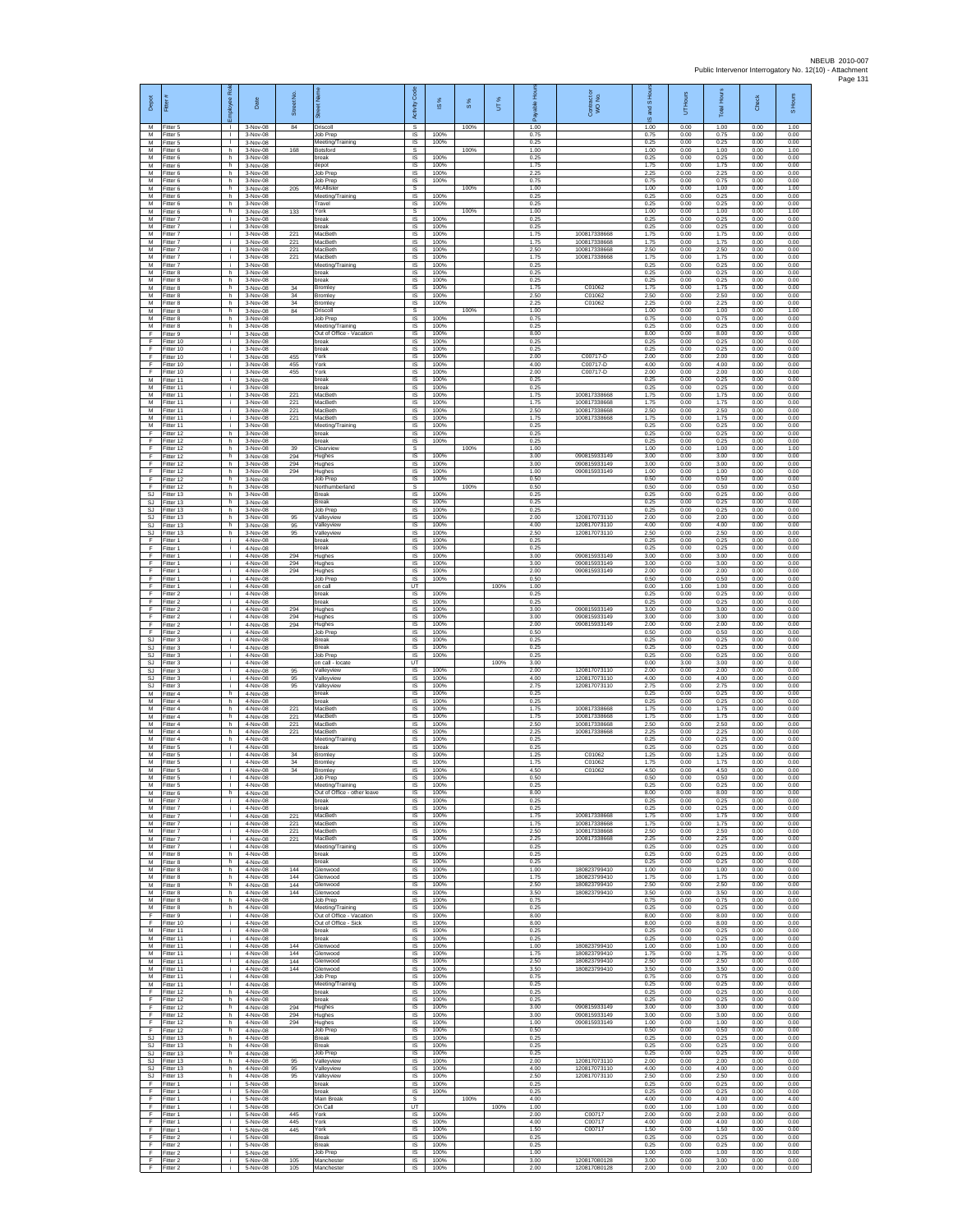| Depot | Fitter # | Employee Role | Date | Street No. | Street Name | Activity Code | IS % | S % | UT % | Payable Hours | Contractor or WO No. | IS and S Hours | UT Hours | Total Hours | Check | S Hours |
|---|---|---|---|---|---|---|---|---|---|---|---|---|---|---|---|---|
| M | Fitter 5 | i | 3-Nov-08 | 84 | Driscoll | S | | 100% | | 1.00 | | 1.00 | 0.00 | 1.00 | 0.00 | 1.00 |
| M | Fitter 5 | i | 3-Nov-08 | | Job Prep | IS | 100% | | | 0.75 | | 0.75 | 0.00 | 0.75 | 0.00 | 0.00 |
| M | Fitter 5 | i | 3-Nov-08 | | Meeting/Training | IS | 100% | | | 0.25 | | 0.25 | 0.00 | 0.25 | 0.00 | 0.00 |
| M | Fitter 6 | h | 3-Nov-08 | 168 | Botsford | S | | 100% | | 1.00 | | 1.00 | 0.00 | 1.00 | 0.00 | 1.00 |
| M | Fitter 6 | h | 3-Nov-08 | | break | IS | 100% | | | 0.25 | | 0.25 | 0.00 | 0.25 | 0.00 | 0.00 |
| M | Fitter 6 | h | 3-Nov-08 | | depot | IS | 100% | | | 1.75 | | 1.75 | 0.00 | 1.75 | 0.00 | 0.00 |
| M | Fitter 6 | h | 3-Nov-08 | | Job Prep | IS | 100% | | | 2.25 | | 2.25 | 0.00 | 2.25 | 0.00 | 0.00 |
| M | Fitter 6 | h | 3-Nov-08 | | Job Prep | IS | 100% | | | 0.75 | | 0.75 | 0.00 | 0.75 | 0.00 | 0.00 |
| M | Fitter 6 | h | 3-Nov-08 | 205 | McAllister | S | | 100% | | 1.00 | | 1.00 | 0.00 | 1.00 | 0.00 | 1.00 |
| M | Fitter 6 | h | 3-Nov-08 | | Meeting/Training | IS | 100% | | | 0.25 | | 0.25 | 0.00 | 0.25 | 0.00 | 0.00 |
| M | Fitter 6 | h | 3-Nov-08 | | Travel | IS | 100% | | | 0.25 | | 0.25 | 0.00 | 0.25 | 0.00 | 0.00 |
| M | Fitter 6 | h | 3-Nov-08 | 133 | York | S | | 100% | | 1.00 | | 1.00 | 0.00 | 1.00 | 0.00 | 1.00 |
| M | Fitter 7 | i | 3-Nov-08 | | break | IS | 100% | | | 0.25 | | 0.25 | 0.00 | 0.25 | 0.00 | 0.00 |
| M | Fitter 7 | i | 3-Nov-08 | | break | IS | 100% | | | 0.25 | | 0.25 | 0.00 | 0.25 | 0.00 | 0.00 |
| M | Fitter 7 | i | 3-Nov-08 | 221 | MacBeth | IS | 100% | | | 1.75 | 100817338668 | 1.75 | 0.00 | 1.75 | 0.00 | 0.00 |
| M | Fitter 7 | i | 3-Nov-08 | 221 | MacBeth | IS | 100% | | | 1.75 | 100817338668 | 1.75 | 0.00 | 1.75 | 0.00 | 0.00 |
| M | Fitter 7 | i | 3-Nov-08 | 221 | MacBeth | IS | 100% | | | 2.50 | 100817338668 | 2.50 | 0.00 | 2.50 | 0.00 | 0.00 |
| M | Fitter 7 | i | 3-Nov-08 | 221 | MacBeth | IS | 100% | | | 1.75 | 100817338668 | 1.75 | 0.00 | 1.75 | 0.00 | 0.00 |
| M | Fitter 7 | i | 3-Nov-08 | | Meeting/Training | IS | 100% | | | 0.25 | | 0.25 | 0.00 | 0.25 | 0.00 | 0.00 |
| M | Fitter 8 | h | 3-Nov-08 | | break | IS | 100% | | | 0.25 | | 0.25 | 0.00 | 0.25 | 0.00 | 0.00 |
| M | Fitter 8 | h | 3-Nov-08 | | break | IS | 100% | | | 0.25 | | 0.25 | 0.00 | 0.25 | 0.00 | 0.00 |
| M | Fitter 8 | h | 3-Nov-08 | 34 | Bromley | IS | 100% | | | 1.75 | C01062 | 1.75 | 0.00 | 1.75 | 0.00 | 0.00 |
| M | Fitter 8 | h | 3-Nov-08 | 34 | Bromley | IS | 100% | | | 2.50 | C01062 | 2.50 | 0.00 | 2.50 | 0.00 | 0.00 |
| M | Fitter 8 | h | 3-Nov-08 | 34 | Bromley | IS | 100% | | | 2.25 | C01062 | 2.25 | 0.00 | 2.25 | 0.00 | 0.00 |
| M | Fitter 8 | h | 3-Nov-08 | 84 | Driscoll | S | | 100% | | 1.00 | | 1.00 | 0.00 | 1.00 | 0.00 | 1.00 |
| M | Fitter 8 | h | 3-Nov-08 | | Job Prep | IS | 100% | | | 0.75 | | 0.75 | 0.00 | 0.75 | 0.00 | 0.00 |
| M | Fitter 8 | h | 3-Nov-08 | | Meeting/Training | IS | 100% | | | 0.25 | | 0.25 | 0.00 | 0.25 | 0.00 | 0.00 |
| F | Fitter 9 | i | 3-Nov-08 | | Out of Office - Vacation | IS | 100% | | | 8.00 | | 8.00 | 0.00 | 8.00 | 0.00 | 0.00 |
| F | Fitter 10 | i | 3-Nov-08 | | break | IS | 100% | | | 0.25 | | 0.25 | 0.00 | 0.25 | 0.00 | 0.00 |
| F | Fitter 10 | i | 3-Nov-08 | | break | IS | 100% | | | 0.25 | | 0.25 | 0.00 | 0.25 | 0.00 | 0.00 |
| F | Fitter 10 | i | 3-Nov-08 | 455 | York | IS | 100% | | | 2.00 | C00717-D | 2.00 | 0.00 | 2.00 | 0.00 | 0.00 |
| F | Fitter 10 | i | 3-Nov-08 | 455 | York | IS | 100% | | | 4.00 | C00717-D | 4.00 | 0.00 | 4.00 | 0.00 | 0.00 |
| F | Fitter 10 | i | 3-Nov-08 | 455 | York | IS | 100% | | | 2.00 | C00717-D | 2.00 | 0.00 | 2.00 | 0.00 | 0.00 |
| M | Fitter 11 | i | 3-Nov-08 | | break | IS | 100% | | | 0.25 | | 0.25 | 0.00 | 0.25 | 0.00 | 0.00 |
| M | Fitter 11 | i | 3-Nov-08 | | break | IS | 100% | | | 0.25 | | 0.25 | 0.00 | 0.25 | 0.00 | 0.00 |
| M | Fitter 11 | i | 3-Nov-08 | 221 | MacBeth | IS | 100% | | | 1.75 | 100817338668 | 1.75 | 0.00 | 1.75 | 0.00 | 0.00 |
| M | Fitter 11 | i | 3-Nov-08 | 221 | MacBeth | IS | 100% | | | 1.75 | 100817338668 | 1.75 | 0.00 | 1.75 | 0.00 | 0.00 |
| M | Fitter 11 | i | 3-Nov-08 | 221 | MacBeth | IS | 100% | | | 2.50 | 100817338668 | 2.50 | 0.00 | 2.50 | 0.00 | 0.00 |
| M | Fitter 11 | i | 3-Nov-08 | 221 | MacBeth | IS | 100% | | | 1.75 | 100817338668 | 1.75 | 0.00 | 1.75 | 0.00 | 0.00 |
| M | Fitter 11 | i | 3-Nov-08 | | Meeting/Training | IS | 100% | | | 0.25 | | 0.25 | 0.00 | 0.25 | 0.00 | 0.00 |
| F | Fitter 12 | h | 3-Nov-08 | | break | IS | 100% | | | 0.25 | | 0.25 | 0.00 | 0.25 | 0.00 | 0.00 |
| F | Fitter 12 | h | 3-Nov-08 | | break | IS | 100% | | | 0.25 | | 0.25 | 0.00 | 0.25 | 0.00 | 0.00 |
| F | Fitter 12 | h | 3-Nov-08 | 39 | Clearview | S | | 100% | | 1.00 | | 1.00 | 0.00 | 1.00 | 0.00 | 1.00 |
| F | Fitter 12 | h | 3-Nov-08 | 294 | Hughes | IS | 100% | | | 3.00 | 090815933149 | 3.00 | 0.00 | 3.00 | 0.00 | 0.00 |
| F | Fitter 12 | h | 3-Nov-08 | 294 | Hughes | IS | 100% | | | 3.00 | 090815933149 | 3.00 | 0.00 | 3.00 | 0.00 | 0.00 |
| F | Fitter 12 | h | 3-Nov-08 | 294 | Hughes | IS | 100% | | | 1.00 | 090815933149 | 1.00 | 0.00 | 1.00 | 0.00 | 0.00 |
| F | Fitter 12 | h | 3-Nov-08 | | Job Prep | IS | 100% | | | 0.50 | | 0.50 | 0.00 | 0.50 | 0.00 | 0.00 |
| F | Fitter 12 | h | 3-Nov-08 | | Northumberland | S | | 100% | | 0.50 | | 0.50 | 0.00 | 0.50 | 0.00 | 0.50 |
| SJ | Fitter 13 | h | 3-Nov-08 | | Break | IS | 100% | | | 0.25 | | 0.25 | 0.00 | 0.25 | 0.00 | 0.00 |
| SJ | Fitter 13 | h | 3-Nov-08 | | Break | IS | 100% | | | 0.25 | | 0.25 | 0.00 | 0.25 | 0.00 | 0.00 |
| SJ | Fitter 13 | h | 3-Nov-08 | | Job Prep | IS | 100% | | | 0.25 | | 0.25 | 0.00 | 0.25 | 0.00 | 0.00 |
| SJ | Fitter 13 | h | 3-Nov-08 | 95 | Valleyview | IS | 100% | | | 2.00 | 120817073110 | 2.00 | 0.00 | 2.00 | 0.00 | 0.00 |
| SJ | Fitter 13 | h | 3-Nov-08 | 95 | Valleyview | IS | 100% | | | 4.00 | 120817073110 | 4.00 | 0.00 | 4.00 | 0.00 | 0.00 |
| SJ | Fitter 13 | h | 3-Nov-08 | 95 | Valleyview | IS | 100% | | | 2.50 | 120817073110 | 2.50 | 0.00 | 2.50 | 0.00 | 0.00 |
| F | Fitter 1 | i | 4-Nov-08 | | break | IS | 100% | | | 0.25 | | 0.25 | 0.00 | 0.25 | 0.00 | 0.00 |
| F | Fitter 1 | i | 4-Nov-08 | | break | IS | 100% | | | 0.25 | | 0.25 | 0.00 | 0.25 | 0.00 | 0.00 |
| F | Fitter 1 | i | 4-Nov-08 | 294 | Hughes | IS | 100% | | | 3.00 | 090815933149 | 3.00 | 0.00 | 3.00 | 0.00 | 0.00 |
| F | Fitter 1 | i | 4-Nov-08 | 294 | Hughes | IS | 100% | | | 3.00 | 090815933149 | 3.00 | 0.00 | 3.00 | 0.00 | 0.00 |
| F | Fitter 1 | i | 4-Nov-08 | 294 | Hughes | IS | 100% | | | 2.00 | 090815933149 | 2.00 | 0.00 | 2.00 | 0.00 | 0.00 |
| F | Fitter 1 | i | 4-Nov-08 | | Job Prep | IS | 100% | | | 0.50 | | 0.50 | 0.00 | 0.50 | 0.00 | 0.00 |
| F | Fitter 1 | i | 4-Nov-08 | | on call | UT | | | 100% | 1.00 | | 0.00 | 1.00 | 1.00 | 0.00 | 0.00 |
| F | Fitter 2 | i | 4-Nov-08 | | break | IS | 100% | | | 0.25 | | 0.25 | 0.00 | 0.25 | 0.00 | 0.00 |
| F | Fitter 2 | i | 4-Nov-08 | | break | IS | 100% | | | 0.25 | | 0.25 | 0.00 | 0.25 | 0.00 | 0.00 |
| F | Fitter 2 | i | 4-Nov-08 | 294 | Hughes | IS | 100% | | | 3.00 | 090815933149 | 3.00 | 0.00 | 3.00 | 0.00 | 0.00 |
| F | Fitter 2 | i | 4-Nov-08 | 294 | Hughes | IS | 100% | | | 3.00 | 090815933149 | 3.00 | 0.00 | 3.00 | 0.00 | 0.00 |
| F | Fitter 2 | i | 4-Nov-08 | 294 | Hughes | IS | 100% | | | 2.00 | 090815933149 | 2.00 | 0.00 | 2.00 | 0.00 | 0.00 |
| F | Fitter 2 | i | 4-Nov-08 | | Job Prep | IS | 100% | | | 0.50 | | 0.50 | 0.00 | 0.50 | 0.00 | 0.00 |
| SJ | Fitter 3 | i | 4-Nov-08 | | Break | IS | 100% | | | 0.25 | | 0.25 | 0.00 | 0.25 | 0.00 | 0.00 |
| SJ | Fitter 3 | i | 4-Nov-08 | | Break | IS | 100% | | | 0.25 | | 0.25 | 0.00 | 0.25 | 0.00 | 0.00 |
| SJ | Fitter 3 | i | 4-Nov-08 | | Job Prep | IS | 100% | | | 0.25 | | 0.25 | 0.00 | 0.25 | 0.00 | 0.00 |
| SJ | Fitter 3 | i | 4-Nov-08 | | on call - locate | UT | | | 100% | 3.00 | | 0.00 | 3.00 | 3.00 | 0.00 | 0.00 |
| SJ | Fitter 3 | i | 4-Nov-08 | 95 | Valleyview | IS | 100% | | | 2.00 | 120817073110 | 2.00 | 0.00 | 2.00 | 0.00 | 0.00 |
| SJ | Fitter 3 | i | 4-Nov-08 | 95 | Valleyview | IS | 100% | | | 4.00 | 120817073110 | 4.00 | 0.00 | 4.00 | 0.00 | 0.00 |
| SJ | Fitter 3 | i | 4-Nov-08 | 95 | Valleyview | IS | 100% | | | 2.75 | 120817073110 | 2.75 | 0.00 | 2.75 | 0.00 | 0.00 |
| M | Fitter 4 | h | 4-Nov-08 | | break | IS | 100% | | | 0.25 | | 0.25 | 0.00 | 0.25 | 0.00 | 0.00 |
| M | Fitter 4 | h | 4-Nov-08 | | break | IS | 100% | | | 0.25 | | 0.25 | 0.00 | 0.25 | 0.00 | 0.00 |
| M | Fitter 4 | h | 4-Nov-08 | 221 | MacBeth | IS | 100% | | | 1.75 | 100817338668 | 1.75 | 0.00 | 1.75 | 0.00 | 0.00 |
| M | Fitter 4 | h | 4-Nov-08 | 221 | MacBeth | IS | 100% | | | 1.75 | 100817338668 | 1.75 | 0.00 | 1.75 | 0.00 | 0.00 |
| M | Fitter 4 | h | 4-Nov-08 | 221 | MacBeth | IS | 100% | | | 2.50 | 100817338668 | 2.50 | 0.00 | 2.50 | 0.00 | 0.00 |
| M | Fitter 4 | h | 4-Nov-08 | 221 | MacBeth | IS | 100% | | | 2.25 | 100817338668 | 2.25 | 0.00 | 2.25 | 0.00 | 0.00 |
| M | Fitter 4 | h | 4-Nov-08 | | Meeting/Training | IS | 100% | | | 0.25 | | 0.25 | 0.00 | 0.25 | 0.00 | 0.00 |
| M | Fitter 5 | i | 4-Nov-08 | | break | IS | 100% | | | 0.25 | | 0.25 | 0.00 | 0.25 | 0.00 | 0.00 |
| M | Fitter 5 | i | 4-Nov-08 | 34 | Bromley | IS | 100% | | | 1.25 | C01062 | 1.25 | 0.00 | 1.25 | 0.00 | 0.00 |
| M | Fitter 5 | i | 4-Nov-08 | 34 | Bromley | IS | 100% | | | 1.75 | C01062 | 1.75 | 0.00 | 1.75 | 0.00 | 0.00 |
| M | Fitter 5 | i | 4-Nov-08 | 34 | Bromley | IS | 100% | | | 4.50 | C01062 | 4.50 | 0.00 | 4.50 | 0.00 | 0.00 |
| M | Fitter 5 | i | 4-Nov-08 | | Job Prep | IS | 100% | | | 0.50 | | 0.50 | 0.00 | 0.50 | 0.00 | 0.00 |
| M | Fitter 5 | i | 4-Nov-08 | | Meeting/Training | IS | 100% | | | 0.25 | | 0.25 | 0.00 | 0.25 | 0.00 | 0.00 |
| M | Fitter 6 | h | 4-Nov-08 | | Out of Office - other leave | IS | 100% | | | 8.00 | | 8.00 | 0.00 | 8.00 | 0.00 | 0.00 |
| M | Fitter 7 | i | 4-Nov-08 | | break | IS | 100% | | | 0.25 | | 0.25 | 0.00 | 0.25 | 0.00 | 0.00 |
| M | Fitter 7 | i | 4-Nov-08 | | break | IS | 100% | | | 0.25 | | 0.25 | 0.00 | 0.25 | 0.00 | 0.00 |
| M | Fitter 7 | i | 4-Nov-08 | 221 | MacBeth | IS | 100% | | | 1.75 | 100817338668 | 1.75 | 0.00 | 1.75 | 0.00 | 0.00 |
| M | Fitter 7 | i | 4-Nov-08 | 221 | MacBeth | IS | 100% | | | 1.75 | 100817338668 | 1.75 | 0.00 | 1.75 | 0.00 | 0.00 |
| M | Fitter 7 | i | 4-Nov-08 | 221 | MacBeth | IS | 100% | | | 2.50 | 100817338668 | 2.50 | 0.00 | 2.50 | 0.00 | 0.00 |
| M | Fitter 7 | i | 4-Nov-08 | 221 | MacBeth | IS | 100% | | | 2.25 | 100817338668 | 2.25 | 0.00 | 2.25 | 0.00 | 0.00 |
| M | Fitter 7 | i | 4-Nov-08 | | Meeting/Training | IS | 100% | | | 0.25 | | 0.25 | 0.00 | 0.25 | 0.00 | 0.00 |
| M | Fitter 8 | h | 4-Nov-08 | | break | IS | 100% | | | 0.25 | | 0.25 | 0.00 | 0.25 | 0.00 | 0.00 |
| M | Fitter 8 | h | 4-Nov-08 | | break | IS | 100% | | | 0.25 | | 0.25 | 0.00 | 0.25 | 0.00 | 0.00 |
| M | Fitter 8 | h | 4-Nov-08 | 144 | Glenwood | IS | 100% | | | 1.00 | 180823799410 | 1.00 | 0.00 | 1.00 | 0.00 | 0.00 |
| M | Fitter 8 | h | 4-Nov-08 | 144 | Glenwood | IS | 100% | | | 1.75 | 180823799410 | 1.75 | 0.00 | 1.75 | 0.00 | 0.00 |
| M | Fitter 8 | h | 4-Nov-08 | 144 | Glenwood | IS | 100% | | | 2.50 | 180823799410 | 2.50 | 0.00 | 2.50 | 0.00 | 0.00 |
| M | Fitter 8 | h | 4-Nov-08 | 144 | Glenwood | IS | 100% | | | 3.50 | 180823799410 | 3.50 | 0.00 | 3.50 | 0.00 | 0.00 |
| M | Fitter 8 | h | 4-Nov-08 | | Job Prep | IS | 100% | | | 0.75 | | 0.75 | 0.00 | 0.75 | 0.00 | 0.00 |
| M | Fitter 8 | h | 4-Nov-08 | | Meeting/Training | IS | 100% | | | 0.25 | | 0.25 | 0.00 | 0.25 | 0.00 | 0.00 |
| F | Fitter 9 | i | 4-Nov-08 | | Out of Office - Vacation | IS | 100% | | | 8.00 | | 8.00 | 0.00 | 8.00 | 0.00 | 0.00 |
| F | Fitter 10 | i | 4-Nov-08 | | Out of Office - Sick | IS | 100% | | | 8.00 | | 8.00 | 0.00 | 8.00 | 0.00 | 0.00 |
| M | Fitter 11 | i | 4-Nov-08 | | break | IS | 100% | | | 0.25 | | 0.25 | 0.00 | 0.25 | 0.00 | 0.00 |
| M | Fitter 11 | i | 4-Nov-08 | | break | IS | 100% | | | 0.25 | | 0.25 | 0.00 | 0.25 | 0.00 | 0.00 |
| M | Fitter 11 | i | 4-Nov-08 | 144 | Glenwood | IS | 100% | | | 1.00 | 180823799410 | 1.00 | 0.00 | 1.00 | 0.00 | 0.00 |
| M | Fitter 11 | i | 4-Nov-08 | 144 | Glenwood | IS | 100% | | | 1.75 | 180823799410 | 1.75 | 0.00 | 1.75 | 0.00 | 0.00 |
| M | Fitter 11 | i | 4-Nov-08 | 144 | Glenwood | IS | 100% | | | 2.50 | 180823799410 | 2.50 | 0.00 | 2.50 | 0.00 | 0.00 |
| M | Fitter 11 | i | 4-Nov-08 | 144 | Glenwood | IS | 100% | | | 3.50 | 180823799410 | 3.50 | 0.00 | 3.50 | 0.00 | 0.00 |
| M | Fitter 11 | i | 4-Nov-08 | | Job Prep | IS | 100% | | | 0.75 | | 0.75 | 0.00 | 0.75 | 0.00 | 0.00 |
| M | Fitter 11 | i | 4-Nov-08 | | Meeting/Training | IS | 100% | | | 0.25 | | 0.25 | 0.00 | 0.25 | 0.00 | 0.00 |
| F | Fitter 12 | h | 4-Nov-08 | | break | IS | 100% | | | 0.25 | | 0.25 | 0.00 | 0.25 | 0.00 | 0.00 |
| F | Fitter 12 | h | 4-Nov-08 | | break | IS | 100% | | | 0.25 | | 0.25 | 0.00 | 0.25 | 0.00 | 0.00 |
| F | Fitter 12 | h | 4-Nov-08 | 294 | Hughes | IS | 100% | | | 3.00 | 090815933149 | 3.00 | 0.00 | 3.00 | 0.00 | 0.00 |
| F | Fitter 12 | h | 4-Nov-08 | 294 | Hughes | IS | 100% | | | 3.00 | 090815933149 | 3.00 | 0.00 | 3.00 | 0.00 | 0.00 |
| F | Fitter 12 | h | 4-Nov-08 | 294 | Hughes | IS | 100% | | | 1.00 | 090815933149 | 1.00 | 0.00 | 1.00 | 0.00 | 0.00 |
| F | Fitter 12 | h | 4-Nov-08 | | Job Prep | IS | 100% | | | 0.50 | | 0.50 | 0.00 | 0.50 | 0.00 | 0.00 |
| SJ | Fitter 13 | h | 4-Nov-08 | | Break | IS | 100% | | | 0.25 | | 0.25 | 0.00 | 0.25 | 0.00 | 0.00 |
| SJ | Fitter 13 | h | 4-Nov-08 | | Break | IS | 100% | | | 0.25 | | 0.25 | 0.00 | 0.25 | 0.00 | 0.00 |
| SJ | Fitter 13 | h | 4-Nov-08 | | Job Prep | IS | 100% | | | 0.25 | | 0.25 | 0.00 | 0.25 | 0.00 | 0.00 |
| SJ | Fitter 13 | h | 4-Nov-08 | 95 | Valleyview | IS | 100% | | | 2.00 | 120817073110 | 2.00 | 0.00 | 2.00 | 0.00 | 0.00 |
| SJ | Fitter 13 | h | 4-Nov-08 | 95 | Valleyview | IS | 100% | | | 4.00 | 120817073110 | 4.00 | 0.00 | 4.00 | 0.00 | 0.00 |
| SJ | Fitter 13 | h | 4-Nov-08 | 95 | Valleyview | IS | 100% | | | 2.50 | 120817073110 | 2.50 | 0.00 | 2.50 | 0.00 | 0.00 |
| F | Fitter 1 | i | 5-Nov-08 | | break | IS | 100% | | | 0.25 | | 0.25 | 0.00 | 0.25 | 0.00 | 0.00 |
| F | Fitter 1 | i | 5-Nov-08 | | break | IS | 100% | | | 0.25 | | 0.25 | 0.00 | 0.25 | 0.00 | 0.00 |
| F | Fitter 1 | i | 5-Nov-08 | | Main Break | S | | 100% | | 4.00 | | 4.00 | 0.00 | 4.00 | 0.00 | 4.00 |
| F | Fitter 1 | i | 5-Nov-08 | | On Call | UT | | | 100% | 1.00 | | 0.00 | 1.00 | 1.00 | 0.00 | 0.00 |
| F | Fitter 1 | i | 5-Nov-08 | 445 | York | IS | 100% | | | 2.00 | C00717 | 2.00 | 0.00 | 2.00 | 0.00 | 0.00 |
| F | Fitter 1 | i | 5-Nov-08 | 445 | York | IS | 100% | | | 4.00 | C00717 | 4.00 | 0.00 | 4.00 | 0.00 | 0.00 |
| F | Fitter 1 | i | 5-Nov-08 | 445 | York | IS | 100% | | | 1.50 | C00717 | 1.50 | 0.00 | 1.50 | 0.00 | 0.00 |
| F | Fitter 2 | i | 5-Nov-08 | | Break | IS | 100% | | | 0.25 | | 0.25 | 0.00 | 0.25 | 0.00 | 0.00 |
| F | Fitter 2 | i | 5-Nov-08 | | Break | IS | 100% | | | 0.25 | | 0.25 | 0.00 | 0.25 | 0.00 | 0.00 |
| F | Fitter 2 | i | 5-Nov-08 | | Job Prep | IS | 100% | | | 1.00 | | 1.00 | 0.00 | 1.00 | 0.00 | 0.00 |
| F | Fitter 2 | i | 5-Nov-08 | 105 | Manchester | IS | 100% | | | 3.00 | 120817080128 | 3.00 | 0.00 | 3.00 | 0.00 | 0.00 |
| F | Fitter 2 | i | 5-Nov-08 | 105 | Manchester | IS | 100% | | | 2.00 | 120817080128 | 2.00 | 0.00 | 2.00 | 0.00 | 0.00 |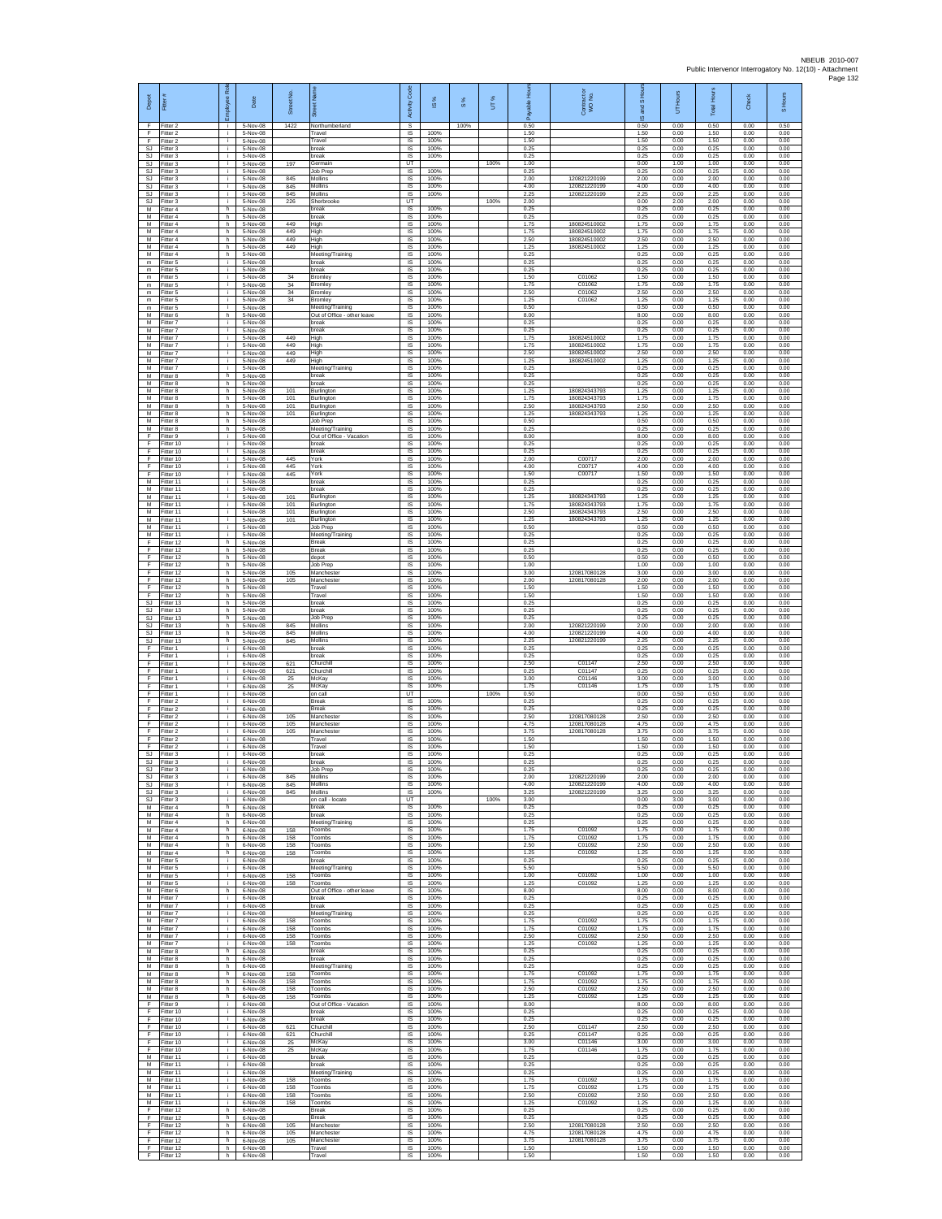NBEUB 2010-007
Public Intervenor Interrogatory No. 12(10) - Attachment
Page 132

| Depot | Fitter # | Employee Role | Date | Street No. | Street Name | Activity Code | IS % | S % | UT % | Payable Hours | Contractor WO No. | IS and S Hours | UT Hours | Total Hours | Check | S Hours |
|---|---|---|---|---|---|---|---|---|---|---|---|---|---|---|---|---|
| F | Fitter 2 | i | 5-Nov-08 | 1422 | Northumberland | S | | 100% | | 0.50 | | 0.50 | 0.00 | 0.50 | 0.00 | 0.50 |
| F | Fitter 2 | i | 5-Nov-08 | | Travel | IS | 100% | | | 1.50 | | 1.50 | 0.00 | 1.50 | 0.00 | 0.00 |
| F | Fitter 2 | i | 5-Nov-08 | | Travel | IS | 100% | | | 1.50 | | 1.50 | 0.00 | 1.50 | 0.00 | 0.00 |
| SJ | Fitter 3 | i | 5-Nov-08 | | break | IS | 100% | | | 0.25 | | 0.25 | 0.00 | 0.25 | 0.00 | 0.00 |
| SJ | Fitter 3 | i | 5-Nov-08 | | break | IS | 100% | | | 0.25 | | 0.25 | 0.00 | 0.25 | 0.00 | 0.00 |
| SJ | Fitter 3 | i | 5-Nov-08 | 197 | Germain | UT | | | 100% | 1.00 | | 0.00 | 1.00 | 1.00 | 0.00 | 0.00 |
| SJ | Fitter 3 | i | 5-Nov-08 | | Job Prep | IS | 100% | | | 0.25 | | 0.25 | 0.00 | 0.25 | 0.00 | 0.00 |
| SJ | Fitter 3 | i | 5-Nov-08 | 845 | Mollins | IS | 100% | | | 2.00 | 120821220199 | 2.00 | 0.00 | 2.00 | 0.00 | 0.00 |
| SJ | Fitter 3 | i | 5-Nov-08 | 845 | Mollins | IS | 100% | | | 4.00 | 120821220199 | 4.00 | 0.00 | 4.00 | 0.00 | 0.00 |
| SJ | Fitter 3 | i | 5-Nov-08 | 845 | Mollins | IS | 100% | | | 2.25 | 120821220199 | 2.25 | 0.00 | 2.25 | 0.00 | 0.00 |
| SJ | Fitter 3 | i | 5-Nov-08 | 226 | Sherbrooke | UT | | | 100% | 2.00 | | 0.00 | 2.00 | 2.00 | 0.00 | 0.00 |
| M | Fitter 4 | h | 5-Nov-08 | | break | IS | 100% | | | 0.25 | | 0.25 | 0.00 | 0.25 | 0.00 | 0.00 |
| M | Fitter 4 | h | 5-Nov-08 | | break | IS | 100% | | | 0.25 | | 0.25 | 0.00 | 0.25 | 0.00 | 0.00 |
| M | Fitter 4 | h | 5-Nov-08 | 449 | High | IS | 100% | | | 1.75 | 180824510002 | 1.75 | 0.00 | 1.75 | 0.00 | 0.00 |
| M | Fitter 4 | h | 5-Nov-08 | 449 | High | IS | 100% | | | 1.75 | 180824510002 | 1.75 | 0.00 | 1.75 | 0.00 | 0.00 |
| M | Fitter 4 | h | 5-Nov-08 | 449 | High | IS | 100% | | | 2.50 | 180824510002 | 2.50 | 0.00 | 2.50 | 0.00 | 0.00 |
| M | Fitter 4 | h | 5-Nov-08 | 449 | High | IS | 100% | | | 1.25 | 180824510002 | 1.25 | 0.00 | 1.25 | 0.00 | 0.00 |
| M | Fitter 4 | h | 5-Nov-08 | | Meeting/Training | IS | 100% | | | 0.25 | | 0.25 | 0.00 | 0.25 | 0.00 | 0.00 |
| m | Fitter 5 | i | 5-Nov-08 | | break | IS | 100% | | | 0.25 | | 0.25 | 0.00 | 0.25 | 0.00 | 0.00 |
| m | Fitter 5 | i | 5-Nov-08 | | break | IS | 100% | | | 0.25 | | 0.25 | 0.00 | 0.25 | 0.00 | 0.00 |
| m | Fitter 5 | i | 5-Nov-08 | 34 | Bromley | IS | 100% | | | 1.50 | C01062 | 1.50 | 0.00 | 1.50 | 0.00 | 0.00 |
| m | Fitter 5 | i | 5-Nov-08 | 34 | Bromley | IS | 100% | | | 1.75 | C01062 | 1.75 | 0.00 | 1.75 | 0.00 | 0.00 |
| m | Fitter 5 | i | 5-Nov-08 | 34 | Bromley | IS | 100% | | | 2.50 | C01062 | 2.50 | 0.00 | 2.50 | 0.00 | 0.00 |
| m | Fitter 5 | i | 5-Nov-08 | 34 | Bromley | IS | 100% | | | 1.25 | C01062 | 1.25 | 0.00 | 1.25 | 0.00 | 0.00 |
| m | Fitter 5 | i | 5-Nov-08 | | Meeting/Training | IS | 100% | | | 0.50 | | 0.50 | 0.00 | 0.50 | 0.00 | 0.00 |
| M | Fitter 6 | h | 5-Nov-08 | | Out of Office - other leave | IS | 100% | | | 8.00 | | 8.00 | 0.00 | 8.00 | 0.00 | 0.00 |
| M | Fitter 7 | i | 5-Nov-08 | | break | IS | 100% | | | 0.25 | | 0.25 | 0.00 | 0.25 | 0.00 | 0.00 |
| M | Fitter 7 | i | 5-Nov-08 | | break | IS | 100% | | | 0.25 | | 0.25 | 0.00 | 0.25 | 0.00 | 0.00 |
| M | Fitter 7 | i | 5-Nov-08 | 449 | High | IS | 100% | | | 1.75 | 180824510002 | 1.75 | 0.00 | 1.75 | 0.00 | 0.00 |
| M | Fitter 7 | i | 5-Nov-08 | 449 | High | IS | 100% | | | 1.75 | 180824510002 | 1.75 | 0.00 | 1.75 | 0.00 | 0.00 |
| M | Fitter 7 | i | 5-Nov-08 | 449 | High | IS | 100% | | | 2.50 | 180824510002 | 2.50 | 0.00 | 2.50 | 0.00 | 0.00 |
| M | Fitter 7 | i | 5-Nov-08 | 449 | High | IS | 100% | | | 1.25 | 180824510002 | 1.25 | 0.00 | 1.25 | 0.00 | 0.00 |
| M | Fitter 7 | i | 5-Nov-08 | | Meeting/Training | IS | 100% | | | 0.25 | | 0.25 | 0.00 | 0.25 | 0.00 | 0.00 |
| M | Fitter 8 | h | 5-Nov-08 | | break | IS | 100% | | | 0.25 | | 0.25 | 0.00 | 0.25 | 0.00 | 0.00 |
| M | Fitter 8 | h | 5-Nov-08 | | break | IS | 100% | | | 0.25 | | 0.25 | 0.00 | 0.25 | 0.00 | 0.00 |
| M | Fitter 8 | h | 5-Nov-08 | 101 | Burlington | IS | 100% | | | 1.25 | 180824343793 | 1.25 | 0.00 | 1.25 | 0.00 | 0.00 |
| M | Fitter 8 | h | 5-Nov-08 | 101 | Burlington | IS | 100% | | | 1.75 | 180824343793 | 1.75 | 0.00 | 1.75 | 0.00 | 0.00 |
| M | Fitter 8 | h | 5-Nov-08 | 101 | Burlington | IS | 100% | | | 2.50 | 180824343793 | 2.50 | 0.00 | 2.50 | 0.00 | 0.00 |
| M | Fitter 8 | h | 5-Nov-08 | 101 | Burlington | IS | 100% | | | 1.25 | 180824343793 | 1.25 | 0.00 | 1.25 | 0.00 | 0.00 |
| M | Fitter 8 | h | 5-Nov-08 | | Job Prep | IS | 100% | | | 0.50 | | 0.50 | 0.00 | 0.50 | 0.00 | 0.00 |
| M | Fitter 8 | h | 5-Nov-08 | | Meeting/Training | IS | 100% | | | 0.25 | | 0.25 | 0.00 | 0.25 | 0.00 | 0.00 |
| F | Fitter 9 | i | 5-Nov-08 | | Out of Office - Vacation | IS | 100% | | | 8.00 | | 8.00 | 0.00 | 8.00 | 0.00 | 0.00 |
| F | Fitter 10 | i | 5-Nov-08 | | break | IS | 100% | | | 0.25 | | 0.25 | 0.00 | 0.25 | 0.00 | 0.00 |
| F | Fitter 10 | i | 5-Nov-08 | | break | IS | 100% | | | 0.25 | | 0.25 | 0.00 | 0.25 | 0.00 | 0.00 |
| F | Fitter 10 | i | 5-Nov-08 | 445 | York | IS | 100% | | | 2.00 | C00717 | 2.00 | 0.00 | 2.00 | 0.00 | 0.00 |
| F | Fitter 10 | i | 5-Nov-08 | 445 | York | IS | 100% | | | 4.00 | C00717 | 4.00 | 0.00 | 4.00 | 0.00 | 0.00 |
| F | Fitter 10 | i | 5-Nov-08 | 445 | York | IS | 100% | | | 1.50 | C00717 | 1.50 | 0.00 | 1.50 | 0.00 | 0.00 |
| M | Fitter 11 | i | 5-Nov-08 | | break | IS | 100% | | | 0.25 | | 0.25 | 0.00 | 0.25 | 0.00 | 0.00 |
| M | Fitter 11 | i | 5-Nov-08 | | break | IS | 100% | | | 0.25 | | 0.25 | 0.00 | 0.25 | 0.00 | 0.00 |
| M | Fitter 11 | i | 5-Nov-08 | 101 | Burlington | IS | 100% | | | 1.25 | 180824343793 | 1.25 | 0.00 | 1.25 | 0.00 | 0.00 |
| M | Fitter 11 | i | 5-Nov-08 | 101 | Burlington | IS | 100% | | | 1.75 | 180824343793 | 1.75 | 0.00 | 1.75 | 0.00 | 0.00 |
| M | Fitter 11 | i | 5-Nov-08 | 101 | Burlington | IS | 100% | | | 2.50 | 180824343793 | 2.50 | 0.00 | 2.50 | 0.00 | 0.00 |
| M | Fitter 11 | i | 5-Nov-08 | 101 | Burlington | IS | 100% | | | 1.25 | 180824343793 | 1.25 | 0.00 | 1.25 | 0.00 | 0.00 |
| M | Fitter 11 | i | 5-Nov-08 | | Job Prep | IS | 100% | | | 0.50 | | 0.50 | 0.00 | 0.50 | 0.00 | 0.00 |
| M | Fitter 11 | i | 5-Nov-08 | | Meeting/Training | IS | 100% | | | 0.25 | | 0.25 | 0.00 | 0.25 | 0.00 | 0.00 |
| F | Fitter 12 | h | 5-Nov-08 | | Break | IS | 100% | | | 0.25 | | 0.25 | 0.00 | 0.25 | 0.00 | 0.00 |
| F | Fitter 12 | h | 5-Nov-08 | | Break | IS | 100% | | | 0.25 | | 0.25 | 0.00 | 0.25 | 0.00 | 0.00 |
| F | Fitter 12 | h | 5-Nov-08 | | depot | IS | 100% | | | 0.50 | | 0.50 | 0.00 | 0.50 | 0.00 | 0.00 |
| F | Fitter 12 | h | 5-Nov-08 | | Job Prep | IS | 100% | | | 1.00 | | 1.00 | 0.00 | 1.00 | 0.00 | 0.00 |
| F | Fitter 12 | h | 5-Nov-08 | 105 | Manchester | IS | 100% | | | 3.00 | 120817080128 | 3.00 | 0.00 | 3.00 | 0.00 | 0.00 |
| F | Fitter 12 | h | 5-Nov-08 | 105 | Manchester | IS | 100% | | | 2.00 | 120817080128 | 2.00 | 0.00 | 2.00 | 0.00 | 0.00 |
| F | Fitter 12 | h | 5-Nov-08 | | Travel | IS | 100% | | | 1.50 | | 1.50 | 0.00 | 1.50 | 0.00 | 0.00 |
| F | Fitter 12 | h | 5-Nov-08 | | Travel | IS | 100% | | | 1.50 | | 1.50 | 0.00 | 1.50 | 0.00 | 0.00 |
| SJ | Fitter 13 | h | 5-Nov-08 | | break | IS | 100% | | | 0.25 | | 0.25 | 0.00 | 0.25 | 0.00 | 0.00 |
| SJ | Fitter 13 | h | 5-Nov-08 | | break | IS | 100% | | | 0.25 | | 0.25 | 0.00 | 0.25 | 0.00 | 0.00 |
| SJ | Fitter 13 | h | 5-Nov-08 | | Job Prep | IS | 100% | | | 0.25 | | 0.25 | 0.00 | 0.25 | 0.00 | 0.00 |
| SJ | Fitter 13 | h | 5-Nov-08 | 845 | Mollins | IS | 100% | | | 2.00 | 120821220199 | 2.00 | 0.00 | 2.00 | 0.00 | 0.00 |
| SJ | Fitter 13 | h | 5-Nov-08 | 845 | Mollins | IS | 100% | | | 4.00 | 120821220199 | 4.00 | 0.00 | 4.00 | 0.00 | 0.00 |
| SJ | Fitter 13 | h | 5-Nov-08 | 845 | Mollins | IS | 100% | | | 2.25 | 120821220199 | 2.25 | 0.00 | 2.25 | 0.00 | 0.00 |
| F | Fitter 1 | i | 6-Nov-08 | | break | IS | 100% | | | 0.25 | | 0.25 | 0.00 | 0.25 | 0.00 | 0.00 |
| F | Fitter 1 | i | 6-Nov-08 | | break | IS | 100% | | | 0.25 | | 0.25 | 0.00 | 0.25 | 0.00 | 0.00 |
| F | Fitter 1 | i | 6-Nov-08 | 621 | Churchill | IS | 100% | | | 2.50 | C01147 | 2.50 | 0.00 | 2.50 | 0.00 | 0.00 |
| F | Fitter 1 | i | 6-Nov-08 | 621 | Churchill | IS | 100% | | | 0.25 | C01147 | 0.25 | 0.00 | 0.25 | 0.00 | 0.00 |
| F | Fitter 1 | i | 6-Nov-08 | 25 | McKay | IS | 100% | | | 3.00 | C01146 | 3.00 | 0.00 | 3.00 | 0.00 | 0.00 |
| F | Fitter 1 | i | 6-Nov-08 | 25 | McKay | IS | 100% | | | 1.75 | C01146 | 1.75 | 0.00 | 1.75 | 0.00 | 0.00 |
| F | Fitter 1 | i | 6-Nov-08 | | on call | UT | | | 100% | 0.50 | | 0.00 | 0.50 | 0.50 | 0.00 | 0.00 |
| F | Fitter 2 | i | 6-Nov-08 | | Break | IS | 100% | | | 0.25 | | 0.25 | 0.00 | 0.25 | 0.00 | 0.00 |
| F | Fitter 2 | i | 6-Nov-08 | | Break | IS | 100% | | | 0.25 | | 0.25 | 0.00 | 0.25 | 0.00 | 0.00 |
| F | Fitter 2 | i | 6-Nov-08 | 105 | Manchester | IS | 100% | | | 2.50 | 120817080128 | 2.50 | 0.00 | 2.50 | 0.00 | 0.00 |
| F | Fitter 2 | i | 6-Nov-08 | 105 | Manchester | IS | 100% | | | 4.75 | 120817080128 | 4.75 | 0.00 | 4.75 | 0.00 | 0.00 |
| F | Fitter 2 | i | 6-Nov-08 | 105 | Manchester | IS | 100% | | | 3.75 | 120817080128 | 3.75 | 0.00 | 3.75 | 0.00 | 0.00 |
| F | Fitter 2 | i | 6-Nov-08 | | Travel | IS | 100% | | | 1.50 | | 1.50 | 0.00 | 1.50 | 0.00 | 0.00 |
| F | Fitter 2 | i | 6-Nov-08 | | Travel | IS | 100% | | | 1.50 | | 1.50 | 0.00 | 1.50 | 0.00 | 0.00 |
| SJ | Fitter 3 | i | 6-Nov-08 | | break | IS | 100% | | | 0.25 | | 0.25 | 0.00 | 0.25 | 0.00 | 0.00 |
| SJ | Fitter 3 | i | 6-Nov-08 | | break | IS | 100% | | | 0.25 | | 0.25 | 0.00 | 0.25 | 0.00 | 0.00 |
| SJ | Fitter 3 | i | 6-Nov-08 | | Job Prep | IS | 100% | | | 0.25 | | 0.25 | 0.00 | 0.25 | 0.00 | 0.00 |
| SJ | Fitter 3 | i | 6-Nov-08 | 845 | Mollins | IS | 100% | | | 2.00 | 120821220199 | 2.00 | 0.00 | 2.00 | 0.00 | 0.00 |
| SJ | Fitter 3 | i | 6-Nov-08 | 845 | Mollins | IS | 100% | | | 4.00 | 120821220199 | 4.00 | 0.00 | 4.00 | 0.00 | 0.00 |
| SJ | Fitter 3 | i | 6-Nov-08 | 845 | Mollins | IS | 100% | | | 3.25 | 120821220199 | 3.25 | 0.00 | 3.25 | 0.00 | 0.00 |
| SJ | Fitter 3 | i | 6-Nov-08 | | on call - locate | UT | | | 100% | 3.00 | | 0.00 | 3.00 | 3.00 | 0.00 | 0.00 |
| M | Fitter 4 | h | 6-Nov-08 | | break | IS | 100% | | | 0.25 | | 0.25 | 0.00 | 0.25 | 0.00 | 0.00 |
| M | Fitter 4 | h | 6-Nov-08 | | break | IS | 100% | | | 0.25 | | 0.25 | 0.00 | 0.25 | 0.00 | 0.00 |
| M | Fitter 4 | h | 6-Nov-08 | | Meeting/Training | IS | 100% | | | 0.25 | | 0.25 | 0.00 | 0.25 | 0.00 | 0.00 |
| M | Fitter 4 | h | 6-Nov-08 | 158 | Toombs | IS | 100% | | | 1.75 | C01092 | 1.75 | 0.00 | 1.75 | 0.00 | 0.00 |
| M | Fitter 4 | h | 6-Nov-08 | 158 | Toombs | IS | 100% | | | 1.75 | C01092 | 1.75 | 0.00 | 1.75 | 0.00 | 0.00 |
| M | Fitter 4 | h | 6-Nov-08 | 158 | Toombs | IS | 100% | | | 2.50 | C01092 | 2.50 | 0.00 | 2.50 | 0.00 | 0.00 |
| M | Fitter 4 | h | 6-Nov-08 | 158 | Toombs | IS | 100% | | | 1.25 | C01092 | 1.25 | 0.00 | 1.25 | 0.00 | 0.00 |
| M | Fitter 5 | i | 6-Nov-08 | | break | IS | 100% | | | 0.25 | | 0.25 | 0.00 | 0.25 | 0.00 | 0.00 |
| M | Fitter 5 | i | 6-Nov-08 | | Meeting/Training | IS | 100% | | | 5.50 | | 5.50 | 0.00 | 5.50 | 0.00 | 0.00 |
| M | Fitter 5 | i | 6-Nov-08 | 158 | Toombs | IS | 100% | | | 1.00 | C01092 | 1.00 | 0.00 | 1.00 | 0.00 | 0.00 |
| M | Fitter 5 | i | 6-Nov-08 | 158 | Toombs | IS | 100% | | | 1.25 | C01092 | 1.25 | 0.00 | 1.25 | 0.00 | 0.00 |
| M | Fitter 6 | h | 6-Nov-08 | | Out of Office - other leave | IS | 100% | | | 8.00 | | 8.00 | 0.00 | 8.00 | 0.00 | 0.00 |
| M | Fitter 7 | i | 6-Nov-08 | | break | IS | 100% | | | 0.25 | | 0.25 | 0.00 | 0.25 | 0.00 | 0.00 |
| M | Fitter 7 | i | 6-Nov-08 | | break | IS | 100% | | | 0.25 | | 0.25 | 0.00 | 0.25 | 0.00 | 0.00 |
| M | Fitter 7 | i | 6-Nov-08 | | Meeting/Training | IS | 100% | | | 0.25 | | 0.25 | 0.00 | 0.25 | 0.00 | 0.00 |
| M | Fitter 7 | i | 6-Nov-08 | 158 | Toombs | IS | 100% | | | 1.75 | C01092 | 1.75 | 0.00 | 1.75 | 0.00 | 0.00 |
| M | Fitter 7 | i | 6-Nov-08 | 158 | Toombs | IS | 100% | | | 1.75 | C01092 | 1.75 | 0.00 | 1.75 | 0.00 | 0.00 |
| M | Fitter 7 | i | 6-Nov-08 | 158 | Toombs | IS | 100% | | | 2.50 | C01092 | 2.50 | 0.00 | 2.50 | 0.00 | 0.00 |
| M | Fitter 7 | i | 6-Nov-08 | 158 | Toombs | IS | 100% | | | 1.25 | C01092 | 1.25 | 0.00 | 1.25 | 0.00 | 0.00 |
| M | Fitter 8 | h | 6-Nov-08 | | break | IS | 100% | | | 0.25 | | 0.25 | 0.00 | 0.25 | 0.00 | 0.00 |
| M | Fitter 8 | h | 6-Nov-08 | | break | IS | 100% | | | 0.25 | | 0.25 | 0.00 | 0.25 | 0.00 | 0.00 |
| M | Fitter 8 | h | 6-Nov-08 | | Meeting/Training | IS | 100% | | | 0.25 | | 0.25 | 0.00 | 0.25 | 0.00 | 0.00 |
| M | Fitter 8 | h | 6-Nov-08 | 158 | Toombs | IS | 100% | | | 1.75 | C01092 | 1.75 | 0.00 | 1.75 | 0.00 | 0.00 |
| M | Fitter 8 | h | 6-Nov-08 | 158 | Toombs | IS | 100% | | | 1.75 | C01092 | 1.75 | 0.00 | 1.75 | 0.00 | 0.00 |
| M | Fitter 8 | h | 6-Nov-08 | 158 | Toombs | IS | 100% | | | 2.50 | C01092 | 2.50 | 0.00 | 2.50 | 0.00 | 0.00 |
| M | Fitter 8 | h | 6-Nov-08 | 158 | Toombs | IS | 100% | | | 1.25 | C01092 | 1.25 | 0.00 | 1.25 | 0.00 | 0.00 |
| F | Fitter 9 | i | 6-Nov-08 | | Out of Office - Vacation | IS | 100% | | | 8.00 | | 8.00 | 0.00 | 8.00 | 0.00 | 0.00 |
| F | Fitter 10 | i | 6-Nov-08 | | break | IS | 100% | | | 0.25 | | 0.25 | 0.00 | 0.25 | 0.00 | 0.00 |
| F | Fitter 10 | i | 6-Nov-08 | | break | IS | 100% | | | 0.25 | | 0.25 | 0.00 | 0.25 | 0.00 | 0.00 |
| F | Fitter 10 | i | 6-Nov-08 | 621 | Churchill | IS | 100% | | | 2.50 | C01147 | 2.50 | 0.00 | 2.50 | 0.00 | 0.00 |
| F | Fitter 10 | i | 6-Nov-08 | 621 | Churchill | IS | 100% | | | 0.25 | C01147 | 0.25 | 0.00 | 0.25 | 0.00 | 0.00 |
| F | Fitter 10 | i | 6-Nov-08 | 25 | McKay | IS | 100% | | | 3.00 | C01146 | 3.00 | 0.00 | 3.00 | 0.00 | 0.00 |
| F | Fitter 10 | i | 6-Nov-08 | 25 | McKay | IS | 100% | | | 1.75 | C01146 | 1.75 | 0.00 | 1.75 | 0.00 | 0.00 |
| M | Fitter 11 | i | 6-Nov-08 | | break | IS | 100% | | | 0.25 | | 0.25 | 0.00 | 0.25 | 0.00 | 0.00 |
| M | Fitter 11 | i | 6-Nov-08 | | break | IS | 100% | | | 0.25 | | 0.25 | 0.00 | 0.25 | 0.00 | 0.00 |
| M | Fitter 11 | i | 6-Nov-08 | | Meeting/Training | IS | 100% | | | 0.25 | | 0.25 | 0.00 | 0.25 | 0.00 | 0.00 |
| M | Fitter 11 | i | 6-Nov-08 | 158 | Toombs | IS | 100% | | | 1.75 | C01092 | 1.75 | 0.00 | 1.75 | 0.00 | 0.00 |
| M | Fitter 11 | i | 6-Nov-08 | 158 | Toombs | IS | 100% | | | 1.75 | C01092 | 1.75 | 0.00 | 1.75 | 0.00 | 0.00 |
| M | Fitter 11 | i | 6-Nov-08 | 158 | Toombs | IS | 100% | | | 2.50 | C01092 | 2.50 | 0.00 | 2.50 | 0.00 | 0.00 |
| M | Fitter 11 | i | 6-Nov-08 | 158 | Toombs | IS | 100% | | | 1.25 | C01092 | 1.25 | 0.00 | 1.25 | 0.00 | 0.00 |
| F | Fitter 12 | h | 6-Nov-08 | | Break | IS | 100% | | | 0.25 | | 0.25 | 0.00 | 0.25 | 0.00 | 0.00 |
| F | Fitter 12 | h | 6-Nov-08 | | Break | IS | 100% | | | 0.25 | | 0.25 | 0.00 | 0.25 | 0.00 | 0.00 |
| F | Fitter 12 | h | 6-Nov-08 | 105 | Manchester | IS | 100% | | | 2.50 | 120817080128 | 2.50 | 0.00 | 2.50 | 0.00 | 0.00 |
| F | Fitter 12 | h | 6-Nov-08 | 105 | Manchester | IS | 100% | | | 4.75 | 120817080128 | 4.75 | 0.00 | 4.75 | 0.00 | 0.00 |
| F | Fitter 12 | h | 6-Nov-08 | 105 | Manchester | IS | 100% | | | 3.75 | 120817080128 | 3.75 | 0.00 | 3.75 | 0.00 | 0.00 |
| F | Fitter 12 | h | 6-Nov-08 | | Travel | IS | 100% | | | 1.50 | | 1.50 | 0.00 | 1.50 | 0.00 | 0.00 |
| F | Fitter 12 | h | 6-Nov-08 | | Travel | IS | 100% | | | 1.50 | | 1.50 | 0.00 | 1.50 | 0.00 | 0.00 |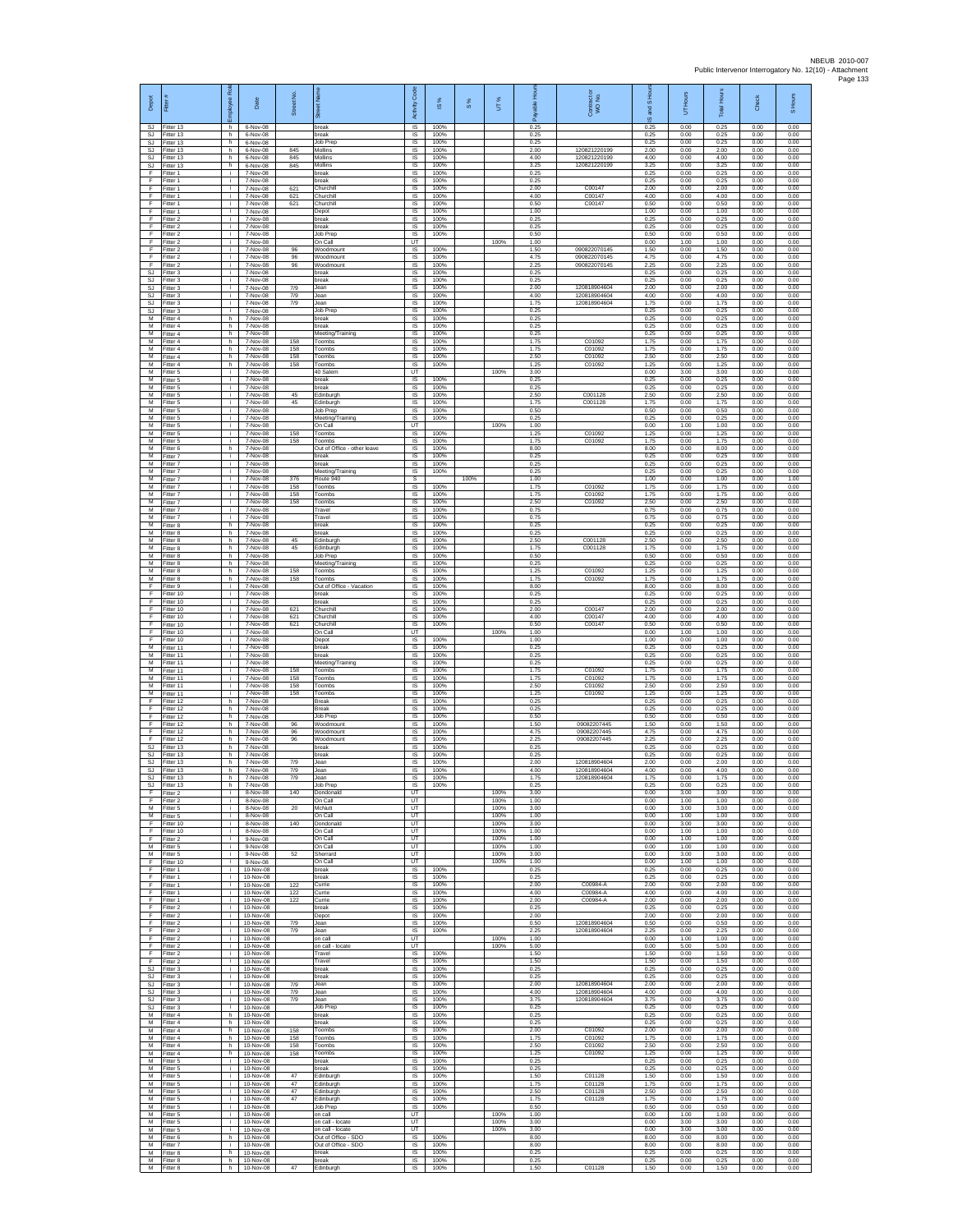NBEUB 2010-007
Public Intervenor Interrogatory No. 12(10) - Attachment

| Depot | Fitter # | Employee Role | Date | Street No. | Street Name | Activity Code | IS % | S % | UT % | Payable Hours | Contractor or WO No. | IS and S Hours | UT Hours | Total Hours | Check | S Hours |
|---|---|---|---|---|---|---|---|---|---|---|---|---|---|---|---|---|
| SJ | Fitter 13 | h | 6-Nov-08 | | break | IS | 100% | | | 0.25 | | 0.25 | 0.00 | 0.25 | 0.00 | 0.00 |
| SJ | Fitter 13 | h | 6-Nov-08 | | break | IS | 100% | | | 0.25 | | 0.25 | 0.00 | 0.25 | 0.00 | 0.00 |
| SJ | Fitter 13 | h | 6-Nov-08 | | Job Prep | IS | 100% | | | 0.25 | | 0.25 | 0.00 | 0.25 | 0.00 | 0.00 |
| SJ | Fitter 13 | h | 6-Nov-08 | 845 | Mollins | IS | 100% | | | 2.00 | 120821220199 | 2.00 | 0.00 | 2.00 | 0.00 | 0.00 |
| SJ | Fitter 13 | h | 6-Nov-08 | 845 | Mollins | IS | 100% | | | 4.00 | 120821220199 | 4.00 | 0.00 | 4.00 | 0.00 | 0.00 |
| SJ | Fitter 13 | h | 6-Nov-08 | 845 | Mollins | IS | 100% | | | 3.25 | 120821220199 | 3.25 | 0.00 | 3.25 | 0.00 | 0.00 |
| F | Fitter 1 | i | 7-Nov-08 | | break | IS | 100% | | | 0.25 | | 0.25 | 0.00 | 0.25 | 0.00 | 0.00 |
| F | Fitter 1 | i | 7-Nov-08 | | break | IS | 100% | | | 0.25 | | 0.25 | 0.00 | 0.25 | 0.00 | 0.00 |
| F | Fitter 1 | i | 7-Nov-08 | 621 | Churchill | IS | 100% | | | 2.00 | C00147 | 2.00 | 0.00 | 2.00 | 0.00 | 0.00 |
| F | Fitter 1 | i | 7-Nov-08 | 621 | Churchill | IS | 100% | | | 4.00 | C00147 | 4.00 | 0.00 | 4.00 | 0.00 | 0.00 |
| F | Fitter 1 | i | 7-Nov-08 | 621 | Churchill | IS | 100% | | | 0.50 | C00147 | 0.50 | 0.00 | 0.50 | 0.00 | 0.00 |
| F | Fitter 1 | i | 7-Nov-08 | | Depot | IS | 100% | | | 1.00 | | 1.00 | 0.00 | 1.00 | 0.00 | 0.00 |
| F | Fitter 2 | i | 7-Nov-08 | | break | IS | 100% | | | 0.25 | | 0.25 | 0.00 | 0.25 | 0.00 | 0.00 |
| F | Fitter 2 | i | 7-Nov-08 | | break | IS | 100% | | | 0.25 | | 0.25 | 0.00 | 0.25 | 0.00 | 0.00 |
| F | Fitter 2 | i | 7-Nov-08 | | Job Prep | IS | 100% | | | 0.50 | | 0.50 | 0.00 | 0.50 | 0.00 | 0.00 |
| F | Fitter 2 | i | 7-Nov-08 | | On Call | UT | | | 100% | 1.00 | | 0.00 | 1.00 | 1.00 | 0.00 | 0.00 |
| F | Fitter 2 | i | 7-Nov-08 | 96 | Woodmount | IS | 100% | | | 1.50 | 090822070145 | 1.50 | 0.00 | 1.50 | 0.00 | 0.00 |
| F | Fitter 2 | i | 7-Nov-08 | 96 | Woodmount | IS | 100% | | | 4.75 | 090822070145 | 4.75 | 0.00 | 4.75 | 0.00 | 0.00 |
| F | Fitter 2 | i | 7-Nov-08 | 96 | Woodmount | IS | 100% | | | 2.25 | 090822070145 | 2.25 | 0.00 | 2.25 | 0.00 | 0.00 |
| SJ | Fitter 3 | i | 7-Nov-08 | | break | IS | 100% | | | 0.25 | | 0.25 | 0.00 | 0.25 | 0.00 | 0.00 |
| SJ | Fitter 3 | i | 7-Nov-08 | | break | IS | 100% | | | 0.25 | | 0.25 | 0.00 | 0.25 | 0.00 | 0.00 |
| SJ | Fitter 3 | i | 7-Nov-08 | 7/9 | Jean | IS | 100% | | | 2.00 | 120818904604 | 2.00 | 0.00 | 2.00 | 0.00 | 0.00 |
| SJ | Fitter 3 | i | 7-Nov-08 | 7/9 | Jean | IS | 100% | | | 4.00 | 120818904604 | 4.00 | 0.00 | 4.00 | 0.00 | 0.00 |
| SJ | Fitter 3 | i | 7-Nov-08 | 7/9 | Jean | IS | 100% | | | 1.75 | 120818904604 | 1.75 | 0.00 | 1.75 | 0.00 | 0.00 |
| SJ | Fitter 3 | i | 7-Nov-08 | | Job Prep | IS | 100% | | | 0.25 | | 0.25 | 0.00 | 0.25 | 0.00 | 0.00 |
| M | Fitter 4 | h | 7-Nov-08 | | break | IS | 100% | | | 0.25 | | 0.25 | 0.00 | 0.25 | 0.00 | 0.00 |
| M | Fitter 4 | h | 7-Nov-08 | | break | IS | 100% | | | 0.25 | | 0.25 | 0.00 | 0.25 | 0.00 | 0.00 |
| M | Fitter 4 | h | 7-Nov-08 | | Meeting/Training | IS | 100% | | | 0.25 | | 0.25 | 0.00 | 0.25 | 0.00 | 0.00 |
| M | Fitter 4 | h | 7-Nov-08 | 158 | Toombs | IS | 100% | | | 1.75 | C01092 | 1.75 | 0.00 | 1.75 | 0.00 | 0.00 |
| M | Fitter 4 | h | 7-Nov-08 | 158 | Toombs | IS | 100% | | | 1.75 | C01092 | 1.75 | 0.00 | 1.75 | 0.00 | 0.00 |
| M | Fitter 4 | h | 7-Nov-08 | 158 | Toombs | IS | 100% | | | 2.50 | C01092 | 2.50 | 0.00 | 2.50 | 0.00 | 0.00 |
| M | Fitter 4 | h | 7-Nov-08 | 158 | Toombs | IS | 100% | | | 1.25 | C01092 | 1.25 | 0.00 | 1.25 | 0.00 | 0.00 |
| M | Fitter 5 | i | 7-Nov-08 | | 40 Salem | UT | | | 100% | 3.00 | | 0.00 | 3.00 | 3.00 | 0.00 | 0.00 |
| M | Fitter 5 | i | 7-Nov-08 | | break | IS | 100% | | | 0.25 | | 0.25 | 0.00 | 0.25 | 0.00 | 0.00 |
| M | Fitter 5 | i | 7-Nov-08 | | break | IS | 100% | | | 0.25 | | 0.25 | 0.00 | 0.25 | 0.00 | 0.00 |
| M | Fitter 5 | i | 7-Nov-08 | 45 | Edinburgh | IS | 100% | | | 2.50 | C001128 | 2.50 | 0.00 | 2.50 | 0.00 | 0.00 |
| M | Fitter 5 | i | 7-Nov-08 | 45 | Edinburgh | IS | 100% | | | 1.75 | C001128 | 1.75 | 0.00 | 1.75 | 0.00 | 0.00 |
| M | Fitter 5 | i | 7-Nov-08 | | Job Prep | IS | 100% | | | 0.50 | | 0.50 | 0.00 | 0.50 | 0.00 | 0.00 |
| M | Fitter 5 | i | 7-Nov-08 | | Meeting/Training | IS | 100% | | | 0.25 | | 0.25 | 0.00 | 0.25 | 0.00 | 0.00 |
| M | Fitter 5 | i | 7-Nov-08 | | On Call | UT | | | 100% | 1.00 | | 0.00 | 1.00 | 1.00 | 0.00 | 0.00 |
| M | Fitter 5 | i | 7-Nov-08 | 158 | Toombs | IS | 100% | | | 1.25 | C01092 | 1.25 | 0.00 | 1.25 | 0.00 | 0.00 |
| M | Fitter 5 | i | 7-Nov-08 | 158 | Toombs | IS | 100% | | | 1.75 | C01092 | 1.75 | 0.00 | 1.75 | 0.00 | 0.00 |
| M | Fitter 6 | h | 7-Nov-08 | | Out of Office - other leave | IS | 100% | | | 8.00 | | 8.00 | 0.00 | 8.00 | 0.00 | 0.00 |
| M | Fitter 7 | i | 7-Nov-08 | | break | IS | 100% | | | 0.25 | | 0.25 | 0.00 | 0.25 | 0.00 | 0.00 |
| M | Fitter 7 | i | 7-Nov-08 | | break | IS | 100% | | | 0.25 | | 0.25 | 0.00 | 0.25 | 0.00 | 0.00 |
| M | Fitter 7 | i | 7-Nov-08 | | Meeting/Training | IS | 100% | | | 0.25 | | 0.25 | 0.00 | 0.25 | 0.00 | 0.00 |
| M | Fitter 7 | i | 7-Nov-08 | 376 | Route 940 | S | | 100% | | 1.00 | | 1.00 | 0.00 | 1.00 | 0.00 | 1.00 |
| M | Fitter 7 | i | 7-Nov-08 | 158 | Toombs | IS | 100% | | | 1.75 | C01092 | 1.75 | 0.00 | 1.75 | 0.00 | 0.00 |
| M | Fitter 7 | i | 7-Nov-08 | 158 | Toombs | IS | 100% | | | 1.75 | C01092 | 1.75 | 0.00 | 1.75 | 0.00 | 0.00 |
| M | Fitter 7 | i | 7-Nov-08 | 158 | Toombs | IS | 100% | | | 2.50 | C01092 | 2.50 | 0.00 | 2.50 | 0.00 | 0.00 |
| M | Fitter 7 | i | 7-Nov-08 | | Travel | IS | 100% | | | 0.75 | | 0.75 | 0.00 | 0.75 | 0.00 | 0.00 |
| M | Fitter 7 | i | 7-Nov-08 | | Travel | IS | 100% | | | 0.75 | | 0.75 | 0.00 | 0.75 | 0.00 | 0.00 |
| M | Fitter 8 | h | 7-Nov-08 | | break | IS | 100% | | | 0.25 | | 0.25 | 0.00 | 0.25 | 0.00 | 0.00 |
| M | Fitter 8 | h | 7-Nov-08 | | break | IS | 100% | | | 0.25 | | 0.25 | 0.00 | 0.25 | 0.00 | 0.00 |
| M | Fitter 8 | h | 7-Nov-08 | 45 | Edinburgh | IS | 100% | | | 2.50 | C001128 | 2.50 | 0.00 | 2.50 | 0.00 | 0.00 |
| M | Fitter 8 | h | 7-Nov-08 | 45 | Edinburgh | IS | 100% | | | 1.75 | C001128 | 1.75 | 0.00 | 1.75 | 0.00 | 0.00 |
| M | Fitter 8 | h | 7-Nov-08 | | Job Prep | IS | 100% | | | 0.50 | | 0.50 | 0.00 | 0.50 | 0.00 | 0.00 |
| M | Fitter 8 | h | 7-Nov-08 | | Meeting/Training | IS | 100% | | | 0.25 | | 0.25 | 0.00 | 0.25 | 0.00 | 0.00 |
| M | Fitter 8 | h | 7-Nov-08 | 158 | Toombs | IS | 100% | | | 1.25 | C01092 | 1.25 | 0.00 | 1.25 | 0.00 | 0.00 |
| M | Fitter 8 | h | 7-Nov-08 | 158 | Toombs | IS | 100% | | | 1.75 | C01092 | 1.75 | 0.00 | 1.75 | 0.00 | 0.00 |
| F | Fitter 9 | i | 7-Nov-08 | | Out of Office - Vacation | IS | 100% | | | 8.00 | | 8.00 | 0.00 | 8.00 | 0.00 | 0.00 |
| F | Fitter 10 | i | 7-Nov-08 | | break | IS | 100% | | | 0.25 | | 0.25 | 0.00 | 0.25 | 0.00 | 0.00 |
| F | Fitter 10 | i | 7-Nov-08 | | break | IS | 100% | | | 0.25 | | 0.25 | 0.00 | 0.25 | 0.00 | 0.00 |
| F | Fitter 10 | i | 7-Nov-08 | 621 | Churchill | IS | 100% | | | 2.00 | C00147 | 2.00 | 0.00 | 2.00 | 0.00 | 0.00 |
| F | Fitter 10 | i | 7-Nov-08 | 621 | Churchill | IS | 100% | | | 4.00 | C00147 | 4.00 | 0.00 | 4.00 | 0.00 | 0.00 |
| F | Fitter 10 | i | 7-Nov-08 | 621 | Churchill | IS | 100% | | | 0.50 | C00147 | 0.50 | 0.00 | 0.50 | 0.00 | 0.00 |
| F | Fitter 10 | i | 7-Nov-08 | | On Call | UT | | | 100% | 1.00 | | 0.00 | 1.00 | 1.00 | 0.00 | 0.00 |
| F | Fitter 10 | i | 7-Nov-08 | | Depot | IS | 100% | | | 1.00 | | 1.00 | 0.00 | 1.00 | 0.00 | 0.00 |
| M | Fitter 11 | i | 7-Nov-08 | | break | IS | 100% | | | 0.25 | | 0.25 | 0.00 | 0.25 | 0.00 | 0.00 |
| M | Fitter 11 | i | 7-Nov-08 | | break | IS | 100% | | | 0.25 | | 0.25 | 0.00 | 0.25 | 0.00 | 0.00 |
| M | Fitter 11 | i | 7-Nov-08 | | Meeting/Training | IS | 100% | | | 0.25 | | 0.25 | 0.00 | 0.25 | 0.00 | 0.00 |
| M | Fitter 11 | i | 7-Nov-08 | 158 | Toombs | IS | 100% | | | 1.75 | C01092 | 1.75 | 0.00 | 1.75 | 0.00 | 0.00 |
| M | Fitter 11 | i | 7-Nov-08 | 158 | Toombs | IS | 100% | | | 1.75 | C01092 | 1.75 | 0.00 | 1.75 | 0.00 | 0.00 |
| M | Fitter 11 | i | 7-Nov-08 | 158 | Toombs | IS | 100% | | | 2.50 | C01092 | 2.50 | 0.00 | 2.50 | 0.00 | 0.00 |
| M | Fitter 11 | i | 7-Nov-08 | 158 | Toombs | IS | 100% | | | 1.25 | C01092 | 1.25 | 0.00 | 1.25 | 0.00 | 0.00 |
| F | Fitter 12 | h | 7-Nov-08 | | Break | IS | 100% | | | 0.25 | | 0.25 | 0.00 | 0.25 | 0.00 | 0.00 |
| F | Fitter 12 | h | 7-Nov-08 | | Break | IS | 100% | | | 0.25 | | 0.25 | 0.00 | 0.25 | 0.00 | 0.00 |
| F | Fitter 12 | h | 7-Nov-08 | | Job Prep | IS | 100% | | | 0.50 | | 0.50 | 0.00 | 0.50 | 0.00 | 0.00 |
| F | Fitter 12 | h | 7-Nov-08 | 96 | Woodmount | IS | 100% | | | 1.50 | 09082207445 | 1.50 | 0.00 | 1.50 | 0.00 | 0.00 |
| F | Fitter 12 | h | 7-Nov-08 | 96 | Woodmount | IS | 100% | | | 4.75 | 09082207445 | 4.75 | 0.00 | 4.75 | 0.00 | 0.00 |
| F | Fitter 12 | h | 7-Nov-08 | 96 | Woodmount | IS | 100% | | | 2.25 | 09082207445 | 2.25 | 0.00 | 2.25 | 0.00 | 0.00 |
| SJ | Fitter 13 | h | 7-Nov-08 | | break | IS | 100% | | | 0.25 | | 0.25 | 0.00 | 0.25 | 0.00 | 0.00 |
| SJ | Fitter 13 | h | 7-Nov-08 | | break | IS | 100% | | | 0.25 | | 0.25 | 0.00 | 0.25 | 0.00 | 0.00 |
| SJ | Fitter 13 | h | 7-Nov-08 | 7/9 | Jean | IS | 100% | | | 2.00 | 120818904604 | 2.00 | 0.00 | 2.00 | 0.00 | 0.00 |
| SJ | Fitter 13 | h | 7-Nov-08 | 7/9 | Jean | IS | 100% | | | 4.00 | 120818904604 | 4.00 | 0.00 | 4.00 | 0.00 | 0.00 |
| SJ | Fitter 13 | h | 7-Nov-08 | 7/9 | Jean | IS | 100% | | | 1.75 | 120818904604 | 1.75 | 0.00 | 1.75 | 0.00 | 0.00 |
| SJ | Fitter 13 | h | 7-Nov-08 | | Job Prep | IS | 100% | | | 0.25 | | 0.25 | 0.00 | 0.25 | 0.00 | 0.00 |
| F | Fitter 2 | i | 8-Nov-08 | 140 | Dondonald | UT | | | 100% | 3.00 | | 0.00 | 3.00 | 3.00 | 0.00 | 0.00 |
| F | Fitter 2 | i | 8-Nov-08 | | On Call | UT | | | 100% | 1.00 | | 0.00 | 1.00 | 1.00 | 0.00 | 0.00 |
| M | Fitter 5 | i | 8-Nov-08 | 20 | McNutt | UT | | | 100% | 3.00 | | 0.00 | 3.00 | 3.00 | 0.00 | 0.00 |
| M | Fitter 5 | i | 8-Nov-08 | | On Call | UT | | | 100% | 1.00 | | 0.00 | 1.00 | 1.00 | 0.00 | 0.00 |
| F | Fitter 10 | i | 8-Nov-08 | 140 | Dondonald | UT | | | 100% | 3.00 | | 0.00 | 3.00 | 3.00 | 0.00 | 0.00 |
| F | Fitter 10 | i | 8-Nov-08 | | On Call | UT | | | 100% | 1.00 | | 0.00 | 1.00 | 1.00 | 0.00 | 0.00 |
| F | Fitter 2 | i | 9-Nov-08 | | On Call | UT | | | 100% | 1.00 | | 0.00 | 1.00 | 1.00 | 0.00 | 0.00 |
| M | Fitter 5 | i | 9-Nov-08 | | On Call | UT | | | 100% | 1.00 | | 0.00 | 1.00 | 1.00 | 0.00 | 0.00 |
| M | Fitter 5 | i | 9-Nov-08 | 52 | Sherrard | UT | | | 100% | 3.00 | | 0.00 | 3.00 | 3.00 | 0.00 | 0.00 |
| F | Fitter 10 | i | 9-Nov-08 | | On Call | UT | | | 100% | 1.00 | | 0.00 | 1.00 | 1.00 | 0.00 | 0.00 |
| F | Fitter 1 | i | 10-Nov-08 | | break | IS | 100% | | | 0.25 | | 0.25 | 0.00 | 0.25 | 0.00 | 0.00 |
| F | Fitter 1 | i | 10-Nov-08 | | break | IS | 100% | | | 0.25 | | 0.25 | 0.00 | 0.25 | 0.00 | 0.00 |
| F | Fitter 1 | i | 10-Nov-08 | 122 | Currie | IS | 100% | | | 2.00 | C00984-A | 2.00 | 0.00 | 2.00 | 0.00 | 0.00 |
| F | Fitter 1 | i | 10-Nov-08 | 122 | Currie | IS | 100% | | | 4.00 | C00984-A | 4.00 | 0.00 | 4.00 | 0.00 | 0.00 |
| F | Fitter 1 | i | 10-Nov-08 | 122 | Currie | IS | 100% | | | 2.00 | C00984-A | 2.00 | 0.00 | 2.00 | 0.00 | 0.00 |
| F | Fitter 2 | i | 10-Nov-08 | | break | IS | 100% | | | 0.25 | | 0.25 | 0.00 | 0.25 | 0.00 | 0.00 |
| F | Fitter 2 | i | 10-Nov-08 | | break | IS | 100% | | | 0.25 | | 0.25 | 0.00 | 0.25 | 0.00 | 0.00 |
| F | Fitter 2 | i | 10-Nov-08 | | Depot | IS | 100% | | | 2.00 | | 2.00 | 0.00 | 2.00 | 0.00 | 0.00 |
| F | Fitter 2 | i | 10-Nov-08 | 7/9 | Jean | IS | 100% | | | 0.50 | 120818904604 | 0.50 | 0.00 | 0.50 | 0.00 | 0.00 |
| F | Fitter 2 | i | 10-Nov-08 | 7/9 | Jean | IS | 100% | | | 2.25 | 120818904604 | 2.25 | 0.00 | 2.25 | 0.00 | 0.00 |
| F | Fitter 2 | i | 10-Nov-08 | | on call | UT | | | 100% | 1.00 | | 0.00 | 1.00 | 1.00 | 0.00 | 0.00 |
| F | Fitter 2 | i | 10-Nov-08 | | on call - locate | UT | | | 100% | 5.00 | | 0.00 | 5.00 | 5.00 | 0.00 | 0.00 |
| F | Fitter 2 | i | 10-Nov-08 | | Travel | IS | 100% | | | 1.50 | | 1.50 | 0.00 | 1.50 | 0.00 | 0.00 |
| F | Fitter 2 | i | 10-Nov-08 | | Travel | IS | 100% | | | 1.50 | | 1.50 | 0.00 | 1.50 | 0.00 | 0.00 |
| SJ | Fitter 3 | i | 10-Nov-08 | | break | IS | 100% | | | 0.25 | | 0.25 | 0.00 | 0.25 | 0.00 | 0.00 |
| SJ | Fitter 3 | i | 10-Nov-08 | | break | IS | 100% | | | 0.25 | | 0.25 | 0.00 | 0.25 | 0.00 | 0.00 |
| SJ | Fitter 3 | i | 10-Nov-08 | 7/9 | Jean | IS | 100% | | | 2.00 | 120818904604 | 2.00 | 0.00 | 2.00 | 0.00 | 0.00 |
| SJ | Fitter 3 | i | 10-Nov-08 | 7/9 | Jean | IS | 100% | | | 4.00 | 120818904604 | 4.00 | 0.00 | 4.00 | 0.00 | 0.00 |
| SJ | Fitter 3 | i | 10-Nov-08 | 7/9 | Jean | IS | 100% | | | 3.75 | 120818904604 | 3.75 | 0.00 | 3.75 | 0.00 | 0.00 |
| SJ | Fitter 3 | i | 10-Nov-08 | | Job Prep | IS | 100% | | | 0.25 | | 0.25 | 0.00 | 0.25 | 0.00 | 0.00 |
| M | Fitter 4 | h | 10-Nov-08 | | break | IS | 100% | | | 0.25 | | 0.25 | 0.00 | 0.25 | 0.00 | 0.00 |
| M | Fitter 4 | h | 10-Nov-08 | | break | IS | 100% | | | 0.25 | | 0.25 | 0.00 | 0.25 | 0.00 | 0.00 |
| M | Fitter 4 | h | 10-Nov-08 | 158 | Toombs | IS | 100% | | | 2.00 | C01092 | 2.00 | 0.00 | 2.00 | 0.00 | 0.00 |
| M | Fitter 4 | h | 10-Nov-08 | 158 | Toombs | IS | 100% | | | 1.75 | C01092 | 1.75 | 0.00 | 1.75 | 0.00 | 0.00 |
| M | Fitter 4 | h | 10-Nov-08 | 158 | Toombs | IS | 100% | | | 2.50 | C01092 | 2.50 | 0.00 | 2.50 | 0.00 | 0.00 |
| M | Fitter 4 | h | 10-Nov-08 | 158 | Toombs | IS | 100% | | | 1.25 | C01092 | 1.25 | 0.00 | 1.25 | 0.00 | 0.00 |
| M | Fitter 5 | i | 10-Nov-08 | | break | IS | 100% | | | 0.25 | | 0.25 | 0.00 | 0.25 | 0.00 | 0.00 |
| M | Fitter 5 | i | 10-Nov-08 | | break | IS | 100% | | | 0.25 | | 0.25 | 0.00 | 0.25 | 0.00 | 0.00 |
| M | Fitter 5 | i | 10-Nov-08 | 47 | Edinburgh | IS | 100% | | | 1.50 | C01128 | 1.50 | 0.00 | 1.50 | 0.00 | 0.00 |
| M | Fitter 5 | i | 10-Nov-08 | 47 | Edinburgh | IS | 100% | | | 1.75 | C01128 | 1.75 | 0.00 | 1.75 | 0.00 | 0.00 |
| M | Fitter 5 | i | 10-Nov-08 | 47 | Edinburgh | IS | 100% | | | 2.50 | C01128 | 2.50 | 0.00 | 2.50 | 0.00 | 0.00 |
| M | Fitter 5 | i | 10-Nov-08 | 47 | Edinburgh | IS | 100% | | | 1.75 | C01128 | 1.75 | 0.00 | 1.75 | 0.00 | 0.00 |
| M | Fitter 5 | i | 10-Nov-08 | | Job Prep | IS | 100% | | | 0.50 | | 0.50 | 0.00 | 0.50 | 0.00 | 0.00 |
| M | Fitter 5 | i | 10-Nov-08 | | on call | UT | | | 100% | 1.00 | | 0.00 | 1.00 | 1.00 | 0.00 | 0.00 |
| M | Fitter 5 | i | 10-Nov-08 | | on call - locate | UT | | | 100% | 3.00 | | 0.00 | 3.00 | 3.00 | 0.00 | 0.00 |
| M | Fitter 5 | i | 10-Nov-08 | | on call - locate | UT | | | 100% | 3.00 | | 0.00 | 3.00 | 3.00 | 0.00 | 0.00 |
| M | Fitter 6 | h | 10-Nov-08 | | Out of Office - SDO | IS | 100% | | | 8.00 | | 8.00 | 0.00 | 8.00 | 0.00 | 0.00 |
| M | Fitter 7 | i | 10-Nov-08 | | Out of Office - SDO | IS | 100% | | | 8.00 | | 8.00 | 0.00 | 8.00 | 0.00 | 0.00 |
| M | Fitter 8 | h | 10-Nov-08 | | break | IS | 100% | | | 0.25 | | 0.25 | 0.00 | 0.25 | 0.00 | 0.00 |
| M | Fitter 8 | h | 10-Nov-08 | | break | IS | 100% | | | 0.25 | | 0.25 | 0.00 | 0.25 | 0.00 | 0.00 |
| M | Fitter 8 | h | 10-Nov-08 | 47 | Edinburgh | IS | 100% | | | 1.50 | C01128 | 1.50 | 0.00 | 1.50 | 0.00 | 0.00 |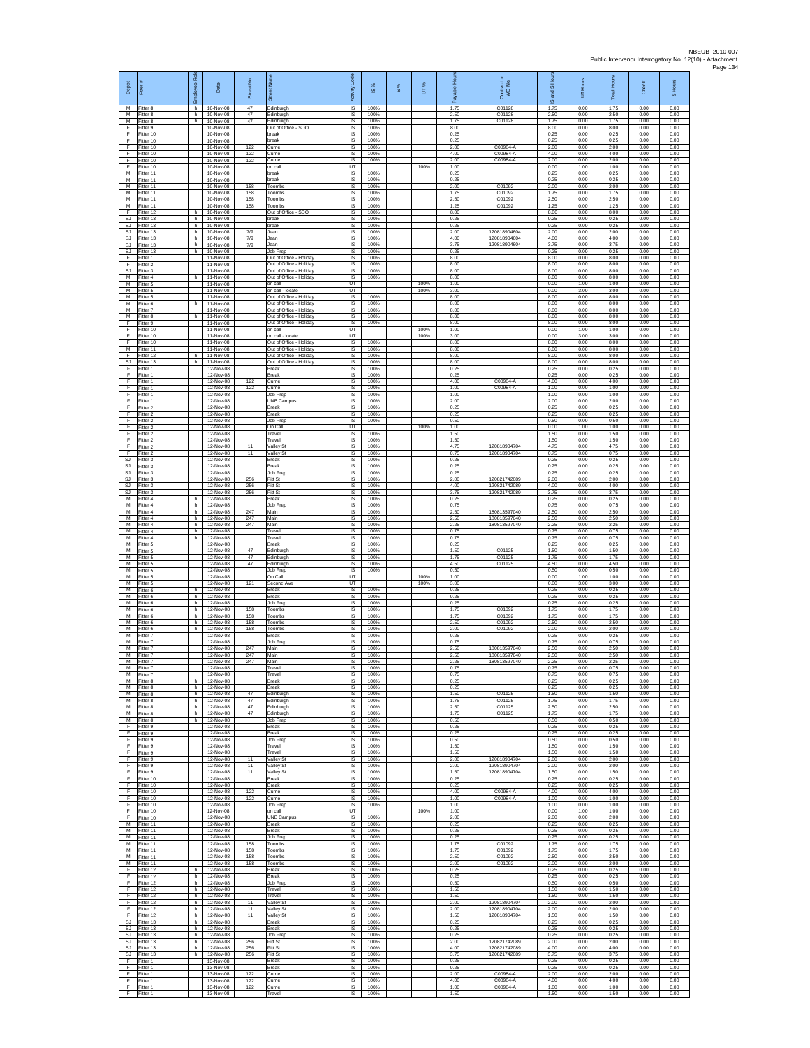| Depot | Fitter # | Employee Role | Date | Street No. | Street Name | Activity Code | IS % | S % | UT % | Payable Hours | Contract or WO No. | IS and S Hours | UT Hours | Total Hours | Check | S Hours |
|---|---|---|---|---|---|---|---|---|---|---|---|---|---|---|---|---|
| M | Fitter 8 | h | 10-Nov-08 | 47 | Edinburgh | IS | 100% | | | 1.75 | C01128 | 1.75 | 0.00 | 1.75 | 0.00 | 0.00 |
| M | Fitter 8 | h | 10-Nov-08 | 47 | Edinburgh | IS | 100% | | | 2.50 | C01128 | 2.50 | 0.00 | 2.50 | 0.00 | 0.00 |
| M | Fitter 8 | h | 10-Nov-08 | 47 | Edinburgh | IS | 100% | | | 1.75 | C01128 | 1.75 | 0.00 | 1.75 | 0.00 | 0.00 |
| F | Fitter 9 | i | 10-Nov-08 | | Out of Office - SDO | IS | 100% | | | 8.00 | | 8.00 | 0.00 | 8.00 | 0.00 | 0.00 |
| F | Fitter 10 | i | 10-Nov-08 | | break | IS | 100% | | | 0.25 | | 0.25 | 0.00 | 0.25 | 0.00 | 0.00 |
| F | Fitter 10 | i | 10-Nov-08 | | break | IS | 100% | | | 0.25 | | 0.25 | 0.00 | 0.25 | 0.00 | 0.00 |
| F | Fitter 10 | i | 10-Nov-08 | 122 | Currie | IS | 100% | | | 2.00 | C00984-A | 2.00 | 0.00 | 2.00 | 0.00 | 0.00 |
| F | Fitter 10 | i | 10-Nov-08 | 122 | Currie | IS | 100% | | | 4.00 | C00984-A | 4.00 | 0.00 | 4.00 | 0.00 | 0.00 |
| F | Fitter 10 | i | 10-Nov-08 | 122 | Currie | IS | 100% | | | 2.00 | C00984-A | 2.00 | 0.00 | 2.00 | 0.00 | 0.00 |
| F | Fitter 10 | i | 10-Nov-08 | | on call | UT | | | 100% | 1.00 | | 0.00 | 1.00 | 1.00 | 0.00 | 0.00 |
| M | Fitter 11 | i | 10-Nov-08 | | break | IS | 100% | | | 0.25 | | 0.25 | 0.00 | 0.25 | 0.00 | 0.00 |
| M | Fitter 11 | i | 10-Nov-08 | | break | IS | 100% | | | 0.25 | | 0.25 | 0.00 | 0.25 | 0.00 | 0.00 |
| M | Fitter 11 | i | 10-Nov-08 | 158 | Toombs | IS | 100% | | | 2.00 | C01092 | 2.00 | 0.00 | 2.00 | 0.00 | 0.00 |
| M | Fitter 11 | i | 10-Nov-08 | 158 | Toombs | IS | 100% | | | 1.75 | C01092 | 1.75 | 0.00 | 1.75 | 0.00 | 0.00 |
| M | Fitter 11 | i | 10-Nov-08 | 158 | Toombs | IS | 100% | | | 2.50 | C01092 | 2.50 | 0.00 | 2.50 | 0.00 | 0.00 |
| M | Fitter 11 | i | 10-Nov-08 | 158 | Toombs | IS | 100% | | | 1.25 | C01092 | 1.25 | 0.00 | 1.25 | 0.00 | 0.00 |
| F | Fitter 12 | h | 10-Nov-08 | | Out of Office - SDO | IS | 100% | | | 8.00 | | 8.00 | 0.00 | 8.00 | 0.00 | 0.00 |
| SJ | Fitter 13 | h | 10-Nov-08 | | break | IS | 100% | | | 0.25 | | 0.25 | 0.00 | 0.25 | 0.00 | 0.00 |
| SJ | Fitter 13 | h | 10-Nov-08 | | break | IS | 100% | | | 0.25 | | 0.25 | 0.00 | 0.25 | 0.00 | 0.00 |
| SJ | Fitter 13 | h | 10-Nov-08 | 7/9 | Jean | IS | 100% | | | 2.00 | 120818904604 | 2.00 | 0.00 | 2.00 | 0.00 | 0.00 |
| SJ | Fitter 13 | h | 10-Nov-08 | 7/9 | Jean | IS | 100% | | | 4.00 | 120818904604 | 4.00 | 0.00 | 4.00 | 0.00 | 0.00 |
| SJ | Fitter 13 | h | 10-Nov-08 | 7/9 | Jean | IS | 100% | | | 3.75 | 120818904604 | 3.75 | 0.00 | 3.75 | 0.00 | 0.00 |
| SJ | Fitter 13 | h | 10-Nov-08 | | Job Prep | IS | 100% | | | 0.25 | | 0.25 | 0.00 | 0.25 | 0.00 | 0.00 |
| F | Fitter 1 | i | 11-Nov-08 | | Out of Office - Holiday | IS | 100% | | | 8.00 | | 8.00 | 0.00 | 8.00 | 0.00 | 0.00 |
| F | Fitter 2 | i | 11-Nov-08 | | Out of Office - Holiday | IS | 100% | | | 8.00 | | 8.00 | 0.00 | 8.00 | 0.00 | 0.00 |
| SJ | Fitter 3 | i | 11-Nov-08 | | Out of Office - Holiday | IS | 100% | | | 8.00 | | 8.00 | 0.00 | 8.00 | 0.00 | 0.00 |
| M | Fitter 4 | h | 11-Nov-08 | | Out of Office - Holiday | IS | 100% | | | 8.00 | | 8.00 | 0.00 | 8.00 | 0.00 | 0.00 |
| M | Fitter 5 | i | 11-Nov-08 | | on call | UT | | | 100% | 1.00 | | 0.00 | 1.00 | 1.00 | 0.00 | 0.00 |
| M | Fitter 5 | i | 11-Nov-08 | | on call - locate | UT | | | 100% | 3.00 | | 0.00 | 3.00 | 3.00 | 0.00 | 0.00 |
| M | Fitter 5 | i | 11-Nov-08 | | Out of Office - Holiday | IS | 100% | | | 8.00 | | 8.00 | 0.00 | 8.00 | 0.00 | 0.00 |
| M | Fitter 6 | h | 11-Nov-08 | | Out of Office - Holiday | IS | 100% | | | 8.00 | | 8.00 | 0.00 | 8.00 | 0.00 | 0.00 |
| M | Fitter 7 | i | 11-Nov-08 | | Out of Office - Holiday | IS | 100% | | | 8.00 | | 8.00 | 0.00 | 8.00 | 0.00 | 0.00 |
| M | Fitter 8 | h | 11-Nov-08 | | Out of Office - Holiday | IS | 100% | | | 8.00 | | 8.00 | 0.00 | 8.00 | 0.00 | 0.00 |
| F | Fitter 9 | i | 11-Nov-08 | | Out of Office - Holiday | IS | 100% | | | 8.00 | | 8.00 | 0.00 | 8.00 | 0.00 | 0.00 |
| F | Fitter 10 | i | 11-Nov-08 | | on call | UT | | | 100% | 1.00 | | 0.00 | 1.00 | 1.00 | 0.00 | 0.00 |
| F | Fitter 10 | i | 11-Nov-08 | | on call - locate | UT | | | 100% | 3.00 | | 0.00 | 3.00 | 3.00 | 0.00 | 0.00 |
| F | Fitter 10 | i | 11-Nov-08 | | Out of Office - Holiday | IS | 100% | | | 8.00 | | 8.00 | 0.00 | 8.00 | 0.00 | 0.00 |
| M | Fitter 11 | i | 11-Nov-08 | | Out of Office - Holiday | IS | 100% | | | 8.00 | | 8.00 | 0.00 | 8.00 | 0.00 | 0.00 |
| F | Fitter 12 | h | 11-Nov-08 | | Out of Office - Holiday | IS | 100% | | | 8.00 | | 8.00 | 0.00 | 8.00 | 0.00 | 0.00 |
| SJ | Fitter 13 | h | 11-Nov-08 | | Out of Office - Holiday | IS | 100% | | | 8.00 | | 8.00 | 0.00 | 8.00 | 0.00 | 0.00 |
| F | Fitter 1 | i | 12-Nov-08 | | Break | IS | 100% | | | 0.25 | | 0.25 | 0.00 | 0.25 | 0.00 | 0.00 |
| F | Fitter 1 | i | 12-Nov-08 | | Break | IS | 100% | | | 0.25 | | 0.25 | 0.00 | 0.25 | 0.00 | 0.00 |
| F | Fitter 1 | i | 12-Nov-08 | 122 | Currie | IS | 100% | | | 4.00 | C00984-A | 4.00 | 0.00 | 4.00 | 0.00 | 0.00 |
| F | Fitter 1 | i | 12-Nov-08 | 122 | Currie | IS | 100% | | | 1.00 | C00984-A | 1.00 | 0.00 | 1.00 | 0.00 | 0.00 |
| F | Fitter 1 | i | 12-Nov-08 | | Job Prep | IS | 100% | | | 1.00 | | 1.00 | 0.00 | 1.00 | 0.00 | 0.00 |
| F | Fitter 1 | i | 12-Nov-08 | | UNB Campus | IS | 100% | | | 2.00 | | 2.00 | 0.00 | 2.00 | 0.00 | 0.00 |
| F | Fitter 2 | i | 12-Nov-08 | | Break | IS | 100% | | | 0.25 | | 0.25 | 0.00 | 0.25 | 0.00 | 0.00 |
| F | Fitter 2 | i | 12-Nov-08 | | Break | IS | 100% | | | 0.25 | | 0.25 | 0.00 | 0.25 | 0.00 | 0.00 |
| F | Fitter 2 | i | 12-Nov-08 | | Job Prep | IS | 100% | | | 0.50 | | 0.50 | 0.00 | 0.50 | 0.00 | 0.00 |
| F | Fitter 2 | i | 12-Nov-08 | | On Call | UT | | | 100% | 1.00 | | 0.00 | 1.00 | 1.00 | 0.00 | 0.00 |
| F | Fitter 2 | i | 12-Nov-08 | | Travel | IS | 100% | | | 1.50 | | 1.50 | 0.00 | 1.50 | 0.00 | 0.00 |
| F | Fitter 2 | i | 12-Nov-08 | | Travel | IS | 100% | | | 1.50 | | 1.50 | 0.00 | 1.50 | 0.00 | 0.00 |
| F | Fitter 2 | i | 12-Nov-08 | 11 | Valley St | IS | 100% | | | 4.75 | 120818904704 | 4.75 | 0.00 | 4.75 | 0.00 | 0.00 |
| F | Fitter 2 | i | 12-Nov-08 | 11 | Valley St | IS | 100% | | | 0.75 | 120818904704 | 0.75 | 0.00 | 0.75 | 0.00 | 0.00 |
| SJ | Fitter 3 | i | 12-Nov-08 | | Break | IS | 100% | | | 0.25 | | 0.25 | 0.00 | 0.25 | 0.00 | 0.00 |
| SJ | Fitter 3 | i | 12-Nov-08 | | Break | IS | 100% | | | 0.25 | | 0.25 | 0.00 | 0.25 | 0.00 | 0.00 |
| SJ | Fitter 3 | i | 12-Nov-08 | | Job Prep | IS | 100% | | | 0.25 | | 0.25 | 0.00 | 0.25 | 0.00 | 0.00 |
| SJ | Fitter 3 | i | 12-Nov-08 | 256 | Pitt St | IS | 100% | | | 2.00 | 120821742089 | 2.00 | 0.00 | 2.00 | 0.00 | 0.00 |
| SJ | Fitter 3 | i | 12-Nov-08 | 256 | Pitt St | IS | 100% | | | 4.00 | 120821742089 | 4.00 | 0.00 | 4.00 | 0.00 | 0.00 |
| SJ | Fitter 3 | i | 12-Nov-08 | 256 | Pitt St | IS | 100% | | | 3.75 | 120821742089 | 3.75 | 0.00 | 3.75 | 0.00 | 0.00 |
| M | Fitter 4 | h | 12-Nov-08 | | Break | IS | 100% | | | 0.25 | | 0.25 | 0.00 | 0.25 | 0.00 | 0.00 |
| M | Fitter 4 | h | 12-Nov-08 | | Job Prep | IS | 100% | | | 0.75 | | 0.75 | 0.00 | 0.75 | 0.00 | 0.00 |
| M | Fitter 4 | h | 12-Nov-08 | 247 | Main | IS | 100% | | | 2.50 | 180813597040 | 2.50 | 0.00 | 2.50 | 0.00 | 0.00 |
| M | Fitter 4 | h | 12-Nov-08 | 247 | Main | IS | 100% | | | 2.50 | 180813597040 | 2.50 | 0.00 | 2.50 | 0.00 | 0.00 |
| M | Fitter 4 | h | 12-Nov-08 | 247 | Main | IS | 100% | | | 2.25 | 180813597040 | 2.25 | 0.00 | 2.25 | 0.00 | 0.00 |
| M | Fitter 4 | h | 12-Nov-08 | | Travel | IS | 100% | | | 0.75 | | 0.75 | 0.00 | 0.75 | 0.00 | 0.00 |
| M | Fitter 4 | h | 12-Nov-08 | | Travel | IS | 100% | | | 0.75 | | 0.75 | 0.00 | 0.75 | 0.00 | 0.00 |
| M | Fitter 5 | i | 12-Nov-08 | | Break | IS | 100% | | | 0.25 | | 0.25 | 0.00 | 0.25 | 0.00 | 0.00 |
| M | Fitter 5 | i | 12-Nov-08 | 47 | Edinburgh | IS | 100% | | | 1.50 | C01125 | 1.50 | 0.00 | 1.50 | 0.00 | 0.00 |
| M | Fitter 5 | i | 12-Nov-08 | 47 | Edinburgh | IS | 100% | | | 1.75 | C01125 | 1.75 | 0.00 | 1.75 | 0.00 | 0.00 |
| M | Fitter 5 | i | 12-Nov-08 | 47 | Edinburgh | IS | 100% | | | 4.50 | C01125 | 4.50 | 0.00 | 4.50 | 0.00 | 0.00 |
| M | Fitter 5 | i | 12-Nov-08 | | Job Prep | IS | 100% | | | 0.50 | | 0.50 | 0.00 | 0.50 | 0.00 | 0.00 |
| M | Fitter 5 | i | 12-Nov-08 | | On Call | UT | | | 100% | 1.00 | | 0.00 | 1.00 | 1.00 | 0.00 | 0.00 |
| M | Fitter 5 | i | 12-Nov-08 | 121 | Second Ave | UT | | | 100% | 3.00 | | 0.00 | 3.00 | 3.00 | 0.00 | 0.00 |
| M | Fitter 6 | h | 12-Nov-08 | | Break | IS | 100% | | | 0.25 | | 0.25 | 0.00 | 0.25 | 0.00 | 0.00 |
| M | Fitter 6 | h | 12-Nov-08 | | Break | IS | 100% | | | 0.25 | | 0.25 | 0.00 | 0.25 | 0.00 | 0.00 |
| M | Fitter 6 | h | 12-Nov-08 | | Job Prep | IS | 100% | | | 0.25 | | 0.25 | 0.00 | 0.25 | 0.00 | 0.00 |
| M | Fitter 6 | h | 12-Nov-08 | 158 | Toombs | IS | 100% | | | 1.75 | C01092 | 1.75 | 0.00 | 1.75 | 0.00 | 0.00 |
| M | Fitter 6 | h | 12-Nov-08 | 158 | Toombs | IS | 100% | | | 1.75 | C01092 | 1.75 | 0.00 | 1.75 | 0.00 | 0.00 |
| M | Fitter 6 | h | 12-Nov-08 | 158 | Toombs | IS | 100% | | | 2.50 | C01092 | 2.50 | 0.00 | 2.50 | 0.00 | 0.00 |
| M | Fitter 6 | h | 12-Nov-08 | 158 | Toombs | IS | 100% | | | 2.00 | C01092 | 2.00 | 0.00 | 2.00 | 0.00 | 0.00 |
| M | Fitter 7 | i | 12-Nov-08 | | Break | IS | 100% | | | 0.25 | | 0.25 | 0.00 | 0.25 | 0.00 | 0.00 |
| M | Fitter 7 | i | 12-Nov-08 | | Job Prep | IS | 100% | | | 0.75 | | 0.75 | 0.00 | 0.75 | 0.00 | 0.00 |
| M | Fitter 7 | i | 12-Nov-08 | 247 | Main | IS | 100% | | | 2.50 | 180813597040 | 2.50 | 0.00 | 2.50 | 0.00 | 0.00 |
| M | Fitter 7 | i | 12-Nov-08 | 247 | Main | IS | 100% | | | 2.50 | 180813597040 | 2.50 | 0.00 | 2.50 | 0.00 | 0.00 |
| M | Fitter 7 | i | 12-Nov-08 | 247 | Main | IS | 100% | | | 2.25 | 180813597040 | 2.25 | 0.00 | 2.25 | 0.00 | 0.00 |
| M | Fitter 7 | i | 12-Nov-08 | | Travel | IS | 100% | | | 0.75 | | 0.75 | 0.00 | 0.75 | 0.00 | 0.00 |
| M | Fitter 7 | i | 12-Nov-08 | | Travel | IS | 100% | | | 0.75 | | 0.75 | 0.00 | 0.75 | 0.00 | 0.00 |
| M | Fitter 8 | h | 12-Nov-08 | | Break | IS | 100% | | | 0.25 | | 0.25 | 0.00 | 0.25 | 0.00 | 0.00 |
| M | Fitter 8 | h | 12-Nov-08 | | Break | IS | 100% | | | 0.25 | | 0.25 | 0.00 | 0.25 | 0.00 | 0.00 |
| M | Fitter 8 | h | 12-Nov-08 | 47 | Edinburgh | IS | 100% | | | 1.50 | C01125 | 1.50 | 0.00 | 1.50 | 0.00 | 0.00 |
| M | Fitter 8 | h | 12-Nov-08 | 47 | Edinburgh | IS | 100% | | | 1.75 | C01125 | 1.75 | 0.00 | 1.75 | 0.00 | 0.00 |
| M | Fitter 8 | h | 12-Nov-08 | 47 | Edinburgh | IS | 100% | | | 2.50 | C01125 | 2.50 | 0.00 | 2.50 | 0.00 | 0.00 |
| M | Fitter 8 | h | 12-Nov-08 | 47 | Edinburgh | IS | 100% | | | 1.75 | C01125 | 1.75 | 0.00 | 1.75 | 0.00 | 0.00 |
| M | Fitter 8 | h | 12-Nov-08 | | Job Prep | IS | 100% | | | 0.50 | | 0.50 | 0.00 | 0.50 | 0.00 | 0.00 |
| F | Fitter 9 | i | 12-Nov-08 | | Break | IS | 100% | | | 0.25 | | 0.25 | 0.00 | 0.25 | 0.00 | 0.00 |
| F | Fitter 9 | i | 12-Nov-08 | | Break | IS | 100% | | | 0.25 | | 0.25 | 0.00 | 0.25 | 0.00 | 0.00 |
| F | Fitter 9 | i | 12-Nov-08 | | Job Prep | IS | 100% | | | 0.50 | | 0.50 | 0.00 | 0.50 | 0.00 | 0.00 |
| F | Fitter 9 | i | 12-Nov-08 | | Travel | IS | 100% | | | 1.50 | | 1.50 | 0.00 | 1.50 | 0.00 | 0.00 |
| F | Fitter 9 | i | 12-Nov-08 | | Travel | IS | 100% | | | 1.50 | | 1.50 | 0.00 | 1.50 | 0.00 | 0.00 |
| F | Fitter 9 | i | 12-Nov-08 | 11 | Valley St | IS | 100% | | | 2.00 | 120818904704 | 2.00 | 0.00 | 2.00 | 0.00 | 0.00 |
| F | Fitter 9 | i | 12-Nov-08 | 11 | Valley St | IS | 100% | | | 2.00 | 120818904704 | 2.00 | 0.00 | 2.00 | 0.00 | 0.00 |
| F | Fitter 9 | i | 12-Nov-08 | 11 | Valley St | IS | 100% | | | 1.50 | 120818904704 | 1.50 | 0.00 | 1.50 | 0.00 | 0.00 |
| F | Fitter 10 | i | 12-Nov-08 | | Break | IS | 100% | | | 0.25 | | 0.25 | 0.00 | 0.25 | 0.00 | 0.00 |
| F | Fitter 10 | i | 12-Nov-08 | | Break | IS | 100% | | | 0.25 | | 0.25 | 0.00 | 0.25 | 0.00 | 0.00 |
| F | Fitter 10 | i | 12-Nov-08 | 122 | Currie | IS | 100% | | | 4.00 | C00984-A | 4.00 | 0.00 | 4.00 | 0.00 | 0.00 |
| F | Fitter 10 | i | 12-Nov-08 | 122 | Currie | IS | 100% | | | 1.00 | C00984-A | 1.00 | 0.00 | 1.00 | 0.00 | 0.00 |
| F | Fitter 10 | i | 12-Nov-08 | | Job Prep | IS | 100% | | | 1.00 | | 1.00 | 0.00 | 1.00 | 0.00 | 0.00 |
| F | Fitter 10 | i | 12-Nov-08 | | on call | UT | | | 100% | 1.00 | | 0.00 | 1.00 | 1.00 | 0.00 | 0.00 |
| F | Fitter 10 | i | 12-Nov-08 | | UNB Campus | IS | 100% | | | 2.00 | | 2.00 | 0.00 | 2.00 | 0.00 | 0.00 |
| M | Fitter 11 | i | 12-Nov-08 | | Break | IS | 100% | | | 0.25 | | 0.25 | 0.00 | 0.25 | 0.00 | 0.00 |
| M | Fitter 11 | i | 12-Nov-08 | | Break | IS | 100% | | | 0.25 | | 0.25 | 0.00 | 0.25 | 0.00 | 0.00 |
| M | Fitter 11 | i | 12-Nov-08 | | Job Prep | IS | 100% | | | 0.25 | | 0.25 | 0.00 | 0.25 | 0.00 | 0.00 |
| M | Fitter 11 | i | 12-Nov-08 | 158 | Toombs | IS | 100% | | | 1.75 | C01092 | 1.75 | 0.00 | 1.75 | 0.00 | 0.00 |
| M | Fitter 11 | i | 12-Nov-08 | 158 | Toombs | IS | 100% | | | 1.75 | C01092 | 1.75 | 0.00 | 1.75 | 0.00 | 0.00 |
| M | Fitter 11 | i | 12-Nov-08 | 158 | Toombs | IS | 100% | | | 2.50 | C01092 | 2.50 | 0.00 | 2.50 | 0.00 | 0.00 |
| M | Fitter 11 | i | 12-Nov-08 | 158 | Toombs | IS | 100% | | | 2.00 | C01092 | 2.00 | 0.00 | 2.00 | 0.00 | 0.00 |
| F | Fitter 12 | h | 12-Nov-08 | | Break | IS | 100% | | | 0.25 | | 0.25 | 0.00 | 0.25 | 0.00 | 0.00 |
| F | Fitter 12 | h | 12-Nov-08 | | Break | IS | 100% | | | 0.25 | | 0.25 | 0.00 | 0.25 | 0.00 | 0.00 |
| F | Fitter 12 | h | 12-Nov-08 | | Job Prep | IS | 100% | | | 0.50 | | 0.50 | 0.00 | 0.50 | 0.00 | 0.00 |
| F | Fitter 12 | h | 12-Nov-08 | | Travel | IS | 100% | | | 1.50 | | 1.50 | 0.00 | 1.50 | 0.00 | 0.00 |
| F | Fitter 12 | h | 12-Nov-08 | | Travel | IS | 100% | | | 1.50 | | 1.50 | 0.00 | 1.50 | 0.00 | 0.00 |
| F | Fitter 12 | h | 12-Nov-08 | 11 | Valley St | IS | 100% | | | 2.00 | 120818904704 | 2.00 | 0.00 | 2.00 | 0.00 | 0.00 |
| F | Fitter 12 | h | 12-Nov-08 | 11 | Valley St | IS | 100% | | | 2.00 | 120818904704 | 2.00 | 0.00 | 2.00 | 0.00 | 0.00 |
| F | Fitter 12 | h | 12-Nov-08 | 11 | Valley St | IS | 100% | | | 1.50 | 120818904704 | 1.50 | 0.00 | 1.50 | 0.00 | 0.00 |
| SJ | Fitter 13 | h | 12-Nov-08 | | Break | IS | 100% | | | 0.25 | | 0.25 | 0.00 | 0.25 | 0.00 | 0.00 |
| SJ | Fitter 13 | h | 12-Nov-08 | | Break | IS | 100% | | | 0.25 | | 0.25 | 0.00 | 0.25 | 0.00 | 0.00 |
| SJ | Fitter 13 | h | 12-Nov-08 | | Job Prep | IS | 100% | | | 0.25 | | 0.25 | 0.00 | 0.25 | 0.00 | 0.00 |
| SJ | Fitter 13 | h | 12-Nov-08 | 256 | Pitt St | IS | 100% | | | 2.00 | 120821742089 | 2.00 | 0.00 | 2.00 | 0.00 | 0.00 |
| SJ | Fitter 13 | h | 12-Nov-08 | 256 | Pitt St | IS | 100% | | | 4.00 | 120821742089 | 4.00 | 0.00 | 4.00 | 0.00 | 0.00 |
| SJ | Fitter 13 | h | 12-Nov-08 | 256 | Pitt St | IS | 100% | | | 3.75 | 120821742089 | 3.75 | 0.00 | 3.75 | 0.00 | 0.00 |
| F | Fitter 1 | i | 13-Nov-08 | | Break | IS | 100% | | | 0.25 | | 0.25 | 0.00 | 0.25 | 0.00 | 0.00 |
| F | Fitter 1 | i | 13-Nov-08 | | Break | IS | 100% | | | 0.25 | | 0.25 | 0.00 | 0.25 | 0.00 | 0.00 |
| F | Fitter 1 | i | 13-Nov-08 | 122 | Currie | IS | 100% | | | 2.00 | C00984-A | 2.00 | 0.00 | 2.00 | 0.00 | 0.00 |
| F | Fitter 1 | i | 13-Nov-08 | 122 | Currie | IS | 100% | | | 4.00 | C00984-A | 4.00 | 0.00 | 4.00 | 0.00 | 0.00 |
| F | Fitter 1 | i | 13-Nov-08 | 122 | Currie | IS | 100% | | | 1.00 | C00984-A | 1.00 | 0.00 | 1.00 | 0.00 | 0.00 |
| F | Fitter 1 | i | 13-Nov-08 | | Travel | IS | 100% | | | 1.50 | | 1.50 | 0.00 | 1.50 | 0.00 | 0.00 |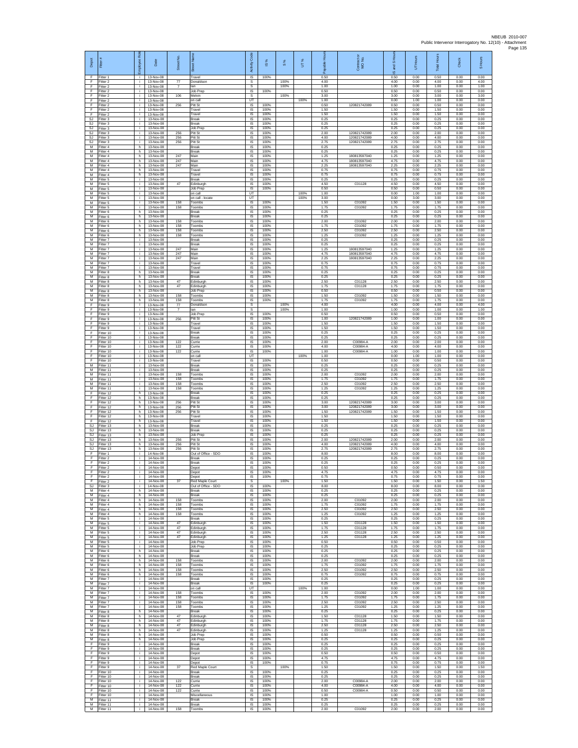| Depot | Fitter # | Employee Role | Date | Street No. | Street Name | Activity Code | IS % | S % | UT % | Payable Hours | Contractor or WO No. | IS and S Hours | UT Hours | Total Hours | Check | S Hours |
|---|---|---|---|---|---|---|---|---|---|---|---|---|---|---|---|---|
| F | Fitter 1 | i | 13-Nov-08 | | Travel | IS | 100% | | | 0.50 | | 0.50 | 0.00 | 0.50 | 0.00 | 0.00 |
| F | Fitter 2 | i | 13-Nov-08 | 77 | Donaldson | S | | 100% | | 4.00 | | 4.00 | 0.00 | 4.00 | 0.00 | 4.00 |
| F | Fitter 2 | i | 13-Nov-08 | 7 | Ian | S | | 100% | | 1.00 | | 1.00 | 0.00 | 1.00 | 0.00 | 1.00 |
| F | Fitter 2 | i | 13-Nov-08 | | Job Prep | IS | 100% | | | 0.50 | | 0.50 | 0.00 | 0.50 | 0.00 | 0.00 |
| F | Fitter 2 | i | 13-Nov-08 | 106 | Melvin | S | | 100% | | 3.00 | | 3.00 | 0.00 | 3.00 | 0.00 | 3.00 |
| F | Fitter 2 | i | 13-Nov-08 | | on call | UT | | | 100% | 1.00 | | 0.00 | 1.00 | 1.00 | 0.00 | 0.00 |
| F | Fitter 2 | i | 13-Nov-08 | 256 | Pitt St | IS | 100% | | | 0.50 | 120821742089 | 0.50 | 0.00 | 0.50 | 0.00 | 0.00 |
| F | Fitter 2 | i | 13-Nov-08 | | Travel | IS | 100% | | | 1.50 | | 1.50 | 0.00 | 1.50 | 0.00 | 0.00 |
| F | Fitter 2 | i | 13-Nov-08 | | Travel | IS | 100% | | | 1.50 | | 1.50 | 0.00 | 1.50 | 0.00 | 0.00 |
| SJ | Fitter 3 | i | 13-Nov-08 | | Break | IS | 100% | | | 0.25 | | 0.25 | 0.00 | 0.25 | 0.00 | 0.00 |
| SJ | Fitter 3 | i | 13-Nov-08 | | Break | IS | 100% | | | 0.25 | | 0.25 | 0.00 | 0.25 | 0.00 | 0.00 |
| SJ | Fitter 3 | i | 13-Nov-08 | | Job Prep | IS | 100% | | | 0.25 | | 0.25 | 0.00 | 0.25 | 0.00 | 0.00 |
| SJ | Fitter 3 | i | 13-Nov-08 | 256 | Pitt St | IS | 100% | | | 2.00 | 120821742089 | 2.00 | 0.00 | 2.00 | 0.00 | 0.00 |
| SJ | Fitter 3 | i | 13-Nov-08 | 256 | Pitt St | IS | 100% | | | 4.00 | 120821742089 | 4.00 | 0.00 | 4.00 | 0.00 | 0.00 |
| SJ | Fitter 3 | i | 13-Nov-08 | 256 | Pitt St | IS | 100% | | | 2.75 | 120821742089 | 2.75 | 0.00 | 2.75 | 0.00 | 0.00 |
| M | Fitter 4 | h | 13-Nov-08 | | Break | IS | 100% | | | 0.25 | | 0.25 | 0.00 | 0.25 | 0.00 | 0.00 |
| M | Fitter 4 | h | 13-Nov-08 | | Break | IS | 100% | | | 0.25 | | 0.25 | 0.00 | 0.25 | 0.00 | 0.00 |
| M | Fitter 4 | h | 13-Nov-08 | 247 | Main | IS | 100% | | | 1.25 | 180813597040 | 1.25 | 0.00 | 1.25 | 0.00 | 0.00 |
| M | Fitter 4 | h | 13-Nov-08 | 247 | Main | IS | 100% | | | 4.75 | 180813597040 | 4.75 | 0.00 | 4.75 | 0.00 | 0.00 |
| M | Fitter 4 | h | 13-Nov-08 | 247 | Main | IS | 100% | | | 2.25 | 180813597040 | 2.25 | 0.00 | 2.25 | 0.00 | 0.00 |
| M | Fitter 4 | h | 13-Nov-08 | | Travel | IS | 100% | | | 0.75 | | 0.75 | 0.00 | 0.75 | 0.00 | 0.00 |
| M | Fitter 4 | h | 13-Nov-08 | | Travel | IS | 100% | | | 0.75 | | 0.75 | 0.00 | 0.75 | 0.00 | 0.00 |
| M | Fitter 5 | i | 13-Nov-08 | | Break | IS | 100% | | | 0.25 | | 0.25 | 0.00 | 0.25 | 0.00 | 0.00 |
| M | Fitter 5 | i | 13-Nov-08 | 47 | Edinburgh | IS | 100% | | | 4.50 | C01128 | 4.50 | 0.00 | 4.50 | 0.00 | 0.00 |
| M | Fitter 5 | i | 13-Nov-08 | | Job Prep | IS | 100% | | | 0.50 | | 0.50 | 0.00 | 0.50 | 0.00 | 0.00 |
| M | Fitter 5 | i | 13-Nov-08 | | on call | UT | | | 100% | 1.00 | | 0.00 | 1.00 | 1.00 | 0.00 | 0.00 |
| M | Fitter 5 | i | 13-Nov-08 | | on call - locate | UT | | | 100% | 3.00 | | 0.00 | 3.00 | 3.00 | 0.00 | 0.00 |
| M | Fitter 5 | i | 13-Nov-08 | 158 | Toombs | IS | 100% | | | 1.50 | C01092 | 1.50 | 0.00 | 1.50 | 0.00 | 0.00 |
| M | Fitter 5 | i | 13-Nov-08 | 158 | Toombs | IS | 100% | | | 1.75 | C01092 | 1.75 | 0.00 | 1.75 | 0.00 | 0.00 |
| M | Fitter 6 | h | 13-Nov-08 | | Break | IS | 100% | | | 0.25 | | 0.25 | 0.00 | 0.25 | 0.00 | 0.00 |
| M | Fitter 6 | h | 13-Nov-08 | | Break | IS | 100% | | | 0.25 | | 0.25 | 0.00 | 0.25 | 0.00 | 0.00 |
| M | Fitter 6 | h | 13-Nov-08 | 158 | Toombs | IS | 100% | | | 2.00 | C01092 | 2.00 | 0.00 | 2.00 | 0.00 | 0.00 |
| M | Fitter 6 | h | 13-Nov-08 | 158 | Toombs | IS | 100% | | | 1.75 | C01092 | 1.75 | 0.00 | 1.75 | 0.00 | 0.00 |
| M | Fitter 6 | h | 13-Nov-08 | 158 | Toombs | IS | 100% | | | 2.50 | C01092 | 2.50 | 0.00 | 2.50 | 0.00 | 0.00 |
| M | Fitter 6 | h | 13-Nov-08 | 158 | Toombs | IS | 100% | | | 1.25 | C01092 | 1.25 | 0.00 | 1.25 | 0.00 | 0.00 |
| M | Fitter 7 | i | 13-Nov-08 | | Break | IS | 100% | | | 0.25 | | 0.25 | 0.00 | 0.25 | 0.00 | 0.00 |
| M | Fitter 7 | i | 13-Nov-08 | | Break | IS | 100% | | | 0.25 | | 0.25 | 0.00 | 0.25 | 0.00 | 0.00 |
| M | Fitter 7 | i | 13-Nov-08 | 247 | Main | IS | 100% | | | 1.25 | 180813597040 | 1.25 | 0.00 | 1.25 | 0.00 | 0.00 |
| M | Fitter 7 | i | 13-Nov-08 | 247 | Main | IS | 100% | | | 4.75 | 180813597040 | 4.75 | 0.00 | 4.75 | 0.00 | 0.00 |
| M | Fitter 7 | i | 13-Nov-08 | 247 | Main | IS | 100% | | | 2.25 | 180813597040 | 2.25 | 0.00 | 2.25 | 0.00 | 0.00 |
| M | Fitter 7 | i | 13-Nov-08 | | Travel | IS | 100% | | | 0.75 | | 0.75 | 0.00 | 0.75 | 0.00 | 0.00 |
| M | Fitter 7 | i | 13-Nov-08 | | Travel | IS | 100% | | | 0.75 | | 0.75 | 0.00 | 0.75 | 0.00 | 0.00 |
| M | Fitter 8 | h | 13-Nov-08 | | Break | IS | 100% | | | 0.25 | | 0.25 | 0.00 | 0.25 | 0.00 | 0.00 |
| M | Fitter 8 | h | 13-Nov-08 | | Break | IS | 100% | | | 0.25 | | 0.25 | 0.00 | 0.25 | 0.00 | 0.00 |
| M | Fitter 8 | h | 13-Nov-08 | 47 | Edinburgh | IS | 100% | | | 2.50 | C01128 | 2.50 | 0.00 | 2.50 | 0.00 | 0.00 |
| M | Fitter 8 | h | 13-Nov-08 | 47 | Edinburgh | IS | 100% | | | 1.75 | C01128 | 1.75 | 0.00 | 1.75 | 0.00 | 0.00 |
| M | Fitter 8 | h | 13-Nov-08 | | Job Prep | IS | 100% | | | 0.50 | | 0.50 | 0.00 | 0.50 | 0.00 | 0.00 |
| M | Fitter 8 | h | 13-Nov-08 | 158 | Toombs | IS | 100% | | | 1.50 | C01092 | 1.50 | 0.00 | 1.50 | 0.00 | 0.00 |
| M | Fitter 8 | h | 13-Nov-08 | 158 | Toombs | IS | 100% | | | 1.75 | C01092 | 1.75 | 0.00 | 1.75 | 0.00 | 0.00 |
| F | Fitter 9 | i | 13-Nov-08 | 77 | Donaldson | S | | 100% | | 4.00 | | 4.00 | 0.00 | 4.00 | 0.00 | 4.00 |
| F | Fitter 9 | i | 13-Nov-08 | 7 | Ian | S | | 100% | | 1.00 | | 1.00 | 0.00 | 1.00 | 0.00 | 1.00 |
| F | Fitter 9 | i | 13-Nov-08 | | Job Prep | IS | 100% | | | 0.50 | | 0.50 | 0.00 | 0.50 | 0.00 | 0.00 |
| F | Fitter 9 | i | 13-Nov-08 | 256 | Pitt St | IS | 100% | | | 1.00 | 120821742089 | 1.00 | 0.00 | 1.00 | 0.00 | 0.00 |
| F | Fitter 9 | i | 13-Nov-08 | | Travel | IS | 100% | | | 1.50 | | 1.50 | 0.00 | 1.50 | 0.00 | 0.00 |
| F | Fitter 9 | i | 13-Nov-08 | | Travel | IS | 100% | | | 1.50 | | 1.50 | 0.00 | 1.50 | 0.00 | 0.00 |
| F | Fitter 10 | i | 13-Nov-08 | | Break | IS | 100% | | | 0.25 | | 0.25 | 0.00 | 0.25 | 0.00 | 0.00 |
| F | Fitter 10 | i | 13-Nov-08 | | Break | IS | 100% | | | 0.25 | | 0.25 | 0.00 | 0.25 | 0.00 | 0.00 |
| F | Fitter 10 | i | 13-Nov-08 | 122 | Currie | IS | 100% | | | 2.00 | C00984-A | 2.00 | 0.00 | 2.00 | 0.00 | 0.00 |
| F | Fitter 10 | i | 13-Nov-08 | 122 | Currie | IS | 100% | | | 4.00 | C00984-A | 4.00 | 0.00 | 4.00 | 0.00 | 0.00 |
| F | Fitter 10 | i | 13-Nov-08 | 122 | Currie | IS | 100% | | | 1.00 | C00984-A | 1.00 | 0.00 | 1.00 | 0.00 | 0.00 |
| F | Fitter 10 | i | 13-Nov-08 | | on call | UT | | | 100% | 1.00 | | 0.00 | 1.00 | 1.00 | 0.00 | 0.00 |
| F | Fitter 10 | i | 13-Nov-08 | | Travel | IS | 100% | | | 0.50 | | 0.50 | 0.00 | 0.50 | 0.00 | 0.00 |
| M | Fitter 11 | i | 13-Nov-08 | | Break | IS | 100% | | | 0.25 | | 0.25 | 0.00 | 0.25 | 0.00 | 0.00 |
| M | Fitter 11 | i | 13-Nov-08 | | Break | IS | 100% | | | 0.25 | | 0.25 | 0.00 | 0.25 | 0.00 | 0.00 |
| M | Fitter 11 | i | 13-Nov-08 | 158 | Toombs | IS | 100% | | | 2.00 | C01092 | 2.00 | 0.00 | 2.00 | 0.00 | 0.00 |
| M | Fitter 11 | i | 13-Nov-08 | 158 | Toombs | IS | 100% | | | 1.75 | C01092 | 1.75 | 0.00 | 1.75 | 0.00 | 0.00 |
| M | Fitter 11 | i | 13-Nov-08 | 158 | Toombs | IS | 100% | | | 2.50 | C01092 | 2.50 | 0.00 | 2.50 | 0.00 | 0.00 |
| M | Fitter 11 | i | 13-Nov-08 | 158 | Toombs | IS | 100% | | | 1.25 | C01092 | 1.25 | 0.00 | 1.25 | 0.00 | 0.00 |
| F | Fitter 12 | h | 13-Nov-08 | | Break | IS | 100% | | | 0.25 | | 0.25 | 0.00 | 0.25 | 0.00 | 0.00 |
| F | Fitter 12 | h | 13-Nov-08 | | Break | IS | 100% | | | 0.25 | | 0.25 | 0.00 | 0.25 | 0.00 | 0.00 |
| F | Fitter 12 | h | 13-Nov-08 | 256 | Pitt St | IS | 100% | | | 3.00 | 120821742089 | 3.00 | 0.00 | 3.00 | 0.00 | 0.00 |
| F | Fitter 12 | h | 13-Nov-08 | 256 | Pitt St | IS | 100% | | | 3.00 | 120821742089 | 3.00 | 0.00 | 3.00 | 0.00 | 0.00 |
| F | Fitter 12 | h | 13-Nov-08 | 256 | Pitt St | IS | 100% | | | 1.50 | 120821742089 | 1.50 | 0.00 | 1.50 | 0.00 | 0.00 |
| F | Fitter 12 | h | 13-Nov-08 | | Travel | IS | 100% | | | 1.50 | | 1.50 | 0.00 | 1.50 | 0.00 | 0.00 |
| F | Fitter 12 | h | 13-Nov-08 | | Travel | IS | 100% | | | 1.50 | | 1.50 | 0.00 | 1.50 | 0.00 | 0.00 |
| SJ | Fitter 13 | h | 13-Nov-08 | | Break | IS | 100% | | | 0.25 | | 0.25 | 0.00 | 0.25 | 0.00 | 0.00 |
| SJ | Fitter 13 | h | 13-Nov-08 | | Break | IS | 100% | | | 0.25 | | 0.25 | 0.00 | 0.25 | 0.00 | 0.00 |
| SJ | Fitter 13 | h | 13-Nov-08 | | Job Prep | IS | 100% | | | 0.25 | | 0.25 | 0.00 | 0.25 | 0.00 | 0.00 |
| SJ | Fitter 13 | h | 13-Nov-08 | 256 | Pitt St | IS | 100% | | | 2.00 | 120821742089 | 2.00 | 0.00 | 2.00 | 0.00 | 0.00 |
| SJ | Fitter 13 | h | 13-Nov-08 | 256 | Pitt St | IS | 100% | | | 4.00 | 120821742089 | 4.00 | 0.00 | 4.00 | 0.00 | 0.00 |
| SJ | Fitter 13 | h | 13-Nov-08 | 256 | Pitt St | IS | 100% | | | 2.75 | 120821742089 | 2.75 | 0.00 | 2.75 | 0.00 | 0.00 |
| F | Fitter 1 | i | 14-Nov-08 | | Out of Office - SDO | IS | 100% | | | 8.00 | | 8.00 | 0.00 | 8.00 | 0.00 | 0.00 |
| F | Fitter 2 | i | 14-Nov-08 | | Break | IS | 100% | | | 0.25 | | 0.25 | 0.00 | 0.25 | 0.00 | 0.00 |
| F | Fitter 2 | i | 14-Nov-08 | | Break | IS | 100% | | | 0.25 | | 0.25 | 0.00 | 0.25 | 0.00 | 0.00 |
| F | Fitter 2 | i | 14-Nov-08 | | Depot | IS | 100% | | | 0.50 | | 0.50 | 0.00 | 0.50 | 0.00 | 0.00 |
| F | Fitter 2 | i | 14-Nov-08 | | Depot | IS | 100% | | | 4.75 | | 4.75 | 0.00 | 4.75 | 0.00 | 0.00 |
| F | Fitter 2 | i | 14-Nov-08 | | Depot | IS | 100% | | | 0.75 | | 0.75 | 0.00 | 0.75 | 0.00 | 0.00 |
| F | Fitter 2 | i | 14-Nov-08 | 37 | Red Maple Court | S | | 100% | | 1.50 | | 1.50 | 0.00 | 1.50 | 0.00 | 1.50 |
| SJ | Fitter 3 | i | 14-Nov-08 | | Out of Office - SDO | IS | 100% | | | 8.00 | | 8.00 | 0.00 | 8.00 | 0.00 | 0.00 |
| M | Fitter 4 | h | 14-Nov-08 | | Break | IS | 100% | | | 0.25 | | 0.25 | 0.00 | 0.25 | 0.00 | 0.00 |
| M | Fitter 4 | h | 14-Nov-08 | | Break | IS | 100% | | | 0.25 | | 0.25 | 0.00 | 0.25 | 0.00 | 0.00 |
| M | Fitter 4 | h | 14-Nov-08 | 158 | Toombs | IS | 100% | | | 2.00 | C01092 | 2.00 | 0.00 | 2.00 | 0.00 | 0.00 |
| M | Fitter 4 | h | 14-Nov-08 | 158 | Toombs | IS | 100% | | | 1.75 | C01092 | 1.75 | 0.00 | 1.75 | 0.00 | 0.00 |
| M | Fitter 4 | h | 14-Nov-08 | 158 | Toombs | IS | 100% | | | 2.50 | C01092 | 2.50 | 0.00 | 2.50 | 0.00 | 0.00 |
| M | Fitter 4 | h | 14-Nov-08 | 158 | Toombs | IS | 100% | | | 1.25 | C01092 | 1.25 | 0.00 | 1.25 | 0.00 | 0.00 |
| M | Fitter 5 | i | 14-Nov-08 | | Break | IS | 100% | | | 0.25 | | 0.25 | 0.00 | 0.25 | 0.00 | 0.00 |
| M | Fitter 5 | i | 14-Nov-08 | 47 | Edinburgh | IS | 100% | | | 1.50 | C01128 | 1.50 | 0.00 | 1.50 | 0.00 | 0.00 |
| M | Fitter 5 | i | 14-Nov-08 | 47 | Edinburgh | IS | 100% | | | 1.75 | C01128 | 1.75 | 0.00 | 1.75 | 0.00 | 0.00 |
| M | Fitter 5 | i | 14-Nov-08 | 47 | Edinburgh | IS | 100% | | | 2.50 | C01128 | 2.50 | 0.00 | 2.50 | 0.00 | 0.00 |
| M | Fitter 5 | i | 14-Nov-08 | 47 | Edinburgh | IS | 100% | | | 1.25 | C01128 | 1.25 | 0.00 | 1.25 | 0.00 | 0.00 |
| M | Fitter 5 | i | 14-Nov-08 | | Job Prep | IS | 100% | | | 0.50 | | 0.50 | 0.00 | 0.50 | 0.00 | 0.00 |
| M | Fitter 5 | i | 14-Nov-08 | | Job Prep | IS | 100% | | | 0.25 | | 0.25 | 0.00 | 0.25 | 0.00 | 0.00 |
| M | Fitter 6 | h | 14-Nov-08 | | Break | IS | 100% | | | 0.25 | | 0.25 | 0.00 | 0.25 | 0.00 | 0.00 |
| M | Fitter 6 | h | 14-Nov-08 | | Break | IS | 100% | | | 0.25 | | 0.25 | 0.00 | 0.25 | 0.00 | 0.00 |
| M | Fitter 6 | h | 14-Nov-08 | 158 | Toombs | IS | 100% | | | 2.00 | C01092 | 2.00 | 0.00 | 2.00 | 0.00 | 0.00 |
| M | Fitter 6 | h | 14-Nov-08 | 158 | Toombs | IS | 100% | | | 1.75 | C01092 | 1.75 | 0.00 | 1.75 | 0.00 | 0.00 |
| M | Fitter 6 | h | 14-Nov-08 | 158 | Toombs | IS | 100% | | | 2.50 | C01092 | 2.50 | 0.00 | 2.50 | 0.00 | 0.00 |
| M | Fitter 6 | h | 14-Nov-08 | 158 | Toombs | IS | 100% | | | 0.75 | C01092 | 0.75 | 0.00 | 0.75 | 0.00 | 0.00 |
| M | Fitter 7 | i | 14-Nov-08 | | Break | IS | 100% | | | 0.25 | | 0.25 | 0.00 | 0.25 | 0.00 | 0.00 |
| M | Fitter 7 | i | 14-Nov-08 | | Break | IS | 100% | | | 0.25 | | 0.25 | 0.00 | 0.25 | 0.00 | 0.00 |
| M | Fitter 7 | i | 14-Nov-08 | | on call | UT | | | 100% | 1.00 | | 0.00 | 1.00 | 1.00 | 0.00 | 0.00 |
| M | Fitter 7 | i | 14-Nov-08 | 158 | Toombs | IS | 100% | | | 2.00 | C01092 | 2.00 | 0.00 | 2.00 | 0.00 | 0.00 |
| M | Fitter 7 | i | 14-Nov-08 | 158 | Toombs | IS | 100% | | | 1.75 | C01092 | 1.75 | 0.00 | 1.75 | 0.00 | 0.00 |
| M | Fitter 7 | i | 14-Nov-08 | 158 | Toombs | IS | 100% | | | 2.50 | C01092 | 2.50 | 0.00 | 2.50 | 0.00 | 0.00 |
| M | Fitter 7 | i | 14-Nov-08 | 158 | Toombs | IS | 100% | | | 1.25 | C01092 | 1.25 | 0.00 | 1.25 | 0.00 | 0.00 |
| M | Fitter 8 | h | 14-Nov-08 | | Break | IS | 100% | | | 0.25 | | 0.25 | 0.00 | 0.25 | 0.00 | 0.00 |
| M | Fitter 8 | h | 14-Nov-08 | 47 | Edinburgh | IS | 100% | | | 1.50 | C01128 | 1.50 | 0.00 | 1.50 | 0.00 | 0.00 |
| M | Fitter 8 | h | 14-Nov-08 | 47 | Edinburgh | IS | 100% | | | 1.75 | C01128 | 1.75 | 0.00 | 1.75 | 0.00 | 0.00 |
| M | Fitter 8 | h | 14-Nov-08 | 47 | Edinburgh | IS | 100% | | | 2.50 | C01128 | 2.50 | 0.00 | 2.50 | 0.00 | 0.00 |
| M | Fitter 8 | h | 14-Nov-08 | 47 | Edinburgh | IS | 100% | | | 1.25 | C01128 | 1.25 | 0.00 | 1.25 | 0.00 | 0.00 |
| M | Fitter 8 | h | 14-Nov-08 | | Job Prep | IS | 100% | | | 0.50 | | 0.50 | 0.00 | 0.50 | 0.00 | 0.00 |
| M | Fitter 8 | h | 14-Nov-08 | | Job Prep | IS | 100% | | | 0.25 | | 0.25 | 0.00 | 0.25 | 0.00 | 0.00 |
| F | Fitter 9 | i | 14-Nov-08 | | Break | IS | 100% | | | 0.25 | | 0.25 | 0.00 | 0.25 | 0.00 | 0.00 |
| F | Fitter 9 | i | 14-Nov-08 | | Break | IS | 100% | | | 0.25 | | 0.25 | 0.00 | 0.25 | 0.00 | 0.00 |
| F | Fitter 9 | i | 14-Nov-08 | | Depot | IS | 100% | | | 0.50 | | 0.50 | 0.00 | 0.50 | 0.00 | 0.00 |
| F | Fitter 9 | i | 14-Nov-08 | | Depot | IS | 100% | | | 4.75 | | 4.75 | 0.00 | 4.75 | 0.00 | 0.00 |
| F | Fitter 9 | i | 14-Nov-08 | | Depot | IS | 100% | | | 0.75 | | 0.75 | 0.00 | 0.75 | 0.00 | 0.00 |
| F | Fitter 9 | i | 14-Nov-08 | 37 | Red Maple Court | S | | 100% | | 1.50 | | 1.50 | 0.00 | 1.50 | 0.00 | 1.50 |
| F | Fitter 10 | i | 14-Nov-08 | | Break | IS | 100% | | | 0.25 | | 0.25 | 0.00 | 0.25 | 0.00 | 0.00 |
| F | Fitter 10 | i | 14-Nov-08 | | Break | IS | 100% | | | 0.25 | | 0.25 | 0.00 | 0.25 | 0.00 | 0.00 |
| F | Fitter 10 | i | 14-Nov-08 | 122 | Currie | IS | 100% | | | 2.00 | C00984-A | 2.00 | 0.00 | 2.00 | 0.00 | 0.00 |
| F | Fitter 10 | i | 14-Nov-08 | 122 | Currie | IS | 100% | | | 4.00 | C00984-A | 4.00 | 0.00 | 4.00 | 0.00 | 0.00 |
| F | Fitter 10 | i | 14-Nov-08 | 122 | Currie | IS | 100% | | | 0.50 | C00984-A | 0.50 | 0.00 | 0.50 | 0.00 | 0.00 |
| F | Fitter 10 | i | 14-Nov-08 | | Miscellaneous | IS | 100% | | | 1.00 | | 1.00 | 0.00 | 1.00 | 0.00 | 0.00 |
| M | Fitter 11 | i | 14-Nov-08 | | Break | IS | 100% | | | 0.25 | | 0.25 | 0.00 | 0.25 | 0.00 | 0.00 |
| M | Fitter 11 | i | 14-Nov-08 | | Break | IS | 100% | | | 0.25 | | 0.25 | 0.00 | 0.25 | 0.00 | 0.00 |
| M | Fitter 11 | i | 14-Nov-08 | 158 | Toombs | IS | 100% | | | 2.00 | C01092 | 2.00 | 0.00 | 2.00 | 0.00 | 0.00 |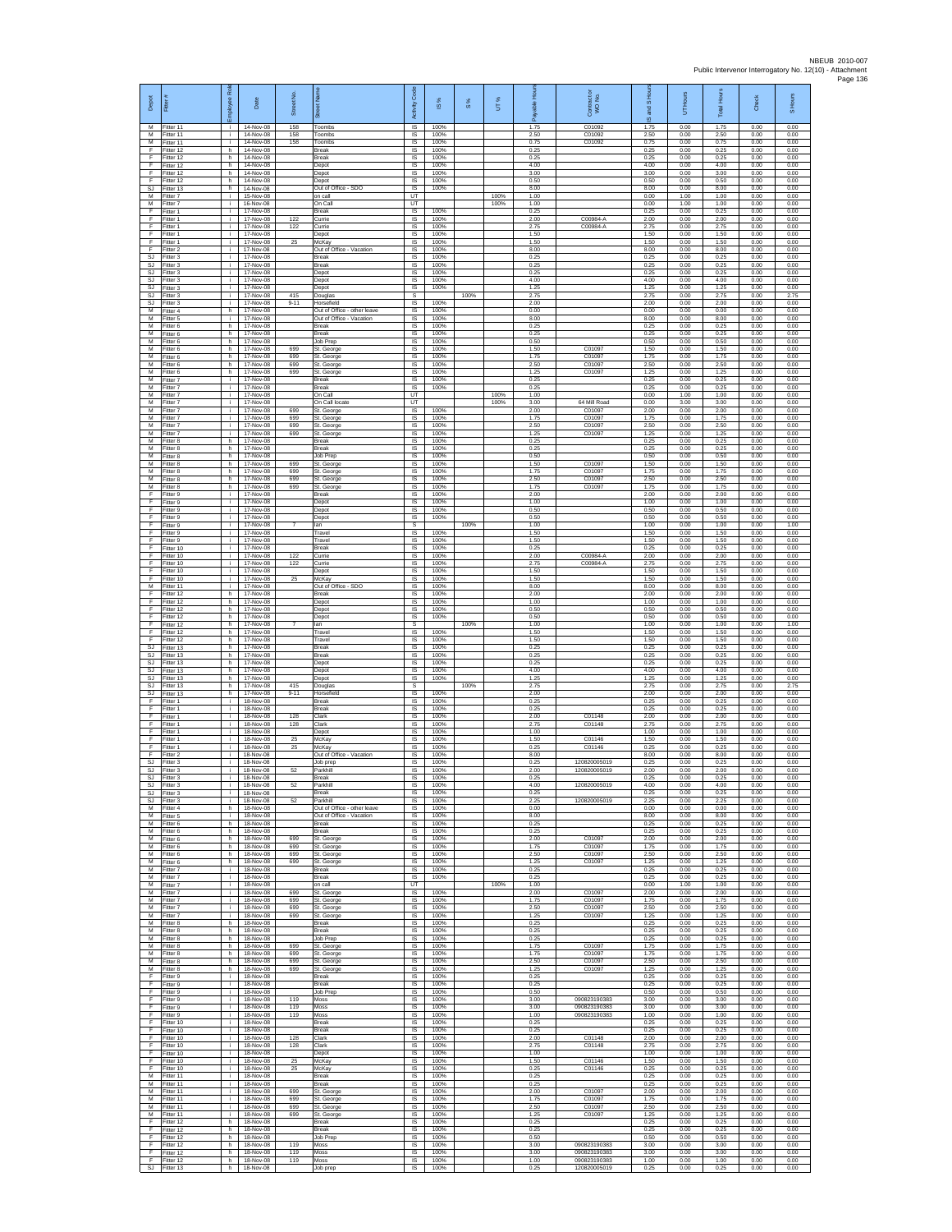| Depot | Fitter # | Employee Role | Date | Street No. | Street Name | Activity Code | IS % | S % | UT % | Payable Hours | Contractor or WO No. | IS and S Hours | UT Hours | Total Hours | Check | S Hours |
|---|---|---|---|---|---|---|---|---|---|---|---|---|---|---|---|---|
| M | Fitter 11 | i | 14-Nov-08 | 158 | Toombs | IS | 100% | | | 1.75 | C01092 | 1.75 | 0.00 | 1.75 | 0.00 | 0.00 |
| M | Fitter 11 | i | 14-Nov-08 | 158 | Toombs | IS | 100% | | | 2.50 | C01092 | 2.50 | 0.00 | 2.50 | 0.00 | 0.00 |
| M | Fitter 11 | i | 14-Nov-08 | 158 | Toombs | IS | 100% | | | 0.75 | C01092 | 0.75 | 0.00 | 0.75 | 0.00 | 0.00 |
| F | Fitter 12 | h | 14-Nov-08 | | Break | IS | 100% | | | 0.25 | | 0.25 | 0.00 | 0.25 | 0.00 | 0.00 |
| F | Fitter 12 | h | 14-Nov-08 | | Break | IS | 100% | | | 0.25 | | 0.25 | 0.00 | 0.25 | 0.00 | 0.00 |
| F | Fitter 12 | h | 14-Nov-08 | | Depot | IS | 100% | | | 4.00 | | 4.00 | 0.00 | 4.00 | 0.00 | 0.00 |
| F | Fitter 12 | h | 14-Nov-08 | | Depot | IS | 100% | | | 3.00 | | 3.00 | 0.00 | 3.00 | 0.00 | 0.00 |
| F | Fitter 12 | h | 14-Nov-08 | | Depot | IS | 100% | | | 0.50 | | 0.50 | 0.00 | 0.50 | 0.00 | 0.00 |
| SJ | Fitter 13 | h | 14-Nov-08 | | Out of Office - SDO | IS | 100% | | | 8.00 | | 8.00 | 0.00 | 8.00 | 0.00 | 0.00 |
| M | Fitter 7 | i | 15-Nov-08 | | on call | UT | | | 100% | 1.00 | | 0.00 | 1.00 | 1.00 | 0.00 | 0.00 |
| M | Fitter 7 | i | 16-Nov-08 | | On Call | UT | | | 100% | 1.00 | | 0.00 | 1.00 | 1.00 | 0.00 | 0.00 |
| F | Fitter 1 | i | 17-Nov-08 | | Break | IS | 100% | | | 0.25 | | 0.25 | 0.00 | 0.25 | 0.00 | 0.00 |
| F | Fitter 1 | i | 17-Nov-08 | 122 | Currie | IS | 100% | | | 2.00 | C00984-A | 2.00 | 0.00 | 2.00 | 0.00 | 0.00 |
| F | Fitter 1 | i | 17-Nov-08 | 122 | Currie | IS | 100% | | | 2.75 | C00984-A | 2.75 | 0.00 | 2.75 | 0.00 | 0.00 |
| F | Fitter 1 | i | 17-Nov-08 | | Depot | IS | 100% | | | 1.50 | | 1.50 | 0.00 | 1.50 | 0.00 | 0.00 |
| F | Fitter 1 | i | 17-Nov-08 | 25 | McKay | IS | 100% | | | 1.50 | | 1.50 | 0.00 | 1.50 | 0.00 | 0.00 |
| F | Fitter 2 | i | 17-Nov-08 | | Out of Office - Vacation | IS | 100% | | | 8.00 | | 8.00 | 0.00 | 8.00 | 0.00 | 0.00 |
| SJ | Fitter 3 | i | 17-Nov-08 | | Break | IS | 100% | | | 0.25 | | 0.25 | 0.00 | 0.25 | 0.00 | 0.00 |
| SJ | Fitter 3 | i | 17-Nov-08 | | Break | IS | 100% | | | 0.25 | | 0.25 | 0.00 | 0.25 | 0.00 | 0.00 |
| SJ | Fitter 3 | i | 17-Nov-08 | | Depot | IS | 100% | | | 0.25 | | 0.25 | 0.00 | 0.25 | 0.00 | 0.00 |
| SJ | Fitter 3 | i | 17-Nov-08 | | Depot | IS | 100% | | | 4.00 | | 4.00 | 0.00 | 4.00 | 0.00 | 0.00 |
| SJ | Fitter 3 | i | 17-Nov-08 | | Depot | IS | 100% | | | 1.25 | | 1.25 | 0.00 | 1.25 | 0.00 | 0.00 |
| SJ | Fitter 3 | i | 17-Nov-08 | 415 | Douglas | S | | 100% | | 2.75 | | 2.75 | 0.00 | 2.75 | 0.00 | 2.75 |
| SJ | Fitter 3 | i | 17-Nov-08 | 9-11 | Horsefield | IS | 100% | | | 2.00 | | 2.00 | 0.00 | 2.00 | 0.00 | 0.00 |
| M | Fitter 4 | h | 17-Nov-08 | | Out of Office - other leave | IS | 100% | | | 0.00 | | 0.00 | 0.00 | 0.00 | 0.00 | 0.00 |
| M | Fitter 5 | i | 17-Nov-08 | | Out of Office - Vacation | IS | 100% | | | 8.00 | | 8.00 | 0.00 | 8.00 | 0.00 | 0.00 |
| M | Fitter 6 | h | 17-Nov-08 | | Break | IS | 100% | | | 0.25 | | 0.25 | 0.00 | 0.25 | 0.00 | 0.00 |
| M | Fitter 6 | h | 17-Nov-08 | | Break | IS | 100% | | | 0.25 | | 0.25 | 0.00 | 0.25 | 0.00 | 0.00 |
| M | Fitter 6 | h | 17-Nov-08 | | Job Prep | IS | 100% | | | 0.50 | | 0.50 | 0.00 | 0.50 | 0.00 | 0.00 |
| M | Fitter 6 | h | 17-Nov-08 | 699 | St. George | IS | 100% | | | 1.50 | C01097 | 1.50 | 0.00 | 1.50 | 0.00 | 0.00 |
| M | Fitter 6 | h | 17-Nov-08 | 699 | St. George | IS | 100% | | | 1.75 | C01097 | 1.75 | 0.00 | 1.75 | 0.00 | 0.00 |
| M | Fitter 6 | h | 17-Nov-08 | 699 | St. George | IS | 100% | | | 2.50 | C01097 | 2.50 | 0.00 | 2.50 | 0.00 | 0.00 |
| M | Fitter 6 | h | 17-Nov-08 | 699 | St. George | IS | 100% | | | 1.25 | C01097 | 1.25 | 0.00 | 1.25 | 0.00 | 0.00 |
| M | Fitter 7 | i | 17-Nov-08 | | Break | IS | 100% | | | 0.25 | | 0.25 | 0.00 | 0.25 | 0.00 | 0.00 |
| M | Fitter 7 | i | 17-Nov-08 | | Break | IS | 100% | | | 0.25 | | 0.25 | 0.00 | 0.25 | 0.00 | 0.00 |
| M | Fitter 7 | i | 17-Nov-08 | | On Call | UT | | | 100% | 1.00 | | 0.00 | 1.00 | 1.00 | 0.00 | 0.00 |
| M | Fitter 7 | i | 17-Nov-08 | | On Call locate | UT | | | 100% | 3.00 | 64 Mill Road | 0.00 | 3.00 | 3.00 | 0.00 | 0.00 |
| M | Fitter 7 | i | 17-Nov-08 | 699 | St. George | IS | 100% | | | 2.00 | C01097 | 2.00 | 0.00 | 2.00 | 0.00 | 0.00 |
| M | Fitter 7 | i | 17-Nov-08 | 699 | St. George | IS | 100% | | | 1.75 | C01097 | 1.75 | 0.00 | 1.75 | 0.00 | 0.00 |
| M | Fitter 7 | i | 17-Nov-08 | 699 | St. George | IS | 100% | | | 2.50 | C01097 | 2.50 | 0.00 | 2.50 | 0.00 | 0.00 |
| M | Fitter 7 | i | 17-Nov-08 | 699 | St. George | IS | 100% | | | 1.25 | C01097 | 1.25 | 0.00 | 1.25 | 0.00 | 0.00 |
| M | Fitter 8 | h | 17-Nov-08 | | Break | IS | 100% | | | 0.25 | | 0.25 | 0.00 | 0.25 | 0.00 | 0.00 |
| M | Fitter 8 | h | 17-Nov-08 | | Break | IS | 100% | | | 0.25 | | 0.25 | 0.00 | 0.25 | 0.00 | 0.00 |
| M | Fitter 8 | h | 17-Nov-08 | | Job Prep | IS | 100% | | | 0.50 | | 0.50 | 0.00 | 0.50 | 0.00 | 0.00 |
| M | Fitter 8 | h | 17-Nov-08 | 699 | St. George | IS | 100% | | | 1.50 | C01097 | 1.50 | 0.00 | 1.50 | 0.00 | 0.00 |
| M | Fitter 8 | h | 17-Nov-08 | 699 | St. George | IS | 100% | | | 1.75 | C01097 | 1.75 | 0.00 | 1.75 | 0.00 | 0.00 |
| M | Fitter 8 | h | 17-Nov-08 | 699 | St. George | IS | 100% | | | 2.50 | C01097 | 2.50 | 0.00 | 2.50 | 0.00 | 0.00 |
| M | Fitter 8 | h | 17-Nov-08 | 699 | St. George | IS | 100% | | | 1.75 | C01097 | 1.75 | 0.00 | 1.75 | 0.00 | 0.00 |
| F | Fitter 9 | i | 17-Nov-08 | | Break | IS | 100% | | | 2.00 | | 2.00 | 0.00 | 2.00 | 0.00 | 0.00 |
| F | Fitter 9 | i | 17-Nov-08 | | Depot | IS | 100% | | | 1.00 | | 1.00 | 0.00 | 1.00 | 0.00 | 0.00 |
| F | Fitter 9 | i | 17-Nov-08 | | Depot | IS | 100% | | | 0.50 | | 0.50 | 0.00 | 0.50 | 0.00 | 0.00 |
| F | Fitter 9 | i | 17-Nov-08 | | Depot | IS | 100% | | | 0.50 | | 0.50 | 0.00 | 0.50 | 0.00 | 0.00 |
| F | Fitter 9 | i | 17-Nov-08 | 7 | Ian | S | | 100% | | 1.00 | | 1.00 | 0.00 | 1.00 | 0.00 | 1.00 |
| F | Fitter 9 | i | 17-Nov-08 | | Travel | IS | 100% | | | 1.50 | | 1.50 | 0.00 | 1.50 | 0.00 | 0.00 |
| F | Fitter 9 | i | 17-Nov-08 | | Travel | IS | 100% | | | 1.50 | | 1.50 | 0.00 | 1.50 | 0.00 | 0.00 |
| F | Fitter 10 | i | 17-Nov-08 | | Break | IS | 100% | | | 0.25 | | 0.25 | 0.00 | 0.25 | 0.00 | 0.00 |
| F | Fitter 10 | i | 17-Nov-08 | 122 | Currie | IS | 100% | | | 2.00 | C00984-A | 2.00 | 0.00 | 2.00 | 0.00 | 0.00 |
| F | Fitter 10 | i | 17-Nov-08 | 122 | Currie | IS | 100% | | | 2.75 | C00984-A | 2.75 | 0.00 | 2.75 | 0.00 | 0.00 |
| F | Fitter 10 | i | 17-Nov-08 | | Depot | IS | 100% | | | 1.50 | | 1.50 | 0.00 | 1.50 | 0.00 | 0.00 |
| F | Fitter 10 | i | 17-Nov-08 | 25 | McKay | IS | 100% | | | 1.50 | | 1.50 | 0.00 | 1.50 | 0.00 | 0.00 |
| M | Fitter 11 | i | 17-Nov-08 | | Out of Office - SDO | IS | 100% | | | 8.00 | | 8.00 | 0.00 | 8.00 | 0.00 | 0.00 |
| F | Fitter 12 | h | 17-Nov-08 | | Break | IS | 100% | | | 2.00 | | 2.00 | 0.00 | 2.00 | 0.00 | 0.00 |
| F | Fitter 12 | h | 17-Nov-08 | | Depot | IS | 100% | | | 1.00 | | 1.00 | 0.00 | 1.00 | 0.00 | 0.00 |
| F | Fitter 12 | h | 17-Nov-08 | | Depot | IS | 100% | | | 0.50 | | 0.50 | 0.00 | 0.50 | 0.00 | 0.00 |
| F | Fitter 12 | h | 17-Nov-08 | | Depot | IS | 100% | | | 0.50 | | 0.50 | 0.00 | 0.50 | 0.00 | 0.00 |
| F | Fitter 12 | h | 17-Nov-08 | 7 | Ian | S | | 100% | | 1.00 | | 1.00 | 0.00 | 1.00 | 0.00 | 1.00 |
| F | Fitter 12 | h | 17-Nov-08 | | Travel | IS | 100% | | | 1.50 | | 1.50 | 0.00 | 1.50 | 0.00 | 0.00 |
| F | Fitter 12 | h | 17-Nov-08 | | Travel | IS | 100% | | | 1.50 | | 1.50 | 0.00 | 1.50 | 0.00 | 0.00 |
| SJ | Fitter 13 | h | 17-Nov-08 | | Break | IS | 100% | | | 0.25 | | 0.25 | 0.00 | 0.25 | 0.00 | 0.00 |
| SJ | Fitter 13 | h | 17-Nov-08 | | Break | IS | 100% | | | 0.25 | | 0.25 | 0.00 | 0.25 | 0.00 | 0.00 |
| SJ | Fitter 13 | h | 17-Nov-08 | | Depot | IS | 100% | | | 0.25 | | 0.25 | 0.00 | 0.25 | 0.00 | 0.00 |
| SJ | Fitter 13 | h | 17-Nov-08 | | Depot | IS | 100% | | | 4.00 | | 4.00 | 0.00 | 4.00 | 0.00 | 0.00 |
| SJ | Fitter 13 | h | 17-Nov-08 | | Depot | IS | 100% | | | 1.25 | | 1.25 | 0.00 | 1.25 | 0.00 | 0.00 |
| SJ | Fitter 13 | h | 17-Nov-08 | 415 | Douglas | S | | 100% | | 2.75 | | 2.75 | 0.00 | 2.75 | 0.00 | 2.75 |
| SJ | Fitter 13 | h | 17-Nov-08 | 9-11 | Horsefield | IS | 100% | | | 2.00 | | 2.00 | 0.00 | 2.00 | 0.00 | 0.00 |
| F | Fitter 1 | i | 18-Nov-08 | | Break | IS | 100% | | | 0.25 | | 0.25 | 0.00 | 0.25 | 0.00 | 0.00 |
| F | Fitter 1 | i | 18-Nov-08 | | Break | IS | 100% | | | 0.25 | | 0.25 | 0.00 | 0.25 | 0.00 | 0.00 |
| F | Fitter 1 | i | 18-Nov-08 | 128 | Clark | IS | 100% | | | 2.00 | C01148 | 2.00 | 0.00 | 2.00 | 0.00 | 0.00 |
| F | Fitter 1 | i | 18-Nov-08 | 128 | Clark | IS | 100% | | | 2.75 | C01148 | 2.75 | 0.00 | 2.75 | 0.00 | 0.00 |
| F | Fitter 1 | i | 18-Nov-08 | | Depot | IS | 100% | | | 1.00 | | 1.00 | 0.00 | 1.00 | 0.00 | 0.00 |
| F | Fitter 1 | i | 18-Nov-08 | 25 | McKay | IS | 100% | | | 1.50 | C01146 | 1.50 | 0.00 | 1.50 | 0.00 | 0.00 |
| F | Fitter 1 | i | 18-Nov-08 | 25 | McKay | IS | 100% | | | 0.25 | C01146 | 0.25 | 0.00 | 0.25 | 0.00 | 0.00 |
| F | Fitter 2 | i | 18-Nov-08 | | Out of Office - Vacation | IS | 100% | | | 8.00 | | 8.00 | 0.00 | 8.00 | 0.00 | 0.00 |
| SJ | Fitter 3 | i | 18-Nov-08 | | Job prep | IS | 100% | | | 0.25 | 120820005019 | 0.25 | 0.00 | 0.25 | 0.00 | 0.00 |
| SJ | Fitter 3 | i | 18-Nov-08 | 52 | Parkhill | IS | 100% | | | 2.00 | 120820005019 | 2.00 | 0.00 | 2.00 | 0.00 | 0.00 |
| SJ | Fitter 3 | i | 18-Nov-08 | | Break | IS | 100% | | | 0.25 | | 0.25 | 0.00 | 0.25 | 0.00 | 0.00 |
| SJ | Fitter 3 | i | 18-Nov-08 | 52 | Parkhill | IS | 100% | | | 4.00 | 120820005019 | 4.00 | 0.00 | 4.00 | 0.00 | 0.00 |
| SJ | Fitter 3 | i | 18-Nov-08 | | Break | IS | 100% | | | 0.25 | | 0.25 | 0.00 | 0.25 | 0.00 | 0.00 |
| SJ | Fitter 3 | i | 18-Nov-08 | 52 | Parkhill | IS | 100% | | | 2.25 | 120820005019 | 2.25 | 0.00 | 2.25 | 0.00 | 0.00 |
| M | Fitter 4 | h | 18-Nov-08 | | Out of Office - other leave | IS | 100% | | | 0.00 | | 0.00 | 0.00 | 0.00 | 0.00 | 0.00 |
| M | Fitter 5 | i | 18-Nov-08 | | Out of Office - Vacation | IS | 100% | | | 8.00 | | 8.00 | 0.00 | 8.00 | 0.00 | 0.00 |
| M | Fitter 6 | h | 18-Nov-08 | | Break | IS | 100% | | | 0.25 | | 0.25 | 0.00 | 0.25 | 0.00 | 0.00 |
| M | Fitter 6 | h | 18-Nov-08 | | Break | IS | 100% | | | 0.25 | | 0.25 | 0.00 | 0.25 | 0.00 | 0.00 |
| M | Fitter 6 | h | 18-Nov-08 | 699 | St. George | IS | 100% | | | 2.00 | C01097 | 2.00 | 0.00 | 2.00 | 0.00 | 0.00 |
| M | Fitter 6 | h | 18-Nov-08 | 699 | St. George | IS | 100% | | | 1.75 | C01097 | 1.75 | 0.00 | 1.75 | 0.00 | 0.00 |
| M | Fitter 6 | h | 18-Nov-08 | 699 | St. George | IS | 100% | | | 2.50 | C01097 | 2.50 | 0.00 | 2.50 | 0.00 | 0.00 |
| M | Fitter 6 | h | 18-Nov-08 | 699 | St. George | IS | 100% | | | 1.25 | C01097 | 1.25 | 0.00 | 1.25 | 0.00 | 0.00 |
| M | Fitter 7 | i | 18-Nov-08 | | Break | IS | 100% | | | 0.25 | | 0.25 | 0.00 | 0.25 | 0.00 | 0.00 |
| M | Fitter 7 | i | 18-Nov-08 | | Break | IS | 100% | | | 0.25 | | 0.25 | 0.00 | 0.25 | 0.00 | 0.00 |
| M | Fitter 7 | i | 18-Nov-08 | | on call | UT | | | 100% | 1.00 | | 0.00 | 1.00 | 1.00 | 0.00 | 0.00 |
| M | Fitter 7 | i | 18-Nov-08 | 699 | St. George | IS | 100% | | | 2.00 | C01097 | 2.00 | 0.00 | 2.00 | 0.00 | 0.00 |
| M | Fitter 7 | i | 18-Nov-08 | 699 | St. George | IS | 100% | | | 1.75 | C01097 | 1.75 | 0.00 | 1.75 | 0.00 | 0.00 |
| M | Fitter 7 | i | 18-Nov-08 | 699 | St. George | IS | 100% | | | 2.50 | C01097 | 2.50 | 0.00 | 2.50 | 0.00 | 0.00 |
| M | Fitter 7 | i | 18-Nov-08 | 699 | St. George | IS | 100% | | | 1.25 | C01097 | 1.25 | 0.00 | 1.25 | 0.00 | 0.00 |
| M | Fitter 8 | h | 18-Nov-08 | | Break | IS | 100% | | | 0.25 | | 0.25 | 0.00 | 0.25 | 0.00 | 0.00 |
| M | Fitter 8 | h | 18-Nov-08 | | Break | IS | 100% | | | 0.25 | | 0.25 | 0.00 | 0.25 | 0.00 | 0.00 |
| M | Fitter 8 | h | 18-Nov-08 | | Job Prep | IS | 100% | | | 0.25 | | 0.25 | 0.00 | 0.25 | 0.00 | 0.00 |
| M | Fitter 8 | h | 18-Nov-08 | 699 | St. George | IS | 100% | | | 1.75 | C01097 | 1.75 | 0.00 | 1.75 | 0.00 | 0.00 |
| M | Fitter 8 | h | 18-Nov-08 | 699 | St. George | IS | 100% | | | 1.75 | C01097 | 1.75 | 0.00 | 1.75 | 0.00 | 0.00 |
| M | Fitter 8 | h | 18-Nov-08 | 699 | St. George | IS | 100% | | | 2.50 | C01097 | 2.50 | 0.00 | 2.50 | 0.00 | 0.00 |
| M | Fitter 8 | h | 18-Nov-08 | 699 | St. George | IS | 100% | | | 1.25 | C01097 | 1.25 | 0.00 | 1.25 | 0.00 | 0.00 |
| F | Fitter 9 | i | 18-Nov-08 | | Break | IS | 100% | | | 0.25 | | 0.25 | 0.00 | 0.25 | 0.00 | 0.00 |
| F | Fitter 9 | i | 18-Nov-08 | | Break | IS | 100% | | | 0.25 | | 0.25 | 0.00 | 0.25 | 0.00 | 0.00 |
| F | Fitter 9 | i | 18-Nov-08 | | Job Prep | IS | 100% | | | 0.50 | | 0.50 | 0.00 | 0.50 | 0.00 | 0.00 |
| F | Fitter 9 | i | 18-Nov-08 | 119 | Moss | IS | 100% | | | 3.00 | 090823190383 | 3.00 | 0.00 | 3.00 | 0.00 | 0.00 |
| F | Fitter 9 | i | 18-Nov-08 | 119 | Moss | IS | 100% | | | 3.00 | 090823190383 | 3.00 | 0.00 | 3.00 | 0.00 | 0.00 |
| F | Fitter 9 | i | 18-Nov-08 | 119 | Moss | IS | 100% | | | 1.00 | 090823190383 | 1.00 | 0.00 | 1.00 | 0.00 | 0.00 |
| F | Fitter 10 | i | 18-Nov-08 | | Break | IS | 100% | | | 0.25 | | 0.25 | 0.00 | 0.25 | 0.00 | 0.00 |
| F | Fitter 10 | i | 18-Nov-08 | | Break | IS | 100% | | | 0.25 | | 0.25 | 0.00 | 0.25 | 0.00 | 0.00 |
| F | Fitter 10 | i | 18-Nov-08 | 128 | Clark | IS | 100% | | | 2.00 | C01148 | 2.00 | 0.00 | 2.00 | 0.00 | 0.00 |
| F | Fitter 10 | i | 18-Nov-08 | 128 | Clark | IS | 100% | | | 2.75 | C01148 | 2.75 | 0.00 | 2.75 | 0.00 | 0.00 |
| F | Fitter 10 | i | 18-Nov-08 | | Depot | IS | 100% | | | 1.00 | | 1.00 | 0.00 | 1.00 | 0.00 | 0.00 |
| F | Fitter 10 | i | 18-Nov-08 | 25 | McKay | IS | 100% | | | 1.50 | C01146 | 1.50 | 0.00 | 1.50 | 0.00 | 0.00 |
| F | Fitter 10 | i | 18-Nov-08 | 25 | McKay | IS | 100% | | | 0.25 | C01146 | 0.25 | 0.00 | 0.25 | 0.00 | 0.00 |
| M | Fitter 11 | i | 18-Nov-08 | | Break | IS | 100% | | | 0.25 | | 0.25 | 0.00 | 0.25 | 0.00 | 0.00 |
| M | Fitter 11 | i | 18-Nov-08 | | Break | IS | 100% | | | 0.25 | | 0.25 | 0.00 | 0.25 | 0.00 | 0.00 |
| M | Fitter 11 | i | 18-Nov-08 | 699 | St. George | IS | 100% | | | 2.00 | C01097 | 2.00 | 0.00 | 2.00 | 0.00 | 0.00 |
| M | Fitter 11 | i | 18-Nov-08 | 699 | St. George | IS | 100% | | | 1.75 | C01097 | 1.75 | 0.00 | 1.75 | 0.00 | 0.00 |
| M | Fitter 11 | i | 18-Nov-08 | 699 | St. George | IS | 100% | | | 2.50 | C01097 | 2.50 | 0.00 | 2.50 | 0.00 | 0.00 |
| M | Fitter 11 | i | 18-Nov-08 | 699 | St. George | IS | 100% | | | 1.25 | C01097 | 1.25 | 0.00 | 1.25 | 0.00 | 0.00 |
| F | Fitter 12 | h | 18-Nov-08 | | Break | IS | 100% | | | 0.25 | | 0.25 | 0.00 | 0.25 | 0.00 | 0.00 |
| F | Fitter 12 | h | 18-Nov-08 | | Break | IS | 100% | | | 0.25 | | 0.25 | 0.00 | 0.25 | 0.00 | 0.00 |
| F | Fitter 12 | h | 18-Nov-08 | | Job Prep | IS | 100% | | | 0.50 | | 0.50 | 0.00 | 0.50 | 0.00 | 0.00 |
| F | Fitter 12 | h | 18-Nov-08 | 119 | Moss | IS | 100% | | | 3.00 | 090823190383 | 3.00 | 0.00 | 3.00 | 0.00 | 0.00 |
| F | Fitter 12 | h | 18-Nov-08 | 119 | Moss | IS | 100% | | | 3.00 | 090823190383 | 3.00 | 0.00 | 3.00 | 0.00 | 0.00 |
| F | Fitter 12 | h | 18-Nov-08 | 119 | Moss | IS | 100% | | | 1.00 | 090823190383 | 1.00 | 0.00 | 1.00 | 0.00 | 0.00 |
| SJ | Fitter 13 | h | 18-Nov-08 | | Job prep | IS | 100% | | | 0.25 | 120820005019 | 0.25 | 0.00 | 0.25 | 0.00 | 0.00 |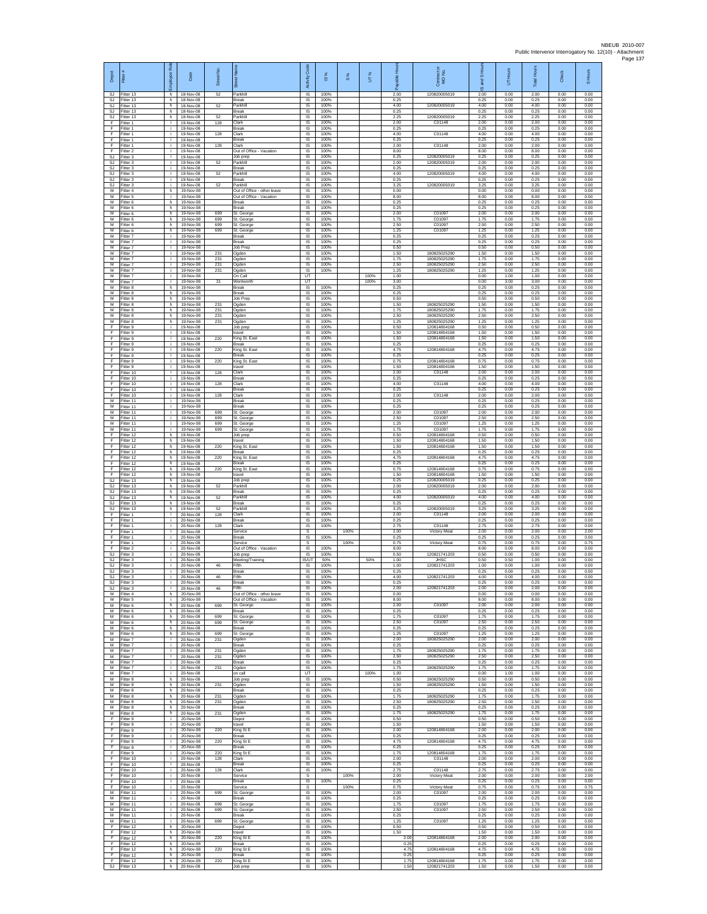NBEUB 2010-007
Public Intervenor Interrogatory No. 12(10) - Attachment

| Depot | Fitter # | Employee Role | Date | Street No. | Street Name | Activity Code | IS % | S % | UT % | Payable Hours | Contractor or WO No. | IS and S Hours | UT Hours | Total Hours | Check | S Hours |
|---|---|---|---|---|---|---|---|---|---|---|---|---|---|---|---|---|
| SJ | Fitter 13 | h | 18-Nov-08 | 52 | Parkhill | IS | 100% | | | 2.00 | 120820005019 | 2.00 | 0.00 | 2.00 | 0.00 | 0.00 |
| SJ | Fitter 13 | h | 18-Nov-08 | | Break | IS | 100% | | | 0.25 | | 0.25 | 0.00 | 0.25 | 0.00 | 0.00 |
| SJ | Fitter 13 | h | 18-Nov-08 | 52 | Parkhill | IS | 100% | | | 4.00 | 120820005019 | 4.00 | 0.00 | 4.00 | 0.00 | 0.00 |
| SJ | Fitter 13 | h | 18-Nov-08 | | Break | IS | 100% | | | 0.25 | | 0.25 | 0.00 | 0.25 | 0.00 | 0.00 |
| SJ | Fitter 13 | h | 18-Nov-08 | 52 | Parkhill | IS | 100% | | | 2.25 | 120820005019 | 2.25 | 0.00 | 2.25 | 0.00 | 0.00 |
| F | Fitter 1 | i | 19-Nov-08 | 128 | Clark | IS | 100% | | | 2.00 | C01148 | 2.00 | 0.00 | 2.00 | 0.00 | 0.00 |
| F | Fitter 1 | i | 19-Nov-08 | | Break | IS | 100% | | | 0.25 | | 0.25 | 0.00 | 0.25 | 0.00 | 0.00 |
| F | Fitter 1 | i | 19-Nov-08 | 128 | Clark | IS | 100% | | | 4.00 | C01148 | 4.00 | 0.00 | 4.00 | 0.00 | 0.00 |
| F | Fitter 1 | i | 19-Nov-08 | | Break | IS | 100% | | | 0.25 | | 0.25 | 0.00 | 0.25 | 0.00 | 0.00 |
| F | Fitter 1 | i | 19-Nov-08 | 128 | Clark | IS | 100% | | | 2.00 | C01148 | 2.00 | 0.00 | 2.00 | 0.00 | 0.00 |
| F | Fitter 2 | i | 19-Nov-08 | | Out of Office - Vacation | IS | 100% | | | 8.00 | | 8.00 | 0.00 | 8.00 | 0.00 | 0.00 |
| SJ | Fitter 3 | i | 19-Nov-08 | | Job prep | IS | 100% | | | 0.25 | 120820005019 | 0.25 | 0.00 | 0.25 | 0.00 | 0.00 |
| SJ | Fitter 3 | i | 19-Nov-08 | 52 | Parkhill | IS | 100% | | | 2.00 | 120820005019 | 2.00 | 0.00 | 2.00 | 0.00 | 0.00 |
| SJ | Fitter 3 | i | 19-Nov-08 | | Break | IS | 100% | | | 0.25 | | 0.25 | 0.00 | 0.25 | 0.00 | 0.00 |
| SJ | Fitter 3 | i | 19-Nov-08 | 52 | Parkhill | IS | 100% | | | 4.00 | 120820005019 | 4.00 | 0.00 | 4.00 | 0.00 | 0.00 |
| SJ | Fitter 3 | i | 19-Nov-08 | | Break | IS | 100% | | | 0.25 | | 0.25 | 0.00 | 0.25 | 0.00 | 0.00 |
| SJ | Fitter 3 | i | 19-Nov-08 | 52 | Parkhill | IS | 100% | | | 3.25 | 120820005019 | 3.25 | 0.00 | 3.25 | 0.00 | 0.00 |
| M | Fitter 4 | h | 19-Nov-08 | | Out of Office - other leave | IS | 100% | | | 0.00 | | 0.00 | 0.00 | 0.00 | 0.00 | 0.00 |
| M | Fitter 5 | i | 19-Nov-08 | | Out of Office - Vacation | IS | 100% | | | 8.00 | | 8.00 | 0.00 | 8.00 | 0.00 | 0.00 |
| M | Fitter 6 | h | 19-Nov-08 | | Break | IS | 100% | | | 0.25 | | 0.25 | 0.00 | 0.25 | 0.00 | 0.00 |
| M | Fitter 6 | h | 19-Nov-08 | | Break | IS | 100% | | | 0.25 | | 0.25 | 0.00 | 0.25 | 0.00 | 0.00 |
| M | Fitter 6 | h | 19-Nov-08 | 699 | St. George | IS | 100% | | | 2.00 | C01097 | 2.00 | 0.00 | 2.00 | 0.00 | 0.00 |
| M | Fitter 6 | h | 19-Nov-08 | 699 | St. George | IS | 100% | | | 1.75 | C01097 | 1.75 | 0.00 | 1.75 | 0.00 | 0.00 |
| M | Fitter 6 | h | 19-Nov-08 | 699 | St. George | IS | 100% | | | 2.50 | C01097 | 2.50 | 0.00 | 2.50 | 0.00 | 0.00 |
| M | Fitter 6 | h | 19-Nov-08 | 699 | St. George | IS | 100% | | | 1.25 | C01097 | 1.25 | 0.00 | 1.25 | 0.00 | 0.00 |
| M | Fitter 7 | i | 19-Nov-08 | | Break | IS | 100% | | | 0.25 | | 0.25 | 0.00 | 0.25 | 0.00 | 0.00 |
| M | Fitter 7 | i | 19-Nov-08 | | Break | IS | 100% | | | 0.25 | | 0.25 | 0.00 | 0.25 | 0.00 | 0.00 |
| M | Fitter 7 | i | 19-Nov-08 | | Job Prep | IS | 100% | | | 0.50 | | 0.50 | 0.00 | 0.50 | 0.00 | 0.00 |
| M | Fitter 7 | i | 19-Nov-08 | 231 | Ogden | IS | 100% | | | 1.50 | 180825025290 | 1.50 | 0.00 | 1.50 | 0.00 | 0.00 |
| M | Fitter 7 | i | 19-Nov-08 | 231 | Ogden | IS | 100% | | | 1.75 | 180825025290 | 1.75 | 0.00 | 1.75 | 0.00 | 0.00 |
| M | Fitter 7 | i | 19-Nov-08 | 231 | Ogden | IS | 100% | | | 2.50 | 180825025290 | 2.50 | 0.00 | 2.50 | 0.00 | 0.00 |
| M | Fitter 7 | i | 19-Nov-08 | 231 | Ogden | IS | 100% | | | 1.25 | 180825025290 | 1.25 | 0.00 | 1.25 | 0.00 | 0.00 |
| M | Fitter 7 | i | 19-Nov-08 | | On Call | UT | | | 100% | 1.00 | | 0.00 | 1.00 | 1.00 | 0.00 | 0.00 |
| M | Fitter 7 | i | 19-Nov-08 | 31 | Wentworth | UT | | | 100% | 3.00 | | 0.00 | 3.00 | 3.00 | 0.00 | 0.00 |
| M | Fitter 8 | h | 19-Nov-08 | | Break | IS | 100% | | | 0.25 | | 0.25 | 0.00 | 0.25 | 0.00 | 0.00 |
| M | Fitter 8 | h | 19-Nov-08 | | Break | IS | 100% | | | 0.25 | | 0.25 | 0.00 | 0.25 | 0.00 | 0.00 |
| M | Fitter 8 | h | 19-Nov-08 | | Job Prep | IS | 100% | | | 0.50 | | 0.50 | 0.00 | 0.50 | 0.00 | 0.00 |
| M | Fitter 8 | h | 19-Nov-08 | 231 | Ogden | IS | 100% | | | 1.50 | 180825025290 | 1.50 | 0.00 | 1.50 | 0.00 | 0.00 |
| M | Fitter 8 | h | 19-Nov-08 | 231 | Ogden | IS | 100% | | | 1.75 | 180825025290 | 1.75 | 0.00 | 1.75 | 0.00 | 0.00 |
| M | Fitter 8 | h | 19-Nov-08 | 231 | Ogden | IS | 100% | | | 2.50 | 180825025290 | 2.50 | 0.00 | 2.50 | 0.00 | 0.00 |
| M | Fitter 8 | h | 19-Nov-08 | 231 | Ogden | IS | 100% | | | 1.25 | 180825025290 | 1.25 | 0.00 | 1.25 | 0.00 | 0.00 |
| F | Fitter 9 | i | 19-Nov-08 | | Job prep | IS | 100% | | | 0.50 | 120814804168 | 0.50 | 0.00 | 0.50 | 0.00 | 0.00 |
| F | Fitter 9 | i | 19-Nov-08 | | travel | IS | 100% | | | 1.50 | 120814804168 | 1.50 | 0.00 | 1.50 | 0.00 | 0.00 |
| F | Fitter 9 | i | 19-Nov-08 | 220 | King St. East | IS | 100% | | | 1.50 | 120814804168 | 1.50 | 0.00 | 1.50 | 0.00 | 0.00 |
| F | Fitter 9 | i | 19-Nov-08 | | Break | IS | 100% | | | 0.25 | | 0.25 | 0.00 | 0.25 | 0.00 | 0.00 |
| F | Fitter 9 | i | 19-Nov-08 | 220 | King St. East | IS | 100% | | | 4.75 | 120814804168 | 4.75 | 0.00 | 4.75 | 0.00 | 0.00 |
| F | Fitter 9 | i | 19-Nov-08 | | Break | IS | 100% | | | 0.25 | | 0.25 | 0.00 | 0.25 | 0.00 | 0.00 |
| F | Fitter 9 | i | 19-Nov-08 | 220 | King St. East | IS | 100% | | | 0.75 | 120814804168 | 0.75 | 0.00 | 0.75 | 0.00 | 0.00 |
| F | Fitter 9 | i | 19-Nov-08 | | travel | IS | 100% | | | 1.50 | 120814804168 | 1.50 | 0.00 | 1.50 | 0.00 | 0.00 |
| F | Fitter 10 | i | 19-Nov-08 | 128 | Clark | IS | 100% | | | 2.00 | C01148 | 2.00 | 0.00 | 2.00 | 0.00 | 0.00 |
| F | Fitter 10 | i | 19-Nov-08 | | Break | IS | 100% | | | 0.25 | | 0.25 | 0.00 | 0.25 | 0.00 | 0.00 |
| F | Fitter 10 | i | 19-Nov-08 | 128 | Clark | IS | 100% | | | 4.00 | C01148 | 4.00 | 0.00 | 4.00 | 0.00 | 0.00 |
| F | Fitter 10 | i | 19-Nov-08 | | Break | IS | 100% | | | 0.25 | | 0.25 | 0.00 | 0.25 | 0.00 | 0.00 |
| F | Fitter 10 | i | 19-Nov-08 | 128 | Clark | IS | 100% | | | 2.00 | C01148 | 2.00 | 0.00 | 2.00 | 0.00 | 0.00 |
| M | Fitter 11 | i | 19-Nov-08 | | Break | IS | 100% | | | 0.25 | | 0.25 | 0.00 | 0.25 | 0.00 | 0.00 |
| M | Fitter 11 | i | 19-Nov-08 | | Break | IS | 100% | | | 0.25 | | 0.25 | 0.00 | 0.25 | 0.00 | 0.00 |
| M | Fitter 11 | i | 19-Nov-08 | 699 | St. George | IS | 100% | | | 2.00 | C01097 | 2.00 | 0.00 | 2.00 | 0.00 | 0.00 |
| M | Fitter 11 | i | 19-Nov-08 | 699 | St. George | IS | 100% | | | 2.50 | C01097 | 2.50 | 0.00 | 2.50 | 0.00 | 0.00 |
| M | Fitter 11 | i | 19-Nov-08 | 699 | St. George | IS | 100% | | | 1.25 | C01097 | 1.25 | 0.00 | 1.25 | 0.00 | 0.00 |
| M | Fitter 11 | i | 19-Nov-08 | 699 | St. George | IS | 100% | | | 1.75 | C01097 | 1.75 | 0.00 | 1.75 | 0.00 | 0.00 |
| F | Fitter 12 | h | 19-Nov-08 | | Job prep | IS | 100% | | | 0.50 | 120814804168 | 0.50 | 0.00 | 0.50 | 0.00 | 0.00 |
| F | Fitter 12 | h | 19-Nov-08 | | travel | IS | 100% | | | 1.50 | 120814804168 | 1.50 | 0.00 | 1.50 | 0.00 | 0.00 |
| F | Fitter 12 | h | 19-Nov-08 | 220 | King St. East | IS | 100% | | | 1.50 | 120814804168 | 1.50 | 0.00 | 1.50 | 0.00 | 0.00 |
| F | Fitter 12 | h | 19-Nov-08 | | Break | IS | 100% | | | 0.25 | | 0.25 | 0.00 | 0.25 | 0.00 | 0.00 |
| F | Fitter 12 | h | 19-Nov-08 | 220 | King St. East | IS | 100% | | | 4.75 | 120814804168 | 4.75 | 0.00 | 4.75 | 0.00 | 0.00 |
| F | Fitter 12 | h | 19-Nov-08 | | Break | IS | 100% | | | 0.25 | | 0.25 | 0.00 | 0.25 | 0.00 | 0.00 |
| F | Fitter 12 | h | 19-Nov-08 | 220 | King St. East | IS | 100% | | | 0.75 | 120814804168 | 0.75 | 0.00 | 0.75 | 0.00 | 0.00 |
| F | Fitter 12 | h | 19-Nov-08 | | travel | IS | 100% | | | 1.50 | 120814804168 | 1.50 | 0.00 | 1.50 | 0.00 | 0.00 |
| SJ | Fitter 13 | h | 19-Nov-08 | | Job prep | IS | 100% | | | 0.25 | 120820005019 | 0.25 | 0.00 | 0.25 | 0.00 | 0.00 |
| SJ | Fitter 13 | h | 19-Nov-08 | 52 | Parkhill | IS | 100% | | | 2.00 | 120820005019 | 2.00 | 0.00 | 2.00 | 0.00 | 0.00 |
| SJ | Fitter 13 | h | 19-Nov-08 | | Break | IS | 100% | | | 0.25 | | 0.25 | 0.00 | 0.25 | 0.00 | 0.00 |
| SJ | Fitter 13 | h | 19-Nov-08 | 52 | Parkhill | IS | 100% | | | 4.00 | 120820005019 | 4.00 | 0.00 | 4.00 | 0.00 | 0.00 |
| SJ | Fitter 13 | h | 19-Nov-08 | | Break | IS | 100% | | | 0.25 | | 0.25 | 0.00 | 0.25 | 0.00 | 0.00 |
| SJ | Fitter 13 | h | 19-Nov-08 | 52 | Parkhill | IS | 100% | | | 3.25 | 120820005019 | 3.25 | 0.00 | 3.25 | 0.00 | 0.00 |
| F | Fitter 1 | i | 20-Nov-08 | 128 | Clark | IS | 100% | | | 2.00 | C01148 | 2.00 | 0.00 | 2.00 | 0.00 | 0.00 |
| F | Fitter 1 | i | 20-Nov-08 | | Break | IS | 100% | | | 0.25 | | 0.25 | 0.00 | 0.25 | 0.00 | 0.00 |
| F | Fitter 1 | i | 20-Nov-08 | 128 | Clark | IS | 100% | | | 2.75 | C01148 | 2.75 | 0.00 | 2.75 | 0.00 | 0.00 |
| F | Fitter 1 | i | 20-Nov-08 | | Service | S | | 100% | | 2.00 | Victory Meat | 2.00 | 0.00 | 2.00 | 0.00 | 2.00 |
| F | Fitter 1 | i | 20-Nov-08 | | Break | IS | 100% | | | 0.25 | | 0.25 | 0.00 | 0.25 | 0.00 | 0.00 |
| F | Fitter 1 | i | 20-Nov-08 | | Service | S | | 100% | | 0.75 | Victory Meat | 0.75 | 0.00 | 0.75 | 0.00 | 0.75 |
| F | Fitter 2 | i | 20-Nov-08 | | Out of Office - Vacation | IS | 100% | | | 8.00 | | 8.00 | 0.00 | 8.00 | 0.00 | 0.00 |
| SJ | Fitter 3 | i | 20-Nov-08 | | Job prep | IS | 100% | | | 0.50 | 120821741203 | 0.50 | 0.00 | 0.50 | 0.00 | 0.00 |
| SJ | Fitter 3 | i | 20-Nov-08 | | Meeting/Training | IS/UT | 50% | | 50% | 1.00 | JHSC | 0.50 | 0.50 | 1.00 | 0.00 | 0.00 |
| SJ | Fitter 3 | i | 20-Nov-08 | 46 | Fifth | IS | 100% | | | 1.00 | 120821741203 | 1.00 | 0.00 | 1.00 | 0.00 | 0.00 |
| SJ | Fitter 3 | i | 20-Nov-08 | | Break | IS | 100% | | | 0.25 | | 0.25 | 0.00 | 0.25 | 0.00 | 0.00 |
| SJ | Fitter 3 | i | 20-Nov-08 | 46 | Fifth | IS | 100% | | | 4.00 | 120821741203 | 4.00 | 0.00 | 4.00 | 0.00 | 0.00 |
| SJ | Fitter 3 | i | 20-Nov-08 | | Break | IS | 100% | | | 0.25 | | 0.25 | 0.00 | 0.25 | 0.00 | 0.00 |
| SJ | Fitter 3 | i | 20-Nov-08 | 46 | Fifth | IS | 100% | | | 2.00 | 120821741203 | 2.00 | 0.00 | 2.00 | 0.00 | 0.00 |
| M | Fitter 4 | h | 20-Nov-08 | | Out of Office - other leave | IS | 100% | | | 0.00 | | 0.00 | 0.00 | 0.00 | 0.00 | 0.00 |
| M | Fitter 5 | i | 20-Nov-08 | | Out of Office - Vacation | IS | 100% | | | 8.00 | | 8.00 | 0.00 | 8.00 | 0.00 | 0.00 |
| M | Fitter 6 | h | 20-Nov-08 | 699 | St. George | IS | 100% | | | 2.00 | C01097 | 2.00 | 0.00 | 2.00 | 0.00 | 0.00 |
| M | Fitter 6 | h | 20-Nov-08 | | Break | IS | 100% | | | 0.25 | | 0.25 | 0.00 | 0.25 | 0.00 | 0.00 |
| M | Fitter 6 | h | 20-Nov-08 | 699 | St. George | IS | 100% | | | 1.75 | C01097 | 1.75 | 0.00 | 1.75 | 0.00 | 0.00 |
| M | Fitter 6 | h | 20-Nov-08 | 699 | St. George | IS | 100% | | | 2.50 | C01097 | 2.50 | 0.00 | 2.50 | 0.00 | 0.00 |
| M | Fitter 6 | h | 20-Nov-08 | | Break | IS | 100% | | | 0.25 | | 0.25 | 0.00 | 0.25 | 0.00 | 0.00 |
| M | Fitter 6 | h | 20-Nov-08 | 699 | St. George | IS | 100% | | | 1.25 | C01097 | 1.25 | 0.00 | 1.25 | 0.00 | 0.00 |
| M | Fitter 7 | i | 20-Nov-08 | 231 | Ogden | IS | 100% | | | 2.00 | 180825025290 | 2.00 | 0.00 | 2.00 | 0.00 | 0.00 |
| M | Fitter 7 | i | 20-Nov-08 | | Break | IS | 100% | | | 0.25 | | 0.25 | 0.00 | 0.25 | 0.00 | 0.00 |
| M | Fitter 7 | i | 20-Nov-08 | 231 | Ogden | IS | 100% | | | 1.75 | 180825025290 | 1.75 | 0.00 | 1.75 | 0.00 | 0.00 |
| M | Fitter 7 | i | 20-Nov-08 | 231 | Ogden | IS | 100% | | | 2.50 | 180825025290 | 2.50 | 0.00 | 2.50 | 0.00 | 0.00 |
| M | Fitter 7 | i | 20-Nov-08 | | Break | IS | 100% | | | 0.25 | | 0.25 | 0.00 | 0.25 | 0.00 | 0.00 |
| M | Fitter 7 | i | 20-Nov-08 | 231 | Ogden | IS | 100% | | | 1.75 | 180825025290 | 1.75 | 0.00 | 1.75 | 0.00 | 0.00 |
| M | Fitter 7 | i | 20-Nov-08 | | on call | UT | | | 100% | 1.00 | | 0.00 | 1.00 | 1.00 | 0.00 | 0.00 |
| M | Fitter 8 | h | 20-Nov-08 | | Job prep | IS | 100% | | | 0.50 | 180825025290 | 0.50 | 0.00 | 0.50 | 0.00 | 0.00 |
| M | Fitter 8 | h | 20-Nov-08 | 231 | Ogden | IS | 100% | | | 1.50 | 180825025290 | 1.50 | 0.00 | 1.50 | 0.00 | 0.00 |
| M | Fitter 8 | h | 20-Nov-08 | | Break | IS | 100% | | | 0.25 | | 0.25 | 0.00 | 0.25 | 0.00 | 0.00 |
| M | Fitter 8 | h | 20-Nov-08 | 231 | Ogden | IS | 100% | | | 1.75 | 180825025290 | 1.75 | 0.00 | 1.75 | 0.00 | 0.00 |
| M | Fitter 8 | h | 20-Nov-08 | 231 | Ogden | IS | 100% | | | 2.50 | 180825025290 | 2.50 | 0.00 | 2.50 | 0.00 | 0.00 |
| M | Fitter 8 | h | 20-Nov-08 | | Break | IS | 100% | | | 0.25 | | 0.25 | 0.00 | 0.25 | 0.00 | 0.00 |
| M | Fitter 8 | h | 20-Nov-08 | 231 | Ogden | IS | 100% | | | 1.75 | 180825025290 | 1.75 | 0.00 | 1.75 | 0.00 | 0.00 |
| F | Fitter 9 | i | 20-Nov-08 | | Depot | IS | 100% | | | 0.50 | | 0.50 | 0.00 | 0.50 | 0.00 | 0.00 |
| F | Fitter 9 | i | 20-Nov-08 | | travel | IS | 100% | | | 1.50 | | 1.50 | 0.00 | 1.50 | 0.00 | 0.00 |
| F | Fitter 9 | i | 20-Nov-08 | 220 | King St E | IS | 100% | | | 2.00 | 120814804168 | 2.00 | 0.00 | 2.00 | 0.00 | 0.00 |
| F | Fitter 9 | i | 20-Nov-08 | | Break | IS | 100% | | | 0.25 | | 0.25 | 0.00 | 0.25 | 0.00 | 0.00 |
| F | Fitter 9 | i | 20-Nov-08 | 220 | King St E | IS | 100% | | | 4.75 | 120814804168 | 4.75 | 0.00 | 4.75 | 0.00 | 0.00 |
| F | Fitter 9 | i | 20-Nov-08 | | Break | IS | 100% | | | 0.25 | | 0.25 | 0.00 | 0.25 | 0.00 | 0.00 |
| F | Fitter 9 | i | 20-Nov-08 | 220 | King St E | IS | 100% | | | 1.75 | 120814804168 | 1.75 | 0.00 | 1.75 | 0.00 | 0.00 |
| F | Fitter 10 | i | 20-Nov-08 | 128 | Clark | IS | 100% | | | 2.00 | C01148 | 2.00 | 0.00 | 2.00 | 0.00 | 0.00 |
| F | Fitter 10 | i | 20-Nov-08 | | Break | IS | 100% | | | 0.25 | | 0.25 | 0.00 | 0.25 | 0.00 | 0.00 |
| F | Fitter 10 | i | 20-Nov-08 | 128 | Clark | IS | 100% | | | 2.75 | C01148 | 2.75 | 0.00 | 2.75 | 0.00 | 0.00 |
| F | Fitter 10 | i | 20-Nov-08 | | Service | S | | 100% | | 2.00 | Victory Meat | 2.00 | 0.00 | 2.00 | 0.00 | 2.00 |
| F | Fitter 10 | i | 20-Nov-08 | | Break | IS | 100% | | | 0.25 | | 0.25 | 0.00 | 0.25 | 0.00 | 0.00 |
| F | Fitter 10 | i | 20-Nov-08 | | Service | S | | 100% | | 0.75 | Victory Meat | 0.75 | 0.00 | 0.75 | 0.00 | 0.75 |
| M | Fitter 11 | i | 20-Nov-08 | 699 | St. George | IS | 100% | | | 2.00 | C01097 | 2.00 | 0.00 | 2.00 | 0.00 | 0.00 |
| M | Fitter 11 | i | 20-Nov-08 | | Break | IS | 100% | | | 0.25 | | 0.25 | 0.00 | 0.25 | 0.00 | 0.00 |
| M | Fitter 11 | i | 20-Nov-08 | 699 | St. George | IS | 100% | | | 1.75 | C01097 | 1.75 | 0.00 | 1.75 | 0.00 | 0.00 |
| M | Fitter 11 | i | 20-Nov-08 | 699 | St. George | IS | 100% | | | 2.50 | C01097 | 2.50 | 0.00 | 2.50 | 0.00 | 0.00 |
| M | Fitter 11 | i | 20-Nov-08 | | Break | IS | 100% | | | 0.25 | | 0.25 | 0.00 | 0.25 | 0.00 | 0.00 |
| M | Fitter 11 | i | 20-Nov-08 | 699 | St. George | IS | 100% | | | 1.25 | C01097 | 1.25 | 0.00 | 1.25 | 0.00 | 0.00 |
| F | Fitter 12 | h | 20-Nov-08 | | Depot | IS | 100% | | | 0.50 | | 0.50 | 0.00 | 0.50 | 0.00 | 0.00 |
| F | Fitter 12 | h | 20-Nov-08 | | travel | IS | 100% | | | 1.50 | | 1.50 | 0.00 | 1.50 | 0.00 | 0.00 |
| F | Fitter 12 | h | 20-Nov-08 | 220 | King St E | IS | 100% | | | 2.00 | 120814804168 | 2.00 | 0.00 | 2.00 | 0.00 | 0.00 |
| F | Fitter 12 | h | 20-Nov-08 | | Break | IS | 100% | | | 0.25 | | 0.25 | 0.00 | 0.25 | 0.00 | 0.00 |
| F | Fitter 12 | h | 20-Nov-08 | 220 | King St E | IS | 100% | | | 4.75 | 120814804168 | 4.75 | 0.00 | 4.75 | 0.00 | 0.00 |
| F | Fitter 12 | h | 20-Nov-08 | | Break | IS | 100% | | | 0.25 | | 0.25 | 0.00 | 0.25 | 0.00 | 0.00 |
| F | Fitter 12 | h | 20-Nov-08 | 220 | King St E | IS | 100% | | | 1.75 | 120814804168 | 1.75 | 0.00 | 1.75 | 0.00 | 0.00 |
| SJ | Fitter 13 | h | 20-Nov-08 | | Job prep | IS | 100% | | | 1.50 | 120821741203 | 1.50 | 0.00 | 1.50 | 0.00 | 0.00 |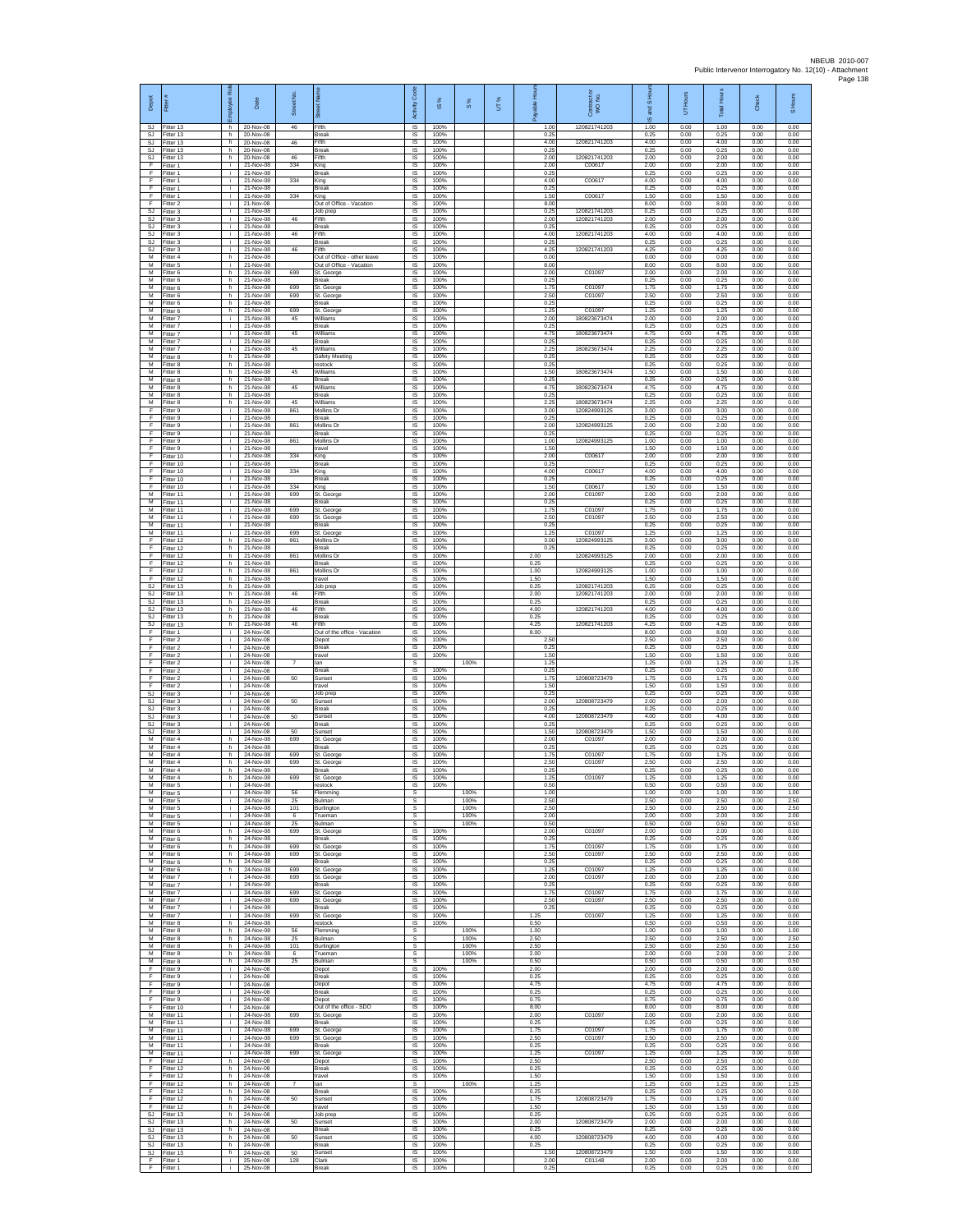| Depot | Fitter # | Employee Role | Date | Street No. | Street Name | Activity Code | IS % | S % | UT % | Payable Hours | Contract or WO No. | IS and S Hours | UT Hours | Total Hours | Check | S Hours |
|---|---|---|---|---|---|---|---|---|---|---|---|---|---|---|---|---|
| SJ | Fitter 13 | h | 20-Nov-08 | 46 | Fifth | IS | 100% | | | 1.00 | 120821741203 | 1.00 | 0.00 | 1.00 | 0.00 | 0.00 |
| SJ | Fitter 13 | h | 20-Nov-08 | | Break | IS | 100% | | | 0.25 | | 0.25 | 0.00 | 0.25 | 0.00 | 0.00 |
| SJ | Fitter 13 | h | 20-Nov-08 | 46 | Fifth | IS | 100% | | | 4.00 | 120821741203 | 4.00 | 0.00 | 4.00 | 0.00 | 0.00 |
| SJ | Fitter 13 | h | 20-Nov-08 | | Break | IS | 100% | | | 0.25 | | 0.25 | 0.00 | 0.25 | 0.00 | 0.00 |
| SJ | Fitter 13 | h | 20-Nov-08 | 46 | Fifth | IS | 100% | | | 2.00 | 120821741203 | 2.00 | 0.00 | 2.00 | 0.00 | 0.00 |
| F | Fitter 1 | i | 21-Nov-08 | 334 | King | IS | 100% | | | 2.00 | C00617 | 2.00 | 0.00 | 2.00 | 0.00 | 0.00 |
| F | Fitter 1 | i | 21-Nov-08 | | Break | IS | 100% | | | 0.25 | | 0.25 | 0.00 | 0.25 | 0.00 | 0.00 |
| F | Fitter 1 | i | 21-Nov-08 | 334 | King | IS | 100% | | | 4.00 | C00617 | 4.00 | 0.00 | 4.00 | 0.00 | 0.00 |
| F | Fitter 1 | i | 21-Nov-08 | | Break | IS | 100% | | | 0.25 | | 0.25 | 0.00 | 0.25 | 0.00 | 0.00 |
| F | Fitter 1 | i | 21-Nov-08 | 334 | King | IS | 100% | | | 1.50 | C00617 | 1.50 | 0.00 | 1.50 | 0.00 | 0.00 |
| F | Fitter 2 | i | 21-Nov-08 | | Out of Office - Vacation | IS | 100% | | | 8.00 | | 8.00 | 0.00 | 8.00 | 0.00 | 0.00 |
| SJ | Fitter 3 | i | 21-Nov-08 | | Job prep | IS | 100% | | | 0.25 | 120821741203 | 0.25 | 0.00 | 0.25 | 0.00 | 0.00 |
| SJ | Fitter 3 | i | 21-Nov-08 | 46 | Fifth | IS | 100% | | | 2.00 | 120821741203 | 2.00 | 0.00 | 2.00 | 0.00 | 0.00 |
| SJ | Fitter 3 | i | 21-Nov-08 | | Break | IS | 100% | | | 0.25 | | 0.25 | 0.00 | 0.25 | 0.00 | 0.00 |
| SJ | Fitter 3 | i | 21-Nov-08 | 46 | Fifth | IS | 100% | | | 4.00 | 120821741203 | 4.00 | 0.00 | 4.00 | 0.00 | 0.00 |
| SJ | Fitter 3 | i | 21-Nov-08 | | Break | IS | 100% | | | 0.25 | | 0.25 | 0.00 | 0.25 | 0.00 | 0.00 |
| SJ | Fitter 3 | i | 21-Nov-08 | 46 | Fifth | IS | 100% | | | 4.25 | 120821741203 | 4.25 | 0.00 | 4.25 | 0.00 | 0.00 |
| M | Fitter 4 | h | 21-Nov-08 | | Out of Office - other leave | IS | 100% | | | 0.00 | | 0.00 | 0.00 | 0.00 | 0.00 | 0.00 |
| M | Fitter 5 | i | 21-Nov-08 | | Out of Office - Vacation | IS | 100% | | | 8.00 | | 8.00 | 0.00 | 8.00 | 0.00 | 0.00 |
| M | Fitter 6 | h | 21-Nov-08 | 699 | St. George | IS | 100% | | | 2.00 | C01097 | 2.00 | 0.00 | 2.00 | 0.00 | 0.00 |
| M | Fitter 6 | h | 21-Nov-08 | | Break | IS | 100% | | | 0.25 | | 0.25 | 0.00 | 0.25 | 0.00 | 0.00 |
| M | Fitter 6 | h | 21-Nov-08 | 699 | St. George | IS | 100% | | | 1.75 | C01097 | 1.75 | 0.00 | 1.75 | 0.00 | 0.00 |
| M | Fitter 6 | h | 21-Nov-08 | 699 | St. George | IS | 100% | | | 2.50 | C01097 | 2.50 | 0.00 | 2.50 | 0.00 | 0.00 |
| M | Fitter 6 | h | 21-Nov-08 | | Break | IS | 100% | | | 0.25 | | 0.25 | 0.00 | 0.25 | 0.00 | 0.00 |
| M | Fitter 6 | h | 21-Nov-08 | 699 | St. George | IS | 100% | | | 1.25 | C01097 | 1.25 | 0.00 | 1.25 | 0.00 | 0.00 |
| M | Fitter 7 | i | 21-Nov-08 | 45 | Williams | IS | 100% | | | 2.00 | 180823673474 | 2.00 | 0.00 | 2.00 | 0.00 | 0.00 |
| M | Fitter 7 | i | 21-Nov-08 | | Break | IS | 100% | | | 0.25 | | 0.25 | 0.00 | 0.25 | 0.00 | 0.00 |
| M | Fitter 7 | i | 21-Nov-08 | 45 | Williams | IS | 100% | | | 4.75 | 180823673474 | 4.75 | 0.00 | 4.75 | 0.00 | 0.00 |
| M | Fitter 7 | i | 21-Nov-08 | | Break | IS | 100% | | | 0.25 | | 0.25 | 0.00 | 0.25 | 0.00 | 0.00 |
| M | Fitter 7 | i | 21-Nov-08 | 45 | Williams | IS | 100% | | | 2.25 | 180823673474 | 2.25 | 0.00 | 2.25 | 0.00 | 0.00 |
| M | Fitter 8 | h | 21-Nov-08 | | Safety Meeting | IS | 100% | | | 0.25 | | 0.25 | 0.00 | 0.25 | 0.00 | 0.00 |
| M | Fitter 8 | h | 21-Nov-08 | | restock | IS | 100% | | | 0.25 | | 0.25 | 0.00 | 0.25 | 0.00 | 0.00 |
| M | Fitter 8 | h | 21-Nov-08 | 45 | Williams | IS | 100% | | | 1.50 | 180823673474 | 1.50 | 0.00 | 1.50 | 0.00 | 0.00 |
| M | Fitter 8 | h | 21-Nov-08 | | Break | IS | 100% | | | 0.25 | | 0.25 | 0.00 | 0.25 | 0.00 | 0.00 |
| M | Fitter 8 | h | 21-Nov-08 | 45 | Williams | IS | 100% | | | 4.75 | 180823673474 | 4.75 | 0.00 | 4.75 | 0.00 | 0.00 |
| M | Fitter 8 | h | 21-Nov-08 | | Break | IS | 100% | | | 0.25 | | 0.25 | 0.00 | 0.25 | 0.00 | 0.00 |
| M | Fitter 8 | h | 21-Nov-08 | 45 | Williams | IS | 100% | | | 2.25 | 180823673474 | 2.25 | 0.00 | 2.25 | 0.00 | 0.00 |
| F | Fitter 9 | i | 21-Nov-08 | 861 | Mollins Dr | IS | 100% | | | 3.00 | 120824993125 | 3.00 | 0.00 | 3.00 | 0.00 | 0.00 |
| F | Fitter 9 | i | 21-Nov-08 | | Break | IS | 100% | | | 0.25 | | 0.25 | 0.00 | 0.25 | 0.00 | 0.00 |
| F | Fitter 9 | i | 21-Nov-08 | 861 | Mollins Dr | IS | 100% | | | 2.00 | 120824993125 | 2.00 | 0.00 | 2.00 | 0.00 | 0.00 |
| F | Fitter 9 | i | 21-Nov-08 | | Break | IS | 100% | | | 0.25 | | 0.25 | 0.00 | 0.25 | 0.00 | 0.00 |
| F | Fitter 9 | i | 21-Nov-08 | 861 | Mollins Dr | IS | 100% | | | 1.00 | 120824993125 | 1.00 | 0.00 | 1.00 | 0.00 | 0.00 |
| F | Fitter 9 | i | 21-Nov-08 | | travel | IS | 100% | | | 1.50 | | 1.50 | 0.00 | 1.50 | 0.00 | 0.00 |
| F | Fitter 10 | i | 21-Nov-08 | 334 | King | IS | 100% | | | 2.00 | C00617 | 2.00 | 0.00 | 2.00 | 0.00 | 0.00 |
| F | Fitter 10 | i | 21-Nov-08 | | Break | IS | 100% | | | 0.25 | | 0.25 | 0.00 | 0.25 | 0.00 | 0.00 |
| F | Fitter 10 | i | 21-Nov-08 | 334 | King | IS | 100% | | | 4.00 | C00617 | 4.00 | 0.00 | 4.00 | 0.00 | 0.00 |
| F | Fitter 10 | i | 21-Nov-08 | | Break | IS | 100% | | | 0.25 | | 0.25 | 0.00 | 0.25 | 0.00 | 0.00 |
| F | Fitter 10 | i | 21-Nov-08 | 334 | King | IS | 100% | | | 1.50 | C00617 | 1.50 | 0.00 | 1.50 | 0.00 | 0.00 |
| M | Fitter 11 | i | 21-Nov-08 | 699 | St. George | IS | 100% | | | 2.00 | C01097 | 2.00 | 0.00 | 2.00 | 0.00 | 0.00 |
| M | Fitter 11 | i | 21-Nov-08 | | Break | IS | 100% | | | 0.25 | | 0.25 | 0.00 | 0.25 | 0.00 | 0.00 |
| M | Fitter 11 | i | 21-Nov-08 | 699 | St. George | IS | 100% | | | 1.75 | C01097 | 1.75 | 0.00 | 1.75 | 0.00 | 0.00 |
| M | Fitter 11 | i | 21-Nov-08 | 699 | St. George | IS | 100% | | | 2.50 | C01097 | 2.50 | 0.00 | 2.50 | 0.00 | 0.00 |
| M | Fitter 11 | i | 21-Nov-08 | | Break | IS | 100% | | | 0.25 | | 0.25 | 0.00 | 0.25 | 0.00 | 0.00 |
| M | Fitter 11 | i | 21-Nov-08 | 699 | St. George | IS | 100% | | | 1.25 | C01097 | 1.25 | 0.00 | 1.25 | 0.00 | 0.00 |
| F | Fitter 12 | h | 21-Nov-08 | 861 | Mollins Dr | IS | 100% | | | 3.00 | 120824993125 | 3.00 | 0.00 | 3.00 | 0.00 | 0.00 |
| F | Fitter 12 | h | 21-Nov-08 | | Break | IS | 100% | | | 0.25 | | 0.25 | 0.00 | 0.25 | 0.00 | 0.00 |
| F | Fitter 12 | h | 21-Nov-08 | 861 | Mollins Dr | IS | 100% | | | 2.00 | 120824993125 | 2.00 | 0.00 | 2.00 | 0.00 | 0.00 |
| F | Fitter 12 | h | 21-Nov-08 | | Break | IS | 100% | | | 0.25 | | 0.25 | 0.00 | 0.25 | 0.00 | 0.00 |
| F | Fitter 12 | h | 21-Nov-08 | 861 | Mollins Dr | IS | 100% | | | 1.00 | 120824993125 | 1.00 | 0.00 | 1.00 | 0.00 | 0.00 |
| F | Fitter 12 | h | 21-Nov-08 | | travel | IS | 100% | | | 1.50 | | 1.50 | 0.00 | 1.50 | 0.00 | 0.00 |
| SJ | Fitter 13 | h | 21-Nov-08 | | Job prep | IS | 100% | | | 0.25 | 120821741203 | 0.25 | 0.00 | 0.25 | 0.00 | 0.00 |
| SJ | Fitter 13 | h | 21-Nov-08 | 46 | Fifth | IS | 100% | | | 2.00 | 120821741203 | 2.00 | 0.00 | 2.00 | 0.00 | 0.00 |
| SJ | Fitter 13 | h | 21-Nov-08 | | Break | IS | 100% | | | 0.25 | | 0.25 | 0.00 | 0.25 | 0.00 | 0.00 |
| SJ | Fitter 13 | h | 21-Nov-08 | 46 | Fifth | IS | 100% | | | 4.00 | 120821741203 | 4.00 | 0.00 | 4.00 | 0.00 | 0.00 |
| SJ | Fitter 13 | h | 21-Nov-08 | | Break | IS | 100% | | | 0.25 | | 0.25 | 0.00 | 0.25 | 0.00 | 0.00 |
| SJ | Fitter 13 | h | 21-Nov-08 | 46 | Fifth | IS | 100% | | | 4.25 | 120821741203 | 4.25 | 0.00 | 4.25 | 0.00 | 0.00 |
| F | Fitter 1 | i | 24-Nov-08 | | Out of the office - Vacation | IS | 100% | | | 8.00 | | 8.00 | 0.00 | 8.00 | 0.00 | 0.00 |
| F | Fitter 2 | i | 24-Nov-08 | | Depot | IS | 100% | | | 2.50 | | 2.50 | 0.00 | 2.50 | 0.00 | 0.00 |
| F | Fitter 2 | i | 24-Nov-08 | | Break | IS | 100% | | | 0.25 | | 0.25 | 0.00 | 0.25 | 0.00 | 0.00 |
| F | Fitter 2 | i | 24-Nov-08 | | travel | IS | 100% | | | 1.50 | | 1.50 | 0.00 | 1.50 | 0.00 | 0.00 |
| F | Fitter 2 | i | 24-Nov-08 | 7 | Ian | S | | 100% | | 1.25 | | 1.25 | 0.00 | 1.25 | 0.00 | 1.25 |
| F | Fitter 2 | i | 24-Nov-08 | | Break | IS | 100% | | | 0.25 | | 0.25 | 0.00 | 0.25 | 0.00 | 0.00 |
| F | Fitter 2 | i | 24-Nov-08 | 50 | Sunset | IS | 100% | | | 1.75 | 120808723479 | 1.75 | 0.00 | 1.75 | 0.00 | 0.00 |
| F | Fitter 2 | i | 24-Nov-08 | | travel | IS | 100% | | | 1.50 | | 1.50 | 0.00 | 1.50 | 0.00 | 0.00 |
| SJ | Fitter 3 | i | 24-Nov-08 | | Job prep | IS | 100% | | | 0.25 | | 0.25 | 0.00 | 0.25 | 0.00 | 0.00 |
| SJ | Fitter 3 | i | 24-Nov-08 | 50 | Sunset | IS | 100% | | | 2.00 | 120808723479 | 2.00 | 0.00 | 2.00 | 0.00 | 0.00 |
| SJ | Fitter 3 | i | 24-Nov-08 | | Break | IS | 100% | | | 0.25 | | 0.25 | 0.00 | 0.25 | 0.00 | 0.00 |
| SJ | Fitter 3 | i | 24-Nov-08 | 50 | Sunset | IS | 100% | | | 4.00 | 120808723479 | 4.00 | 0.00 | 4.00 | 0.00 | 0.00 |
| SJ | Fitter 3 | i | 24-Nov-08 | | Break | IS | 100% | | | 0.25 | | 0.25 | 0.00 | 0.25 | 0.00 | 0.00 |
| SJ | Fitter 3 | i | 24-Nov-08 | 50 | Sunset | IS | 100% | | | 1.50 | 120808723479 | 1.50 | 0.00 | 1.50 | 0.00 | 0.00 |
| M | Fitter 4 | h | 24-Nov-08 | 699 | St. George | IS | 100% | | | 2.00 | C01097 | 2.00 | 0.00 | 2.00 | 0.00 | 0.00 |
| M | Fitter 4 | h | 24-Nov-08 | | Break | IS | 100% | | | 0.25 | | 0.25 | 0.00 | 0.25 | 0.00 | 0.00 |
| M | Fitter 4 | h | 24-Nov-08 | 699 | St. George | IS | 100% | | | 1.75 | C01097 | 1.75 | 0.00 | 1.75 | 0.00 | 0.00 |
| M | Fitter 4 | h | 24-Nov-08 | 699 | St. George | IS | 100% | | | 2.50 | C01097 | 2.50 | 0.00 | 2.50 | 0.00 | 0.00 |
| M | Fitter 4 | h | 24-Nov-08 | | Break | IS | 100% | | | 0.25 | | 0.25 | 0.00 | 0.25 | 0.00 | 0.00 |
| M | Fitter 4 | h | 24-Nov-08 | 699 | St. George | IS | 100% | | | 1.25 | C01097 | 1.25 | 0.00 | 1.25 | 0.00 | 0.00 |
| M | Fitter 5 | i | 24-Nov-08 | | restock | IS | 100% | | | 0.50 | | 0.50 | 0.00 | 0.50 | 0.00 | 0.00 |
| M | Fitter 5 | i | 24-Nov-08 | 56 | Flemming | S | | 100% | | 1.00 | | 1.00 | 0.00 | 1.00 | 0.00 | 1.00 |
| M | Fitter 5 | i | 24-Nov-08 | 25 | Bulman | S | | 100% | | 2.50 | | 2.50 | 0.00 | 2.50 | 0.00 | 2.50 |
| M | Fitter 5 | i | 24-Nov-08 | 101 | Burlington | S | | 100% | | 2.50 | | 2.50 | 0.00 | 2.50 | 0.00 | 2.50 |
| M | Fitter 5 | i | 24-Nov-08 | 6 | Trueman | S | | 100% | | 2.00 | | 2.00 | 0.00 | 2.00 | 0.00 | 2.00 |
| M | Fitter 5 | i | 24-Nov-08 | 25 | Bulman | S | | 100% | | 0.50 | | 0.50 | 0.00 | 0.50 | 0.00 | 0.50 |
| M | Fitter 6 | h | 24-Nov-08 | 699 | St. George | IS | 100% | | | 2.00 | C01097 | 2.00 | 0.00 | 2.00 | 0.00 | 0.00 |
| M | Fitter 6 | h | 24-Nov-08 | | Break | IS | 100% | | | 0.25 | | 0.25 | 0.00 | 0.25 | 0.00 | 0.00 |
| M | Fitter 6 | h | 24-Nov-08 | 699 | St. George | IS | 100% | | | 1.75 | C01097 | 1.75 | 0.00 | 1.75 | 0.00 | 0.00 |
| M | Fitter 6 | h | 24-Nov-08 | 699 | St. George | IS | 100% | | | 2.50 | C01097 | 2.50 | 0.00 | 2.50 | 0.00 | 0.00 |
| M | Fitter 6 | h | 24-Nov-08 | | Break | IS | 100% | | | 0.25 | | 0.25 | 0.00 | 0.25 | 0.00 | 0.00 |
| M | Fitter 6 | h | 24-Nov-08 | 699 | St. George | IS | 100% | | | 1.25 | C01097 | 1.25 | 0.00 | 1.25 | 0.00 | 0.00 |
| M | Fitter 7 | i | 24-Nov-08 | 699 | St. George | IS | 100% | | | 2.00 | C01097 | 2.00 | 0.00 | 2.00 | 0.00 | 0.00 |
| M | Fitter 7 | i | 24-Nov-08 | | Break | IS | 100% | | | 0.25 | | 0.25 | 0.00 | 0.25 | 0.00 | 0.00 |
| M | Fitter 7 | i | 24-Nov-08 | 699 | St. George | IS | 100% | | | 1.75 | C01097 | 1.75 | 0.00 | 1.75 | 0.00 | 0.00 |
| M | Fitter 7 | i | 24-Nov-08 | 699 | St. George | IS | 100% | | | 2.50 | C01097 | 2.50 | 0.00 | 2.50 | 0.00 | 0.00 |
| M | Fitter 7 | i | 24-Nov-08 | | Break | IS | 100% | | | 0.25 | | 0.25 | 0.00 | 0.25 | 0.00 | 0.00 |
| M | Fitter 7 | i | 24-Nov-08 | 699 | St. George | IS | 100% | | | 1.25 | C01097 | 1.25 | 0.00 | 1.25 | 0.00 | 0.00 |
| M | Fitter 8 | h | 24-Nov-08 | | restock | IS | 100% | | | 0.50 | | 0.50 | 0.00 | 0.50 | 0.00 | 0.00 |
| M | Fitter 8 | h | 24-Nov-08 | 56 | Flemming | S | | 100% | | 1.00 | | 1.00 | 0.00 | 1.00 | 0.00 | 1.00 |
| M | Fitter 8 | h | 24-Nov-08 | 25 | Bulman | S | | 100% | | 2.50 | | 2.50 | 0.00 | 2.50 | 0.00 | 2.50 |
| M | Fitter 8 | h | 24-Nov-08 | 101 | Burlington | S | | 100% | | 2.50 | | 2.50 | 0.00 | 2.50 | 0.00 | 2.50 |
| M | Fitter 8 | h | 24-Nov-08 | 6 | Trueman | S | | 100% | | 2.00 | | 2.00 | 0.00 | 2.00 | 0.00 | 2.00 |
| M | Fitter 8 | h | 24-Nov-08 | 25 | Bulman | S | | 100% | | 0.50 | | 0.50 | 0.00 | 0.50 | 0.00 | 0.50 |
| F | Fitter 9 | i | 24-Nov-08 | | Depot | IS | 100% | | | 2.00 | | 2.00 | 0.00 | 2.00 | 0.00 | 0.00 |
| F | Fitter 9 | i | 24-Nov-08 | | Break | IS | 100% | | | 0.25 | | 0.25 | 0.00 | 0.25 | 0.00 | 0.00 |
| F | Fitter 9 | i | 24-Nov-08 | | Depot | IS | 100% | | | 4.75 | | 4.75 | 0.00 | 4.75 | 0.00 | 0.00 |
| F | Fitter 9 | i | 24-Nov-08 | | Break | IS | 100% | | | 0.25 | | 0.25 | 0.00 | 0.25 | 0.00 | 0.00 |
| F | Fitter 9 | i | 24-Nov-08 | | Depot | IS | 100% | | | 0.75 | | 0.75 | 0.00 | 0.75 | 0.00 | 0.00 |
| F | Fitter 10 | i | 24-Nov-08 | | Out of the office - SDO | IS | 100% | | | 8.00 | | 8.00 | 0.00 | 8.00 | 0.00 | 0.00 |
| M | Fitter 11 | i | 24-Nov-08 | 699 | St. George | IS | 100% | | | 2.00 | C01097 | 2.00 | 0.00 | 2.00 | 0.00 | 0.00 |
| M | Fitter 11 | i | 24-Nov-08 | | Break | IS | 100% | | | 0.25 | | 0.25 | 0.00 | 0.25 | 0.00 | 0.00 |
| M | Fitter 11 | i | 24-Nov-08 | 699 | St. George | IS | 100% | | | 1.75 | C01097 | 1.75 | 0.00 | 1.75 | 0.00 | 0.00 |
| M | Fitter 11 | i | 24-Nov-08 | 699 | St. George | IS | 100% | | | 2.50 | C01097 | 2.50 | 0.00 | 2.50 | 0.00 | 0.00 |
| M | Fitter 11 | i | 24-Nov-08 | | Break | IS | 100% | | | 0.25 | | 0.25 | 0.00 | 0.25 | 0.00 | 0.00 |
| M | Fitter 11 | i | 24-Nov-08 | 699 | St. George | IS | 100% | | | 1.25 | C01097 | 1.25 | 0.00 | 1.25 | 0.00 | 0.00 |
| F | Fitter 12 | h | 24-Nov-08 | | Depot | IS | 100% | | | 2.50 | | 2.50 | 0.00 | 2.50 | 0.00 | 0.00 |
| F | Fitter 12 | h | 24-Nov-08 | | Break | IS | 100% | | | 0.25 | | 0.25 | 0.00 | 0.25 | 0.00 | 0.00 |
| F | Fitter 12 | h | 24-Nov-08 | | travel | IS | 100% | | | 1.50 | | 1.50 | 0.00 | 1.50 | 0.00 | 0.00 |
| F | Fitter 12 | h | 24-Nov-08 | 7 | Ian | S | | 100% | | 1.25 | | 1.25 | 0.00 | 1.25 | 0.00 | 1.25 |
| F | Fitter 12 | h | 24-Nov-08 | | Break | IS | 100% | | | 0.25 | | 0.25 | 0.00 | 0.25 | 0.00 | 0.00 |
| F | Fitter 12 | h | 24-Nov-08 | 50 | Sunset | IS | 100% | | | 1.75 | 120808723479 | 1.75 | 0.00 | 1.75 | 0.00 | 0.00 |
| F | Fitter 12 | h | 24-Nov-08 | | travel | IS | 100% | | | 1.50 | | 1.50 | 0.00 | 1.50 | 0.00 | 0.00 |
| SJ | Fitter 13 | h | 24-Nov-08 | | Job prep | IS | 100% | | | 0.25 | | 0.25 | 0.00 | 0.25 | 0.00 | 0.00 |
| SJ | Fitter 13 | h | 24-Nov-08 | 50 | Sunset | IS | 100% | | | 2.00 | 120808723479 | 2.00 | 0.00 | 2.00 | 0.00 | 0.00 |
| SJ | Fitter 13 | h | 24-Nov-08 | | Break | IS | 100% | | | 0.25 | | 0.25 | 0.00 | 0.25 | 0.00 | 0.00 |
| SJ | Fitter 13 | h | 24-Nov-08 | 50 | Sunset | IS | 100% | | | 4.00 | 120808723479 | 4.00 | 0.00 | 4.00 | 0.00 | 0.00 |
| SJ | Fitter 13 | h | 24-Nov-08 | | Break | IS | 100% | | | 0.25 | | 0.25 | 0.00 | 0.25 | 0.00 | 0.00 |
| SJ | Fitter 13 | h | 24-Nov-08 | 50 | Sunset | IS | 100% | | | 1.50 | 120808723479 | 1.50 | 0.00 | 1.50 | 0.00 | 0.00 |
| F | Fitter 1 | i | 25-Nov-08 | 128 | Clark | IS | 100% | | | 2.00 | C01148 | 2.00 | 0.00 | 2.00 | 0.00 | 0.00 |
| F | Fitter 1 | i | 25-Nov-08 | | Break | IS | 100% | | | 0.25 | | 0.25 | 0.00 | 0.25 | 0.00 | 0.00 |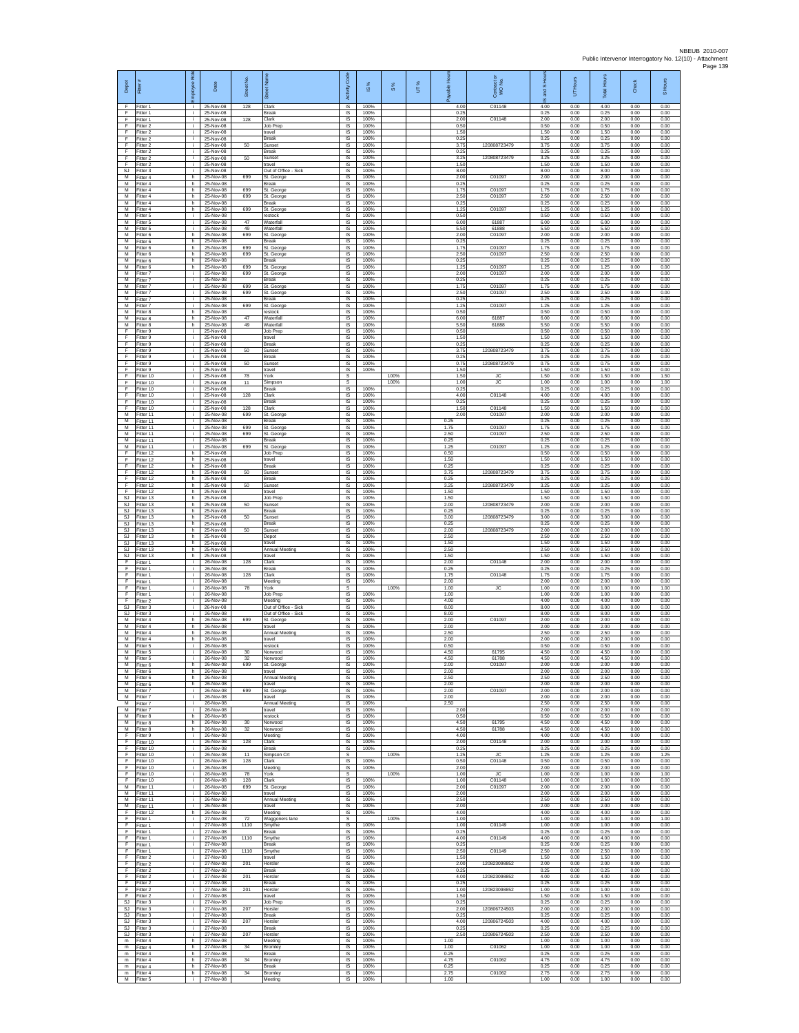| Depot | Fitter # | Employee Role | Date | Street No. | Street Name | Activity Code | IS % | S % | UT % | Payable Hours | Contractor WO No. | IS and S Hours | UT Hours | Total Hours | Check | S Hours |
|---|---|---|---|---|---|---|---|---|---|---|---|---|---|---|---|---|
| F | Fitter 1 | i | 25-Nov-08 | 128 | Clark | IS | 100% | | | 4.00 | C01148 | 4.00 | 0.00 | 4.00 | 0.00 | 0.00 |
| F | Fitter 1 | i | 25-Nov-08 | | Break | IS | 100% | | | 0.25 | | 0.25 | 0.00 | 0.25 | 0.00 | 0.00 |
| F | Fitter 1 | i | 25-Nov-08 | 128 | Clark | IS | 100% | | | 2.00 | C01148 | 2.00 | 0.00 | 2.00 | 0.00 | 0.00 |
| F | Fitter 2 | i | 25-Nov-08 | | Job Prep | IS | 100% | | | 0.50 | | 0.50 | 0.00 | 0.50 | 0.00 | 0.00 |
| F | Fitter 2 | i | 25-Nov-08 | | travel | IS | 100% | | | 1.50 | | 1.50 | 0.00 | 1.50 | 0.00 | 0.00 |
| F | Fitter 2 | i | 25-Nov-08 | | Break | IS | 100% | | | 0.25 | | 0.25 | 0.00 | 0.25 | 0.00 | 0.00 |
| F | Fitter 2 | i | 25-Nov-08 | 50 | Sunset | IS | 100% | | | 3.75 | 120808723479 | 3.75 | 0.00 | 3.75 | 0.00 | 0.00 |
| F | Fitter 2 | i | 25-Nov-08 | | Break | IS | 100% | | | 0.25 | | 0.25 | 0.00 | 0.25 | 0.00 | 0.00 |
| F | Fitter 2 | i | 25-Nov-08 | 50 | Sunset | IS | 100% | | | 3.25 | 120808723479 | 3.25 | 0.00 | 3.25 | 0.00 | 0.00 |
| F | Fitter 2 | i | 25-Nov-08 | | travel | IS | 100% | | | 1.50 | | 1.50 | 0.00 | 1.50 | 0.00 | 0.00 |
| SJ | Fitter 3 | i | 25-Nov-08 | | Out of Office - Sick | IS | 100% | | | 8.00 | | 8.00 | 0.00 | 8.00 | 0.00 | 0.00 |
| M | Fitter 4 | h | 25-Nov-08 | 699 | St. George | IS | 100% | | | 2.00 | C01097 | 2.00 | 0.00 | 2.00 | 0.00 | 0.00 |
| M | Fitter 4 | h | 25-Nov-08 | | Break | IS | 100% | | | 0.25 | | 0.25 | 0.00 | 0.25 | 0.00 | 0.00 |
| M | Fitter 4 | h | 25-Nov-08 | 699 | St. George | IS | 100% | | | 1.75 | C01097 | 1.75 | 0.00 | 1.75 | 0.00 | 0.00 |
| M | Fitter 4 | h | 25-Nov-08 | 699 | St. George | IS | 100% | | | 2.50 | C01097 | 2.50 | 0.00 | 2.50 | 0.00 | 0.00 |
| M | Fitter 4 | h | 25-Nov-08 | | Break | IS | 100% | | | 0.25 | | 0.25 | 0.00 | 0.25 | 0.00 | 0.00 |
| M | Fitter 4 | h | 25-Nov-08 | 699 | St. George | IS | 100% | | | 1.25 | C01097 | 1.25 | 0.00 | 1.25 | 0.00 | 0.00 |
| M | Fitter 5 | i | 25-Nov-08 | | restock | IS | 100% | | | 0.50 | | 0.50 | 0.00 | 0.50 | 0.00 | 0.00 |
| M | Fitter 5 | i | 25-Nov-08 | 47 | Waterfall | IS | 100% | | | 6.00 | 61887 | 6.00 | 0.00 | 6.00 | 0.00 | 0.00 |
| M | Fitter 5 | i | 25-Nov-08 | 49 | Waterfall | IS | 100% | | | 5.50 | 61888 | 5.50 | 0.00 | 5.50 | 0.00 | 0.00 |
| M | Fitter 6 | h | 25-Nov-08 | 699 | St. George | IS | 100% | | | 2.00 | C01097 | 2.00 | 0.00 | 2.00 | 0.00 | 0.00 |
| M | Fitter 6 | h | 25-Nov-08 | | Break | IS | 100% | | | 0.25 | | 0.25 | 0.00 | 0.25 | 0.00 | 0.00 |
| M | Fitter 6 | h | 25-Nov-08 | 699 | St. George | IS | 100% | | | 1.75 | C01097 | 1.75 | 0.00 | 1.75 | 0.00 | 0.00 |
| M | Fitter 6 | h | 25-Nov-08 | 699 | St. George | IS | 100% | | | 2.50 | C01097 | 2.50 | 0.00 | 2.50 | 0.00 | 0.00 |
| M | Fitter 6 | h | 25-Nov-08 | | Break | IS | 100% | | | 0.25 | | 0.25 | 0.00 | 0.25 | 0.00 | 0.00 |
| M | Fitter 6 | h | 25-Nov-08 | 699 | St. George | IS | 100% | | | 1.25 | C01097 | 1.25 | 0.00 | 1.25 | 0.00 | 0.00 |
| M | Fitter 7 | i | 25-Nov-08 | 699 | St. George | IS | 100% | | | 2.00 | C01097 | 2.00 | 0.00 | 2.00 | 0.00 | 0.00 |
| M | Fitter 7 | i | 25-Nov-08 | | Break | IS | 100% | | | 0.25 | | 0.25 | 0.00 | 0.25 | 0.00 | 0.00 |
| M | Fitter 7 | i | 25-Nov-08 | 699 | St. George | IS | 100% | | | 1.75 | C01097 | 1.75 | 0.00 | 1.75 | 0.00 | 0.00 |
| M | Fitter 7 | i | 25-Nov-08 | 699 | St. George | IS | 100% | | | 2.50 | C01097 | 2.50 | 0.00 | 2.50 | 0.00 | 0.00 |
| M | Fitter 7 | i | 25-Nov-08 | | Break | IS | 100% | | | 0.25 | | 0.25 | 0.00 | 0.25 | 0.00 | 0.00 |
| M | Fitter 7 | i | 25-Nov-08 | 699 | St. George | IS | 100% | | | 1.25 | C01097 | 1.25 | 0.00 | 1.25 | 0.00 | 0.00 |
| M | Fitter 8 | h | 25-Nov-08 | | restock | IS | 100% | | | 0.50 | | 0.50 | 0.00 | 0.50 | 0.00 | 0.00 |
| M | Fitter 8 | h | 25-Nov-08 | 47 | Waterfall | IS | 100% | | | 6.00 | 61887 | 6.00 | 0.00 | 6.00 | 0.00 | 0.00 |
| M | Fitter 8 | h | 25-Nov-08 | 49 | Waterfall | IS | 100% | | | 5.50 | 61888 | 5.50 | 0.00 | 5.50 | 0.00 | 0.00 |
| F | Fitter 9 | i | 25-Nov-08 | | Job Prep | IS | 100% | | | 0.50 | | 0.50 | 0.00 | 0.50 | 0.00 | 0.00 |
| F | Fitter 9 | i | 25-Nov-08 | | travel | IS | 100% | | | 1.50 | | 1.50 | 0.00 | 1.50 | 0.00 | 0.00 |
| F | Fitter 9 | i | 25-Nov-08 | | Break | IS | 100% | | | 0.25 | | 0.25 | 0.00 | 0.25 | 0.00 | 0.00 |
| F | Fitter 9 | i | 25-Nov-08 | 50 | Sunset | IS | 100% | | | 3.75 | 120808723479 | 3.75 | 0.00 | 3.75 | 0.00 | 0.00 |
| F | Fitter 9 | i | 25-Nov-08 | | Break | IS | 100% | | | 0.25 | | 0.25 | 0.00 | 0.25 | 0.00 | 0.00 |
| F | Fitter 9 | i | 25-Nov-08 | 50 | Sunset | IS | 100% | | | 0.75 | 120808723479 | 0.75 | 0.00 | 0.75 | 0.00 | 0.00 |
| F | Fitter 9 | i | 25-Nov-08 | | travel | IS | 100% | | | 1.50 | | 1.50 | 0.00 | 1.50 | 0.00 | 0.00 |
| F | Fitter 10 | i | 25-Nov-08 | 78 | York | S | | 100% | | 1.50 | JC | 1.50 | 0.00 | 1.50 | 0.00 | 1.50 |
| F | Fitter 10 | i | 25-Nov-08 | 11 | Simpson | S | | 100% | | 1.00 | JC | 1.00 | 0.00 | 1.00 | 0.00 | 1.00 |
| F | Fitter 10 | i | 25-Nov-08 | | Break | IS | 100% | | | 0.25 | | 0.25 | 0.00 | 0.25 | 0.00 | 0.00 |
| F | Fitter 10 | i | 25-Nov-08 | 128 | Clark | IS | 100% | | | 4.00 | C01148 | 4.00 | 0.00 | 4.00 | 0.00 | 0.00 |
| F | Fitter 10 | i | 25-Nov-08 | | Break | IS | 100% | | | 0.25 | | 0.25 | 0.00 | 0.25 | 0.00 | 0.00 |
| F | Fitter 10 | i | 25-Nov-08 | 128 | Clark | IS | 100% | | | 1.50 | C01148 | 1.50 | 0.00 | 1.50 | 0.00 | 0.00 |
| M | Fitter 11 | i | 25-Nov-08 | 699 | St. George | IS | 100% | | | 2.00 | C01097 | 2.00 | 0.00 | 2.00 | 0.00 | 0.00 |
| M | Fitter 11 | i | 25-Nov-08 | | Break | IS | 100% | | | 0.25 | | 0.25 | 0.00 | 0.25 | 0.00 | 0.00 |
| M | Fitter 11 | i | 25-Nov-08 | 699 | St. George | IS | 100% | | | 1.75 | C01097 | 1.75 | 0.00 | 1.75 | 0.00 | 0.00 |
| M | Fitter 11 | i | 25-Nov-08 | 699 | St. George | IS | 100% | | | 2.50 | C01097 | 2.50 | 0.00 | 2.50 | 0.00 | 0.00 |
| M | Fitter 11 | i | 25-Nov-08 | | Break | IS | 100% | | | 0.25 | | 0.25 | 0.00 | 0.25 | 0.00 | 0.00 |
| M | Fitter 11 | i | 25-Nov-08 | 699 | St. George | IS | 100% | | | 1.25 | C01097 | 1.25 | 0.00 | 1.25 | 0.00 | 0.00 |
| F | Fitter 12 | h | 25-Nov-08 | | Job Prep | IS | 100% | | | 0.50 | | 0.50 | 0.00 | 0.50 | 0.00 | 0.00 |
| F | Fitter 12 | h | 25-Nov-08 | | travel | IS | 100% | | | 1.50 | | 1.50 | 0.00 | 1.50 | 0.00 | 0.00 |
| F | Fitter 12 | h | 25-Nov-08 | | Break | IS | 100% | | | 0.25 | | 0.25 | 0.00 | 0.25 | 0.00 | 0.00 |
| F | Fitter 12 | h | 25-Nov-08 | 50 | Sunset | IS | 100% | | | 3.75 | 120808723479 | 3.75 | 0.00 | 3.75 | 0.00 | 0.00 |
| F | Fitter 12 | h | 25-Nov-08 | | Break | IS | 100% | | | 0.25 | | 0.25 | 0.00 | 0.25 | 0.00 | 0.00 |
| F | Fitter 12 | h | 25-Nov-08 | 50 | Sunset | IS | 100% | | | 3.25 | 120808723479 | 3.25 | 0.00 | 3.25 | 0.00 | 0.00 |
| F | Fitter 12 | h | 25-Nov-08 | | travel | IS | 100% | | | 1.50 | | 1.50 | 0.00 | 1.50 | 0.00 | 0.00 |
| SJ | Fitter 13 | h | 25-Nov-08 | | Job Prep | IS | 100% | | | 1.50 | | 1.50 | 0.00 | 1.50 | 0.00 | 0.00 |
| SJ | Fitter 13 | h | 25-Nov-08 | 50 | Sunset | IS | 100% | | | 2.00 | 120808723479 | 2.00 | 0.00 | 2.00 | 0.00 | 0.00 |
| SJ | Fitter 13 | h | 25-Nov-08 | | Break | IS | 100% | | | 0.25 | | 0.25 | 0.00 | 0.25 | 0.00 | 0.00 |
| SJ | Fitter 13 | h | 25-Nov-08 | 50 | Sunset | IS | 100% | | | 3.00 | 120808723479 | 3.00 | 0.00 | 3.00 | 0.00 | 0.00 |
| SJ | Fitter 13 | h | 25-Nov-08 | | Break | IS | 100% | | | 0.25 | | 0.25 | 0.00 | 0.25 | 0.00 | 0.00 |
| SJ | Fitter 13 | h | 25-Nov-08 | 50 | Sunset | IS | 100% | | | 2.00 | 120808723479 | 2.00 | 0.00 | 2.00 | 0.00 | 0.00 |
| SJ | Fitter 13 | h | 25-Nov-08 | | Depot | IS | 100% | | | 2.50 | | 2.50 | 0.00 | 2.50 | 0.00 | 0.00 |
| SJ | Fitter 13 | h | 25-Nov-08 | | travel | IS | 100% | | | 1.50 | | 1.50 | 0.00 | 1.50 | 0.00 | 0.00 |
| SJ | Fitter 13 | h | 25-Nov-08 | | Annual Meeting | IS | 100% | | | 2.50 | | 2.50 | 0.00 | 2.50 | 0.00 | 0.00 |
| SJ | Fitter 13 | h | 25-Nov-08 | | travel | IS | 100% | | | 1.50 | | 1.50 | 0.00 | 1.50 | 0.00 | 0.00 |
| F | Fitter 1 | i | 26-Nov-08 | 128 | Clark | IS | 100% | | | 2.00 | C01148 | 2.00 | 0.00 | 2.00 | 0.00 | 0.00 |
| F | Fitter 1 | i | 26-Nov-08 | | Break | IS | 100% | | | 0.25 | | 0.25 | 0.00 | 0.25 | 0.00 | 0.00 |
| F | Fitter 1 | i | 26-Nov-08 | 128 | Clark | IS | 100% | | | 1.75 | C01148 | 1.75 | 0.00 | 1.75 | 0.00 | 0.00 |
| F | Fitter 1 | i | 26-Nov-08 | | Meeting | IS | 100% | | | 2.00 | | 2.00 | 0.00 | 2.00 | 0.00 | 0.00 |
| F | Fitter 1 | i | 26-Nov-08 | 78 | York | S | | 100% | | 1.00 | JC | 1.00 | 0.00 | 1.00 | 0.00 | 1.00 |
| F | Fitter 1 | i | 26-Nov-08 | | Job Prep | IS | 100% | | | 1.00 | | 1.00 | 0.00 | 1.00 | 0.00 | 0.00 |
| F | Fitter 2 | i | 26-Nov-08 | | Meeting | IS | 100% | | | 4.00 | | 4.00 | 0.00 | 4.00 | 0.00 | 0.00 |
| SJ | Fitter 3 | i | 26-Nov-08 | | Out of Office - Sick | IS | 100% | | | 8.00 | | 8.00 | 0.00 | 8.00 | 0.00 | 0.00 |
| SJ | Fitter 3 | i | 26-Nov-08 | | Out of Office - Sick | IS | 100% | | | 8.00 | | 8.00 | 0.00 | 8.00 | 0.00 | 0.00 |
| M | Fitter 4 | h | 26-Nov-08 | 699 | St. George | IS | 100% | | | 2.00 | C01097 | 2.00 | 0.00 | 2.00 | 0.00 | 0.00 |
| M | Fitter 4 | h | 26-Nov-08 | | travel | IS | 100% | | | 2.00 | | 2.00 | 0.00 | 2.00 | 0.00 | 0.00 |
| M | Fitter 4 | h | 26-Nov-08 | | Annual Meeting | IS | 100% | | | 2.50 | | 2.50 | 0.00 | 2.50 | 0.00 | 0.00 |
| M | Fitter 4 | h | 26-Nov-08 | | travel | IS | 100% | | | 2.00 | | 2.00 | 0.00 | 2.00 | 0.00 | 0.00 |
| M | Fitter 5 | i | 26-Nov-08 | | restock | IS | 100% | | | 0.50 | | 0.50 | 0.00 | 0.50 | 0.00 | 0.00 |
| M | Fitter 5 | i | 26-Nov-08 | 30 | Norwood | IS | 100% | | | 4.50 | 61795 | 4.50 | 0.00 | 4.50 | 0.00 | 0.00 |
| M | Fitter 5 | i | 26-Nov-08 | 32 | Norwood | IS | 100% | | | 4.50 | 61788 | 4.50 | 0.00 | 4.50 | 0.00 | 0.00 |
| M | Fitter 6 | h | 26-Nov-08 | 699 | St. George | IS | 100% | | | 2.00 | C01097 | 2.00 | 0.00 | 2.00 | 0.00 | 0.00 |
| M | Fitter 6 | h | 26-Nov-08 | | travel | IS | 100% | | | 2.00 | | 2.00 | 0.00 | 2.00 | 0.00 | 0.00 |
| M | Fitter 6 | h | 26-Nov-08 | | Annual Meeting | IS | 100% | | | 2.50 | | 2.50 | 0.00 | 2.50 | 0.00 | 0.00 |
| M | Fitter 6 | h | 26-Nov-08 | | travel | IS | 100% | | | 2.00 | | 2.00 | 0.00 | 2.00 | 0.00 | 0.00 |
| M | Fitter 7 | i | 26-Nov-08 | 699 | St. George | IS | 100% | | | 2.00 | C01097 | 2.00 | 0.00 | 2.00 | 0.00 | 0.00 |
| M | Fitter 7 | i | 26-Nov-08 | | travel | IS | 100% | | | 2.00 | | 2.00 | 0.00 | 2.00 | 0.00 | 0.00 |
| M | Fitter 7 | i | 26-Nov-08 | | Annual Meeting | IS | 100% | | | 2.50 | | 2.50 | 0.00 | 2.50 | 0.00 | 0.00 |
| M | Fitter 7 | i | 26-Nov-08 | | travel | IS | 100% | | | 2.00 | | 2.00 | 0.00 | 2.00 | 0.00 | 0.00 |
| M | Fitter 8 | h | 26-Nov-08 | | restock | IS | 100% | | | 0.50 | | 0.50 | 0.00 | 0.50 | 0.00 | 0.00 |
| M | Fitter 8 | h | 26-Nov-08 | 30 | Norwood | IS | 100% | | | 4.50 | 61795 | 4.50 | 0.00 | 4.50 | 0.00 | 0.00 |
| M | Fitter 8 | h | 26-Nov-08 | 32 | Norwood | IS | 100% | | | 4.50 | 61788 | 4.50 | 0.00 | 4.50 | 0.00 | 0.00 |
| F | Fitter 9 | i | 26-Nov-08 | | Meeting | IS | 100% | | | 4.00 | | 4.00 | 0.00 | 4.00 | 0.00 | 0.00 |
| F | Fitter 10 | i | 26-Nov-08 | 128 | Clark | IS | 100% | | | 2.00 | C01148 | 2.00 | 0.00 | 2.00 | 0.00 | 0.00 |
| F | Fitter 10 | i | 26-Nov-08 | | Break | IS | 100% | | | 0.25 | | 0.25 | 0.00 | 0.25 | 0.00 | 0.00 |
| F | Fitter 10 | i | 26-Nov-08 | 11 | Simpson Crt | S | | 100% | | 1.25 | JC | 1.25 | 0.00 | 1.25 | 0.00 | 1.25 |
| F | Fitter 10 | i | 26-Nov-08 | 128 | Clark | IS | 100% | | | 0.50 | C01148 | 0.50 | 0.00 | 0.50 | 0.00 | 0.00 |
| F | Fitter 10 | i | 26-Nov-08 | | Meeting | IS | 100% | | | 2.00 | | 2.00 | 0.00 | 2.00 | 0.00 | 0.00 |
| F | Fitter 10 | i | 26-Nov-08 | 78 | York | S | | 100% | | 1.00 | JC | 1.00 | 0.00 | 1.00 | 0.00 | 1.00 |
| F | Fitter 10 | i | 26-Nov-08 | 128 | Clark | IS | 100% | | | 1.00 | C01148 | 1.00 | 0.00 | 1.00 | 0.00 | 0.00 |
| M | Fitter 11 | i | 26-Nov-08 | 699 | St. George | IS | 100% | | | 2.00 | C01097 | 2.00 | 0.00 | 2.00 | 0.00 | 0.00 |
| M | Fitter 11 | i | 26-Nov-08 | | travel | IS | 100% | | | 2.00 | | 2.00 | 0.00 | 2.00 | 0.00 | 0.00 |
| M | Fitter 11 | i | 26-Nov-08 | | Annual Meeting | IS | 100% | | | 2.50 | | 2.50 | 0.00 | 2.50 | 0.00 | 0.00 |
| M | Fitter 11 | i | 26-Nov-08 | | travel | IS | 100% | | | 2.00 | | 2.00 | 0.00 | 2.00 | 0.00 | 0.00 |
| F | Fitter 12 | h | 26-Nov-08 | | Meeting | IS | 100% | | | 4.00 | | 4.00 | 0.00 | 4.00 | 0.00 | 0.00 |
| F | Fitter 1 | i | 27-Nov-08 | 72 | Waggoners lane | S | | 100% | | 1.00 | | 1.00 | 0.00 | 1.00 | 0.00 | 1.00 |
| F | Fitter 1 | i | 27-Nov-08 | 1110 | Smythe | IS | 100% | | | 1.00 | C01149 | 1.00 | 0.00 | 1.00 | 0.00 | 0.00 |
| F | Fitter 1 | i | 27-Nov-08 | | Break | IS | 100% | | | 0.25 | | 0.25 | 0.00 | 0.25 | 0.00 | 0.00 |
| F | Fitter 1 | i | 27-Nov-08 | 1110 | Smythe | IS | 100% | | | 4.00 | C01149 | 4.00 | 0.00 | 4.00 | 0.00 | 0.00 |
| F | Fitter 1 | i | 27-Nov-08 | | Break | IS | 100% | | | 0.25 | | 0.25 | 0.00 | 0.25 | 0.00 | 0.00 |
| F | Fitter 1 | i | 27-Nov-08 | 1110 | Smythe | IS | 100% | | | 2.50 | C01149 | 2.50 | 0.00 | 2.50 | 0.00 | 0.00 |
| F | Fitter 2 | i | 27-Nov-08 | | travel | IS | 100% | | | 1.50 | | 1.50 | 0.00 | 1.50 | 0.00 | 0.00 |
| F | Fitter 2 | i | 27-Nov-08 | 201 | Horsler | IS | 100% | | | 2.00 | 120823098852 | 2.00 | 0.00 | 2.00 | 0.00 | 0.00 |
| F | Fitter 2 | i | 27-Nov-08 | | Break | IS | 100% | | | 0.25 | | 0.25 | 0.00 | 0.25 | 0.00 | 0.00 |
| F | Fitter 2 | i | 27-Nov-08 | 201 | Horsler | IS | 100% | | | 4.00 | 120823098852 | 4.00 | 0.00 | 4.00 | 0.00 | 0.00 |
| F | Fitter 2 | i | 27-Nov-08 | | Break | IS | 100% | | | 0.25 | | 0.25 | 0.00 | 0.25 | 0.00 | 0.00 |
| F | Fitter 2 | i | 27-Nov-08 | 201 | Horsler | IS | 100% | | | 1.00 | 120823098852 | 1.00 | 0.00 | 1.00 | 0.00 | 0.00 |
| F | Fitter 2 | i | 27-Nov-08 | | travel | IS | 100% | | | 1.50 | | 1.50 | 0.00 | 1.50 | 0.00 | 0.00 |
| SJ | Fitter 3 | i | 27-Nov-08 | | Job Prep | IS | 100% | | | 0.25 | | 0.25 | 0.00 | 0.25 | 0.00 | 0.00 |
| SJ | Fitter 3 | i | 27-Nov-08 | 207 | Horsler | IS | 100% | | | 2.00 | 120806724503 | 2.00 | 0.00 | 2.00 | 0.00 | 0.00 |
| SJ | Fitter 3 | i | 27-Nov-08 | | Break | IS | 100% | | | 0.25 | | 0.25 | 0.00 | 0.25 | 0.00 | 0.00 |
| SJ | Fitter 3 | i | 27-Nov-08 | 207 | Horsler | IS | 100% | | | 4.00 | 120806724503 | 4.00 | 0.00 | 4.00 | 0.00 | 0.00 |
| SJ | Fitter 3 | i | 27-Nov-08 | | Break | IS | 100% | | | 0.25 | | 0.25 | 0.00 | 0.25 | 0.00 | 0.00 |
| SJ | Fitter 3 | i | 27-Nov-08 | 207 | Horsler | IS | 100% | | | 2.50 | 120806724503 | 2.50 | 0.00 | 2.50 | 0.00 | 0.00 |
| m | Fitter 4 | h | 27-Nov-08 | | Meeting | IS | 100% | | | 1.00 | | 1.00 | 0.00 | 1.00 | 0.00 | 0.00 |
| m | Fitter 4 | h | 27-Nov-08 | 34 | Bromley | IS | 100% | | | 1.00 | C01062 | 1.00 | 0.00 | 1.00 | 0.00 | 0.00 |
| m | Fitter 4 | h | 27-Nov-08 | | Break | IS | 100% | | | 0.25 | | 0.25 | 0.00 | 0.25 | 0.00 | 0.00 |
| m | Fitter 4 | h | 27-Nov-08 | 34 | Bromley | IS | 100% | | | 4.75 | C01062 | 4.75 | 0.00 | 4.75 | 0.00 | 0.00 |
| m | Fitter 4 | h | 27-Nov-08 | | Break | IS | 100% | | | 0.25 | | 0.25 | 0.00 | 0.25 | 0.00 | 0.00 |
| m | Fitter 4 | h | 27-Nov-08 | 34 | Bromley | IS | 100% | | | 2.75 | C01062 | 2.75 | 0.00 | 2.75 | 0.00 | 0.00 |
| M | Fitter 5 | i | 27-Nov-08 | | Meeting | IS | 100% | | | 1.00 | | 1.00 | 0.00 | 1.00 | 0.00 | 0.00 |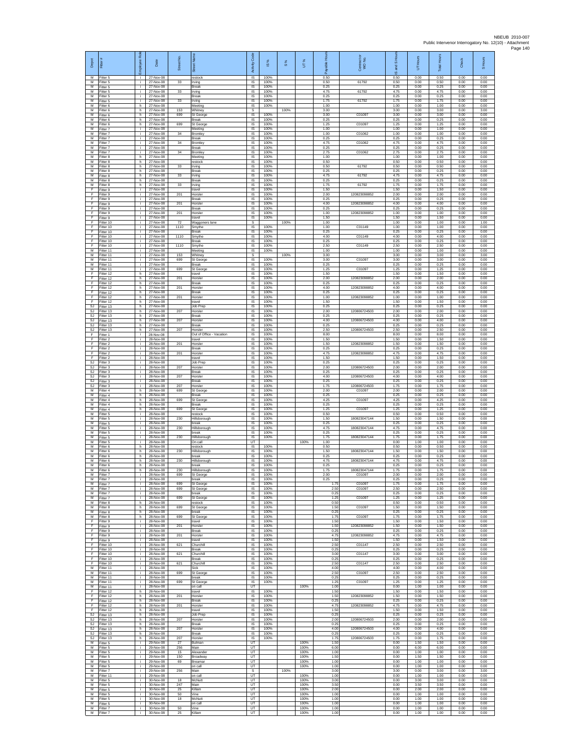| Depot | Fitter # | Employee Role | Date | Street No. | Street Name | Activity Code | IS % | S % | UT % | Payable Hours | Contractor WO No. | IS and S Hours | UT Hours | Total Hours | Check | S Hours |
|---|---|---|---|---|---|---|---|---|---|---|---|---|---|---|---|---|
| M | Fitter 5 | i | 27-Nov-08 | | restock | IS | 100% | | | 0.50 | | 0.50 | 0.00 | 0.50 | 0.00 | 0.00 |
| M | Fitter 5 | i | 27-Nov-08 | 33 | Irving | IS | 100% | | | 0.50 | 61792 | 0.50 | 0.00 | 0.50 | 0.00 | 0.00 |
| M | Fitter 5 | i | 27-Nov-08 | | Break | IS | 100% | | | 0.25 | | 0.25 | 0.00 | 0.25 | 0.00 | 0.00 |
| M | Fitter 5 | i | 27-Nov-08 | 33 | Irving | IS | 100% | | | 4.75 | 61792 | 4.75 | 0.00 | 4.75 | 0.00 | 0.00 |
| M | Fitter 5 | i | 27-Nov-08 | | Break | IS | 100% | | | 0.25 | | 0.25 | 0.00 | 0.25 | 0.00 | 0.00 |
| M | Fitter 5 | i | 27-Nov-08 | 33 | Irving | IS | 100% | | | 1.75 | 61792 | 1.75 | 0.00 | 1.75 | 0.00 | 0.00 |
| M | Fitter 6 | h | 27-Nov-08 | | Meeting | IS | 100% | | | 1.00 | | 1.00 | 0.00 | 1.00 | 0.00 | 0.00 |
| M | Fitter 6 | h | 27-Nov-08 | 153 | Whitney | S | | 100% | | 3.00 | | 3.00 | 0.00 | 3.00 | 0.00 | 3.00 |
| M | Fitter 6 | h | 27-Nov-08 | 699 | St George | IS | 100% | | | 3.00 | C01097 | 3.00 | 0.00 | 3.00 | 0.00 | 0.00 |
| M | Fitter 6 | h | 27-Nov-08 | | Break | IS | 100% | | | 0.25 | | 0.25 | 0.00 | 0.25 | 0.00 | 0.00 |
| M | Fitter 6 | h | 27-Nov-08 | 699 | St George | IS | 100% | | | 1.25 | C01097 | 1.25 | 0.00 | 1.25 | 0.00 | 0.00 |
| M | Fitter 7 | i | 27-Nov-08 | | Meeting | IS | 100% | | | 1.00 | | 1.00 | 0.00 | 1.00 | 0.00 | 0.00 |
| M | Fitter 7 | i | 27-Nov-08 | 34 | Bromley | IS | 100% | | | 1.00 | C01062 | 1.00 | 0.00 | 1.00 | 0.00 | 0.00 |
| M | Fitter 7 | i | 27-Nov-08 | | Break | IS | 100% | | | 0.25 | | 0.25 | 0.00 | 0.25 | 0.00 | 0.00 |
| M | Fitter 7 | i | 27-Nov-08 | 34 | Bromley | IS | 100% | | | 4.75 | C01062 | 4.75 | 0.00 | 4.75 | 0.00 | 0.00 |
| M | Fitter 7 | i | 27-Nov-08 | | Break | IS | 100% | | | 0.25 | | 0.25 | 0.00 | 0.25 | 0.00 | 0.00 |
| M | Fitter 7 | i | 27-Nov-08 | 34 | Bromley | IS | 100% | | | 2.75 | C01062 | 2.75 | 0.00 | 2.75 | 0.00 | 0.00 |
| M | Fitter 8 | h | 27-Nov-08 | | Meeting | IS | 100% | | | 1.00 | | 1.00 | 0.00 | 1.00 | 0.00 | 0.00 |
| M | Fitter 8 | h | 27-Nov-08 | | restock | IS | 100% | | | 0.50 | | 0.50 | 0.00 | 0.50 | 0.00 | 0.00 |
| M | Fitter 8 | h | 27-Nov-08 | 33 | Irving | IS | 100% | | | 0.50 | 61792 | 0.50 | 0.00 | 0.50 | 0.00 | 0.00 |
| M | Fitter 8 | h | 27-Nov-08 | | Break | IS | 100% | | | 0.25 | | 0.25 | 0.00 | 0.25 | 0.00 | 0.00 |
| M | Fitter 8 | h | 27-Nov-08 | 33 | Irving | IS | 100% | | | 4.75 | 61792 | 4.75 | 0.00 | 4.75 | 0.00 | 0.00 |
| M | Fitter 8 | h | 27-Nov-08 | | Break | IS | 100% | | | 0.25 | | 0.25 | 0.00 | 0.25 | 0.00 | 0.00 |
| M | Fitter 8 | h | 27-Nov-08 | 33 | Irving | IS | 100% | | | 1.75 | 61792 | 1.75 | 0.00 | 1.75 | 0.00 | 0.00 |
| F | Fitter 9 | i | 27-Nov-08 | | travel | IS | 100% | | | 1.50 | | 1.50 | 0.00 | 1.50 | 0.00 | 0.00 |
| F | Fitter 9 | i | 27-Nov-08 | 201 | Horsler | IS | 100% | | | 2.00 | 120823098852 | 2.00 | 0.00 | 2.00 | 0.00 | 0.00 |
| F | Fitter 9 | i | 27-Nov-08 | | Break | IS | 100% | | | 0.25 | | 0.25 | 0.00 | 0.25 | 0.00 | 0.00 |
| F | Fitter 9 | i | 27-Nov-08 | 201 | Horsler | IS | 100% | | | 4.00 | 120823098852 | 4.00 | 0.00 | 4.00 | 0.00 | 0.00 |
| F | Fitter 9 | i | 27-Nov-08 | | Break | IS | 100% | | | 0.25 | | 0.25 | 0.00 | 0.25 | 0.00 | 0.00 |
| F | Fitter 9 | i | 27-Nov-08 | 201 | Horsler | IS | 100% | | | 1.00 | 120823098852 | 1.00 | 0.00 | 1.00 | 0.00 | 0.00 |
| F | Fitter 9 | i | 27-Nov-08 | | travel | IS | 100% | | | 1.50 | | 1.50 | 0.00 | 1.50 | 0.00 | 0.00 |
| F | Fitter 10 | i | 27-Nov-08 | 72 | Waggoners lane | S | | 100% | | 1.00 | | 1.00 | 0.00 | 1.00 | 0.00 | 1.00 |
| F | Fitter 10 | i | 27-Nov-08 | 1110 | Smythe | IS | 100% | | | 1.00 | C01149 | 1.00 | 0.00 | 1.00 | 0.00 | 0.00 |
| F | Fitter 10 | i | 27-Nov-08 | | Break | IS | 100% | | | 0.25 | | 0.25 | 0.00 | 0.25 | 0.00 | 0.00 |
| F | Fitter 10 | i | 27-Nov-08 | 1110 | Smythe | IS | 100% | | | 4.00 | C01149 | 4.00 | 0.00 | 4.00 | 0.00 | 0.00 |
| F | Fitter 10 | i | 27-Nov-08 | | Break | IS | 100% | | | 0.25 | | 0.25 | 0.00 | 0.25 | 0.00 | 0.00 |
| F | Fitter 10 | i | 27-Nov-08 | 1110 | Smythe | IS | 100% | | | 2.50 | C01149 | 2.50 | 0.00 | 2.50 | 0.00 | 0.00 |
| M | Fitter 11 | i | 27-Nov-08 | | Meeting | IS | 100% | | | 1.00 | | 1.00 | 0.00 | 1.00 | 0.00 | 0.00 |
| M | Fitter 11 | i | 27-Nov-08 | 153 | Whitney | S | | 100% | | 3.00 | | 3.00 | 0.00 | 3.00 | 0.00 | 3.00 |
| M | Fitter 11 | i | 27-Nov-08 | 699 | St George | IS | 100% | | | 3.00 | C01097 | 3.00 | 0.00 | 3.00 | 0.00 | 0.00 |
| M | Fitter 11 | i | 27-Nov-08 | | Break | IS | 100% | | | 0.25 | | 0.25 | 0.00 | 0.25 | 0.00 | 0.00 |
| M | Fitter 11 | i | 27-Nov-08 | 699 | St George | IS | 100% | | | 1.25 | C01097 | 1.25 | 0.00 | 1.25 | 0.00 | 0.00 |
| F | Fitter 12 | h | 27-Nov-08 | | travel | IS | 100% | | | 1.50 | | 1.50 | 0.00 | 1.50 | 0.00 | 0.00 |
| F | Fitter 12 | h | 27-Nov-08 | 201 | Horsler | IS | 100% | | | 2.00 | 120823098852 | 2.00 | 0.00 | 2.00 | 0.00 | 0.00 |
| F | Fitter 12 | h | 27-Nov-08 | | Break | IS | 100% | | | 0.25 | | 0.25 | 0.00 | 0.25 | 0.00 | 0.00 |
| F | Fitter 12 | h | 27-Nov-08 | 201 | Horsler | IS | 100% | | | 4.00 | 120823098852 | 4.00 | 0.00 | 4.00 | 0.00 | 0.00 |
| F | Fitter 12 | h | 27-Nov-08 | | Break | IS | 100% | | | 0.25 | | 0.25 | 0.00 | 0.25 | 0.00 | 0.00 |
| F | Fitter 12 | h | 27-Nov-08 | 201 | Horsler | IS | 100% | | | 1.00 | 120823098852 | 1.00 | 0.00 | 1.00 | 0.00 | 0.00 |
| F | Fitter 12 | h | 27-Nov-08 | | travel | IS | 100% | | | 1.50 | | 1.50 | 0.00 | 1.50 | 0.00 | 0.00 |
| SJ | Fitter 13 | h | 27-Nov-08 | | Job Prep | IS | 100% | | | 0.25 | | 0.25 | 0.00 | 0.25 | 0.00 | 0.00 |
| SJ | Fitter 13 | h | 27-Nov-08 | 207 | Horsler | IS | 100% | | | 2.00 | 120806724503 | 2.00 | 0.00 | 2.00 | 0.00 | 0.00 |
| SJ | Fitter 13 | h | 27-Nov-08 | | Break | IS | 100% | | | 0.25 | | 0.25 | 0.00 | 0.25 | 0.00 | 0.00 |
| SJ | Fitter 13 | h | 27-Nov-08 | 207 | Horsler | IS | 100% | | | 4.00 | 120806724503 | 4.00 | 0.00 | 4.00 | 0.00 | 0.00 |
| SJ | Fitter 13 | h | 27-Nov-08 | | Break | IS | 100% | | | 0.25 | | 0.25 | 0.00 | 0.25 | 0.00 | 0.00 |
| SJ | Fitter 13 | h | 27-Nov-08 | 207 | Horsler | IS | 100% | | | 2.50 | 120806724503 | 2.50 | 0.00 | 2.50 | 0.00 | 0.00 |
| F | Fitter 1 | i | 28-Nov-08 | | Out of Office - Vacation | IS | 100% | | | 8.00 | | 8.00 | 0.00 | 8.00 | 0.00 | 0.00 |
| F | Fitter 2 | i | 28-Nov-08 | | travel | IS | 100% | | | 1.50 | | 1.50 | 0.00 | 1.50 | 0.00 | 0.00 |
| F | Fitter 2 | i | 28-Nov-08 | 201 | Horsler | IS | 100% | | | 1.50 | 120823098852 | 1.50 | 0.00 | 1.50 | 0.00 | 0.00 |
| F | Fitter 2 | i | 28-Nov-08 | | Break | IS | 100% | | | 0.25 | | 0.25 | 0.00 | 0.25 | 0.00 | 0.00 |
| F | Fitter 2 | i | 28-Nov-08 | 201 | Horsler | IS | 100% | | | 4.75 | 120823098852 | 4.75 | 0.00 | 4.75 | 0.00 | 0.00 |
| F | Fitter 2 | i | 28-Nov-08 | | travel | IS | 100% | | | 1.50 | | 1.50 | 0.00 | 1.50 | 0.00 | 0.00 |
| SJ | Fitter 3 | i | 28-Nov-08 | | Job Prep | IS | 100% | | | 0.25 | | 0.25 | 0.00 | 0.25 | 0.00 | 0.00 |
| SJ | Fitter 3 | i | 28-Nov-08 | 207 | Horsler | IS | 100% | | | 2.00 | 120806724503 | 2.00 | 0.00 | 2.00 | 0.00 | 0.00 |
| SJ | Fitter 3 | i | 28-Nov-08 | | Break | IS | 100% | | | 0.25 | | 0.25 | 0.00 | 0.25 | 0.00 | 0.00 |
| SJ | Fitter 3 | i | 28-Nov-08 | 207 | Horsler | IS | 100% | | | 4.00 | 120806724503 | 4.00 | 0.00 | 4.00 | 0.00 | 0.00 |
| SJ | Fitter 3 | i | 28-Nov-08 | | Break | IS | 100% | | | 0.25 | | 0.25 | 0.00 | 0.25 | 0.00 | 0.00 |
| SJ | Fitter 3 | i | 28-Nov-08 | 207 | Horsler | IS | 100% | | | 1.75 | 120806724503 | 1.75 | 0.00 | 1.75 | 0.00 | 0.00 |
| M | Fitter 4 | h | 28-Nov-08 | 699 | St George | IS | 100% | | | 2.00 | C01097 | 2.00 | 0.00 | 2.00 | 0.00 | 0.00 |
| M | Fitter 4 | h | 28-Nov-08 | | Break | IS | 100% | | | 0.25 | | 0.25 | 0.00 | 0.25 | 0.00 | 0.00 |
| M | Fitter 4 | h | 28-Nov-08 | 699 | St George | IS | 100% | | | 4.25 | C01097 | 4.25 | 0.00 | 4.25 | 0.00 | 0.00 |
| M | Fitter 4 | h | 28-Nov-08 | | Break | IS | 100% | | | 0.25 | | 0.25 | 0.00 | 0.25 | 0.00 | 0.00 |
| M | Fitter 4 | h | 28-Nov-08 | 699 | St George | IS | 100% | | | 1.25 | C01097 | 1.25 | 0.00 | 1.25 | 0.00 | 0.00 |
| M | Fitter 5 | i | 28-Nov-08 | | restock | IS | 100% | | | 0.50 | | 0.50 | 0.00 | 0.50 | 0.00 | 0.00 |
| M | Fitter 5 | i | 28-Nov-08 | 230 | Hillsborough | IS | 100% | | | 1.50 | 180823047144 | 1.50 | 0.00 | 1.50 | 0.00 | 0.00 |
| M | Fitter 5 | i | 28-Nov-08 | | break | IS | 100% | | | 0.25 | | 0.25 | 0.00 | 0.25 | 0.00 | 0.00 |
| M | Fitter 5 | i | 28-Nov-08 | 230 | Hillsborough | IS | 100% | | | 4.75 | 180823047144 | 4.75 | 0.00 | 4.75 | 0.00 | 0.00 |
| M | Fitter 5 | i | 28-Nov-08 | | break | IS | 100% | | | 0.25 | | 0.25 | 0.00 | 0.25 | 0.00 | 0.00 |
| M | Fitter 5 | i | 28-Nov-08 | 230 | Hillsborough | IS | 100% | | | 1.75 | 180823047144 | 1.75 | 0.00 | 1.75 | 0.00 | 0.00 |
| M | Fitter 5 | i | 28-Nov-08 | | On call | UT | | | 100% | 1.00 | | 0.00 | 1.00 | 1.00 | 0.00 | 0.00 |
| M | Fitter 6 | h | 28-Nov-08 | | restock | IS | 100% | | | 0.50 | | 0.50 | 0.00 | 0.50 | 0.00 | 0.00 |
| M | Fitter 6 | h | 28-Nov-08 | 230 | Hillsborough | IS | 100% | | | 1.50 | 180823047144 | 1.50 | 0.00 | 1.50 | 0.00 | 0.00 |
| M | Fitter 6 | h | 28-Nov-08 | | break | IS | 100% | | | 0.25 | | 0.25 | 0.00 | 0.25 | 0.00 | 0.00 |
| M | Fitter 6 | h | 28-Nov-08 | 230 | Hillsborough | IS | 100% | | | 4.75 | 180823047144 | 4.75 | 0.00 | 4.75 | 0.00 | 0.00 |
| M | Fitter 6 | h | 28-Nov-08 | | break | IS | 100% | | | 0.25 | | 0.25 | 0.00 | 0.25 | 0.00 | 0.00 |
| M | Fitter 6 | h | 28-Nov-08 | 230 | Hillsborough | IS | 100% | | | 1.75 | 180823047144 | 1.75 | 0.00 | 1.75 | 0.00 | 0.00 |
| M | Fitter 7 | i | 28-Nov-08 | 699 | St George | IS | 100% | | | 2.00 | C01097 | 2.00 | 0.00 | 2.00 | 0.00 | 0.00 |
| M | Fitter 7 | i | 28-Nov-08 | | break | IS | 100% | | | 0.25 | | 0.25 | 0.00 | 0.25 | 0.00 | 0.00 |
| M | Fitter 7 | i | 28-Nov-08 | 699 | St George | IS | 100% | | | 1.75 | C01097 | 1.75 | 0.00 | 1.75 | 0.00 | 0.00 |
| M | Fitter 7 | i | 28-Nov-08 | 699 | St George | IS | 100% | | | 2.50 | C01097 | 2.50 | 0.00 | 2.50 | 0.00 | 0.00 |
| M | Fitter 7 | i | 28-Nov-08 | | break | IS | 100% | | | 0.25 | | 0.25 | 0.00 | 0.25 | 0.00 | 0.00 |
| M | Fitter 7 | i | 28-Nov-08 | 699 | St George | IS | 100% | | | 1.25 | C01097 | 1.25 | 0.00 | 1.25 | 0.00 | 0.00 |
| M | Fitter 8 | h | 28-Nov-08 | | restock | IS | 100% | | | 0.50 | | 0.50 | 0.00 | 0.50 | 0.00 | 0.00 |
| M | Fitter 8 | h | 28-Nov-08 | 699 | St George | IS | 100% | | | 1.50 | C01097 | 1.50 | 0.00 | 1.50 | 0.00 | 0.00 |
| M | Fitter 8 | h | 28-Nov-08 | | break | IS | 100% | | | 0.25 | | 0.25 | 0.00 | 0.25 | 0.00 | 0.00 |
| M | Fitter 8 | h | 28-Nov-08 | 699 | St George | IS | 100% | | | 1.75 | C01097 | 1.75 | 0.00 | 1.75 | 0.00 | 0.00 |
| F | Fitter 9 | i | 28-Nov-08 | | travel | IS | 100% | | | 1.50 | | 1.50 | 0.00 | 1.50 | 0.00 | 0.00 |
| F | Fitter 9 | i | 28-Nov-08 | 201 | Horsler | IS | 100% | | | 1.50 | 120823098852 | 1.50 | 0.00 | 1.50 | 0.00 | 0.00 |
| F | Fitter 9 | i | 28-Nov-08 | | Break | IS | 100% | | | 0.25 | | 0.25 | 0.00 | 0.25 | 0.00 | 0.00 |
| F | Fitter 9 | i | 28-Nov-08 | 201 | Horsler | IS | 100% | | | 4.75 | 120823098852 | 4.75 | 0.00 | 4.75 | 0.00 | 0.00 |
| F | Fitter 9 | i | 28-Nov-08 | | travel | IS | 100% | | | 1.50 | | 1.50 | 0.00 | 1.50 | 0.00 | 0.00 |
| F | Fitter 10 | i | 28-Nov-08 | 621 | Churchill | IS | 100% | | | 2.50 | C01147 | 2.50 | 0.00 | 2.50 | 0.00 | 0.00 |
| F | Fitter 10 | i | 28-Nov-08 | | Break | IS | 100% | | | 0.25 | | 0.25 | 0.00 | 0.25 | 0.00 | 0.00 |
| F | Fitter 10 | i | 28-Nov-08 | 621 | Churchill | IS | 100% | | | 3.00 | C01147 | 3.00 | 0.00 | 3.00 | 0.00 | 0.00 |
| F | Fitter 10 | i | 28-Nov-08 | | Break | IS | 100% | | | 0.25 | | 0.25 | 0.00 | 0.25 | 0.00 | 0.00 |
| F | Fitter 10 | i | 28-Nov-08 | 621 | Churchill | IS | 100% | | | 2.50 | C01147 | 2.50 | 0.00 | 2.50 | 0.00 | 0.00 |
| M | Fitter 11 | i | 28-Nov-08 | | Sick | IS | 100% | | | 4.00 | | 4.00 | 0.00 | 4.00 | 0.00 | 0.00 |
| M | Fitter 11 | i | 28-Nov-08 | 699 | St George | IS | 100% | | | 2.50 | C01097 | 2.50 | 0.00 | 2.50 | 0.00 | 0.00 |
| M | Fitter 11 | i | 28-Nov-08 | | break | IS | 100% | | | 0.25 | | 0.25 | 0.00 | 0.25 | 0.00 | 0.00 |
| M | Fitter 11 | i | 28-Nov-08 | 699 | St George | IS | 100% | | | 1.25 | C01097 | 1.25 | 0.00 | 1.25 | 0.00 | 0.00 |
| M | Fitter 11 | i | 28-Nov-08 | | on call | UT | | | 100% | 1.00 | | 0.00 | 1.00 | 1.00 | 0.00 | 0.00 |
| F | Fitter 12 | h | 28-Nov-08 | | travel | IS | 100% | | | 1.50 | | 1.50 | 0.00 | 1.50 | 0.00 | 0.00 |
| F | Fitter 12 | h | 28-Nov-08 | 201 | Horsler | IS | 100% | | | 1.50 | 120823098852 | 1.50 | 0.00 | 1.50 | 0.00 | 0.00 |
| F | Fitter 12 | h | 28-Nov-08 | | Break | IS | 100% | | | 0.25 | | 0.25 | 0.00 | 0.25 | 0.00 | 0.00 |
| F | Fitter 12 | h | 28-Nov-08 | 201 | Horsler | IS | 100% | | | 4.75 | 120823098852 | 4.75 | 0.00 | 4.75 | 0.00 | 0.00 |
| F | Fitter 12 | h | 28-Nov-08 | | travel | IS | 100% | | | 1.50 | | 1.50 | 0.00 | 1.50 | 0.00 | 0.00 |
| SJ | Fitter 13 | h | 28-Nov-08 | | Job Prep | IS | 100% | | | 0.25 | | 0.25 | 0.00 | 0.25 | 0.00 | 0.00 |
| SJ | Fitter 13 | h | 28-Nov-08 | 207 | Horsler | IS | 100% | | | 2.00 | 120806724503 | 2.00 | 0.00 | 2.00 | 0.00 | 0.00 |
| SJ | Fitter 13 | h | 28-Nov-08 | | Break | IS | 100% | | | 0.25 | | 0.25 | 0.00 | 0.25 | 0.00 | 0.00 |
| SJ | Fitter 13 | h | 28-Nov-08 | 207 | Horsler | IS | 100% | | | 4.00 | 120806724503 | 4.00 | 0.00 | 4.00 | 0.00 | 0.00 |
| SJ | Fitter 13 | h | 28-Nov-08 | | Break | IS | 100% | | | 0.25 | | 0.25 | 0.00 | 0.25 | 0.00 | 0.00 |
| SJ | Fitter 13 | h | 28-Nov-08 | 207 | Horsler | IS | 100% | | | 1.75 | 120806724503 | 1.75 | 0.00 | 1.75 | 0.00 | 0.00 |
| M | Fitter 5 | i | 29-Nov-08 | 27 | Bulman | UT | | | 100% | 1.50 | | 0.00 | 1.50 | 1.50 | 0.00 | 0.00 |
| M | Fitter 5 | i | 29-Nov-08 | 256 | Main | UT | | | 100% | 6.00 | | 0.00 | 6.00 | 6.00 | 0.00 | 0.00 |
| M | Fitter 5 | i | 29-Nov-08 | 15 | Alexander | UT | | | 100% | 1.00 | | 0.00 | 1.00 | 1.00 | 0.00 | 0.00 |
| M | Fitter 5 | i | 29-Nov-08 | 150 | Broadway | UT | | | 100% | 1.50 | | 0.00 | 1.50 | 1.50 | 0.00 | 0.00 |
| M | Fitter 5 | i | 29-Nov-08 | 69 | Breamar | UT | | | 100% | 1.00 | | 0.00 | 1.00 | 1.00 | 0.00 | 0.00 |
| M | Fitter 5 | i | 29-Nov-08 | | on call | UT | | | 100% | 1.00 | | 0.00 | 1.00 | 1.00 | 0.00 | 0.00 |
| M | Fitter 7 | i | 29-Nov-08 | 256 | Main | S | | 100% | | 3.00 | | 3.00 | 0.00 | 3.00 | 0.00 | 3.00 |
| M | Fitter 11 | i | 29-Nov-08 | | on call | UT | | | 100% | 1.00 | | 0.00 | 1.00 | 1.00 | 0.00 | 0.00 |
| M | Fitter 5 | i | 30-Nov-08 | 18 | McNutt | UT | | | 100% | 3.00 | | 0.00 | 3.00 | 3.00 | 0.00 | 0.00 |
| M | Fitter 5 | i | 30-Nov-08 | 247 | Main | UT | | | 100% | 3.50 | | 0.00 | 3.50 | 3.50 | 0.00 | 0.00 |
| M | Fitter 5 | i | 30-Nov-08 | 25 | Killam | UT | | | 100% | 2.00 | | 0.00 | 2.00 | 2.00 | 0.00 | 0.00 |
| M | Fitter 5 | i | 30-Nov-08 | 50 | Vine | UT | | | 100% | 1.00 | | 0.00 | 1.00 | 1.00 | 0.00 | 0.00 |
| M | Fitter 5 | i | 30-Nov-08 | 18 | McNutt | UT | | | 100% | 1.00 | | 0.00 | 1.00 | 1.00 | 0.00 | 0.00 |
| M | Fitter 5 | i | 30-Nov-08 | | on call | UT | | | 100% | 1.00 | | 0.00 | 1.00 | 1.00 | 0.00 | 0.00 |
| M | Fitter 7 | i | 30-Nov-08 | 50 | Vine | UT | | | 100% | 1.00 | | 0.00 | 1.00 | 1.00 | 0.00 | 0.00 |
| M | Fitter 7 | i | 30-Nov-08 | 25 | Killam | UT | | | 100% | 1.00 | | 0.00 | 1.00 | 1.00 | 0.00 | 0.00 |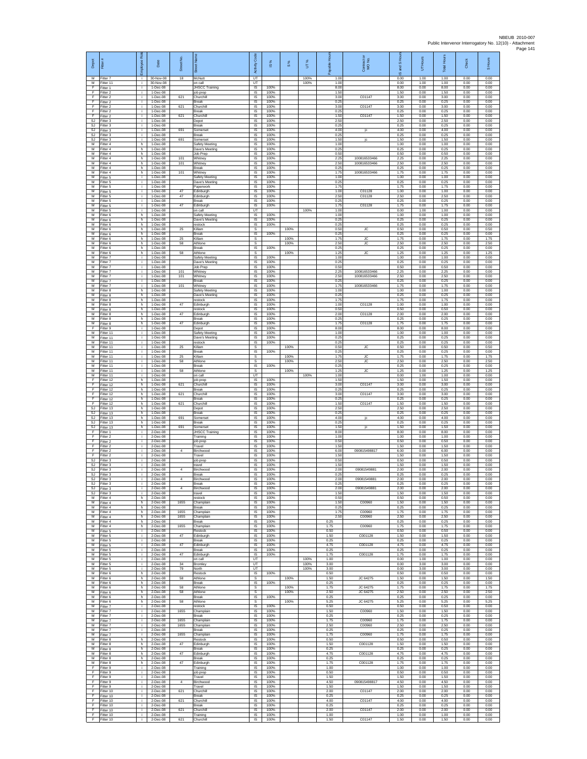| Depot | Fitter # | Employee Role | Date | Street No. | Street Name | Activity Code | IS % | S % | UT % | Payable Hours | Contractor or WO No. | IS and S Hours | UT Hours | Total Hours | Check | S Hours |
|---|---|---|---|---|---|---|---|---|---|---|---|---|---|---|---|---|
| M | Fitter 7 | i | 30-Nov-08 | 18 | McNutt | UT | | | 100% | 1.00 | | 0.00 | 1.00 | 1.00 | 0.00 | 0.00 |
| M | Fitter 11 | i | 30-Nov-08 | | on call | UT | | | 100% | 1.00 | | 0.00 | 1.00 | 1.00 | 0.00 | 0.00 |
| F | Fitter 1 | i | 1-Dec-08 | | JHSCC Training | IS | 100% | | | 8.00 | | 8.00 | 0.00 | 8.00 | 0.00 | 0.00 |
| F | Fitter 2 | i | 1-Dec-08 | | job prep | IS | 100% | | | 1.50 | | 1.50 | 0.00 | 1.50 | 0.00 | 0.00 |
| F | Fitter 2 | i | 1-Dec-08 | 621 | Churchill | IS | 100% | | | 3.00 | C01147 | 3.00 | 0.00 | 3.00 | 0.00 | 0.00 |
| F | Fitter 2 | i | 1-Dec-08 | | Break | IS | 100% | | | 0.25 | | 0.25 | 0.00 | 0.25 | 0.00 | 0.00 |
| F | Fitter 2 | i | 1-Dec-08 | 621 | Churchill | IS | 100% | | | 3.00 | C01147 | 3.00 | 0.00 | 3.00 | 0.00 | 0.00 |
| F | Fitter 2 | i | 1-Dec-08 | | Break | IS | 100% | | | 0.25 | | 0.25 | 0.00 | 0.25 | 0.00 | 0.00 |
| F | Fitter 2 | i | 1-Dec-08 | 621 | Churchill | IS | 100% | | | 1.50 | C01147 | 1.50 | 0.00 | 1.50 | 0.00 | 0.00 |
| SJ | Fitter 3 | i | 1-Dec-08 | | Depot | IS | 100% | | | 2.50 | | 2.50 | 0.00 | 2.50 | 0.00 | 0.00 |
| SJ | Fitter 3 | i | 1-Dec-08 | | Break | IS | 100% | | | 0.25 | | 0.25 | 0.00 | 0.25 | 0.00 | 0.00 |
| SJ | Fitter 3 | i | 1-Dec-08 | 691 | Somerset | IS | 100% | | | 4.00 | jc | 4.00 | 0.00 | 4.00 | 0.00 | 0.00 |
| SJ | Fitter 3 | i | 1-Dec-08 | | Break | IS | 100% | | | 0.25 | | 0.25 | 0.00 | 0.25 | 0.00 | 0.00 |
| SJ | Fitter 3 | i | 1-Dec-08 | 691 | Somerset | IS | 100% | | | 1.50 | jc | 1.50 | 0.00 | 1.50 | 0.00 | 0.00 |
| M | Fitter 4 | h | 1-Dec-08 | | Safety Meeting | IS | 100% | | | 1.00 | | 1.00 | 0.00 | 1.00 | 0.00 | 0.00 |
| M | Fitter 4 | h | 1-Dec-08 | | Dave's Meeting | IS | 100% | | | 0.25 | | 0.25 | 0.00 | 0.25 | 0.00 | 0.00 |
| M | Fitter 4 | h | 1-Dec-08 | | Job Prep | IS | 100% | | | 0.50 | | 0.50 | 0.00 | 0.50 | 0.00 | 0.00 |
| M | Fitter 4 | h | 1-Dec-08 | 101 | Whitney | IS | 100% | | | 2.25 | 100816533466 | 2.25 | 0.00 | 2.25 | 0.00 | 0.00 |
| M | Fitter 4 | h | 1-Dec-08 | 101 | Whitney | IS | 100% | | | 2.50 | 100816533466 | 2.50 | 0.00 | 2.50 | 0.00 | 0.00 |
| M | Fitter 4 | h | 1-Dec-08 | | Break | IS | 100% | | | 0.25 | | 0.25 | 0.00 | 0.25 | 0.00 | 0.00 |
| M | Fitter 4 | h | 1-Dec-08 | 101 | Whitney | IS | 100% | | | 1.75 | 100816533466 | 1.75 | 0.00 | 1.75 | 0.00 | 0.00 |
| M | Fitter 5 | i | 1-Dec-08 | | Safety Meeting | IS | 100% | | | 1.00 | | 1.00 | 0.00 | 1.00 | 0.00 | 0.00 |
| M | Fitter 5 | i | 1-Dec-08 | | Dave's Meeting | IS | 100% | | | 0.25 | | 0.25 | 0.00 | 0.25 | 0.00 | 0.00 |
| M | Fitter 5 | i | 1-Dec-08 | | Paperwork | IS | 100% | | | 1.75 | | 1.75 | 0.00 | 1.75 | 0.00 | 0.00 |
| M | Fitter 5 | i | 1-Dec-08 | 47 | Edinburgh | IS | 100% | | | 1.00 | C01128 | 1.00 | 0.00 | 1.00 | 0.00 | 0.00 |
| M | Fitter 5 | i | 1-Dec-08 | 47 | Edinburgh | IS | 100% | | | 2.50 | C01128 | 2.50 | 0.00 | 2.50 | 0.00 | 0.00 |
| M | Fitter 5 | i | 1-Dec-08 | | Break | IS | 100% | | | 0.25 | | 0.25 | 0.00 | 0.25 | 0.00 | 0.00 |
| M | Fitter 5 | i | 1-Dec-08 | 47 | Edinburgh | IS | 100% | | | 1.75 | C01128 | 1.75 | 0.00 | 1.75 | 0.00 | 0.00 |
| M | Fitter 5 | i | 1-Dec-08 | | on call | UT | | | 100% | 1.00 | | 0.00 | 1.00 | 1.00 | 0.00 | 0.00 |
| M | Fitter 6 | h | 1-Dec-08 | | Safety Meeting | IS | 100% | | | 1.00 | | 1.00 | 0.00 | 1.00 | 0.00 | 0.00 |
| M | Fitter 6 | h | 1-Dec-08 | | Dave's Meeting | IS | 100% | | | 0.25 | | 0.25 | 0.00 | 0.25 | 0.00 | 0.00 |
| M | Fitter 6 | h | 1-Dec-08 | | restock | IS | 100% | | | 0.25 | | 0.25 | 0.00 | 0.25 | 0.00 | 0.00 |
| M | Fitter 6 | h | 1-Dec-08 | 25 | Killam | S | | 100% | | 0.50 | JC | 0.50 | 0.00 | 0.50 | 0.00 | 0.50 |
| M | Fitter 6 | h | 1-Dec-08 | | Break | IS | 100% | | | 0.25 | | 0.25 | 0.00 | 0.25 | 0.00 | 0.00 |
| M | Fitter 6 | h | 1-Dec-08 | 25 | Killam | S | | 100% | | 1.75 | JC | 1.75 | 0.00 | 1.75 | 0.00 | 1.75 |
| M | Fitter 6 | h | 1-Dec-08 | 58 | Athlone | S | | 100% | | 2.50 | JC | 2.50 | 0.00 | 2.50 | 0.00 | 2.50 |
| M | Fitter 6 | h | 1-Dec-08 | | Break | IS | 100% | | | 0.25 | | 0.25 | 0.00 | 0.25 | 0.00 | 0.00 |
| M | Fitter 6 | h | 1-Dec-08 | 58 | Athlone | S | | 100% | | 1.25 | JC | 1.25 | 0.00 | 1.25 | 0.00 | 1.25 |
| M | Fitter 7 | i | 1-Dec-08 | | Safety Meeting | IS | 100% | | | 1.00 | | 1.00 | 0.00 | 1.00 | 0.00 | 0.00 |
| M | Fitter 7 | i | 1-Dec-08 | | Dave's Meeting | IS | 100% | | | 0.25 | | 0.25 | 0.00 | 0.25 | 0.00 | 0.00 |
| M | Fitter 7 | i | 1-Dec-08 | | Job Prep | IS | 100% | | | 0.50 | | 0.50 | 0.00 | 0.50 | 0.00 | 0.00 |
| M | Fitter 7 | i | 1-Dec-08 | 101 | Whitney | IS | 100% | | | 2.25 | 100816533466 | 2.25 | 0.00 | 2.25 | 0.00 | 0.00 |
| M | Fitter 7 | i | 1-Dec-08 | 101 | Whitney | IS | 100% | | | 2.50 | 100816533466 | 2.50 | 0.00 | 2.50 | 0.00 | 0.00 |
| M | Fitter 7 | i | 1-Dec-08 | | Break | IS | 100% | | | 0.25 | | 0.25 | 0.00 | 0.25 | 0.00 | 0.00 |
| M | Fitter 7 | i | 1-Dec-08 | 101 | Whitney | IS | 100% | | | 1.75 | 100816533466 | 1.75 | 0.00 | 1.75 | 0.00 | 0.00 |
| M | Fitter 8 | h | 1-Dec-08 | | Safety Meeting | IS | 100% | | | 1.00 | | 1.00 | 0.00 | 1.00 | 0.00 | 0.00 |
| M | Fitter 8 | h | 1-Dec-08 | | Dave's Meeting | IS | 100% | | | 0.25 | | 0.25 | 0.00 | 0.25 | 0.00 | 0.00 |
| M | Fitter 8 | h | 1-Dec-08 | | restock | IS | 100% | | | 1.75 | | 1.75 | 0.00 | 1.75 | 0.00 | 0.00 |
| M | Fitter 8 | h | 1-Dec-08 | 47 | Edinburgh | IS | 100% | | | 1.00 | C01128 | 1.00 | 0.00 | 1.00 | 0.00 | 0.00 |
| M | Fitter 8 | h | 1-Dec-08 | | restock | IS | 100% | | | 0.50 | | 0.50 | 0.00 | 0.50 | 0.00 | 0.00 |
| M | Fitter 8 | h | 1-Dec-08 | 47 | Edinburgh | IS | 100% | | | 2.00 | C01128 | 2.00 | 0.00 | 2.00 | 0.00 | 0.00 |
| M | Fitter 8 | h | 1-Dec-08 | | Break | IS | 100% | | | 0.25 | | 0.25 | 0.00 | 0.25 | 0.00 | 0.00 |
| M | Fitter 8 | h | 1-Dec-08 | 47 | Edinburgh | IS | 100% | | | 1.75 | C01128 | 1.75 | 0.00 | 1.75 | 0.00 | 0.00 |
| F | Fitter 9 | i | 1-Dec-08 | | Depot | IS | 100% | | | 8.00 | | 8.00 | 0.00 | 8.00 | 0.00 | 0.00 |
| M | Fitter 11 | i | 1-Dec-08 | | Safety Meeting | IS | 100% | | | 1.00 | | 1.00 | 0.00 | 1.00 | 0.00 | 0.00 |
| M | Fitter 11 | i | 1-Dec-08 | | Dave's Meeting | IS | 100% | | | 0.25 | | 0.25 | 0.00 | 0.25 | 0.00 | 0.00 |
| M | Fitter 11 | i | 1-Dec-08 | | restock | IS | 100% | | | 0.25 | | 0.25 | 0.00 | 0.25 | 0.00 | 0.00 |
| M | Fitter 11 | i | 1-Dec-08 | 25 | Killam | S | | 100% | | 0.50 | JC | 0.50 | 0.00 | 0.50 | 0.00 | 0.50 |
| M | Fitter 11 | i | 1-Dec-08 | | Break | IS | 100% | | | 0.25 | | 0.25 | 0.00 | 0.25 | 0.00 | 0.00 |
| M | Fitter 11 | i | 1-Dec-08 | 25 | Killam | S | | 100% | | 1.75 | JC | 1.75 | 0.00 | 1.75 | 0.00 | 1.75 |
| M | Fitter 11 | i | 1-Dec-08 | 58 | Athlone | S | | 100% | | 2.50 | JC | 2.50 | 0.00 | 2.50 | 0.00 | 2.50 |
| M | Fitter 11 | i | 1-Dec-08 | | Break | IS | 100% | | | 0.25 | | 0.25 | 0.00 | 0.25 | 0.00 | 0.00 |
| M | Fitter 11 | i | 1-Dec-08 | 58 | Athlone | S | | 100% | | 1.25 | JC | 1.25 | 0.00 | 1.25 | 0.00 | 1.25 |
| M | Fitter 11 | i | 1-Dec-08 | | on call | UT | | | 100% | 1.00 | | 0.00 | 1.00 | 1.00 | 0.00 | 0.00 |
| F | Fitter 12 | h | 1-Dec-08 | | job prep | IS | 100% | | | 1.50 | | 1.50 | 0.00 | 1.50 | 0.00 | 0.00 |
| F | Fitter 12 | h | 1-Dec-08 | 621 | Churchill | IS | 100% | | | 3.00 | C01147 | 3.00 | 0.00 | 3.00 | 0.00 | 0.00 |
| F | Fitter 12 | h | 1-Dec-08 | | Break | IS | 100% | | | 0.25 | | 0.25 | 0.00 | 0.25 | 0.00 | 0.00 |
| F | Fitter 12 | h | 1-Dec-08 | 621 | Churchill | IS | 100% | | | 3.00 | C01147 | 3.00 | 0.00 | 3.00 | 0.00 | 0.00 |
| F | Fitter 12 | h | 1-Dec-08 | | Break | IS | 100% | | | 0.25 | | 0.25 | 0.00 | 0.25 | 0.00 | 0.00 |
| F | Fitter 12 | h | 1-Dec-08 | 621 | Churchill | IS | 100% | | | 1.50 | C01147 | 1.50 | 0.00 | 1.50 | 0.00 | 0.00 |
| SJ | Fitter 13 | h | 1-Dec-08 | | Depot | IS | 100% | | | 2.50 | | 2.50 | 0.00 | 2.50 | 0.00 | 0.00 |
| SJ | Fitter 13 | h | 1-Dec-08 | | Break | IS | 100% | | | 0.25 | | 0.25 | 0.00 | 0.25 | 0.00 | 0.00 |
| SJ | Fitter 13 | h | 1-Dec-08 | 691 | Somerset | IS | 100% | | | 4.00 | jc | 4.00 | 0.00 | 4.00 | 0.00 | 0.00 |
| SJ | Fitter 13 | h | 1-Dec-08 | | Break | IS | 100% | | | 0.25 | | 0.25 | 0.00 | 0.25 | 0.00 | 0.00 |
| SJ | Fitter 13 | h | 1-Dec-08 | 691 | Somerset | IS | 100% | | | 1.50 | jc | 1.50 | 0.00 | 1.50 | 0.00 | 0.00 |
| F | Fitter 1 | i | 2-Dec-08 | | JHSCC Training | IS | 100% | | | 8.00 | | 8.00 | 0.00 | 8.00 | 0.00 | 0.00 |
| F | Fitter 2 | i | 2-Dec-08 | | Training | IS | 100% | | | 1.00 | | 1.00 | 0.00 | 1.00 | 0.00 | 0.00 |
| F | Fitter 2 | i | 2-Dec-08 | | job prep | IS | 100% | | | 0.50 | | 0.50 | 0.00 | 0.50 | 0.00 | 0.00 |
| F | Fitter 2 | i | 2-Dec-08 | | Travel | IS | 100% | | | 1.50 | | 1.50 | 0.00 | 1.50 | 0.00 | 0.00 |
| F | Fitter 2 | i | 2-Dec-08 | 4 | Birchwood | IS | 100% | | | 6.00 | 090815498817 | 6.00 | 0.00 | 6.00 | 0.00 | 0.00 |
| F | Fitter 2 | i | 2-Dec-08 | | Travel | IS | 100% | | | 1.50 | | 1.50 | 0.00 | 1.50 | 0.00 | 0.00 |
| SJ | Fitter 3 | i | 2-Dec-08 | | job prep | IS | 100% | | | 0.50 | | 0.50 | 0.00 | 0.50 | 0.00 | 0.00 |
| SJ | Fitter 3 | i | 2-Dec-08 | | travel | IS | 100% | | | 1.50 | | 1.50 | 0.00 | 1.50 | 0.00 | 0.00 |
| SJ | Fitter 3 | i | 2-Dec-08 | 4 | Birchwood | IS | 100% | | | 2.00 | 09081549881 | 2.00 | 0.00 | 2.00 | 0.00 | 0.00 |
| SJ | Fitter 3 | i | 2-Dec-08 | | Break | IS | 100% | | | 0.25 | | 0.25 | 0.00 | 0.25 | 0.00 | 0.00 |
| SJ | Fitter 3 | i | 2-Dec-08 | 4 | Birchwood | IS | 100% | | | 2.00 | 09081549881 | 2.00 | 0.00 | 2.00 | 0.00 | 0.00 |
| SJ | Fitter 3 | i | 2-Dec-08 | | Break | IS | 100% | | | 0.25 | | 0.25 | 0.00 | 0.25 | 0.00 | 0.00 |
| SJ | Fitter 3 | i | 2-Dec-08 | 4 | Birchwood | IS | 100% | | | 2.00 | 09081549881 | 2.00 | 0.00 | 2.00 | 0.00 | 0.00 |
| SJ | Fitter 3 | i | 2-Dec-08 | | travel | IS | 100% | | | 1.50 | | 1.50 | 0.00 | 1.50 | 0.00 | 0.00 |
| M | Fitter 4 | h | 2-Dec-08 | | restock | IS | 100% | | | 0.50 | | 0.50 | 0.00 | 0.50 | 0.00 | 0.00 |
| M | Fitter 4 | h | 2-Dec-08 | 1655 | Champlain | IS | 100% | | | 1.50 | C00960 | 1.50 | 0.00 | 1.50 | 0.00 | 0.00 |
| M | Fitter 4 | h | 2-Dec-08 | | Break | IS | 100% | | | 0.25 | | 0.25 | 0.00 | 0.25 | 0.00 | 0.00 |
| M | Fitter 4 | h | 2-Dec-08 | 1655 | Champlain | IS | 100% | | | 1.75 | C00960 | 1.75 | 0.00 | 1.75 | 0.00 | 0.00 |
| M | Fitter 4 | h | 2-Dec-08 | 1655 | Champlain | IS | 100% | | | 2.50 | C00960 | 2.50 | 0.00 | 2.50 | 0.00 | 0.00 |
| M | Fitter 4 | h | 2-Dec-08 | | Break | IS | 100% | | | 0.25 | | 0.25 | 0.00 | 0.25 | 0.00 | 0.00 |
| M | Fitter 4 | h | 2-Dec-08 | 1655 | Champlain | IS | 100% | | | 1.75 | C00960 | 1.75 | 0.00 | 1.75 | 0.00 | 0.00 |
| M | Fitter 5 | i | 2-Dec-08 | | Restock | IS | 100% | | | 0.50 | | 0.50 | 0.00 | 0.50 | 0.00 | 0.00 |
| M | Fitter 5 | i | 2-Dec-08 | 47 | Edinburgh | IS | 100% | | | 1.50 | C001128 | 1.50 | 0.00 | 1.50 | 0.00 | 0.00 |
| M | Fitter 5 | i | 2-Dec-08 | | Break | IS | 100% | | | 0.25 | | 0.25 | 0.00 | 0.25 | 0.00 | 0.00 |
| M | Fitter 5 | i | 2-Dec-08 | 47 | Edinburgh | IS | 100% | | | 4.75 | C001128 | 4.75 | 0.00 | 4.75 | 0.00 | 0.00 |
| M | Fitter 5 | i | 2-Dec-08 | | Break | IS | 100% | | | 0.25 | | 0.25 | 0.00 | 0.25 | 0.00 | 0.00 |
| M | Fitter 5 | i | 2-Dec-08 | 47 | Edinburgh | IS | 100% | | | 1.75 | C001128 | 1.75 | 0.00 | 1.75 | 0.00 | 0.00 |
| M | Fitter 5 | i | 2-Dec-08 | | on call | UT | | | 100% | 1.00 | | 0.00 | 1.00 | 1.00 | 0.00 | 0.00 |
| M | Fitter 5 | i | 2-Dec-08 | 34 | Bromley | UT | | | 100% | 3.00 | | 0.00 | 3.00 | 3.00 | 0.00 | 0.00 |
| M | Fitter 5 | i | 2-Dec-08 | 79 | North | UT | | | 100% | 3.00 | | 0.00 | 3.00 | 3.00 | 0.00 | 0.00 |
| M | Fitter 6 | h | 2-Dec-08 | | Restock | IS | 100% | | | 0.50 | | 0.50 | 0.00 | 0.50 | 0.00 | 0.00 |
| M | Fitter 6 | h | 2-Dec-08 | 58 | Athlone | S | | 100% | | 1.50 | JC 64275 | 1.50 | 0.00 | 1.50 | 0.00 | 1.50 |
| M | Fitter 6 | h | 2-Dec-08 | | Break | IS | 100% | | | 0.25 | | 0.25 | 0.00 | 0.25 | 0.00 | 0.00 |
| M | Fitter 6 | h | 2-Dec-08 | 58 | Athlone | S | | 100% | | 1.75 | JC 64275 | 1.75 | 0.00 | 1.75 | 0.00 | 1.75 |
| M | Fitter 6 | h | 2-Dec-08 | 58 | Athlone | S | | 100% | | 2.50 | JC 64275 | 2.50 | 0.00 | 2.50 | 0.00 | 2.50 |
| M | Fitter 6 | h | 2-Dec-08 | | Break | IS | 100% | | | 0.25 | | 0.25 | 0.00 | 0.25 | 0.00 | 0.00 |
| M | Fitter 6 | h | 2-Dec-08 | 58 | Athlone | S | | 100% | | 5.25 | JC 64275 | 5.25 | 0.00 | 5.25 | 0.00 | 5.25 |
| M | Fitter 7 | i | 2-Dec-08 | | restock | IS | 100% | | | 0.50 | | 0.50 | 0.00 | 0.50 | 0.00 | 0.00 |
| M | Fitter 7 | i | 2-Dec-08 | 1655 | Champlain | IS | 100% | | | 1.50 | C00960 | 1.50 | 0.00 | 1.50 | 0.00 | 0.00 |
| M | Fitter 7 | i | 2-Dec-08 | | Break | IS | 100% | | | 0.25 | | 0.25 | 0.00 | 0.25 | 0.00 | 0.00 |
| M | Fitter 7 | i | 2-Dec-08 | 1655 | Champlain | IS | 100% | | | 1.75 | C00960 | 1.75 | 0.00 | 1.75 | 0.00 | 0.00 |
| M | Fitter 7 | i | 2-Dec-08 | 1655 | Champlain | IS | 100% | | | 2.50 | C00960 | 2.50 | 0.00 | 2.50 | 0.00 | 0.00 |
| M | Fitter 7 | i | 2-Dec-08 | | Break | IS | 100% | | | 0.25 | | 0.25 | 0.00 | 0.25 | 0.00 | 0.00 |
| M | Fitter 7 | i | 2-Dec-08 | 1655 | Champlain | IS | 100% | | | 1.75 | C00960 | 1.75 | 0.00 | 1.75 | 0.00 | 0.00 |
| M | Fitter 8 | h | 2-Dec-08 | | Restock | IS | 100% | | | 0.50 | | 0.50 | 0.00 | 0.50 | 0.00 | 0.00 |
| M | Fitter 8 | h | 2-Dec-08 | 47 | Edinburgh | IS | 100% | | | 1.50 | C001128 | 1.50 | 0.00 | 1.50 | 0.00 | 0.00 |
| M | Fitter 8 | h | 2-Dec-08 | | Break | IS | 100% | | | 0.25 | | 0.25 | 0.00 | 0.25 | 0.00 | 0.00 |
| M | Fitter 8 | h | 2-Dec-08 | 47 | Edinburgh | IS | 100% | | | 4.75 | C001128 | 4.75 | 0.00 | 4.75 | 0.00 | 0.00 |
| M | Fitter 8 | h | 2-Dec-08 | | Break | IS | 100% | | | 0.25 | | 0.25 | 0.00 | 0.25 | 0.00 | 0.00 |
| M | Fitter 8 | h | 2-Dec-08 | 47 | Edinburgh | IS | 100% | | | 1.75 | C001128 | 1.75 | 0.00 | 1.75 | 0.00 | 0.00 |
| F | Fitter 9 | i | 2-Dec-08 | | Training | IS | 100% | | | 1.00 | | 1.00 | 0.00 | 1.00 | 0.00 | 0.00 |
| F | Fitter 9 | i | 2-Dec-08 | | job prep | IS | 100% | | | 0.50 | | 0.50 | 0.00 | 0.50 | 0.00 | 0.00 |
| F | Fitter 9 | i | 2-Dec-08 | | Travel | IS | 100% | | | 1.50 | | 1.50 | 0.00 | 1.50 | 0.00 | 0.00 |
| F | Fitter 9 | i | 2-Dec-08 | 4 | Birchwood | IS | 100% | | | 4.50 | 090815498817 | 4.50 | 0.00 | 4.50 | 0.00 | 0.00 |
| F | Fitter 9 | i | 2-Dec-08 | | Travel | IS | 100% | | | 1.50 | | 1.50 | 0.00 | 1.50 | 0.00 | 0.00 |
| F | Fitter 10 | i | 2-Dec-08 | 621 | Churchill | IS | 100% | | | 2.00 | C01147 | 2.00 | 0.00 | 2.00 | 0.00 | 0.00 |
| F | Fitter 10 | i | 2-Dec-08 | | Break | IS | 100% | | | 0.25 | | 0.25 | 0.00 | 0.25 | 0.00 | 0.00 |
| F | Fitter 10 | i | 2-Dec-08 | 621 | Churchill | IS | 100% | | | 4.00 | C01147 | 4.00 | 0.00 | 4.00 | 0.00 | 0.00 |
| F | Fitter 10 | i | 2-Dec-08 | | Break | IS | 100% | | | 0.25 | | 0.25 | 0.00 | 0.25 | 0.00 | 0.00 |
| F | Fitter 10 | i | 2-Dec-08 | 621 | Churchill | IS | 100% | | | 2.00 | C01147 | 2.00 | 0.00 | 2.00 | 0.00 | 0.00 |
| F | Fitter 10 | i | 2-Dec-08 | | Training | IS | 100% | | | 1.00 | | 1.00 | 0.00 | 1.00 | 0.00 | 0.00 |
| F | Fitter 10 | i | 2-Dec-08 | 621 | Churchill | IS | 100% | | | 1.50 | C01147 | 1.50 | 0.00 | 1.50 | 0.00 | 0.00 |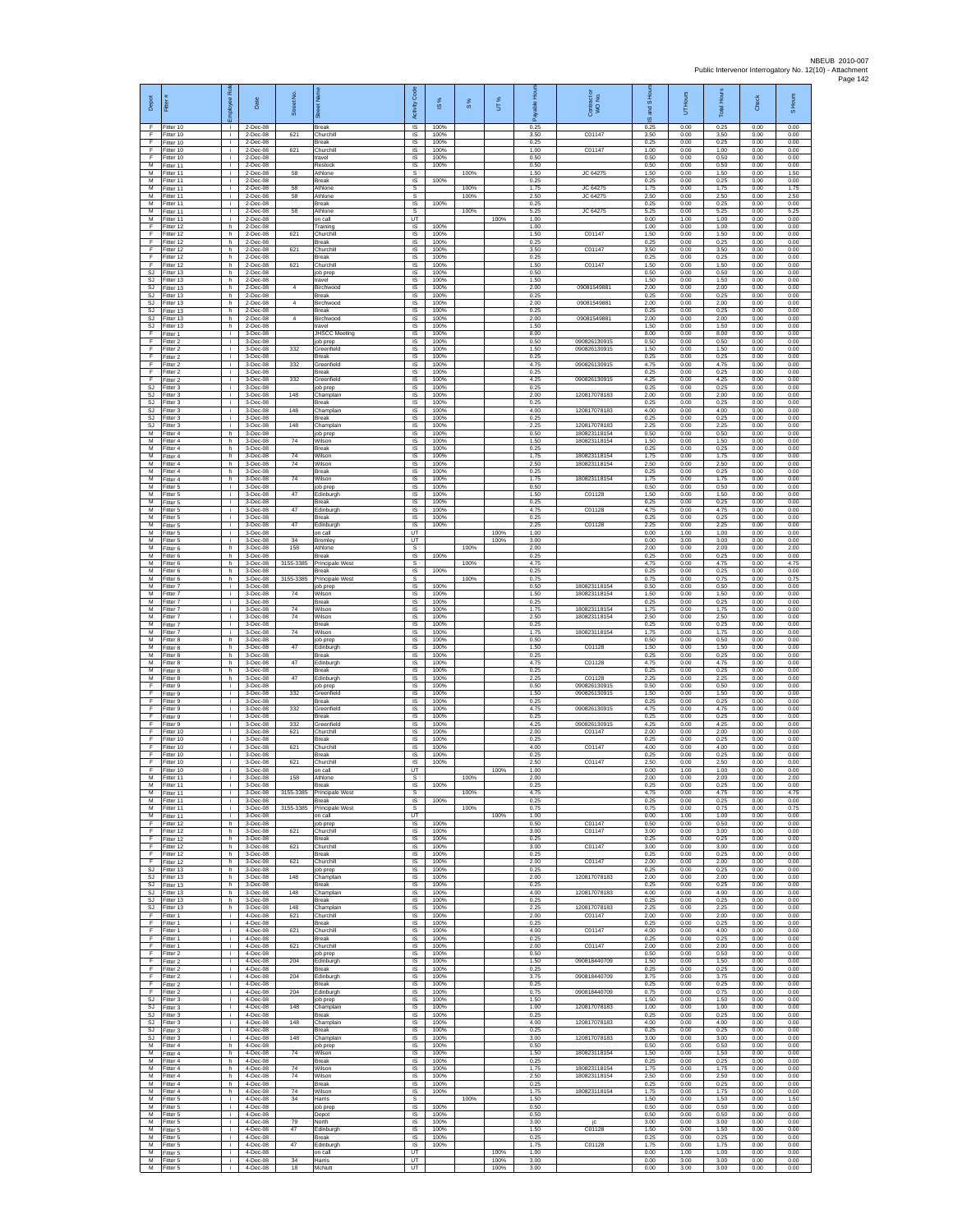| Depot | Fitter # | Employee Role | Date | Street No. | Street Name | Activity Code | IS % | S % | UT % | Payable Hours | Contractor or WO No. | IS and S Hours | UT Hours | Total Hours | Check | S Hours |
|---|---|---|---|---|---|---|---|---|---|---|---|---|---|---|---|---|
| F | Fitter 10 | i | 2-Dec-08 | | Break | IS | 100% | | | 0.25 | | 0.25 | 0.00 | 0.25 | 0.00 | 0.00 |
| F | Fitter 10 | i | 2-Dec-08 | 621 | Churchill | IS | 100% | | | 3.50 | C01147 | 3.50 | 0.00 | 3.50 | 0.00 | 0.00 |
| F | Fitter 10 | i | 2-Dec-08 | | Break | IS | 100% | | | 0.25 | | 0.25 | 0.00 | 0.25 | 0.00 | 0.00 |
| F | Fitter 10 | i | 2-Dec-08 | 621 | Churchill | IS | 100% | | | 1.00 | C01147 | 1.00 | 0.00 | 1.00 | 0.00 | 0.00 |
| F | Fitter 10 | i | 2-Dec-08 | | travel | IS | 100% | | | 0.50 | | 0.50 | 0.00 | 0.50 | 0.00 | 0.00 |
| M | Fitter 11 | i | 2-Dec-08 | | Restock | IS | 100% | | | 0.50 | | 0.50 | 0.00 | 0.50 | 0.00 | 0.00 |
| M | Fitter 11 | i | 2-Dec-08 | 58 | Athlone | S | | 100% | | 1.50 | JC 64275 | 1.50 | 0.00 | 1.50 | 0.00 | 1.50 |
| M | Fitter 11 | i | 2-Dec-08 | | Break | IS | 100% | | | 0.25 | | 0.25 | 0.00 | 0.25 | 0.00 | 0.00 |
| M | Fitter 11 | i | 2-Dec-08 | 58 | Athlone | S | | 100% | | 1.75 | JC 64275 | 1.75 | 0.00 | 1.75 | 0.00 | 1.75 |
| M | Fitter 11 | i | 2-Dec-08 | 58 | Athlone | S | | 100% | | 2.50 | JC 64275 | 2.50 | 0.00 | 2.50 | 0.00 | 2.50 |
| M | Fitter 11 | i | 2-Dec-08 | | Break | IS | 100% | | | 0.25 | | 0.25 | 0.00 | 0.25 | 0.00 | 0.00 |
| M | Fitter 11 | i | 2-Dec-08 | 58 | Athlone | S | | 100% | | 5.25 | JC 64275 | 5.25 | 0.00 | 5.25 | 0.00 | 5.25 |
| M | Fitter 11 | i | 2-Dec-08 | | on call | UT | | | 100% | 1.00 | | 0.00 | 1.00 | 1.00 | 0.00 | 0.00 |
| F | Fitter 12 | h | 2-Dec-08 | | Training | IS | 100% | | | 1.00 | | 1.00 | 0.00 | 1.00 | 0.00 | 0.00 |
| F | Fitter 12 | h | 2-Dec-08 | 621 | Churchill | IS | 100% | | | 1.50 | C01147 | 1.50 | 0.00 | 1.50 | 0.00 | 0.00 |
| F | Fitter 12 | h | 2-Dec-08 | | Break | IS | 100% | | | 0.25 | | 0.25 | 0.00 | 0.25 | 0.00 | 0.00 |
| F | Fitter 12 | h | 2-Dec-08 | 621 | Churchill | IS | 100% | | | 3.50 | C01147 | 3.50 | 0.00 | 3.50 | 0.00 | 0.00 |
| F | Fitter 12 | h | 2-Dec-08 | | Break | IS | 100% | | | 0.25 | | 0.25 | 0.00 | 0.25 | 0.00 | 0.00 |
| F | Fitter 12 | h | 2-Dec-08 | 621 | Churchill | IS | 100% | | | 1.50 | C01147 | 1.50 | 0.00 | 1.50 | 0.00 | 0.00 |
| SJ | Fitter 13 | h | 2-Dec-08 | | job prep | IS | 100% | | | 0.50 | | 0.50 | 0.00 | 0.50 | 0.00 | 0.00 |
| SJ | Fitter 13 | h | 2-Dec-08 | | travel | IS | 100% | | | 1.50 | | 1.50 | 0.00 | 1.50 | 0.00 | 0.00 |
| SJ | Fitter 13 | h | 2-Dec-08 | 4 | Birchwood | IS | 100% | | | 2.00 | 09081549881 | 2.00 | 0.00 | 2.00 | 0.00 | 0.00 |
| SJ | Fitter 13 | h | 2-Dec-08 | | Break | IS | 100% | | | 0.25 | | 0.25 | 0.00 | 0.25 | 0.00 | 0.00 |
| SJ | Fitter 13 | h | 2-Dec-08 | 4 | Birchwood | IS | 100% | | | 2.00 | 09081549881 | 2.00 | 0.00 | 2.00 | 0.00 | 0.00 |
| SJ | Fitter 13 | h | 2-Dec-08 | | Break | IS | 100% | | | 0.25 | | 0.25 | 0.00 | 0.25 | 0.00 | 0.00 |
| SJ | Fitter 13 | h | 2-Dec-08 | 4 | Birchwood | IS | 100% | | | 2.00 | 09081549881 | 2.00 | 0.00 | 2.00 | 0.00 | 0.00 |
| SJ | Fitter 13 | h | 2-Dec-08 | | travel | IS | 100% | | | 1.50 | | 1.50 | 0.00 | 1.50 | 0.00 | 0.00 |
| F | Fitter 1 | i | 3-Dec-08 | | JHSCC Meeting | IS | 100% | | | 8.00 | | 8.00 | 0.00 | 8.00 | 0.00 | 0.00 |
| F | Fitter 2 | i | 3-Dec-08 | | job prep | IS | 100% | | | 0.50 | 090826130915 | 0.50 | 0.00 | 0.50 | 0.00 | 0.00 |
| F | Fitter 2 | i | 3-Dec-08 | 332 | Greenfield | IS | 100% | | | 1.50 | 090826130915 | 1.50 | 0.00 | 1.50 | 0.00 | 0.00 |
| F | Fitter 2 | i | 3-Dec-08 | | Break | IS | 100% | | | 0.25 | | 0.25 | 0.00 | 0.25 | 0.00 | 0.00 |
| F | Fitter 2 | i | 3-Dec-08 | 332 | Greenfield | IS | 100% | | | 4.75 | 090826130915 | 4.75 | 0.00 | 4.75 | 0.00 | 0.00 |
| F | Fitter 2 | i | 3-Dec-08 | | Break | IS | 100% | | | 0.25 | | 0.25 | 0.00 | 0.25 | 0.00 | 0.00 |
| F | Fitter 2 | i | 3-Dec-08 | 332 | Greenfield | IS | 100% | | | 4.25 | 090826130915 | 4.25 | 0.00 | 4.25 | 0.00 | 0.00 |
| SJ | Fitter 3 | i | 3-Dec-08 | | job prep | IS | 100% | | | 0.25 | | 0.25 | 0.00 | 0.25 | 0.00 | 0.00 |
| SJ | Fitter 3 | i | 3-Dec-08 | 148 | Champlain | IS | 100% | | | 2.00 | 120817078183 | 2.00 | 0.00 | 2.00 | 0.00 | 0.00 |
| SJ | Fitter 3 | i | 3-Dec-08 | | Break | IS | 100% | | | 0.25 | | 0.25 | 0.00 | 0.25 | 0.00 | 0.00 |
| SJ | Fitter 3 | i | 3-Dec-08 | 148 | Champlain | IS | 100% | | | 4.00 | 120817078183 | 4.00 | 0.00 | 4.00 | 0.00 | 0.00 |
| SJ | Fitter 3 | i | 3-Dec-08 | | Break | IS | 100% | | | 0.25 | | 0.25 | 0.00 | 0.25 | 0.00 | 0.00 |
| SJ | Fitter 3 | i | 3-Dec-08 | 148 | Champlain | IS | 100% | | | 2.25 | 120817078183 | 2.25 | 0.00 | 2.25 | 0.00 | 0.00 |
| M | Fitter 4 | h | 3-Dec-08 | | job prep | IS | 100% | | | 0.50 | 180823118154 | 0.50 | 0.00 | 0.50 | 0.00 | 0.00 |
| M | Fitter 4 | h | 3-Dec-08 | 74 | Wilson | IS | 100% | | | 1.50 | 180823118154 | 1.50 | 0.00 | 1.50 | 0.00 | 0.00 |
| M | Fitter 4 | h | 3-Dec-08 | | Break | IS | 100% | | | 0.25 | | 0.25 | 0.00 | 0.25 | 0.00 | 0.00 |
| M | Fitter 4 | h | 3-Dec-08 | 74 | Wilson | IS | 100% | | | 1.75 | 180823118154 | 1.75 | 0.00 | 1.75 | 0.00 | 0.00 |
| M | Fitter 4 | h | 3-Dec-08 | 74 | Wilson | IS | 100% | | | 2.50 | 180823118154 | 2.50 | 0.00 | 2.50 | 0.00 | 0.00 |
| M | Fitter 4 | h | 3-Dec-08 | | Break | IS | 100% | | | 0.25 | | 0.25 | 0.00 | 0.25 | 0.00 | 0.00 |
| M | Fitter 4 | h | 3-Dec-08 | 74 | Wilson | IS | 100% | | | 1.75 | 180823118154 | 1.75 | 0.00 | 1.75 | 0.00 | 0.00 |
| M | Fitter 5 | i | 3-Dec-08 | | job prep | IS | 100% | | | 0.50 | | 0.50 | 0.00 | 0.50 | 0.00 | 0.00 |
| M | Fitter 5 | i | 3-Dec-08 | 47 | Edinburgh | IS | 100% | | | 1.50 | C01128 | 1.50 | 0.00 | 1.50 | 0.00 | 0.00 |
| M | Fitter 5 | i | 3-Dec-08 | | Break | IS | 100% | | | 0.25 | | 0.25 | 0.00 | 0.25 | 0.00 | 0.00 |
| M | Fitter 5 | i | 3-Dec-08 | 47 | Edinburgh | IS | 100% | | | 4.75 | C01128 | 4.75 | 0.00 | 4.75 | 0.00 | 0.00 |
| M | Fitter 5 | i | 3-Dec-08 | | Break | IS | 100% | | | 0.25 | | 0.25 | 0.00 | 0.25 | 0.00 | 0.00 |
| M | Fitter 5 | i | 3-Dec-08 | 47 | Edinburgh | IS | 100% | | | 2.25 | C01128 | 2.25 | 0.00 | 2.25 | 0.00 | 0.00 |
| M | Fitter 5 | i | 3-Dec-08 | | on call | UT | | | 100% | 1.00 | | 0.00 | 1.00 | 1.00 | 0.00 | 0.00 |
| M | Fitter 5 | i | 3-Dec-08 | 34 | Bromley | UT | | | 100% | 3.00 | | 0.00 | 3.00 | 3.00 | 0.00 | 0.00 |
| M | Fitter 6 | h | 3-Dec-08 | 158 | Athlone | S | | 100% | | 2.00 | | 2.00 | 0.00 | 2.00 | 0.00 | 2.00 |
| M | Fitter 6 | h | 3-Dec-08 | | Break | IS | 100% | | | 0.25 | | 0.25 | 0.00 | 0.25 | 0.00 | 0.00 |
| M | Fitter 6 | h | 3-Dec-08 | 3155-3385 | Principale West | S | | 100% | | 4.75 | | 4.75 | 0.00 | 4.75 | 0.00 | 4.75 |
| M | Fitter 6 | h | 3-Dec-08 | | Break | IS | 100% | | | 0.25 | | 0.25 | 0.00 | 0.25 | 0.00 | 0.00 |
| M | Fitter 6 | h | 3-Dec-08 | 3155-3385 | Principale West | S | | 100% | | 0.75 | | 0.75 | 0.00 | 0.75 | 0.00 | 0.75 |
| M | Fitter 7 | i | 3-Dec-08 | | job prep | IS | 100% | | | 0.50 | 180823118154 | 0.50 | 0.00 | 0.50 | 0.00 | 0.00 |
| M | Fitter 7 | i | 3-Dec-08 | 74 | Wilson | IS | 100% | | | 1.50 | 180823118154 | 1.50 | 0.00 | 1.50 | 0.00 | 0.00 |
| M | Fitter 7 | i | 3-Dec-08 | | Break | IS | 100% | | | 0.25 | | 0.25 | 0.00 | 0.25 | 0.00 | 0.00 |
| M | Fitter 7 | i | 3-Dec-08 | 74 | Wilson | IS | 100% | | | 1.75 | 180823118154 | 1.75 | 0.00 | 1.75 | 0.00 | 0.00 |
| M | Fitter 7 | i | 3-Dec-08 | 74 | Wilson | IS | 100% | | | 2.50 | 180823118154 | 2.50 | 0.00 | 2.50 | 0.00 | 0.00 |
| M | Fitter 7 | i | 3-Dec-08 | | Break | IS | 100% | | | 0.25 | | 0.25 | 0.00 | 0.25 | 0.00 | 0.00 |
| M | Fitter 7 | i | 3-Dec-08 | 74 | Wilson | IS | 100% | | | 1.75 | 180823118154 | 1.75 | 0.00 | 1.75 | 0.00 | 0.00 |
| M | Fitter 8 | h | 3-Dec-08 | | job prep | IS | 100% | | | 0.50 | | 0.50 | 0.00 | 0.50 | 0.00 | 0.00 |
| M | Fitter 8 | h | 3-Dec-08 | 47 | Edinburgh | IS | 100% | | | 1.50 | C01128 | 1.50 | 0.00 | 1.50 | 0.00 | 0.00 |
| M | Fitter 8 | h | 3-Dec-08 | | Break | IS | 100% | | | 0.25 | | 0.25 | 0.00 | 0.25 | 0.00 | 0.00 |
| M | Fitter 8 | h | 3-Dec-08 | 47 | Edinburgh | IS | 100% | | | 4.75 | C01128 | 4.75 | 0.00 | 4.75 | 0.00 | 0.00 |
| M | Fitter 8 | h | 3-Dec-08 | | Break | IS | 100% | | | 0.25 | | 0.25 | 0.00 | 0.25 | 0.00 | 0.00 |
| M | Fitter 8 | h | 3-Dec-08 | 47 | Edinburgh | IS | 100% | | | 2.25 | C01128 | 2.25 | 0.00 | 2.25 | 0.00 | 0.00 |
| F | Fitter 9 | i | 3-Dec-08 | | job prep | IS | 100% | | | 0.50 | 090826130915 | 0.50 | 0.00 | 0.50 | 0.00 | 0.00 |
| F | Fitter 9 | i | 3-Dec-08 | 332 | Greenfield | IS | 100% | | | 1.50 | 090826130915 | 1.50 | 0.00 | 1.50 | 0.00 | 0.00 |
| F | Fitter 9 | i | 3-Dec-08 | | Break | IS | 100% | | | 0.25 | | 0.25 | 0.00 | 0.25 | 0.00 | 0.00 |
| F | Fitter 9 | i | 3-Dec-08 | 332 | Greenfield | IS | 100% | | | 4.75 | 090826130915 | 4.75 | 0.00 | 4.75 | 0.00 | 0.00 |
| F | Fitter 9 | i | 3-Dec-08 | | Break | IS | 100% | | | 0.25 | | 0.25 | 0.00 | 0.25 | 0.00 | 0.00 |
| F | Fitter 9 | i | 3-Dec-08 | 332 | Greenfield | IS | 100% | | | 4.25 | 090826130915 | 4.25 | 0.00 | 4.25 | 0.00 | 0.00 |
| F | Fitter 10 | i | 3-Dec-08 | 621 | Churchill | IS | 100% | | | 2.00 | C01147 | 2.00 | 0.00 | 2.00 | 0.00 | 0.00 |
| F | Fitter 10 | i | 3-Dec-08 | | Break | IS | 100% | | | 0.25 | | 0.25 | 0.00 | 0.25 | 0.00 | 0.00 |
| F | Fitter 10 | i | 3-Dec-08 | 621 | Churchill | IS | 100% | | | 4.00 | C01147 | 4.00 | 0.00 | 4.00 | 0.00 | 0.00 |
| F | Fitter 10 | i | 3-Dec-08 | | Break | IS | 100% | | | 0.25 | | 0.25 | 0.00 | 0.25 | 0.00 | 0.00 |
| F | Fitter 10 | i | 3-Dec-08 | 621 | Churchill | IS | 100% | | | 2.50 | C01147 | 2.50 | 0.00 | 2.50 | 0.00 | 0.00 |
| F | Fitter 10 | i | 3-Dec-08 | | on call | UT | | | 100% | 1.00 | | 0.00 | 1.00 | 1.00 | 0.00 | 0.00 |
| M | Fitter 11 | i | 3-Dec-08 | 158 | Athlone | S | | 100% | | 2.00 | | 2.00 | 0.00 | 2.00 | 0.00 | 2.00 |
| M | Fitter 11 | i | 3-Dec-08 | | Break | IS | 100% | | | 0.25 | | 0.25 | 0.00 | 0.25 | 0.00 | 0.00 |
| M | Fitter 11 | i | 3-Dec-08 | 3155-3385 | Principale West | S | | 100% | | 4.75 | | 4.75 | 0.00 | 4.75 | 0.00 | 4.75 |
| M | Fitter 11 | i | 3-Dec-08 | | Break | IS | 100% | | | 0.25 | | 0.25 | 0.00 | 0.25 | 0.00 | 0.00 |
| M | Fitter 11 | i | 3-Dec-08 | 3155-3385 | Principale West | S | | 100% | | 0.75 | | 0.75 | 0.00 | 0.75 | 0.00 | 0.75 |
| M | Fitter 11 | i | 3-Dec-08 | | on call | UT | | | 100% | 1.00 | | 0.00 | 1.00 | 1.00 | 0.00 | 0.00 |
| F | Fitter 12 | h | 3-Dec-08 | | job prep | IS | 100% | | | 0.50 | C01147 | 0.50 | 0.00 | 0.50 | 0.00 | 0.00 |
| F | Fitter 12 | h | 3-Dec-08 | 621 | Churchill | IS | 100% | | | 3.00 | C01147 | 3.00 | 0.00 | 3.00 | 0.00 | 0.00 |
| F | Fitter 12 | h | 3-Dec-08 | | Break | IS | 100% | | | 0.25 | | 0.25 | 0.00 | 0.25 | 0.00 | 0.00 |
| F | Fitter 12 | h | 3-Dec-08 | 621 | Churchill | IS | 100% | | | 3.00 | C01147 | 3.00 | 0.00 | 3.00 | 0.00 | 0.00 |
| F | Fitter 12 | h | 3-Dec-08 | | Break | IS | 100% | | | 0.25 | | 0.25 | 0.00 | 0.25 | 0.00 | 0.00 |
| F | Fitter 12 | h | 3-Dec-08 | 621 | Churchill | IS | 100% | | | 2.00 | C01147 | 2.00 | 0.00 | 2.00 | 0.00 | 0.00 |
| SJ | Fitter 13 | h | 3-Dec-08 | | job prep | IS | 100% | | | 0.25 | | 0.25 | 0.00 | 0.25 | 0.00 | 0.00 |
| SJ | Fitter 13 | h | 3-Dec-08 | 148 | Champlain | IS | 100% | | | 2.00 | 120817078183 | 2.00 | 0.00 | 2.00 | 0.00 | 0.00 |
| SJ | Fitter 13 | h | 3-Dec-08 | | Break | IS | 100% | | | 0.25 | | 0.25 | 0.00 | 0.25 | 0.00 | 0.00 |
| SJ | Fitter 13 | h | 3-Dec-08 | 148 | Champlain | IS | 100% | | | 4.00 | 120817078183 | 4.00 | 0.00 | 4.00 | 0.00 | 0.00 |
| SJ | Fitter 13 | h | 3-Dec-08 | | Break | IS | 100% | | | 0.25 | | 0.25 | 0.00 | 0.25 | 0.00 | 0.00 |
| SJ | Fitter 13 | h | 3-Dec-08 | 148 | Champlain | IS | 100% | | | 2.25 | 120817078183 | 2.25 | 0.00 | 2.25 | 0.00 | 0.00 |
| F | Fitter 1 | i | 4-Dec-08 | 621 | Churchill | IS | 100% | | | 2.00 | C01147 | 2.00 | 0.00 | 2.00 | 0.00 | 0.00 |
| F | Fitter 1 | i | 4-Dec-08 | | Break | IS | 100% | | | 0.25 | | 0.25 | 0.00 | 0.25 | 0.00 | 0.00 |
| F | Fitter 1 | i | 4-Dec-08 | 621 | Churchill | IS | 100% | | | 4.00 | C01147 | 4.00 | 0.00 | 4.00 | 0.00 | 0.00 |
| F | Fitter 1 | i | 4-Dec-08 | | Break | IS | 100% | | | 0.25 | | 0.25 | 0.00 | 0.25 | 0.00 | 0.00 |
| F | Fitter 1 | i | 4-Dec-08 | 621 | Churchill | IS | 100% | | | 2.00 | C01147 | 2.00 | 0.00 | 2.00 | 0.00 | 0.00 |
| F | Fitter 2 | i | 4-Dec-08 | | job prep | IS | 100% | | | 0.50 | | 0.50 | 0.00 | 0.50 | 0.00 | 0.00 |
| F | Fitter 2 | i | 4-Dec-08 | 204 | Edinburgh | IS | 100% | | | 1.50 | 090818440709 | 1.50 | 0.00 | 1.50 | 0.00 | 0.00 |
| F | Fitter 2 | i | 4-Dec-08 | | Break | IS | 100% | | | 0.25 | | 0.25 | 0.00 | 0.25 | 0.00 | 0.00 |
| F | Fitter 2 | i | 4-Dec-08 | 204 | Edinburgh | IS | 100% | | | 3.75 | 090818440709 | 3.75 | 0.00 | 3.75 | 0.00 | 0.00 |
| F | Fitter 2 | i | 4-Dec-08 | | Break | IS | 100% | | | 0.25 | | 0.25 | 0.00 | 0.25 | 0.00 | 0.00 |
| F | Fitter 2 | i | 4-Dec-08 | 204 | Edinburgh | IS | 100% | | | 0.75 | 090818440709 | 0.75 | 0.00 | 0.75 | 0.00 | 0.00 |
| SJ | Fitter 3 | i | 4-Dec-08 | | job prep | IS | 100% | | | 1.50 | | 1.50 | 0.00 | 1.50 | 0.00 | 0.00 |
| SJ | Fitter 3 | i | 4-Dec-08 | 148 | Champlain | IS | 100% | | | 1.00 | 120817078183 | 1.00 | 0.00 | 1.00 | 0.00 | 0.00 |
| SJ | Fitter 3 | i | 4-Dec-08 | | Break | IS | 100% | | | 0.25 | | 0.25 | 0.00 | 0.25 | 0.00 | 0.00 |
| SJ | Fitter 3 | i | 4-Dec-08 | 148 | Champlain | IS | 100% | | | 4.00 | 120817078183 | 4.00 | 0.00 | 4.00 | 0.00 | 0.00 |
| SJ | Fitter 3 | i | 4-Dec-08 | | Break | IS | 100% | | | 0.25 | | 0.25 | 0.00 | 0.25 | 0.00 | 0.00 |
| SJ | Fitter 3 | i | 4-Dec-08 | 148 | Champlain | IS | 100% | | | 3.00 | 120817078183 | 3.00 | 0.00 | 3.00 | 0.00 | 0.00 |
| M | Fitter 4 | h | 4-Dec-08 | | job prep | IS | 100% | | | 0.50 | | 0.50 | 0.00 | 0.50 | 0.00 | 0.00 |
| M | Fitter 4 | h | 4-Dec-08 | 74 | Wilson | IS | 100% | | | 1.50 | 180823118154 | 1.50 | 0.00 | 1.50 | 0.00 | 0.00 |
| M | Fitter 4 | h | 4-Dec-08 | | Break | IS | 100% | | | 0.25 | | 0.25 | 0.00 | 0.25 | 0.00 | 0.00 |
| M | Fitter 4 | h | 4-Dec-08 | 74 | Wilson | IS | 100% | | | 1.75 | 180823118154 | 1.75 | 0.00 | 1.75 | 0.00 | 0.00 |
| M | Fitter 4 | h | 4-Dec-08 | 74 | Wilson | IS | 100% | | | 2.50 | 180823118154 | 2.50 | 0.00 | 2.50 | 0.00 | 0.00 |
| M | Fitter 4 | h | 4-Dec-08 | | Break | IS | 100% | | | 0.25 | | 0.25 | 0.00 | 0.25 | 0.00 | 0.00 |
| M | Fitter 4 | h | 4-Dec-08 | 74 | Wilson | IS | 100% | | | 1.75 | 180823118154 | 1.75 | 0.00 | 1.75 | 0.00 | 0.00 |
| M | Fitter 5 | i | 4-Dec-08 | 34 | Harris | S | | 100% | | 1.50 | | 1.50 | 0.00 | 1.50 | 0.00 | 1.50 |
| M | Fitter 5 | i | 4-Dec-08 | | job prep | IS | 100% | | | 0.50 | | 0.50 | 0.00 | 0.50 | 0.00 | 0.00 |
| M | Fitter 5 | i | 4-Dec-08 | | Depot | IS | 100% | | | 0.50 | | 0.50 | 0.00 | 0.50 | 0.00 | 0.00 |
| M | Fitter 5 | i | 4-Dec-08 | 79 | North | IS | 100% | | | 3.00 | jc | 3.00 | 0.00 | 3.00 | 0.00 | 0.00 |
| M | Fitter 5 | i | 4-Dec-08 | 47 | Edinburgh | IS | 100% | | | 1.50 | C01128 | 1.50 | 0.00 | 1.50 | 0.00 | 0.00 |
| M | Fitter 5 | i | 4-Dec-08 | | Break | IS | 100% | | | 0.25 | | 0.25 | 0.00 | 0.25 | 0.00 | 0.00 |
| M | Fitter 5 | i | 4-Dec-08 | 47 | Edinburgh | IS | 100% | | | 1.75 | C01128 | 1.75 | 0.00 | 1.75 | 0.00 | 0.00 |
| M | Fitter 5 | i | 4-Dec-08 | | on call | UT | | | 100% | 1.00 | | 0.00 | 1.00 | 1.00 | 0.00 | 0.00 |
| M | Fitter 5 | i | 4-Dec-08 | 34 | Harris | UT | | | 100% | 3.00 | | 0.00 | 3.00 | 3.00 | 0.00 | 0.00 |
| M | Fitter 5 | i | 4-Dec-08 | 18 | McNutt | UT | | | 100% | 3.00 | | 0.00 | 3.00 | 3.00 | 0.00 | 0.00 |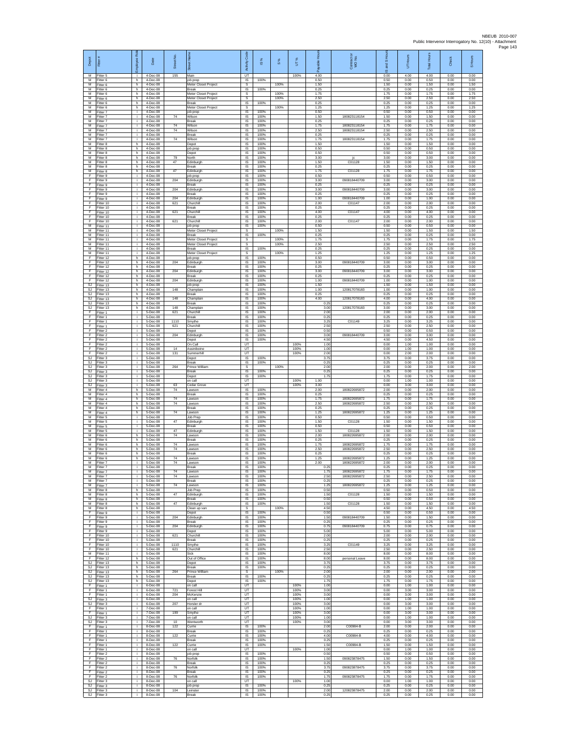| Depot | Fitter # | Employee Role | Date | Street No. | Street Name | Activity Code | IS % | S % | UT % | Payable Hours | Contractor or WO No. | IS and S Hours | UT Hours | Total Hours | Check | S Hours |
|---|---|---|---|---|---|---|---|---|---|---|---|---|---|---|---|---|
| M | Fitter 5 | i | 4-Dec-08 | 155 | Main | UT | | | 100% | 4.00 | | 0.00 | 4.00 | 4.00 | 0.00 | 0.00 |
| M | Fitter 6 | h | 4-Dec-08 | | job prep | IS | 100% | | | 0.50 | | 0.50 | 0.00 | 0.50 | 0.00 | 0.00 |
| M | Fitter 6 | h | 4-Dec-08 | | Meter Closet Project | S | | 100% | | 1.50 | | 1.50 | 0.00 | 1.50 | 0.00 | 1.50 |
| M | Fitter 6 | h | 4-Dec-08 | | Break | IS | 100% | | | 0.25 | | 0.25 | 0.00 | 0.25 | 0.00 | 0.00 |
| M | Fitter 6 | h | 4-Dec-08 | | Meter Closet Project | S | | 100% | | 1.75 | | 1.75 | 0.00 | 1.75 | 0.00 | 1.75 |
| M | Fitter 6 | h | 4-Dec-08 | | Meter Closet Project | S | | 100% | | 2.50 | | 2.50 | 0.00 | 2.50 | 0.00 | 2.50 |
| M | Fitter 6 | h | 4-Dec-08 | | Break | IS | 100% | | | 0.25 | | 0.25 | 0.00 | 0.25 | 0.00 | 0.00 |
| M | Fitter 6 | h | 4-Dec-08 | | Meter Closet Project | S | | 100% | | 1.25 | | 1.25 | 0.00 | 1.25 | 0.00 | 1.25 |
| M | Fitter 7 | i | 4-Dec-08 | | job prep | IS | 100% | | | 0.50 | | 0.50 | 0.00 | 0.50 | 0.00 | 0.00 |
| M | Fitter 7 | i | 4-Dec-08 | 74 | Wilson | IS | 100% | | | 1.50 | 180823118154 | 1.50 | 0.00 | 1.50 | 0.00 | 0.00 |
| M | Fitter 7 | i | 4-Dec-08 | | Break | IS | 100% | | | 0.25 | | 0.25 | 0.00 | 0.25 | 0.00 | 0.00 |
| M | Fitter 7 | i | 4-Dec-08 | 74 | Wilson | IS | 100% | | | 1.75 | 180823118154 | 1.75 | 0.00 | 1.75 | 0.00 | 0.00 |
| M | Fitter 7 | i | 4-Dec-08 | 74 | Wilson | IS | 100% | | | 2.50 | 180823118154 | 2.50 | 0.00 | 2.50 | 0.00 | 0.00 |
| M | Fitter 7 | i | 4-Dec-08 | | Break | IS | 100% | | | 0.25 | | 0.25 | 0.00 | 0.25 | 0.00 | 0.00 |
| M | Fitter 7 | i | 4-Dec-08 | 74 | Wilson | IS | 100% | | | 1.75 | 180823118154 | 1.75 | 0.00 | 1.75 | 0.00 | 0.00 |
| M | Fitter 8 | h | 4-Dec-08 | | Depot | IS | 100% | | | 1.50 | | 1.50 | 0.00 | 1.50 | 0.00 | 0.00 |
| M | Fitter 8 | h | 4-Dec-08 | | job prep | IS | 100% | | | 0.50 | | 0.50 | 0.00 | 0.50 | 0.00 | 0.00 |
| M | Fitter 8 | h | 4-Dec-08 | | Depot | IS | 100% | | | 0.50 | | 0.50 | 0.00 | 0.50 | 0.00 | 0.00 |
| M | Fitter 8 | h | 4-Dec-08 | 79 | North | IS | 100% | | | 3.00 | jc | 3.00 | 0.00 | 3.00 | 0.00 | 0.00 |
| M | Fitter 8 | h | 4-Dec-08 | 47 | Edinburgh | IS | 100% | | | 1.50 | C01128 | 1.50 | 0.00 | 1.50 | 0.00 | 0.00 |
| M | Fitter 8 | h | 4-Dec-08 | | Break | IS | 100% | | | 0.25 | | 0.25 | 0.00 | 0.25 | 0.00 | 0.00 |
| M | Fitter 8 | h | 4-Dec-08 | 47 | Edinburgh | IS | 100% | | | 1.75 | C01128 | 1.75 | 0.00 | 1.75 | 0.00 | 0.00 |
| F | Fitter 9 | i | 4-Dec-08 | | job prep | IS | 100% | | | 0.50 | | 0.50 | 0.00 | 0.50 | 0.00 | 0.00 |
| F | Fitter 9 | i | 4-Dec-08 | 204 | Edinburgh | IS | 100% | | | 3.00 | 090818440709 | 3.00 | 0.00 | 3.00 | 0.00 | 0.00 |
| F | Fitter 9 | i | 4-Dec-08 | | Break | IS | 100% | | | 0.25 | | 0.25 | 0.00 | 0.25 | 0.00 | 0.00 |
| F | Fitter 9 | i | 4-Dec-08 | 204 | Edinburgh | IS | 100% | | | 3.00 | 090818440709 | 3.00 | 0.00 | 3.00 | 0.00 | 0.00 |
| F | Fitter 9 | i | 4-Dec-08 | | Break | IS | 100% | | | 0.25 | | 0.25 | 0.00 | 0.25 | 0.00 | 0.00 |
| F | Fitter 9 | i | 4-Dec-08 | 204 | Edinburgh | IS | 100% | | | 1.00 | 090818440709 | 1.00 | 0.00 | 1.00 | 0.00 | 0.00 |
| F | Fitter 10 | i | 4-Dec-08 | 621 | Churchill | IS | 100% | | | 2.00 | C01147 | 2.00 | 0.00 | 2.00 | 0.00 | 0.00 |
| F | Fitter 10 | i | 4-Dec-08 | | Break | IS | 100% | | | 0.25 | | 0.25 | 0.00 | 0.25 | 0.00 | 0.00 |
| F | Fitter 10 | i | 4-Dec-08 | 621 | Churchill | IS | 100% | | | 4.00 | C01147 | 4.00 | 0.00 | 4.00 | 0.00 | 0.00 |
| F | Fitter 10 | i | 4-Dec-08 | | Break | IS | 100% | | | 0.25 | | 0.25 | 0.00 | 0.25 | 0.00 | 0.00 |
| F | Fitter 10 | i | 4-Dec-08 | 621 | Churchill | IS | 100% | | | 2.00 | C01147 | 2.00 | 0.00 | 2.00 | 0.00 | 0.00 |
| M | Fitter 11 | i | 4-Dec-08 | | job prep | IS | 100% | | | 0.50 | | 0.50 | 0.00 | 0.50 | 0.00 | 0.00 |
| M | Fitter 11 | i | 4-Dec-08 | | Meter Closet Project | S | | 100% | | 1.50 | | 1.50 | 0.00 | 1.50 | 0.00 | 1.50 |
| M | Fitter 11 | i | 4-Dec-08 | | Break | IS | 100% | | | 0.25 | | 0.25 | 0.00 | 0.25 | 0.00 | 0.00 |
| M | Fitter 11 | i | 4-Dec-08 | | Meter Closet Project | S | | 100% | | 1.75 | | 1.75 | 0.00 | 1.75 | 0.00 | 1.75 |
| M | Fitter 11 | i | 4-Dec-08 | | Meter Closet Project | S | | 100% | | 2.50 | | 2.50 | 0.00 | 2.50 | 0.00 | 2.50 |
| M | Fitter 11 | i | 4-Dec-08 | | Break | IS | 100% | | | 0.25 | | 0.25 | 0.00 | 0.25 | 0.00 | 0.00 |
| M | Fitter 11 | i | 4-Dec-08 | | Meter Closet Project | S | | 100% | | 1.25 | | 1.25 | 0.00 | 1.25 | 0.00 | 1.25 |
| F | Fitter 12 | h | 4-Dec-08 | | job prep | IS | 100% | | | 0.50 | | 0.50 | 0.00 | 0.50 | 0.00 | 0.00 |
| F | Fitter 12 | h | 4-Dec-08 | 204 | Edinburgh | IS | 100% | | | 3.00 | 090818440709 | 3.00 | 0.00 | 3.00 | 0.00 | 0.00 |
| F | Fitter 12 | h | 4-Dec-08 | | Break | IS | 100% | | | 0.25 | | 0.25 | 0.00 | 0.25 | 0.00 | 0.00 |
| F | Fitter 12 | h | 4-Dec-08 | 204 | Edinburgh | IS | 100% | | | 3.00 | 090818440709 | 3.00 | 0.00 | 3.00 | 0.00 | 0.00 |
| F | Fitter 12 | h | 4-Dec-08 | | Break | IS | 100% | | | 0.25 | | 0.25 | 0.00 | 0.25 | 0.00 | 0.00 |
| F | Fitter 12 | h | 4-Dec-08 | 204 | Edinburgh | IS | 100% | | | 1.00 | 090818440709 | 1.00 | 0.00 | 1.00 | 0.00 | 0.00 |
| SJ | Fitter 13 | h | 4-Dec-08 | | job prep | IS | 100% | | | 1.50 | | 1.50 | 0.00 | 1.50 | 0.00 | 0.00 |
| SJ | Fitter 13 | h | 4-Dec-08 | 148 | Champlain | IS | 100% | | | 1.00 | 120817078183 | 1.00 | 0.00 | 1.00 | 0.00 | 0.00 |
| SJ | Fitter 13 | h | 4-Dec-08 | | Break | IS | 100% | | | 0.25 | | 0.25 | 0.00 | 0.25 | 0.00 | 0.00 |
| SJ | Fitter 13 | h | 4-Dec-08 | 148 | Champlain | IS | 100% | | | 4.00 | 120817078183 | 4.00 | 0.00 | 4.00 | 0.00 | 0.00 |
| SJ | Fitter 13 | h | 4-Dec-08 | | Break | IS | 100% | | | 0.25 | | 0.25 | 0.00 | 0.25 | 0.00 | 0.00 |
| SJ | Fitter 13 | h | 4-Dec-08 | 148 | Champlain | IS | 100% | | | 3.00 | 120817078183 | 3.00 | 0.00 | 3.00 | 0.00 | 0.00 |
| F | Fitter 1 | i | 5-Dec-08 | 621 | Churchill | IS | 100% | | | 2.00 | | 2.00 | 0.00 | 2.00 | 0.00 | 0.00 |
| F | Fitter 1 | i | 5-Dec-08 | | Break | IS | 100% | | | 0.25 | | 0.25 | 0.00 | 0.25 | 0.00 | 0.00 |
| F | Fitter 1 | i | 5-Dec-08 | 1110 | Smythe | IS | 100% | | | 3.25 | C01149 | 3.25 | 0.00 | 3.25 | 0.00 | 0.00 |
| F | Fitter 1 | i | 5-Dec-08 | 621 | Churchill | IS | 100% | | | 2.50 | | 2.50 | 0.00 | 2.50 | 0.00 | 0.00 |
| F | Fitter 2 | i | 5-Dec-08 | | Depot | IS | 100% | | | 0.50 | | 0.50 | 0.00 | 0.50 | 0.00 | 0.00 |
| F | Fitter 2 | i | 5-Dec-08 | 204 | Edinburgh | IS | 100% | | | 3.00 | 090818440709 | 3.00 | 0.00 | 3.00 | 0.00 | 0.00 |
| F | Fitter 2 | i | 5-Dec-08 | | Depot | IS | 100% | | | 4.50 | | 4.50 | 0.00 | 4.50 | 0.00 | 0.00 |
| F | Fitter 2 | i | 5-Dec-08 | | On Call | UT | | | 100% | 1.00 | | 0.00 | 1.00 | 1.00 | 0.00 | 0.00 |
| F | Fitter 2 | i | 5-Dec-08 | 14 | Assiniboine | UT | | | 100% | 1.00 | | 0.00 | 1.00 | 1.00 | 0.00 | 0.00 |
| F | Fitter 2 | i | 5-Dec-08 | 131 | Summerhill | UT | | | 100% | 2.00 | | 0.00 | 2.00 | 2.00 | 0.00 | 0.00 |
| SJ | Fitter 3 | i | 5-Dec-08 | | Depot | IS | 100% | | | 3.75 | | 3.75 | 0.00 | 3.75 | 0.00 | 0.00 |
| SJ | Fitter 3 | i | 5-Dec-08 | | Break | IS | 100% | | | 0.25 | | 0.25 | 0.00 | 0.25 | 0.00 | 0.00 |
| SJ | Fitter 3 | i | 5-Dec-08 | 264 | Prince William | S | | 100% | | 2.00 | | 2.00 | 0.00 | 2.00 | 0.00 | 2.00 |
| SJ | Fitter 3 | i | 5-Dec-08 | | Break | IS | 100% | | | 0.25 | | 0.25 | 0.00 | 0.25 | 0.00 | 0.00 |
| SJ | Fitter 3 | i | 5-Dec-08 | | Depot | IS | 100% | | | 1.75 | | 1.75 | 0.00 | 1.75 | 0.00 | 0.00 |
| SJ | Fitter 3 | i | 5-Dec-08 | | on call | UT | | | 100% | 1.00 | | 0.00 | 1.00 | 1.00 | 0.00 | 0.00 |
| SJ | Fitter 3 | i | 5-Dec-08 | 63 | Cedar Grove | UT | | | 100% | 3.00 | | 0.00 | 3.00 | 3.00 | 0.00 | 0.00 |
| M | Fitter 4 | h | 5-Dec-08 | 74 | Lawson | IS | 100% | | | 2.00 | 180822695872 | 2.00 | 0.00 | 2.00 | 0.00 | 0.00 |
| M | Fitter 4 | h | 5-Dec-08 | | Break | IS | 100% | | | 0.25 | | 0.25 | 0.00 | 0.25 | 0.00 | 0.00 |
| M | Fitter 4 | h | 5-Dec-08 | 74 | Lawson | IS | 100% | | | 1.75 | 180822695872 | 1.75 | 0.00 | 1.75 | 0.00 | 0.00 |
| M | Fitter 4 | h | 5-Dec-08 | 74 | Lawson | IS | 100% | | | 2.50 | 180822695872 | 2.50 | 0.00 | 2.50 | 0.00 | 0.00 |
| M | Fitter 4 | h | 5-Dec-08 | | Break | IS | 100% | | | 0.25 | | 0.25 | 0.00 | 0.25 | 0.00 | 0.00 |
| M | Fitter 4 | h | 5-Dec-08 | 74 | Lawson | IS | 100% | | | 1.25 | 180822695872 | 1.25 | 0.00 | 1.25 | 0.00 | 0.00 |
| M | Fitter 5 | i | 5-Dec-08 | | Job Prep | IS | 100% | | | 0.50 | | 0.50 | 0.00 | 0.50 | 0.00 | 0.00 |
| M | Fitter 5 | i | 5-Dec-08 | 47 | Edinburgh | IS | 100% | | | 1.50 | C01128 | 1.50 | 0.00 | 1.50 | 0.00 | 0.00 |
| M | Fitter 5 | i | 5-Dec-08 | | Break | IS | 100% | | | 0.50 | | 0.50 | 0.00 | 0.50 | 0.00 | 0.00 |
| M | Fitter 5 | i | 5-Dec-08 | 47 | Edinburgh | IS | 100% | | | 1.50 | C01128 | 1.50 | 0.00 | 1.50 | 0.00 | 0.00 |
| M | Fitter 6 | h | 5-Dec-08 | 74 | Lawson | IS | 100% | | | 2.00 | 180822695872 | 2.00 | 0.00 | 2.00 | 0.00 | 0.00 |
| M | Fitter 6 | h | 5-Dec-08 | | Break | IS | 100% | | | 0.25 | | 0.25 | 0.00 | 0.25 | 0.00 | 0.00 |
| M | Fitter 6 | h | 5-Dec-08 | 74 | Lawson | IS | 100% | | | 1.75 | 180822695872 | 1.75 | 0.00 | 1.75 | 0.00 | 0.00 |
| M | Fitter 6 | h | 5-Dec-08 | 74 | Lawson | IS | 100% | | | 2.50 | 180822695872 | 2.50 | 0.00 | 2.50 | 0.00 | 0.00 |
| M | Fitter 6 | h | 5-Dec-08 | | Break | IS | 100% | | | 0.25 | | 0.25 | 0.00 | 0.25 | 0.00 | 0.00 |
| M | Fitter 6 | h | 5-Dec-08 | 74 | Lawson | IS | 100% | | | 1.25 | 180822695872 | 1.25 | 0.00 | 1.25 | 0.00 | 0.00 |
| M | Fitter 7 | i | 5-Dec-08 | 74 | Lawson | IS | 100% | | | 2.00 | 180822695872 | 2.00 | 0.00 | 2.00 | 0.00 | 0.00 |
| M | Fitter 7 | i | 5-Dec-08 | | Break | IS | 100% | | | 0.25 | | 0.25 | 0.00 | 0.25 | 0.00 | 0.00 |
| M | Fitter 7 | i | 5-Dec-08 | 74 | Lawson | IS | 100% | | | 1.75 | 180822695872 | 1.75 | 0.00 | 1.75 | 0.00 | 0.00 |
| M | Fitter 7 | i | 5-Dec-08 | 74 | Lawson | IS | 100% | | | 2.50 | 180822695872 | 2.50 | 0.00 | 2.50 | 0.00 | 0.00 |
| M | Fitter 7 | i | 5-Dec-08 | | Break | IS | 100% | | | 0.25 | | 0.25 | 0.00 | 0.25 | 0.00 | 0.00 |
| M | Fitter 7 | i | 5-Dec-08 | 74 | Lawson | IS | 100% | | | 1.25 | 180822695872 | 1.25 | 0.00 | 1.25 | 0.00 | 0.00 |
| M | Fitter 8 | h | 5-Dec-08 | | Job Prep | IS | 100% | | | 0.50 | | 0.50 | 0.00 | 0.50 | 0.00 | 0.00 |
| M | Fitter 8 | h | 5-Dec-08 | 47 | Edinburgh | IS | 100% | | | 1.50 | C01128 | 1.50 | 0.00 | 1.50 | 0.00 | 0.00 |
| M | Fitter 8 | h | 5-Dec-08 | | Break | IS | 100% | | | 0.50 | | 0.50 | 0.00 | 0.50 | 0.00 | 0.00 |
| M | Fitter 8 | h | 5-Dec-08 | 47 | Edinburgh | IS | 100% | | | 1.50 | C01128 | 1.50 | 0.00 | 1.50 | 0.00 | 0.00 |
| M | Fitter 8 | h | 5-Dec-08 | | Clean up van | S | | 100% | | 4.50 | | 4.50 | 0.00 | 4.50 | 0.00 | 4.50 |
| F | Fitter 9 | i | 5-Dec-08 | | Depot | IS | 100% | | | 0.50 | | 0.50 | 0.00 | 0.50 | 0.00 | 0.00 |
| F | Fitter 9 | i | 5-Dec-08 | 204 | Edinburgh | IS | 100% | | | 1.50 | 090818440709 | 1.50 | 0.00 | 1.50 | 0.00 | 0.00 |
| F | Fitter 9 | i | 5-Dec-08 | | Break | IS | 100% | | | 0.25 | | 0.25 | 0.00 | 0.25 | 0.00 | 0.00 |
| F | Fitter 9 | i | 5-Dec-08 | 204 | Edinburgh | IS | 100% | | | 0.75 | 090818440709 | 0.75 | 0.00 | 0.75 | 0.00 | 0.00 |
| F | Fitter 9 | i | 5-Dec-08 | | Depot | IS | 100% | | | 5.00 | | 5.00 | 0.00 | 5.00 | 0.00 | 0.00 |
| F | Fitter 10 | i | 5-Dec-08 | 621 | Churchill | IS | 100% | | | 2.00 | | 2.00 | 0.00 | 2.00 | 0.00 | 0.00 |
| F | Fitter 10 | i | 5-Dec-08 | | Break | IS | 100% | | | 0.25 | | 0.25 | 0.00 | 0.25 | 0.00 | 0.00 |
| F | Fitter 10 | i | 5-Dec-08 | 1110 | Smythe | IS | 100% | | | 3.25 | C01149 | 3.25 | 0.00 | 3.25 | 0.00 | 0.00 |
| F | Fitter 10 | i | 5-Dec-08 | 621 | Churchill | IS | 100% | | | 2.50 | | 2.50 | 0.00 | 2.50 | 0.00 | 0.00 |
| M | Fitter 11 | i | 5-Dec-08 | | Sick | IS | 100% | | | 8.00 | | 8.00 | 0.00 | 8.00 | 0.00 | 0.00 |
| F | Fitter 12 | h | 5-Dec-08 | | Out of Office | IS | 100% | | | 8.00 | personal Leave | 8.00 | 0.00 | 8.00 | 0.00 | 0.00 |
| SJ | Fitter 13 | h | 5-Dec-08 | | Depot | IS | 100% | | | 3.75 | | 3.75 | 0.00 | 3.75 | 0.00 | 0.00 |
| SJ | Fitter 13 | h | 5-Dec-08 | | Break | IS | 100% | | | 0.25 | | 0.25 | 0.00 | 0.25 | 0.00 | 0.00 |
| SJ | Fitter 13 | h | 5-Dec-08 | 264 | Prince William | S | | 100% | | 2.00 | | 2.00 | 0.00 | 2.00 | 0.00 | 2.00 |
| SJ | Fitter 13 | h | 5-Dec-08 | | Break | IS | 100% | | | 0.25 | | 0.25 | 0.00 | 0.25 | 0.00 | 0.00 |
| SJ | Fitter 13 | h | 5-Dec-08 | | Depot | IS | 100% | | | 1.75 | | 1.75 | 0.00 | 1.75 | 0.00 | 0.00 |
| F | Fitter 1 | i | 6-Dec-08 | | on call | UT | | | 100% | 1.00 | | 0.00 | 1.00 | 1.00 | 0.00 | 0.00 |
| F | Fitter 1 | i | 6-Dec-08 | 721 | Forest Hill | UT | | | 100% | 3.00 | | 0.00 | 3.00 | 3.00 | 0.00 | 0.00 |
| F | Fitter 1 | i | 6-Dec-08 | 204 | McKenzie | UT | | | 100% | 3.00 | | 0.00 | 3.00 | 3.00 | 0.00 | 0.00 |
| SJ | Fitter 3 | i | 6-Dec-08 | | on call | UT | | | 100% | 1.00 | | 0.00 | 1.00 | 1.00 | 0.00 | 0.00 |
| SJ | Fitter 3 | i | 6-Dec-08 | 207 | Horsler dr | UT | | | 100% | 3.00 | | 0.00 | 3.00 | 3.00 | 0.00 | 0.00 |
| F | Fitter 1 | i | 7-Dec-08 | | on call | UT | | | 100% | 1.00 | | 0.00 | 1.00 | 1.00 | 0.00 | 0.00 |
| F | Fitter 1 | i | 7-Dec-08 | 199 | Smythe | UT | | | 100% | 3.00 | | 0.00 | 3.00 | 3.00 | 0.00 | 0.00 |
| SJ | Fitter 3 | i | 7-Dec-08 | | on call | UT | | | 100% | 1.00 | | 0.00 | 1.00 | 1.00 | 0.00 | 0.00 |
| SJ | Fitter 3 | i | 7-Dec-08 | 10 | Wentworth | UT | | | 100% | 3.00 | | 0.00 | 3.00 | 3.00 | 0.00 | 0.00 |
| F | Fitter 1 | i | 8-Dec-08 | 122 | Currie | IS | 100% | | | 2.00 | C00984-B | 2.00 | 0.00 | 2.00 | 0.00 | 0.00 |
| F | Fitter 1 | i | 8-Dec-08 | | Break | IS | 100% | | | 0.25 | | 0.25 | 0.00 | 0.25 | 0.00 | 0.00 |
| F | Fitter 1 | i | 8-Dec-08 | 122 | Currie | IS | 100% | | | 4.00 | C00984-B | 4.00 | 0.00 | 4.00 | 0.00 | 0.00 |
| F | Fitter 1 | i | 8-Dec-08 | | Break | IS | 100% | | | 0.25 | | 0.25 | 0.00 | 0.25 | 0.00 | 0.00 |
| F | Fitter 1 | i | 8-Dec-08 | 122 | Currie | IS | 100% | | | 1.50 | C00984-B | 1.50 | 0.00 | 1.50 | 0.00 | 0.00 |
| F | Fitter 1 | i | 8-Dec-08 | | on call | UT | | | 100% | 1.00 | | 0.00 | 1.00 | 1.00 | 0.00 | 0.00 |
| F | Fitter 2 | i | 8-Dec-08 | | job prep | IS | 100% | | | 0.50 | | 0.50 | 0.00 | 0.50 | 0.00 | 0.00 |
| F | Fitter 2 | i | 8-Dec-08 | 76 | Norfolk | IS | 100% | | | 1.50 | 090823878475 | 1.50 | 0.00 | 1.50 | 0.00 | 0.00 |
| F | Fitter 2 | i | 8-Dec-08 | | Break | IS | 100% | | | 0.25 | | 0.25 | 0.00 | 0.25 | 0.00 | 0.00 |
| F | Fitter 2 | i | 8-Dec-08 | 76 | Norfolk | IS | 100% | | | 3.75 | 090823878475 | 3.75 | 0.00 | 3.75 | 0.00 | 0.00 |
| F | Fitter 2 | i | 8-Dec-08 | | Break | IS | 100% | | | 0.25 | | 0.25 | 0.00 | 0.25 | 0.00 | 0.00 |
| F | Fitter 2 | i | 8-Dec-08 | 76 | Norfolk | IS | 100% | | | 1.75 | 090823878475 | 1.75 | 0.00 | 1.75 | 0.00 | 0.00 |
| SJ | Fitter 3 | i | 8-Dec-08 | | on call | UT | | | 100% | 1.00 | | 0.00 | 1.00 | 1.00 | 0.00 | 0.00 |
| SJ | Fitter 3 | i | 8-Dec-08 | | job prep | IS | 100% | | | 0.25 | | 0.25 | 0.00 | 0.25 | 0.00 | 0.00 |
| SJ | Fitter 3 | i | 8-Dec-08 | 104 | Leinster | IS | 100% | | | 2.00 | 120823878475 | 2.00 | 0.00 | 2.00 | 0.00 | 0.00 |
| SJ | Fitter 3 | i | 8-Dec-08 | | Break | IS | 100% | | | 0.25 | | 0.25 | 0.00 | 0.25 | 0.00 | 0.00 |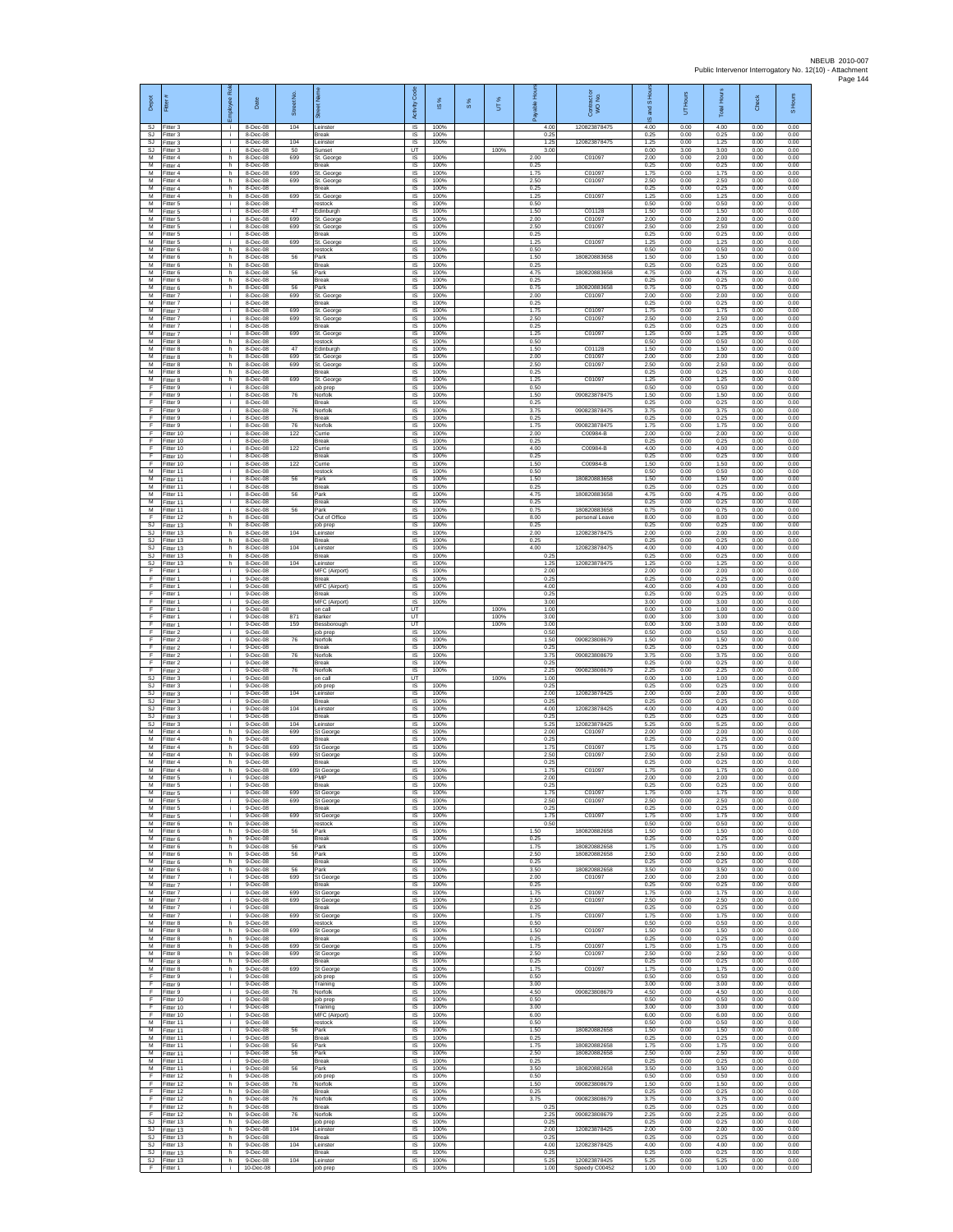| Depot | Fitter # | Employee Role | Date | Street No. | Street Name | Activity Code | IS % | S % | UT % | Payable Hours | Contract or WO No. | IS and S Hours | UT Hours | Total Hours | Check | S Hours |
|---|---|---|---|---|---|---|---|---|---|---|---|---|---|---|---|---|
| SJ | Fitter 3 | i | 8-Dec-08 | 104 | Leinster | IS | 100% | | | 4.00 | 120823878475 | 4.00 | 0.00 | 4.00 | 0.00 | 0.00 |
| SJ | Fitter 3 | i | 8-Dec-08 | | Break | IS | 100% | | | 0.25 | | 0.25 | 0.00 | 0.25 | 0.00 | 0.00 |
| SJ | Fitter 3 | i | 8-Dec-08 | 104 | Leinster | IS | 100% | | | 1.25 | 120823878475 | 1.25 | 0.00 | 1.25 | 0.00 | 0.00 |
| SJ | Fitter 3 | i | 8-Dec-08 | 50 | Sunset | UT | | | 100% | 3.00 | | 0.00 | 3.00 | 3.00 | 0.00 | 0.00 |
| M | Fitter 4 | h | 8-Dec-08 | 699 | St. George | IS | 100% | | | 2.00 | C01097 | 2.00 | 0.00 | 2.00 | 0.00 | 0.00 |
| M | Fitter 4 | h | 8-Dec-08 | | Break | IS | 100% | | | 0.25 | | 0.25 | 0.00 | 0.25 | 0.00 | 0.00 |
| M | Fitter 4 | h | 8-Dec-08 | 699 | St. George | IS | 100% | | | 1.75 | C01097 | 1.75 | 0.00 | 1.75 | 0.00 | 0.00 |
| M | Fitter 4 | h | 8-Dec-08 | 699 | St. George | IS | 100% | | | 2.50 | C01097 | 2.50 | 0.00 | 2.50 | 0.00 | 0.00 |
| M | Fitter 4 | h | 8-Dec-08 | | Break | IS | 100% | | | 0.25 | | 0.25 | 0.00 | 0.25 | 0.00 | 0.00 |
| M | Fitter 4 | h | 8-Dec-08 | 699 | St. George | IS | 100% | | | 1.25 | C01097 | 1.25 | 0.00 | 1.25 | 0.00 | 0.00 |
| M | Fitter 5 | i | 8-Dec-08 | | restock | IS | 100% | | | 0.50 | | 0.50 | 0.00 | 0.50 | 0.00 | 0.00 |
| M | Fitter 5 | i | 8-Dec-08 | 47 | Edinburgh | IS | 100% | | | 1.50 | C01128 | 1.50 | 0.00 | 1.50 | 0.00 | 0.00 |
| M | Fitter 5 | i | 8-Dec-08 | 699 | St. George | IS | 100% | | | 2.00 | C01097 | 2.00 | 0.00 | 2.00 | 0.00 | 0.00 |
| M | Fitter 5 | i | 8-Dec-08 | 699 | St. George | IS | 100% | | | 2.50 | C01097 | 2.50 | 0.00 | 2.50 | 0.00 | 0.00 |
| M | Fitter 5 | i | 8-Dec-08 | | Break | IS | 100% | | | 0.25 | | 0.25 | 0.00 | 0.25 | 0.00 | 0.00 |
| M | Fitter 5 | i | 8-Dec-08 | 699 | St. George | IS | 100% | | | 1.25 | C01097 | 1.25 | 0.00 | 1.25 | 0.00 | 0.00 |
| M | Fitter 6 | h | 8-Dec-08 | | restock | IS | 100% | | | 0.50 | | 0.50 | 0.00 | 0.50 | 0.00 | 0.00 |
| M | Fitter 6 | h | 8-Dec-08 | 56 | Park | IS | 100% | | | 1.50 | 180820883658 | 1.50 | 0.00 | 1.50 | 0.00 | 0.00 |
| M | Fitter 6 | h | 8-Dec-08 | | Break | IS | 100% | | | 0.25 | | 0.25 | 0.00 | 0.25 | 0.00 | 0.00 |
| M | Fitter 6 | h | 8-Dec-08 | 56 | Park | IS | 100% | | | 4.75 | 180820883658 | 4.75 | 0.00 | 4.75 | 0.00 | 0.00 |
| M | Fitter 6 | h | 8-Dec-08 | | Break | IS | 100% | | | 0.25 | | 0.25 | 0.00 | 0.25 | 0.00 | 0.00 |
| M | Fitter 6 | h | 8-Dec-08 | 56 | Park | IS | 100% | | | 0.75 | 180820883658 | 0.75 | 0.00 | 0.75 | 0.00 | 0.00 |
| M | Fitter 7 | i | 8-Dec-08 | 699 | St. George | IS | 100% | | | 2.00 | C01097 | 2.00 | 0.00 | 2.00 | 0.00 | 0.00 |
| M | Fitter 7 | i | 8-Dec-08 | | Break | IS | 100% | | | 0.25 | | 0.25 | 0.00 | 0.25 | 0.00 | 0.00 |
| M | Fitter 7 | i | 8-Dec-08 | 699 | St. George | IS | 100% | | | 1.75 | C01097 | 1.75 | 0.00 | 1.75 | 0.00 | 0.00 |
| M | Fitter 7 | i | 8-Dec-08 | 699 | St. George | IS | 100% | | | 2.50 | C01097 | 2.50 | 0.00 | 2.50 | 0.00 | 0.00 |
| M | Fitter 7 | i | 8-Dec-08 | | Break | IS | 100% | | | 0.25 | | 0.25 | 0.00 | 0.25 | 0.00 | 0.00 |
| M | Fitter 7 | i | 8-Dec-08 | 699 | St. George | IS | 100% | | | 1.25 | C01097 | 1.25 | 0.00 | 1.25 | 0.00 | 0.00 |
| M | Fitter 8 | h | 8-Dec-08 | | restock | IS | 100% | | | 0.50 | | 0.50 | 0.00 | 0.50 | 0.00 | 0.00 |
| M | Fitter 8 | h | 8-Dec-08 | 47 | Edinburgh | IS | 100% | | | 1.50 | C01128 | 1.50 | 0.00 | 1.50 | 0.00 | 0.00 |
| M | Fitter 8 | h | 8-Dec-08 | 699 | St. George | IS | 100% | | | 2.00 | C01097 | 2.00 | 0.00 | 2.00 | 0.00 | 0.00 |
| M | Fitter 8 | h | 8-Dec-08 | 699 | St. George | IS | 100% | | | 2.50 | C01097 | 2.50 | 0.00 | 2.50 | 0.00 | 0.00 |
| M | Fitter 8 | h | 8-Dec-08 | | Break | IS | 100% | | | 0.25 | | 0.25 | 0.00 | 0.25 | 0.00 | 0.00 |
| M | Fitter 8 | h | 8-Dec-08 | 699 | St. George | IS | 100% | | | 1.25 | C01097 | 1.25 | 0.00 | 1.25 | 0.00 | 0.00 |
| F | Fitter 9 | i | 8-Dec-08 | | job prep | IS | 100% | | | 0.50 | | 0.50 | 0.00 | 0.50 | 0.00 | 0.00 |
| F | Fitter 9 | i | 8-Dec-08 | 76 | Norfolk | IS | 100% | | | 1.50 | 090823878475 | 1.50 | 0.00 | 1.50 | 0.00 | 0.00 |
| F | Fitter 9 | i | 8-Dec-08 | | Break | IS | 100% | | | 0.25 | | 0.25 | 0.00 | 0.25 | 0.00 | 0.00 |
| F | Fitter 9 | i | 8-Dec-08 | 76 | Norfolk | IS | 100% | | | 3.75 | 090823878475 | 3.75 | 0.00 | 3.75 | 0.00 | 0.00 |
| F | Fitter 9 | i | 8-Dec-08 | | Break | IS | 100% | | | 0.25 | | 0.25 | 0.00 | 0.25 | 0.00 | 0.00 |
| F | Fitter 9 | i | 8-Dec-08 | 76 | Norfolk | IS | 100% | | | 1.75 | 090823878475 | 1.75 | 0.00 | 1.75 | 0.00 | 0.00 |
| F | Fitter 10 | i | 8-Dec-08 | 122 | Currie | IS | 100% | | | 2.00 | C00984-B | 2.00 | 0.00 | 2.00 | 0.00 | 0.00 |
| F | Fitter 10 | i | 8-Dec-08 | | Break | IS | 100% | | | 0.25 | | 0.25 | 0.00 | 0.25 | 0.00 | 0.00 |
| F | Fitter 10 | i | 8-Dec-08 | 122 | Currie | IS | 100% | | | 4.00 | C00984-B | 4.00 | 0.00 | 4.00 | 0.00 | 0.00 |
| F | Fitter 10 | i | 8-Dec-08 | | Break | IS | 100% | | | 0.25 | | 0.25 | 0.00 | 0.25 | 0.00 | 0.00 |
| F | Fitter 10 | i | 8-Dec-08 | 122 | Currie | IS | 100% | | | 1.50 | C00984-B | 1.50 | 0.00 | 1.50 | 0.00 | 0.00 |
| M | Fitter 11 | i | 8-Dec-08 | | restock | IS | 100% | | | 0.50 | | 0.50 | 0.00 | 0.50 | 0.00 | 0.00 |
| M | Fitter 11 | i | 8-Dec-08 | 56 | Park | IS | 100% | | | 1.50 | 180820883658 | 1.50 | 0.00 | 1.50 | 0.00 | 0.00 |
| M | Fitter 11 | i | 8-Dec-08 | | Break | IS | 100% | | | 0.25 | | 0.25 | 0.00 | 0.25 | 0.00 | 0.00 |
| M | Fitter 11 | i | 8-Dec-08 | 56 | Park | IS | 100% | | | 4.75 | 180820883658 | 4.75 | 0.00 | 4.75 | 0.00 | 0.00 |
| M | Fitter 11 | i | 8-Dec-08 | | Break | IS | 100% | | | 0.25 | | 0.25 | 0.00 | 0.25 | 0.00 | 0.00 |
| M | Fitter 11 | i | 8-Dec-08 | 56 | Park | IS | 100% | | | 0.75 | 180820883658 | 0.75 | 0.00 | 0.75 | 0.00 | 0.00 |
| F | Fitter 12 | h | 8-Dec-08 | | Out of Office | IS | 100% | | | 8.00 | personal Leave | 8.00 | 0.00 | 8.00 | 0.00 | 0.00 |
| SJ | Fitter 13 | h | 8-Dec-08 | | job prep | IS | 100% | | | 0.25 | | 0.25 | 0.00 | 0.25 | 0.00 | 0.00 |
| SJ | Fitter 13 | h | 8-Dec-08 | 104 | Leinster | IS | 100% | | | 2.00 | 120823878475 | 2.00 | 0.00 | 2.00 | 0.00 | 0.00 |
| SJ | Fitter 13 | h | 8-Dec-08 | | Break | IS | 100% | | | 0.25 | | 0.25 | 0.00 | 0.25 | 0.00 | 0.00 |
| SJ | Fitter 13 | h | 8-Dec-08 | 104 | Leinster | IS | 100% | | | 4.00 | 120823878475 | 4.00 | 0.00 | 4.00 | 0.00 | 0.00 |
| SJ | Fitter 13 | h | 8-Dec-08 | | Break | IS | 100% | | | 0.25 | | 0.25 | 0.00 | 0.25 | 0.00 | 0.00 |
| SJ | Fitter 13 | h | 8-Dec-08 | 104 | Leinster | IS | 100% | | | 1.25 | 120823878475 | 1.25 | 0.00 | 1.25 | 0.00 | 0.00 |
| F | Fitter 1 | i | 9-Dec-08 | | MFC (Airport) | IS | 100% | | | 2.00 | | 2.00 | 0.00 | 2.00 | 0.00 | 0.00 |
| F | Fitter 1 | i | 9-Dec-08 | | Break | IS | 100% | | | 0.25 | | 0.25 | 0.00 | 0.25 | 0.00 | 0.00 |
| F | Fitter 1 | i | 9-Dec-08 | | MFC (Airport) | IS | 100% | | | 4.00 | | 4.00 | 0.00 | 4.00 | 0.00 | 0.00 |
| F | Fitter 1 | i | 9-Dec-08 | | Break | IS | 100% | | | 0.25 | | 0.25 | 0.00 | 0.25 | 0.00 | 0.00 |
| F | Fitter 1 | i | 9-Dec-08 | | MFC (Airport) | IS | 100% | | | 3.00 | | 3.00 | 0.00 | 3.00 | 0.00 | 0.00 |
| F | Fitter 1 | i | 9-Dec-08 | | on call | UT | | | 100% | 1.00 | | 0.00 | 1.00 | 1.00 | 0.00 | 0.00 |
| F | Fitter 1 | i | 9-Dec-08 | 871 | Barker | UT | | | 100% | 3.00 | | 0.00 | 3.00 | 3.00 | 0.00 | 0.00 |
| F | Fitter 1 | i | 9-Dec-08 | 159 | Bessborough | UT | | | 100% | 3.00 | | 0.00 | 3.00 | 3.00 | 0.00 | 0.00 |
| F | Fitter 2 | i | 9-Dec-08 | | job prep | IS | 100% | | | 0.50 | | 0.50 | 0.00 | 0.50 | 0.00 | 0.00 |
| F | Fitter 2 | i | 9-Dec-08 | 76 | Norfolk | IS | 100% | | | 1.50 | 090823808679 | 1.50 | 0.00 | 1.50 | 0.00 | 0.00 |
| F | Fitter 2 | i | 9-Dec-08 | | Break | IS | 100% | | | 0.25 | | 0.25 | 0.00 | 0.25 | 0.00 | 0.00 |
| F | Fitter 2 | i | 9-Dec-08 | 76 | Norfolk | IS | 100% | | | 3.75 | 090823808679 | 3.75 | 0.00 | 3.75 | 0.00 | 0.00 |
| F | Fitter 2 | i | 9-Dec-08 | | Break | IS | 100% | | | 0.25 | | 0.25 | 0.00 | 0.25 | 0.00 | 0.00 |
| F | Fitter 2 | i | 9-Dec-08 | 76 | Norfolk | IS | 100% | | | 2.25 | 090823808679 | 2.25 | 0.00 | 2.25 | 0.00 | 0.00 |
| SJ | Fitter 3 | i | 9-Dec-08 | | on call | UT | | | 100% | 1.00 | | 0.00 | 1.00 | 1.00 | 0.00 | 0.00 |
| SJ | Fitter 3 | i | 9-Dec-08 | | job prep | IS | 100% | | | 0.25 | | 0.25 | 0.00 | 0.25 | 0.00 | 0.00 |
| SJ | Fitter 3 | i | 9-Dec-08 | 104 | Leinster | IS | 100% | | | 2.00 | 120823878425 | 2.00 | 0.00 | 2.00 | 0.00 | 0.00 |
| SJ | Fitter 3 | i | 9-Dec-08 | | Break | IS | 100% | | | 0.25 | | 0.25 | 0.00 | 0.25 | 0.00 | 0.00 |
| SJ | Fitter 3 | i | 9-Dec-08 | 104 | Leinster | IS | 100% | | | 4.00 | 120823878425 | 4.00 | 0.00 | 4.00 | 0.00 | 0.00 |
| SJ | Fitter 3 | i | 9-Dec-08 | | Break | IS | 100% | | | 0.25 | | 0.25 | 0.00 | 0.25 | 0.00 | 0.00 |
| SJ | Fitter 3 | i | 9-Dec-08 | 104 | Leinster | IS | 100% | | | 5.25 | 120823878425 | 5.25 | 0.00 | 5.25 | 0.00 | 0.00 |
| M | Fitter 4 | h | 9-Dec-08 | 699 | St George | IS | 100% | | | 2.00 | C01097 | 2.00 | 0.00 | 2.00 | 0.00 | 0.00 |
| M | Fitter 4 | h | 9-Dec-08 | | Break | IS | 100% | | | 0.25 | | 0.25 | 0.00 | 0.25 | 0.00 | 0.00 |
| M | Fitter 4 | h | 9-Dec-08 | 699 | St George | IS | 100% | | | 1.75 | C01097 | 1.75 | 0.00 | 1.75 | 0.00 | 0.00 |
| M | Fitter 4 | h | 9-Dec-08 | 699 | St George | IS | 100% | | | 2.50 | C01097 | 2.50 | 0.00 | 2.50 | 0.00 | 0.00 |
| M | Fitter 4 | h | 9-Dec-08 | | Break | IS | 100% | | | 0.25 | | 0.25 | 0.00 | 0.25 | 0.00 | 0.00 |
| M | Fitter 4 | h | 9-Dec-08 | 699 | St George | IS | 100% | | | 1.75 | C01097 | 1.75 | 0.00 | 1.75 | 0.00 | 0.00 |
| M | Fitter 5 | i | 9-Dec-08 | | PMP | IS | 100% | | | 2.00 | | 2.00 | 0.00 | 2.00 | 0.00 | 0.00 |
| M | Fitter 5 | i | 9-Dec-08 | | Break | IS | 100% | | | 0.25 | | 0.25 | 0.00 | 0.25 | 0.00 | 0.00 |
| M | Fitter 5 | i | 9-Dec-08 | 699 | St George | IS | 100% | | | 1.75 | C01097 | 1.75 | 0.00 | 1.75 | 0.00 | 0.00 |
| M | Fitter 5 | i | 9-Dec-08 | 699 | St George | IS | 100% | | | 2.50 | C01097 | 2.50 | 0.00 | 2.50 | 0.00 | 0.00 |
| M | Fitter 5 | i | 9-Dec-08 | | Break | IS | 100% | | | 0.25 | | 0.25 | 0.00 | 0.25 | 0.00 | 0.00 |
| M | Fitter 5 | i | 9-Dec-08 | 699 | St George | IS | 100% | | | 1.75 | C01097 | 1.75 | 0.00 | 1.75 | 0.00 | 0.00 |
| M | Fitter 6 | h | 9-Dec-08 | | restock | IS | 100% | | | 0.50 | | 0.50 | 0.00 | 0.50 | 0.00 | 0.00 |
| M | Fitter 6 | h | 9-Dec-08 | 56 | Park | IS | 100% | | | 1.50 | 180820882658 | 1.50 | 0.00 | 1.50 | 0.00 | 0.00 |
| M | Fitter 6 | h | 9-Dec-08 | | Break | IS | 100% | | | 0.25 | | 0.25 | 0.00 | 0.25 | 0.00 | 0.00 |
| M | Fitter 6 | h | 9-Dec-08 | 56 | Park | IS | 100% | | | 1.75 | 180820882658 | 1.75 | 0.00 | 1.75 | 0.00 | 0.00 |
| M | Fitter 6 | h | 9-Dec-08 | 56 | Park | IS | 100% | | | 2.50 | 180820882658 | 2.50 | 0.00 | 2.50 | 0.00 | 0.00 |
| M | Fitter 6 | h | 9-Dec-08 | | Break | IS | 100% | | | 0.25 | | 0.25 | 0.00 | 0.25 | 0.00 | 0.00 |
| M | Fitter 6 | h | 9-Dec-08 | 56 | Park | IS | 100% | | | 3.50 | 180820882658 | 3.50 | 0.00 | 3.50 | 0.00 | 0.00 |
| M | Fitter 7 | i | 9-Dec-08 | 699 | St George | IS | 100% | | | 2.00 | C01097 | 2.00 | 0.00 | 2.00 | 0.00 | 0.00 |
| M | Fitter 7 | i | 9-Dec-08 | | Break | IS | 100% | | | 0.25 | | 0.25 | 0.00 | 0.25 | 0.00 | 0.00 |
| M | Fitter 7 | i | 9-Dec-08 | 699 | St George | IS | 100% | | | 1.75 | C01097 | 1.75 | 0.00 | 1.75 | 0.00 | 0.00 |
| M | Fitter 7 | i | 9-Dec-08 | 699 | St George | IS | 100% | | | 2.50 | C01097 | 2.50 | 0.00 | 2.50 | 0.00 | 0.00 |
| M | Fitter 7 | i | 9-Dec-08 | | Break | IS | 100% | | | 0.25 | | 0.25 | 0.00 | 0.25 | 0.00 | 0.00 |
| M | Fitter 7 | i | 9-Dec-08 | 699 | St George | IS | 100% | | | 1.75 | C01097 | 1.75 | 0.00 | 1.75 | 0.00 | 0.00 |
| M | Fitter 8 | h | 9-Dec-08 | | restock | IS | 100% | | | 0.50 | | 0.50 | 0.00 | 0.50 | 0.00 | 0.00 |
| M | Fitter 8 | h | 9-Dec-08 | 699 | St George | IS | 100% | | | 1.50 | C01097 | 1.50 | 0.00 | 1.50 | 0.00 | 0.00 |
| M | Fitter 8 | h | 9-Dec-08 | | Break | IS | 100% | | | 0.25 | | 0.25 | 0.00 | 0.25 | 0.00 | 0.00 |
| M | Fitter 8 | h | 9-Dec-08 | 699 | St George | IS | 100% | | | 1.75 | C01097 | 1.75 | 0.00 | 1.75 | 0.00 | 0.00 |
| M | Fitter 8 | h | 9-Dec-08 | 699 | St George | IS | 100% | | | 2.50 | C01097 | 2.50 | 0.00 | 2.50 | 0.00 | 0.00 |
| M | Fitter 8 | h | 9-Dec-08 | | Break | IS | 100% | | | 0.25 | | 0.25 | 0.00 | 0.25 | 0.00 | 0.00 |
| M | Fitter 8 | h | 9-Dec-08 | 699 | St George | IS | 100% | | | 1.75 | C01097 | 1.75 | 0.00 | 1.75 | 0.00 | 0.00 |
| F | Fitter 9 | i | 9-Dec-08 | | job prep | IS | 100% | | | 0.50 | | 0.50 | 0.00 | 0.50 | 0.00 | 0.00 |
| F | Fitter 9 | i | 9-Dec-08 | | Training | IS | 100% | | | 3.00 | | 3.00 | 0.00 | 3.00 | 0.00 | 0.00 |
| F | Fitter 9 | i | 9-Dec-08 | 76 | Norfolk | IS | 100% | | | 4.50 | 090823808679 | 4.50 | 0.00 | 4.50 | 0.00 | 0.00 |
| F | Fitter 10 | i | 9-Dec-08 | | job prep | IS | 100% | | | 0.50 | | 0.50 | 0.00 | 0.50 | 0.00 | 0.00 |
| F | Fitter 10 | i | 9-Dec-08 | | Training | IS | 100% | | | 3.00 | | 3.00 | 0.00 | 3.00 | 0.00 | 0.00 |
| F | Fitter 10 | i | 9-Dec-08 | | MFC (Airport) | IS | 100% | | | 6.00 | | 6.00 | 0.00 | 6.00 | 0.00 | 0.00 |
| M | Fitter 11 | i | 9-Dec-08 | | restock | IS | 100% | | | 0.50 | | 0.50 | 0.00 | 0.50 | 0.00 | 0.00 |
| M | Fitter 11 | i | 9-Dec-08 | 56 | Park | IS | 100% | | | 1.50 | 180820882658 | 1.50 | 0.00 | 1.50 | 0.00 | 0.00 |
| M | Fitter 11 | i | 9-Dec-08 | | Break | IS | 100% | | | 0.25 | | 0.25 | 0.00 | 0.25 | 0.00 | 0.00 |
| M | Fitter 11 | i | 9-Dec-08 | 56 | Park | IS | 100% | | | 1.75 | 180820882658 | 1.75 | 0.00 | 1.75 | 0.00 | 0.00 |
| M | Fitter 11 | i | 9-Dec-08 | 56 | Park | IS | 100% | | | 2.50 | 180820882658 | 2.50 | 0.00 | 2.50 | 0.00 | 0.00 |
| M | Fitter 11 | i | 9-Dec-08 | | Break | IS | 100% | | | 0.25 | | 0.25 | 0.00 | 0.25 | 0.00 | 0.00 |
| M | Fitter 11 | i | 9-Dec-08 | 56 | Park | IS | 100% | | | 3.50 | 180820882658 | 3.50 | 0.00 | 3.50 | 0.00 | 0.00 |
| F | Fitter 12 | h | 9-Dec-08 | | job prep | IS | 100% | | | 0.50 | | 0.50 | 0.00 | 0.50 | 0.00 | 0.00 |
| F | Fitter 12 | h | 9-Dec-08 | 76 | Norfolk | IS | 100% | | | 1.50 | 090823808679 | 1.50 | 0.00 | 1.50 | 0.00 | 0.00 |
| F | Fitter 12 | h | 9-Dec-08 | | Break | IS | 100% | | | 0.25 | | 0.25 | 0.00 | 0.25 | 0.00 | 0.00 |
| F | Fitter 12 | h | 9-Dec-08 | 76 | Norfolk | IS | 100% | | | 3.75 | 090823808679 | 3.75 | 0.00 | 3.75 | 0.00 | 0.00 |
| F | Fitter 12 | h | 9-Dec-08 | | Break | IS | 100% | | | 0.25 | | 0.25 | 0.00 | 0.25 | 0.00 | 0.00 |
| F | Fitter 12 | h | 9-Dec-08 | 76 | Norfolk | IS | 100% | | | 2.25 | 090823808679 | 2.25 | 0.00 | 2.25 | 0.00 | 0.00 |
| SJ | Fitter 13 | h | 9-Dec-08 | | job prep | IS | 100% | | | 0.25 | | 0.25 | 0.00 | 0.25 | 0.00 | 0.00 |
| SJ | Fitter 13 | h | 9-Dec-08 | 104 | Leinster | IS | 100% | | | 2.00 | 120823878425 | 2.00 | 0.00 | 2.00 | 0.00 | 0.00 |
| SJ | Fitter 13 | h | 9-Dec-08 | | Break | IS | 100% | | | 0.25 | | 0.25 | 0.00 | 0.25 | 0.00 | 0.00 |
| SJ | Fitter 13 | h | 9-Dec-08 | 104 | Leinster | IS | 100% | | | 4.00 | 120823878425 | 4.00 | 0.00 | 4.00 | 0.00 | 0.00 |
| SJ | Fitter 13 | h | 9-Dec-08 | | Break | IS | 100% | | | 0.25 | | 0.25 | 0.00 | 0.25 | 0.00 | 0.00 |
| SJ | Fitter 13 | h | 9-Dec-08 | 104 | Leinster | IS | 100% | | | 5.25 | 120823878425 | 5.25 | 0.00 | 5.25 | 0.00 | 0.00 |
| F | Fitter 1 | i | 10-Dec-08 | | job prep | IS | 100% | | | 1.00 | Speedy C00452 | 1.00 | 0.00 | 1.00 | 0.00 | 0.00 |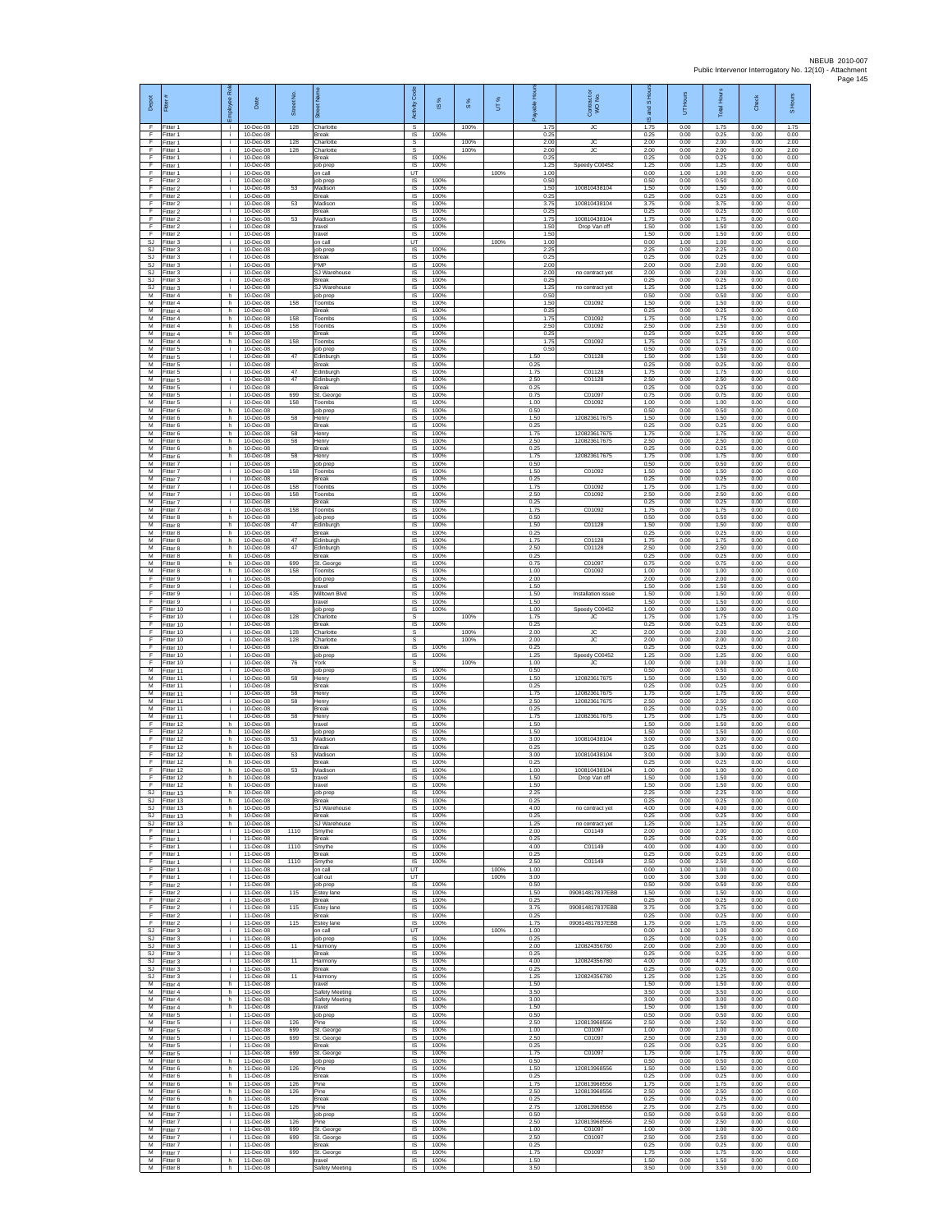NBEUB 2010-007
Public Intervenor Interrogatory No. 12(10) - Attachment

| Depot | Fitter # | Employee Role | Date | Street No. | Street Name | Activity Code | IS % | S % | UT % | Payable Hours | Contractor or WO No. | IS and S Hours | UT Hours | Total Hours | Check | S Hours |
|---|---|---|---|---|---|---|---|---|---|---|---|---|---|---|---|---|
| F | Fitter 1 | i | 10-Dec-08 | 128 | Charlotte | S | | 100% | | 1.75 | JC | 1.75 | 0.00 | 1.75 | 0.00 | 1.75 |
| F | Fitter 1 | i | 10-Dec-08 | | Break | IS | 100% | | | 0.25 | | 0.25 | 0.00 | 0.25 | 0.00 | 0.00 |
| F | Fitter 1 | i | 10-Dec-08 | 128 | Charlotte | S | | 100% | | 2.00 | JC | 2.00 | 0.00 | 2.00 | 0.00 | 2.00 |
| F | Fitter 1 | i | 10-Dec-08 | 128 | Charlotte | S | | 100% | | 2.00 | JC | 2.00 | 0.00 | 2.00 | 0.00 | 2.00 |
| F | Fitter 1 | i | 10-Dec-08 | | Break | IS | 100% | | | 0.25 | | 0.25 | 0.00 | 0.25 | 0.00 | 0.00 |
| F | Fitter 1 | i | 10-Dec-08 | | job prep | IS | 100% | | | 1.25 | Speedy C00452 | 1.25 | 0.00 | 1.25 | 0.00 | 0.00 |
| F | Fitter 1 | i | 10-Dec-08 | | on call | UT | | | 100% | 1.00 | | 0.00 | 1.00 | 1.00 | 0.00 | 0.00 |
| F | Fitter 2 | i | 10-Dec-08 | | job prep | IS | 100% | | | 0.50 | | 0.50 | 0.00 | 0.50 | 0.00 | 0.00 |
| F | Fitter 2 | i | 10-Dec-08 | 53 | Madison | IS | 100% | | | 1.50 | 100810438104 | 1.50 | 0.00 | 1.50 | 0.00 | 0.00 |
| F | Fitter 2 | i | 10-Dec-08 | | Break | IS | 100% | | | 0.25 | | 0.25 | 0.00 | 0.25 | 0.00 | 0.00 |
| F | Fitter 2 | i | 10-Dec-08 | 53 | Madison | IS | 100% | | | 3.75 | 100810438104 | 3.75 | 0.00 | 3.75 | 0.00 | 0.00 |
| F | Fitter 2 | i | 10-Dec-08 | | Break | IS | 100% | | | 0.25 | | 0.25 | 0.00 | 0.25 | 0.00 | 0.00 |
| F | Fitter 2 | i | 10-Dec-08 | 53 | Madison | IS | 100% | | | 1.75 | 100810438104 | 1.75 | 0.00 | 1.75 | 0.00 | 0.00 |
| F | Fitter 2 | i | 10-Dec-08 | | travel | IS | 100% | | | 1.50 | Drop Van off | 1.50 | 0.00 | 1.50 | 0.00 | 0.00 |
| F | Fitter 2 | i | 10-Dec-08 | | travel | IS | 100% | | | 1.50 | | 1.50 | 0.00 | 1.50 | 0.00 | 0.00 |
| SJ | Fitter 3 | i | 10-Dec-08 | | on call | UT | | | 100% | 1.00 | | 0.00 | 1.00 | 1.00 | 0.00 | 0.00 |
| SJ | Fitter 3 | i | 10-Dec-08 | | job prep | IS | 100% | | | 2.25 | | 2.25 | 0.00 | 2.25 | 0.00 | 0.00 |
| SJ | Fitter 3 | i | 10-Dec-08 | | Break | IS | 100% | | | 0.25 | | 0.25 | 0.00 | 0.25 | 0.00 | 0.00 |
| SJ | Fitter 3 | i | 10-Dec-08 | | PMP | IS | 100% | | | 2.00 | | 2.00 | 0.00 | 2.00 | 0.00 | 0.00 |
| SJ | Fitter 3 | i | 10-Dec-08 | | SJ Warehouse | IS | 100% | | | 2.00 | no contract yet | 2.00 | 0.00 | 2.00 | 0.00 | 0.00 |
| SJ | Fitter 3 | i | 10-Dec-08 | | Break | IS | 100% | | | 0.25 | | 0.25 | 0.00 | 0.25 | 0.00 | 0.00 |
| SJ | Fitter 3 | i | 10-Dec-08 | | SJ Warehouse | IS | 100% | | | 1.25 | no contract yet | 1.25 | 0.00 | 1.25 | 0.00 | 0.00 |
| M | Fitter 4 | h | 10-Dec-08 | | job prep | IS | 100% | | | 0.50 | | 0.50 | 0.00 | 0.50 | 0.00 | 0.00 |
| M | Fitter 4 | h | 10-Dec-08 | 158 | Toombs | IS | 100% | | | 1.50 | C01092 | 1.50 | 0.00 | 1.50 | 0.00 | 0.00 |
| M | Fitter 4 | h | 10-Dec-08 | | Break | IS | 100% | | | 0.25 | | 0.25 | 0.00 | 0.25 | 0.00 | 0.00 |
| M | Fitter 4 | h | 10-Dec-08 | 158 | Toombs | IS | 100% | | | 1.75 | C01092 | 1.75 | 0.00 | 1.75 | 0.00 | 0.00 |
| M | Fitter 4 | h | 10-Dec-08 | 158 | Toombs | IS | 100% | | | 2.50 | C01092 | 2.50 | 0.00 | 2.50 | 0.00 | 0.00 |
| M | Fitter 4 | h | 10-Dec-08 | | Break | IS | 100% | | | 0.25 | | 0.25 | 0.00 | 0.25 | 0.00 | 0.00 |
| M | Fitter 4 | h | 10-Dec-08 | 158 | Toombs | IS | 100% | | | 1.75 | C01092 | 1.75 | 0.00 | 1.75 | 0.00 | 0.00 |
| M | Fitter 5 | i | 10-Dec-08 | | job prep | IS | 100% | | | 0.50 | | 0.50 | 0.00 | 0.50 | 0.00 | 0.00 |
| M | Fitter 5 | i | 10-Dec-08 | 47 | Edinburgh | IS | 100% | | | 1.50 | C01128 | 1.50 | 0.00 | 1.50 | 0.00 | 0.00 |
| M | Fitter 5 | i | 10-Dec-08 | | Break | IS | 100% | | | 0.25 | | 0.25 | 0.00 | 0.25 | 0.00 | 0.00 |
| M | Fitter 5 | i | 10-Dec-08 | 47 | Edinburgh | IS | 100% | | | 1.75 | C01128 | 1.75 | 0.00 | 1.75 | 0.00 | 0.00 |
| M | Fitter 5 | i | 10-Dec-08 | 47 | Edinburgh | IS | 100% | | | 2.50 | C01128 | 2.50 | 0.00 | 2.50 | 0.00 | 0.00 |
| M | Fitter 5 | i | 10-Dec-08 | | Break | IS | 100% | | | 0.25 | | 0.25 | 0.00 | 0.25 | 0.00 | 0.00 |
| M | Fitter 5 | i | 10-Dec-08 | 699 | St. George | IS | 100% | | | 0.75 | C01097 | 0.75 | 0.00 | 0.75 | 0.00 | 0.00 |
| M | Fitter 5 | i | 10-Dec-08 | 158 | Toombs | IS | 100% | | | 1.00 | C01092 | 1.00 | 0.00 | 1.00 | 0.00 | 0.00 |
| M | Fitter 6 | h | 10-Dec-08 | | job prep | IS | 100% | | | 0.50 | | 0.50 | 0.00 | 0.50 | 0.00 | 0.00 |
| M | Fitter 6 | h | 10-Dec-08 | 58 | Henry | IS | 100% | | | 1.50 | 120823617675 | 1.50 | 0.00 | 1.50 | 0.00 | 0.00 |
| M | Fitter 6 | h | 10-Dec-08 | | Break | IS | 100% | | | 0.25 | | 0.25 | 0.00 | 0.25 | 0.00 | 0.00 |
| M | Fitter 6 | h | 10-Dec-08 | 58 | Henry | IS | 100% | | | 1.75 | 120823617675 | 1.75 | 0.00 | 1.75 | 0.00 | 0.00 |
| M | Fitter 6 | h | 10-Dec-08 | 58 | Henry | IS | 100% | | | 2.50 | 120823617675 | 2.50 | 0.00 | 2.50 | 0.00 | 0.00 |
| M | Fitter 6 | h | 10-Dec-08 | | Break | IS | 100% | | | 0.25 | | 0.25 | 0.00 | 0.25 | 0.00 | 0.00 |
| M | Fitter 6 | h | 10-Dec-08 | 58 | Henry | IS | 100% | | | 1.75 | 120823617675 | 1.75 | 0.00 | 1.75 | 0.00 | 0.00 |
| M | Fitter 7 | i | 10-Dec-08 | | job prep | IS | 100% | | | 0.50 | | 0.50 | 0.00 | 0.50 | 0.00 | 0.00 |
| M | Fitter 7 | i | 10-Dec-08 | 158 | Toombs | IS | 100% | | | 1.50 | C01092 | 1.50 | 0.00 | 1.50 | 0.00 | 0.00 |
| M | Fitter 7 | i | 10-Dec-08 | | Break | IS | 100% | | | 0.25 | | 0.25 | 0.00 | 0.25 | 0.00 | 0.00 |
| M | Fitter 7 | i | 10-Dec-08 | 158 | Toombs | IS | 100% | | | 1.75 | C01092 | 1.75 | 0.00 | 1.75 | 0.00 | 0.00 |
| M | Fitter 7 | i | 10-Dec-08 | 158 | Toombs | IS | 100% | | | 2.50 | C01092 | 2.50 | 0.00 | 2.50 | 0.00 | 0.00 |
| M | Fitter 7 | i | 10-Dec-08 | | Break | IS | 100% | | | 0.25 | | 0.25 | 0.00 | 0.25 | 0.00 | 0.00 |
| M | Fitter 7 | i | 10-Dec-08 | 158 | Toombs | IS | 100% | | | 1.75 | C01092 | 1.75 | 0.00 | 1.75 | 0.00 | 0.00 |
| M | Fitter 8 | h | 10-Dec-08 | | job prep | IS | 100% | | | 0.50 | | 0.50 | 0.00 | 0.50 | 0.00 | 0.00 |
| M | Fitter 8 | h | 10-Dec-08 | 47 | Edinburgh | IS | 100% | | | 1.50 | C01128 | 1.50 | 0.00 | 1.50 | 0.00 | 0.00 |
| M | Fitter 8 | h | 10-Dec-08 | | Break | IS | 100% | | | 0.25 | | 0.25 | 0.00 | 0.25 | 0.00 | 0.00 |
| M | Fitter 8 | h | 10-Dec-08 | 47 | Edinburgh | IS | 100% | | | 1.75 | C01128 | 1.75 | 0.00 | 1.75 | 0.00 | 0.00 |
| M | Fitter 8 | h | 10-Dec-08 | 47 | Edinburgh | IS | 100% | | | 2.50 | C01128 | 2.50 | 0.00 | 2.50 | 0.00 | 0.00 |
| M | Fitter 8 | h | 10-Dec-08 | | Break | IS | 100% | | | 0.25 | | 0.25 | 0.00 | 0.25 | 0.00 | 0.00 |
| M | Fitter 8 | h | 10-Dec-08 | 699 | St. George | IS | 100% | | | 0.75 | C01097 | 0.75 | 0.00 | 0.75 | 0.00 | 0.00 |
| M | Fitter 8 | h | 10-Dec-08 | 158 | Toombs | IS | 100% | | | 1.00 | C01092 | 1.00 | 0.00 | 1.00 | 0.00 | 0.00 |
| F | Fitter 9 | i | 10-Dec-08 | | job prep | IS | 100% | | | 2.00 | | 2.00 | 0.00 | 2.00 | 0.00 | 0.00 |
| F | Fitter 9 | i | 10-Dec-08 | | travel | IS | 100% | | | 1.50 | | 1.50 | 0.00 | 1.50 | 0.00 | 0.00 |
| F | Fitter 9 | i | 10-Dec-08 | 435 | Milltown Blvd | IS | 100% | | | 1.50 | Installation issue | 1.50 | 0.00 | 1.50 | 0.00 | 0.00 |
| F | Fitter 9 | i | 10-Dec-08 | | travel | IS | 100% | | | 1.50 | | 1.50 | 0.00 | 1.50 | 0.00 | 0.00 |
| F | Fitter 10 | i | 10-Dec-08 | | job prep | IS | 100% | | | 1.00 | Speedy C00452 | 1.00 | 0.00 | 1.00 | 0.00 | 0.00 |
| F | Fitter 10 | i | 10-Dec-08 | 128 | Charlotte | S | | 100% | | 1.75 | JC | 1.75 | 0.00 | 1.75 | 0.00 | 1.75 |
| F | Fitter 10 | i | 10-Dec-08 | | Break | IS | 100% | | | 0.25 | | 0.25 | 0.00 | 0.25 | 0.00 | 0.00 |
| F | Fitter 10 | i | 10-Dec-08 | 128 | Charlotte | S | | 100% | | 2.00 | JC | 2.00 | 0.00 | 2.00 | 0.00 | 2.00 |
| F | Fitter 10 | i | 10-Dec-08 | 128 | Charlotte | S | | 100% | | 2.00 | JC | 2.00 | 0.00 | 2.00 | 0.00 | 2.00 |
| F | Fitter 10 | i | 10-Dec-08 | | Break | IS | 100% | | | 0.25 | | 0.25 | 0.00 | 0.25 | 0.00 | 0.00 |
| F | Fitter 10 | i | 10-Dec-08 | | job prep | IS | 100% | | | 1.25 | Speedy C00452 | 1.25 | 0.00 | 1.25 | 0.00 | 0.00 |
| F | Fitter 10 | i | 10-Dec-08 | 76 | York | S | | 100% | | 1.00 | JC | 1.00 | 0.00 | 1.00 | 0.00 | 1.00 |
| M | Fitter 11 | i | 10-Dec-08 | | job prep | IS | 100% | | | 0.50 | | 0.50 | 0.00 | 0.50 | 0.00 | 0.00 |
| M | Fitter 11 | i | 10-Dec-08 | 58 | Henry | IS | 100% | | | 1.50 | 120823617675 | 1.50 | 0.00 | 1.50 | 0.00 | 0.00 |
| M | Fitter 11 | i | 10-Dec-08 | | Break | IS | 100% | | | 0.25 | | 0.25 | 0.00 | 0.25 | 0.00 | 0.00 |
| M | Fitter 11 | i | 10-Dec-08 | 58 | Henry | IS | 100% | | | 1.75 | 120823617675 | 1.75 | 0.00 | 1.75 | 0.00 | 0.00 |
| M | Fitter 11 | i | 10-Dec-08 | 58 | Henry | IS | 100% | | | 2.50 | 120823617675 | 2.50 | 0.00 | 2.50 | 0.00 | 0.00 |
| M | Fitter 11 | i | 10-Dec-08 | | Break | IS | 100% | | | 0.25 | | 0.25 | 0.00 | 0.25 | 0.00 | 0.00 |
| M | Fitter 11 | i | 10-Dec-08 | 58 | Henry | IS | 100% | | | 1.75 | 120823617675 | 1.75 | 0.00 | 1.75 | 0.00 | 0.00 |
| F | Fitter 12 | h | 10-Dec-08 | | travel | IS | 100% | | | 1.50 | | 1.50 | 0.00 | 1.50 | 0.00 | 0.00 |
| F | Fitter 12 | h | 10-Dec-08 | | job prep | IS | 100% | | | 1.50 | | 1.50 | 0.00 | 1.50 | 0.00 | 0.00 |
| F | Fitter 12 | h | 10-Dec-08 | 53 | Madison | IS | 100% | | | 3.00 | 100810438104 | 3.00 | 0.00 | 3.00 | 0.00 | 0.00 |
| F | Fitter 12 | h | 10-Dec-08 | | Break | IS | 100% | | | 0.25 | | 0.25 | 0.00 | 0.25 | 0.00 | 0.00 |
| F | Fitter 12 | h | 10-Dec-08 | 53 | Madison | IS | 100% | | | 3.00 | 100810438104 | 3.00 | 0.00 | 3.00 | 0.00 | 0.00 |
| F | Fitter 12 | h | 10-Dec-08 | | Break | IS | 100% | | | 0.25 | | 0.25 | 0.00 | 0.25 | 0.00 | 0.00 |
| F | Fitter 12 | h | 10-Dec-08 | 53 | Madison | IS | 100% | | | 1.00 | 100810438104 | 1.00 | 0.00 | 1.00 | 0.00 | 0.00 |
| F | Fitter 12 | h | 10-Dec-08 | | travel | IS | 100% | | | 1.50 | Drop Van off | 1.50 | 0.00 | 1.50 | 0.00 | 0.00 |
| F | Fitter 12 | h | 10-Dec-08 | | travel | IS | 100% | | | 1.50 | | 1.50 | 0.00 | 1.50 | 0.00 | 0.00 |
| SJ | Fitter 13 | h | 10-Dec-08 | | job prep | IS | 100% | | | 2.25 | | 2.25 | 0.00 | 2.25 | 0.00 | 0.00 |
| SJ | Fitter 13 | h | 10-Dec-08 | | Break | IS | 100% | | | 0.25 | | 0.25 | 0.00 | 0.25 | 0.00 | 0.00 |
| SJ | Fitter 13 | h | 10-Dec-08 | | SJ Warehouse | IS | 100% | | | 4.00 | no contract yet | 4.00 | 0.00 | 4.00 | 0.00 | 0.00 |
| SJ | Fitter 13 | h | 10-Dec-08 | | Break | IS | 100% | | | 0.25 | | 0.25 | 0.00 | 0.25 | 0.00 | 0.00 |
| SJ | Fitter 13 | h | 10-Dec-08 | | SJ Warehouse | IS | 100% | | | 1.25 | no contract yet | 1.25 | 0.00 | 1.25 | 0.00 | 0.00 |
| F | Fitter 1 | i | 11-Dec-08 | 1110 | Smythe | IS | 100% | | | 2.00 | C01149 | 2.00 | 0.00 | 2.00 | 0.00 | 0.00 |
| F | Fitter 1 | i | 11-Dec-08 | | Break | IS | 100% | | | 0.25 | | 0.25 | 0.00 | 0.25 | 0.00 | 0.00 |
| F | Fitter 1 | i | 11-Dec-08 | 1110 | Smythe | IS | 100% | | | 4.00 | C01149 | 4.00 | 0.00 | 4.00 | 0.00 | 0.00 |
| F | Fitter 1 | i | 11-Dec-08 | | Break | IS | 100% | | | 0.25 | | 0.25 | 0.00 | 0.25 | 0.00 | 0.00 |
| F | Fitter 1 | i | 11-Dec-08 | 1110 | Smythe | IS | 100% | | | 2.50 | C01149 | 2.50 | 0.00 | 2.50 | 0.00 | 0.00 |
| F | Fitter 1 | i | 11-Dec-08 | | on call | UT | | | 100% | 1.00 | | 0.00 | 1.00 | 1.00 | 0.00 | 0.00 |
| F | Fitter 1 | i | 11-Dec-08 | | call out | UT | | | 100% | 3.00 | | 0.00 | 3.00 | 3.00 | 0.00 | 0.00 |
| F | Fitter 2 | i | 11-Dec-08 | | job prep | IS | 100% | | | 0.50 | | 0.50 | 0.00 | 0.50 | 0.00 | 0.00 |
| F | Fitter 2 | i | 11-Dec-08 | 115 | Estey lane | IS | 100% | | | 1.50 | 090814817837EBB | 1.50 | 0.00 | 1.50 | 0.00 | 0.00 |
| F | Fitter 2 | i | 11-Dec-08 | | Break | IS | 100% | | | 0.25 | | 0.25 | 0.00 | 0.25 | 0.00 | 0.00 |
| F | Fitter 2 | i | 11-Dec-08 | 115 | Estey lane | IS | 100% | | | 3.75 | 090814817837EBB | 3.75 | 0.00 | 3.75 | 0.00 | 0.00 |
| F | Fitter 2 | i | 11-Dec-08 | | Break | IS | 100% | | | 0.25 | | 0.25 | 0.00 | 0.25 | 0.00 | 0.00 |
| F | Fitter 2 | i | 11-Dec-08 | 115 | Estey lane | IS | 100% | | | 1.75 | 090814817837EBB | 1.75 | 0.00 | 1.75 | 0.00 | 0.00 |
| SJ | Fitter 3 | i | 11-Dec-08 | | on call | UT | | | 100% | 1.00 | | 0.00 | 1.00 | 1.00 | 0.00 | 0.00 |
| SJ | Fitter 3 | i | 11-Dec-08 | | job prep | IS | 100% | | | 0.25 | | 0.25 | 0.00 | 0.25 | 0.00 | 0.00 |
| SJ | Fitter 3 | i | 11-Dec-08 | 11 | Harmony | IS | 100% | | | 2.00 | 120824356780 | 2.00 | 0.00 | 2.00 | 0.00 | 0.00 |
| SJ | Fitter 3 | i | 11-Dec-08 | | Break | IS | 100% | | | 0.25 | | 0.25 | 0.00 | 0.25 | 0.00 | 0.00 |
| SJ | Fitter 3 | i | 11-Dec-08 | 11 | Harmony | IS | 100% | | | 4.00 | 120824356780 | 4.00 | 0.00 | 4.00 | 0.00 | 0.00 |
| SJ | Fitter 3 | i | 11-Dec-08 | | Break | IS | 100% | | | 0.25 | | 0.25 | 0.00 | 0.25 | 0.00 | 0.00 |
| SJ | Fitter 3 | i | 11-Dec-08 | 11 | Harmony | IS | 100% | | | 1.25 | 120824356780 | 1.25 | 0.00 | 1.25 | 0.00 | 0.00 |
| M | Fitter 4 | h | 11-Dec-08 | | travel | IS | 100% | | | 1.50 | | 1.50 | 0.00 | 1.50 | 0.00 | 0.00 |
| M | Fitter 4 | h | 11-Dec-08 | | Safety Meeting | IS | 100% | | | 3.50 | | 3.50 | 0.00 | 3.50 | 0.00 | 0.00 |
| M | Fitter 4 | h | 11-Dec-08 | | Safety Meeting | IS | 100% | | | 3.00 | | 3.00 | 0.00 | 3.00 | 0.00 | 0.00 |
| M | Fitter 4 | h | 11-Dec-08 | | travel | IS | 100% | | | 1.50 | | 1.50 | 0.00 | 1.50 | 0.00 | 0.00 |
| M | Fitter 5 | i | 11-Dec-08 | | job prep | IS | 100% | | | 0.50 | | 0.50 | 0.00 | 0.50 | 0.00 | 0.00 |
| M | Fitter 5 | i | 11-Dec-08 | 126 | Pine | IS | 100% | | | 2.50 | 120813968556 | 2.50 | 0.00 | 2.50 | 0.00 | 0.00 |
| M | Fitter 5 | i | 11-Dec-08 | 699 | St. George | IS | 100% | | | 1.00 | C01097 | 1.00 | 0.00 | 1.00 | 0.00 | 0.00 |
| M | Fitter 5 | i | 11-Dec-08 | 699 | St. George | IS | 100% | | | 2.50 | C01097 | 2.50 | 0.00 | 2.50 | 0.00 | 0.00 |
| M | Fitter 5 | i | 11-Dec-08 | | Break | IS | 100% | | | 0.25 | | 0.25 | 0.00 | 0.25 | 0.00 | 0.00 |
| M | Fitter 5 | i | 11-Dec-08 | 699 | St. George | IS | 100% | | | 1.75 | C01097 | 1.75 | 0.00 | 1.75 | 0.00 | 0.00 |
| M | Fitter 6 | h | 11-Dec-08 | | job prep | IS | 100% | | | 0.50 | | 0.50 | 0.00 | 0.50 | 0.00 | 0.00 |
| M | Fitter 6 | h | 11-Dec-08 | 126 | Pine | IS | 100% | | | 1.50 | 120813968556 | 1.50 | 0.00 | 1.50 | 0.00 | 0.00 |
| M | Fitter 6 | h | 11-Dec-08 | | Break | IS | 100% | | | 0.25 | | 0.25 | 0.00 | 0.25 | 0.00 | 0.00 |
| M | Fitter 6 | h | 11-Dec-08 | 126 | Pine | IS | 100% | | | 1.75 | 120813968556 | 1.75 | 0.00 | 1.75 | 0.00 | 0.00 |
| M | Fitter 6 | h | 11-Dec-08 | 126 | Pine | IS | 100% | | | 2.50 | 120813968556 | 2.50 | 0.00 | 2.50 | 0.00 | 0.00 |
| M | Fitter 6 | h | 11-Dec-08 | | Break | IS | 100% | | | 0.25 | | 0.25 | 0.00 | 0.25 | 0.00 | 0.00 |
| M | Fitter 6 | h | 11-Dec-08 | 126 | Pine | IS | 100% | | | 2.75 | 120813968556 | 2.75 | 0.00 | 2.75 | 0.00 | 0.00 |
| M | Fitter 7 | i | 11-Dec-08 | | job prep | IS | 100% | | | 0.50 | | 0.50 | 0.00 | 0.50 | 0.00 | 0.00 |
| M | Fitter 7 | i | 11-Dec-08 | 126 | Pine | IS | 100% | | | 2.50 | 120813968556 | 2.50 | 0.00 | 2.50 | 0.00 | 0.00 |
| M | Fitter 7 | i | 11-Dec-08 | 699 | St. George | IS | 100% | | | 1.00 | C01097 | 1.00 | 0.00 | 1.00 | 0.00 | 0.00 |
| M | Fitter 7 | i | 11-Dec-08 | 699 | St. George | IS | 100% | | | 2.50 | C01097 | 2.50 | 0.00 | 2.50 | 0.00 | 0.00 |
| M | Fitter 7 | i | 11-Dec-08 | | Break | IS | 100% | | | 0.25 | | 0.25 | 0.00 | 0.25 | 0.00 | 0.00 |
| M | Fitter 7 | i | 11-Dec-08 | 699 | St. George | IS | 100% | | | 1.75 | C01097 | 1.75 | 0.00 | 1.75 | 0.00 | 0.00 |
| M | Fitter 8 | h | 11-Dec-08 | | travel | IS | 100% | | | 1.50 | | 1.50 | 0.00 | 1.50 | 0.00 | 0.00 |
| M | Fitter 8 | h | 11-Dec-08 | | Safety Meeting | IS | 100% | | | 3.50 | | 3.50 | 0.00 | 3.50 | 0.00 | 0.00 |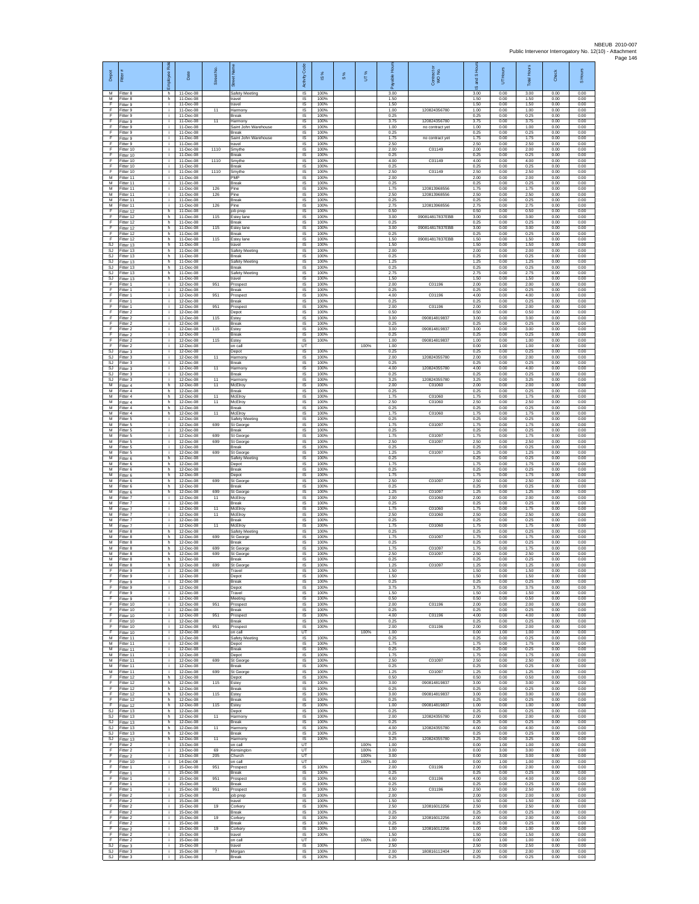| Depot | Fitter # | Employee Role | Date | Street No. | Street Name | Activity Code | IS % | S % | UT % | Payable Hours | Contractor or WO No. | IS and S Hours | UT Hours | Total Hours | Check | S Hours |
|---|---|---|---|---|---|---|---|---|---|---|---|---|---|---|---|---|
| M | Fitter 8 | h | 11-Dec-08 | | Safety Meeting | IS | 100% | | | 3.00 | | 3.00 | 0.00 | 3.00 | 0.00 | 0.00 |
| M | Fitter 8 | h | 11-Dec-08 | | travel | IS | 100% | | | 1.50 | | 1.50 | 0.00 | 1.50 | 0.00 | 0.00 |
| F | Fitter 9 | i | 11-Dec-08 | | travel | IS | 100% | | | 1.50 | | 1.50 | 0.00 | 1.50 | 0.00 | 0.00 |
| F | Fitter 9 | i | 11-Dec-08 | 11 | Harmony | IS | 100% | | | 1.00 | 120824356780 | 1.00 | 0.00 | 1.00 | 0.00 | 0.00 |
| F | Fitter 9 | i | 11-Dec-08 | | Break | IS | 100% | | | 0.25 | | 0.25 | 0.00 | 0.25 | 0.00 | 0.00 |
| F | Fitter 9 | i | 11-Dec-08 | 11 | Harmony | IS | 100% | | | 3.75 | 120824356780 | 3.75 | 0.00 | 3.75 | 0.00 | 0.00 |
| F | Fitter 9 | i | 11-Dec-08 | | Saint John Warehouse | IS | 100% | | | 1.00 | no contract yet | 1.00 | 0.00 | 1.00 | 0.00 | 0.00 |
| F | Fitter 9 | i | 11-Dec-08 | | Break | IS | 100% | | | 0.25 | | 0.25 | 0.00 | 0.25 | 0.00 | 0.00 |
| F | Fitter 9 | i | 11-Dec-08 | | Saint John Warehouse | IS | 100% | | | 1.75 | no contract yet | 1.75 | 0.00 | 1.75 | 0.00 | 0.00 |
| F | Fitter 9 | i | 11-Dec-08 | | travel | IS | 100% | | | 2.50 | | 2.50 | 0.00 | 2.50 | 0.00 | 0.00 |
| F | Fitter 10 | i | 11-Dec-08 | 1110 | Smythe | IS | 100% | | | 2.00 | C01149 | 2.00 | 0.00 | 2.00 | 0.00 | 0.00 |
| F | Fitter 10 | i | 11-Dec-08 | | Break | IS | 100% | | | 0.25 | | 0.25 | 0.00 | 0.25 | 0.00 | 0.00 |
| F | Fitter 10 | i | 11-Dec-08 | 1110 | Smythe | IS | 100% | | | 4.00 | C01149 | 4.00 | 0.00 | 4.00 | 0.00 | 0.00 |
| F | Fitter 10 | i | 11-Dec-08 | | Break | IS | 100% | | | 0.25 | | 0.25 | 0.00 | 0.25 | 0.00 | 0.00 |
| F | Fitter 10 | i | 11-Dec-08 | 1110 | Smythe | IS | 100% | | | 2.50 | C01149 | 2.50 | 0.00 | 2.50 | 0.00 | 0.00 |
| M | Fitter 11 | i | 11-Dec-08 | | PMP | IS | 100% | | | 2.00 | | 2.00 | 0.00 | 2.00 | 0.00 | 0.00 |
| M | Fitter 11 | i | 11-Dec-08 | | Break | IS | 100% | | | 0.25 | | 0.25 | 0.00 | 0.25 | 0.00 | 0.00 |
| M | Fitter 11 | i | 11-Dec-08 | 126 | Pine | IS | 100% | | | 1.75 | 120813968556 | 1.75 | 0.00 | 1.75 | 0.00 | 0.00 |
| M | Fitter 11 | i | 11-Dec-08 | 126 | Pine | IS | 100% | | | 2.50 | 120813968556 | 2.50 | 0.00 | 2.50 | 0.00 | 0.00 |
| M | Fitter 11 | i | 11-Dec-08 | | Break | IS | 100% | | | 0.25 | | 0.25 | 0.00 | 0.25 | 0.00 | 0.00 |
| M | Fitter 11 | i | 11-Dec-08 | 126 | Pine | IS | 100% | | | 2.75 | 120813968556 | 2.75 | 0.00 | 2.75 | 0.00 | 0.00 |
| F | Fitter 12 | h | 11-Dec-08 | | job prep | IS | 100% | | | 0.50 | | 0.50 | 0.00 | 0.50 | 0.00 | 0.00 |
| F | Fitter 12 | h | 11-Dec-08 | 115 | Estey lane | IS | 100% | | | 3.00 | 090814817837EBB | 3.00 | 0.00 | 3.00 | 0.00 | 0.00 |
| F | Fitter 12 | h | 11-Dec-08 | | Break | IS | 100% | | | 0.25 | | 0.25 | 0.00 | 0.25 | 0.00 | 0.00 |
| F | Fitter 12 | h | 11-Dec-08 | 115 | Estey lane | IS | 100% | | | 3.00 | 090814817837EBB | 3.00 | 0.00 | 3.00 | 0.00 | 0.00 |
| F | Fitter 12 | h | 11-Dec-08 | | Break | IS | 100% | | | 0.25 | | 0.25 | 0.00 | 0.25 | 0.00 | 0.00 |
| F | Fitter 12 | h | 11-Dec-08 | 115 | Estey lane | IS | 100% | | | 1.50 | 090814817837EBB | 1.50 | 0.00 | 1.50 | 0.00 | 0.00 |
| SJ | Fitter 13 | h | 11-Dec-08 | | travel | IS | 100% | | | 1.50 | | 1.50 | 0.00 | 1.50 | 0.00 | 0.00 |
| SJ | Fitter 13 | h | 11-Dec-08 | | Safety Meeting | IS | 100% | | | 2.00 | | 2.00 | 0.00 | 2.00 | 0.00 | 0.00 |
| SJ | Fitter 13 | h | 11-Dec-08 | | Break | IS | 100% | | | 0.25 | | 0.25 | 0.00 | 0.25 | 0.00 | 0.00 |
| SJ | Fitter 13 | h | 11-Dec-08 | | Safety Meeting | IS | 100% | | | 1.25 | | 1.25 | 0.00 | 1.25 | 0.00 | 0.00 |
| SJ | Fitter 13 | h | 11-Dec-08 | | Break | IS | 100% | | | 0.25 | | 0.25 | 0.00 | 0.25 | 0.00 | 0.00 |
| SJ | Fitter 13 | h | 11-Dec-08 | | Safety Meeting | IS | 100% | | | 2.75 | | 2.75 | 0.00 | 2.75 | 0.00 | 0.00 |
| SJ | Fitter 13 | h | 11-Dec-08 | | travel | IS | 100% | | | 1.50 | | 1.50 | 0.00 | 1.50 | 0.00 | 0.00 |
| F | Fitter 1 | i | 12-Dec-08 | 951 | Prospect | IS | 100% | | | 2.00 | C01196 | 2.00 | 0.00 | 2.00 | 0.00 | 0.00 |
| F | Fitter 1 | i | 12-Dec-08 | | Break | IS | 100% | | | 0.25 | | 0.25 | 0.00 | 0.25 | 0.00 | 0.00 |
| F | Fitter 1 | i | 12-Dec-08 | 951 | Prospect | IS | 100% | | | 4.00 | C01196 | 4.00 | 0.00 | 4.00 | 0.00 | 0.00 |
| F | Fitter 1 | i | 12-Dec-08 | | Break | IS | 100% | | | 0.25 | | 0.25 | 0.00 | 0.25 | 0.00 | 0.00 |
| F | Fitter 1 | i | 12-Dec-08 | 951 | Prospect | IS | 100% | | | 2.00 | C01196 | 2.00 | 0.00 | 2.00 | 0.00 | 0.00 |
| F | Fitter 2 | i | 12-Dec-08 | | Depot | IS | 100% | | | 0.50 | | 0.50 | 0.00 | 0.50 | 0.00 | 0.00 |
| F | Fitter 2 | i | 12-Dec-08 | 115 | Estey | IS | 100% | | | 3.00 | 090814819837 | 3.00 | 0.00 | 3.00 | 0.00 | 0.00 |
| F | Fitter 2 | i | 12-Dec-08 | | Break | IS | 100% | | | 0.25 | | 0.25 | 0.00 | 0.25 | 0.00 | 0.00 |
| F | Fitter 2 | i | 12-Dec-08 | 115 | Estey | IS | 100% | | | 3.00 | 090814819837 | 3.00 | 0.00 | 3.00 | 0.00 | 0.00 |
| F | Fitter 2 | i | 12-Dec-08 | | Break | IS | 100% | | | 0.25 | | 0.25 | 0.00 | 0.25 | 0.00 | 0.00 |
| F | Fitter 2 | i | 12-Dec-08 | 115 | Estey | IS | 100% | | | 1.00 | 090814819837 | 1.00 | 0.00 | 1.00 | 0.00 | 0.00 |
| F | Fitter 2 | i | 12-Dec-08 | | on call | UT | | | 100% | 1.00 | | 0.00 | 1.00 | 1.00 | 0.00 | 0.00 |
| SJ | Fitter 3 | i | 12-Dec-08 | | Depot | IS | 100% | | | 0.25 | | 0.25 | 0.00 | 0.25 | 0.00 | 0.00 |
| SJ | Fitter 3 | i | 12-Dec-08 | 11 | Harmony | IS | 100% | | | 2.00 | 120824355780 | 2.00 | 0.00 | 2.00 | 0.00 | 0.00 |
| SJ | Fitter 3 | i | 12-Dec-08 | | Break | IS | 100% | | | 0.25 | | 0.25 | 0.00 | 0.25 | 0.00 | 0.00 |
| SJ | Fitter 3 | i | 12-Dec-08 | 11 | Harmony | IS | 100% | | | 4.00 | 120824355780 | 4.00 | 0.00 | 4.00 | 0.00 | 0.00 |
| SJ | Fitter 3 | i | 12-Dec-08 | | Break | IS | 100% | | | 0.25 | | 0.25 | 0.00 | 0.25 | 0.00 | 0.00 |
| SJ | Fitter 3 | i | 12-Dec-08 | 11 | Harmony | IS | 100% | | | 3.25 | 120824355780 | 3.25 | 0.00 | 3.25 | 0.00 | 0.00 |
| M | Fitter 4 | h | 12-Dec-08 | 11 | McElroy | IS | 100% | | | 2.00 | C01060 | 2.00 | 0.00 | 2.00 | 0.00 | 0.00 |
| M | Fitter 4 | h | 12-Dec-08 | | Break | IS | 100% | | | 0.25 | | 0.25 | 0.00 | 0.25 | 0.00 | 0.00 |
| M | Fitter 4 | h | 12-Dec-08 | 11 | McElroy | IS | 100% | | | 1.75 | C01060 | 1.75 | 0.00 | 1.75 | 0.00 | 0.00 |
| M | Fitter 4 | h | 12-Dec-08 | 11 | McElroy | IS | 100% | | | 2.50 | C01060 | 2.50 | 0.00 | 2.50 | 0.00 | 0.00 |
| M | Fitter 4 | h | 12-Dec-08 | | Break | IS | 100% | | | 0.25 | | 0.25 | 0.00 | 0.25 | 0.00 | 0.00 |
| M | Fitter 4 | h | 12-Dec-08 | 11 | McElroy | IS | 100% | | | 1.75 | C01060 | 1.75 | 0.00 | 1.75 | 0.00 | 0.00 |
| M | Fitter 5 | i | 12-Dec-08 | | Safety Meeting | IS | 100% | | | 0.25 | | 0.25 | 0.00 | 0.25 | 0.00 | 0.00 |
| M | Fitter 5 | i | 12-Dec-08 | 699 | St George | IS | 100% | | | 1.75 | C01097 | 1.75 | 0.00 | 1.75 | 0.00 | 0.00 |
| M | Fitter 5 | i | 12-Dec-08 | | Break | IS | 100% | | | 0.25 | | 0.25 | 0.00 | 0.25 | 0.00 | 0.00 |
| M | Fitter 5 | i | 12-Dec-08 | 699 | St George | IS | 100% | | | 1.75 | C01097 | 1.75 | 0.00 | 1.75 | 0.00 | 0.00 |
| M | Fitter 5 | i | 12-Dec-08 | 699 | St George | IS | 100% | | | 2.50 | C01097 | 2.50 | 0.00 | 2.50 | 0.00 | 0.00 |
| M | Fitter 5 | i | 12-Dec-08 | | Break | IS | 100% | | | 0.25 | | 0.25 | 0.00 | 0.25 | 0.00 | 0.00 |
| M | Fitter 5 | i | 12-Dec-08 | 699 | St George | IS | 100% | | | 1.25 | C01097 | 1.25 | 0.00 | 1.25 | 0.00 | 0.00 |
| M | Fitter 6 | h | 12-Dec-08 | | Safety Meeting | IS | 100% | | | 0.25 | | 0.25 | 0.00 | 0.25 | 0.00 | 0.00 |
| M | Fitter 6 | h | 12-Dec-08 | | Depot | IS | 100% | | | 1.75 | | 1.75 | 0.00 | 1.75 | 0.00 | 0.00 |
| M | Fitter 6 | h | 12-Dec-08 | | Break | IS | 100% | | | 0.25 | | 0.25 | 0.00 | 0.25 | 0.00 | 0.00 |
| M | Fitter 6 | h | 12-Dec-08 | | Depot | IS | 100% | | | 1.75 | | 1.75 | 0.00 | 1.75 | 0.00 | 0.00 |
| M | Fitter 6 | h | 12-Dec-08 | 699 | St George | IS | 100% | | | 2.50 | C01097 | 2.50 | 0.00 | 2.50 | 0.00 | 0.00 |
| M | Fitter 6 | h | 12-Dec-08 | | Break | IS | 100% | | | 0.25 | | 0.25 | 0.00 | 0.25 | 0.00 | 0.00 |
| M | Fitter 6 | h | 12-Dec-08 | 699 | St George | IS | 100% | | | 1.25 | C01097 | 1.25 | 0.00 | 1.25 | 0.00 | 0.00 |
| M | Fitter 7 | i | 12-Dec-08 | 11 | McElroy | IS | 100% | | | 2.00 | C01060 | 2.00 | 0.00 | 2.00 | 0.00 | 0.00 |
| M | Fitter 7 | i | 12-Dec-08 | | Break | IS | 100% | | | 0.25 | | 0.25 | 0.00 | 0.25 | 0.00 | 0.00 |
| M | Fitter 7 | i | 12-Dec-08 | 11 | McElroy | IS | 100% | | | 1.75 | C01060 | 1.75 | 0.00 | 1.75 | 0.00 | 0.00 |
| M | Fitter 7 | i | 12-Dec-08 | 11 | McElroy | IS | 100% | | | 2.50 | C01060 | 2.50 | 0.00 | 2.50 | 0.00 | 0.00 |
| M | Fitter 7 | i | 12-Dec-08 | | Break | IS | 100% | | | 0.25 | | 0.25 | 0.00 | 0.25 | 0.00 | 0.00 |
| M | Fitter 7 | i | 12-Dec-08 | 11 | McElroy | IS | 100% | | | 1.75 | C01060 | 1.75 | 0.00 | 1.75 | 0.00 | 0.00 |
| M | Fitter 8 | h | 12-Dec-08 | | Safety Meeting | IS | 100% | | | 0.25 | | 0.25 | 0.00 | 0.25 | 0.00 | 0.00 |
| M | Fitter 8 | h | 12-Dec-08 | 699 | St George | IS | 100% | | | 1.75 | C01097 | 1.75 | 0.00 | 1.75 | 0.00 | 0.00 |
| M | Fitter 8 | h | 12-Dec-08 | | Break | IS | 100% | | | 0.25 | | 0.25 | 0.00 | 0.25 | 0.00 | 0.00 |
| M | Fitter 8 | h | 12-Dec-08 | 699 | St George | IS | 100% | | | 1.75 | C01097 | 1.75 | 0.00 | 1.75 | 0.00 | 0.00 |
| M | Fitter 8 | h | 12-Dec-08 | 699 | St George | IS | 100% | | | 2.50 | C01097 | 2.50 | 0.00 | 2.50 | 0.00 | 0.00 |
| M | Fitter 8 | h | 12-Dec-08 | | Break | IS | 100% | | | 0.25 | | 0.25 | 0.00 | 0.25 | 0.00 | 0.00 |
| M | Fitter 8 | h | 12-Dec-08 | 699 | St George | IS | 100% | | | 1.25 | C01097 | 1.25 | 0.00 | 1.25 | 0.00 | 0.00 |
| F | Fitter 9 | i | 12-Dec-08 | | Travel | IS | 100% | | | 1.50 | | 1.50 | 0.00 | 1.50 | 0.00 | 0.00 |
| F | Fitter 9 | i | 12-Dec-08 | | Depot | IS | 100% | | | 1.50 | | 1.50 | 0.00 | 1.50 | 0.00 | 0.00 |
| F | Fitter 9 | i | 12-Dec-08 | | Break | IS | 100% | | | 0.25 | | 0.25 | 0.00 | 0.25 | 0.00 | 0.00 |
| F | Fitter 9 | i | 12-Dec-08 | | Depot | IS | 100% | | | 3.75 | | 3.75 | 0.00 | 3.75 | 0.00 | 0.00 |
| F | Fitter 9 | i | 12-Dec-08 | | Travel | IS | 100% | | | 1.50 | | 1.50 | 0.00 | 1.50 | 0.00 | 0.00 |
| F | Fitter 9 | i | 12-Dec-08 | | Meeting | IS | 100% | | | 0.50 | | 0.50 | 0.00 | 0.50 | 0.00 | 0.00 |
| F | Fitter 10 | i | 12-Dec-08 | 951 | Prospect | IS | 100% | | | 2.00 | C01196 | 2.00 | 0.00 | 2.00 | 0.00 | 0.00 |
| F | Fitter 10 | i | 12-Dec-08 | | Break | IS | 100% | | | 0.25 | | 0.25 | 0.00 | 0.25 | 0.00 | 0.00 |
| F | Fitter 10 | i | 12-Dec-08 | 951 | Prospect | IS | 100% | | | 4.00 | C01196 | 4.00 | 0.00 | 4.00 | 0.00 | 0.00 |
| F | Fitter 10 | i | 12-Dec-08 | | Break | IS | 100% | | | 0.25 | | 0.25 | 0.00 | 0.25 | 0.00 | 0.00 |
| F | Fitter 10 | i | 12-Dec-08 | 951 | Prospect | IS | 100% | | | 2.00 | C01196 | 2.00 | 0.00 | 2.00 | 0.00 | 0.00 |
| F | Fitter 10 | i | 12-Dec-08 | | on call | UT | | | 100% | 1.00 | | 0.00 | 1.00 | 1.00 | 0.00 | 0.00 |
| M | Fitter 11 | i | 12-Dec-08 | | Safety Meeting | IS | 100% | | | 0.25 | | 0.25 | 0.00 | 0.25 | 0.00 | 0.00 |
| M | Fitter 11 | i | 12-Dec-08 | | Depot | IS | 100% | | | 1.75 | | 1.75 | 0.00 | 1.75 | 0.00 | 0.00 |
| M | Fitter 11 | i | 12-Dec-08 | | Break | IS | 100% | | | 0.25 | | 0.25 | 0.00 | 0.25 | 0.00 | 0.00 |
| M | Fitter 11 | i | 12-Dec-08 | | Depot | IS | 100% | | | 1.75 | | 1.75 | 0.00 | 1.75 | 0.00 | 0.00 |
| M | Fitter 11 | i | 12-Dec-08 | 699 | St George | IS | 100% | | | 2.50 | C01097 | 2.50 | 0.00 | 2.50 | 0.00 | 0.00 |
| M | Fitter 11 | i | 12-Dec-08 | | Break | IS | 100% | | | 0.25 | | 0.25 | 0.00 | 0.25 | 0.00 | 0.00 |
| M | Fitter 11 | i | 12-Dec-08 | 699 | St George | IS | 100% | | | 1.25 | C01097 | 1.25 | 0.00 | 1.25 | 0.00 | 0.00 |
| F | Fitter 12 | h | 12-Dec-08 | | Depot | IS | 100% | | | 0.50 | | 0.50 | 0.00 | 0.50 | 0.00 | 0.00 |
| F | Fitter 12 | h | 12-Dec-08 | 115 | Estey | IS | 100% | | | 3.00 | 090814819837 | 3.00 | 0.00 | 3.00 | 0.00 | 0.00 |
| F | Fitter 12 | h | 12-Dec-08 | | Break | IS | 100% | | | 0.25 | | 0.25 | 0.00 | 0.25 | 0.00 | 0.00 |
| F | Fitter 12 | h | 12-Dec-08 | 115 | Estey | IS | 100% | | | 3.00 | 090814819837 | 3.00 | 0.00 | 3.00 | 0.00 | 0.00 |
| F | Fitter 12 | h | 12-Dec-08 | | Break | IS | 100% | | | 0.25 | | 0.25 | 0.00 | 0.25 | 0.00 | 0.00 |
| F | Fitter 12 | h | 12-Dec-08 | 115 | Estey | IS | 100% | | | 1.00 | 090814819837 | 1.00 | 0.00 | 1.00 | 0.00 | 0.00 |
| SJ | Fitter 13 | h | 12-Dec-08 | | Depot | IS | 100% | | | 0.25 | | 0.25 | 0.00 | 0.25 | 0.00 | 0.00 |
| SJ | Fitter 13 | h | 12-Dec-08 | 11 | Harmony | IS | 100% | | | 2.00 | 120824355780 | 2.00 | 0.00 | 2.00 | 0.00 | 0.00 |
| SJ | Fitter 13 | h | 12-Dec-08 | | Break | IS | 100% | | | 0.25 | | 0.25 | 0.00 | 0.25 | 0.00 | 0.00 |
| SJ | Fitter 13 | h | 12-Dec-08 | 11 | Harmony | IS | 100% | | | 4.00 | 120824355780 | 4.00 | 0.00 | 4.00 | 0.00 | 0.00 |
| SJ | Fitter 13 | h | 12-Dec-08 | | Break | IS | 100% | | | 0.25 | | 0.25 | 0.00 | 0.25 | 0.00 | 0.00 |
| SJ | Fitter 13 | h | 12-Dec-08 | 11 | Harmony | IS | 100% | | | 3.25 | 120824355780 | 3.25 | 0.00 | 3.25 | 0.00 | 0.00 |
| F | Fitter 2 | i | 13-Dec-08 | | on call | UT | | | 100% | 1.00 | | 0.00 | 1.00 | 1.00 | 0.00 | 0.00 |
| F | Fitter 2 | i | 13-Dec-08 | 69 | Kensington | UT | | | 100% | 3.00 | | 0.00 | 3.00 | 3.00 | 0.00 | 0.00 |
| F | Fitter 2 | i | 13-Dec-08 | 205 | Church | UT | | | 100% | 3.00 | | 0.00 | 3.00 | 3.00 | 0.00 | 0.00 |
| F | Fitter 10 | i | 14-Dec-08 | | on call | UT | | | 100% | 1.00 | | 0.00 | 1.00 | 1.00 | 0.00 | 0.00 |
| F | Fitter 1 | i | 15-Dec-08 | 951 | Prospect | IS | 100% | | | 2.00 | C01196 | 2.00 | 0.00 | 2.00 | 0.00 | 0.00 |
| F | Fitter 1 | i | 15-Dec-08 | | Break | IS | 100% | | | 0.25 | | 0.25 | 0.00 | 0.25 | 0.00 | 0.00 |
| F | Fitter 1 | i | 15-Dec-08 | 951 | Prospect | IS | 100% | | | 4.00 | C01196 | 4.00 | 0.00 | 4.00 | 0.00 | 0.00 |
| F | Fitter 1 | i | 15-Dec-08 | | Break | IS | 100% | | | 0.25 | | 0.25 | 0.00 | 0.25 | 0.00 | 0.00 |
| F | Fitter 1 | i | 15-Dec-08 | 951 | Prospect | IS | 100% | | | 2.50 | C01196 | 2.50 | 0.00 | 2.50 | 0.00 | 0.00 |
| F | Fitter 2 | i | 15-Dec-08 | | job prep | IS | 100% | | | 2.00 | | 2.00 | 0.00 | 2.00 | 0.00 | 0.00 |
| F | Fitter 2 | i | 15-Dec-08 | | travel | IS | 100% | | | 1.50 | | 1.50 | 0.00 | 1.50 | 0.00 | 0.00 |
| F | Fitter 2 | i | 15-Dec-08 | 19 | Corkery | IS | 100% | | | 2.50 | 120816012256 | 2.50 | 0.00 | 2.50 | 0.00 | 0.00 |
| F | Fitter 2 | i | 15-Dec-08 | | Break | IS | 100% | | | 0.25 | | 0.25 | 0.00 | 0.25 | 0.00 | 0.00 |
| F | Fitter 2 | i | 15-Dec-08 | 19 | Corkery | IS | 100% | | | 2.00 | 120816012256 | 2.00 | 0.00 | 2.00 | 0.00 | 0.00 |
| F | Fitter 2 | i | 15-Dec-08 | | Break | IS | 100% | | | 0.25 | | 0.25 | 0.00 | 0.25 | 0.00 | 0.00 |
| F | Fitter 2 | i | 15-Dec-08 | 19 | Corkery | IS | 100% | | | 1.00 | 120816012256 | 1.00 | 0.00 | 1.00 | 0.00 | 0.00 |
| F | Fitter 2 | i | 15-Dec-08 | | travel | IS | 100% | | | 1.50 | | 1.50 | 0.00 | 1.50 | 0.00 | 0.00 |
| F | Fitter 2 | i | 15-Dec-08 | | on call | UT | | | 100% | 1.00 | | 0.00 | 1.00 | 1.00 | 0.00 | 0.00 |
| SJ | Fitter 3 | i | 15-Dec-08 | | travel | IS | 100% | | | 2.50 | | 2.50 | 0.00 | 2.50 | 0.00 | 0.00 |
| SJ | Fitter 3 | i | 15-Dec-08 | 7 | Morgan | IS | 100% | | | 2.00 | 180816112404 | 2.00 | 0.00 | 2.00 | 0.00 | 0.00 |
| SJ | Fitter 3 | i | 15-Dec-08 | | Break | IS | 100% | | | 0.25 | | 0.25 | 0.00 | 0.25 | 0.00 | 0.00 |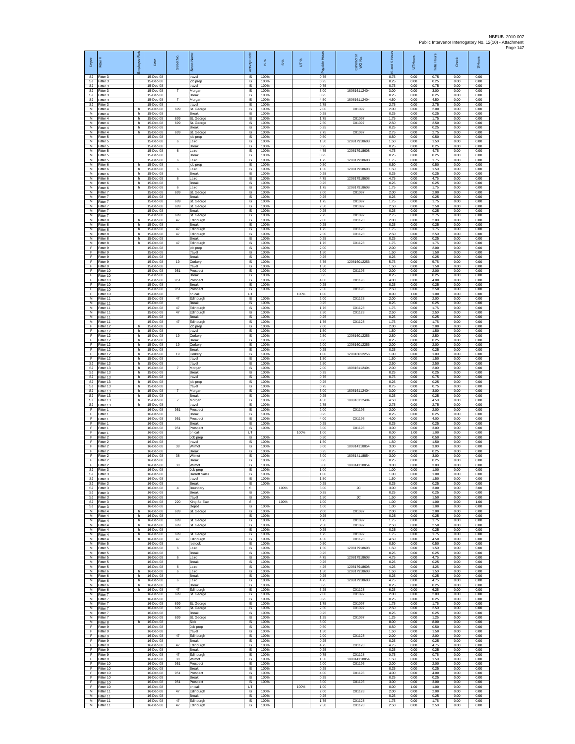NBEUB 2010-007
Public Intervenor Interrogatory No. 12(10) - Attachment
Page 147

| Depot | Fitter # | Employee Role | Date | Street No. | Street Name | Activity Code | IS % | S % | UT % | Payable Hours | Contractor or WO No. | IS and S Hours | UT Hours | Total Hours | Check | S Hours |
|---|---|---|---|---|---|---|---|---|---|---|---|---|---|---|---|---|
| SJ | Fitter 3 | i | 15-Dec-08 | | travel | IS | 100% | | | 0.75 | | 0.75 | 0.00 | 0.75 | 0.00 | 0.00 |
| SJ | Fitter 3 | i | 15-Dec-08 | | job prep | IS | 100% | | | 0.25 | | 0.25 | 0.00 | 0.25 | 0.00 | 0.00 |
| SJ | Fitter 3 | i | 15-Dec-08 | | travel | IS | 100% | | | 0.75 | | 0.75 | 0.00 | 0.75 | 0.00 | 0.00 |
| SJ | Fitter 3 | i | 15-Dec-08 | 7 | Morgan | IS | 100% | | | 3.00 | 180816112404 | 3.00 | 0.00 | 3.00 | 0.00 | 0.00 |
| SJ | Fitter 3 | i | 15-Dec-08 | | Break | IS | 100% | | | 0.25 | | 0.25 | 0.00 | 0.25 | 0.00 | 0.00 |
| SJ | Fitter 3 | i | 15-Dec-08 | 7 | Morgan | IS | 100% | | | 4.50 | 180816112404 | 4.50 | 0.00 | 4.50 | 0.00 | 0.00 |
| SJ | Fitter 3 | i | 15-Dec-08 | | travel | IS | 100% | | | 2.75 | | 2.75 | 0.00 | 2.75 | 0.00 | 0.00 |
| M | Fitter 4 | h | 15-Dec-08 | 699 | St. George | IS | 100% | | | 2.00 | C01097 | 2.00 | 0.00 | 2.00 | 0.00 | 0.00 |
| M | Fitter 4 | h | 15-Dec-08 | | Break | IS | 100% | | | 0.25 | | 0.25 | 0.00 | 0.25 | 0.00 | 0.00 |
| M | Fitter 4 | h | 15-Dec-08 | 699 | St. George | IS | 100% | | | 1.75 | C01097 | 1.75 | 0.00 | 1.75 | 0.00 | 0.00 |
| M | Fitter 4 | h | 15-Dec-08 | 699 | St. George | IS | 100% | | | 2.50 | C01097 | 2.50 | 0.00 | 2.50 | 0.00 | 0.00 |
| M | Fitter 4 | h | 15-Dec-08 | | Break | IS | 100% | | | 0.25 | | 0.25 | 0.00 | 0.25 | 0.00 | 0.00 |
| M | Fitter 4 | h | 15-Dec-08 | 699 | St. George | IS | 100% | | | 2.75 | C01097 | 2.75 | 0.00 | 2.75 | 0.00 | 0.00 |
| M | Fitter 5 | i | 15-Dec-08 | | job prep | IS | 100% | | | 0.50 | | 0.50 | 0.00 | 0.50 | 0.00 | 0.00 |
| M | Fitter 5 | i | 15-Dec-08 | 6 | Laird | IS | 100% | | | 1.50 | 120817918608 | 1.50 | 0.00 | 1.50 | 0.00 | 0.00 |
| M | Fitter 5 | i | 15-Dec-08 | | Break | IS | 100% | | | 0.25 | | 0.25 | 0.00 | 0.25 | 0.00 | 0.00 |
| M | Fitter 5 | i | 15-Dec-08 | 6 | Laird | IS | 100% | | | 4.75 | 120817918608 | 4.75 | 0.00 | 4.75 | 0.00 | 0.00 |
| M | Fitter 5 | i | 15-Dec-08 | | Break | IS | 100% | | | 0.25 | | 0.25 | 0.00 | 0.25 | 0.00 | 0.00 |
| M | Fitter 5 | i | 15-Dec-08 | 6 | Laird | IS | 100% | | | 1.75 | 120817918608 | 1.75 | 0.00 | 1.75 | 0.00 | 0.00 |
| M | Fitter 6 | h | 15-Dec-08 | | job prep | IS | 100% | | | 0.50 | | 0.50 | 0.00 | 0.50 | 0.00 | 0.00 |
| M | Fitter 6 | h | 15-Dec-08 | 6 | Laird | IS | 100% | | | 1.50 | 120817918608 | 1.50 | 0.00 | 1.50 | 0.00 | 0.00 |
| M | Fitter 6 | h | 15-Dec-08 | | Break | IS | 100% | | | 0.25 | | 0.25 | 0.00 | 0.25 | 0.00 | 0.00 |
| M | Fitter 6 | h | 15-Dec-08 | 6 | Laird | IS | 100% | | | 4.75 | 120817918608 | 4.75 | 0.00 | 4.75 | 0.00 | 0.00 |
| M | Fitter 6 | h | 15-Dec-08 | | Break | IS | 100% | | | 0.25 | | 0.25 | 0.00 | 0.25 | 0.00 | 0.00 |
| M | Fitter 6 | h | 15-Dec-08 | 6 | Laird | IS | 100% | | | 1.75 | 120817918608 | 1.75 | 0.00 | 1.75 | 0.00 | 0.00 |
| M | Fitter 7 | i | 15-Dec-08 | 699 | St. George | IS | 100% | | | 2.00 | C01097 | 2.00 | 0.00 | 2.00 | 0.00 | 0.00 |
| M | Fitter 7 | i | 15-Dec-08 | | Break | IS | 100% | | | 0.25 | | 0.25 | 0.00 | 0.25 | 0.00 | 0.00 |
| M | Fitter 7 | i | 15-Dec-08 | 699 | St. George | IS | 100% | | | 1.75 | C01097 | 1.75 | 0.00 | 1.75 | 0.00 | 0.00 |
| M | Fitter 7 | i | 15-Dec-08 | 699 | St. George | IS | 100% | | | 2.50 | C01097 | 2.50 | 0.00 | 2.50 | 0.00 | 0.00 |
| M | Fitter 7 | i | 15-Dec-08 | | Break | IS | 100% | | | 0.25 | | 0.25 | 0.00 | 0.25 | 0.00 | 0.00 |
| M | Fitter 7 | i | 15-Dec-08 | 699 | St. George | IS | 100% | | | 2.75 | C01097 | 2.75 | 0.00 | 2.75 | 0.00 | 0.00 |
| M | Fitter 8 | h | 15-Dec-08 | 47 | Edinburgh | IS | 100% | | | 2.00 | C01128 | 2.00 | 0.00 | 2.00 | 0.00 | 0.00 |
| M | Fitter 8 | h | 15-Dec-08 | | Break | IS | 100% | | | 0.25 | | 0.25 | 0.00 | 0.25 | 0.00 | 0.00 |
| M | Fitter 8 | h | 15-Dec-08 | 47 | Edinburgh | IS | 100% | | | 1.75 | C01128 | 1.75 | 0.00 | 1.75 | 0.00 | 0.00 |
| M | Fitter 8 | h | 15-Dec-08 | 47 | Edinburgh | IS | 100% | | | 2.50 | C01128 | 2.50 | 0.00 | 2.50 | 0.00 | 0.00 |
| M | Fitter 8 | h | 15-Dec-08 | | Break | IS | 100% | | | 0.25 | | 0.25 | 0.00 | 0.25 | 0.00 | 0.00 |
| M | Fitter 8 | h | 15-Dec-08 | 47 | Edinburgh | IS | 100% | | | 1.75 | C01128 | 1.75 | 0.00 | 1.75 | 0.00 | 0.00 |
| F | Fitter 9 | i | 15-Dec-08 | | job prep | IS | 100% | | | 2.00 | | 2.00 | 0.00 | 2.00 | 0.00 | 0.00 |
| F | Fitter 9 | i | 15-Dec-08 | | travel | IS | 100% | | | 1.50 | | 1.50 | 0.00 | 1.50 | 0.00 | 0.00 |
| F | Fitter 9 | i | 15-Dec-08 | | Break | IS | 100% | | | 0.25 | | 0.25 | 0.00 | 0.25 | 0.00 | 0.00 |
| F | Fitter 9 | i | 15-Dec-08 | 19 | Corkery | IS | 100% | | | 5.75 | 120816012256 | 5.75 | 0.00 | 5.75 | 0.00 | 0.00 |
| F | Fitter 9 | i | 15-Dec-08 | | travel | IS | 100% | | | 1.50 | | 1.50 | 0.00 | 1.50 | 0.00 | 0.00 |
| F | Fitter 10 | i | 15-Dec-08 | 951 | Prospect | IS | 100% | | | 2.00 | C01196 | 2.00 | 0.00 | 2.00 | 0.00 | 0.00 |
| F | Fitter 10 | i | 15-Dec-08 | | Break | IS | 100% | | | 0.25 | | 0.25 | 0.00 | 0.25 | 0.00 | 0.00 |
| F | Fitter 10 | i | 15-Dec-08 | 951 | Prospect | IS | 100% | | | 4.00 | C01196 | 4.00 | 0.00 | 4.00 | 0.00 | 0.00 |
| F | Fitter 10 | i | 15-Dec-08 | | Break | IS | 100% | | | 0.25 | | 0.25 | 0.00 | 0.25 | 0.00 | 0.00 |
| F | Fitter 10 | i | 15-Dec-08 | 951 | Prospect | IS | 100% | | | 2.50 | C01196 | 2.50 | 0.00 | 2.50 | 0.00 | 0.00 |
| F | Fitter 10 | i | 15-Dec-08 | | on call | UT | | | 100% | 1.00 | | 0.00 | 1.00 | 1.00 | 0.00 | 0.00 |
| M | Fitter 11 | i | 15-Dec-08 | 47 | Edinburgh | IS | 100% | | | 2.00 | C01128 | 2.00 | 0.00 | 2.00 | 0.00 | 0.00 |
| M | Fitter 11 | i | 15-Dec-08 | | Break | IS | 100% | | | 0.25 | | 0.25 | 0.00 | 0.25 | 0.00 | 0.00 |
| M | Fitter 11 | i | 15-Dec-08 | 47 | Edinburgh | IS | 100% | | | 1.75 | C01128 | 1.75 | 0.00 | 1.75 | 0.00 | 0.00 |
| M | Fitter 11 | i | 15-Dec-08 | 47 | Edinburgh | IS | 100% | | | 2.50 | C01128 | 2.50 | 0.00 | 2.50 | 0.00 | 0.00 |
| M | Fitter 11 | i | 15-Dec-08 | | Break | IS | 100% | | | 0.25 | | 0.25 | 0.00 | 0.25 | 0.00 | 0.00 |
| M | Fitter 11 | i | 15-Dec-08 | 47 | Edinburgh | IS | 100% | | | 1.75 | C01128 | 1.75 | 0.00 | 1.75 | 0.00 | 0.00 |
| F | Fitter 12 | h | 15-Dec-08 | | job prep | IS | 100% | | | 2.00 | | 2.00 | 0.00 | 2.00 | 0.00 | 0.00 |
| F | Fitter 12 | h | 15-Dec-08 | | travel | IS | 100% | | | 1.50 | | 1.50 | 0.00 | 1.50 | 0.00 | 0.00 |
| F | Fitter 12 | h | 15-Dec-08 | 19 | Corkery | IS | 100% | | | 2.50 | 120816012256 | 2.50 | 0.00 | 2.50 | 0.00 | 0.00 |
| F | Fitter 12 | h | 15-Dec-08 | | Break | IS | 100% | | | 0.25 | | 0.25 | 0.00 | 0.25 | 0.00 | 0.00 |
| F | Fitter 12 | h | 15-Dec-08 | 19 | Corkery | IS | 100% | | | 2.00 | 120816012256 | 2.00 | 0.00 | 2.00 | 0.00 | 0.00 |
| F | Fitter 12 | h | 15-Dec-08 | | Break | IS | 100% | | | 0.25 | | 0.25 | 0.00 | 0.25 | 0.00 | 0.00 |
| F | Fitter 12 | h | 15-Dec-08 | 19 | Corkery | IS | 100% | | | 1.00 | 120816012256 | 1.00 | 0.00 | 1.00 | 0.00 | 0.00 |
| F | Fitter 12 | h | 15-Dec-08 | | travel | IS | 100% | | | 1.50 | | 1.50 | 0.00 | 1.50 | 0.00 | 0.00 |
| SJ | Fitter 13 | h | 15-Dec-08 | | travel | IS | 100% | | | 2.50 | | 2.50 | 0.00 | 2.50 | 0.00 | 0.00 |
| SJ | Fitter 13 | h | 15-Dec-08 | 7 | Morgan | IS | 100% | | | 2.00 | 180816112404 | 2.00 | 0.00 | 2.00 | 0.00 | 0.00 |
| SJ | Fitter 13 | h | 15-Dec-08 | | Break | IS | 100% | | | 0.25 | | 0.25 | 0.00 | 0.25 | 0.00 | 0.00 |
| SJ | Fitter 13 | h | 15-Dec-08 | | travel | IS | 100% | | | 0.75 | | 0.75 | 0.00 | 0.75 | 0.00 | 0.00 |
| SJ | Fitter 13 | h | 15-Dec-08 | | job prep | IS | 100% | | | 0.25 | | 0.25 | 0.00 | 0.25 | 0.00 | 0.00 |
| SJ | Fitter 13 | h | 15-Dec-08 | | travel | IS | 100% | | | 0.75 | | 0.75 | 0.00 | 0.75 | 0.00 | 0.00 |
| SJ | Fitter 13 | h | 15-Dec-08 | 7 | Morgan | IS | 100% | | | 3.00 | 180816112404 | 3.00 | 0.00 | 3.00 | 0.00 | 0.00 |
| SJ | Fitter 13 | h | 15-Dec-08 | | Break | IS | 100% | | | 0.25 | | 0.25 | 0.00 | 0.25 | 0.00 | 0.00 |
| SJ | Fitter 13 | h | 15-Dec-08 | 7 | Morgan | IS | 100% | | | 4.50 | 180816112404 | 4.50 | 0.00 | 4.50 | 0.00 | 0.00 |
| SJ | Fitter 13 | h | 15-Dec-08 | | travel | IS | 100% | | | 2.75 | | 2.75 | 0.00 | 2.75 | 0.00 | 0.00 |
| F | Fitter 1 | i | 16-Dec-08 | 951 | Prospect | IS | 100% | | | 2.00 | C01196 | 2.00 | 0.00 | 2.00 | 0.00 | 0.00 |
| F | Fitter 1 | i | 16-Dec-08 | | Break | IS | 100% | | | 0.25 | | 0.25 | 0.00 | 0.25 | 0.00 | 0.00 |
| F | Fitter 1 | i | 16-Dec-08 | 951 | Prospect | IS | 100% | | | 4.00 | C01196 | 4.00 | 0.00 | 4.00 | 0.00 | 0.00 |
| F | Fitter 1 | i | 16-Dec-08 | | Break | IS | 100% | | | 0.25 | | 0.25 | 0.00 | 0.25 | 0.00 | 0.00 |
| F | Fitter 1 | i | 16-Dec-08 | 951 | Prospect | IS | 100% | | | 3.00 | C01196 | 3.00 | 0.00 | 3.00 | 0.00 | 0.00 |
| F | Fitter 1 | i | 16-Dec-08 | | on call | UT | | | 100% | 1.00 | | 0.00 | 1.00 | 1.00 | 0.00 | 0.00 |
| F | Fitter 2 | i | 16-Dec-08 | | Job prep | IS | 100% | | | 0.50 | | 0.50 | 0.00 | 0.50 | 0.00 | 0.00 |
| F | Fitter 2 | i | 16-Dec-08 | | travel | IS | 100% | | | 1.50 | | 1.50 | 0.00 | 1.50 | 0.00 | 0.00 |
| F | Fitter 2 | i | 16-Dec-08 | 38 | Wilmot | IS | 100% | | | 3.00 | 180814118854 | 3.00 | 0.00 | 3.00 | 0.00 | 0.00 |
| F | Fitter 2 | i | 16-Dec-08 | | Break | IS | 100% | | | 0.25 | | 0.25 | 0.00 | 0.25 | 0.00 | 0.00 |
| F | Fitter 2 | i | 16-Dec-08 | 38 | Wilmot | IS | 100% | | | 3.00 | 180814118854 | 3.00 | 0.00 | 3.00 | 0.00 | 0.00 |
| F | Fitter 2 | i | 16-Dec-08 | | Break | IS | 100% | | | 0.25 | | 0.25 | 0.00 | 0.25 | 0.00 | 0.00 |
| F | Fitter 2 | i | 16-Dec-08 | 38 | Wilmot | IS | 100% | | | 3.00 | 180814118854 | 3.00 | 0.00 | 3.00 | 0.00 | 0.00 |
| SJ | Fitter 3 | i | 16-Dec-08 | | Job prep | IS | 100% | | | 1.00 | | 1.00 | 0.00 | 1.00 | 0.00 | 0.00 |
| SJ | Fitter 3 | i | 16-Dec-08 | | Barrett Sales | IS | 100% | | | 1.00 | | 1.00 | 0.00 | 1.00 | 0.00 | 0.00 |
| SJ | Fitter 3 | i | 16-Dec-08 | | travel | IS | 100% | | | 1.50 | | 1.50 | 0.00 | 1.50 | 0.00 | 0.00 |
| SJ | Fitter 3 | i | 16-Dec-08 | | Break | IS | 100% | | | 0.25 | | 0.25 | 0.00 | 0.25 | 0.00 | 0.00 |
| SJ | Fitter 3 | i | 16-Dec-08 | 4 | Boundary | S | | 100% | | 3.00 | JC | 3.00 | 0.00 | 3.00 | 0.00 | 3.00 |
| SJ | Fitter 3 | i | 16-Dec-08 | | Break | IS | 100% | | | 0.25 | | 0.25 | 0.00 | 0.25 | 0.00 | 0.00 |
| SJ | Fitter 3 | i | 16-Dec-08 | | travel | IS | 100% | | | 1.50 | JC | 1.50 | 0.00 | 1.50 | 0.00 | 0.00 |
| SJ | Fitter 3 | i | 16-Dec-08 | 220 | King St. East | S | | 100% | | 1.00 | | 1.00 | 0.00 | 1.00 | 0.00 | 1.00 |
| SJ | Fitter 3 | i | 16-Dec-08 | | Depot | IS | 100% | | | 1.00 | | 1.00 | 0.00 | 1.00 | 0.00 | 0.00 |
| M | Fitter 4 | h | 16-Dec-08 | 699 | St. George | IS | 100% | | | 2.00 | C01097 | 2.00 | 0.00 | 2.00 | 0.00 | 0.00 |
| M | Fitter 4 | h | 16-Dec-08 | | | IS | 100% | | | 0.25 | | 0.25 | 0.00 | 0.25 | 0.00 | 0.00 |
| M | Fitter 4 | h | 16-Dec-08 | 699 | St. George | IS | 100% | | | 1.75 | C01097 | 1.75 | 0.00 | 1.75 | 0.00 | 0.00 |
| M | Fitter 4 | h | 16-Dec-08 | 699 | St. George | IS | 100% | | | 2.50 | C01097 | 2.50 | 0.00 | 2.50 | 0.00 | 0.00 |
| M | Fitter 4 | h | 16-Dec-08 | | | IS | 100% | | | 0.25 | | 0.25 | 0.00 | 0.25 | 0.00 | 0.00 |
| M | Fitter 4 | h | 16-Dec-08 | 699 | St. George | IS | 100% | | | 1.75 | C01097 | 1.75 | 0.00 | 1.75 | 0.00 | 0.00 |
| M | Fitter 4 | h | 16-Dec-08 | 47 | Edinburgh | IS | 100% | | | 4.50 | C01128 | 4.50 | 0.00 | 4.50 | 0.00 | 0.00 |
| M | Fitter 5 | i | 16-Dec-08 | | restock | IS | 100% | | | 0.50 | | 0.50 | 0.00 | 0.50 | 0.00 | 0.00 |
| M | Fitter 5 | i | 16-Dec-08 | 6 | Laird | IS | 100% | | | 1.50 | 120817918608 | 1.50 | 0.00 | 1.50 | 0.00 | 0.00 |
| M | Fitter 5 | i | 16-Dec-08 | | Break | IS | 100% | | | 0.25 | | 0.25 | 0.00 | 0.25 | 0.00 | 0.00 |
| M | Fitter 5 | i | 16-Dec-08 | 6 | Laird | IS | 100% | | | 4.75 | 120817918608 | 4.75 | 0.00 | 4.75 | 0.00 | 0.00 |
| M | Fitter 5 | i | 16-Dec-08 | | Break | IS | 100% | | | 0.25 | | 0.25 | 0.00 | 0.25 | 0.00 | 0.00 |
| M | Fitter 5 | i | 16-Dec-08 | 6 | Laird | IS | 100% | | | 4.25 | 120817918608 | 4.25 | 0.00 | 4.25 | 0.00 | 0.00 |
| M | Fitter 6 | h | 16-Dec-08 | 6 | Laird | IS | 100% | | | 1.50 | 120817918608 | 1.50 | 0.00 | 1.50 | 0.00 | 0.00 |
| M | Fitter 6 | h | 16-Dec-08 | | Break | IS | 100% | | | 0.25 | | 0.25 | 0.00 | 0.25 | 0.00 | 0.00 |
| M | Fitter 6 | h | 16-Dec-08 | 6 | Laird | IS | 100% | | | 4.75 | 120817918608 | 4.75 | 0.00 | 4.75 | 0.00 | 0.00 |
| M | Fitter 6 | h | 16-Dec-08 | | Break | IS | 100% | | | 0.25 | | 0.25 | 0.00 | 0.25 | 0.00 | 0.00 |
| M | Fitter 6 | h | 16-Dec-08 | 47 | Edinburgh | IS | 100% | | | 6.25 | C01128 | 6.25 | 0.00 | 6.25 | 0.00 | 0.00 |
| M | Fitter 7 | i | 16-Dec-08 | 699 | St. George | IS | 100% | | | 2.00 | C01097 | 2.00 | 0.00 | 2.00 | 0.00 | 0.00 |
| M | Fitter 7 | i | 16-Dec-08 | | | IS | 100% | | | 0.25 | | 0.25 | 0.00 | 0.25 | 0.00 | 0.00 |
| M | Fitter 7 | i | 16-Dec-08 | 699 | St. George | IS | 100% | | | 1.75 | C01097 | 1.75 | 0.00 | 1.75 | 0.00 | 0.00 |
| M | Fitter 7 | i | 16-Dec-08 | 699 | St. George | IS | 100% | | | 2.50 | C01097 | 2.50 | 0.00 | 2.50 | 0.00 | 0.00 |
| M | Fitter 7 | i | 16-Dec-08 | | Break | IS | 100% | | | 0.25 | | 0.25 | 0.00 | 0.25 | 0.00 | 0.00 |
| M | Fitter 7 | i | 16-Dec-08 | 699 | St. George | IS | 100% | | | 1.25 | C01097 | 1.25 | 0.00 | 1.25 | 0.00 | 0.00 |
| M | Fitter 8 | h | 16-Dec-08 | | Sick | IS | 100% | | | 8.00 | | 8.00 | 0.00 | 8.00 | 0.00 | 0.00 |
| F | Fitter 9 | i | 16-Dec-08 | | Job prep | IS | 100% | | | 0.50 | | 0.50 | 0.00 | 0.50 | 0.00 | 0.00 |
| F | Fitter 9 | i | 16-Dec-08 | | travel | IS | 100% | | | 1.50 | | 1.50 | 0.00 | 1.50 | 0.00 | 0.00 |
| F | Fitter 9 | i | 16-Dec-08 | 47 | Edinburgh | IS | 100% | | | 2.00 | C01128 | 2.00 | 0.00 | 2.00 | 0.00 | 0.00 |
| F | Fitter 9 | i | 16-Dec-08 | | Break | IS | 100% | | | 0.25 | | 0.25 | 0.00 | 0.25 | 0.00 | 0.00 |
| F | Fitter 9 | i | 16-Dec-08 | 47 | Edinburgh | IS | 100% | | | 4.75 | C01128 | 4.75 | 0.00 | 4.75 | 0.00 | 0.00 |
| F | Fitter 9 | i | 16-Dec-08 | | Break | IS | 100% | | | 0.25 | | 0.25 | 0.00 | 0.25 | 0.00 | 0.00 |
| F | Fitter 9 | i | 16-Dec-08 | 47 | Edinburgh | IS | 100% | | | 0.75 | C01128 | 0.75 | 0.00 | 0.75 | 0.00 | 0.00 |
| F | Fitter 9 | i | 16-Dec-08 | 38 | Wilmot | IS | 100% | | | 1.50 | 180814118854 | 1.50 | 0.00 | 1.50 | 0.00 | 0.00 |
| F | Fitter 10 | i | 16-Dec-08 | 951 | Prospect | IS | 100% | | | 2.00 | C01196 | 2.00 | 0.00 | 2.00 | 0.00 | 0.00 |
| F | Fitter 10 | i | 16-Dec-08 | | Break | IS | 100% | | | 0.25 | | 0.25 | 0.00 | 0.25 | 0.00 | 0.00 |
| F | Fitter 10 | i | 16-Dec-08 | 951 | Prospect | IS | 100% | | | 4.00 | C01196 | 4.00 | 0.00 | 4.00 | 0.00 | 0.00 |
| F | Fitter 10 | i | 16-Dec-08 | | Break | IS | 100% | | | 0.25 | | 0.25 | 0.00 | 0.25 | 0.00 | 0.00 |
| F | Fitter 10 | i | 16-Dec-08 | 951 | Prospect | IS | 100% | | | 3.00 | C01196 | 3.00 | 0.00 | 3.00 | 0.00 | 0.00 |
| F | Fitter 10 | i | 16-Dec-08 | | on call | UT | | | 100% | 1.00 | | 0.00 | 1.00 | 1.00 | 0.00 | 0.00 |
| M | Fitter 11 | i | 16-Dec-08 | 47 | Edinburgh | IS | 100% | | | 2.00 | C01128 | 2.00 | 0.00 | 2.00 | 0.00 | 0.00 |
| M | Fitter 11 | i | 16-Dec-08 | | Break | IS | 100% | | | 0.25 | | 0.25 | 0.00 | 0.25 | 0.00 | 0.00 |
| M | Fitter 11 | i | 16-Dec-08 | 47 | Edinburgh | IS | 100% | | | 1.75 | C01128 | 1.75 | 0.00 | 1.75 | 0.00 | 0.00 |
| M | Fitter 11 | i | 16-Dec-08 | 47 | Edinburgh | IS | 100% | | | 2.50 | C01128 | 2.50 | 0.00 | 2.50 | 0.00 | 0.00 |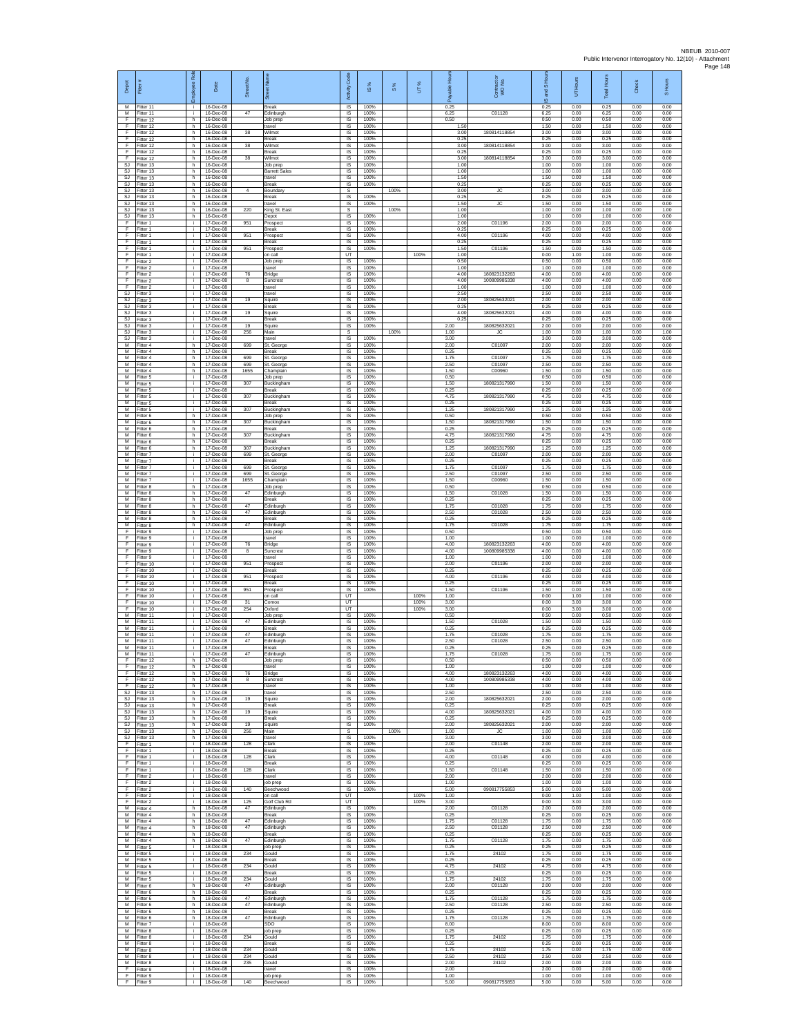| Depot | Fitter # | Employee Role | Date | Street No. | Street Name | Activity Code | IS % | S % | UT % | Payable Hours | Contractor or WO No. | IS and S Hours | UT Hours | Total Hours | Check | S Hours |
|---|---|---|---|---|---|---|---|---|---|---|---|---|---|---|---|---|
| M | Fitter 11 | i | 16-Dec-08 | | Break | IS | 100% | | | 0.25 | | 0.25 | 0.00 | 0.25 | 0.00 | 0.00 |
| M | Fitter 11 | i | 16-Dec-08 | 47 | Edinburgh | IS | 100% | | | 6.25 | C01128 | 6.25 | 0.00 | 6.25 | 0.00 | 0.00 |
| F | Fitter 12 | h | 16-Dec-08 | | Job prep | IS | 100% | | | 0.50 | | 0.50 | 0.00 | 0.50 | 0.00 | 0.00 |
| F | Fitter 12 | h | 16-Dec-08 | | travel | IS | 100% | | | 1.50 | | 1.50 | 0.00 | 1.50 | 0.00 | 0.00 |
| F | Fitter 12 | h | 16-Dec-08 | 38 | Wilmot | IS | 100% | | | 3.00 | 180814118854 | 3.00 | 0.00 | 3.00 | 0.00 | 0.00 |
| F | Fitter 12 | h | 16-Dec-08 | | Break | IS | 100% | | | 0.25 | | 0.25 | 0.00 | 0.25 | 0.00 | 0.00 |
| F | Fitter 12 | h | 16-Dec-08 | 38 | Wilmot | IS | 100% | | | 3.00 | 180814118854 | 3.00 | 0.00 | 3.00 | 0.00 | 0.00 |
| F | Fitter 12 | h | 16-Dec-08 | | Break | IS | 100% | | | 0.25 | | 0.25 | 0.00 | 0.25 | 0.00 | 0.00 |
| F | Fitter 12 | h | 16-Dec-08 | 38 | Wilmot | IS | 100% | | | 3.00 | 180814118854 | 3.00 | 0.00 | 3.00 | 0.00 | 0.00 |
| SJ | Fitter 13 | h | 16-Dec-08 | | Job prep | IS | 100% | | | 1.00 | | 1.00 | 0.00 | 1.00 | 0.00 | 0.00 |
| SJ | Fitter 13 | h | 16-Dec-08 | | Barrett Sales | IS | 100% | | | 1.00 | | 1.00 | 0.00 | 1.00 | 0.00 | 0.00 |
| SJ | Fitter 13 | h | 16-Dec-08 | | travel | IS | 100% | | | 1.50 | | 1.50 | 0.00 | 1.50 | 0.00 | 0.00 |
| SJ | Fitter 13 | h | 16-Dec-08 | | Break | IS | 100% | | | 0.25 | | 0.25 | 0.00 | 0.25 | 0.00 | 0.00 |
| SJ | Fitter 13 | h | 16-Dec-08 | 4 | Boundary | S | | 100% | | 3.00 | JC | 3.00 | 0.00 | 3.00 | 0.00 | 3.00 |
| SJ | Fitter 13 | h | 16-Dec-08 | | Break | IS | 100% | | | 0.25 | | 0.25 | 0.00 | 0.25 | 0.00 | 0.00 |
| SJ | Fitter 13 | h | 16-Dec-08 | | travel | IS | 100% | | | 1.50 | JC | 1.50 | 0.00 | 1.50 | 0.00 | 0.00 |
| SJ | Fitter 13 | h | 16-Dec-08 | 220 | King St. East | S | | 100% | | 1.00 | | 1.00 | 0.00 | 1.00 | 0.00 | 1.00 |
| SJ | Fitter 13 | h | 16-Dec-08 | | Depot | IS | 100% | | | 1.00 | | 1.00 | 0.00 | 1.00 | 0.00 | 0.00 |
| F | Fitter 1 | i | 17-Dec-08 | 951 | Prospect | IS | 100% | | | 2.00 | C01196 | 2.00 | 0.00 | 2.00 | 0.00 | 0.00 |
| F | Fitter 1 | i | 17-Dec-08 | | Break | IS | 100% | | | 0.25 | | 0.25 | 0.00 | 0.25 | 0.00 | 0.00 |
| F | Fitter 1 | i | 17-Dec-08 | 951 | Prospect | IS | 100% | | | 4.00 | C01196 | 4.00 | 0.00 | 4.00 | 0.00 | 0.00 |
| F | Fitter 1 | i | 17-Dec-08 | | Break | IS | 100% | | | 0.25 | | 0.25 | 0.00 | 0.25 | 0.00 | 0.00 |
| F | Fitter 1 | i | 17-Dec-08 | 951 | Prospect | IS | 100% | | | 1.50 | C01196 | 1.50 | 0.00 | 1.50 | 0.00 | 0.00 |
| F | Fitter 1 | i | 17-Dec-08 | | on call | UT | | | 100% | 1.00 | | 0.00 | 1.00 | 1.00 | 0.00 | 0.00 |
| F | Fitter 2 | i | 17-Dec-08 | | Job prep | IS | 100% | | | 0.50 | | 0.50 | 0.00 | 0.50 | 0.00 | 0.00 |
| F | Fitter 2 | i | 17-Dec-08 | | travel | IS | 100% | | | 1.00 | | 1.00 | 0.00 | 1.00 | 0.00 | 0.00 |
| F | Fitter 2 | i | 17-Dec-08 | 76 | Bridge | IS | 100% | | | 4.00 | 180823132263 | 4.00 | 0.00 | 4.00 | 0.00 | 0.00 |
| F | Fitter 2 | i | 17-Dec-08 | 8 | Suncrest | IS | 100% | | | 4.00 | 100809985338 | 4.00 | 0.00 | 4.00 | 0.00 | 0.00 |
| F | Fitter 2 | i | 17-Dec-08 | | travel | IS | 100% | | | 1.00 | | 1.00 | 0.00 | 1.00 | 0.00 | 0.00 |
| SJ | Fitter 3 | i | 17-Dec-08 | | travel | IS | 100% | | | 2.50 | | 2.50 | 0.00 | 2.50 | 0.00 | 0.00 |
| SJ | Fitter 3 | i | 17-Dec-08 | 19 | Squire | IS | 100% | | | 2.00 | 180825632021 | 2.00 | 0.00 | 2.00 | 0.00 | 0.00 |
| SJ | Fitter 3 | i | 17-Dec-08 | | Break | IS | 100% | | | 0.25 | | 0.25 | 0.00 | 0.25 | 0.00 | 0.00 |
| SJ | Fitter 3 | i | 17-Dec-08 | 19 | Squire | IS | 100% | | | 4.00 | 180825632021 | 4.00 | 0.00 | 4.00 | 0.00 | 0.00 |
| SJ | Fitter 3 | i | 17-Dec-08 | | Break | IS | 100% | | | 0.25 | | 0.25 | 0.00 | 0.25 | 0.00 | 0.00 |
| SJ | Fitter 3 | i | 17-Dec-08 | 19 | Squire | IS | 100% | | | 2.00 | 180825632021 | 2.00 | 0.00 | 2.00 | 0.00 | 0.00 |
| SJ | Fitter 3 | i | 17-Dec-08 | 256 | Main | S | | 100% | | 1.00 | JC | 1.00 | 0.00 | 1.00 | 0.00 | 1.00 |
| SJ | Fitter 3 | i | 17-Dec-08 | | travel | IS | 100% | | | 3.00 | | 3.00 | 0.00 | 3.00 | 0.00 | 0.00 |
| M | Fitter 4 | h | 17-Dec-08 | 699 | St. George | IS | 100% | | | 2.00 | C01097 | 2.00 | 0.00 | 2.00 | 0.00 | 0.00 |
| M | Fitter 4 | h | 17-Dec-08 | | Break | IS | 100% | | | 0.25 | | 0.25 | 0.00 | 0.25 | 0.00 | 0.00 |
| M | Fitter 4 | h | 17-Dec-08 | 699 | St. George | IS | 100% | | | 1.75 | C01097 | 1.75 | 0.00 | 1.75 | 0.00 | 0.00 |
| M | Fitter 4 | h | 17-Dec-08 | 699 | St. George | IS | 100% | | | 2.50 | C01097 | 2.50 | 0.00 | 2.50 | 0.00 | 0.00 |
| M | Fitter 4 | h | 17-Dec-08 | 1655 | Champlain | IS | 100% | | | 1.50 | C00960 | 1.50 | 0.00 | 1.50 | 0.00 | 0.00 |
| M | Fitter 5 | i | 17-Dec-08 | | Job prep | IS | 100% | | | 0.50 | | 0.50 | 0.00 | 0.50 | 0.00 | 0.00 |
| M | Fitter 5 | i | 17-Dec-08 | 307 | Buckingham | IS | 100% | | | 1.50 | 180821317990 | 1.50 | 0.00 | 1.50 | 0.00 | 0.00 |
| M | Fitter 5 | i | 17-Dec-08 | | Break | IS | 100% | | | 0.25 | | 0.25 | 0.00 | 0.25 | 0.00 | 0.00 |
| M | Fitter 5 | i | 17-Dec-08 | 307 | Buckingham | IS | 100% | | | 4.75 | 180821317990 | 4.75 | 0.00 | 4.75 | 0.00 | 0.00 |
| M | Fitter 5 | i | 17-Dec-08 | | Break | IS | 100% | | | 0.25 | | 0.25 | 0.00 | 0.25 | 0.00 | 0.00 |
| M | Fitter 5 | i | 17-Dec-08 | 307 | Buckingham | IS | 100% | | | 1.25 | 180821317990 | 1.25 | 0.00 | 1.25 | 0.00 | 0.00 |
| M | Fitter 6 | h | 17-Dec-08 | | Job prep | IS | 100% | | | 0.50 | | 0.50 | 0.00 | 0.50 | 0.00 | 0.00 |
| M | Fitter 6 | h | 17-Dec-08 | 307 | Buckingham | IS | 100% | | | 1.50 | 180821317990 | 1.50 | 0.00 | 1.50 | 0.00 | 0.00 |
| M | Fitter 6 | h | 17-Dec-08 | | Break | IS | 100% | | | 0.25 | | 0.25 | 0.00 | 0.25 | 0.00 | 0.00 |
| M | Fitter 6 | h | 17-Dec-08 | 307 | Buckingham | IS | 100% | | | 4.75 | 180821317990 | 4.75 | 0.00 | 4.75 | 0.00 | 0.00 |
| M | Fitter 6 | h | 17-Dec-08 | | Break | IS | 100% | | | 0.25 | | 0.25 | 0.00 | 0.25 | 0.00 | 0.00 |
| M | Fitter 6 | h | 17-Dec-08 | 307 | Buckingham | IS | 100% | | | 1.25 | 180821317990 | 1.25 | 0.00 | 1.25 | 0.00 | 0.00 |
| M | Fitter 7 | i | 17-Dec-08 | 699 | St. George | IS | 100% | | | 2.00 | C01097 | 2.00 | 0.00 | 2.00 | 0.00 | 0.00 |
| M | Fitter 7 | i | 17-Dec-08 | | Break | IS | 100% | | | 0.25 | | 0.25 | 0.00 | 0.25 | 0.00 | 0.00 |
| M | Fitter 7 | i | 17-Dec-08 | 699 | St. George | IS | 100% | | | 1.75 | C01097 | 1.75 | 0.00 | 1.75 | 0.00 | 0.00 |
| M | Fitter 7 | i | 17-Dec-08 | 699 | St. George | IS | 100% | | | 2.50 | C01097 | 2.50 | 0.00 | 2.50 | 0.00 | 0.00 |
| M | Fitter 7 | i | 17-Dec-08 | 1655 | Champlain | IS | 100% | | | 1.50 | C00960 | 1.50 | 0.00 | 1.50 | 0.00 | 0.00 |
| M | Fitter 8 | h | 17-Dec-08 | | Job prep | IS | 100% | | | 0.50 | | 0.50 | 0.00 | 0.50 | 0.00 | 0.00 |
| M | Fitter 8 | h | 17-Dec-08 | 47 | Edinburgh | IS | 100% | | | 1.50 | C01028 | 1.50 | 0.00 | 1.50 | 0.00 | 0.00 |
| M | Fitter 8 | h | 17-Dec-08 | | Break | IS | 100% | | | 0.25 | | 0.25 | 0.00 | 0.25 | 0.00 | 0.00 |
| M | Fitter 8 | h | 17-Dec-08 | 47 | Edinburgh | IS | 100% | | | 1.75 | C01028 | 1.75 | 0.00 | 1.75 | 0.00 | 0.00 |
| M | Fitter 8 | h | 17-Dec-08 | 47 | Edinburgh | IS | 100% | | | 2.50 | C01028 | 2.50 | 0.00 | 2.50 | 0.00 | 0.00 |
| M | Fitter 8 | h | 17-Dec-08 | | Break | IS | 100% | | | 0.25 | | 0.25 | 0.00 | 0.25 | 0.00 | 0.00 |
| M | Fitter 8 | h | 17-Dec-08 | 47 | Edinburgh | IS | 100% | | | 1.75 | C01028 | 1.75 | 0.00 | 1.75 | 0.00 | 0.00 |
| F | Fitter 9 | i | 17-Dec-08 | | Job prep | IS | 100% | | | 0.50 | | 0.50 | 0.00 | 0.50 | 0.00 | 0.00 |
| F | Fitter 9 | i | 17-Dec-08 | | travel | IS | 100% | | | 1.00 | | 1.00 | 0.00 | 1.00 | 0.00 | 0.00 |
| F | Fitter 9 | i | 17-Dec-08 | 76 | Bridge | IS | 100% | | | 4.00 | 180823132263 | 4.00 | 0.00 | 4.00 | 0.00 | 0.00 |
| F | Fitter 9 | i | 17-Dec-08 | 8 | Suncrest | IS | 100% | | | 4.00 | 100809985338 | 4.00 | 0.00 | 4.00 | 0.00 | 0.00 |
| F | Fitter 9 | i | 17-Dec-08 | | travel | IS | 100% | | | 1.00 | | 1.00 | 0.00 | 1.00 | 0.00 | 0.00 |
| F | Fitter 10 | i | 17-Dec-08 | 951 | Prospect | IS | 100% | | | 2.00 | C01196 | 2.00 | 0.00 | 2.00 | 0.00 | 0.00 |
| F | Fitter 10 | i | 17-Dec-08 | | Break | IS | 100% | | | 0.25 | | 0.25 | 0.00 | 0.25 | 0.00 | 0.00 |
| F | Fitter 10 | i | 17-Dec-08 | 951 | Prospect | IS | 100% | | | 4.00 | C01196 | 4.00 | 0.00 | 4.00 | 0.00 | 0.00 |
| F | Fitter 10 | i | 17-Dec-08 | | Break | IS | 100% | | | 0.25 | | 0.25 | 0.00 | 0.25 | 0.00 | 0.00 |
| F | Fitter 10 | i | 17-Dec-08 | 951 | Prospect | IS | 100% | | | 1.50 | C01196 | 1.50 | 0.00 | 1.50 | 0.00 | 0.00 |
| F | Fitter 10 | i | 17-Dec-08 | | on call | UT | | | 100% | 1.00 | | 0.00 | 1.00 | 1.00 | 0.00 | 0.00 |
| F | Fitter 10 | i | 17-Dec-08 | 31 | Comox | UT | | | 100% | 3.00 | | 0.00 | 3.00 | 3.00 | 0.00 | 0.00 |
| F | Fitter 10 | i | 17-Dec-08 | 254 | Oxford | UT | | | 100% | 3.00 | | 0.00 | 3.00 | 3.00 | 0.00 | 0.00 |
| M | Fitter 11 | i | 17-Dec-08 | | Job prep | IS | 100% | | | 0.50 | | 0.50 | 0.00 | 0.50 | 0.00 | 0.00 |
| M | Fitter 11 | i | 17-Dec-08 | 47 | Edinburgh | IS | 100% | | | 1.50 | C01028 | 1.50 | 0.00 | 1.50 | 0.00 | 0.00 |
| M | Fitter 11 | i | 17-Dec-08 | | Break | IS | 100% | | | 0.25 | | 0.25 | 0.00 | 0.25 | 0.00 | 0.00 |
| M | Fitter 11 | i | 17-Dec-08 | 47 | Edinburgh | IS | 100% | | | 1.75 | C01028 | 1.75 | 0.00 | 1.75 | 0.00 | 0.00 |
| M | Fitter 11 | i | 17-Dec-08 | 47 | Edinburgh | IS | 100% | | | 2.50 | C01028 | 2.50 | 0.00 | 2.50 | 0.00 | 0.00 |
| M | Fitter 11 | i | 17-Dec-08 | | Break | IS | 100% | | | 0.25 | | 0.25 | 0.00 | 0.25 | 0.00 | 0.00 |
| M | Fitter 11 | i | 17-Dec-08 | 47 | Edinburgh | IS | 100% | | | 1.75 | C01028 | 1.75 | 0.00 | 1.75 | 0.00 | 0.00 |
| F | Fitter 12 | h | 17-Dec-08 | | Job prep | IS | 100% | | | 0.50 | | 0.50 | 0.00 | 0.50 | 0.00 | 0.00 |
| F | Fitter 12 | h | 17-Dec-08 | | travel | IS | 100% | | | 1.00 | | 1.00 | 0.00 | 1.00 | 0.00 | 0.00 |
| F | Fitter 12 | h | 17-Dec-08 | 76 | Bridge | IS | 100% | | | 4.00 | 180823132263 | 4.00 | 0.00 | 4.00 | 0.00 | 0.00 |
| F | Fitter 12 | h | 17-Dec-08 | 8 | Suncrest | IS | 100% | | | 4.00 | 100809985338 | 4.00 | 0.00 | 4.00 | 0.00 | 0.00 |
| F | Fitter 12 | h | 17-Dec-08 | | travel | IS | 100% | | | 1.00 | | 1.00 | 0.00 | 1.00 | 0.00 | 0.00 |
| SJ | Fitter 13 | h | 17-Dec-08 | | travel | IS | 100% | | | 2.50 | | 2.50 | 0.00 | 2.50 | 0.00 | 0.00 |
| SJ | Fitter 13 | h | 17-Dec-08 | 19 | Squire | IS | 100% | | | 2.00 | 180825632021 | 2.00 | 0.00 | 2.00 | 0.00 | 0.00 |
| SJ | Fitter 13 | h | 17-Dec-08 | | Break | IS | 100% | | | 0.25 | | 0.25 | 0.00 | 0.25 | 0.00 | 0.00 |
| SJ | Fitter 13 | h | 17-Dec-08 | 19 | Squire | IS | 100% | | | 4.00 | 180825632021 | 4.00 | 0.00 | 4.00 | 0.00 | 0.00 |
| SJ | Fitter 13 | h | 17-Dec-08 | | Break | IS | 100% | | | 0.25 | | 0.25 | 0.00 | 0.25 | 0.00 | 0.00 |
| SJ | Fitter 13 | h | 17-Dec-08 | 19 | Squire | IS | 100% | | | 2.00 | 180825632021 | 2.00 | 0.00 | 2.00 | 0.00 | 0.00 |
| SJ | Fitter 13 | h | 17-Dec-08 | 256 | Main | S | | 100% | | 1.00 | JC | 1.00 | 0.00 | 1.00 | 0.00 | 1.00 |
| SJ | Fitter 13 | h | 17-Dec-08 | | travel | IS | 100% | | | 3.00 | | 3.00 | 0.00 | 3.00 | 0.00 | 0.00 |
| F | Fitter 1 | i | 18-Dec-08 | 128 | Clark | IS | 100% | | | 2.00 | C01148 | 2.00 | 0.00 | 2.00 | 0.00 | 0.00 |
| F | Fitter 1 | i | 18-Dec-08 | | Break | IS | 100% | | | 0.25 | | 0.25 | 0.00 | 0.25 | 0.00 | 0.00 |
| F | Fitter 1 | i | 18-Dec-08 | 128 | Clark | IS | 100% | | | 4.00 | C01148 | 4.00 | 0.00 | 4.00 | 0.00 | 0.00 |
| F | Fitter 1 | i | 18-Dec-08 | | Break | IS | 100% | | | 0.25 | | 0.25 | 0.00 | 0.25 | 0.00 | 0.00 |
| F | Fitter 1 | i | 18-Dec-08 | 128 | Clark | IS | 100% | | | 1.50 | C01148 | 1.50 | 0.00 | 1.50 | 0.00 | 0.00 |
| F | Fitter 2 | i | 18-Dec-08 | | travel | IS | 100% | | | 2.00 | | 2.00 | 0.00 | 2.00 | 0.00 | 0.00 |
| F | Fitter 2 | i | 18-Dec-08 | | job prep | IS | 100% | | | 1.00 | | 1.00 | 0.00 | 1.00 | 0.00 | 0.00 |
| F | Fitter 2 | i | 18-Dec-08 | 140 | Beechwood | IS | 100% | | | 5.00 | 090817755853 | 5.00 | 0.00 | 5.00 | 0.00 | 0.00 |
| F | Fitter 2 | i | 18-Dec-08 | | on call | UT | | | 100% | 1.00 | | 0.00 | 1.00 | 1.00 | 0.00 | 0.00 |
| F | Fitter 2 | i | 18-Dec-08 | 125 | Golf Club Rd | UT | | | 100% | 3.00 | | 0.00 | 3.00 | 3.00 | 0.00 | 0.00 |
| M | Fitter 4 | h | 18-Dec-08 | 47 | Edinburgh | IS | 100% | | | 2.00 | C01128 | 2.00 | 0.00 | 2.00 | 0.00 | 0.00 |
| M | Fitter 4 | h | 18-Dec-08 | | Break | IS | 100% | | | 0.25 | | 0.25 | 0.00 | 0.25 | 0.00 | 0.00 |
| M | Fitter 4 | h | 18-Dec-08 | 47 | Edinburgh | IS | 100% | | | 1.75 | C01128 | 1.75 | 0.00 | 1.75 | 0.00 | 0.00 |
| M | Fitter 4 | h | 18-Dec-08 | 47 | Edinburgh | IS | 100% | | | 2.50 | C01128 | 2.50 | 0.00 | 2.50 | 0.00 | 0.00 |
| M | Fitter 4 | h | 18-Dec-08 | | Break | IS | 100% | | | 0.25 | | 0.25 | 0.00 | 0.25 | 0.00 | 0.00 |
| M | Fitter 4 | h | 18-Dec-08 | 47 | Edinburgh | IS | 100% | | | 1.75 | C01128 | 1.75 | 0.00 | 1.75 | 0.00 | 0.00 |
| M | Fitter 5 | i | 18-Dec-08 | | job prep | IS | 100% | | | 0.25 | | 0.25 | 0.00 | 0.25 | 0.00 | 0.00 |
| M | Fitter 5 | i | 18-Dec-08 | 234 | Gould | IS | 100% | | | 1.75 | 24102 | 1.75 | 0.00 | 1.75 | 0.00 | 0.00 |
| M | Fitter 5 | i | 18-Dec-08 | | Break | IS | 100% | | | 0.25 | | 0.25 | 0.00 | 0.25 | 0.00 | 0.00 |
| M | Fitter 5 | i | 18-Dec-08 | 234 | Gould | IS | 100% | | | 4.75 | 24102 | 4.75 | 0.00 | 4.75 | 0.00 | 0.00 |
| M | Fitter 5 | i | 18-Dec-08 | | Break | IS | 100% | | | 0.25 | | 0.25 | 0.00 | 0.25 | 0.00 | 0.00 |
| M | Fitter 5 | i | 18-Dec-08 | 234 | Gould | IS | 100% | | | 1.75 | 24102 | 1.75 | 0.00 | 1.75 | 0.00 | 0.00 |
| M | Fitter 6 | h | 18-Dec-08 | 47 | Edinburgh | IS | 100% | | | 2.00 | C01128 | 2.00 | 0.00 | 2.00 | 0.00 | 0.00 |
| M | Fitter 6 | h | 18-Dec-08 | | Break | IS | 100% | | | 0.25 | | 0.25 | 0.00 | 0.25 | 0.00 | 0.00 |
| M | Fitter 6 | h | 18-Dec-08 | 47 | Edinburgh | IS | 100% | | | 1.75 | C01128 | 1.75 | 0.00 | 1.75 | 0.00 | 0.00 |
| M | Fitter 6 | h | 18-Dec-08 | 47 | Edinburgh | IS | 100% | | | 2.50 | C01128 | 2.50 | 0.00 | 2.50 | 0.00 | 0.00 |
| M | Fitter 6 | h | 18-Dec-08 | | Break | IS | 100% | | | 0.25 | | 0.25 | 0.00 | 0.25 | 0.00 | 0.00 |
| M | Fitter 6 | h | 18-Dec-08 | 47 | Edinburgh | IS | 100% | | | 1.75 | C01128 | 1.75 | 0.00 | 1.75 | 0.00 | 0.00 |
| M | Fitter 7 | i | 18-Dec-08 | | SDO | IS | 100% | | | 8.00 | | 8.00 | 0.00 | 8.00 | 0.00 | 0.00 |
| M | Fitter 8 | i | 18-Dec-08 | | job prep | IS | 100% | | | 0.25 | | 0.25 | 0.00 | 0.25 | 0.00 | 0.00 |
| M | Fitter 8 | i | 18-Dec-08 | 234 | Gould | IS | 100% | | | 1.75 | 24102 | 1.75 | 0.00 | 1.75 | 0.00 | 0.00 |
| M | Fitter 8 | i | 18-Dec-08 | | Break | IS | 100% | | | 0.25 | | 0.25 | 0.00 | 0.25 | 0.00 | 0.00 |
| M | Fitter 8 | i | 18-Dec-08 | 234 | Gould | IS | 100% | | | 1.75 | 24102 | 1.75 | 0.00 | 1.75 | 0.00 | 0.00 |
| M | Fitter 8 | i | 18-Dec-08 | 234 | Gould | IS | 100% | | | 2.50 | 24102 | 2.50 | 0.00 | 2.50 | 0.00 | 0.00 |
| M | Fitter 8 | i | 18-Dec-08 | 235 | Gould | IS | 100% | | | 2.00 | 24102 | 2.00 | 0.00 | 2.00 | 0.00 | 0.00 |
| F | Fitter 9 | i | 18-Dec-08 | | travel | IS | 100% | | | 2.00 | | 2.00 | 0.00 | 2.00 | 0.00 | 0.00 |
| F | Fitter 9 | i | 18-Dec-08 | | job prep | IS | 100% | | | 1.00 | | 1.00 | 0.00 | 1.00 | 0.00 | 0.00 |
| F | Fitter 9 | i | 18-Dec-08 | 140 | Beechwood | IS | 100% | | | 5.00 | 090817755853 | 5.00 | 0.00 | 5.00 | 0.00 | 0.00 |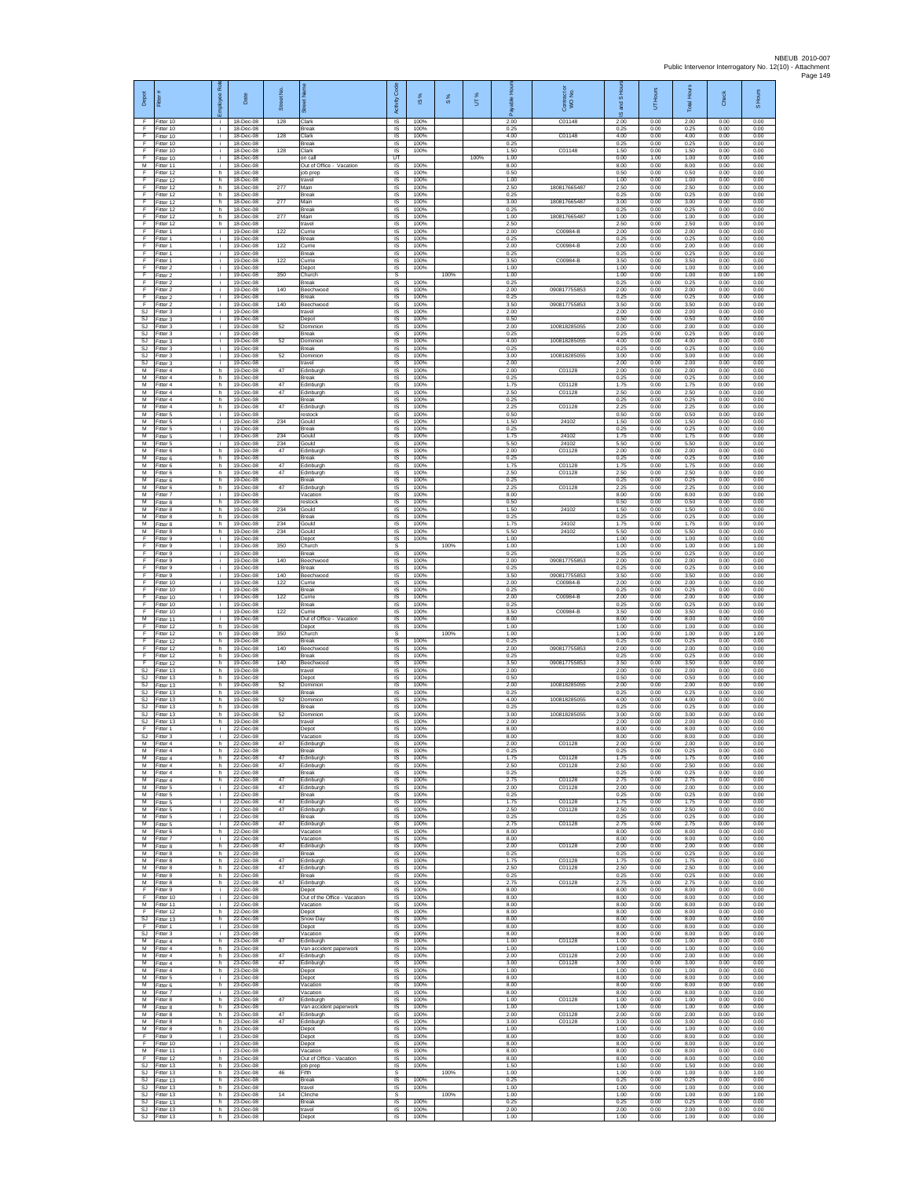NBEUB 2010-007
Public Intervenor Interrogatory No. 12(10) - Attachment

| Depot | Fitter # | Employee Role | Date | Street No. | Street Name | Activity Code | IS % | S % | UT % | Payable Hours | Contractor or WO No. | IS and S Hours | UT Hours | Total Hours | Check | S Hours |
|---|---|---|---|---|---|---|---|---|---|---|---|---|---|---|---|---|
| F | Fitter 10 | i | 18-Dec-08 | 128 | Clark | IS | 100% | | | 2.00 | C01148 | 2.00 | 0.00 | 2.00 | 0.00 | 0.00 |
| F | Fitter 10 | i | 18-Dec-08 | | Break | IS | 100% | | | 0.25 | | 0.25 | 0.00 | 0.25 | 0.00 | 0.00 |
| F | Fitter 10 | i | 18-Dec-08 | 128 | Clark | IS | 100% | | | 4.00 | C01148 | 4.00 | 0.00 | 4.00 | 0.00 | 0.00 |
| F | Fitter 10 | i | 18-Dec-08 | | Break | IS | 100% | | | 0.25 | | 0.25 | 0.00 | 0.25 | 0.00 | 0.00 |
| F | Fitter 10 | i | 18-Dec-08 | 128 | Clark | IS | 100% | | | 1.50 | C01148 | 1.50 | 0.00 | 1.50 | 0.00 | 0.00 |
| F | Fitter 10 | i | 18-Dec-08 | | on call | UT | | | 100% | 1.00 | | 0.00 | 1.00 | 1.00 | 0.00 | 0.00 |
| M | Fitter 11 | i | 18-Dec-08 | | Out of Office - Vacation | IS | 100% | | | 8.00 | | 8.00 | 0.00 | 8.00 | 0.00 | 0.00 |
| F | Fitter 12 | h | 18-Dec-08 | | job prep | IS | 100% | | | 0.50 | | 0.50 | 0.00 | 0.50 | 0.00 | 0.00 |
| F | Fitter 12 | h | 18-Dec-08 | | travel | IS | 100% | | | 1.00 | | 1.00 | 0.00 | 1.00 | 0.00 | 0.00 |
| F | Fitter 12 | h | 18-Dec-08 | 277 | Main | IS | 100% | | | 2.50 | 180817665487 | 2.50 | 0.00 | 2.50 | 0.00 | 0.00 |
| F | Fitter 12 | h | 18-Dec-08 | | Break | IS | 100% | | | 0.25 | | 0.25 | 0.00 | 0.25 | 0.00 | 0.00 |
| F | Fitter 12 | h | 18-Dec-08 | 277 | Main | IS | 100% | | | 3.00 | 180817665487 | 3.00 | 0.00 | 3.00 | 0.00 | 0.00 |
| F | Fitter 12 | h | 18-Dec-08 | | Break | IS | 100% | | | 0.25 | | 0.25 | 0.00 | 0.25 | 0.00 | 0.00 |
| F | Fitter 12 | h | 18-Dec-08 | 277 | Main | IS | 100% | | | 1.00 | 180817665487 | 1.00 | 0.00 | 1.00 | 0.00 | 0.00 |
| F | Fitter 12 | h | 18-Dec-08 | | travel | IS | 100% | | | 2.50 | | 2.50 | 0.00 | 2.50 | 0.00 | 0.00 |
| F | Fitter 1 | i | 19-Dec-08 | 122 | Currie | IS | 100% | | | 2.00 | C00984-B | 2.00 | 0.00 | 2.00 | 0.00 | 0.00 |
| F | Fitter 1 | i | 19-Dec-08 | | Break | IS | 100% | | | 0.25 | | 0.25 | 0.00 | 0.25 | 0.00 | 0.00 |
| F | Fitter 1 | i | 19-Dec-08 | 122 | Currie | IS | 100% | | | 2.00 | C00984-B | 2.00 | 0.00 | 2.00 | 0.00 | 0.00 |
| F | Fitter 1 | i | 19-Dec-08 | | Break | IS | 100% | | | 0.25 | | 0.25 | 0.00 | 0.25 | 0.00 | 0.00 |
| F | Fitter 1 | i | 19-Dec-08 | 122 | Currie | IS | 100% | | | 3.50 | C00984-B | 3.50 | 0.00 | 3.50 | 0.00 | 0.00 |
| F | Fitter 2 | i | 19-Dec-08 | | Depot | IS | 100% | | | 1.00 | | 1.00 | 0.00 | 1.00 | 0.00 | 0.00 |
| F | Fitter 2 | i | 19-Dec-08 | 350 | Church | S | | 100% | | 1.00 | | 1.00 | 0.00 | 1.00 | 0.00 | 1.00 |
| F | Fitter 2 | i | 19-Dec-08 | | Break | IS | 100% | | | 0.25 | | 0.25 | 0.00 | 0.25 | 0.00 | 0.00 |
| F | Fitter 2 | i | 19-Dec-08 | 140 | Beechwood | IS | 100% | | | 2.00 | 090817755853 | 2.00 | 0.00 | 2.00 | 0.00 | 0.00 |
| F | Fitter 2 | i | 19-Dec-08 | | Break | IS | 100% | | | 0.25 | | 0.25 | 0.00 | 0.25 | 0.00 | 0.00 |
| F | Fitter 2 | i | 19-Dec-08 | 140 | Beechwood | IS | 100% | | | 3.50 | 090817755853 | 3.50 | 0.00 | 3.50 | 0.00 | 0.00 |
| SJ | Fitter 3 | i | 19-Dec-08 | | travel | IS | 100% | | | 2.00 | | 2.00 | 0.00 | 2.00 | 0.00 | 0.00 |
| SJ | Fitter 3 | i | 19-Dec-08 | | Depot | IS | 100% | | | 0.50 | | 0.50 | 0.00 | 0.50 | 0.00 | 0.00 |
| SJ | Fitter 3 | i | 19-Dec-08 | 52 | Dominion | IS | 100% | | | 2.00 | 100818285055 | 2.00 | 0.00 | 2.00 | 0.00 | 0.00 |
| SJ | Fitter 3 | i | 19-Dec-08 | | Break | IS | 100% | | | 0.25 | | 0.25 | 0.00 | 0.25 | 0.00 | 0.00 |
| SJ | Fitter 3 | i | 19-Dec-08 | 52 | Dominion | IS | 100% | | | 4.00 | 100818285055 | 4.00 | 0.00 | 4.00 | 0.00 | 0.00 |
| SJ | Fitter 3 | i | 19-Dec-08 | | Break | IS | 100% | | | 0.25 | | 0.25 | 0.00 | 0.25 | 0.00 | 0.00 |
| SJ | Fitter 3 | i | 19-Dec-08 | 52 | Dominion | IS | 100% | | | 3.00 | 100818285055 | 3.00 | 0.00 | 3.00 | 0.00 | 0.00 |
| SJ | Fitter 3 | i | 19-Dec-08 | | travel | IS | 100% | | | 2.00 | | 2.00 | 0.00 | 2.00 | 0.00 | 0.00 |
| M | Fitter 4 | h | 19-Dec-08 | 47 | Edinburgh | IS | 100% | | | 2.00 | C01128 | 2.00 | 0.00 | 2.00 | 0.00 | 0.00 |
| M | Fitter 4 | h | 19-Dec-08 | | Break | IS | 100% | | | 0.25 | | 0.25 | 0.00 | 0.25 | 0.00 | 0.00 |
| M | Fitter 4 | h | 19-Dec-08 | 47 | Edinburgh | IS | 100% | | | 1.75 | C01128 | 1.75 | 0.00 | 1.75 | 0.00 | 0.00 |
| M | Fitter 4 | h | 19-Dec-08 | 47 | Edinburgh | IS | 100% | | | 2.50 | C01128 | 2.50 | 0.00 | 2.50 | 0.00 | 0.00 |
| M | Fitter 4 | h | 19-Dec-08 | | Break | IS | 100% | | | 0.25 | | 0.25 | 0.00 | 0.25 | 0.00 | 0.00 |
| M | Fitter 4 | h | 19-Dec-08 | 47 | Edinburgh | IS | 100% | | | 2.25 | C01128 | 2.25 | 0.00 | 2.25 | 0.00 | 0.00 |
| M | Fitter 5 | i | 19-Dec-08 | | restock | IS | 100% | | | 0.50 | | 0.50 | 0.00 | 0.50 | 0.00 | 0.00 |
| M | Fitter 5 | i | 19-Dec-08 | 234 | Gould | IS | 100% | | | 1.50 | 24102 | 1.50 | 0.00 | 1.50 | 0.00 | 0.00 |
| M | Fitter 5 | i | 19-Dec-08 | | Break | IS | 100% | | | 0.25 | | 0.25 | 0.00 | 0.25 | 0.00 | 0.00 |
| M | Fitter 5 | i | 19-Dec-08 | 234 | Gould | IS | 100% | | | 1.75 | 24102 | 1.75 | 0.00 | 1.75 | 0.00 | 0.00 |
| M | Fitter 5 | i | 19-Dec-08 | 234 | Gould | IS | 100% | | | 5.50 | 24102 | 5.50 | 0.00 | 5.50 | 0.00 | 0.00 |
| M | Fitter 6 | h | 19-Dec-08 | 47 | Edinburgh | IS | 100% | | | 2.00 | C01128 | 2.00 | 0.00 | 2.00 | 0.00 | 0.00 |
| M | Fitter 6 | h | 19-Dec-08 | | Break | IS | 100% | | | 0.25 | | 0.25 | 0.00 | 0.25 | 0.00 | 0.00 |
| M | Fitter 6 | h | 19-Dec-08 | 47 | Edinburgh | IS | 100% | | | 1.75 | C01128 | 1.75 | 0.00 | 1.75 | 0.00 | 0.00 |
| M | Fitter 6 | h | 19-Dec-08 | 47 | Edinburgh | IS | 100% | | | 2.50 | C01128 | 2.50 | 0.00 | 2.50 | 0.00 | 0.00 |
| M | Fitter 6 | h | 19-Dec-08 | | Break | IS | 100% | | | 0.25 | | 0.25 | 0.00 | 0.25 | 0.00 | 0.00 |
| M | Fitter 6 | h | 19-Dec-08 | 47 | Edinburgh | IS | 100% | | | 2.25 | C01128 | 2.25 | 0.00 | 2.25 | 0.00 | 0.00 |
| M | Fitter 7 | i | 19-Dec-08 | | Vacation | IS | 100% | | | 8.00 | | 8.00 | 0.00 | 8.00 | 0.00 | 0.00 |
| M | Fitter 8 | h | 19-Dec-08 | | restock | IS | 100% | | | 0.50 | | 0.50 | 0.00 | 0.50 | 0.00 | 0.00 |
| M | Fitter 8 | h | 19-Dec-08 | 234 | Gould | IS | 100% | | | 1.50 | 24102 | 1.50 | 0.00 | 1.50 | 0.00 | 0.00 |
| M | Fitter 8 | h | 19-Dec-08 | | Break | IS | 100% | | | 0.25 | | 0.25 | 0.00 | 0.25 | 0.00 | 0.00 |
| M | Fitter 8 | h | 19-Dec-08 | 234 | Gould | IS | 100% | | | 1.75 | 24102 | 1.75 | 0.00 | 1.75 | 0.00 | 0.00 |
| M | Fitter 8 | h | 19-Dec-08 | 234 | Gould | IS | 100% | | | 5.50 | 24102 | 5.50 | 0.00 | 5.50 | 0.00 | 0.00 |
| F | Fitter 9 | i | 19-Dec-08 | | Depot | IS | 100% | | | 1.00 | | 1.00 | 0.00 | 1.00 | 0.00 | 0.00 |
| F | Fitter 9 | i | 19-Dec-08 | 350 | Church | S | | 100% | | 1.00 | | 1.00 | 0.00 | 1.00 | 0.00 | 1.00 |
| F | Fitter 9 | i | 19-Dec-08 | | Break | IS | 100% | | | 0.25 | | 0.25 | 0.00 | 0.25 | 0.00 | 0.00 |
| F | Fitter 9 | i | 19-Dec-08 | 140 | Beechwood | IS | 100% | | | 2.00 | 090817755853 | 2.00 | 0.00 | 2.00 | 0.00 | 0.00 |
| F | Fitter 9 | i | 19-Dec-08 | | Break | IS | 100% | | | 0.25 | | 0.25 | 0.00 | 0.25 | 0.00 | 0.00 |
| F | Fitter 9 | i | 19-Dec-08 | 140 | Beechwood | IS | 100% | | | 3.50 | 090817755853 | 3.50 | 0.00 | 3.50 | 0.00 | 0.00 |
| F | Fitter 10 | i | 19-Dec-08 | 122 | Currie | IS | 100% | | | 2.00 | C00984-B | 2.00 | 0.00 | 2.00 | 0.00 | 0.00 |
| F | Fitter 10 | i | 19-Dec-08 | | Break | IS | 100% | | | 0.25 | | 0.25 | 0.00 | 0.25 | 0.00 | 0.00 |
| F | Fitter 10 | i | 19-Dec-08 | 122 | Currie | IS | 100% | | | 2.00 | C00984-B | 2.00 | 0.00 | 2.00 | 0.00 | 0.00 |
| F | Fitter 10 | i | 19-Dec-08 | | Break | IS | 100% | | | 0.25 | | 0.25 | 0.00 | 0.25 | 0.00 | 0.00 |
| F | Fitter 10 | i | 19-Dec-08 | 122 | Currie | IS | 100% | | | 3.50 | C00984-B | 3.50 | 0.00 | 3.50 | 0.00 | 0.00 |
| M | Fitter 11 | i | 19-Dec-08 | | Out of Office - Vacation | IS | 100% | | | 8.00 | | 8.00 | 0.00 | 8.00 | 0.00 | 0.00 |
| F | Fitter 12 | h | 19-Dec-08 | | Depot | IS | 100% | | | 1.00 | | 1.00 | 0.00 | 1.00 | 0.00 | 0.00 |
| F | Fitter 12 | h | 19-Dec-08 | 350 | Church | S | | 100% | | 1.00 | | 1.00 | 0.00 | 1.00 | 0.00 | 1.00 |
| F | Fitter 12 | h | 19-Dec-08 | | Break | IS | 100% | | | 0.25 | | 0.25 | 0.00 | 0.25 | 0.00 | 0.00 |
| F | Fitter 12 | h | 19-Dec-08 | 140 | Beechwood | IS | 100% | | | 2.00 | 090817755853 | 2.00 | 0.00 | 2.00 | 0.00 | 0.00 |
| F | Fitter 12 | h | 19-Dec-08 | | Break | IS | 100% | | | 0.25 | | 0.25 | 0.00 | 0.25 | 0.00 | 0.00 |
| F | Fitter 12 | h | 19-Dec-08 | 140 | Beechwood | IS | 100% | | | 3.50 | 090817755853 | 3.50 | 0.00 | 3.50 | 0.00 | 0.00 |
| SJ | Fitter 13 | h | 19-Dec-08 | | travel | IS | 100% | | | 2.00 | | 2.00 | 0.00 | 2.00 | 0.00 | 0.00 |
| SJ | Fitter 13 | h | 19-Dec-08 | | Depot | IS | 100% | | | 0.50 | | 0.50 | 0.00 | 0.50 | 0.00 | 0.00 |
| SJ | Fitter 13 | h | 19-Dec-08 | 52 | Dominion | IS | 100% | | | 2.00 | 100818285055 | 2.00 | 0.00 | 2.00 | 0.00 | 0.00 |
| SJ | Fitter 13 | h | 19-Dec-08 | | Break | IS | 100% | | | 0.25 | | 0.25 | 0.00 | 0.25 | 0.00 | 0.00 |
| SJ | Fitter 13 | h | 19-Dec-08 | 52 | Dominion | IS | 100% | | | 4.00 | 100818285055 | 4.00 | 0.00 | 4.00 | 0.00 | 0.00 |
| SJ | Fitter 13 | h | 19-Dec-08 | | Break | IS | 100% | | | 0.25 | | 0.25 | 0.00 | 0.25 | 0.00 | 0.00 |
| SJ | Fitter 13 | h | 19-Dec-08 | 52 | Dominion | IS | 100% | | | 3.00 | 100818285055 | 3.00 | 0.00 | 3.00 | 0.00 | 0.00 |
| SJ | Fitter 13 | h | 19-Dec-08 | | travel | IS | 100% | | | 2.00 | | 2.00 | 0.00 | 2.00 | 0.00 | 0.00 |
| F | Fitter 1 | i | 22-Dec-08 | | Depot | IS | 100% | | | 8.00 | | 8.00 | 0.00 | 8.00 | 0.00 | 0.00 |
| SJ | Fitter 3 | i | 22-Dec-08 | | Vacation | IS | 100% | | | 8.00 | | 8.00 | 0.00 | 8.00 | 0.00 | 0.00 |
| M | Fitter 4 | h | 22-Dec-08 | 47 | Edinburgh | IS | 100% | | | 2.00 | C01128 | 2.00 | 0.00 | 2.00 | 0.00 | 0.00 |
| M | Fitter 4 | h | 22-Dec-08 | | Break | IS | 100% | | | 0.25 | | 0.25 | 0.00 | 0.25 | 0.00 | 0.00 |
| M | Fitter 4 | h | 22-Dec-08 | 47 | Edinburgh | IS | 100% | | | 1.75 | C01128 | 1.75 | 0.00 | 1.75 | 0.00 | 0.00 |
| M | Fitter 4 | h | 22-Dec-08 | 47 | Edinburgh | IS | 100% | | | 2.50 | C01128 | 2.50 | 0.00 | 2.50 | 0.00 | 0.00 |
| M | Fitter 4 | h | 22-Dec-08 | | Break | IS | 100% | | | 0.25 | | 0.25 | 0.00 | 0.25 | 0.00 | 0.00 |
| M | Fitter 4 | h | 22-Dec-08 | 47 | Edinburgh | IS | 100% | | | 2.75 | C01128 | 2.75 | 0.00 | 2.75 | 0.00 | 0.00 |
| M | Fitter 5 | i | 22-Dec-08 | 47 | Edinburgh | IS | 100% | | | 2.00 | C01128 | 2.00 | 0.00 | 2.00 | 0.00 | 0.00 |
| M | Fitter 5 | i | 22-Dec-08 | | Break | IS | 100% | | | 0.25 | | 0.25 | 0.00 | 0.25 | 0.00 | 0.00 |
| M | Fitter 5 | i | 22-Dec-08 | 47 | Edinburgh | IS | 100% | | | 1.75 | C01128 | 1.75 | 0.00 | 1.75 | 0.00 | 0.00 |
| M | Fitter 5 | i | 22-Dec-08 | 47 | Edinburgh | IS | 100% | | | 2.50 | C01128 | 2.50 | 0.00 | 2.50 | 0.00 | 0.00 |
| M | Fitter 5 | i | 22-Dec-08 | | Break | IS | 100% | | | 0.25 | | 0.25 | 0.00 | 0.25 | 0.00 | 0.00 |
| M | Fitter 5 | i | 22-Dec-08 | 47 | Edinburgh | IS | 100% | | | 2.75 | C01128 | 2.75 | 0.00 | 2.75 | 0.00 | 0.00 |
| M | Fitter 6 | h | 22-Dec-08 | | Vacation | IS | 100% | | | 8.00 | | 8.00 | 0.00 | 8.00 | 0.00 | 0.00 |
| M | Fitter 7 | i | 22-Dec-08 | | Vacation | IS | 100% | | | 8.00 | | 8.00 | 0.00 | 8.00 | 0.00 | 0.00 |
| M | Fitter 8 | h | 22-Dec-08 | 47 | Edinburgh | IS | 100% | | | 2.00 | C01128 | 2.00 | 0.00 | 2.00 | 0.00 | 0.00 |
| M | Fitter 8 | h | 22-Dec-08 | | Break | IS | 100% | | | 0.25 | | 0.25 | 0.00 | 0.25 | 0.00 | 0.00 |
| M | Fitter 8 | h | 22-Dec-08 | 47 | Edinburgh | IS | 100% | | | 1.75 | C01128 | 1.75 | 0.00 | 1.75 | 0.00 | 0.00 |
| M | Fitter 8 | h | 22-Dec-08 | 47 | Edinburgh | IS | 100% | | | 2.50 | C01128 | 2.50 | 0.00 | 2.50 | 0.00 | 0.00 |
| M | Fitter 8 | h | 22-Dec-08 | | Break | IS | 100% | | | 0.25 | | 0.25 | 0.00 | 0.25 | 0.00 | 0.00 |
| M | Fitter 8 | h | 22-Dec-08 | 47 | Edinburgh | IS | 100% | | | 2.75 | C01128 | 2.75 | 0.00 | 2.75 | 0.00 | 0.00 |
| F | Fitter 9 | i | 22-Dec-08 | | Depot | IS | 100% | | | 8.00 | | 8.00 | 0.00 | 8.00 | 0.00 | 0.00 |
| F | Fitter 10 | i | 22-Dec-08 | | Out of the Office - Vacation | IS | 100% | | | 8.00 | | 8.00 | 0.00 | 8.00 | 0.00 | 0.00 |
| M | Fitter 11 | i | 22-Dec-08 | | Vacation | IS | 100% | | | 8.00 | | 8.00 | 0.00 | 8.00 | 0.00 | 0.00 |
| F | Fitter 12 | h | 22-Dec-08 | | Depot | IS | 100% | | | 8.00 | | 8.00 | 0.00 | 8.00 | 0.00 | 0.00 |
| SJ | Fitter 13 | h | 22-Dec-08 | | Snow Day | IS | 100% | | | 8.00 | | 8.00 | 0.00 | 8.00 | 0.00 | 0.00 |
| F | Fitter 1 | i | 23-Dec-08 | | Depot | IS | 100% | | | 8.00 | | 8.00 | 0.00 | 8.00 | 0.00 | 0.00 |
| SJ | Fitter 3 | i | 23-Dec-08 | | Vacation | IS | 100% | | | 8.00 | | 8.00 | 0.00 | 8.00 | 0.00 | 0.00 |
| M | Fitter 4 | h | 23-Dec-08 | 47 | Edinburgh | IS | 100% | | | 1.00 | C01128 | 1.00 | 0.00 | 1.00 | 0.00 | 0.00 |
| M | Fitter 4 | h | 23-Dec-08 | | Van accident paperwork | IS | 100% | | | 1.00 | | 1.00 | 0.00 | 1.00 | 0.00 | 0.00 |
| M | Fitter 4 | h | 23-Dec-08 | 47 | Edinburgh | IS | 100% | | | 2.00 | C01128 | 2.00 | 0.00 | 2.00 | 0.00 | 0.00 |
| M | Fitter 4 | h | 23-Dec-08 | 47 | Edinburgh | IS | 100% | | | 3.00 | C01128 | 3.00 | 0.00 | 3.00 | 0.00 | 0.00 |
| M | Fitter 4 | h | 23-Dec-08 | | Depot | IS | 100% | | | 1.00 | | 1.00 | 0.00 | 1.00 | 0.00 | 0.00 |
| M | Fitter 5 | i | 23-Dec-08 | | Depot | IS | 100% | | | 8.00 | | 8.00 | 0.00 | 8.00 | 0.00 | 0.00 |
| M | Fitter 6 | h | 23-Dec-08 | | Vacation | IS | 100% | | | 8.00 | | 8.00 | 0.00 | 8.00 | 0.00 | 0.00 |
| M | Fitter 7 | i | 23-Dec-08 | | Vacation | IS | 100% | | | 8.00 | | 8.00 | 0.00 | 8.00 | 0.00 | 0.00 |
| M | Fitter 8 | h | 23-Dec-08 | 47 | Edinburgh | IS | 100% | | | 1.00 | C01128 | 1.00 | 0.00 | 1.00 | 0.00 | 0.00 |
| M | Fitter 8 | h | 23-Dec-08 | | Van accident paperwork | IS | 100% | | | 1.00 | | 1.00 | 0.00 | 1.00 | 0.00 | 0.00 |
| M | Fitter 8 | h | 23-Dec-08 | 47 | Edinburgh | IS | 100% | | | 2.00 | C01128 | 2.00 | 0.00 | 2.00 | 0.00 | 0.00 |
| M | Fitter 8 | h | 23-Dec-08 | 47 | Edinburgh | IS | 100% | | | 3.00 | C01128 | 3.00 | 0.00 | 3.00 | 0.00 | 0.00 |
| M | Fitter 8 | h | 23-Dec-08 | | Depot | IS | 100% | | | 1.00 | | 1.00 | 0.00 | 1.00 | 0.00 | 0.00 |
| F | Fitter 9 | i | 23-Dec-08 | | Depot | IS | 100% | | | 8.00 | | 8.00 | 0.00 | 8.00 | 0.00 | 0.00 |
| F | Fitter 10 | i | 23-Dec-08 | | Depot | IS | 100% | | | 8.00 | | 8.00 | 0.00 | 8.00 | 0.00 | 0.00 |
| M | Fitter 11 | i | 23-Dec-08 | | Vacation | IS | 100% | | | 8.00 | | 8.00 | 0.00 | 8.00 | 0.00 | 0.00 |
| F | Fitter 12 | h | 23-Dec-08 | | Out of Office - Vacation | IS | 100% | | | 8.00 | | 8.00 | 0.00 | 8.00 | 0.00 | 0.00 |
| SJ | Fitter 13 | h | 23-Dec-08 | | job prep | IS | 100% | | | 1.50 | | 1.50 | 0.00 | 1.50 | 0.00 | 0.00 |
| SJ | Fitter 13 | h | 23-Dec-08 | 46 | Fifth | S | | 100% | | 1.00 | | 1.00 | 0.00 | 1.00 | 0.00 | 1.00 |
| SJ | Fitter 13 | h | 23-Dec-08 | | Break | IS | 100% | | | 0.25 | | 0.25 | 0.00 | 0.25 | 0.00 | 0.00 |
| SJ | Fitter 13 | h | 23-Dec-08 | | travel | IS | 100% | | | 1.00 | | 1.00 | 0.00 | 1.00 | 0.00 | 0.00 |
| SJ | Fitter 13 | h | 23-Dec-08 | 14 | Clinche | S | | 100% | | 1.00 | | 1.00 | 0.00 | 1.00 | 0.00 | 1.00 |
| SJ | Fitter 13 | h | 23-Dec-08 | | Break | IS | 100% | | | 0.25 | | 0.25 | 0.00 | 0.25 | 0.00 | 0.00 |
| SJ | Fitter 13 | h | 23-Dec-08 | | travel | IS | 100% | | | 2.00 | | 2.00 | 0.00 | 2.00 | 0.00 | 0.00 |
| SJ | Fitter 13 | h | 23-Dec-08 | | Depot | IS | 100% | | | 1.00 | | 1.00 | 0.00 | 1.00 | 0.00 | 0.00 |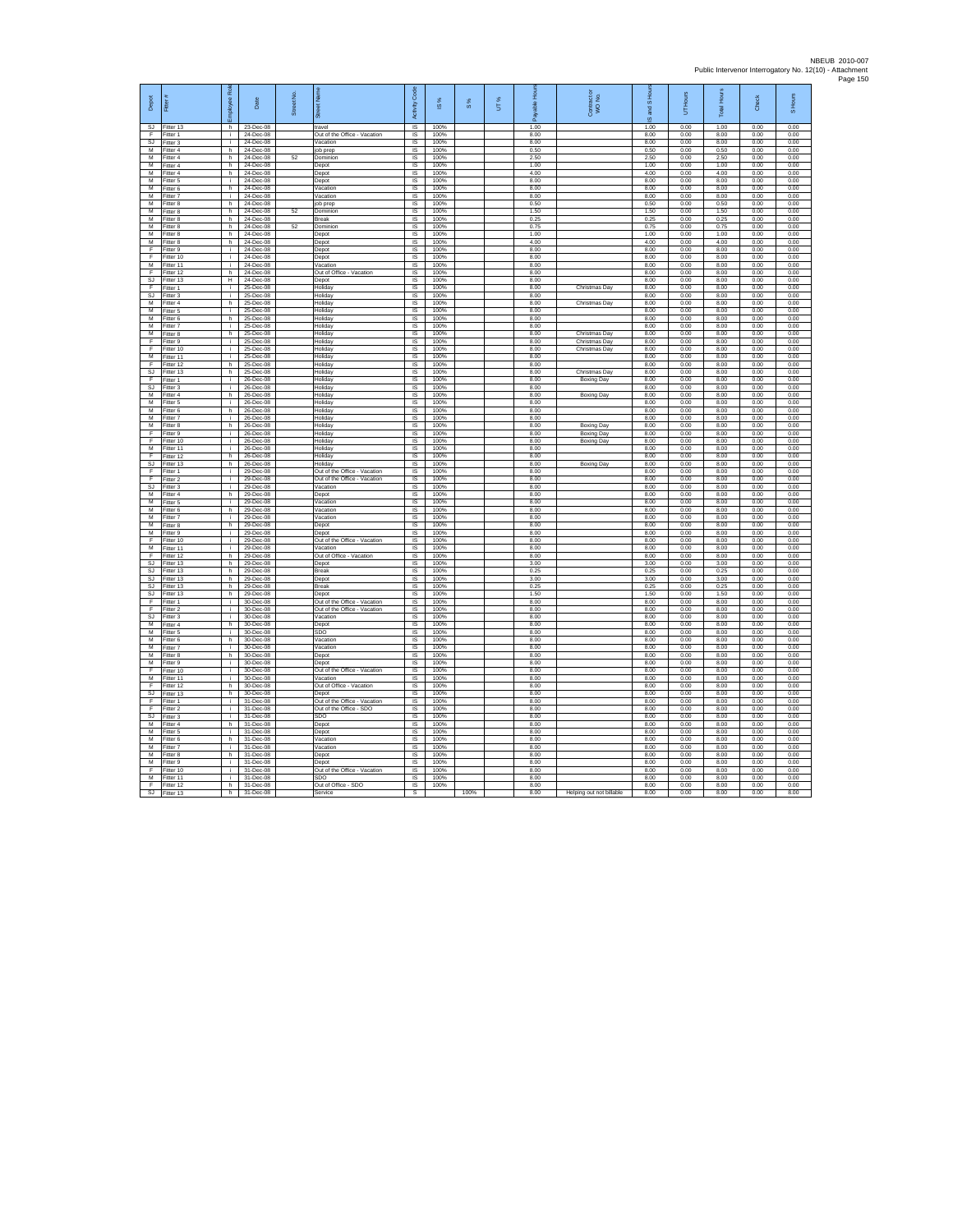NBEUB 2010-007
Public Intervenor Interrogatory No. 12(10) - Attachment

| Depot | Fitter # | Employee Role | Date | Street No. | Street Name | Activity Code | IS % | S % | UT % | Payable Hours | Contractor or WO No. | IS and S Hours | UT Hours | Total Hours | Check | S Hours |
|---|---|---|---|---|---|---|---|---|---|---|---|---|---|---|---|---|
| SJ | Fitter 13 | h | 23-Dec-08 | | travel | IS | 100% | | | 1.00 | | 1.00 | 0.00 | 1.00 | 0.00 | 0.00 |
| F | Fitter 1 | i | 24-Dec-08 | | Out of the Office - Vacation | IS | 100% | | | 8.00 | | 8.00 | 0.00 | 8.00 | 0.00 | 0.00 |
| SJ | Fitter 3 | i | 24-Dec-08 | | Vacation | IS | 100% | | | 8.00 | | 8.00 | 0.00 | 8.00 | 0.00 | 0.00 |
| M | Fitter 4 | h | 24-Dec-08 | | job prep | IS | 100% | | | 0.50 | | 0.50 | 0.00 | 0.50 | 0.00 | 0.00 |
| M | Fitter 4 | h | 24-Dec-08 | 52 | Dominion | IS | 100% | | | 2.50 | | 2.50 | 0.00 | 2.50 | 0.00 | 0.00 |
| M | Fitter 4 | h | 24-Dec-08 | | Depot | IS | 100% | | | 1.00 | | 1.00 | 0.00 | 1.00 | 0.00 | 0.00 |
| M | Fitter 4 | h | 24-Dec-08 | | Depot | IS | 100% | | | 4.00 | | 4.00 | 0.00 | 4.00 | 0.00 | 0.00 |
| M | Fitter 5 | i | 24-Dec-08 | | Depot | IS | 100% | | | 8.00 | | 8.00 | 0.00 | 8.00 | 0.00 | 0.00 |
| M | Fitter 6 | h | 24-Dec-08 | | Vacation | IS | 100% | | | 8.00 | | 8.00 | 0.00 | 8.00 | 0.00 | 0.00 |
| M | Fitter 7 | i | 24-Dec-08 | | Vacation | IS | 100% | | | 8.00 | | 8.00 | 0.00 | 8.00 | 0.00 | 0.00 |
| M | Fitter 8 | h | 24-Dec-08 | | job prep | IS | 100% | | | 0.50 | | 0.50 | 0.00 | 0.50 | 0.00 | 0.00 |
| M | Fitter 8 | h | 24-Dec-08 | 52 | Dominion | IS | 100% | | | 1.50 | | 1.50 | 0.00 | 1.50 | 0.00 | 0.00 |
| M | Fitter 8 | h | 24-Dec-08 | | Break | IS | 100% | | | 0.25 | | 0.25 | 0.00 | 0.25 | 0.00 | 0.00 |
| M | Fitter 8 | h | 24-Dec-08 | 52 | Dominion | IS | 100% | | | 0.75 | | 0.75 | 0.00 | 0.75 | 0.00 | 0.00 |
| M | Fitter 8 | h | 24-Dec-08 | | Depot | IS | 100% | | | 1.00 | | 1.00 | 0.00 | 1.00 | 0.00 | 0.00 |
| M | Fitter 8 | h | 24-Dec-08 | | Depot | IS | 100% | | | 4.00 | | 4.00 | 0.00 | 4.00 | 0.00 | 0.00 |
| F | Fitter 9 | i | 24-Dec-08 | | Depot | IS | 100% | | | 8.00 | | 8.00 | 0.00 | 8.00 | 0.00 | 0.00 |
| F | Fitter 10 | i | 24-Dec-08 | | Depot | IS | 100% | | | 8.00 | | 8.00 | 0.00 | 8.00 | 0.00 | 0.00 |
| M | Fitter 11 | i | 24-Dec-08 | | Vacation | IS | 100% | | | 8.00 | | 8.00 | 0.00 | 8.00 | 0.00 | 0.00 |
| F | Fitter 12 | h | 24-Dec-08 | | Out of Office - Vacation | IS | 100% | | | 8.00 | | 8.00 | 0.00 | 8.00 | 0.00 | 0.00 |
| SJ | Fitter 13 | H | 24-Dec-08 | | Depot | IS | 100% | | | 8.00 | | 8.00 | 0.00 | 8.00 | 0.00 | 0.00 |
| F | Fitter 1 | i | 25-Dec-08 | | Holiday | IS | 100% | | | 8.00 | Christmas Day | 8.00 | 0.00 | 8.00 | 0.00 | 0.00 |
| SJ | Fitter 3 | i | 25-Dec-08 | | Holiday | IS | 100% | | | 8.00 | | 8.00 | 0.00 | 8.00 | 0.00 | 0.00 |
| M | Fitter 4 | h | 25-Dec-08 | | Holiday | IS | 100% | | | 8.00 | Christmas Day | 8.00 | 0.00 | 8.00 | 0.00 | 0.00 |
| M | Fitter 5 | i | 25-Dec-08 | | Holiday | IS | 100% | | | 8.00 | | 8.00 | 0.00 | 8.00 | 0.00 | 0.00 |
| M | Fitter 6 | h | 25-Dec-08 | | Holiday | IS | 100% | | | 8.00 | | 8.00 | 0.00 | 8.00 | 0.00 | 0.00 |
| M | Fitter 7 | i | 25-Dec-08 | | Holiday | IS | 100% | | | 8.00 | | 8.00 | 0.00 | 8.00 | 0.00 | 0.00 |
| M | Fitter 8 | h | 25-Dec-08 | | Holiday | IS | 100% | | | 8.00 | Christmas Day | 8.00 | 0.00 | 8.00 | 0.00 | 0.00 |
| F | Fitter 9 | i | 25-Dec-08 | | Holiday | IS | 100% | | | 8.00 | Christmas Day | 8.00 | 0.00 | 8.00 | 0.00 | 0.00 |
| F | Fitter 10 | i | 25-Dec-08 | | Holiday | IS | 100% | | | 8.00 | Christmas Day | 8.00 | 0.00 | 8.00 | 0.00 | 0.00 |
| M | Fitter 11 | i | 25-Dec-08 | | Holiday | IS | 100% | | | 8.00 | | 8.00 | 0.00 | 8.00 | 0.00 | 0.00 |
| F | Fitter 12 | h | 25-Dec-08 | | Holiday | IS | 100% | | | 8.00 | | 8.00 | 0.00 | 8.00 | 0.00 | 0.00 |
| SJ | Fitter 13 | h | 25-Dec-08 | | Holiday | IS | 100% | | | 8.00 | Christmas Day | 8.00 | 0.00 | 8.00 | 0.00 | 0.00 |
| F | Fitter 1 | i | 26-Dec-08 | | Holiday | IS | 100% | | | 8.00 | Boxing Day | 8.00 | 0.00 | 8.00 | 0.00 | 0.00 |
| SJ | Fitter 3 | i | 26-Dec-08 | | Holiday | IS | 100% | | | 8.00 | | 8.00 | 0.00 | 8.00 | 0.00 | 0.00 |
| M | Fitter 4 | h | 26-Dec-08 | | Holiday | IS | 100% | | | 8.00 | Boxing Day | 8.00 | 0.00 | 8.00 | 0.00 | 0.00 |
| M | Fitter 5 | i | 26-Dec-08 | | Holiday | IS | 100% | | | 8.00 | | 8.00 | 0.00 | 8.00 | 0.00 | 0.00 |
| M | Fitter 6 | h | 26-Dec-08 | | Holiday | IS | 100% | | | 8.00 | | 8.00 | 0.00 | 8.00 | 0.00 | 0.00 |
| M | Fitter 7 | i | 26-Dec-08 | | Holiday | IS | 100% | | | 8.00 | | 8.00 | 0.00 | 8.00 | 0.00 | 0.00 |
| M | Fitter 8 | h | 26-Dec-08 | | Holiday | IS | 100% | | | 8.00 | Boxing Day | 8.00 | 0.00 | 8.00 | 0.00 | 0.00 |
| F | Fitter 9 | i | 26-Dec-08 | | Holiday | IS | 100% | | | 8.00 | Boxing Day | 8.00 | 0.00 | 8.00 | 0.00 | 0.00 |
| F | Fitter 10 | i | 26-Dec-08 | | Holiday | IS | 100% | | | 8.00 | Boxing Day | 8.00 | 0.00 | 8.00 | 0.00 | 0.00 |
| M | Fitter 11 | i | 26-Dec-08 | | Holiday | IS | 100% | | | 8.00 | | 8.00 | 0.00 | 8.00 | 0.00 | 0.00 |
| F | Fitter 12 | h | 26-Dec-08 | | Holiday | IS | 100% | | | 8.00 | | 8.00 | 0.00 | 8.00 | 0.00 | 0.00 |
| SJ | Fitter 13 | h | 26-Dec-08 | | Holiday | IS | 100% | | | 8.00 | Boxing Day | 8.00 | 0.00 | 8.00 | 0.00 | 0.00 |
| F | Fitter 1 | i | 29-Dec-08 | | Out of the Office - Vacation | IS | 100% | | | 8.00 | | 8.00 | 0.00 | 8.00 | 0.00 | 0.00 |
| F | Fitter 2 | i | 29-Dec-08 | | Out of the Office - Vacation | IS | 100% | | | 8.00 | | 8.00 | 0.00 | 8.00 | 0.00 | 0.00 |
| SJ | Fitter 3 | i | 29-Dec-08 | | Vacation | IS | 100% | | | 8.00 | | 8.00 | 0.00 | 8.00 | 0.00 | 0.00 |
| M | Fitter 4 | h | 29-Dec-08 | | Depot | IS | 100% | | | 8.00 | | 8.00 | 0.00 | 8.00 | 0.00 | 0.00 |
| M | Fitter 5 | i | 29-Dec-08 | | Vacation | IS | 100% | | | 8.00 | | 8.00 | 0.00 | 8.00 | 0.00 | 0.00 |
| M | Fitter 6 | h | 29-Dec-08 | | Vacation | IS | 100% | | | 8.00 | | 8.00 | 0.00 | 8.00 | 0.00 | 0.00 |
| M | Fitter 7 | i | 29-Dec-08 | | Vacation | IS | 100% | | | 8.00 | | 8.00 | 0.00 | 8.00 | 0.00 | 0.00 |
| M | Fitter 8 | h | 29-Dec-08 | | Depot | IS | 100% | | | 8.00 | | 8.00 | 0.00 | 8.00 | 0.00 | 0.00 |
| M | Fitter 9 | i | 29-Dec-08 | | Depot | IS | 100% | | | 8.00 | | 8.00 | 0.00 | 8.00 | 0.00 | 0.00 |
| F | Fitter 10 | i | 29-Dec-08 | | Out of the Office - Vacation | IS | 100% | | | 8.00 | | 8.00 | 0.00 | 8.00 | 0.00 | 0.00 |
| M | Fitter 11 | i | 29-Dec-08 | | Vacation | IS | 100% | | | 8.00 | | 8.00 | 0.00 | 8.00 | 0.00 | 0.00 |
| F | Fitter 12 | h | 29-Dec-08 | | Out of Office - Vacation | IS | 100% | | | 8.00 | | 8.00 | 0.00 | 8.00 | 0.00 | 0.00 |
| SJ | Fitter 13 | h | 29-Dec-08 | | Depot | IS | 100% | | | 3.00 | | 3.00 | 0.00 | 3.00 | 0.00 | 0.00 |
| SJ | Fitter 13 | h | 29-Dec-08 | | Break | IS | 100% | | | 0.25 | | 0.25 | 0.00 | 0.25 | 0.00 | 0.00 |
| SJ | Fitter 13 | h | 29-Dec-08 | | Depot | IS | 100% | | | 3.00 | | 3.00 | 0.00 | 3.00 | 0.00 | 0.00 |
| SJ | Fitter 13 | h | 29-Dec-08 | | Break | IS | 100% | | | 0.25 | | 0.25 | 0.00 | 0.25 | 0.00 | 0.00 |
| SJ | Fitter 13 | h | 29-Dec-08 | | Depot | IS | 100% | | | 1.50 | | 1.50 | 0.00 | 1.50 | 0.00 | 0.00 |
| F | Fitter 1 | i | 30-Dec-08 | | Out of the Office - Vacation | IS | 100% | | | 8.00 | | 8.00 | 0.00 | 8.00 | 0.00 | 0.00 |
| F | Fitter 2 | i | 30-Dec-08 | | Out of the Office - Vacation | IS | 100% | | | 8.00 | | 8.00 | 0.00 | 8.00 | 0.00 | 0.00 |
| SJ | Fitter 3 | i | 30-Dec-08 | | Vacation | IS | 100% | | | 8.00 | | 8.00 | 0.00 | 8.00 | 0.00 | 0.00 |
| M | Fitter 4 | h | 30-Dec-08 | | Depot | IS | 100% | | | 8.00 | | 8.00 | 0.00 | 8.00 | 0.00 | 0.00 |
| M | Fitter 5 | i | 30-Dec-08 | | SDO | IS | 100% | | | 8.00 | | 8.00 | 0.00 | 8.00 | 0.00 | 0.00 |
| M | Fitter 6 | h | 30-Dec-08 | | Vacation | IS | 100% | | | 8.00 | | 8.00 | 0.00 | 8.00 | 0.00 | 0.00 |
| M | Fitter 7 | i | 30-Dec-08 | | Vacation | IS | 100% | | | 8.00 | | 8.00 | 0.00 | 8.00 | 0.00 | 0.00 |
| M | Fitter 8 | h | 30-Dec-08 | | Depot | IS | 100% | | | 8.00 | | 8.00 | 0.00 | 8.00 | 0.00 | 0.00 |
| M | Fitter 9 | i | 30-Dec-08 | | Depot | IS | 100% | | | 8.00 | | 8.00 | 0.00 | 8.00 | 0.00 | 0.00 |
| F | Fitter 10 | i | 30-Dec-08 | | Out of the Office - Vacation | IS | 100% | | | 8.00 | | 8.00 | 0.00 | 8.00 | 0.00 | 0.00 |
| M | Fitter 11 | i | 30-Dec-08 | | Vacation | IS | 100% | | | 8.00 | | 8.00 | 0.00 | 8.00 | 0.00 | 0.00 |
| F | Fitter 12 | h | 30-Dec-08 | | Out of Office - Vacation | IS | 100% | | | 8.00 | | 8.00 | 0.00 | 8.00 | 0.00 | 0.00 |
| SJ | Fitter 13 | h | 30-Dec-08 | | Depot | IS | 100% | | | 8.00 | | 8.00 | 0.00 | 8.00 | 0.00 | 0.00 |
| F | Fitter 1 | i | 31-Dec-08 | | Out of the Office - Vacation | IS | 100% | | | 8.00 | | 8.00 | 0.00 | 8.00 | 0.00 | 0.00 |
| F | Fitter 2 | i | 31-Dec-08 | | Out of the Office - SDO | IS | 100% | | | 8.00 | | 8.00 | 0.00 | 8.00 | 0.00 | 0.00 |
| SJ | Fitter 3 | i | 31-Dec-08 | | SDO | IS | 100% | | | 8.00 | | 8.00 | 0.00 | 8.00 | 0.00 | 0.00 |
| M | Fitter 4 | h | 31-Dec-08 | | Depot | IS | 100% | | | 8.00 | | 8.00 | 0.00 | 8.00 | 0.00 | 0.00 |
| M | Fitter 5 | i | 31-Dec-08 | | Depot | IS | 100% | | | 8.00 | | 8.00 | 0.00 | 8.00 | 0.00 | 0.00 |
| M | Fitter 6 | h | 31-Dec-08 | | Vacation | IS | 100% | | | 8.00 | | 8.00 | 0.00 | 8.00 | 0.00 | 0.00 |
| M | Fitter 7 | i | 31-Dec-08 | | Vacation | IS | 100% | | | 8.00 | | 8.00 | 0.00 | 8.00 | 0.00 | 0.00 |
| M | Fitter 8 | h | 31-Dec-08 | | Depot | IS | 100% | | | 8.00 | | 8.00 | 0.00 | 8.00 | 0.00 | 0.00 |
| M | Fitter 9 | i | 31-Dec-08 | | Depot | IS | 100% | | | 8.00 | | 8.00 | 0.00 | 8.00 | 0.00 | 0.00 |
| F | Fitter 10 | i | 31-Dec-08 | | Out of the Office - Vacation | IS | 100% | | | 8.00 | | 8.00 | 0.00 | 8.00 | 0.00 | 0.00 |
| M | Fitter 11 | i | 31-Dec-08 | | SDO | IS | 100% | | | 8.00 | | 8.00 | 0.00 | 8.00 | 0.00 | 0.00 |
| F | Fitter 12 | h | 31-Dec-08 | | Out of Office - SDO | IS | 100% | | | 8.00 | | 8.00 | 0.00 | 8.00 | 0.00 | 0.00 |
| SJ | Fitter 13 | h | 31-Dec-08 | | Service | S | | 100% | | 8.00 | Helping out not billable | 8.00 | 0.00 | 8.00 | 0.00 | 8.00 |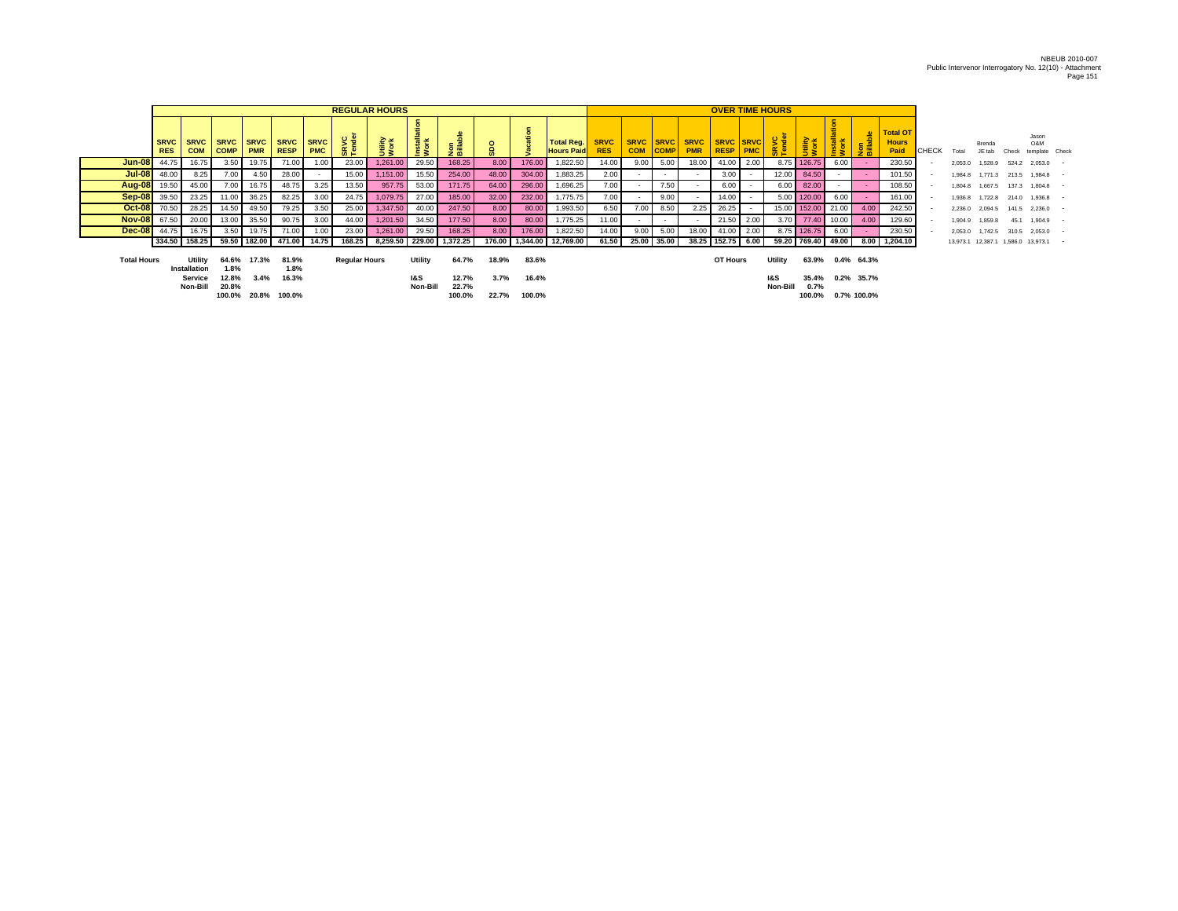NBEUB 2010-007
Public Intervenor Interrogatory No. 12(10) - Attachment

| | REGULAR HOURS | | | | | | | | | | | | | OVER TIME HOURS | | | | | | | | | | | | | | | | | | |
|---|---|---|---|---|---|---|---|---|---|---|---|---|---|---|---|---|---|---|---|---|---|---|---|---|---|---|---|---|---|---|---|---|
| | SRVC RES | SRVC COM | SRVC COMP | SRVC PMR | SRVC RESP | SRVC PMC | SRVC Tender | Utility Work | Installation Work | Non Billable | SDO | Vacation | Total Reg. Hours Paid | SRVC RES | SRVC COM | SRVC COMP | SRVC PMR | SRVC RESP | SRVC PMC | SRVC Tender | Utility Work | Installation Work | Non Billable | Total OT Hours Paid | CHECK | Total | Brenda JE tab | Check | Jason O&M template | Check |
| Jun-08 | 44.75 | 16.75 | 3.50 | 19.75 | 71.00 | 1.00 | 23.00 | 1,261.00 | 29.50 | 168.25 | 8.00 | 176.00 | 1,822.50 | 14.00 | 9.00 | 5.00 | 18.00 | 41.00 | 2.00 | 8.75 | 126.75 | 6.00 | - | 230.50 | - | 2,053.0 | 1,528.9 | 524.2 | 2,053.0 | - |
| Jul-08 | 48.00 | 8.25 | 7.00 | 4.50 | 28.00 | - | 15.00 | 1,151.00 | 15.50 | 254.00 | 48.00 | 304.00 | 1,883.25 | 2.00 | - | - | - | 3.00 | - | 12.00 | 84.50 | - | - | 101.50 | - | 1,984.8 | 1,771.3 | 213.5 | 1,984.8 | - |
| Aug-08 | 19.50 | 45.00 | 7.00 | 16.75 | 48.75 | 3.25 | 13.50 | 957.75 | 53.00 | 171.75 | 64.00 | 296.00 | 1,696.25 | 7.00 | - | 7.50 | - | 6.00 | - | 6.00 | 82.00 | - | - | 108.50 | - | 1,804.8 | 1,667.5 | 137.3 | 1,804.8 | - |
| Sep-08 | 39.50 | 23.25 | 11.00 | 36.25 | 82.25 | 3.00 | 24.75 | 1,079.75 | 27.00 | 185.00 | 32.00 | 232.00 | 1,775.75 | 7.00 | - | 9.00 | - | 14.00 | - | 5.00 | 120.00 | 6.00 | - | 161.00 | - | 1,936.8 | 1,722.8 | 214.0 | 1,936.8 | - |
| Oct-08 | 70.50 | 28.25 | 14.50 | 49.50 | 79.25 | 3.50 | 25.00 | 1,347.50 | 40.00 | 247.50 | 8.00 | 80.00 | 1,993.50 | 6.50 | 7.00 | 8.50 | 2.25 | 26.25 | - | 15.00 | 152.00 | 21.00 | 4.00 | 242.50 | - | 2,236.0 | 2,094.5 | 141.5 | 2,236.0 | - |
| Nov-08 | 67.50 | 20.00 | 13.00 | 35.50 | 90.75 | 3.00 | 44.00 | 1,201.50 | 34.50 | 177.50 | 8.00 | 80.00 | 1,775.25 | 11.00 | - | - | - | 21.50 | 2.00 | 3.70 | 77.40 | 10.00 | 4.00 | 129.60 | - | 1,904.9 | 1,859.8 | 45.1 | 1,904.9 | - |
| Dec-08 | 44.75 | 16.75 | 3.50 | 19.75 | 71.00 | 1.00 | 23.00 | 1,261.00 | 29.50 | 168.25 | 8.00 | 176.00 | 1,822.50 | 14.00 | 9.00 | 5.00 | 18.00 | 41.00 | 2.00 | 8.75 | 126.75 | 6.00 | - | 230.50 | - | 2,053.0 | 1,742.5 | 310.5 | 2,053.0 | - |
| | 334.50 | 158.25 | 59.50 | 182.00 | 471.00 | 14.75 | 168.25 | 8,259.50 | 229.00 | 1,372.25 | 176.00 | 1,344.00 | 12,769.00 | 61.50 | 25.00 | 35.00 | 38.25 | 152.75 | 6.00 | 59.20 | 769.40 | 49.00 | 8.00 | 1,204.10 | | 13,973.1 | 12,387.1 | 1,586.0 | 13,973.1 | - |

| | | | | |
|---|---|---|---|---|
| Total Hours | Utility | 64.6% | 17.3% | 81.9% |
| | Installation | 1.8% | | 1.8% |
| | Service | 12.8% | 3.4% | 16.3% |
| | Non-Bill | 20.8% | | |
| | | 100.0% | 20.8% | 100.0% |

| | | | | |
|---|---|---|---|---|
| Regular Hours | Utility | 64.7% | 18.9% | 83.6% |
| | I&S | 12.7% | 3.7% | 16.4% |
| | Non-Bill | 22.7% | | |
| | | 100.0% | 22.7% | 100.0% |

| | | | | |
|---|---|---|---|---|
| OT Hours | Utility | 63.9% | 0.4% | 64.3% |
| | I&S | 35.4% | 0.2% | 35.7% |
| | Non-Bill | 0.7% | | |
| | | 100.0% | 0.7% | 100.0% |